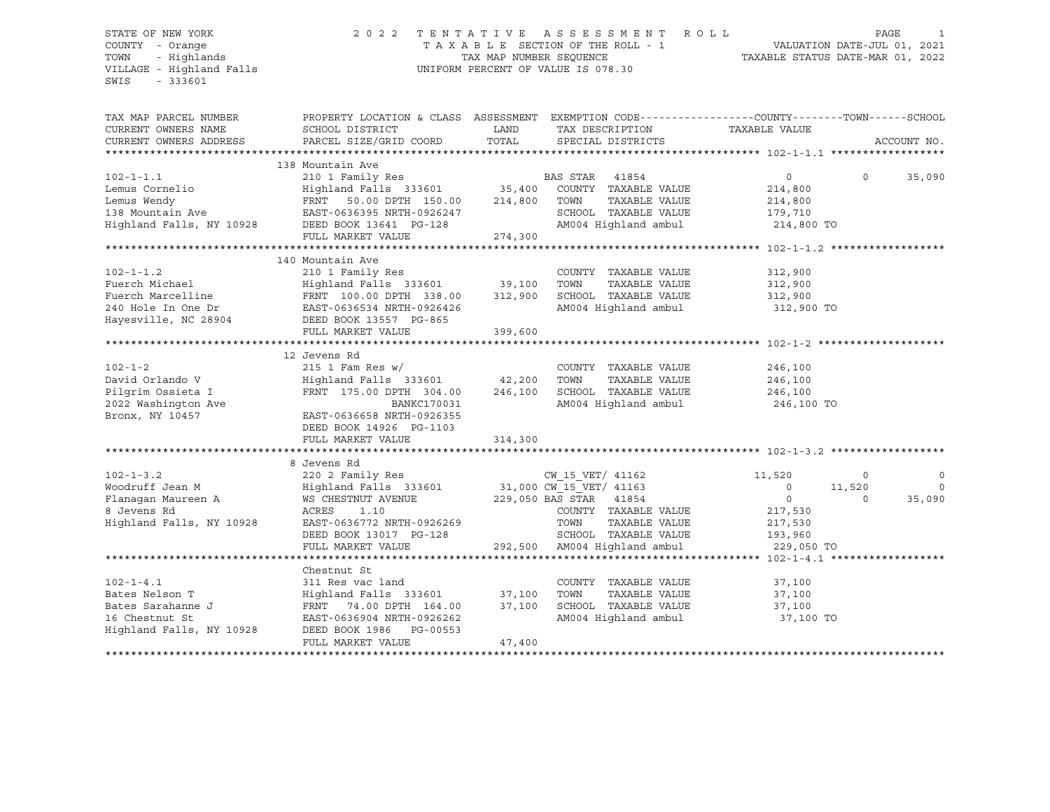STATE OF NEW YORK
COUNTY - Orange
TOWN - Highlands
VILLAGE - Highland Falls
SWIS - 333601

# 2022 TENTATIVE ASSESSMENT ROLL

TAXABLE SECTION OF THE ROLL - 1
TAX MAP NUMBER SEQUENCE
UNIFORM PERCENT OF VALUE IS 078.30

VALUATION DATE-JUL 01, 2021
TAXABLE STATUS DATE-MAR 01, 2022

| TAX MAP PARCEL NUMBER / CURRENT OWNERS NAME / CURRENT OWNERS ADDRESS | PROPERTY LOCATION & CLASS / SCHOOL DISTRICT / PARCEL SIZE/GRID COORD | ASSESSMENT LAND / TOTAL | EXEMPTION CODE / TAX DESCRIPTION / SPECIAL DISTRICTS | COUNTY TAXABLE VALUE | TOWN | SCHOOL | ACCOUNT NO. |
|---|---|---|---|---|---|---|---|
| **102-1-1.1** | 138 Mountain Ave | | | | | | |
| 102-1-1.1 | 210 1 Family Res | | BAS STAR 41854 | 0 | 0 | 35,090 | |
| Lemus Cornelio | Highland Falls 333601 | 35,400 | COUNTY TAXABLE VALUE | 214,800 | | | |
| Lemus Wendy | FRNT 50.00 DPTH 150.00 | 214,800 | TOWN TAXABLE VALUE | 214,800 | | | |
| 138 Mountain Ave | EAST-0636395 NRTH-0926247 | | SCHOOL TAXABLE VALUE | 179,710 | | | |
| Highland Falls, NY 10928 | DEED BOOK 13641 PG-128 | | AM004 Highland ambul | 214,800 TO | | | |
| | FULL MARKET VALUE | 274,300 | | | | | |
| **102-1-1.2** | 140 Mountain Ave | | | | | | |
| 102-1-1.2 | 210 1 Family Res | | COUNTY TAXABLE VALUE | 312,900 | | | |
| Fuerch Michael | Highland Falls 333601 | 39,100 | TOWN TAXABLE VALUE | 312,900 | | | |
| Fuerch Marcelline | FRNT 100.00 DPTH 338.00 | 312,900 | SCHOOL TAXABLE VALUE | 312,900 | | | |
| 240 Hole In One Dr | EAST-0636534 NRTH-0926426 | | AM004 Highland ambul | 312,900 TO | | | |
| Hayesville, NC 28904 | DEED BOOK 13557 PG-865 | | | | | | |
| | FULL MARKET VALUE | 399,600 | | | | | |
| **102-1-2** | 12 Jevens Rd | | | | | | |
| 102-1-2 | 215 1 Fam Res w/ | | COUNTY TAXABLE VALUE | 246,100 | | | |
| David Orlando V | Highland Falls 333601 | 42,200 | TOWN TAXABLE VALUE | 246,100 | | | |
| Pilgrim Ossieta I | FRNT 175.00 DPTH 304.00 | 246,100 | SCHOOL TAXABLE VALUE | 246,100 | | | |
| 2022 Washington Ave | BANKC170031 | | AM004 Highland ambul | 246,100 TO | | | |
| Bronx, NY 10457 | EAST-0636658 NRTH-0926355 | | | | | | |
| | DEED BOOK 14926 PG-1103 | | | | | | |
| | FULL MARKET VALUE | 314,300 | | | | | |
| **102-1-3.2** | 8 Jevens Rd | | | | | | |
| 102-1-3.2 | 220 2 Family Res | | CW_15_VET/ 41162 | 11,520 | 0 | 0 | |
| Woodruff Jean M | Highland Falls 333601 | 31,000 | CW_15_VET/ 41163 | 0 | 11,520 | 0 | |
| Flanagan Maureen A | WS CHESTNUT AVENUE | 229,050 | BAS STAR 41854 | 0 | 0 | 35,090 | |
| 8 Jevens Rd | ACRES 1.10 | | COUNTY TAXABLE VALUE | 217,530 | | | |
| Highland Falls, NY 10928 | EAST-0636772 NRTH-0926269 | | TOWN TAXABLE VALUE | 217,530 | | | |
| | DEED BOOK 13017 PG-128 | | SCHOOL TAXABLE VALUE | 193,960 | | | |
| | FULL MARKET VALUE | 292,500 | AM004 Highland ambul | 229,050 TO | | | |
| **102-1-4.1** | Chestnut St | | | | | | |
| 102-1-4.1 | 311 Res vac land | | COUNTY TAXABLE VALUE | 37,100 | | | |
| Bates Nelson T | Highland Falls 333601 | 37,100 | TOWN TAXABLE VALUE | 37,100 | | | |
| Bates Sarahanne J | FRNT 74.00 DPTH 164.00 | 37,100 | SCHOOL TAXABLE VALUE | 37,100 | | | |
| 16 Chestnut St | EAST-0636904 NRTH-0926262 | | AM004 Highland ambul | 37,100 TO | | | |
| Highland Falls, NY 10928 | DEED BOOK 1986 PG-00553 | | | | | | |
| | FULL MARKET VALUE | 47,400 | | | | | |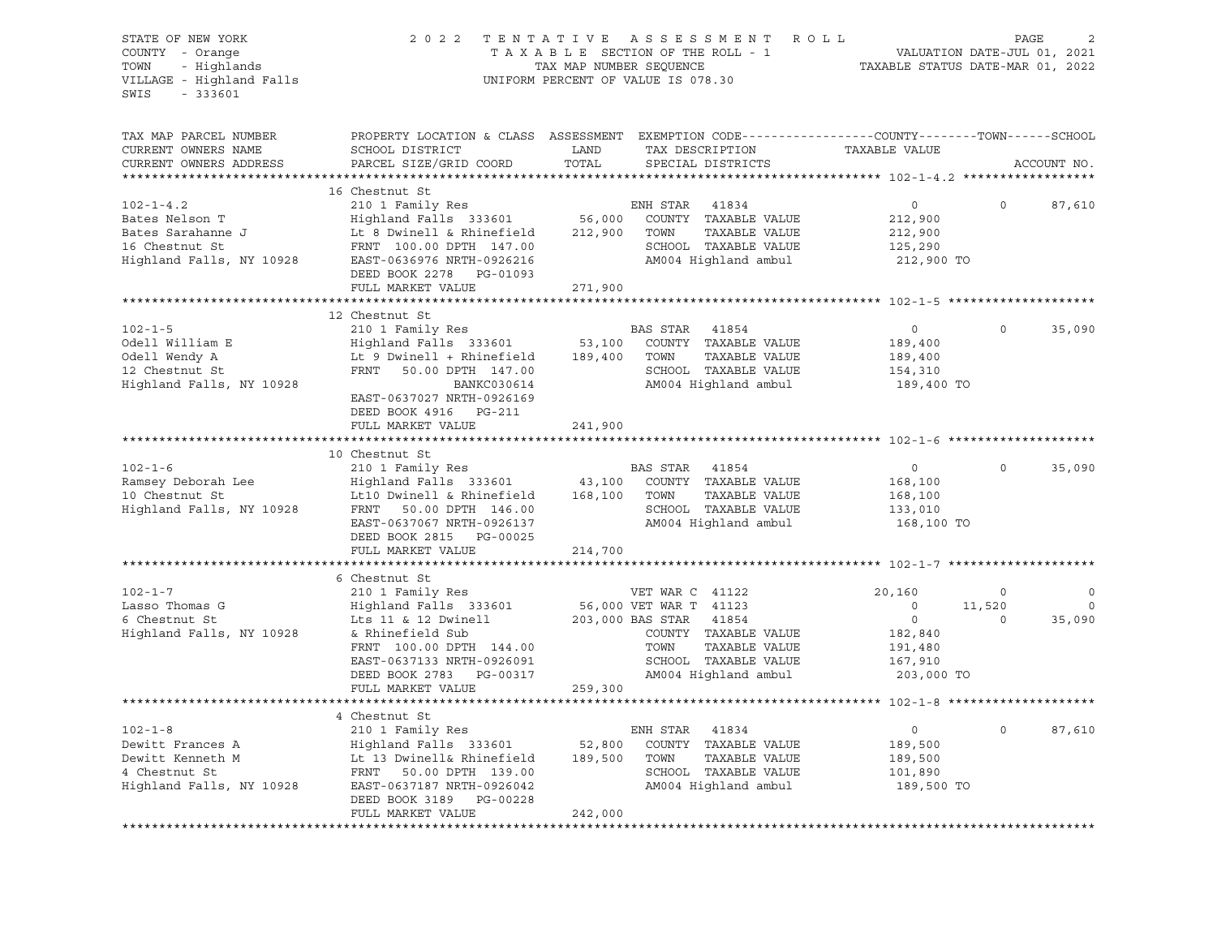STATE OF NEW YORK
COUNTY - Orange
TOWN - Highlands
VILLAGE - Highland Falls
SWIS - 333601

2022 TENTATIVE ASSESSMENT ROLL
TAXABLE SECTION OF THE ROLL - 1
TAX MAP NUMBER SEQUENCE
UNIFORM PERCENT OF VALUE IS 078.30

VALUATION DATE-JUL 01, 2021
TAXABLE STATUS DATE-MAR 01, 2022

| TAX MAP PARCEL NUMBER / CURRENT OWNERS NAME / CURRENT OWNERS ADDRESS | PROPERTY LOCATION & CLASS / SCHOOL DISTRICT / PARCEL SIZE/GRID COORD | ASSESSMENT LAND / TOTAL | EXEMPTION CODE / TAX DESCRIPTION / SPECIAL DISTRICTS | COUNTY TAXABLE VALUE | TOWN | SCHOOL | ACCOUNT NO. |
|---|---|---|---|---|---|---|---|
| **102-1-4.2** | 16 Chestnut St | | | | | | |
| 102-1-4.2 | 210 1 Family Res | | ENH STAR 41834 | 0 | 0 | 87,610 | |
| Bates Nelson T | Highland Falls 333601 | 56,000 | COUNTY TAXABLE VALUE | 212,900 | | | |
| Bates Sarahanne J | Lt 8 Dwinell & Rhinefield | 212,900 | TOWN TAXABLE VALUE | 212,900 | | | |
| 16 Chestnut St | FRNT 100.00 DPTH 147.00 | | SCHOOL TAXABLE VALUE | 125,290 | | | |
| Highland Falls, NY 10928 | EAST-0636976 NRTH-0926216 | | AM004 Highland ambul | 212,900 TO | | | |
| | DEED BOOK 2278 PG-01093 | | | | | | |
| | FULL MARKET VALUE | 271,900 | | | | | |
| **102-1-5** | 12 Chestnut St | | | | | | |
| 102-1-5 | 210 1 Family Res | | BAS STAR 41854 | 0 | 0 | 35,090 | |
| Odell William E | Highland Falls 333601 | 53,100 | COUNTY TAXABLE VALUE | 189,400 | | | |
| Odell Wendy A | Lt 9 Dwinell + Rhinefield | 189,400 | TOWN TAXABLE VALUE | 189,400 | | | |
| 12 Chestnut St | FRNT 50.00 DPTH 147.00 | | SCHOOL TAXABLE VALUE | 154,310 | | | |
| Highland Falls, NY 10928 | BANKC030614 | | AM004 Highland ambul | 189,400 TO | | | |
| | EAST-0637027 NRTH-0926169 | | | | | | |
| | DEED BOOK 4916 PG-211 | | | | | | |
| | FULL MARKET VALUE | 241,900 | | | | | |
| **102-1-6** | 10 Chestnut St | | | | | | |
| 102-1-6 | 210 1 Family Res | | BAS STAR 41854 | 0 | 0 | 35,090 | |
| Ramsey Deborah Lee | Highland Falls 333601 | 43,100 | COUNTY TAXABLE VALUE | 168,100 | | | |
| 10 Chestnut St | Lt10 Dwinell & Rhinefield | 168,100 | TOWN TAXABLE VALUE | 168,100 | | | |
| Highland Falls, NY 10928 | FRNT 50.00 DPTH 146.00 | | SCHOOL TAXABLE VALUE | 133,010 | | | |
| | EAST-0637067 NRTH-0926137 | | AM004 Highland ambul | 168,100 TO | | | |
| | DEED BOOK 2815 PG-00025 | | | | | | |
| | FULL MARKET VALUE | 214,700 | | | | | |
| **102-1-7** | 6 Chestnut St | | | | | | |
| 102-1-7 | 210 1 Family Res | | VET WAR C 41122 | 20,160 | 0 | 0 | |
| Lasso Thomas G | Highland Falls 333601 | 56,000 | VET WAR T 41123 | 0 | 11,520 | 0 | |
| 6 Chestnut St | Lts 11 & 12 Dwinell | 203,000 | BAS STAR 41854 | 0 | 0 | 35,090 | |
| Highland Falls, NY 10928 | & Rhinefield Sub | | COUNTY TAXABLE VALUE | 182,840 | | | |
| | FRNT 100.00 DPTH 144.00 | | TOWN TAXABLE VALUE | 191,480 | | | |
| | EAST-0637133 NRTH-0926091 | | SCHOOL TAXABLE VALUE | 167,910 | | | |
| | DEED BOOK 2783 PG-00317 | | AM004 Highland ambul | 203,000 TO | | | |
| | FULL MARKET VALUE | 259,300 | | | | | |
| **102-1-8** | 4 Chestnut St | | | | | | |
| 102-1-8 | 210 1 Family Res | | ENH STAR 41834 | 0 | 0 | 87,610 | |
| Dewitt Frances A | Highland Falls 333601 | 52,800 | COUNTY TAXABLE VALUE | 189,500 | | | |
| Dewitt Kenneth M | Lt 13 Dwinell& Rhinefield | 189,500 | TOWN TAXABLE VALUE | 189,500 | | | |
| 4 Chestnut St | FRNT 50.00 DPTH 139.00 | | SCHOOL TAXABLE VALUE | 101,890 | | | |
| Highland Falls, NY 10928 | EAST-0637187 NRTH-0926042 | | AM004 Highland ambul | 189,500 TO | | | |
| | DEED BOOK 3189 PG-00228 | | | | | | |
| | FULL MARKET VALUE | 242,000 | | | | | |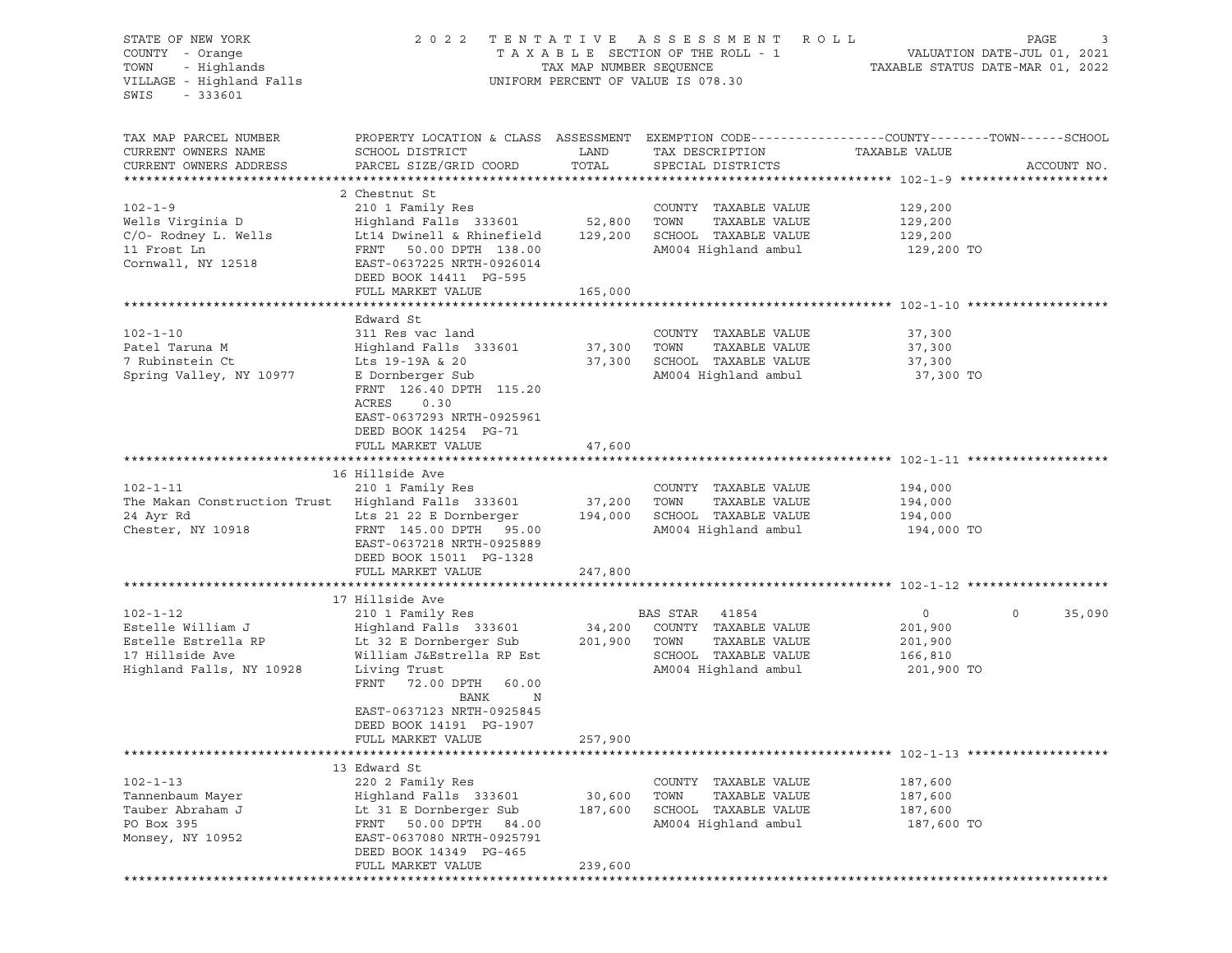STATE OF NEW YORK
COUNTY - Orange
TOWN - Highlands
VILLAGE - Highland Falls
SWIS - 333601

2022 TENTATIVE ASSESSMENT ROLL
TAXABLE SECTION OF THE ROLL - 1
TAX MAP NUMBER SEQUENCE
UNIFORM PERCENT OF VALUE IS 078.30

VALUATION DATE-JUL 01, 2021
TAXABLE STATUS DATE-MAR 01, 2022

| TAX MAP PARCEL NUMBER / CURRENT OWNERS NAME / CURRENT OWNERS ADDRESS | PROPERTY LOCATION & CLASS / SCHOOL DISTRICT / PARCEL SIZE/GRID COORD | ASSESSMENT LAND | TOTAL | EXEMPTION CODE / TAX DESCRIPTION / SPECIAL DISTRICTS | COUNTY TAXABLE VALUE | TOWN | SCHOOL | ACCOUNT NO. |
|---|---|---|---|---|---|---|---|---|
| **102-1-9** | 2 Chestnut St | | | | | | | |
| 102-1-9 | 210 1 Family Res | | | COUNTY TAXABLE VALUE | 129,200 | | | |
| Wells Virginia D | Highland Falls 333601 | 52,800 | | TOWN TAXABLE VALUE | 129,200 | | | |
| C/O- Rodney L. Wells | Lt14 Dwinell & Rhinefield | | 129,200 | SCHOOL TAXABLE VALUE | 129,200 | | | |
| 11 Frost Ln | FRNT 50.00 DPTH 138.00 | | | AM004 Highland ambul | 129,200 TO | | | |
| Cornwall, NY 12518 | EAST-0637225 NRTH-0926014 | | | | | | | |
| | DEED BOOK 14411 PG-595 | | | | | | | |
| | FULL MARKET VALUE | | 165,000 | | | | | |
| **102-1-10** | Edward St | | | | | | | |
| 102-1-10 | 311 Res vac land | | | COUNTY TAXABLE VALUE | 37,300 | | | |
| Patel Taruna M | Highland Falls 333601 | 37,300 | | TOWN TAXABLE VALUE | 37,300 | | | |
| 7 Rubinstein Ct | Lts 19-19A & 20 | | 37,300 | SCHOOL TAXABLE VALUE | 37,300 | | | |
| Spring Valley, NY 10977 | E Dornberger Sub | | | AM004 Highland ambul | 37,300 TO | | | |
| | FRNT 126.40 DPTH 115.20 | | | | | | | |
| | ACRES 0.30 | | | | | | | |
| | EAST-0637293 NRTH-0925961 | | | | | | | |
| | DEED BOOK 14254 PG-71 | | | | | | | |
| | FULL MARKET VALUE | | 47,600 | | | | | |
| **102-1-11** | 16 Hillside Ave | | | | | | | |
| 102-1-11 | 210 1 Family Res | | | COUNTY TAXABLE VALUE | 194,000 | | | |
| The Makan Construction Trust | Highland Falls 333601 | 37,200 | | TOWN TAXABLE VALUE | 194,000 | | | |
| 24 Ayr Rd | Lts 21 22 E Dornberger | | 194,000 | SCHOOL TAXABLE VALUE | 194,000 | | | |
| Chester, NY 10918 | FRNT 145.00 DPTH 95.00 | | | AM004 Highland ambul | 194,000 TO | | | |
| | EAST-0637218 NRTH-0925889 | | | | | | | |
| | DEED BOOK 15011 PG-1328 | | | | | | | |
| | FULL MARKET VALUE | | 247,800 | | | | | |
| **102-1-12** | 17 Hillside Ave | | | | | | | |
| 102-1-12 | 210 1 Family Res | | | BAS STAR 41854 | 0 | 0 | 35,090 | |
| Estelle William J | Highland Falls 333601 | 34,200 | | COUNTY TAXABLE VALUE | 201,900 | | | |
| Estelle Estrella RP | Lt 32 E Dornberger Sub | | 201,900 | TOWN TAXABLE VALUE | 201,900 | | | |
| 17 Hillside Ave | William J&Estrella RP Est | | | SCHOOL TAXABLE VALUE | 166,810 | | | |
| Highland Falls, NY 10928 | Living Trust | | | AM004 Highland ambul | 201,900 TO | | | |
| | FRNT 72.00 DPTH 60.00 | | | | | | | |
| | BANK N | | | | | | | |
| | EAST-0637123 NRTH-0925845 | | | | | | | |
| | DEED BOOK 14191 PG-1907 | | | | | | | |
| | FULL MARKET VALUE | | 257,900 | | | | | |
| **102-1-13** | 13 Edward St | | | | | | | |
| 102-1-13 | 220 2 Family Res | | | COUNTY TAXABLE VALUE | 187,600 | | | |
| Tannenbaum Mayer | Highland Falls 333601 | 30,600 | | TOWN TAXABLE VALUE | 187,600 | | | |
| Tauber Abraham J | Lt 31 E Dornberger Sub | | 187,600 | SCHOOL TAXABLE VALUE | 187,600 | | | |
| PO Box 395 | FRNT 50.00 DPTH 84.00 | | | AM004 Highland ambul | 187,600 TO | | | |
| Monsey, NY 10952 | EAST-0637080 NRTH-0925791 | | | | | | | |
| | DEED BOOK 14349 PG-465 | | | | | | | |
| | FULL MARKET VALUE | | 239,600 | | | | | |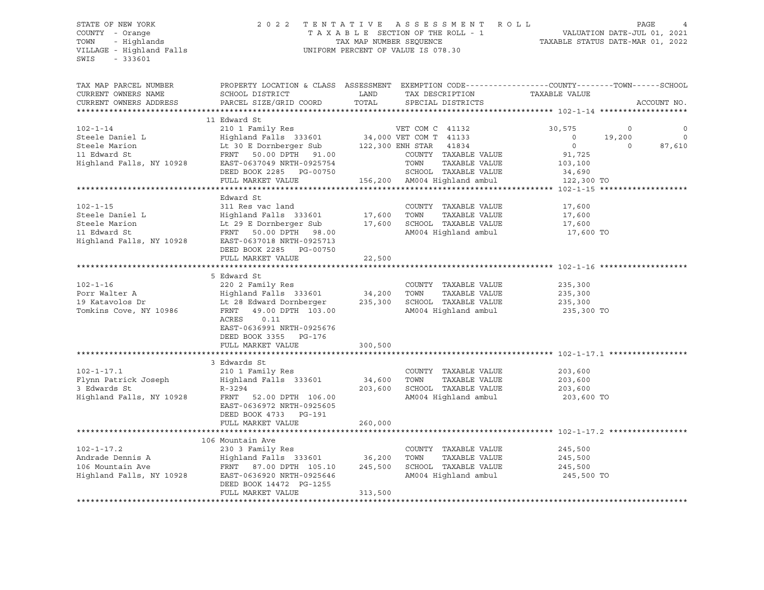STATE OF NEW YORK
COUNTY - Orange
TOWN - Highlands
VILLAGE - Highland Falls
SWIS - 333601

2022 TENTATIVE ASSESSMENT ROLL
TAXABLE SECTION OF THE ROLL - 1
TAX MAP NUMBER SEQUENCE
UNIFORM PERCENT OF VALUE IS 078.30

VALUATION DATE-JUL 01, 2021
TAXABLE STATUS DATE-MAR 01, 2022

| TAX MAP PARCEL NUMBER / CURRENT OWNERS NAME / CURRENT OWNERS ADDRESS | PROPERTY LOCATION & CLASS / SCHOOL DISTRICT / PARCEL SIZE/GRID COORD | ASSESSMENT LAND / TOTAL | EXEMPTION CODE / TAX DESCRIPTION / SPECIAL DISTRICTS | COUNTY TAXABLE VALUE | TOWN | SCHOOL / ACCOUNT NO. |
|---|---|---|---|---|---|---|
| **102-1-14** | 11 Edward St | | | | | |
| 102-1-14 | 210 1 Family Res | | VET COM C 41132 | 30,575 | 0 | 0 |
| Steele Daniel L | Highland Falls 333601 | 34,000 | VET COM T 41133 | 0 | 19,200 | 0 |
| Steele Marion | Lt 30 E Dornberger Sub | 122,300 | ENH STAR 41834 | 0 | 0 | 87,610 |
| 11 Edward St | FRNT 50.00 DPTH 91.00 | | COUNTY TAXABLE VALUE | 91,725 | | |
| Highland Falls, NY 10928 | EAST-0637049 NRTH-0925754 | | TOWN TAXABLE VALUE | 103,100 | | |
| | DEED BOOK 2285 PG-00750 | | SCHOOL TAXABLE VALUE | 34,690 | | |
| | FULL MARKET VALUE | 156,200 | AM004 Highland ambul | 122,300 TO | | |
| **102-1-15** | Edward St | | | | | |
| 102-1-15 | 311 Res vac land | | COUNTY TAXABLE VALUE | 17,600 | | |
| Steele Daniel L | Highland Falls 333601 | 17,600 | TOWN TAXABLE VALUE | 17,600 | | |
| Steele Marion | Lt 29 E Dornberger Sub | 17,600 | SCHOOL TAXABLE VALUE | 17,600 | | |
| 11 Edward St | FRNT 50.00 DPTH 98.00 | | AM004 Highland ambul | 17,600 TO | | |
| Highland Falls, NY 10928 | EAST-0637018 NRTH-0925713 | | | | | |
| | DEED BOOK 2285 PG-00750 | | | | | |
| | FULL MARKET VALUE | 22,500 | | | | |
| **102-1-16** | 5 Edward St | | | | | |
| 102-1-16 | 220 2 Family Res | | COUNTY TAXABLE VALUE | 235,300 | | |
| Porr Walter A | Highland Falls 333601 | 34,200 | TOWN TAXABLE VALUE | 235,300 | | |
| 19 Katavolos Dr | Lt 28 Edward Dornberger | 235,300 | SCHOOL TAXABLE VALUE | 235,300 | | |
| Tomkins Cove, NY 10986 | FRNT 49.00 DPTH 103.00 | | AM004 Highland ambul | 235,300 TO | | |
| | ACRES 0.11 | | | | | |
| | EAST-0636991 NRTH-0925676 | | | | | |
| | DEED BOOK 3355 PG-176 | | | | | |
| | FULL MARKET VALUE | 300,500 | | | | |
| **102-1-17.1** | 3 Edwards St | | | | | |
| 102-1-17.1 | 210 1 Family Res | | COUNTY TAXABLE VALUE | 203,600 | | |
| Flynn Patrick Joseph | Highland Falls 333601 | 34,600 | TOWN TAXABLE VALUE | 203,600 | | |
| 3 Edwards St | R-3294 | 203,600 | SCHOOL TAXABLE VALUE | 203,600 | | |
| Highland Falls, NY 10928 | FRNT 52.00 DPTH 106.00 | | AM004 Highland ambul | 203,600 TO | | |
| | EAST-0636972 NRTH-0925605 | | | | | |
| | DEED BOOK 4733 PG-191 | | | | | |
| | FULL MARKET VALUE | 260,000 | | | | |
| **102-1-17.2** | 106 Mountain Ave | | | | | |
| 102-1-17.2 | 230 3 Family Res | | COUNTY TAXABLE VALUE | 245,500 | | |
| Andrade Dennis A | Highland Falls 333601 | 36,200 | TOWN TAXABLE VALUE | 245,500 | | |
| 106 Mountain Ave | FRNT 87.00 DPTH 105.10 | 245,500 | SCHOOL TAXABLE VALUE | 245,500 | | |
| Highland Falls, NY 10928 | EAST-0636920 NRTH-0925646 | | AM004 Highland ambul | 245,500 TO | | |
| | DEED BOOK 14472 PG-1255 | | | | | |
| | FULL MARKET VALUE | 313,500 | | | | |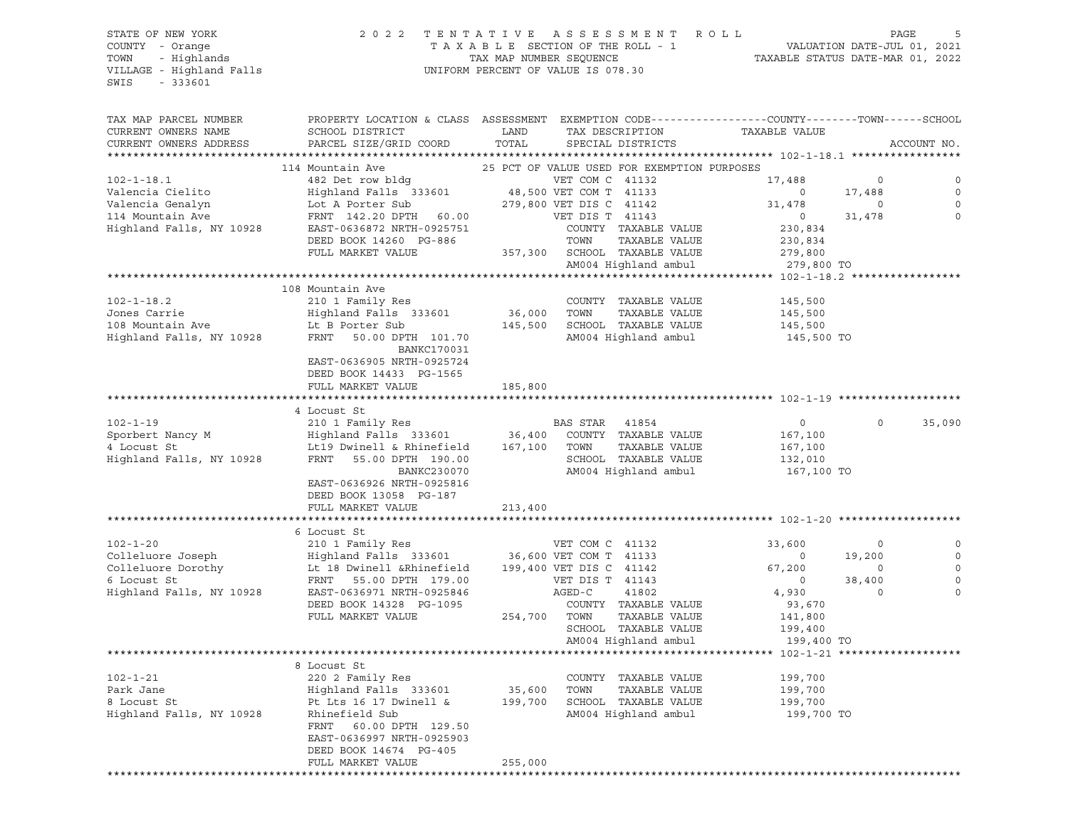STATE OF NEW YORK  
COUNTY - Orange  
TOWN - Highlands  
VILLAGE - Highland Falls  
SWIS - 333601

2 0 2 2 T E N T A T I V E A S S E S S M E N T R O L L  
T A X A B L E SECTION OF THE ROLL - 1  
TAX MAP NUMBER SEQUENCE  
UNIFORM PERCENT OF VALUE IS 078.30

VALUATION DATE-JUL 01, 2021  
TAXABLE STATUS DATE-MAR 01, 2022

```
TAX MAP PARCEL NUMBER          PROPERTY LOCATION & CLASS  ASSESSMENT  EXEMPTION CODE-----------------COUNTY--------TOWN------SCHOOL
CURRENT OWNERS NAME            SCHOOL DISTRICT               LAND      TAX DESCRIPTION              TAXABLE VALUE
CURRENT OWNERS ADDRESS         PARCEL SIZE/GRID COORD        TOTAL     SPECIAL DISTRICTS                                    ACCOUNT NO.
******************************************************************************************************* 102-1-18.1 *****************
                           114 Mountain Ave                    25 PCT OF VALUE USED FOR EXEMPTION PURPOSES
102-1-18.1                     482 Det row bldg                    VET COM C  41132              17,488         0             0
Valencia Cielito               Highland Falls  333601       48,500 VET COM T  41133                   0    17,488             0
Valencia Genalyn               Lot A Porter Sub            279,800 VET DIS C  41142              31,478         0             0
114 Mountain Ave               FRNT  142.20 DPTH   60.00           VET DIS T  41143                   0    31,478             0
Highland Falls, NY 10928       EAST-0636872 NRTH-0925751           COUNTY  TAXABLE VALUE            230,834
                               DEED BOOK 14260  PG-886             TOWN    TAXABLE VALUE            230,834
                               FULL MARKET VALUE           357,300 SCHOOL  TAXABLE VALUE            279,800
                                                                   AM004 Highland ambul             279,800 TO
******************************************************************************************************* 102-1-18.2 *****************
                           108 Mountain Ave
102-1-18.2                     210 1 Family Res                    COUNTY  TAXABLE VALUE            145,500
Jones Carrie                   Highland Falls  333601       36,000 TOWN    TAXABLE VALUE            145,500
108 Mountain Ave               Lt B Porter Sub             145,500 SCHOOL  TAXABLE VALUE            145,500
Highland Falls, NY 10928       FRNT   50.00 DPTH  101.70           AM004 Highland ambul             145,500 TO
                                            BANKC170031
                               EAST-0636905 NRTH-0925724
                               DEED BOOK 14433  PG-1565
                               FULL MARKET VALUE           185,800
******************************************************************************************************* 102-1-19 *******************
                           4 Locust St
102-1-19                       210 1 Family Res                    BAS STAR   41854                   0         0        35,090
Sporbert Nancy M               Highland Falls  333601       36,400 COUNTY  TAXABLE VALUE            167,100
4 Locust St                    Lt19 Dwinell & Rhinefield   167,100 TOWN    TAXABLE VALUE            167,100
Highland Falls, NY 10928       FRNT   55.00 DPTH  190.00           SCHOOL  TAXABLE VALUE            132,010
                                            BANKC230070            AM004 Highland ambul             167,100 TO
                               EAST-0636926 NRTH-0925816
                               DEED BOOK 13058  PG-187
                               FULL MARKET VALUE           213,400
******************************************************************************************************* 102-1-20 *******************
                           6 Locust St
102-1-20                       210 1 Family Res                    VET COM C  41132              33,600         0             0
Colleluore Joseph              Highland Falls  333601       36,600 VET COM T  41133                   0    19,200             0
Colleluore Dorothy             Lt 18 Dwinell &Rhinefield   199,400 VET DIS C  41142              67,200         0             0
6 Locust St                    FRNT   55.00 DPTH  179.00           VET DIS T  41143                   0    38,400             0
Highland Falls, NY 10928       EAST-0636971 NRTH-0925846           AGED-C     41802               4,930         0             0
                               DEED BOOK 14328  PG-1095            COUNTY  TAXABLE VALUE             93,670
                               FULL MARKET VALUE           254,700 TOWN    TAXABLE VALUE            141,800
                                                                   SCHOOL  TAXABLE VALUE            199,400
                                                                   AM004 Highland ambul             199,400 TO
******************************************************************************************************* 102-1-21 *******************
                           8 Locust St
102-1-21                       220 2 Family Res                    COUNTY  TAXABLE VALUE            199,700
Park Jane                      Highland Falls  333601       35,600 TOWN    TAXABLE VALUE            199,700
8 Locust St                    Pt Lts 16 17 Dwinell &      199,700 SCHOOL  TAXABLE VALUE            199,700
Highland Falls, NY 10928       Rhinefield Sub                      AM004 Highland ambul             199,700 TO
                               FRNT   60.00 DPTH  129.50
                               EAST-0636997 NRTH-0925903
                               DEED BOOK 14674  PG-405
                               FULL MARKET VALUE           255,000
************************************************************************************************************************************
```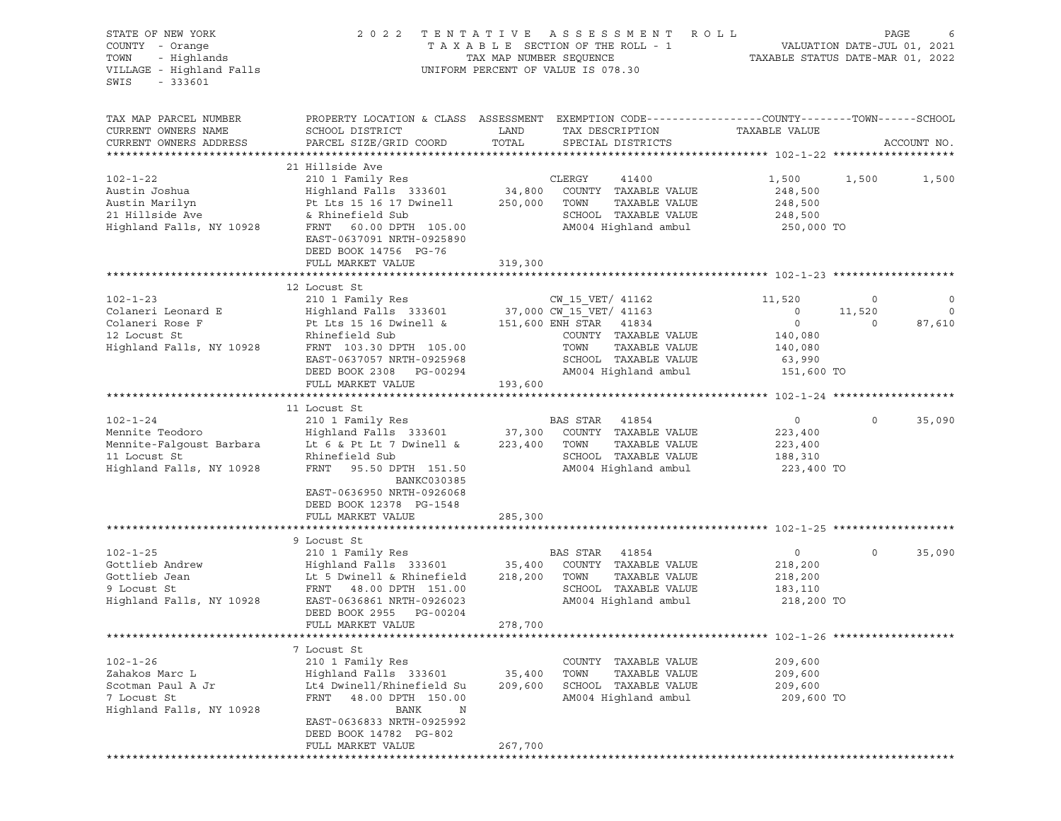STATE OF NEW YORK
COUNTY - Orange
TOWN - Highlands
VILLAGE - Highland Falls
SWIS - 333601

2022 TENTATIVE ASSESSMENT ROLL
TAXABLE SECTION OF THE ROLL - 1
TAX MAP NUMBER SEQUENCE
UNIFORM PERCENT OF VALUE IS 078.30

VALUATION DATE-JUL 01, 2021
TAXABLE STATUS DATE-MAR 01, 2022

| TAX MAP PARCEL NUMBER / CURRENT OWNERS NAME / CURRENT OWNERS ADDRESS | PROPERTY LOCATION & CLASS / SCHOOL DISTRICT / PARCEL SIZE/GRID COORD | ASSESSMENT LAND | TOTAL | EXEMPTION CODE / TAX DESCRIPTION / SPECIAL DISTRICTS | COUNTY TAXABLE VALUE | TOWN | SCHOOL | ACCOUNT NO. |
|---|---|---|---|---|---|---|---|---|
| | 21 Hillside Ave | | | | | | | |
| 102-1-22 | 210 1 Family Res | | | CLERGY 41400 | 1,500 | 1,500 | 1,500 | |
| Austin Joshua | Highland Falls 333601 | 34,800 | | COUNTY TAXABLE VALUE | 248,500 | | | |
| Austin Marilyn | Pt Lts 15 16 17 Dwinell | | 250,000 | TOWN TAXABLE VALUE | 248,500 | | | |
| 21 Hillside Ave | & Rhinefield Sub | | | SCHOOL TAXABLE VALUE | 248,500 | | | |
| Highland Falls, NY 10928 | FRNT 60.00 DPTH 105.00 | | | AM004 Highland ambul | 250,000 TO | | | |
| | EAST-0637091 NRTH-0925890 | | | | | | | |
| | DEED BOOK 14756 PG-76 | | | | | | | |
| | FULL MARKET VALUE | | 319,300 | | | | | |
| | 12 Locust St | | | | | | | |
| 102-1-23 | 210 1 Family Res | | | CW_15_VET/ 41162 | 11,520 | 0 | 0 | |
| Colaneri Leonard E | Highland Falls 333601 | 37,000 | | CW_15_VET/ 41163 | 0 | 11,520 | 0 | |
| Colaneri Rose F | Pt Lts 15 16 Dwinell & | | 151,600 | ENH STAR 41834 | 0 | 0 | 87,610 | |
| 12 Locust St | Rhinefield Sub | | | COUNTY TAXABLE VALUE | 140,080 | | | |
| Highland Falls, NY 10928 | FRNT 103.30 DPTH 105.00 | | | TOWN TAXABLE VALUE | 140,080 | | | |
| | EAST-0637057 NRTH-0925968 | | | SCHOOL TAXABLE VALUE | 63,990 | | | |
| | DEED BOOK 2308 PG-00294 | | | AM004 Highland ambul | 151,600 TO | | | |
| | FULL MARKET VALUE | | 193,600 | | | | | |
| | 11 Locust St | | | | | | | |
| 102-1-24 | 210 1 Family Res | | | BAS STAR 41854 | 0 | 0 | 35,090 | |
| Mennite Teodoro | Highland Falls 333601 | 37,300 | | COUNTY TAXABLE VALUE | 223,400 | | | |
| Mennite-Falgoust Barbara | Lt 6 & Pt Lt 7 Dwinell & | | 223,400 | TOWN TAXABLE VALUE | 223,400 | | | |
| 11 Locust St | Rhinefield Sub | | | SCHOOL TAXABLE VALUE | 188,310 | | | |
| Highland Falls, NY 10928 | FRNT 95.50 DPTH 151.50 | | | AM004 Highland ambul | 223,400 TO | | | |
| | BANKC030385 | | | | | | | |
| | EAST-0636950 NRTH-0926068 | | | | | | | |
| | DEED BOOK 12378 PG-1548 | | | | | | | |
| | FULL MARKET VALUE | | 285,300 | | | | | |
| | 9 Locust St | | | | | | | |
| 102-1-25 | 210 1 Family Res | | | BAS STAR 41854 | 0 | 0 | 35,090 | |
| Gottlieb Andrew | Highland Falls 333601 | 35,400 | | COUNTY TAXABLE VALUE | 218,200 | | | |
| Gottlieb Jean | Lt 5 Dwinell & Rhinefield | | 218,200 | TOWN TAXABLE VALUE | 218,200 | | | |
| 9 Locust St | FRNT 48.00 DPTH 151.00 | | | SCHOOL TAXABLE VALUE | 183,110 | | | |
| Highland Falls, NY 10928 | EAST-0636861 NRTH-0926023 | | | AM004 Highland ambul | 218,200 TO | | | |
| | DEED BOOK 2955 PG-00204 | | | | | | | |
| | FULL MARKET VALUE | | 278,700 | | | | | |
| | 7 Locust St | | | | | | | |
| 102-1-26 | 210 1 Family Res | | | COUNTY TAXABLE VALUE | 209,600 | | | |
| Zahakos Marc L | Highland Falls 333601 | 35,400 | | TOWN TAXABLE VALUE | 209,600 | | | |
| Scotman Paul A Jr | Lt4 Dwinell/Rhinefield Su | | 209,600 | SCHOOL TAXABLE VALUE | 209,600 | | | |
| 7 Locust St | FRNT 48.00 DPTH 150.00 | | | AM004 Highland ambul | 209,600 TO | | | |
| Highland Falls, NY 10928 | BANK N | | | | | | | |
| | EAST-0636833 NRTH-0925992 | | | | | | | |
| | DEED BOOK 14782 PG-802 | | | | | | | |
| | FULL MARKET VALUE | | 267,700 | | | | | |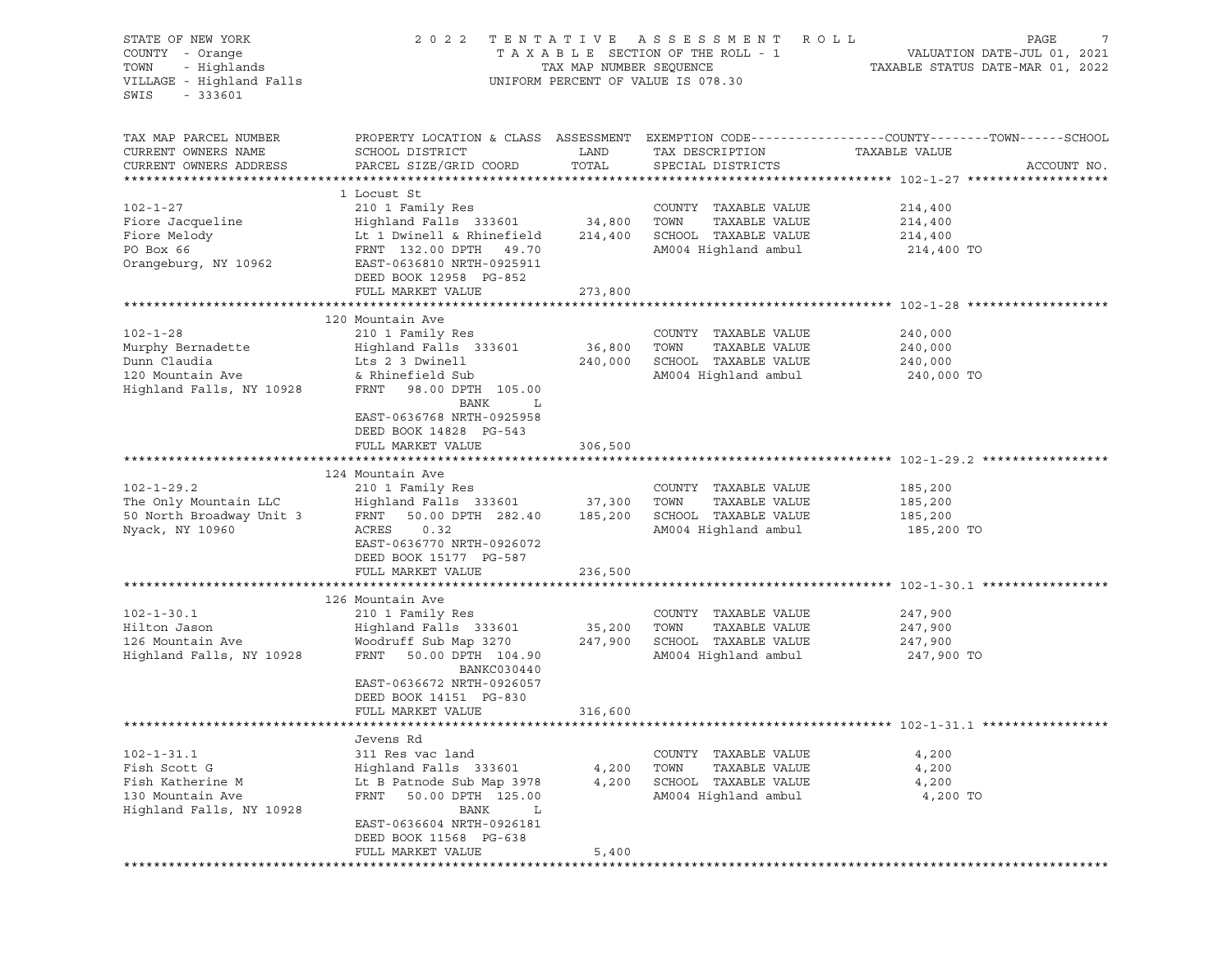STATE OF NEW YORK
COUNTY - Orange
TOWN - Highlands
VILLAGE - Highland Falls
SWIS - 333601

2022 TENTATIVE ASSESSMENT ROLL
TAXABLE SECTION OF THE ROLL - 1
TAX MAP NUMBER SEQUENCE
UNIFORM PERCENT OF VALUE IS 078.30

VALUATION DATE-JUL 01, 2021
TAXABLE STATUS DATE-MAR 01, 2022

| TAX MAP PARCEL NUMBER / CURRENT OWNERS NAME / CURRENT OWNERS ADDRESS | PROPERTY LOCATION & CLASS / SCHOOL DISTRICT / PARCEL SIZE/GRID COORD | ASSESSMENT LAND | TOTAL | EXEMPTION CODE / TAX DESCRIPTION / SPECIAL DISTRICTS | COUNTY--------TOWN------SCHOOL TAXABLE VALUE | ACCOUNT NO. |
|---|---|---|---|---|---|---|
| **102-1-27** | 1 Locust St | | | | | |
| 102-1-27 | 210 1 Family Res | | | COUNTY TAXABLE VALUE | 214,400 | |
| Fiore Jacqueline | Highland Falls 333601 | 34,800 | | TOWN TAXABLE VALUE | 214,400 | |
| Fiore Melody | Lt 1 Dwinell & Rhinefield | | 214,400 | SCHOOL TAXABLE VALUE | 214,400 | |
| PO Box 66 | FRNT 132.00 DPTH 49.70 | | | AM004 Highland ambul | 214,400 TO | |
| Orangeburg, NY 10962 | EAST-0636810 NRTH-0925911 | | | | | |
| | DEED BOOK 12958 PG-852 | | | | | |
| | FULL MARKET VALUE | | 273,800 | | | |
| **102-1-28** | 120 Mountain Ave | | | | | |
| 102-1-28 | 210 1 Family Res | | | COUNTY TAXABLE VALUE | 240,000 | |
| Murphy Bernadette | Highland Falls 333601 | 36,800 | | TOWN TAXABLE VALUE | 240,000 | |
| Dunn Claudia | Lts 2 3 Dwinell | | 240,000 | SCHOOL TAXABLE VALUE | 240,000 | |
| 120 Mountain Ave | & Rhinefield Sub | | | AM004 Highland ambul | 240,000 TO | |
| Highland Falls, NY 10928 | FRNT 98.00 DPTH 105.00 | | | | | |
| | BANK L | | | | | |
| | EAST-0636768 NRTH-0925958 | | | | | |
| | DEED BOOK 14828 PG-543 | | | | | |
| | FULL MARKET VALUE | | 306,500 | | | |
| **102-1-29.2** | 124 Mountain Ave | | | | | |
| 102-1-29.2 | 210 1 Family Res | | | COUNTY TAXABLE VALUE | 185,200 | |
| The Only Mountain LLC | Highland Falls 333601 | 37,300 | | TOWN TAXABLE VALUE | 185,200 | |
| 50 North Broadway Unit 3 | FRNT 50.00 DPTH 282.40 | | 185,200 | SCHOOL TAXABLE VALUE | 185,200 | |
| Nyack, NY 10960 | ACRES 0.32 | | | AM004 Highland ambul | 185,200 TO | |
| | EAST-0636770 NRTH-0926072 | | | | | |
| | DEED BOOK 15177 PG-587 | | | | | |
| | FULL MARKET VALUE | | 236,500 | | | |
| **102-1-30.1** | 126 Mountain Ave | | | | | |
| 102-1-30.1 | 210 1 Family Res | | | COUNTY TAXABLE VALUE | 247,900 | |
| Hilton Jason | Highland Falls 333601 | 35,200 | | TOWN TAXABLE VALUE | 247,900 | |
| 126 Mountain Ave | Woodruff Sub Map 3270 | | 247,900 | SCHOOL TAXABLE VALUE | 247,900 | |
| Highland Falls, NY 10928 | FRNT 50.00 DPTH 104.90 | | | AM004 Highland ambul | 247,900 TO | |
| | BANKC030440 | | | | | |
| | EAST-0636672 NRTH-0926057 | | | | | |
| | DEED BOOK 14151 PG-830 | | | | | |
| | FULL MARKET VALUE | | 316,600 | | | |
| **102-1-31.1** | Jevens Rd | | | | | |
| 102-1-31.1 | 311 Res vac land | | | COUNTY TAXABLE VALUE | 4,200 | |
| Fish Scott G | Highland Falls 333601 | 4,200 | | TOWN TAXABLE VALUE | 4,200 | |
| Fish Katherine M | Lt B Patnode Sub Map 3978 | | 4,200 | SCHOOL TAXABLE VALUE | 4,200 | |
| 130 Mountain Ave | FRNT 50.00 DPTH 125.00 | | | AM004 Highland ambul | 4,200 TO | |
| Highland Falls, NY 10928 | BANK L | | | | | |
| | EAST-0636604 NRTH-0926181 | | | | | |
| | DEED BOOK 11568 PG-638 | | | | | |
| | FULL MARKET VALUE | | 5,400 | | | |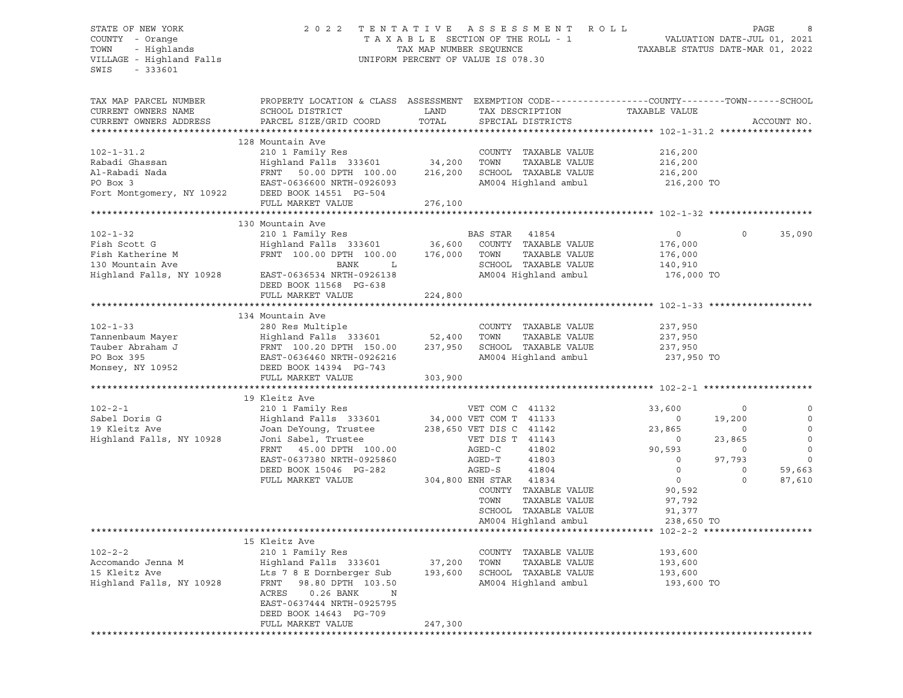STATE OF NEW YORK  
COUNTY - Orange  
TOWN - Highlands  
VILLAGE - Highland Falls  
SWIS - 333601

2 0 2 2 T E N T A T I V E A S S E S S M E N T R O L L  
T A X A B L E SECTION OF THE ROLL - 1  
TAX MAP NUMBER SEQUENCE  
UNIFORM PERCENT OF VALUE IS 078.30

VALUATION DATE-JUL 01, 2021  
TAXABLE STATUS DATE-MAR 01, 2022

```
TAX MAP PARCEL NUMBER          PROPERTY LOCATION & CLASS  ASSESSMENT  EXEMPTION CODE------------------COUNTY--------TOWN------SCHOOL
CURRENT OWNERS NAME            SCHOOL DISTRICT               LAND      TAX DESCRIPTION            TAXABLE VALUE
CURRENT OWNERS ADDRESS         PARCEL SIZE/GRID COORD        TOTAL     SPECIAL DISTRICTS                                  ACCOUNT NO.
******************************************************************************************************* 102-1-31.2 *****************
                               128 Mountain Ave
102-1-31.2                     210 1 Family Res                        COUNTY  TAXABLE VALUE          216,200
Rabadi Ghassan                 Highland Falls  333601        34,200    TOWN    TAXABLE VALUE          216,200
Al-Rabadi Nada                 FRNT   50.00 DPTH 100.00     216,200    SCHOOL  TAXABLE VALUE          216,200
PO Box 3                       EAST-0636600 NRTH-0926093               AM004 Highland ambul            216,200 TO
Fort Montgomery, NY 10922      DEED BOOK 14551  PG-504
                               FULL MARKET VALUE            276,100
******************************************************************************************************* 102-1-32 *******************
                               130 Mountain Ave
102-1-32                       210 1 Family Res                        BAS STAR   41854                  0             0     35,090
Fish Scott G                   Highland Falls  333601        36,600    COUNTY  TAXABLE VALUE          176,000
Fish Katherine M               FRNT  100.00 DPTH 100.00     176,000    TOWN    TAXABLE VALUE          176,000
130 Mountain Ave                            BANK      L                SCHOOL  TAXABLE VALUE          140,910
Highland Falls, NY 10928       EAST-0636534 NRTH-0926138               AM004 Highland ambul            176,000 TO
                               DEED BOOK 11568  PG-638
                               FULL MARKET VALUE            224,800
******************************************************************************************************* 102-1-33 *******************
                               134 Mountain Ave
102-1-33                       280 Res Multiple                        COUNTY  TAXABLE VALUE          237,950
Tannenbaum Mayer               Highland Falls  333601        52,400    TOWN    TAXABLE VALUE          237,950
Tauber Abraham J               FRNT  100.20 DPTH 150.00     237,950    SCHOOL  TAXABLE VALUE          237,950
PO Box 395                     EAST-0636460 NRTH-0926216               AM004 Highland ambul            237,950 TO
Monsey, NY 10952               DEED BOOK 14394  PG-743
                               FULL MARKET VALUE            303,900
******************************************************************************************************* 102-2-1 ********************
                               19 Kleitz Ave
102-2-1                        210 1 Family Res                        VET COM C  41132             33,600             0          0
Sabel Doris G                  Highland Falls  333601        34,000 VET COM T  41133                  0        19,200          0
19 Kleitz Ave                  Joan DeYoung, Trustee        238,650 VET DIS C  41142             23,865             0          0
Highland Falls, NY 10928       Joni Sabel, Trustee                     VET DIS T  41143                  0        23,865          0
                               FRNT   45.00 DPTH 100.00                AGED-C     41802             90,593             0          0
                               EAST-0637380 NRTH-0925860               AGED-T     41803                  0        97,793          0
                               DEED BOOK 15046  PG-282                 AGED-S     41804                  0             0     59,663
                               FULL MARKET VALUE            304,800 ENH STAR   41834                  0             0     87,610
                                                                       COUNTY  TAXABLE VALUE           90,592
                                                                       TOWN    TAXABLE VALUE           97,792
                                                                       SCHOOL  TAXABLE VALUE           91,377
                                                                       AM004 Highland ambul            238,650 TO
******************************************************************************************************* 102-2-2 ********************
                               15 Kleitz Ave
102-2-2                        210 1 Family Res                        COUNTY  TAXABLE VALUE          193,600
Accomando Jenna M              Highland Falls  333601        37,200    TOWN    TAXABLE VALUE          193,600
15 Kleitz Ave                  Lts 7 8 E Dornberger Sub     193,600    SCHOOL  TAXABLE VALUE          193,600
Highland Falls, NY 10928       FRNT   98.80 DPTH 103.50                AM004 Highland ambul            193,600 TO
                               ACRES    0.26 BANK     N
                               EAST-0637444 NRTH-0925795
                               DEED BOOK 14643  PG-709
                               FULL MARKET VALUE            247,300
************************************************************************************************************************************
```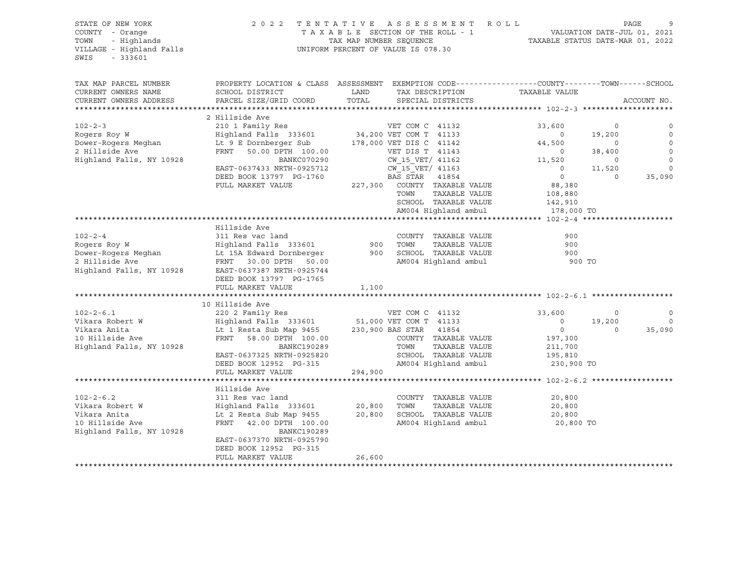STATE OF NEW YORK
COUNTY - Orange
TOWN - Highlands
VILLAGE - Highland Falls
SWIS - 333601

2022 TENTATIVE ASSESSMENT ROLL
TAXABLE SECTION OF THE ROLL - 1
TAX MAP NUMBER SEQUENCE
UNIFORM PERCENT OF VALUE IS 078.30

VALUATION DATE-JUL 01, 2021
TAXABLE STATUS DATE-MAR 01, 2022

| TAX MAP PARCEL NUMBER / CURRENT OWNERS NAME / CURRENT OWNERS ADDRESS | PROPERTY LOCATION & CLASS / SCHOOL DISTRICT / PARCEL SIZE/GRID COORD | ASSESSMENT LAND / TOTAL | EXEMPTION CODE / TAX DESCRIPTION / SPECIAL DISTRICTS | COUNTY TAXABLE VALUE | TOWN | SCHOOL |
|---|---|---|---|---|---|---|
| **102-2-3** | 2 Hillside Ave | | | | | |
| 102-2-3 | 210 1 Family Res | | VET COM C 41132 | 33,600 | 0 | 0 |
| Rogers Roy W | Highland Falls 333601 | 34,200 | VET COM T 41133 | 0 | 19,200 | 0 |
| Dower-Rogers Meghan | Lt 9 E Dornberger Sub | 178,000 | VET DIS C 41142 | 44,500 | 0 | 0 |
| 2 Hillside Ave | FRNT 50.00 DPTH 100.00 | | VET DIS T 41143 | 0 | 38,400 | 0 |
| Highland Falls, NY 10928 | BANKC070290 | | CW_15_VET/ 41162 | 11,520 | 0 | 0 |
| | EAST-0637433 NRTH-0925712 | | CW_15_VET/ 41163 | 0 | 11,520 | 0 |
| | DEED BOOK 13797 PG-1760 | | BAS STAR 41854 | 0 | 0 | 35,090 |
| | FULL MARKET VALUE | 227,300 | COUNTY TAXABLE VALUE | 88,380 | | |
| | | | TOWN TAXABLE VALUE | 108,880 | | |
| | | | SCHOOL TAXABLE VALUE | 142,910 | | |
| | | | AM004 Highland ambul | 178,000 TO | | |
| **102-2-4** | Hillside Ave | | | | | |
| 102-2-4 | 311 Res vac land | | COUNTY TAXABLE VALUE | 900 | | |
| Rogers Roy W | Highland Falls 333601 | 900 | TOWN TAXABLE VALUE | 900 | | |
| Dower-Rogers Meghan | Lt 15A Edward Dornberger | 900 | SCHOOL TAXABLE VALUE | 900 | | |
| 2 Hillside Ave | FRNT 30.00 DPTH 50.00 | | AM004 Highland ambul | 900 TO | | |
| Highland Falls, NY 10928 | EAST-0637387 NRTH-0925744 | | | | | |
| | DEED BOOK 13797 PG-1765 | | | | | |
| | FULL MARKET VALUE | 1,100 | | | | |
| **102-2-6.1** | 10 Hillside Ave | | | | | |
| 102-2-6.1 | 220 2 Family Res | | VET COM C 41132 | 33,600 | 0 | 0 |
| Vikara Robert W | Highland Falls 333601 | 51,000 | VET COM T 41133 | 0 | 19,200 | 0 |
| Vikara Anita | Lt 1 Resta Sub Map 9455 | 230,900 | BAS STAR 41854 | 0 | 0 | 35,090 |
| 10 Hillside Ave | FRNT 58.00 DPTH 100.00 | | COUNTY TAXABLE VALUE | 197,300 | | |
| Highland Falls, NY 10928 | BANKC190289 | | TOWN TAXABLE VALUE | 211,700 | | |
| | EAST-0637325 NRTH-0925820 | | SCHOOL TAXABLE VALUE | 195,810 | | |
| | DEED BOOK 12952 PG-315 | | AM004 Highland ambul | 230,900 TO | | |
| | FULL MARKET VALUE | 294,900 | | | | |
| **102-2-6.2** | Hillside Ave | | | | | |
| 102-2-6.2 | 311 Res vac land | | COUNTY TAXABLE VALUE | 20,800 | | |
| Vikara Robert W | Highland Falls 333601 | 20,800 | TOWN TAXABLE VALUE | 20,800 | | |
| Vikara Anita | Lt 2 Resta Sub Map 9455 | 20,800 | SCHOOL TAXABLE VALUE | 20,800 | | |
| 10 Hillside Ave | FRNT 42.00 DPTH 100.00 | | AM004 Highland ambul | 20,800 TO | | |
| Highland Falls, NY 10928 | BANKC190289 | | | | | |
| | EAST-0637370 NRTH-0925790 | | | | | |
| | DEED BOOK 12952 PG-315 | | | | | |
| | FULL MARKET VALUE | 26,600 | | | | |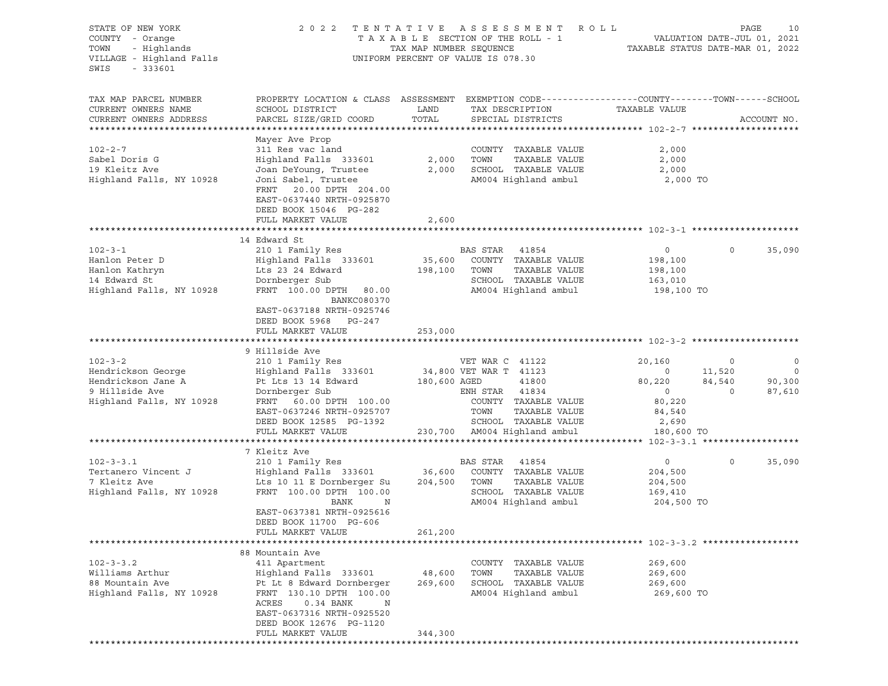STATE OF NEW YORK — 2022 TENTATIVE ASSESSMENT ROLL
COUNTY - Orange — TAXABLE SECTION OF THE ROLL - 1 — VALUATION DATE-JUL 01, 2021
TOWN - Highlands — TAX MAP NUMBER SEQUENCE — TAXABLE STATUS DATE-MAR 01, 2022
VILLAGE - Highland Falls — UNIFORM PERCENT OF VALUE IS 078.30
SWIS - 333601

```
TAX MAP PARCEL NUMBER          PROPERTY LOCATION & CLASS  ASSESSMENT  EXEMPTION CODE------------------COUNTY--------TOWN------SCHOOL
CURRENT OWNERS NAME            SCHOOL DISTRICT               LAND      TAX DESCRIPTION            TAXABLE VALUE
CURRENT OWNERS ADDRESS         PARCEL SIZE/GRID COORD        TOTAL     SPECIAL DISTRICTS                                        ACCOUNT NO.
******************************************************************************************************* 102-2-7 ********************
                               Mayer Ave Prop
102-2-7                        311 Res vac land                        COUNTY  TAXABLE VALUE             2,000
Sabel Doris G                  Highland Falls  333601         2,000    TOWN    TAXABLE VALUE             2,000
19 Kleitz Ave                  Joan DeYoung, Trustee          2,000    SCHOOL  TAXABLE VALUE             2,000
Highland Falls, NY 10928       Joni Sabel, Trustee                     AM004 Highland ambul              2,000 TO
                               FRNT   20.00 DPTH 204.00
                               EAST-0637440 NRTH-0925870
                               DEED BOOK 15046  PG-282
                               FULL MARKET VALUE              2,600
******************************************************************************************************* 102-3-1 ********************
                               14 Edward St
102-3-1                        210 1 Family Res                        BAS STAR   41854                  0             0       35,090
Hanlon Peter D                 Highland Falls  333601        35,600    COUNTY  TAXABLE VALUE           198,100
Hanlon Kathryn                 Lts 23 24 Edward             198,100    TOWN    TAXABLE VALUE           198,100
14 Edward St                   Dornberger Sub                          SCHOOL  TAXABLE VALUE           163,010
Highland Falls, NY 10928       FRNT  100.00 DPTH  80.00                AM004 Highland ambul            198,100 TO
                                           BANKC080370
                               EAST-0637188 NRTH-0925746
                               DEED BOOK 5968   PG-247
                               FULL MARKET VALUE            253,000
******************************************************************************************************* 102-3-2 ********************
                               9 Hillside Ave
102-3-2                        210 1 Family Res                        VET WAR C  41122             20,160             0            0
Hendrickson George             Highland Falls  333601        34,800    VET WAR T  41123                  0        11,520            0
Hendrickson Jane A             Pt Lts 13 14 Edward          180,600    AGED       41800             80,220        84,540       90,300
9 Hillside Ave                 Dornberger Sub                          ENH STAR   41834                  0             0       87,610
Highland Falls, NY 10928       FRNT   60.00 DPTH 100.00                COUNTY  TAXABLE VALUE            80,220
                               EAST-0637246 NRTH-0925707               TOWN    TAXABLE VALUE            84,540
                               DEED BOOK 12585  PG-1392                SCHOOL  TAXABLE VALUE             2,690
                               FULL MARKET VALUE            230,700    AM004 Highland ambul            180,600 TO
******************************************************************************************************* 102-3-3.1 ******************
                               7 Kleitz Ave
102-3-3.1                      210 1 Family Res                        BAS STAR   41854                  0             0       35,090
Tertanero Vincent J            Highland Falls  333601        36,600    COUNTY  TAXABLE VALUE           204,500
7 Kleitz Ave                   Lts 10 11 E Dornberger Su    204,500    TOWN    TAXABLE VALUE           204,500
Highland Falls, NY 10928       FRNT  100.00 DPTH 100.00                SCHOOL  TAXABLE VALUE           169,410
                                           BANK      N                 AM004 Highland ambul            204,500 TO
                               EAST-0637381 NRTH-0925616
                               DEED BOOK 11700  PG-606
                               FULL MARKET VALUE            261,200
******************************************************************************************************* 102-3-3.2 ******************
                               88 Mountain Ave
102-3-3.2                      411 Apartment                           COUNTY  TAXABLE VALUE           269,600
Williams Arthur                Highland Falls  333601        48,600    TOWN    TAXABLE VALUE           269,600
88 Mountain Ave                Pt Lt 8 Edward Dornberger    269,600    SCHOOL  TAXABLE VALUE           269,600
Highland Falls, NY 10928       FRNT  130.10 DPTH 100.00                AM004 Highland ambul            269,600 TO
                               ACRES    0.34 BANK      N
                               EAST-0637316 NRTH-0925520
                               DEED BOOK 12676  PG-1120
                               FULL MARKET VALUE            344,300
************************************************************************************************************************************
```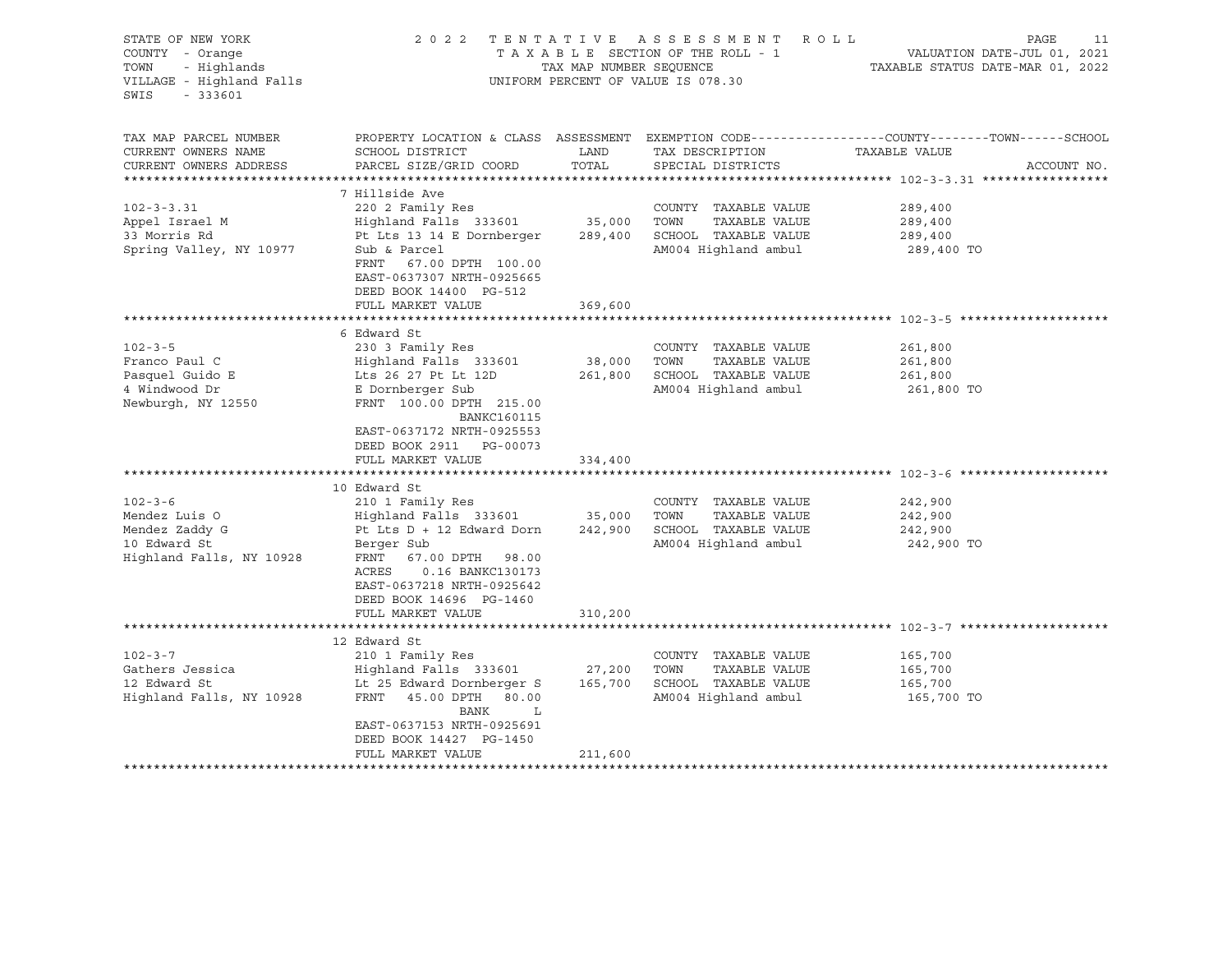STATE OF NEW YORK
COUNTY - Orange
TOWN - Highlands
VILLAGE - Highland Falls
SWIS - 333601

2022 TENTATIVE ASSESSMENT ROLL
TAXABLE SECTION OF THE ROLL - 1
TAX MAP NUMBER SEQUENCE
UNIFORM PERCENT OF VALUE IS 078.30

VALUATION DATE-JUL 01, 2021
TAXABLE STATUS DATE-MAR 01, 2022

| TAX MAP PARCEL NUMBER / CURRENT OWNERS NAME / CURRENT OWNERS ADDRESS | PROPERTY LOCATION & CLASS / SCHOOL DISTRICT / PARCEL SIZE/GRID COORD | ASSESSMENT LAND / TOTAL | EXEMPTION CODE / TAX DESCRIPTION / SPECIAL DISTRICTS | COUNTY / TOWN / SCHOOL TAXABLE VALUE | ACCOUNT NO. |
|---|---|---|---|---|---|
| **102-3-3.31** | 7 Hillside Ave | | | | |
| 102-3-3.31 | 220 2 Family Res | | COUNTY TAXABLE VALUE | 289,400 | |
| Appel Israel M | Highland Falls 333601 | 35,000 | TOWN TAXABLE VALUE | 289,400 | |
| 33 Morris Rd | Pt Lts 13 14 E Dornberger | 289,400 | SCHOOL TAXABLE VALUE | 289,400 | |
| Spring Valley, NY 10977 | Sub & Parcel | | AM004 Highland ambul | 289,400 TO | |
| | FRNT 67.00 DPTH 100.00 | | | | |
| | EAST-0637307 NRTH-0925665 | | | | |
| | DEED BOOK 14400 PG-512 | | | | |
| | FULL MARKET VALUE | 369,600 | | | |
| **102-3-5** | 6 Edward St | | | | |
| 102-3-5 | 230 3 Family Res | | COUNTY TAXABLE VALUE | 261,800 | |
| Franco Paul C | Highland Falls 333601 | 38,000 | TOWN TAXABLE VALUE | 261,800 | |
| Pasquel Guido E | Lts 26 27 Pt Lt 12D | 261,800 | SCHOOL TAXABLE VALUE | 261,800 | |
| 4 Windwood Dr | E Dornberger Sub | | AM004 Highland ambul | 261,800 TO | |
| Newburgh, NY 12550 | FRNT 100.00 DPTH 215.00 | | | | |
| | BANKC160115 | | | | |
| | EAST-0637172 NRTH-0925553 | | | | |
| | DEED BOOK 2911 PG-00073 | | | | |
| | FULL MARKET VALUE | 334,400 | | | |
| **102-3-6** | 10 Edward St | | | | |
| 102-3-6 | 210 1 Family Res | | COUNTY TAXABLE VALUE | 242,900 | |
| Mendez Luis O | Highland Falls 333601 | 35,000 | TOWN TAXABLE VALUE | 242,900 | |
| Mendez Zaddy G | Pt Lts D + 12 Edward Dorn | 242,900 | SCHOOL TAXABLE VALUE | 242,900 | |
| 10 Edward St | Berger Sub | | AM004 Highland ambul | 242,900 TO | |
| Highland Falls, NY 10928 | FRNT 67.00 DPTH 98.00 | | | | |
| | ACRES 0.16 BANKC130173 | | | | |
| | EAST-0637218 NRTH-0925642 | | | | |
| | DEED BOOK 14696 PG-1460 | | | | |
| | FULL MARKET VALUE | 310,200 | | | |
| **102-3-7** | 12 Edward St | | | | |
| 102-3-7 | 210 1 Family Res | | COUNTY TAXABLE VALUE | 165,700 | |
| Gathers Jessica | Highland Falls 333601 | 27,200 | TOWN TAXABLE VALUE | 165,700 | |
| 12 Edward St | Lt 25 Edward Dornberger S | 165,700 | SCHOOL TAXABLE VALUE | 165,700 | |
| Highland Falls, NY 10928 | FRNT 45.00 DPTH 80.00 | | AM004 Highland ambul | 165,700 TO | |
| | BANK L | | | | |
| | EAST-0637153 NRTH-0925691 | | | | |
| | DEED BOOK 14427 PG-1450 | | | | |
| | FULL MARKET VALUE | 211,600 | | | |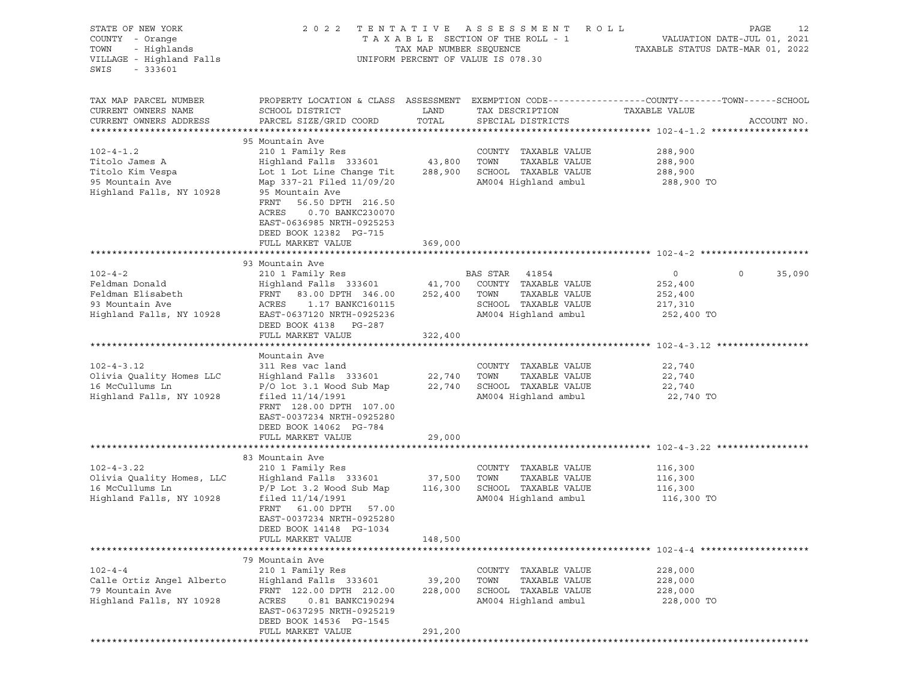STATE OF NEW YORK  
COUNTY - Orange  
TOWN - Highlands  
VILLAGE - Highland Falls  
SWIS - 333601

2022 TENTATIVE ASSESSMENT ROLL  
TAXABLE SECTION OF THE ROLL - 1  
TAX MAP NUMBER SEQUENCE  
UNIFORM PERCENT OF VALUE IS 078.30

VALUATION DATE-JUL 01, 2021  
TAXABLE STATUS DATE-MAR 01, 2022

| TAX MAP PARCEL NUMBER / CURRENT OWNERS NAME / CURRENT OWNERS ADDRESS | PROPERTY LOCATION & CLASS / SCHOOL DISTRICT / PARCEL SIZE/GRID COORD | ASSESSMENT LAND / TOTAL | EXEMPTION CODE / TAX DESCRIPTION / SPECIAL DISTRICTS | COUNTY | TOWN | SCHOOL |
|---|---|---|---|---|---|---|
| **102-4-1.2** | 95 Mountain Ave | | | | | |
| | 210 1 Family Res | | COUNTY TAXABLE VALUE | 288,900 | | |
| Titolo James A | Highland Falls 333601 | 43,800 | TOWN TAXABLE VALUE | | 288,900 | |
| Titolo Kim Vespa | Lot 1 Lot Line Change Tit | 288,900 | SCHOOL TAXABLE VALUE | | | 288,900 |
| 95 Mountain Ave | Map 337-21 Filed 11/09/20 | | AM004 Highland ambul | 288,900 TO | | |
| Highland Falls, NY 10928 | 95 Mountain Ave | | | | | |
| | FRNT 56.50 DPTH 216.50 | | | | | |
| | ACRES 0.70 BANKC230070 | | | | | |
| | EAST-0636985 NRTH-0925253 | | | | | |
| | DEED BOOK 12382 PG-715 | | | | | |
| | FULL MARKET VALUE | 369,000 | | | | |
| **102-4-2** | 93 Mountain Ave | | | | | |
| | 210 1 Family Res | | BAS STAR 41854 | 0 | 0 | 35,090 |
| Feldman Donald | Highland Falls 333601 | 41,700 | COUNTY TAXABLE VALUE | 252,400 | | |
| Feldman Elisabeth | FRNT 83.00 DPTH 346.00 | 252,400 | TOWN TAXABLE VALUE | | 252,400 | |
| 93 Mountain Ave | ACRES 1.17 BANKC160115 | | SCHOOL TAXABLE VALUE | | | 217,310 |
| Highland Falls, NY 10928 | EAST-0637120 NRTH-0925236 | | AM004 Highland ambul | 252,400 TO | | |
| | DEED BOOK 4138 PG-287 | | | | | |
| | FULL MARKET VALUE | 322,400 | | | | |
| **102-4-3.12** | Mountain Ave | | | | | |
| | 311 Res vac land | | COUNTY TAXABLE VALUE | 22,740 | | |
| Olivia Quality Homes LLC | Highland Falls 333601 | 22,740 | TOWN TAXABLE VALUE | | 22,740 | |
| 16 McCullums Ln | P/O lot 3.1 Wood Sub Map | 22,740 | SCHOOL TAXABLE VALUE | | | 22,740 |
| Highland Falls, NY 10928 | filed 11/14/1991 | | AM004 Highland ambul | 22,740 TO | | |
| | FRNT 128.00 DPTH 107.00 | | | | | |
| | EAST-0037234 NRTH-0925280 | | | | | |
| | DEED BOOK 14062 PG-784 | | | | | |
| | FULL MARKET VALUE | 29,000 | | | | |
| **102-4-3.22** | 83 Mountain Ave | | | | | |
| | 210 1 Family Res | | COUNTY TAXABLE VALUE | 116,300 | | |
| Olivia Quality Homes, LLC | Highland Falls 333601 | 37,500 | TOWN TAXABLE VALUE | | 116,300 | |
| 16 McCullums Ln | P/P Lot 3.2 Wood Sub Map | 116,300 | SCHOOL TAXABLE VALUE | | | 116,300 |
| Highland Falls, NY 10928 | filed 11/14/1991 | | AM004 Highland ambul | 116,300 TO | | |
| | FRNT 61.00 DPTH 57.00 | | | | | |
| | EAST-0037234 NRTH-0925280 | | | | | |
| | DEED BOOK 14148 PG-1034 | | | | | |
| | FULL MARKET VALUE | 148,500 | | | | |
| **102-4-4** | 79 Mountain Ave | | | | | |
| | 210 1 Family Res | | COUNTY TAXABLE VALUE | 228,000 | | |
| Calle Ortiz Angel Alberto | Highland Falls 333601 | 39,200 | TOWN TAXABLE VALUE | | 228,000 | |
| 79 Mountain Ave | FRNT 122.00 DPTH 212.00 | 228,000 | SCHOOL TAXABLE VALUE | | | 228,000 |
| Highland Falls, NY 10928 | ACRES 0.81 BANKC190294 | | AM004 Highland ambul | 228,000 TO | | |
| | EAST-0637295 NRTH-0925219 | | | | | |
| | DEED BOOK 14536 PG-1545 | | | | | |
| | FULL MARKET VALUE | 291,200 | | | | |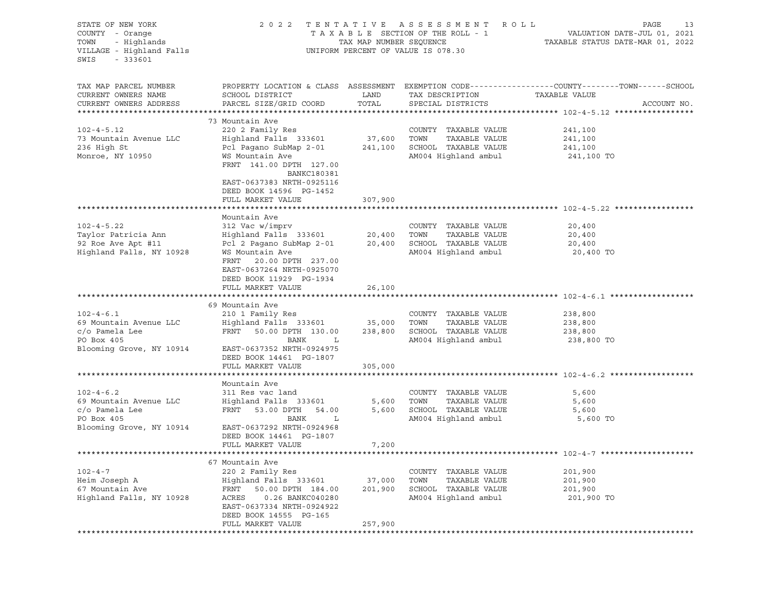STATE OF NEW YORK — 2022 TENTATIVE ASSESSMENT ROLL
COUNTY - Orange — TAXABLE SECTION OF THE ROLL - 1 — VALUATION DATE-JUL 01, 2021
TOWN - Highlands — TAX MAP NUMBER SEQUENCE — TAXABLE STATUS DATE-MAR 01, 2022
VILLAGE - Highland Falls — UNIFORM PERCENT OF VALUE IS 078.30
SWIS - 333601

| TAX MAP PARCEL NUMBER / CURRENT OWNERS NAME / CURRENT OWNERS ADDRESS | PROPERTY LOCATION & CLASS / SCHOOL DISTRICT / PARCEL SIZE/GRID COORD | ASSESSMENT LAND | TOTAL | EXEMPTION CODE / TAX DESCRIPTION / SPECIAL DISTRICTS | TAXABLE VALUE (COUNTY / TOWN / SCHOOL) | ACCOUNT NO. |
|---|---|---|---|---|---|---|
| **102-4-5.12** | 73 Mountain Ave | | | | | |
| 102-4-5.12 | 220 2 Family Res | | | COUNTY TAXABLE VALUE | 241,100 | |
| 73 Mountain Avenue LLC | Highland Falls 333601 | 37,600 | | TOWN TAXABLE VALUE | 241,100 | |
| 236 High St | Pcl Pagano SubMap 2-01 | | 241,100 | SCHOOL TAXABLE VALUE | 241,100 | |
| Monroe, NY 10950 | WS Mountain Ave | | | AM004 Highland ambul | 241,100 TO | |
| | FRNT 141.00 DPTH 127.00 | | | | | |
| | BANKC180381 | | | | | |
| | EAST-0637383 NRTH-0925116 | | | | | |
| | DEED BOOK 14596 PG-1452 | | | | | |
| | FULL MARKET VALUE | | 307,900 | | | |
| **102-4-5.22** | Mountain Ave | | | | | |
| 102-4-5.22 | 312 Vac w/imprv | | | COUNTY TAXABLE VALUE | 20,400 | |
| Taylor Patricia Ann | Highland Falls 333601 | 20,400 | | TOWN TAXABLE VALUE | 20,400 | |
| 92 Roe Ave Apt #11 | Pcl 2 Pagano SubMap 2-01 | | 20,400 | SCHOOL TAXABLE VALUE | 20,400 | |
| Highland Falls, NY 10928 | WS Mountain Ave | | | AM004 Highland ambul | 20,400 TO | |
| | FRNT 20.00 DPTH 237.00 | | | | | |
| | EAST-0637264 NRTH-0925070 | | | | | |
| | DEED BOOK 11929 PG-1934 | | | | | |
| | FULL MARKET VALUE | | 26,100 | | | |
| **102-4-6.1** | 69 Mountain Ave | | | | | |
| 102-4-6.1 | 210 1 Family Res | | | COUNTY TAXABLE VALUE | 238,800 | |
| 69 Mountain Avenue LLC | Highland Falls 333601 | 35,000 | | TOWN TAXABLE VALUE | 238,800 | |
| c/o Pamela Lee | FRNT 50.00 DPTH 130.00 | | 238,800 | SCHOOL TAXABLE VALUE | 238,800 | |
| PO Box 405 | BANK L | | | AM004 Highland ambul | 238,800 TO | |
| Blooming Grove, NY 10914 | EAST-0637352 NRTH-0924975 | | | | | |
| | DEED BOOK 14461 PG-1807 | | | | | |
| | FULL MARKET VALUE | | 305,000 | | | |
| **102-4-6.2** | Mountain Ave | | | | | |
| 102-4-6.2 | 311 Res vac land | | | COUNTY TAXABLE VALUE | 5,600 | |
| 69 Mountain Avenue LLC | Highland Falls 333601 | 5,600 | | TOWN TAXABLE VALUE | 5,600 | |
| c/o Pamela Lee | FRNT 53.00 DPTH 54.00 | | 5,600 | SCHOOL TAXABLE VALUE | 5,600 | |
| PO Box 405 | BANK L | | | AM004 Highland ambul | 5,600 TO | |
| Blooming Grove, NY 10914 | EAST-0637292 NRTH-0924968 | | | | | |
| | DEED BOOK 14461 PG-1807 | | | | | |
| | FULL MARKET VALUE | | 7,200 | | | |
| **102-4-7** | 67 Mountain Ave | | | | | |
| 102-4-7 | 220 2 Family Res | | | COUNTY TAXABLE VALUE | 201,900 | |
| Heim Joseph A | Highland Falls 333601 | 37,000 | | TOWN TAXABLE VALUE | 201,900 | |
| 67 Mountain Ave | FRNT 50.00 DPTH 184.00 | | 201,900 | SCHOOL TAXABLE VALUE | 201,900 | |
| Highland Falls, NY 10928 | ACRES 0.26 BANKC040280 | | | AM004 Highland ambul | 201,900 TO | |
| | EAST-0637334 NRTH-0924922 | | | | | |
| | DEED BOOK 14555 PG-165 | | | | | |
| | FULL MARKET VALUE | | 257,900 | | | |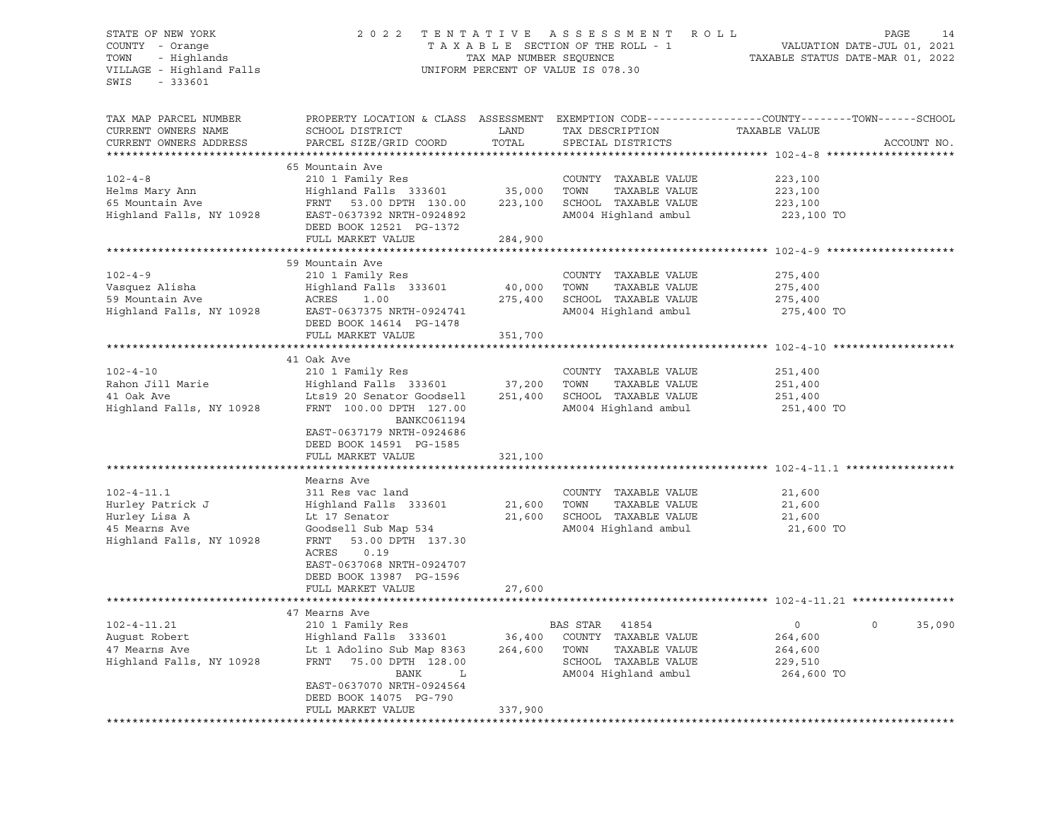STATE OF NEW YORK
COUNTY - Orange
TOWN - Highlands
VILLAGE - Highland Falls
SWIS - 333601

2022 TENTATIVE ASSESSMENT ROLL
TAXABLE SECTION OF THE ROLL - 1
TAX MAP NUMBER SEQUENCE
UNIFORM PERCENT OF VALUE IS 078.30

VALUATION DATE-JUL 01, 2021
TAXABLE STATUS DATE-MAR 01, 2022

| TAX MAP PARCEL NUMBER / CURRENT OWNERS NAME / CURRENT OWNERS ADDRESS | PROPERTY LOCATION & CLASS / SCHOOL DISTRICT / PARCEL SIZE/GRID COORD | ASSESSMENT LAND / TOTAL | EXEMPTION CODE / TAX DESCRIPTION / SPECIAL DISTRICTS | COUNTY | TOWN | SCHOOL / TAXABLE VALUE / ACCOUNT NO. |
|---|---|---|---|---|---|---|
| **102-4-8** | 65 Mountain Ave | | | | | |
| 102-4-8 | 210 1 Family Res | | COUNTY TAXABLE VALUE | 223,100 | | |
| Helms Mary Ann | Highland Falls 333601 | 35,000 | TOWN TAXABLE VALUE | 223,100 | | |
| 65 Mountain Ave | FRNT 53.00 DPTH 130.00 | 223,100 | SCHOOL TAXABLE VALUE | 223,100 | | |
| Highland Falls, NY 10928 | EAST-0637392 NRTH-0924892 | | AM004 Highland ambul | 223,100 TO | | |
| | DEED BOOK 12521 PG-1372 | | | | | |
| | FULL MARKET VALUE | 284,900 | | | | |
| **102-4-9** | 59 Mountain Ave | | | | | |
| 102-4-9 | 210 1 Family Res | | COUNTY TAXABLE VALUE | 275,400 | | |
| Vasquez Alisha | Highland Falls 333601 | 40,000 | TOWN TAXABLE VALUE | 275,400 | | |
| 59 Mountain Ave | ACRES 1.00 | 275,400 | SCHOOL TAXABLE VALUE | 275,400 | | |
| Highland Falls, NY 10928 | EAST-0637375 NRTH-0924741 | | AM004 Highland ambul | 275,400 TO | | |
| | DEED BOOK 14614 PG-1478 | | | | | |
| | FULL MARKET VALUE | 351,700 | | | | |
| **102-4-10** | 41 Oak Ave | | | | | |
| 102-4-10 | 210 1 Family Res | | COUNTY TAXABLE VALUE | 251,400 | | |
| Rahon Jill Marie | Highland Falls 333601 | 37,200 | TOWN TAXABLE VALUE | 251,400 | | |
| 41 Oak Ave | Lts19 20 Senator Goodsell | 251,400 | SCHOOL TAXABLE VALUE | 251,400 | | |
| Highland Falls, NY 10928 | FRNT 100.00 DPTH 127.00 | | AM004 Highland ambul | 251,400 TO | | |
| | BANKC061194 | | | | | |
| | EAST-0637179 NRTH-0924686 | | | | | |
| | DEED BOOK 14591 PG-1585 | | | | | |
| | FULL MARKET VALUE | 321,100 | | | | |
| **102-4-11.1** | Mearns Ave | | | | | |
| 102-4-11.1 | 311 Res vac land | | COUNTY TAXABLE VALUE | 21,600 | | |
| Hurley Patrick J | Highland Falls 333601 | 21,600 | TOWN TAXABLE VALUE | 21,600 | | |
| Hurley Lisa A | Lt 17 Senator | 21,600 | SCHOOL TAXABLE VALUE | 21,600 | | |
| 45 Mearns Ave | Goodsell Sub Map 534 | | AM004 Highland ambul | 21,600 TO | | |
| Highland Falls, NY 10928 | FRNT 53.00 DPTH 137.30 | | | | | |
| | ACRES 0.19 | | | | | |
| | EAST-0637068 NRTH-0924707 | | | | | |
| | DEED BOOK 13987 PG-1596 | | | | | |
| | FULL MARKET VALUE | 27,600 | | | | |
| **102-4-11.21** | 47 Mearns Ave | | | | | |
| 102-4-11.21 | 210 1 Family Res | | BAS STAR 41854 | 0 | 0 | 35,090 |
| August Robert | Highland Falls 333601 | 36,400 | COUNTY TAXABLE VALUE | 264,600 | | |
| 47 Mearns Ave | Lt 1 Adolino Sub Map 8363 | 264,600 | TOWN TAXABLE VALUE | 264,600 | | |
| Highland Falls, NY 10928 | FRNT 75.00 DPTH 128.00 | | SCHOOL TAXABLE VALUE | 229,510 | | |
| | BANK L | | AM004 Highland ambul | 264,600 TO | | |
| | EAST-0637070 NRTH-0924564 | | | | | |
| | DEED BOOK 14075 PG-790 | | | | | |
| | FULL MARKET VALUE | 337,900 | | | | |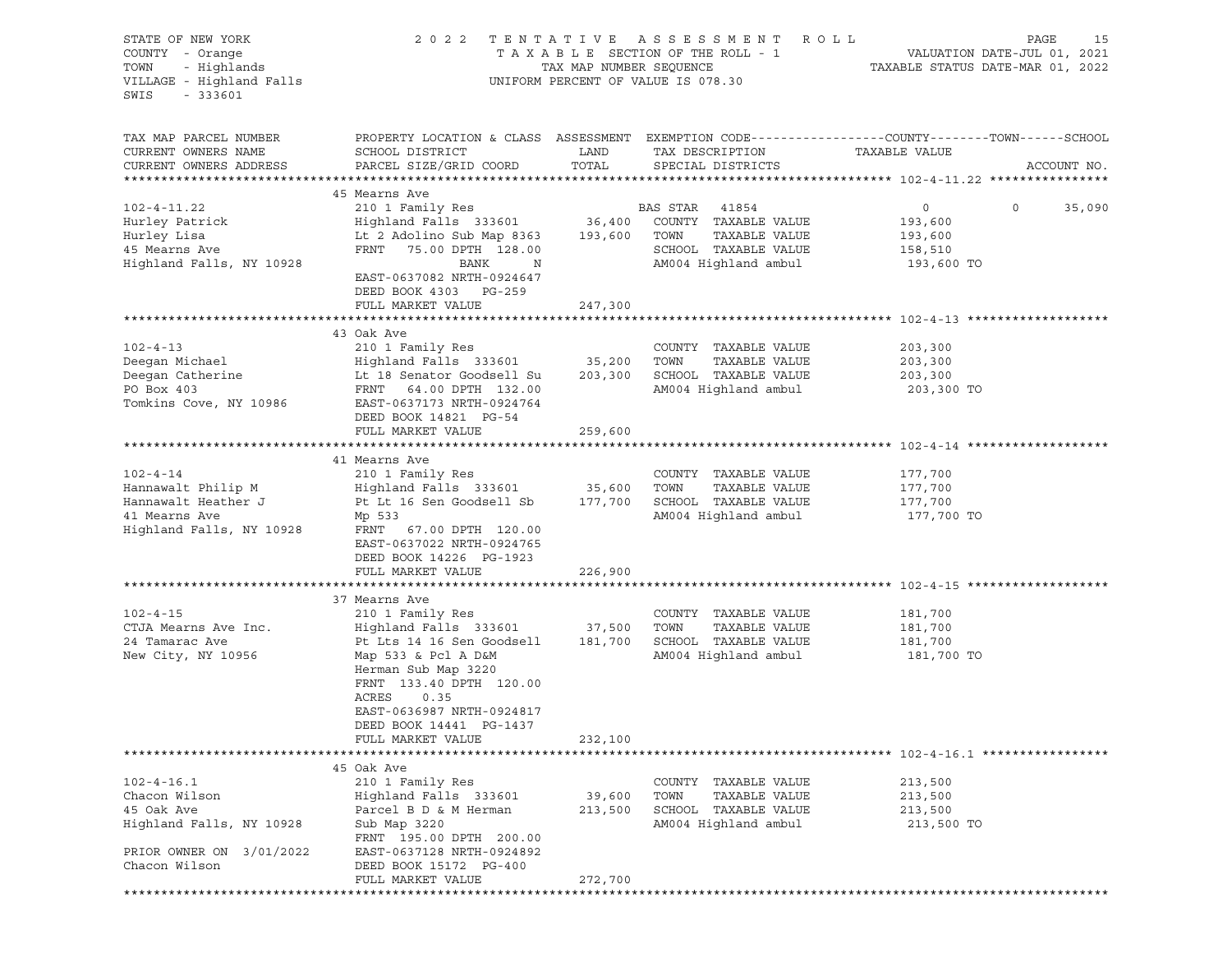STATE OF NEW YORK
COUNTY - Orange
TOWN - Highlands
VILLAGE - Highland Falls
SWIS - 333601

2022 TENTATIVE ASSESSMENT ROLL
TAXABLE SECTION OF THE ROLL - 1
TAX MAP NUMBER SEQUENCE
UNIFORM PERCENT OF VALUE IS 078.30

VALUATION DATE-JUL 01, 2021
TAXABLE STATUS DATE-MAR 01, 2022

| TAX MAP PARCEL NUMBER / CURRENT OWNERS NAME / CURRENT OWNERS ADDRESS | PROPERTY LOCATION & CLASS / SCHOOL DISTRICT / PARCEL SIZE/GRID COORD | ASSESSMENT LAND | TOTAL | EXEMPTION CODE / TAX DESCRIPTION / SPECIAL DISTRICTS | COUNTY TAXABLE VALUE | TOWN | SCHOOL | ACCOUNT NO. |
|---|---|---|---|---|---|---|---|---|
| **102-4-11.22** | 45 Mearns Ave | | | | | | | |
| 102-4-11.22 | 210 1 Family Res | | | BAS STAR 41854 | 0 | 0 | 35,090 | |
| Hurley Patrick | Highland Falls 333601 | 36,400 | | COUNTY TAXABLE VALUE | 193,600 | | | |
| Hurley Lisa | Lt 2 Adolino Sub Map 8363 | | 193,600 | TOWN TAXABLE VALUE | 193,600 | | | |
| 45 Mearns Ave | FRNT 75.00 DPTH 128.00 | | | SCHOOL TAXABLE VALUE | 158,510 | | | |
| Highland Falls, NY 10928 | BANK N | | | AM004 Highland ambul | 193,600 TO | | | |
| | EAST-0637082 NRTH-0924647 | | | | | | | |
| | DEED BOOK 4303 PG-259 | | | | | | | |
| | FULL MARKET VALUE | | 247,300 | | | | | |
| **102-4-13** | 43 Oak Ave | | | | | | | |
| 102-4-13 | 210 1 Family Res | | | COUNTY TAXABLE VALUE | 203,300 | | | |
| Deegan Michael | Highland Falls 333601 | 35,200 | | TOWN TAXABLE VALUE | 203,300 | | | |
| Deegan Catherine | Lt 18 Senator Goodsell Su | | 203,300 | SCHOOL TAXABLE VALUE | 203,300 | | | |
| PO Box 403 | FRNT 64.00 DPTH 132.00 | | | AM004 Highland ambul | 203,300 TO | | | |
| Tomkins Cove, NY 10986 | EAST-0637173 NRTH-0924764 | | | | | | | |
| | DEED BOOK 14821 PG-54 | | | | | | | |
| | FULL MARKET VALUE | | 259,600 | | | | | |
| **102-4-14** | 41 Mearns Ave | | | | | | | |
| 102-4-14 | 210 1 Family Res | | | COUNTY TAXABLE VALUE | 177,700 | | | |
| Hannawalt Philip M | Highland Falls 333601 | 35,600 | | TOWN TAXABLE VALUE | 177,700 | | | |
| Hannawalt Heather J | Pt Lt 16 Sen Goodsell Sb | | 177,700 | SCHOOL TAXABLE VALUE | 177,700 | | | |
| 41 Mearns Ave | Mp 533 | | | AM004 Highland ambul | 177,700 TO | | | |
| Highland Falls, NY 10928 | FRNT 67.00 DPTH 120.00 | | | | | | | |
| | EAST-0637022 NRTH-0924765 | | | | | | | |
| | DEED BOOK 14226 PG-1923 | | | | | | | |
| | FULL MARKET VALUE | | 226,900 | | | | | |
| **102-4-15** | 37 Mearns Ave | | | | | | | |
| 102-4-15 | 210 1 Family Res | | | COUNTY TAXABLE VALUE | 181,700 | | | |
| CTJA Mearns Ave Inc. | Highland Falls 333601 | 37,500 | | TOWN TAXABLE VALUE | 181,700 | | | |
| 24 Tamarac Ave | Pt Lts 14 16 Sen Goodsell | | 181,700 | SCHOOL TAXABLE VALUE | 181,700 | | | |
| New City, NY 10956 | Map 533 & Pcl A D&M | | | AM004 Highland ambul | 181,700 TO | | | |
| | Herman Sub Map 3220 | | | | | | | |
| | FRNT 133.40 DPTH 120.00 | | | | | | | |
| | ACRES 0.35 | | | | | | | |
| | EAST-0636987 NRTH-0924817 | | | | | | | |
| | DEED BOOK 14441 PG-1437 | | | | | | | |
| | FULL MARKET VALUE | | 232,100 | | | | | |
| **102-4-16.1** | 45 Oak Ave | | | | | | | |
| 102-4-16.1 | 210 1 Family Res | | | COUNTY TAXABLE VALUE | 213,500 | | | |
| Chacon Wilson | Highland Falls 333601 | 39,600 | | TOWN TAXABLE VALUE | 213,500 | | | |
| 45 Oak Ave | Parcel B D & M Herman | | 213,500 | SCHOOL TAXABLE VALUE | 213,500 | | | |
| Highland Falls, NY 10928 | Sub Map 3220 | | | AM004 Highland ambul | 213,500 TO | | | |
| | FRNT 195.00 DPTH 200.00 | | | | | | | |
| PRIOR OWNER ON 3/01/2022 | EAST-0637128 NRTH-0924892 | | | | | | | |
| Chacon Wilson | DEED BOOK 15172 PG-400 | | | | | | | |
| | FULL MARKET VALUE | | 272,700 | | | | | |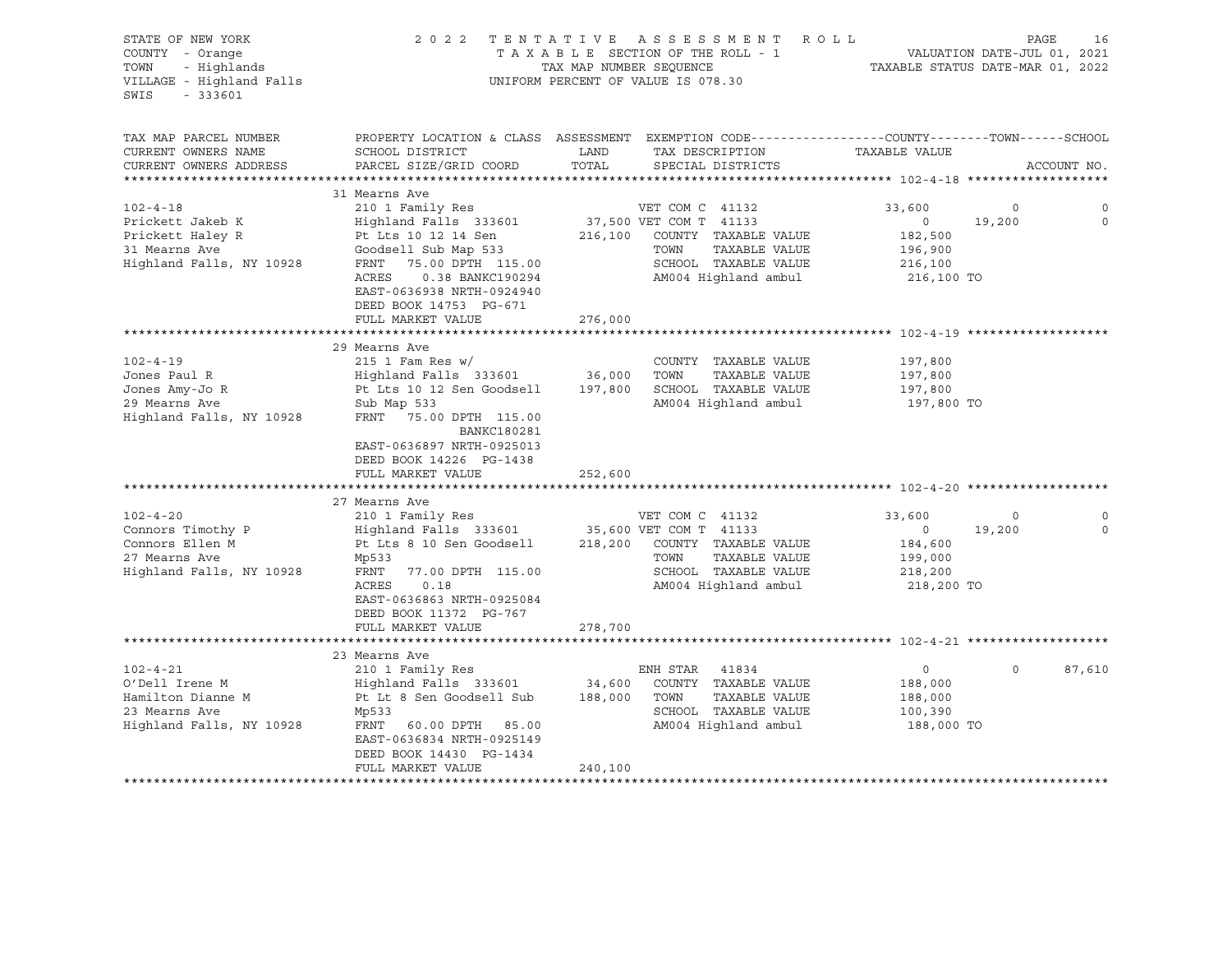STATE OF NEW YORK
COUNTY - Orange
TOWN - Highlands
VILLAGE - Highland Falls
SWIS - 333601

2 0 2 2 T E N T A T I V E A S S E S S M E N T R O L L
T A X A B L E SECTION OF THE ROLL - 1
TAX MAP NUMBER SEQUENCE
UNIFORM PERCENT OF VALUE IS 078.30

VALUATION DATE-JUL 01, 2021
TAXABLE STATUS DATE-MAR 01, 2022

```
TAX MAP PARCEL NUMBER          PROPERTY LOCATION & CLASS  ASSESSMENT  EXEMPTION CODE------------------COUNTY--------TOWN------SCHOOL
CURRENT OWNERS NAME            SCHOOL DISTRICT             LAND      TAX DESCRIPTION                  TAXABLE VALUE
CURRENT OWNERS ADDRESS         PARCEL SIZE/GRID COORD      TOTAL     SPECIAL DISTRICTS                                    ACCOUNT NO.
******************************************************************************************************* 102-4-18 *******************
                    31 Mearns Ave
102-4-18                       210 1 Family Res                   VET COM C 41132          33,600          0              0
Prickett Jakeb K               Highland Falls 333601     37,500 VET COM T 41133                0     19,200              0
Prickett Haley R               Pt Lts 10 12 14 Sen      216,100   COUNTY  TAXABLE VALUE        182,500
31 Mearns Ave                  Goodsell Sub Map 533                TOWN    TAXABLE VALUE        196,900
Highland Falls, NY 10928       FRNT   75.00 DPTH 115.00            SCHOOL  TAXABLE VALUE        216,100
                               ACRES    0.38 BANKC190294           AM004 Highland ambul          216,100 TO
                               EAST-0636938 NRTH-0924940
                               DEED BOOK 14753  PG-671
                               FULL MARKET VALUE             276,000
******************************************************************************************************* 102-4-19 *******************
                    29 Mearns Ave
102-4-19                       215 1 Fam Res w/                    COUNTY  TAXABLE VALUE        197,800
Jones Paul R                   Highland Falls 333601     36,000    TOWN    TAXABLE VALUE        197,800
Jones Amy-Jo R                 Pt Lts 10 12 Sen Goodsell 197,800   SCHOOL  TAXABLE VALUE        197,800
29 Mearns Ave                  Sub Map 533                         AM004 Highland ambul          197,800 TO
Highland Falls, NY 10928       FRNT   75.00 DPTH 115.00
                                             BANKC180281
                               EAST-0636897 NRTH-0925013
                               DEED BOOK 14226  PG-1438
                               FULL MARKET VALUE             252,600
******************************************************************************************************* 102-4-20 *******************
                    27 Mearns Ave
102-4-20                       210 1 Family Res                   VET COM C 41132          33,600          0              0
Connors Timothy P              Highland Falls 333601     35,600 VET COM T 41133                0     19,200              0
Connors Ellen M                Pt Lts 8 10 Sen Goodsell  218,200   COUNTY  TAXABLE VALUE        184,600
27 Mearns Ave                  Mp533                               TOWN    TAXABLE VALUE        199,000
Highland Falls, NY 10928       FRNT   77.00 DPTH 115.00            SCHOOL  TAXABLE VALUE        218,200
                               ACRES    0.18                       AM004 Highland ambul          218,200 TO
                               EAST-0636863 NRTH-0925084
                               DEED BOOK 11372  PG-767
                               FULL MARKET VALUE             278,700
******************************************************************************************************* 102-4-21 *******************
                    23 Mearns Ave
102-4-21                       210 1 Family Res                    ENH STAR   41834               0          0         87,610
O'Dell Irene M                 Highland Falls 333601     34,600    COUNTY  TAXABLE VALUE        188,000
Hamilton Dianne M              Pt Lt 8 Sen Goodsell Sub  188,000   TOWN    TAXABLE VALUE        188,000
23 Mearns Ave                  Mp533                               SCHOOL  TAXABLE VALUE        100,390
Highland Falls, NY 10928       FRNT   60.00 DPTH  85.00            AM004 Highland ambul          188,000 TO
                               EAST-0636834 NRTH-0925149
                               DEED BOOK 14430  PG-1434
                               FULL MARKET VALUE             240,100
************************************************************************************************************************************
```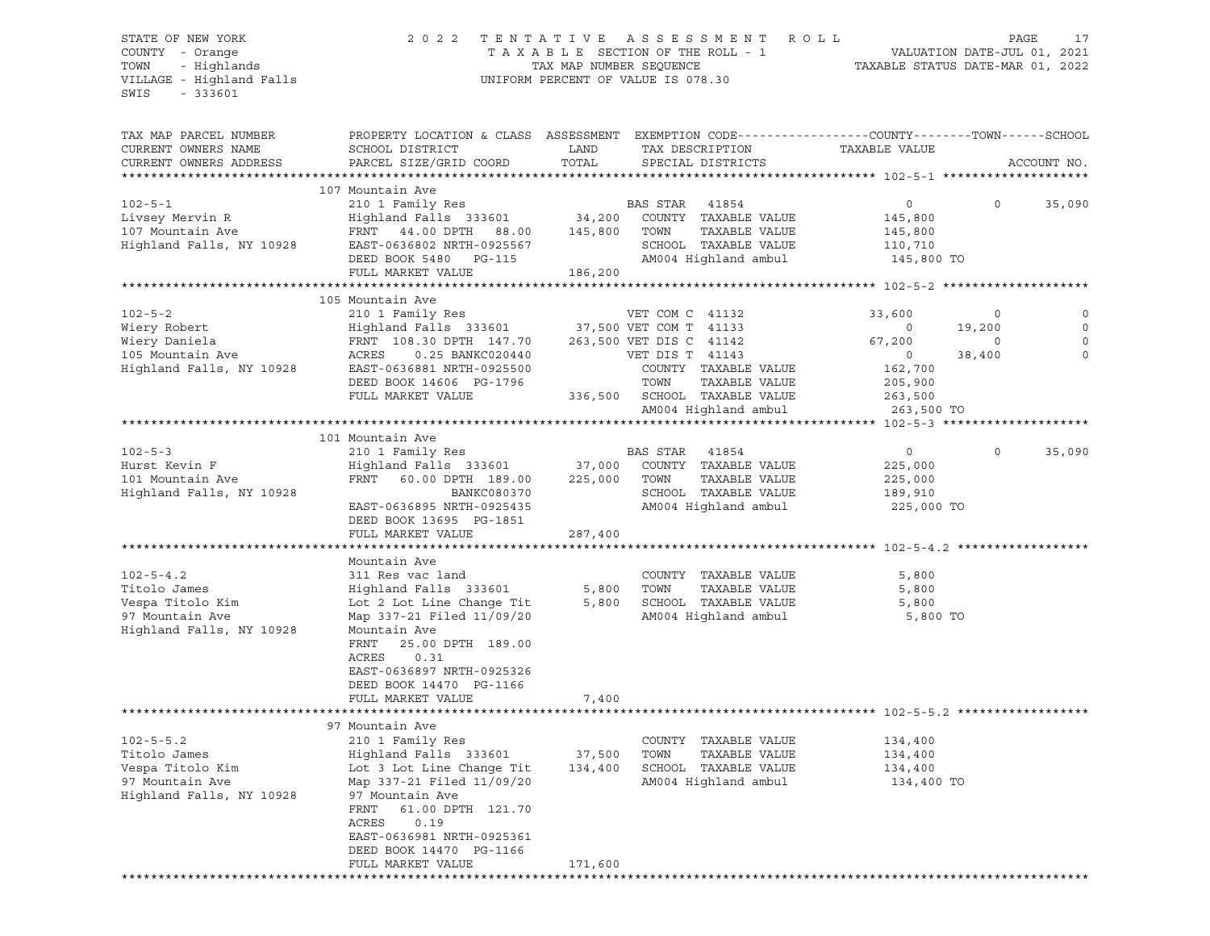STATE OF NEW YORK
COUNTY - Orange
TOWN - Highlands
VILLAGE - Highland Falls
SWIS - 333601

2022 TENTATIVE ASSESSMENT ROLL
TAXABLE SECTION OF THE ROLL - 1
TAX MAP NUMBER SEQUENCE
UNIFORM PERCENT OF VALUE IS 078.30

VALUATION DATE-JUL 01, 2021
TAXABLE STATUS DATE-MAR 01, 2022

| TAX MAP PARCEL NUMBER / CURRENT OWNERS NAME / CURRENT OWNERS ADDRESS | PROPERTY LOCATION & CLASS / SCHOOL DISTRICT / PARCEL SIZE/GRID COORD | ASSESSMENT LAND / TOTAL | EXEMPTION CODE / TAX DESCRIPTION / SPECIAL DISTRICTS | COUNTY TAXABLE VALUE | TOWN | SCHOOL / ACCOUNT NO. |
|---|---|---|---|---|---|---|
| **102-5-1** | 107 Mountain Ave | | | | | |
| 102-5-1 | 210 1 Family Res | | BAS STAR 41854 | 0 | 0 | 35,090 |
| Livsey Mervin R | Highland Falls 333601 | 34,200 | COUNTY TAXABLE VALUE | 145,800 | | |
| 107 Mountain Ave | FRNT 44.00 DPTH 88.00 | 145,800 | TOWN TAXABLE VALUE | 145,800 | | |
| Highland Falls, NY 10928 | EAST-0636802 NRTH-0925567 | | SCHOOL TAXABLE VALUE | 110,710 | | |
| | DEED BOOK 5480 PG-115 | | AM004 Highland ambul | 145,800 TO | | |
| | FULL MARKET VALUE | 186,200 | | | | |
| **102-5-2** | 105 Mountain Ave | | | | | |
| 102-5-2 | 210 1 Family Res | | VET COM C 41132 | 33,600 | 0 | 0 |
| Wiery Robert | Highland Falls 333601 | 37,500 | VET COM T 41133 | 0 | 19,200 | 0 |
| Wiery Daniela | FRNT 108.30 DPTH 147.70 | 263,500 | VET DIS C 41142 | 67,200 | 0 | 0 |
| 105 Mountain Ave | ACRES 0.25 BANKC020440 | | VET DIS T 41143 | 0 | 38,400 | 0 |
| Highland Falls, NY 10928 | EAST-0636881 NRTH-0925500 | | COUNTY TAXABLE VALUE | 162,700 | | |
| | DEED BOOK 14606 PG-1796 | | TOWN TAXABLE VALUE | 205,900 | | |
| | FULL MARKET VALUE | 336,500 | SCHOOL TAXABLE VALUE | 263,500 | | |
| | | | AM004 Highland ambul | 263,500 TO | | |
| **102-5-3** | 101 Mountain Ave | | | | | |
| 102-5-3 | 210 1 Family Res | | BAS STAR 41854 | 0 | 0 | 35,090 |
| Hurst Kevin F | Highland Falls 333601 | 37,000 | COUNTY TAXABLE VALUE | 225,000 | | |
| 101 Mountain Ave | FRNT 60.00 DPTH 189.00 | 225,000 | TOWN TAXABLE VALUE | 225,000 | | |
| Highland Falls, NY 10928 | BANKC080370 | | SCHOOL TAXABLE VALUE | 189,910 | | |
| | EAST-0636895 NRTH-0925435 | | AM004 Highland ambul | 225,000 TO | | |
| | DEED BOOK 13695 PG-1851 | | | | | |
| | FULL MARKET VALUE | 287,400 | | | | |
| **102-5-4.2** | Mountain Ave | | | | | |
| 102-5-4.2 | 311 Res vac land | | COUNTY TAXABLE VALUE | 5,800 | | |
| Titolo James | Highland Falls 333601 | 5,800 | TOWN TAXABLE VALUE | 5,800 | | |
| Vespa Titolo Kim | Lot 2 Lot Line Change Tit | 5,800 | SCHOOL TAXABLE VALUE | 5,800 | | |
| 97 Mountain Ave | Map 337-21 Filed 11/09/20 | | AM004 Highland ambul | 5,800 TO | | |
| Highland Falls, NY 10928 | Mountain Ave | | | | | |
| | FRNT 25.00 DPTH 189.00 | | | | | |
| | ACRES 0.31 | | | | | |
| | EAST-0636897 NRTH-0925326 | | | | | |
| | DEED BOOK 14470 PG-1166 | | | | | |
| | FULL MARKET VALUE | 7,400 | | | | |
| **102-5-5.2** | 97 Mountain Ave | | | | | |
| 102-5-5.2 | 210 1 Family Res | | COUNTY TAXABLE VALUE | 134,400 | | |
| Titolo James | Highland Falls 333601 | 37,500 | TOWN TAXABLE VALUE | 134,400 | | |
| Vespa Titolo Kim | Lot 3 Lot Line Change Tit | 134,400 | SCHOOL TAXABLE VALUE | 134,400 | | |
| 97 Mountain Ave | Map 337-21 Filed 11/09/20 | | AM004 Highland ambul | 134,400 TO | | |
| Highland Falls, NY 10928 | 97 Mountain Ave | | | | | |
| | FRNT 61.00 DPTH 121.70 | | | | | |
| | ACRES 0.19 | | | | | |
| | EAST-0636981 NRTH-0925361 | | | | | |
| | DEED BOOK 14470 PG-1166 | | | | | |
| | FULL MARKET VALUE | 171,600 | | | | |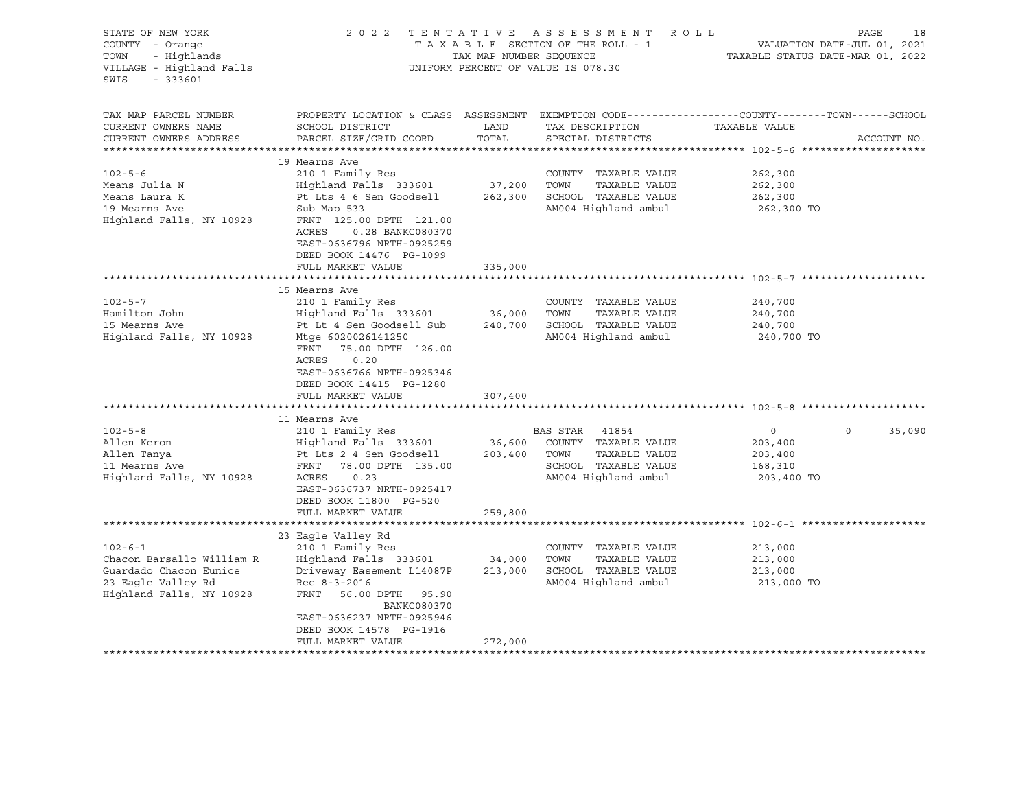STATE OF NEW YORK
COUNTY - Orange
TOWN - Highlands
VILLAGE - Highland Falls
SWIS - 333601

2022 TENTATIVE ASSESSMENT ROLL
TAXABLE SECTION OF THE ROLL - 1
TAX MAP NUMBER SEQUENCE
UNIFORM PERCENT OF VALUE IS 078.30

VALUATION DATE-JUL 01, 2021
TAXABLE STATUS DATE-MAR 01, 2022

| TAX MAP PARCEL NUMBER / CURRENT OWNERS NAME / CURRENT OWNERS ADDRESS | PROPERTY LOCATION & CLASS / SCHOOL DISTRICT / PARCEL SIZE/GRID COORD | ASSESSMENT LAND | ASSESSMENT TOTAL | EXEMPTION CODE / TAX DESCRIPTION / SPECIAL DISTRICTS | COUNTY TAXABLE VALUE | TOWN | SCHOOL | ACCOUNT NO. |
|---|---|---|---|---|---|---|---|---|
| **102-5-6** | 19 Mearns Ave | | | | | | | |
| 102-5-6 | 210 1 Family Res | | | COUNTY TAXABLE VALUE | 262,300 | | | |
| Means Julia N | Highland Falls 333601 | 37,200 | | TOWN TAXABLE VALUE | 262,300 | | | |
| Means Laura K | Pt Lts 4 6 Sen Goodsell | | 262,300 | SCHOOL TAXABLE VALUE | 262,300 | | | |
| 19 Mearns Ave | Sub Map 533 | | | AM004 Highland ambul | 262,300 TO | | | |
| Highland Falls, NY 10928 | FRNT 125.00 DPTH 121.00 | | | | | | | |
| | ACRES 0.28 BANKC080370 | | | | | | | |
| | EAST-0636796 NRTH-0925259 | | | | | | | |
| | DEED BOOK 14476 PG-1099 | | | | | | | |
| | FULL MARKET VALUE | | 335,000 | | | | | |
| **102-5-7** | 15 Mearns Ave | | | | | | | |
| 102-5-7 | 210 1 Family Res | | | COUNTY TAXABLE VALUE | 240,700 | | | |
| Hamilton John | Highland Falls 333601 | 36,000 | | TOWN TAXABLE VALUE | 240,700 | | | |
| 15 Mearns Ave | Pt Lt 4 Sen Goodsell Sub | | 240,700 | SCHOOL TAXABLE VALUE | 240,700 | | | |
| Highland Falls, NY 10928 | Mtge 6020026141250 | | | AM004 Highland ambul | 240,700 TO | | | |
| | FRNT 75.00 DPTH 126.00 | | | | | | | |
| | ACRES 0.20 | | | | | | | |
| | EAST-0636766 NRTH-0925346 | | | | | | | |
| | DEED BOOK 14415 PG-1280 | | | | | | | |
| | FULL MARKET VALUE | | 307,400 | | | | | |
| **102-5-8** | 11 Mearns Ave | | | | | | | |
| 102-5-8 | 210 1 Family Res | | | BAS STAR 41854 | 0 | 0 | 35,090 | |
| Allen Keron | Highland Falls 333601 | 36,600 | | COUNTY TAXABLE VALUE | 203,400 | | | |
| Allen Tanya | Pt Lts 2 4 Sen Goodsell | | 203,400 | TOWN TAXABLE VALUE | 203,400 | | | |
| 11 Mearns Ave | FRNT 78.00 DPTH 135.00 | | | SCHOOL TAXABLE VALUE | 168,310 | | | |
| Highland Falls, NY 10928 | ACRES 0.23 | | | AM004 Highland ambul | 203,400 TO | | | |
| | EAST-0636737 NRTH-0925417 | | | | | | | |
| | DEED BOOK 11800 PG-520 | | | | | | | |
| | FULL MARKET VALUE | | 259,800 | | | | | |
| **102-6-1** | 23 Eagle Valley Rd | | | | | | | |
| 102-6-1 | 210 1 Family Res | | | COUNTY TAXABLE VALUE | 213,000 | | | |
| Chacon Barsallo William R | Highland Falls 333601 | 34,000 | | TOWN TAXABLE VALUE | 213,000 | | | |
| Guardado Chacon Eunice | Driveway Easement L14087P | | 213,000 | SCHOOL TAXABLE VALUE | 213,000 | | | |
| 23 Eagle Valley Rd | Rec 8-3-2016 | | | AM004 Highland ambul | 213,000 TO | | | |
| Highland Falls, NY 10928 | FRNT 56.00 DPTH 95.90 | | | | | | | |
| | BANKC080370 | | | | | | | |
| | EAST-0636237 NRTH-0925946 | | | | | | | |
| | DEED BOOK 14578 PG-1916 | | | | | | | |
| | FULL MARKET VALUE | | 272,000 | | | | | |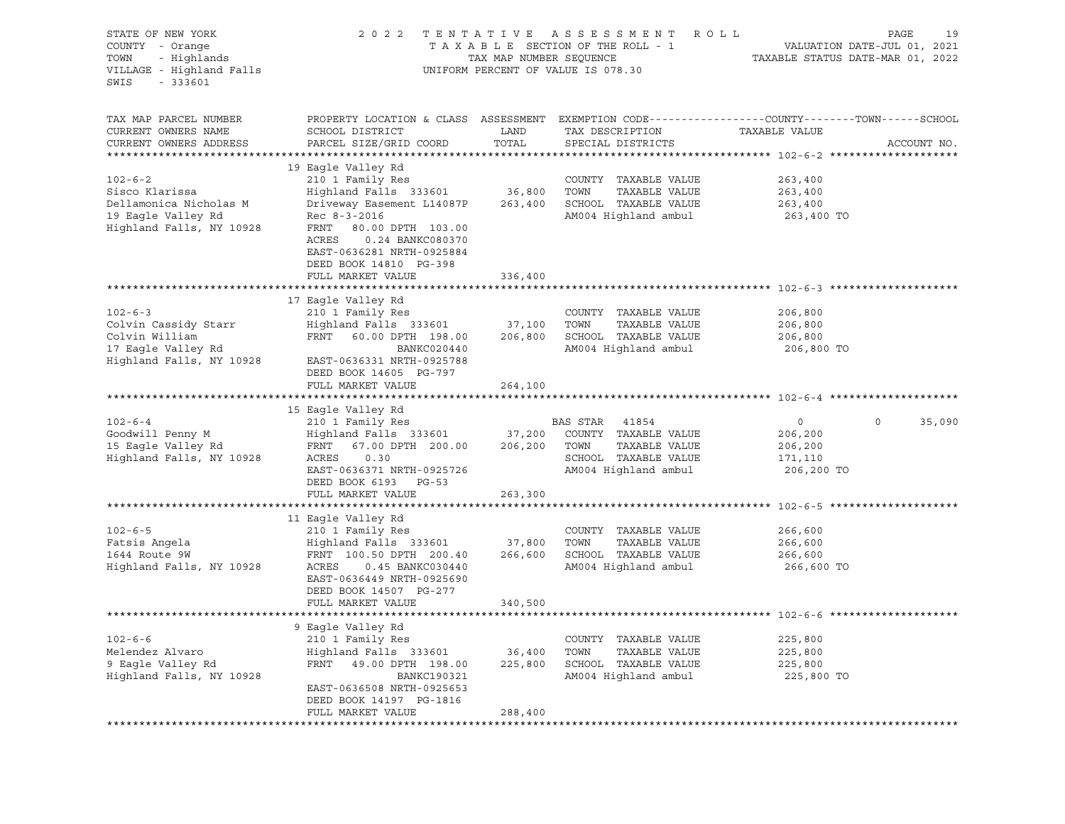STATE OF NEW YORK
COUNTY - Orange
TOWN - Highlands
VILLAGE - Highland Falls
SWIS - 333601

2 0 2 2 T E N T A T I V E A S S E S S M E N T R O L L
T A X A B L E SECTION OF THE ROLL - 1
TAX MAP NUMBER SEQUENCE
UNIFORM PERCENT OF VALUE IS 078.30

VALUATION DATE-JUL 01, 2021
TAXABLE STATUS DATE-MAR 01, 2022

| TAX MAP PARCEL NUMBER / CURRENT OWNERS NAME / CURRENT OWNERS ADDRESS | PROPERTY LOCATION & CLASS / SCHOOL DISTRICT / PARCEL SIZE/GRID COORD | ASSESSMENT LAND / TOTAL | EXEMPTION CODE / TAX DESCRIPTION / SPECIAL DISTRICTS | COUNTY | TOWN | SCHOOL | ACCOUNT NO. |
|---|---|---|---|---|---|---|---|
| **102-6-2** | 19 Eagle Valley Rd | | | | | | |
| 102-6-2 | 210 1 Family Res | | COUNTY TAXABLE VALUE | 263,400 | | | |
| Sisco Klarissa | Highland Falls 333601 | 36,800 | TOWN TAXABLE VALUE | | 263,400 | | |
| Dellamonica Nicholas M | Driveway Easement L14087P | 263,400 | SCHOOL TAXABLE VALUE | | | 263,400 | |
| 19 Eagle Valley Rd | Rec 8-3-2016 | | AM004 Highland ambul | 263,400 TO | | | |
| Highland Falls, NY 10928 | FRNT 80.00 DPTH 103.00 | | | | | | |
| | ACRES 0.24 BANKC080370 | | | | | | |
| | EAST-0636281 NRTH-0925884 | | | | | | |
| | DEED BOOK 14810 PG-398 | | | | | | |
| | FULL MARKET VALUE | 336,400 | | | | | |
| **102-6-3** | 17 Eagle Valley Rd | | | | | | |
| 102-6-3 | 210 1 Family Res | | COUNTY TAXABLE VALUE | 206,800 | | | |
| Colvin Cassidy Starr | Highland Falls 333601 | 37,100 | TOWN TAXABLE VALUE | | 206,800 | | |
| Colvin William | FRNT 60.00 DPTH 198.00 | 206,800 | SCHOOL TAXABLE VALUE | | | 206,800 | |
| 17 Eagle Valley Rd | BANKC020440 | | AM004 Highland ambul | 206,800 TO | | | |
| Highland Falls, NY 10928 | EAST-0636331 NRTH-0925788 | | | | | | |
| | DEED BOOK 14605 PG-797 | | | | | | |
| | FULL MARKET VALUE | 264,100 | | | | | |
| **102-6-4** | 15 Eagle Valley Rd | | | | | | |
| 102-6-4 | 210 1 Family Res | | BAS STAR 41854 | 0 | 0 | 35,090 | |
| Goodwill Penny M | Highland Falls 333601 | 37,200 | COUNTY TAXABLE VALUE | 206,200 | | | |
| 15 Eagle Valley Rd | FRNT 67.00 DPTH 200.00 | 206,200 | TOWN TAXABLE VALUE | | 206,200 | | |
| Highland Falls, NY 10928 | ACRES 0.30 | | SCHOOL TAXABLE VALUE | | | 171,110 | |
| | EAST-0636371 NRTH-0925726 | | AM004 Highland ambul | 206,200 TO | | | |
| | DEED BOOK 6193 PG-53 | | | | | | |
| | FULL MARKET VALUE | 263,300 | | | | | |
| **102-6-5** | 11 Eagle Valley Rd | | | | | | |
| 102-6-5 | 210 1 Family Res | | COUNTY TAXABLE VALUE | 266,600 | | | |
| Fatsis Angela | Highland Falls 333601 | 37,800 | TOWN TAXABLE VALUE | | 266,600 | | |
| 1644 Route 9W | FRNT 100.50 DPTH 200.40 | 266,600 | SCHOOL TAXABLE VALUE | | | 266,600 | |
| Highland Falls, NY 10928 | ACRES 0.45 BANKC030440 | | AM004 Highland ambul | 266,600 TO | | | |
| | EAST-0636449 NRTH-0925690 | | | | | | |
| | DEED BOOK 14507 PG-277 | | | | | | |
| | FULL MARKET VALUE | 340,500 | | | | | |
| **102-6-6** | 9 Eagle Valley Rd | | | | | | |
| 102-6-6 | 210 1 Family Res | | COUNTY TAXABLE VALUE | 225,800 | | | |
| Melendez Alvaro | Highland Falls 333601 | 36,400 | TOWN TAXABLE VALUE | | 225,800 | | |
| 9 Eagle Valley Rd | FRNT 49.00 DPTH 198.00 | 225,800 | SCHOOL TAXABLE VALUE | | | 225,800 | |
| Highland Falls, NY 10928 | BANKC190321 | | AM004 Highland ambul | 225,800 TO | | | |
| | EAST-0636508 NRTH-0925653 | | | | | | |
| | DEED BOOK 14197 PG-1816 | | | | | | |
| | FULL MARKET VALUE | 288,400 | | | | | |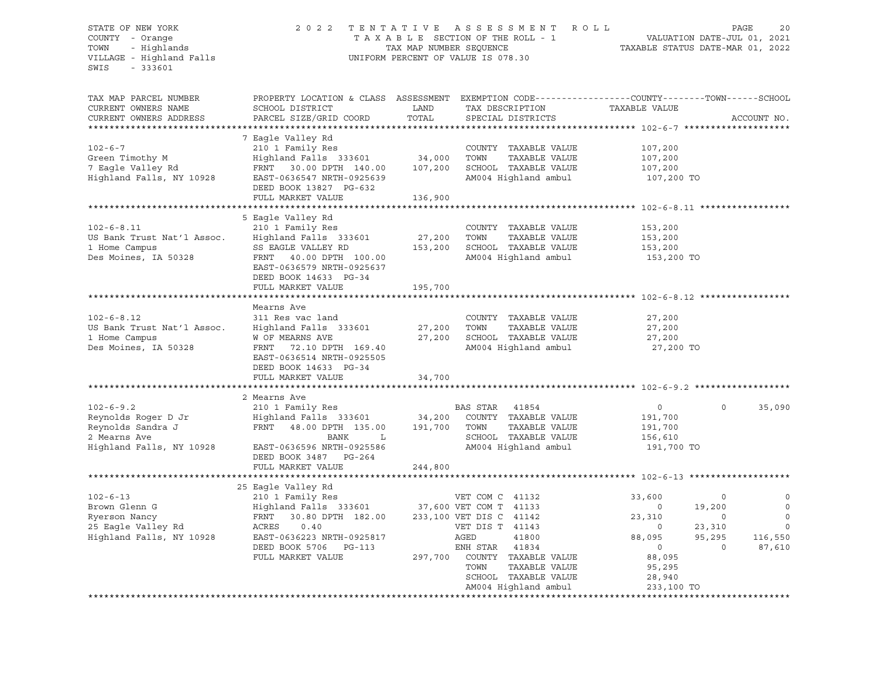STATE OF NEW YORK
COUNTY - Orange
TOWN - Highlands
VILLAGE - Highland Falls
SWIS - 333601

2022 TENTATIVE ASSESSMENT ROLL
TAXABLE SECTION OF THE ROLL - 1
TAX MAP NUMBER SEQUENCE
UNIFORM PERCENT OF VALUE IS 078.30

VALUATION DATE-JUL 01, 2021
TAXABLE STATUS DATE-MAR 01, 2022

```
TAX MAP PARCEL NUMBER          PROPERTY LOCATION & CLASS  ASSESSMENT  EXEMPTION CODE------------------COUNTY--------TOWN------SCHOOL
CURRENT OWNERS NAME            SCHOOL DISTRICT               LAND      TAX DESCRIPTION            TAXABLE VALUE
CURRENT OWNERS ADDRESS         PARCEL SIZE/GRID COORD        TOTAL     SPECIAL DISTRICTS                                    ACCOUNT NO.
******************************************************************************************************* 102-6-7 ********************
                               7 Eagle Valley Rd
102-6-7                        210 1 Family Res                         COUNTY  TAXABLE VALUE        107,200
Green Timothy M                Highland Falls  333601       34,000     TOWN    TAXABLE VALUE        107,200
7 Eagle Valley Rd              FRNT   30.00 DPTH 140.00    107,200     SCHOOL  TAXABLE VALUE        107,200
Highland Falls, NY 10928       EAST-0636547 NRTH-0925639               AM004 Highland ambul          107,200 TO
                               DEED BOOK 13827  PG-632
                               FULL MARKET VALUE           136,900
******************************************************************************************************* 102-6-8.11 *****************
                               5 Eagle Valley Rd
102-6-8.11                     210 1 Family Res                         COUNTY  TAXABLE VALUE        153,200
US Bank Trust Nat'l Assoc.     Highland Falls  333601       27,200     TOWN    TAXABLE VALUE        153,200
1 Home Campus                  SS EAGLE VALLEY RD          153,200     SCHOOL  TAXABLE VALUE        153,200
Des Moines, IA 50328           FRNT   40.00 DPTH 100.00                AM004 Highland ambul          153,200 TO
                               EAST-0636579 NRTH-0925637
                               DEED BOOK 14633  PG-34
                               FULL MARKET VALUE           195,700
******************************************************************************************************* 102-6-8.12 *****************
                               Mearns Ave
102-6-8.12                     311 Res vac land                         COUNTY  TAXABLE VALUE         27,200
US Bank Trust Nat'l Assoc.     Highland Falls  333601       27,200     TOWN    TAXABLE VALUE         27,200
1 Home Campus                  W OF MEARNS AVE              27,200     SCHOOL  TAXABLE VALUE         27,200
Des Moines, IA 50328           FRNT   72.10 DPTH 169.40                AM004 Highland ambul           27,200 TO
                               EAST-0636514 NRTH-0925505
                               DEED BOOK 14633  PG-34
                               FULL MARKET VALUE            34,700
******************************************************************************************************* 102-6-9.2 ******************
                               2 Mearns Ave
102-6-9.2                      210 1 Family Res                  BAS STAR  41854                  0             0        35,090
Reynolds Roger D Jr            Highland Falls  333601       34,200     COUNTY  TAXABLE VALUE        191,700
Reynolds Sandra J              FRNT   48.00 DPTH 135.00    191,700     TOWN    TAXABLE VALUE        191,700
2 Mearns Ave                                  BANK     L               SCHOOL  TAXABLE VALUE        156,610
Highland Falls, NY 10928       EAST-0636596 NRTH-0925586               AM004 Highland ambul          191,700 TO
                               DEED BOOK 3487   PG-264
                               FULL MARKET VALUE           244,800
******************************************************************************************************* 102-6-13 *******************
                               25 Eagle Valley Rd
102-6-13                       210 1 Family Res                  VET COM C 41132             33,600             0             0
Brown Glenn G                  Highland Falls  333601       37,600 VET COM T 41133                0        19,200             0
Ryerson Nancy                  FRNT   30.80 DPTH 182.00    233,100 VET DIS C 41142           23,310             0             0
25 Eagle Valley Rd             ACRES     0.40                       VET DIS T 41143                0        23,310             0
Highland Falls, NY 10928       EAST-0636223 NRTH-0925817             AGED      41800             88,095        95,295       116,550
                               DEED BOOK 5706   PG-113               ENH STAR  41834                  0             0        87,610
                               FULL MARKET VALUE           297,700     COUNTY  TAXABLE VALUE         88,095
                                                                       TOWN    TAXABLE VALUE         95,295
                                                                       SCHOOL  TAXABLE VALUE         28,940
                                                                       AM004 Highland ambul          233,100 TO
************************************************************************************************************************************
```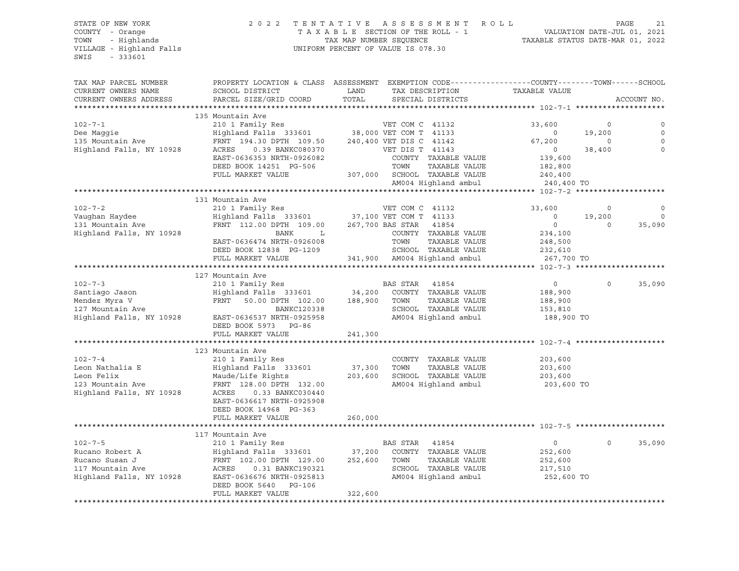STATE OF NEW YORK
COUNTY - Orange
TOWN - Highlands
VILLAGE - Highland Falls
SWIS - 333601

2022 TENTATIVE ASSESSMENT ROLL
TAXABLE SECTION OF THE ROLL - 1
TAX MAP NUMBER SEQUENCE
UNIFORM PERCENT OF VALUE IS 078.30

VALUATION DATE-JUL 01, 2021
TAXABLE STATUS DATE-MAR 01, 2022

| TAX MAP PARCEL NUMBER / CURRENT OWNERS NAME / CURRENT OWNERS ADDRESS | PROPERTY LOCATION & CLASS / SCHOOL DISTRICT / PARCEL SIZE/GRID COORD | ASSESSMENT LAND / TOTAL | EXEMPTION CODE / TAX DESCRIPTION / SPECIAL DISTRICTS | COUNTY TAXABLE VALUE | TOWN | SCHOOL / ACCOUNT NO. |
|---|---|---|---|---|---|---|
| **102-7-1** | 135 Mountain Ave | | | | | |
| 102-7-1 | 210 1 Family Res | | VET COM C 41132 | 33,600 | 0 | 0 |
| Dee Maggie | Highland Falls 333601 | 38,000 | VET COM T 41133 | 0 | 19,200 | 0 |
| 135 Mountain Ave | FRNT 194.30 DPTH 109.50 | 240,400 | VET DIS C 41142 | 67,200 | 0 | 0 |
| Highland Falls, NY 10928 | ACRES 0.39 BANKC080370 | | VET DIS T 41143 | 0 | 38,400 | 0 |
| | EAST-0636353 NRTH-0926082 | | COUNTY TAXABLE VALUE | 139,600 | | |
| | DEED BOOK 14251 PG-506 | | TOWN TAXABLE VALUE | 182,800 | | |
| | FULL MARKET VALUE | 307,000 | SCHOOL TAXABLE VALUE | 240,400 | | |
| | | | AM004 Highland ambul | 240,400 TO | | |
| **102-7-2** | 131 Mountain Ave | | | | | |
| 102-7-2 | 210 1 Family Res | | VET COM C 41132 | 33,600 | 0 | 0 |
| Vaughan Haydee | Highland Falls 333601 | 37,100 | VET COM T 41133 | 0 | 19,200 | 0 |
| 131 Mountain Ave | FRNT 112.00 DPTH 109.00 | 267,700 | BAS STAR 41854 | 0 | 0 | 35,090 |
| Highland Falls, NY 10928 | BANK L | | COUNTY TAXABLE VALUE | 234,100 | | |
| | EAST-0636474 NRTH-0926008 | | TOWN TAXABLE VALUE | 248,500 | | |
| | DEED BOOK 12838 PG-1209 | | SCHOOL TAXABLE VALUE | 232,610 | | |
| | FULL MARKET VALUE | 341,900 | AM004 Highland ambul | 267,700 TO | | |
| **102-7-3** | 127 Mountain Ave | | | | | |
| 102-7-3 | 210 1 Family Res | | BAS STAR 41854 | 0 | 0 | 35,090 |
| Santiago Jason | Highland Falls 333601 | 34,200 | COUNTY TAXABLE VALUE | 188,900 | | |
| Mendez Myra V | FRNT 50.00 DPTH 102.00 | 188,900 | TOWN TAXABLE VALUE | 188,900 | | |
| 127 Mountain Ave | BANKC120338 | | SCHOOL TAXABLE VALUE | 153,810 | | |
| Highland Falls, NY 10928 | EAST-0636537 NRTH-0925958 | | AM004 Highland ambul | 188,900 TO | | |
| | DEED BOOK 5973 PG-86 | | | | | |
| | FULL MARKET VALUE | 241,300 | | | | |
| **102-7-4** | 123 Mountain Ave | | | | | |
| 102-7-4 | 210 1 Family Res | | COUNTY TAXABLE VALUE | 203,600 | | |
| Leon Nathalia E | Highland Falls 333601 | 37,300 | TOWN TAXABLE VALUE | 203,600 | | |
| Leon Felix | Maude/Life Rights | 203,600 | SCHOOL TAXABLE VALUE | 203,600 | | |
| 123 Mountain Ave | FRNT 128.00 DPTH 132.00 | | AM004 Highland ambul | 203,600 TO | | |
| Highland Falls, NY 10928 | ACRES 0.33 BANKC030440 | | | | | |
| | EAST-0636617 NRTH-0925908 | | | | | |
| | DEED BOOK 14968 PG-363 | | | | | |
| | FULL MARKET VALUE | 260,000 | | | | |
| **102-7-5** | 117 Mountain Ave | | | | | |
| 102-7-5 | 210 1 Family Res | | BAS STAR 41854 | 0 | 0 | 35,090 |
| Rucano Robert A | Highland Falls 333601 | 37,200 | COUNTY TAXABLE VALUE | 252,600 | | |
| Rucano Susan J | FRNT 102.00 DPTH 129.00 | 252,600 | TOWN TAXABLE VALUE | 252,600 | | |
| 117 Mountain Ave | ACRES 0.31 BANKC190321 | | SCHOOL TAXABLE VALUE | 217,510 | | |
| Highland Falls, NY 10928 | EAST-0636676 NRTH-0925813 | | AM004 Highland ambul | 252,600 TO | | |
| | DEED BOOK 5640 PG-106 | | | | | |
| | FULL MARKET VALUE | 322,600 | | | | |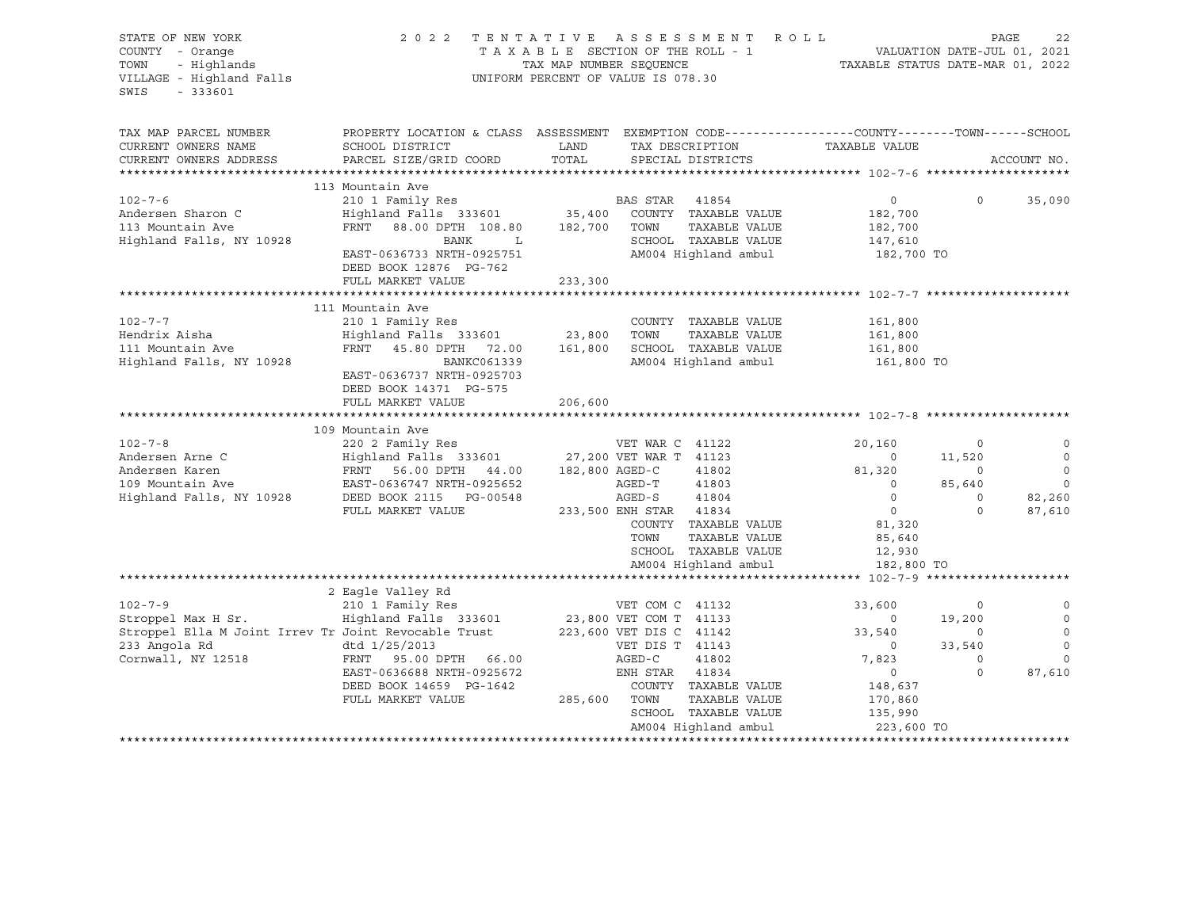STATE OF NEW YORK
COUNTY - Orange
TOWN - Highlands
VILLAGE - Highland Falls
SWIS - 333601

2022 TENTATIVE ASSESSMENT ROLL
TAXABLE SECTION OF THE ROLL - 1
TAX MAP NUMBER SEQUENCE
UNIFORM PERCENT OF VALUE IS 078.30

VALUATION DATE-JUL 01, 2021
TAXABLE STATUS DATE-MAR 01, 2022

| TAX MAP PARCEL NUMBER / CURRENT OWNERS NAME / CURRENT OWNERS ADDRESS | PROPERTY LOCATION & CLASS / SCHOOL DISTRICT / PARCEL SIZE/GRID COORD | ASSESSMENT LAND / TOTAL | EXEMPTION CODE / TAX DESCRIPTION / SPECIAL DISTRICTS | COUNTY TAXABLE VALUE | TOWN | SCHOOL / ACCOUNT NO. |
|---|---|---|---|---|---|---|
| **102-7-6** | 113 Mountain Ave | | | | | |
| 102-7-6 | 210 1 Family Res | | BAS STAR 41854 | 0 | 0 | 35,090 |
| Andersen Sharon C | Highland Falls 333601 | 35,400 | COUNTY TAXABLE VALUE | 182,700 | | |
| 113 Mountain Ave | FRNT 88.00 DPTH 108.80 | 182,700 | TOWN TAXABLE VALUE | 182,700 | | |
| Highland Falls, NY 10928 | BANK L | | SCHOOL TAXABLE VALUE | 147,610 | | |
| | EAST-0636733 NRTH-0925751 | | AM004 Highland ambul | 182,700 TO | | |
| | DEED BOOK 12876 PG-762 | | | | | |
| | FULL MARKET VALUE | 233,300 | | | | |
| **102-7-7** | 111 Mountain Ave | | | | | |
| 102-7-7 | 210 1 Family Res | | COUNTY TAXABLE VALUE | 161,800 | | |
| Hendrix Aisha | Highland Falls 333601 | 23,800 | TOWN TAXABLE VALUE | 161,800 | | |
| 111 Mountain Ave | FRNT 45.80 DPTH 72.00 | 161,800 | SCHOOL TAXABLE VALUE | 161,800 | | |
| Highland Falls, NY 10928 | BANKC061339 | | AM004 Highland ambul | 161,800 TO | | |
| | EAST-0636737 NRTH-0925703 | | | | | |
| | DEED BOOK 14371 PG-575 | | | | | |
| | FULL MARKET VALUE | 206,600 | | | | |
| **102-7-8** | 109 Mountain Ave | | | | | |
| 102-7-8 | 220 2 Family Res | | VET WAR C 41122 | 20,160 | 0 | 0 |
| Andersen Arne C | Highland Falls 333601 | 27,200 | VET WAR T 41123 | 0 | 11,520 | 0 |
| Andersen Karen | FRNT 56.00 DPTH 44.00 | 182,800 | AGED-C 41802 | 81,320 | 0 | 0 |
| 109 Mountain Ave | EAST-0636747 NRTH-0925652 | | AGED-T 41803 | 0 | 85,640 | 0 |
| Highland Falls, NY 10928 | DEED BOOK 2115 PG-00548 | | AGED-S 41804 | 0 | 0 | 82,260 |
| | FULL MARKET VALUE | 233,500 | ENH STAR 41834 | 0 | 0 | 87,610 |
| | | | COUNTY TAXABLE VALUE | 81,320 | | |
| | | | TOWN TAXABLE VALUE | 85,640 | | |
| | | | SCHOOL TAXABLE VALUE | 12,930 | | |
| | | | AM004 Highland ambul | 182,800 TO | | |
| **102-7-9** | 2 Eagle Valley Rd | | | | | |
| 102-7-9 | 210 1 Family Res | | VET COM C 41132 | 33,600 | 0 | 0 |
| Stroppel Max H Sr. | Highland Falls 333601 | 23,800 | VET COM T 41133 | 0 | 19,200 | 0 |
| Stroppel Ella M Joint Irrev Tr | Joint Revocable Trust | 223,600 | VET DIS C 41142 | 33,540 | 0 | 0 |
| 233 Angola Rd | dtd 1/25/2013 | | VET DIS T 41143 | 0 | 33,540 | 0 |
| Cornwall, NY 12518 | FRNT 95.00 DPTH 66.00 | | AGED-C 41802 | 7,823 | 0 | 0 |
| | EAST-0636688 NRTH-0925672 | | ENH STAR 41834 | 0 | 0 | 87,610 |
| | DEED BOOK 14659 PG-1642 | | COUNTY TAXABLE VALUE | 148,637 | | |
| | FULL MARKET VALUE | 285,600 | TOWN TAXABLE VALUE | 170,860 | | |
| | | | SCHOOL TAXABLE VALUE | 135,990 | | |
| | | | AM004 Highland ambul | 223,600 TO | | |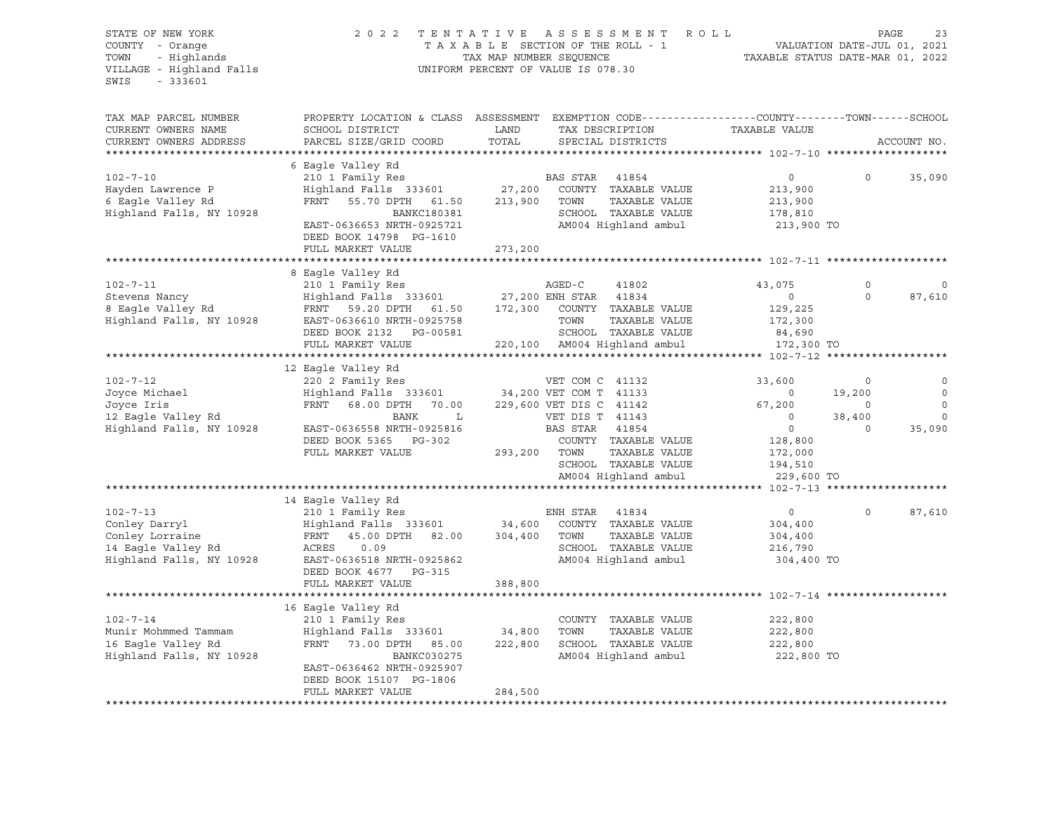STATE OF NEW YORK
COUNTY - Orange
TOWN - Highlands
VILLAGE - Highland Falls
SWIS - 333601

2022 TENTATIVE ASSESSMENT ROLL
TAXABLE SECTION OF THE ROLL - 1
TAX MAP NUMBER SEQUENCE
UNIFORM PERCENT OF VALUE IS 078.30

VALUATION DATE-JUL 01, 2021
TAXABLE STATUS DATE-MAR 01, 2022

| TAX MAP PARCEL NUMBER / CURRENT OWNERS NAME / CURRENT OWNERS ADDRESS | PROPERTY LOCATION & CLASS / SCHOOL DISTRICT / PARCEL SIZE/GRID COORD | ASSESSMENT LAND / TOTAL | EXEMPTION CODE / TAX DESCRIPTION / SPECIAL DISTRICTS | COUNTY TAXABLE VALUE | TOWN | SCHOOL | ACCOUNT NO. |
|---|---|---|---|---|---|---|---|
| **102-7-10** | 6 Eagle Valley Rd | | | | | | |
| 102-7-10 | 210 1 Family Res | | BAS STAR 41854 | 0 | 0 | 35,090 | |
| Hayden Lawrence P | Highland Falls 333601 | 27,200 | COUNTY TAXABLE VALUE | 213,900 | | | |
| 6 Eagle Valley Rd | FRNT 55.70 DPTH 61.50 | 213,900 | TOWN TAXABLE VALUE | 213,900 | | | |
| Highland Falls, NY 10928 | BANKC180381 | | SCHOOL TAXABLE VALUE | 178,810 | | | |
| | EAST-0636653 NRTH-0925721 | | AM004 Highland ambul | 213,900 TO | | | |
| | DEED BOOK 14798 PG-1610 | | | | | | |
| | FULL MARKET VALUE | 273,200 | | | | | |
| **102-7-11** | 8 Eagle Valley Rd | | | | | | |
| 102-7-11 | 210 1 Family Res | | AGED-C 41802 | 43,075 | 0 | 0 | |
| Stevens Nancy | Highland Falls 333601 | 27,200 | ENH STAR 41834 | 0 | 0 | 87,610 | |
| 8 Eagle Valley Rd | FRNT 59.20 DPTH 61.50 | 172,300 | COUNTY TAXABLE VALUE | 129,225 | | | |
| Highland Falls, NY 10928 | EAST-0636610 NRTH-0925758 | | TOWN TAXABLE VALUE | 172,300 | | | |
| | DEED BOOK 2132 PG-00581 | | SCHOOL TAXABLE VALUE | 84,690 | | | |
| | FULL MARKET VALUE | 220,100 | AM004 Highland ambul | 172,300 TO | | | |
| **102-7-12** | 12 Eagle Valley Rd | | | | | | |
| 102-7-12 | 220 2 Family Res | | VET COM C 41132 | 33,600 | 0 | 0 | |
| Joyce Michael | Highland Falls 333601 | 34,200 | VET COM T 41133 | 0 | 19,200 | 0 | |
| Joyce Iris | FRNT 68.00 DPTH 70.00 | 229,600 | VET DIS C 41142 | 67,200 | 0 | 0 | |
| 12 Eagle Valley Rd | BANK L | | VET DIS T 41143 | 0 | 38,400 | 0 | |
| Highland Falls, NY 10928 | EAST-0636558 NRTH-0925816 | | BAS STAR 41854 | 0 | 0 | 35,090 | |
| | DEED BOOK 5365 PG-302 | | COUNTY TAXABLE VALUE | 128,800 | | | |
| | FULL MARKET VALUE | 293,200 | TOWN TAXABLE VALUE | 172,000 | | | |
| | | | SCHOOL TAXABLE VALUE | 194,510 | | | |
| | | | AM004 Highland ambul | 229,600 TO | | | |
| **102-7-13** | 14 Eagle Valley Rd | | | | | | |
| 102-7-13 | 210 1 Family Res | | ENH STAR 41834 | 0 | 0 | 87,610 | |
| Conley Darryl | Highland Falls 333601 | 34,600 | COUNTY TAXABLE VALUE | 304,400 | | | |
| Conley Lorraine | FRNT 45.00 DPTH 82.00 | 304,400 | TOWN TAXABLE VALUE | 304,400 | | | |
| 14 Eagle Valley Rd | ACRES 0.09 | | SCHOOL TAXABLE VALUE | 216,790 | | | |
| Highland Falls, NY 10928 | EAST-0636518 NRTH-0925862 | | AM004 Highland ambul | 304,400 TO | | | |
| | DEED BOOK 4677 PG-315 | | | | | | |
| | FULL MARKET VALUE | 388,800 | | | | | |
| **102-7-14** | 16 Eagle Valley Rd | | | | | | |
| 102-7-14 | 210 1 Family Res | | COUNTY TAXABLE VALUE | 222,800 | | | |
| Munir Mohmmed Tammam | Highland Falls 333601 | 34,800 | TOWN TAXABLE VALUE | 222,800 | | | |
| 16 Eagle Valley Rd | FRNT 73.00 DPTH 85.00 | 222,800 | SCHOOL TAXABLE VALUE | 222,800 | | | |
| Highland Falls, NY 10928 | BANKC030275 | | AM004 Highland ambul | 222,800 TO | | | |
| | EAST-0636462 NRTH-0925907 | | | | | | |
| | DEED BOOK 15107 PG-1806 | | | | | | |
| | FULL MARKET VALUE | 284,500 | | | | | |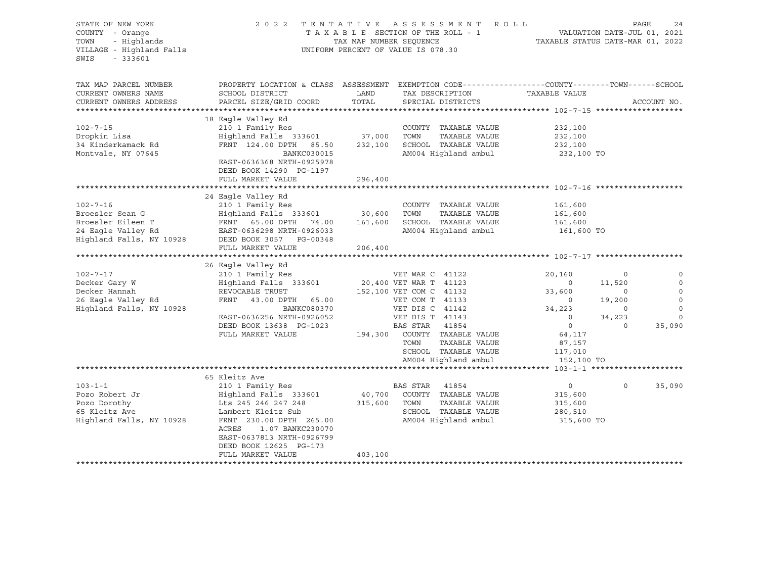STATE OF NEW YORK — 2022 TENTATIVE ASSESSMENT ROLL
COUNTY - Orange — TAXABLE SECTION OF THE ROLL - 1 — VALUATION DATE-JUL 01, 2021
TOWN - Highlands — TAX MAP NUMBER SEQUENCE — TAXABLE STATUS DATE-MAR 01, 2022
VILLAGE - Highland Falls — UNIFORM PERCENT OF VALUE IS 078.30
SWIS - 333601

| TAX MAP PARCEL NUMBER / CURRENT OWNERS NAME / CURRENT OWNERS ADDRESS | PROPERTY LOCATION & CLASS / SCHOOL DISTRICT / PARCEL SIZE/GRID COORD | ASSESSMENT LAND / TOTAL | EXEMPTION CODE / TAX DESCRIPTION / SPECIAL DISTRICTS | COUNTY | TOWN | SCHOOL |
|---|---|---|---|---|---|---|
| **102-7-15** | 18 Eagle Valley Rd | | | | | |
| 102-7-15 | 210 1 Family Res | | COUNTY TAXABLE VALUE | 232,100 | | |
| Dropkin Lisa | Highland Falls 333601 | 37,000 | TOWN TAXABLE VALUE | 232,100 | | |
| 34 Kinderkamack Rd | FRNT 124.00 DPTH 85.50 | 232,100 | SCHOOL TAXABLE VALUE | 232,100 | | |
| Montvale, NY 07645 | BANKC030015 | | AM004 Highland ambul | 232,100 TO | | |
| | EAST-0636368 NRTH-0925978 | | | | | |
| | DEED BOOK 14290 PG-1197 | | | | | |
| | FULL MARKET VALUE | 296,400 | | | | |
| **102-7-16** | 24 Eagle Valley Rd | | | | | |
| 102-7-16 | 210 1 Family Res | | COUNTY TAXABLE VALUE | 161,600 | | |
| Broesler Sean G | Highland Falls 333601 | 30,600 | TOWN TAXABLE VALUE | 161,600 | | |
| Broesler Eileen T | FRNT 65.00 DPTH 74.00 | 161,600 | SCHOOL TAXABLE VALUE | 161,600 | | |
| 24 Eagle Valley Rd | EAST-0636298 NRTH-0926033 | | AM004 Highland ambul | 161,600 TO | | |
| Highland Falls, NY 10928 | DEED BOOK 3057 PG-00348 | | | | | |
| | FULL MARKET VALUE | 206,400 | | | | |
| **102-7-17** | 26 Eagle Valley Rd | | | | | |
| 102-7-17 | 210 1 Family Res | | VET WAR C 41122 | 20,160 | 0 | 0 |
| Decker Gary W | Highland Falls 333601 | 20,400 | VET WAR T 41123 | 0 | 11,520 | 0 |
| Decker Hannah | REVOCABLE TRUST | 152,100 | VET COM C 41132 | 33,600 | 0 | 0 |
| 26 Eagle Valley Rd | FRNT 43.00 DPTH 65.00 | | VET COM T 41133 | 0 | 19,200 | 0 |
| Highland Falls, NY 10928 | BANKC080370 | | VET DIS C 41142 | 34,223 | 0 | 0 |
| | EAST-0636256 NRTH-0926052 | | VET DIS T 41143 | 0 | 34,223 | 0 |
| | DEED BOOK 13638 PG-1023 | | BAS STAR 41854 | 0 | 0 | 35,090 |
| | FULL MARKET VALUE | 194,300 | COUNTY TAXABLE VALUE | 64,117 | | |
| | | | TOWN TAXABLE VALUE | 87,157 | | |
| | | | SCHOOL TAXABLE VALUE | 117,010 | | |
| | | | AM004 Highland ambul | 152,100 TO | | |
| **103-1-1** | 65 Kleitz Ave | | | | | |
| 103-1-1 | 210 1 Family Res | | BAS STAR 41854 | 0 | 0 | 35,090 |
| Pozo Robert Jr | Highland Falls 333601 | 40,700 | COUNTY TAXABLE VALUE | 315,600 | | |
| Pozo Dorothy | Lts 245 246 247 248 | 315,600 | TOWN TAXABLE VALUE | 315,600 | | |
| 65 Kleitz Ave | Lambert Kleitz Sub | | SCHOOL TAXABLE VALUE | 280,510 | | |
| Highland Falls, NY 10928 | FRNT 230.00 DPTH 265.00 | | AM004 Highland ambul | 315,600 TO | | |
| | ACRES 1.07 BANKC230070 | | | | | |
| | EAST-0637813 NRTH-0926799 | | | | | |
| | DEED BOOK 12625 PG-173 | | | | | |
| | FULL MARKET VALUE | 403,100 | | | | |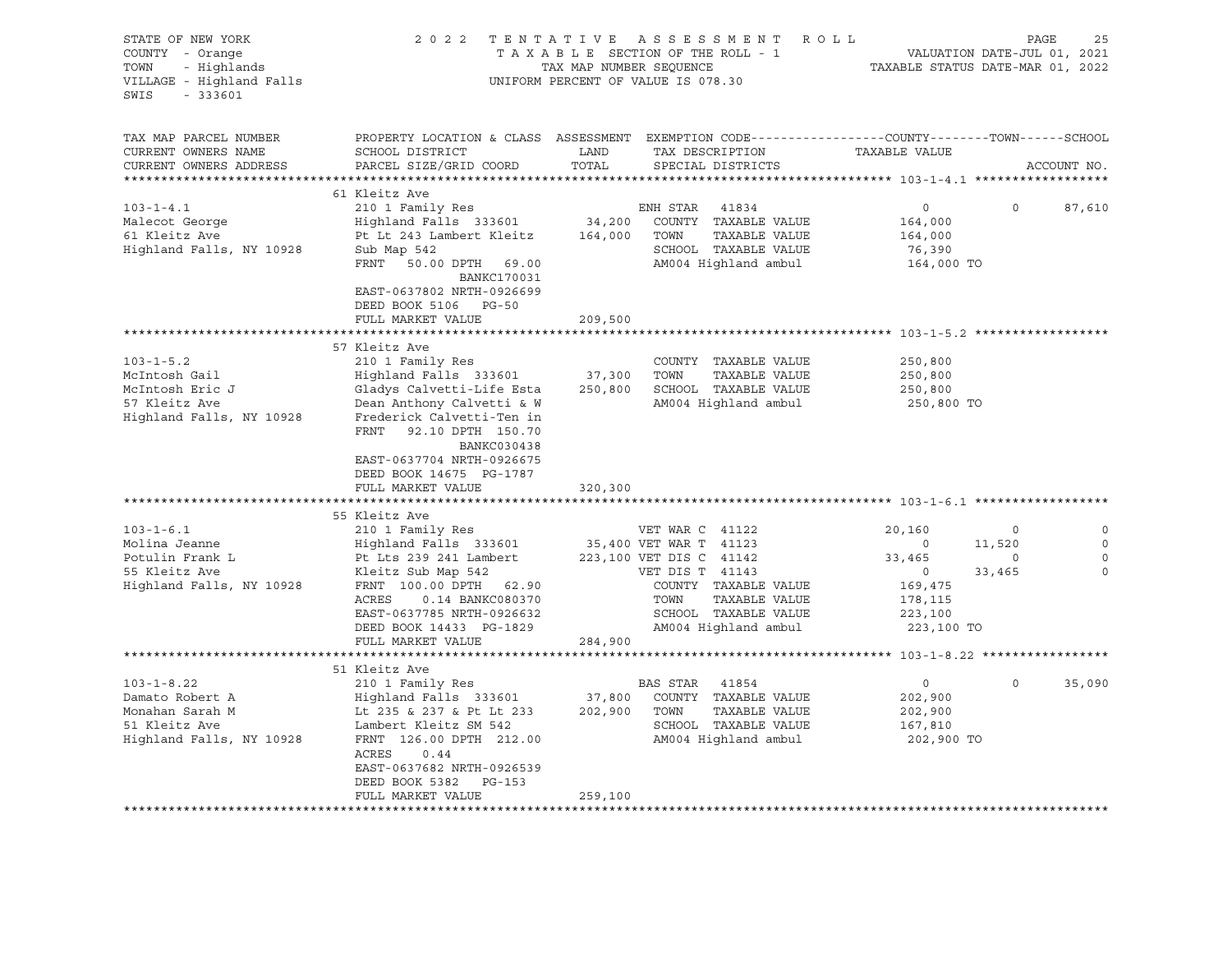STATE OF NEW YORK — 2022 TENTATIVE ASSESSMENT ROLL
COUNTY - Orange — TAXABLE SECTION OF THE ROLL - 1 — VALUATION DATE-JUL 01, 2021
TOWN - Highlands — TAX MAP NUMBER SEQUENCE — TAXABLE STATUS DATE-MAR 01, 2022
VILLAGE - Highland Falls — UNIFORM PERCENT OF VALUE IS 078.30
SWIS - 333601

| TAX MAP PARCEL NUMBER / CURRENT OWNERS NAME / CURRENT OWNERS ADDRESS | PROPERTY LOCATION & CLASS / SCHOOL DISTRICT / PARCEL SIZE/GRID COORD | ASSESSMENT LAND / TOTAL | EXEMPTION CODE / TAX DESCRIPTION / SPECIAL DISTRICTS | COUNTY TAXABLE VALUE | TOWN | SCHOOL / ACCOUNT NO. |
|---|---|---|---|---|---|---|
| **103-1-4.1** | 61 Kleitz Ave | | | | | |
| 103-1-4.1 | 210 1 Family Res | | ENH STAR 41834 | 0 | 0 | 87,610 |
| Malecot George | Highland Falls 333601 | 34,200 | COUNTY TAXABLE VALUE | 164,000 | | |
| 61 Kleitz Ave | Pt Lt 243 Lambert Kleitz | 164,000 | TOWN TAXABLE VALUE | 164,000 | | |
| Highland Falls, NY 10928 | Sub Map 542 | | SCHOOL TAXABLE VALUE | 76,390 | | |
| | FRNT 50.00 DPTH 69.00 | | AM004 Highland ambul | 164,000 TO | | |
| | BANKC170031 | | | | | |
| | EAST-0637802 NRTH-0926699 | | | | | |
| | DEED BOOK 5106 PG-50 | | | | | |
| | FULL MARKET VALUE | 209,500 | | | | |
| **103-1-5.2** | 57 Kleitz Ave | | | | | |
| 103-1-5.2 | 210 1 Family Res | | COUNTY TAXABLE VALUE | 250,800 | | |
| McIntosh Gail | Highland Falls 333601 | 37,300 | TOWN TAXABLE VALUE | 250,800 | | |
| McIntosh Eric J | Gladys Calvetti-Life Esta | 250,800 | SCHOOL TAXABLE VALUE | 250,800 | | |
| 57 Kleitz Ave | Dean Anthony Calvetti & W | | AM004 Highland ambul | 250,800 TO | | |
| Highland Falls, NY 10928 | Frederick Calvetti-Ten in | | | | | |
| | FRNT 92.10 DPTH 150.70 | | | | | |
| | BANKC030438 | | | | | |
| | EAST-0637704 NRTH-0926675 | | | | | |
| | DEED BOOK 14675 PG-1787 | | | | | |
| | FULL MARKET VALUE | 320,300 | | | | |
| **103-1-6.1** | 55 Kleitz Ave | | | | | |
| 103-1-6.1 | 210 1 Family Res | | VET WAR C 41122 | 20,160 | 0 | 0 |
| Molina Jeanne | Highland Falls 333601 | 35,400 | VET WAR T 41123 | 0 | 11,520 | 0 |
| Potulin Frank L | Pt Lts 239 241 Lambert | 223,100 | VET DIS C 41142 | 33,465 | 0 | 0 |
| 55 Kleitz Ave | Kleitz Sub Map 542 | | VET DIS T 41143 | 0 | 33,465 | 0 |
| Highland Falls, NY 10928 | FRNT 100.00 DPTH 62.90 | | COUNTY TAXABLE VALUE | 169,475 | | |
| | ACRES 0.14 BANKC080370 | | TOWN TAXABLE VALUE | 178,115 | | |
| | EAST-0637785 NRTH-0926632 | | SCHOOL TAXABLE VALUE | 223,100 | | |
| | DEED BOOK 14433 PG-1829 | | AM004 Highland ambul | 223,100 TO | | |
| | FULL MARKET VALUE | 284,900 | | | | |
| **103-1-8.22** | 51 Kleitz Ave | | | | | |
| 103-1-8.22 | 210 1 Family Res | | BAS STAR 41854 | 0 | 0 | 35,090 |
| Damato Robert A | Highland Falls 333601 | 37,800 | COUNTY TAXABLE VALUE | 202,900 | | |
| Monahan Sarah M | Lt 235 & 237 & Pt Lt 233 | 202,900 | TOWN TAXABLE VALUE | 202,900 | | |
| 51 Kleitz Ave | Lambert Kleitz SM 542 | | SCHOOL TAXABLE VALUE | 167,810 | | |
| Highland Falls, NY 10928 | FRNT 126.00 DPTH 212.00 | | AM004 Highland ambul | 202,900 TO | | |
| | ACRES 0.44 | | | | | |
| | EAST-0637682 NRTH-0926539 | | | | | |
| | DEED BOOK 5382 PG-153 | | | | | |
| | FULL MARKET VALUE | 259,100 | | | | |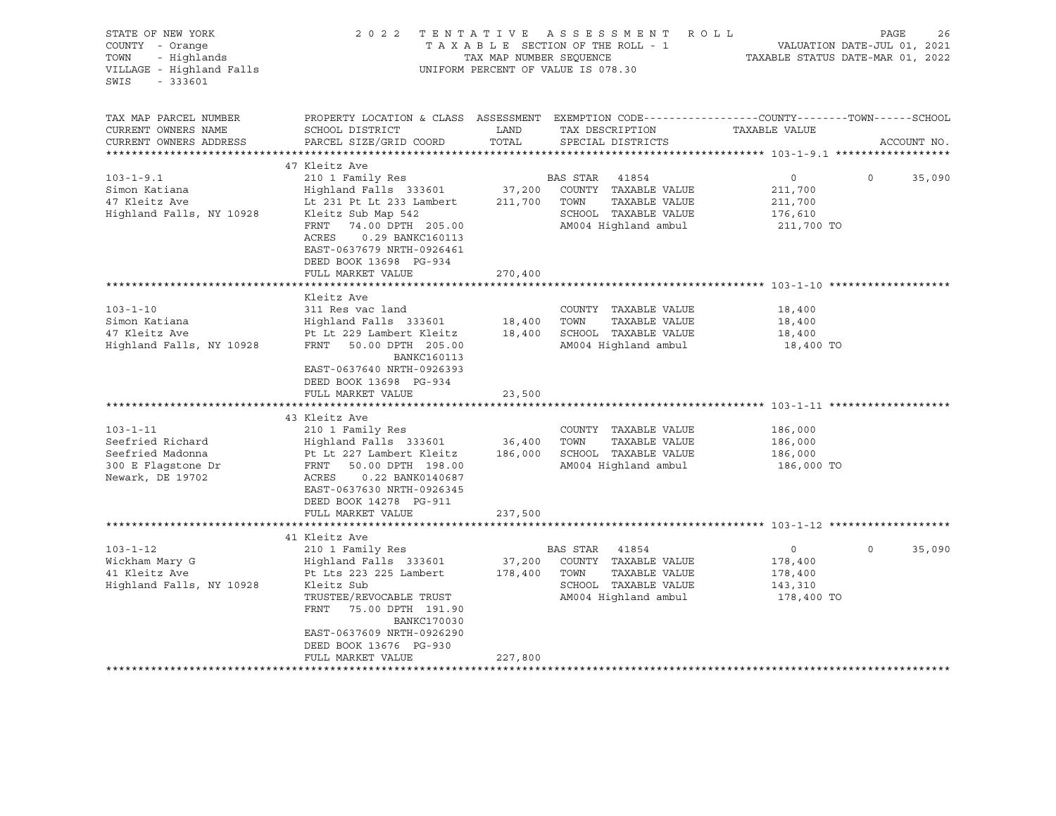STATE OF NEW YORK | 2 0 2 2 T E N T A T I V E A S S E S S M E N T R O L L
COUNTY - Orange | T A X A B L E SECTION OF THE ROLL - 1 | VALUATION DATE-JUL 01, 2021
TOWN - Highlands | TAX MAP NUMBER SEQUENCE | TAXABLE STATUS DATE-MAR 01, 2022
VILLAGE - Highland Falls | UNIFORM PERCENT OF VALUE IS 078.30
SWIS - 333601

| TAX MAP PARCEL NUMBER / CURRENT OWNERS NAME / CURRENT OWNERS ADDRESS | PROPERTY LOCATION & CLASS / SCHOOL DISTRICT / PARCEL SIZE/GRID COORD | ASSESSMENT LAND / TOTAL | EXEMPTION CODE / TAX DESCRIPTION / SPECIAL DISTRICTS | COUNTY TAXABLE VALUE | TOWN | SCHOOL / ACCOUNT NO. |
|---|---|---|---|---|---|---|
| **103-1-9.1** | 47 Kleitz Ave | | | | | |
| 103-1-9.1 | 210 1 Family Res | | BAS STAR 41854 | 0 | 0 | 35,090 |
| Simon Katiana | Highland Falls 333601 | 37,200 | COUNTY TAXABLE VALUE | 211,700 | | |
| 47 Kleitz Ave | Lt 231 Pt Lt 233 Lambert | 211,700 | TOWN TAXABLE VALUE | 211,700 | | |
| Highland Falls, NY 10928 | Kleitz Sub Map 542 | | SCHOOL TAXABLE VALUE | 176,610 | | |
| | FRNT 74.00 DPTH 205.00 | | AM004 Highland ambul | 211,700 TO | | |
| | ACRES 0.29 BANKC160113 | | | | | |
| | EAST-0637679 NRTH-0926461 | | | | | |
| | DEED BOOK 13698 PG-934 | | | | | |
| | FULL MARKET VALUE | 270,400 | | | | |
| **103-1-10** | Kleitz Ave | | | | | |
| 103-1-10 | 311 Res vac land | | COUNTY TAXABLE VALUE | 18,400 | | |
| Simon Katiana | Highland Falls 333601 | 18,400 | TOWN TAXABLE VALUE | 18,400 | | |
| 47 Kleitz Ave | Pt Lt 229 Lambert Kleitz | 18,400 | SCHOOL TAXABLE VALUE | 18,400 | | |
| Highland Falls, NY 10928 | FRNT 50.00 DPTH 205.00 | | AM004 Highland ambul | 18,400 TO | | |
| | BANKC160113 | | | | | |
| | EAST-0637640 NRTH-0926393 | | | | | |
| | DEED BOOK 13698 PG-934 | | | | | |
| | FULL MARKET VALUE | 23,500 | | | | |
| **103-1-11** | 43 Kleitz Ave | | | | | |
| 103-1-11 | 210 1 Family Res | | COUNTY TAXABLE VALUE | 186,000 | | |
| Seefried Richard | Highland Falls 333601 | 36,400 | TOWN TAXABLE VALUE | 186,000 | | |
| Seefried Madonna | Pt Lt 227 Lambert Kleitz | 186,000 | SCHOOL TAXABLE VALUE | 186,000 | | |
| 300 E Flagstone Dr | FRNT 50.00 DPTH 198.00 | | AM004 Highland ambul | 186,000 TO | | |
| Newark, DE 19702 | ACRES 0.22 BANK0140687 | | | | | |
| | EAST-0637630 NRTH-0926345 | | | | | |
| | DEED BOOK 14278 PG-911 | | | | | |
| | FULL MARKET VALUE | 237,500 | | | | |
| **103-1-12** | 41 Kleitz Ave | | | | | |
| 103-1-12 | 210 1 Family Res | | BAS STAR 41854 | 0 | 0 | 35,090 |
| Wickham Mary G | Highland Falls 333601 | 37,200 | COUNTY TAXABLE VALUE | 178,400 | | |
| 41 Kleitz Ave | Pt Lts 223 225 Lambert | 178,400 | TOWN TAXABLE VALUE | 178,400 | | |
| Highland Falls, NY 10928 | Kleitz Sub | | SCHOOL TAXABLE VALUE | 143,310 | | |
| | TRUSTEE/REVOCABLE TRUST | | AM004 Highland ambul | 178,400 TO | | |
| | FRNT 75.00 DPTH 191.90 | | | | | |
| | BANKC170030 | | | | | |
| | EAST-0637609 NRTH-0926290 | | | | | |
| | DEED BOOK 13676 PG-930 | | | | | |
| | FULL MARKET VALUE | 227,800 | | | | |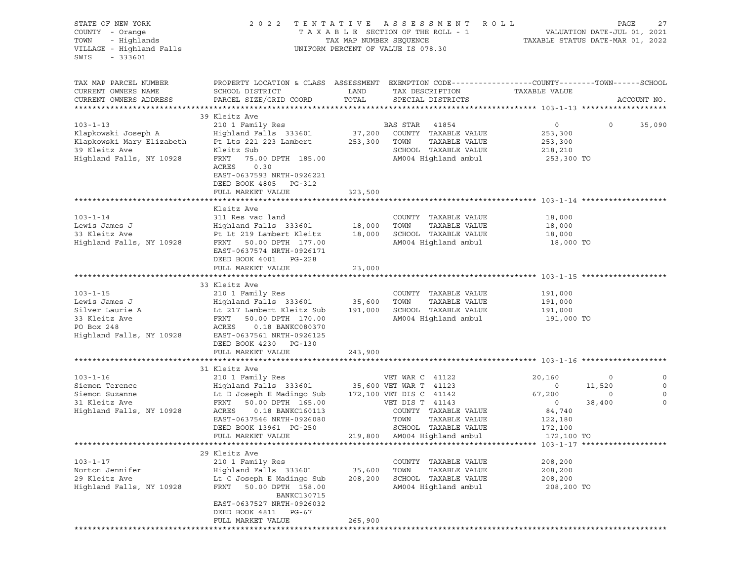STATE OF NEW YORK — COUNTY - Orange — TOWN - Highlands — VILLAGE - Highland Falls — SWIS - 333601

2022 TENTATIVE ASSESSMENT ROLL
TAXABLE SECTION OF THE ROLL - 1
TAX MAP NUMBER SEQUENCE
UNIFORM PERCENT OF VALUE IS 078.30

VALUATION DATE-JUL 01, 2021
TAXABLE STATUS DATE-MAR 01, 2022

| TAX MAP PARCEL NUMBER / CURRENT OWNERS NAME / CURRENT OWNERS ADDRESS | PROPERTY LOCATION & CLASS / SCHOOL DISTRICT / PARCEL SIZE/GRID COORD | ASSESSMENT LAND | TOTAL | EXEMPTION CODE / TAX DESCRIPTION / SPECIAL DISTRICTS | COUNTY TAXABLE VALUE | TOWN | SCHOOL |
|---|---|---|---|---|---|---|---|
| **103-1-13** | 39 Kleitz Ave | | | | | | |
| | 210 1 Family Res | | | BAS STAR 41854 | 0 | 0 | 35,090 |
| Klapkowski Joseph A | Highland Falls 333601 | 37,200 | | COUNTY TAXABLE VALUE | 253,300 | | |
| Klapkowski Mary Elizabeth | Pt Lts 221 223 Lambert | | 253,300 | TOWN TAXABLE VALUE | 253,300 | | |
| 39 Kleitz Ave | Kleitz Sub | | | SCHOOL TAXABLE VALUE | 218,210 | | |
| Highland Falls, NY 10928 | FRNT 75.00 DPTH 185.00 | | | AM004 Highland ambul | 253,300 TO | | |
| | ACRES 0.30 | | | | | | |
| | EAST-0637593 NRTH-0926221 | | | | | | |
| | DEED BOOK 4805 PG-312 | | | | | | |
| | FULL MARKET VALUE | | 323,500 | | | | |
| **103-1-14** | Kleitz Ave | | | | | | |
| | 311 Res vac land | | | COUNTY TAXABLE VALUE | 18,000 | | |
| Lewis James J | Highland Falls 333601 | 18,000 | | TOWN TAXABLE VALUE | 18,000 | | |
| 33 Kleitz Ave | Pt Lt 219 Lambert Kleitz | | 18,000 | SCHOOL TAXABLE VALUE | 18,000 | | |
| Highland Falls, NY 10928 | FRNT 50.00 DPTH 177.00 | | | AM004 Highland ambul | 18,000 TO | | |
| | EAST-0637574 NRTH-0926171 | | | | | | |
| | DEED BOOK 4001 PG-228 | | | | | | |
| | FULL MARKET VALUE | | 23,000 | | | | |
| **103-1-15** | 33 Kleitz Ave | | | | | | |
| | 210 1 Family Res | | | COUNTY TAXABLE VALUE | 191,000 | | |
| Lewis James J | Highland Falls 333601 | 35,600 | | TOWN TAXABLE VALUE | 191,000 | | |
| Silver Laurie A | Lt 217 Lambert Kleitz Sub | | 191,000 | SCHOOL TAXABLE VALUE | 191,000 | | |
| 33 Kleitz Ave | FRNT 50.00 DPTH 170.00 | | | AM004 Highland ambul | 191,000 TO | | |
| PO Box 248 | ACRES 0.18 BANKC080370 | | | | | | |
| Highland Falls, NY 10928 | EAST-0637561 NRTH-0926125 | | | | | | |
| | DEED BOOK 4230 PG-130 | | | | | | |
| | FULL MARKET VALUE | | 243,900 | | | | |
| **103-1-16** | 31 Kleitz Ave | | | | | | |
| | 210 1 Family Res | | | VET WAR C 41122 | 20,160 | 0 | 0 |
| Siemon Terence | Highland Falls 333601 | 35,600 | | VET WAR T 41123 | 0 | 11,520 | 0 |
| Siemon Suzanne | Lt D Joseph E Madingo Sub | | 172,100 | VET DIS C 41142 | 67,200 | 0 | 0 |
| 31 Kleitz Ave | FRNT 50.00 DPTH 165.00 | | | VET DIS T 41143 | 0 | 38,400 | 0 |
| Highland Falls, NY 10928 | ACRES 0.18 BANKC160113 | | | COUNTY TAXABLE VALUE | 84,740 | | |
| | EAST-0637546 NRTH-0926080 | | | TOWN TAXABLE VALUE | 122,180 | | |
| | DEED BOOK 13961 PG-250 | | | SCHOOL TAXABLE VALUE | 172,100 | | |
| | FULL MARKET VALUE | | 219,800 | AM004 Highland ambul | 172,100 TO | | |
| **103-1-17** | 29 Kleitz Ave | | | | | | |
| | 210 1 Family Res | | | COUNTY TAXABLE VALUE | 208,200 | | |
| Norton Jennifer | Highland Falls 333601 | 35,600 | | TOWN TAXABLE VALUE | 208,200 | | |
| 29 Kleitz Ave | Lt C Joseph E Madingo Sub | | 208,200 | SCHOOL TAXABLE VALUE | 208,200 | | |
| Highland Falls, NY 10928 | FRNT 50.00 DPTH 158.00 | | | AM004 Highland ambul | 208,200 TO | | |
| | BANKC130715 | | | | | | |
| | EAST-0637527 NRTH-0926032 | | | | | | |
| | DEED BOOK 4811 PG-67 | | | | | | |
| | FULL MARKET VALUE | | 265,900 | | | | |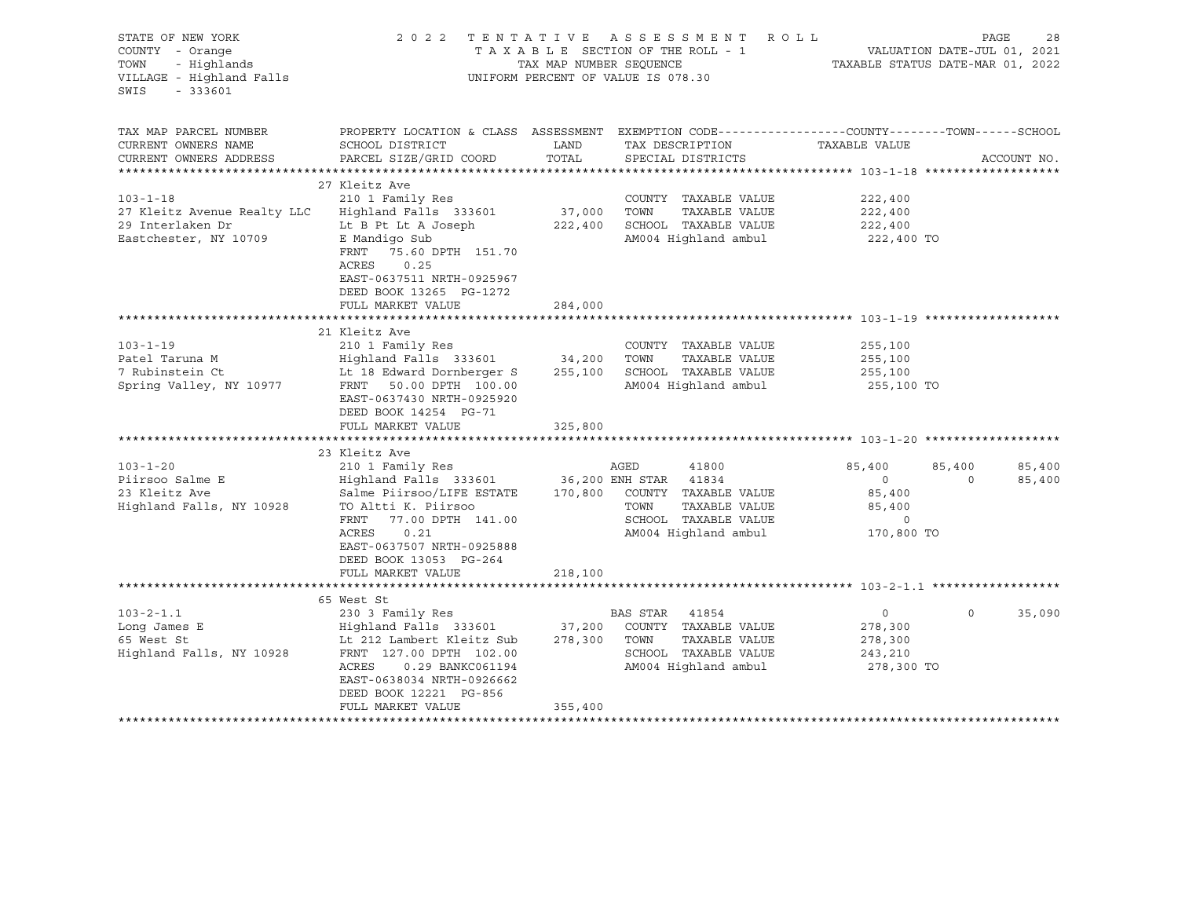STATE OF NEW YORK
COUNTY - Orange
TOWN - Highlands
VILLAGE - Highland Falls
SWIS - 333601

2022 TENTATIVE ASSESSMENT ROLL
TAXABLE SECTION OF THE ROLL - 1
TAX MAP NUMBER SEQUENCE
UNIFORM PERCENT OF VALUE IS 078.30

VALUATION DATE-JUL 01, 2021
TAXABLE STATUS DATE-MAR 01, 2022

```
TAX MAP PARCEL NUMBER          PROPERTY LOCATION & CLASS  ASSESSMENT  EXEMPTION CODE------------------COUNTY--------TOWN------SCHOOL
CURRENT OWNERS NAME            SCHOOL DISTRICT              LAND      TAX DESCRIPTION               TAXABLE VALUE
CURRENT OWNERS ADDRESS         PARCEL SIZE/GRID COORD       TOTAL     SPECIAL DISTRICTS                                    ACCOUNT NO.
******************************************************************************************************* 103-1-18 *******************
                               27 Kleitz Ave
103-1-18                       210 1 Family Res                       COUNTY  TAXABLE VALUE           222,400
27 Kleitz Avenue Realty LLC    Highland Falls  333601       37,000    TOWN    TAXABLE VALUE           222,400
29 Interlaken Dr               Lt B Pt Lt A Joseph         222,400    SCHOOL  TAXABLE VALUE           222,400
Eastchester, NY 10709          E Mandigo Sub                          AM004 Highland ambul             222,400 TO
                               FRNT   75.60 DPTH 151.70
                               ACRES    0.25
                               EAST-0637511 NRTH-0925967
                               DEED BOOK 13265  PG-1272
                               FULL MARKET VALUE           284,000
******************************************************************************************************* 103-1-19 *******************
                               21 Kleitz Ave
103-1-19                       210 1 Family Res                       COUNTY  TAXABLE VALUE           255,100
Patel Taruna M                 Highland Falls  333601       34,200    TOWN    TAXABLE VALUE           255,100
7 Rubinstein Ct                Lt 18 Edward Dornberger S   255,100    SCHOOL  TAXABLE VALUE           255,100
Spring Valley, NY 10977        FRNT   50.00 DPTH 100.00               AM004 Highland ambul             255,100 TO
                               EAST-0637430 NRTH-0925920
                               DEED BOOK 14254  PG-71
                               FULL MARKET VALUE           325,800
******************************************************************************************************* 103-1-20 *******************
                               23 Kleitz Ave
103-1-20                       210 1 Family Res                       AGED         41800             85,400      85,400      85,400
Piirsoo Salme E                Highland Falls  333601       36,200 ENH STAR    41834                  0           0      85,400
23 Kleitz Ave                  Salme Piirsoo/LIFE ESTATE   170,800    COUNTY  TAXABLE VALUE            85,400
Highland Falls, NY 10928       TO Altti K. Piirsoo                    TOWN    TAXABLE VALUE            85,400
                               FRNT   77.00 DPTH 141.00               SCHOOL  TAXABLE VALUE                 0
                               ACRES    0.21                          AM004 Highland ambul             170,800 TO
                               EAST-0637507 NRTH-0925888
                               DEED BOOK 13053  PG-264
                               FULL MARKET VALUE           218,100
******************************************************************************************************* 103-2-1.1 ******************
                               65 West St
103-2-1.1                      230 3 Family Res                       BAS STAR   41854                    0           0      35,090
Long James E                   Highland Falls  333601       37,200    COUNTY  TAXABLE VALUE           278,300
65 West St                     Lt 212 Lambert Kleitz Sub   278,300    TOWN    TAXABLE VALUE           278,300
Highland Falls, NY 10928       FRNT  127.00 DPTH 102.00               SCHOOL  TAXABLE VALUE           243,210
                               ACRES    0.29 BANKC061194              AM004 Highland ambul             278,300 TO
                               EAST-0638034 NRTH-0926662
                               DEED BOOK 12221  PG-856
                               FULL MARKET VALUE           355,400
************************************************************************************************************************************
```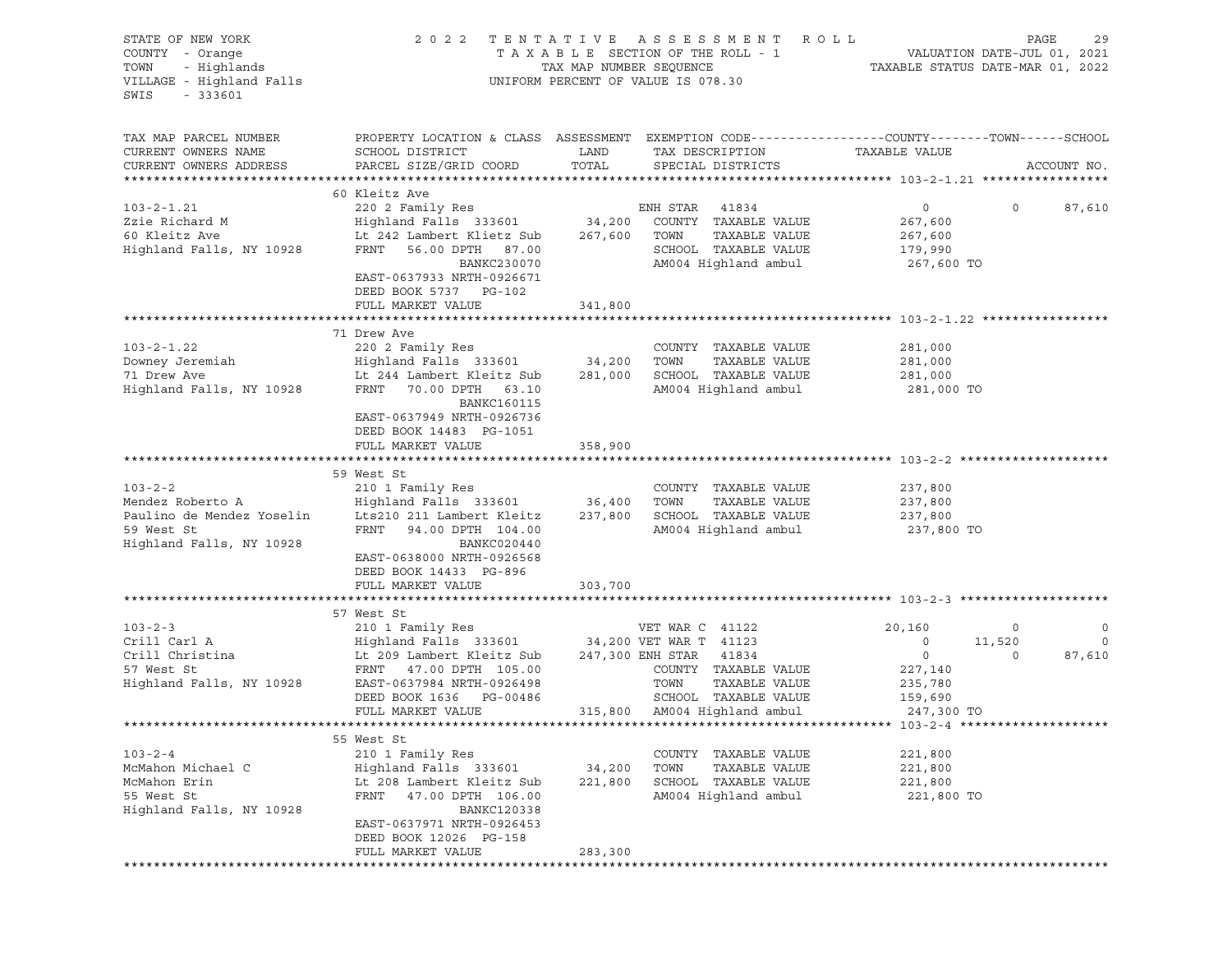STATE OF NEW YORK — 2022 TENTATIVE ASSESSMENT ROLL
COUNTY - Orange — TAXABLE SECTION OF THE ROLL - 1 — VALUATION DATE-JUL 01, 2021
TOWN - Highlands — TAX MAP NUMBER SEQUENCE — TAXABLE STATUS DATE-MAR 01, 2022
VILLAGE - Highland Falls — UNIFORM PERCENT OF VALUE IS 078.30
SWIS - 333601

| TAX MAP PARCEL NUMBER / CURRENT OWNERS NAME / CURRENT OWNERS ADDRESS | PROPERTY LOCATION & CLASS / SCHOOL DISTRICT / PARCEL SIZE/GRID COORD | ASSESSMENT LAND / TOTAL | EXEMPTION CODE / TAX DESCRIPTION / SPECIAL DISTRICTS | COUNTY TAXABLE VALUE | TOWN | SCHOOL | ACCOUNT NO. |
|---|---|---|---|---|---|---|---|
| **103-2-1.21** | 60 Kleitz Ave | | | | | | |
| 103-2-1.21 | 220 2 Family Res | | ENH STAR 41834 | 0 | 0 | 87,610 | |
| Zzie Richard M | Highland Falls 333601 | 34,200 | COUNTY TAXABLE VALUE | 267,600 | | | |
| 60 Kleitz Ave | Lt 242 Lambert Klietz Sub | 267,600 | TOWN TAXABLE VALUE | 267,600 | | | |
| Highland Falls, NY 10928 | FRNT 56.00 DPTH 87.00 | | SCHOOL TAXABLE VALUE | 179,990 | | | |
| | BANKC230070 | | AM004 Highland ambul | 267,600 TO | | | |
| | EAST-0637933 NRTH-0926671 | | | | | | |
| | DEED BOOK 5737 PG-102 | | | | | | |
| | FULL MARKET VALUE | 341,800 | | | | | |
| **103-2-1.22** | 71 Drew Ave | | | | | | |
| 103-2-1.22 | 220 2 Family Res | | COUNTY TAXABLE VALUE | 281,000 | | | |
| Downey Jeremiah | Highland Falls 333601 | 34,200 | TOWN TAXABLE VALUE | 281,000 | | | |
| 71 Drew Ave | Lt 244 Lambert Kleitz Sub | 281,000 | SCHOOL TAXABLE VALUE | 281,000 | | | |
| Highland Falls, NY 10928 | FRNT 70.00 DPTH 63.10 | | AM004 Highland ambul | 281,000 TO | | | |
| | BANKC160115 | | | | | | |
| | EAST-0637949 NRTH-0926736 | | | | | | |
| | DEED BOOK 14483 PG-1051 | | | | | | |
| | FULL MARKET VALUE | 358,900 | | | | | |
| **103-2-2** | 59 West St | | | | | | |
| 103-2-2 | 210 1 Family Res | | COUNTY TAXABLE VALUE | 237,800 | | | |
| Mendez Roberto A | Highland Falls 333601 | 36,400 | TOWN TAXABLE VALUE | 237,800 | | | |
| Paulino de Mendez Yoselin | Lts210 211 Lambert Kleitz | 237,800 | SCHOOL TAXABLE VALUE | 237,800 | | | |
| 59 West St | FRNT 94.00 DPTH 104.00 | | AM004 Highland ambul | 237,800 TO | | | |
| Highland Falls, NY 10928 | BANKC020440 | | | | | | |
| | EAST-0638000 NRTH-0926568 | | | | | | |
| | DEED BOOK 14433 PG-896 | | | | | | |
| | FULL MARKET VALUE | 303,700 | | | | | |
| **103-2-3** | 57 West St | | | | | | |
| 103-2-3 | 210 1 Family Res | | VET WAR C 41122 | 20,160 | 0 | 0 | |
| Crill Carl A | Highland Falls 333601 | 34,200 | VET WAR T 41123 | 0 | 11,520 | 0 | |
| Crill Christina | Lt 209 Lambert Kleitz Sub | 247,300 | ENH STAR 41834 | 0 | 0 | 87,610 | |
| 57 West St | FRNT 47.00 DPTH 105.00 | | COUNTY TAXABLE VALUE | 227,140 | | | |
| Highland Falls, NY 10928 | EAST-0637984 NRTH-0926498 | | TOWN TAXABLE VALUE | 235,780 | | | |
| | DEED BOOK 1636 PG-00486 | | SCHOOL TAXABLE VALUE | 159,690 | | | |
| | FULL MARKET VALUE | 315,800 | AM004 Highland ambul | 247,300 TO | | | |
| **103-2-4** | 55 West St | | | | | | |
| 103-2-4 | 210 1 Family Res | | COUNTY TAXABLE VALUE | 221,800 | | | |
| McMahon Michael C | Highland Falls 333601 | 34,200 | TOWN TAXABLE VALUE | 221,800 | | | |
| McMahon Erin | Lt 208 Lambert Kleitz Sub | 221,800 | SCHOOL TAXABLE VALUE | 221,800 | | | |
| 55 West St | FRNT 47.00 DPTH 106.00 | | AM004 Highland ambul | 221,800 TO | | | |
| Highland Falls, NY 10928 | BANKC120338 | | | | | | |
| | EAST-0637971 NRTH-0926453 | | | | | | |
| | DEED BOOK 12026 PG-158 | | | | | | |
| | FULL MARKET VALUE | 283,300 | | | | | |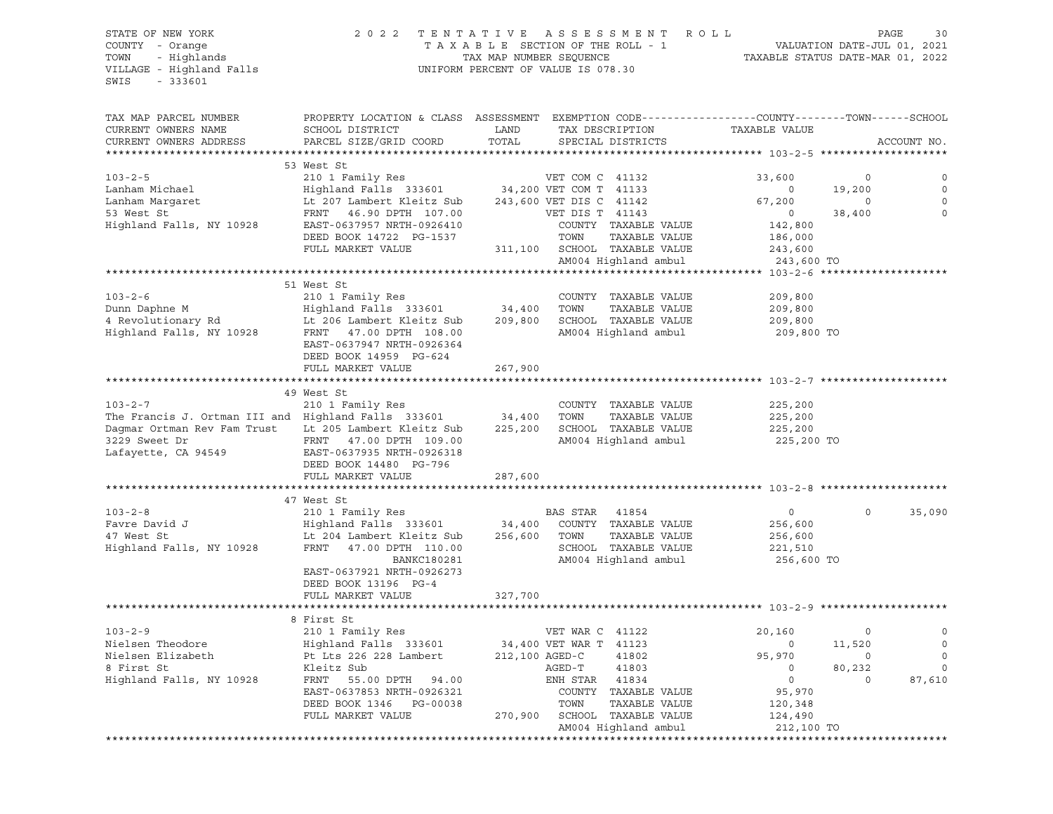STATE OF NEW YORK
COUNTY - Orange
TOWN - Highlands
VILLAGE - Highland Falls
SWIS - 333601

2022 TENTATIVE ASSESSMENT ROLL
TAXABLE SECTION OF THE ROLL - 1
TAX MAP NUMBER SEQUENCE
UNIFORM PERCENT OF VALUE IS 078.30

VALUATION DATE-JUL 01, 2021
TAXABLE STATUS DATE-MAR 01, 2022

| TAX MAP PARCEL NUMBER / CURRENT OWNERS NAME / CURRENT OWNERS ADDRESS | PROPERTY LOCATION & CLASS / SCHOOL DISTRICT / PARCEL SIZE/GRID COORD | ASSESSMENT LAND / TOTAL | EXEMPTION CODE / TAX DESCRIPTION / SPECIAL DISTRICTS | COUNTY TAXABLE VALUE | TOWN | SCHOOL / ACCOUNT NO. |
|---|---|---|---|---|---|---|
| **103-2-5** | 53 West St | | | | | |
| 103-2-5 | 210 1 Family Res | | VET COM C 41132 | 33,600 | 0 | 0 |
| Lanham Michael | Highland Falls 333601 | 34,200 | VET COM T 41133 | 0 | 19,200 | 0 |
| Lanham Margaret | Lt 207 Lambert Kleitz Sub | 243,600 | VET DIS C 41142 | 67,200 | 0 | 0 |
| 53 West St | FRNT 46.90 DPTH 107.00 | | VET DIS T 41143 | 0 | 38,400 | 0 |
| Highland Falls, NY 10928 | EAST-0637957 NRTH-0926410 | | COUNTY TAXABLE VALUE | 142,800 | | |
| | DEED BOOK 14722 PG-1537 | | TOWN TAXABLE VALUE | 186,000 | | |
| | FULL MARKET VALUE | 311,100 | SCHOOL TAXABLE VALUE | 243,600 | | |
| | | | AM004 Highland ambul | 243,600 TO | | |
| **103-2-6** | 51 West St | | | | | |
| 103-2-6 | 210 1 Family Res | | COUNTY TAXABLE VALUE | 209,800 | | |
| Dunn Daphne M | Highland Falls 333601 | 34,400 | TOWN TAXABLE VALUE | 209,800 | | |
| 4 Revolutionary Rd | Lt 206 Lambert Kleitz Sub | 209,800 | SCHOOL TAXABLE VALUE | 209,800 | | |
| Highland Falls, NY 10928 | FRNT 47.00 DPTH 108.00 | | AM004 Highland ambul | 209,800 TO | | |
| | EAST-0637947 NRTH-0926364 | | | | | |
| | DEED BOOK 14959 PG-624 | | | | | |
| | FULL MARKET VALUE | 267,900 | | | | |
| **103-2-7** | 49 West St | | | | | |
| 103-2-7 | 210 1 Family Res | | COUNTY TAXABLE VALUE | 225,200 | | |
| The Francis J. Ortman III and | Highland Falls 333601 | 34,400 | TOWN TAXABLE VALUE | 225,200 | | |
| Dagmar Ortman Rev Fam Trust | Lt 205 Lambert Kleitz Sub | 225,200 | SCHOOL TAXABLE VALUE | 225,200 | | |
| 3229 Sweet Dr | FRNT 47.00 DPTH 109.00 | | AM004 Highland ambul | 225,200 TO | | |
| Lafayette, CA 94549 | EAST-0637935 NRTH-0926318 | | | | | |
| | DEED BOOK 14480 PG-796 | | | | | |
| | FULL MARKET VALUE | 287,600 | | | | |
| **103-2-8** | 47 West St | | | | | |
| 103-2-8 | 210 1 Family Res | | BAS STAR 41854 | 0 | 0 | 35,090 |
| Favre David J | Highland Falls 333601 | 34,400 | COUNTY TAXABLE VALUE | 256,600 | | |
| 47 West St | Lt 204 Lambert Kleitz Sub | 256,600 | TOWN TAXABLE VALUE | 256,600 | | |
| Highland Falls, NY 10928 | FRNT 47.00 DPTH 110.00 | | SCHOOL TAXABLE VALUE | 221,510 | | |
| | BANKC180281 | | AM004 Highland ambul | 256,600 TO | | |
| | EAST-0637921 NRTH-0926273 | | | | | |
| | DEED BOOK 13196 PG-4 | | | | | |
| | FULL MARKET VALUE | 327,700 | | | | |
| **103-2-9** | 8 First St | | | | | |
| 103-2-9 | 210 1 Family Res | | VET WAR C 41122 | 20,160 | 0 | 0 |
| Nielsen Theodore | Highland Falls 333601 | 34,400 | VET WAR T 41123 | 0 | 11,520 | 0 |
| Nielsen Elizabeth | Pt Lts 226 228 Lambert | 212,100 | AGED-C 41802 | 95,970 | 0 | 0 |
| 8 First St | Kleitz Sub | | AGED-T 41803 | 0 | 80,232 | 0 |
| Highland Falls, NY 10928 | FRNT 55.00 DPTH 94.00 | | ENH STAR 41834 | 0 | 0 | 87,610 |
| | EAST-0637853 NRTH-0926321 | | COUNTY TAXABLE VALUE | 95,970 | | |
| | DEED BOOK 1346 PG-00038 | | TOWN TAXABLE VALUE | 120,348 | | |
| | FULL MARKET VALUE | 270,900 | SCHOOL TAXABLE VALUE | 124,490 | | |
| | | | AM004 Highland ambul | 212,100 TO | | |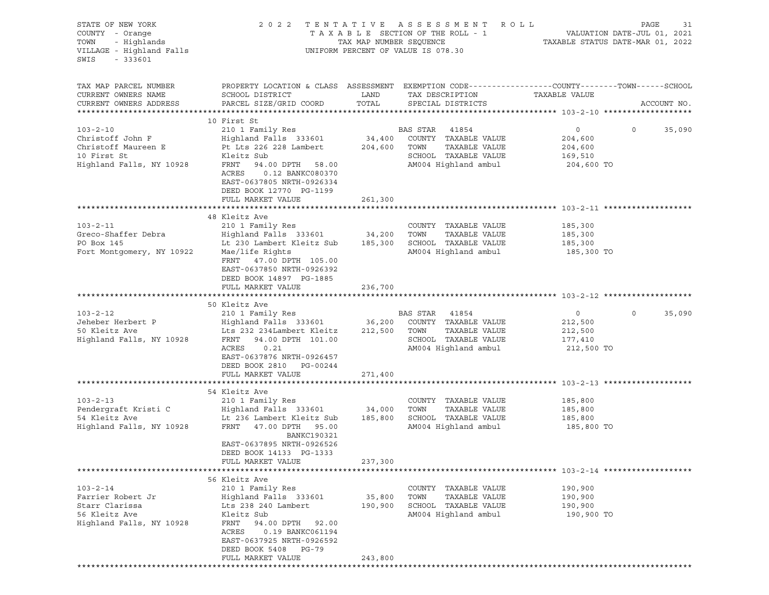STATE OF NEW YORK
COUNTY - Orange
TOWN - Highlands
VILLAGE - Highland Falls
SWIS - 333601

2022 TENTATIVE ASSESSMENT ROLL
TAXABLE SECTION OF THE ROLL - 1
TAX MAP NUMBER SEQUENCE
UNIFORM PERCENT OF VALUE IS 078.30

VALUATION DATE-JUL 01, 2021
TAXABLE STATUS DATE-MAR 01, 2022

| TAX MAP PARCEL NUMBER / CURRENT OWNERS NAME / CURRENT OWNERS ADDRESS | PROPERTY LOCATION & CLASS / SCHOOL DISTRICT / PARCEL SIZE/GRID COORD | ASSESSMENT LAND | ASSESSMENT TOTAL | EXEMPTION CODE / TAX DESCRIPTION / SPECIAL DISTRICTS | COUNTY TAXABLE VALUE | TOWN | SCHOOL |
|---|---|---|---|---|---|---|---|
| **103-2-10** | 10 First St | | | | | | |
| 103-2-10 | 210 1 Family Res | | | BAS STAR 41854 | 0 | 0 | 35,090 |
| Christoff John F | Highland Falls 333601 | 34,400 | | COUNTY TAXABLE VALUE | 204,600 | | |
| Christoff Maureen E | Pt Lts 226 228 Lambert | | 204,600 | TOWN TAXABLE VALUE | 204,600 | | |
| 10 First St | Kleitz Sub | | | SCHOOL TAXABLE VALUE | 169,510 | | |
| Highland Falls, NY 10928 | FRNT 94.00 DPTH 58.00 | | | AM004 Highland ambul | 204,600 TO | | |
| | ACRES 0.12 BANKC080370 | | | | | | |
| | EAST-0637805 NRTH-0926334 | | | | | | |
| | DEED BOOK 12770 PG-1199 | | | | | | |
| | FULL MARKET VALUE | | 261,300 | | | | |
| **103-2-11** | 48 Kleitz Ave | | | | | | |
| 103-2-11 | 210 1 Family Res | | | COUNTY TAXABLE VALUE | 185,300 | | |
| Greco-Shaffer Debra | Highland Falls 333601 | 34,200 | | TOWN TAXABLE VALUE | 185,300 | | |
| PO Box 145 | Lt 230 Lambert Kleitz Sub | | 185,300 | SCHOOL TAXABLE VALUE | 185,300 | | |
| Fort Montgomery, NY 10922 | Mae/life Rights | | | AM004 Highland ambul | 185,300 TO | | |
| | FRNT 47.00 DPTH 105.00 | | | | | | |
| | EAST-0637850 NRTH-0926392 | | | | | | |
| | DEED BOOK 14897 PG-1885 | | | | | | |
| | FULL MARKET VALUE | | 236,700 | | | | |
| **103-2-12** | 50 Kleitz Ave | | | | | | |
| 103-2-12 | 210 1 Family Res | | | BAS STAR 41854 | 0 | 0 | 35,090 |
| Jeheber Herbert P | Highland Falls 333601 | 36,200 | | COUNTY TAXABLE VALUE | 212,500 | | |
| 50 Kleitz Ave | Lts 232 234Lambert Kleitz | | 212,500 | TOWN TAXABLE VALUE | 212,500 | | |
| Highland Falls, NY 10928 | FRNT 94.00 DPTH 101.00 | | | SCHOOL TAXABLE VALUE | 177,410 | | |
| | ACRES 0.21 | | | AM004 Highland ambul | 212,500 TO | | |
| | EAST-0637876 NRTH-0926457 | | | | | | |
| | DEED BOOK 2810 PG-00244 | | | | | | |
| | FULL MARKET VALUE | | 271,400 | | | | |
| **103-2-13** | 54 Kleitz Ave | | | | | | |
| 103-2-13 | 210 1 Family Res | | | COUNTY TAXABLE VALUE | 185,800 | | |
| Pendergraft Kristi C | Highland Falls 333601 | 34,000 | | TOWN TAXABLE VALUE | 185,800 | | |
| 54 Kleitz Ave | Lt 236 Lambert Kleitz Sub | | 185,800 | SCHOOL TAXABLE VALUE | 185,800 | | |
| Highland Falls, NY 10928 | FRNT 47.00 DPTH 95.00 | | | AM004 Highland ambul | 185,800 TO | | |
| | BANKC190321 | | | | | | |
| | EAST-0637895 NRTH-0926526 | | | | | | |
| | DEED BOOK 14133 PG-1333 | | | | | | |
| | FULL MARKET VALUE | | 237,300 | | | | |
| **103-2-14** | 56 Kleitz Ave | | | | | | |
| 103-2-14 | 210 1 Family Res | | | COUNTY TAXABLE VALUE | 190,900 | | |
| Farrier Robert Jr | Highland Falls 333601 | 35,800 | | TOWN TAXABLE VALUE | 190,900 | | |
| Starr Clarissa | Lts 238 240 Lambert | | 190,900 | SCHOOL TAXABLE VALUE | 190,900 | | |
| 56 Kleitz Ave | Kleitz Sub | | | AM004 Highland ambul | 190,900 TO | | |
| Highland Falls, NY 10928 | FRNT 94.00 DPTH 92.00 | | | | | | |
| | ACRES 0.19 BANKC061194 | | | | | | |
| | EAST-0637925 NRTH-0926592 | | | | | | |
| | DEED BOOK 5408 PG-79 | | | | | | |
| | FULL MARKET VALUE | | 243,800 | | | | |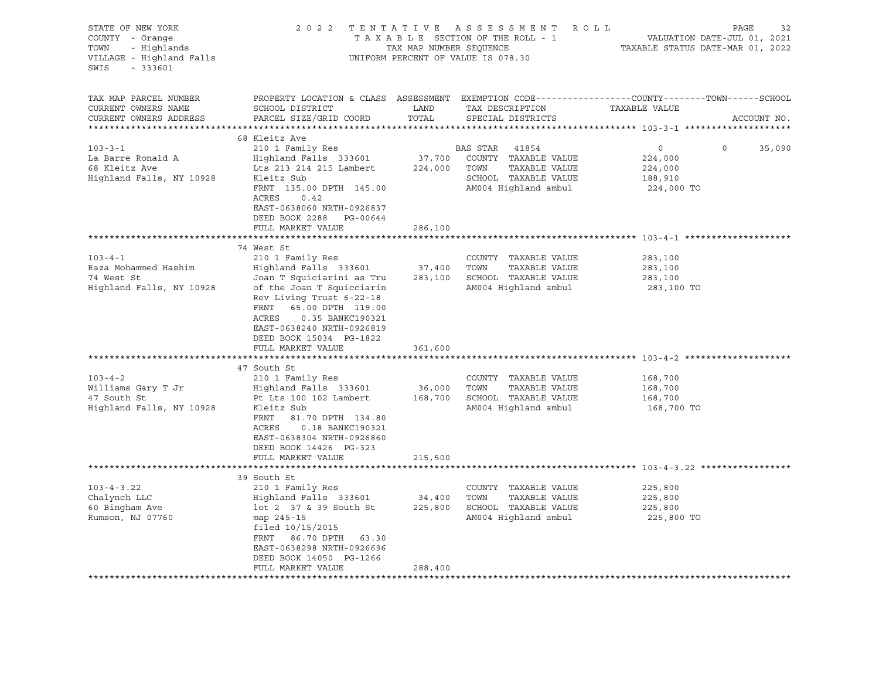STATE OF NEW YORK
COUNTY - Orange
TOWN - Highlands
VILLAGE - Highland Falls
SWIS - 333601

2 0 2 2 T E N T A T I V E A S S E S S M E N T R O L L
T A X A B L E SECTION OF THE ROLL - 1
TAX MAP NUMBER SEQUENCE
UNIFORM PERCENT OF VALUE IS 078.30

VALUATION DATE-JUL 01, 2021
TAXABLE STATUS DATE-MAR 01, 2022

| TAX MAP PARCEL NUMBER / CURRENT OWNERS NAME / CURRENT OWNERS ADDRESS | PROPERTY LOCATION & CLASS / SCHOOL DISTRICT / PARCEL SIZE/GRID COORD | ASSESSMENT LAND / TOTAL | EXEMPTION CODE / TAX DESCRIPTION / SPECIAL DISTRICTS | COUNTY TAXABLE VALUE | TOWN | SCHOOL / ACCOUNT NO. |
|---|---|---|---|---|---|---|
| **103-3-1** | 68 Kleitz Ave | | | | | |
| 103-3-1 | 210 1 Family Res | | BAS STAR 41854 | 0 | 0 | 35,090 |
| La Barre Ronald A | Highland Falls 333601 | 37,700 | COUNTY TAXABLE VALUE | 224,000 | | |
| 68 Kleitz Ave | Lts 213 214 215 Lambert | 224,000 | TOWN TAXABLE VALUE | 224,000 | | |
| Highland Falls, NY 10928 | Kleitz Sub | | SCHOOL TAXABLE VALUE | 188,910 | | |
| | FRNT 135.00 DPTH 145.00 | | AM004 Highland ambul | 224,000 TO | | |
| | ACRES 0.42 | | | | | |
| | EAST-0638060 NRTH-0926837 | | | | | |
| | DEED BOOK 2288 PG-00644 | | | | | |
| | FULL MARKET VALUE | 286,100 | | | | |
| **103-4-1** | 74 West St | | | | | |
| 103-4-1 | 210 1 Family Res | | COUNTY TAXABLE VALUE | 283,100 | | |
| Raza Mohammed Hashim | Highland Falls 333601 | 37,400 | TOWN TAXABLE VALUE | 283,100 | | |
| 74 West St | Joan T Squiciarini as Tru | 283,100 | SCHOOL TAXABLE VALUE | 283,100 | | |
| Highland Falls, NY 10928 | of the Joan T Squicciarin | | AM004 Highland ambul | 283,100 TO | | |
| | Rev Living Trust 6-22-18 | | | | | |
| | FRNT 65.00 DPTH 119.00 | | | | | |
| | ACRES 0.35 BANKC190321 | | | | | |
| | EAST-0638240 NRTH-0926819 | | | | | |
| | DEED BOOK 15034 PG-1822 | | | | | |
| | FULL MARKET VALUE | 361,600 | | | | |
| **103-4-2** | 47 South St | | | | | |
| 103-4-2 | 210 1 Family Res | | COUNTY TAXABLE VALUE | 168,700 | | |
| Williams Gary T Jr | Highland Falls 333601 | 36,000 | TOWN TAXABLE VALUE | 168,700 | | |
| 47 South St | Pt Lts 100 102 Lambert | 168,700 | SCHOOL TAXABLE VALUE | 168,700 | | |
| Highland Falls, NY 10928 | Kleitz Sub | | AM004 Highland ambul | 168,700 TO | | |
| | FRNT 81.70 DPTH 134.80 | | | | | |
| | ACRES 0.18 BANKC190321 | | | | | |
| | EAST-0638304 NRTH-0926860 | | | | | |
| | DEED BOOK 14426 PG-323 | | | | | |
| | FULL MARKET VALUE | 215,500 | | | | |
| **103-4-3.22** | 39 South St | | | | | |
| 103-4-3.22 | 210 1 Family Res | | COUNTY TAXABLE VALUE | 225,800 | | |
| Chalynch LLC | Highland Falls 333601 | 34,400 | TOWN TAXABLE VALUE | 225,800 | | |
| 60 Bingham Ave | lot 2 37 & 39 South St | 225,800 | SCHOOL TAXABLE VALUE | 225,800 | | |
| Rumson, NJ 07760 | map 245-15 | | AM004 Highland ambul | 225,800 TO | | |
| | filed 10/15/2015 | | | | | |
| | FRNT 86.70 DPTH 63.30 | | | | | |
| | EAST-0638298 NRTH-0926696 | | | | | |
| | DEED BOOK 14050 PG-1266 | | | | | |
| | FULL MARKET VALUE | 288,400 | | | | |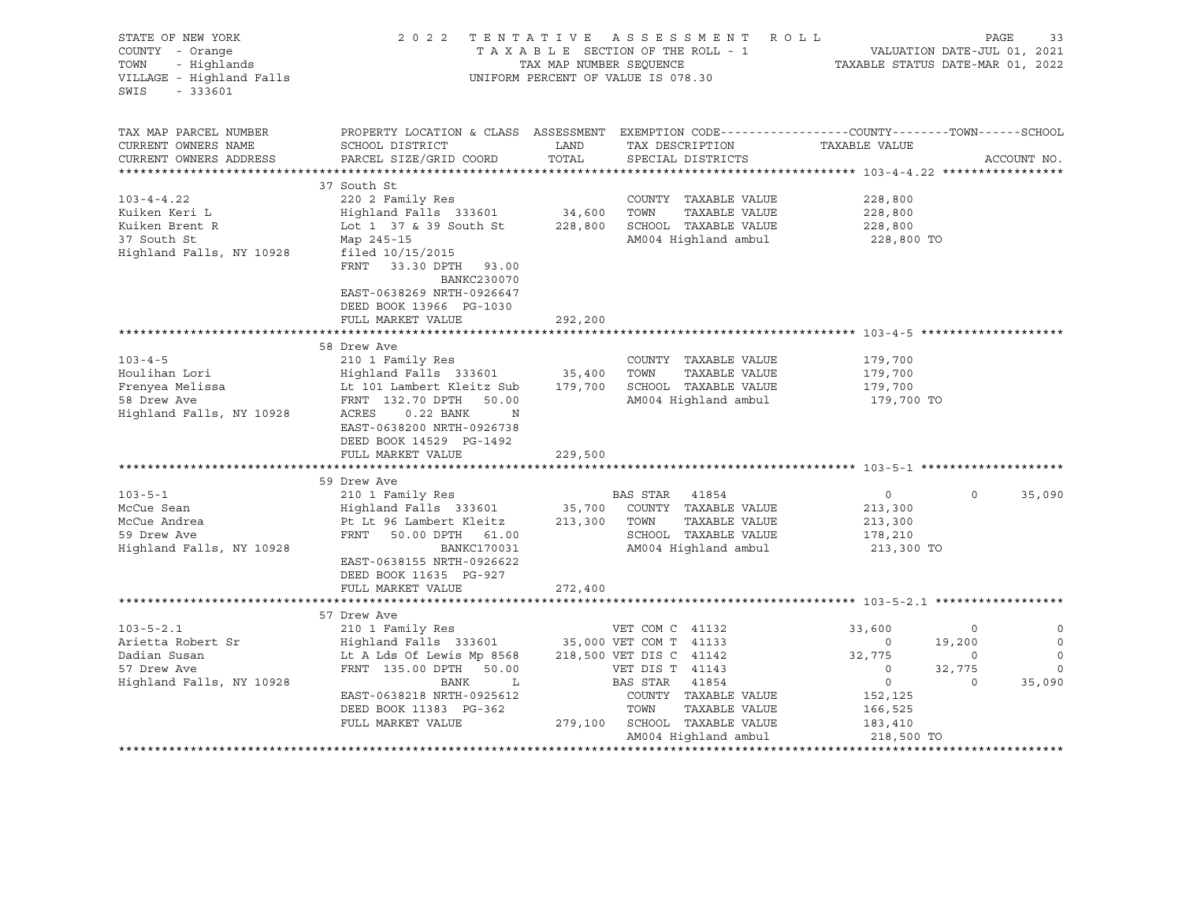STATE OF NEW YORK
COUNTY - Orange
TOWN - Highlands
VILLAGE - Highland Falls
SWIS - 333601

2022 TENTATIVE ASSESSMENT ROLL
TAXABLE SECTION OF THE ROLL - 1
TAX MAP NUMBER SEQUENCE
UNIFORM PERCENT OF VALUE IS 078.30

VALUATION DATE-JUL 01, 2021
TAXABLE STATUS DATE-MAR 01, 2022

| TAX MAP PARCEL NUMBER / CURRENT OWNERS NAME / CURRENT OWNERS ADDRESS | PROPERTY LOCATION & CLASS / SCHOOL DISTRICT / PARCEL SIZE/GRID COORD | ASSESSMENT LAND / TOTAL | EXEMPTION CODE / TAX DESCRIPTION / SPECIAL DISTRICTS | COUNTY TAXABLE VALUE | TOWN | SCHOOL | ACCOUNT NO. |
|---|---|---|---|---|---|---|---|
| **103-4-4.22** | 37 South St | | | | | | |
| 103-4-4.22 | 220 2 Family Res | | COUNTY TAXABLE VALUE | 228,800 | | | |
| Kuiken Keri L | Highland Falls 333601 | 34,600 | TOWN TAXABLE VALUE | 228,800 | | | |
| Kuiken Brent R | Lot 1 37 & 39 South St | 228,800 | SCHOOL TAXABLE VALUE | 228,800 | | | |
| 37 South St | Map 245-15 | | AM004 Highland ambul | 228,800 TO | | | |
| Highland Falls, NY 10928 | filed 10/15/2015 | | | | | | |
| | FRNT 33.30 DPTH 93.00 | | | | | | |
| | BANKC230070 | | | | | | |
| | EAST-0638269 NRTH-0926647 | | | | | | |
| | DEED BOOK 13966 PG-1030 | | | | | | |
| | FULL MARKET VALUE | 292,200 | | | | | |
| **103-4-5** | 58 Drew Ave | | | | | | |
| 103-4-5 | 210 1 Family Res | | COUNTY TAXABLE VALUE | 179,700 | | | |
| Houlihan Lori | Highland Falls 333601 | 35,400 | TOWN TAXABLE VALUE | 179,700 | | | |
| Frenyea Melissa | Lt 101 Lambert Kleitz Sub | 179,700 | SCHOOL TAXABLE VALUE | 179,700 | | | |
| 58 Drew Ave | FRNT 132.70 DPTH 50.00 | | AM004 Highland ambul | 179,700 TO | | | |
| Highland Falls, NY 10928 | ACRES 0.22 BANK N | | | | | | |
| | EAST-0638200 NRTH-0926738 | | | | | | |
| | DEED BOOK 14529 PG-1492 | | | | | | |
| | FULL MARKET VALUE | 229,500 | | | | | |
| **103-5-1** | 59 Drew Ave | | | | | | |
| 103-5-1 | 210 1 Family Res | | BAS STAR 41854 | 0 | 0 | 35,090 | |
| McCue Sean | Highland Falls 333601 | 35,700 | COUNTY TAXABLE VALUE | 213,300 | | | |
| McCue Andrea | Pt Lt 96 Lambert Kleitz | 213,300 | TOWN TAXABLE VALUE | 213,300 | | | |
| 59 Drew Ave | FRNT 50.00 DPTH 61.00 | | SCHOOL TAXABLE VALUE | 178,210 | | | |
| Highland Falls, NY 10928 | BANKC170031 | | AM004 Highland ambul | 213,300 TO | | | |
| | EAST-0638155 NRTH-0926622 | | | | | | |
| | DEED BOOK 11635 PG-927 | | | | | | |
| | FULL MARKET VALUE | 272,400 | | | | | |
| **103-5-2.1** | 57 Drew Ave | | | | | | |
| 103-5-2.1 | 210 1 Family Res | | VET COM C 41132 | 33,600 | 0 | 0 | |
| Arietta Robert Sr | Highland Falls 333601 | 35,000 | VET COM T 41133 | 0 | 19,200 | 0 | |
| Dadian Susan | Lt A Lds Of Lewis Mp 8568 | 218,500 | VET DIS C 41142 | 32,775 | 0 | 0 | |
| 57 Drew Ave | FRNT 135.00 DPTH 50.00 | | VET DIS T 41143 | 0 | 32,775 | 0 | |
| Highland Falls, NY 10928 | BANK L | | BAS STAR 41854 | 0 | 0 | 35,090 | |
| | EAST-0638218 NRTH-0925612 | | COUNTY TAXABLE VALUE | 152,125 | | | |
| | DEED BOOK 11383 PG-362 | | TOWN TAXABLE VALUE | 166,525 | | | |
| | FULL MARKET VALUE | 279,100 | SCHOOL TAXABLE VALUE | 183,410 | | | |
| | | | AM004 Highland ambul | 218,500 TO | | | |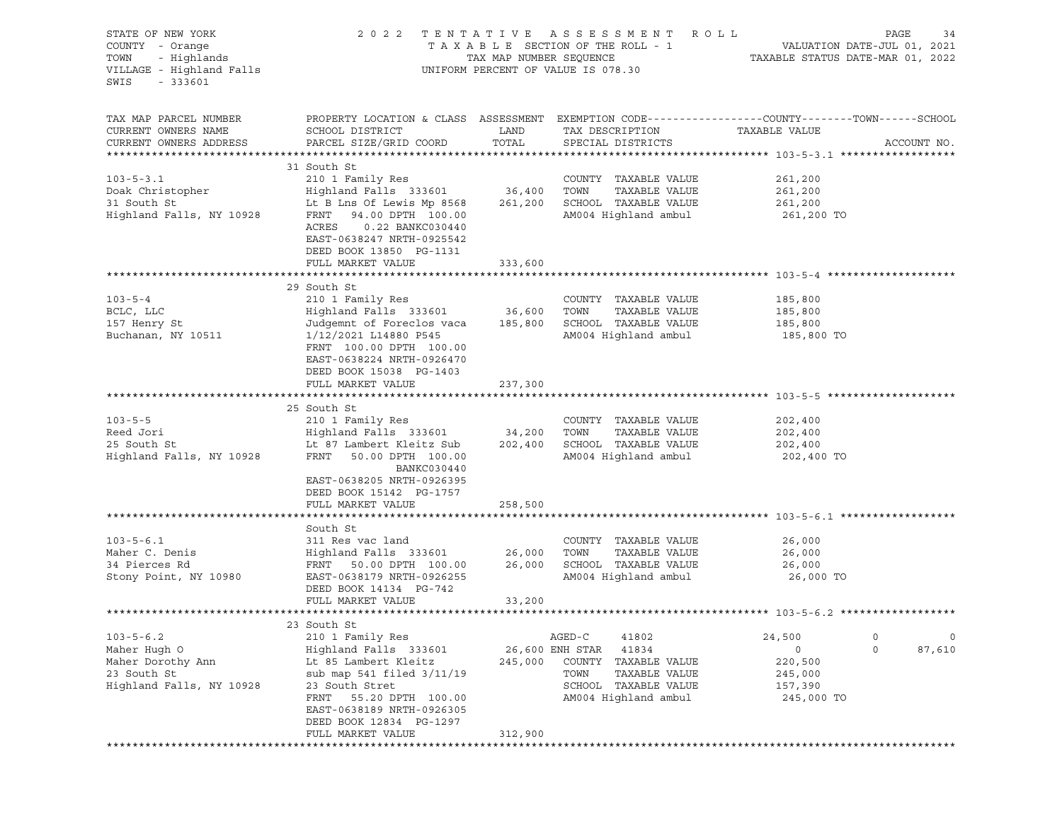STATE OF NEW YORK
COUNTY - Orange
TOWN - Highlands
VILLAGE - Highland Falls
SWIS - 333601

2022 TENTATIVE ASSESSMENT ROLL
TAXABLE SECTION OF THE ROLL - 1
TAX MAP NUMBER SEQUENCE
UNIFORM PERCENT OF VALUE IS 078.30

VALUATION DATE-JUL 01, 2021
TAXABLE STATUS DATE-MAR 01, 2022

| TAX MAP PARCEL NUMBER / CURRENT OWNERS NAME / CURRENT OWNERS ADDRESS | PROPERTY LOCATION & CLASS / SCHOOL DISTRICT / PARCEL SIZE/GRID COORD | ASSESSMENT LAND | TOTAL | EXEMPTION CODE / TAX DESCRIPTION / SPECIAL DISTRICTS | COUNTY TAXABLE VALUE | TOWN | SCHOOL | ACCOUNT NO. |
|---|---|---|---|---|---|---|---|---|
| **103-5-3.1** | 31 South St | | | | | | | |
| 103-5-3.1 | 210 1 Family Res | | | COUNTY TAXABLE VALUE | 261,200 | | | |
| Doak Christopher | Highland Falls 333601 | 36,400 | | TOWN TAXABLE VALUE | 261,200 | | | |
| 31 South St | Lt B Lns Of Lewis Mp 8568 | | 261,200 | SCHOOL TAXABLE VALUE | 261,200 | | | |
| Highland Falls, NY 10928 | FRNT 94.00 DPTH 100.00 | | | AM004 Highland ambul | 261,200 TO | | | |
| | ACRES 0.22 BANKC030440 | | | | | | | |
| | EAST-0638247 NRTH-0925542 | | | | | | | |
| | DEED BOOK 13850 PG-1131 | | | | | | | |
| | FULL MARKET VALUE | | 333,600 | | | | | |
| **103-5-4** | 29 South St | | | | | | | |
| 103-5-4 | 210 1 Family Res | | | COUNTY TAXABLE VALUE | 185,800 | | | |
| BCLC, LLC | Highland Falls 333601 | 36,600 | | TOWN TAXABLE VALUE | 185,800 | | | |
| 157 Henry St | Judgemnt of Foreclos vaca | | 185,800 | SCHOOL TAXABLE VALUE | 185,800 | | | |
| Buchanan, NY 10511 | 1/12/2021 L14880 P545 | | | AM004 Highland ambul | 185,800 TO | | | |
| | FRNT 100.00 DPTH 100.00 | | | | | | | |
| | EAST-0638224 NRTH-0926470 | | | | | | | |
| | DEED BOOK 15038 PG-1403 | | | | | | | |
| | FULL MARKET VALUE | | 237,300 | | | | | |
| **103-5-5** | 25 South St | | | | | | | |
| 103-5-5 | 210 1 Family Res | | | COUNTY TAXABLE VALUE | 202,400 | | | |
| Reed Jori | Highland Falls 333601 | 34,200 | | TOWN TAXABLE VALUE | 202,400 | | | |
| 25 South St | Lt 87 Lambert Kleitz Sub | | 202,400 | SCHOOL TAXABLE VALUE | 202,400 | | | |
| Highland Falls, NY 10928 | FRNT 50.00 DPTH 100.00 | | | AM004 Highland ambul | 202,400 TO | | | |
| | BANKC030440 | | | | | | | |
| | EAST-0638205 NRTH-0926395 | | | | | | | |
| | DEED BOOK 15142 PG-1757 | | | | | | | |
| | FULL MARKET VALUE | | 258,500 | | | | | |
| **103-5-6.1** | South St | | | | | | | |
| 103-5-6.1 | 311 Res vac land | | | COUNTY TAXABLE VALUE | 26,000 | | | |
| Maher C. Denis | Highland Falls 333601 | 26,000 | | TOWN TAXABLE VALUE | 26,000 | | | |
| 34 Pierces Rd | FRNT 50.00 DPTH 100.00 | | 26,000 | SCHOOL TAXABLE VALUE | 26,000 | | | |
| Stony Point, NY 10980 | EAST-0638179 NRTH-0926255 | | | AM004 Highland ambul | 26,000 TO | | | |
| | DEED BOOK 14134 PG-742 | | | | | | | |
| | FULL MARKET VALUE | | 33,200 | | | | | |
| **103-5-6.2** | 23 South St | | | | | | | |
| 103-5-6.2 | 210 1 Family Res | | | AGED-C 41802 | 24,500 | 0 | 0 | |
| Maher Hugh O | Highland Falls 333601 | 26,600 | | ENH STAR 41834 | 0 | 0 | 87,610 | |
| Maher Dorothy Ann | Lt 85 Lambert Kleitz | | 245,000 | COUNTY TAXABLE VALUE | 220,500 | | | |
| 23 South St | sub map 541 filed 3/11/19 | | | TOWN TAXABLE VALUE | 245,000 | | | |
| Highland Falls, NY 10928 | 23 South Stret | | | SCHOOL TAXABLE VALUE | 157,390 | | | |
| | FRNT 55.20 DPTH 100.00 | | | AM004 Highland ambul | 245,000 TO | | | |
| | EAST-0638189 NRTH-0926305 | | | | | | | |
| | DEED BOOK 12834 PG-1297 | | | | | | | |
| | FULL MARKET VALUE | | 312,900 | | | | | |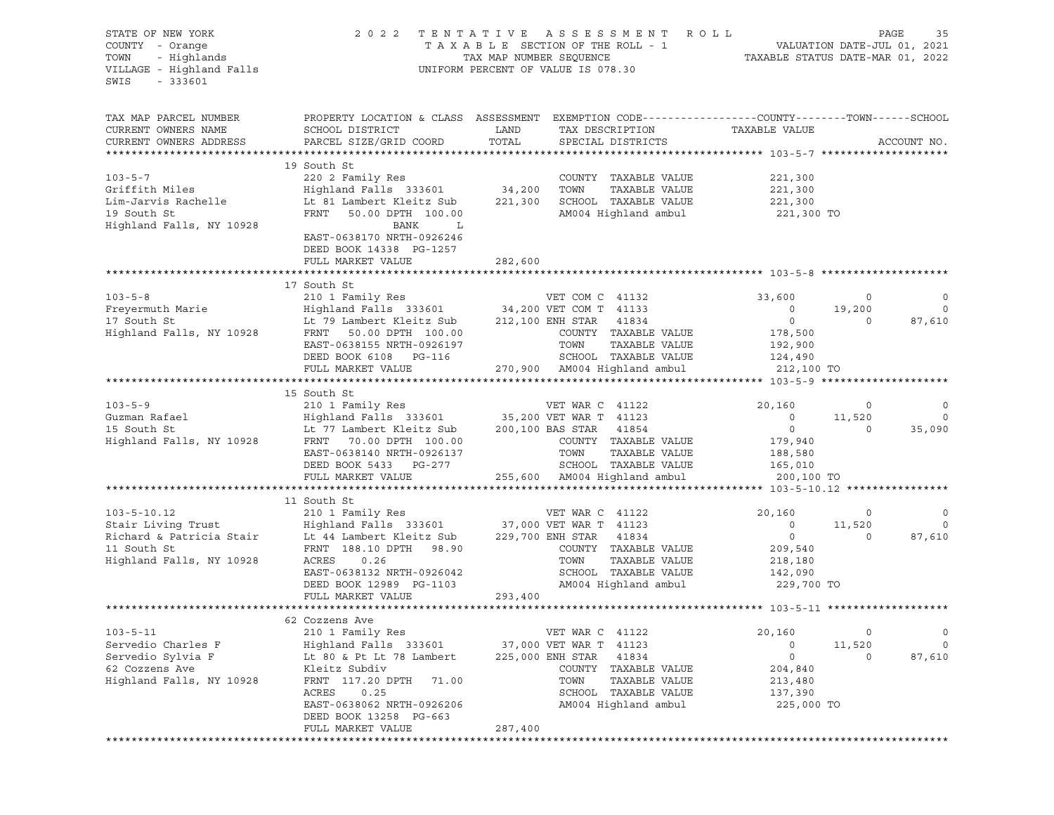STATE OF NEW YORK — 2022 TENTATIVE ASSESSMENT ROLL
COUNTY - Orange — TAXABLE SECTION OF THE ROLL - 1 — VALUATION DATE-JUL 01, 2021
TOWN - Highlands — TAX MAP NUMBER SEQUENCE — TAXABLE STATUS DATE-MAR 01, 2022
VILLAGE - Highland Falls — UNIFORM PERCENT OF VALUE IS 078.30
SWIS - 333601

| TAX MAP PARCEL NUMBER / CURRENT OWNERS NAME / CURRENT OWNERS ADDRESS | PROPERTY LOCATION & CLASS / SCHOOL DISTRICT / PARCEL SIZE/GRID COORD | ASSESSMENT LAND / TOTAL | EXEMPTION CODE / TAX DESCRIPTION / SPECIAL DISTRICTS | COUNTY TAXABLE VALUE | TOWN | SCHOOL | ACCOUNT NO. |
|---|---|---|---|---|---|---|---|
| **103-5-7** | 19 South St | | | | | | |
| | 220 2 Family Res | | COUNTY TAXABLE VALUE | 221,300 | | | |
| Griffith Miles | Highland Falls 333601 | 34,200 | TOWN TAXABLE VALUE | 221,300 | | | |
| Lim-Jarvis Rachelle | Lt 81 Lambert Kleitz Sub | 221,300 | SCHOOL TAXABLE VALUE | 221,300 | | | |
| 19 South St | FRNT 50.00 DPTH 100.00 | | AM004 Highland ambul | 221,300 TO | | | |
| Highland Falls, NY 10928 | BANK L | | | | | | |
| | EAST-0638170 NRTH-0926246 | | | | | | |
| | DEED BOOK 14338 PG-1257 | | | | | | |
| | FULL MARKET VALUE | 282,600 | | | | | |
| **103-5-8** | 17 South St | | | | | | |
| | 210 1 Family Res | | VET COM C 41132 | 33,600 | 0 | 0 | |
| Freyermuth Marie | Highland Falls 333601 | 34,200 | VET COM T 41133 | 0 | 19,200 | 0 | |
| 17 South St | Lt 79 Lambert Kleitz Sub | 212,100 | ENH STAR 41834 | 0 | 0 | 87,610 | |
| Highland Falls, NY 10928 | FRNT 50.00 DPTH 100.00 | | COUNTY TAXABLE VALUE | 178,500 | | | |
| | EAST-0638155 NRTH-0926197 | | TOWN TAXABLE VALUE | 192,900 | | | |
| | DEED BOOK 6108 PG-116 | | SCHOOL TAXABLE VALUE | 124,490 | | | |
| | FULL MARKET VALUE | 270,900 | AM004 Highland ambul | 212,100 TO | | | |
| **103-5-9** | 15 South St | | | | | | |
| | 210 1 Family Res | | VET WAR C 41122 | 20,160 | 0 | 0 | |
| Guzman Rafael | Highland Falls 333601 | 35,200 | VET WAR T 41123 | 0 | 11,520 | 0 | |
| 15 South St | Lt 77 Lambert Kleitz Sub | 200,100 | BAS STAR 41854 | 0 | 0 | 35,090 | |
| Highland Falls, NY 10928 | FRNT 70.00 DPTH 100.00 | | COUNTY TAXABLE VALUE | 179,940 | | | |
| | EAST-0638140 NRTH-0926137 | | TOWN TAXABLE VALUE | 188,580 | | | |
| | DEED BOOK 5433 PG-277 | | SCHOOL TAXABLE VALUE | 165,010 | | | |
| | FULL MARKET VALUE | 255,600 | AM004 Highland ambul | 200,100 TO | | | |
| **103-5-10.12** | 11 South St | | | | | | |
| | 210 1 Family Res | | VET WAR C 41122 | 20,160 | 0 | 0 | |
| Stair Living Trust | Highland Falls 333601 | 37,000 | VET WAR T 41123 | 0 | 11,520 | 0 | |
| Richard & Patricia Stair | Lt 44 Lambert Kleitz Sub | 229,700 | ENH STAR 41834 | 0 | 0 | 87,610 | |
| 11 South St | FRNT 188.10 DPTH 98.90 | | COUNTY TAXABLE VALUE | 209,540 | | | |
| Highland Falls, NY 10928 | ACRES 0.26 | | TOWN TAXABLE VALUE | 218,180 | | | |
| | EAST-0638132 NRTH-0926042 | | SCHOOL TAXABLE VALUE | 142,090 | | | |
| | DEED BOOK 12989 PG-1103 | | AM004 Highland ambul | 229,700 TO | | | |
| | FULL MARKET VALUE | 293,400 | | | | | |
| **103-5-11** | 62 Cozzens Ave | | | | | | |
| | 210 1 Family Res | | VET WAR C 41122 | 20,160 | 0 | 0 | |
| Servedio Charles F | Highland Falls 333601 | 37,000 | VET WAR T 41123 | 0 | 11,520 | 0 | |
| Servedio Sylvia F | Lt 80 & Pt Lt 78 Lambert | 225,000 | ENH STAR 41834 | 0 | 0 | 87,610 | |
| 62 Cozzens Ave | Kleitz Subdiv | | COUNTY TAXABLE VALUE | 204,840 | | | |
| Highland Falls, NY 10928 | FRNT 117.20 DPTH 71.00 | | TOWN TAXABLE VALUE | 213,480 | | | |
| | ACRES 0.25 | | SCHOOL TAXABLE VALUE | 137,390 | | | |
| | EAST-0638062 NRTH-0926206 | | AM004 Highland ambul | 225,000 TO | | | |
| | DEED BOOK 13258 PG-663 | | | | | | |
| | FULL MARKET VALUE | 287,400 | | | | | |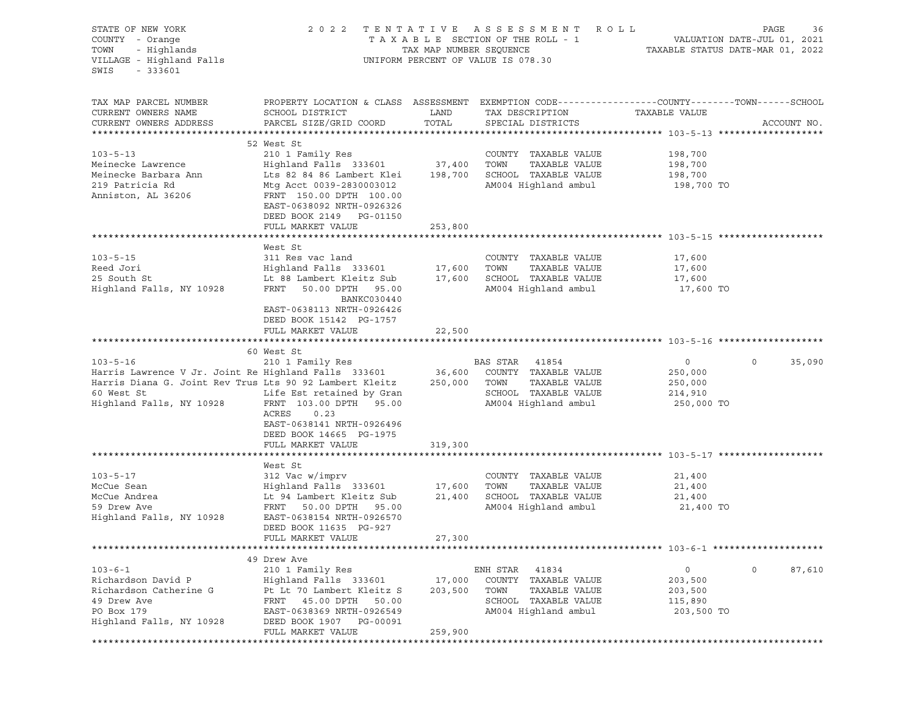STATE OF NEW YORK
COUNTY - Orange
TOWN - Highlands
VILLAGE - Highland Falls
SWIS - 333601

2022 TENTATIVE ASSESSMENT ROLL
TAXABLE SECTION OF THE ROLL - 1
TAX MAP NUMBER SEQUENCE
UNIFORM PERCENT OF VALUE IS 078.30

VALUATION DATE-JUL 01, 2021
TAXABLE STATUS DATE-MAR 01, 2022

```
TAX MAP PARCEL NUMBER          PROPERTY LOCATION & CLASS  ASSESSMENT  EXEMPTION CODE------------------COUNTY--------TOWN------SCHOOL
CURRENT OWNERS NAME            SCHOOL DISTRICT               LAND      TAX DESCRIPTION            TAXABLE VALUE
CURRENT OWNERS ADDRESS         PARCEL SIZE/GRID COORD        TOTAL     SPECIAL DISTRICTS                                  ACCOUNT NO.
******************************************************************************************************* 103-5-13 *******************
                               52 West St
103-5-13                       210 1 Family Res                         COUNTY  TAXABLE VALUE           198,700
Meinecke Lawrence              Highland Falls  333601       37,400      TOWN    TAXABLE VALUE           198,700
Meinecke Barbara Ann           Lts 82 84 86 Lambert Klei   198,700      SCHOOL  TAXABLE VALUE           198,700
219 Patricia Rd                Mtg Acct 0039-2830003012                 AM004 Highland ambul             198,700 TO
Anniston, AL 36206             FRNT 150.00 DPTH 100.00
                               EAST-0638092 NRTH-0926326
                               DEED BOOK 2149   PG-01150
                               FULL MARKET VALUE            253,800
******************************************************************************************************* 103-5-15 *******************
                               West St
103-5-15                       311 Res vac land                         COUNTY  TAXABLE VALUE            17,600
Reed Jori                      Highland Falls  333601       17,600      TOWN    TAXABLE VALUE            17,600
25 South St                    Lt 88 Lambert Kleitz Sub     17,600      SCHOOL  TAXABLE VALUE            17,600
Highland Falls, NY 10928       FRNT  50.00 DPTH  95.00                  AM004 Highland ambul              17,600 TO
                                            BANKC030440
                               EAST-0638113 NRTH-0926426
                               DEED BOOK 15142  PG-1757
                               FULL MARKET VALUE             22,500
******************************************************************************************************* 103-5-16 *******************
                               60 West St
103-5-16                       210 1 Family Res                         BAS STAR   41854                    0           0      35,090
Harris Lawrence V Jr. Joint Re Highland Falls  333601       36,600      COUNTY  TAXABLE VALUE           250,000
Harris Diana G. Joint Rev Trus Lts 90 92 Lambert Kleitz    250,000      TOWN    TAXABLE VALUE           250,000
60 West St                     Life Est retained by Gran                SCHOOL  TAXABLE VALUE           214,910
Highland Falls, NY 10928       FRNT 103.00 DPTH  95.00                  AM004 Highland ambul             250,000 TO
                               ACRES     0.23
                               EAST-0638141 NRTH-0926496
                               DEED BOOK 14665  PG-1975
                               FULL MARKET VALUE            319,300
******************************************************************************************************* 103-5-17 *******************
                               West St
103-5-17                       312 Vac w/imprv                          COUNTY  TAXABLE VALUE            21,400
McCue Sean                     Highland Falls  333601       17,600      TOWN    TAXABLE VALUE            21,400
McCue Andrea                   Lt 94 Lambert Kleitz Sub     21,400      SCHOOL  TAXABLE VALUE            21,400
59 Drew Ave                    FRNT  50.00 DPTH  95.00                  AM004 Highland ambul              21,400 TO
Highland Falls, NY 10928       EAST-0638154 NRTH-0926570
                               DEED BOOK 11635  PG-927
                               FULL MARKET VALUE             27,300
******************************************************************************************************* 103-6-1 ********************
                               49 Drew Ave
103-6-1                        210 1 Family Res                         ENH STAR   41834                    0           0      87,610
Richardson David P             Highland Falls  333601       17,000      COUNTY  TAXABLE VALUE           203,500
Richardson Catherine G         Pt Lt 70 Lambert Kleitz S   203,500      TOWN    TAXABLE VALUE           203,500
49 Drew Ave                    FRNT  45.00 DPTH  50.00                  SCHOOL  TAXABLE VALUE           115,890
PO Box 179                     EAST-0638369 NRTH-0926549                AM004 Highland ambul             203,500 TO
Highland Falls, NY 10928       DEED BOOK 1907   PG-00091
                               FULL MARKET VALUE            259,900
************************************************************************************************************************************
```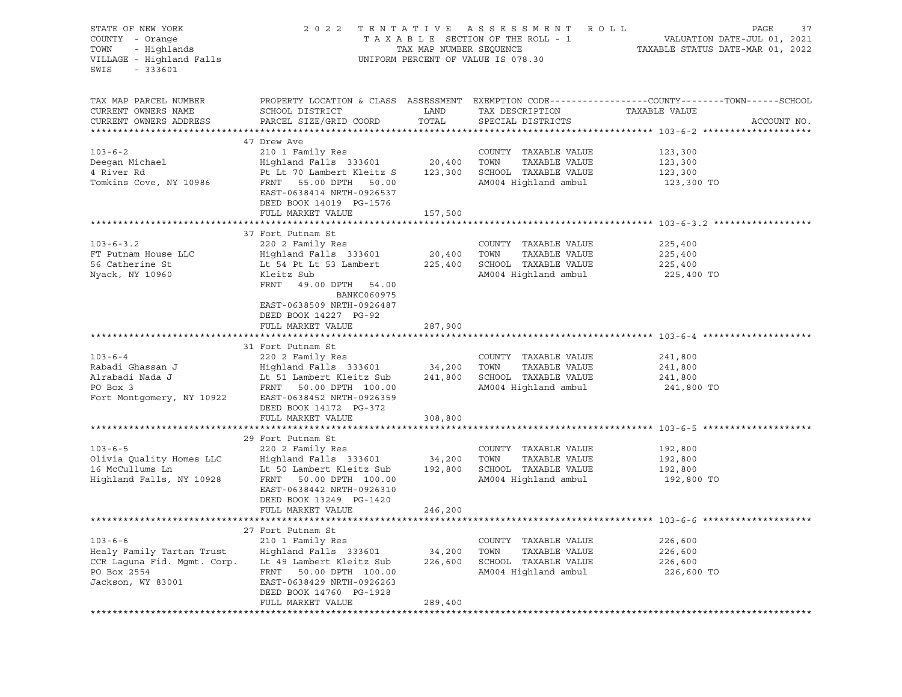STATE OF NEW YORK
COUNTY - Orange
TOWN - Highlands
VILLAGE - Highland Falls
SWIS - 333601

2 0 2 2 T E N T A T I V E A S S E S S M E N T R O L L
T A X A B L E SECTION OF THE ROLL - 1
TAX MAP NUMBER SEQUENCE
UNIFORM PERCENT OF VALUE IS 078.30

VALUATION DATE-JUL 01, 2021
TAXABLE STATUS DATE-MAR 01, 2022

| TAX MAP PARCEL NUMBER / CURRENT OWNERS NAME / CURRENT OWNERS ADDRESS | PROPERTY LOCATION & CLASS / SCHOOL DISTRICT / PARCEL SIZE/GRID COORD | ASSESSMENT LAND / TOTAL | EXEMPTION CODE / TAX DESCRIPTION / SPECIAL DISTRICTS | COUNTY--------TOWN------SCHOOL TAXABLE VALUE | ACCOUNT NO. |
|---|---|---|---|---|---|
| **103-6-2** | 47 Drew Ave | | | | |
| 103-6-2 | 210 1 Family Res | | COUNTY TAXABLE VALUE | 123,300 | |
| Deegan Michael | Highland Falls 333601 | 20,400 | TOWN TAXABLE VALUE | 123,300 | |
| 4 River Rd | Pt Lt 70 Lambert Kleitz S | 123,300 | SCHOOL TAXABLE VALUE | 123,300 | |
| Tomkins Cove, NY 10986 | FRNT 55.00 DPTH 50.00 | | AM004 Highland ambul | 123,300 TO | |
| | EAST-0638414 NRTH-0926537 | | | | |
| | DEED BOOK 14019 PG-1576 | | | | |
| | FULL MARKET VALUE | 157,500 | | | |
| **103-6-3.2** | 37 Fort Putnam St | | | | |
| 103-6-3.2 | 220 2 Family Res | | COUNTY TAXABLE VALUE | 225,400 | |
| FT Putnam House LLC | Highland Falls 333601 | 20,400 | TOWN TAXABLE VALUE | 225,400 | |
| 56 Catherine St | Lt 54 Pt Lt 53 Lambert | 225,400 | SCHOOL TAXABLE VALUE | 225,400 | |
| Nyack, NY 10960 | Kleitz Sub | | AM004 Highland ambul | 225,400 TO | |
| | FRNT 49.00 DPTH 54.00 | | | | |
| | BANKC060975 | | | | |
| | EAST-0638509 NRTH-0926487 | | | | |
| | DEED BOOK 14227 PG-92 | | | | |
| | FULL MARKET VALUE | 287,900 | | | |
| **103-6-4** | 31 Fort Putnam St | | | | |
| 103-6-4 | 220 2 Family Res | | COUNTY TAXABLE VALUE | 241,800 | |
| Rabadi Ghassan J | Highland Falls 333601 | 34,200 | TOWN TAXABLE VALUE | 241,800 | |
| Alrabadi Nada J | Lt 51 Lambert Kleitz Sub | 241,800 | SCHOOL TAXABLE VALUE | 241,800 | |
| PO Box 3 | FRNT 50.00 DPTH 100.00 | | AM004 Highland ambul | 241,800 TO | |
| Fort Montgomery, NY 10922 | EAST-0638452 NRTH-0926359 | | | | |
| | DEED BOOK 14172 PG-372 | | | | |
| | FULL MARKET VALUE | 308,800 | | | |
| **103-6-5** | 29 Fort Putnam St | | | | |
| 103-6-5 | 220 2 Family Res | | COUNTY TAXABLE VALUE | 192,800 | |
| Olivia Quality Homes LLC | Highland Falls 333601 | 34,200 | TOWN TAXABLE VALUE | 192,800 | |
| 16 McCullums Ln | Lt 50 Lambert Kleitz Sub | 192,800 | SCHOOL TAXABLE VALUE | 192,800 | |
| Highland Falls, NY 10928 | FRNT 50.00 DPTH 100.00 | | AM004 Highland ambul | 192,800 TO | |
| | EAST-0638442 NRTH-0926310 | | | | |
| | DEED BOOK 13249 PG-1420 | | | | |
| | FULL MARKET VALUE | 246,200 | | | |
| **103-6-6** | 27 Fort Putnam St | | | | |
| 103-6-6 | 210 1 Family Res | | COUNTY TAXABLE VALUE | 226,600 | |
| Healy Family Tartan Trust | Highland Falls 333601 | 34,200 | TOWN TAXABLE VALUE | 226,600 | |
| CCR Laguna Fid. Mgmt. Corp. | Lt 49 Lambert Kleitz Sub | 226,600 | SCHOOL TAXABLE VALUE | 226,600 | |
| PO Box 2554 | FRNT 50.00 DPTH 100.00 | | AM004 Highland ambul | 226,600 TO | |
| Jackson, WY 83001 | EAST-0638429 NRTH-0926263 | | | | |
| | DEED BOOK 14760 PG-1928 | | | | |
| | FULL MARKET VALUE | 289,400 | | | |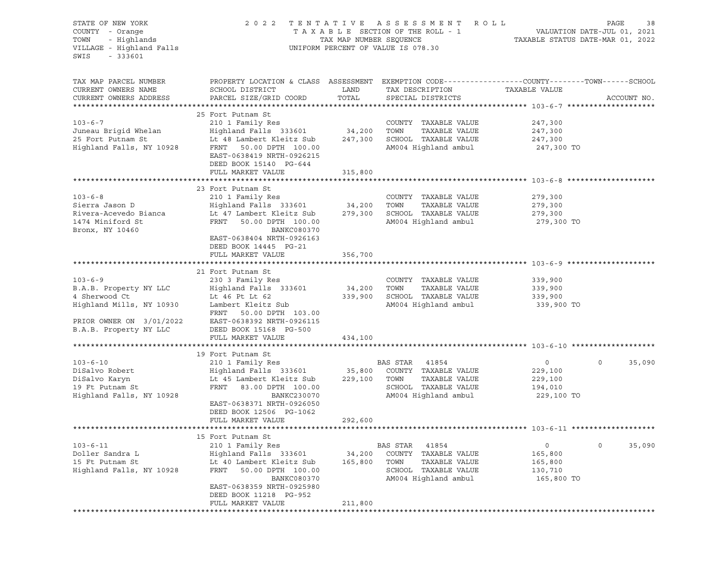STATE OF NEW YORK — 2022 TENTATIVE ASSESSMENT ROLL — PAGE 38
COUNTY - Orange — TAXABLE SECTION OF THE ROLL - 1 — VALUATION DATE-JUL 01, 2021
TOWN - Highlands — TAX MAP NUMBER SEQUENCE — TAXABLE STATUS DATE-MAR 01, 2022
VILLAGE - Highland Falls — UNIFORM PERCENT OF VALUE IS 078.30
SWIS - 333601

| TAX MAP PARCEL NUMBER / CURRENT OWNERS NAME / CURRENT OWNERS ADDRESS | PROPERTY LOCATION & CLASS / SCHOOL DISTRICT / PARCEL SIZE/GRID COORD | ASSESSMENT LAND | TOTAL | EXEMPTION CODE / TAX DESCRIPTION / SPECIAL DISTRICTS | COUNTY TAXABLE VALUE | TOWN | SCHOOL |
|---|---|---|---|---|---|---|---|
| **103-6-7** | 25 Fort Putnam St | | | | | | |
| Juneau Brigid Whelan | 210 1 Family Res | | | COUNTY TAXABLE VALUE | 247,300 | | |
| 25 Fort Putnam St | Highland Falls 333601 | 34,200 | | TOWN TAXABLE VALUE | 247,300 | | |
| Highland Falls, NY 10928 | Lt 48 Lambert Kleitz Sub | | 247,300 | SCHOOL TAXABLE VALUE | 247,300 | | |
| | FRNT 50.00 DPTH 100.00 | | | AM004 Highland ambul | 247,300 TO | | |
| | EAST-0638419 NRTH-0926215 | | | | | | |
| | DEED BOOK 15140 PG-644 | | | | | | |
| | FULL MARKET VALUE | 315,800 | | | | | |
| **103-6-8** | 23 Fort Putnam St | | | | | | |
| Sierra Jason D | 210 1 Family Res | | | COUNTY TAXABLE VALUE | 279,300 | | |
| Rivera-Acevedo Bianca | Highland Falls 333601 | 34,200 | | TOWN TAXABLE VALUE | 279,300 | | |
| 1474 Miniford St | Lt 47 Lambert Kleitz Sub | | 279,300 | SCHOOL TAXABLE VALUE | 279,300 | | |
| Bronx, NY 10460 | FRNT 50.00 DPTH 100.00 | | | AM004 Highland ambul | 279,300 TO | | |
| | BANKC080370 | | | | | | |
| | EAST-0638404 NRTH-0926163 | | | | | | |
| | DEED BOOK 14445 PG-21 | | | | | | |
| | FULL MARKET VALUE | 356,700 | | | | | |
| **103-6-9** | 21 Fort Putnam St | | | | | | |
| B.A.B. Property NY LLC | 230 3 Family Res | | | COUNTY TAXABLE VALUE | 339,900 | | |
| 4 Sherwood Ct | Highland Falls 333601 | 34,200 | | TOWN TAXABLE VALUE | 339,900 | | |
| Highland Mills, NY 10930 | Lt 46 Pt Lt 62 | | 339,900 | SCHOOL TAXABLE VALUE | 339,900 | | |
| | Lambert Kleitz Sub | | | AM004 Highland ambul | 339,900 TO | | |
| | FRNT 50.00 DPTH 103.00 | | | | | | |
| PRIOR OWNER ON 3/01/2022 | EAST-0638392 NRTH-0926115 | | | | | | |
| B.A.B. Property NY LLC | DEED BOOK 15168 PG-500 | | | | | | |
| | FULL MARKET VALUE | 434,100 | | | | | |
| **103-6-10** | 19 Fort Putnam St | | | | | | |
| DiSalvo Robert | 210 1 Family Res | | | BAS STAR 41854 | 0 | 0 | 35,090 |
| DiSalvo Karyn | Highland Falls 333601 | 35,800 | | COUNTY TAXABLE VALUE | 229,100 | | |
| 19 Ft Putnam St | Lt 45 Lambert Kleitz Sub | | 229,100 | TOWN TAXABLE VALUE | 229,100 | | |
| Highland Falls, NY 10928 | FRNT 83.00 DPTH 100.00 | | | SCHOOL TAXABLE VALUE | 194,010 | | |
| | BANKC230070 | | | AM004 Highland ambul | 229,100 TO | | |
| | EAST-0638371 NRTH-0926050 | | | | | | |
| | DEED BOOK 12506 PG-1062 | | | | | | |
| | FULL MARKET VALUE | 292,600 | | | | | |
| **103-6-11** | 15 Fort Putnam St | | | | | | |
| Doller Sandra L | 210 1 Family Res | | | BAS STAR 41854 | 0 | 0 | 35,090 |
| 15 Ft Putnam St | Highland Falls 333601 | 34,200 | | COUNTY TAXABLE VALUE | 165,800 | | |
| Highland Falls, NY 10928 | Lt 40 Lambert Kleitz Sub | | 165,800 | TOWN TAXABLE VALUE | 165,800 | | |
| | FRNT 50.00 DPTH 100.00 | | | SCHOOL TAXABLE VALUE | 130,710 | | |
| | BANKC080370 | | | AM004 Highland ambul | 165,800 TO | | |
| | EAST-0638359 NRTH-0925980 | | | | | | |
| | DEED BOOK 11218 PG-952 | | | | | | |
| | FULL MARKET VALUE | 211,800 | | | | | |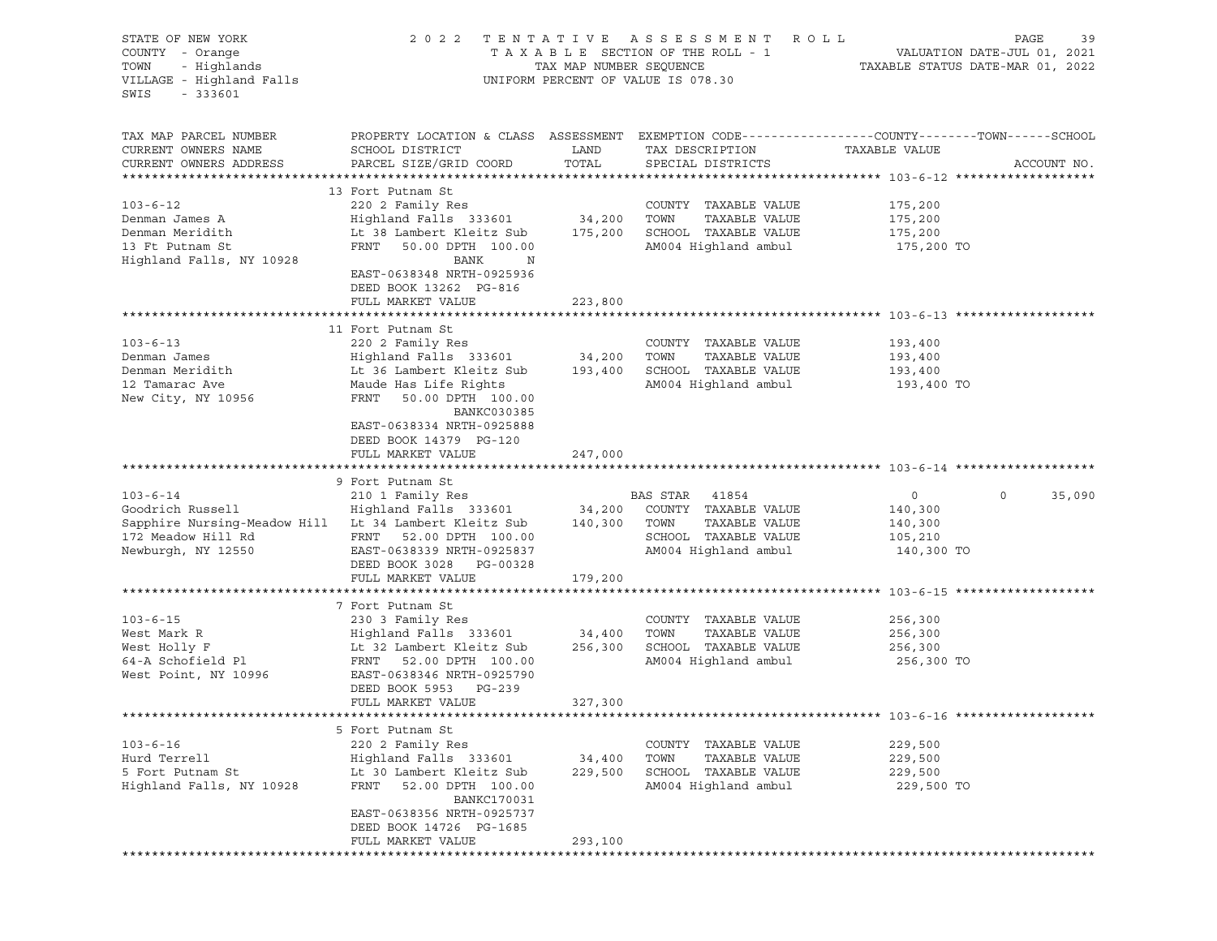STATE OF NEW YORK — COUNTY - Orange — TOWN - Highlands — VILLAGE - Highland Falls — SWIS - 333601

2022 TENTATIVE ASSESSMENT ROLL — TAXABLE SECTION OF THE ROLL - 1 — TAX MAP NUMBER SEQUENCE — UNIFORM PERCENT OF VALUE IS 078.30

VALUATION DATE-JUL 01, 2021 — TAXABLE STATUS DATE-MAR 01, 2022

| TAX MAP PARCEL NUMBER / CURRENT OWNERS NAME / CURRENT OWNERS ADDRESS | PROPERTY LOCATION & CLASS / SCHOOL DISTRICT / PARCEL SIZE/GRID COORD | ASSESSMENT LAND / TOTAL | EXEMPTION CODE / TAX DESCRIPTION / SPECIAL DISTRICTS | COUNTY TAXABLE VALUE | TOWN | SCHOOL |
|---|---|---|---|---|---|---|
| **103-6-12** | 13 Fort Putnam St | | | | | |
| | 220 2 Family Res | | COUNTY TAXABLE VALUE | 175,200 | | |
| Denman James A | Highland Falls 333601 | 34,200 | TOWN TAXABLE VALUE | 175,200 | | |
| Denman Meridith | Lt 38 Lambert Kleitz Sub | 175,200 | SCHOOL TAXABLE VALUE | 175,200 | | |
| 13 Ft Putnam St | FRNT 50.00 DPTH 100.00 | | AM004 Highland ambul | 175,200 TO | | |
| Highland Falls, NY 10928 | BANK N | | | | | |
| | EAST-0638348 NRTH-0925936 | | | | | |
| | DEED BOOK 13262 PG-816 | | | | | |
| | FULL MARKET VALUE | 223,800 | | | | |
| **103-6-13** | 11 Fort Putnam St | | | | | |
| | 220 2 Family Res | | COUNTY TAXABLE VALUE | 193,400 | | |
| Denman James | Highland Falls 333601 | 34,200 | TOWN TAXABLE VALUE | 193,400 | | |
| Denman Meridith | Lt 36 Lambert Kleitz Sub | 193,400 | SCHOOL TAXABLE VALUE | 193,400 | | |
| 12 Tamarac Ave | Maude Has Life Rights | | AM004 Highland ambul | 193,400 TO | | |
| New City, NY 10956 | FRNT 50.00 DPTH 100.00 | | | | | |
| | BANKC030385 | | | | | |
| | EAST-0638334 NRTH-0925888 | | | | | |
| | DEED BOOK 14379 PG-120 | | | | | |
| | FULL MARKET VALUE | 247,000 | | | | |
| **103-6-14** | 9 Fort Putnam St | | | | | |
| | 210 1 Family Res | | BAS STAR 41854 | 0 | 0 | 35,090 |
| Goodrich Russell | Highland Falls 333601 | 34,200 | COUNTY TAXABLE VALUE | 140,300 | | |
| Sapphire Nursing-Meadow Hill | Lt 34 Lambert Kleitz Sub | 140,300 | TOWN TAXABLE VALUE | 140,300 | | |
| 172 Meadow Hill Rd | FRNT 52.00 DPTH 100.00 | | SCHOOL TAXABLE VALUE | 105,210 | | |
| Newburgh, NY 12550 | EAST-0638339 NRTH-0925837 | | AM004 Highland ambul | 140,300 TO | | |
| | DEED BOOK 3028 PG-00328 | | | | | |
| | FULL MARKET VALUE | 179,200 | | | | |
| **103-6-15** | 7 Fort Putnam St | | | | | |
| | 230 3 Family Res | | COUNTY TAXABLE VALUE | 256,300 | | |
| West Mark R | Highland Falls 333601 | 34,400 | TOWN TAXABLE VALUE | 256,300 | | |
| West Holly F | Lt 32 Lambert Kleitz Sub | 256,300 | SCHOOL TAXABLE VALUE | 256,300 | | |
| 64-A Schofield Pl | FRNT 52.00 DPTH 100.00 | | AM004 Highland ambul | 256,300 TO | | |
| West Point, NY 10996 | EAST-0638346 NRTH-0925790 | | | | | |
| | DEED BOOK 5953 PG-239 | | | | | |
| | FULL MARKET VALUE | 327,300 | | | | |
| **103-6-16** | 5 Fort Putnam St | | | | | |
| | 220 2 Family Res | | COUNTY TAXABLE VALUE | 229,500 | | |
| Hurd Terrell | Highland Falls 333601 | 34,400 | TOWN TAXABLE VALUE | 229,500 | | |
| 5 Fort Putnam St | Lt 30 Lambert Kleitz Sub | 229,500 | SCHOOL TAXABLE VALUE | 229,500 | | |
| Highland Falls, NY 10928 | FRNT 52.00 DPTH 100.00 | | AM004 Highland ambul | 229,500 TO | | |
| | BANKC170031 | | | | | |
| | EAST-0638356 NRTH-0925737 | | | | | |
| | DEED BOOK 14726 PG-1685 | | | | | |
| | FULL MARKET VALUE | 293,100 | | | | |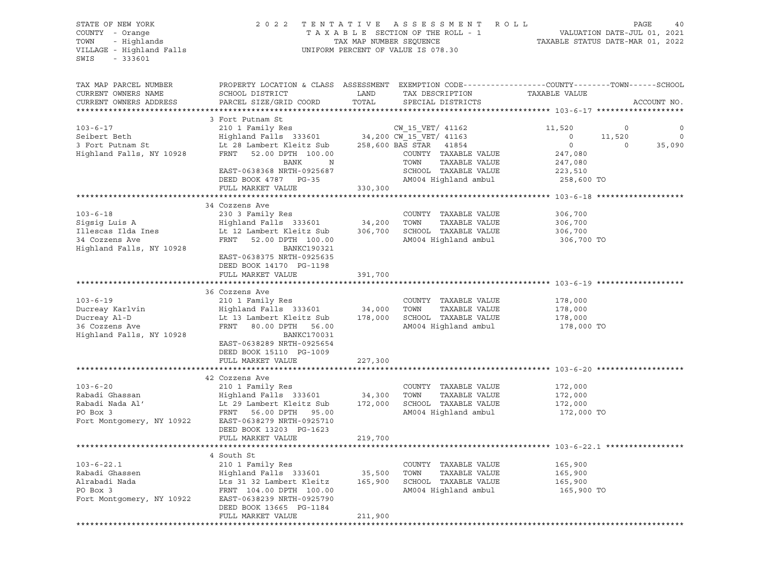STATE OF NEW YORK
COUNTY - Orange
TOWN - Highlands
VILLAGE - Highland Falls
SWIS - 333601

2 0 2 2 T E N T A T I V E A S S E S S M E N T R O L L
T A X A B L E SECTION OF THE ROLL - 1
TAX MAP NUMBER SEQUENCE
UNIFORM PERCENT OF VALUE IS 078.30

VALUATION DATE-JUL 01, 2021
TAXABLE STATUS DATE-MAR 01, 2022

| TAX MAP PARCEL NUMBER / CURRENT OWNERS NAME / CURRENT OWNERS ADDRESS | PROPERTY LOCATION & CLASS / SCHOOL DISTRICT / PARCEL SIZE/GRID COORD | ASSESSMENT LAND / TOTAL | EXEMPTION CODE / TAX DESCRIPTION / SPECIAL DISTRICTS | COUNTY TAXABLE VALUE | TOWN | SCHOOL / ACCOUNT NO. |
|---|---|---|---|---|---|---|
| **103-6-17** | 3 Fort Putnam St | | | | | |
| 103-6-17 | 210 1 Family Res | | CW_15_VET/ 41162 | 11,520 | 0 | 0 |
| Seibert Beth | Highland Falls 333601 | 34,200 | CW_15_VET/ 41163 | 0 | 11,520 | 0 |
| 3 Fort Putnam St | Lt 28 Lambert Kleitz Sub | 258,600 | BAS STAR 41854 | 0 | 0 | 35,090 |
| Highland Falls, NY 10928 | FRNT 52.00 DPTH 100.00 | | COUNTY TAXABLE VALUE | 247,080 | | |
| | BANK N | | TOWN TAXABLE VALUE | 247,080 | | |
| | EAST-0638368 NRTH-0925687 | | SCHOOL TAXABLE VALUE | 223,510 | | |
| | DEED BOOK 4787 PG-35 | | AM004 Highland ambul | 258,600 TO | | |
| | FULL MARKET VALUE | 330,300 | | | | |
| **103-6-18** | 34 Cozzens Ave | | | | | |
| 103-6-18 | 230 3 Family Res | | COUNTY TAXABLE VALUE | 306,700 | | |
| Sigsig Luis A | Highland Falls 333601 | 34,200 | TOWN TAXABLE VALUE | 306,700 | | |
| Illescas Ilda Ines | Lt 12 Lambert Kleitz Sub | 306,700 | SCHOOL TAXABLE VALUE | 306,700 | | |
| 34 Cozzens Ave | FRNT 52.00 DPTH 100.00 | | AM004 Highland ambul | 306,700 TO | | |
| Highland Falls, NY 10928 | BANKC190321 | | | | | |
| | EAST-0638375 NRTH-0925635 | | | | | |
| | DEED BOOK 14170 PG-1198 | | | | | |
| | FULL MARKET VALUE | 391,700 | | | | |
| **103-6-19** | 36 Cozzens Ave | | | | | |
| 103-6-19 | 210 1 Family Res | | COUNTY TAXABLE VALUE | 178,000 | | |
| Ducreay Karlvin | Highland Falls 333601 | 34,000 | TOWN TAXABLE VALUE | 178,000 | | |
| Ducreay Al-D | Lt 13 Lambert Kleitz Sub | 178,000 | SCHOOL TAXABLE VALUE | 178,000 | | |
| 36 Cozzens Ave | FRNT 80.00 DPTH 56.00 | | AM004 Highland ambul | 178,000 TO | | |
| Highland Falls, NY 10928 | BANKC170031 | | | | | |
| | EAST-0638289 NRTH-0925654 | | | | | |
| | DEED BOOK 15110 PG-1009 | | | | | |
| | FULL MARKET VALUE | 227,300 | | | | |
| **103-6-20** | 42 Cozzens Ave | | | | | |
| 103-6-20 | 210 1 Family Res | | COUNTY TAXABLE VALUE | 172,000 | | |
| Rabadi Ghassan | Highland Falls 333601 | 34,300 | TOWN TAXABLE VALUE | 172,000 | | |
| Rabadi Nada Al' | Lt 29 Lambert Kleitz Sub | 172,000 | SCHOOL TAXABLE VALUE | 172,000 | | |
| PO Box 3 | FRNT 56.00 DPTH 95.00 | | AM004 Highland ambul | 172,000 TO | | |
| Fort Montgomery, NY 10922 | EAST-0638279 NRTH-0925710 | | | | | |
| | DEED BOOK 13203 PG-1623 | | | | | |
| | FULL MARKET VALUE | 219,700 | | | | |
| **103-6-22.1** | 4 South St | | | | | |
| 103-6-22.1 | 210 1 Family Res | | COUNTY TAXABLE VALUE | 165,900 | | |
| Rabadi Ghassen | Highland Falls 333601 | 35,500 | TOWN TAXABLE VALUE | 165,900 | | |
| Alrabadi Nada | Lts 31 32 Lambert Kleitz | 165,900 | SCHOOL TAXABLE VALUE | 165,900 | | |
| PO Box 3 | FRNT 104.00 DPTH 100.00 | | AM004 Highland ambul | 165,900 TO | | |
| Fort Montgomery, NY 10922 | EAST-0638239 NRTH-0925790 | | | | | |
| | DEED BOOK 13665 PG-1184 | | | | | |
| | FULL MARKET VALUE | 211,900 | | | | |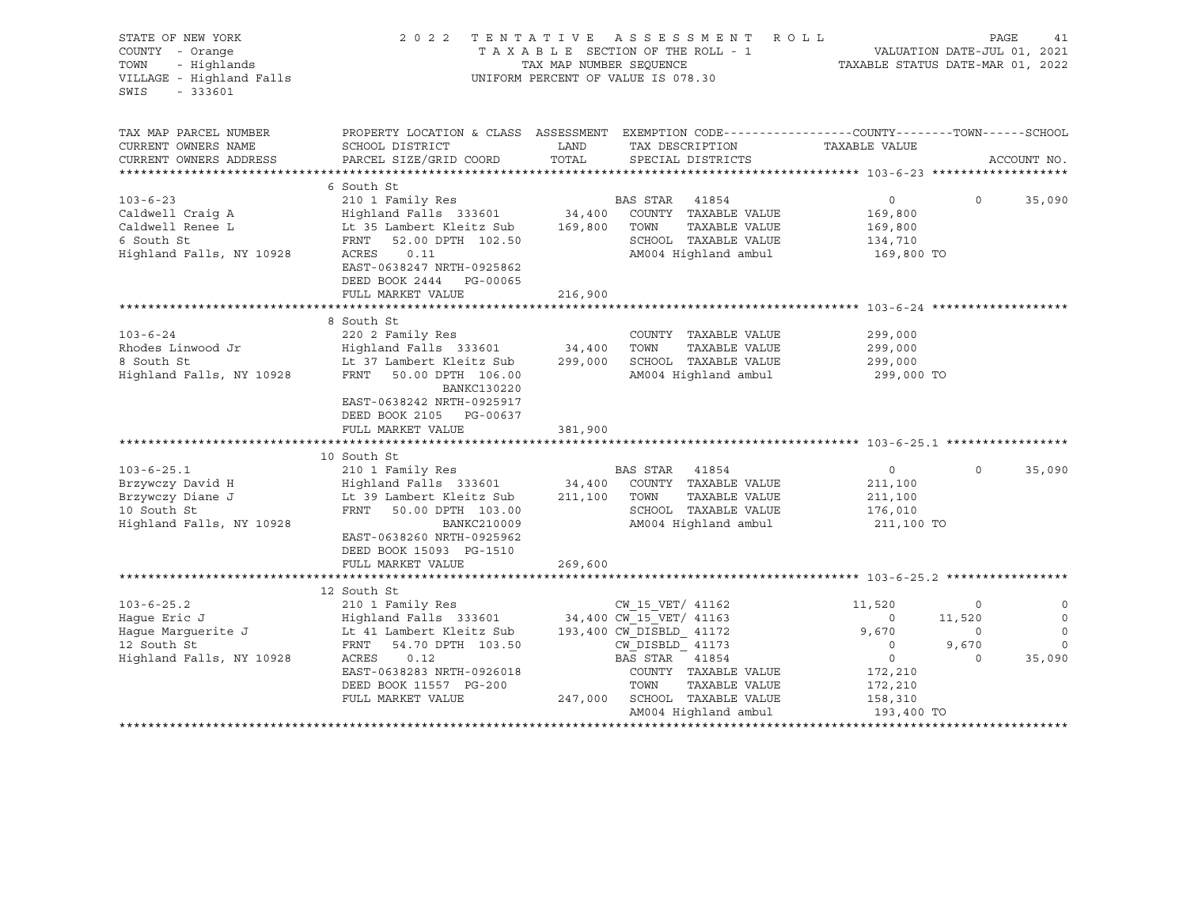STATE OF NEW YORK
COUNTY - Orange
TOWN - Highlands
VILLAGE - Highland Falls
SWIS - 333601

2022 TENTATIVE ASSESSMENT ROLL
TAXABLE SECTION OF THE ROLL - 1
TAX MAP NUMBER SEQUENCE
UNIFORM PERCENT OF VALUE IS 078.30

VALUATION DATE-JUL 01, 2021
TAXABLE STATUS DATE-MAR 01, 2022

| TAX MAP PARCEL NUMBER / CURRENT OWNERS NAME / CURRENT OWNERS ADDRESS | PROPERTY LOCATION & CLASS / SCHOOL DISTRICT / PARCEL SIZE/GRID COORD | ASSESSMENT LAND / TOTAL | EXEMPTION CODE / TAX DESCRIPTION / SPECIAL DISTRICTS | COUNTY TAXABLE VALUE | TOWN | SCHOOL | ACCOUNT NO. |
|---|---|---|---|---|---|---|---|
| **103-6-23** | 6 South St | | | | | | |
| 103-6-23 | 210 1 Family Res | | BAS STAR 41854 | 0 | 0 | 35,090 | |
| Caldwell Craig A | Highland Falls 333601 | 34,400 | COUNTY TAXABLE VALUE | 169,800 | | | |
| Caldwell Renee L | Lt 35 Lambert Kleitz Sub | 169,800 | TOWN TAXABLE VALUE | 169,800 | | | |
| 6 South St | FRNT 52.00 DPTH 102.50 | | SCHOOL TAXABLE VALUE | 134,710 | | | |
| Highland Falls, NY 10928 | ACRES 0.11 | | AM004 Highland ambul | 169,800 TO | | | |
| | EAST-0638247 NRTH-0925862 | | | | | | |
| | DEED BOOK 2444 PG-00065 | | | | | | |
| | FULL MARKET VALUE | 216,900 | | | | | |
| **103-6-24** | 8 South St | | | | | | |
| 103-6-24 | 220 2 Family Res | | COUNTY TAXABLE VALUE | 299,000 | | | |
| Rhodes Linwood Jr | Highland Falls 333601 | 34,400 | TOWN TAXABLE VALUE | 299,000 | | | |
| 8 South St | Lt 37 Lambert Kleitz Sub | 299,000 | SCHOOL TAXABLE VALUE | 299,000 | | | |
| Highland Falls, NY 10928 | FRNT 50.00 DPTH 106.00 | | AM004 Highland ambul | 299,000 TO | | | |
| | BANKC130220 | | | | | | |
| | EAST-0638242 NRTH-0925917 | | | | | | |
| | DEED BOOK 2105 PG-00637 | | | | | | |
| | FULL MARKET VALUE | 381,900 | | | | | |
| **103-6-25.1** | 10 South St | | | | | | |
| 103-6-25.1 | 210 1 Family Res | | BAS STAR 41854 | 0 | 0 | 35,090 | |
| Brzywczy David H | Highland Falls 333601 | 34,400 | COUNTY TAXABLE VALUE | 211,100 | | | |
| Brzywczy Diane J | Lt 39 Lambert Kleitz Sub | 211,100 | TOWN TAXABLE VALUE | 211,100 | | | |
| 10 South St | FRNT 50.00 DPTH 103.00 | | SCHOOL TAXABLE VALUE | 176,010 | | | |
| Highland Falls, NY 10928 | BANKC210009 | | AM004 Highland ambul | 211,100 TO | | | |
| | EAST-0638260 NRTH-0925962 | | | | | | |
| | DEED BOOK 15093 PG-1510 | | | | | | |
| | FULL MARKET VALUE | 269,600 | | | | | |
| **103-6-25.2** | 12 South St | | | | | | |
| 103-6-25.2 | 210 1 Family Res | | CW_15_VET/ 41162 | 11,520 | 0 | 0 | |
| Hague Eric J | Highland Falls 333601 | 34,400 | CW_15_VET/ 41163 | 0 | 11,520 | 0 | |
| Hague Marguerite J | Lt 41 Lambert Kleitz Sub | 193,400 | CW_DISBLD_ 41172 | 9,670 | 0 | 0 | |
| 12 South St | FRNT 54.70 DPTH 103.50 | | CW_DISBLD_ 41173 | 0 | 9,670 | 0 | |
| Highland Falls, NY 10928 | ACRES 0.12 | | BAS STAR 41854 | 0 | 0 | 35,090 | |
| | EAST-0638283 NRTH-0926018 | | COUNTY TAXABLE VALUE | 172,210 | | | |
| | DEED BOOK 11557 PG-200 | | TOWN TAXABLE VALUE | 172,210 | | | |
| | FULL MARKET VALUE | 247,000 | SCHOOL TAXABLE VALUE | 158,310 | | | |
| | | | AM004 Highland ambul | 193,400 TO | | | |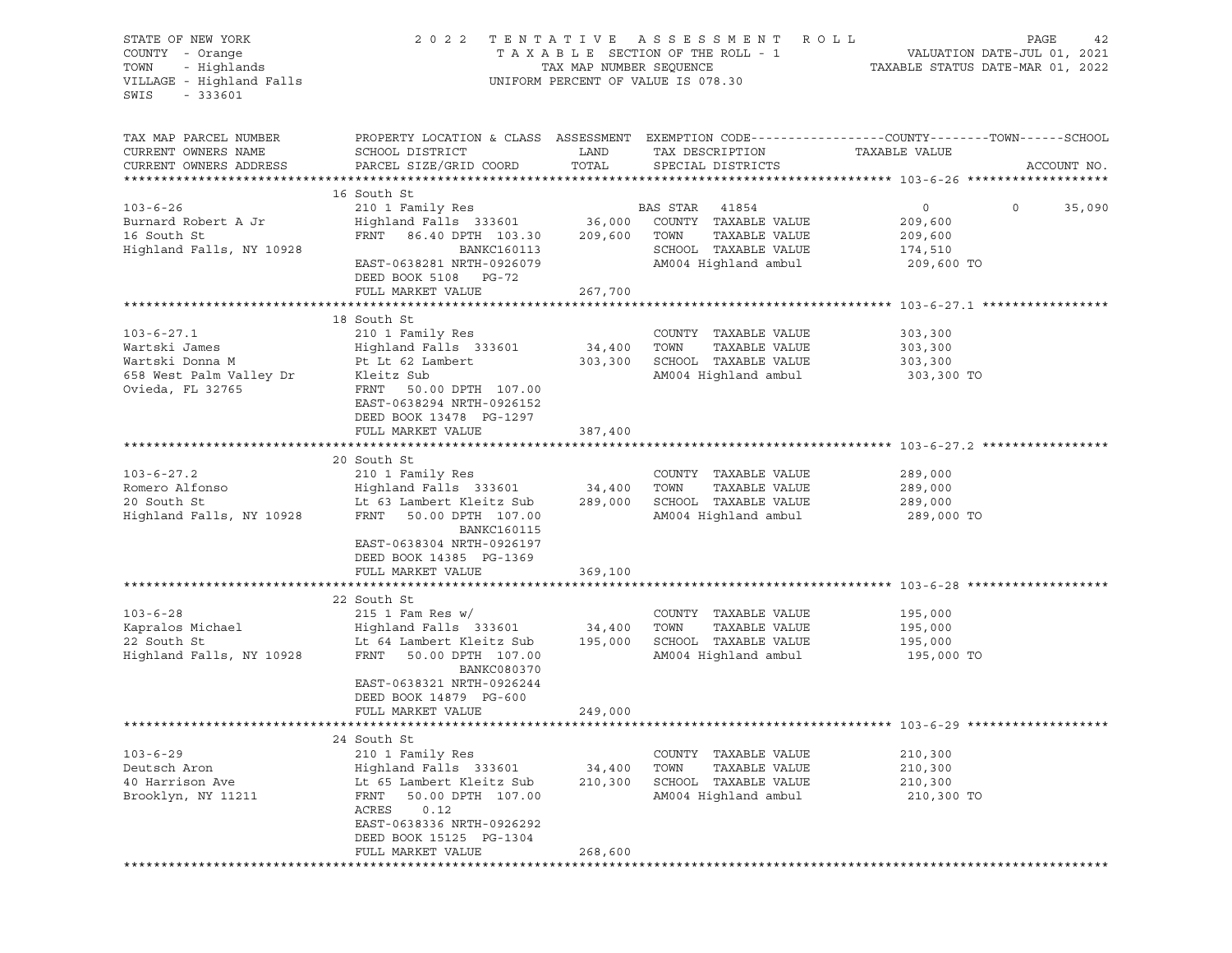STATE OF NEW YORK
COUNTY - Orange
TOWN - Highlands
VILLAGE - Highland Falls
SWIS - 333601

2022 TENTATIVE ASSESSMENT ROLL
TAXABLE SECTION OF THE ROLL - 1
TAX MAP NUMBER SEQUENCE
UNIFORM PERCENT OF VALUE IS 078.30

VALUATION DATE-JUL 01, 2021
TAXABLE STATUS DATE-MAR 01, 2022

| TAX MAP PARCEL NUMBER / CURRENT OWNERS NAME / CURRENT OWNERS ADDRESS | PROPERTY LOCATION & CLASS / SCHOOL DISTRICT / PARCEL SIZE/GRID COORD | ASSESSMENT LAND | TOTAL | EXEMPTION CODE / TAX DESCRIPTION / SPECIAL DISTRICTS | COUNTY TAXABLE VALUE | TOWN | SCHOOL | ACCOUNT NO. |
|---|---|---|---|---|---|---|---|---|
| **103-6-26** | 16 South St | | | | | | | |
| 103-6-26 | 210 1 Family Res | | | BAS STAR 41854 | 0 | 0 | 35,090 | |
| Burnard Robert A Jr | Highland Falls 333601 | 36,000 | | COUNTY TAXABLE VALUE | 209,600 | | | |
| 16 South St | FRNT 86.40 DPTH 103.30 | | 209,600 | TOWN TAXABLE VALUE | 209,600 | | | |
| Highland Falls, NY 10928 | BANKC160113 | | | SCHOOL TAXABLE VALUE | 174,510 | | | |
| | EAST-0638281 NRTH-0926079 | | | AM004 Highland ambul | 209,600 TO | | | |
| | DEED BOOK 5108 PG-72 | | | | | | | |
| | FULL MARKET VALUE | | 267,700 | | | | | |
| **103-6-27.1** | 18 South St | | | | | | | |
| 103-6-27.1 | 210 1 Family Res | | | COUNTY TAXABLE VALUE | 303,300 | | | |
| Wartski James | Highland Falls 333601 | 34,400 | | TOWN TAXABLE VALUE | 303,300 | | | |
| Wartski Donna M | Pt Lt 62 Lambert | | 303,300 | SCHOOL TAXABLE VALUE | 303,300 | | | |
| 658 West Palm Valley Dr | Kleitz Sub | | | AM004 Highland ambul | 303,300 TO | | | |
| Ovieda, FL 32765 | FRNT 50.00 DPTH 107.00 | | | | | | | |
| | EAST-0638294 NRTH-0926152 | | | | | | | |
| | DEED BOOK 13478 PG-1297 | | | | | | | |
| | FULL MARKET VALUE | | 387,400 | | | | | |
| **103-6-27.2** | 20 South St | | | | | | | |
| 103-6-27.2 | 210 1 Family Res | | | COUNTY TAXABLE VALUE | 289,000 | | | |
| Romero Alfonso | Highland Falls 333601 | 34,400 | | TOWN TAXABLE VALUE | 289,000 | | | |
| 20 South St | Lt 63 Lambert Kleitz Sub | | 289,000 | SCHOOL TAXABLE VALUE | 289,000 | | | |
| Highland Falls, NY 10928 | FRNT 50.00 DPTH 107.00 | | | AM004 Highland ambul | 289,000 TO | | | |
| | BANKC160115 | | | | | | | |
| | EAST-0638304 NRTH-0926197 | | | | | | | |
| | DEED BOOK 14385 PG-1369 | | | | | | | |
| | FULL MARKET VALUE | | 369,100 | | | | | |
| **103-6-28** | 22 South St | | | | | | | |
| 103-6-28 | 215 1 Fam Res w/ | | | COUNTY TAXABLE VALUE | 195,000 | | | |
| Kapralos Michael | Highland Falls 333601 | 34,400 | | TOWN TAXABLE VALUE | 195,000 | | | |
| 22 South St | Lt 64 Lambert Kleitz Sub | | 195,000 | SCHOOL TAXABLE VALUE | 195,000 | | | |
| Highland Falls, NY 10928 | FRNT 50.00 DPTH 107.00 | | | AM004 Highland ambul | 195,000 TO | | | |
| | BANKC080370 | | | | | | | |
| | EAST-0638321 NRTH-0926244 | | | | | | | |
| | DEED BOOK 14879 PG-600 | | | | | | | |
| | FULL MARKET VALUE | | 249,000 | | | | | |
| **103-6-29** | 24 South St | | | | | | | |
| 103-6-29 | 210 1 Family Res | | | COUNTY TAXABLE VALUE | 210,300 | | | |
| Deutsch Aron | Highland Falls 333601 | 34,400 | | TOWN TAXABLE VALUE | 210,300 | | | |
| 40 Harrison Ave | Lt 65 Lambert Kleitz Sub | | 210,300 | SCHOOL TAXABLE VALUE | 210,300 | | | |
| Brooklyn, NY 11211 | FRNT 50.00 DPTH 107.00 | | | AM004 Highland ambul | 210,300 TO | | | |
| | ACRES 0.12 | | | | | | | |
| | EAST-0638336 NRTH-0926292 | | | | | | | |
| | DEED BOOK 15125 PG-1304 | | | | | | | |
| | FULL MARKET VALUE | | 268,600 | | | | | |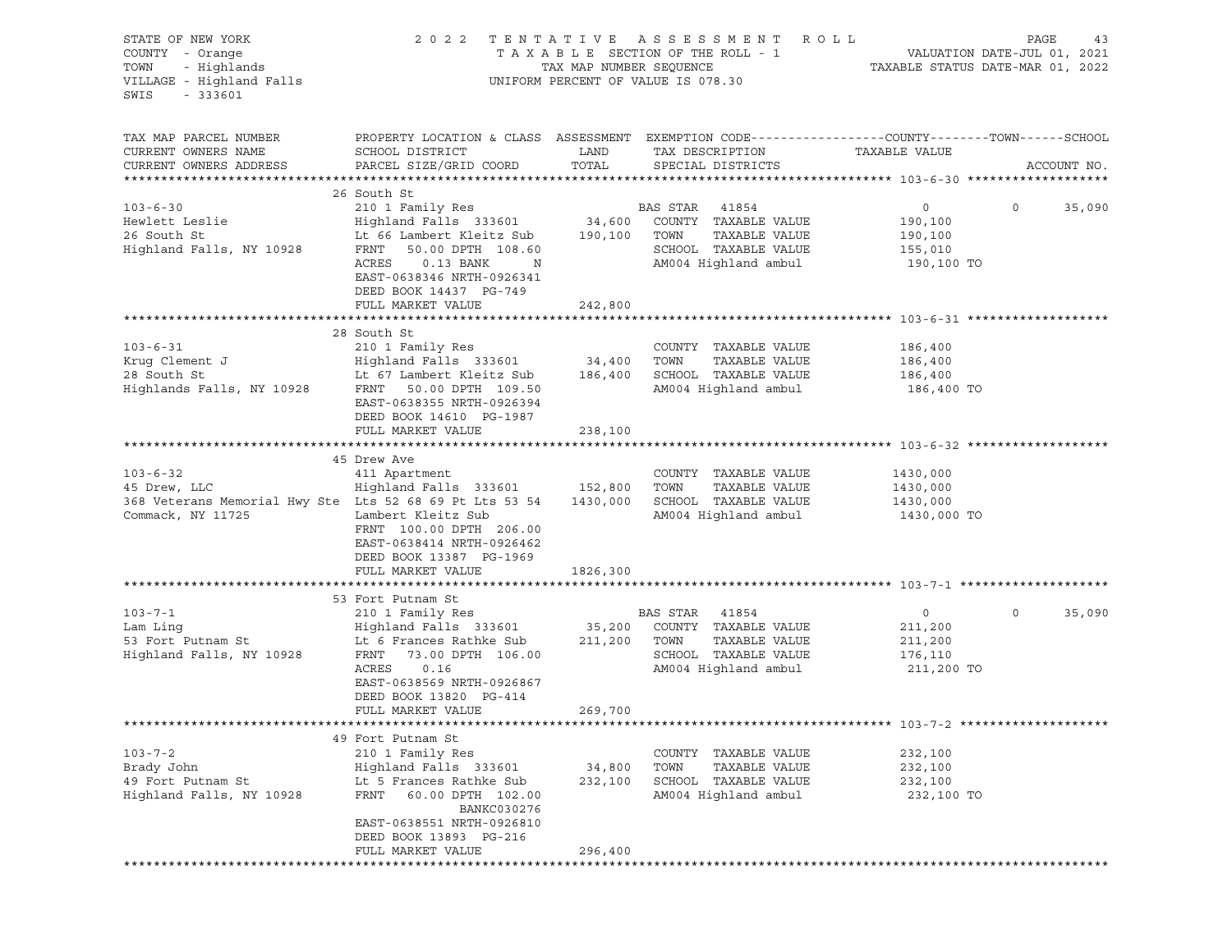STATE OF NEW YORK
COUNTY - Orange
TOWN - Highlands
VILLAGE - Highland Falls
SWIS - 333601

2022 TENTATIVE ASSESSMENT ROLL
TAXABLE SECTION OF THE ROLL - 1
TAX MAP NUMBER SEQUENCE
UNIFORM PERCENT OF VALUE IS 078.30

VALUATION DATE-JUL 01, 2021
TAXABLE STATUS DATE-MAR 01, 2022

| TAX MAP PARCEL NUMBER / CURRENT OWNERS NAME / CURRENT OWNERS ADDRESS | PROPERTY LOCATION & CLASS / SCHOOL DISTRICT / PARCEL SIZE/GRID COORD | ASSESSMENT LAND | TOTAL | EXEMPTION CODE / TAX DESCRIPTION / SPECIAL DISTRICTS | COUNTY | TOWN | SCHOOL | ACCOUNT NO. |
|---|---|---|---|---|---|---|---|---|
| **103-6-30** | 26 South St | | | | | | | |
| 103-6-30 | 210 1 Family Res | | | BAS STAR 41854 | 0 | 0 | 35,090 | |
| Hewlett Leslie | Highland Falls 333601 | 34,600 | | COUNTY TAXABLE VALUE | 190,100 | | | |
| 26 South St | Lt 66 Lambert Kleitz Sub | | 190,100 | TOWN TAXABLE VALUE | | 190,100 | | |
| Highland Falls, NY 10928 | FRNT 50.00 DPTH 108.60 | | | SCHOOL TAXABLE VALUE | | | 155,010 | |
| | ACRES 0.13 BANK N | | | AM004 Highland ambul | 190,100 TO | | | |
| | EAST-0638346 NRTH-0926341 | | | | | | | |
| | DEED BOOK 14437 PG-749 | | | | | | | |
| | FULL MARKET VALUE | | 242,800 | | | | | |
| **103-6-31** | 28 South St | | | | | | | |
| 103-6-31 | 210 1 Family Res | | | COUNTY TAXABLE VALUE | 186,400 | | | |
| Krug Clement J | Highland Falls 333601 | 34,400 | | TOWN TAXABLE VALUE | | 186,400 | | |
| 28 South St | Lt 67 Lambert Kleitz Sub | | 186,400 | SCHOOL TAXABLE VALUE | | | 186,400 | |
| Highlands Falls, NY 10928 | FRNT 50.00 DPTH 109.50 | | | AM004 Highland ambul | 186,400 TO | | | |
| | EAST-0638355 NRTH-0926394 | | | | | | | |
| | DEED BOOK 14610 PG-1987 | | | | | | | |
| | FULL MARKET VALUE | | 238,100 | | | | | |
| **103-6-32** | 45 Drew Ave | | | | | | | |
| 103-6-32 | 411 Apartment | | | COUNTY TAXABLE VALUE | 1430,000 | | | |
| 45 Drew, LLC | Highland Falls 333601 | 152,800 | | TOWN TAXABLE VALUE | | 1430,000 | | |
| 368 Veterans Memorial Hwy Ste | Lts 52 68 69 Pt Lts 53 54 | | 1430,000 | SCHOOL TAXABLE VALUE | | | 1430,000 | |
| Commack, NY 11725 | Lambert Kleitz Sub | | | AM004 Highland ambul | 1430,000 TO | | | |
| | FRNT 100.00 DPTH 206.00 | | | | | | | |
| | EAST-0638414 NRTH-0926462 | | | | | | | |
| | DEED BOOK 13387 PG-1969 | | | | | | | |
| | FULL MARKET VALUE | | 1826,300 | | | | | |
| **103-7-1** | 53 Fort Putnam St | | | | | | | |
| 103-7-1 | 210 1 Family Res | | | BAS STAR 41854 | 0 | 0 | 35,090 | |
| Lam Ling | Highland Falls 333601 | 35,200 | | COUNTY TAXABLE VALUE | 211,200 | | | |
| 53 Fort Putnam St | Lt 6 Frances Rathke Sub | | 211,200 | TOWN TAXABLE VALUE | | 211,200 | | |
| Highland Falls, NY 10928 | FRNT 73.00 DPTH 106.00 | | | SCHOOL TAXABLE VALUE | | | 176,110 | |
| | ACRES 0.16 | | | AM004 Highland ambul | 211,200 TO | | | |
| | EAST-0638569 NRTH-0926867 | | | | | | | |
| | DEED BOOK 13820 PG-414 | | | | | | | |
| | FULL MARKET VALUE | | 269,700 | | | | | |
| **103-7-2** | 49 Fort Putnam St | | | | | | | |
| 103-7-2 | 210 1 Family Res | | | COUNTY TAXABLE VALUE | 232,100 | | | |
| Brady John | Highland Falls 333601 | 34,800 | | TOWN TAXABLE VALUE | | 232,100 | | |
| 49 Fort Putnam St | Lt 5 Frances Rathke Sub | | 232,100 | SCHOOL TAXABLE VALUE | | | 232,100 | |
| Highland Falls, NY 10928 | FRNT 60.00 DPTH 102.00 | | | AM004 Highland ambul | 232,100 TO | | | |
| | BANKC030276 | | | | | | | |
| | EAST-0638551 NRTH-0926810 | | | | | | | |
| | DEED BOOK 13893 PG-216 | | | | | | | |
| | FULL MARKET VALUE | | 296,400 | | | | | |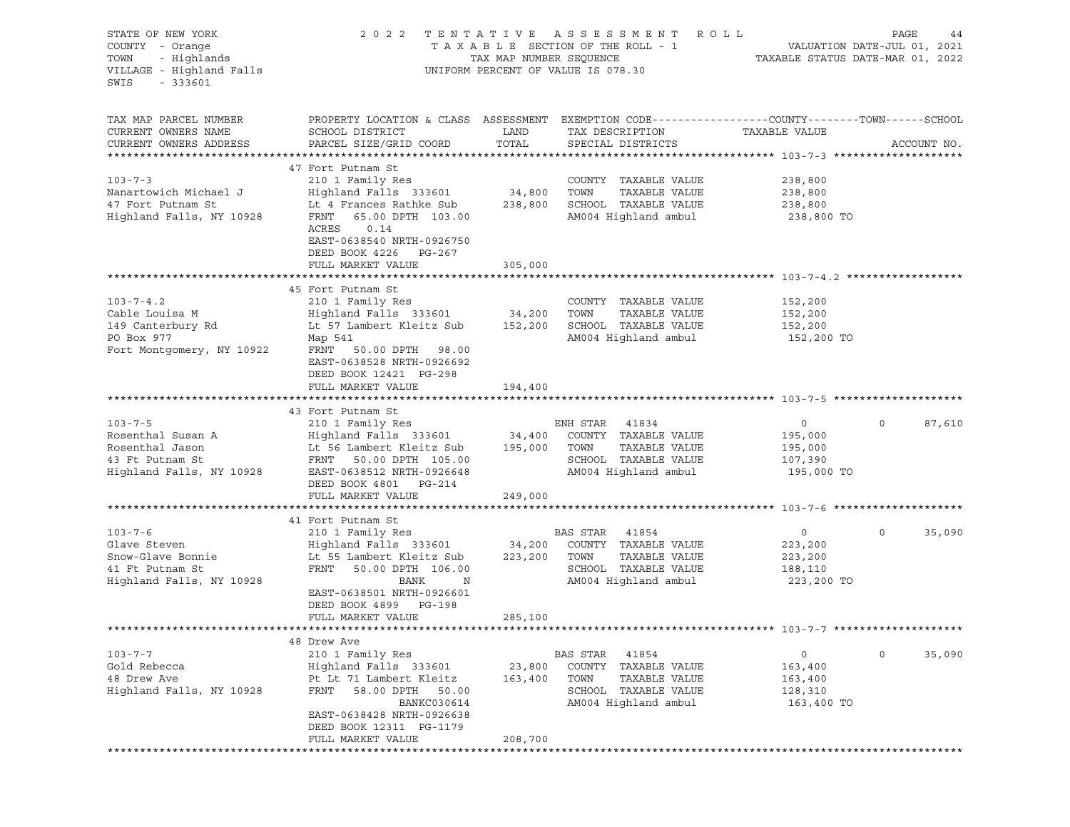STATE OF NEW YORK
COUNTY - Orange
TOWN - Highlands
VILLAGE - Highland Falls
SWIS - 333601

2022 TENTATIVE ASSESSMENT ROLL
TAXABLE SECTION OF THE ROLL - 1
TAX MAP NUMBER SEQUENCE
UNIFORM PERCENT OF VALUE IS 078.30

VALUATION DATE-JUL 01, 2021
TAXABLE STATUS DATE-MAR 01, 2022

| TAX MAP PARCEL NUMBER / CURRENT OWNERS NAME / CURRENT OWNERS ADDRESS | PROPERTY LOCATION & CLASS / SCHOOL DISTRICT / PARCEL SIZE/GRID COORD | ASSESSMENT LAND | TOTAL | EXEMPTION CODE / TAX DESCRIPTION / SPECIAL DISTRICTS | COUNTY TAXABLE VALUE | TOWN | SCHOOL | ACCOUNT NO. |
|---|---|---|---|---|---|---|---|---|
| **103-7-3** | 47 Fort Putnam St | | | | | | | |
| 103-7-3 | 210 1 Family Res | | | COUNTY TAXABLE VALUE | 238,800 | | | |
| Nanartowich Michael J | Highland Falls 333601 | 34,800 | | TOWN TAXABLE VALUE | 238,800 | | | |
| 47 Fort Putnam St | Lt 4 Frances Rathke Sub | | 238,800 | SCHOOL TAXABLE VALUE | 238,800 | | | |
| Highland Falls, NY 10928 | FRNT 65.00 DPTH 103.00 | | | AM004 Highland ambul | 238,800 TO | | | |
| | ACRES 0.14 | | | | | | | |
| | EAST-0638540 NRTH-0926750 | | | | | | | |
| | DEED BOOK 4226 PG-267 | | | | | | | |
| | FULL MARKET VALUE | | 305,000 | | | | | |
| **103-7-4.2** | 45 Fort Putnam St | | | | | | | |
| 103-7-4.2 | 210 1 Family Res | | | COUNTY TAXABLE VALUE | 152,200 | | | |
| Cable Louisa M | Highland Falls 333601 | 34,200 | | TOWN TAXABLE VALUE | 152,200 | | | |
| 149 Canterbury Rd | Lt 57 Lambert Kleitz Sub | | 152,200 | SCHOOL TAXABLE VALUE | 152,200 | | | |
| PO Box 977 | Map 541 | | | AM004 Highland ambul | 152,200 TO | | | |
| Fort Montgomery, NY 10922 | FRNT 50.00 DPTH 98.00 | | | | | | | |
| | EAST-0638528 NRTH-0926692 | | | | | | | |
| | DEED BOOK 12421 PG-298 | | | | | | | |
| | FULL MARKET VALUE | | 194,400 | | | | | |
| **103-7-5** | 43 Fort Putnam St | | | | | | | |
| 103-7-5 | 210 1 Family Res | | | ENH STAR 41834 | 0 | 0 | 87,610 | |
| Rosenthal Susan A | Highland Falls 333601 | 34,400 | | COUNTY TAXABLE VALUE | 195,000 | | | |
| Rosenthal Jason | Lt 56 Lambert Kleitz Sub | | 195,000 | TOWN TAXABLE VALUE | 195,000 | | | |
| 43 Ft Putnam St | FRNT 50.00 DPTH 105.00 | | | SCHOOL TAXABLE VALUE | 107,390 | | | |
| Highland Falls, NY 10928 | EAST-0638512 NRTH-0926648 | | | AM004 Highland ambul | 195,000 TO | | | |
| | DEED BOOK 4801 PG-214 | | | | | | | |
| | FULL MARKET VALUE | | 249,000 | | | | | |
| **103-7-6** | 41 Fort Putnam St | | | | | | | |
| 103-7-6 | 210 1 Family Res | | | BAS STAR 41854 | 0 | 0 | 35,090 | |
| Glave Steven | Highland Falls 333601 | 34,200 | | COUNTY TAXABLE VALUE | 223,200 | | | |
| Snow-Glave Bonnie | Lt 55 Lambert Kleitz Sub | | 223,200 | TOWN TAXABLE VALUE | 223,200 | | | |
| 41 Ft Putnam St | FRNT 50.00 DPTH 106.00 | | | SCHOOL TAXABLE VALUE | 188,110 | | | |
| Highland Falls, NY 10928 | BANK N | | | AM004 Highland ambul | 223,200 TO | | | |
| | EAST-0638501 NRTH-0926601 | | | | | | | |
| | DEED BOOK 4899 PG-198 | | | | | | | |
| | FULL MARKET VALUE | | 285,100 | | | | | |
| **103-7-7** | 48 Drew Ave | | | | | | | |
| 103-7-7 | 210 1 Family Res | | | BAS STAR 41854 | 0 | 0 | 35,090 | |
| Gold Rebecca | Highland Falls 333601 | 23,800 | | COUNTY TAXABLE VALUE | 163,400 | | | |
| 48 Drew Ave | Pt Lt 71 Lambert Kleitz | | 163,400 | TOWN TAXABLE VALUE | 163,400 | | | |
| Highland Falls, NY 10928 | FRNT 58.00 DPTH 50.00 | | | SCHOOL TAXABLE VALUE | 128,310 | | | |
| | BANKC030614 | | | AM004 Highland ambul | 163,400 TO | | | |
| | EAST-0638428 NRTH-0926638 | | | | | | | |
| | DEED BOOK 12311 PG-1179 | | | | | | | |
| | FULL MARKET VALUE | | 208,700 | | | | | |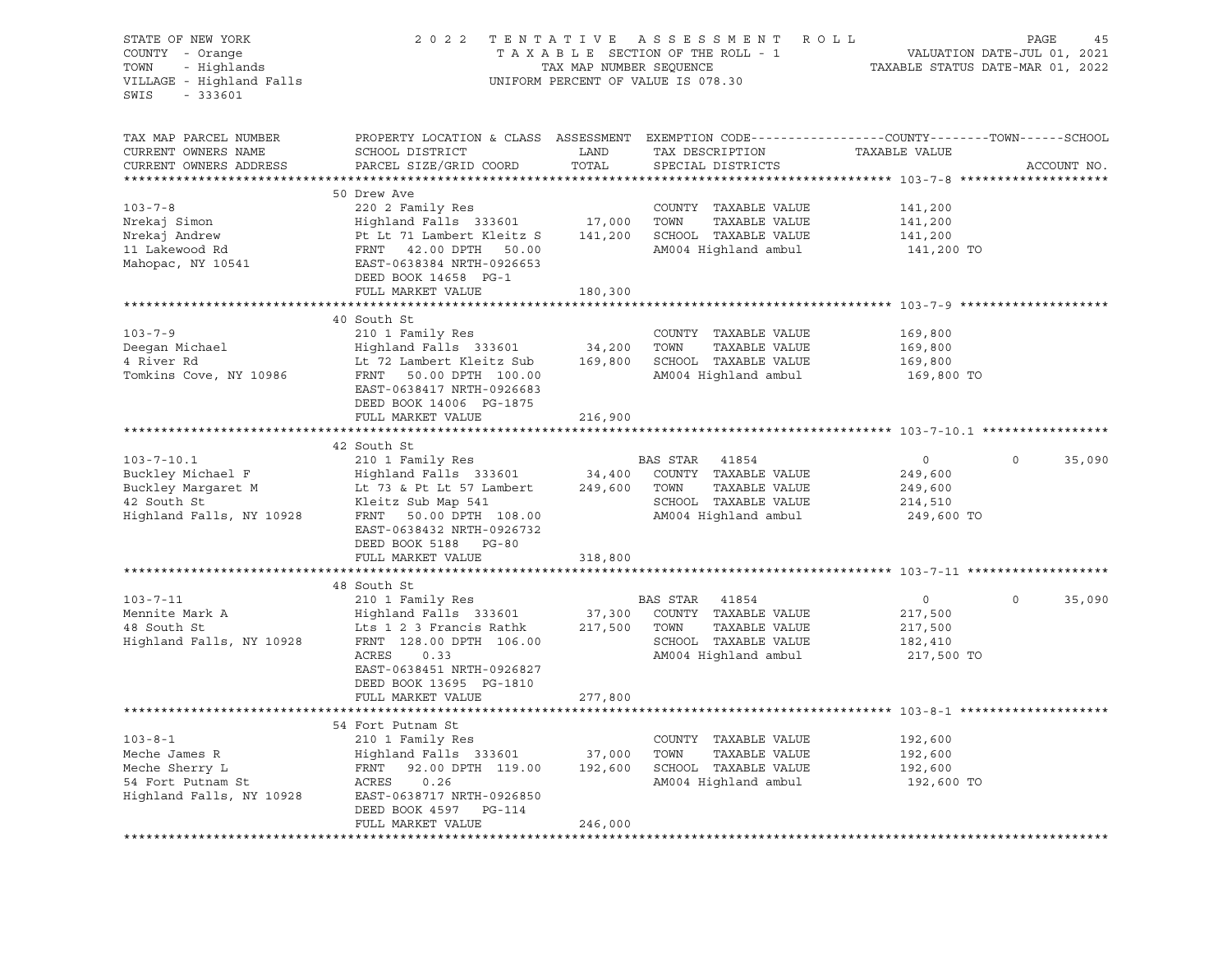STATE OF NEW YORK — 2022 TENTATIVE ASSESSMENT ROLL
COUNTY - Orange — TAXABLE SECTION OF THE ROLL - 1 — VALUATION DATE-JUL 01, 2021
TOWN - Highlands — TAX MAP NUMBER SEQUENCE — TAXABLE STATUS DATE-MAR 01, 2022
VILLAGE - Highland Falls — UNIFORM PERCENT OF VALUE IS 078.30
SWIS - 333601

| TAX MAP PARCEL NUMBER / CURRENT OWNERS NAME / CURRENT OWNERS ADDRESS | PROPERTY LOCATION & CLASS / SCHOOL DISTRICT / PARCEL SIZE/GRID COORD | ASSESSMENT LAND / TOTAL | EXEMPTION CODE / TAX DESCRIPTION / SPECIAL DISTRICTS | COUNTY / TAXABLE VALUE | TOWN | SCHOOL / ACCOUNT NO. |
|---|---|---|---|---|---|---|
| **103-7-8** | 50 Drew Ave | | | | | |
| 103-7-8 | 220 2 Family Res | | COUNTY TAXABLE VALUE | 141,200 | | |
| Nrekaj Simon | Highland Falls 333601 | 17,000 | TOWN TAXABLE VALUE | 141,200 | | |
| Nrekaj Andrew | Pt Lt 71 Lambert Kleitz S | 141,200 | SCHOOL TAXABLE VALUE | 141,200 | | |
| 11 Lakewood Rd | FRNT 42.00 DPTH 50.00 | | AM004 Highland ambul | 141,200 TO | | |
| Mahopac, NY 10541 | EAST-0638384 NRTH-0926653 | | | | | |
| | DEED BOOK 14658 PG-1 | | | | | |
| | FULL MARKET VALUE | 180,300 | | | | |
| **103-7-9** | 40 South St | | | | | |
| 103-7-9 | 210 1 Family Res | | COUNTY TAXABLE VALUE | 169,800 | | |
| Deegan Michael | Highland Falls 333601 | 34,200 | TOWN TAXABLE VALUE | 169,800 | | |
| 4 River Rd | Lt 72 Lambert Kleitz Sub | 169,800 | SCHOOL TAXABLE VALUE | 169,800 | | |
| Tomkins Cove, NY 10986 | FRNT 50.00 DPTH 100.00 | | AM004 Highland ambul | 169,800 TO | | |
| | EAST-0638417 NRTH-0926683 | | | | | |
| | DEED BOOK 14006 PG-1875 | | | | | |
| | FULL MARKET VALUE | 216,900 | | | | |
| **103-7-10.1** | 42 South St | | | | | |
| 103-7-10.1 | 210 1 Family Res | | BAS STAR 41854 | 0 | 0 | 35,090 |
| Buckley Michael F | Highland Falls 333601 | 34,400 | COUNTY TAXABLE VALUE | 249,600 | | |
| Buckley Margaret M | Lt 73 & Pt Lt 57 Lambert | 249,600 | TOWN TAXABLE VALUE | 249,600 | | |
| 42 South St | Kleitz Sub Map 541 | | SCHOOL TAXABLE VALUE | 214,510 | | |
| Highland Falls, NY 10928 | FRNT 50.00 DPTH 108.00 | | AM004 Highland ambul | 249,600 TO | | |
| | EAST-0638432 NRTH-0926732 | | | | | |
| | DEED BOOK 5188 PG-80 | | | | | |
| | FULL MARKET VALUE | 318,800 | | | | |
| **103-7-11** | 48 South St | | | | | |
| 103-7-11 | 210 1 Family Res | | BAS STAR 41854 | 0 | 0 | 35,090 |
| Mennite Mark A | Highland Falls 333601 | 37,300 | COUNTY TAXABLE VALUE | 217,500 | | |
| 48 South St | Lts 1 2 3 Francis Rathk | 217,500 | TOWN TAXABLE VALUE | 217,500 | | |
| Highland Falls, NY 10928 | FRNT 128.00 DPTH 106.00 | | SCHOOL TAXABLE VALUE | 182,410 | | |
| | ACRES 0.33 | | AM004 Highland ambul | 217,500 TO | | |
| | EAST-0638451 NRTH-0926827 | | | | | |
| | DEED BOOK 13695 PG-1810 | | | | | |
| | FULL MARKET VALUE | 277,800 | | | | |
| **103-8-1** | 54 Fort Putnam St | | | | | |
| 103-8-1 | 210 1 Family Res | | COUNTY TAXABLE VALUE | 192,600 | | |
| Meche James R | Highland Falls 333601 | 37,000 | TOWN TAXABLE VALUE | 192,600 | | |
| Meche Sherry L | FRNT 92.00 DPTH 119.00 | 192,600 | SCHOOL TAXABLE VALUE | 192,600 | | |
| 54 Fort Putnam St | ACRES 0.26 | | AM004 Highland ambul | 192,600 TO | | |
| Highland Falls, NY 10928 | EAST-0638717 NRTH-0926850 | | | | | |
| | DEED BOOK 4597 PG-114 | | | | | |
| | FULL MARKET VALUE | 246,000 | | | | |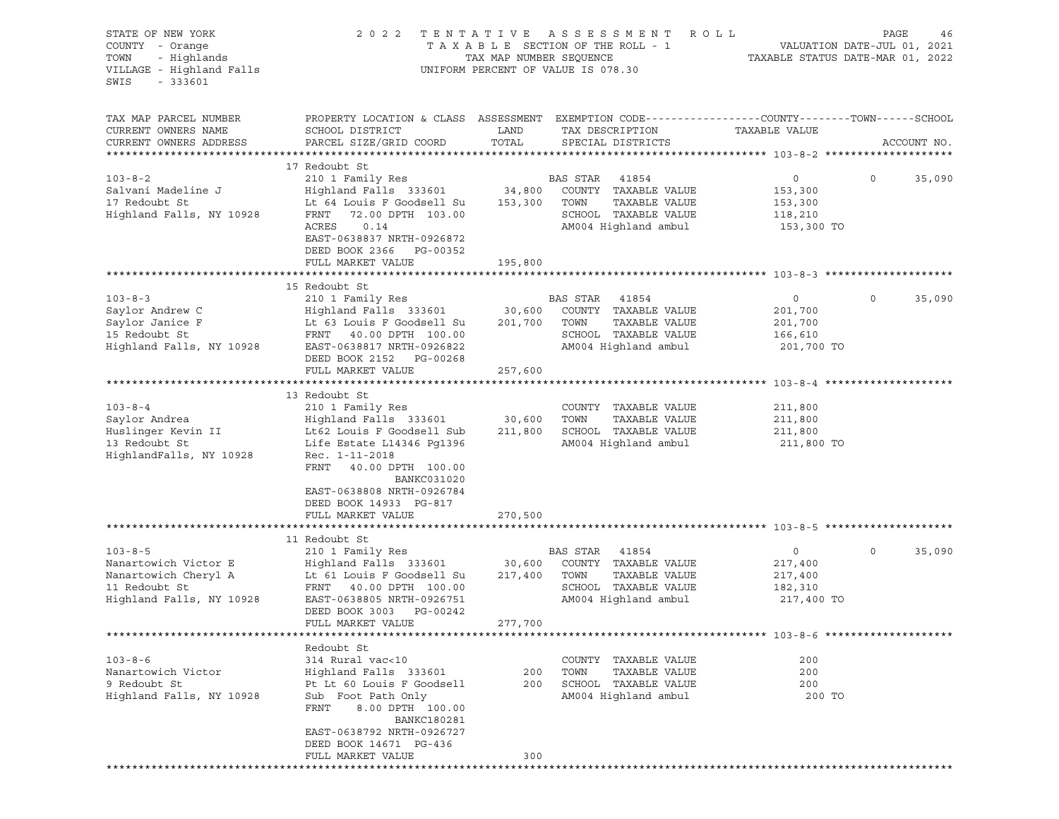STATE OF NEW YORK — 2022 TENTATIVE ASSESSMENT ROLL
COUNTY - Orange — TAXABLE SECTION OF THE ROLL - 1 — VALUATION DATE-JUL 01, 2021
TOWN - Highlands — TAX MAP NUMBER SEQUENCE — TAXABLE STATUS DATE-MAR 01, 2022
VILLAGE - Highland Falls — UNIFORM PERCENT OF VALUE IS 078.30
SWIS - 333601

| TAX MAP PARCEL NUMBER / CURRENT OWNERS NAME / CURRENT OWNERS ADDRESS | PROPERTY LOCATION & CLASS / SCHOOL DISTRICT / PARCEL SIZE/GRID COORD | ASSESSMENT LAND / TOTAL | EXEMPTION CODE / TAX DESCRIPTION / SPECIAL DISTRICTS | COUNTY TAXABLE VALUE | TOWN | SCHOOL / ACCOUNT NO. |
|---|---|---|---|---|---|---|
| **103-8-2** | 17 Redoubt St | | | | | |
| | 210 1 Family Res | | BAS STAR 41854 | 0 | 0 | 35,090 |
| Salvani Madeline J | Highland Falls 333601 | 34,800 | COUNTY TAXABLE VALUE | 153,300 | | |
| 17 Redoubt St | Lt 64 Louis F Goodsell Su | 153,300 | TOWN TAXABLE VALUE | 153,300 | | |
| Highland Falls, NY 10928 | FRNT 72.00 DPTH 103.00 | | SCHOOL TAXABLE VALUE | 118,210 | | |
| | ACRES 0.14 | | AM004 Highland ambul | 153,300 TO | | |
| | EAST-0638837 NRTH-0926872 | | | | | |
| | DEED BOOK 2366 PG-00352 | | | | | |
| | FULL MARKET VALUE | 195,800 | | | | |
| **103-8-3** | 15 Redoubt St | | | | | |
| | 210 1 Family Res | | BAS STAR 41854 | 0 | 0 | 35,090 |
| Saylor Andrew C | Highland Falls 333601 | 30,600 | COUNTY TAXABLE VALUE | 201,700 | | |
| Saylor Janice F | Lt 63 Louis F Goodsell Su | 201,700 | TOWN TAXABLE VALUE | 201,700 | | |
| 15 Redoubt St | FRNT 40.00 DPTH 100.00 | | SCHOOL TAXABLE VALUE | 166,610 | | |
| Highland Falls, NY 10928 | EAST-0638817 NRTH-0926822 | | AM004 Highland ambul | 201,700 TO | | |
| | DEED BOOK 2152 PG-00268 | | | | | |
| | FULL MARKET VALUE | 257,600 | | | | |
| **103-8-4** | 13 Redoubt St | | | | | |
| | 210 1 Family Res | | COUNTY TAXABLE VALUE | 211,800 | | |
| Saylor Andrea | Highland Falls 333601 | 30,600 | TOWN TAXABLE VALUE | 211,800 | | |
| Huslinger Kevin II | Lt62 Louis F Goodsell Sub | 211,800 | SCHOOL TAXABLE VALUE | 211,800 | | |
| 13 Redoubt St | Life Estate L14346 Pg1396 | | AM004 Highland ambul | 211,800 TO | | |
| HighlandFalls, NY 10928 | Rec. 1-11-2018 | | | | | |
| | FRNT 40.00 DPTH 100.00 | | | | | |
| | BANKC031020 | | | | | |
| | EAST-0638808 NRTH-0926784 | | | | | |
| | DEED BOOK 14933 PG-817 | | | | | |
| | FULL MARKET VALUE | 270,500 | | | | |
| **103-8-5** | 11 Redoubt St | | | | | |
| | 210 1 Family Res | | BAS STAR 41854 | 0 | 0 | 35,090 |
| Nanartowich Victor E | Highland Falls 333601 | 30,600 | COUNTY TAXABLE VALUE | 217,400 | | |
| Nanartowich Cheryl A | Lt 61 Louis F Goodsell Su | 217,400 | TOWN TAXABLE VALUE | 217,400 | | |
| 11 Redoubt St | FRNT 40.00 DPTH 100.00 | | SCHOOL TAXABLE VALUE | 182,310 | | |
| Highland Falls, NY 10928 | EAST-0638805 NRTH-0926751 | | AM004 Highland ambul | 217,400 TO | | |
| | DEED BOOK 3003 PG-00242 | | | | | |
| | FULL MARKET VALUE | 277,700 | | | | |
| **103-8-6** | Redoubt St | | | | | |
| | 314 Rural vac<10 | | COUNTY TAXABLE VALUE | 200 | | |
| Nanartowich Victor | Highland Falls 333601 | 200 | TOWN TAXABLE VALUE | 200 | | |
| 9 Redoubt St | Pt Lt 60 Louis F Goodsell | 200 | SCHOOL TAXABLE VALUE | 200 | | |
| Highland Falls, NY 10928 | Sub Foot Path Only | | AM004 Highland ambul | 200 TO | | |
| | FRNT 8.00 DPTH 100.00 | | | | | |
| | BANKC180281 | | | | | |
| | EAST-0638792 NRTH-0926727 | | | | | |
| | DEED BOOK 14671 PG-436 | | | | | |
| | FULL MARKET VALUE | 300 | | | | |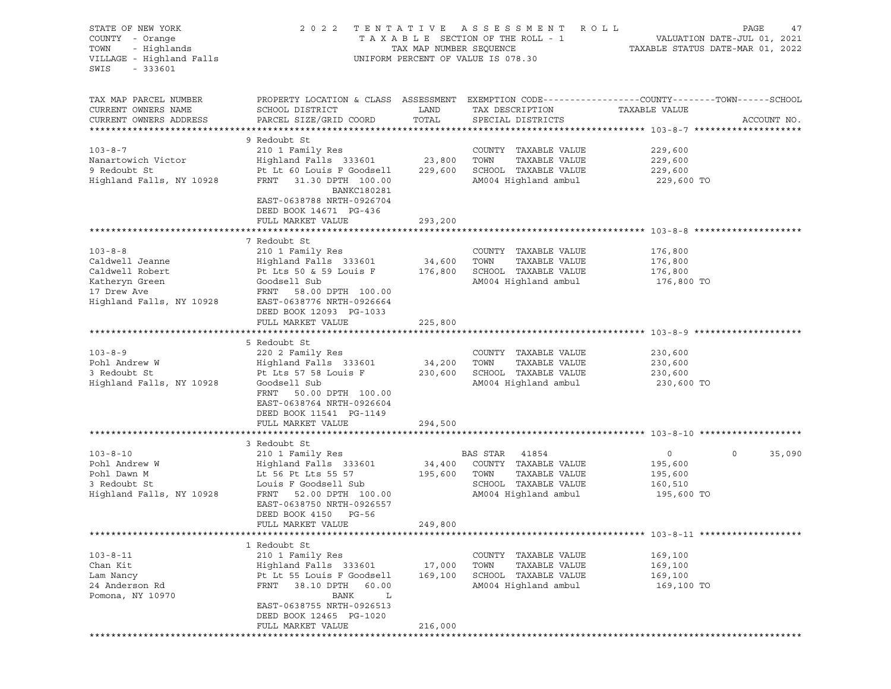STATE OF NEW YORK
COUNTY - Orange
TOWN - Highlands
VILLAGE - Highland Falls
SWIS - 333601

2022 TENTATIVE ASSESSMENT ROLL
TAXABLE SECTION OF THE ROLL - 1
TAX MAP NUMBER SEQUENCE
UNIFORM PERCENT OF VALUE IS 078.30

VALUATION DATE-JUL 01, 2021
TAXABLE STATUS DATE-MAR 01, 2022

| TAX MAP PARCEL NUMBER / CURRENT OWNERS NAME / CURRENT OWNERS ADDRESS | PROPERTY LOCATION & CLASS / SCHOOL DISTRICT / PARCEL SIZE/GRID COORD | ASSESSMENT LAND | TOTAL | EXEMPTION CODE / TAX DESCRIPTION / SPECIAL DISTRICTS | COUNTY TAXABLE VALUE | TOWN | SCHOOL |
|---|---|---|---|---|---|---|---|
| **103-8-7** | 9 Redoubt St | | | | | | |
| 103-8-7 | 210 1 Family Res | | | COUNTY TAXABLE VALUE | 229,600 | | |
| Nanartowich Victor | Highland Falls 333601 | 23,800 | | TOWN TAXABLE VALUE | 229,600 | | |
| 9 Redoubt St | Pt Lt 60 Louis F Goodsell | | 229,600 | SCHOOL TAXABLE VALUE | 229,600 | | |
| Highland Falls, NY 10928 | FRNT 31.30 DPTH 100.00 | | | AM004 Highland ambul | 229,600 TO | | |
| | BANKC180281 | | | | | | |
| | EAST-0638788 NRTH-0926704 | | | | | | |
| | DEED BOOK 14671 PG-436 | | | | | | |
| | FULL MARKET VALUE | | 293,200 | | | | |
| **103-8-8** | 7 Redoubt St | | | | | | |
| 103-8-8 | 210 1 Family Res | | | COUNTY TAXABLE VALUE | 176,800 | | |
| Caldwell Jeanne | Highland Falls 333601 | 34,600 | | TOWN TAXABLE VALUE | 176,800 | | |
| Caldwell Robert | Pt Lts 50 & 59 Louis F | | 176,800 | SCHOOL TAXABLE VALUE | 176,800 | | |
| Katheryn Green | Goodsell Sub | | | AM004 Highland ambul | 176,800 TO | | |
| 17 Drew Ave | FRNT 58.00 DPTH 100.00 | | | | | | |
| Highland Falls, NY 10928 | EAST-0638776 NRTH-0926664 | | | | | | |
| | DEED BOOK 12093 PG-1033 | | | | | | |
| | FULL MARKET VALUE | | 225,800 | | | | |
| **103-8-9** | 5 Redoubt St | | | | | | |
| 103-8-9 | 220 2 Family Res | | | COUNTY TAXABLE VALUE | 230,600 | | |
| Pohl Andrew W | Highland Falls 333601 | 34,200 | | TOWN TAXABLE VALUE | 230,600 | | |
| 3 Redoubt St | Pt Lts 57 58 Louis F | | 230,600 | SCHOOL TAXABLE VALUE | 230,600 | | |
| Highland Falls, NY 10928 | Goodsell Sub | | | AM004 Highland ambul | 230,600 TO | | |
| | FRNT 50.00 DPTH 100.00 | | | | | | |
| | EAST-0638764 NRTH-0926604 | | | | | | |
| | DEED BOOK 11541 PG-1149 | | | | | | |
| | FULL MARKET VALUE | | 294,500 | | | | |
| **103-8-10** | 3 Redoubt St | | | | | | |
| 103-8-10 | 210 1 Family Res | | | BAS STAR 41854 | 0 | 0 | 35,090 |
| Pohl Andrew W | Highland Falls 333601 | 34,400 | | COUNTY TAXABLE VALUE | 195,600 | | |
| Pohl Dawn M | Lt 56 Pt Lts 55 57 | | 195,600 | TOWN TAXABLE VALUE | 195,600 | | |
| 3 Redoubt St | Louis F Goodsell Sub | | | SCHOOL TAXABLE VALUE | 160,510 | | |
| Highland Falls, NY 10928 | FRNT 52.00 DPTH 100.00 | | | AM004 Highland ambul | 195,600 TO | | |
| | EAST-0638750 NRTH-0926557 | | | | | | |
| | DEED BOOK 4150 PG-56 | | | | | | |
| | FULL MARKET VALUE | | 249,800 | | | | |
| **103-8-11** | 1 Redoubt St | | | | | | |
| 103-8-11 | 210 1 Family Res | | | COUNTY TAXABLE VALUE | 169,100 | | |
| Chan Kit | Highland Falls 333601 | 17,000 | | TOWN TAXABLE VALUE | 169,100 | | |
| Lam Nancy | Pt Lt 55 Louis F Goodsell | | 169,100 | SCHOOL TAXABLE VALUE | 169,100 | | |
| 24 Anderson Rd | FRNT 38.10 DPTH 60.00 | | | AM004 Highland ambul | 169,100 TO | | |
| Pomona, NY 10970 | BANK L | | | | | | |
| | EAST-0638755 NRTH-0926513 | | | | | | |
| | DEED BOOK 12465 PG-1020 | | | | | | |
| | FULL MARKET VALUE | | 216,000 | | | | |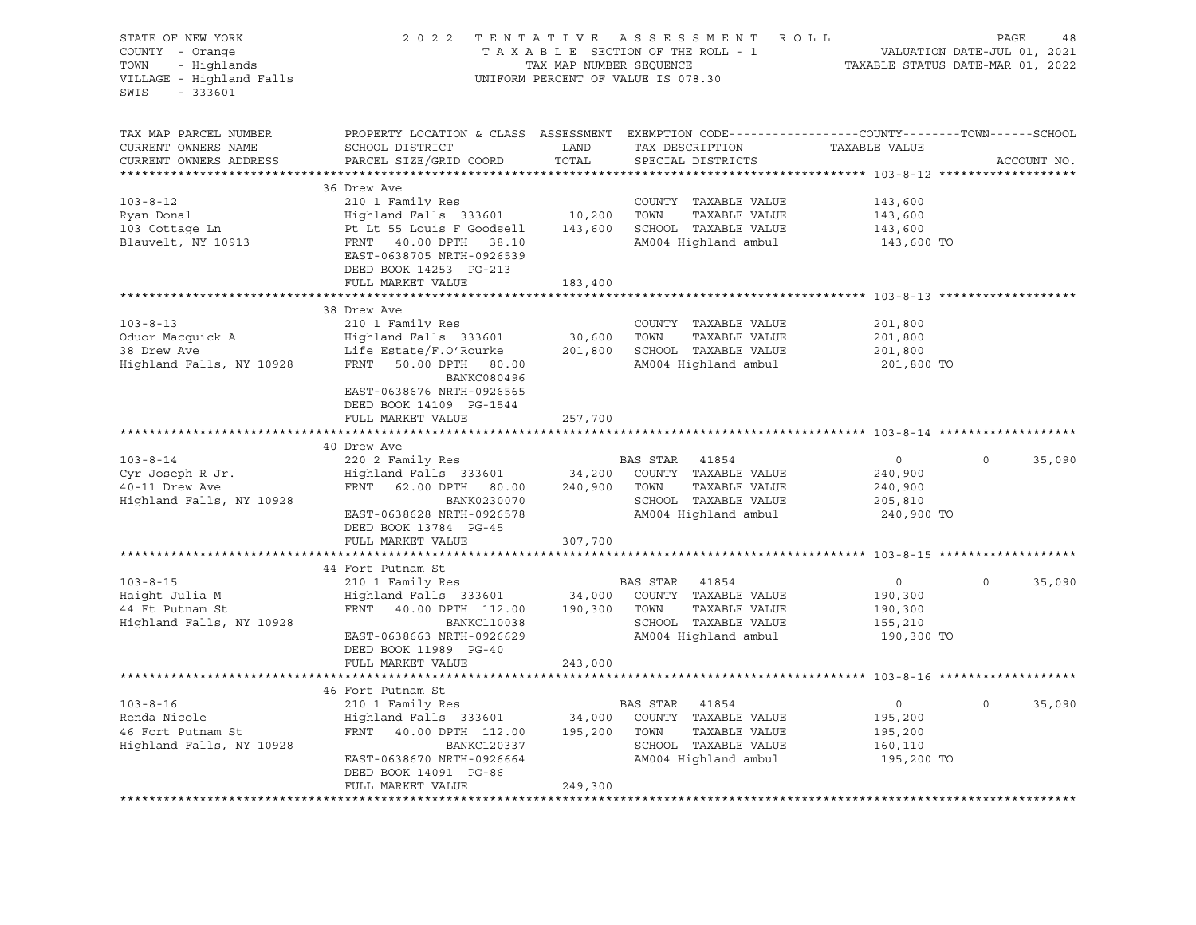STATE OF NEW YORK
COUNTY - Orange
TOWN - Highlands
VILLAGE - Highland Falls
SWIS - 333601

2022 TENTATIVE ASSESSMENT ROLL
TAXABLE SECTION OF THE ROLL - 1
TAX MAP NUMBER SEQUENCE
UNIFORM PERCENT OF VALUE IS 078.30

VALUATION DATE-JUL 01, 2021
TAXABLE STATUS DATE-MAR 01, 2022

| TAX MAP PARCEL NUMBER / CURRENT OWNERS NAME / CURRENT OWNERS ADDRESS | PROPERTY LOCATION & CLASS / SCHOOL DISTRICT / PARCEL SIZE/GRID COORD | ASSESSMENT LAND | TOTAL | EXEMPTION CODE / TAX DESCRIPTION / SPECIAL DISTRICTS | COUNTY | TOWN | SCHOOL | ACCOUNT NO. |
|---|---|---|---|---|---|---|---|---|
| **103-8-12** | 36 Drew Ave | | | | | | | |
| 103-8-12 | 210 1 Family Res | | | COUNTY TAXABLE VALUE | 143,600 | | | |
| Ryan Donal | Highland Falls 333601 | 10,200 | | TOWN TAXABLE VALUE | | 143,600 | | |
| 103 Cottage Ln | Pt Lt 55 Louis F Goodsell | | 143,600 | SCHOOL TAXABLE VALUE | | | 143,600 | |
| Blauvelt, NY 10913 | FRNT 40.00 DPTH 38.10 | | | AM004 Highland ambul | 143,600 TO | | | |
| | EAST-0638705 NRTH-0926539 | | | | | | | |
| | DEED BOOK 14253 PG-213 | | | | | | | |
| | FULL MARKET VALUE | | 183,400 | | | | | |
| **103-8-13** | 38 Drew Ave | | | | | | | |
| 103-8-13 | 210 1 Family Res | | | COUNTY TAXABLE VALUE | 201,800 | | | |
| Oduor Macquick A | Highland Falls 333601 | 30,600 | | TOWN TAXABLE VALUE | | 201,800 | | |
| 38 Drew Ave | Life Estate/F.O'Rourke | | 201,800 | SCHOOL TAXABLE VALUE | | | 201,800 | |
| Highland Falls, NY 10928 | FRNT 50.00 DPTH 80.00 | | | AM004 Highland ambul | 201,800 TO | | | |
| | BANKC080496 | | | | | | | |
| | EAST-0638676 NRTH-0926565 | | | | | | | |
| | DEED BOOK 14109 PG-1544 | | | | | | | |
| | FULL MARKET VALUE | | 257,700 | | | | | |
| **103-8-14** | 40 Drew Ave | | | | | | | |
| 103-8-14 | 220 2 Family Res | | | BAS STAR 41854 | 0 | 0 | 35,090 | |
| Cyr Joseph R Jr. | Highland Falls 333601 | 34,200 | | COUNTY TAXABLE VALUE | 240,900 | | | |
| 40-11 Drew Ave | FRNT 62.00 DPTH 80.00 | | 240,900 | TOWN TAXABLE VALUE | | 240,900 | | |
| Highland Falls, NY 10928 | BANK0230070 | | | SCHOOL TAXABLE VALUE | | | 205,810 | |
| | EAST-0638628 NRTH-0926578 | | | AM004 Highland ambul | 240,900 TO | | | |
| | DEED BOOK 13784 PG-45 | | | | | | | |
| | FULL MARKET VALUE | | 307,700 | | | | | |
| **103-8-15** | 44 Fort Putnam St | | | | | | | |
| 103-8-15 | 210 1 Family Res | | | BAS STAR 41854 | 0 | 0 | 35,090 | |
| Haight Julia M | Highland Falls 333601 | 34,000 | | COUNTY TAXABLE VALUE | 190,300 | | | |
| 44 Ft Putnam St | FRNT 40.00 DPTH 112.00 | | 190,300 | TOWN TAXABLE VALUE | | 190,300 | | |
| Highland Falls, NY 10928 | BANKC110038 | | | SCHOOL TAXABLE VALUE | | | 155,210 | |
| | EAST-0638663 NRTH-0926629 | | | AM004 Highland ambul | 190,300 TO | | | |
| | DEED BOOK 11989 PG-40 | | | | | | | |
| | FULL MARKET VALUE | | 243,000 | | | | | |
| **103-8-16** | 46 Fort Putnam St | | | | | | | |
| 103-8-16 | 210 1 Family Res | | | BAS STAR 41854 | 0 | 0 | 35,090 | |
| Renda Nicole | Highland Falls 333601 | 34,000 | | COUNTY TAXABLE VALUE | 195,200 | | | |
| 46 Fort Putnam St | FRNT 40.00 DPTH 112.00 | | 195,200 | TOWN TAXABLE VALUE | | 195,200 | | |
| Highland Falls, NY 10928 | BANKC120337 | | | SCHOOL TAXABLE VALUE | | | 160,110 | |
| | EAST-0638670 NRTH-0926664 | | | AM004 Highland ambul | 195,200 TO | | | |
| | DEED BOOK 14091 PG-86 | | | | | | | |
| | FULL MARKET VALUE | | 249,300 | | | | | |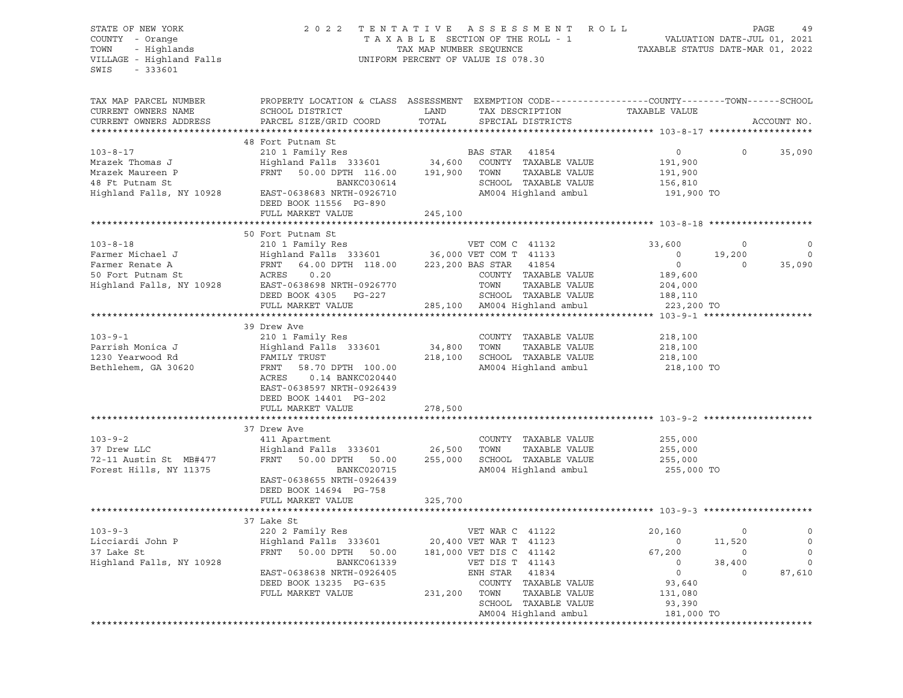STATE OF NEW YORK — 2022 TENTATIVE ASSESSMENT ROLL
COUNTY - Orange — TAXABLE SECTION OF THE ROLL - 1 — VALUATION DATE-JUL 01, 2021
TOWN - Highlands — TAX MAP NUMBER SEQUENCE — TAXABLE STATUS DATE-MAR 01, 2022
VILLAGE - Highland Falls — UNIFORM PERCENT OF VALUE IS 078.30
SWIS - 333601

```
TAX MAP PARCEL NUMBER     PROPERTY LOCATION & CLASS  ASSESSMENT  EXEMPTION CODE------------------COUNTY--------TOWN------SCHOOL
CURRENT OWNERS NAME       SCHOOL DISTRICT               LAND      TAX DESCRIPTION            TAXABLE VALUE
CURRENT OWNERS ADDRESS    PARCEL SIZE/GRID COORD        TOTAL     SPECIAL DISTRICTS                                       ACCOUNT NO.
******************************************************************************************************* 103-8-17 *******************
                          48 Fort Putnam St
103-8-17                  210 1 Family Res                        BAS STAR  41854                 0          0      35,090
Mrazek Thomas J           Highland Falls  333601        34,600    COUNTY  TAXABLE VALUE       191,900
Mrazek Maureen P          FRNT   50.00 DPTH 116.00     191,900    TOWN    TAXABLE VALUE       191,900
48 Ft Putnam St                         BANKC030614               SCHOOL  TAXABLE VALUE       156,810
Highland Falls, NY 10928  EAST-0638683 NRTH-0926710               AM004 Highland ambul         191,900 TO
                          DEED BOOK 11556  PG-890
                          FULL MARKET VALUE            245,100
******************************************************************************************************* 103-8-18 *******************
                          50 Fort Putnam St
103-8-18                  210 1 Family Res                        VET COM C 41132            33,600          0           0
Farmer Michael J          Highland Falls  333601        36,000 VET COM T 41133                    0     19,200           0
Farmer Renate A           FRNT   64.00 DPTH 118.00     223,200 BAS STAR  41854                    0          0      35,090
50 Fort Putnam St         ACRES    0.20                           COUNTY  TAXABLE VALUE       189,600
Highland Falls, NY 10928  EAST-0638698 NRTH-0926770               TOWN    TAXABLE VALUE       204,000
                          DEED BOOK 4305   PG-227                 SCHOOL  TAXABLE VALUE       188,110
                          FULL MARKET VALUE            285,100    AM004 Highland ambul         223,200 TO
******************************************************************************************************* 103-9-1 ********************
                          39 Drew Ave
103-9-1                   210 1 Family Res                        COUNTY  TAXABLE VALUE       218,100
Parrish Monica J          Highland Falls  333601        34,800    TOWN    TAXABLE VALUE       218,100
1230 Yearwood Rd          FAMILY TRUST                 218,100    SCHOOL  TAXABLE VALUE       218,100
Bethlehem, GA 30620       FRNT   58.70 DPTH 100.00                AM004 Highland ambul         218,100 TO
                          ACRES    0.14 BANKC020440
                          EAST-0638597 NRTH-0926439
                          DEED BOOK 14401  PG-202
                          FULL MARKET VALUE            278,500
******************************************************************************************************* 103-9-2 ********************
                          37 Drew Ave
103-9-2                   411 Apartment                           COUNTY  TAXABLE VALUE       255,000
37 Drew LLC               Highland Falls  333601        26,500    TOWN    TAXABLE VALUE       255,000
72-11 Austin St  MB#477   FRNT   50.00 DPTH  50.00     255,000    SCHOOL  TAXABLE VALUE       255,000
Forest Hills, NY 11375                  BANKC020715               AM004 Highland ambul         255,000 TO
                          EAST-0638655 NRTH-0926439
                          DEED BOOK 14694  PG-758
                          FULL MARKET VALUE            325,700
******************************************************************************************************* 103-9-3 ********************
                          37 Lake St
103-9-3                   220 2 Family Res                        VET WAR C 41122            20,160          0           0
Licciardi John P          Highland Falls  333601        20,400 VET WAR T 41123                    0     11,520           0
37 Lake St                FRNT   50.00 DPTH  50.00     181,000 VET DIS C 41142               67,200          0           0
Highland Falls, NY 10928                BANKC061339               VET DIS T 41143                 0     38,400           0
                          EAST-0638638 NRTH-0926405               ENH STAR  41834                 0          0      87,610
                          DEED BOOK 13235  PG-635                 COUNTY  TAXABLE VALUE        93,640
                          FULL MARKET VALUE            231,200    TOWN    TAXABLE VALUE       131,080
                                                                  SCHOOL  TAXABLE VALUE        93,390
                                                                  AM004 Highland ambul         181,000 TO
************************************************************************************************************************************
```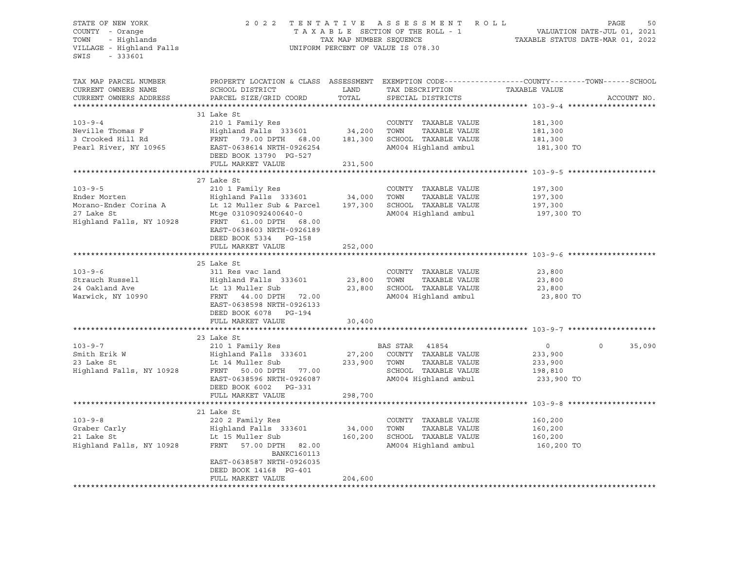STATE OF NEW YORK
COUNTY - Orange
TOWN - Highlands
VILLAGE - Highland Falls
SWIS - 333601

2022 TENTATIVE ASSESSMENT ROLL
TAXABLE SECTION OF THE ROLL - 1
TAX MAP NUMBER SEQUENCE
UNIFORM PERCENT OF VALUE IS 078.30

VALUATION DATE-JUL 01, 2021
TAXABLE STATUS DATE-MAR 01, 2022

| TAX MAP PARCEL NUMBER / CURRENT OWNERS NAME / CURRENT OWNERS ADDRESS | PROPERTY LOCATION & CLASS / SCHOOL DISTRICT / PARCEL SIZE/GRID COORD | ASSESSMENT LAND / TOTAL | EXEMPTION CODE / TAX DESCRIPTION / SPECIAL DISTRICTS | COUNTY TAXABLE VALUE | TOWN | SCHOOL | ACCOUNT NO. |
|---|---|---|---|---|---|---|---|
| **103-9-4** | 31 Lake St | | | | | | |
| 103-9-4 | 210 1 Family Res | | COUNTY TAXABLE VALUE | 181,300 | | | |
| Neville Thomas F | Highland Falls 333601 | 34,200 | TOWN TAXABLE VALUE | 181,300 | | | |
| 3 Crooked Hill Rd | FRNT 79.00 DPTH 68.00 | 181,300 | SCHOOL TAXABLE VALUE | 181,300 | | | |
| Pearl River, NY 10965 | EAST-0638614 NRTH-0926254 | | AM004 Highland ambul | 181,300 TO | | | |
| | DEED BOOK 13790 PG-527 | | | | | | |
| | FULL MARKET VALUE | 231,500 | | | | | |
| **103-9-5** | 27 Lake St | | | | | | |
| 103-9-5 | 210 1 Family Res | | COUNTY TAXABLE VALUE | 197,300 | | | |
| Ender Morten | Highland Falls 333601 | 34,000 | TOWN TAXABLE VALUE | 197,300 | | | |
| Morano-Ender Corina A | Lt 12 Muller Sub & Parcel | 197,300 | SCHOOL TAXABLE VALUE | 197,300 | | | |
| 27 Lake St | Mtge 03109092400640-0 | | AM004 Highland ambul | 197,300 TO | | | |
| Highland Falls, NY 10928 | FRNT 61.00 DPTH 68.00 | | | | | | |
| | EAST-0638603 NRTH-0926189 | | | | | | |
| | DEED BOOK 5334 PG-158 | | | | | | |
| | FULL MARKET VALUE | 252,000 | | | | | |
| **103-9-6** | 25 Lake St | | | | | | |
| 103-9-6 | 311 Res vac land | | COUNTY TAXABLE VALUE | 23,800 | | | |
| Strauch Russell | Highland Falls 333601 | 23,800 | TOWN TAXABLE VALUE | 23,800 | | | |
| 24 Oakland Ave | Lt 13 Muller Sub | 23,800 | SCHOOL TAXABLE VALUE | 23,800 | | | |
| Warwick, NY 10990 | FRNT 44.00 DPTH 72.00 | | AM004 Highland ambul | 23,800 TO | | | |
| | EAST-0638598 NRTH-0926133 | | | | | | |
| | DEED BOOK 6078 PG-194 | | | | | | |
| | FULL MARKET VALUE | 30,400 | | | | | |
| **103-9-7** | 23 Lake St | | | | | | |
| 103-9-7 | 210 1 Family Res | | BAS STAR 41854 | 0 | 0 | 35,090 | |
| Smith Erik W | Highland Falls 333601 | 27,200 | COUNTY TAXABLE VALUE | 233,900 | | | |
| 23 Lake St | Lt 14 Muller Sub | 233,900 | TOWN TAXABLE VALUE | 233,900 | | | |
| Highland Falls, NY 10928 | FRNT 50.00 DPTH 77.00 | | SCHOOL TAXABLE VALUE | 198,810 | | | |
| | EAST-0638596 NRTH-0926087 | | AM004 Highland ambul | 233,900 TO | | | |
| | DEED BOOK 6002 PG-331 | | | | | | |
| | FULL MARKET VALUE | 298,700 | | | | | |
| **103-9-8** | 21 Lake St | | | | | | |
| 103-9-8 | 220 2 Family Res | | COUNTY TAXABLE VALUE | 160,200 | | | |
| Graber Carly | Highland Falls 333601 | 34,000 | TOWN TAXABLE VALUE | 160,200 | | | |
| 21 Lake St | Lt 15 Muller Sub | 160,200 | SCHOOL TAXABLE VALUE | 160,200 | | | |
| Highland Falls, NY 10928 | FRNT 57.00 DPTH 82.00 | | AM004 Highland ambul | 160,200 TO | | | |
| | BANKC160113 | | | | | | |
| | EAST-0638587 NRTH-0926035 | | | | | | |
| | DEED BOOK 14168 PG-401 | | | | | | |
| | FULL MARKET VALUE | 204,600 | | | | | |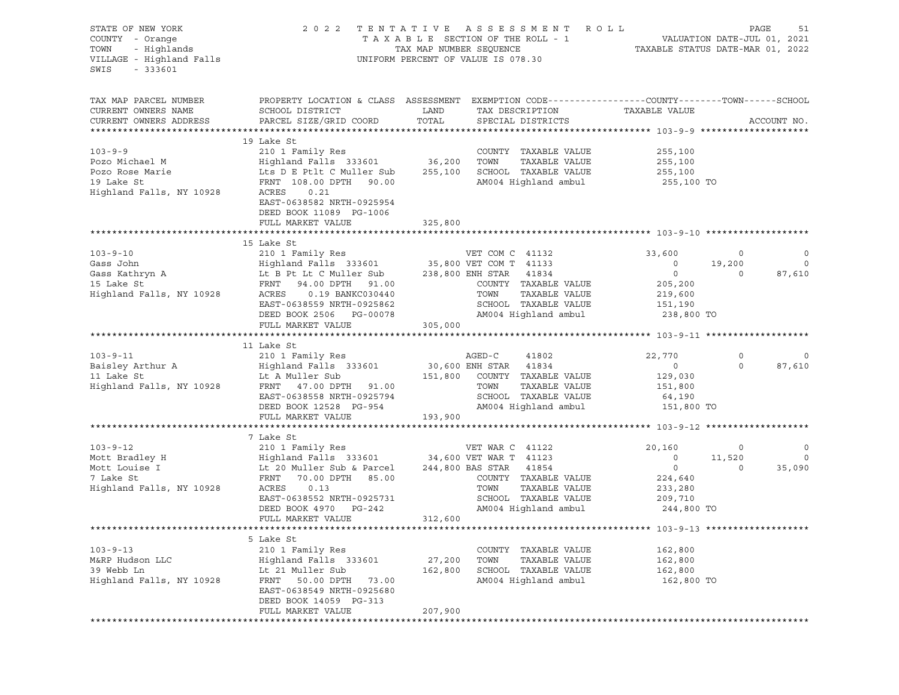STATE OF NEW YORK
COUNTY - Orange
TOWN - Highlands
VILLAGE - Highland Falls
SWIS - 333601

2 0 2 2 T E N T A T I V E A S S E S S M E N T R O L L
T A X A B L E SECTION OF THE ROLL - 1
TAX MAP NUMBER SEQUENCE
UNIFORM PERCENT OF VALUE IS 078.30

VALUATION DATE-JUL 01, 2021
TAXABLE STATUS DATE-MAR 01, 2022

| TAX MAP PARCEL NUMBER / CURRENT OWNERS NAME / CURRENT OWNERS ADDRESS | PROPERTY LOCATION & CLASS / SCHOOL DISTRICT / PARCEL SIZE/GRID COORD | ASSESSMENT LAND / TOTAL | EXEMPTION CODE / TAX DESCRIPTION / SPECIAL DISTRICTS | COUNTY TAXABLE VALUE | TOWN | SCHOOL | ACCOUNT NO. |
|---|---|---|---|---|---|---|---|
| **103-9-9** | 19 Lake St | | | | | | |
| | 210 1 Family Res | | COUNTY TAXABLE VALUE | 255,100 | | | |
| Pozo Michael M | Highland Falls 333601 | 36,200 | TOWN TAXABLE VALUE | 255,100 | | | |
| Pozo Rose Marie | Lts D E Ptlt C Muller Sub | 255,100 | SCHOOL TAXABLE VALUE | 255,100 | | | |
| 19 Lake St | FRNT 108.00 DPTH 90.00 | | AM004 Highland ambul | 255,100 TO | | | |
| Highland Falls, NY 10928 | ACRES 0.21 | | | | | | |
| | EAST-0638582 NRTH-0925954 | | | | | | |
| | DEED BOOK 11089 PG-1006 | | | | | | |
| | FULL MARKET VALUE | 325,800 | | | | | |
| **103-9-10** | 15 Lake St | | | | | | |
| | 210 1 Family Res | | VET COM C 41132 | 33,600 | 0 | 0 | |
| Gass John | Highland Falls 333601 | 35,800 | VET COM T 41133 | 0 | 19,200 | 0 | |
| Gass Kathryn A | Lt B Pt Lt C Muller Sub | 238,800 | ENH STAR 41834 | 0 | 0 | 87,610 | |
| 15 Lake St | FRNT 94.00 DPTH 91.00 | | COUNTY TAXABLE VALUE | 205,200 | | | |
| Highland Falls, NY 10928 | ACRES 0.19 BANKC030440 | | TOWN TAXABLE VALUE | 219,600 | | | |
| | EAST-0638559 NRTH-0925862 | | SCHOOL TAXABLE VALUE | 151,190 | | | |
| | DEED BOOK 2506 PG-00078 | | AM004 Highland ambul | 238,800 TO | | | |
| | FULL MARKET VALUE | 305,000 | | | | | |
| **103-9-11** | 11 Lake St | | | | | | |
| | 210 1 Family Res | | AGED-C 41802 | 22,770 | 0 | 0 | |
| Baisley Arthur A | Highland Falls 333601 | 30,600 | ENH STAR 41834 | 0 | 0 | 87,610 | |
| 11 Lake St | Lt A Muller Sub | 151,800 | COUNTY TAXABLE VALUE | 129,030 | | | |
| Highland Falls, NY 10928 | FRNT 47.00 DPTH 91.00 | | TOWN TAXABLE VALUE | 151,800 | | | |
| | EAST-0638558 NRTH-0925794 | | SCHOOL TAXABLE VALUE | 64,190 | | | |
| | DEED BOOK 12528 PG-954 | | AM004 Highland ambul | 151,800 TO | | | |
| | FULL MARKET VALUE | 193,900 | | | | | |
| **103-9-12** | 7 Lake St | | | | | | |
| | 210 1 Family Res | | VET WAR C 41122 | 20,160 | 0 | 0 | |
| Mott Bradley H | Highland Falls 333601 | 34,600 | VET WAR T 41123 | 0 | 11,520 | 0 | |
| Mott Louise I | Lt 20 Muller Sub & Parcel | 244,800 | BAS STAR 41854 | 0 | 0 | 35,090 | |
| 7 Lake St | FRNT 70.00 DPTH 85.00 | | COUNTY TAXABLE VALUE | 224,640 | | | |
| Highland Falls, NY 10928 | ACRES 0.13 | | TOWN TAXABLE VALUE | 233,280 | | | |
| | EAST-0638552 NRTH-0925731 | | SCHOOL TAXABLE VALUE | 209,710 | | | |
| | DEED BOOK 4970 PG-242 | | AM004 Highland ambul | 244,800 TO | | | |
| | FULL MARKET VALUE | 312,600 | | | | | |
| **103-9-13** | 5 Lake St | | | | | | |
| | 210 1 Family Res | | COUNTY TAXABLE VALUE | 162,800 | | | |
| M&RP Hudson LLC | Highland Falls 333601 | 27,200 | TOWN TAXABLE VALUE | 162,800 | | | |
| 39 Webb Ln | Lt 21 Muller Sub | 162,800 | SCHOOL TAXABLE VALUE | 162,800 | | | |
| Highland Falls, NY 10928 | FRNT 50.00 DPTH 73.00 | | AM004 Highland ambul | 162,800 TO | | | |
| | EAST-0638549 NRTH-0925680 | | | | | | |
| | DEED BOOK 14059 PG-313 | | | | | | |
| | FULL MARKET VALUE | 207,900 | | | | | |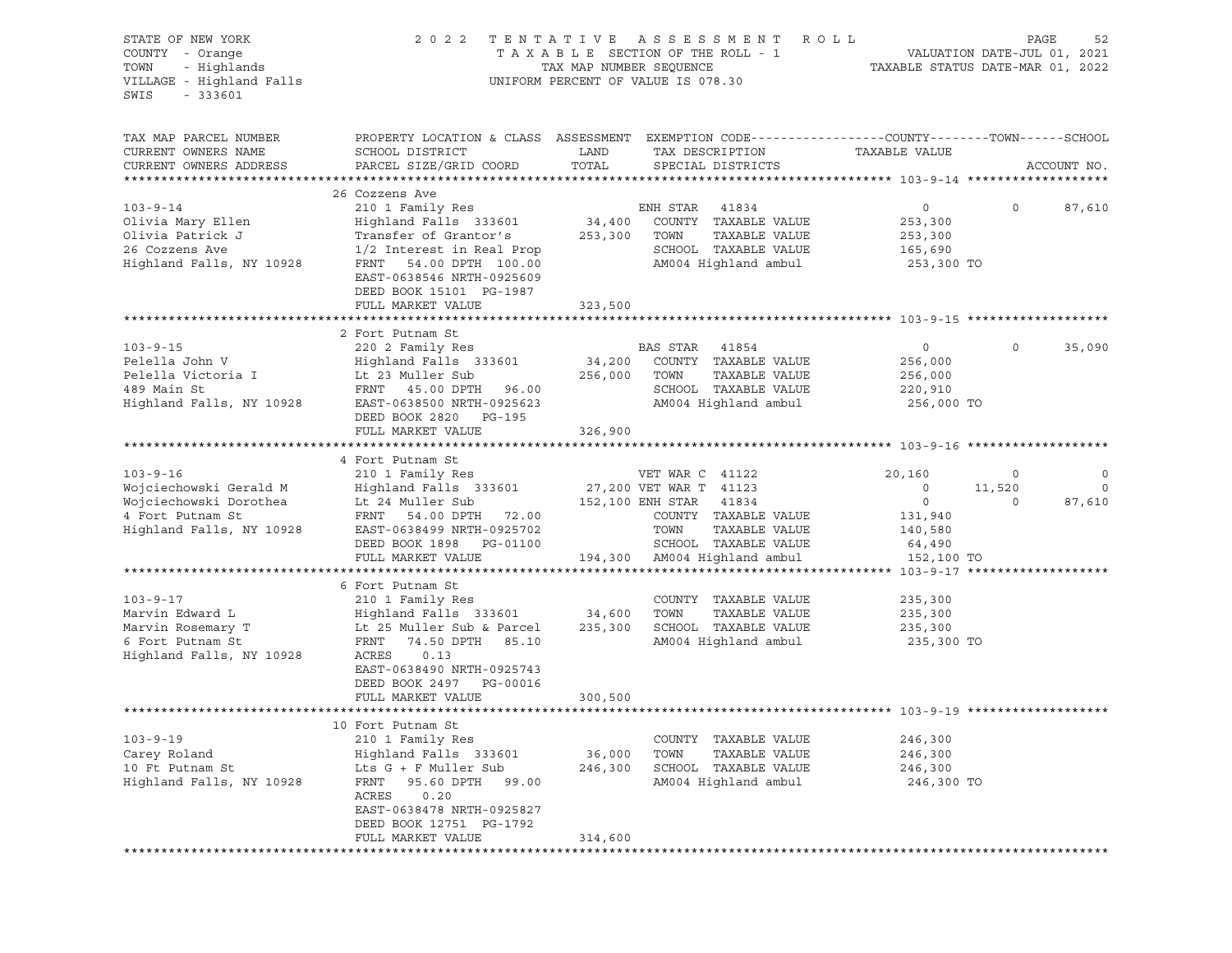STATE OF NEW YORK
COUNTY - Orange
TOWN - Highlands
VILLAGE - Highland Falls
SWIS - 333601

2022 TENTATIVE ASSESSMENT ROLL
TAXABLE SECTION OF THE ROLL - 1
TAX MAP NUMBER SEQUENCE
UNIFORM PERCENT OF VALUE IS 078.30

VALUATION DATE-JUL 01, 2021
TAXABLE STATUS DATE-MAR 01, 2022

| TAX MAP PARCEL NUMBER / CURRENT OWNERS NAME / CURRENT OWNERS ADDRESS | PROPERTY LOCATION & CLASS / SCHOOL DISTRICT / PARCEL SIZE/GRID COORD | ASSESSMENT LAND | TOTAL | EXEMPTION CODE / TAX DESCRIPTION / SPECIAL DISTRICTS | COUNTY TAXABLE VALUE | TOWN | SCHOOL | ACCOUNT NO. |
|---|---|---|---|---|---|---|---|---|
| **103-9-14** | 26 Cozzens Ave | | | | | | | |
| 103-9-14 | 210 1 Family Res | | | ENH STAR 41834 | 0 | 0 | 87,610 | |
| Olivia Mary Ellen | Highland Falls 333601 | 34,400 | | COUNTY TAXABLE VALUE | 253,300 | | | |
| Olivia Patrick J | Transfer of Grantor's | | 253,300 | TOWN TAXABLE VALUE | 253,300 | | | |
| 26 Cozzens Ave | 1/2 Interest in Real Prop | | | SCHOOL TAXABLE VALUE | 165,690 | | | |
| Highland Falls, NY 10928 | FRNT 54.00 DPTH 100.00 | | | AM004 Highland ambul | 253,300 TO | | | |
| | EAST-0638546 NRTH-0925609 | | | | | | | |
| | DEED BOOK 15101 PG-1987 | | | | | | | |
| | FULL MARKET VALUE | | 323,500 | | | | | |
| **103-9-15** | 2 Fort Putnam St | | | | | | | |
| 103-9-15 | 220 2 Family Res | | | BAS STAR 41854 | 0 | 0 | 35,090 | |
| Pelella John V | Highland Falls 333601 | 34,200 | | COUNTY TAXABLE VALUE | 256,000 | | | |
| Pelella Victoria I | Lt 23 Muller Sub | | 256,000 | TOWN TAXABLE VALUE | 256,000 | | | |
| 489 Main St | FRNT 45.00 DPTH 96.00 | | | SCHOOL TAXABLE VALUE | 220,910 | | | |
| Highland Falls, NY 10928 | EAST-0638500 NRTH-0925623 | | | AM004 Highland ambul | 256,000 TO | | | |
| | DEED BOOK 2820 PG-195 | | | | | | | |
| | FULL MARKET VALUE | | 326,900 | | | | | |
| **103-9-16** | 4 Fort Putnam St | | | | | | | |
| 103-9-16 | 210 1 Family Res | | | VET WAR C 41122 | 20,160 | 0 | 0 | |
| Wojciechowski Gerald M | Highland Falls 333601 | 27,200 | | VET WAR T 41123 | 0 | 11,520 | 0 | |
| Wojciechowski Dorothea | Lt 24 Muller Sub | | 152,100 | ENH STAR 41834 | 0 | 0 | 87,610 | |
| 4 Fort Putnam St | FRNT 54.00 DPTH 72.00 | | | COUNTY TAXABLE VALUE | 131,940 | | | |
| Highland Falls, NY 10928 | EAST-0638499 NRTH-0925702 | | | TOWN TAXABLE VALUE | 140,580 | | | |
| | DEED BOOK 1898 PG-01100 | | | SCHOOL TAXABLE VALUE | 64,490 | | | |
| | FULL MARKET VALUE | | 194,300 | AM004 Highland ambul | 152,100 TO | | | |
| **103-9-17** | 6 Fort Putnam St | | | | | | | |
| 103-9-17 | 210 1 Family Res | | | COUNTY TAXABLE VALUE | 235,300 | | | |
| Marvin Edward L | Highland Falls 333601 | 34,600 | | TOWN TAXABLE VALUE | 235,300 | | | |
| Marvin Rosemary T | Lt 25 Muller Sub & Parcel | | 235,300 | SCHOOL TAXABLE VALUE | 235,300 | | | |
| 6 Fort Putnam St | FRNT 74.50 DPTH 85.10 | | | AM004 Highland ambul | 235,300 TO | | | |
| Highland Falls, NY 10928 | ACRES 0.13 | | | | | | | |
| | EAST-0638490 NRTH-0925743 | | | | | | | |
| | DEED BOOK 2497 PG-00016 | | | | | | | |
| | FULL MARKET VALUE | | 300,500 | | | | | |
| **103-9-19** | 10 Fort Putnam St | | | | | | | |
| 103-9-19 | 210 1 Family Res | | | COUNTY TAXABLE VALUE | 246,300 | | | |
| Carey Roland | Highland Falls 333601 | 36,000 | | TOWN TAXABLE VALUE | 246,300 | | | |
| 10 Ft Putnam St | Lts G + F Muller Sub | | 246,300 | SCHOOL TAXABLE VALUE | 246,300 | | | |
| Highland Falls, NY 10928 | FRNT 95.60 DPTH 99.00 | | | AM004 Highland ambul | 246,300 TO | | | |
| | ACRES 0.20 | | | | | | | |
| | EAST-0638478 NRTH-0925827 | | | | | | | |
| | DEED BOOK 12751 PG-1792 | | | | | | | |
| | FULL MARKET VALUE | | 314,600 | | | | | |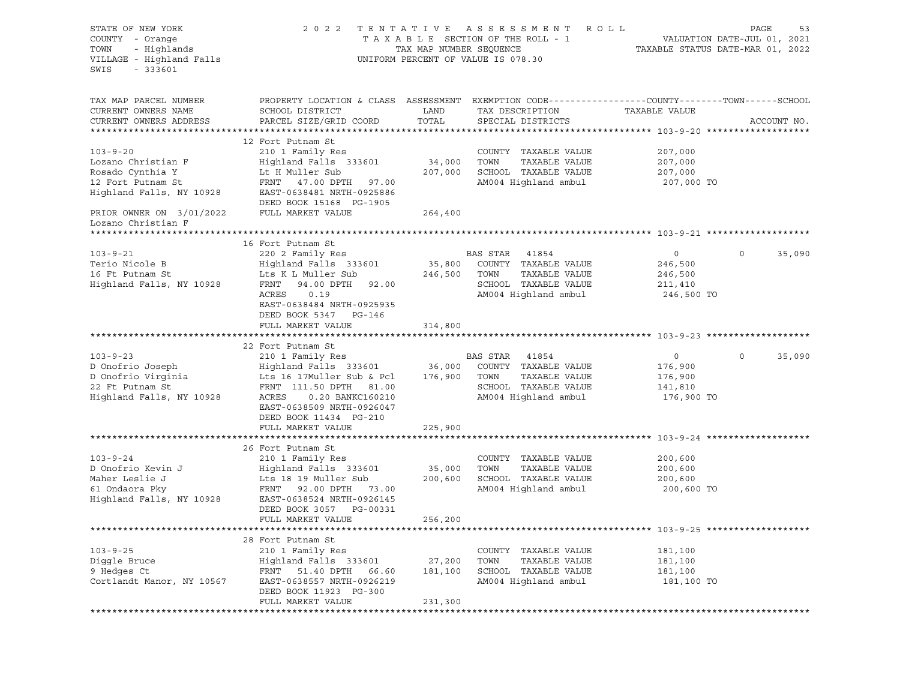STATE OF NEW YORK
COUNTY - Orange
TOWN - Highlands
VILLAGE - Highland Falls
SWIS - 333601

2022 TENTATIVE ASSESSMENT ROLL
TAXABLE SECTION OF THE ROLL - 1
TAX MAP NUMBER SEQUENCE
UNIFORM PERCENT OF VALUE IS 078.30

VALUATION DATE-JUL 01, 2021
TAXABLE STATUS DATE-MAR 01, 2022

| TAX MAP PARCEL NUMBER / CURRENT OWNERS NAME / CURRENT OWNERS ADDRESS | PROPERTY LOCATION & CLASS / SCHOOL DISTRICT / PARCEL SIZE/GRID COORD | ASSESSMENT LAND / TOTAL | EXEMPTION CODE / TAX DESCRIPTION / SPECIAL DISTRICTS | COUNTY TAXABLE VALUE | TOWN | SCHOOL | ACCOUNT NO. |
|---|---|---|---|---|---|---|---|
| **103-9-20** | 12 Fort Putnam St | | | | | | |
| 103-9-20 | 210 1 Family Res | | COUNTY TAXABLE VALUE | 207,000 | | | |
| Lozano Christian F | Highland Falls 333601 | 34,000 | TOWN TAXABLE VALUE | 207,000 | | | |
| Rosado Cynthia Y | Lt H Muller Sub | 207,000 | SCHOOL TAXABLE VALUE | 207,000 | | | |
| 12 Fort Putnam St | FRNT 47.00 DPTH 97.00 | | AM004 Highland ambul | 207,000 TO | | | |
| Highland Falls, NY 10928 | EAST-0638481 NRTH-0925886 | | | | | | |
| | DEED BOOK 15168 PG-1905 | | | | | | |
| PRIOR OWNER ON 3/01/2022 | FULL MARKET VALUE | 264,400 | | | | | |
| Lozano Christian F | | | | | | | |
| **103-9-21** | 16 Fort Putnam St | | | | | | |
| 103-9-21 | 220 2 Family Res | | BAS STAR 41854 | 0 | 0 | 35,090 | |
| Terio Nicole B | Highland Falls 333601 | 35,800 | COUNTY TAXABLE VALUE | 246,500 | | | |
| 16 Ft Putnam St | Lts K L Muller Sub | 246,500 | TOWN TAXABLE VALUE | 246,500 | | | |
| Highland Falls, NY 10928 | FRNT 94.00 DPTH 92.00 | | SCHOOL TAXABLE VALUE | 211,410 | | | |
| | ACRES 0.19 | | AM004 Highland ambul | 246,500 TO | | | |
| | EAST-0638484 NRTH-0925935 | | | | | | |
| | DEED BOOK 5347 PG-146 | | | | | | |
| | FULL MARKET VALUE | 314,800 | | | | | |
| **103-9-23** | 22 Fort Putnam St | | | | | | |
| 103-9-23 | 210 1 Family Res | | BAS STAR 41854 | 0 | 0 | 35,090 | |
| D Onofrio Joseph | Highland Falls 333601 | 36,000 | COUNTY TAXABLE VALUE | 176,900 | | | |
| D Onofrio Virginia | Lts 16 17Muller Sub & Pcl | 176,900 | TOWN TAXABLE VALUE | 176,900 | | | |
| 22 Ft Putnam St | FRNT 111.50 DPTH 81.00 | | SCHOOL TAXABLE VALUE | 141,810 | | | |
| Highland Falls, NY 10928 | ACRES 0.20 BANKC160210 | | AM004 Highland ambul | 176,900 TO | | | |
| | EAST-0638509 NRTH-0926047 | | | | | | |
| | DEED BOOK 11434 PG-210 | | | | | | |
| | FULL MARKET VALUE | 225,900 | | | | | |
| **103-9-24** | 26 Fort Putnam St | | | | | | |
| 103-9-24 | 210 1 Family Res | | COUNTY TAXABLE VALUE | 200,600 | | | |
| D Onofrio Kevin J | Highland Falls 333601 | 35,000 | TOWN TAXABLE VALUE | 200,600 | | | |
| Maher Leslie J | Lts 18 19 Muller Sub | 200,600 | SCHOOL TAXABLE VALUE | 200,600 | | | |
| 61 Ondaora Pky | FRNT 92.00 DPTH 73.00 | | AM004 Highland ambul | 200,600 TO | | | |
| Highland Falls, NY 10928 | EAST-0638524 NRTH-0926145 | | | | | | |
| | DEED BOOK 3057 PG-00331 | | | | | | |
| | FULL MARKET VALUE | 256,200 | | | | | |
| **103-9-25** | 28 Fort Putnam St | | | | | | |
| 103-9-25 | 210 1 Family Res | | COUNTY TAXABLE VALUE | 181,100 | | | |
| Diggle Bruce | Highland Falls 333601 | 27,200 | TOWN TAXABLE VALUE | 181,100 | | | |
| 9 Hedges Ct | FRNT 51.40 DPTH 66.60 | 181,100 | SCHOOL TAXABLE VALUE | 181,100 | | | |
| Cortlandt Manor, NY 10567 | EAST-0638557 NRTH-0926219 | | AM004 Highland ambul | 181,100 TO | | | |
| | DEED BOOK 11923 PG-300 | | | | | | |
| | FULL MARKET VALUE | 231,300 | | | | | |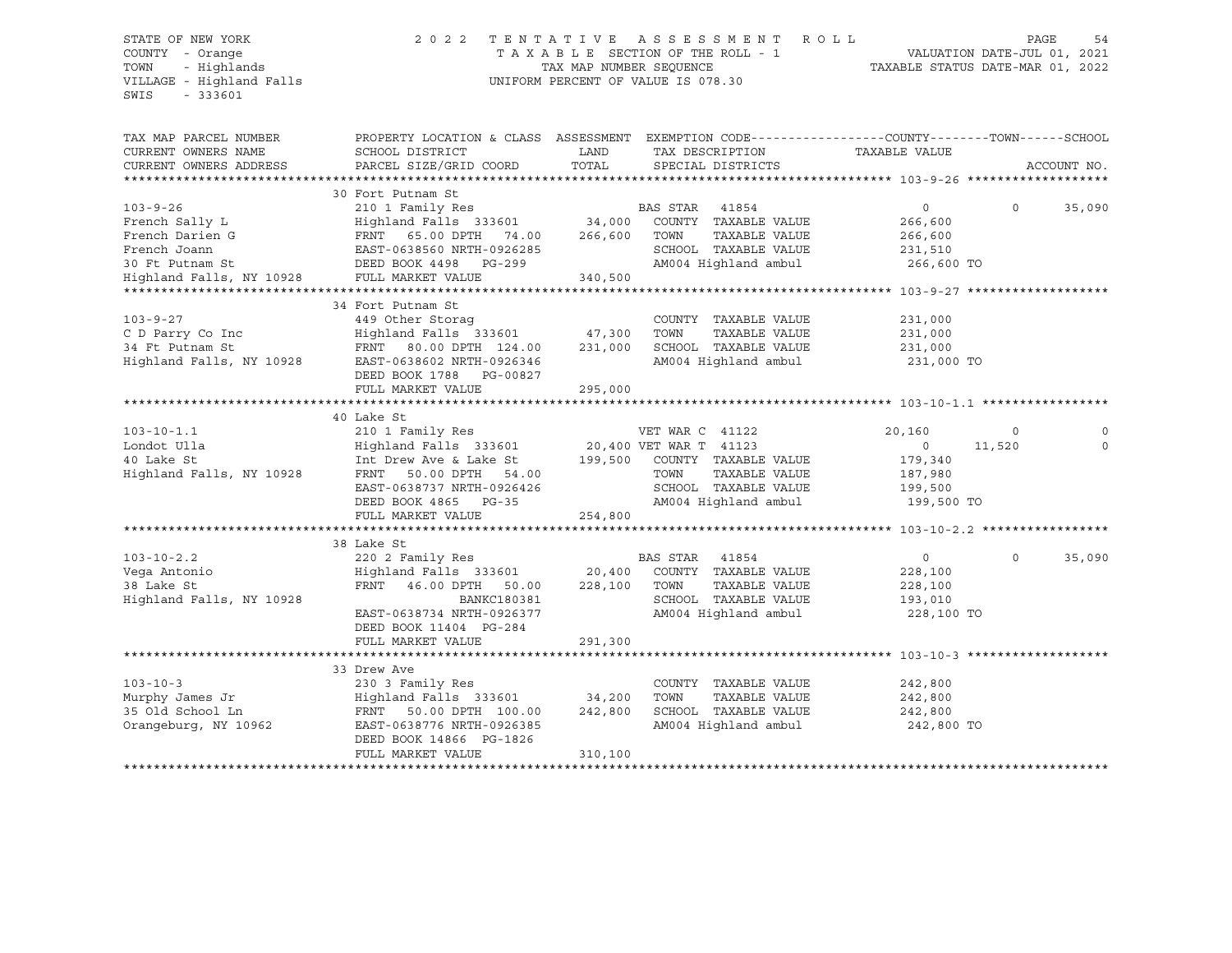STATE OF NEW YORK
COUNTY - Orange
TOWN - Highlands
VILLAGE - Highland Falls
SWIS - 333601

2022 TENTATIVE ASSESSMENT ROLL
TAXABLE SECTION OF THE ROLL - 1
TAX MAP NUMBER SEQUENCE
UNIFORM PERCENT OF VALUE IS 078.30

VALUATION DATE-JUL 01, 2021
TAXABLE STATUS DATE-MAR 01, 2022

| TAX MAP PARCEL NUMBER / CURRENT OWNERS NAME / CURRENT OWNERS ADDRESS | PROPERTY LOCATION & CLASS / SCHOOL DISTRICT / PARCEL SIZE/GRID COORD | ASSESSMENT LAND / TOTAL | EXEMPTION CODE / TAX DESCRIPTION / SPECIAL DISTRICTS | COUNTY TAXABLE VALUE | TOWN | SCHOOL |
|---|---|---|---|---|---|---|
| **103-9-26** | 30 Fort Putnam St | | | | | |
| 103-9-26 | 210 1 Family Res | | BAS STAR 41854 | 0 | 0 | 35,090 |
| French Sally L | Highland Falls 333601 | 34,000 | COUNTY TAXABLE VALUE | 266,600 | | |
| French Darien G | FRNT 65.00 DPTH 74.00 | 266,600 | TOWN TAXABLE VALUE | 266,600 | | |
| French Joann | EAST-0638560 NRTH-0926285 | | SCHOOL TAXABLE VALUE | 231,510 | | |
| 30 Ft Putnam St | DEED BOOK 4498 PG-299 | | AM004 Highland ambul | 266,600 TO | | |
| Highland Falls, NY 10928 | FULL MARKET VALUE | 340,500 | | | | |
| **103-9-27** | 34 Fort Putnam St | | | | | |
| 103-9-27 | 449 Other Storag | | COUNTY TAXABLE VALUE | 231,000 | | |
| C D Parry Co Inc | Highland Falls 333601 | 47,300 | TOWN TAXABLE VALUE | 231,000 | | |
| 34 Ft Putnam St | FRNT 80.00 DPTH 124.00 | 231,000 | SCHOOL TAXABLE VALUE | 231,000 | | |
| Highland Falls, NY 10928 | EAST-0638602 NRTH-0926346 | | AM004 Highland ambul | 231,000 TO | | |
| | DEED BOOK 1788 PG-00827 | | | | | |
| | FULL MARKET VALUE | 295,000 | | | | |
| **103-10-1.1** | 40 Lake St | | | | | |
| 103-10-1.1 | 210 1 Family Res | | VET WAR C 41122 | 20,160 | 0 | 0 |
| Londot Ulla | Highland Falls 333601 | 20,400 | VET WAR T 41123 | 0 | 11,520 | 0 |
| 40 Lake St | Int Drew Ave & Lake St | 199,500 | COUNTY TAXABLE VALUE | 179,340 | | |
| Highland Falls, NY 10928 | FRNT 50.00 DPTH 54.00 | | TOWN TAXABLE VALUE | 187,980 | | |
| | EAST-0638737 NRTH-0926426 | | SCHOOL TAXABLE VALUE | 199,500 | | |
| | DEED BOOK 4865 PG-35 | | AM004 Highland ambul | 199,500 TO | | |
| | FULL MARKET VALUE | 254,800 | | | | |
| **103-10-2.2** | 38 Lake St | | | | | |
| 103-10-2.2 | 220 2 Family Res | | BAS STAR 41854 | 0 | 0 | 35,090 |
| Vega Antonio | Highland Falls 333601 | 20,400 | COUNTY TAXABLE VALUE | 228,100 | | |
| 38 Lake St | FRNT 46.00 DPTH 50.00 | 228,100 | TOWN TAXABLE VALUE | 228,100 | | |
| Highland Falls, NY 10928 | BANKC180381 | | SCHOOL TAXABLE VALUE | 193,010 | | |
| | EAST-0638734 NRTH-0926377 | | AM004 Highland ambul | 228,100 TO | | |
| | DEED BOOK 11404 PG-284 | | | | | |
| | FULL MARKET VALUE | 291,300 | | | | |
| **103-10-3** | 33 Drew Ave | | | | | |
| 103-10-3 | 230 3 Family Res | | COUNTY TAXABLE VALUE | 242,800 | | |
| Murphy James Jr | Highland Falls 333601 | 34,200 | TOWN TAXABLE VALUE | 242,800 | | |
| 35 Old School Ln | FRNT 50.00 DPTH 100.00 | 242,800 | SCHOOL TAXABLE VALUE | 242,800 | | |
| Orangeburg, NY 10962 | EAST-0638776 NRTH-0926385 | | AM004 Highland ambul | 242,800 TO | | |
| | DEED BOOK 14866 PG-1826 | | | | | |
| | FULL MARKET VALUE | 310,100 | | | | |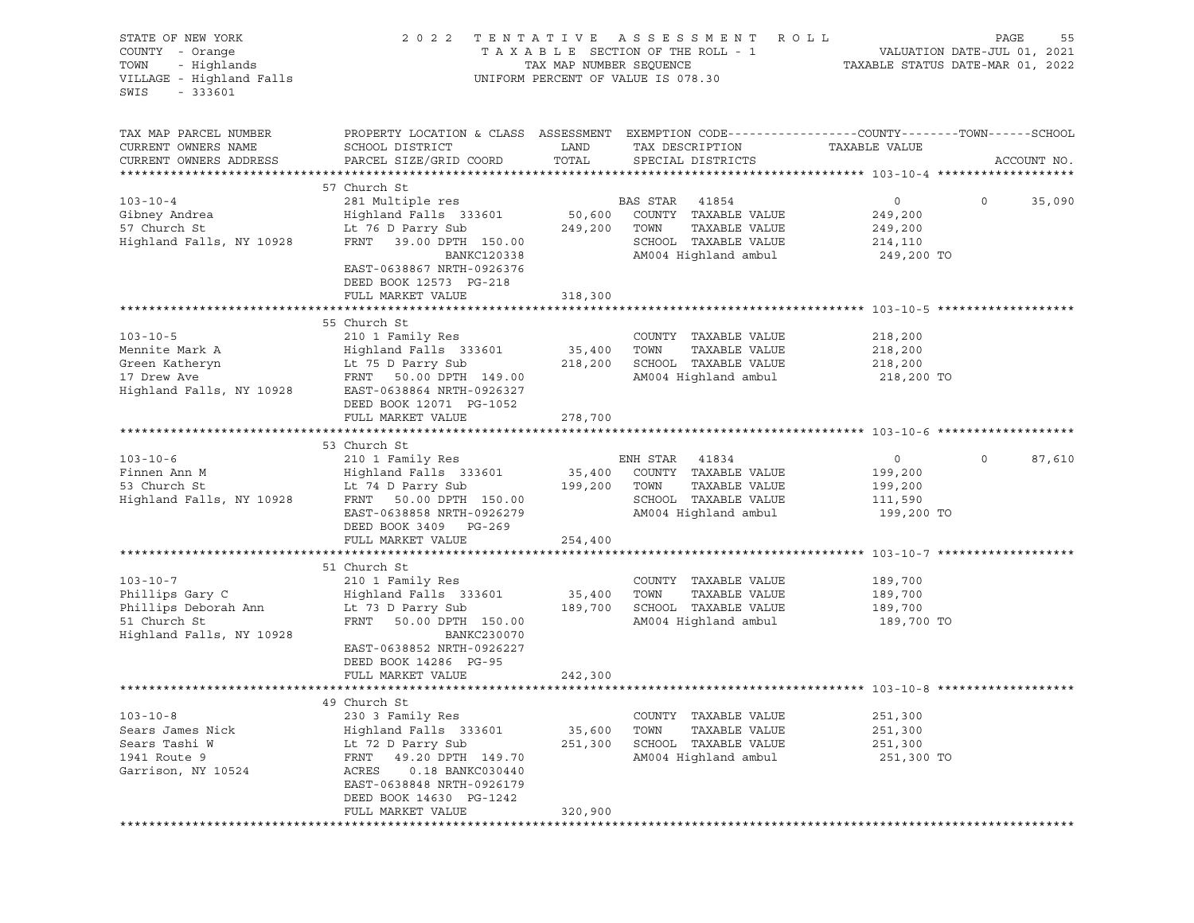STATE OF NEW YORK
COUNTY - Orange
TOWN - Highlands
VILLAGE - Highland Falls
SWIS - 333601

2022 TENTATIVE ASSESSMENT ROLL
TAXABLE SECTION OF THE ROLL - 1
TAX MAP NUMBER SEQUENCE
UNIFORM PERCENT OF VALUE IS 078.30

VALUATION DATE-JUL 01, 2021
TAXABLE STATUS DATE-MAR 01, 2022

| TAX MAP PARCEL NUMBER / CURRENT OWNERS NAME / CURRENT OWNERS ADDRESS | PROPERTY LOCATION & CLASS / SCHOOL DISTRICT / PARCEL SIZE/GRID COORD | ASSESSMENT LAND / TOTAL | EXEMPTION CODE / TAX DESCRIPTION / SPECIAL DISTRICTS | COUNTY TAXABLE VALUE | TOWN | SCHOOL / ACCOUNT NO. |
|---|---|---|---|---|---|---|
| **103-10-4** | 57 Church St | | | | | |
| 103-10-4 | 281 Multiple res | | BAS STAR 41854 | 0 | 0 | 35,090 |
| Gibney Andrea | Highland Falls 333601 | 50,600 | COUNTY TAXABLE VALUE | 249,200 | | |
| 57 Church St | Lt 76 D Parry Sub | 249,200 | TOWN TAXABLE VALUE | 249,200 | | |
| Highland Falls, NY 10928 | FRNT 39.00 DPTH 150.00 | | SCHOOL TAXABLE VALUE | 214,110 | | |
| | BANKC120338 | | AM004 Highland ambul | 249,200 TO | | |
| | EAST-0638867 NRTH-0926376 | | | | | |
| | DEED BOOK 12573 PG-218 | | | | | |
| | FULL MARKET VALUE | 318,300 | | | | |
| **103-10-5** | 55 Church St | | | | | |
| 103-10-5 | 210 1 Family Res | | COUNTY TAXABLE VALUE | 218,200 | | |
| Mennite Mark A | Highland Falls 333601 | 35,400 | TOWN TAXABLE VALUE | 218,200 | | |
| Green Katheryn | Lt 75 D Parry Sub | 218,200 | SCHOOL TAXABLE VALUE | 218,200 | | |
| 17 Drew Ave | FRNT 50.00 DPTH 149.00 | | AM004 Highland ambul | 218,200 TO | | |
| Highland Falls, NY 10928 | EAST-0638864 NRTH-0926327 | | | | | |
| | DEED BOOK 12071 PG-1052 | | | | | |
| | FULL MARKET VALUE | 278,700 | | | | |
| **103-10-6** | 53 Church St | | | | | |
| 103-10-6 | 210 1 Family Res | | ENH STAR 41834 | 0 | 0 | 87,610 |
| Finnen Ann M | Highland Falls 333601 | 35,400 | COUNTY TAXABLE VALUE | 199,200 | | |
| 53 Church St | Lt 74 D Parry Sub | 199,200 | TOWN TAXABLE VALUE | 199,200 | | |
| Highland Falls, NY 10928 | FRNT 50.00 DPTH 150.00 | | SCHOOL TAXABLE VALUE | 111,590 | | |
| | EAST-0638858 NRTH-0926279 | | AM004 Highland ambul | 199,200 TO | | |
| | DEED BOOK 3409 PG-269 | | | | | |
| | FULL MARKET VALUE | 254,400 | | | | |
| **103-10-7** | 51 Church St | | | | | |
| 103-10-7 | 210 1 Family Res | | COUNTY TAXABLE VALUE | 189,700 | | |
| Phillips Gary C | Highland Falls 333601 | 35,400 | TOWN TAXABLE VALUE | 189,700 | | |
| Phillips Deborah Ann | Lt 73 D Parry Sub | 189,700 | SCHOOL TAXABLE VALUE | 189,700 | | |
| 51 Church St | FRNT 50.00 DPTH 150.00 | | AM004 Highland ambul | 189,700 TO | | |
| Highland Falls, NY 10928 | BANKC230070 | | | | | |
| | EAST-0638852 NRTH-0926227 | | | | | |
| | DEED BOOK 14286 PG-95 | | | | | |
| | FULL MARKET VALUE | 242,300 | | | | |
| **103-10-8** | 49 Church St | | | | | |
| 103-10-8 | 230 3 Family Res | | COUNTY TAXABLE VALUE | 251,300 | | |
| Sears James Nick | Highland Falls 333601 | 35,600 | TOWN TAXABLE VALUE | 251,300 | | |
| Sears Tashi W | Lt 72 D Parry Sub | 251,300 | SCHOOL TAXABLE VALUE | 251,300 | | |
| 1941 Route 9 | FRNT 49.20 DPTH 149.70 | | AM004 Highland ambul | 251,300 TO | | |
| Garrison, NY 10524 | ACRES 0.18 BANKC030440 | | | | | |
| | EAST-0638848 NRTH-0926179 | | | | | |
| | DEED BOOK 14630 PG-1242 | | | | | |
| | FULL MARKET VALUE | 320,900 | | | | |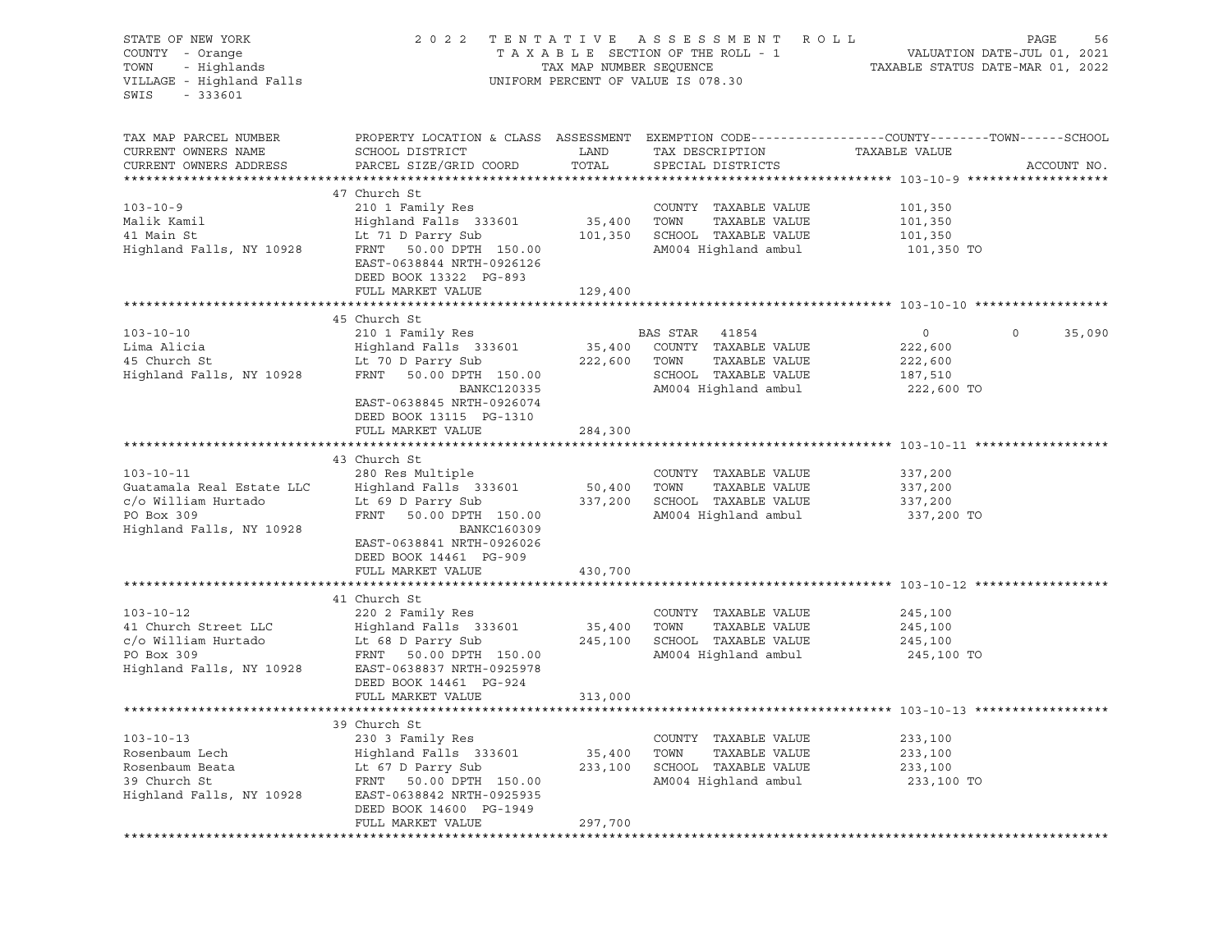STATE OF NEW YORK
COUNTY - Orange
TOWN - Highlands
VILLAGE - Highland Falls
SWIS - 333601

2022 TENTATIVE ASSESSMENT ROLL
TAXABLE SECTION OF THE ROLL - 1
TAX MAP NUMBER SEQUENCE
UNIFORM PERCENT OF VALUE IS 078.30

VALUATION DATE-JUL 01, 2021
TAXABLE STATUS DATE-MAR 01, 2022

| TAX MAP PARCEL NUMBER / CURRENT OWNERS NAME / CURRENT OWNERS ADDRESS | PROPERTY LOCATION & CLASS / SCHOOL DISTRICT / PARCEL SIZE/GRID COORD | ASSESSMENT LAND / TOTAL | EXEMPTION CODE / TAX DESCRIPTION / SPECIAL DISTRICTS | COUNTY TAXABLE VALUE | TOWN | SCHOOL | ACCOUNT NO. |
|---|---|---|---|---|---|---|---|
| **103-10-9** | 47 Church St | | | | | | |
| | 210 1 Family Res | | COUNTY TAXABLE VALUE | 101,350 | | | |
| Malik Kamil | Highland Falls 333601 | 35,400 | TOWN TAXABLE VALUE | 101,350 | | | |
| 41 Main St | Lt 71 D Parry Sub | 101,350 | SCHOOL TAXABLE VALUE | 101,350 | | | |
| Highland Falls, NY 10928 | FRNT 50.00 DPTH 150.00 | | AM004 Highland ambul | 101,350 TO | | | |
| | EAST-0638844 NRTH-0926126 | | | | | | |
| | DEED BOOK 13322 PG-893 | | | | | | |
| | FULL MARKET VALUE | 129,400 | | | | | |
| **103-10-10** | 45 Church St | | | | | | |
| | 210 1 Family Res | | BAS STAR 41854 | 0 | 0 | 35,090 | |
| Lima Alicia | Highland Falls 333601 | 35,400 | COUNTY TAXABLE VALUE | 222,600 | | | |
| 45 Church St | Lt 70 D Parry Sub | 222,600 | TOWN TAXABLE VALUE | 222,600 | | | |
| Highland Falls, NY 10928 | FRNT 50.00 DPTH 150.00 | | SCHOOL TAXABLE VALUE | 187,510 | | | |
| | BANKC120335 | | AM004 Highland ambul | 222,600 TO | | | |
| | EAST-0638845 NRTH-0926074 | | | | | | |
| | DEED BOOK 13115 PG-1310 | | | | | | |
| | FULL MARKET VALUE | 284,300 | | | | | |
| **103-10-11** | 43 Church St | | | | | | |
| | 280 Res Multiple | | COUNTY TAXABLE VALUE | 337,200 | | | |
| Guatamala Real Estate LLC | Highland Falls 333601 | 50,400 | TOWN TAXABLE VALUE | 337,200 | | | |
| c/o William Hurtado | Lt 69 D Parry Sub | 337,200 | SCHOOL TAXABLE VALUE | 337,200 | | | |
| PO Box 309 | FRNT 50.00 DPTH 150.00 | | AM004 Highland ambul | 337,200 TO | | | |
| Highland Falls, NY 10928 | BANKC160309 | | | | | | |
| | EAST-0638841 NRTH-0926026 | | | | | | |
| | DEED BOOK 14461 PG-909 | | | | | | |
| | FULL MARKET VALUE | 430,700 | | | | | |
| **103-10-12** | 41 Church St | | | | | | |
| | 220 2 Family Res | | COUNTY TAXABLE VALUE | 245,100 | | | |
| 41 Church Street LLC | Highland Falls 333601 | 35,400 | TOWN TAXABLE VALUE | 245,100 | | | |
| c/o William Hurtado | Lt 68 D Parry Sub | 245,100 | SCHOOL TAXABLE VALUE | 245,100 | | | |
| PO Box 309 | FRNT 50.00 DPTH 150.00 | | AM004 Highland ambul | 245,100 TO | | | |
| Highland Falls, NY 10928 | EAST-0638837 NRTH-0925978 | | | | | | |
| | DEED BOOK 14461 PG-924 | | | | | | |
| | FULL MARKET VALUE | 313,000 | | | | | |
| **103-10-13** | 39 Church St | | | | | | |
| | 230 3 Family Res | | COUNTY TAXABLE VALUE | 233,100 | | | |
| Rosenbaum Lech | Highland Falls 333601 | 35,400 | TOWN TAXABLE VALUE | 233,100 | | | |
| Rosenbaum Beata | Lt 67 D Parry Sub | 233,100 | SCHOOL TAXABLE VALUE | 233,100 | | | |
| 39 Church St | FRNT 50.00 DPTH 150.00 | | AM004 Highland ambul | 233,100 TO | | | |
| Highland Falls, NY 10928 | EAST-0638842 NRTH-0925935 | | | | | | |
| | DEED BOOK 14600 PG-1949 | | | | | | |
| | FULL MARKET VALUE | 297,700 | | | | | |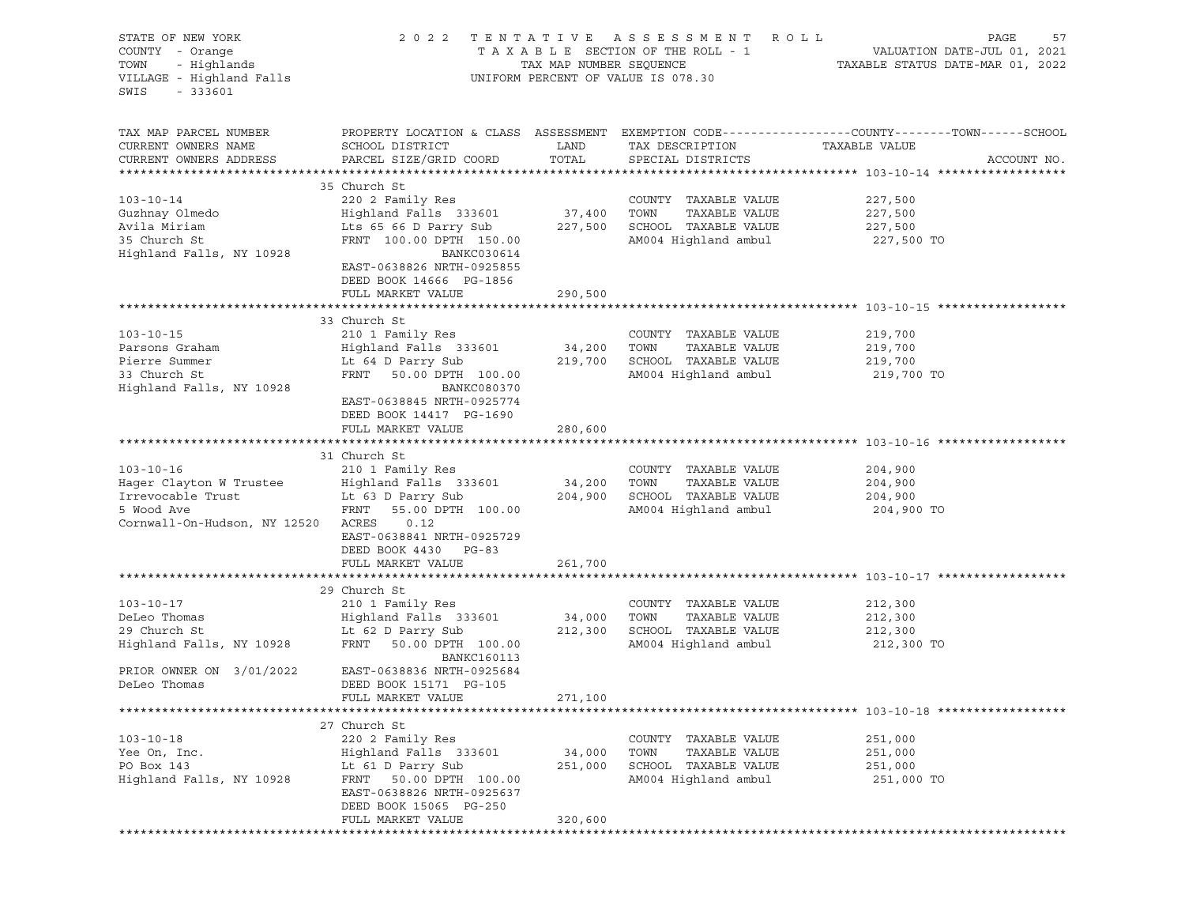STATE OF NEW YORK
COUNTY - Orange
TOWN - Highlands
VILLAGE - Highland Falls
SWIS - 333601

2022 TENTATIVE ASSESSMENT ROLL
TAXABLE SECTION OF THE ROLL - 1
TAX MAP NUMBER SEQUENCE
UNIFORM PERCENT OF VALUE IS 078.30

VALUATION DATE-JUL 01, 2021
TAXABLE STATUS DATE-MAR 01, 2022

| TAX MAP PARCEL NUMBER / CURRENT OWNERS NAME / CURRENT OWNERS ADDRESS | PROPERTY LOCATION & CLASS / SCHOOL DISTRICT / PARCEL SIZE/GRID COORD | ASSESSMENT LAND / TOTAL | EXEMPTION CODE / TAX DESCRIPTION / SPECIAL DISTRICTS | TAXABLE VALUE (COUNTY / TOWN / SCHOOL) | ACCOUNT NO. |
|---|---|---|---|---|---|
| **103-10-14** | 35 Church St | | | | |
| 103-10-14 | 220 2 Family Res | | COUNTY TAXABLE VALUE | 227,500 | |
| Guzhnay Olmedo | Highland Falls 333601 | 37,400 | TOWN TAXABLE VALUE | 227,500 | |
| Avila Miriam | Lts 65 66 D Parry Sub | 227,500 | SCHOOL TAXABLE VALUE | 227,500 | |
| 35 Church St | FRNT 100.00 DPTH 150.00 | | AM004 Highland ambul | 227,500 TO | |
| Highland Falls, NY 10928 | BANKC030614 | | | | |
| | EAST-0638826 NRTH-0925855 | | | | |
| | DEED BOOK 14666 PG-1856 | | | | |
| | FULL MARKET VALUE | 290,500 | | | |
| **103-10-15** | 33 Church St | | | | |
| 103-10-15 | 210 1 Family Res | | COUNTY TAXABLE VALUE | 219,700 | |
| Parsons Graham | Highland Falls 333601 | 34,200 | TOWN TAXABLE VALUE | 219,700 | |
| Pierre Summer | Lt 64 D Parry Sub | 219,700 | SCHOOL TAXABLE VALUE | 219,700 | |
| 33 Church St | FRNT 50.00 DPTH 100.00 | | AM004 Highland ambul | 219,700 TO | |
| Highland Falls, NY 10928 | BANKC080370 | | | | |
| | EAST-0638845 NRTH-0925774 | | | | |
| | DEED BOOK 14417 PG-1690 | | | | |
| | FULL MARKET VALUE | 280,600 | | | |
| **103-10-16** | 31 Church St | | | | |
| 103-10-16 | 210 1 Family Res | | COUNTY TAXABLE VALUE | 204,900 | |
| Hager Clayton W Trustee | Highland Falls 333601 | 34,200 | TOWN TAXABLE VALUE | 204,900 | |
| Irrevocable Trust | Lt 63 D Parry Sub | 204,900 | SCHOOL TAXABLE VALUE | 204,900 | |
| 5 Wood Ave | FRNT 55.00 DPTH 100.00 | | AM004 Highland ambul | 204,900 TO | |
| Cornwall-On-Hudson, NY 12520 | ACRES 0.12 | | | | |
| | EAST-0638841 NRTH-0925729 | | | | |
| | DEED BOOK 4430 PG-83 | | | | |
| | FULL MARKET VALUE | 261,700 | | | |
| **103-10-17** | 29 Church St | | | | |
| 103-10-17 | 210 1 Family Res | | COUNTY TAXABLE VALUE | 212,300 | |
| DeLeo Thomas | Highland Falls 333601 | 34,000 | TOWN TAXABLE VALUE | 212,300 | |
| 29 Church St | Lt 62 D Parry Sub | 212,300 | SCHOOL TAXABLE VALUE | 212,300 | |
| Highland Falls, NY 10928 | FRNT 50.00 DPTH 100.00 | | AM004 Highland ambul | 212,300 TO | |
| | BANKC160113 | | | | |
| PRIOR OWNER ON 3/01/2022 | EAST-0638836 NRTH-0925684 | | | | |
| DeLeo Thomas | DEED BOOK 15171 PG-105 | | | | |
| | FULL MARKET VALUE | 271,100 | | | |
| **103-10-18** | 27 Church St | | | | |
| 103-10-18 | 220 2 Family Res | | COUNTY TAXABLE VALUE | 251,000 | |
| Yee On, Inc. | Highland Falls 333601 | 34,000 | TOWN TAXABLE VALUE | 251,000 | |
| PO Box 143 | Lt 61 D Parry Sub | 251,000 | SCHOOL TAXABLE VALUE | 251,000 | |
| Highland Falls, NY 10928 | FRNT 50.00 DPTH 100.00 | | AM004 Highland ambul | 251,000 TO | |
| | EAST-0638826 NRTH-0925637 | | | | |
| | DEED BOOK 15065 PG-250 | | | | |
| | FULL MARKET VALUE | 320,600 | | | |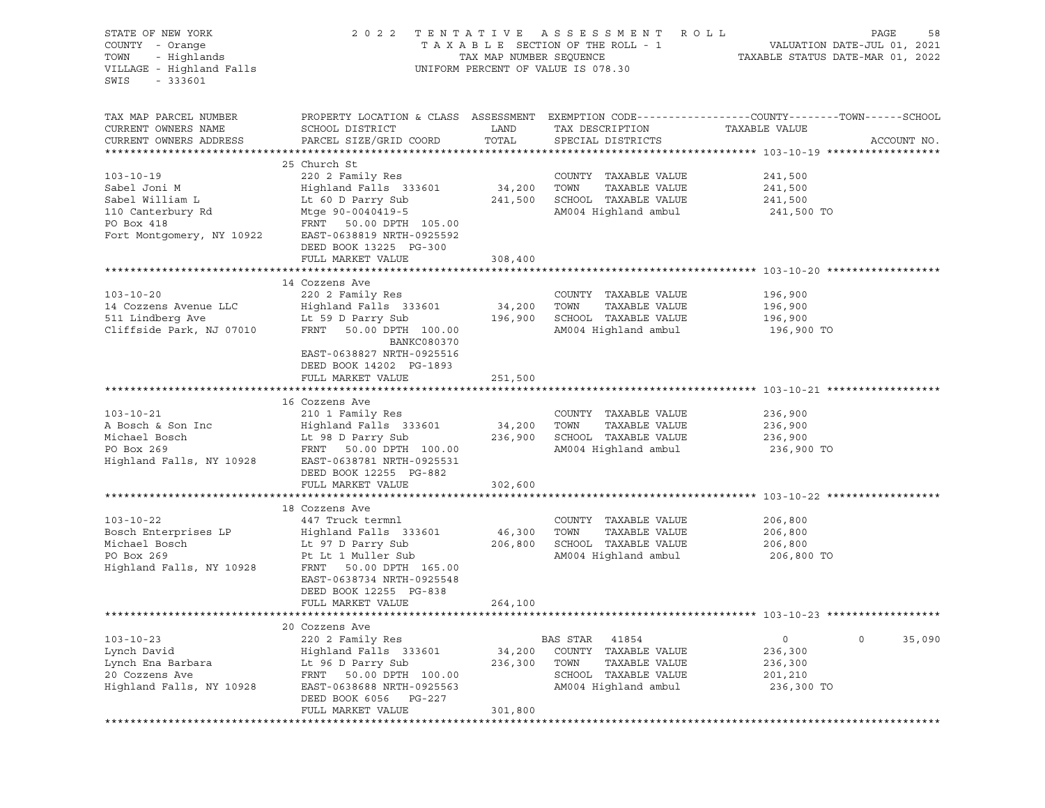STATE OF NEW YORK
COUNTY - Orange
TOWN - Highlands
VILLAGE - Highland Falls
SWIS - 333601

2022 TENTATIVE ASSESSMENT ROLL
TAXABLE SECTION OF THE ROLL - 1
TAX MAP NUMBER SEQUENCE
UNIFORM PERCENT OF VALUE IS 078.30

VALUATION DATE-JUL 01, 2021
TAXABLE STATUS DATE-MAR 01, 2022

| TAX MAP PARCEL NUMBER / CURRENT OWNERS NAME / CURRENT OWNERS ADDRESS | PROPERTY LOCATION & CLASS / SCHOOL DISTRICT / PARCEL SIZE/GRID COORD | ASSESSMENT LAND | TOTAL | EXEMPTION CODE / TAX DESCRIPTION / SPECIAL DISTRICTS | COUNTY TAXABLE VALUE | TOWN | SCHOOL | ACCOUNT NO. |
|---|---|---|---|---|---|---|---|---|
| **103-10-19** | 25 Church St | | | | | | | |
| 103-10-19 | 220 2 Family Res | | | COUNTY TAXABLE VALUE | 241,500 | | | |
| Sabel Joni M | Highland Falls 333601 | 34,200 | | TOWN TAXABLE VALUE | 241,500 | | | |
| Sabel William L | Lt 60 D Parry Sub | | 241,500 | SCHOOL TAXABLE VALUE | 241,500 | | | |
| 110 Canterbury Rd | Mtge 90-0040419-5 | | | AM004 Highland ambul | 241,500 TO | | | |
| PO Box 418 | FRNT 50.00 DPTH 105.00 | | | | | | | |
| Fort Montgomery, NY 10922 | EAST-0638819 NRTH-0925592 | | | | | | | |
| | DEED BOOK 13225 PG-300 | | | | | | | |
| | FULL MARKET VALUE | | 308,400 | | | | | |
| **103-10-20** | 14 Cozzens Ave | | | | | | | |
| 103-10-20 | 220 2 Family Res | | | COUNTY TAXABLE VALUE | 196,900 | | | |
| 14 Cozzens Avenue LLC | Highland Falls 333601 | 34,200 | | TOWN TAXABLE VALUE | 196,900 | | | |
| 511 Lindberg Ave | Lt 59 D Parry Sub | | 196,900 | SCHOOL TAXABLE VALUE | 196,900 | | | |
| Cliffside Park, NJ 07010 | FRNT 50.00 DPTH 100.00 | | | AM004 Highland ambul | 196,900 TO | | | |
| | BANKC080370 | | | | | | | |
| | EAST-0638827 NRTH-0925516 | | | | | | | |
| | DEED BOOK 14202 PG-1893 | | | | | | | |
| | FULL MARKET VALUE | | 251,500 | | | | | |
| **103-10-21** | 16 Cozzens Ave | | | | | | | |
| 103-10-21 | 210 1 Family Res | | | COUNTY TAXABLE VALUE | 236,900 | | | |
| A Bosch & Son Inc | Highland Falls 333601 | 34,200 | | TOWN TAXABLE VALUE | 236,900 | | | |
| Michael Bosch | Lt 98 D Parry Sub | | 236,900 | SCHOOL TAXABLE VALUE | 236,900 | | | |
| PO Box 269 | FRNT 50.00 DPTH 100.00 | | | AM004 Highland ambul | 236,900 TO | | | |
| Highland Falls, NY 10928 | EAST-0638781 NRTH-0925531 | | | | | | | |
| | DEED BOOK 12255 PG-882 | | | | | | | |
| | FULL MARKET VALUE | | 302,600 | | | | | |
| **103-10-22** | 18 Cozzens Ave | | | | | | | |
| 103-10-22 | 447 Truck termnl | | | COUNTY TAXABLE VALUE | 206,800 | | | |
| Bosch Enterprises LP | Highland Falls 333601 | 46,300 | | TOWN TAXABLE VALUE | 206,800 | | | |
| Michael Bosch | Lt 97 D Parry Sub | | 206,800 | SCHOOL TAXABLE VALUE | 206,800 | | | |
| PO Box 269 | Pt Lt 1 Muller Sub | | | AM004 Highland ambul | 206,800 TO | | | |
| Highland Falls, NY 10928 | FRNT 50.00 DPTH 165.00 | | | | | | | |
| | EAST-0638734 NRTH-0925548 | | | | | | | |
| | DEED BOOK 12255 PG-838 | | | | | | | |
| | FULL MARKET VALUE | | 264,100 | | | | | |
| **103-10-23** | 20 Cozzens Ave | | | | | | | |
| 103-10-23 | 220 2 Family Res | | | BAS STAR 41854 | 0 | 0 | 35,090 | |
| Lynch David | Highland Falls 333601 | 34,200 | | COUNTY TAXABLE VALUE | 236,300 | | | |
| Lynch Ena Barbara | Lt 96 D Parry Sub | | 236,300 | TOWN TAXABLE VALUE | 236,300 | | | |
| 20 Cozzens Ave | FRNT 50.00 DPTH 100.00 | | | SCHOOL TAXABLE VALUE | 201,210 | | | |
| Highland Falls, NY 10928 | EAST-0638688 NRTH-0925563 | | | AM004 Highland ambul | 236,300 TO | | | |
| | DEED BOOK 6056 PG-227 | | | | | | | |
| | FULL MARKET VALUE | | 301,800 | | | | | |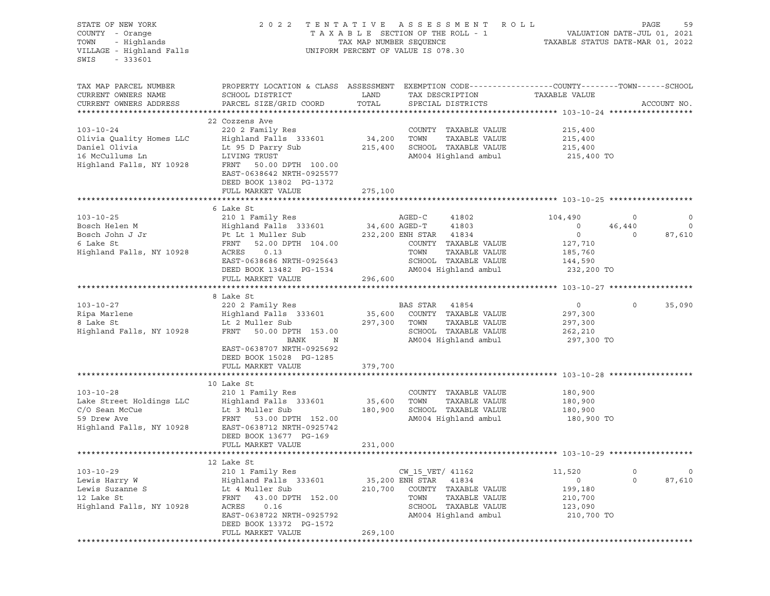STATE OF NEW YORK — 2022 TENTATIVE ASSESSMENT ROLL
COUNTY - Orange — TAXABLE SECTION OF THE ROLL - 1 — VALUATION DATE-JUL 01, 2021
TOWN - Highlands — TAX MAP NUMBER SEQUENCE — TAXABLE STATUS DATE-MAR 01, 2022
VILLAGE - Highland Falls — UNIFORM PERCENT OF VALUE IS 078.30
SWIS - 333601

| TAX MAP PARCEL NUMBER / CURRENT OWNERS NAME / CURRENT OWNERS ADDRESS | PROPERTY LOCATION & CLASS / SCHOOL DISTRICT / PARCEL SIZE/GRID COORD | ASSESSMENT LAND | TOTAL | EXEMPTION CODE / TAX DESCRIPTION / SPECIAL DISTRICTS | COUNTY TAXABLE VALUE | TOWN | SCHOOL |
|---|---|---|---|---|---|---|---|
| **103-10-24** | 22 Cozzens Ave | | | | | | |
| | 220 2 Family Res | | | COUNTY TAXABLE VALUE | 215,400 | | |
| Olivia Quality Homes LLC | Highland Falls 333601 | 34,200 | | TOWN TAXABLE VALUE | 215,400 | | |
| Daniel Olivia | Lt 95 D Parry Sub | | 215,400 | SCHOOL TAXABLE VALUE | 215,400 | | |
| 16 McCullums Ln | LIVING TRUST | | | AM004 Highland ambul | 215,400 TO | | |
| Highland Falls, NY 10928 | FRNT 50.00 DPTH 100.00 | | | | | | |
| | EAST-0638642 NRTH-0925577 | | | | | | |
| | DEED BOOK 13802 PG-1372 | | | | | | |
| | FULL MARKET VALUE | | 275,100 | | | | |
| **103-10-25** | 6 Lake St | | | | | | |
| | 210 1 Family Res | | | AGED-C 41802 | 104,490 | 0 | 0 |
| Bosch Helen M | Highland Falls 333601 | 34,600 | | AGED-T 41803 | 0 | 46,440 | 0 |
| Bosch John J Jr | Pt Lt 1 Muller Sub | | 232,200 | ENH STAR 41834 | 0 | 0 | 87,610 |
| 6 Lake St | FRNT 52.00 DPTH 104.00 | | | COUNTY TAXABLE VALUE | 127,710 | | |
| Highland Falls, NY 10928 | ACRES 0.13 | | | TOWN TAXABLE VALUE | 185,760 | | |
| | EAST-0638686 NRTH-0925643 | | | SCHOOL TAXABLE VALUE | 144,590 | | |
| | DEED BOOK 13482 PG-1534 | | | AM004 Highland ambul | 232,200 TO | | |
| | FULL MARKET VALUE | | 296,600 | | | | |
| **103-10-27** | 8 Lake St | | | | | | |
| | 220 2 Family Res | | | BAS STAR 41854 | 0 | 0 | 35,090 |
| Ripa Marlene | Highland Falls 333601 | 35,600 | | COUNTY TAXABLE VALUE | 297,300 | | |
| 8 Lake St | Lt 2 Muller Sub | | 297,300 | TOWN TAXABLE VALUE | 297,300 | | |
| Highland Falls, NY 10928 | FRNT 50.00 DPTH 153.00 | | | SCHOOL TAXABLE VALUE | 262,210 | | |
| | BANK N | | | AM004 Highland ambul | 297,300 TO | | |
| | EAST-0638707 NRTH-0925692 | | | | | | |
| | DEED BOOK 15028 PG-1285 | | | | | | |
| | FULL MARKET VALUE | | 379,700 | | | | |
| **103-10-28** | 10 Lake St | | | | | | |
| | 210 1 Family Res | | | COUNTY TAXABLE VALUE | 180,900 | | |
| Lake Street Holdings LLC | Highland Falls 333601 | 35,600 | | TOWN TAXABLE VALUE | 180,900 | | |
| C/O Sean McCue | Lt 3 Muller Sub | | 180,900 | SCHOOL TAXABLE VALUE | 180,900 | | |
| 59 Drew Ave | FRNT 53.00 DPTH 152.00 | | | AM004 Highland ambul | 180,900 TO | | |
| Highland Falls, NY 10928 | EAST-0638712 NRTH-0925742 | | | | | | |
| | DEED BOOK 13677 PG-169 | | | | | | |
| | FULL MARKET VALUE | | 231,000 | | | | |
| **103-10-29** | 12 Lake St | | | | | | |
| | 210 1 Family Res | | | CW_15_VET/ 41162 | 11,520 | 0 | 0 |
| Lewis Harry W | Highland Falls 333601 | 35,200 | | ENH STAR 41834 | 0 | 0 | 87,610 |
| Lewis Suzanne S | Lt 4 Muller Sub | | 210,700 | COUNTY TAXABLE VALUE | 199,180 | | |
| 12 Lake St | FRNT 43.00 DPTH 152.00 | | | TOWN TAXABLE VALUE | 210,700 | | |
| Highland Falls, NY 10928 | ACRES 0.16 | | | SCHOOL TAXABLE VALUE | 123,090 | | |
| | EAST-0638722 NRTH-0925792 | | | AM004 Highland ambul | 210,700 TO | | |
| | DEED BOOK 13372 PG-1572 | | | | | | |
| | FULL MARKET VALUE | | 269,100 | | | | |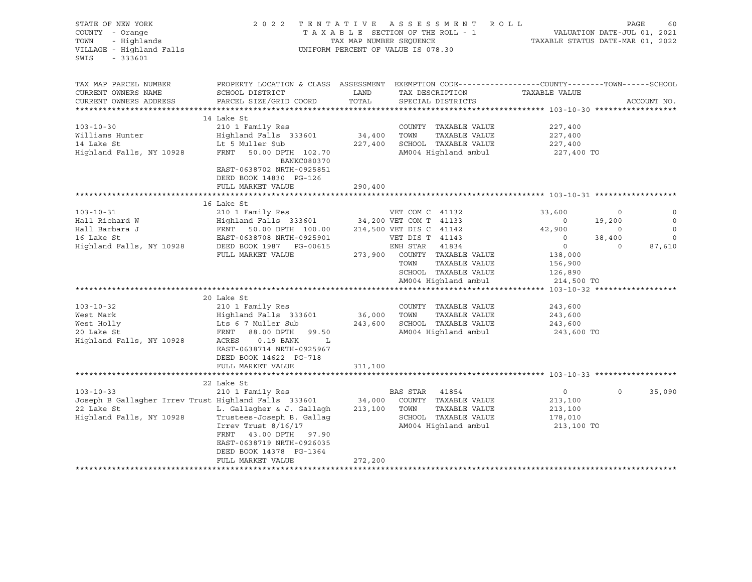STATE OF NEW YORK
COUNTY - Orange
TOWN - Highlands
VILLAGE - Highland Falls
SWIS - 333601

2022 TENTATIVE ASSESSMENT ROLL
TAXABLE SECTION OF THE ROLL - 1
TAX MAP NUMBER SEQUENCE
UNIFORM PERCENT OF VALUE IS 078.30

VALUATION DATE-JUL 01, 2021
TAXABLE STATUS DATE-MAR 01, 2022

```
TAX MAP PARCEL NUMBER     PROPERTY LOCATION & CLASS  ASSESSMENT  EXEMPTION CODE-----------------COUNTY--------TOWN------SCHOOL
CURRENT OWNERS NAME       SCHOOL DISTRICT               LAND      TAX DESCRIPTION            TAXABLE VALUE
CURRENT OWNERS ADDRESS    PARCEL SIZE/GRID COORD        TOTAL     SPECIAL DISTRICTS                                  ACCOUNT NO.
******************************************************************************************** 103-10-30 ******************
                          14 Lake St
103-10-30                 210 1 Family Res                        COUNTY  TAXABLE VALUE          227,400
Williams Hunter           Highland Falls  333601       34,400     TOWN    TAXABLE VALUE          227,400
14 Lake St                Lt 5 Muller Sub             227,400     SCHOOL  TAXABLE VALUE          227,400
Highland Falls, NY 10928  FRNT   50.00 DPTH 102.70                AM004 Highland ambul            227,400 TO
                                    BANKC080370
                          EAST-0638702 NRTH-0925851
                          DEED BOOK 14830  PG-126
                          FULL MARKET VALUE           290,400
******************************************************************************************** 103-10-31 ******************
                          16 Lake St
103-10-31                 210 1 Family Res                  VET COM C  41132            33,600          0            0
Hall Richard W            Highland Falls  333601       34,200 VET COM T  41133               0     19,200            0
Hall Barbara J            FRNT   50.00 DPTH 100.00    214,500 VET DIS C  41142           42,900          0            0
16 Lake St                EAST-0638708 NRTH-0925901         VET DIS T  41143                 0     38,400            0
Highland Falls, NY 10928  DEED BOOK 1987   PG-00615         ENH STAR   41834                 0          0       87,610
                          FULL MARKET VALUE           273,900  COUNTY  TAXABLE VALUE        138,000
                                                               TOWN    TAXABLE VALUE        156,900
                                                               SCHOOL  TAXABLE VALUE        126,890
                                                               AM004 Highland ambul          214,500 TO
******************************************************************************************** 103-10-32 ******************
                          20 Lake St
103-10-32                 210 1 Family Res                        COUNTY  TAXABLE VALUE          243,600
West Mark                 Highland Falls  333601       36,000     TOWN    TAXABLE VALUE          243,600
West Holly                Lts 6 7 Muller Sub          243,600     SCHOOL  TAXABLE VALUE          243,600
20 Lake St                FRNT   88.00 DPTH  99.50                AM004 Highland ambul            243,600 TO
Highland Falls, NY 10928  ACRES    0.19 BANK     L
                          EAST-0638714 NRTH-0925967
                          DEED BOOK 14622  PG-718
                          FULL MARKET VALUE           311,100
******************************************************************************************** 103-10-33 ******************
                          22 Lake St
103-10-33                 210 1 Family Res                  BAS STAR   41854                 0          0       35,090
Joseph B Gallagher Irrev Trust Highland Falls  333601  34,000  COUNTY  TAXABLE VALUE        213,100
22 Lake St                L. Gallagher & J. Gallagh   213,100  TOWN    TAXABLE VALUE        213,100
Highland Falls, NY 10928  Trustees-Joseph B. Gallag            SCHOOL  TAXABLE VALUE        178,010
                          Irrev Trust 8/16/17                  AM004 Highland ambul          213,100 TO
                          FRNT   43.00 DPTH  97.90
                          EAST-0638719 NRTH-0926035
                          DEED BOOK 14378  PG-1364
                          FULL MARKET VALUE           272,200
****************************************************************************************************************************
```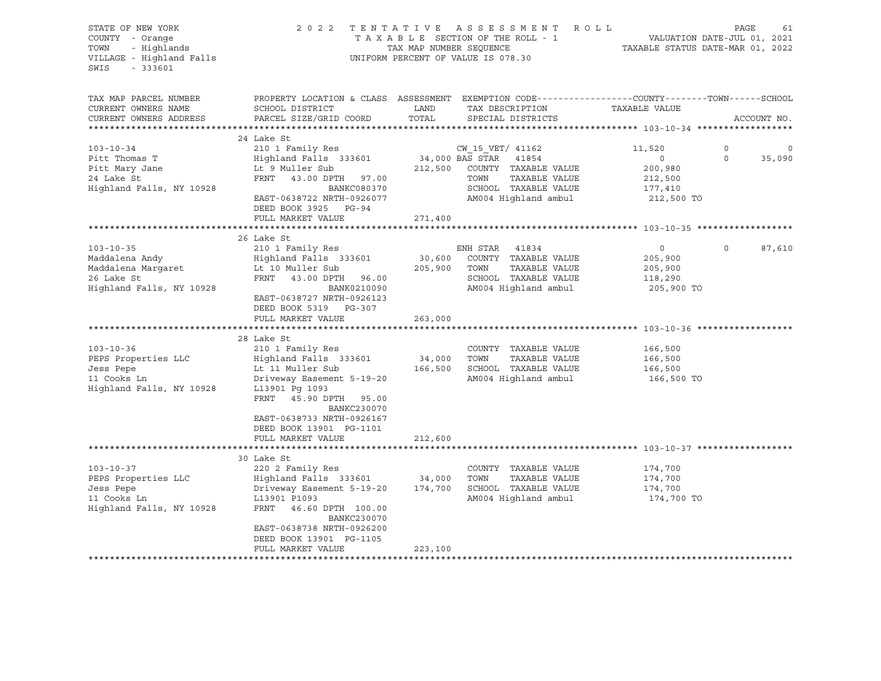STATE OF NEW YORK
COUNTY - Orange
TOWN - Highlands
VILLAGE - Highland Falls
SWIS - 333601

2022 TENTATIVE ASSESSMENT ROLL
TAXABLE SECTION OF THE ROLL - 1
TAX MAP NUMBER SEQUENCE
UNIFORM PERCENT OF VALUE IS 078.30

VALUATION DATE-JUL 01, 2021
TAXABLE STATUS DATE-MAR 01, 2022

| TAX MAP PARCEL NUMBER / CURRENT OWNERS NAME / CURRENT OWNERS ADDRESS | PROPERTY LOCATION & CLASS / SCHOOL DISTRICT / PARCEL SIZE/GRID COORD | ASSESSMENT LAND | TOTAL | EXEMPTION CODE / TAX DESCRIPTION / SPECIAL DISTRICTS | COUNTY TAXABLE VALUE | TOWN | SCHOOL | ACCOUNT NO. |
|---|---|---|---|---|---|---|---|---|
| **103-10-34** | 24 Lake St | | | | | | | |
| 103-10-34 | 210 1 Family Res | | | CW_15_VET/ 41162 | 11,520 | 0 | 0 | |
| Pitt Thomas T | Highland Falls 333601 | 34,000 | | BAS STAR 41854 | 0 | 0 | 35,090 | |
| Pitt Mary Jane | Lt 9 Muller Sub | | 212,500 | COUNTY TAXABLE VALUE | 200,980 | | | |
| 24 Lake St | FRNT 43.00 DPTH 97.00 | | | TOWN TAXABLE VALUE | 212,500 | | | |
| Highland Falls, NY 10928 | BANKC080370 | | | SCHOOL TAXABLE VALUE | 177,410 | | | |
| | EAST-0638722 NRTH-0926077 | | | AM004 Highland ambul | 212,500 TO | | | |
| | DEED BOOK 3925 PG-94 | | | | | | | |
| | FULL MARKET VALUE | | 271,400 | | | | | |
| **103-10-35** | 26 Lake St | | | | | | | |
| 103-10-35 | 210 1 Family Res | | | ENH STAR 41834 | 0 | 0 | 87,610 | |
| Maddalena Andy | Highland Falls 333601 | 30,600 | | COUNTY TAXABLE VALUE | 205,900 | | | |
| Maddalena Margaret | Lt 10 Muller Sub | | 205,900 | TOWN TAXABLE VALUE | 205,900 | | | |
| 26 Lake St | FRNT 43.00 DPTH 96.00 | | | SCHOOL TAXABLE VALUE | 118,290 | | | |
| Highland Falls, NY 10928 | BANK0210090 | | | AM004 Highland ambul | 205,900 TO | | | |
| | EAST-0638727 NRTH-0926123 | | | | | | | |
| | DEED BOOK 5319 PG-307 | | | | | | | |
| | FULL MARKET VALUE | | 263,000 | | | | | |
| **103-10-36** | 28 Lake St | | | | | | | |
| 103-10-36 | 210 1 Family Res | | | COUNTY TAXABLE VALUE | 166,500 | | | |
| PEPS Properties LLC | Highland Falls 333601 | 34,000 | | TOWN TAXABLE VALUE | 166,500 | | | |
| Jess Pepe | Lt 11 Muller Sub | | 166,500 | SCHOOL TAXABLE VALUE | 166,500 | | | |
| 11 Cooks Ln | Driveway Easement 5-19-20 | | | AM004 Highland ambul | 166,500 TO | | | |
| Highland Falls, NY 10928 | L13901 Pg 1093 | | | | | | | |
| | FRNT 45.90 DPTH 95.00 | | | | | | | |
| | BANKC230070 | | | | | | | |
| | EAST-0638733 NRTH-0926167 | | | | | | | |
| | DEED BOOK 13901 PG-1101 | | | | | | | |
| | FULL MARKET VALUE | | 212,600 | | | | | |
| **103-10-37** | 30 Lake St | | | | | | | |
| 103-10-37 | 220 2 Family Res | | | COUNTY TAXABLE VALUE | 174,700 | | | |
| PEPS Properties LLC | Highland Falls 333601 | 34,000 | | TOWN TAXABLE VALUE | 174,700 | | | |
| Jess Pepe | Driveway Easement 5-19-20 | | 174,700 | SCHOOL TAXABLE VALUE | 174,700 | | | |
| 11 Cooks Ln | L13901 P1093 | | | AM004 Highland ambul | 174,700 TO | | | |
| Highland Falls, NY 10928 | FRNT 46.60 DPTH 100.00 | | | | | | | |
| | BANKC230070 | | | | | | | |
| | EAST-0638738 NRTH-0926200 | | | | | | | |
| | DEED BOOK 13901 PG-1105 | | | | | | | |
| | FULL MARKET VALUE | | 223,100 | | | | | |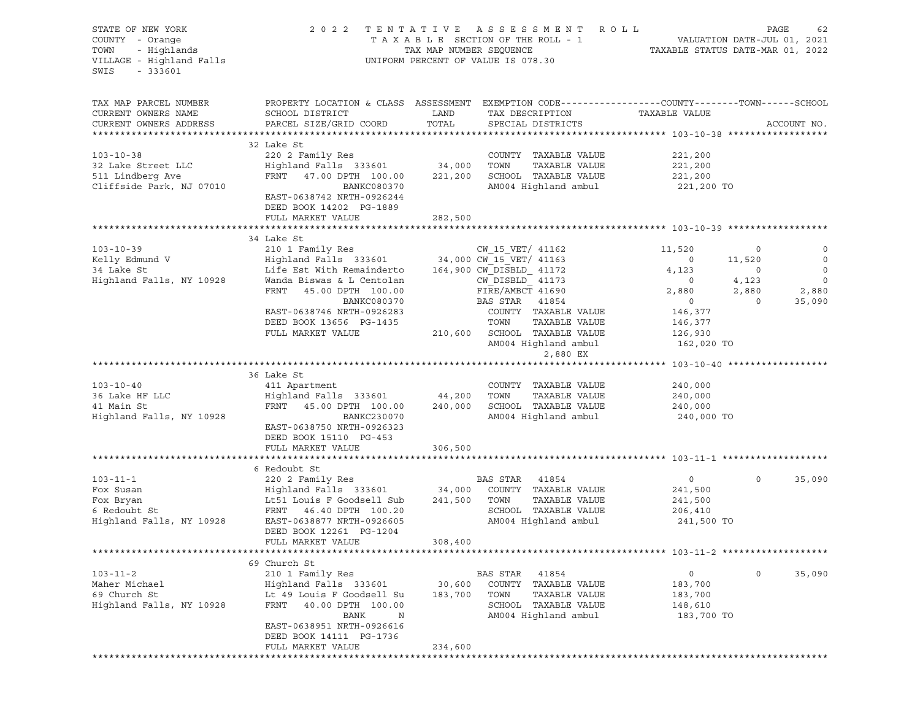STATE OF NEW YORK 2022 TENTATIVE ASSESSMENT ROLL
COUNTY - Orange T A X A B L E SECTION OF THE ROLL - 1 VALUATION DATE-JUL 01, 2021
TOWN - Highlands TAX MAP NUMBER SEQUENCE TAXABLE STATUS DATE-MAR 01, 2022
VILLAGE - Highland Falls UNIFORM PERCENT OF VALUE IS 078.30
SWIS - 333601

```
TAX MAP PARCEL NUMBER     PROPERTY LOCATION & CLASS  ASSESSMENT  EXEMPTION CODE------------------COUNTY--------TOWN------SCHOOL
CURRENT OWNERS NAME       SCHOOL DISTRICT               LAND      TAX DESCRIPTION            TAXABLE VALUE
CURRENT OWNERS ADDRESS    PARCEL SIZE/GRID COORD        TOTAL     SPECIAL DISTRICTS                                  ACCOUNT NO.
******************************************************************************************************* 103-10-38 ******************
                          32 Lake St
103-10-38                 220 2 Family Res                        COUNTY  TAXABLE VALUE           221,200
32 Lake Street LLC        Highland Falls  333601       34,000     TOWN    TAXABLE VALUE           221,200
511 Lindberg Ave          FRNT   47.00 DPTH 100.00    221,200     SCHOOL  TAXABLE VALUE           221,200
Cliffside Park, NJ 07010               BANKC080370                AM004 Highland ambul             221,200 TO
                          EAST-0638742 NRTH-0926244
                          DEED BOOK 14202  PG-1889
                          FULL MARKET VALUE           282,500
******************************************************************************************************* 103-10-39 ******************
                          34 Lake St
103-10-39                 210 1 Family Res                     CW_15_VET/ 41162             11,520          0             0
Kelly Edmund V            Highland Falls  333601      34,000 CW_15_VET/ 41163                  0     11,520             0
34 Lake St                Life Est With Remainderto  164,900 CW_DISBLD_ 41172             4,123          0             0
Highland Falls, NY 10928  Wanda Biswas & L Centolan           CW_DISBLD_ 41173                  0      4,123             0
                          FRNT   45.00 DPTH 100.00            FIRE/AMBCT 41690              2,880      2,880         2,880
                                       BANKC080370            BAS STAR   41854                  0          0        35,090
                          EAST-0638746 NRTH-0926283             COUNTY  TAXABLE VALUE         146,377
                          DEED BOOK 13656  PG-1435              TOWN    TAXABLE VALUE         146,377
                          FULL MARKET VALUE           210,600   SCHOOL  TAXABLE VALUE         126,930
                                                                AM004 Highland ambul           162,020 TO
                                                                      2,880 EX
******************************************************************************************************* 103-10-40 ******************
                          36 Lake St
103-10-40                 411 Apartment                           COUNTY  TAXABLE VALUE           240,000
36 Lake HF LLC            Highland Falls  333601       44,200     TOWN    TAXABLE VALUE           240,000
41 Main St                FRNT   45.00 DPTH 100.00    240,000     SCHOOL  TAXABLE VALUE           240,000
Highland Falls, NY 10928               BANKC230070                AM004 Highland ambul             240,000 TO
                          EAST-0638750 NRTH-0926323
                          DEED BOOK 15110  PG-453
                          FULL MARKET VALUE           306,500
******************************************************************************************************* 103-11-1 *******************
                          6 Redoubt St
103-11-1                  220 2 Family Res                     BAS STAR   41854                  0          0        35,090
Fox Susan                 Highland Falls  333601       34,000     COUNTY  TAXABLE VALUE           241,500
Fox Bryan                 Lt51 Louis F Goodsell Sub   241,500     TOWN    TAXABLE VALUE           241,500
6 Redoubt St              FRNT   46.40 DPTH 100.20                SCHOOL  TAXABLE VALUE           206,410
Highland Falls, NY 10928  EAST-0638877 NRTH-0926605               AM004 Highland ambul             241,500 TO
                          DEED BOOK 12261  PG-1204
                          FULL MARKET VALUE           308,400
******************************************************************************************************* 103-11-2 *******************
                          69 Church St
103-11-2                  210 1 Family Res                     BAS STAR   41854                  0          0        35,090
Maher Michael             Highland Falls  333601       30,600     COUNTY  TAXABLE VALUE           183,700
69 Church St              Lt 49 Louis F Goodsell Su   183,700     TOWN    TAXABLE VALUE           183,700
Highland Falls, NY 10928  FRNT   40.00 DPTH 100.00                SCHOOL  TAXABLE VALUE           148,610
                                       BANK       N               AM004 Highland ambul             183,700 TO
                          EAST-0638951 NRTH-0926616
                          DEED BOOK 14111  PG-1736
                          FULL MARKET VALUE           234,600
************************************************************************************************************************************
```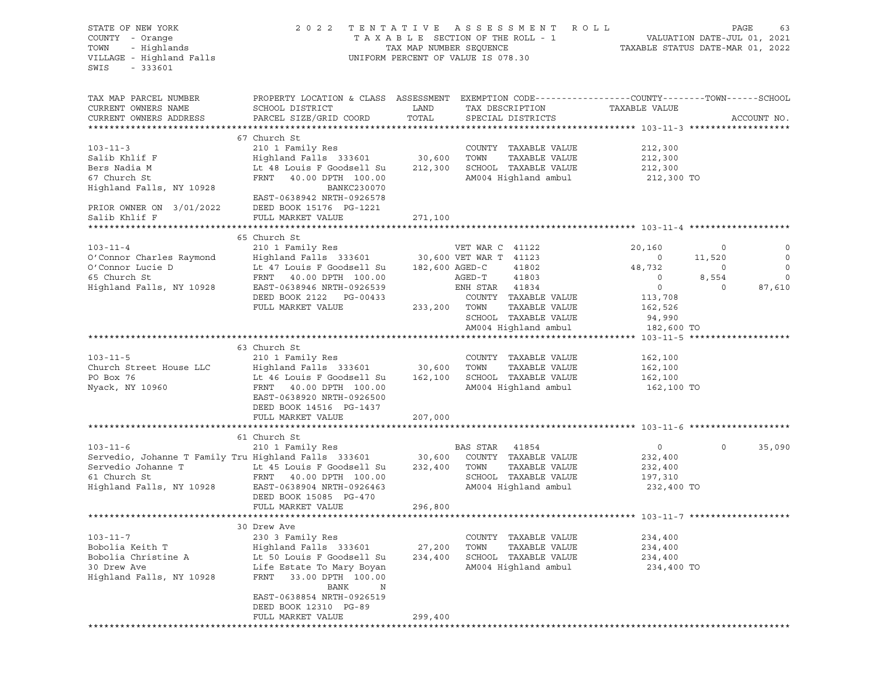STATE OF NEW YORK | COUNTY - Orange | TOWN - Highlands | VILLAGE - Highland Falls | SWIS - 333601

2022 TENTATIVE ASSESSMENT ROLL
TAXABLE SECTION OF THE ROLL - 1
TAX MAP NUMBER SEQUENCE
UNIFORM PERCENT OF VALUE IS 078.30

VALUATION DATE-JUL 01, 2021
TAXABLE STATUS DATE-MAR 01, 2022

| TAX MAP PARCEL NUMBER / CURRENT OWNERS NAME / CURRENT OWNERS ADDRESS | PROPERTY LOCATION & CLASS / SCHOOL DISTRICT / PARCEL SIZE/GRID COORD | ASSESSMENT LAND / TOTAL | EXEMPTION CODE / TAX DESCRIPTION / SPECIAL DISTRICTS | COUNTY TAXABLE VALUE | TOWN | SCHOOL |
|---|---|---|---|---|---|---|
| **103-11-3** | 67 Church St | | | | | |
| | 210 1 Family Res | | COUNTY TAXABLE VALUE | 212,300 | | |
| Salib Khlif F | Highland Falls 333601 | 30,600 | TOWN TAXABLE VALUE | 212,300 | | |
| Bers Nadia M | Lt 48 Louis F Goodsell Su | 212,300 | SCHOOL TAXABLE VALUE | 212,300 | | |
| 67 Church St | FRNT 40.00 DPTH 100.00 | | AM004 Highland ambul | 212,300 TO | | |
| Highland Falls, NY 10928 | BANKC230070 | | | | | |
| | EAST-0638942 NRTH-0926578 | | | | | |
| PRIOR OWNER ON 3/01/2022 | DEED BOOK 15176 PG-1221 | | | | | |
| Salib Khlif F | FULL MARKET VALUE | 271,100 | | | | |
| **103-11-4** | 65 Church St | | | | | |
| | 210 1 Family Res | | VET WAR C 41122 | 20,160 | 0 | 0 |
| O'Connor Charles Raymond | Highland Falls 333601 | 30,600 | VET WAR T 41123 | 0 | 11,520 | 0 |
| O'Connor Lucie D | Lt 47 Louis F Goodsell Su | 182,600 | AGED-C 41802 | 48,732 | 0 | 0 |
| 65 Church St | FRNT 40.00 DPTH 100.00 | | AGED-T 41803 | 0 | 8,554 | 0 |
| Highland Falls, NY 10928 | EAST-0638946 NRTH-0926539 | | ENH STAR 41834 | 0 | 0 | 87,610 |
| | DEED BOOK 2122 PG-00433 | | COUNTY TAXABLE VALUE | 113,708 | | |
| | FULL MARKET VALUE | 233,200 | TOWN TAXABLE VALUE | 162,526 | | |
| | | | SCHOOL TAXABLE VALUE | 94,990 | | |
| | | | AM004 Highland ambul | 182,600 TO | | |
| **103-11-5** | 63 Church St | | | | | |
| | 210 1 Family Res | | COUNTY TAXABLE VALUE | 162,100 | | |
| Church Street House LLC | Highland Falls 333601 | 30,600 | TOWN TAXABLE VALUE | 162,100 | | |
| PO Box 76 | Lt 46 Louis F Goodsell Su | 162,100 | SCHOOL TAXABLE VALUE | 162,100 | | |
| Nyack, NY 10960 | FRNT 40.00 DPTH 100.00 | | AM004 Highland ambul | 162,100 TO | | |
| | EAST-0638920 NRTH-0926500 | | | | | |
| | DEED BOOK 14516 PG-1437 | | | | | |
| | FULL MARKET VALUE | 207,000 | | | | |
| **103-11-6** | 61 Church St | | | | | |
| | 210 1 Family Res | | BAS STAR 41854 | 0 | 0 | 35,090 |
| Servedio, Johanne T Family Tru | Highland Falls 333601 | 30,600 | COUNTY TAXABLE VALUE | 232,400 | | |
| Servedio Johanne T | Lt 45 Louis F Goodsell Su | 232,400 | TOWN TAXABLE VALUE | 232,400 | | |
| 61 Church St | FRNT 40.00 DPTH 100.00 | | SCHOOL TAXABLE VALUE | 197,310 | | |
| Highland Falls, NY 10928 | EAST-0638904 NRTH-0926463 | | AM004 Highland ambul | 232,400 TO | | |
| | DEED BOOK 15085 PG-470 | | | | | |
| | FULL MARKET VALUE | 296,800 | | | | |
| **103-11-7** | 30 Drew Ave | | | | | |
| | 230 3 Family Res | | COUNTY TAXABLE VALUE | 234,400 | | |
| Bobolia Keith T | Highland Falls 333601 | 27,200 | TOWN TAXABLE VALUE | 234,400 | | |
| Bobolia Christine A | Lt 50 Louis F Goodsell Su | 234,400 | SCHOOL TAXABLE VALUE | 234,400 | | |
| 30 Drew Ave | Life Estate To Mary Boyan | | AM004 Highland ambul | 234,400 TO | | |
| Highland Falls, NY 10928 | FRNT 33.00 DPTH 100.00 | | | | | |
| | BANK N | | | | | |
| | EAST-0638854 NRTH-0926519 | | | | | |
| | DEED BOOK 12310 PG-89 | | | | | |
| | FULL MARKET VALUE | 299,400 | | | | |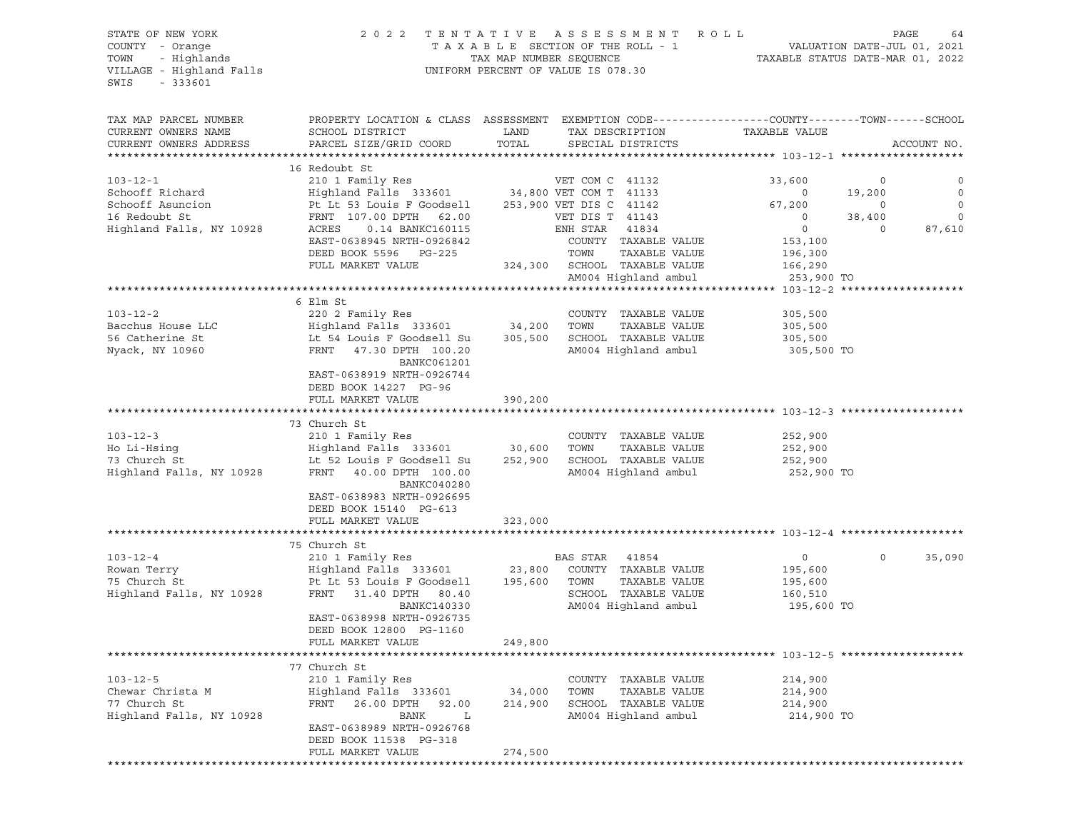STATE OF NEW YORK
COUNTY - Orange
TOWN - Highlands
VILLAGE - Highland Falls
SWIS - 333601

2022 TENTATIVE ASSESSMENT ROLL
TAXABLE SECTION OF THE ROLL - 1
TAX MAP NUMBER SEQUENCE
UNIFORM PERCENT OF VALUE IS 078.30

VALUATION DATE-JUL 01, 2021
TAXABLE STATUS DATE-MAR 01, 2022

```
TAX MAP PARCEL NUMBER     PROPERTY LOCATION & CLASS  ASSESSMENT  EXEMPTION CODE------------------COUNTY--------TOWN------SCHOOL
CURRENT OWNERS NAME       SCHOOL DISTRICT               LAND      TAX DESCRIPTION            TAXABLE VALUE
CURRENT OWNERS ADDRESS    PARCEL SIZE/GRID COORD        TOTAL     SPECIAL DISTRICTS                                   ACCOUNT NO.
******************************************************************************************************* 103-12-1 *******************
                          16 Redoubt St
103-12-1                  210 1 Family Res                        VET COM C  41132          33,600          0             0
Schooff Richard           Highland Falls  333601      34,800 VET COM T  41133               0      19,200             0
Schooff Asuncion          Pt Lt 53 Louis F Goodsell  253,900 VET DIS C  41142          67,200           0             0
16 Redoubt St             FRNT  107.00 DPTH   62.00         VET DIS T  41143               0      38,400             0
Highland Falls, NY 10928  ACRES    0.14 BANKC160115         ENH STAR   41834               0           0        87,610
                          EAST-0638945 NRTH-0926842         COUNTY  TAXABLE VALUE        153,100
                          DEED BOOK 5596   PG-225           TOWN    TAXABLE VALUE        196,300
                          FULL MARKET VALUE          324,300   SCHOOL  TAXABLE VALUE        166,290
                                                            AM004 Highland ambul          253,900 TO
******************************************************************************************************* 103-12-2 *******************
                          6 Elm St
103-12-2                  220 2 Family Res                        COUNTY  TAXABLE VALUE        305,500
Bacchus House LLC         Highland Falls  333601      34,200   TOWN    TAXABLE VALUE        305,500
56 Catherine St           Lt 54 Louis F Goodsell Su  305,500   SCHOOL  TAXABLE VALUE        305,500
Nyack, NY 10960           FRNT   47.30 DPTH  100.20             AM004 Highland ambul          305,500 TO
                                BANKC061201
                          EAST-0638919 NRTH-0926744
                          DEED BOOK 14227  PG-96
                          FULL MARKET VALUE          390,200
******************************************************************************************************* 103-12-3 *******************
                          73 Church St
103-12-3                  210 1 Family Res                        COUNTY  TAXABLE VALUE        252,900
Ho Li-Hsing               Highland Falls  333601      30,600   TOWN    TAXABLE VALUE        252,900
73 Church St              Lt 52 Louis F Goodsell Su  252,900   SCHOOL  TAXABLE VALUE        252,900
Highland Falls, NY 10928  FRNT   40.00 DPTH  100.00             AM004 Highland ambul          252,900 TO
                                BANKC040280
                          EAST-0638983 NRTH-0926695
                          DEED BOOK 15140  PG-613
                          FULL MARKET VALUE          323,000
******************************************************************************************************* 103-12-4 *******************
                          75 Church St
103-12-4                  210 1 Family Res                        BAS STAR   41854               0           0        35,090
Rowan Terry               Highland Falls  333601      23,800   COUNTY  TAXABLE VALUE        195,600
75 Church St              Pt Lt 53 Louis F Goodsell  195,600   TOWN    TAXABLE VALUE        195,600
Highland Falls, NY 10928  FRNT   31.40 DPTH   80.40             SCHOOL  TAXABLE VALUE        160,510
                                BANKC140330                     AM004 Highland ambul          195,600 TO
                          EAST-0638998 NRTH-0926735
                          DEED BOOK 12800  PG-1160
                          FULL MARKET VALUE          249,800
******************************************************************************************************* 103-12-5 *******************
                          77 Church St
103-12-5                  210 1 Family Res                        COUNTY  TAXABLE VALUE        214,900
Chewar Christa M          Highland Falls  333601      34,000   TOWN    TAXABLE VALUE        214,900
77 Church St              FRNT   26.00 DPTH   92.00  214,900   SCHOOL  TAXABLE VALUE        214,900
Highland Falls, NY 10928        BANK      L                     AM004 Highland ambul          214,900 TO
                          EAST-0638989 NRTH-0926768
                          DEED BOOK 11538  PG-318
                          FULL MARKET VALUE          274,500
************************************************************************************************************************************
```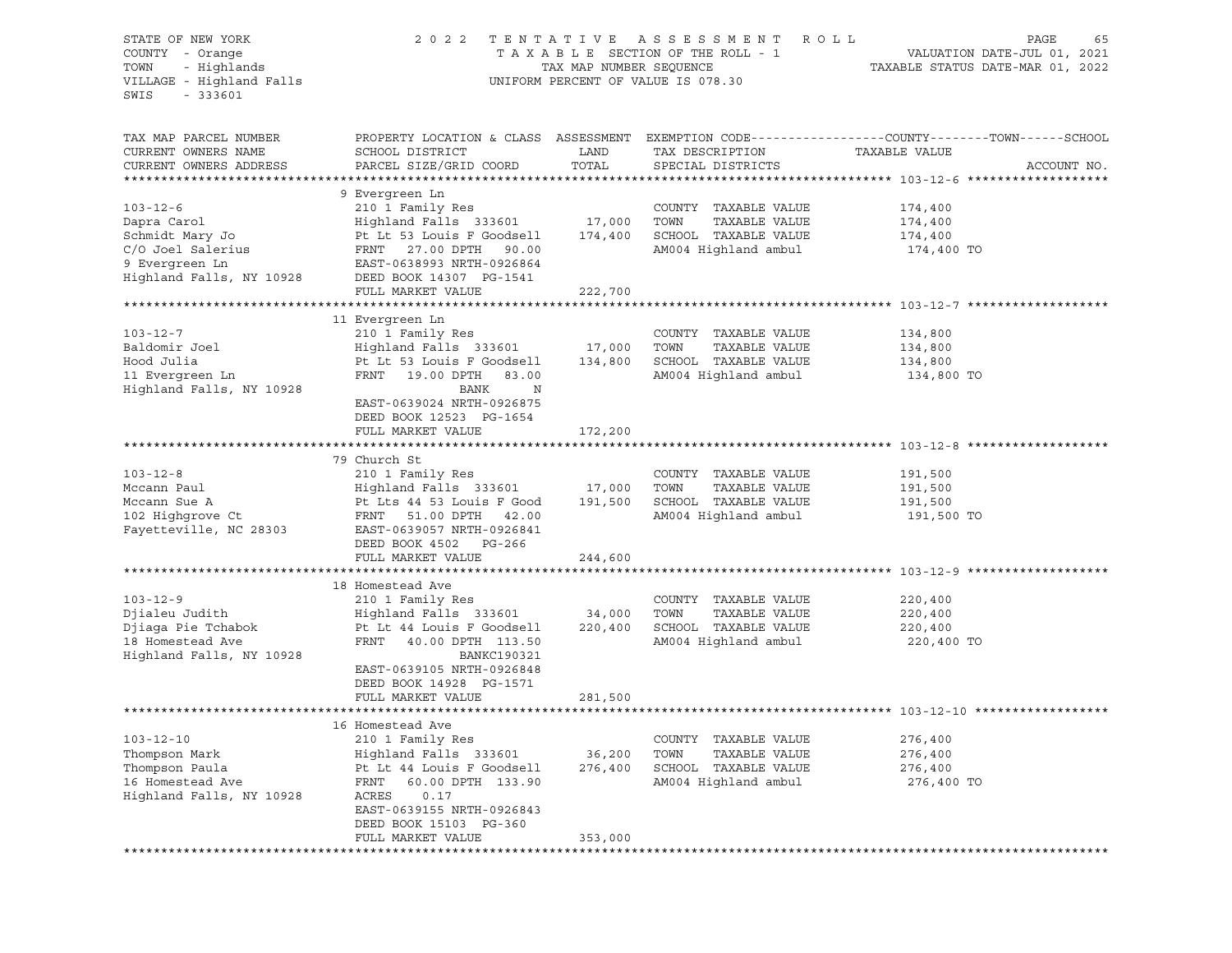STATE OF NEW YORK
COUNTY - Orange
TOWN - Highlands
VILLAGE - Highland Falls
SWIS - 333601

2022 TENTATIVE ASSESSMENT ROLL
TAXABLE SECTION OF THE ROLL - 1
TAX MAP NUMBER SEQUENCE
UNIFORM PERCENT OF VALUE IS 078.30

VALUATION DATE-JUL 01, 2021
TAXABLE STATUS DATE-MAR 01, 2022

| TAX MAP PARCEL NUMBER<br>CURRENT OWNERS NAME<br>CURRENT OWNERS ADDRESS | PROPERTY LOCATION & CLASS<br>SCHOOL DISTRICT<br>PARCEL SIZE/GRID COORD | ASSESSMENT<br>LAND<br>TOTAL | EXEMPTION CODE-----COUNTY-----TOWN-----SCHOOL<br>TAX DESCRIPTION<br>SPECIAL DISTRICTS | TAXABLE VALUE | ACCOUNT NO. |
|---|---|---|---|---|---|
| **103-12-6** | 9 Evergreen Ln | | | | |
| 103-12-6 | 210 1 Family Res | | COUNTY TAXABLE VALUE | 174,400 | |
| Dapra Carol | Highland Falls 333601 | 17,000 | TOWN TAXABLE VALUE | 174,400 | |
| Schmidt Mary Jo | Pt Lt 53 Louis F Goodsell | 174,400 | SCHOOL TAXABLE VALUE | 174,400 | |
| C/O Joel Salerius | FRNT 27.00 DPTH 90.00 | | AM004 Highland ambul | 174,400 TO | |
| 9 Evergreen Ln | EAST-0638993 NRTH-0926864 | | | | |
| Highland Falls, NY 10928 | DEED BOOK 14307 PG-1541 | | | | |
| | FULL MARKET VALUE | 222,700 | | | |
| **103-12-7** | 11 Evergreen Ln | | | | |
| 103-12-7 | 210 1 Family Res | | COUNTY TAXABLE VALUE | 134,800 | |
| Baldomir Joel | Highland Falls 333601 | 17,000 | TOWN TAXABLE VALUE | 134,800 | |
| Hood Julia | Pt Lt 53 Louis F Goodsell | 134,800 | SCHOOL TAXABLE VALUE | 134,800 | |
| 11 Evergreen Ln | FRNT 19.00 DPTH 83.00 | | AM004 Highland ambul | 134,800 TO | |
| Highland Falls, NY 10928 | BANK N | | | | |
| | EAST-0639024 NRTH-0926875 | | | | |
| | DEED BOOK 12523 PG-1654 | | | | |
| | FULL MARKET VALUE | 172,200 | | | |
| **103-12-8** | 79 Church St | | | | |
| 103-12-8 | 210 1 Family Res | | COUNTY TAXABLE VALUE | 191,500 | |
| Mccann Paul | Highland Falls 333601 | 17,000 | TOWN TAXABLE VALUE | 191,500 | |
| Mccann Sue A | Pt Lts 44 53 Louis F Good | 191,500 | SCHOOL TAXABLE VALUE | 191,500 | |
| 102 Highgrove Ct | FRNT 51.00 DPTH 42.00 | | AM004 Highland ambul | 191,500 TO | |
| Fayetteville, NC 28303 | EAST-0639057 NRTH-0926841 | | | | |
| | DEED BOOK 4502 PG-266 | | | | |
| | FULL MARKET VALUE | 244,600 | | | |
| **103-12-9** | 18 Homestead Ave | | | | |
| 103-12-9 | 210 1 Family Res | | COUNTY TAXABLE VALUE | 220,400 | |
| Djialeu Judith | Highland Falls 333601 | 34,000 | TOWN TAXABLE VALUE | 220,400 | |
| Djiaga Pie Tchabok | Pt Lt 44 Louis F Goodsell | 220,400 | SCHOOL TAXABLE VALUE | 220,400 | |
| 18 Homestead Ave | FRNT 40.00 DPTH 113.50 | | AM004 Highland ambul | 220,400 TO | |
| Highland Falls, NY 10928 | BANKC190321 | | | | |
| | EAST-0639105 NRTH-0926848 | | | | |
| | DEED BOOK 14928 PG-1571 | | | | |
| | FULL MARKET VALUE | 281,500 | | | |
| **103-12-10** | 16 Homestead Ave | | | | |
| 103-12-10 | 210 1 Family Res | | COUNTY TAXABLE VALUE | 276,400 | |
| Thompson Mark | Highland Falls 333601 | 36,200 | TOWN TAXABLE VALUE | 276,400 | |
| Thompson Paula | Pt Lt 44 Louis F Goodsell | 276,400 | SCHOOL TAXABLE VALUE | 276,400 | |
| 16 Homestead Ave | FRNT 60.00 DPTH 133.90 | | AM004 Highland ambul | 276,400 TO | |
| Highland Falls, NY 10928 | ACRES 0.17 | | | | |
| | EAST-0639155 NRTH-0926843 | | | | |
| | DEED BOOK 15103 PG-360 | | | | |
| | FULL MARKET VALUE | 353,000 | | | |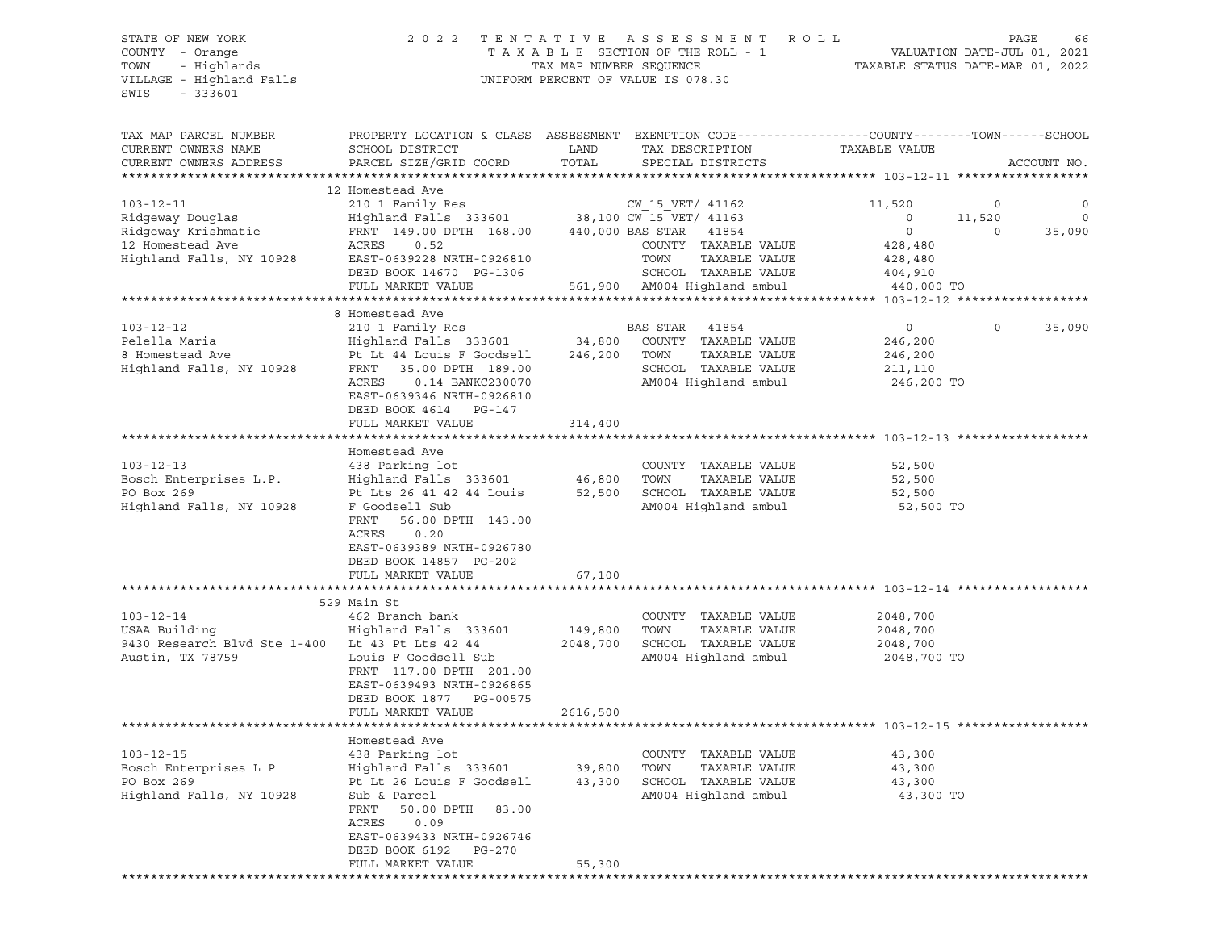STATE OF NEW YORK
COUNTY - Orange
TOWN - Highlands
VILLAGE - Highland Falls
SWIS - 333601

2022 TENTATIVE ASSESSMENT ROLL
TAXABLE SECTION OF THE ROLL - 1
TAX MAP NUMBER SEQUENCE
UNIFORM PERCENT OF VALUE IS 078.30

VALUATION DATE-JUL 01, 2021
TAXABLE STATUS DATE-MAR 01, 2022

| TAX MAP PARCEL NUMBER / CURRENT OWNERS NAME / CURRENT OWNERS ADDRESS | PROPERTY LOCATION & CLASS / SCHOOL DISTRICT / PARCEL SIZE/GRID COORD | ASSESSMENT LAND / TOTAL | EXEMPTION CODE / TAX DESCRIPTION / SPECIAL DISTRICTS | COUNTY TAXABLE VALUE | TOWN | SCHOOL / ACCOUNT NO. |
|---|---|---|---|---|---|---|
| **103-12-11** | 12 Homestead Ave | | | | | |
| 103-12-11 | 210 1 Family Res | | CW_15_VET/ 41162 | 11,520 | 0 | 0 |
| Ridgeway Douglas | Highland Falls 333601 | 38,100 | CW_15_VET/ 41163 | 0 | 11,520 | 0 |
| Ridgeway Krishmatie | FRNT 149.00 DPTH 168.00 | 440,000 | BAS STAR 41854 | 0 | 0 | 35,090 |
| 12 Homestead Ave | ACRES 0.52 | | COUNTY TAXABLE VALUE | 428,480 | | |
| Highland Falls, NY 10928 | EAST-0639228 NRTH-0926810 | | TOWN TAXABLE VALUE | 428,480 | | |
| | DEED BOOK 14670 PG-1306 | | SCHOOL TAXABLE VALUE | 404,910 | | |
| | FULL MARKET VALUE | 561,900 | AM004 Highland ambul | 440,000 TO | | |
| **103-12-12** | 8 Homestead Ave | | | | | |
| 103-12-12 | 210 1 Family Res | | BAS STAR 41854 | 0 | 0 | 35,090 |
| Pelella Maria | Highland Falls 333601 | 34,800 | COUNTY TAXABLE VALUE | 246,200 | | |
| 8 Homestead Ave | Pt Lt 44 Louis F Goodsell | 246,200 | TOWN TAXABLE VALUE | 246,200 | | |
| Highland Falls, NY 10928 | FRNT 35.00 DPTH 189.00 | | SCHOOL TAXABLE VALUE | 211,110 | | |
| | ACRES 0.14 BANKC230070 | | AM004 Highland ambul | 246,200 TO | | |
| | EAST-0639346 NRTH-0926810 | | | | | |
| | DEED BOOK 4614 PG-147 | | | | | |
| | FULL MARKET VALUE | 314,400 | | | | |
| **103-12-13** | Homestead Ave | | | | | |
| 103-12-13 | 438 Parking lot | | COUNTY TAXABLE VALUE | 52,500 | | |
| Bosch Enterprises L.P. | Highland Falls 333601 | 46,800 | TOWN TAXABLE VALUE | 52,500 | | |
| PO Box 269 | Pt Lts 26 41 42 44 Louis | 52,500 | SCHOOL TAXABLE VALUE | 52,500 | | |
| Highland Falls, NY 10928 | F Goodsell Sub | | AM004 Highland ambul | 52,500 TO | | |
| | FRNT 56.00 DPTH 143.00 | | | | | |
| | ACRES 0.20 | | | | | |
| | EAST-0639389 NRTH-0926780 | | | | | |
| | DEED BOOK 14857 PG-202 | | | | | |
| | FULL MARKET VALUE | 67,100 | | | | |
| **103-12-14** | 529 Main St | | | | | |
| 103-12-14 | 462 Branch bank | | COUNTY TAXABLE VALUE | 2048,700 | | |
| USAA Building | Highland Falls 333601 | 149,800 | TOWN TAXABLE VALUE | 2048,700 | | |
| 9430 Research Blvd Ste 1-400 | Lt 43 Pt Lts 42 44 | 2048,700 | SCHOOL TAXABLE VALUE | 2048,700 | | |
| Austin, TX 78759 | Louis F Goodsell Sub | | AM004 Highland ambul | 2048,700 TO | | |
| | FRNT 117.00 DPTH 201.00 | | | | | |
| | EAST-0639493 NRTH-0926865 | | | | | |
| | DEED BOOK 1877 PG-00575 | | | | | |
| | FULL MARKET VALUE | 2616,500 | | | | |
| **103-12-15** | Homestead Ave | | | | | |
| 103-12-15 | 438 Parking lot | | COUNTY TAXABLE VALUE | 43,300 | | |
| Bosch Enterprises L P | Highland Falls 333601 | 39,800 | TOWN TAXABLE VALUE | 43,300 | | |
| PO Box 269 | Pt Lt 26 Louis F Goodsell | 43,300 | SCHOOL TAXABLE VALUE | 43,300 | | |
| Highland Falls, NY 10928 | Sub & Parcel | | AM004 Highland ambul | 43,300 TO | | |
| | FRNT 50.00 DPTH 83.00 | | | | | |
| | ACRES 0.09 | | | | | |
| | EAST-0639433 NRTH-0926746 | | | | | |
| | DEED BOOK 6192 PG-270 | | | | | |
| | FULL MARKET VALUE | 55,300 | | | | |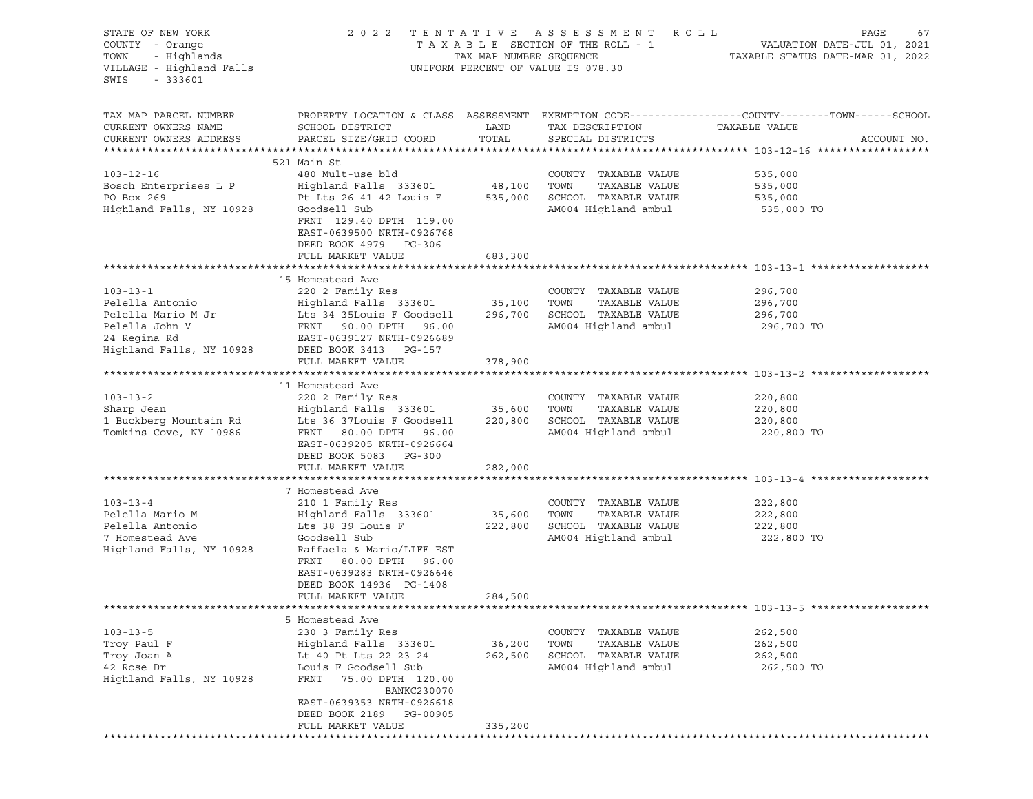STATE OF NEW YORK — 2022 TENTATIVE ASSESSMENT ROLL — PAGE 67
COUNTY - Orange — TAXABLE SECTION OF THE ROLL - 1 — VALUATION DATE-JUL 01, 2021
TOWN - Highlands — TAX MAP NUMBER SEQUENCE — TAXABLE STATUS DATE-MAR 01, 2022
VILLAGE - Highland Falls — UNIFORM PERCENT OF VALUE IS 078.30
SWIS - 333601

| TAX MAP PARCEL NUMBER / CURRENT OWNERS NAME / CURRENT OWNERS ADDRESS | PROPERTY LOCATION & CLASS / SCHOOL DISTRICT / PARCEL SIZE/GRID COORD | ASSESSMENT LAND / TOTAL | EXEMPTION CODE / TAX DESCRIPTION / SPECIAL DISTRICTS | TAXABLE VALUE (COUNTY / TOWN / SCHOOL) | ACCOUNT NO. |
|---|---|---|---|---|---|
| **103-12-16** | 521 Main St | | | | |
| 103-12-16 | 480 Mult-use bld | | COUNTY TAXABLE VALUE | 535,000 | |
| Bosch Enterprises L P | Highland Falls 333601 | 48,100 | TOWN TAXABLE VALUE | 535,000 | |
| PO Box 269 | Pt Lts 26 41 42 Louis F | 535,000 | SCHOOL TAXABLE VALUE | 535,000 | |
| Highland Falls, NY 10928 | Goodsell Sub | | AM004 Highland ambul | 535,000 TO | |
| | FRNT 129.40 DPTH 119.00 | | | | |
| | EAST-0639500 NRTH-0926768 | | | | |
| | DEED BOOK 4979 PG-306 | | | | |
| | FULL MARKET VALUE | 683,300 | | | |
| **103-13-1** | 15 Homestead Ave | | | | |
| 103-13-1 | 220 2 Family Res | | COUNTY TAXABLE VALUE | 296,700 | |
| Pelella Antonio | Highland Falls 333601 | 35,100 | TOWN TAXABLE VALUE | 296,700 | |
| Pelella Mario M Jr | Lts 34 35Louis F Goodsell | 296,700 | SCHOOL TAXABLE VALUE | 296,700 | |
| Pelella John V | FRNT 90.00 DPTH 96.00 | | AM004 Highland ambul | 296,700 TO | |
| 24 Regina Rd | EAST-0639127 NRTH-0926689 | | | | |
| Highland Falls, NY 10928 | DEED BOOK 3413 PG-157 | | | | |
| | FULL MARKET VALUE | 378,900 | | | |
| **103-13-2** | 11 Homestead Ave | | | | |
| 103-13-2 | 220 2 Family Res | | COUNTY TAXABLE VALUE | 220,800 | |
| Sharp Jean | Highland Falls 333601 | 35,600 | TOWN TAXABLE VALUE | 220,800 | |
| 1 Buckberg Mountain Rd | Lts 36 37Louis F Goodsell | 220,800 | SCHOOL TAXABLE VALUE | 220,800 | |
| Tomkins Cove, NY 10986 | FRNT 80.00 DPTH 96.00 | | AM004 Highland ambul | 220,800 TO | |
| | EAST-0639205 NRTH-0926664 | | | | |
| | DEED BOOK 5083 PG-300 | | | | |
| | FULL MARKET VALUE | 282,000 | | | |
| **103-13-4** | 7 Homestead Ave | | | | |
| 103-13-4 | 210 1 Family Res | | COUNTY TAXABLE VALUE | 222,800 | |
| Pelella Mario M | Highland Falls 333601 | 35,600 | TOWN TAXABLE VALUE | 222,800 | |
| Pelella Antonio | Lts 38 39 Louis F | 222,800 | SCHOOL TAXABLE VALUE | 222,800 | |
| 7 Homestead Ave | Goodsell Sub | | AM004 Highland ambul | 222,800 TO | |
| Highland Falls, NY 10928 | Raffaela & Mario/LIFE EST | | | | |
| | FRNT 80.00 DPTH 96.00 | | | | |
| | EAST-0639283 NRTH-0926646 | | | | |
| | DEED BOOK 14936 PG-1408 | | | | |
| | FULL MARKET VALUE | 284,500 | | | |
| **103-13-5** | 5 Homestead Ave | | | | |
| 103-13-5 | 230 3 Family Res | | COUNTY TAXABLE VALUE | 262,500 | |
| Troy Paul F | Highland Falls 333601 | 36,200 | TOWN TAXABLE VALUE | 262,500 | |
| Troy Joan A | Lt 40 Pt Lts 22 23 24 | 262,500 | SCHOOL TAXABLE VALUE | 262,500 | |
| 42 Rose Dr | Louis F Goodsell Sub | | AM004 Highland ambul | 262,500 TO | |
| Highland Falls, NY 10928 | FRNT 75.00 DPTH 120.00 | | | | |
| | BANKC230070 | | | | |
| | EAST-0639353 NRTH-0926618 | | | | |
| | DEED BOOK 2189 PG-00905 | | | | |
| | FULL MARKET VALUE | 335,200 | | | |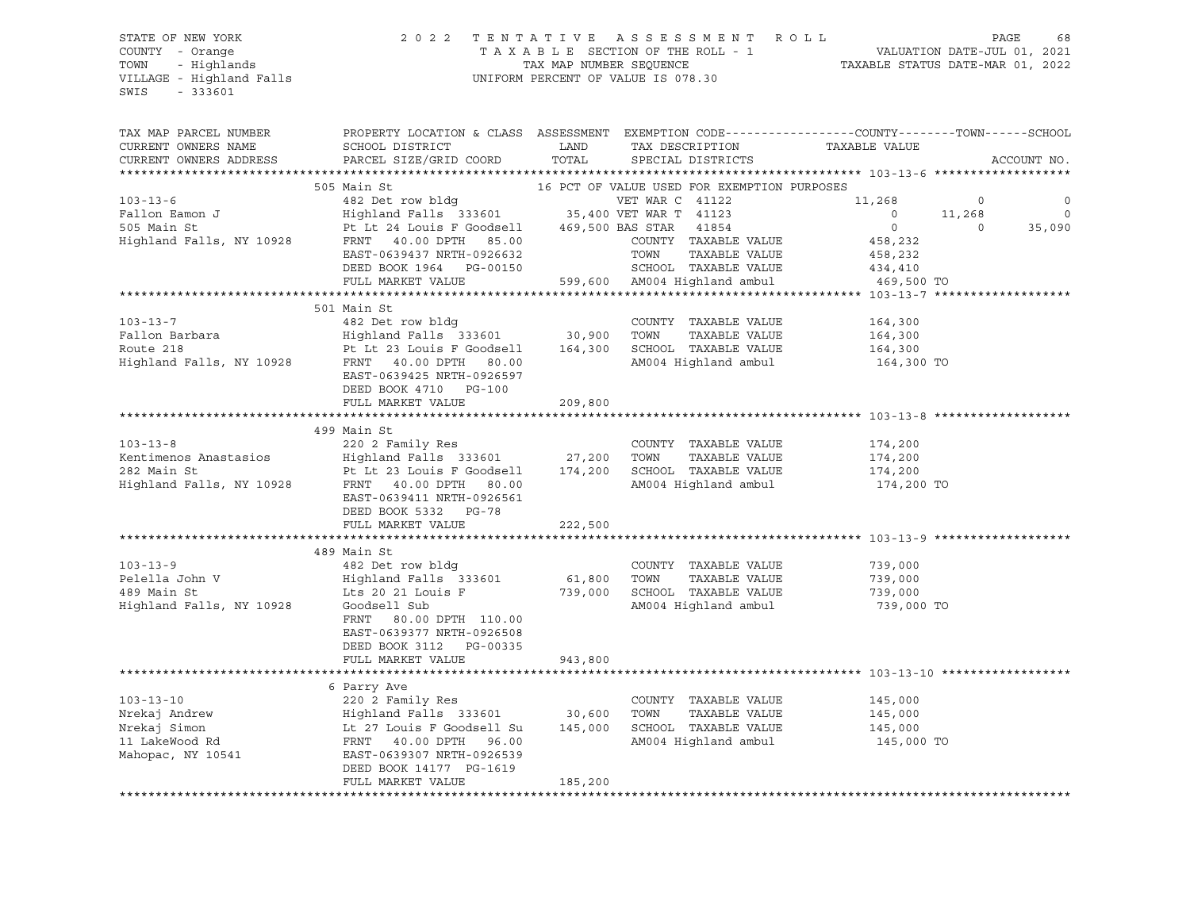STATE OF NEW YORK
COUNTY - Orange
TOWN - Highlands
VILLAGE - Highland Falls
SWIS - 333601

2022 TENTATIVE ASSESSMENT ROLL
TAXABLE SECTION OF THE ROLL - 1
TAX MAP NUMBER SEQUENCE
UNIFORM PERCENT OF VALUE IS 078.30

VALUATION DATE-JUL 01, 2021
TAXABLE STATUS DATE-MAR 01, 2022

| TAX MAP PARCEL NUMBER / CURRENT OWNERS NAME / CURRENT OWNERS ADDRESS | PROPERTY LOCATION & CLASS / SCHOOL DISTRICT / PARCEL SIZE/GRID COORD | ASSESSMENT LAND / TOTAL | EXEMPTION CODE / TAX DESCRIPTION / SPECIAL DISTRICTS | COUNTY TAXABLE VALUE | TOWN | SCHOOL |
|---|---|---|---|---|---|---|
| **103-13-6** | 505 Main St | | 16 PCT OF VALUE USED FOR EXEMPTION PURPOSES | | | |
| 103-13-6 | 482 Det row bldg | | VET WAR C 41122 | 11,268 | 0 | 0 |
| Fallon Eamon J | Highland Falls 333601 | 35,400 | VET WAR T 41123 | 0 | 11,268 | 0 |
| 505 Main St | Pt Lt 24 Louis F Goodsell | 469,500 | BAS STAR 41854 | 0 | 0 | 35,090 |
| Highland Falls, NY 10928 | FRNT 40.00 DPTH 85.00 | | COUNTY TAXABLE VALUE | 458,232 | | |
| | EAST-0639437 NRTH-0926632 | | TOWN TAXABLE VALUE | 458,232 | | |
| | DEED BOOK 1964 PG-00150 | | SCHOOL TAXABLE VALUE | 434,410 | | |
| | FULL MARKET VALUE | 599,600 | AM004 Highland ambul | 469,500 TO | | |
| **103-13-7** | 501 Main St | | | | | |
| 103-13-7 | 482 Det row bldg | | COUNTY TAXABLE VALUE | 164,300 | | |
| Fallon Barbara | Highland Falls 333601 | 30,900 | TOWN TAXABLE VALUE | 164,300 | | |
| Route 218 | Pt Lt 23 Louis F Goodsell | 164,300 | SCHOOL TAXABLE VALUE | 164,300 | | |
| Highland Falls, NY 10928 | FRNT 40.00 DPTH 80.00 | | AM004 Highland ambul | 164,300 TO | | |
| | EAST-0639425 NRTH-0926597 | | | | | |
| | DEED BOOK 4710 PG-100 | | | | | |
| | FULL MARKET VALUE | 209,800 | | | | |
| **103-13-8** | 499 Main St | | | | | |
| 103-13-8 | 220 2 Family Res | | COUNTY TAXABLE VALUE | 174,200 | | |
| Kentimenos Anastasios | Highland Falls 333601 | 27,200 | TOWN TAXABLE VALUE | 174,200 | | |
| 282 Main St | Pt Lt 23 Louis F Goodsell | 174,200 | SCHOOL TAXABLE VALUE | 174,200 | | |
| Highland Falls, NY 10928 | FRNT 40.00 DPTH 80.00 | | AM004 Highland ambul | 174,200 TO | | |
| | EAST-0639411 NRTH-0926561 | | | | | |
| | DEED BOOK 5332 PG-78 | | | | | |
| | FULL MARKET VALUE | 222,500 | | | | |
| **103-13-9** | 489 Main St | | | | | |
| 103-13-9 | 482 Det row bldg | | COUNTY TAXABLE VALUE | 739,000 | | |
| Pelella John V | Highland Falls 333601 | 61,800 | TOWN TAXABLE VALUE | 739,000 | | |
| 489 Main St | Lts 20 21 Louis F | 739,000 | SCHOOL TAXABLE VALUE | 739,000 | | |
| Highland Falls, NY 10928 | Goodsell Sub | | AM004 Highland ambul | 739,000 TO | | |
| | FRNT 80.00 DPTH 110.00 | | | | | |
| | EAST-0639377 NRTH-0926508 | | | | | |
| | DEED BOOK 3112 PG-00335 | | | | | |
| | FULL MARKET VALUE | 943,800 | | | | |
| **103-13-10** | 6 Parry Ave | | | | | |
| 103-13-10 | 220 2 Family Res | | COUNTY TAXABLE VALUE | 145,000 | | |
| Nrekaj Andrew | Highland Falls 333601 | 30,600 | TOWN TAXABLE VALUE | 145,000 | | |
| Nrekaj Simon | Lt 27 Louis F Goodsell Su | 145,000 | SCHOOL TAXABLE VALUE | 145,000 | | |
| 11 LakeWood Rd | FRNT 40.00 DPTH 96.00 | | AM004 Highland ambul | 145,000 TO | | |
| Mahopac, NY 10541 | EAST-0639307 NRTH-0926539 | | | | | |
| | DEED BOOK 14177 PG-1619 | | | | | |
| | FULL MARKET VALUE | 185,200 | | | | |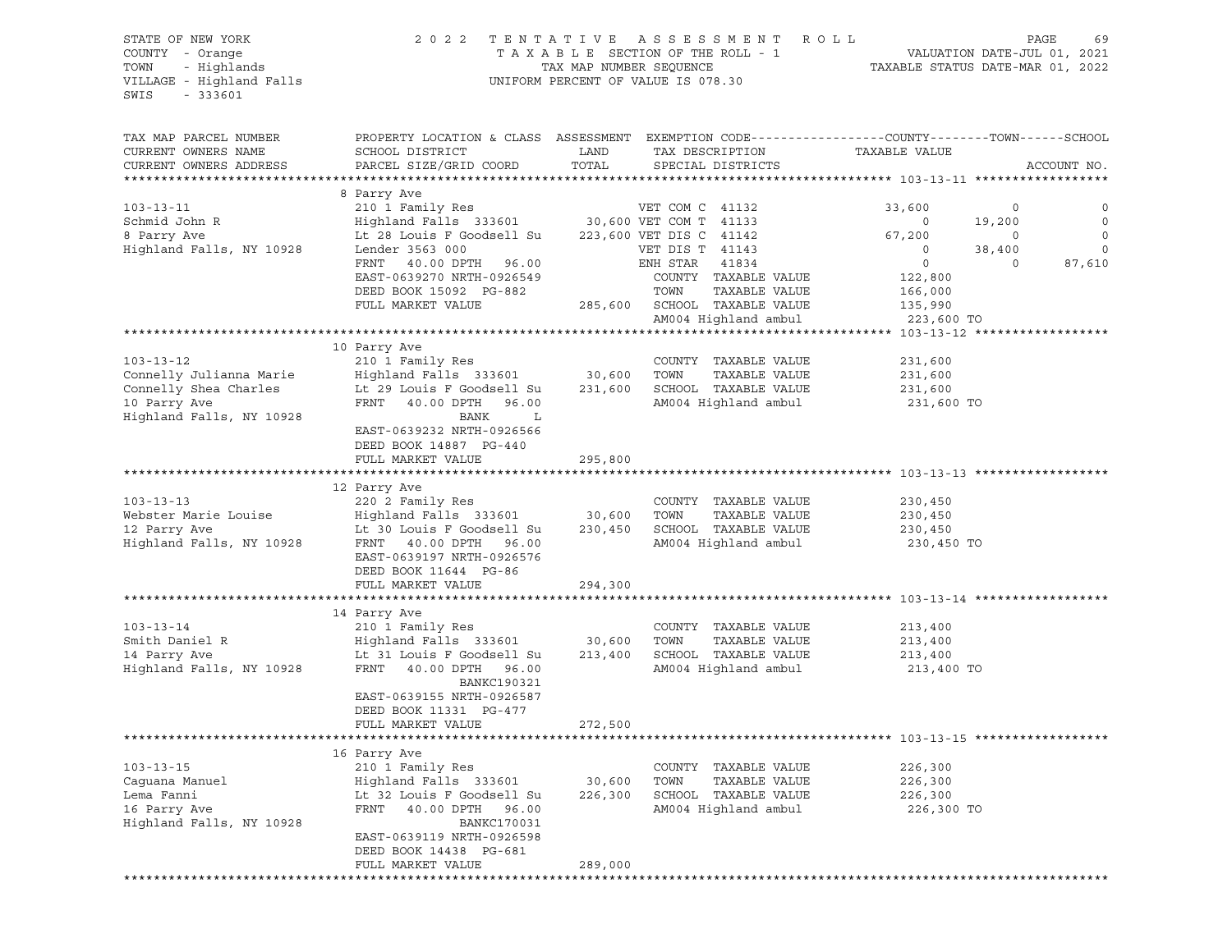STATE OF NEW YORK
COUNTY - Orange
TOWN - Highlands
VILLAGE - Highland Falls
SWIS - 333601

2022 TENTATIVE ASSESSMENT ROLL
TAXABLE SECTION OF THE ROLL - 1
TAX MAP NUMBER SEQUENCE
UNIFORM PERCENT OF VALUE IS 078.30

VALUATION DATE-JUL 01, 2021
TAXABLE STATUS DATE-MAR 01, 2022

| TAX MAP PARCEL NUMBER / CURRENT OWNERS NAME / CURRENT OWNERS ADDRESS | PROPERTY LOCATION & CLASS / SCHOOL DISTRICT / PARCEL SIZE/GRID COORD | ASSESSMENT LAND | TOTAL | EXEMPTION CODE / TAX DESCRIPTION / SPECIAL DISTRICTS | COUNTY TAXABLE VALUE | TOWN | SCHOOL |
|---|---|---|---|---|---|---|---|
| **103-13-11** | 8 Parry Ave | | | | | | |
| 103-13-11 | 210 1 Family Res | | | VET COM C 41132 | 33,600 | 0 | 0 |
| Schmid John R | Highland Falls 333601 | 30,600 | | VET COM T 41133 | 0 | 19,200 | 0 |
| 8 Parry Ave | Lt 28 Louis F Goodsell Su | | 223,600 | VET DIS C 41142 | 67,200 | 0 | 0 |
| Highland Falls, NY 10928 | Lender 3563 000 | | | VET DIS T 41143 | 0 | 38,400 | 0 |
| | FRNT 40.00 DPTH 96.00 | | | ENH STAR 41834 | 0 | 0 | 87,610 |
| | EAST-0639270 NRTH-0926549 | | | COUNTY TAXABLE VALUE | 122,800 | | |
| | DEED BOOK 15092 PG-882 | | | TOWN TAXABLE VALUE | 166,000 | | |
| | FULL MARKET VALUE | | 285,600 | SCHOOL TAXABLE VALUE | 135,990 | | |
| | | | | AM004 Highland ambul | 223,600 TO | | |
| **103-13-12** | 10 Parry Ave | | | | | | |
| 103-13-12 | 210 1 Family Res | | | COUNTY TAXABLE VALUE | 231,600 | | |
| Connelly Julianna Marie | Highland Falls 333601 | 30,600 | | TOWN TAXABLE VALUE | 231,600 | | |
| Connelly Shea Charles | Lt 29 Louis F Goodsell Su | | 231,600 | SCHOOL TAXABLE VALUE | 231,600 | | |
| 10 Parry Ave | FRNT 40.00 DPTH 96.00 | | | AM004 Highland ambul | 231,600 TO | | |
| Highland Falls, NY 10928 | BANK L | | | | | | |
| | EAST-0639232 NRTH-0926566 | | | | | | |
| | DEED BOOK 14887 PG-440 | | | | | | |
| | FULL MARKET VALUE | | 295,800 | | | | |
| **103-13-13** | 12 Parry Ave | | | | | | |
| 103-13-13 | 220 2 Family Res | | | COUNTY TAXABLE VALUE | 230,450 | | |
| Webster Marie Louise | Highland Falls 333601 | 30,600 | | TOWN TAXABLE VALUE | 230,450 | | |
| 12 Parry Ave | Lt 30 Louis F Goodsell Su | | 230,450 | SCHOOL TAXABLE VALUE | 230,450 | | |
| Highland Falls, NY 10928 | FRNT 40.00 DPTH 96.00 | | | AM004 Highland ambul | 230,450 TO | | |
| | EAST-0639197 NRTH-0926576 | | | | | | |
| | DEED BOOK 11644 PG-86 | | | | | | |
| | FULL MARKET VALUE | | 294,300 | | | | |
| **103-13-14** | 14 Parry Ave | | | | | | |
| 103-13-14 | 210 1 Family Res | | | COUNTY TAXABLE VALUE | 213,400 | | |
| Smith Daniel R | Highland Falls 333601 | 30,600 | | TOWN TAXABLE VALUE | 213,400 | | |
| 14 Parry Ave | Lt 31 Louis F Goodsell Su | | 213,400 | SCHOOL TAXABLE VALUE | 213,400 | | |
| Highland Falls, NY 10928 | FRNT 40.00 DPTH 96.00 | | | AM004 Highland ambul | 213,400 TO | | |
| | BANKC190321 | | | | | | |
| | EAST-0639155 NRTH-0926587 | | | | | | |
| | DEED BOOK 11331 PG-477 | | | | | | |
| | FULL MARKET VALUE | | 272,500 | | | | |
| **103-13-15** | 16 Parry Ave | | | | | | |
| 103-13-15 | 210 1 Family Res | | | COUNTY TAXABLE VALUE | 226,300 | | |
| Caguana Manuel | Highland Falls 333601 | 30,600 | | TOWN TAXABLE VALUE | 226,300 | | |
| Lema Fanni | Lt 32 Louis F Goodsell Su | | 226,300 | SCHOOL TAXABLE VALUE | 226,300 | | |
| 16 Parry Ave | FRNT 40.00 DPTH 96.00 | | | AM004 Highland ambul | 226,300 TO | | |
| Highland Falls, NY 10928 | BANKC170031 | | | | | | |
| | EAST-0639119 NRTH-0926598 | | | | | | |
| | DEED BOOK 14438 PG-681 | | | | | | |
| | FULL MARKET VALUE | | 289,000 | | | | |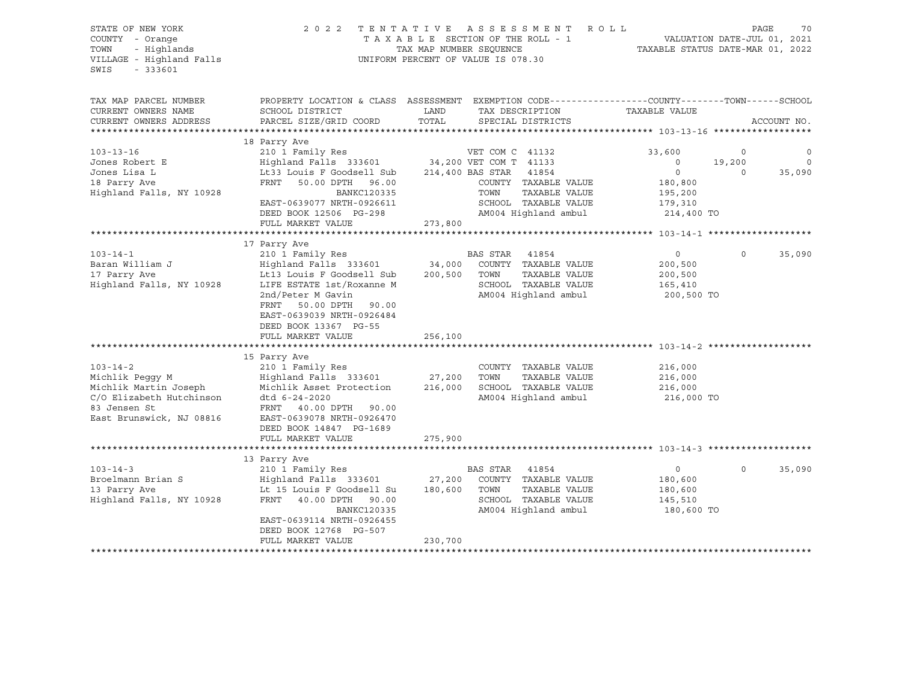STATE OF NEW YORK
COUNTY - Orange
TOWN - Highlands
VILLAGE - Highland Falls
SWIS - 333601

2022 TENTATIVE ASSESSMENT ROLL
TAXABLE SECTION OF THE ROLL - 1
TAX MAP NUMBER SEQUENCE
UNIFORM PERCENT OF VALUE IS 078.30

VALUATION DATE-JUL 01, 2021
TAXABLE STATUS DATE-MAR 01, 2022

| TAX MAP PARCEL NUMBER / CURRENT OWNERS NAME / CURRENT OWNERS ADDRESS | PROPERTY LOCATION & CLASS / SCHOOL DISTRICT / PARCEL SIZE/GRID COORD | ASSESSMENT LAND | TOTAL | EXEMPTION CODE / TAX DESCRIPTION / SPECIAL DISTRICTS | COUNTY TAXABLE VALUE | TOWN | SCHOOL | ACCOUNT NO. |
|---|---|---|---|---|---|---|---|---|
| **103-13-16** | 18 Parry Ave | | | | | | | |
| 103-13-16 | 210 1 Family Res | | | VET COM C 41132 | 33,600 | 0 | 0 | |
| Jones Robert E | Highland Falls 333601 | 34,200 | | VET COM T 41133 | 0 | 19,200 | 0 | |
| Jones Lisa L | Lt33 Louis F Goodsell Sub | | 214,400 | BAS STAR 41854 | 0 | 0 | 35,090 | |
| 18 Parry Ave | FRNT 50.00 DPTH 96.00 | | | COUNTY TAXABLE VALUE | 180,800 | | | |
| Highland Falls, NY 10928 | BANKC120335 | | | TOWN TAXABLE VALUE | 195,200 | | | |
| | EAST-0639077 NRTH-0926611 | | | SCHOOL TAXABLE VALUE | 179,310 | | | |
| | DEED BOOK 12506 PG-298 | | | AM004 Highland ambul | 214,400 TO | | | |
| | FULL MARKET VALUE | | 273,800 | | | | | |
| **103-14-1** | 17 Parry Ave | | | | | | | |
| 103-14-1 | 210 1 Family Res | | | BAS STAR 41854 | 0 | 0 | 35,090 | |
| Baran William J | Highland Falls 333601 | 34,000 | | COUNTY TAXABLE VALUE | 200,500 | | | |
| 17 Parry Ave | Lt13 Louis F Goodsell Sub | | 200,500 | TOWN TAXABLE VALUE | 200,500 | | | |
| Highland Falls, NY 10928 | LIFE ESTATE 1st/Roxanne M | | | SCHOOL TAXABLE VALUE | 165,410 | | | |
| | 2nd/Peter M Gavin | | | AM004 Highland ambul | 200,500 TO | | | |
| | FRNT 50.00 DPTH 90.00 | | | | | | | |
| | EAST-0639039 NRTH-0926484 | | | | | | | |
| | DEED BOOK 13367 PG-55 | | | | | | | |
| | FULL MARKET VALUE | | 256,100 | | | | | |
| **103-14-2** | 15 Parry Ave | | | | | | | |
| 103-14-2 | 210 1 Family Res | | | COUNTY TAXABLE VALUE | 216,000 | | | |
| Michlik Peggy M | Highland Falls 333601 | 27,200 | | TOWN TAXABLE VALUE | 216,000 | | | |
| Michlik Martin Joseph | Michlik Asset Protection | | 216,000 | SCHOOL TAXABLE VALUE | 216,000 | | | |
| C/O Elizabeth Hutchinson | dtd 6-24-2020 | | | AM004 Highland ambul | 216,000 TO | | | |
| 83 Jensen St | FRNT 40.00 DPTH 90.00 | | | | | | | |
| East Brunswick, NJ 08816 | EAST-0639078 NRTH-0926470 | | | | | | | |
| | DEED BOOK 14847 PG-1689 | | | | | | | |
| | FULL MARKET VALUE | | 275,900 | | | | | |
| **103-14-3** | 13 Parry Ave | | | | | | | |
| 103-14-3 | 210 1 Family Res | | | BAS STAR 41854 | 0 | 0 | 35,090 | |
| Broelmann Brian S | Highland Falls 333601 | 27,200 | | COUNTY TAXABLE VALUE | 180,600 | | | |
| 13 Parry Ave | Lt 15 Louis F Goodsell Su | | 180,600 | TOWN TAXABLE VALUE | 180,600 | | | |
| Highland Falls, NY 10928 | FRNT 40.00 DPTH 90.00 | | | SCHOOL TAXABLE VALUE | 145,510 | | | |
| | BANKC120335 | | | AM004 Highland ambul | 180,600 TO | | | |
| | EAST-0639114 NRTH-0926455 | | | | | | | |
| | DEED BOOK 12768 PG-507 | | | | | | | |
| | FULL MARKET VALUE | | 230,700 | | | | | |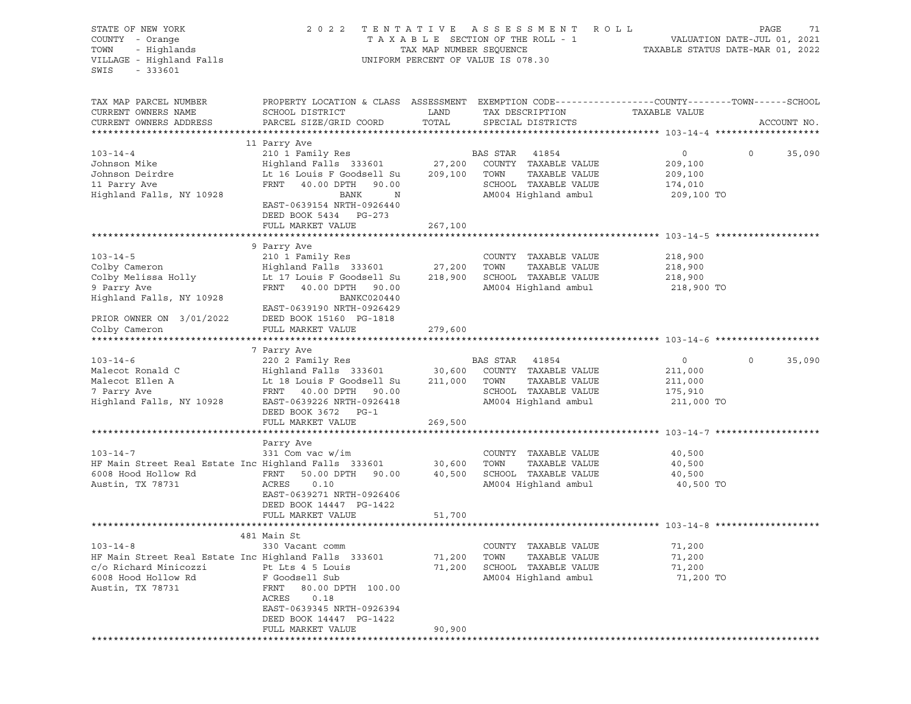STATE OF NEW YORK
COUNTY - Orange
TOWN - Highlands
VILLAGE - Highland Falls
SWIS - 333601

2022 TENTATIVE ASSESSMENT ROLL
TAXABLE SECTION OF THE ROLL - 1
TAX MAP NUMBER SEQUENCE
UNIFORM PERCENT OF VALUE IS 078.30

VALUATION DATE-JUL 01, 2021
TAXABLE STATUS DATE-MAR 01, 2022

| TAX MAP PARCEL NUMBER / CURRENT OWNERS NAME / CURRENT OWNERS ADDRESS | PROPERTY LOCATION & CLASS / SCHOOL DISTRICT / PARCEL SIZE/GRID COORD | ASSESSMENT LAND | TOTAL | EXEMPTION CODE / TAX DESCRIPTION / SPECIAL DISTRICTS | COUNTY TAXABLE VALUE | TOWN | SCHOOL | ACCOUNT NO. |
|---|---|---|---|---|---|---|---|---|
| **103-14-4** | 11 Parry Ave | | | | | | | |
| | 210 1 Family Res | | | BAS STAR 41854 | 0 | 0 | 35,090 | |
| Johnson Mike | Highland Falls 333601 | 27,200 | | COUNTY TAXABLE VALUE | 209,100 | | | |
| Johnson Deirdre | Lt 16 Louis F Goodsell Su | | 209,100 | TOWN TAXABLE VALUE | 209,100 | | | |
| 11 Parry Ave | FRNT 40.00 DPTH 90.00 | | | SCHOOL TAXABLE VALUE | 174,010 | | | |
| Highland Falls, NY 10928 | BANK N | | | AM004 Highland ambul | 209,100 TO | | | |
| | EAST-0639154 NRTH-0926440 | | | | | | | |
| | DEED BOOK 5434 PG-273 | | | | | | | |
| | FULL MARKET VALUE | | 267,100 | | | | | |
| **103-14-5** | 9 Parry Ave | | | | | | | |
| | 210 1 Family Res | | | COUNTY TAXABLE VALUE | 218,900 | | | |
| Colby Cameron | Highland Falls 333601 | 27,200 | | TOWN TAXABLE VALUE | 218,900 | | | |
| Colby Melissa Holly | Lt 17 Louis F Goodsell Su | | 218,900 | SCHOOL TAXABLE VALUE | 218,900 | | | |
| 9 Parry Ave | FRNT 40.00 DPTH 90.00 | | | AM004 Highland ambul | 218,900 TO | | | |
| Highland Falls, NY 10928 | BANKC020440 | | | | | | | |
| | EAST-0639190 NRTH-0926429 | | | | | | | |
| PRIOR OWNER ON 3/01/2022 | DEED BOOK 15160 PG-1818 | | | | | | | |
| Colby Cameron | FULL MARKET VALUE | | 279,600 | | | | | |
| **103-14-6** | 7 Parry Ave | | | | | | | |
| | 220 2 Family Res | | | BAS STAR 41854 | 0 | 0 | 35,090 | |
| Malecot Ronald C | Highland Falls 333601 | 30,600 | | COUNTY TAXABLE VALUE | 211,000 | | | |
| Malecot Ellen A | Lt 18 Louis F Goodsell Su | | 211,000 | TOWN TAXABLE VALUE | 211,000 | | | |
| 7 Parry Ave | FRNT 40.00 DPTH 90.00 | | | SCHOOL TAXABLE VALUE | 175,910 | | | |
| Highland Falls, NY 10928 | EAST-0639226 NRTH-0926418 | | | AM004 Highland ambul | 211,000 TO | | | |
| | DEED BOOK 3672 PG-1 | | | | | | | |
| | FULL MARKET VALUE | | 269,500 | | | | | |
| **103-14-7** | Parry Ave | | | | | | | |
| | 331 Com vac w/im | | | COUNTY TAXABLE VALUE | 40,500 | | | |
| HF Main Street Real Estate Inc | Highland Falls 333601 | 30,600 | | TOWN TAXABLE VALUE | 40,500 | | | |
| 6008 Hood Hollow Rd | FRNT 50.00 DPTH 90.00 | | 40,500 | SCHOOL TAXABLE VALUE | 40,500 | | | |
| Austin, TX 78731 | ACRES 0.10 | | | AM004 Highland ambul | 40,500 TO | | | |
| | EAST-0639271 NRTH-0926406 | | | | | | | |
| | DEED BOOK 14447 PG-1422 | | | | | | | |
| | FULL MARKET VALUE | | 51,700 | | | | | |
| **103-14-8** | 481 Main St | | | | | | | |
| | 330 Vacant comm | | | COUNTY TAXABLE VALUE | 71,200 | | | |
| HF Main Street Real Estate Inc | Highland Falls 333601 | 71,200 | | TOWN TAXABLE VALUE | 71,200 | | | |
| c/o Richard Minicozzi | Pt Lts 4 5 Louis | | 71,200 | SCHOOL TAXABLE VALUE | 71,200 | | | |
| 6008 Hood Hollow Rd | F Goodsell Sub | | | AM004 Highland ambul | 71,200 TO | | | |
| Austin, TX 78731 | FRNT 80.00 DPTH 100.00 | | | | | | | |
| | ACRES 0.18 | | | | | | | |
| | EAST-0639345 NRTH-0926394 | | | | | | | |
| | DEED BOOK 14447 PG-1422 | | | | | | | |
| | FULL MARKET VALUE | | 90,900 | | | | | |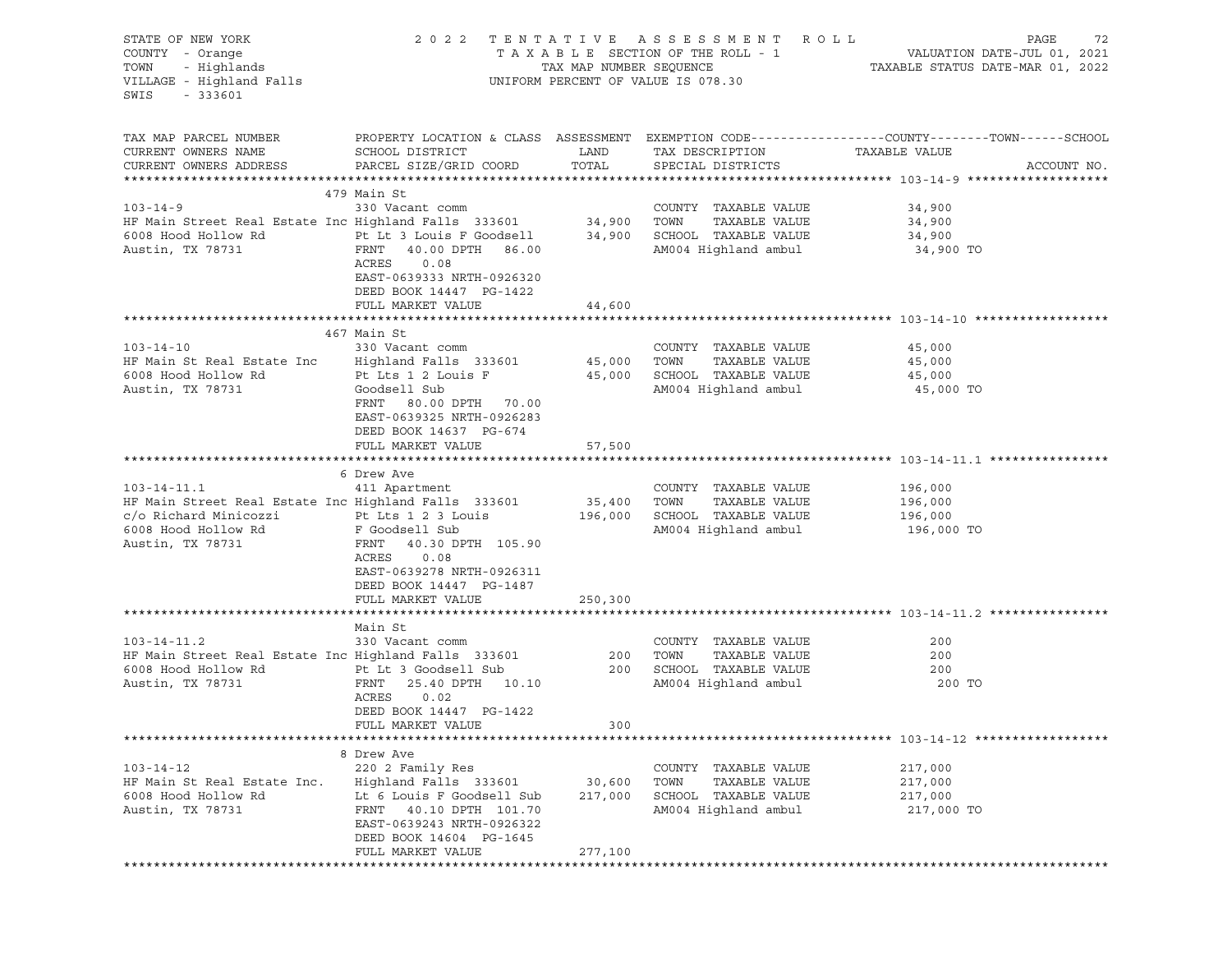STATE OF NEW YORK · COUNTY - Orange · TOWN - Highlands · VILLAGE - Highland Falls · SWIS - 333601

# 2022 TENTATIVE ASSESSMENT ROLL

TAXABLE SECTION OF THE ROLL - 1 · TAX MAP NUMBER SEQUENCE · UNIFORM PERCENT OF VALUE IS 078.30

VALUATION DATE-JUL 01, 2021 · TAXABLE STATUS DATE-MAR 01, 2022

```
TAX MAP PARCEL NUMBER         PROPERTY LOCATION & CLASS  ASSESSMENT  EXEMPTION CODE------------------COUNTY--------TOWN------SCHOOL
CURRENT OWNERS NAME           SCHOOL DISTRICT               LAND      TAX DESCRIPTION            TAXABLE VALUE
CURRENT OWNERS ADDRESS        PARCEL SIZE/GRID COORD        TOTAL     SPECIAL DISTRICTS                                 ACCOUNT NO.
******************************************************************************************************* 103-14-9 *******************
                              479 Main St
103-14-9                      330 Vacant comm                         COUNTY  TAXABLE VALUE             34,900
HF Main Street Real Estate Inc Highland Falls  333601      34,900     TOWN    TAXABLE VALUE             34,900
6008 Hood Hollow Rd           Pt Lt 3 Louis F Goodsell     34,900     SCHOOL  TAXABLE VALUE             34,900
Austin, TX 78731              FRNT   40.00 DPTH   86.00               AM004 Highland ambul              34,900 TO
                              ACRES    0.08
                              EAST-0639333 NRTH-0926320
                              DEED BOOK 14447  PG-1422
                              FULL MARKET VALUE            44,600
******************************************************************************************************* 103-14-10 ******************
                              467 Main St
103-14-10                     330 Vacant comm                         COUNTY  TAXABLE VALUE             45,000
HF Main St Real Estate Inc    Highland Falls  333601      45,000     TOWN    TAXABLE VALUE             45,000
6008 Hood Hollow Rd           Pt Lts 1 2 Louis F           45,000     SCHOOL  TAXABLE VALUE             45,000
Austin, TX 78731              Goodsell Sub                            AM004 Highland ambul              45,000 TO
                              FRNT   80.00 DPTH   70.00
                              EAST-0639325 NRTH-0926283
                              DEED BOOK 14637  PG-674
                              FULL MARKET VALUE            57,500
******************************************************************************************************* 103-14-11.1 ****************
                              6 Drew Ave
103-14-11.1                   411 Apartment                           COUNTY  TAXABLE VALUE            196,000
HF Main Street Real Estate Inc Highland Falls  333601      35,400     TOWN    TAXABLE VALUE            196,000
c/o Richard Minicozzi         Pt Lts 1 2 3 Louis          196,000     SCHOOL  TAXABLE VALUE            196,000
6008 Hood Hollow Rd           F Goodsell Sub                          AM004 Highland ambul             196,000 TO
Austin, TX 78731              FRNT   40.30 DPTH  105.90
                              ACRES    0.08
                              EAST-0639278 NRTH-0926311
                              DEED BOOK 14447  PG-1487
                              FULL MARKET VALUE           250,300
******************************************************************************************************* 103-14-11.2 ****************
                              Main St
103-14-11.2                   330 Vacant comm                         COUNTY  TAXABLE VALUE                200
HF Main Street Real Estate Inc Highland Falls  333601         200     TOWN    TAXABLE VALUE                200
6008 Hood Hollow Rd           Pt Lt 3 Goodsell Sub            200     SCHOOL  TAXABLE VALUE                200
Austin, TX 78731              FRNT   25.40 DPTH   10.10               AM004 Highland ambul                 200 TO
                              ACRES    0.02
                              DEED BOOK 14447  PG-1422
                              FULL MARKET VALUE               300
******************************************************************************************************* 103-14-12 ******************
                              8 Drew Ave
103-14-12                     220 2 Family Res                        COUNTY  TAXABLE VALUE            217,000
HF Main St Real Estate Inc.   Highland Falls  333601      30,600     TOWN    TAXABLE VALUE            217,000
6008 Hood Hollow Rd           Lt 6 Louis F Goodsell Sub  217,000     SCHOOL  TAXABLE VALUE            217,000
Austin, TX 78731              FRNT   40.10 DPTH  101.70               AM004 Highland ambul             217,000 TO
                              EAST-0639243 NRTH-0926322
                              DEED BOOK 14604  PG-1645
                              FULL MARKET VALUE           277,100
************************************************************************************************************************************
```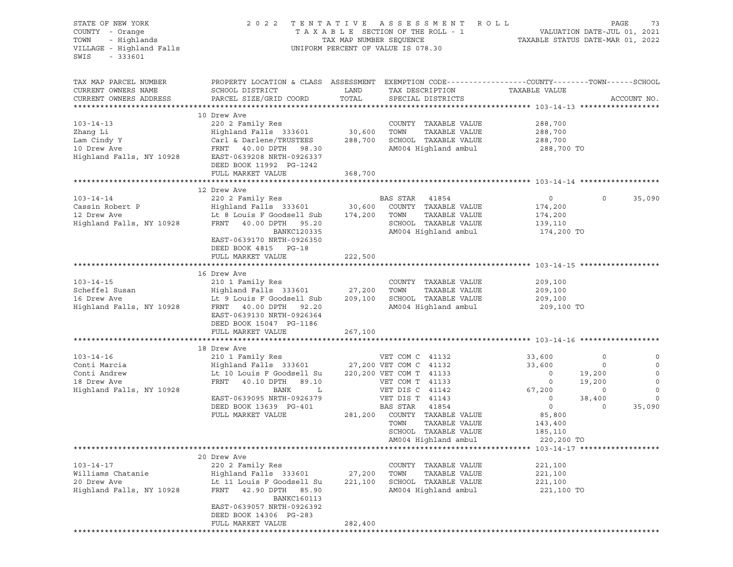STATE OF NEW YORK | 2022 TENTATIVE ASSESSMENT ROLL
COUNTY - Orange | TAXABLE SECTION OF THE ROLL - 1 | VALUATION DATE-JUL 01, 2021
TOWN - Highlands | TAX MAP NUMBER SEQUENCE | TAXABLE STATUS DATE-MAR 01, 2022
VILLAGE - Highland Falls | UNIFORM PERCENT OF VALUE IS 078.30
SWIS - 333601

| TAX MAP PARCEL NUMBER / CURRENT OWNERS NAME / CURRENT OWNERS ADDRESS | PROPERTY LOCATION & CLASS / SCHOOL DISTRICT / PARCEL SIZE/GRID COORD | ASSESSMENT LAND / TOTAL | EXEMPTION CODE / TAX DESCRIPTION / SPECIAL DISTRICTS | COUNTY TAXABLE VALUE | TOWN | SCHOOL | ACCOUNT NO. |
|---|---|---|---|---|---|---|---|
| **103-14-13** | 10 Drew Ave | | | | | | |
| 103-14-13 | 220 2 Family Res | | COUNTY TAXABLE VALUE | 288,700 | | | |
| Zhang Li | Highland Falls 333601 | 30,600 | TOWN TAXABLE VALUE | 288,700 | | | |
| Lam Cindy Y | Carl & Darlene/TRUSTEES | 288,700 | SCHOOL TAXABLE VALUE | 288,700 | | | |
| 10 Drew Ave | FRNT 40.00 DPTH 98.30 | | AM004 Highland ambul | 288,700 TO | | | |
| Highland Falls, NY 10928 | EAST-0639208 NRTH-0926337 | | | | | | |
| | DEED BOOK 11992 PG-1242 | | | | | | |
| | FULL MARKET VALUE | 368,700 | | | | | |
| **103-14-14** | 12 Drew Ave | | | | | | |
| 103-14-14 | 220 2 Family Res | | BAS STAR 41854 | 0 | 0 | 35,090 | |
| Cassin Robert P | Highland Falls 333601 | 30,600 | COUNTY TAXABLE VALUE | 174,200 | | | |
| 12 Drew Ave | Lt 8 Louis F Goodsell Sub | 174,200 | TOWN TAXABLE VALUE | 174,200 | | | |
| Highland Falls, NY 10928 | FRNT 40.00 DPTH 95.20 | | SCHOOL TAXABLE VALUE | 139,110 | | | |
| | BANKC120335 | | AM004 Highland ambul | 174,200 TO | | | |
| | EAST-0639170 NRTH-0926350 | | | | | | |
| | DEED BOOK 4815 PG-18 | | | | | | |
| | FULL MARKET VALUE | 222,500 | | | | | |
| **103-14-15** | 16 Drew Ave | | | | | | |
| 103-14-15 | 210 1 Family Res | | COUNTY TAXABLE VALUE | 209,100 | | | |
| Scheffel Susan | Highland Falls 333601 | 27,200 | TOWN TAXABLE VALUE | 209,100 | | | |
| 16 Drew Ave | Lt 9 Louis F Goodsell Sub | 209,100 | SCHOOL TAXABLE VALUE | 209,100 | | | |
| Highland Falls, NY 10928 | FRNT 40.00 DPTH 92.20 | | AM004 Highland ambul | 209,100 TO | | | |
| | EAST-0639130 NRTH-0926364 | | | | | | |
| | DEED BOOK 15047 PG-1186 | | | | | | |
| | FULL MARKET VALUE | 267,100 | | | | | |
| **103-14-16** | 18 Drew Ave | | | | | | |
| 103-14-16 | 210 1 Family Res | | VET COM C 41132 | 33,600 | 0 | 0 | |
| Conti Marcia | Highland Falls 333601 | 27,200 | VET COM C 41132 | 33,600 | 0 | 0 | |
| Conti Andrew | Lt 10 Louis F Goodsell Su | 220,200 | VET COM T 41133 | 0 | 19,200 | 0 | |
| 18 Drew Ave | FRNT 40.10 DPTH 89.10 | | VET COM T 41133 | 0 | 19,200 | 0 | |
| Highland Falls, NY 10928 | BANK L | | VET DIS C 41142 | 67,200 | 0 | 0 | |
| | EAST-0639095 NRTH-0926379 | | VET DIS T 41143 | 0 | 38,400 | 0 | |
| | DEED BOOK 13639 PG-401 | | BAS STAR 41854 | 0 | 0 | 35,090 | |
| | FULL MARKET VALUE | 281,200 | COUNTY TAXABLE VALUE | 85,800 | | | |
| | | | TOWN TAXABLE VALUE | 143,400 | | | |
| | | | SCHOOL TAXABLE VALUE | 185,110 | | | |
| | | | AM004 Highland ambul | 220,200 TO | | | |
| **103-14-17** | 20 Drew Ave | | | | | | |
| 103-14-17 | 220 2 Family Res | | COUNTY TAXABLE VALUE | 221,100 | | | |
| Williams Chatanie | Highland Falls 333601 | 27,200 | TOWN TAXABLE VALUE | 221,100 | | | |
| 20 Drew Ave | Lt 11 Louis F Goodsell Su | 221,100 | SCHOOL TAXABLE VALUE | 221,100 | | | |
| Highland Falls, NY 10928 | FRNT 42.90 DPTH 85.90 | | AM004 Highland ambul | 221,100 TO | | | |
| | BANKC160113 | | | | | | |
| | EAST-0639057 NRTH-0926392 | | | | | | |
| | DEED BOOK 14306 PG-283 | | | | | | |
| | FULL MARKET VALUE | 282,400 | | | | | |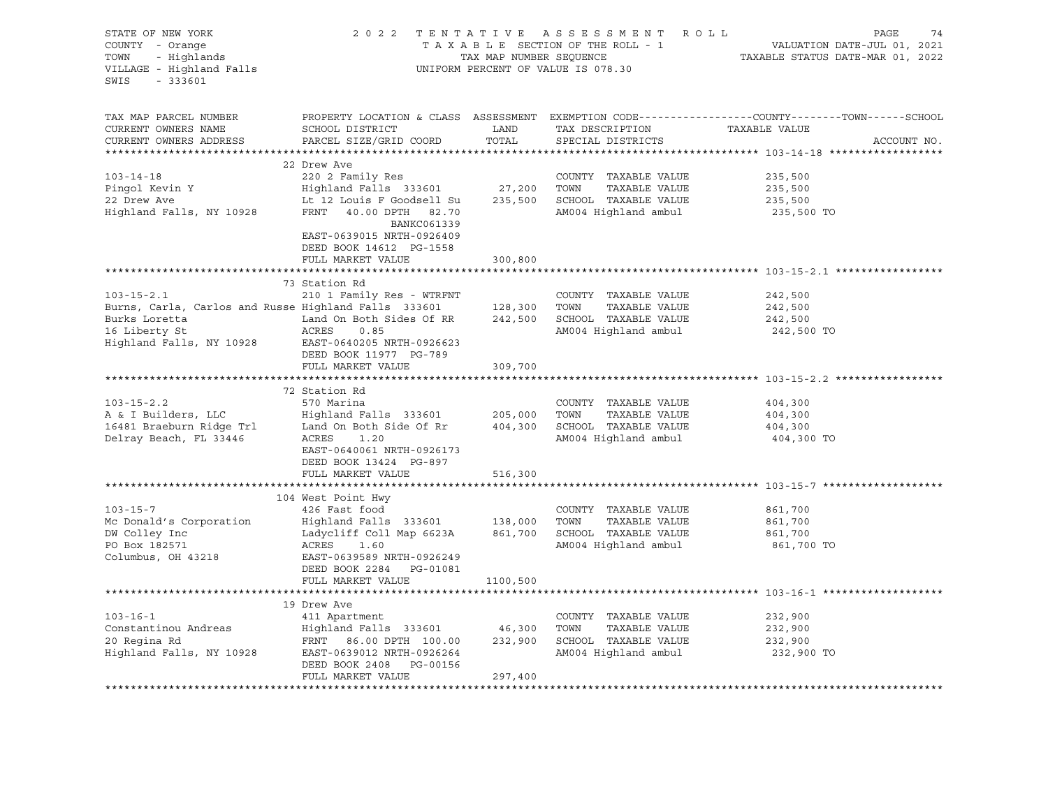STATE OF NEW YORK · COUNTY - Orange · TOWN - Highlands · VILLAGE - Highland Falls · SWIS - 333601

**2022 TENTATIVE ASSESSMENT ROLL**
TAXABLE SECTION OF THE ROLL - 1
TAX MAP NUMBER SEQUENCE
UNIFORM PERCENT OF VALUE IS 078.30

VALUATION DATE-JUL 01, 2021
TAXABLE STATUS DATE-MAR 01, 2022

```
TAX MAP PARCEL NUMBER          PROPERTY LOCATION & CLASS  ASSESSMENT  EXEMPTION CODE------------------COUNTY--------TOWN------SCHOOL
CURRENT OWNERS NAME            SCHOOL DISTRICT               LAND      TAX DESCRIPTION            TAXABLE VALUE
CURRENT OWNERS ADDRESS         PARCEL SIZE/GRID COORD        TOTAL     SPECIAL DISTRICTS                                     ACCOUNT NO.
******************************************************************************************************* 103-14-18 ******************
                               22 Drew Ave
103-14-18                      220 2 Family Res                        COUNTY  TAXABLE VALUE          235,500
Pingol Kevin Y                 Highland Falls 333601       27,200      TOWN    TAXABLE VALUE          235,500
22 Drew Ave                    Lt 12 Louis F Goodsell Su  235,500      SCHOOL  TAXABLE VALUE          235,500
Highland Falls, NY 10928       FRNT   40.00 DPTH  82.70                AM004 Highland ambul            235,500 TO
                                              BANKC061339
                               EAST-0639015 NRTH-0926409
                               DEED BOOK 14612  PG-1558
                               FULL MARKET VALUE          300,800
******************************************************************************************************* 103-15-2.1 *****************
                               73 Station Rd
103-15-2.1                     210 1 Family Res - WTRFNT               COUNTY  TAXABLE VALUE          242,500
Burns, Carla, Carlos and Russe Highland Falls 333601      128,300      TOWN    TAXABLE VALUE          242,500
Burks Loretta                  Land On Both Sides Of RR   242,500      SCHOOL  TAXABLE VALUE          242,500
16 Liberty St                  ACRES    0.85                           AM004 Highland ambul            242,500 TO
Highland Falls, NY 10928       EAST-0640205 NRTH-0926623
                               DEED BOOK 11977  PG-789
                               FULL MARKET VALUE          309,700
******************************************************************************************************* 103-15-2.2 *****************
                               72 Station Rd
103-15-2.2                     570 Marina                              COUNTY  TAXABLE VALUE          404,300
A & I Builders, LLC            Highland Falls 333601      205,000      TOWN    TAXABLE VALUE          404,300
16481 Braeburn Ridge Trl       Land On Both Side Of Rr    404,300      SCHOOL  TAXABLE VALUE          404,300
Delray Beach, FL 33446         ACRES    1.20                           AM004 Highland ambul            404,300 TO
                               EAST-0640061 NRTH-0926173
                               DEED BOOK 13424  PG-897
                               FULL MARKET VALUE          516,300
******************************************************************************************************* 103-15-7 *******************
                               104 West Point Hwy
103-15-7                       426 Fast food                           COUNTY  TAXABLE VALUE          861,700
Mc Donald's Corporation        Highland Falls 333601      138,000      TOWN    TAXABLE VALUE          861,700
DW Colley Inc                  Ladycliff Coll Map 6623A   861,700      SCHOOL  TAXABLE VALUE          861,700
PO Box 182571                  ACRES    1.60                           AM004 Highland ambul            861,700 TO
Columbus, OH 43218             EAST-0639589 NRTH-0926249
                               DEED BOOK 2284   PG-01081
                               FULL MARKET VALUE         1100,500
******************************************************************************************************* 103-16-1 *******************
                               19 Drew Ave
103-16-1                       411 Apartment                           COUNTY  TAXABLE VALUE          232,900
Constantinou Andreas           Highland Falls 333601       46,300      TOWN    TAXABLE VALUE          232,900
20 Regina Rd                   FRNT   86.00 DPTH 100.00   232,900      SCHOOL  TAXABLE VALUE          232,900
Highland Falls, NY 10928       EAST-0639012 NRTH-0926264               AM004 Highland ambul            232,900 TO
                               DEED BOOK 2408   PG-00156
                               FULL MARKET VALUE          297,400
************************************************************************************************************************************
```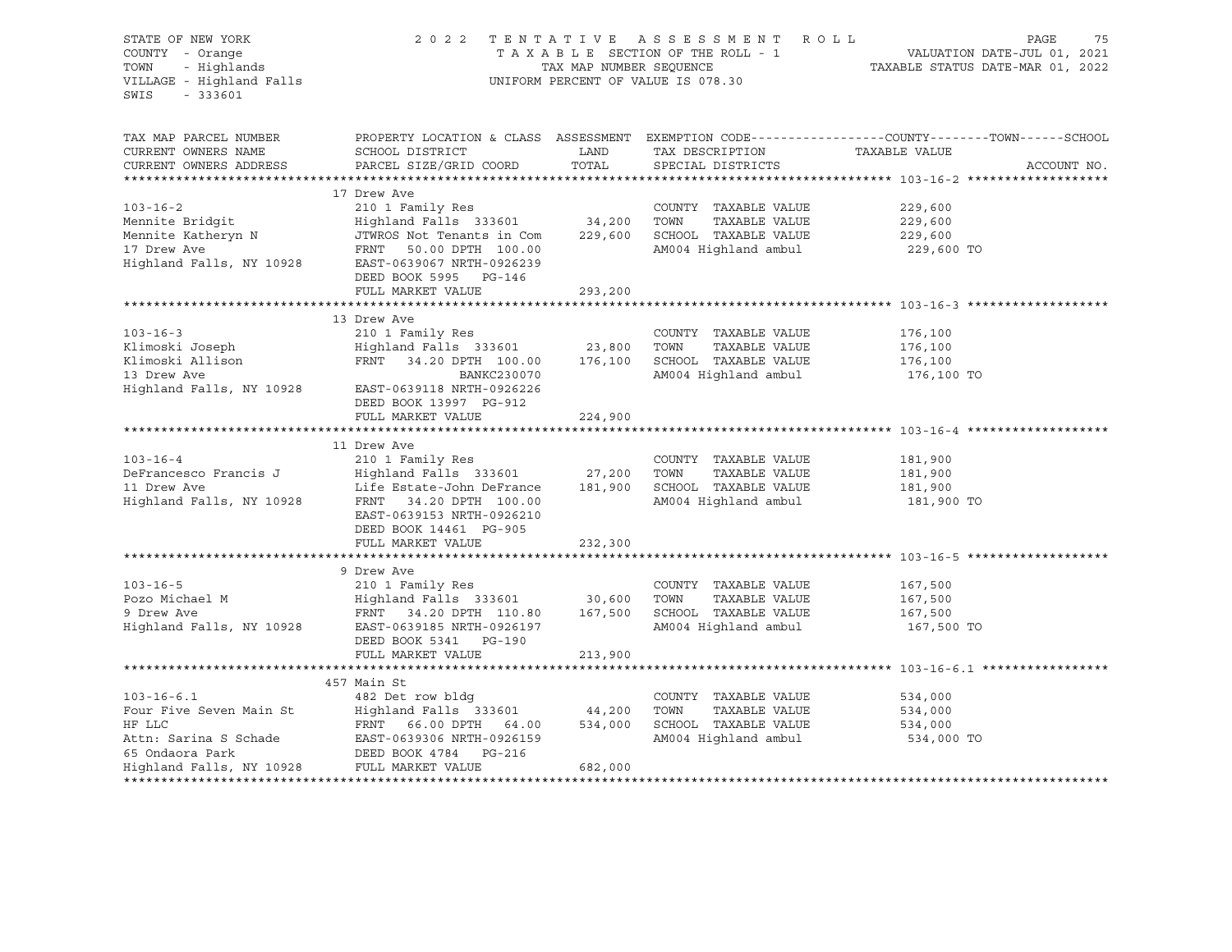STATE OF NEW YORK — 2022 TENTATIVE ASSESSMENT ROLL
COUNTY - Orange — TAXABLE SECTION OF THE ROLL - 1 — VALUATION DATE-JUL 01, 2021
TOWN - Highlands — TAX MAP NUMBER SEQUENCE — TAXABLE STATUS DATE-MAR 01, 2022
VILLAGE - Highland Falls — UNIFORM PERCENT OF VALUE IS 078.30
SWIS - 333601

| TAX MAP PARCEL NUMBER / CURRENT OWNERS NAME / CURRENT OWNERS ADDRESS | PROPERTY LOCATION & CLASS / SCHOOL DISTRICT / PARCEL SIZE/GRID COORD | ASSESSMENT LAND / TOTAL | EXEMPTION CODE / TAX DESCRIPTION / SPECIAL DISTRICTS | COUNTY--------TOWN------SCHOOL TAXABLE VALUE |
|---|---|---|---|---|
| **103-16-2** | 17 Drew Ave | | | |
| 103-16-2 | 210 1 Family Res | | COUNTY TAXABLE VALUE | 229,600 |
| Mennite Bridgit | Highland Falls 333601 | 34,200 | TOWN TAXABLE VALUE | 229,600 |
| Mennite Katheryn N | JTWROS Not Tenants in Com | 229,600 | SCHOOL TAXABLE VALUE | 229,600 |
| 17 Drew Ave | FRNT 50.00 DPTH 100.00 | | AM004 Highland ambul | 229,600 TO |
| Highland Falls, NY 10928 | EAST-0639067 NRTH-0926239 | | | |
| | DEED BOOK 5995 PG-146 | | | |
| | FULL MARKET VALUE | 293,200 | | |
| **103-16-3** | 13 Drew Ave | | | |
| 103-16-3 | 210 1 Family Res | | COUNTY TAXABLE VALUE | 176,100 |
| Klimoski Joseph | Highland Falls 333601 | 23,800 | TOWN TAXABLE VALUE | 176,100 |
| Klimoski Allison | FRNT 34.20 DPTH 100.00 | 176,100 | SCHOOL TAXABLE VALUE | 176,100 |
| 13 Drew Ave | BANKC230070 | | AM004 Highland ambul | 176,100 TO |
| Highland Falls, NY 10928 | EAST-0639118 NRTH-0926226 | | | |
| | DEED BOOK 13997 PG-912 | | | |
| | FULL MARKET VALUE | 224,900 | | |
| **103-16-4** | 11 Drew Ave | | | |
| 103-16-4 | 210 1 Family Res | | COUNTY TAXABLE VALUE | 181,900 |
| DeFrancesco Francis J | Highland Falls 333601 | 27,200 | TOWN TAXABLE VALUE | 181,900 |
| 11 Drew Ave | Life Estate-John DeFrance | 181,900 | SCHOOL TAXABLE VALUE | 181,900 |
| Highland Falls, NY 10928 | FRNT 34.20 DPTH 100.00 | | AM004 Highland ambul | 181,900 TO |
| | EAST-0639153 NRTH-0926210 | | | |
| | DEED BOOK 14461 PG-905 | | | |
| | FULL MARKET VALUE | 232,300 | | |
| **103-16-5** | 9 Drew Ave | | | |
| 103-16-5 | 210 1 Family Res | | COUNTY TAXABLE VALUE | 167,500 |
| Pozo Michael M | Highland Falls 333601 | 30,600 | TOWN TAXABLE VALUE | 167,500 |
| 9 Drew Ave | FRNT 34.20 DPTH 110.80 | 167,500 | SCHOOL TAXABLE VALUE | 167,500 |
| Highland Falls, NY 10928 | EAST-0639185 NRTH-0926197 | | AM004 Highland ambul | 167,500 TO |
| | DEED BOOK 5341 PG-190 | | | |
| | FULL MARKET VALUE | 213,900 | | |
| **103-16-6.1** | 457 Main St | | | |
| 103-16-6.1 | 482 Det row bldg | | COUNTY TAXABLE VALUE | 534,000 |
| Four Five Seven Main St | Highland Falls 333601 | 44,200 | TOWN TAXABLE VALUE | 534,000 |
| HF LLC | FRNT 66.00 DPTH 64.00 | 534,000 | SCHOOL TAXABLE VALUE | 534,000 |
| Attn: Sarina S Schade | EAST-0639306 NRTH-0926159 | | AM004 Highland ambul | 534,000 TO |
| 65 Ondaora Park | DEED BOOK 4784 PG-216 | | | |
| Highland Falls, NY 10928 | FULL MARKET VALUE | 682,000 | | |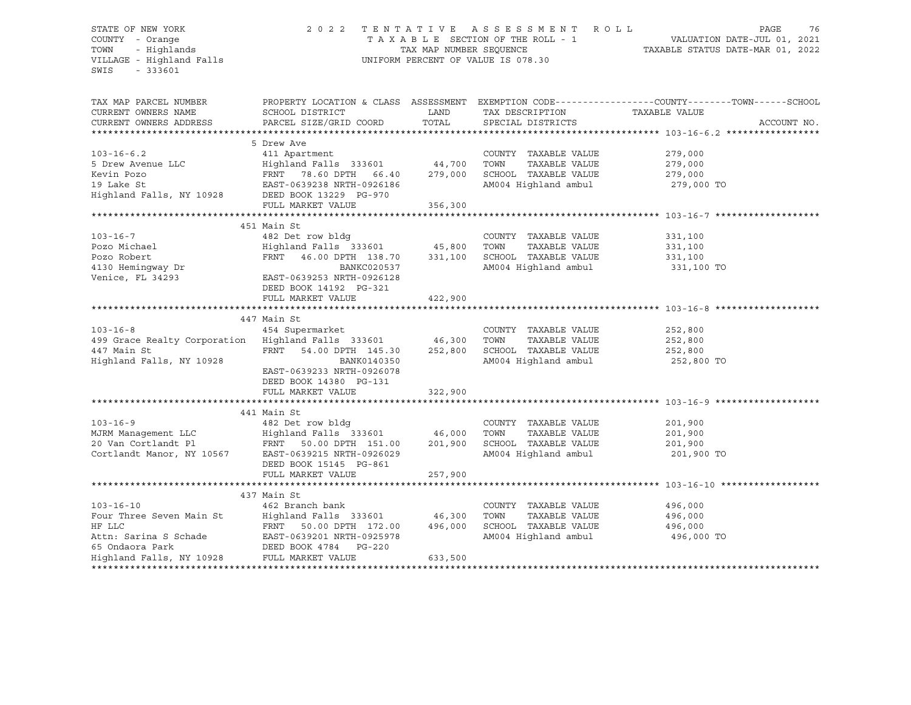STATE OF NEW YORK
COUNTY - Orange
TOWN - Highlands
VILLAGE - Highland Falls
SWIS - 333601

2022 TENTATIVE ASSESSMENT ROLL
TAXABLE SECTION OF THE ROLL - 1
TAX MAP NUMBER SEQUENCE
UNIFORM PERCENT OF VALUE IS 078.30

VALUATION DATE-JUL 01, 2021
TAXABLE STATUS DATE-MAR 01, 2022

| TAX MAP PARCEL NUMBER / CURRENT OWNERS NAME / CURRENT OWNERS ADDRESS | PROPERTY LOCATION & CLASS / SCHOOL DISTRICT / PARCEL SIZE/GRID COORD | ASSESSMENT LAND | TOTAL | EXEMPTION CODE / TAX DESCRIPTION / SPECIAL DISTRICTS | TAXABLE VALUE (COUNTY / TOWN / SCHOOL) | ACCOUNT NO. |
|---|---|---|---|---|---|---|
| 103-16-6.2 | 5 Drew Ave | | | | | |
| 103-16-6.2 | 411 Apartment | | | COUNTY TAXABLE VALUE | 279,000 | |
| 5 Drew Avenue LLC | Highland Falls 333601 | 44,700 | | TOWN TAXABLE VALUE | 279,000 | |
| Kevin Pozo | FRNT 78.60 DPTH 66.40 | | 279,000 | SCHOOL TAXABLE VALUE | 279,000 | |
| 19 Lake St | EAST-0639238 NRTH-0926186 | | | AM004 Highland ambul | 279,000 TO | |
| Highland Falls, NY 10928 | DEED BOOK 13229 PG-970 | | | | | |
| | FULL MARKET VALUE | | 356,300 | | | |
| 103-16-7 | 451 Main St | | | | | |
| 103-16-7 | 482 Det row bldg | | | COUNTY TAXABLE VALUE | 331,100 | |
| Pozo Michael | Highland Falls 333601 | 45,800 | | TOWN TAXABLE VALUE | 331,100 | |
| Pozo Robert | FRNT 46.00 DPTH 138.70 | | 331,100 | SCHOOL TAXABLE VALUE | 331,100 | |
| 4130 Hemingway Dr | BANKC020537 | | | AM004 Highland ambul | 331,100 TO | |
| Venice, FL 34293 | EAST-0639253 NRTH-0926128 | | | | | |
| | DEED BOOK 14192 PG-321 | | | | | |
| | FULL MARKET VALUE | | 422,900 | | | |
| 103-16-8 | 447 Main St | | | | | |
| 103-16-8 | 454 Supermarket | | | COUNTY TAXABLE VALUE | 252,800 | |
| 499 Grace Realty Corporation | Highland Falls 333601 | 46,300 | | TOWN TAXABLE VALUE | 252,800 | |
| 447 Main St | FRNT 54.00 DPTH 145.30 | | 252,800 | SCHOOL TAXABLE VALUE | 252,800 | |
| Highland Falls, NY 10928 | BANK0140350 | | | AM004 Highland ambul | 252,800 TO | |
| | EAST-0639233 NRTH-0926078 | | | | | |
| | DEED BOOK 14380 PG-131 | | | | | |
| | FULL MARKET VALUE | | 322,900 | | | |
| 103-16-9 | 441 Main St | | | | | |
| 103-16-9 | 482 Det row bldg | | | COUNTY TAXABLE VALUE | 201,900 | |
| MJRM Management LLC | Highland Falls 333601 | 46,000 | | TOWN TAXABLE VALUE | 201,900 | |
| 20 Van Cortlandt Pl | FRNT 50.00 DPTH 151.00 | | 201,900 | SCHOOL TAXABLE VALUE | 201,900 | |
| Cortlandt Manor, NY 10567 | EAST-0639215 NRTH-0926029 | | | AM004 Highland ambul | 201,900 TO | |
| | DEED BOOK 15145 PG-861 | | | | | |
| | FULL MARKET VALUE | | 257,900 | | | |
| 103-16-10 | 437 Main St | | | | | |
| 103-16-10 | 462 Branch bank | | | COUNTY TAXABLE VALUE | 496,000 | |
| Four Three Seven Main St | Highland Falls 333601 | 46,300 | | TOWN TAXABLE VALUE | 496,000 | |
| HF LLC | FRNT 50.00 DPTH 172.00 | | 496,000 | SCHOOL TAXABLE VALUE | 496,000 | |
| Attn: Sarina S Schade | EAST-0639201 NRTH-0925978 | | | AM004 Highland ambul | 496,000 TO | |
| 65 Ondaora Park | DEED BOOK 4784 PG-220 | | | | | |
| Highland Falls, NY 10928 | FULL MARKET VALUE | | 633,500 | | | |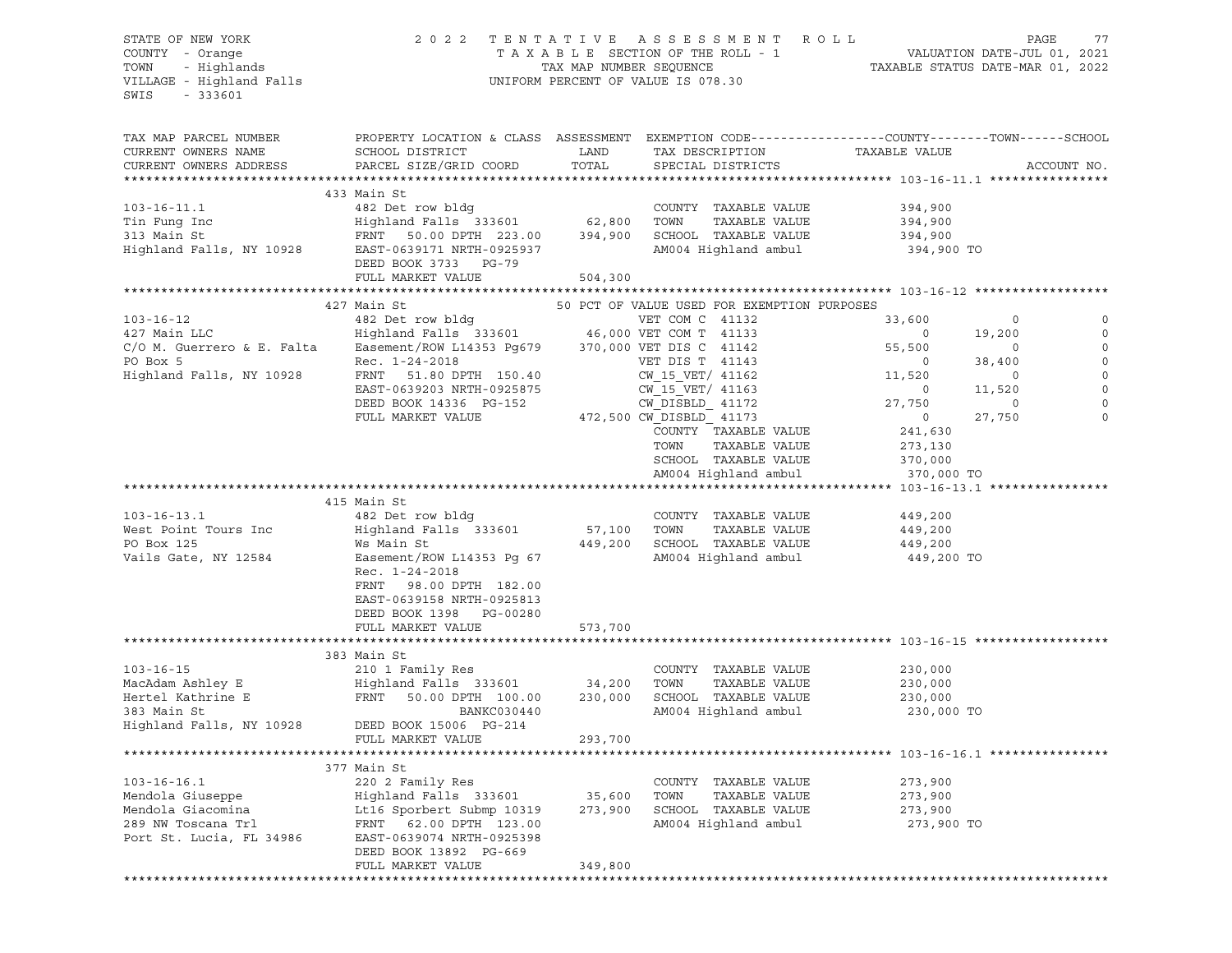STATE OF NEW YORK — 2022 TENTATIVE ASSESSMENT ROLL
COUNTY - Orange — TAXABLE SECTION OF THE ROLL - 1 — VALUATION DATE-JUL 01, 2021
TOWN - Highlands — TAX MAP NUMBER SEQUENCE — TAXABLE STATUS DATE-MAR 01, 2022
VILLAGE - Highland Falls — UNIFORM PERCENT OF VALUE IS 078.30
SWIS - 333601

| TAX MAP PARCEL NUMBER / CURRENT OWNERS NAME / CURRENT OWNERS ADDRESS | PROPERTY LOCATION & CLASS / SCHOOL DISTRICT / PARCEL SIZE/GRID COORD | ASSESSMENT LAND / TOTAL | EXEMPTION CODE / TAX DESCRIPTION / SPECIAL DISTRICTS | COUNTY / TAXABLE VALUE | TOWN | SCHOOL |
|---|---|---|---|---|---|---|
| **103-16-11.1** | 433 Main St | | | | | |
| 103-16-11.1 | 482 Det row bldg | | COUNTY TAXABLE VALUE | 394,900 | | |
| Tin Fung Inc | Highland Falls 333601 | 62,800 | TOWN TAXABLE VALUE | 394,900 | | |
| 313 Main St | FRNT 50.00 DPTH 223.00 | 394,900 | SCHOOL TAXABLE VALUE | 394,900 | | |
| Highland Falls, NY 10928 | EAST-0639171 NRTH-0925937 | | AM004 Highland ambul | 394,900 TO | | |
| | DEED BOOK 3733 PG-79 | | | | | |
| | FULL MARKET VALUE | 504,300 | | | | |
| **103-16-12** | 427 Main St | | 50 PCT OF VALUE USED FOR EXEMPTION PURPOSES | | | |
| 103-16-12 | 482 Det row bldg | | VET COM C 41132 | 33,600 | 0 | 0 |
| 427 Main LLC | Highland Falls 333601 | 46,000 | VET COM T 41133 | 0 | 19,200 | 0 |
| C/O M. Guerrero & E. Falta | Easement/ROW L14353 Pg679 | 370,000 | VET DIS C 41142 | 55,500 | 0 | 0 |
| PO Box 5 | Rec. 1-24-2018 | | VET DIS T 41143 | 0 | 38,400 | 0 |
| Highland Falls, NY 10928 | FRNT 51.80 DPTH 150.40 | | CW_15_VET/ 41162 | 11,520 | 0 | 0 |
| | EAST-0639203 NRTH-0925875 | | CW_15_VET/ 41163 | 0 | 11,520 | 0 |
| | DEED BOOK 14336 PG-152 | | CW_DISBLD_ 41172 | 27,750 | 0 | 0 |
| | FULL MARKET VALUE | 472,500 | CW_DISBLD_ 41173 | 0 | 27,750 | 0 |
| | | | COUNTY TAXABLE VALUE | 241,630 | | |
| | | | TOWN TAXABLE VALUE | 273,130 | | |
| | | | SCHOOL TAXABLE VALUE | 370,000 | | |
| | | | AM004 Highland ambul | 370,000 TO | | |
| **103-16-13.1** | 415 Main St | | | | | |
| 103-16-13.1 | 482 Det row bldg | | COUNTY TAXABLE VALUE | 449,200 | | |
| West Point Tours Inc | Highland Falls 333601 | 57,100 | TOWN TAXABLE VALUE | 449,200 | | |
| PO Box 125 | Ws Main St | 449,200 | SCHOOL TAXABLE VALUE | 449,200 | | |
| Vails Gate, NY 12584 | Easement/ROW L14353 Pg 67 | | AM004 Highland ambul | 449,200 TO | | |
| | Rec. 1-24-2018 | | | | | |
| | FRNT 98.00 DPTH 182.00 | | | | | |
| | EAST-0639158 NRTH-0925813 | | | | | |
| | DEED BOOK 1398 PG-00280 | | | | | |
| | FULL MARKET VALUE | 573,700 | | | | |
| **103-16-15** | 383 Main St | | | | | |
| 103-16-15 | 210 1 Family Res | | COUNTY TAXABLE VALUE | 230,000 | | |
| MacAdam Ashley E | Highland Falls 333601 | 34,200 | TOWN TAXABLE VALUE | 230,000 | | |
| Hertel Kathrine E | FRNT 50.00 DPTH 100.00 | 230,000 | SCHOOL TAXABLE VALUE | 230,000 | | |
| 383 Main St | BANKC030440 | | AM004 Highland ambul | 230,000 TO | | |
| Highland Falls, NY 10928 | DEED BOOK 15006 PG-214 | | | | | |
| | FULL MARKET VALUE | 293,700 | | | | |
| **103-16-16.1** | 377 Main St | | | | | |
| 103-16-16.1 | 220 2 Family Res | | COUNTY TAXABLE VALUE | 273,900 | | |
| Mendola Giuseppe | Highland Falls 333601 | 35,600 | TOWN TAXABLE VALUE | 273,900 | | |
| Mendola Giacomina | Lt16 Sporbert Submp 10319 | 273,900 | SCHOOL TAXABLE VALUE | 273,900 | | |
| 289 NW Toscana Trl | FRNT 62.00 DPTH 123.00 | | AM004 Highland ambul | 273,900 TO | | |
| Port St. Lucia, FL 34986 | EAST-0639074 NRTH-0925398 | | | | | |
| | DEED BOOK 13892 PG-669 | | | | | |
| | FULL MARKET VALUE | 349,800 | | | | |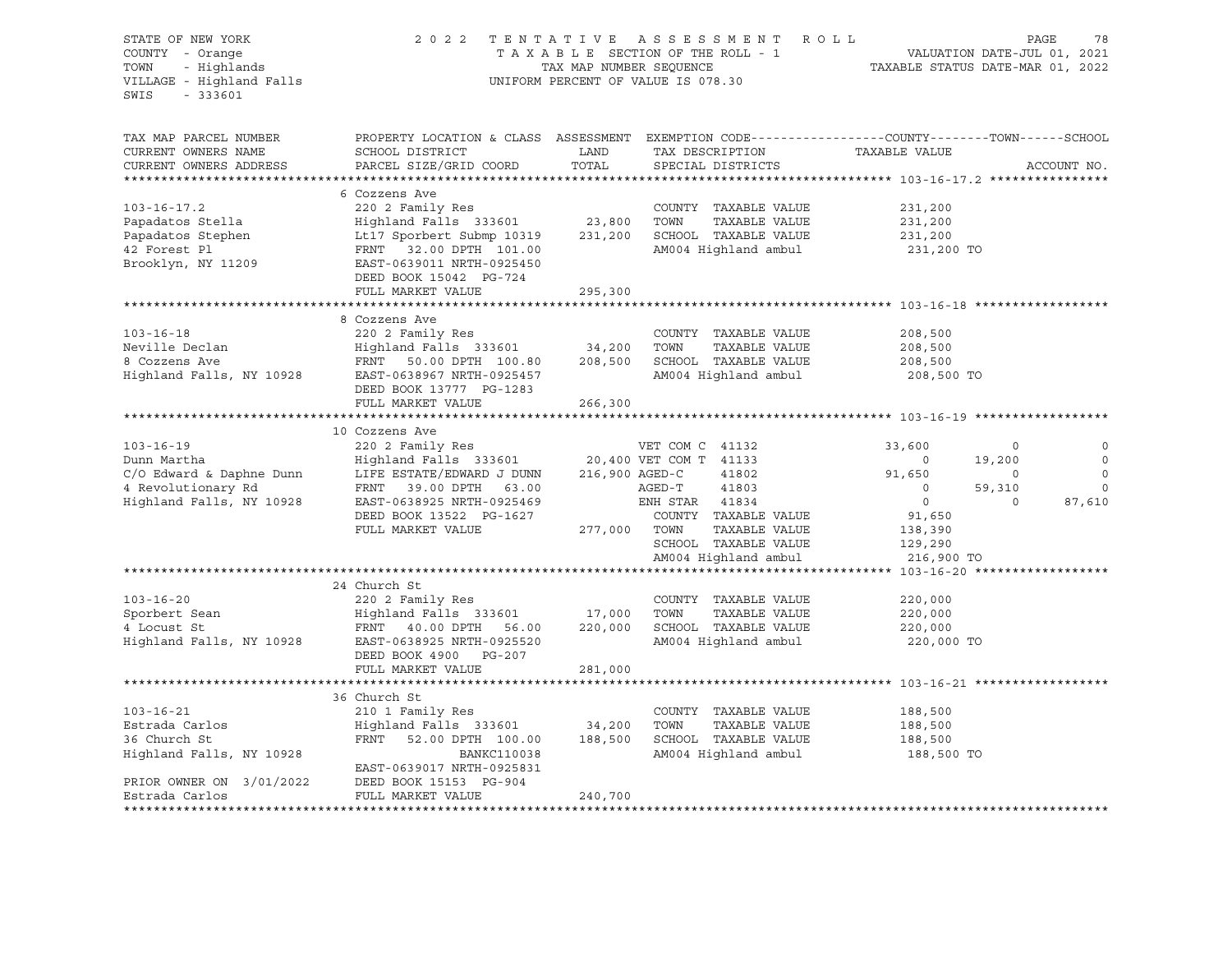STATE OF NEW YORK
COUNTY - Orange
TOWN - Highlands
VILLAGE - Highland Falls
SWIS - 333601

2022 TENTATIVE ASSESSMENT ROLL
TAXABLE SECTION OF THE ROLL - 1
TAX MAP NUMBER SEQUENCE
UNIFORM PERCENT OF VALUE IS 078.30

VALUATION DATE-JUL 01, 2021
TAXABLE STATUS DATE-MAR 01, 2022

```
TAX MAP PARCEL NUMBER     PROPERTY LOCATION & CLASS  ASSESSMENT  EXEMPTION CODE------------------COUNTY--------TOWN------SCHOOL
CURRENT OWNERS NAME       SCHOOL DISTRICT               LAND      TAX DESCRIPTION             TAXABLE VALUE
CURRENT OWNERS ADDRESS    PARCEL SIZE/GRID COORD        TOTAL     SPECIAL DISTRICTS                                   ACCOUNT NO.
******************************************************************************************************* 103-16-17.2 ****************
                          6 Cozzens Ave
103-16-17.2               220 2 Family Res                        COUNTY  TAXABLE VALUE           231,200
Papadatos Stella          Highland Falls  333601      23,800      TOWN    TAXABLE VALUE           231,200
Papadatos Stephen         Lt17 Sporbert Submp 10319  231,200      SCHOOL  TAXABLE VALUE           231,200
42 Forest Pl              FRNT   32.00 DPTH 101.00                AM004 Highland ambul             231,200 TO
Brooklyn, NY 11209        EAST-0639011 NRTH-0925450
                          DEED BOOK 15042  PG-724
                          FULL MARKET VALUE           295,300
******************************************************************************************************* 103-16-18 ******************
                          8 Cozzens Ave
103-16-18                 220 2 Family Res                        COUNTY  TAXABLE VALUE           208,500
Neville Declan            Highland Falls  333601      34,200      TOWN    TAXABLE VALUE           208,500
8 Cozzens Ave             FRNT   50.00 DPTH 100.80   208,500      SCHOOL  TAXABLE VALUE           208,500
Highland Falls, NY 10928  EAST-0638967 NRTH-0925457               AM004 Highland ambul             208,500 TO
                          DEED BOOK 13777  PG-1283
                          FULL MARKET VALUE           266,300
******************************************************************************************************* 103-16-19 ******************
                          10 Cozzens Ave
103-16-19                 220 2 Family Res                   VET COM C  41132              33,600         0            0
Dunn Martha               Highland Falls  333601      20,400 VET COM T  41133                   0    19,200            0
C/O Edward & Daphne Dunn  LIFE ESTATE/EDWARD J DUNN  216,900 AGED-C     41802              91,650         0            0
4 Revolutionary Rd        FRNT   39.00 DPTH  63.00           AGED-T     41803                   0    59,310            0
Highland Falls, NY 10928  EAST-0638925 NRTH-0925469          ENH STAR   41834                   0         0       87,610
                          DEED BOOK 13522  PG-1627                COUNTY  TAXABLE VALUE            91,650
                          FULL MARKET VALUE           277,000     TOWN    TAXABLE VALUE           138,390
                                                                  SCHOOL  TAXABLE VALUE           129,290
                                                                  AM004 Highland ambul             216,900 TO
******************************************************************************************************* 103-16-20 ******************
                          24 Church St
103-16-20                 220 2 Family Res                        COUNTY  TAXABLE VALUE           220,000
Sporbert Sean             Highland Falls  333601      17,000      TOWN    TAXABLE VALUE           220,000
4 Locust St               FRNT   40.00 DPTH  56.00   220,000      SCHOOL  TAXABLE VALUE           220,000
Highland Falls, NY 10928  EAST-0638925 NRTH-0925520               AM004 Highland ambul             220,000 TO
                          DEED BOOK 4900   PG-207
                          FULL MARKET VALUE           281,000
******************************************************************************************************* 103-16-21 ******************
                          36 Church St
103-16-21                 210 1 Family Res                        COUNTY  TAXABLE VALUE           188,500
Estrada Carlos            Highland Falls  333601      34,200      TOWN    TAXABLE VALUE           188,500
36 Church St              FRNT   52.00 DPTH 100.00   188,500      SCHOOL  TAXABLE VALUE           188,500
Highland Falls, NY 10928                 BANKC110038              AM004 Highland ambul             188,500 TO
                          EAST-0639017 NRTH-0925831
PRIOR OWNER ON 3/01/2022  DEED BOOK 15153  PG-904
Estrada Carlos            FULL MARKET VALUE           240,700
************************************************************************************************************************************
```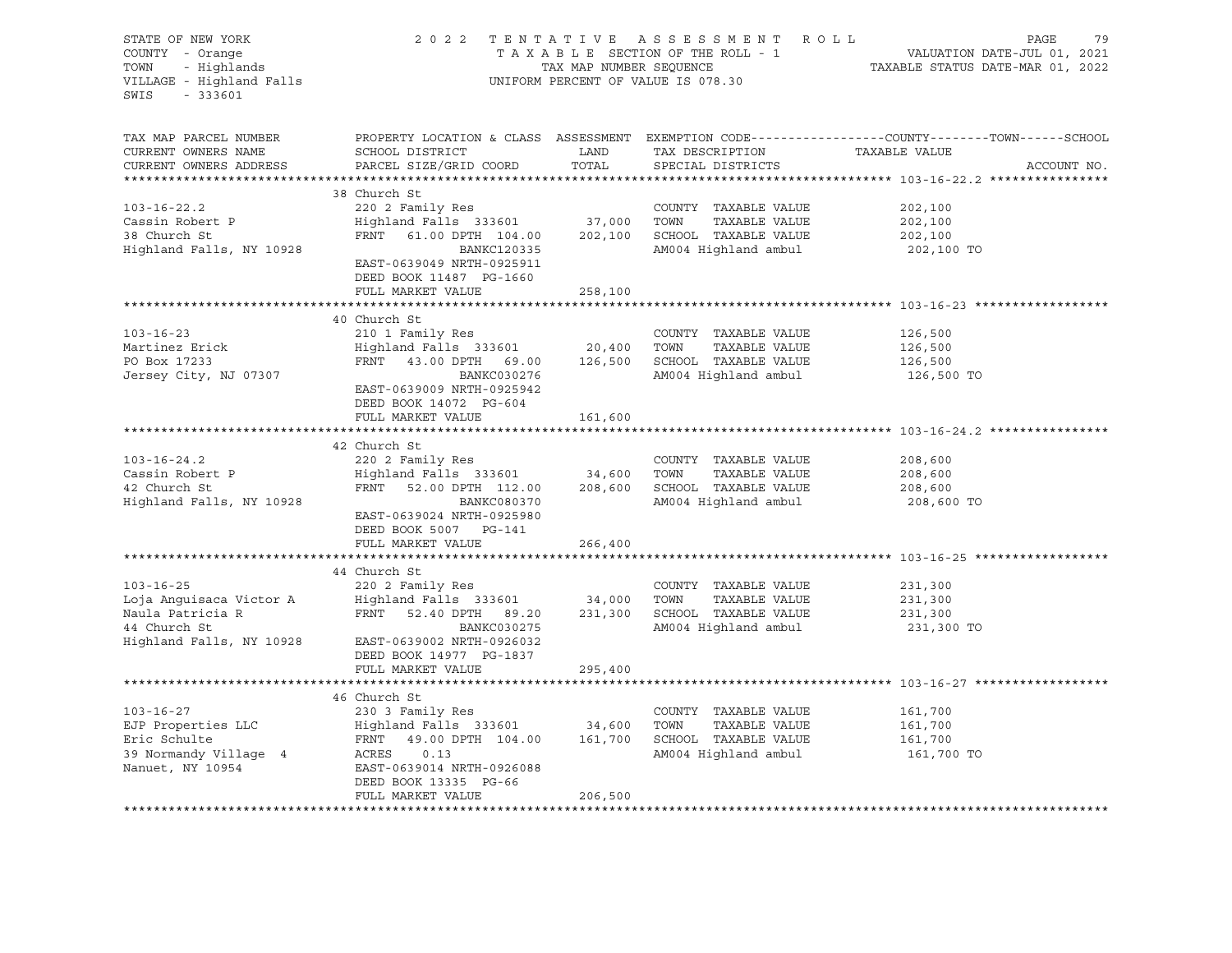STATE OF NEW YORK
COUNTY - Orange
TOWN - Highlands
VILLAGE - Highland Falls
SWIS - 333601

2022 TENTATIVE ASSESSMENT ROLL
TAXABLE SECTION OF THE ROLL - 1
TAX MAP NUMBER SEQUENCE
UNIFORM PERCENT OF VALUE IS 078.30

VALUATION DATE-JUL 01, 2021
TAXABLE STATUS DATE-MAR 01, 2022

| TAX MAP PARCEL NUMBER / CURRENT OWNERS NAME / CURRENT OWNERS ADDRESS | PROPERTY LOCATION & CLASS / SCHOOL DISTRICT / PARCEL SIZE/GRID COORD | ASSESSMENT LAND | TOTAL | EXEMPTION CODE / TAX DESCRIPTION / SPECIAL DISTRICTS | TAXABLE VALUE (COUNTY / TOWN / SCHOOL) | ACCOUNT NO. |
|---|---|---|---|---|---|---|
| **103-16-22.2** | 38 Church St | | | | | |
| 103-16-22.2 | 220 2 Family Res | | | COUNTY TAXABLE VALUE | 202,100 | |
| Cassin Robert P | Highland Falls 333601 | 37,000 | | TOWN TAXABLE VALUE | 202,100 | |
| 38 Church St | FRNT 61.00 DPTH 104.00 | | 202,100 | SCHOOL TAXABLE VALUE | 202,100 | |
| Highland Falls, NY 10928 | BANKC120335 | | | AM004 Highland ambul | 202,100 TO | |
| | EAST-0639049 NRTH-0925911 | | | | | |
| | DEED BOOK 11487 PG-1660 | | | | | |
| | FULL MARKET VALUE | | 258,100 | | | |
| **103-16-23** | 40 Church St | | | | | |
| 103-16-23 | 210 1 Family Res | | | COUNTY TAXABLE VALUE | 126,500 | |
| Martinez Erick | Highland Falls 333601 | 20,400 | | TOWN TAXABLE VALUE | 126,500 | |
| PO Box 17233 | FRNT 43.00 DPTH 69.00 | | 126,500 | SCHOOL TAXABLE VALUE | 126,500 | |
| Jersey City, NJ 07307 | BANKC030276 | | | AM004 Highland ambul | 126,500 TO | |
| | EAST-0639009 NRTH-0925942 | | | | | |
| | DEED BOOK 14072 PG-604 | | | | | |
| | FULL MARKET VALUE | | 161,600 | | | |
| **103-16-24.2** | 42 Church St | | | | | |
| 103-16-24.2 | 220 2 Family Res | | | COUNTY TAXABLE VALUE | 208,600 | |
| Cassin Robert P | Highland Falls 333601 | 34,600 | | TOWN TAXABLE VALUE | 208,600 | |
| 42 Church St | FRNT 52.00 DPTH 112.00 | | 208,600 | SCHOOL TAXABLE VALUE | 208,600 | |
| Highland Falls, NY 10928 | BANKC080370 | | | AM004 Highland ambul | 208,600 TO | |
| | EAST-0639024 NRTH-0925980 | | | | | |
| | DEED BOOK 5007 PG-141 | | | | | |
| | FULL MARKET VALUE | | 266,400 | | | |
| **103-16-25** | 44 Church St | | | | | |
| 103-16-25 | 220 2 Family Res | | | COUNTY TAXABLE VALUE | 231,300 | |
| Loja Anguisaca Victor A | Highland Falls 333601 | 34,000 | | TOWN TAXABLE VALUE | 231,300 | |
| Naula Patricia R | FRNT 52.40 DPTH 89.20 | | 231,300 | SCHOOL TAXABLE VALUE | 231,300 | |
| 44 Church St | BANKC030275 | | | AM004 Highland ambul | 231,300 TO | |
| Highland Falls, NY 10928 | EAST-0639002 NRTH-0926032 | | | | | |
| | DEED BOOK 14977 PG-1837 | | | | | |
| | FULL MARKET VALUE | | 295,400 | | | |
| **103-16-27** | 46 Church St | | | | | |
| 103-16-27 | 230 3 Family Res | | | COUNTY TAXABLE VALUE | 161,700 | |
| EJP Properties LLC | Highland Falls 333601 | 34,600 | | TOWN TAXABLE VALUE | 161,700 | |
| Eric Schulte | FRNT 49.00 DPTH 104.00 | | 161,700 | SCHOOL TAXABLE VALUE | 161,700 | |
| 39 Normandy Village 4 | ACRES 0.13 | | | AM004 Highland ambul | 161,700 TO | |
| Nanuet, NY 10954 | EAST-0639014 NRTH-0926088 | | | | | |
| | DEED BOOK 13335 PG-66 | | | | | |
| | FULL MARKET VALUE | | 206,500 | | | |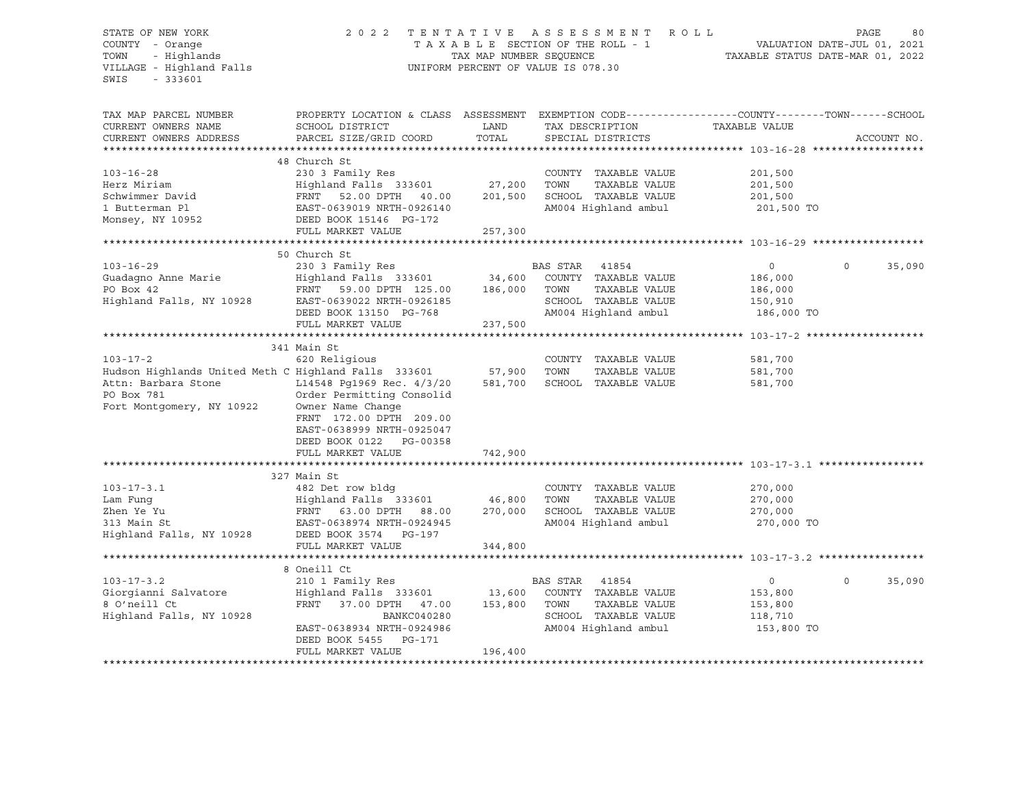STATE OF NEW YORK
COUNTY - Orange
TOWN - Highlands
VILLAGE - Highland Falls
SWIS - 333601

2022 TENTATIVE ASSESSMENT ROLL
TAXABLE SECTION OF THE ROLL - 1
TAX MAP NUMBER SEQUENCE
UNIFORM PERCENT OF VALUE IS 078.30

VALUATION DATE-JUL 01, 2021
TAXABLE STATUS DATE-MAR 01, 2022

| TAX MAP PARCEL NUMBER / CURRENT OWNERS NAME / CURRENT OWNERS ADDRESS | PROPERTY LOCATION & CLASS / SCHOOL DISTRICT / PARCEL SIZE/GRID COORD | ASSESSMENT LAND / TOTAL | EXEMPTION CODE / TAX DESCRIPTION / SPECIAL DISTRICTS | COUNTY TAXABLE VALUE | TOWN | SCHOOL / ACCOUNT NO. |
|---|---|---|---|---|---|---|
| **103-16-28** | 48 Church St | | | | | |
| 103-16-28 | 230 3 Family Res | | COUNTY TAXABLE VALUE | 201,500 | | |
| Herz Miriam | Highland Falls 333601 | 27,200 | TOWN TAXABLE VALUE | 201,500 | | |
| Schwimmer David | FRNT 52.00 DPTH 40.00 | 201,500 | SCHOOL TAXABLE VALUE | 201,500 | | |
| 1 Butterman Pl | EAST-0639019 NRTH-0926140 | | AM004 Highland ambul | 201,500 TO | | |
| Monsey, NY 10952 | DEED BOOK 15146 PG-172 | | | | | |
| | FULL MARKET VALUE | 257,300 | | | | |
| **103-16-29** | 50 Church St | | | | | |
| 103-16-29 | 230 3 Family Res | | BAS STAR 41854 | 0 | 0 | 35,090 |
| Guadagno Anne Marie | Highland Falls 333601 | 34,600 | COUNTY TAXABLE VALUE | 186,000 | | |
| PO Box 42 | FRNT 59.00 DPTH 125.00 | 186,000 | TOWN TAXABLE VALUE | 186,000 | | |
| Highland Falls, NY 10928 | EAST-0639022 NRTH-0926185 | | SCHOOL TAXABLE VALUE | 150,910 | | |
| | DEED BOOK 13150 PG-768 | | AM004 Highland ambul | 186,000 TO | | |
| | FULL MARKET VALUE | 237,500 | | | | |
| **103-17-2** | 341 Main St | | | | | |
| 103-17-2 | 620 Religious | | COUNTY TAXABLE VALUE | 581,700 | | |
| Hudson Highlands United Meth C | Highland Falls 333601 | 57,900 | TOWN TAXABLE VALUE | 581,700 | | |
| Attn: Barbara Stone | L14548 Pg1969 Rec. 4/3/20 | 581,700 | SCHOOL TAXABLE VALUE | 581,700 | | |
| PO Box 781 | Order Permitting Consolid | | | | | |
| Fort Montgomery, NY 10922 | Owner Name Change | | | | | |
| | FRNT 172.00 DPTH 209.00 | | | | | |
| | EAST-0638999 NRTH-0925047 | | | | | |
| | DEED BOOK 0122 PG-00358 | | | | | |
| | FULL MARKET VALUE | 742,900 | | | | |
| **103-17-3.1** | 327 Main St | | | | | |
| 103-17-3.1 | 482 Det row bldg | | COUNTY TAXABLE VALUE | 270,000 | | |
| Lam Fung | Highland Falls 333601 | 46,800 | TOWN TAXABLE VALUE | 270,000 | | |
| Zhen Ye Yu | FRNT 63.00 DPTH 88.00 | 270,000 | SCHOOL TAXABLE VALUE | 270,000 | | |
| 313 Main St | EAST-0638974 NRTH-0924945 | | AM004 Highland ambul | 270,000 TO | | |
| Highland Falls, NY 10928 | DEED BOOK 3574 PG-197 | | | | | |
| | FULL MARKET VALUE | 344,800 | | | | |
| **103-17-3.2** | 8 Oneill Ct | | | | | |
| 103-17-3.2 | 210 1 Family Res | | BAS STAR 41854 | 0 | 0 | 35,090 |
| Giorgianni Salvatore | Highland Falls 333601 | 13,600 | COUNTY TAXABLE VALUE | 153,800 | | |
| 8 O'neill Ct | FRNT 37.00 DPTH 47.00 | 153,800 | TOWN TAXABLE VALUE | 153,800 | | |
| Highland Falls, NY 10928 | BANKC040280 | | SCHOOL TAXABLE VALUE | 118,710 | | |
| | EAST-0638934 NRTH-0924986 | | AM004 Highland ambul | 153,800 TO | | |
| | DEED BOOK 5455 PG-171 | | | | | |
| | FULL MARKET VALUE | 196,400 | | | | |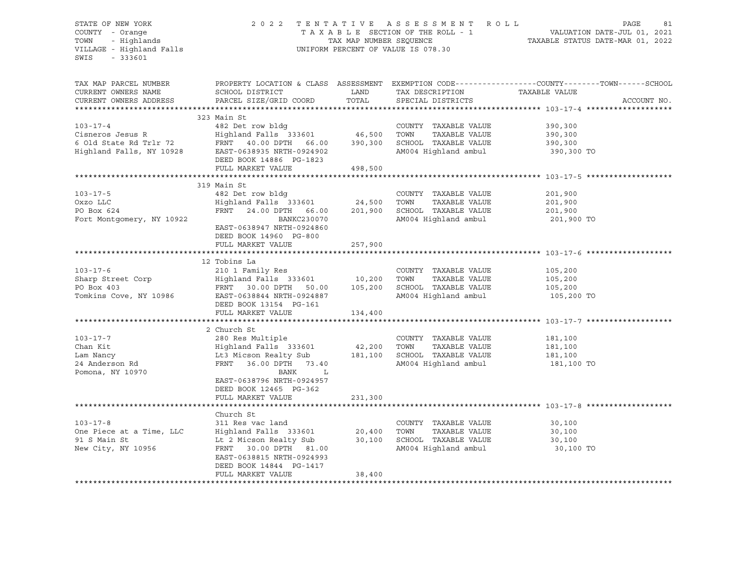STATE OF NEW YORK
COUNTY - Orange
TOWN - Highlands
VILLAGE - Highland Falls
SWIS - 333601

2022 TENTATIVE ASSESSMENT ROLL
TAXABLE SECTION OF THE ROLL - 1
TAX MAP NUMBER SEQUENCE
UNIFORM PERCENT OF VALUE IS 078.30

VALUATION DATE-JUL 01, 2021
TAXABLE STATUS DATE-MAR 01, 2022

```
TAX MAP PARCEL NUMBER      PROPERTY LOCATION & CLASS  ASSESSMENT  EXEMPTION CODE------------------COUNTY--------TOWN------SCHOOL
CURRENT OWNERS NAME        SCHOOL DISTRICT               LAND      TAX DESCRIPTION            TAXABLE VALUE
CURRENT OWNERS ADDRESS     PARCEL SIZE/GRID COORD        TOTAL     SPECIAL DISTRICTS                                     ACCOUNT NO.
******************************************************************************************************* 103-17-4 *******************
                           323 Main St
103-17-4                   482 Det row bldg                        COUNTY  TAXABLE VALUE          390,300
Cisneros Jesus R           Highland Falls  333601      46,500      TOWN    TAXABLE VALUE          390,300
6 Old State Rd Trlr 72     FRNT   40.00 DPTH   66.00  390,300      SCHOOL  TAXABLE VALUE          390,300
Highland Falls, NY 10928   EAST-0638935 NRTH-0924902               AM004 Highland ambul            390,300 TO
                           DEED BOOK 14886  PG-1823
                           FULL MARKET VALUE          498,500
******************************************************************************************************* 103-17-5 *******************
                           319 Main St
103-17-5                   482 Det row bldg                        COUNTY  TAXABLE VALUE          201,900
Oxzo LLC                   Highland Falls  333601      24,500      TOWN    TAXABLE VALUE          201,900
PO Box 624                 FRNT   24.00 DPTH   66.00  201,900      SCHOOL  TAXABLE VALUE          201,900
Fort Montgomery, NY 10922                 BANKC230070              AM004 Highland ambul            201,900 TO
                           EAST-0638947 NRTH-0924860
                           DEED BOOK 14960  PG-800
                           FULL MARKET VALUE          257,900
******************************************************************************************************* 103-17-6 *******************
                           12 Tobins La
103-17-6                   210 1 Family Res                        COUNTY  TAXABLE VALUE          105,200
Sharp Street Corp          Highland Falls  333601      10,200      TOWN    TAXABLE VALUE          105,200
PO Box 403                 FRNT   30.00 DPTH   50.00  105,200      SCHOOL  TAXABLE VALUE          105,200
Tomkins Cove, NY 10986     EAST-0638844 NRTH-0924887               AM004 Highland ambul            105,200 TO
                           DEED BOOK 13154  PG-161
                           FULL MARKET VALUE          134,400
******************************************************************************************************* 103-17-7 *******************
                           2 Church St
103-17-7                   280 Res Multiple                        COUNTY  TAXABLE VALUE          181,100
Chan Kit                   Highland Falls  333601      42,200      TOWN    TAXABLE VALUE          181,100
Lam Nancy                  Lt3 Micson Realty Sub      181,100      SCHOOL  TAXABLE VALUE          181,100
24 Anderson Rd             FRNT   36.00 DPTH   73.40               AM004 Highland ambul            181,100 TO
Pomona, NY 10970                  BANK       L
                           EAST-0638796 NRTH-0924957
                           DEED BOOK 12465  PG-362
                           FULL MARKET VALUE          231,300
******************************************************************************************************* 103-17-8 *******************
                           Church St
103-17-8                   311 Res vac land                        COUNTY  TAXABLE VALUE           30,100
One Piece at a Time, LLC   Highland Falls  333601      20,400      TOWN    TAXABLE VALUE           30,100
91 S Main St               Lt 2 Micson Realty Sub      30,100      SCHOOL  TAXABLE VALUE           30,100
New City, NY 10956         FRNT   30.00 DPTH   81.00               AM004 Highland ambul             30,100 TO
                           EAST-0638815 NRTH-0924993
                           DEED BOOK 14844  PG-1417
                           FULL MARKET VALUE           38,400
************************************************************************************************************************************
```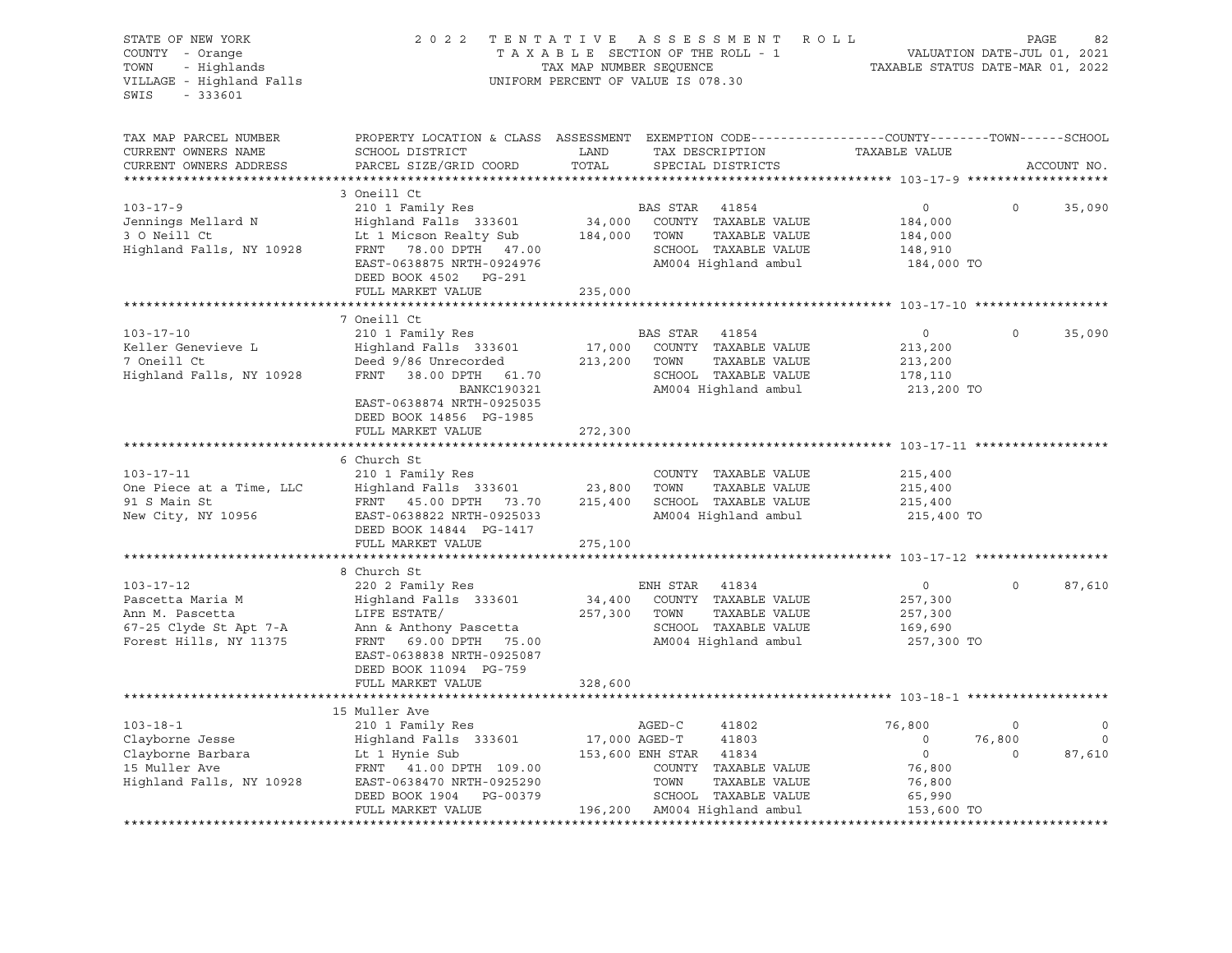STATE OF NEW YORK
COUNTY - Orange
TOWN - Highlands
VILLAGE - Highland Falls
SWIS - 333601

2022 TENTATIVE ASSESSMENT ROLL
TAXABLE SECTION OF THE ROLL - 1
TAX MAP NUMBER SEQUENCE
UNIFORM PERCENT OF VALUE IS 078.30

VALUATION DATE-JUL 01, 2021
TAXABLE STATUS DATE-MAR 01, 2022

| TAX MAP PARCEL NUMBER / CURRENT OWNERS NAME / CURRENT OWNERS ADDRESS | PROPERTY LOCATION & CLASS / SCHOOL DISTRICT / PARCEL SIZE/GRID COORD | ASSESSMENT LAND | TOTAL | EXEMPTION CODE / TAX DESCRIPTION / SPECIAL DISTRICTS | COUNTY TAXABLE VALUE | TOWN | SCHOOL | ACCOUNT NO. |
|---|---|---|---|---|---|---|---|---|
| **103-17-9** | 3 Oneill Ct | | | | | | | |
| | 210 1 Family Res | | | BAS STAR 41854 | 0 | 0 | 35,090 | |
| Jennings Mellard N | Highland Falls 333601 | 34,000 | | COUNTY TAXABLE VALUE | 184,000 | | | |
| 3 O Neill Ct | Lt 1 Micson Realty Sub | | 184,000 | TOWN TAXABLE VALUE | 184,000 | | | |
| Highland Falls, NY 10928 | FRNT 78.00 DPTH 47.00 | | | SCHOOL TAXABLE VALUE | 148,910 | | | |
| | EAST-0638875 NRTH-0924976 | | | AM004 Highland ambul | 184,000 TO | | | |
| | DEED BOOK 4502 PG-291 | | | | | | | |
| | FULL MARKET VALUE | | 235,000 | | | | | |
| **103-17-10** | 7 Oneill Ct | | | | | | | |
| | 210 1 Family Res | | | BAS STAR 41854 | 0 | 0 | 35,090 | |
| Keller Genevieve L | Highland Falls 333601 | 17,000 | | COUNTY TAXABLE VALUE | 213,200 | | | |
| 7 Oneill Ct | Deed 9/86 Unrecorded | | 213,200 | TOWN TAXABLE VALUE | 213,200 | | | |
| Highland Falls, NY 10928 | FRNT 38.00 DPTH 61.70 | | | SCHOOL TAXABLE VALUE | 178,110 | | | |
| | BANKC190321 | | | AM004 Highland ambul | 213,200 TO | | | |
| | EAST-0638874 NRTH-0925035 | | | | | | | |
| | DEED BOOK 14856 PG-1985 | | | | | | | |
| | FULL MARKET VALUE | | 272,300 | | | | | |
| **103-17-11** | 6 Church St | | | | | | | |
| | 210 1 Family Res | | | COUNTY TAXABLE VALUE | 215,400 | | | |
| One Piece at a Time, LLC | Highland Falls 333601 | 23,800 | | TOWN TAXABLE VALUE | 215,400 | | | |
| 91 S Main St | FRNT 45.00 DPTH 73.70 | | 215,400 | SCHOOL TAXABLE VALUE | 215,400 | | | |
| New City, NY 10956 | EAST-0638822 NRTH-0925033 | | | AM004 Highland ambul | 215,400 TO | | | |
| | DEED BOOK 14844 PG-1417 | | | | | | | |
| | FULL MARKET VALUE | | 275,100 | | | | | |
| **103-17-12** | 8 Church St | | | | | | | |
| | 220 2 Family Res | | | ENH STAR 41834 | 0 | 0 | 87,610 | |
| Pascetta Maria M | Highland Falls 333601 | 34,400 | | COUNTY TAXABLE VALUE | 257,300 | | | |
| Ann M. Pascetta | LIFE ESTATE/ | | 257,300 | TOWN TAXABLE VALUE | 257,300 | | | |
| 67-25 Clyde St Apt 7-A | Ann & Anthony Pascetta | | | SCHOOL TAXABLE VALUE | 169,690 | | | |
| Forest Hills, NY 11375 | FRNT 69.00 DPTH 75.00 | | | AM004 Highland ambul | 257,300 TO | | | |
| | EAST-0638838 NRTH-0925087 | | | | | | | |
| | DEED BOOK 11094 PG-759 | | | | | | | |
| | FULL MARKET VALUE | | 328,600 | | | | | |
| **103-18-1** | 15 Muller Ave | | | | | | | |
| | 210 1 Family Res | | | AGED-C 41802 | 76,800 | 0 | 0 | |
| Clayborne Jesse | Highland Falls 333601 | 17,000 | | AGED-T 41803 | 0 | 76,800 | 0 | |
| Clayborne Barbara | Lt 1 Hynie Sub | | 153,600 | ENH STAR 41834 | 0 | 0 | 87,610 | |
| 15 Muller Ave | FRNT 41.00 DPTH 109.00 | | | COUNTY TAXABLE VALUE | 76,800 | | | |
| Highland Falls, NY 10928 | EAST-0638470 NRTH-0925290 | | | TOWN TAXABLE VALUE | 76,800 | | | |
| | DEED BOOK 1904 PG-00379 | | | SCHOOL TAXABLE VALUE | 65,990 | | | |
| | FULL MARKET VALUE | | 196,200 | AM004 Highland ambul | 153,600 TO | | | |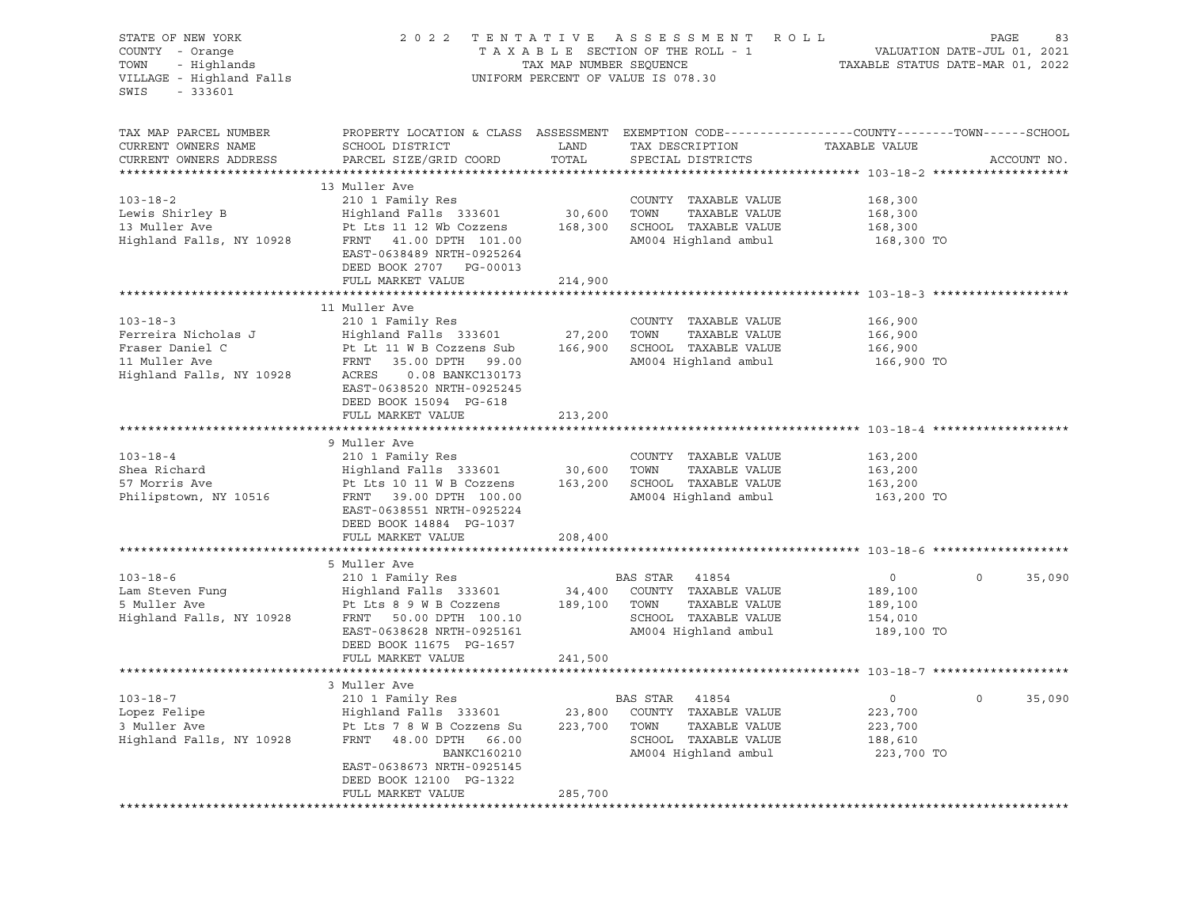STATE OF NEW YORK — 2022 TENTATIVE ASSESSMENT ROLL
COUNTY - Orange — TAXABLE SECTION OF THE ROLL - 1 — VALUATION DATE-JUL 01, 2021
TOWN - Highlands — TAX MAP NUMBER SEQUENCE — TAXABLE STATUS DATE-MAR 01, 2022
VILLAGE - Highland Falls — UNIFORM PERCENT OF VALUE IS 078.30
SWIS - 333601

| TAX MAP PARCEL NUMBER / CURRENT OWNERS NAME / CURRENT OWNERS ADDRESS | PROPERTY LOCATION & CLASS / SCHOOL DISTRICT / PARCEL SIZE/GRID COORD | ASSESSMENT LAND | TOTAL | EXEMPTION CODE / TAX DESCRIPTION / SPECIAL DISTRICTS | COUNTY / TOWN TAXABLE VALUE | SCHOOL | ACCOUNT NO. |
|---|---|---|---|---|---|---|---|
| **103-18-2** | 13 Muller Ave | | | | | | |
| | 210 1 Family Res | | | COUNTY TAXABLE VALUE | 168,300 | | |
| Lewis Shirley B | Highland Falls 333601 | 30,600 | | TOWN TAXABLE VALUE | 168,300 | | |
| 13 Muller Ave | Pt Lts 11 12 Wb Cozzens | | 168,300 | SCHOOL TAXABLE VALUE | 168,300 | | |
| Highland Falls, NY 10928 | FRNT 41.00 DPTH 101.00 | | | AM004 Highland ambul | 168,300 TO | | |
| | EAST-0638489 NRTH-0925264 | | | | | | |
| | DEED BOOK 2707 PG-00013 | | | | | | |
| | FULL MARKET VALUE | | 214,900 | | | | |
| **103-18-3** | 11 Muller Ave | | | | | | |
| | 210 1 Family Res | | | COUNTY TAXABLE VALUE | 166,900 | | |
| Ferreira Nicholas J | Highland Falls 333601 | 27,200 | | TOWN TAXABLE VALUE | 166,900 | | |
| Fraser Daniel C | Pt Lt 11 W B Cozzens Sub | | 166,900 | SCHOOL TAXABLE VALUE | 166,900 | | |
| 11 Muller Ave | FRNT 35.00 DPTH 99.00 | | | AM004 Highland ambul | 166,900 TO | | |
| Highland Falls, NY 10928 | ACRES 0.08 BANKC130173 | | | | | | |
| | EAST-0638520 NRTH-0925245 | | | | | | |
| | DEED BOOK 15094 PG-618 | | | | | | |
| | FULL MARKET VALUE | | 213,200 | | | | |
| **103-18-4** | 9 Muller Ave | | | | | | |
| | 210 1 Family Res | | | COUNTY TAXABLE VALUE | 163,200 | | |
| Shea Richard | Highland Falls 333601 | 30,600 | | TOWN TAXABLE VALUE | 163,200 | | |
| 57 Morris Ave | Pt Lts 10 11 W B Cozzens | | 163,200 | SCHOOL TAXABLE VALUE | 163,200 | | |
| Philipstown, NY 10516 | FRNT 39.00 DPTH 100.00 | | | AM004 Highland ambul | 163,200 TO | | |
| | EAST-0638551 NRTH-0925224 | | | | | | |
| | DEED BOOK 14884 PG-1037 | | | | | | |
| | FULL MARKET VALUE | | 208,400 | | | | |
| **103-18-6** | 5 Muller Ave | | | | | | |
| | 210 1 Family Res | | | BAS STAR 41854 | 0 | 0 | 35,090 |
| Lam Steven Fung | Highland Falls 333601 | 34,400 | | COUNTY TAXABLE VALUE | 189,100 | | |
| 5 Muller Ave | Pt Lts 8 9 W B Cozzens | | 189,100 | TOWN TAXABLE VALUE | 189,100 | | |
| Highland Falls, NY 10928 | FRNT 50.00 DPTH 100.10 | | | SCHOOL TAXABLE VALUE | 154,010 | | |
| | EAST-0638628 NRTH-0925161 | | | AM004 Highland ambul | 189,100 TO | | |
| | DEED BOOK 11675 PG-1657 | | | | | | |
| | FULL MARKET VALUE | | 241,500 | | | | |
| **103-18-7** | 3 Muller Ave | | | | | | |
| | 210 1 Family Res | | | BAS STAR 41854 | 0 | 0 | 35,090 |
| Lopez Felipe | Highland Falls 333601 | 23,800 | | COUNTY TAXABLE VALUE | 223,700 | | |
| 3 Muller Ave | Pt Lts 7 8 W B Cozzens Su | | 223,700 | TOWN TAXABLE VALUE | 223,700 | | |
| Highland Falls, NY 10928 | FRNT 48.00 DPTH 66.00 | | | SCHOOL TAXABLE VALUE | 188,610 | | |
| | BANKC160210 | | | AM004 Highland ambul | 223,700 TO | | |
| | EAST-0638673 NRTH-0925145 | | | | | | |
| | DEED BOOK 12100 PG-1322 | | | | | | |
| | FULL MARKET VALUE | | 285,700 | | | | |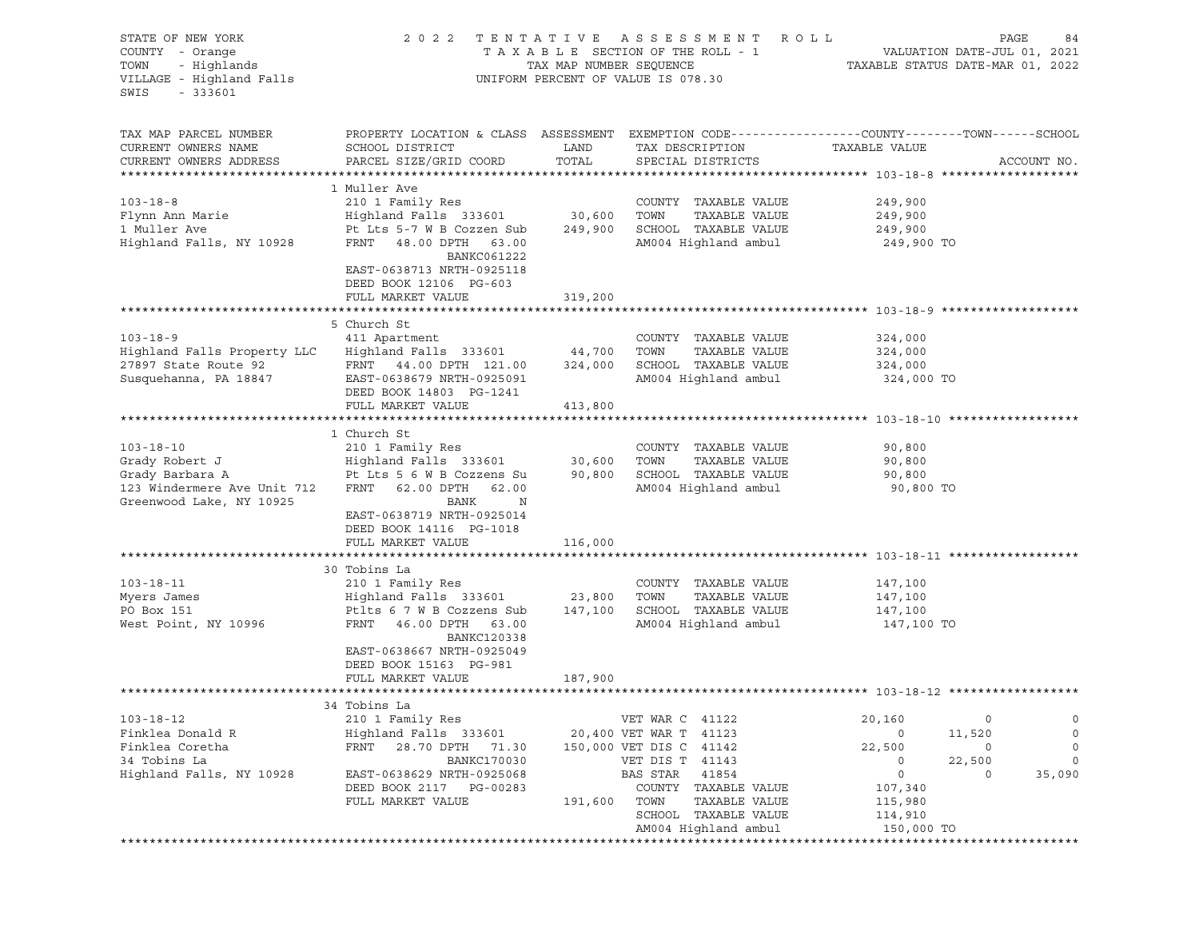STATE OF NEW YORK — 2022 TENTATIVE ASSESSMENT ROLL — PAGE 84
COUNTY - Orange — TAXABLE SECTION OF THE ROLL - 1 — VALUATION DATE-JUL 01, 2021
TOWN - Highlands — TAX MAP NUMBER SEQUENCE — TAXABLE STATUS DATE-MAR 01, 2022
VILLAGE - Highland Falls — UNIFORM PERCENT OF VALUE IS 078.30
SWIS - 333601

```
TAX MAP PARCEL NUMBER          PROPERTY LOCATION & CLASS  ASSESSMENT  EXEMPTION CODE------------------COUNTY--------TOWN------SCHOOL
CURRENT OWNERS NAME            SCHOOL DISTRICT               LAND      TAX DESCRIPTION             TAXABLE VALUE
CURRENT OWNERS ADDRESS         PARCEL SIZE/GRID COORD        TOTAL     SPECIAL DISTRICTS                                   ACCOUNT NO.
******************************************************************************************************* 103-18-8 *******************
                               1 Muller Ave
103-18-8                       210 1 Family Res                         COUNTY  TAXABLE VALUE          249,900
Flynn Ann Marie                Highland Falls 333601         30,600     TOWN    TAXABLE VALUE          249,900
1 Muller Ave                   Pt Lts 5-7 W B Cozzen Sub    249,900     SCHOOL  TAXABLE VALUE          249,900
Highland Falls, NY 10928       FRNT   48.00 DPTH   63.00               AM004 Highland ambul            249,900 TO
                                          BANKC061222
                               EAST-0638713 NRTH-0925118
                               DEED BOOK 12106  PG-603
                               FULL MARKET VALUE            319,200
******************************************************************************************************* 103-18-9 *******************
                               5 Church St
103-18-9                       411 Apartment                            COUNTY  TAXABLE VALUE          324,000
Highland Falls Property LLC    Highland Falls 333601         44,700     TOWN    TAXABLE VALUE          324,000
27897 State Route 92           FRNT   44.00 DPTH 121.00     324,000     SCHOOL  TAXABLE VALUE          324,000
Susquehanna, PA 18847          EAST-0638679 NRTH-0925091               AM004 Highland ambul            324,000 TO
                               DEED BOOK 14803  PG-1241
                               FULL MARKET VALUE            413,800
******************************************************************************************************* 103-18-10 ******************
                               1 Church St
103-18-10                      210 1 Family Res                         COUNTY  TAXABLE VALUE           90,800
Grady Robert J                 Highland Falls 333601         30,600     TOWN    TAXABLE VALUE           90,800
Grady Barbara A                Pt Lts 5 6 W B Cozzens Su     90,800     SCHOOL  TAXABLE VALUE           90,800
123 Windermere Ave Unit 712    FRNT   62.00 DPTH   62.00               AM004 Highland ambul             90,800 TO
Greenwood Lake, NY 10925                  BANK       N
                               EAST-0638719 NRTH-0925014
                               DEED BOOK 14116  PG-1018
                               FULL MARKET VALUE            116,000
******************************************************************************************************* 103-18-11 ******************
                               30 Tobins La
103-18-11                      210 1 Family Res                         COUNTY  TAXABLE VALUE          147,100
Myers James                    Highland Falls 333601         23,800     TOWN    TAXABLE VALUE          147,100
PO Box 151                     Ptlts 6 7 W B Cozzens Sub    147,100     SCHOOL  TAXABLE VALUE          147,100
West Point, NY 10996           FRNT   46.00 DPTH   63.00               AM004 Highland ambul            147,100 TO
                                          BANKC120338
                               EAST-0638667 NRTH-0925049
                               DEED BOOK 15163  PG-981
                               FULL MARKET VALUE            187,900
******************************************************************************************************* 103-18-12 ******************
                               34 Tobins La
103-18-12                      210 1 Family Res                         VET WAR C  41122               20,160          0            0
Finklea Donald R               Highland Falls 333601         20,400 VET WAR T  41123                        0     11,520            0
Finklea Coretha                FRNT   28.70 DPTH   71.30    150,000 VET DIS C  41142                   22,500          0            0
34 Tobins La                              BANKC170030                   VET DIS T  41143                        0     22,500            0
Highland Falls, NY 10928       EAST-0638629 NRTH-0925068                BAS STAR   41854                        0          0       35,090
                               DEED BOOK 2117   PG-00283                COUNTY  TAXABLE VALUE          107,340
                               FULL MARKET VALUE            191,600     TOWN    TAXABLE VALUE          115,980
                                                                        SCHOOL  TAXABLE VALUE          114,910
                                                                        AM004 Highland ambul            150,000 TO
************************************************************************************************************************************
```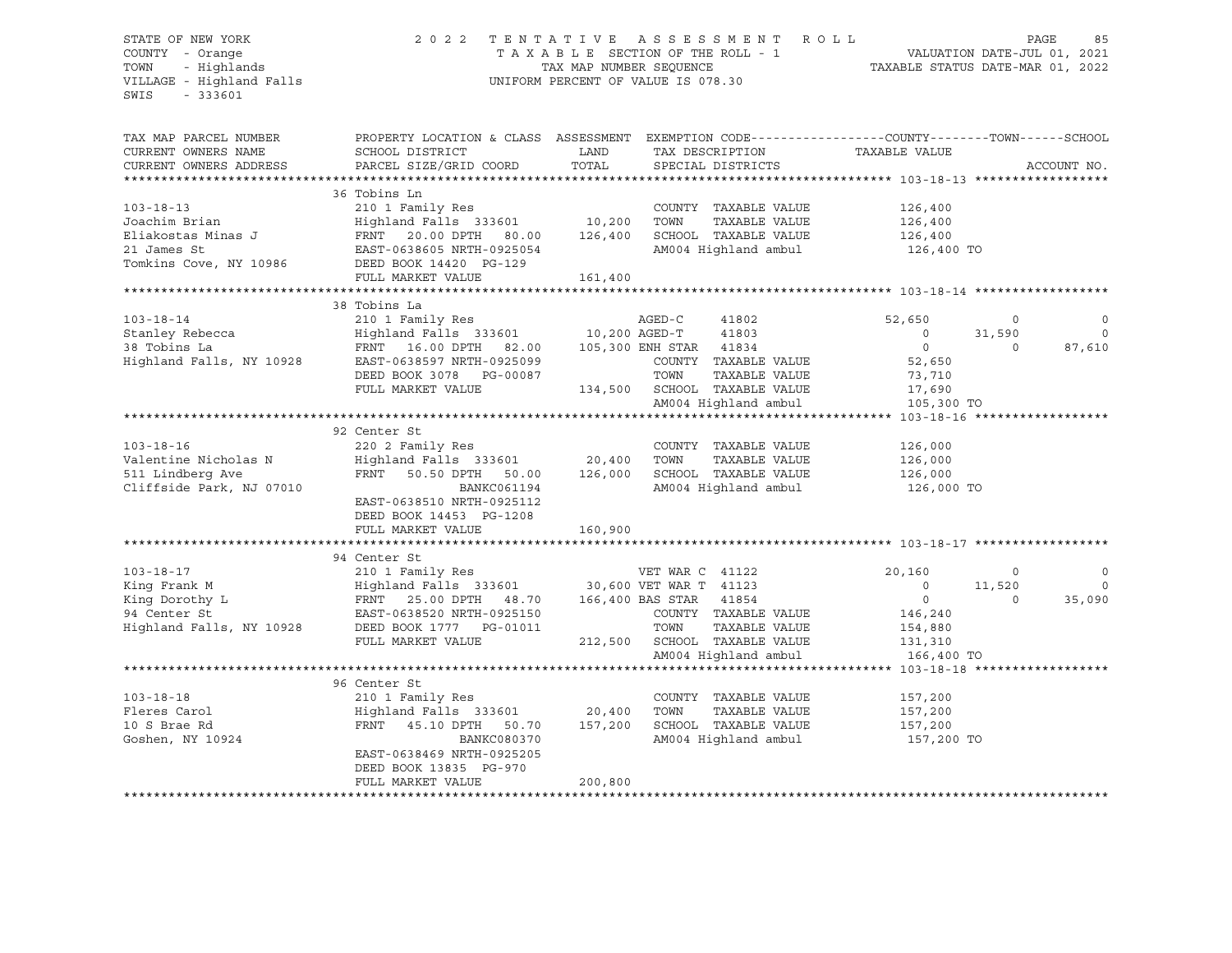STATE OF NEW YORK | 2022 TENTATIVE ASSESSMENT ROLL | VALUATION DATE-JUL 01, 2021
COUNTY - Orange | TAXABLE SECTION OF THE ROLL - 1 | TAXABLE STATUS DATE-MAR 01, 2022
TOWN - Highlands | TAX MAP NUMBER SEQUENCE
VILLAGE - Highland Falls | UNIFORM PERCENT OF VALUE IS 078.30
SWIS - 333601

| TAX MAP PARCEL NUMBER / CURRENT OWNERS NAME / CURRENT OWNERS ADDRESS | PROPERTY LOCATION & CLASS / SCHOOL DISTRICT / PARCEL SIZE/GRID COORD | ASSESSMENT LAND / TOTAL | EXEMPTION CODE / TAX DESCRIPTION / SPECIAL DISTRICTS | COUNTY | TOWN | SCHOOL |
|---|---|---|---|---|---|---|
| **103-18-13** | 36 Tobins Ln | | | | | |
| | 210 1 Family Res | | COUNTY TAXABLE VALUE | 126,400 | | |
| Joachim Brian | Highland Falls 333601 | 10,200 | TOWN TAXABLE VALUE | | 126,400 | |
| Eliakostas Minas J | FRNT 20.00 DPTH 80.00 | 126,400 | SCHOOL TAXABLE VALUE | | | 126,400 |
| 21 James St | EAST-0638605 NRTH-0925054 | | AM004 Highland ambul | 126,400 TO | | |
| Tomkins Cove, NY 10986 | DEED BOOK 14420 PG-129 | | | | | |
| | FULL MARKET VALUE | 161,400 | | | | |
| **103-18-14** | 38 Tobins La | | | | | |
| | 210 1 Family Res | | AGED-C 41802 | 52,650 | 0 | 0 |
| Stanley Rebecca | Highland Falls 333601 | 10,200 | AGED-T 41803 | 0 | 31,590 | 0 |
| 38 Tobins La | FRNT 16.00 DPTH 82.00 | 105,300 | ENH STAR 41834 | 0 | 0 | 87,610 |
| Highland Falls, NY 10928 | EAST-0638597 NRTH-0925099 | | COUNTY TAXABLE VALUE | 52,650 | | |
| | DEED BOOK 3078 PG-00087 | | TOWN TAXABLE VALUE | | 73,710 | |
| | FULL MARKET VALUE | 134,500 | SCHOOL TAXABLE VALUE | | | 17,690 |
| | | | AM004 Highland ambul | 105,300 TO | | |
| **103-18-16** | 92 Center St | | | | | |
| | 220 2 Family Res | | COUNTY TAXABLE VALUE | 126,000 | | |
| Valentine Nicholas N | Highland Falls 333601 | 20,400 | TOWN TAXABLE VALUE | | 126,000 | |
| 511 Lindberg Ave | FRNT 50.50 DPTH 50.00 | 126,000 | SCHOOL TAXABLE VALUE | | | 126,000 |
| Cliffside Park, NJ 07010 | BANKC061194 | | AM004 Highland ambul | 126,000 TO | | |
| | EAST-0638510 NRTH-0925112 | | | | | |
| | DEED BOOK 14453 PG-1208 | | | | | |
| | FULL MARKET VALUE | 160,900 | | | | |
| **103-18-17** | 94 Center St | | | | | |
| | 210 1 Family Res | | VET WAR C 41122 | 20,160 | 0 | 0 |
| King Frank M | Highland Falls 333601 | 30,600 | VET WAR T 41123 | 0 | 11,520 | 0 |
| King Dorothy L | FRNT 25.00 DPTH 48.70 | 166,400 | BAS STAR 41854 | 0 | 0 | 35,090 |
| 94 Center St | EAST-0638520 NRTH-0925150 | | COUNTY TAXABLE VALUE | 146,240 | | |
| Highland Falls, NY 10928 | DEED BOOK 1777 PG-01011 | | TOWN TAXABLE VALUE | | 154,880 | |
| | FULL MARKET VALUE | 212,500 | SCHOOL TAXABLE VALUE | | | 131,310 |
| | | | AM004 Highland ambul | 166,400 TO | | |
| **103-18-18** | 96 Center St | | | | | |
| | 210 1 Family Res | | COUNTY TAXABLE VALUE | 157,200 | | |
| Fleres Carol | Highland Falls 333601 | 20,400 | TOWN TAXABLE VALUE | | 157,200 | |
| 10 S Brae Rd | FRNT 45.10 DPTH 50.70 | 157,200 | SCHOOL TAXABLE VALUE | | | 157,200 |
| Goshen, NY 10924 | BANKC080370 | | AM004 Highland ambul | 157,200 TO | | |
| | EAST-0638469 NRTH-0925205 | | | | | |
| | DEED BOOK 13835 PG-970 | | | | | |
| | FULL MARKET VALUE | 200,800 | | | | |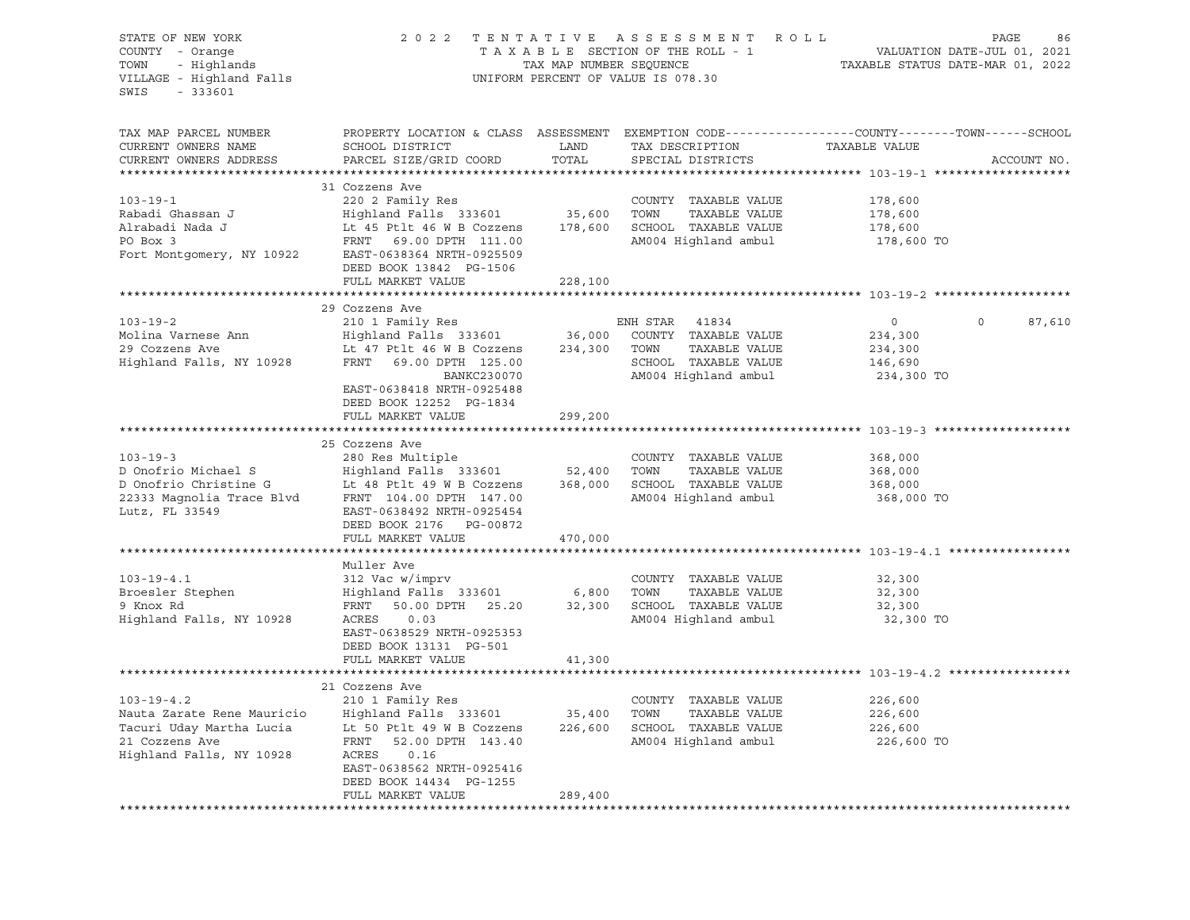STATE OF NEW YORK — 2022 TENTATIVE ASSESSMENT ROLL — PAGE 86
COUNTY - Orange — TAXABLE SECTION OF THE ROLL - 1 — VALUATION DATE-JUL 01, 2021
TOWN - Highlands — TAX MAP NUMBER SEQUENCE — TAXABLE STATUS DATE-MAR 01, 2022
VILLAGE - Highland Falls — UNIFORM PERCENT OF VALUE IS 078.30
SWIS - 333601

| TAX MAP PARCEL NUMBER / CURRENT OWNERS NAME / CURRENT OWNERS ADDRESS | PROPERTY LOCATION & CLASS / SCHOOL DISTRICT / PARCEL SIZE/GRID COORD | ASSESSMENT LAND | TOTAL | EXEMPTION CODE / TAX DESCRIPTION / SPECIAL DISTRICTS | COUNTY TAXABLE VALUE | TOWN | SCHOOL |
|---|---|---|---|---|---|---|---|
| **103-19-1** | 31 Cozzens Ave | | | | | | |
| Rabadi Ghassan J | 220 2 Family Res | | | COUNTY TAXABLE VALUE | 178,600 | | |
| Alrabadi Nada J | Highland Falls 333601 | 35,600 | | TOWN TAXABLE VALUE | 178,600 | | |
| PO Box 3 | Lt 45 Ptlt 46 W B Cozzens | | 178,600 | SCHOOL TAXABLE VALUE | 178,600 | | |
| Fort Montgomery, NY 10922 | FRNT 69.00 DPTH 111.00 | | | AM004 Highland ambul | 178,600 TO | | |
| | EAST-0638364 NRTH-0925509 | | | | | | |
| | DEED BOOK 13842 PG-1506 | | | | | | |
| | FULL MARKET VALUE | | 228,100 | | | | |
| **103-19-2** | 29 Cozzens Ave | | | | | | |
| Molina Varnese Ann | 210 1 Family Res | | | ENH STAR 41834 | 0 | 0 | 87,610 |
| 29 Cozzens Ave | Highland Falls 333601 | 36,000 | | COUNTY TAXABLE VALUE | 234,300 | | |
| Highland Falls, NY 10928 | Lt 47 Ptlt 46 W B Cozzens | | 234,300 | TOWN TAXABLE VALUE | 234,300 | | |
| | FRNT 69.00 DPTH 125.00 | | | SCHOOL TAXABLE VALUE | 146,690 | | |
| | BANKC230070 | | | AM004 Highland ambul | 234,300 TO | | |
| | EAST-0638418 NRTH-0925488 | | | | | | |
| | DEED BOOK 12252 PG-1834 | | | | | | |
| | FULL MARKET VALUE | | 299,200 | | | | |
| **103-19-3** | 25 Cozzens Ave | | | | | | |
| D Onofrio Michael S | 280 Res Multiple | | | COUNTY TAXABLE VALUE | 368,000 | | |
| D Onofrio Christine G | Highland Falls 333601 | 52,400 | | TOWN TAXABLE VALUE | 368,000 | | |
| 22333 Magnolia Trace Blvd | Lt 48 Ptlt 49 W B Cozzens | | 368,000 | SCHOOL TAXABLE VALUE | 368,000 | | |
| Lutz, FL 33549 | FRNT 104.00 DPTH 147.00 | | | AM004 Highland ambul | 368,000 TO | | |
| | EAST-0638492 NRTH-0925454 | | | | | | |
| | DEED BOOK 2176 PG-00872 | | | | | | |
| | FULL MARKET VALUE | | 470,000 | | | | |
| **103-19-4.1** | Muller Ave | | | | | | |
| Broesler Stephen | 312 Vac w/imprv | | | COUNTY TAXABLE VALUE | 32,300 | | |
| 9 Knox Rd | Highland Falls 333601 | 6,800 | | TOWN TAXABLE VALUE | 32,300 | | |
| Highland Falls, NY 10928 | FRNT 50.00 DPTH 25.20 | | 32,300 | SCHOOL TAXABLE VALUE | 32,300 | | |
| | ACRES 0.03 | | | AM004 Highland ambul | 32,300 TO | | |
| | EAST-0638529 NRTH-0925353 | | | | | | |
| | DEED BOOK 13131 PG-501 | | | | | | |
| | FULL MARKET VALUE | | 41,300 | | | | |
| **103-19-4.2** | 21 Cozzens Ave | | | | | | |
| Nauta Zarate Rene Mauricio | 210 1 Family Res | | | COUNTY TAXABLE VALUE | 226,600 | | |
| Tacuri Uday Martha Lucia | Highland Falls 333601 | 35,400 | | TOWN TAXABLE VALUE | 226,600 | | |
| 21 Cozzens Ave | Lt 50 Ptlt 49 W B Cozzens | | 226,600 | SCHOOL TAXABLE VALUE | 226,600 | | |
| Highland Falls, NY 10928 | FRNT 52.00 DPTH 143.40 | | | AM004 Highland ambul | 226,600 TO | | |
| | ACRES 0.16 | | | | | | |
| | EAST-0638562 NRTH-0925416 | | | | | | |
| | DEED BOOK 14434 PG-1255 | | | | | | |
| | FULL MARKET VALUE | | 289,400 | | | | |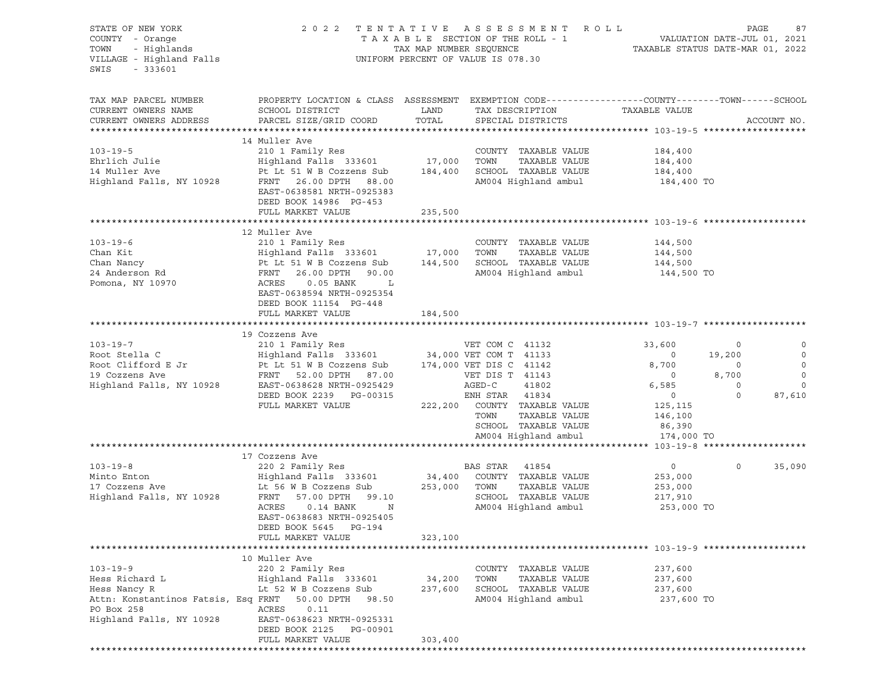STATE OF NEW YORK
COUNTY - Orange
TOWN - Highlands
VILLAGE - Highland Falls
SWIS - 333601

2022 TENTATIVE ASSESSMENT ROLL
TAXABLE SECTION OF THE ROLL - 1
TAX MAP NUMBER SEQUENCE
UNIFORM PERCENT OF VALUE IS 078.30

VALUATION DATE-JUL 01, 2021
TAXABLE STATUS DATE-MAR 01, 2022

| TAX MAP PARCEL NUMBER / CURRENT OWNERS NAME / CURRENT OWNERS ADDRESS | PROPERTY LOCATION & CLASS / SCHOOL DISTRICT / PARCEL SIZE/GRID COORD | ASSESSMENT LAND / TOTAL | EXEMPTION CODE / TAX DESCRIPTION / SPECIAL DISTRICTS | COUNTY TAXABLE VALUE | TOWN | SCHOOL |
|---|---|---|---|---|---|---|
| **103-19-5** | 14 Muller Ave | | | | | |
| 103-19-5 | 210 1 Family Res | | COUNTY TAXABLE VALUE | 184,400 | | |
| Ehrlich Julie | Highland Falls 333601 | 17,000 | TOWN TAXABLE VALUE | 184,400 | | |
| 14 Muller Ave | Pt Lt 51 W B Cozzens Sub | 184,400 | SCHOOL TAXABLE VALUE | 184,400 | | |
| Highland Falls, NY 10928 | FRNT 26.00 DPTH 88.00 | | AM004 Highland ambul | 184,400 TO | | |
| | EAST-0638581 NRTH-0925383 | | | | | |
| | DEED BOOK 14986 PG-453 | | | | | |
| | FULL MARKET VALUE | 235,500 | | | | |
| **103-19-6** | 12 Muller Ave | | | | | |
| 103-19-6 | 210 1 Family Res | | COUNTY TAXABLE VALUE | 144,500 | | |
| Chan Kit | Highland Falls 333601 | 17,000 | TOWN TAXABLE VALUE | 144,500 | | |
| Chan Nancy | Pt Lt 51 W B Cozzens Sub | 144,500 | SCHOOL TAXABLE VALUE | 144,500 | | |
| 24 Anderson Rd | FRNT 26.00 DPTH 90.00 | | AM004 Highland ambul | 144,500 TO | | |
| Pomona, NY 10970 | ACRES 0.05 BANK L | | | | | |
| | EAST-0638594 NRTH-0925354 | | | | | |
| | DEED BOOK 11154 PG-448 | | | | | |
| | FULL MARKET VALUE | 184,500 | | | | |
| **103-19-7** | 19 Cozzens Ave | | | | | |
| 103-19-7 | 210 1 Family Res | | VET COM C 41132 | 33,600 | 0 | 0 |
| Root Stella C | Highland Falls 333601 | 34,000 | VET COM T 41133 | 0 | 19,200 | 0 |
| Root Clifford E Jr | Pt Lt 51 W B Cozzens Sub | 174,000 | VET DIS C 41142 | 8,700 | 0 | 0 |
| 19 Cozzens Ave | FRNT 52.00 DPTH 87.00 | | VET DIS T 41143 | 0 | 8,700 | 0 |
| Highland Falls, NY 10928 | EAST-0638628 NRTH-0925429 | | AGED-C 41802 | 6,585 | 0 | 0 |
| | DEED BOOK 2239 PG-00315 | | ENH STAR 41834 | 0 | 0 | 87,610 |
| | FULL MARKET VALUE | 222,200 | COUNTY TAXABLE VALUE | 125,115 | | |
| | | | TOWN TAXABLE VALUE | 146,100 | | |
| | | | SCHOOL TAXABLE VALUE | 86,390 | | |
| | | | AM004 Highland ambul | 174,000 TO | | |
| **103-19-8** | 17 Cozzens Ave | | | | | |
| 103-19-8 | 220 2 Family Res | | BAS STAR 41854 | 0 | 0 | 35,090 |
| Minto Enton | Highland Falls 333601 | 34,400 | COUNTY TAXABLE VALUE | 253,000 | | |
| 17 Cozzens Ave | Lt 56 W B Cozzens Sub | 253,000 | TOWN TAXABLE VALUE | 253,000 | | |
| Highland Falls, NY 10928 | FRNT 57.00 DPTH 99.10 | | SCHOOL TAXABLE VALUE | 217,910 | | |
| | ACRES 0.14 BANK N | | AM004 Highland ambul | 253,000 TO | | |
| | EAST-0638683 NRTH-0925405 | | | | | |
| | DEED BOOK 5645 PG-194 | | | | | |
| | FULL MARKET VALUE | 323,100 | | | | |
| **103-19-9** | 10 Muller Ave | | | | | |
| 103-19-9 | 220 2 Family Res | | COUNTY TAXABLE VALUE | 237,600 | | |
| Hess Richard L | Highland Falls 333601 | 34,200 | TOWN TAXABLE VALUE | 237,600 | | |
| Hess Nancy R | Lt 52 W B Cozzens Sub | 237,600 | SCHOOL TAXABLE VALUE | 237,600 | | |
| Attn: Konstantinos Fatsis, Esq | FRNT 50.00 DPTH 98.50 | | AM004 Highland ambul | 237,600 TO | | |
| PO Box 258 | ACRES 0.11 | | | | | |
| Highland Falls, NY 10928 | EAST-0638623 NRTH-0925331 | | | | | |
| | DEED BOOK 2125 PG-00901 | | | | | |
| | FULL MARKET VALUE | 303,400 | | | | |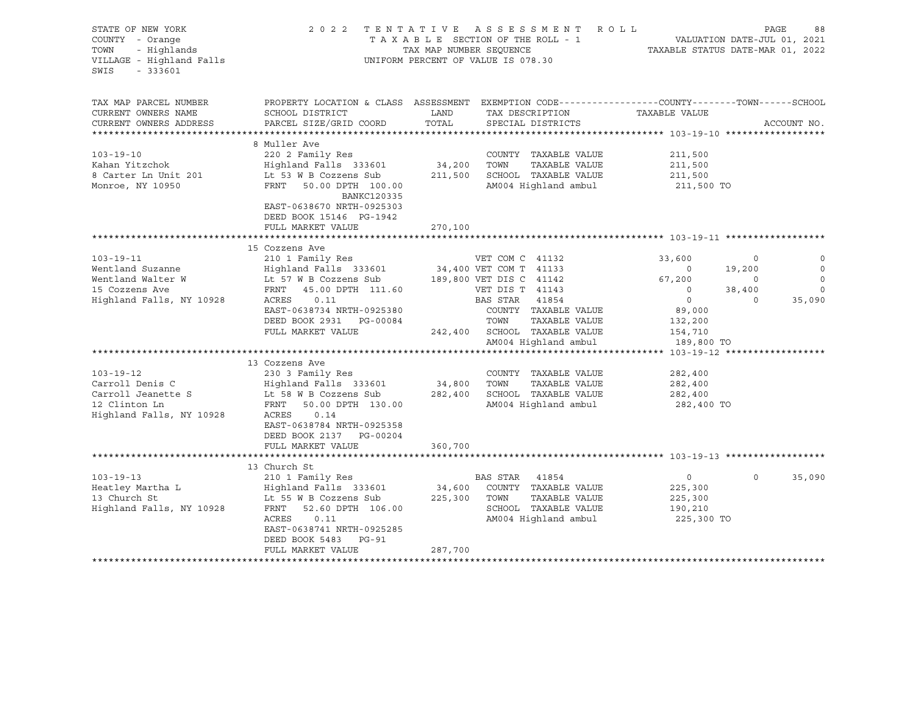STATE OF NEW YORK
COUNTY - Orange
TOWN - Highlands
VILLAGE - Highland Falls
SWIS - 333601

2022 TENTATIVE ASSESSMENT ROLL
TAXABLE SECTION OF THE ROLL - 1
TAX MAP NUMBER SEQUENCE
UNIFORM PERCENT OF VALUE IS 078.30

VALUATION DATE-JUL 01, 2021
TAXABLE STATUS DATE-MAR 01, 2022

| TAX MAP PARCEL NUMBER / CURRENT OWNERS NAME / CURRENT OWNERS ADDRESS | PROPERTY LOCATION & CLASS / SCHOOL DISTRICT / PARCEL SIZE/GRID COORD | ASSESSMENT LAND / TOTAL | EXEMPTION CODE / TAX DESCRIPTION / SPECIAL DISTRICTS | COUNTY TAXABLE VALUE | TOWN | SCHOOL |
|---|---|---|---|---|---|---|
| **103-19-10** | 8 Muller Ave | | | | | |
| 103-19-10 | 220 2 Family Res | | COUNTY TAXABLE VALUE | 211,500 | | |
| Kahan Yitzchok | Highland Falls 333601 | 34,200 | TOWN TAXABLE VALUE | 211,500 | | |
| 8 Carter Ln Unit 201 | Lt 53 W B Cozzens Sub | 211,500 | SCHOOL TAXABLE VALUE | 211,500 | | |
| Monroe, NY 10950 | FRNT 50.00 DPTH 100.00 | | AM004 Highland ambul | 211,500 TO | | |
| | BANKC120335 | | | | | |
| | EAST-0638670 NRTH-0925303 | | | | | |
| | DEED BOOK 15146 PG-1942 | | | | | |
| | FULL MARKET VALUE | 270,100 | | | | |
| **103-19-11** | 15 Cozzens Ave | | | | | |
| 103-19-11 | 210 1 Family Res | | VET COM C 41132 | 33,600 | 0 | 0 |
| Wentland Suzanne | Highland Falls 333601 | 34,400 | VET COM T 41133 | 0 | 19,200 | 0 |
| Wentland Walter W | Lt 57 W B Cozzens Sub | 189,800 | VET DIS C 41142 | 67,200 | 0 | 0 |
| 15 Cozzens Ave | FRNT 45.00 DPTH 111.60 | | VET DIS T 41143 | 0 | 38,400 | 0 |
| Highland Falls, NY 10928 | ACRES 0.11 | | BAS STAR 41854 | 0 | 0 | 35,090 |
| | EAST-0638734 NRTH-0925380 | | COUNTY TAXABLE VALUE | 89,000 | | |
| | DEED BOOK 2931 PG-00084 | | TOWN TAXABLE VALUE | 132,200 | | |
| | FULL MARKET VALUE | 242,400 | SCHOOL TAXABLE VALUE | 154,710 | | |
| | | | AM004 Highland ambul | 189,800 TO | | |
| **103-19-12** | 13 Cozzens Ave | | | | | |
| 103-19-12 | 230 3 Family Res | | COUNTY TAXABLE VALUE | 282,400 | | |
| Carroll Denis C | Highland Falls 333601 | 34,800 | TOWN TAXABLE VALUE | 282,400 | | |
| Carroll Jeanette S | Lt 58 W B Cozzens Sub | 282,400 | SCHOOL TAXABLE VALUE | 282,400 | | |
| 12 Clinton Ln | FRNT 50.00 DPTH 130.00 | | AM004 Highland ambul | 282,400 TO | | |
| Highland Falls, NY 10928 | ACRES 0.14 | | | | | |
| | EAST-0638784 NRTH-0925358 | | | | | |
| | DEED BOOK 2137 PG-00204 | | | | | |
| | FULL MARKET VALUE | 360,700 | | | | |
| **103-19-13** | 13 Church St | | | | | |
| 103-19-13 | 210 1 Family Res | | BAS STAR 41854 | 0 | 0 | 35,090 |
| Heatley Martha L | Highland Falls 333601 | 34,600 | COUNTY TAXABLE VALUE | 225,300 | | |
| 13 Church St | Lt 55 W B Cozzens Sub | 225,300 | TOWN TAXABLE VALUE | 225,300 | | |
| Highland Falls, NY 10928 | FRNT 52.60 DPTH 106.00 | | SCHOOL TAXABLE VALUE | 190,210 | | |
| | ACRES 0.11 | | AM004 Highland ambul | 225,300 TO | | |
| | EAST-0638741 NRTH-0925285 | | | | | |
| | DEED BOOK 5483 PG-91 | | | | | |
| | FULL MARKET VALUE | 287,700 | | | | |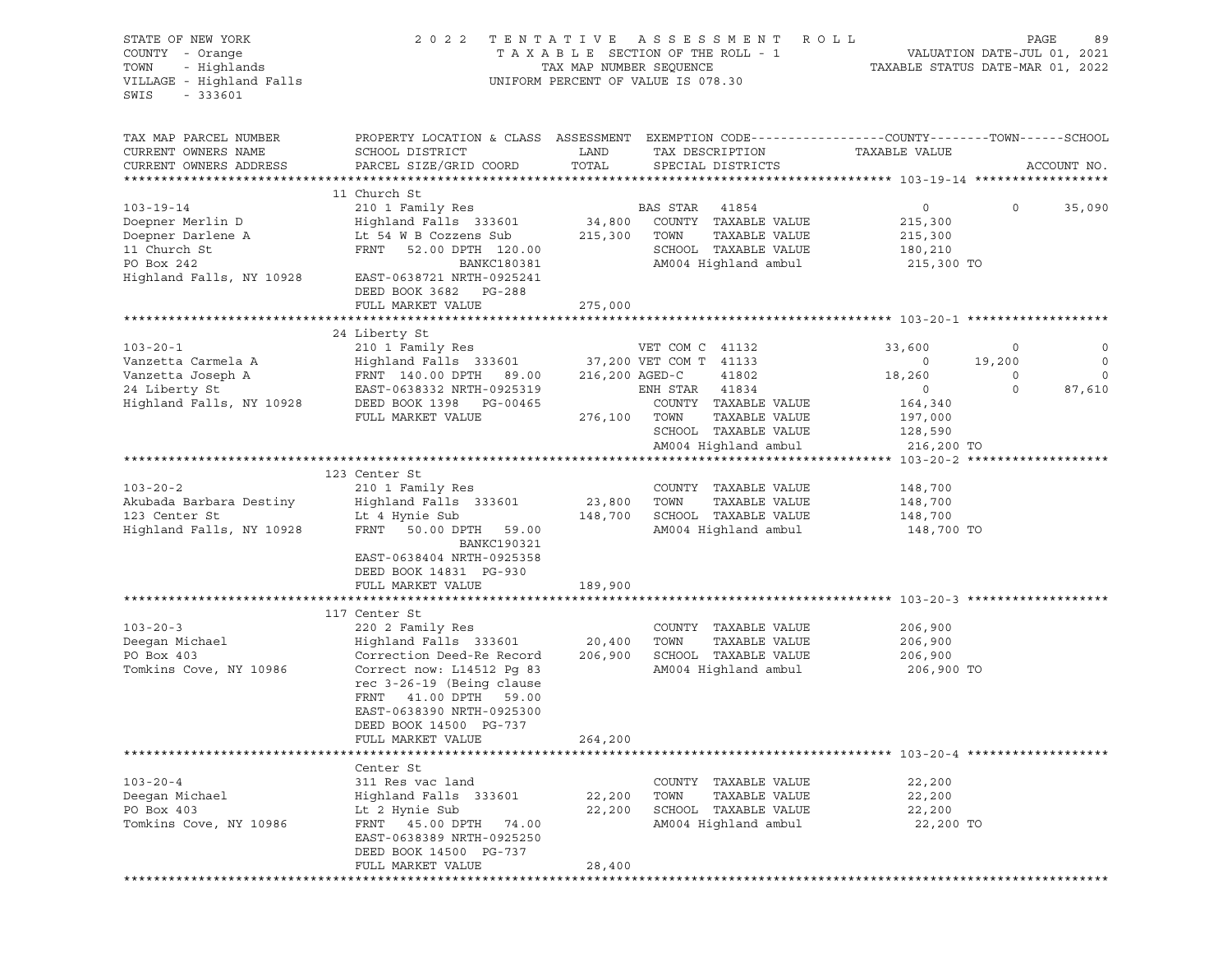STATE OF NEW YORK — 2022 TENTATIVE ASSESSMENT ROLL
COUNTY - Orange — TAXABLE SECTION OF THE ROLL - 1 — VALUATION DATE-JUL 01, 2021
TOWN - Highlands — TAX MAP NUMBER SEQUENCE — TAXABLE STATUS DATE-MAR 01, 2022
VILLAGE - Highland Falls — UNIFORM PERCENT OF VALUE IS 078.30
SWIS - 333601

| TAX MAP PARCEL NUMBER / CURRENT OWNERS NAME / CURRENT OWNERS ADDRESS | PROPERTY LOCATION & CLASS / SCHOOL DISTRICT / PARCEL SIZE/GRID COORD | ASSESSMENT LAND / TOTAL | EXEMPTION CODE / TAX DESCRIPTION / SPECIAL DISTRICTS | COUNTY TAXABLE VALUE | TOWN | SCHOOL |
|---|---|---|---|---|---|---|
| **103-19-14** | 11 Church St | | | | | |
| 103-19-14 | 210 1 Family Res | | BAS STAR 41854 | 0 | 0 | 35,090 |
| Doepner Merlin D | Highland Falls 333601 | 34,800 | COUNTY TAXABLE VALUE | 215,300 | | |
| Doepner Darlene A | Lt 54 W B Cozzens Sub | 215,300 | TOWN TAXABLE VALUE | 215,300 | | |
| 11 Church St | FRNT 52.00 DPTH 120.00 | | SCHOOL TAXABLE VALUE | 180,210 | | |
| PO Box 242 | BANKC180381 | | AM004 Highland ambul | 215,300 TO | | |
| Highland Falls, NY 10928 | EAST-0638721 NRTH-0925241 | | | | | |
| | DEED BOOK 3682 PG-288 | | | | | |
| | FULL MARKET VALUE | 275,000 | | | | |
| **103-20-1** | 24 Liberty St | | | | | |
| 103-20-1 | 210 1 Family Res | | VET COM C 41132 | 33,600 | 0 | 0 |
| Vanzetta Carmela A | Highland Falls 333601 | 37,200 | VET COM T 41133 | 0 | 19,200 | 0 |
| Vanzetta Joseph A | FRNT 140.00 DPTH 89.00 | 216,200 | AGED-C 41802 | 18,260 | 0 | 0 |
| 24 Liberty St | EAST-0638332 NRTH-0925319 | | ENH STAR 41834 | 0 | 0 | 87,610 |
| Highland Falls, NY 10928 | DEED BOOK 1398 PG-00465 | | COUNTY TAXABLE VALUE | 164,340 | | |
| | FULL MARKET VALUE | 276,100 | TOWN TAXABLE VALUE | 197,000 | | |
| | | | SCHOOL TAXABLE VALUE | 128,590 | | |
| | | | AM004 Highland ambul | 216,200 TO | | |
| **103-20-2** | 123 Center St | | | | | |
| 103-20-2 | 210 1 Family Res | | COUNTY TAXABLE VALUE | 148,700 | | |
| Akubada Barbara Destiny | Highland Falls 333601 | 23,800 | TOWN TAXABLE VALUE | 148,700 | | |
| 123 Center St | Lt 4 Hynie Sub | 148,700 | SCHOOL TAXABLE VALUE | 148,700 | | |
| Highland Falls, NY 10928 | FRNT 50.00 DPTH 59.00 | | AM004 Highland ambul | 148,700 TO | | |
| | BANKC190321 | | | | | |
| | EAST-0638404 NRTH-0925358 | | | | | |
| | DEED BOOK 14831 PG-930 | | | | | |
| | FULL MARKET VALUE | 189,900 | | | | |
| **103-20-3** | 117 Center St | | | | | |
| 103-20-3 | 220 2 Family Res | | COUNTY TAXABLE VALUE | 206,900 | | |
| Deegan Michael | Highland Falls 333601 | 20,400 | TOWN TAXABLE VALUE | 206,900 | | |
| PO Box 403 | Correction Deed-Re Record | 206,900 | SCHOOL TAXABLE VALUE | 206,900 | | |
| Tomkins Cove, NY 10986 | Correct now: L14512 Pg 83 | | AM004 Highland ambul | 206,900 TO | | |
| | rec 3-26-19 (Being clause | | | | | |
| | FRNT 41.00 DPTH 59.00 | | | | | |
| | EAST-0638390 NRTH-0925300 | | | | | |
| | DEED BOOK 14500 PG-737 | | | | | |
| | FULL MARKET VALUE | 264,200 | | | | |
| **103-20-4** | Center St | | | | | |
| 103-20-4 | 311 Res vac land | | COUNTY TAXABLE VALUE | 22,200 | | |
| Deegan Michael | Highland Falls 333601 | 22,200 | TOWN TAXABLE VALUE | 22,200 | | |
| PO Box 403 | Lt 2 Hynie Sub | 22,200 | SCHOOL TAXABLE VALUE | 22,200 | | |
| Tomkins Cove, NY 10986 | FRNT 45.00 DPTH 74.00 | | AM004 Highland ambul | 22,200 TO | | |
| | EAST-0638389 NRTH-0925250 | | | | | |
| | DEED BOOK 14500 PG-737 | | | | | |
| | FULL MARKET VALUE | 28,400 | | | | |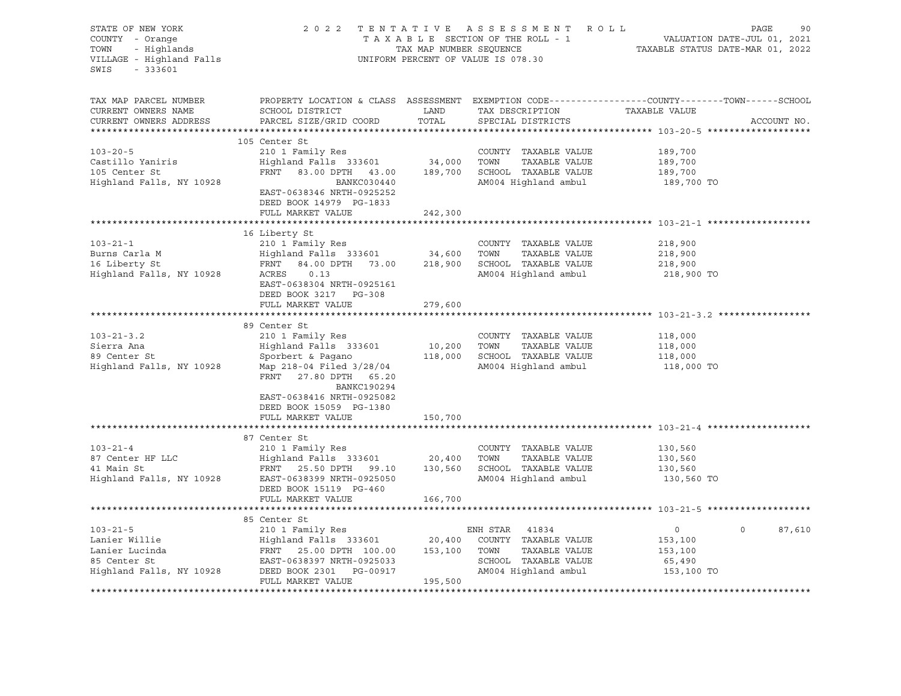STATE OF NEW YORK
COUNTY - Orange
TOWN - Highlands
VILLAGE - Highland Falls
SWIS - 333601

2022 TENTATIVE ASSESSMENT ROLL
TAXABLE SECTION OF THE ROLL - 1
TAX MAP NUMBER SEQUENCE
UNIFORM PERCENT OF VALUE IS 078.30

VALUATION DATE-JUL 01, 2021
TAXABLE STATUS DATE-MAR 01, 2022

| TAX MAP PARCEL NUMBER<br>CURRENT OWNERS NAME<br>CURRENT OWNERS ADDRESS | PROPERTY LOCATION & CLASS<br>SCHOOL DISTRICT<br>PARCEL SIZE/GRID COORD | ASSESSMENT<br>LAND<br>TOTAL | EXEMPTION CODE<br>TAX DESCRIPTION<br>SPECIAL DISTRICTS | COUNTY / TAXABLE VALUE | TOWN | SCHOOL<br>ACCOUNT NO. |
|---|---|---|---|---|---|---|
| **103-20-5** | 105 Center St | | | | | |
| 103-20-5 | 210 1 Family Res | | COUNTY TAXABLE VALUE | 189,700 | | |
| Castillo Yaniris | Highland Falls 333601 | 34,000 | TOWN TAXABLE VALUE | 189,700 | | |
| 105 Center St | FRNT 83.00 DPTH 43.00 | 189,700 | SCHOOL TAXABLE VALUE | 189,700 | | |
| Highland Falls, NY 10928 | BANKC030440 | | AM004 Highland ambul | 189,700 TO | | |
| | EAST-0638346 NRTH-0925252 | | | | | |
| | DEED BOOK 14979 PG-1833 | | | | | |
| | FULL MARKET VALUE | 242,300 | | | | |
| **103-21-1** | 16 Liberty St | | | | | |
| 103-21-1 | 210 1 Family Res | | COUNTY TAXABLE VALUE | 218,900 | | |
| Burns Carla M | Highland Falls 333601 | 34,600 | TOWN TAXABLE VALUE | 218,900 | | |
| 16 Liberty St | FRNT 84.00 DPTH 73.00 | 218,900 | SCHOOL TAXABLE VALUE | 218,900 | | |
| Highland Falls, NY 10928 | ACRES 0.13 | | AM004 Highland ambul | 218,900 TO | | |
| | EAST-0638304 NRTH-0925161 | | | | | |
| | DEED BOOK 3217 PG-308 | | | | | |
| | FULL MARKET VALUE | 279,600 | | | | |
| **103-21-3.2** | 89 Center St | | | | | |
| 103-21-3.2 | 210 1 Family Res | | COUNTY TAXABLE VALUE | 118,000 | | |
| Sierra Ana | Highland Falls 333601 | 10,200 | TOWN TAXABLE VALUE | 118,000 | | |
| 89 Center St | Sporbert & Pagano | 118,000 | SCHOOL TAXABLE VALUE | 118,000 | | |
| Highland Falls, NY 10928 | Map 218-04 Filed 3/28/04 | | AM004 Highland ambul | 118,000 TO | | |
| | FRNT 27.80 DPTH 65.20 | | | | | |
| | BANKC190294 | | | | | |
| | EAST-0638416 NRTH-0925082 | | | | | |
| | DEED BOOK 15059 PG-1380 | | | | | |
| | FULL MARKET VALUE | 150,700 | | | | |
| **103-21-4** | 87 Center St | | | | | |
| 103-21-4 | 210 1 Family Res | | COUNTY TAXABLE VALUE | 130,560 | | |
| 87 Center HF LLC | Highland Falls 333601 | 20,400 | TOWN TAXABLE VALUE | 130,560 | | |
| 41 Main St | FRNT 25.50 DPTH 99.10 | 130,560 | SCHOOL TAXABLE VALUE | 130,560 | | |
| Highland Falls, NY 10928 | EAST-0638399 NRTH-0925050 | | AM004 Highland ambul | 130,560 TO | | |
| | DEED BOOK 15119 PG-460 | | | | | |
| | FULL MARKET VALUE | 166,700 | | | | |
| **103-21-5** | 85 Center St | | | | | |
| 103-21-5 | 210 1 Family Res | | ENH STAR 41834 | 0 | 0 | 87,610 |
| Lanier Willie | Highland Falls 333601 | 20,400 | COUNTY TAXABLE VALUE | 153,100 | | |
| Lanier Lucinda | FRNT 25.00 DPTH 100.00 | 153,100 | TOWN TAXABLE VALUE | 153,100 | | |
| 85 Center St | EAST-0638397 NRTH-0925033 | | SCHOOL TAXABLE VALUE | 65,490 | | |
| Highland Falls, NY 10928 | DEED BOOK 2301 PG-00917 | | AM004 Highland ambul | 153,100 TO | | |
| | FULL MARKET VALUE | 195,500 | | | | |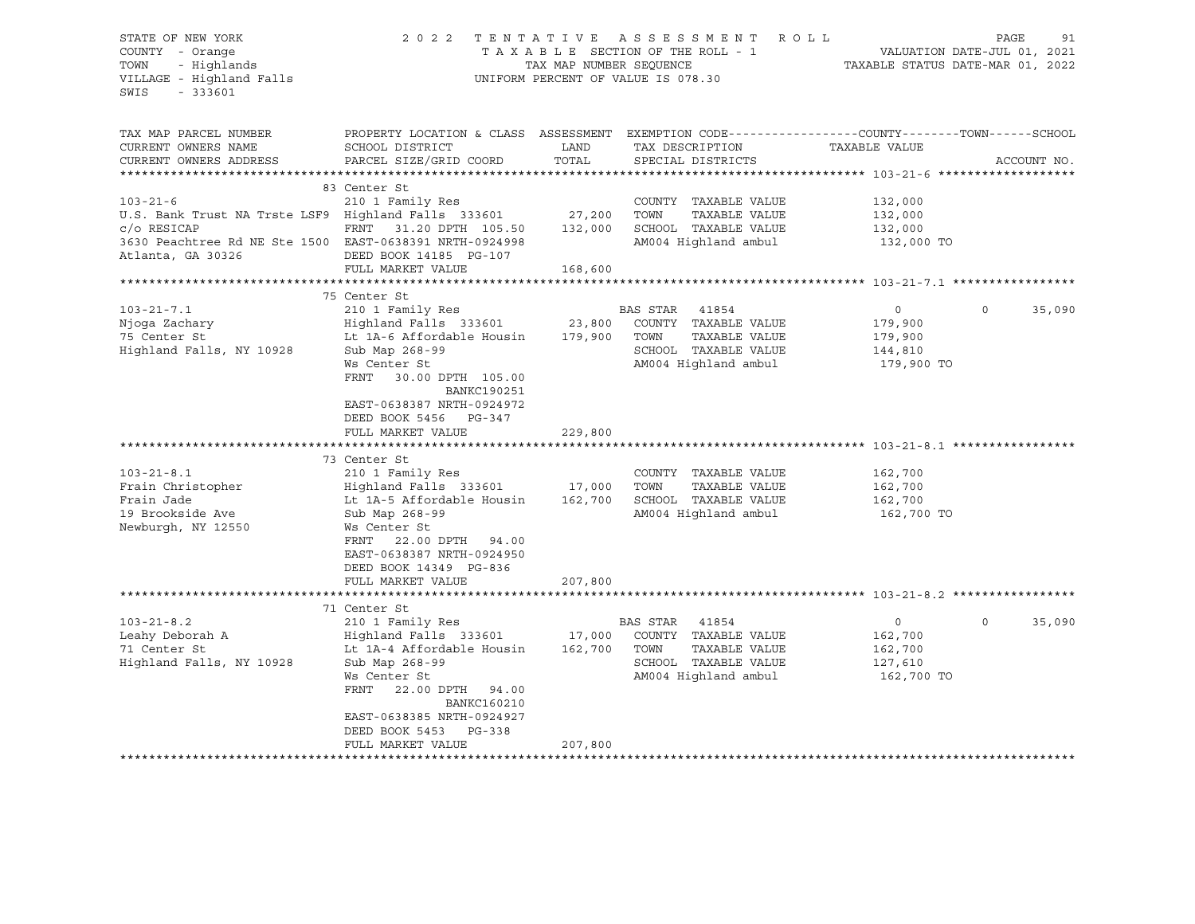STATE OF NEW YORK
COUNTY - Orange
TOWN - Highlands
VILLAGE - Highland Falls
SWIS - 333601

2 0 2 2 T E N T A T I V E A S S E S S M E N T R O L L
T A X A B L E SECTION OF THE ROLL - 1
TAX MAP NUMBER SEQUENCE
UNIFORM PERCENT OF VALUE IS 078.30

VALUATION DATE-JUL 01, 2021
TAXABLE STATUS DATE-MAR 01, 2022

```
TAX MAP PARCEL NUMBER          PROPERTY LOCATION & CLASS  ASSESSMENT  EXEMPTION CODE------------------COUNTY--------TOWN------SCHOOL
CURRENT OWNERS NAME            SCHOOL DISTRICT               LAND      TAX DESCRIPTION             TAXABLE VALUE
CURRENT OWNERS ADDRESS         PARCEL SIZE/GRID COORD        TOTAL     SPECIAL DISTRICTS                                      ACCOUNT NO.
****************************************************************************************************** 103-21-6 *******************
                               83 Center St
103-21-6                       210 1 Family Res                         COUNTY  TAXABLE VALUE          132,000
U.S. Bank Trust NA Trste LSF9  Highland Falls  333601        27,200     TOWN    TAXABLE VALUE          132,000
c/o RESICAP                    FRNT    31.20 DPTH  105.50   132,000     SCHOOL  TAXABLE VALUE          132,000
3630 Peachtree Rd NE Ste 1500  EAST-0638391 NRTH-0924998                AM004 Highland ambul            132,000 TO
Atlanta, GA 30326              DEED BOOK 14185  PG-107
                               FULL MARKET VALUE            168,600
****************************************************************************************************** 103-21-7.1 *****************
                               75 Center St
103-21-7.1                     210 1 Family Res                         BAS STAR   41854                     0          0     35,090
Njoga Zachary                  Highland Falls  333601        23,800     COUNTY  TAXABLE VALUE          179,900
75 Center St                   Lt 1A-6 Affordable Housin    179,900     TOWN    TAXABLE VALUE          179,900
Highland Falls, NY 10928       Sub Map 268-99                           SCHOOL  TAXABLE VALUE          144,810
                               Ws Center St                             AM004 Highland ambul            179,900 TO
                               FRNT    30.00 DPTH  105.00
                                             BANKC190251
                               EAST-0638387 NRTH-0924972
                               DEED BOOK 5456   PG-347
                               FULL MARKET VALUE            229,800
****************************************************************************************************** 103-21-8.1 *****************
                               73 Center St
103-21-8.1                     210 1 Family Res                         COUNTY  TAXABLE VALUE          162,700
Frain Christopher              Highland Falls  333601        17,000     TOWN    TAXABLE VALUE          162,700
Frain Jade                     Lt 1A-5 Affordable Housin    162,700     SCHOOL  TAXABLE VALUE          162,700
19 Brookside Ave               Sub Map 268-99                           AM004 Highland ambul            162,700 TO
Newburgh, NY 12550             Ws Center St
                               FRNT    22.00 DPTH   94.00
                               EAST-0638387 NRTH-0924950
                               DEED BOOK 14349  PG-836
                               FULL MARKET VALUE            207,800
****************************************************************************************************** 103-21-8.2 *****************
                               71 Center St
103-21-8.2                     210 1 Family Res                         BAS STAR   41854                     0          0     35,090
Leahy Deborah A                Highland Falls  333601        17,000     COUNTY  TAXABLE VALUE          162,700
71 Center St                   Lt 1A-4 Affordable Housin    162,700     TOWN    TAXABLE VALUE          162,700
Highland Falls, NY 10928       Sub Map 268-99                           SCHOOL  TAXABLE VALUE          127,610
                               Ws Center St                             AM004 Highland ambul            162,700 TO
                               FRNT    22.00 DPTH   94.00
                                             BANKC160210
                               EAST-0638385 NRTH-0924927
                               DEED BOOK 5453   PG-338
                               FULL MARKET VALUE            207,800
************************************************************************************************************************************
```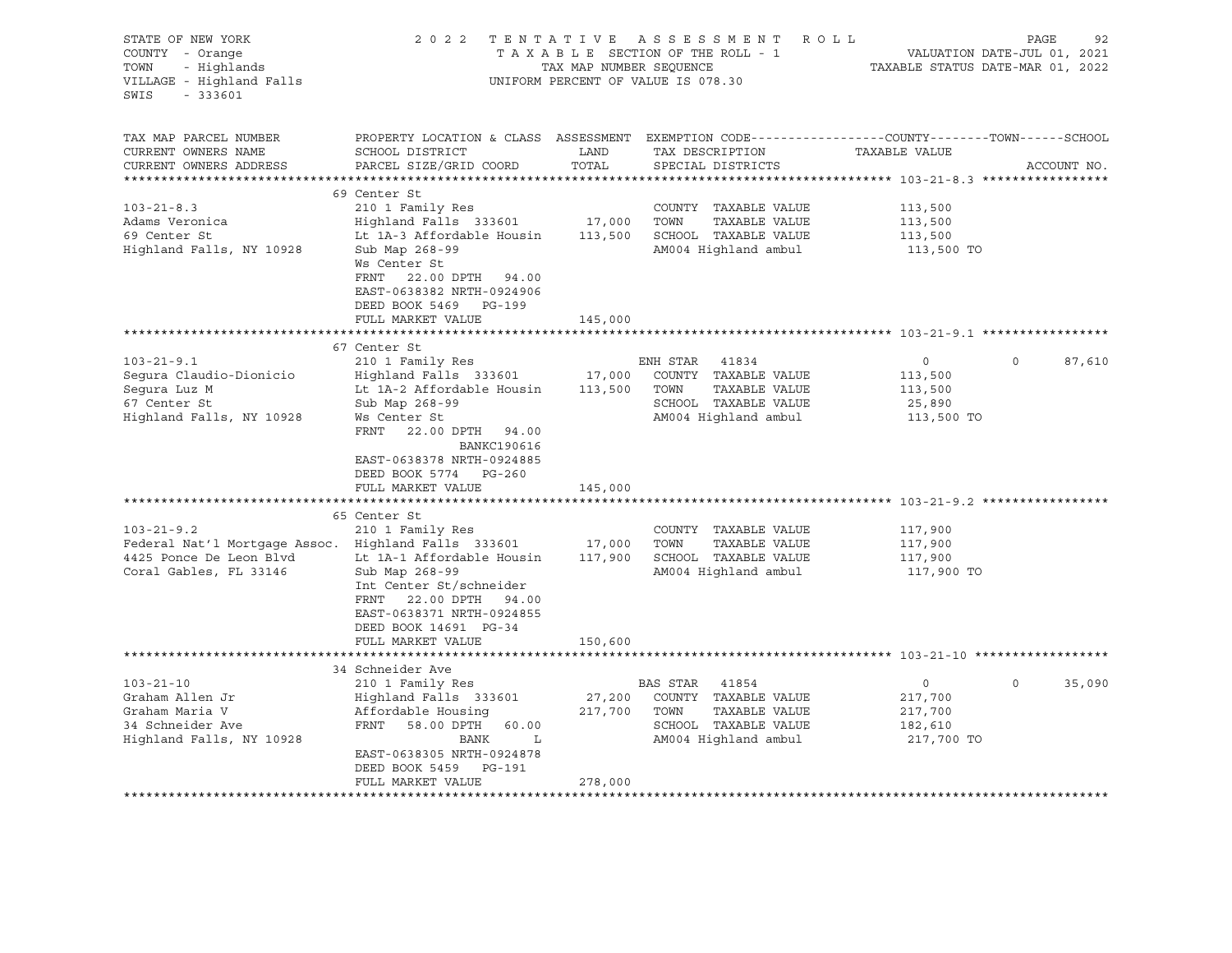STATE OF NEW YORK — 2022 TENTATIVE ASSESSMENT ROLL
COUNTY - Orange — TAXABLE SECTION OF THE ROLL - 1 — VALUATION DATE-JUL 01, 2021
TOWN - Highlands — TAX MAP NUMBER SEQUENCE — TAXABLE STATUS DATE-MAR 01, 2022
VILLAGE - Highland Falls — UNIFORM PERCENT OF VALUE IS 078.30
SWIS - 333601

| TAX MAP PARCEL NUMBER / CURRENT OWNERS NAME / CURRENT OWNERS ADDRESS | PROPERTY LOCATION & CLASS / SCHOOL DISTRICT / PARCEL SIZE/GRID COORD | ASSESSMENT LAND / TOTAL | EXEMPTION CODE / TAX DESCRIPTION / SPECIAL DISTRICTS | COUNTY TAXABLE VALUE | TOWN | SCHOOL / ACCOUNT NO. |
|---|---|---|---|---|---|---|
| **103-21-8.3** | 69 Center St | | | | | |
| 103-21-8.3 | 210 1 Family Res | | COUNTY TAXABLE VALUE | 113,500 | | |
| Adams Veronica | Highland Falls 333601 | 17,000 | TOWN TAXABLE VALUE | 113,500 | | |
| 69 Center St | Lt 1A-3 Affordable Housin | 113,500 | SCHOOL TAXABLE VALUE | 113,500 | | |
| Highland Falls, NY 10928 | Sub Map 268-99 | | AM004 Highland ambul | 113,500 TO | | |
| | Ws Center St | | | | | |
| | FRNT 22.00 DPTH 94.00 | | | | | |
| | EAST-0638382 NRTH-0924906 | | | | | |
| | DEED BOOK 5469 PG-199 | | | | | |
| | FULL MARKET VALUE | 145,000 | | | | |
| **103-21-9.1** | 67 Center St | | | | | |
| 103-21-9.1 | 210 1 Family Res | | ENH STAR 41834 | 0 | 0 | 87,610 |
| Segura Claudio-Dionicio | Highland Falls 333601 | 17,000 | COUNTY TAXABLE VALUE | 113,500 | | |
| Segura Luz M | Lt 1A-2 Affordable Housin | 113,500 | TOWN TAXABLE VALUE | 113,500 | | |
| 67 Center St | Sub Map 268-99 | | SCHOOL TAXABLE VALUE | 25,890 | | |
| Highland Falls, NY 10928 | Ws Center St | | AM004 Highland ambul | 113,500 TO | | |
| | FRNT 22.00 DPTH 94.00 | | | | | |
| | BANKC190616 | | | | | |
| | EAST-0638378 NRTH-0924885 | | | | | |
| | DEED BOOK 5774 PG-260 | | | | | |
| | FULL MARKET VALUE | 145,000 | | | | |
| **103-21-9.2** | 65 Center St | | | | | |
| 103-21-9.2 | 210 1 Family Res | | COUNTY TAXABLE VALUE | 117,900 | | |
| Federal Nat'l Mortgage Assoc. | Highland Falls 333601 | 17,000 | TOWN TAXABLE VALUE | 117,900 | | |
| 4425 Ponce De Leon Blvd | Lt 1A-1 Affordable Housin | 117,900 | SCHOOL TAXABLE VALUE | 117,900 | | |
| Coral Gables, FL 33146 | Sub Map 268-99 | | AM004 Highland ambul | 117,900 TO | | |
| | Int Center St/schneider | | | | | |
| | FRNT 22.00 DPTH 94.00 | | | | | |
| | EAST-0638371 NRTH-0924855 | | | | | |
| | DEED BOOK 14691 PG-34 | | | | | |
| | FULL MARKET VALUE | 150,600 | | | | |
| **103-21-10** | 34 Schneider Ave | | | | | |
| 103-21-10 | 210 1 Family Res | | BAS STAR 41854 | 0 | 0 | 35,090 |
| Graham Allen Jr | Highland Falls 333601 | 27,200 | COUNTY TAXABLE VALUE | 217,700 | | |
| Graham Maria V | Affordable Housing | 217,700 | TOWN TAXABLE VALUE | 217,700 | | |
| 34 Schneider Ave | FRNT 58.00 DPTH 60.00 | | SCHOOL TAXABLE VALUE | 182,610 | | |
| Highland Falls, NY 10928 | BANK L | | AM004 Highland ambul | 217,700 TO | | |
| | EAST-0638305 NRTH-0924878 | | | | | |
| | DEED BOOK 5459 PG-191 | | | | | |
| | FULL MARKET VALUE | 278,000 | | | | |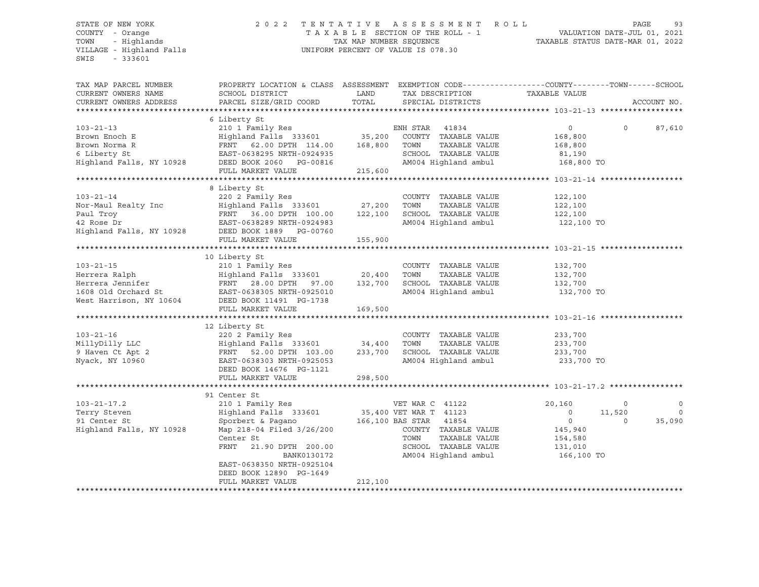STATE OF NEW YORK — 2022 TENTATIVE ASSESSMENT ROLL
COUNTY - Orange — TAXABLE SECTION OF THE ROLL - 1 — VALUATION DATE-JUL 01, 2021
TOWN - Highlands — TAX MAP NUMBER SEQUENCE — TAXABLE STATUS DATE-MAR 01, 2022
VILLAGE - Highland Falls — UNIFORM PERCENT OF VALUE IS 078.30
SWIS - 333601

| TAX MAP PARCEL NUMBER / CURRENT OWNERS NAME / CURRENT OWNERS ADDRESS | PROPERTY LOCATION & CLASS / SCHOOL DISTRICT / PARCEL SIZE/GRID COORD | ASSESSMENT LAND / TOTAL | EXEMPTION CODE / TAX DESCRIPTION / SPECIAL DISTRICTS | COUNTY | TOWN | SCHOOL / ACCOUNT NO. |
|---|---|---|---|---|---|---|
| **103-21-13** | 6 Liberty St | | | | | |
| | 210 1 Family Res | | ENH STAR 41834 | 0 | 0 | 87,610 |
| Brown Enoch E | Highland Falls 333601 | 35,200 | COUNTY TAXABLE VALUE | 168,800 | | |
| Brown Norma R | FRNT 62.00 DPTH 114.00 | 168,800 | TOWN TAXABLE VALUE | | 168,800 | |
| 6 Liberty St | EAST-0638295 NRTH-0924935 | | SCHOOL TAXABLE VALUE | | | 81,190 |
| Highland Falls, NY 10928 | DEED BOOK 2060 PG-00816 | | AM004 Highland ambul | 168,800 TO | | |
| | FULL MARKET VALUE | 215,600 | | | | |
| **103-21-14** | 8 Liberty St | | | | | |
| | 220 2 Family Res | | COUNTY TAXABLE VALUE | 122,100 | | |
| Nor-Maul Realty Inc | Highland Falls 333601 | 27,200 | TOWN TAXABLE VALUE | | 122,100 | |
| Paul Troy | FRNT 36.00 DPTH 100.00 | 122,100 | SCHOOL TAXABLE VALUE | | | 122,100 |
| 42 Rose Dr | EAST-0638289 NRTH-0924983 | | AM004 Highland ambul | 122,100 TO | | |
| Highland Falls, NY 10928 | DEED BOOK 1889 PG-00760 | | | | | |
| | FULL MARKET VALUE | 155,900 | | | | |
| **103-21-15** | 10 Liberty St | | | | | |
| | 210 1 Family Res | | COUNTY TAXABLE VALUE | 132,700 | | |
| Herrera Ralph | Highland Falls 333601 | 20,400 | TOWN TAXABLE VALUE | | 132,700 | |
| Herrera Jennifer | FRNT 28.00 DPTH 97.00 | 132,700 | SCHOOL TAXABLE VALUE | | | 132,700 |
| 1608 Old Orchard St | EAST-0638305 NRTH-0925010 | | AM004 Highland ambul | 132,700 TO | | |
| West Harrison, NY 10604 | DEED BOOK 11491 PG-1738 | | | | | |
| | FULL MARKET VALUE | 169,500 | | | | |
| **103-21-16** | 12 Liberty St | | | | | |
| | 220 2 Family Res | | COUNTY TAXABLE VALUE | 233,700 | | |
| MillyDilly LLC | Highland Falls 333601 | 34,400 | TOWN TAXABLE VALUE | | 233,700 | |
| 9 Haven Ct Apt 2 | FRNT 52.00 DPTH 103.00 | 233,700 | SCHOOL TAXABLE VALUE | | | 233,700 |
| Nyack, NY 10960 | EAST-0638303 NRTH-0925053 | | AM004 Highland ambul | 233,700 TO | | |
| | DEED BOOK 14676 PG-1121 | | | | | |
| | FULL MARKET VALUE | 298,500 | | | | |
| **103-21-17.2** | 91 Center St | | | | | |
| | 210 1 Family Res | | VET WAR C 41122 | 20,160 | 0 | 0 |
| Terry Steven | Highland Falls 333601 | 35,400 | VET WAR T 41123 | 0 | 11,520 | 0 |
| 91 Center St | Sporbert & Pagano | 166,100 | BAS STAR 41854 | 0 | 0 | 35,090 |
| Highland Falls, NY 10928 | Map 218-04 Filed 3/26/200 | | COUNTY TAXABLE VALUE | 145,940 | | |
| | Center St | | TOWN TAXABLE VALUE | | 154,580 | |
| | FRNT 21.90 DPTH 200.00 | | SCHOOL TAXABLE VALUE | | | 131,010 |
| | BANK0130172 | | AM004 Highland ambul | 166,100 TO | | |
| | EAST-0638350 NRTH-0925104 | | | | | |
| | DEED BOOK 12890 PG-1649 | | | | | |
| | FULL MARKET VALUE | 212,100 | | | | |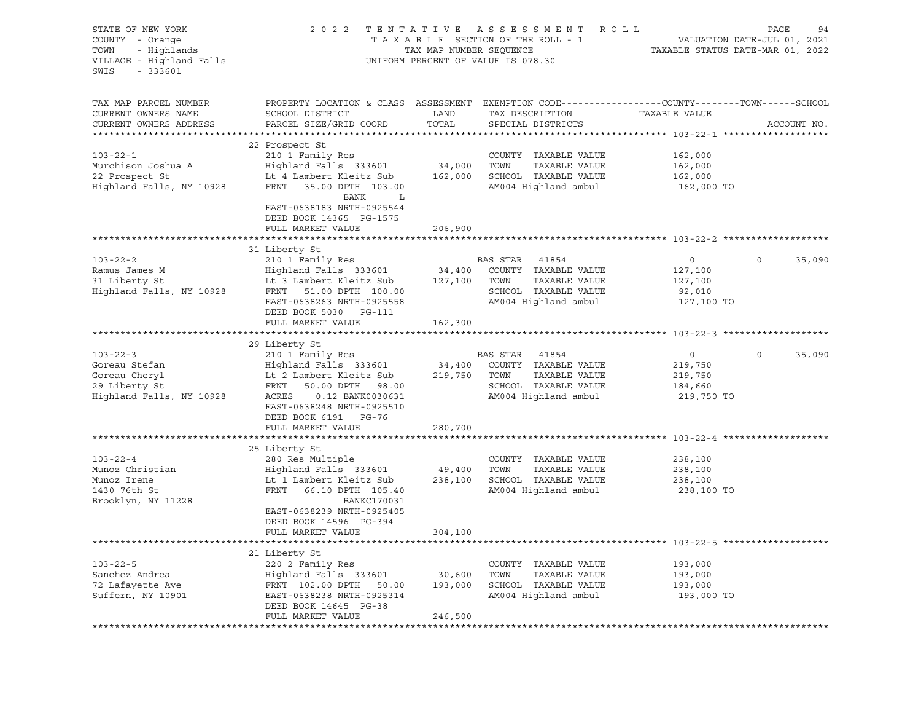STATE OF NEW YORK
COUNTY - Orange
TOWN - Highlands
VILLAGE - Highland Falls
SWIS - 333601

2022 TENTATIVE ASSESSMENT ROLL
TAXABLE SECTION OF THE ROLL - 1
TAX MAP NUMBER SEQUENCE
UNIFORM PERCENT OF VALUE IS 078.30

VALUATION DATE-JUL 01, 2021
TAXABLE STATUS DATE-MAR 01, 2022

| TAX MAP PARCEL NUMBER / CURRENT OWNERS NAME / CURRENT OWNERS ADDRESS | PROPERTY LOCATION & CLASS / SCHOOL DISTRICT / PARCEL SIZE/GRID COORD | ASSESSMENT LAND | TOTAL | EXEMPTION CODE / TAX DESCRIPTION / SPECIAL DISTRICTS | COUNTY TAXABLE VALUE | TOWN | SCHOOL | ACCOUNT NO. |
|---|---|---|---|---|---|---|---|---|
| **103-22-1** | 22 Prospect St | | | | | | | |
| 103-22-1 | 210 1 Family Res | | | COUNTY TAXABLE VALUE | 162,000 | | | |
| Murchison Joshua A | Highland Falls 333601 | 34,000 | | TOWN TAXABLE VALUE | 162,000 | | | |
| 22 Prospect St | Lt 4 Lambert Kleitz Sub | | 162,000 | SCHOOL TAXABLE VALUE | 162,000 | | | |
| Highland Falls, NY 10928 | FRNT 35.00 DPTH 103.00 | | | AM004 Highland ambul | 162,000 TO | | | |
| | BANK L | | | | | | | |
| | EAST-0638183 NRTH-0925544 | | | | | | | |
| | DEED BOOK 14365 PG-1575 | | | | | | | |
| | FULL MARKET VALUE | | 206,900 | | | | | |
| **103-22-2** | 31 Liberty St | | | | | | | |
| 103-22-2 | 210 1 Family Res | | | BAS STAR 41854 | 0 | 0 | 35,090 | |
| Ramus James M | Highland Falls 333601 | 34,400 | | COUNTY TAXABLE VALUE | 127,100 | | | |
| 31 Liberty St | Lt 3 Lambert Kleitz Sub | | 127,100 | TOWN TAXABLE VALUE | 127,100 | | | |
| Highland Falls, NY 10928 | FRNT 51.00 DPTH 100.00 | | | SCHOOL TAXABLE VALUE | 92,010 | | | |
| | EAST-0638263 NRTH-0925558 | | | AM004 Highland ambul | 127,100 TO | | | |
| | DEED BOOK 5030 PG-111 | | | | | | | |
| | FULL MARKET VALUE | | 162,300 | | | | | |
| **103-22-3** | 29 Liberty St | | | | | | | |
| 103-22-3 | 210 1 Family Res | | | BAS STAR 41854 | 0 | 0 | 35,090 | |
| Goreau Stefan | Highland Falls 333601 | 34,400 | | COUNTY TAXABLE VALUE | 219,750 | | | |
| Goreau Cheryl | Lt 2 Lambert Kleitz Sub | | 219,750 | TOWN TAXABLE VALUE | 219,750 | | | |
| 29 Liberty St | FRNT 50.00 DPTH 98.00 | | | SCHOOL TAXABLE VALUE | 184,660 | | | |
| Highland Falls, NY 10928 | ACRES 0.12 BANK0030631 | | | AM004 Highland ambul | 219,750 TO | | | |
| | EAST-0638248 NRTH-0925510 | | | | | | | |
| | DEED BOOK 6191 PG-76 | | | | | | | |
| | FULL MARKET VALUE | | 280,700 | | | | | |
| **103-22-4** | 25 Liberty St | | | | | | | |
| 103-22-4 | 280 Res Multiple | | | COUNTY TAXABLE VALUE | 238,100 | | | |
| Munoz Christian | Highland Falls 333601 | 49,400 | | TOWN TAXABLE VALUE | 238,100 | | | |
| Munoz Irene | Lt 1 Lambert Kleitz Sub | | 238,100 | SCHOOL TAXABLE VALUE | 238,100 | | | |
| 1430 76th St | FRNT 66.10 DPTH 105.40 | | | AM004 Highland ambul | 238,100 TO | | | |
| Brooklyn, NY 11228 | BANKC170031 | | | | | | | |
| | EAST-0638239 NRTH-0925405 | | | | | | | |
| | DEED BOOK 14596 PG-394 | | | | | | | |
| | FULL MARKET VALUE | | 304,100 | | | | | |
| **103-22-5** | 21 Liberty St | | | | | | | |
| 103-22-5 | 220 2 Family Res | | | COUNTY TAXABLE VALUE | 193,000 | | | |
| Sanchez Andrea | Highland Falls 333601 | 30,600 | | TOWN TAXABLE VALUE | 193,000 | | | |
| 72 Lafayette Ave | FRNT 102.00 DPTH 50.00 | | 193,000 | SCHOOL TAXABLE VALUE | 193,000 | | | |
| Suffern, NY 10901 | EAST-0638238 NRTH-0925314 | | | AM004 Highland ambul | 193,000 TO | | | |
| | DEED BOOK 14645 PG-38 | | | | | | | |
| | FULL MARKET VALUE | | 246,500 | | | | | |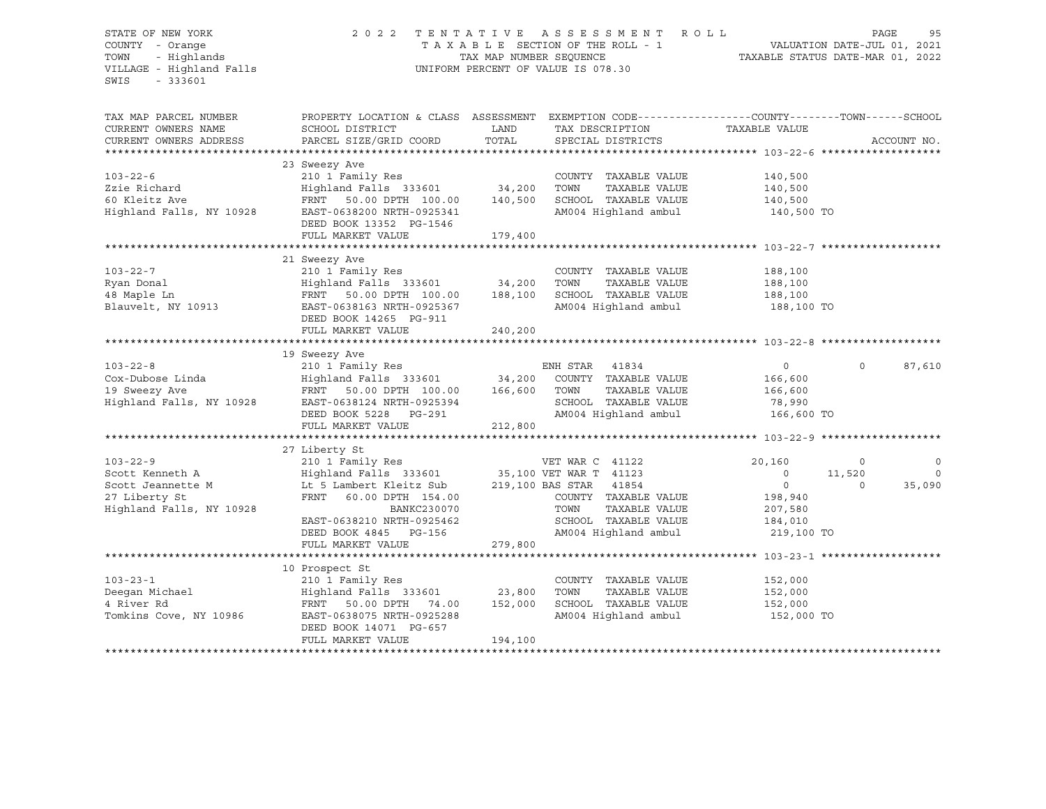STATE OF NEW YORK
COUNTY - Orange
TOWN - Highlands
VILLAGE - Highland Falls
SWIS - 333601

2022 TENTATIVE ASSESSMENT ROLL
TAXABLE SECTION OF THE ROLL - 1
TAX MAP NUMBER SEQUENCE
UNIFORM PERCENT OF VALUE IS 078.30

VALUATION DATE-JUL 01, 2021
TAXABLE STATUS DATE-MAR 01, 2022

| TAX MAP PARCEL NUMBER / CURRENT OWNERS NAME / CURRENT OWNERS ADDRESS | PROPERTY LOCATION & CLASS / SCHOOL DISTRICT / PARCEL SIZE/GRID COORD | ASSESSMENT LAND / TOTAL | EXEMPTION CODE / TAX DESCRIPTION / SPECIAL DISTRICTS | COUNTY | TOWN | SCHOOL |
|---|---|---|---|---|---|---|
| **103-22-6** | 23 Sweezy Ave | | | | | |
| | 210 1 Family Res | | COUNTY TAXABLE VALUE | 140,500 | | |
| Zzie Richard | Highland Falls 333601 | 34,200 | TOWN TAXABLE VALUE | 140,500 | | |
| 60 Kleitz Ave | FRNT 50.00 DPTH 100.00 | 140,500 | SCHOOL TAXABLE VALUE | 140,500 | | |
| Highland Falls, NY 10928 | EAST-0638200 NRTH-0925341 | | AM004 Highland ambul | 140,500 TO | | |
| | DEED BOOK 13352 PG-1546 | | | | | |
| | FULL MARKET VALUE | 179,400 | | | | |
| **103-22-7** | 21 Sweezy Ave | | | | | |
| | 210 1 Family Res | | COUNTY TAXABLE VALUE | 188,100 | | |
| Ryan Donal | Highland Falls 333601 | 34,200 | TOWN TAXABLE VALUE | 188,100 | | |
| 48 Maple Ln | FRNT 50.00 DPTH 100.00 | 188,100 | SCHOOL TAXABLE VALUE | 188,100 | | |
| Blauvelt, NY 10913 | EAST-0638163 NRTH-0925367 | | AM004 Highland ambul | 188,100 TO | | |
| | DEED BOOK 14265 PG-911 | | | | | |
| | FULL MARKET VALUE | 240,200 | | | | |
| **103-22-8** | 19 Sweezy Ave | | | | | |
| | 210 1 Family Res | | ENH STAR 41834 | 0 | 0 | 87,610 |
| Cox-Dubose Linda | Highland Falls 333601 | 34,200 | COUNTY TAXABLE VALUE | 166,600 | | |
| 19 Sweezy Ave | FRNT 50.00 DPTH 100.00 | 166,600 | TOWN TAXABLE VALUE | 166,600 | | |
| Highland Falls, NY 10928 | EAST-0638124 NRTH-0925394 | | SCHOOL TAXABLE VALUE | 78,990 | | |
| | DEED BOOK 5228 PG-291 | | AM004 Highland ambul | 166,600 TO | | |
| | FULL MARKET VALUE | 212,800 | | | | |
| **103-22-9** | 27 Liberty St | | | | | |
| | 210 1 Family Res | | VET WAR C 41122 | 20,160 | 0 | 0 |
| Scott Kenneth A | Highland Falls 333601 | 35,100 | VET WAR T 41123 | 0 | 11,520 | 0 |
| Scott Jeannette M | Lt 5 Lambert Kleitz Sub | 219,100 | BAS STAR 41854 | 0 | 0 | 35,090 |
| 27 Liberty St | FRNT 60.00 DPTH 154.00 | | COUNTY TAXABLE VALUE | 198,940 | | |
| Highland Falls, NY 10928 | BANKC230070 | | TOWN TAXABLE VALUE | 207,580 | | |
| | EAST-0638210 NRTH-0925462 | | SCHOOL TAXABLE VALUE | 184,010 | | |
| | DEED BOOK 4845 PG-156 | | AM004 Highland ambul | 219,100 TO | | |
| | FULL MARKET VALUE | 279,800 | | | | |
| **103-23-1** | 10 Prospect St | | | | | |
| | 210 1 Family Res | | COUNTY TAXABLE VALUE | 152,000 | | |
| Deegan Michael | Highland Falls 333601 | 23,800 | TOWN TAXABLE VALUE | 152,000 | | |
| 4 River Rd | FRNT 50.00 DPTH 74.00 | 152,000 | SCHOOL TAXABLE VALUE | 152,000 | | |
| Tomkins Cove, NY 10986 | EAST-0638075 NRTH-0925288 | | AM004 Highland ambul | 152,000 TO | | |
| | DEED BOOK 14071 PG-657 | | | | | |
| | FULL MARKET VALUE | 194,100 | | | | |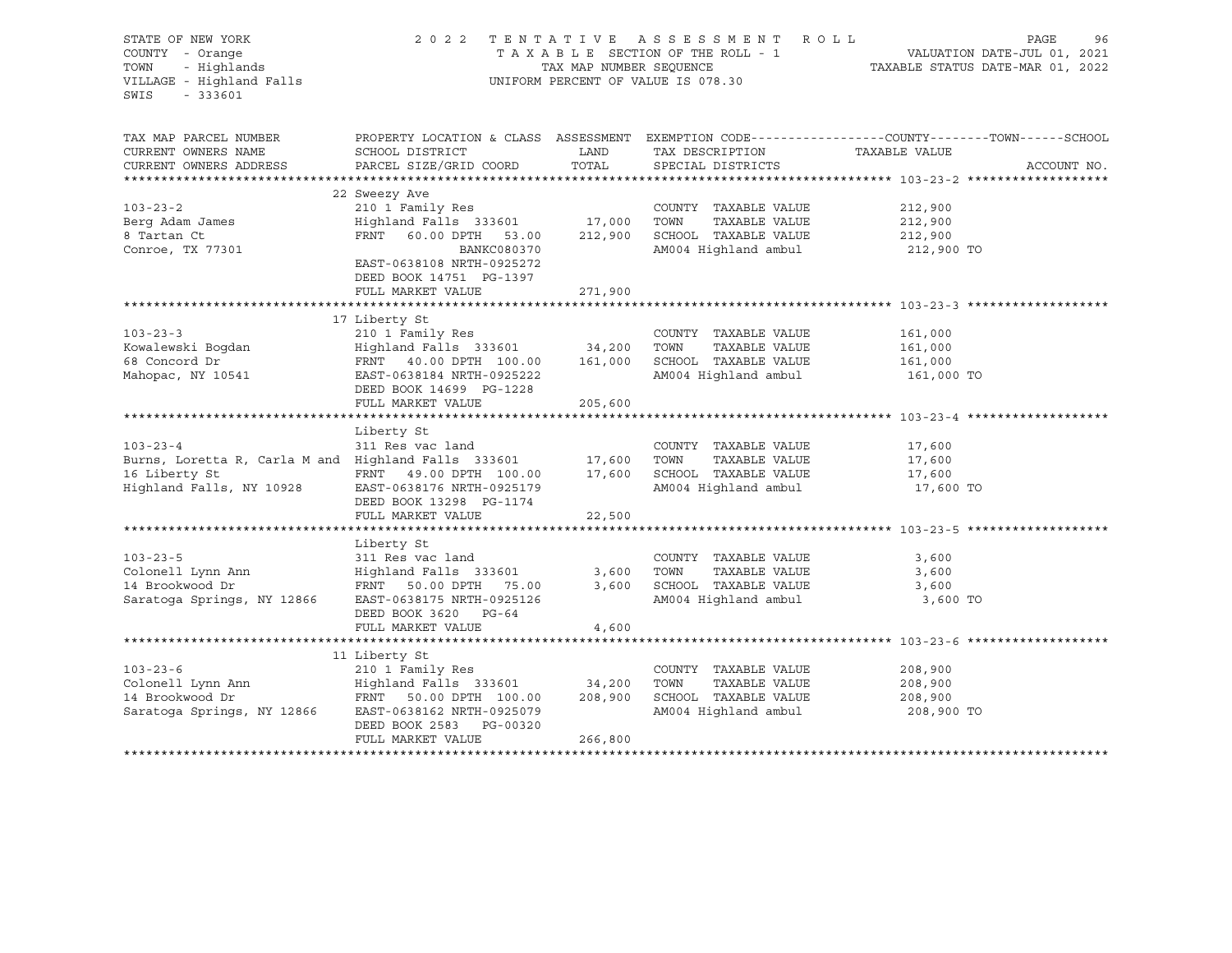STATE OF NEW YORK — 2022 TENTATIVE ASSESSMENT ROLL
COUNTY - Orange — TAXABLE SECTION OF THE ROLL - 1 — VALUATION DATE-JUL 01, 2021
TOWN - Highlands — TAX MAP NUMBER SEQUENCE — TAXABLE STATUS DATE-MAR 01, 2022
VILLAGE - Highland Falls — UNIFORM PERCENT OF VALUE IS 078.30
SWIS - 333601

| TAX MAP PARCEL NUMBER / CURRENT OWNERS NAME / CURRENT OWNERS ADDRESS | PROPERTY LOCATION & CLASS / SCHOOL DISTRICT / PARCEL SIZE/GRID COORD | ASSESSMENT LAND | TOTAL | EXEMPTION CODE / TAX DESCRIPTION / SPECIAL DISTRICTS | TAXABLE VALUE (COUNTY / TOWN / SCHOOL) |
|---|---|---|---|---|---|
| **103-23-2** | 22 Sweezy Ave | | | | |
| 103-23-2 | 210 1 Family Res | | | COUNTY TAXABLE VALUE | 212,900 |
| Berg Adam James | Highland Falls 333601 | 17,000 | | TOWN TAXABLE VALUE | 212,900 |
| 8 Tartan Ct | FRNT 60.00 DPTH 53.00 | | 212,900 | SCHOOL TAXABLE VALUE | 212,900 |
| Conroe, TX 77301 | BANKC080370 | | | AM004 Highland ambul | 212,900 TO |
| | EAST-0638108 NRTH-0925272 | | | | |
| | DEED BOOK 14751 PG-1397 | | | | |
| | FULL MARKET VALUE | | 271,900 | | |
| **103-23-3** | 17 Liberty St | | | | |
| 103-23-3 | 210 1 Family Res | | | COUNTY TAXABLE VALUE | 161,000 |
| Kowalewski Bogdan | Highland Falls 333601 | 34,200 | | TOWN TAXABLE VALUE | 161,000 |
| 68 Concord Dr | FRNT 40.00 DPTH 100.00 | | 161,000 | SCHOOL TAXABLE VALUE | 161,000 |
| Mahopac, NY 10541 | EAST-0638184 NRTH-0925222 | | | AM004 Highland ambul | 161,000 TO |
| | DEED BOOK 14699 PG-1228 | | | | |
| | FULL MARKET VALUE | | 205,600 | | |
| **103-23-4** | Liberty St | | | | |
| 103-23-4 | 311 Res vac land | | | COUNTY TAXABLE VALUE | 17,600 |
| Burns, Loretta R, Carla M and | Highland Falls 333601 | 17,600 | | TOWN TAXABLE VALUE | 17,600 |
| 16 Liberty St | FRNT 49.00 DPTH 100.00 | | 17,600 | SCHOOL TAXABLE VALUE | 17,600 |
| Highland Falls, NY 10928 | EAST-0638176 NRTH-0925179 | | | AM004 Highland ambul | 17,600 TO |
| | DEED BOOK 13298 PG-1174 | | | | |
| | FULL MARKET VALUE | | 22,500 | | |
| **103-23-5** | Liberty St | | | | |
| 103-23-5 | 311 Res vac land | | | COUNTY TAXABLE VALUE | 3,600 |
| Colonell Lynn Ann | Highland Falls 333601 | 3,600 | | TOWN TAXABLE VALUE | 3,600 |
| 14 Brookwood Dr | FRNT 50.00 DPTH 75.00 | | 3,600 | SCHOOL TAXABLE VALUE | 3,600 |
| Saratoga Springs, NY 12866 | EAST-0638175 NRTH-0925126 | | | AM004 Highland ambul | 3,600 TO |
| | DEED BOOK 3620 PG-64 | | | | |
| | FULL MARKET VALUE | | 4,600 | | |
| **103-23-6** | 11 Liberty St | | | | |
| 103-23-6 | 210 1 Family Res | | | COUNTY TAXABLE VALUE | 208,900 |
| Colonell Lynn Ann | Highland Falls 333601 | 34,200 | | TOWN TAXABLE VALUE | 208,900 |
| 14 Brookwood Dr | FRNT 50.00 DPTH 100.00 | | 208,900 | SCHOOL TAXABLE VALUE | 208,900 |
| Saratoga Springs, NY 12866 | EAST-0638162 NRTH-0925079 | | | AM004 Highland ambul | 208,900 TO |
| | DEED BOOK 2583 PG-00320 | | | | |
| | FULL MARKET VALUE | | 266,800 | | |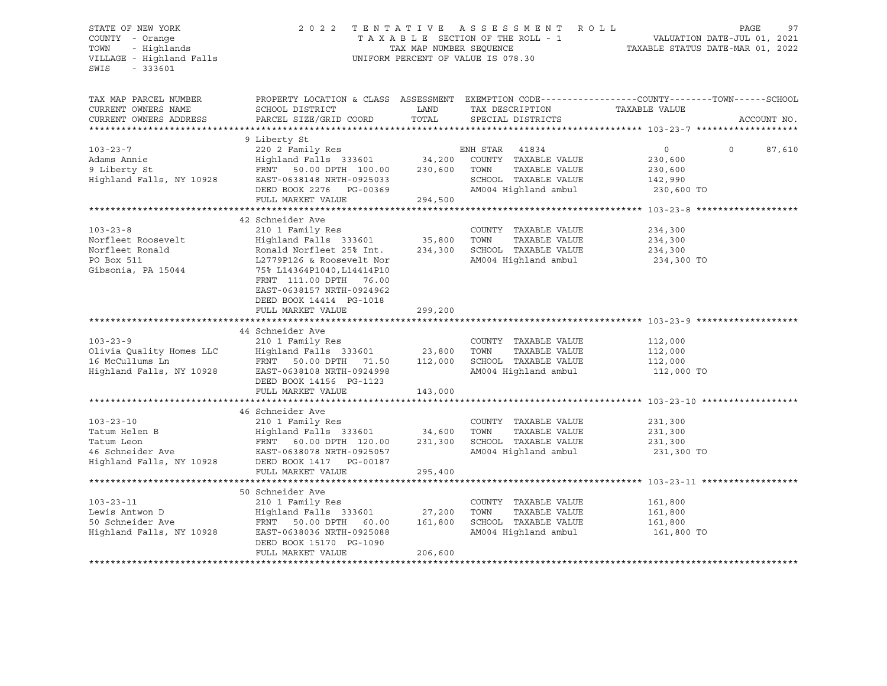STATE OF NEW YORK
COUNTY - Orange
TOWN - Highlands
VILLAGE - Highland Falls
SWIS - 333601

2022 TENTATIVE ASSESSMENT ROLL
TAXABLE SECTION OF THE ROLL - 1
TAX MAP NUMBER SEQUENCE
UNIFORM PERCENT OF VALUE IS 078.30

VALUATION DATE-JUL 01, 2021
TAXABLE STATUS DATE-MAR 01, 2022

```
TAX MAP PARCEL NUMBER     PROPERTY LOCATION & CLASS  ASSESSMENT  EXEMPTION CODE------------------COUNTY--------TOWN------SCHOOL
CURRENT OWNERS NAME       SCHOOL DISTRICT               LAND      TAX DESCRIPTION            TAXABLE VALUE
CURRENT OWNERS ADDRESS    PARCEL SIZE/GRID COORD        TOTAL     SPECIAL DISTRICTS                                      ACCOUNT NO.
******************************************************************************************************* 103-23-7 *******************
                          9 Liberty St
103-23-7                  220 2 Family Res                         ENH STAR  41834              0              0        87,610
Adams Annie               Highland Falls  333601        34,200    COUNTY  TAXABLE VALUE          230,600
9 Liberty St              FRNT   50.00 DPTH 100.00     230,600    TOWN    TAXABLE VALUE          230,600
Highland Falls, NY 10928  EAST-0638148 NRTH-0925033               SCHOOL  TAXABLE VALUE          142,990
                          DEED BOOK 2276   PG-00369               AM004 Highland ambul            230,600 TO
                          FULL MARKET VALUE            294,500
******************************************************************************************************* 103-23-8 *******************
                          42 Schneider Ave
103-23-8                  210 1 Family Res                         COUNTY  TAXABLE VALUE          234,300
Norfleet Roosevelt        Highland Falls  333601        35,800    TOWN    TAXABLE VALUE          234,300
Norfleet Ronald           Ronald Norfleet 25% Int.     234,300    SCHOOL  TAXABLE VALUE          234,300
PO Box 511                L2779P126 & Roosevelt Nor               AM004 Highland ambul            234,300 TO
Gibsonia, PA 15044        75% L14364P1040,L14414P10
                          FRNT  111.00 DPTH   76.00
                          EAST-0638157 NRTH-0924962
                          DEED BOOK 14414  PG-1018
                          FULL MARKET VALUE            299,200
******************************************************************************************************* 103-23-9 *******************
                          44 Schneider Ave
103-23-9                  210 1 Family Res                         COUNTY  TAXABLE VALUE          112,000
Olivia Quality Homes LLC  Highland Falls  333601        23,800    TOWN    TAXABLE VALUE          112,000
16 McCullums Ln           FRNT   50.00 DPTH   71.50    112,000    SCHOOL  TAXABLE VALUE          112,000
Highland Falls, NY 10928  EAST-0638108 NRTH-0924998               AM004 Highland ambul            112,000 TO
                          DEED BOOK 14156  PG-1123
                          FULL MARKET VALUE            143,000
******************************************************************************************************* 103-23-10 ******************
                          46 Schneider Ave
103-23-10                 210 1 Family Res                         COUNTY  TAXABLE VALUE          231,300
Tatum Helen B             Highland Falls  333601        34,600    TOWN    TAXABLE VALUE          231,300
Tatum Leon                FRNT   60.00 DPTH 120.00     231,300    SCHOOL  TAXABLE VALUE          231,300
46 Schneider Ave          EAST-0638078 NRTH-0925057               AM004 Highland ambul            231,300 TO
Highland Falls, NY 10928  DEED BOOK 1417   PG-00187
                          FULL MARKET VALUE            295,400
******************************************************************************************************* 103-23-11 ******************
                          50 Schneider Ave
103-23-11                 210 1 Family Res                         COUNTY  TAXABLE VALUE          161,800
Lewis Antwon D            Highland Falls  333601        27,200    TOWN    TAXABLE VALUE          161,800
50 Schneider Ave          FRNT   50.00 DPTH   60.00    161,800    SCHOOL  TAXABLE VALUE          161,800
Highland Falls, NY 10928  EAST-0638036 NRTH-0925088               AM004 Highland ambul            161,800 TO
                          DEED BOOK 15170  PG-1090
                          FULL MARKET VALUE            206,600
************************************************************************************************************************************
```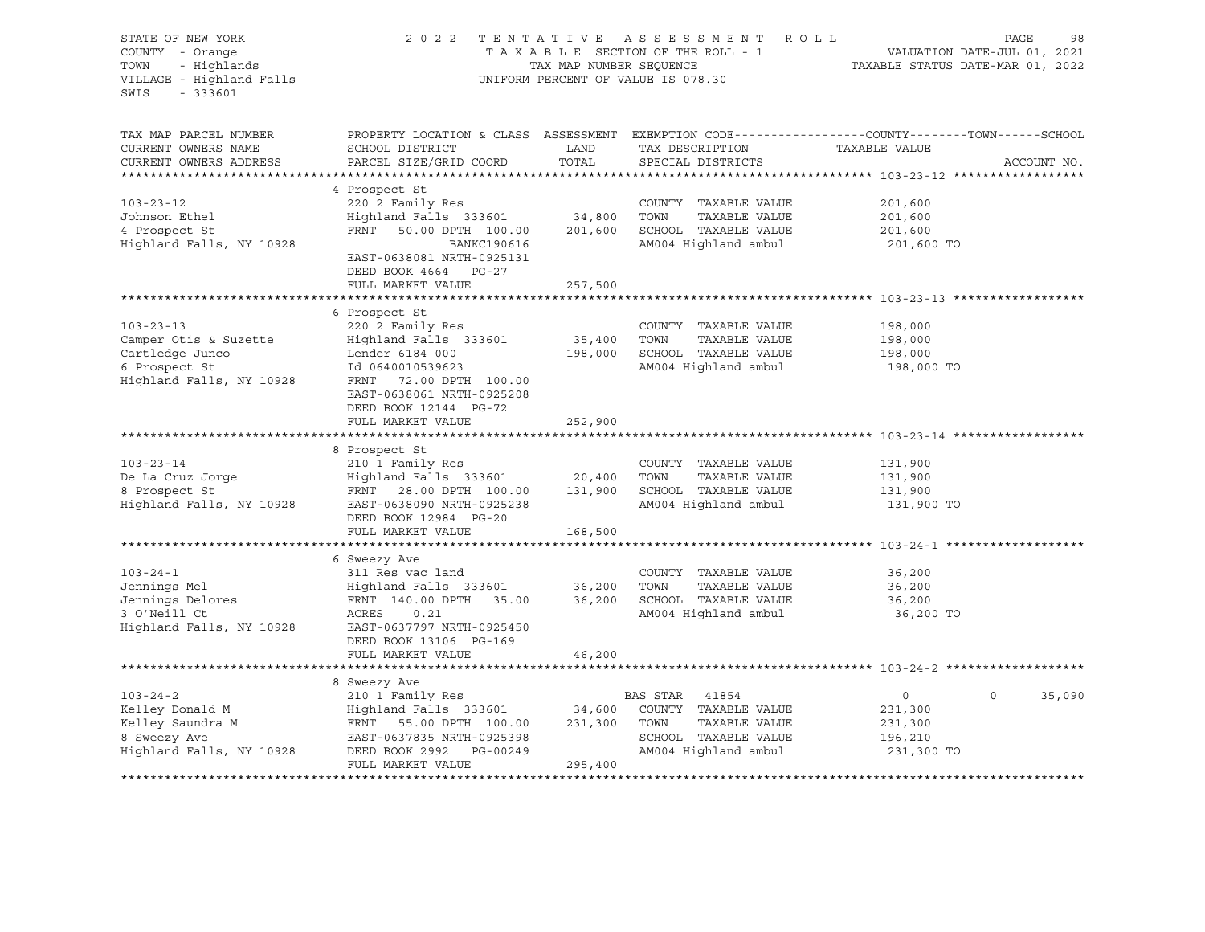STATE OF NEW YORK
COUNTY - Orange
TOWN - Highlands
VILLAGE - Highland Falls
SWIS - 333601

2022 TENTATIVE ASSESSMENT ROLL
TAXABLE SECTION OF THE ROLL - 1
TAX MAP NUMBER SEQUENCE
UNIFORM PERCENT OF VALUE IS 078.30

VALUATION DATE-JUL 01, 2021
TAXABLE STATUS DATE-MAR 01, 2022

| TAX MAP PARCEL NUMBER / CURRENT OWNERS NAME / CURRENT OWNERS ADDRESS | PROPERTY LOCATION & CLASS / SCHOOL DISTRICT / PARCEL SIZE/GRID COORD | ASSESSMENT LAND | TOTAL | EXEMPTION CODE / TAX DESCRIPTION / SPECIAL DISTRICTS | COUNTY TAXABLE VALUE | TOWN | SCHOOL |
|---|---|---|---|---|---|---|---|
| **103-23-12** | 4 Prospect St | | | | | | |
| 103-23-12 | 220 2 Family Res | | | COUNTY TAXABLE VALUE | 201,600 | | |
| Johnson Ethel | Highland Falls 333601 | 34,800 | | TOWN TAXABLE VALUE | 201,600 | | |
| 4 Prospect St | FRNT 50.00 DPTH 100.00 | | 201,600 | SCHOOL TAXABLE VALUE | 201,600 | | |
| Highland Falls, NY 10928 | BANKC190616 | | | AM004 Highland ambul | 201,600 TO | | |
| | EAST-0638081 NRTH-0925131 | | | | | | |
| | DEED BOOK 4664 PG-27 | | | | | | |
| | FULL MARKET VALUE | | 257,500 | | | | |
| **103-23-13** | 6 Prospect St | | | | | | |
| 103-23-13 | 220 2 Family Res | | | COUNTY TAXABLE VALUE | 198,000 | | |
| Camper Otis & Suzette | Highland Falls 333601 | 35,400 | | TOWN TAXABLE VALUE | 198,000 | | |
| Cartledge Junco | Lender 6184 000 | | 198,000 | SCHOOL TAXABLE VALUE | 198,000 | | |
| 6 Prospect St | Id 0640010539623 | | | AM004 Highland ambul | 198,000 TO | | |
| Highland Falls, NY 10928 | FRNT 72.00 DPTH 100.00 | | | | | | |
| | EAST-0638061 NRTH-0925208 | | | | | | |
| | DEED BOOK 12144 PG-72 | | | | | | |
| | FULL MARKET VALUE | | 252,900 | | | | |
| **103-23-14** | 8 Prospect St | | | | | | |
| 103-23-14 | 210 1 Family Res | | | COUNTY TAXABLE VALUE | 131,900 | | |
| De La Cruz Jorge | Highland Falls 333601 | 20,400 | | TOWN TAXABLE VALUE | 131,900 | | |
| 8 Prospect St | FRNT 28.00 DPTH 100.00 | | 131,900 | SCHOOL TAXABLE VALUE | 131,900 | | |
| Highland Falls, NY 10928 | EAST-0638090 NRTH-0925238 | | | AM004 Highland ambul | 131,900 TO | | |
| | DEED BOOK 12984 PG-20 | | | | | | |
| | FULL MARKET VALUE | | 168,500 | | | | |
| **103-24-1** | 6 Sweezy Ave | | | | | | |
| 103-24-1 | 311 Res vac land | | | COUNTY TAXABLE VALUE | 36,200 | | |
| Jennings Mel | Highland Falls 333601 | 36,200 | | TOWN TAXABLE VALUE | 36,200 | | |
| Jennings Delores | FRNT 140.00 DPTH 35.00 | | 36,200 | SCHOOL TAXABLE VALUE | 36,200 | | |
| 3 O'Neill Ct | ACRES 0.21 | | | AM004 Highland ambul | 36,200 TO | | |
| Highland Falls, NY 10928 | EAST-0637797 NRTH-0925450 | | | | | | |
| | DEED BOOK 13106 PG-169 | | | | | | |
| | FULL MARKET VALUE | | 46,200 | | | | |
| **103-24-2** | 8 Sweezy Ave | | | | | | |
| 103-24-2 | 210 1 Family Res | | | BAS STAR 41854 | 0 | 0 | 35,090 |
| Kelley Donald M | Highland Falls 333601 | 34,600 | | COUNTY TAXABLE VALUE | 231,300 | | |
| Kelley Saundra M | FRNT 55.00 DPTH 100.00 | | 231,300 | TOWN TAXABLE VALUE | 231,300 | | |
| 8 Sweezy Ave | EAST-0637835 NRTH-0925398 | | | SCHOOL TAXABLE VALUE | 196,210 | | |
| Highland Falls, NY 10928 | DEED BOOK 2992 PG-00249 | | | AM004 Highland ambul | 231,300 TO | | |
| | FULL MARKET VALUE | | 295,400 | | | | |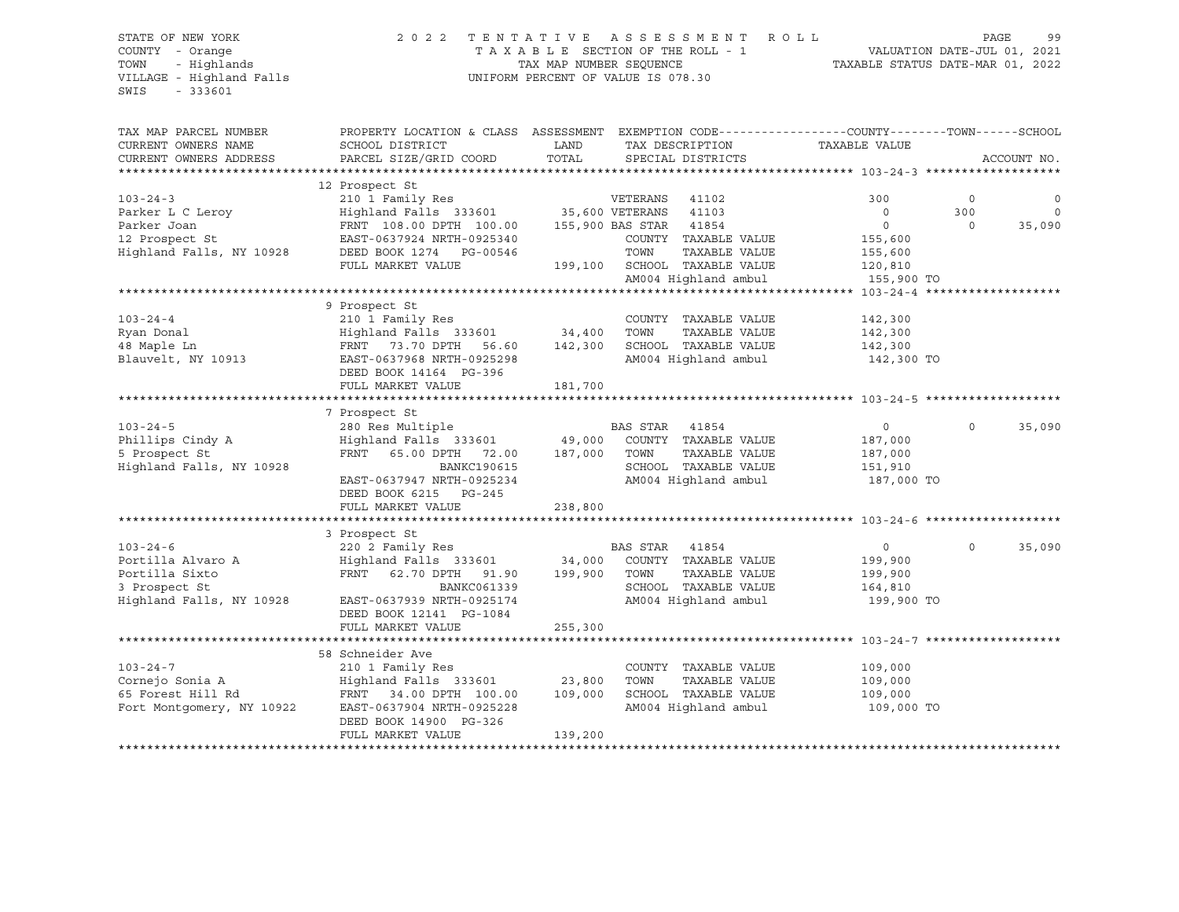STATE OF NEW YORK
COUNTY - Orange
TOWN - Highlands
VILLAGE - Highland Falls
SWIS - 333601

2022 TENTATIVE ASSESSMENT ROLL
TAXABLE SECTION OF THE ROLL - 1
TAX MAP NUMBER SEQUENCE
UNIFORM PERCENT OF VALUE IS 078.30

VALUATION DATE-JUL 01, 2021
TAXABLE STATUS DATE-MAR 01, 2022

| TAX MAP PARCEL NUMBER / CURRENT OWNERS NAME / CURRENT OWNERS ADDRESS | PROPERTY LOCATION & CLASS / SCHOOL DISTRICT / PARCEL SIZE/GRID COORD | ASSESSMENT LAND | TOTAL | EXEMPTION CODE / TAX DESCRIPTION / SPECIAL DISTRICTS | COUNTY TAXABLE VALUE | TOWN | SCHOOL |
|---|---|---|---|---|---|---|---|
| **103-24-3** | 12 Prospect St | | | | | | |
| | 210 1 Family Res | | | VETERANS 41102 | 300 | 0 | 0 |
| Parker L C Leroy | Highland Falls 333601 | 35,600 | | VETERANS 41103 | 0 | 300 | 0 |
| Parker Joan | FRNT 108.00 DPTH 100.00 | | 155,900 | BAS STAR 41854 | 0 | 0 | 35,090 |
| 12 Prospect St | EAST-0637924 NRTH-0925340 | | | COUNTY TAXABLE VALUE | 155,600 | | |
| Highland Falls, NY 10928 | DEED BOOK 1274 PG-00546 | | | TOWN TAXABLE VALUE | 155,600 | | |
| | FULL MARKET VALUE | | 199,100 | SCHOOL TAXABLE VALUE | 120,810 | | |
| | | | | AM004 Highland ambul | 155,900 TO | | |
| **103-24-4** | 9 Prospect St | | | | | | |
| | 210 1 Family Res | | | COUNTY TAXABLE VALUE | 142,300 | | |
| Ryan Donal | Highland Falls 333601 | 34,400 | | TOWN TAXABLE VALUE | 142,300 | | |
| 48 Maple Ln | FRNT 73.70 DPTH 56.60 | | 142,300 | SCHOOL TAXABLE VALUE | 142,300 | | |
| Blauvelt, NY 10913 | EAST-0637968 NRTH-0925298 | | | AM004 Highland ambul | 142,300 TO | | |
| | DEED BOOK 14164 PG-396 | | | | | | |
| | FULL MARKET VALUE | | 181,700 | | | | |
| **103-24-5** | 7 Prospect St | | | | | | |
| | 280 Res Multiple | | | BAS STAR 41854 | 0 | 0 | 35,090 |
| Phillips Cindy A | Highland Falls 333601 | 49,000 | | COUNTY TAXABLE VALUE | 187,000 | | |
| 5 Prospect St | FRNT 65.00 DPTH 72.00 | | 187,000 | TOWN TAXABLE VALUE | 187,000 | | |
| Highland Falls, NY 10928 | BANKC190615 | | | SCHOOL TAXABLE VALUE | 151,910 | | |
| | EAST-0637947 NRTH-0925234 | | | AM004 Highland ambul | 187,000 TO | | |
| | DEED BOOK 6215 PG-245 | | | | | | |
| | FULL MARKET VALUE | | 238,800 | | | | |
| **103-24-6** | 3 Prospect St | | | | | | |
| | 220 2 Family Res | | | BAS STAR 41854 | 0 | 0 | 35,090 |
| Portilla Alvaro A | Highland Falls 333601 | 34,000 | | COUNTY TAXABLE VALUE | 199,900 | | |
| Portilla Sixto | FRNT 62.70 DPTH 91.90 | | 199,900 | TOWN TAXABLE VALUE | 199,900 | | |
| 3 Prospect St | BANKC061339 | | | SCHOOL TAXABLE VALUE | 164,810 | | |
| Highland Falls, NY 10928 | EAST-0637939 NRTH-0925174 | | | AM004 Highland ambul | 199,900 TO | | |
| | DEED BOOK 12141 PG-1084 | | | | | | |
| | FULL MARKET VALUE | | 255,300 | | | | |
| **103-24-7** | 58 Schneider Ave | | | | | | |
| | 210 1 Family Res | | | COUNTY TAXABLE VALUE | 109,000 | | |
| Cornejo Sonia A | Highland Falls 333601 | 23,800 | | TOWN TAXABLE VALUE | 109,000 | | |
| 65 Forest Hill Rd | FRNT 34.00 DPTH 100.00 | | 109,000 | SCHOOL TAXABLE VALUE | 109,000 | | |
| Fort Montgomery, NY 10922 | EAST-0637904 NRTH-0925228 | | | AM004 Highland ambul | 109,000 TO | | |
| | DEED BOOK 14900 PG-326 | | | | | | |
| | FULL MARKET VALUE | | 139,200 | | | | |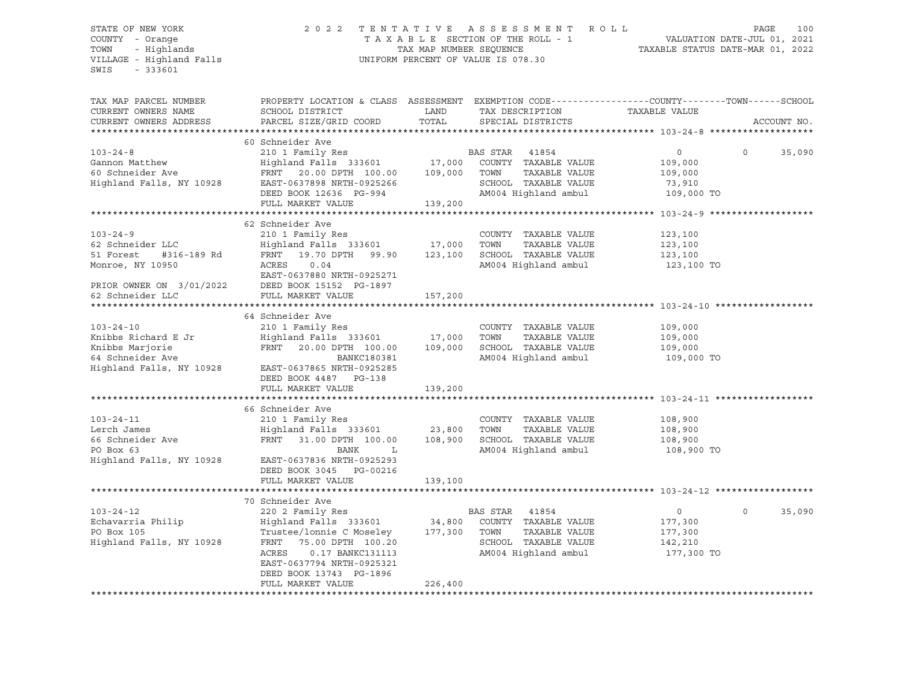STATE OF NEW YORK
COUNTY - Orange
TOWN - Highlands
VILLAGE - Highland Falls
SWIS - 333601

2022 TENTATIVE ASSESSMENT ROLL
TAXABLE SECTION OF THE ROLL - 1
TAX MAP NUMBER SEQUENCE
UNIFORM PERCENT OF VALUE IS 078.30

VALUATION DATE-JUL 01, 2021
TAXABLE STATUS DATE-MAR 01, 2022

| TAX MAP PARCEL NUMBER / CURRENT OWNERS NAME / CURRENT OWNERS ADDRESS | PROPERTY LOCATION & CLASS / SCHOOL DISTRICT / PARCEL SIZE/GRID COORD | ASSESSMENT LAND / TOTAL | EXEMPTION CODE / TAX DESCRIPTION / SPECIAL DISTRICTS | COUNTY / TAXABLE VALUE | TOWN | SCHOOL | ACCOUNT NO. |
|---|---|---|---|---|---|---|---|
| **103-24-8** | 60 Schneider Ave | | | | | | |
| | 210 1 Family Res | | BAS STAR 41854 | 0 | 0 | 35,090 | |
| Gannon Matthew | Highland Falls 333601 | 17,000 | COUNTY TAXABLE VALUE | 109,000 | | | |
| 60 Schneider Ave | FRNT 20.00 DPTH 100.00 | 109,000 | TOWN TAXABLE VALUE | 109,000 | | | |
| Highland Falls, NY 10928 | EAST-0637898 NRTH-0925266 | | SCHOOL TAXABLE VALUE | 73,910 | | | |
| | DEED BOOK 12636 PG-994 | | AM004 Highland ambul | 109,000 TO | | | |
| | FULL MARKET VALUE | 139,200 | | | | | |
| **103-24-9** | 62 Schneider Ave | | | | | | |
| | 210 1 Family Res | | COUNTY TAXABLE VALUE | 123,100 | | | |
| 62 Schneider LLC | Highland Falls 333601 | 17,000 | TOWN TAXABLE VALUE | 123,100 | | | |
| 51 Forest #316-189 Rd | FRNT 19.70 DPTH 99.90 | 123,100 | SCHOOL TAXABLE VALUE | 123,100 | | | |
| Monroe, NY 10950 | ACRES 0.04 | | AM004 Highland ambul | 123,100 TO | | | |
| | EAST-0637880 NRTH-0925271 | | | | | | |
| PRIOR OWNER ON 3/01/2022 | DEED BOOK 15152 PG-1897 | | | | | | |
| 62 Schneider LLC | FULL MARKET VALUE | 157,200 | | | | | |
| **103-24-10** | 64 Schneider Ave | | | | | | |
| | 210 1 Family Res | | COUNTY TAXABLE VALUE | 109,000 | | | |
| Knibbs Richard E Jr | Highland Falls 333601 | 17,000 | TOWN TAXABLE VALUE | 109,000 | | | |
| Knibbs Marjorie | FRNT 20.00 DPTH 100.00 | 109,000 | SCHOOL TAXABLE VALUE | 109,000 | | | |
| 64 Schneider Ave | BANKC180381 | | AM004 Highland ambul | 109,000 TO | | | |
| Highland Falls, NY 10928 | EAST-0637865 NRTH-0925285 | | | | | | |
| | DEED BOOK 4487 PG-138 | | | | | | |
| | FULL MARKET VALUE | 139,200 | | | | | |
| **103-24-11** | 66 Schneider Ave | | | | | | |
| | 210 1 Family Res | | COUNTY TAXABLE VALUE | 108,900 | | | |
| Lerch James | Highland Falls 333601 | 23,800 | TOWN TAXABLE VALUE | 108,900 | | | |
| 66 Schneider Ave | FRNT 31.00 DPTH 100.00 | 108,900 | SCHOOL TAXABLE VALUE | 108,900 | | | |
| PO Box 63 | BANK L | | AM004 Highland ambul | 108,900 TO | | | |
| Highland Falls, NY 10928 | EAST-0637836 NRTH-0925293 | | | | | | |
| | DEED BOOK 3045 PG-00216 | | | | | | |
| | FULL MARKET VALUE | 139,100 | | | | | |
| **103-24-12** | 70 Schneider Ave | | | | | | |
| | 220 2 Family Res | | BAS STAR 41854 | 0 | 0 | 35,090 | |
| Echavarria Philip | Highland Falls 333601 | 34,800 | COUNTY TAXABLE VALUE | 177,300 | | | |
| PO Box 105 | Trustee/lonnie C Moseley | 177,300 | TOWN TAXABLE VALUE | 177,300 | | | |
| Highland Falls, NY 10928 | FRNT 75.00 DPTH 100.20 | | SCHOOL TAXABLE VALUE | 142,210 | | | |
| | ACRES 0.17 BANKC131113 | | AM004 Highland ambul | 177,300 TO | | | |
| | EAST-0637794 NRTH-0925321 | | | | | | |
| | DEED BOOK 13743 PG-1896 | | | | | | |
| | FULL MARKET VALUE | 226,400 | | | | | |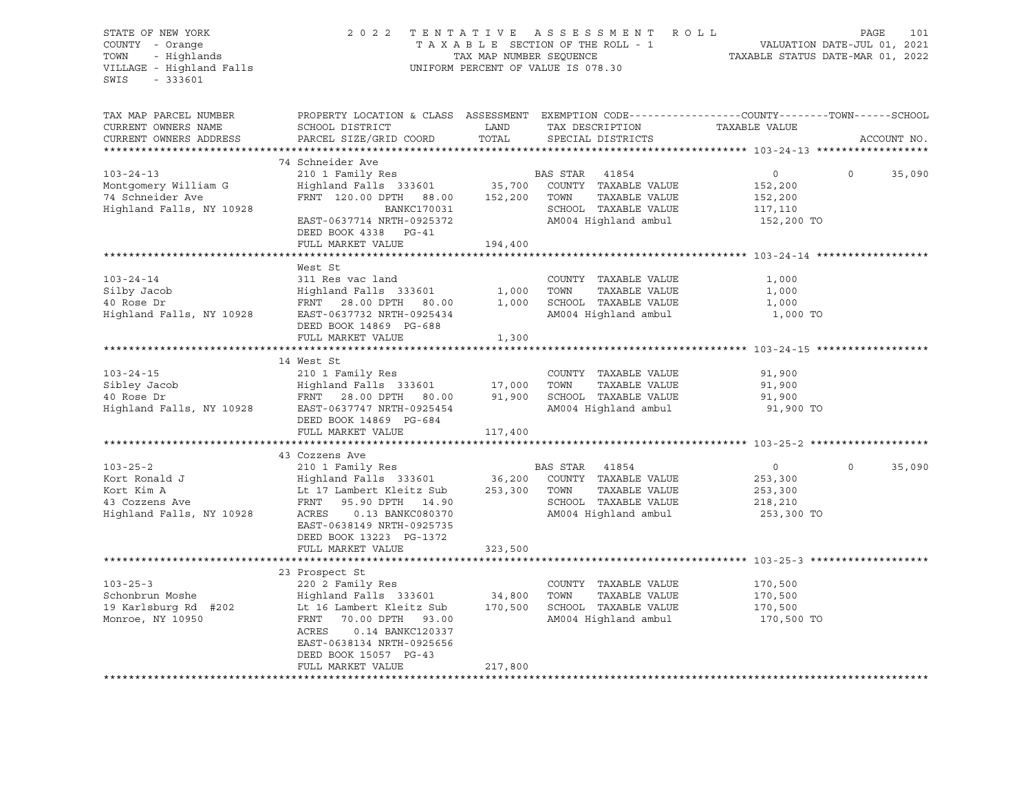STATE OF NEW YORK
COUNTY - Orange
TOWN - Highlands
VILLAGE - Highland Falls
SWIS - 333601

2022 TENTATIVE ASSESSMENT ROLL
TAXABLE SECTION OF THE ROLL - 1
TAX MAP NUMBER SEQUENCE
UNIFORM PERCENT OF VALUE IS 078.30

VALUATION DATE-JUL 01, 2021
TAXABLE STATUS DATE-MAR 01, 2022

| TAX MAP PARCEL NUMBER / CURRENT OWNERS NAME / CURRENT OWNERS ADDRESS | PROPERTY LOCATION & CLASS / SCHOOL DISTRICT / PARCEL SIZE/GRID COORD | ASSESSMENT LAND / TOTAL | EXEMPTION CODE / TAX DESCRIPTION / SPECIAL DISTRICTS | COUNTY TAXABLE VALUE | TOWN | SCHOOL / ACCOUNT NO. |
|---|---|---|---|---|---|---|
| **103-24-13** | 74 Schneider Ave | | | | | |
| 103-24-13 | 210 1 Family Res | | BAS STAR 41854 | 0 | 0 | 35,090 |
| Montgomery William G | Highland Falls 333601 | 35,700 | COUNTY TAXABLE VALUE | 152,200 | | |
| 74 Schneider Ave | FRNT 120.00 DPTH 88.00 | 152,200 | TOWN TAXABLE VALUE | 152,200 | | |
| Highland Falls, NY 10928 | BANKC170031 | | SCHOOL TAXABLE VALUE | 117,110 | | |
| | EAST-0637714 NRTH-0925372 | | AM004 Highland ambul | 152,200 TO | | |
| | DEED BOOK 4338 PG-41 | | | | | |
| | FULL MARKET VALUE | 194,400 | | | | |
| **103-24-14** | West St | | | | | |
| 103-24-14 | 311 Res vac land | | COUNTY TAXABLE VALUE | 1,000 | | |
| Silby Jacob | Highland Falls 333601 | 1,000 | TOWN TAXABLE VALUE | 1,000 | | |
| 40 Rose Dr | FRNT 28.00 DPTH 80.00 | 1,000 | SCHOOL TAXABLE VALUE | 1,000 | | |
| Highland Falls, NY 10928 | EAST-0637732 NRTH-0925434 | | AM004 Highland ambul | 1,000 TO | | |
| | DEED BOOK 14869 PG-688 | | | | | |
| | FULL MARKET VALUE | 1,300 | | | | |
| **103-24-15** | 14 West St | | | | | |
| 103-24-15 | 210 1 Family Res | | COUNTY TAXABLE VALUE | 91,900 | | |
| Sibley Jacob | Highland Falls 333601 | 17,000 | TOWN TAXABLE VALUE | 91,900 | | |
| 40 Rose Dr | FRNT 28.00 DPTH 80.00 | 91,900 | SCHOOL TAXABLE VALUE | 91,900 | | |
| Highland Falls, NY 10928 | EAST-0637747 NRTH-0925454 | | AM004 Highland ambul | 91,900 TO | | |
| | DEED BOOK 14869 PG-684 | | | | | |
| | FULL MARKET VALUE | 117,400 | | | | |
| **103-25-2** | 43 Cozzens Ave | | | | | |
| 103-25-2 | 210 1 Family Res | | BAS STAR 41854 | 0 | 0 | 35,090 |
| Kort Ronald J | Highland Falls 333601 | 36,200 | COUNTY TAXABLE VALUE | 253,300 | | |
| Kort Kim A | Lt 17 Lambert Kleitz Sub | 253,300 | TOWN TAXABLE VALUE | 253,300 | | |
| 43 Cozzens Ave | FRNT 95.90 DPTH 14.90 | | SCHOOL TAXABLE VALUE | 218,210 | | |
| Highland Falls, NY 10928 | ACRES 0.13 BANKC080370 | | AM004 Highland ambul | 253,300 TO | | |
| | EAST-0638149 NRTH-0925735 | | | | | |
| | DEED BOOK 13223 PG-1372 | | | | | |
| | FULL MARKET VALUE | 323,500 | | | | |
| **103-25-3** | 23 Prospect St | | | | | |
| 103-25-3 | 220 2 Family Res | | COUNTY TAXABLE VALUE | 170,500 | | |
| Schonbrun Moshe | Highland Falls 333601 | 34,800 | TOWN TAXABLE VALUE | 170,500 | | |
| 19 Karlsburg Rd #202 | Lt 16 Lambert Kleitz Sub | 170,500 | SCHOOL TAXABLE VALUE | 170,500 | | |
| Monroe, NY 10950 | FRNT 70.00 DPTH 93.00 | | AM004 Highland ambul | 170,500 TO | | |
| | ACRES 0.14 BANKC120337 | | | | | |
| | EAST-0638134 NRTH-0925656 | | | | | |
| | DEED BOOK 15057 PG-43 | | | | | |
| | FULL MARKET VALUE | 217,800 | | | | |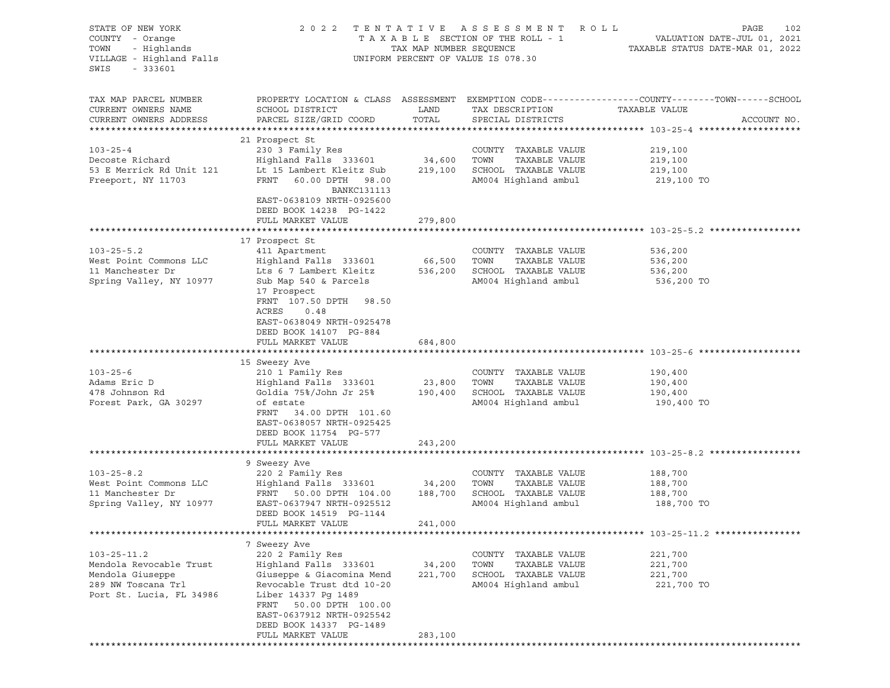STATE OF NEW YORK — 2022 TENTATIVE ASSESSMENT ROLL — PAGE 102
COUNTY - Orange — TAXABLE SECTION OF THE ROLL - 1 — VALUATION DATE-JUL 01, 2021
TOWN - Highlands — TAX MAP NUMBER SEQUENCE — TAXABLE STATUS DATE-MAR 01, 2022
VILLAGE - Highland Falls — UNIFORM PERCENT OF VALUE IS 078.30
SWIS - 333601

| TAX MAP PARCEL NUMBER / CURRENT OWNERS NAME / CURRENT OWNERS ADDRESS | PROPERTY LOCATION & CLASS / SCHOOL DISTRICT / PARCEL SIZE/GRID COORD | ASSESSMENT LAND / TOTAL | EXEMPTION CODE / TAX DESCRIPTION / SPECIAL DISTRICTS | COUNTY / TOWN / SCHOOL TAXABLE VALUE | ACCOUNT NO. |
|---|---|---|---|---|---|
| **103-25-4** | 21 Prospect St | | | | |
| 103-25-4 | 230 3 Family Res | | COUNTY TAXABLE VALUE | 219,100 | |
| Decoste Richard | Highland Falls 333601 | 34,600 | TOWN TAXABLE VALUE | 219,100 | |
| 53 E Merrick Rd Unit 121 | Lt 15 Lambert Kleitz Sub | 219,100 | SCHOOL TAXABLE VALUE | 219,100 | |
| Freeport, NY 11703 | FRNT 60.00 DPTH 98.00 | | AM004 Highland ambul | 219,100 TO | |
| | BANKC131113 | | | | |
| | EAST-0638109 NRTH-0925600 | | | | |
| | DEED BOOK 14238 PG-1422 | | | | |
| | FULL MARKET VALUE | 279,800 | | | |
| **103-25-5.2** | 17 Prospect St | | | | |
| 103-25-5.2 | 411 Apartment | | COUNTY TAXABLE VALUE | 536,200 | |
| West Point Commons LLC | Highland Falls 333601 | 66,500 | TOWN TAXABLE VALUE | 536,200 | |
| 11 Manchester Dr | Lts 6 7 Lambert Kleitz | 536,200 | SCHOOL TAXABLE VALUE | 536,200 | |
| Spring Valley, NY 10977 | Sub Map 540 & Parcels | | AM004 Highland ambul | 536,200 TO | |
| | 17 Prospect | | | | |
| | FRNT 107.50 DPTH 98.50 | | | | |
| | ACRES 0.48 | | | | |
| | EAST-0638049 NRTH-0925478 | | | | |
| | DEED BOOK 14107 PG-884 | | | | |
| | FULL MARKET VALUE | 684,800 | | | |
| **103-25-6** | 15 Sweezy Ave | | | | |
| 103-25-6 | 210 1 Family Res | | COUNTY TAXABLE VALUE | 190,400 | |
| Adams Eric D | Highland Falls 333601 | 23,800 | TOWN TAXABLE VALUE | 190,400 | |
| 478 Johnson Rd | Goldia 75%/John Jr 25% | 190,400 | SCHOOL TAXABLE VALUE | 190,400 | |
| Forest Park, GA 30297 | of estate | | AM004 Highland ambul | 190,400 TO | |
| | FRNT 34.00 DPTH 101.60 | | | | |
| | EAST-0638057 NRTH-0925425 | | | | |
| | DEED BOOK 11754 PG-577 | | | | |
| | FULL MARKET VALUE | 243,200 | | | |
| **103-25-8.2** | 9 Sweezy Ave | | | | |
| 103-25-8.2 | 220 2 Family Res | | COUNTY TAXABLE VALUE | 188,700 | |
| West Point Commons LLC | Highland Falls 333601 | 34,200 | TOWN TAXABLE VALUE | 188,700 | |
| 11 Manchester Dr | FRNT 50.00 DPTH 104.00 | 188,700 | SCHOOL TAXABLE VALUE | 188,700 | |
| Spring Valley, NY 10977 | EAST-0637947 NRTH-0925512 | | AM004 Highland ambul | 188,700 TO | |
| | DEED BOOK 14519 PG-1144 | | | | |
| | FULL MARKET VALUE | 241,000 | | | |
| **103-25-11.2** | 7 Sweezy Ave | | | | |
| 103-25-11.2 | 220 2 Family Res | | COUNTY TAXABLE VALUE | 221,700 | |
| Mendola Revocable Trust | Highland Falls 333601 | 34,200 | TOWN TAXABLE VALUE | 221,700 | |
| Mendola Giuseppe | Giuseppe & Giacomina Mend | 221,700 | SCHOOL TAXABLE VALUE | 221,700 | |
| 289 NW Toscana Trl | Revocable Trust dtd 10-20 | | AM004 Highland ambul | 221,700 TO | |
| Port St. Lucia, FL 34986 | Liber 14337 Pg 1489 | | | | |
| | FRNT 50.00 DPTH 100.00 | | | | |
| | EAST-0637912 NRTH-0925542 | | | | |
| | DEED BOOK 14337 PG-1489 | | | | |
| | FULL MARKET VALUE | 283,100 | | | |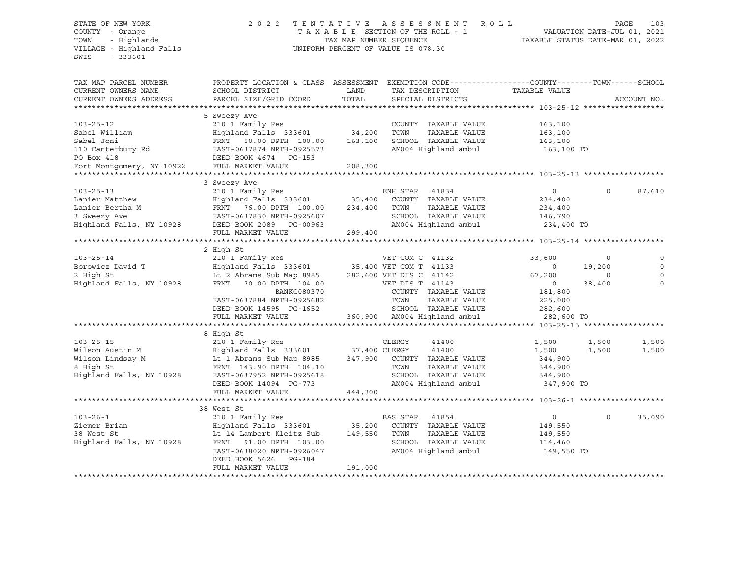STATE OF NEW YORK — 2022 TENTATIVE ASSESSMENT ROLL — TAXABLE SECTION OF THE ROLL - 1
COUNTY - Orange — TOWN - Highlands — VILLAGE - Highland Falls — SWIS - 333601
TAX MAP NUMBER SEQUENCE — UNIFORM PERCENT OF VALUE IS 078.30
VALUATION DATE-JUL 01, 2021 — TAXABLE STATUS DATE-MAR 01, 2022

| TAX MAP PARCEL NUMBER / CURRENT OWNERS NAME / CURRENT OWNERS ADDRESS | PROPERTY LOCATION & CLASS / SCHOOL DISTRICT / PARCEL SIZE/GRID COORD | ASSESSMENT LAND / TOTAL | EXEMPTION CODE / TAX DESCRIPTION / SPECIAL DISTRICTS | COUNTY | TOWN | SCHOOL |
|---|---|---|---|---|---|---|
| **103-25-12** | 5 Sweezy Ave | | | | | |
| Sabel William | 210 1 Family Res | | COUNTY TAXABLE VALUE | 163,100 | | |
| Sabel Joni | Highland Falls 333601 | 34,200 | TOWN TAXABLE VALUE | | 163,100 | |
| 110 Canterbury Rd | FRNT 50.00 DPTH 100.00 | 163,100 | SCHOOL TAXABLE VALUE | | | 163,100 |
| PO Box 418 | EAST-0637874 NRTH-0925573 | | AM004 Highland ambul | 163,100 TO | | |
| Fort Montgomery, NY 10922 | DEED BOOK 4674 PG-153 | | | | | |
| | FULL MARKET VALUE | 208,300 | | | | |
| **103-25-13** | 3 Sweezy Ave | | | | | |
| Lanier Matthew | 210 1 Family Res | | ENH STAR 41834 | 0 | 0 | 87,610 |
| Lanier Bertha M | Highland Falls 333601 | 35,400 | COUNTY TAXABLE VALUE | 234,400 | | |
| 3 Sweezy Ave | FRNT 76.00 DPTH 100.00 | 234,400 | TOWN TAXABLE VALUE | | 234,400 | |
| Highland Falls, NY 10928 | EAST-0637830 NRTH-0925607 | | SCHOOL TAXABLE VALUE | | | 146,790 |
| | DEED BOOK 2089 PG-00963 | | AM004 Highland ambul | 234,400 TO | | |
| | FULL MARKET VALUE | 299,400 | | | | |
| **103-25-14** | 2 High St | | | | | |
| Borowicz David T | 210 1 Family Res | | VET COM C 41132 | 33,600 | 0 | 0 |
| 2 High St | Highland Falls 333601 | 35,400 | VET COM T 41133 | 0 | 19,200 | 0 |
| Highland Falls, NY 10928 | Lt 2 Abrams Sub Map 8985 | 282,600 | VET DIS C 41142 | 67,200 | 0 | 0 |
| | FRNT 70.00 DPTH 104.00 | | VET DIS T 41143 | 0 | 38,400 | 0 |
| | BANKC080370 | | COUNTY TAXABLE VALUE | 181,800 | | |
| | EAST-0637884 NRTH-0925682 | | TOWN TAXABLE VALUE | | 225,000 | |
| | DEED BOOK 14595 PG-1652 | | SCHOOL TAXABLE VALUE | | | 282,600 |
| | FULL MARKET VALUE | 360,900 | AM004 Highland ambul | 282,600 TO | | |
| **103-25-15** | 8 High St | | | | | |
| Wilson Austin M | 210 1 Family Res | | CLERGY 41400 | 1,500 | 1,500 | 1,500 |
| Wilson Lindsay M | Highland Falls 333601 | 37,400 | CLERGY 41400 | 1,500 | 1,500 | 1,500 |
| 8 High St | Lt 1 Abrams Sub Map 8985 | 347,900 | COUNTY TAXABLE VALUE | 344,900 | | |
| Highland Falls, NY 10928 | FRNT 143.90 DPTH 104.10 | | TOWN TAXABLE VALUE | | 344,900 | |
| | EAST-0637952 NRTH-0925618 | | SCHOOL TAXABLE VALUE | | | 344,900 |
| | DEED BOOK 14094 PG-773 | | AM004 Highland ambul | 347,900 TO | | |
| | FULL MARKET VALUE | 444,300 | | | | |
| **103-26-1** | 38 West St | | | | | |
| Ziemer Brian | 210 1 Family Res | | BAS STAR 41854 | 0 | 0 | 35,090 |
| 38 West St | Highland Falls 333601 | 35,200 | COUNTY TAXABLE VALUE | 149,550 | | |
| Highland Falls, NY 10928 | Lt 14 Lambert Kleitz Sub | 149,550 | TOWN TAXABLE VALUE | | 149,550 | |
| | FRNT 91.00 DPTH 103.00 | | SCHOOL TAXABLE VALUE | | | 114,460 |
| | EAST-0638020 NRTH-0926047 | | AM004 Highland ambul | 149,550 TO | | |
| | DEED BOOK 5626 PG-184 | | | | | |
| | FULL MARKET VALUE | 191,000 | | | | |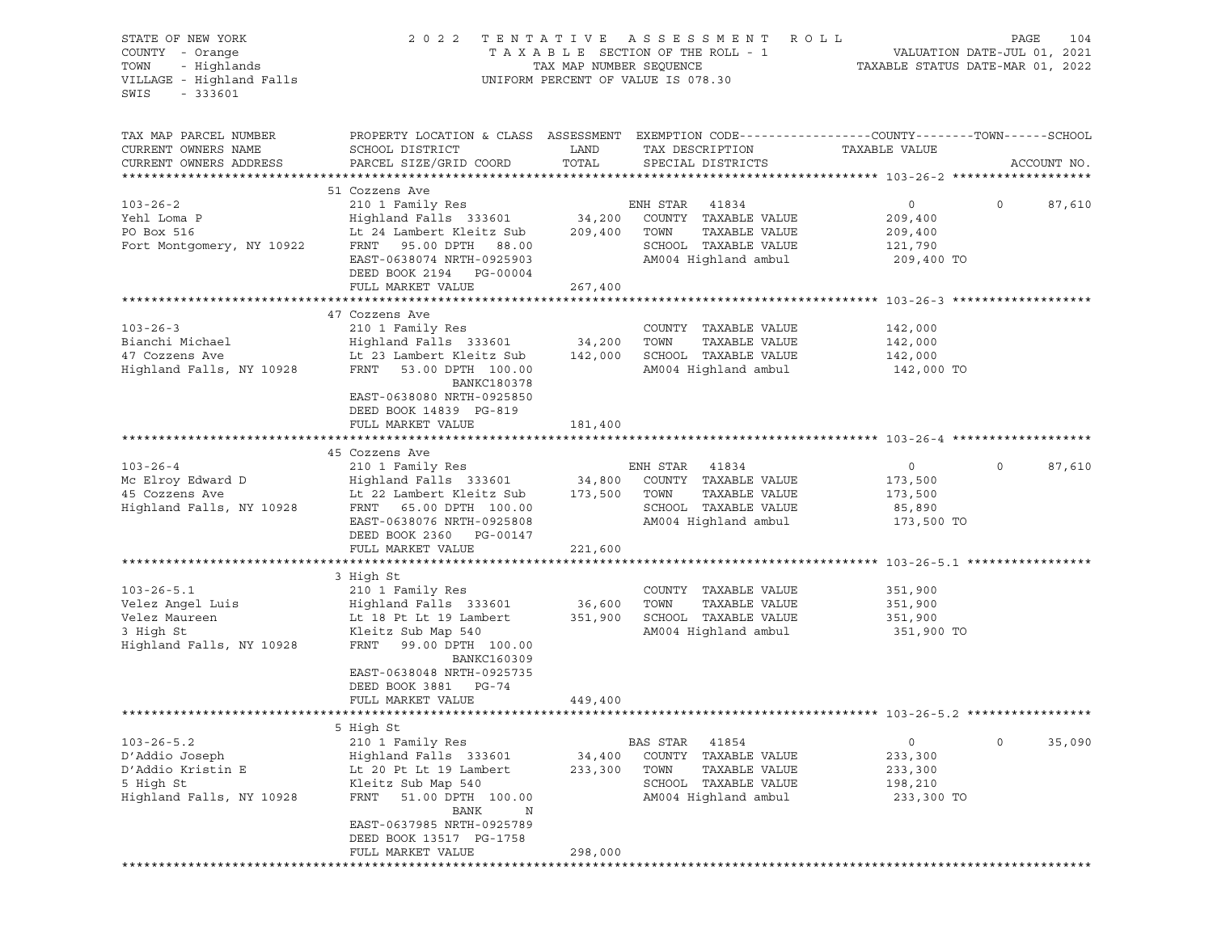STATE OF NEW YORK
COUNTY - Orange
TOWN - Highlands
VILLAGE - Highland Falls
SWIS - 333601

2022 TENTATIVE ASSESSMENT ROLL
TAXABLE SECTION OF THE ROLL - 1
TAX MAP NUMBER SEQUENCE
UNIFORM PERCENT OF VALUE IS 078.30

VALUATION DATE-JUL 01, 2021
TAXABLE STATUS DATE-MAR 01, 2022

| TAX MAP PARCEL NUMBER / CURRENT OWNERS NAME / CURRENT OWNERS ADDRESS | PROPERTY LOCATION & CLASS / SCHOOL DISTRICT / PARCEL SIZE/GRID COORD | ASSESSMENT LAND | TOTAL | EXEMPTION CODE / TAX DESCRIPTION / SPECIAL DISTRICTS | COUNTY TAXABLE VALUE | TOWN | SCHOOL | ACCOUNT NO. |
|---|---|---|---|---|---|---|---|---|
| **103-26-2** | 51 Cozzens Ave | | | | | | | |
| 103-26-2 | 210 1 Family Res | | | ENH STAR 41834 | 0 | 0 | 87,610 | |
| Yehl Loma P | Highland Falls 333601 | 34,200 | | COUNTY TAXABLE VALUE | 209,400 | | | |
| PO Box 516 | Lt 24 Lambert Kleitz Sub | | 209,400 | TOWN TAXABLE VALUE | 209,400 | | | |
| Fort Montgomery, NY 10922 | FRNT 95.00 DPTH 88.00 | | | SCHOOL TAXABLE VALUE | 121,790 | | | |
| | EAST-0638074 NRTH-0925903 | | | AM004 Highland ambul | 209,400 TO | | | |
| | DEED BOOK 2194 PG-00004 | | | | | | | |
| | FULL MARKET VALUE | | 267,400 | | | | | |
| **103-26-3** | 47 Cozzens Ave | | | | | | | |
| 103-26-3 | 210 1 Family Res | | | COUNTY TAXABLE VALUE | 142,000 | | | |
| Bianchi Michael | Highland Falls 333601 | 34,200 | | TOWN TAXABLE VALUE | 142,000 | | | |
| 47 Cozzens Ave | Lt 23 Lambert Kleitz Sub | | 142,000 | SCHOOL TAXABLE VALUE | 142,000 | | | |
| Highland Falls, NY 10928 | FRNT 53.00 DPTH 100.00 | | | AM004 Highland ambul | 142,000 TO | | | |
| | BANKC180378 | | | | | | | |
| | EAST-0638080 NRTH-0925850 | | | | | | | |
| | DEED BOOK 14839 PG-819 | | | | | | | |
| | FULL MARKET VALUE | | 181,400 | | | | | |
| **103-26-4** | 45 Cozzens Ave | | | | | | | |
| 103-26-4 | 210 1 Family Res | | | ENH STAR 41834 | 0 | 0 | 87,610 | |
| Mc Elroy Edward D | Highland Falls 333601 | 34,800 | | COUNTY TAXABLE VALUE | 173,500 | | | |
| 45 Cozzens Ave | Lt 22 Lambert Kleitz Sub | | 173,500 | TOWN TAXABLE VALUE | 173,500 | | | |
| Highland Falls, NY 10928 | FRNT 65.00 DPTH 100.00 | | | SCHOOL TAXABLE VALUE | 85,890 | | | |
| | EAST-0638076 NRTH-0925808 | | | AM004 Highland ambul | 173,500 TO | | | |
| | DEED BOOK 2360 PG-00147 | | | | | | | |
| | FULL MARKET VALUE | | 221,600 | | | | | |
| **103-26-5.1** | 3 High St | | | | | | | |
| 103-26-5.1 | 210 1 Family Res | | | COUNTY TAXABLE VALUE | 351,900 | | | |
| Velez Angel Luis | Highland Falls 333601 | 36,600 | | TOWN TAXABLE VALUE | 351,900 | | | |
| Velez Maureen | Lt 18 Pt Lt 19 Lambert | | 351,900 | SCHOOL TAXABLE VALUE | 351,900 | | | |
| 3 High St | Kleitz Sub Map 540 | | | AM004 Highland ambul | 351,900 TO | | | |
| Highland Falls, NY 10928 | FRNT 99.00 DPTH 100.00 | | | | | | | |
| | BANKC160309 | | | | | | | |
| | EAST-0638048 NRTH-0925735 | | | | | | | |
| | DEED BOOK 3881 PG-74 | | | | | | | |
| | FULL MARKET VALUE | | 449,400 | | | | | |
| **103-26-5.2** | 5 High St | | | | | | | |
| 103-26-5.2 | 210 1 Family Res | | | BAS STAR 41854 | 0 | 0 | 35,090 | |
| D'Addio Joseph | Highland Falls 333601 | 34,400 | | COUNTY TAXABLE VALUE | 233,300 | | | |
| D'Addio Kristin E | Lt 20 Pt Lt 19 Lambert | | 233,300 | TOWN TAXABLE VALUE | 233,300 | | | |
| 5 High St | Kleitz Sub Map 540 | | | SCHOOL TAXABLE VALUE | 198,210 | | | |
| Highland Falls, NY 10928 | FRNT 51.00 DPTH 100.00 | | | AM004 Highland ambul | 233,300 TO | | | |
| | BANK N | | | | | | | |
| | EAST-0637985 NRTH-0925789 | | | | | | | |
| | DEED BOOK 13517 PG-1758 | | | | | | | |
| | FULL MARKET VALUE | | 298,000 | | | | | |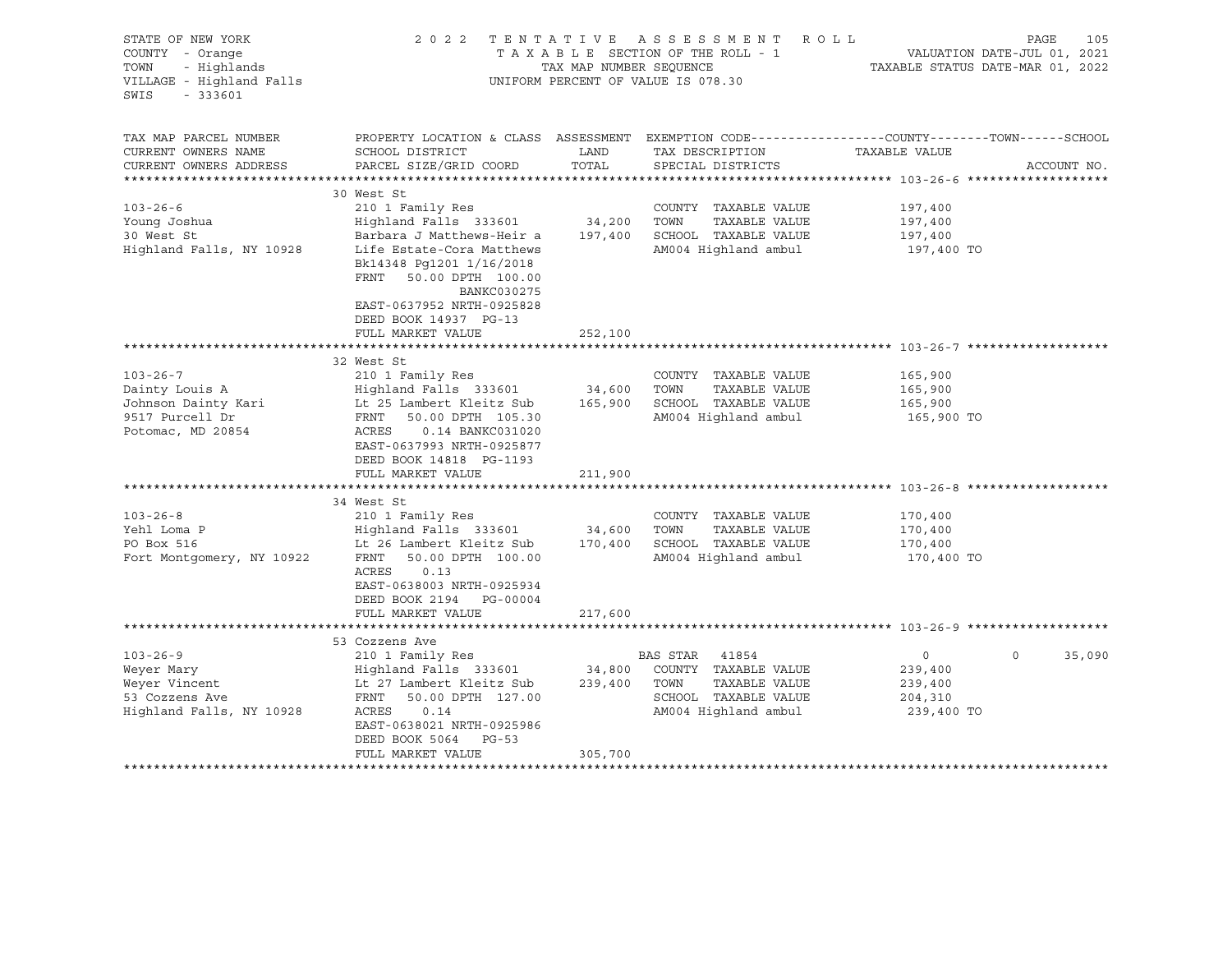STATE OF NEW YORK
COUNTY - Orange
TOWN - Highlands
VILLAGE - Highland Falls
SWIS - 333601

2022 TENTATIVE ASSESSMENT ROLL
TAXABLE SECTION OF THE ROLL - 1
TAX MAP NUMBER SEQUENCE
UNIFORM PERCENT OF VALUE IS 078.30

VALUATION DATE-JUL 01, 2021
TAXABLE STATUS DATE-MAR 01, 2022

| TAX MAP PARCEL NUMBER / CURRENT OWNERS NAME / CURRENT OWNERS ADDRESS | PROPERTY LOCATION & CLASS / SCHOOL DISTRICT / PARCEL SIZE/GRID COORD | ASSESSMENT LAND | TOTAL | EXEMPTION CODE / TAX DESCRIPTION / SPECIAL DISTRICTS | COUNTY / TAXABLE VALUE | TOWN | SCHOOL | ACCOUNT NO. |
|---|---|---|---|---|---|---|---|---|
| **103-26-6** | 30 West St | | | | | | | |
| 103-26-6 | 210 1 Family Res | | | COUNTY TAXABLE VALUE | 197,400 | | | |
| Young Joshua | Highland Falls 333601 | 34,200 | | TOWN TAXABLE VALUE | 197,400 | | | |
| 30 West St | Barbara J Matthews-Heir a | | 197,400 | SCHOOL TAXABLE VALUE | 197,400 | | | |
| Highland Falls, NY 10928 | Life Estate-Cora Matthews | | | AM004 Highland ambul | 197,400 TO | | | |
| | Bk14348 Pg1201 1/16/2018 | | | | | | | |
| | FRNT 50.00 DPTH 100.00 | | | | | | | |
| | BANKC030275 | | | | | | | |
| | EAST-0637952 NRTH-0925828 | | | | | | | |
| | DEED BOOK 14937 PG-13 | | | | | | | |
| | FULL MARKET VALUE | | 252,100 | | | | | |
| **103-26-7** | 32 West St | | | | | | | |
| 103-26-7 | 210 1 Family Res | | | COUNTY TAXABLE VALUE | 165,900 | | | |
| Dainty Louis A | Highland Falls 333601 | 34,600 | | TOWN TAXABLE VALUE | 165,900 | | | |
| Johnson Dainty Kari | Lt 25 Lambert Kleitz Sub | | 165,900 | SCHOOL TAXABLE VALUE | 165,900 | | | |
| 9517 Purcell Dr | FRNT 50.00 DPTH 105.30 | | | AM004 Highland ambul | 165,900 TO | | | |
| Potomac, MD 20854 | ACRES 0.14 BANKC031020 | | | | | | | |
| | EAST-0637993 NRTH-0925877 | | | | | | | |
| | DEED BOOK 14818 PG-1193 | | | | | | | |
| | FULL MARKET VALUE | | 211,900 | | | | | |
| **103-26-8** | 34 West St | | | | | | | |
| 103-26-8 | 210 1 Family Res | | | COUNTY TAXABLE VALUE | 170,400 | | | |
| Yehl Loma P | Highland Falls 333601 | 34,600 | | TOWN TAXABLE VALUE | 170,400 | | | |
| PO Box 516 | Lt 26 Lambert Kleitz Sub | | 170,400 | SCHOOL TAXABLE VALUE | 170,400 | | | |
| Fort Montgomery, NY 10922 | FRNT 50.00 DPTH 100.00 | | | AM004 Highland ambul | 170,400 TO | | | |
| | ACRES 0.13 | | | | | | | |
| | EAST-0638003 NRTH-0925934 | | | | | | | |
| | DEED BOOK 2194 PG-00004 | | | | | | | |
| | FULL MARKET VALUE | | 217,600 | | | | | |
| **103-26-9** | 53 Cozzens Ave | | | | | | | |
| 103-26-9 | 210 1 Family Res | | | BAS STAR 41854 | 0 | 0 | 35,090 | |
| Weyer Mary | Highland Falls 333601 | 34,800 | | COUNTY TAXABLE VALUE | 239,400 | | | |
| Weyer Vincent | Lt 27 Lambert Kleitz Sub | | 239,400 | TOWN TAXABLE VALUE | 239,400 | | | |
| 53 Cozzens Ave | FRNT 50.00 DPTH 127.00 | | | SCHOOL TAXABLE VALUE | 204,310 | | | |
| Highland Falls, NY 10928 | ACRES 0.14 | | | AM004 Highland ambul | 239,400 TO | | | |
| | EAST-0638021 NRTH-0925986 | | | | | | | |
| | DEED BOOK 5064 PG-53 | | | | | | | |
| | FULL MARKET VALUE | | 305,700 | | | | | |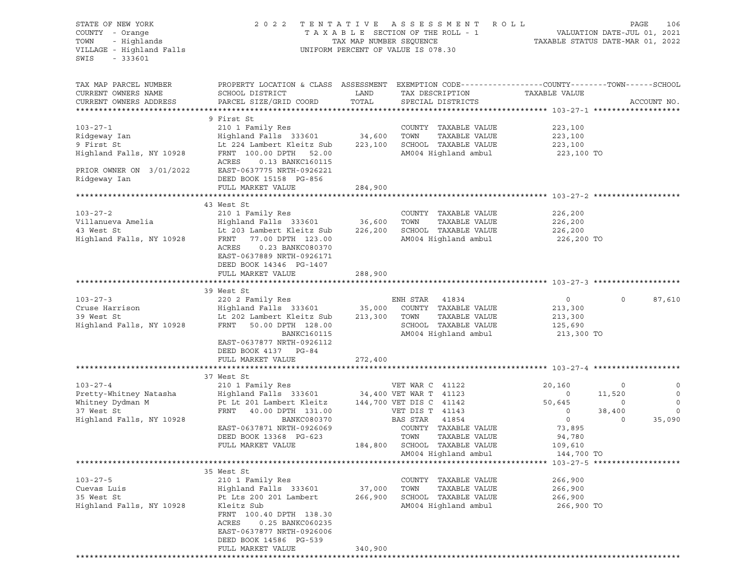STATE OF NEW YORK
COUNTY - Orange
TOWN - Highlands
VILLAGE - Highland Falls
SWIS - 333601

2022 TENTATIVE ASSESSMENT ROLL
TAXABLE SECTION OF THE ROLL - 1
TAX MAP NUMBER SEQUENCE
UNIFORM PERCENT OF VALUE IS 078.30

VALUATION DATE-JUL 01, 2021
TAXABLE STATUS DATE-MAR 01, 2022

| TAX MAP PARCEL NUMBER / CURRENT OWNERS NAME / CURRENT OWNERS ADDRESS | PROPERTY LOCATION & CLASS / SCHOOL DISTRICT / PARCEL SIZE/GRID COORD | ASSESSMENT LAND / TOTAL | EXEMPTION CODE / TAX DESCRIPTION / SPECIAL DISTRICTS | COUNTY TAXABLE VALUE | TOWN | SCHOOL |
|---|---|---|---|---|---|---|
| **103-27-1** | 9 First St | | | | | |
| 103-27-1 | 210 1 Family Res | | COUNTY TAXABLE VALUE | 223,100 | | |
| Ridgeway Ian | Highland Falls 333601 | 34,600 | TOWN TAXABLE VALUE | 223,100 | | |
| 9 First St | Lt 224 Lambert Kleitz Sub | 223,100 | SCHOOL TAXABLE VALUE | 223,100 | | |
| Highland Falls, NY 10928 | FRNT 100.00 DPTH 52.00 | | AM004 Highland ambul | 223,100 TO | | |
| | ACRES 0.13 BANKC160115 | | | | | |
| PRIOR OWNER ON 3/01/2022 | EAST-0637775 NRTH-0926221 | | | | | |
| Ridgeway Ian | DEED BOOK 15158 PG-856 | | | | | |
| | FULL MARKET VALUE | 284,900 | | | | |
| **103-27-2** | 43 West St | | | | | |
| 103-27-2 | 210 1 Family Res | | COUNTY TAXABLE VALUE | 226,200 | | |
| Villanueva Amelia | Highland Falls 333601 | 36,600 | TOWN TAXABLE VALUE | 226,200 | | |
| 43 West St | Lt 203 Lambert Kleitz Sub | 226,200 | SCHOOL TAXABLE VALUE | 226,200 | | |
| Highland Falls, NY 10928 | FRNT 77.00 DPTH 123.00 | | AM004 Highland ambul | 226,200 TO | | |
| | ACRES 0.23 BANKC080370 | | | | | |
| | EAST-0637889 NRTH-0926171 | | | | | |
| | DEED BOOK 14346 PG-1407 | | | | | |
| | FULL MARKET VALUE | 288,900 | | | | |
| **103-27-3** | 39 West St | | | | | |
| 103-27-3 | 220 2 Family Res | | ENH STAR 41834 | 0 | 0 | 87,610 |
| Cruse Harrison | Highland Falls 333601 | 35,000 | COUNTY TAXABLE VALUE | 213,300 | | |
| 39 West St | Lt 202 Lambert Kleitz Sub | 213,300 | TOWN TAXABLE VALUE | 213,300 | | |
| Highland Falls, NY 10928 | FRNT 50.00 DPTH 128.00 | | SCHOOL TAXABLE VALUE | 125,690 | | |
| | BANKC160115 | | AM004 Highland ambul | 213,300 TO | | |
| | EAST-0637877 NRTH-0926112 | | | | | |
| | DEED BOOK 4137 PG-84 | | | | | |
| | FULL MARKET VALUE | 272,400 | | | | |
| **103-27-4** | 37 West St | | | | | |
| 103-27-4 | 210 1 Family Res | | VET WAR C 41122 | 20,160 | 0 | 0 |
| Pretty-Whitney Natasha | Highland Falls 333601 | 34,400 | VET WAR T 41123 | 0 | 11,520 | 0 |
| Whitney Dydman M | Pt Lt 201 Lambert Kleitz | 144,700 | VET DIS C 41142 | 50,645 | 0 | 0 |
| 37 West St | FRNT 40.00 DPTH 131.00 | | VET DIS T 41143 | 0 | 38,400 | 0 |
| Highland Falls, NY 10928 | BANKC080370 | | BAS STAR 41854 | 0 | 0 | 35,090 |
| | EAST-0637871 NRTH-0926069 | | COUNTY TAXABLE VALUE | 73,895 | | |
| | DEED BOOK 13368 PG-623 | | TOWN TAXABLE VALUE | 94,780 | | |
| | FULL MARKET VALUE | 184,800 | SCHOOL TAXABLE VALUE | 109,610 | | |
| | | | AM004 Highland ambul | 144,700 TO | | |
| **103-27-5** | 35 West St | | | | | |
| 103-27-5 | 210 1 Family Res | | COUNTY TAXABLE VALUE | 266,900 | | |
| Cuevas Luis | Highland Falls 333601 | 37,000 | TOWN TAXABLE VALUE | 266,900 | | |
| 35 West St | Pt Lts 200 201 Lambert | 266,900 | SCHOOL TAXABLE VALUE | 266,900 | | |
| Highland Falls, NY 10928 | Kleitz Sub | | AM004 Highland ambul | 266,900 TO | | |
| | FRNT 100.40 DPTH 138.30 | | | | | |
| | ACRES 0.25 BANKC060235 | | | | | |
| | EAST-0637877 NRTH-0926006 | | | | | |
| | DEED BOOK 14586 PG-539 | | | | | |
| | FULL MARKET VALUE | 340,900 | | | | |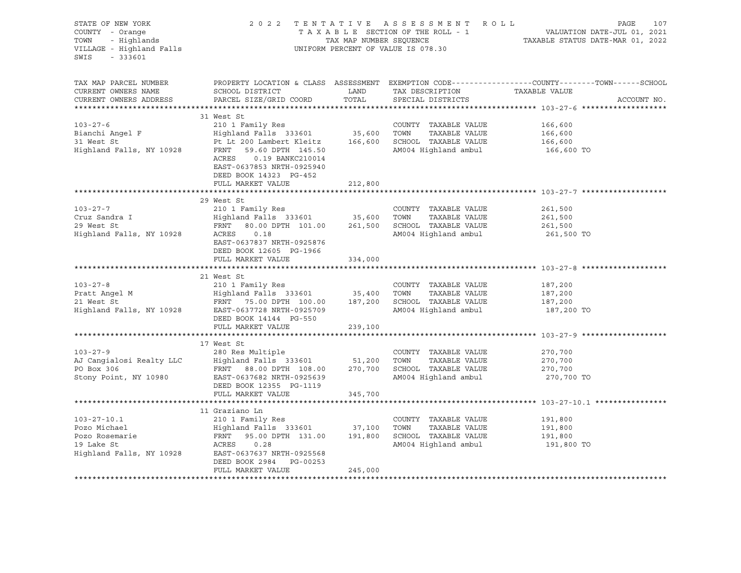STATE OF NEW YORK
COUNTY - Orange
TOWN - Highlands
VILLAGE - Highland Falls
SWIS - 333601

2022 TENTATIVE ASSESSMENT ROLL
TAXABLE SECTION OF THE ROLL - 1
TAX MAP NUMBER SEQUENCE
UNIFORM PERCENT OF VALUE IS 078.30

VALUATION DATE-JUL 01, 2021
TAXABLE STATUS DATE-MAR 01, 2022

| TAX MAP PARCEL NUMBER / CURRENT OWNERS NAME / CURRENT OWNERS ADDRESS | PROPERTY LOCATION & CLASS / SCHOOL DISTRICT / PARCEL SIZE/GRID COORD | ASSESSMENT LAND / TOTAL | EXEMPTION CODE / TAX DESCRIPTION / SPECIAL DISTRICTS | TAXABLE VALUE (COUNTY / TOWN / SCHOOL) | ACCOUNT NO. |
|---|---|---|---|---|---|
| **103-27-6** | 31 West St | | | | |
| Bianchi Angel F | 210 1 Family Res | | COUNTY TAXABLE VALUE | 166,600 | |
| 31 West St | Highland Falls 333601 | 35,600 | TOWN TAXABLE VALUE | 166,600 | |
| Highland Falls, NY 10928 | Pt Lt 200 Lambert Kleitz | 166,600 | SCHOOL TAXABLE VALUE | 166,600 | |
| | FRNT 59.60 DPTH 145.50 | | AM004 Highland ambul | 166,600 TO | |
| | ACRES 0.19 BANKC210014 | | | | |
| | EAST-0637853 NRTH-0925940 | | | | |
| | DEED BOOK 14323 PG-452 | | | | |
| | FULL MARKET VALUE | 212,800 | | | |
| **103-27-7** | 29 West St | | | | |
| Cruz Sandra I | 210 1 Family Res | | COUNTY TAXABLE VALUE | 261,500 | |
| 29 West St | Highland Falls 333601 | 35,600 | TOWN TAXABLE VALUE | 261,500 | |
| Highland Falls, NY 10928 | FRNT 80.00 DPTH 101.00 | 261,500 | SCHOOL TAXABLE VALUE | 261,500 | |
| | ACRES 0.18 | | AM004 Highland ambul | 261,500 TO | |
| | EAST-0637837 NRTH-0925876 | | | | |
| | DEED BOOK 12605 PG-1966 | | | | |
| | FULL MARKET VALUE | 334,000 | | | |
| **103-27-8** | 21 West St | | | | |
| Pratt Angel M | 210 1 Family Res | | COUNTY TAXABLE VALUE | 187,200 | |
| 21 West St | Highland Falls 333601 | 35,400 | TOWN TAXABLE VALUE | 187,200 | |
| Highland Falls, NY 10928 | FRNT 75.00 DPTH 100.00 | 187,200 | SCHOOL TAXABLE VALUE | 187,200 | |
| | EAST-0637728 NRTH-0925709 | | AM004 Highland ambul | 187,200 TO | |
| | DEED BOOK 14144 PG-550 | | | | |
| | FULL MARKET VALUE | 239,100 | | | |
| **103-27-9** | 17 West St | | | | |
| AJ Cangialosi Realty LLC | 280 Res Multiple | | COUNTY TAXABLE VALUE | 270,700 | |
| PO Box 306 | Highland Falls 333601 | 51,200 | TOWN TAXABLE VALUE | 270,700 | |
| Stony Point, NY 10980 | FRNT 88.00 DPTH 108.00 | 270,700 | SCHOOL TAXABLE VALUE | 270,700 | |
| | EAST-0637682 NRTH-0925639 | | AM004 Highland ambul | 270,700 TO | |
| | DEED BOOK 12355 PG-1119 | | | | |
| | FULL MARKET VALUE | 345,700 | | | |
| **103-27-10.1** | 11 Graziano Ln | | | | |
| Pozo Michael | 210 1 Family Res | | COUNTY TAXABLE VALUE | 191,800 | |
| Pozo Rosemarie | Highland Falls 333601 | 37,100 | TOWN TAXABLE VALUE | 191,800 | |
| 19 Lake St | FRNT 95.00 DPTH 131.00 | 191,800 | SCHOOL TAXABLE VALUE | 191,800 | |
| Highland Falls, NY 10928 | ACRES 0.28 | | AM004 Highland ambul | 191,800 TO | |
| | EAST-0637637 NRTH-0925568 | | | | |
| | DEED BOOK 2984 PG-00253 | | | | |
| | FULL MARKET VALUE | 245,000 | | | |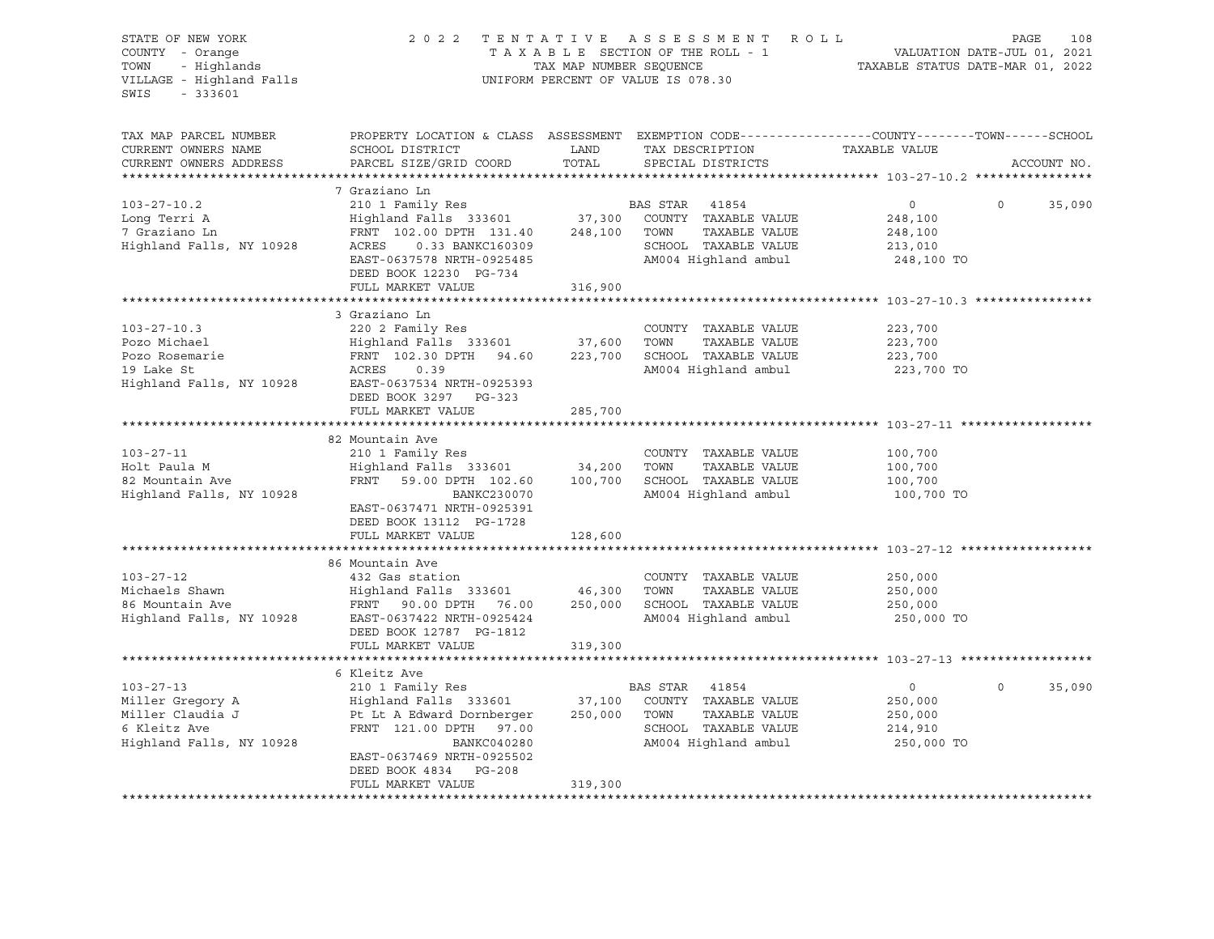STATE OF NEW YORK
COUNTY - Orange
TOWN - Highlands
VILLAGE - Highland Falls
SWIS - 333601

2022 TENTATIVE ASSESSMENT ROLL
TAXABLE SECTION OF THE ROLL - 1
TAX MAP NUMBER SEQUENCE
UNIFORM PERCENT OF VALUE IS 078.30

VALUATION DATE-JUL 01, 2021
TAXABLE STATUS DATE-MAR 01, 2022

| TAX MAP PARCEL NUMBER / CURRENT OWNERS NAME / CURRENT OWNERS ADDRESS | PROPERTY LOCATION & CLASS / SCHOOL DISTRICT / PARCEL SIZE/GRID COORD | ASSESSMENT LAND | TOTAL | EXEMPTION CODE / TAX DESCRIPTION / SPECIAL DISTRICTS | COUNTY TAXABLE VALUE | TOWN | SCHOOL | ACCOUNT NO. |
|---|---|---|---|---|---|---|---|---|
| **103-27-10.2** | 7 Graziano Ln | | | | | | | |
| | 210 1 Family Res | | | BAS STAR 41854 | 0 | 0 | 35,090 | |
| Long Terri A | Highland Falls 333601 | 37,300 | | COUNTY TAXABLE VALUE | 248,100 | | | |
| 7 Graziano Ln | FRNT 102.00 DPTH 131.40 | | 248,100 | TOWN TAXABLE VALUE | 248,100 | | | |
| Highland Falls, NY 10928 | ACRES 0.33 BANKC160309 | | | SCHOOL TAXABLE VALUE | 213,010 | | | |
| | EAST-0637578 NRTH-0925485 | | | AM004 Highland ambul | 248,100 TO | | | |
| | DEED BOOK 12230 PG-734 | | | | | | | |
| | FULL MARKET VALUE | | 316,900 | | | | | |
| **103-27-10.3** | 3 Graziano Ln | | | | | | | |
| | 220 2 Family Res | | | COUNTY TAXABLE VALUE | 223,700 | | | |
| Pozo Michael | Highland Falls 333601 | 37,600 | | TOWN TAXABLE VALUE | 223,700 | | | |
| Pozo Rosemarie | FRNT 102.30 DPTH 94.60 | | 223,700 | SCHOOL TAXABLE VALUE | 223,700 | | | |
| 19 Lake St | ACRES 0.39 | | | AM004 Highland ambul | 223,700 TO | | | |
| Highland Falls, NY 10928 | EAST-0637534 NRTH-0925393 | | | | | | | |
| | DEED BOOK 3297 PG-323 | | | | | | | |
| | FULL MARKET VALUE | | 285,700 | | | | | |
| **103-27-11** | 82 Mountain Ave | | | | | | | |
| | 210 1 Family Res | | | COUNTY TAXABLE VALUE | 100,700 | | | |
| Holt Paula M | Highland Falls 333601 | 34,200 | | TOWN TAXABLE VALUE | 100,700 | | | |
| 82 Mountain Ave | FRNT 59.00 DPTH 102.60 | | 100,700 | SCHOOL TAXABLE VALUE | 100,700 | | | |
| Highland Falls, NY 10928 | BANKC230070 | | | AM004 Highland ambul | 100,700 TO | | | |
| | EAST-0637471 NRTH-0925391 | | | | | | | |
| | DEED BOOK 13112 PG-1728 | | | | | | | |
| | FULL MARKET VALUE | | 128,600 | | | | | |
| **103-27-12** | 86 Mountain Ave | | | | | | | |
| | 432 Gas station | | | COUNTY TAXABLE VALUE | 250,000 | | | |
| Michaels Shawn | Highland Falls 333601 | 46,300 | | TOWN TAXABLE VALUE | 250,000 | | | |
| 86 Mountain Ave | FRNT 90.00 DPTH 76.00 | | 250,000 | SCHOOL TAXABLE VALUE | 250,000 | | | |
| Highland Falls, NY 10928 | EAST-0637422 NRTH-0925424 | | | AM004 Highland ambul | 250,000 TO | | | |
| | DEED BOOK 12787 PG-1812 | | | | | | | |
| | FULL MARKET VALUE | | 319,300 | | | | | |
| **103-27-13** | 6 Kleitz Ave | | | | | | | |
| | 210 1 Family Res | | | BAS STAR 41854 | 0 | 0 | 35,090 | |
| Miller Gregory A | Highland Falls 333601 | 37,100 | | COUNTY TAXABLE VALUE | 250,000 | | | |
| Miller Claudia J | Pt Lt A Edward Dornberger | | 250,000 | TOWN TAXABLE VALUE | 250,000 | | | |
| 6 Kleitz Ave | FRNT 121.00 DPTH 97.00 | | | SCHOOL TAXABLE VALUE | 214,910 | | | |
| Highland Falls, NY 10928 | BANKC040280 | | | AM004 Highland ambul | 250,000 TO | | | |
| | EAST-0637469 NRTH-0925502 | | | | | | | |
| | DEED BOOK 4834 PG-208 | | | | | | | |
| | FULL MARKET VALUE | | 319,300 | | | | | |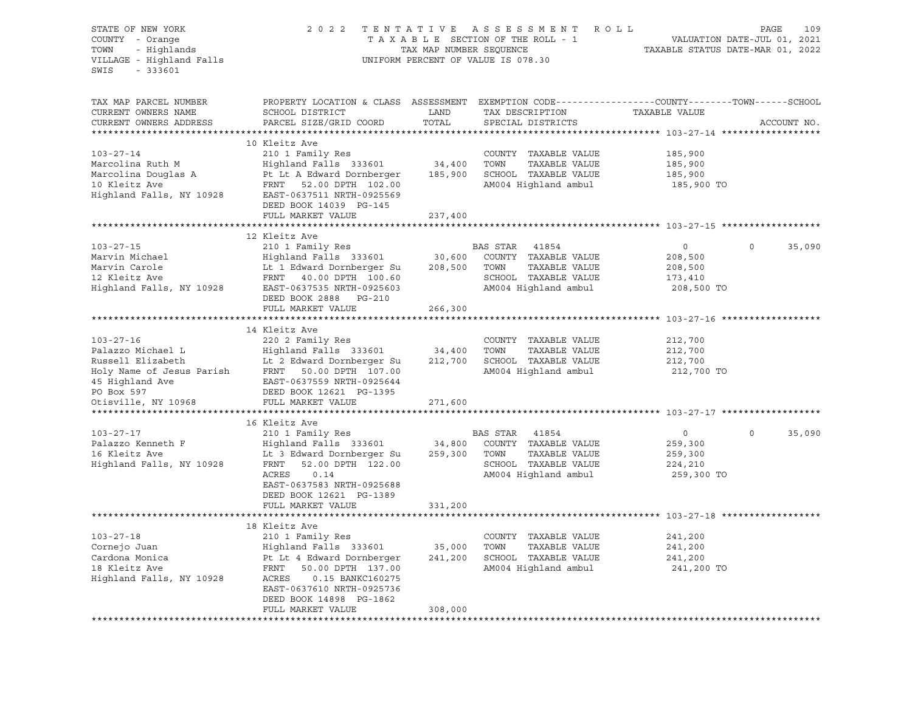STATE OF NEW YORK | COUNTY - Orange | TOWN - Highlands | VILLAGE - Highland Falls | SWIS - 333601

2022 TENTATIVE ASSESSMENT ROLL
TAXABLE SECTION OF THE ROLL - 1
TAX MAP NUMBER SEQUENCE
UNIFORM PERCENT OF VALUE IS 078.30

VALUATION DATE-JUL 01, 2021
TAXABLE STATUS DATE-MAR 01, 2022

| TAX MAP PARCEL NUMBER / CURRENT OWNERS NAME / CURRENT OWNERS ADDRESS | PROPERTY LOCATION & CLASS / SCHOOL DISTRICT / PARCEL SIZE/GRID COORD | ASSESSMENT LAND / TOTAL | EXEMPTION CODE / TAX DESCRIPTION / SPECIAL DISTRICTS | COUNTY TAXABLE VALUE | TOWN | SCHOOL |
|---|---|---|---|---|---|---|
| **103-27-14** | 10 Kleitz Ave | | | | | |
| 103-27-14 | 210 1 Family Res | | COUNTY TAXABLE VALUE | 185,900 | | |
| Marcolina Ruth M | Highland Falls 333601 | 34,400 | TOWN TAXABLE VALUE | 185,900 | | |
| Marcolina Douglas A | Pt Lt A Edward Dornberger | 185,900 | SCHOOL TAXABLE VALUE | 185,900 | | |
| 10 Kleitz Ave | FRNT 52.00 DPTH 102.00 | | AM004 Highland ambul | 185,900 TO | | |
| Highland Falls, NY 10928 | EAST-0637511 NRTH-0925569 | | | | | |
| | DEED BOOK 14039 PG-145 | | | | | |
| | FULL MARKET VALUE | 237,400 | | | | |
| **103-27-15** | 12 Kleitz Ave | | | | | |
| 103-27-15 | 210 1 Family Res | | BAS STAR 41854 | 0 | 0 | 35,090 |
| Marvin Michael | Highland Falls 333601 | 30,600 | COUNTY TAXABLE VALUE | 208,500 | | |
| Marvin Carole | Lt 1 Edward Dornberger Su | 208,500 | TOWN TAXABLE VALUE | 208,500 | | |
| 12 Kleitz Ave | FRNT 40.00 DPTH 100.60 | | SCHOOL TAXABLE VALUE | 173,410 | | |
| Highland Falls, NY 10928 | EAST-0637535 NRTH-0925603 | | AM004 Highland ambul | 208,500 TO | | |
| | DEED BOOK 2888 PG-210 | | | | | |
| | FULL MARKET VALUE | 266,300 | | | | |
| **103-27-16** | 14 Kleitz Ave | | | | | |
| 103-27-16 | 220 2 Family Res | | COUNTY TAXABLE VALUE | 212,700 | | |
| Palazzo Michael L | Highland Falls 333601 | 34,400 | TOWN TAXABLE VALUE | 212,700 | | |
| Russell Elizabeth | Lt 2 Edward Dornberger Su | 212,700 | SCHOOL TAXABLE VALUE | 212,700 | | |
| Holy Name of Jesus Parish | FRNT 50.00 DPTH 107.00 | | AM004 Highland ambul | 212,700 TO | | |
| 45 Highland Ave | EAST-0637559 NRTH-0925644 | | | | | |
| PO Box 597 | DEED BOOK 12621 PG-1395 | | | | | |
| Otisville, NY 10968 | FULL MARKET VALUE | 271,600 | | | | |
| **103-27-17** | 16 Kleitz Ave | | | | | |
| 103-27-17 | 210 1 Family Res | | BAS STAR 41854 | 0 | 0 | 35,090 |
| Palazzo Kenneth F | Highland Falls 333601 | 34,800 | COUNTY TAXABLE VALUE | 259,300 | | |
| 16 Kleitz Ave | Lt 3 Edward Dornberger Su | 259,300 | TOWN TAXABLE VALUE | 259,300 | | |
| Highland Falls, NY 10928 | FRNT 52.00 DPTH 122.00 | | SCHOOL TAXABLE VALUE | 224,210 | | |
| | ACRES 0.14 | | AM004 Highland ambul | 259,300 TO | | |
| | EAST-0637583 NRTH-0925688 | | | | | |
| | DEED BOOK 12621 PG-1389 | | | | | |
| | FULL MARKET VALUE | 331,200 | | | | |
| **103-27-18** | 18 Kleitz Ave | | | | | |
| 103-27-18 | 210 1 Family Res | | COUNTY TAXABLE VALUE | 241,200 | | |
| Cornejo Juan | Highland Falls 333601 | 35,000 | TOWN TAXABLE VALUE | 241,200 | | |
| Cardona Monica | Pt Lt 4 Edward Dornberger | 241,200 | SCHOOL TAXABLE VALUE | 241,200 | | |
| 18 Kleitz Ave | FRNT 50.00 DPTH 137.00 | | AM004 Highland ambul | 241,200 TO | | |
| Highland Falls, NY 10928 | ACRES 0.15 BANKC160275 | | | | | |
| | EAST-0637610 NRTH-0925736 | | | | | |
| | DEED BOOK 14898 PG-1862 | | | | | |
| | FULL MARKET VALUE | 308,000 | | | | |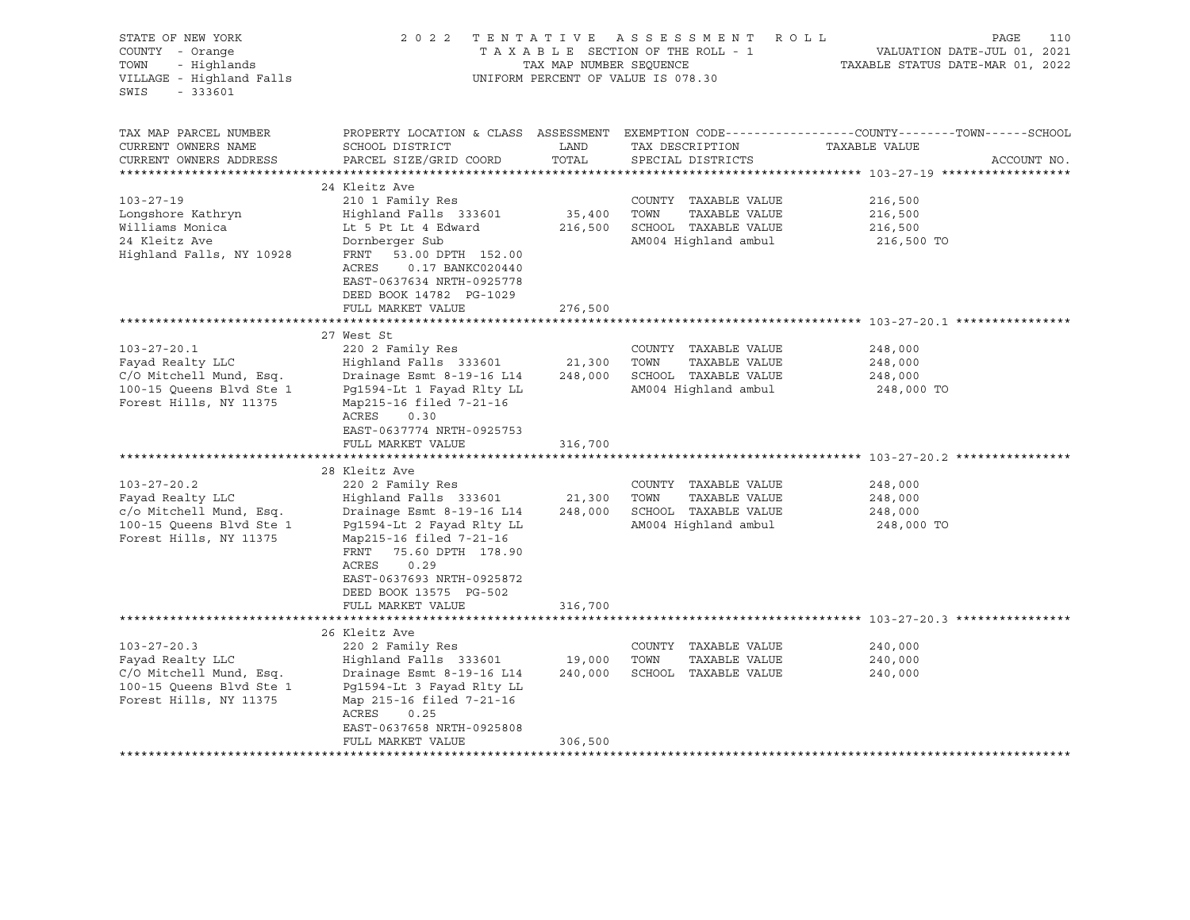STATE OF NEW YORK — 2022 TENTATIVE ASSESSMENT ROLL
COUNTY - Orange — TAXABLE SECTION OF THE ROLL - 1 — VALUATION DATE-JUL 01, 2021
TOWN - Highlands — TAX MAP NUMBER SEQUENCE — TAXABLE STATUS DATE-MAR 01, 2022
VILLAGE - Highland Falls — UNIFORM PERCENT OF VALUE IS 078.30
SWIS - 333601

| TAX MAP PARCEL NUMBER / CURRENT OWNERS NAME / CURRENT OWNERS ADDRESS | PROPERTY LOCATION & CLASS / SCHOOL DISTRICT / PARCEL SIZE/GRID COORD | ASSESSMENT LAND / TOTAL | EXEMPTION CODE / TAX DESCRIPTION / SPECIAL DISTRICTS | TAXABLE VALUE (COUNTY / TOWN / SCHOOL) | ACCOUNT NO. |
|---|---|---|---|---|---|
| **103-27-19** | 24 Kleitz Ave | | | | |
| 103-27-19 | 210 1 Family Res | | COUNTY TAXABLE VALUE | 216,500 | |
| Longshore Kathryn | Highland Falls 333601 | 35,400 | TOWN TAXABLE VALUE | 216,500 | |
| Williams Monica | Lt 5 Pt Lt 4 Edward | 216,500 | SCHOOL TAXABLE VALUE | 216,500 | |
| 24 Kleitz Ave | Dornberger Sub | | AM004 Highland ambul | 216,500 TO | |
| Highland Falls, NY 10928 | FRNT 53.00 DPTH 152.00 | | | | |
| | ACRES 0.17 BANKC020440 | | | | |
| | EAST-0637634 NRTH-0925778 | | | | |
| | DEED BOOK 14782 PG-1029 | | | | |
| | FULL MARKET VALUE | 276,500 | | | |
| **103-27-20.1** | 27 West St | | | | |
| 103-27-20.1 | 220 2 Family Res | | COUNTY TAXABLE VALUE | 248,000 | |
| Fayad Realty LLC | Highland Falls 333601 | 21,300 | TOWN TAXABLE VALUE | 248,000 | |
| C/O Mitchell Mund, Esq. | Drainage Esmt 8-19-16 L14 | 248,000 | SCHOOL TAXABLE VALUE | 248,000 | |
| 100-15 Queens Blvd Ste 1 | Pg1594-Lt 1 Fayad Rlty LL | | AM004 Highland ambul | 248,000 TO | |
| Forest Hills, NY 11375 | Map215-16 filed 7-21-16 | | | | |
| | ACRES 0.30 | | | | |
| | EAST-0637774 NRTH-0925753 | | | | |
| | FULL MARKET VALUE | 316,700 | | | |
| **103-27-20.2** | 28 Kleitz Ave | | | | |
| 103-27-20.2 | 220 2 Family Res | | COUNTY TAXABLE VALUE | 248,000 | |
| Fayad Realty LLC | Highland Falls 333601 | 21,300 | TOWN TAXABLE VALUE | 248,000 | |
| c/o Mitchell Mund, Esq. | Drainage Esmt 8-19-16 L14 | 248,000 | SCHOOL TAXABLE VALUE | 248,000 | |
| 100-15 Queens Blvd Ste 1 | Pg1594-Lt 2 Fayad Rlty LL | | AM004 Highland ambul | 248,000 TO | |
| Forest Hills, NY 11375 | Map215-16 filed 7-21-16 | | | | |
| | FRNT 75.60 DPTH 178.90 | | | | |
| | ACRES 0.29 | | | | |
| | EAST-0637693 NRTH-0925872 | | | | |
| | DEED BOOK 13575 PG-502 | | | | |
| | FULL MARKET VALUE | 316,700 | | | |
| **103-27-20.3** | 26 Kleitz Ave | | | | |
| 103-27-20.3 | 220 2 Family Res | | COUNTY TAXABLE VALUE | 240,000 | |
| Fayad Realty LLC | Highland Falls 333601 | 19,000 | TOWN TAXABLE VALUE | 240,000 | |
| C/O Mitchell Mund, Esq. | Drainage Esmt 8-19-16 L14 | 240,000 | SCHOOL TAXABLE VALUE | 240,000 | |
| 100-15 Queens Blvd Ste 1 | Pg1594-Lt 3 Fayad Rlty LL | | | | |
| Forest Hills, NY 11375 | Map 215-16 filed 7-21-16 | | | | |
| | ACRES 0.25 | | | | |
| | EAST-0637658 NRTH-0925808 | | | | |
| | FULL MARKET VALUE | 306,500 | | | |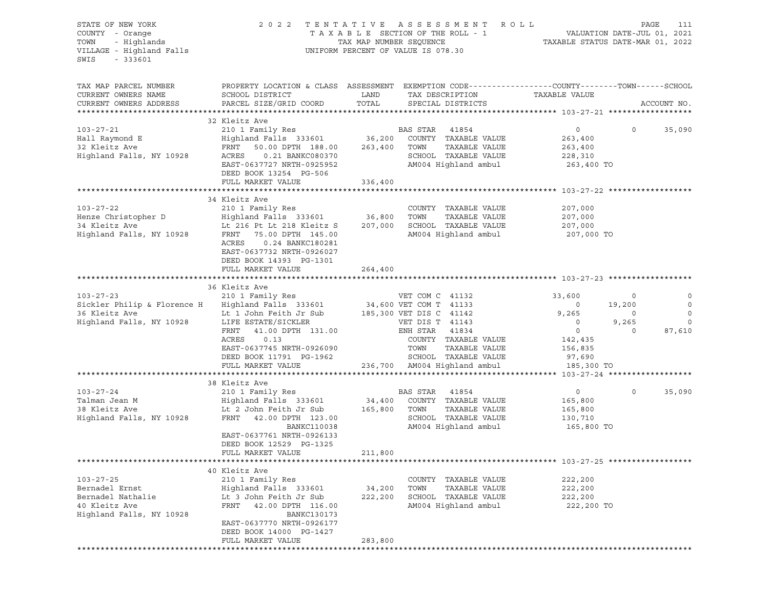STATE OF NEW YORK
COUNTY - Orange
TOWN - Highlands
VILLAGE - Highland Falls
SWIS - 333601

2022 TENTATIVE ASSESSMENT ROLL
TAXABLE SECTION OF THE ROLL - 1
TAX MAP NUMBER SEQUENCE
UNIFORM PERCENT OF VALUE IS 078.30

VALUATION DATE-JUL 01, 2021
TAXABLE STATUS DATE-MAR 01, 2022

| TAX MAP PARCEL NUMBER / CURRENT OWNERS NAME / CURRENT OWNERS ADDRESS | PROPERTY LOCATION & CLASS / SCHOOL DISTRICT / PARCEL SIZE/GRID COORD | ASSESSMENT LAND / TOTAL | EXEMPTION CODE / TAX DESCRIPTION / SPECIAL DISTRICTS | COUNTY TAXABLE VALUE | TOWN | SCHOOL |
|---|---|---|---|---|---|---|
| **103-27-21** | 32 Kleitz Ave | | | | | |
| 103-27-21 | 210 1 Family Res | | BAS STAR 41854 | 0 | 0 | 35,090 |
| Hall Raymond E | Highland Falls 333601 | 36,200 | COUNTY TAXABLE VALUE | 263,400 | | |
| 32 Kleitz Ave | FRNT 50.00 DPTH 188.00 | 263,400 | TOWN TAXABLE VALUE | 263,400 | | |
| Highland Falls, NY 10928 | ACRES 0.21 BANKC080370 | | SCHOOL TAXABLE VALUE | 228,310 | | |
| | EAST-0637727 NRTH-0925952 | | AM004 Highland ambul | 263,400 TO | | |
| | DEED BOOK 13254 PG-506 | | | | | |
| | FULL MARKET VALUE | 336,400 | | | | |
| **103-27-22** | 34 Kleitz Ave | | | | | |
| 103-27-22 | 210 1 Family Res | | COUNTY TAXABLE VALUE | 207,000 | | |
| Henze Christopher D | Highland Falls 333601 | 36,800 | TOWN TAXABLE VALUE | 207,000 | | |
| 34 Kleitz Ave | Lt 216 Pt Lt 218 Kleitz S | 207,000 | SCHOOL TAXABLE VALUE | 207,000 | | |
| Highland Falls, NY 10928 | FRNT 75.00 DPTH 145.00 | | AM004 Highland ambul | 207,000 TO | | |
| | ACRES 0.24 BANKC180281 | | | | | |
| | EAST-0637732 NRTH-0926027 | | | | | |
| | DEED BOOK 14393 PG-1301 | | | | | |
| | FULL MARKET VALUE | 264,400 | | | | |
| **103-27-23** | 36 Kleitz Ave | | | | | |
| 103-27-23 | 210 1 Family Res | | VET COM C 41132 | 33,600 | 0 | 0 |
| Sickler Philip & Florence H | Highland Falls 333601 | 34,600 | VET COM T 41133 | 0 | 19,200 | 0 |
| 36 Kleitz Ave | Lt 1 John Feith Jr Sub | 185,300 | VET DIS C 41142 | 9,265 | 0 | 0 |
| Highland Falls, NY 10928 | LIFE ESTATE/SICKLER | | VET DIS T 41143 | 0 | 9,265 | 0 |
| | FRNT 41.00 DPTH 131.00 | | ENH STAR 41834 | 0 | 0 | 87,610 |
| | ACRES 0.13 | | COUNTY TAXABLE VALUE | 142,435 | | |
| | EAST-0637745 NRTH-0926090 | | TOWN TAXABLE VALUE | 156,835 | | |
| | DEED BOOK 11791 PG-1962 | | SCHOOL TAXABLE VALUE | 97,690 | | |
| | FULL MARKET VALUE | 236,700 | AM004 Highland ambul | 185,300 TO | | |
| **103-27-24** | 38 Kleitz Ave | | | | | |
| 103-27-24 | 210 1 Family Res | | BAS STAR 41854 | 0 | 0 | 35,090 |
| Talman Jean M | Highland Falls 333601 | 34,400 | COUNTY TAXABLE VALUE | 165,800 | | |
| 38 Kleitz Ave | Lt 2 John Feith Jr Sub | 165,800 | TOWN TAXABLE VALUE | 165,800 | | |
| Highland Falls, NY 10928 | FRNT 42.00 DPTH 123.00 | | SCHOOL TAXABLE VALUE | 130,710 | | |
| | BANKC110038 | | AM004 Highland ambul | 165,800 TO | | |
| | EAST-0637761 NRTH-0926133 | | | | | |
| | DEED BOOK 12529 PG-1325 | | | | | |
| | FULL MARKET VALUE | 211,800 | | | | |
| **103-27-25** | 40 Kleitz Ave | | | | | |
| 103-27-25 | 210 1 Family Res | | COUNTY TAXABLE VALUE | 222,200 | | |
| Bernadel Ernst | Highland Falls 333601 | 34,200 | TOWN TAXABLE VALUE | 222,200 | | |
| Bernadel Nathalie | Lt 3 John Feith Jr Sub | 222,200 | SCHOOL TAXABLE VALUE | 222,200 | | |
| 40 Kleitz Ave | FRNT 42.00 DPTH 116.00 | | AM004 Highland ambul | 222,200 TO | | |
| Highland Falls, NY 10928 | BANKC130173 | | | | | |
| | EAST-0637770 NRTH-0926177 | | | | | |
| | DEED BOOK 14000 PG-1427 | | | | | |
| | FULL MARKET VALUE | 283,800 | | | | |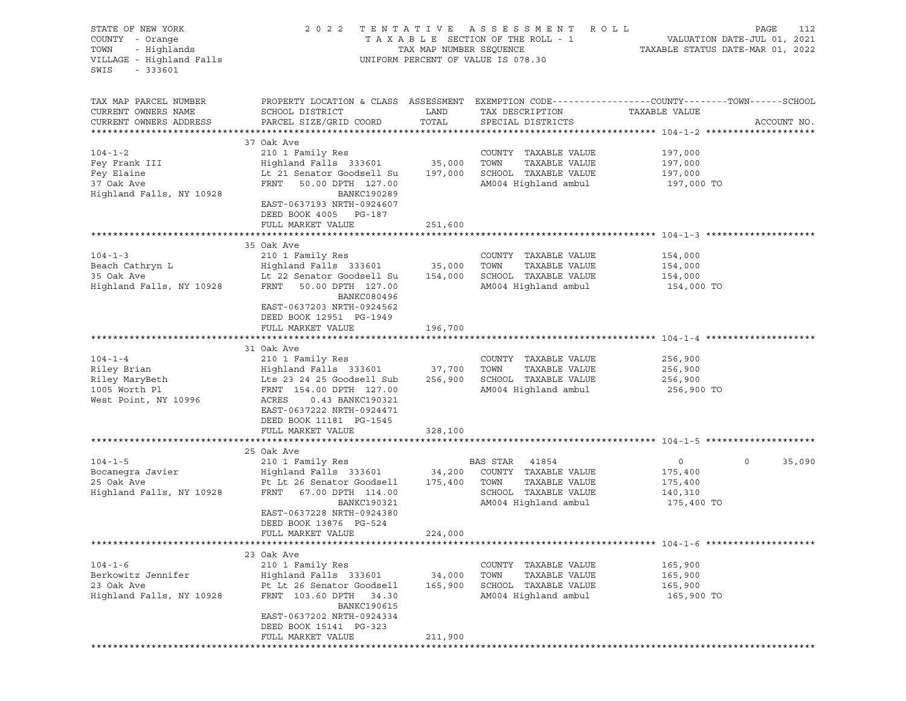STATE OF NEW YORK
COUNTY - Orange
TOWN - Highlands
VILLAGE - Highland Falls
SWIS - 333601

2 0 2 2 T E N T A T I V E A S S E S S M E N T R O L L
T A X A B L E SECTION OF THE ROLL - 1
TAX MAP NUMBER SEQUENCE
UNIFORM PERCENT OF VALUE IS 078.30

VALUATION DATE-JUL 01, 2021
TAXABLE STATUS DATE-MAR 01, 2022

| TAX MAP PARCEL NUMBER / CURRENT OWNERS NAME / CURRENT OWNERS ADDRESS | PROPERTY LOCATION & CLASS / SCHOOL DISTRICT / PARCEL SIZE/GRID COORD | ASSESSMENT LAND / TOTAL | EXEMPTION CODE / TAX DESCRIPTION / SPECIAL DISTRICTS | COUNTY | TOWN | SCHOOL / ACCOUNT NO. |
|---|---|---|---|---|---|---|
| **104-1-2** | 37 Oak Ave | | | | | |
| 104-1-2 | 210 1 Family Res | | COUNTY TAXABLE VALUE | 197,000 | | |
| Fey Frank III | Highland Falls 333601 | 35,000 | TOWN TAXABLE VALUE | 197,000 | | |
| Fey Elaine | Lt 21 Senator Goodsell Su | 197,000 | SCHOOL TAXABLE VALUE | 197,000 | | |
| 37 Oak Ave | FRNT 50.00 DPTH 127.00 | | AM004 Highland ambul | 197,000 TO | | |
| Highland Falls, NY 10928 | BANKC190289 | | | | | |
| | EAST-0637193 NRTH-0924607 | | | | | |
| | DEED BOOK 4005 PG-187 | | | | | |
| | FULL MARKET VALUE | 251,600 | | | | |
| **104-1-3** | 35 Oak Ave | | | | | |
| 104-1-3 | 210 1 Family Res | | COUNTY TAXABLE VALUE | 154,000 | | |
| Beach Cathryn L | Highland Falls 333601 | 35,000 | TOWN TAXABLE VALUE | 154,000 | | |
| 35 Oak Ave | Lt 22 Senator Goodsell Su | 154,000 | SCHOOL TAXABLE VALUE | 154,000 | | |
| Highland Falls, NY 10928 | FRNT 50.00 DPTH 127.00 | | AM004 Highland ambul | 154,000 TO | | |
| | BANKC080496 | | | | | |
| | EAST-0637203 NRTH-0924562 | | | | | |
| | DEED BOOK 12951 PG-1949 | | | | | |
| | FULL MARKET VALUE | 196,700 | | | | |
| **104-1-4** | 31 Oak Ave | | | | | |
| 104-1-4 | 210 1 Family Res | | COUNTY TAXABLE VALUE | 256,900 | | |
| Riley Brian | Highland Falls 333601 | 37,700 | TOWN TAXABLE VALUE | 256,900 | | |
| Riley MaryBeth | Lts 23 24 25 Goodsell Sub | 256,900 | SCHOOL TAXABLE VALUE | 256,900 | | |
| 1005 Worth Pl | FRNT 154.00 DPTH 127.00 | | AM004 Highland ambul | 256,900 TO | | |
| West Point, NY 10996 | ACRES 0.43 BANKC190321 | | | | | |
| | EAST-0637222 NRTH-0924471 | | | | | |
| | DEED BOOK 11181 PG-1545 | | | | | |
| | FULL MARKET VALUE | 328,100 | | | | |
| **104-1-5** | 25 Oak Ave | | | | | |
| 104-1-5 | 210 1 Family Res | | BAS STAR 41854 | 0 | 0 | 35,090 |
| Bocanegra Javier | Highland Falls 333601 | 34,200 | COUNTY TAXABLE VALUE | 175,400 | | |
| 25 Oak Ave | Pt Lt 26 Senator Goodsell | 175,400 | TOWN TAXABLE VALUE | 175,400 | | |
| Highland Falls, NY 10928 | FRNT 67.00 DPTH 114.00 | | SCHOOL TAXABLE VALUE | 140,310 | | |
| | BANKC190321 | | AM004 Highland ambul | 175,400 TO | | |
| | EAST-0637228 NRTH-0924380 | | | | | |
| | DEED BOOK 13876 PG-524 | | | | | |
| | FULL MARKET VALUE | 224,000 | | | | |
| **104-1-6** | 23 Oak Ave | | | | | |
| 104-1-6 | 210 1 Family Res | | COUNTY TAXABLE VALUE | 165,900 | | |
| Berkowitz Jennifer | Highland Falls 333601 | 34,000 | TOWN TAXABLE VALUE | 165,900 | | |
| 23 Oak Ave | Pt Lt 26 Senator Goodsell | 165,900 | SCHOOL TAXABLE VALUE | 165,900 | | |
| Highland Falls, NY 10928 | FRNT 103.60 DPTH 34.30 | | AM004 Highland ambul | 165,900 TO | | |
| | BANKC190615 | | | | | |
| | EAST-0637202 NRTH-0924334 | | | | | |
| | DEED BOOK 15141 PG-323 | | | | | |
| | FULL MARKET VALUE | 211,900 | | | | |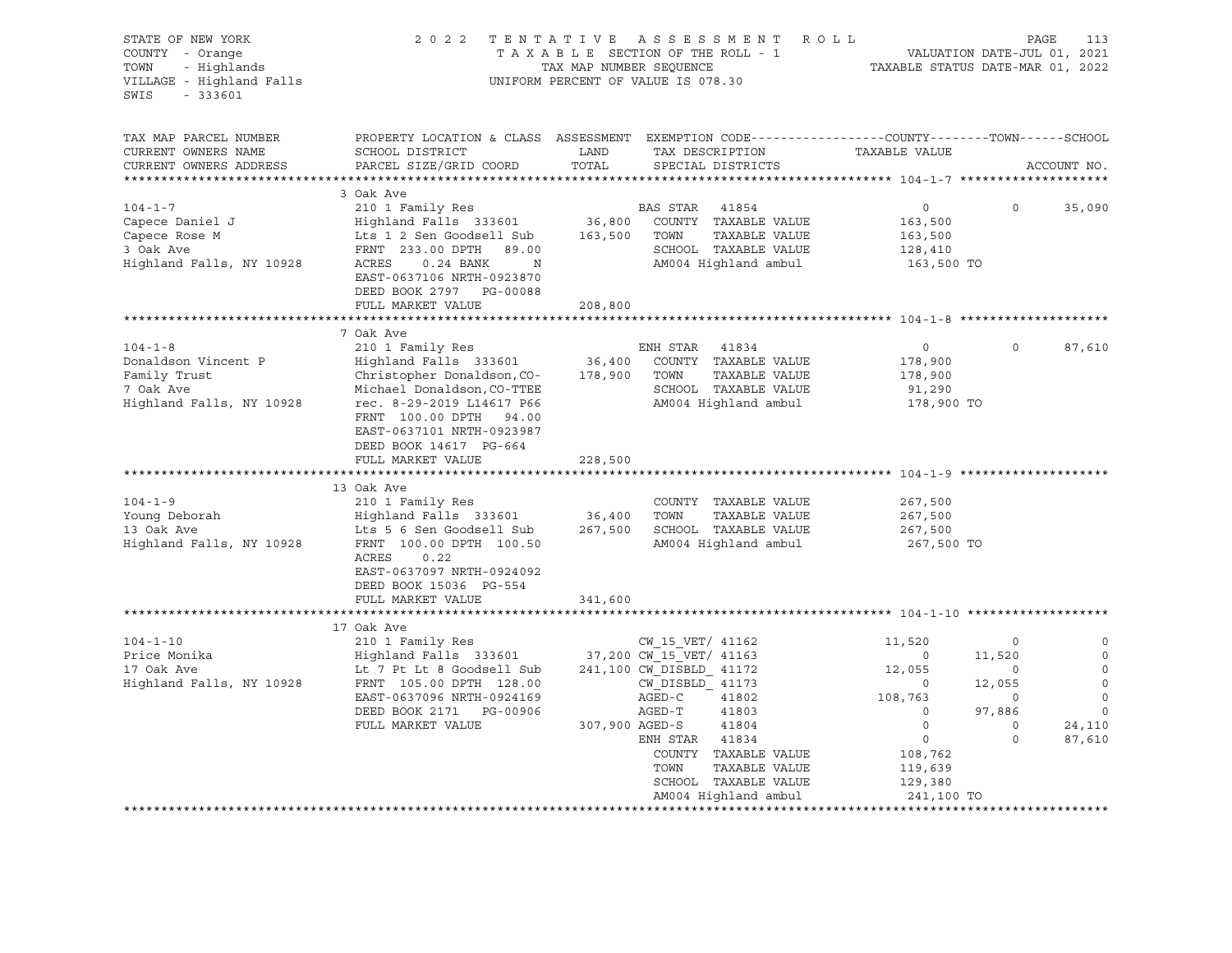STATE OF NEW YORK
COUNTY - Orange
TOWN - Highlands
VILLAGE - Highland Falls
SWIS - 333601

2022 TENTATIVE ASSESSMENT ROLL
TAXABLE SECTION OF THE ROLL - 1
TAX MAP NUMBER SEQUENCE
UNIFORM PERCENT OF VALUE IS 078.30

VALUATION DATE-JUL 01, 2021
TAXABLE STATUS DATE-MAR 01, 2022

| TAX MAP PARCEL NUMBER / CURRENT OWNERS NAME / CURRENT OWNERS ADDRESS | PROPERTY LOCATION & CLASS / SCHOOL DISTRICT / PARCEL SIZE/GRID COORD | ASSESSMENT LAND | TOTAL | EXEMPTION CODE / TAX DESCRIPTION / SPECIAL DISTRICTS | COUNTY TAXABLE VALUE | TOWN | SCHOOL | ACCOUNT NO. |
|---|---|---|---|---|---|---|---|---|
| **104-1-7** | 3 Oak Ave | | | | | | | |
| 104-1-7 | 210 1 Family Res | | | BAS STAR 41854 | 0 | 0 | 35,090 | |
| Capece Daniel J | Highland Falls 333601 | 36,800 | | COUNTY TAXABLE VALUE | 163,500 | | | |
| Capece Rose M | Lts 1 2 Sen Goodsell Sub | | 163,500 | TOWN TAXABLE VALUE | 163,500 | | | |
| 3 Oak Ave | FRNT 233.00 DPTH 89.00 | | | SCHOOL TAXABLE VALUE | 128,410 | | | |
| Highland Falls, NY 10928 | ACRES 0.24 BANK N | | | AM004 Highland ambul | 163,500 TO | | | |
| | EAST-0637106 NRTH-0923870 | | | | | | | |
| | DEED BOOK 2797 PG-00088 | | | | | | | |
| | FULL MARKET VALUE | | 208,800 | | | | | |
| **104-1-8** | 7 Oak Ave | | | | | | | |
| 104-1-8 | 210 1 Family Res | | | ENH STAR 41834 | 0 | 0 | 87,610 | |
| Donaldson Vincent P | Highland Falls 333601 | 36,400 | | COUNTY TAXABLE VALUE | 178,900 | | | |
| Family Trust | Christopher Donaldson,CO- | | 178,900 | TOWN TAXABLE VALUE | 178,900 | | | |
| 7 Oak Ave | Michael Donaldson,CO-TTEE | | | SCHOOL TAXABLE VALUE | 91,290 | | | |
| Highland Falls, NY 10928 | rec. 8-29-2019 L14617 P66 | | | AM004 Highland ambul | 178,900 TO | | | |
| | FRNT 100.00 DPTH 94.00 | | | | | | | |
| | EAST-0637101 NRTH-0923987 | | | | | | | |
| | DEED BOOK 14617 PG-664 | | | | | | | |
| | FULL MARKET VALUE | | 228,500 | | | | | |
| **104-1-9** | 13 Oak Ave | | | | | | | |
| 104-1-9 | 210 1 Family Res | | | COUNTY TAXABLE VALUE | 267,500 | | | |
| Young Deborah | Highland Falls 333601 | 36,400 | | TOWN TAXABLE VALUE | 267,500 | | | |
| 13 Oak Ave | Lts 5 6 Sen Goodsell Sub | | 267,500 | SCHOOL TAXABLE VALUE | 267,500 | | | |
| Highland Falls, NY 10928 | FRNT 100.00 DPTH 100.50 | | | AM004 Highland ambul | 267,500 TO | | | |
| | ACRES 0.22 | | | | | | | |
| | EAST-0637097 NRTH-0924092 | | | | | | | |
| | DEED BOOK 15036 PG-554 | | | | | | | |
| | FULL MARKET VALUE | | 341,600 | | | | | |
| **104-1-10** | 17 Oak Ave | | | | | | | |
| 104-1-10 | 210 1 Family Res | | | CW_15_VET/ 41162 | 11,520 | 0 | 0 | |
| Price Monika | Highland Falls 333601 | 37,200 | | CW_15_VET/ 41163 | 0 | 11,520 | 0 | |
| 17 Oak Ave | Lt 7 Pt Lt 8 Goodsell Sub | | 241,100 | CW_DISBLD_ 41172 | 12,055 | 0 | 0 | |
| Highland Falls, NY 10928 | FRNT 105.00 DPTH 128.00 | | | CW_DISBLD_ 41173 | 0 | 12,055 | 0 | |
| | EAST-0637096 NRTH-0924169 | | | AGED-C 41802 | 108,763 | 0 | 0 | |
| | DEED BOOK 2171 PG-00906 | | | AGED-T 41803 | 0 | 97,886 | 0 | |
| | FULL MARKET VALUE | | 307,900 | AGED-S 41804 | 0 | 0 | 24,110 | |
| | | | | ENH STAR 41834 | 0 | 0 | 87,610 | |
| | | | | COUNTY TAXABLE VALUE | 108,762 | | | |
| | | | | TOWN TAXABLE VALUE | 119,639 | | | |
| | | | | SCHOOL TAXABLE VALUE | 129,380 | | | |
| | | | | AM004 Highland ambul | 241,100 TO | | | |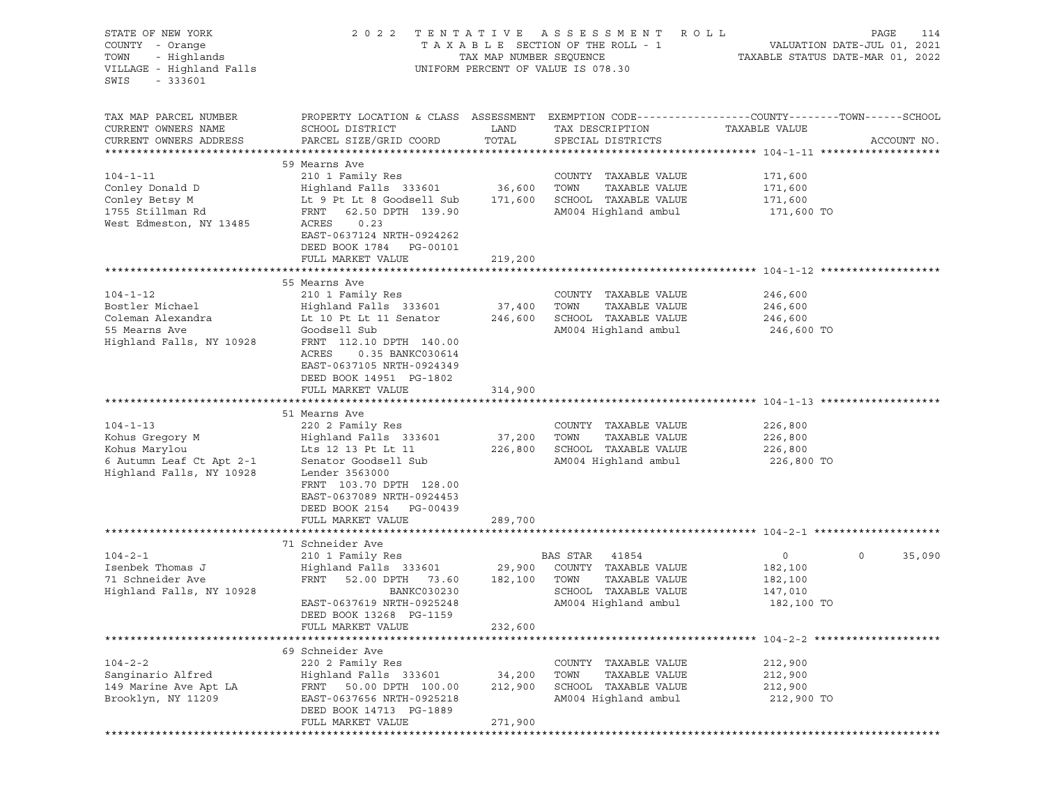STATE OF NEW YORK — 2022 TENTATIVE ASSESSMENT ROLL
COUNTY - Orange — TAXABLE SECTION OF THE ROLL - 1 — VALUATION DATE-JUL 01, 2021
TOWN - Highlands — TAX MAP NUMBER SEQUENCE — TAXABLE STATUS DATE-MAR 01, 2022
VILLAGE - Highland Falls — UNIFORM PERCENT OF VALUE IS 078.30
SWIS - 333601

| TAX MAP PARCEL NUMBER / CURRENT OWNERS NAME / CURRENT OWNERS ADDRESS | PROPERTY LOCATION & CLASS / SCHOOL DISTRICT / PARCEL SIZE/GRID COORD | ASSESSMENT LAND | TOTAL | EXEMPTION CODE / TAX DESCRIPTION / SPECIAL DISTRICTS | COUNTY | TOWN | SCHOOL / TAXABLE VALUE | ACCOUNT NO. |
|---|---|---|---|---|---|---|---|---|
| **104-1-11** | 59 Mearns Ave | | | | | | | |
| | 210 1 Family Res | | | COUNTY TAXABLE VALUE | 171,600 | | | |
| Conley Donald D | Highland Falls 333601 | 36,600 | | TOWN TAXABLE VALUE | | 171,600 | | |
| Conley Betsy M | Lt 9 Pt Lt 8 Goodsell Sub | | 171,600 | SCHOOL TAXABLE VALUE | | | 171,600 | |
| 1755 Stillman Rd | FRNT 62.50 DPTH 139.90 | | | AM004 Highland ambul | 171,600 TO | | | |
| West Edmeston, NY 13485 | ACRES 0.23 | | | | | | | |
| | EAST-0637124 NRTH-0924262 | | | | | | | |
| | DEED BOOK 1784 PG-00101 | | | | | | | |
| | FULL MARKET VALUE | | 219,200 | | | | | |
| **104-1-12** | 55 Mearns Ave | | | | | | | |
| | 210 1 Family Res | | | COUNTY TAXABLE VALUE | 246,600 | | | |
| Bostler Michael | Highland Falls 333601 | 37,400 | | TOWN TAXABLE VALUE | | 246,600 | | |
| Coleman Alexandra | Lt 10 Pt Lt 11 Senator | | 246,600 | SCHOOL TAXABLE VALUE | | | 246,600 | |
| 55 Mearns Ave | Goodsell Sub | | | AM004 Highland ambul | 246,600 TO | | | |
| Highland Falls, NY 10928 | FRNT 112.10 DPTH 140.00 | | | | | | | |
| | ACRES 0.35 BANKC030614 | | | | | | | |
| | EAST-0637105 NRTH-0924349 | | | | | | | |
| | DEED BOOK 14951 PG-1802 | | | | | | | |
| | FULL MARKET VALUE | | 314,900 | | | | | |
| **104-1-13** | 51 Mearns Ave | | | | | | | |
| | 220 2 Family Res | | | COUNTY TAXABLE VALUE | 226,800 | | | |
| Kohus Gregory M | Highland Falls 333601 | 37,200 | | TOWN TAXABLE VALUE | | 226,800 | | |
| Kohus Marylou | Lts 12 13 Pt Lt 11 | | 226,800 | SCHOOL TAXABLE VALUE | | | 226,800 | |
| 6 Autumn Leaf Ct Apt 2-1 | Senator Goodsell Sub | | | AM004 Highland ambul | 226,800 TO | | | |
| Highland Falls, NY 10928 | Lender 3563000 | | | | | | | |
| | FRNT 103.70 DPTH 128.00 | | | | | | | |
| | EAST-0637089 NRTH-0924453 | | | | | | | |
| | DEED BOOK 2154 PG-00439 | | | | | | | |
| | FULL MARKET VALUE | | 289,700 | | | | | |
| **104-2-1** | 71 Schneider Ave | | | | | | | |
| | 210 1 Family Res | | | BAS STAR 41854 | 0 | 0 | 35,090 | |
| Isenbek Thomas J | Highland Falls 333601 | 29,900 | | COUNTY TAXABLE VALUE | 182,100 | | | |
| 71 Schneider Ave | FRNT 52.00 DPTH 73.60 | | 182,100 | TOWN TAXABLE VALUE | | 182,100 | | |
| Highland Falls, NY 10928 | BANKC030230 | | | SCHOOL TAXABLE VALUE | | | 147,010 | |
| | EAST-0637619 NRTH-0925248 | | | AM004 Highland ambul | 182,100 TO | | | |
| | DEED BOOK 13268 PG-1159 | | | | | | | |
| | FULL MARKET VALUE | | 232,600 | | | | | |
| **104-2-2** | 69 Schneider Ave | | | | | | | |
| | 220 2 Family Res | | | COUNTY TAXABLE VALUE | 212,900 | | | |
| Sanginario Alfred | Highland Falls 333601 | 34,200 | | TOWN TAXABLE VALUE | | 212,900 | | |
| 149 Marine Ave Apt LA | FRNT 50.00 DPTH 100.00 | | 212,900 | SCHOOL TAXABLE VALUE | | | 212,900 | |
| Brooklyn, NY 11209 | EAST-0637656 NRTH-0925218 | | | AM004 Highland ambul | 212,900 TO | | | |
| | DEED BOOK 14713 PG-1889 | | | | | | | |
| | FULL MARKET VALUE | | 271,900 | | | | | |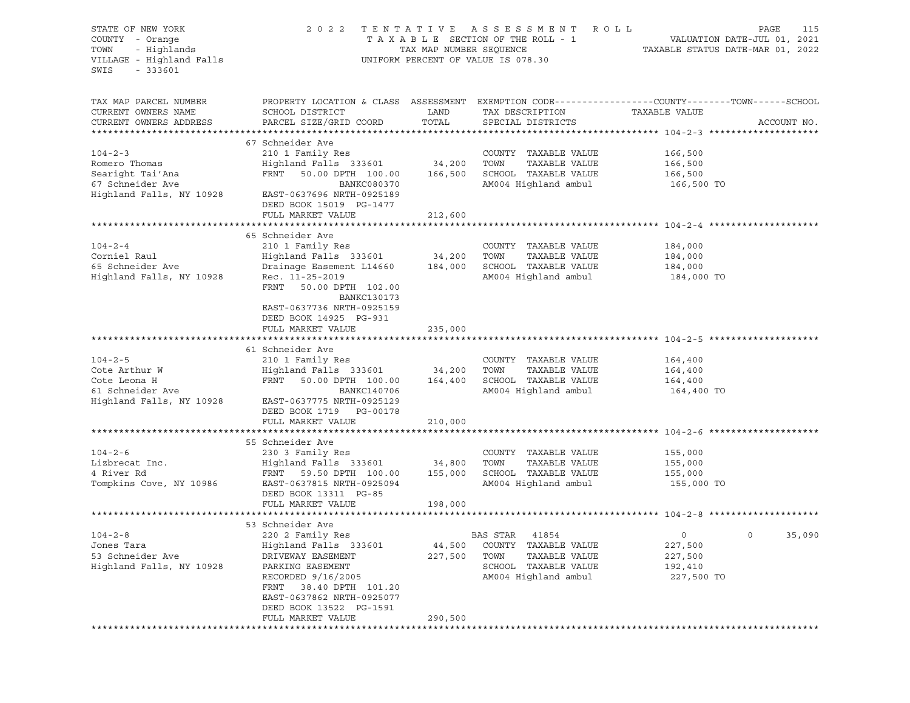STATE OF NEW YORK — 2022 TENTATIVE ASSESSMENT ROLL
COUNTY - Orange — TAXABLE SECTION OF THE ROLL - 1 — VALUATION DATE-JUL 01, 2021
TOWN - Highlands — TAX MAP NUMBER SEQUENCE — TAXABLE STATUS DATE-MAR 01, 2022
VILLAGE - Highland Falls — UNIFORM PERCENT OF VALUE IS 078.30
SWIS - 333601

| TAX MAP PARCEL NUMBER / CURRENT OWNERS NAME / CURRENT OWNERS ADDRESS | PROPERTY LOCATION & CLASS / SCHOOL DISTRICT / PARCEL SIZE/GRID COORD | ASSESSMENT LAND / TOTAL | EXEMPTION CODE / TAX DESCRIPTION / SPECIAL DISTRICTS | COUNTY / TAXABLE VALUE | TOWN | SCHOOL / ACCOUNT NO. |
|---|---|---|---|---|---|---|
| **104-2-3** | 67 Schneider Ave | | | | | |
| 104-2-3 | 210 1 Family Res | | COUNTY TAXABLE VALUE | 166,500 | | |
| Romero Thomas | Highland Falls 333601 | 34,200 | TOWN TAXABLE VALUE | 166,500 | | |
| Searight Tai'Ana | FRNT 50.00 DPTH 100.00 | 166,500 | SCHOOL TAXABLE VALUE | 166,500 | | |
| 67 Schneider Ave | BANKC080370 | | AM004 Highland ambul | 166,500 TO | | |
| Highland Falls, NY 10928 | EAST-0637696 NRTH-0925189 | | | | | |
| | DEED BOOK 15019 PG-1477 | | | | | |
| | FULL MARKET VALUE | 212,600 | | | | |
| **104-2-4** | 65 Schneider Ave | | | | | |
| 104-2-4 | 210 1 Family Res | | COUNTY TAXABLE VALUE | 184,000 | | |
| Corniel Raul | Highland Falls 333601 | 34,200 | TOWN TAXABLE VALUE | 184,000 | | |
| 65 Schneider Ave | Drainage Easement L14660 | 184,000 | SCHOOL TAXABLE VALUE | 184,000 | | |
| Highland Falls, NY 10928 | Rec. 11-25-2019 | | AM004 Highland ambul | 184,000 TO | | |
| | FRNT 50.00 DPTH 102.00 | | | | | |
| | BANKC130173 | | | | | |
| | EAST-0637736 NRTH-0925159 | | | | | |
| | DEED BOOK 14925 PG-931 | | | | | |
| | FULL MARKET VALUE | 235,000 | | | | |
| **104-2-5** | 61 Schneider Ave | | | | | |
| 104-2-5 | 210 1 Family Res | | COUNTY TAXABLE VALUE | 164,400 | | |
| Cote Arthur W | Highland Falls 333601 | 34,200 | TOWN TAXABLE VALUE | 164,400 | | |
| Cote Leona H | FRNT 50.00 DPTH 100.00 | 164,400 | SCHOOL TAXABLE VALUE | 164,400 | | |
| 61 Schneider Ave | BANKC140706 | | AM004 Highland ambul | 164,400 TO | | |
| Highland Falls, NY 10928 | EAST-0637775 NRTH-0925129 | | | | | |
| | DEED BOOK 1719 PG-00178 | | | | | |
| | FULL MARKET VALUE | 210,000 | | | | |
| **104-2-6** | 55 Schneider Ave | | | | | |
| 104-2-6 | 230 3 Family Res | | COUNTY TAXABLE VALUE | 155,000 | | |
| Lizbrecat Inc. | Highland Falls 333601 | 34,800 | TOWN TAXABLE VALUE | 155,000 | | |
| 4 River Rd | FRNT 59.50 DPTH 100.00 | 155,000 | SCHOOL TAXABLE VALUE | 155,000 | | |
| Tompkins Cove, NY 10986 | EAST-0637815 NRTH-0925094 | | AM004 Highland ambul | 155,000 TO | | |
| | DEED BOOK 13311 PG-85 | | | | | |
| | FULL MARKET VALUE | 198,000 | | | | |
| **104-2-8** | 53 Schneider Ave | | | | | |
| 104-2-8 | 220 2 Family Res | | BAS STAR 41854 | 0 | 0 | 35,090 |
| Jones Tara | Highland Falls 333601 | 44,500 | COUNTY TAXABLE VALUE | 227,500 | | |
| 53 Schneider Ave | DRIVEWAY EASEMENT | 227,500 | TOWN TAXABLE VALUE | 227,500 | | |
| Highland Falls, NY 10928 | PARKING EASEMENT | | SCHOOL TAXABLE VALUE | 192,410 | | |
| | RECORDED 9/16/2005 | | AM004 Highland ambul | 227,500 TO | | |
| | FRNT 38.40 DPTH 101.20 | | | | | |
| | EAST-0637862 NRTH-0925077 | | | | | |
| | DEED BOOK 13522 PG-1591 | | | | | |
| | FULL MARKET VALUE | 290,500 | | | | |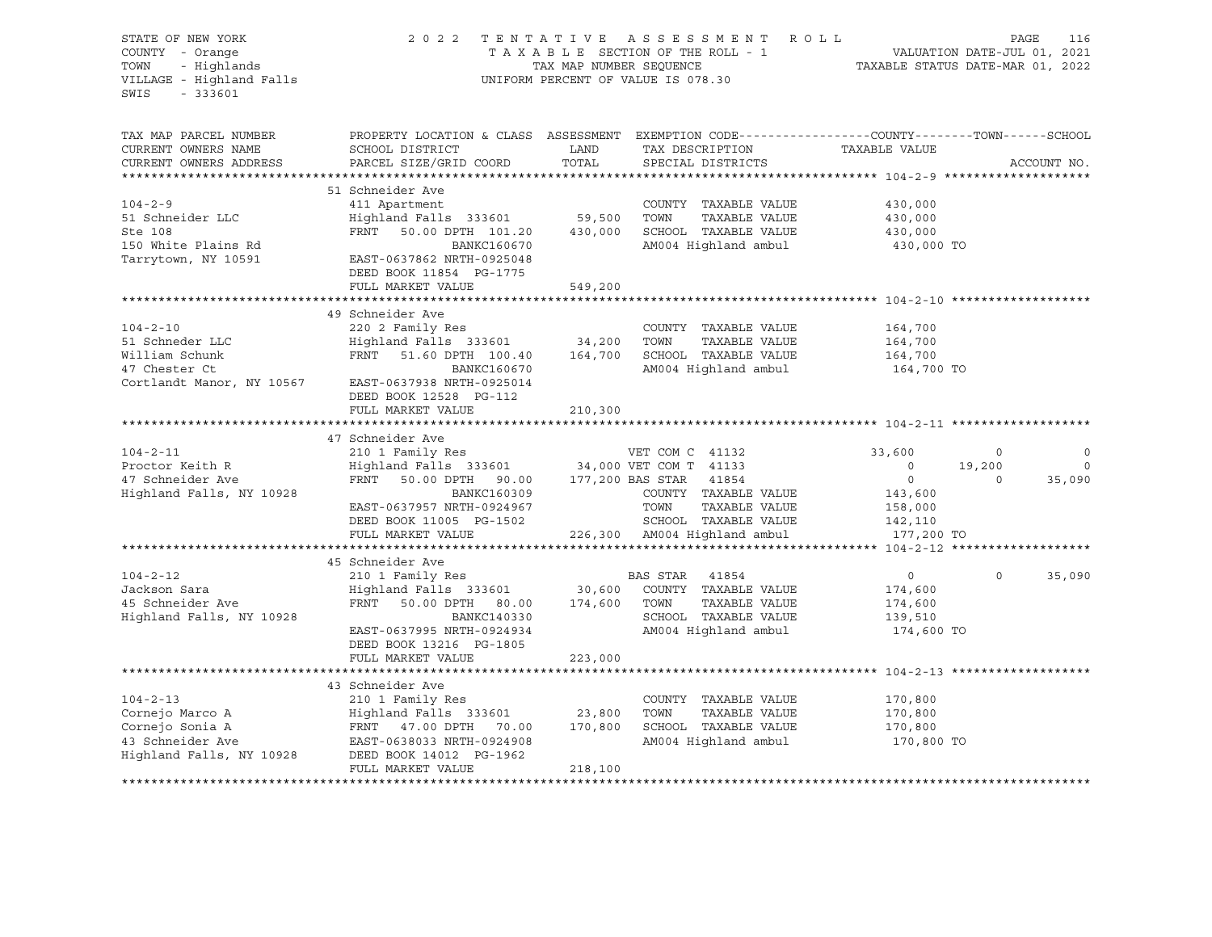STATE OF NEW YORK
COUNTY - Orange
TOWN - Highlands
VILLAGE - Highland Falls
SWIS - 333601

2022 TENTATIVE ASSESSMENT ROLL
TAXABLE SECTION OF THE ROLL - 1
TAX MAP NUMBER SEQUENCE
UNIFORM PERCENT OF VALUE IS 078.30

VALUATION DATE-JUL 01, 2021
TAXABLE STATUS DATE-MAR 01, 2022

| TAX MAP PARCEL NUMBER / CURRENT OWNERS NAME / CURRENT OWNERS ADDRESS | PROPERTY LOCATION & CLASS / SCHOOL DISTRICT / PARCEL SIZE/GRID COORD | ASSESSMENT LAND / TOTAL | EXEMPTION CODE / TAX DESCRIPTION / SPECIAL DISTRICTS | COUNTY TAXABLE VALUE | TOWN | SCHOOL | ACCOUNT NO. |
|---|---|---|---|---|---|---|---|
| **104-2-9** | 51 Schneider Ave | | | | | | |
| 104-2-9 | 411 Apartment | | COUNTY TAXABLE VALUE | 430,000 | | | |
| 51 Schneider LLC | Highland Falls 333601 | 59,500 | TOWN TAXABLE VALUE | 430,000 | | | |
| Ste 108 | FRNT 50.00 DPTH 101.20 | 430,000 | SCHOOL TAXABLE VALUE | 430,000 | | | |
| 150 White Plains Rd | BANKC160670 | | AM004 Highland ambul | 430,000 TO | | | |
| Tarrytown, NY 10591 | EAST-0637862 NRTH-0925048 | | | | | | |
| | DEED BOOK 11854 PG-1775 | | | | | | |
| | FULL MARKET VALUE | 549,200 | | | | | |
| **104-2-10** | 49 Schneider Ave | | | | | | |
| 104-2-10 | 220 2 Family Res | | COUNTY TAXABLE VALUE | 164,700 | | | |
| 51 Schneder LLC | Highland Falls 333601 | 34,200 | TOWN TAXABLE VALUE | 164,700 | | | |
| William Schunk | FRNT 51.60 DPTH 100.40 | 164,700 | SCHOOL TAXABLE VALUE | 164,700 | | | |
| 47 Chester Ct | BANKC160670 | | AM004 Highland ambul | 164,700 TO | | | |
| Cortlandt Manor, NY 10567 | EAST-0637938 NRTH-0925014 | | | | | | |
| | DEED BOOK 12528 PG-112 | | | | | | |
| | FULL MARKET VALUE | 210,300 | | | | | |
| **104-2-11** | 47 Schneider Ave | | | | | | |
| 104-2-11 | 210 1 Family Res | | VET COM C 41132 | 33,600 | 0 | 0 | |
| Proctor Keith R | Highland Falls 333601 | 34,000 | VET COM T 41133 | 0 | 19,200 | 0 | |
| 47 Schneider Ave | FRNT 50.00 DPTH 90.00 | 177,200 | BAS STAR 41854 | 0 | 0 | 35,090 | |
| Highland Falls, NY 10928 | BANKC160309 | | COUNTY TAXABLE VALUE | 143,600 | | | |
| | EAST-0637957 NRTH-0924967 | | TOWN TAXABLE VALUE | 158,000 | | | |
| | DEED BOOK 11005 PG-1502 | | SCHOOL TAXABLE VALUE | 142,110 | | | |
| | FULL MARKET VALUE | 226,300 | AM004 Highland ambul | 177,200 TO | | | |
| **104-2-12** | 45 Schneider Ave | | | | | | |
| 104-2-12 | 210 1 Family Res | | BAS STAR 41854 | 0 | 0 | 35,090 | |
| Jackson Sara | Highland Falls 333601 | 30,600 | COUNTY TAXABLE VALUE | 174,600 | | | |
| 45 Schneider Ave | FRNT 50.00 DPTH 80.00 | 174,600 | TOWN TAXABLE VALUE | 174,600 | | | |
| Highland Falls, NY 10928 | BANKC140330 | | SCHOOL TAXABLE VALUE | 139,510 | | | |
| | EAST-0637995 NRTH-0924934 | | AM004 Highland ambul | 174,600 TO | | | |
| | DEED BOOK 13216 PG-1805 | | | | | | |
| | FULL MARKET VALUE | 223,000 | | | | | |
| **104-2-13** | 43 Schneider Ave | | | | | | |
| 104-2-13 | 210 1 Family Res | | COUNTY TAXABLE VALUE | 170,800 | | | |
| Cornejo Marco A | Highland Falls 333601 | 23,800 | TOWN TAXABLE VALUE | 170,800 | | | |
| Cornejo Sonia A | FRNT 47.00 DPTH 70.00 | 170,800 | SCHOOL TAXABLE VALUE | 170,800 | | | |
| 43 Schneider Ave | EAST-0638033 NRTH-0924908 | | AM004 Highland ambul | 170,800 TO | | | |
| Highland Falls, NY 10928 | DEED BOOK 14012 PG-1962 | | | | | | |
| | FULL MARKET VALUE | 218,100 | | | | | |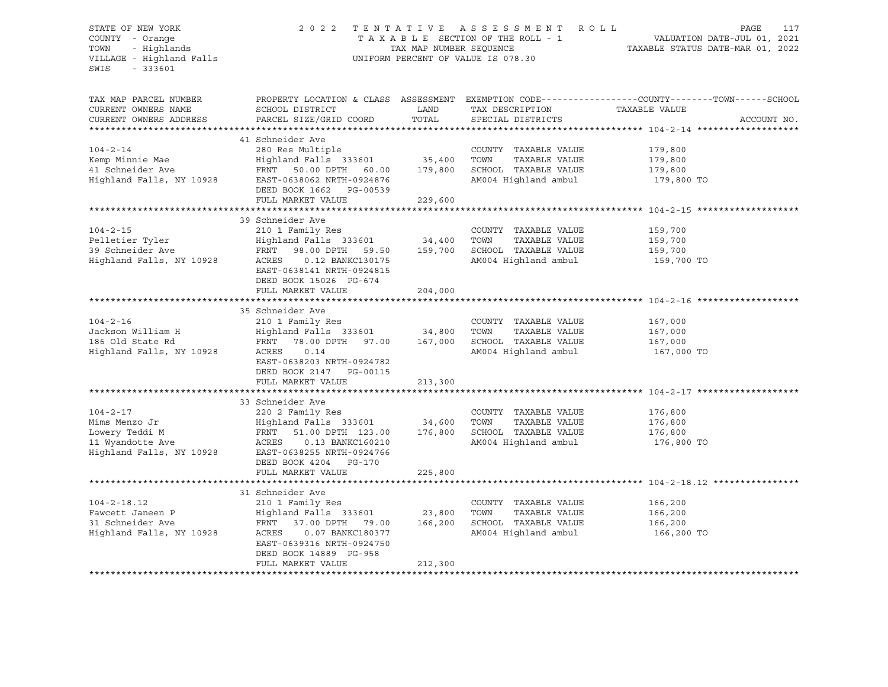STATE OF NEW YORK — COUNTY - Orange — TOWN - Highlands — VILLAGE - Highland Falls — SWIS - 333601

2022 TENTATIVE ASSESSMENT ROLL
TAXABLE SECTION OF THE ROLL - 1
TAX MAP NUMBER SEQUENCE
UNIFORM PERCENT OF VALUE IS 078.30

VALUATION DATE-JUL 01, 2021
TAXABLE STATUS DATE-MAR 01, 2022

| TAX MAP PARCEL NUMBER / CURRENT OWNERS NAME / CURRENT OWNERS ADDRESS | PROPERTY LOCATION & CLASS / SCHOOL DISTRICT / PARCEL SIZE/GRID COORD | ASSESSMENT LAND | TOTAL | EXEMPTION CODE / TAX DESCRIPTION / SPECIAL DISTRICTS | TAXABLE VALUE (COUNTY / TOWN / SCHOOL) | ACCOUNT NO. |
|---|---|---|---|---|---|---|
| **104-2-14** | 41 Schneider Ave | | | | | |
| 104-2-14 | 280 Res Multiple | | | COUNTY TAXABLE VALUE | 179,800 | |
| Kemp Minnie Mae | Highland Falls 333601 | 35,400 | | TOWN TAXABLE VALUE | 179,800 | |
| 41 Schneider Ave | FRNT 50.00 DPTH 60.00 | | 179,800 | SCHOOL TAXABLE VALUE | 179,800 | |
| Highland Falls, NY 10928 | EAST-0638062 NRTH-0924876 | | | AM004 Highland ambul | 179,800 TO | |
| | DEED BOOK 1662 PG-00539 | | | | | |
| | FULL MARKET VALUE | | 229,600 | | | |
| **104-2-15** | 39 Schneider Ave | | | | | |
| 104-2-15 | 210 1 Family Res | | | COUNTY TAXABLE VALUE | 159,700 | |
| Pelletier Tyler | Highland Falls 333601 | 34,400 | | TOWN TAXABLE VALUE | 159,700 | |
| 39 Schneider Ave | FRNT 98.00 DPTH 59.50 | | 159,700 | SCHOOL TAXABLE VALUE | 159,700 | |
| Highland Falls, NY 10928 | ACRES 0.12 BANKC130175 | | | AM004 Highland ambul | 159,700 TO | |
| | EAST-0638141 NRTH-0924815 | | | | | |
| | DEED BOOK 15026 PG-674 | | | | | |
| | FULL MARKET VALUE | | 204,000 | | | |
| **104-2-16** | 35 Schneider Ave | | | | | |
| 104-2-16 | 210 1 Family Res | | | COUNTY TAXABLE VALUE | 167,000 | |
| Jackson William H | Highland Falls 333601 | 34,800 | | TOWN TAXABLE VALUE | 167,000 | |
| 186 Old State Rd | FRNT 78.00 DPTH 97.00 | | 167,000 | SCHOOL TAXABLE VALUE | 167,000 | |
| Highland Falls, NY 10928 | ACRES 0.14 | | | AM004 Highland ambul | 167,000 TO | |
| | EAST-0638203 NRTH-0924782 | | | | | |
| | DEED BOOK 2147 PG-00115 | | | | | |
| | FULL MARKET VALUE | | 213,300 | | | |
| **104-2-17** | 33 Schneider Ave | | | | | |
| 104-2-17 | 220 2 Family Res | | | COUNTY TAXABLE VALUE | 176,800 | |
| Mims Menzo Jr | Highland Falls 333601 | 34,600 | | TOWN TAXABLE VALUE | 176,800 | |
| Lowery Teddi M | FRNT 51.00 DPTH 123.00 | | 176,800 | SCHOOL TAXABLE VALUE | 176,800 | |
| 11 Wyandotte Ave | ACRES 0.13 BANKC160210 | | | AM004 Highland ambul | 176,800 TO | |
| Highland Falls, NY 10928 | EAST-0638255 NRTH-0924766 | | | | | |
| | DEED BOOK 4204 PG-170 | | | | | |
| | FULL MARKET VALUE | | 225,800 | | | |
| **104-2-18.12** | 31 Schneider Ave | | | | | |
| 104-2-18.12 | 210 1 Family Res | | | COUNTY TAXABLE VALUE | 166,200 | |
| Fawcett Janeen P | Highland Falls 333601 | 23,800 | | TOWN TAXABLE VALUE | 166,200 | |
| 31 Schneider Ave | FRNT 37.00 DPTH 79.00 | | 166,200 | SCHOOL TAXABLE VALUE | 166,200 | |
| Highland Falls, NY 10928 | ACRES 0.07 BANKC180377 | | | AM004 Highland ambul | 166,200 TO | |
| | EAST-0639316 NRTH-0924750 | | | | | |
| | DEED BOOK 14889 PG-958 | | | | | |
| | FULL MARKET VALUE | | 212,300 | | | |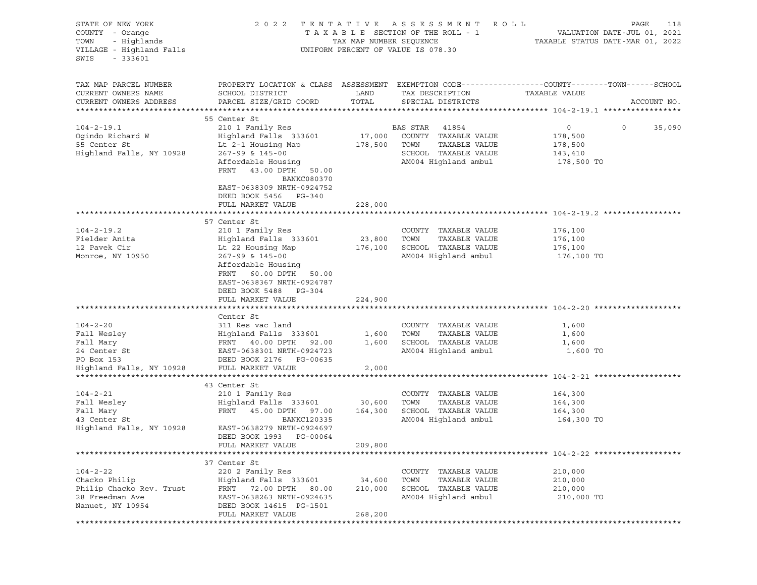STATE OF NEW YORK
COUNTY - Orange
TOWN - Highlands
VILLAGE - Highland Falls
SWIS - 333601

2022 TENTATIVE ASSESSMENT ROLL
TAXABLE SECTION OF THE ROLL - 1
TAX MAP NUMBER SEQUENCE
UNIFORM PERCENT OF VALUE IS 078.30

VALUATION DATE-JUL 01, 2021
TAXABLE STATUS DATE-MAR 01, 2022

| TAX MAP PARCEL NUMBER / CURRENT OWNERS NAME / CURRENT OWNERS ADDRESS | PROPERTY LOCATION & CLASS / SCHOOL DISTRICT / PARCEL SIZE/GRID COORD | ASSESSMENT LAND | TOTAL | EXEMPTION CODE / TAX DESCRIPTION / SPECIAL DISTRICTS | COUNTY TAXABLE VALUE | TOWN | SCHOOL | ACCOUNT NO. |
|---|---|---|---|---|---|---|---|---|
| **104-2-19.1** | 55 Center St | | | | | | | |
| 104-2-19.1 | 210 1 Family Res | | | BAS STAR 41854 | 0 | 0 | 35,090 | |
| Ogindo Richard W | Highland Falls 333601 | 17,000 | | COUNTY TAXABLE VALUE | 178,500 | | | |
| 55 Center St | Lt 2-1 Housing Map | | 178,500 | TOWN TAXABLE VALUE | 178,500 | | | |
| Highland Falls, NY 10928 | 267-99 & 145-00 | | | SCHOOL TAXABLE VALUE | 143,410 | | | |
| | Affordable Housing | | | AM004 Highland ambul | 178,500 TO | | | |
| | FRNT 43.00 DPTH 50.00 | | | | | | | |
| | BANKC080370 | | | | | | | |
| | EAST-0638309 NRTH-0924752 | | | | | | | |
| | DEED BOOK 5456 PG-340 | | | | | | | |
| | FULL MARKET VALUE | | 228,000 | | | | | |
| **104-2-19.2** | 57 Center St | | | | | | | |
| 104-2-19.2 | 210 1 Family Res | | | COUNTY TAXABLE VALUE | 176,100 | | | |
| Fielder Anita | Highland Falls 333601 | 23,800 | | TOWN TAXABLE VALUE | 176,100 | | | |
| 12 Pavek Cir | Lt 22 Housing Map | | 176,100 | SCHOOL TAXABLE VALUE | 176,100 | | | |
| Monroe, NY 10950 | 267-99 & 145-00 | | | AM004 Highland ambul | 176,100 TO | | | |
| | Affordable Housing | | | | | | | |
| | FRNT 60.00 DPTH 50.00 | | | | | | | |
| | EAST-0638367 NRTH-0924787 | | | | | | | |
| | DEED BOOK 5488 PG-304 | | | | | | | |
| | FULL MARKET VALUE | | 224,900 | | | | | |
| **104-2-20** | Center St | | | | | | | |
| 104-2-20 | 311 Res vac land | | | COUNTY TAXABLE VALUE | 1,600 | | | |
| Fall Wesley | Highland Falls 333601 | 1,600 | | TOWN TAXABLE VALUE | 1,600 | | | |
| Fall Mary | FRNT 40.00 DPTH 92.00 | | 1,600 | SCHOOL TAXABLE VALUE | 1,600 | | | |
| 24 Center St | EAST-0638301 NRTH-0924723 | | | AM004 Highland ambul | 1,600 TO | | | |
| PO Box 153 | DEED BOOK 2176 PG-00635 | | | | | | | |
| Highland Falls, NY 10928 | FULL MARKET VALUE | | 2,000 | | | | | |
| **104-2-21** | 43 Center St | | | | | | | |
| 104-2-21 | 210 1 Family Res | | | COUNTY TAXABLE VALUE | 164,300 | | | |
| Fall Wesley | Highland Falls 333601 | 30,600 | | TOWN TAXABLE VALUE | 164,300 | | | |
| Fall Mary | FRNT 45.00 DPTH 97.00 | | 164,300 | SCHOOL TAXABLE VALUE | 164,300 | | | |
| 43 Center St | BANKC120335 | | | AM004 Highland ambul | 164,300 TO | | | |
| Highland Falls, NY 10928 | EAST-0638279 NRTH-0924697 | | | | | | | |
| | DEED BOOK 1993 PG-00064 | | | | | | | |
| | FULL MARKET VALUE | | 209,800 | | | | | |
| **104-2-22** | 37 Center St | | | | | | | |
| 104-2-22 | 220 2 Family Res | | | COUNTY TAXABLE VALUE | 210,000 | | | |
| Chacko Philip | Highland Falls 333601 | 34,600 | | TOWN TAXABLE VALUE | 210,000 | | | |
| Philip Chacko Rev. Trust | FRNT 72.00 DPTH 80.00 | | 210,000 | SCHOOL TAXABLE VALUE | 210,000 | | | |
| 28 Freedman Ave | EAST-0638263 NRTH-0924635 | | | AM004 Highland ambul | 210,000 TO | | | |
| Nanuet, NY 10954 | DEED BOOK 14615 PG-1501 | | | | | | | |
| | FULL MARKET VALUE | | 268,200 | | | | | |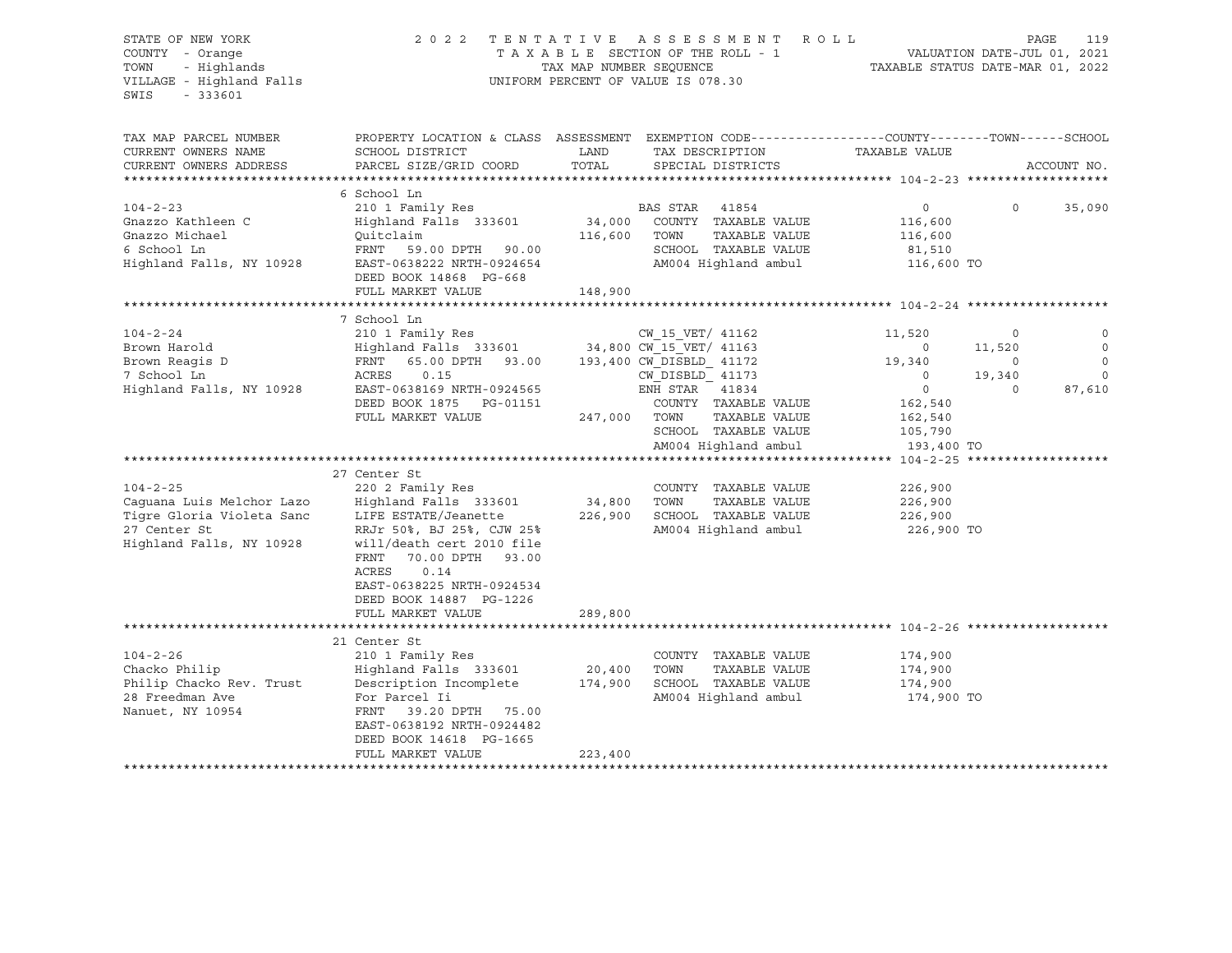STATE OF NEW YORK 2 0 2 2 T E N T A T I V E A S S E S S M E N T R O L L PAGE 119
COUNTY - Orange T A X A B L E SECTION OF THE ROLL - 1 VALUATION DATE-JUL 01, 2021
TOWN - Highlands TAX MAP NUMBER SEQUENCE TAXABLE STATUS DATE-MAR 01, 2022
VILLAGE - Highland Falls UNIFORM PERCENT OF VALUE IS 078.30
SWIS - 333601

```
TAX MAP PARCEL NUMBER          PROPERTY LOCATION & CLASS  ASSESSMENT  EXEMPTION CODE------------------COUNTY--------TOWN------SCHOOL
CURRENT OWNERS NAME            SCHOOL DISTRICT              LAND      TAX DESCRIPTION             TAXABLE VALUE
CURRENT OWNERS ADDRESS         PARCEL SIZE/GRID COORD       TOTAL     SPECIAL DISTRICTS                                    ACCOUNT NO.
******************************************************************************************************* 104-2-23 *******************
                               6 School Ln
104-2-23                       210 1 Family Res                        BAS STAR   41854               0           0      35,090
Gnazzo Kathleen C              Highland Falls  333601      34,000     COUNTY  TAXABLE VALUE      116,600
Gnazzo Michael                 Quitclaim                  116,600     TOWN    TAXABLE VALUE      116,600
6 School Ln                    FRNT   59.00 DPTH   90.00              SCHOOL  TAXABLE VALUE       81,510
Highland Falls, NY 10928       EAST-0638222 NRTH-0924654              AM004 Highland ambul       116,600 TO
                               DEED BOOK 14868  PG-668
                               FULL MARKET VALUE          148,900
******************************************************************************************************* 104-2-24 *******************
                               7 School Ln
104-2-24                       210 1 Family Res                        CW_15_VET/ 41162          11,520           0           0
Brown Harold                   Highland Falls  333601      34,800 CW_15_VET/ 41163                   0      11,520           0
Brown Reagis D                 FRNT   65.00 DPTH   93.00  193,400 CW_DISBLD_ 41172          19,340           0           0
7 School Ln                    ACRES    0.15                          CW_DISBLD_ 41173                 0      19,340           0
Highland Falls, NY 10928       EAST-0638169 NRTH-0924565              ENH STAR   41834                 0           0      87,610
                               DEED BOOK 1875   PG-01151              COUNTY  TAXABLE VALUE      162,540
                               FULL MARKET VALUE          247,000     TOWN    TAXABLE VALUE      162,540
                                                                      SCHOOL  TAXABLE VALUE      105,790
                                                                      AM004 Highland ambul       193,400 TO
******************************************************************************************************* 104-2-25 *******************
                               27 Center St
104-2-25                       220 2 Family Res                       COUNTY  TAXABLE VALUE      226,900
Caguana Luis Melchor Lazo      Highland Falls  333601      34,800     TOWN    TAXABLE VALUE      226,900
Tigre Gloria Violeta Sanc      LIFE ESTATE/Jeanette       226,900     SCHOOL  TAXABLE VALUE      226,900
27 Center St                   RRJr 50%, BJ 25%, CJW 25%              AM004 Highland ambul       226,900 TO
Highland Falls, NY 10928       will/death cert 2010 file
                               FRNT   70.00 DPTH   93.00
                               ACRES    0.14
                               EAST-0638225 NRTH-0924534
                               DEED BOOK 14887  PG-1226
                               FULL MARKET VALUE          289,800
******************************************************************************************************* 104-2-26 *******************
                               21 Center St
104-2-26                       210 1 Family Res                       COUNTY  TAXABLE VALUE      174,900
Chacko Philip                  Highland Falls  333601      20,400     TOWN    TAXABLE VALUE      174,900
Philip Chacko Rev. Trust       Description Incomplete     174,900     SCHOOL  TAXABLE VALUE      174,900
28 Freedman Ave                For Parcel Ii                          AM004 Highland ambul       174,900 TO
Nanuet, NY 10954               FRNT   39.20 DPTH   75.00
                               EAST-0638192 NRTH-0924482
                               DEED BOOK 14618  PG-1665
                               FULL MARKET VALUE          223,400
************************************************************************************************************************************
```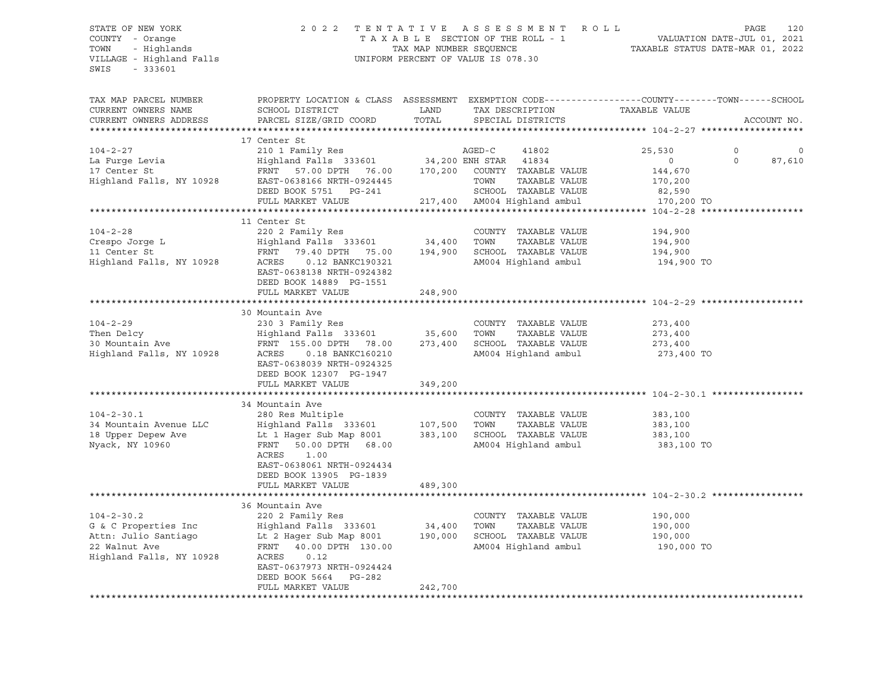STATE OF NEW YORK
COUNTY - Orange
TOWN - Highlands
VILLAGE - Highland Falls
SWIS - 333601

2022 TENTATIVE ASSESSMENT ROLL
TAXABLE SECTION OF THE ROLL - 1
TAX MAP NUMBER SEQUENCE
UNIFORM PERCENT OF VALUE IS 078.30

VALUATION DATE-JUL 01, 2021
TAXABLE STATUS DATE-MAR 01, 2022

| TAX MAP PARCEL NUMBER / CURRENT OWNERS NAME / CURRENT OWNERS ADDRESS | PROPERTY LOCATION & CLASS / SCHOOL DISTRICT / PARCEL SIZE/GRID COORD | ASSESSMENT LAND / TOTAL | EXEMPTION CODE / TAX DESCRIPTION / SPECIAL DISTRICTS | COUNTY TAXABLE VALUE | TOWN | SCHOOL | ACCOUNT NO. |
|---|---|---|---|---|---|---|---|
| **104-2-27** | 17 Center St | | | | | | |
| 104-2-27 | 210 1 Family Res | | AGED-C 41802 | 25,530 | 0 | 0 | |
| La Furge Levia | Highland Falls 333601 | 34,200 | ENH STAR 41834 | 0 | 0 | 87,610 | |
| 17 Center St | FRNT 57.00 DPTH 76.00 | 170,200 | COUNTY TAXABLE VALUE | 144,670 | | | |
| Highland Falls, NY 10928 | EAST-0638166 NRTH-0924445 | | TOWN TAXABLE VALUE | 170,200 | | | |
| | DEED BOOK 5751 PG-241 | | SCHOOL TAXABLE VALUE | 82,590 | | | |
| | FULL MARKET VALUE | 217,400 | AM004 Highland ambul | 170,200 TO | | | |
| **104-2-28** | 11 Center St | | | | | | |
| 104-2-28 | 220 2 Family Res | | COUNTY TAXABLE VALUE | 194,900 | | | |
| Crespo Jorge L | Highland Falls 333601 | 34,400 | TOWN TAXABLE VALUE | 194,900 | | | |
| 11 Center St | FRNT 79.40 DPTH 75.00 | 194,900 | SCHOOL TAXABLE VALUE | 194,900 | | | |
| Highland Falls, NY 10928 | ACRES 0.12 BANKC190321 | | AM004 Highland ambul | 194,900 TO | | | |
| | EAST-0638138 NRTH-0924382 | | | | | | |
| | DEED BOOK 14889 PG-1551 | | | | | | |
| | FULL MARKET VALUE | 248,900 | | | | | |
| **104-2-29** | 30 Mountain Ave | | | | | | |
| 104-2-29 | 230 3 Family Res | | COUNTY TAXABLE VALUE | 273,400 | | | |
| Then Delcy | Highland Falls 333601 | 35,600 | TOWN TAXABLE VALUE | 273,400 | | | |
| 30 Mountain Ave | FRNT 155.00 DPTH 78.00 | 273,400 | SCHOOL TAXABLE VALUE | 273,400 | | | |
| Highland Falls, NY 10928 | ACRES 0.18 BANKC160210 | | AM004 Highland ambul | 273,400 TO | | | |
| | EAST-0638039 NRTH-0924325 | | | | | | |
| | DEED BOOK 12307 PG-1947 | | | | | | |
| | FULL MARKET VALUE | 349,200 | | | | | |
| **104-2-30.1** | 34 Mountain Ave | | | | | | |
| 104-2-30.1 | 280 Res Multiple | | COUNTY TAXABLE VALUE | 383,100 | | | |
| 34 Mountain Avenue LLC | Highland Falls 333601 | 107,500 | TOWN TAXABLE VALUE | 383,100 | | | |
| 18 Upper Depew Ave | Lt 1 Hager Sub Map 8001 | 383,100 | SCHOOL TAXABLE VALUE | 383,100 | | | |
| Nyack, NY 10960 | FRNT 50.00 DPTH 68.00 | | AM004 Highland ambul | 383,100 TO | | | |
| | ACRES 1.00 | | | | | | |
| | EAST-0638061 NRTH-0924434 | | | | | | |
| | DEED BOOK 13905 PG-1839 | | | | | | |
| | FULL MARKET VALUE | 489,300 | | | | | |
| **104-2-30.2** | 36 Mountain Ave | | | | | | |
| 104-2-30.2 | 220 2 Family Res | | COUNTY TAXABLE VALUE | 190,000 | | | |
| G & C Properties Inc | Highland Falls 333601 | 34,400 | TOWN TAXABLE VALUE | 190,000 | | | |
| Attn: Julio Santiago | Lt 2 Hager Sub Map 8001 | 190,000 | SCHOOL TAXABLE VALUE | 190,000 | | | |
| 22 Walnut Ave | FRNT 40.00 DPTH 130.00 | | AM004 Highland ambul | 190,000 TO | | | |
| Highland Falls, NY 10928 | ACRES 0.12 | | | | | | |
| | EAST-0637973 NRTH-0924424 | | | | | | |
| | DEED BOOK 5664 PG-282 | | | | | | |
| | FULL MARKET VALUE | 242,700 | | | | | |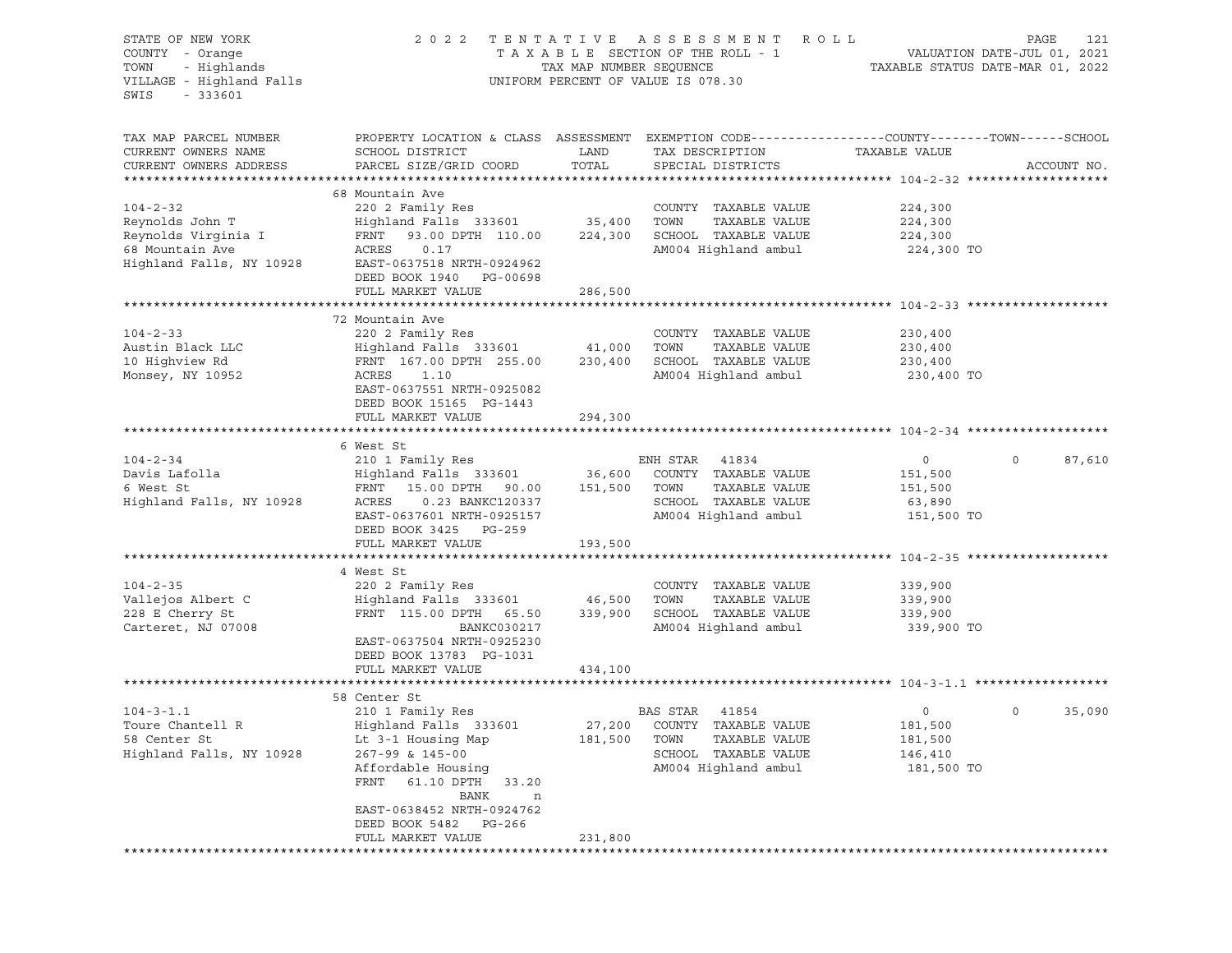STATE OF NEW YORK
COUNTY - Orange
TOWN - Highlands
VILLAGE - Highland Falls
SWIS - 333601

2022 TENTATIVE ASSESSMENT ROLL
TAXABLE SECTION OF THE ROLL - 1
TAX MAP NUMBER SEQUENCE
UNIFORM PERCENT OF VALUE IS 078.30

VALUATION DATE-JUL 01, 2021
TAXABLE STATUS DATE-MAR 01, 2022

| TAX MAP PARCEL NUMBER / CURRENT OWNERS NAME / CURRENT OWNERS ADDRESS | PROPERTY LOCATION & CLASS / SCHOOL DISTRICT / PARCEL SIZE/GRID COORD | ASSESSMENT LAND | TOTAL | EXEMPTION CODE / TAX DESCRIPTION / SPECIAL DISTRICTS | COUNTY TAXABLE VALUE | TOWN | SCHOOL | ACCOUNT NO. |
|---|---|---|---|---|---|---|---|---|
| **104-2-32** | 68 Mountain Ave | | | | | | | |
| 104-2-32 | 220 2 Family Res | | | COUNTY TAXABLE VALUE | 224,300 | | | |
| Reynolds John T | Highland Falls 333601 | 35,400 | | TOWN TAXABLE VALUE | 224,300 | | | |
| Reynolds Virginia I | FRNT 93.00 DPTH 110.00 | | 224,300 | SCHOOL TAXABLE VALUE | 224,300 | | | |
| 68 Mountain Ave | ACRES 0.17 | | | AM004 Highland ambul | 224,300 TO | | | |
| Highland Falls, NY 10928 | EAST-0637518 NRTH-0924962 | | | | | | | |
| | DEED BOOK 1940 PG-00698 | | | | | | | |
| | FULL MARKET VALUE | | 286,500 | | | | | |
| **104-2-33** | 72 Mountain Ave | | | | | | | |
| 104-2-33 | 220 2 Family Res | | | COUNTY TAXABLE VALUE | 230,400 | | | |
| Austin Black LLC | Highland Falls 333601 | 41,000 | | TOWN TAXABLE VALUE | 230,400 | | | |
| 10 Highview Rd | FRNT 167.00 DPTH 255.00 | | 230,400 | SCHOOL TAXABLE VALUE | 230,400 | | | |
| Monsey, NY 10952 | ACRES 1.10 | | | AM004 Highland ambul | 230,400 TO | | | |
| | EAST-0637551 NRTH-0925082 | | | | | | | |
| | DEED BOOK 15165 PG-1443 | | | | | | | |
| | FULL MARKET VALUE | | 294,300 | | | | | |
| **104-2-34** | 6 West St | | | | | | | |
| 104-2-34 | 210 1 Family Res | | | ENH STAR 41834 | 0 | 0 | 87,610 | |
| Davis Lafolla | Highland Falls 333601 | 36,600 | | COUNTY TAXABLE VALUE | 151,500 | | | |
| 6 West St | FRNT 15.00 DPTH 90.00 | | 151,500 | TOWN TAXABLE VALUE | 151,500 | | | |
| Highland Falls, NY 10928 | ACRES 0.23 BANKC120337 | | | SCHOOL TAXABLE VALUE | 63,890 | | | |
| | EAST-0637601 NRTH-0925157 | | | AM004 Highland ambul | 151,500 TO | | | |
| | DEED BOOK 3425 PG-259 | | | | | | | |
| | FULL MARKET VALUE | | 193,500 | | | | | |
| **104-2-35** | 4 West St | | | | | | | |
| 104-2-35 | 220 2 Family Res | | | COUNTY TAXABLE VALUE | 339,900 | | | |
| Vallejos Albert C | Highland Falls 333601 | 46,500 | | TOWN TAXABLE VALUE | 339,900 | | | |
| 228 E Cherry St | FRNT 115.00 DPTH 65.50 | | 339,900 | SCHOOL TAXABLE VALUE | 339,900 | | | |
| Carteret, NJ 07008 | BANKC030217 | | | AM004 Highland ambul | 339,900 TO | | | |
| | EAST-0637504 NRTH-0925230 | | | | | | | |
| | DEED BOOK 13783 PG-1031 | | | | | | | |
| | FULL MARKET VALUE | | 434,100 | | | | | |
| **104-3-1.1** | 58 Center St | | | | | | | |
| 104-3-1.1 | 210 1 Family Res | | | BAS STAR 41854 | 0 | 0 | 35,090 | |
| Toure Chantell R | Highland Falls 333601 | 27,200 | | COUNTY TAXABLE VALUE | 181,500 | | | |
| 58 Center St | Lt 3-1 Housing Map | | 181,500 | TOWN TAXABLE VALUE | 181,500 | | | |
| Highland Falls, NY 10928 | 267-99 & 145-00 | | | SCHOOL TAXABLE VALUE | 146,410 | | | |
| | Affordable Housing | | | AM004 Highland ambul | 181,500 TO | | | |
| | FRNT 61.10 DPTH 33.20 | | | | | | | |
| | BANK n | | | | | | | |
| | EAST-0638452 NRTH-0924762 | | | | | | | |
| | DEED BOOK 5482 PG-266 | | | | | | | |
| | FULL MARKET VALUE | | 231,800 | | | | | |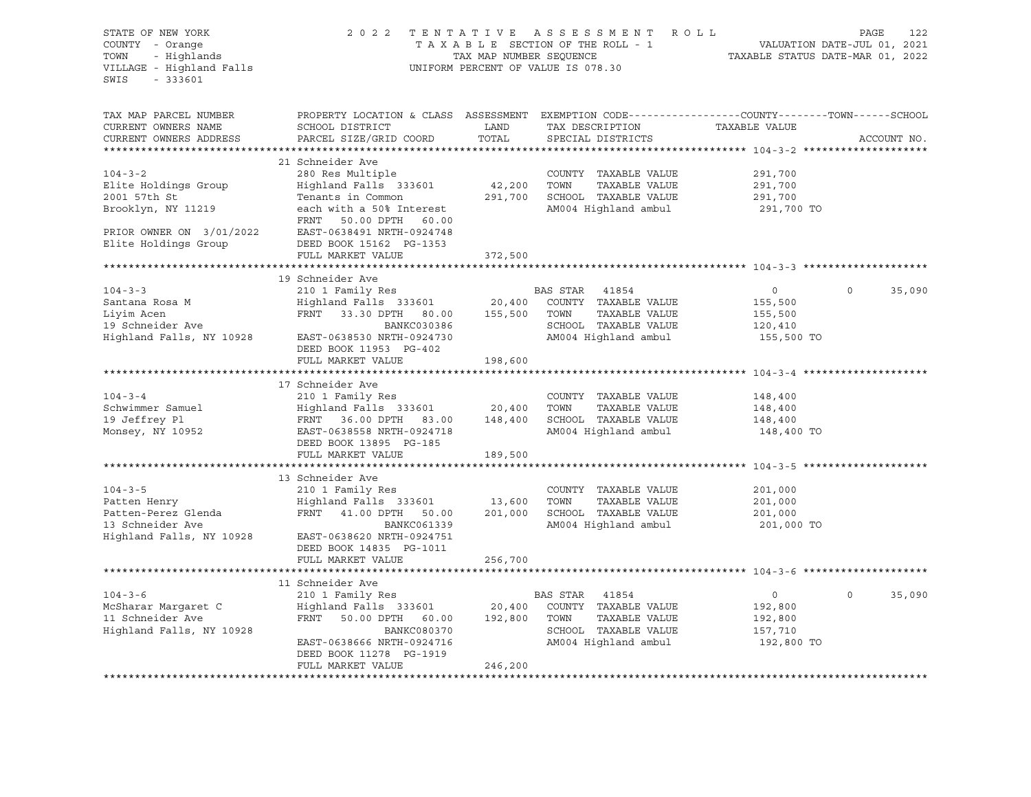STATE OF NEW YORK | 2 0 2 2 T E N T A T I V E A S S E S S M E N T R O L L
COUNTY - Orange | T A X A B L E SECTION OF THE ROLL - 1 | VALUATION DATE-JUL 01, 2021
TOWN - Highlands | TAX MAP NUMBER SEQUENCE | TAXABLE STATUS DATE-MAR 01, 2022
VILLAGE - Highland Falls | UNIFORM PERCENT OF VALUE IS 078.30
SWIS - 333601

| TAX MAP PARCEL NUMBER / CURRENT OWNERS NAME / CURRENT OWNERS ADDRESS | PROPERTY LOCATION & CLASS / SCHOOL DISTRICT / PARCEL SIZE/GRID COORD | ASSESSMENT LAND / TOTAL | EXEMPTION CODE / TAX DESCRIPTION / SPECIAL DISTRICTS | COUNTY | TOWN | SCHOOL / ACCOUNT NO. |
|---|---|---|---|---|---|---|
| **104-3-2** | 21 Schneider Ave | | | | | |
| | 280 Res Multiple | | COUNTY TAXABLE VALUE | 291,700 | | |
| Elite Holdings Group | Highland Falls 333601 | 42,200 | TOWN TAXABLE VALUE | | 291,700 | |
| 2001 57th St | Tenants in Common | 291,700 | SCHOOL TAXABLE VALUE | | | 291,700 |
| Brooklyn, NY 11219 | each with a 50% Interest | | AM004 Highland ambul | 291,700 TO | | |
| | FRNT 50.00 DPTH 60.00 | | | | | |
| PRIOR OWNER ON 3/01/2022 | EAST-0638491 NRTH-0924748 | | | | | |
| Elite Holdings Group | DEED BOOK 15162 PG-1353 | | | | | |
| | FULL MARKET VALUE | 372,500 | | | | |
| **104-3-3** | 19 Schneider Ave | | | | | |
| | 210 1 Family Res | | BAS STAR 41854 | 0 | 0 | 35,090 |
| Santana Rosa M | Highland Falls 333601 | 20,400 | COUNTY TAXABLE VALUE | 155,500 | | |
| Liyim Acen | FRNT 33.30 DPTH 80.00 | 155,500 | TOWN TAXABLE VALUE | | 155,500 | |
| 19 Schneider Ave | BANKC030386 | | SCHOOL TAXABLE VALUE | | | 120,410 |
| Highland Falls, NY 10928 | EAST-0638530 NRTH-0924730 | | AM004 Highland ambul | 155,500 TO | | |
| | DEED BOOK 11953 PG-402 | | | | | |
| | FULL MARKET VALUE | 198,600 | | | | |
| **104-3-4** | 17 Schneider Ave | | | | | |
| | 210 1 Family Res | | COUNTY TAXABLE VALUE | 148,400 | | |
| Schwimmer Samuel | Highland Falls 333601 | 20,400 | TOWN TAXABLE VALUE | | 148,400 | |
| 19 Jeffrey Pl | FRNT 36.00 DPTH 83.00 | 148,400 | SCHOOL TAXABLE VALUE | | | 148,400 |
| Monsey, NY 10952 | EAST-0638558 NRTH-0924718 | | AM004 Highland ambul | 148,400 TO | | |
| | DEED BOOK 13895 PG-185 | | | | | |
| | FULL MARKET VALUE | 189,500 | | | | |
| **104-3-5** | 13 Schneider Ave | | | | | |
| | 210 1 Family Res | | COUNTY TAXABLE VALUE | 201,000 | | |
| Patten Henry | Highland Falls 333601 | 13,600 | TOWN TAXABLE VALUE | | 201,000 | |
| Patten-Perez Glenda | FRNT 41.00 DPTH 50.00 | 201,000 | SCHOOL TAXABLE VALUE | | | 201,000 |
| 13 Schneider Ave | BANKC061339 | | AM004 Highland ambul | 201,000 TO | | |
| Highland Falls, NY 10928 | EAST-0638620 NRTH-0924751 | | | | | |
| | DEED BOOK 14835 PG-1011 | | | | | |
| | FULL MARKET VALUE | 256,700 | | | | |
| **104-3-6** | 11 Schneider Ave | | | | | |
| | 210 1 Family Res | | BAS STAR 41854 | 0 | 0 | 35,090 |
| McSharar Margaret C | Highland Falls 333601 | 20,400 | COUNTY TAXABLE VALUE | 192,800 | | |
| 11 Schneider Ave | FRNT 50.00 DPTH 60.00 | 192,800 | TOWN TAXABLE VALUE | | 192,800 | |
| Highland Falls, NY 10928 | BANKC080370 | | SCHOOL TAXABLE VALUE | | | 157,710 |
| | EAST-0638666 NRTH-0924716 | | AM004 Highland ambul | 192,800 TO | | |
| | DEED BOOK 11278 PG-1919 | | | | | |
| | FULL MARKET VALUE | 246,200 | | | | |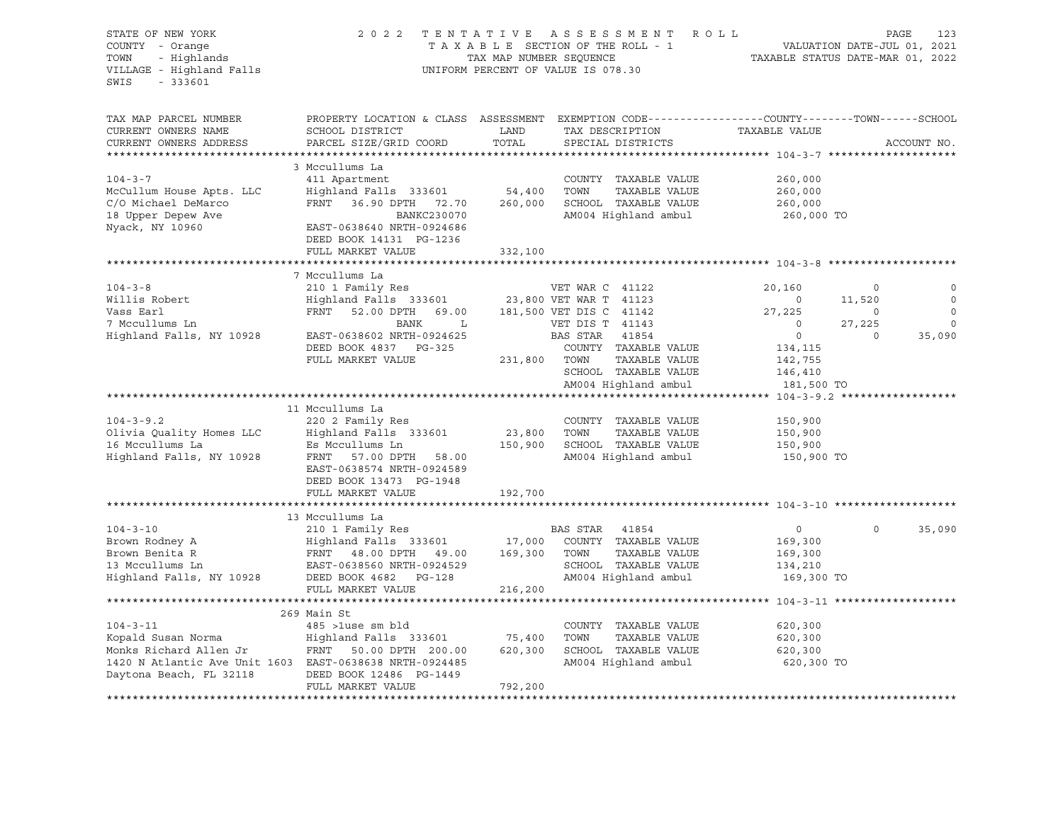STATE OF NEW YORK
COUNTY - Orange
TOWN - Highlands
VILLAGE - Highland Falls
SWIS - 333601

2022 TENTATIVE ASSESSMENT ROLL
TAXABLE SECTION OF THE ROLL - 1
TAX MAP NUMBER SEQUENCE
UNIFORM PERCENT OF VALUE IS 078.30

VALUATION DATE-JUL 01, 2021
TAXABLE STATUS DATE-MAR 01, 2022

```
TAX MAP PARCEL NUMBER          PROPERTY LOCATION & CLASS  ASSESSMENT  EXEMPTION CODE------------------COUNTY--------TOWN------SCHOOL
CURRENT OWNERS NAME            SCHOOL DISTRICT               LAND      TAX DESCRIPTION              TAXABLE VALUE
CURRENT OWNERS ADDRESS         PARCEL SIZE/GRID COORD        TOTAL     SPECIAL DISTRICTS                                      ACCOUNT NO.
****************************************************************************************************** 104-3-7 ********************
                               3 Mccullums La
104-3-7                        411 Apartment                          COUNTY  TAXABLE VALUE           260,000
McCullum House Apts. LLC       Highland Falls  333601       54,400    TOWN    TAXABLE VALUE           260,000
C/O Michael DeMarco            FRNT   36.90 DPTH   72.70   260,000    SCHOOL  TAXABLE VALUE           260,000
18 Upper Depew Ave                          BANKC230070               AM004 Highland ambul             260,000 TO
Nyack, NY 10960                EAST-0638640 NRTH-0924686
                               DEED BOOK 14131  PG-1236
                               FULL MARKET VALUE           332,100
****************************************************************************************************** 104-3-8 ********************
                               7 Mccullums La
104-3-8                        210 1 Family Res                    VET WAR C  41122              20,160          0             0
Willis Robert                  Highland Falls  333601       23,800 VET WAR T  41123                   0     11,520             0
Vass Earl                      FRNT   52.00 DPTH   69.00   181,500 VET DIS C  41142              27,225          0             0
7 Mccullums Ln                              BANK      L            VET DIS T  41143                   0     27,225             0
Highland Falls, NY 10928       EAST-0638602 NRTH-0924625           BAS STAR   41854                   0          0        35,090
                               DEED BOOK 4837   PG-325              COUNTY  TAXABLE VALUE           134,115
                               FULL MARKET VALUE           231,800  TOWN    TAXABLE VALUE           142,755
                                                                    SCHOOL  TAXABLE VALUE           146,410
                                                                    AM004 Highland ambul             181,500 TO
****************************************************************************************************** 104-3-9.2 ******************
                               11 Mccullums La
104-3-9.2                      220 2 Family Res                       COUNTY  TAXABLE VALUE           150,900
Olivia Quality Homes LLC       Highland Falls  333601       23,800    TOWN    TAXABLE VALUE           150,900
16 Mccullums La                Es Mccullums Ln             150,900    SCHOOL  TAXABLE VALUE           150,900
Highland Falls, NY 10928       FRNT   57.00 DPTH   58.00              AM004 Highland ambul             150,900 TO
                               EAST-0638574 NRTH-0924589
                               DEED BOOK 13473  PG-1948
                               FULL MARKET VALUE           192,700
****************************************************************************************************** 104-3-10 *******************
                               13 Mccullums La
104-3-10                       210 1 Family Res                    BAS STAR   41854                   0          0        35,090
Brown Rodney A                 Highland Falls  333601       17,000    COUNTY  TAXABLE VALUE           169,300
Brown Benita R                 FRNT   48.00 DPTH   49.00   169,300    TOWN    TAXABLE VALUE           169,300
13 Mccullums Ln                EAST-0638560 NRTH-0924529              SCHOOL  TAXABLE VALUE           134,210
Highland Falls, NY 10928       DEED BOOK 4682   PG-128                AM004 Highland ambul             169,300 TO
                               FULL MARKET VALUE           216,200
****************************************************************************************************** 104-3-11 *******************
                               269 Main St
104-3-11                       485 >1use sm bld                       COUNTY  TAXABLE VALUE           620,300
Kopald Susan Norma             Highland Falls  333601       75,400    TOWN    TAXABLE VALUE           620,300
Monks Richard Allen Jr         FRNT   50.00 DPTH  200.00   620,300    SCHOOL  TAXABLE VALUE           620,300
1420 N Atlantic Ave Unit 1603  EAST-0638638 NRTH-0924485              AM004 Highland ambul             620,300 TO
Daytona Beach, FL 32118        DEED BOOK 12486  PG-1449
                               FULL MARKET VALUE           792,200
************************************************************************************************************************************
```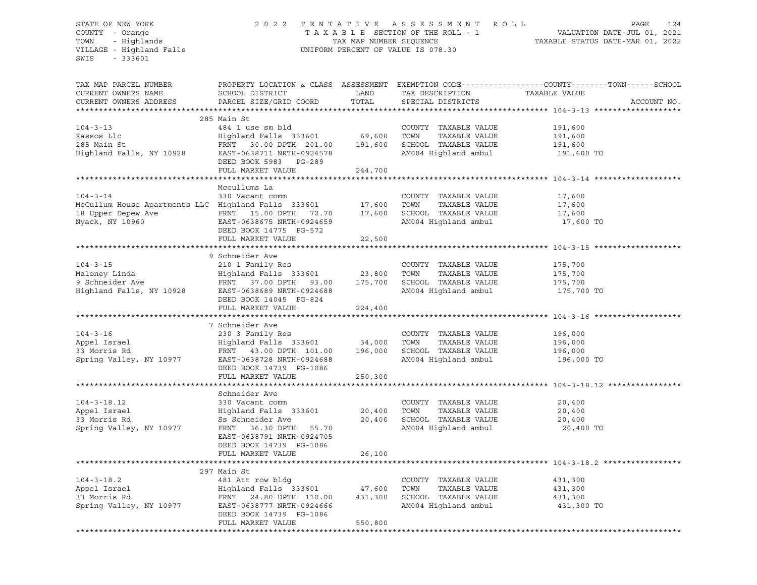STATE OF NEW YORK
COUNTY - Orange
TOWN - Highlands
VILLAGE - Highland Falls
SWIS - 333601

2022 TENTATIVE ASSESSMENT ROLL
TAXABLE SECTION OF THE ROLL - 1
TAX MAP NUMBER SEQUENCE
UNIFORM PERCENT OF VALUE IS 078.30

VALUATION DATE-JUL 01, 2021
TAXABLE STATUS DATE-MAR 01, 2022

| TAX MAP PARCEL NUMBER / CURRENT OWNERS NAME / CURRENT OWNERS ADDRESS | PROPERTY LOCATION & CLASS / SCHOOL DISTRICT / PARCEL SIZE/GRID COORD | ASSESSMENT LAND / TOTAL | EXEMPTION CODE / TAX DESCRIPTION / SPECIAL DISTRICTS | COUNTY--------TOWN------SCHOOL TAXABLE VALUE | ACCOUNT NO. |
|---|---|---|---|---|---|
| **104-3-13** | 285 Main St | | | | |
| 104-3-13 | 484 1 use sm bld | | COUNTY TAXABLE VALUE | 191,600 | |
| Kassos Llc | Highland Falls 333601 | 69,600 | TOWN TAXABLE VALUE | 191,600 | |
| 285 Main St | FRNT 30.00 DPTH 201.00 | 191,600 | SCHOOL TAXABLE VALUE | 191,600 | |
| Highland Falls, NY 10928 | EAST-0638711 NRTH-0924578 | | AM004 Highland ambul | 191,600 TO | |
| | DEED BOOK 5983 PG-289 | | | | |
| | FULL MARKET VALUE | 244,700 | | | |
| **104-3-14** | Mccullums La | | | | |
| 104-3-14 | 330 Vacant comm | | COUNTY TAXABLE VALUE | 17,600 | |
| McCullum House Apartments LLC | Highland Falls 333601 | 17,600 | TOWN TAXABLE VALUE | 17,600 | |
| 18 Upper Depew Ave | FRNT 15.00 DPTH 72.70 | 17,600 | SCHOOL TAXABLE VALUE | 17,600 | |
| Nyack, NY 10960 | EAST-0638675 NRTH-0924659 | | AM004 Highland ambul | 17,600 TO | |
| | DEED BOOK 14775 PG-572 | | | | |
| | FULL MARKET VALUE | 22,500 | | | |
| **104-3-15** | 9 Schneider Ave | | | | |
| 104-3-15 | 210 1 Family Res | | COUNTY TAXABLE VALUE | 175,700 | |
| Maloney Linda | Highland Falls 333601 | 23,800 | TOWN TAXABLE VALUE | 175,700 | |
| 9 Schneider Ave | FRNT 37.00 DPTH 93.00 | 175,700 | SCHOOL TAXABLE VALUE | 175,700 | |
| Highland Falls, NY 10928 | EAST-0638689 NRTH-0924688 | | AM004 Highland ambul | 175,700 TO | |
| | DEED BOOK 14045 PG-824 | | | | |
| | FULL MARKET VALUE | 224,400 | | | |
| **104-3-16** | 7 Schneider Ave | | | | |
| 104-3-16 | 230 3 Family Res | | COUNTY TAXABLE VALUE | 196,000 | |
| Appel Israel | Highland Falls 333601 | 34,000 | TOWN TAXABLE VALUE | 196,000 | |
| 33 Morris Rd | FRNT 43.00 DPTH 101.00 | 196,000 | SCHOOL TAXABLE VALUE | 196,000 | |
| Spring Valley, NY 10977 | EAST-0638728 NRTH-0924688 | | AM004 Highland ambul | 196,000 TO | |
| | DEED BOOK 14739 PG-1086 | | | | |
| | FULL MARKET VALUE | 250,300 | | | |
| **104-3-18.12** | Schneider Ave | | | | |
| 104-3-18.12 | 330 Vacant comm | | COUNTY TAXABLE VALUE | 20,400 | |
| Appel Israel | Highland Falls 333601 | 20,400 | TOWN TAXABLE VALUE | 20,400 | |
| 33 Morris Rd | Ss Schneider Ave | 20,400 | SCHOOL TAXABLE VALUE | 20,400 | |
| Spring Valley, NY 10977 | FRNT 36.30 DPTH 55.70 | | AM004 Highland ambul | 20,400 TO | |
| | EAST-0638791 NRTH-0924705 | | | | |
| | DEED BOOK 14739 PG-1086 | | | | |
| | FULL MARKET VALUE | 26,100 | | | |
| **104-3-18.2** | 297 Main St | | | | |
| 104-3-18.2 | 481 Att row bldg | | COUNTY TAXABLE VALUE | 431,300 | |
| Appel Israel | Highland Falls 333601 | 47,600 | TOWN TAXABLE VALUE | 431,300 | |
| 33 Morris Rd | FRNT 24.80 DPTH 110.00 | 431,300 | SCHOOL TAXABLE VALUE | 431,300 | |
| Spring Valley, NY 10977 | EAST-0638777 NRTH-0924666 | | AM004 Highland ambul | 431,300 TO | |
| | DEED BOOK 14739 PG-1086 | | | | |
| | FULL MARKET VALUE | 550,800 | | | |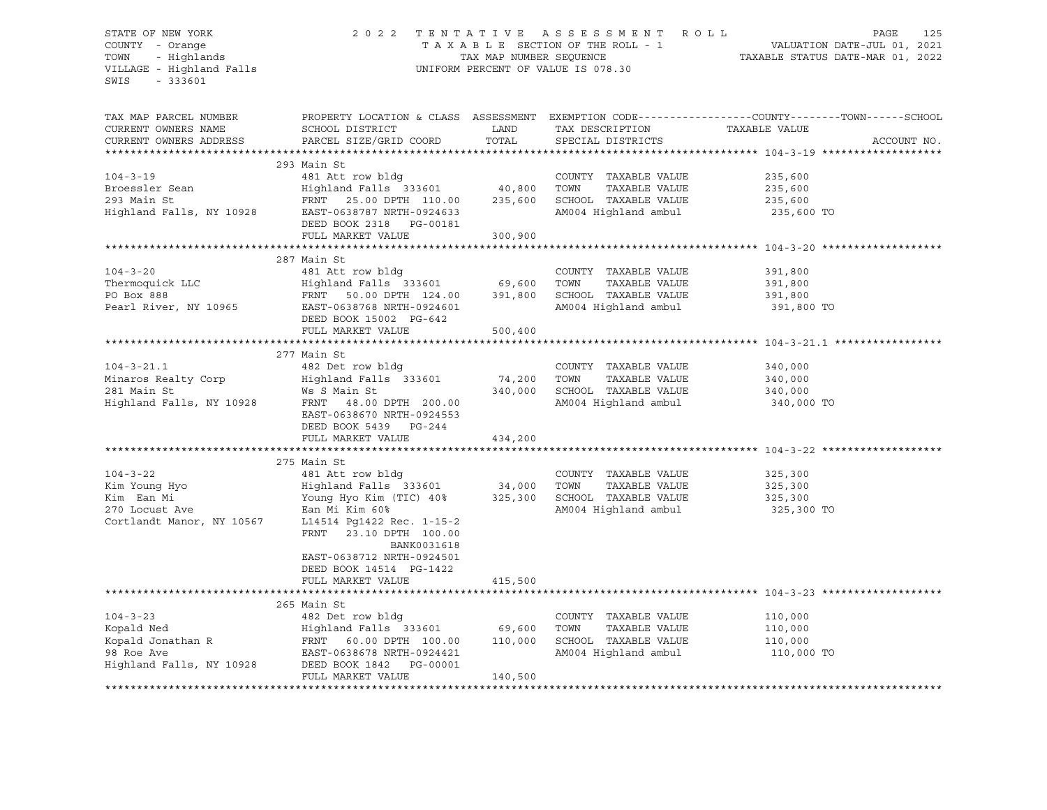STATE OF NEW YORK — 2022 TENTATIVE ASSESSMENT ROLL
COUNTY - Orange — TAXABLE SECTION OF THE ROLL - 1 — VALUATION DATE-JUL 01, 2021
TOWN - Highlands — TAX MAP NUMBER SEQUENCE — TAXABLE STATUS DATE-MAR 01, 2022
VILLAGE - Highland Falls — UNIFORM PERCENT OF VALUE IS 078.30
SWIS - 333601

| TAX MAP PARCEL NUMBER / CURRENT OWNERS NAME / CURRENT OWNERS ADDRESS | PROPERTY LOCATION & CLASS / SCHOOL DISTRICT / PARCEL SIZE/GRID COORD | ASSESSMENT LAND | TOTAL | EXEMPTION CODE / TAX DESCRIPTION / SPECIAL DISTRICTS | TAXABLE VALUE (COUNTY / TOWN / SCHOOL) | ACCOUNT NO. |
|---|---|---|---|---|---|---|
| **104-3-19** | 293 Main St | | | | | |
| 104-3-19 | 481 Att row bldg | | | COUNTY TAXABLE VALUE | 235,600 | |
| Broessler Sean | Highland Falls 333601 | 40,800 | | TOWN TAXABLE VALUE | 235,600 | |
| 293 Main St | FRNT 25.00 DPTH 110.00 | | 235,600 | SCHOOL TAXABLE VALUE | 235,600 | |
| Highland Falls, NY 10928 | EAST-0638787 NRTH-0924633 | | | AM004 Highland ambul | 235,600 TO | |
| | DEED BOOK 2318 PG-00181 | | | | | |
| | FULL MARKET VALUE | | 300,900 | | | |
| **104-3-20** | 287 Main St | | | | | |
| 104-3-20 | 481 Att row bldg | | | COUNTY TAXABLE VALUE | 391,800 | |
| Thermoquick LLC | Highland Falls 333601 | 69,600 | | TOWN TAXABLE VALUE | 391,800 | |
| PO Box 888 | FRNT 50.00 DPTH 124.00 | | 391,800 | SCHOOL TAXABLE VALUE | 391,800 | |
| Pearl River, NY 10965 | EAST-0638768 NRTH-0924601 | | | AM004 Highland ambul | 391,800 TO | |
| | DEED BOOK 15002 PG-642 | | | | | |
| | FULL MARKET VALUE | | 500,400 | | | |
| **104-3-21.1** | 277 Main St | | | | | |
| 104-3-21.1 | 482 Det row bldg | | | COUNTY TAXABLE VALUE | 340,000 | |
| Minaros Realty Corp | Highland Falls 333601 | 74,200 | | TOWN TAXABLE VALUE | 340,000 | |
| 281 Main St | Ws S Main St | | 340,000 | SCHOOL TAXABLE VALUE | 340,000 | |
| Highland Falls, NY 10928 | FRNT 48.00 DPTH 200.00 | | | AM004 Highland ambul | 340,000 TO | |
| | EAST-0638670 NRTH-0924553 | | | | | |
| | DEED BOOK 5439 PG-244 | | | | | |
| | FULL MARKET VALUE | | 434,200 | | | |
| **104-3-22** | 275 Main St | | | | | |
| 104-3-22 | 481 Att row bldg | | | COUNTY TAXABLE VALUE | 325,300 | |
| Kim Young Hyo | Highland Falls 333601 | 34,000 | | TOWN TAXABLE VALUE | 325,300 | |
| Kim Ean Mi | Young Hyo Kim (TIC) 40% | | 325,300 | SCHOOL TAXABLE VALUE | 325,300 | |
| 270 Locust Ave | Ean Mi Kim 60% | | | AM004 Highland ambul | 325,300 TO | |
| Cortlandt Manor, NY 10567 | L14514 Pg1422 Rec. 1-15-2 | | | | | |
| | FRNT 23.10 DPTH 100.00 | | | | | |
| | BANK0031618 | | | | | |
| | EAST-0638712 NRTH-0924501 | | | | | |
| | DEED BOOK 14514 PG-1422 | | | | | |
| | FULL MARKET VALUE | | 415,500 | | | |
| **104-3-23** | 265 Main St | | | | | |
| 104-3-23 | 482 Det row bldg | | | COUNTY TAXABLE VALUE | 110,000 | |
| Kopald Ned | Highland Falls 333601 | 69,600 | | TOWN TAXABLE VALUE | 110,000 | |
| Kopald Jonathan R | FRNT 60.00 DPTH 100.00 | | 110,000 | SCHOOL TAXABLE VALUE | 110,000 | |
| 98 Roe Ave | EAST-0638678 NRTH-0924421 | | | AM004 Highland ambul | 110,000 TO | |
| Highland Falls, NY 10928 | DEED BOOK 1842 PG-00001 | | | | | |
| | FULL MARKET VALUE | | 140,500 | | | |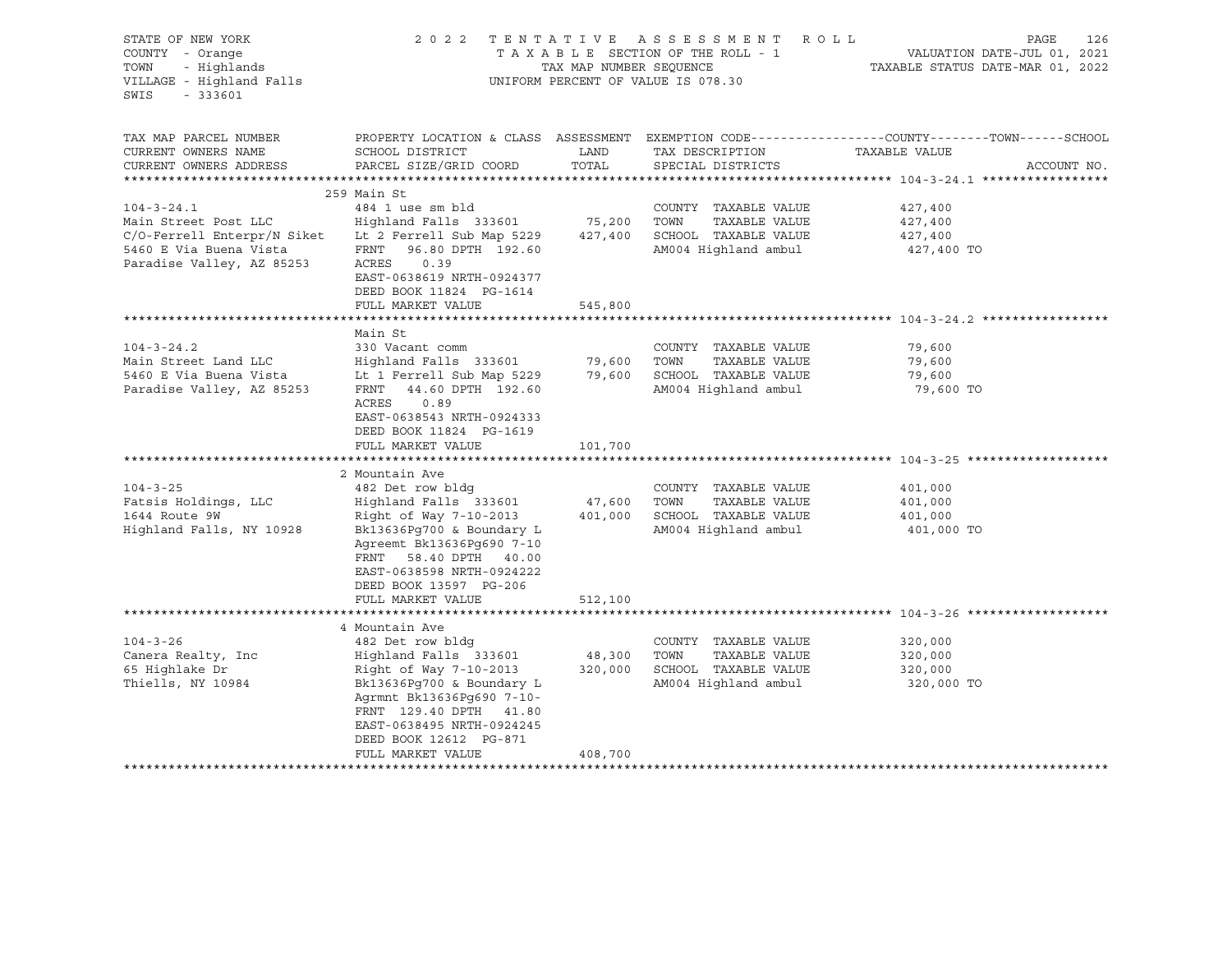STATE OF NEW YORK — 2022 TENTATIVE ASSESSMENT ROLL
COUNTY - Orange — TAXABLE SECTION OF THE ROLL - 1 — VALUATION DATE-JUL 01, 2021
TOWN - Highlands — TAX MAP NUMBER SEQUENCE — TAXABLE STATUS DATE-MAR 01, 2022
VILLAGE - Highland Falls — UNIFORM PERCENT OF VALUE IS 078.30
SWIS - 333601

| TAX MAP PARCEL NUMBER / CURRENT OWNERS NAME / CURRENT OWNERS ADDRESS | PROPERTY LOCATION & CLASS / SCHOOL DISTRICT / PARCEL SIZE/GRID COORD | ASSESSMENT LAND | TOTAL | EXEMPTION CODE / TAX DESCRIPTION / SPECIAL DISTRICTS | TAXABLE VALUE (COUNTY--TOWN--SCHOOL) | ACCOUNT NO. |
|---|---|---|---|---|---|---|
| **104-3-24.1** | 259 Main St | | | | | |
| 104-3-24.1 | 484 1 use sm bld | | | COUNTY TAXABLE VALUE | 427,400 | |
| Main Street Post LLC | Highland Falls 333601 | 75,200 | | TOWN TAXABLE VALUE | 427,400 | |
| C/O-Ferrell Enterpr/N Siket | Lt 2 Ferrell Sub Map 5229 | | 427,400 | SCHOOL TAXABLE VALUE | 427,400 | |
| 5460 E Via Buena Vista | FRNT 96.80 DPTH 192.60 | | | AM004 Highland ambul | 427,400 TO | |
| Paradise Valley, AZ 85253 | ACRES 0.39 | | | | | |
| | EAST-0638619 NRTH-0924377 | | | | | |
| | DEED BOOK 11824 PG-1614 | | | | | |
| | FULL MARKET VALUE | | 545,800 | | | |
| **104-3-24.2** | Main St | | | | | |
| 104-3-24.2 | 330 Vacant comm | | | COUNTY TAXABLE VALUE | 79,600 | |
| Main Street Land LLC | Highland Falls 333601 | 79,600 | | TOWN TAXABLE VALUE | 79,600 | |
| 5460 E Via Buena Vista | Lt 1 Ferrell Sub Map 5229 | | 79,600 | SCHOOL TAXABLE VALUE | 79,600 | |
| Paradise Valley, AZ 85253 | FRNT 44.60 DPTH 192.60 | | | AM004 Highland ambul | 79,600 TO | |
| | ACRES 0.89 | | | | | |
| | EAST-0638543 NRTH-0924333 | | | | | |
| | DEED BOOK 11824 PG-1619 | | | | | |
| | FULL MARKET VALUE | | 101,700 | | | |
| **104-3-25** | 2 Mountain Ave | | | | | |
| 104-3-25 | 482 Det row bldg | | | COUNTY TAXABLE VALUE | 401,000 | |
| Fatsis Holdings, LLC | Highland Falls 333601 | 47,600 | | TOWN TAXABLE VALUE | 401,000 | |
| 1644 Route 9W | Right of Way 7-10-2013 | | 401,000 | SCHOOL TAXABLE VALUE | 401,000 | |
| Highland Falls, NY 10928 | Bk13636Pg700 & Boundary L | | | AM004 Highland ambul | 401,000 TO | |
| | Agreemt Bk13636Pg690 7-10 | | | | | |
| | FRNT 58.40 DPTH 40.00 | | | | | |
| | EAST-0638598 NRTH-0924222 | | | | | |
| | DEED BOOK 13597 PG-206 | | | | | |
| | FULL MARKET VALUE | | 512,100 | | | |
| **104-3-26** | 4 Mountain Ave | | | | | |
| 104-3-26 | 482 Det row bldg | | | COUNTY TAXABLE VALUE | 320,000 | |
| Canera Realty, Inc | Highland Falls 333601 | 48,300 | | TOWN TAXABLE VALUE | 320,000 | |
| 65 Highlake Dr | Right of Way 7-10-2013 | | 320,000 | SCHOOL TAXABLE VALUE | 320,000 | |
| Thiells, NY 10984 | Bk13636Pg700 & Boundary L | | | AM004 Highland ambul | 320,000 TO | |
| | Agrmnt Bk13636Pg690 7-10- | | | | | |
| | FRNT 129.40 DPTH 41.80 | | | | | |
| | EAST-0638495 NRTH-0924245 | | | | | |
| | DEED BOOK 12612 PG-871 | | | | | |
| | FULL MARKET VALUE | | 408,700 | | | |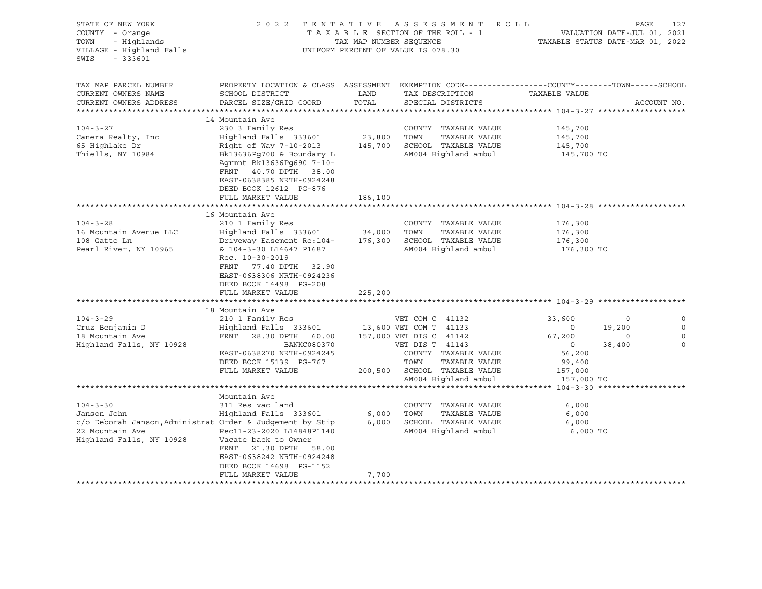STATE OF NEW YORK
COUNTY - Orange
TOWN - Highlands
VILLAGE - Highland Falls
SWIS - 333601

2022 TENTATIVE ASSESSMENT ROLL
TAXABLE SECTION OF THE ROLL - 1
TAX MAP NUMBER SEQUENCE
UNIFORM PERCENT OF VALUE IS 078.30

VALUATION DATE-JUL 01, 2021
TAXABLE STATUS DATE-MAR 01, 2022

| TAX MAP PARCEL NUMBER / CURRENT OWNERS NAME / CURRENT OWNERS ADDRESS | PROPERTY LOCATION & CLASS / SCHOOL DISTRICT / PARCEL SIZE/GRID COORD | ASSESSMENT LAND / TOTAL | EXEMPTION CODE / TAX DESCRIPTION / SPECIAL DISTRICTS | COUNTY | TOWN | SCHOOL |
|---|---|---|---|---|---|---|
| **104-3-27** | 14 Mountain Ave | | | | | |
| Canera Realty, Inc | 230 3 Family Res | | COUNTY TAXABLE VALUE | 145,700 | | |
| 65 Highlake Dr | Highland Falls 333601 | 23,800 | TOWN TAXABLE VALUE | | 145,700 | |
| Thiells, NY 10984 | Right of Way 7-10-2013 | 145,700 | SCHOOL TAXABLE VALUE | | | 145,700 |
| | Bk13636Pg700 & Boundary L | | AM004 Highland ambul | 145,700 TO | | |
| | Agrmnt Bk13636Pg690 7-10- | | | | | |
| | FRNT 40.70 DPTH 38.00 | | | | | |
| | EAST-0638385 NRTH-0924248 | | | | | |
| | DEED BOOK 12612 PG-876 | | | | | |
| | FULL MARKET VALUE | 186,100 | | | | |
| **104-3-28** | 16 Mountain Ave | | | | | |
| 16 Mountain Avenue LLC | 210 1 Family Res | | COUNTY TAXABLE VALUE | 176,300 | | |
| 108 Gatto Ln | Highland Falls 333601 | 34,000 | TOWN TAXABLE VALUE | | 176,300 | |
| Pearl River, NY 10965 | Driveway Easement Re:104- | 176,300 | SCHOOL TAXABLE VALUE | | | 176,300 |
| | & 104-3-30 L14647 P1687 | | AM004 Highland ambul | 176,300 TO | | |
| | Rec. 10-30-2019 | | | | | |
| | FRNT 77.40 DPTH 32.90 | | | | | |
| | EAST-0638306 NRTH-0924236 | | | | | |
| | DEED BOOK 14498 PG-208 | | | | | |
| | FULL MARKET VALUE | 225,200 | | | | |
| **104-3-29** | 18 Mountain Ave | | | | | |
| Cruz Benjamin D | 210 1 Family Res | | VET COM C 41132 | 33,600 | 0 | 0 |
| 18 Mountain Ave | Highland Falls 333601 | 13,600 | VET COM T 41133 | 0 | 19,200 | 0 |
| Highland Falls, NY 10928 | FRNT 28.30 DPTH 60.00 | 157,000 | VET DIS C 41142 | 67,200 | 0 | 0 |
| | BANKC080370 | | VET DIS T 41143 | 0 | 38,400 | 0 |
| | EAST-0638270 NRTH-0924245 | | COUNTY TAXABLE VALUE | 56,200 | | |
| | DEED BOOK 15139 PG-767 | | TOWN TAXABLE VALUE | | 99,400 | |
| | FULL MARKET VALUE | 200,500 | SCHOOL TAXABLE VALUE | | | 157,000 |
| | | | AM004 Highland ambul | 157,000 TO | | |
| **104-3-30** | Mountain Ave | | | | | |
| Janson John | 311 Res vac land | | COUNTY TAXABLE VALUE | 6,000 | | |
| c/o Deborah Janson,Administrat | Highland Falls 333601 | 6,000 | TOWN TAXABLE VALUE | | 6,000 | |
| 22 Mountain Ave | Order & Judgement by Stip | 6,000 | SCHOOL TAXABLE VALUE | | | 6,000 |
| Highland Falls, NY 10928 | Rec11-23-2020 L14848P1140 | | AM004 Highland ambul | 6,000 TO | | |
| | Vacate back to Owner | | | | | |
| | FRNT 21.30 DPTH 58.00 | | | | | |
| | EAST-0638242 NRTH-0924248 | | | | | |
| | DEED BOOK 14698 PG-1152 | | | | | |
| | FULL MARKET VALUE | 7,700 | | | | |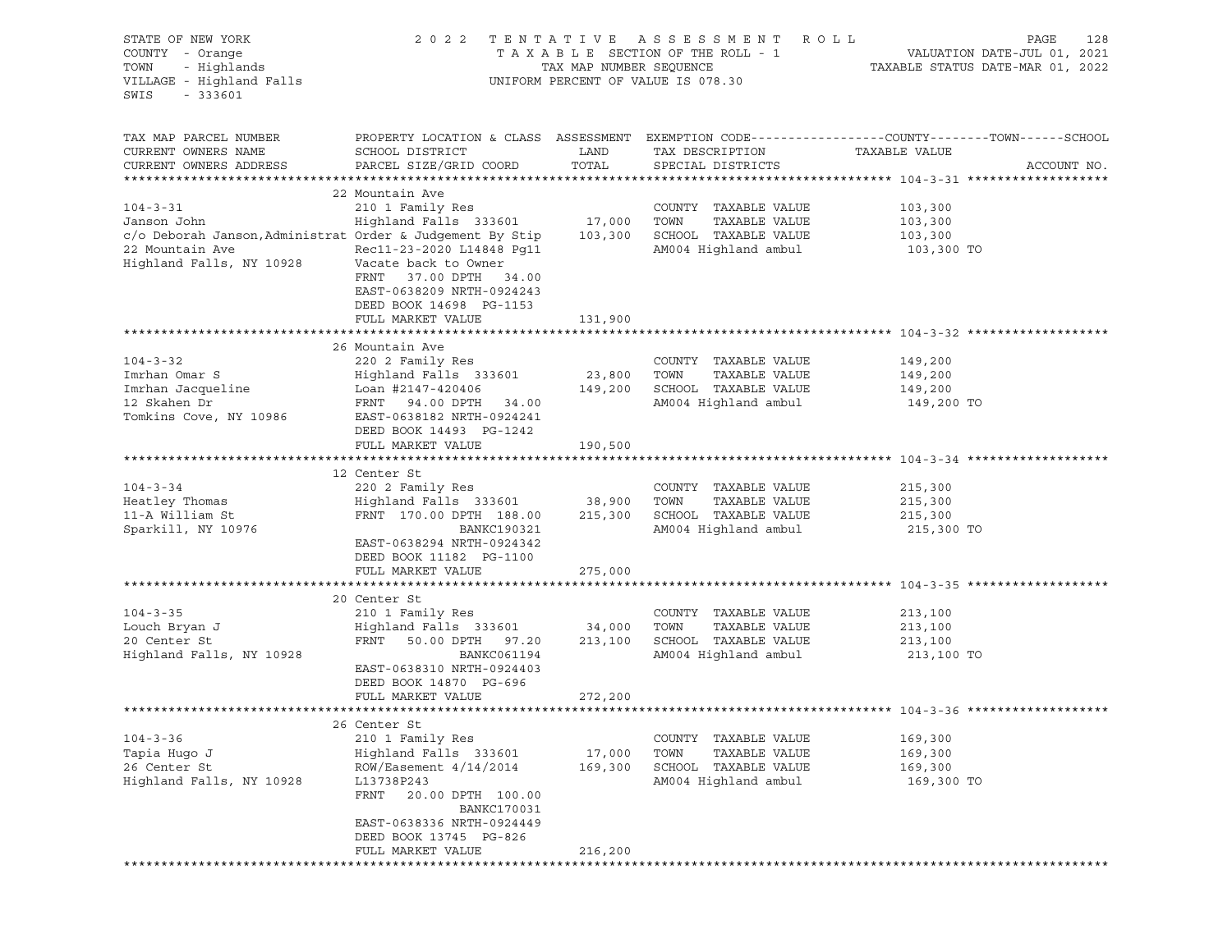STATE OF NEW YORK
COUNTY - Orange
TOWN - Highlands
VILLAGE - Highland Falls
SWIS - 333601

2022 TENTATIVE ASSESSMENT ROLL
TAXABLE SECTION OF THE ROLL - 1
TAX MAP NUMBER SEQUENCE
UNIFORM PERCENT OF VALUE IS 078.30

VALUATION DATE-JUL 01, 2021
TAXABLE STATUS DATE-MAR 01, 2022

| TAX MAP PARCEL NUMBER / CURRENT OWNERS NAME / CURRENT OWNERS ADDRESS | PROPERTY LOCATION & CLASS / SCHOOL DISTRICT / PARCEL SIZE/GRID COORD | LAND / TOTAL | EXEMPTION CODE / TAX DESCRIPTION / SPECIAL DISTRICTS | COUNTY / TOWN / SCHOOL TAXABLE VALUE | ACCOUNT NO. |
|---|---|---|---|---|---|
| **104-3-31** | 22 Mountain Ave | | | | |
| 104-3-31 | 210 1 Family Res | | COUNTY TAXABLE VALUE | 103,300 | |
| Janson John | Highland Falls 333601 | 17,000 | TOWN TAXABLE VALUE | 103,300 | |
| c/o Deborah Janson,Administrat Order & Judgement By Stip | | 103,300 | SCHOOL TAXABLE VALUE | 103,300 | |
| 22 Mountain Ave | Rec11-23-2020 L14848 Pg11 | | AM004 Highland ambul | 103,300 TO | |
| Highland Falls, NY 10928 | Vacate back to Owner | | | | |
| | FRNT 37.00 DPTH 34.00 | | | | |
| | EAST-0638209 NRTH-0924243 | | | | |
| | DEED BOOK 14698 PG-1153 | | | | |
| | FULL MARKET VALUE | 131,900 | | | |
| **104-3-32** | 26 Mountain Ave | | | | |
| 104-3-32 | 220 2 Family Res | | COUNTY TAXABLE VALUE | 149,200 | |
| Imrhan Omar S | Highland Falls 333601 | 23,800 | TOWN TAXABLE VALUE | 149,200 | |
| Imrhan Jacqueline | Loan #2147-420406 | 149,200 | SCHOOL TAXABLE VALUE | 149,200 | |
| 12 Skahen Dr | FRNT 94.00 DPTH 34.00 | | AM004 Highland ambul | 149,200 TO | |
| Tomkins Cove, NY 10986 | EAST-0638182 NRTH-0924241 | | | | |
| | DEED BOOK 14493 PG-1242 | | | | |
| | FULL MARKET VALUE | 190,500 | | | |
| **104-3-34** | 12 Center St | | | | |
| 104-3-34 | 220 2 Family Res | | COUNTY TAXABLE VALUE | 215,300 | |
| Heatley Thomas | Highland Falls 333601 | 38,900 | TOWN TAXABLE VALUE | 215,300 | |
| 11-A William St | FRNT 170.00 DPTH 188.00 | 215,300 | SCHOOL TAXABLE VALUE | 215,300 | |
| Sparkill, NY 10976 | BANKC190321 | | AM004 Highland ambul | 215,300 TO | |
| | EAST-0638294 NRTH-0924342 | | | | |
| | DEED BOOK 11182 PG-1100 | | | | |
| | FULL MARKET VALUE | 275,000 | | | |
| **104-3-35** | 20 Center St | | | | |
| 104-3-35 | 210 1 Family Res | | COUNTY TAXABLE VALUE | 213,100 | |
| Louch Bryan J | Highland Falls 333601 | 34,000 | TOWN TAXABLE VALUE | 213,100 | |
| 20 Center St | FRNT 50.00 DPTH 97.20 | 213,100 | SCHOOL TAXABLE VALUE | 213,100 | |
| Highland Falls, NY 10928 | BANKC061194 | | AM004 Highland ambul | 213,100 TO | |
| | EAST-0638310 NRTH-0924403 | | | | |
| | DEED BOOK 14870 PG-696 | | | | |
| | FULL MARKET VALUE | 272,200 | | | |
| **104-3-36** | 26 Center St | | | | |
| 104-3-36 | 210 1 Family Res | | COUNTY TAXABLE VALUE | 169,300 | |
| Tapia Hugo J | Highland Falls 333601 | 17,000 | TOWN TAXABLE VALUE | 169,300 | |
| 26 Center St | ROW/Easement 4/14/2014 | 169,300 | SCHOOL TAXABLE VALUE | 169,300 | |
| Highland Falls, NY 10928 | L13738P243 | | AM004 Highland ambul | 169,300 TO | |
| | FRNT 20.00 DPTH 100.00 | | | | |
| | BANKC170031 | | | | |
| | EAST-0638336 NRTH-0924449 | | | | |
| | DEED BOOK 13745 PG-826 | | | | |
| | FULL MARKET VALUE | 216,200 | | | |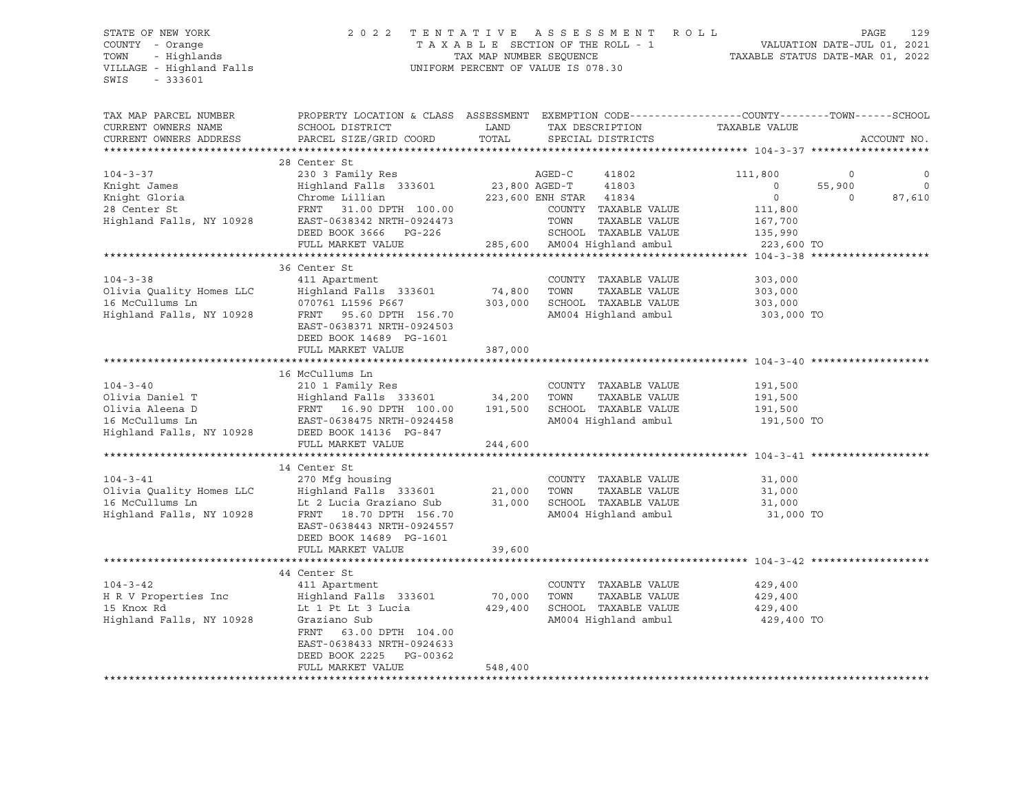STATE OF NEW YORK
COUNTY - Orange
TOWN - Highlands
VILLAGE - Highland Falls
SWIS - 333601

2022 TENTATIVE ASSESSMENT ROLL
TAXABLE SECTION OF THE ROLL - 1
TAX MAP NUMBER SEQUENCE
UNIFORM PERCENT OF VALUE IS 078.30

VALUATION DATE-JUL 01, 2021
TAXABLE STATUS DATE-MAR 01, 2022

| TAX MAP PARCEL NUMBER<br>CURRENT OWNERS NAME<br>CURRENT OWNERS ADDRESS | PROPERTY LOCATION & CLASS<br>SCHOOL DISTRICT<br>PARCEL SIZE/GRID COORD | ASSESSMENT<br>LAND<br>TOTAL | EXEMPTION CODE<br>TAX DESCRIPTION<br>SPECIAL DISTRICTS | COUNTY<br>TAXABLE VALUE | TOWN | SCHOOL<br>ACCOUNT NO. |
|---|---|---|---|---|---|---|
| **104-3-37** | 28 Center St | | | | | |
| 104-3-37 | 230 3 Family Res | | AGED-C 41802 | 111,800 | 0 | 0 |
| Knight James | Highland Falls 333601 | 23,800 | AGED-T 41803 | 0 | 55,900 | 0 |
| Knight Gloria | Chrome Lillian | 223,600 | ENH STAR 41834 | 0 | 0 | 87,610 |
| 28 Center St | FRNT 31.00 DPTH 100.00 | | COUNTY TAXABLE VALUE | 111,800 | | |
| Highland Falls, NY 10928 | EAST-0638342 NRTH-0924473 | | TOWN TAXABLE VALUE | 167,700 | | |
| | DEED BOOK 3666 PG-226 | | SCHOOL TAXABLE VALUE | 135,990 | | |
| | FULL MARKET VALUE | 285,600 | AM004 Highland ambul | 223,600 TO | | |
| **104-3-38** | 36 Center St | | | | | |
| 104-3-38 | 411 Apartment | | COUNTY TAXABLE VALUE | 303,000 | | |
| Olivia Quality Homes LLC | Highland Falls 333601 | 74,800 | TOWN TAXABLE VALUE | 303,000 | | |
| 16 McCullums Ln | 070761 L1596 P667 | 303,000 | SCHOOL TAXABLE VALUE | 303,000 | | |
| Highland Falls, NY 10928 | FRNT 95.60 DPTH 156.70 | | AM004 Highland ambul | 303,000 TO | | |
| | EAST-0638371 NRTH-0924503 | | | | | |
| | DEED BOOK 14689 PG-1601 | | | | | |
| | FULL MARKET VALUE | 387,000 | | | | |
| **104-3-40** | 16 McCullums Ln | | | | | |
| 104-3-40 | 210 1 Family Res | | COUNTY TAXABLE VALUE | 191,500 | | |
| Olivia Daniel T | Highland Falls 333601 | 34,200 | TOWN TAXABLE VALUE | 191,500 | | |
| Olivia Aleena D | FRNT 16.90 DPTH 100.00 | 191,500 | SCHOOL TAXABLE VALUE | 191,500 | | |
| 16 McCullums Ln | EAST-0638475 NRTH-0924458 | | AM004 Highland ambul | 191,500 TO | | |
| Highland Falls, NY 10928 | DEED BOOK 14136 PG-847 | | | | | |
| | FULL MARKET VALUE | 244,600 | | | | |
| **104-3-41** | 14 Center St | | | | | |
| 104-3-41 | 270 Mfg housing | | COUNTY TAXABLE VALUE | 31,000 | | |
| Olivia Quality Homes LLC | Highland Falls 333601 | 21,000 | TOWN TAXABLE VALUE | 31,000 | | |
| 16 McCullums Ln | Lt 2 Lucia Graziano Sub | 31,000 | SCHOOL TAXABLE VALUE | 31,000 | | |
| Highland Falls, NY 10928 | FRNT 18.70 DPTH 156.70 | | AM004 Highland ambul | 31,000 TO | | |
| | EAST-0638443 NRTH-0924557 | | | | | |
| | DEED BOOK 14689 PG-1601 | | | | | |
| | FULL MARKET VALUE | 39,600 | | | | |
| **104-3-42** | 44 Center St | | | | | |
| 104-3-42 | 411 Apartment | | COUNTY TAXABLE VALUE | 429,400 | | |
| H R V Properties Inc | Highland Falls 333601 | 70,000 | TOWN TAXABLE VALUE | 429,400 | | |
| 15 Knox Rd | Lt 1 Pt Lt 3 Lucia | 429,400 | SCHOOL TAXABLE VALUE | 429,400 | | |
| Highland Falls, NY 10928 | Graziano Sub | | AM004 Highland ambul | 429,400 TO | | |
| | FRNT 63.00 DPTH 104.00 | | | | | |
| | EAST-0638433 NRTH-0924633 | | | | | |
| | DEED BOOK 2225 PG-00362 | | | | | |
| | FULL MARKET VALUE | 548,400 | | | | |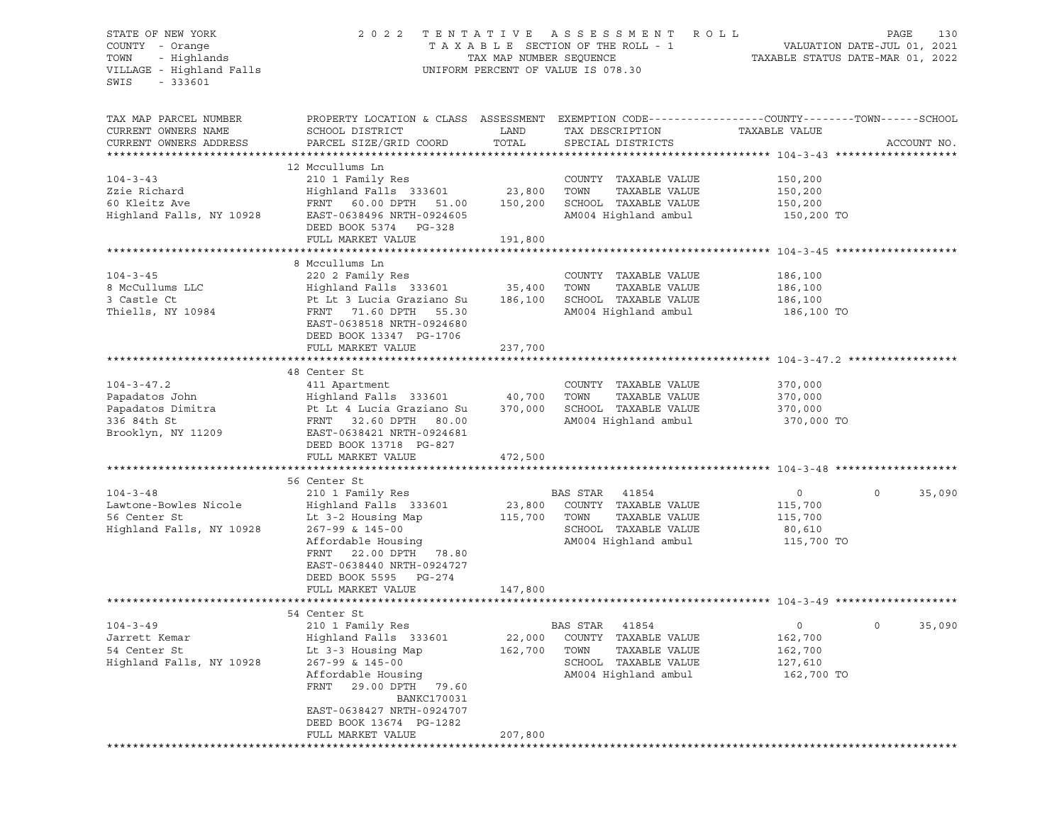STATE OF NEW YORK
COUNTY - Orange
TOWN - Highlands
VILLAGE - Highland Falls
SWIS - 333601

2022 TENTATIVE ASSESSMENT ROLL
TAXABLE SECTION OF THE ROLL - 1
TAX MAP NUMBER SEQUENCE
UNIFORM PERCENT OF VALUE IS 078.30

VALUATION DATE-JUL 01, 2021
TAXABLE STATUS DATE-MAR 01, 2022

| TAX MAP PARCEL NUMBER / CURRENT OWNERS NAME / CURRENT OWNERS ADDRESS | PROPERTY LOCATION & CLASS / SCHOOL DISTRICT / PARCEL SIZE/GRID COORD | ASSESSMENT LAND | TOTAL | EXEMPTION CODE / TAX DESCRIPTION / SPECIAL DISTRICTS | COUNTY TAXABLE VALUE | TOWN | SCHOOL |
|---|---|---|---|---|---|---|---|
| **104-3-43** | 12 Mccullums Ln | | | | | | |
| 104-3-43 | 210 1 Family Res | | | COUNTY TAXABLE VALUE | 150,200 | | |
| Zzie Richard | Highland Falls 333601 | 23,800 | | TOWN TAXABLE VALUE | 150,200 | | |
| 60 Kleitz Ave | FRNT 60.00 DPTH 51.00 | | 150,200 | SCHOOL TAXABLE VALUE | 150,200 | | |
| Highland Falls, NY 10928 | EAST-0638496 NRTH-0924605 | | | AM004 Highland ambul | 150,200 TO | | |
| | DEED BOOK 5374 PG-328 | | | | | | |
| | FULL MARKET VALUE | | 191,800 | | | | |
| **104-3-45** | 8 Mccullums Ln | | | | | | |
| 104-3-45 | 220 2 Family Res | | | COUNTY TAXABLE VALUE | 186,100 | | |
| 8 McCullums LLC | Highland Falls 333601 | 35,400 | | TOWN TAXABLE VALUE | 186,100 | | |
| 3 Castle Ct | Pt Lt 3 Lucia Graziano Su | | 186,100 | SCHOOL TAXABLE VALUE | 186,100 | | |
| Thiells, NY 10984 | FRNT 71.60 DPTH 55.30 | | | AM004 Highland ambul | 186,100 TO | | |
| | EAST-0638518 NRTH-0924680 | | | | | | |
| | DEED BOOK 13347 PG-1706 | | | | | | |
| | FULL MARKET VALUE | | 237,700 | | | | |
| **104-3-47.2** | 48 Center St | | | | | | |
| 104-3-47.2 | 411 Apartment | | | COUNTY TAXABLE VALUE | 370,000 | | |
| Papadatos John | Highland Falls 333601 | 40,700 | | TOWN TAXABLE VALUE | 370,000 | | |
| Papadatos Dimitra | Pt Lt 4 Lucia Graziano Su | | 370,000 | SCHOOL TAXABLE VALUE | 370,000 | | |
| 336 84th St | FRNT 32.60 DPTH 80.00 | | | AM004 Highland ambul | 370,000 TO | | |
| Brooklyn, NY 11209 | EAST-0638421 NRTH-0924681 | | | | | | |
| | DEED BOOK 13718 PG-827 | | | | | | |
| | FULL MARKET VALUE | | 472,500 | | | | |
| **104-3-48** | 56 Center St | | | | | | |
| 104-3-48 | 210 1 Family Res | | | BAS STAR 41854 | 0 | 0 | 35,090 |
| Lawtone-Bowles Nicole | Highland Falls 333601 | 23,800 | | COUNTY TAXABLE VALUE | 115,700 | | |
| 56 Center St | Lt 3-2 Housing Map | | 115,700 | TOWN TAXABLE VALUE | 115,700 | | |
| Highland Falls, NY 10928 | 267-99 & 145-00 | | | SCHOOL TAXABLE VALUE | 80,610 | | |
| | Affordable Housing | | | AM004 Highland ambul | 115,700 TO | | |
| | FRNT 22.00 DPTH 78.80 | | | | | | |
| | EAST-0638440 NRTH-0924727 | | | | | | |
| | DEED BOOK 5595 PG-274 | | | | | | |
| | FULL MARKET VALUE | | 147,800 | | | | |
| **104-3-49** | 54 Center St | | | | | | |
| 104-3-49 | 210 1 Family Res | | | BAS STAR 41854 | 0 | 0 | 35,090 |
| Jarrett Kemar | Highland Falls 333601 | 22,000 | | COUNTY TAXABLE VALUE | 162,700 | | |
| 54 Center St | Lt 3-3 Housing Map | | 162,700 | TOWN TAXABLE VALUE | 162,700 | | |
| Highland Falls, NY 10928 | 267-99 & 145-00 | | | SCHOOL TAXABLE VALUE | 127,610 | | |
| | Affordable Housing | | | AM004 Highland ambul | 162,700 TO | | |
| | FRNT 29.00 DPTH 79.60 | | | | | | |
| | BANKC170031 | | | | | | |
| | EAST-0638427 NRTH-0924707 | | | | | | |
| | DEED BOOK 13674 PG-1282 | | | | | | |
| | FULL MARKET VALUE | | 207,800 | | | | |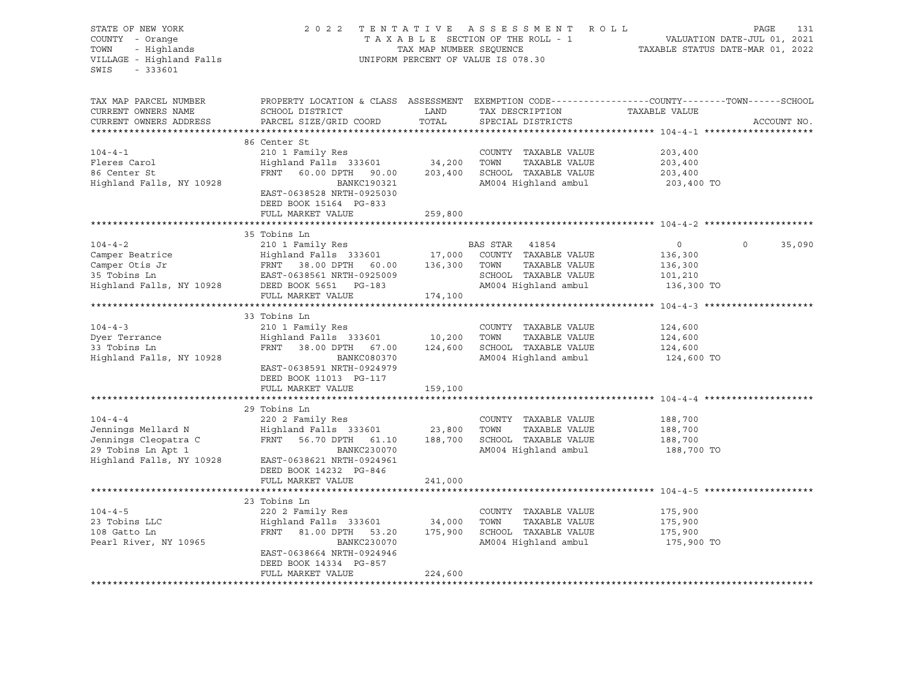STATE OF NEW YORK
COUNTY - Orange
TOWN - Highlands
VILLAGE - Highland Falls
SWIS - 333601

2022 TENTATIVE ASSESSMENT ROLL
TAXABLE SECTION OF THE ROLL - 1
TAX MAP NUMBER SEQUENCE
UNIFORM PERCENT OF VALUE IS 078.30

VALUATION DATE-JUL 01, 2021
TAXABLE STATUS DATE-MAR 01, 2022

| TAX MAP PARCEL NUMBER / CURRENT OWNERS NAME / CURRENT OWNERS ADDRESS | PROPERTY LOCATION & CLASS / SCHOOL DISTRICT / PARCEL SIZE/GRID COORD | ASSESSMENT LAND | TOTAL | EXEMPTION CODE / TAX DESCRIPTION / SPECIAL DISTRICTS | COUNTY | TOWN | SCHOOL | ACCOUNT NO. |
|---|---|---|---|---|---|---|---|---|
| **104-4-1** | 86 Center St | | | | | | | |
| 104-4-1 | 210 1 Family Res | | | COUNTY TAXABLE VALUE | 203,400 | | | |
| Fleres Carol | Highland Falls 333601 | 34,200 | | TOWN TAXABLE VALUE | | 203,400 | | |
| 86 Center St | FRNT 60.00 DPTH 90.00 | | 203,400 | SCHOOL TAXABLE VALUE | | | 203,400 | |
| Highland Falls, NY 10928 | BANKC190321 | | | AM004 Highland ambul | 203,400 TO | | | |
| | EAST-0638528 NRTH-0925030 | | | | | | | |
| | DEED BOOK 15164 PG-833 | | | | | | | |
| | FULL MARKET VALUE | | 259,800 | | | | | |
| **104-4-2** | 35 Tobins Ln | | | | | | | |
| 104-4-2 | 210 1 Family Res | | | BAS STAR 41854 | 0 | 0 | 35,090 | |
| Camper Beatrice | Highland Falls 333601 | 17,000 | | COUNTY TAXABLE VALUE | 136,300 | | | |
| Camper Otis Jr | FRNT 38.00 DPTH 60.00 | | 136,300 | TOWN TAXABLE VALUE | | 136,300 | | |
| 35 Tobins Ln | EAST-0638561 NRTH-0925009 | | | SCHOOL TAXABLE VALUE | | | 101,210 | |
| Highland Falls, NY 10928 | DEED BOOK 5651 PG-183 | | | AM004 Highland ambul | 136,300 TO | | | |
| | FULL MARKET VALUE | | 174,100 | | | | | |
| **104-4-3** | 33 Tobins Ln | | | | | | | |
| 104-4-3 | 210 1 Family Res | | | COUNTY TAXABLE VALUE | 124,600 | | | |
| Dyer Terrance | Highland Falls 333601 | 10,200 | | TOWN TAXABLE VALUE | | 124,600 | | |
| 33 Tobins Ln | FRNT 38.00 DPTH 67.00 | | 124,600 | SCHOOL TAXABLE VALUE | | | 124,600 | |
| Highland Falls, NY 10928 | BANKC080370 | | | AM004 Highland ambul | 124,600 TO | | | |
| | EAST-0638591 NRTH-0924979 | | | | | | | |
| | DEED BOOK 11013 PG-117 | | | | | | | |
| | FULL MARKET VALUE | | 159,100 | | | | | |
| **104-4-4** | 29 Tobins Ln | | | | | | | |
| 104-4-4 | 220 2 Family Res | | | COUNTY TAXABLE VALUE | 188,700 | | | |
| Jennings Mellard N | Highland Falls 333601 | 23,800 | | TOWN TAXABLE VALUE | | 188,700 | | |
| Jennings Cleopatra C | FRNT 56.70 DPTH 61.10 | | 188,700 | SCHOOL TAXABLE VALUE | | | 188,700 | |
| 29 Tobins Ln Apt 1 | BANKC230070 | | | AM004 Highland ambul | 188,700 TO | | | |
| Highland Falls, NY 10928 | EAST-0638621 NRTH-0924961 | | | | | | | |
| | DEED BOOK 14232 PG-846 | | | | | | | |
| | FULL MARKET VALUE | | 241,000 | | | | | |
| **104-4-5** | 23 Tobins Ln | | | | | | | |
| 104-4-5 | 220 2 Family Res | | | COUNTY TAXABLE VALUE | 175,900 | | | |
| 23 Tobins LLC | Highland Falls 333601 | 34,000 | | TOWN TAXABLE VALUE | | 175,900 | | |
| 108 Gatto Ln | FRNT 81.00 DPTH 53.20 | | 175,900 | SCHOOL TAXABLE VALUE | | | 175,900 | |
| Pearl River, NY 10965 | BANKC230070 | | | AM004 Highland ambul | 175,900 TO | | | |
| | EAST-0638664 NRTH-0924946 | | | | | | | |
| | DEED BOOK 14334 PG-857 | | | | | | | |
| | FULL MARKET VALUE | | 224,600 | | | | | |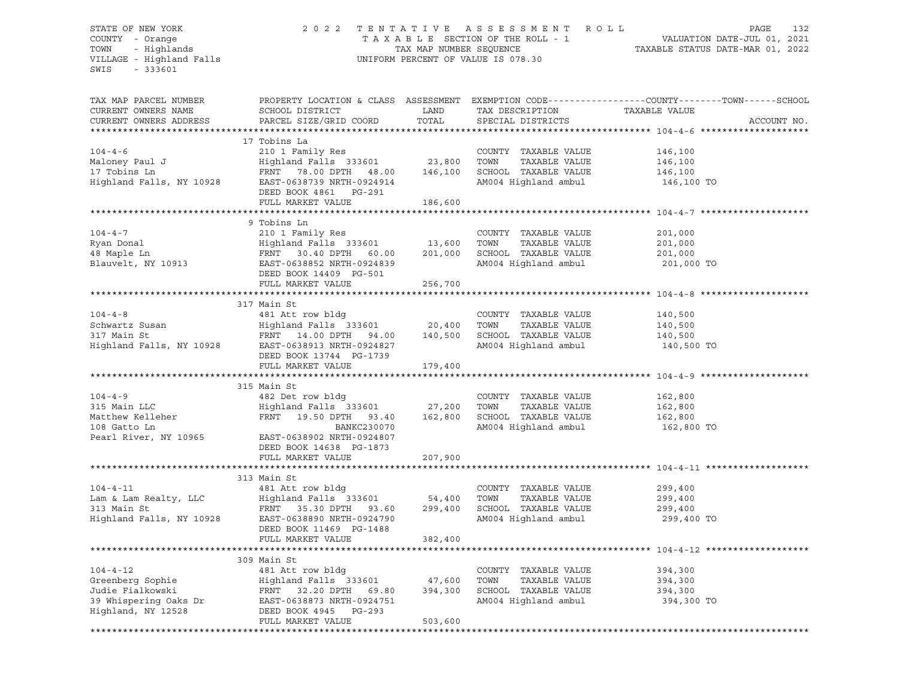STATE OF NEW YORK
COUNTY - Orange
TOWN - Highlands
VILLAGE - Highland Falls
SWIS - 333601

2022 TENTATIVE ASSESSMENT ROLL
TAXABLE SECTION OF THE ROLL - 1
TAX MAP NUMBER SEQUENCE
UNIFORM PERCENT OF VALUE IS 078.30

VALUATION DATE-JUL 01, 2021
TAXABLE STATUS DATE-MAR 01, 2022

| TAX MAP PARCEL NUMBER / CURRENT OWNERS NAME / CURRENT OWNERS ADDRESS | PROPERTY LOCATION & CLASS / SCHOOL DISTRICT / PARCEL SIZE/GRID COORD | ASSESSMENT LAND | TOTAL | EXEMPTION CODE / TAX DESCRIPTION / SPECIAL DISTRICTS | COUNTY--------TOWN------SCHOOL TAXABLE VALUE | ACCOUNT NO. |
|---|---|---|---|---|---|---|
| **104-4-6** | 17 Tobins La | | | | | |
| 104-4-6 | 210 1 Family Res | | | COUNTY TAXABLE VALUE | 146,100 | |
| Maloney Paul J | Highland Falls 333601 | 23,800 | | TOWN TAXABLE VALUE | 146,100 | |
| 17 Tobins Ln | FRNT 78.00 DPTH 48.00 | | 146,100 | SCHOOL TAXABLE VALUE | 146,100 | |
| Highland Falls, NY 10928 | EAST-0638739 NRTH-0924914 | | | AM004 Highland ambul | 146,100 TO | |
| | DEED BOOK 4861 PG-291 | | | | | |
| | FULL MARKET VALUE | | 186,600 | | | |
| **104-4-7** | 9 Tobins Ln | | | | | |
| 104-4-7 | 210 1 Family Res | | | COUNTY TAXABLE VALUE | 201,000 | |
| Ryan Donal | Highland Falls 333601 | 13,600 | | TOWN TAXABLE VALUE | 201,000 | |
| 48 Maple Ln | FRNT 30.40 DPTH 60.00 | | 201,000 | SCHOOL TAXABLE VALUE | 201,000 | |
| Blauvelt, NY 10913 | EAST-0638852 NRTH-0924839 | | | AM004 Highland ambul | 201,000 TO | |
| | DEED BOOK 14409 PG-501 | | | | | |
| | FULL MARKET VALUE | | 256,700 | | | |
| **104-4-8** | 317 Main St | | | | | |
| 104-4-8 | 481 Att row bldg | | | COUNTY TAXABLE VALUE | 140,500 | |
| Schwartz Susan | Highland Falls 333601 | 20,400 | | TOWN TAXABLE VALUE | 140,500 | |
| 317 Main St | FRNT 14.00 DPTH 94.00 | | 140,500 | SCHOOL TAXABLE VALUE | 140,500 | |
| Highland Falls, NY 10928 | EAST-0638913 NRTH-0924827 | | | AM004 Highland ambul | 140,500 TO | |
| | DEED BOOK 13744 PG-1739 | | | | | |
| | FULL MARKET VALUE | | 179,400 | | | |
| **104-4-9** | 315 Main St | | | | | |
| 104-4-9 | 482 Det row bldg | | | COUNTY TAXABLE VALUE | 162,800 | |
| 315 Main LLC | Highland Falls 333601 | 27,200 | | TOWN TAXABLE VALUE | 162,800 | |
| Matthew Kelleher | FRNT 19.50 DPTH 93.40 | | 162,800 | SCHOOL TAXABLE VALUE | 162,800 | |
| 108 Gatto Ln | BANKC230070 | | | AM004 Highland ambul | 162,800 TO | |
| Pearl River, NY 10965 | EAST-0638902 NRTH-0924807 | | | | | |
| | DEED BOOK 14638 PG-1873 | | | | | |
| | FULL MARKET VALUE | | 207,900 | | | |
| **104-4-11** | 313 Main St | | | | | |
| 104-4-11 | 481 Att row bldg | | | COUNTY TAXABLE VALUE | 299,400 | |
| Lam & Lam Realty, LLC | Highland Falls 333601 | 54,400 | | TOWN TAXABLE VALUE | 299,400 | |
| 313 Main St | FRNT 35.30 DPTH 93.60 | | 299,400 | SCHOOL TAXABLE VALUE | 299,400 | |
| Highland Falls, NY 10928 | EAST-0638890 NRTH-0924790 | | | AM004 Highland ambul | 299,400 TO | |
| | DEED BOOK 11469 PG-1488 | | | | | |
| | FULL MARKET VALUE | | 382,400 | | | |
| **104-4-12** | 309 Main St | | | | | |
| 104-4-12 | 481 Att row bldg | | | COUNTY TAXABLE VALUE | 394,300 | |
| Greenberg Sophie | Highland Falls 333601 | 47,600 | | TOWN TAXABLE VALUE | 394,300 | |
| Judie Fialkowski | FRNT 32.20 DPTH 69.80 | | 394,300 | SCHOOL TAXABLE VALUE | 394,300 | |
| 39 Whispering Oaks Dr | EAST-0638873 NRTH-0924751 | | | AM004 Highland ambul | 394,300 TO | |
| Highland, NY 12528 | DEED BOOK 4945 PG-293 | | | | | |
| | FULL MARKET VALUE | | 503,600 | | | |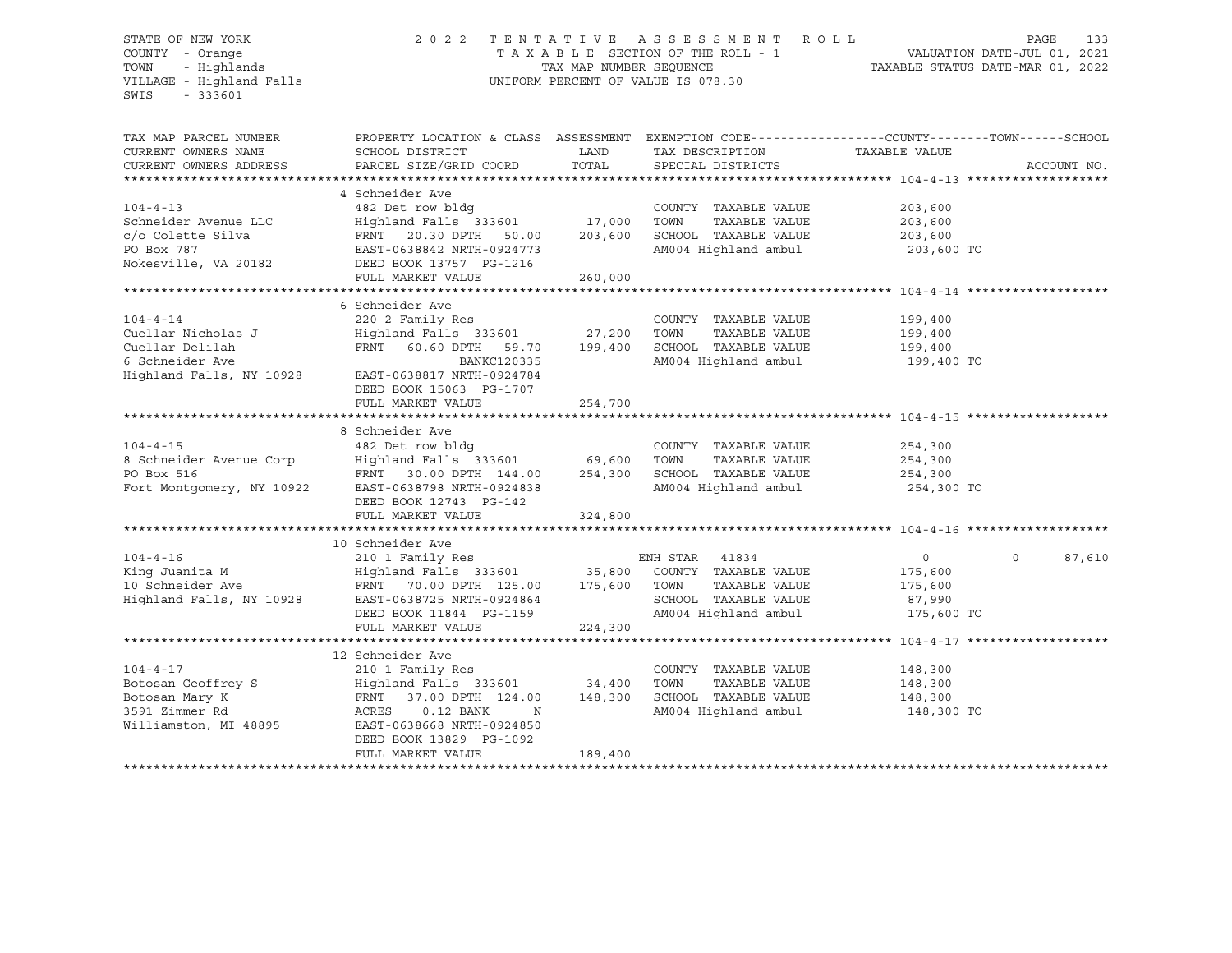STATE OF NEW YORK  
COUNTY - Orange  
TOWN - Highlands  
VILLAGE - Highland Falls  
SWIS - 333601

2022 TENTATIVE ASSESSMENT ROLL  
TAXABLE SECTION OF THE ROLL - 1  
TAX MAP NUMBER SEQUENCE  
UNIFORM PERCENT OF VALUE IS 078.30

VALUATION DATE-JUL 01, 2021  
TAXABLE STATUS DATE-MAR 01, 2022

| TAX MAP PARCEL NUMBER / CURRENT OWNERS NAME / CURRENT OWNERS ADDRESS | PROPERTY LOCATION & CLASS / SCHOOL DISTRICT / PARCEL SIZE/GRID COORD | ASSESSMENT LAND / TOTAL | EXEMPTION CODE / TAX DESCRIPTION / SPECIAL DISTRICTS | COUNTY | TOWN | SCHOOL / ACCOUNT NO. |
|---|---|---|---|---|---|---|
| **104-4-13** | 4 Schneider Ave | | | | | |
| 104-4-13 | 482 Det row bldg | | COUNTY TAXABLE VALUE | 203,600 | | |
| Schneider Avenue LLC | Highland Falls 333601 | 17,000 | TOWN TAXABLE VALUE | | 203,600 | |
| c/o Colette Silva | FRNT 20.30 DPTH 50.00 | 203,600 | SCHOOL TAXABLE VALUE | | | 203,600 |
| PO Box 787 | EAST-0638842 NRTH-0924773 | | AM004 Highland ambul | 203,600 TO | | |
| Nokesville, VA 20182 | DEED BOOK 13757 PG-1216 | | | | | |
| | FULL MARKET VALUE | 260,000 | | | | |
| **104-4-14** | 6 Schneider Ave | | | | | |
| 104-4-14 | 220 2 Family Res | | COUNTY TAXABLE VALUE | 199,400 | | |
| Cuellar Nicholas J | Highland Falls 333601 | 27,200 | TOWN TAXABLE VALUE | | 199,400 | |
| Cuellar Delilah | FRNT 60.60 DPTH 59.70 | 199,400 | SCHOOL TAXABLE VALUE | | | 199,400 |
| 6 Schneider Ave | BANKC120335 | | AM004 Highland ambul | 199,400 TO | | |
| Highland Falls, NY 10928 | EAST-0638817 NRTH-0924784 | | | | | |
| | DEED BOOK 15063 PG-1707 | | | | | |
| | FULL MARKET VALUE | 254,700 | | | | |
| **104-4-15** | 8 Schneider Ave | | | | | |
| 104-4-15 | 482 Det row bldg | | COUNTY TAXABLE VALUE | 254,300 | | |
| 8 Schneider Avenue Corp | Highland Falls 333601 | 69,600 | TOWN TAXABLE VALUE | | 254,300 | |
| PO Box 516 | FRNT 30.00 DPTH 144.00 | 254,300 | SCHOOL TAXABLE VALUE | | | 254,300 |
| Fort Montgomery, NY 10922 | EAST-0638798 NRTH-0924838 | | AM004 Highland ambul | 254,300 TO | | |
| | DEED BOOK 12743 PG-142 | | | | | |
| | FULL MARKET VALUE | 324,800 | | | | |
| **104-4-16** | 10 Schneider Ave | | | | | |
| 104-4-16 | 210 1 Family Res | | ENH STAR 41834 | 0 | 0 | 87,610 |
| King Juanita M | Highland Falls 333601 | 35,800 | COUNTY TAXABLE VALUE | 175,600 | | |
| 10 Schneider Ave | FRNT 70.00 DPTH 125.00 | 175,600 | TOWN TAXABLE VALUE | | 175,600 | |
| Highland Falls, NY 10928 | EAST-0638725 NRTH-0924864 | | SCHOOL TAXABLE VALUE | | | 87,990 |
| | DEED BOOK 11844 PG-1159 | | AM004 Highland ambul | 175,600 TO | | |
| | FULL MARKET VALUE | 224,300 | | | | |
| **104-4-17** | 12 Schneider Ave | | | | | |
| 104-4-17 | 210 1 Family Res | | COUNTY TAXABLE VALUE | 148,300 | | |
| Botosan Geoffrey S | Highland Falls 333601 | 34,400 | TOWN TAXABLE VALUE | | 148,300 | |
| Botosan Mary K | FRNT 37.00 DPTH 124.00 | 148,300 | SCHOOL TAXABLE VALUE | | | 148,300 |
| 3591 Zimmer Rd | ACRES 0.12 BANK N | | AM004 Highland ambul | 148,300 TO | | |
| Williamston, MI 48895 | EAST-0638668 NRTH-0924850 | | | | | |
| | DEED BOOK 13829 PG-1092 | | | | | |
| | FULL MARKET VALUE | 189,400 | | | | |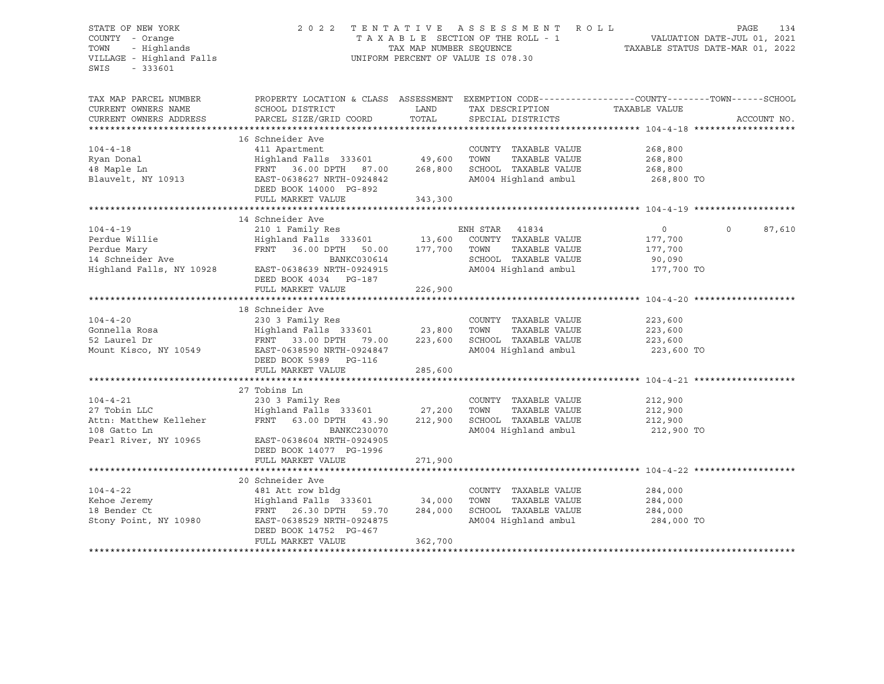STATE OF NEW YORK
COUNTY - Orange
TOWN - Highlands
VILLAGE - Highland Falls
SWIS - 333601

2022 TENTATIVE ASSESSMENT ROLL
TAXABLE SECTION OF THE ROLL - 1
TAX MAP NUMBER SEQUENCE
UNIFORM PERCENT OF VALUE IS 078.30

VALUATION DATE-JUL 01, 2021
TAXABLE STATUS DATE-MAR 01, 2022

| TAX MAP PARCEL NUMBER / CURRENT OWNERS NAME / CURRENT OWNERS ADDRESS | PROPERTY LOCATION & CLASS / SCHOOL DISTRICT / PARCEL SIZE/GRID COORD | ASSESSMENT LAND | TOTAL | EXEMPTION CODE / TAX DESCRIPTION / SPECIAL DISTRICTS | COUNTY TAXABLE VALUE | TOWN | SCHOOL |
|---|---|---|---|---|---|---|---|
| **104-4-18** | 16 Schneider Ave | | | | | | |
| 104-4-18 | 411 Apartment | | | COUNTY TAXABLE VALUE | 268,800 | | |
| Ryan Donal | Highland Falls 333601 | 49,600 | | TOWN TAXABLE VALUE | 268,800 | | |
| 48 Maple Ln | FRNT 36.00 DPTH 87.00 | | 268,800 | SCHOOL TAXABLE VALUE | 268,800 | | |
| Blauvelt, NY 10913 | EAST-0638627 NRTH-0924842 | | | AM004 Highland ambul | 268,800 TO | | |
| | DEED BOOK 14000 PG-892 | | | | | | |
| | FULL MARKET VALUE | | 343,300 | | | | |
| **104-4-19** | 14 Schneider Ave | | | | | | |
| 104-4-19 | 210 1 Family Res | | | ENH STAR 41834 | 0 | 0 | 87,610 |
| Perdue Willie | Highland Falls 333601 | 13,600 | | COUNTY TAXABLE VALUE | 177,700 | | |
| Perdue Mary | FRNT 36.00 DPTH 50.00 | | 177,700 | TOWN TAXABLE VALUE | 177,700 | | |
| 14 Schneider Ave | BANKC030614 | | | SCHOOL TAXABLE VALUE | 90,090 | | |
| Highland Falls, NY 10928 | EAST-0638639 NRTH-0924915 | | | AM004 Highland ambul | 177,700 TO | | |
| | DEED BOOK 4034 PG-187 | | | | | | |
| | FULL MARKET VALUE | | 226,900 | | | | |
| **104-4-20** | 18 Schneider Ave | | | | | | |
| 104-4-20 | 230 3 Family Res | | | COUNTY TAXABLE VALUE | 223,600 | | |
| Gonnella Rosa | Highland Falls 333601 | 23,800 | | TOWN TAXABLE VALUE | 223,600 | | |
| 52 Laurel Dr | FRNT 33.00 DPTH 79.00 | | 223,600 | SCHOOL TAXABLE VALUE | 223,600 | | |
| Mount Kisco, NY 10549 | EAST-0638590 NRTH-0924847 | | | AM004 Highland ambul | 223,600 TO | | |
| | DEED BOOK 5989 PG-116 | | | | | | |
| | FULL MARKET VALUE | | 285,600 | | | | |
| **104-4-21** | 27 Tobins Ln | | | | | | |
| 104-4-21 | 230 3 Family Res | | | COUNTY TAXABLE VALUE | 212,900 | | |
| 27 Tobin LLC | Highland Falls 333601 | 27,200 | | TOWN TAXABLE VALUE | 212,900 | | |
| Attn: Matthew Kelleher | FRNT 63.00 DPTH 43.90 | | 212,900 | SCHOOL TAXABLE VALUE | 212,900 | | |
| 108 Gatto Ln | BANKC230070 | | | AM004 Highland ambul | 212,900 TO | | |
| Pearl River, NY 10965 | EAST-0638604 NRTH-0924905 | | | | | | |
| | DEED BOOK 14077 PG-1996 | | | | | | |
| | FULL MARKET VALUE | | 271,900 | | | | |
| **104-4-22** | 20 Schneider Ave | | | | | | |
| 104-4-22 | 481 Att row bldg | | | COUNTY TAXABLE VALUE | 284,000 | | |
| Kehoe Jeremy | Highland Falls 333601 | 34,000 | | TOWN TAXABLE VALUE | 284,000 | | |
| 18 Bender Ct | FRNT 26.30 DPTH 59.70 | | 284,000 | SCHOOL TAXABLE VALUE | 284,000 | | |
| Stony Point, NY 10980 | EAST-0638529 NRTH-0924875 | | | AM004 Highland ambul | 284,000 TO | | |
| | DEED BOOK 14752 PG-467 | | | | | | |
| | FULL MARKET VALUE | | 362,700 | | | | |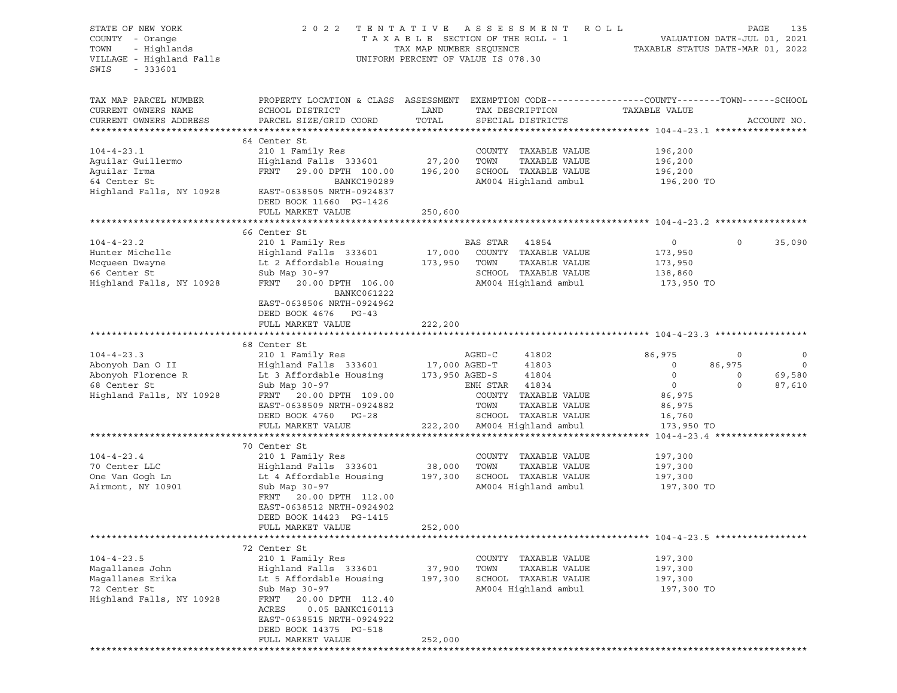STATE OF NEW YORK — 2022 TENTATIVE ASSESSMENT ROLL
COUNTY - Orange — TAXABLE SECTION OF THE ROLL - 1 — VALUATION DATE-JUL 01, 2021
TOWN - Highlands — TAX MAP NUMBER SEQUENCE — TAXABLE STATUS DATE-MAR 01, 2022
VILLAGE - Highland Falls — UNIFORM PERCENT OF VALUE IS 078.30
SWIS - 333601

| TAX MAP PARCEL NUMBER / CURRENT OWNERS NAME / CURRENT OWNERS ADDRESS | PROPERTY LOCATION & CLASS / SCHOOL DISTRICT / PARCEL SIZE/GRID COORD | ASSESSMENT LAND / TOTAL | EXEMPTION CODE / TAX DESCRIPTION / SPECIAL DISTRICTS | COUNTY TAXABLE VALUE | TOWN | SCHOOL / ACCOUNT NO. |
|---|---|---|---|---|---|---|
| **104-4-23.1** | 64 Center St | | | | | |
| 104-4-23.1 | 210 1 Family Res | | COUNTY TAXABLE VALUE | 196,200 | | |
| Aguilar Guillermo | Highland Falls 333601 | 27,200 | TOWN TAXABLE VALUE | 196,200 | | |
| Aguilar Irma | FRNT 29.00 DPTH 100.00 | 196,200 | SCHOOL TAXABLE VALUE | 196,200 | | |
| 64 Center St | BANKC190289 | | AM004 Highland ambul | 196,200 TO | | |
| Highland Falls, NY 10928 | EAST-0638505 NRTH-0924837 | | | | | |
| | DEED BOOK 11660 PG-1426 | | | | | |
| | FULL MARKET VALUE | 250,600 | | | | |
| **104-4-23.2** | 66 Center St | | | | | |
| 104-4-23.2 | 210 1 Family Res | | BAS STAR 41854 | 0 | 0 | 35,090 |
| Hunter Michelle | Highland Falls 333601 | 17,000 | COUNTY TAXABLE VALUE | 173,950 | | |
| Mcqueen Dwayne | Lt 2 Affordable Housing | 173,950 | TOWN TAXABLE VALUE | 173,950 | | |
| 66 Center St | Sub Map 30-97 | | SCHOOL TAXABLE VALUE | 138,860 | | |
| Highland Falls, NY 10928 | FRNT 20.00 DPTH 106.00 | | AM004 Highland ambul | 173,950 TO | | |
| | BANKC061222 | | | | | |
| | EAST-0638506 NRTH-0924962 | | | | | |
| | DEED BOOK 4676 PG-43 | | | | | |
| | FULL MARKET VALUE | 222,200 | | | | |
| **104-4-23.3** | 68 Center St | | | | | |
| 104-4-23.3 | 210 1 Family Res | | AGED-C 41802 | 86,975 | 0 | 0 |
| Abonyoh Dan O II | Highland Falls 333601 | 17,000 | AGED-T 41803 | 0 | 86,975 | 0 |
| Abonyoh Florence R | Lt 3 Affordable Housing | 173,950 | AGED-S 41804 | 0 | 0 | 69,580 |
| 68 Center St | Sub Map 30-97 | | ENH STAR 41834 | 0 | 0 | 87,610 |
| Highland Falls, NY 10928 | FRNT 20.00 DPTH 109.00 | | COUNTY TAXABLE VALUE | 86,975 | | |
| | EAST-0638509 NRTH-0924882 | | TOWN TAXABLE VALUE | 86,975 | | |
| | DEED BOOK 4760 PG-28 | | SCHOOL TAXABLE VALUE | 16,760 | | |
| | FULL MARKET VALUE | 222,200 | AM004 Highland ambul | 173,950 TO | | |
| **104-4-23.4** | 70 Center St | | | | | |
| 104-4-23.4 | 210 1 Family Res | | COUNTY TAXABLE VALUE | 197,300 | | |
| 70 Center LLC | Highland Falls 333601 | 38,000 | TOWN TAXABLE VALUE | 197,300 | | |
| One Van Gogh Ln | Lt 4 Affordable Housing | 197,300 | SCHOOL TAXABLE VALUE | 197,300 | | |
| Airmont, NY 10901 | Sub Map 30-97 | | AM004 Highland ambul | 197,300 TO | | |
| | FRNT 20.00 DPTH 112.00 | | | | | |
| | EAST-0638512 NRTH-0924902 | | | | | |
| | DEED BOOK 14423 PG-1415 | | | | | |
| | FULL MARKET VALUE | 252,000 | | | | |
| **104-4-23.5** | 72 Center St | | | | | |
| 104-4-23.5 | 210 1 Family Res | | COUNTY TAXABLE VALUE | 197,300 | | |
| Magallanes John | Highland Falls 333601 | 37,900 | TOWN TAXABLE VALUE | 197,300 | | |
| Magallanes Erika | Lt 5 Affordable Housing | 197,300 | SCHOOL TAXABLE VALUE | 197,300 | | |
| 72 Center St | Sub Map 30-97 | | AM004 Highland ambul | 197,300 TO | | |
| Highland Falls, NY 10928 | FRNT 20.00 DPTH 112.40 | | | | | |
| | ACRES 0.05 BANKC160113 | | | | | |
| | EAST-0638515 NRTH-0924922 | | | | | |
| | DEED BOOK 14375 PG-518 | | | | | |
| | FULL MARKET VALUE | 252,000 | | | | |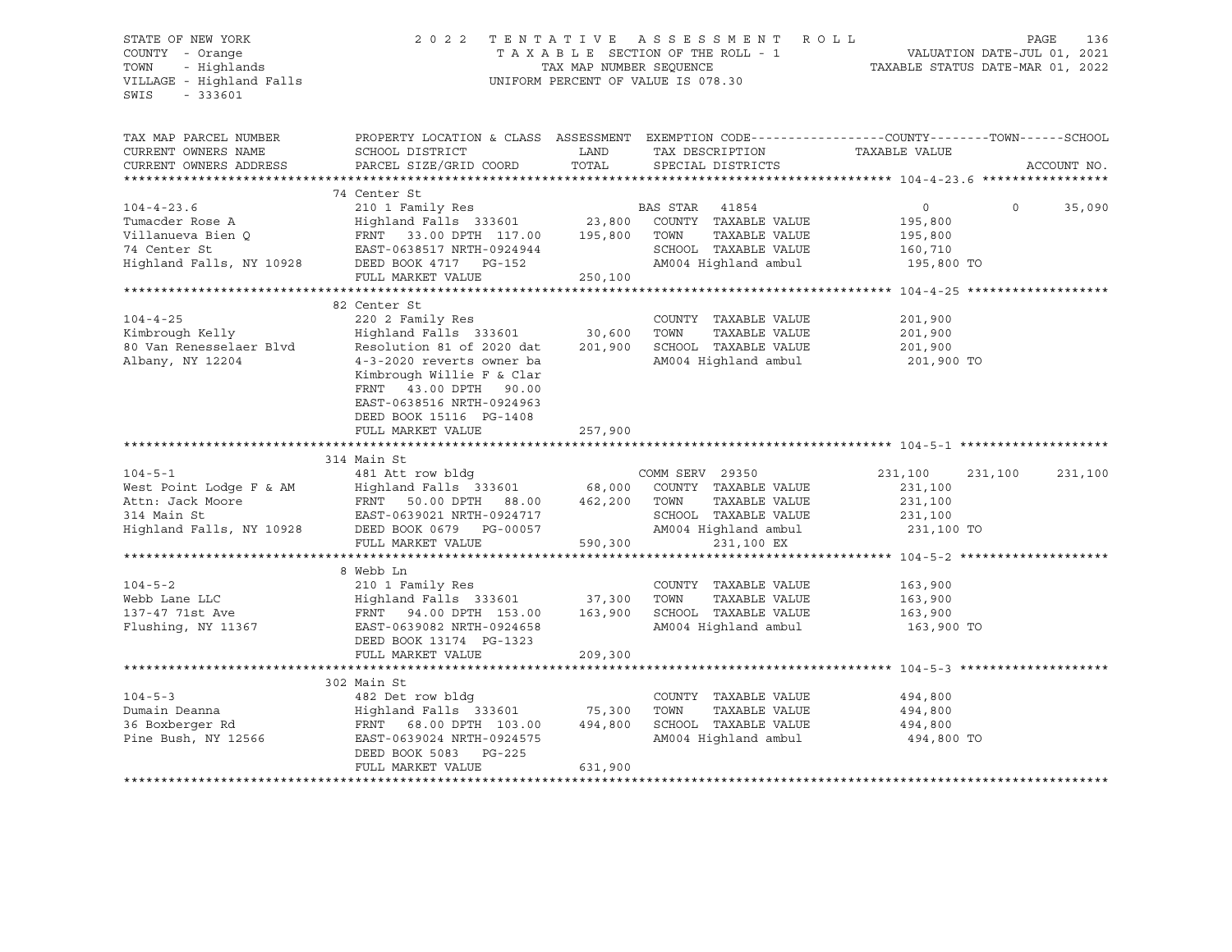STATE OF NEW YORK — 2022 TENTATIVE ASSESSMENT ROLL
COUNTY - Orange — TAXABLE SECTION OF THE ROLL - 1 — VALUATION DATE-JUL 01, 2021
TOWN - Highlands — TAX MAP NUMBER SEQUENCE — TAXABLE STATUS DATE-MAR 01, 2022
VILLAGE - Highland Falls — UNIFORM PERCENT OF VALUE IS 078.30
SWIS - 333601

| TAX MAP PARCEL NUMBER / CURRENT OWNERS NAME / CURRENT OWNERS ADDRESS | PROPERTY LOCATION & CLASS / SCHOOL DISTRICT / PARCEL SIZE/GRID COORD | ASSESSMENT LAND / TOTAL | EXEMPTION CODE / TAX DESCRIPTION / SPECIAL DISTRICTS | COUNTY TAXABLE VALUE | TOWN | SCHOOL |
|---|---|---|---|---|---|---|
| **104-4-23.6** | 74 Center St | | | | | |
| 104-4-23.6 | 210 1 Family Res | | BAS STAR 41854 | 0 | 0 | 35,090 |
| Tumacder Rose A | Highland Falls 333601 | 23,800 | COUNTY TAXABLE VALUE | 195,800 | | |
| Villanueva Bien Q | FRNT 33.00 DPTH 117.00 | 195,800 | TOWN TAXABLE VALUE | 195,800 | | |
| 74 Center St | EAST-0638517 NRTH-0924944 | | SCHOOL TAXABLE VALUE | 160,710 | | |
| Highland Falls, NY 10928 | DEED BOOK 4717 PG-152 | | AM004 Highland ambul | 195,800 TO | | |
| | FULL MARKET VALUE | 250,100 | | | | |
| **104-4-25** | 82 Center St | | | | | |
| 104-4-25 | 220 2 Family Res | | COUNTY TAXABLE VALUE | 201,900 | | |
| Kimbrough Kelly | Highland Falls 333601 | 30,600 | TOWN TAXABLE VALUE | 201,900 | | |
| 80 Van Renesselaer Blvd | Resolution 81 of 2020 dat | 201,900 | SCHOOL TAXABLE VALUE | 201,900 | | |
| Albany, NY 12204 | 4-3-2020 reverts owner ba | | AM004 Highland ambul | 201,900 TO | | |
| | Kimbrough Willie F & Clar | | | | | |
| | FRNT 43.00 DPTH 90.00 | | | | | |
| | EAST-0638516 NRTH-0924963 | | | | | |
| | DEED BOOK 15116 PG-1408 | | | | | |
| | FULL MARKET VALUE | 257,900 | | | | |
| **104-5-1** | 314 Main St | | | | | |
| 104-5-1 | 481 Att row bldg | | COMM SERV 29350 | 231,100 | 231,100 | 231,100 |
| West Point Lodge F & AM | Highland Falls 333601 | 68,000 | COUNTY TAXABLE VALUE | 231,100 | | |
| Attn: Jack Moore | FRNT 50.00 DPTH 88.00 | 462,200 | TOWN TAXABLE VALUE | 231,100 | | |
| 314 Main St | EAST-0639021 NRTH-0924717 | | SCHOOL TAXABLE VALUE | 231,100 | | |
| Highland Falls, NY 10928 | DEED BOOK 0679 PG-00057 | | AM004 Highland ambul | 231,100 TO | | |
| | FULL MARKET VALUE | 590,300 | 231,100 EX | | | |
| **104-5-2** | 8 Webb Ln | | | | | |
| 104-5-2 | 210 1 Family Res | | COUNTY TAXABLE VALUE | 163,900 | | |
| Webb Lane LLC | Highland Falls 333601 | 37,300 | TOWN TAXABLE VALUE | 163,900 | | |
| 137-47 71st Ave | FRNT 94.00 DPTH 153.00 | 163,900 | SCHOOL TAXABLE VALUE | 163,900 | | |
| Flushing, NY 11367 | EAST-0639082 NRTH-0924658 | | AM004 Highland ambul | 163,900 TO | | |
| | DEED BOOK 13174 PG-1323 | | | | | |
| | FULL MARKET VALUE | 209,300 | | | | |
| **104-5-3** | 302 Main St | | | | | |
| 104-5-3 | 482 Det row bldg | | COUNTY TAXABLE VALUE | 494,800 | | |
| Dumain Deanna | Highland Falls 333601 | 75,300 | TOWN TAXABLE VALUE | 494,800 | | |
| 36 Boxberger Rd | FRNT 68.00 DPTH 103.00 | 494,800 | SCHOOL TAXABLE VALUE | 494,800 | | |
| Pine Bush, NY 12566 | EAST-0639024 NRTH-0924575 | | AM004 Highland ambul | 494,800 TO | | |
| | DEED BOOK 5083 PG-225 | | | | | |
| | FULL MARKET VALUE | 631,900 | | | | |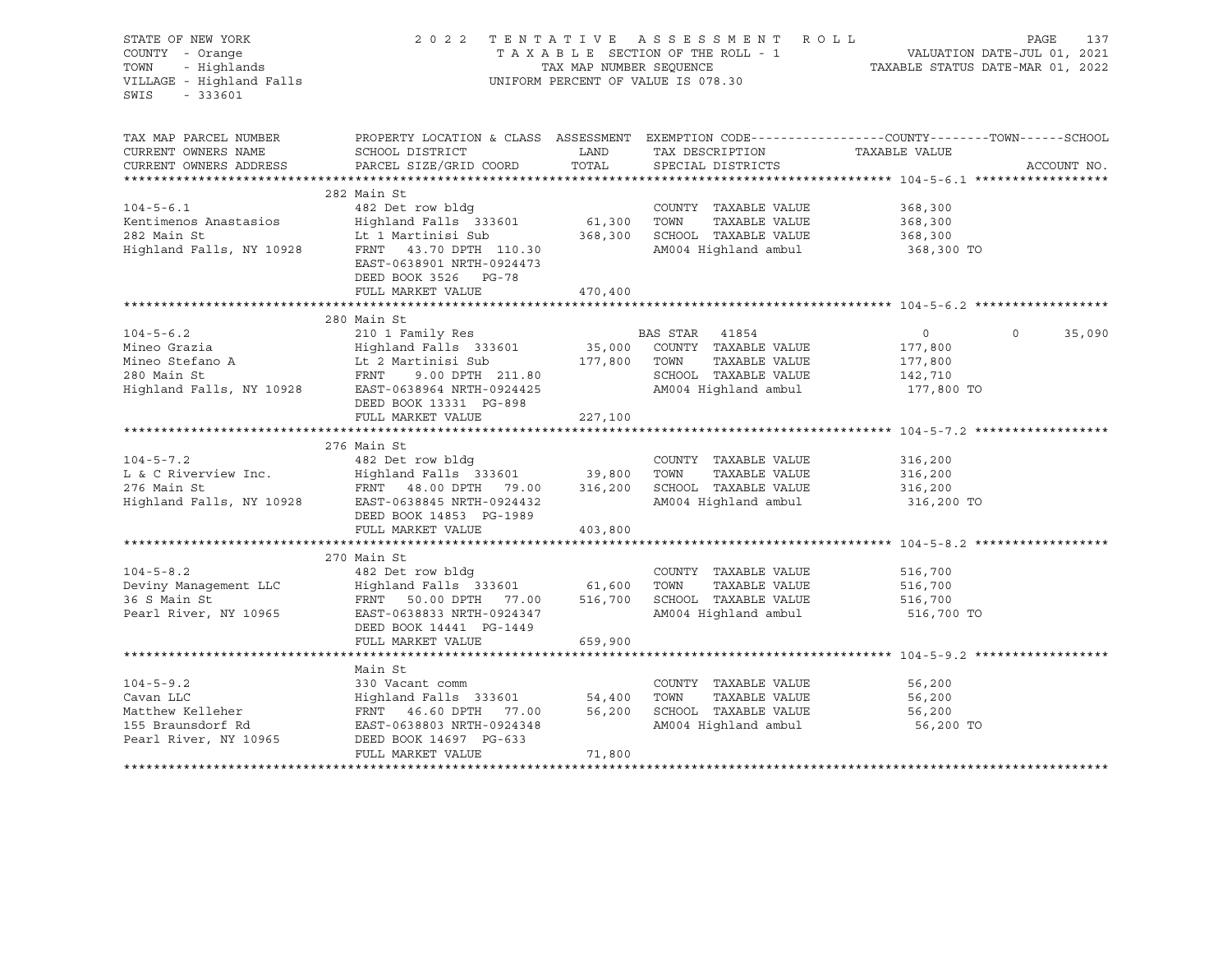STATE OF NEW YORK
COUNTY - Orange
TOWN - Highlands
VILLAGE - Highland Falls
SWIS - 333601

2 0 2 2 T E N T A T I V E A S S E S S M E N T R O L L
T A X A B L E SECTION OF THE ROLL - 1
TAX MAP NUMBER SEQUENCE
UNIFORM PERCENT OF VALUE IS 078.30

VALUATION DATE-JUL 01, 2021
TAXABLE STATUS DATE-MAR 01, 2022

| TAX MAP PARCEL NUMBER / CURRENT OWNERS NAME / CURRENT OWNERS ADDRESS | PROPERTY LOCATION & CLASS / SCHOOL DISTRICT / PARCEL SIZE/GRID COORD | ASSESSMENT LAND / TOTAL | EXEMPTION CODE / TAX DESCRIPTION / SPECIAL DISTRICTS | COUNTY TAXABLE VALUE | TOWN | SCHOOL / ACCOUNT NO. |
|---|---|---|---|---|---|---|
| **104-5-6.1** | 282 Main St | | | | | |
| 104-5-6.1 | 482 Det row bldg | | COUNTY TAXABLE VALUE | 368,300 | | |
| Kentimenos Anastasios | Highland Falls 333601 | 61,300 | TOWN TAXABLE VALUE | 368,300 | | |
| 282 Main St | Lt 1 Martinisi Sub | 368,300 | SCHOOL TAXABLE VALUE | 368,300 | | |
| Highland Falls, NY 10928 | FRNT 43.70 DPTH 110.30 | | AM004 Highland ambul | 368,300 TO | | |
| | EAST-0638901 NRTH-0924473 | | | | | |
| | DEED BOOK 3526 PG-78 | | | | | |
| | FULL MARKET VALUE | 470,400 | | | | |
| **104-5-6.2** | 280 Main St | | | | | |
| 104-5-6.2 | 210 1 Family Res | | BAS STAR 41854 | 0 | 0 | 35,090 |
| Mineo Grazia | Highland Falls 333601 | 35,000 | COUNTY TAXABLE VALUE | 177,800 | | |
| Mineo Stefano A | Lt 2 Martinisi Sub | 177,800 | TOWN TAXABLE VALUE | 177,800 | | |
| 280 Main St | FRNT 9.00 DPTH 211.80 | | SCHOOL TAXABLE VALUE | 142,710 | | |
| Highland Falls, NY 10928 | EAST-0638964 NRTH-0924425 | | AM004 Highland ambul | 177,800 TO | | |
| | DEED BOOK 13331 PG-898 | | | | | |
| | FULL MARKET VALUE | 227,100 | | | | |
| **104-5-7.2** | 276 Main St | | | | | |
| 104-5-7.2 | 482 Det row bldg | | COUNTY TAXABLE VALUE | 316,200 | | |
| L & C Riverview Inc. | Highland Falls 333601 | 39,800 | TOWN TAXABLE VALUE | 316,200 | | |
| 276 Main St | FRNT 48.00 DPTH 79.00 | 316,200 | SCHOOL TAXABLE VALUE | 316,200 | | |
| Highland Falls, NY 10928 | EAST-0638845 NRTH-0924432 | | AM004 Highland ambul | 316,200 TO | | |
| | DEED BOOK 14853 PG-1989 | | | | | |
| | FULL MARKET VALUE | 403,800 | | | | |
| **104-5-8.2** | 270 Main St | | | | | |
| 104-5-8.2 | 482 Det row bldg | | COUNTY TAXABLE VALUE | 516,700 | | |
| Deviny Management LLC | Highland Falls 333601 | 61,600 | TOWN TAXABLE VALUE | 516,700 | | |
| 36 S Main St | FRNT 50.00 DPTH 77.00 | 516,700 | SCHOOL TAXABLE VALUE | 516,700 | | |
| Pearl River, NY 10965 | EAST-0638833 NRTH-0924347 | | AM004 Highland ambul | 516,700 TO | | |
| | DEED BOOK 14441 PG-1449 | | | | | |
| | FULL MARKET VALUE | 659,900 | | | | |
| **104-5-9.2** | Main St | | | | | |
| 104-5-9.2 | 330 Vacant comm | | COUNTY TAXABLE VALUE | 56,200 | | |
| Cavan LLC | Highland Falls 333601 | 54,400 | TOWN TAXABLE VALUE | 56,200 | | |
| Matthew Kelleher | FRNT 46.60 DPTH 77.00 | 56,200 | SCHOOL TAXABLE VALUE | 56,200 | | |
| 155 Braunsdorf Rd | EAST-0638803 NRTH-0924348 | | AM004 Highland ambul | 56,200 TO | | |
| Pearl River, NY 10965 | DEED BOOK 14697 PG-633 | | | | | |
| | FULL MARKET VALUE | 71,800 | | | | |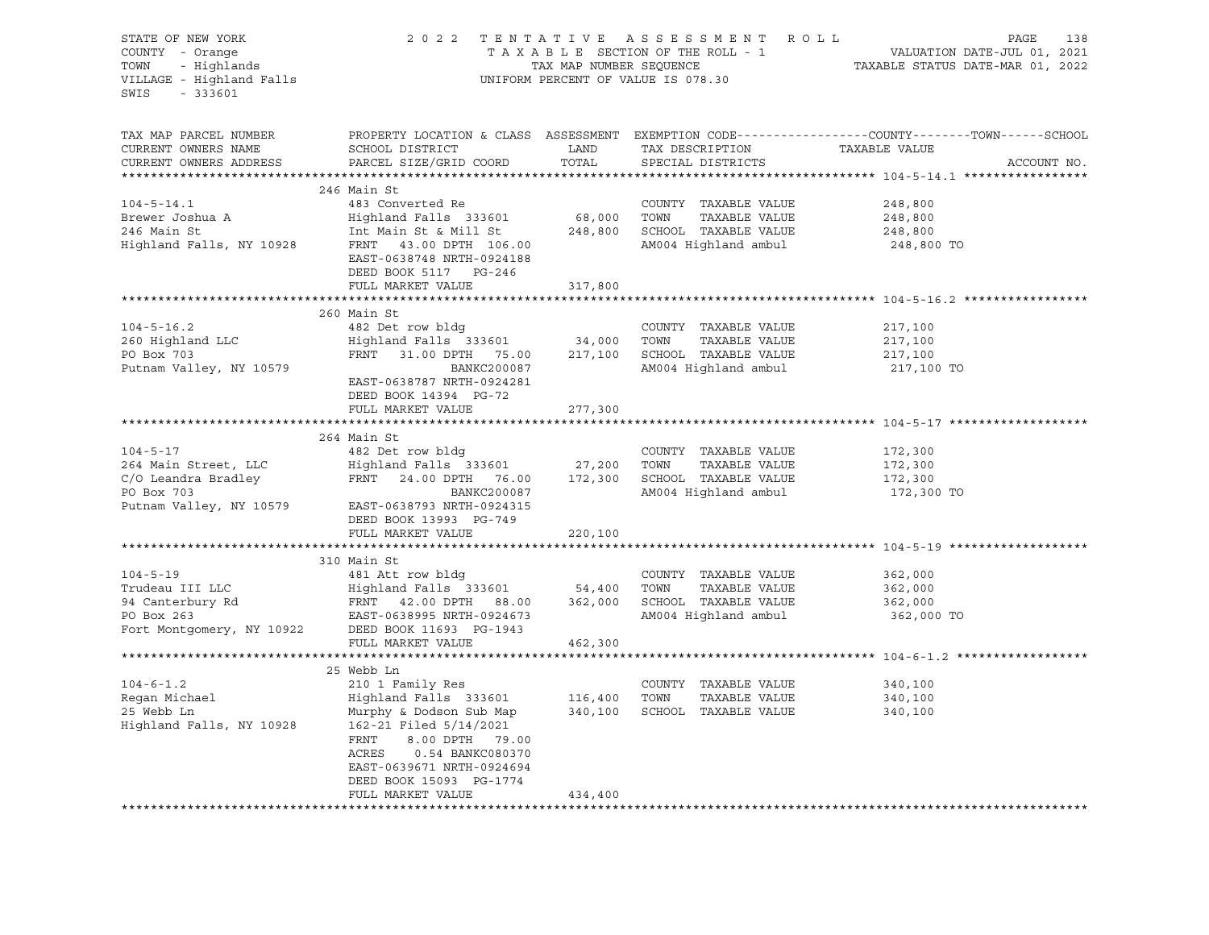STATE OF NEW YORK
COUNTY - Orange
TOWN - Highlands
VILLAGE - Highland Falls
SWIS - 333601

2022 TENTATIVE ASSESSMENT ROLL
TAXABLE SECTION OF THE ROLL - 1
TAX MAP NUMBER SEQUENCE
UNIFORM PERCENT OF VALUE IS 078.30

VALUATION DATE-JUL 01, 2021
TAXABLE STATUS DATE-MAR 01, 2022

| TAX MAP PARCEL NUMBER / CURRENT OWNERS NAME / CURRENT OWNERS ADDRESS | PROPERTY LOCATION & CLASS / SCHOOL DISTRICT / PARCEL SIZE/GRID COORD | ASSESSMENT LAND | TOTAL | EXEMPTION CODE / TAX DESCRIPTION / SPECIAL DISTRICTS | TAXABLE VALUE (COUNTY / TOWN / SCHOOL) | ACCOUNT NO. |
|---|---|---|---|---|---|---|
| **104-5-14.1** | 246 Main St | | | | | |
| 104-5-14.1 | 483 Converted Re | | | COUNTY TAXABLE VALUE | 248,800 | |
| Brewer Joshua A | Highland Falls 333601 | 68,000 | | TOWN TAXABLE VALUE | 248,800 | |
| 246 Main St | Int Main St & Mill St | | 248,800 | SCHOOL TAXABLE VALUE | 248,800 | |
| Highland Falls, NY 10928 | FRNT 43.00 DPTH 106.00 | | | AM004 Highland ambul | 248,800 TO | |
| | EAST-0638748 NRTH-0924188 | | | | | |
| | DEED BOOK 5117 PG-246 | | | | | |
| | FULL MARKET VALUE | | 317,800 | | | |
| **104-5-16.2** | 260 Main St | | | | | |
| 104-5-16.2 | 482 Det row bldg | | | COUNTY TAXABLE VALUE | 217,100 | |
| 260 Highland LLC | Highland Falls 333601 | 34,000 | | TOWN TAXABLE VALUE | 217,100 | |
| PO Box 703 | FRNT 31.00 DPTH 75.00 | | 217,100 | SCHOOL TAXABLE VALUE | 217,100 | |
| Putnam Valley, NY 10579 | BANKC200087 | | | AM004 Highland ambul | 217,100 TO | |
| | EAST-0638787 NRTH-0924281 | | | | | |
| | DEED BOOK 14394 PG-72 | | | | | |
| | FULL MARKET VALUE | | 277,300 | | | |
| **104-5-17** | 264 Main St | | | | | |
| 104-5-17 | 482 Det row bldg | | | COUNTY TAXABLE VALUE | 172,300 | |
| 264 Main Street, LLC | Highland Falls 333601 | 27,200 | | TOWN TAXABLE VALUE | 172,300 | |
| C/O Leandra Bradley | FRNT 24.00 DPTH 76.00 | | 172,300 | SCHOOL TAXABLE VALUE | 172,300 | |
| PO Box 703 | BANKC200087 | | | AM004 Highland ambul | 172,300 TO | |
| Putnam Valley, NY 10579 | EAST-0638793 NRTH-0924315 | | | | | |
| | DEED BOOK 13993 PG-749 | | | | | |
| | FULL MARKET VALUE | | 220,100 | | | |
| **104-5-19** | 310 Main St | | | | | |
| 104-5-19 | 481 Att row bldg | | | COUNTY TAXABLE VALUE | 362,000 | |
| Trudeau III LLC | Highland Falls 333601 | 54,400 | | TOWN TAXABLE VALUE | 362,000 | |
| 94 Canterbury Rd | FRNT 42.00 DPTH 88.00 | | 362,000 | SCHOOL TAXABLE VALUE | 362,000 | |
| PO Box 263 | EAST-0638995 NRTH-0924673 | | | AM004 Highland ambul | 362,000 TO | |
| Fort Montgomery, NY 10922 | DEED BOOK 11693 PG-1943 | | | | | |
| | FULL MARKET VALUE | | 462,300 | | | |
| **104-6-1.2** | 25 Webb Ln | | | | | |
| 104-6-1.2 | 210 1 Family Res | | | COUNTY TAXABLE VALUE | 340,100 | |
| Regan Michael | Highland Falls 333601 | 116,400 | | TOWN TAXABLE VALUE | 340,100 | |
| 25 Webb Ln | Murphy & Dodson Sub Map | | 340,100 | SCHOOL TAXABLE VALUE | 340,100 | |
| Highland Falls, NY 10928 | 162-21 Filed 5/14/2021 | | | | | |
| | FRNT 8.00 DPTH 79.00 | | | | | |
| | ACRES 0.54 BANKC080370 | | | | | |
| | EAST-0639671 NRTH-0924694 | | | | | |
| | DEED BOOK 15093 PG-1774 | | | | | |
| | FULL MARKET VALUE | | 434,400 | | | |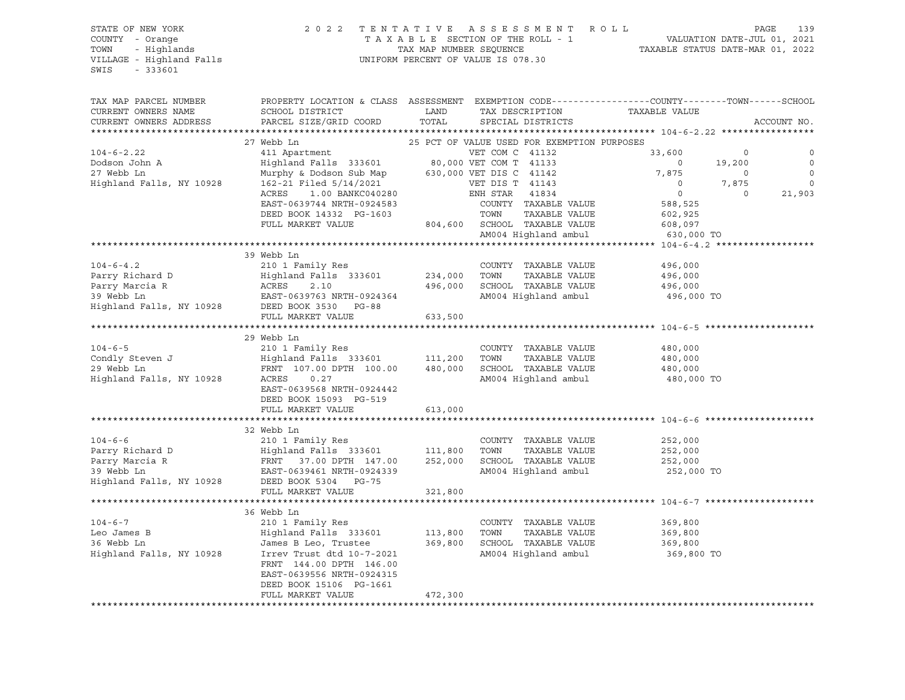STATE OF NEW YORK — 2022 TENTATIVE ASSESSMENT ROLL
COUNTY - Orange — TAXABLE SECTION OF THE ROLL - 1 — VALUATION DATE-JUL 01, 2021
TOWN - Highlands — TAX MAP NUMBER SEQUENCE — TAXABLE STATUS DATE-MAR 01, 2022
VILLAGE - Highland Falls — UNIFORM PERCENT OF VALUE IS 078.30
SWIS - 333601

| TAX MAP PARCEL NUMBER / CURRENT OWNERS NAME / CURRENT OWNERS ADDRESS | PROPERTY LOCATION & CLASS / SCHOOL DISTRICT / PARCEL SIZE/GRID COORD | ASSESSMENT LAND / TOTAL | EXEMPTION CODE / TAX DESCRIPTION / SPECIAL DISTRICTS | COUNTY TAXABLE VALUE | TOWN | SCHOOL / ACCOUNT NO. |
|---|---|---|---|---|---|---|
| **104-6-2.22** | 27 Webb Ln | | 25 PCT OF VALUE USED FOR EXEMPTION PURPOSES | | | |
| 104-6-2.22 | 411 Apartment | | VET COM C 41132 | 33,600 | 0 | 0 |
| Dodson John A | Highland Falls 333601 | 80,000 | VET COM T 41133 | 0 | 19,200 | 0 |
| 27 Webb Ln | Murphy & Dodson Sub Map | 630,000 | VET DIS C 41142 | 7,875 | 0 | 0 |
| Highland Falls, NY 10928 | 162-21 Filed 5/14/2021 | | VET DIS T 41143 | 0 | 7,875 | 0 |
| | ACRES 1.00 BANKC040280 | | ENH STAR 41834 | 0 | 0 | 21,903 |
| | EAST-0639744 NRTH-0924583 | | COUNTY TAXABLE VALUE | 588,525 | | |
| | DEED BOOK 14332 PG-1603 | | TOWN TAXABLE VALUE | 602,925 | | |
| | FULL MARKET VALUE | 804,600 | SCHOOL TAXABLE VALUE | 608,097 | | |
| | | | AM004 Highland ambul | 630,000 TO | | |
| **104-6-4.2** | 39 Webb Ln | | | | | |
| 104-6-4.2 | 210 1 Family Res | | COUNTY TAXABLE VALUE | 496,000 | | |
| Parry Richard D | Highland Falls 333601 | 234,000 | TOWN TAXABLE VALUE | 496,000 | | |
| Parry Marcia R | ACRES 2.10 | 496,000 | SCHOOL TAXABLE VALUE | 496,000 | | |
| 39 Webb Ln | EAST-0639763 NRTH-0924364 | | AM004 Highland ambul | 496,000 TO | | |
| Highland Falls, NY 10928 | DEED BOOK 3530 PG-88 | | | | | |
| | FULL MARKET VALUE | 633,500 | | | | |
| **104-6-5** | 29 Webb Ln | | | | | |
| 104-6-5 | 210 1 Family Res | | COUNTY TAXABLE VALUE | 480,000 | | |
| Condly Steven J | Highland Falls 333601 | 111,200 | TOWN TAXABLE VALUE | 480,000 | | |
| 29 Webb Ln | FRNT 107.00 DPTH 100.00 | 480,000 | SCHOOL TAXABLE VALUE | 480,000 | | |
| Highland Falls, NY 10928 | ACRES 0.27 | | AM004 Highland ambul | 480,000 TO | | |
| | EAST-0639568 NRTH-0924442 | | | | | |
| | DEED BOOK 15093 PG-519 | | | | | |
| | FULL MARKET VALUE | 613,000 | | | | |
| **104-6-6** | 32 Webb Ln | | | | | |
| 104-6-6 | 210 1 Family Res | | COUNTY TAXABLE VALUE | 252,000 | | |
| Parry Richard D | Highland Falls 333601 | 111,800 | TOWN TAXABLE VALUE | 252,000 | | |
| Parry Marcia R | FRNT 37.00 DPTH 147.00 | 252,000 | SCHOOL TAXABLE VALUE | 252,000 | | |
| 39 Webb Ln | EAST-0639461 NRTH-0924339 | | AM004 Highland ambul | 252,000 TO | | |
| Highland Falls, NY 10928 | DEED BOOK 5304 PG-75 | | | | | |
| | FULL MARKET VALUE | 321,800 | | | | |
| **104-6-7** | 36 Webb Ln | | | | | |
| 104-6-7 | 210 1 Family Res | | COUNTY TAXABLE VALUE | 369,800 | | |
| Leo James B | Highland Falls 333601 | 113,800 | TOWN TAXABLE VALUE | 369,800 | | |
| 36 Webb Ln | James B Leo, Trustee | 369,800 | SCHOOL TAXABLE VALUE | 369,800 | | |
| Highland Falls, NY 10928 | Irrev Trust dtd 10-7-2021 | | AM004 Highland ambul | 369,800 TO | | |
| | FRNT 144.00 DPTH 146.00 | | | | | |
| | EAST-0639556 NRTH-0924315 | | | | | |
| | DEED BOOK 15106 PG-1661 | | | | | |
| | FULL MARKET VALUE | 472,300 | | | | |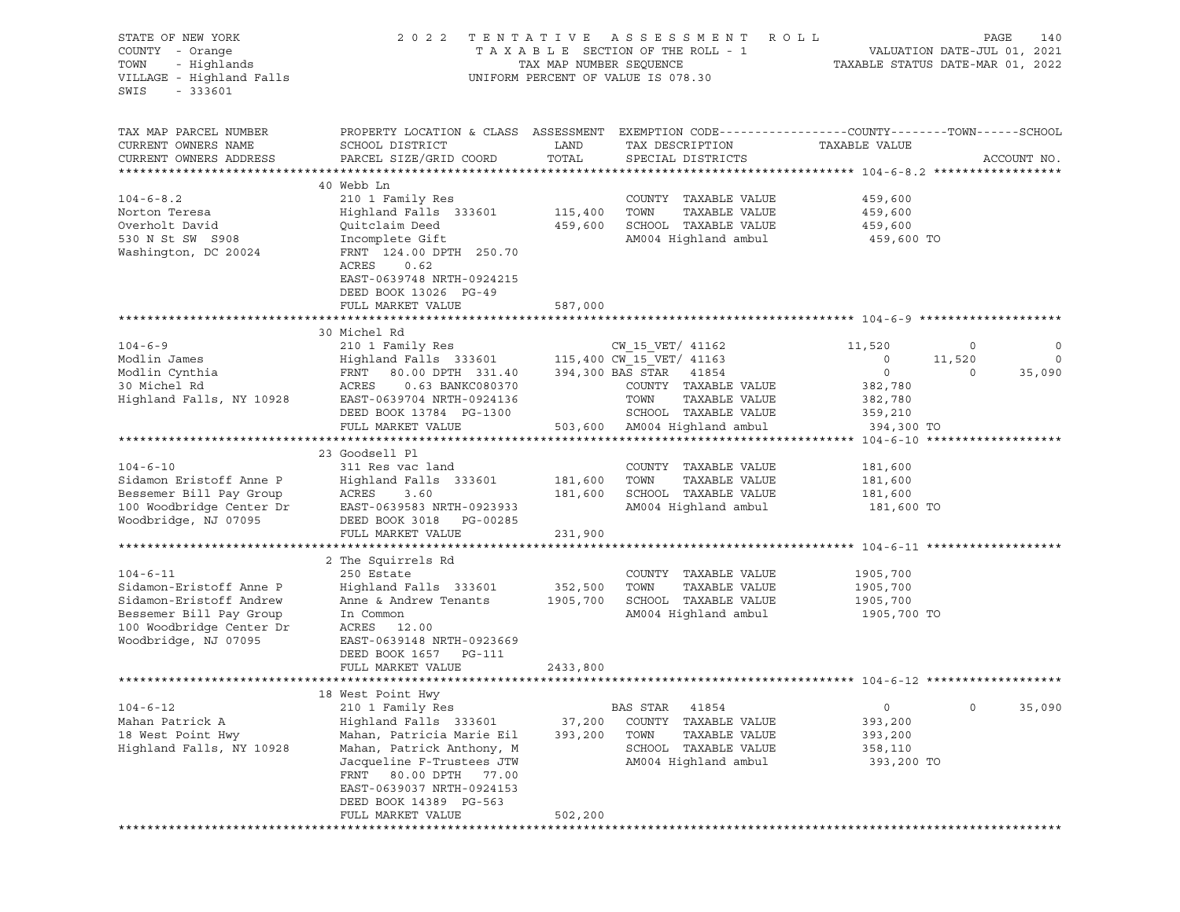STATE OF NEW YORK
COUNTY - Orange
TOWN - Highlands
VILLAGE - Highland Falls
SWIS - 333601

2022 TENTATIVE ASSESSMENT ROLL
TAXABLE SECTION OF THE ROLL - 1
TAX MAP NUMBER SEQUENCE
UNIFORM PERCENT OF VALUE IS 078.30

VALUATION DATE-JUL 01, 2021
TAXABLE STATUS DATE-MAR 01, 2022

| TAX MAP PARCEL NUMBER / CURRENT OWNERS NAME / CURRENT OWNERS ADDRESS | PROPERTY LOCATION & CLASS / SCHOOL DISTRICT / PARCEL SIZE/GRID COORD | ASSESSMENT LAND | TOTAL | EXEMPTION CODE / TAX DESCRIPTION / SPECIAL DISTRICTS | COUNTY TAXABLE VALUE | TOWN | SCHOOL |
|---|---|---|---|---|---|---|---|
| **104-6-8.2** | 40 Webb Ln | | | | | | |
| 104-6-8.2 | 210 1 Family Res | | | COUNTY TAXABLE VALUE | 459,600 | | |
| Norton Teresa | Highland Falls 333601 | 115,400 | | TOWN TAXABLE VALUE | 459,600 | | |
| Overholt David | Quitclaim Deed | | 459,600 | SCHOOL TAXABLE VALUE | 459,600 | | |
| 530 N St SW S908 | Incomplete Gift | | | AM004 Highland ambul | 459,600 TO | | |
| Washington, DC 20024 | FRNT 124.00 DPTH 250.70 | | | | | | |
| | ACRES 0.62 | | | | | | |
| | EAST-0639748 NRTH-0924215 | | | | | | |
| | DEED BOOK 13026 PG-49 | | | | | | |
| | FULL MARKET VALUE | | 587,000 | | | | |
| **104-6-9** | 30 Michel Rd | | | | | | |
| 104-6-9 | 210 1 Family Res | | | CW_15_VET/ 41162 | 11,520 | 0 | 0 |
| Modlin James | Highland Falls 333601 | 115,400 | | CW_15_VET/ 41163 | 0 | 11,520 | 0 |
| Modlin Cynthia | FRNT 80.00 DPTH 331.40 | | 394,300 | BAS STAR 41854 | 0 | 0 | 35,090 |
| 30 Michel Rd | ACRES 0.63 BANKC080370 | | | COUNTY TAXABLE VALUE | 382,780 | | |
| Highland Falls, NY 10928 | EAST-0639704 NRTH-0924136 | | | TOWN TAXABLE VALUE | 382,780 | | |
| | DEED BOOK 13784 PG-1300 | | | SCHOOL TAXABLE VALUE | 359,210 | | |
| | FULL MARKET VALUE | | 503,600 | AM004 Highland ambul | 394,300 TO | | |
| **104-6-10** | 23 Goodsell Pl | | | | | | |
| 104-6-10 | 311 Res vac land | | | COUNTY TAXABLE VALUE | 181,600 | | |
| Sidamon Eristoff Anne P | Highland Falls 333601 | 181,600 | | TOWN TAXABLE VALUE | 181,600 | | |
| Bessemer Bill Pay Group | ACRES 3.60 | | 181,600 | SCHOOL TAXABLE VALUE | 181,600 | | |
| 100 Woodbridge Center Dr | EAST-0639583 NRTH-0923933 | | | AM004 Highland ambul | 181,600 TO | | |
| Woodbridge, NJ 07095 | DEED BOOK 3018 PG-00285 | | | | | | |
| | FULL MARKET VALUE | | 231,900 | | | | |
| **104-6-11** | 2 The Squirrels Rd | | | | | | |
| 104-6-11 | 250 Estate | | | COUNTY TAXABLE VALUE | 1905,700 | | |
| Sidamon-Eristoff Anne P | Highland Falls 333601 | 352,500 | | TOWN TAXABLE VALUE | 1905,700 | | |
| Sidamon-Eristoff Andrew | Anne & Andrew Tenants | | 1905,700 | SCHOOL TAXABLE VALUE | 1905,700 | | |
| Bessemer Bill Pay Group | In Common | | | AM004 Highland ambul | 1905,700 TO | | |
| 100 Woodbridge Center Dr | ACRES 12.00 | | | | | | |
| Woodbridge, NJ 07095 | EAST-0639148 NRTH-0923669 | | | | | | |
| | DEED BOOK 1657 PG-111 | | | | | | |
| | FULL MARKET VALUE | | 2433,800 | | | | |
| **104-6-12** | 18 West Point Hwy | | | | | | |
| 104-6-12 | 210 1 Family Res | | | BAS STAR 41854 | 0 | 0 | 35,090 |
| Mahan Patrick A | Highland Falls 333601 | 37,200 | | COUNTY TAXABLE VALUE | 393,200 | | |
| 18 West Point Hwy | Mahan, Patricia Marie Eil | | 393,200 | TOWN TAXABLE VALUE | 393,200 | | |
| Highland Falls, NY 10928 | Mahan, Patrick Anthony, M | | | SCHOOL TAXABLE VALUE | 358,110 | | |
| | Jacqueline F-Trustees JTW | | | AM004 Highland ambul | 393,200 TO | | |
| | FRNT 80.00 DPTH 77.00 | | | | | | |
| | EAST-0639037 NRTH-0924153 | | | | | | |
| | DEED BOOK 14389 PG-563 | | | | | | |
| | FULL MARKET VALUE | | 502,200 | | | | |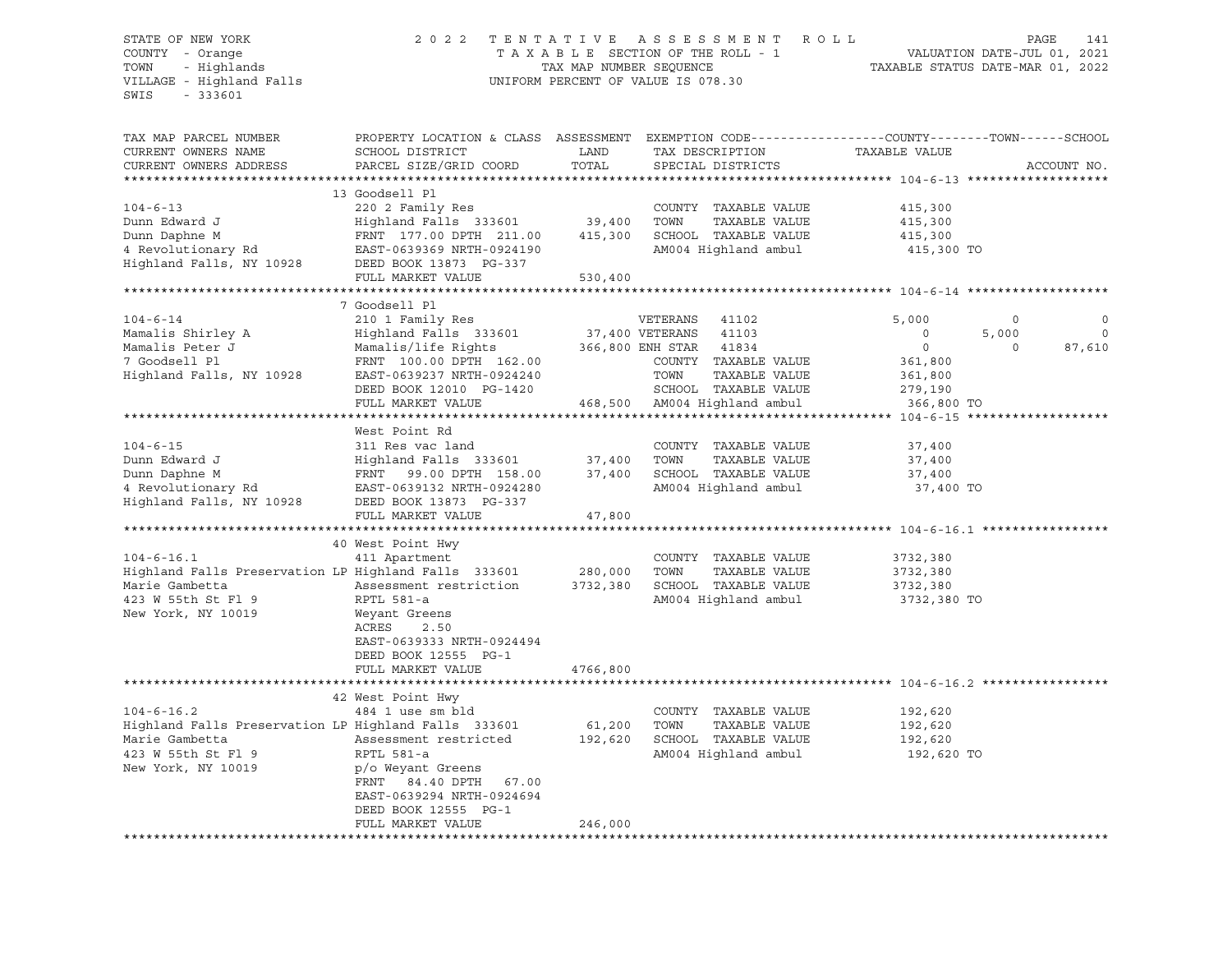STATE OF NEW YORK
COUNTY - Orange
TOWN - Highlands
VILLAGE - Highland Falls
SWIS - 333601

2022 TENTATIVE ASSESSMENT ROLL
TAXABLE SECTION OF THE ROLL - 1
TAX MAP NUMBER SEQUENCE
UNIFORM PERCENT OF VALUE IS 078.30

VALUATION DATE-JUL 01, 2021
TAXABLE STATUS DATE-MAR 01, 2022

| TAX MAP PARCEL NUMBER / CURRENT OWNERS NAME / CURRENT OWNERS ADDRESS | PROPERTY LOCATION & CLASS / SCHOOL DISTRICT / PARCEL SIZE/GRID COORD | ASSESSMENT LAND / TOTAL | EXEMPTION CODE / TAX DESCRIPTION / SPECIAL DISTRICTS | COUNTY TAXABLE VALUE | TOWN | SCHOOL | ACCOUNT NO. |
|---|---|---|---|---|---|---|---|
| **104-6-13** | 13 Goodsell Pl | | | | | | |
| 104-6-13 | 220 2 Family Res | | COUNTY TAXABLE VALUE | 415,300 | | | |
| Dunn Edward J | Highland Falls 333601 | 39,400 | TOWN TAXABLE VALUE | 415,300 | | | |
| Dunn Daphne M | FRNT 177.00 DPTH 211.00 | 415,300 | SCHOOL TAXABLE VALUE | 415,300 | | | |
| 4 Revolutionary Rd | EAST-0639369 NRTH-0924190 | | AM004 Highland ambul | 415,300 TO | | | |
| Highland Falls, NY 10928 | DEED BOOK 13873 PG-337 | | | | | | |
| | FULL MARKET VALUE | 530,400 | | | | | |
| **104-6-14** | 7 Goodsell Pl | | | | | | |
| 104-6-14 | 210 1 Family Res | | VETERANS 41102 | 5,000 | 0 | 0 | |
| Mamalis Shirley A | Highland Falls 333601 | 37,400 | VETERANS 41103 | 0 | 5,000 | 0 | |
| Mamalis Peter J | Mamalis/life Rights | 366,800 | ENH STAR 41834 | 0 | 0 | 87,610 | |
| 7 Goodsell Pl | FRNT 100.00 DPTH 162.00 | | COUNTY TAXABLE VALUE | 361,800 | | | |
| Highland Falls, NY 10928 | EAST-0639237 NRTH-0924240 | | TOWN TAXABLE VALUE | 361,800 | | | |
| | DEED BOOK 12010 PG-1420 | | SCHOOL TAXABLE VALUE | 279,190 | | | |
| | FULL MARKET VALUE | 468,500 | AM004 Highland ambul | 366,800 TO | | | |
| **104-6-15** | West Point Rd | | | | | | |
| 104-6-15 | 311 Res vac land | | COUNTY TAXABLE VALUE | 37,400 | | | |
| Dunn Edward J | Highland Falls 333601 | 37,400 | TOWN TAXABLE VALUE | 37,400 | | | |
| Dunn Daphne M | FRNT 99.00 DPTH 158.00 | 37,400 | SCHOOL TAXABLE VALUE | 37,400 | | | |
| 4 Revolutionary Rd | EAST-0639132 NRTH-0924280 | | AM004 Highland ambul | 37,400 TO | | | |
| Highland Falls, NY 10928 | DEED BOOK 13873 PG-337 | | | | | | |
| | FULL MARKET VALUE | 47,800 | | | | | |
| **104-6-16.1** | 40 West Point Hwy | | | | | | |
| 104-6-16.1 | 411 Apartment | | COUNTY TAXABLE VALUE | 3732,380 | | | |
| Highland Falls Preservation LP | Highland Falls 333601 | 280,000 | TOWN TAXABLE VALUE | 3732,380 | | | |
| Marie Gambetta | Assessment restriction | 3732,380 | SCHOOL TAXABLE VALUE | 3732,380 | | | |
| 423 W 55th St Fl 9 | RPTL 581-a | | AM004 Highland ambul | 3732,380 TO | | | |
| New York, NY 10019 | Weyant Greens | | | | | | |
| | ACRES 2.50 | | | | | | |
| | EAST-0639333 NRTH-0924494 | | | | | | |
| | DEED BOOK 12555 PG-1 | | | | | | |
| | FULL MARKET VALUE | 4766,800 | | | | | |
| **104-6-16.2** | 42 West Point Hwy | | | | | | |
| 104-6-16.2 | 484 1 use sm bld | | COUNTY TAXABLE VALUE | 192,620 | | | |
| Highland Falls Preservation LP | Highland Falls 333601 | 61,200 | TOWN TAXABLE VALUE | 192,620 | | | |
| Marie Gambetta | Assessment restricted | 192,620 | SCHOOL TAXABLE VALUE | 192,620 | | | |
| 423 W 55th St Fl 9 | RPTL 581-a | | AM004 Highland ambul | 192,620 TO | | | |
| New York, NY 10019 | p/o Weyant Greens | | | | | | |
| | FRNT 84.40 DPTH 67.00 | | | | | | |
| | EAST-0639294 NRTH-0924694 | | | | | | |
| | DEED BOOK 12555 PG-1 | | | | | | |
| | FULL MARKET VALUE | 246,000 | | | | | |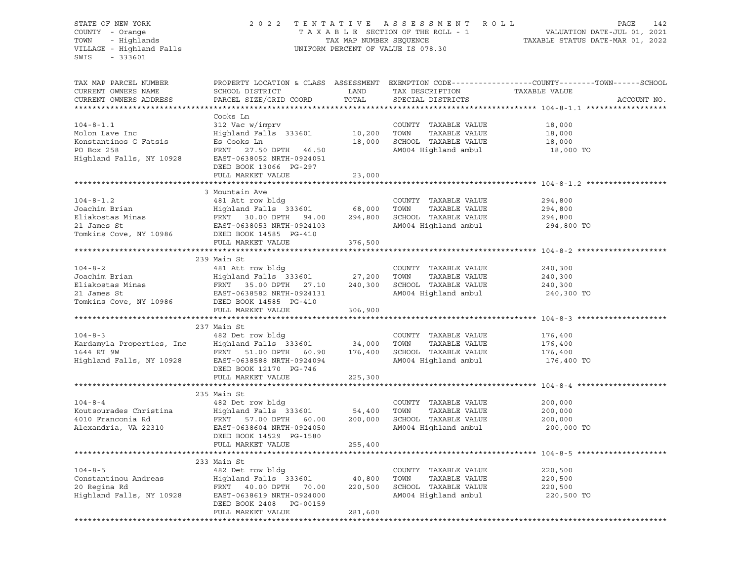STATE OF NEW YORK
COUNTY - Orange
TOWN - Highlands
VILLAGE - Highland Falls
SWIS - 333601

2 0 2 2 T E N T A T I V E A S S E S S M E N T R O L L
T A X A B L E SECTION OF THE ROLL - 1
TAX MAP NUMBER SEQUENCE
UNIFORM PERCENT OF VALUE IS 078.30

VALUATION DATE-JUL 01, 2021
TAXABLE STATUS DATE-MAR 01, 2022

| TAX MAP PARCEL NUMBER / CURRENT OWNERS NAME / CURRENT OWNERS ADDRESS | PROPERTY LOCATION & CLASS / SCHOOL DISTRICT / PARCEL SIZE/GRID COORD | LAND / TOTAL | EXEMPTION CODE / TAX DESCRIPTION / SPECIAL DISTRICTS | TAXABLE VALUE (COUNTY--TOWN--SCHOOL) | ACCOUNT NO. |
|---|---|---|---|---|---|
| **104-8-1.1** | Cooks Ln | | | | |
| 104-8-1.1 | 312 Vac w/imprv | | COUNTY TAXABLE VALUE | 18,000 | |
| Molon Lave Inc | Highland Falls 333601 | 10,200 | TOWN TAXABLE VALUE | 18,000 | |
| Konstantinos G Fatsis | Es Cooks Ln | 18,000 | SCHOOL TAXABLE VALUE | 18,000 | |
| PO Box 258 | FRNT 27.50 DPTH 46.50 | | AM004 Highland ambul | 18,000 TO | |
| Highland Falls, NY 10928 | EAST-0638052 NRTH-0924051 | | | | |
| | DEED BOOK 13066 PG-297 | | | | |
| | FULL MARKET VALUE | 23,000 | | | |
| **104-8-1.2** | 3 Mountain Ave | | | | |
| 104-8-1.2 | 481 Att row bldg | | COUNTY TAXABLE VALUE | 294,800 | |
| Joachim Brian | Highland Falls 333601 | 68,000 | TOWN TAXABLE VALUE | 294,800 | |
| Eliakostas Minas | FRNT 30.00 DPTH 94.00 | 294,800 | SCHOOL TAXABLE VALUE | 294,800 | |
| 21 James St | EAST-0638053 NRTH-0924103 | | AM004 Highland ambul | 294,800 TO | |
| Tomkins Cove, NY 10986 | DEED BOOK 14585 PG-410 | | | | |
| | FULL MARKET VALUE | 376,500 | | | |
| **104-8-2** | 239 Main St | | | | |
| 104-8-2 | 481 Att row bldg | | COUNTY TAXABLE VALUE | 240,300 | |
| Joachim Brian | Highland Falls 333601 | 27,200 | TOWN TAXABLE VALUE | 240,300 | |
| Eliakostas Minas | FRNT 35.00 DPTH 27.10 | 240,300 | SCHOOL TAXABLE VALUE | 240,300 | |
| 21 James St | EAST-0638582 NRTH-0924131 | | AM004 Highland ambul | 240,300 TO | |
| Tomkins Cove, NY 10986 | DEED BOOK 14585 PG-410 | | | | |
| | FULL MARKET VALUE | 306,900 | | | |
| **104-8-3** | 237 Main St | | | | |
| 104-8-3 | 482 Det row bldg | | COUNTY TAXABLE VALUE | 176,400 | |
| Kardamyla Properties, Inc | Highland Falls 333601 | 34,000 | TOWN TAXABLE VALUE | 176,400 | |
| 1644 RT 9W | FRNT 51.00 DPTH 60.90 | 176,400 | SCHOOL TAXABLE VALUE | 176,400 | |
| Highland Falls, NY 10928 | EAST-0638588 NRTH-0924094 | | AM004 Highland ambul | 176,400 TO | |
| | DEED BOOK 12170 PG-746 | | | | |
| | FULL MARKET VALUE | 225,300 | | | |
| **104-8-4** | 235 Main St | | | | |
| 104-8-4 | 482 Det row bldg | | COUNTY TAXABLE VALUE | 200,000 | |
| Koutsourades Christina | Highland Falls 333601 | 54,400 | TOWN TAXABLE VALUE | 200,000 | |
| 4010 Franconia Rd | FRNT 57.00 DPTH 60.00 | 200,000 | SCHOOL TAXABLE VALUE | 200,000 | |
| Alexandria, VA 22310 | EAST-0638604 NRTH-0924050 | | AM004 Highland ambul | 200,000 TO | |
| | DEED BOOK 14529 PG-1580 | | | | |
| | FULL MARKET VALUE | 255,400 | | | |
| **104-8-5** | 233 Main St | | | | |
| 104-8-5 | 482 Det row bldg | | COUNTY TAXABLE VALUE | 220,500 | |
| Constantinou Andreas | Highland Falls 333601 | 40,800 | TOWN TAXABLE VALUE | 220,500 | |
| 20 Regina Rd | FRNT 40.00 DPTH 70.00 | 220,500 | SCHOOL TAXABLE VALUE | 220,500 | |
| Highland Falls, NY 10928 | EAST-0638619 NRTH-0924000 | | AM004 Highland ambul | 220,500 TO | |
| | DEED BOOK 2408 PG-00159 | | | | |
| | FULL MARKET VALUE | 281,600 | | | |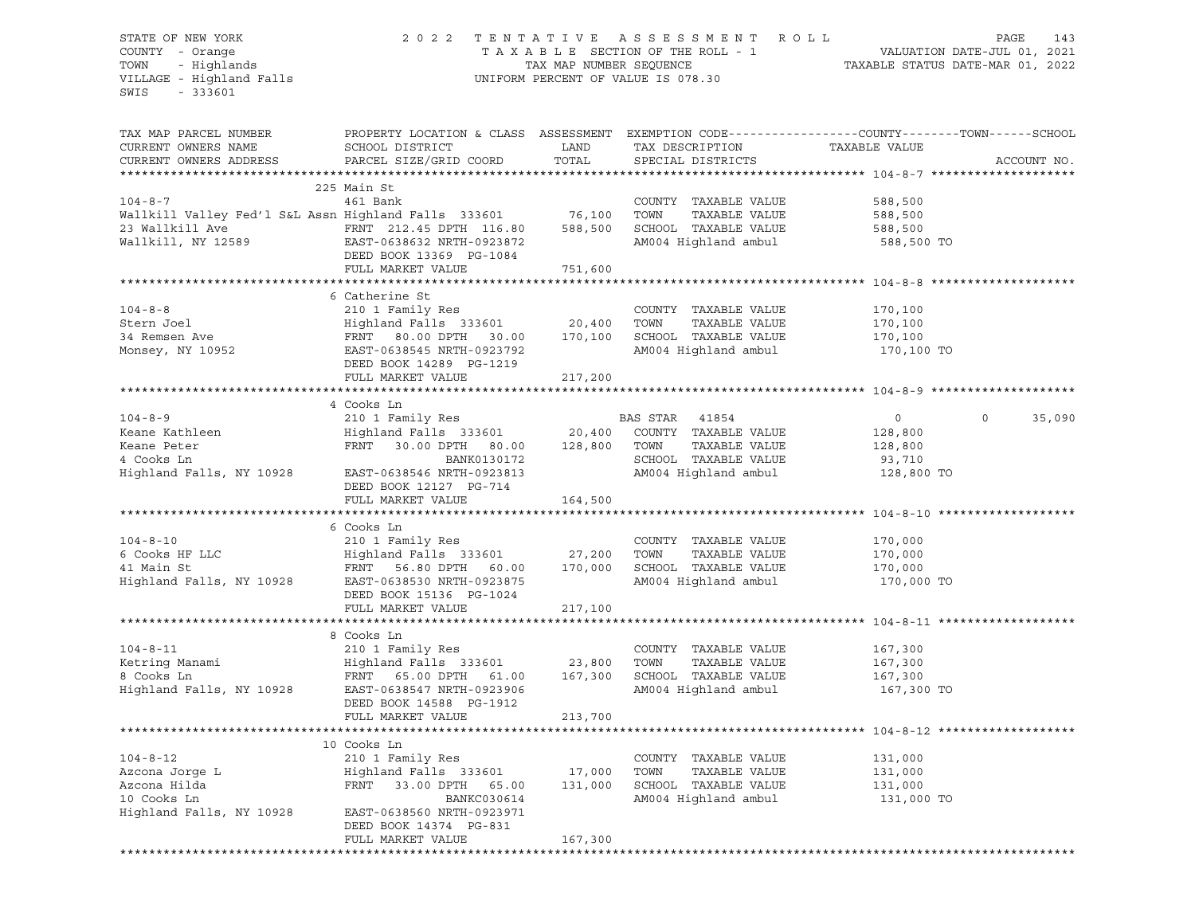STATE OF NEW YORK
COUNTY - Orange
TOWN - Highlands
VILLAGE - Highland Falls
SWIS - 333601

2 0 2 2 T E N T A T I V E A S S E S S M E N T R O L L
T A X A B L E SECTION OF THE ROLL - 1
TAX MAP NUMBER SEQUENCE
UNIFORM PERCENT OF VALUE IS 078.30

VALUATION DATE-JUL 01, 2021
TAXABLE STATUS DATE-MAR 01, 2022

| TAX MAP PARCEL NUMBER / CURRENT OWNERS NAME / CURRENT OWNERS ADDRESS | PROPERTY LOCATION & CLASS / SCHOOL DISTRICT / PARCEL SIZE/GRID COORD | ASSESSMENT LAND / TOTAL | EXEMPTION CODE / TAX DESCRIPTION / SPECIAL DISTRICTS | COUNTY | TOWN | SCHOOL | ACCOUNT NO. |
|---|---|---|---|---|---|---|---|
| **104-8-7** | 225 Main St | | | | | | |
| 104-8-7 | 461 Bank | | COUNTY TAXABLE VALUE | 588,500 | | | |
| Wallkill Valley Fed'l S&L Assn | Highland Falls 333601 | 76,100 | TOWN TAXABLE VALUE | | 588,500 | | |
| 23 Wallkill Ave | FRNT 212.45 DPTH 116.80 | 588,500 | SCHOOL TAXABLE VALUE | | | 588,500 | |
| Wallkill, NY 12589 | EAST-0638632 NRTH-0923872 | | AM004 Highland ambul | 588,500 TO | | | |
| | DEED BOOK 13369 PG-1084 | | | | | | |
| | FULL MARKET VALUE | 751,600 | | | | | |
| **104-8-8** | 6 Catherine St | | | | | | |
| 104-8-8 | 210 1 Family Res | | COUNTY TAXABLE VALUE | 170,100 | | | |
| Stern Joel | Highland Falls 333601 | 20,400 | TOWN TAXABLE VALUE | | 170,100 | | |
| 34 Remsen Ave | FRNT 80.00 DPTH 30.00 | 170,100 | SCHOOL TAXABLE VALUE | | | 170,100 | |
| Monsey, NY 10952 | EAST-0638545 NRTH-0923792 | | AM004 Highland ambul | 170,100 TO | | | |
| | DEED BOOK 14289 PG-1219 | | | | | | |
| | FULL MARKET VALUE | 217,200 | | | | | |
| **104-8-9** | 4 Cooks Ln | | | | | | |
| 104-8-9 | 210 1 Family Res | | BAS STAR 41854 | 0 | 0 | 35,090 | |
| Keane Kathleen | Highland Falls 333601 | 20,400 | COUNTY TAXABLE VALUE | 128,800 | | | |
| Keane Peter | FRNT 30.00 DPTH 80.00 | 128,800 | TOWN TAXABLE VALUE | | 128,800 | | |
| 4 Cooks Ln | BANK0130172 | | SCHOOL TAXABLE VALUE | | | 93,710 | |
| Highland Falls, NY 10928 | EAST-0638546 NRTH-0923813 | | AM004 Highland ambul | 128,800 TO | | | |
| | DEED BOOK 12127 PG-714 | | | | | | |
| | FULL MARKET VALUE | 164,500 | | | | | |
| **104-8-10** | 6 Cooks Ln | | | | | | |
| 104-8-10 | 210 1 Family Res | | COUNTY TAXABLE VALUE | 170,000 | | | |
| 6 Cooks HF LLC | Highland Falls 333601 | 27,200 | TOWN TAXABLE VALUE | | 170,000 | | |
| 41 Main St | FRNT 56.80 DPTH 60.00 | 170,000 | SCHOOL TAXABLE VALUE | | | 170,000 | |
| Highland Falls, NY 10928 | EAST-0638530 NRTH-0923875 | | AM004 Highland ambul | 170,000 TO | | | |
| | DEED BOOK 15136 PG-1024 | | | | | | |
| | FULL MARKET VALUE | 217,100 | | | | | |
| **104-8-11** | 8 Cooks Ln | | | | | | |
| 104-8-11 | 210 1 Family Res | | COUNTY TAXABLE VALUE | 167,300 | | | |
| Ketring Manami | Highland Falls 333601 | 23,800 | TOWN TAXABLE VALUE | | 167,300 | | |
| 8 Cooks Ln | FRNT 65.00 DPTH 61.00 | 167,300 | SCHOOL TAXABLE VALUE | | | 167,300 | |
| Highland Falls, NY 10928 | EAST-0638547 NRTH-0923906 | | AM004 Highland ambul | 167,300 TO | | | |
| | DEED BOOK 14588 PG-1912 | | | | | | |
| | FULL MARKET VALUE | 213,700 | | | | | |
| **104-8-12** | 10 Cooks Ln | | | | | | |
| 104-8-12 | 210 1 Family Res | | COUNTY TAXABLE VALUE | 131,000 | | | |
| Azcona Jorge L | Highland Falls 333601 | 17,000 | TOWN TAXABLE VALUE | | 131,000 | | |
| Azcona Hilda | FRNT 33.00 DPTH 65.00 | 131,000 | SCHOOL TAXABLE VALUE | | | 131,000 | |
| 10 Cooks Ln | BANKC030614 | | AM004 Highland ambul | 131,000 TO | | | |
| Highland Falls, NY 10928 | EAST-0638560 NRTH-0923971 | | | | | | |
| | DEED BOOK 14374 PG-831 | | | | | | |
| | FULL MARKET VALUE | 167,300 | | | | | |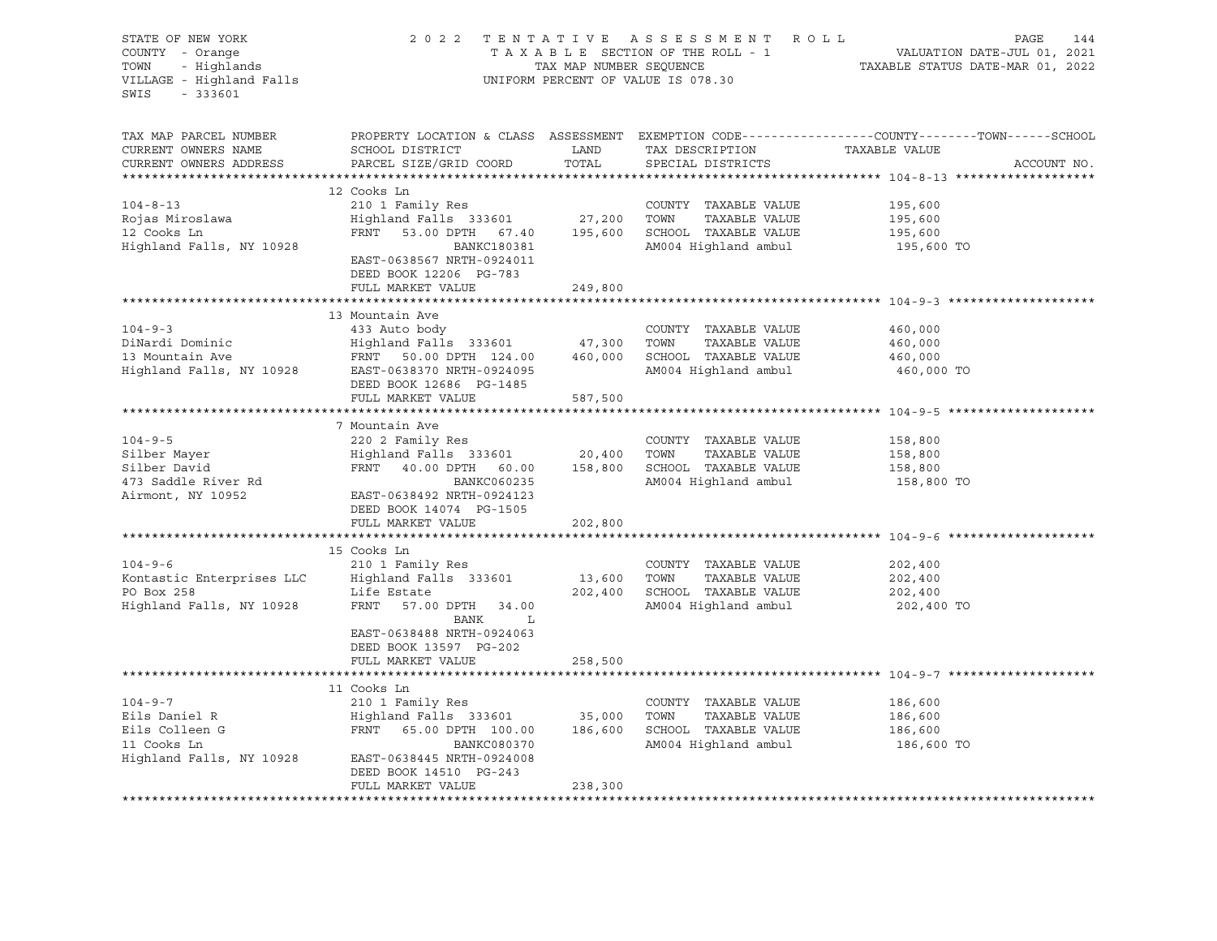STATE OF NEW YORK | 2022 TENTATIVE ASSESSMENT ROLL | VALUATION DATE-JUL 01, 2021
COUNTY - Orange | TAXABLE SECTION OF THE ROLL - 1 | TAXABLE STATUS DATE-MAR 01, 2022
TOWN - Highlands | TAX MAP NUMBER SEQUENCE
VILLAGE - Highland Falls | UNIFORM PERCENT OF VALUE IS 078.30
SWIS - 333601

| TAX MAP PARCEL NUMBER / CURRENT OWNERS NAME / CURRENT OWNERS ADDRESS | PROPERTY LOCATION & CLASS / SCHOOL DISTRICT / PARCEL SIZE/GRID COORD | ASSESSMENT LAND | TOTAL | EXEMPTION CODE / TAX DESCRIPTION / SPECIAL DISTRICTS | TAXABLE VALUE (COUNTY / TOWN / SCHOOL) | ACCOUNT NO. |
|---|---|---|---|---|---|---|
| **104-8-13** | 12 Cooks Ln | | | | | |
| 104-8-13 | 210 1 Family Res | | | COUNTY TAXABLE VALUE | 195,600 | |
| Rojas Miroslawa | Highland Falls 333601 | 27,200 | | TOWN TAXABLE VALUE | 195,600 | |
| 12 Cooks Ln | FRNT 53.00 DPTH 67.40 | | 195,600 | SCHOOL TAXABLE VALUE | 195,600 | |
| Highland Falls, NY 10928 | BANKC180381 | | | AM004 Highland ambul | 195,600 TO | |
| | EAST-0638567 NRTH-0924011 | | | | | |
| | DEED BOOK 12206 PG-783 | | | | | |
| | FULL MARKET VALUE | | 249,800 | | | |
| **104-9-3** | 13 Mountain Ave | | | | | |
| 104-9-3 | 433 Auto body | | | COUNTY TAXABLE VALUE | 460,000 | |
| DiNardi Dominic | Highland Falls 333601 | 47,300 | | TOWN TAXABLE VALUE | 460,000 | |
| 13 Mountain Ave | FRNT 50.00 DPTH 124.00 | | 460,000 | SCHOOL TAXABLE VALUE | 460,000 | |
| Highland Falls, NY 10928 | EAST-0638370 NRTH-0924095 | | | AM004 Highland ambul | 460,000 TO | |
| | DEED BOOK 12686 PG-1485 | | | | | |
| | FULL MARKET VALUE | | 587,500 | | | |
| **104-9-5** | 7 Mountain Ave | | | | | |
| 104-9-5 | 220 2 Family Res | | | COUNTY TAXABLE VALUE | 158,800 | |
| Silber Mayer | Highland Falls 333601 | 20,400 | | TOWN TAXABLE VALUE | 158,800 | |
| Silber David | FRNT 40.00 DPTH 60.00 | | 158,800 | SCHOOL TAXABLE VALUE | 158,800 | |
| 473 Saddle River Rd | BANKC060235 | | | AM004 Highland ambul | 158,800 TO | |
| Airmont, NY 10952 | EAST-0638492 NRTH-0924123 | | | | | |
| | DEED BOOK 14074 PG-1505 | | | | | |
| | FULL MARKET VALUE | | 202,800 | | | |
| **104-9-6** | 15 Cooks Ln | | | | | |
| 104-9-6 | 210 1 Family Res | | | COUNTY TAXABLE VALUE | 202,400 | |
| Kontastic Enterprises LLC | Highland Falls 333601 | 13,600 | | TOWN TAXABLE VALUE | 202,400 | |
| PO Box 258 | Life Estate | | 202,400 | SCHOOL TAXABLE VALUE | 202,400 | |
| Highland Falls, NY 10928 | FRNT 57.00 DPTH 34.00 | | | AM004 Highland ambul | 202,400 TO | |
| | BANK L | | | | | |
| | EAST-0638488 NRTH-0924063 | | | | | |
| | DEED BOOK 13597 PG-202 | | | | | |
| | FULL MARKET VALUE | | 258,500 | | | |
| **104-9-7** | 11 Cooks Ln | | | | | |
| 104-9-7 | 210 1 Family Res | | | COUNTY TAXABLE VALUE | 186,600 | |
| Eils Daniel R | Highland Falls 333601 | 35,000 | | TOWN TAXABLE VALUE | 186,600 | |
| Eils Colleen G | FRNT 65.00 DPTH 100.00 | | 186,600 | SCHOOL TAXABLE VALUE | 186,600 | |
| 11 Cooks Ln | BANKC080370 | | | AM004 Highland ambul | 186,600 TO | |
| Highland Falls, NY 10928 | EAST-0638445 NRTH-0924008 | | | | | |
| | DEED BOOK 14510 PG-243 | | | | | |
| | FULL MARKET VALUE | | 238,300 | | | |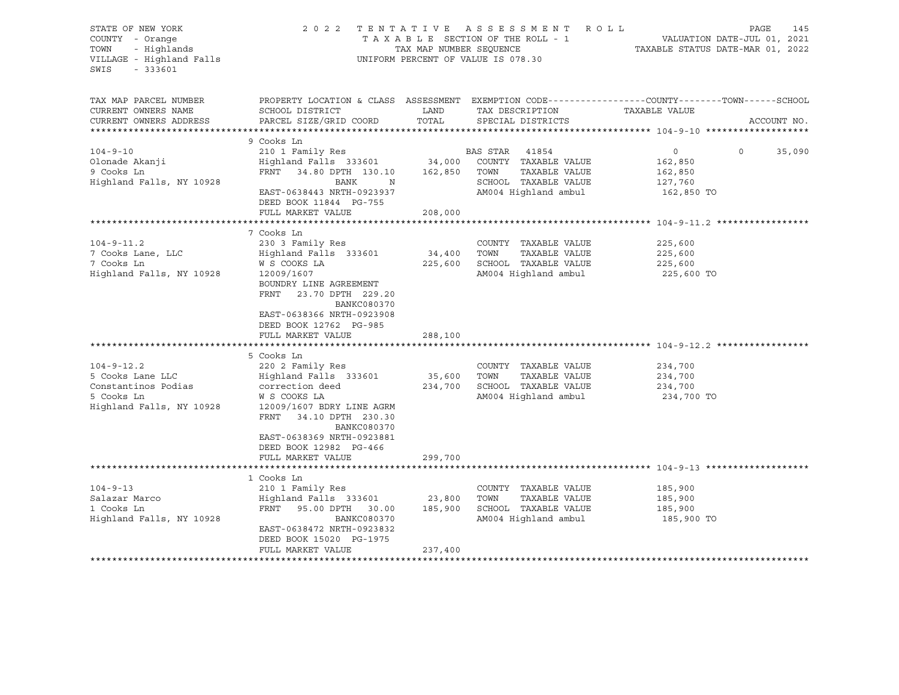STATE OF NEW YORK
COUNTY - Orange
TOWN - Highlands
VILLAGE - Highland Falls
SWIS - 333601

2 0 2 2 T E N T A T I V E A S S E S S M E N T R O L L
T A X A B L E SECTION OF THE ROLL - 1
TAX MAP NUMBER SEQUENCE
UNIFORM PERCENT OF VALUE IS 078.30

VALUATION DATE-JUL 01, 2021
TAXABLE STATUS DATE-MAR 01, 2022

| TAX MAP PARCEL NUMBER / CURRENT OWNERS NAME / CURRENT OWNERS ADDRESS | PROPERTY LOCATION & CLASS / SCHOOL DISTRICT / PARCEL SIZE/GRID COORD | ASSESSMENT LAND | TOTAL | EXEMPTION CODE / TAX DESCRIPTION / SPECIAL DISTRICTS | COUNTY TAXABLE VALUE | TOWN | SCHOOL / ACCOUNT NO. |
|---|---|---|---|---|---|---|---|
| **104-9-10** | 9 Cooks Ln | | | | | | |
| 104-9-10 | 210 1 Family Res | | | BAS STAR 41854 | 0 | 0 | 35,090 |
| Olonade Akanji | Highland Falls 333601 | 34,000 | | COUNTY TAXABLE VALUE | 162,850 | | |
| 9 Cooks Ln | FRNT 34.80 DPTH 130.10 | | 162,850 | TOWN TAXABLE VALUE | 162,850 | | |
| Highland Falls, NY 10928 | BANK N | | | SCHOOL TAXABLE VALUE | 127,760 | | |
| | EAST-0638443 NRTH-0923937 | | | AM004 Highland ambul | 162,850 TO | | |
| | DEED BOOK 11844 PG-755 | | | | | | |
| | FULL MARKET VALUE | | 208,000 | | | | |
| **104-9-11.2** | 7 Cooks Ln | | | | | | |
| 104-9-11.2 | 230 3 Family Res | | | COUNTY TAXABLE VALUE | 225,600 | | |
| 7 Cooks Lane, LLC | Highland Falls 333601 | 34,400 | | TOWN TAXABLE VALUE | 225,600 | | |
| 7 Cooks Ln | W S COOKS LA | | 225,600 | SCHOOL TAXABLE VALUE | 225,600 | | |
| Highland Falls, NY 10928 | 12009/1607 | | | AM004 Highland ambul | 225,600 TO | | |
| | BOUNDRY LINE AGREEMENT | | | | | | |
| | FRNT 23.70 DPTH 229.20 | | | | | | |
| | BANKC080370 | | | | | | |
| | EAST-0638366 NRTH-0923908 | | | | | | |
| | DEED BOOK 12762 PG-985 | | | | | | |
| | FULL MARKET VALUE | | 288,100 | | | | |
| **104-9-12.2** | 5 Cooks Ln | | | | | | |
| 104-9-12.2 | 220 2 Family Res | | | COUNTY TAXABLE VALUE | 234,700 | | |
| 5 Cooks Lane LLC | Highland Falls 333601 | 35,600 | | TOWN TAXABLE VALUE | 234,700 | | |
| Constantinos Podias | correction deed | | 234,700 | SCHOOL TAXABLE VALUE | 234,700 | | |
| 5 Cooks Ln | W S COOKS LA | | | AM004 Highland ambul | 234,700 TO | | |
| Highland Falls, NY 10928 | 12009/1607 BDRY LINE AGRM | | | | | | |
| | FRNT 34.10 DPTH 230.30 | | | | | | |
| | BANKC080370 | | | | | | |
| | EAST-0638369 NRTH-0923881 | | | | | | |
| | DEED BOOK 12982 PG-466 | | | | | | |
| | FULL MARKET VALUE | | 299,700 | | | | |
| **104-9-13** | 1 Cooks Ln | | | | | | |
| 104-9-13 | 210 1 Family Res | | | COUNTY TAXABLE VALUE | 185,900 | | |
| Salazar Marco | Highland Falls 333601 | 23,800 | | TOWN TAXABLE VALUE | 185,900 | | |
| 1 Cooks Ln | FRNT 95.00 DPTH 30.00 | | 185,900 | SCHOOL TAXABLE VALUE | 185,900 | | |
| Highland Falls, NY 10928 | BANKC080370 | | | AM004 Highland ambul | 185,900 TO | | |
| | EAST-0638472 NRTH-0923832 | | | | | | |
| | DEED BOOK 15020 PG-1975 | | | | | | |
| | FULL MARKET VALUE | | 237,400 | | | | |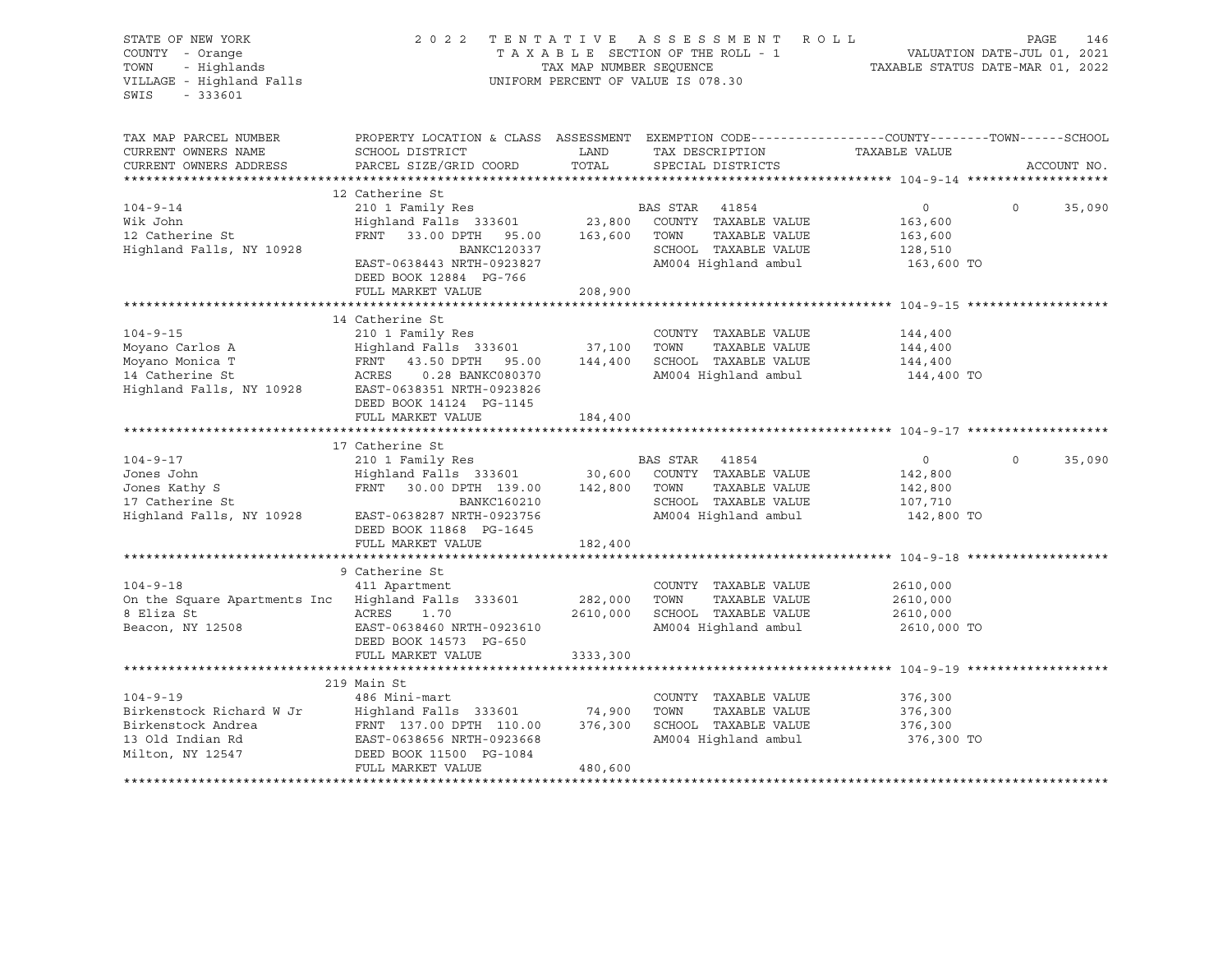STATE OF NEW YORK | COUNTY - Orange | TOWN - Highlands | VILLAGE - Highland Falls | SWIS - 333601

2022 TENTATIVE ASSESSMENT ROLL
TAXABLE SECTION OF THE ROLL - 1
TAX MAP NUMBER SEQUENCE
UNIFORM PERCENT OF VALUE IS 078.30

VALUATION DATE-JUL 01, 2021
TAXABLE STATUS DATE-MAR 01, 2022

| TAX MAP PARCEL NUMBER / CURRENT OWNERS NAME / CURRENT OWNERS ADDRESS | PROPERTY LOCATION & CLASS / SCHOOL DISTRICT / PARCEL SIZE/GRID COORD | ASSESSMENT LAND / TOTAL | EXEMPTION CODE / TAX DESCRIPTION / SPECIAL DISTRICTS | COUNTY / TOWN / SCHOOL TAXABLE VALUE | ACCOUNT NO. |
|---|---|---|---|---|---|
| **104-9-14** | 12 Catherine St | | | | |
| 104-9-14 | 210 1 Family Res | | BAS STAR 41854 | 0 / 0 / 35,090 | |
| Wik John | Highland Falls 333601 | 23,800 | COUNTY TAXABLE VALUE | 163,600 | |
| 12 Catherine St | FRNT 33.00 DPTH 95.00 | 163,600 | TOWN TAXABLE VALUE | 163,600 | |
| Highland Falls, NY 10928 | BANKC120337 | | SCHOOL TAXABLE VALUE | 128,510 | |
| | EAST-0638443 NRTH-0923827 | | AM004 Highland ambul | 163,600 TO | |
| | DEED BOOK 12884 PG-766 | | | | |
| | FULL MARKET VALUE | 208,900 | | | |
| **104-9-15** | 14 Catherine St | | | | |
| 104-9-15 | 210 1 Family Res | | COUNTY TAXABLE VALUE | 144,400 | |
| Moyano Carlos A | Highland Falls 333601 | 37,100 | TOWN TAXABLE VALUE | 144,400 | |
| Moyano Monica T | FRNT 43.50 DPTH 95.00 | 144,400 | SCHOOL TAXABLE VALUE | 144,400 | |
| 14 Catherine St | ACRES 0.28 BANKC080370 | | AM004 Highland ambul | 144,400 TO | |
| Highland Falls, NY 10928 | EAST-0638351 NRTH-0923826 | | | | |
| | DEED BOOK 14124 PG-1145 | | | | |
| | FULL MARKET VALUE | 184,400 | | | |
| **104-9-17** | 17 Catherine St | | | | |
| 104-9-17 | 210 1 Family Res | | BAS STAR 41854 | 0 / 0 / 35,090 | |
| Jones John | Highland Falls 333601 | 30,600 | COUNTY TAXABLE VALUE | 142,800 | |
| Jones Kathy S | FRNT 30.00 DPTH 139.00 | 142,800 | TOWN TAXABLE VALUE | 142,800 | |
| 17 Catherine St | BANKC160210 | | SCHOOL TAXABLE VALUE | 107,710 | |
| Highland Falls, NY 10928 | EAST-0638287 NRTH-0923756 | | AM004 Highland ambul | 142,800 TO | |
| | DEED BOOK 11868 PG-1645 | | | | |
| | FULL MARKET VALUE | 182,400 | | | |
| **104-9-18** | 9 Catherine St | | | | |
| 104-9-18 | 411 Apartment | | COUNTY TAXABLE VALUE | 2610,000 | |
| On the Square Apartments Inc | Highland Falls 333601 | 282,000 | TOWN TAXABLE VALUE | 2610,000 | |
| 8 Eliza St | ACRES 1.70 | 2610,000 | SCHOOL TAXABLE VALUE | 2610,000 | |
| Beacon, NY 12508 | EAST-0638460 NRTH-0923610 | | AM004 Highland ambul | 2610,000 TO | |
| | DEED BOOK 14573 PG-650 | | | | |
| | FULL MARKET VALUE | 3333,300 | | | |
| **104-9-19** | 219 Main St | | | | |
| 104-9-19 | 486 Mini-mart | | COUNTY TAXABLE VALUE | 376,300 | |
| Birkenstock Richard W Jr | Highland Falls 333601 | 74,900 | TOWN TAXABLE VALUE | 376,300 | |
| Birkenstock Andrea | FRNT 137.00 DPTH 110.00 | 376,300 | SCHOOL TAXABLE VALUE | 376,300 | |
| 13 Old Indian Rd | EAST-0638656 NRTH-0923668 | | AM004 Highland ambul | 376,300 TO | |
| Milton, NY 12547 | DEED BOOK 11500 PG-1084 | | | | |
| | FULL MARKET VALUE | 480,600 | | | |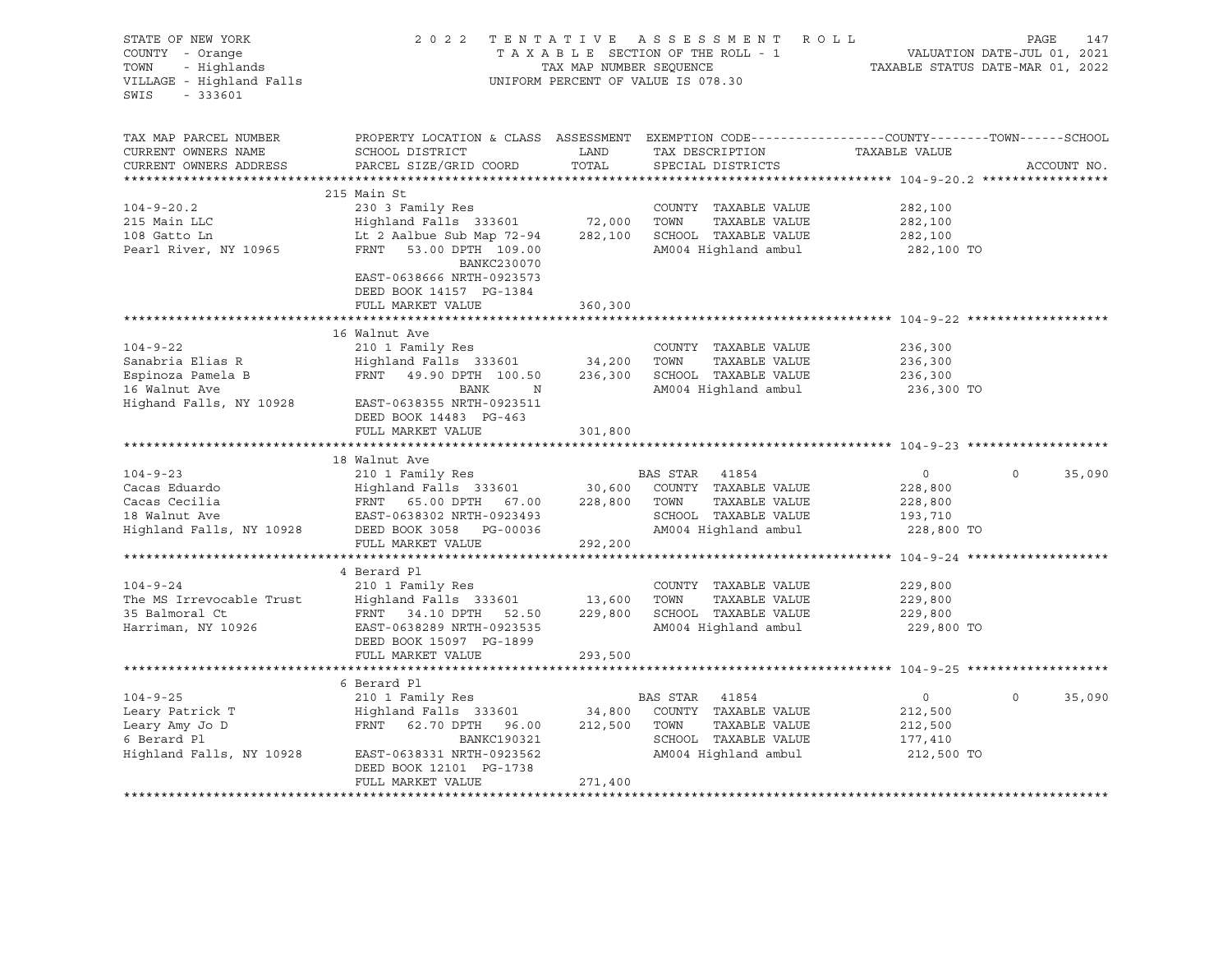STATE OF NEW YORK
COUNTY - Orange
TOWN - Highlands
VILLAGE - Highland Falls
SWIS - 333601

2022 TENTATIVE ASSESSMENT ROLL
TAXABLE SECTION OF THE ROLL - 1
TAX MAP NUMBER SEQUENCE
UNIFORM PERCENT OF VALUE IS 078.30

VALUATION DATE-JUL 01, 2021
TAXABLE STATUS DATE-MAR 01, 2022

| TAX MAP PARCEL NUMBER / CURRENT OWNERS NAME / CURRENT OWNERS ADDRESS | PROPERTY LOCATION & CLASS / SCHOOL DISTRICT / PARCEL SIZE/GRID COORD | ASSESSMENT LAND | TOTAL | EXEMPTION CODE / TAX DESCRIPTION / SPECIAL DISTRICTS | COUNTY TAXABLE VALUE | TOWN | SCHOOL |
|---|---|---|---|---|---|---|---|
| **104-9-20.2** | 215 Main St | | | | | | |
| 104-9-20.2 | 230 3 Family Res | | | COUNTY TAXABLE VALUE | 282,100 | | |
| 215 Main LLC | Highland Falls 333601 | 72,000 | | TOWN TAXABLE VALUE | 282,100 | | |
| 108 Gatto Ln | Lt 2 Aalbue Sub Map 72-94 | | 282,100 | SCHOOL TAXABLE VALUE | 282,100 | | |
| Pearl River, NY 10965 | FRNT 53.00 DPTH 109.00 | | | AM004 Highland ambul | 282,100 TO | | |
| | BANKC230070 | | | | | | |
| | EAST-0638666 NRTH-0923573 | | | | | | |
| | DEED BOOK 14157 PG-1384 | | | | | | |
| | FULL MARKET VALUE | | 360,300 | | | | |
| **104-9-22** | 16 Walnut Ave | | | | | | |
| 104-9-22 | 210 1 Family Res | | | COUNTY TAXABLE VALUE | 236,300 | | |
| Sanabria Elias R | Highland Falls 333601 | 34,200 | | TOWN TAXABLE VALUE | 236,300 | | |
| Espinoza Pamela B | FRNT 49.90 DPTH 100.50 | | 236,300 | SCHOOL TAXABLE VALUE | 236,300 | | |
| 16 Walnut Ave | BANK N | | | AM004 Highland ambul | 236,300 TO | | |
| Highand Falls, NY 10928 | EAST-0638355 NRTH-0923511 | | | | | | |
| | DEED BOOK 14483 PG-463 | | | | | | |
| | FULL MARKET VALUE | | 301,800 | | | | |
| **104-9-23** | 18 Walnut Ave | | | | | | |
| 104-9-23 | 210 1 Family Res | | | BAS STAR 41854 | 0 | 0 | 35,090 |
| Cacas Eduardo | Highland Falls 333601 | 30,600 | | COUNTY TAXABLE VALUE | 228,800 | | |
| Cacas Cecilia | FRNT 65.00 DPTH 67.00 | | 228,800 | TOWN TAXABLE VALUE | 228,800 | | |
| 18 Walnut Ave | EAST-0638302 NRTH-0923493 | | | SCHOOL TAXABLE VALUE | 193,710 | | |
| Highland Falls, NY 10928 | DEED BOOK 3058 PG-00036 | | | AM004 Highland ambul | 228,800 TO | | |
| | FULL MARKET VALUE | | 292,200 | | | | |
| **104-9-24** | 4 Berard Pl | | | | | | |
| 104-9-24 | 210 1 Family Res | | | COUNTY TAXABLE VALUE | 229,800 | | |
| The MS Irrevocable Trust | Highland Falls 333601 | 13,600 | | TOWN TAXABLE VALUE | 229,800 | | |
| 35 Balmoral Ct | FRNT 34.10 DPTH 52.50 | | 229,800 | SCHOOL TAXABLE VALUE | 229,800 | | |
| Harriman, NY 10926 | EAST-0638289 NRTH-0923535 | | | AM004 Highland ambul | 229,800 TO | | |
| | DEED BOOK 15097 PG-1899 | | | | | | |
| | FULL MARKET VALUE | | 293,500 | | | | |
| **104-9-25** | 6 Berard Pl | | | | | | |
| 104-9-25 | 210 1 Family Res | | | BAS STAR 41854 | 0 | 0 | 35,090 |
| Leary Patrick T | Highland Falls 333601 | 34,800 | | COUNTY TAXABLE VALUE | 212,500 | | |
| Leary Amy Jo D | FRNT 62.70 DPTH 96.00 | | 212,500 | TOWN TAXABLE VALUE | 212,500 | | |
| 6 Berard Pl | BANKC190321 | | | SCHOOL TAXABLE VALUE | 177,410 | | |
| Highland Falls, NY 10928 | EAST-0638331 NRTH-0923562 | | | AM004 Highland ambul | 212,500 TO | | |
| | DEED BOOK 12101 PG-1738 | | | | | | |
| | FULL MARKET VALUE | | 271,400 | | | | |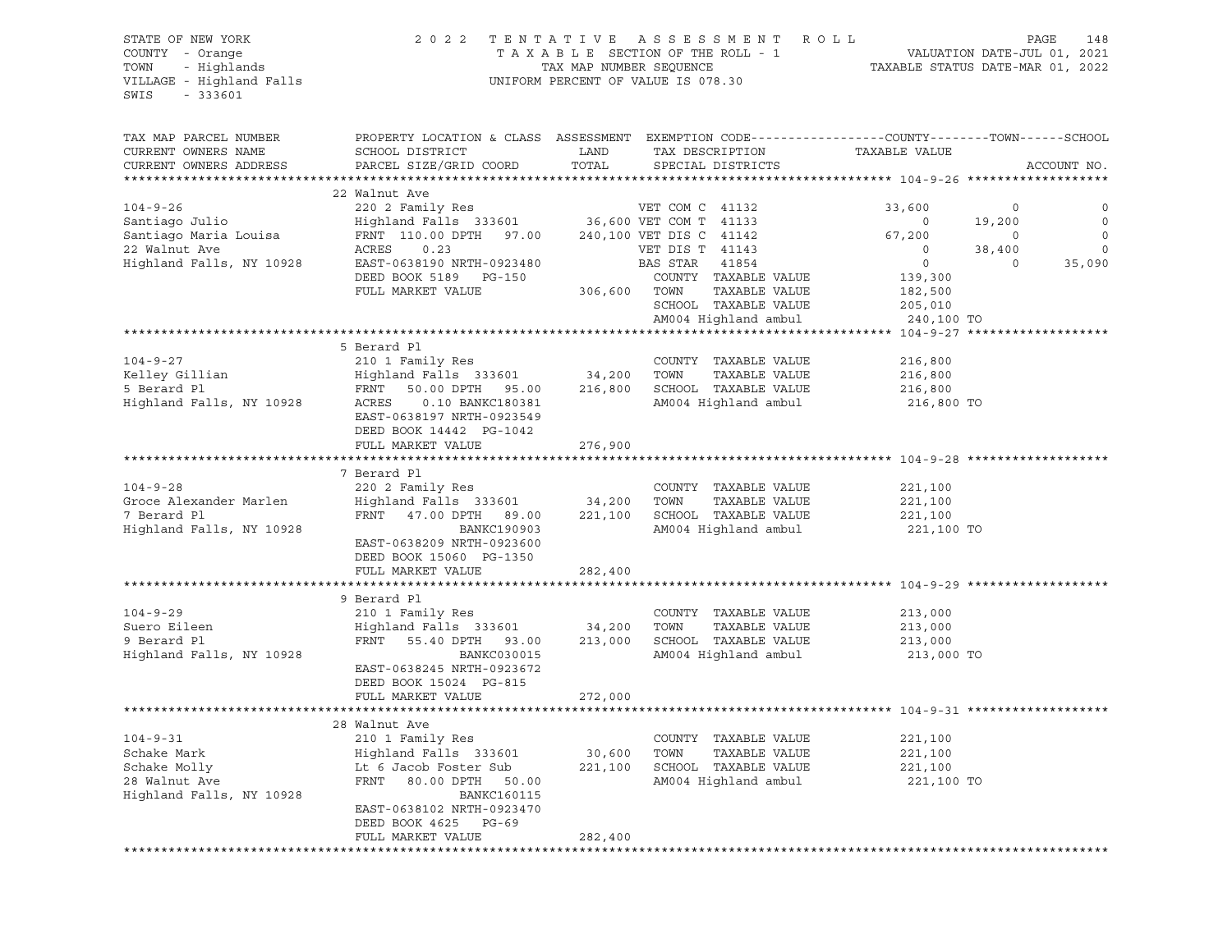STATE OF NEW YORK 2022 TENTATIVE ASSESSMENT ROLL
COUNTY - Orange TAXABLE SECTION OF THE ROLL - 1 VALUATION DATE-JUL 01, 2021
TOWN - Highlands TAX MAP NUMBER SEQUENCE TAXABLE STATUS DATE-MAR 01, 2022
VILLAGE - Highland Falls UNIFORM PERCENT OF VALUE IS 078.30
SWIS - 333601

| TAX MAP PARCEL NUMBER<br>CURRENT OWNERS NAME<br>CURRENT OWNERS ADDRESS | PROPERTY LOCATION & CLASS<br>SCHOOL DISTRICT<br>PARCEL SIZE/GRID COORD | ASSESSMENT<br>LAND<br>TOTAL | EXEMPTION CODE<br>TAX DESCRIPTION<br>SPECIAL DISTRICTS | COUNTY<br>TAXABLE VALUE | TOWN | SCHOOL<br>ACCOUNT NO. |
|---|---|---|---|---|---|---|
| **104-9-26** | 22 Walnut Ave | | | | | |
| 104-9-26 | 220 2 Family Res | | VET COM C 41132 | 33,600 | 0 | 0 |
| Santiago Julio | Highland Falls 333601 | 36,600 | VET COM T 41133 | 0 | 19,200 | 0 |
| Santiago Maria Louisa | FRNT 110.00 DPTH 97.00 | 240,100 | VET DIS C 41142 | 67,200 | 0 | 0 |
| 22 Walnut Ave | ACRES 0.23 | | VET DIS T 41143 | 0 | 38,400 | 0 |
| Highland Falls, NY 10928 | EAST-0638190 NRTH-0923480 | | BAS STAR 41854 | 0 | 0 | 35,090 |
| | DEED BOOK 5189 PG-150 | | COUNTY TAXABLE VALUE | 139,300 | | |
| | FULL MARKET VALUE | 306,600 | TOWN TAXABLE VALUE | 182,500 | | |
| | | | SCHOOL TAXABLE VALUE | 205,010 | | |
| | | | AM004 Highland ambul | 240,100 TO | | |
| **104-9-27** | 5 Berard Pl | | | | | |
| 104-9-27 | 210 1 Family Res | | COUNTY TAXABLE VALUE | 216,800 | | |
| Kelley Gillian | Highland Falls 333601 | 34,200 | TOWN TAXABLE VALUE | 216,800 | | |
| 5 Berard Pl | FRNT 50.00 DPTH 95.00 | 216,800 | SCHOOL TAXABLE VALUE | 216,800 | | |
| Highland Falls, NY 10928 | ACRES 0.10 BANKC180381 | | AM004 Highland ambul | 216,800 TO | | |
| | EAST-0638197 NRTH-0923549 | | | | | |
| | DEED BOOK 14442 PG-1042 | | | | | |
| | FULL MARKET VALUE | 276,900 | | | | |
| **104-9-28** | 7 Berard Pl | | | | | |
| 104-9-28 | 220 2 Family Res | | COUNTY TAXABLE VALUE | 221,100 | | |
| Groce Alexander Marlen | Highland Falls 333601 | 34,200 | TOWN TAXABLE VALUE | 221,100 | | |
| 7 Berard Pl | FRNT 47.00 DPTH 89.00 | 221,100 | SCHOOL TAXABLE VALUE | 221,100 | | |
| Highland Falls, NY 10928 | BANKC190903 | | AM004 Highland ambul | 221,100 TO | | |
| | EAST-0638209 NRTH-0923600 | | | | | |
| | DEED BOOK 15060 PG-1350 | | | | | |
| | FULL MARKET VALUE | 282,400 | | | | |
| **104-9-29** | 9 Berard Pl | | | | | |
| 104-9-29 | 210 1 Family Res | | COUNTY TAXABLE VALUE | 213,000 | | |
| Suero Eileen | Highland Falls 333601 | 34,200 | TOWN TAXABLE VALUE | 213,000 | | |
| 9 Berard Pl | FRNT 55.40 DPTH 93.00 | 213,000 | SCHOOL TAXABLE VALUE | 213,000 | | |
| Highland Falls, NY 10928 | BANKC030015 | | AM004 Highland ambul | 213,000 TO | | |
| | EAST-0638245 NRTH-0923672 | | | | | |
| | DEED BOOK 15024 PG-815 | | | | | |
| | FULL MARKET VALUE | 272,000 | | | | |
| **104-9-31** | 28 Walnut Ave | | | | | |
| 104-9-31 | 210 1 Family Res | | COUNTY TAXABLE VALUE | 221,100 | | |
| Schake Mark | Highland Falls 333601 | 30,600 | TOWN TAXABLE VALUE | 221,100 | | |
| Schake Molly | Lt 6 Jacob Foster Sub | 221,100 | SCHOOL TAXABLE VALUE | 221,100 | | |
| 28 Walnut Ave | FRNT 80.00 DPTH 50.00 | | AM004 Highland ambul | 221,100 TO | | |
| Highland Falls, NY 10928 | BANKC160115 | | | | | |
| | EAST-0638102 NRTH-0923470 | | | | | |
| | DEED BOOK 4625 PG-69 | | | | | |
| | FULL MARKET VALUE | 282,400 | | | | |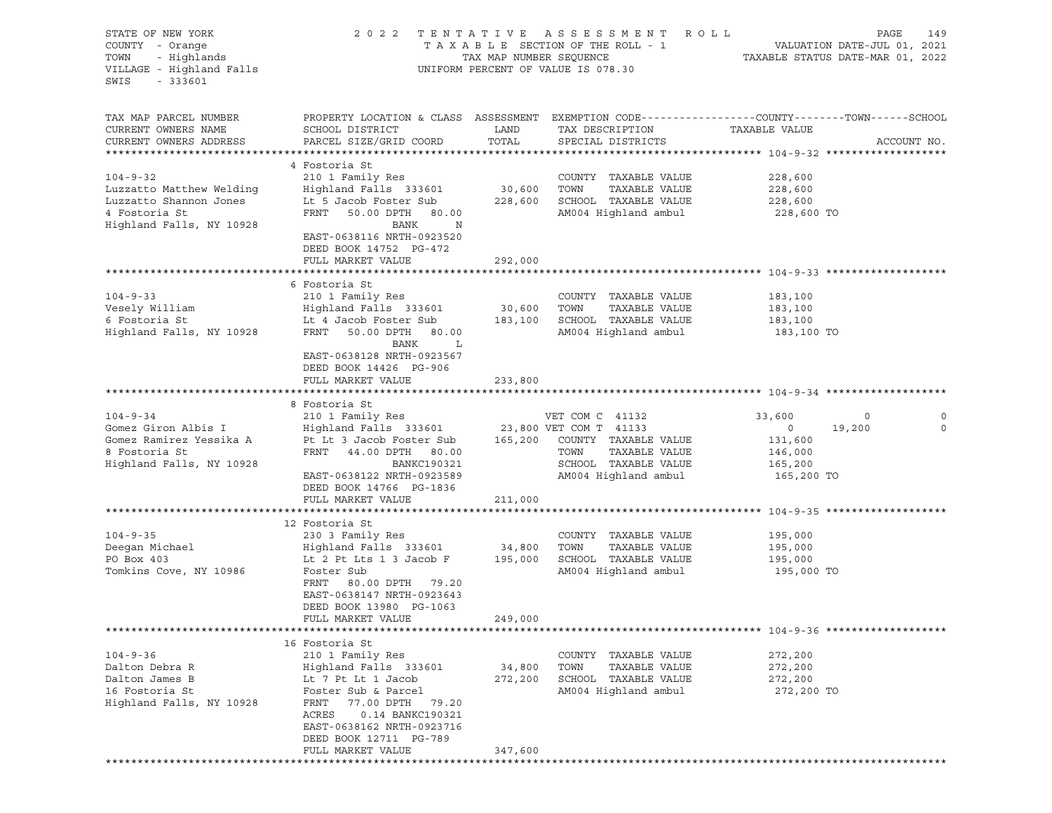STATE OF NEW YORK | 2022 TENTATIVE ASSESSMENT ROLL
COUNTY - Orange | TAXABLE SECTION OF THE ROLL - 1 | VALUATION DATE-JUL 01, 2021
TOWN - Highlands | TAX MAP NUMBER SEQUENCE | TAXABLE STATUS DATE-MAR 01, 2022
VILLAGE - Highland Falls | UNIFORM PERCENT OF VALUE IS 078.30
SWIS - 333601

| TAX MAP PARCEL NUMBER / CURRENT OWNERS NAME / CURRENT OWNERS ADDRESS | PROPERTY LOCATION & CLASS / SCHOOL DISTRICT / PARCEL SIZE/GRID COORD | ASSESSMENT LAND | TOTAL | EXEMPTION CODE / TAX DESCRIPTION / SPECIAL DISTRICTS | COUNTY TAXABLE VALUE | TOWN | SCHOOL |
|---|---|---|---|---|---|---|---|
| **104-9-32** | 4 Fostoria St | | | | | | |
| 104-9-32 | 210 1 Family Res | | | COUNTY TAXABLE VALUE | 228,600 | | |
| Luzzatto Matthew Welding | Highland Falls 333601 | 30,600 | | TOWN TAXABLE VALUE | 228,600 | | |
| Luzzatto Shannon Jones | Lt 5 Jacob Foster Sub | | 228,600 | SCHOOL TAXABLE VALUE | 228,600 | | |
| 4 Fostoria St | FRNT 50.00 DPTH 80.00 | | | AM004 Highland ambul | 228,600 TO | | |
| Highland Falls, NY 10928 | BANK N | | | | | | |
| | EAST-0638116 NRTH-0923520 | | | | | | |
| | DEED BOOK 14752 PG-472 | | | | | | |
| | FULL MARKET VALUE | | 292,000 | | | | |
| **104-9-33** | 6 Fostoria St | | | | | | |
| 104-9-33 | 210 1 Family Res | | | COUNTY TAXABLE VALUE | 183,100 | | |
| Vesely William | Highland Falls 333601 | 30,600 | | TOWN TAXABLE VALUE | 183,100 | | |
| 6 Fostoria St | Lt 4 Jacob Foster Sub | | 183,100 | SCHOOL TAXABLE VALUE | 183,100 | | |
| Highland Falls, NY 10928 | FRNT 50.00 DPTH 80.00 | | | AM004 Highland ambul | 183,100 TO | | |
| | BANK L | | | | | | |
| | EAST-0638128 NRTH-0923567 | | | | | | |
| | DEED BOOK 14426 PG-906 | | | | | | |
| | FULL MARKET VALUE | | 233,800 | | | | |
| **104-9-34** | 8 Fostoria St | | | | | | |
| 104-9-34 | 210 1 Family Res | | | VET COM C 41132 | 33,600 | 0 | 0 |
| Gomez Giron Albis I | Highland Falls 333601 | 23,800 | | VET COM T 41133 | 0 | 19,200 | 0 |
| Gomez Ramirez Yessika A | Pt Lt 3 Jacob Foster Sub | | 165,200 | COUNTY TAXABLE VALUE | 131,600 | | |
| 8 Fostoria St | FRNT 44.00 DPTH 80.00 | | | TOWN TAXABLE VALUE | 146,000 | | |
| Highland Falls, NY 10928 | BANKC190321 | | | SCHOOL TAXABLE VALUE | 165,200 | | |
| | EAST-0638122 NRTH-0923589 | | | AM004 Highland ambul | 165,200 TO | | |
| | DEED BOOK 14766 PG-1836 | | | | | | |
| | FULL MARKET VALUE | | 211,000 | | | | |
| **104-9-35** | 12 Fostoria St | | | | | | |
| 104-9-35 | 230 3 Family Res | | | COUNTY TAXABLE VALUE | 195,000 | | |
| Deegan Michael | Highland Falls 333601 | 34,800 | | TOWN TAXABLE VALUE | 195,000 | | |
| PO Box 403 | Lt 2 Pt Lts 1 3 Jacob F | | 195,000 | SCHOOL TAXABLE VALUE | 195,000 | | |
| Tomkins Cove, NY 10986 | Foster Sub | | | AM004 Highland ambul | 195,000 TO | | |
| | FRNT 80.00 DPTH 79.20 | | | | | | |
| | EAST-0638147 NRTH-0923643 | | | | | | |
| | DEED BOOK 13980 PG-1063 | | | | | | |
| | FULL MARKET VALUE | | 249,000 | | | | |
| **104-9-36** | 16 Fostoria St | | | | | | |
| 104-9-36 | 210 1 Family Res | | | COUNTY TAXABLE VALUE | 272,200 | | |
| Dalton Debra R | Highland Falls 333601 | 34,800 | | TOWN TAXABLE VALUE | 272,200 | | |
| Dalton James B | Lt 7 Pt Lt 1 Jacob | | 272,200 | SCHOOL TAXABLE VALUE | 272,200 | | |
| 16 Fostoria St | Foster Sub & Parcel | | | AM004 Highland ambul | 272,200 TO | | |
| Highland Falls, NY 10928 | FRNT 77.00 DPTH 79.20 | | | | | | |
| | ACRES 0.14 BANKC190321 | | | | | | |
| | EAST-0638162 NRTH-0923716 | | | | | | |
| | DEED BOOK 12711 PG-789 | | | | | | |
| | FULL MARKET VALUE | | 347,600 | | | | |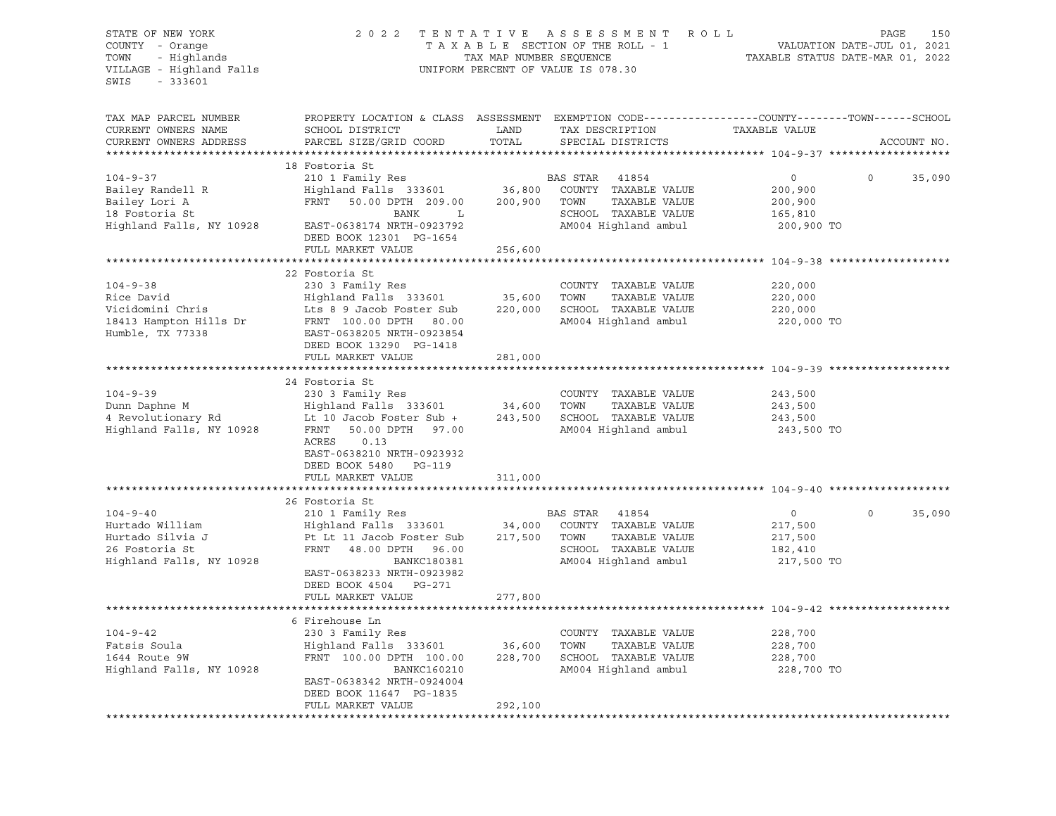STATE OF NEW YORK
COUNTY - Orange
TOWN - Highlands
VILLAGE - Highland Falls
SWIS - 333601

2022 TENTATIVE ASSESSMENT ROLL
TAXABLE SECTION OF THE ROLL - 1
TAX MAP NUMBER SEQUENCE
UNIFORM PERCENT OF VALUE IS 078.30

VALUATION DATE-JUL 01, 2021
TAXABLE STATUS DATE-MAR 01, 2022

| TAX MAP PARCEL NUMBER / CURRENT OWNERS NAME / CURRENT OWNERS ADDRESS | PROPERTY LOCATION & CLASS / SCHOOL DISTRICT / PARCEL SIZE/GRID COORD | ASSESSMENT LAND | TOTAL | EXEMPTION CODE / TAX DESCRIPTION / SPECIAL DISTRICTS | COUNTY TAXABLE VALUE | TOWN | SCHOOL / ACCOUNT NO. |
|---|---|---|---|---|---|---|---|
| **104-9-37** | 18 Fostoria St | | | | | | |
| 104-9-37 | 210 1 Family Res | | | BAS STAR 41854 | 0 | 0 | 35,090 |
| Bailey Randell R | Highland Falls 333601 | 36,800 | | COUNTY TAXABLE VALUE | 200,900 | | |
| Bailey Lori A | FRNT 50.00 DPTH 209.00 | | 200,900 | TOWN TAXABLE VALUE | 200,900 | | |
| 18 Fostoria St | BANK L | | | SCHOOL TAXABLE VALUE | 165,810 | | |
| Highland Falls, NY 10928 | EAST-0638174 NRTH-0923792 | | | AM004 Highland ambul | 200,900 TO | | |
| | DEED BOOK 12301 PG-1654 | | | | | | |
| | FULL MARKET VALUE | | 256,600 | | | | |
| **104-9-38** | 22 Fostoria St | | | | | | |
| 104-9-38 | 230 3 Family Res | | | COUNTY TAXABLE VALUE | 220,000 | | |
| Rice David | Highland Falls 333601 | 35,600 | | TOWN TAXABLE VALUE | 220,000 | | |
| Vicidomini Chris | Lts 8 9 Jacob Foster Sub | | 220,000 | SCHOOL TAXABLE VALUE | 220,000 | | |
| 18413 Hampton Hills Dr | FRNT 100.00 DPTH 80.00 | | | AM004 Highland ambul | 220,000 TO | | |
| Humble, TX 77338 | EAST-0638205 NRTH-0923854 | | | | | | |
| | DEED BOOK 13290 PG-1418 | | | | | | |
| | FULL MARKET VALUE | | 281,000 | | | | |
| **104-9-39** | 24 Fostoria St | | | | | | |
| 104-9-39 | 230 3 Family Res | | | COUNTY TAXABLE VALUE | 243,500 | | |
| Dunn Daphne M | Highland Falls 333601 | 34,600 | | TOWN TAXABLE VALUE | 243,500 | | |
| 4 Revolutionary Rd | Lt 10 Jacob Foster Sub + | | 243,500 | SCHOOL TAXABLE VALUE | 243,500 | | |
| Highland Falls, NY 10928 | FRNT 50.00 DPTH 97.00 | | | AM004 Highland ambul | 243,500 TO | | |
| | ACRES 0.13 | | | | | | |
| | EAST-0638210 NRTH-0923932 | | | | | | |
| | DEED BOOK 5480 PG-119 | | | | | | |
| | FULL MARKET VALUE | | 311,000 | | | | |
| **104-9-40** | 26 Fostoria St | | | | | | |
| 104-9-40 | 210 1 Family Res | | | BAS STAR 41854 | 0 | 0 | 35,090 |
| Hurtado William | Highland Falls 333601 | 34,000 | | COUNTY TAXABLE VALUE | 217,500 | | |
| Hurtado Silvia J | Pt Lt 11 Jacob Foster Sub | | 217,500 | TOWN TAXABLE VALUE | 217,500 | | |
| 26 Fostoria St | FRNT 48.00 DPTH 96.00 | | | SCHOOL TAXABLE VALUE | 182,410 | | |
| Highland Falls, NY 10928 | BANKC180381 | | | AM004 Highland ambul | 217,500 TO | | |
| | EAST-0638233 NRTH-0923982 | | | | | | |
| | DEED BOOK 4504 PG-271 | | | | | | |
| | FULL MARKET VALUE | | 277,800 | | | | |
| **104-9-42** | 6 Firehouse Ln | | | | | | |
| 104-9-42 | 230 3 Family Res | | | COUNTY TAXABLE VALUE | 228,700 | | |
| Fatsis Soula | Highland Falls 333601 | 36,600 | | TOWN TAXABLE VALUE | 228,700 | | |
| 1644 Route 9W | FRNT 100.00 DPTH 100.00 | | 228,700 | SCHOOL TAXABLE VALUE | 228,700 | | |
| Highland Falls, NY 10928 | BANKC160210 | | | AM004 Highland ambul | 228,700 TO | | |
| | EAST-0638342 NRTH-0924004 | | | | | | |
| | DEED BOOK 11647 PG-1835 | | | | | | |
| | FULL MARKET VALUE | | 292,100 | | | | |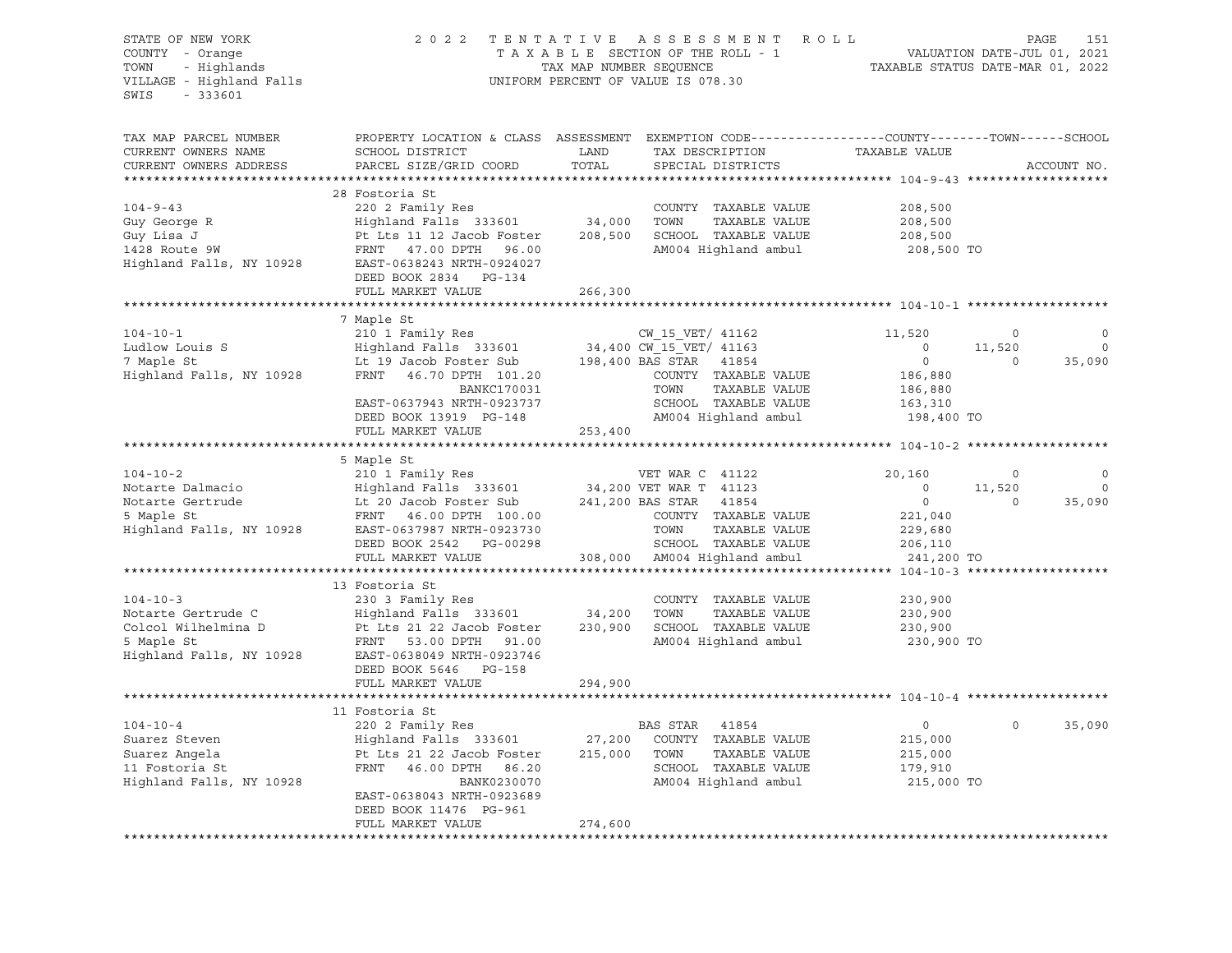STATE OF NEW YORK — 2022 TENTATIVE ASSESSMENT ROLL — PAGE 151
COUNTY - Orange — TAXABLE SECTION OF THE ROLL - 1 — VALUATION DATE-JUL 01, 2021
TOWN - Highlands — TAX MAP NUMBER SEQUENCE — TAXABLE STATUS DATE-MAR 01, 2022
VILLAGE - Highland Falls — UNIFORM PERCENT OF VALUE IS 078.30
SWIS - 333601

```
TAX MAP PARCEL NUMBER          PROPERTY LOCATION & CLASS  ASSESSMENT  EXEMPTION CODE------------------COUNTY--------TOWN------SCHOOL
CURRENT OWNERS NAME            SCHOOL DISTRICT               LAND      TAX DESCRIPTION            TAXABLE VALUE
CURRENT OWNERS ADDRESS         PARCEL SIZE/GRID COORD        TOTAL     SPECIAL DISTRICTS                                  ACCOUNT NO.
******************************************************************************************************* 104-9-43 *******************
                               28 Fostoria St
104-9-43                       220 2 Family Res                        COUNTY  TAXABLE VALUE          208,500
Guy George R                   Highland Falls  333601       34,000     TOWN    TAXABLE VALUE          208,500
Guy Lisa J                     Pt Lts 11 12 Jacob Foster   208,500     SCHOOL  TAXABLE VALUE          208,500
1428 Route 9W                  FRNT   47.00 DPTH   96.00               AM004 Highland ambul            208,500 TO
Highland Falls, NY 10928       EAST-0638243 NRTH-0924027
                               DEED BOOK 2834    PG-134
                               FULL MARKET VALUE           266,300
******************************************************************************************************* 104-10-1 *******************
                               7 Maple St
104-10-1                       210 1 Family Res                        CW_15_VET/ 41162           11,520          0            0
Ludlow Louis S                 Highland Falls  333601       34,400 CW_15_VET/ 41163                0     11,520            0
7 Maple St                     Lt 19 Jacob Foster Sub      198,400 BAS STAR   41854                0          0       35,090
Highland Falls, NY 10928       FRNT   46.70 DPTH  101.20               COUNTY  TAXABLE VALUE          186,880
                                              BANKC170031              TOWN    TAXABLE VALUE          186,880
                               EAST-0637943 NRTH-0923737               SCHOOL  TAXABLE VALUE          163,310
                               DEED BOOK 13919  PG-148                 AM004 Highland ambul            198,400 TO
                               FULL MARKET VALUE           253,400
******************************************************************************************************* 104-10-2 *******************
                               5 Maple St
104-10-2                       210 1 Family Res                        VET WAR C  41122           20,160          0            0
Notarte Dalmacio               Highland Falls  333601       34,200 VET WAR T  41123                0     11,520            0
Notarte Gertrude               Lt 20 Jacob Foster Sub      241,200 BAS STAR   41854                0          0       35,090
5 Maple St                     FRNT   46.00 DPTH  100.00               COUNTY  TAXABLE VALUE          221,040
Highland Falls, NY 10928       EAST-0637987 NRTH-0923730               TOWN    TAXABLE VALUE          229,680
                               DEED BOOK 2542    PG-00298              SCHOOL  TAXABLE VALUE          206,110
                               FULL MARKET VALUE           308,000     AM004 Highland ambul            241,200 TO
******************************************************************************************************* 104-10-3 *******************
                               13 Fostoria St
104-10-3                       230 3 Family Res                        COUNTY  TAXABLE VALUE          230,900
Notarte Gertrude C             Highland Falls  333601       34,200     TOWN    TAXABLE VALUE          230,900
Colcol Wilhelmina D            Pt Lts 21 22 Jacob Foster   230,900     SCHOOL  TAXABLE VALUE          230,900
5 Maple St                     FRNT   53.00 DPTH   91.00               AM004 Highland ambul            230,900 TO
Highland Falls, NY 10928       EAST-0638049 NRTH-0923746
                               DEED BOOK 5646    PG-158
                               FULL MARKET VALUE           294,900
******************************************************************************************************* 104-10-4 *******************
                               11 Fostoria St
104-10-4                       220 2 Family Res                        BAS STAR   41854                0          0       35,090
Suarez Steven                  Highland Falls  333601       27,200     COUNTY  TAXABLE VALUE          215,000
Suarez Angela                  Pt Lts 21 22 Jacob Foster   215,000     TOWN    TAXABLE VALUE          215,000
11 Fostoria St                 FRNT   46.00 DPTH   86.20               SCHOOL  TAXABLE VALUE          179,910
Highland Falls, NY 10928                      BANK0230070              AM004 Highland ambul            215,000 TO
                               EAST-0638043 NRTH-0923689
                               DEED BOOK 11476  PG-961
                               FULL MARKET VALUE           274,600
************************************************************************************************************************************
```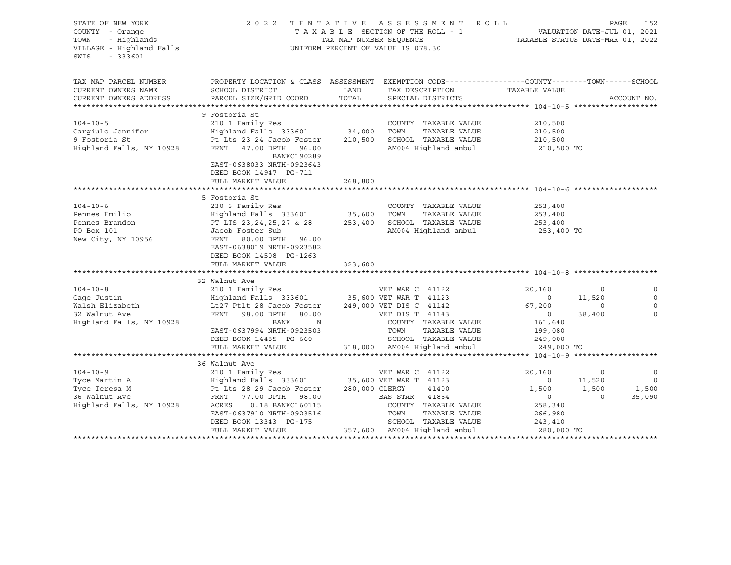STATE OF NEW YORK — 2022 TENTATIVE ASSESSMENT ROLL
COUNTY - Orange — TAXABLE SECTION OF THE ROLL - 1 — VALUATION DATE-JUL 01, 2021
TOWN - Highlands — TAX MAP NUMBER SEQUENCE — TAXABLE STATUS DATE-MAR 01, 2022
VILLAGE - Highland Falls — UNIFORM PERCENT OF VALUE IS 078.30
SWIS - 333601

| TAX MAP PARCEL NUMBER / CURRENT OWNERS NAME / CURRENT OWNERS ADDRESS | PROPERTY LOCATION & CLASS / SCHOOL DISTRICT / PARCEL SIZE/GRID COORD | ASSESSMENT LAND / TOTAL | EXEMPTION CODE / TAX DESCRIPTION / SPECIAL DISTRICTS | COUNTY TAXABLE VALUE | TOWN | SCHOOL |
|---|---|---|---|---|---|---|
| **104-10-5** | 9 Fostoria St | | | | | |
| 104-10-5 | 210 1 Family Res | | COUNTY TAXABLE VALUE | 210,500 | | |
| Gargiulo Jennifer | Highland Falls 333601 | 34,000 | TOWN TAXABLE VALUE | 210,500 | | |
| 9 Fostoria St | Pt Lts 23 24 Jacob Foster | 210,500 | SCHOOL TAXABLE VALUE | 210,500 | | |
| Highland Falls, NY 10928 | FRNT 47.00 DPTH 96.00 | | AM004 Highland ambul | 210,500 TO | | |
| | BANKC190289 | | | | | |
| | EAST-0638033 NRTH-0923643 | | | | | |
| | DEED BOOK 14947 PG-711 | | | | | |
| | FULL MARKET VALUE | 268,800 | | | | |
| **104-10-6** | 5 Fostoria St | | | | | |
| 104-10-6 | 230 3 Family Res | | COUNTY TAXABLE VALUE | 253,400 | | |
| Pennes Emilio | Highland Falls 333601 | 35,600 | TOWN TAXABLE VALUE | 253,400 | | |
| Pennes Brandon | PT LTS 23,24,25,27 & 28 | 253,400 | SCHOOL TAXABLE VALUE | 253,400 | | |
| PO Box 101 | Jacob Foster Sub | | AM004 Highland ambul | 253,400 TO | | |
| New City, NY 10956 | FRNT 80.00 DPTH 96.00 | | | | | |
| | EAST-0638019 NRTH-0923582 | | | | | |
| | DEED BOOK 14508 PG-1263 | | | | | |
| | FULL MARKET VALUE | 323,600 | | | | |
| **104-10-8** | 32 Walnut Ave | | | | | |
| 104-10-8 | 210 1 Family Res | | VET WAR C 41122 | 20,160 | 0 | 0 |
| Gage Justin | Highland Falls 333601 | 35,600 | VET WAR T 41123 | 0 | 11,520 | 0 |
| Walsh Elizabeth | Lt27 Ptlt 28 Jacob Foster | 249,000 | VET DIS C 41142 | 67,200 | 0 | 0 |
| 32 Walnut Ave | FRNT 98.00 DPTH 80.00 | | VET DIS T 41143 | 0 | 38,400 | 0 |
| Highland Falls, NY 10928 | BANK N | | COUNTY TAXABLE VALUE | 161,640 | | |
| | EAST-0637994 NRTH-0923503 | | TOWN TAXABLE VALUE | 199,080 | | |
| | DEED BOOK 14485 PG-660 | | SCHOOL TAXABLE VALUE | 249,000 | | |
| | FULL MARKET VALUE | 318,000 | AM004 Highland ambul | 249,000 TO | | |
| **104-10-9** | 36 Walnut Ave | | | | | |
| 104-10-9 | 210 1 Family Res | | VET WAR C 41122 | 20,160 | 0 | 0 |
| Tyce Martin A | Highland Falls 333601 | 35,600 | VET WAR T 41123 | 0 | 11,520 | 0 |
| Tyce Teresa M | Pt Lts 28 29 Jacob Foster | 280,000 | CLERGY 41400 | 1,500 | 1,500 | 1,500 |
| 36 Walnut Ave | FRNT 77.00 DPTH 98.00 | | BAS STAR 41854 | 0 | 0 | 35,090 |
| Highland Falls, NY 10928 | ACRES 0.18 BANKC160115 | | COUNTY TAXABLE VALUE | 258,340 | | |
| | EAST-0637910 NRTH-0923516 | | TOWN TAXABLE VALUE | 266,980 | | |
| | DEED BOOK 13343 PG-175 | | SCHOOL TAXABLE VALUE | 243,410 | | |
| | FULL MARKET VALUE | 357,600 | AM004 Highland ambul | 280,000 TO | | |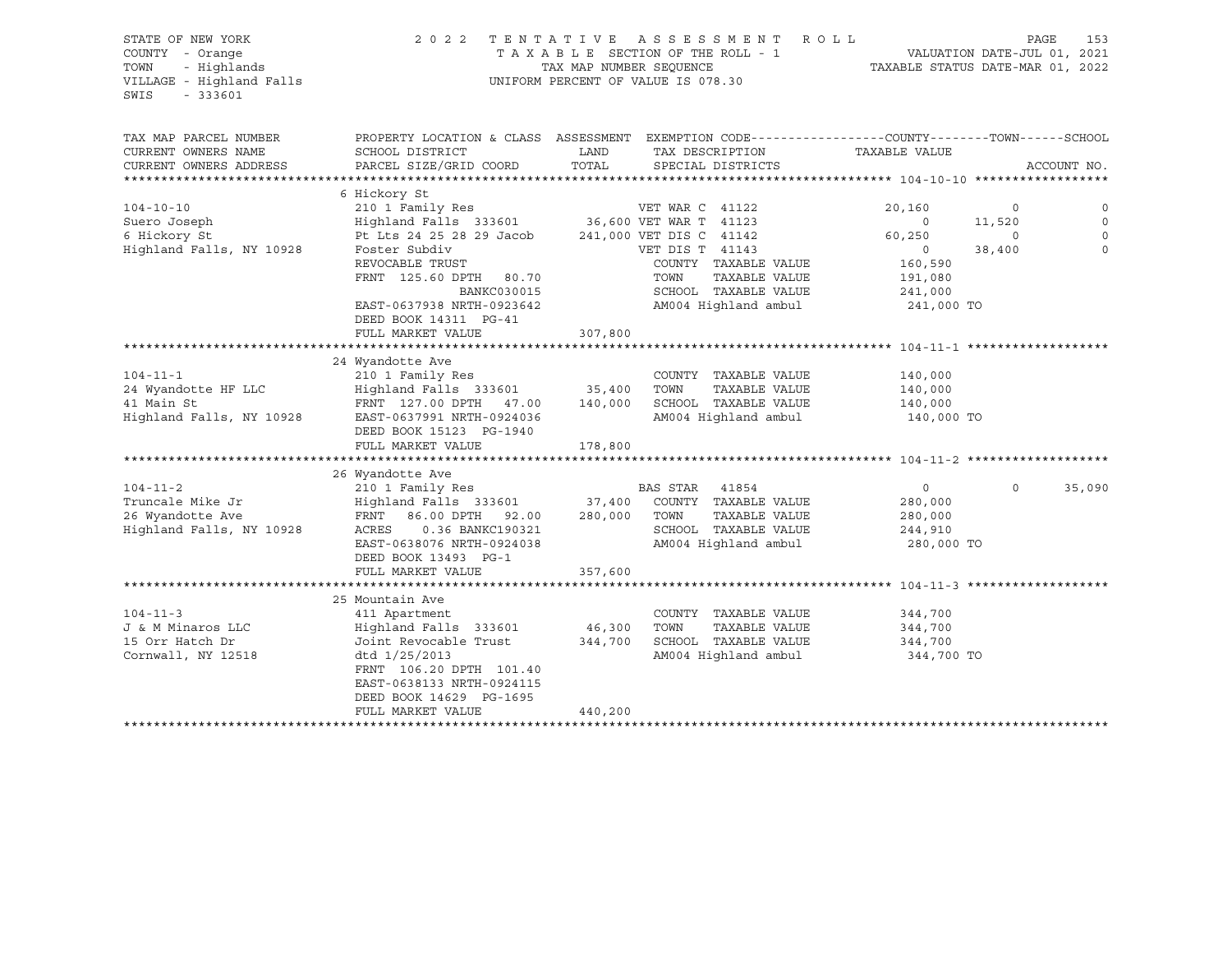STATE OF NEW YORK — 2022 TENTATIVE ASSESSMENT ROLL
COUNTY - Orange — TAXABLE SECTION OF THE ROLL - 1 — VALUATION DATE-JUL 01, 2021
TOWN - Highlands — TAX MAP NUMBER SEQUENCE — TAXABLE STATUS DATE-MAR 01, 2022
VILLAGE - Highland Falls — UNIFORM PERCENT OF VALUE IS 078.30
SWIS - 333601

| TAX MAP PARCEL NUMBER / CURRENT OWNERS NAME / CURRENT OWNERS ADDRESS | PROPERTY LOCATION & CLASS / SCHOOL DISTRICT / PARCEL SIZE/GRID COORD | ASSESSMENT LAND / TOTAL | EXEMPTION CODE / TAX DESCRIPTION / SPECIAL DISTRICTS | COUNTY | TOWN | SCHOOL |
|---|---|---|---|---|---|---|
| **104-10-10** | 6 Hickory St | | | | | |
| | 210 1 Family Res | | VET WAR C 41122 | 20,160 | 0 | 0 |
| Suero Joseph | Highland Falls 333601 | 36,600 | VET WAR T 41123 | 0 | 11,520 | 0 |
| 6 Hickory St | Pt Lts 24 25 28 29 Jacob | 241,000 | VET DIS C 41142 | 60,250 | 0 | 0 |
| Highland Falls, NY 10928 | Foster Subdiv | | VET DIS T 41143 | 0 | 38,400 | 0 |
| | REVOCABLE TRUST | | COUNTY TAXABLE VALUE | 160,590 | | |
| | FRNT 125.60 DPTH 80.70 | | TOWN TAXABLE VALUE | 191,080 | | |
| | BANKC030015 | | SCHOOL TAXABLE VALUE | 241,000 | | |
| | EAST-0637938 NRTH-0923642 | | AM004 Highland ambul | 241,000 TO | | |
| | DEED BOOK 14311 PG-41 | | | | | |
| | FULL MARKET VALUE | 307,800 | | | | |
| **104-11-1** | 24 Wyandotte Ave | | | | | |
| | 210 1 Family Res | | COUNTY TAXABLE VALUE | 140,000 | | |
| 24 Wyandotte HF LLC | Highland Falls 333601 | 35,400 | TOWN TAXABLE VALUE | 140,000 | | |
| 41 Main St | FRNT 127.00 DPTH 47.00 | 140,000 | SCHOOL TAXABLE VALUE | 140,000 | | |
| Highland Falls, NY 10928 | EAST-0637991 NRTH-0924036 | | AM004 Highland ambul | 140,000 TO | | |
| | DEED BOOK 15123 PG-1940 | | | | | |
| | FULL MARKET VALUE | 178,800 | | | | |
| **104-11-2** | 26 Wyandotte Ave | | | | | |
| | 210 1 Family Res | | BAS STAR 41854 | 0 | 0 | 35,090 |
| Truncale Mike Jr | Highland Falls 333601 | 37,400 | COUNTY TAXABLE VALUE | 280,000 | | |
| 26 Wyandotte Ave | FRNT 86.00 DPTH 92.00 | 280,000 | TOWN TAXABLE VALUE | 280,000 | | |
| Highland Falls, NY 10928 | ACRES 0.36 BANKC190321 | | SCHOOL TAXABLE VALUE | 244,910 | | |
| | EAST-0638076 NRTH-0924038 | | AM004 Highland ambul | 280,000 TO | | |
| | DEED BOOK 13493 PG-1 | | | | | |
| | FULL MARKET VALUE | 357,600 | | | | |
| **104-11-3** | 25 Mountain Ave | | | | | |
| | 411 Apartment | | COUNTY TAXABLE VALUE | 344,700 | | |
| J & M Minaros LLC | Highland Falls 333601 | 46,300 | TOWN TAXABLE VALUE | 344,700 | | |
| 15 Orr Hatch Dr | Joint Revocable Trust | 344,700 | SCHOOL TAXABLE VALUE | 344,700 | | |
| Cornwall, NY 12518 | dtd 1/25/2013 | | AM004 Highland ambul | 344,700 TO | | |
| | FRNT 106.20 DPTH 101.40 | | | | | |
| | EAST-0638133 NRTH-0924115 | | | | | |
| | DEED BOOK 14629 PG-1695 | | | | | |
| | FULL MARKET VALUE | 440,200 | | | | |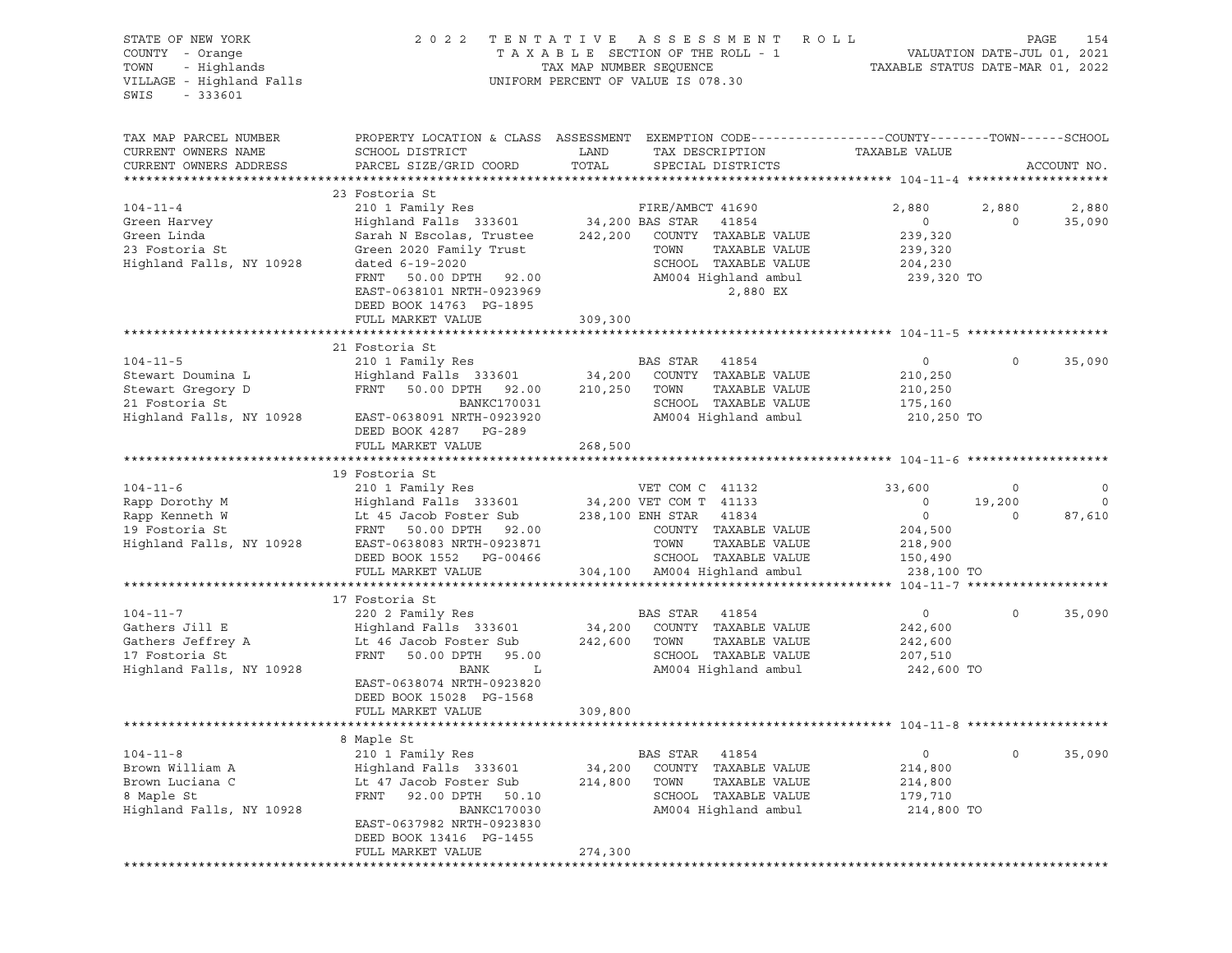STATE OF NEW YORK
COUNTY - Orange
TOWN - Highlands
VILLAGE - Highland Falls
SWIS - 333601

2 0 2 2 T E N T A T I V E A S S E S S M E N T R O L L
T A X A B L E SECTION OF THE ROLL - 1
TAX MAP NUMBER SEQUENCE
UNIFORM PERCENT OF VALUE IS 078.30

VALUATION DATE-JUL 01, 2021
TAXABLE STATUS DATE-MAR 01, 2022

| TAX MAP PARCEL NUMBER<br>CURRENT OWNERS NAME<br>CURRENT OWNERS ADDRESS | PROPERTY LOCATION & CLASS<br>SCHOOL DISTRICT<br>PARCEL SIZE/GRID COORD | ASSESSMENT<br>LAND<br>TOTAL | EXEMPTION CODE<br>TAX DESCRIPTION<br>SPECIAL DISTRICTS | COUNTY<br>TAXABLE VALUE | TOWN | SCHOOL<br>ACCOUNT NO. |
|---|---|---|---|---|---|---|
| **104-11-4** | 23 Fostoria St | | | | | |
| 104-11-4 | 210 1 Family Res | | FIRE/AMBCT 41690 | 2,880 | 2,880 | 2,880 |
| Green Harvey | Highland Falls 333601 | 34,200 | BAS STAR 41854 | 0 | 0 | 35,090 |
| Green Linda | Sarah N Escolas, Trustee | 242,200 | COUNTY TAXABLE VALUE | 239,320 | | |
| 23 Fostoria St | Green 2020 Family Trust | | TOWN TAXABLE VALUE | 239,320 | | |
| Highland Falls, NY 10928 | dated 6-19-2020 | | SCHOOL TAXABLE VALUE | 204,230 | | |
| | FRNT 50.00 DPTH 92.00 | | AM004 Highland ambul | 239,320 TO | | |
| | EAST-0638101 NRTH-0923969 | | 2,880 EX | | | |
| | DEED BOOK 14763 PG-1895 | | | | | |
| | FULL MARKET VALUE | 309,300 | | | | |
| **104-11-5** | 21 Fostoria St | | | | | |
| 104-11-5 | 210 1 Family Res | | BAS STAR 41854 | 0 | 0 | 35,090 |
| Stewart Doumina L | Highland Falls 333601 | 34,200 | COUNTY TAXABLE VALUE | 210,250 | | |
| Stewart Gregory D | FRNT 50.00 DPTH 92.00 | 210,250 | TOWN TAXABLE VALUE | 210,250 | | |
| 21 Fostoria St | BANKC170031 | | SCHOOL TAXABLE VALUE | 175,160 | | |
| Highland Falls, NY 10928 | EAST-0638091 NRTH-0923920 | | AM004 Highland ambul | 210,250 TO | | |
| | DEED BOOK 4287 PG-289 | | | | | |
| | FULL MARKET VALUE | 268,500 | | | | |
| **104-11-6** | 19 Fostoria St | | | | | |
| 104-11-6 | 210 1 Family Res | | VET COM C 41132 | 33,600 | 0 | 0 |
| Rapp Dorothy M | Highland Falls 333601 | 34,200 | VET COM T 41133 | 0 | 19,200 | 0 |
| Rapp Kenneth W | Lt 45 Jacob Foster Sub | 238,100 | ENH STAR 41834 | 0 | 0 | 87,610 |
| 19 Fostoria St | FRNT 50.00 DPTH 92.00 | | COUNTY TAXABLE VALUE | 204,500 | | |
| Highland Falls, NY 10928 | EAST-0638083 NRTH-0923871 | | TOWN TAXABLE VALUE | 218,900 | | |
| | DEED BOOK 1552 PG-00466 | | SCHOOL TAXABLE VALUE | 150,490 | | |
| | FULL MARKET VALUE | 304,100 | AM004 Highland ambul | 238,100 TO | | |
| **104-11-7** | 17 Fostoria St | | | | | |
| 104-11-7 | 220 2 Family Res | | BAS STAR 41854 | 0 | 0 | 35,090 |
| Gathers Jill E | Highland Falls 333601 | 34,200 | COUNTY TAXABLE VALUE | 242,600 | | |
| Gathers Jeffrey A | Lt 46 Jacob Foster Sub | 242,600 | TOWN TAXABLE VALUE | 242,600 | | |
| 17 Fostoria St | FRNT 50.00 DPTH 95.00 | | SCHOOL TAXABLE VALUE | 207,510 | | |
| Highland Falls, NY 10928 | BANK L | | AM004 Highland ambul | 242,600 TO | | |
| | EAST-0638074 NRTH-0923820 | | | | | |
| | DEED BOOK 15028 PG-1568 | | | | | |
| | FULL MARKET VALUE | 309,800 | | | | |
| **104-11-8** | 8 Maple St | | | | | |
| 104-11-8 | 210 1 Family Res | | BAS STAR 41854 | 0 | 0 | 35,090 |
| Brown William A | Highland Falls 333601 | 34,200 | COUNTY TAXABLE VALUE | 214,800 | | |
| Brown Luciana C | Lt 47 Jacob Foster Sub | 214,800 | TOWN TAXABLE VALUE | 214,800 | | |
| 8 Maple St | FRNT 92.00 DPTH 50.10 | | SCHOOL TAXABLE VALUE | 179,710 | | |
| Highland Falls, NY 10928 | BANKC170030 | | AM004 Highland ambul | 214,800 TO | | |
| | EAST-0637982 NRTH-0923830 | | | | | |
| | DEED BOOK 13416 PG-1455 | | | | | |
| | FULL MARKET VALUE | 274,300 | | | | |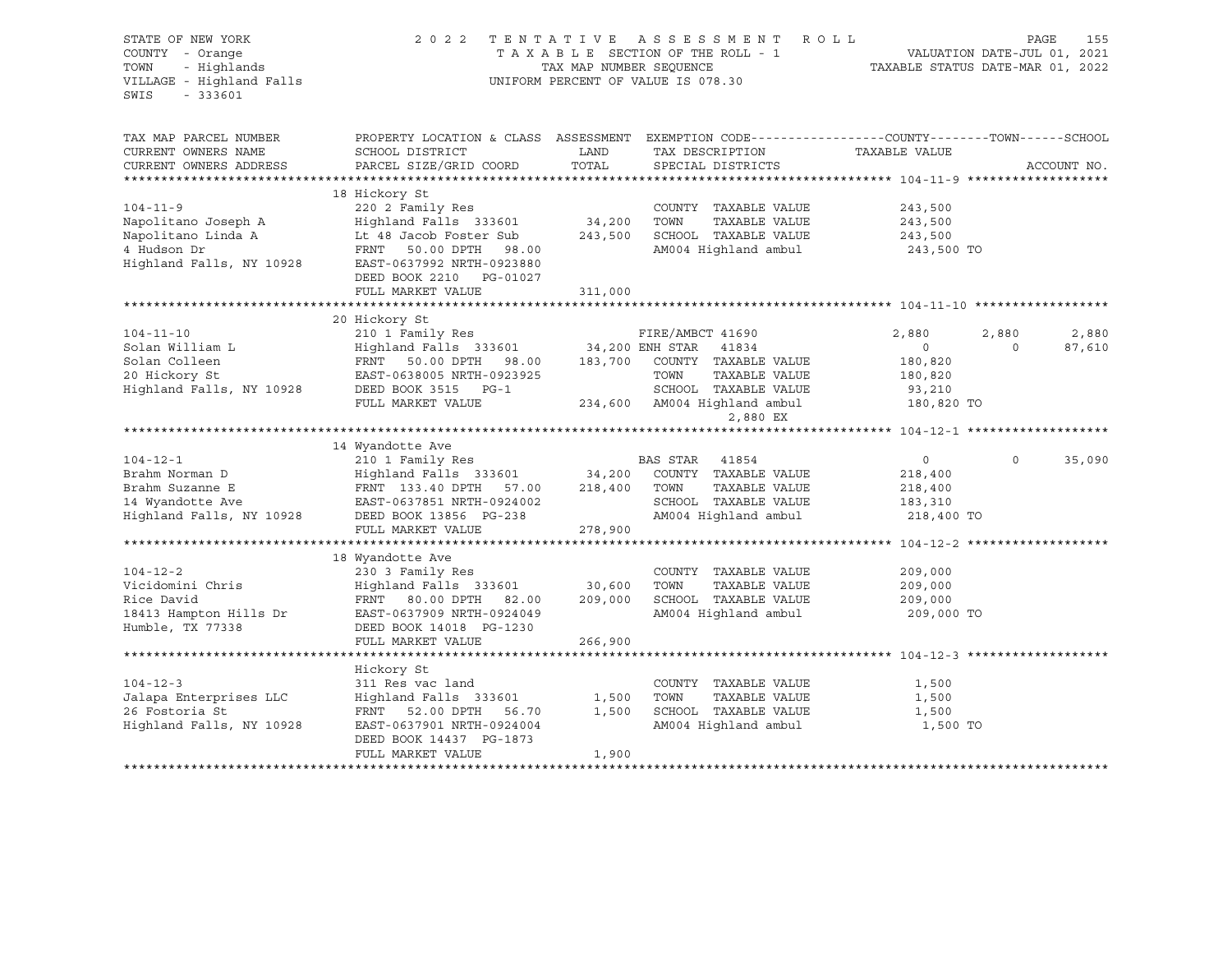STATE OF NEW YORK
COUNTY - Orange
TOWN - Highlands
VILLAGE - Highland Falls
SWIS - 333601

2022 TENTATIVE ASSESSMENT ROLL
TAXABLE SECTION OF THE ROLL - 1
TAX MAP NUMBER SEQUENCE
UNIFORM PERCENT OF VALUE IS 078.30

VALUATION DATE-JUL 01, 2021
TAXABLE STATUS DATE-MAR 01, 2022

| TAX MAP PARCEL NUMBER / CURRENT OWNERS NAME / CURRENT OWNERS ADDRESS | PROPERTY LOCATION & CLASS / SCHOOL DISTRICT / PARCEL SIZE/GRID COORD | ASSESSMENT LAND | ASSESSMENT TOTAL | EXEMPTION CODE / TAX DESCRIPTION / SPECIAL DISTRICTS | COUNTY TAXABLE VALUE | TOWN | SCHOOL | ACCOUNT NO. |
|---|---|---|---|---|---|---|---|---|
| | 18 Hickory St | | | | | | | |
| 104-11-9 | 220 2 Family Res | | | COUNTY TAXABLE VALUE | 243,500 | | | |
| Napolitano Joseph A | Highland Falls 333601 | 34,200 | | TOWN TAXABLE VALUE | 243,500 | | | |
| Napolitano Linda A | Lt 48 Jacob Foster Sub | | 243,500 | SCHOOL TAXABLE VALUE | 243,500 | | | |
| 4 Hudson Dr | FRNT 50.00 DPTH 98.00 | | | AM004 Highland ambul | 243,500 TO | | | |
| Highland Falls, NY 10928 | EAST-0637992 NRTH-0923880 | | | | | | | |
| | DEED BOOK 2210 PG-01027 | | | | | | | |
| | FULL MARKET VALUE | | 311,000 | | | | | |
| | 20 Hickory St | | | | | | | |
| 104-11-10 | 210 1 Family Res | | | FIRE/AMBCT 41690 | 2,880 | 2,880 | 2,880 | |
| Solan William L | Highland Falls 333601 | 34,200 | | ENH STAR 41834 | 0 | 0 | 87,610 | |
| Solan Colleen | FRNT 50.00 DPTH 98.00 | | 183,700 | COUNTY TAXABLE VALUE | 180,820 | | | |
| 20 Hickory St | EAST-0638005 NRTH-0923925 | | | TOWN TAXABLE VALUE | 180,820 | | | |
| Highland Falls, NY 10928 | DEED BOOK 3515 PG-1 | | | SCHOOL TAXABLE VALUE | 93,210 | | | |
| | FULL MARKET VALUE | | 234,600 | AM004 Highland ambul | 180,820 TO | | | |
| | | | | 2,880 EX | | | | |
| | 14 Wyandotte Ave | | | | | | | |
| 104-12-1 | 210 1 Family Res | | | BAS STAR 41854 | 0 | 0 | 35,090 | |
| Brahm Norman D | Highland Falls 333601 | 34,200 | | COUNTY TAXABLE VALUE | 218,400 | | | |
| Brahm Suzanne E | FRNT 133.40 DPTH 57.00 | | 218,400 | TOWN TAXABLE VALUE | 218,400 | | | |
| 14 Wyandotte Ave | EAST-0637851 NRTH-0924002 | | | SCHOOL TAXABLE VALUE | 183,310 | | | |
| Highland Falls, NY 10928 | DEED BOOK 13856 PG-238 | | | AM004 Highland ambul | 218,400 TO | | | |
| | FULL MARKET VALUE | | 278,900 | | | | | |
| | 18 Wyandotte Ave | | | | | | | |
| 104-12-2 | 230 3 Family Res | | | COUNTY TAXABLE VALUE | 209,000 | | | |
| Vicidomini Chris | Highland Falls 333601 | 30,600 | | TOWN TAXABLE VALUE | 209,000 | | | |
| Rice David | FRNT 80.00 DPTH 82.00 | | 209,000 | SCHOOL TAXABLE VALUE | 209,000 | | | |
| 18413 Hampton Hills Dr | EAST-0637909 NRTH-0924049 | | | AM004 Highland ambul | 209,000 TO | | | |
| Humble, TX 77338 | DEED BOOK 14018 PG-1230 | | | | | | | |
| | FULL MARKET VALUE | | 266,900 | | | | | |
| | Hickory St | | | | | | | |
| 104-12-3 | 311 Res vac land | | | COUNTY TAXABLE VALUE | 1,500 | | | |
| Jalapa Enterprises LLC | Highland Falls 333601 | 1,500 | | TOWN TAXABLE VALUE | 1,500 | | | |
| 26 Fostoria St | FRNT 52.00 DPTH 56.70 | | 1,500 | SCHOOL TAXABLE VALUE | 1,500 | | | |
| Highland Falls, NY 10928 | EAST-0637901 NRTH-0924004 | | | AM004 Highland ambul | 1,500 TO | | | |
| | DEED BOOK 14437 PG-1873 | | | | | | | |
| | FULL MARKET VALUE | | 1,900 | | | | | |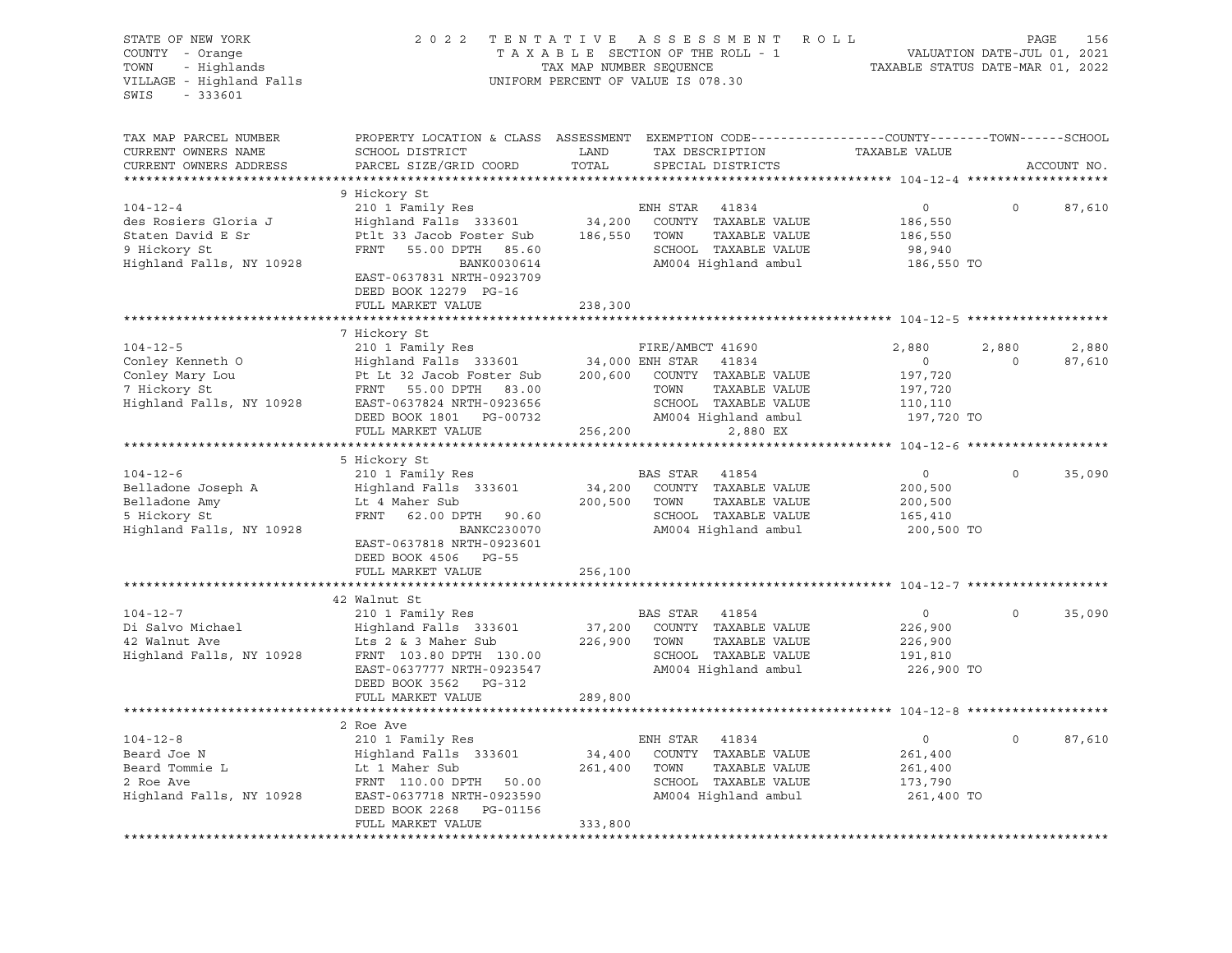STATE OF NEW YORK
COUNTY - Orange
TOWN - Highlands
VILLAGE - Highland Falls
SWIS - 333601

2022 TENTATIVE ASSESSMENT ROLL
TAXABLE SECTION OF THE ROLL - 1
TAX MAP NUMBER SEQUENCE
UNIFORM PERCENT OF VALUE IS 078.30

VALUATION DATE-JUL 01, 2021
TAXABLE STATUS DATE-MAR 01, 2022

| TAX MAP PARCEL NUMBER / CURRENT OWNERS NAME / CURRENT OWNERS ADDRESS | PROPERTY LOCATION & CLASS / SCHOOL DISTRICT / PARCEL SIZE/GRID COORD | ASSESSMENT LAND / TOTAL | EXEMPTION CODE / TAX DESCRIPTION / SPECIAL DISTRICTS | COUNTY TAXABLE VALUE | TOWN | SCHOOL / ACCOUNT NO. |
|---|---|---|---|---|---|---|
| **104-12-4** | 9 Hickory St | | | | | |
| | 210 1 Family Res | | ENH STAR 41834 | 0 | 0 | 87,610 |
| des Rosiers Gloria J | Highland Falls 333601 | 34,200 | COUNTY TAXABLE VALUE | 186,550 | | |
| Staten David E Sr | Ptlt 33 Jacob Foster Sub | 186,550 | TOWN TAXABLE VALUE | 186,550 | | |
| 9 Hickory St | FRNT 55.00 DPTH 85.60 | | SCHOOL TAXABLE VALUE | 98,940 | | |
| Highland Falls, NY 10928 | BANK0030614 | | AM004 Highland ambul | 186,550 TO | | |
| | EAST-0637831 NRTH-0923709 | | | | | |
| | DEED BOOK 12279 PG-16 | | | | | |
| | FULL MARKET VALUE | 238,300 | | | | |
| **104-12-5** | 7 Hickory St | | | | | |
| | 210 1 Family Res | | FIRE/AMBCT 41690 | 2,880 | 2,880 | 2,880 |
| Conley Kenneth O | Highland Falls 333601 | 34,000 | ENH STAR 41834 | 0 | 0 | 87,610 |
| Conley Mary Lou | Pt Lt 32 Jacob Foster Sub | 200,600 | COUNTY TAXABLE VALUE | 197,720 | | |
| 7 Hickory St | FRNT 55.00 DPTH 83.00 | | TOWN TAXABLE VALUE | 197,720 | | |
| Highland Falls, NY 10928 | EAST-0637824 NRTH-0923656 | | SCHOOL TAXABLE VALUE | 110,110 | | |
| | DEED BOOK 1801 PG-00732 | | AM004 Highland ambul | 197,720 TO | | |
| | FULL MARKET VALUE | 256,200 | 2,880 EX | | | |
| **104-12-6** | 5 Hickory St | | | | | |
| | 210 1 Family Res | | BAS STAR 41854 | 0 | 0 | 35,090 |
| Belladone Joseph A | Highland Falls 333601 | 34,200 | COUNTY TAXABLE VALUE | 200,500 | | |
| Belladone Amy | Lt 4 Maher Sub | 200,500 | TOWN TAXABLE VALUE | 200,500 | | |
| 5 Hickory St | FRNT 62.00 DPTH 90.60 | | SCHOOL TAXABLE VALUE | 165,410 | | |
| Highland Falls, NY 10928 | BANKC230070 | | AM004 Highland ambul | 200,500 TO | | |
| | EAST-0637818 NRTH-0923601 | | | | | |
| | DEED BOOK 4506 PG-55 | | | | | |
| | FULL MARKET VALUE | 256,100 | | | | |
| **104-12-7** | 42 Walnut St | | | | | |
| | 210 1 Family Res | | BAS STAR 41854 | 0 | 0 | 35,090 |
| Di Salvo Michael | Highland Falls 333601 | 37,200 | COUNTY TAXABLE VALUE | 226,900 | | |
| 42 Walnut Ave | Lts 2 & 3 Maher Sub | 226,900 | TOWN TAXABLE VALUE | 226,900 | | |
| Highland Falls, NY 10928 | FRNT 103.80 DPTH 130.00 | | SCHOOL TAXABLE VALUE | 191,810 | | |
| | EAST-0637777 NRTH-0923547 | | AM004 Highland ambul | 226,900 TO | | |
| | DEED BOOK 3562 PG-312 | | | | | |
| | FULL MARKET VALUE | 289,800 | | | | |
| **104-12-8** | 2 Roe Ave | | | | | |
| | 210 1 Family Res | | ENH STAR 41834 | 0 | 0 | 87,610 |
| Beard Joe N | Highland Falls 333601 | 34,400 | COUNTY TAXABLE VALUE | 261,400 | | |
| Beard Tommie L | Lt 1 Maher Sub | 261,400 | TOWN TAXABLE VALUE | 261,400 | | |
| 2 Roe Ave | FRNT 110.00 DPTH 50.00 | | SCHOOL TAXABLE VALUE | 173,790 | | |
| Highland Falls, NY 10928 | EAST-0637718 NRTH-0923590 | | AM004 Highland ambul | 261,400 TO | | |
| | DEED BOOK 2268 PG-01156 | | | | | |
| | FULL MARKET VALUE | 333,800 | | | | |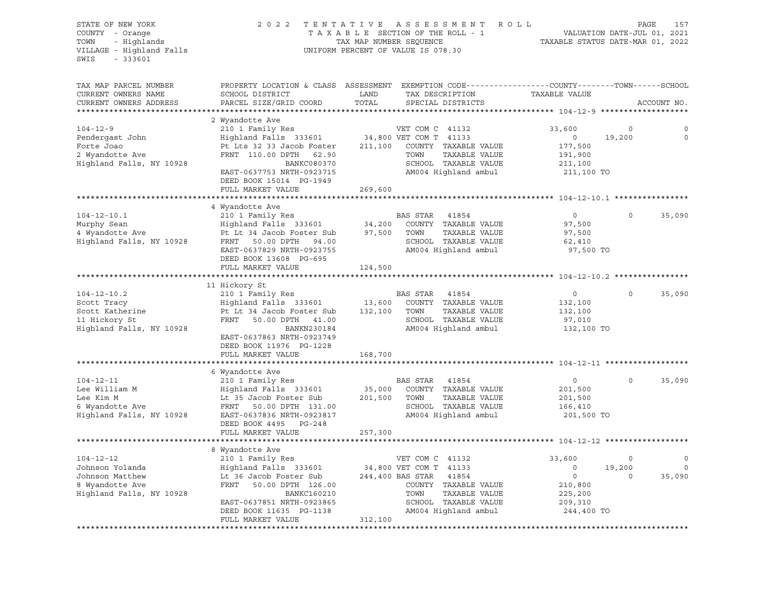STATE OF NEW YORK
COUNTY - Orange
TOWN - Highlands
VILLAGE - Highland Falls
SWIS - 333601

2022 TENTATIVE ASSESSMENT ROLL
TAXABLE SECTION OF THE ROLL - 1
TAX MAP NUMBER SEQUENCE
UNIFORM PERCENT OF VALUE IS 078.30

VALUATION DATE-JUL 01, 2021
TAXABLE STATUS DATE-MAR 01, 2022

| TAX MAP PARCEL NUMBER / CURRENT OWNERS NAME / CURRENT OWNERS ADDRESS | PROPERTY LOCATION & CLASS / SCHOOL DISTRICT / PARCEL SIZE/GRID COORD | ASSESSMENT LAND | TOTAL | EXEMPTION CODE / TAX DESCRIPTION / SPECIAL DISTRICTS | COUNTY TAXABLE VALUE | TOWN | SCHOOL |
|---|---|---|---|---|---|---|---|
| **104-12-9** | 2 Wyandotte Ave | | | | | | |
| 104-12-9 | 210 1 Family Res | | | VET COM C 41132 | 33,600 | 0 | 0 |
| Pendergast John | Highland Falls 333601 | 34,800 | | VET COM T 41133 | 0 | 19,200 | 0 |
| Forte Joao | Pt Lts 32 33 Jacob Foster | | 211,100 | COUNTY TAXABLE VALUE | 177,500 | | |
| 2 Wyandotte Ave | FRNT 110.00 DPTH 62.90 | | | TOWN TAXABLE VALUE | 191,900 | | |
| Highland Falls, NY 10928 | BANKC080370 | | | SCHOOL TAXABLE VALUE | 211,100 | | |
| | EAST-0637753 NRTH-0923715 | | | AM004 Highland ambul | 211,100 TO | | |
| | DEED BOOK 15014 PG-1949 | | | | | | |
| | FULL MARKET VALUE | | 269,600 | | | | |
| **104-12-10.1** | 4 Wyandotte Ave | | | | | | |
| 104-12-10.1 | 210 1 Family Res | | | BAS STAR 41854 | 0 | 0 | 35,090 |
| Murphy Sean | Highland Falls 333601 | 34,200 | | COUNTY TAXABLE VALUE | 97,500 | | |
| 4 Wyandotte Ave | Pt Lt 34 Jacob Foster Sub | | 97,500 | TOWN TAXABLE VALUE | 97,500 | | |
| Highland Falls, NY 10928 | FRNT 50.00 DPTH 94.00 | | | SCHOOL TAXABLE VALUE | 62,410 | | |
| | EAST-0637829 NRTH-0923755 | | | AM004 Highland ambul | 97,500 TO | | |
| | DEED BOOK 13608 PG-695 | | | | | | |
| | FULL MARKET VALUE | | 124,500 | | | | |
| **104-12-10.2** | 11 Hickory St | | | | | | |
| 104-12-10.2 | 210 1 Family Res | | | BAS STAR 41854 | 0 | 0 | 35,090 |
| Scott Tracy | Highland Falls 333601 | 13,600 | | COUNTY TAXABLE VALUE | 132,100 | | |
| Scott Katherine | Pt Lt 34 Jacob Foster Sub | | 132,100 | TOWN TAXABLE VALUE | 132,100 | | |
| 11 Hickory St | FRNT 50.00 DPTH 41.00 | | | SCHOOL TAXABLE VALUE | 97,010 | | |
| Highland Falls, NY 10928 | BANKN230184 | | | AM004 Highland ambul | 132,100 TO | | |
| | EAST-0637863 NRTH-0923749 | | | | | | |
| | DEED BOOK 11976 PG-1228 | | | | | | |
| | FULL MARKET VALUE | | 168,700 | | | | |
| **104-12-11** | 6 Wyandotte Ave | | | | | | |
| 104-12-11 | 210 1 Family Res | | | BAS STAR 41854 | 0 | 0 | 35,090 |
| Lee William M | Highland Falls 333601 | 35,000 | | COUNTY TAXABLE VALUE | 201,500 | | |
| Lee Kim M | Lt 35 Jacob Foster Sub | | 201,500 | TOWN TAXABLE VALUE | 201,500 | | |
| 6 Wyandotte Ave | FRNT 50.00 DPTH 131.00 | | | SCHOOL TAXABLE VALUE | 166,410 | | |
| Highland Falls, NY 10928 | EAST-0637836 NRTH-0923817 | | | AM004 Highland ambul | 201,500 TO | | |
| | DEED BOOK 4495 PG-248 | | | | | | |
| | FULL MARKET VALUE | | 257,300 | | | | |
| **104-12-12** | 8 Wyandotte Ave | | | | | | |
| 104-12-12 | 210 1 Family Res | | | VET COM C 41132 | 33,600 | 0 | 0 |
| Johnson Yolanda | Highland Falls 333601 | 34,800 | | VET COM T 41133 | 0 | 19,200 | 0 |
| Johnson Matthew | Lt 36 Jacob Foster Sub | | 244,400 | BAS STAR 41854 | 0 | 0 | 35,090 |
| 8 Wyandotte Ave | FRNT 50.00 DPTH 126.00 | | | COUNTY TAXABLE VALUE | 210,800 | | |
| Highland Falls, NY 10928 | BANKC160210 | | | TOWN TAXABLE VALUE | 225,200 | | |
| | EAST-0637851 NRTH-0923865 | | | SCHOOL TAXABLE VALUE | 209,310 | | |
| | DEED BOOK 11635 PG-1138 | | | AM004 Highland ambul | 244,400 TO | | |
| | FULL MARKET VALUE | | 312,100 | | | | |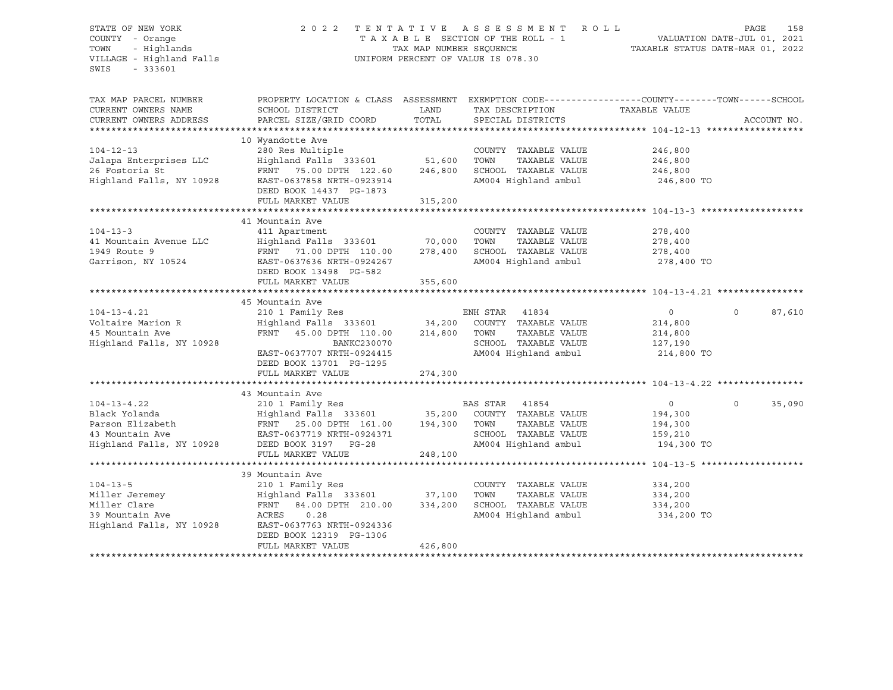STATE OF NEW YORK
COUNTY - Orange
TOWN - Highlands
VILLAGE - Highland Falls
SWIS - 333601

2 0 2 2 T E N T A T I V E A S S E S S M E N T R O L L
T A X A B L E SECTION OF THE ROLL - 1
TAX MAP NUMBER SEQUENCE
UNIFORM PERCENT OF VALUE IS 078.30

VALUATION DATE-JUL 01, 2021
TAXABLE STATUS DATE-MAR 01, 2022

| TAX MAP PARCEL NUMBER / CURRENT OWNERS NAME / CURRENT OWNERS ADDRESS | PROPERTY LOCATION & CLASS / SCHOOL DISTRICT / PARCEL SIZE/GRID COORD | ASSESSMENT LAND / TOTAL | EXEMPTION CODE / TAX DESCRIPTION / SPECIAL DISTRICTS | COUNTY TAXABLE VALUE | TOWN | SCHOOL / ACCOUNT NO. |
|---|---|---|---|---|---|---|
| **104-12-13** | 10 Wyandotte Ave | | | | | |
| 104-12-13 | 280 Res Multiple | | COUNTY TAXABLE VALUE | 246,800 | | |
| Jalapa Enterprises LLC | Highland Falls 333601 | 51,600 | TOWN TAXABLE VALUE | 246,800 | | |
| 26 Fostoria St | FRNT 75.00 DPTH 122.60 | 246,800 | SCHOOL TAXABLE VALUE | 246,800 | | |
| Highland Falls, NY 10928 | EAST-0637858 NRTH-0923914 | | AM004 Highland ambul | 246,800 TO | | |
| | DEED BOOK 14437 PG-1873 | | | | | |
| | FULL MARKET VALUE | 315,200 | | | | |
| **104-13-3** | 41 Mountain Ave | | | | | |
| 104-13-3 | 411 Apartment | | COUNTY TAXABLE VALUE | 278,400 | | |
| 41 Mountain Avenue LLC | Highland Falls 333601 | 70,000 | TOWN TAXABLE VALUE | 278,400 | | |
| 1949 Route 9 | FRNT 71.00 DPTH 110.00 | 278,400 | SCHOOL TAXABLE VALUE | 278,400 | | |
| Garrison, NY 10524 | EAST-0637636 NRTH-0924267 | | AM004 Highland ambul | 278,400 TO | | |
| | DEED BOOK 13498 PG-582 | | | | | |
| | FULL MARKET VALUE | 355,600 | | | | |
| **104-13-4.21** | 45 Mountain Ave | | | | | |
| 104-13-4.21 | 210 1 Family Res | | ENH STAR 41834 | 0 | 0 | 87,610 |
| Voltaire Marion R | Highland Falls 333601 | 34,200 | COUNTY TAXABLE VALUE | 214,800 | | |
| 45 Mountain Ave | FRNT 45.00 DPTH 110.00 | 214,800 | TOWN TAXABLE VALUE | 214,800 | | |
| Highland Falls, NY 10928 | BANKC230070 | | SCHOOL TAXABLE VALUE | 127,190 | | |
| | EAST-0637707 NRTH-0924415 | | AM004 Highland ambul | 214,800 TO | | |
| | DEED BOOK 13701 PG-1295 | | | | | |
| | FULL MARKET VALUE | 274,300 | | | | |
| **104-13-4.22** | 43 Mountain Ave | | | | | |
| 104-13-4.22 | 210 1 Family Res | | BAS STAR 41854 | 0 | 0 | 35,090 |
| Black Yolanda | Highland Falls 333601 | 35,200 | COUNTY TAXABLE VALUE | 194,300 | | |
| Parson Elizabeth | FRNT 25.00 DPTH 161.00 | 194,300 | TOWN TAXABLE VALUE | 194,300 | | |
| 43 Mountain Ave | EAST-0637719 NRTH-0924371 | | SCHOOL TAXABLE VALUE | 159,210 | | |
| Highland Falls, NY 10928 | DEED BOOK 3197 PG-28 | | AM004 Highland ambul | 194,300 TO | | |
| | FULL MARKET VALUE | 248,100 | | | | |
| **104-13-5** | 39 Mountain Ave | | | | | |
| 104-13-5 | 210 1 Family Res | | COUNTY TAXABLE VALUE | 334,200 | | |
| Miller Jeremey | Highland Falls 333601 | 37,100 | TOWN TAXABLE VALUE | 334,200 | | |
| Miller Clare | FRNT 84.00 DPTH 210.00 | 334,200 | SCHOOL TAXABLE VALUE | 334,200 | | |
| 39 Mountain Ave | ACRES 0.28 | | AM004 Highland ambul | 334,200 TO | | |
| Highland Falls, NY 10928 | EAST-0637763 NRTH-0924336 | | | | | |
| | DEED BOOK 12319 PG-1306 | | | | | |
| | FULL MARKET VALUE | 426,800 | | | | |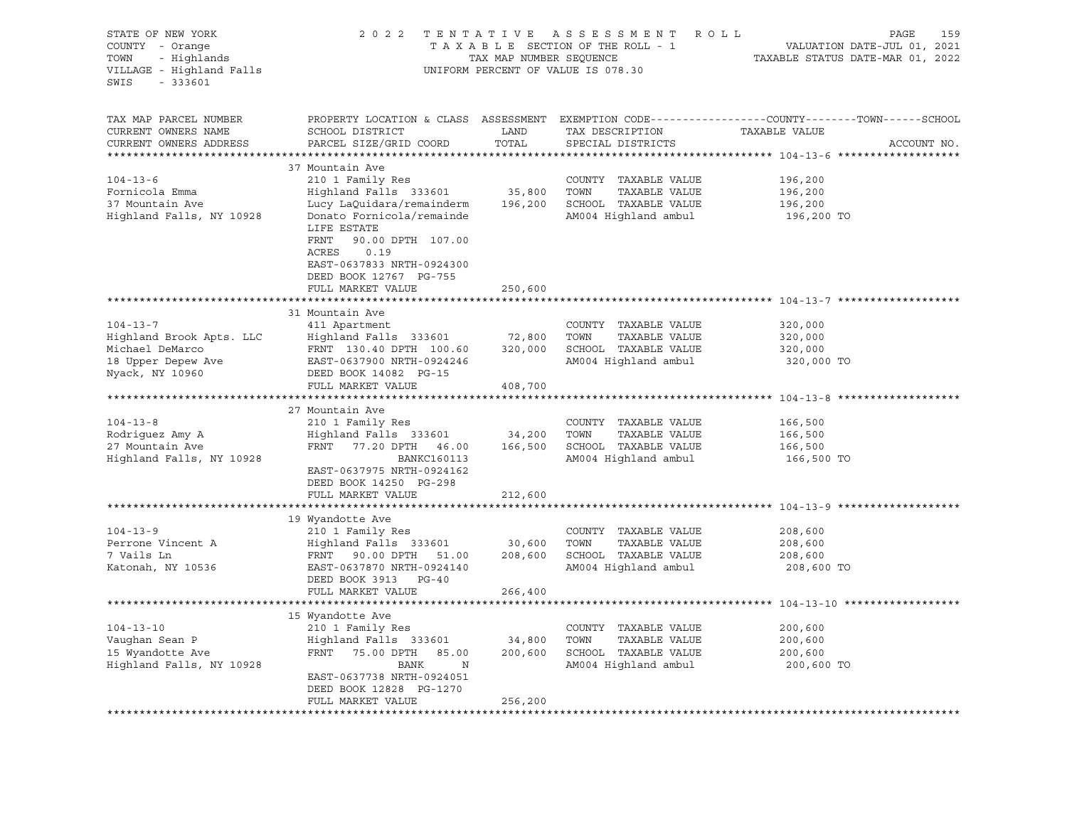STATE OF NEW YORK | COUNTY - Orange | TOWN - Highlands | VILLAGE - Highland Falls | SWIS - 333601

**2022 TENTATIVE ASSESSMENT ROLL**
TAXABLE SECTION OF THE ROLL - 1
TAX MAP NUMBER SEQUENCE
UNIFORM PERCENT OF VALUE IS 078.30

VALUATION DATE-JUL 01, 2021
TAXABLE STATUS DATE-MAR 01, 2022

| TAX MAP PARCEL NUMBER / CURRENT OWNERS NAME / CURRENT OWNERS ADDRESS | PROPERTY LOCATION & CLASS / SCHOOL DISTRICT / PARCEL SIZE/GRID COORD | ASSESSMENT LAND | TOTAL | EXEMPTION CODE / TAX DESCRIPTION / SPECIAL DISTRICTS | TAXABLE VALUE (COUNTY--TOWN--SCHOOL) | ACCOUNT NO. |
|---|---|---|---|---|---|---|
| **104-13-6** | 37 Mountain Ave | | | | | |
| 104-13-6 | 210 1 Family Res | | | COUNTY TAXABLE VALUE | 196,200 | |
| Fornicola Emma | Highland Falls 333601 | 35,800 | | TOWN TAXABLE VALUE | 196,200 | |
| 37 Mountain Ave | Lucy LaQuidara/remainderm | | 196,200 | SCHOOL TAXABLE VALUE | 196,200 | |
| Highland Falls, NY 10928 | Donato Fornicola/remainde | | | AM004 Highland ambul | 196,200 TO | |
| | LIFE ESTATE | | | | | |
| | FRNT 90.00 DPTH 107.00 | | | | | |
| | ACRES 0.19 | | | | | |
| | EAST-0637833 NRTH-0924300 | | | | | |
| | DEED BOOK 12767 PG-755 | | | | | |
| | FULL MARKET VALUE | | 250,600 | | | |
| **104-13-7** | 31 Mountain Ave | | | | | |
| 104-13-7 | 411 Apartment | | | COUNTY TAXABLE VALUE | 320,000 | |
| Highland Brook Apts. LLC | Highland Falls 333601 | 72,800 | | TOWN TAXABLE VALUE | 320,000 | |
| Michael DeMarco | FRNT 130.40 DPTH 100.60 | | 320,000 | SCHOOL TAXABLE VALUE | 320,000 | |
| 18 Upper Depew Ave | EAST-0637900 NRTH-0924246 | | | AM004 Highland ambul | 320,000 TO | |
| Nyack, NY 10960 | DEED BOOK 14082 PG-15 | | | | | |
| | FULL MARKET VALUE | | 408,700 | | | |
| **104-13-8** | 27 Mountain Ave | | | | | |
| 104-13-8 | 210 1 Family Res | | | COUNTY TAXABLE VALUE | 166,500 | |
| Rodriguez Amy A | Highland Falls 333601 | 34,200 | | TOWN TAXABLE VALUE | 166,500 | |
| 27 Mountain Ave | FRNT 77.20 DPTH 46.00 | | 166,500 | SCHOOL TAXABLE VALUE | 166,500 | |
| Highland Falls, NY 10928 | BANKC160113 | | | AM004 Highland ambul | 166,500 TO | |
| | EAST-0637975 NRTH-0924162 | | | | | |
| | DEED BOOK 14250 PG-298 | | | | | |
| | FULL MARKET VALUE | | 212,600 | | | |
| **104-13-9** | 19 Wyandotte Ave | | | | | |
| 104-13-9 | 210 1 Family Res | | | COUNTY TAXABLE VALUE | 208,600 | |
| Perrone Vincent A | Highland Falls 333601 | 30,600 | | TOWN TAXABLE VALUE | 208,600 | |
| 7 Vails Ln | FRNT 90.00 DPTH 51.00 | | 208,600 | SCHOOL TAXABLE VALUE | 208,600 | |
| Katonah, NY 10536 | EAST-0637870 NRTH-0924140 | | | AM004 Highland ambul | 208,600 TO | |
| | DEED BOOK 3913 PG-40 | | | | | |
| | FULL MARKET VALUE | | 266,400 | | | |
| **104-13-10** | 15 Wyandotte Ave | | | | | |
| 104-13-10 | 210 1 Family Res | | | COUNTY TAXABLE VALUE | 200,600 | |
| Vaughan Sean P | Highland Falls 333601 | 34,800 | | TOWN TAXABLE VALUE | 200,600 | |
| 15 Wyandotte Ave | FRNT 75.00 DPTH 85.00 | | 200,600 | SCHOOL TAXABLE VALUE | 200,600 | |
| Highland Falls, NY 10928 | BANK N | | | AM004 Highland ambul | 200,600 TO | |
| | EAST-0637738 NRTH-0924051 | | | | | |
| | DEED BOOK 12828 PG-1270 | | | | | |
| | FULL MARKET VALUE | | 256,200 | | | |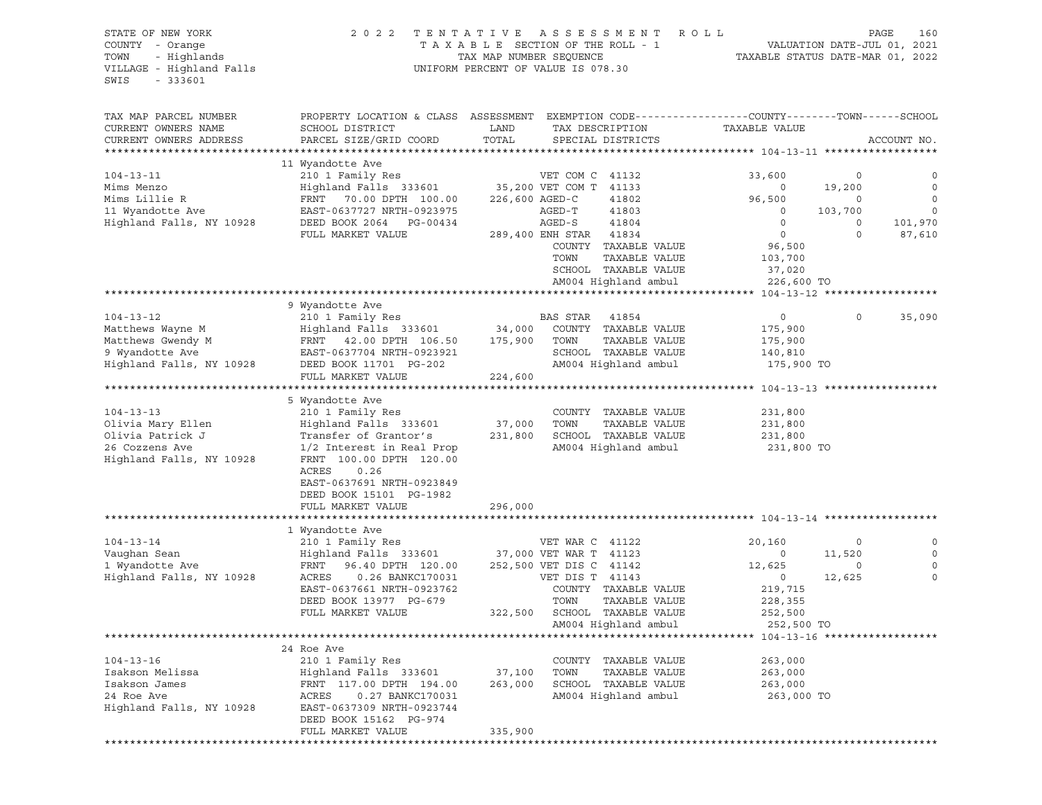STATE OF NEW YORK
COUNTY - Orange
TOWN - Highlands
VILLAGE - Highland Falls
SWIS - 333601

2022 TENTATIVE ASSESSMENT ROLL
TAXABLE SECTION OF THE ROLL - 1
TAX MAP NUMBER SEQUENCE
UNIFORM PERCENT OF VALUE IS 078.30

VALUATION DATE-JUL 01, 2021
TAXABLE STATUS DATE-MAR 01, 2022

| TAX MAP PARCEL NUMBER / CURRENT OWNERS NAME / CURRENT OWNERS ADDRESS | PROPERTY LOCATION & CLASS / SCHOOL DISTRICT / PARCEL SIZE/GRID COORD | ASSESSMENT LAND / TOTAL | EXEMPTION CODE / TAX DESCRIPTION / SPECIAL DISTRICTS | COUNTY TAXABLE VALUE | TOWN | SCHOOL |
|---|---|---|---|---|---|---|
| **104-13-11** | 11 Wyandotte Ave | | | | | |
| 104-13-11 | 210 1 Family Res | | VET COM C 41132 | 33,600 | 0 | 0 |
| Mims Menzo | Highland Falls 333601 | 35,200 | VET COM T 41133 | 0 | 19,200 | 0 |
| Mims Lillie R | FRNT 70.00 DPTH 100.00 | 226,600 | AGED-C 41802 | 96,500 | 0 | 0 |
| 11 Wyandotte Ave | EAST-0637727 NRTH-0923975 | | AGED-T 41803 | 0 | 103,700 | 0 |
| Highland Falls, NY 10928 | DEED BOOK 2064 PG-00434 | | AGED-S 41804 | 0 | 0 | 101,970 |
| | FULL MARKET VALUE | 289,400 | ENH STAR 41834 | 0 | 0 | 87,610 |
| | | | COUNTY TAXABLE VALUE | 96,500 | | |
| | | | TOWN TAXABLE VALUE | 103,700 | | |
| | | | SCHOOL TAXABLE VALUE | 37,020 | | |
| | | | AM004 Highland ambul | 226,600 TO | | |
| **104-13-12** | 9 Wyandotte Ave | | | | | |
| 104-13-12 | 210 1 Family Res | | BAS STAR 41854 | 0 | 0 | 35,090 |
| Matthews Wayne M | Highland Falls 333601 | 34,000 | COUNTY TAXABLE VALUE | 175,900 | | |
| Matthews Gwendy M | FRNT 42.00 DPTH 106.50 | 175,900 | TOWN TAXABLE VALUE | 175,900 | | |
| 9 Wyandotte Ave | EAST-0637704 NRTH-0923921 | | SCHOOL TAXABLE VALUE | 140,810 | | |
| Highland Falls, NY 10928 | DEED BOOK 11701 PG-202 | | AM004 Highland ambul | 175,900 TO | | |
| | FULL MARKET VALUE | 224,600 | | | | |
| **104-13-13** | 5 Wyandotte Ave | | | | | |
| 104-13-13 | 210 1 Family Res | | COUNTY TAXABLE VALUE | 231,800 | | |
| Olivia Mary Ellen | Highland Falls 333601 | 37,000 | TOWN TAXABLE VALUE | 231,800 | | |
| Olivia Patrick J | Transfer of Grantor's | 231,800 | SCHOOL TAXABLE VALUE | 231,800 | | |
| 26 Cozzens Ave | 1/2 Interest in Real Prop | | AM004 Highland ambul | 231,800 TO | | |
| Highland Falls, NY 10928 | FRNT 100.00 DPTH 120.00 | | | | | |
| | ACRES 0.26 | | | | | |
| | EAST-0637691 NRTH-0923849 | | | | | |
| | DEED BOOK 15101 PG-1982 | | | | | |
| | FULL MARKET VALUE | 296,000 | | | | |
| **104-13-14** | 1 Wyandotte Ave | | | | | |
| 104-13-14 | 210 1 Family Res | | VET WAR C 41122 | 20,160 | 0 | 0 |
| Vaughan Sean | Highland Falls 333601 | 37,000 | VET WAR T 41123 | 0 | 11,520 | 0 |
| 1 Wyandotte Ave | FRNT 96.40 DPTH 120.00 | 252,500 | VET DIS C 41142 | 12,625 | 0 | 0 |
| Highland Falls, NY 10928 | ACRES 0.26 BANKC170031 | | VET DIS T 41143 | 0 | 12,625 | 0 |
| | EAST-0637661 NRTH-0923762 | | COUNTY TAXABLE VALUE | 219,715 | | |
| | DEED BOOK 13977 PG-679 | | TOWN TAXABLE VALUE | 228,355 | | |
| | FULL MARKET VALUE | 322,500 | SCHOOL TAXABLE VALUE | 252,500 | | |
| | | | AM004 Highland ambul | 252,500 TO | | |
| **104-13-16** | 24 Roe Ave | | | | | |
| 104-13-16 | 210 1 Family Res | | COUNTY TAXABLE VALUE | 263,000 | | |
| Isakson Melissa | Highland Falls 333601 | 37,100 | TOWN TAXABLE VALUE | 263,000 | | |
| Isakson James | FRNT 117.00 DPTH 194.00 | 263,000 | SCHOOL TAXABLE VALUE | 263,000 | | |
| 24 Roe Ave | ACRES 0.27 BANKC170031 | | AM004 Highland ambul | 263,000 TO | | |
| Highland Falls, NY 10928 | EAST-0637309 NRTH-0923744 | | | | | |
| | DEED BOOK 15162 PG-974 | | | | | |
| | FULL MARKET VALUE | 335,900 | | | | |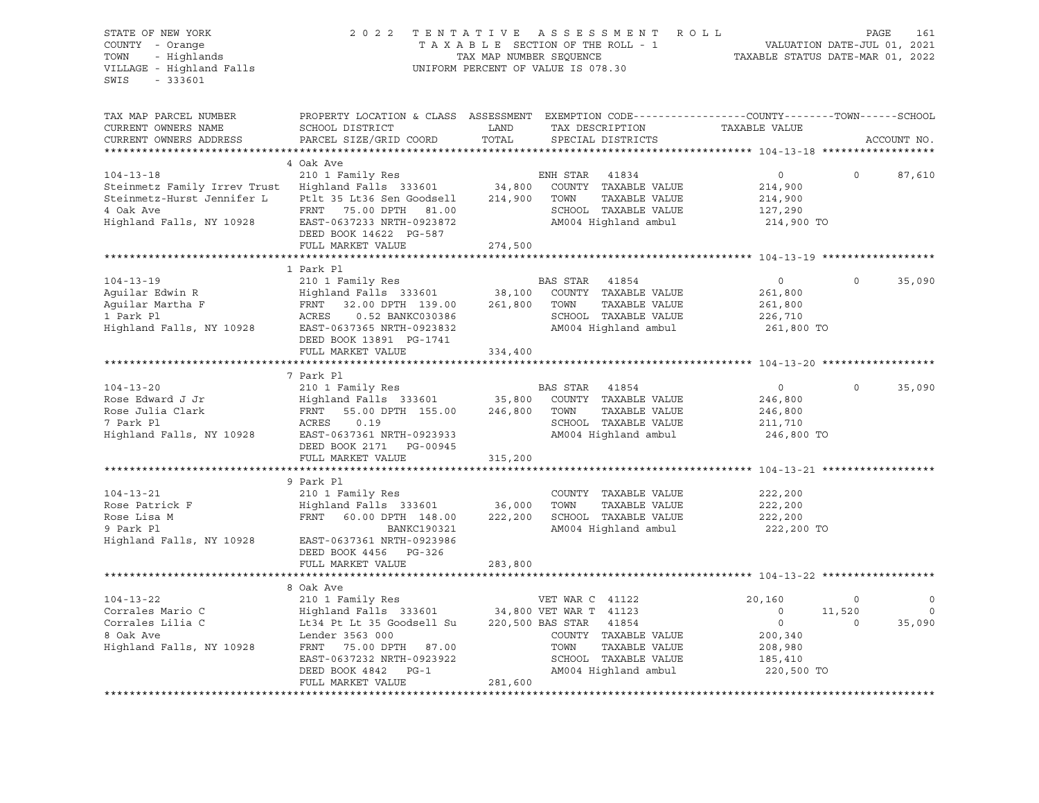STATE OF NEW YORK
COUNTY - Orange
TOWN - Highlands
VILLAGE - Highland Falls
SWIS - 333601

2022 TENTATIVE ASSESSMENT ROLL
TAXABLE SECTION OF THE ROLL - 1
TAX MAP NUMBER SEQUENCE
UNIFORM PERCENT OF VALUE IS 078.30

VALUATION DATE-JUL 01, 2021
TAXABLE STATUS DATE-MAR 01, 2022

```
TAX MAP PARCEL NUMBER          PROPERTY LOCATION & CLASS  ASSESSMENT  EXEMPTION CODE------------------COUNTY--------TOWN------SCHOOL
CURRENT OWNERS NAME            SCHOOL DISTRICT               LAND      TAX DESCRIPTION            TAXABLE VALUE
CURRENT OWNERS ADDRESS         PARCEL SIZE/GRID COORD        TOTAL     SPECIAL DISTRICTS                                    ACCOUNT NO.
******************************************************************************************************* 104-13-18 ******************
                               4 Oak Ave
104-13-18                      210 1 Family Res                     ENH STAR  41834                   0           0       87,610
Steinmetz Family Irrev Trust   Highland Falls  333601      34,800   COUNTY  TAXABLE VALUE        214,900
Steinmetz-Hurst Jennifer L     Ptlt 35 Lt36 Sen Goodsell  214,900   TOWN    TAXABLE VALUE        214,900
4 Oak Ave                      FRNT   75.00 DPTH   81.00            SCHOOL  TAXABLE VALUE        127,290
Highland Falls, NY 10928       EAST-0637233 NRTH-0923872            AM004 Highland ambul          214,900 TO
                               DEED BOOK 14622  PG-587
                               FULL MARKET VALUE          274,500
******************************************************************************************************* 104-13-19 ******************
                               1 Park Pl
104-13-19                      210 1 Family Res                     BAS STAR  41854                   0           0       35,090
Aguilar Edwin R                Highland Falls  333601      38,100   COUNTY  TAXABLE VALUE        261,800
Aguilar Martha F               FRNT   32.00 DPTH  139.00  261,800   TOWN    TAXABLE VALUE        261,800
1 Park Pl                      ACRES    0.52 BANKC030386            SCHOOL  TAXABLE VALUE        226,710
Highland Falls, NY 10928       EAST-0637365 NRTH-0923832            AM004 Highland ambul          261,800 TO
                               DEED BOOK 13891  PG-1741
                               FULL MARKET VALUE          334,400
******************************************************************************************************* 104-13-20 ******************
                               7 Park Pl
104-13-20                      210 1 Family Res                     BAS STAR  41854                   0           0       35,090
Rose Edward J Jr               Highland Falls  333601      35,800   COUNTY  TAXABLE VALUE        246,800
Rose Julia Clark               FRNT   55.00 DPTH  155.00  246,800   TOWN    TAXABLE VALUE        246,800
7 Park Pl                      ACRES    0.19                        SCHOOL  TAXABLE VALUE        211,710
Highland Falls, NY 10928       EAST-0637361 NRTH-0923933            AM004 Highland ambul          246,800 TO
                               DEED BOOK 2171   PG-00945
                               FULL MARKET VALUE          315,200
******************************************************************************************************* 104-13-21 ******************
                               9 Park Pl
104-13-21                      210 1 Family Res                     COUNTY  TAXABLE VALUE        222,200
Rose Patrick F                 Highland Falls  333601      36,000   TOWN    TAXABLE VALUE        222,200
Rose Lisa M                    FRNT   60.00 DPTH  148.00  222,200   SCHOOL  TAXABLE VALUE        222,200
9 Park Pl                                   BANKC190321             AM004 Highland ambul          222,200 TO
Highland Falls, NY 10928       EAST-0637361 NRTH-0923986
                               DEED BOOK 4456   PG-326
                               FULL MARKET VALUE          283,800
******************************************************************************************************* 104-13-22 ******************
                               8 Oak Ave
104-13-22                      210 1 Family Res                     VET WAR C 41122              20,160           0            0
Corrales Mario C               Highland Falls  333601      34,800 VET WAR T 41123                     0      11,520            0
Corrales Lilia C               Lt34 Pt Lt 35 Goodsell Su  220,500 BAS STAR  41854                     0           0       35,090
8 Oak Ave                      Lender 3563 000                      COUNTY  TAXABLE VALUE        200,340
Highland Falls, NY 10928       FRNT   75.00 DPTH   87.00            TOWN    TAXABLE VALUE        208,980
                               EAST-0637232 NRTH-0923922            SCHOOL  TAXABLE VALUE        185,410
                               DEED BOOK 4842   PG-1                AM004 Highland ambul          220,500 TO
                               FULL MARKET VALUE          281,600
************************************************************************************************************************************
```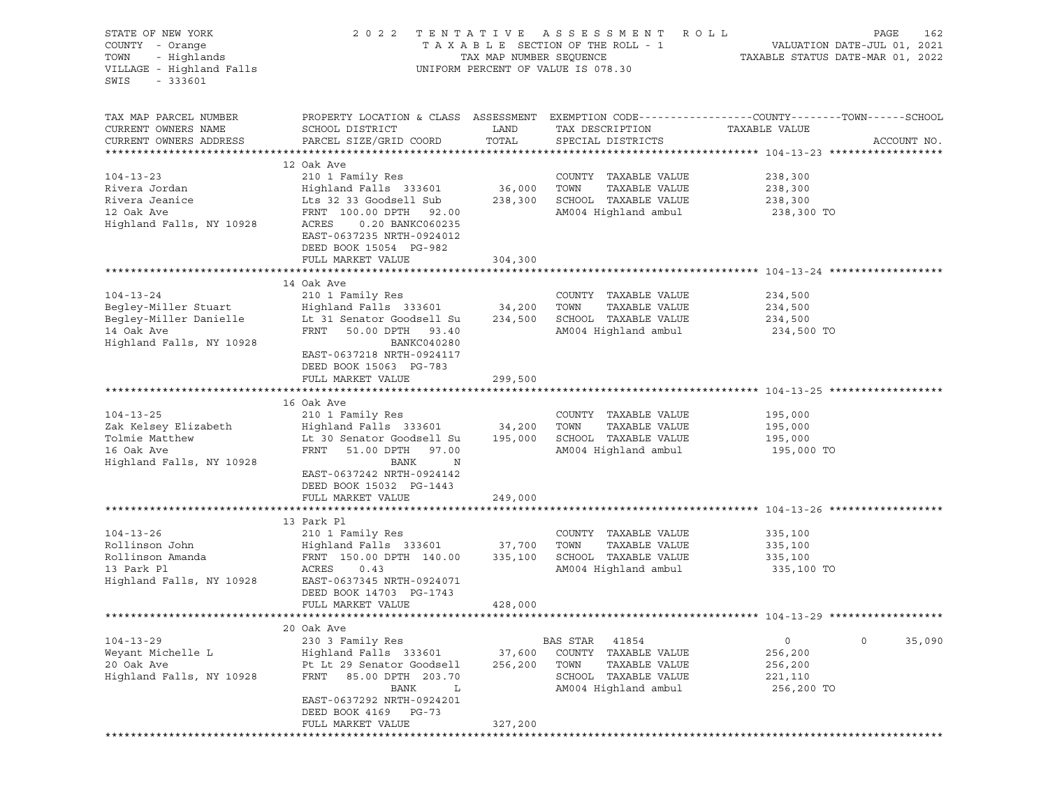STATE OF NEW YORK — COUNTY - Orange — TOWN - Highlands — VILLAGE - Highland Falls — SWIS - 333601

2022 TENTATIVE ASSESSMENT ROLL
TAXABLE SECTION OF THE ROLL - 1
TAX MAP NUMBER SEQUENCE
UNIFORM PERCENT OF VALUE IS 078.30

VALUATION DATE-JUL 01, 2021
TAXABLE STATUS DATE-MAR 01, 2022

| TAX MAP PARCEL NUMBER / CURRENT OWNERS NAME / CURRENT OWNERS ADDRESS | PROPERTY LOCATION & CLASS / SCHOOL DISTRICT / PARCEL SIZE/GRID COORD | ASSESSMENT LAND / TOTAL | EXEMPTION CODE / TAX DESCRIPTION / SPECIAL DISTRICTS | COUNTY / TAXABLE VALUE | TOWN | SCHOOL | ACCOUNT NO. |
|---|---|---|---|---|---|---|---|
| **104-13-23** | 12 Oak Ave | | | | | | |
| 104-13-23 | 210 1 Family Res | | COUNTY TAXABLE VALUE | 238,300 | | | |
| Rivera Jordan | Highland Falls 333601 | 36,000 | TOWN TAXABLE VALUE | 238,300 | | | |
| Rivera Jeanice | Lts 32 33 Goodsell Sub | 238,300 | SCHOOL TAXABLE VALUE | 238,300 | | | |
| 12 Oak Ave | FRNT 100.00 DPTH 92.00 | | AM004 Highland ambul | 238,300 TO | | | |
| Highland Falls, NY 10928 | ACRES 0.20 BANKC060235 | | | | | | |
| | EAST-0637235 NRTH-0924012 | | | | | | |
| | DEED BOOK 15054 PG-982 | | | | | | |
| | FULL MARKET VALUE | 304,300 | | | | | |
| **104-13-24** | 14 Oak Ave | | | | | | |
| 104-13-24 | 210 1 Family Res | | COUNTY TAXABLE VALUE | 234,500 | | | |
| Begley-Miller Stuart | Highland Falls 333601 | 34,200 | TOWN TAXABLE VALUE | 234,500 | | | |
| Begley-Miller Danielle | Lt 31 Senator Goodsell Su | 234,500 | SCHOOL TAXABLE VALUE | 234,500 | | | |
| 14 Oak Ave | FRNT 50.00 DPTH 93.40 | | AM004 Highland ambul | 234,500 TO | | | |
| Highland Falls, NY 10928 | BANKC040280 | | | | | | |
| | EAST-0637218 NRTH-0924117 | | | | | | |
| | DEED BOOK 15063 PG-783 | | | | | | |
| | FULL MARKET VALUE | 299,500 | | | | | |
| **104-13-25** | 16 Oak Ave | | | | | | |
| 104-13-25 | 210 1 Family Res | | COUNTY TAXABLE VALUE | 195,000 | | | |
| Zak Kelsey Elizabeth | Highland Falls 333601 | 34,200 | TOWN TAXABLE VALUE | 195,000 | | | |
| Tolmie Matthew | Lt 30 Senator Goodsell Su | 195,000 | SCHOOL TAXABLE VALUE | 195,000 | | | |
| 16 Oak Ave | FRNT 51.00 DPTH 97.00 | | AM004 Highland ambul | 195,000 TO | | | |
| Highland Falls, NY 10928 | BANK N | | | | | | |
| | EAST-0637242 NRTH-0924142 | | | | | | |
| | DEED BOOK 15032 PG-1443 | | | | | | |
| | FULL MARKET VALUE | 249,000 | | | | | |
| **104-13-26** | 13 Park Pl | | | | | | |
| 104-13-26 | 210 1 Family Res | | COUNTY TAXABLE VALUE | 335,100 | | | |
| Rollinson John | Highland Falls 333601 | 37,700 | TOWN TAXABLE VALUE | 335,100 | | | |
| Rollinson Amanda | FRNT 150.00 DPTH 140.00 | 335,100 | SCHOOL TAXABLE VALUE | 335,100 | | | |
| 13 Park Pl | ACRES 0.43 | | AM004 Highland ambul | 335,100 TO | | | |
| Highland Falls, NY 10928 | EAST-0637345 NRTH-0924071 | | | | | | |
| | DEED BOOK 14703 PG-1743 | | | | | | |
| | FULL MARKET VALUE | 428,000 | | | | | |
| **104-13-29** | 20 Oak Ave | | | | | | |
| 104-13-29 | 230 3 Family Res | | BAS STAR 41854 | 0 | 0 | 35,090 | |
| Weyant Michelle L | Highland Falls 333601 | 37,600 | COUNTY TAXABLE VALUE | 256,200 | | | |
| 20 Oak Ave | Pt Lt 29 Senator Goodsell | 256,200 | TOWN TAXABLE VALUE | 256,200 | | | |
| Highland Falls, NY 10928 | FRNT 85.00 DPTH 203.70 | | SCHOOL TAXABLE VALUE | 221,110 | | | |
| | BANK L | | AM004 Highland ambul | 256,200 TO | | | |
| | EAST-0637292 NRTH-0924201 | | | | | | |
| | DEED BOOK 4169 PG-73 | | | | | | |
| | FULL MARKET VALUE | 327,200 | | | | | |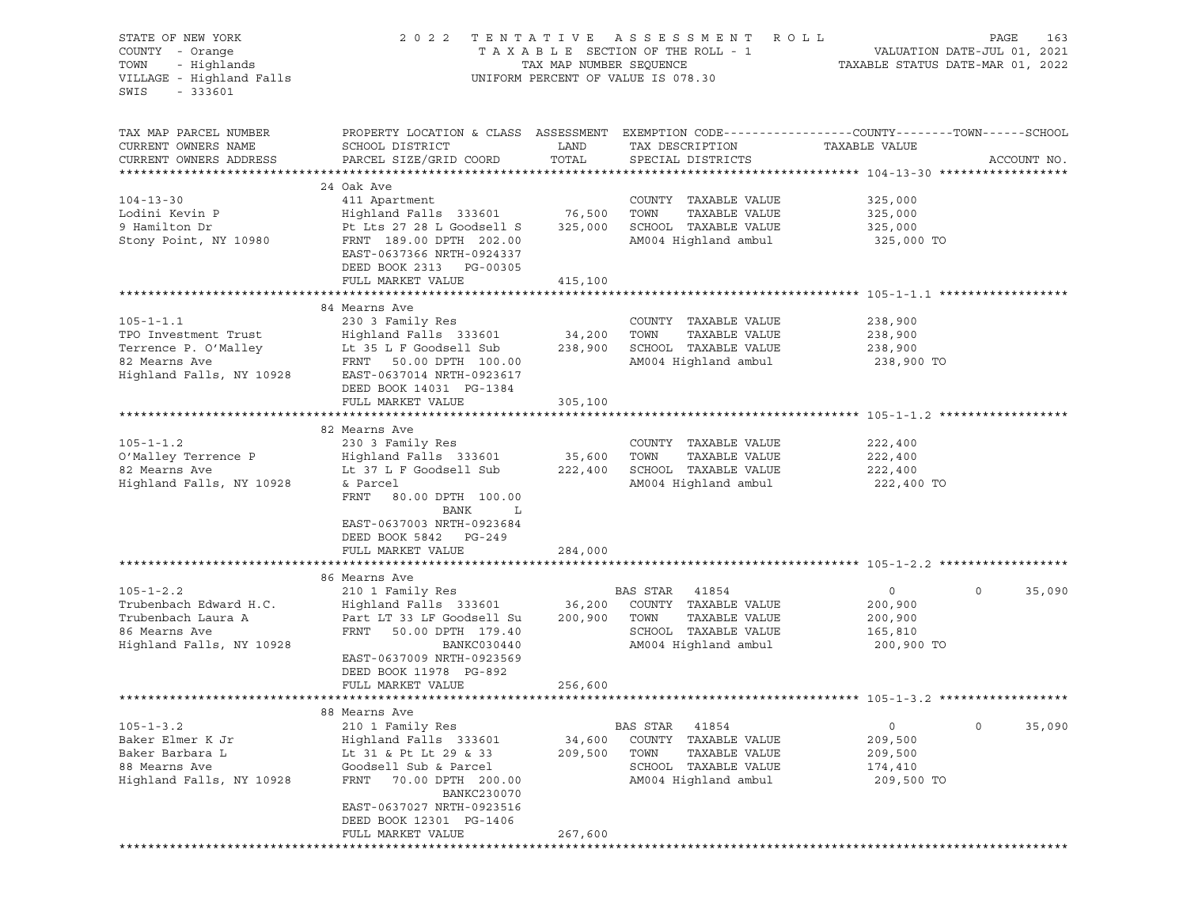STATE OF NEW YORK | 2022 TENTATIVE ASSESSMENT ROLL | VALUATION DATE-JUL 01, 2021
COUNTY - Orange | TAXABLE SECTION OF THE ROLL - 1 | TAXABLE STATUS DATE-MAR 01, 2022
TOWN - Highlands | TAX MAP NUMBER SEQUENCE
VILLAGE - Highland Falls | UNIFORM PERCENT OF VALUE IS 078.30
SWIS - 333601

| TAX MAP PARCEL NUMBER / CURRENT OWNERS NAME / CURRENT OWNERS ADDRESS | PROPERTY LOCATION & CLASS / SCHOOL DISTRICT / PARCEL SIZE/GRID COORD | ASSESSMENT LAND | TOTAL | EXEMPTION CODE / TAX DESCRIPTION / SPECIAL DISTRICTS | COUNTY TAXABLE VALUE | TOWN | SCHOOL |
|---|---|---|---|---|---|---|---|
| **104-13-30** | 24 Oak Ave | | | | | | |
| 104-13-30 | 411 Apartment | | | COUNTY TAXABLE VALUE | 325,000 | | |
| Lodini Kevin P | Highland Falls 333601 | 76,500 | | TOWN TAXABLE VALUE | 325,000 | | |
| 9 Hamilton Dr | Pt Lts 27 28 L Goodsell S | | 325,000 | SCHOOL TAXABLE VALUE | 325,000 | | |
| Stony Point, NY 10980 | FRNT 189.00 DPTH 202.00 | | | AM004 Highland ambul | 325,000 TO | | |
| | EAST-0637366 NRTH-0924337 | | | | | | |
| | DEED BOOK 2313 PG-00305 | | | | | | |
| | FULL MARKET VALUE | | 415,100 | | | | |
| **105-1-1.1** | 84 Mearns Ave | | | | | | |
| 105-1-1.1 | 230 3 Family Res | | | COUNTY TAXABLE VALUE | 238,900 | | |
| TPO Investment Trust | Highland Falls 333601 | 34,200 | | TOWN TAXABLE VALUE | 238,900 | | |
| Terrence P. O'Malley | Lt 35 L F Goodsell Sub | | 238,900 | SCHOOL TAXABLE VALUE | 238,900 | | |
| 82 Mearns Ave | FRNT 50.00 DPTH 100.00 | | | AM004 Highland ambul | 238,900 TO | | |
| Highland Falls, NY 10928 | EAST-0637014 NRTH-0923617 | | | | | | |
| | DEED BOOK 14031 PG-1384 | | | | | | |
| | FULL MARKET VALUE | | 305,100 | | | | |
| **105-1-1.2** | 82 Mearns Ave | | | | | | |
| 105-1-1.2 | 230 3 Family Res | | | COUNTY TAXABLE VALUE | 222,400 | | |
| O'Malley Terrence P | Highland Falls 333601 | 35,600 | | TOWN TAXABLE VALUE | 222,400 | | |
| 82 Mearns Ave | Lt 37 L F Goodsell Sub | | 222,400 | SCHOOL TAXABLE VALUE | 222,400 | | |
| Highland Falls, NY 10928 | & Parcel | | | AM004 Highland ambul | 222,400 TO | | |
| | FRNT 80.00 DPTH 100.00 | | | | | | |
| | BANK L | | | | | | |
| | EAST-0637003 NRTH-0923684 | | | | | | |
| | DEED BOOK 5842 PG-249 | | | | | | |
| | FULL MARKET VALUE | | 284,000 | | | | |
| **105-1-2.2** | 86 Mearns Ave | | | | | | |
| 105-1-2.2 | 210 1 Family Res | | | BAS STAR 41854 | 0 | 0 | 35,090 |
| Trubenbach Edward H.C. | Highland Falls 333601 | 36,200 | | COUNTY TAXABLE VALUE | 200,900 | | |
| Trubenbach Laura A | Part LT 33 LF Goodsell Su | | 200,900 | TOWN TAXABLE VALUE | 200,900 | | |
| 86 Mearns Ave | FRNT 50.00 DPTH 179.40 | | | SCHOOL TAXABLE VALUE | 165,810 | | |
| Highland Falls, NY 10928 | BANKC030440 | | | AM004 Highland ambul | 200,900 TO | | |
| | EAST-0637009 NRTH-0923569 | | | | | | |
| | DEED BOOK 11978 PG-892 | | | | | | |
| | FULL MARKET VALUE | | 256,600 | | | | |
| **105-1-3.2** | 88 Mearns Ave | | | | | | |
| 105-1-3.2 | 210 1 Family Res | | | BAS STAR 41854 | 0 | 0 | 35,090 |
| Baker Elmer K Jr | Highland Falls 333601 | 34,600 | | COUNTY TAXABLE VALUE | 209,500 | | |
| Baker Barbara L | Lt 31 & Pt Lt 29 & 33 | | 209,500 | TOWN TAXABLE VALUE | 209,500 | | |
| 88 Mearns Ave | Goodsell Sub & Parcel | | | SCHOOL TAXABLE VALUE | 174,410 | | |
| Highland Falls, NY 10928 | FRNT 70.00 DPTH 200.00 | | | AM004 Highland ambul | 209,500 TO | | |
| | BANKC230070 | | | | | | |
| | EAST-0637027 NRTH-0923516 | | | | | | |
| | DEED BOOK 12301 PG-1406 | | | | | | |
| | FULL MARKET VALUE | | 267,600 | | | | |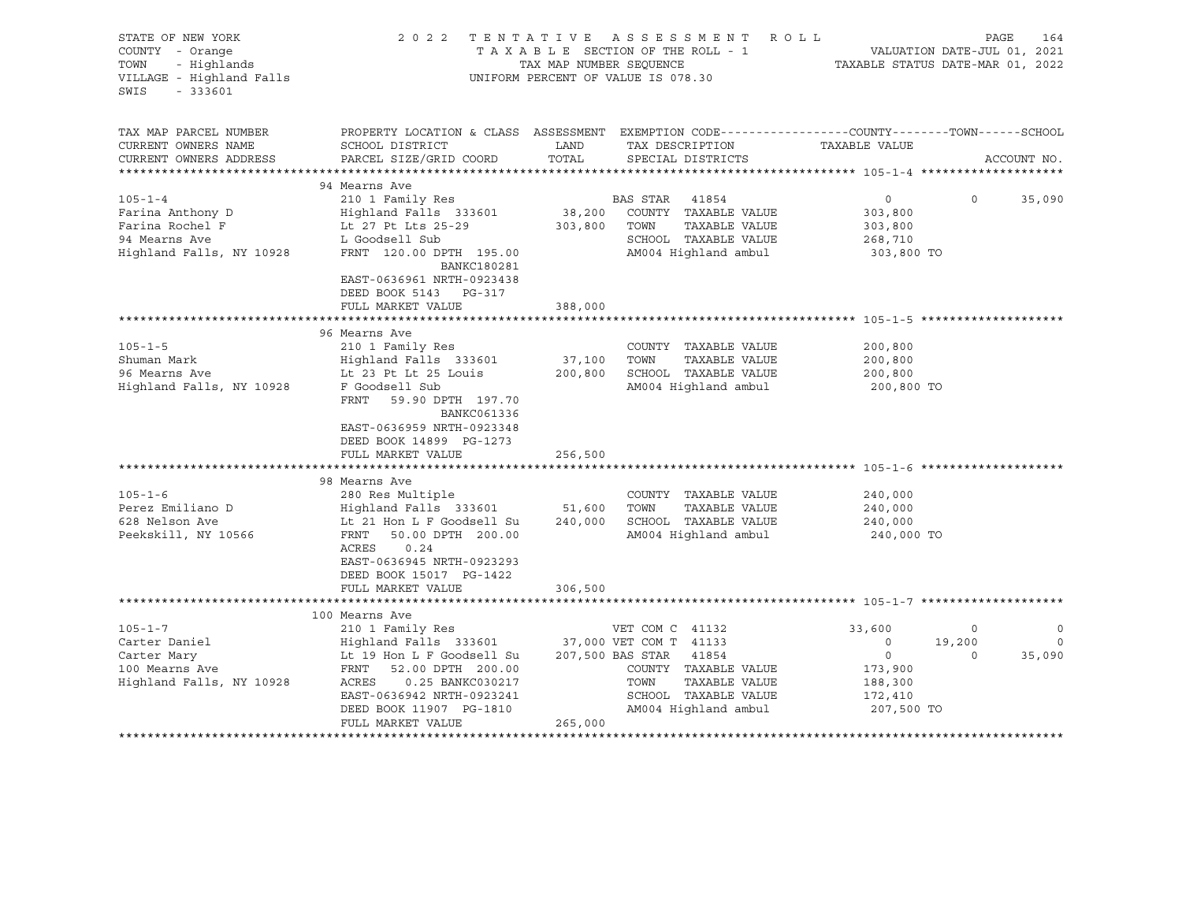STATE OF NEW YORK
COUNTY - Orange
TOWN - Highlands
VILLAGE - Highland Falls
SWIS - 333601

2022 TENTATIVE ASSESSMENT ROLL
TAXABLE SECTION OF THE ROLL - 1
TAX MAP NUMBER SEQUENCE
UNIFORM PERCENT OF VALUE IS 078.30

VALUATION DATE-JUL 01, 2021
TAXABLE STATUS DATE-MAR 01, 2022

```
TAX MAP PARCEL NUMBER     PROPERTY LOCATION & CLASS  ASSESSMENT  EXEMPTION CODE------------------COUNTY--------TOWN------SCHOOL
CURRENT OWNERS NAME       SCHOOL DISTRICT               LAND      TAX DESCRIPTION              TAXABLE VALUE
CURRENT OWNERS ADDRESS    PARCEL SIZE/GRID COORD        TOTAL     SPECIAL DISTRICTS                                    ACCOUNT NO.
******************************************************************************************************* 105-1-4 ********************
                          94 Mearns Ave
105-1-4                   210 1 Family Res                        BAS STAR   41854                    0          0        35,090
Farina Anthony D          Highland Falls  333601         38,200   COUNTY  TAXABLE VALUE           303,800
Farina Rochel F           Lt 27 Pt Lts 25-29            303,800   TOWN    TAXABLE VALUE           303,800
94 Mearns Ave             L Goodsell Sub                          SCHOOL  TAXABLE VALUE           268,710
Highland Falls, NY 10928  FRNT 120.00 DPTH 195.00                 AM004 Highland ambul             303,800 TO
                                            BANKC180281
                          EAST-0636961 NRTH-0923438
                          DEED BOOK 5143   PG-317
                          FULL MARKET VALUE             388,000
******************************************************************************************************* 105-1-5 ********************
                          96 Mearns Ave
105-1-5                   210 1 Family Res                        COUNTY  TAXABLE VALUE           200,800
Shuman Mark               Highland Falls  333601         37,100   TOWN    TAXABLE VALUE           200,800
96 Mearns Ave             Lt 23 Pt Lt 25 Louis          200,800   SCHOOL  TAXABLE VALUE           200,800
Highland Falls, NY 10928  F Goodsell Sub                          AM004 Highland ambul             200,800 TO
                          FRNT   59.90 DPTH 197.70
                                            BANKC061336
                          EAST-0636959 NRTH-0923348
                          DEED BOOK 14899  PG-1273
                          FULL MARKET VALUE             256,500
******************************************************************************************************* 105-1-6 ********************
                          98 Mearns Ave
105-1-6                   280 Res Multiple                        COUNTY  TAXABLE VALUE           240,000
Perez Emiliano D          Highland Falls  333601         51,600   TOWN    TAXABLE VALUE           240,000
628 Nelson Ave            Lt 21 Hon L F Goodsell Su     240,000   SCHOOL  TAXABLE VALUE           240,000
Peekskill, NY 10566       FRNT   50.00 DPTH 200.00                AM004 Highland ambul             240,000 TO
                          ACRES     0.24
                          EAST-0636945 NRTH-0923293
                          DEED BOOK 15017  PG-1422
                          FULL MARKET VALUE             306,500
******************************************************************************************************* 105-1-7 ********************
                          100 Mearns Ave
105-1-7                   210 1 Family Res                        VET COM C  41132               33,600          0             0
Carter Daniel             Highland Falls  333601         37,000 VET COM T  41133                      0     19,200             0
Carter Mary               Lt 19 Hon L F Goodsell Su     207,500 BAS STAR   41854                      0          0        35,090
100 Mearns Ave            FRNT   52.00 DPTH 200.00                COUNTY  TAXABLE VALUE           173,900
Highland Falls, NY 10928  ACRES     0.25 BANKC030217              TOWN    TAXABLE VALUE           188,300
                          EAST-0636942 NRTH-0923241               SCHOOL  TAXABLE VALUE           172,410
                          DEED BOOK 11907  PG-1810                AM004 Highland ambul             207,500 TO
                          FULL MARKET VALUE             265,000
************************************************************************************************************************************
```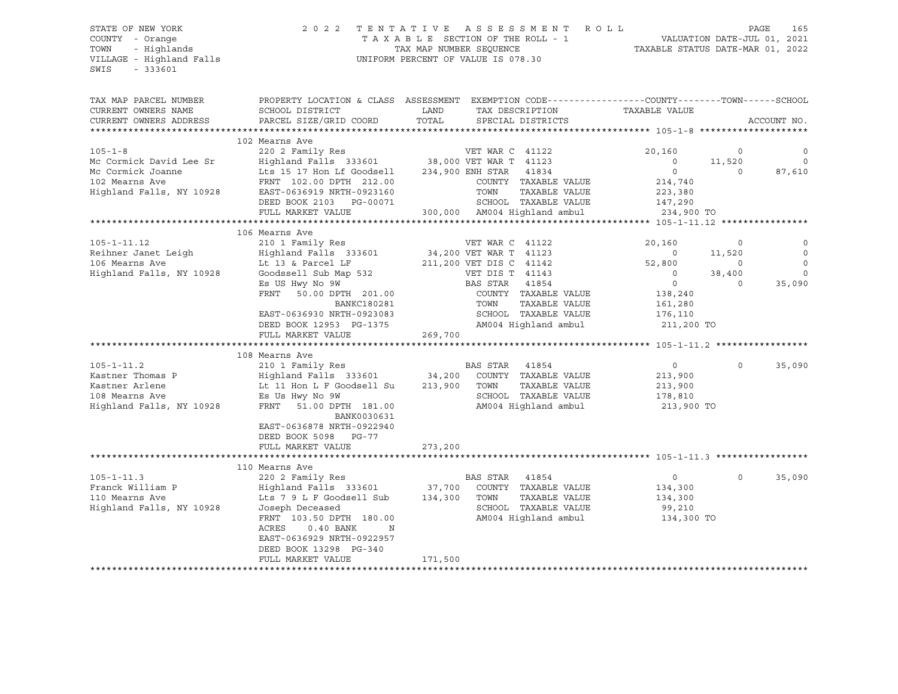STATE OF NEW YORK
COUNTY - Orange
TOWN - Highlands
VILLAGE - Highland Falls
SWIS - 333601

2022 TENTATIVE ASSESSMENT ROLL
TAXABLE SECTION OF THE ROLL - 1
TAX MAP NUMBER SEQUENCE
UNIFORM PERCENT OF VALUE IS 078.30

VALUATION DATE-JUL 01, 2021
TAXABLE STATUS DATE-MAR 01, 2022

```
TAX MAP PARCEL NUMBER      PROPERTY LOCATION & CLASS  ASSESSMENT  EXEMPTION CODE------------------COUNTY--------TOWN------SCHOOL
CURRENT OWNERS NAME        SCHOOL DISTRICT               LAND      TAX DESCRIPTION              TAXABLE VALUE
CURRENT OWNERS ADDRESS     PARCEL SIZE/GRID COORD       TOTAL      SPECIAL DISTRICTS                                    ACCOUNT NO.
******************************************************************************************************* 105-1-8 ********************
                           102 Mearns Ave
105-1-8                    220 2 Family Res                  VET WAR C 41122           20,160          0            0
Mc Cormick David Lee Sr    Highland Falls  333601     38,000 VET WAR T 41123                0     11,520            0
Mc Cormick Joanne          Lts 15 17 Hon Lf Goodsell  234,900 ENH STAR  41834               0          0       87,610
102 Mearns Ave             FRNT 102.00 DPTH 212.00           COUNTY  TAXABLE VALUE      214,740
Highland Falls, NY 10928   EAST-0636919 NRTH-0923160         TOWN    TAXABLE VALUE      223,380
                           DEED BOOK 2103   PG-00071         SCHOOL  TAXABLE VALUE      147,290
                           FULL MARKET VALUE          300,000 AM004 Highland ambul       234,900 TO
******************************************************************************************************* 105-1-11.12 ****************
                           106 Mearns Ave
105-1-11.12                210 1 Family Res                  VET WAR C 41122           20,160          0            0
Reihner Janet Leigh        Highland Falls  333601     34,200 VET WAR T 41123                0     11,520            0
106 Mearns Ave             Lt 13 & Parcel LF          211,200 VET DIS C 41142          52,800          0            0
Highland Falls, NY 10928   Goodssell Sub Map 532             VET DIS T 41143                0     38,400            0
                           Es US Hwy No 9W                   BAS STAR  41854                0          0       35,090
                           FRNT  50.00 DPTH 201.00           COUNTY  TAXABLE VALUE      138,240
                                        BANKC180281          TOWN    TAXABLE VALUE      161,280
                           EAST-0636930 NRTH-0923083         SCHOOL  TAXABLE VALUE      176,110
                           DEED BOOK 12953  PG-1375          AM004 Highland ambul       211,200 TO
                           FULL MARKET VALUE          269,700
******************************************************************************************************* 105-1-11.2 *****************
                           108 Mearns Ave
105-1-11.2                 210 1 Family Res                  BAS STAR  41854                0          0       35,090
Kastner Thomas P           Highland Falls  333601     34,200 COUNTY  TAXABLE VALUE      213,900
Kastner Arlene             Lt 11 Hon L F Goodsell Su  213,900 TOWN    TAXABLE VALUE      213,900
108 Mearns Ave             Es Us Hwy No 9W                   SCHOOL  TAXABLE VALUE      178,810
Highland Falls, NY 10928   FRNT  51.00 DPTH 181.00           AM004 Highland ambul       213,900 TO
                                        BANK0030631
                           EAST-0636878 NRTH-0922940
                           DEED BOOK 5098   PG-77
                           FULL MARKET VALUE          273,200
******************************************************************************************************* 105-1-11.3 *****************
                           110 Mearns Ave
105-1-11.3                 220 2 Family Res                  BAS STAR  41854                0          0       35,090
Franck William P           Highland Falls  333601     37,700 COUNTY  TAXABLE VALUE      134,300
110 Mearns Ave             Lts 7 9 L F Goodsell Sub   134,300 TOWN    TAXABLE VALUE      134,300
Highland Falls, NY 10928   Joseph Deceased                   SCHOOL  TAXABLE VALUE       99,210
                           FRNT 103.50 DPTH 180.00           AM004 Highland ambul       134,300 TO
                           ACRES    0.40 BANK     N
                           EAST-0636929 NRTH-0922957
                           DEED BOOK 13298  PG-340
                           FULL MARKET VALUE          171,500
************************************************************************************************************************************
```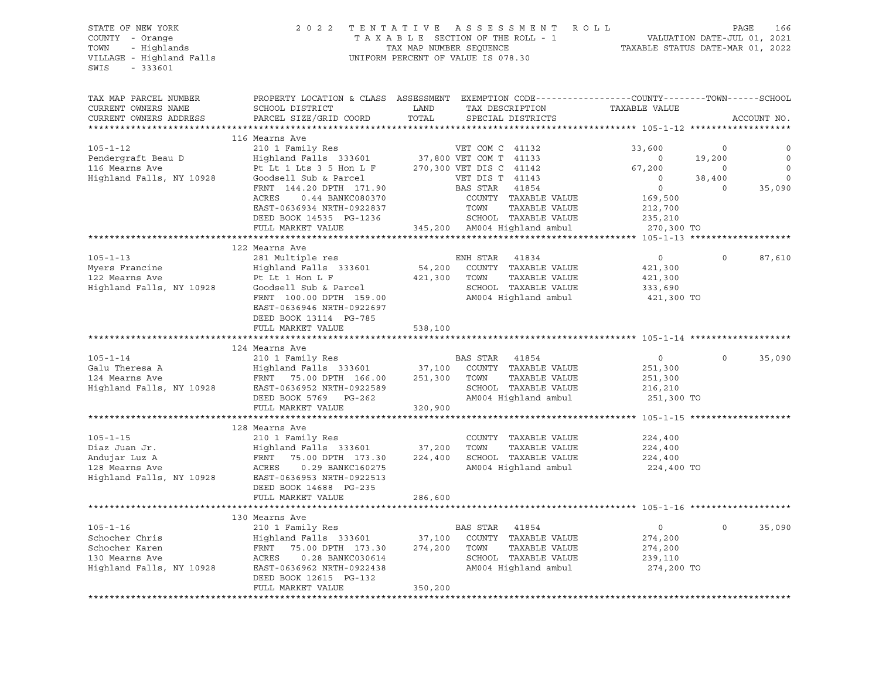STATE OF NEW YORK
COUNTY - Orange
TOWN - Highlands
VILLAGE - Highland Falls
SWIS - 333601

2022 TENTATIVE ASSESSMENT ROLL
TAXABLE SECTION OF THE ROLL - 1
TAX MAP NUMBER SEQUENCE
UNIFORM PERCENT OF VALUE IS 078.30

VALUATION DATE-JUL 01, 2021
TAXABLE STATUS DATE-MAR 01, 2022

| TAX MAP PARCEL NUMBER / CURRENT OWNERS NAME / CURRENT OWNERS ADDRESS | PROPERTY LOCATION & CLASS / SCHOOL DISTRICT / PARCEL SIZE/GRID COORD | ASSESSMENT LAND | TOTAL | EXEMPTION CODE / TAX DESCRIPTION / SPECIAL DISTRICTS | COUNTY TAXABLE VALUE | TOWN | SCHOOL |
|---|---|---|---|---|---|---|---|
| **105-1-12** | 116 Mearns Ave | | | | | | |
| 105-1-12 | 210 1 Family Res | | | VET COM C 41132 | 33,600 | 0 | 0 |
| Pendergraft Beau D | Highland Falls 333601 | 37,800 | | VET COM T 41133 | 0 | 19,200 | 0 |
| 116 Mearns Ave | Pt Lt 1 Lts 3 5 Hon L F | | 270,300 | VET DIS C 41142 | 67,200 | 0 | 0 |
| Highland Falls, NY 10928 | Goodsell Sub & Parcel | | | VET DIS T 41143 | 0 | 38,400 | 0 |
| | FRNT 144.20 DPTH 171.90 | | | BAS STAR 41854 | 0 | 0 | 35,090 |
| | ACRES 0.44 BANKC080370 | | | COUNTY TAXABLE VALUE | 169,500 | | |
| | EAST-0636934 NRTH-0922837 | | | TOWN TAXABLE VALUE | 212,700 | | |
| | DEED BOOK 14535 PG-1236 | | | SCHOOL TAXABLE VALUE | 235,210 | | |
| | FULL MARKET VALUE | | 345,200 | AM004 Highland ambul | 270,300 TO | | |
| **105-1-13** | 122 Mearns Ave | | | | | | |
| 105-1-13 | 281 Multiple res | | | ENH STAR 41834 | 0 | 0 | 87,610 |
| Myers Francine | Highland Falls 333601 | 54,200 | | COUNTY TAXABLE VALUE | 421,300 | | |
| 122 Mearns Ave | Pt Lt 1 Hon L F | | 421,300 | TOWN TAXABLE VALUE | 421,300 | | |
| Highland Falls, NY 10928 | Goodsell Sub & Parcel | | | SCHOOL TAXABLE VALUE | 333,690 | | |
| | FRNT 100.00 DPTH 159.00 | | | AM004 Highland ambul | 421,300 TO | | |
| | EAST-0636946 NRTH-0922697 | | | | | | |
| | DEED BOOK 13114 PG-785 | | | | | | |
| | FULL MARKET VALUE | | 538,100 | | | | |
| **105-1-14** | 124 Mearns Ave | | | | | | |
| 105-1-14 | 210 1 Family Res | | | BAS STAR 41854 | 0 | 0 | 35,090 |
| Galu Theresa A | Highland Falls 333601 | 37,100 | | COUNTY TAXABLE VALUE | 251,300 | | |
| 124 Mearns Ave | FRNT 75.00 DPTH 166.00 | | 251,300 | TOWN TAXABLE VALUE | 251,300 | | |
| Highland Falls, NY 10928 | EAST-0636952 NRTH-0922589 | | | SCHOOL TAXABLE VALUE | 216,210 | | |
| | DEED BOOK 5769 PG-262 | | | AM004 Highland ambul | 251,300 TO | | |
| | FULL MARKET VALUE | | 320,900 | | | | |
| **105-1-15** | 128 Mearns Ave | | | | | | |
| 105-1-15 | 210 1 Family Res | | | COUNTY TAXABLE VALUE | 224,400 | | |
| Diaz Juan Jr. | Highland Falls 333601 | 37,200 | | TOWN TAXABLE VALUE | 224,400 | | |
| Andujar Luz A | FRNT 75.00 DPTH 173.30 | | 224,400 | SCHOOL TAXABLE VALUE | 224,400 | | |
| 128 Mearns Ave | ACRES 0.29 BANKC160275 | | | AM004 Highland ambul | 224,400 TO | | |
| Highland Falls, NY 10928 | EAST-0636953 NRTH-0922513 | | | | | | |
| | DEED BOOK 14688 PG-235 | | | | | | |
| | FULL MARKET VALUE | | 286,600 | | | | |
| **105-1-16** | 130 Mearns Ave | | | | | | |
| 105-1-16 | 210 1 Family Res | | | BAS STAR 41854 | 0 | 0 | 35,090 |
| Schocher Chris | Highland Falls 333601 | 37,100 | | COUNTY TAXABLE VALUE | 274,200 | | |
| Schocher Karen | FRNT 75.00 DPTH 173.30 | | 274,200 | TOWN TAXABLE VALUE | 274,200 | | |
| 130 Mearns Ave | ACRES 0.28 BANKC030614 | | | SCHOOL TAXABLE VALUE | 239,110 | | |
| Highland Falls, NY 10928 | EAST-0636962 NRTH-0922438 | | | AM004 Highland ambul | 274,200 TO | | |
| | DEED BOOK 12615 PG-132 | | | | | | |
| | FULL MARKET VALUE | | 350,200 | | | | |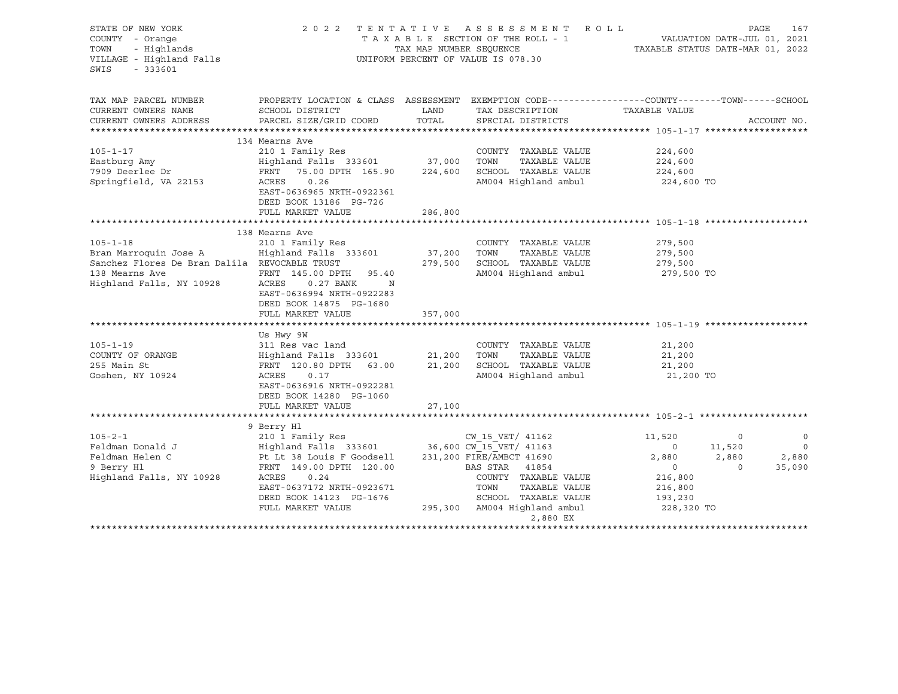STATE OF NEW YORK
COUNTY - Orange
TOWN - Highlands
VILLAGE - Highland Falls
SWIS - 333601

2022 TENTATIVE ASSESSMENT ROLL
TAXABLE SECTION OF THE ROLL - 1
TAX MAP NUMBER SEQUENCE
UNIFORM PERCENT OF VALUE IS 078.30

VALUATION DATE-JUL 01, 2021
TAXABLE STATUS DATE-MAR 01, 2022

| TAX MAP PARCEL NUMBER / CURRENT OWNERS NAME / CURRENT OWNERS ADDRESS | PROPERTY LOCATION & CLASS / SCHOOL DISTRICT / PARCEL SIZE/GRID COORD | ASSESSMENT LAND / TOTAL | EXEMPTION CODE / TAX DESCRIPTION / SPECIAL DISTRICTS | COUNTY TAXABLE VALUE | TOWN | SCHOOL |
|---|---|---|---|---|---|---|
| | 134 Mearns Ave | | | | | |
| 105-1-17 | 210 1 Family Res | | COUNTY TAXABLE VALUE | 224,600 | | |
| Eastburg Amy | Highland Falls 333601 | 37,000 | TOWN TAXABLE VALUE | 224,600 | | |
| 7909 Deerlee Dr | FRNT 75.00 DPTH 165.90 | 224,600 | SCHOOL TAXABLE VALUE | 224,600 | | |
| Springfield, VA 22153 | ACRES 0.26 | | AM004 Highland ambul | 224,600 TO | | |
| | EAST-0636965 NRTH-0922361 | | | | | |
| | DEED BOOK 13186 PG-726 | | | | | |
| | FULL MARKET VALUE | 286,800 | | | | |
| | 138 Mearns Ave | | | | | |
| 105-1-18 | 210 1 Family Res | | COUNTY TAXABLE VALUE | 279,500 | | |
| Bran Marroquin Jose A | Highland Falls 333601 | 37,200 | TOWN TAXABLE VALUE | 279,500 | | |
| Sanchez Flores De Bran Dalila | REVOCABLE TRUST | 279,500 | SCHOOL TAXABLE VALUE | 279,500 | | |
| 138 Mearns Ave | FRNT 145.00 DPTH 95.40 | | AM004 Highland ambul | 279,500 TO | | |
| Highland Falls, NY 10928 | ACRES 0.27 BANK N | | | | | |
| | EAST-0636994 NRTH-0922283 | | | | | |
| | DEED BOOK 14875 PG-1680 | | | | | |
| | FULL MARKET VALUE | 357,000 | | | | |
| | Us Hwy 9W | | | | | |
| 105-1-19 | 311 Res vac land | | COUNTY TAXABLE VALUE | 21,200 | | |
| COUNTY OF ORANGE | Highland Falls 333601 | 21,200 | TOWN TAXABLE VALUE | 21,200 | | |
| 255 Main St | FRNT 120.80 DPTH 63.00 | 21,200 | SCHOOL TAXABLE VALUE | 21,200 | | |
| Goshen, NY 10924 | ACRES 0.17 | | AM004 Highland ambul | 21,200 TO | | |
| | EAST-0636916 NRTH-0922281 | | | | | |
| | DEED BOOK 14280 PG-1060 | | | | | |
| | FULL MARKET VALUE | 27,100 | | | | |
| | 9 Berry Hl | | | | | |
| 105-2-1 | 210 1 Family Res | | CW_15_VET/ 41162 | 11,520 | 0 | 0 |
| Feldman Donald J | Highland Falls 333601 | 36,600 | CW_15_VET/ 41163 | 0 | 11,520 | 0 |
| Feldman Helen C | Pt Lt 38 Louis F Goodsell | 231,200 | FIRE/AMBCT 41690 | 2,880 | 2,880 | 2,880 |
| 9 Berry Hl | FRNT 149.00 DPTH 120.00 | | BAS STAR 41854 | 0 | 0 | 35,090 |
| Highland Falls, NY 10928 | ACRES 0.24 | | COUNTY TAXABLE VALUE | 216,800 | | |
| | EAST-0637172 NRTH-0923671 | | TOWN TAXABLE VALUE | 216,800 | | |
| | DEED BOOK 14123 PG-1676 | | SCHOOL TAXABLE VALUE | 193,230 | | |
| | FULL MARKET VALUE | 295,300 | AM004 Highland ambul | 228,320 TO | | |
| | | | 2,880 EX | | | |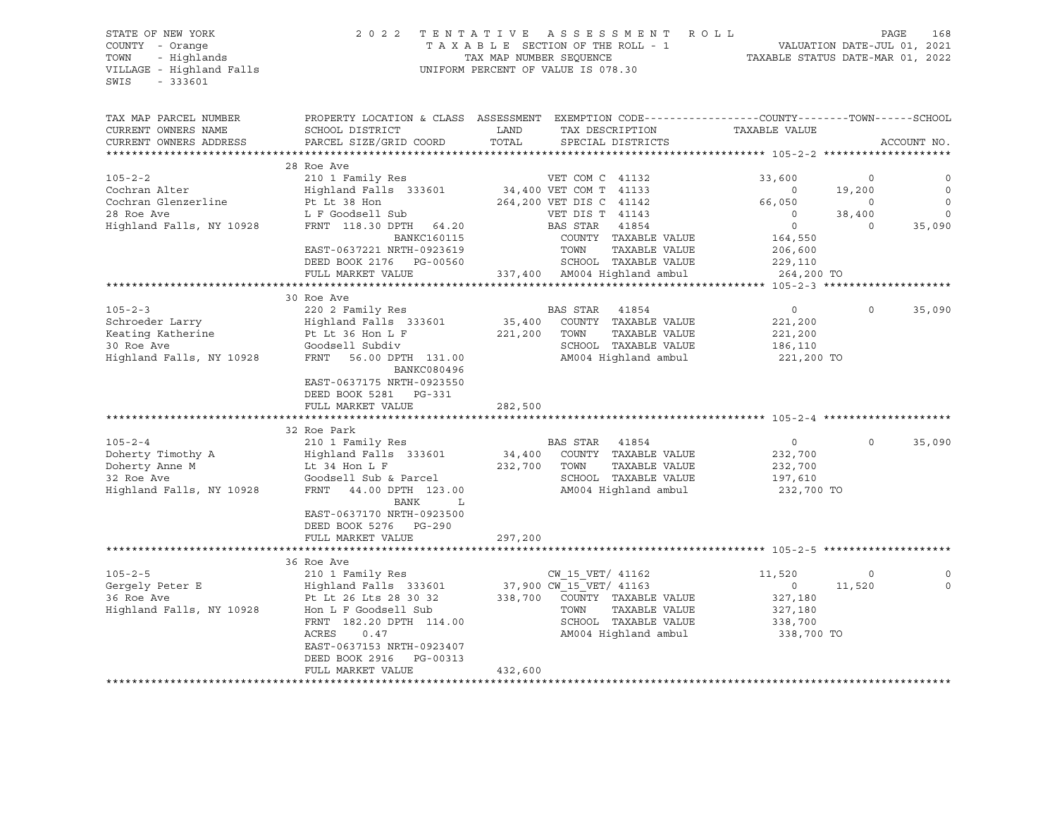STATE OF NEW YORK
COUNTY - Orange
TOWN - Highlands
VILLAGE - Highland Falls
SWIS - 333601

2022 TENTATIVE ASSESSMENT ROLL
TAXABLE SECTION OF THE ROLL - 1
TAX MAP NUMBER SEQUENCE
UNIFORM PERCENT OF VALUE IS 078.30

VALUATION DATE-JUL 01, 2021
TAXABLE STATUS DATE-MAR 01, 2022

| TAX MAP PARCEL NUMBER / CURRENT OWNERS NAME / CURRENT OWNERS ADDRESS | PROPERTY LOCATION & CLASS / SCHOOL DISTRICT / PARCEL SIZE/GRID COORD | ASSESSMENT LAND | TOTAL | EXEMPTION CODE / TAX DESCRIPTION / SPECIAL DISTRICTS | COUNTY TAXABLE VALUE | TOWN | SCHOOL | ACCOUNT NO. |
|---|---|---|---|---|---|---|---|---|
| **105-2-2** | 28 Roe Ave | | | | | | | |
| 105-2-2 | 210 1 Family Res | | | VET COM C 41132 | 33,600 | 0 | 0 | |
| Cochran Alter | Highland Falls 333601 | 34,400 | | VET COM T 41133 | 0 | 19,200 | 0 | |
| Cochran Glenzerline | Pt Lt 38 Hon | | 264,200 | VET DIS C 41142 | 66,050 | 0 | 0 | |
| 28 Roe Ave | L F Goodsell Sub | | | VET DIS T 41143 | 0 | 38,400 | 0 | |
| Highland Falls, NY 10928 | FRNT 118.30 DPTH 64.20 | | | BAS STAR 41854 | 0 | 0 | 35,090 | |
| | BANKC160115 | | | COUNTY TAXABLE VALUE | 164,550 | | | |
| | EAST-0637221 NRTH-0923619 | | | TOWN TAXABLE VALUE | 206,600 | | | |
| | DEED BOOK 2176 PG-00560 | | | SCHOOL TAXABLE VALUE | 229,110 | | | |
| | FULL MARKET VALUE | | 337,400 | AM004 Highland ambul | 264,200 TO | | | |
| **105-2-3** | 30 Roe Ave | | | | | | | |
| 105-2-3 | 220 2 Family Res | | | BAS STAR 41854 | 0 | 0 | 35,090 | |
| Schroeder Larry | Highland Falls 333601 | 35,400 | | COUNTY TAXABLE VALUE | 221,200 | | | |
| Keating Katherine | Pt Lt 36 Hon L F | | 221,200 | TOWN TAXABLE VALUE | 221,200 | | | |
| 30 Roe Ave | Goodsell Subdiv | | | SCHOOL TAXABLE VALUE | 186,110 | | | |
| Highland Falls, NY 10928 | FRNT 56.00 DPTH 131.00 | | | AM004 Highland ambul | 221,200 TO | | | |
| | BANKC080496 | | | | | | | |
| | EAST-0637175 NRTH-0923550 | | | | | | | |
| | DEED BOOK 5281 PG-331 | | | | | | | |
| | FULL MARKET VALUE | | 282,500 | | | | | |
| **105-2-4** | 32 Roe Park | | | | | | | |
| 105-2-4 | 210 1 Family Res | | | BAS STAR 41854 | 0 | 0 | 35,090 | |
| Doherty Timothy A | Highland Falls 333601 | 34,400 | | COUNTY TAXABLE VALUE | 232,700 | | | |
| Doherty Anne M | Lt 34 Hon L F | | 232,700 | TOWN TAXABLE VALUE | 232,700 | | | |
| 32 Roe Ave | Goodsell Sub & Parcel | | | SCHOOL TAXABLE VALUE | 197,610 | | | |
| Highland Falls, NY 10928 | FRNT 44.00 DPTH 123.00 | | | AM004 Highland ambul | 232,700 TO | | | |
| | BANK L | | | | | | | |
| | EAST-0637170 NRTH-0923500 | | | | | | | |
| | DEED BOOK 5276 PG-290 | | | | | | | |
| | FULL MARKET VALUE | | 297,200 | | | | | |
| **105-2-5** | 36 Roe Ave | | | | | | | |
| 105-2-5 | 210 1 Family Res | | | CW_15_VET/ 41162 | 11,520 | 0 | 0 | |
| Gergely Peter E | Highland Falls 333601 | 37,900 | | CW_15_VET/ 41163 | 0 | 11,520 | 0 | |
| 36 Roe Ave | Pt Lt 26 Lts 28 30 32 | | 338,700 | COUNTY TAXABLE VALUE | 327,180 | | | |
| Highland Falls, NY 10928 | Hon L F Goodsell Sub | | | TOWN TAXABLE VALUE | 327,180 | | | |
| | FRNT 182.20 DPTH 114.00 | | | SCHOOL TAXABLE VALUE | 338,700 | | | |
| | ACRES 0.47 | | | AM004 Highland ambul | 338,700 TO | | | |
| | EAST-0637153 NRTH-0923407 | | | | | | | |
| | DEED BOOK 2916 PG-00313 | | | | | | | |
| | FULL MARKET VALUE | | 432,600 | | | | | |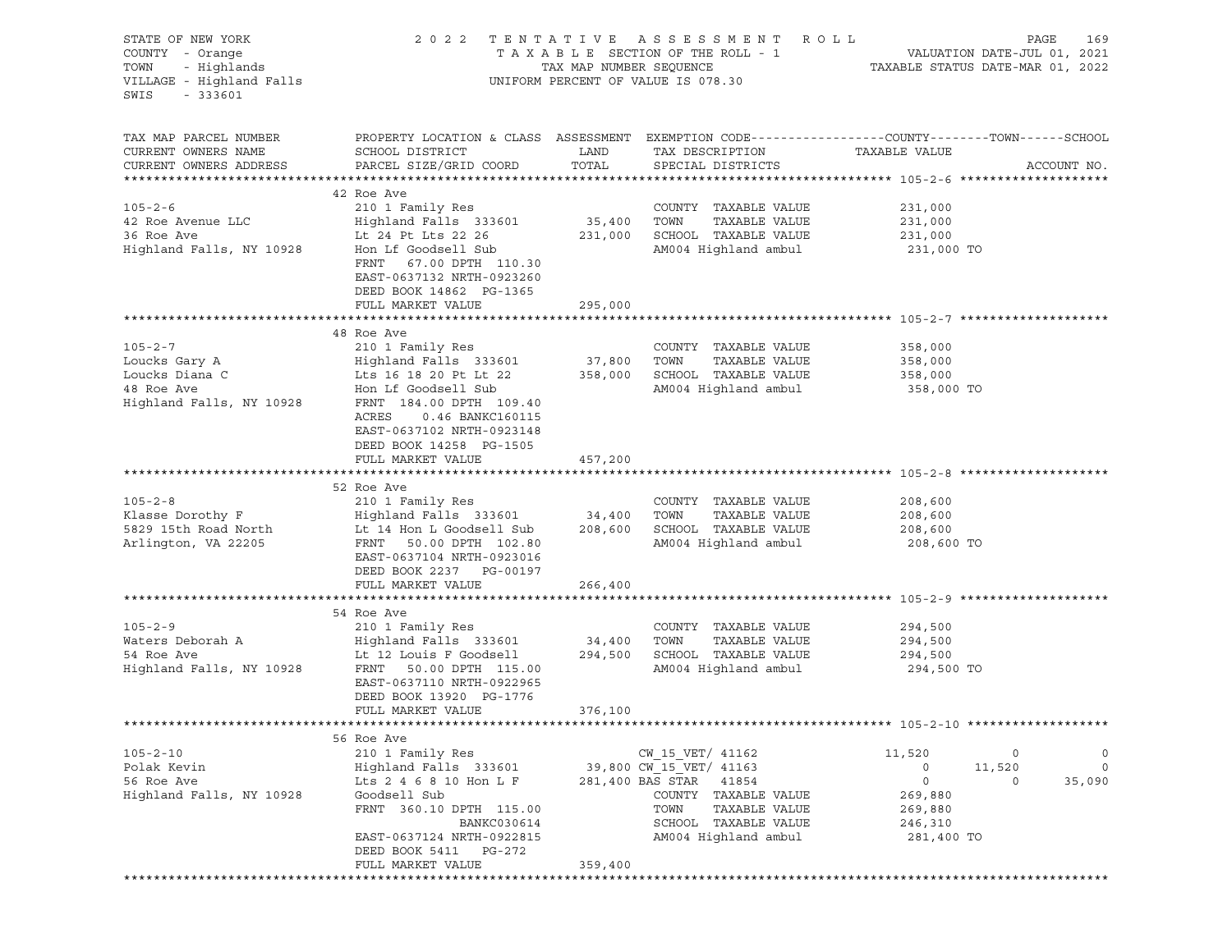STATE OF NEW YORK
COUNTY - Orange
TOWN - Highlands
VILLAGE - Highland Falls
SWIS - 333601

2022 TENTATIVE ASSESSMENT ROLL
TAXABLE SECTION OF THE ROLL - 1
TAX MAP NUMBER SEQUENCE
UNIFORM PERCENT OF VALUE IS 078.30

VALUATION DATE-JUL 01, 2021
TAXABLE STATUS DATE-MAR 01, 2022

```
TAX MAP PARCEL NUMBER        PROPERTY LOCATION & CLASS  ASSESSMENT  EXEMPTION CODE------------------COUNTY--------TOWN------SCHOOL
CURRENT OWNERS NAME          SCHOOL DISTRICT               LAND      TAX DESCRIPTION            TAXABLE VALUE
CURRENT OWNERS ADDRESS       PARCEL SIZE/GRID COORD        TOTAL     SPECIAL DISTRICTS                                      ACCOUNT NO.
******************************************************************************************************* 105-2-6 ********************
                             42 Roe Ave
105-2-6                      210 1 Family Res                        COUNTY  TAXABLE VALUE           231,000
42 Roe Avenue LLC            Highland Falls  333601       35,400     TOWN    TAXABLE VALUE           231,000
36 Roe Ave                   Lt 24 Pt Lts 22 26          231,000     SCHOOL  TAXABLE VALUE           231,000
Highland Falls, NY 10928     Hon Lf Goodsell Sub                     AM004 Highland ambul             231,000 TO
                             FRNT   67.00 DPTH 110.30
                             EAST-0637132 NRTH-0923260
                             DEED BOOK 14862  PG-1365
                             FULL MARKET VALUE           295,000
******************************************************************************************************* 105-2-7 ********************
                             48 Roe Ave
105-2-7                      210 1 Family Res                        COUNTY  TAXABLE VALUE           358,000
Loucks Gary A                Highland Falls  333601       37,800     TOWN    TAXABLE VALUE           358,000
Loucks Diana C               Lts 16 18 20 Pt Lt 22       358,000     SCHOOL  TAXABLE VALUE           358,000
48 Roe Ave                   Hon Lf Goodsell Sub                     AM004 Highland ambul             358,000 TO
Highland Falls, NY 10928     FRNT  184.00 DPTH 109.40
                             ACRES    0.46 BANKC160115
                             EAST-0637102 NRTH-0923148
                             DEED BOOK 14258  PG-1505
                             FULL MARKET VALUE           457,200
******************************************************************************************************* 105-2-8 ********************
                             52 Roe Ave
105-2-8                      210 1 Family Res                        COUNTY  TAXABLE VALUE           208,600
Klasse Dorothy F             Highland Falls  333601       34,400     TOWN    TAXABLE VALUE           208,600
5829 15th Road North         Lt 14 Hon L Goodsell Sub    208,600     SCHOOL  TAXABLE VALUE           208,600
Arlington, VA 22205          FRNT   50.00 DPTH 102.80                AM004 Highland ambul             208,600 TO
                             EAST-0637104 NRTH-0923016
                             DEED BOOK 2237   PG-00197
                             FULL MARKET VALUE           266,400
******************************************************************************************************* 105-2-9 ********************
                             54 Roe Ave
105-2-9                      210 1 Family Res                        COUNTY  TAXABLE VALUE           294,500
Waters Deborah A             Highland Falls  333601       34,400     TOWN    TAXABLE VALUE           294,500
54 Roe Ave                   Lt 12 Louis F Goodsell      294,500     SCHOOL  TAXABLE VALUE           294,500
Highland Falls, NY 10928     FRNT   50.00 DPTH 115.00                AM004 Highland ambul             294,500 TO
                             EAST-0637110 NRTH-0922965
                             DEED BOOK 13920  PG-1776
                             FULL MARKET VALUE           376,100
******************************************************************************************************* 105-2-10 *******************
                             56 Roe Ave
105-2-10                     210 1 Family Res                CW_15_VET/ 41162               11,520          0            0
Polak Kevin                  Highland Falls  333601       39,800 CW_15_VET/ 41163                0     11,520            0
56 Roe Ave                   Lts 2 4 6 8 10 Hon L F      281,400 BAS STAR   41854                0          0       35,090
Highland Falls, NY 10928     Goodsell Sub                            COUNTY  TAXABLE VALUE           269,880
                             FRNT  360.10 DPTH 115.00                TOWN    TAXABLE VALUE           269,880
                                         BANKC030614                 SCHOOL  TAXABLE VALUE           246,310
                             EAST-0637124 NRTH-0922815               AM004 Highland ambul             281,400 TO
                             DEED BOOK 5411   PG-272
                             FULL MARKET VALUE           359,400
************************************************************************************************************************************
```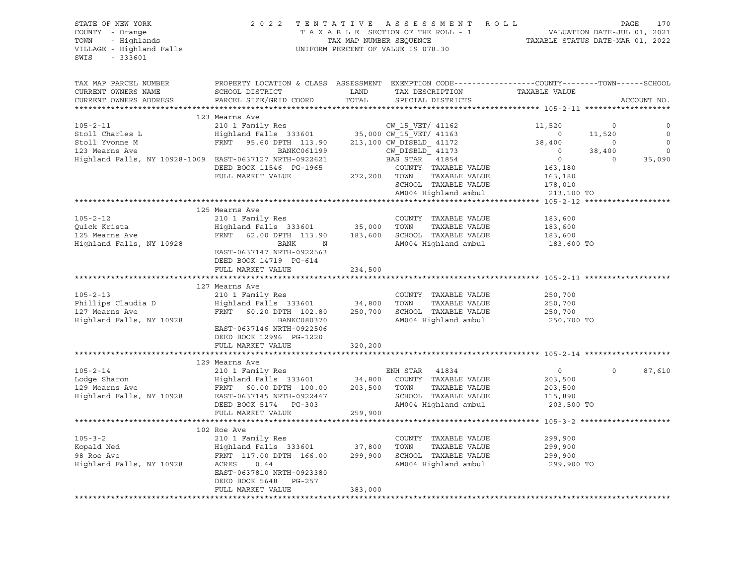STATE OF NEW YORK
COUNTY - Orange
TOWN - Highlands
VILLAGE - Highland Falls
SWIS - 333601

2022 TENTATIVE ASSESSMENT ROLL
TAXABLE SECTION OF THE ROLL - 1
TAX MAP NUMBER SEQUENCE
UNIFORM PERCENT OF VALUE IS 078.30

VALUATION DATE-JUL 01, 2021
TAXABLE STATUS DATE-MAR 01, 2022

| TAX MAP PARCEL NUMBER / CURRENT OWNERS NAME / CURRENT OWNERS ADDRESS | PROPERTY LOCATION & CLASS / SCHOOL DISTRICT / PARCEL SIZE/GRID COORD | ASSESSMENT LAND / TOTAL | EXEMPTION CODE / TAX DESCRIPTION / SPECIAL DISTRICTS | COUNTY TAXABLE VALUE | TOWN | SCHOOL | ACCOUNT NO. |
|---|---|---|---|---|---|---|---|
| **105-2-11** | 123 Mearns Ave | | | | | | |
| 105-2-11 | 210 1 Family Res | | CW_15_VET/ 41162 | 11,520 | 0 | 0 | |
| Stoll Charles L | Highland Falls 333601 | 35,000 | CW_15_VET/ 41163 | 0 | 11,520 | 0 | |
| Stoll Yvonne M | FRNT 95.60 DPTH 113.90 | 213,100 | CW_DISBLD_ 41172 | 38,400 | 0 | 0 | |
| 123 Mearns Ave | BANKC061199 | | CW_DISBLD_ 41173 | 0 | 38,400 | 0 | |
| Highland Falls, NY 10928-1009 | EAST-0637127 NRTH-0922621 | | BAS STAR 41854 | 0 | 0 | 35,090 | |
| | DEED BOOK 11546 PG-1965 | | COUNTY TAXABLE VALUE | 163,180 | | | |
| | FULL MARKET VALUE | 272,200 | TOWN TAXABLE VALUE | 163,180 | | | |
| | | | SCHOOL TAXABLE VALUE | 178,010 | | | |
| | | | AM004 Highland ambul | 213,100 TO | | | |
| **105-2-12** | 125 Mearns Ave | | | | | | |
| 105-2-12 | 210 1 Family Res | | COUNTY TAXABLE VALUE | 183,600 | | | |
| Quick Krista | Highland Falls 333601 | 35,000 | TOWN TAXABLE VALUE | 183,600 | | | |
| 125 Mearns Ave | FRNT 62.00 DPTH 113.90 | 183,600 | SCHOOL TAXABLE VALUE | 183,600 | | | |
| Highland Falls, NY 10928 | BANK N | | AM004 Highland ambul | 183,600 TO | | | |
| | EAST-0637147 NRTH-0922563 | | | | | | |
| | DEED BOOK 14719 PG-614 | | | | | | |
| | FULL MARKET VALUE | 234,500 | | | | | |
| **105-2-13** | 127 Mearns Ave | | | | | | |
| 105-2-13 | 210 1 Family Res | | COUNTY TAXABLE VALUE | 250,700 | | | |
| Phillips Claudia D | Highland Falls 333601 | 34,800 | TOWN TAXABLE VALUE | 250,700 | | | |
| 127 Mearns Ave | FRNT 60.20 DPTH 102.80 | 250,700 | SCHOOL TAXABLE VALUE | 250,700 | | | |
| Highland Falls, NY 10928 | BANKC080370 | | AM004 Highland ambul | 250,700 TO | | | |
| | EAST-0637146 NRTH-0922506 | | | | | | |
| | DEED BOOK 12996 PG-1220 | | | | | | |
| | FULL MARKET VALUE | 320,200 | | | | | |
| **105-2-14** | 129 Mearns Ave | | | | | | |
| 105-2-14 | 210 1 Family Res | | ENH STAR 41834 | 0 | 0 | 87,610 | |
| Lodge Sharon | Highland Falls 333601 | 34,800 | COUNTY TAXABLE VALUE | 203,500 | | | |
| 129 Mearns Ave | FRNT 60.00 DPTH 100.00 | 203,500 | TOWN TAXABLE VALUE | 203,500 | | | |
| Highland Falls, NY 10928 | EAST-0637145 NRTH-0922447 | | SCHOOL TAXABLE VALUE | 115,890 | | | |
| | DEED BOOK 5174 PG-303 | | AM004 Highland ambul | 203,500 TO | | | |
| | FULL MARKET VALUE | 259,900 | | | | | |
| **105-3-2** | 102 Roe Ave | | | | | | |
| 105-3-2 | 210 1 Family Res | | COUNTY TAXABLE VALUE | 299,900 | | | |
| Kopald Ned | Highland Falls 333601 | 37,800 | TOWN TAXABLE VALUE | 299,900 | | | |
| 98 Roe Ave | FRNT 117.00 DPTH 166.00 | 299,900 | SCHOOL TAXABLE VALUE | 299,900 | | | |
| Highland Falls, NY 10928 | ACRES 0.44 | | AM004 Highland ambul | 299,900 TO | | | |
| | EAST-0637810 NRTH-0923380 | | | | | | |
| | DEED BOOK 5648 PG-257 | | | | | | |
| | FULL MARKET VALUE | 383,000 | | | | | |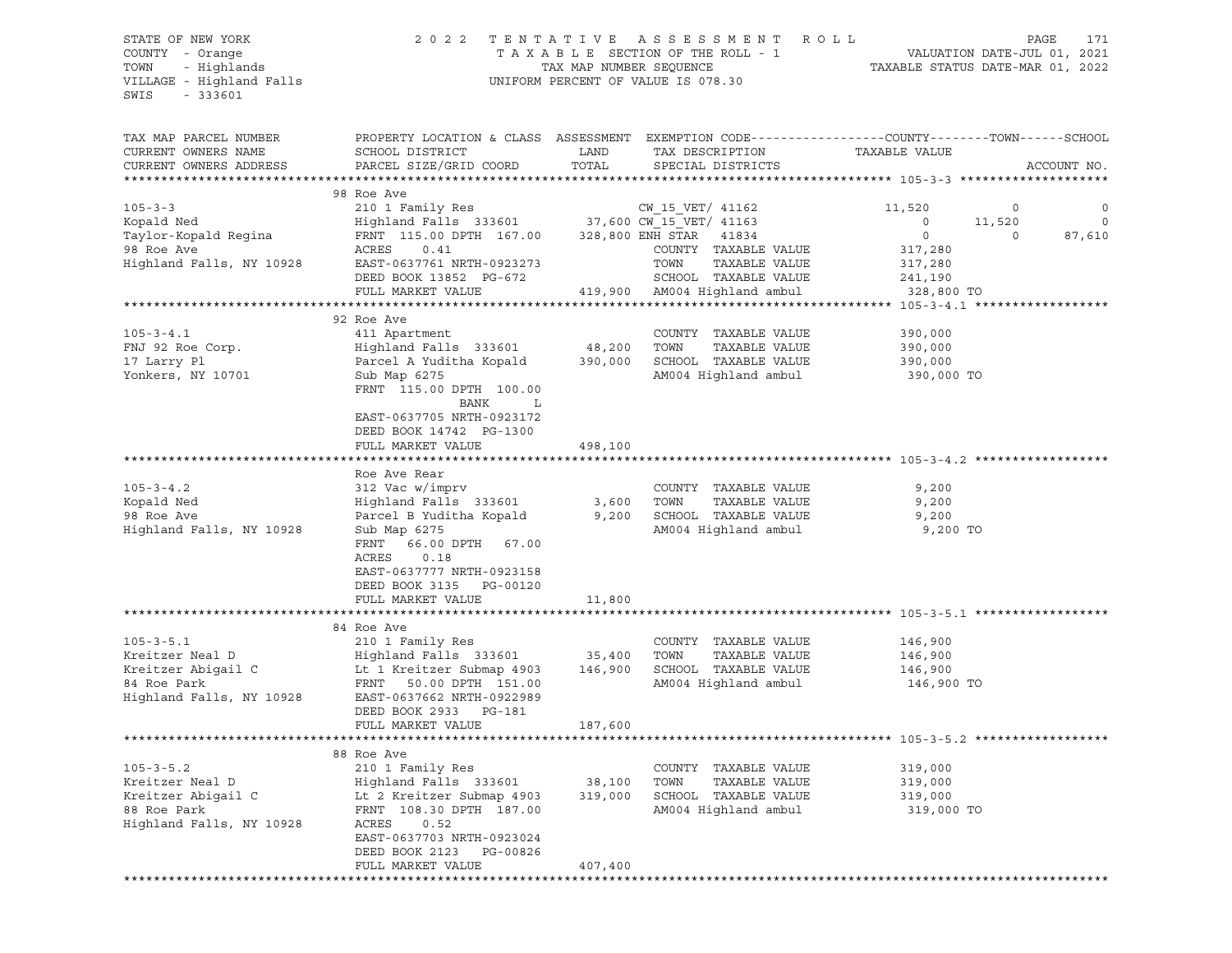STATE OF NEW YORK
COUNTY - Orange
TOWN - Highlands
VILLAGE - Highland Falls
SWIS - 333601

2022 TENTATIVE ASSESSMENT ROLL
TAXABLE SECTION OF THE ROLL - 1
TAX MAP NUMBER SEQUENCE
UNIFORM PERCENT OF VALUE IS 078.30

VALUATION DATE-JUL 01, 2021
TAXABLE STATUS DATE-MAR 01, 2022

| TAX MAP PARCEL NUMBER / CURRENT OWNERS NAME / CURRENT OWNERS ADDRESS | PROPERTY LOCATION & CLASS / SCHOOL DISTRICT / PARCEL SIZE/GRID COORD | ASSESSMENT LAND | TOTAL | EXEMPTION CODE / TAX DESCRIPTION / SPECIAL DISTRICTS | COUNTY TAXABLE VALUE | TOWN | SCHOOL | ACCOUNT NO. |
|---|---|---|---|---|---|---|---|---|
| **105-3-3** | 98 Roe Ave | | | | | | | |
| 105-3-3 | 210 1 Family Res | | | CW_15_VET/ 41162 | 11,520 | 0 | 0 | |
| Kopald Ned | Highland Falls 333601 | 37,600 | | CW_15_VET/ 41163 | 0 | 11,520 | 0 | |
| Taylor-Kopald Regina | FRNT 115.00 DPTH 167.00 | | 328,800 | ENH STAR 41834 | 0 | 0 | 87,610 | |
| 98 Roe Ave | ACRES 0.41 | | | COUNTY TAXABLE VALUE | 317,280 | | | |
| Highland Falls, NY 10928 | EAST-0637761 NRTH-0923273 | | | TOWN TAXABLE VALUE | 317,280 | | | |
| | DEED BOOK 13852 PG-672 | | | SCHOOL TAXABLE VALUE | 241,190 | | | |
| | FULL MARKET VALUE | | 419,900 | AM004 Highland ambul | 328,800 TO | | | |
| **105-3-4.1** | 92 Roe Ave | | | | | | | |
| 105-3-4.1 | 411 Apartment | | | COUNTY TAXABLE VALUE | 390,000 | | | |
| FNJ 92 Roe Corp. | Highland Falls 333601 | 48,200 | | TOWN TAXABLE VALUE | 390,000 | | | |
| 17 Larry Pl | Parcel A Yuditha Kopald | | 390,000 | SCHOOL TAXABLE VALUE | 390,000 | | | |
| Yonkers, NY 10701 | Sub Map 6275 | | | AM004 Highland ambul | 390,000 TO | | | |
| | FRNT 115.00 DPTH 100.00 | | | | | | | |
| | BANK L | | | | | | | |
| | EAST-0637705 NRTH-0923172 | | | | | | | |
| | DEED BOOK 14742 PG-1300 | | | | | | | |
| | FULL MARKET VALUE | | 498,100 | | | | | |
| **105-3-4.2** | Roe Ave Rear | | | | | | | |
| 105-3-4.2 | 312 Vac w/imprv | | | COUNTY TAXABLE VALUE | 9,200 | | | |
| Kopald Ned | Highland Falls 333601 | 3,600 | | TOWN TAXABLE VALUE | 9,200 | | | |
| 98 Roe Ave | Parcel B Yuditha Kopald | | 9,200 | SCHOOL TAXABLE VALUE | 9,200 | | | |
| Highland Falls, NY 10928 | Sub Map 6275 | | | AM004 Highland ambul | 9,200 TO | | | |
| | FRNT 66.00 DPTH 67.00 | | | | | | | |
| | ACRES 0.18 | | | | | | | |
| | EAST-0637777 NRTH-0923158 | | | | | | | |
| | DEED BOOK 3135 PG-00120 | | | | | | | |
| | FULL MARKET VALUE | | 11,800 | | | | | |
| **105-3-5.1** | 84 Roe Ave | | | | | | | |
| 105-3-5.1 | 210 1 Family Res | | | COUNTY TAXABLE VALUE | 146,900 | | | |
| Kreitzer Neal D | Highland Falls 333601 | 35,400 | | TOWN TAXABLE VALUE | 146,900 | | | |
| Kreitzer Abigail C | Lt 1 Kreitzer Submap 4903 | | 146,900 | SCHOOL TAXABLE VALUE | 146,900 | | | |
| 84 Roe Park | FRNT 50.00 DPTH 151.00 | | | AM004 Highland ambul | 146,900 TO | | | |
| Highland Falls, NY 10928 | EAST-0637662 NRTH-0922989 | | | | | | | |
| | DEED BOOK 2933 PG-181 | | | | | | | |
| | FULL MARKET VALUE | | 187,600 | | | | | |
| **105-3-5.2** | 88 Roe Ave | | | | | | | |
| 105-3-5.2 | 210 1 Family Res | | | COUNTY TAXABLE VALUE | 319,000 | | | |
| Kreitzer Neal D | Highland Falls 333601 | 38,100 | | TOWN TAXABLE VALUE | 319,000 | | | |
| Kreitzer Abigail C | Lt 2 Kreitzer Submap 4903 | | 319,000 | SCHOOL TAXABLE VALUE | 319,000 | | | |
| 88 Roe Park | FRNT 108.30 DPTH 187.00 | | | AM004 Highland ambul | 319,000 TO | | | |
| Highland Falls, NY 10928 | ACRES 0.52 | | | | | | | |
| | EAST-0637703 NRTH-0923024 | | | | | | | |
| | DEED BOOK 2123 PG-00826 | | | | | | | |
| | FULL MARKET VALUE | | 407,400 | | | | | |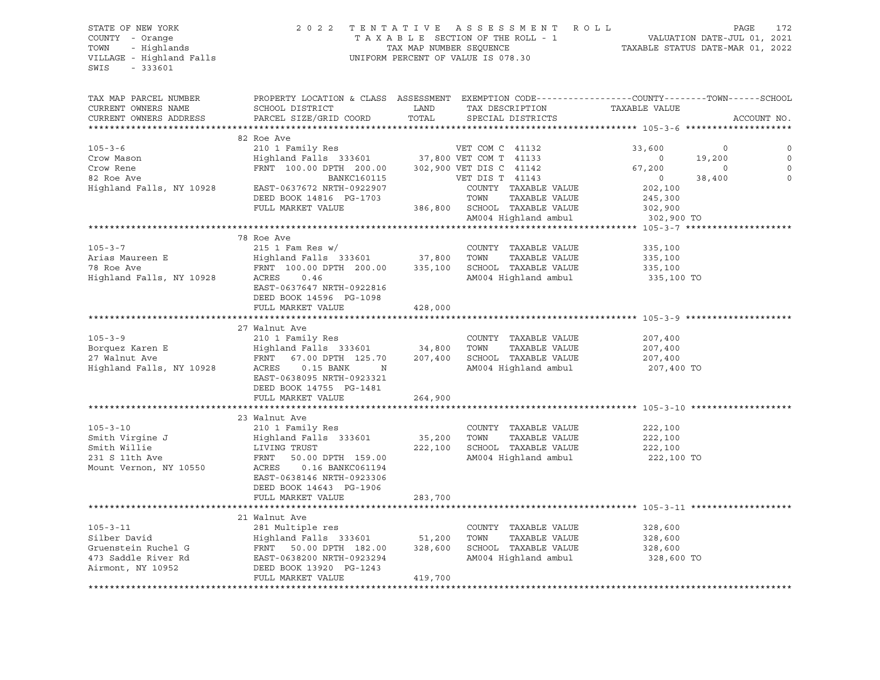STATE OF NEW YORK
COUNTY - Orange
TOWN - Highlands
VILLAGE - Highland Falls
SWIS - 333601

2 0 2 2 T E N T A T I V E A S S E S S M E N T R O L L
T A X A B L E SECTION OF THE ROLL - 1
TAX MAP NUMBER SEQUENCE
UNIFORM PERCENT OF VALUE IS 078.30

VALUATION DATE-JUL 01, 2021
TAXABLE STATUS DATE-MAR 01, 2022

| TAX MAP PARCEL NUMBER / CURRENT OWNERS NAME / CURRENT OWNERS ADDRESS | PROPERTY LOCATION & CLASS / SCHOOL DISTRICT / PARCEL SIZE/GRID COORD | ASSESSMENT LAND / TOTAL | EXEMPTION CODE / TAX DESCRIPTION / SPECIAL DISTRICTS | COUNTY TAXABLE VALUE | TOWN | SCHOOL | ACCOUNT NO. |
|---|---|---|---|---|---|---|---|
| **105-3-6** | 82 Roe Ave | | | | | | |
| 105-3-6 | 210 1 Family Res | | VET COM C 41132 | 33,600 | 0 | 0 | |
| Crow Mason | Highland Falls 333601 | 37,800 | VET COM T 41133 | 0 | 19,200 | 0 | |
| Crow Rene | FRNT 100.00 DPTH 200.00 | 302,900 | VET DIS C 41142 | 67,200 | 0 | 0 | |
| 82 Roe Ave | BANKC160115 | | VET DIS T 41143 | 0 | 38,400 | 0 | |
| Highland Falls, NY 10928 | EAST-0637672 NRTH-0922907 | | COUNTY TAXABLE VALUE | 202,100 | | | |
| | DEED BOOK 14816 PG-1703 | | TOWN TAXABLE VALUE | 245,300 | | | |
| | FULL MARKET VALUE | 386,800 | SCHOOL TAXABLE VALUE | 302,900 | | | |
| | | | AM004 Highland ambul | 302,900 TO | | | |
| **105-3-7** | 78 Roe Ave | | | | | | |
| 105-3-7 | 215 1 Fam Res w/ | | COUNTY TAXABLE VALUE | 335,100 | | | |
| Arias Maureen E | Highland Falls 333601 | 37,800 | TOWN TAXABLE VALUE | 335,100 | | | |
| 78 Roe Ave | FRNT 100.00 DPTH 200.00 | 335,100 | SCHOOL TAXABLE VALUE | 335,100 | | | |
| Highland Falls, NY 10928 | ACRES 0.46 | | AM004 Highland ambul | 335,100 TO | | | |
| | EAST-0637647 NRTH-0922816 | | | | | | |
| | DEED BOOK 14596 PG-1098 | | | | | | |
| | FULL MARKET VALUE | 428,000 | | | | | |
| **105-3-9** | 27 Walnut Ave | | | | | | |
| 105-3-9 | 210 1 Family Res | | COUNTY TAXABLE VALUE | 207,400 | | | |
| Borquez Karen E | Highland Falls 333601 | 34,800 | TOWN TAXABLE VALUE | 207,400 | | | |
| 27 Walnut Ave | FRNT 67.00 DPTH 125.70 | 207,400 | SCHOOL TAXABLE VALUE | 207,400 | | | |
| Highland Falls, NY 10928 | ACRES 0.15 BANK N | | AM004 Highland ambul | 207,400 TO | | | |
| | EAST-0638095 NRTH-0923321 | | | | | | |
| | DEED BOOK 14755 PG-1481 | | | | | | |
| | FULL MARKET VALUE | 264,900 | | | | | |
| **105-3-10** | 23 Walnut Ave | | | | | | |
| 105-3-10 | 210 1 Family Res | | COUNTY TAXABLE VALUE | 222,100 | | | |
| Smith Virgine J | Highland Falls 333601 | 35,200 | TOWN TAXABLE VALUE | 222,100 | | | |
| Smith Willie | LIVING TRUST | 222,100 | SCHOOL TAXABLE VALUE | 222,100 | | | |
| 231 S 11th Ave | FRNT 50.00 DPTH 159.00 | | AM004 Highland ambul | 222,100 TO | | | |
| Mount Vernon, NY 10550 | ACRES 0.16 BANKC061194 | | | | | | |
| | EAST-0638146 NRTH-0923306 | | | | | | |
| | DEED BOOK 14643 PG-1906 | | | | | | |
| | FULL MARKET VALUE | 283,700 | | | | | |
| **105-3-11** | 21 Walnut Ave | | | | | | |
| 105-3-11 | 281 Multiple res | | COUNTY TAXABLE VALUE | 328,600 | | | |
| Silber David | Highland Falls 333601 | 51,200 | TOWN TAXABLE VALUE | 328,600 | | | |
| Gruenstein Ruchel G | FRNT 50.00 DPTH 182.00 | 328,600 | SCHOOL TAXABLE VALUE | 328,600 | | | |
| 473 Saddle River Rd | EAST-0638200 NRTH-0923294 | | AM004 Highland ambul | 328,600 TO | | | |
| Airmont, NY 10952 | DEED BOOK 13920 PG-1243 | | | | | | |
| | FULL MARKET VALUE | 419,700 | | | | | |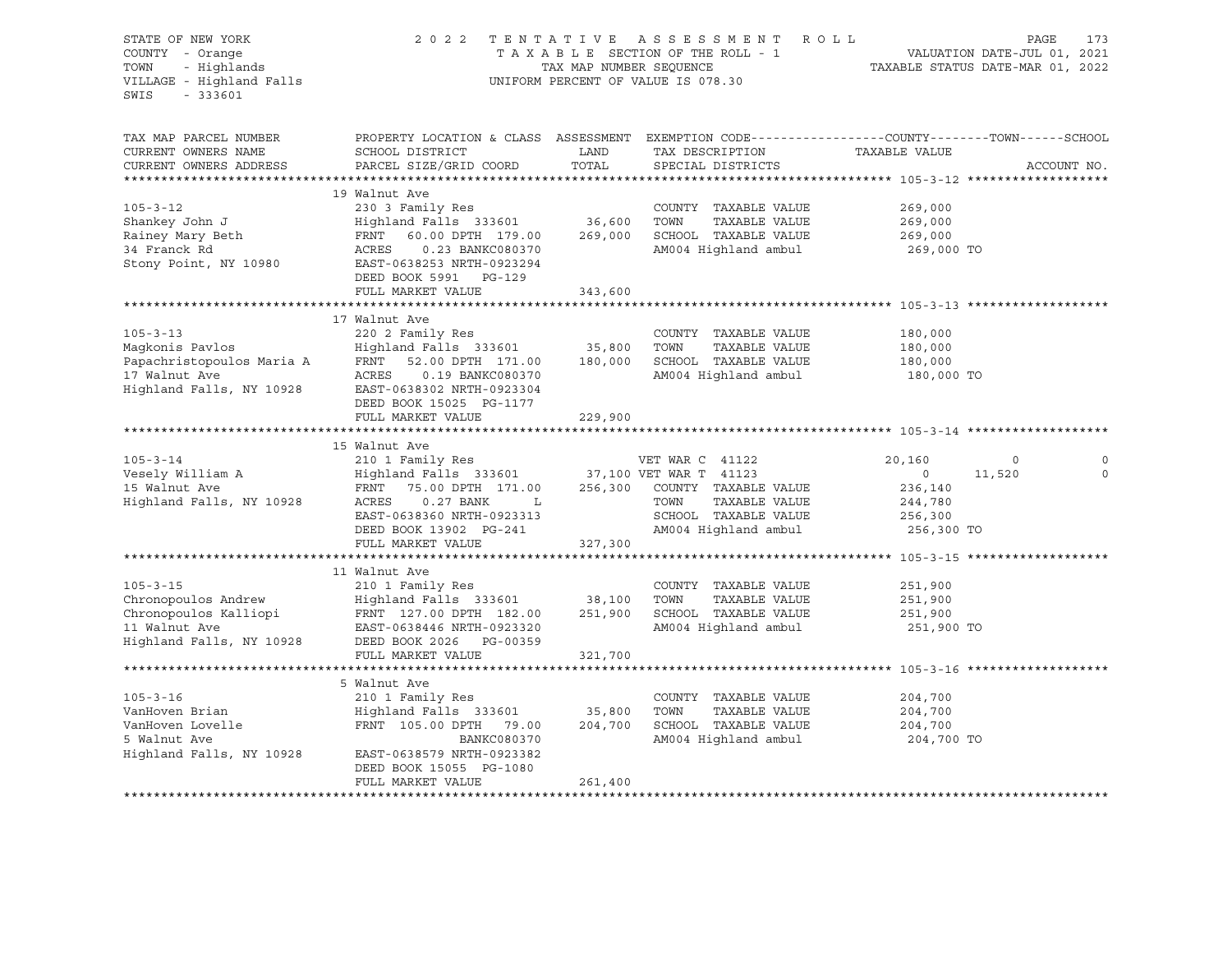STATE OF NEW YORK 2022 TENTATIVE ASSESSMENT ROLL
COUNTY - Orange TAXABLE SECTION OF THE ROLL - 1 VALUATION DATE-JUL 01, 2021
TOWN - Highlands TAX MAP NUMBER SEQUENCE TAXABLE STATUS DATE-MAR 01, 2022
VILLAGE - Highland Falls UNIFORM PERCENT OF VALUE IS 078.30
SWIS - 333601

| TAX MAP PARCEL NUMBER / CURRENT OWNERS NAME / CURRENT OWNERS ADDRESS | PROPERTY LOCATION & CLASS / SCHOOL DISTRICT / PARCEL SIZE/GRID COORD | ASSESSMENT LAND / TOTAL | EXEMPTION CODE / TAX DESCRIPTION / SPECIAL DISTRICTS | COUNTY TAXABLE VALUE | TOWN | SCHOOL / ACCOUNT NO. |
|---|---|---|---|---|---|---|
| **105-3-12** | 19 Walnut Ave | | | | | |
| 105-3-12 | 230 3 Family Res | | COUNTY TAXABLE VALUE | 269,000 | | |
| Shankey John J | Highland Falls 333601 | 36,600 | TOWN TAXABLE VALUE | 269,000 | | |
| Rainey Mary Beth | FRNT 60.00 DPTH 179.00 | 269,000 | SCHOOL TAXABLE VALUE | 269,000 | | |
| 34 Franck Rd | ACRES 0.23 BANKC080370 | | AM004 Highland ambul | 269,000 TO | | |
| Stony Point, NY 10980 | EAST-0638253 NRTH-0923294 | | | | | |
| | DEED BOOK 5991 PG-129 | | | | | |
| | FULL MARKET VALUE | 343,600 | | | | |
| **105-3-13** | 17 Walnut Ave | | | | | |
| 105-3-13 | 220 2 Family Res | | COUNTY TAXABLE VALUE | 180,000 | | |
| Magkonis Pavlos | Highland Falls 333601 | 35,800 | TOWN TAXABLE VALUE | 180,000 | | |
| Papachristopoulos Maria A | FRNT 52.00 DPTH 171.00 | 180,000 | SCHOOL TAXABLE VALUE | 180,000 | | |
| 17 Walnut Ave | ACRES 0.19 BANKC080370 | | AM004 Highland ambul | 180,000 TO | | |
| Highland Falls, NY 10928 | EAST-0638302 NRTH-0923304 | | | | | |
| | DEED BOOK 15025 PG-1177 | | | | | |
| | FULL MARKET VALUE | 229,900 | | | | |
| **105-3-14** | 15 Walnut Ave | | | | | |
| 105-3-14 | 210 1 Family Res | | VET WAR C 41122 | 20,160 | 0 | 0 |
| Vesely William A | Highland Falls 333601 | 37,100 | VET WAR T 41123 | 0 | 11,520 | 0 |
| 15 Walnut Ave | FRNT 75.00 DPTH 171.00 | 256,300 | COUNTY TAXABLE VALUE | 236,140 | | |
| Highland Falls, NY 10928 | ACRES 0.27 BANK L | | TOWN TAXABLE VALUE | 244,780 | | |
| | EAST-0638360 NRTH-0923313 | | SCHOOL TAXABLE VALUE | 256,300 | | |
| | DEED BOOK 13902 PG-241 | | AM004 Highland ambul | 256,300 TO | | |
| | FULL MARKET VALUE | 327,300 | | | | |
| **105-3-15** | 11 Walnut Ave | | | | | |
| 105-3-15 | 210 1 Family Res | | COUNTY TAXABLE VALUE | 251,900 | | |
| Chronopoulos Andrew | Highland Falls 333601 | 38,100 | TOWN TAXABLE VALUE | 251,900 | | |
| Chronopoulos Kalliopi | FRNT 127.00 DPTH 182.00 | 251,900 | SCHOOL TAXABLE VALUE | 251,900 | | |
| 11 Walnut Ave | EAST-0638446 NRTH-0923320 | | AM004 Highland ambul | 251,900 TO | | |
| Highland Falls, NY 10928 | DEED BOOK 2026 PG-00359 | | | | | |
| | FULL MARKET VALUE | 321,700 | | | | |
| **105-3-16** | 5 Walnut Ave | | | | | |
| 105-3-16 | 210 1 Family Res | | COUNTY TAXABLE VALUE | 204,700 | | |
| VanHoven Brian | Highland Falls 333601 | 35,800 | TOWN TAXABLE VALUE | 204,700 | | |
| VanHoven Lovelle | FRNT 105.00 DPTH 79.00 | 204,700 | SCHOOL TAXABLE VALUE | 204,700 | | |
| 5 Walnut Ave | BANKC080370 | | AM004 Highland ambul | 204,700 TO | | |
| Highland Falls, NY 10928 | EAST-0638579 NRTH-0923382 | | | | | |
| | DEED BOOK 15055 PG-1080 | | | | | |
| | FULL MARKET VALUE | 261,400 | | | | |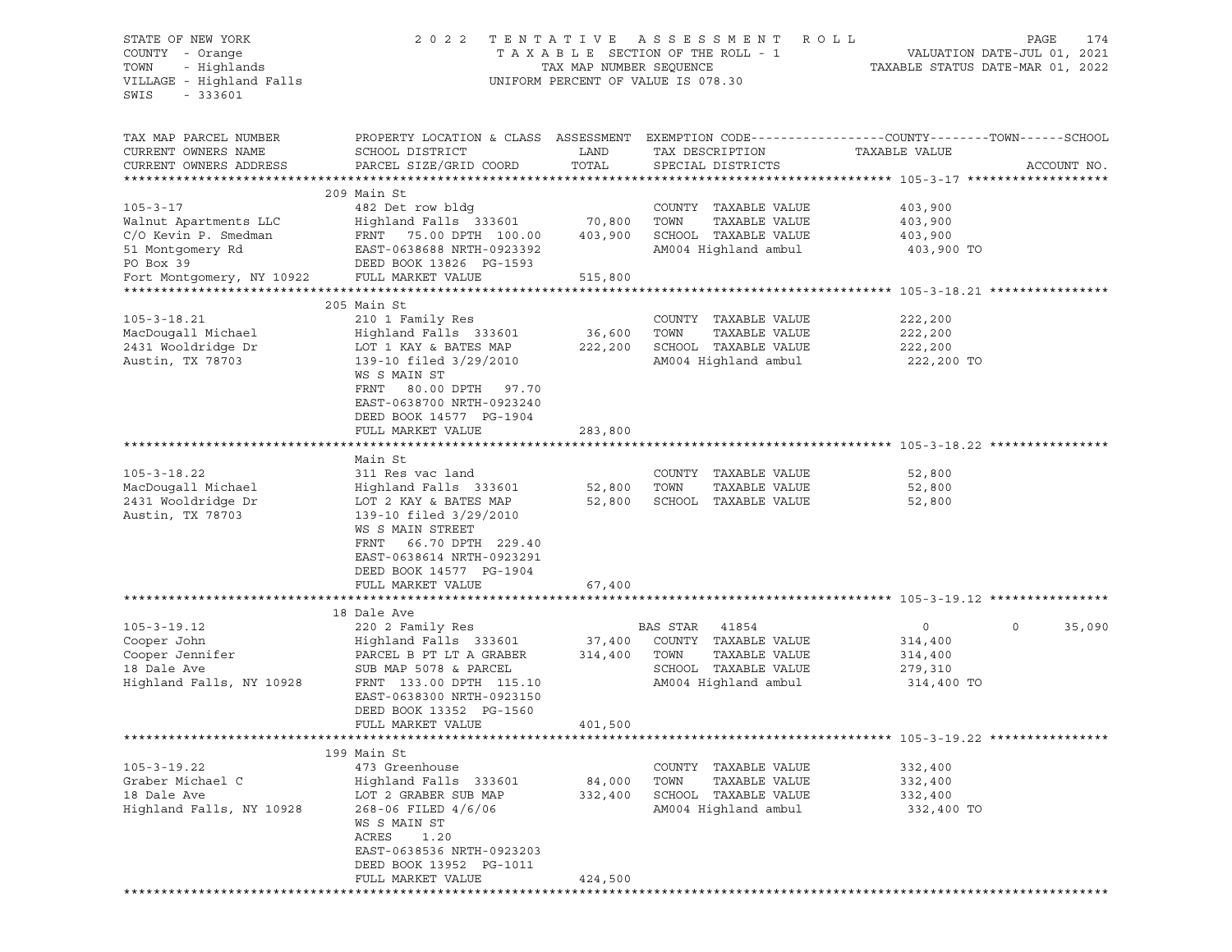STATE OF NEW YORK | COUNTY - Orange | TOWN - Highlands | VILLAGE - Highland Falls | SWIS - 333601

# 2022 TENTATIVE ASSESSMENT ROLL

TAXABLE SECTION OF THE ROLL - 1 | TAX MAP NUMBER SEQUENCE | UNIFORM PERCENT OF VALUE IS 078.30

VALUATION DATE-JUL 01, 2021 | TAXABLE STATUS DATE-MAR 01, 2022

| TAX MAP PARCEL NUMBER / CURRENT OWNERS NAME / CURRENT OWNERS ADDRESS | PROPERTY LOCATION & CLASS / SCHOOL DISTRICT / PARCEL SIZE/GRID COORD | ASSESSMENT LAND / TOTAL | EXEMPTION CODE / TAX DESCRIPTION / SPECIAL DISTRICTS | COUNTY | TOWN | SCHOOL | ACCOUNT NO. |
|---|---|---|---|---|---|---|---|
| **105-3-17** | 209 Main St | | | | | | |
| Walnut Apartments LLC | 482 Det row bldg | | COUNTY TAXABLE VALUE | 403,900 | | | |
| C/O Kevin P. Smedman | Highland Falls 333601 | 70,800 | TOWN TAXABLE VALUE | | 403,900 | | |
| 51 Montgomery Rd | FRNT 75.00 DPTH 100.00 | 403,900 | SCHOOL TAXABLE VALUE | | | 403,900 | |
| PO Box 39 | EAST-0638688 NRTH-0923392 | | AM004 Highland ambul | 403,900 TO | | | |
| Fort Montgomery, NY 10922 | DEED BOOK 13826 PG-1593 | | | | | | |
| | FULL MARKET VALUE | 515,800 | | | | | |
| **105-3-18.21** | 205 Main St | | | | | | |
| MacDougall Michael | 210 1 Family Res | | COUNTY TAXABLE VALUE | 222,200 | | | |
| 2431 Wooldridge Dr | Highland Falls 333601 | 36,600 | TOWN TAXABLE VALUE | | 222,200 | | |
| Austin, TX 78703 | LOT 1 KAY & BATES MAP | 222,200 | SCHOOL TAXABLE VALUE | | | 222,200 | |
| | 139-10 filed 3/29/2010 | | AM004 Highland ambul | 222,200 TO | | | |
| | WS S MAIN ST | | | | | | |
| | FRNT 80.00 DPTH 97.70 | | | | | | |
| | EAST-0638700 NRTH-0923240 | | | | | | |
| | DEED BOOK 14577 PG-1904 | | | | | | |
| | FULL MARKET VALUE | 283,800 | | | | | |
| **105-3-18.22** | Main St | | | | | | |
| MacDougall Michael | 311 Res vac land | | COUNTY TAXABLE VALUE | 52,800 | | | |
| 2431 Wooldridge Dr | Highland Falls 333601 | 52,800 | TOWN TAXABLE VALUE | | 52,800 | | |
| Austin, TX 78703 | LOT 2 KAY & BATES MAP | 52,800 | SCHOOL TAXABLE VALUE | | | 52,800 | |
| | 139-10 filed 3/29/2010 | | | | | | |
| | WS S MAIN STREET | | | | | | |
| | FRNT 66.70 DPTH 229.40 | | | | | | |
| | EAST-0638614 NRTH-0923291 | | | | | | |
| | DEED BOOK 14577 PG-1904 | | | | | | |
| | FULL MARKET VALUE | 67,400 | | | | | |
| **105-3-19.12** | 18 Dale Ave | | | | | | |
| Cooper John | 220 2 Family Res | | BAS STAR 41854 | 0 | 0 | 35,090 | |
| Cooper Jennifer | Highland Falls 333601 | 37,400 | COUNTY TAXABLE VALUE | 314,400 | | | |
| 18 Dale Ave | PARCEL B PT LT A GRABER | 314,400 | TOWN TAXABLE VALUE | | 314,400 | | |
| Highland Falls, NY 10928 | SUB MAP 5078 & PARCEL | | SCHOOL TAXABLE VALUE | | | 279,310 | |
| | FRNT 133.00 DPTH 115.10 | | AM004 Highland ambul | 314,400 TO | | | |
| | EAST-0638300 NRTH-0923150 | | | | | | |
| | DEED BOOK 13352 PG-1560 | | | | | | |
| | FULL MARKET VALUE | 401,500 | | | | | |
| **105-3-19.22** | 199 Main St | | | | | | |
| Graber Michael C | 473 Greenhouse | | COUNTY TAXABLE VALUE | 332,400 | | | |
| 18 Dale Ave | Highland Falls 333601 | 84,000 | TOWN TAXABLE VALUE | | 332,400 | | |
| Highland Falls, NY 10928 | LOT 2 GRABER SUB MAP | 332,400 | SCHOOL TAXABLE VALUE | | | 332,400 | |
| | 268-06 FILED 4/6/06 | | AM004 Highland ambul | 332,400 TO | | | |
| | WS S MAIN ST | | | | | | |
| | ACRES 1.20 | | | | | | |
| | EAST-0638536 NRTH-0923203 | | | | | | |
| | DEED BOOK 13952 PG-1011 | | | | | | |
| | FULL MARKET VALUE | 424,500 | | | | | |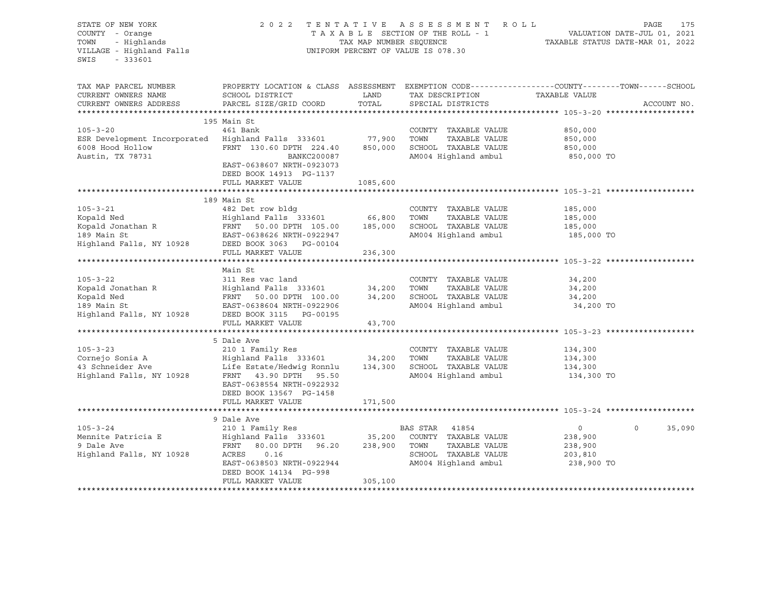STATE OF NEW YORK — 2022 TENTATIVE ASSESSMENT ROLL
COUNTY - Orange — TAXABLE SECTION OF THE ROLL - 1 — VALUATION DATE-JUL 01, 2021
TOWN - Highlands — TAX MAP NUMBER SEQUENCE — TAXABLE STATUS DATE-MAR 01, 2022
VILLAGE - Highland Falls — UNIFORM PERCENT OF VALUE IS 078.30
SWIS - 333601

| TAX MAP PARCEL NUMBER / CURRENT OWNERS NAME / CURRENT OWNERS ADDRESS | PROPERTY LOCATION & CLASS / SCHOOL DISTRICT / PARCEL SIZE/GRID COORD | ASSESSMENT LAND | ASSESSMENT TOTAL | EXEMPTION CODE / TAX DESCRIPTION / SPECIAL DISTRICTS | COUNTY TAXABLE VALUE | TOWN | SCHOOL |
|---|---|---|---|---|---|---|---|
| **105-3-20** | 195 Main St | | | | | | |
| | 461 Bank | | | COUNTY TAXABLE VALUE | 850,000 | | |
| ESR Development Incorporated | Highland Falls 333601 | 77,900 | | TOWN TAXABLE VALUE | 850,000 | | |
| 6008 Hood Hollow | FRNT 130.60 DPTH 224.40 | | 850,000 | SCHOOL TAXABLE VALUE | 850,000 | | |
| Austin, TX 78731 | BANKC200087 | | | AM004 Highland ambul | 850,000 TO | | |
| | EAST-0638607 NRTH-0923073 | | | | | | |
| | DEED BOOK 14913 PG-1137 | | | | | | |
| | FULL MARKET VALUE | | 1085,600 | | | | |
| **105-3-21** | 189 Main St | | | | | | |
| | 482 Det row bldg | | | COUNTY TAXABLE VALUE | 185,000 | | |
| Kopald Ned | Highland Falls 333601 | 66,800 | | TOWN TAXABLE VALUE | 185,000 | | |
| Kopald Jonathan R | FRNT 50.00 DPTH 105.00 | | 185,000 | SCHOOL TAXABLE VALUE | 185,000 | | |
| 189 Main St | EAST-0638626 NRTH-0922947 | | | AM004 Highland ambul | 185,000 TO | | |
| Highland Falls, NY 10928 | DEED BOOK 3063 PG-00104 | | | | | | |
| | FULL MARKET VALUE | | 236,300 | | | | |
| **105-3-22** | Main St | | | | | | |
| | 311 Res vac land | | | COUNTY TAXABLE VALUE | 34,200 | | |
| Kopald Jonathan R | Highland Falls 333601 | 34,200 | | TOWN TAXABLE VALUE | 34,200 | | |
| Kopald Ned | FRNT 50.00 DPTH 100.00 | | 34,200 | SCHOOL TAXABLE VALUE | 34,200 | | |
| 189 Main St | EAST-0638604 NRTH-0922906 | | | AM004 Highland ambul | 34,200 TO | | |
| Highland Falls, NY 10928 | DEED BOOK 3115 PG-00195 | | | | | | |
| | FULL MARKET VALUE | | 43,700 | | | | |
| **105-3-23** | 5 Dale Ave | | | | | | |
| | 210 1 Family Res | | | COUNTY TAXABLE VALUE | 134,300 | | |
| Cornejo Sonia A | Highland Falls 333601 | 34,200 | | TOWN TAXABLE VALUE | 134,300 | | |
| 43 Schneider Ave | Life Estate/Hedwig Ronnlu | | 134,300 | SCHOOL TAXABLE VALUE | 134,300 | | |
| Highland Falls, NY 10928 | FRNT 43.90 DPTH 95.50 | | | AM004 Highland ambul | 134,300 TO | | |
| | EAST-0638554 NRTH-0922932 | | | | | | |
| | DEED BOOK 13567 PG-1458 | | | | | | |
| | FULL MARKET VALUE | | 171,500 | | | | |
| **105-3-24** | 9 Dale Ave | | | | | | |
| | 210 1 Family Res | | | BAS STAR 41854 | 0 | 0 | 35,090 |
| Mennite Patricia E | Highland Falls 333601 | 35,200 | | COUNTY TAXABLE VALUE | 238,900 | | |
| 9 Dale Ave | FRNT 80.00 DPTH 96.20 | | 238,900 | TOWN TAXABLE VALUE | 238,900 | | |
| Highland Falls, NY 10928 | ACRES 0.16 | | | SCHOOL TAXABLE VALUE | 203,810 | | |
| | EAST-0638503 NRTH-0922944 | | | AM004 Highland ambul | 238,900 TO | | |
| | DEED BOOK 14134 PG-998 | | | | | | |
| | FULL MARKET VALUE | | 305,100 | | | | |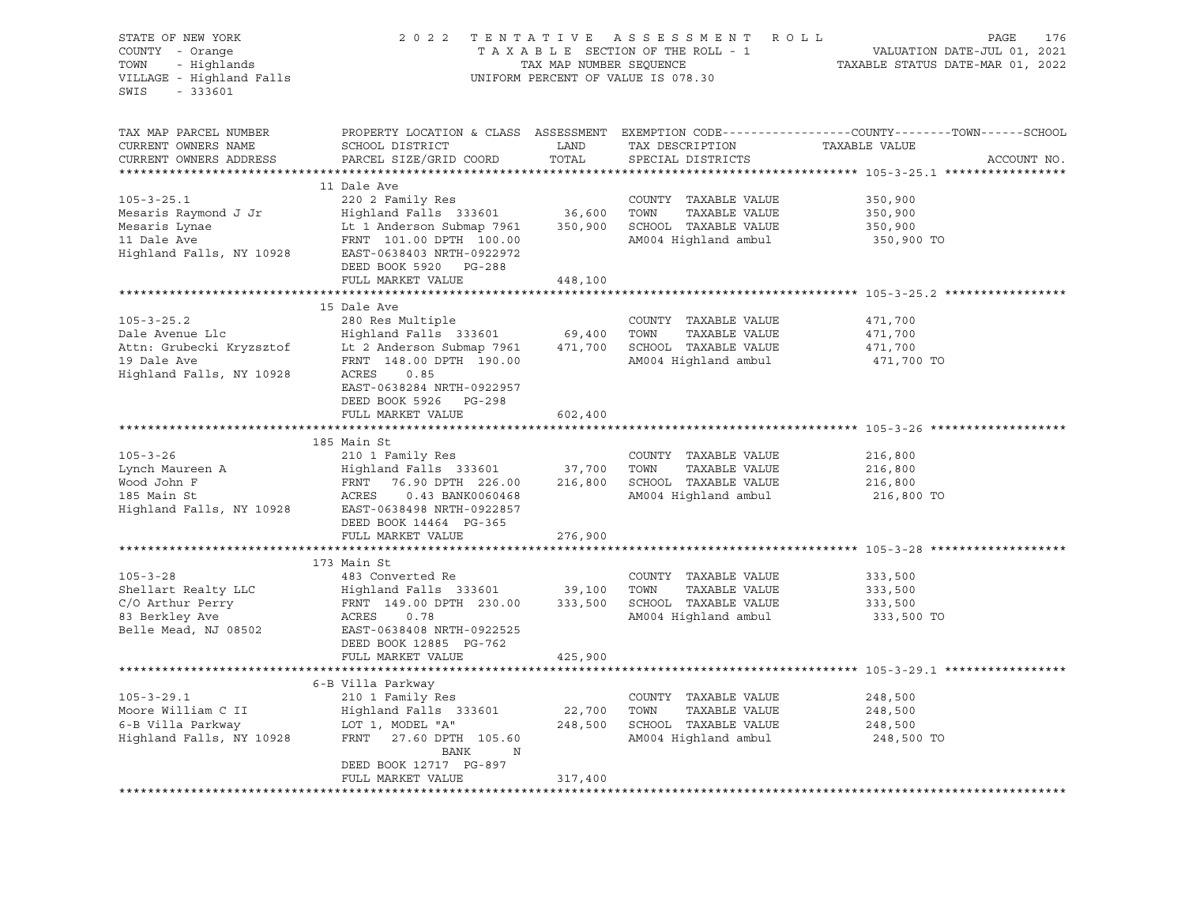STATE OF NEW YORK — COUNTY - Orange — TOWN - Highlands — VILLAGE - Highland Falls — SWIS - 333601

2022 TENTATIVE ASSESSMENT ROLL
TAXABLE SECTION OF THE ROLL - 1
TAX MAP NUMBER SEQUENCE
UNIFORM PERCENT OF VALUE IS 078.30

VALUATION DATE-JUL 01, 2021
TAXABLE STATUS DATE-MAR 01, 2022

| TAX MAP PARCEL NUMBER / CURRENT OWNERS NAME / CURRENT OWNERS ADDRESS | PROPERTY LOCATION & CLASS / SCHOOL DISTRICT / PARCEL SIZE/GRID COORD | ASSESSMENT LAND / TOTAL | EXEMPTION CODE / TAX DESCRIPTION / SPECIAL DISTRICTS | COUNTY / TOWN / SCHOOL TAXABLE VALUE | ACCOUNT NO. |
|---|---|---|---|---|---|
| **105-3-25.1** | 11 Dale Ave | | | | |
| 105-3-25.1 | 220 2 Family Res | | COUNTY TAXABLE VALUE | 350,900 | |
| Mesaris Raymond J Jr | Highland Falls 333601 | 36,600 | TOWN TAXABLE VALUE | 350,900 | |
| Mesaris Lynae | Lt 1 Anderson Submap 7961 | 350,900 | SCHOOL TAXABLE VALUE | 350,900 | |
| 11 Dale Ave | FRNT 101.00 DPTH 100.00 | | AM004 Highland ambul | 350,900 TO | |
| Highland Falls, NY 10928 | EAST-0638403 NRTH-0922972 | | | | |
| | DEED BOOK 5920 PG-288 | | | | |
| | FULL MARKET VALUE | 448,100 | | | |
| **105-3-25.2** | 15 Dale Ave | | | | |
| 105-3-25.2 | 280 Res Multiple | | COUNTY TAXABLE VALUE | 471,700 | |
| Dale Avenue Llc | Highland Falls 333601 | 69,400 | TOWN TAXABLE VALUE | 471,700 | |
| Attn: Grubecki Kryzsztof | Lt 2 Anderson Submap 7961 | 471,700 | SCHOOL TAXABLE VALUE | 471,700 | |
| 19 Dale Ave | FRNT 148.00 DPTH 190.00 | | AM004 Highland ambul | 471,700 TO | |
| Highland Falls, NY 10928 | ACRES 0.85 | | | | |
| | EAST-0638284 NRTH-0922957 | | | | |
| | DEED BOOK 5926 PG-298 | | | | |
| | FULL MARKET VALUE | 602,400 | | | |
| **105-3-26** | 185 Main St | | | | |
| 105-3-26 | 210 1 Family Res | | COUNTY TAXABLE VALUE | 216,800 | |
| Lynch Maureen A | Highland Falls 333601 | 37,700 | TOWN TAXABLE VALUE | 216,800 | |
| Wood John F | FRNT 76.90 DPTH 226.00 | 216,800 | SCHOOL TAXABLE VALUE | 216,800 | |
| 185 Main St | ACRES 0.43 BANK0060468 | | AM004 Highland ambul | 216,800 TO | |
| Highland Falls, NY 10928 | EAST-0638498 NRTH-0922857 | | | | |
| | DEED BOOK 14464 PG-365 | | | | |
| | FULL MARKET VALUE | 276,900 | | | |
| **105-3-28** | 173 Main St | | | | |
| 105-3-28 | 483 Converted Re | | COUNTY TAXABLE VALUE | 333,500 | |
| Shellart Realty LLC | Highland Falls 333601 | 39,100 | TOWN TAXABLE VALUE | 333,500 | |
| C/O Arthur Perry | FRNT 149.00 DPTH 230.00 | 333,500 | SCHOOL TAXABLE VALUE | 333,500 | |
| 83 Berkley Ave | ACRES 0.78 | | AM004 Highland ambul | 333,500 TO | |
| Belle Mead, NJ 08502 | EAST-0638408 NRTH-0922525 | | | | |
| | DEED BOOK 12885 PG-762 | | | | |
| | FULL MARKET VALUE | 425,900 | | | |
| **105-3-29.1** | 6-B Villa Parkway | | | | |
| 105-3-29.1 | 210 1 Family Res | | COUNTY TAXABLE VALUE | 248,500 | |
| Moore William C II | Highland Falls 333601 | 22,700 | TOWN TAXABLE VALUE | 248,500 | |
| 6-B Villa Parkway | LOT 1, MODEL "A" | 248,500 | SCHOOL TAXABLE VALUE | 248,500 | |
| Highland Falls, NY 10928 | FRNT 27.60 DPTH 105.60 | | AM004 Highland ambul | 248,500 TO | |
| | BANK N | | | | |
| | DEED BOOK 12717 PG-897 | | | | |
| | FULL MARKET VALUE | 317,400 | | | |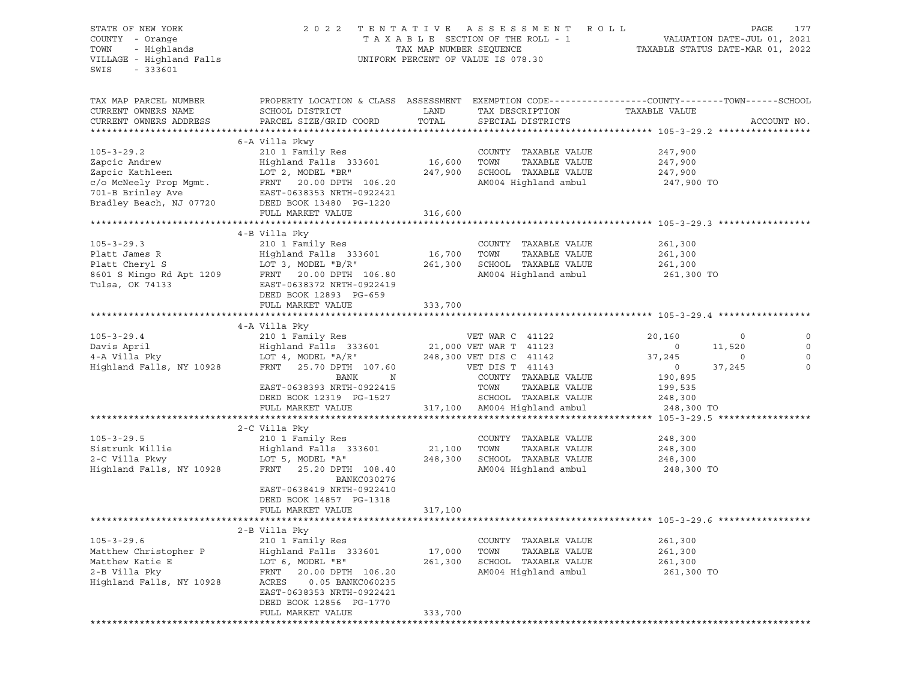STATE OF NEW YORK
COUNTY - Orange
TOWN - Highlands
VILLAGE - Highland Falls
SWIS - 333601

2 0 2 2 T E N T A T I V E A S S E S S M E N T R O L L
T A X A B L E SECTION OF THE ROLL - 1
TAX MAP NUMBER SEQUENCE
UNIFORM PERCENT OF VALUE IS 078.30

VALUATION DATE-JUL 01, 2021
TAXABLE STATUS DATE-MAR 01, 2022

```
TAX MAP PARCEL NUMBER          PROPERTY LOCATION & CLASS  ASSESSMENT  EXEMPTION CODE------------------COUNTY--------TOWN------SCHOOL
CURRENT OWNERS NAME            SCHOOL DISTRICT              LAND      TAX DESCRIPTION              TAXABLE VALUE
CURRENT OWNERS ADDRESS         PARCEL SIZE/GRID COORD      TOTAL      SPECIAL DISTRICTS                                      ACCOUNT NO.
******************************************************************************************************* 105-3-29.2 *****************
                               6-A Villa Pkwy
105-3-29.2                     210 1 Family Res                       COUNTY  TAXABLE VALUE          247,900
Zapcic Andrew                  Highland Falls 333601      16,600      TOWN    TAXABLE VALUE          247,900
Zapcic Kathleen                LOT 2, MODEL "BR"         247,900      SCHOOL  TAXABLE VALUE          247,900
c/o McNeely Prop Mgmt.         FRNT   20.00 DPTH 106.20              AM004 Highland ambul            247,900 TO
701-B Brinley Ave              EAST-0638353 NRTH-0922421
Bradley Beach, NJ 07720        DEED BOOK 13480  PG-1220
                               FULL MARKET VALUE          316,600
******************************************************************************************************* 105-3-29.3 *****************
                               4-B Villa Pky
105-3-29.3                     210 1 Family Res                       COUNTY  TAXABLE VALUE          261,300
Platt James R                  Highland Falls 333601      16,700      TOWN    TAXABLE VALUE          261,300
Platt Cheryl S                 LOT 3, MODEL "B/R"        261,300      SCHOOL  TAXABLE VALUE          261,300
8601 S Mingo Rd Apt 1209       FRNT   20.00 DPTH 106.80              AM004 Highland ambul            261,300 TO
Tulsa, OK 74133                EAST-0638372 NRTH-0922419
                               DEED BOOK 12893  PG-659
                               FULL MARKET VALUE          333,700
******************************************************************************************************* 105-3-29.4 *****************
                               4-A Villa Pky
105-3-29.4                     210 1 Family Res                  VET WAR C 41122             20,160          0          0
Davis April                    Highland Falls 333601      21,000 VET WAR T 41123                  0     11,520          0
4-A Villa Pky                  LOT 4, MODEL "A/R"        248,300 VET DIS C 41142             37,245          0          0
Highland Falls, NY 10928       FRNT   25.70 DPTH 107.60          VET DIS T 41143                  0     37,245          0
                                              BANK       N           COUNTY  TAXABLE VALUE          190,895
                               EAST-0638393 NRTH-0922415              TOWN    TAXABLE VALUE          199,535
                               DEED BOOK 12319  PG-1527               SCHOOL  TAXABLE VALUE          248,300
                               FULL MARKET VALUE          317,100    AM004 Highland ambul            248,300 TO
******************************************************************************************************* 105-3-29.5 *****************
                               2-C Villa Pky
105-3-29.5                     210 1 Family Res                       COUNTY  TAXABLE VALUE          248,300
Sistrunk Willie                Highland Falls 333601      21,100      TOWN    TAXABLE VALUE          248,300
2-C Villa Pkwy                 LOT 5, MODEL "A"          248,300      SCHOOL  TAXABLE VALUE          248,300
Highland Falls, NY 10928       FRNT   25.20 DPTH 108.40              AM004 Highland ambul            248,300 TO
                                              BANKC030276
                               EAST-0638419 NRTH-0922410
                               DEED BOOK 14857  PG-1318
                               FULL MARKET VALUE          317,100
******************************************************************************************************* 105-3-29.6 *****************
                               2-B Villa Pky
105-3-29.6                     210 1 Family Res                       COUNTY  TAXABLE VALUE          261,300
Matthew Christopher P          Highland Falls 333601      17,000      TOWN    TAXABLE VALUE          261,300
Matthew Katie E                LOT 6, MODEL "B"          261,300      SCHOOL  TAXABLE VALUE          261,300
2-B Villa Pky                  FRNT   20.00 DPTH 106.20              AM004 Highland ambul            261,300 TO
Highland Falls, NY 10928       ACRES    0.05 BANKC060235
                               EAST-0638353 NRTH-0922421
                               DEED BOOK 12856  PG-1770
                               FULL MARKET VALUE          333,700
************************************************************************************************************************************
```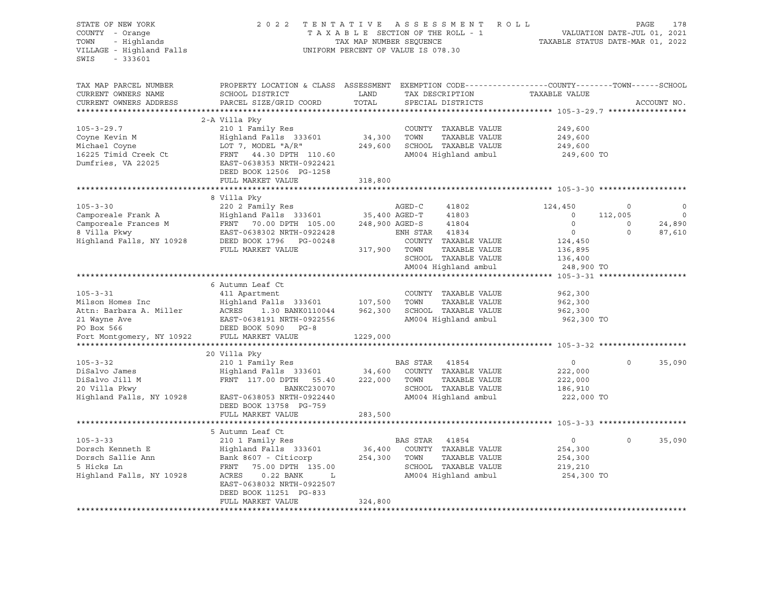STATE OF NEW YORK
COUNTY - Orange
TOWN - Highlands
VILLAGE - Highland Falls
SWIS - 333601

2022 TENTATIVE ASSESSMENT ROLL
TAXABLE SECTION OF THE ROLL - 1
TAX MAP NUMBER SEQUENCE
UNIFORM PERCENT OF VALUE IS 078.30

VALUATION DATE-JUL 01, 2021
TAXABLE STATUS DATE-MAR 01, 2022

```
TAX MAP PARCEL NUMBER     PROPERTY LOCATION & CLASS  ASSESSMENT  EXEMPTION CODE------------------COUNTY--------TOWN------SCHOOL
CURRENT OWNERS NAME       SCHOOL DISTRICT               LAND      TAX DESCRIPTION            TAXABLE VALUE
CURRENT OWNERS ADDRESS    PARCEL SIZE/GRID COORD        TOTAL     SPECIAL DISTRICTS                                    ACCOUNT NO.
******************************************************************************************************* 105-3-29.7 *****************
                          2-A Villa Pky
105-3-29.7                210 1 Family Res                        COUNTY  TAXABLE VALUE           249,600
Coyne Kevin M             Highland Falls  333601       34,300     TOWN    TAXABLE VALUE           249,600
Michael Coyne             LOT 7, MODEL "A/R"          249,600     SCHOOL  TAXABLE VALUE           249,600
16225 Timid Creek Ct      FRNT   44.30 DPTH 110.60                AM004 Highland ambul             249,600 TO
Dumfries, VA 22025        EAST-0638353 NRTH-0922421
                          DEED BOOK 12506  PG-1258
                          FULL MARKET VALUE           318,800
******************************************************************************************************* 105-3-30 *******************
                          8 Villa Pky
105-3-30                  220 2 Family Res                        AGED-C      41802           124,450            0            0
Camporeale Frank A        Highland Falls  333601       35,400 AGED-T      41803                 0      112,005            0
Camporeale Frances M      FRNT   70.00 DPTH 105.00    248,900 AGED-S      41804                 0            0       24,890
8 Villa Pkwy              EAST-0638302 NRTH-0922428               ENH STAR    41834                 0            0       87,610
Highland Falls, NY 10928  DEED BOOK 1796   PG-00248               COUNTY  TAXABLE VALUE           124,450
                          FULL MARKET VALUE           317,900     TOWN    TAXABLE VALUE           136,895
                                                                  SCHOOL  TAXABLE VALUE           136,400
                                                                  AM004 Highland ambul             248,900 TO
******************************************************************************************************* 105-3-31 *******************
                          6 Autumn Leaf Ct
105-3-31                  411 Apartment                           COUNTY  TAXABLE VALUE           962,300
Milson Homes Inc          Highland Falls  333601      107,500     TOWN    TAXABLE VALUE           962,300
Attn: Barbara A. Miller   ACRES    1.30 BANK0110044   962,300     SCHOOL  TAXABLE VALUE           962,300
21 Wayne Ave              EAST-0638191 NRTH-0922556               AM004 Highland ambul             962,300 TO
PO Box 566                DEED BOOK 5090   PG-8
Fort Montgomery, NY 10922 FULL MARKET VALUE          1229,000
******************************************************************************************************* 105-3-32 *******************
                          20 Villa Pky
105-3-32                  210 1 Family Res                        BAS STAR    41854                 0            0       35,090
DiSalvo James             Highland Falls  333601       34,600     COUNTY  TAXABLE VALUE           222,000
DiSalvo Jill M            FRNT  117.00 DPTH  55.40    222,000     TOWN    TAXABLE VALUE           222,000
20 Villa Pkwy                           BANKC230070               SCHOOL  TAXABLE VALUE           186,910
Highland Falls, NY 10928  EAST-0638053 NRTH-0922440               AM004 Highland ambul             222,000 TO
                          DEED BOOK 13758  PG-759
                          FULL MARKET VALUE           283,500
******************************************************************************************************* 105-3-33 *******************
                          5 Autumn Leaf Ct
105-3-33                  210 1 Family Res                        BAS STAR    41854                 0            0       35,090
Dorsch Kenneth E          Highland Falls  333601       36,400     COUNTY  TAXABLE VALUE           254,300
Dorsch Sallie Ann         Bank 8607 - Citicorp        254,300     TOWN    TAXABLE VALUE           254,300
5 Hicks Ln                FRNT   75.00 DPTH 135.00                SCHOOL  TAXABLE VALUE           219,210
Highland Falls, NY 10928  ACRES    0.22 BANK      L               AM004 Highland ambul             254,300 TO
                          EAST-0638032 NRTH-0922507
                          DEED BOOK 11251  PG-833
                          FULL MARKET VALUE           324,800
************************************************************************************************************************************
```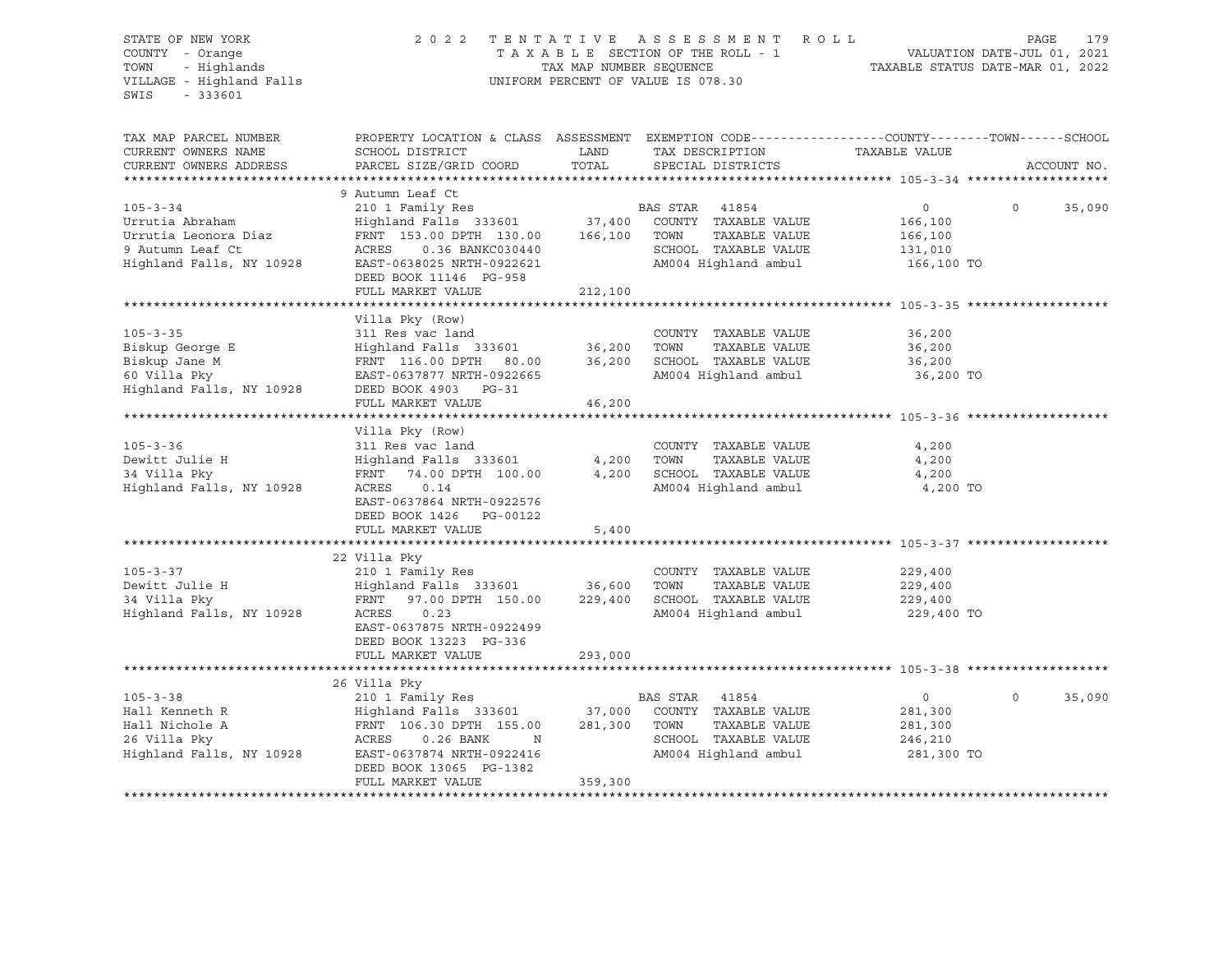STATE OF NEW YORK
COUNTY - Orange
TOWN - Highlands
VILLAGE - Highland Falls
SWIS - 333601

2022 TENTATIVE ASSESSMENT ROLL
TAXABLE SECTION OF THE ROLL - 1
TAX MAP NUMBER SEQUENCE
UNIFORM PERCENT OF VALUE IS 078.30

VALUATION DATE-JUL 01, 2021
TAXABLE STATUS DATE-MAR 01, 2022

| TAX MAP PARCEL NUMBER / CURRENT OWNERS NAME / CURRENT OWNERS ADDRESS | PROPERTY LOCATION & CLASS / SCHOOL DISTRICT / PARCEL SIZE/GRID COORD | ASSESSMENT LAND | ASSESSMENT TOTAL | EXEMPTION CODE / TAX DESCRIPTION / SPECIAL DISTRICTS | COUNTY / TOWN TAXABLE VALUE | SCHOOL |
|---|---|---|---|---|---|---|
| **105-3-34** | 9 Autumn Leaf Ct | | | | | |
| 105-3-34 | 210 1 Family Res | | | BAS STAR 41854 | 0 | 0 35,090 |
| Urrutia Abraham | Highland Falls 333601 | 37,400 | | COUNTY TAXABLE VALUE | 166,100 | |
| Urrutia Leonora Diaz | FRNT 153.00 DPTH 130.00 | | 166,100 | TOWN TAXABLE VALUE | 166,100 | |
| 9 Autumn Leaf Ct | ACRES 0.36 BANKC030440 | | | SCHOOL TAXABLE VALUE | 131,010 | |
| Highland Falls, NY 10928 | EAST-0638025 NRTH-0922621 | | | AM004 Highland ambul | 166,100 TO | |
| | DEED BOOK 11146 PG-958 | | | | | |
| | FULL MARKET VALUE | | 212,100 | | | |
| **105-3-35** | Villa Pky (Row) | | | | | |
| 105-3-35 | 311 Res vac land | | | COUNTY TAXABLE VALUE | 36,200 | |
| Biskup George E | Highland Falls 333601 | 36,200 | | TOWN TAXABLE VALUE | 36,200 | |
| Biskup Jane M | FRNT 116.00 DPTH 80.00 | | 36,200 | SCHOOL TAXABLE VALUE | 36,200 | |
| 60 Villa Pky | EAST-0637877 NRTH-0922665 | | | AM004 Highland ambul | 36,200 TO | |
| Highland Falls, NY 10928 | DEED BOOK 4903 PG-31 | | | | | |
| | FULL MARKET VALUE | | 46,200 | | | |
| **105-3-36** | Villa Pky (Row) | | | | | |
| 105-3-36 | 311 Res vac land | | | COUNTY TAXABLE VALUE | 4,200 | |
| Dewitt Julie H | Highland Falls 333601 | 4,200 | | TOWN TAXABLE VALUE | 4,200 | |
| 34 Villa Pky | FRNT 74.00 DPTH 100.00 | | 4,200 | SCHOOL TAXABLE VALUE | 4,200 | |
| Highland Falls, NY 10928 | ACRES 0.14 | | | AM004 Highland ambul | 4,200 TO | |
| | EAST-0637864 NRTH-0922576 | | | | | |
| | DEED BOOK 1426 PG-00122 | | | | | |
| | FULL MARKET VALUE | | 5,400 | | | |
| **105-3-37** | 22 Villa Pky | | | | | |
| 105-3-37 | 210 1 Family Res | | | COUNTY TAXABLE VALUE | 229,400 | |
| Dewitt Julie H | Highland Falls 333601 | 36,600 | | TOWN TAXABLE VALUE | 229,400 | |
| 34 Villa Pky | FRNT 97.00 DPTH 150.00 | | 229,400 | SCHOOL TAXABLE VALUE | 229,400 | |
| Highland Falls, NY 10928 | ACRES 0.23 | | | AM004 Highland ambul | 229,400 TO | |
| | EAST-0637875 NRTH-0922499 | | | | | |
| | DEED BOOK 13223 PG-336 | | | | | |
| | FULL MARKET VALUE | | 293,000 | | | |
| **105-3-38** | 26 Villa Pky | | | | | |
| 105-3-38 | 210 1 Family Res | | | BAS STAR 41854 | 0 | 0 35,090 |
| Hall Kenneth R | Highland Falls 333601 | 37,000 | | COUNTY TAXABLE VALUE | 281,300 | |
| Hall Nichole A | FRNT 106.30 DPTH 155.00 | | 281,300 | TOWN TAXABLE VALUE | 281,300 | |
| 26 Villa Pky | ACRES 0.26 BANK N | | | SCHOOL TAXABLE VALUE | 246,210 | |
| Highland Falls, NY 10928 | EAST-0637874 NRTH-0922416 | | | AM004 Highland ambul | 281,300 TO | |
| | DEED BOOK 13065 PG-1382 | | | | | |
| | FULL MARKET VALUE | | 359,300 | | | |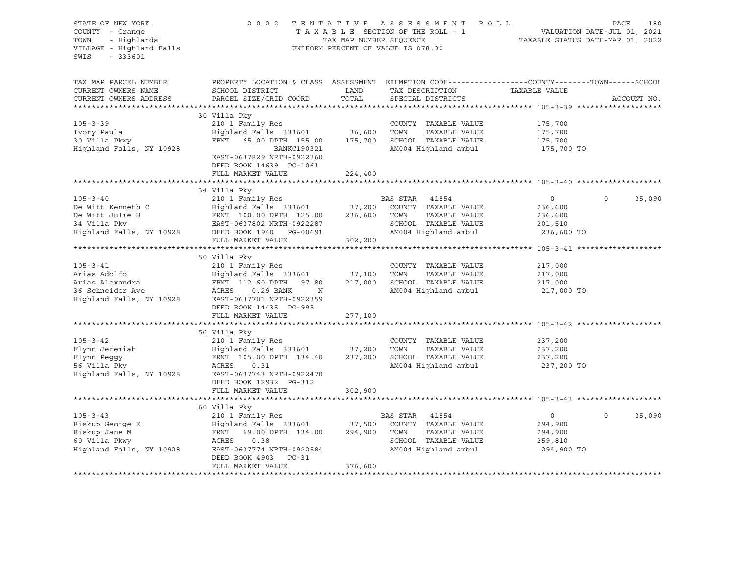STATE OF NEW YORK
COUNTY - Orange
TOWN - Highlands
VILLAGE - Highland Falls
SWIS - 333601

2 0 2 2 T E N T A T I V E A S S E S S M E N T R O L L
T A X A B L E SECTION OF THE ROLL - 1
TAX MAP NUMBER SEQUENCE
UNIFORM PERCENT OF VALUE IS 078.30

VALUATION DATE-JUL 01, 2021
TAXABLE STATUS DATE-MAR 01, 2022

| TAX MAP PARCEL NUMBER / CURRENT OWNERS NAME / CURRENT OWNERS ADDRESS | PROPERTY LOCATION & CLASS / SCHOOL DISTRICT / PARCEL SIZE/GRID COORD | ASSESSMENT LAND | TOTAL | EXEMPTION CODE / TAX DESCRIPTION / SPECIAL DISTRICTS | COUNTY TAXABLE VALUE | TOWN | SCHOOL / ACCOUNT NO. |
|---|---|---|---|---|---|---|---|
| **105-3-39** | 30 Villa Pky | | | | | | |
| 105-3-39 | 210 1 Family Res | | | COUNTY TAXABLE VALUE | 175,700 | | |
| Ivory Paula | Highland Falls 333601 | 36,600 | | TOWN TAXABLE VALUE | 175,700 | | |
| 30 Villa Pkwy | FRNT 65.00 DPTH 155.00 | | 175,700 | SCHOOL TAXABLE VALUE | 175,700 | | |
| Highland Falls, NY 10928 | BANKC190321 | | | AM004 Highland ambul | 175,700 TO | | |
| | EAST-0637829 NRTH-0922360 | | | | | | |
| | DEED BOOK 14639 PG-1061 | | | | | | |
| | FULL MARKET VALUE | | 224,400 | | | | |
| **105-3-40** | 34 Villa Pky | | | | | | |
| 105-3-40 | 210 1 Family Res | | | BAS STAR 41854 | 0 | 0 | 35,090 |
| De Witt Kenneth C | Highland Falls 333601 | 37,200 | | COUNTY TAXABLE VALUE | 236,600 | | |
| De Witt Julie H | FRNT 100.00 DPTH 125.00 | | 236,600 | TOWN TAXABLE VALUE | 236,600 | | |
| 34 Villa Pky | EAST-0637802 NRTH-0922287 | | | SCHOOL TAXABLE VALUE | 201,510 | | |
| Highland Falls, NY 10928 | DEED BOOK 1940 PG-00691 | | | AM004 Highland ambul | 236,600 TO | | |
| | FULL MARKET VALUE | | 302,200 | | | | |
| **105-3-41** | 50 Villa Pky | | | | | | |
| 105-3-41 | 210 1 Family Res | | | COUNTY TAXABLE VALUE | 217,000 | | |
| Arias Adolfo | Highland Falls 333601 | 37,100 | | TOWN TAXABLE VALUE | 217,000 | | |
| Arias Alexandra | FRNT 112.60 DPTH 97.80 | | 217,000 | SCHOOL TAXABLE VALUE | 217,000 | | |
| 36 Schneider Ave | ACRES 0.29 BANK N | | | AM004 Highland ambul | 217,000 TO | | |
| Highland Falls, NY 10928 | EAST-0637701 NRTH-0922359 | | | | | | |
| | DEED BOOK 14435 PG-995 | | | | | | |
| | FULL MARKET VALUE | | 277,100 | | | | |
| **105-3-42** | 56 Villa Pky | | | | | | |
| 105-3-42 | 210 1 Family Res | | | COUNTY TAXABLE VALUE | 237,200 | | |
| Flynn Jeremiah | Highland Falls 333601 | 37,200 | | TOWN TAXABLE VALUE | 237,200 | | |
| Flynn Peggy | FRNT 105.00 DPTH 134.40 | | 237,200 | SCHOOL TAXABLE VALUE | 237,200 | | |
| 56 Villa Pky | ACRES 0.31 | | | AM004 Highland ambul | 237,200 TO | | |
| Highland Falls, NY 10928 | EAST-0637743 NRTH-0922470 | | | | | | |
| | DEED BOOK 12932 PG-312 | | | | | | |
| | FULL MARKET VALUE | | 302,900 | | | | |
| **105-3-43** | 60 Villa Pky | | | | | | |
| 105-3-43 | 210 1 Family Res | | | BAS STAR 41854 | 0 | 0 | 35,090 |
| Biskup George E | Highland Falls 333601 | 37,500 | | COUNTY TAXABLE VALUE | 294,900 | | |
| Biskup Jane M | FRNT 69.00 DPTH 134.00 | | 294,900 | TOWN TAXABLE VALUE | 294,900 | | |
| 60 Villa Pkwy | ACRES 0.38 | | | SCHOOL TAXABLE VALUE | 259,810 | | |
| Highland Falls, NY 10928 | EAST-0637774 NRTH-0922584 | | | AM004 Highland ambul | 294,900 TO | | |
| | DEED BOOK 4903 PG-31 | | | | | | |
| | FULL MARKET VALUE | | 376,600 | | | | |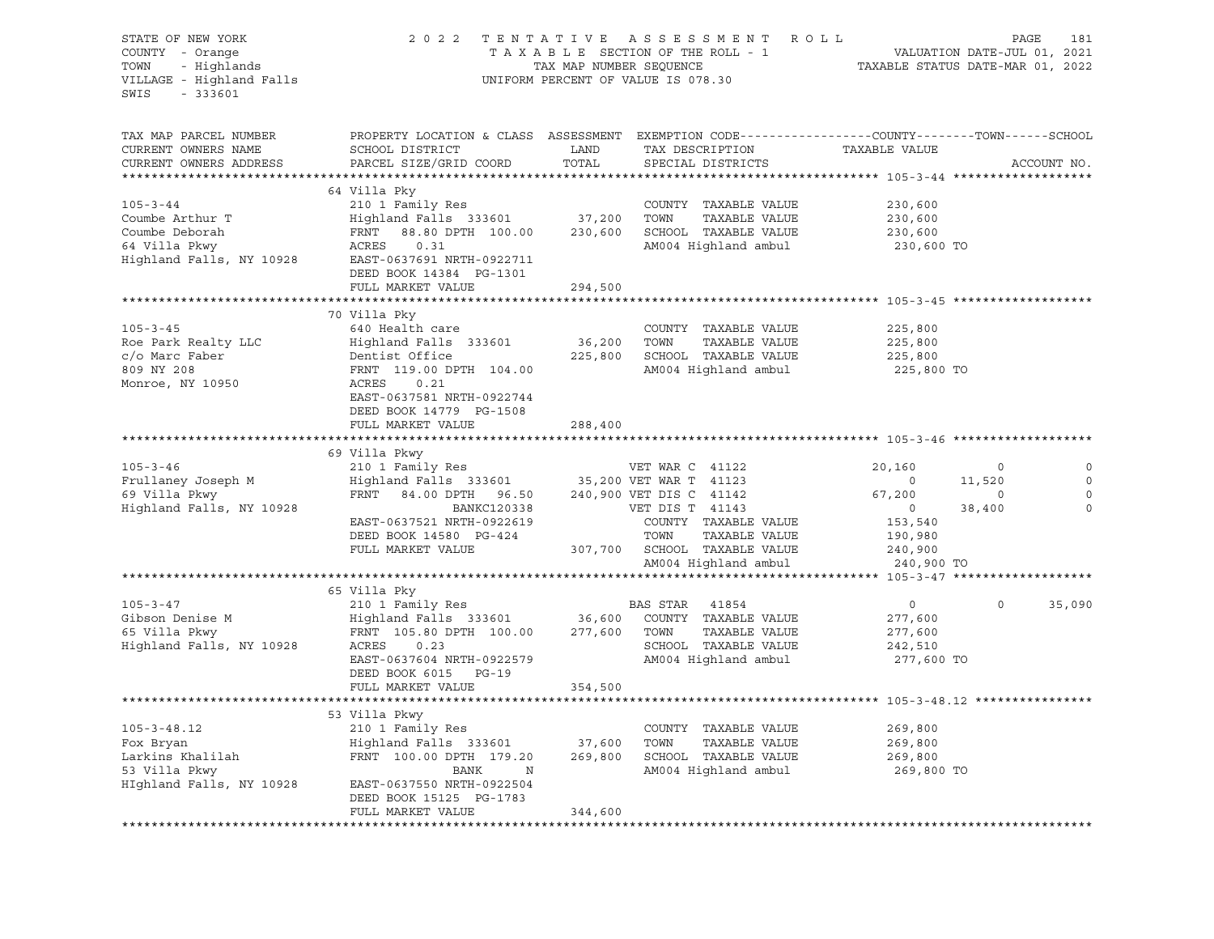STATE OF NEW YORK
COUNTY - Orange
TOWN - Highlands
VILLAGE - Highland Falls
SWIS - 333601

2 0 2 2 T E N T A T I V E A S S E S S M E N T R O L L
T A X A B L E SECTION OF THE ROLL - 1
TAX MAP NUMBER SEQUENCE
UNIFORM PERCENT OF VALUE IS 078.30

VALUATION DATE-JUL 01, 2021
TAXABLE STATUS DATE-MAR 01, 2022

| TAX MAP PARCEL NUMBER<br>CURRENT OWNERS NAME<br>CURRENT OWNERS ADDRESS | PROPERTY LOCATION & CLASS<br>SCHOOL DISTRICT<br>PARCEL SIZE/GRID COORD | ASSESSMENT<br>LAND<br>TOTAL | EXEMPTION CODE<br>TAX DESCRIPTION<br>SPECIAL DISTRICTS | COUNTY<br>TAXABLE VALUE | TOWN | SCHOOL<br>ACCOUNT NO. |
|---|---|---|---|---|---|---|
| **105-3-44** | 64 Villa Pky | | | | | |
| 105-3-44 | 210 1 Family Res | | COUNTY TAXABLE VALUE | 230,600 | | |
| Coumbe Arthur T | Highland Falls 333601 | 37,200 | TOWN TAXABLE VALUE | 230,600 | | |
| Coumbe Deborah | FRNT 88.80 DPTH 100.00 | 230,600 | SCHOOL TAXABLE VALUE | 230,600 | | |
| 64 Villa Pkwy | ACRES 0.31 | | AM004 Highland ambul | 230,600 TO | | |
| Highland Falls, NY 10928 | EAST-0637691 NRTH-0922711 | | | | | |
| | DEED BOOK 14384 PG-1301 | | | | | |
| | FULL MARKET VALUE | 294,500 | | | | |
| **105-3-45** | 70 Villa Pky | | | | | |
| 105-3-45 | 640 Health care | | COUNTY TAXABLE VALUE | 225,800 | | |
| Roe Park Realty LLC | Highland Falls 333601 | 36,200 | TOWN TAXABLE VALUE | 225,800 | | |
| c/o Marc Faber | Dentist Office | 225,800 | SCHOOL TAXABLE VALUE | 225,800 | | |
| 809 NY 208 | FRNT 119.00 DPTH 104.00 | | AM004 Highland ambul | 225,800 TO | | |
| Monroe, NY 10950 | ACRES 0.21 | | | | | |
| | EAST-0637581 NRTH-0922744 | | | | | |
| | DEED BOOK 14779 PG-1508 | | | | | |
| | FULL MARKET VALUE | 288,400 | | | | |
| **105-3-46** | 69 Villa Pkwy | | | | | |
| 105-3-46 | 210 1 Family Res | | VET WAR C 41122 | 20,160 | 0 | 0 |
| Frullaney Joseph M | Highland Falls 333601 | 35,200 | VET WAR T 41123 | 0 | 11,520 | 0 |
| 69 Villa Pkwy | FRNT 84.00 DPTH 96.50 | 240,900 | VET DIS C 41142 | 67,200 | 0 | 0 |
| Highland Falls, NY 10928 | BANKC120338 | | VET DIS T 41143 | 0 | 38,400 | 0 |
| | EAST-0637521 NRTH-0922619 | | COUNTY TAXABLE VALUE | 153,540 | | |
| | DEED BOOK 14580 PG-424 | | TOWN TAXABLE VALUE | 190,980 | | |
| | FULL MARKET VALUE | 307,700 | SCHOOL TAXABLE VALUE | 240,900 | | |
| | | | AM004 Highland ambul | 240,900 TO | | |
| **105-3-47** | 65 Villa Pky | | | | | |
| 105-3-47 | 210 1 Family Res | | BAS STAR 41854 | 0 | 0 | 35,090 |
| Gibson Denise M | Highland Falls 333601 | 36,600 | COUNTY TAXABLE VALUE | 277,600 | | |
| 65 Villa Pkwy | FRNT 105.80 DPTH 100.00 | 277,600 | TOWN TAXABLE VALUE | 277,600 | | |
| Highland Falls, NY 10928 | ACRES 0.23 | | SCHOOL TAXABLE VALUE | 242,510 | | |
| | EAST-0637604 NRTH-0922579 | | AM004 Highland ambul | 277,600 TO | | |
| | DEED BOOK 6015 PG-19 | | | | | |
| | FULL MARKET VALUE | 354,500 | | | | |
| **105-3-48.12** | 53 Villa Pkwy | | | | | |
| 105-3-48.12 | 210 1 Family Res | | COUNTY TAXABLE VALUE | 269,800 | | |
| Fox Bryan | Highland Falls 333601 | 37,600 | TOWN TAXABLE VALUE | 269,800 | | |
| Larkins Khalilah | FRNT 100.00 DPTH 179.20 | 269,800 | SCHOOL TAXABLE VALUE | 269,800 | | |
| 53 Villa Pkwy | BANK N | | AM004 Highland ambul | 269,800 TO | | |
| HIghland Falls, NY 10928 | EAST-0637550 NRTH-0922504 | | | | | |
| | DEED BOOK 15125 PG-1783 | | | | | |
| | FULL MARKET VALUE | 344,600 | | | | |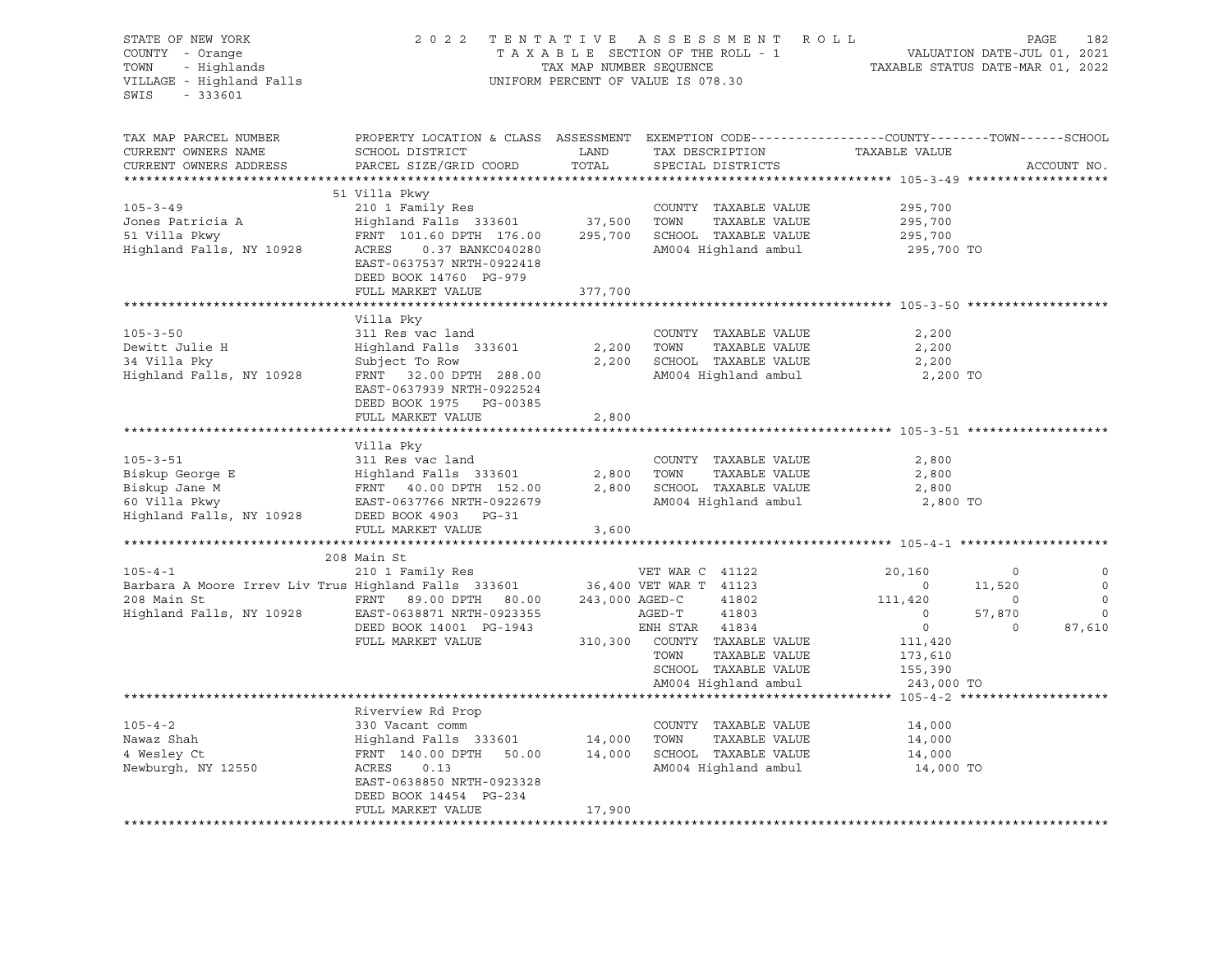STATE OF NEW YORK — 2022 TENTATIVE ASSESSMENT ROLL
COUNTY - Orange — TAXABLE SECTION OF THE ROLL - 1 — VALUATION DATE-JUL 01, 2021
TOWN - Highlands — TAX MAP NUMBER SEQUENCE — TAXABLE STATUS DATE-MAR 01, 2022
VILLAGE - Highland Falls — UNIFORM PERCENT OF VALUE IS 078.30
SWIS - 333601

| TAX MAP PARCEL NUMBER / CURRENT OWNERS NAME / CURRENT OWNERS ADDRESS | PROPERTY LOCATION & CLASS / SCHOOL DISTRICT / PARCEL SIZE/GRID COORD | ASSESSMENT LAND | TOTAL | EXEMPTION CODE / TAX DESCRIPTION / SPECIAL DISTRICTS | COUNTY TAXABLE VALUE | TOWN | SCHOOL |
|---|---|---|---|---|---|---|---|
| **105-3-49** | 51 Villa Pkwy | | | | | | |
| 105-3-49 | 210 1 Family Res | | | COUNTY TAXABLE VALUE | 295,700 | | |
| Jones Patricia A | Highland Falls 333601 | 37,500 | | TOWN TAXABLE VALUE | 295,700 | | |
| 51 Villa Pkwy | FRNT 101.60 DPTH 176.00 | | 295,700 | SCHOOL TAXABLE VALUE | 295,700 | | |
| Highland Falls, NY 10928 | ACRES 0.37 BANKC040280 | | | AM004 Highland ambul | 295,700 TO | | |
| | EAST-0637537 NRTH-0922418 | | | | | | |
| | DEED BOOK 14760 PG-979 | | | | | | |
| | FULL MARKET VALUE | | 377,700 | | | | |
| **105-3-50** | Villa Pky | | | | | | |
| 105-3-50 | 311 Res vac land | | | COUNTY TAXABLE VALUE | 2,200 | | |
| Dewitt Julie H | Highland Falls 333601 | 2,200 | | TOWN TAXABLE VALUE | 2,200 | | |
| 34 Villa Pky | Subject To Row | | 2,200 | SCHOOL TAXABLE VALUE | 2,200 | | |
| Highland Falls, NY 10928 | FRNT 32.00 DPTH 288.00 | | | AM004 Highland ambul | 2,200 TO | | |
| | EAST-0637939 NRTH-0922524 | | | | | | |
| | DEED BOOK 1975 PG-00385 | | | | | | |
| | FULL MARKET VALUE | | 2,800 | | | | |
| **105-3-51** | Villa Pky | | | | | | |
| 105-3-51 | 311 Res vac land | | | COUNTY TAXABLE VALUE | 2,800 | | |
| Biskup George E | Highland Falls 333601 | 2,800 | | TOWN TAXABLE VALUE | 2,800 | | |
| Biskup Jane M | FRNT 40.00 DPTH 152.00 | | 2,800 | SCHOOL TAXABLE VALUE | 2,800 | | |
| 60 Villa Pkwy | EAST-0637766 NRTH-0922679 | | | AM004 Highland ambul | 2,800 TO | | |
| Highland Falls, NY 10928 | DEED BOOK 4903 PG-31 | | | | | | |
| | FULL MARKET VALUE | | 3,600 | | | | |
| **105-4-1** | 208 Main St | | | | | | |
| 105-4-1 | 210 1 Family Res | | | VET WAR C 41122 | 20,160 | 0 | 0 |
| Barbara A Moore Irrev Liv Trus | Highland Falls 333601 | 36,400 | | VET WAR T 41123 | 0 | 11,520 | 0 |
| 208 Main St | FRNT 89.00 DPTH 80.00 | | 243,000 | AGED-C 41802 | 111,420 | 0 | 0 |
| Highland Falls, NY 10928 | EAST-0638871 NRTH-0923355 | | | AGED-T 41803 | 0 | 57,870 | 0 |
| | DEED BOOK 14001 PG-1943 | | | ENH STAR 41834 | 0 | 0 | 87,610 |
| | FULL MARKET VALUE | | 310,300 | COUNTY TAXABLE VALUE | 111,420 | | |
| | | | | TOWN TAXABLE VALUE | 173,610 | | |
| | | | | SCHOOL TAXABLE VALUE | 155,390 | | |
| | | | | AM004 Highland ambul | 243,000 TO | | |
| **105-4-2** | Riverview Rd Prop | | | | | | |
| 105-4-2 | 330 Vacant comm | | | COUNTY TAXABLE VALUE | 14,000 | | |
| Nawaz Shah | Highland Falls 333601 | 14,000 | | TOWN TAXABLE VALUE | 14,000 | | |
| 4 Wesley Ct | FRNT 140.00 DPTH 50.00 | | 14,000 | SCHOOL TAXABLE VALUE | 14,000 | | |
| Newburgh, NY 12550 | ACRES 0.13 | | | AM004 Highland ambul | 14,000 TO | | |
| | EAST-0638850 NRTH-0923328 | | | | | | |
| | DEED BOOK 14454 PG-234 | | | | | | |
| | FULL MARKET VALUE | | 17,900 | | | | |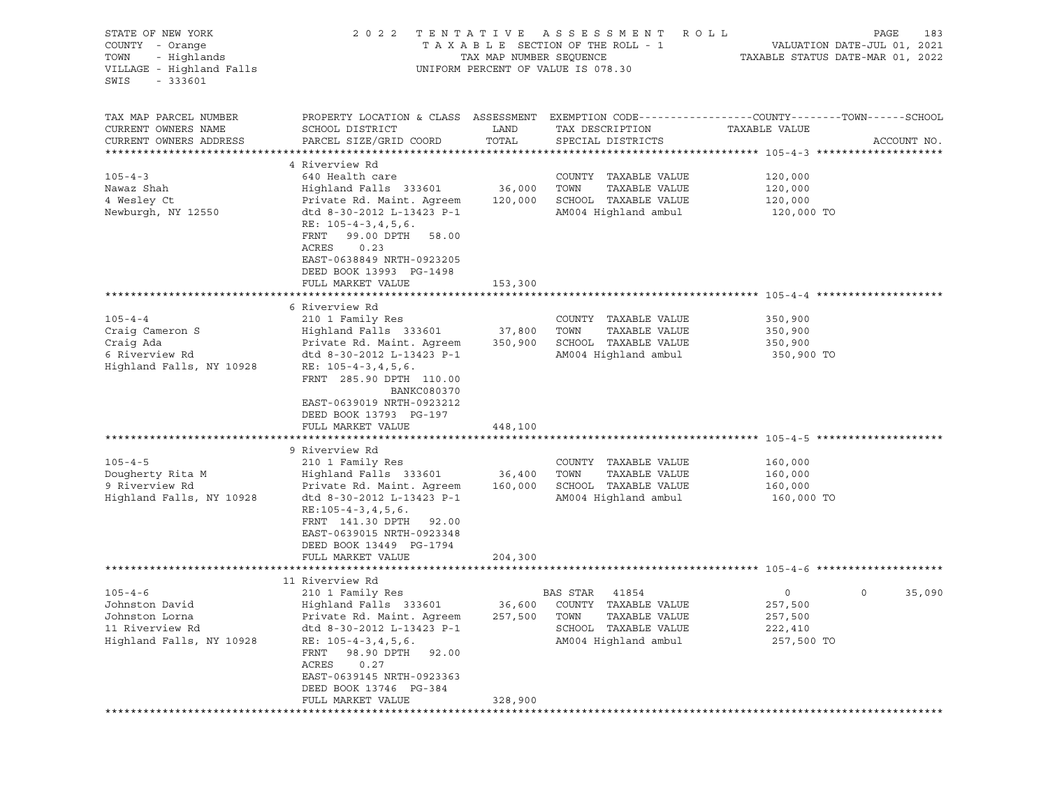STATE OF NEW YORK — 2022 TENTATIVE ASSESSMENT ROLL
COUNTY - Orange — TAXABLE SECTION OF THE ROLL - 1 — VALUATION DATE-JUL 01, 2021
TOWN - Highlands — TAX MAP NUMBER SEQUENCE — TAXABLE STATUS DATE-MAR 01, 2022
VILLAGE - Highland Falls — UNIFORM PERCENT OF VALUE IS 078.30
SWIS - 333601

| TAX MAP PARCEL NUMBER / CURRENT OWNERS NAME / CURRENT OWNERS ADDRESS | PROPERTY LOCATION & CLASS / SCHOOL DISTRICT / PARCEL SIZE/GRID COORD | ASSESSMENT LAND | TOTAL | EXEMPTION CODE / TAX DESCRIPTION / SPECIAL DISTRICTS | COUNTY TAXABLE VALUE | TOWN | SCHOOL | ACCOUNT NO. |
|---|---|---|---|---|---|---|---|---|
| **105-4-3** | 4 Riverview Rd | | | | | | | |
| 105-4-3 | 640 Health care | | | COUNTY TAXABLE VALUE | 120,000 | | | |
| Nawaz Shah | Highland Falls 333601 | 36,000 | | TOWN TAXABLE VALUE | 120,000 | | | |
| 4 Wesley Ct | Private Rd. Maint. Agreem | | 120,000 | SCHOOL TAXABLE VALUE | 120,000 | | | |
| Newburgh, NY 12550 | dtd 8-30-2012 L-13423 P-1 | | | AM004 Highland ambul | 120,000 TO | | | |
| | RE: 105-4-3,4,5,6. | | | | | | | |
| | FRNT 99.00 DPTH 58.00 | | | | | | | |
| | ACRES 0.23 | | | | | | | |
| | EAST-0638849 NRTH-0923205 | | | | | | | |
| | DEED BOOK 13993 PG-1498 | | | | | | | |
| | FULL MARKET VALUE | | 153,300 | | | | | |
| **105-4-4** | 6 Riverview Rd | | | | | | | |
| 105-4-4 | 210 1 Family Res | | | COUNTY TAXABLE VALUE | 350,900 | | | |
| Craig Cameron S | Highland Falls 333601 | 37,800 | | TOWN TAXABLE VALUE | 350,900 | | | |
| Craig Ada | Private Rd. Maint. Agreem | | 350,900 | SCHOOL TAXABLE VALUE | 350,900 | | | |
| 6 Riverview Rd | dtd 8-30-2012 L-13423 P-1 | | | AM004 Highland ambul | 350,900 TO | | | |
| Highland Falls, NY 10928 | RE: 105-4-3,4,5,6. | | | | | | | |
| | FRNT 285.90 DPTH 110.00 | | | | | | | |
| | BANKC080370 | | | | | | | |
| | EAST-0639019 NRTH-0923212 | | | | | | | |
| | DEED BOOK 13793 PG-197 | | | | | | | |
| | FULL MARKET VALUE | | 448,100 | | | | | |
| **105-4-5** | 9 Riverview Rd | | | | | | | |
| 105-4-5 | 210 1 Family Res | | | COUNTY TAXABLE VALUE | 160,000 | | | |
| Dougherty Rita M | Highland Falls 333601 | 36,400 | | TOWN TAXABLE VALUE | 160,000 | | | |
| 9 Riverview Rd | Private Rd. Maint. Agreem | | 160,000 | SCHOOL TAXABLE VALUE | 160,000 | | | |
| Highland Falls, NY 10928 | dtd 8-30-2012 L-13423 P-1 | | | AM004 Highland ambul | 160,000 TO | | | |
| | RE:105-4-3,4,5,6. | | | | | | | |
| | FRNT 141.30 DPTH 92.00 | | | | | | | |
| | EAST-0639015 NRTH-0923348 | | | | | | | |
| | DEED BOOK 13449 PG-1794 | | | | | | | |
| | FULL MARKET VALUE | | 204,300 | | | | | |
| **105-4-6** | 11 Riverview Rd | | | | | | | |
| 105-4-6 | 210 1 Family Res | | | BAS STAR 41854 | 0 | 0 | 35,090 | |
| Johnston David | Highland Falls 333601 | 36,600 | | COUNTY TAXABLE VALUE | 257,500 | | | |
| Johnston Lorna | Private Rd. Maint. Agreem | | 257,500 | TOWN TAXABLE VALUE | 257,500 | | | |
| 11 Riverview Rd | dtd 8-30-2012 L-13423 P-1 | | | SCHOOL TAXABLE VALUE | 222,410 | | | |
| Highland Falls, NY 10928 | RE: 105-4-3,4,5,6. | | | AM004 Highland ambul | 257,500 TO | | | |
| | FRNT 98.90 DPTH 92.00 | | | | | | | |
| | ACRES 0.27 | | | | | | | |
| | EAST-0639145 NRTH-0923363 | | | | | | | |
| | DEED BOOK 13746 PG-384 | | | | | | | |
| | FULL MARKET VALUE | | 328,900 | | | | | |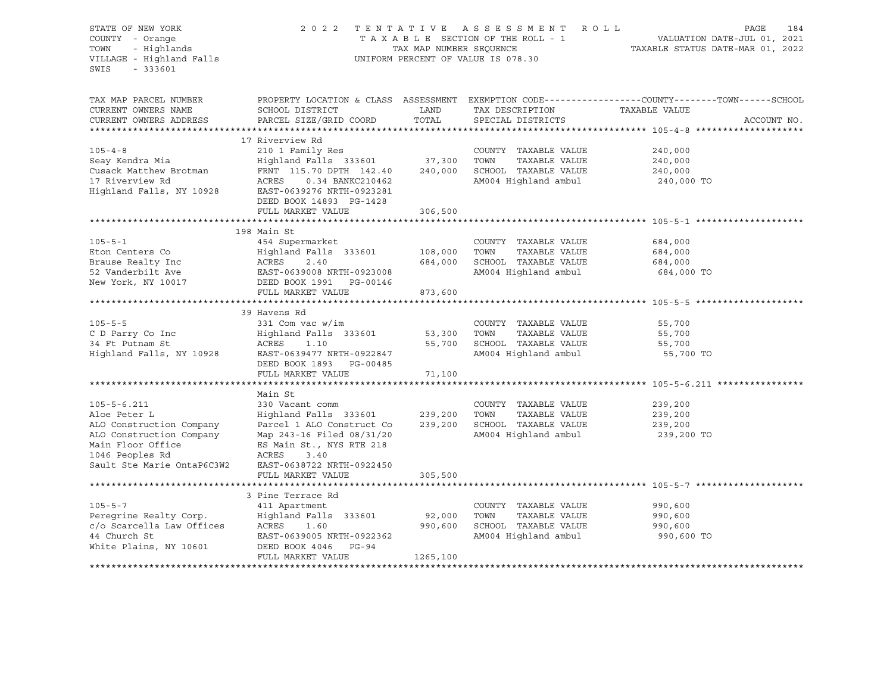STATE OF NEW YORK
COUNTY - Orange
TOWN - Highlands
VILLAGE - Highland Falls
SWIS - 333601

2 0 2 2 T E N T A T I V E A S S E S S M E N T R O L L
T A X A B L E SECTION OF THE ROLL - 1
TAX MAP NUMBER SEQUENCE
UNIFORM PERCENT OF VALUE IS 078.30

VALUATION DATE-JUL 01, 2021
TAXABLE STATUS DATE-MAR 01, 2022

| TAX MAP PARCEL NUMBER / CURRENT OWNERS NAME / CURRENT OWNERS ADDRESS | PROPERTY LOCATION & CLASS / SCHOOL DISTRICT / PARCEL SIZE/GRID COORD | ASSESSMENT LAND / TOTAL | EXEMPTION CODE / TAX DESCRIPTION / SPECIAL DISTRICTS | COUNTY--------TOWN------SCHOOL TAXABLE VALUE | ACCOUNT NO. |
|---|---|---|---|---|---|
| **105-4-8** | 17 Riverview Rd | | | | |
| 105-4-8 | 210 1 Family Res | | COUNTY TAXABLE VALUE | 240,000 | |
| Seay Kendra Mia | Highland Falls 333601 | 37,300 | TOWN TAXABLE VALUE | 240,000 | |
| Cusack Matthew Brotman | FRNT 115.70 DPTH 142.40 | 240,000 | SCHOOL TAXABLE VALUE | 240,000 | |
| 17 Riverview Rd | ACRES 0.34 BANKC210462 | | AM004 Highland ambul | 240,000 TO | |
| Highland Falls, NY 10928 | EAST-0639276 NRTH-0923281 | | | | |
| | DEED BOOK 14893 PG-1428 | | | | |
| | FULL MARKET VALUE | 306,500 | | | |
| **105-5-1** | 198 Main St | | | | |
| 105-5-1 | 454 Supermarket | | COUNTY TAXABLE VALUE | 684,000 | |
| Eton Centers Co | Highland Falls 333601 | 108,000 | TOWN TAXABLE VALUE | 684,000 | |
| Brause Realty Inc | ACRES 2.40 | 684,000 | SCHOOL TAXABLE VALUE | 684,000 | |
| 52 Vanderbilt Ave | EAST-0639008 NRTH-0923008 | | AM004 Highland ambul | 684,000 TO | |
| New York, NY 10017 | DEED BOOK 1991 PG-00146 | | | | |
| | FULL MARKET VALUE | 873,600 | | | |
| **105-5-5** | 39 Havens Rd | | | | |
| 105-5-5 | 331 Com vac w/im | | COUNTY TAXABLE VALUE | 55,700 | |
| C D Parry Co Inc | Highland Falls 333601 | 53,300 | TOWN TAXABLE VALUE | 55,700 | |
| 34 Ft Putnam St | ACRES 1.10 | 55,700 | SCHOOL TAXABLE VALUE | 55,700 | |
| Highland Falls, NY 10928 | EAST-0639477 NRTH-0922847 | | AM004 Highland ambul | 55,700 TO | |
| | DEED BOOK 1893 PG-00485 | | | | |
| | FULL MARKET VALUE | 71,100 | | | |
| **105-5-6.211** | Main St | | | | |
| 105-5-6.211 | 330 Vacant comm | | COUNTY TAXABLE VALUE | 239,200 | |
| Aloe Peter L | Highland Falls 333601 | 239,200 | TOWN TAXABLE VALUE | 239,200 | |
| ALO Construction Company | Parcel 1 ALO Construct Co | 239,200 | SCHOOL TAXABLE VALUE | 239,200 | |
| ALO Construction Company | Map 243-16 Filed 08/31/20 | | AM004 Highland ambul | 239,200 TO | |
| Main Floor Office | ES Main St., NYS RTE 218 | | | | |
| 1046 Peoples Rd | ACRES 3.40 | | | | |
| Sault Ste Marie OntaP6C3W2 | EAST-0638722 NRTH-0922450 | | | | |
| | FULL MARKET VALUE | 305,500 | | | |
| **105-5-7** | 3 Pine Terrace Rd | | | | |
| 105-5-7 | 411 Apartment | | COUNTY TAXABLE VALUE | 990,600 | |
| Peregrine Realty Corp. | Highland Falls 333601 | 92,000 | TOWN TAXABLE VALUE | 990,600 | |
| c/o Scarcella Law Offices | ACRES 1.60 | 990,600 | SCHOOL TAXABLE VALUE | 990,600 | |
| 44 Church St | EAST-0639005 NRTH-0922362 | | AM004 Highland ambul | 990,600 TO | |
| White Plains, NY 10601 | DEED BOOK 4046 PG-94 | | | | |
| | FULL MARKET VALUE | 1265,100 | | | |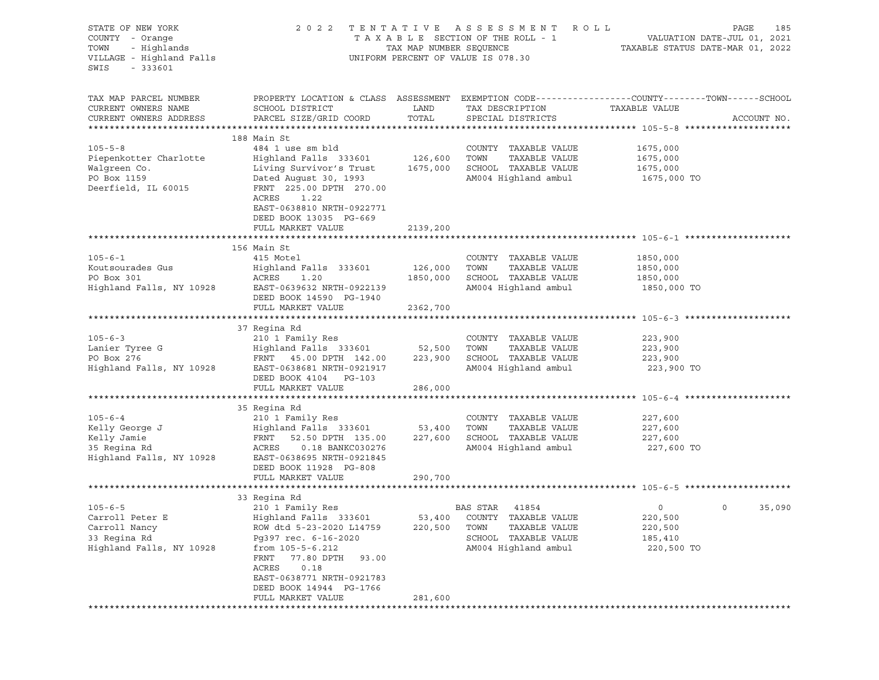STATE OF NEW YORK — 2022 TENTATIVE ASSESSMENT ROLL
COUNTY - Orange — TAXABLE SECTION OF THE ROLL - 1 — VALUATION DATE-JUL 01, 2021
TOWN - Highlands — TAX MAP NUMBER SEQUENCE — TAXABLE STATUS DATE-MAR 01, 2022
VILLAGE - Highland Falls — UNIFORM PERCENT OF VALUE IS 078.30
SWIS - 333601

| TAX MAP PARCEL NUMBER / CURRENT OWNERS NAME / CURRENT OWNERS ADDRESS | PROPERTY LOCATION & CLASS / SCHOOL DISTRICT / PARCEL SIZE/GRID COORD | ASSESSMENT LAND / TOTAL | EXEMPTION CODE / TAX DESCRIPTION / SPECIAL DISTRICTS | COUNTY TAXABLE VALUE | TOWN | SCHOOL | ACCOUNT NO. |
|---|---|---|---|---|---|---|---|
| **105-5-8** | 188 Main St | | | | | | |
| | 484 1 use sm bld | | COUNTY TAXABLE VALUE | 1675,000 | | | |
| Piepenkotter Charlotte | Highland Falls 333601 | 126,600 | TOWN TAXABLE VALUE | 1675,000 | | | |
| Walgreen Co. | Living Survivor's Trust | 1675,000 | SCHOOL TAXABLE VALUE | 1675,000 | | | |
| PO Box 1159 | Dated August 30, 1993 | | AM004 Highland ambul | 1675,000 TO | | | |
| Deerfield, IL 60015 | FRNT 225.00 DPTH 270.00 | | | | | | |
| | ACRES 1.22 | | | | | | |
| | EAST-0638810 NRTH-0922771 | | | | | | |
| | DEED BOOK 13035 PG-669 | | | | | | |
| | FULL MARKET VALUE | 2139,200 | | | | | |
| **105-6-1** | 156 Main St | | | | | | |
| | 415 Motel | | COUNTY TAXABLE VALUE | 1850,000 | | | |
| Koutsourades Gus | Highland Falls 333601 | 126,000 | TOWN TAXABLE VALUE | 1850,000 | | | |
| PO Box 301 | ACRES 1.20 | 1850,000 | SCHOOL TAXABLE VALUE | 1850,000 | | | |
| Highland Falls, NY 10928 | EAST-0639632 NRTH-0922139 | | AM004 Highland ambul | 1850,000 TO | | | |
| | DEED BOOK 14590 PG-1940 | | | | | | |
| | FULL MARKET VALUE | 2362,700 | | | | | |
| **105-6-3** | 37 Regina Rd | | | | | | |
| | 210 1 Family Res | | COUNTY TAXABLE VALUE | 223,900 | | | |
| Lanier Tyree G | Highland Falls 333601 | 52,500 | TOWN TAXABLE VALUE | 223,900 | | | |
| PO Box 276 | FRNT 45.00 DPTH 142.00 | 223,900 | SCHOOL TAXABLE VALUE | 223,900 | | | |
| Highland Falls, NY 10928 | EAST-0638681 NRTH-0921917 | | AM004 Highland ambul | 223,900 TO | | | |
| | DEED BOOK 4104 PG-103 | | | | | | |
| | FULL MARKET VALUE | 286,000 | | | | | |
| **105-6-4** | 35 Regina Rd | | | | | | |
| | 210 1 Family Res | | COUNTY TAXABLE VALUE | 227,600 | | | |
| Kelly George J | Highland Falls 333601 | 53,400 | TOWN TAXABLE VALUE | 227,600 | | | |
| Kelly Jamie | FRNT 52.50 DPTH 135.00 | 227,600 | SCHOOL TAXABLE VALUE | 227,600 | | | |
| 35 Regina Rd | ACRES 0.18 BANKC030276 | | AM004 Highland ambul | 227,600 TO | | | |
| Highland Falls, NY 10928 | EAST-0638695 NRTH-0921845 | | | | | | |
| | DEED BOOK 11928 PG-808 | | | | | | |
| | FULL MARKET VALUE | 290,700 | | | | | |
| **105-6-5** | 33 Regina Rd | | | | | | |
| | 210 1 Family Res | | BAS STAR 41854 | 0 | 0 | 35,090 | |
| Carroll Peter E | Highland Falls 333601 | 53,400 | COUNTY TAXABLE VALUE | 220,500 | | | |
| Carroll Nancy | ROW dtd 5-23-2020 L14759 | 220,500 | TOWN TAXABLE VALUE | 220,500 | | | |
| 33 Regina Rd | Pg397 rec. 6-16-2020 | | SCHOOL TAXABLE VALUE | 185,410 | | | |
| Highland Falls, NY 10928 | from 105-5-6.212 | | AM004 Highland ambul | 220,500 TO | | | |
| | FRNT 77.80 DPTH 93.00 | | | | | | |
| | ACRES 0.18 | | | | | | |
| | EAST-0638771 NRTH-0921783 | | | | | | |
| | DEED BOOK 14944 PG-1766 | | | | | | |
| | FULL MARKET VALUE | 281,600 | | | | | |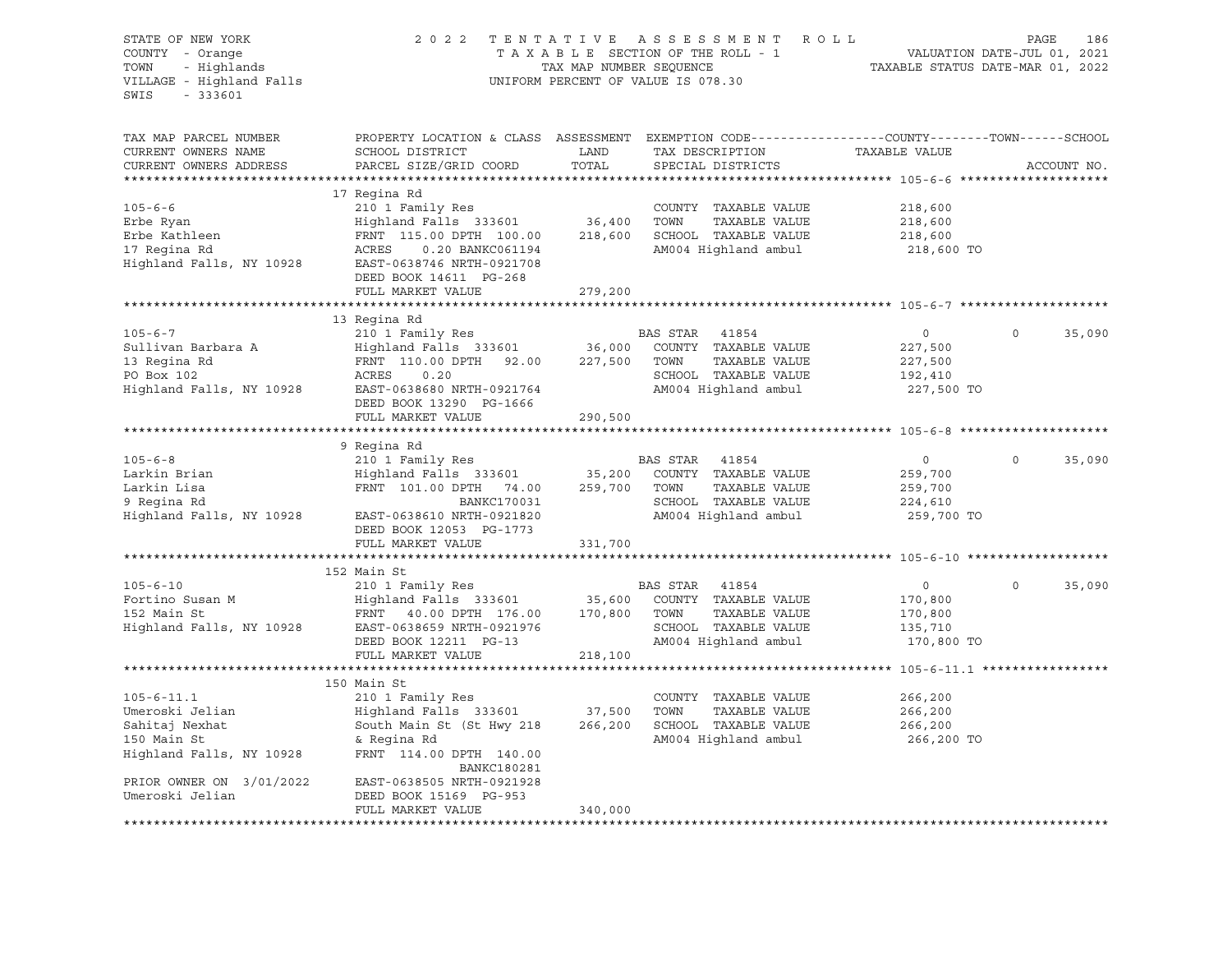STATE OF NEW YORK
COUNTY - Orange
TOWN - Highlands
VILLAGE - Highland Falls
SWIS - 333601

2022 TENTATIVE ASSESSMENT ROLL
TAXABLE SECTION OF THE ROLL - 1
TAX MAP NUMBER SEQUENCE
UNIFORM PERCENT OF VALUE IS 078.30

VALUATION DATE-JUL 01, 2021
TAXABLE STATUS DATE-MAR 01, 2022

| TAX MAP PARCEL NUMBER / CURRENT OWNERS NAME / CURRENT OWNERS ADDRESS | PROPERTY LOCATION & CLASS / SCHOOL DISTRICT / PARCEL SIZE/GRID COORD | ASSESSMENT LAND / TOTAL | EXEMPTION CODE / TAX DESCRIPTION / SPECIAL DISTRICTS | COUNTY TAXABLE VALUE | TOWN | SCHOOL / ACCOUNT NO. |
|---|---|---|---|---|---|---|
| **105-6-6** | 17 Regina Rd | | | | | |
| 105-6-6 | 210 1 Family Res | | COUNTY TAXABLE VALUE | 218,600 | | |
| Erbe Ryan | Highland Falls 333601 | 36,400 | TOWN TAXABLE VALUE | 218,600 | | |
| Erbe Kathleen | FRNT 115.00 DPTH 100.00 | 218,600 | SCHOOL TAXABLE VALUE | 218,600 | | |
| 17 Regina Rd | ACRES 0.20 BANKC061194 | | AM004 Highland ambul | 218,600 TO | | |
| Highland Falls, NY 10928 | EAST-0638746 NRTH-0921708 | | | | | |
| | DEED BOOK 14611 PG-268 | | | | | |
| | FULL MARKET VALUE | 279,200 | | | | |
| **105-6-7** | 13 Regina Rd | | | | | |
| 105-6-7 | 210 1 Family Res | | BAS STAR 41854 | 0 | 0 | 35,090 |
| Sullivan Barbara A | Highland Falls 333601 | 36,000 | COUNTY TAXABLE VALUE | 227,500 | | |
| 13 Regina Rd | FRNT 110.00 DPTH 92.00 | 227,500 | TOWN TAXABLE VALUE | 227,500 | | |
| PO Box 102 | ACRES 0.20 | | SCHOOL TAXABLE VALUE | 192,410 | | |
| Highland Falls, NY 10928 | EAST-0638680 NRTH-0921764 | | AM004 Highland ambul | 227,500 TO | | |
| | DEED BOOK 13290 PG-1666 | | | | | |
| | FULL MARKET VALUE | 290,500 | | | | |
| **105-6-8** | 9 Regina Rd | | | | | |
| 105-6-8 | 210 1 Family Res | | BAS STAR 41854 | 0 | 0 | 35,090 |
| Larkin Brian | Highland Falls 333601 | 35,200 | COUNTY TAXABLE VALUE | 259,700 | | |
| Larkin Lisa | FRNT 101.00 DPTH 74.00 | 259,700 | TOWN TAXABLE VALUE | 259,700 | | |
| 9 Regina Rd | BANKC170031 | | SCHOOL TAXABLE VALUE | 224,610 | | |
| Highland Falls, NY 10928 | EAST-0638610 NRTH-0921820 | | AM004 Highland ambul | 259,700 TO | | |
| | DEED BOOK 12053 PG-1773 | | | | | |
| | FULL MARKET VALUE | 331,700 | | | | |
| **105-6-10** | 152 Main St | | | | | |
| 105-6-10 | 210 1 Family Res | | BAS STAR 41854 | 0 | 0 | 35,090 |
| Fortino Susan M | Highland Falls 333601 | 35,600 | COUNTY TAXABLE VALUE | 170,800 | | |
| 152 Main St | FRNT 40.00 DPTH 176.00 | 170,800 | TOWN TAXABLE VALUE | 170,800 | | |
| Highland Falls, NY 10928 | EAST-0638659 NRTH-0921976 | | SCHOOL TAXABLE VALUE | 135,710 | | |
| | DEED BOOK 12211 PG-13 | | AM004 Highland ambul | 170,800 TO | | |
| | FULL MARKET VALUE | 218,100 | | | | |
| **105-6-11.1** | 150 Main St | | | | | |
| 105-6-11.1 | 210 1 Family Res | | COUNTY TAXABLE VALUE | 266,200 | | |
| Umeroski Jelian | Highland Falls 333601 | 37,500 | TOWN TAXABLE VALUE | 266,200 | | |
| Sahitaj Nexhat | South Main St (St Hwy 218 | 266,200 | SCHOOL TAXABLE VALUE | 266,200 | | |
| 150 Main St | & Regina Rd | | AM004 Highland ambul | 266,200 TO | | |
| Highland Falls, NY 10928 | FRNT 114.00 DPTH 140.00 | | | | | |
| | BANKC180281 | | | | | |
| PRIOR OWNER ON 3/01/2022 | EAST-0638505 NRTH-0921928 | | | | | |
| Umeroski Jelian | DEED BOOK 15169 PG-953 | | | | | |
| | FULL MARKET VALUE | 340,000 | | | | |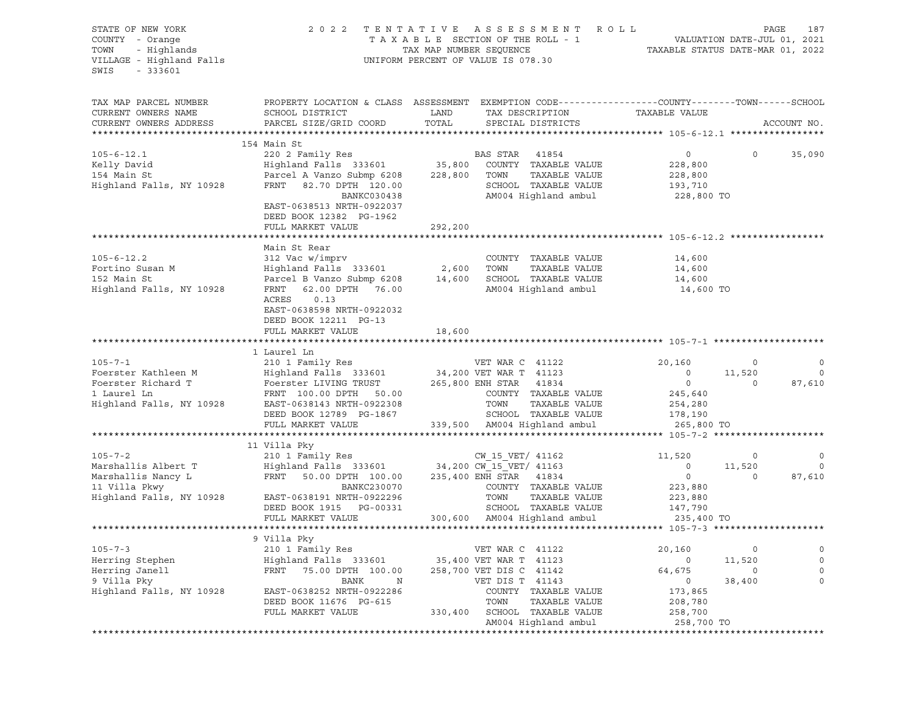STATE OF NEW YORK
COUNTY - Orange
TOWN - Highlands
VILLAGE - Highland Falls
SWIS - 333601

2 0 2 2 T E N T A T I V E A S S E S S M E N T R O L L
T A X A B L E SECTION OF THE ROLL - 1
TAX MAP NUMBER SEQUENCE
UNIFORM PERCENT OF VALUE IS 078.30

VALUATION DATE-JUL 01, 2021
TAXABLE STATUS DATE-MAR 01, 2022

| TAX MAP PARCEL NUMBER / CURRENT OWNERS NAME / CURRENT OWNERS ADDRESS | PROPERTY LOCATION & CLASS / SCHOOL DISTRICT / PARCEL SIZE/GRID COORD | ASSESSMENT LAND / TOTAL | EXEMPTION CODE / TAX DESCRIPTION / SPECIAL DISTRICTS | COUNTY TAXABLE VALUE | TOWN | SCHOOL / ACCOUNT NO. |
|---|---|---|---|---|---|---|
| **105-6-12.1** | 154 Main St | | | | | |
| 105-6-12.1 | 220 2 Family Res | | BAS STAR 41854 | 0 | 0 | 35,090 |
| Kelly David | Highland Falls 333601 | 35,800 | COUNTY TAXABLE VALUE | 228,800 | | |
| 154 Main St | Parcel A Vanzo Submp 6208 | 228,800 | TOWN TAXABLE VALUE | 228,800 | | |
| Highland Falls, NY 10928 | FRNT 82.70 DPTH 120.00 | | SCHOOL TAXABLE VALUE | 193,710 | | |
| | BANKC030438 | | AM004 Highland ambul | 228,800 TO | | |
| | EAST-0638513 NRTH-0922037 | | | | | |
| | DEED BOOK 12382 PG-1962 | | | | | |
| | FULL MARKET VALUE | 292,200 | | | | |
| **105-6-12.2** | Main St Rear | | | | | |
| 105-6-12.2 | 312 Vac w/imprv | | COUNTY TAXABLE VALUE | 14,600 | | |
| Fortino Susan M | Highland Falls 333601 | 2,600 | TOWN TAXABLE VALUE | 14,600 | | |
| 152 Main St | Parcel B Vanzo Submp 6208 | 14,600 | SCHOOL TAXABLE VALUE | 14,600 | | |
| Highland Falls, NY 10928 | FRNT 62.00 DPTH 76.00 | | AM004 Highland ambul | 14,600 TO | | |
| | ACRES 0.13 | | | | | |
| | EAST-0638598 NRTH-0922032 | | | | | |
| | DEED BOOK 12211 PG-13 | | | | | |
| | FULL MARKET VALUE | 18,600 | | | | |
| **105-7-1** | 1 Laurel Ln | | | | | |
| 105-7-1 | 210 1 Family Res | | VET WAR C 41122 | 20,160 | 0 | 0 |
| Foerster Kathleen M | Highland Falls 333601 | 34,200 | VET WAR T 41123 | 0 | 11,520 | 0 |
| Foerster Richard T | Foerster LIVING TRUST | 265,800 | ENH STAR 41834 | 0 | 0 | 87,610 |
| 1 Laurel Ln | FRNT 100.00 DPTH 50.00 | | COUNTY TAXABLE VALUE | 245,640 | | |
| Highland Falls, NY 10928 | EAST-0638143 NRTH-0922308 | | TOWN TAXABLE VALUE | 254,280 | | |
| | DEED BOOK 12789 PG-1867 | | SCHOOL TAXABLE VALUE | 178,190 | | |
| | FULL MARKET VALUE | 339,500 | AM004 Highland ambul | 265,800 TO | | |
| **105-7-2** | 11 Villa Pky | | | | | |
| 105-7-2 | 210 1 Family Res | | CW_15_VET/ 41162 | 11,520 | 0 | 0 |
| Marshallis Albert T | Highland Falls 333601 | 34,200 | CW_15_VET/ 41163 | 0 | 11,520 | 0 |
| Marshallis Nancy L | FRNT 50.00 DPTH 100.00 | 235,400 | ENH STAR 41834 | 0 | 0 | 87,610 |
| 11 Villa Pkwy | BANKC230070 | | COUNTY TAXABLE VALUE | 223,880 | | |
| Highland Falls, NY 10928 | EAST-0638191 NRTH-0922296 | | TOWN TAXABLE VALUE | 223,880 | | |
| | DEED BOOK 1915 PG-00331 | | SCHOOL TAXABLE VALUE | 147,790 | | |
| | FULL MARKET VALUE | 300,600 | AM004 Highland ambul | 235,400 TO | | |
| **105-7-3** | 9 Villa Pky | | | | | |
| 105-7-3 | 210 1 Family Res | | VET WAR C 41122 | 20,160 | 0 | 0 |
| Herring Stephen | Highland Falls 333601 | 35,400 | VET WAR T 41123 | 0 | 11,520 | 0 |
| Herring Janell | FRNT 75.00 DPTH 100.00 | 258,700 | VET DIS C 41142 | 64,675 | 0 | 0 |
| 9 Villa Pky | BANK N | | VET DIS T 41143 | 0 | 38,400 | 0 |
| Highland Falls, NY 10928 | EAST-0638252 NRTH-0922286 | | COUNTY TAXABLE VALUE | 173,865 | | |
| | DEED BOOK 11676 PG-615 | | TOWN TAXABLE VALUE | 208,780 | | |
| | FULL MARKET VALUE | 330,400 | SCHOOL TAXABLE VALUE | 258,700 | | |
| | | | AM004 Highland ambul | 258,700 TO | | |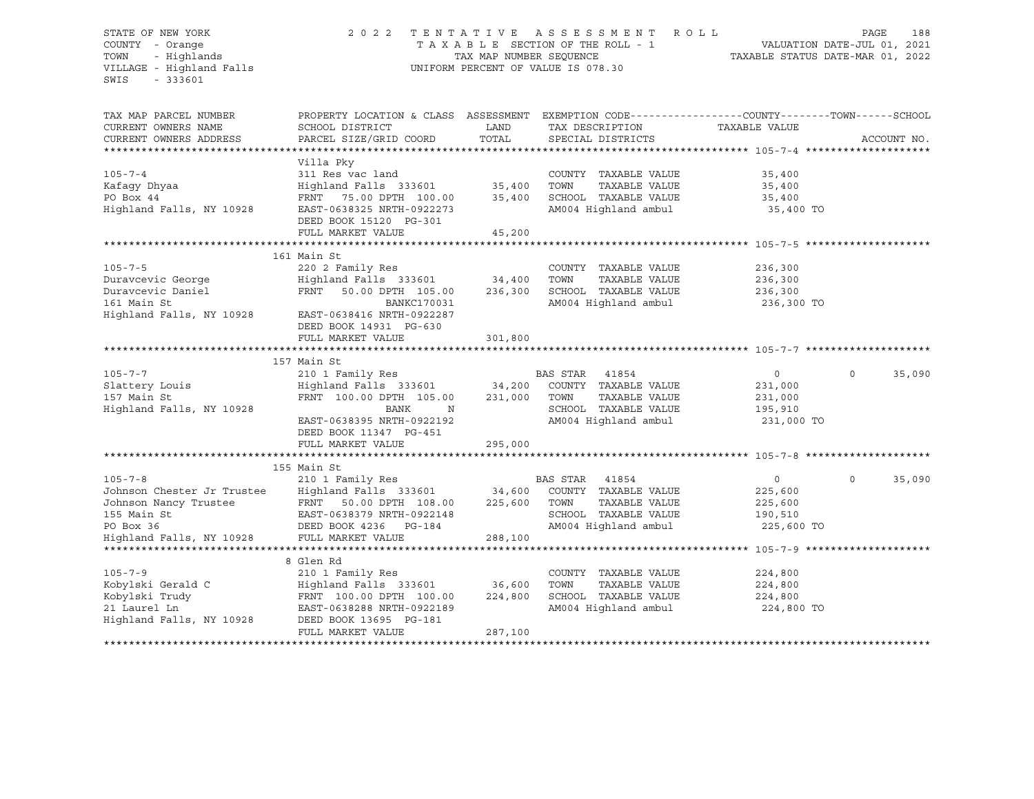STATE OF NEW YORK | 2022 TENTATIVE ASSESSMENT ROLL | VALUATION DATE-JUL 01, 2021
COUNTY - Orange | TAXABLE SECTION OF THE ROLL - 1 | TAXABLE STATUS DATE-MAR 01, 2022
TOWN - Highlands | TAX MAP NUMBER SEQUENCE
VILLAGE - Highland Falls | UNIFORM PERCENT OF VALUE IS 078.30
SWIS - 333601

| TAX MAP PARCEL NUMBER / CURRENT OWNERS NAME / CURRENT OWNERS ADDRESS | PROPERTY LOCATION & CLASS / SCHOOL DISTRICT / PARCEL SIZE/GRID COORD | ASSESSMENT LAND | TOTAL | EXEMPTION CODE / TAX DESCRIPTION / SPECIAL DISTRICTS | COUNTY TAXABLE VALUE | TOWN | SCHOOL | ACCOUNT NO. |
|---|---|---|---|---|---|---|---|---|
| **105-7-4** | Villa Pky | | | | | | | |
| | 311 Res vac land | | | COUNTY TAXABLE VALUE | 35,400 | | | |
| Kafagy Dhyaa | Highland Falls 333601 | 35,400 | | TOWN TAXABLE VALUE | 35,400 | | | |
| PO Box 44 | FRNT 75.00 DPTH 100.00 | | 35,400 | SCHOOL TAXABLE VALUE | 35,400 | | | |
| Highland Falls, NY 10928 | EAST-0638325 NRTH-0922273 | | | AM004 Highland ambul | 35,400 TO | | | |
| | DEED BOOK 15120 PG-301 | | | | | | | |
| | FULL MARKET VALUE | | 45,200 | | | | | |
| **105-7-5** | 161 Main St | | | | | | | |
| | 220 2 Family Res | | | COUNTY TAXABLE VALUE | 236,300 | | | |
| Duravcevic George | Highland Falls 333601 | 34,400 | | TOWN TAXABLE VALUE | 236,300 | | | |
| Duravcevic Daniel | FRNT 50.00 DPTH 105.00 | | 236,300 | SCHOOL TAXABLE VALUE | 236,300 | | | |
| 161 Main St | BANKC170031 | | | AM004 Highland ambul | 236,300 TO | | | |
| Highland Falls, NY 10928 | EAST-0638416 NRTH-0922287 | | | | | | | |
| | DEED BOOK 14931 PG-630 | | | | | | | |
| | FULL MARKET VALUE | | 301,800 | | | | | |
| **105-7-7** | 157 Main St | | | | | | | |
| | 210 1 Family Res | | | BAS STAR 41854 | 0 | 0 | 35,090 | |
| Slattery Louis | Highland Falls 333601 | 34,200 | | COUNTY TAXABLE VALUE | 231,000 | | | |
| 157 Main St | FRNT 100.00 DPTH 105.00 | | 231,000 | TOWN TAXABLE VALUE | 231,000 | | | |
| Highland Falls, NY 10928 | BANK N | | | SCHOOL TAXABLE VALUE | 195,910 | | | |
| | EAST-0638395 NRTH-0922192 | | | AM004 Highland ambul | 231,000 TO | | | |
| | DEED BOOK 11347 PG-451 | | | | | | | |
| | FULL MARKET VALUE | | 295,000 | | | | | |
| **105-7-8** | 155 Main St | | | | | | | |
| | 210 1 Family Res | | | BAS STAR 41854 | 0 | 0 | 35,090 | |
| Johnson Chester Jr Trustee | Highland Falls 333601 | 34,600 | | COUNTY TAXABLE VALUE | 225,600 | | | |
| Johnson Nancy Trustee | FRNT 50.00 DPTH 108.00 | | 225,600 | TOWN TAXABLE VALUE | 225,600 | | | |
| 155 Main St | EAST-0638379 NRTH-0922148 | | | SCHOOL TAXABLE VALUE | 190,510 | | | |
| PO Box 36 | DEED BOOK 4236 PG-184 | | | AM004 Highland ambul | 225,600 TO | | | |
| Highland Falls, NY 10928 | FULL MARKET VALUE | | 288,100 | | | | | |
| **105-7-9** | 8 Glen Rd | | | | | | | |
| | 210 1 Family Res | | | COUNTY TAXABLE VALUE | 224,800 | | | |
| Kobylski Gerald C | Highland Falls 333601 | 36,600 | | TOWN TAXABLE VALUE | 224,800 | | | |
| Kobylski Trudy | FRNT 100.00 DPTH 100.00 | | 224,800 | SCHOOL TAXABLE VALUE | 224,800 | | | |
| 21 Laurel Ln | EAST-0638288 NRTH-0922189 | | | AM004 Highland ambul | 224,800 TO | | | |
| Highland Falls, NY 10928 | DEED BOOK 13695 PG-181 | | | | | | | |
| | FULL MARKET VALUE | | 287,100 | | | | | |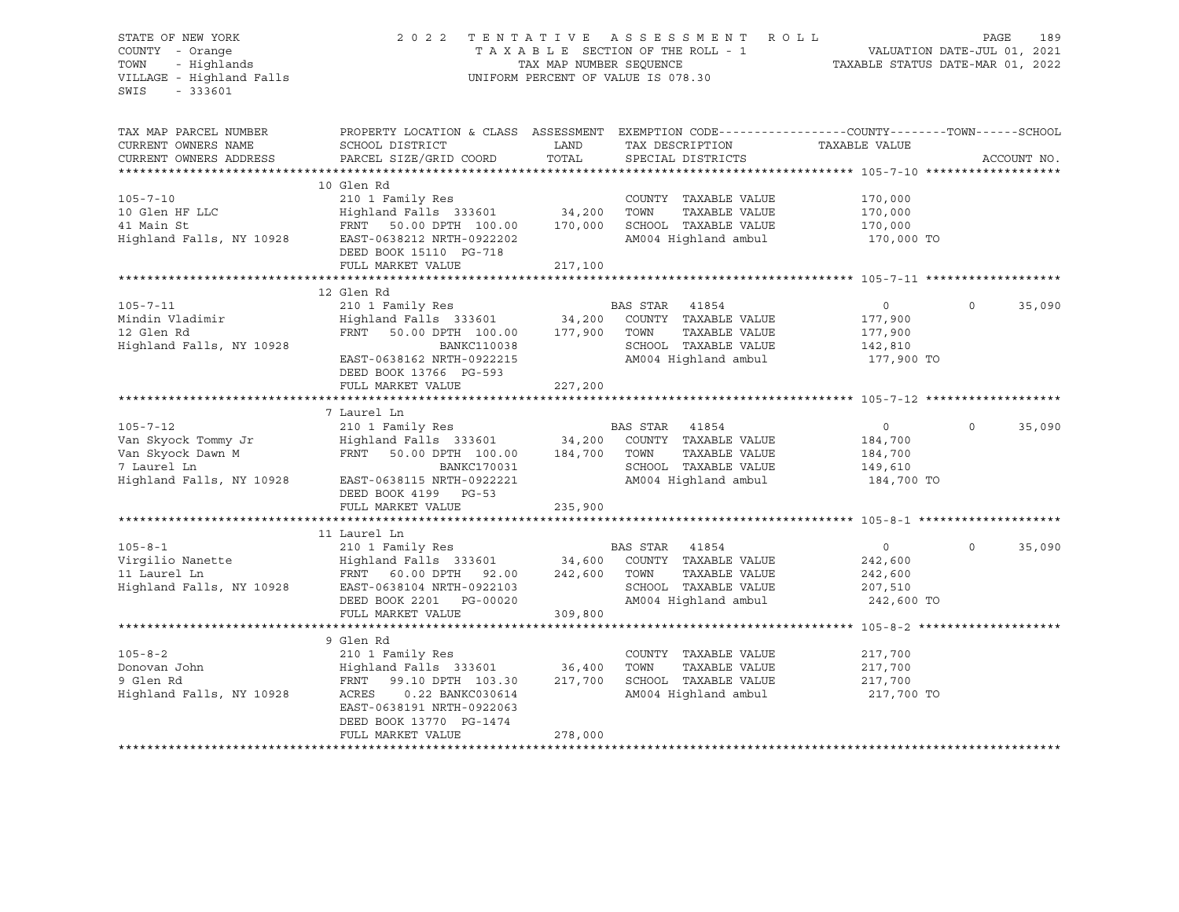STATE OF NEW YORK — 2022 TENTATIVE ASSESSMENT ROLL
COUNTY - Orange — TAXABLE SECTION OF THE ROLL - 1 — VALUATION DATE-JUL 01, 2021
TOWN - Highlands — TAX MAP NUMBER SEQUENCE — TAXABLE STATUS DATE-MAR 01, 2022
VILLAGE - Highland Falls — UNIFORM PERCENT OF VALUE IS 078.30
SWIS - 333601

| TAX MAP PARCEL NUMBER / CURRENT OWNERS NAME / CURRENT OWNERS ADDRESS | PROPERTY LOCATION & CLASS / SCHOOL DISTRICT / PARCEL SIZE/GRID COORD | ASSESSMENT LAND / TOTAL | EXEMPTION CODE / TAX DESCRIPTION / SPECIAL DISTRICTS | COUNTY TAXABLE VALUE | TOWN | SCHOOL |
|---|---|---|---|---|---|---|
| **105-7-10** | 10 Glen Rd | | | | | |
| 105-7-10 | 210 1 Family Res | | COUNTY TAXABLE VALUE | 170,000 | | |
| 10 Glen HF LLC | Highland Falls 333601 | 34,200 | TOWN TAXABLE VALUE | 170,000 | | |
| 41 Main St | FRNT 50.00 DPTH 100.00 | 170,000 | SCHOOL TAXABLE VALUE | 170,000 | | |
| Highland Falls, NY 10928 | EAST-0638212 NRTH-0922202 | | AM004 Highland ambul | 170,000 TO | | |
| | DEED BOOK 15110 PG-718 | | | | | |
| | FULL MARKET VALUE | 217,100 | | | | |
| **105-7-11** | 12 Glen Rd | | | | | |
| 105-7-11 | 210 1 Family Res | | BAS STAR 41854 | 0 | 0 | 35,090 |
| Mindin Vladimir | Highland Falls 333601 | 34,200 | COUNTY TAXABLE VALUE | 177,900 | | |
| 12 Glen Rd | FRNT 50.00 DPTH 100.00 | 177,900 | TOWN TAXABLE VALUE | 177,900 | | |
| Highland Falls, NY 10928 | BANKC110038 | | SCHOOL TAXABLE VALUE | 142,810 | | |
| | EAST-0638162 NRTH-0922215 | | AM004 Highland ambul | 177,900 TO | | |
| | DEED BOOK 13766 PG-593 | | | | | |
| | FULL MARKET VALUE | 227,200 | | | | |
| **105-7-12** | 7 Laurel Ln | | | | | |
| 105-7-12 | 210 1 Family Res | | BAS STAR 41854 | 0 | 0 | 35,090 |
| Van Skyock Tommy Jr | Highland Falls 333601 | 34,200 | COUNTY TAXABLE VALUE | 184,700 | | |
| Van Skyock Dawn M | FRNT 50.00 DPTH 100.00 | 184,700 | TOWN TAXABLE VALUE | 184,700 | | |
| 7 Laurel Ln | BANKC170031 | | SCHOOL TAXABLE VALUE | 149,610 | | |
| Highland Falls, NY 10928 | EAST-0638115 NRTH-0922221 | | AM004 Highland ambul | 184,700 TO | | |
| | DEED BOOK 4199 PG-53 | | | | | |
| | FULL MARKET VALUE | 235,900 | | | | |
| **105-8-1** | 11 Laurel Ln | | | | | |
| 105-8-1 | 210 1 Family Res | | BAS STAR 41854 | 0 | 0 | 35,090 |
| Virgilio Nanette | Highland Falls 333601 | 34,600 | COUNTY TAXABLE VALUE | 242,600 | | |
| 11 Laurel Ln | FRNT 60.00 DPTH 92.00 | 242,600 | TOWN TAXABLE VALUE | 242,600 | | |
| Highland Falls, NY 10928 | EAST-0638104 NRTH-0922103 | | SCHOOL TAXABLE VALUE | 207,510 | | |
| | DEED BOOK 2201 PG-00020 | | AM004 Highland ambul | 242,600 TO | | |
| | FULL MARKET VALUE | 309,800 | | | | |
| **105-8-2** | 9 Glen Rd | | | | | |
| 105-8-2 | 210 1 Family Res | | COUNTY TAXABLE VALUE | 217,700 | | |
| Donovan John | Highland Falls 333601 | 36,400 | TOWN TAXABLE VALUE | 217,700 | | |
| 9 Glen Rd | FRNT 99.10 DPTH 103.30 | 217,700 | SCHOOL TAXABLE VALUE | 217,700 | | |
| Highland Falls, NY 10928 | ACRES 0.22 BANKC030614 | | AM004 Highland ambul | 217,700 TO | | |
| | EAST-0638191 NRTH-0922063 | | | | | |
| | DEED BOOK 13770 PG-1474 | | | | | |
| | FULL MARKET VALUE | 278,000 | | | | |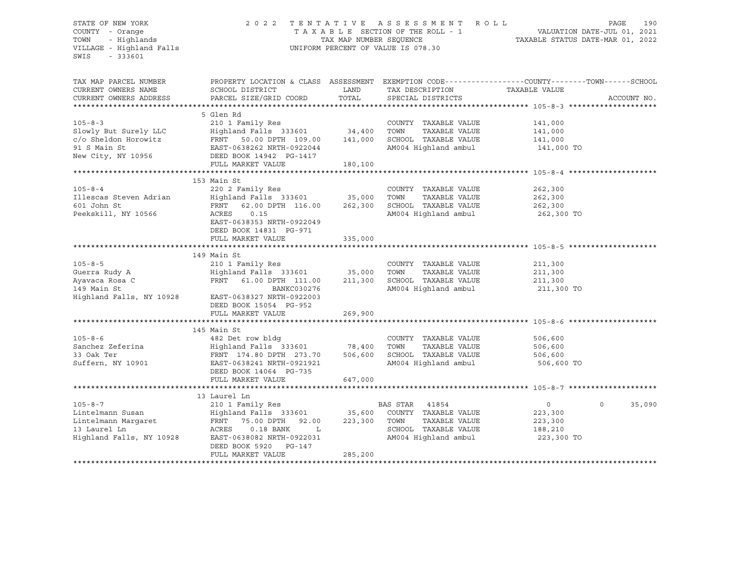STATE OF NEW YORK — COUNTY - Orange — TOWN - Highlands — VILLAGE - Highland Falls — SWIS - 333601

# 2022 TENTATIVE ASSESSMENT ROLL

TAXABLE SECTION OF THE ROLL - 1 — TAX MAP NUMBER SEQUENCE — UNIFORM PERCENT OF VALUE IS 078.30

VALUATION DATE-JUL 01, 2021 — TAXABLE STATUS DATE-MAR 01, 2022

| TAX MAP PARCEL NUMBER / CURRENT OWNERS NAME / CURRENT OWNERS ADDRESS | PROPERTY LOCATION & CLASS / SCHOOL DISTRICT / PARCEL SIZE/GRID COORD | ASSESSMENT LAND / TOTAL | EXEMPTION CODE / TAX DESCRIPTION / SPECIAL DISTRICTS | COUNTY TAXABLE VALUE | TOWN | SCHOOL / ACCOUNT NO. |
|---|---|---|---|---|---|---|
| **105-8-3** | 5 Glen Rd | | | | | |
| 105-8-3 | 210 1 Family Res | | COUNTY TAXABLE VALUE | 141,000 | | |
| Slowly But Surely LLC | Highland Falls 333601 | 34,400 | TOWN TAXABLE VALUE | 141,000 | | |
| c/o Sheldon Horowitz | FRNT 50.00 DPTH 109.00 | 141,000 | SCHOOL TAXABLE VALUE | 141,000 | | |
| 91 S Main St | EAST-0638262 NRTH-0922044 | | AM004 Highland ambul | 141,000 TO | | |
| New City, NY 10956 | DEED BOOK 14942 PG-1417 | | | | | |
| | FULL MARKET VALUE | 180,100 | | | | |
| **105-8-4** | 153 Main St | | | | | |
| 105-8-4 | 220 2 Family Res | | COUNTY TAXABLE VALUE | 262,300 | | |
| Illescas Steven Adrian | Highland Falls 333601 | 35,000 | TOWN TAXABLE VALUE | 262,300 | | |
| 601 John St | FRNT 62.00 DPTH 116.00 | 262,300 | SCHOOL TAXABLE VALUE | 262,300 | | |
| Peekskill, NY 10566 | ACRES 0.15 | | AM004 Highland ambul | 262,300 TO | | |
| | EAST-0638353 NRTH-0922049 | | | | | |
| | DEED BOOK 14831 PG-971 | | | | | |
| | FULL MARKET VALUE | 335,000 | | | | |
| **105-8-5** | 149 Main St | | | | | |
| 105-8-5 | 210 1 Family Res | | COUNTY TAXABLE VALUE | 211,300 | | |
| Guerra Rudy A | Highland Falls 333601 | 35,000 | TOWN TAXABLE VALUE | 211,300 | | |
| Ayavaca Rosa C | FRNT 61.00 DPTH 111.00 | 211,300 | SCHOOL TAXABLE VALUE | 211,300 | | |
| 149 Main St | BANKC030276 | | AM004 Highland ambul | 211,300 TO | | |
| Highland Falls, NY 10928 | EAST-0638327 NRTH-0922003 | | | | | |
| | DEED BOOK 15054 PG-952 | | | | | |
| | FULL MARKET VALUE | 269,900 | | | | |
| **105-8-6** | 145 Main St | | | | | |
| 105-8-6 | 482 Det row bldg | | COUNTY TAXABLE VALUE | 506,600 | | |
| Sanchez Zeferina | Highland Falls 333601 | 78,400 | TOWN TAXABLE VALUE | 506,600 | | |
| 33 Oak Ter | FRNT 174.80 DPTH 273.70 | 506,600 | SCHOOL TAXABLE VALUE | 506,600 | | |
| Suffern, NY 10901 | EAST-0638241 NRTH-0921921 | | AM004 Highland ambul | 506,600 TO | | |
| | DEED BOOK 14064 PG-735 | | | | | |
| | FULL MARKET VALUE | 647,000 | | | | |
| **105-8-7** | 13 Laurel Ln | | | | | |
| 105-8-7 | 210 1 Family Res | | BAS STAR 41854 | 0 | 0 | 35,090 |
| Lintelmann Susan | Highland Falls 333601 | 35,600 | COUNTY TAXABLE VALUE | 223,300 | | |
| Lintelmann Margaret | FRNT 75.00 DPTH 92.00 | 223,300 | TOWN TAXABLE VALUE | 223,300 | | |
| 13 Laurel Ln | ACRES 0.18 BANK L | | SCHOOL TAXABLE VALUE | 188,210 | | |
| Highland Falls, NY 10928 | EAST-0638082 NRTH-0922031 | | AM004 Highland ambul | 223,300 TO | | |
| | DEED BOOK 5920 PG-147 | | | | | |
| | FULL MARKET VALUE | 285,200 | | | | |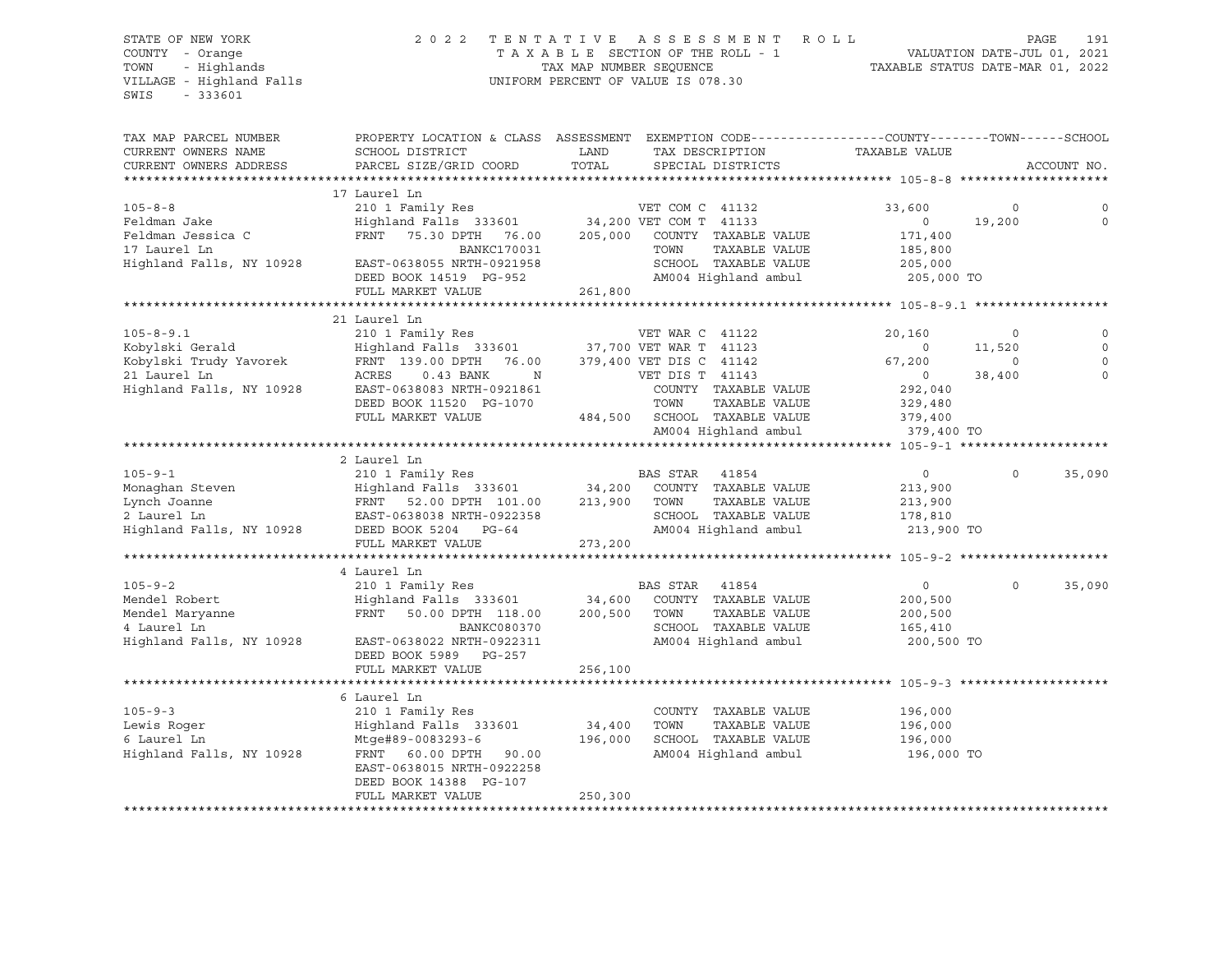STATE OF NEW YORK
COUNTY - Orange
TOWN - Highlands
VILLAGE - Highland Falls
SWIS - 333601

2022 TENTATIVE ASSESSMENT ROLL
TAXABLE SECTION OF THE ROLL - 1
TAX MAP NUMBER SEQUENCE
UNIFORM PERCENT OF VALUE IS 078.30

VALUATION DATE-JUL 01, 2021
TAXABLE STATUS DATE-MAR 01, 2022

| TAX MAP PARCEL NUMBER / CURRENT OWNERS NAME / CURRENT OWNERS ADDRESS | PROPERTY LOCATION & CLASS / SCHOOL DISTRICT / PARCEL SIZE/GRID COORD | ASSESSMENT LAND | TOTAL | EXEMPTION CODE / TAX DESCRIPTION / SPECIAL DISTRICTS | COUNTY / TAXABLE VALUE | TOWN | SCHOOL |
|---|---|---|---|---|---|---|---|
| **105-8-8** | 17 Laurel Ln | | | | | | |
| 105-8-8 | 210 1 Family Res | | | VET COM C 41132 | 33,600 | 0 | 0 |
| Feldman Jake | Highland Falls 333601 | 34,200 | | VET COM T 41133 | 0 | 19,200 | 0 |
| Feldman Jessica C | FRNT 75.30 DPTH 76.00 | | 205,000 | COUNTY TAXABLE VALUE | 171,400 | | |
| 17 Laurel Ln | BANKC170031 | | | TOWN TAXABLE VALUE | 185,800 | | |
| Highland Falls, NY 10928 | EAST-0638055 NRTH-0921958 | | | SCHOOL TAXABLE VALUE | 205,000 | | |
| | DEED BOOK 14519 PG-952 | | | AM004 Highland ambul | 205,000 TO | | |
| | FULL MARKET VALUE | | 261,800 | | | | |
| **105-8-9.1** | 21 Laurel Ln | | | | | | |
| 105-8-9.1 | 210 1 Family Res | | | VET WAR C 41122 | 20,160 | 0 | 0 |
| Kobylski Gerald | Highland Falls 333601 | 37,700 | | VET WAR T 41123 | 0 | 11,520 | 0 |
| Kobylski Trudy Yavorek | FRNT 139.00 DPTH 76.00 | | 379,400 | VET DIS C 41142 | 67,200 | 0 | 0 |
| 21 Laurel Ln | ACRES 0.43 BANK N | | | VET DIS T 41143 | 0 | 38,400 | 0 |
| Highland Falls, NY 10928 | EAST-0638083 NRTH-0921861 | | | COUNTY TAXABLE VALUE | 292,040 | | |
| | DEED BOOK 11520 PG-1070 | | | TOWN TAXABLE VALUE | 329,480 | | |
| | FULL MARKET VALUE | | 484,500 | SCHOOL TAXABLE VALUE | 379,400 | | |
| | | | | AM004 Highland ambul | 379,400 TO | | |
| **105-9-1** | 2 Laurel Ln | | | | | | |
| 105-9-1 | 210 1 Family Res | | | BAS STAR 41854 | 0 | 0 | 35,090 |
| Monaghan Steven | Highland Falls 333601 | 34,200 | | COUNTY TAXABLE VALUE | 213,900 | | |
| Lynch Joanne | FRNT 52.00 DPTH 101.00 | | 213,900 | TOWN TAXABLE VALUE | 213,900 | | |
| 2 Laurel Ln | EAST-0638038 NRTH-0922358 | | | SCHOOL TAXABLE VALUE | 178,810 | | |
| Highland Falls, NY 10928 | DEED BOOK 5204 PG-64 | | | AM004 Highland ambul | 213,900 TO | | |
| | FULL MARKET VALUE | | 273,200 | | | | |
| **105-9-2** | 4 Laurel Ln | | | | | | |
| 105-9-2 | 210 1 Family Res | | | BAS STAR 41854 | 0 | 0 | 35,090 |
| Mendel Robert | Highland Falls 333601 | 34,600 | | COUNTY TAXABLE VALUE | 200,500 | | |
| Mendel Maryanne | FRNT 50.00 DPTH 118.00 | | 200,500 | TOWN TAXABLE VALUE | 200,500 | | |
| 4 Laurel Ln | BANKC080370 | | | SCHOOL TAXABLE VALUE | 165,410 | | |
| Highland Falls, NY 10928 | EAST-0638022 NRTH-0922311 | | | AM004 Highland ambul | 200,500 TO | | |
| | DEED BOOK 5989 PG-257 | | | | | | |
| | FULL MARKET VALUE | | 256,100 | | | | |
| **105-9-3** | 6 Laurel Ln | | | | | | |
| 105-9-3 | 210 1 Family Res | | | COUNTY TAXABLE VALUE | 196,000 | | |
| Lewis Roger | Highland Falls 333601 | 34,400 | | TOWN TAXABLE VALUE | 196,000 | | |
| 6 Laurel Ln | Mtge#89-0083293-6 | | 196,000 | SCHOOL TAXABLE VALUE | 196,000 | | |
| Highland Falls, NY 10928 | FRNT 60.00 DPTH 90.00 | | | AM004 Highland ambul | 196,000 TO | | |
| | EAST-0638015 NRTH-0922258 | | | | | | |
| | DEED BOOK 14388 PG-107 | | | | | | |
| | FULL MARKET VALUE | | 250,300 | | | | |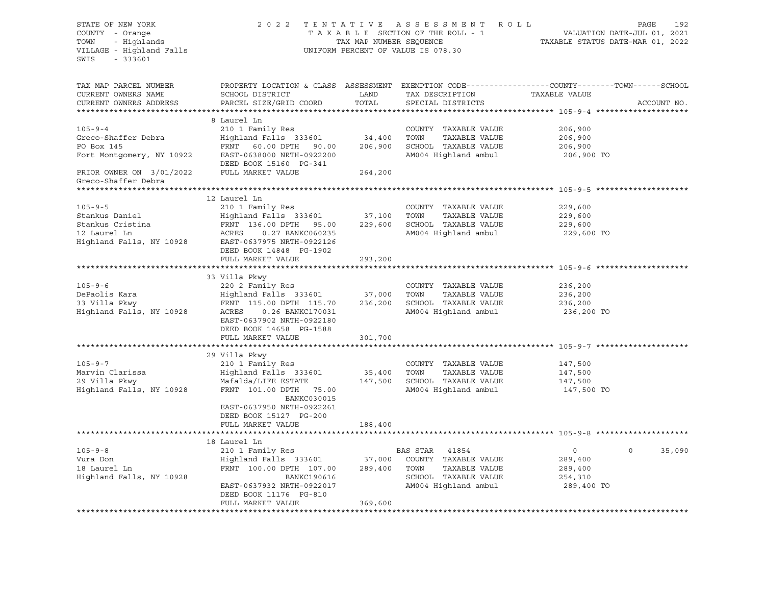STATE OF NEW YORK
COUNTY - Orange
TOWN - Highlands
VILLAGE - Highland Falls
SWIS - 333601

2022 TENTATIVE ASSESSMENT ROLL
TAXABLE SECTION OF THE ROLL - 1
TAX MAP NUMBER SEQUENCE
UNIFORM PERCENT OF VALUE IS 078.30

VALUATION DATE-JUL 01, 2021
TAXABLE STATUS DATE-MAR 01, 2022

| TAX MAP PARCEL NUMBER / CURRENT OWNERS NAME / CURRENT OWNERS ADDRESS | PROPERTY LOCATION & CLASS / SCHOOL DISTRICT / PARCEL SIZE/GRID COORD | ASSESSMENT LAND / TOTAL | EXEMPTION CODE / TAX DESCRIPTION / SPECIAL DISTRICTS | COUNTY TAXABLE VALUE | TOWN | SCHOOL / ACCOUNT NO. |
|---|---|---|---|---|---|---|
| **105-9-4** | 8 Laurel Ln | | | | | |
| 105-9-4 | 210 1 Family Res | | COUNTY TAXABLE VALUE | 206,900 | | |
| Greco-Shaffer Debra | Highland Falls 333601 | 34,400 | TOWN TAXABLE VALUE | 206,900 | | |
| PO Box 145 | FRNT 60.00 DPTH 90.00 | 206,900 | SCHOOL TAXABLE VALUE | 206,900 | | |
| Fort Montgomery, NY 10922 | EAST-0638000 NRTH-0922200 | | AM004 Highland ambul | 206,900 TO | | |
| | DEED BOOK 15160 PG-341 | | | | | |
| PRIOR OWNER ON 3/01/2022 | FULL MARKET VALUE | 264,200 | | | | |
| Greco-Shaffer Debra | | | | | | |
| **105-9-5** | 12 Laurel Ln | | | | | |
| 105-9-5 | 210 1 Family Res | | COUNTY TAXABLE VALUE | 229,600 | | |
| Stankus Daniel | Highland Falls 333601 | 37,100 | TOWN TAXABLE VALUE | 229,600 | | |
| Stankus Cristina | FRNT 136.00 DPTH 95.00 | 229,600 | SCHOOL TAXABLE VALUE | 229,600 | | |
| 12 Laurel Ln | ACRES 0.27 BANKC060235 | | AM004 Highland ambul | 229,600 TO | | |
| Highland Falls, NY 10928 | EAST-0637975 NRTH-0922126 | | | | | |
| | DEED BOOK 14848 PG-1902 | | | | | |
| | FULL MARKET VALUE | 293,200 | | | | |
| **105-9-6** | 33 Villa Pkwy | | | | | |
| 105-9-6 | 220 2 Family Res | | COUNTY TAXABLE VALUE | 236,200 | | |
| DePaolis Kara | Highland Falls 333601 | 37,000 | TOWN TAXABLE VALUE | 236,200 | | |
| 33 Villa Pkwy | FRNT 115.00 DPTH 115.70 | 236,200 | SCHOOL TAXABLE VALUE | 236,200 | | |
| Highland Falls, NY 10928 | ACRES 0.26 BANKC170031 | | AM004 Highland ambul | 236,200 TO | | |
| | EAST-0637902 NRTH-0922180 | | | | | |
| | DEED BOOK 14658 PG-1588 | | | | | |
| | FULL MARKET VALUE | 301,700 | | | | |
| **105-9-7** | 29 Villa Pkwy | | | | | |
| 105-9-7 | 210 1 Family Res | | COUNTY TAXABLE VALUE | 147,500 | | |
| Marvin Clarissa | Highland Falls 333601 | 35,400 | TOWN TAXABLE VALUE | 147,500 | | |
| 29 Villa Pkwy | Mafalda/LIFE ESTATE | 147,500 | SCHOOL TAXABLE VALUE | 147,500 | | |
| Highland Falls, NY 10928 | FRNT 101.00 DPTH 75.00 | | AM004 Highland ambul | 147,500 TO | | |
| | BANKC030015 | | | | | |
| | EAST-0637950 NRTH-0922261 | | | | | |
| | DEED BOOK 15127 PG-200 | | | | | |
| | FULL MARKET VALUE | 188,400 | | | | |
| **105-9-8** | 18 Laurel Ln | | | | | |
| 105-9-8 | 210 1 Family Res | | BAS STAR 41854 | 0 | 0 | 35,090 |
| Vura Don | Highland Falls 333601 | 37,000 | COUNTY TAXABLE VALUE | 289,400 | | |
| 18 Laurel Ln | FRNT 100.00 DPTH 107.00 | 289,400 | TOWN TAXABLE VALUE | 289,400 | | |
| Highland Falls, NY 10928 | BANKC190616 | | SCHOOL TAXABLE VALUE | 254,310 | | |
| | EAST-0637932 NRTH-0922017 | | AM004 Highland ambul | 289,400 TO | | |
| | DEED BOOK 11176 PG-810 | | | | | |
| | FULL MARKET VALUE | 369,600 | | | | |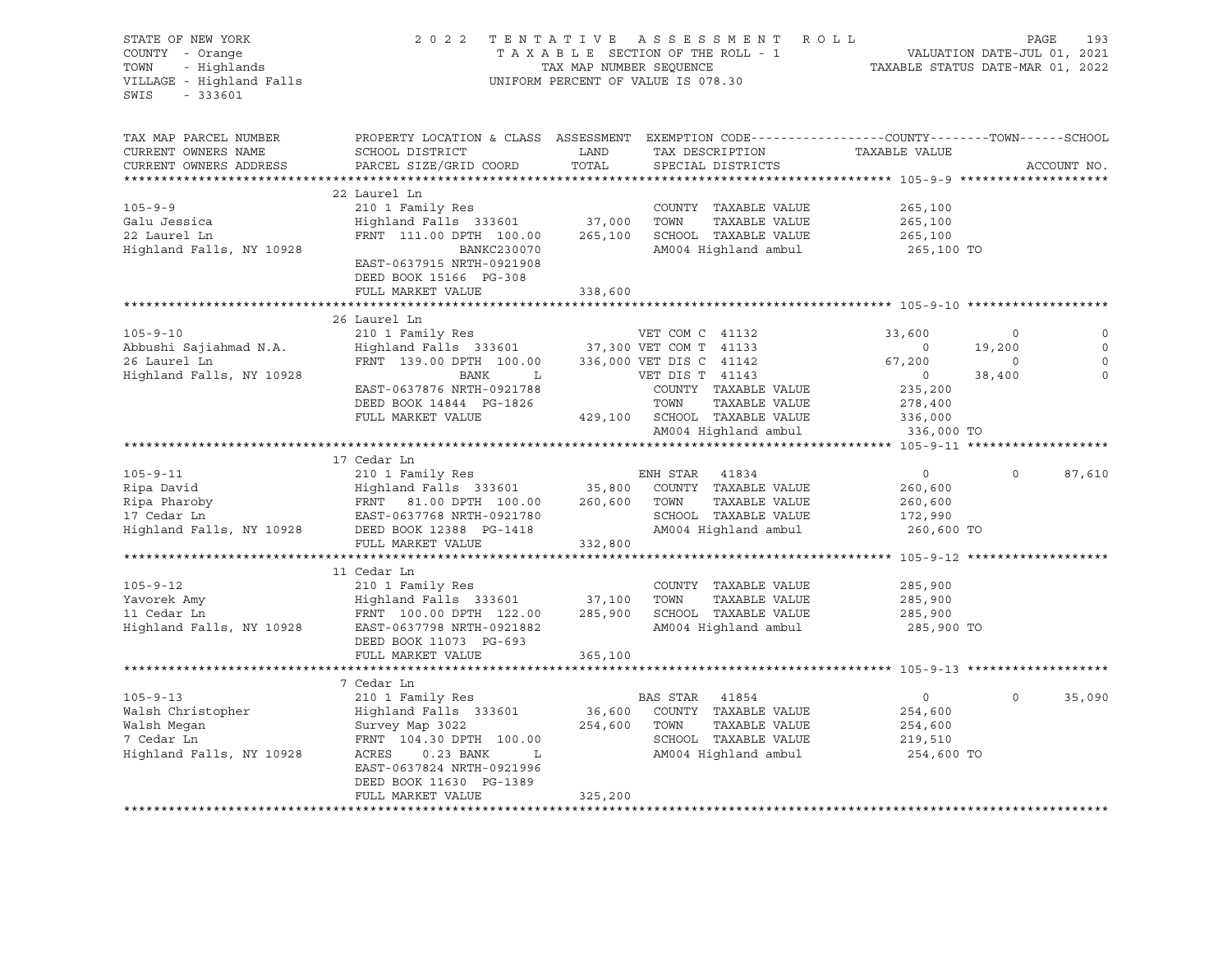STATE OF NEW YORK
COUNTY - Orange
TOWN - Highlands
VILLAGE - Highland Falls
SWIS - 333601

2022 TENTATIVE ASSESSMENT ROLL
TAXABLE SECTION OF THE ROLL - 1
TAX MAP NUMBER SEQUENCE
UNIFORM PERCENT OF VALUE IS 078.30

VALUATION DATE-JUL 01, 2021
TAXABLE STATUS DATE-MAR 01, 2022

| TAX MAP PARCEL NUMBER / CURRENT OWNERS NAME / CURRENT OWNERS ADDRESS | PROPERTY LOCATION & CLASS / SCHOOL DISTRICT / PARCEL SIZE/GRID COORD | ASSESSMENT LAND / TOTAL | EXEMPTION CODE / TAX DESCRIPTION / SPECIAL DISTRICTS | COUNTY TAXABLE VALUE | TOWN | SCHOOL | ACCOUNT NO. |
|---|---|---|---|---|---|---|---|
| **105-9-9** | 22 Laurel Ln | | | | | | |
| 105-9-9 | 210 1 Family Res | | COUNTY TAXABLE VALUE | 265,100 | | | |
| Galu Jessica | Highland Falls 333601 | 37,000 | TOWN TAXABLE VALUE | 265,100 | | | |
| 22 Laurel Ln | FRNT 111.00 DPTH 100.00 | 265,100 | SCHOOL TAXABLE VALUE | 265,100 | | | |
| Highland Falls, NY 10928 | BANKC230070 | | AM004 Highland ambul | 265,100 TO | | | |
| | EAST-0637915 NRTH-0921908 | | | | | | |
| | DEED BOOK 15166 PG-308 | | | | | | |
| | FULL MARKET VALUE | 338,600 | | | | | |
| **105-9-10** | 26 Laurel Ln | | | | | | |
| 105-9-10 | 210 1 Family Res | | VET COM C 41132 | 33,600 | 0 | 0 | |
| Abbushi Sajiahmad N.A. | Highland Falls 333601 | 37,300 | VET COM T 41133 | 0 | 19,200 | 0 | |
| 26 Laurel Ln | FRNT 139.00 DPTH 100.00 | 336,000 | VET DIS C 41142 | 67,200 | 0 | 0 | |
| Highland Falls, NY 10928 | BANK L | | VET DIS T 41143 | 0 | 38,400 | 0 | |
| | EAST-0637876 NRTH-0921788 | | COUNTY TAXABLE VALUE | 235,200 | | | |
| | DEED BOOK 14844 PG-1826 | | TOWN TAXABLE VALUE | 278,400 | | | |
| | FULL MARKET VALUE | 429,100 | SCHOOL TAXABLE VALUE | 336,000 | | | |
| | | | AM004 Highland ambul | 336,000 TO | | | |
| **105-9-11** | 17 Cedar Ln | | | | | | |
| 105-9-11 | 210 1 Family Res | | ENH STAR 41834 | 0 | 0 | 87,610 | |
| Ripa David | Highland Falls 333601 | 35,800 | COUNTY TAXABLE VALUE | 260,600 | | | |
| Ripa Pharoby | FRNT 81.00 DPTH 100.00 | 260,600 | TOWN TAXABLE VALUE | 260,600 | | | |
| 17 Cedar Ln | EAST-0637768 NRTH-0921780 | | SCHOOL TAXABLE VALUE | 172,990 | | | |
| Highland Falls, NY 10928 | DEED BOOK 12388 PG-1418 | | AM004 Highland ambul | 260,600 TO | | | |
| | FULL MARKET VALUE | 332,800 | | | | | |
| **105-9-12** | 11 Cedar Ln | | | | | | |
| 105-9-12 | 210 1 Family Res | | COUNTY TAXABLE VALUE | 285,900 | | | |
| Yavorek Amy | Highland Falls 333601 | 37,100 | TOWN TAXABLE VALUE | 285,900 | | | |
| 11 Cedar Ln | FRNT 100.00 DPTH 122.00 | 285,900 | SCHOOL TAXABLE VALUE | 285,900 | | | |
| Highland Falls, NY 10928 | EAST-0637798 NRTH-0921882 | | AM004 Highland ambul | 285,900 TO | | | |
| | DEED BOOK 11073 PG-693 | | | | | | |
| | FULL MARKET VALUE | 365,100 | | | | | |
| **105-9-13** | 7 Cedar Ln | | | | | | |
| 105-9-13 | 210 1 Family Res | | BAS STAR 41854 | 0 | 0 | 35,090 | |
| Walsh Christopher | Highland Falls 333601 | 36,600 | COUNTY TAXABLE VALUE | 254,600 | | | |
| Walsh Megan | Survey Map 3022 | 254,600 | TOWN TAXABLE VALUE | 254,600 | | | |
| 7 Cedar Ln | FRNT 104.30 DPTH 100.00 | | SCHOOL TAXABLE VALUE | 219,510 | | | |
| Highland Falls, NY 10928 | ACRES 0.23 BANK L | | AM004 Highland ambul | 254,600 TO | | | |
| | EAST-0637824 NRTH-0921996 | | | | | | |
| | DEED BOOK 11630 PG-1389 | | | | | | |
| | FULL MARKET VALUE | 325,200 | | | | | |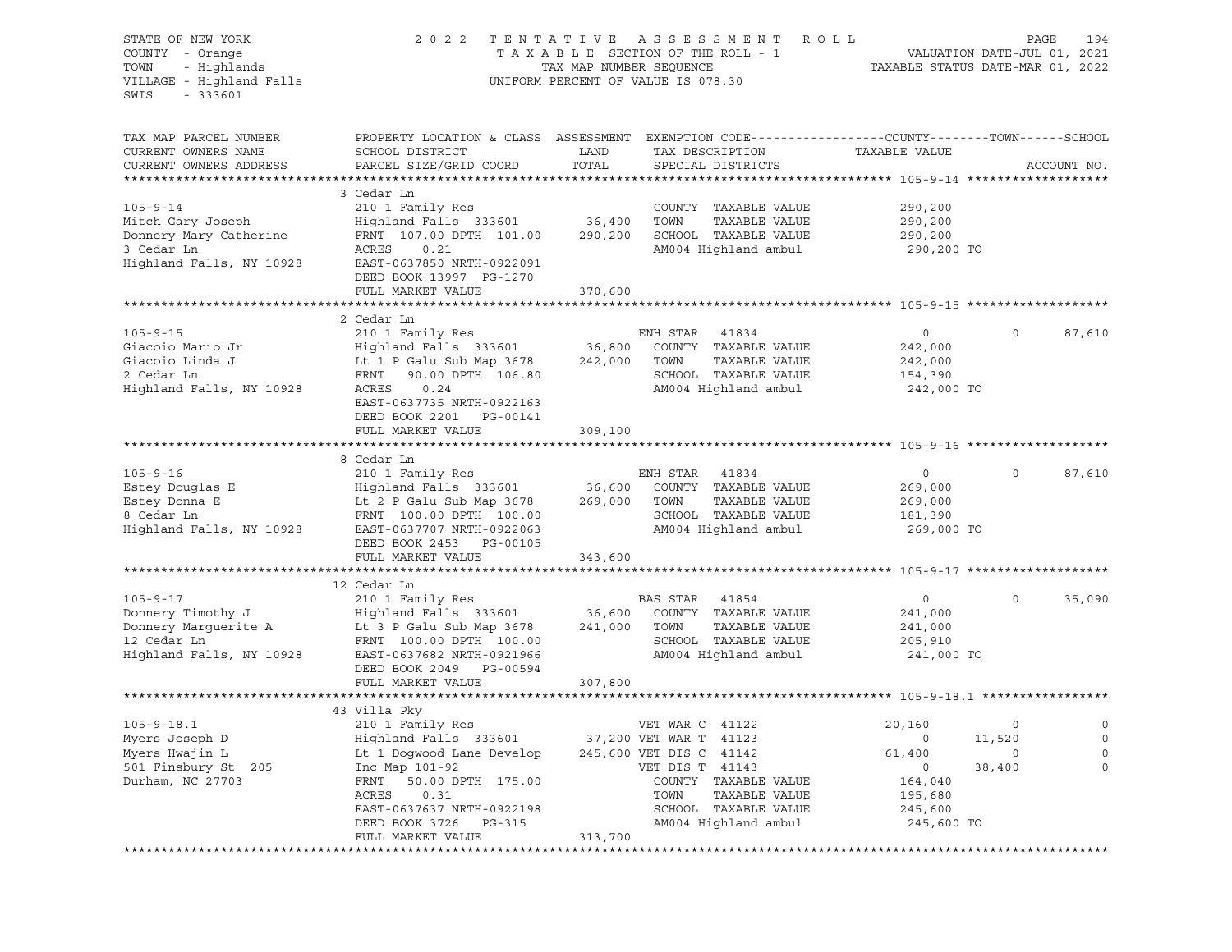STATE OF NEW YORK | COUNTY - Orange | TOWN - Highlands | VILLAGE - Highland Falls | SWIS - 333601

2022 TENTATIVE ASSESSMENT ROLL
TAXABLE SECTION OF THE ROLL - 1
TAX MAP NUMBER SEQUENCE
UNIFORM PERCENT OF VALUE IS 078.30

VALUATION DATE-JUL 01, 2021
TAXABLE STATUS DATE-MAR 01, 2022

| TAX MAP PARCEL NUMBER / CURRENT OWNERS NAME / CURRENT OWNERS ADDRESS | PROPERTY LOCATION & CLASS / SCHOOL DISTRICT / PARCEL SIZE/GRID COORD | ASSESSMENT LAND / TOTAL | EXEMPTION CODE / TAX DESCRIPTION / SPECIAL DISTRICTS | COUNTY TAXABLE VALUE | TOWN | SCHOOL |
|---|---|---|---|---|---|---|
| **105-9-14** | 3 Cedar Ln | | | | | |
| 105-9-14 | 210 1 Family Res | | COUNTY TAXABLE VALUE | 290,200 | | |
| Mitch Gary Joseph | Highland Falls 333601 | 36,400 | TOWN TAXABLE VALUE | 290,200 | | |
| Donnery Mary Catherine | FRNT 107.00 DPTH 101.00 | 290,200 | SCHOOL TAXABLE VALUE | 290,200 | | |
| 3 Cedar Ln | ACRES 0.21 | | AM004 Highland ambul | 290,200 TO | | |
| Highland Falls, NY 10928 | EAST-0637850 NRTH-0922091 | | | | | |
| | DEED BOOK 13997 PG-1270 | | | | | |
| | FULL MARKET VALUE | 370,600 | | | | |
| **105-9-15** | 2 Cedar Ln | | | | | |
| 105-9-15 | 210 1 Family Res | | ENH STAR 41834 | 0 | 0 | 87,610 |
| Giacoio Mario Jr | Highland Falls 333601 | 36,800 | COUNTY TAXABLE VALUE | 242,000 | | |
| Giacoio Linda J | Lt 1 P Galu Sub Map 3678 | 242,000 | TOWN TAXABLE VALUE | 242,000 | | |
| 2 Cedar Ln | FRNT 90.00 DPTH 106.80 | | SCHOOL TAXABLE VALUE | 154,390 | | |
| Highland Falls, NY 10928 | ACRES 0.24 | | AM004 Highland ambul | 242,000 TO | | |
| | EAST-0637735 NRTH-0922163 | | | | | |
| | DEED BOOK 2201 PG-00141 | | | | | |
| | FULL MARKET VALUE | 309,100 | | | | |
| **105-9-16** | 8 Cedar Ln | | | | | |
| 105-9-16 | 210 1 Family Res | | ENH STAR 41834 | 0 | 0 | 87,610 |
| Estey Douglas E | Highland Falls 333601 | 36,600 | COUNTY TAXABLE VALUE | 269,000 | | |
| Estey Donna E | Lt 2 P Galu Sub Map 3678 | 269,000 | TOWN TAXABLE VALUE | 269,000 | | |
| 8 Cedar Ln | FRNT 100.00 DPTH 100.00 | | SCHOOL TAXABLE VALUE | 181,390 | | |
| Highland Falls, NY 10928 | EAST-0637707 NRTH-0922063 | | AM004 Highland ambul | 269,000 TO | | |
| | DEED BOOK 2453 PG-00105 | | | | | |
| | FULL MARKET VALUE | 343,600 | | | | |
| **105-9-17** | 12 Cedar Ln | | | | | |
| 105-9-17 | 210 1 Family Res | | BAS STAR 41854 | 0 | 0 | 35,090 |
| Donnery Timothy J | Highland Falls 333601 | 36,600 | COUNTY TAXABLE VALUE | 241,000 | | |
| Donnery Marguerite A | Lt 3 P Galu Sub Map 3678 | 241,000 | TOWN TAXABLE VALUE | 241,000 | | |
| 12 Cedar Ln | FRNT 100.00 DPTH 100.00 | | SCHOOL TAXABLE VALUE | 205,910 | | |
| Highland Falls, NY 10928 | EAST-0637682 NRTH-0921966 | | AM004 Highland ambul | 241,000 TO | | |
| | DEED BOOK 2049 PG-00594 | | | | | |
| | FULL MARKET VALUE | 307,800 | | | | |
| **105-9-18.1** | 43 Villa Pky | | | | | |
| 105-9-18.1 | 210 1 Family Res | | VET WAR C 41122 | 20,160 | 0 | 0 |
| Myers Joseph D | Highland Falls 333601 | 37,200 | VET WAR T 41123 | 0 | 11,520 | 0 |
| Myers Hwajin L | Lt 1 Dogwood Lane Develop | 245,600 | VET DIS C 41142 | 61,400 | 0 | 0 |
| 501 Finsbury St 205 | Inc Map 101-92 | | VET DIS T 41143 | 0 | 38,400 | 0 |
| Durham, NC 27703 | FRNT 50.00 DPTH 175.00 | | COUNTY TAXABLE VALUE | 164,040 | | |
| | ACRES 0.31 | | TOWN TAXABLE VALUE | 195,680 | | |
| | EAST-0637637 NRTH-0922198 | | SCHOOL TAXABLE VALUE | 245,600 | | |
| | DEED BOOK 3726 PG-315 | | AM004 Highland ambul | 245,600 TO | | |
| | FULL MARKET VALUE | 313,700 | | | | |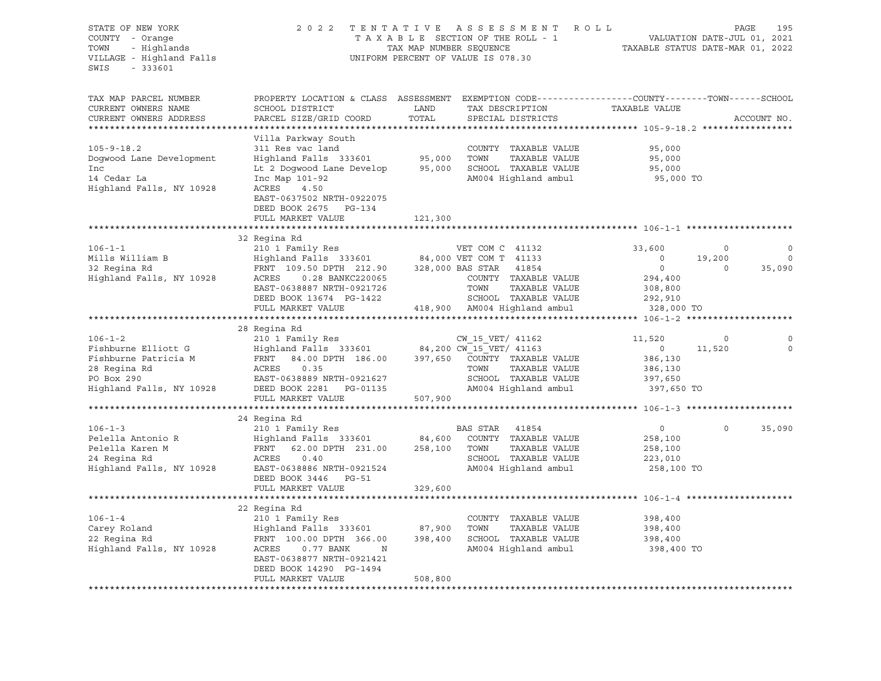STATE OF NEW YORK — 2022 TENTATIVE ASSESSMENT ROLL
COUNTY - Orange — TAXABLE SECTION OF THE ROLL - 1 — VALUATION DATE-JUL 01, 2021
TOWN - Highlands — TAX MAP NUMBER SEQUENCE — TAXABLE STATUS DATE-MAR 01, 2022
VILLAGE - Highland Falls — UNIFORM PERCENT OF VALUE IS 078.30
SWIS - 333601

| TAX MAP PARCEL NUMBER / CURRENT OWNERS NAME / CURRENT OWNERS ADDRESS | PROPERTY LOCATION & CLASS / SCHOOL DISTRICT / PARCEL SIZE/GRID COORD | ASSESSMENT LAND | TOTAL | EXEMPTION CODE / TAX DESCRIPTION / SPECIAL DISTRICTS | COUNTY TAXABLE VALUE | TOWN | SCHOOL / ACCOUNT NO. |
|---|---|---|---|---|---|---|---|
| **105-9-18.2** | Villa Parkway South | | | | | | |
| 105-9-18.2 | 311 Res vac land | | | COUNTY TAXABLE VALUE | 95,000 | | |
| Dogwood Lane Development | Highland Falls 333601 | 95,000 | | TOWN TAXABLE VALUE | 95,000 | | |
| Inc | Lt 2 Dogwood Lane Develop | | 95,000 | SCHOOL TAXABLE VALUE | 95,000 | | |
| 14 Cedar La | Inc Map 101-92 | | | AM004 Highland ambul | 95,000 TO | | |
| Highland Falls, NY 10928 | ACRES 4.50 | | | | | | |
| | EAST-0637502 NRTH-0922075 | | | | | | |
| | DEED BOOK 2675 PG-134 | | | | | | |
| | FULL MARKET VALUE | | 121,300 | | | | |
| **106-1-1** | 32 Regina Rd | | | | | | |
| 106-1-1 | 210 1 Family Res | | | VET COM C 41132 | 33,600 | 0 | 0 |
| Mills William B | Highland Falls 333601 | 84,000 | | VET COM T 41133 | 0 | 19,200 | 0 |
| 32 Regina Rd | FRNT 109.50 DPTH 212.90 | | 328,000 | BAS STAR 41854 | 0 | 0 | 35,090 |
| Highland Falls, NY 10928 | ACRES 0.28 BANKC220065 | | | COUNTY TAXABLE VALUE | 294,400 | | |
| | EAST-0638887 NRTH-0921726 | | | TOWN TAXABLE VALUE | 308,800 | | |
| | DEED BOOK 13674 PG-1422 | | | SCHOOL TAXABLE VALUE | 292,910 | | |
| | FULL MARKET VALUE | | 418,900 | AM004 Highland ambul | 328,000 TO | | |
| **106-1-2** | 28 Regina Rd | | | | | | |
| 106-1-2 | 210 1 Family Res | | | CW_15_VET/ 41162 | 11,520 | 0 | 0 |
| Fishburne Elliott G | Highland Falls 333601 | 84,200 | | CW_15_VET/ 41163 | 0 | 11,520 | 0 |
| Fishburne Patricia M | FRNT 84.00 DPTH 186.00 | | 397,650 | COUNTY TAXABLE VALUE | 386,130 | | |
| 28 Regina Rd | ACRES 0.35 | | | TOWN TAXABLE VALUE | 386,130 | | |
| PO Box 290 | EAST-0638889 NRTH-0921627 | | | SCHOOL TAXABLE VALUE | 397,650 | | |
| Highland Falls, NY 10928 | DEED BOOK 2281 PG-01135 | | | AM004 Highland ambul | 397,650 TO | | |
| | FULL MARKET VALUE | | 507,900 | | | | |
| **106-1-3** | 24 Regina Rd | | | | | | |
| 106-1-3 | 210 1 Family Res | | | BAS STAR 41854 | 0 | 0 | 35,090 |
| Pelella Antonio R | Highland Falls 333601 | 84,600 | | COUNTY TAXABLE VALUE | 258,100 | | |
| Pelella Karen M | FRNT 62.00 DPTH 231.00 | | 258,100 | TOWN TAXABLE VALUE | 258,100 | | |
| 24 Regina Rd | ACRES 0.40 | | | SCHOOL TAXABLE VALUE | 223,010 | | |
| Highland Falls, NY 10928 | EAST-0638886 NRTH-0921524 | | | AM004 Highland ambul | 258,100 TO | | |
| | DEED BOOK 3446 PG-51 | | | | | | |
| | FULL MARKET VALUE | | 329,600 | | | | |
| **106-1-4** | 22 Regina Rd | | | | | | |
| 106-1-4 | 210 1 Family Res | | | COUNTY TAXABLE VALUE | 398,400 | | |
| Carey Roland | Highland Falls 333601 | 87,900 | | TOWN TAXABLE VALUE | 398,400 | | |
| 22 Regina Rd | FRNT 100.00 DPTH 366.00 | | 398,400 | SCHOOL TAXABLE VALUE | 398,400 | | |
| Highland Falls, NY 10928 | ACRES 0.77 BANK N | | | AM004 Highland ambul | 398,400 TO | | |
| | EAST-0638877 NRTH-0921421 | | | | | | |
| | DEED BOOK 14290 PG-1494 | | | | | | |
| | FULL MARKET VALUE | | 508,800 | | | | |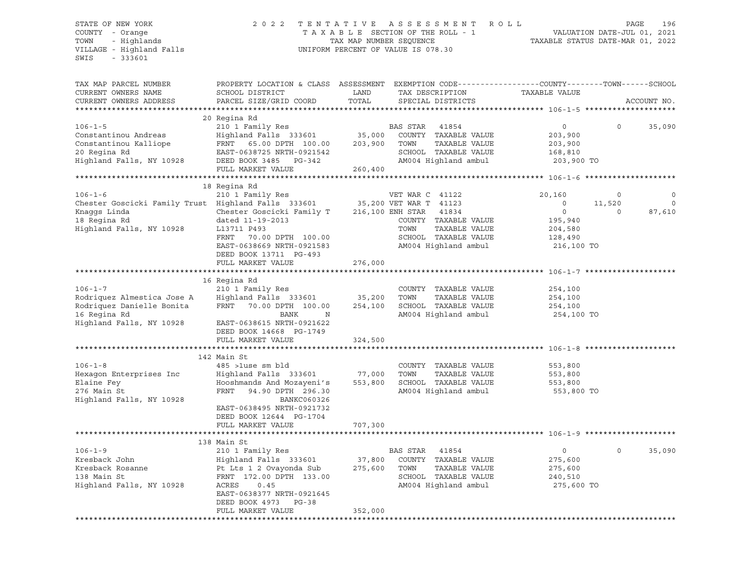STATE OF NEW YORK
COUNTY - Orange
TOWN - Highlands
VILLAGE - Highland Falls
SWIS - 333601

2022 TENTATIVE ASSESSMENT ROLL
TAXABLE SECTION OF THE ROLL - 1
TAX MAP NUMBER SEQUENCE
UNIFORM PERCENT OF VALUE IS 078.30

VALUATION DATE-JUL 01, 2021
TAXABLE STATUS DATE-MAR 01, 2022

| TAX MAP PARCEL NUMBER / CURRENT OWNERS NAME / CURRENT OWNERS ADDRESS | PROPERTY LOCATION & CLASS / SCHOOL DISTRICT / PARCEL SIZE/GRID COORD | ASSESSMENT LAND | TOTAL | EXEMPTION CODE / TAX DESCRIPTION / SPECIAL DISTRICTS | COUNTY TAXABLE VALUE | TOWN | SCHOOL | ACCOUNT NO. |
|---|---|---|---|---|---|---|---|---|
| **106-1-5** | 20 Regina Rd | | | | | | | |
| | 210 1 Family Res | | | BAS STAR 41854 | 0 | 0 | 35,090 | |
| Constantinou Andreas | Highland Falls 333601 | 35,000 | | COUNTY TAXABLE VALUE | 203,900 | | | |
| Constantinou Kalliope | FRNT 65.00 DPTH 100.00 | | 203,900 | TOWN TAXABLE VALUE | 203,900 | | | |
| 20 Regina Rd | EAST-0638725 NRTH-0921542 | | | SCHOOL TAXABLE VALUE | 168,810 | | | |
| Highland Falls, NY 10928 | DEED BOOK 3485 PG-342 | | | AM004 Highland ambul | 203,900 TO | | | |
| | FULL MARKET VALUE | | 260,400 | | | | | |
| **106-1-6** | 18 Regina Rd | | | | | | | |
| | 210 1 Family Res | | | VET WAR C 41122 | 20,160 | 0 | 0 | |
| Chester Goscicki Family Trust | Highland Falls 333601 | 35,200 | | VET WAR T 41123 | 0 | 11,520 | 0 | |
| Knaggs Linda | Chester Goscicki Family T | | 216,100 | ENH STAR 41834 | 0 | 0 | 87,610 | |
| 18 Regina Rd | dated 11-19-2013 | | | COUNTY TAXABLE VALUE | 195,940 | | | |
| Highland Falls, NY 10928 | L13711 P493 | | | TOWN TAXABLE VALUE | 204,580 | | | |
| | FRNT 70.00 DPTH 100.00 | | | SCHOOL TAXABLE VALUE | 128,490 | | | |
| | EAST-0638669 NRTH-0921583 | | | AM004 Highland ambul | 216,100 TO | | | |
| | DEED BOOK 13711 PG-493 | | | | | | | |
| | FULL MARKET VALUE | | 276,000 | | | | | |
| **106-1-7** | 16 Regina Rd | | | | | | | |
| | 210 1 Family Res | | | COUNTY TAXABLE VALUE | 254,100 | | | |
| Rodriquez Almestica Jose A | Highland Falls 333601 | 35,200 | | TOWN TAXABLE VALUE | 254,100 | | | |
| Rodriquez Danielle Bonita | FRNT 70.00 DPTH 100.00 | | 254,100 | SCHOOL TAXABLE VALUE | 254,100 | | | |
| 16 Regina Rd | BANK N | | | AM004 Highland ambul | 254,100 TO | | | |
| Highland Falls, NY 10928 | EAST-0638615 NRTH-0921622 | | | | | | | |
| | DEED BOOK 14668 PG-1749 | | | | | | | |
| | FULL MARKET VALUE | | 324,500 | | | | | |
| **106-1-8** | 142 Main St | | | | | | | |
| | 485 >1use sm bld | | | COUNTY TAXABLE VALUE | 553,800 | | | |
| Hexagon Enterprises Inc | Highland Falls 333601 | 77,000 | | TOWN TAXABLE VALUE | 553,800 | | | |
| Elaine Fey | Hooshmands And Mozayeni's | | 553,800 | SCHOOL TAXABLE VALUE | 553,800 | | | |
| 276 Main St | FRNT 94.90 DPTH 296.30 | | | AM004 Highland ambul | 553,800 TO | | | |
| Highland Falls, NY 10928 | BANKC060326 | | | | | | | |
| | EAST-0638495 NRTH-0921732 | | | | | | | |
| | DEED BOOK 12644 PG-1704 | | | | | | | |
| | FULL MARKET VALUE | | 707,300 | | | | | |
| **106-1-9** | 138 Main St | | | | | | | |
| | 210 1 Family Res | | | BAS STAR 41854 | 0 | 0 | 35,090 | |
| Kresback John | Highland Falls 333601 | 37,800 | | COUNTY TAXABLE VALUE | 275,600 | | | |
| Kresback Rosanne | Pt Lts 1 2 Ovayonda Sub | | 275,600 | TOWN TAXABLE VALUE | 275,600 | | | |
| 138 Main St | FRNT 172.00 DPTH 133.00 | | | SCHOOL TAXABLE VALUE | 240,510 | | | |
| Highland Falls, NY 10928 | ACRES 0.45 | | | AM004 Highland ambul | 275,600 TO | | | |
| | EAST-0638377 NRTH-0921645 | | | | | | | |
| | DEED BOOK 4973 PG-38 | | | | | | | |
| | FULL MARKET VALUE | | 352,000 | | | | | |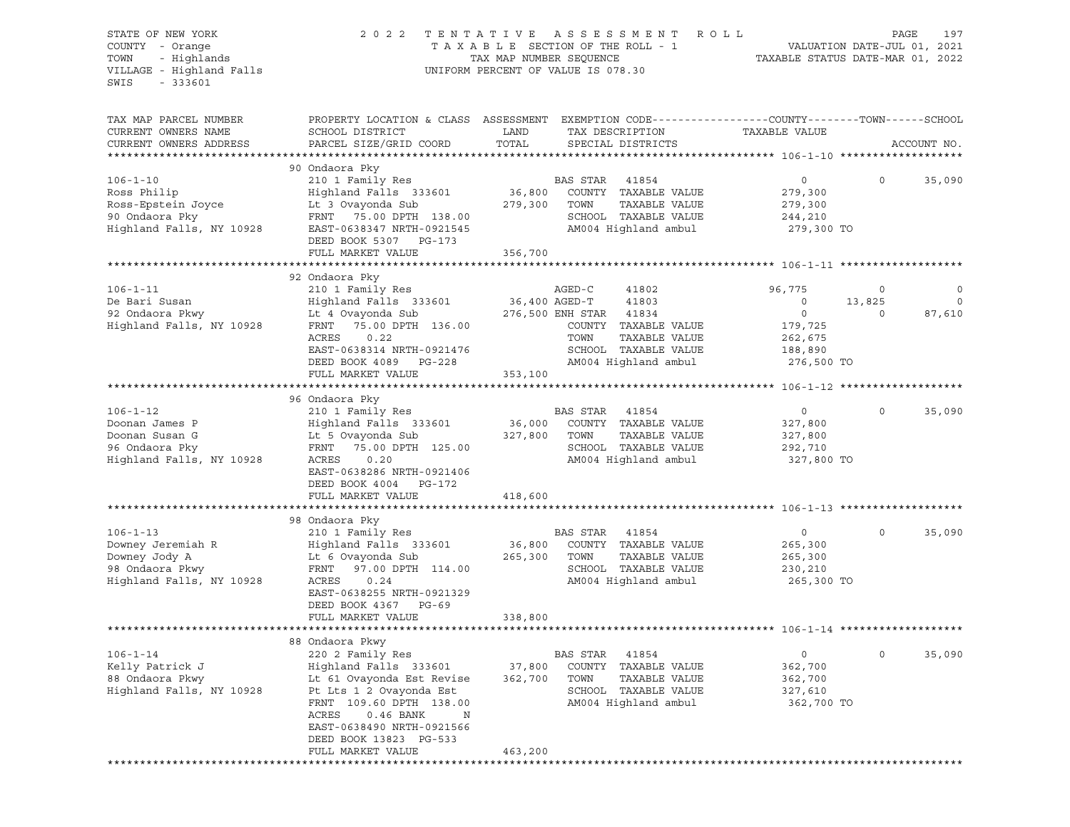STATE OF NEW YORK &nbsp;&nbsp;&nbsp; 2 0 2 2 &nbsp; T E N T A T I V E &nbsp; A S S E S S M E N T &nbsp; R O L L
COUNTY - Orange &nbsp;&nbsp;&nbsp; T A X A B L E SECTION OF THE ROLL - 1 &nbsp;&nbsp;&nbsp; VALUATION DATE-JUL 01, 2021
TOWN - Highlands &nbsp;&nbsp;&nbsp; TAX MAP NUMBER SEQUENCE &nbsp;&nbsp;&nbsp; TAXABLE STATUS DATE-MAR 01, 2022
VILLAGE - Highland Falls &nbsp;&nbsp;&nbsp; UNIFORM PERCENT OF VALUE IS 078.30
SWIS - 333601

| TAX MAP PARCEL NUMBER<br>CURRENT OWNERS NAME<br>CURRENT OWNERS ADDRESS | PROPERTY LOCATION & CLASS<br>SCHOOL DISTRICT<br>PARCEL SIZE/GRID COORD | ASSESSMENT<br>LAND<br>TOTAL | EXEMPTION CODE<br>TAX DESCRIPTION<br>SPECIAL DISTRICTS | COUNTY<br>TAXABLE VALUE | TOWN | SCHOOL<br>ACCOUNT NO. |
|---|---|---|---|---|---|---|
| **106-1-10** | 90 Ondaora Pky | | | | | |
| 106-1-10 | 210 1 Family Res | | BAS STAR 41854 | 0 | 0 | 35,090 |
| Ross Philip | Highland Falls 333601 | 36,800 | COUNTY TAXABLE VALUE | 279,300 | | |
| Ross-Epstein Joyce | Lt 3 Ovayonda Sub | 279,300 | TOWN TAXABLE VALUE | 279,300 | | |
| 90 Ondaora Pky | FRNT 75.00 DPTH 138.00 | | SCHOOL TAXABLE VALUE | 244,210 | | |
| Highland Falls, NY 10928 | EAST-0638347 NRTH-0921545 | | AM004 Highland ambul | 279,300 TO | | |
| | DEED BOOK 5307 PG-173 | | | | | |
| | FULL MARKET VALUE | 356,700 | | | | |
| **106-1-11** | 92 Ondaora Pky | | | | | |
| 106-1-11 | 210 1 Family Res | | AGED-C 41802 | 96,775 | 0 | 0 |
| De Bari Susan | Highland Falls 333601 | 36,400 | AGED-T 41803 | 0 | 13,825 | 0 |
| 92 Ondaora Pkwy | Lt 4 Ovayonda Sub | 276,500 | ENH STAR 41834 | 0 | 0 | 87,610 |
| Highland Falls, NY 10928 | FRNT 75.00 DPTH 136.00 | | COUNTY TAXABLE VALUE | 179,725 | | |
| | ACRES 0.22 | | TOWN TAXABLE VALUE | 262,675 | | |
| | EAST-0638314 NRTH-0921476 | | SCHOOL TAXABLE VALUE | 188,890 | | |
| | DEED BOOK 4089 PG-228 | | AM004 Highland ambul | 276,500 TO | | |
| | FULL MARKET VALUE | 353,100 | | | | |
| **106-1-12** | 96 Ondaora Pky | | | | | |
| 106-1-12 | 210 1 Family Res | | BAS STAR 41854 | 0 | 0 | 35,090 |
| Doonan James P | Highland Falls 333601 | 36,000 | COUNTY TAXABLE VALUE | 327,800 | | |
| Doonan Susan G | Lt 5 Ovayonda Sub | 327,800 | TOWN TAXABLE VALUE | 327,800 | | |
| 96 Ondaora Pky | FRNT 75.00 DPTH 125.00 | | SCHOOL TAXABLE VALUE | 292,710 | | |
| Highland Falls, NY 10928 | ACRES 0.20 | | AM004 Highland ambul | 327,800 TO | | |
| | EAST-0638286 NRTH-0921406 | | | | | |
| | DEED BOOK 4004 PG-172 | | | | | |
| | FULL MARKET VALUE | 418,600 | | | | |
| **106-1-13** | 98 Ondaora Pky | | | | | |
| 106-1-13 | 210 1 Family Res | | BAS STAR 41854 | 0 | 0 | 35,090 |
| Downey Jeremiah R | Highland Falls 333601 | 36,800 | COUNTY TAXABLE VALUE | 265,300 | | |
| Downey Jody A | Lt 6 Ovayonda Sub | 265,300 | TOWN TAXABLE VALUE | 265,300 | | |
| 98 Ondaora Pkwy | FRNT 97.00 DPTH 114.00 | | SCHOOL TAXABLE VALUE | 230,210 | | |
| Highland Falls, NY 10928 | ACRES 0.24 | | AM004 Highland ambul | 265,300 TO | | |
| | EAST-0638255 NRTH-0921329 | | | | | |
| | DEED BOOK 4367 PG-69 | | | | | |
| | FULL MARKET VALUE | 338,800 | | | | |
| **106-1-14** | 88 Ondaora Pkwy | | | | | |
| 106-1-14 | 220 2 Family Res | | BAS STAR 41854 | 0 | 0 | 35,090 |
| Kelly Patrick J | Highland Falls 333601 | 37,800 | COUNTY TAXABLE VALUE | 362,700 | | |
| 88 Ondaora Pkwy | Lt 61 Ovayonda Est Revise | 362,700 | TOWN TAXABLE VALUE | 362,700 | | |
| Highland Falls, NY 10928 | Pt Lts 1 2 Ovayonda Est | | SCHOOL TAXABLE VALUE | 327,610 | | |
| | FRNT 109.60 DPTH 138.00 | | AM004 Highland ambul | 362,700 TO | | |
| | ACRES 0.46 BANK N | | | | | |
| | EAST-0638490 NRTH-0921566 | | | | | |
| | DEED BOOK 13823 PG-533 | | | | | |
| | FULL MARKET VALUE | 463,200 | | | | |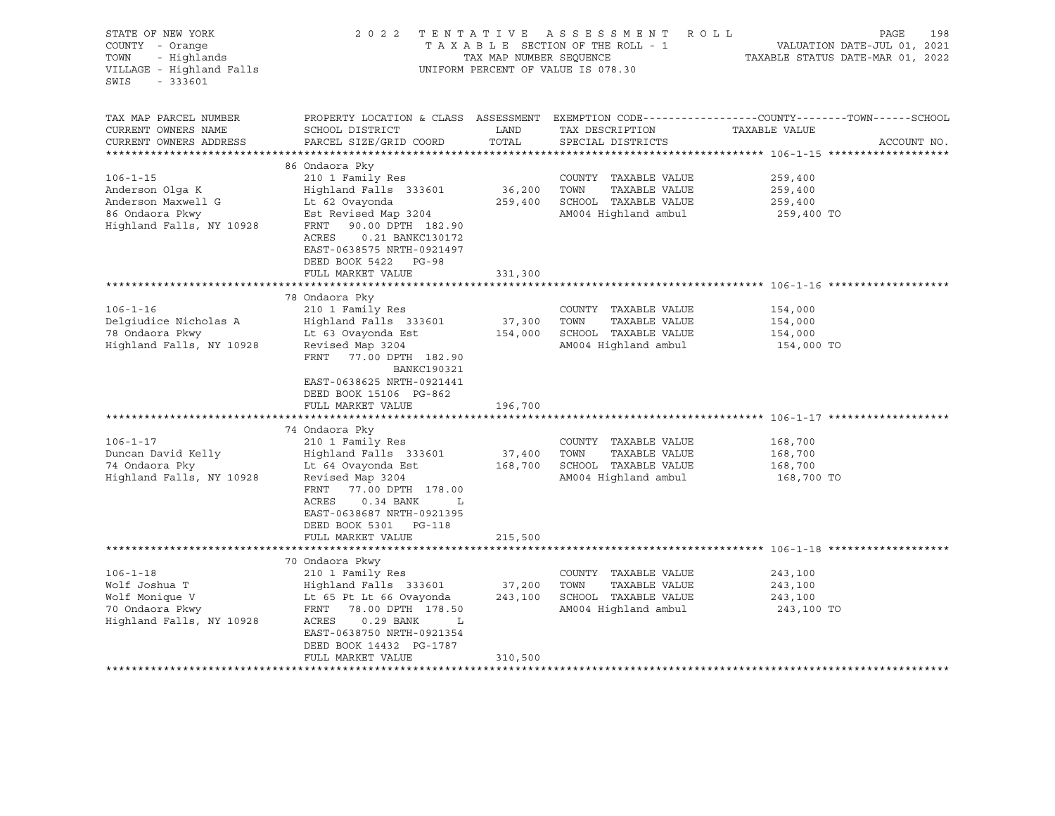STATE OF NEW YORK — 2022 TENTATIVE ASSESSMENT ROLL
COUNTY - Orange — TAXABLE SECTION OF THE ROLL - 1 — VALUATION DATE-JUL 01, 2021
TOWN - Highlands — TAX MAP NUMBER SEQUENCE — TAXABLE STATUS DATE-MAR 01, 2022
VILLAGE - Highland Falls — UNIFORM PERCENT OF VALUE IS 078.30
SWIS - 333601

| TAX MAP PARCEL NUMBER / CURRENT OWNERS NAME / CURRENT OWNERS ADDRESS | PROPERTY LOCATION & CLASS / SCHOOL DISTRICT / PARCEL SIZE/GRID COORD | ASSESSMENT LAND / TOTAL | EXEMPTION CODE / TAX DESCRIPTION / SPECIAL DISTRICTS | COUNTY--------TOWN------SCHOOL TAXABLE VALUE | ACCOUNT NO. |
|---|---|---|---|---|---|
| | 86 Ondaora Pky | | | | |
| 106-1-15 | 210 1 Family Res | | COUNTY TAXABLE VALUE | 259,400 | |
| Anderson Olga K | Highland Falls 333601 | 36,200 | TOWN TAXABLE VALUE | 259,400 | |
| Anderson Maxwell G | Lt 62 Ovayonda | 259,400 | SCHOOL TAXABLE VALUE | 259,400 | |
| 86 Ondaora Pkwy | Est Revised Map 3204 | | AM004 Highland ambul | 259,400 TO | |
| Highland Falls, NY 10928 | FRNT 90.00 DPTH 182.90 | | | | |
| | ACRES 0.21 BANKC130172 | | | | |
| | EAST-0638575 NRTH-0921497 | | | | |
| | DEED BOOK 5422 PG-98 | | | | |
| | FULL MARKET VALUE | 331,300 | | | |
| | 78 Ondaora Pky | | | | |
| 106-1-16 | 210 1 Family Res | | COUNTY TAXABLE VALUE | 154,000 | |
| Delgiudice Nicholas A | Highland Falls 333601 | 37,300 | TOWN TAXABLE VALUE | 154,000 | |
| 78 Ondaora Pkwy | Lt 63 Ovayonda Est | 154,000 | SCHOOL TAXABLE VALUE | 154,000 | |
| Highland Falls, NY 10928 | Revised Map 3204 | | AM004 Highland ambul | 154,000 TO | |
| | FRNT 77.00 DPTH 182.90 | | | | |
| | BANKC190321 | | | | |
| | EAST-0638625 NRTH-0921441 | | | | |
| | DEED BOOK 15106 PG-862 | | | | |
| | FULL MARKET VALUE | 196,700 | | | |
| | 74 Ondaora Pky | | | | |
| 106-1-17 | 210 1 Family Res | | COUNTY TAXABLE VALUE | 168,700 | |
| Duncan David Kelly | Highland Falls 333601 | 37,400 | TOWN TAXABLE VALUE | 168,700 | |
| 74 Ondaora Pky | Lt 64 Ovayonda Est | 168,700 | SCHOOL TAXABLE VALUE | 168,700 | |
| Highland Falls, NY 10928 | Revised Map 3204 | | AM004 Highland ambul | 168,700 TO | |
| | FRNT 77.00 DPTH 178.00 | | | | |
| | ACRES 0.34 BANK L | | | | |
| | EAST-0638687 NRTH-0921395 | | | | |
| | DEED BOOK 5301 PG-118 | | | | |
| | FULL MARKET VALUE | 215,500 | | | |
| | 70 Ondaora Pkwy | | | | |
| 106-1-18 | 210 1 Family Res | | COUNTY TAXABLE VALUE | 243,100 | |
| Wolf Joshua T | Highland Falls 333601 | 37,200 | TOWN TAXABLE VALUE | 243,100 | |
| Wolf Monique V | Lt 65 Pt Lt 66 Ovayonda | 243,100 | SCHOOL TAXABLE VALUE | 243,100 | |
| 70 Ondaora Pkwy | FRNT 78.00 DPTH 178.50 | | AM004 Highland ambul | 243,100 TO | |
| Highland Falls, NY 10928 | ACRES 0.29 BANK L | | | | |
| | EAST-0638750 NRTH-0921354 | | | | |
| | DEED BOOK 14432 PG-1787 | | | | |
| | FULL MARKET VALUE | 310,500 | | | |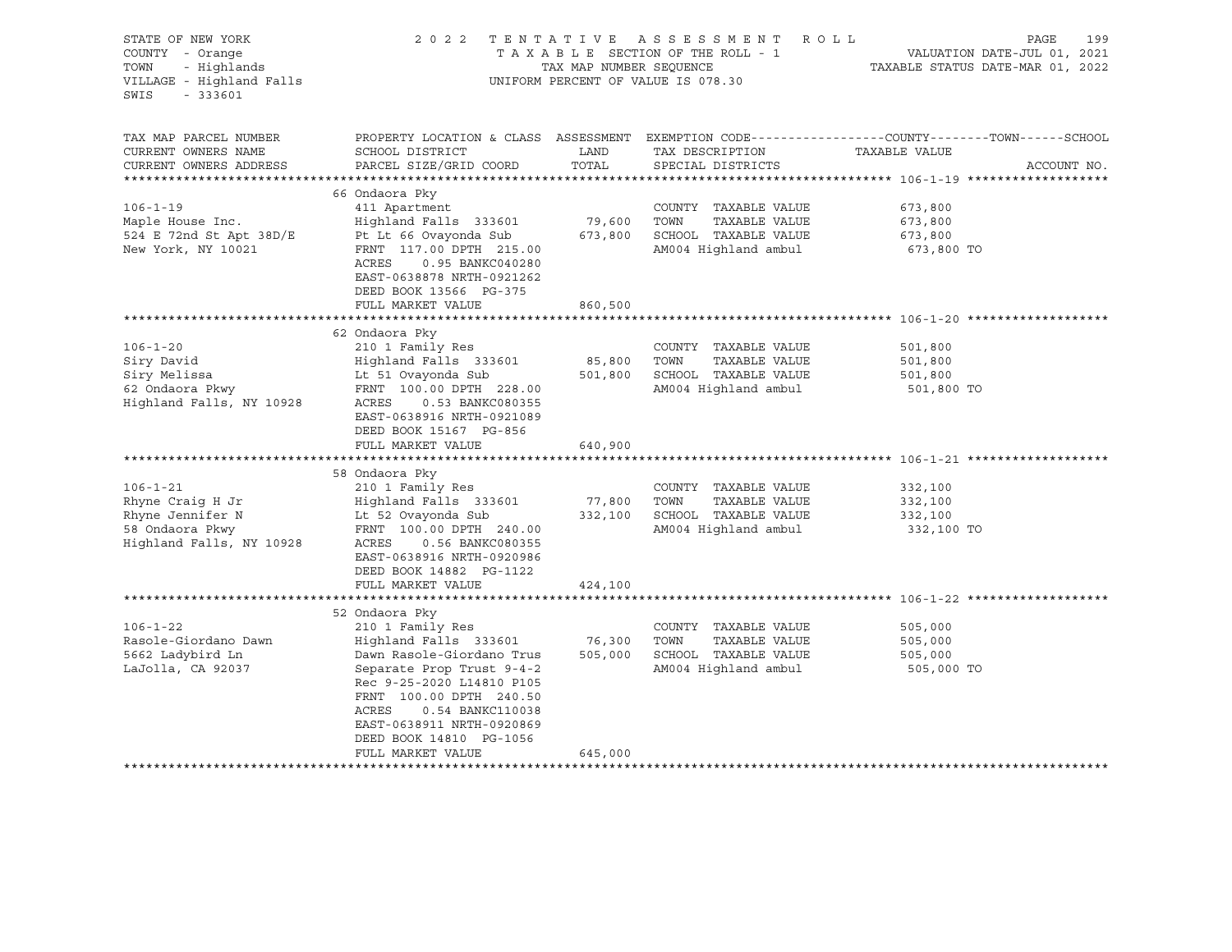STATE OF NEW YORK
COUNTY - Orange
TOWN - Highlands
VILLAGE - Highland Falls
SWIS - 333601

2 0 2 2 T E N T A T I V E A S S E S S M E N T R O L L
T A X A B L E SECTION OF THE ROLL - 1
TAX MAP NUMBER SEQUENCE
UNIFORM PERCENT OF VALUE IS 078.30

VALUATION DATE-JUL 01, 2021
TAXABLE STATUS DATE-MAR 01, 2022

| TAX MAP PARCEL NUMBER / CURRENT OWNERS NAME / CURRENT OWNERS ADDRESS | PROPERTY LOCATION & CLASS / SCHOOL DISTRICT / PARCEL SIZE/GRID COORD | ASSESSMENT LAND / TOTAL | EXEMPTION CODE / TAX DESCRIPTION / SPECIAL DISTRICTS | COUNTY--------TOWN------SCHOOL TAXABLE VALUE | ACCOUNT NO. |
|---|---|---|---|---|---|
| **106-1-19** | 66 Ondaora Pky | | | | |
| 106-1-19 | 411 Apartment | | COUNTY TAXABLE VALUE | 673,800 | |
| Maple House Inc. | Highland Falls 333601 | 79,600 | TOWN TAXABLE VALUE | 673,800 | |
| 524 E 72nd St Apt 38D/E | Pt Lt 66 Ovayonda Sub | 673,800 | SCHOOL TAXABLE VALUE | 673,800 | |
| New York, NY 10021 | FRNT 117.00 DPTH 215.00 | | AM004 Highland ambul | 673,800 TO | |
| | ACRES 0.95 BANKC040280 | | | | |
| | EAST-0638878 NRTH-0921262 | | | | |
| | DEED BOOK 13566 PG-375 | | | | |
| | FULL MARKET VALUE | 860,500 | | | |
| **106-1-20** | 62 Ondaora Pky | | | | |
| 106-1-20 | 210 1 Family Res | | COUNTY TAXABLE VALUE | 501,800 | |
| Siry David | Highland Falls 333601 | 85,800 | TOWN TAXABLE VALUE | 501,800 | |
| Siry Melissa | Lt 51 Ovayonda Sub | 501,800 | SCHOOL TAXABLE VALUE | 501,800 | |
| 62 Ondaora Pkwy | FRNT 100.00 DPTH 228.00 | | AM004 Highland ambul | 501,800 TO | |
| Highland Falls, NY 10928 | ACRES 0.53 BANKC080355 | | | | |
| | EAST-0638916 NRTH-0921089 | | | | |
| | DEED BOOK 15167 PG-856 | | | | |
| | FULL MARKET VALUE | 640,900 | | | |
| **106-1-21** | 58 Ondaora Pky | | | | |
| 106-1-21 | 210 1 Family Res | | COUNTY TAXABLE VALUE | 332,100 | |
| Rhyne Craig H Jr | Highland Falls 333601 | 77,800 | TOWN TAXABLE VALUE | 332,100 | |
| Rhyne Jennifer N | Lt 52 Ovayonda Sub | 332,100 | SCHOOL TAXABLE VALUE | 332,100 | |
| 58 Ondaora Pkwy | FRNT 100.00 DPTH 240.00 | | AM004 Highland ambul | 332,100 TO | |
| Highland Falls, NY 10928 | ACRES 0.56 BANKC080355 | | | | |
| | EAST-0638916 NRTH-0920986 | | | | |
| | DEED BOOK 14882 PG-1122 | | | | |
| | FULL MARKET VALUE | 424,100 | | | |
| **106-1-22** | 52 Ondaora Pky | | | | |
| 106-1-22 | 210 1 Family Res | | COUNTY TAXABLE VALUE | 505,000 | |
| Rasole-Giordano Dawn | Highland Falls 333601 | 76,300 | TOWN TAXABLE VALUE | 505,000 | |
| 5662 Ladybird Ln | Dawn Rasole-Giordano Trus | 505,000 | SCHOOL TAXABLE VALUE | 505,000 | |
| LaJolla, CA 92037 | Separate Prop Trust 9-4-2 | | AM004 Highland ambul | 505,000 TO | |
| | Rec 9-25-2020 L14810 P105 | | | | |
| | FRNT 100.00 DPTH 240.50 | | | | |
| | ACRES 0.54 BANKC110038 | | | | |
| | EAST-0638911 NRTH-0920869 | | | | |
| | DEED BOOK 14810 PG-1056 | | | | |
| | FULL MARKET VALUE | 645,000 | | | |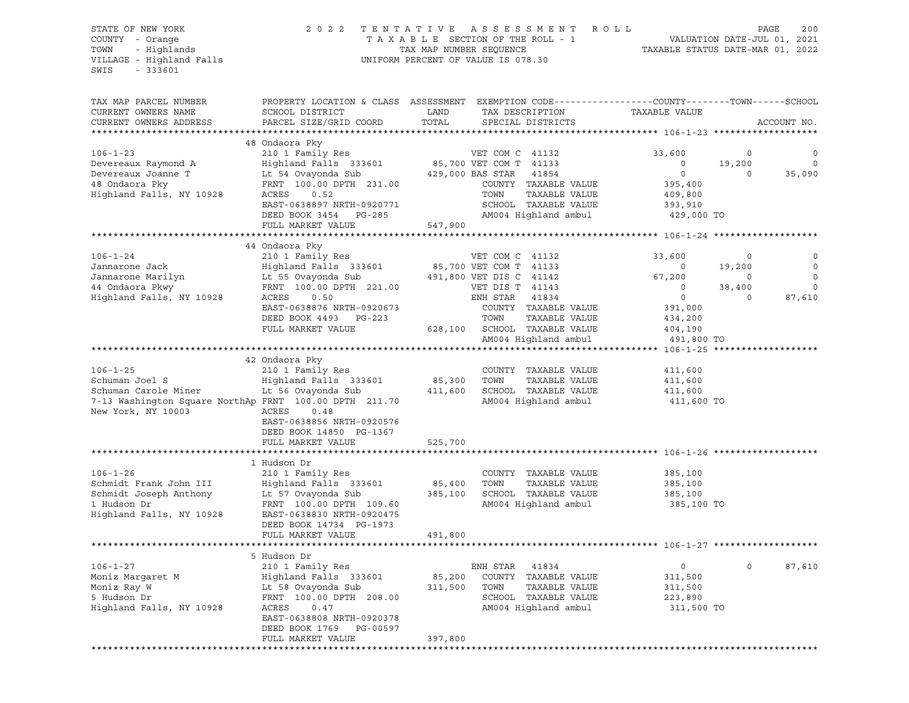STATE OF NEW YORK
COUNTY - Orange
TOWN - Highlands
VILLAGE - Highland Falls
SWIS - 333601

2022 TENTATIVE ASSESSMENT ROLL
TAXABLE SECTION OF THE ROLL - 1
TAX MAP NUMBER SEQUENCE
UNIFORM PERCENT OF VALUE IS 078.30

VALUATION DATE-JUL 01, 2021
TAXABLE STATUS DATE-MAR 01, 2022

| TAX MAP PARCEL NUMBER / CURRENT OWNERS NAME / CURRENT OWNERS ADDRESS | PROPERTY LOCATION & CLASS / SCHOOL DISTRICT / PARCEL SIZE/GRID COORD | ASSESSMENT LAND / TOTAL | EXEMPTION CODE / TAX DESCRIPTION / SPECIAL DISTRICTS | COUNTY | TOWN | SCHOOL |
|---|---|---|---|---|---|---|
| **106-1-23** | 48 Ondaora Pky | | | | | |
| 106-1-23 | 210 1 Family Res | | VET COM C 41132 | 33,600 | 0 | 0 |
| Devereaux Raymond A | Highland Falls 333601 | 85,700 | VET COM T 41133 | 0 | 19,200 | 0 |
| Devereaux Joanne T | Lt 54 Ovayonda Sub | 429,000 | BAS STAR 41854 | 0 | 0 | 35,090 |
| 48 Ondaora Pky | FRNT 100.00 DPTH 231.00 | | COUNTY TAXABLE VALUE | 395,400 | | |
| Highland Falls, NY 10928 | ACRES 0.52 | | TOWN TAXABLE VALUE | 409,800 | | |
| | EAST-0638897 NRTH-0920771 | | SCHOOL TAXABLE VALUE | 393,910 | | |
| | DEED BOOK 3454 PG-285 | | AM004 Highland ambul | 429,000 TO | | |
| | FULL MARKET VALUE | 547,900 | | | | |
| **106-1-24** | 44 Ondaora Pky | | | | | |
| 106-1-24 | 210 1 Family Res | | VET COM C 41132 | 33,600 | 0 | 0 |
| Jannarone Jack | Highland Falls 333601 | 85,700 | VET COM T 41133 | 0 | 19,200 | 0 |
| Jannarone Marilyn | Lt 55 Ovayonda Sub | 491,800 | VET DIS C 41142 | 67,200 | 0 | 0 |
| 44 Ondaora Pkwy | FRNT 100.00 DPTH 221.00 | | VET DIS T 41143 | 0 | 38,400 | 0 |
| Highland Falls, NY 10928 | ACRES 0.50 | | ENH STAR 41834 | 0 | 0 | 87,610 |
| | EAST-0638876 NRTH-0920673 | | COUNTY TAXABLE VALUE | 391,000 | | |
| | DEED BOOK 4493 PG-223 | | TOWN TAXABLE VALUE | 434,200 | | |
| | FULL MARKET VALUE | 628,100 | SCHOOL TAXABLE VALUE | 404,190 | | |
| | | | AM004 Highland ambul | 491,800 TO | | |
| **106-1-25** | 42 Ondaora Pky | | | | | |
| 106-1-25 | 210 1 Family Res | | COUNTY TAXABLE VALUE | 411,600 | | |
| Schuman Joel S | Highland Falls 333601 | 85,300 | TOWN TAXABLE VALUE | 411,600 | | |
| Schuman Carole Miner | Lt 56 Ovayonda Sub | 411,600 | SCHOOL TAXABLE VALUE | 411,600 | | |
| 7-13 Washington Square NorthAp | FRNT 100.00 DPTH 211.70 | | AM004 Highland ambul | 411,600 TO | | |
| New York, NY 10003 | ACRES 0.48 | | | | | |
| | EAST-0638856 NRTH-0920576 | | | | | |
| | DEED BOOK 14850 PG-1367 | | | | | |
| | FULL MARKET VALUE | 525,700 | | | | |
| **106-1-26** | 1 Hudson Dr | | | | | |
| 106-1-26 | 210 1 Family Res | | COUNTY TAXABLE VALUE | 385,100 | | |
| Schmidt Frank John III | Highland Falls 333601 | 85,400 | TOWN TAXABLE VALUE | 385,100 | | |
| Schmidt Joseph Anthony | Lt 57 Ovayonda Sub | 385,100 | SCHOOL TAXABLE VALUE | 385,100 | | |
| 1 Hudson Dr | FRNT 100.00 DPTH 109.60 | | AM004 Highland ambul | 385,100 TO | | |
| Highland Falls, NY 10928 | EAST-0638830 NRTH-0920475 | | | | | |
| | DEED BOOK 14734 PG-1973 | | | | | |
| | FULL MARKET VALUE | 491,800 | | | | |
| **106-1-27** | 5 Hudson Dr | | | | | |
| 106-1-27 | 210 1 Family Res | | ENH STAR 41834 | 0 | 0 | 87,610 |
| Moniz Margaret M | Highland Falls 333601 | 85,200 | COUNTY TAXABLE VALUE | 311,500 | | |
| Moniz Ray W | Lt 58 Ovayonda Sub | 311,500 | TOWN TAXABLE VALUE | 311,500 | | |
| 5 Hudson Dr | FRNT 100.00 DPTH 208.00 | | SCHOOL TAXABLE VALUE | 223,890 | | |
| Highland Falls, NY 10928 | ACRES 0.47 | | AM004 Highland ambul | 311,500 TO | | |
| | EAST-0638808 NRTH-0920378 | | | | | |
| | DEED BOOK 1769 PG-00597 | | | | | |
| | FULL MARKET VALUE | 397,800 | | | | |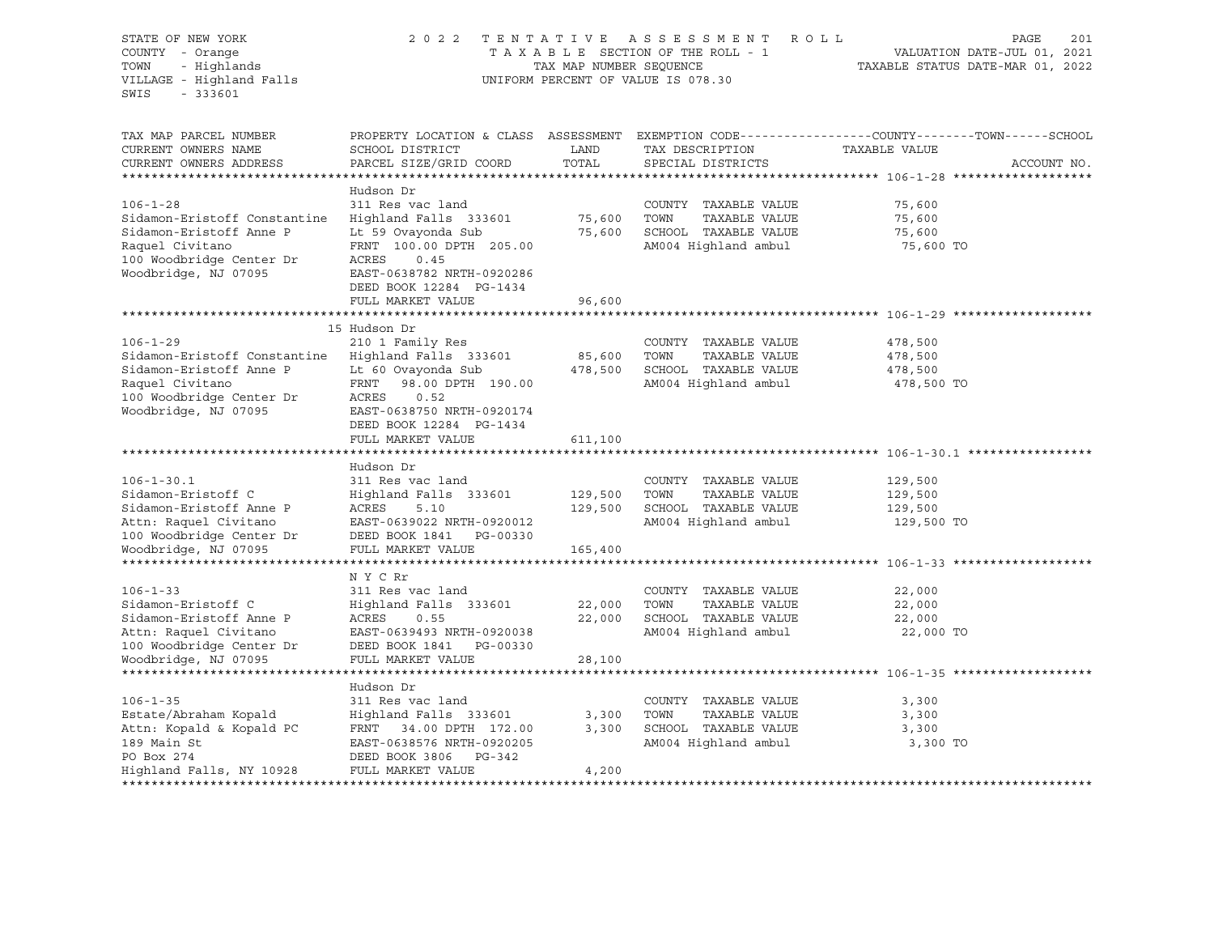STATE OF NEW YORK
COUNTY - Orange
TOWN - Highlands
VILLAGE - Highland Falls
SWIS - 333601

2022 TENTATIVE ASSESSMENT ROLL
TAXABLE SECTION OF THE ROLL - 1
TAX MAP NUMBER SEQUENCE
UNIFORM PERCENT OF VALUE IS 078.30

VALUATION DATE-JUL 01, 2021
TAXABLE STATUS DATE-MAR 01, 2022

| TAX MAP PARCEL NUMBER / CURRENT OWNERS NAME / CURRENT OWNERS ADDRESS | PROPERTY LOCATION & CLASS / SCHOOL DISTRICT / PARCEL SIZE/GRID COORD | ASSESSMENT LAND | TOTAL | EXEMPTION CODE / TAX DESCRIPTION / SPECIAL DISTRICTS | TAXABLE VALUE (COUNTY--TOWN--SCHOOL) | ACCOUNT NO. |
|---|---|---|---|---|---|---|
| **106-1-28** | Hudson Dr | | | | | |
| 106-1-28 | 311 Res vac land | | | COUNTY TAXABLE VALUE | 75,600 | |
| Sidamon-Eristoff Constantine | Highland Falls 333601 | 75,600 | | TOWN TAXABLE VALUE | 75,600 | |
| Sidamon-Eristoff Anne P | Lt 59 Ovayonda Sub | | 75,600 | SCHOOL TAXABLE VALUE | 75,600 | |
| Raquel Civitano | FRNT 100.00 DPTH 205.00 | | | AM004 Highland ambul | 75,600 TO | |
| 100 Woodbridge Center Dr | ACRES 0.45 | | | | | |
| Woodbridge, NJ 07095 | EAST-0638782 NRTH-0920286 | | | | | |
| | DEED BOOK 12284 PG-1434 | | | | | |
| | FULL MARKET VALUE | | 96,600 | | | |
| **106-1-29** | 15 Hudson Dr | | | | | |
| 106-1-29 | 210 1 Family Res | | | COUNTY TAXABLE VALUE | 478,500 | |
| Sidamon-Eristoff Constantine | Highland Falls 333601 | 85,600 | | TOWN TAXABLE VALUE | 478,500 | |
| Sidamon-Eristoff Anne P | Lt 60 Ovayonda Sub | | 478,500 | SCHOOL TAXABLE VALUE | 478,500 | |
| Raquel Civitano | FRNT 98.00 DPTH 190.00 | | | AM004 Highland ambul | 478,500 TO | |
| 100 Woodbridge Center Dr | ACRES 0.52 | | | | | |
| Woodbridge, NJ 07095 | EAST-0638750 NRTH-0920174 | | | | | |
| | DEED BOOK 12284 PG-1434 | | | | | |
| | FULL MARKET VALUE | | 611,100 | | | |
| **106-1-30.1** | Hudson Dr | | | | | |
| 106-1-30.1 | 311 Res vac land | | | COUNTY TAXABLE VALUE | 129,500 | |
| Sidamon-Eristoff C | Highland Falls 333601 | 129,500 | | TOWN TAXABLE VALUE | 129,500 | |
| Sidamon-Eristoff Anne P | ACRES 5.10 | | 129,500 | SCHOOL TAXABLE VALUE | 129,500 | |
| Attn: Raquel Civitano | EAST-0639022 NRTH-0920012 | | | AM004 Highland ambul | 129,500 TO | |
| 100 Woodbridge Center Dr | DEED BOOK 1841 PG-00330 | | | | | |
| Woodbridge, NJ 07095 | FULL MARKET VALUE | | 165,400 | | | |
| **106-1-33** | N Y C Rr | | | | | |
| 106-1-33 | 311 Res vac land | | | COUNTY TAXABLE VALUE | 22,000 | |
| Sidamon-Eristoff C | Highland Falls 333601 | 22,000 | | TOWN TAXABLE VALUE | 22,000 | |
| Sidamon-Eristoff Anne P | ACRES 0.55 | | 22,000 | SCHOOL TAXABLE VALUE | 22,000 | |
| Attn: Raquel Civitano | EAST-0639493 NRTH-0920038 | | | AM004 Highland ambul | 22,000 TO | |
| 100 Woodbridge Center Dr | DEED BOOK 1841 PG-00330 | | | | | |
| Woodbridge, NJ 07095 | FULL MARKET VALUE | | 28,100 | | | |
| **106-1-35** | Hudson Dr | | | | | |
| 106-1-35 | 311 Res vac land | | | COUNTY TAXABLE VALUE | 3,300 | |
| Estate/Abraham Kopald | Highland Falls 333601 | 3,300 | | TOWN TAXABLE VALUE | 3,300 | |
| Attn: Kopald & Kopald PC | FRNT 34.00 DPTH 172.00 | | 3,300 | SCHOOL TAXABLE VALUE | 3,300 | |
| 189 Main St | EAST-0638576 NRTH-0920205 | | | AM004 Highland ambul | 3,300 TO | |
| PO Box 274 | DEED BOOK 3806 PG-342 | | | | | |
| Highland Falls, NY 10928 | FULL MARKET VALUE | | 4,200 | | | |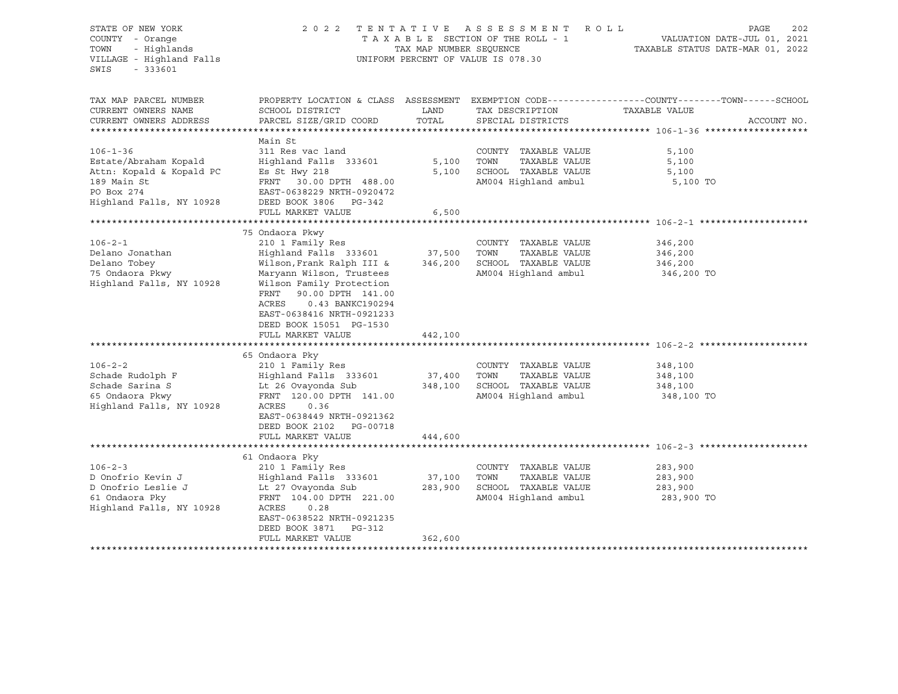STATE OF NEW YORK
COUNTY - Orange
TOWN - Highlands
VILLAGE - Highland Falls
SWIS - 333601

2022 TENTATIVE ASSESSMENT ROLL
TAXABLE SECTION OF THE ROLL - 1
TAX MAP NUMBER SEQUENCE
UNIFORM PERCENT OF VALUE IS 078.30

VALUATION DATE-JUL 01, 2021
TAXABLE STATUS DATE-MAR 01, 2022

| TAX MAP PARCEL NUMBER / CURRENT OWNERS NAME / CURRENT OWNERS ADDRESS | PROPERTY LOCATION & CLASS / SCHOOL DISTRICT / PARCEL SIZE/GRID COORD | ASSESSMENT LAND / TOTAL | EXEMPTION CODE / TAX DESCRIPTION / SPECIAL DISTRICTS | COUNTY--------TOWN------SCHOOL TAXABLE VALUE | ACCOUNT NO. |
|---|---|---|---|---|---|
| **106-1-36** | Main St | | | | |
| 106-1-36 | 311 Res vac land | | COUNTY TAXABLE VALUE | 5,100 | |
| Estate/Abraham Kopald | Highland Falls 333601 | 5,100 | TOWN TAXABLE VALUE | 5,100 | |
| Attn: Kopald & Kopald PC | Es St Hwy 218 | 5,100 | SCHOOL TAXABLE VALUE | 5,100 | |
| 189 Main St | FRNT 30.00 DPTH 488.00 | | AM004 Highland ambul | 5,100 TO | |
| PO Box 274 | EAST-0638229 NRTH-0920472 | | | | |
| Highland Falls, NY 10928 | DEED BOOK 3806 PG-342 | | | | |
| | FULL MARKET VALUE | 6,500 | | | |
| **106-2-1** | 75 Ondaora Pkwy | | | | |
| 106-2-1 | 210 1 Family Res | | COUNTY TAXABLE VALUE | 346,200 | |
| Delano Jonathan | Highland Falls 333601 | 37,500 | TOWN TAXABLE VALUE | 346,200 | |
| Delano Tobey | Wilson,Frank Ralph III & | 346,200 | SCHOOL TAXABLE VALUE | 346,200 | |
| 75 Ondaora Pkwy | Maryann Wilson, Trustees | | AM004 Highland ambul | 346,200 TO | |
| Highland Falls, NY 10928 | Wilson Family Protection | | | | |
| | FRNT 90.00 DPTH 141.00 | | | | |
| | ACRES 0.43 BANKC190294 | | | | |
| | EAST-0638416 NRTH-0921233 | | | | |
| | DEED BOOK 15051 PG-1530 | | | | |
| | FULL MARKET VALUE | 442,100 | | | |
| **106-2-2** | 65 Ondaora Pky | | | | |
| 106-2-2 | 210 1 Family Res | | COUNTY TAXABLE VALUE | 348,100 | |
| Schade Rudolph F | Highland Falls 333601 | 37,400 | TOWN TAXABLE VALUE | 348,100 | |
| Schade Sarina S | Lt 26 Ovayonda Sub | 348,100 | SCHOOL TAXABLE VALUE | 348,100 | |
| 65 Ondaora Pkwy | FRNT 120.00 DPTH 141.00 | | AM004 Highland ambul | 348,100 TO | |
| Highland Falls, NY 10928 | ACRES 0.36 | | | | |
| | EAST-0638449 NRTH-0921362 | | | | |
| | DEED BOOK 2102 PG-00718 | | | | |
| | FULL MARKET VALUE | 444,600 | | | |
| **106-2-3** | 61 Ondaora Pky | | | | |
| 106-2-3 | 210 1 Family Res | | COUNTY TAXABLE VALUE | 283,900 | |
| D Onofrio Kevin J | Highland Falls 333601 | 37,100 | TOWN TAXABLE VALUE | 283,900 | |
| D Onofrio Leslie J | Lt 27 Ovayonda Sub | 283,900 | SCHOOL TAXABLE VALUE | 283,900 | |
| 61 Ondaora Pky | FRNT 104.00 DPTH 221.00 | | AM004 Highland ambul | 283,900 TO | |
| Highland Falls, NY 10928 | ACRES 0.28 | | | | |
| | EAST-0638522 NRTH-0921235 | | | | |
| | DEED BOOK 3871 PG-312 | | | | |
| | FULL MARKET VALUE | 362,600 | | | |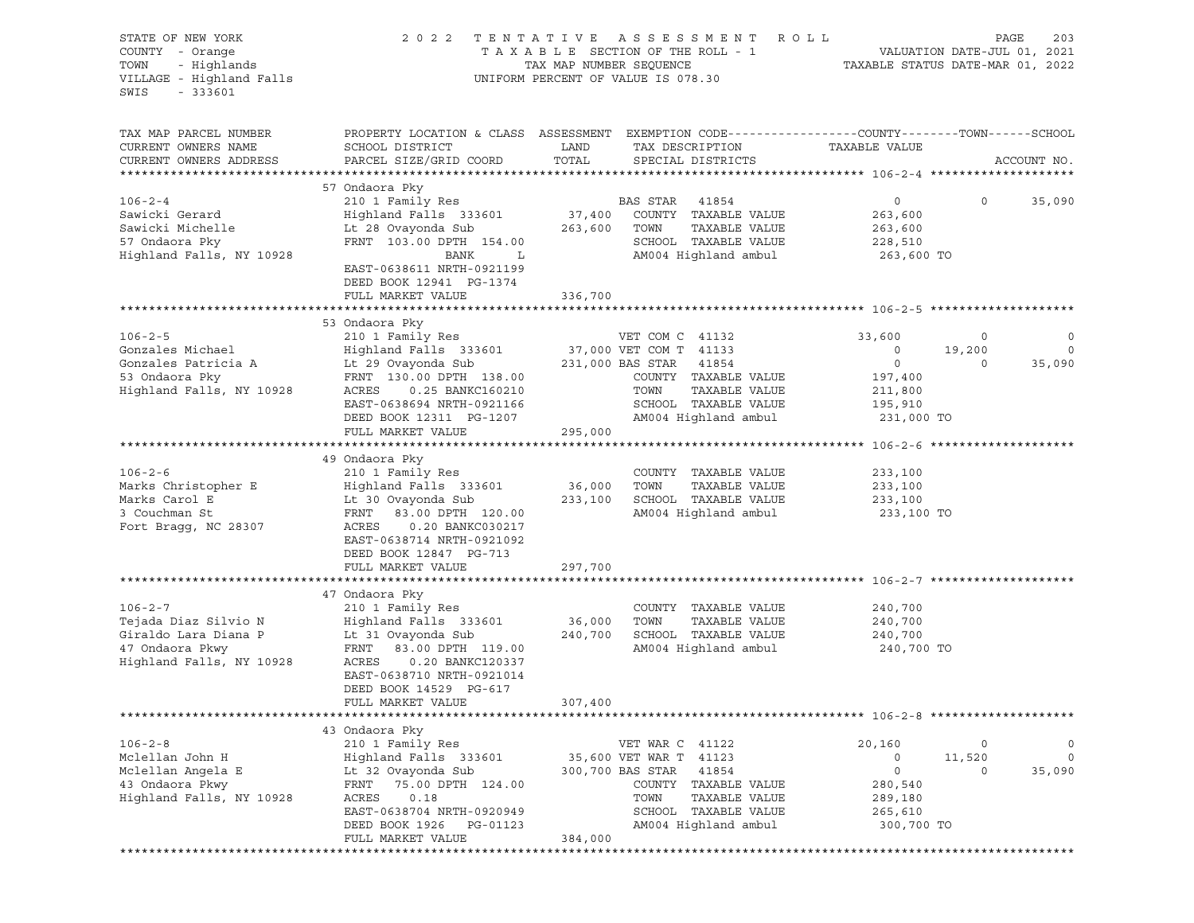STATE OF NEW YORK
COUNTY - Orange
TOWN - Highlands
VILLAGE - Highland Falls
SWIS - 333601

2022 TENTATIVE ASSESSMENT ROLL
TAXABLE SECTION OF THE ROLL - 1
TAX MAP NUMBER SEQUENCE
UNIFORM PERCENT OF VALUE IS 078.30

VALUATION DATE-JUL 01, 2021
TAXABLE STATUS DATE-MAR 01, 2022

| TAX MAP PARCEL NUMBER / CURRENT OWNERS NAME / CURRENT OWNERS ADDRESS | PROPERTY LOCATION & CLASS / SCHOOL DISTRICT / PARCEL SIZE/GRID COORD | ASSESSMENT LAND / TOTAL | EXEMPTION CODE / TAX DESCRIPTION / SPECIAL DISTRICTS | COUNTY TAXABLE VALUE | TOWN | SCHOOL |
|---|---|---|---|---|---|---|
| **106-2-4** | 57 Ondaora Pky | | | | | |
| 106-2-4 | 210 1 Family Res | | BAS STAR 41854 | 0 | 0 | 35,090 |
| Sawicki Gerard | Highland Falls 333601 | 37,400 | COUNTY TAXABLE VALUE | 263,600 | | |
| Sawicki Michelle | Lt 28 Ovayonda Sub | 263,600 | TOWN TAXABLE VALUE | 263,600 | | |
| 57 Ondaora Pky | FRNT 103.00 DPTH 154.00 | | SCHOOL TAXABLE VALUE | 228,510 | | |
| Highland Falls, NY 10928 | BANK L | | AM004 Highland ambul | 263,600 TO | | |
| | EAST-0638611 NRTH-0921199 | | | | | |
| | DEED BOOK 12941 PG-1374 | | | | | |
| | FULL MARKET VALUE | 336,700 | | | | |
| **106-2-5** | 53 Ondaora Pky | | | | | |
| 106-2-5 | 210 1 Family Res | | VET COM C 41132 | 33,600 | 0 | 0 |
| Gonzales Michael | Highland Falls 333601 | 37,000 | VET COM T 41133 | 0 | 19,200 | 0 |
| Gonzales Patricia A | Lt 29 Ovayonda Sub | 231,000 | BAS STAR 41854 | 0 | 0 | 35,090 |
| 53 Ondaora Pky | FRNT 130.00 DPTH 138.00 | | COUNTY TAXABLE VALUE | 197,400 | | |
| Highland Falls, NY 10928 | ACRES 0.25 BANKC160210 | | TOWN TAXABLE VALUE | 211,800 | | |
| | EAST-0638694 NRTH-0921166 | | SCHOOL TAXABLE VALUE | 195,910 | | |
| | DEED BOOK 12311 PG-1207 | | AM004 Highland ambul | 231,000 TO | | |
| | FULL MARKET VALUE | 295,000 | | | | |
| **106-2-6** | 49 Ondaora Pky | | | | | |
| 106-2-6 | 210 1 Family Res | | COUNTY TAXABLE VALUE | 233,100 | | |
| Marks Christopher E | Highland Falls 333601 | 36,000 | TOWN TAXABLE VALUE | 233,100 | | |
| Marks Carol E | Lt 30 Ovayonda Sub | 233,100 | SCHOOL TAXABLE VALUE | 233,100 | | |
| 3 Couchman St | FRNT 83.00 DPTH 120.00 | | AM004 Highland ambul | 233,100 TO | | |
| Fort Bragg, NC 28307 | ACRES 0.20 BANKC030217 | | | | | |
| | EAST-0638714 NRTH-0921092 | | | | | |
| | DEED BOOK 12847 PG-713 | | | | | |
| | FULL MARKET VALUE | 297,700 | | | | |
| **106-2-7** | 47 Ondaora Pky | | | | | |
| 106-2-7 | 210 1 Family Res | | COUNTY TAXABLE VALUE | 240,700 | | |
| Tejada Diaz Silvio N | Highland Falls 333601 | 36,000 | TOWN TAXABLE VALUE | 240,700 | | |
| Giraldo Lara Diana P | Lt 31 Ovayonda Sub | 240,700 | SCHOOL TAXABLE VALUE | 240,700 | | |
| 47 Ondaora Pkwy | FRNT 83.00 DPTH 119.00 | | AM004 Highland ambul | 240,700 TO | | |
| Highland Falls, NY 10928 | ACRES 0.20 BANKC120337 | | | | | |
| | EAST-0638710 NRTH-0921014 | | | | | |
| | DEED BOOK 14529 PG-617 | | | | | |
| | FULL MARKET VALUE | 307,400 | | | | |
| **106-2-8** | 43 Ondaora Pky | | | | | |
| 106-2-8 | 210 1 Family Res | | VET WAR C 41122 | 20,160 | 0 | 0 |
| Mclellan John H | Highland Falls 333601 | 35,600 | VET WAR T 41123 | 0 | 11,520 | 0 |
| Mclellan Angela E | Lt 32 Ovayonda Sub | 300,700 | BAS STAR 41854 | 0 | 0 | 35,090 |
| 43 Ondaora Pkwy | FRNT 75.00 DPTH 124.00 | | COUNTY TAXABLE VALUE | 280,540 | | |
| Highland Falls, NY 10928 | ACRES 0.18 | | TOWN TAXABLE VALUE | 289,180 | | |
| | EAST-0638704 NRTH-0920949 | | SCHOOL TAXABLE VALUE | 265,610 | | |
| | DEED BOOK 1926 PG-01123 | | AM004 Highland ambul | 300,700 TO | | |
| | FULL MARKET VALUE | 384,000 | | | | |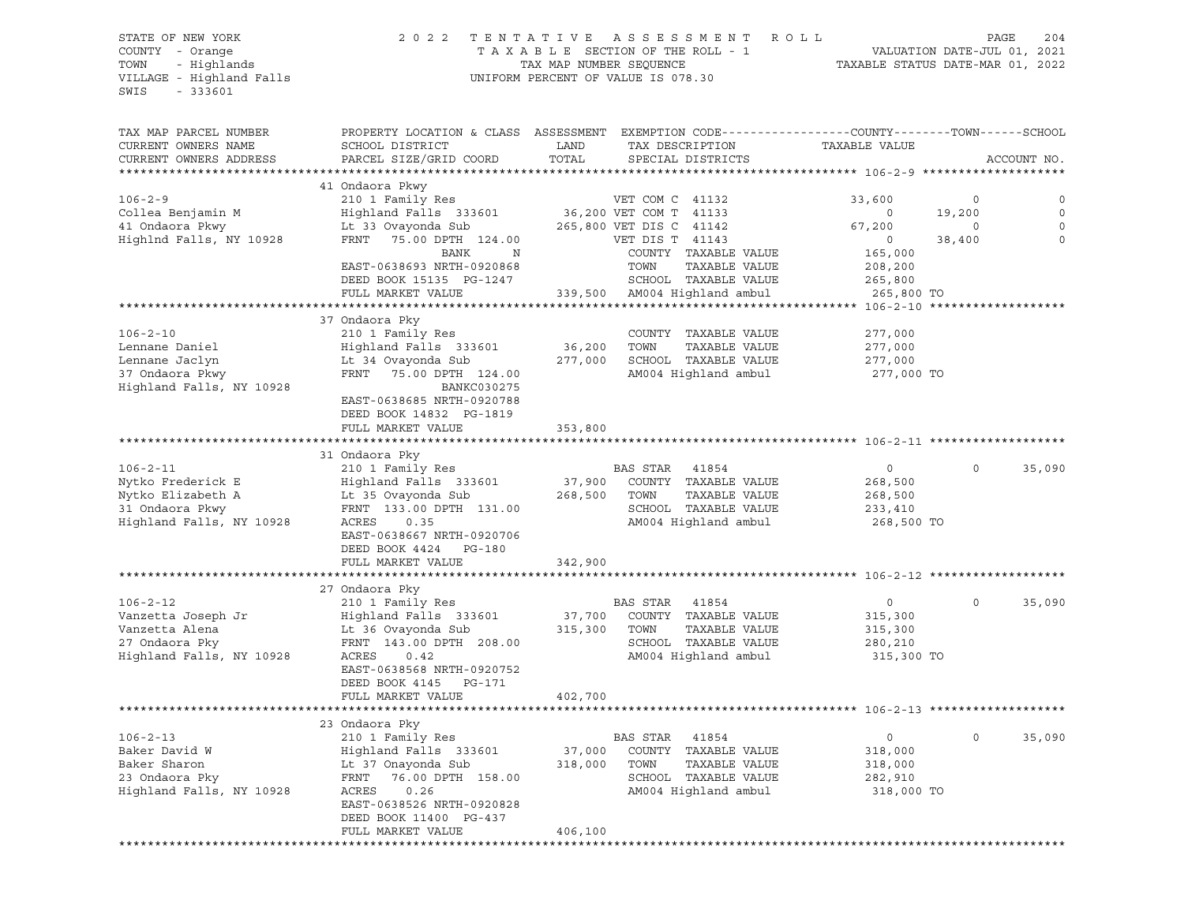STATE OF NEW YORK
COUNTY - Orange
TOWN - Highlands
VILLAGE - Highland Falls
SWIS - 333601

2022 TENTATIVE ASSESSMENT ROLL
TAXABLE SECTION OF THE ROLL - 1
TAX MAP NUMBER SEQUENCE
UNIFORM PERCENT OF VALUE IS 078.30

VALUATION DATE-JUL 01, 2021
TAXABLE STATUS DATE-MAR 01, 2022

| TAX MAP PARCEL NUMBER / CURRENT OWNERS NAME / CURRENT OWNERS ADDRESS | PROPERTY LOCATION & CLASS / SCHOOL DISTRICT / PARCEL SIZE/GRID COORD | ASSESSMENT LAND / TOTAL | EXEMPTION CODE / TAX DESCRIPTION / SPECIAL DISTRICTS | COUNTY TAXABLE VALUE | TOWN | SCHOOL / ACCOUNT NO. |
|---|---|---|---|---|---|---|
| **106-2-9** | 41 Ondaora Pkwy | | | | | |
| 106-2-9 | 210 1 Family Res | | VET COM C 41132 | 33,600 | 0 | 0 |
| Collea Benjamin M | Highland Falls 333601 | 36,200 | VET COM T 41133 | 0 | 19,200 | 0 |
| 41 Ondaora Pkwy | Lt 33 Ovayonda Sub | 265,800 | VET DIS C 41142 | 67,200 | 0 | 0 |
| Highlnd Falls, NY 10928 | FRNT 75.00 DPTH 124.00 | | VET DIS T 41143 | 0 | 38,400 | 0 |
| | BANK N | | COUNTY TAXABLE VALUE | 165,000 | | |
| | EAST-0638693 NRTH-0920868 | | TOWN TAXABLE VALUE | 208,200 | | |
| | DEED BOOK 15135 PG-1247 | | SCHOOL TAXABLE VALUE | 265,800 | | |
| | FULL MARKET VALUE | 339,500 | AM004 Highland ambul | 265,800 TO | | |
| **106-2-10** | 37 Ondaora Pky | | | | | |
| 106-2-10 | 210 1 Family Res | | COUNTY TAXABLE VALUE | 277,000 | | |
| Lennane Daniel | Highland Falls 333601 | 36,200 | TOWN TAXABLE VALUE | 277,000 | | |
| Lennane Jaclyn | Lt 34 Ovayonda Sub | 277,000 | SCHOOL TAXABLE VALUE | 277,000 | | |
| 37 Ondaora Pkwy | FRNT 75.00 DPTH 124.00 | | AM004 Highland ambul | 277,000 TO | | |
| Highland Falls, NY 10928 | BANKC030275 | | | | | |
| | EAST-0638685 NRTH-0920788 | | | | | |
| | DEED BOOK 14832 PG-1819 | | | | | |
| | FULL MARKET VALUE | 353,800 | | | | |
| **106-2-11** | 31 Ondaora Pky | | | | | |
| 106-2-11 | 210 1 Family Res | | BAS STAR 41854 | 0 | 0 | 35,090 |
| Nytko Frederick E | Highland Falls 333601 | 37,900 | COUNTY TAXABLE VALUE | 268,500 | | |
| Nytko Elizabeth A | Lt 35 Ovayonda Sub | 268,500 | TOWN TAXABLE VALUE | 268,500 | | |
| 31 Ondaora Pkwy | FRNT 133.00 DPTH 131.00 | | SCHOOL TAXABLE VALUE | 233,410 | | |
| Highland Falls, NY 10928 | ACRES 0.35 | | AM004 Highland ambul | 268,500 TO | | |
| | EAST-0638667 NRTH-0920706 | | | | | |
| | DEED BOOK 4424 PG-180 | | | | | |
| | FULL MARKET VALUE | 342,900 | | | | |
| **106-2-12** | 27 Ondaora Pky | | | | | |
| 106-2-12 | 210 1 Family Res | | BAS STAR 41854 | 0 | 0 | 35,090 |
| Vanzetta Joseph Jr | Highland Falls 333601 | 37,700 | COUNTY TAXABLE VALUE | 315,300 | | |
| Vanzetta Alena | Lt 36 Ovayonda Sub | 315,300 | TOWN TAXABLE VALUE | 315,300 | | |
| 27 Ondaora Pky | FRNT 143.00 DPTH 208.00 | | SCHOOL TAXABLE VALUE | 280,210 | | |
| Highland Falls, NY 10928 | ACRES 0.42 | | AM004 Highland ambul | 315,300 TO | | |
| | EAST-0638568 NRTH-0920752 | | | | | |
| | DEED BOOK 4145 PG-171 | | | | | |
| | FULL MARKET VALUE | 402,700 | | | | |
| **106-2-13** | 23 Ondaora Pky | | | | | |
| 106-2-13 | 210 1 Family Res | | BAS STAR 41854 | 0 | 0 | 35,090 |
| Baker David W | Highland Falls 333601 | 37,000 | COUNTY TAXABLE VALUE | 318,000 | | |
| Baker Sharon | Lt 37 Onayonda Sub | 318,000 | TOWN TAXABLE VALUE | 318,000 | | |
| 23 Ondaora Pky | FRNT 76.00 DPTH 158.00 | | SCHOOL TAXABLE VALUE | 282,910 | | |
| Highland Falls, NY 10928 | ACRES 0.26 | | AM004 Highland ambul | 318,000 TO | | |
| | EAST-0638526 NRTH-0920828 | | | | | |
| | DEED BOOK 11400 PG-437 | | | | | |
| | FULL MARKET VALUE | 406,100 | | | | |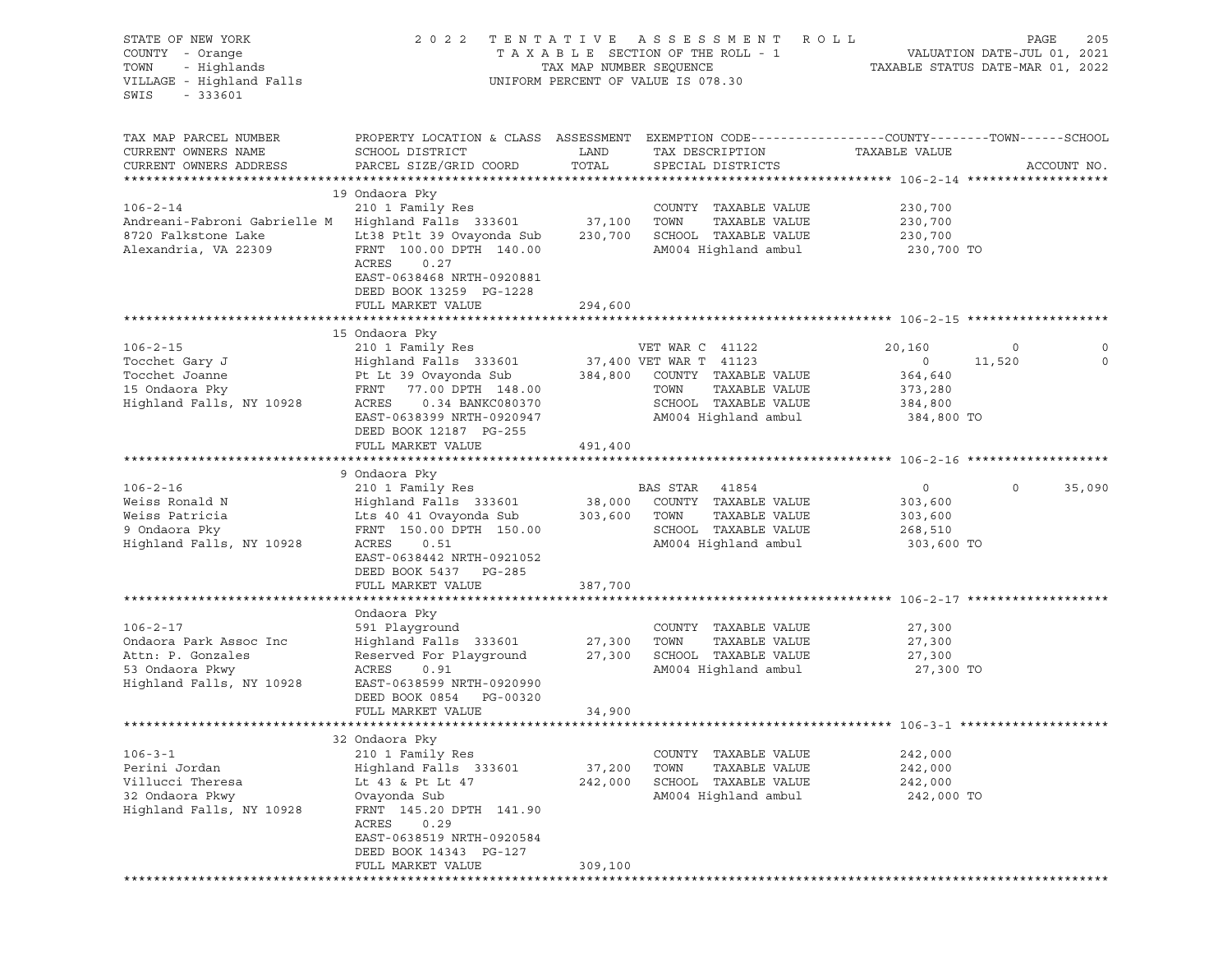STATE OF NEW YORK
COUNTY - Orange
TOWN - Highlands
VILLAGE - Highland Falls
SWIS - 333601

2022 TENTATIVE ASSESSMENT ROLL
TAXABLE SECTION OF THE ROLL - 1
TAX MAP NUMBER SEQUENCE
UNIFORM PERCENT OF VALUE IS 078.30

VALUATION DATE-JUL 01, 2021
TAXABLE STATUS DATE-MAR 01, 2022

```
TAX MAP PARCEL NUMBER          PROPERTY LOCATION & CLASS  ASSESSMENT  EXEMPTION CODE------------------COUNTY--------TOWN------SCHOOL
CURRENT OWNERS NAME            SCHOOL DISTRICT               LAND      TAX DESCRIPTION            TAXABLE VALUE
CURRENT OWNERS ADDRESS         PARCEL SIZE/GRID COORD       TOTAL      SPECIAL DISTRICTS                                    ACCOUNT NO.
******************************************************************************************************* 106-2-14 *******************
                               19 Ondaora Pky
106-2-14                       210 1 Family Res                       COUNTY  TAXABLE VALUE            230,700
Andreani-Fabroni Gabrielle M   Highland Falls  333601       37,100    TOWN    TAXABLE VALUE            230,700
8720 Falkstone Lake            Lt38 Ptlt 39 Ovayonda Sub   230,700    SCHOOL  TAXABLE VALUE            230,700
Alexandria, VA 22309           FRNT 100.00 DPTH 140.00                AM004 Highland ambul              230,700 TO
                               ACRES     0.27
                               EAST-0638468 NRTH-0920881
                               DEED BOOK 13259  PG-1228
                               FULL MARKET VALUE           294,600
******************************************************************************************************* 106-2-15 *******************
                               15 Ondaora Pky
106-2-15                       210 1 Family Res                      VET WAR C  41122                  20,160          0            0
Tocchet Gary J                 Highland Falls  333601       37,400 VET WAR T  41123                     0       11,520            0
Tocchet Joanne                 Pt Lt 39 Ovayonda Sub       384,800    COUNTY  TAXABLE VALUE            364,640
15 Ondaora Pky                 FRNT   77.00 DPTH 148.00               TOWN    TAXABLE VALUE            373,280
Highland Falls, NY 10928       ACRES     0.34 BANKC080370             SCHOOL  TAXABLE VALUE            384,800
                               EAST-0638399 NRTH-0920947              AM004 Highland ambul              384,800 TO
                               DEED BOOK 12187  PG-255
                               FULL MARKET VALUE           491,400
******************************************************************************************************* 106-2-16 *******************
                               9 Ondaora Pky
106-2-16                       210 1 Family Res                      BAS STAR   41854                      0            0       35,090
Weiss Ronald N                 Highland Falls  333601       38,000    COUNTY  TAXABLE VALUE            303,600
Weiss Patricia                 Lts 40 41 Ovayonda Sub      303,600    TOWN    TAXABLE VALUE            303,600
9 Ondaora Pky                  FRNT 150.00 DPTH 150.00                SCHOOL  TAXABLE VALUE            268,510
Highland Falls, NY 10928       ACRES     0.51                         AM004 Highland ambul              303,600 TO
                               EAST-0638442 NRTH-0921052
                               DEED BOOK 5437   PG-285
                               FULL MARKET VALUE           387,700
******************************************************************************************************* 106-2-17 *******************
                               Ondaora Pky
106-2-17                       591 Playground                         COUNTY  TAXABLE VALUE             27,300
Ondaora Park Assoc Inc         Highland Falls  333601       27,300    TOWN    TAXABLE VALUE             27,300
Attn: P. Gonzales              Reserved For Playground      27,300    SCHOOL  TAXABLE VALUE             27,300
53 Ondaora Pkwy                ACRES     0.91                         AM004 Highland ambul               27,300 TO
Highland Falls, NY 10928       EAST-0638599 NRTH-0920990
                               DEED BOOK 0854   PG-00320
                               FULL MARKET VALUE            34,900
******************************************************************************************************* 106-3-1 ********************
                               32 Ondaora Pky
106-3-1                        210 1 Family Res                       COUNTY  TAXABLE VALUE            242,000
Perini Jordan                  Highland Falls  333601       37,200    TOWN    TAXABLE VALUE            242,000
Villucci Theresa               Lt 43 & Pt Lt 47            242,000    SCHOOL  TAXABLE VALUE            242,000
32 Ondaora Pkwy                Ovayonda Sub                           AM004 Highland ambul              242,000 TO
Highland Falls, NY 10928       FRNT 145.20 DPTH 141.90
                               ACRES     0.29
                               EAST-0638519 NRTH-0920584
                               DEED BOOK 14343  PG-127
                               FULL MARKET VALUE           309,100
************************************************************************************************************************************
```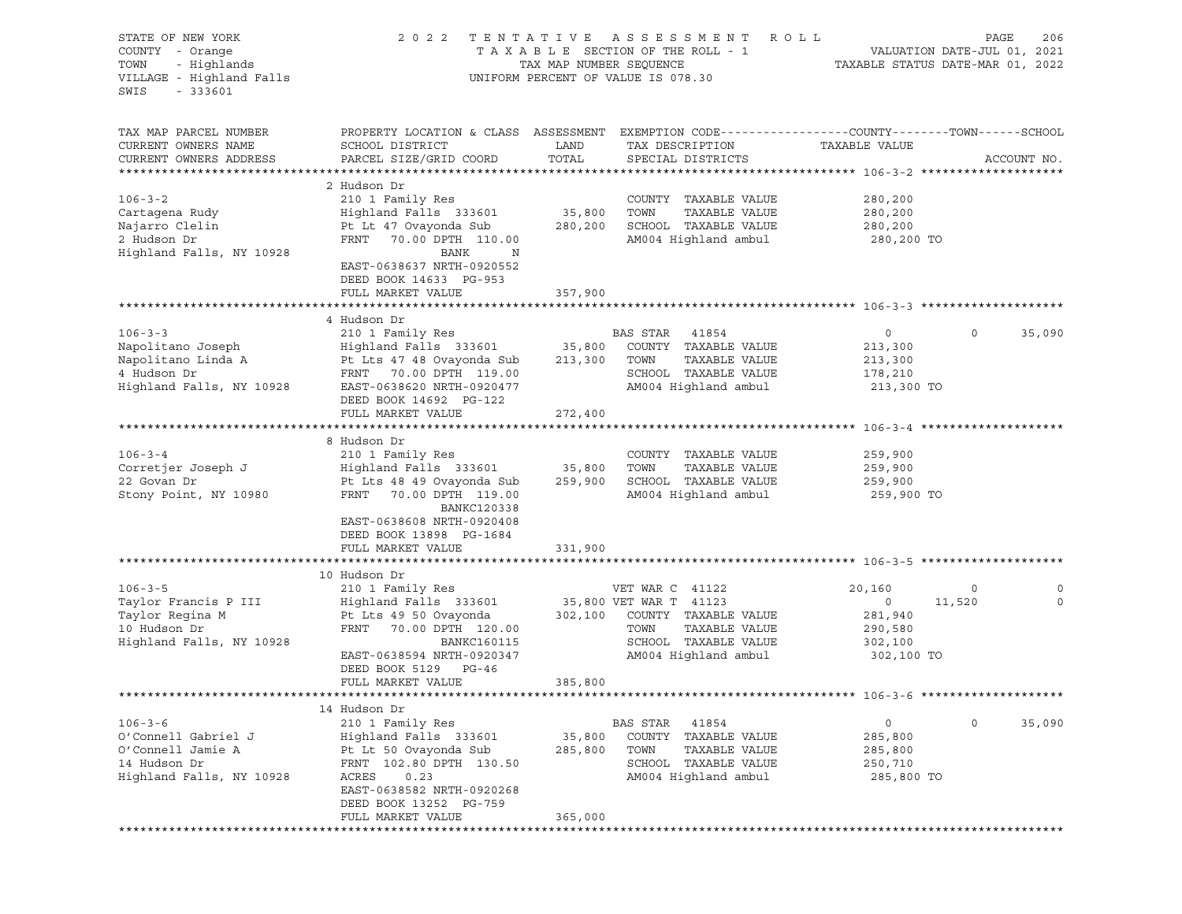STATE OF NEW YORK
COUNTY - Orange
TOWN - Highlands
VILLAGE - Highland Falls
SWIS - 333601

2022 TENTATIVE ASSESSMENT ROLL
TAXABLE SECTION OF THE ROLL - 1
TAX MAP NUMBER SEQUENCE
UNIFORM PERCENT OF VALUE IS 078.30

VALUATION DATE-JUL 01, 2021
TAXABLE STATUS DATE-MAR 01, 2022

| TAX MAP PARCEL NUMBER / CURRENT OWNERS NAME / CURRENT OWNERS ADDRESS | PROPERTY LOCATION & CLASS / SCHOOL DISTRICT / PARCEL SIZE/GRID COORD | ASSESSMENT LAND / TOTAL | EXEMPTION CODE / TAX DESCRIPTION / SPECIAL DISTRICTS | COUNTY TAXABLE VALUE | TOWN | SCHOOL | ACCOUNT NO. |
|---|---|---|---|---|---|---|---|
| **106-3-2** | 2 Hudson Dr | | | | | | |
| 106-3-2 | 210 1 Family Res | | COUNTY TAXABLE VALUE | 280,200 | | | |
| Cartagena Rudy | Highland Falls 333601 | 35,800 | TOWN TAXABLE VALUE | 280,200 | | | |
| Najarro Clelin | Pt Lt 47 Ovayonda Sub | 280,200 | SCHOOL TAXABLE VALUE | 280,200 | | | |
| 2 Hudson Dr | FRNT 70.00 DPTH 110.00 | | AM004 Highland ambul | 280,200 TO | | | |
| Highland Falls, NY 10928 | BANK N | | | | | | |
| | EAST-0638637 NRTH-0920552 | | | | | | |
| | DEED BOOK 14633 PG-953 | | | | | | |
| | FULL MARKET VALUE | 357,900 | | | | | |
| **106-3-3** | 4 Hudson Dr | | | | | | |
| 106-3-3 | 210 1 Family Res | | BAS STAR 41854 | 0 | 0 | 35,090 | |
| Napolitano Joseph | Highland Falls 333601 | 35,800 | COUNTY TAXABLE VALUE | 213,300 | | | |
| Napolitano Linda A | Pt Lts 47 48 Ovayonda Sub | 213,300 | TOWN TAXABLE VALUE | 213,300 | | | |
| 4 Hudson Dr | FRNT 70.00 DPTH 119.00 | | SCHOOL TAXABLE VALUE | 178,210 | | | |
| Highland Falls, NY 10928 | EAST-0638620 NRTH-0920477 | | AM004 Highland ambul | 213,300 TO | | | |
| | DEED BOOK 14692 PG-122 | | | | | | |
| | FULL MARKET VALUE | 272,400 | | | | | |
| **106-3-4** | 8 Hudson Dr | | | | | | |
| 106-3-4 | 210 1 Family Res | | COUNTY TAXABLE VALUE | 259,900 | | | |
| Corretjer Joseph J | Highland Falls 333601 | 35,800 | TOWN TAXABLE VALUE | 259,900 | | | |
| 22 Govan Dr | Pt Lts 48 49 Ovayonda Sub | 259,900 | SCHOOL TAXABLE VALUE | 259,900 | | | |
| Stony Point, NY 10980 | FRNT 70.00 DPTH 119.00 | | AM004 Highland ambul | 259,900 TO | | | |
| | BANKC120338 | | | | | | |
| | EAST-0638608 NRTH-0920408 | | | | | | |
| | DEED BOOK 13898 PG-1684 | | | | | | |
| | FULL MARKET VALUE | 331,900 | | | | | |
| **106-3-5** | 10 Hudson Dr | | | | | | |
| 106-3-5 | 210 1 Family Res | | VET WAR C 41122 | 20,160 | 0 | 0 | |
| Taylor Francis P III | Highland Falls 333601 | 35,800 | VET WAR T 41123 | 0 | 11,520 | 0 | |
| Taylor Regina M | Pt Lts 49 50 Ovayonda | 302,100 | COUNTY TAXABLE VALUE | 281,940 | | | |
| 10 Hudson Dr | FRNT 70.00 DPTH 120.00 | | TOWN TAXABLE VALUE | 290,580 | | | |
| Highland Falls, NY 10928 | BANKC160115 | | SCHOOL TAXABLE VALUE | 302,100 | | | |
| | EAST-0638594 NRTH-0920347 | | AM004 Highland ambul | 302,100 TO | | | |
| | DEED BOOK 5129 PG-46 | | | | | | |
| | FULL MARKET VALUE | 385,800 | | | | | |
| **106-3-6** | 14 Hudson Dr | | | | | | |
| 106-3-6 | 210 1 Family Res | | BAS STAR 41854 | 0 | 0 | 35,090 | |
| O'Connell Gabriel J | Highland Falls 333601 | 35,800 | COUNTY TAXABLE VALUE | 285,800 | | | |
| O'Connell Jamie A | Pt Lt 50 Ovayonda Sub | 285,800 | TOWN TAXABLE VALUE | 285,800 | | | |
| 14 Hudson Dr | FRNT 102.80 DPTH 130.50 | | SCHOOL TAXABLE VALUE | 250,710 | | | |
| Highland Falls, NY 10928 | ACRES 0.23 | | AM004 Highland ambul | 285,800 TO | | | |
| | EAST-0638582 NRTH-0920268 | | | | | | |
| | DEED BOOK 13252 PG-759 | | | | | | |
| | FULL MARKET VALUE | 365,000 | | | | | |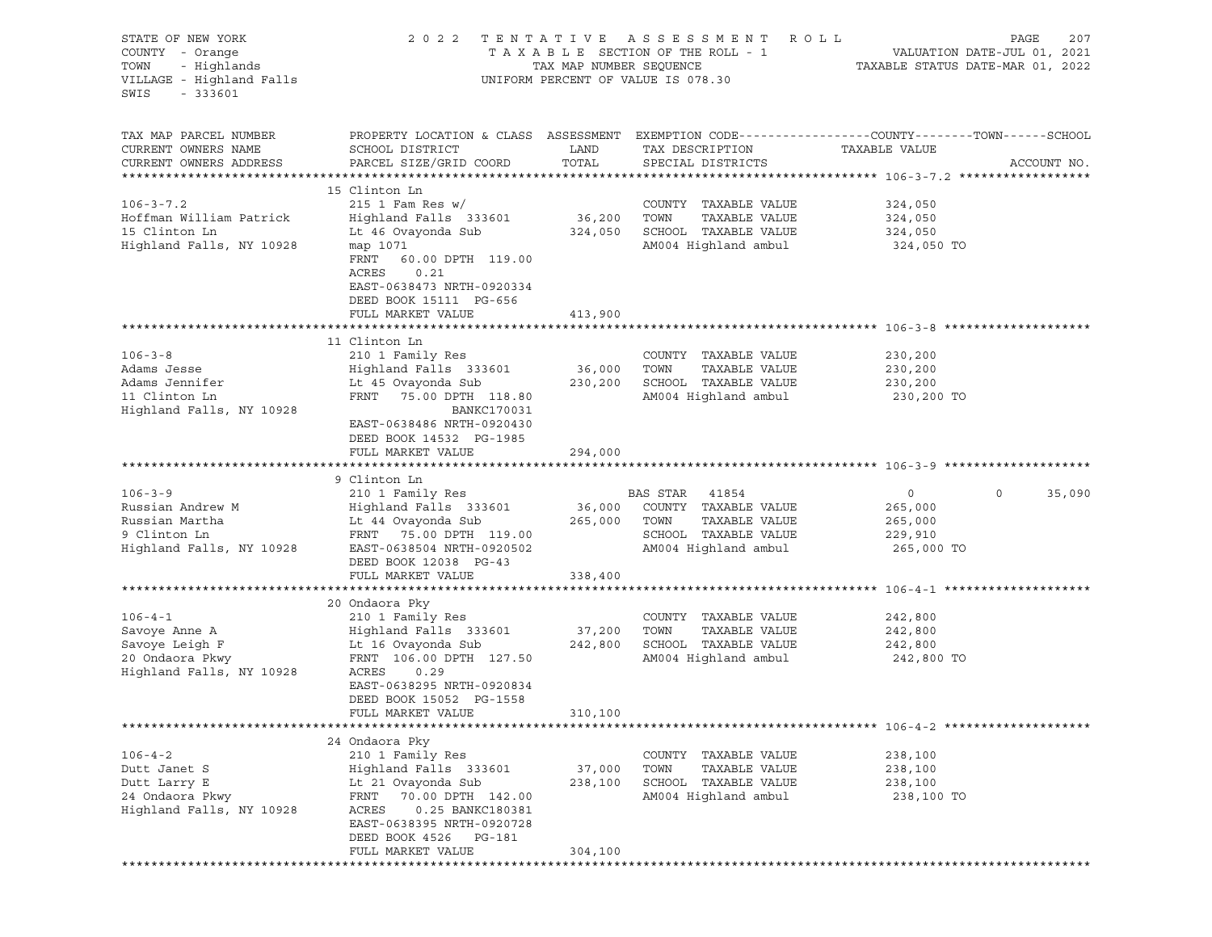STATE OF NEW YORK
COUNTY - Orange
TOWN - Highlands
VILLAGE - Highland Falls
SWIS - 333601

2022 TENTATIVE ASSESSMENT ROLL
TAXABLE SECTION OF THE ROLL - 1
TAX MAP NUMBER SEQUENCE
UNIFORM PERCENT OF VALUE IS 078.30

VALUATION DATE-JUL 01, 2021
TAXABLE STATUS DATE-MAR 01, 2022

| TAX MAP PARCEL NUMBER / CURRENT OWNERS NAME / CURRENT OWNERS ADDRESS | PROPERTY LOCATION & CLASS / SCHOOL DISTRICT / PARCEL SIZE/GRID COORD | ASSESSMENT LAND / TOTAL | EXEMPTION CODE / TAX DESCRIPTION / SPECIAL DISTRICTS | COUNTY / TAXABLE VALUE | TOWN | SCHOOL / ACCOUNT NO. |
|---|---|---|---|---|---|---|
| **106-3-7.2** | 15 Clinton Ln | | | | | |
| 106-3-7.2 | 215 1 Fam Res w/ | | COUNTY TAXABLE VALUE | 324,050 | | |
| Hoffman William Patrick | Highland Falls 333601 | 36,200 | TOWN TAXABLE VALUE | 324,050 | | |
| 15 Clinton Ln | Lt 46 Ovayonda Sub | 324,050 | SCHOOL TAXABLE VALUE | 324,050 | | |
| Highland Falls, NY 10928 | map 1071 | | AM004 Highland ambul | 324,050 TO | | |
| | FRNT 60.00 DPTH 119.00 | | | | | |
| | ACRES 0.21 | | | | | |
| | EAST-0638473 NRTH-0920334 | | | | | |
| | DEED BOOK 15111 PG-656 | | | | | |
| | FULL MARKET VALUE | 413,900 | | | | |
| **106-3-8** | 11 Clinton Ln | | | | | |
| 106-3-8 | 210 1 Family Res | | COUNTY TAXABLE VALUE | 230,200 | | |
| Adams Jesse | Highland Falls 333601 | 36,000 | TOWN TAXABLE VALUE | 230,200 | | |
| Adams Jennifer | Lt 45 Ovayonda Sub | 230,200 | SCHOOL TAXABLE VALUE | 230,200 | | |
| 11 Clinton Ln | FRNT 75.00 DPTH 118.80 | | AM004 Highland ambul | 230,200 TO | | |
| Highland Falls, NY 10928 | BANKC170031 | | | | | |
| | EAST-0638486 NRTH-0920430 | | | | | |
| | DEED BOOK 14532 PG-1985 | | | | | |
| | FULL MARKET VALUE | 294,000 | | | | |
| **106-3-9** | 9 Clinton Ln | | | | | |
| 106-3-9 | 210 1 Family Res | | BAS STAR 41854 | 0 | 0 | 35,090 |
| Russian Andrew M | Highland Falls 333601 | 36,000 | COUNTY TAXABLE VALUE | 265,000 | | |
| Russian Martha | Lt 44 Ovayonda Sub | 265,000 | TOWN TAXABLE VALUE | 265,000 | | |
| 9 Clinton Ln | FRNT 75.00 DPTH 119.00 | | SCHOOL TAXABLE VALUE | 229,910 | | |
| Highland Falls, NY 10928 | EAST-0638504 NRTH-0920502 | | AM004 Highland ambul | 265,000 TO | | |
| | DEED BOOK 12038 PG-43 | | | | | |
| | FULL MARKET VALUE | 338,400 | | | | |
| **106-4-1** | 20 Ondaora Pky | | | | | |
| 106-4-1 | 210 1 Family Res | | COUNTY TAXABLE VALUE | 242,800 | | |
| Savoye Anne A | Highland Falls 333601 | 37,200 | TOWN TAXABLE VALUE | 242,800 | | |
| Savoye Leigh F | Lt 16 Ovayonda Sub | 242,800 | SCHOOL TAXABLE VALUE | 242,800 | | |
| 20 Ondaora Pkwy | FRNT 106.00 DPTH 127.50 | | AM004 Highland ambul | 242,800 TO | | |
| Highland Falls, NY 10928 | ACRES 0.29 | | | | | |
| | EAST-0638295 NRTH-0920834 | | | | | |
| | DEED BOOK 15052 PG-1558 | | | | | |
| | FULL MARKET VALUE | 310,100 | | | | |
| **106-4-2** | 24 Ondaora Pky | | | | | |
| 106-4-2 | 210 1 Family Res | | COUNTY TAXABLE VALUE | 238,100 | | |
| Dutt Janet S | Highland Falls 333601 | 37,000 | TOWN TAXABLE VALUE | 238,100 | | |
| Dutt Larry E | Lt 21 Ovayonda Sub | 238,100 | SCHOOL TAXABLE VALUE | 238,100 | | |
| 24 Ondaora Pkwy | FRNT 70.00 DPTH 142.00 | | AM004 Highland ambul | 238,100 TO | | |
| Highland Falls, NY 10928 | ACRES 0.25 BANKC180381 | | | | | |
| | EAST-0638395 NRTH-0920728 | | | | | |
| | DEED BOOK 4526 PG-181 | | | | | |
| | FULL MARKET VALUE | 304,100 | | | | |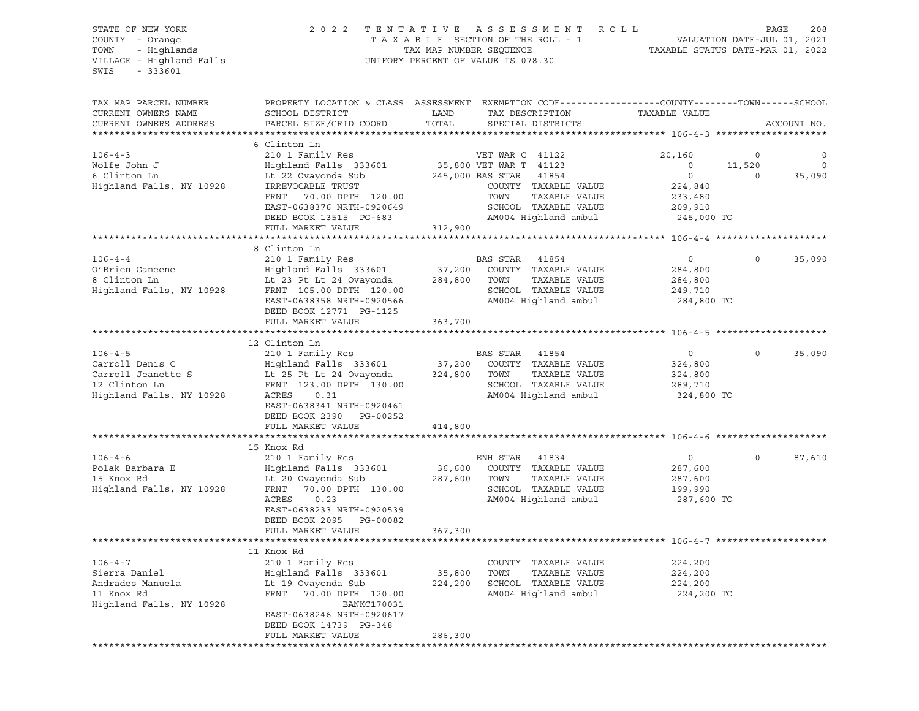STATE OF NEW YORK
COUNTY - Orange
TOWN - Highlands
VILLAGE - Highland Falls
SWIS - 333601

2022 TENTATIVE ASSESSMENT ROLL
TAXABLE SECTION OF THE ROLL - 1
TAX MAP NUMBER SEQUENCE
UNIFORM PERCENT OF VALUE IS 078.30

VALUATION DATE-JUL 01, 2021
TAXABLE STATUS DATE-MAR 01, 2022

| TAX MAP PARCEL NUMBER / CURRENT OWNERS NAME / CURRENT OWNERS ADDRESS | PROPERTY LOCATION & CLASS / SCHOOL DISTRICT / PARCEL SIZE/GRID COORD | ASSESSMENT LAND / TOTAL | EXEMPTION CODE / TAX DESCRIPTION / SPECIAL DISTRICTS | COUNTY TAXABLE VALUE | TOWN | SCHOOL / ACCOUNT NO. |
|---|---|---|---|---|---|---|
| **106-4-3** | 6 Clinton Ln | | | | | |
| 106-4-3 | 210 1 Family Res | | VET WAR C 41122 | 20,160 | 0 | 0 |
| Wolfe John J | Highland Falls 333601 | 35,800 | VET WAR T 41123 | 0 | 11,520 | 0 |
| 6 Clinton Ln | Lt 22 Ovayonda Sub | 245,000 | BAS STAR 41854 | 0 | 0 | 35,090 |
| Highland Falls, NY 10928 | IRREVOCABLE TRUST | | COUNTY TAXABLE VALUE | 224,840 | | |
| | FRNT 70.00 DPTH 120.00 | | TOWN TAXABLE VALUE | 233,480 | | |
| | EAST-0638376 NRTH-0920649 | | SCHOOL TAXABLE VALUE | 209,910 | | |
| | DEED BOOK 13515 PG-683 | | AM004 Highland ambul | 245,000 TO | | |
| | FULL MARKET VALUE | 312,900 | | | | |
| **106-4-4** | 8 Clinton Ln | | | | | |
| 106-4-4 | 210 1 Family Res | | BAS STAR 41854 | 0 | 0 | 35,090 |
| O'Brien Ganeene | Highland Falls 333601 | 37,200 | COUNTY TAXABLE VALUE | 284,800 | | |
| 8 Clinton Ln | Lt 23 Pt Lt 24 Ovayonda | 284,800 | TOWN TAXABLE VALUE | 284,800 | | |
| Highland Falls, NY 10928 | FRNT 105.00 DPTH 120.00 | | SCHOOL TAXABLE VALUE | 249,710 | | |
| | EAST-0638358 NRTH-0920566 | | AM004 Highland ambul | 284,800 TO | | |
| | DEED BOOK 12771 PG-1125 | | | | | |
| | FULL MARKET VALUE | 363,700 | | | | |
| **106-4-5** | 12 Clinton Ln | | | | | |
| 106-4-5 | 210 1 Family Res | | BAS STAR 41854 | 0 | 0 | 35,090 |
| Carroll Denis C | Highland Falls 333601 | 37,200 | COUNTY TAXABLE VALUE | 324,800 | | |
| Carroll Jeanette S | Lt 25 Pt Lt 24 Ovayonda | 324,800 | TOWN TAXABLE VALUE | 324,800 | | |
| 12 Clinton Ln | FRNT 123.00 DPTH 130.00 | | SCHOOL TAXABLE VALUE | 289,710 | | |
| Highland Falls, NY 10928 | ACRES 0.31 | | AM004 Highland ambul | 324,800 TO | | |
| | EAST-0638341 NRTH-0920461 | | | | | |
| | DEED BOOK 2390 PG-00252 | | | | | |
| | FULL MARKET VALUE | 414,800 | | | | |
| **106-4-6** | 15 Knox Rd | | | | | |
| 106-4-6 | 210 1 Family Res | | ENH STAR 41834 | 0 | 0 | 87,610 |
| Polak Barbara E | Highland Falls 333601 | 36,600 | COUNTY TAXABLE VALUE | 287,600 | | |
| 15 Knox Rd | Lt 20 Ovayonda Sub | 287,600 | TOWN TAXABLE VALUE | 287,600 | | |
| Highland Falls, NY 10928 | FRNT 70.00 DPTH 130.00 | | SCHOOL TAXABLE VALUE | 199,990 | | |
| | ACRES 0.23 | | AM004 Highland ambul | 287,600 TO | | |
| | EAST-0638233 NRTH-0920539 | | | | | |
| | DEED BOOK 2095 PG-00082 | | | | | |
| | FULL MARKET VALUE | 367,300 | | | | |
| **106-4-7** | 11 Knox Rd | | | | | |
| 106-4-7 | 210 1 Family Res | | COUNTY TAXABLE VALUE | 224,200 | | |
| Sierra Daniel | Highland Falls 333601 | 35,800 | TOWN TAXABLE VALUE | 224,200 | | |
| Andrades Manuela | Lt 19 Ovayonda Sub | 224,200 | SCHOOL TAXABLE VALUE | 224,200 | | |
| 11 Knox Rd | FRNT 70.00 DPTH 120.00 | | AM004 Highland ambul | 224,200 TO | | |
| Highland Falls, NY 10928 | BANKC170031 | | | | | |
| | EAST-0638246 NRTH-0920617 | | | | | |
| | DEED BOOK 14739 PG-348 | | | | | |
| | FULL MARKET VALUE | 286,300 | | | | |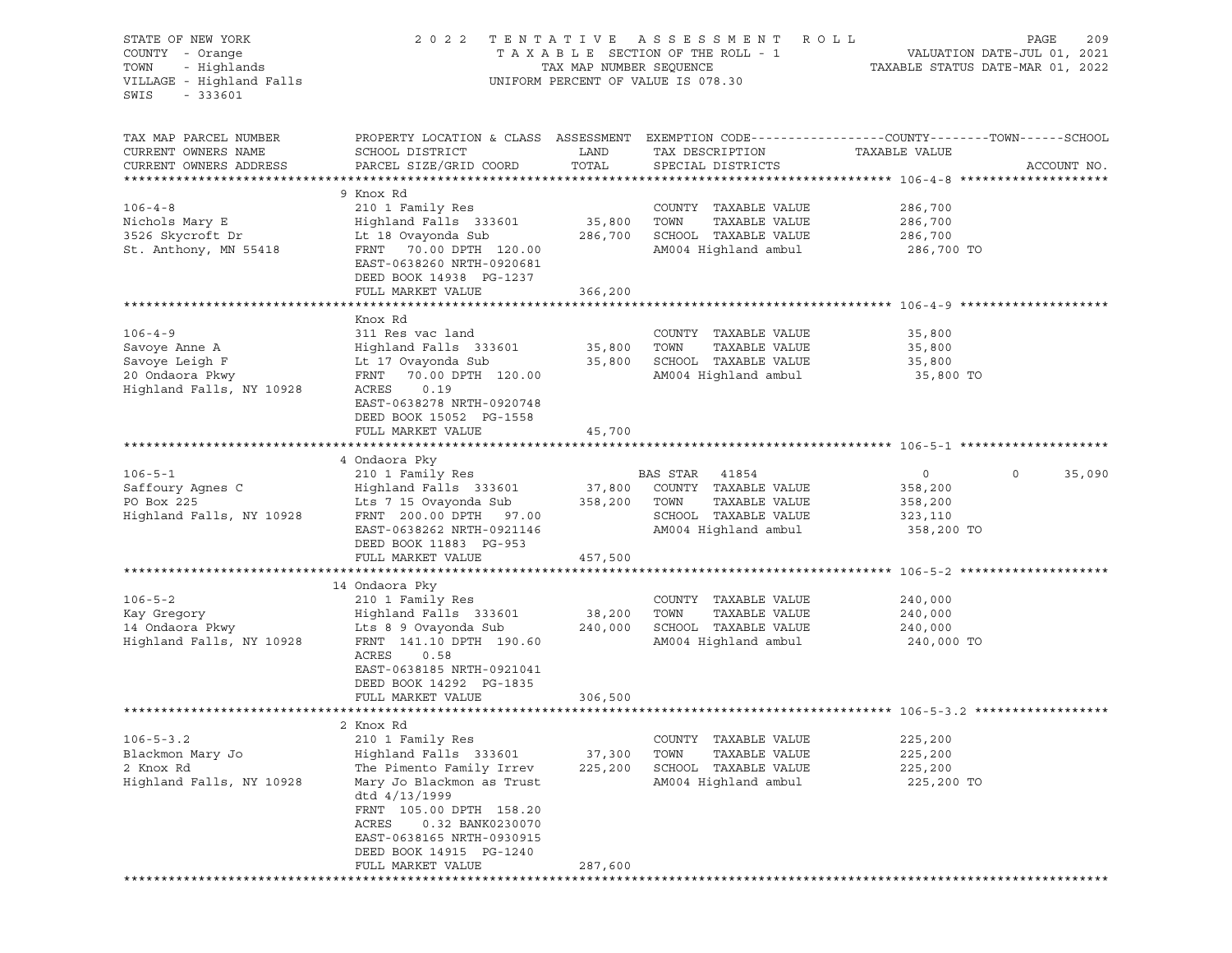STATE OF NEW YORK | 2022 TENTATIVE ASSESSMENT ROLL | PAGE 209
COUNTY - Orange | TAXABLE SECTION OF THE ROLL - 1 | VALUATION DATE-JUL 01, 2021
TOWN - Highlands | TAX MAP NUMBER SEQUENCE | TAXABLE STATUS DATE-MAR 01, 2022
VILLAGE - Highland Falls | UNIFORM PERCENT OF VALUE IS 078.30
SWIS - 333601

| TAX MAP PARCEL NUMBER / CURRENT OWNERS NAME / CURRENT OWNERS ADDRESS | PROPERTY LOCATION & CLASS / SCHOOL DISTRICT / PARCEL SIZE/GRID COORD | ASSESSMENT LAND | TOTAL | EXEMPTION CODE / TAX DESCRIPTION / SPECIAL DISTRICTS | COUNTY TAXABLE VALUE | TOWN | SCHOOL | ACCOUNT NO. |
|---|---|---|---|---|---|---|---|---|
| **106-4-8** | 9 Knox Rd | | | | | | | |
| 106-4-8 | 210 1 Family Res | | | COUNTY TAXABLE VALUE | 286,700 | | | |
| Nichols Mary E | Highland Falls 333601 | 35,800 | | TOWN TAXABLE VALUE | 286,700 | | | |
| 3526 Skycroft Dr | Lt 18 Ovayonda Sub | | 286,700 | SCHOOL TAXABLE VALUE | 286,700 | | | |
| St. Anthony, MN 55418 | FRNT 70.00 DPTH 120.00 | | | AM004 Highland ambul | 286,700 TO | | | |
| | EAST-0638260 NRTH-0920681 | | | | | | | |
| | DEED BOOK 14938 PG-1237 | | | | | | | |
| | FULL MARKET VALUE | | 366,200 | | | | | |
| **106-4-9** | Knox Rd | | | | | | | |
| 106-4-9 | 311 Res vac land | | | COUNTY TAXABLE VALUE | 35,800 | | | |
| Savoye Anne A | Highland Falls 333601 | 35,800 | | TOWN TAXABLE VALUE | 35,800 | | | |
| Savoye Leigh F | Lt 17 Ovayonda Sub | | 35,800 | SCHOOL TAXABLE VALUE | 35,800 | | | |
| 20 Ondaora Pkwy | FRNT 70.00 DPTH 120.00 | | | AM004 Highland ambul | 35,800 TO | | | |
| Highland Falls, NY 10928 | ACRES 0.19 | | | | | | | |
| | EAST-0638278 NRTH-0920748 | | | | | | | |
| | DEED BOOK 15052 PG-1558 | | | | | | | |
| | FULL MARKET VALUE | | 45,700 | | | | | |
| **106-5-1** | 4 Ondaora Pky | | | | | | | |
| 106-5-1 | 210 1 Family Res | | | BAS STAR 41854 | 0 | 0 | 35,090 | |
| Saffoury Agnes C | Highland Falls 333601 | 37,800 | | COUNTY TAXABLE VALUE | 358,200 | | | |
| PO Box 225 | Lts 7 15 Ovayonda Sub | | 358,200 | TOWN TAXABLE VALUE | 358,200 | | | |
| Highland Falls, NY 10928 | FRNT 200.00 DPTH 97.00 | | | SCHOOL TAXABLE VALUE | 323,110 | | | |
| | EAST-0638262 NRTH-0921146 | | | AM004 Highland ambul | 358,200 TO | | | |
| | DEED BOOK 11883 PG-953 | | | | | | | |
| | FULL MARKET VALUE | | 457,500 | | | | | |
| **106-5-2** | 14 Ondaora Pky | | | | | | | |
| 106-5-2 | 210 1 Family Res | | | COUNTY TAXABLE VALUE | 240,000 | | | |
| Kay Gregory | Highland Falls 333601 | 38,200 | | TOWN TAXABLE VALUE | 240,000 | | | |
| 14 Ondaora Pkwy | Lts 8 9 Ovayonda Sub | | 240,000 | SCHOOL TAXABLE VALUE | 240,000 | | | |
| Highland Falls, NY 10928 | FRNT 141.10 DPTH 190.60 | | | AM004 Highland ambul | 240,000 TO | | | |
| | ACRES 0.58 | | | | | | | |
| | EAST-0638185 NRTH-0921041 | | | | | | | |
| | DEED BOOK 14292 PG-1835 | | | | | | | |
| | FULL MARKET VALUE | | 306,500 | | | | | |
| **106-5-3.2** | 2 Knox Rd | | | | | | | |
| 106-5-3.2 | 210 1 Family Res | | | COUNTY TAXABLE VALUE | 225,200 | | | |
| Blackmon Mary Jo | Highland Falls 333601 | 37,300 | | TOWN TAXABLE VALUE | 225,200 | | | |
| 2 Knox Rd | The Pimento Family Irrev | | 225,200 | SCHOOL TAXABLE VALUE | 225,200 | | | |
| Highland Falls, NY 10928 | Mary Jo Blackmon as Trust | | | AM004 Highland ambul | 225,200 TO | | | |
| | dtd 4/13/1999 | | | | | | | |
| | FRNT 105.00 DPTH 158.20 | | | | | | | |
| | ACRES 0.32 BANK0230070 | | | | | | | |
| | EAST-0638165 NRTH-0930915 | | | | | | | |
| | DEED BOOK 14915 PG-1240 | | | | | | | |
| | FULL MARKET VALUE | | 287,600 | | | | | |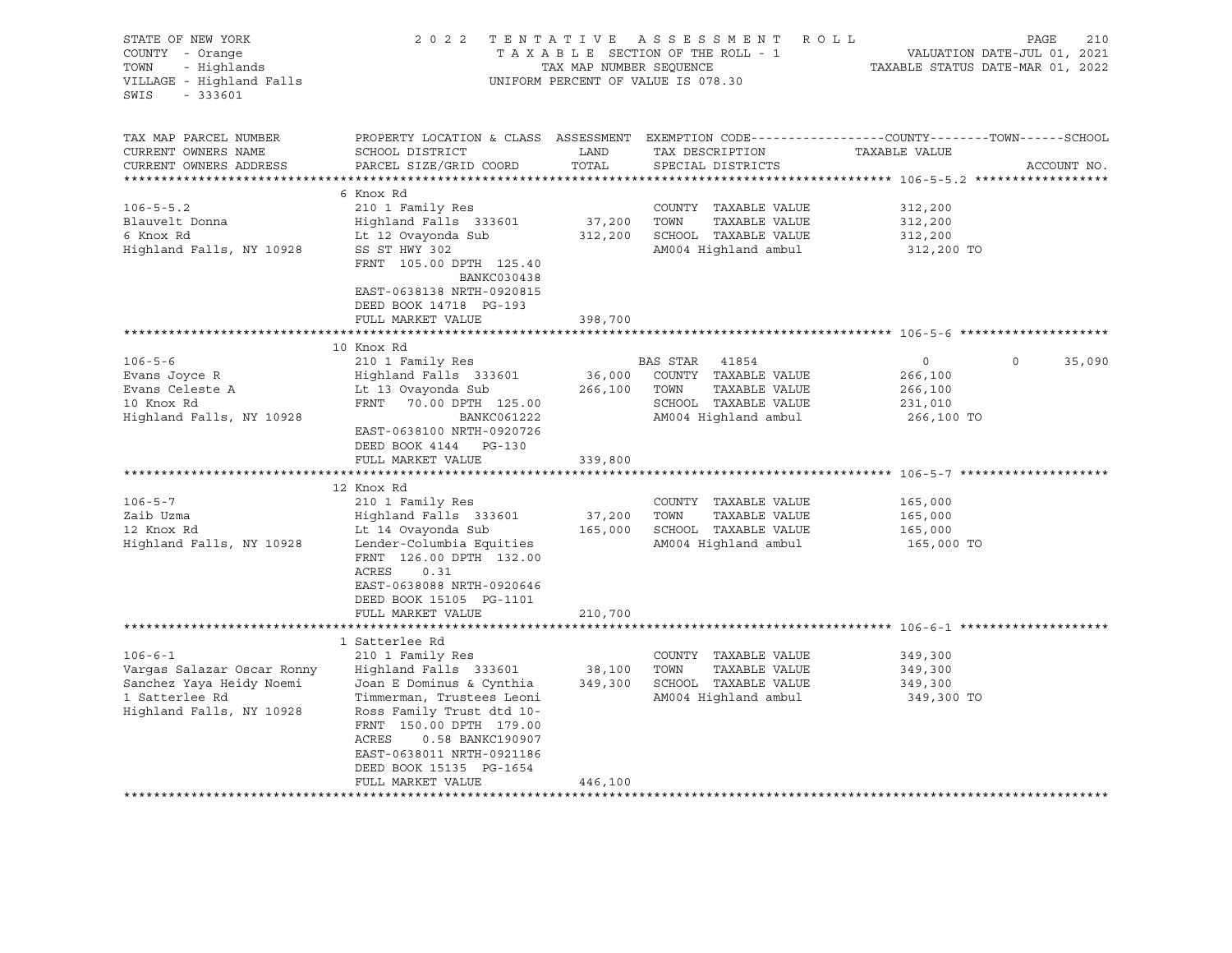STATE OF NEW YORK COUNTY - Orange TOWN - Highlands VILLAGE - Highland Falls SWIS - 333601

2022 TENTATIVE ASSESSMENT ROLL
TAXABLE SECTION OF THE ROLL - 1
TAX MAP NUMBER SEQUENCE
UNIFORM PERCENT OF VALUE IS 078.30

VALUATION DATE-JUL 01, 2021
TAXABLE STATUS DATE-MAR 01, 2022

| TAX MAP PARCEL NUMBER / CURRENT OWNERS NAME / CURRENT OWNERS ADDRESS | PROPERTY LOCATION & CLASS / SCHOOL DISTRICT / PARCEL SIZE/GRID COORD | ASSESSMENT LAND / TOTAL | EXEMPTION CODE / TAX DESCRIPTION / SPECIAL DISTRICTS | COUNTY TAXABLE VALUE | TOWN | SCHOOL |
|---|---|---|---|---|---|---|
| **106-5-5.2** | 6 Knox Rd | | | | | |
| 106-5-5.2 | 210 1 Family Res | | COUNTY TAXABLE VALUE | 312,200 | | |
| Blauvelt Donna | Highland Falls 333601 | 37,200 | TOWN TAXABLE VALUE | 312,200 | | |
| 6 Knox Rd | Lt 12 Ovayonda Sub | 312,200 | SCHOOL TAXABLE VALUE | 312,200 | | |
| Highland Falls, NY 10928 | SS ST HWY 302 | | AM004 Highland ambul | 312,200 TO | | |
| | FRNT 105.00 DPTH 125.40 | | | | | |
| | BANKC030438 | | | | | |
| | EAST-0638138 NRTH-0920815 | | | | | |
| | DEED BOOK 14718 PG-193 | | | | | |
| | FULL MARKET VALUE | 398,700 | | | | |
| **106-5-6** | 10 Knox Rd | | | | | |
| 106-5-6 | 210 1 Family Res | | BAS STAR 41854 | 0 | 0 | 35,090 |
| Evans Joyce R | Highland Falls 333601 | 36,000 | COUNTY TAXABLE VALUE | 266,100 | | |
| Evans Celeste A | Lt 13 Ovayonda Sub | 266,100 | TOWN TAXABLE VALUE | 266,100 | | |
| 10 Knox Rd | FRNT 70.00 DPTH 125.00 | | SCHOOL TAXABLE VALUE | 231,010 | | |
| Highland Falls, NY 10928 | BANKC061222 | | AM004 Highland ambul | 266,100 TO | | |
| | EAST-0638100 NRTH-0920726 | | | | | |
| | DEED BOOK 4144 PG-130 | | | | | |
| | FULL MARKET VALUE | 339,800 | | | | |
| **106-5-7** | 12 Knox Rd | | | | | |
| 106-5-7 | 210 1 Family Res | | COUNTY TAXABLE VALUE | 165,000 | | |
| Zaib Uzma | Highland Falls 333601 | 37,200 | TOWN TAXABLE VALUE | 165,000 | | |
| 12 Knox Rd | Lt 14 Ovayonda Sub | 165,000 | SCHOOL TAXABLE VALUE | 165,000 | | |
| Highland Falls, NY 10928 | Lender-Columbia Equities | | AM004 Highland ambul | 165,000 TO | | |
| | FRNT 126.00 DPTH 132.00 | | | | | |
| | ACRES 0.31 | | | | | |
| | EAST-0638088 NRTH-0920646 | | | | | |
| | DEED BOOK 15105 PG-1101 | | | | | |
| | FULL MARKET VALUE | 210,700 | | | | |
| **106-6-1** | 1 Satterlee Rd | | | | | |
| 106-6-1 | 210 1 Family Res | | COUNTY TAXABLE VALUE | 349,300 | | |
| Vargas Salazar Oscar Ronny | Highland Falls 333601 | 38,100 | TOWN TAXABLE VALUE | 349,300 | | |
| Sanchez Yaya Heidy Noemi | Joan E Dominus & Cynthia | 349,300 | SCHOOL TAXABLE VALUE | 349,300 | | |
| 1 Satterlee Rd | Timmerman, Trustees Leoni | | AM004 Highland ambul | 349,300 TO | | |
| Highland Falls, NY 10928 | Ross Family Trust dtd 10- | | | | | |
| | FRNT 150.00 DPTH 179.00 | | | | | |
| | ACRES 0.58 BANKC190907 | | | | | |
| | EAST-0638011 NRTH-0921186 | | | | | |
| | DEED BOOK 15135 PG-1654 | | | | | |
| | FULL MARKET VALUE | 446,100 | | | | |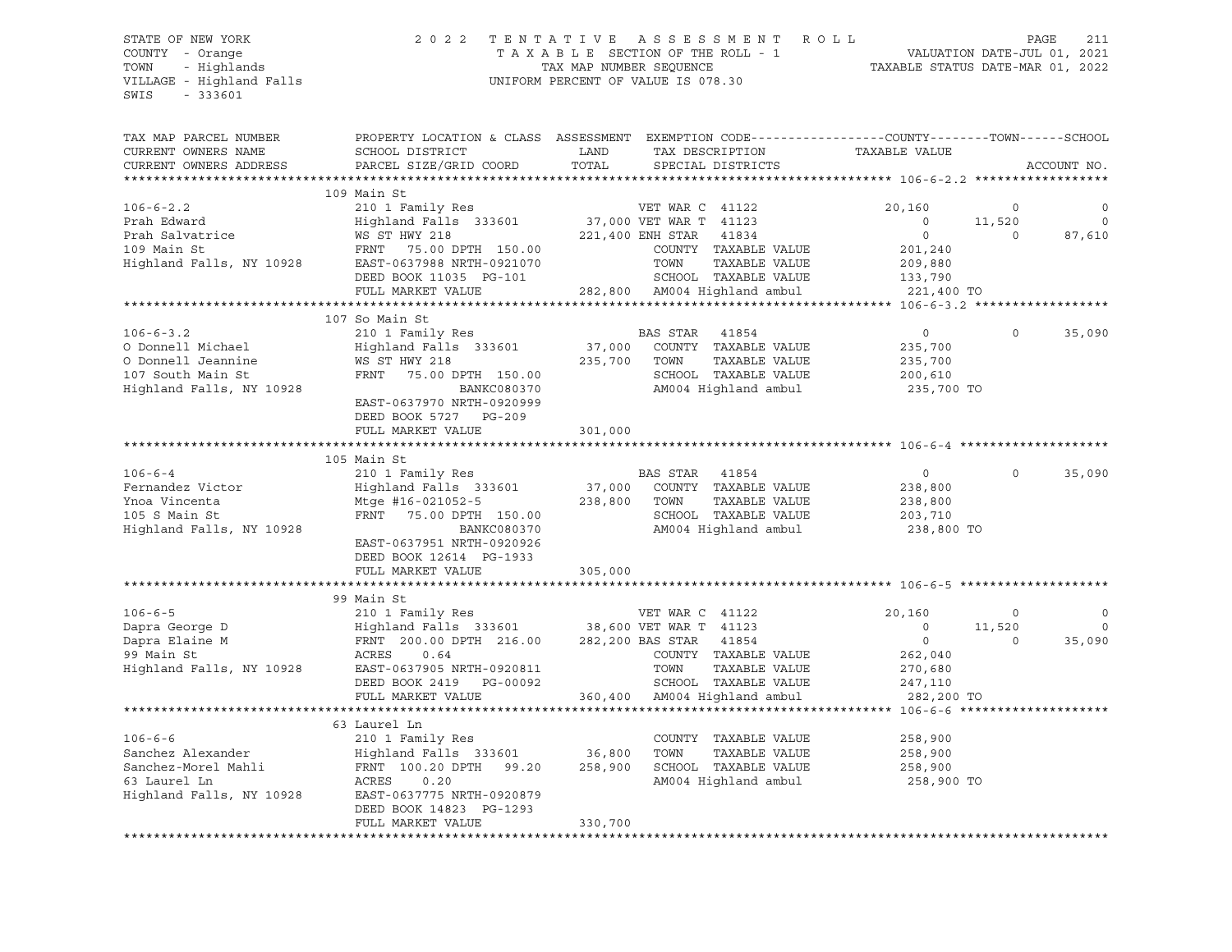STATE OF NEW YORK
COUNTY - Orange
TOWN - Highlands
VILLAGE - Highland Falls
SWIS - 333601

2022 TENTATIVE ASSESSMENT ROLL
TAXABLE SECTION OF THE ROLL - 1
TAX MAP NUMBER SEQUENCE
UNIFORM PERCENT OF VALUE IS 078.30

VALUATION DATE-JUL 01, 2021
TAXABLE STATUS DATE-MAR 01, 2022

| TAX MAP PARCEL NUMBER / CURRENT OWNERS NAME / CURRENT OWNERS ADDRESS | PROPERTY LOCATION & CLASS / SCHOOL DISTRICT / PARCEL SIZE/GRID COORD | ASSESSMENT LAND / TOTAL | EXEMPTION CODE / TAX DESCRIPTION / SPECIAL DISTRICTS | COUNTY TAXABLE VALUE | TOWN | SCHOOL |
|---|---|---|---|---|---|---|
| **106-6-2.2** | 109 Main St | | | | | |
| 106-6-2.2 | 210 1 Family Res | | VET WAR C 41122 | 20,160 | 0 | 0 |
| Prah Edward | Highland Falls 333601 | 37,000 | VET WAR T 41123 | 0 | 11,520 | 0 |
| Prah Salvatrice | WS ST HWY 218 | 221,400 | ENH STAR 41834 | 0 | 0 | 87,610 |
| 109 Main St | FRNT 75.00 DPTH 150.00 | | COUNTY TAXABLE VALUE | 201,240 | | |
| Highland Falls, NY 10928 | EAST-0637988 NRTH-0921070 | | TOWN TAXABLE VALUE | 209,880 | | |
| | DEED BOOK 11035 PG-101 | | SCHOOL TAXABLE VALUE | 133,790 | | |
| | FULL MARKET VALUE | 282,800 | AM004 Highland ambul | 221,400 TO | | |
| **106-6-3.2** | 107 So Main St | | | | | |
| 106-6-3.2 | 210 1 Family Res | | BAS STAR 41854 | 0 | 0 | 35,090 |
| O Donnell Michael | Highland Falls 333601 | 37,000 | COUNTY TAXABLE VALUE | 235,700 | | |
| O Donnell Jeannine | WS ST HWY 218 | 235,700 | TOWN TAXABLE VALUE | 235,700 | | |
| 107 South Main St | FRNT 75.00 DPTH 150.00 | | SCHOOL TAXABLE VALUE | 200,610 | | |
| Highland Falls, NY 10928 | BANKC080370 | | AM004 Highland ambul | 235,700 TO | | |
| | EAST-0637970 NRTH-0920999 | | | | | |
| | DEED BOOK 5727 PG-209 | | | | | |
| | FULL MARKET VALUE | 301,000 | | | | |
| **106-6-4** | 105 Main St | | | | | |
| 106-6-4 | 210 1 Family Res | | BAS STAR 41854 | 0 | 0 | 35,090 |
| Fernandez Victor | Highland Falls 333601 | 37,000 | COUNTY TAXABLE VALUE | 238,800 | | |
| Ynoa Vincenta | Mtge #16-021052-5 | 238,800 | TOWN TAXABLE VALUE | 238,800 | | |
| 105 S Main St | FRNT 75.00 DPTH 150.00 | | SCHOOL TAXABLE VALUE | 203,710 | | |
| Highland Falls, NY 10928 | BANKC080370 | | AM004 Highland ambul | 238,800 TO | | |
| | EAST-0637951 NRTH-0920926 | | | | | |
| | DEED BOOK 12614 PG-1933 | | | | | |
| | FULL MARKET VALUE | 305,000 | | | | |
| **106-6-5** | 99 Main St | | | | | |
| 106-6-5 | 210 1 Family Res | | VET WAR C 41122 | 20,160 | 0 | 0 |
| Dapra George D | Highland Falls 333601 | 38,600 | VET WAR T 41123 | 0 | 11,520 | 0 |
| Dapra Elaine M | FRNT 200.00 DPTH 216.00 | 282,200 | BAS STAR 41854 | 0 | 0 | 35,090 |
| 99 Main St | ACRES 0.64 | | COUNTY TAXABLE VALUE | 262,040 | | |
| Highland Falls, NY 10928 | EAST-0637905 NRTH-0920811 | | TOWN TAXABLE VALUE | 270,680 | | |
| | DEED BOOK 2419 PG-00092 | | SCHOOL TAXABLE VALUE | 247,110 | | |
| | FULL MARKET VALUE | 360,400 | AM004 Highland ambul | 282,200 TO | | |
| **106-6-6** | 63 Laurel Ln | | | | | |
| 106-6-6 | 210 1 Family Res | | COUNTY TAXABLE VALUE | 258,900 | | |
| Sanchez Alexander | Highland Falls 333601 | 36,800 | TOWN TAXABLE VALUE | 258,900 | | |
| Sanchez-Morel Mahli | FRNT 100.20 DPTH 99.20 | 258,900 | SCHOOL TAXABLE VALUE | 258,900 | | |
| 63 Laurel Ln | ACRES 0.20 | | AM004 Highland ambul | 258,900 TO | | |
| Highland Falls, NY 10928 | EAST-0637775 NRTH-0920879 | | | | | |
| | DEED BOOK 14823 PG-1293 | | | | | |
| | FULL MARKET VALUE | 330,700 | | | | |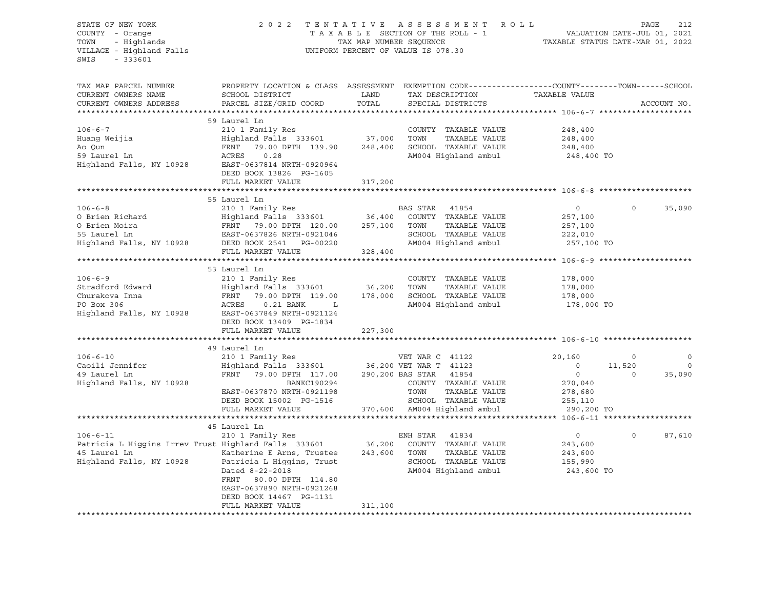STATE OF NEW YORK — 2022 TENTATIVE ASSESSMENT ROLL
COUNTY - Orange — TAXABLE SECTION OF THE ROLL - 1 — VALUATION DATE-JUL 01, 2021
TOWN - Highlands — TAX MAP NUMBER SEQUENCE — TAXABLE STATUS DATE-MAR 01, 2022
VILLAGE - Highland Falls — UNIFORM PERCENT OF VALUE IS 078.30
SWIS - 333601

| TAX MAP PARCEL NUMBER / CURRENT OWNERS NAME / CURRENT OWNERS ADDRESS | PROPERTY LOCATION & CLASS / SCHOOL DISTRICT / PARCEL SIZE/GRID COORD | ASSESSMENT LAND / TOTAL | EXEMPTION CODE / TAX DESCRIPTION / SPECIAL DISTRICTS | COUNTY TAXABLE VALUE | TOWN | SCHOOL |
|---|---|---|---|---|---|---|
| **106-6-7** | 59 Laurel Ln | | | | | |
| 106-6-7 | 210 1 Family Res | | COUNTY TAXABLE VALUE | 248,400 | | |
| Huang Weijia | Highland Falls 333601 | 37,000 | TOWN TAXABLE VALUE | 248,400 | | |
| Ao Qun | FRNT 79.00 DPTH 139.90 | 248,400 | SCHOOL TAXABLE VALUE | 248,400 | | |
| 59 Laurel Ln | ACRES 0.28 | | AM004 Highland ambul | 248,400 TO | | |
| Highland Falls, NY 10928 | EAST-0637814 NRTH-0920964 | | | | | |
| | DEED BOOK 13826 PG-1605 | | | | | |
| | FULL MARKET VALUE | 317,200 | | | | |
| **106-6-8** | 55 Laurel Ln | | | | | |
| 106-6-8 | 210 1 Family Res | | BAS STAR 41854 | 0 | 0 | 35,090 |
| O Brien Richard | Highland Falls 333601 | 36,400 | COUNTY TAXABLE VALUE | 257,100 | | |
| O Brien Moira | FRNT 79.00 DPTH 120.00 | 257,100 | TOWN TAXABLE VALUE | 257,100 | | |
| 55 Laurel Ln | EAST-0637826 NRTH-0921046 | | SCHOOL TAXABLE VALUE | 222,010 | | |
| Highland Falls, NY 10928 | DEED BOOK 2541 PG-00220 | | AM004 Highland ambul | 257,100 TO | | |
| | FULL MARKET VALUE | 328,400 | | | | |
| **106-6-9** | 53 Laurel Ln | | | | | |
| 106-6-9 | 210 1 Family Res | | COUNTY TAXABLE VALUE | 178,000 | | |
| Stradford Edward | Highland Falls 333601 | 36,200 | TOWN TAXABLE VALUE | 178,000 | | |
| Churakova Inna | FRNT 79.00 DPTH 119.00 | 178,000 | SCHOOL TAXABLE VALUE | 178,000 | | |
| PO Box 306 | ACRES 0.21 BANK L | | AM004 Highland ambul | 178,000 TO | | |
| Highland Falls, NY 10928 | EAST-0637849 NRTH-0921124 | | | | | |
| | DEED BOOK 13409 PG-1834 | | | | | |
| | FULL MARKET VALUE | 227,300 | | | | |
| **106-6-10** | 49 Laurel Ln | | | | | |
| 106-6-10 | 210 1 Family Res | | VET WAR C 41122 | 20,160 | 0 | 0 |
| Caoili Jennifer | Highland Falls 333601 | 36,200 | VET WAR T 41123 | 0 | 11,520 | 0 |
| 49 Laurel Ln | FRNT 79.00 DPTH 117.00 | 290,200 | BAS STAR 41854 | 0 | 0 | 35,090 |
| Highland Falls, NY 10928 | BANKC190294 | | COUNTY TAXABLE VALUE | 270,040 | | |
| | EAST-0637870 NRTH-0921198 | | TOWN TAXABLE VALUE | 278,680 | | |
| | DEED BOOK 15002 PG-1516 | | SCHOOL TAXABLE VALUE | 255,110 | | |
| | FULL MARKET VALUE | 370,600 | AM004 Highland ambul | 290,200 TO | | |
| **106-6-11** | 45 Laurel Ln | | | | | |
| 106-6-11 | 210 1 Family Res | | ENH STAR 41834 | 0 | 0 | 87,610 |
| Patricia L Higgins Irrev Trust | Highland Falls 333601 | 36,200 | COUNTY TAXABLE VALUE | 243,600 | | |
| 45 Laurel Ln | Katherine E Arns, Trustee | 243,600 | TOWN TAXABLE VALUE | 243,600 | | |
| Highland Falls, NY 10928 | Patricia L Higgins, Trust | | SCHOOL TAXABLE VALUE | 155,990 | | |
| | Dated 8-22-2018 | | AM004 Highland ambul | 243,600 TO | | |
| | FRNT 80.00 DPTH 114.80 | | | | | |
| | EAST-0637890 NRTH-0921268 | | | | | |
| | DEED BOOK 14467 PG-1131 | | | | | |
| | FULL MARKET VALUE | 311,100 | | | | |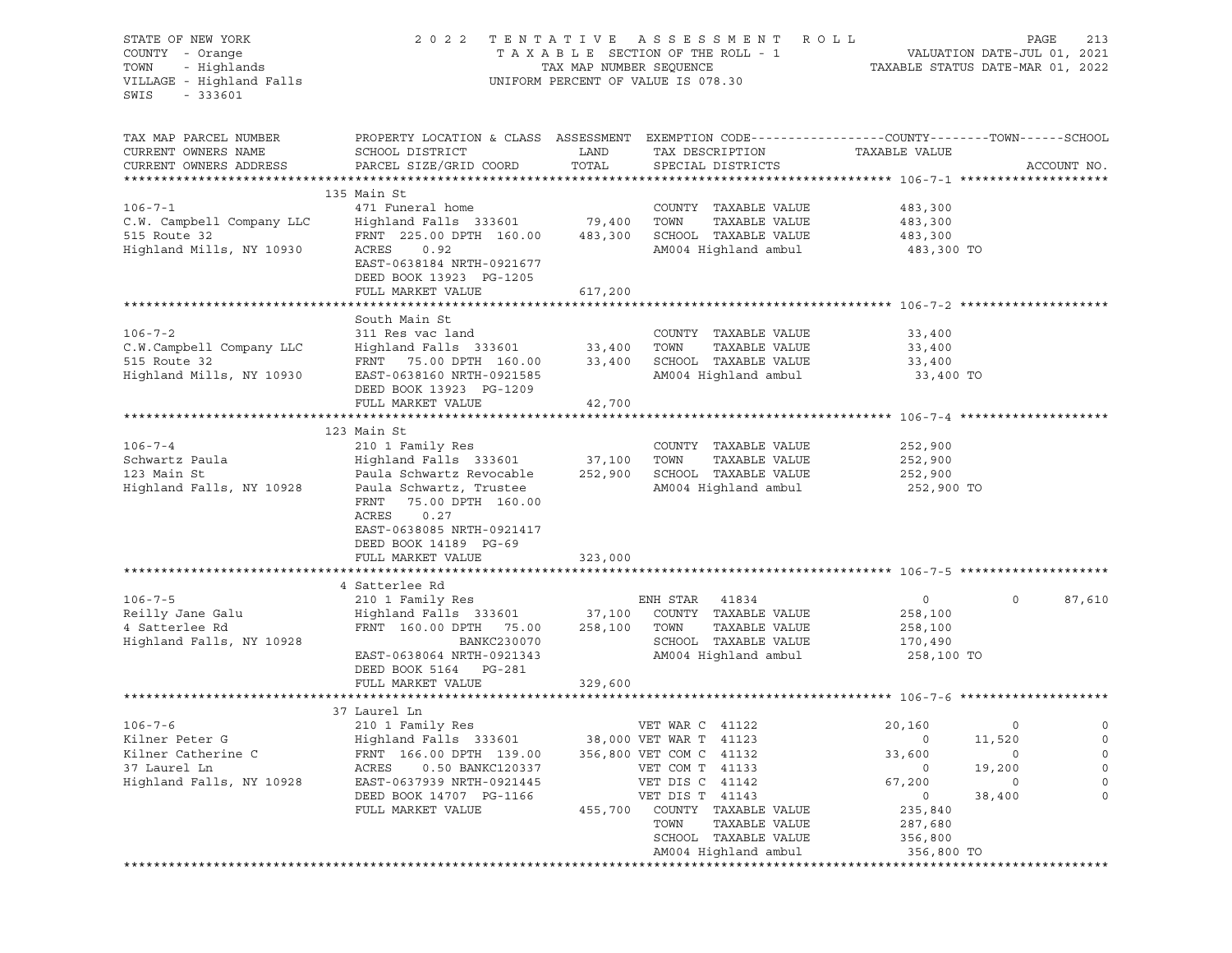STATE OF NEW YORK | 2 0 2 2 T E N T A T I V E A S S E S S M E N T R O L L
COUNTY - Orange | T A X A B L E SECTION OF THE ROLL - 1 | VALUATION DATE-JUL 01, 2021
TOWN - Highlands | TAX MAP NUMBER SEQUENCE | TAXABLE STATUS DATE-MAR 01, 2022
VILLAGE - Highland Falls | UNIFORM PERCENT OF VALUE IS 078.30
SWIS - 333601

```
TAX MAP PARCEL NUMBER          PROPERTY LOCATION & CLASS  ASSESSMENT  EXEMPTION CODE-----------------COUNTY--------TOWN------SCHOOL
CURRENT OWNERS NAME            SCHOOL DISTRICT              LAND      TAX DESCRIPTION           TAXABLE VALUE
CURRENT OWNERS ADDRESS         PARCEL SIZE/GRID COORD       TOTAL     SPECIAL DISTRICTS                                      ACCOUNT NO.
****************************************************************************************************** 106-7-1 ********************
                               135 Main St
106-7-1                        471 Funeral home                        COUNTY  TAXABLE VALUE           483,300
C.W. Campbell Company LLC      Highland Falls 333601        79,400     TOWN    TAXABLE VALUE           483,300
515 Route 32                   FRNT 225.00 DPTH 160.00     483,300     SCHOOL  TAXABLE VALUE           483,300
Highland Mills, NY 10930       ACRES    0.92                           AM004 Highland ambul             483,300 TO
                               EAST-0638184 NRTH-0921677
                               DEED BOOK 13923  PG-1205
                               FULL MARKET VALUE           617,200
****************************************************************************************************** 106-7-2 ********************
                               South Main St
106-7-2                        311 Res vac land                        COUNTY  TAXABLE VALUE            33,400
C.W.Campbell Company LLC       Highland Falls 333601        33,400     TOWN    TAXABLE VALUE            33,400
515 Route 32                   FRNT  75.00 DPTH 160.00      33,400     SCHOOL  TAXABLE VALUE            33,400
Highland Mills, NY 10930       EAST-0638160 NRTH-0921585               AM004 Highland ambul              33,400 TO
                               DEED BOOK 13923  PG-1209
                               FULL MARKET VALUE            42,700
****************************************************************************************************** 106-7-4 ********************
                               123 Main St
106-7-4                        210 1 Family Res                        COUNTY  TAXABLE VALUE           252,900
Schwartz Paula                 Highland Falls 333601        37,100     TOWN    TAXABLE VALUE           252,900
123 Main St                    Paula Schwartz Revocable    252,900     SCHOOL  TAXABLE VALUE           252,900
Highland Falls, NY 10928       Paula Schwartz, Trustee                 AM004 Highland ambul             252,900 TO
                               FRNT  75.00 DPTH 160.00
                               ACRES    0.27
                               EAST-0638085 NRTH-0921417
                               DEED BOOK 14189  PG-69
                               FULL MARKET VALUE           323,000
****************************************************************************************************** 106-7-5 ********************
                               4 Satterlee Rd
106-7-5                        210 1 Family Res                        ENH STAR  41834                  0            0      87,610
Reilly Jane Galu               Highland Falls 333601        37,100     COUNTY  TAXABLE VALUE           258,100
4 Satterlee Rd                 FRNT 160.00 DPTH  75.00     258,100     TOWN    TAXABLE VALUE           258,100
Highland Falls, NY 10928                  BANKC230070                  SCHOOL  TAXABLE VALUE           170,490
                               EAST-0638064 NRTH-0921343               AM004 Highland ambul             258,100 TO
                               DEED BOOK 5164   PG-281
                               FULL MARKET VALUE           329,600
****************************************************************************************************** 106-7-6 ********************
                               37 Laurel Ln
106-7-6                        210 1 Family Res                        VET WAR C 41122             20,160            0           0
Kilner Peter G                 Highland Falls 333601        38,000     VET WAR T 41123                  0       11,520           0
Kilner Catherine C             FRNT 166.00 DPTH 139.00     356,800     VET COM C 41132             33,600            0           0
37 Laurel Ln                   ACRES    0.50 BANKC120337               VET COM T 41133                  0       19,200           0
Highland Falls, NY 10928       EAST-0637939 NRTH-0921445               VET DIS C 41142             67,200            0           0
                               DEED BOOK 14707  PG-1166                VET DIS T 41143                  0       38,400           0
                               FULL MARKET VALUE           455,700     COUNTY  TAXABLE VALUE           235,840
                                                                       TOWN    TAXABLE VALUE           287,680
                                                                       SCHOOL  TAXABLE VALUE           356,800
                                                                       AM004 Highland ambul             356,800 TO
************************************************************************************************************************************
```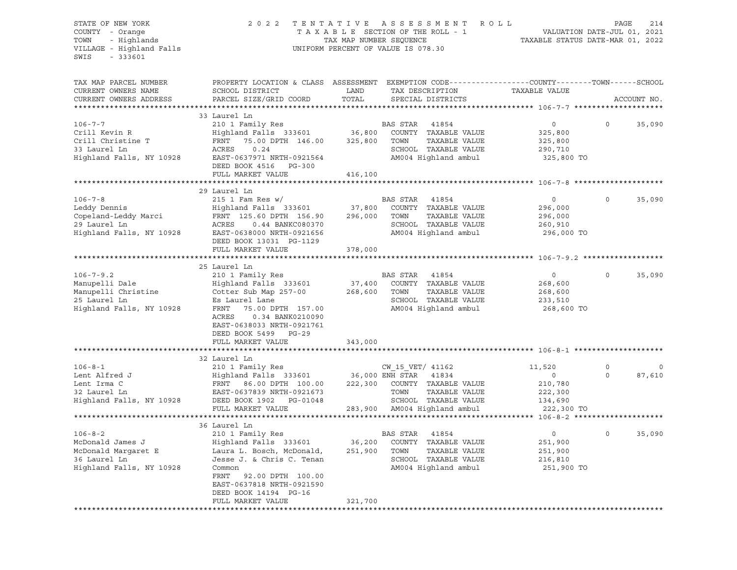STATE OF NEW YORK
COUNTY - Orange
TOWN - Highlands
VILLAGE - Highland Falls
SWIS - 333601

2022 TENTATIVE ASSESSMENT ROLL
TAXABLE SECTION OF THE ROLL - 1
TAX MAP NUMBER SEQUENCE
UNIFORM PERCENT OF VALUE IS 078.30

VALUATION DATE-JUL 01, 2021
TAXABLE STATUS DATE-MAR 01, 2022

| TAX MAP PARCEL NUMBER / CURRENT OWNERS NAME / CURRENT OWNERS ADDRESS | PROPERTY LOCATION & CLASS / SCHOOL DISTRICT / PARCEL SIZE/GRID COORD | ASSESSMENT LAND / TOTAL | EXEMPTION CODE / TAX DESCRIPTION / SPECIAL DISTRICTS | COUNTY TAXABLE VALUE | TOWN | SCHOOL |
|---|---|---|---|---|---|---|
| **106-7-7** | 33 Laurel Ln | | | | | |
| 106-7-7 | 210 1 Family Res | | BAS STAR 41854 | 0 | 0 | 35,090 |
| Crill Kevin R | Highland Falls 333601 | 36,800 | COUNTY TAXABLE VALUE | 325,800 | | |
| Crill Christine T | FRNT 75.00 DPTH 146.00 | 325,800 | TOWN TAXABLE VALUE | 325,800 | | |
| 33 Laurel Ln | ACRES 0.24 | | SCHOOL TAXABLE VALUE | 290,710 | | |
| Highland Falls, NY 10928 | EAST-0637971 NRTH-0921564 | | AM004 Highland ambul | 325,800 TO | | |
| | DEED BOOK 4516 PG-300 | | | | | |
| | FULL MARKET VALUE | 416,100 | | | | |
| **106-7-8** | 29 Laurel Ln | | | | | |
| 106-7-8 | 215 1 Fam Res w/ | | BAS STAR 41854 | 0 | 0 | 35,090 |
| Leddy Dennis | Highland Falls 333601 | 37,800 | COUNTY TAXABLE VALUE | 296,000 | | |
| Copeland-Leddy Marci | FRNT 125.60 DPTH 156.90 | 296,000 | TOWN TAXABLE VALUE | 296,000 | | |
| 29 Laurel Ln | ACRES 0.44 BANKC080370 | | SCHOOL TAXABLE VALUE | 260,910 | | |
| Highland Falls, NY 10928 | EAST-0638000 NRTH-0921656 | | AM004 Highland ambul | 296,000 TO | | |
| | DEED BOOK 13031 PG-1129 | | | | | |
| | FULL MARKET VALUE | 378,000 | | | | |
| **106-7-9.2** | 25 Laurel Ln | | | | | |
| 106-7-9.2 | 210 1 Family Res | | BAS STAR 41854 | 0 | 0 | 35,090 |
| Manupelli Dale | Highland Falls 333601 | 37,400 | COUNTY TAXABLE VALUE | 268,600 | | |
| Manupelli Christine | Cotter Sub Map 257-00 | 268,600 | TOWN TAXABLE VALUE | 268,600 | | |
| 25 Laurel Ln | Es Laurel Lane | | SCHOOL TAXABLE VALUE | 233,510 | | |
| Highland Falls, NY 10928 | FRNT 75.00 DPTH 157.00 | | AM004 Highland ambul | 268,600 TO | | |
| | ACRES 0.34 BANK0210090 | | | | | |
| | EAST-0638033 NRTH-0921761 | | | | | |
| | DEED BOOK 5499 PG-29 | | | | | |
| | FULL MARKET VALUE | 343,000 | | | | |
| **106-8-1** | 32 Laurel Ln | | | | | |
| 106-8-1 | 210 1 Family Res | | CW_15_VET/ 41162 | 11,520 | 0 | 0 |
| Lent Alfred J | Highland Falls 333601 | 36,000 | ENH STAR 41834 | 0 | 0 | 87,610 |
| Lent Irma C | FRNT 86.00 DPTH 100.00 | 222,300 | COUNTY TAXABLE VALUE | 210,780 | | |
| 32 Laurel Ln | EAST-0637839 NRTH-0921673 | | TOWN TAXABLE VALUE | 222,300 | | |
| Highland Falls, NY 10928 | DEED BOOK 1902 PG-01048 | | SCHOOL TAXABLE VALUE | 134,690 | | |
| | FULL MARKET VALUE | 283,900 | AM004 Highland ambul | 222,300 TO | | |
| **106-8-2** | 36 Laurel Ln | | | | | |
| 106-8-2 | 210 1 Family Res | | BAS STAR 41854 | 0 | 0 | 35,090 |
| McDonald James J | Highland Falls 333601 | 36,200 | COUNTY TAXABLE VALUE | 251,900 | | |
| McDonald Margaret E | Laura L. Bosch, McDonald, | 251,900 | TOWN TAXABLE VALUE | 251,900 | | |
| 36 Laurel Ln | Jesse J. & Chris C. Tenan | | SCHOOL TAXABLE VALUE | 216,810 | | |
| Highland Falls, NY 10928 | Common | | AM004 Highland ambul | 251,900 TO | | |
| | FRNT 92.00 DPTH 100.00 | | | | | |
| | EAST-0637818 NRTH-0921590 | | | | | |
| | DEED BOOK 14194 PG-16 | | | | | |
| | FULL MARKET VALUE | 321,700 | | | | |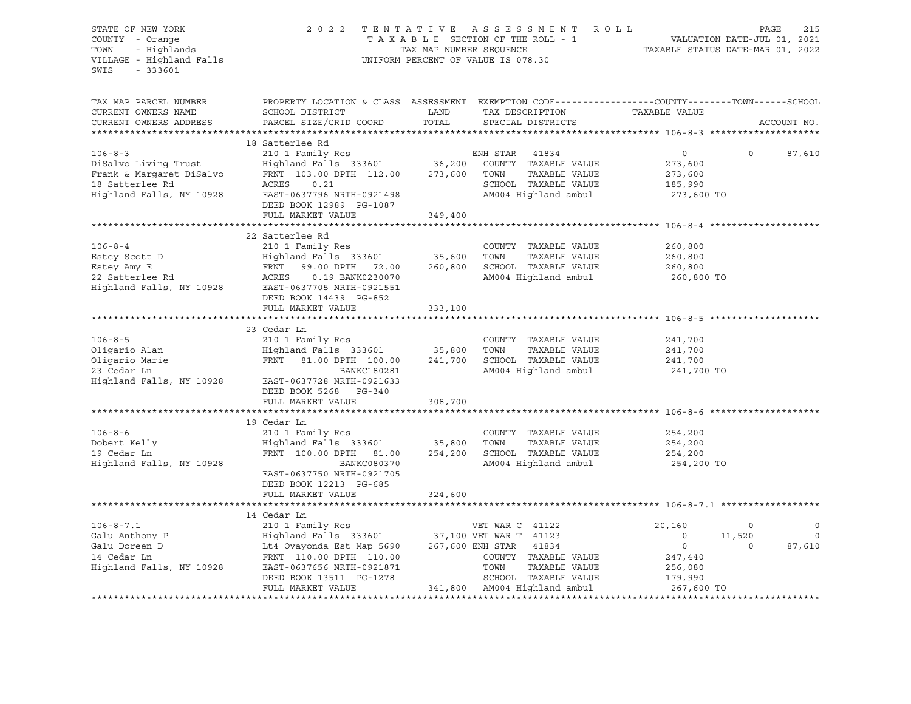STATE OF NEW YORK — 2022 TENTATIVE ASSESSMENT ROLL
COUNTY - Orange — TAXABLE SECTION OF THE ROLL - 1 — VALUATION DATE-JUL 01, 2021
TOWN - Highlands — TAX MAP NUMBER SEQUENCE — TAXABLE STATUS DATE-MAR 01, 2022
VILLAGE - Highland Falls — UNIFORM PERCENT OF VALUE IS 078.30
SWIS - 333601

| TAX MAP PARCEL NUMBER / CURRENT OWNERS NAME / CURRENT OWNERS ADDRESS | PROPERTY LOCATION & CLASS / SCHOOL DISTRICT / PARCEL SIZE/GRID COORD | ASSESSMENT LAND | TOTAL | EXEMPTION CODE / TAX DESCRIPTION / SPECIAL DISTRICTS | COUNTY TAXABLE VALUE | TOWN | SCHOOL |
|---|---|---|---|---|---|---|---|
| **106-8-3** | 18 Satterlee Rd | | | | | | |
| 106-8-3 | 210 1 Family Res | | | ENH STAR 41834 | 0 | 0 | 87,610 |
| DiSalvo Living Trust | Highland Falls 333601 | 36,200 | | COUNTY TAXABLE VALUE | 273,600 | | |
| Frank & Margaret DiSalvo | FRNT 103.00 DPTH 112.00 | | 273,600 | TOWN TAXABLE VALUE | 273,600 | | |
| 18 Satterlee Rd | ACRES 0.21 | | | SCHOOL TAXABLE VALUE | 185,990 | | |
| Highland Falls, NY 10928 | EAST-0637796 NRTH-0921498 | | | AM004 Highland ambul | 273,600 TO | | |
| | DEED BOOK 12989 PG-1087 | | | | | | |
| | FULL MARKET VALUE | | 349,400 | | | | |
| **106-8-4** | 22 Satterlee Rd | | | | | | |
| 106-8-4 | 210 1 Family Res | | | COUNTY TAXABLE VALUE | 260,800 | | |
| Estey Scott D | Highland Falls 333601 | 35,600 | | TOWN TAXABLE VALUE | 260,800 | | |
| Estey Amy E | FRNT 99.00 DPTH 72.00 | | 260,800 | SCHOOL TAXABLE VALUE | 260,800 | | |
| 22 Satterlee Rd | ACRES 0.19 BANK0230070 | | | AM004 Highland ambul | 260,800 TO | | |
| Highland Falls, NY 10928 | EAST-0637705 NRTH-0921551 | | | | | | |
| | DEED BOOK 14439 PG-852 | | | | | | |
| | FULL MARKET VALUE | | 333,100 | | | | |
| **106-8-5** | 23 Cedar Ln | | | | | | |
| 106-8-5 | 210 1 Family Res | | | COUNTY TAXABLE VALUE | 241,700 | | |
| Oligario Alan | Highland Falls 333601 | 35,800 | | TOWN TAXABLE VALUE | 241,700 | | |
| Oligario Marie | FRNT 81.00 DPTH 100.00 | | 241,700 | SCHOOL TAXABLE VALUE | 241,700 | | |
| 23 Cedar Ln | BANKC180281 | | | AM004 Highland ambul | 241,700 TO | | |
| Highland Falls, NY 10928 | EAST-0637728 NRTH-0921633 | | | | | | |
| | DEED BOOK 5268 PG-340 | | | | | | |
| | FULL MARKET VALUE | | 308,700 | | | | |
| **106-8-6** | 19 Cedar Ln | | | | | | |
| 106-8-6 | 210 1 Family Res | | | COUNTY TAXABLE VALUE | 254,200 | | |
| Dobert Kelly | Highland Falls 333601 | 35,800 | | TOWN TAXABLE VALUE | 254,200 | | |
| 19 Cedar Ln | FRNT 100.00 DPTH 81.00 | | 254,200 | SCHOOL TAXABLE VALUE | 254,200 | | |
| Highland Falls, NY 10928 | BANKC080370 | | | AM004 Highland ambul | 254,200 TO | | |
| | EAST-0637750 NRTH-0921705 | | | | | | |
| | DEED BOOK 12213 PG-685 | | | | | | |
| | FULL MARKET VALUE | | 324,600 | | | | |
| **106-8-7.1** | 14 Cedar Ln | | | | | | |
| 106-8-7.1 | 210 1 Family Res | | | VET WAR C 41122 | 20,160 | 0 | 0 |
| Galu Anthony P | Highland Falls 333601 | 37,100 | | VET WAR T 41123 | 0 | 11,520 | 0 |
| Galu Doreen D | Lt4 Ovayonda Est Map 5690 | | 267,600 | ENH STAR 41834 | 0 | 0 | 87,610 |
| 14 Cedar Ln | FRNT 110.00 DPTH 110.00 | | | COUNTY TAXABLE VALUE | 247,440 | | |
| Highland Falls, NY 10928 | EAST-0637656 NRTH-0921871 | | | TOWN TAXABLE VALUE | 256,080 | | |
| | DEED BOOK 13511 PG-1278 | | | SCHOOL TAXABLE VALUE | 179,990 | | |
| | FULL MARKET VALUE | | 341,800 | AM004 Highland ambul | 267,600 TO | | |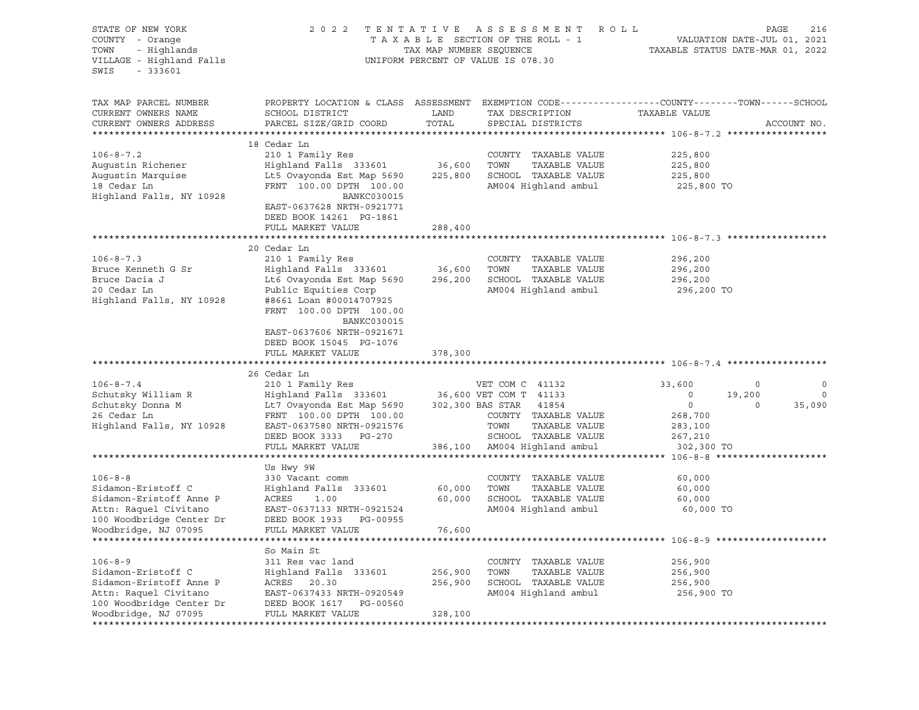STATE OF NEW YORK | COUNTY - Orange | TOWN - Highlands | VILLAGE - Highland Falls | SWIS - 333601

**2022 TENTATIVE ASSESSMENT ROLL**
TAXABLE SECTION OF THE ROLL - 1
TAX MAP NUMBER SEQUENCE
UNIFORM PERCENT OF VALUE IS 078.30

VALUATION DATE-JUL 01, 2021
TAXABLE STATUS DATE-MAR 01, 2022

| TAX MAP PARCEL NUMBER / CURRENT OWNERS NAME / CURRENT OWNERS ADDRESS | PROPERTY LOCATION & CLASS / SCHOOL DISTRICT / PARCEL SIZE/GRID COORD | ASSESSMENT LAND | TOTAL | EXEMPTION CODE / TAX DESCRIPTION / SPECIAL DISTRICTS | COUNTY TAXABLE VALUE | TOWN | SCHOOL |
|---|---|---|---|---|---|---|---|
| **106-8-7.2** | 18 Cedar Ln | | | | | | |
| | 210 1 Family Res | | | COUNTY TAXABLE VALUE | 225,800 | | |
| Augustin Richener | Highland Falls 333601 | 36,600 | | TOWN TAXABLE VALUE | 225,800 | | |
| Augustin Marquise | Lt5 Ovayonda Est Map 5690 | | 225,800 | SCHOOL TAXABLE VALUE | 225,800 | | |
| 18 Cedar Ln | FRNT 100.00 DPTH 100.00 | | | AM004 Highland ambul | 225,800 TO | | |
| Highland Falls, NY 10928 | BANKC030015 | | | | | | |
| | EAST-0637628 NRTH-0921771 | | | | | | |
| | DEED BOOK 14261 PG-1861 | | | | | | |
| | FULL MARKET VALUE | | 288,400 | | | | |
| **106-8-7.3** | 20 Cedar Ln | | | | | | |
| | 210 1 Family Res | | | COUNTY TAXABLE VALUE | 296,200 | | |
| Bruce Kenneth G Sr | Highland Falls 333601 | 36,600 | | TOWN TAXABLE VALUE | 296,200 | | |
| Bruce Dacia J | Lt6 Ovayonda Est Map 5690 | | 296,200 | SCHOOL TAXABLE VALUE | 296,200 | | |
| 20 Cedar Ln | Public Equities Corp | | | AM004 Highland ambul | 296,200 TO | | |
| Highland Falls, NY 10928 | #8661 Loan #00014707925 | | | | | | |
| | FRNT 100.00 DPTH 100.00 | | | | | | |
| | BANKC030015 | | | | | | |
| | EAST-0637606 NRTH-0921671 | | | | | | |
| | DEED BOOK 15045 PG-1076 | | | | | | |
| | FULL MARKET VALUE | | 378,300 | | | | |
| **106-8-7.4** | 26 Cedar Ln | | | | | | |
| | 210 1 Family Res | | | VET COM C 41132 | 33,600 | 0 | 0 |
| Schutsky William R | Highland Falls 333601 | 36,600 | | VET COM T 41133 | 0 | 19,200 | 0 |
| Schutsky Donna M | Lt7 Ovayonda Est Map 5690 | | 302,300 | BAS STAR 41854 | 0 | 0 | 35,090 |
| 26 Cedar Ln | FRNT 100.00 DPTH 100.00 | | | COUNTY TAXABLE VALUE | 268,700 | | |
| Highland Falls, NY 10928 | EAST-0637580 NRTH-0921576 | | | TOWN TAXABLE VALUE | 283,100 | | |
| | DEED BOOK 3333 PG-270 | | | SCHOOL TAXABLE VALUE | 267,210 | | |
| | FULL MARKET VALUE | | 386,100 | AM004 Highland ambul | 302,300 TO | | |
| **106-8-8** | Us Hwy 9W | | | | | | |
| | 330 Vacant comm | | | COUNTY TAXABLE VALUE | 60,000 | | |
| Sidamon-Eristoff C | Highland Falls 333601 | 60,000 | | TOWN TAXABLE VALUE | 60,000 | | |
| Sidamon-Eristoff Anne P | ACRES 1.00 | | 60,000 | SCHOOL TAXABLE VALUE | 60,000 | | |
| Attn: Raquel Civitano | EAST-0637133 NRTH-0921524 | | | AM004 Highland ambul | 60,000 TO | | |
| 100 Woodbridge Center Dr | DEED BOOK 1933 PG-00955 | | | | | | |
| Woodbridge, NJ 07095 | FULL MARKET VALUE | | 76,600 | | | | |
| **106-8-9** | So Main St | | | | | | |
| | 311 Res vac land | | | COUNTY TAXABLE VALUE | 256,900 | | |
| Sidamon-Eristoff C | Highland Falls 333601 | 256,900 | | TOWN TAXABLE VALUE | 256,900 | | |
| Sidamon-Eristoff Anne P | ACRES 20.30 | | 256,900 | SCHOOL TAXABLE VALUE | 256,900 | | |
| Attn: Raquel Civitano | EAST-0637433 NRTH-0920549 | | | AM004 Highland ambul | 256,900 TO | | |
| 100 Woodbridge Center Dr | DEED BOOK 1617 PG-00560 | | | | | | |
| Woodbridge, NJ 07095 | FULL MARKET VALUE | | 328,100 | | | | |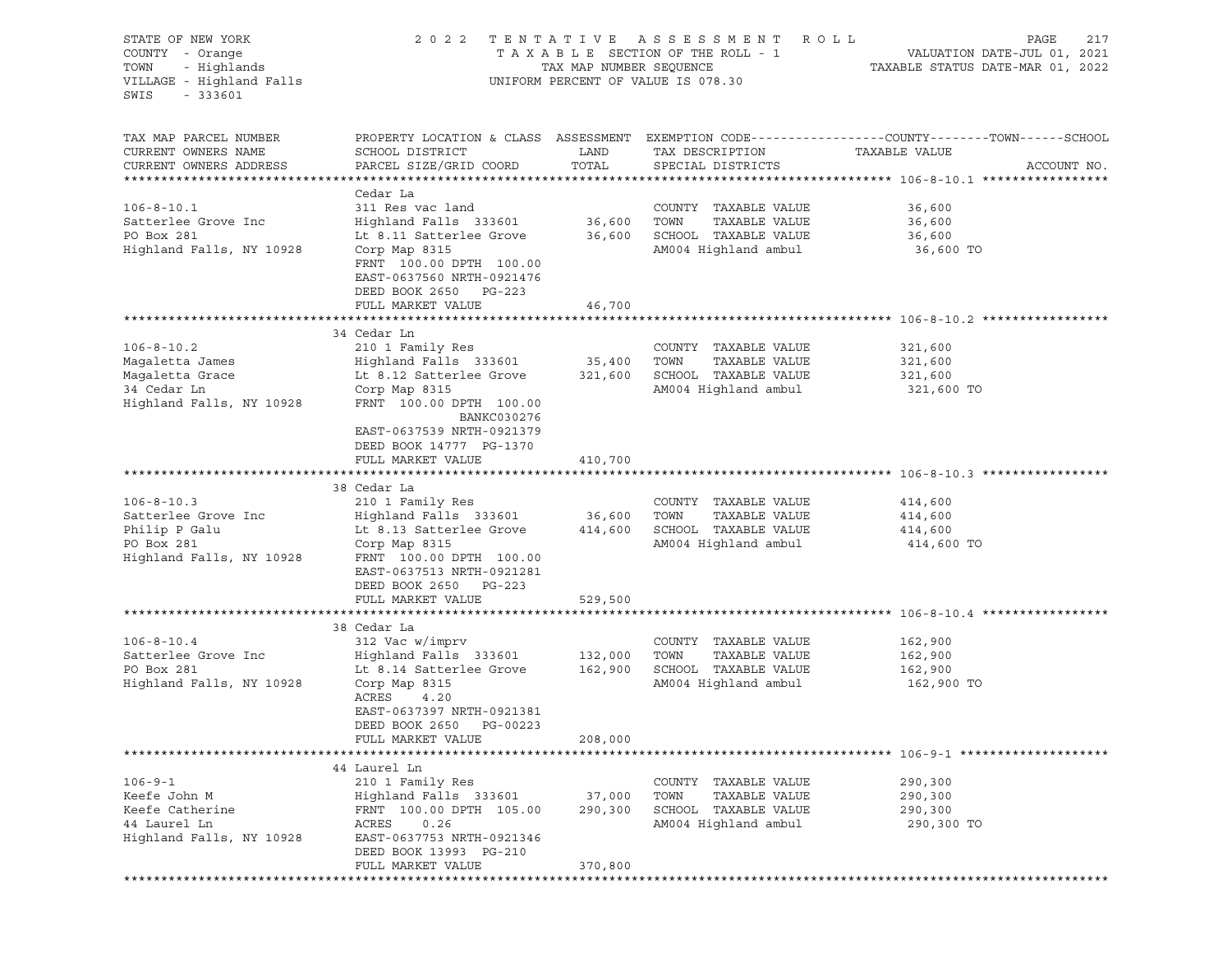STATE OF NEW YORK — 2022 TENTATIVE ASSESSMENT ROLL
COUNTY - Orange — TAXABLE SECTION OF THE ROLL - 1 — VALUATION DATE-JUL 01, 2021
TOWN - Highlands — TAX MAP NUMBER SEQUENCE — TAXABLE STATUS DATE-MAR 01, 2022
VILLAGE - Highland Falls — UNIFORM PERCENT OF VALUE IS 078.30
SWIS - 333601

| TAX MAP PARCEL NUMBER / CURRENT OWNERS NAME / CURRENT OWNERS ADDRESS | PROPERTY LOCATION & CLASS / SCHOOL DISTRICT / PARCEL SIZE/GRID COORD | ASSESSMENT LAND | TOTAL | EXEMPTION CODE / TAX DESCRIPTION / SPECIAL DISTRICTS | TAXABLE VALUE (COUNTY / TOWN / SCHOOL) |
|---|---|---|---|---|---|
| **106-8-10.1** | Cedar La | | | | |
| 106-8-10.1 | 311 Res vac land | | | COUNTY TAXABLE VALUE | 36,600 |
| Satterlee Grove Inc | Highland Falls 333601 | 36,600 | | TOWN TAXABLE VALUE | 36,600 |
| PO Box 281 | Lt 8.11 Satterlee Grove | | 36,600 | SCHOOL TAXABLE VALUE | 36,600 |
| Highland Falls, NY 10928 | Corp Map 8315 | | | AM004 Highland ambul | 36,600 TO |
| | FRNT 100.00 DPTH 100.00 | | | | |
| | EAST-0637560 NRTH-0921476 | | | | |
| | DEED BOOK 2650 PG-223 | | | | |
| | FULL MARKET VALUE | | 46,700 | | |
| **106-8-10.2** | 34 Cedar Ln | | | | |
| 106-8-10.2 | 210 1 Family Res | | | COUNTY TAXABLE VALUE | 321,600 |
| Magaletta James | Highland Falls 333601 | 35,400 | | TOWN TAXABLE VALUE | 321,600 |
| Magaletta Grace | Lt 8.12 Satterlee Grove | | 321,600 | SCHOOL TAXABLE VALUE | 321,600 |
| 34 Cedar Ln | Corp Map 8315 | | | AM004 Highland ambul | 321,600 TO |
| Highland Falls, NY 10928 | FRNT 100.00 DPTH 100.00 | | | | |
| | BANKC030276 | | | | |
| | EAST-0637539 NRTH-0921379 | | | | |
| | DEED BOOK 14777 PG-1370 | | | | |
| | FULL MARKET VALUE | | 410,700 | | |
| **106-8-10.3** | 38 Cedar La | | | | |
| 106-8-10.3 | 210 1 Family Res | | | COUNTY TAXABLE VALUE | 414,600 |
| Satterlee Grove Inc | Highland Falls 333601 | 36,600 | | TOWN TAXABLE VALUE | 414,600 |
| Philip P Galu | Lt 8.13 Satterlee Grove | | 414,600 | SCHOOL TAXABLE VALUE | 414,600 |
| PO Box 281 | Corp Map 8315 | | | AM004 Highland ambul | 414,600 TO |
| Highland Falls, NY 10928 | FRNT 100.00 DPTH 100.00 | | | | |
| | EAST-0637513 NRTH-0921281 | | | | |
| | DEED BOOK 2650 PG-223 | | | | |
| | FULL MARKET VALUE | | 529,500 | | |
| **106-8-10.4** | 38 Cedar La | | | | |
| 106-8-10.4 | 312 Vac w/imprv | | | COUNTY TAXABLE VALUE | 162,900 |
| Satterlee Grove Inc | Highland Falls 333601 | 132,000 | | TOWN TAXABLE VALUE | 162,900 |
| PO Box 281 | Lt 8.14 Satterlee Grove | | 162,900 | SCHOOL TAXABLE VALUE | 162,900 |
| Highland Falls, NY 10928 | Corp Map 8315 | | | AM004 Highland ambul | 162,900 TO |
| | ACRES 4.20 | | | | |
| | EAST-0637397 NRTH-0921381 | | | | |
| | DEED BOOK 2650 PG-00223 | | | | |
| | FULL MARKET VALUE | | 208,000 | | |
| **106-9-1** | 44 Laurel Ln | | | | |
| 106-9-1 | 210 1 Family Res | | | COUNTY TAXABLE VALUE | 290,300 |
| Keefe John M | Highland Falls 333601 | 37,000 | | TOWN TAXABLE VALUE | 290,300 |
| Keefe Catherine | FRNT 100.00 DPTH 105.00 | | 290,300 | SCHOOL TAXABLE VALUE | 290,300 |
| 44 Laurel Ln | ACRES 0.26 | | | AM004 Highland ambul | 290,300 TO |
| Highland Falls, NY 10928 | EAST-0637753 NRTH-0921346 | | | | |
| | DEED BOOK 13993 PG-210 | | | | |
| | FULL MARKET VALUE | | 370,800 | | |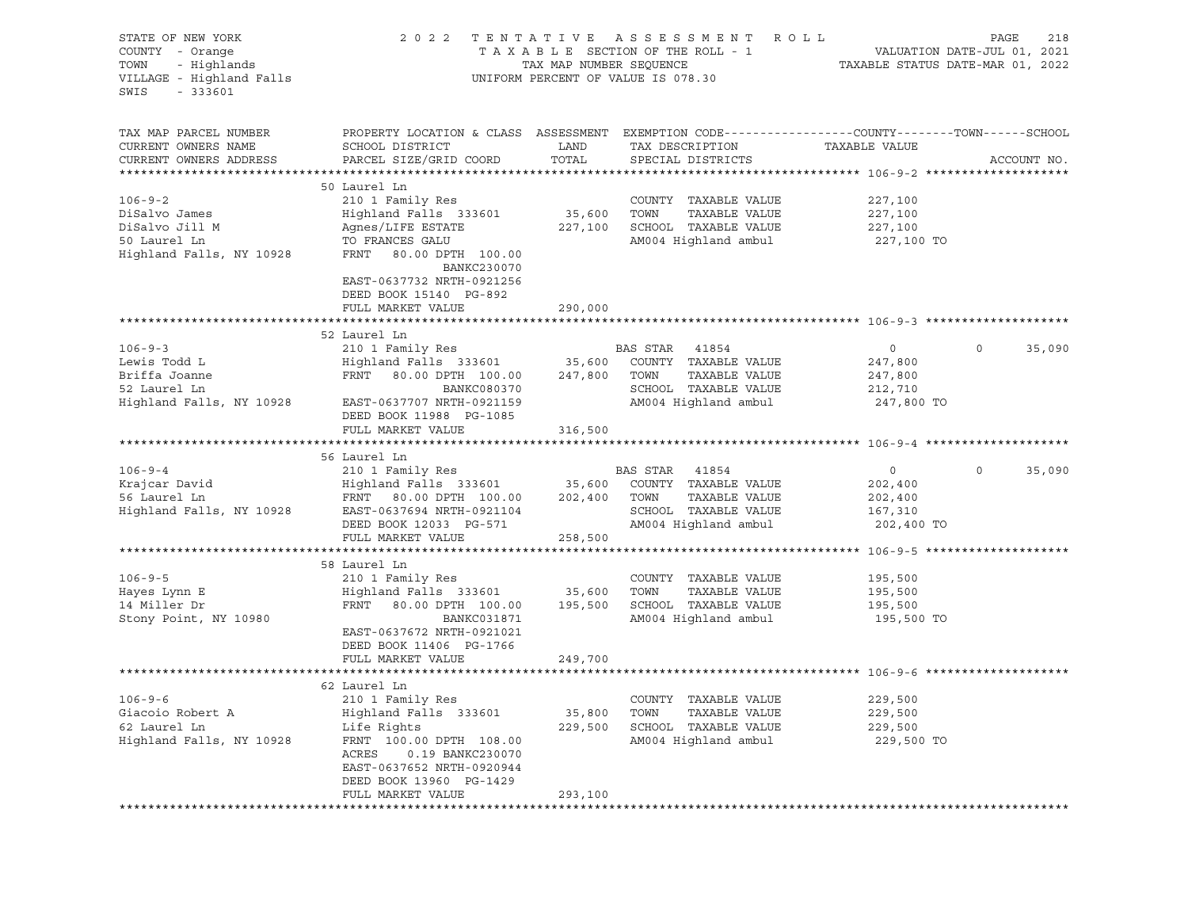STATE OF NEW YORK
COUNTY - Orange
TOWN - Highlands
VILLAGE - Highland Falls
SWIS - 333601

2022 TENTATIVE ASSESSMENT ROLL
TAXABLE SECTION OF THE ROLL - 1
TAX MAP NUMBER SEQUENCE
UNIFORM PERCENT OF VALUE IS 078.30

VALUATION DATE-JUL 01, 2021
TAXABLE STATUS DATE-MAR 01, 2022

| TAX MAP PARCEL NUMBER / CURRENT OWNERS NAME / CURRENT OWNERS ADDRESS | PROPERTY LOCATION & CLASS / SCHOOL DISTRICT / PARCEL SIZE/GRID COORD | ASSESSMENT LAND / TOTAL | EXEMPTION CODE / TAX DESCRIPTION / SPECIAL DISTRICTS | COUNTY TAXABLE VALUE | TOWN | SCHOOL / ACCOUNT NO. |
|---|---|---|---|---|---|---|
| **106-9-2** | 50 Laurel Ln | | | | | |
| 106-9-2 | 210 1 Family Res | | COUNTY TAXABLE VALUE | 227,100 | | |
| DiSalvo James | Highland Falls 333601 | 35,600 | TOWN TAXABLE VALUE | 227,100 | | |
| DiSalvo Jill M | Agnes/LIFE ESTATE | 227,100 | SCHOOL TAXABLE VALUE | 227,100 | | |
| 50 Laurel Ln | TO FRANCES GALU | | AM004 Highland ambul | 227,100 TO | | |
| Highland Falls, NY 10928 | FRNT 80.00 DPTH 100.00 | | | | | |
| | BANKC230070 | | | | | |
| | EAST-0637732 NRTH-0921256 | | | | | |
| | DEED BOOK 15140 PG-892 | | | | | |
| | FULL MARKET VALUE | 290,000 | | | | |
| **106-9-3** | 52 Laurel Ln | | | | | |
| 106-9-3 | 210 1 Family Res | | BAS STAR 41854 | 0 | 0 | 35,090 |
| Lewis Todd L | Highland Falls 333601 | 35,600 | COUNTY TAXABLE VALUE | 247,800 | | |
| Briffa Joanne | FRNT 80.00 DPTH 100.00 | 247,800 | TOWN TAXABLE VALUE | 247,800 | | |
| 52 Laurel Ln | BANKC080370 | | SCHOOL TAXABLE VALUE | 212,710 | | |
| Highland Falls, NY 10928 | EAST-0637707 NRTH-0921159 | | AM004 Highland ambul | 247,800 TO | | |
| | DEED BOOK 11988 PG-1085 | | | | | |
| | FULL MARKET VALUE | 316,500 | | | | |
| **106-9-4** | 56 Laurel Ln | | | | | |
| 106-9-4 | 210 1 Family Res | | BAS STAR 41854 | 0 | 0 | 35,090 |
| Krajcar David | Highland Falls 333601 | 35,600 | COUNTY TAXABLE VALUE | 202,400 | | |
| 56 Laurel Ln | FRNT 80.00 DPTH 100.00 | 202,400 | TOWN TAXABLE VALUE | 202,400 | | |
| Highland Falls, NY 10928 | EAST-0637694 NRTH-0921104 | | SCHOOL TAXABLE VALUE | 167,310 | | |
| | DEED BOOK 12033 PG-571 | | AM004 Highland ambul | 202,400 TO | | |
| | FULL MARKET VALUE | 258,500 | | | | |
| **106-9-5** | 58 Laurel Ln | | | | | |
| 106-9-5 | 210 1 Family Res | | COUNTY TAXABLE VALUE | 195,500 | | |
| Hayes Lynn E | Highland Falls 333601 | 35,600 | TOWN TAXABLE VALUE | 195,500 | | |
| 14 Miller Dr | FRNT 80.00 DPTH 100.00 | 195,500 | SCHOOL TAXABLE VALUE | 195,500 | | |
| Stony Point, NY 10980 | BANKC031871 | | AM004 Highland ambul | 195,500 TO | | |
| | EAST-0637672 NRTH-0921021 | | | | | |
| | DEED BOOK 11406 PG-1766 | | | | | |
| | FULL MARKET VALUE | 249,700 | | | | |
| **106-9-6** | 62 Laurel Ln | | | | | |
| 106-9-6 | 210 1 Family Res | | COUNTY TAXABLE VALUE | 229,500 | | |
| Giacoio Robert A | Highland Falls 333601 | 35,800 | TOWN TAXABLE VALUE | 229,500 | | |
| 62 Laurel Ln | Life Rights | 229,500 | SCHOOL TAXABLE VALUE | 229,500 | | |
| Highland Falls, NY 10928 | FRNT 100.00 DPTH 108.00 | | AM004 Highland ambul | 229,500 TO | | |
| | ACRES 0.19 BANKC230070 | | | | | |
| | EAST-0637652 NRTH-0920944 | | | | | |
| | DEED BOOK 13960 PG-1429 | | | | | |
| | FULL MARKET VALUE | 293,100 | | | | |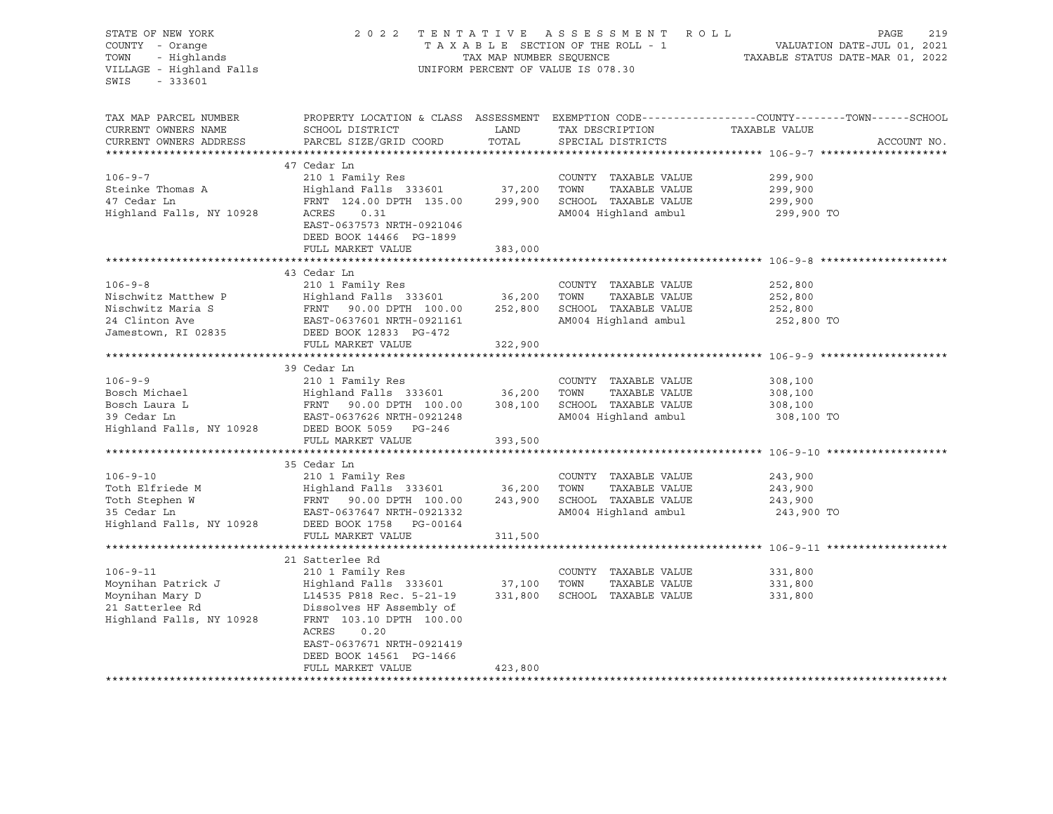STATE OF NEW YORK
COUNTY - Orange
TOWN - Highlands
VILLAGE - Highland Falls
SWIS - 333601

2022 TENTATIVE ASSESSMENT ROLL
TAXABLE SECTION OF THE ROLL - 1
TAX MAP NUMBER SEQUENCE
UNIFORM PERCENT OF VALUE IS 078.30

VALUATION DATE-JUL 01, 2021
TAXABLE STATUS DATE-MAR 01, 2022

| TAX MAP PARCEL NUMBER / CURRENT OWNERS NAME / CURRENT OWNERS ADDRESS | PROPERTY LOCATION & CLASS / SCHOOL DISTRICT / PARCEL SIZE/GRID COORD | ASSESSMENT LAND | TOTAL | EXEMPTION CODE / TAX DESCRIPTION / SPECIAL DISTRICTS | COUNTY--------TOWN------SCHOOL TAXABLE VALUE | ACCOUNT NO. |
|---|---|---|---|---|---|---|
| **106-9-7** | 47 Cedar Ln | | | | | |
| 106-9-7 | 210 1 Family Res | | | COUNTY TAXABLE VALUE | 299,900 | |
| Steinke Thomas A | Highland Falls 333601 | 37,200 | | TOWN TAXABLE VALUE | 299,900 | |
| 47 Cedar Ln | FRNT 124.00 DPTH 135.00 | | 299,900 | SCHOOL TAXABLE VALUE | 299,900 | |
| Highland Falls, NY 10928 | ACRES 0.31 | | | AM004 Highland ambul | 299,900 TO | |
| | EAST-0637573 NRTH-0921046 | | | | | |
| | DEED BOOK 14466 PG-1899 | | | | | |
| | FULL MARKET VALUE | | 383,000 | | | |
| **106-9-8** | 43 Cedar Ln | | | | | |
| 106-9-8 | 210 1 Family Res | | | COUNTY TAXABLE VALUE | 252,800 | |
| Nischwitz Matthew P | Highland Falls 333601 | 36,200 | | TOWN TAXABLE VALUE | 252,800 | |
| Nischwitz Maria S | FRNT 90.00 DPTH 100.00 | | 252,800 | SCHOOL TAXABLE VALUE | 252,800 | |
| 24 Clinton Ave | EAST-0637601 NRTH-0921161 | | | AM004 Highland ambul | 252,800 TO | |
| Jamestown, RI 02835 | DEED BOOK 12833 PG-472 | | | | | |
| | FULL MARKET VALUE | | 322,900 | | | |
| **106-9-9** | 39 Cedar Ln | | | | | |
| 106-9-9 | 210 1 Family Res | | | COUNTY TAXABLE VALUE | 308,100 | |
| Bosch Michael | Highland Falls 333601 | 36,200 | | TOWN TAXABLE VALUE | 308,100 | |
| Bosch Laura L | FRNT 90.00 DPTH 100.00 | | 308,100 | SCHOOL TAXABLE VALUE | 308,100 | |
| 39 Cedar Ln | EAST-0637626 NRTH-0921248 | | | AM004 Highland ambul | 308,100 TO | |
| Highland Falls, NY 10928 | DEED BOOK 5059 PG-246 | | | | | |
| | FULL MARKET VALUE | | 393,500 | | | |
| **106-9-10** | 35 Cedar Ln | | | | | |
| 106-9-10 | 210 1 Family Res | | | COUNTY TAXABLE VALUE | 243,900 | |
| Toth Elfriede M | Highland Falls 333601 | 36,200 | | TOWN TAXABLE VALUE | 243,900 | |
| Toth Stephen W | FRNT 90.00 DPTH 100.00 | | 243,900 | SCHOOL TAXABLE VALUE | 243,900 | |
| 35 Cedar Ln | EAST-0637647 NRTH-0921332 | | | AM004 Highland ambul | 243,900 TO | |
| Highland Falls, NY 10928 | DEED BOOK 1758 PG-00164 | | | | | |
| | FULL MARKET VALUE | | 311,500 | | | |
| **106-9-11** | 21 Satterlee Rd | | | | | |
| 106-9-11 | 210 1 Family Res | | | COUNTY TAXABLE VALUE | 331,800 | |
| Moynihan Patrick J | Highland Falls 333601 | 37,100 | | TOWN TAXABLE VALUE | 331,800 | |
| Moynihan Mary D | L14535 P818 Rec. 5-21-19 | | 331,800 | SCHOOL TAXABLE VALUE | 331,800 | |
| 21 Satterlee Rd | Dissolves HF Assembly of | | | | | |
| Highland Falls, NY 10928 | FRNT 103.10 DPTH 100.00 | | | | | |
| | ACRES 0.20 | | | | | |
| | EAST-0637671 NRTH-0921419 | | | | | |
| | DEED BOOK 14561 PG-1466 | | | | | |
| | FULL MARKET VALUE | | 423,800 | | | |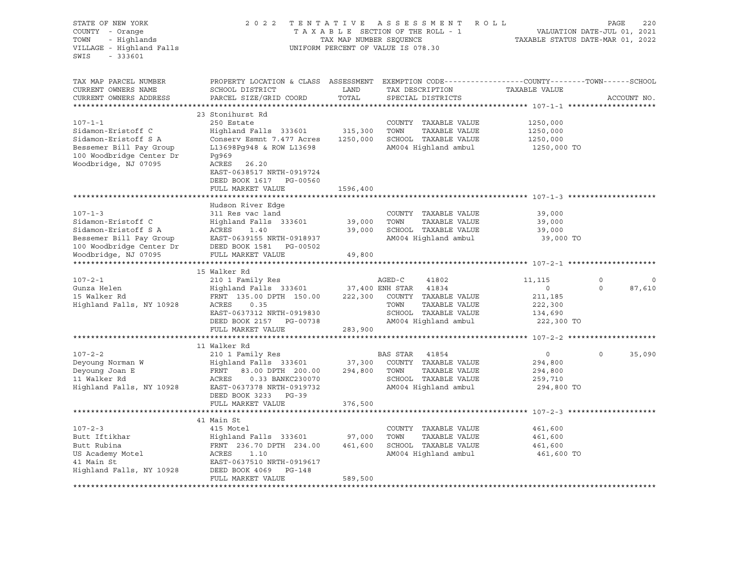STATE OF NEW YORK
COUNTY - Orange
TOWN - Highlands
VILLAGE - Highland Falls
SWIS - 333601

2022 TENTATIVE ASSESSMENT ROLL
TAXABLE SECTION OF THE ROLL - 1
TAX MAP NUMBER SEQUENCE
UNIFORM PERCENT OF VALUE IS 078.30

VALUATION DATE-JUL 01, 2021
TAXABLE STATUS DATE-MAR 01, 2022

```
TAX MAP PARCEL NUMBER          PROPERTY LOCATION & CLASS  ASSESSMENT  EXEMPTION CODE------------------COUNTY--------TOWN------SCHOOL
CURRENT OWNERS NAME            SCHOOL DISTRICT              LAND      TAX DESCRIPTION             TAXABLE VALUE
CURRENT OWNERS ADDRESS         PARCEL SIZE/GRID COORD       TOTAL     SPECIAL DISTRICTS                                    ACCOUNT NO.
******************************************************************************************************* 107-1-1 ********************
                               23 Stonihurst Rd
107-1-1                        250 Estate                              COUNTY  TAXABLE VALUE        1250,000
Sidamon-Eristoff C             Highland Falls  333601      315,300    TOWN    TAXABLE VALUE        1250,000
Sidamon-Eristoff S A           Conserv Esmnt 7.477 Acres  1250,000    SCHOOL  TAXABLE VALUE        1250,000
Bessemer Bill Pay Group        L13698Pg948 & ROW L13698                AM004 Highland ambul          1250,000 TO
100 Woodbridge Center Dr       Pg969
Woodbridge, NJ 07095           ACRES   26.20
                               EAST-0638517 NRTH-0919724
                               DEED BOOK 1617   PG-00560
                               FULL MARKET VALUE          1596,400
******************************************************************************************************* 107-1-3 ********************
                               Hudson River Edge
107-1-3                        311 Res vac land                        COUNTY  TAXABLE VALUE          39,000
Sidamon-Eristoff C             Highland Falls  333601       39,000    TOWN    TAXABLE VALUE          39,000
Sidamon-Eristoff S A           ACRES    1.40                39,000    SCHOOL  TAXABLE VALUE          39,000
Bessemer Bill Pay Group        EAST-0639155 NRTH-0918937               AM004 Highland ambul            39,000 TO
100 Woodbridge Center Dr       DEED BOOK 1581   PG-00502
Woodbridge, NJ 07095           FULL MARKET VALUE            49,800
******************************************************************************************************* 107-2-1 ********************
                               15 Walker Rd
107-2-1                        210 1 Family Res                  AGED-C      41802            11,115            0             0
Gunza Helen                    Highland Falls  333601       37,400 ENH STAR   41834                 0            0        87,610
15 Walker Rd                   FRNT 135.00 DPTH 150.00     222,300    COUNTY  TAXABLE VALUE         211,185
Highland Falls, NY 10928       ACRES    0.35                          TOWN    TAXABLE VALUE         222,300
                               EAST-0637312 NRTH-0919830               SCHOOL  TAXABLE VALUE         134,690
                               DEED BOOK 2157   PG-00738               AM004 Highland ambul           222,300 TO
                               FULL MARKET VALUE           283,900
******************************************************************************************************* 107-2-2 ********************
                               11 Walker Rd
107-2-2                        210 1 Family Res                  BAS STAR    41854                  0            0        35,090
Deyoung Norman W               Highland Falls  333601       37,300    COUNTY  TAXABLE VALUE         294,800
Deyoung Joan E                 FRNT  83.00 DPTH 200.00     294,800    TOWN    TAXABLE VALUE         294,800
11 Walker Rd                   ACRES    0.33 BANKC230070               SCHOOL  TAXABLE VALUE         259,710
Highland Falls, NY 10928       EAST-0637378 NRTH-0919732               AM004 Highland ambul           294,800 TO
                               DEED BOOK 3233   PG-39
                               FULL MARKET VALUE           376,500
******************************************************************************************************* 107-2-3 ********************
                               41 Main St
107-2-3                        415 Motel                               COUNTY  TAXABLE VALUE         461,600
Butt Iftikhar                  Highland Falls  333601       97,000    TOWN    TAXABLE VALUE         461,600
Butt Rubina                    FRNT 236.70 DPTH 234.00     461,600    SCHOOL  TAXABLE VALUE         461,600
US Academy Motel               ACRES    1.10                          AM004 Highland ambul           461,600 TO
41 Main St                     EAST-0637510 NRTH-0919617
Highland Falls, NY 10928       DEED BOOK 4069   PG-148
                               FULL MARKET VALUE           589,500
************************************************************************************************************************************
```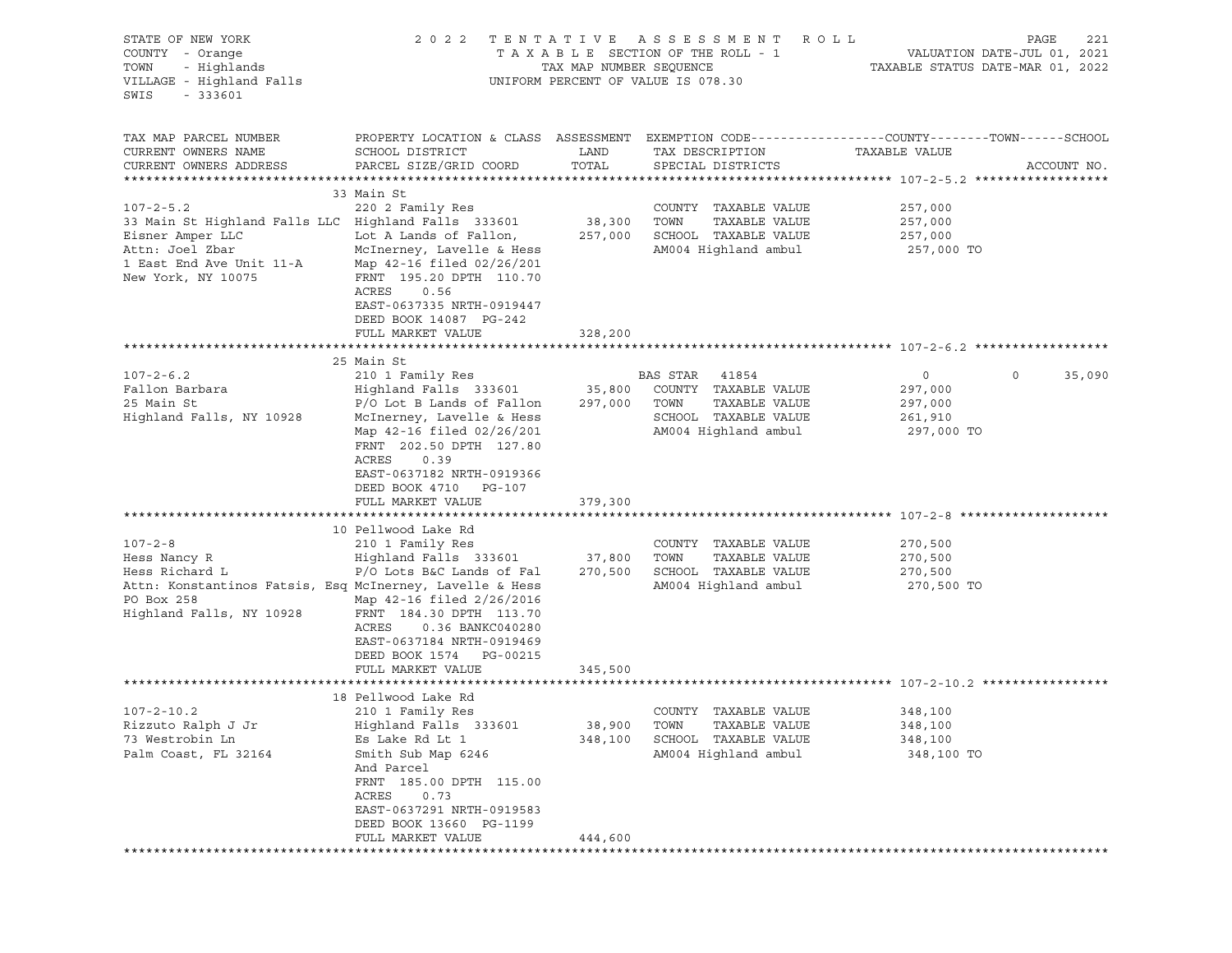STATE OF NEW YORK | 2022 TENTATIVE ASSESSMENT ROLL | VALUATION DATE-JUL 01, 2021
COUNTY - Orange | TAXABLE SECTION OF THE ROLL - 1 | TAXABLE STATUS DATE-MAR 01, 2022
TOWN - Highlands | TAX MAP NUMBER SEQUENCE
VILLAGE - Highland Falls | UNIFORM PERCENT OF VALUE IS 078.30
SWIS - 333601

| TAX MAP PARCEL NUMBER / CURRENT OWNERS NAME / CURRENT OWNERS ADDRESS | PROPERTY LOCATION & CLASS / SCHOOL DISTRICT / PARCEL SIZE/GRID COORD | ASSESSMENT LAND | TOTAL | EXEMPTION CODE / TAX DESCRIPTION / SPECIAL DISTRICTS | COUNTY | TOWN | SCHOOL | ACCOUNT NO. |
|---|---|---|---|---|---|---|---|---|
| **107-2-5.2** | 33 Main St | | | | | | | |
| 33 Main St Highland Falls LLC | 220 2 Family Res | | | COUNTY TAXABLE VALUE | 257,000 | | | |
| Eisner Amper LLC | Highland Falls 333601 | 38,300 | | TOWN TAXABLE VALUE | | 257,000 | | |
| Attn: Joel Zbar | Lot A Lands of Fallon, | | 257,000 | SCHOOL TAXABLE VALUE | | | 257,000 | |
| 1 East End Ave Unit 11-A | McInerney, Lavelle & Hess | | | AM004 Highland ambul | 257,000 TO | | | |
| New York, NY 10075 | Map 42-16 filed 02/26/201 | | | | | | | |
| | FRNT 195.20 DPTH 110.70 | | | | | | | |
| | ACRES 0.56 | | | | | | | |
| | EAST-0637335 NRTH-0919447 | | | | | | | |
| | DEED BOOK 14087 PG-242 | | | | | | | |
| | FULL MARKET VALUE | | 328,200 | | | | | |
| **107-2-6.2** | 25 Main St | | | | | | | |
| Fallon Barbara | 210 1 Family Res | | | BAS STAR 41854 | 0 | 0 | 35,090 | |
| 25 Main St | Highland Falls 333601 | 35,800 | | COUNTY TAXABLE VALUE | 297,000 | | | |
| Highland Falls, NY 10928 | P/O Lot B Lands of Fallon | | 297,000 | TOWN TAXABLE VALUE | | 297,000 | | |
| | McInerney, Lavelle & Hess | | | SCHOOL TAXABLE VALUE | | | 261,910 | |
| | Map 42-16 filed 02/26/201 | | | AM004 Highland ambul | 297,000 TO | | | |
| | FRNT 202.50 DPTH 127.80 | | | | | | | |
| | ACRES 0.39 | | | | | | | |
| | EAST-0637182 NRTH-0919366 | | | | | | | |
| | DEED BOOK 4710 PG-107 | | | | | | | |
| | FULL MARKET VALUE | | 379,300 | | | | | |
| **107-2-8** | 10 Pellwood Lake Rd | | | | | | | |
| Hess Nancy R | 210 1 Family Res | | | COUNTY TAXABLE VALUE | 270,500 | | | |
| Hess Richard L | Highland Falls 333601 | 37,800 | | TOWN TAXABLE VALUE | | 270,500 | | |
| Attn: Konstantinos Fatsis, Esq | P/O Lots B&C Lands of Fal | | 270,500 | SCHOOL TAXABLE VALUE | | | 270,500 | |
| PO Box 258 | McInerney, Lavelle & Hess | | | AM004 Highland ambul | 270,500 TO | | | |
| Highland Falls, NY 10928 | Map 42-16 filed 2/26/2016 | | | | | | | |
| | FRNT 184.30 DPTH 113.70 | | | | | | | |
| | ACRES 0.36 BANKC040280 | | | | | | | |
| | EAST-0637184 NRTH-0919469 | | | | | | | |
| | DEED BOOK 1574 PG-00215 | | | | | | | |
| | FULL MARKET VALUE | | 345,500 | | | | | |
| **107-2-10.2** | 18 Pellwood Lake Rd | | | | | | | |
| Rizzuto Ralph J Jr | 210 1 Family Res | | | COUNTY TAXABLE VALUE | 348,100 | | | |
| 73 Westrobin Ln | Highland Falls 333601 | 38,900 | | TOWN TAXABLE VALUE | | 348,100 | | |
| Palm Coast, FL 32164 | Es Lake Rd Lt 1 | | 348,100 | SCHOOL TAXABLE VALUE | | | 348,100 | |
| | Smith Sub Map 6246 | | | AM004 Highland ambul | 348,100 TO | | | |
| | And Parcel | | | | | | | |
| | FRNT 185.00 DPTH 115.00 | | | | | | | |
| | ACRES 0.73 | | | | | | | |
| | EAST-0637291 NRTH-0919583 | | | | | | | |
| | DEED BOOK 13660 PG-1199 | | | | | | | |
| | FULL MARKET VALUE | | 444,600 | | | | | |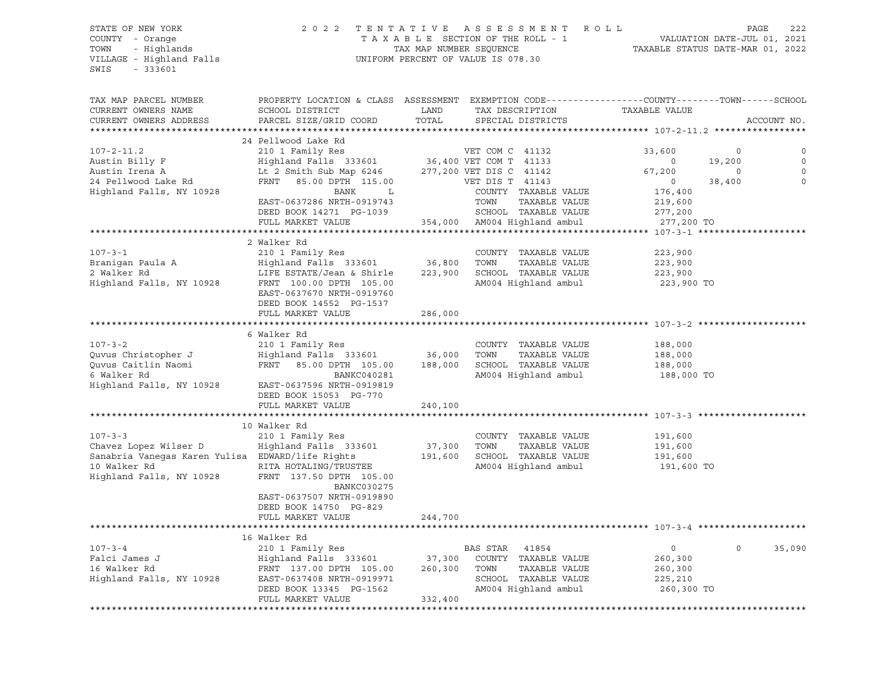STATE OF NEW YORK — 2022 TENTATIVE ASSESSMENT ROLL
COUNTY - Orange — TAXABLE SECTION OF THE ROLL - 1 — VALUATION DATE-JUL 01, 2021
TOWN - Highlands — TAX MAP NUMBER SEQUENCE — TAXABLE STATUS DATE-MAR 01, 2022
VILLAGE - Highland Falls — UNIFORM PERCENT OF VALUE IS 078.30
SWIS - 333601

```
TAX MAP PARCEL NUMBER          PROPERTY LOCATION & CLASS  ASSESSMENT  EXEMPTION CODE------------------COUNTY--------TOWN------SCHOOL
CURRENT OWNERS NAME            SCHOOL DISTRICT               LAND      TAX DESCRIPTION            TAXABLE VALUE
CURRENT OWNERS ADDRESS         PARCEL SIZE/GRID COORD        TOTAL     SPECIAL DISTRICTS                                        ACCOUNT NO.
******************************************************************************************************* 107-2-11.2 *****************
                               24 Pellwood Lake Rd
107-2-11.2                     210 1 Family Res                        VET COM C  41132            33,600           0            0
Austin Billy F                 Highland Falls  333601      36,400 VET COM T  41133                 0       19,200            0
Austin Irena A                 Lt 2 Smith Sub Map 6246    277,200 VET DIS C  41142            67,200            0            0
24 Pellwood Lake Rd            FRNT   85.00 DPTH 115.00           VET DIS T  41143                 0       38,400            0
Highland Falls, NY 10928                   BANK      L                COUNTY  TAXABLE VALUE       176,400
                               EAST-0637286 NRTH-0919743               TOWN    TAXABLE VALUE       219,600
                               DEED BOOK 14271  PG-1039                SCHOOL  TAXABLE VALUE       277,200
                               FULL MARKET VALUE          354,000 AM004 Highland ambul          277,200 TO
******************************************************************************************************* 107-3-1 ********************
                               2 Walker Rd
107-3-1                        210 1 Family Res                        COUNTY  TAXABLE VALUE       223,900
Branigan Paula A               Highland Falls  333601      36,800  TOWN    TAXABLE VALUE       223,900
2 Walker Rd                    LIFE ESTATE/Jean & Shirle  223,900  SCHOOL  TAXABLE VALUE       223,900
Highland Falls, NY 10928       FRNT  100.00 DPTH 105.00            AM004 Highland ambul          223,900 TO
                               EAST-0637670 NRTH-0919760
                               DEED BOOK 14552  PG-1537
                               FULL MARKET VALUE          286,000
******************************************************************************************************* 107-3-2 ********************
                               6 Walker Rd
107-3-2                        210 1 Family Res                        COUNTY  TAXABLE VALUE       188,000
Quvus Christopher J            Highland Falls  333601      36,000  TOWN    TAXABLE VALUE       188,000
Quvus Caitlin Naomi            FRNT   85.00 DPTH 105.00   188,000  SCHOOL  TAXABLE VALUE       188,000
6 Walker Rd                                BANKC040281                AM004 Highland ambul          188,000 TO
Highland Falls, NY 10928       EAST-0637596 NRTH-0919819
                               DEED BOOK 15053  PG-770
                               FULL MARKET VALUE          240,100
******************************************************************************************************* 107-3-3 ********************
                               10 Walker Rd
107-3-3                        210 1 Family Res                        COUNTY  TAXABLE VALUE       191,600
Chavez Lopez Wilser D          Highland Falls  333601      37,300  TOWN    TAXABLE VALUE       191,600
Sanabria Vanegas Karen Yulisa  EDWARD/life Rights         191,600  SCHOOL  TAXABLE VALUE       191,600
10 Walker Rd                   RITA HOTALING/TRUSTEE               AM004 Highland ambul          191,600 TO
Highland Falls, NY 10928       FRNT  137.50 DPTH 105.00
                                           BANKC030275
                               EAST-0637507 NRTH-0919890
                               DEED BOOK 14750  PG-829
                               FULL MARKET VALUE          244,700
******************************************************************************************************* 107-3-4 ********************
                               16 Walker Rd
107-3-4                        210 1 Family Res                        BAS STAR   41854                 0            0       35,090
Falci James J                  Highland Falls  333601      37,300  COUNTY  TAXABLE VALUE       260,300
16 Walker Rd                   FRNT  137.00 DPTH 105.00   260,300  TOWN    TAXABLE VALUE       260,300
Highland Falls, NY 10928       EAST-0637408 NRTH-0919971           SCHOOL  TAXABLE VALUE       225,210
                               DEED BOOK 13345  PG-1562            AM004 Highland ambul          260,300 TO
                               FULL MARKET VALUE          332,400
************************************************************************************************************************************
```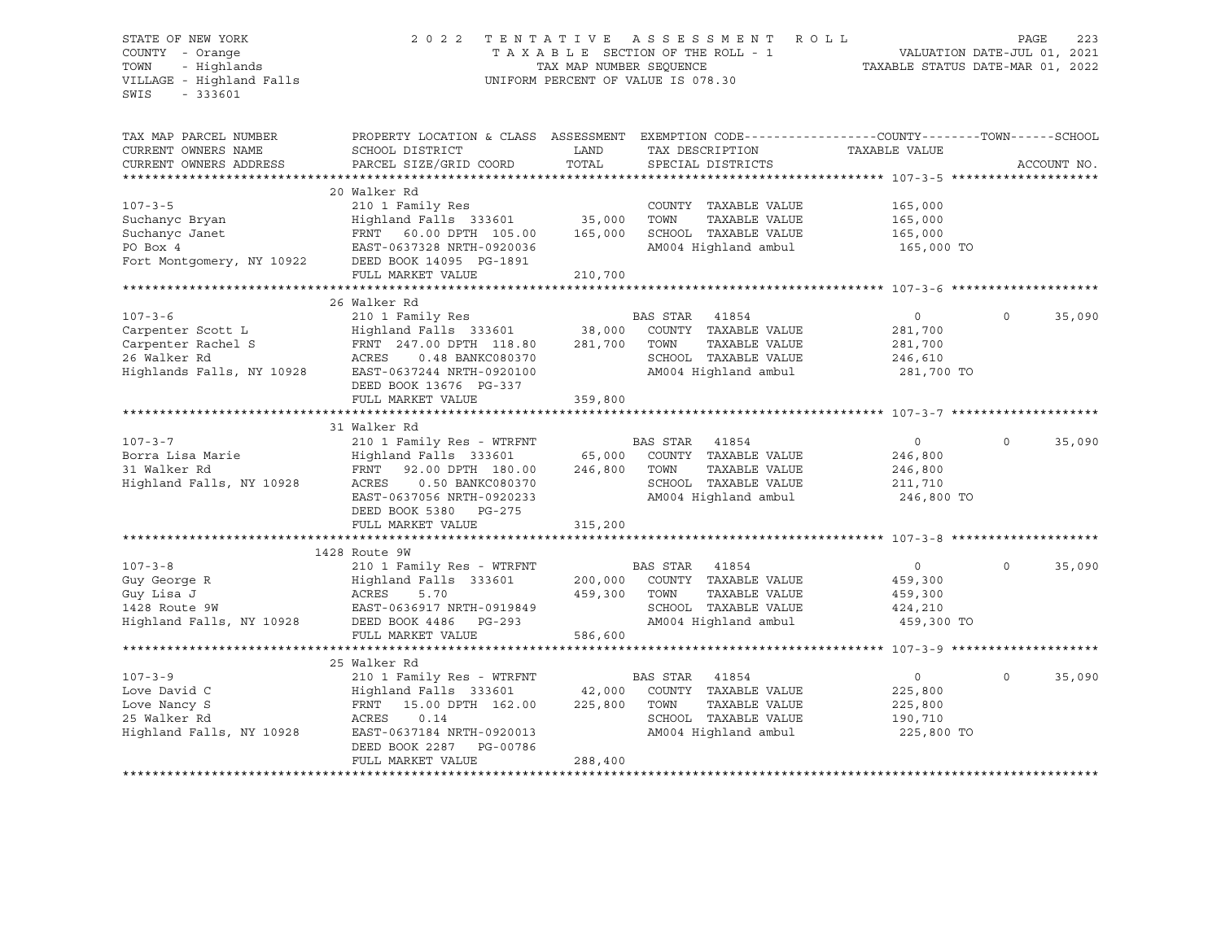STATE OF NEW YORK
COUNTY - Orange
TOWN - Highlands
VILLAGE - Highland Falls
SWIS - 333601

2022 TENTATIVE ASSESSMENT ROLL
TAXABLE SECTION OF THE ROLL - 1
TAX MAP NUMBER SEQUENCE
UNIFORM PERCENT OF VALUE IS 078.30

VALUATION DATE-JUL 01, 2021
TAXABLE STATUS DATE-MAR 01, 2022

```
TAX MAP PARCEL NUMBER          PROPERTY LOCATION & CLASS  ASSESSMENT  EXEMPTION CODE------------------COUNTY--------TOWN------SCHOOL
CURRENT OWNERS NAME            SCHOOL DISTRICT               LAND      TAX DESCRIPTION            TAXABLE VALUE
CURRENT OWNERS ADDRESS         PARCEL SIZE/GRID COORD        TOTAL     SPECIAL DISTRICTS                                    ACCOUNT NO.
******************************************************************************************************* 107-3-5 ********************
                               20 Walker Rd
107-3-5                        210 1 Family Res                        COUNTY  TAXABLE VALUE           165,000
Suchanyc Bryan                 Highland Falls  333601       35,000     TOWN    TAXABLE VALUE           165,000
Suchanyc Janet                 FRNT    60.00 DPTH 105.00   165,000     SCHOOL  TAXABLE VALUE           165,000
PO Box 4                       EAST-0637328 NRTH-0920036               AM004 Highland ambul             165,000 TO
Fort Montgomery, NY 10922      DEED BOOK 14095  PG-1891
                               FULL MARKET VALUE           210,700
******************************************************************************************************* 107-3-6 ********************
                               26 Walker Rd
107-3-6                        210 1 Family Res                    BAS STAR   41854                     0            0      35,090
Carpenter Scott L              Highland Falls  333601       38,000     COUNTY  TAXABLE VALUE           281,700
Carpenter Rachel S             FRNT 247.00 DPTH 118.80     281,700     TOWN    TAXABLE VALUE           281,700
26 Walker Rd                   ACRES     0.48 BANKC080370              SCHOOL  TAXABLE VALUE           246,610
Highlands Falls, NY 10928      EAST-0637244 NRTH-0920100               AM004 Highland ambul             281,700 TO
                               DEED BOOK 13676  PG-337
                               FULL MARKET VALUE           359,800
******************************************************************************************************* 107-3-7 ********************
                               31 Walker Rd
107-3-7                        210 1 Family Res - WTRFNT           BAS STAR   41854                     0            0      35,090
Borra Lisa Marie               Highland Falls  333601       65,000     COUNTY  TAXABLE VALUE           246,800
31 Walker Rd                   FRNT    92.00 DPTH 180.00   246,800     TOWN    TAXABLE VALUE           246,800
Highland Falls, NY 10928       ACRES     0.50 BANKC080370              SCHOOL  TAXABLE VALUE           211,710
                               EAST-0637056 NRTH-0920233               AM004 Highland ambul             246,800 TO
                               DEED BOOK 5380   PG-275
                               FULL MARKET VALUE           315,200
******************************************************************************************************* 107-3-8 ********************
                               1428 Route 9W
107-3-8                        210 1 Family Res - WTRFNT           BAS STAR   41854                     0            0      35,090
Guy George R                   Highland Falls  333601      200,000     COUNTY  TAXABLE VALUE           459,300
Guy Lisa J                     ACRES     5.70              459,300     TOWN    TAXABLE VALUE           459,300
1428 Route 9W                  EAST-0636917 NRTH-0919849               SCHOOL  TAXABLE VALUE           424,210
Highland Falls, NY 10928       DEED BOOK 4486   PG-293                 AM004 Highland ambul             459,300 TO
                               FULL MARKET VALUE           586,600
******************************************************************************************************* 107-3-9 ********************
                               25 Walker Rd
107-3-9                        210 1 Family Res - WTRFNT           BAS STAR   41854                     0            0      35,090
Love David C                   Highland Falls  333601       42,000     COUNTY  TAXABLE VALUE           225,800
Love Nancy S                   FRNT    15.00 DPTH 162.00   225,800     TOWN    TAXABLE VALUE           225,800
25 Walker Rd                   ACRES     0.14                          SCHOOL  TAXABLE VALUE           190,710
Highland Falls, NY 10928       EAST-0637184 NRTH-0920013               AM004 Highland ambul             225,800 TO
                               DEED BOOK 2287   PG-00786
                               FULL MARKET VALUE           288,400
************************************************************************************************************************************
```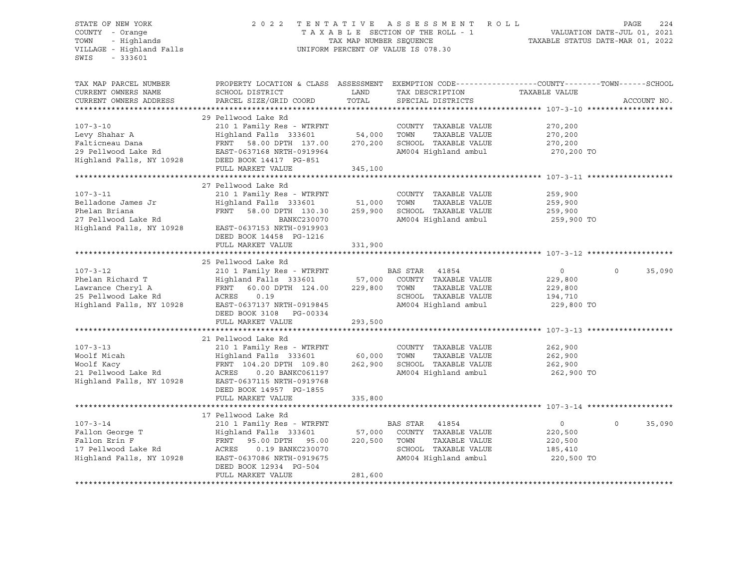STATE OF NEW YORK
COUNTY - Orange
TOWN - Highlands
VILLAGE - Highland Falls
SWIS - 333601

2022 TENTATIVE ASSESSMENT ROLL
TAXABLE SECTION OF THE ROLL - 1
TAX MAP NUMBER SEQUENCE
UNIFORM PERCENT OF VALUE IS 078.30

VALUATION DATE-JUL 01, 2021
TAXABLE STATUS DATE-MAR 01, 2022

| TAX MAP PARCEL NUMBER / CURRENT OWNERS NAME / CURRENT OWNERS ADDRESS | PROPERTY LOCATION & CLASS / SCHOOL DISTRICT / PARCEL SIZE/GRID COORD | ASSESSMENT LAND / TOTAL | EXEMPTION CODE / TAX DESCRIPTION / SPECIAL DISTRICTS | COUNTY TAXABLE VALUE | TOWN | SCHOOL / ACCOUNT NO. |
|---|---|---|---|---|---|---|
| **107-3-10** | 29 Pellwood Lake Rd | | | | | |
| 107-3-10 | 210 1 Family Res - WTRFNT | | COUNTY TAXABLE VALUE | 270,200 | | |
| Levy Shahar A | Highland Falls 333601 | 54,000 | TOWN TAXABLE VALUE | 270,200 | | |
| Falticneau Dana | FRNT 58.00 DPTH 137.00 | 270,200 | SCHOOL TAXABLE VALUE | 270,200 | | |
| 29 Pellwood Lake Rd | EAST-0637168 NRTH-0919964 | | AM004 Highland ambul | 270,200 TO | | |
| Highland Falls, NY 10928 | DEED BOOK 14417 PG-851 | | | | | |
| | FULL MARKET VALUE | 345,100 | | | | |
| **107-3-11** | 27 Pellwood Lake Rd | | | | | |
| 107-3-11 | 210 1 Family Res - WTRFNT | | COUNTY TAXABLE VALUE | 259,900 | | |
| Belladone James Jr | Highland Falls 333601 | 51,000 | TOWN TAXABLE VALUE | 259,900 | | |
| Phelan Briana | FRNT 58.00 DPTH 130.30 | 259,900 | SCHOOL TAXABLE VALUE | 259,900 | | |
| 27 Pellwood Lake Rd | BANKC230070 | | AM004 Highland ambul | 259,900 TO | | |
| Highland Falls, NY 10928 | EAST-0637153 NRTH-0919903 | | | | | |
| | DEED BOOK 14458 PG-1216 | | | | | |
| | FULL MARKET VALUE | 331,900 | | | | |
| **107-3-12** | 25 Pellwood Lake Rd | | | | | |
| 107-3-12 | 210 1 Family Res - WTRFNT | | BAS STAR 41854 | 0 | 0 | 35,090 |
| Phelan Richard T | Highland Falls 333601 | 57,000 | COUNTY TAXABLE VALUE | 229,800 | | |
| Lawrance Cheryl A | FRNT 60.00 DPTH 124.00 | 229,800 | TOWN TAXABLE VALUE | 229,800 | | |
| 25 Pellwood Lake Rd | ACRES 0.19 | | SCHOOL TAXABLE VALUE | 194,710 | | |
| Highland Falls, NY 10928 | EAST-0637137 NRTH-0919845 | | AM004 Highland ambul | 229,800 TO | | |
| | DEED BOOK 3108 PG-00334 | | | | | |
| | FULL MARKET VALUE | 293,500 | | | | |
| **107-3-13** | 21 Pellwood Lake Rd | | | | | |
| 107-3-13 | 210 1 Family Res - WTRFNT | | COUNTY TAXABLE VALUE | 262,900 | | |
| Woolf Micah | Highland Falls 333601 | 60,000 | TOWN TAXABLE VALUE | 262,900 | | |
| Woolf Kacy | FRNT 104.20 DPTH 109.80 | 262,900 | SCHOOL TAXABLE VALUE | 262,900 | | |
| 21 Pellwood Lake Rd | ACRES 0.20 BANKC061197 | | AM004 Highland ambul | 262,900 TO | | |
| Highland Falls, NY 10928 | EAST-0637115 NRTH-0919768 | | | | | |
| | DEED BOOK 14957 PG-1855 | | | | | |
| | FULL MARKET VALUE | 335,800 | | | | |
| **107-3-14** | 17 Pellwood Lake Rd | | | | | |
| 107-3-14 | 210 1 Family Res - WTRFNT | | BAS STAR 41854 | 0 | 0 | 35,090 |
| Fallon George T | Highland Falls 333601 | 57,000 | COUNTY TAXABLE VALUE | 220,500 | | |
| Fallon Erin F | FRNT 95.00 DPTH 95.00 | 220,500 | TOWN TAXABLE VALUE | 220,500 | | |
| 17 Pellwood Lake Rd | ACRES 0.19 BANKC230070 | | SCHOOL TAXABLE VALUE | 185,410 | | |
| Highland Falls, NY 10928 | EAST-0637086 NRTH-0919675 | | AM004 Highland ambul | 220,500 TO | | |
| | DEED BOOK 12934 PG-504 | | | | | |
| | FULL MARKET VALUE | 281,600 | | | | |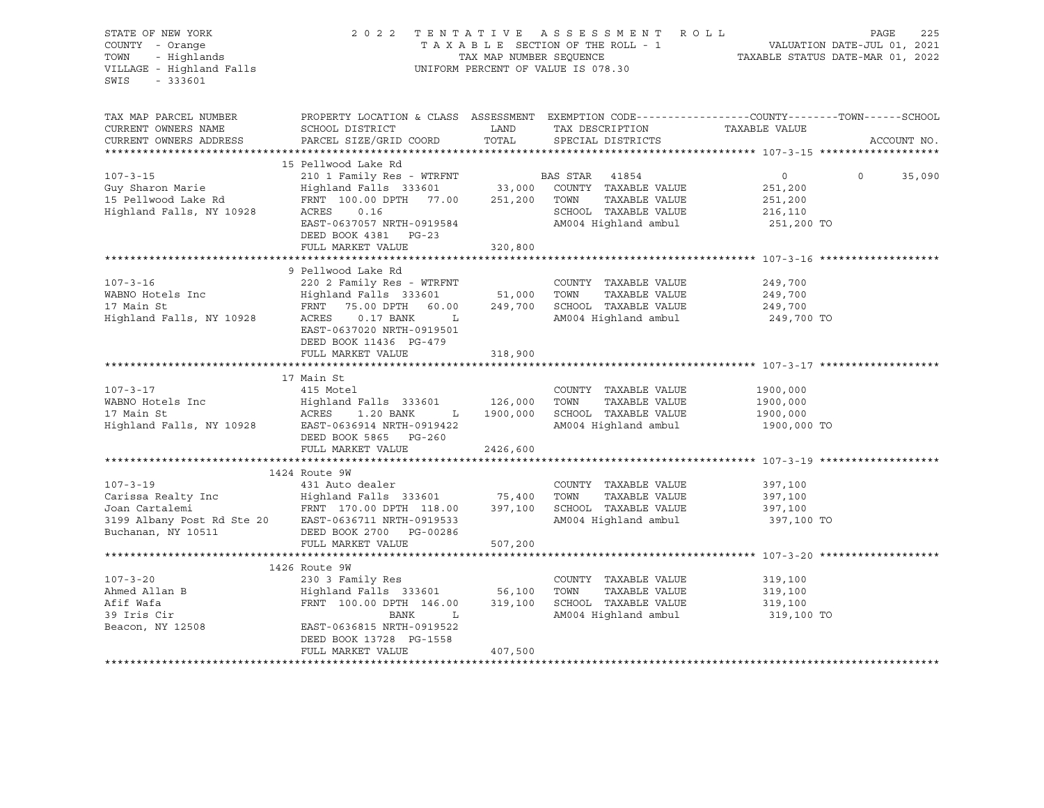STATE OF NEW YORK
COUNTY - Orange
TOWN - Highlands
VILLAGE - Highland Falls
SWIS - 333601

2022 TENTATIVE ASSESSMENT ROLL
TAXABLE SECTION OF THE ROLL - 1
TAX MAP NUMBER SEQUENCE
UNIFORM PERCENT OF VALUE IS 078.30

VALUATION DATE-JUL 01, 2021
TAXABLE STATUS DATE-MAR 01, 2022

| TAX MAP PARCEL NUMBER / CURRENT OWNERS NAME / CURRENT OWNERS ADDRESS | PROPERTY LOCATION & CLASS / SCHOOL DISTRICT / PARCEL SIZE/GRID COORD | ASSESSMENT LAND | ASSESSMENT TOTAL | EXEMPTION CODE / TAX DESCRIPTION / SPECIAL DISTRICTS | COUNTY TAXABLE VALUE | TOWN | SCHOOL / ACCOUNT NO. |
|---|---|---|---|---|---|---|---|
| 107-3-15 | 15 Pellwood Lake Rd | | | | | | |
| | 210 1 Family Res - WTRFNT | | | BAS STAR 41854 | 0 | 0 | 35,090 |
| Guy Sharon Marie | Highland Falls 333601 | 33,000 | | COUNTY TAXABLE VALUE | 251,200 | | |
| 15 Pellwood Lake Rd | FRNT 100.00 DPTH 77.00 | | 251,200 | TOWN TAXABLE VALUE | 251,200 | | |
| Highland Falls, NY 10928 | ACRES 0.16 | | | SCHOOL TAXABLE VALUE | 216,110 | | |
| | EAST-0637057 NRTH-0919584 | | | AM004 Highland ambul | 251,200 TO | | |
| | DEED BOOK 4381 PG-23 | | | | | | |
| | FULL MARKET VALUE | | 320,800 | | | | |
| 107-3-16 | 9 Pellwood Lake Rd | | | | | | |
| | 220 2 Family Res - WTRFNT | | | COUNTY TAXABLE VALUE | 249,700 | | |
| WABNO Hotels Inc | Highland Falls 333601 | 51,000 | | TOWN TAXABLE VALUE | 249,700 | | |
| 17 Main St | FRNT 75.00 DPTH 60.00 | | 249,700 | SCHOOL TAXABLE VALUE | 249,700 | | |
| Highland Falls, NY 10928 | ACRES 0.17 BANK L | | | AM004 Highland ambul | 249,700 TO | | |
| | EAST-0637020 NRTH-0919501 | | | | | | |
| | DEED BOOK 11436 PG-479 | | | | | | |
| | FULL MARKET VALUE | | 318,900 | | | | |
| 107-3-17 | 17 Main St | | | | | | |
| | 415 Motel | | | COUNTY TAXABLE VALUE | 1900,000 | | |
| WABNO Hotels Inc | Highland Falls 333601 | 126,000 | | TOWN TAXABLE VALUE | 1900,000 | | |
| 17 Main St | ACRES 1.20 BANK L | | 1900,000 | SCHOOL TAXABLE VALUE | 1900,000 | | |
| Highland Falls, NY 10928 | EAST-0636914 NRTH-0919422 | | | AM004 Highland ambul | 1900,000 TO | | |
| | DEED BOOK 5865 PG-260 | | | | | | |
| | FULL MARKET VALUE | | 2426,600 | | | | |
| 107-3-19 | 1424 Route 9W | | | | | | |
| | 431 Auto dealer | | | COUNTY TAXABLE VALUE | 397,100 | | |
| Carissa Realty Inc | Highland Falls 333601 | 75,400 | | TOWN TAXABLE VALUE | 397,100 | | |
| Joan Cartalemi | FRNT 170.00 DPTH 118.00 | | 397,100 | SCHOOL TAXABLE VALUE | 397,100 | | |
| 3199 Albany Post Rd Ste 20 | EAST-0636711 NRTH-0919533 | | | AM004 Highland ambul | 397,100 TO | | |
| Buchanan, NY 10511 | DEED BOOK 2700 PG-00286 | | | | | | |
| | FULL MARKET VALUE | | 507,200 | | | | |
| 107-3-20 | 1426 Route 9W | | | | | | |
| | 230 3 Family Res | | | COUNTY TAXABLE VALUE | 319,100 | | |
| Ahmed Allan B | Highland Falls 333601 | 56,100 | | TOWN TAXABLE VALUE | 319,100 | | |
| Afif Wafa | FRNT 100.00 DPTH 146.00 | | 319,100 | SCHOOL TAXABLE VALUE | 319,100 | | |
| 39 Iris Cir | BANK L | | | AM004 Highland ambul | 319,100 TO | | |
| Beacon, NY 12508 | EAST-0636815 NRTH-0919522 | | | | | | |
| | DEED BOOK 13728 PG-1558 | | | | | | |
| | FULL MARKET VALUE | | 407,500 | | | | |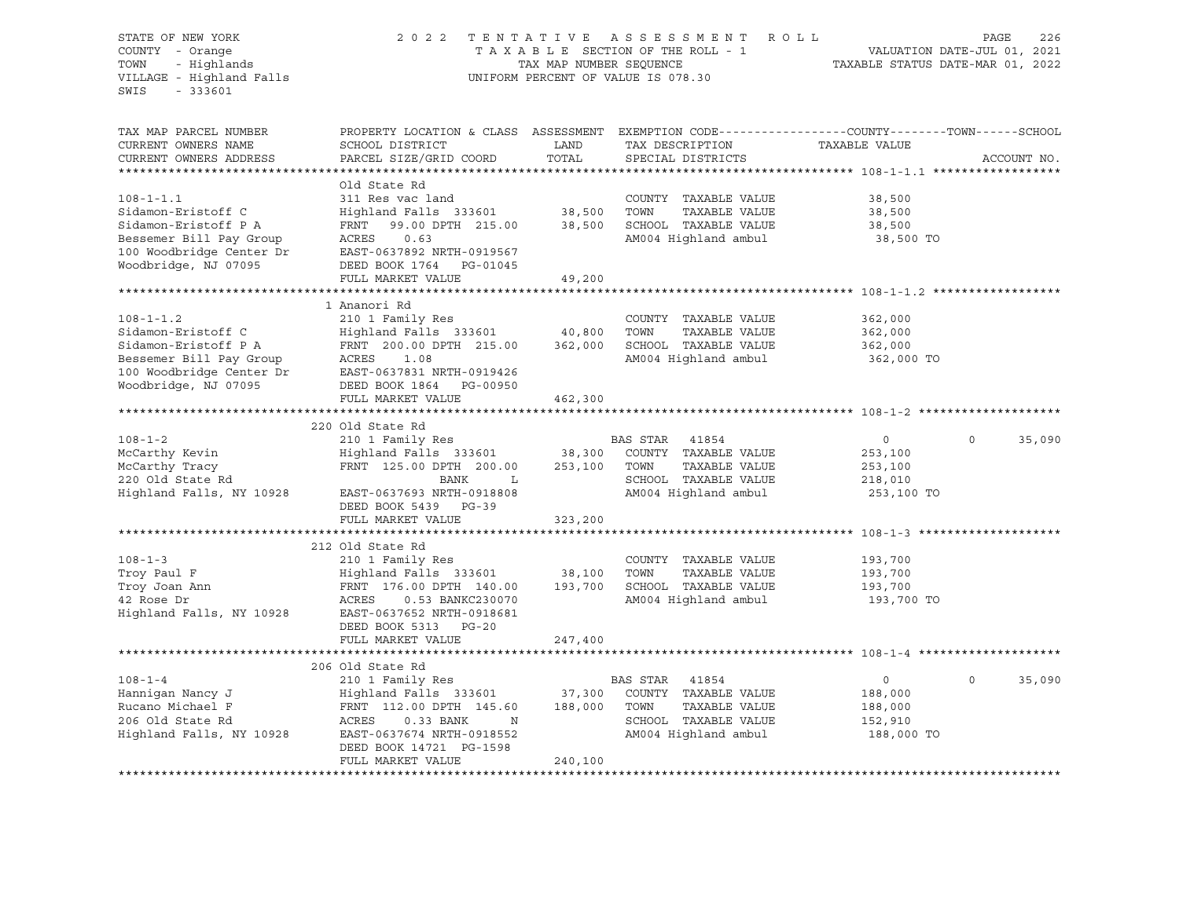STATE OF NEW YORK
COUNTY - Orange
TOWN - Highlands
VILLAGE - Highland Falls
SWIS - 333601

2022 TENTATIVE ASSESSMENT ROLL
TAXABLE SECTION OF THE ROLL - 1
TAX MAP NUMBER SEQUENCE
UNIFORM PERCENT OF VALUE IS 078.30

VALUATION DATE-JUL 01, 2021
TAXABLE STATUS DATE-MAR 01, 2022

| TAX MAP PARCEL NUMBER / CURRENT OWNERS NAME / CURRENT OWNERS ADDRESS | PROPERTY LOCATION & CLASS / SCHOOL DISTRICT / PARCEL SIZE/GRID COORD | ASSESSMENT LAND | TOTAL | EXEMPTION CODE / TAX DESCRIPTION / SPECIAL DISTRICTS | COUNTY TAXABLE VALUE | TOWN | SCHOOL | ACCOUNT NO. |
|---|---|---|---|---|---|---|---|---|
| **108-1-1.1** | Old State Rd | | | | | | | |
| 108-1-1.1 | 311 Res vac land | | | COUNTY TAXABLE VALUE | 38,500 | | | |
| Sidamon-Eristoff C | Highland Falls 333601 | 38,500 | | TOWN TAXABLE VALUE | 38,500 | | | |
| Sidamon-Eristoff P A | FRNT 99.00 DPTH 215.00 | | 38,500 | SCHOOL TAXABLE VALUE | 38,500 | | | |
| Bessemer Bill Pay Group | ACRES 0.63 | | | AM004 Highland ambul | 38,500 TO | | | |
| 100 Woodbridge Center Dr | EAST-0637892 NRTH-0919567 | | | | | | | |
| Woodbridge, NJ 07095 | DEED BOOK 1764 PG-01045 | | | | | | | |
| | FULL MARKET VALUE | | 49,200 | | | | | |
| **108-1-1.2** | 1 Ananori Rd | | | | | | | |
| 108-1-1.2 | 210 1 Family Res | | | COUNTY TAXABLE VALUE | 362,000 | | | |
| Sidamon-Eristoff C | Highland Falls 333601 | 40,800 | | TOWN TAXABLE VALUE | 362,000 | | | |
| Sidamon-Eristoff P A | FRNT 200.00 DPTH 215.00 | | 362,000 | SCHOOL TAXABLE VALUE | 362,000 | | | |
| Bessemer Bill Pay Group | ACRES 1.08 | | | AM004 Highland ambul | 362,000 TO | | | |
| 100 Woodbridge Center Dr | EAST-0637831 NRTH-0919426 | | | | | | | |
| Woodbridge, NJ 07095 | DEED BOOK 1864 PG-00950 | | | | | | | |
| | FULL MARKET VALUE | | 462,300 | | | | | |
| **108-1-2** | 220 Old State Rd | | | | | | | |
| 108-1-2 | 210 1 Family Res | | | BAS STAR 41854 | 0 | 0 | 35,090 | |
| McCarthy Kevin | Highland Falls 333601 | 38,300 | | COUNTY TAXABLE VALUE | 253,100 | | | |
| McCarthy Tracy | FRNT 125.00 DPTH 200.00 | | 253,100 | TOWN TAXABLE VALUE | 253,100 | | | |
| 220 Old State Rd | BANK L | | | SCHOOL TAXABLE VALUE | 218,010 | | | |
| Highland Falls, NY 10928 | EAST-0637693 NRTH-0918808 | | | AM004 Highland ambul | 253,100 TO | | | |
| | DEED BOOK 5439 PG-39 | | | | | | | |
| | FULL MARKET VALUE | | 323,200 | | | | | |
| **108-1-3** | 212 Old State Rd | | | | | | | |
| 108-1-3 | 210 1 Family Res | | | COUNTY TAXABLE VALUE | 193,700 | | | |
| Troy Paul F | Highland Falls 333601 | 38,100 | | TOWN TAXABLE VALUE | 193,700 | | | |
| Troy Joan Ann | FRNT 176.00 DPTH 140.00 | | 193,700 | SCHOOL TAXABLE VALUE | 193,700 | | | |
| 42 Rose Dr | ACRES 0.53 BANKC230070 | | | AM004 Highland ambul | 193,700 TO | | | |
| Highland Falls, NY 10928 | EAST-0637652 NRTH-0918681 | | | | | | | |
| | DEED BOOK 5313 PG-20 | | | | | | | |
| | FULL MARKET VALUE | | 247,400 | | | | | |
| **108-1-4** | 206 Old State Rd | | | | | | | |
| 108-1-4 | 210 1 Family Res | | | BAS STAR 41854 | 0 | 0 | 35,090 | |
| Hannigan Nancy J | Highland Falls 333601 | 37,300 | | COUNTY TAXABLE VALUE | 188,000 | | | |
| Rucano Michael F | FRNT 112.00 DPTH 145.60 | | 188,000 | TOWN TAXABLE VALUE | 188,000 | | | |
| 206 Old State Rd | ACRES 0.33 BANK N | | | SCHOOL TAXABLE VALUE | 152,910 | | | |
| Highland Falls, NY 10928 | EAST-0637674 NRTH-0918552 | | | AM004 Highland ambul | 188,000 TO | | | |
| | DEED BOOK 14721 PG-1598 | | | | | | | |
| | FULL MARKET VALUE | | 240,100 | | | | | |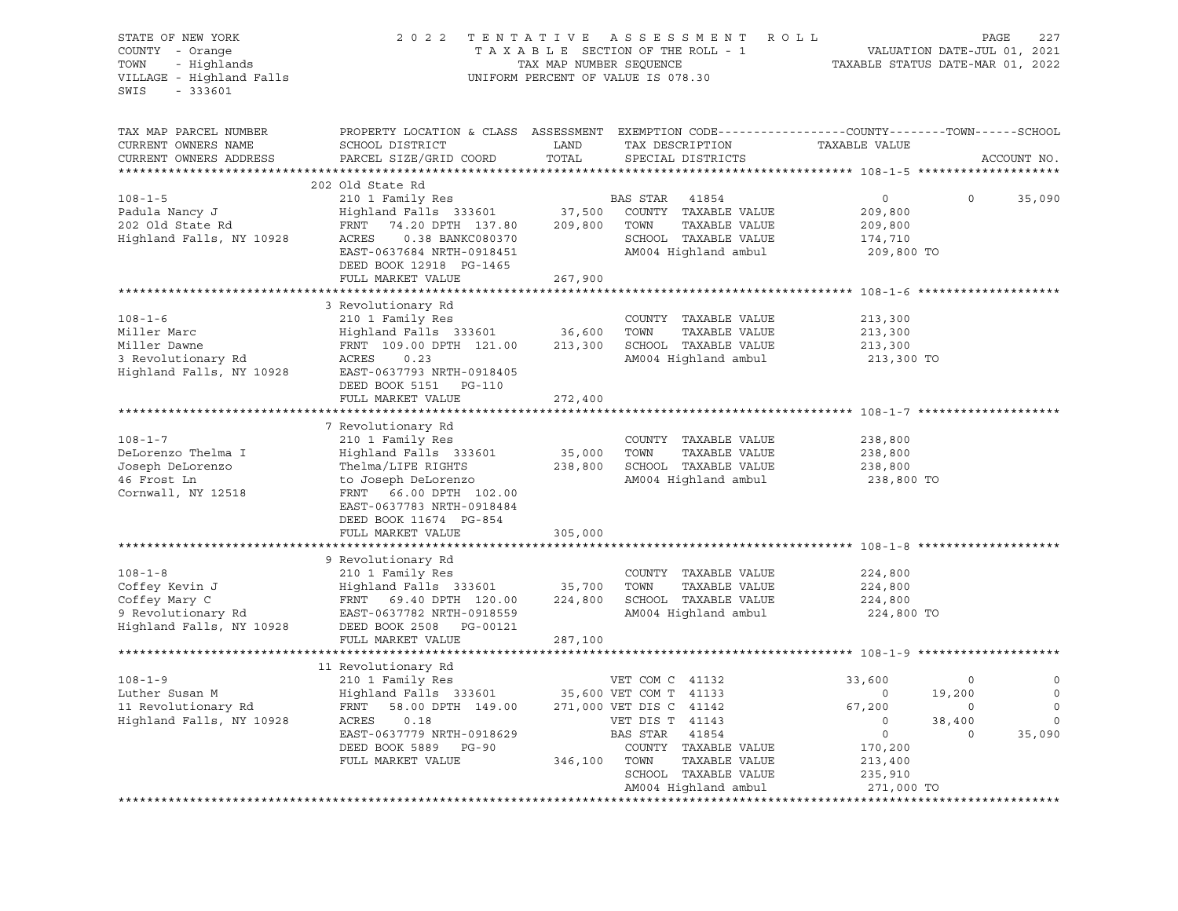STATE OF NEW YORK
COUNTY - Orange
TOWN - Highlands
VILLAGE - Highland Falls
SWIS - 333601

2022 TENTATIVE ASSESSMENT ROLL
TAXABLE SECTION OF THE ROLL - 1
TAX MAP NUMBER SEQUENCE
UNIFORM PERCENT OF VALUE IS 078.30

VALUATION DATE-JUL 01, 2021
TAXABLE STATUS DATE-MAR 01, 2022

| TAX MAP PARCEL NUMBER / CURRENT OWNERS NAME / CURRENT OWNERS ADDRESS | PROPERTY LOCATION & CLASS / SCHOOL DISTRICT / PARCEL SIZE/GRID COORD | ASSESSMENT LAND / TOTAL | EXEMPTION CODE / TAX DESCRIPTION / SPECIAL DISTRICTS | COUNTY TAXABLE VALUE | TOWN | SCHOOL |
|---|---|---|---|---|---|---|
| **108-1-5** | 202 Old State Rd | | | | | |
| 108-1-5 | 210 1 Family Res | | BAS STAR 41854 | 0 | 0 | 35,090 |
| Padula Nancy J | Highland Falls 333601 | 37,500 | COUNTY TAXABLE VALUE | 209,800 | | |
| 202 Old State Rd | FRNT 74.20 DPTH 137.80 | 209,800 | TOWN TAXABLE VALUE | 209,800 | | |
| Highland Falls, NY 10928 | ACRES 0.38 BANKC080370 | | SCHOOL TAXABLE VALUE | 174,710 | | |
| | EAST-0637684 NRTH-0918451 | | AM004 Highland ambul | 209,800 TO | | |
| | DEED BOOK 12918 PG-1465 | | | | | |
| | FULL MARKET VALUE | 267,900 | | | | |
| **108-1-6** | 3 Revolutionary Rd | | | | | |
| 108-1-6 | 210 1 Family Res | | COUNTY TAXABLE VALUE | 213,300 | | |
| Miller Marc | Highland Falls 333601 | 36,600 | TOWN TAXABLE VALUE | 213,300 | | |
| Miller Dawne | FRNT 109.00 DPTH 121.00 | 213,300 | SCHOOL TAXABLE VALUE | 213,300 | | |
| 3 Revolutionary Rd | ACRES 0.23 | | AM004 Highland ambul | 213,300 TO | | |
| Highland Falls, NY 10928 | EAST-0637793 NRTH-0918405 | | | | | |
| | DEED BOOK 5151 PG-110 | | | | | |
| | FULL MARKET VALUE | 272,400 | | | | |
| **108-1-7** | 7 Revolutionary Rd | | | | | |
| 108-1-7 | 210 1 Family Res | | COUNTY TAXABLE VALUE | 238,800 | | |
| DeLorenzo Thelma I | Highland Falls 333601 | 35,000 | TOWN TAXABLE VALUE | 238,800 | | |
| Joseph DeLorenzo | Thelma/LIFE RIGHTS | 238,800 | SCHOOL TAXABLE VALUE | 238,800 | | |
| 46 Frost Ln | to Joseph DeLorenzo | | AM004 Highland ambul | 238,800 TO | | |
| Cornwall, NY 12518 | FRNT 66.00 DPTH 102.00 | | | | | |
| | EAST-0637783 NRTH-0918484 | | | | | |
| | DEED BOOK 11674 PG-854 | | | | | |
| | FULL MARKET VALUE | 305,000 | | | | |
| **108-1-8** | 9 Revolutionary Rd | | | | | |
| 108-1-8 | 210 1 Family Res | | COUNTY TAXABLE VALUE | 224,800 | | |
| Coffey Kevin J | Highland Falls 333601 | 35,700 | TOWN TAXABLE VALUE | 224,800 | | |
| Coffey Mary C | FRNT 69.40 DPTH 120.00 | 224,800 | SCHOOL TAXABLE VALUE | 224,800 | | |
| 9 Revolutionary Rd | EAST-0637782 NRTH-0918559 | | AM004 Highland ambul | 224,800 TO | | |
| Highland Falls, NY 10928 | DEED BOOK 2508 PG-00121 | | | | | |
| | FULL MARKET VALUE | 287,100 | | | | |
| **108-1-9** | 11 Revolutionary Rd | | | | | |
| 108-1-9 | 210 1 Family Res | | VET COM C 41132 | 33,600 | 0 | 0 |
| Luther Susan M | Highland Falls 333601 | 35,600 | VET COM T 41133 | 0 | 19,200 | 0 |
| 11 Revolutionary Rd | FRNT 58.00 DPTH 149.00 | 271,000 | VET DIS C 41142 | 67,200 | 0 | 0 |
| Highland Falls, NY 10928 | ACRES 0.18 | | VET DIS T 41143 | 0 | 38,400 | 0 |
| | EAST-0637779 NRTH-0918629 | | BAS STAR 41854 | 0 | 0 | 35,090 |
| | DEED BOOK 5889 PG-90 | | COUNTY TAXABLE VALUE | 170,200 | | |
| | FULL MARKET VALUE | 346,100 | TOWN TAXABLE VALUE | 213,400 | | |
| | | | SCHOOL TAXABLE VALUE | 235,910 | | |
| | | | AM004 Highland ambul | 271,000 TO | | |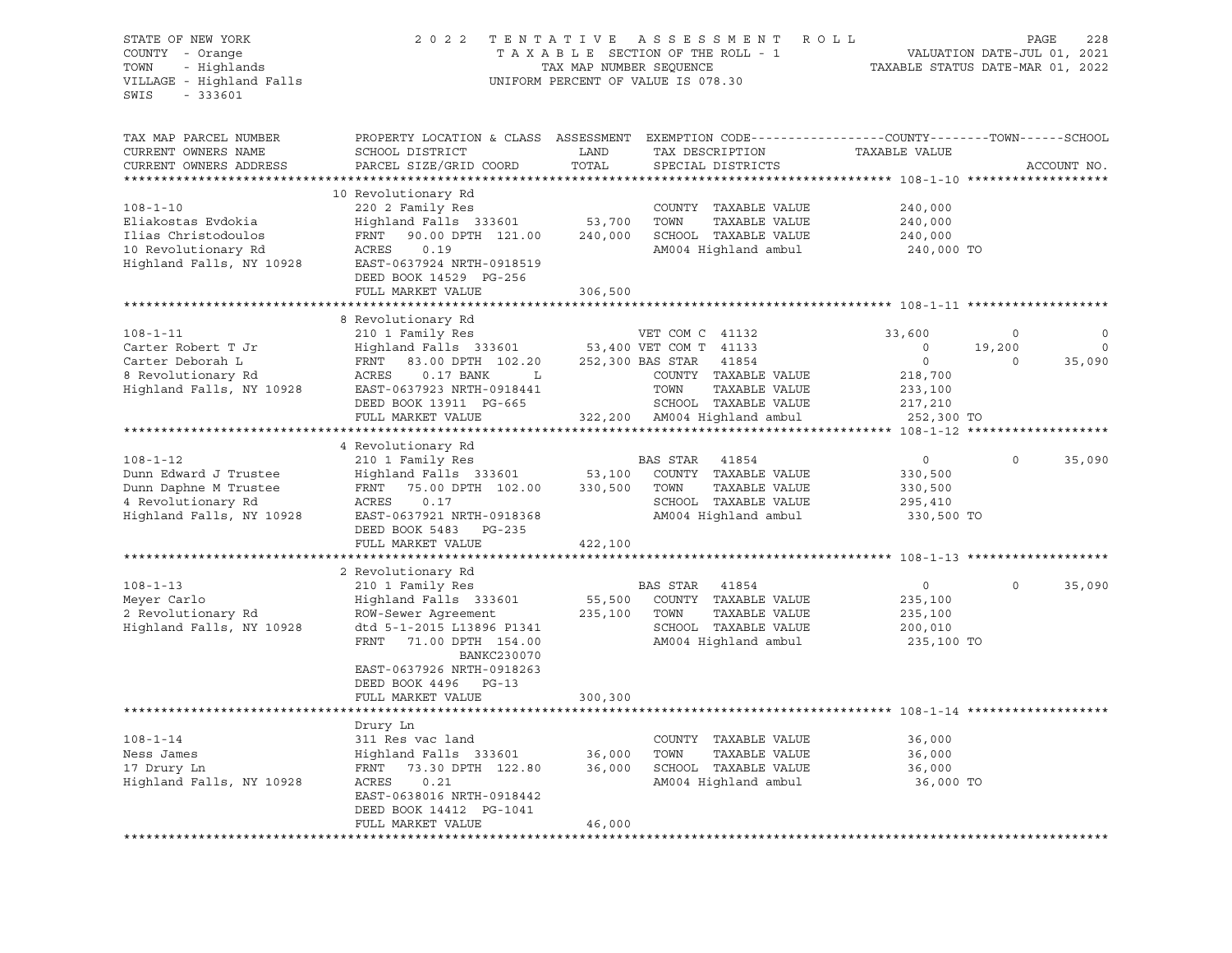STATE OF NEW YORK | COUNTY - Orange | TOWN - Highlands | VILLAGE - Highland Falls | SWIS - 333601

2022 TENTATIVE ASSESSMENT ROLL
TAXABLE SECTION OF THE ROLL - 1
TAX MAP NUMBER SEQUENCE
UNIFORM PERCENT OF VALUE IS 078.30

VALUATION DATE-JUL 01, 2021
TAXABLE STATUS DATE-MAR 01, 2022

| TAX MAP PARCEL NUMBER / CURRENT OWNERS NAME / CURRENT OWNERS ADDRESS | PROPERTY LOCATION & CLASS / SCHOOL DISTRICT / PARCEL SIZE/GRID COORD | ASSESSMENT LAND | TOTAL | EXEMPTION CODE / TAX DESCRIPTION / SPECIAL DISTRICTS | COUNTY | TOWN | SCHOOL | ACCOUNT NO. |
|---|---|---|---|---|---|---|---|---|
| **108-1-10** | 10 Revolutionary Rd | | | | | | | |
| Eliakostas Evdokia | 220 2 Family Res | | | COUNTY TAXABLE VALUE | 240,000 | | | |
| Ilias Christodoulos | Highland Falls 333601 | 53,700 | | TOWN TAXABLE VALUE | | 240,000 | | |
| 10 Revolutionary Rd | FRNT 90.00 DPTH 121.00 | | 240,000 | SCHOOL TAXABLE VALUE | | | 240,000 | |
| Highland Falls, NY 10928 | ACRES 0.19 | | | AM004 Highland ambul | 240,000 TO | | | |
| | EAST-0637924 NRTH-0918519 | | | | | | | |
| | DEED BOOK 14529 PG-256 | | | | | | | |
| | FULL MARKET VALUE | | 306,500 | | | | | |
| **108-1-11** | 8 Revolutionary Rd | | | | | | | |
| Carter Robert T Jr | 210 1 Family Res | | | VET COM C 41132 | 33,600 | 0 | 0 | |
| Carter Deborah L | Highland Falls 333601 | 53,400 | | VET COM T 41133 | 0 | 19,200 | 0 | |
| 8 Revolutionary Rd | FRNT 83.00 DPTH 102.20 | | 252,300 | BAS STAR 41854 | 0 | 0 | 35,090 | |
| Highland Falls, NY 10928 | ACRES 0.17 BANK L | | | COUNTY TAXABLE VALUE | 218,700 | | | |
| | EAST-0637923 NRTH-0918441 | | | TOWN TAXABLE VALUE | | 233,100 | | |
| | DEED BOOK 13911 PG-665 | | | SCHOOL TAXABLE VALUE | | | 217,210 | |
| | FULL MARKET VALUE | | 322,200 | AM004 Highland ambul | 252,300 TO | | | |
| **108-1-12** | 4 Revolutionary Rd | | | | | | | |
| Dunn Edward J Trustee | 210 1 Family Res | | | BAS STAR 41854 | 0 | 0 | 35,090 | |
| Dunn Daphne M Trustee | Highland Falls 333601 | 53,100 | | COUNTY TAXABLE VALUE | 330,500 | | | |
| 4 Revolutionary Rd | FRNT 75.00 DPTH 102.00 | | 330,500 | TOWN TAXABLE VALUE | | 330,500 | | |
| Highland Falls, NY 10928 | ACRES 0.17 | | | SCHOOL TAXABLE VALUE | | | 295,410 | |
| | EAST-0637921 NRTH-0918368 | | | AM004 Highland ambul | 330,500 TO | | | |
| | DEED BOOK 5483 PG-235 | | | | | | | |
| | FULL MARKET VALUE | | 422,100 | | | | | |
| **108-1-13** | 2 Revolutionary Rd | | | | | | | |
| Meyer Carlo | 210 1 Family Res | | | BAS STAR 41854 | 0 | 0 | 35,090 | |
| 2 Revolutionary Rd | Highland Falls 333601 | 55,500 | | COUNTY TAXABLE VALUE | 235,100 | | | |
| Highland Falls, NY 10928 | ROW-Sewer Agreement | | 235,100 | TOWN TAXABLE VALUE | | 235,100 | | |
| | dtd 5-1-2015 L13896 P1341 | | | SCHOOL TAXABLE VALUE | | | 200,010 | |
| | FRNT 71.00 DPTH 154.00 | | | AM004 Highland ambul | 235,100 TO | | | |
| | BANKC230070 | | | | | | | |
| | EAST-0637926 NRTH-0918263 | | | | | | | |
| | DEED BOOK 4496 PG-13 | | | | | | | |
| | FULL MARKET VALUE | | 300,300 | | | | | |
| **108-1-14** | Drury Ln | | | | | | | |
| Ness James | 311 Res vac land | | | COUNTY TAXABLE VALUE | 36,000 | | | |
| 17 Drury Ln | Highland Falls 333601 | 36,000 | | TOWN TAXABLE VALUE | | 36,000 | | |
| Highland Falls, NY 10928 | FRNT 73.30 DPTH 122.80 | | 36,000 | SCHOOL TAXABLE VALUE | | | 36,000 | |
| | ACRES 0.21 | | | AM004 Highland ambul | 36,000 TO | | | |
| | EAST-0638016 NRTH-0918442 | | | | | | | |
| | DEED BOOK 14412 PG-1041 | | | | | | | |
| | FULL MARKET VALUE | | 46,000 | | | | | |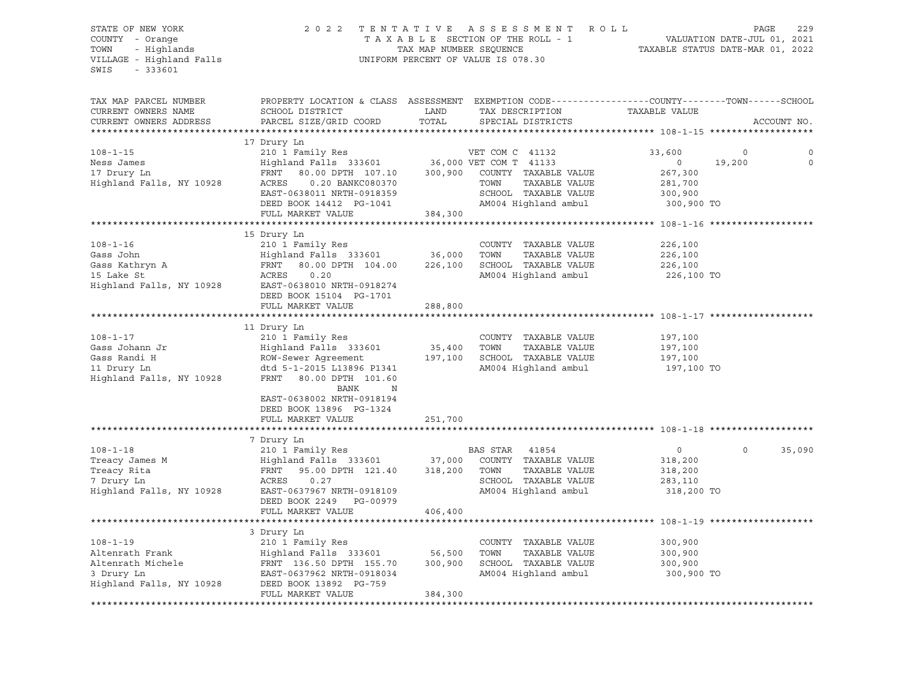STATE OF NEW YORK
COUNTY - Orange
TOWN - Highlands
VILLAGE - Highland Falls
SWIS - 333601

2022 TENTATIVE ASSESSMENT ROLL
TAXABLE SECTION OF THE ROLL - 1
TAX MAP NUMBER SEQUENCE
UNIFORM PERCENT OF VALUE IS 078.30

VALUATION DATE-JUL 01, 2021
TAXABLE STATUS DATE-MAR 01, 2022

| TAX MAP PARCEL NUMBER / CURRENT OWNERS NAME / CURRENT OWNERS ADDRESS | PROPERTY LOCATION & CLASS / SCHOOL DISTRICT / PARCEL SIZE/GRID COORD | ASSESSMENT LAND | TOTAL | EXEMPTION CODE / TAX DESCRIPTION / SPECIAL DISTRICTS | COUNTY TAXABLE VALUE | TOWN | SCHOOL |
|---|---|---|---|---|---|---|---|
| **108-1-15** | 17 Drury Ln | | | | | | |
| 108-1-15 | 210 1 Family Res | | | VET COM C 41132 | 33,600 | 0 | 0 |
| Ness James | Highland Falls 333601 | 36,000 | | VET COM T 41133 | 0 | 19,200 | 0 |
| 17 Drury Ln | FRNT 80.00 DPTH 107.10 | | 300,900 | COUNTY TAXABLE VALUE | 267,300 | | |
| Highland Falls, NY 10928 | ACRES 0.20 BANKC080370 | | | TOWN TAXABLE VALUE | 281,700 | | |
| | EAST-0638011 NRTH-0918359 | | | SCHOOL TAXABLE VALUE | 300,900 | | |
| | DEED BOOK 14412 PG-1041 | | | AM004 Highland ambul | 300,900 TO | | |
| | FULL MARKET VALUE | | 384,300 | | | | |
| **108-1-16** | 15 Drury Ln | | | | | | |
| 108-1-16 | 210 1 Family Res | | | COUNTY TAXABLE VALUE | 226,100 | | |
| Gass John | Highland Falls 333601 | 36,000 | | TOWN TAXABLE VALUE | 226,100 | | |
| Gass Kathryn A | FRNT 80.00 DPTH 104.00 | | 226,100 | SCHOOL TAXABLE VALUE | 226,100 | | |
| 15 Lake St | ACRES 0.20 | | | AM004 Highland ambul | 226,100 TO | | |
| Highland Falls, NY 10928 | EAST-0638010 NRTH-0918274 | | | | | | |
| | DEED BOOK 15104 PG-1701 | | | | | | |
| | FULL MARKET VALUE | | 288,800 | | | | |
| **108-1-17** | 11 Drury Ln | | | | | | |
| 108-1-17 | 210 1 Family Res | | | COUNTY TAXABLE VALUE | 197,100 | | |
| Gass Johann Jr | Highland Falls 333601 | 35,400 | | TOWN TAXABLE VALUE | 197,100 | | |
| Gass Randi H | ROW-Sewer Agreement | | 197,100 | SCHOOL TAXABLE VALUE | 197,100 | | |
| 11 Drury Ln | dtd 5-1-2015 L13896 P1341 | | | AM004 Highland ambul | 197,100 TO | | |
| Highland Falls, NY 10928 | FRNT 80.00 DPTH 101.60 | | | | | | |
| | BANK N | | | | | | |
| | EAST-0638002 NRTH-0918194 | | | | | | |
| | DEED BOOK 13896 PG-1324 | | | | | | |
| | FULL MARKET VALUE | | 251,700 | | | | |
| **108-1-18** | 7 Drury Ln | | | | | | |
| 108-1-18 | 210 1 Family Res | | | BAS STAR 41854 | 0 | 0 | 35,090 |
| Treacy James M | Highland Falls 333601 | 37,000 | | COUNTY TAXABLE VALUE | 318,200 | | |
| Treacy Rita | FRNT 95.00 DPTH 121.40 | | 318,200 | TOWN TAXABLE VALUE | 318,200 | | |
| 7 Drury Ln | ACRES 0.27 | | | SCHOOL TAXABLE VALUE | 283,110 | | |
| Highland Falls, NY 10928 | EAST-0637967 NRTH-0918109 | | | AM004 Highland ambul | 318,200 TO | | |
| | DEED BOOK 2249 PG-00979 | | | | | | |
| | FULL MARKET VALUE | | 406,400 | | | | |
| **108-1-19** | 3 Drury Ln | | | | | | |
| 108-1-19 | 210 1 Family Res | | | COUNTY TAXABLE VALUE | 300,900 | | |
| Altenrath Frank | Highland Falls 333601 | 56,500 | | TOWN TAXABLE VALUE | 300,900 | | |
| Altenrath Michele | FRNT 136.50 DPTH 155.70 | | 300,900 | SCHOOL TAXABLE VALUE | 300,900 | | |
| 3 Drury Ln | EAST-0637962 NRTH-0918034 | | | AM004 Highland ambul | 300,900 TO | | |
| Highland Falls, NY 10928 | DEED BOOK 13892 PG-759 | | | | | | |
| | FULL MARKET VALUE | | 384,300 | | | | |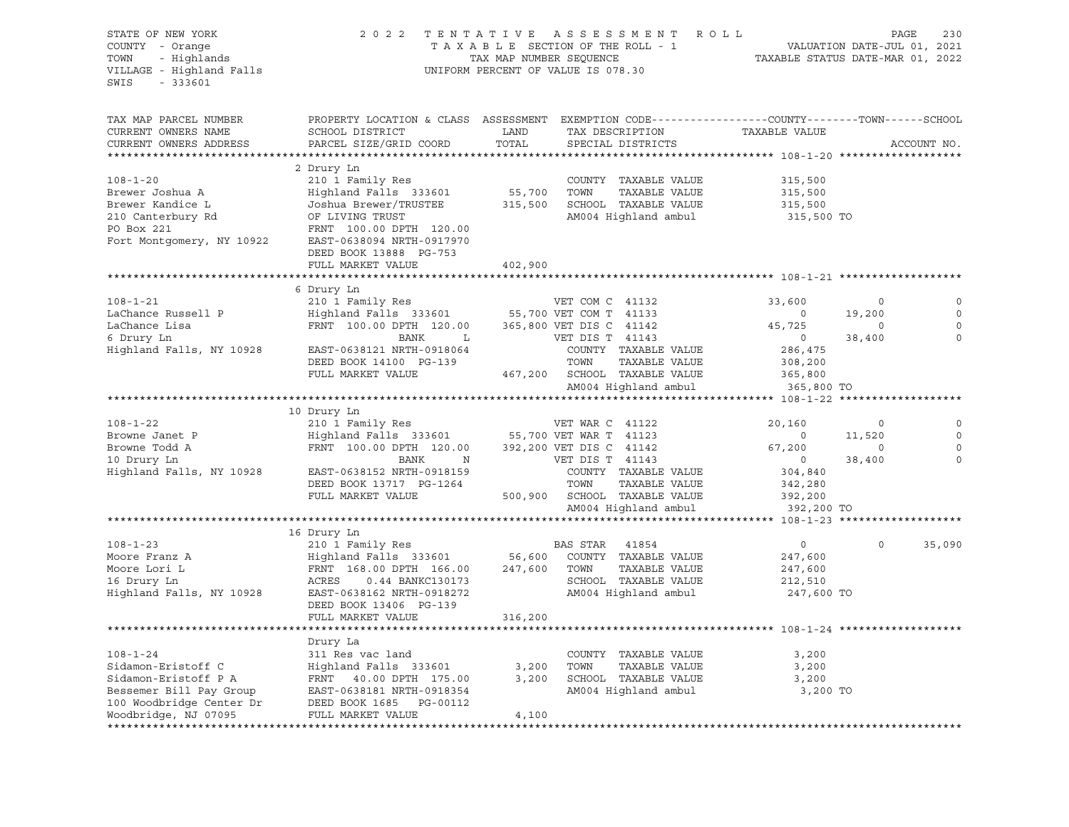STATE OF NEW YORK
COUNTY - Orange
TOWN - Highlands
VILLAGE - Highland Falls
SWIS - 333601

2022 TENTATIVE ASSESSMENT ROLL
TAXABLE SECTION OF THE ROLL - 1
TAX MAP NUMBER SEQUENCE
UNIFORM PERCENT OF VALUE IS 078.30

VALUATION DATE-JUL 01, 2021
TAXABLE STATUS DATE-MAR 01, 2022

```
TAX MAP PARCEL NUMBER      PROPERTY LOCATION & CLASS  ASSESSMENT  EXEMPTION CODE------------------COUNTY--------TOWN------SCHOOL
CURRENT OWNERS NAME        SCHOOL DISTRICT              LAND      TAX DESCRIPTION              TAXABLE VALUE
CURRENT OWNERS ADDRESS     PARCEL SIZE/GRID COORD       TOTAL     SPECIAL DISTRICTS                                   ACCOUNT NO.
******************************************************************************************************* 108-1-20 *******************
                           2 Drury Ln
108-1-20                   210 1 Family Res                       COUNTY  TAXABLE VALUE          315,500
Brewer Joshua A            Highland Falls  333601       55,700    TOWN    TAXABLE VALUE          315,500
Brewer Kandice L           Joshua Brewer/TRUSTEE       315,500    SCHOOL  TAXABLE VALUE          315,500
210 Canterbury Rd          OF LIVING TRUST                        AM004 Highland ambul            315,500 TO
PO Box 221                 FRNT 100.00 DPTH 120.00
Fort Montgomery, NY 10922  EAST-0638094 NRTH-0917970
                           DEED BOOK 13888  PG-753
                           FULL MARKET VALUE           402,900
******************************************************************************************************* 108-1-21 *******************
                           6 Drury Ln
108-1-21                   210 1 Family Res                   VET COM C 41132                33,600          0             0
LaChance Russell P         Highland Falls  333601       55,700 VET COM T 41133                    0     19,200             0
LaChance Lisa              FRNT 100.00 DPTH 120.00     365,800 VET DIS C 41142               45,725          0             0
6 Drury Ln                              BANK     L            VET DIS T 41143                    0     38,400             0
Highland Falls, NY 10928   EAST-0638121 NRTH-0918064          COUNTY  TAXABLE VALUE          286,475
                           DEED BOOK 14100  PG-139            TOWN    TAXABLE VALUE          308,200
                           FULL MARKET VALUE           467,200 SCHOOL  TAXABLE VALUE          365,800
                                                              AM004 Highland ambul            365,800 TO
******************************************************************************************************* 108-1-22 *******************
                           10 Drury Ln
108-1-22                   210 1 Family Res                   VET WAR C 41122                20,160          0             0
Browne Janet P             Highland Falls  333601       55,700 VET WAR T 41123                    0     11,520             0
Browne Todd A              FRNT 100.00 DPTH 120.00     392,200 VET DIS C 41142               67,200          0             0
10 Drury Ln                             BANK     N            VET DIS T 41143                    0     38,400             0
Highland Falls, NY 10928   EAST-0638152 NRTH-0918159          COUNTY  TAXABLE VALUE          304,840
                           DEED BOOK 13717  PG-1264           TOWN    TAXABLE VALUE          342,280
                           FULL MARKET VALUE           500,900 SCHOOL  TAXABLE VALUE          392,200
                                                              AM004 Highland ambul            392,200 TO
******************************************************************************************************* 108-1-23 *******************
                           16 Drury Ln
108-1-23                   210 1 Family Res                   BAS STAR  41854                     0          0        35,090
Moore Franz A              Highland Falls  333601       56,600 COUNTY  TAXABLE VALUE          247,600
Moore Lori L               FRNT 168.00 DPTH 166.00     247,600 TOWN    TAXABLE VALUE          247,600
16 Drury Ln                ACRES    0.44 BANKC130173          SCHOOL  TAXABLE VALUE          212,510
Highland Falls, NY 10928   EAST-0638162 NRTH-0918272          AM004 Highland ambul            247,600 TO
                           DEED BOOK 13406  PG-139
                           FULL MARKET VALUE           316,200
******************************************************************************************************* 108-1-24 *******************
                           Drury La
108-1-24                   311 Res vac land                       COUNTY  TAXABLE VALUE            3,200
Sidamon-Eristoff C         Highland Falls  333601        3,200    TOWN    TAXABLE VALUE            3,200
Sidamon-Eristoff P A       FRNT  40.00 DPTH 175.00       3,200    SCHOOL  TAXABLE VALUE            3,200
Bessemer Bill Pay Group    EAST-0638181 NRTH-0918354              AM004 Highland ambul              3,200 TO
100 Woodbridge Center Dr   DEED BOOK 1685   PG-00112
Woodbridge, NJ 07095       FULL MARKET VALUE             4,100
************************************************************************************************************************************
```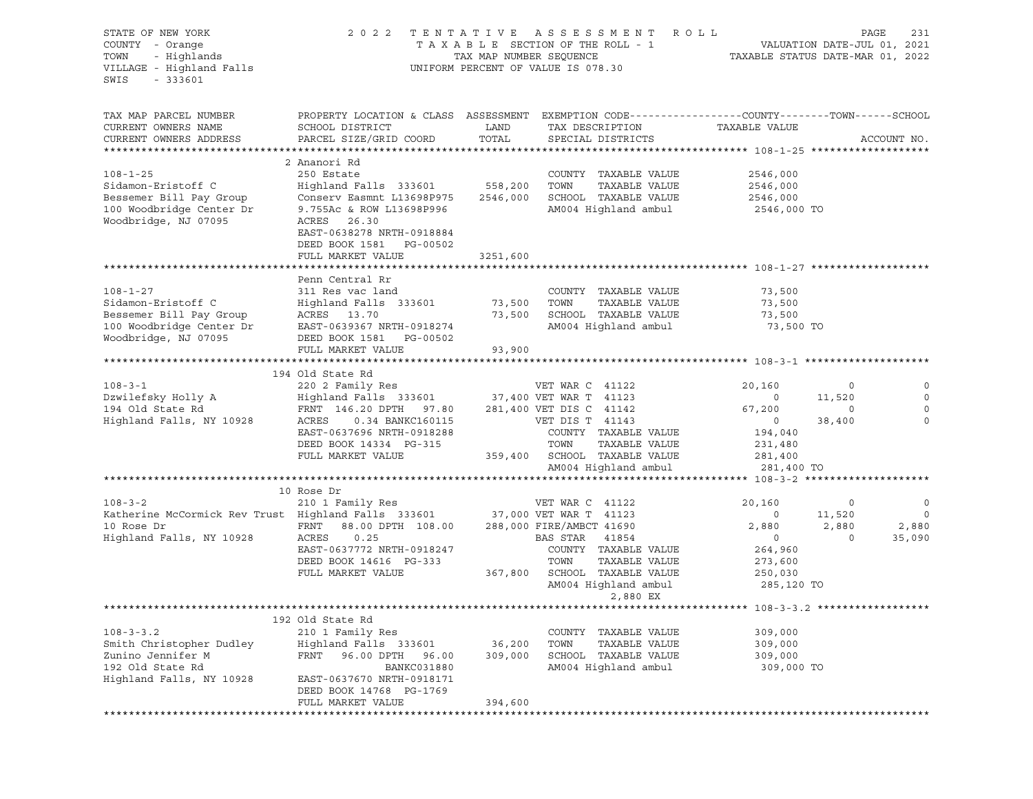STATE OF NEW YORK
COUNTY - Orange
TOWN - Highlands
VILLAGE - Highland Falls
SWIS - 333601

2 0 2 2 T E N T A T I V E A S S E S S M E N T R O L L
T A X A B L E SECTION OF THE ROLL - 1
TAX MAP NUMBER SEQUENCE
UNIFORM PERCENT OF VALUE IS 078.30

VALUATION DATE-JUL 01, 2021
TAXABLE STATUS DATE-MAR 01, 2022

```
TAX MAP PARCEL NUMBER          PROPERTY LOCATION & CLASS  ASSESSMENT  EXEMPTION CODE------------------COUNTY--------TOWN------SCHOOL
CURRENT OWNERS NAME            SCHOOL DISTRICT               LAND      TAX DESCRIPTION             TAXABLE VALUE
CURRENT OWNERS ADDRESS         PARCEL SIZE/GRID COORD        TOTAL     SPECIAL DISTRICTS                                      ACCOUNT NO.
******************************************************************************************************* 108-1-25 *******************
                               2 Ananori Rd
108-1-25                       250 Estate                             COUNTY  TAXABLE VALUE          2546,000
Sidamon-Eristoff C             Highland Falls  333601     558,200     TOWN    TAXABLE VALUE          2546,000
Bessemer Bill Pay Group        Conserv Easmnt L13698P975  2546,000    SCHOOL  TAXABLE VALUE          2546,000
100 Woodbridge Center Dr       9.755Ac & ROW L13698P996               AM004 Highland ambul            2546,000 TO
Woodbridge, NJ 07095           ACRES   26.30
                               EAST-0638278 NRTH-0918884
                               DEED BOOK 1581   PG-00502
                               FULL MARKET VALUE          3251,600
******************************************************************************************************* 108-1-27 *******************
                               Penn Central Rr
108-1-27                       311 Res vac land                       COUNTY  TAXABLE VALUE            73,500
Sidamon-Eristoff C             Highland Falls  333601      73,500     TOWN    TAXABLE VALUE            73,500
Bessemer Bill Pay Group        ACRES   13.70               73,500     SCHOOL  TAXABLE VALUE            73,500
100 Woodbridge Center Dr       EAST-0639367 NRTH-0918274              AM004 Highland ambul              73,500 TO
Woodbridge, NJ 07095           DEED BOOK 1581   PG-00502
                               FULL MARKET VALUE            93,900
******************************************************************************************************* 108-3-1 ********************
                               194 Old State Rd
108-3-1                        220 2 Family Res                       VET WAR C 41122              20,160          0            0
Dzwilefsky Holly A             Highland Falls  333601      37,400 VET WAR T 41123                   0     11,520            0
194 Old State Rd               FRNT 146.20 DPTH  97.80    281,400 VET DIS C 41142              67,200          0            0
Highland Falls, NY 10928       ACRES    0.34 BANKC160115              VET DIS T 41143                   0     38,400            0
                               EAST-0637696 NRTH-0918288              COUNTY  TAXABLE VALUE           194,040
                               DEED BOOK 14334  PG-315                TOWN    TAXABLE VALUE           231,480
                               FULL MARKET VALUE           359,400    SCHOOL  TAXABLE VALUE           281,400
                                                                      AM004 Highland ambul             281,400 TO
******************************************************************************************************* 108-3-2 ********************
                               10 Rose Dr
108-3-2                        210 1 Family Res                       VET WAR C 41122              20,160          0            0
Katherine McCormick Rev Trust  Highland Falls  333601      37,000 VET WAR T 41123                   0     11,520            0
10 Rose Dr                     FRNT  88.00 DPTH 108.00    288,000 FIRE/AMBCT 41690              2,880      2,880        2,880
Highland Falls, NY 10928       ACRES    0.25                          BAS STAR  41854                   0          0       35,090
                               EAST-0637772 NRTH-0918247              COUNTY  TAXABLE VALUE           264,960
                               DEED BOOK 14616  PG-333                TOWN    TAXABLE VALUE           273,600
                               FULL MARKET VALUE           367,800    SCHOOL  TAXABLE VALUE           250,030
                                                                      AM004 Highland ambul             285,120 TO
                                                                             2,880 EX
******************************************************************************************************* 108-3-3.2 ******************
                               192 Old State Rd
108-3-3.2                      210 1 Family Res                       COUNTY  TAXABLE VALUE           309,000
Smith Christopher Dudley       Highland Falls  333601      36,200     TOWN    TAXABLE VALUE           309,000
Zunino Jennifer M              FRNT  96.00 DPTH  96.00    309,000     SCHOOL  TAXABLE VALUE           309,000
192 Old State Rd                            BANKC031880               AM004 Highland ambul             309,000 TO
Highland Falls, NY 10928       EAST-0637670 NRTH-0918171
                               DEED BOOK 14768  PG-1769
                               FULL MARKET VALUE           394,600
************************************************************************************************************************************
```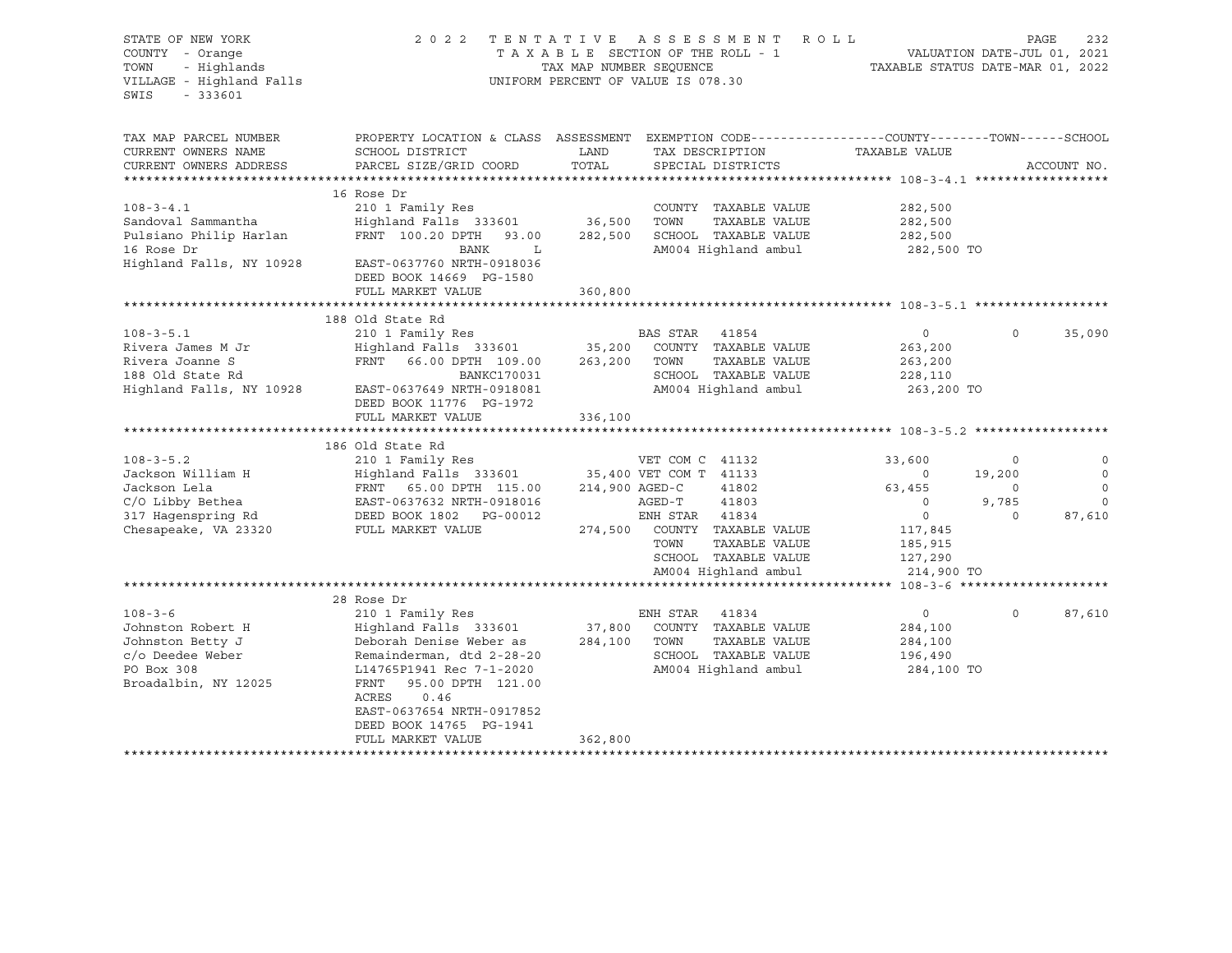STATE OF NEW YORK
COUNTY - Orange
TOWN - Highlands
VILLAGE - Highland Falls
SWIS - 333601

2022 TENTATIVE ASSESSMENT ROLL
TAXABLE SECTION OF THE ROLL - 1
TAX MAP NUMBER SEQUENCE
UNIFORM PERCENT OF VALUE IS 078.30

VALUATION DATE-JUL 01, 2021
TAXABLE STATUS DATE-MAR 01, 2022

| TAX MAP PARCEL NUMBER / CURRENT OWNERS NAME / CURRENT OWNERS ADDRESS | PROPERTY LOCATION & CLASS / SCHOOL DISTRICT / PARCEL SIZE/GRID COORD | ASSESSMENT LAND / TOTAL | EXEMPTION CODE / TAX DESCRIPTION / SPECIAL DISTRICTS | COUNTY TAXABLE VALUE | TOWN | SCHOOL |
|---|---|---|---|---|---|---|
| **108-3-4.1** | 16 Rose Dr | | | | | |
| 108-3-4.1 | 210 1 Family Res | | COUNTY TAXABLE VALUE | 282,500 | | |
| Sandoval Sammantha | Highland Falls 333601 | 36,500 | TOWN TAXABLE VALUE | 282,500 | | |
| Pulsiano Philip Harlan | FRNT 100.20 DPTH 93.00 | 282,500 | SCHOOL TAXABLE VALUE | 282,500 | | |
| 16 Rose Dr | BANK L | | AM004 Highland ambul | 282,500 TO | | |
| Highland Falls, NY 10928 | EAST-0637760 NRTH-0918036 | | | | | |
| | DEED BOOK 14669 PG-1580 | | | | | |
| | FULL MARKET VALUE | 360,800 | | | | |
| **108-3-5.1** | 188 Old State Rd | | | | | |
| 108-3-5.1 | 210 1 Family Res | | BAS STAR 41854 | 0 | 0 | 35,090 |
| Rivera James M Jr | Highland Falls 333601 | 35,200 | COUNTY TAXABLE VALUE | 263,200 | | |
| Rivera Joanne S | FRNT 66.00 DPTH 109.00 | 263,200 | TOWN TAXABLE VALUE | 263,200 | | |
| 188 Old State Rd | BANKC170031 | | SCHOOL TAXABLE VALUE | 228,110 | | |
| Highland Falls, NY 10928 | EAST-0637649 NRTH-0918081 | | AM004 Highland ambul | 263,200 TO | | |
| | DEED BOOK 11776 PG-1972 | | | | | |
| | FULL MARKET VALUE | 336,100 | | | | |
| **108-3-5.2** | 186 Old State Rd | | | | | |
| 108-3-5.2 | 210 1 Family Res | | VET COM C 41132 | 33,600 | 0 | 0 |
| Jackson William H | Highland Falls 333601 | 35,400 | VET COM T 41133 | 0 | 19,200 | 0 |
| Jackson Lela | FRNT 65.00 DPTH 115.00 | 214,900 | AGED-C 41802 | 63,455 | 0 | 0 |
| C/O Libby Bethea | EAST-0637632 NRTH-0918016 | | AGED-T 41803 | 0 | 9,785 | 0 |
| 317 Hagenspring Rd | DEED BOOK 1802 PG-00012 | | ENH STAR 41834 | 0 | 0 | 87,610 |
| Chesapeake, VA 23320 | FULL MARKET VALUE | 274,500 | COUNTY TAXABLE VALUE | 117,845 | | |
| | | | TOWN TAXABLE VALUE | 185,915 | | |
| | | | SCHOOL TAXABLE VALUE | 127,290 | | |
| | | | AM004 Highland ambul | 214,900 TO | | |
| **108-3-6** | 28 Rose Dr | | | | | |
| 108-3-6 | 210 1 Family Res | | ENH STAR 41834 | 0 | 0 | 87,610 |
| Johnston Robert H | Highland Falls 333601 | 37,800 | COUNTY TAXABLE VALUE | 284,100 | | |
| Johnston Betty J | Deborah Denise Weber as | 284,100 | TOWN TAXABLE VALUE | 284,100 | | |
| c/o Deedee Weber | Remainderman, dtd 2-28-20 | | SCHOOL TAXABLE VALUE | 196,490 | | |
| PO Box 308 | L14765P1941 Rec 7-1-2020 | | AM004 Highland ambul | 284,100 TO | | |
| Broadalbin, NY 12025 | FRNT 95.00 DPTH 121.00 | | | | | |
| | ACRES 0.46 | | | | | |
| | EAST-0637654 NRTH-0917852 | | | | | |
| | DEED BOOK 14765 PG-1941 | | | | | |
| | FULL MARKET VALUE | 362,800 | | | | |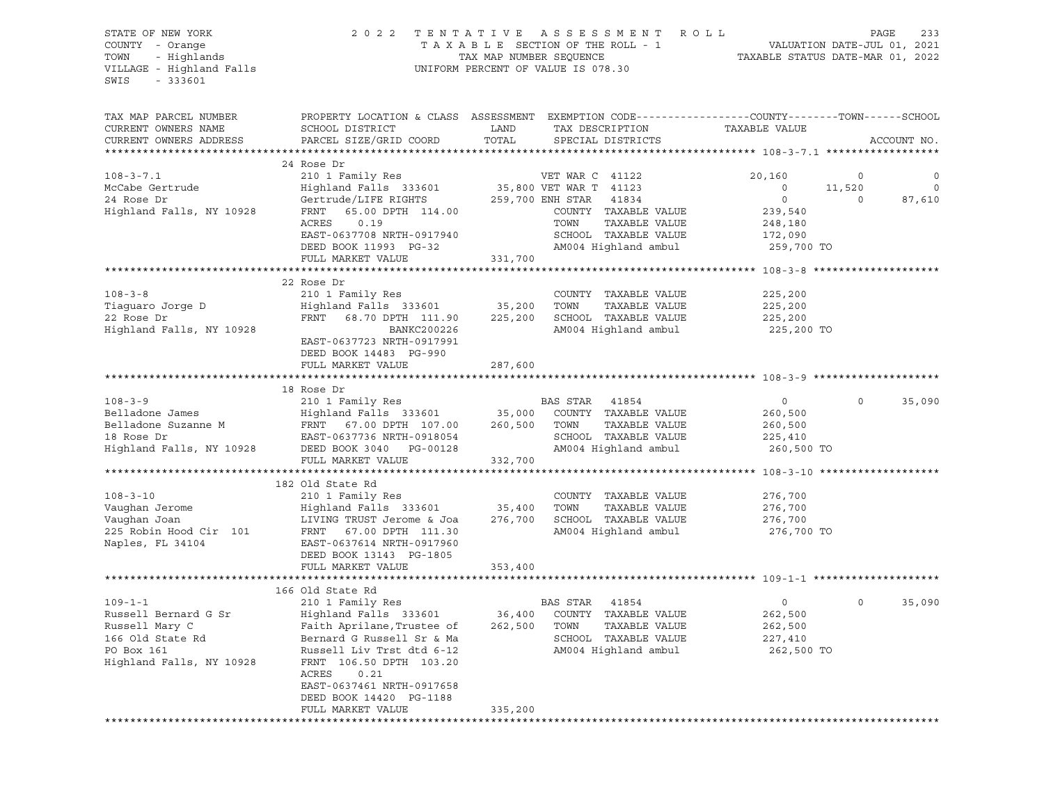STATE OF NEW YORK — 2022 TENTATIVE ASSESSMENT ROLL
COUNTY - Orange — TAXABLE SECTION OF THE ROLL - 1 — VALUATION DATE-JUL 01, 2021
TOWN - Highlands — TAX MAP NUMBER SEQUENCE — TAXABLE STATUS DATE-MAR 01, 2022
VILLAGE - Highland Falls — UNIFORM PERCENT OF VALUE IS 078.30
SWIS - 333601

```
TAX MAP PARCEL NUMBER          PROPERTY LOCATION & CLASS  ASSESSMENT  EXEMPTION CODE------------------COUNTY--------TOWN------SCHOOL
CURRENT OWNERS NAME            SCHOOL DISTRICT               LAND      TAX DESCRIPTION            TAXABLE VALUE
CURRENT OWNERS ADDRESS         PARCEL SIZE/GRID COORD        TOTAL     SPECIAL DISTRICTS                                        ACCOUNT NO.
******************************************************************************************************* 108-3-7.1 ******************
                               24 Rose Dr
108-3-7.1                      210 1 Family Res                       VET WAR C 41122              20,160            0             0
McCabe Gertrude                Highland Falls  333601       35,800 VET WAR T 41123                    0       11,520             0
24 Rose Dr                     Gertrude/LIFE RIGHTS        259,700 ENH STAR  41834                    0            0        87,610
Highland Falls, NY 10928       FRNT    65.00 DPTH  114.00            COUNTY  TAXABLE VALUE          239,540
                               ACRES     0.19                         TOWN    TAXABLE VALUE          248,180
                               EAST-0637708 NRTH-0917940              SCHOOL  TAXABLE VALUE          172,090
                               DEED BOOK 11993  PG-32                 AM004 Highland ambul           259,700 TO
                               FULL MARKET VALUE           331,700
******************************************************************************************************* 108-3-8 ********************
                               22 Rose Dr
108-3-8                        210 1 Family Res                       COUNTY  TAXABLE VALUE          225,200
Tiaguaro Jorge D               Highland Falls  333601       35,200   TOWN    TAXABLE VALUE          225,200
22 Rose Dr                     FRNT    68.70 DPTH  111.90  225,200   SCHOOL  TAXABLE VALUE          225,200
Highland Falls, NY 10928                     BANKC200226              AM004 Highland ambul           225,200 TO
                               EAST-0637723 NRTH-0917991
                               DEED BOOK 14483  PG-990
                               FULL MARKET VALUE           287,600
******************************************************************************************************* 108-3-9 ********************
                               18 Rose Dr
108-3-9                        210 1 Family Res                       BAS STAR  41854                     0            0        35,090
Belladone James                Highland Falls  333601       35,000   COUNTY  TAXABLE VALUE          260,500
Belladone Suzanne M            FRNT    67.00 DPTH  107.00  260,500   TOWN    TAXABLE VALUE          260,500
18 Rose Dr                     EAST-0637736 NRTH-0918054              SCHOOL  TAXABLE VALUE          225,410
Highland Falls, NY 10928       DEED BOOK 3040    PG-00128             AM004 Highland ambul           260,500 TO
                               FULL MARKET VALUE           332,700
******************************************************************************************************* 108-3-10 *******************
                               182 Old State Rd
108-3-10                       210 1 Family Res                       COUNTY  TAXABLE VALUE          276,700
Vaughan Jerome                 Highland Falls  333601       35,400   TOWN    TAXABLE VALUE          276,700
Vaughan Joan                   LIVING TRUST Jerome & Joa   276,700   SCHOOL  TAXABLE VALUE          276,700
225 Robin Hood Cir  101        FRNT    67.00 DPTH  111.30             AM004 Highland ambul           276,700 TO
Naples, FL 34104               EAST-0637614 NRTH-0917960
                               DEED BOOK 13143  PG-1805
                               FULL MARKET VALUE           353,400
******************************************************************************************************* 109-1-1 ********************
                               166 Old State Rd
109-1-1                        210 1 Family Res                       BAS STAR  41854                     0            0        35,090
Russell Bernard G Sr           Highland Falls  333601       36,400   COUNTY  TAXABLE VALUE          262,500
Russell Mary C                 Faith Aprilane,Trustee of   262,500   TOWN    TAXABLE VALUE          262,500
166 Old State Rd               Bernard G Russell Sr & Ma              SCHOOL  TAXABLE VALUE          227,410
PO Box 161                     Russell Liv Trst dtd 6-12              AM004 Highland ambul           262,500 TO
Highland Falls, NY 10928       FRNT   106.50 DPTH  103.20
                               ACRES     0.21
                               EAST-0637461 NRTH-0917658
                               DEED BOOK 14420  PG-1188
                               FULL MARKET VALUE           335,200
************************************************************************************************************************************
```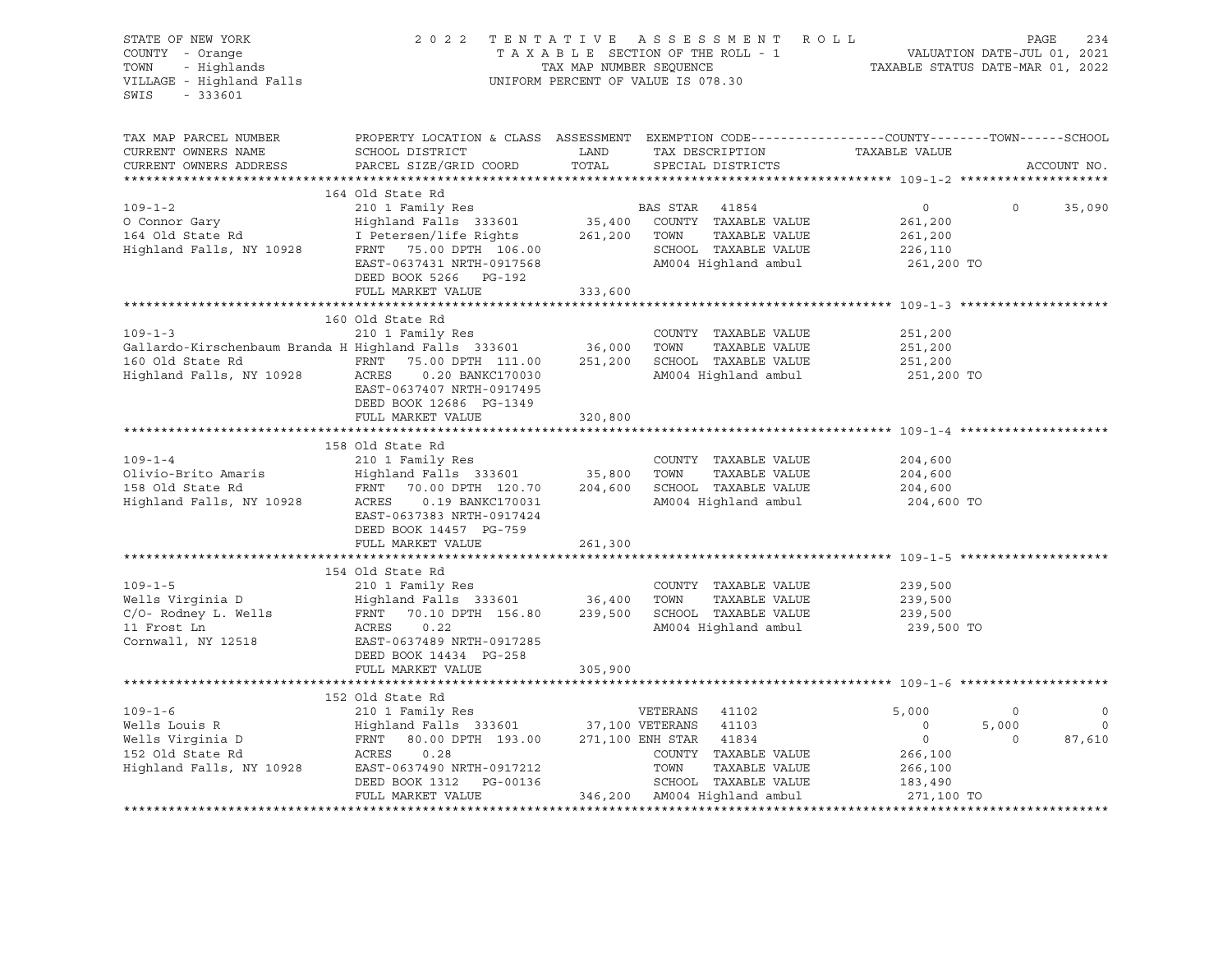STATE OF NEW YORK
COUNTY - Orange
TOWN - Highlands
VILLAGE - Highland Falls
SWIS - 333601

2022 TENTATIVE ASSESSMENT ROLL
TAXABLE SECTION OF THE ROLL - 1
TAX MAP NUMBER SEQUENCE
UNIFORM PERCENT OF VALUE IS 078.30

VALUATION DATE-JUL 01, 2021
TAXABLE STATUS DATE-MAR 01, 2022

| TAX MAP PARCEL NUMBER / CURRENT OWNERS NAME / CURRENT OWNERS ADDRESS | PROPERTY LOCATION & CLASS / SCHOOL DISTRICT / PARCEL SIZE/GRID COORD | ASSESSMENT LAND / TOTAL | EXEMPTION CODE / TAX DESCRIPTION / SPECIAL DISTRICTS | COUNTY TAXABLE VALUE | TOWN | SCHOOL |
|---|---|---|---|---|---|---|
| **109-1-2** | 164 Old State Rd | | | | | |
| 109-1-2 | 210 1 Family Res | | BAS STAR 41854 | 0 | 0 | 35,090 |
| O Connor Gary | Highland Falls 333601 | 35,400 | COUNTY TAXABLE VALUE | 261,200 | | |
| 164 Old State Rd | I Petersen/life Rights | 261,200 | TOWN TAXABLE VALUE | 261,200 | | |
| Highland Falls, NY 10928 | FRNT 75.00 DPTH 106.00 | | SCHOOL TAXABLE VALUE | 226,110 | | |
| | EAST-0637431 NRTH-0917568 | | AM004 Highland ambul | 261,200 TO | | |
| | DEED BOOK 5266 PG-192 | | | | | |
| | FULL MARKET VALUE | 333,600 | | | | |
| **109-1-3** | 160 Old State Rd | | | | | |
| 109-1-3 | 210 1 Family Res | | COUNTY TAXABLE VALUE | 251,200 | | |
| Gallardo-Kirschenbaum Branda H | Highland Falls 333601 | 36,000 | TOWN TAXABLE VALUE | 251,200 | | |
| 160 Old State Rd | FRNT 75.00 DPTH 111.00 | 251,200 | SCHOOL TAXABLE VALUE | 251,200 | | |
| Highland Falls, NY 10928 | ACRES 0.20 BANKC170030 | | AM004 Highland ambul | 251,200 TO | | |
| | EAST-0637407 NRTH-0917495 | | | | | |
| | DEED BOOK 12686 PG-1349 | | | | | |
| | FULL MARKET VALUE | 320,800 | | | | |
| **109-1-4** | 158 Old State Rd | | | | | |
| 109-1-4 | 210 1 Family Res | | COUNTY TAXABLE VALUE | 204,600 | | |
| Olivio-Brito Amaris | Highland Falls 333601 | 35,800 | TOWN TAXABLE VALUE | 204,600 | | |
| 158 Old State Rd | FRNT 70.00 DPTH 120.70 | 204,600 | SCHOOL TAXABLE VALUE | 204,600 | | |
| Highland Falls, NY 10928 | ACRES 0.19 BANKC170031 | | AM004 Highland ambul | 204,600 TO | | |
| | EAST-0637383 NRTH-0917424 | | | | | |
| | DEED BOOK 14457 PG-759 | | | | | |
| | FULL MARKET VALUE | 261,300 | | | | |
| **109-1-5** | 154 Old State Rd | | | | | |
| 109-1-5 | 210 1 Family Res | | COUNTY TAXABLE VALUE | 239,500 | | |
| Wells Virginia D | Highland Falls 333601 | 36,400 | TOWN TAXABLE VALUE | 239,500 | | |
| C/O- Rodney L. Wells | FRNT 70.10 DPTH 156.80 | 239,500 | SCHOOL TAXABLE VALUE | 239,500 | | |
| 11 Frost Ln | ACRES 0.22 | | AM004 Highland ambul | 239,500 TO | | |
| Cornwall, NY 12518 | EAST-0637489 NRTH-0917285 | | | | | |
| | DEED BOOK 14434 PG-258 | | | | | |
| | FULL MARKET VALUE | 305,900 | | | | |
| **109-1-6** | 152 Old State Rd | | | | | |
| 109-1-6 | 210 1 Family Res | | VETERANS 41102 | 5,000 | 0 | 0 |
| Wells Louis R | Highland Falls 333601 | 37,100 | VETERANS 41103 | 0 | 5,000 | 0 |
| Wells Virginia D | FRNT 80.00 DPTH 193.00 | 271,100 | ENH STAR 41834 | 0 | 0 | 87,610 |
| 152 Old State Rd | ACRES 0.28 | | COUNTY TAXABLE VALUE | 266,100 | | |
| Highland Falls, NY 10928 | EAST-0637490 NRTH-0917212 | | TOWN TAXABLE VALUE | 266,100 | | |
| | DEED BOOK 1312 PG-00136 | | SCHOOL TAXABLE VALUE | 183,490 | | |
| | FULL MARKET VALUE | 346,200 | AM004 Highland ambul | 271,100 TO | | |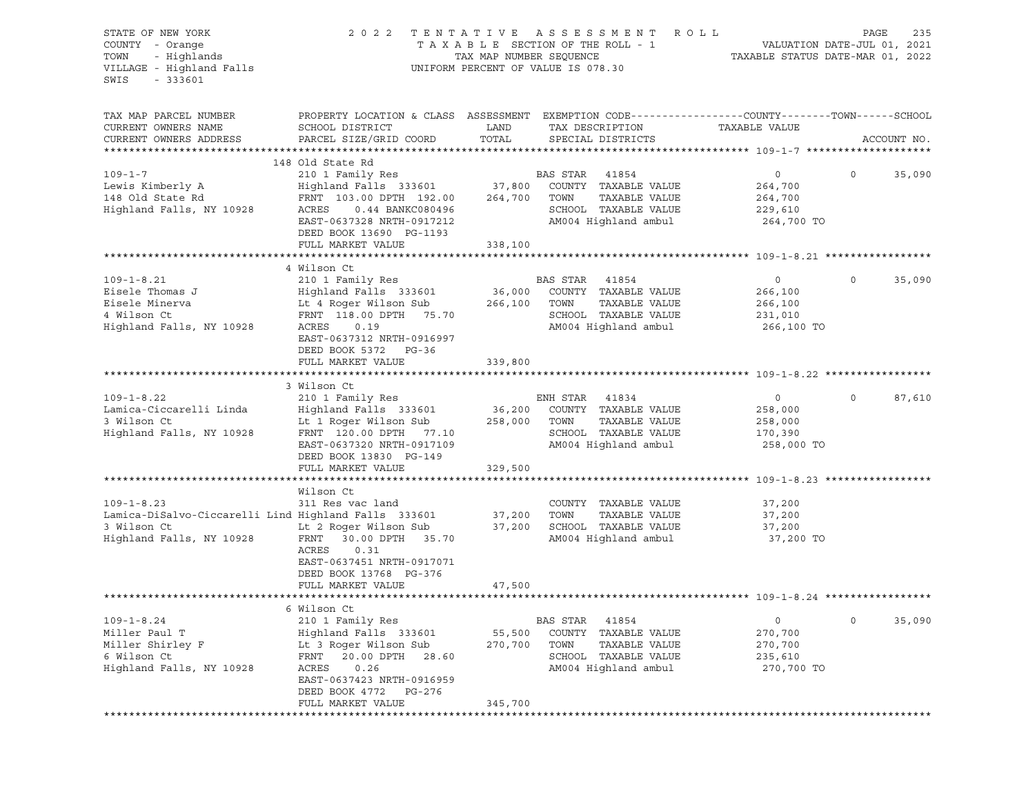STATE OF NEW YORK                    2 0 2 2  T E N T A T I V E  A S S E S S M E N T  R O L L
COUNTY - Orange                          T A X A B L E SECTION OF THE ROLL - 1          VALUATION DATE-JUL 01, 2021
TOWN - Highlands                         TAX MAP NUMBER SEQUENCE                        TAXABLE STATUS DATE-MAR 01, 2022
VILLAGE - Highland Falls                 UNIFORM PERCENT OF VALUE IS 078.30
SWIS - 333601

| TAX MAP PARCEL NUMBER / CURRENT OWNERS NAME / CURRENT OWNERS ADDRESS | PROPERTY LOCATION & CLASS / SCHOOL DISTRICT / PARCEL SIZE/GRID COORD | ASSESSMENT LAND / TOTAL | EXEMPTION CODE / TAX DESCRIPTION / SPECIAL DISTRICTS | COUNTY | TOWN | SCHOOL |
|---|---|---|---|---|---|---|
| **109-1-7** | 148 Old State Rd | | | | | |
| 109-1-7 | 210 1 Family Res | | BAS STAR 41854 | 0 | 0 | 35,090 |
| Lewis Kimberly A | Highland Falls 333601 | 37,800 | COUNTY TAXABLE VALUE | 264,700 | | |
| 148 Old State Rd | FRNT 103.00 DPTH 192.00 | 264,700 | TOWN TAXABLE VALUE | 264,700 | | |
| Highland Falls, NY 10928 | ACRES 0.44 BANKC080496 | | SCHOOL TAXABLE VALUE | 229,610 | | |
| | EAST-0637328 NRTH-0917212 | | AM004 Highland ambul | 264,700 TO | | |
| | DEED BOOK 13690 PG-1193 | | | | | |
| | FULL MARKET VALUE | 338,100 | | | | |
| **109-1-8.21** | 4 Wilson Ct | | | | | |
| 109-1-8.21 | 210 1 Family Res | | BAS STAR 41854 | 0 | 0 | 35,090 |
| Eisele Thomas J | Highland Falls 333601 | 36,000 | COUNTY TAXABLE VALUE | 266,100 | | |
| Eisele Minerva | Lt 4 Roger Wilson Sub | 266,100 | TOWN TAXABLE VALUE | 266,100 | | |
| 4 Wilson Ct | FRNT 118.00 DPTH 75.70 | | SCHOOL TAXABLE VALUE | 231,010 | | |
| Highland Falls, NY 10928 | ACRES 0.19 | | AM004 Highland ambul | 266,100 TO | | |
| | EAST-0637312 NRTH-0916997 | | | | | |
| | DEED BOOK 5372 PG-36 | | | | | |
| | FULL MARKET VALUE | 339,800 | | | | |
| **109-1-8.22** | 3 Wilson Ct | | | | | |
| 109-1-8.22 | 210 1 Family Res | | ENH STAR 41834 | 0 | 0 | 87,610 |
| Lamica-Ciccarelli Linda | Highland Falls 333601 | 36,200 | COUNTY TAXABLE VALUE | 258,000 | | |
| 3 Wilson Ct | Lt 1 Roger Wilson Sub | 258,000 | TOWN TAXABLE VALUE | 258,000 | | |
| Highland Falls, NY 10928 | FRNT 120.00 DPTH 77.10 | | SCHOOL TAXABLE VALUE | 170,390 | | |
| | EAST-0637320 NRTH-0917109 | | AM004 Highland ambul | 258,000 TO | | |
| | DEED BOOK 13830 PG-149 | | | | | |
| | FULL MARKET VALUE | 329,500 | | | | |
| **109-1-8.23** | Wilson Ct | | | | | |
| 109-1-8.23 | 311 Res vac land | | COUNTY TAXABLE VALUE | 37,200 | | |
| Lamica-DiSalvo-Ciccarelli Lind | Highland Falls 333601 | 37,200 | TOWN TAXABLE VALUE | 37,200 | | |
| 3 Wilson Ct | Lt 2 Roger Wilson Sub | 37,200 | SCHOOL TAXABLE VALUE | 37,200 | | |
| Highland Falls, NY 10928 | FRNT 30.00 DPTH 35.70 | | AM004 Highland ambul | 37,200 TO | | |
| | ACRES 0.31 | | | | | |
| | EAST-0637451 NRTH-0917071 | | | | | |
| | DEED BOOK 13768 PG-376 | | | | | |
| | FULL MARKET VALUE | 47,500 | | | | |
| **109-1-8.24** | 6 Wilson Ct | | | | | |
| 109-1-8.24 | 210 1 Family Res | | BAS STAR 41854 | 0 | 0 | 35,090 |
| Miller Paul T | Highland Falls 333601 | 55,500 | COUNTY TAXABLE VALUE | 270,700 | | |
| Miller Shirley F | Lt 3 Roger Wilson Sub | 270,700 | TOWN TAXABLE VALUE | 270,700 | | |
| 6 Wilson Ct | FRNT 20.00 DPTH 28.60 | | SCHOOL TAXABLE VALUE | 235,610 | | |
| Highland Falls, NY 10928 | ACRES 0.26 | | AM004 Highland ambul | 270,700 TO | | |
| | EAST-0637423 NRTH-0916959 | | | | | |
| | DEED BOOK 4772 PG-276 | | | | | |
| | FULL MARKET VALUE | 345,700 | | | | |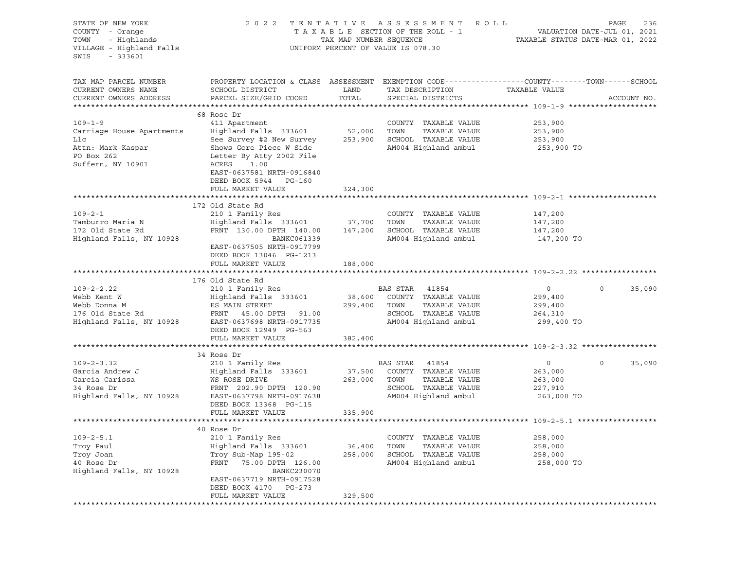STATE OF NEW YORK
COUNTY - Orange
TOWN - Highlands
VILLAGE - Highland Falls
SWIS - 333601

2 0 2 2 T E N T A T I V E A S S E S S M E N T R O L L
T A X A B L E SECTION OF THE ROLL - 1
TAX MAP NUMBER SEQUENCE
UNIFORM PERCENT OF VALUE IS 078.30

VALUATION DATE-JUL 01, 2021
TAXABLE STATUS DATE-MAR 01, 2022

| TAX MAP PARCEL NUMBER / CURRENT OWNERS NAME / CURRENT OWNERS ADDRESS | PROPERTY LOCATION & CLASS / SCHOOL DISTRICT / PARCEL SIZE/GRID COORD | ASSESSMENT LAND / TOTAL | EXEMPTION CODE / TAX DESCRIPTION / SPECIAL DISTRICTS | COUNTY | TOWN | SCHOOL | ACCOUNT NO. |
|---|---|---|---|---|---|---|---|
| **109-1-9** | 68 Rose Dr | | | | | | |
| 109-1-9 | 411 Apartment | | COUNTY TAXABLE VALUE | 253,900 | | | |
| Carriage House Apartments | Highland Falls 333601 | 52,000 | TOWN TAXABLE VALUE | | 253,900 | | |
| Llc | See Survey #2 New Survey | 253,900 | SCHOOL TAXABLE VALUE | | | 253,900 | |
| Attn: Mark Kaspar | Shows Gore Piece W Side | | AM004 Highland ambul | 253,900 TO | | | |
| PO Box 262 | Letter By Atty 2002 File | | | | | | |
| Suffern, NY 10901 | ACRES 1.00 | | | | | | |
| | EAST-0637581 NRTH-0916840 | | | | | | |
| | DEED BOOK 5944 PG-160 | | | | | | |
| | FULL MARKET VALUE | 324,300 | | | | | |
| **109-2-1** | 172 Old State Rd | | | | | | |
| 109-2-1 | 210 1 Family Res | | COUNTY TAXABLE VALUE | 147,200 | | | |
| Tamburro Maria N | Highland Falls 333601 | 37,700 | TOWN TAXABLE VALUE | | 147,200 | | |
| 172 Old State Rd | FRNT 130.00 DPTH 140.00 | 147,200 | SCHOOL TAXABLE VALUE | | | 147,200 | |
| Highland Falls, NY 10928 | BANKC061339 | | AM004 Highland ambul | 147,200 TO | | | |
| | EAST-0637505 NRTH-0917799 | | | | | | |
| | DEED BOOK 13046 PG-1213 | | | | | | |
| | FULL MARKET VALUE | 188,000 | | | | | |
| **109-2-2.22** | 176 Old State Rd | | | | | | |
| 109-2-2.22 | 210 1 Family Res | | BAS STAR 41854 | 0 | 0 | 35,090 | |
| Webb Kent W | Highland Falls 333601 | 38,600 | COUNTY TAXABLE VALUE | 299,400 | | | |
| Webb Donna M | ES MAIN STREET | 299,400 | TOWN TAXABLE VALUE | | 299,400 | | |
| 176 Old State Rd | FRNT 45.00 DPTH 91.00 | | SCHOOL TAXABLE VALUE | | | 264,310 | |
| Highland Falls, NY 10928 | EAST-0637698 NRTH-0917735 | | AM004 Highland ambul | 299,400 TO | | | |
| | DEED BOOK 12949 PG-563 | | | | | | |
| | FULL MARKET VALUE | 382,400 | | | | | |
| **109-2-3.32** | 34 Rose Dr | | | | | | |
| 109-2-3.32 | 210 1 Family Res | | BAS STAR 41854 | 0 | 0 | 35,090 | |
| Garcia Andrew J | Highland Falls 333601 | 37,500 | COUNTY TAXABLE VALUE | 263,000 | | | |
| Garcia Carissa | WS ROSE DRIVE | 263,000 | TOWN TAXABLE VALUE | | 263,000 | | |
| 34 Rose Dr | FRNT 202.90 DPTH 120.90 | | SCHOOL TAXABLE VALUE | | | 227,910 | |
| Highland Falls, NY 10928 | EAST-0637798 NRTH-0917638 | | AM004 Highland ambul | 263,000 TO | | | |
| | DEED BOOK 13368 PG-115 | | | | | | |
| | FULL MARKET VALUE | 335,900 | | | | | |
| **109-2-5.1** | 40 Rose Dr | | | | | | |
| 109-2-5.1 | 210 1 Family Res | | COUNTY TAXABLE VALUE | 258,000 | | | |
| Troy Paul | Highland Falls 333601 | 36,400 | TOWN TAXABLE VALUE | | 258,000 | | |
| Troy Joan | Troy Sub-Map 195-02 | 258,000 | SCHOOL TAXABLE VALUE | | | 258,000 | |
| 40 Rose Dr | FRNT 75.00 DPTH 126.00 | | AM004 Highland ambul | 258,000 TO | | | |
| Highland Falls, NY 10928 | BANKC230070 | | | | | | |
| | EAST-0637719 NRTH-0917528 | | | | | | |
| | DEED BOOK 4170 PG-273 | | | | | | |
| | FULL MARKET VALUE | 329,500 | | | | | |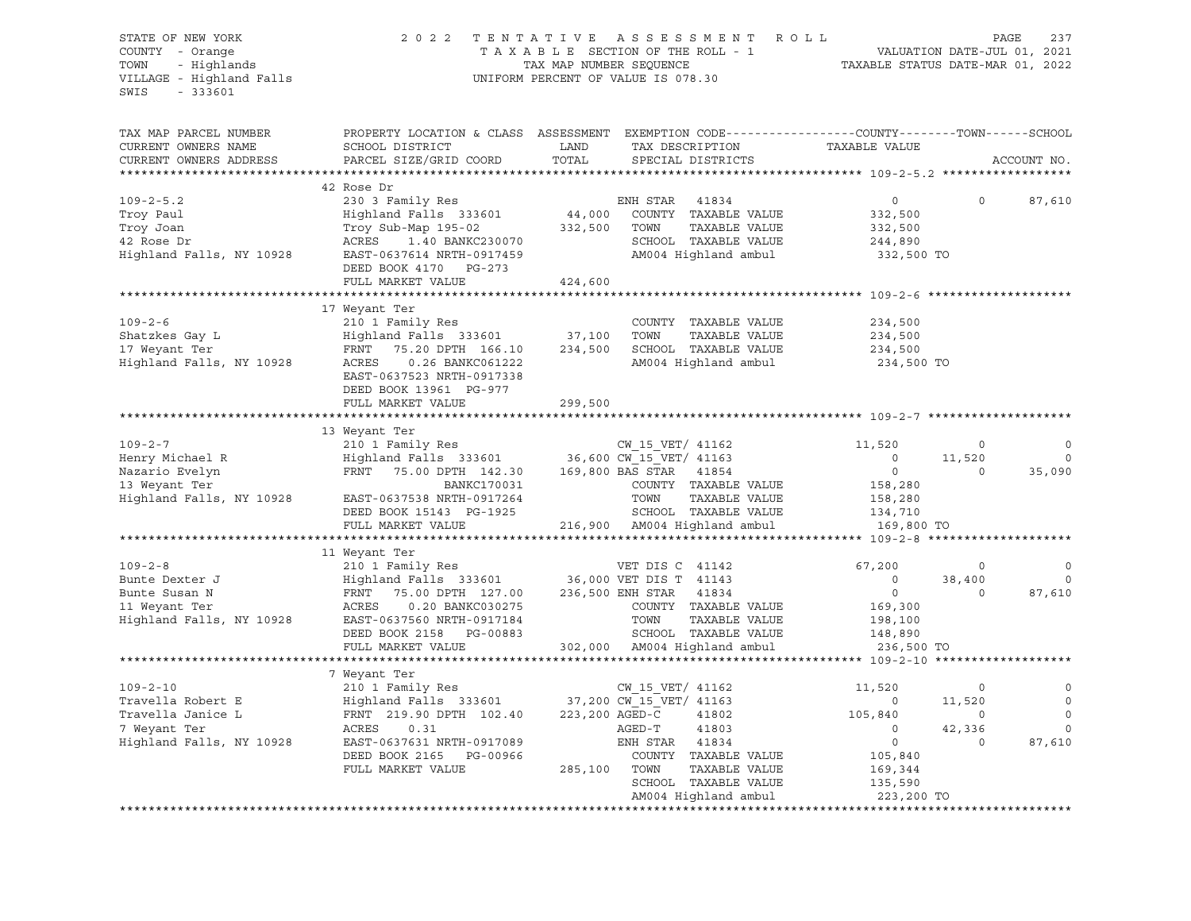STATE OF NEW YORK
COUNTY - Orange
TOWN - Highlands
VILLAGE - Highland Falls
SWIS - 333601

2 0 2 2 T E N T A T I V E A S S E S S M E N T R O L L
T A X A B L E SECTION OF THE ROLL - 1
TAX MAP NUMBER SEQUENCE
UNIFORM PERCENT OF VALUE IS 078.30

VALUATION DATE-JUL 01, 2021
TAXABLE STATUS DATE-MAR 01, 2022

```
TAX MAP PARCEL NUMBER     PROPERTY LOCATION & CLASS  ASSESSMENT  EXEMPTION CODE------------------COUNTY--------TOWN------SCHOOL
CURRENT OWNERS NAME       SCHOOL DISTRICT               LAND      TAX DESCRIPTION            TAXABLE VALUE
CURRENT OWNERS ADDRESS    PARCEL SIZE/GRID COORD        TOTAL     SPECIAL DISTRICTS                                    ACCOUNT NO.
******************************************************************************************************* 109-2-5.2 ******************
                          42 Rose Dr
109-2-5.2                 230 3 Family Res                        ENH STAR  41834                  0             0     87,610
Troy Paul                 Highland Falls  333601        44,000    COUNTY  TAXABLE VALUE      332,500
Troy Joan                 Troy Sub-Map 195-02          332,500    TOWN    TAXABLE VALUE      332,500
42 Rose Dr                ACRES    1.40 BANKC230070               SCHOOL  TAXABLE VALUE      244,890
Highland Falls, NY 10928  EAST-0637614 NRTH-0917459               AM004 Highland ambul        332,500 TO
                          DEED BOOK 4170   PG-273
                          FULL MARKET VALUE            424,600
******************************************************************************************************* 109-2-6 ********************
                          17 Weyant Ter
109-2-6                   210 1 Family Res                        COUNTY  TAXABLE VALUE      234,500
Shatzkes Gay L            Highland Falls  333601        37,100    TOWN    TAXABLE VALUE      234,500
17 Weyant Ter             FRNT   75.20 DPTH 166.10     234,500    SCHOOL  TAXABLE VALUE      234,500
Highland Falls, NY 10928  ACRES    0.26 BANKC061222               AM004 Highland ambul        234,500 TO
                          EAST-0637523 NRTH-0917338
                          DEED BOOK 13961  PG-977
                          FULL MARKET VALUE            299,500
******************************************************************************************************* 109-2-7 ********************
                          13 Weyant Ter
109-2-7                   210 1 Family Res                        CW_15_VET/ 41162            11,520             0          0
Henry Michael R           Highland Falls  333601        36,600 CW_15_VET/ 41163                0        11,520          0
Nazario Evelyn            FRNT   75.00 DPTH 142.30     169,800 BAS STAR  41854                  0             0     35,090
13 Weyant Ter                          BANKC170031                COUNTY  TAXABLE VALUE      158,280
Highland Falls, NY 10928  EAST-0637538 NRTH-0917264               TOWN    TAXABLE VALUE      158,280
                          DEED BOOK 15143  PG-1925                SCHOOL  TAXABLE VALUE      134,710
                          FULL MARKET VALUE            216,900    AM004 Highland ambul        169,800 TO
******************************************************************************************************* 109-2-8 ********************
                          11 Weyant Ter
109-2-8                   210 1 Family Res                        VET DIS C  41142            67,200             0          0
Bunte Dexter J            Highland Falls  333601        36,000 VET DIS T  41143                0        38,400          0
Bunte Susan N             FRNT   75.00 DPTH 127.00     236,500 ENH STAR  41834                  0             0     87,610
11 Weyant Ter             ACRES    0.20 BANKC030275               COUNTY  TAXABLE VALUE      169,300
Highland Falls, NY 10928  EAST-0637560 NRTH-0917184               TOWN    TAXABLE VALUE      198,100
                          DEED BOOK 2158   PG-00883               SCHOOL  TAXABLE VALUE      148,890
                          FULL MARKET VALUE            302,000    AM004 Highland ambul        236,500 TO
******************************************************************************************************* 109-2-10 *******************
                          7 Weyant Ter
109-2-10                  210 1 Family Res                        CW_15_VET/ 41162            11,520             0          0
Travella Robert E         Highland Falls  333601        37,200 CW_15_VET/ 41163                0        11,520          0
Travella Janice L         FRNT  219.90 DPTH 102.40     223,200 AGED-C     41802           105,840             0          0
7 Weyant Ter              ACRES    0.31                           AGED-T     41803                0        42,336          0
Highland Falls, NY 10928  EAST-0637631 NRTH-0917089               ENH STAR  41834                  0             0     87,610
                          DEED BOOK 2165   PG-00966               COUNTY  TAXABLE VALUE      105,840
                          FULL MARKET VALUE            285,100    TOWN    TAXABLE VALUE      169,344
                                                                  SCHOOL  TAXABLE VALUE      135,590
                                                                  AM004 Highland ambul        223,200 TO
************************************************************************************************************************************
```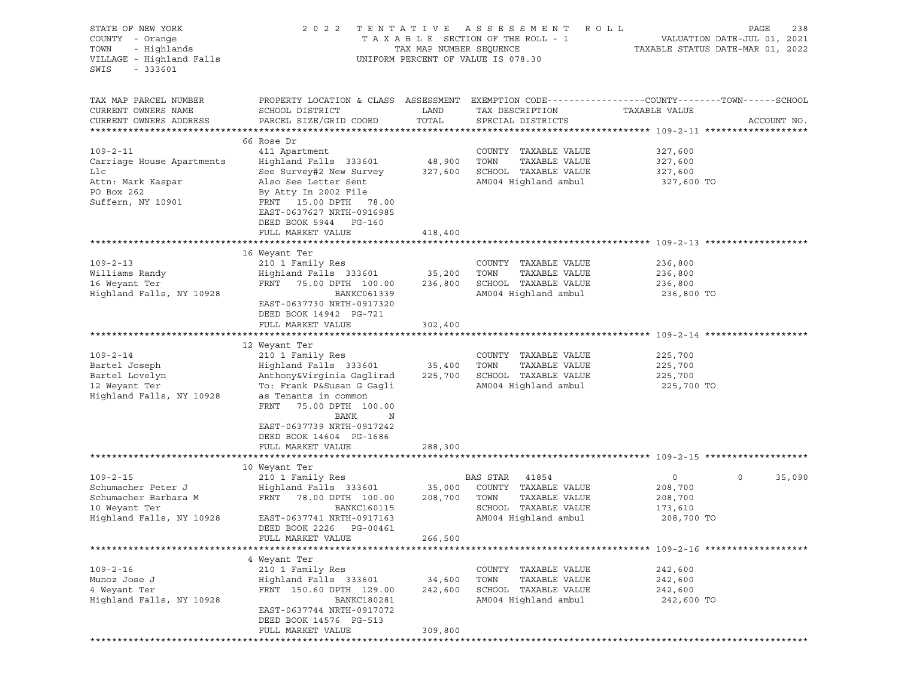STATE OF NEW YORK
COUNTY - Orange
TOWN - Highlands
VILLAGE - Highland Falls
SWIS - 333601

2022 TENTATIVE ASSESSMENT ROLL
TAXABLE SECTION OF THE ROLL - 1
TAX MAP NUMBER SEQUENCE
UNIFORM PERCENT OF VALUE IS 078.30

VALUATION DATE-JUL 01, 2021
TAXABLE STATUS DATE-MAR 01, 2022

| TAX MAP PARCEL NUMBER / CURRENT OWNERS NAME / CURRENT OWNERS ADDRESS | PROPERTY LOCATION & CLASS / SCHOOL DISTRICT / PARCEL SIZE/GRID COORD | ASSESSMENT LAND / TOTAL | EXEMPTION CODE / TAX DESCRIPTION / SPECIAL DISTRICTS | COUNTY / TOWN / SCHOOL TAXABLE VALUE | ACCOUNT NO. |
|---|---|---|---|---|---|
| **109-2-11** | 66 Rose Dr | | | | |
| 109-2-11 | 411 Apartment | | COUNTY TAXABLE VALUE | 327,600 | |
| Carriage House Apartments | Highland Falls 333601 | 48,900 | TOWN TAXABLE VALUE | 327,600 | |
| Llc | See Survey#2 New Survey | 327,600 | SCHOOL TAXABLE VALUE | 327,600 | |
| Attn: Mark Kaspar | Also See Letter Sent | | AM004 Highland ambul | 327,600 TO | |
| PO Box 262 | By Atty In 2002 File | | | | |
| Suffern, NY 10901 | FRNT 15.00 DPTH 78.00 | | | | |
| | EAST-0637627 NRTH-0916985 | | | | |
| | DEED BOOK 5944 PG-160 | | | | |
| | FULL MARKET VALUE | 418,400 | | | |
| **109-2-13** | 16 Weyant Ter | | | | |
| 109-2-13 | 210 1 Family Res | | COUNTY TAXABLE VALUE | 236,800 | |
| Williams Randy | Highland Falls 333601 | 35,200 | TOWN TAXABLE VALUE | 236,800 | |
| 16 Weyant Ter | FRNT 75.00 DPTH 100.00 | 236,800 | SCHOOL TAXABLE VALUE | 236,800 | |
| Highland Falls, NY 10928 | BANKC061339 | | AM004 Highland ambul | 236,800 TO | |
| | EAST-0637730 NRTH-0917320 | | | | |
| | DEED BOOK 14942 PG-721 | | | | |
| | FULL MARKET VALUE | 302,400 | | | |
| **109-2-14** | 12 Weyant Ter | | | | |
| 109-2-14 | 210 1 Family Res | | COUNTY TAXABLE VALUE | 225,700 | |
| Bartel Joseph | Highland Falls 333601 | 35,400 | TOWN TAXABLE VALUE | 225,700 | |
| Bartel Lovelyn | Anthony&Virginia Gaglirad | 225,700 | SCHOOL TAXABLE VALUE | 225,700 | |
| 12 Weyant Ter | To: Frank P&Susan G Gagli | | AM004 Highland ambul | 225,700 TO | |
| Highland Falls, NY 10928 | as Tenants in common | | | | |
| | FRNT 75.00 DPTH 100.00 | | | | |
| | BANK N | | | | |
| | EAST-0637739 NRTH-0917242 | | | | |
| | DEED BOOK 14604 PG-1686 | | | | |
| | FULL MARKET VALUE | 288,300 | | | |
| **109-2-15** | 10 Weyant Ter | | | | |
| 109-2-15 | 210 1 Family Res | | BAS STAR 41854 | 0 / 0 / 35,090 | |
| Schumacher Peter J | Highland Falls 333601 | 35,000 | COUNTY TAXABLE VALUE | 208,700 | |
| Schumacher Barbara M | FRNT 78.00 DPTH 100.00 | 208,700 | TOWN TAXABLE VALUE | 208,700 | |
| 10 Weyant Ter | BANKC160115 | | SCHOOL TAXABLE VALUE | 173,610 | |
| Highland Falls, NY 10928 | EAST-0637741 NRTH-0917163 | | AM004 Highland ambul | 208,700 TO | |
| | DEED BOOK 2226 PG-00461 | | | | |
| | FULL MARKET VALUE | 266,500 | | | |
| **109-2-16** | 4 Weyant Ter | | | | |
| 109-2-16 | 210 1 Family Res | | COUNTY TAXABLE VALUE | 242,600 | |
| Munoz Jose J | Highland Falls 333601 | 34,600 | TOWN TAXABLE VALUE | 242,600 | |
| 4 Weyant Ter | FRNT 150.60 DPTH 129.00 | 242,600 | SCHOOL TAXABLE VALUE | 242,600 | |
| Highland Falls, NY 10928 | BANKC180281 | | AM004 Highland ambul | 242,600 TO | |
| | EAST-0637744 NRTH-0917072 | | | | |
| | DEED BOOK 14576 PG-513 | | | | |
| | FULL MARKET VALUE | 309,800 | | | |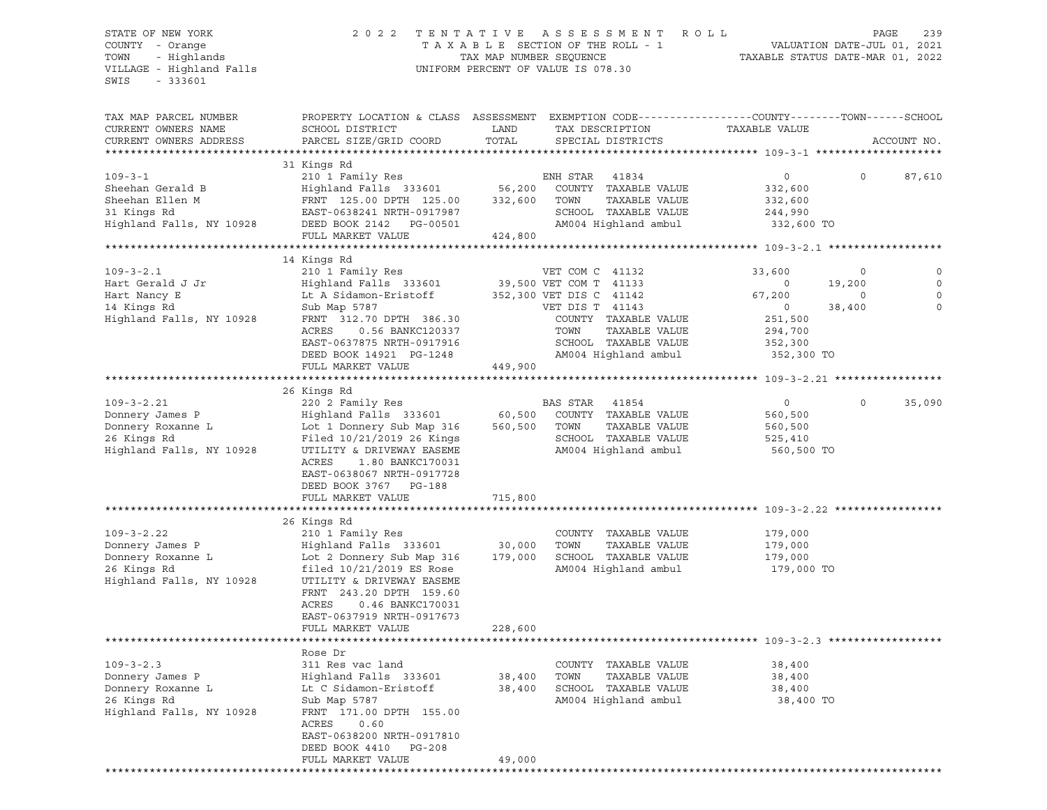STATE OF NEW YORK
COUNTY - Orange
TOWN - Highlands
VILLAGE - Highland Falls
SWIS - 333601

2022 TENTATIVE ASSESSMENT ROLL
TAXABLE SECTION OF THE ROLL - 1
TAX MAP NUMBER SEQUENCE
UNIFORM PERCENT OF VALUE IS 078.30

VALUATION DATE-JUL 01, 2021
TAXABLE STATUS DATE-MAR 01, 2022

| TAX MAP PARCEL NUMBER / CURRENT OWNERS NAME / CURRENT OWNERS ADDRESS | PROPERTY LOCATION & CLASS / SCHOOL DISTRICT / PARCEL SIZE/GRID COORD | ASSESSMENT LAND | TOTAL | EXEMPTION CODE / TAX DESCRIPTION / SPECIAL DISTRICTS | COUNTY TAXABLE VALUE | TOWN | SCHOOL |
|---|---|---|---|---|---|---|---|
| **109-3-1** | 31 Kings Rd | | | | | | |
| 109-3-1 | 210 1 Family Res | | | ENH STAR 41834 | 0 | 0 | 87,610 |
| Sheehan Gerald B | Highland Falls 333601 | 56,200 | | COUNTY TAXABLE VALUE | 332,600 | | |
| Sheehan Ellen M | FRNT 125.00 DPTH 125.00 | | 332,600 | TOWN TAXABLE VALUE | 332,600 | | |
| 31 Kings Rd | EAST-0638241 NRTH-0917987 | | | SCHOOL TAXABLE VALUE | 244,990 | | |
| Highland Falls, NY 10928 | DEED BOOK 2142 PG-00501 | | | AM004 Highland ambul | 332,600 TO | | |
| | FULL MARKET VALUE | | 424,800 | | | | |
| **109-3-2.1** | 14 Kings Rd | | | | | | |
| 109-3-2.1 | 210 1 Family Res | | | VET COM C 41132 | 33,600 | 0 | 0 |
| Hart Gerald J Jr | Highland Falls 333601 | 39,500 | | VET COM T 41133 | 0 | 19,200 | 0 |
| Hart Nancy E | Lt A Sidamon-Eristoff | | 352,300 | VET DIS C 41142 | 67,200 | 0 | 0 |
| 14 Kings Rd | Sub Map 5787 | | | VET DIS T 41143 | 0 | 38,400 | 0 |
| Highland Falls, NY 10928 | FRNT 312.70 DPTH 386.30 | | | COUNTY TAXABLE VALUE | 251,500 | | |
| | ACRES 0.56 BANKC120337 | | | TOWN TAXABLE VALUE | 294,700 | | |
| | EAST-0637875 NRTH-0917916 | | | SCHOOL TAXABLE VALUE | 352,300 | | |
| | DEED BOOK 14921 PG-1248 | | | AM004 Highland ambul | 352,300 TO | | |
| | FULL MARKET VALUE | | 449,900 | | | | |
| **109-3-2.21** | 26 Kings Rd | | | | | | |
| 109-3-2.21 | 220 2 Family Res | | | BAS STAR 41854 | 0 | 0 | 35,090 |
| Donnery James P | Highland Falls 333601 | 60,500 | | COUNTY TAXABLE VALUE | 560,500 | | |
| Donnery Roxanne L | Lot 1 Donnery Sub Map 316 | | 560,500 | TOWN TAXABLE VALUE | 560,500 | | |
| 26 Kings Rd | Filed 10/21/2019 26 Kings | | | SCHOOL TAXABLE VALUE | 525,410 | | |
| Highland Falls, NY 10928 | UTILITY & DRIVEWAY EASEME | | | AM004 Highland ambul | 560,500 TO | | |
| | ACRES 1.80 BANKC170031 | | | | | | |
| | EAST-0638067 NRTH-0917728 | | | | | | |
| | DEED BOOK 3767 PG-188 | | | | | | |
| | FULL MARKET VALUE | | 715,800 | | | | |
| **109-3-2.22** | 26 Kings Rd | | | | | | |
| 109-3-2.22 | 210 1 Family Res | | | COUNTY TAXABLE VALUE | 179,000 | | |
| Donnery James P | Highland Falls 333601 | 30,000 | | TOWN TAXABLE VALUE | 179,000 | | |
| Donnery Roxanne L | Lot 2 Donnery Sub Map 316 | | 179,000 | SCHOOL TAXABLE VALUE | 179,000 | | |
| 26 Kings Rd | filed 10/21/2019 ES Rose | | | AM004 Highland ambul | 179,000 TO | | |
| Highland Falls, NY 10928 | UTILITY & DRIVEWAY EASEME | | | | | | |
| | FRNT 243.20 DPTH 159.60 | | | | | | |
| | ACRES 0.46 BANKC170031 | | | | | | |
| | EAST-0637919 NRTH-0917673 | | | | | | |
| | FULL MARKET VALUE | | 228,600 | | | | |
| **109-3-2.3** | Rose Dr | | | | | | |
| 109-3-2.3 | 311 Res vac land | | | COUNTY TAXABLE VALUE | 38,400 | | |
| Donnery James P | Highland Falls 333601 | 38,400 | | TOWN TAXABLE VALUE | 38,400 | | |
| Donnery Roxanne L | Lt C Sidamon-Eristoff | | 38,400 | SCHOOL TAXABLE VALUE | 38,400 | | |
| 26 Kings Rd | Sub Map 5787 | | | AM004 Highland ambul | 38,400 TO | | |
| Highland Falls, NY 10928 | FRNT 171.00 DPTH 155.00 | | | | | | |
| | ACRES 0.60 | | | | | | |
| | EAST-0638200 NRTH-0917810 | | | | | | |
| | DEED BOOK 4410 PG-208 | | | | | | |
| | FULL MARKET VALUE | | 49,000 | | | | |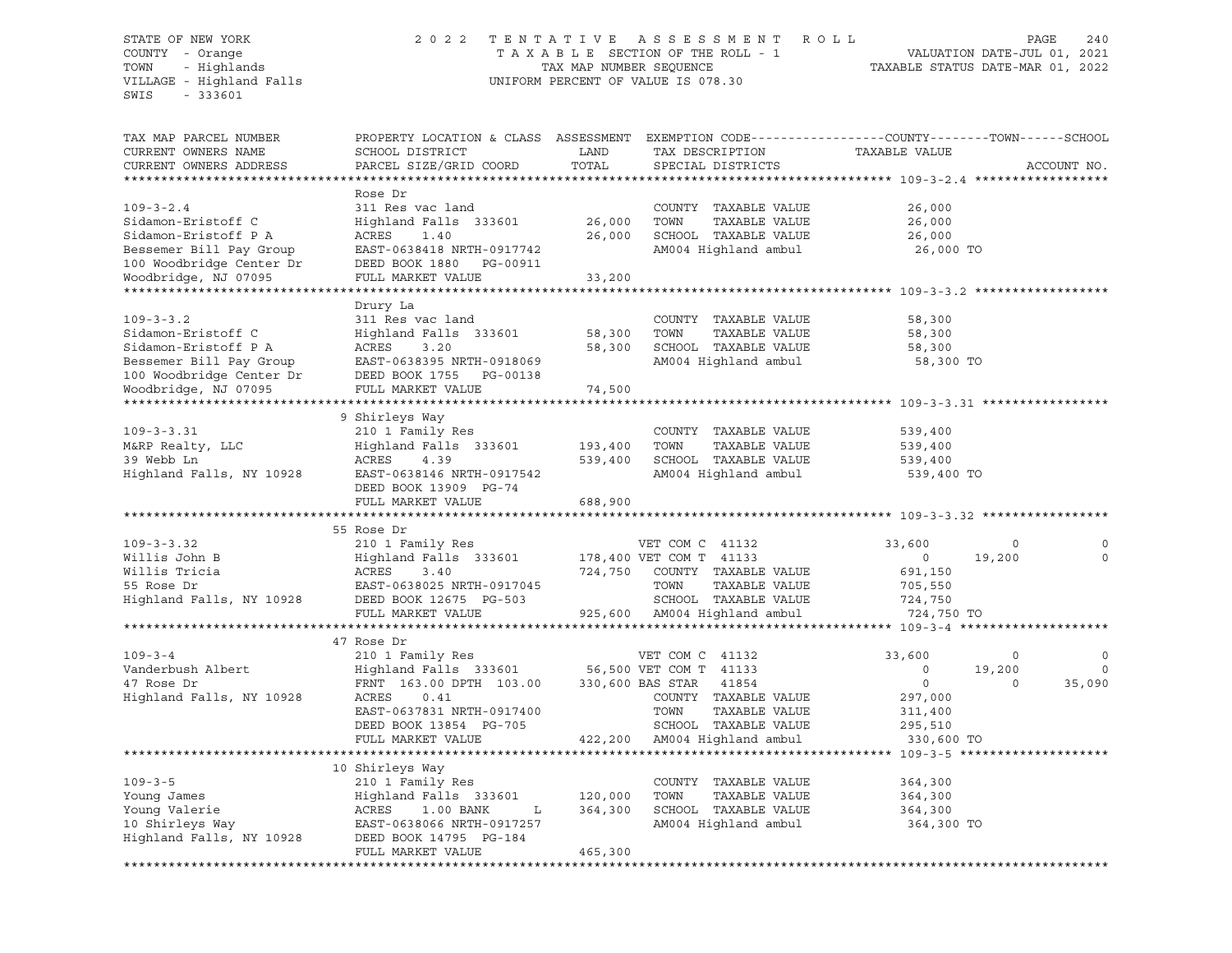STATE OF NEW YORK
COUNTY - Orange
TOWN - Highlands
VILLAGE - Highland Falls
SWIS - 333601

2 0 2 2 T E N T A T I V E A S S E S S M E N T R O L L
T A X A B L E SECTION OF THE ROLL - 1
TAX MAP NUMBER SEQUENCE
UNIFORM PERCENT OF VALUE IS 078.30

VALUATION DATE-JUL 01, 2021
TAXABLE STATUS DATE-MAR 01, 2022

```
TAX MAP PARCEL NUMBER      PROPERTY LOCATION & CLASS  ASSESSMENT  EXEMPTION CODE------------------COUNTY--------TOWN------SCHOOL
CURRENT OWNERS NAME        SCHOOL DISTRICT               LAND      TAX DESCRIPTION              TAXABLE VALUE
CURRENT OWNERS ADDRESS     PARCEL SIZE/GRID COORD       TOTAL      SPECIAL DISTRICTS                                      ACCOUNT NO.
******************************************************************************************************* 109-3-2.4 ******************
                           Rose Dr
109-3-2.4                  311 Res vac land                       COUNTY  TAXABLE VALUE             26,000
Sidamon-Eristoff C         Highland Falls  333601      26,000     TOWN    TAXABLE VALUE             26,000
Sidamon-Eristoff P A       ACRES     1.40              26,000     SCHOOL  TAXABLE VALUE             26,000
Bessemer Bill Pay Group    EAST-0638418 NRTH-0917742              AM004 Highland ambul               26,000 TO
100 Woodbridge Center Dr   DEED BOOK 1880    PG-00911
Woodbridge, NJ 07095       FULL MARKET VALUE           33,200
******************************************************************************************************* 109-3-3.2 ******************
                           Drury La
109-3-3.2                  311 Res vac land                       COUNTY  TAXABLE VALUE             58,300
Sidamon-Eristoff C         Highland Falls  333601      58,300     TOWN    TAXABLE VALUE             58,300
Sidamon-Eristoff P A       ACRES     3.20              58,300     SCHOOL  TAXABLE VALUE             58,300
Bessemer Bill Pay Group    EAST-0638395 NRTH-0918069              AM004 Highland ambul               58,300 TO
100 Woodbridge Center Dr   DEED BOOK 1755    PG-00138
Woodbridge, NJ 07095       FULL MARKET VALUE           74,500
******************************************************************************************************* 109-3-3.31 *****************
                           9 Shirleys Way
109-3-3.31                 210 1 Family Res                       COUNTY  TAXABLE VALUE            539,400
M&RP Realty, LLC           Highland Falls  333601     193,400     TOWN    TAXABLE VALUE            539,400
39 Webb Ln                 ACRES     4.39             539,400     SCHOOL  TAXABLE VALUE            539,400
Highland Falls, NY 10928   EAST-0638146 NRTH-0917542              AM004 Highland ambul              539,400 TO
                           DEED BOOK 13909  PG-74
                           FULL MARKET VALUE          688,900
******************************************************************************************************* 109-3-3.32 *****************
                           55 Rose Dr
109-3-3.32                 210 1 Family Res                    VET COM C  41132                 33,600          0             0
Willis John B              Highland Falls  333601     178,400  VET COM T  41133                      0     19,200             0
Willis Tricia              ACRES     3.40             724,750     COUNTY  TAXABLE VALUE            691,150
55 Rose Dr                 EAST-0638025 NRTH-0917045              TOWN    TAXABLE VALUE            705,550
Highland Falls, NY 10928   DEED BOOK 12675  PG-503                SCHOOL  TAXABLE VALUE            724,750
                           FULL MARKET VALUE          925,600     AM004 Highland ambul              724,750 TO
******************************************************************************************************* 109-3-4 ********************
                           47 Rose Dr
109-3-4                    210 1 Family Res                    VET COM C  41132                 33,600          0             0
Vanderbush Albert          Highland Falls  333601      56,500  VET COM T  41133                      0     19,200             0
47 Rose Dr                 FRNT 163.00 DPTH 103.00    330,600  BAS STAR   41854                      0          0        35,090
Highland Falls, NY 10928   ACRES     0.41                         COUNTY  TAXABLE VALUE            297,000
                           EAST-0637831 NRTH-0917400              TOWN    TAXABLE VALUE            311,400
                           DEED BOOK 13854  PG-705                SCHOOL  TAXABLE VALUE            295,510
                           FULL MARKET VALUE          422,200     AM004 Highland ambul              330,600 TO
******************************************************************************************************* 109-3-5 ********************
                           10 Shirleys Way
109-3-5                    210 1 Family Res                       COUNTY  TAXABLE VALUE            364,300
Young James                Highland Falls  333601     120,000     TOWN    TAXABLE VALUE            364,300
Young Valerie              ACRES     1.00 BANK     L  364,300     SCHOOL  TAXABLE VALUE            364,300
10 Shirleys Way            EAST-0638066 NRTH-0917257              AM004 Highland ambul              364,300 TO
Highland Falls, NY 10928   DEED BOOK 14795  PG-184
                           FULL MARKET VALUE          465,300
************************************************************************************************************************************
```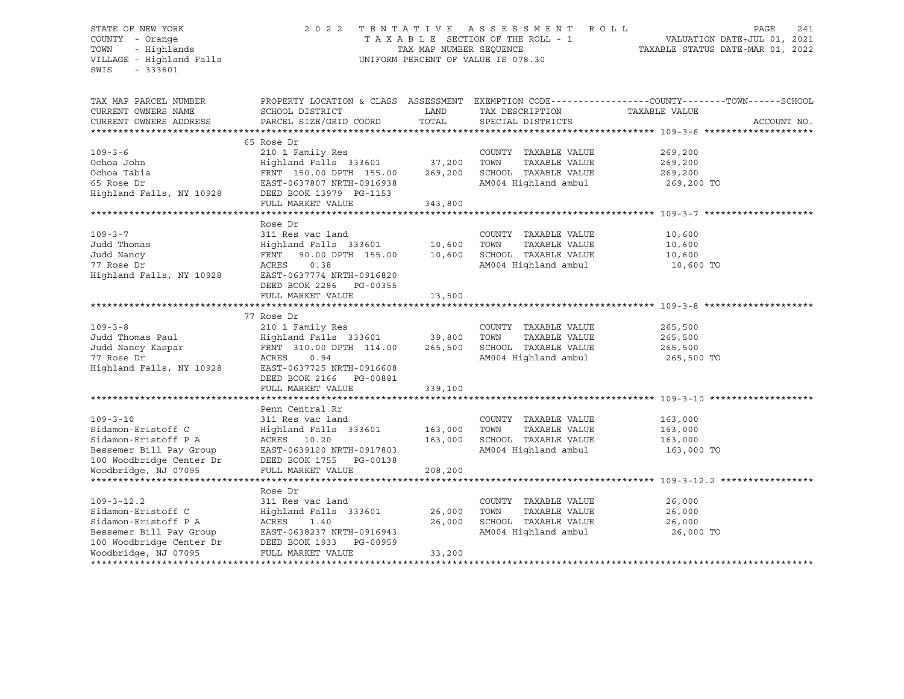STATE OF NEW YORK — COUNTY - Orange — TOWN - Highlands — VILLAGE - Highland Falls — SWIS - 333601

2022 TENTATIVE ASSESSMENT ROLL — TAXABLE SECTION OF THE ROLL - 1 — TAX MAP NUMBER SEQUENCE — UNIFORM PERCENT OF VALUE IS 078.30

VALUATION DATE-JUL 01, 2021 — TAXABLE STATUS DATE-MAR 01, 2022

| TAX MAP PARCEL NUMBER / CURRENT OWNERS NAME / CURRENT OWNERS ADDRESS | PROPERTY LOCATION & CLASS / SCHOOL DISTRICT / PARCEL SIZE/GRID COORD | ASSESSMENT LAND / TOTAL | EXEMPTION CODE / TAX DESCRIPTION / SPECIAL DISTRICTS | COUNTY--------TOWN------SCHOOL TAXABLE VALUE | ACCOUNT NO. |
|---|---|---|---|---|---|
| **109-3-6** | 65 Rose Dr | | | | |
| 109-3-6 | 210 1 Family Res | | COUNTY TAXABLE VALUE | 269,200 | |
| Ochoa John | Highland Falls 333601 | 37,200 | TOWN TAXABLE VALUE | 269,200 | |
| Ochoa Tabia | FRNT 150.00 DPTH 155.00 | 269,200 | SCHOOL TAXABLE VALUE | 269,200 | |
| 65 Rose Dr | EAST-0637807 NRTH-0916938 | | AM004 Highland ambul | 269,200 TO | |
| Highland Falls, NY 10928 | DEED BOOK 13979 PG-1153 | | | | |
| | FULL MARKET VALUE | 343,800 | | | |
| **109-3-7** | Rose Dr | | | | |
| 109-3-7 | 311 Res vac land | | COUNTY TAXABLE VALUE | 10,600 | |
| Judd Thomas | Highland Falls 333601 | 10,600 | TOWN TAXABLE VALUE | 10,600 | |
| Judd Nancy | FRNT 90.00 DPTH 155.00 | 10,600 | SCHOOL TAXABLE VALUE | 10,600 | |
| 77 Rose Dr | ACRES 0.38 | | AM004 Highland ambul | 10,600 TO | |
| Highland Falls, NY 10928 | EAST-0637774 NRTH-0916820 | | | | |
| | DEED BOOK 2286 PG-00355 | | | | |
| | FULL MARKET VALUE | 13,500 | | | |
| **109-3-8** | 77 Rose Dr | | | | |
| 109-3-8 | 210 1 Family Res | | COUNTY TAXABLE VALUE | 265,500 | |
| Judd Thomas Paul | Highland Falls 333601 | 39,800 | TOWN TAXABLE VALUE | 265,500 | |
| Judd Nancy Kaspar | FRNT 310.00 DPTH 114.00 | 265,500 | SCHOOL TAXABLE VALUE | 265,500 | |
| 77 Rose Dr | ACRES 0.94 | | AM004 Highland ambul | 265,500 TO | |
| Highland Falls, NY 10928 | EAST-0637725 NRTH-0916608 | | | | |
| | DEED BOOK 2166 PG-00881 | | | | |
| | FULL MARKET VALUE | 339,100 | | | |
| **109-3-10** | Penn Central Rr | | | | |
| 109-3-10 | 311 Res vac land | | COUNTY TAXABLE VALUE | 163,000 | |
| Sidamon-Eristoff C | Highland Falls 333601 | 163,000 | TOWN TAXABLE VALUE | 163,000 | |
| Sidamon-Eristoff P A | ACRES 10.20 | 163,000 | SCHOOL TAXABLE VALUE | 163,000 | |
| Bessemer Bill Pay Group | EAST-0639120 NRTH-0917803 | | AM004 Highland ambul | 163,000 TO | |
| 100 Woodbridge Center Dr | DEED BOOK 1755 PG-00138 | | | | |
| Woodbridge, NJ 07095 | FULL MARKET VALUE | 208,200 | | | |
| **109-3-12.2** | Rose Dr | | | | |
| 109-3-12.2 | 311 Res vac land | | COUNTY TAXABLE VALUE | 26,000 | |
| Sidamon-Eristoff C | Highland Falls 333601 | 26,000 | TOWN TAXABLE VALUE | 26,000 | |
| Sidamon-Eristoff P A | ACRES 1.40 | 26,000 | SCHOOL TAXABLE VALUE | 26,000 | |
| Bessemer Bill Pay Group | EAST-0638237 NRTH-0916943 | | AM004 Highland ambul | 26,000 TO | |
| 100 Woodbridge Center Dr | DEED BOOK 1933 PG-00959 | | | | |
| Woodbridge, NJ 07095 | FULL MARKET VALUE | 33,200 | | | |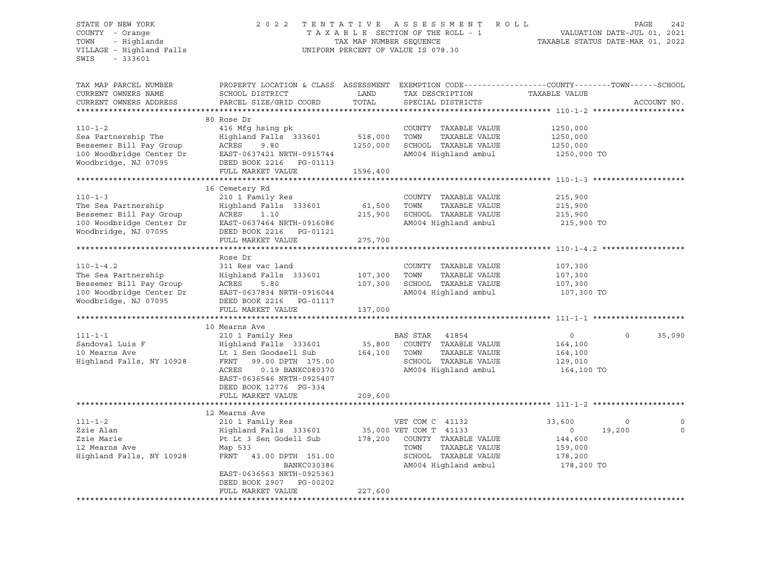STATE OF NEW YORK | COUNTY - Orange | TOWN - Highlands | VILLAGE - Highland Falls | SWIS - 333601

2022 TENTATIVE ASSESSMENT ROLL
TAXABLE SECTION OF THE ROLL - 1
TAX MAP NUMBER SEQUENCE
UNIFORM PERCENT OF VALUE IS 078.30

VALUATION DATE-JUL 01, 2021
TAXABLE STATUS DATE-MAR 01, 2022

| TAX MAP PARCEL NUMBER / CURRENT OWNERS NAME / CURRENT OWNERS ADDRESS | PROPERTY LOCATION & CLASS / SCHOOL DISTRICT / PARCEL SIZE/GRID COORD | ASSESSMENT LAND / TOTAL | EXEMPTION CODE / TAX DESCRIPTION / SPECIAL DISTRICTS | COUNTY | TOWN | SCHOOL |
|---|---|---|---|---|---|---|
| **110-1-2** | 80 Rose Dr | | | | | |
| Sea Partnership The | 416 Mfg hsing pk | | COUNTY TAXABLE VALUE | 1250,000 | | |
| Bessemer Bill Pay Group | Highland Falls 333601 | 518,000 | TOWN TAXABLE VALUE | | 1250,000 | |
| 100 Woodbridge Center Dr | ACRES 9.80 | 1250,000 | SCHOOL TAXABLE VALUE | | | 1250,000 |
| Woodbridge, NJ 07095 | EAST-0637421 NRTH-0915744 | | AM004 Highland ambul | 1250,000 TO | | |
| | DEED BOOK 2216 PG-01113 | | | | | |
| | FULL MARKET VALUE | 1596,400 | | | | |
| **110-1-3** | 16 Cemetery Rd | | | | | |
| The Sea Partnership | 210 1 Family Res | | COUNTY TAXABLE VALUE | 215,900 | | |
| Bessemer Bill Pay Group | Highland Falls 333601 | 61,500 | TOWN TAXABLE VALUE | | 215,900 | |
| 100 Woodbridge Center Dr | ACRES 1.10 | 215,900 | SCHOOL TAXABLE VALUE | | | 215,900 |
| Woodbridge, NJ 07095 | EAST-0637464 NRTH-0916086 | | AM004 Highland ambul | 215,900 TO | | |
| | DEED BOOK 2216 PG-01121 | | | | | |
| | FULL MARKET VALUE | 275,700 | | | | |
| **110-1-4.2** | Rose Dr | | | | | |
| The Sea Partnership | 311 Res vac land | | COUNTY TAXABLE VALUE | 107,300 | | |
| Bessemer Bill Pay Group | Highland Falls 333601 | 107,300 | TOWN TAXABLE VALUE | | 107,300 | |
| 100 Woodbridge Center Dr | ACRES 5.80 | 107,300 | SCHOOL TAXABLE VALUE | | | 107,300 |
| Woodbridge, NJ 07095 | EAST-0637834 NRTH-0916044 | | AM004 Highland ambul | 107,300 TO | | |
| | DEED BOOK 2216 PG-01117 | | | | | |
| | FULL MARKET VALUE | 137,000 | | | | |
| **111-1-1** | 10 Mearns Ave | | | | | |
| Sandoval Luis F | 210 1 Family Res | | BAS STAR 41854 | 0 | 0 | 35,090 |
| 10 Mearns Ave | Highland Falls 333601 | 35,800 | COUNTY TAXABLE VALUE | 164,100 | | |
| Highland Falls, NY 10928 | Lt 1 Sen Goodsell Sub | 164,100 | TOWN TAXABLE VALUE | | 164,100 | |
| | FRNT 99.00 DPTH 175.00 | | SCHOOL TAXABLE VALUE | | | 129,010 |
| | ACRES 0.19 BANKC080370 | | AM004 Highland ambul | 164,100 TO | | |
| | EAST-0636546 NRTH-0925407 | | | | | |
| | DEED BOOK 12776 PG-334 | | | | | |
| | FULL MARKET VALUE | 209,600 | | | | |
| **111-1-2** | 12 Mearns Ave | | | | | |
| Zzie Alan | 210 1 Family Res | | VET COM C 41132 | 33,600 | 0 | 0 |
| Zzie Marie | Highland Falls 333601 | 35,000 | VET COM T 41133 | 0 | 19,200 | 0 |
| 12 Mearns Ave | Pt Lt 3 Sen Godell Sub | 178,200 | COUNTY TAXABLE VALUE | 144,600 | | |
| Highland Falls, NY 10928 | Map 533 | | TOWN TAXABLE VALUE | | 159,000 | |
| | FRNT 43.00 DPTH 151.00 | | SCHOOL TAXABLE VALUE | | | 178,200 |
| | BANKC030386 | | AM004 Highland ambul | 178,200 TO | | |
| | EAST-0636563 NRTH-0925363 | | | | | |
| | DEED BOOK 2907 PG-00202 | | | | | |
| | FULL MARKET VALUE | 227,600 | | | | |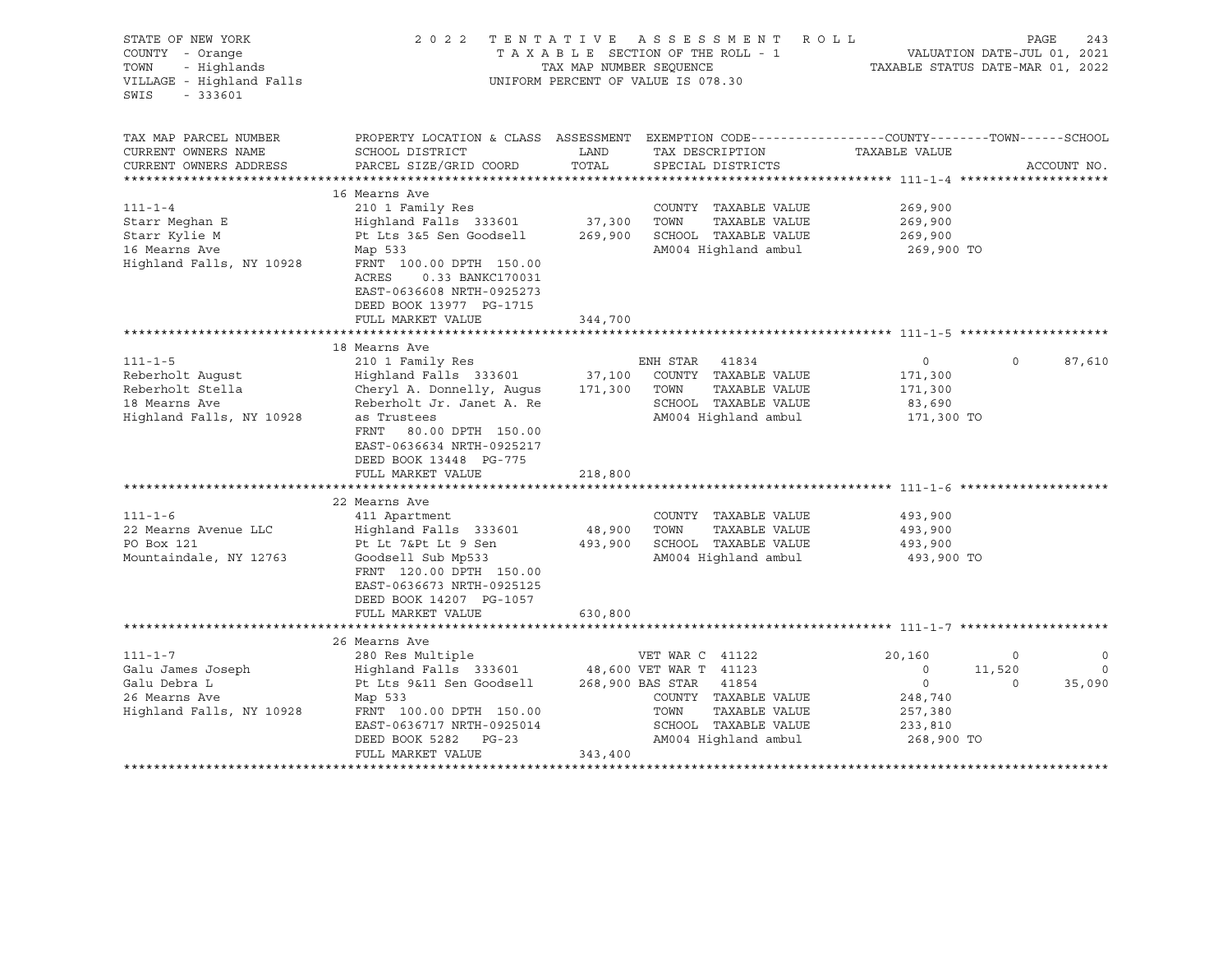STATE OF NEW YORK
COUNTY - Orange
TOWN - Highlands
VILLAGE - Highland Falls
SWIS - 333601

2022 TENTATIVE ASSESSMENT ROLL
TAXABLE SECTION OF THE ROLL - 1
TAX MAP NUMBER SEQUENCE
UNIFORM PERCENT OF VALUE IS 078.30

VALUATION DATE-JUL 01, 2021
TAXABLE STATUS DATE-MAR 01, 2022

| TAX MAP PARCEL NUMBER / CURRENT OWNERS NAME / CURRENT OWNERS ADDRESS | PROPERTY LOCATION & CLASS / SCHOOL DISTRICT / PARCEL SIZE/GRID COORD | ASSESSMENT LAND | TOTAL | EXEMPTION CODE / TAX DESCRIPTION / SPECIAL DISTRICTS | COUNTY TAXABLE VALUE | TOWN | SCHOOL | ACCOUNT NO. |
|---|---|---|---|---|---|---|---|---|
| **111-1-4** | 16 Mearns Ave | | | | | | | |
| 111-1-4 | 210 1 Family Res | | | COUNTY TAXABLE VALUE | 269,900 | | | |
| Starr Meghan E | Highland Falls 333601 | 37,300 | | TOWN TAXABLE VALUE | 269,900 | | | |
| Starr Kylie M | Pt Lts 3&5 Sen Goodsell | | 269,900 | SCHOOL TAXABLE VALUE | 269,900 | | | |
| 16 Mearns Ave | Map 533 | | | AM004 Highland ambul | 269,900 TO | | | |
| Highland Falls, NY 10928 | FRNT 100.00 DPTH 150.00 | | | | | | | |
| | ACRES 0.33 BANKC170031 | | | | | | | |
| | EAST-0636608 NRTH-0925273 | | | | | | | |
| | DEED BOOK 13977 PG-1715 | | | | | | | |
| | FULL MARKET VALUE | | 344,700 | | | | | |
| **111-1-5** | 18 Mearns Ave | | | | | | | |
| 111-1-5 | 210 1 Family Res | | | ENH STAR 41834 | 0 | 0 | 87,610 | |
| Reberholt August | Highland Falls 333601 | 37,100 | | COUNTY TAXABLE VALUE | 171,300 | | | |
| Reberholt Stella | Cheryl A. Donnelly, Augus | | 171,300 | TOWN TAXABLE VALUE | 171,300 | | | |
| 18 Mearns Ave | Reberholt Jr. Janet A. Re | | | SCHOOL TAXABLE VALUE | 83,690 | | | |
| Highland Falls, NY 10928 | as Trustees | | | AM004 Highland ambul | 171,300 TO | | | |
| | FRNT 80.00 DPTH 150.00 | | | | | | | |
| | EAST-0636634 NRTH-0925217 | | | | | | | |
| | DEED BOOK 13448 PG-775 | | | | | | | |
| | FULL MARKET VALUE | | 218,800 | | | | | |
| **111-1-6** | 22 Mearns Ave | | | | | | | |
| 111-1-6 | 411 Apartment | | | COUNTY TAXABLE VALUE | 493,900 | | | |
| 22 Mearns Avenue LLC | Highland Falls 333601 | 48,900 | | TOWN TAXABLE VALUE | 493,900 | | | |
| PO Box 121 | Pt Lt 7&Pt Lt 9 Sen | | 493,900 | SCHOOL TAXABLE VALUE | 493,900 | | | |
| Mountaindale, NY 12763 | Goodsell Sub Mp533 | | | AM004 Highland ambul | 493,900 TO | | | |
| | FRNT 120.00 DPTH 150.00 | | | | | | | |
| | EAST-0636673 NRTH-0925125 | | | | | | | |
| | DEED BOOK 14207 PG-1057 | | | | | | | |
| | FULL MARKET VALUE | | 630,800 | | | | | |
| **111-1-7** | 26 Mearns Ave | | | | | | | |
| 111-1-7 | 280 Res Multiple | | | VET WAR C 41122 | 20,160 | 0 | 0 | |
| Galu James Joseph | Highland Falls 333601 | 48,600 | | VET WAR T 41123 | 0 | 11,520 | 0 | |
| Galu Debra L | Pt Lts 9&11 Sen Goodsell | | 268,900 | BAS STAR 41854 | 0 | 0 | 35,090 | |
| 26 Mearns Ave | Map 533 | | | COUNTY TAXABLE VALUE | 248,740 | | | |
| Highland Falls, NY 10928 | FRNT 100.00 DPTH 150.00 | | | TOWN TAXABLE VALUE | 257,380 | | | |
| | EAST-0636717 NRTH-0925014 | | | SCHOOL TAXABLE VALUE | 233,810 | | | |
| | DEED BOOK 5282 PG-23 | | | AM004 Highland ambul | 268,900 TO | | | |
| | FULL MARKET VALUE | | 343,400 | | | | | |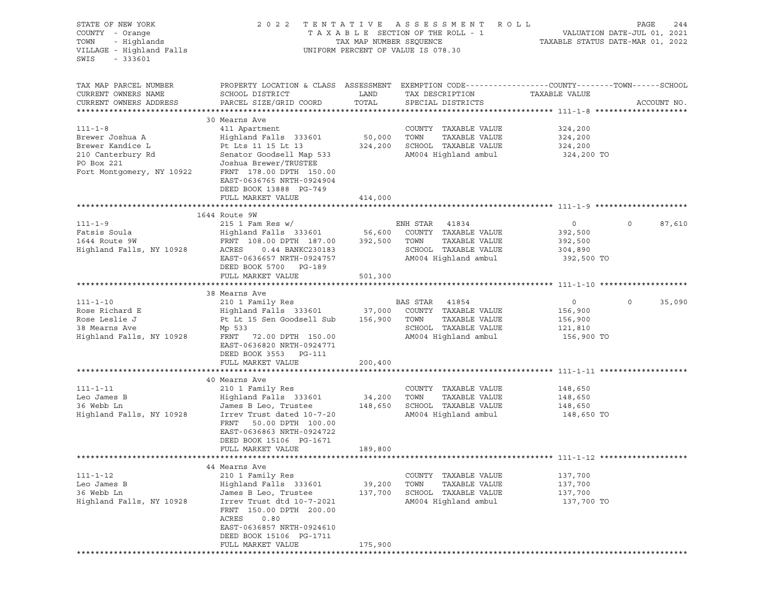STATE OF NEW YORK | COUNTY - Orange | TOWN - Highlands | VILLAGE - Highland Falls | SWIS - 333601

2022 TENTATIVE ASSESSMENT ROLL
TAXABLE SECTION OF THE ROLL - 1
TAX MAP NUMBER SEQUENCE
UNIFORM PERCENT OF VALUE IS 078.30

VALUATION DATE-JUL 01, 2021
TAXABLE STATUS DATE-MAR 01, 2022

| TAX MAP PARCEL NUMBER / CURRENT OWNERS NAME / CURRENT OWNERS ADDRESS | PROPERTY LOCATION & CLASS / SCHOOL DISTRICT / PARCEL SIZE/GRID COORD | ASSESSMENT LAND / TOTAL | EXEMPTION CODE / TAX DESCRIPTION / SPECIAL DISTRICTS | COUNTY | TOWN | SCHOOL |
|---|---|---|---|---|---|---|
| **111-1-8** | 30 Mearns Ave | | | | | |
| Brewer Joshua A | 411 Apartment | | COUNTY TAXABLE VALUE | 324,200 | | |
| Brewer Kandice L | Highland Falls 333601 | 50,000 | TOWN TAXABLE VALUE | | 324,200 | |
| 210 Canterbury Rd | Pt Lts 11 15 Lt 13 | 324,200 | SCHOOL TAXABLE VALUE | | | 324,200 |
| PO Box 221 | Senator Goodsell Map 533 | | AM004 Highland ambul | 324,200 TO | | |
| Fort Montgomery, NY 10922 | Joshua Brewer/TRUSTEE | | | | | |
| | FRNT 178.00 DPTH 150.00 | | | | | |
| | EAST-0636765 NRTH-0924904 | | | | | |
| | DEED BOOK 13888 PG-749 | | | | | |
| | FULL MARKET VALUE | 414,000 | | | | |
| **111-1-9** | 1644 Route 9W | | | | | |
| Fatsis Soula | 215 1 Fam Res w/ | | ENH STAR 41834 | 0 | 0 | 87,610 |
| 1644 Route 9W | Highland Falls 333601 | 56,600 | COUNTY TAXABLE VALUE | 392,500 | | |
| Highland Falls, NY 10928 | FRNT 108.00 DPTH 187.00 | 392,500 | TOWN TAXABLE VALUE | | 392,500 | |
| | ACRES 0.44 BANKC230183 | | SCHOOL TAXABLE VALUE | | | 304,890 |
| | EAST-0636657 NRTH-0924757 | | AM004 Highland ambul | 392,500 TO | | |
| | DEED BOOK 5700 PG-189 | | | | | |
| | FULL MARKET VALUE | 501,300 | | | | |
| **111-1-10** | 38 Mearns Ave | | | | | |
| Rose Richard E | 210 1 Family Res | | BAS STAR 41854 | 0 | 0 | 35,090 |
| Rose Leslie J | Highland Falls 333601 | 37,000 | COUNTY TAXABLE VALUE | 156,900 | | |
| 38 Mearns Ave | Pt Lt 15 Sen Goodsell Sub | 156,900 | TOWN TAXABLE VALUE | | 156,900 | |
| Highland Falls, NY 10928 | Mp 533 | | SCHOOL TAXABLE VALUE | | | 121,810 |
| | FRNT 72.00 DPTH 150.00 | | AM004 Highland ambul | 156,900 TO | | |
| | EAST-0636820 NRTH-0924771 | | | | | |
| | DEED BOOK 3553 PG-111 | | | | | |
| | FULL MARKET VALUE | 200,400 | | | | |
| **111-1-11** | 40 Mearns Ave | | | | | |
| Leo James B | 210 1 Family Res | | COUNTY TAXABLE VALUE | 148,650 | | |
| 36 Webb Ln | Highland Falls 333601 | 34,200 | TOWN TAXABLE VALUE | | 148,650 | |
| Highland Falls, NY 10928 | James B Leo, Trustee | 148,650 | SCHOOL TAXABLE VALUE | | | 148,650 |
| | Irrev Trust dated 10-7-20 | | AM004 Highland ambul | 148,650 TO | | |
| | FRNT 50.00 DPTH 100.00 | | | | | |
| | EAST-0636863 NRTH-0924722 | | | | | |
| | DEED BOOK 15106 PG-1671 | | | | | |
| | FULL MARKET VALUE | 189,800 | | | | |
| **111-1-12** | 44 Mearns Ave | | | | | |
| Leo James B | 210 1 Family Res | | COUNTY TAXABLE VALUE | 137,700 | | |
| 36 Webb Ln | Highland Falls 333601 | 39,200 | TOWN TAXABLE VALUE | | 137,700 | |
| Highland Falls, NY 10928 | James B Leo, Trustee | 137,700 | SCHOOL TAXABLE VALUE | | | 137,700 |
| | Irrev Trust dtd 10-7-2021 | | AM004 Highland ambul | 137,700 TO | | |
| | FRNT 150.00 DPTH 200.00 | | | | | |
| | ACRES 0.80 | | | | | |
| | EAST-0636857 NRTH-0924610 | | | | | |
| | DEED BOOK 15106 PG-1711 | | | | | |
| | FULL MARKET VALUE | 175,900 | | | | |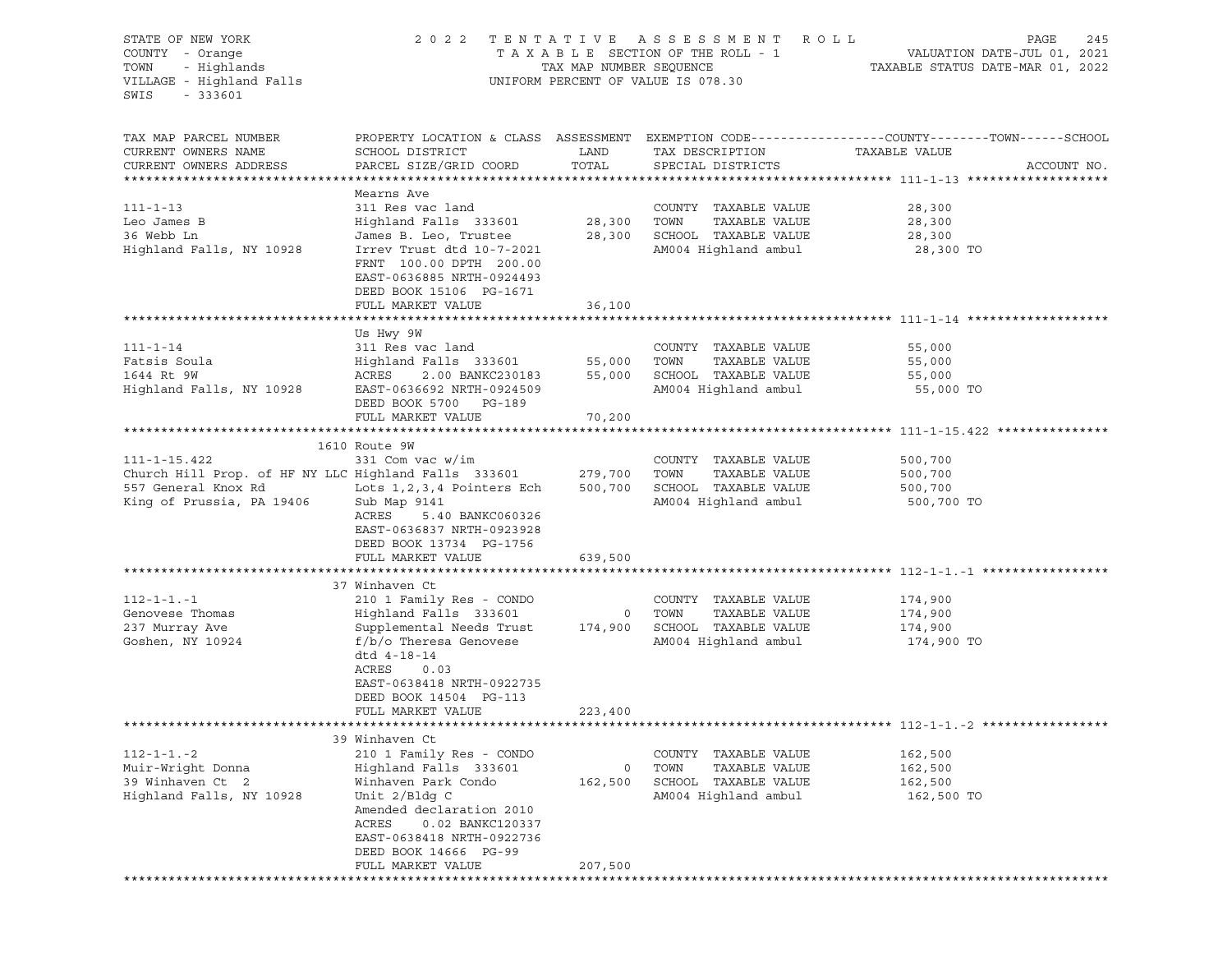STATE OF NEW YORK
COUNTY - Orange
TOWN - Highlands
VILLAGE - Highland Falls
SWIS - 333601

2022 TENTATIVE ASSESSMENT ROLL
TAXABLE SECTION OF THE ROLL - 1
TAX MAP NUMBER SEQUENCE
UNIFORM PERCENT OF VALUE IS 078.30

VALUATION DATE-JUL 01, 2021
TAXABLE STATUS DATE-MAR 01, 2022

| TAX MAP PARCEL NUMBER / CURRENT OWNERS NAME / CURRENT OWNERS ADDRESS | PROPERTY LOCATION & CLASS / SCHOOL DISTRICT / PARCEL SIZE/GRID COORD | ASSESSMENT LAND | TOTAL | EXEMPTION CODE / TAX DESCRIPTION / SPECIAL DISTRICTS | TAXABLE VALUE (COUNTY--TOWN--SCHOOL) | ACCOUNT NO. |
|---|---|---|---|---|---|---|
| **111-1-13** | Mearns Ave | | | | | |
| 111-1-13 | 311 Res vac land | | | COUNTY TAXABLE VALUE | 28,300 | |
| Leo James B | Highland Falls 333601 | 28,300 | | TOWN TAXABLE VALUE | 28,300 | |
| 36 Webb Ln | James B. Leo, Trustee | | 28,300 | SCHOOL TAXABLE VALUE | 28,300 | |
| Highland Falls, NY 10928 | Irrev Trust dtd 10-7-2021 | | | AM004 Highland ambul | 28,300 TO | |
| | FRNT 100.00 DPTH 200.00 | | | | | |
| | EAST-0636885 NRTH-0924493 | | | | | |
| | DEED BOOK 15106 PG-1671 | | | | | |
| | FULL MARKET VALUE | | 36,100 | | | |
| **111-1-14** | Us Hwy 9W | | | | | |
| 111-1-14 | 311 Res vac land | | | COUNTY TAXABLE VALUE | 55,000 | |
| Fatsis Soula | Highland Falls 333601 | 55,000 | | TOWN TAXABLE VALUE | 55,000 | |
| 1644 Rt 9W | ACRES 2.00 BANKC230183 | | 55,000 | SCHOOL TAXABLE VALUE | 55,000 | |
| Highland Falls, NY 10928 | EAST-0636692 NRTH-0924509 | | | AM004 Highland ambul | 55,000 TO | |
| | DEED BOOK 5700 PG-189 | | | | | |
| | FULL MARKET VALUE | | 70,200 | | | |
| **111-1-15.422** | 1610 Route 9W | | | | | |
| 111-1-15.422 | 331 Com vac w/im | | | COUNTY TAXABLE VALUE | 500,700 | |
| Church Hill Prop. of HF NY LLC | Highland Falls 333601 | 279,700 | | TOWN TAXABLE VALUE | 500,700 | |
| 557 General Knox Rd | Lots 1,2,3,4 Pointers Ech | | 500,700 | SCHOOL TAXABLE VALUE | 500,700 | |
| King of Prussia, PA 19406 | Sub Map 9141 | | | AM004 Highland ambul | 500,700 TO | |
| | ACRES 5.40 BANKC060326 | | | | | |
| | EAST-0636837 NRTH-0923928 | | | | | |
| | DEED BOOK 13734 PG-1756 | | | | | |
| | FULL MARKET VALUE | | 639,500 | | | |
| **112-1-1.-1** | 37 Winhaven Ct | | | | | |
| 112-1-1.-1 | 210 1 Family Res - CONDO | | | COUNTY TAXABLE VALUE | 174,900 | |
| Genovese Thomas | Highland Falls 333601 | 0 | | TOWN TAXABLE VALUE | 174,900 | |
| 237 Murray Ave | Supplemental Needs Trust | | 174,900 | SCHOOL TAXABLE VALUE | 174,900 | |
| Goshen, NY 10924 | f/b/o Theresa Genovese | | | AM004 Highland ambul | 174,900 TO | |
| | dtd 4-18-14 | | | | | |
| | ACRES 0.03 | | | | | |
| | EAST-0638418 NRTH-0922735 | | | | | |
| | DEED BOOK 14504 PG-113 | | | | | |
| | FULL MARKET VALUE | | 223,400 | | | |
| **112-1-1.-2** | 39 Winhaven Ct | | | | | |
| 112-1-1.-2 | 210 1 Family Res - CONDO | | | COUNTY TAXABLE VALUE | 162,500 | |
| Muir-Wright Donna | Highland Falls 333601 | 0 | | TOWN TAXABLE VALUE | 162,500 | |
| 39 Winhaven Ct 2 | Winhaven Park Condo | | 162,500 | SCHOOL TAXABLE VALUE | 162,500 | |
| Highland Falls, NY 10928 | Unit 2/Bldg C | | | AM004 Highland ambul | 162,500 TO | |
| | Amended declaration 2010 | | | | | |
| | ACRES 0.02 BANKC120337 | | | | | |
| | EAST-0638418 NRTH-0922736 | | | | | |
| | DEED BOOK 14666 PG-99 | | | | | |
| | FULL MARKET VALUE | | 207,500 | | | |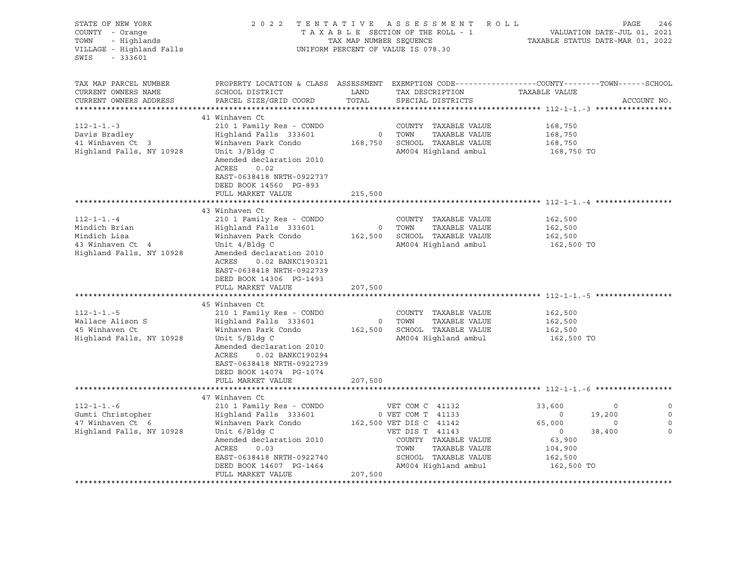STATE OF NEW YORK
COUNTY - Orange
TOWN - Highlands
VILLAGE - Highland Falls
SWIS - 333601

2022 TENTATIVE ASSESSMENT ROLL
TAXABLE SECTION OF THE ROLL - 1
TAX MAP NUMBER SEQUENCE
UNIFORM PERCENT OF VALUE IS 078.30

VALUATION DATE-JUL 01, 2021
TAXABLE STATUS DATE-MAR 01, 2022

| TAX MAP PARCEL NUMBER / CURRENT OWNERS NAME / CURRENT OWNERS ADDRESS | PROPERTY LOCATION & CLASS / SCHOOL DISTRICT / PARCEL SIZE/GRID COORD | ASSESSMENT LAND | ASSESSMENT TOTAL | EXEMPTION CODE / TAX DESCRIPTION / SPECIAL DISTRICTS | COUNTY TAXABLE VALUE | TOWN | SCHOOL | ACCOUNT NO. |
|---|---|---|---|---|---|---|---|---|
| **112-1-1.-3** | 41 Winhaven Ct | | | | | | | |
| 112-1-1.-3 | 210 1 Family Res - CONDO | | | COUNTY TAXABLE VALUE | 168,750 | | | |
| Davis Bradley | Highland Falls 333601 | 0 | | TOWN TAXABLE VALUE | 168,750 | | | |
| 41 Winhaven Ct 3 | Winhaven Park Condo | | 168,750 | SCHOOL TAXABLE VALUE | 168,750 | | | |
| Highland Falls, NY 10928 | Unit 3/Bldg C | | | AM004 Highland ambul | 168,750 TO | | | |
| | Amended declaration 2010 | | | | | | | |
| | ACRES 0.02 | | | | | | | |
| | EAST-0638418 NRTH-0922737 | | | | | | | |
| | DEED BOOK 14560 PG-893 | | | | | | | |
| | FULL MARKET VALUE | | 215,500 | | | | | |
| **112-1-1.-4** | 43 Winhaven Ct | | | | | | | |
| 112-1-1.-4 | 210 1 Family Res - CONDO | | | COUNTY TAXABLE VALUE | 162,500 | | | |
| Mindich Brian | Highland Falls 333601 | 0 | | TOWN TAXABLE VALUE | 162,500 | | | |
| Mindich Lisa | Winhaven Park Condo | | 162,500 | SCHOOL TAXABLE VALUE | 162,500 | | | |
| 43 Winhaven Ct 4 | Unit 4/Bldg C | | | AM004 Highland ambul | 162,500 TO | | | |
| Highland Falls, NY 10928 | Amended declaration 2010 | | | | | | | |
| | ACRES 0.02 BANKC190321 | | | | | | | |
| | EAST-0638418 NRTH-0922739 | | | | | | | |
| | DEED BOOK 14306 PG-1493 | | | | | | | |
| | FULL MARKET VALUE | | 207,500 | | | | | |
| **112-1-1.-5** | 45 Winhaven Ct | | | | | | | |
| 112-1-1.-5 | 210 1 Family Res - CONDO | | | COUNTY TAXABLE VALUE | 162,500 | | | |
| Wallace Alison S | Highland Falls 333601 | 0 | | TOWN TAXABLE VALUE | 162,500 | | | |
| 45 Winhaven Ct | Winhaven Park Condo | | 162,500 | SCHOOL TAXABLE VALUE | 162,500 | | | |
| Highland Falls, NY 10928 | Unit 5/Bldg C | | | AM004 Highland ambul | 162,500 TO | | | |
| | Amended declaration 2010 | | | | | | | |
| | ACRES 0.02 BANKC190294 | | | | | | | |
| | EAST-0638418 NRTH-0922739 | | | | | | | |
| | DEED BOOK 14074 PG-1074 | | | | | | | |
| | FULL MARKET VALUE | | 207,500 | | | | | |
| **112-1-1.-6** | 47 Winhaven Ct | | | | | | | |
| 112-1-1.-6 | 210 1 Family Res - CONDO | | | VET COM C 41132 | 33,600 | 0 | 0 | |
| Gumti Christopher | Highland Falls 333601 | 0 | | VET COM T 41133 | 0 | 19,200 | 0 | |
| 47 Winhaven Ct 6 | Winhaven Park Condo | | 162,500 | VET DIS C 41142 | 65,000 | 0 | 0 | |
| Highland Falls, NY 10928 | Unit 6/Bldg C | | | VET DIS T 41143 | 0 | 38,400 | 0 | |
| | Amended declaration 2010 | | | COUNTY TAXABLE VALUE | 63,900 | | | |
| | ACRES 0.03 | | | TOWN TAXABLE VALUE | 104,900 | | | |
| | EAST-0638418 NRTH-0922740 | | | SCHOOL TAXABLE VALUE | 162,500 | | | |
| | DEED BOOK 14607 PG-1464 | | | AM004 Highland ambul | 162,500 TO | | | |
| | FULL MARKET VALUE | | 207,500 | | | | | |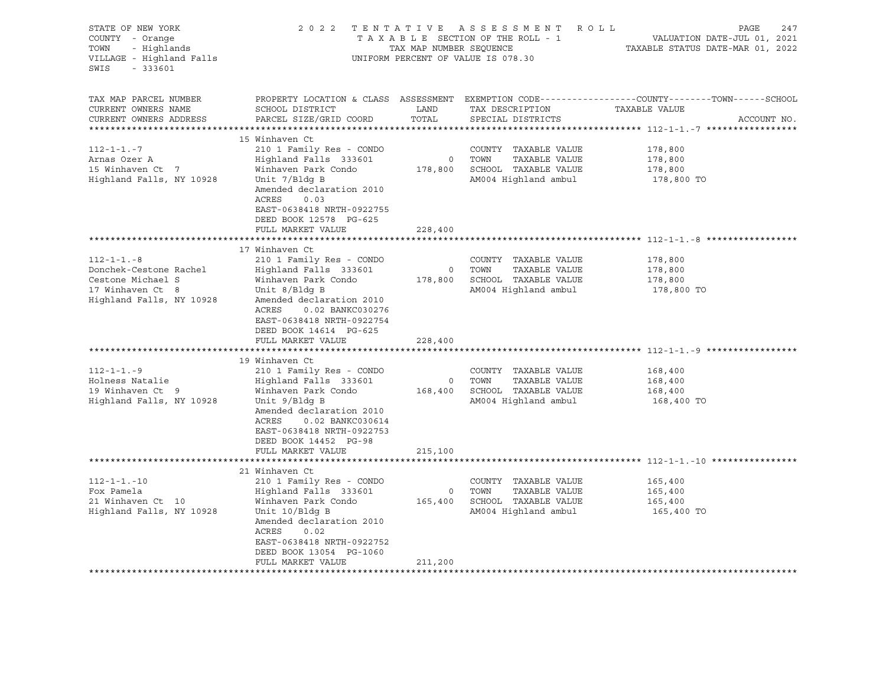STATE OF NEW YORK
COUNTY - Orange
TOWN - Highlands
VILLAGE - Highland Falls
SWIS - 333601

2022 TENTATIVE ASSESSMENT ROLL
TAXABLE SECTION OF THE ROLL - 1
TAX MAP NUMBER SEQUENCE
UNIFORM PERCENT OF VALUE IS 078.30

VALUATION DATE-JUL 01, 2021
TAXABLE STATUS DATE-MAR 01, 2022

| TAX MAP PARCEL NUMBER / CURRENT OWNERS NAME / CURRENT OWNERS ADDRESS | PROPERTY LOCATION & CLASS / SCHOOL DISTRICT / PARCEL SIZE/GRID COORD | ASSESSMENT LAND / TOTAL | EXEMPTION CODE / TAX DESCRIPTION / SPECIAL DISTRICTS | TAXABLE VALUE (COUNTY / TOWN / SCHOOL) | ACCOUNT NO. |
|---|---|---|---|---|---|
| **112-1-1.-7** | 15 Winhaven Ct | | | | |
| Arnas Ozer A | 210 1 Family Res - CONDO | | COUNTY TAXABLE VALUE | 178,800 | |
| 15 Winhaven Ct 7 | Highland Falls 333601 | 0 | TOWN TAXABLE VALUE | 178,800 | |
| Highland Falls, NY 10928 | Winhaven Park Condo | 178,800 | SCHOOL TAXABLE VALUE | 178,800 | |
| | Unit 7/Bldg B | | AM004 Highland ambul | 178,800 TO | |
| | Amended declaration 2010 | | | | |
| | ACRES 0.03 | | | | |
| | EAST-0638418 NRTH-0922755 | | | | |
| | DEED BOOK 12578 PG-625 | | | | |
| | FULL MARKET VALUE | 228,400 | | | |
| **112-1-1.-8** | 17 Winhaven Ct | | | | |
| Donchek-Cestone Rachel | 210 1 Family Res - CONDO | | COUNTY TAXABLE VALUE | 178,800 | |
| Cestone Michael S | Highland Falls 333601 | 0 | TOWN TAXABLE VALUE | 178,800 | |
| 17 Winhaven Ct 8 | Winhaven Park Condo | 178,800 | SCHOOL TAXABLE VALUE | 178,800 | |
| Highland Falls, NY 10928 | Unit 8/Bldg B | | AM004 Highland ambul | 178,800 TO | |
| | Amended declaration 2010 | | | | |
| | ACRES 0.02 BANKC030276 | | | | |
| | EAST-0638418 NRTH-0922754 | | | | |
| | DEED BOOK 14614 PG-625 | | | | |
| | FULL MARKET VALUE | 228,400 | | | |
| **112-1-1.-9** | 19 Winhaven Ct | | | | |
| Holness Natalie | 210 1 Family Res - CONDO | | COUNTY TAXABLE VALUE | 168,400 | |
| 19 Winhaven Ct 9 | Highland Falls 333601 | 0 | TOWN TAXABLE VALUE | 168,400 | |
| Highland Falls, NY 10928 | Winhaven Park Condo | 168,400 | SCHOOL TAXABLE VALUE | 168,400 | |
| | Unit 9/Bldg B | | AM004 Highland ambul | 168,400 TO | |
| | Amended declaration 2010 | | | | |
| | ACRES 0.02 BANKC030614 | | | | |
| | EAST-0638418 NRTH-0922753 | | | | |
| | DEED BOOK 14452 PG-98 | | | | |
| | FULL MARKET VALUE | 215,100 | | | |
| **112-1-1.-10** | 21 Winhaven Ct | | | | |
| Fox Pamela | 210 1 Family Res - CONDO | | COUNTY TAXABLE VALUE | 165,400 | |
| 21 Winhaven Ct 10 | Highland Falls 333601 | 0 | TOWN TAXABLE VALUE | 165,400 | |
| Highland Falls, NY 10928 | Winhaven Park Condo | 165,400 | SCHOOL TAXABLE VALUE | 165,400 | |
| | Unit 10/Bldg B | | AM004 Highland ambul | 165,400 TO | |
| | Amended declaration 2010 | | | | |
| | ACRES 0.02 | | | | |
| | EAST-0638418 NRTH-0922752 | | | | |
| | DEED BOOK 13054 PG-1060 | | | | |
| | FULL MARKET VALUE | 211,200 | | | |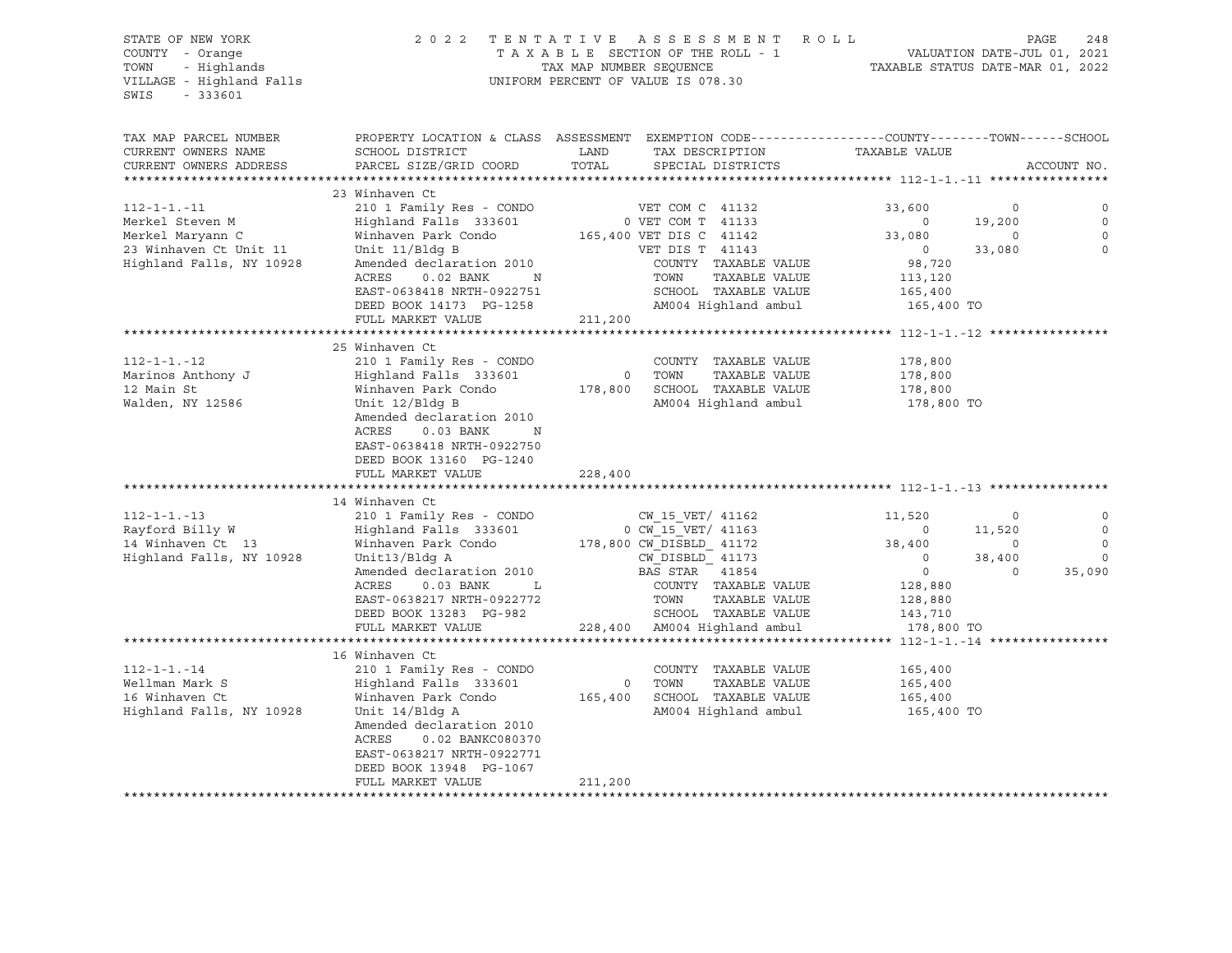STATE OF NEW YORK  
COUNTY - Orange  
TOWN - Highlands  
VILLAGE - Highland Falls  
SWIS - 333601

2 0 2 2 T E N T A T I V E A S S E S S M E N T R O L L  
T A X A B L E SECTION OF THE ROLL - 1  
TAX MAP NUMBER SEQUENCE  
UNIFORM PERCENT OF VALUE IS 078.30

VALUATION DATE-JUL 01, 2021  
TAXABLE STATUS DATE-MAR 01, 2022

```
TAX MAP PARCEL NUMBER          PROPERTY LOCATION & CLASS  ASSESSMENT  EXEMPTION CODE------------------COUNTY--------TOWN------SCHOOL
CURRENT OWNERS NAME            SCHOOL DISTRICT               LAND      TAX DESCRIPTION            TAXABLE VALUE
CURRENT OWNERS ADDRESS         PARCEL SIZE/GRID COORD        TOTAL     SPECIAL DISTRICTS                                      ACCOUNT NO.
******************************************************************************************************* 112-1-1.-11 ****************
                               23 Winhaven Ct
112-1-1.-11                    210 1 Family Res - CONDO             VET COM C  41132          33,600          0              0
Merkel Steven M                Highland Falls  333601          0 VET COM T  41133               0     19,200              0
Merkel Maryann C               Winhaven Park Condo       165,400 VET DIS C  41142          33,080          0              0
23 Winhaven Ct Unit 11         Unit 11/Bldg B                       VET DIS T  41143               0     33,080              0
Highland Falls, NY 10928       Amended declaration 2010             COUNTY  TAXABLE VALUE         98,720
                               ACRES     0.02 BANK     N            TOWN    TAXABLE VALUE        113,120
                               EAST-0638418 NRTH-0922751            SCHOOL  TAXABLE VALUE        165,400
                               DEED BOOK 14173  PG-1258             AM004 Highland ambul          165,400 TO
                               FULL MARKET VALUE         211,200
******************************************************************************************************* 112-1-1.-12 ****************
                               25 Winhaven Ct
112-1-1.-12                    210 1 Family Res - CONDO             COUNTY  TAXABLE VALUE        178,800
Marinos Anthony J              Highland Falls  333601          0    TOWN    TAXABLE VALUE        178,800
12 Main St                     Winhaven Park Condo       178,800    SCHOOL  TAXABLE VALUE        178,800
Walden, NY 12586               Unit 12/Bldg B                       AM004 Highland ambul          178,800 TO
                               Amended declaration 2010
                               ACRES     0.03 BANK     N
                               EAST-0638418 NRTH-0922750
                               DEED BOOK 13160  PG-1240
                               FULL MARKET VALUE         228,400
******************************************************************************************************* 112-1-1.-13 ****************
                               14 Winhaven Ct
112-1-1.-13                    210 1 Family Res - CONDO             CW_15_VET/ 41162          11,520          0              0
Rayford Billy W                Highland Falls  333601          0 CW_15_VET/ 41163               0     11,520              0
14 Winhaven Ct  13             Winhaven Park Condo       178,800 CW_DISBLD_ 41172          38,400          0              0
Highland Falls, NY 10928       Unit13/Bldg A                        CW_DISBLD_ 41173               0     38,400              0
                               Amended declaration 2010             BAS STAR   41854               0          0         35,090
                               ACRES     0.03 BANK     L            COUNTY  TAXABLE VALUE        128,880
                               EAST-0638217 NRTH-0922772            TOWN    TAXABLE VALUE        128,880
                               DEED BOOK 13283  PG-982              SCHOOL  TAXABLE VALUE        143,710
                               FULL MARKET VALUE         228,400    AM004 Highland ambul          178,800 TO
******************************************************************************************************* 112-1-1.-14 ****************
                               16 Winhaven Ct
112-1-1.-14                    210 1 Family Res - CONDO             COUNTY  TAXABLE VALUE        165,400
Wellman Mark S                 Highland Falls  333601          0    TOWN    TAXABLE VALUE        165,400
16 Winhaven Ct                 Winhaven Park Condo       165,400    SCHOOL  TAXABLE VALUE        165,400
Highland Falls, NY 10928       Unit 14/Bldg A                       AM004 Highland ambul          165,400 TO
                               Amended declaration 2010
                               ACRES     0.02 BANKC080370
                               EAST-0638217 NRTH-0922771
                               DEED BOOK 13948  PG-1067
                               FULL MARKET VALUE         211,200
************************************************************************************************************************************
```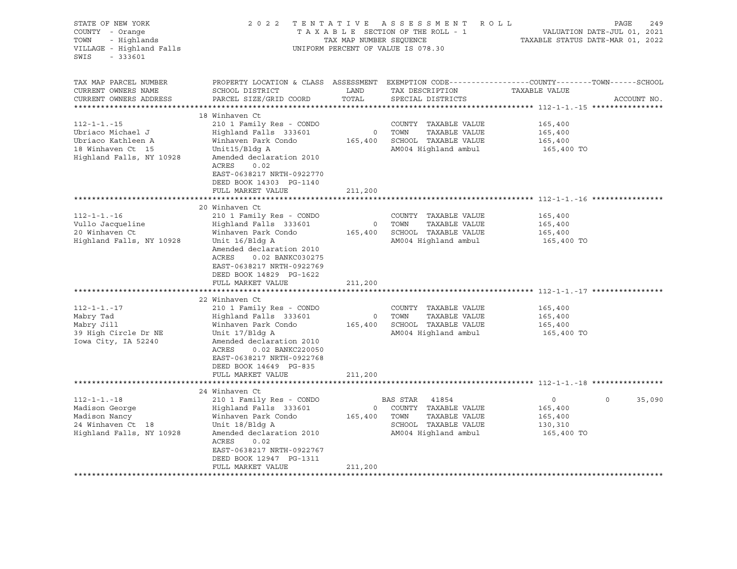STATE OF NEW YORK | COUNTY - Orange | TOWN - Highlands | VILLAGE - Highland Falls | SWIS - 333601

2022 TENTATIVE ASSESSMENT ROLL
TAXABLE SECTION OF THE ROLL - 1
TAX MAP NUMBER SEQUENCE
UNIFORM PERCENT OF VALUE IS 078.30

VALUATION DATE-JUL 01, 2021
TAXABLE STATUS DATE-MAR 01, 2022

| TAX MAP PARCEL NUMBER / CURRENT OWNERS NAME / CURRENT OWNERS ADDRESS | PROPERTY LOCATION & CLASS / SCHOOL DISTRICT / PARCEL SIZE/GRID COORD | ASSESSMENT LAND | TOTAL | EXEMPTION CODE / TAX DESCRIPTION / SPECIAL DISTRICTS | COUNTY / TOWN / SCHOOL TAXABLE VALUE | ACCOUNT NO. |
|---|---|---|---|---|---|---|
| **112-1-1.-15** | 18 Winhaven Ct | | | | | |
| Ubriaco Michael J | 210 1 Family Res - CONDO | | | COUNTY TAXABLE VALUE | 165,400 | |
| Ubriaco Kathleen A | Highland Falls 333601 | 0 | | TOWN TAXABLE VALUE | 165,400 | |
| 18 Winhaven Ct 15 | Winhaven Park Condo | | 165,400 | SCHOOL TAXABLE VALUE | 165,400 | |
| Highland Falls, NY 10928 | Unit15/Bldg A | | | AM004 Highland ambul | 165,400 TO | |
| | Amended declaration 2010 | | | | | |
| | ACRES 0.02 | | | | | |
| | EAST-0638217 NRTH-0922770 | | | | | |
| | DEED BOOK 14303 PG-1140 | | | | | |
| | FULL MARKET VALUE | | 211,200 | | | |
| **112-1-1.-16** | 20 Winhaven Ct | | | | | |
| Vullo Jacqueline | 210 1 Family Res - CONDO | | | COUNTY TAXABLE VALUE | 165,400 | |
| 20 Winhaven Ct | Highland Falls 333601 | 0 | | TOWN TAXABLE VALUE | 165,400 | |
| Highland Falls, NY 10928 | Winhaven Park Condo | | 165,400 | SCHOOL TAXABLE VALUE | 165,400 | |
| | Unit 16/Bldg A | | | AM004 Highland ambul | 165,400 TO | |
| | Amended declaration 2010 | | | | | |
| | ACRES 0.02 BANKC030275 | | | | | |
| | EAST-0638217 NRTH-0922769 | | | | | |
| | DEED BOOK 14829 PG-1622 | | | | | |
| | FULL MARKET VALUE | | 211,200 | | | |
| **112-1-1.-17** | 22 Winhaven Ct | | | | | |
| Mabry Tad | 210 1 Family Res - CONDO | | | COUNTY TAXABLE VALUE | 165,400 | |
| Mabry Jill | Highland Falls 333601 | 0 | | TOWN TAXABLE VALUE | 165,400 | |
| 39 High Circle Dr NE | Winhaven Park Condo | | 165,400 | SCHOOL TAXABLE VALUE | 165,400 | |
| Iowa City, IA 52240 | Unit 17/Bldg A | | | AM004 Highland ambul | 165,400 TO | |
| | Amended declaration 2010 | | | | | |
| | ACRES 0.02 BANKC220050 | | | | | |
| | EAST-0638217 NRTH-0922768 | | | | | |
| | DEED BOOK 14649 PG-835 | | | | | |
| | FULL MARKET VALUE | | 211,200 | | | |
| **112-1-1.-18** | 24 Winhaven Ct | | | | | |
| Madison George | 210 1 Family Res - CONDO | | | BAS STAR 41854 | 0 0 35,090 | |
| Madison Nancy | Highland Falls 333601 | 0 | | COUNTY TAXABLE VALUE | 165,400 | |
| 24 Winhaven Ct 18 | Winhaven Park Condo | | 165,400 | TOWN TAXABLE VALUE | 165,400 | |
| Highland Falls, NY 10928 | Unit 18/Bldg A | | | SCHOOL TAXABLE VALUE | 130,310 | |
| | Amended declaration 2010 | | | AM004 Highland ambul | 165,400 TO | |
| | ACRES 0.02 | | | | | |
| | EAST-0638217 NRTH-0922767 | | | | | |
| | DEED BOOK 12947 PG-1311 | | | | | |
| | FULL MARKET VALUE | | 211,200 | | | |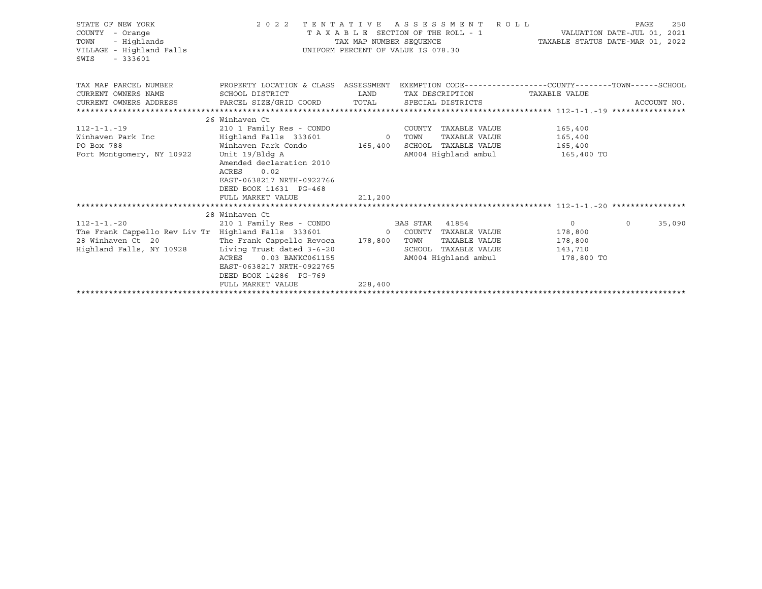STATE OF NEW YORK
COUNTY - Orange
TOWN - Highlands
VILLAGE - Highland Falls
SWIS - 333601

2 0 2 2 T E N T A T I V E A S S E S S M E N T R O L L
T A X A B L E SECTION OF THE ROLL - 1
TAX MAP NUMBER SEQUENCE
UNIFORM PERCENT OF VALUE IS 078.30

VALUATION DATE-JUL 01, 2021
TAXABLE STATUS DATE-MAR 01, 2022

| TAX MAP PARCEL NUMBER / CURRENT OWNERS NAME / CURRENT OWNERS ADDRESS | PROPERTY LOCATION & CLASS / SCHOOL DISTRICT / PARCEL SIZE/GRID COORD | ASSESSMENT LAND / TOTAL | EXEMPTION CODE / TAX DESCRIPTION / SPECIAL DISTRICTS | COUNTY | TOWN | SCHOOL | ACCOUNT NO. |
|---|---|---|---|---|---|---|---|
| **112-1-1.-19** | 26 Winhaven Ct | | | | | | |
| 112-1-1.-19 | 210 1 Family Res - CONDO | | COUNTY TAXABLE VALUE | 165,400 | | | |
| Winhaven Park Inc | Highland Falls 333601 | 0 | TOWN TAXABLE VALUE | 165,400 | | | |
| PO Box 788 | Winhaven Park Condo | 165,400 | SCHOOL TAXABLE VALUE | 165,400 | | | |
| Fort Montgomery, NY 10922 | Unit 19/Bldg A | | AM004 Highland ambul | 165,400 TO | | | |
| | Amended declaration 2010 | | | | | | |
| | ACRES 0.02 | | | | | | |
| | EAST-0638217 NRTH-0922766 | | | | | | |
| | DEED BOOK 11631 PG-468 | | | | | | |
| | FULL MARKET VALUE | 211,200 | | | | | |
| **112-1-1.-20** | 28 Winhaven Ct | | | | | | |
| 112-1-1.-20 | 210 1 Family Res - CONDO | | BAS STAR 41854 | 0 | 0 | 35,090 | |
| The Frank Cappello Rev Liv Tr | Highland Falls 333601 | 0 | COUNTY TAXABLE VALUE | 178,800 | | | |
| 28 Winhaven Ct 20 | The Frank Cappello Revoca | 178,800 | TOWN TAXABLE VALUE | 178,800 | | | |
| Highland Falls, NY 10928 | Living Trust dated 3-6-20 | | SCHOOL TAXABLE VALUE | 143,710 | | | |
| | ACRES 0.03 BANKC061155 | | AM004 Highland ambul | 178,800 TO | | | |
| | EAST-0638217 NRTH-0922765 | | | | | | |
| | DEED BOOK 14286 PG-769 | | | | | | |
| | FULL MARKET VALUE | 228,400 | | | | | |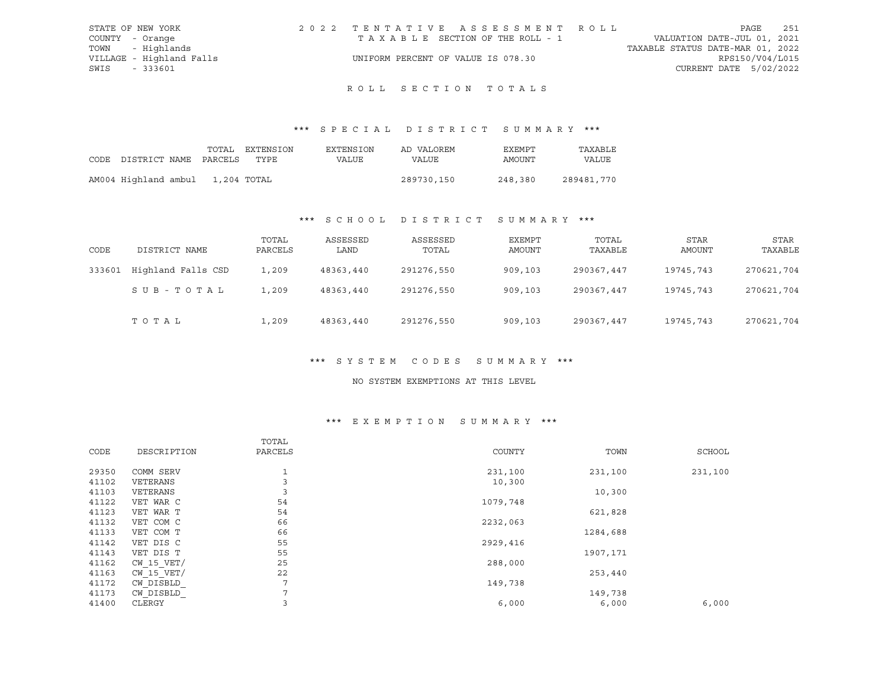STATE OF NEW YORK
COUNTY - Orange
TOWN - Highlands
VILLAGE - Highland Falls
SWIS - 333601

2022 TENTATIVE ASSESSMENT ROLL
TAXABLE SECTION OF THE ROLL - 1
UNIFORM PERCENT OF VALUE IS 078.30

VALUATION DATE-JUL 01, 2021
TAXABLE STATUS DATE-MAR 01, 2022
RPS150/V04/L015
CURRENT DATE 5/02/2022

# ROLL SECTION TOTALS

## *** SPECIAL DISTRICT SUMMARY ***

| CODE | DISTRICT NAME | TOTAL PARCELS | EXTENSION TYPE | EXTENSION VALUE | AD VALOREM VALUE | EXEMPT AMOUNT | TAXABLE VALUE |
|---|---|---|---|---|---|---|---|
| AM004 | Highland ambul | 1,204 | TOTAL | | 289730,150 | 248,380 | 289481,770 |

## *** SCHOOL DISTRICT SUMMARY ***

| CODE | DISTRICT NAME | TOTAL PARCELS | ASSESSED LAND | ASSESSED TOTAL | EXEMPT AMOUNT | TOTAL TAXABLE | STAR AMOUNT | STAR TAXABLE |
|---|---|---|---|---|---|---|---|---|
| 333601 | Highland Falls CSD | 1,209 | 48363,440 | 291276,550 | 909,103 | 290367,447 | 19745,743 | 270621,704 |
| | SUB-TOTAL | 1,209 | 48363,440 | 291276,550 | 909,103 | 290367,447 | 19745,743 | 270621,704 |
| | TOTAL | 1,209 | 48363,440 | 291276,550 | 909,103 | 290367,447 | 19745,743 | 270621,704 |

## *** SYSTEM CODES SUMMARY ***

NO SYSTEM EXEMPTIONS AT THIS LEVEL

## *** EXEMPTION SUMMARY ***

| CODE | DESCRIPTION | TOTAL PARCELS | COUNTY | TOWN | SCHOOL |
|---|---|---|---|---|---|
| 29350 | COMM SERV | 1 | 231,100 | 231,100 | 231,100 |
| 41102 | VETERANS | 3 | 10,300 | | |
| 41103 | VETERANS | 3 | | 10,300 | |
| 41122 | VET WAR C | 54 | 1079,748 | | |
| 41123 | VET WAR T | 54 | | 621,828 | |
| 41132 | VET COM C | 66 | 2232,063 | | |
| 41133 | VET COM T | 66 | | 1284,688 | |
| 41142 | VET DIS C | 55 | 2929,416 | | |
| 41143 | VET DIS T | 55 | | 1907,171 | |
| 41162 | CW_15_VET/ | 25 | 288,000 | | |
| 41163 | CW_15_VET/ | 22 | | 253,440 | |
| 41172 | CW_DISBLD_ | 7 | 149,738 | | |
| 41173 | CW_DISBLD_ | 7 | | 149,738 | |
| 41400 | CLERGY | 3 | 6,000 | 6,000 | 6,000 |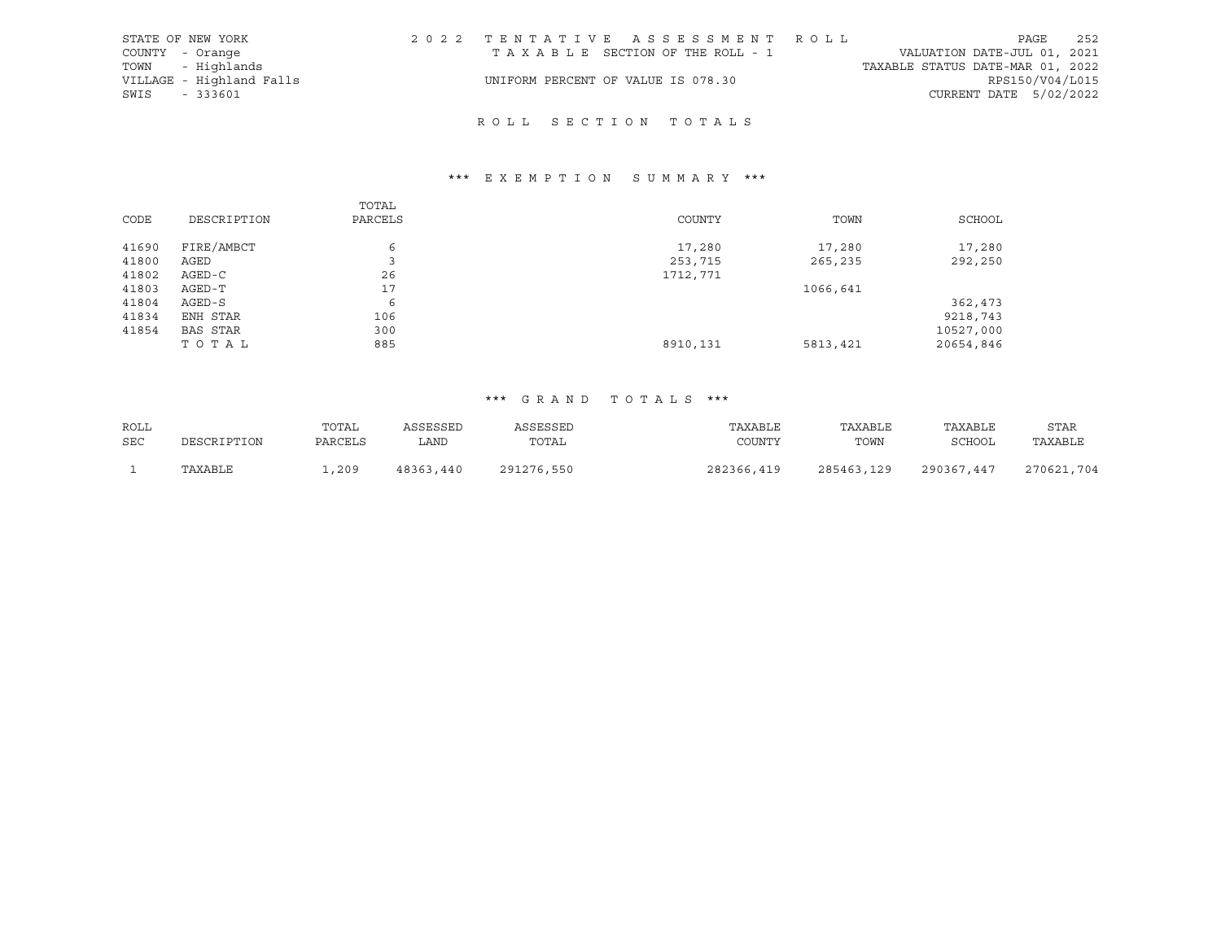STATE OF NEW YORK
COUNTY - Orange
TOWN - Highlands
VILLAGE - Highland Falls
SWIS - 333601

2022 TENTATIVE ASSESSMENT ROLL
TAXABLE SECTION OF THE ROLL - 1
UNIFORM PERCENT OF VALUE IS 078.30

VALUATION DATE-JUL 01, 2021
TAXABLE STATUS DATE-MAR 01, 2022
RPS150/V04/L015
CURRENT DATE 5/02/2022

## ROLL SECTION TOTALS

### *** EXEMPTION SUMMARY ***

| CODE | DESCRIPTION | TOTAL PARCELS | COUNTY | TOWN | SCHOOL |
|---|---|---|---|---|---|
| 41690 | FIRE/AMBCT | 6 | 17,280 | 17,280 | 17,280 |
| 41800 | AGED | 3 | 253,715 | 265,235 | 292,250 |
| 41802 | AGED-C | 26 | 1712,771 | | |
| 41803 | AGED-T | 17 | | 1066,641 | |
| 41804 | AGED-S | 6 | | | 362,473 |
| 41834 | ENH STAR | 106 | | | 9218,743 |
| 41854 | BAS STAR | 300 | | | 10527,000 |
| | TOTAL | 885 | 8910,131 | 5813,421 | 20654,846 |

### *** GRAND TOTALS ***

| ROLL SEC | DESCRIPTION | TOTAL PARCELS | ASSESSED LAND | ASSESSED TOTAL | TAXABLE COUNTY | TAXABLE TOWN | TAXABLE SCHOOL | STAR TAXABLE |
|---|---|---|---|---|---|---|---|---|
| 1 | TAXABLE | 1,209 | 48363,440 | 291276,550 | 282366,419 | 285463,129 | 290367,447 | 270621,704 |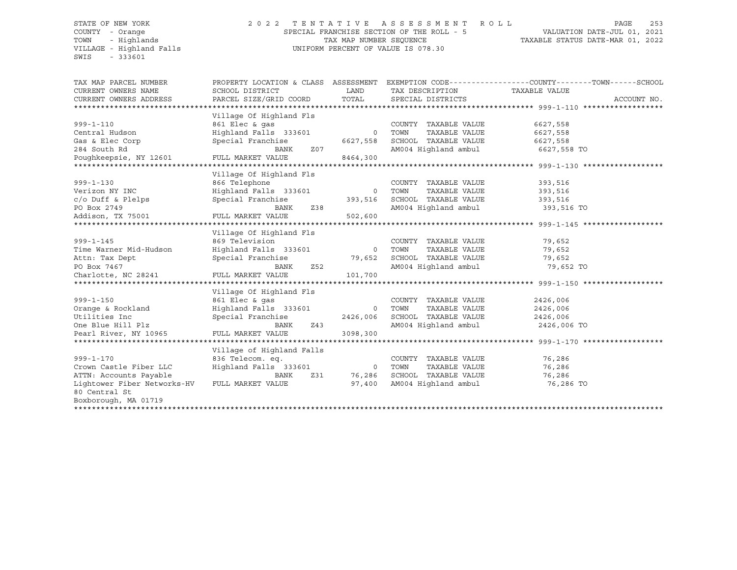STATE OF NEW YORK  
COUNTY - Orange  
TOWN - Highlands  
VILLAGE - Highland Falls  
SWIS - 333601

2022 TENTATIVE ASSESSMENT ROLL  
SPECIAL FRANCHISE SECTION OF THE ROLL - 5  
TAX MAP NUMBER SEQUENCE  
UNIFORM PERCENT OF VALUE IS 078.30

VALUATION DATE-JUL 01, 2021  
TAXABLE STATUS DATE-MAR 01, 2022

| TAX MAP PARCEL NUMBER / CURRENT OWNERS NAME / CURRENT OWNERS ADDRESS | PROPERTY LOCATION & CLASS / SCHOOL DISTRICT / PARCEL SIZE/GRID COORD | ASSESSMENT LAND / TOTAL | EXEMPTION CODE / TAX DESCRIPTION / SPECIAL DISTRICTS | COUNTY / TOWN / SCHOOL TAXABLE VALUE | ACCOUNT NO. |
|---|---|---|---|---|---|
| **999-1-110** | Village Of Highland Fls | | | | |
| | 861 Elec & gas | | COUNTY TAXABLE VALUE | 6627,558 | |
| Central Hudson | Highland Falls 333601 | 0 | TOWN TAXABLE VALUE | 6627,558 | |
| Gas & Elec Corp | Special Franchise | 6627,558 | SCHOOL TAXABLE VALUE | 6627,558 | |
| 284 South Rd | BANK Z07 | | AM004 Highland ambul | 6627,558 TO | |
| Poughkeepsie, NY 12601 | FULL MARKET VALUE | 8464,300 | | | |
| **999-1-130** | Village Of Highland Fls | | | | |
| | 866 Telephone | | COUNTY TAXABLE VALUE | 393,516 | |
| Verizon NY INC | Highland Falls 333601 | 0 | TOWN TAXABLE VALUE | 393,516 | |
| c/o Duff & Plelps | Special Franchise | 393,516 | SCHOOL TAXABLE VALUE | 393,516 | |
| PO Box 2749 | BANK Z38 | | AM004 Highland ambul | 393,516 TO | |
| Addison, TX 75001 | FULL MARKET VALUE | 502,600 | | | |
| **999-1-145** | Village Of Highland Fls | | | | |
| | 869 Television | | COUNTY TAXABLE VALUE | 79,652 | |
| Time Warner Mid-Hudson | Highland Falls 333601 | 0 | TOWN TAXABLE VALUE | 79,652 | |
| Attn: Tax Dept | Special Franchise | 79,652 | SCHOOL TAXABLE VALUE | 79,652 | |
| PO Box 7467 | BANK Z52 | | AM004 Highland ambul | 79,652 TO | |
| Charlotte, NC 28241 | FULL MARKET VALUE | 101,700 | | | |
| **999-1-150** | Village Of Highland Fls | | | | |
| | 861 Elec & gas | | COUNTY TAXABLE VALUE | 2426,006 | |
| Orange & Rockland | Highland Falls 333601 | 0 | TOWN TAXABLE VALUE | 2426,006 | |
| Utilities Inc | Special Franchise | 2426,006 | SCHOOL TAXABLE VALUE | 2426,006 | |
| One Blue Hill Plz | BANK Z43 | | AM004 Highland ambul | 2426,006 TO | |
| Pearl River, NY 10965 | FULL MARKET VALUE | 3098,300 | | | |
| **999-1-170** | Village of Highland Falls | | | | |
| | 836 Telecom. eq. | | COUNTY TAXABLE VALUE | 76,286 | |
| Crown Castle Fiber LLC | Highland Falls 333601 | 0 | TOWN TAXABLE VALUE | 76,286 | |
| ATTN: Accounts Payable | BANK Z31 | 76,286 | SCHOOL TAXABLE VALUE | 76,286 | |
| Lightower Fiber Networks-HV | FULL MARKET VALUE | 97,400 | AM004 Highland ambul | 76,286 TO | |
| 80 Central St | | | | | |
| Boxborough, MA 01719 | | | | | |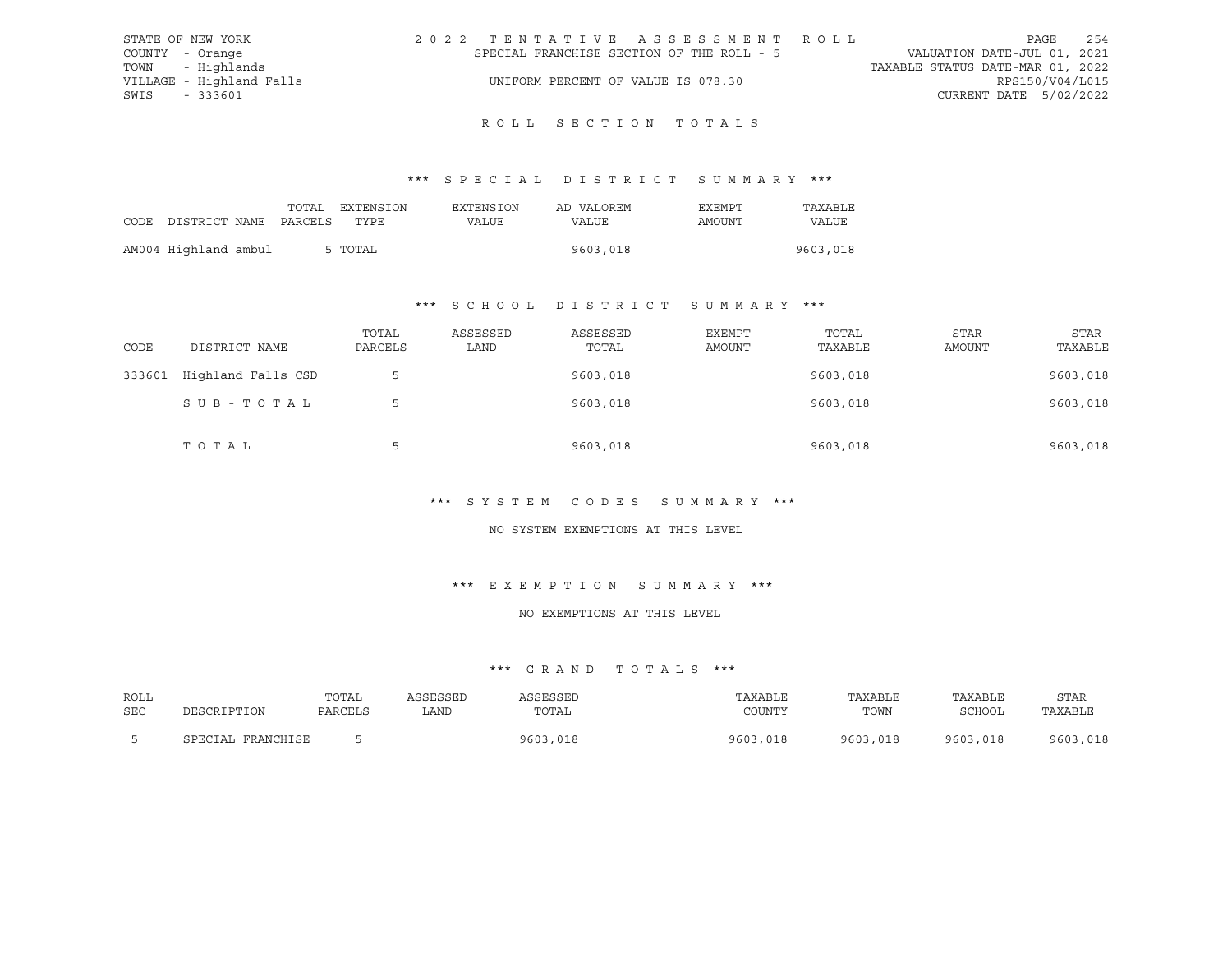STATE OF NEW YORK
COUNTY - Orange
TOWN - Highlands
VILLAGE - Highland Falls
SWIS - 333601

2022 TENTATIVE ASSESSMENT ROLL
SPECIAL FRANCHISE SECTION OF THE ROLL - 5
UNIFORM PERCENT OF VALUE IS 078.30

VALUATION DATE-JUL 01, 2021
TAXABLE STATUS DATE-MAR 01, 2022
RPS150/V04/L015
CURRENT DATE 5/02/2022

## ROLL SECTION TOTALS

### *** SPECIAL DISTRICT SUMMARY ***

| CODE DISTRICT NAME | TOTAL PARCELS | EXTENSION TYPE | EXTENSION VALUE | AD VALOREM VALUE | EXEMPT AMOUNT | TAXABLE VALUE |
|---|---|---|---|---|---|---|
| AM004 Highland ambul | 5 | TOTAL | | 9603,018 | | 9603,018 |

### *** SCHOOL DISTRICT SUMMARY ***

| CODE | DISTRICT NAME | TOTAL PARCELS | ASSESSED LAND | ASSESSED TOTAL | EXEMPT AMOUNT | TOTAL TAXABLE | STAR AMOUNT | STAR TAXABLE |
|---|---|---|---|---|---|---|---|---|
| 333601 | Highland Falls CSD | 5 | | 9603,018 | | 9603,018 | | 9603,018 |
| | SUB-TOTAL | 5 | | 9603,018 | | 9603,018 | | 9603,018 |
| | TOTAL | 5 | | 9603,018 | | 9603,018 | | 9603,018 |

### *** SYSTEM CODES SUMMARY ***

NO SYSTEM EXEMPTIONS AT THIS LEVEL

### *** EXEMPTION SUMMARY ***

NO EXEMPTIONS AT THIS LEVEL

### *** GRAND TOTALS ***

| ROLL SEC | DESCRIPTION | TOTAL PARCELS | ASSESSED LAND | ASSESSED TOTAL | TAXABLE COUNTY | TAXABLE TOWN | TAXABLE SCHOOL | STAR TAXABLE |
|---|---|---|---|---|---|---|---|---|
| 5 | SPECIAL FRANCHISE | 5 | | 9603,018 | 9603,018 | 9603,018 | 9603,018 | 9603,018 |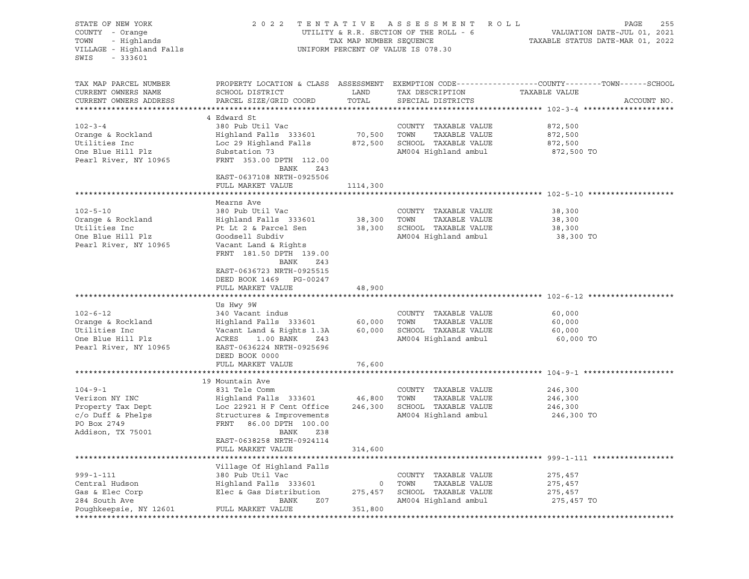STATE OF NEW YORK
COUNTY - Orange
TOWN - Highlands
VILLAGE - Highland Falls
SWIS - 333601

2 0 2 2 T E N T A T I V E A S S E S S M E N T R O L L
UTILITY & R.R. SECTION OF THE ROLL - 6
TAX MAP NUMBER SEQUENCE
UNIFORM PERCENT OF VALUE IS 078.30

VALUATION DATE-JUL 01, 2021
TAXABLE STATUS DATE-MAR 01, 2022

| TAX MAP PARCEL NUMBER / CURRENT OWNERS NAME / CURRENT OWNERS ADDRESS | PROPERTY LOCATION & CLASS / SCHOOL DISTRICT / PARCEL SIZE/GRID COORD | ASSESSMENT LAND / TOTAL | EXEMPTION CODE / TAX DESCRIPTION / SPECIAL DISTRICTS | COUNTY--------TOWN------SCHOOL TAXABLE VALUE | ACCOUNT NO. |
|---|---|---|---|---|---|
| **102-3-4** | 4 Edward St | | | | |
| 102-3-4 | 380 Pub Util Vac | | COUNTY TAXABLE VALUE | 872,500 | |
| Orange & Rockland | Highland Falls 333601 | 70,500 | TOWN TAXABLE VALUE | 872,500 | |
| Utilities Inc | Loc 29 Highland Falls | 872,500 | SCHOOL TAXABLE VALUE | 872,500 | |
| One Blue Hill Plz | Substation 73 | | AM004 Highland ambul | 872,500 TO | |
| Pearl River, NY 10965 | FRNT 353.00 DPTH 112.00 | | | | |
| | BANK Z43 | | | | |
| | EAST-0637108 NRTH-0925506 | | | | |
| | FULL MARKET VALUE | 1114,300 | | | |
| **102-5-10** | Mearns Ave | | | | |
| 102-5-10 | 380 Pub Util Vac | | COUNTY TAXABLE VALUE | 38,300 | |
| Orange & Rockland | Highland Falls 333601 | 38,300 | TOWN TAXABLE VALUE | 38,300 | |
| Utilities Inc | Pt Lt 2 & Parcel Sen | 38,300 | SCHOOL TAXABLE VALUE | 38,300 | |
| One Blue Hill Plz | Goodsell Subdiv | | AM004 Highland ambul | 38,300 TO | |
| Pearl River, NY 10965 | Vacant Land & Rights | | | | |
| | FRNT 181.50 DPTH 139.00 | | | | |
| | BANK Z43 | | | | |
| | EAST-0636723 NRTH-0925515 | | | | |
| | DEED BOOK 1469 PG-00247 | | | | |
| | FULL MARKET VALUE | 48,900 | | | |
| **102-6-12** | Us Hwy 9W | | | | |
| 102-6-12 | 340 Vacant indus | | COUNTY TAXABLE VALUE | 60,000 | |
| Orange & Rockland | Highland Falls 333601 | 60,000 | TOWN TAXABLE VALUE | 60,000 | |
| Utilities Inc | Vacant Land & Rights 1.3A | 60,000 | SCHOOL TAXABLE VALUE | 60,000 | |
| One Blue Hill Plz | ACRES 1.00 BANK Z43 | | AM004 Highland ambul | 60,000 TO | |
| Pearl River, NY 10965 | EAST-0636224 NRTH-0925696 | | | | |
| | DEED BOOK 0000 | | | | |
| | FULL MARKET VALUE | 76,600 | | | |
| **104-9-1** | 19 Mountain Ave | | | | |
| 104-9-1 | 831 Tele Comm | | COUNTY TAXABLE VALUE | 246,300 | |
| Verizon NY INC | Highland Falls 333601 | 46,800 | TOWN TAXABLE VALUE | 246,300 | |
| Property Tax Dept | Loc 22921 H F Cent Office | 246,300 | SCHOOL TAXABLE VALUE | 246,300 | |
| c/o Duff & Phelps | Structures & Improvements | | AM004 Highland ambul | 246,300 TO | |
| PO Box 2749 | FRNT 86.00 DPTH 100.00 | | | | |
| Addison, TX 75001 | BANK Z38 | | | | |
| | EAST-0638258 NRTH-0924114 | | | | |
| | FULL MARKET VALUE | 314,600 | | | |
| **999-1-111** | Village Of Highland Falls | | | | |
| 999-1-111 | 380 Pub Util Vac | | COUNTY TAXABLE VALUE | 275,457 | |
| Central Hudson | Highland Falls 333601 | 0 | TOWN TAXABLE VALUE | 275,457 | |
| Gas & Elec Corp | Elec & Gas Distribution | 275,457 | SCHOOL TAXABLE VALUE | 275,457 | |
| 284 South Ave | BANK Z07 | | AM004 Highland ambul | 275,457 TO | |
| Poughkeepsie, NY 12601 | FULL MARKET VALUE | 351,800 | | | |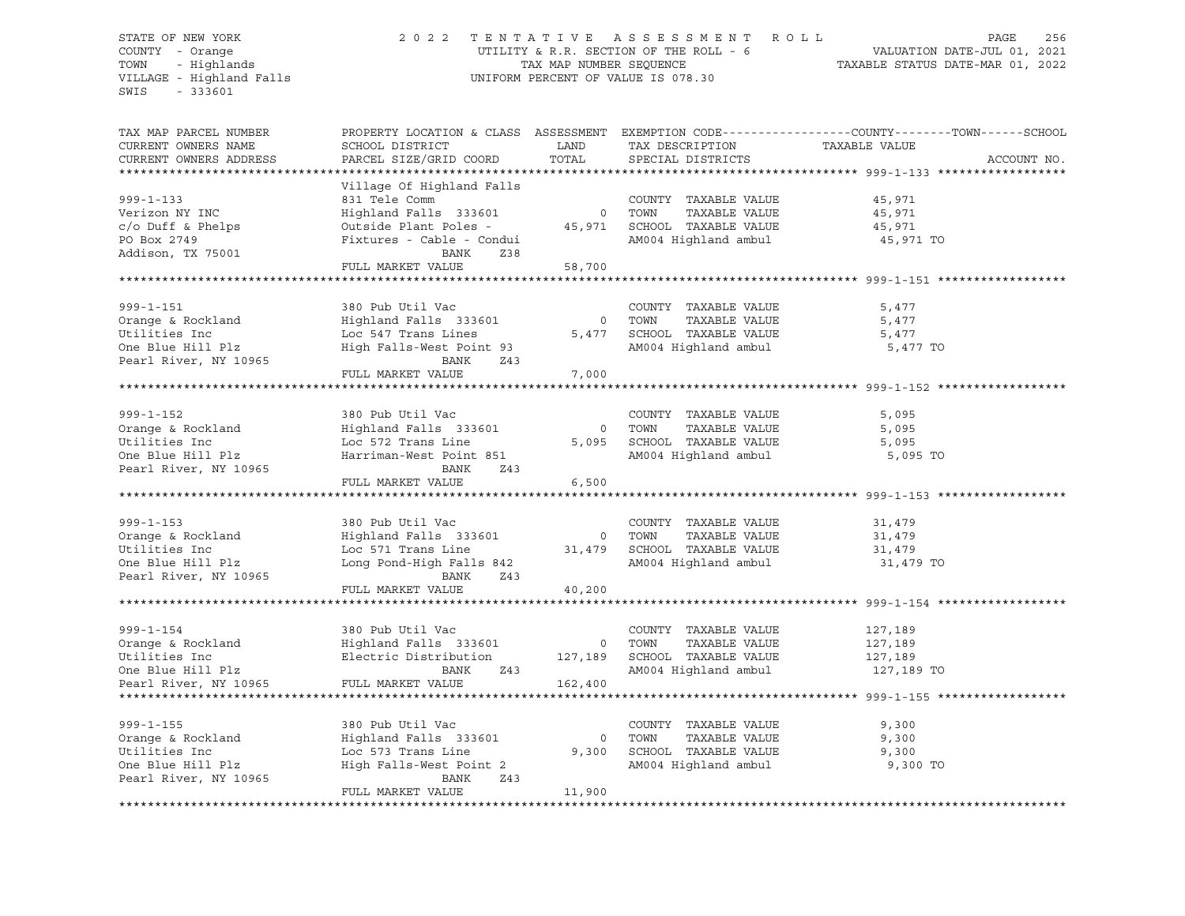STATE OF NEW YORK
COUNTY - Orange
TOWN - Highlands
VILLAGE - Highland Falls
SWIS - 333601

2022 TENTATIVE ASSESSMENT ROLL
UTILITY & R.R. SECTION OF THE ROLL - 6
TAX MAP NUMBER SEQUENCE
UNIFORM PERCENT OF VALUE IS 078.30

VALUATION DATE-JUL 01, 2021
TAXABLE STATUS DATE-MAR 01, 2022

| TAX MAP PARCEL NUMBER / CURRENT OWNERS NAME / CURRENT OWNERS ADDRESS | PROPERTY LOCATION & CLASS / SCHOOL DISTRICT / PARCEL SIZE/GRID COORD | ASSESSMENT LAND / TOTAL | EXEMPTION CODE / TAX DESCRIPTION / SPECIAL DISTRICTS | COUNTY--------TOWN------SCHOOL TAXABLE VALUE | ACCOUNT NO. |
|---|---|---|---|---|---|
| **999-1-133** | Village Of Highland Falls | | | | |
| | 831 Tele Comm | | COUNTY TAXABLE VALUE | 45,971 | |
| Verizon NY INC | Highland Falls 333601 | 0 | TOWN TAXABLE VALUE | 45,971 | |
| c/o Duff & Phelps | Outside Plant Poles - | 45,971 | SCHOOL TAXABLE VALUE | 45,971 | |
| PO Box 2749 | Fixtures - Cable - Condui | | AM004 Highland ambul | 45,971 TO | |
| Addison, TX 75001 | BANK Z38 | | | | |
| | FULL MARKET VALUE | 58,700 | | | |
| **999-1-151** | 380 Pub Util Vac | | COUNTY TAXABLE VALUE | 5,477 | |
| Orange & Rockland | Highland Falls 333601 | 0 | TOWN TAXABLE VALUE | 5,477 | |
| Utilities Inc | Loc 547 Trans Lines | 5,477 | SCHOOL TAXABLE VALUE | 5,477 | |
| One Blue Hill Plz | High Falls-West Point 93 | | AM004 Highland ambul | 5,477 TO | |
| Pearl River, NY 10965 | BANK Z43 | | | | |
| | FULL MARKET VALUE | 7,000 | | | |
| **999-1-152** | 380 Pub Util Vac | | COUNTY TAXABLE VALUE | 5,095 | |
| Orange & Rockland | Highland Falls 333601 | 0 | TOWN TAXABLE VALUE | 5,095 | |
| Utilities Inc | Loc 572 Trans Line | 5,095 | SCHOOL TAXABLE VALUE | 5,095 | |
| One Blue Hill Plz | Harriman-West Point 851 | | AM004 Highland ambul | 5,095 TO | |
| Pearl River, NY 10965 | BANK Z43 | | | | |
| | FULL MARKET VALUE | 6,500 | | | |
| **999-1-153** | 380 Pub Util Vac | | COUNTY TAXABLE VALUE | 31,479 | |
| Orange & Rockland | Highland Falls 333601 | 0 | TOWN TAXABLE VALUE | 31,479 | |
| Utilities Inc | Loc 571 Trans Line | 31,479 | SCHOOL TAXABLE VALUE | 31,479 | |
| One Blue Hill Plz | Long Pond-High Falls 842 | | AM004 Highland ambul | 31,479 TO | |
| Pearl River, NY 10965 | BANK Z43 | | | | |
| | FULL MARKET VALUE | 40,200 | | | |
| **999-1-154** | 380 Pub Util Vac | | COUNTY TAXABLE VALUE | 127,189 | |
| Orange & Rockland | Highland Falls 333601 | 0 | TOWN TAXABLE VALUE | 127,189 | |
| Utilities Inc | Electric Distribution | 127,189 | SCHOOL TAXABLE VALUE | 127,189 | |
| One Blue Hill Plz | BANK Z43 | | AM004 Highland ambul | 127,189 TO | |
| Pearl River, NY 10965 | FULL MARKET VALUE | 162,400 | | | |
| **999-1-155** | 380 Pub Util Vac | | COUNTY TAXABLE VALUE | 9,300 | |
| Orange & Rockland | Highland Falls 333601 | 0 | TOWN TAXABLE VALUE | 9,300 | |
| Utilities Inc | Loc 573 Trans Line | 9,300 | SCHOOL TAXABLE VALUE | 9,300 | |
| One Blue Hill Plz | High Falls-West Point 2 | | AM004 Highland ambul | 9,300 TO | |
| Pearl River, NY 10965 | BANK Z43 | | | | |
| | FULL MARKET VALUE | 11,900 | | | |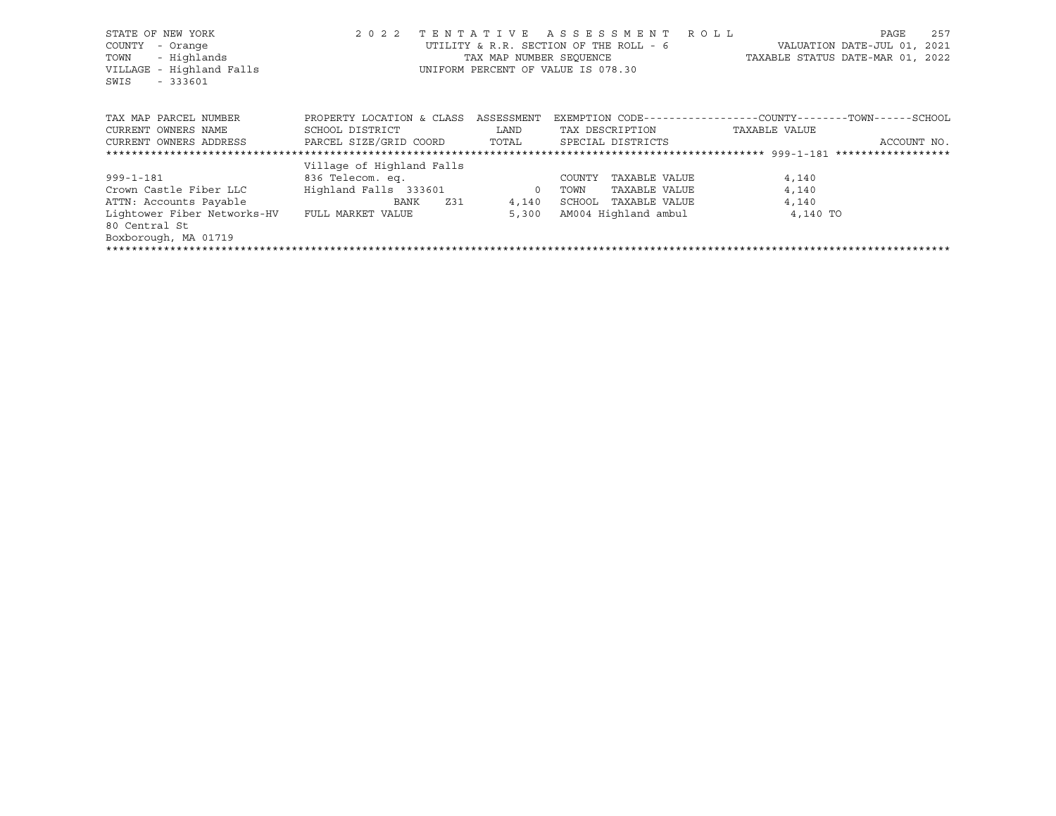STATE OF NEW YORK
COUNTY - Orange
TOWN - Highlands
VILLAGE - Highland Falls
SWIS - 333601

2022 TENTATIVE ASSESSMENT ROLL
UTILITY & R.R. SECTION OF THE ROLL - 6
TAX MAP NUMBER SEQUENCE
UNIFORM PERCENT OF VALUE IS 078.30

VALUATION DATE-JUL 01, 2021
TAXABLE STATUS DATE-MAR 01, 2022

| TAX MAP PARCEL NUMBER / CURRENT OWNERS NAME / CURRENT OWNERS ADDRESS | PROPERTY LOCATION & CLASS / SCHOOL DISTRICT / PARCEL SIZE/GRID COORD | ASSESSMENT LAND / TOTAL | EXEMPTION CODE / TAX DESCRIPTION / SPECIAL DISTRICTS | COUNTY--------TOWN------SCHOOL TAXABLE VALUE | ACCOUNT NO. |
|---|---|---|---|---|---|
| ******************** 999-1-181 ******************** | | | | | |
| | Village of Highland Falls | | | | |
| 999-1-181 | 836 Telecom. eq. | | COUNTY TAXABLE VALUE | 4,140 | |
| Crown Castle Fiber LLC | Highland Falls 333601 | 0 | TOWN TAXABLE VALUE | 4,140 | |
| ATTN: Accounts Payable | BANK Z31 | 4,140 | SCHOOL TAXABLE VALUE | 4,140 | |
| Lightower Fiber Networks-HV | FULL MARKET VALUE | 5,300 | AM004 Highland ambul | 4,140 TO | |
| 80 Central St | | | | | |
| Boxborough, MA 01719 | | | | | |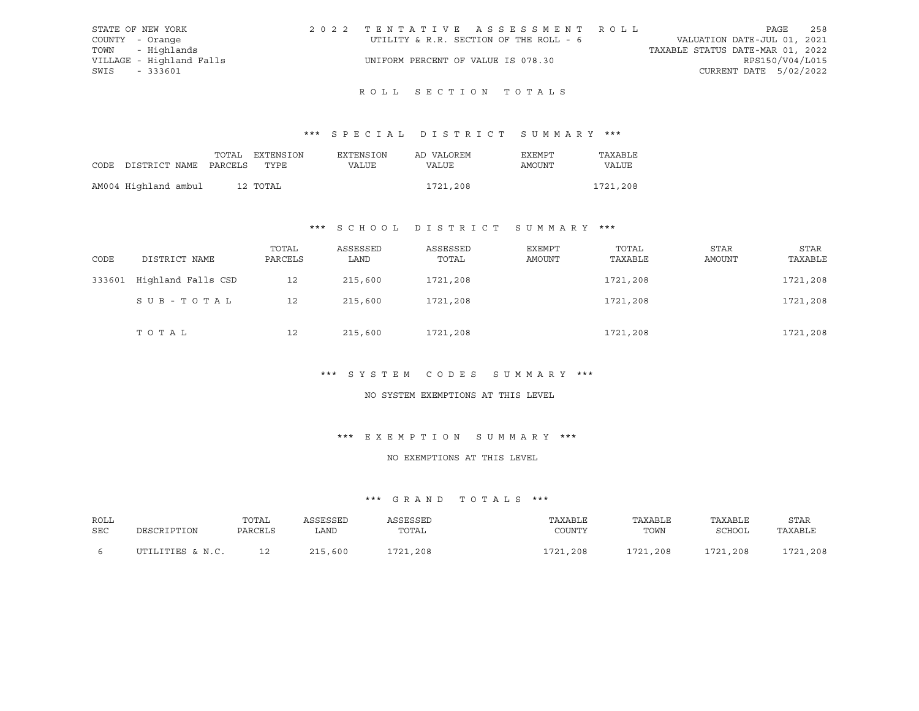STATE OF NEW YORK
COUNTY - Orange
TOWN - Highlands
VILLAGE - Highland Falls
SWIS - 333601

2022 TENTATIVE ASSESSMENT ROLL
UTILITY & R.R. SECTION OF THE ROLL - 6
UNIFORM PERCENT OF VALUE IS 078.30

VALUATION DATE-JUL 01, 2021
TAXABLE STATUS DATE-MAR 01, 2022
RPS150/V04/L015
CURRENT DATE 5/02/2022

# ROLL SECTION TOTALS

## *** SPECIAL DISTRICT SUMMARY ***

| CODE | DISTRICT NAME | TOTAL PARCELS | EXTENSION TYPE | EXTENSION VALUE | AD VALOREM VALUE | EXEMPT AMOUNT | TAXABLE VALUE |
|---|---|---|---|---|---|---|---|
| AM004 | Highland ambul | 12 | TOTAL | | 1721,208 | | 1721,208 |

## *** SCHOOL DISTRICT SUMMARY ***

| CODE | DISTRICT NAME | TOTAL PARCELS | ASSESSED LAND | ASSESSED TOTAL | EXEMPT AMOUNT | TOTAL TAXABLE | STAR AMOUNT | STAR TAXABLE |
|---|---|---|---|---|---|---|---|---|
| 333601 | Highland Falls CSD | 12 | 215,600 | 1721,208 | | 1721,208 | | 1721,208 |
| | SUB-TOTAL | 12 | 215,600 | 1721,208 | | 1721,208 | | 1721,208 |
| | TOTAL | 12 | 215,600 | 1721,208 | | 1721,208 | | 1721,208 |

## *** SYSTEM CODES SUMMARY ***

NO SYSTEM EXEMPTIONS AT THIS LEVEL

## *** EXEMPTION SUMMARY ***

NO EXEMPTIONS AT THIS LEVEL

## *** GRAND TOTALS ***

| ROLL SEC | DESCRIPTION | TOTAL PARCELS | ASSESSED LAND | ASSESSED TOTAL | TAXABLE COUNTY | TAXABLE TOWN | TAXABLE SCHOOL | STAR TAXABLE |
|---|---|---|---|---|---|---|---|---|
| 6 | UTILITIES & N.C. | 12 | 215,600 | 1721,208 | 1721,208 | 1721,208 | 1721,208 | 1721,208 |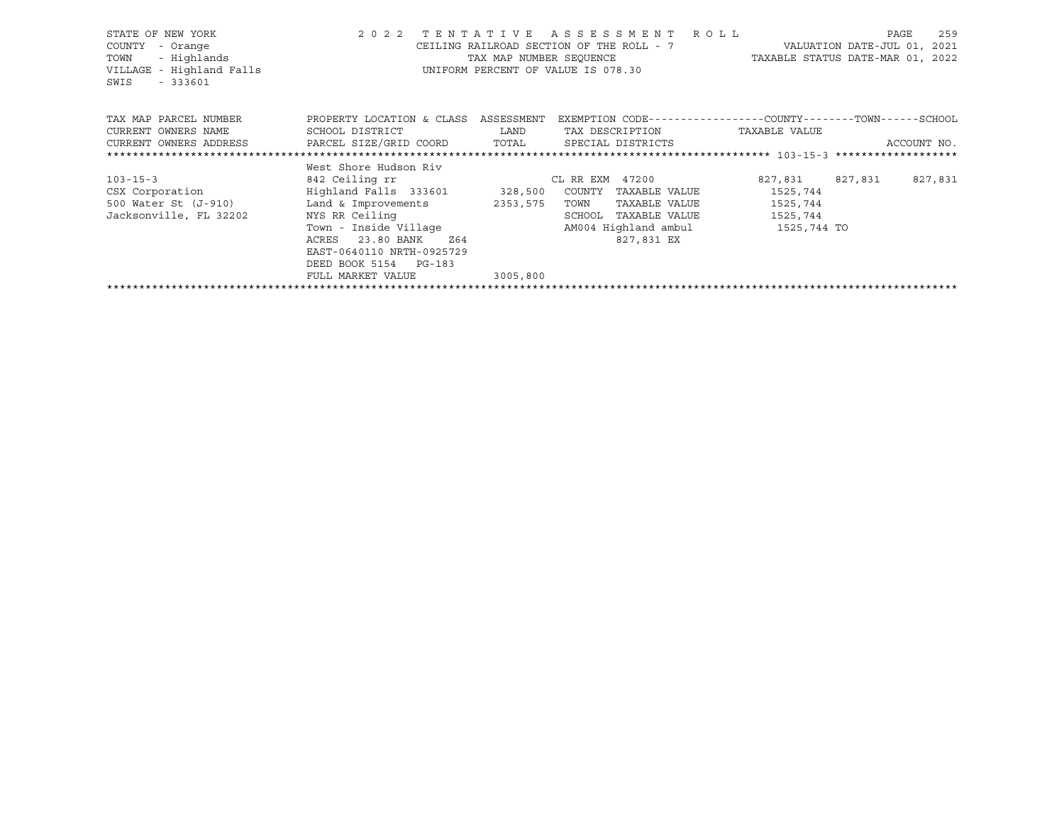STATE OF NEW YORK
COUNTY - Orange
TOWN - Highlands
VILLAGE - Highland Falls
SWIS - 333601

2 0 2 2 T E N T A T I V E A S S E S S M E N T R O L L
CEILING RAILROAD SECTION OF THE ROLL - 7
TAX MAP NUMBER SEQUENCE
UNIFORM PERCENT OF VALUE IS 078.30

VALUATION DATE-JUL 01, 2021
TAXABLE STATUS DATE-MAR 01, 2022

| TAX MAP PARCEL NUMBER / CURRENT OWNERS NAME / CURRENT OWNERS ADDRESS | PROPERTY LOCATION & CLASS / SCHOOL DISTRICT / PARCEL SIZE/GRID COORD | ASSESSMENT LAND / TOTAL | EXEMPTION CODE / TAX DESCRIPTION / SPECIAL DISTRICTS | COUNTY TAXABLE VALUE | TOWN | SCHOOL / ACCOUNT NO. |
|---|---|---|---|---|---|---|
| 103-15-3 | West Shore Hudson Riv | | | | | |
| | 842 Ceiling rr | | CL RR EXM 47200 | 827,831 | 827,831 | 827,831 |
| CSX Corporation | Highland Falls 333601 | 328,500 | COUNTY TAXABLE VALUE | 1525,744 | | |
| 500 Water St (J-910) | Land & Improvements | 2353,575 | TOWN TAXABLE VALUE | 1525,744 | | |
| Jacksonville, FL 32202 | NYS RR Ceiling | | SCHOOL TAXABLE VALUE | 1525,744 | | |
| | Town - Inside Village | | AM004 Highland ambul | 1525,744 TO | | |
| | ACRES 23.80 BANK Z64 | | 827,831 EX | | | |
| | EAST-0640110 NRTH-0925729 | | | | | |
| | DEED BOOK 5154 PG-183 | | | | | |
| | FULL MARKET VALUE | 3005,800 | | | | |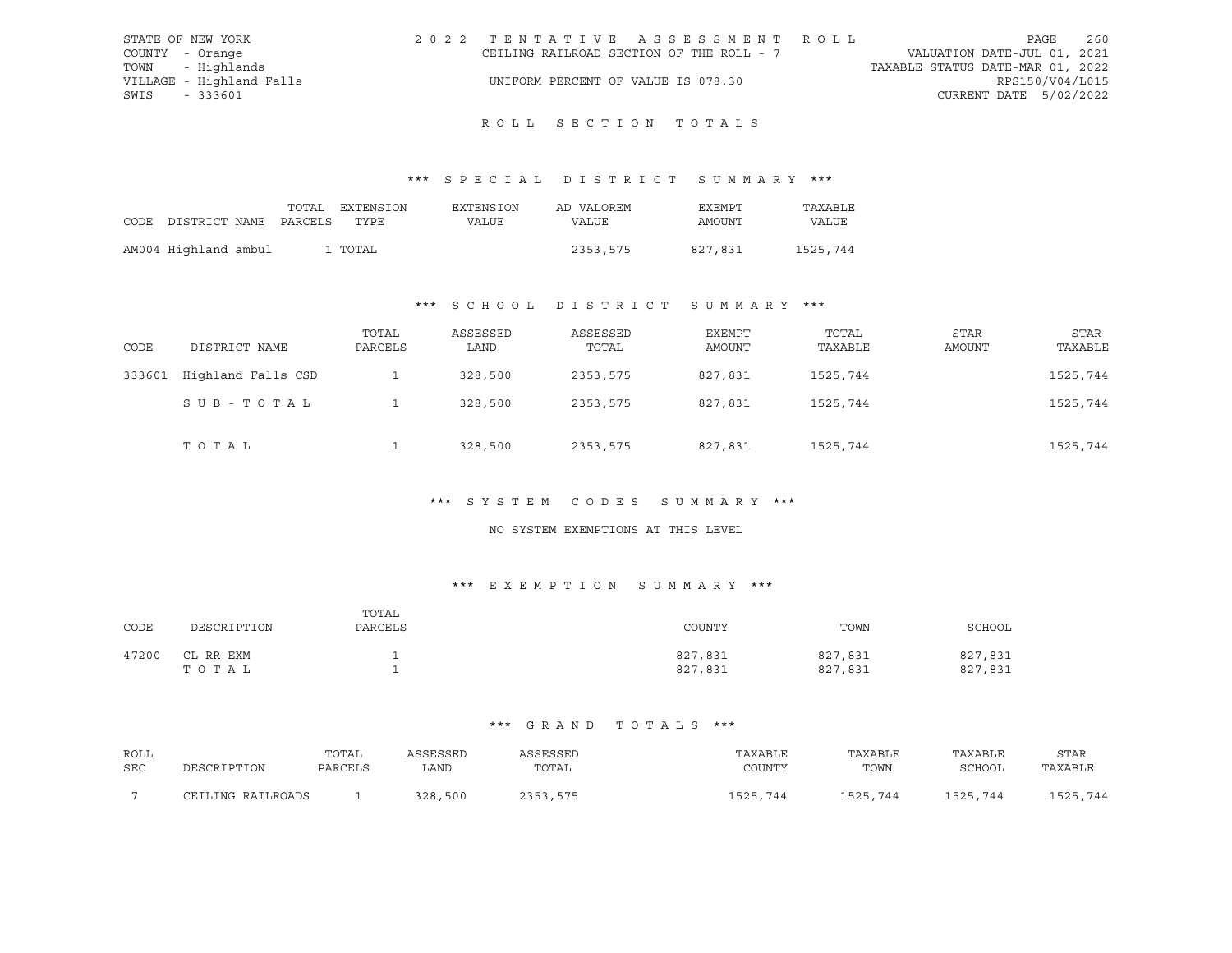STATE OF NEW YORK
COUNTY - Orange
TOWN - Highlands
VILLAGE - Highland Falls
SWIS - 333601

2022 TENTATIVE ASSESSMENT ROLL
CEILING RAILROAD SECTION OF THE ROLL - 7
UNIFORM PERCENT OF VALUE IS 078.30

VALUATION DATE-JUL 01, 2021
TAXABLE STATUS DATE-MAR 01, 2022
RPS150/V04/L015
CURRENT DATE 5/02/2022

# ROLL SECTION TOTALS

## *** SPECIAL DISTRICT SUMMARY ***

| CODE | DISTRICT NAME | TOTAL PARCELS | EXTENSION TYPE | EXTENSION VALUE | AD VALOREM VALUE | EXEMPT AMOUNT | TAXABLE VALUE |
|---|---|---|---|---|---|---|---|
| AM004 | Highland ambul | 1 | TOTAL | | 2353,575 | 827,831 | 1525,744 |

## *** SCHOOL DISTRICT SUMMARY ***

| CODE | DISTRICT NAME | TOTAL PARCELS | ASSESSED LAND | ASSESSED TOTAL | EXEMPT AMOUNT | TOTAL TAXABLE | STAR AMOUNT | STAR TAXABLE |
|---|---|---|---|---|---|---|---|---|
| 333601 | Highland Falls CSD | 1 | 328,500 | 2353,575 | 827,831 | 1525,744 | | 1525,744 |
| | SUB-TOTAL | 1 | 328,500 | 2353,575 | 827,831 | 1525,744 | | 1525,744 |
| | TOTAL | 1 | 328,500 | 2353,575 | 827,831 | 1525,744 | | 1525,744 |

## *** SYSTEM CODES SUMMARY ***

NO SYSTEM EXEMPTIONS AT THIS LEVEL

## *** EXEMPTION SUMMARY ***

| CODE | DESCRIPTION | TOTAL PARCELS | COUNTY | TOWN | SCHOOL |
|---|---|---|---|---|---|
| 47200 | CL RR EXM | 1 | 827,831 | 827,831 | 827,831 |
| | TOTAL | 1 | 827,831 | 827,831 | 827,831 |

## *** GRAND TOTALS ***

| ROLL SEC | DESCRIPTION | TOTAL PARCELS | ASSESSED LAND | ASSESSED TOTAL | TAXABLE COUNTY | TAXABLE TOWN | TAXABLE SCHOOL | STAR TAXABLE |
|---|---|---|---|---|---|---|---|---|
| 7 | CEILING RAILROADS | 1 | 328,500 | 2353,575 | 1525,744 | 1525,744 | 1525,744 | 1525,744 |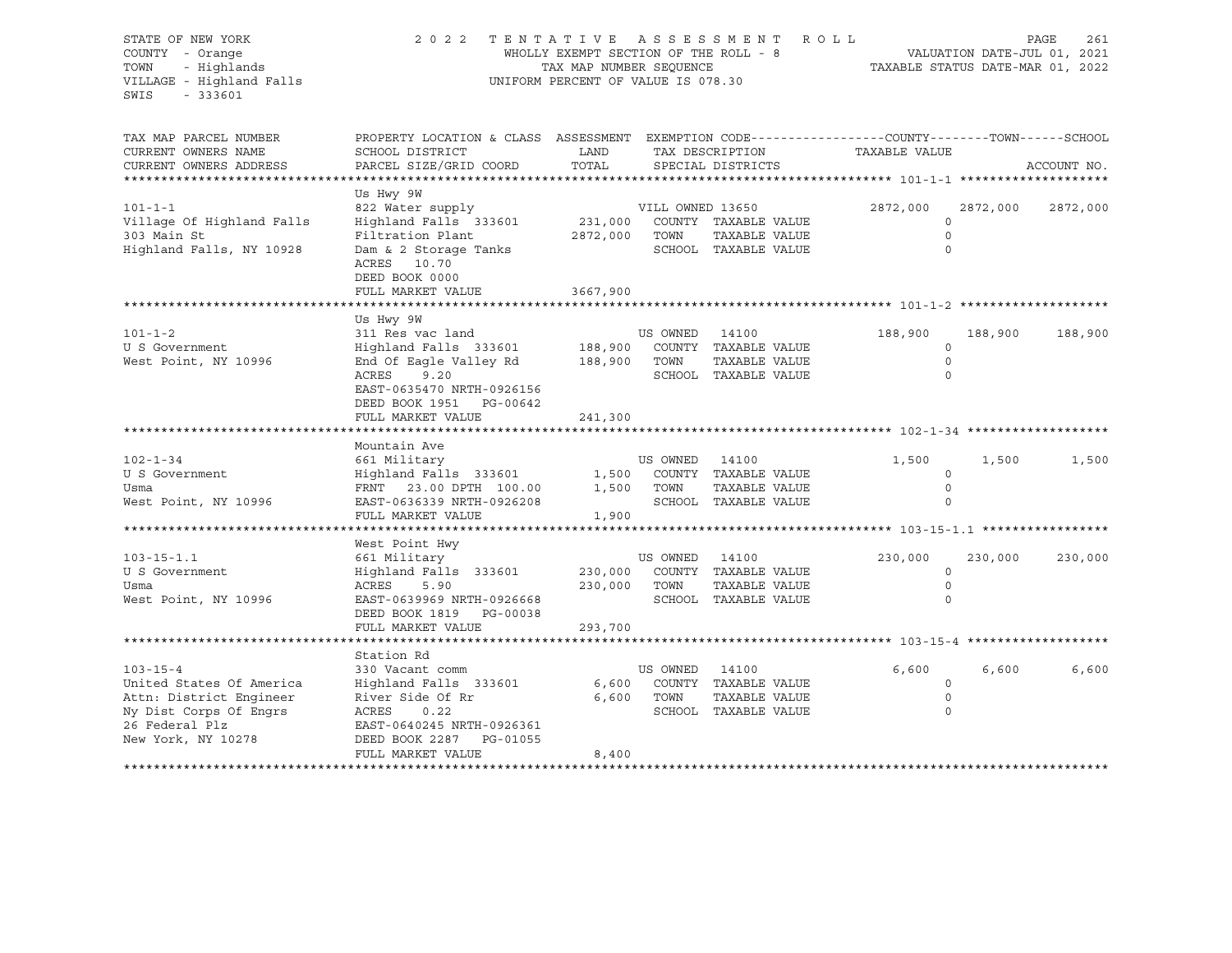STATE OF NEW YORK
COUNTY - Orange
TOWN - Highlands
VILLAGE - Highland Falls
SWIS - 333601

2022 TENTATIVE ASSESSMENT ROLL
WHOLLY EXEMPT SECTION OF THE ROLL - 8
TAX MAP NUMBER SEQUENCE
UNIFORM PERCENT OF VALUE IS 078.30

VALUATION DATE-JUL 01, 2021
TAXABLE STATUS DATE-MAR 01, 2022

| TAX MAP PARCEL NUMBER / CURRENT OWNERS NAME / CURRENT OWNERS ADDRESS | PROPERTY LOCATION & CLASS / SCHOOL DISTRICT / PARCEL SIZE/GRID COORD | ASSESSMENT LAND / TOTAL | EXEMPTION CODE / TAX DESCRIPTION / SPECIAL DISTRICTS | COUNTY | TOWN | SCHOOL |
|---|---|---|---|---|---|---|
| **101-1-1** | Us Hwy 9W | | | | | |
| 101-1-1 | 822 Water supply | | VILL OWNED 13650 | 2872,000 | 2872,000 | 2872,000 |
| Village Of Highland Falls | Highland Falls 333601 | 231,000 | COUNTY TAXABLE VALUE | 0 | | |
| 303 Main St | Filtration Plant | 2872,000 | TOWN TAXABLE VALUE | | 0 | |
| Highland Falls, NY 10928 | Dam & 2 Storage Tanks | | SCHOOL TAXABLE VALUE | | | 0 |
| | ACRES 10.70 | | | | | |
| | DEED BOOK 0000 | | | | | |
| | FULL MARKET VALUE | 3667,900 | | | | |
| **101-1-2** | Us Hwy 9W | | | | | |
| 101-1-2 | 311 Res vac land | | US OWNED 14100 | 188,900 | 188,900 | 188,900 |
| U S Government | Highland Falls 333601 | 188,900 | COUNTY TAXABLE VALUE | 0 | | |
| West Point, NY 10996 | End Of Eagle Valley Rd | 188,900 | TOWN TAXABLE VALUE | | 0 | |
| | ACRES 9.20 | | SCHOOL TAXABLE VALUE | | | 0 |
| | EAST-0635470 NRTH-0926156 | | | | | |
| | DEED BOOK 1951 PG-00642 | | | | | |
| | FULL MARKET VALUE | 241,300 | | | | |
| **102-1-34** | Mountain Ave | | | | | |
| 102-1-34 | 661 Military | | US OWNED 14100 | 1,500 | 1,500 | 1,500 |
| U S Government | Highland Falls 333601 | 1,500 | COUNTY TAXABLE VALUE | 0 | | |
| Usma | FRNT 23.00 DPTH 100.00 | 1,500 | TOWN TAXABLE VALUE | | 0 | |
| West Point, NY 10996 | EAST-0636339 NRTH-0926208 | | SCHOOL TAXABLE VALUE | | | 0 |
| | FULL MARKET VALUE | 1,900 | | | | |
| **103-15-1.1** | West Point Hwy | | | | | |
| 103-15-1.1 | 661 Military | | US OWNED 14100 | 230,000 | 230,000 | 230,000 |
| U S Government | Highland Falls 333601 | 230,000 | COUNTY TAXABLE VALUE | 0 | | |
| Usma | ACRES 5.90 | 230,000 | TOWN TAXABLE VALUE | | 0 | |
| West Point, NY 10996 | EAST-0639969 NRTH-0926668 | | SCHOOL TAXABLE VALUE | | | 0 |
| | DEED BOOK 1819 PG-00038 | | | | | |
| | FULL MARKET VALUE | 293,700 | | | | |
| **103-15-4** | Station Rd | | | | | |
| 103-15-4 | 330 Vacant comm | | US OWNED 14100 | 6,600 | 6,600 | 6,600 |
| United States Of America | Highland Falls 333601 | 6,600 | COUNTY TAXABLE VALUE | 0 | | |
| Attn: District Engineer | River Side Of Rr | 6,600 | TOWN TAXABLE VALUE | | 0 | |
| Ny Dist Corps Of Engrs | ACRES 0.22 | | SCHOOL TAXABLE VALUE | | | 0 |
| 26 Federal Plz | EAST-0640245 NRTH-0926361 | | | | | |
| New York, NY 10278 | DEED BOOK 2287 PG-01055 | | | | | |
| | FULL MARKET VALUE | 8,400 | | | | |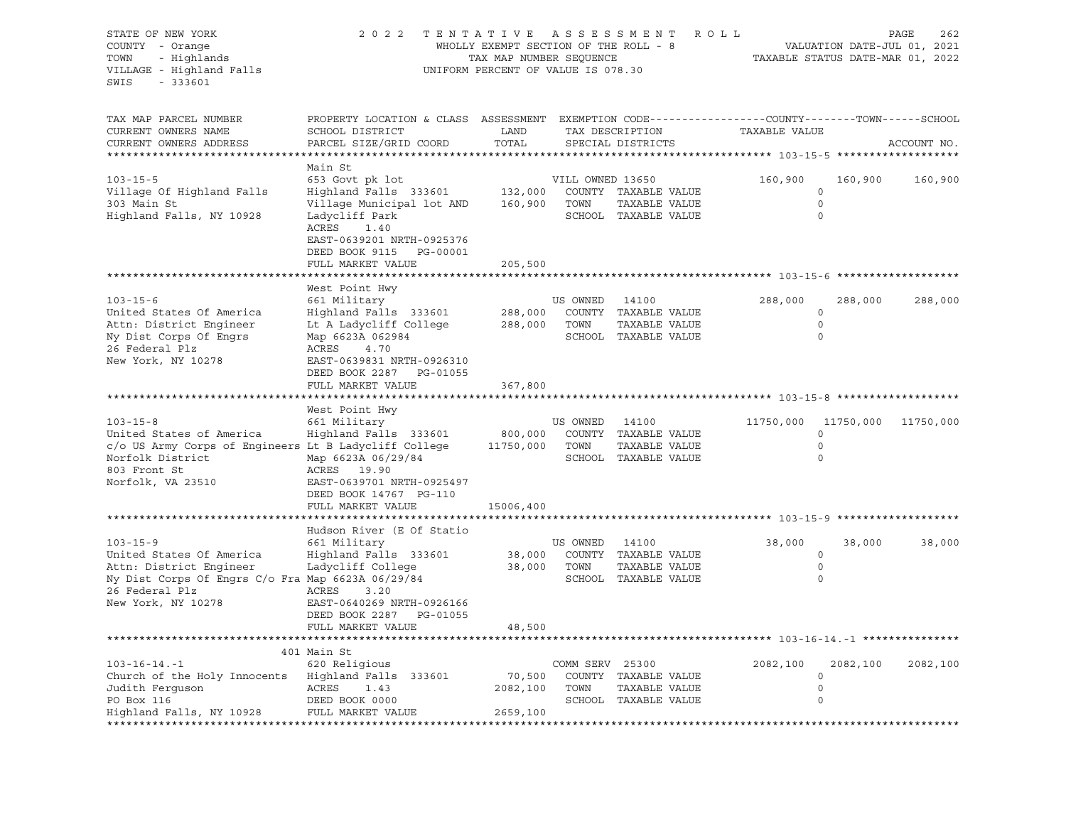STATE OF NEW YORK
COUNTY - Orange
TOWN - Highlands
VILLAGE - Highland Falls
SWIS - 333601

2022 TENTATIVE ASSESSMENT ROLL
WHOLLY EXEMPT SECTION OF THE ROLL - 8
TAX MAP NUMBER SEQUENCE
UNIFORM PERCENT OF VALUE IS 078.30

VALUATION DATE-JUL 01, 2021
TAXABLE STATUS DATE-MAR 01, 2022

| TAX MAP PARCEL NUMBER / CURRENT OWNERS NAME / CURRENT OWNERS ADDRESS | PROPERTY LOCATION & CLASS / SCHOOL DISTRICT / PARCEL SIZE/GRID COORD | ASSESSMENT LAND / TOTAL | EXEMPTION CODE / TAX DESCRIPTION / SPECIAL DISTRICTS | COUNTY TAXABLE VALUE | TOWN | SCHOOL |
|---|---|---|---|---|---|---|
| **103-15-5** | Main St | | | | | |
| 103-15-5 | 653 Govt pk lot | | VILL OWNED 13650 | 160,900 | 160,900 | 160,900 |
| Village Of Highland Falls | Highland Falls 333601 | 132,000 | COUNTY TAXABLE VALUE | 0 | | |
| 303 Main St | Village Municipal lot AND | 160,900 | TOWN TAXABLE VALUE | 0 | | |
| Highland Falls, NY 10928 | Ladycliff Park | | SCHOOL TAXABLE VALUE | 0 | | |
| | ACRES 1.40 | | | | | |
| | EAST-0639201 NRTH-0925376 | | | | | |
| | DEED BOOK 9115 PG-00001 | | | | | |
| | FULL MARKET VALUE | 205,500 | | | | |
| **103-15-6** | West Point Hwy | | | | | |
| 103-15-6 | 661 Military | | US OWNED 14100 | 288,000 | 288,000 | 288,000 |
| United States Of America | Highland Falls 333601 | 288,000 | COUNTY TAXABLE VALUE | 0 | | |
| Attn: District Engineer | Lt A Ladycliff College | 288,000 | TOWN TAXABLE VALUE | 0 | | |
| Ny Dist Corps Of Engrs | Map 6623A 062984 | | SCHOOL TAXABLE VALUE | 0 | | |
| 26 Federal Plz | ACRES 4.70 | | | | | |
| New York, NY 10278 | EAST-0639831 NRTH-0926310 | | | | | |
| | DEED BOOK 2287 PG-01055 | | | | | |
| | FULL MARKET VALUE | 367,800 | | | | |
| **103-15-8** | West Point Hwy | | | | | |
| 103-15-8 | 661 Military | | US OWNED 14100 | 11750,000 | 11750,000 | 11750,000 |
| United States of America | Highland Falls 333601 | 800,000 | COUNTY TAXABLE VALUE | 0 | | |
| c/o US Army Corps of Engineers | Lt B Ladycliff College | 11750,000 | TOWN TAXABLE VALUE | 0 | | |
| Norfolk District | Map 6623A 06/29/84 | | SCHOOL TAXABLE VALUE | 0 | | |
| 803 Front St | ACRES 19.90 | | | | | |
| Norfolk, VA 23510 | EAST-0639701 NRTH-0925497 | | | | | |
| | DEED BOOK 14767 PG-110 | | | | | |
| | FULL MARKET VALUE | 15006,400 | | | | |
| **103-15-9** | Hudson River (E Of Statio | | | | | |
| 103-15-9 | 661 Military | | US OWNED 14100 | 38,000 | 38,000 | 38,000 |
| United States Of America | Highland Falls 333601 | 38,000 | COUNTY TAXABLE VALUE | 0 | | |
| Attn: District Engineer | Ladycliff College | 38,000 | TOWN TAXABLE VALUE | 0 | | |
| Ny Dist Corps Of Engrs C/o Fra | Map 6623A 06/29/84 | | SCHOOL TAXABLE VALUE | 0 | | |
| 26 Federal Plz | ACRES 3.20 | | | | | |
| New York, NY 10278 | EAST-0640269 NRTH-0926166 | | | | | |
| | DEED BOOK 2287 PG-01055 | | | | | |
| | FULL MARKET VALUE | 48,500 | | | | |
| **103-16-14.-1** | 401 Main St | | | | | |
| 103-16-14.-1 | 620 Religious | | COMM SERV 25300 | 2082,100 | 2082,100 | 2082,100 |
| Church of the Holy Innocents | Highland Falls 333601 | 70,500 | COUNTY TAXABLE VALUE | 0 | | |
| Judith Ferguson | ACRES 1.43 | 2082,100 | TOWN TAXABLE VALUE | 0 | | |
| PO Box 116 | DEED BOOK 0000 | | SCHOOL TAXABLE VALUE | 0 | | |
| Highland Falls, NY 10928 | FULL MARKET VALUE | 2659,100 | | | | |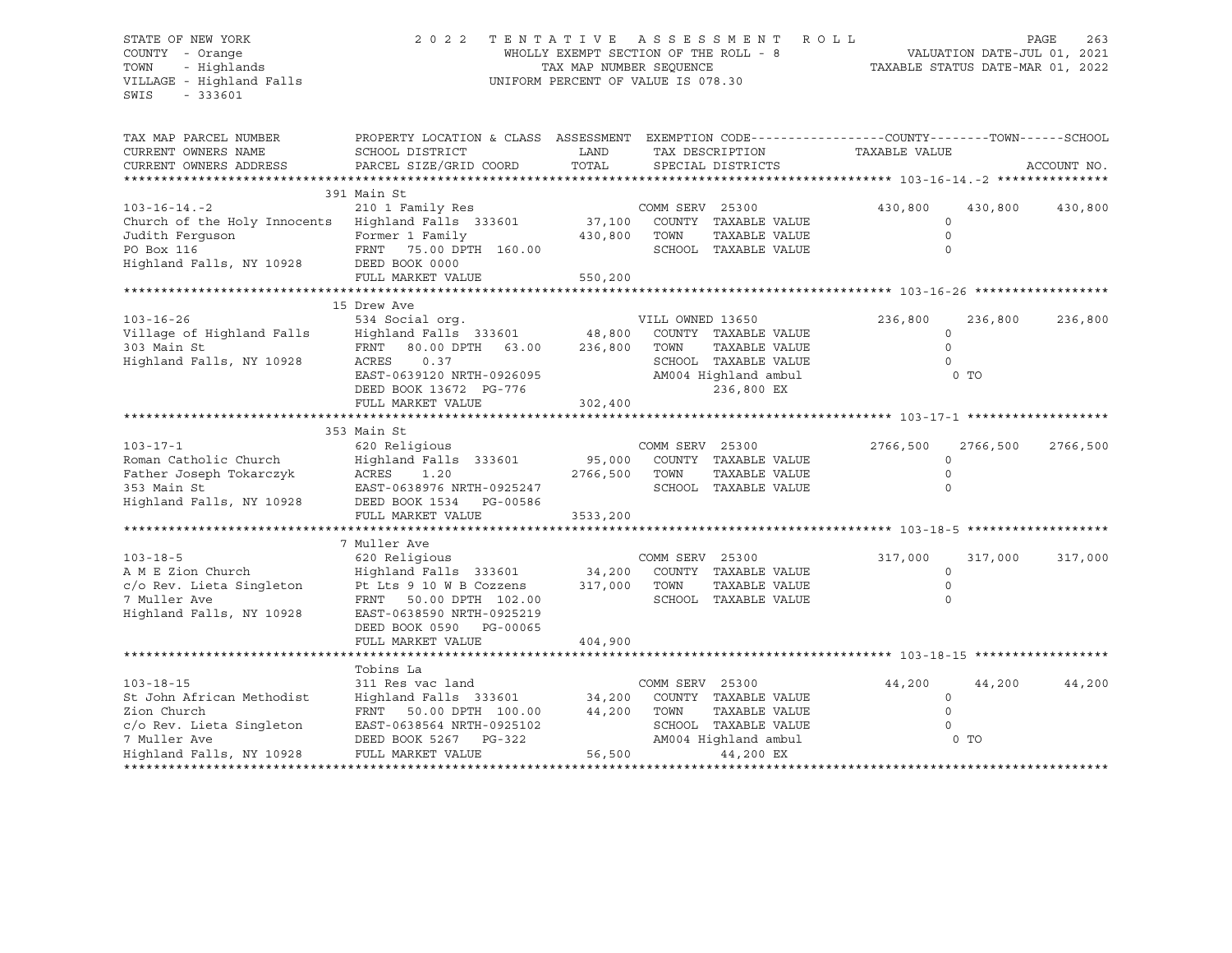STATE OF NEW YORK
COUNTY - Orange
TOWN - Highlands
VILLAGE - Highland Falls
SWIS - 333601

2022 TENTATIVE ASSESSMENT ROLL
WHOLLY EXEMPT SECTION OF THE ROLL - 8
TAX MAP NUMBER SEQUENCE
UNIFORM PERCENT OF VALUE IS 078.30

VALUATION DATE-JUL 01, 2021
TAXABLE STATUS DATE-MAR 01, 2022

| TAX MAP PARCEL NUMBER / CURRENT OWNERS NAME / CURRENT OWNERS ADDRESS | PROPERTY LOCATION & CLASS / SCHOOL DISTRICT / PARCEL SIZE/GRID COORD | ASSESSMENT LAND / TOTAL | EXEMPTION CODE / TAX DESCRIPTION / SPECIAL DISTRICTS | COUNTY TAXABLE VALUE | TOWN | SCHOOL |
|---|---|---|---|---|---|---|
| **103-16-14.-2** | 391 Main St | | | | | |
| 103-16-14.-2 | 210 1 Family Res | | COMM SERV 25300 | 430,800 | 430,800 | 430,800 |
| Church of the Holy Innocents | Highland Falls 333601 | 37,100 | COUNTY TAXABLE VALUE | 0 | | |
| Judith Ferguson | Former 1 Family | 430,800 | TOWN TAXABLE VALUE | 0 | | |
| PO Box 116 | FRNT 75.00 DPTH 160.00 | | SCHOOL TAXABLE VALUE | 0 | | |
| Highland Falls, NY 10928 | DEED BOOK 0000 | | | | | |
| | FULL MARKET VALUE | 550,200 | | | | |
| **103-16-26** | 15 Drew Ave | | | | | |
| 103-16-26 | 534 Social org. | | VILL OWNED 13650 | 236,800 | 236,800 | 236,800 |
| Village of Highland Falls | Highland Falls 333601 | 48,800 | COUNTY TAXABLE VALUE | 0 | | |
| 303 Main St | FRNT 80.00 DPTH 63.00 | 236,800 | TOWN TAXABLE VALUE | 0 | | |
| Highland Falls, NY 10928 | ACRES 0.37 | | SCHOOL TAXABLE VALUE | 0 | | |
| | EAST-0639120 NRTH-0926095 | | AM004 Highland ambul | 0 TO | | |
| | DEED BOOK 13672 PG-776 | | 236,800 EX | | | |
| | FULL MARKET VALUE | 302,400 | | | | |
| **103-17-1** | 353 Main St | | | | | |
| 103-17-1 | 620 Religious | | COMM SERV 25300 | 2766,500 | 2766,500 | 2766,500 |
| Roman Catholic Church | Highland Falls 333601 | 95,000 | COUNTY TAXABLE VALUE | 0 | | |
| Father Joseph Tokarczyk | ACRES 1.20 | 2766,500 | TOWN TAXABLE VALUE | 0 | | |
| 353 Main St | EAST-0638976 NRTH-0925247 | | SCHOOL TAXABLE VALUE | 0 | | |
| Highland Falls, NY 10928 | DEED BOOK 1534 PG-00586 | | | | | |
| | FULL MARKET VALUE | 3533,200 | | | | |
| **103-18-5** | 7 Muller Ave | | | | | |
| 103-18-5 | 620 Religious | | COMM SERV 25300 | 317,000 | 317,000 | 317,000 |
| A M E Zion Church | Highland Falls 333601 | 34,200 | COUNTY TAXABLE VALUE | 0 | | |
| c/o Rev. Lieta Singleton | Pt Lts 9 10 W B Cozzens | 317,000 | TOWN TAXABLE VALUE | 0 | | |
| 7 Muller Ave | FRNT 50.00 DPTH 102.00 | | SCHOOL TAXABLE VALUE | 0 | | |
| Highland Falls, NY 10928 | EAST-0638590 NRTH-0925219 | | | | | |
| | DEED BOOK 0590 PG-00065 | | | | | |
| | FULL MARKET VALUE | 404,900 | | | | |
| **103-18-15** | Tobins La | | | | | |
| 103-18-15 | 311 Res vac land | | COMM SERV 25300 | 44,200 | 44,200 | 44,200 |
| St John African Methodist | Highland Falls 333601 | 34,200 | COUNTY TAXABLE VALUE | 0 | | |
| Zion Church | FRNT 50.00 DPTH 100.00 | 44,200 | TOWN TAXABLE VALUE | 0 | | |
| c/o Rev. Lieta Singleton | EAST-0638564 NRTH-0925102 | | SCHOOL TAXABLE VALUE | 0 | | |
| 7 Muller Ave | DEED BOOK 5267 PG-322 | | AM004 Highland ambul | 0 TO | | |
| Highland Falls, NY 10928 | FULL MARKET VALUE | 56,500 | 44,200 EX | | | |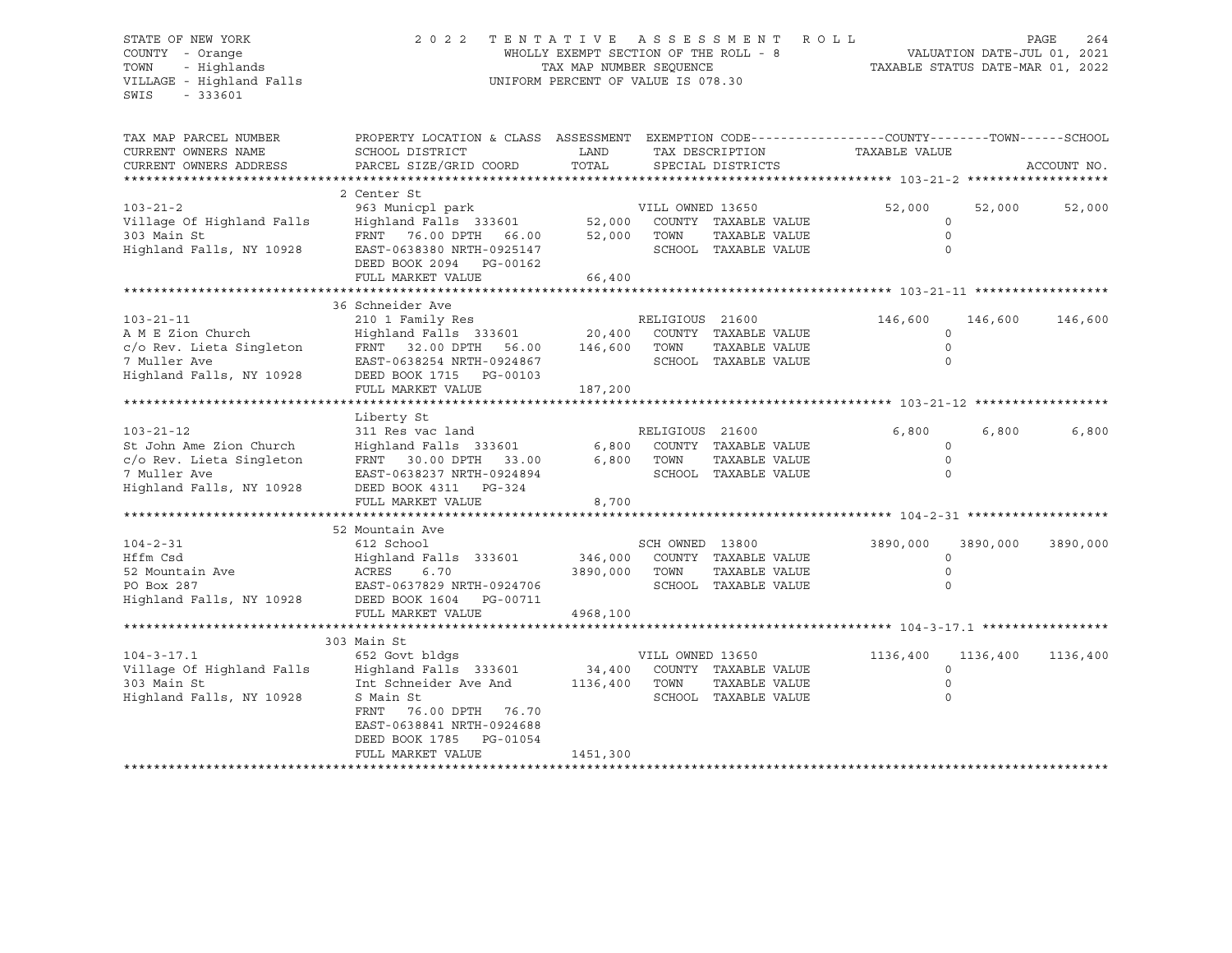STATE OF NEW YORK
COUNTY - Orange
TOWN - Highlands
VILLAGE - Highland Falls
SWIS - 333601

2 0 2 2 TENTATIVE ASSESSMENT ROLL
WHOLLY EXEMPT SECTION OF THE ROLL - 8
TAX MAP NUMBER SEQUENCE
UNIFORM PERCENT OF VALUE IS 078.30

VALUATION DATE-JUL 01, 2021
TAXABLE STATUS DATE-MAR 01, 2022

| TAX MAP PARCEL NUMBER / CURRENT OWNERS NAME / CURRENT OWNERS ADDRESS | PROPERTY LOCATION & CLASS / SCHOOL DISTRICT / PARCEL SIZE/GRID COORD | ASSESSMENT LAND / TOTAL | EXEMPTION CODE / TAX DESCRIPTION / SPECIAL DISTRICTS | COUNTY TAXABLE VALUE | TOWN | SCHOOL | ACCOUNT NO. |
|---|---|---|---|---|---|---|---|
| **103-21-2** | 2 Center St | | | | | | |
| 103-21-2 | 963 Municpl park | | VILL OWNED 13650 | 52,000 | 52,000 | 52,000 | |
| Village Of Highland Falls | Highland Falls 333601 | 52,000 | COUNTY TAXABLE VALUE | 0 | | | |
| 303 Main St | FRNT 76.00 DPTH 66.00 | 52,000 | TOWN TAXABLE VALUE | 0 | | | |
| Highland Falls, NY 10928 | EAST-0638380 NRTH-0925147 | | SCHOOL TAXABLE VALUE | 0 | | | |
| | DEED BOOK 2094 PG-00162 | | | | | | |
| | FULL MARKET VALUE | 66,400 | | | | | |
| **103-21-11** | 36 Schneider Ave | | | | | | |
| 103-21-11 | 210 1 Family Res | | RELIGIOUS 21600 | 146,600 | 146,600 | 146,600 | |
| A M E Zion Church | Highland Falls 333601 | 20,400 | COUNTY TAXABLE VALUE | 0 | | | |
| c/o Rev. Lieta Singleton | FRNT 32.00 DPTH 56.00 | 146,600 | TOWN TAXABLE VALUE | 0 | | | |
| 7 Muller Ave | EAST-0638254 NRTH-0924867 | | SCHOOL TAXABLE VALUE | 0 | | | |
| Highland Falls, NY 10928 | DEED BOOK 1715 PG-00103 | | | | | | |
| | FULL MARKET VALUE | 187,200 | | | | | |
| **103-21-12** | Liberty St | | | | | | |
| 103-21-12 | 311 Res vac land | | RELIGIOUS 21600 | 6,800 | 6,800 | 6,800 | |
| St John Ame Zion Church | Highland Falls 333601 | 6,800 | COUNTY TAXABLE VALUE | 0 | | | |
| c/o Rev. Lieta Singleton | FRNT 30.00 DPTH 33.00 | 6,800 | TOWN TAXABLE VALUE | 0 | | | |
| 7 Muller Ave | EAST-0638237 NRTH-0924894 | | SCHOOL TAXABLE VALUE | 0 | | | |
| Highland Falls, NY 10928 | DEED BOOK 4311 PG-324 | | | | | | |
| | FULL MARKET VALUE | 8,700 | | | | | |
| **104-2-31** | 52 Mountain Ave | | | | | | |
| 104-2-31 | 612 School | | SCH OWNED 13800 | 3890,000 | 3890,000 | 3890,000 | |
| Hffm Csd | Highland Falls 333601 | 346,000 | COUNTY TAXABLE VALUE | 0 | | | |
| 52 Mountain Ave | ACRES 6.70 | 3890,000 | TOWN TAXABLE VALUE | 0 | | | |
| PO Box 287 | EAST-0637829 NRTH-0924706 | | SCHOOL TAXABLE VALUE | 0 | | | |
| Highland Falls, NY 10928 | DEED BOOK 1604 PG-00711 | | | | | | |
| | FULL MARKET VALUE | 4968,100 | | | | | |
| **104-3-17.1** | 303 Main St | | | | | | |
| 104-3-17.1 | 652 Govt bldgs | | VILL OWNED 13650 | 1136,400 | 1136,400 | 1136,400 | |
| Village Of Highland Falls | Highland Falls 333601 | 34,400 | COUNTY TAXABLE VALUE | 0 | | | |
| 303 Main St | Int Schneider Ave And | 1136,400 | TOWN TAXABLE VALUE | 0 | | | |
| Highland Falls, NY 10928 | S Main St | | SCHOOL TAXABLE VALUE | 0 | | | |
| | FRNT 76.00 DPTH 76.70 | | | | | | |
| | EAST-0638841 NRTH-0924688 | | | | | | |
| | DEED BOOK 1785 PG-01054 | | | | | | |
| | FULL MARKET VALUE | 1451,300 | | | | | |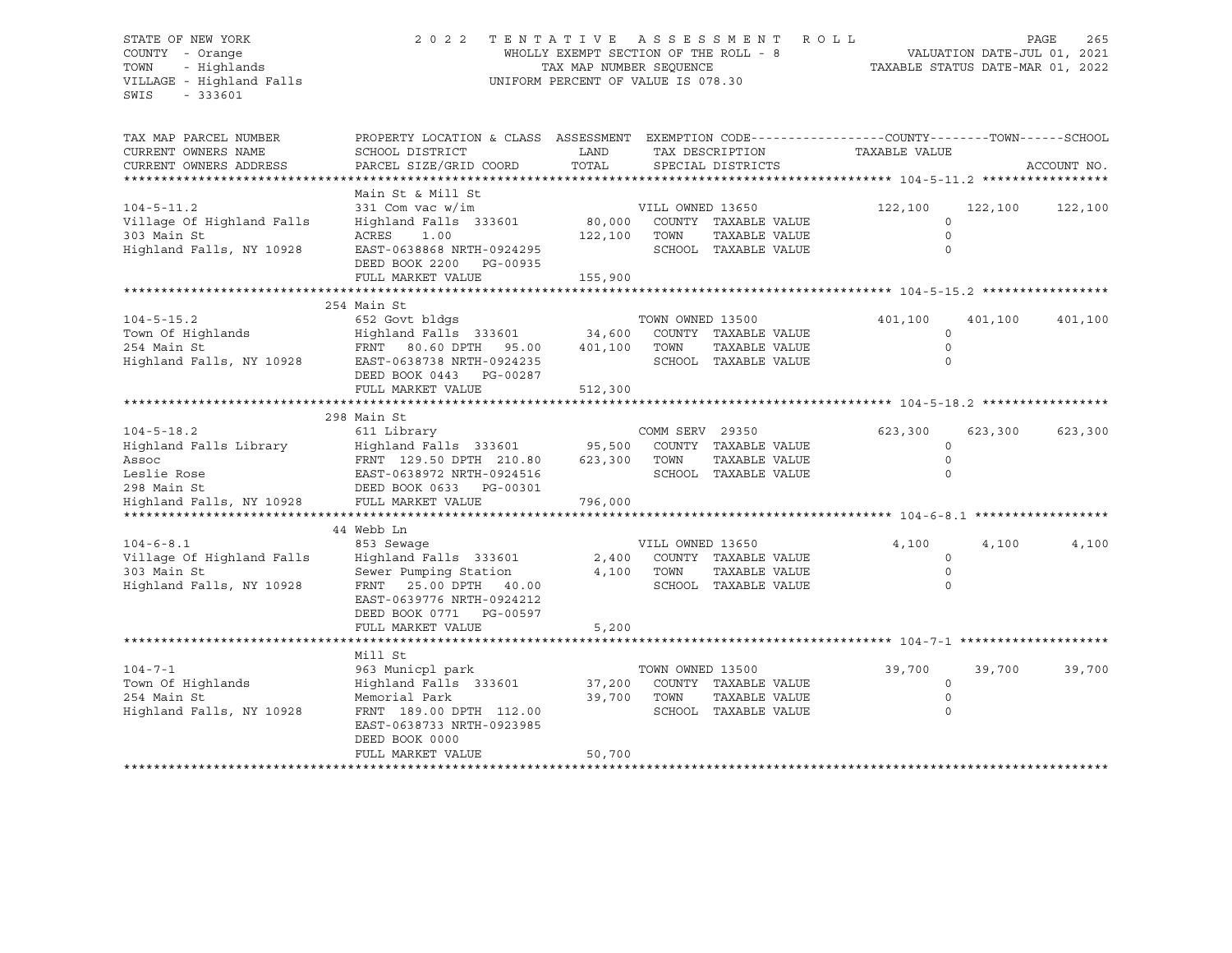STATE OF NEW YORK
COUNTY - Orange
TOWN - Highlands
VILLAGE - Highland Falls
SWIS - 333601

2022 TENTATIVE ASSESSMENT ROLL
WHOLLY EXEMPT SECTION OF THE ROLL - 8
TAX MAP NUMBER SEQUENCE
UNIFORM PERCENT OF VALUE IS 078.30

VALUATION DATE-JUL 01, 2021
TAXABLE STATUS DATE-MAR 01, 2022

| TAX MAP PARCEL NUMBER / CURRENT OWNERS NAME / CURRENT OWNERS ADDRESS | PROPERTY LOCATION & CLASS / SCHOOL DISTRICT / PARCEL SIZE/GRID COORD | ASSESSMENT LAND / TOTAL | EXEMPTION CODE / TAX DESCRIPTION / SPECIAL DISTRICTS | COUNTY TAXABLE VALUE | TOWN | SCHOOL |
|---|---|---|---|---|---|---|
| **104-5-11.2** | Main St & Mill St | | | | | |
| 104-5-11.2 | 331 Com vac w/im | | VILL OWNED 13650 | 122,100 | 122,100 | 122,100 |
| Village Of Highland Falls | Highland Falls 333601 | 80,000 | COUNTY TAXABLE VALUE | 0 | | |
| 303 Main St | ACRES 1.00 | 122,100 | TOWN TAXABLE VALUE | 0 | | |
| Highland Falls, NY 10928 | EAST-0638868 NRTH-0924295 | | SCHOOL TAXABLE VALUE | 0 | | |
| | DEED BOOK 2200 PG-00935 | | | | | |
| | FULL MARKET VALUE | 155,900 | | | | |
| **104-5-15.2** | 254 Main St | | | | | |
| 104-5-15.2 | 652 Govt bldgs | | TOWN OWNED 13500 | 401,100 | 401,100 | 401,100 |
| Town Of Highlands | Highland Falls 333601 | 34,600 | COUNTY TAXABLE VALUE | 0 | | |
| 254 Main St | FRNT 80.60 DPTH 95.00 | 401,100 | TOWN TAXABLE VALUE | 0 | | |
| Highland Falls, NY 10928 | EAST-0638738 NRTH-0924235 | | SCHOOL TAXABLE VALUE | 0 | | |
| | DEED BOOK 0443 PG-00287 | | | | | |
| | FULL MARKET VALUE | 512,300 | | | | |
| **104-5-18.2** | 298 Main St | | | | | |
| 104-5-18.2 | 611 Library | | COMM SERV 29350 | 623,300 | 623,300 | 623,300 |
| Highland Falls Library | Highland Falls 333601 | 95,500 | COUNTY TAXABLE VALUE | 0 | | |
| Assoc | FRNT 129.50 DPTH 210.80 | 623,300 | TOWN TAXABLE VALUE | 0 | | |
| Leslie Rose | EAST-0638972 NRTH-0924516 | | SCHOOL TAXABLE VALUE | 0 | | |
| 298 Main St | DEED BOOK 0633 PG-00301 | | | | | |
| Highland Falls, NY 10928 | FULL MARKET VALUE | 796,000 | | | | |
| **104-6-8.1** | 44 Webb Ln | | | | | |
| 104-6-8.1 | 853 Sewage | | VILL OWNED 13650 | 4,100 | 4,100 | 4,100 |
| Village Of Highland Falls | Highland Falls 333601 | 2,400 | COUNTY TAXABLE VALUE | 0 | | |
| 303 Main St | Sewer Pumping Station | 4,100 | TOWN TAXABLE VALUE | 0 | | |
| Highland Falls, NY 10928 | FRNT 25.00 DPTH 40.00 | | SCHOOL TAXABLE VALUE | 0 | | |
| | EAST-0639776 NRTH-0924212 | | | | | |
| | DEED BOOK 0771 PG-00597 | | | | | |
| | FULL MARKET VALUE | 5,200 | | | | |
| **104-7-1** | Mill St | | | | | |
| 104-7-1 | 963 Municpl park | | TOWN OWNED 13500 | 39,700 | 39,700 | 39,700 |
| Town Of Highlands | Highland Falls 333601 | 37,200 | COUNTY TAXABLE VALUE | 0 | | |
| 254 Main St | Memorial Park | 39,700 | TOWN TAXABLE VALUE | 0 | | |
| Highland Falls, NY 10928 | FRNT 189.00 DPTH 112.00 | | SCHOOL TAXABLE VALUE | 0 | | |
| | EAST-0638733 NRTH-0923985 | | | | | |
| | DEED BOOK 0000 | | | | | |
| | FULL MARKET VALUE | 50,700 | | | | |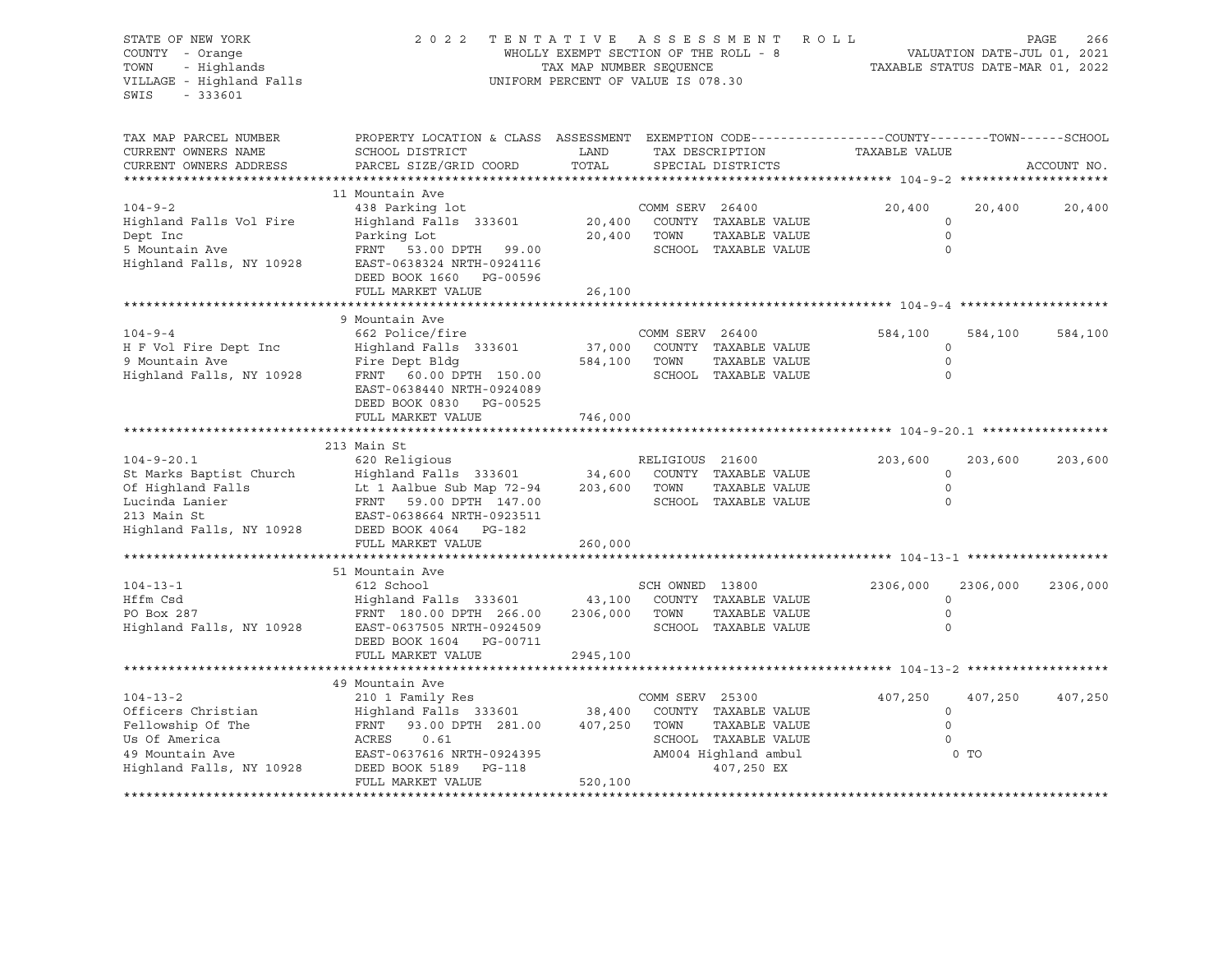STATE OF NEW YORK
COUNTY - Orange
TOWN - Highlands
VILLAGE - Highland Falls
SWIS - 333601

2022 TENTATIVE ASSESSMENT ROLL
WHOLLY EXEMPT SECTION OF THE ROLL - 8
TAX MAP NUMBER SEQUENCE
UNIFORM PERCENT OF VALUE IS 078.30

VALUATION DATE-JUL 01, 2021
TAXABLE STATUS DATE-MAR 01, 2022

| TAX MAP PARCEL NUMBER / CURRENT OWNERS NAME / CURRENT OWNERS ADDRESS | PROPERTY LOCATION & CLASS / SCHOOL DISTRICT / PARCEL SIZE/GRID COORD | ASSESSMENT LAND / TOTAL | EXEMPTION CODE / TAX DESCRIPTION / SPECIAL DISTRICTS | COUNTY | TOWN | SCHOOL |
|---|---|---|---|---|---|---|
| **104-9-2** | 11 Mountain Ave | | | | | |
| | 438 Parking lot | | COMM SERV 26400 | 20,400 | 20,400 | 20,400 |
| Highland Falls Vol Fire | Highland Falls 333601 | 20,400 | COUNTY TAXABLE VALUE | 0 | | |
| Dept Inc | Parking Lot | 20,400 | TOWN TAXABLE VALUE | 0 | | |
| 5 Mountain Ave | FRNT 53.00 DPTH 99.00 | | SCHOOL TAXABLE VALUE | 0 | | |
| Highland Falls, NY 10928 | EAST-0638324 NRTH-0924116 | | | | | |
| | DEED BOOK 1660 PG-00596 | | | | | |
| | FULL MARKET VALUE | 26,100 | | | | |
| **104-9-4** | 9 Mountain Ave | | | | | |
| | 662 Police/fire | | COMM SERV 26400 | 584,100 | 584,100 | 584,100 |
| H F Vol Fire Dept Inc | Highland Falls 333601 | 37,000 | COUNTY TAXABLE VALUE | 0 | | |
| 9 Mountain Ave | Fire Dept Bldg | 584,100 | TOWN TAXABLE VALUE | 0 | | |
| Highland Falls, NY 10928 | FRNT 60.00 DPTH 150.00 | | SCHOOL TAXABLE VALUE | 0 | | |
| | EAST-0638440 NRTH-0924089 | | | | | |
| | DEED BOOK 0830 PG-00525 | | | | | |
| | FULL MARKET VALUE | 746,000 | | | | |
| **104-9-20.1** | 213 Main St | | | | | |
| | 620 Religious | | RELIGIOUS 21600 | 203,600 | 203,600 | 203,600 |
| St Marks Baptist Church | Highland Falls 333601 | 34,600 | COUNTY TAXABLE VALUE | 0 | | |
| Of Highland Falls | Lt 1 Aalbue Sub Map 72-94 | 203,600 | TOWN TAXABLE VALUE | 0 | | |
| Lucinda Lanier | FRNT 59.00 DPTH 147.00 | | SCHOOL TAXABLE VALUE | 0 | | |
| 213 Main St | EAST-0638664 NRTH-0923511 | | | | | |
| Highland Falls, NY 10928 | DEED BOOK 4064 PG-182 | | | | | |
| | FULL MARKET VALUE | 260,000 | | | | |
| **104-13-1** | 51 Mountain Ave | | | | | |
| | 612 School | | SCH OWNED 13800 | 2306,000 | 2306,000 | 2306,000 |
| Hffm Csd | Highland Falls 333601 | 43,100 | COUNTY TAXABLE VALUE | 0 | | |
| PO Box 287 | FRNT 180.00 DPTH 266.00 | 2306,000 | TOWN TAXABLE VALUE | 0 | | |
| Highland Falls, NY 10928 | EAST-0637505 NRTH-0924509 | | SCHOOL TAXABLE VALUE | 0 | | |
| | DEED BOOK 1604 PG-00711 | | | | | |
| | FULL MARKET VALUE | 2945,100 | | | | |
| **104-13-2** | 49 Mountain Ave | | | | | |
| | 210 1 Family Res | | COMM SERV 25300 | 407,250 | 407,250 | 407,250 |
| Officers Christian | Highland Falls 333601 | 38,400 | COUNTY TAXABLE VALUE | 0 | | |
| Fellowship Of The | FRNT 93.00 DPTH 281.00 | 407,250 | TOWN TAXABLE VALUE | 0 | | |
| Us Of America | ACRES 0.61 | | SCHOOL TAXABLE VALUE | 0 | | |
| 49 Mountain Ave | EAST-0637616 NRTH-0924395 | | AM004 Highland ambul | 0 TO | | |
| Highland Falls, NY 10928 | DEED BOOK 5189 PG-118 | | 407,250 EX | | | |
| | FULL MARKET VALUE | 520,100 | | | | |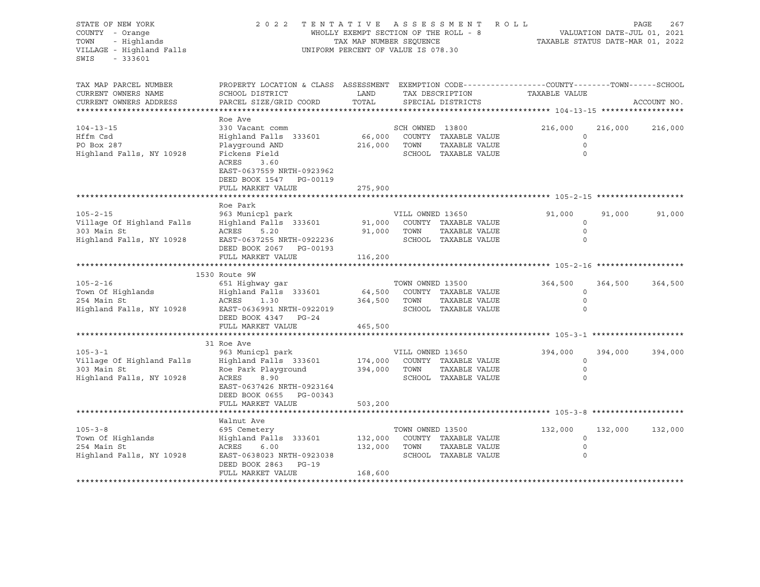STATE OF NEW YORK
COUNTY - Orange
TOWN - Highlands
VILLAGE - Highland Falls
SWIS - 333601

2022 TENTATIVE ASSESSMENT ROLL
WHOLLY EXEMPT SECTION OF THE ROLL - 8
TAX MAP NUMBER SEQUENCE
UNIFORM PERCENT OF VALUE IS 078.30

VALUATION DATE-JUL 01, 2021
TAXABLE STATUS DATE-MAR 01, 2022

| TAX MAP PARCEL NUMBER / CURRENT OWNERS NAME / CURRENT OWNERS ADDRESS | PROPERTY LOCATION & CLASS / SCHOOL DISTRICT / PARCEL SIZE/GRID COORD | ASSESSMENT LAND | TOTAL | EXEMPTION CODE / TAX DESCRIPTION / SPECIAL DISTRICTS | COUNTY TAXABLE VALUE | TOWN | SCHOOL |
|---|---|---|---|---|---|---|---|
| **104-13-15** | Roe Ave | | | | | | |
| 104-13-15 | 330 Vacant comm | | | SCH OWNED 13800 | 216,000 | 216,000 | 216,000 |
| Hffm Csd | Highland Falls 333601 | 66,000 | | COUNTY TAXABLE VALUE | 0 | | |
| PO Box 287 | Playground AND | | 216,000 | TOWN TAXABLE VALUE | 0 | | |
| Highland Falls, NY 10928 | Fickens Field | | | SCHOOL TAXABLE VALUE | 0 | | |
| | ACRES 3.60 | | | | | | |
| | EAST-0637559 NRTH-0923962 | | | | | | |
| | DEED BOOK 1547 PG-00119 | | | | | | |
| | FULL MARKET VALUE | | 275,900 | | | | |
| **105-2-15** | Roe Park | | | | | | |
| 105-2-15 | 963 Municpl park | | | VILL OWNED 13650 | 91,000 | 91,000 | 91,000 |
| Village Of Highland Falls | Highland Falls 333601 | 91,000 | | COUNTY TAXABLE VALUE | 0 | | |
| 303 Main St | ACRES 5.20 | | 91,000 | TOWN TAXABLE VALUE | 0 | | |
| Highland Falls, NY 10928 | EAST-0637255 NRTH-0922236 | | | SCHOOL TAXABLE VALUE | 0 | | |
| | DEED BOOK 2067 PG-00193 | | | | | | |
| | FULL MARKET VALUE | | 116,200 | | | | |
| **105-2-16** | 1530 Route 9W | | | | | | |
| 105-2-16 | 651 Highway gar | | | TOWN OWNED 13500 | 364,500 | 364,500 | 364,500 |
| Town Of Highlands | Highland Falls 333601 | 64,500 | | COUNTY TAXABLE VALUE | 0 | | |
| 254 Main St | ACRES 1.30 | | 364,500 | TOWN TAXABLE VALUE | 0 | | |
| Highland Falls, NY 10928 | EAST-0636991 NRTH-0922019 | | | SCHOOL TAXABLE VALUE | 0 | | |
| | DEED BOOK 4347 PG-24 | | | | | | |
| | FULL MARKET VALUE | | 465,500 | | | | |
| **105-3-1** | 31 Roe Ave | | | | | | |
| 105-3-1 | 963 Municpl park | | | VILL OWNED 13650 | 394,000 | 394,000 | 394,000 |
| Village Of Highland Falls | Highland Falls 333601 | 174,000 | | COUNTY TAXABLE VALUE | 0 | | |
| 303 Main St | Roe Park Playground | | 394,000 | TOWN TAXABLE VALUE | 0 | | |
| Highland Falls, NY 10928 | ACRES 8.90 | | | SCHOOL TAXABLE VALUE | 0 | | |
| | EAST-0637426 NRTH-0923164 | | | | | | |
| | DEED BOOK 0655 PG-00343 | | | | | | |
| | FULL MARKET VALUE | | 503,200 | | | | |
| **105-3-8** | Walnut Ave | | | | | | |
| 105-3-8 | 695 Cemetery | | | TOWN OWNED 13500 | 132,000 | 132,000 | 132,000 |
| Town Of Highlands | Highland Falls 333601 | 132,000 | | COUNTY TAXABLE VALUE | 0 | | |
| 254 Main St | ACRES 6.00 | | 132,000 | TOWN TAXABLE VALUE | 0 | | |
| Highland Falls, NY 10928 | EAST-0638023 NRTH-0923038 | | | SCHOOL TAXABLE VALUE | 0 | | |
| | DEED BOOK 2863 PG-19 | | | | | | |
| | FULL MARKET VALUE | | 168,600 | | | | |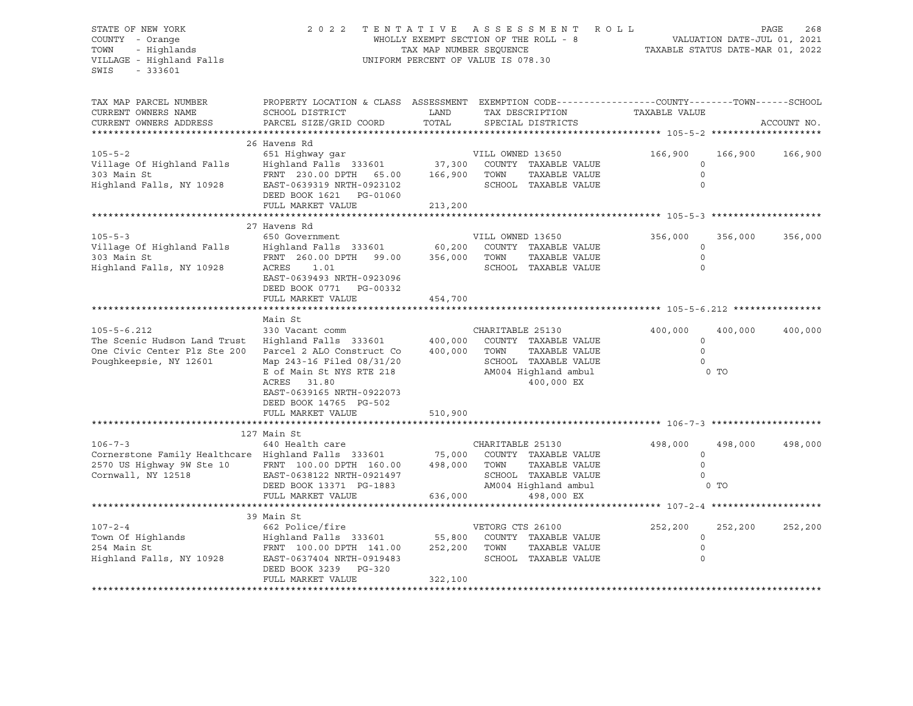STATE OF NEW YORK
COUNTY - Orange
TOWN - Highlands
VILLAGE - Highland Falls
SWIS - 333601

2 0 2 2 T E N T A T I V E A S S E S S M E N T R O L L
WHOLLY EXEMPT SECTION OF THE ROLL - 8
TAX MAP NUMBER SEQUENCE
UNIFORM PERCENT OF VALUE IS 078.30

VALUATION DATE-JUL 01, 2021
TAXABLE STATUS DATE-MAR 01, 2022

| TAX MAP PARCEL NUMBER / CURRENT OWNERS NAME / CURRENT OWNERS ADDRESS | PROPERTY LOCATION & CLASS / SCHOOL DISTRICT / PARCEL SIZE/GRID COORD | ASSESSMENT LAND | TOTAL | EXEMPTION CODE / TAX DESCRIPTION / SPECIAL DISTRICTS | COUNTY TAXABLE VALUE | TOWN | SCHOOL | ACCOUNT NO. |
|---|---|---|---|---|---|---|---|---|
| **105-5-2** | 26 Havens Rd | | | | | | | |
| 105-5-2 | 651 Highway gar | | | VILL OWNED 13650 | 166,900 | 166,900 | 166,900 | |
| Village Of Highland Falls | Highland Falls 333601 | 37,300 | | COUNTY TAXABLE VALUE | 0 | | | |
| 303 Main St | FRNT 230.00 DPTH 65.00 | | 166,900 | TOWN TAXABLE VALUE | 0 | | | |
| Highland Falls, NY 10928 | EAST-0639319 NRTH-0923102 | | | SCHOOL TAXABLE VALUE | 0 | | | |
| | DEED BOOK 1621 PG-01060 | | | | | | | |
| | FULL MARKET VALUE | | 213,200 | | | | | |
| **105-5-3** | 27 Havens Rd | | | | | | | |
| 105-5-3 | 650 Government | | | VILL OWNED 13650 | 356,000 | 356,000 | 356,000 | |
| Village Of Highland Falls | Highland Falls 333601 | 60,200 | | COUNTY TAXABLE VALUE | 0 | | | |
| 303 Main St | FRNT 260.00 DPTH 99.00 | | 356,000 | TOWN TAXABLE VALUE | 0 | | | |
| Highland Falls, NY 10928 | ACRES 1.01 | | | SCHOOL TAXABLE VALUE | 0 | | | |
| | EAST-0639493 NRTH-0923096 | | | | | | | |
| | DEED BOOK 0771 PG-00332 | | | | | | | |
| | FULL MARKET VALUE | | 454,700 | | | | | |
| **105-5-6.212** | Main St | | | | | | | |
| 105-5-6.212 | 330 Vacant comm | | | CHARITABLE 25130 | 400,000 | 400,000 | 400,000 | |
| The Scenic Hudson Land Trust | Highland Falls 333601 | 400,000 | | COUNTY TAXABLE VALUE | 0 | | | |
| One Civic Center Plz Ste 200 | Parcel 2 ALO Construct Co | | 400,000 | TOWN TAXABLE VALUE | 0 | | | |
| Poughkeepsie, NY 12601 | Map 243-16 Filed 08/31/20 | | | SCHOOL TAXABLE VALUE | 0 | | | |
| | E of Main St NYS RTE 218 | | | AM004 Highland ambul | 0 TO | | | |
| | ACRES 31.80 | | | 400,000 EX | | | | |
| | EAST-0639165 NRTH-0922073 | | | | | | | |
| | DEED BOOK 14765 PG-502 | | | | | | | |
| | FULL MARKET VALUE | | 510,900 | | | | | |
| **106-7-3** | 127 Main St | | | | | | | |
| 106-7-3 | 640 Health care | | | CHARITABLE 25130 | 498,000 | 498,000 | 498,000 | |
| Cornerstone Family Healthcare | Highland Falls 333601 | 75,000 | | COUNTY TAXABLE VALUE | 0 | | | |
| 2570 US Highway 9W Ste 10 | FRNT 100.00 DPTH 160.00 | | 498,000 | TOWN TAXABLE VALUE | 0 | | | |
| Cornwall, NY 12518 | EAST-0638122 NRTH-0921497 | | | SCHOOL TAXABLE VALUE | 0 | | | |
| | DEED BOOK 13371 PG-1883 | | | AM004 Highland ambul | 0 TO | | | |
| | FULL MARKET VALUE | | 636,000 | 498,000 EX | | | | |
| **107-2-4** | 39 Main St | | | | | | | |
| 107-2-4 | 662 Police/fire | | | VETORG CTS 26100 | 252,200 | 252,200 | 252,200 | |
| Town Of Highlands | Highland Falls 333601 | 55,800 | | COUNTY TAXABLE VALUE | 0 | | | |
| 254 Main St | FRNT 100.00 DPTH 141.00 | | 252,200 | TOWN TAXABLE VALUE | 0 | | | |
| Highland Falls, NY 10928 | EAST-0637404 NRTH-0919483 | | | SCHOOL TAXABLE VALUE | 0 | | | |
| | DEED BOOK 3239 PG-320 | | | | | | | |
| | FULL MARKET VALUE | | 322,100 | | | | | |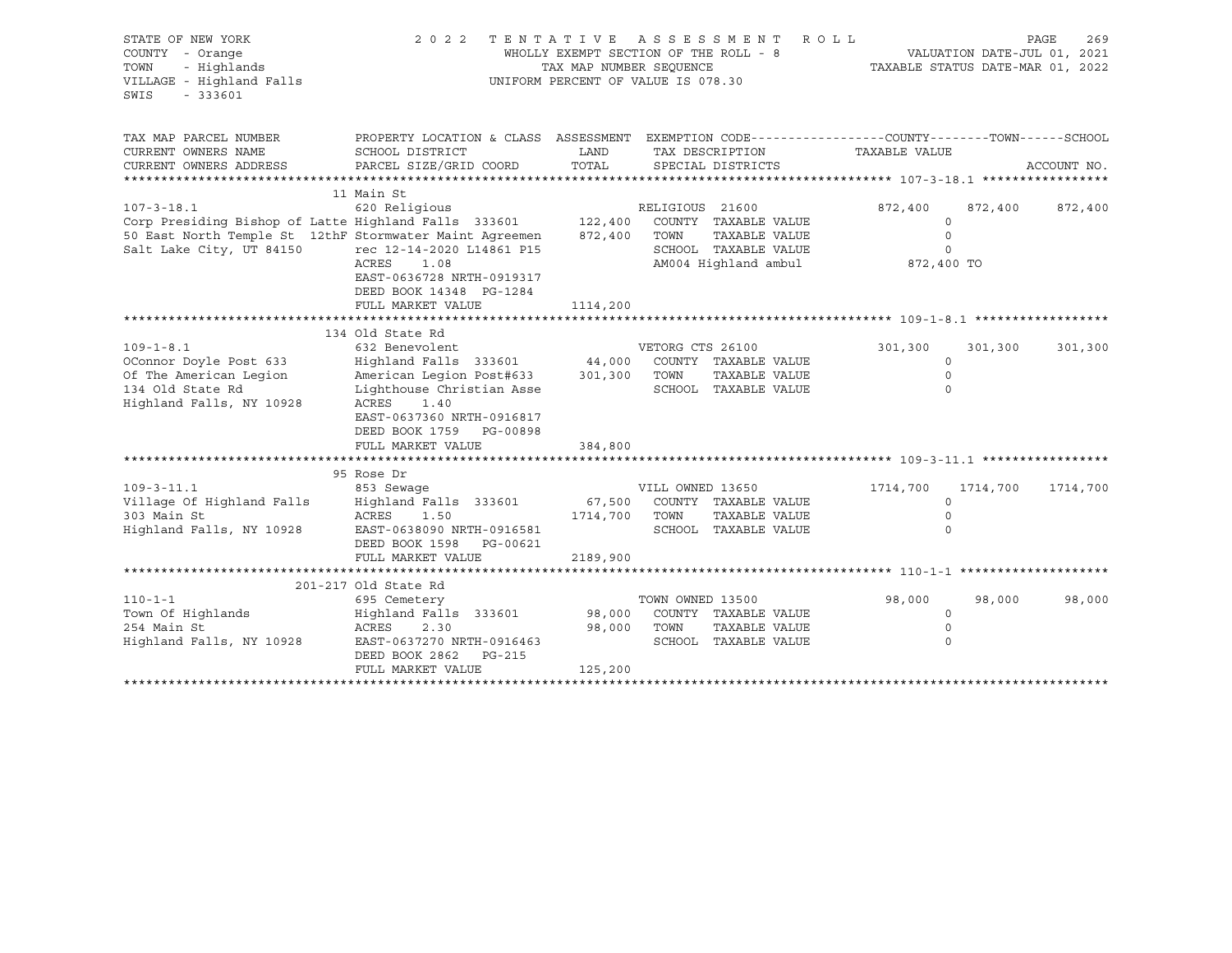STATE OF NEW YORK  
COUNTY - Orange  
TOWN - Highlands  
VILLAGE - Highland Falls  
SWIS - 333601

2 0 2 2 T E N T A T I V E A S S E S S M E N T R O L L  
WHOLLY EXEMPT SECTION OF THE ROLL - 8  
TAX MAP NUMBER SEQUENCE  
UNIFORM PERCENT OF VALUE IS 078.30

VALUATION DATE-JUL 01, 2021  
TAXABLE STATUS DATE-MAR 01, 2022

| TAX MAP PARCEL NUMBER / CURRENT OWNERS NAME / CURRENT OWNERS ADDRESS | PROPERTY LOCATION & CLASS / SCHOOL DISTRICT / PARCEL SIZE/GRID COORD | ASSESSMENT LAND / TOTAL | EXEMPTION CODE / TAX DESCRIPTION / SPECIAL DISTRICTS | COUNTY TAXABLE VALUE | TOWN | SCHOOL |
|---|---|---|---|---|---|---|
| **107-3-18.1** | 11 Main St | | | | | |
| 107-3-18.1 | 620 Religious | | RELIGIOUS 21600 | 872,400 | 872,400 | 872,400 |
| Corp Presiding Bishop of Latte | Highland Falls 333601 | 122,400 | COUNTY TAXABLE VALUE | 0 | | |
| 50 East North Temple St 12thF | Stormwater Maint Agreemen | 872,400 | TOWN TAXABLE VALUE | 0 | | |
| Salt Lake City, UT 84150 | rec 12-14-2020 L14861 P15 | | SCHOOL TAXABLE VALUE | 0 | | |
| | ACRES 1.08 | | AM004 Highland ambul | 872,400 TO | | |
| | EAST-0636728 NRTH-0919317 | | | | | |
| | DEED BOOK 14348 PG-1284 | | | | | |
| | FULL MARKET VALUE | 1114,200 | | | | |
| **109-1-8.1** | 134 Old State Rd | | | | | |
| 109-1-8.1 | 632 Benevolent | | VETORG CTS 26100 | 301,300 | 301,300 | 301,300 |
| OConnor Doyle Post 633 | Highland Falls 333601 | 44,000 | COUNTY TAXABLE VALUE | 0 | | |
| Of The American Legion | American Legion Post#633 | 301,300 | TOWN TAXABLE VALUE | 0 | | |
| 134 Old State Rd | Lighthouse Christian Asse | | SCHOOL TAXABLE VALUE | 0 | | |
| Highland Falls, NY 10928 | ACRES 1.40 | | | | | |
| | EAST-0637360 NRTH-0916817 | | | | | |
| | DEED BOOK 1759 PG-00898 | | | | | |
| | FULL MARKET VALUE | 384,800 | | | | |
| **109-3-11.1** | 95 Rose Dr | | | | | |
| 109-3-11.1 | 853 Sewage | | VILL OWNED 13650 | 1714,700 | 1714,700 | 1714,700 |
| Village Of Highland Falls | Highland Falls 333601 | 67,500 | COUNTY TAXABLE VALUE | 0 | | |
| 303 Main St | ACRES 1.50 | 1714,700 | TOWN TAXABLE VALUE | 0 | | |
| Highland Falls, NY 10928 | EAST-0638090 NRTH-0916581 | | SCHOOL TAXABLE VALUE | 0 | | |
| | DEED BOOK 1598 PG-00621 | | | | | |
| | FULL MARKET VALUE | 2189,900 | | | | |
| **110-1-1** | 201-217 Old State Rd | | | | | |
| 110-1-1 | 695 Cemetery | | TOWN OWNED 13500 | 98,000 | 98,000 | 98,000 |
| Town Of Highlands | Highland Falls 333601 | 98,000 | COUNTY TAXABLE VALUE | 0 | | |
| 254 Main St | ACRES 2.30 | 98,000 | TOWN TAXABLE VALUE | 0 | | |
| Highland Falls, NY 10928 | EAST-0637270 NRTH-0916463 | | SCHOOL TAXABLE VALUE | 0 | | |
| | DEED BOOK 2862 PG-215 | | | | | |
| | FULL MARKET VALUE | 125,200 | | | | |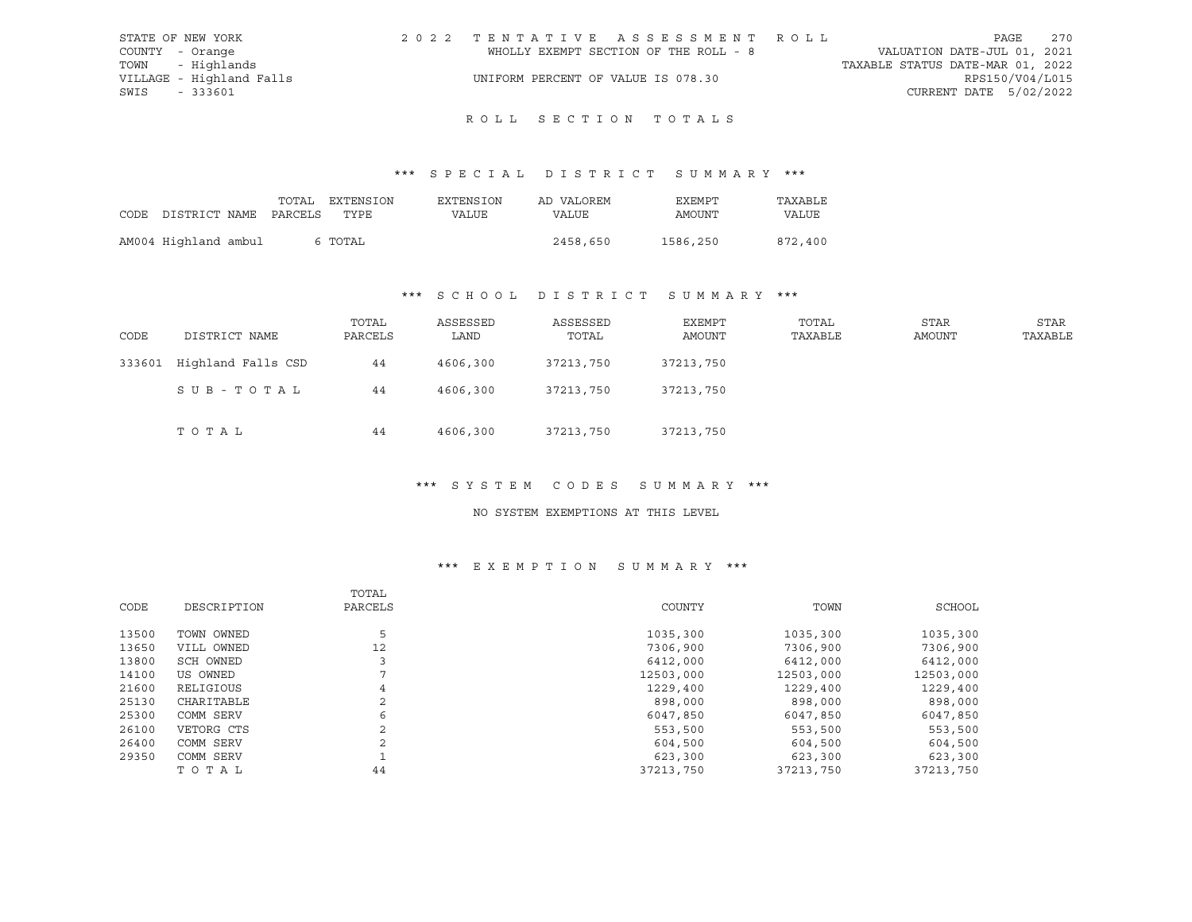STATE OF NEW YORK
COUNTY - Orange
TOWN - Highlands
VILLAGE - Highland Falls
SWIS - 333601

2022 TENTATIVE ASSESSMENT ROLL
WHOLLY EXEMPT SECTION OF THE ROLL - 8
UNIFORM PERCENT OF VALUE IS 078.30

VALUATION DATE-JUL 01, 2021
TAXABLE STATUS DATE-MAR 01, 2022
RPS150/V04/L015
CURRENT DATE 5/02/2022

# ROLL SECTION TOTALS

## *** SPECIAL DISTRICT SUMMARY ***

| CODE | DISTRICT NAME | TOTAL PARCELS | EXTENSION TYPE | EXTENSION VALUE | AD VALOREM VALUE | EXEMPT AMOUNT | TAXABLE VALUE |
|---|---|---|---|---|---|---|---|
| AM004 | Highland ambul | 6 | TOTAL | | 2458,650 | 1586,250 | 872,400 |

## *** SCHOOL DISTRICT SUMMARY ***

| CODE | DISTRICT NAME | TOTAL PARCELS | ASSESSED LAND | ASSESSED TOTAL | EXEMPT AMOUNT | TOTAL TAXABLE | STAR AMOUNT | STAR TAXABLE |
|---|---|---|---|---|---|---|---|---|
| 333601 | Highland Falls CSD | 44 | 4606,300 | 37213,750 | 37213,750 | | | |
| | SUB-TOTAL | 44 | 4606,300 | 37213,750 | 37213,750 | | | |
| | TOTAL | 44 | 4606,300 | 37213,750 | 37213,750 | | | |

## *** SYSTEM CODES SUMMARY ***

NO SYSTEM EXEMPTIONS AT THIS LEVEL

## *** EXEMPTION SUMMARY ***

| CODE | DESCRIPTION | TOTAL PARCELS | COUNTY | TOWN | SCHOOL |
|---|---|---|---|---|---|
| 13500 | TOWN OWNED | 5 | 1035,300 | 1035,300 | 1035,300 |
| 13650 | VILL OWNED | 12 | 7306,900 | 7306,900 | 7306,900 |
| 13800 | SCH OWNED | 3 | 6412,000 | 6412,000 | 6412,000 |
| 14100 | US OWNED | 7 | 12503,000 | 12503,000 | 12503,000 |
| 21600 | RELIGIOUS | 4 | 1229,400 | 1229,400 | 1229,400 |
| 25130 | CHARITABLE | 2 | 898,000 | 898,000 | 898,000 |
| 25300 | COMM SERV | 6 | 6047,850 | 6047,850 | 6047,850 |
| 26100 | VETORG CTS | 2 | 553,500 | 553,500 | 553,500 |
| 26400 | COMM SERV | 2 | 604,500 | 604,500 | 604,500 |
| 29350 | COMM SERV | 1 | 623,300 | 623,300 | 623,300 |
| | TOTAL | 44 | 37213,750 | 37213,750 | 37213,750 |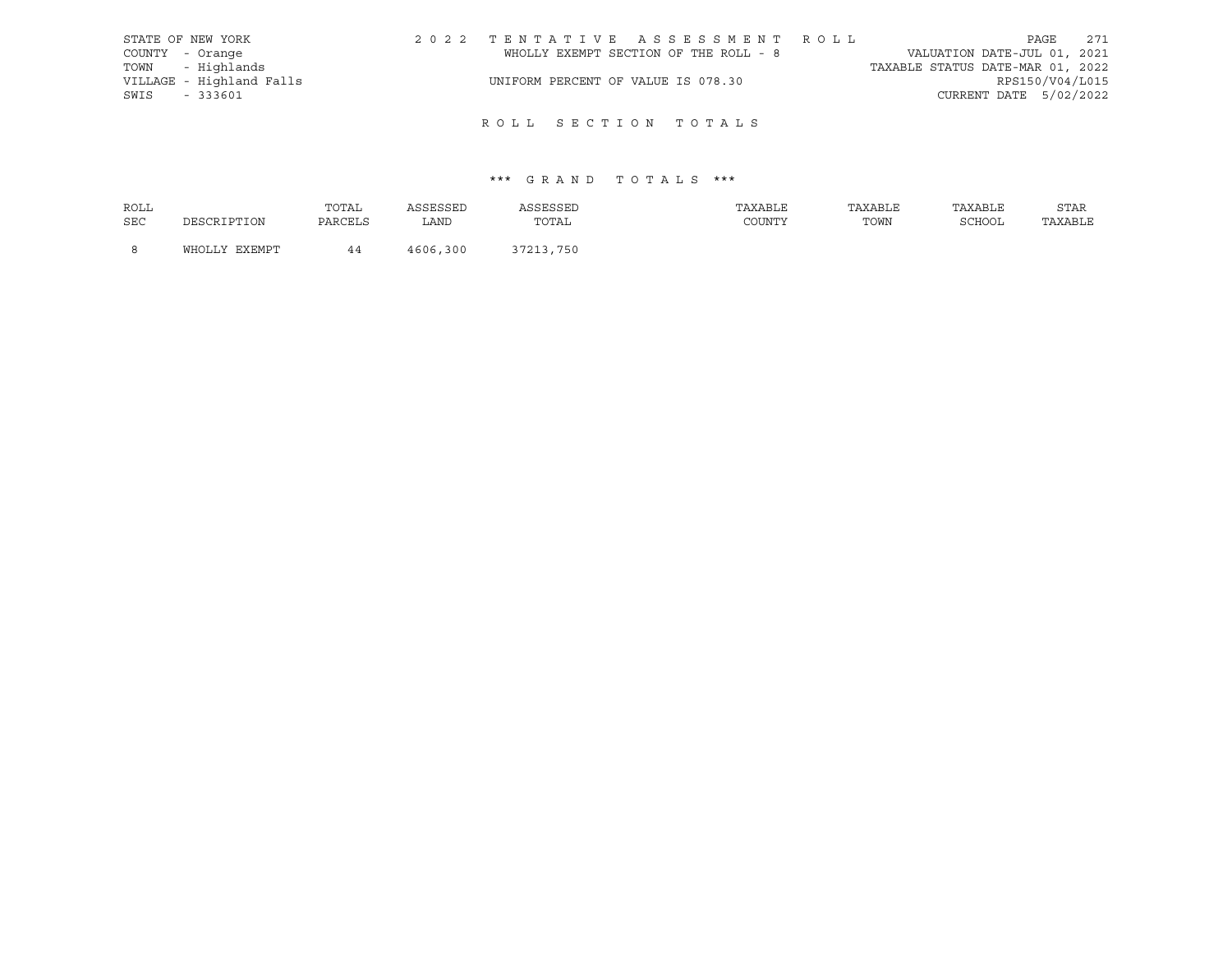STATE OF NEW YORK
COUNTY - Orange
TOWN - Highlands
VILLAGE - Highland Falls
SWIS - 333601

2022 TENTATIVE ASSESSMENT ROLL
WHOLLY EXEMPT SECTION OF THE ROLL - 8
UNIFORM PERCENT OF VALUE IS 078.30

VALUATION DATE-JUL 01, 2021
TAXABLE STATUS DATE-MAR 01, 2022
RPS150/V04/L015
CURRENT DATE 5/02/2022

## ROLL SECTION TOTALS

### *** GRAND TOTALS ***

| ROLL SEC | DESCRIPTION | TOTAL PARCELS | ASSESSED LAND | ASSESSED TOTAL | TAXABLE COUNTY | TAXABLE TOWN | TAXABLE SCHOOL | STAR TAXABLE |
|---|---|---|---|---|---|---|---|---|
| 8 | WHOLLY EXEMPT | 44 | 4606,300 | 37213,750 | | | | |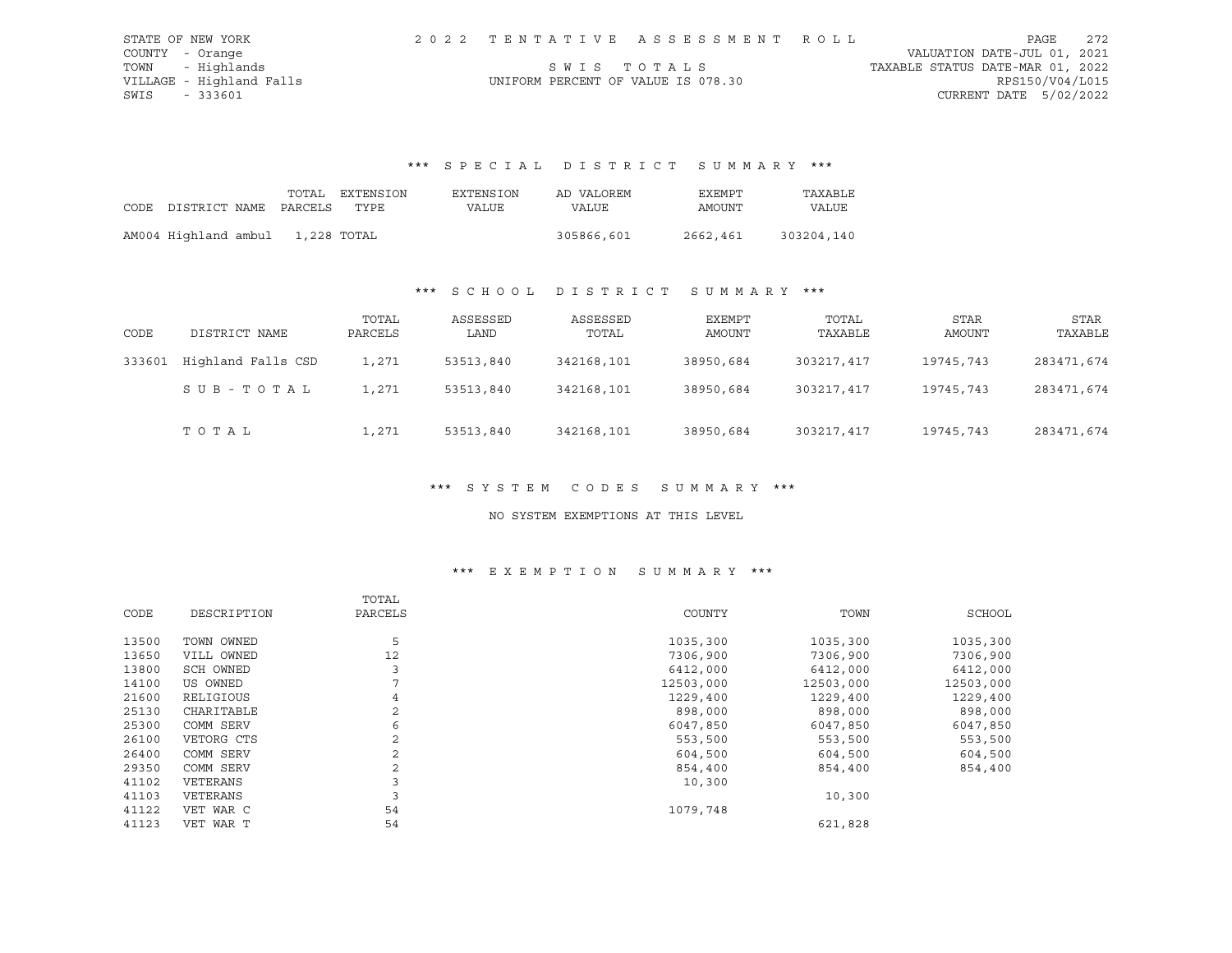STATE OF NEW YORK | 2022 TENTATIVE ASSESSMENT ROLL
COUNTY - Orange | VALUATION DATE-JUL 01, 2021
TOWN - Highlands | SWIS TOTALS | TAXABLE STATUS DATE-MAR 01, 2022
VILLAGE - Highland Falls | UNIFORM PERCENT OF VALUE IS 078.30 | RPS150/V04/L015
SWIS - 333601 | CURRENT DATE 5/02/2022

## *** SPECIAL DISTRICT SUMMARY ***

| CODE DISTRICT NAME | TOTAL PARCELS | EXTENSION TYPE | EXTENSION VALUE | AD VALOREM VALUE | EXEMPT AMOUNT | TAXABLE VALUE |
|---|---|---|---|---|---|---|
| AM004 Highland ambul | 1,228 | TOTAL | | 305866,601 | 2662,461 | 303204,140 |

## *** SCHOOL DISTRICT SUMMARY ***

| CODE | DISTRICT NAME | TOTAL PARCELS | ASSESSED LAND | ASSESSED TOTAL | EXEMPT AMOUNT | TOTAL TAXABLE | STAR AMOUNT | STAR TAXABLE |
|---|---|---|---|---|---|---|---|---|
| 333601 | Highland Falls CSD | 1,271 | 53513,840 | 342168,101 | 38950,684 | 303217,417 | 19745,743 | 283471,674 |
| | SUB-TOTAL | 1,271 | 53513,840 | 342168,101 | 38950,684 | 303217,417 | 19745,743 | 283471,674 |
| | TOTAL | 1,271 | 53513,840 | 342168,101 | 38950,684 | 303217,417 | 19745,743 | 283471,674 |

## *** SYSTEM CODES SUMMARY ***

NO SYSTEM EXEMPTIONS AT THIS LEVEL

## *** EXEMPTION SUMMARY ***

| CODE | DESCRIPTION | TOTAL PARCELS | COUNTY | TOWN | SCHOOL |
|---|---|---|---|---|---|
| 13500 | TOWN OWNED | 5 | 1035,300 | 1035,300 | 1035,300 |
| 13650 | VILL OWNED | 12 | 7306,900 | 7306,900 | 7306,900 |
| 13800 | SCH OWNED | 3 | 6412,000 | 6412,000 | 6412,000 |
| 14100 | US OWNED | 7 | 12503,000 | 12503,000 | 12503,000 |
| 21600 | RELIGIOUS | 4 | 1229,400 | 1229,400 | 1229,400 |
| 25130 | CHARITABLE | 2 | 898,000 | 898,000 | 898,000 |
| 25300 | COMM SERV | 6 | 6047,850 | 6047,850 | 6047,850 |
| 26100 | VETORG CTS | 2 | 553,500 | 553,500 | 553,500 |
| 26400 | COMM SERV | 2 | 604,500 | 604,500 | 604,500 |
| 29350 | COMM SERV | 2 | 854,400 | 854,400 | 854,400 |
| 41102 | VETERANS | 3 | 10,300 | | |
| 41103 | VETERANS | 3 | | 10,300 | |
| 41122 | VET WAR C | 54 | 1079,748 | | |
| 41123 | VET WAR T | 54 | | 621,828 | |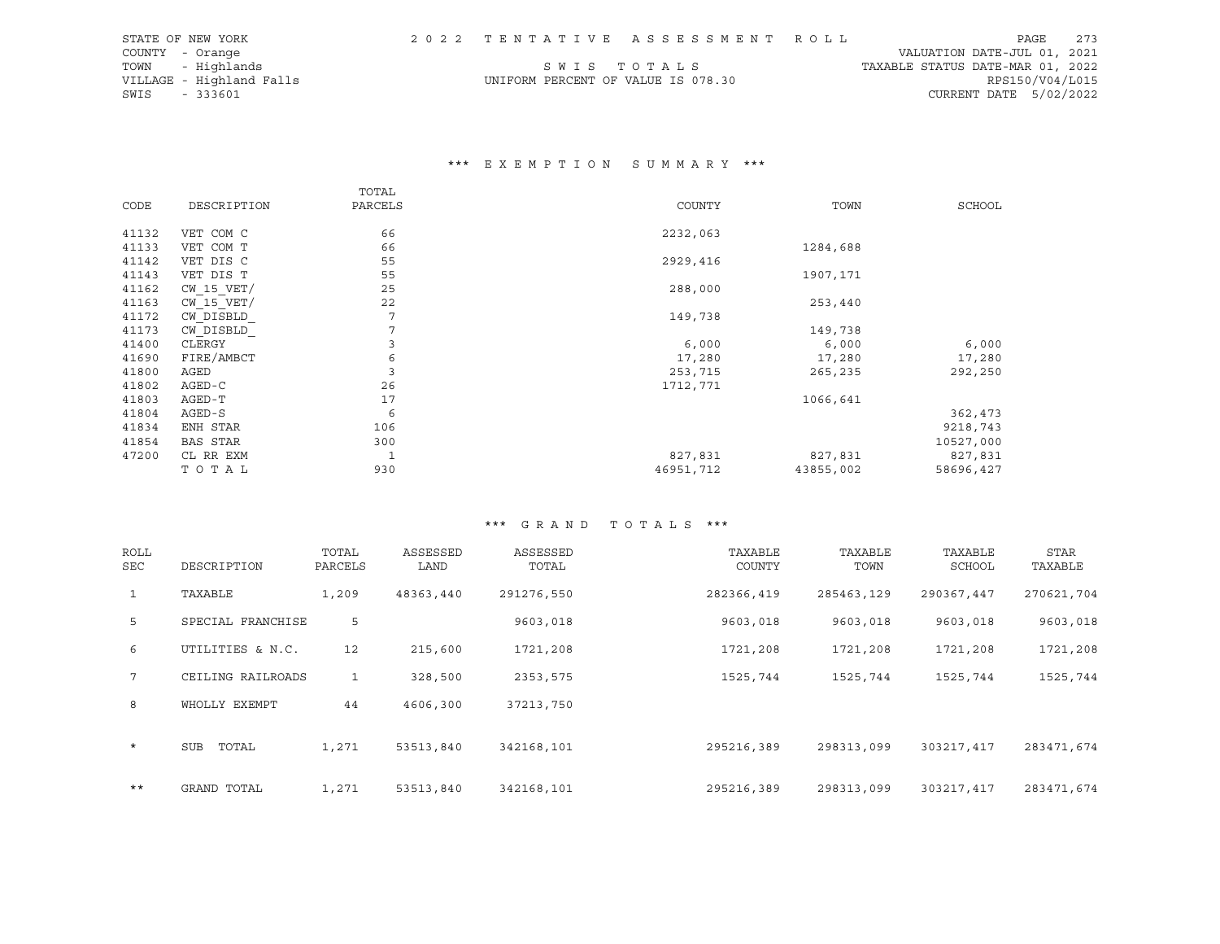STATE OF NEW YORK | 2022 TENTATIVE ASSESSMENT ROLL | VALUATION DATE-JUL 01, 2021
COUNTY - Orange
TOWN - Highlands | SWIS TOTALS | TAXABLE STATUS DATE-MAR 01, 2022
VILLAGE - Highland Falls | UNIFORM PERCENT OF VALUE IS 078.30 | RPS150/V04/L015
SWIS - 333601 | CURRENT DATE 5/02/2022

## *** EXEMPTION SUMMARY ***

| CODE | DESCRIPTION | TOTAL PARCELS | COUNTY | TOWN | SCHOOL |
|---|---|---|---|---|---|
| 41132 | VET COM C | 66 | 2232,063 | | |
| 41133 | VET COM T | 66 | | 1284,688 | |
| 41142 | VET DIS C | 55 | 2929,416 | | |
| 41143 | VET DIS T | 55 | | 1907,171 | |
| 41162 | CW_15_VET/ | 25 | 288,000 | | |
| 41163 | CW_15_VET/ | 22 | | 253,440 | |
| 41172 | CW_DISBLD_ | 7 | 149,738 | | |
| 41173 | CW_DISBLD_ | 7 | | 149,738 | |
| 41400 | CLERGY | 3 | 6,000 | 6,000 | 6,000 |
| 41690 | FIRE/AMBCT | 6 | 17,280 | 17,280 | 17,280 |
| 41800 | AGED | 3 | 253,715 | 265,235 | 292,250 |
| 41802 | AGED-C | 26 | 1712,771 | | |
| 41803 | AGED-T | 17 | | 1066,641 | |
| 41804 | AGED-S | 6 | | | 362,473 |
| 41834 | ENH STAR | 106 | | | 9218,743 |
| 41854 | BAS STAR | 300 | | | 10527,000 |
| 47200 | CL RR EXM | 1 | 827,831 | 827,831 | 827,831 |
| | TOTAL | 930 | 46951,712 | 43855,002 | 58696,427 |

## *** GRAND TOTALS ***

| ROLL SEC | DESCRIPTION | TOTAL PARCELS | ASSESSED LAND | ASSESSED TOTAL | TAXABLE COUNTY | TAXABLE TOWN | TAXABLE SCHOOL | STAR TAXABLE |
|---|---|---|---|---|---|---|---|---|
| 1 | TAXABLE | 1,209 | 48363,440 | 291276,550 | 282366,419 | 285463,129 | 290367,447 | 270621,704 |
| 5 | SPECIAL FRANCHISE | 5 | | 9603,018 | 9603,018 | 9603,018 | 9603,018 | 9603,018 |
| 6 | UTILITIES & N.C. | 12 | 215,600 | 1721,208 | 1721,208 | 1721,208 | 1721,208 | 1721,208 |
| 7 | CEILING RAILROADS | 1 | 328,500 | 2353,575 | 1525,744 | 1525,744 | 1525,744 | 1525,744 |
| 8 | WHOLLY EXEMPT | 44 | 4606,300 | 37213,750 | | | | |
| * | SUB TOTAL | 1,271 | 53513,840 | 342168,101 | 295216,389 | 298313,099 | 303217,417 | 283471,674 |
| ** | GRAND TOTAL | 1,271 | 53513,840 | 342168,101 | 295216,389 | 298313,099 | 303217,417 | 283471,674 |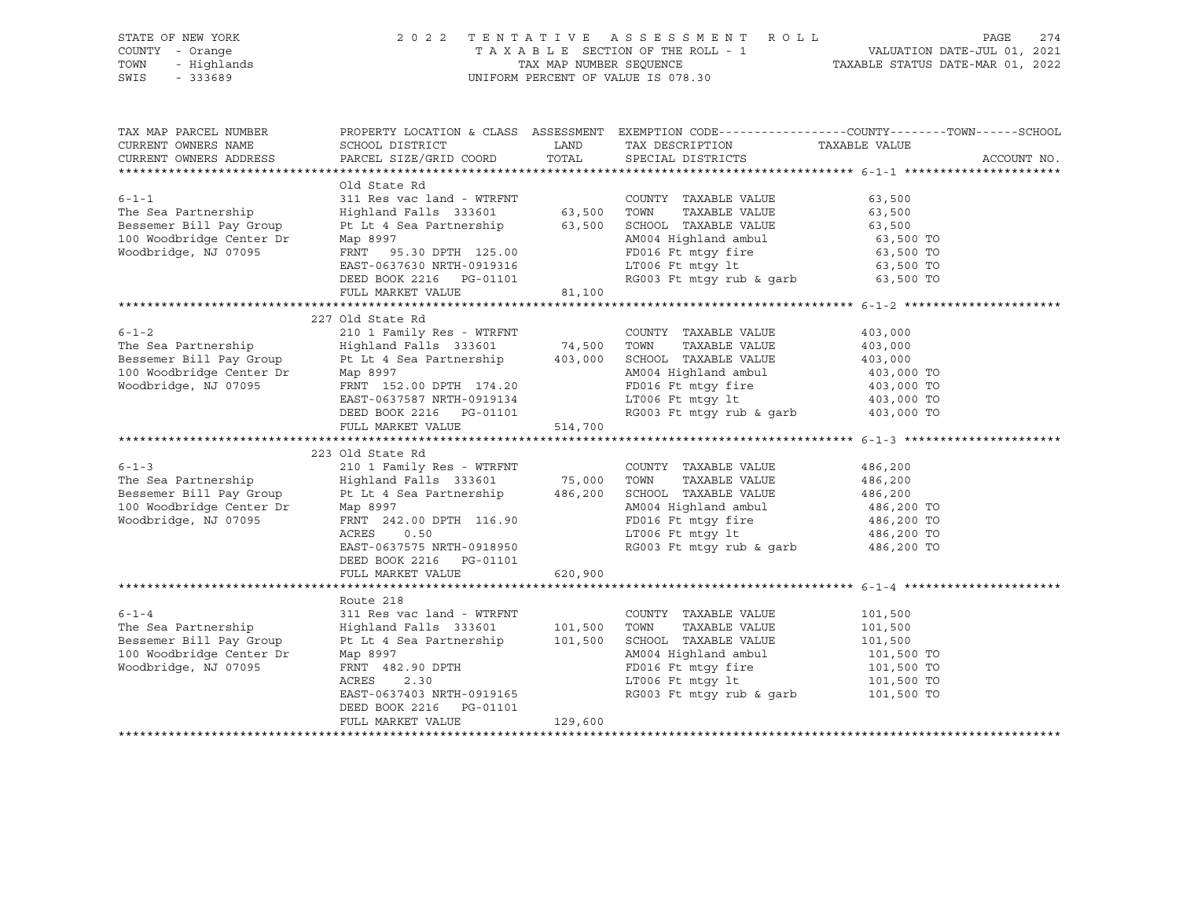STATE OF NEW YORK
COUNTY - Orange
TOWN - Highlands
SWIS - 333689

2022 TENTATIVE ASSESSMENT ROLL
TAXABLE SECTION OF THE ROLL - 1
TAX MAP NUMBER SEQUENCE
UNIFORM PERCENT OF VALUE IS 078.30

VALUATION DATE-JUL 01, 2021
TAXABLE STATUS DATE-MAR 01, 2022

| TAX MAP PARCEL NUMBER / CURRENT OWNERS NAME / CURRENT OWNERS ADDRESS | PROPERTY LOCATION & CLASS / SCHOOL DISTRICT / PARCEL SIZE/GRID COORD | ASSESSMENT LAND / TOTAL | EXEMPTION CODE / TAX DESCRIPTION / SPECIAL DISTRICTS | TAXABLE VALUE (COUNTY / TOWN / SCHOOL) | ACCOUNT NO. |
|---|---|---|---|---|---|
| **6-1-1** | Old State Rd | | | | |
| 6-1-1 | 311 Res vac land - WTRFNT | | COUNTY TAXABLE VALUE | 63,500 | |
| The Sea Partnership | Highland Falls 333601 | 63,500 | TOWN TAXABLE VALUE | 63,500 | |
| Bessemer Bill Pay Group | Pt Lt 4 Sea Partnership | 63,500 | SCHOOL TAXABLE VALUE | 63,500 | |
| 100 Woodbridge Center Dr | Map 8997 | | AM004 Highland ambul | 63,500 TO | |
| Woodbridge, NJ 07095 | FRNT 95.30 DPTH 125.00 | | FD016 Ft mtgy fire | 63,500 TO | |
| | EAST-0637630 NRTH-0919316 | | LT006 Ft mtgy lt | 63,500 TO | |
| | DEED BOOK 2216 PG-01101 | | RG003 Ft mtgy rub & garb | 63,500 TO | |
| | FULL MARKET VALUE | 81,100 | | | |
| **6-1-2** | 227 Old State Rd | | | | |
| 6-1-2 | 210 1 Family Res - WTRFNT | | COUNTY TAXABLE VALUE | 403,000 | |
| The Sea Partnership | Highland Falls 333601 | 74,500 | TOWN TAXABLE VALUE | 403,000 | |
| Bessemer Bill Pay Group | Pt Lt 4 Sea Partnership | 403,000 | SCHOOL TAXABLE VALUE | 403,000 | |
| 100 Woodbridge Center Dr | Map 8997 | | AM004 Highland ambul | 403,000 TO | |
| Woodbridge, NJ 07095 | FRNT 152.00 DPTH 174.20 | | FD016 Ft mtgy fire | 403,000 TO | |
| | EAST-0637587 NRTH-0919134 | | LT006 Ft mtgy lt | 403,000 TO | |
| | DEED BOOK 2216 PG-01101 | | RG003 Ft mtgy rub & garb | 403,000 TO | |
| | FULL MARKET VALUE | 514,700 | | | |
| **6-1-3** | 223 Old State Rd | | | | |
| 6-1-3 | 210 1 Family Res - WTRFNT | | COUNTY TAXABLE VALUE | 486,200 | |
| The Sea Partnership | Highland Falls 333601 | 75,000 | TOWN TAXABLE VALUE | 486,200 | |
| Bessemer Bill Pay Group | Pt Lt 4 Sea Partnership | 486,200 | SCHOOL TAXABLE VALUE | 486,200 | |
| 100 Woodbridge Center Dr | Map 8997 | | AM004 Highland ambul | 486,200 TO | |
| Woodbridge, NJ 07095 | FRNT 242.00 DPTH 116.90 | | FD016 Ft mtgy fire | 486,200 TO | |
| | ACRES 0.50 | | LT006 Ft mtgy lt | 486,200 TO | |
| | EAST-0637575 NRTH-0918950 | | RG003 Ft mtgy rub & garb | 486,200 TO | |
| | DEED BOOK 2216 PG-01101 | | | | |
| | FULL MARKET VALUE | 620,900 | | | |
| **6-1-4** | Route 218 | | | | |
| 6-1-4 | 311 Res vac land - WTRFNT | | COUNTY TAXABLE VALUE | 101,500 | |
| The Sea Partnership | Highland Falls 333601 | 101,500 | TOWN TAXABLE VALUE | 101,500 | |
| Bessemer Bill Pay Group | Pt Lt 4 Sea Partnership | 101,500 | SCHOOL TAXABLE VALUE | 101,500 | |
| 100 Woodbridge Center Dr | Map 8997 | | AM004 Highland ambul | 101,500 TO | |
| Woodbridge, NJ 07095 | FRNT 482.90 DPTH | | FD016 Ft mtgy fire | 101,500 TO | |
| | ACRES 2.30 | | LT006 Ft mtgy lt | 101,500 TO | |
| | EAST-0637403 NRTH-0919165 | | RG003 Ft mtgy rub & garb | 101,500 TO | |
| | DEED BOOK 2216 PG-01101 | | | | |
| | FULL MARKET VALUE | 129,600 | | | |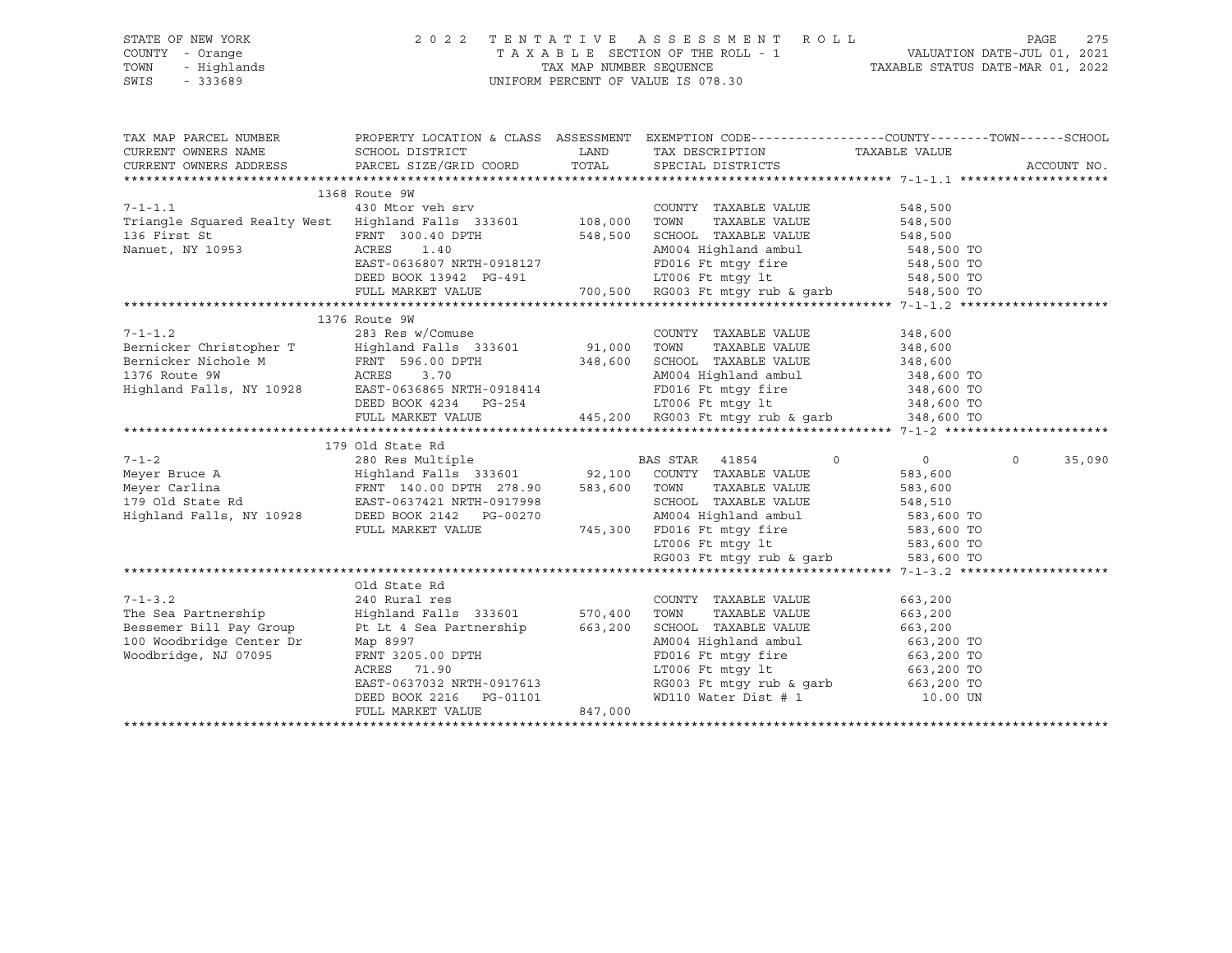STATE OF NEW YORK
COUNTY - Orange
TOWN - Highlands
SWIS - 333689

2022 TENTATIVE ASSESSMENT ROLL
TAXABLE SECTION OF THE ROLL - 1
TAX MAP NUMBER SEQUENCE
UNIFORM PERCENT OF VALUE IS 078.30

VALUATION DATE-JUL 01, 2021
TAXABLE STATUS DATE-MAR 01, 2022

| TAX MAP PARCEL NUMBER / CURRENT OWNERS NAME / CURRENT OWNERS ADDRESS | PROPERTY LOCATION & CLASS / SCHOOL DISTRICT / PARCEL SIZE/GRID COORD | ASSESSMENT LAND | TOTAL | EXEMPTION CODE / TAX DESCRIPTION / SPECIAL DISTRICTS | COUNTY / TAXABLE VALUE | TOWN | SCHOOL | ACCOUNT NO. |
|---|---|---|---|---|---|---|---|---|
| | 1368 Route 9W | | | | | | | |
| 7-1-1.1 | 430 Mtor veh srv | | | COUNTY TAXABLE VALUE | 548,500 | | | |
| Triangle Squared Realty West | Highland Falls 333601 | 108,000 | | TOWN TAXABLE VALUE | 548,500 | | | |
| 136 First St | FRNT 300.40 DPTH | | 548,500 | SCHOOL TAXABLE VALUE | 548,500 | | | |
| Nanuet, NY 10953 | ACRES 1.40 | | | AM004 Highland ambul | 548,500 TO | | | |
| | EAST-0636807 NRTH-0918127 | | | FD016 Ft mtgy fire | 548,500 TO | | | |
| | DEED BOOK 13942 PG-491 | | | LT006 Ft mtgy lt | 548,500 TO | | | |
| | FULL MARKET VALUE | | 700,500 | RG003 Ft mtgy rub & garb | 548,500 TO | | | |
| | 1376 Route 9W | | | | | | | |
| 7-1-1.2 | 283 Res w/Comuse | | | COUNTY TAXABLE VALUE | 348,600 | | | |
| Bernicker Christopher T | Highland Falls 333601 | 91,000 | | TOWN TAXABLE VALUE | 348,600 | | | |
| Bernicker Nichole M | FRNT 596.00 DPTH | | 348,600 | SCHOOL TAXABLE VALUE | 348,600 | | | |
| 1376 Route 9W | ACRES 3.70 | | | AM004 Highland ambul | 348,600 TO | | | |
| Highland Falls, NY 10928 | EAST-0636865 NRTH-0918414 | | | FD016 Ft mtgy fire | 348,600 TO | | | |
| | DEED BOOK 4234 PG-254 | | | LT006 Ft mtgy lt | 348,600 TO | | | |
| | FULL MARKET VALUE | | 445,200 | RG003 Ft mtgy rub & garb | 348,600 TO | | | |
| | 179 Old State Rd | | | | | | | |
| 7-1-2 | 280 Res Multiple | | | BAS STAR 41854 | 0 | 0 | 35,090 | |
| Meyer Bruce A | Highland Falls 333601 | 92,100 | | COUNTY TAXABLE VALUE | 583,600 | | | |
| Meyer Carlina | FRNT 140.00 DPTH 278.90 | | 583,600 | TOWN TAXABLE VALUE | 583,600 | | | |
| 179 Old State Rd | EAST-0637421 NRTH-0917998 | | | SCHOOL TAXABLE VALUE | 548,510 | | | |
| Highland Falls, NY 10928 | DEED BOOK 2142 PG-00270 | | | AM004 Highland ambul | 583,600 TO | | | |
| | FULL MARKET VALUE | | 745,300 | FD016 Ft mtgy fire | 583,600 TO | | | |
| | | | | LT006 Ft mtgy lt | 583,600 TO | | | |
| | | | | RG003 Ft mtgy rub & garb | 583,600 TO | | | |
| | Old State Rd | | | | | | | |
| 7-1-3.2 | 240 Rural res | | | COUNTY TAXABLE VALUE | 663,200 | | | |
| The Sea Partnership | Highland Falls 333601 | 570,400 | | TOWN TAXABLE VALUE | 663,200 | | | |
| Bessemer Bill Pay Group | Pt Lt 4 Sea Partnership | | 663,200 | SCHOOL TAXABLE VALUE | 663,200 | | | |
| 100 Woodbridge Center Dr | Map 8997 | | | AM004 Highland ambul | 663,200 TO | | | |
| Woodbridge, NJ 07095 | FRNT 3205.00 DPTH | | | FD016 Ft mtgy fire | 663,200 TO | | | |
| | ACRES 71.90 | | | LT006 Ft mtgy lt | 663,200 TO | | | |
| | EAST-0637032 NRTH-0917613 | | | RG003 Ft mtgy rub & garb | 663,200 TO | | | |
| | DEED BOOK 2216 PG-01101 | | | WD110 Water Dist # 1 | 10.00 UN | | | |
| | FULL MARKET VALUE | | 847,000 | | | | | |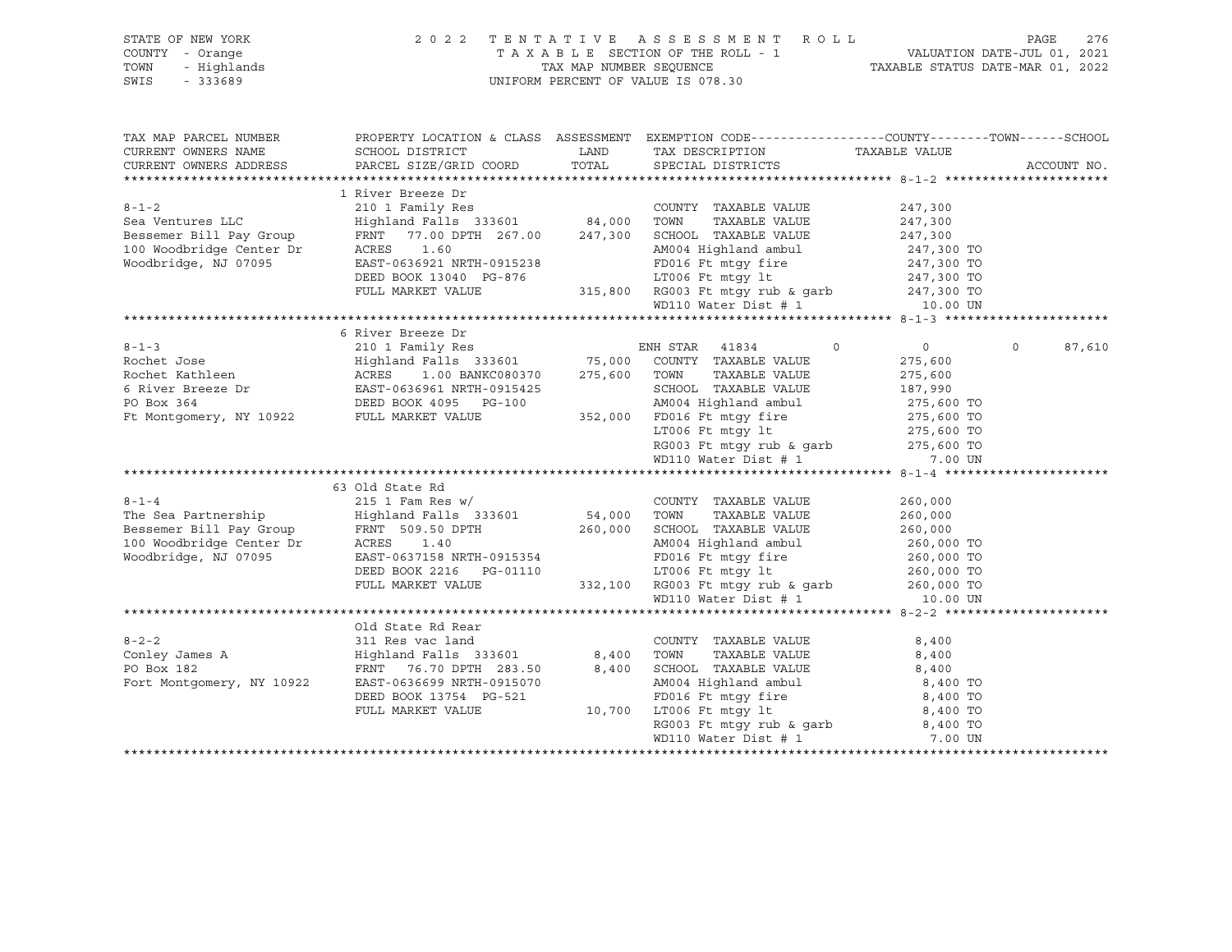STATE OF NEW YORK
COUNTY - Orange
TOWN - Highlands
SWIS - 333689

2022 TENTATIVE ASSESSMENT ROLL
TAXABLE SECTION OF THE ROLL - 1
TAX MAP NUMBER SEQUENCE
UNIFORM PERCENT OF VALUE IS 078.30

VALUATION DATE-JUL 01, 2021
TAXABLE STATUS DATE-MAR 01, 2022

| TAX MAP PARCEL NUMBER / CURRENT OWNERS NAME / CURRENT OWNERS ADDRESS | PROPERTY LOCATION & CLASS / SCHOOL DISTRICT / PARCEL SIZE/GRID COORD | ASSESSMENT LAND / TOTAL | EXEMPTION CODE / TAX DESCRIPTION / SPECIAL DISTRICTS | COUNTY / TAXABLE VALUE | TOWN | SCHOOL | ACCOUNT NO. |
|---|---|---|---|---|---|---|---|
| **8-1-2** | 1 River Breeze Dr | | | | | | |
| | 210 1 Family Res | | COUNTY TAXABLE VALUE | 247,300 | | | |
| Sea Ventures LLC | Highland Falls 333601 | 84,000 | TOWN TAXABLE VALUE | 247,300 | | | |
| Bessemer Bill Pay Group | FRNT 77.00 DPTH 267.00 | 247,300 | SCHOOL TAXABLE VALUE | 247,300 | | | |
| 100 Woodbridge Center Dr | ACRES 1.60 | | AM004 Highland ambul | 247,300 TO | | | |
| Woodbridge, NJ 07095 | EAST-0636921 NRTH-0915238 | | FD016 Ft mtgy fire | 247,300 TO | | | |
| | DEED BOOK 13040 PG-876 | | LT006 Ft mtgy lt | 247,300 TO | | | |
| | FULL MARKET VALUE | 315,800 | RG003 Ft mtgy rub & garb | 247,300 TO | | | |
| | | | WD110 Water Dist # 1 | 10.00 UN | | | |
| **8-1-3** | 6 River Breeze Dr | | | | | | |
| | 210 1 Family Res | | ENH STAR 41834 | 0 | 0 | 0 | 87,610 |
| Rochet Jose | Highland Falls 333601 | 75,000 | COUNTY TAXABLE VALUE | 275,600 | | | |
| Rochet Kathleen | ACRES 1.00 BANKC080370 | 275,600 | TOWN TAXABLE VALUE | 275,600 | | | |
| 6 River Breeze Dr | EAST-0636961 NRTH-0915425 | | SCHOOL TAXABLE VALUE | 187,990 | | | |
| PO Box 364 | DEED BOOK 4095 PG-100 | | AM004 Highland ambul | 275,600 TO | | | |
| Ft Montgomery, NY 10922 | FULL MARKET VALUE | 352,000 | FD016 Ft mtgy fire | 275,600 TO | | | |
| | | | LT006 Ft mtgy lt | 275,600 TO | | | |
| | | | RG003 Ft mtgy rub & garb | 275,600 TO | | | |
| | | | WD110 Water Dist # 1 | 7.00 UN | | | |
| **8-1-4** | 63 Old State Rd | | | | | | |
| | 215 1 Fam Res w/ | | COUNTY TAXABLE VALUE | 260,000 | | | |
| The Sea Partnership | Highland Falls 333601 | 54,000 | TOWN TAXABLE VALUE | 260,000 | | | |
| Bessemer Bill Pay Group | FRNT 509.50 DPTH | 260,000 | SCHOOL TAXABLE VALUE | 260,000 | | | |
| 100 Woodbridge Center Dr | ACRES 1.40 | | AM004 Highland ambul | 260,000 TO | | | |
| Woodbridge, NJ 07095 | EAST-0637158 NRTH-0915354 | | FD016 Ft mtgy fire | 260,000 TO | | | |
| | DEED BOOK 2216 PG-01110 | | LT006 Ft mtgy lt | 260,000 TO | | | |
| | FULL MARKET VALUE | 332,100 | RG003 Ft mtgy rub & garb | 260,000 TO | | | |
| | | | WD110 Water Dist # 1 | 10.00 UN | | | |
| **8-2-2** | Old State Rd Rear | | | | | | |
| | 311 Res vac land | | COUNTY TAXABLE VALUE | 8,400 | | | |
| Conley James A | Highland Falls 333601 | 8,400 | TOWN TAXABLE VALUE | 8,400 | | | |
| PO Box 182 | FRNT 76.70 DPTH 283.50 | 8,400 | SCHOOL TAXABLE VALUE | 8,400 | | | |
| Fort Montgomery, NY 10922 | EAST-0636699 NRTH-0915070 | | AM004 Highland ambul | 8,400 TO | | | |
| | DEED BOOK 13754 PG-521 | | FD016 Ft mtgy fire | 8,400 TO | | | |
| | FULL MARKET VALUE | 10,700 | LT006 Ft mtgy lt | 8,400 TO | | | |
| | | | RG003 Ft mtgy rub & garb | 8,400 TO | | | |
| | | | WD110 Water Dist # 1 | 7.00 UN | | | |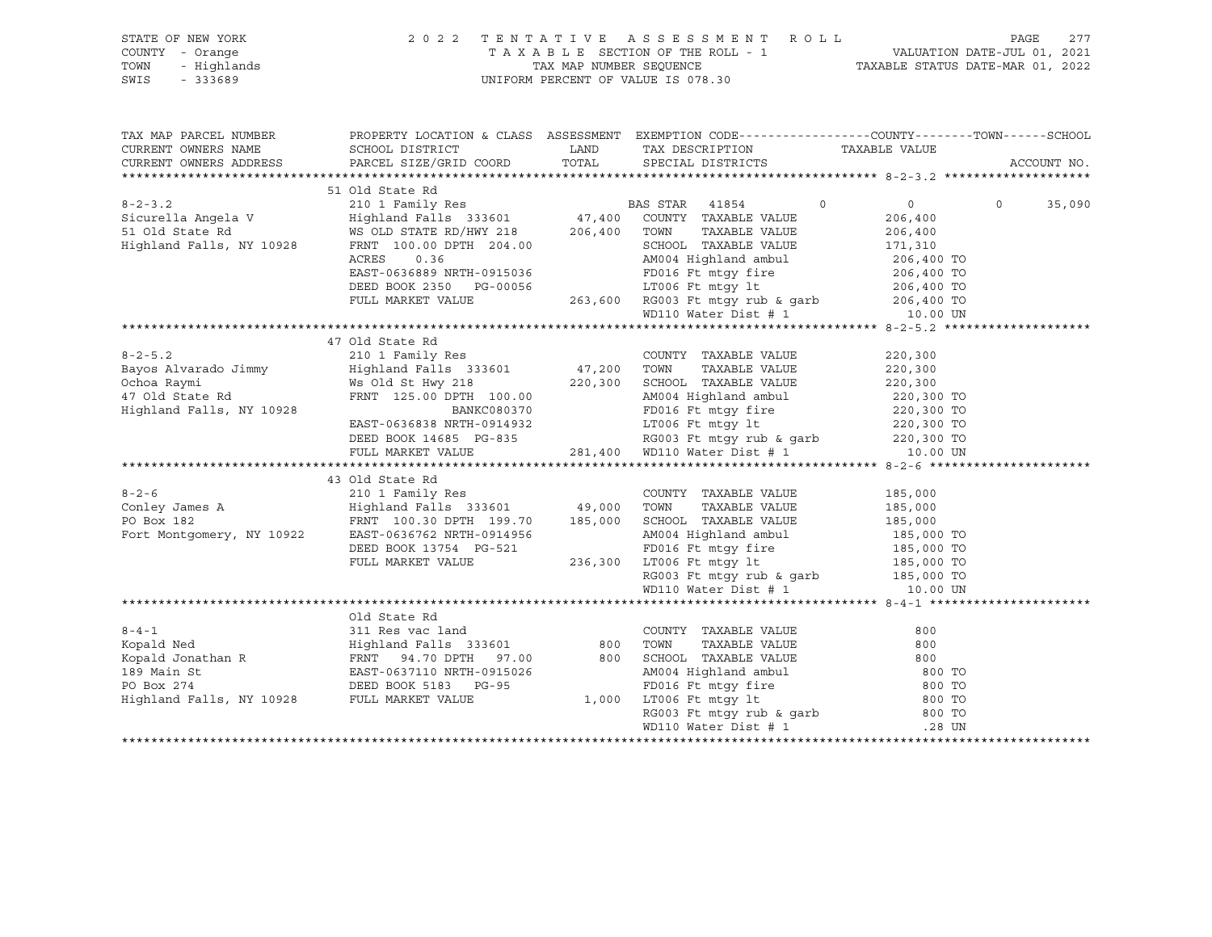STATE OF NEW YORK | COUNTY - Orange | TOWN - Highlands | SWIS - 333689

2 0 2 2 T E N T A T I V E A S S E S S M E N T R O L L
T A X A B L E SECTION OF THE ROLL - 1
TAX MAP NUMBER SEQUENCE
UNIFORM PERCENT OF VALUE IS 078.30

VALUATION DATE-JUL 01, 2021
TAXABLE STATUS DATE-MAR 01, 2022

```
TAX MAP PARCEL NUMBER      PROPERTY LOCATION & CLASS  ASSESSMENT  EXEMPTION CODE------------------COUNTY--------TOWN------SCHOOL
CURRENT OWNERS NAME        SCHOOL DISTRICT              LAND      TAX DESCRIPTION              TAXABLE VALUE
CURRENT OWNERS ADDRESS     PARCEL SIZE/GRID COORD       TOTAL     SPECIAL DISTRICTS                                          ACCOUNT NO.
******************************************************************************************************* 8-2-3.2 ********************
                           51 Old State Rd
8-2-3.2                    210 1 Family Res                       BAS STAR  41854          0          0          0     35,090
Sicurella Angela V         Highland Falls  333601       47,400    COUNTY  TAXABLE VALUE            206,400
51 Old State Rd            WS OLD STATE RD/HWY 218     206,400    TOWN    TAXABLE VALUE            206,400
Highland Falls, NY 10928   FRNT 100.00 DPTH 204.00                SCHOOL  TAXABLE VALUE            171,310
                           ACRES     0.36                         AM004 Highland ambul             206,400 TO
                           EAST-0636889 NRTH-0915036              FD016 Ft mtgy fire               206,400 TO
                           DEED BOOK 2350   PG-00056              LT006 Ft mtgy lt                 206,400 TO
                           FULL MARKET VALUE           263,600    RG003 Ft mtgy rub & garb         206,400 TO
                                                                  WD110 Water Dist # 1               10.00 UN
******************************************************************************************************* 8-2-5.2 ********************
                           47 Old State Rd
8-2-5.2                    210 1 Family Res                       COUNTY  TAXABLE VALUE            220,300
Bayos Alvarado Jimmy       Highland Falls  333601       47,200    TOWN    TAXABLE VALUE            220,300
Ochoa Raymi                Ws Old St Hwy 218           220,300    SCHOOL  TAXABLE VALUE            220,300
47 Old State Rd            FRNT 125.00 DPTH 100.00                AM004 Highland ambul             220,300 TO
Highland Falls, NY 10928                BANKC080370               FD016 Ft mtgy fire               220,300 TO
                           EAST-0636838 NRTH-0914932              LT006 Ft mtgy lt                 220,300 TO
                           DEED BOOK 14685  PG-835                RG003 Ft mtgy rub & garb         220,300 TO
                           FULL MARKET VALUE           281,400    WD110 Water Dist # 1               10.00 UN
******************************************************************************************************* 8-2-6 **********************
                           43 Old State Rd
8-2-6                      210 1 Family Res                       COUNTY  TAXABLE VALUE            185,000
Conley James A             Highland Falls  333601       49,000    TOWN    TAXABLE VALUE            185,000
PO Box 182                 FRNT 100.30 DPTH 199.70     185,000    SCHOOL  TAXABLE VALUE            185,000
Fort Montgomery, NY 10922  EAST-0636762 NRTH-0914956              AM004 Highland ambul             185,000 TO
                           DEED BOOK 13754  PG-521                FD016 Ft mtgy fire               185,000 TO
                           FULL MARKET VALUE           236,300    LT006 Ft mtgy lt                 185,000 TO
                                                                  RG003 Ft mtgy rub & garb         185,000 TO
                                                                  WD110 Water Dist # 1               10.00 UN
******************************************************************************************************* 8-4-1 **********************
                           Old State Rd
8-4-1                      311 Res vac land                       COUNTY  TAXABLE VALUE                800
Kopald Ned                 Highland Falls  333601          800    TOWN    TAXABLE VALUE                800
Kopald Jonathan R          FRNT  94.70 DPTH  97.00         800    SCHOOL  TAXABLE VALUE                800
189 Main St                EAST-0637110 NRTH-0915026              AM004 Highland ambul                 800 TO
PO Box 274                 DEED BOOK 5183   PG-95                 FD016 Ft mtgy fire                   800 TO
Highland Falls, NY 10928   FULL MARKET VALUE             1,000    LT006 Ft mtgy lt                     800 TO
                                                                  RG003 Ft mtgy rub & garb             800 TO
                                                                  WD110 Water Dist # 1                 .28 UN
************************************************************************************************************************************
```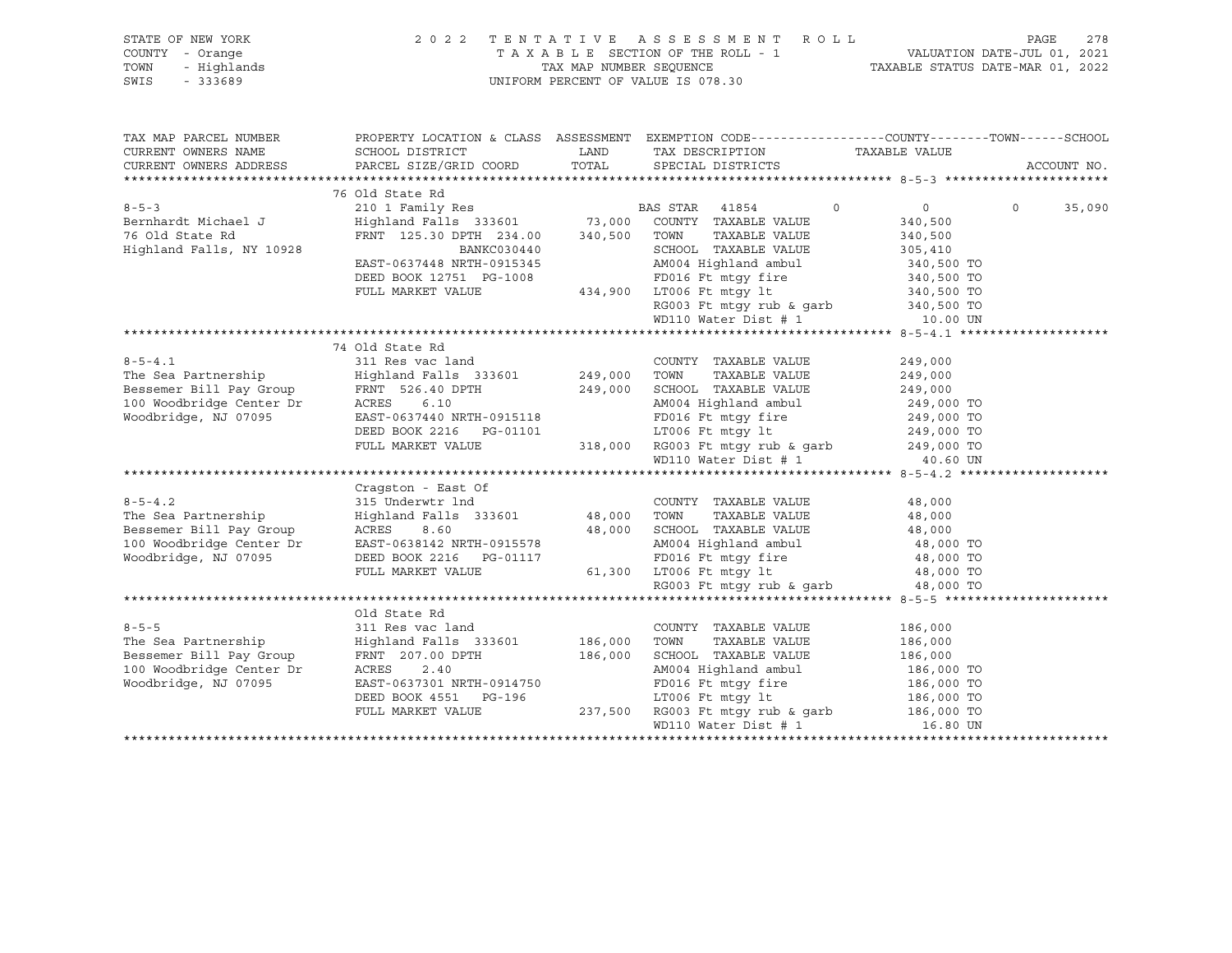STATE OF NEW YORK — 2022 TENTATIVE ASSESSMENT ROLL
COUNTY - Orange — TAXABLE SECTION OF THE ROLL - 1 — VALUATION DATE-JUL 01, 2021
TOWN - Highlands — TAX MAP NUMBER SEQUENCE — TAXABLE STATUS DATE-MAR 01, 2022
SWIS - 333689 — UNIFORM PERCENT OF VALUE IS 078.30

```
TAX MAP PARCEL NUMBER          PROPERTY LOCATION & CLASS  ASSESSMENT  EXEMPTION CODE-----------------COUNTY--------TOWN------SCHOOL
CURRENT OWNERS NAME            SCHOOL DISTRICT              LAND      TAX DESCRIPTION              TAXABLE VALUE
CURRENT OWNERS ADDRESS         PARCEL SIZE/GRID COORD       TOTAL     SPECIAL DISTRICTS                                    ACCOUNT NO.
******************************************************************************************************* 8-5-3 **********************
                               76 Old State Rd
8-5-3                          210 1 Family Res                       BAS STAR   41854          0              0            0     35,090
Bernhardt Michael J            Highland Falls  333601     73,000     COUNTY  TAXABLE VALUE          340,500
76 Old State Rd                FRNT 125.30 DPTH 234.00   340,500     TOWN    TAXABLE VALUE          340,500
Highland Falls, NY 10928                  BANKC030440                SCHOOL  TAXABLE VALUE          305,410
                               EAST-0637448 NRTH-0915345              AM004 Highland ambul            340,500 TO
                               DEED BOOK 12751  PG-1008               FD016 Ft mtgy fire              340,500 TO
                               FULL MARKET VALUE          434,900     LT006 Ft mtgy lt                340,500 TO
                                                                      RG003 Ft mtgy rub & garb        340,500 TO
                                                                      WD110 Water Dist # 1              10.00 UN
******************************************************************************************************* 8-5-4.1 ********************
                               74 Old State Rd
8-5-4.1                        311 Res vac land                       COUNTY  TAXABLE VALUE          249,000
The Sea Partnership            Highland Falls  333601    249,000     TOWN    TAXABLE VALUE          249,000
Bessemer Bill Pay Group        FRNT 526.40 DPTH          249,000     SCHOOL  TAXABLE VALUE          249,000
100 Woodbridge Center Dr       ACRES     6.10                         AM004 Highland ambul            249,000 TO
Woodbridge, NJ 07095           EAST-0637440 NRTH-0915118              FD016 Ft mtgy fire              249,000 TO
                               DEED BOOK 2216   PG-01101              LT006 Ft mtgy lt                249,000 TO
                               FULL MARKET VALUE          318,000     RG003 Ft mtgy rub & garb        249,000 TO
                                                                      WD110 Water Dist # 1              40.60 UN
******************************************************************************************************* 8-5-4.2 ********************
                               Cragston - East Of
8-5-4.2                        315 Underwtr lnd                       COUNTY  TAXABLE VALUE           48,000
The Sea Partnership            Highland Falls  333601     48,000     TOWN    TAXABLE VALUE           48,000
Bessemer Bill Pay Group        ACRES     8.60              48,000     SCHOOL  TAXABLE VALUE           48,000
100 Woodbridge Center Dr       EAST-0638142 NRTH-0915578              AM004 Highland ambul             48,000 TO
Woodbridge, NJ 07095           DEED BOOK 2216   PG-01117              FD016 Ft mtgy fire               48,000 TO
                               FULL MARKET VALUE           61,300     LT006 Ft mtgy lt                 48,000 TO
                                                                      RG003 Ft mtgy rub & garb         48,000 TO
******************************************************************************************************* 8-5-5 **********************
                               Old State Rd
8-5-5                          311 Res vac land                       COUNTY  TAXABLE VALUE          186,000
The Sea Partnership            Highland Falls  333601    186,000     TOWN    TAXABLE VALUE          186,000
Bessemer Bill Pay Group        FRNT 207.00 DPTH          186,000     SCHOOL  TAXABLE VALUE          186,000
100 Woodbridge Center Dr       ACRES     2.40                         AM004 Highland ambul            186,000 TO
Woodbridge, NJ 07095           EAST-0637301 NRTH-0914750              FD016 Ft mtgy fire              186,000 TO
                               DEED BOOK 4551   PG-196                LT006 Ft mtgy lt                186,000 TO
                               FULL MARKET VALUE          237,500     RG003 Ft mtgy rub & garb        186,000 TO
                                                                      WD110 Water Dist # 1              16.80 UN
************************************************************************************************************************************
```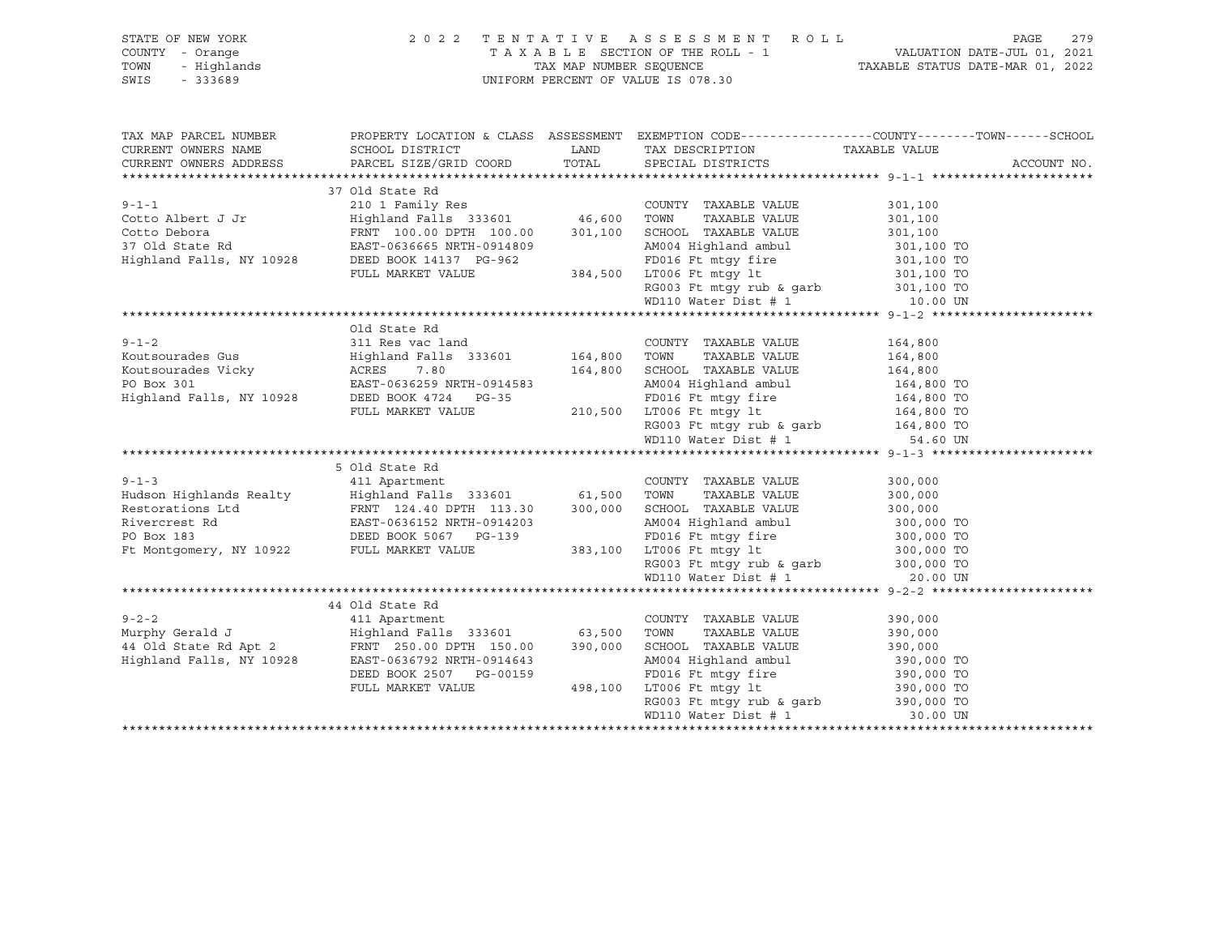STATE OF NEW YORK — COUNTY - Orange — TOWN - Highlands — SWIS - 333689

# 2022 TENTATIVE ASSESSMENT ROLL

TAXABLE SECTION OF THE ROLL - 1 — VALUATION DATE-JUL 01, 2021

TAX MAP NUMBER SEQUENCE — TAXABLE STATUS DATE-MAR 01, 2022

UNIFORM PERCENT OF VALUE IS 078.30

| TAX MAP PARCEL NUMBER / CURRENT OWNERS NAME / CURRENT OWNERS ADDRESS | PROPERTY LOCATION & CLASS / SCHOOL DISTRICT / PARCEL SIZE/GRID COORD | ASSESSMENT LAND / TOTAL | EXEMPTION CODE / TAX DESCRIPTION / SPECIAL DISTRICTS | TAXABLE VALUE (COUNTY / TOWN / SCHOOL) | ACCOUNT NO. |
|---|---|---|---|---|---|
| | 37 Old State Rd | | | | |
| 9-1-1 | 210 1 Family Res | | COUNTY TAXABLE VALUE | 301,100 | |
| Cotto Albert J Jr | Highland Falls 333601 | 46,600 | TOWN TAXABLE VALUE | 301,100 | |
| Cotto Debora | FRNT 100.00 DPTH 100.00 | 301,100 | SCHOOL TAXABLE VALUE | 301,100 | |
| 37 Old State Rd | EAST-0636665 NRTH-0914809 | | AM004 Highland ambul | 301,100 TO | |
| Highland Falls, NY 10928 | DEED BOOK 14137 PG-962 | | FD016 Ft mtgy fire | 301,100 TO | |
| | FULL MARKET VALUE | 384,500 | LT006 Ft mtgy lt | 301,100 TO | |
| | | | RG003 Ft mtgy rub & garb | 301,100 TO | |
| | | | WD110 Water Dist # 1 | 10.00 UN | |
| | Old State Rd | | | | |
| 9-1-2 | 311 Res vac land | | COUNTY TAXABLE VALUE | 164,800 | |
| Koutsourades Gus | Highland Falls 333601 | 164,800 | TOWN TAXABLE VALUE | 164,800 | |
| Koutsourades Vicky | ACRES 7.80 | 164,800 | SCHOOL TAXABLE VALUE | 164,800 | |
| PO Box 301 | EAST-0636259 NRTH-0914583 | | AM004 Highland ambul | 164,800 TO | |
| Highland Falls, NY 10928 | DEED BOOK 4724 PG-35 | | FD016 Ft mtgy fire | 164,800 TO | |
| | FULL MARKET VALUE | 210,500 | LT006 Ft mtgy lt | 164,800 TO | |
| | | | RG003 Ft mtgy rub & garb | 164,800 TO | |
| | | | WD110 Water Dist # 1 | 54.60 UN | |
| | 5 Old State Rd | | | | |
| 9-1-3 | 411 Apartment | | COUNTY TAXABLE VALUE | 300,000 | |
| Hudson Highlands Realty | Highland Falls 333601 | 61,500 | TOWN TAXABLE VALUE | 300,000 | |
| Restorations Ltd | FRNT 124.40 DPTH 113.30 | 300,000 | SCHOOL TAXABLE VALUE | 300,000 | |
| Rivercrest Rd | EAST-0636152 NRTH-0914203 | | AM004 Highland ambul | 300,000 TO | |
| PO Box 183 | DEED BOOK 5067 PG-139 | | FD016 Ft mtgy fire | 300,000 TO | |
| Ft Montgomery, NY 10922 | FULL MARKET VALUE | 383,100 | LT006 Ft mtgy lt | 300,000 TO | |
| | | | RG003 Ft mtgy rub & garb | 300,000 TO | |
| | | | WD110 Water Dist # 1 | 20.00 UN | |
| | 44 Old State Rd | | | | |
| 9-2-2 | 411 Apartment | | COUNTY TAXABLE VALUE | 390,000 | |
| Murphy Gerald J | Highland Falls 333601 | 63,500 | TOWN TAXABLE VALUE | 390,000 | |
| 44 Old State Rd Apt 2 | FRNT 250.00 DPTH 150.00 | 390,000 | SCHOOL TAXABLE VALUE | 390,000 | |
| Highland Falls, NY 10928 | EAST-0636792 NRTH-0914643 | | AM004 Highland ambul | 390,000 TO | |
| | DEED BOOK 2507 PG-00159 | | FD016 Ft mtgy fire | 390,000 TO | |
| | FULL MARKET VALUE | 498,100 | LT006 Ft mtgy lt | 390,000 TO | |
| | | | RG003 Ft mtgy rub & garb | 390,000 TO | |
| | | | WD110 Water Dist # 1 | 30.00 UN | |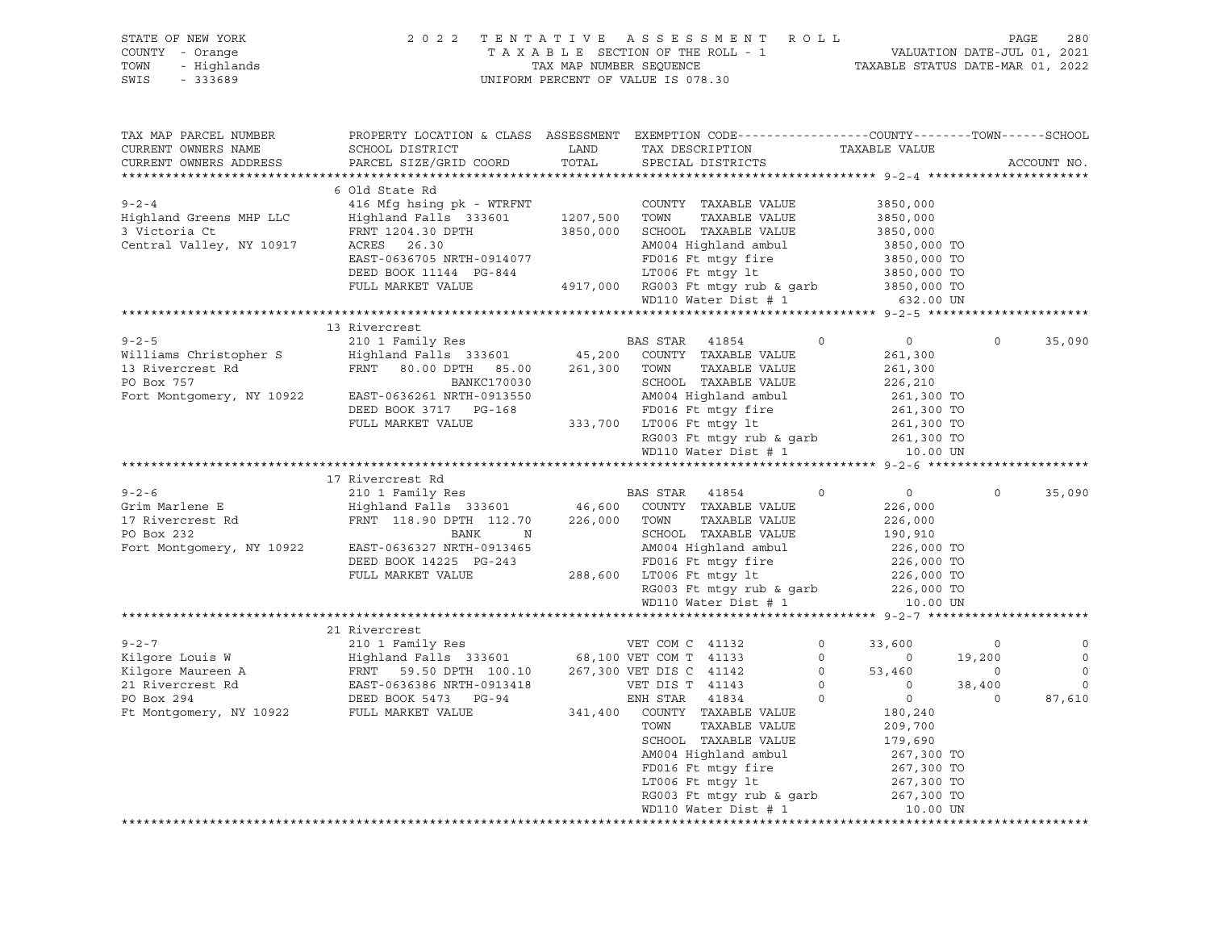STATE OF NEW YORK
COUNTY - Orange
TOWN - Highlands
SWIS - 333689

2022 TENTATIVE ASSESSMENT ROLL
TAXABLE SECTION OF THE ROLL - 1
TAX MAP NUMBER SEQUENCE
UNIFORM PERCENT OF VALUE IS 078.30

VALUATION DATE-JUL 01, 2021
TAXABLE STATUS DATE-MAR 01, 2022

```
TAX MAP PARCEL NUMBER     PROPERTY LOCATION & CLASS  ASSESSMENT  EXEMPTION CODE-----------------COUNTY--------TOWN------SCHOOL
CURRENT OWNERS NAME       SCHOOL DISTRICT               LAND      TAX DESCRIPTION            TAXABLE VALUE
CURRENT OWNERS ADDRESS    PARCEL SIZE/GRID COORD        TOTAL     SPECIAL DISTRICTS                                 ACCOUNT NO.
******************************************************************************************************* 9-2-4 *********************
                          6 Old State Rd
9-2-4                     416 Mfg hsing pk - WTRFNT            COUNTY  TAXABLE VALUE          3850,000
Highland Greens MHP LLC   Highland Falls  333601     1207,500  TOWN    TAXABLE VALUE          3850,000
3 Victoria Ct             FRNT 1204.30 DPTH          3850,000  SCHOOL  TAXABLE VALUE          3850,000
Central Valley, NY 10917  ACRES   26.30                        AM004 Highland ambul            3850,000 TO
                          EAST-0636705 NRTH-0914077            FD016 Ft mtgy fire              3850,000 TO
                          DEED BOOK 11144  PG-844              LT006 Ft mtgy lt                3850,000 TO
                          FULL MARKET VALUE          4917,000  RG003 Ft mtgy rub & garb        3850,000 TO
                                                               WD110 Water Dist # 1              632.00 UN
******************************************************************************************************* 9-2-5 *********************
                          13 Rivercrest
9-2-5                     210 1 Family Res                     BAS STAR  41854          0          0            0     35,090
Williams Christopher S    Highland Falls  333601       45,200  COUNTY  TAXABLE VALUE            261,300
13 Rivercrest Rd          FRNT   80.00 DPTH   85.00   261,300  TOWN    TAXABLE VALUE            261,300
PO Box 757                               BANKC170030           SCHOOL  TAXABLE VALUE            226,210
Fort Montgomery, NY 10922 EAST-0636261 NRTH-0913550            AM004 Highland ambul              261,300 TO
                          DEED BOOK 3717   PG-168              FD016 Ft mtgy fire                261,300 TO
                          FULL MARKET VALUE           333,700  LT006 Ft mtgy lt                  261,300 TO
                                                               RG003 Ft mtgy rub & garb          261,300 TO
                                                               WD110 Water Dist # 1                10.00 UN
******************************************************************************************************* 9-2-6 *********************
                          17 Rivercrest Rd
9-2-6                     210 1 Family Res                     BAS STAR  41854          0          0            0     35,090
Grim Marlene E            Highland Falls  333601       46,600  COUNTY  TAXABLE VALUE            226,000
17 Rivercrest Rd          FRNT  118.90 DPTH  112.70   226,000  TOWN    TAXABLE VALUE            226,000
PO Box 232                               BANK      N           SCHOOL  TAXABLE VALUE            190,910
Fort Montgomery, NY 10922 EAST-0636327 NRTH-0913465            AM004 Highland ambul              226,000 TO
                          DEED BOOK 14225  PG-243              FD016 Ft mtgy fire                226,000 TO
                          FULL MARKET VALUE           288,600  LT006 Ft mtgy lt                  226,000 TO
                                                               RG003 Ft mtgy rub & garb          226,000 TO
                                                               WD110 Water Dist # 1                10.00 UN
******************************************************************************************************* 9-2-7 *********************
                          21 Rivercrest
9-2-7                     210 1 Family Res                     VET COM C 41132          0     33,600            0          0
Kilgore Louis W           Highland Falls  333601       68,100 VET COM T 41133           0          0       19,200          0
Kilgore Maureen A         FRNT   59.50 DPTH  100.10   267,300 VET DIS C 41142           0     53,460            0          0
21 Rivercrest Rd          EAST-0636386 NRTH-0913418            VET DIS T 41143          0          0       38,400          0
PO Box 294                DEED BOOK 5473   PG-94               ENH STAR  41834          0          0            0     87,610
Ft Montgomery, NY 10922   FULL MARKET VALUE           341,400  COUNTY  TAXABLE VALUE            180,240
                                                               TOWN    TAXABLE VALUE            209,700
                                                               SCHOOL  TAXABLE VALUE            179,690
                                                               AM004 Highland ambul              267,300 TO
                                                               FD016 Ft mtgy fire                267,300 TO
                                                               LT006 Ft mtgy lt                  267,300 TO
                                                               RG003 Ft mtgy rub & garb          267,300 TO
                                                               WD110 Water Dist # 1                10.00 UN
************************************************************************************************************************************
```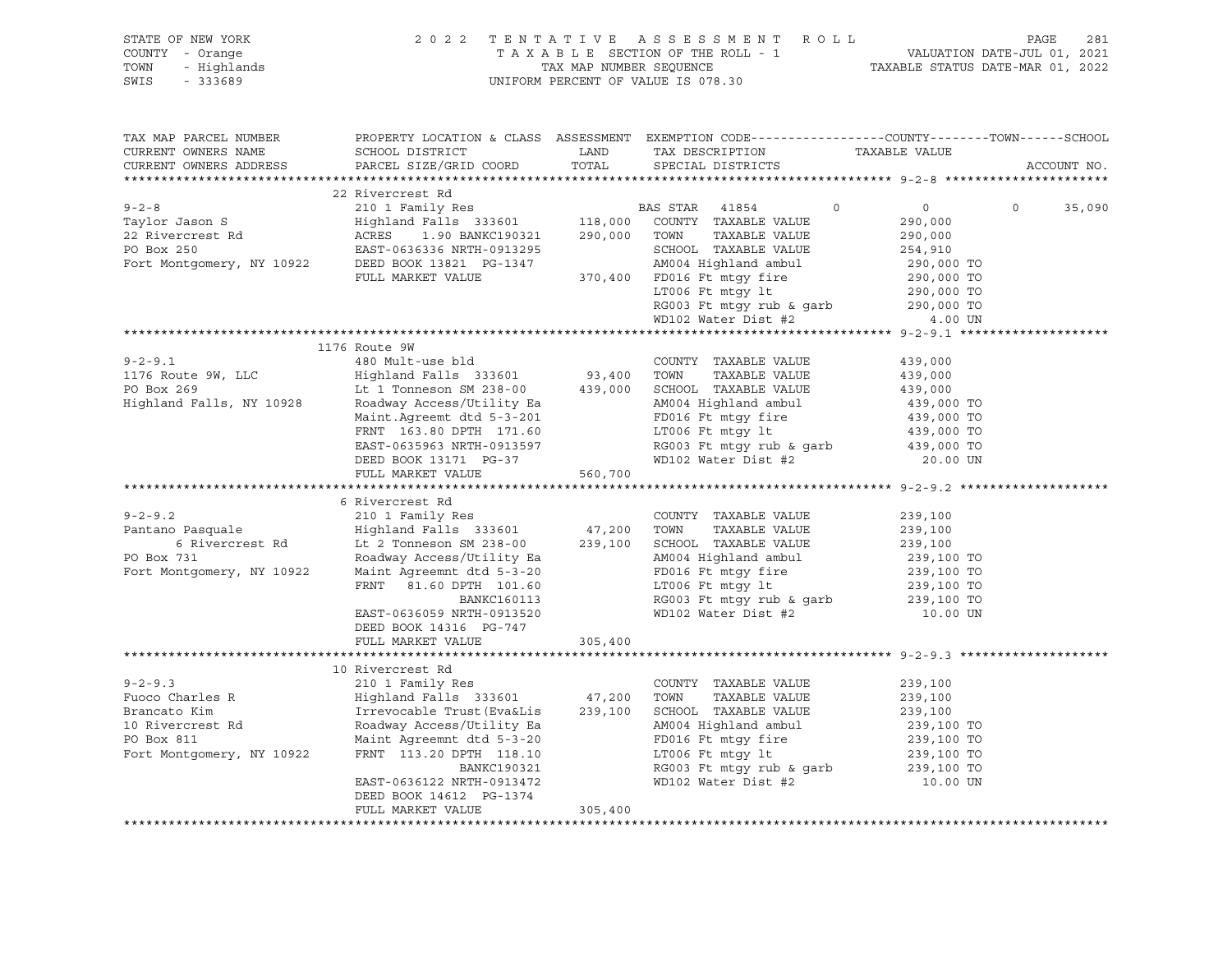STATE OF NEW YORK — 2022 TENTATIVE ASSESSMENT ROLL — PAGE 281
COUNTY - Orange — TAXABLE SECTION OF THE ROLL - 1 — VALUATION DATE-JUL 01, 2021
TOWN - Highlands — TAX MAP NUMBER SEQUENCE — TAXABLE STATUS DATE-MAR 01, 2022
SWIS - 333689 — UNIFORM PERCENT OF VALUE IS 078.30

| TAX MAP PARCEL NUMBER / CURRENT OWNERS NAME / CURRENT OWNERS ADDRESS | PROPERTY LOCATION & CLASS / SCHOOL DISTRICT / PARCEL SIZE/GRID COORD | ASSESSMENT LAND / TOTAL | EXEMPTION CODE / TAX DESCRIPTION / SPECIAL DISTRICTS | COUNTY | TOWN | SCHOOL / TAXABLE VALUE | ACCOUNT NO. |
|---|---|---|---|---|---|---|---|
| **9-2-8** | 22 Rivercrest Rd | | | | | | |
| 9-2-8 | 210 1 Family Res | | BAS STAR 41854 | 0 | 0 | 0 | 35,090 |
| Taylor Jason S | Highland Falls 333601 | 118,000 | COUNTY TAXABLE VALUE | 290,000 | | | |
| 22 Rivercrest Rd | ACRES 1.90 BANKC190321 | 290,000 | TOWN TAXABLE VALUE | 290,000 | | | |
| PO Box 250 | EAST-0636336 NRTH-0913295 | | SCHOOL TAXABLE VALUE | 254,910 | | | |
| Fort Montgomery, NY 10922 | DEED BOOK 13821 PG-1347 | | AM004 Highland ambul | 290,000 TO | | | |
| | FULL MARKET VALUE | 370,400 | FD016 Ft mtgy fire | 290,000 TO | | | |
| | | | LT006 Ft mtgy lt | 290,000 TO | | | |
| | | | RG003 Ft mtgy rub & garb | 290,000 TO | | | |
| | | | WD102 Water Dist #2 | 4.00 UN | | | |
| **9-2-9.1** | 1176 Route 9W | | | | | | |
| 9-2-9.1 | 480 Mult-use bld | | COUNTY TAXABLE VALUE | 439,000 | | | |
| 1176 Route 9W, LLC | Highland Falls 333601 | 93,400 | TOWN TAXABLE VALUE | 439,000 | | | |
| PO Box 269 | Lt 1 Tonneson SM 238-00 | 439,000 | SCHOOL TAXABLE VALUE | 439,000 | | | |
| Highland Falls, NY 10928 | Roadway Access/Utility Ea | | AM004 Highland ambul | 439,000 TO | | | |
| | Maint.Agreemt dtd 5-3-201 | | FD016 Ft mtgy fire | 439,000 TO | | | |
| | FRNT 163.80 DPTH 171.60 | | LT006 Ft mtgy lt | 439,000 TO | | | |
| | EAST-0635963 NRTH-0913597 | | RG003 Ft mtgy rub & garb | 439,000 TO | | | |
| | DEED BOOK 13171 PG-37 | | WD102 Water Dist #2 | 20.00 UN | | | |
| | FULL MARKET VALUE | 560,700 | | | | | |
| **9-2-9.2** | 6 Rivercrest Rd | | | | | | |
| 9-2-9.2 | 210 1 Family Res | | COUNTY TAXABLE VALUE | 239,100 | | | |
| Pantano Pasquale | Highland Falls 333601 | 47,200 | TOWN TAXABLE VALUE | 239,100 | | | |
| 6 Rivercrest Rd | Lt 2 Tonneson SM 238-00 | 239,100 | SCHOOL TAXABLE VALUE | 239,100 | | | |
| PO Box 731 | Roadway Access/Utility Ea | | AM004 Highland ambul | 239,100 TO | | | |
| Fort Montgomery, NY 10922 | Maint Agreemnt dtd 5-3-20 | | FD016 Ft mtgy fire | 239,100 TO | | | |
| | FRNT 81.60 DPTH 101.60 | | LT006 Ft mtgy lt | 239,100 TO | | | |
| | BANKC160113 | | RG003 Ft mtgy rub & garb | 239,100 TO | | | |
| | EAST-0636059 NRTH-0913520 | | WD102 Water Dist #2 | 10.00 UN | | | |
| | DEED BOOK 14316 PG-747 | | | | | | |
| | FULL MARKET VALUE | 305,400 | | | | | |
| **9-2-9.3** | 10 Rivercrest Rd | | | | | | |
| 9-2-9.3 | 210 1 Family Res | | COUNTY TAXABLE VALUE | 239,100 | | | |
| Fuoco Charles R | Highland Falls 333601 | 47,200 | TOWN TAXABLE VALUE | 239,100 | | | |
| Brancato Kim | Irrevocable Trust(Eva&Lis | 239,100 | SCHOOL TAXABLE VALUE | 239,100 | | | |
| 10 Rivercrest Rd | Roadway Access/Utility Ea | | AM004 Highland ambul | 239,100 TO | | | |
| PO Box 811 | Maint Agreemnt dtd 5-3-20 | | FD016 Ft mtgy fire | 239,100 TO | | | |
| Fort Montgomery, NY 10922 | FRNT 113.20 DPTH 118.10 | | LT006 Ft mtgy lt | 239,100 TO | | | |
| | BANKC190321 | | RG003 Ft mtgy rub & garb | 239,100 TO | | | |
| | EAST-0636122 NRTH-0913472 | | WD102 Water Dist #2 | 10.00 UN | | | |
| | DEED BOOK 14612 PG-1374 | | | | | | |
| | FULL MARKET VALUE | 305,400 | | | | | |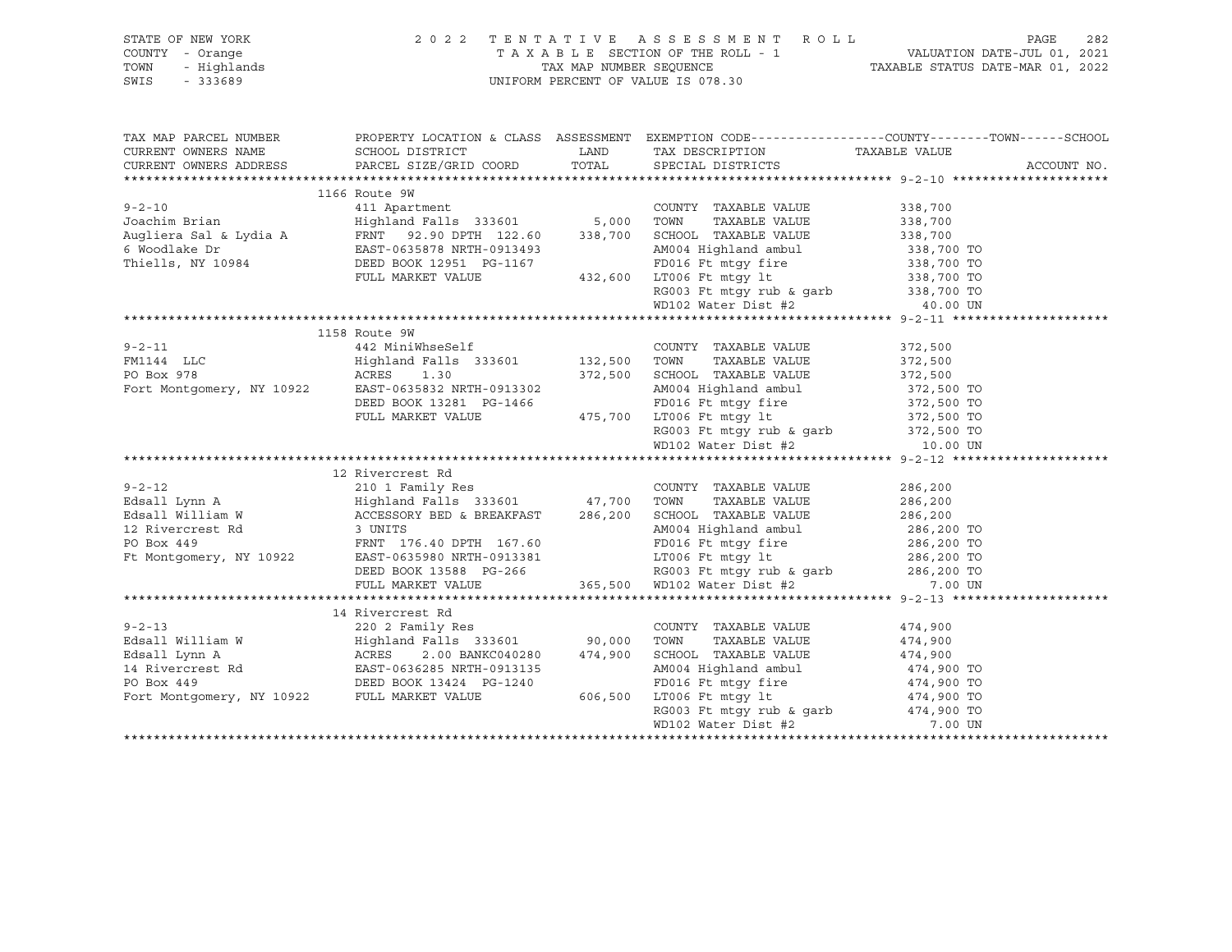STATE OF NEW YORK  
COUNTY - Orange  
TOWN - Highlands  
SWIS - 333689

2 0 2 2 T E N T A T I V E A S S E S S M E N T R O L L  
T A X A B L E SECTION OF THE ROLL - 1  
TAX MAP NUMBER SEQUENCE  
UNIFORM PERCENT OF VALUE IS 078.30

VALUATION DATE-JUL 01, 2021  
TAXABLE STATUS DATE-MAR 01, 2022

| TAX MAP PARCEL NUMBER / CURRENT OWNERS NAME / CURRENT OWNERS ADDRESS | PROPERTY LOCATION & CLASS / SCHOOL DISTRICT / PARCEL SIZE/GRID COORD | ASSESSMENT LAND / TOTAL | EXEMPTION CODE / TAX DESCRIPTION / SPECIAL DISTRICTS | COUNTY--TOWN--SCHOOL TAXABLE VALUE | ACCOUNT NO. |
|---|---|---|---|---|---|
| ****** 9-2-10 ****** | 1166 Route 9W | | | | |
| 9-2-10 | 411 Apartment | | COUNTY TAXABLE VALUE | 338,700 | |
| Joachim Brian | Highland Falls 333601 | 5,000 | TOWN TAXABLE VALUE | 338,700 | |
| Augliera Sal & Lydia A | FRNT 92.90 DPTH 122.60 | 338,700 | SCHOOL TAXABLE VALUE | 338,700 | |
| 6 Woodlake Dr | EAST-0635878 NRTH-0913493 | | AM004 Highland ambul | 338,700 TO | |
| Thiells, NY 10984 | DEED BOOK 12951 PG-1167 | | FD016 Ft mtgy fire | 338,700 TO | |
| | FULL MARKET VALUE | 432,600 | LT006 Ft mtgy lt | 338,700 TO | |
| | | | RG003 Ft mtgy rub & garb | 338,700 TO | |
| | | | WD102 Water Dist #2 | 40.00 UN | |
| ****** 9-2-11 ****** | 1158 Route 9W | | | | |
| 9-2-11 | 442 MiniWhseSelf | | COUNTY TAXABLE VALUE | 372,500 | |
| FM1144 LLC | Highland Falls 333601 | 132,500 | TOWN TAXABLE VALUE | 372,500 | |
| PO Box 978 | ACRES 1.30 | 372,500 | SCHOOL TAXABLE VALUE | 372,500 | |
| Fort Montgomery, NY 10922 | EAST-0635832 NRTH-0913302 | | AM004 Highland ambul | 372,500 TO | |
| | DEED BOOK 13281 PG-1466 | | FD016 Ft mtgy fire | 372,500 TO | |
| | FULL MARKET VALUE | 475,700 | LT006 Ft mtgy lt | 372,500 TO | |
| | | | RG003 Ft mtgy rub & garb | 372,500 TO | |
| | | | WD102 Water Dist #2 | 10.00 UN | |
| ****** 9-2-12 ****** | 12 Rivercrest Rd | | | | |
| 9-2-12 | 210 1 Family Res | | COUNTY TAXABLE VALUE | 286,200 | |
| Edsall Lynn A | Highland Falls 333601 | 47,700 | TOWN TAXABLE VALUE | 286,200 | |
| Edsall William W | ACCESSORY BED & BREAKFAST | 286,200 | SCHOOL TAXABLE VALUE | 286,200 | |
| 12 Rivercrest Rd | 3 UNITS | | AM004 Highland ambul | 286,200 TO | |
| PO Box 449 | FRNT 176.40 DPTH 167.60 | | FD016 Ft mtgy fire | 286,200 TO | |
| Ft Montgomery, NY 10922 | EAST-0635980 NRTH-0913381 | | LT006 Ft mtgy lt | 286,200 TO | |
| | DEED BOOK 13588 PG-266 | | RG003 Ft mtgy rub & garb | 286,200 TO | |
| | FULL MARKET VALUE | 365,500 | WD102 Water Dist #2 | 7.00 UN | |
| ****** 9-2-13 ****** | 14 Rivercrest Rd | | | | |
| 9-2-13 | 220 2 Family Res | | COUNTY TAXABLE VALUE | 474,900 | |
| Edsall William W | Highland Falls 333601 | 90,000 | TOWN TAXABLE VALUE | 474,900 | |
| Edsall Lynn A | ACRES 2.00 BANKC040280 | 474,900 | SCHOOL TAXABLE VALUE | 474,900 | |
| 14 Rivercrest Rd | EAST-0636285 NRTH-0913135 | | AM004 Highland ambul | 474,900 TO | |
| PO Box 449 | DEED BOOK 13424 PG-1240 | | FD016 Ft mtgy fire | 474,900 TO | |
| Fort Montgomery, NY 10922 | FULL MARKET VALUE | 606,500 | LT006 Ft mtgy lt | 474,900 TO | |
| | | | RG003 Ft mtgy rub & garb | 474,900 TO | |
| | | | WD102 Water Dist #2 | 7.00 UN | |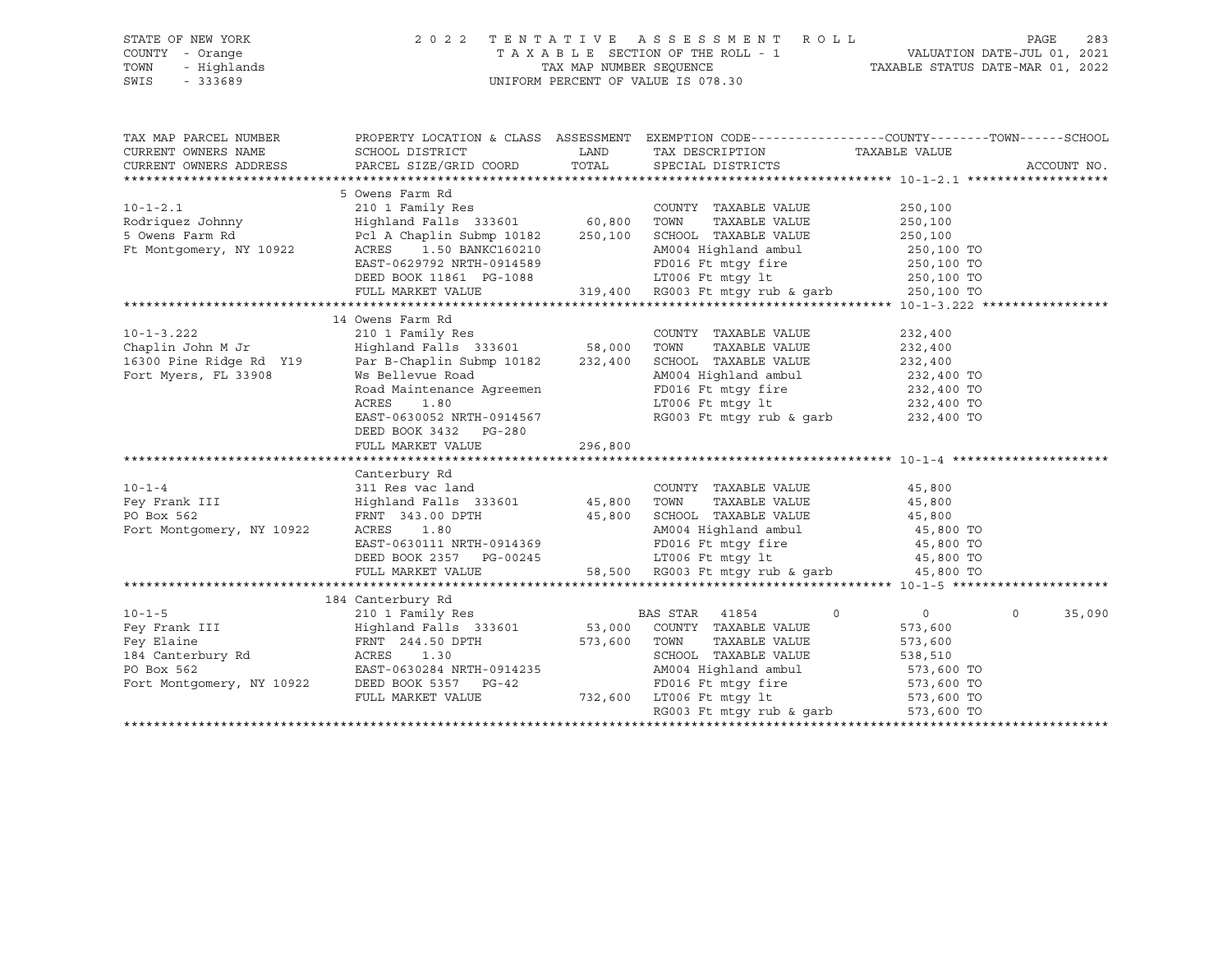STATE OF NEW YORK — 2022 TENTATIVE ASSESSMENT ROLL
COUNTY - Orange — TAXABLE SECTION OF THE ROLL - 1 — VALUATION DATE-JUL 01, 2021
TOWN - Highlands — TAX MAP NUMBER SEQUENCE — TAXABLE STATUS DATE-MAR 01, 2022
SWIS - 333689 — UNIFORM PERCENT OF VALUE IS 078.30

| TAX MAP PARCEL NUMBER / CURRENT OWNERS NAME / CURRENT OWNERS ADDRESS | PROPERTY LOCATION & CLASS / SCHOOL DISTRICT / PARCEL SIZE/GRID COORD | ASSESSMENT LAND | TOTAL | EXEMPTION CODE / TAX DESCRIPTION / SPECIAL DISTRICTS | COUNTY | TOWN | SCHOOL / TAXABLE VALUE |
|---|---|---|---|---|---|---|---|
| **10-1-2.1** | 5 Owens Farm Rd | | | | | | |
| Rodriquez Johnny | 210 1 Family Res | | | COUNTY TAXABLE VALUE | 250,100 | | |
| 5 Owens Farm Rd | Highland Falls 333601 | 60,800 | | TOWN TAXABLE VALUE | | 250,100 | |
| Ft Montgomery, NY 10922 | Pcl A Chaplin Submp 10182 | | 250,100 | SCHOOL TAXABLE VALUE | | | 250,100 |
| | ACRES 1.50 BANKC160210 | | | AM004 Highland ambul | 250,100 TO | | |
| | EAST-0629792 NRTH-0914589 | | | FD016 Ft mtgy fire | 250,100 TO | | |
| | DEED BOOK 11861 PG-1088 | | | LT006 Ft mtgy lt | 250,100 TO | | |
| | FULL MARKET VALUE | | 319,400 | RG003 Ft mtgy rub & garb | 250,100 TO | | |
| **10-1-3.222** | 14 Owens Farm Rd | | | | | | |
| Chaplin John M Jr | 210 1 Family Res | | | COUNTY TAXABLE VALUE | 232,400 | | |
| 16300 Pine Ridge Rd Y19 | Highland Falls 333601 | 58,000 | | TOWN TAXABLE VALUE | | 232,400 | |
| Fort Myers, FL 33908 | Par B-Chaplin Submp 10182 | | 232,400 | SCHOOL TAXABLE VALUE | | | 232,400 |
| | Ws Bellevue Road | | | AM004 Highland ambul | 232,400 TO | | |
| | Road Maintenance Agreemen | | | FD016 Ft mtgy fire | 232,400 TO | | |
| | ACRES 1.80 | | | LT006 Ft mtgy lt | 232,400 TO | | |
| | EAST-0630052 NRTH-0914567 | | | RG003 Ft mtgy rub & garb | 232,400 TO | | |
| | DEED BOOK 3432 PG-280 | | | | | | |
| | FULL MARKET VALUE | | 296,800 | | | | |
| **10-1-4** | Canterbury Rd | | | | | | |
| Fey Frank III | 311 Res vac land | | | COUNTY TAXABLE VALUE | 45,800 | | |
| PO Box 562 | Highland Falls 333601 | 45,800 | | TOWN TAXABLE VALUE | | 45,800 | |
| Fort Montgomery, NY 10922 | FRNT 343.00 DPTH | | 45,800 | SCHOOL TAXABLE VALUE | | | 45,800 |
| | ACRES 1.80 | | | AM004 Highland ambul | 45,800 TO | | |
| | EAST-0630111 NRTH-0914369 | | | FD016 Ft mtgy fire | 45,800 TO | | |
| | DEED BOOK 2357 PG-00245 | | | LT006 Ft mtgy lt | 45,800 TO | | |
| | FULL MARKET VALUE | | 58,500 | RG003 Ft mtgy rub & garb | 45,800 TO | | |
| **10-1-5** | 184 Canterbury Rd | | | | | | |
| Fey Frank III | 210 1 Family Res | | | BAS STAR 41854 | 0 | 0 | 35,090 |
| Fey Elaine | Highland Falls 333601 | 53,000 | | COUNTY TAXABLE VALUE | 573,600 | | |
| 184 Canterbury Rd | FRNT 244.50 DPTH | | 573,600 | TOWN TAXABLE VALUE | | 573,600 | |
| PO Box 562 | ACRES 1.30 | | | SCHOOL TAXABLE VALUE | | | 538,510 |
| Fort Montgomery, NY 10922 | EAST-0630284 NRTH-0914235 | | | AM004 Highland ambul | 573,600 TO | | |
| | DEED BOOK 5357 PG-42 | | | FD016 Ft mtgy fire | 573,600 TO | | |
| | FULL MARKET VALUE | | 732,600 | LT006 Ft mtgy lt | 573,600 TO | | |
| | | | | RG003 Ft mtgy rub & garb | 573,600 TO | | |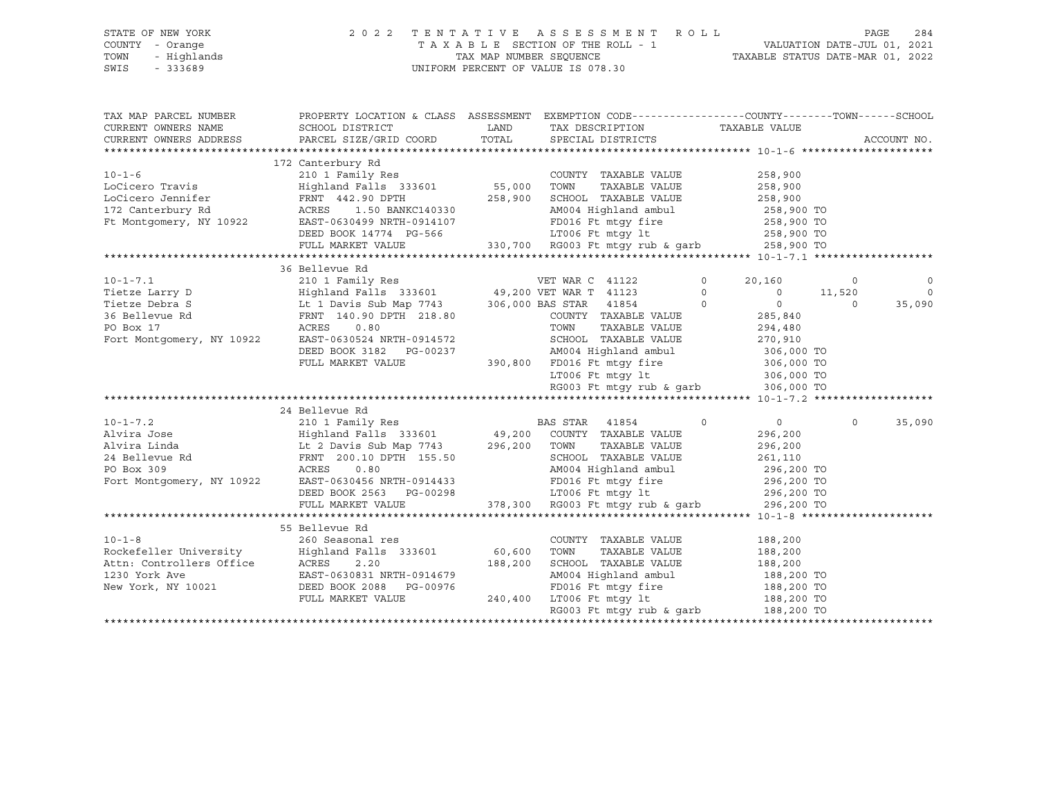STATE OF NEW YORK — 2022 TENTATIVE ASSESSMENT ROLL
COUNTY - Orange — TAXABLE SECTION OF THE ROLL - 1 — VALUATION DATE-JUL 01, 2021
TOWN - Highlands — TAX MAP NUMBER SEQUENCE — TAXABLE STATUS DATE-MAR 01, 2022
SWIS - 333689 — UNIFORM PERCENT OF VALUE IS 078.30

| TAX MAP PARCEL NUMBER / CURRENT OWNERS NAME / CURRENT OWNERS ADDRESS | PROPERTY LOCATION & CLASS / SCHOOL DISTRICT / PARCEL SIZE/GRID COORD | ASSESSMENT LAND / TOTAL | EXEMPTION CODE / TAX DESCRIPTION / SPECIAL DISTRICTS | COUNTY | TOWN | SCHOOL |
|---|---|---|---|---|---|---|
| **10-1-6** | 172 Canterbury Rd | | | | | |
| 10-1-6 | 210 1 Family Res | | COUNTY TAXABLE VALUE | 258,900 | | |
| LoCicero Travis | Highland Falls 333601 | 55,000 | TOWN TAXABLE VALUE | 258,900 | | |
| LoCicero Jennifer | FRNT 442.90 DPTH | 258,900 | SCHOOL TAXABLE VALUE | 258,900 | | |
| 172 Canterbury Rd | ACRES 1.50 BANKC140330 | | AM004 Highland ambul | 258,900 TO | | |
| Ft Montgomery, NY 10922 | EAST-0630499 NRTH-0914107 | | FD016 Ft mtgy fire | 258,900 TO | | |
| | DEED BOOK 14774 PG-566 | | LT006 Ft mtgy lt | 258,900 TO | | |
| | FULL MARKET VALUE | 330,700 | RG003 Ft mtgy rub & garb | 258,900 TO | | |
| **10-1-7.1** | 36 Bellevue Rd | | | | | |
| 10-1-7.1 | 210 1 Family Res | | VET WAR C 41122 0 | 20,160 | 0 | 0 |
| Tietze Larry D | Highland Falls 333601 | 49,200 | VET WAR T 41123 0 | 0 | 11,520 | 0 |
| Tietze Debra S | Lt 1 Davis Sub Map 7743 | 306,000 | BAS STAR 41854 0 | 0 | 0 | 35,090 |
| 36 Bellevue Rd | FRNT 140.90 DPTH 218.80 | | COUNTY TAXABLE VALUE | 285,840 | | |
| PO Box 17 | ACRES 0.80 | | TOWN TAXABLE VALUE | 294,480 | | |
| Fort Montgomery, NY 10922 | EAST-0630524 NRTH-0914572 | | SCHOOL TAXABLE VALUE | 270,910 | | |
| | DEED BOOK 3182 PG-00237 | | AM004 Highland ambul | 306,000 TO | | |
| | FULL MARKET VALUE | 390,800 | FD016 Ft mtgy fire | 306,000 TO | | |
| | | | LT006 Ft mtgy lt | 306,000 TO | | |
| | | | RG003 Ft mtgy rub & garb | 306,000 TO | | |
| **10-1-7.2** | 24 Bellevue Rd | | | | | |
| 10-1-7.2 | 210 1 Family Res | | BAS STAR 41854 0 | 0 | 0 | 35,090 |
| Alvira Jose | Highland Falls 333601 | 49,200 | COUNTY TAXABLE VALUE | 296,200 | | |
| Alvira Linda | Lt 2 Davis Sub Map 7743 | 296,200 | TOWN TAXABLE VALUE | 296,200 | | |
| 24 Bellevue Rd | FRNT 200.10 DPTH 155.50 | | SCHOOL TAXABLE VALUE | 261,110 | | |
| PO Box 309 | ACRES 0.80 | | AM004 Highland ambul | 296,200 TO | | |
| Fort Montgomery, NY 10922 | EAST-0630456 NRTH-0914433 | | FD016 Ft mtgy fire | 296,200 TO | | |
| | DEED BOOK 2563 PG-00298 | | LT006 Ft mtgy lt | 296,200 TO | | |
| | FULL MARKET VALUE | 378,300 | RG003 Ft mtgy rub & garb | 296,200 TO | | |
| **10-1-8** | 55 Bellevue Rd | | | | | |
| 10-1-8 | 260 Seasonal res | | COUNTY TAXABLE VALUE | 188,200 | | |
| Rockefeller University | Highland Falls 333601 | 60,600 | TOWN TAXABLE VALUE | 188,200 | | |
| Attn: Controllers Office | ACRES 2.20 | 188,200 | SCHOOL TAXABLE VALUE | 188,200 | | |
| 1230 York Ave | EAST-0630831 NRTH-0914679 | | AM004 Highland ambul | 188,200 TO | | |
| New York, NY 10021 | DEED BOOK 2088 PG-00976 | | FD016 Ft mtgy fire | 188,200 TO | | |
| | FULL MARKET VALUE | 240,400 | LT006 Ft mtgy lt | 188,200 TO | | |
| | | | RG003 Ft mtgy rub & garb | 188,200 TO | | |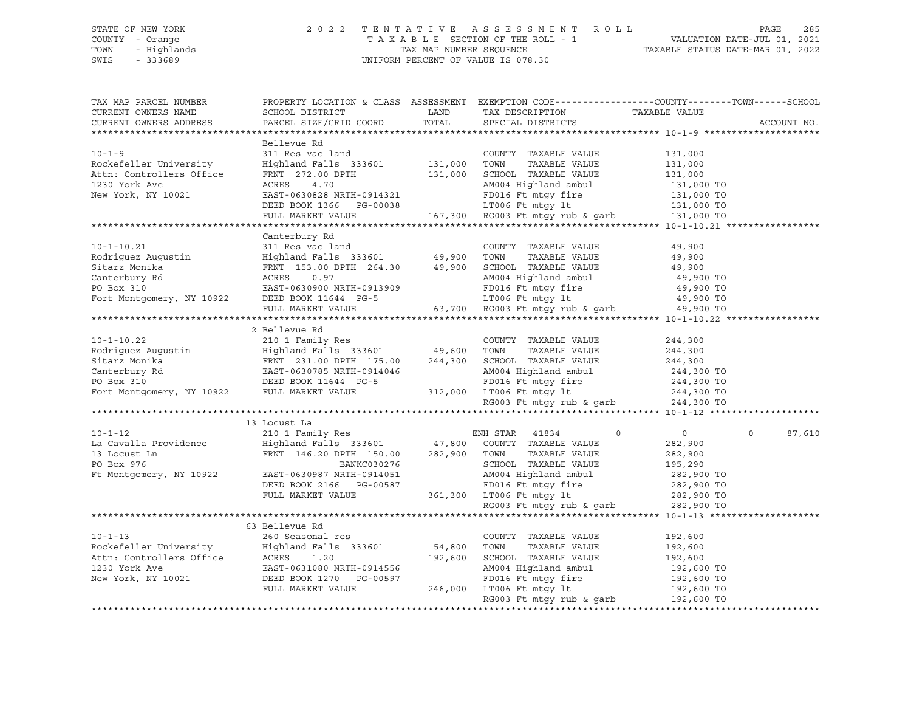STATE OF NEW YORK  
COUNTY - Orange  
TOWN - Highlands  
SWIS - 333689

2 0 2 2 T E N T A T I V E A S S E S S M E N T R O L L  
T A X A B L E SECTION OF THE ROLL - 1  
TAX MAP NUMBER SEQUENCE  
UNIFORM PERCENT OF VALUE IS 078.30

VALUATION DATE-JUL 01, 2021  
TAXABLE STATUS DATE-MAR 01, 2022

```
TAX MAP PARCEL NUMBER          PROPERTY LOCATION & CLASS  ASSESSMENT  EXEMPTION CODE------------------COUNTY--------TOWN------SCHOOL
CURRENT OWNERS NAME            SCHOOL DISTRICT               LAND      TAX DESCRIPTION                TAXABLE VALUE
CURRENT OWNERS ADDRESS         PARCEL SIZE/GRID COORD        TOTAL     SPECIAL DISTRICTS                                    ACCOUNT NO.
******************************************************************************************************* 10-1-9 *********************
                               Bellevue Rd
10-1-9                         311 Res vac land                        COUNTY  TAXABLE VALUE           131,000
Rockefeller University         Highland Falls  333601       131,000    TOWN    TAXABLE VALUE           131,000
Attn: Controllers Office       FRNT  272.00 DPTH            131,000    SCHOOL  TAXABLE VALUE           131,000
1230 York Ave                  ACRES    4.70                           AM004 Highland ambul             131,000 TO
New York, NY 10021             EAST-0630828 NRTH-0914321               FD016 Ft mtgy fire               131,000 TO
                               DEED BOOK 1366   PG-00038               LT006 Ft mtgy lt                 131,000 TO
                               FULL MARKET VALUE            167,300    RG003 Ft mtgy rub & garb         131,000 TO
******************************************************************************************************* 10-1-10.21 *****************
                               Canterbury Rd
10-1-10.21                     311 Res vac land                        COUNTY  TAXABLE VALUE            49,900
Rodriguez Augustin             Highland Falls  333601        49,900    TOWN    TAXABLE VALUE            49,900
Sitarz Monika                  FRNT  153.00 DPTH  264.30     49,900    SCHOOL  TAXABLE VALUE            49,900
Canterbury Rd                  ACRES    0.97                           AM004 Highland ambul              49,900 TO
PO Box 310                     EAST-0630900 NRTH-0913909               FD016 Ft mtgy fire                49,900 TO
Fort Montgomery, NY 10922      DEED BOOK 11644  PG-5                   LT006 Ft mtgy lt                  49,900 TO
                               FULL MARKET VALUE             63,700    RG003 Ft mtgy rub & garb          49,900 TO
******************************************************************************************************* 10-1-10.22 *****************
                             2 Bellevue Rd
10-1-10.22                     210 1 Family Res                        COUNTY  TAXABLE VALUE           244,300
Rodriguez Augustin             Highland Falls  333601        49,600    TOWN    TAXABLE VALUE           244,300
Sitarz Monika                  FRNT  231.00 DPTH  175.00    244,300    SCHOOL  TAXABLE VALUE           244,300
Canterbury Rd                  EAST-0630785 NRTH-0914046               AM004 Highland ambul             244,300 TO
PO Box 310                     DEED BOOK 11644  PG-5                   FD016 Ft mtgy fire               244,300 TO
Fort Montgomery, NY 10922      FULL MARKET VALUE            312,000    LT006 Ft mtgy lt                 244,300 TO
                                                                       RG003 Ft mtgy rub & garb         244,300 TO
******************************************************************************************************* 10-1-12 ********************
                            13 Locust La
10-1-12                        210 1 Family Res                        ENH STAR  41834          0            0            0     87,610
La Cavalla Providence          Highland Falls  333601        47,800    COUNTY  TAXABLE VALUE           282,900
13 Locust Ln                   FRNT  146.20 DPTH  150.00    282,900    TOWN    TAXABLE VALUE           282,900
PO Box 976                                   BANKC030276               SCHOOL  TAXABLE VALUE           195,290
Ft Montgomery, NY 10922        EAST-0630987 NRTH-0914051               AM004 Highland ambul             282,900 TO
                               DEED BOOK 2166   PG-00587               FD016 Ft mtgy fire               282,900 TO
                               FULL MARKET VALUE            361,300    LT006 Ft mtgy lt                 282,900 TO
                                                                       RG003 Ft mtgy rub & garb         282,900 TO
******************************************************************************************************* 10-1-13 ********************
                            63 Bellevue Rd
10-1-13                        260 Seasonal res                        COUNTY  TAXABLE VALUE           192,600
Rockefeller University         Highland Falls  333601        54,800    TOWN    TAXABLE VALUE           192,600
Attn: Controllers Office       ACRES    1.20                192,600    SCHOOL  TAXABLE VALUE           192,600
1230 York Ave                  EAST-0631080 NRTH-0914556               AM004 Highland ambul             192,600 TO
New York, NY 10021             DEED BOOK 1270   PG-00597               FD016 Ft mtgy fire               192,600 TO
                               FULL MARKET VALUE            246,000    LT006 Ft mtgy lt                 192,600 TO
                                                                       RG003 Ft mtgy rub & garb         192,600 TO
************************************************************************************************************************************
```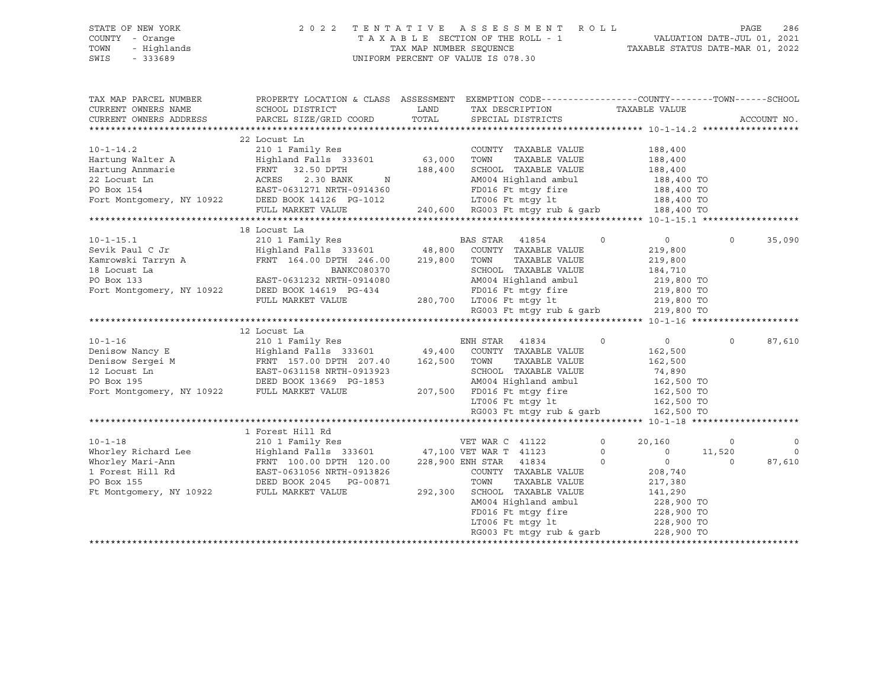STATE OF NEW YORK
COUNTY - Orange
TOWN - Highlands
SWIS - 333689

2 0 2 2 T E N T A T I V E A S S E S S M E N T R O L L
T A X A B L E SECTION OF THE ROLL - 1
TAX MAP NUMBER SEQUENCE
UNIFORM PERCENT OF VALUE IS 078.30

VALUATION DATE-JUL 01, 2021
TAXABLE STATUS DATE-MAR 01, 2022

```
TAX MAP PARCEL NUMBER       PROPERTY LOCATION & CLASS  ASSESSMENT  EXEMPTION CODE------------------COUNTY--------TOWN------SCHOOL
CURRENT OWNERS NAME         SCHOOL DISTRICT               LAND      TAX DESCRIPTION                 TAXABLE VALUE
CURRENT OWNERS ADDRESS      PARCEL SIZE/GRID COORD        TOTAL     SPECIAL DISTRICTS                                       ACCOUNT NO.
******************************************************************************************************* 10-1-14.2 ******************
                            22 Locust Ln
10-1-14.2                   210 1 Family Res                        COUNTY  TAXABLE VALUE           188,400
Hartung Walter A            Highland Falls  333601      63,000      TOWN    TAXABLE VALUE           188,400
Hartung Annmarie            FRNT   32.50 DPTH          188,400      SCHOOL  TAXABLE VALUE           188,400
22 Locust Ln                ACRES    2.30 BANK     N                AM004 Highland ambul             188,400 TO
PO Box 154                  EAST-0631271 NRTH-0914360               FD016 Ft mtgy fire               188,400 TO
Fort Montgomery, NY 10922   DEED BOOK 14126  PG-1012                LT006 Ft mtgy lt                 188,400 TO
                            FULL MARKET VALUE          240,600      RG003 Ft mtgy rub & garb         188,400 TO
******************************************************************************************************* 10-1-15.1 ******************
                            18 Locust La
10-1-15.1                   210 1 Family Res                        BAS STAR  41854          0            0            0       35,090
Sevik Paul C Jr             Highland Falls  333601      48,800      COUNTY  TAXABLE VALUE           219,800
Kamrowski Tarryn A          FRNT  164.00 DPTH  246.00  219,800      TOWN    TAXABLE VALUE           219,800
18 Locust La                              BANKC080370               SCHOOL  TAXABLE VALUE           184,710
PO Box 133                  EAST-0631232 NRTH-0914080               AM004 Highland ambul             219,800 TO
Fort Montgomery, NY 10922   DEED BOOK 14619  PG-434                 FD016 Ft mtgy fire               219,800 TO
                            FULL MARKET VALUE          280,700      LT006 Ft mtgy lt                 219,800 TO
                                                                    RG003 Ft mtgy rub & garb         219,800 TO
******************************************************************************************************* 10-1-16 ********************
                            12 Locust La
10-1-16                     210 1 Family Res                        ENH STAR  41834          0            0            0       87,610
Denisow Nancy E             Highland Falls  333601      49,400      COUNTY  TAXABLE VALUE           162,500
Denisow Sergei M            FRNT  157.00 DPTH  207.40  162,500      TOWN    TAXABLE VALUE           162,500
12 Locust Ln                EAST-0631158 NRTH-0913923               SCHOOL  TAXABLE VALUE            74,890
PO Box 195                  DEED BOOK 13669  PG-1853                AM004 Highland ambul             162,500 TO
Fort Montgomery, NY 10922   FULL MARKET VALUE          207,500      FD016 Ft mtgy fire               162,500 TO
                                                                    LT006 Ft mtgy lt                 162,500 TO
                                                                    RG003 Ft mtgy rub & garb         162,500 TO
******************************************************************************************************* 10-1-18 ********************
                            1 Forest Hill Rd
10-1-18                     210 1 Family Res                        VET WAR C 41122          0       20,160            0            0
Whorley Richard Lee         Highland Falls  333601      47,100 VET WAR T 41123           0            0       11,520            0
Whorley Mari-Ann            FRNT  100.00 DPTH  120.00  228,900 ENH STAR  41834           0            0            0       87,610
1 Forest Hill Rd            EAST-0631056 NRTH-0913826               COUNTY  TAXABLE VALUE           208,740
PO Box 155                  DEED BOOK 2045   PG-00871               TOWN    TAXABLE VALUE           217,380
Ft Montgomery, NY 10922     FULL MARKET VALUE          292,300      SCHOOL  TAXABLE VALUE           141,290
                                                                    AM004 Highland ambul             228,900 TO
                                                                    FD016 Ft mtgy fire               228,900 TO
                                                                    LT006 Ft mtgy lt                 228,900 TO
                                                                    RG003 Ft mtgy rub & garb         228,900 TO
************************************************************************************************************************************
```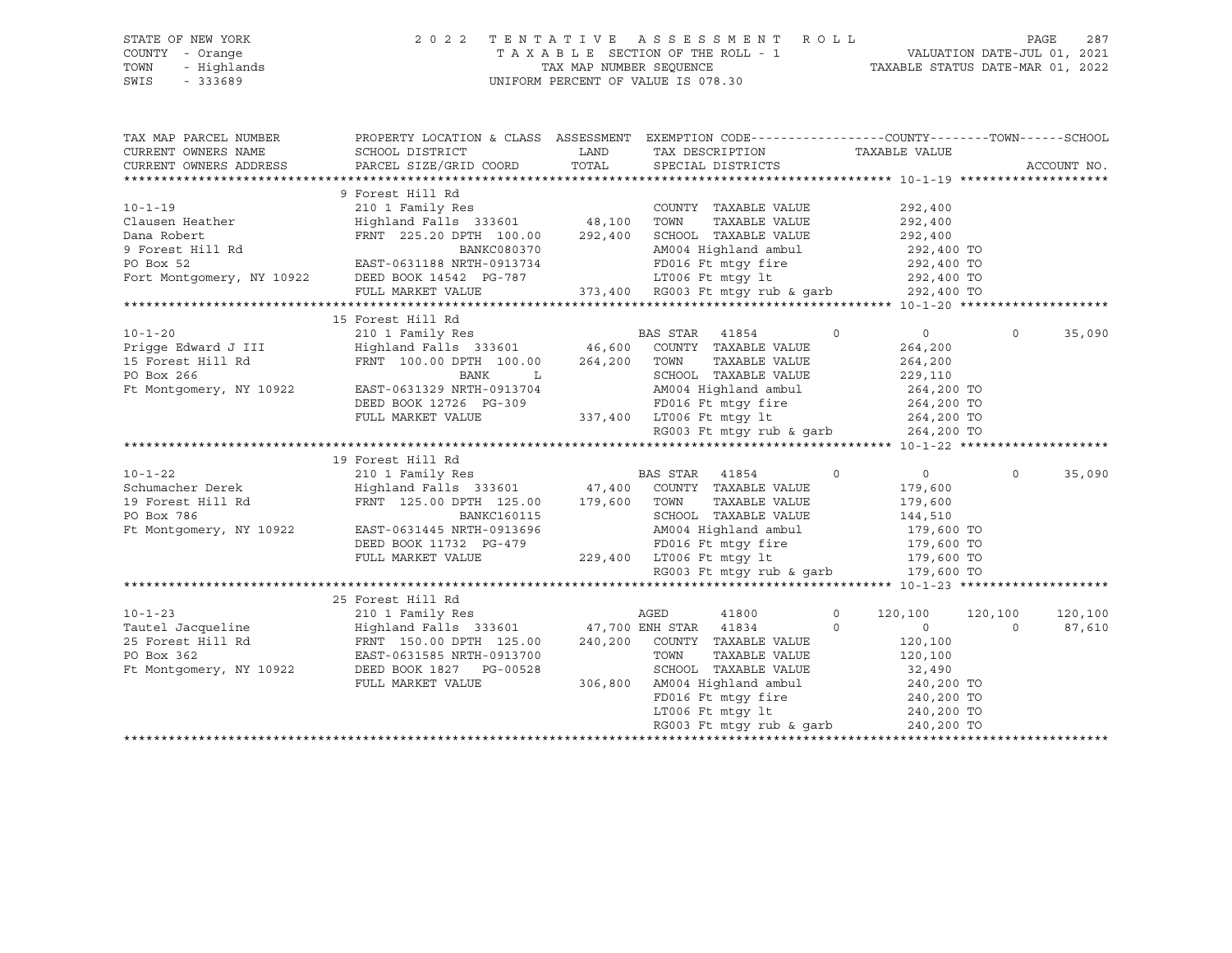STATE OF NEW YORK
COUNTY - Orange
TOWN - Highlands
SWIS - 333689

2022 TENTATIVE ASSESSMENT ROLL
TAXABLE SECTION OF THE ROLL - 1
TAX MAP NUMBER SEQUENCE
UNIFORM PERCENT OF VALUE IS 078.30

VALUATION DATE-JUL 01, 2021
TAXABLE STATUS DATE-MAR 01, 2022

| TAX MAP PARCEL NUMBER / CURRENT OWNERS NAME / CURRENT OWNERS ADDRESS | PROPERTY LOCATION & CLASS / SCHOOL DISTRICT / PARCEL SIZE/GRID COORD | ASSESSMENT LAND / TOTAL | EXEMPTION CODE / TAX DESCRIPTION / SPECIAL DISTRICTS | COUNTY TAXABLE VALUE | TOWN | SCHOOL | ACCOUNT NO. |
|---|---|---|---|---|---|---|---|
| **10-1-19** | 9 Forest Hill Rd | | | | | | |
| 10-1-19 | 210 1 Family Res | | COUNTY TAXABLE VALUE | 292,400 | | | |
| Clausen Heather | Highland Falls 333601 | 48,100 | TOWN TAXABLE VALUE | 292,400 | | | |
| Dana Robert | FRNT 225.20 DPTH 100.00 | 292,400 | SCHOOL TAXABLE VALUE | 292,400 | | | |
| 9 Forest Hill Rd | BANKC080370 | | AM004 Highland ambul | 292,400 TO | | | |
| PO Box 52 | EAST-0631188 NRTH-0913734 | | FD016 Ft mtgy fire | 292,400 TO | | | |
| Fort Montgomery, NY 10922 | DEED BOOK 14542 PG-787 | | LT006 Ft mtgy lt | 292,400 TO | | | |
| | FULL MARKET VALUE | 373,400 | RG003 Ft mtgy rub & garb | 292,400 TO | | | |
| **10-1-20** | 15 Forest Hill Rd | | | | | | |
| 10-1-20 | 210 1 Family Res | | BAS STAR 41854 0 | 0 | 0 | 35,090 | |
| Prigge Edward J III | Highland Falls 333601 | 46,600 | COUNTY TAXABLE VALUE | 264,200 | | | |
| 15 Forest Hill Rd | FRNT 100.00 DPTH 100.00 | 264,200 | TOWN TAXABLE VALUE | 264,200 | | | |
| PO Box 266 | BANK L | | SCHOOL TAXABLE VALUE | 229,110 | | | |
| Ft Montgomery, NY 10922 | EAST-0631329 NRTH-0913704 | | AM004 Highland ambul | 264,200 TO | | | |
| | DEED BOOK 12726 PG-309 | | FD016 Ft mtgy fire | 264,200 TO | | | |
| | FULL MARKET VALUE | 337,400 | LT006 Ft mtgy lt | 264,200 TO | | | |
| | | | RG003 Ft mtgy rub & garb | 264,200 TO | | | |
| **10-1-22** | 19 Forest Hill Rd | | | | | | |
| 10-1-22 | 210 1 Family Res | | BAS STAR 41854 0 | 0 | 0 | 35,090 | |
| Schumacher Derek | Highland Falls 333601 | 47,400 | COUNTY TAXABLE VALUE | 179,600 | | | |
| 19 Forest Hill Rd | FRNT 125.00 DPTH 125.00 | 179,600 | TOWN TAXABLE VALUE | 179,600 | | | |
| PO Box 786 | BANKC160115 | | SCHOOL TAXABLE VALUE | 144,510 | | | |
| Ft Montgomery, NY 10922 | EAST-0631445 NRTH-0913696 | | AM004 Highland ambul | 179,600 TO | | | |
| | DEED BOOK 11732 PG-479 | | FD016 Ft mtgy fire | 179,600 TO | | | |
| | FULL MARKET VALUE | 229,400 | LT006 Ft mtgy lt | 179,600 TO | | | |
| | | | RG003 Ft mtgy rub & garb | 179,600 TO | | | |
| **10-1-23** | 25 Forest Hill Rd | | | | | | |
| 10-1-23 | 210 1 Family Res | | AGED 41800 0 | 120,100 | 120,100 | 120,100 | |
| Tautel Jacqueline | Highland Falls 333601 | 47,700 | ENH STAR 41834 0 | 0 | 0 | 87,610 | |
| 25 Forest Hill Rd | FRNT 150.00 DPTH 125.00 | 240,200 | COUNTY TAXABLE VALUE | 120,100 | | | |
| PO Box 362 | EAST-0631585 NRTH-0913700 | | TOWN TAXABLE VALUE | 120,100 | | | |
| Ft Montgomery, NY 10922 | DEED BOOK 1827 PG-00528 | | SCHOOL TAXABLE VALUE | 32,490 | | | |
| | FULL MARKET VALUE | 306,800 | AM004 Highland ambul | 240,200 TO | | | |
| | | | FD016 Ft mtgy fire | 240,200 TO | | | |
| | | | LT006 Ft mtgy lt | 240,200 TO | | | |
| | | | RG003 Ft mtgy rub & garb | 240,200 TO | | | |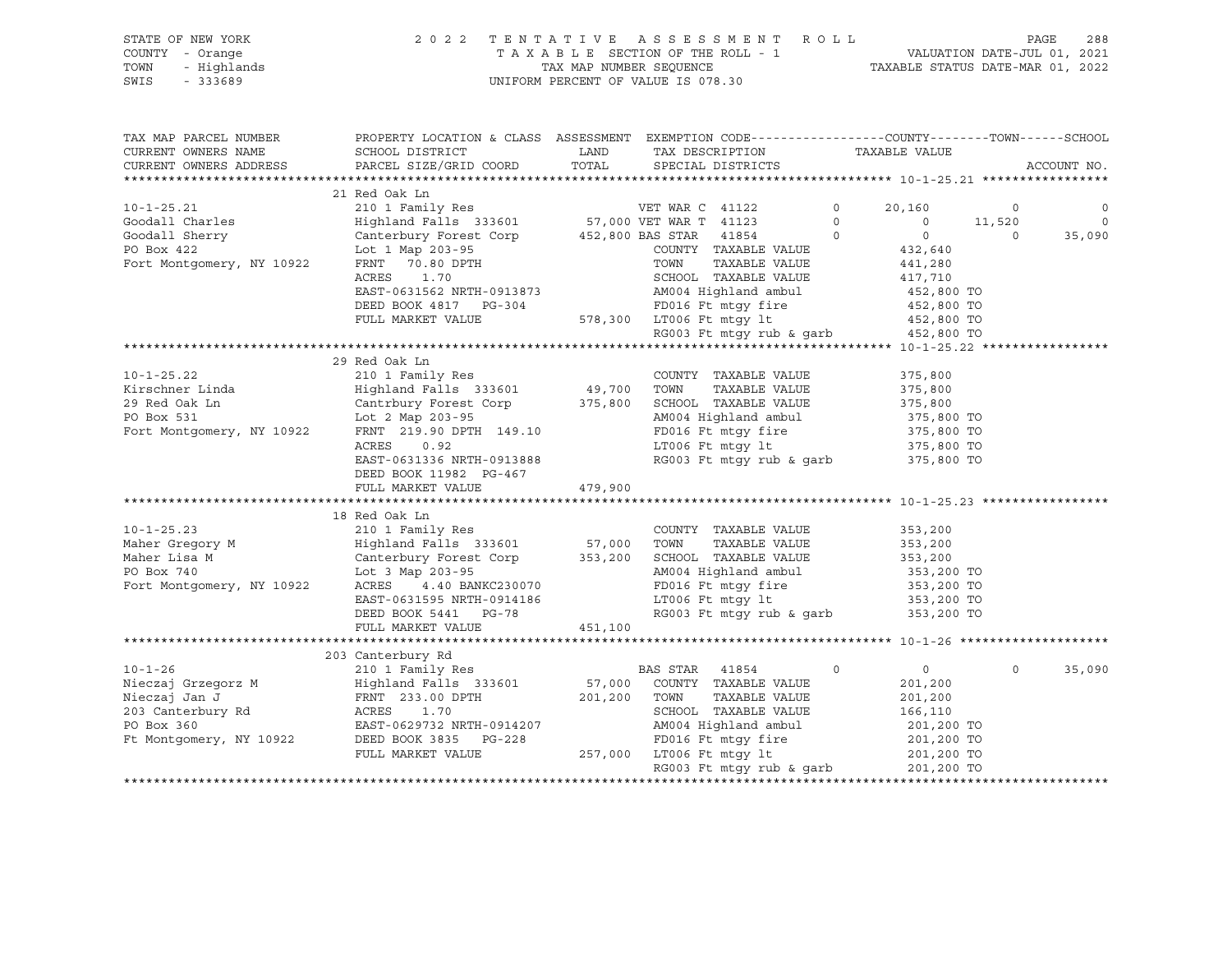STATE OF NEW YORK | COUNTY - Orange | TOWN - Highlands | SWIS - 333689

2022 TENTATIVE ASSESSMENT ROLL
TAXABLE SECTION OF THE ROLL - 1
TAX MAP NUMBER SEQUENCE
UNIFORM PERCENT OF VALUE IS 078.30

VALUATION DATE-JUL 01, 2021
TAXABLE STATUS DATE-MAR 01, 2022

```
TAX MAP PARCEL NUMBER          PROPERTY LOCATION & CLASS  ASSESSMENT  EXEMPTION CODE------------------COUNTY--------TOWN------SCHOOL
CURRENT OWNERS NAME            SCHOOL DISTRICT               LAND      TAX DESCRIPTION            TAXABLE VALUE
CURRENT OWNERS ADDRESS         PARCEL SIZE/GRID COORD        TOTAL     SPECIAL DISTRICTS                                     ACCOUNT NO.
******************************************************************************************************* 10-1-25.21 *****************
                               21 Red Oak Ln
10-1-25.21                     210 1 Family Res                         VET WAR C 41122         0      20,160           0            0
Goodall Charles                Highland Falls  333601         57,000 VET WAR T 41123         0           0      11,520            0
Goodall Sherry                 Canterbury Forest Corp        452,800 BAS STAR  41854         0           0           0       35,090
PO Box 422                     Lot 1 Map 203-95                         COUNTY  TAXABLE VALUE           432,640
Fort Montgomery, NY 10922      FRNT   70.80 DPTH                        TOWN    TAXABLE VALUE           441,280
                               ACRES    1.70                            SCHOOL  TAXABLE VALUE           417,710
                               EAST-0631562 NRTH-0913873                AM004 Highland ambul             452,800 TO
                               DEED BOOK 4817   PG-304                  FD016 Ft mtgy fire               452,800 TO
                               FULL MARKET VALUE             578,300    LT006 Ft mtgy lt                 452,800 TO
                                                                        RG003 Ft mtgy rub & garb         452,800 TO
******************************************************************************************************* 10-1-25.22 *****************
                               29 Red Oak Ln
10-1-25.22                     210 1 Family Res                         COUNTY  TAXABLE VALUE           375,800
Kirschner Linda                Highland Falls  333601         49,700    TOWN    TAXABLE VALUE           375,800
29 Red Oak Ln                  Cantrbury Forest Corp         375,800    SCHOOL  TAXABLE VALUE           375,800
PO Box 531                     Lot 2 Map 203-95                         AM004 Highland ambul             375,800 TO
Fort Montgomery, NY 10922      FRNT  219.90 DPTH  149.10                FD016 Ft mtgy fire               375,800 TO
                               ACRES    0.92                            LT006 Ft mtgy lt                 375,800 TO
                               EAST-0631336 NRTH-0913888                RG003 Ft mtgy rub & garb         375,800 TO
                               DEED BOOK 11982  PG-467
                               FULL MARKET VALUE             479,900
******************************************************************************************************* 10-1-25.23 *****************
                               18 Red Oak Ln
10-1-25.23                     210 1 Family Res                         COUNTY  TAXABLE VALUE           353,200
Maher Gregory M                Highland Falls  333601         57,000    TOWN    TAXABLE VALUE           353,200
Maher Lisa M                   Canterbury Forest Corp        353,200    SCHOOL  TAXABLE VALUE           353,200
PO Box 740                     Lot 3 Map 203-95                         AM004 Highland ambul             353,200 TO
Fort Montgomery, NY 10922      ACRES    4.40 BANKC230070                FD016 Ft mtgy fire               353,200 TO
                               EAST-0631595 NRTH-0914186                LT006 Ft mtgy lt                 353,200 TO
                               DEED BOOK 5441   PG-78                   RG003 Ft mtgy rub & garb         353,200 TO
                               FULL MARKET VALUE             451,100
******************************************************************************************************* 10-1-26 ********************
                               203 Canterbury Rd
10-1-26                        210 1 Family Res                         BAS STAR  41854         0           0           0       35,090
Nieczaj Grzegorz M             Highland Falls  333601         57,000    COUNTY  TAXABLE VALUE           201,200
Nieczaj Jan J                  FRNT  233.00 DPTH             201,200    TOWN    TAXABLE VALUE           201,200
203 Canterbury Rd              ACRES    1.70                            SCHOOL  TAXABLE VALUE           166,110
PO Box 360                     EAST-0629732 NRTH-0914207                AM004 Highland ambul             201,200 TO
Ft Montgomery, NY 10922        DEED BOOK 3835   PG-228                  FD016 Ft mtgy fire               201,200 TO
                               FULL MARKET VALUE             257,000    LT006 Ft mtgy lt                 201,200 TO
                                                                        RG003 Ft mtgy rub & garb         201,200 TO
************************************************************************************************************************************
```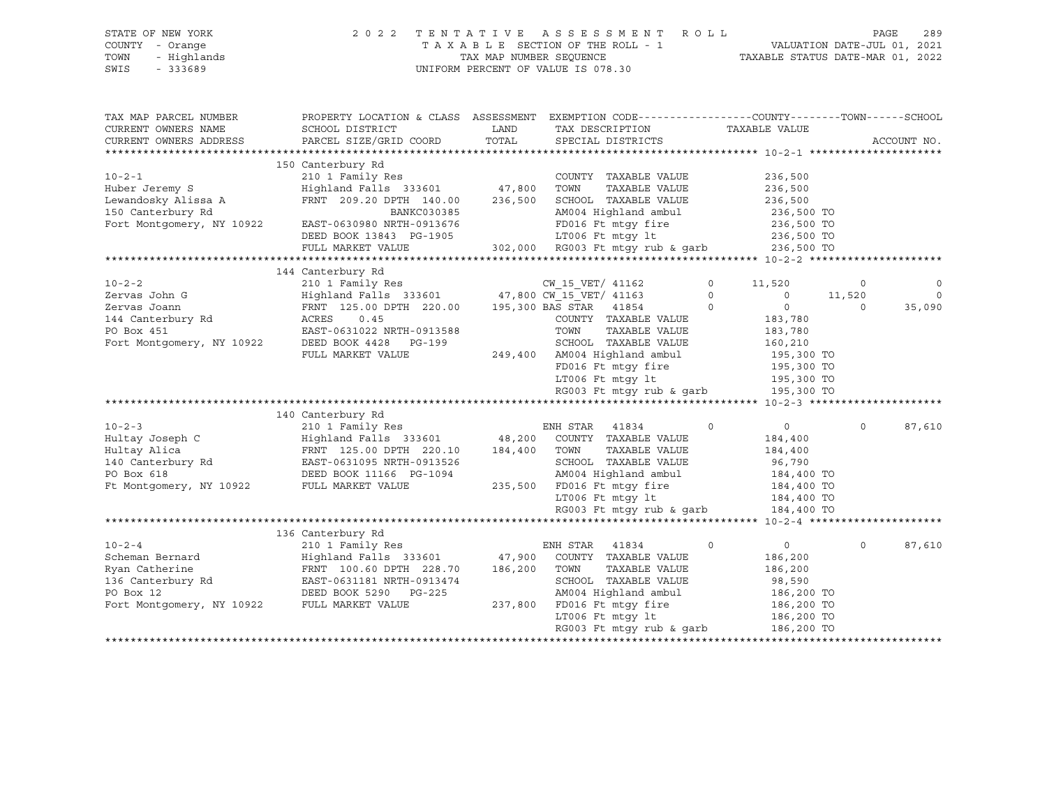STATE OF NEW YORK — 2022 TENTATIVE ASSESSMENT ROLL
COUNTY - Orange — TAXABLE SECTION OF THE ROLL - 1 — VALUATION DATE-JUL 01, 2021
TOWN - Highlands — TAX MAP NUMBER SEQUENCE — TAXABLE STATUS DATE-MAR 01, 2022
SWIS - 333689 — UNIFORM PERCENT OF VALUE IS 078.30

| TAX MAP PARCEL NUMBER / CURRENT OWNERS NAME / CURRENT OWNERS ADDRESS | PROPERTY LOCATION & CLASS / SCHOOL DISTRICT / PARCEL SIZE/GRID COORD | LAND | ASSESSMENT TOTAL | EXEMPTION CODE / TAX DESCRIPTION / SPECIAL DISTRICTS | | COUNTY | TOWN | SCHOOL |
|---|---|---|---|---|---|---|---|---|
| **10-2-1** | 150 Canterbury Rd | | | | | | | |
| | 210 1 Family Res | | | COUNTY TAXABLE VALUE | | 236,500 | | |
| Huber Jeremy S | Highland Falls 333601 | 47,800 | | TOWN TAXABLE VALUE | | 236,500 | | |
| Lewandosky Alissa A | FRNT 209.20 DPTH 140.00 | | 236,500 | SCHOOL TAXABLE VALUE | | 236,500 | | |
| 150 Canterbury Rd | BANKC030385 | | | AM004 Highland ambul | | 236,500 TO | | |
| Fort Montgomery, NY 10922 | EAST-0630980 NRTH-0913676 | | | FD016 Ft mtgy fire | | 236,500 TO | | |
| | DEED BOOK 13843 PG-1905 | | | LT006 Ft mtgy lt | | 236,500 TO | | |
| | FULL MARKET VALUE | | 302,000 | RG003 Ft mtgy rub & garb | | 236,500 TO | | |
| **10-2-2** | 144 Canterbury Rd | | | | | | | |
| | 210 1 Family Res | | | CW_15_VET/ 41162 | 0 | 11,520 | 0 | 0 |
| Zervas John G | Highland Falls 333601 | 47,800 | | CW_15_VET/ 41163 | 0 | 0 | 11,520 | 0 |
| Zervas Joann | FRNT 125.00 DPTH 220.00 | | 195,300 | BAS STAR 41854 | 0 | 0 | 0 | 35,090 |
| 144 Canterbury Rd | ACRES 0.45 | | | COUNTY TAXABLE VALUE | | 183,780 | | |
| PO Box 451 | EAST-0631022 NRTH-0913588 | | | TOWN TAXABLE VALUE | | 183,780 | | |
| Fort Montgomery, NY 10922 | DEED BOOK 4428 PG-199 | | | SCHOOL TAXABLE VALUE | | 160,210 | | |
| | FULL MARKET VALUE | | 249,400 | AM004 Highland ambul | | 195,300 TO | | |
| | | | | FD016 Ft mtgy fire | | 195,300 TO | | |
| | | | | LT006 Ft mtgy lt | | 195,300 TO | | |
| | | | | RG003 Ft mtgy rub & garb | | 195,300 TO | | |
| **10-2-3** | 140 Canterbury Rd | | | | | | | |
| | 210 1 Family Res | | | ENH STAR 41834 | 0 | 0 | 0 | 87,610 |
| Hultay Joseph C | Highland Falls 333601 | 48,200 | | COUNTY TAXABLE VALUE | | 184,400 | | |
| Hultay Alica | FRNT 125.00 DPTH 220.10 | | 184,400 | TOWN TAXABLE VALUE | | 184,400 | | |
| 140 Canterbury Rd | EAST-0631095 NRTH-0913526 | | | SCHOOL TAXABLE VALUE | | 96,790 | | |
| PO Box 618 | DEED BOOK 11166 PG-1094 | | | AM004 Highland ambul | | 184,400 TO | | |
| Ft Montgomery, NY 10922 | FULL MARKET VALUE | | 235,500 | FD016 Ft mtgy fire | | 184,400 TO | | |
| | | | | LT006 Ft mtgy lt | | 184,400 TO | | |
| | | | | RG003 Ft mtgy rub & garb | | 184,400 TO | | |
| **10-2-4** | 136 Canterbury Rd | | | | | | | |
| | 210 1 Family Res | | | ENH STAR 41834 | 0 | 0 | 0 | 87,610 |
| Scheman Bernard | Highland Falls 333601 | 47,900 | | COUNTY TAXABLE VALUE | | 186,200 | | |
| Ryan Catherine | FRNT 100.60 DPTH 228.70 | | 186,200 | TOWN TAXABLE VALUE | | 186,200 | | |
| 136 Canterbury Rd | EAST-0631181 NRTH-0913474 | | | SCHOOL TAXABLE VALUE | | 98,590 | | |
| PO Box 12 | DEED BOOK 5290 PG-225 | | | AM004 Highland ambul | | 186,200 TO | | |
| Fort Montgomery, NY 10922 | FULL MARKET VALUE | | 237,800 | FD016 Ft mtgy fire | | 186,200 TO | | |
| | | | | LT006 Ft mtgy lt | | 186,200 TO | | |
| | | | | RG003 Ft mtgy rub & garb | | 186,200 TO | | |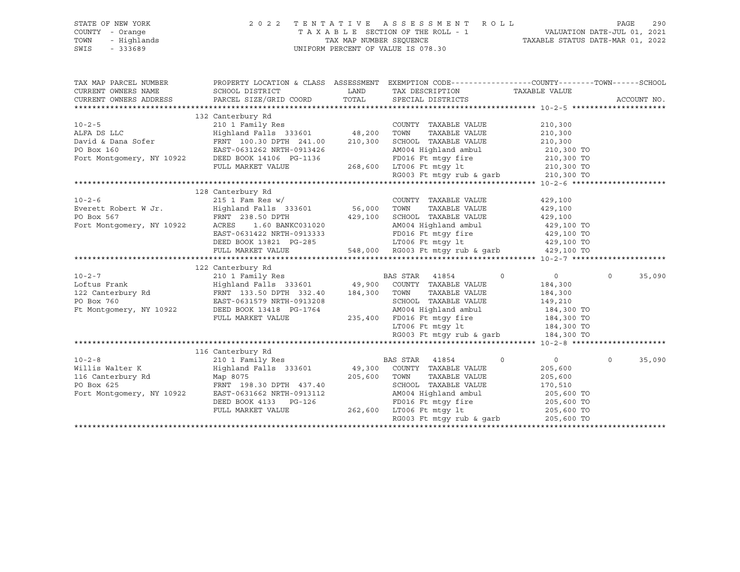STATE OF NEW YORK
COUNTY - Orange
TOWN - Highlands
SWIS - 333689

2022 TENTATIVE ASSESSMENT ROLL
TAXABLE SECTION OF THE ROLL - 1
TAX MAP NUMBER SEQUENCE
UNIFORM PERCENT OF VALUE IS 078.30

VALUATION DATE-JUL 01, 2021
TAXABLE STATUS DATE-MAR 01, 2022

| TAX MAP PARCEL NUMBER<br>CURRENT OWNERS NAME<br>CURRENT OWNERS ADDRESS | PROPERTY LOCATION & CLASS<br>SCHOOL DISTRICT<br>PARCEL SIZE/GRID COORD | ASSESSMENT<br>LAND<br>TOTAL | EXEMPTION CODE<br>TAX DESCRIPTION<br>SPECIAL DISTRICTS | COUNTY | TOWN | SCHOOL<br>TAXABLE VALUE | ACCOUNT NO. |
|---|---|---|---|---|---|---|---|
| **10-2-5** | 132 Canterbury Rd | | | | | | |
| 10-2-5 | 210 1 Family Res | | COUNTY TAXABLE VALUE | 210,300 | | | |
| ALFA DS LLC | Highland Falls 333601 | 48,200 | TOWN TAXABLE VALUE | 210,300 | | | |
| David & Dana Sofer | FRNT 100.30 DPTH 241.00 | 210,300 | SCHOOL TAXABLE VALUE | 210,300 | | | |
| PO Box 160 | EAST-0631262 NRTH-0913426 | | AM004 Highland ambul | 210,300 TO | | | |
| Fort Montgomery, NY 10922 | DEED BOOK 14106 PG-1136 | | FD016 Ft mtgy fire | 210,300 TO | | | |
| | FULL MARKET VALUE | 268,600 | LT006 Ft mtgy lt | 210,300 TO | | | |
| | | | RG003 Ft mtgy rub & garb | 210,300 TO | | | |
| **10-2-6** | 128 Canterbury Rd | | | | | | |
| 10-2-6 | 215 1 Fam Res w/ | | COUNTY TAXABLE VALUE | 429,100 | | | |
| Everett Robert W Jr. | Highland Falls 333601 | 56,000 | TOWN TAXABLE VALUE | 429,100 | | | |
| PO Box 567 | FRNT 238.50 DPTH | 429,100 | SCHOOL TAXABLE VALUE | 429,100 | | | |
| Fort Montgomery, NY 10922 | ACRES 1.60 BANKC031020 | | AM004 Highland ambul | 429,100 TO | | | |
| | EAST-0631422 NRTH-0913333 | | FD016 Ft mtgy fire | 429,100 TO | | | |
| | DEED BOOK 13821 PG-285 | | LT006 Ft mtgy lt | 429,100 TO | | | |
| | FULL MARKET VALUE | 548,000 | RG003 Ft mtgy rub & garb | 429,100 TO | | | |
| **10-2-7** | 122 Canterbury Rd | | | | | | |
| 10-2-7 | 210 1 Family Res | | BAS STAR 41854 | 0 | 0 | 0 | 35,090 |
| Loftus Frank | Highland Falls 333601 | 49,900 | COUNTY TAXABLE VALUE | 184,300 | | | |
| 122 Canterbury Rd | FRNT 133.50 DPTH 332.40 | 184,300 | TOWN TAXABLE VALUE | 184,300 | | | |
| PO Box 760 | EAST-0631579 NRTH-0913208 | | SCHOOL TAXABLE VALUE | 149,210 | | | |
| Ft Montgomery, NY 10922 | DEED BOOK 13418 PG-1764 | | AM004 Highland ambul | 184,300 TO | | | |
| | FULL MARKET VALUE | 235,400 | FD016 Ft mtgy fire | 184,300 TO | | | |
| | | | LT006 Ft mtgy lt | 184,300 TO | | | |
| | | | RG003 Ft mtgy rub & garb | 184,300 TO | | | |
| **10-2-8** | 116 Canterbury Rd | | | | | | |
| 10-2-8 | 210 1 Family Res | | BAS STAR 41854 | 0 | 0 | 0 | 35,090 |
| Willis Walter K | Highland Falls 333601 | 49,300 | COUNTY TAXABLE VALUE | 205,600 | | | |
| 116 Canterbury Rd | Map 8075 | 205,600 | TOWN TAXABLE VALUE | 205,600 | | | |
| PO Box 625 | FRNT 198.30 DPTH 437.40 | | SCHOOL TAXABLE VALUE | 170,510 | | | |
| Fort Montgomery, NY 10922 | EAST-0631662 NRTH-0913112 | | AM004 Highland ambul | 205,600 TO | | | |
| | DEED BOOK 4133 PG-126 | | FD016 Ft mtgy fire | 205,600 TO | | | |
| | FULL MARKET VALUE | 262,600 | LT006 Ft mtgy lt | 205,600 TO | | | |
| | | | RG003 Ft mtgy rub & garb | 205,600 TO | | | |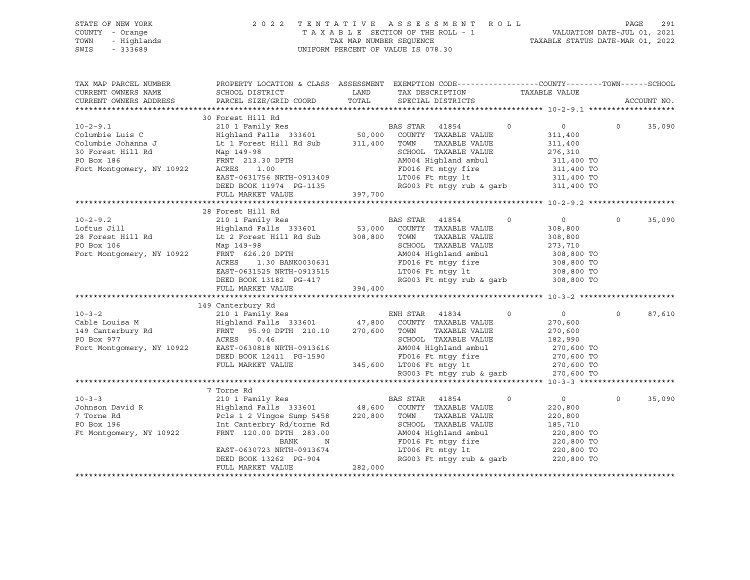STATE OF NEW YORK | 2022 TENTATIVE ASSESSMENT ROLL
COUNTY - Orange | TAXABLE SECTION OF THE ROLL - 1 | VALUATION DATE-JUL 01, 2021
TOWN - Highlands | TAX MAP NUMBER SEQUENCE | TAXABLE STATUS DATE-MAR 01, 2022
SWIS - 333689 | UNIFORM PERCENT OF VALUE IS 078.30

```
TAX MAP PARCEL NUMBER          PROPERTY LOCATION & CLASS  ASSESSMENT  EXEMPTION CODE------------------COUNTY--------TOWN------SCHOOL
CURRENT OWNERS NAME            SCHOOL DISTRICT              LAND      TAX DESCRIPTION              TAXABLE VALUE
CURRENT OWNERS ADDRESS         PARCEL SIZE/GRID COORD       TOTAL     SPECIAL DISTRICTS                                       ACCOUNT NO.
******************************************************************************************************* 10-2-9.1 *******************
                               30 Forest Hill Rd
10-2-9.1                       210 1 Family Res                        BAS STAR   41854       0          0             0      35,090
Columbie Luis C                Highland Falls  333601       50,000    COUNTY  TAXABLE VALUE            311,400
Columbie Johanna J             Lt 1 Forest Hill Rd Sub     311,400    TOWN    TAXABLE VALUE            311,400
30 Forest Hill Rd              Map 149-98                             SCHOOL  TAXABLE VALUE            276,310
PO Box 186                     FRNT 213.30 DPTH                       AM004 Highland ambul              311,400 TO
Fort Montgomery, NY 10922      ACRES     1.00                         FD016 Ft mtgy fire                311,400 TO
                               EAST-0631756 NRTH-0913409              LT006 Ft mtgy lt                  311,400 TO
                               DEED BOOK 11974  PG-1135               RG003 Ft mtgy rub & garb          311,400 TO
                               FULL MARKET VALUE           397,700
******************************************************************************************************* 10-2-9.2 *******************
                               28 Forest Hill Rd
10-2-9.2                       210 1 Family Res                        BAS STAR   41854       0          0             0      35,090
Loftus Jill                    Highland Falls  333601       53,000    COUNTY  TAXABLE VALUE            308,800
28 Forest Hill Rd              Lt 2 Forest Hill Rd Sub     308,800    TOWN    TAXABLE VALUE            308,800
PO Box 106                     Map 149-98                             SCHOOL  TAXABLE VALUE            273,710
Fort Montgomery, NY 10922      FRNT 626.20 DPTH                       AM004 Highland ambul              308,800 TO
                               ACRES     1.30 BANK0030631             FD016 Ft mtgy fire                308,800 TO
                               EAST-0631525 NRTH-0913515              LT006 Ft mtgy lt                  308,800 TO
                               DEED BOOK 13182  PG-417                RG003 Ft mtgy rub & garb          308,800 TO
                               FULL MARKET VALUE           394,400
******************************************************************************************************* 10-3-2 *********************
                               149 Canterbury Rd
10-3-2                         210 1 Family Res                        ENH STAR   41834       0          0             0      87,610
Cable Louisa M                 Highland Falls  333601       47,800    COUNTY  TAXABLE VALUE            270,600
149 Canterbury Rd              FRNT  95.90 DPTH 210.10     270,600    TOWN    TAXABLE VALUE            270,600
PO Box 977                     ACRES     0.46                         SCHOOL  TAXABLE VALUE            182,990
Fort Montgomery, NY 10922      EAST-0630818 NRTH-0913616              AM004 Highland ambul              270,600 TO
                               DEED BOOK 12411  PG-1590               FD016 Ft mtgy fire                270,600 TO
                               FULL MARKET VALUE           345,600    LT006 Ft mtgy lt                  270,600 TO
                                                                      RG003 Ft mtgy rub & garb          270,600 TO
******************************************************************************************************* 10-3-3 *********************
                               7 Torne Rd
10-3-3                         210 1 Family Res                        BAS STAR   41854       0          0             0      35,090
Johnson David R                Highland Falls  333601       48,600    COUNTY  TAXABLE VALUE            220,800
7 Torne Rd                     Pcls 1 2 Vingoe Sump 5458   220,800    TOWN    TAXABLE VALUE            220,800
PO Box 196                     Int Canterbry Rd/torne Rd              SCHOOL  TAXABLE VALUE            185,710
Ft Montgomery, NY 10922        FRNT 120.00 DPTH 283.00                AM004 Highland ambul              220,800 TO
                                              BANK     N              FD016 Ft mtgy fire                220,800 TO
                               EAST-0630723 NRTH-0913674              LT006 Ft mtgy lt                  220,800 TO
                               DEED BOOK 13262  PG-904                RG003 Ft mtgy rub & garb          220,800 TO
                               FULL MARKET VALUE           282,000
************************************************************************************************************************************
```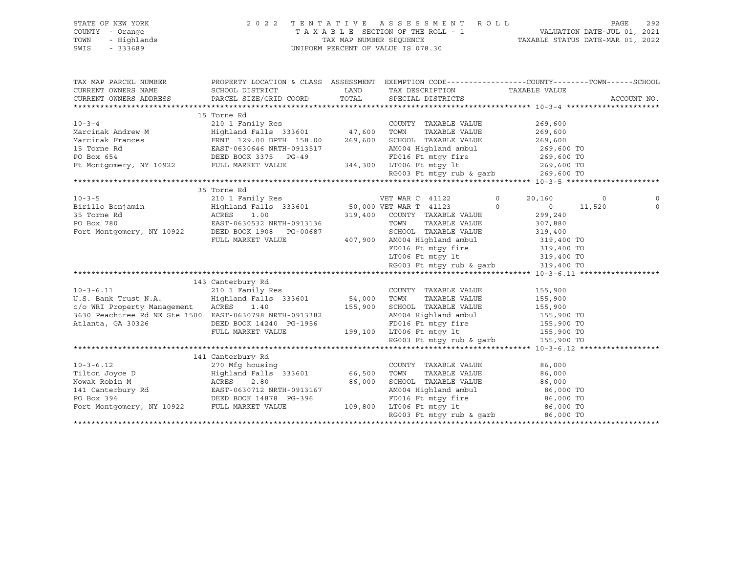STATE OF NEW YORK — 2022 TENTATIVE ASSESSMENT ROLL
COUNTY - Orange — TAXABLE SECTION OF THE ROLL - 1 — VALUATION DATE-JUL 01, 2021
TOWN - Highlands — TAX MAP NUMBER SEQUENCE — TAXABLE STATUS DATE-MAR 01, 2022
SWIS - 333689 — UNIFORM PERCENT OF VALUE IS 078.30

| TAX MAP PARCEL NUMBER / CURRENT OWNERS NAME / CURRENT OWNERS ADDRESS | PROPERTY LOCATION & CLASS / SCHOOL DISTRICT / PARCEL SIZE/GRID COORD | ASSESSMENT LAND | ASSESSMENT TOTAL | EXEMPTION CODE / TAX DESCRIPTION / SPECIAL DISTRICTS | COUNTY | TOWN | SCHOOL |
|---|---|---|---|---|---|---|---|
| **10-3-4** | 15 Torne Rd | | | | | | |
| | 210 1 Family Res | | | COUNTY TAXABLE VALUE | 269,600 | | |
| Marcinak Andrew M | Highland Falls 333601 | 47,600 | | TOWN TAXABLE VALUE | | 269,600 | |
| Marcinak Frances | FRNT 129.00 DPTH 158.00 | | 269,600 | SCHOOL TAXABLE VALUE | | | 269,600 |
| 15 Torne Rd | EAST-0630646 NRTH-0913517 | | | AM004 Highland ambul | 269,600 TO | | |
| PO Box 654 | DEED BOOK 3375 PG-49 | | | FD016 Ft mtgy fire | 269,600 TO | | |
| Ft Montgomery, NY 10922 | FULL MARKET VALUE | | 344,300 | LT006 Ft mtgy lt | 269,600 TO | | |
| | | | | RG003 Ft mtgy rub & garb | 269,600 TO | | |
| **10-3-5** | 35 Torne Rd | | | | | | |
| | 210 1 Family Res | | | VET WAR C 41122 0 | 20,160 | 0 | 0 |
| Birillo Benjamin | Highland Falls 333601 | 50,000 | | VET WAR T 41123 0 | 0 | 11,520 | 0 |
| 35 Torne Rd | ACRES 1.00 | | 319,400 | COUNTY TAXABLE VALUE | 299,240 | | |
| PO Box 780 | EAST-0630532 NRTH-0913136 | | | TOWN TAXABLE VALUE | | 307,880 | |
| Fort Montgomery, NY 10922 | DEED BOOK 1908 PG-00687 | | | SCHOOL TAXABLE VALUE | | | 319,400 |
| | FULL MARKET VALUE | | 407,900 | AM004 Highland ambul | 319,400 TO | | |
| | | | | FD016 Ft mtgy fire | 319,400 TO | | |
| | | | | LT006 Ft mtgy lt | 319,400 TO | | |
| | | | | RG003 Ft mtgy rub & garb | 319,400 TO | | |
| **10-3-6.11** | 143 Canterbury Rd | | | | | | |
| | 210 1 Family Res | | | COUNTY TAXABLE VALUE | 155,900 | | |
| U.S. Bank Trust N.A. | Highland Falls 333601 | 54,000 | | TOWN TAXABLE VALUE | | 155,900 | |
| c/o WRI Property Management | ACRES 1.40 | | 155,900 | SCHOOL TAXABLE VALUE | | | 155,900 |
| 3630 Peachtree Rd NE Ste 1500 | EAST-0630798 NRTH-0913382 | | | AM004 Highland ambul | 155,900 TO | | |
| Atlanta, GA 30326 | DEED BOOK 14240 PG-1956 | | | FD016 Ft mtgy fire | 155,900 TO | | |
| | FULL MARKET VALUE | | 199,100 | LT006 Ft mtgy lt | 155,900 TO | | |
| | | | | RG003 Ft mtgy rub & garb | 155,900 TO | | |
| **10-3-6.12** | 141 Canterbury Rd | | | | | | |
| | 270 Mfg housing | | | COUNTY TAXABLE VALUE | 86,000 | | |
| Tilton Joyce D | Highland Falls 333601 | 66,500 | | TOWN TAXABLE VALUE | | 86,000 | |
| Nowak Robin M | ACRES 2.80 | | 86,000 | SCHOOL TAXABLE VALUE | | | 86,000 |
| 141 Canterbury Rd | EAST-0630712 NRTH-0913167 | | | AM004 Highland ambul | 86,000 TO | | |
| PO Box 394 | DEED BOOK 14878 PG-396 | | | FD016 Ft mtgy fire | 86,000 TO | | |
| Fort Montgomery, NY 10922 | FULL MARKET VALUE | | 109,800 | LT006 Ft mtgy lt | 86,000 TO | | |
| | | | | RG003 Ft mtgy rub & garb | 86,000 TO | | |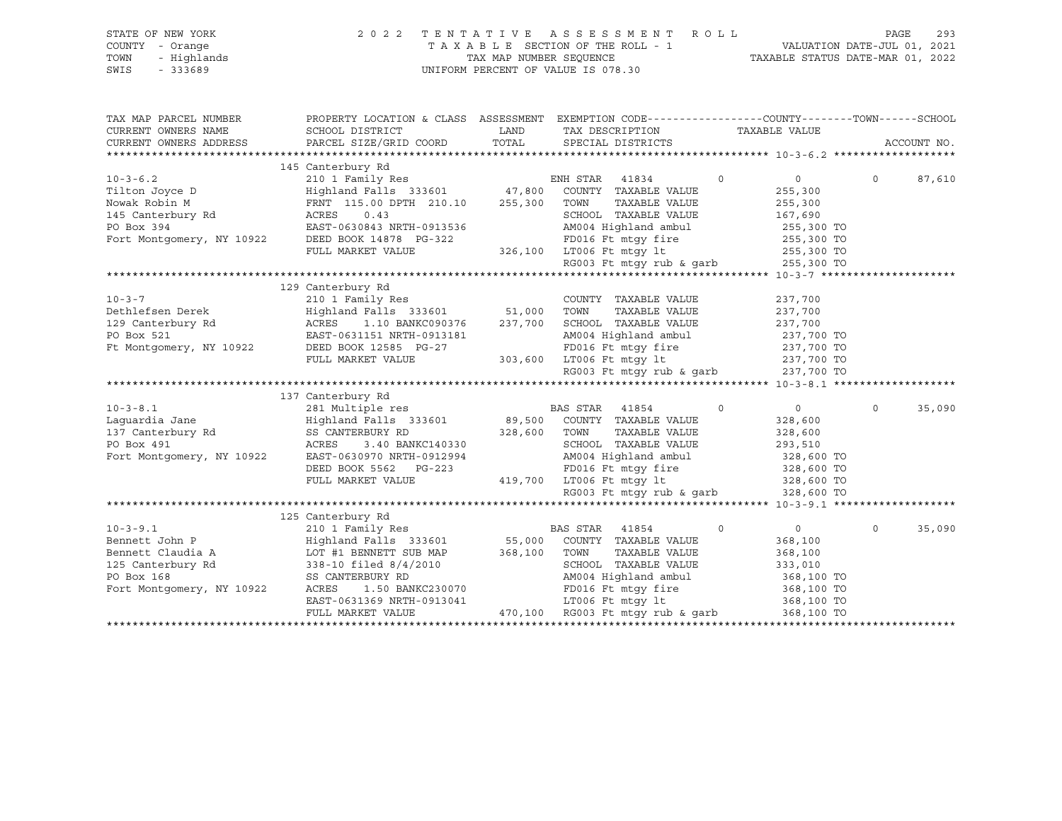STATE OF NEW YORK | 2 0 2 2 T E N T A T I V E A S S E S S M E N T R O L L | PAGE 293
COUNTY - Orange | T A X A B L E SECTION OF THE ROLL - 1 | VALUATION DATE-JUL 01, 2021
TOWN - Highlands | TAX MAP NUMBER SEQUENCE | TAXABLE STATUS DATE-MAR 01, 2022
SWIS - 333689 | UNIFORM PERCENT OF VALUE IS 078.30

```
TAX MAP PARCEL NUMBER          PROPERTY LOCATION & CLASS  ASSESSMENT  EXEMPTION CODE------------------COUNTY--------TOWN------SCHOOL
CURRENT OWNERS NAME            SCHOOL DISTRICT            LAND        TAX DESCRIPTION               TAXABLE VALUE
CURRENT OWNERS ADDRESS         PARCEL SIZE/GRID COORD     TOTAL       SPECIAL DISTRICTS                                  ACCOUNT NO.
******************************************************************************************************* 10-3-6.2 *******************
                               145 Canterbury Rd
10-3-6.2                       210 1 Family Res                        ENH STAR  41834        0          0           0      87,610
Tilton Joyce D                 Highland Falls 333601       47,800      COUNTY  TAXABLE VALUE          255,300
Nowak Robin M                  FRNT 115.00 DPTH 210.10    255,300      TOWN    TAXABLE VALUE          255,300
145 Canterbury Rd              ACRES     0.43                          SCHOOL  TAXABLE VALUE          167,690
PO Box 394                     EAST-0630843 NRTH-0913536               AM004 Highland ambul            255,300 TO
Fort Montgomery, NY 10922      DEED BOOK 14878  PG-322                 FD016 Ft mtgy fire              255,300 TO
                               FULL MARKET VALUE          326,100      LT006 Ft mtgy lt                255,300 TO
                                                                       RG003 Ft mtgy rub & garb        255,300 TO
******************************************************************************************************* 10-3-7 *********************
                               129 Canterbury Rd
10-3-7                         210 1 Family Res                        COUNTY  TAXABLE VALUE          237,700
Dethlefsen Derek               Highland Falls 333601       51,000      TOWN    TAXABLE VALUE          237,700
129 Canterbury Rd              ACRES     1.10 BANKC090376 237,700      SCHOOL  TAXABLE VALUE          237,700
PO Box 521                     EAST-0631151 NRTH-0913181               AM004 Highland ambul            237,700 TO
Ft Montgomery, NY 10922        DEED BOOK 12585  PG-27                  FD016 Ft mtgy fire              237,700 TO
                               FULL MARKET VALUE          303,600      LT006 Ft mtgy lt                237,700 TO
                                                                       RG003 Ft mtgy rub & garb        237,700 TO
******************************************************************************************************* 10-3-8.1 *******************
                               137 Canterbury Rd
10-3-8.1                       281 Multiple res                        BAS STAR  41854        0          0           0      35,090
Laguardia Jane                 Highland Falls 333601       89,500      COUNTY  TAXABLE VALUE          328,600
137 Canterbury Rd              SS CANTERBURY RD           328,600      TOWN    TAXABLE VALUE          328,600
PO Box 491                     ACRES     3.40 BANKC140330              SCHOOL  TAXABLE VALUE          293,510
Fort Montgomery, NY 10922      EAST-0630970 NRTH-0912994               AM004 Highland ambul            328,600 TO
                               DEED BOOK 5562   PG-223                 FD016 Ft mtgy fire              328,600 TO
                               FULL MARKET VALUE          419,700      LT006 Ft mtgy lt                328,600 TO
                                                                       RG003 Ft mtgy rub & garb        328,600 TO
******************************************************************************************************* 10-3-9.1 *******************
                               125 Canterbury Rd
10-3-9.1                       210 1 Family Res                        BAS STAR  41854        0          0           0      35,090
Bennett John P                 Highland Falls 333601       55,000      COUNTY  TAXABLE VALUE          368,100
Bennett Claudia A              LOT #1 BENNETT SUB MAP     368,100      TOWN    TAXABLE VALUE          368,100
125 Canterbury Rd              338-10 filed 8/4/2010                   SCHOOL  TAXABLE VALUE          333,010
PO Box 168                     SS CANTERBURY RD                        AM004 Highland ambul            368,100 TO
Fort Montgomery, NY 10922      ACRES     1.50 BANKC230070              FD016 Ft mtgy fire              368,100 TO
                               EAST-0631369 NRTH-0913041               LT006 Ft mtgy lt                368,100 TO
                               FULL MARKET VALUE          470,100      RG003 Ft mtgy rub & garb        368,100 TO
************************************************************************************************************************************
```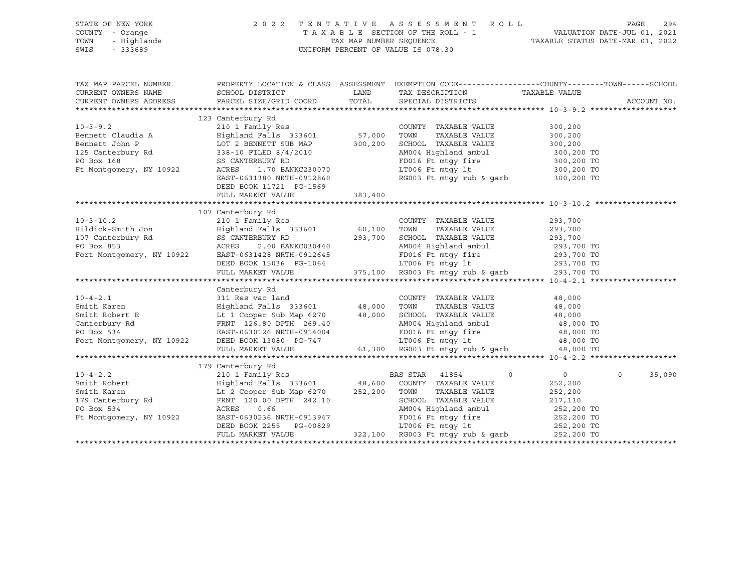STATE OF NEW YORK
COUNTY - Orange
TOWN - Highlands
SWIS - 333689

2022 TENTATIVE ASSESSMENT ROLL
TAXABLE SECTION OF THE ROLL - 1
TAX MAP NUMBER SEQUENCE
UNIFORM PERCENT OF VALUE IS 078.30

VALUATION DATE-JUL 01, 2021
TAXABLE STATUS DATE-MAR 01, 2022

| TAX MAP PARCEL NUMBER / CURRENT OWNERS NAME / CURRENT OWNERS ADDRESS | PROPERTY LOCATION & CLASS / SCHOOL DISTRICT / PARCEL SIZE/GRID COORD | ASSESSMENT LAND / TOTAL | EXEMPTION CODE / TAX DESCRIPTION / SPECIAL DISTRICTS | COUNTY | TOWN | SCHOOL / TAXABLE VALUE / ACCOUNT NO. |
|---|---|---|---|---|---|---|
| **10-3-9.2** | 123 Canterbury Rd | | | | | |
| 10-3-9.2 | 210 1 Family Res | | COUNTY TAXABLE VALUE | 300,200 | | |
| Bennett Claudia A | Highland Falls 333601 | 57,000 | TOWN TAXABLE VALUE | | 300,200 | |
| Bennett John P | LOT 2 BENNETT SUB MAP | 300,200 | SCHOOL TAXABLE VALUE | | | 300,200 |
| 125 Canterbury Rd | 338-10 FILED 8/4/2010 | | AM004 Highland ambul | 300,200 TO | | |
| PO Box 168 | SS CANTERBURY RD | | FD016 Ft mtgy fire | 300,200 TO | | |
| Ft Montgomery, NY 10922 | ACRES 1.70 BANKC230070 | | LT006 Ft mtgy lt | 300,200 TO | | |
| | EAST-0631380 NRTH-0912860 | | RG003 Ft mtgy rub & garb | 300,200 TO | | |
| | DEED BOOK 11721 PG-1569 | | | | | |
| | FULL MARKET VALUE | 383,400 | | | | |
| **10-3-10.2** | 107 Canterbury Rd | | | | | |
| 10-3-10.2 | 210 1 Family Res | | COUNTY TAXABLE VALUE | 293,700 | | |
| Hildick-Smith Jon | Highland Falls 333601 | 60,100 | TOWN TAXABLE VALUE | | 293,700 | |
| 107 Canterbury Rd | SS CANTERBURY RD | 293,700 | SCHOOL TAXABLE VALUE | | | 293,700 |
| PO Box 853 | ACRES 2.00 BANKC030440 | | AM004 Highland ambul | 293,700 TO | | |
| Fort Montgomery, NY 10922 | EAST-0631428 NRTH-0912645 | | FD016 Ft mtgy fire | 293,700 TO | | |
| | DEED BOOK 15036 PG-1064 | | LT006 Ft mtgy lt | 293,700 TO | | |
| | FULL MARKET VALUE | 375,100 | RG003 Ft mtgy rub & garb | 293,700 TO | | |
| **10-4-2.1** | Canterbury Rd | | | | | |
| 10-4-2.1 | 311 Res vac land | | COUNTY TAXABLE VALUE | 48,000 | | |
| Smith Karen | Highland Falls 333601 | 48,000 | TOWN TAXABLE VALUE | | 48,000 | |
| Smith Robert E | Lt 1 Cooper Sub Map 6270 | 48,000 | SCHOOL TAXABLE VALUE | | | 48,000 |
| Canterbury Rd | FRNT 126.80 DPTH 269.40 | | AM004 Highland ambul | 48,000 TO | | |
| PO Box 534 | EAST-0630126 NRTH-0914004 | | FD016 Ft mtgy fire | 48,000 TO | | |
| Fort Montgomery, NY 10922 | DEED BOOK 13080 PG-747 | | LT006 Ft mtgy lt | 48,000 TO | | |
| | FULL MARKET VALUE | 61,300 | RG003 Ft mtgy rub & garb | 48,000 TO | | |
| **10-4-2.2** | 179 Canterbury Rd | | | | | |
| 10-4-2.2 | 210 1 Family Res | | BAS STAR 41854 | 0 | 0 | 35,090 |
| Smith Robert | Highland Falls 333601 | 48,600 | COUNTY TAXABLE VALUE | 252,200 | | |
| Smith Karen | Lt 2 Cooper Sub Map 6270 | 252,200 | TOWN TAXABLE VALUE | | 252,200 | |
| 179 Canterbury Rd | FRNT 120.00 DPTH 242.10 | | SCHOOL TAXABLE VALUE | | | 217,110 |
| PO Box 534 | ACRES 0.66 | | AM004 Highland ambul | 252,200 TO | | |
| Ft Montgomery, NY 10922 | EAST-0630236 NRTH-0913947 | | FD016 Ft mtgy fire | 252,200 TO | | |
| | DEED BOOK 2255 PG-00829 | | LT006 Ft mtgy lt | 252,200 TO | | |
| | FULL MARKET VALUE | 322,100 | RG003 Ft mtgy rub & garb | 252,200 TO | | |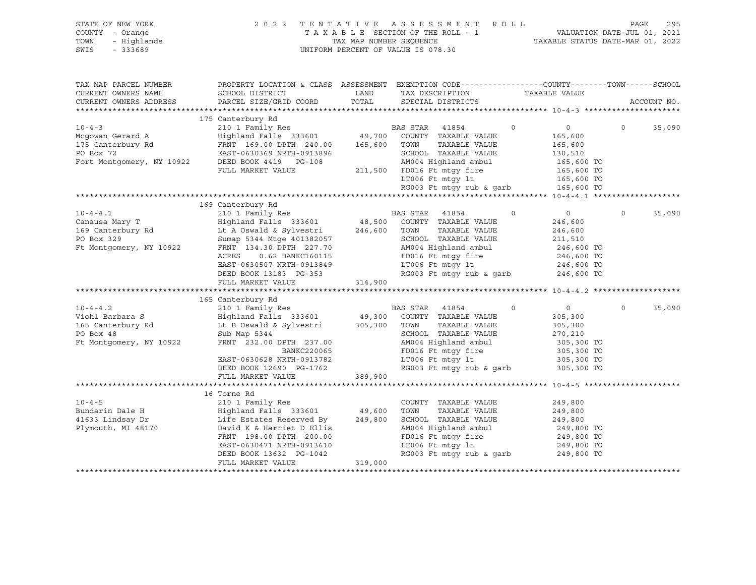STATE OF NEW YORK
COUNTY - Orange
TOWN - Highlands
SWIS - 333689

2 0 2 2 T E N T A T I V E A S S E S S M E N T R O L L
T A X A B L E SECTION OF THE ROLL - 1
TAX MAP NUMBER SEQUENCE
UNIFORM PERCENT OF VALUE IS 078.30

VALUATION DATE-JUL 01, 2021
TAXABLE STATUS DATE-MAR 01, 2022

```
TAX MAP PARCEL NUMBER          PROPERTY LOCATION & CLASS  ASSESSMENT  EXEMPTION CODE------------------COUNTY--------TOWN------SCHOOL
CURRENT OWNERS NAME            SCHOOL DISTRICT               LAND      TAX DESCRIPTION                  TAXABLE VALUE
CURRENT OWNERS ADDRESS         PARCEL SIZE/GRID COORD        TOTAL     SPECIAL DISTRICTS                                    ACCOUNT NO.
******************************************************************************************************* 10-4-3 *********************
                               175 Canterbury Rd
10-4-3                         210 1 Family Res                       BAS STAR  41854         0          0            0      35,090
Mcgowan Gerard A               Highland Falls  333601        49,700   COUNTY  TAXABLE VALUE           165,600
175 Canterbury Rd              FRNT 169.00 DPTH 240.00      165,600   TOWN    TAXABLE VALUE           165,600
PO Box 72                      EAST-0630369 NRTH-0913896              SCHOOL  TAXABLE VALUE           130,510
Fort Montgomery, NY 10922      DEED BOOK 4419   PG-108                AM004 Highland ambul             165,600 TO
                               FULL MARKET VALUE            211,500   FD016 Ft mtgy fire               165,600 TO
                                                                      LT006 Ft mtgy lt                 165,600 TO
                                                                      RG003 Ft mtgy rub & garb         165,600 TO
******************************************************************************************************* 10-4-4.1 *******************
                               169 Canterbury Rd
10-4-4.1                       210 1 Family Res                       BAS STAR  41854         0          0            0      35,090
Canausa Mary T                 Highland Falls  333601        48,500   COUNTY  TAXABLE VALUE           246,600
169 Canterbury Rd              Lt A Oswald & Sylvestri      246,600   TOWN    TAXABLE VALUE           246,600
PO Box 329                     Sumap 5344 Mtge 401382057              SCHOOL  TAXABLE VALUE           211,510
Ft Montgomery, NY 10922        FRNT 134.30 DPTH 227.70                AM004 Highland ambul             246,600 TO
                               ACRES    0.62 BANKC160115              FD016 Ft mtgy fire               246,600 TO
                               EAST-0630507 NRTH-0913849              LT006 Ft mtgy lt                 246,600 TO
                               DEED BOOK 13183  PG-353                RG003 Ft mtgy rub & garb         246,600 TO
                               FULL MARKET VALUE            314,900
******************************************************************************************************* 10-4-4.2 *******************
                               165 Canterbury Rd
10-4-4.2                       210 1 Family Res                       BAS STAR  41854         0          0            0      35,090
Viohl Barbara S                Highland Falls  333601        49,300   COUNTY  TAXABLE VALUE           305,300
165 Canterbury Rd              Lt B Oswald & Sylvestri      305,300   TOWN    TAXABLE VALUE           305,300
PO Box 48                      Sub Map 5344                           SCHOOL  TAXABLE VALUE           270,210
Ft Montgomery, NY 10922        FRNT 232.00 DPTH 237.00                AM004 Highland ambul             305,300 TO
                                             BANKC220065              FD016 Ft mtgy fire               305,300 TO
                               EAST-0630628 NRTH-0913782              LT006 Ft mtgy lt                 305,300 TO
                               DEED BOOK 12690  PG-1762               RG003 Ft mtgy rub & garb         305,300 TO
                               FULL MARKET VALUE            389,900
******************************************************************************************************* 10-4-5 *********************
                               16 Torne Rd
10-4-5                         210 1 Family Res                       COUNTY  TAXABLE VALUE           249,800
Bundarin Dale H                Highland Falls  333601        49,600   TOWN    TAXABLE VALUE           249,800
41633 Lindsay Dr               Life Estates Reserved By     249,800   SCHOOL  TAXABLE VALUE           249,800
Plymouth, MI 48170             David K & Harriet D Ellis              AM004 Highland ambul             249,800 TO
                               FRNT 198.00 DPTH 200.00                FD016 Ft mtgy fire               249,800 TO
                               EAST-0630471 NRTH-0913610              LT006 Ft mtgy lt                 249,800 TO
                               DEED BOOK 13632  PG-1042               RG003 Ft mtgy rub & garb         249,800 TO
                               FULL MARKET VALUE            319,000
************************************************************************************************************************************
```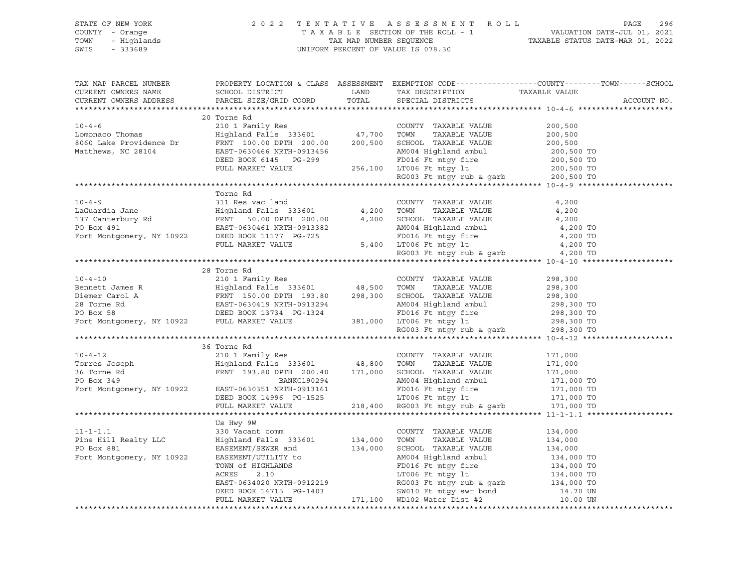STATE OF NEW YORK 2 0 2 2 T E N T A T I V E A S S E S S M E N T R O L L

COUNTY - Orange T A X A B L E SECTION OF THE ROLL - 1 VALUATION DATE-JUL 01, 2021

TOWN - Highlands TAX MAP NUMBER SEQUENCE TAXABLE STATUS DATE-MAR 01, 2022

SWIS - 333689 UNIFORM PERCENT OF VALUE IS 078.30

| TAX MAP PARCEL NUMBER<br>CURRENT OWNERS NAME<br>CURRENT OWNERS ADDRESS | PROPERTY LOCATION & CLASS<br>SCHOOL DISTRICT<br>PARCEL SIZE/GRID COORD | ASSESSMENT<br>LAND<br>TOTAL | EXEMPTION CODE<br>TAX DESCRIPTION<br>SPECIAL DISTRICTS | COUNTY--------TOWN------SCHOOL<br>TAXABLE VALUE | ACCOUNT NO. |
|---|---|---|---|---|---|
| **10-4-6** | 20 Torne Rd | | | | |
| 10-4-6 | 210 1 Family Res | | COUNTY TAXABLE VALUE | 200,500 | |
| Lomonaco Thomas | Highland Falls 333601 | 47,700 | TOWN TAXABLE VALUE | 200,500 | |
| 8060 Lake Providence Dr | FRNT 100.00 DPTH 200.00 | 200,500 | SCHOOL TAXABLE VALUE | 200,500 | |
| Matthews, NC 28104 | EAST-0630466 NRTH-0913456 | | AM004 Highland ambul | 200,500 TO | |
| | DEED BOOK 6145 PG-299 | | FD016 Ft mtgy fire | 200,500 TO | |
| | FULL MARKET VALUE | 256,100 | LT006 Ft mtgy lt | 200,500 TO | |
| | | | RG003 Ft mtgy rub & garb | 200,500 TO | |
| **10-4-9** | Torne Rd | | | | |
| 10-4-9 | 311 Res vac land | | COUNTY TAXABLE VALUE | 4,200 | |
| LaGuardia Jane | Highland Falls 333601 | 4,200 | TOWN TAXABLE VALUE | 4,200 | |
| 137 Canterbury Rd | FRNT 50.00 DPTH 200.00 | 4,200 | SCHOOL TAXABLE VALUE | 4,200 | |
| PO Box 491 | EAST-0630461 NRTH-0913382 | | AM004 Highland ambul | 4,200 TO | |
| Fort Montgomery, NY 10922 | DEED BOOK 11177 PG-725 | | FD016 Ft mtgy fire | 4,200 TO | |
| | FULL MARKET VALUE | 5,400 | LT006 Ft mtgy lt | 4,200 TO | |
| | | | RG003 Ft mtgy rub & garb | 4,200 TO | |
| **10-4-10** | 28 Torne Rd | | | | |
| 10-4-10 | 210 1 Family Res | | COUNTY TAXABLE VALUE | 298,300 | |
| Bennett James R | Highland Falls 333601 | 48,500 | TOWN TAXABLE VALUE | 298,300 | |
| Diemer Carol A | FRNT 150.00 DPTH 193.80 | 298,300 | SCHOOL TAXABLE VALUE | 298,300 | |
| 28 Torne Rd | EAST-0630419 NRTH-0913294 | | AM004 Highland ambul | 298,300 TO | |
| PO Box 58 | DEED BOOK 13734 PG-1324 | | FD016 Ft mtgy fire | 298,300 TO | |
| Fort Montgomery, NY 10922 | FULL MARKET VALUE | 381,000 | LT006 Ft mtgy lt | 298,300 TO | |
| | | | RG003 Ft mtgy rub & garb | 298,300 TO | |
| **10-4-12** | 36 Torne Rd | | | | |
| 10-4-12 | 210 1 Family Res | | COUNTY TAXABLE VALUE | 171,000 | |
| Torres Joseph | Highland Falls 333601 | 48,800 | TOWN TAXABLE VALUE | 171,000 | |
| 36 Torne Rd | FRNT 193.80 DPTH 200.40 | 171,000 | SCHOOL TAXABLE VALUE | 171,000 | |
| PO Box 349 | BANKC190294 | | AM004 Highland ambul | 171,000 TO | |
| Fort Montgomery, NY 10922 | EAST-0630351 NRTH-0913161 | | FD016 Ft mtgy fire | 171,000 TO | |
| | DEED BOOK 14996 PG-1525 | | LT006 Ft mtgy lt | 171,000 TO | |
| | FULL MARKET VALUE | 218,400 | RG003 Ft mtgy rub & garb | 171,000 TO | |
| **11-1-1.1** | Us Hwy 9W | | | | |
| 11-1-1.1 | 330 Vacant comm | | COUNTY TAXABLE VALUE | 134,000 | |
| Pine Hill Realty LLC | Highland Falls 333601 | 134,000 | TOWN TAXABLE VALUE | 134,000 | |
| PO Box 881 | EASEMENT/SEWER and | 134,000 | SCHOOL TAXABLE VALUE | 134,000 | |
| Fort Montgomery, NY 10922 | EASEMENT/UTILITY to | | AM004 Highland ambul | 134,000 TO | |
| | TOWN of HIGHLANDS | | FD016 Ft mtgy fire | 134,000 TO | |
| | ACRES 2.10 | | LT006 Ft mtgy lt | 134,000 TO | |
| | EAST-0634020 NRTH-0912219 | | RG003 Ft mtgy rub & garb | 134,000 TO | |
| | DEED BOOK 14715 PG-1403 | | SW010 Ft mtgy swr bond | 14.70 UN | |
| | FULL MARKET VALUE | 171,100 | WD102 Water Dist #2 | 10.00 UN | |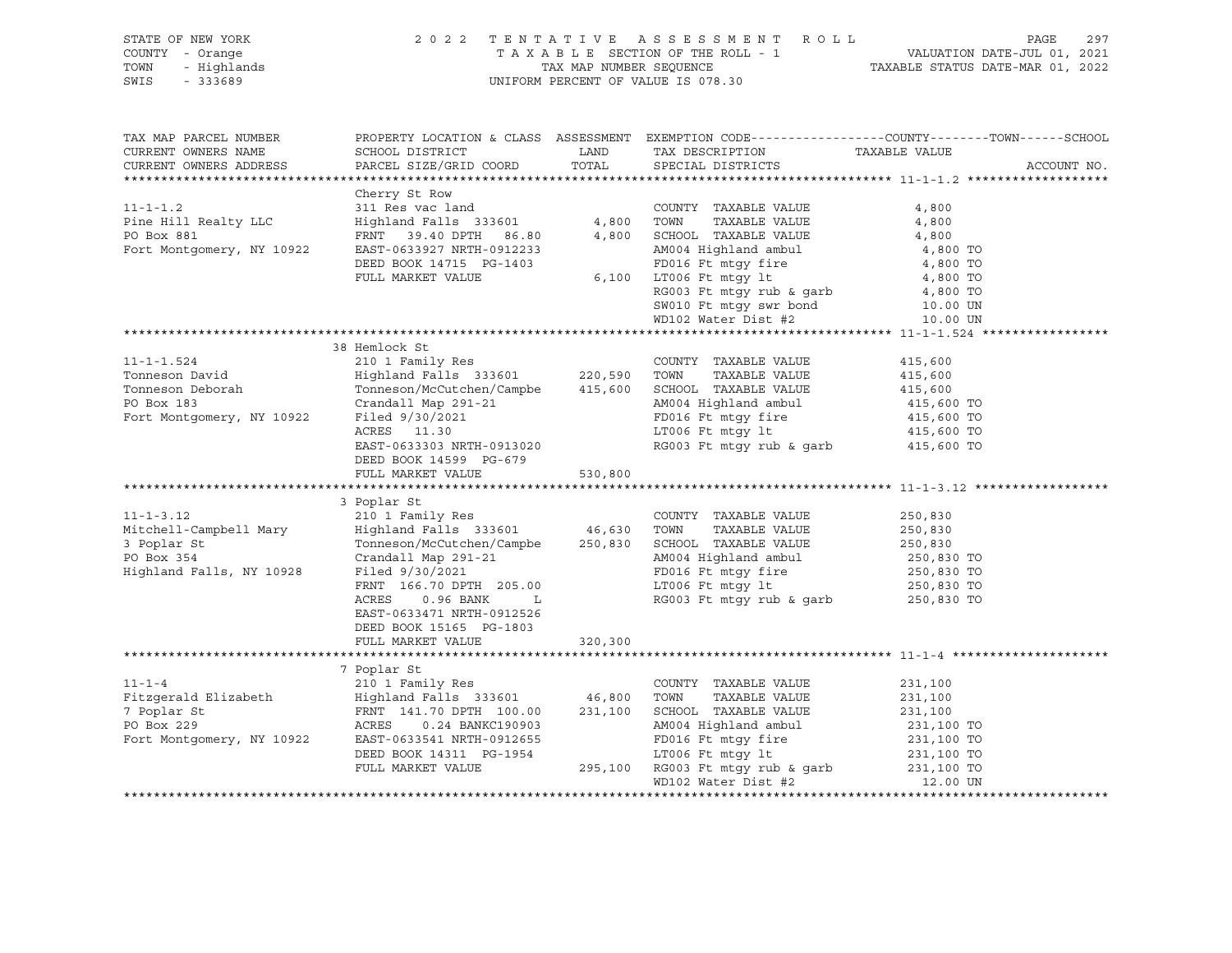STATE OF NEW YORK
COUNTY - Orange
TOWN - Highlands
SWIS - 333689

2022 TENTATIVE ASSESSMENT ROLL
TAXABLE SECTION OF THE ROLL - 1
TAX MAP NUMBER SEQUENCE
UNIFORM PERCENT OF VALUE IS 078.30

VALUATION DATE-JUL 01, 2021
TAXABLE STATUS DATE-MAR 01, 2022

| TAX MAP PARCEL NUMBER / CURRENT OWNERS NAME / CURRENT OWNERS ADDRESS | PROPERTY LOCATION & CLASS / SCHOOL DISTRICT / PARCEL SIZE/GRID COORD | ASSESSMENT LAND / TOTAL | EXEMPTION CODE / TAX DESCRIPTION / SPECIAL DISTRICTS | TAXABLE VALUE (COUNTY--TOWN--SCHOOL) | ACCOUNT NO. |
|---|---|---|---|---|---|
| **11-1-1.2** | Cherry St Row | | | | |
| 11-1-1.2 | 311 Res vac land | | COUNTY TAXABLE VALUE | 4,800 | |
| Pine Hill Realty LLC | Highland Falls 333601 | 4,800 | TOWN TAXABLE VALUE | 4,800 | |
| PO Box 881 | FRNT 39.40 DPTH 86.80 | 4,800 | SCHOOL TAXABLE VALUE | 4,800 | |
| Fort Montgomery, NY 10922 | EAST-0633927 NRTH-0912233 | | AM004 Highland ambul | 4,800 TO | |
| | DEED BOOK 14715 PG-1403 | | FD016 Ft mtgy fire | 4,800 TO | |
| | FULL MARKET VALUE | 6,100 | LT006 Ft mtgy lt | 4,800 TO | |
| | | | RG003 Ft mtgy rub & garb | 4,800 TO | |
| | | | SW010 Ft mtgy swr bond | 10.00 UN | |
| | | | WD102 Water Dist #2 | 10.00 UN | |
| **11-1-1.524** | 38 Hemlock St | | | | |
| 11-1-1.524 | 210 1 Family Res | | COUNTY TAXABLE VALUE | 415,600 | |
| Tonneson David | Highland Falls 333601 | 220,590 | TOWN TAXABLE VALUE | 415,600 | |
| Tonneson Deborah | Tonneson/McCutchen/Campbe | 415,600 | SCHOOL TAXABLE VALUE | 415,600 | |
| PO Box 183 | Crandall Map 291-21 | | AM004 Highland ambul | 415,600 TO | |
| Fort Montgomery, NY 10922 | Filed 9/30/2021 | | FD016 Ft mtgy fire | 415,600 TO | |
| | ACRES 11.30 | | LT006 Ft mtgy lt | 415,600 TO | |
| | EAST-0633303 NRTH-0913020 | | RG003 Ft mtgy rub & garb | 415,600 TO | |
| | DEED BOOK 14599 PG-679 | | | | |
| | FULL MARKET VALUE | 530,800 | | | |
| **11-1-3.12** | 3 Poplar St | | | | |
| 11-1-3.12 | 210 1 Family Res | | COUNTY TAXABLE VALUE | 250,830 | |
| Mitchell-Campbell Mary | Highland Falls 333601 | 46,630 | TOWN TAXABLE VALUE | 250,830 | |
| 3 Poplar St | Tonneson/McCutchen/Campbe | 250,830 | SCHOOL TAXABLE VALUE | 250,830 | |
| PO Box 354 | Crandall Map 291-21 | | AM004 Highland ambul | 250,830 TO | |
| Highland Falls, NY 10928 | Filed 9/30/2021 | | FD016 Ft mtgy fire | 250,830 TO | |
| | FRNT 166.70 DPTH 205.00 | | LT006 Ft mtgy lt | 250,830 TO | |
| | ACRES 0.96 BANK L | | RG003 Ft mtgy rub & garb | 250,830 TO | |
| | EAST-0633471 NRTH-0912526 | | | | |
| | DEED BOOK 15165 PG-1803 | | | | |
| | FULL MARKET VALUE | 320,300 | | | |
| **11-1-4** | 7 Poplar St | | | | |
| 11-1-4 | 210 1 Family Res | | COUNTY TAXABLE VALUE | 231,100 | |
| Fitzgerald Elizabeth | Highland Falls 333601 | 46,800 | TOWN TAXABLE VALUE | 231,100 | |
| 7 Poplar St | FRNT 141.70 DPTH 100.00 | 231,100 | SCHOOL TAXABLE VALUE | 231,100 | |
| PO Box 229 | ACRES 0.24 BANKC190903 | | AM004 Highland ambul | 231,100 TO | |
| Fort Montgomery, NY 10922 | EAST-0633541 NRTH-0912655 | | FD016 Ft mtgy fire | 231,100 TO | |
| | DEED BOOK 14311 PG-1954 | | LT006 Ft mtgy lt | 231,100 TO | |
| | FULL MARKET VALUE | 295,100 | RG003 Ft mtgy rub & garb | 231,100 TO | |
| | | | WD102 Water Dist #2 | 12.00 UN | |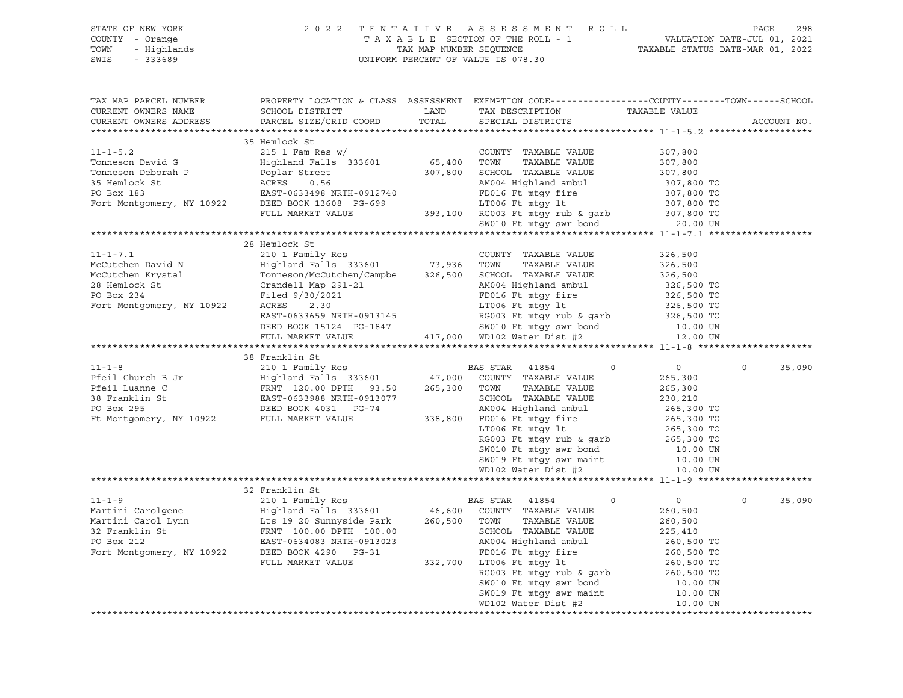STATE OF NEW YORK
COUNTY - Orange
TOWN - Highlands
SWIS - 333689

2 0 2 2 T E N T A T I V E A S S E S S M E N T R O L L
T A X A B L E SECTION OF THE ROLL - 1
TAX MAP NUMBER SEQUENCE
UNIFORM PERCENT OF VALUE IS 078.30

VALUATION DATE-JUL 01, 2021
TAXABLE STATUS DATE-MAR 01, 2022

```
TAX MAP PARCEL NUMBER          PROPERTY LOCATION & CLASS  ASSESSMENT  EXEMPTION CODE------------------COUNTY--------TOWN------SCHOOL
CURRENT OWNERS NAME            SCHOOL DISTRICT              LAND      TAX DESCRIPTION            TAXABLE VALUE
CURRENT OWNERS ADDRESS         PARCEL SIZE/GRID COORD       TOTAL     SPECIAL DISTRICTS                                  ACCOUNT NO.
******************************************************************************************************* 11-1-5.2 *******************
                               35 Hemlock St
11-1-5.2                       215 1 Fam Res w/                        COUNTY  TAXABLE VALUE            307,800
Tonneson David G               Highland Falls  333601       65,400    TOWN    TAXABLE VALUE            307,800
Tonneson Deborah P             Poplar Street               307,800    SCHOOL  TAXABLE VALUE            307,800
35 Hemlock St                  ACRES    0.56                           AM004 Highland ambul              307,800 TO
PO Box 183                     EAST-0633498 NRTH-0912740               FD016 Ft mtgy fire                307,800 TO
Fort Montgomery, NY 10922      DEED BOOK 13608  PG-699                 LT006 Ft mtgy lt                  307,800 TO
                               FULL MARKET VALUE           393,100    RG003 Ft mtgy rub & garb          307,800 TO
                                                                       SW010 Ft mtgy swr bond              20.00 UN
******************************************************************************************************* 11-1-7.1 *******************
                               28 Hemlock St
11-1-7.1                       210 1 Family Res                        COUNTY  TAXABLE VALUE            326,500
McCutchen David N              Highland Falls  333601       73,936    TOWN    TAXABLE VALUE            326,500
McCutchen Krystal              Tonneson/McCutchen/Campbe   326,500    SCHOOL  TAXABLE VALUE            326,500
28 Hemlock St                  Crandell Map 291-21                     AM004 Highland ambul              326,500 TO
PO Box 234                     Filed 9/30/2021                         FD016 Ft mtgy fire                326,500 TO
Fort Montgomery, NY 10922      ACRES    2.30                           LT006 Ft mtgy lt                  326,500 TO
                               EAST-0633659 NRTH-0913145               RG003 Ft mtgy rub & garb          326,500 TO
                               DEED BOOK 15124  PG-1847                SW010 Ft mtgy swr bond              10.00 UN
                               FULL MARKET VALUE           417,000    WD102 Water Dist #2                 12.00 UN
******************************************************************************************************* 11-1-8 *********************
                               38 Franklin St
11-1-8                         210 1 Family Res                        BAS STAR  41854         0              0            0      35,090
Pfeil Church B Jr              Highland Falls  333601       47,000    COUNTY  TAXABLE VALUE            265,300
Pfeil Luanne C                 FRNT 120.00 DPTH  93.50     265,300    TOWN    TAXABLE VALUE            265,300
38 Franklin St                 EAST-0633988 NRTH-0913077               SCHOOL  TAXABLE VALUE            230,210
PO Box 295                     DEED BOOK 4031   PG-74                  AM004 Highland ambul              265,300 TO
Ft Montgomery, NY 10922        FULL MARKET VALUE           338,800    FD016 Ft mtgy fire                265,300 TO
                                                                       LT006 Ft mtgy lt                  265,300 TO
                                                                       RG003 Ft mtgy rub & garb          265,300 TO
                                                                       SW010 Ft mtgy swr bond              10.00 UN
                                                                       SW019 Ft mtgy swr maint             10.00 UN
                                                                       WD102 Water Dist #2                 10.00 UN
******************************************************************************************************* 11-1-9 *********************
                               32 Franklin St
11-1-9                         210 1 Family Res                        BAS STAR  41854         0              0            0      35,090
Martini Carolgene              Highland Falls  333601       46,600    COUNTY  TAXABLE VALUE            260,500
Martini Carol Lynn             Lts 19 20 Sunnyside Park    260,500    TOWN    TAXABLE VALUE            260,500
32 Franklin St                 FRNT 100.00 DPTH 100.00                 SCHOOL  TAXABLE VALUE            225,410
PO Box 212                     EAST-0634083 NRTH-0913023               AM004 Highland ambul              260,500 TO
Fort Montgomery, NY 10922      DEED BOOK 4290   PG-31                  FD016 Ft mtgy fire                260,500 TO
                               FULL MARKET VALUE           332,700    LT006 Ft mtgy lt                  260,500 TO
                                                                       RG003 Ft mtgy rub & garb          260,500 TO
                                                                       SW010 Ft mtgy swr bond              10.00 UN
                                                                       SW019 Ft mtgy swr maint             10.00 UN
                                                                       WD102 Water Dist #2                 10.00 UN
************************************************************************************************************************************
```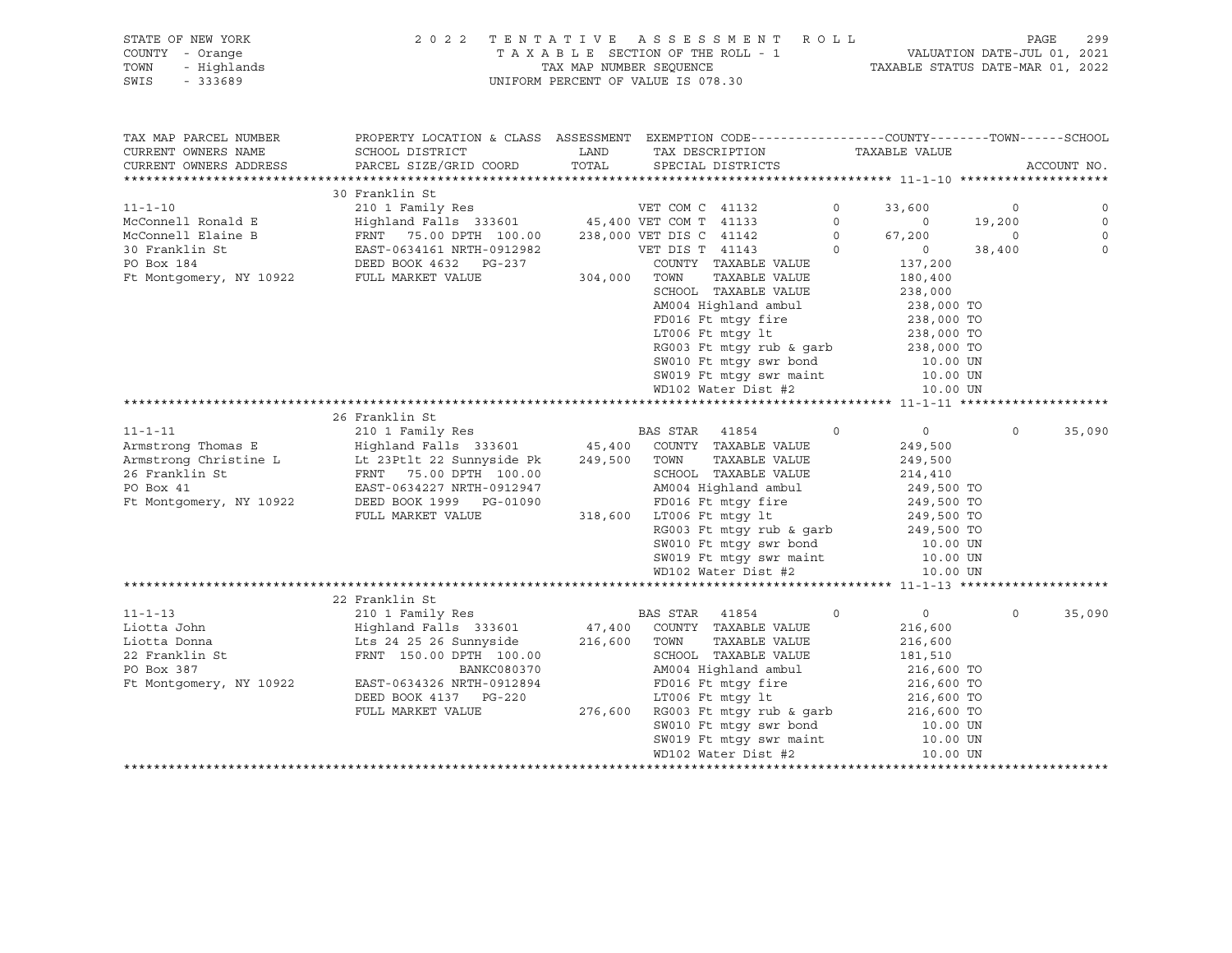STATE OF NEW YORK
COUNTY - Orange
TOWN - Highlands
SWIS - 333689

2022 TENTATIVE ASSESSMENT ROLL
TAXABLE SECTION OF THE ROLL - 1
TAX MAP NUMBER SEQUENCE
UNIFORM PERCENT OF VALUE IS 078.30

VALUATION DATE-JUL 01, 2021
TAXABLE STATUS DATE-MAR 01, 2022

```
TAX MAP PARCEL NUMBER     PROPERTY LOCATION & CLASS  ASSESSMENT  EXEMPTION CODE------------------COUNTY--------TOWN------SCHOOL
CURRENT OWNERS NAME       SCHOOL DISTRICT               LAND      TAX DESCRIPTION            TAXABLE VALUE
CURRENT OWNERS ADDRESS    PARCEL SIZE/GRID COORD        TOTAL     SPECIAL DISTRICTS                                  ACCOUNT NO.
******************************************************************************************** 11-1-10 ********************
                          30 Franklin St
11-1-10                   210 1 Family Res                    VET COM C  41132        0     33,600          0           0
McConnell Ronald E        Highland Falls  333601      45,400 VET COM T  41133        0          0     19,200           0
McConnell Elaine B        FRNT   75.00 DPTH 100.00   238,000 VET DIS C  41142        0     67,200          0           0
30 Franklin St            EAST-0634161 NRTH-0912982          VET DIS T  41143        0          0     38,400           0
PO Box 184                DEED BOOK 4632   PG-237             COUNTY  TAXABLE VALUE        137,200
Ft Montgomery, NY 10922   FULL MARKET VALUE          304,000  TOWN    TAXABLE VALUE        180,400
                                                              SCHOOL  TAXABLE VALUE        238,000
                                                              AM004 Highland ambul          238,000 TO
                                                              FD016 Ft mtgy fire            238,000 TO
                                                              LT006 Ft mtgy lt              238,000 TO
                                                              RG003 Ft mtgy rub & garb      238,000 TO
                                                              SW010 Ft mtgy swr bond          10.00 UN
                                                              SW019 Ft mtgy swr maint         10.00 UN
                                                              WD102 Water Dist #2             10.00 UN
******************************************************************************************** 11-1-11 ********************
                          26 Franklin St
11-1-11                   210 1 Family Res                    BAS STAR   41854        0          0          0      35,090
Armstrong Thomas E        Highland Falls  333601      45,400  COUNTY  TAXABLE VALUE        249,500
Armstrong Christine L     Lt 23Ptlt 22 Sunnyside Pk  249,500  TOWN    TAXABLE VALUE        249,500
26 Franklin St            FRNT   75.00 DPTH 100.00            SCHOOL  TAXABLE VALUE        214,410
PO Box 41                 EAST-0634227 NRTH-0912947           AM004 Highland ambul          249,500 TO
Ft Montgomery, NY 10922   DEED BOOK 1999   PG-01090           FD016 Ft mtgy fire            249,500 TO
                          FULL MARKET VALUE          318,600  LT006 Ft mtgy lt              249,500 TO
                                                              RG003 Ft mtgy rub & garb      249,500 TO
                                                              SW010 Ft mtgy swr bond          10.00 UN
                                                              SW019 Ft mtgy swr maint         10.00 UN
                                                              WD102 Water Dist #2             10.00 UN
******************************************************************************************** 11-1-13 ********************
                          22 Franklin St
11-1-13                   210 1 Family Res                    BAS STAR   41854        0          0          0      35,090
Liotta John               Highland Falls  333601      47,400  COUNTY  TAXABLE VALUE        216,600
Liotta Donna              Lts 24 25 26 Sunnyside     216,600  TOWN    TAXABLE VALUE        216,600
22 Franklin St            FRNT  150.00 DPTH 100.00            SCHOOL  TAXABLE VALUE        181,510
PO Box 387                              BANKC080370           AM004 Highland ambul          216,600 TO
Ft Montgomery, NY 10922   EAST-0634326 NRTH-0912894           FD016 Ft mtgy fire            216,600 TO
                          DEED BOOK 4137   PG-220             LT006 Ft mtgy lt              216,600 TO
                          FULL MARKET VALUE          276,600  RG003 Ft mtgy rub & garb      216,600 TO
                                                              SW010 Ft mtgy swr bond          10.00 UN
                                                              SW019 Ft mtgy swr maint         10.00 UN
                                                              WD102 Water Dist #2             10.00 UN
*************************************************************************************************************************
```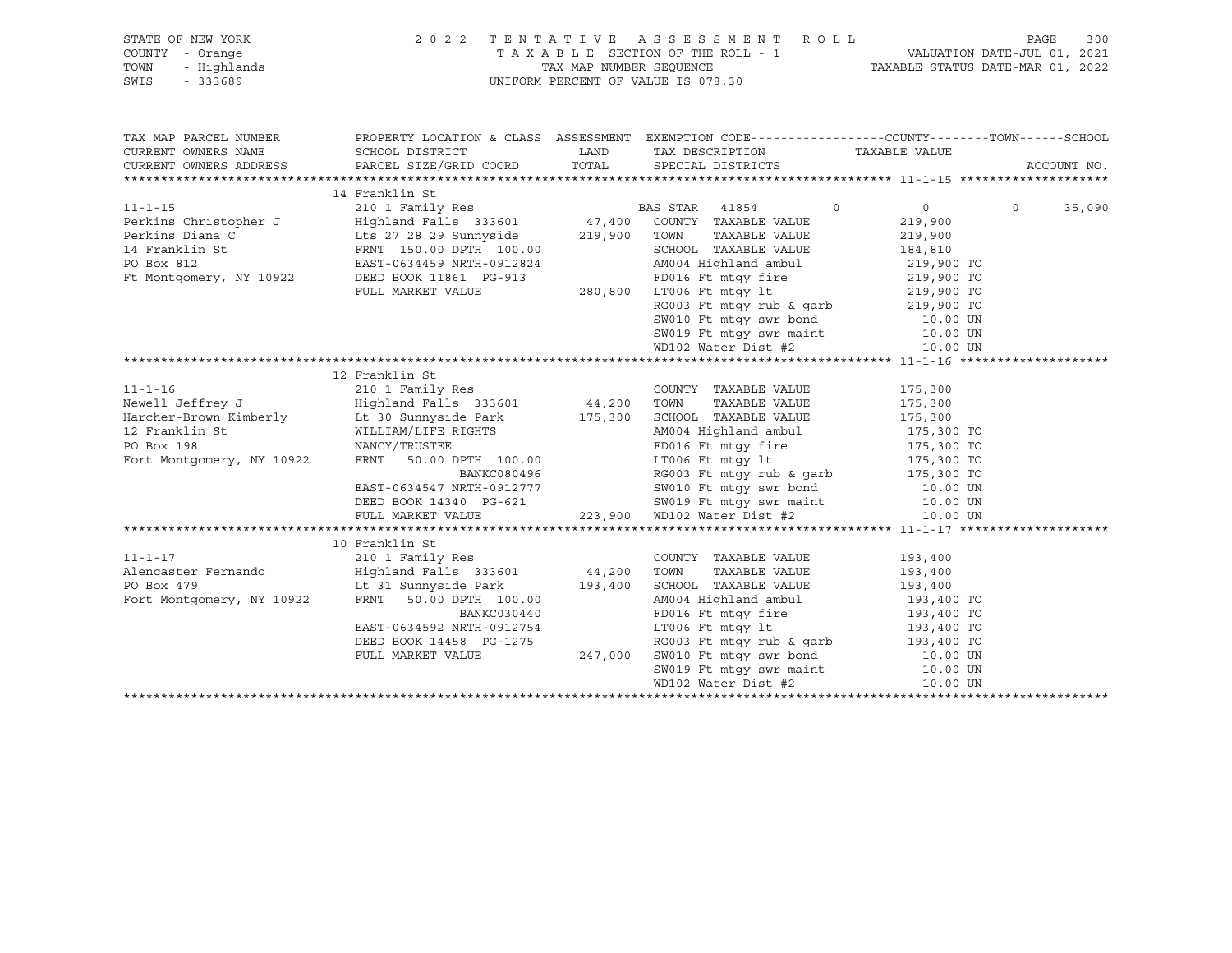STATE OF NEW YORK
COUNTY - Orange
TOWN - Highlands
SWIS - 333689

2 0 2 2 T E N T A T I V E A S S E S S M E N T R O L L
T A X A B L E SECTION OF THE ROLL - 1
TAX MAP NUMBER SEQUENCE
UNIFORM PERCENT OF VALUE IS 078.30

VALUATION DATE-JUL 01, 2021
TAXABLE STATUS DATE-MAR 01, 2022

```
TAX MAP PARCEL NUMBER          PROPERTY LOCATION & CLASS  ASSESSMENT  EXEMPTION CODE------------------COUNTY--------TOWN------SCHOOL
CURRENT OWNERS NAME            SCHOOL DISTRICT               LAND      TAX DESCRIPTION            TAXABLE VALUE
CURRENT OWNERS ADDRESS         PARCEL SIZE/GRID COORD        TOTAL     SPECIAL DISTRICTS                                     ACCOUNT NO.
******************************************************************************************************* 11-1-15 ********************
                               14 Franklin St
11-1-15                        210 1 Family Res                        BAS STAR   41854         0          0          0     35,090
Perkins Christopher J          Highland Falls  333601        47,400    COUNTY  TAXABLE VALUE            219,900
Perkins Diana C                Lts 27 28 29 Sunnyside       219,900    TOWN    TAXABLE VALUE            219,900
14 Franklin St                 FRNT 150.00 DPTH 100.00                 SCHOOL  TAXABLE VALUE            184,810
PO Box 812                     EAST-0634459 NRTH-0912824               AM004 Highland ambul              219,900 TO
Ft Montgomery, NY 10922        DEED BOOK 11861  PG-913                 FD016 Ft mtgy fire                219,900 TO
                               FULL MARKET VALUE            280,800    LT006 Ft mtgy lt                  219,900 TO
                                                                       RG003 Ft mtgy rub & garb          219,900 TO
                                                                       SW010 Ft mtgy swr bond              10.00 UN
                                                                       SW019 Ft mtgy swr maint             10.00 UN
                                                                       WD102 Water Dist #2                 10.00 UN
******************************************************************************************************* 11-1-16 ********************
                               12 Franklin St
11-1-16                        210 1 Family Res                        COUNTY  TAXABLE VALUE            175,300
Newell Jeffrey J               Highland Falls  333601        44,200    TOWN    TAXABLE VALUE            175,300
Harcher-Brown Kimberly         Lt 30 Sunnyside Park         175,300    SCHOOL  TAXABLE VALUE            175,300
12 Franklin St                 WILLIAM/LIFE RIGHTS                     AM004 Highland ambul              175,300 TO
PO Box 198                     NANCY/TRUSTEE                           FD016 Ft mtgy fire                175,300 TO
Fort Montgomery, NY 10922      FRNT  50.00 DPTH 100.00                 LT006 Ft mtgy lt                  175,300 TO
                                              BANKC080496              RG003 Ft mtgy rub & garb          175,300 TO
                               EAST-0634547 NRTH-0912777               SW010 Ft mtgy swr bond              10.00 UN
                               DEED BOOK 14340  PG-621                 SW019 Ft mtgy swr maint             10.00 UN
                               FULL MARKET VALUE            223,900    WD102 Water Dist #2                 10.00 UN
******************************************************************************************************* 11-1-17 ********************
                               10 Franklin St
11-1-17                        210 1 Family Res                        COUNTY  TAXABLE VALUE            193,400
Alencaster Fernando            Highland Falls  333601        44,200    TOWN    TAXABLE VALUE            193,400
PO Box 479                     Lt 31 Sunnyside Park         193,400    SCHOOL  TAXABLE VALUE            193,400
Fort Montgomery, NY 10922      FRNT  50.00 DPTH 100.00                 AM004 Highland ambul              193,400 TO
                                              BANKC030440              FD016 Ft mtgy fire                193,400 TO
                               EAST-0634592 NRTH-0912754               LT006 Ft mtgy lt                  193,400 TO
                               DEED BOOK 14458  PG-1275                RG003 Ft mtgy rub & garb          193,400 TO
                               FULL MARKET VALUE            247,000    SW010 Ft mtgy swr bond              10.00 UN
                                                                       SW019 Ft mtgy swr maint             10.00 UN
                                                                       WD102 Water Dist #2                 10.00 UN
************************************************************************************************************************************
```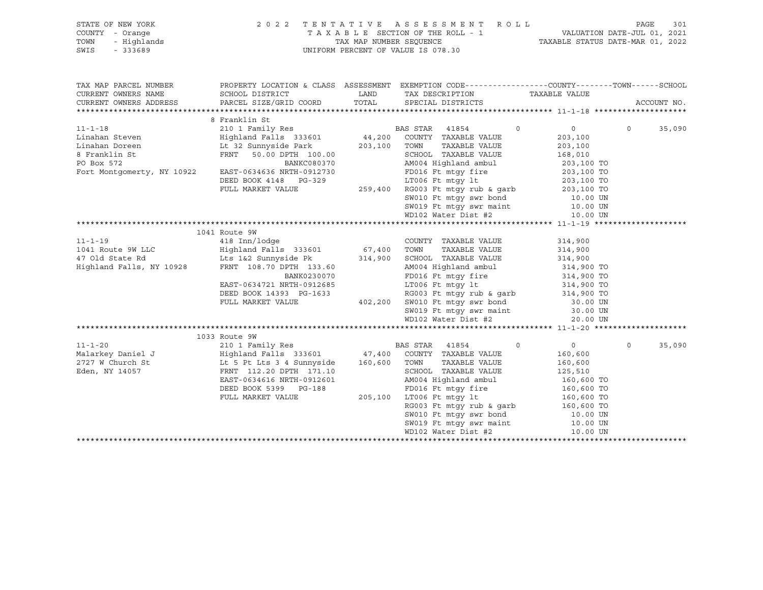STATE OF NEW YORK
COUNTY - Orange
TOWN - Highlands
SWIS - 333689

2022 TENTATIVE ASSESSMENT ROLL
TAXABLE SECTION OF THE ROLL - 1
TAX MAP NUMBER SEQUENCE
UNIFORM PERCENT OF VALUE IS 078.30

VALUATION DATE-JUL 01, 2021
TAXABLE STATUS DATE-MAR 01, 2022

| TAX MAP PARCEL NUMBER / CURRENT OWNERS NAME / CURRENT OWNERS ADDRESS | PROPERTY LOCATION & CLASS / SCHOOL DISTRICT / PARCEL SIZE/GRID COORD | ASSESSMENT LAND / TOTAL | EXEMPTION CODE / TAX DESCRIPTION / SPECIAL DISTRICTS | COUNTY / TAXABLE VALUE | TOWN | SCHOOL / ACCOUNT NO. |
|---|---|---|---|---|---|---|
| **11-1-18** | 8 Franklin St | | | | | |
| 11-1-18 | 210 1 Family Res | | BAS STAR 41854 0 | 0 | 0 | 35,090 |
| Linahan Steven | Highland Falls 333601 | 44,200 | COUNTY TAXABLE VALUE | 203,100 | | |
| Linahan Doreen | Lt 32 Sunnyside Park | 203,100 | TOWN TAXABLE VALUE | 203,100 | | |
| 8 Franklin St | FRNT 50.00 DPTH 100.00 | | SCHOOL TAXABLE VALUE | 168,010 | | |
| PO Box 572 | BANKC080370 | | AM004 Highland ambul | 203,100 TO | | |
| Fort Montgomerty, NY 10922 | EAST-0634636 NRTH-0912730 | | FD016 Ft mtgy fire | 203,100 TO | | |
| | DEED BOOK 4148 PG-329 | | LT006 Ft mtgy lt | 203,100 TO | | |
| | FULL MARKET VALUE | 259,400 | RG003 Ft mtgy rub & garb | 203,100 TO | | |
| | | | SW010 Ft mtgy swr bond | 10.00 UN | | |
| | | | SW019 Ft mtgy swr maint | 10.00 UN | | |
| | | | WD102 Water Dist #2 | 10.00 UN | | |
| **11-1-19** | 1041 Route 9W | | | | | |
| 11-1-19 | 418 Inn/lodge | | COUNTY TAXABLE VALUE | 314,900 | | |
| 1041 Route 9W LLC | Highland Falls 333601 | 67,400 | TOWN TAXABLE VALUE | 314,900 | | |
| 47 Old State Rd | Lts 1&2 Sunnyside Pk | 314,900 | SCHOOL TAXABLE VALUE | 314,900 | | |
| Highland Falls, NY 10928 | FRNT 108.70 DPTH 133.60 | | AM004 Highland ambul | 314,900 TO | | |
| | BANK0230070 | | FD016 Ft mtgy fire | 314,900 TO | | |
| | EAST-0634721 NRTH-0912685 | | LT006 Ft mtgy lt | 314,900 TO | | |
| | DEED BOOK 14393 PG-1633 | | RG003 Ft mtgy rub & garb | 314,900 TO | | |
| | FULL MARKET VALUE | 402,200 | SW010 Ft mtgy swr bond | 30.00 UN | | |
| | | | SW019 Ft mtgy swr maint | 30.00 UN | | |
| | | | WD102 Water Dist #2 | 20.00 UN | | |
| **11-1-20** | 1033 Route 9W | | | | | |
| 11-1-20 | 210 1 Family Res | | BAS STAR 41854 0 | 0 | 0 | 35,090 |
| Malarkey Daniel J | Highland Falls 333601 | 47,400 | COUNTY TAXABLE VALUE | 160,600 | | |
| 2727 W Church St | Lt 5 Pt Lts 3 4 Sunnyside | 160,600 | TOWN TAXABLE VALUE | 160,600 | | |
| Eden, NY 14057 | FRNT 112.20 DPTH 171.10 | | SCHOOL TAXABLE VALUE | 125,510 | | |
| | EAST-0634616 NRTH-0912601 | | AM004 Highland ambul | 160,600 TO | | |
| | DEED BOOK 5399 PG-188 | | FD016 Ft mtgy fire | 160,600 TO | | |
| | FULL MARKET VALUE | 205,100 | LT006 Ft mtgy lt | 160,600 TO | | |
| | | | RG003 Ft mtgy rub & garb | 160,600 TO | | |
| | | | SW010 Ft mtgy swr bond | 10.00 UN | | |
| | | | SW019 Ft mtgy swr maint | 10.00 UN | | |
| | | | WD102 Water Dist #2 | 10.00 UN | | |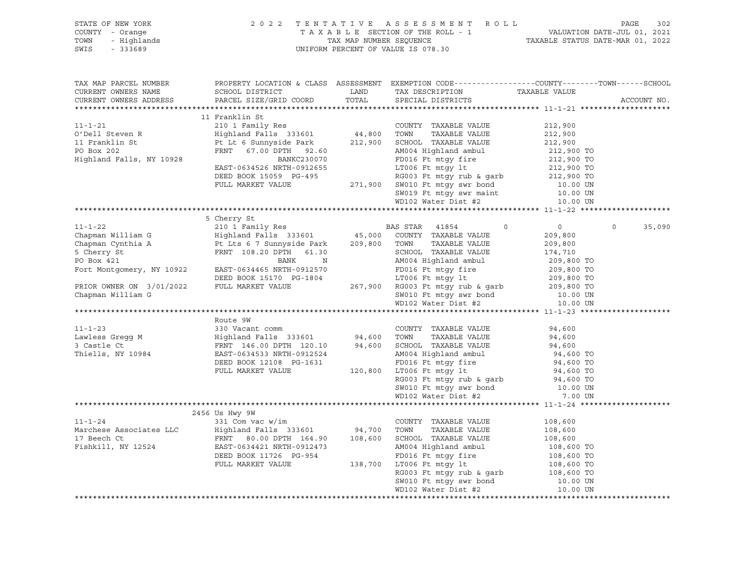STATE OF NEW YORK — 2022 TENTATIVE ASSESSMENT ROLL
COUNTY - Orange — TAXABLE SECTION OF THE ROLL - 1 — VALUATION DATE-JUL 01, 2021
TOWN - Highlands — TAX MAP NUMBER SEQUENCE — TAXABLE STATUS DATE-MAR 01, 2022
SWIS - 333689 — UNIFORM PERCENT OF VALUE IS 078.30

| TAX MAP PARCEL NUMBER / CURRENT OWNERS NAME / CURRENT OWNERS ADDRESS | PROPERTY LOCATION & CLASS / SCHOOL DISTRICT / PARCEL SIZE/GRID COORD | ASSESSMENT LAND / TOTAL | EXEMPTION CODE / TAX DESCRIPTION / SPECIAL DISTRICTS | COUNTY TAXABLE VALUE | TOWN | SCHOOL / ACCOUNT NO. |
|---|---|---|---|---|---|---|
| **11-1-21** | 11 Franklin St | | | | | |
| 11-1-21 | 210 1 Family Res | | COUNTY TAXABLE VALUE | 212,900 | | |
| O'Dell Steven R | Highland Falls 333601 | 44,800 | TOWN TAXABLE VALUE | 212,900 | | |
| 11 Franklin St | Pt Lt 6 Sunnyside Park | 212,900 | SCHOOL TAXABLE VALUE | 212,900 | | |
| PO Box 202 | FRNT 67.00 DPTH 92.60 | | AM004 Highland ambul | 212,900 TO | | |
| Highland Falls, NY 10928 | BANKC230070 | | FD016 Ft mtgy fire | 212,900 TO | | |
| | EAST-0634526 NRTH-0912655 | | LT006 Ft mtgy lt | 212,900 TO | | |
| | DEED BOOK 15059 PG-495 | | RG003 Ft mtgy rub & garb | 212,900 TO | | |
| | FULL MARKET VALUE | 271,900 | SW010 Ft mtgy swr bond | 10.00 UN | | |
| | | | SW019 Ft mtgy swr maint | 10.00 UN | | |
| | | | WD102 Water Dist #2 | 10.00 UN | | |
| **11-1-22** | 5 Cherry St | | | | | |
| 11-1-22 | 210 1 Family Res | | BAS STAR 41854 0 | 0 | 0 | 35,090 |
| Chapman William G | Highland Falls 333601 | 45,000 | COUNTY TAXABLE VALUE | 209,800 | | |
| Chapman Cynthia A | Pt Lts 6 7 Sunnyside Park | 209,800 | TOWN TAXABLE VALUE | 209,800 | | |
| 5 Cherry St | FRNT 108.20 DPTH 61.30 | | SCHOOL TAXABLE VALUE | 174,710 | | |
| PO Box 421 | BANK N | | AM004 Highland ambul | 209,800 TO | | |
| Fort Montgomery, NY 10922 | EAST-0634465 NRTH-0912570 | | FD016 Ft mtgy fire | 209,800 TO | | |
| | DEED BOOK 15170 PG-1804 | | LT006 Ft mtgy lt | 209,800 TO | | |
| PRIOR OWNER ON 3/01/2022 | FULL MARKET VALUE | 267,900 | RG003 Ft mtgy rub & garb | 209,800 TO | | |
| Chapman William G | | | SW010 Ft mtgy swr bond | 10.00 UN | | |
| | | | WD102 Water Dist #2 | 10.00 UN | | |
| **11-1-23** | Route 9W | | | | | |
| 11-1-23 | 330 Vacant comm | | COUNTY TAXABLE VALUE | 94,600 | | |
| Lawless Gregg M | Highland Falls 333601 | 94,600 | TOWN TAXABLE VALUE | 94,600 | | |
| 3 Castle Ct | FRNT 146.00 DPTH 120.10 | 94,600 | SCHOOL TAXABLE VALUE | 94,600 | | |
| Thiells, NY 10984 | EAST-0634533 NRTH-0912524 | | AM004 Highland ambul | 94,600 TO | | |
| | DEED BOOK 12108 PG-1631 | | FD016 Ft mtgy fire | 94,600 TO | | |
| | FULL MARKET VALUE | 120,800 | LT006 Ft mtgy lt | 94,600 TO | | |
| | | | RG003 Ft mtgy rub & garb | 94,600 TO | | |
| | | | SW010 Ft mtgy swr bond | 10.00 UN | | |
| | | | WD102 Water Dist #2 | 7.00 UN | | |
| **11-1-24** | 2456 Us Hwy 9W | | | | | |
| 11-1-24 | 331 Com vac w/im | | COUNTY TAXABLE VALUE | 108,600 | | |
| Marchese Associates LLC | Highland Falls 333601 | 94,700 | TOWN TAXABLE VALUE | 108,600 | | |
| 17 Beech Ct | FRNT 80.00 DPTH 164.90 | 108,600 | SCHOOL TAXABLE VALUE | 108,600 | | |
| Fishkill, NY 12524 | EAST-0634421 NRTH-0912473 | | AM004 Highland ambul | 108,600 TO | | |
| | DEED BOOK 11726 PG-954 | | FD016 Ft mtgy fire | 108,600 TO | | |
| | FULL MARKET VALUE | 138,700 | LT006 Ft mtgy lt | 108,600 TO | | |
| | | | RG003 Ft mtgy rub & garb | 108,600 TO | | |
| | | | SW010 Ft mtgy swr bond | 10.00 UN | | |
| | | | WD102 Water Dist #2 | 10.00 UN | | |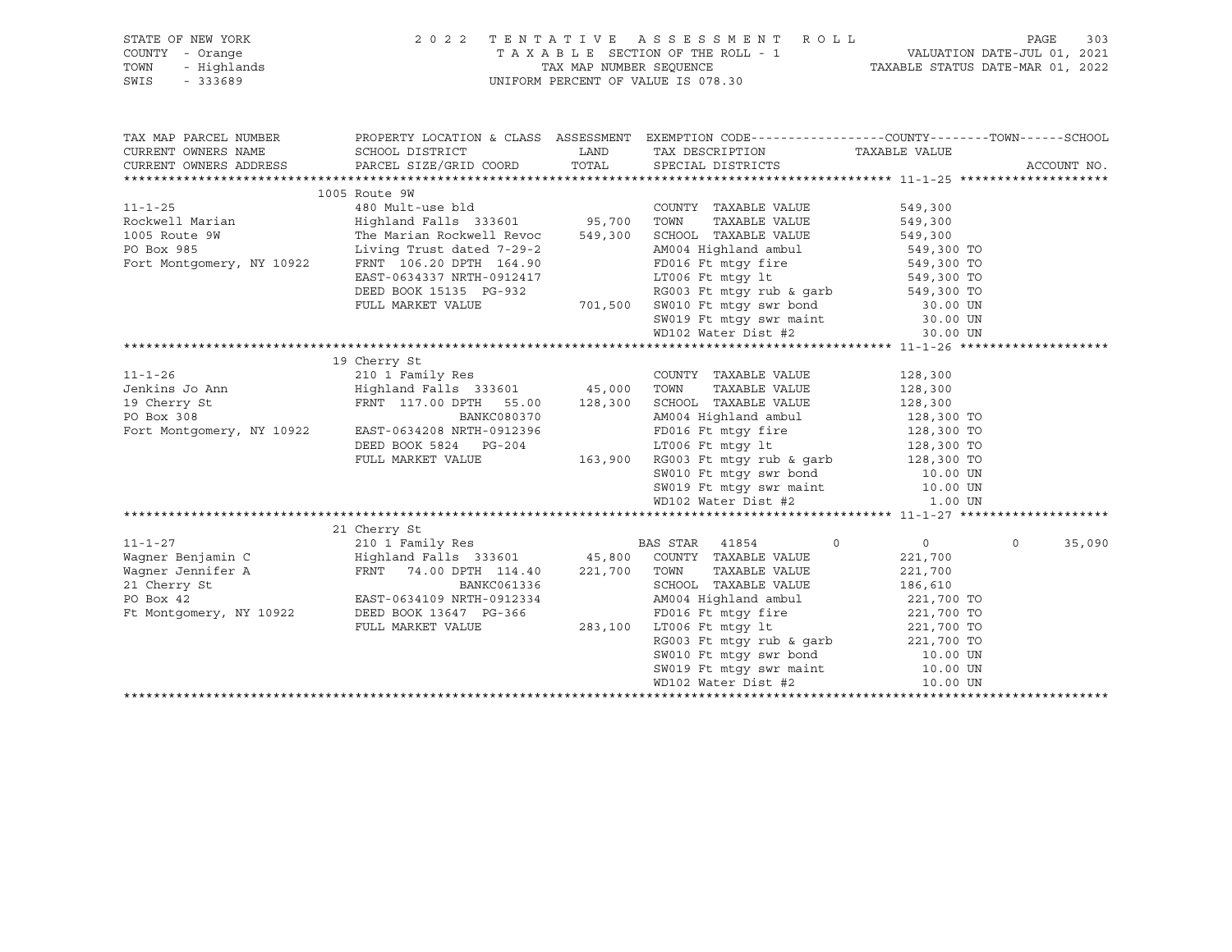STATE OF NEW YORK  
COUNTY - Orange  
TOWN - Highlands  
SWIS - 333689

2 0 2 2 T E N T A T I V E A S S E S S M E N T R O L L  
T A X A B L E SECTION OF THE ROLL - 1  
TAX MAP NUMBER SEQUENCE  
UNIFORM PERCENT OF VALUE IS 078.30

VALUATION DATE-JUL 01, 2021  
TAXABLE STATUS DATE-MAR 01, 2022

| TAX MAP PARCEL NUMBER / CURRENT OWNERS NAME / CURRENT OWNERS ADDRESS | PROPERTY LOCATION & CLASS / SCHOOL DISTRICT / PARCEL SIZE/GRID COORD | ASSESSMENT LAND / TOTAL | EXEMPTION CODE / TAX DESCRIPTION / SPECIAL DISTRICTS | COUNTY TAXABLE VALUE | TOWN | SCHOOL |
|---|---|---|---|---|---|---|
| **11-1-25** | 1005 Route 9W | | | | | |
| 11-1-25 | 480 Mult-use bld | | COUNTY TAXABLE VALUE | 549,300 | | |
| Rockwell Marian | Highland Falls 333601 | 95,700 | TOWN TAXABLE VALUE | 549,300 | | |
| 1005 Route 9W | The Marian Rockwell Revoc | 549,300 | SCHOOL TAXABLE VALUE | 549,300 | | |
| PO Box 985 | Living Trust dated 7-29-2 | | AM004 Highland ambul | 549,300 TO | | |
| Fort Montgomery, NY 10922 | FRNT 106.20 DPTH 164.90 | | FD016 Ft mtgy fire | 549,300 TO | | |
| | EAST-0634337 NRTH-0912417 | | LT006 Ft mtgy lt | 549,300 TO | | |
| | DEED BOOK 15135 PG-932 | | RG003 Ft mtgy rub & garb | 549,300 TO | | |
| | FULL MARKET VALUE | 701,500 | SW010 Ft mtgy swr bond | 30.00 UN | | |
| | | | SW019 Ft mtgy swr maint | 30.00 UN | | |
| | | | WD102 Water Dist #2 | 30.00 UN | | |
| **11-1-26** | 19 Cherry St | | | | | |
| 11-1-26 | 210 1 Family Res | | COUNTY TAXABLE VALUE | 128,300 | | |
| Jenkins Jo Ann | Highland Falls 333601 | 45,000 | TOWN TAXABLE VALUE | 128,300 | | |
| 19 Cherry St | FRNT 117.00 DPTH 55.00 | 128,300 | SCHOOL TAXABLE VALUE | 128,300 | | |
| PO Box 308 | BANKC080370 | | AM004 Highland ambul | 128,300 TO | | |
| Fort Montgomery, NY 10922 | EAST-0634208 NRTH-0912396 | | FD016 Ft mtgy fire | 128,300 TO | | |
| | DEED BOOK 5824 PG-204 | | LT006 Ft mtgy lt | 128,300 TO | | |
| | FULL MARKET VALUE | 163,900 | RG003 Ft mtgy rub & garb | 128,300 TO | | |
| | | | SW010 Ft mtgy swr bond | 10.00 UN | | |
| | | | SW019 Ft mtgy swr maint | 10.00 UN | | |
| | | | WD102 Water Dist #2 | 1.00 UN | | |
| **11-1-27** | 21 Cherry St | | | | | |
| 11-1-27 | 210 1 Family Res | | BAS STAR 41854 | 0 | 0 | 35,090 |
| Wagner Benjamin C | Highland Falls 333601 | 45,800 | COUNTY TAXABLE VALUE | 221,700 | | |
| Wagner Jennifer A | FRNT 74.00 DPTH 114.40 | 221,700 | TOWN TAXABLE VALUE | 221,700 | | |
| 21 Cherry St | BANKC061336 | | SCHOOL TAXABLE VALUE | 186,610 | | |
| PO Box 42 | EAST-0634109 NRTH-0912334 | | AM004 Highland ambul | 221,700 TO | | |
| Ft Montgomery, NY 10922 | DEED BOOK 13647 PG-366 | | FD016 Ft mtgy fire | 221,700 TO | | |
| | FULL MARKET VALUE | 283,100 | LT006 Ft mtgy lt | 221,700 TO | | |
| | | | RG003 Ft mtgy rub & garb | 221,700 TO | | |
| | | | SW010 Ft mtgy swr bond | 10.00 UN | | |
| | | | SW019 Ft mtgy swr maint | 10.00 UN | | |
| | | | WD102 Water Dist #2 | 10.00 UN | | |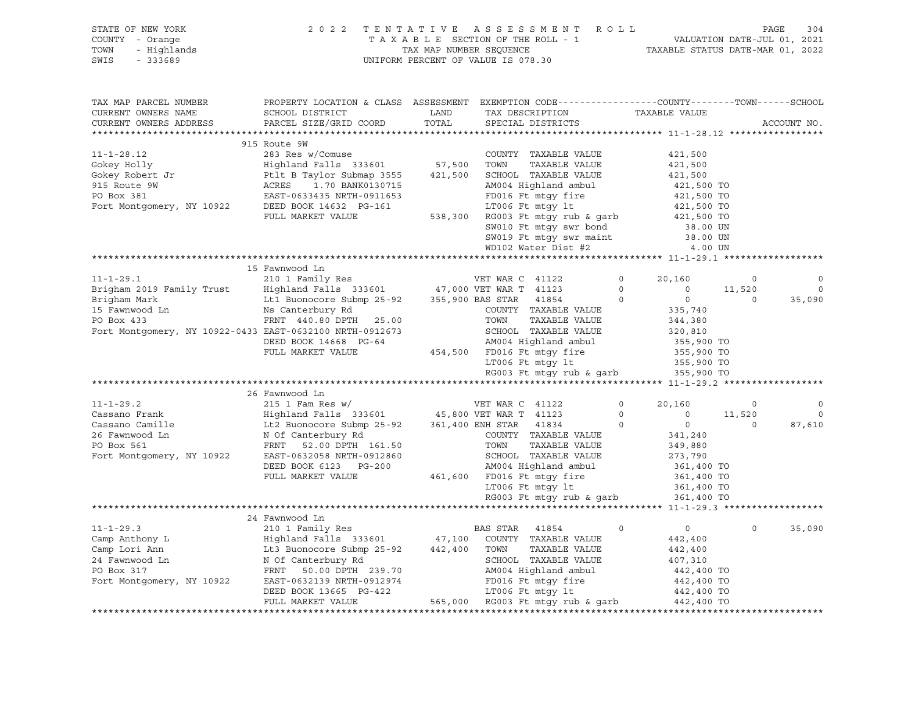STATE OF NEW YORK — 2022 TENTATIVE ASSESSMENT ROLL
COUNTY - Orange — TAXABLE SECTION OF THE ROLL - 1 — VALUATION DATE-JUL 01, 2021
TOWN - Highlands — TAX MAP NUMBER SEQUENCE — TAXABLE STATUS DATE-MAR 01, 2022
SWIS - 333689 — UNIFORM PERCENT OF VALUE IS 078.30

```
TAX MAP PARCEL NUMBER          PROPERTY LOCATION & CLASS  ASSESSMENT  EXEMPTION CODE-----------------COUNTY--------TOWN------SCHOOL
CURRENT OWNERS NAME            SCHOOL DISTRICT              LAND      TAX DESCRIPTION              TAXABLE VALUE
CURRENT OWNERS ADDRESS         PARCEL SIZE/GRID COORD       TOTAL     SPECIAL DISTRICTS                                        ACCOUNT NO.
******************************************************************************************************* 11-1-28.12 *****************
                               915 Route 9W
11-1-28.12                     283 Res w/Comuse                       COUNTY  TAXABLE VALUE           421,500
Gokey Holly                    Highland Falls  333601      57,500     TOWN    TAXABLE VALUE           421,500
Gokey Robert Jr                Ptlt B Taylor Submap 3555  421,500     SCHOOL  TAXABLE VALUE           421,500
915 Route 9W                   ACRES    1.70 BANK0130715              AM004 Highland ambul             421,500 TO
PO Box 381                     EAST-0633435 NRTH-0911653              FD016 Ft mtgy fire               421,500 TO
Fort Montgomery, NY 10922      DEED BOOK 14632  PG-161                LT006 Ft mtgy lt                 421,500 TO
                               FULL MARKET VALUE          538,300     RG003 Ft mtgy rub & garb         421,500 TO
                                                                      SW010 Ft mtgy swr bond             38.00 UN
                                                                      SW019 Ft mtgy swr maint            38.00 UN
                                                                      WD102 Water Dist #2                 4.00 UN
******************************************************************************************************* 11-1-29.1 ******************
                               15 Fawnwood Ln
11-1-29.1                      210 1 Family Res                       VET WAR C 41122        0      20,160          0            0
Brigham 2019 Family Trust      Highland Falls  333601      47,000 VET WAR T 41123        0           0     11,520            0
Brigham Mark                   Lt1 Buonocore Submp 25-92  355,900 BAS STAR  41854        0           0          0       35,090
15 Fawnwood Ln                 Ns Canterbury Rd                       COUNTY  TAXABLE VALUE           335,740
PO Box 433                     FRNT  440.80 DPTH   25.00              TOWN    TAXABLE VALUE           344,380
Fort Montgomery, NY 10922-0433 EAST-0632100 NRTH-0912673              SCHOOL  TAXABLE VALUE           320,810
                               DEED BOOK 14668  PG-64                 AM004 Highland ambul             355,900 TO
                               FULL MARKET VALUE          454,500     FD016 Ft mtgy fire               355,900 TO
                                                                      LT006 Ft mtgy lt                 355,900 TO
                                                                      RG003 Ft mtgy rub & garb         355,900 TO
******************************************************************************************************* 11-1-29.2 ******************
                               26 Fawnwood Ln
11-1-29.2                      215 1 Fam Res w/                       VET WAR C 41122        0      20,160          0            0
Cassano Frank                  Highland Falls  333601      45,800 VET WAR T 41123        0           0     11,520            0
Cassano Camille                Lt2 Buonocore Submp 25-92  361,400 ENH STAR  41834        0           0          0       87,610
26 Fawnwood Ln                 N Of Canterbury Rd                     COUNTY  TAXABLE VALUE           341,240
PO Box 561                     FRNT   52.00 DPTH  161.50              TOWN    TAXABLE VALUE           349,880
Fort Montgomery, NY 10922      EAST-0632058 NRTH-0912860              SCHOOL  TAXABLE VALUE           273,790
                               DEED BOOK 6123   PG-200                AM004 Highland ambul             361,400 TO
                               FULL MARKET VALUE          461,600     FD016 Ft mtgy fire               361,400 TO
                                                                      LT006 Ft mtgy lt                 361,400 TO
                                                                      RG003 Ft mtgy rub & garb         361,400 TO
******************************************************************************************************* 11-1-29.3 ******************
                               24 Fawnwood Ln
11-1-29.3                      210 1 Family Res                       BAS STAR  41854        0           0          0       35,090
Camp Anthony L                 Highland Falls  333601      47,100     COUNTY  TAXABLE VALUE           442,400
Camp Lori Ann                  Lt3 Buonocore Submp 25-92  442,400     TOWN    TAXABLE VALUE           442,400
24 Fawnwood Ln                 N Of Canterbury Rd                     SCHOOL  TAXABLE VALUE           407,310
PO Box 317                     FRNT   50.00 DPTH  239.70              AM004 Highland ambul             442,400 TO
Fort Montgomery, NY 10922      EAST-0632139 NRTH-0912974              FD016 Ft mtgy fire               442,400 TO
                               DEED BOOK 13665  PG-422                LT006 Ft mtgy lt                 442,400 TO
                               FULL MARKET VALUE          565,000     RG003 Ft mtgy rub & garb         442,400 TO
************************************************************************************************************************************
```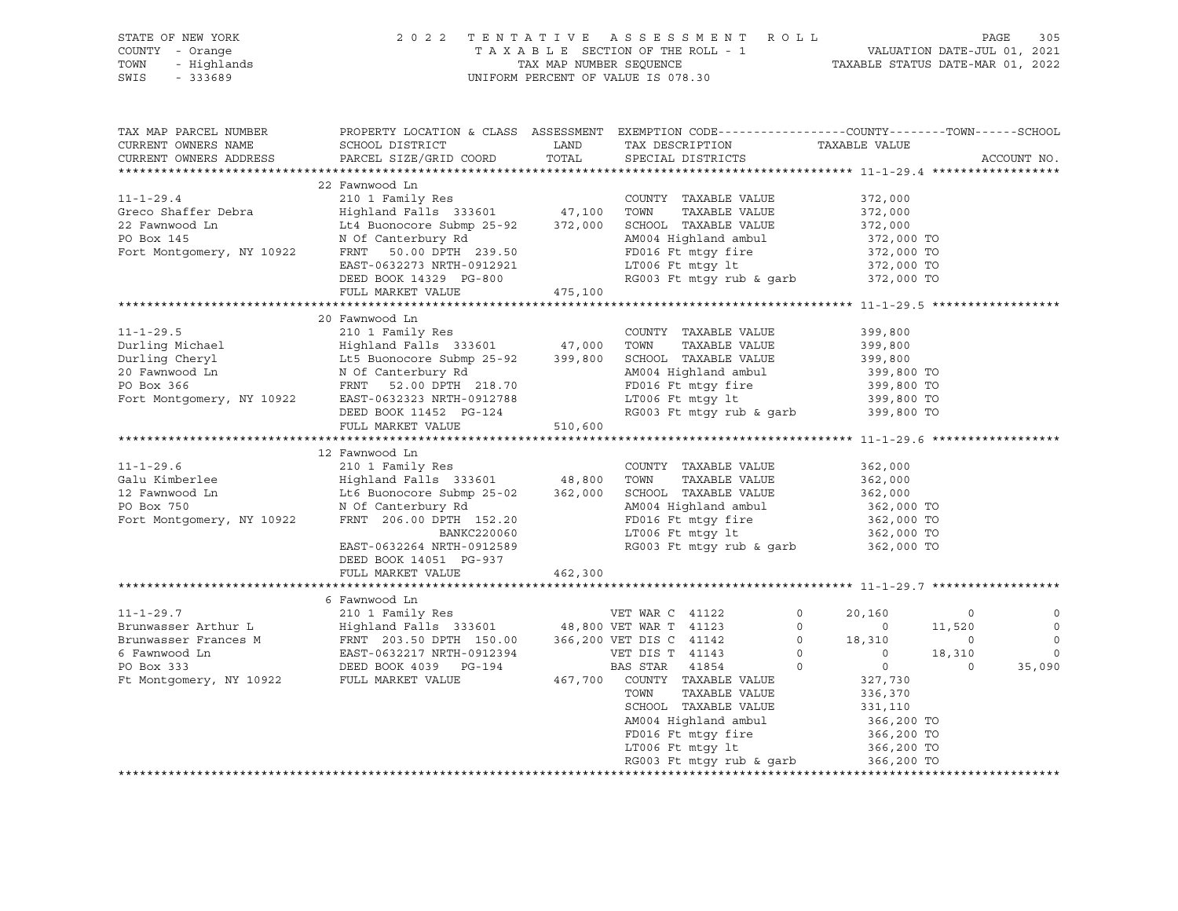STATE OF NEW YORK
COUNTY - Orange
TOWN - Highlands
SWIS - 333689

2 0 2 2 T E N T A T I V E A S S E S S M E N T R O L L
T A X A B L E SECTION OF THE ROLL - 1
TAX MAP NUMBER SEQUENCE
UNIFORM PERCENT OF VALUE IS 078.30

VALUATION DATE-JUL 01, 2021
TAXABLE STATUS DATE-MAR 01, 2022

```
TAX MAP PARCEL NUMBER          PROPERTY LOCATION & CLASS  ASSESSMENT  EXEMPTION CODE------------------COUNTY--------TOWN------SCHOOL
CURRENT OWNERS NAME            SCHOOL DISTRICT               LAND      TAX DESCRIPTION                 TAXABLE VALUE
CURRENT OWNERS ADDRESS         PARCEL SIZE/GRID COORD        TOTAL     SPECIAL DISTRICTS                                          ACCOUNT NO.
******************************************************************************************************* 11-1-29.4 ******************
                               22 Fawnwood Ln
11-1-29.4                      210 1 Family Res                        COUNTY  TAXABLE VALUE             372,000
Greco Shaffer Debra            Highland Falls  333601        47,100    TOWN    TAXABLE VALUE             372,000
22 Fawnwood Ln                 Lt4 Buonocore Submp 25-92    372,000    SCHOOL  TAXABLE VALUE             372,000
PO Box 145                     N Of Canterbury Rd                      AM004 Highland ambul               372,000 TO
Fort Montgomery, NY 10922      FRNT    50.00 DPTH 239.50               FD016 Ft mtgy fire                 372,000 TO
                               EAST-0632273 NRTH-0912921               LT006 Ft mtgy lt                   372,000 TO
                               DEED BOOK 14329  PG-800                 RG003 Ft mtgy rub & garb           372,000 TO
                               FULL MARKET VALUE            475,100
******************************************************************************************************* 11-1-29.5 ******************
                               20 Fawnwood Ln
11-1-29.5                      210 1 Family Res                        COUNTY  TAXABLE VALUE             399,800
Durling Michael                Highland Falls  333601        47,000    TOWN    TAXABLE VALUE             399,800
Durling Cheryl                 Lt5 Buonocore Submp 25-92    399,800    SCHOOL  TAXABLE VALUE             399,800
20 Fawnwood Ln                 N Of Canterbury Rd                      AM004 Highland ambul               399,800 TO
PO Box 366                     FRNT    52.00 DPTH 218.70               FD016 Ft mtgy fire                 399,800 TO
Fort Montgomery, NY 10922      EAST-0632323 NRTH-0912788               LT006 Ft mtgy lt                   399,800 TO
                               DEED BOOK 11452  PG-124                 RG003 Ft mtgy rub & garb           399,800 TO
                               FULL MARKET VALUE            510,600
******************************************************************************************************* 11-1-29.6 ******************
                               12 Fawnwood Ln
11-1-29.6                      210 1 Family Res                        COUNTY  TAXABLE VALUE             362,000
Galu Kimberlee                 Highland Falls  333601        48,800    TOWN    TAXABLE VALUE             362,000
12 Fawnwood Ln                 Lt6 Buonocore Submp 25-02    362,000    SCHOOL  TAXABLE VALUE             362,000
PO Box 750                     N Of Canterbury Rd                      AM004 Highland ambul               362,000 TO
Fort Montgomery, NY 10922      FRNT   206.00 DPTH 152.20               FD016 Ft mtgy fire                 362,000 TO
                                             BANKC220060               LT006 Ft mtgy lt                   362,000 TO
                               EAST-0632264 NRTH-0912589               RG003 Ft mtgy rub & garb           362,000 TO
                               DEED BOOK 14051  PG-937
                               FULL MARKET VALUE            462,300
******************************************************************************************************* 11-1-29.7 ******************
                               6 Fawnwood Ln
11-1-29.7                      210 1 Family Res                        VET WAR C  41122          0        20,160           0            0
Brunwasser Arthur L            Highland Falls  333601        48,800 VET WAR T  41123          0             0      11,520            0
Brunwasser Frances M           FRNT   203.50 DPTH 150.00    366,200 VET DIS C  41142          0        18,310           0            0
6 Fawnwood Ln                  EAST-0632217 NRTH-0912394               VET DIS T  41143          0             0      18,310            0
PO Box 333                     DEED BOOK 4039   PG-194                 BAS STAR   41854          0             0           0       35,090
Ft Montgomery, NY 10922        FULL MARKET VALUE            467,700    COUNTY  TAXABLE VALUE             327,730
                                                                       TOWN    TAXABLE VALUE             336,370
                                                                       SCHOOL  TAXABLE VALUE             331,110
                                                                       AM004 Highland ambul               366,200 TO
                                                                       FD016 Ft mtgy fire                 366,200 TO
                                                                       LT006 Ft mtgy lt                   366,200 TO
                                                                       RG003 Ft mtgy rub & garb           366,200 TO
************************************************************************************************************************************
```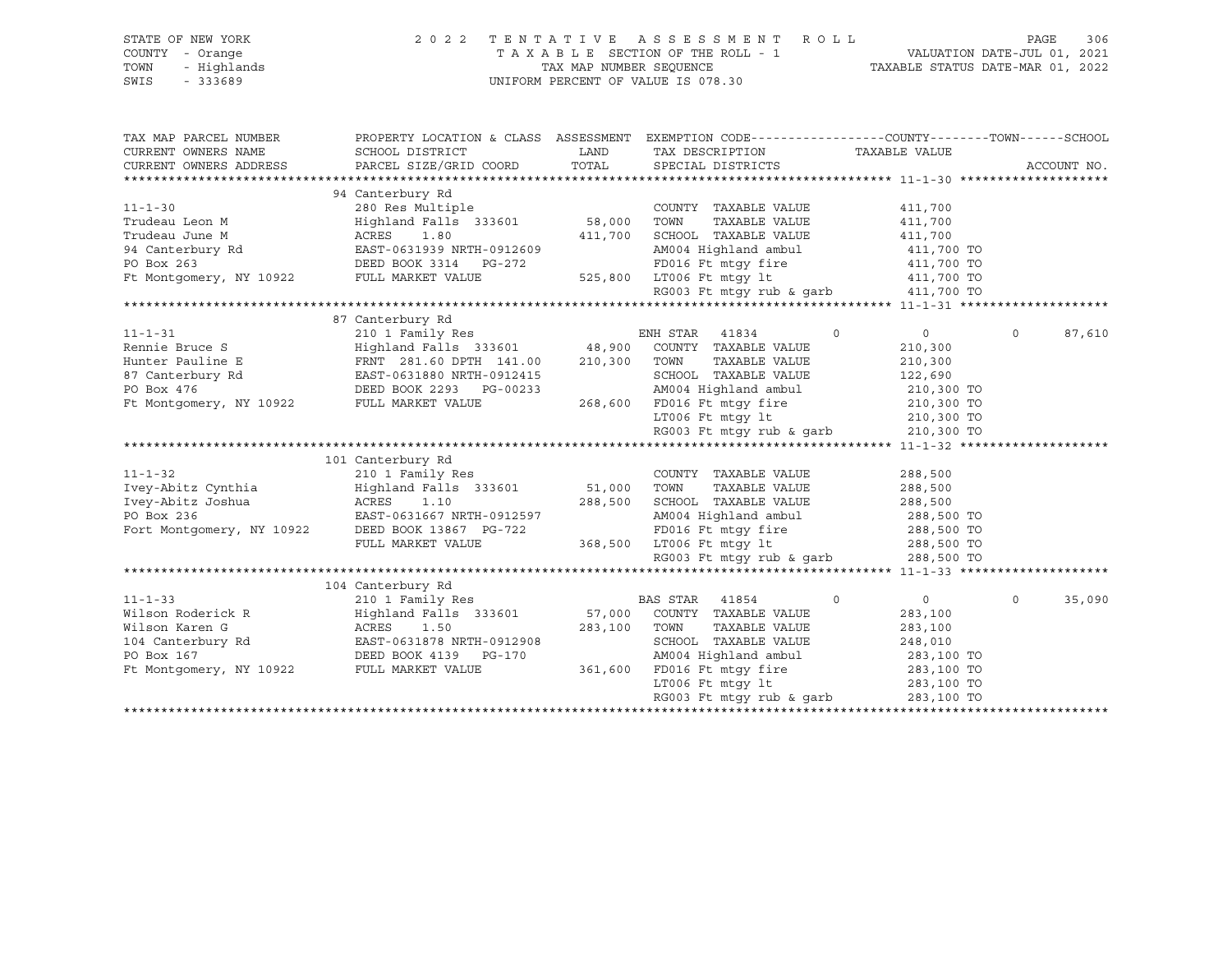STATE OF NEW YORK — 2022 TENTATIVE ASSESSMENT ROLL
COUNTY - Orange — TAXABLE SECTION OF THE ROLL - 1 — VALUATION DATE-JUL 01, 2021
TOWN - Highlands — TAX MAP NUMBER SEQUENCE — TAXABLE STATUS DATE-MAR 01, 2022
SWIS - 333689 — UNIFORM PERCENT OF VALUE IS 078.30

| TAX MAP PARCEL NUMBER / CURRENT OWNERS NAME / CURRENT OWNERS ADDRESS | PROPERTY LOCATION & CLASS / SCHOOL DISTRICT / PARCEL SIZE/GRID COORD | ASSESSMENT LAND / TOTAL | EXEMPTION CODE / TAX DESCRIPTION / SPECIAL DISTRICTS | COUNTY / TAXABLE VALUE | TOWN | SCHOOL | ACCOUNT NO. |
|---|---|---|---|---|---|---|---|
| **11-1-30** | 94 Canterbury Rd | | | | | | |
| | 280 Res Multiple | | COUNTY TAXABLE VALUE | 411,700 | | | |
| Trudeau Leon M | Highland Falls 333601 | 58,000 | TOWN TAXABLE VALUE | 411,700 | | | |
| Trudeau June M | ACRES 1.80 | 411,700 | SCHOOL TAXABLE VALUE | 411,700 | | | |
| 94 Canterbury Rd | EAST-0631939 NRTH-0912609 | | AM004 Highland ambul | 411,700 TO | | | |
| PO Box 263 | DEED BOOK 3314 PG-272 | | FD016 Ft mtgy fire | 411,700 TO | | | |
| Ft Montgomery, NY 10922 | FULL MARKET VALUE | 525,800 | LT006 Ft mtgy lt | 411,700 TO | | | |
| | | | RG003 Ft mtgy rub & garb | 411,700 TO | | | |
| **11-1-31** | 87 Canterbury Rd | | | | | | |
| | 210 1 Family Res | | ENH STAR 41834 | 0 | 0 | 0 | 87,610 |
| Rennie Bruce S | Highland Falls 333601 | 48,900 | COUNTY TAXABLE VALUE | 210,300 | | | |
| Hunter Pauline E | FRNT 281.60 DPTH 141.00 | 210,300 | TOWN TAXABLE VALUE | 210,300 | | | |
| 87 Canterbury Rd | EAST-0631880 NRTH-0912415 | | SCHOOL TAXABLE VALUE | 122,690 | | | |
| PO Box 476 | DEED BOOK 2293 PG-00233 | | AM004 Highland ambul | 210,300 TO | | | |
| Ft Montgomery, NY 10922 | FULL MARKET VALUE | 268,600 | FD016 Ft mtgy fire | 210,300 TO | | | |
| | | | LT006 Ft mtgy lt | 210,300 TO | | | |
| | | | RG003 Ft mtgy rub & garb | 210,300 TO | | | |
| **11-1-32** | 101 Canterbury Rd | | | | | | |
| | 210 1 Family Res | | COUNTY TAXABLE VALUE | 288,500 | | | |
| Ivey-Abitz Cynthia | Highland Falls 333601 | 51,000 | TOWN TAXABLE VALUE | 288,500 | | | |
| Ivey-Abitz Joshua | ACRES 1.10 | 288,500 | SCHOOL TAXABLE VALUE | 288,500 | | | |
| PO Box 236 | EAST-0631667 NRTH-0912597 | | AM004 Highland ambul | 288,500 TO | | | |
| Fort Montgomery, NY 10922 | DEED BOOK 13867 PG-722 | | FD016 Ft mtgy fire | 288,500 TO | | | |
| | FULL MARKET VALUE | 368,500 | LT006 Ft mtgy lt | 288,500 TO | | | |
| | | | RG003 Ft mtgy rub & garb | 288,500 TO | | | |
| **11-1-33** | 104 Canterbury Rd | | | | | | |
| | 210 1 Family Res | | BAS STAR 41854 | 0 | 0 | 0 | 35,090 |
| Wilson Roderick R | Highland Falls 333601 | 57,000 | COUNTY TAXABLE VALUE | 283,100 | | | |
| Wilson Karen G | ACRES 1.50 | 283,100 | TOWN TAXABLE VALUE | 283,100 | | | |
| 104 Canterbury Rd | EAST-0631878 NRTH-0912908 | | SCHOOL TAXABLE VALUE | 248,010 | | | |
| PO Box 167 | DEED BOOK 4139 PG-170 | | AM004 Highland ambul | 283,100 TO | | | |
| Ft Montgomery, NY 10922 | FULL MARKET VALUE | 361,600 | FD016 Ft mtgy fire | 283,100 TO | | | |
| | | | LT006 Ft mtgy lt | 283,100 TO | | | |
| | | | RG003 Ft mtgy rub & garb | 283,100 TO | | | |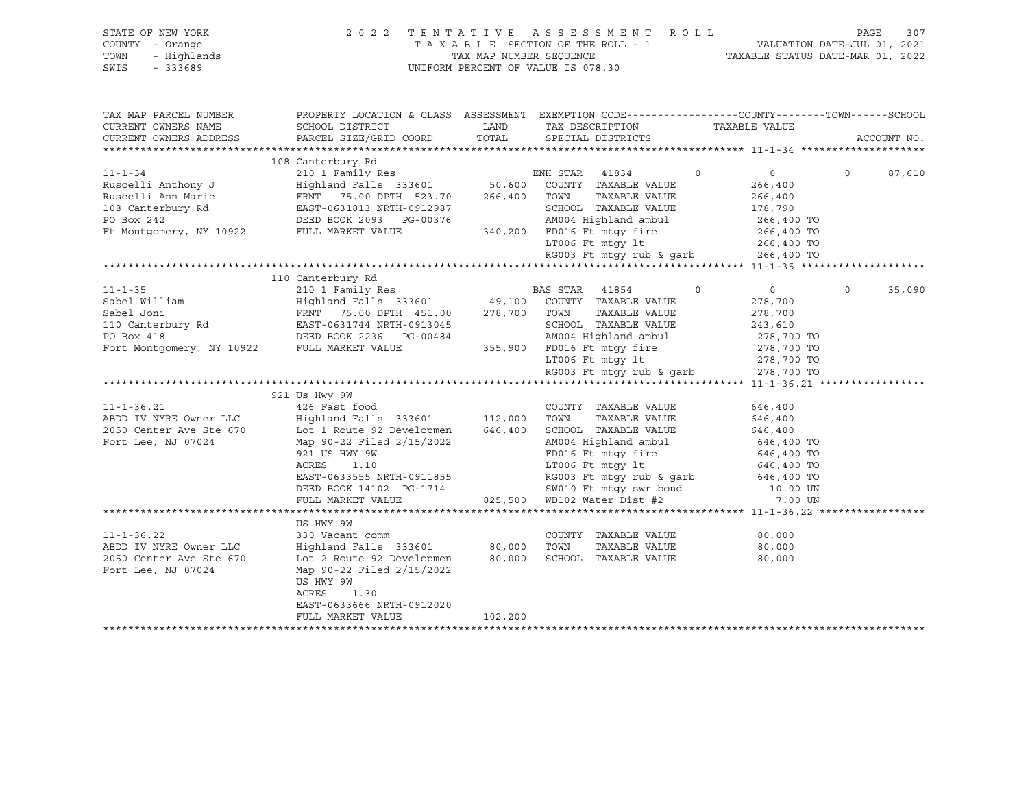STATE OF NEW YORK
COUNTY - Orange
TOWN - Highlands
SWIS - 333689

2022 TENTATIVE ASSESSMENT ROLL
TAXABLE SECTION OF THE ROLL - 1
TAX MAP NUMBER SEQUENCE
UNIFORM PERCENT OF VALUE IS 078.30

VALUATION DATE-JUL 01, 2021
TAXABLE STATUS DATE-MAR 01, 2022

```
TAX MAP PARCEL NUMBER       PROPERTY LOCATION & CLASS  ASSESSMENT  EXEMPTION CODE------------------COUNTY--------TOWN------SCHOOL
CURRENT OWNERS NAME         SCHOOL DISTRICT               LAND      TAX DESCRIPTION              TAXABLE VALUE
CURRENT OWNERS ADDRESS      PARCEL SIZE/GRID COORD       TOTAL      SPECIAL DISTRICTS                                    ACCOUNT NO.
******************************************************************************************************* 11-1-34 ********************
                            108 Canterbury Rd
11-1-34                     210 1 Family Res                      ENH STAR  41834        0            0          0      87,610
Ruscelli Anthony J          Highland Falls  333601        50,600   COUNTY  TAXABLE VALUE           266,400
Ruscelli Ann Marie          FRNT   75.00 DPTH 523.70     266,400   TOWN    TAXABLE VALUE           266,400
108 Canterbury Rd           EAST-0631813 NRTH-0912987              SCHOOL  TAXABLE VALUE           178,790
PO Box 242                  DEED BOOK 2093   PG-00376              AM004 Highland ambul             266,400 TO
Ft Montgomery, NY 10922     FULL MARKET VALUE            340,200   FD016 Ft mtgy fire               266,400 TO
                                                                   LT006 Ft mtgy lt                 266,400 TO
                                                                   RG003 Ft mtgy rub & garb         266,400 TO
******************************************************************************************************* 11-1-35 ********************
                            110 Canterbury Rd
11-1-35                     210 1 Family Res                      BAS STAR  41854        0            0          0      35,090
Sabel William               Highland Falls  333601        49,100   COUNTY  TAXABLE VALUE           278,700
Sabel Joni                  FRNT   75.00 DPTH 451.00     278,700   TOWN    TAXABLE VALUE           278,700
110 Canterbury Rd           EAST-0631744 NRTH-0913045              SCHOOL  TAXABLE VALUE           243,610
PO Box 418                  DEED BOOK 2236   PG-00484              AM004 Highland ambul             278,700 TO
Fort Montgomery, NY 10922   FULL MARKET VALUE            355,900   FD016 Ft mtgy fire               278,700 TO
                                                                   LT006 Ft mtgy lt                 278,700 TO
                                                                   RG003 Ft mtgy rub & garb         278,700 TO
******************************************************************************************************* 11-1-36.21 *****************
                            921 Us Hwy 9W
11-1-36.21                  426 Fast food                          COUNTY  TAXABLE VALUE           646,400
ABDD IV NYRE Owner LLC      Highland Falls  333601       112,000   TOWN    TAXABLE VALUE           646,400
2050 Center Ave Ste 670     Lot 1 Route 92 Developmen    646,400   SCHOOL  TAXABLE VALUE           646,400
Fort Lee, NJ 07024          Map 90-22 Filed 2/15/2022              AM004 Highland ambul             646,400 TO
                            921 US HWY 9W                          FD016 Ft mtgy fire               646,400 TO
                            ACRES    1.10                          LT006 Ft mtgy lt                 646,400 TO
                            EAST-0633555 NRTH-0911855              RG003 Ft mtgy rub & garb         646,400 TO
                            DEED BOOK 14102  PG-1714               SW010 Ft mtgy swr bond             10.00 UN
                            FULL MARKET VALUE            825,500   WD102 Water Dist #2                 7.00 UN
******************************************************************************************************* 11-1-36.22 *****************
                            US HWY 9W
11-1-36.22                  330 Vacant comm                        COUNTY  TAXABLE VALUE            80,000
ABDD IV NYRE Owner LLC      Highland Falls  333601        80,000   TOWN    TAXABLE VALUE            80,000
2050 Center Ave Ste 670     Lot 2 Route 92 Developmen     80,000   SCHOOL  TAXABLE VALUE            80,000
Fort Lee, NJ 07024          Map 90-22 Filed 2/15/2022
                            US HWY 9W
                            ACRES    1.30
                            EAST-0633666 NRTH-0912020
                            FULL MARKET VALUE            102,200
************************************************************************************************************************************
```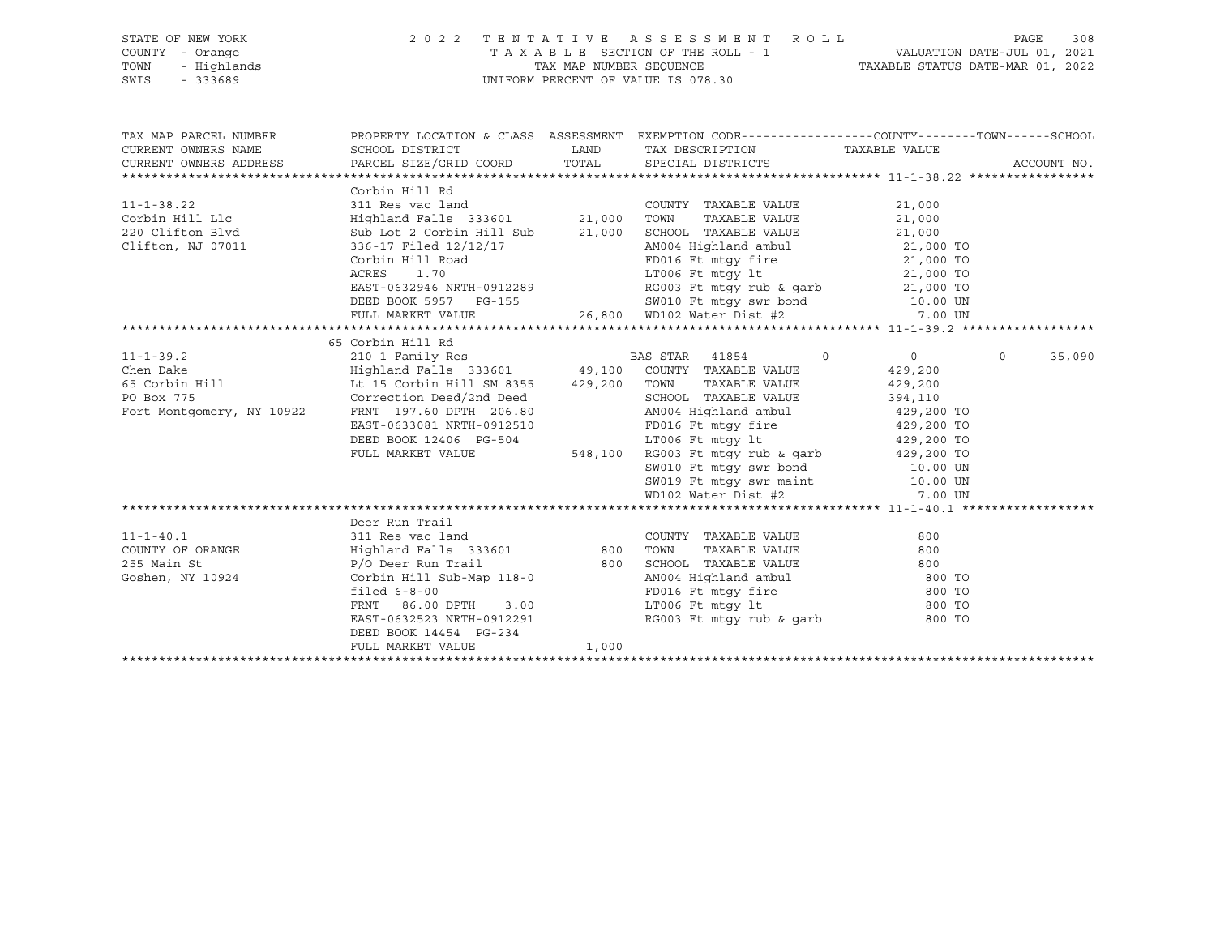STATE OF NEW YORK — COUNTY - Orange — TOWN - Highlands — SWIS - 333689

2022 TENTATIVE ASSESSMENT ROLL
TAXABLE SECTION OF THE ROLL - 1
TAX MAP NUMBER SEQUENCE
UNIFORM PERCENT OF VALUE IS 078.30

VALUATION DATE-JUL 01, 2021
TAXABLE STATUS DATE-MAR 01, 2022

| TAX MAP PARCEL NUMBER / CURRENT OWNERS NAME / CURRENT OWNERS ADDRESS | PROPERTY LOCATION & CLASS / SCHOOL DISTRICT / PARCEL SIZE/GRID COORD | ASSESSMENT LAND / TOTAL | EXEMPTION CODE / TAX DESCRIPTION / SPECIAL DISTRICTS | COUNTY | TOWN | SCHOOL / TAXABLE VALUE | ACCOUNT NO. |
|---|---|---|---|---|---|---|---|
| **11-1-38.22** | Corbin Hill Rd | | | | | | |
| 11-1-38.22 | 311 Res vac land | | COUNTY TAXABLE VALUE | 21,000 | | | |
| Corbin Hill Llc | Highland Falls 333601 | 21,000 | TOWN TAXABLE VALUE | 21,000 | | | |
| 220 Clifton Blvd | Sub Lot 2 Corbin Hill Sub | 21,000 | SCHOOL TAXABLE VALUE | 21,000 | | | |
| Clifton, NJ 07011 | 336-17 Filed 12/12/17 | | AM004 Highland ambul | 21,000 TO | | | |
| | Corbin Hill Road | | FD016 Ft mtgy fire | 21,000 TO | | | |
| | ACRES 1.70 | | LT006 Ft mtgy lt | 21,000 TO | | | |
| | EAST-0632946 NRTH-0912289 | | RG003 Ft mtgy rub & garb | 21,000 TO | | | |
| | DEED BOOK 5957 PG-155 | | SW010 Ft mtgy swr bond | 10.00 UN | | | |
| | FULL MARKET VALUE | 26,800 | WD102 Water Dist #2 | 7.00 UN | | | |
| **11-1-39.2** | 65 Corbin Hill Rd | | | | | | |
| 11-1-39.2 | 210 1 Family Res | | BAS STAR 41854 | 0 | 0 | 0 | 35,090 |
| Chen Dake | Highland Falls 333601 | 49,100 | COUNTY TAXABLE VALUE | 429,200 | | | |
| 65 Corbin Hill | Lt 15 Corbin Hill SM 8355 | 429,200 | TOWN TAXABLE VALUE | 429,200 | | | |
| PO Box 775 | Correction Deed/2nd Deed | | SCHOOL TAXABLE VALUE | 394,110 | | | |
| Fort Montgomery, NY 10922 | FRNT 197.60 DPTH 206.80 | | AM004 Highland ambul | 429,200 TO | | | |
| | EAST-0633081 NRTH-0912510 | | FD016 Ft mtgy fire | 429,200 TO | | | |
| | DEED BOOK 12406 PG-504 | | LT006 Ft mtgy lt | 429,200 TO | | | |
| | FULL MARKET VALUE | 548,100 | RG003 Ft mtgy rub & garb | 429,200 TO | | | |
| | | | SW010 Ft mtgy swr bond | 10.00 UN | | | |
| | | | SW019 Ft mtgy swr maint | 10.00 UN | | | |
| | | | WD102 Water Dist #2 | 7.00 UN | | | |
| **11-1-40.1** | Deer Run Trail | | | | | | |
| 11-1-40.1 | 311 Res vac land | | COUNTY TAXABLE VALUE | 800 | | | |
| COUNTY OF ORANGE | Highland Falls 333601 | 800 | TOWN TAXABLE VALUE | 800 | | | |
| 255 Main St | P/O Deer Run Trail | 800 | SCHOOL TAXABLE VALUE | 800 | | | |
| Goshen, NY 10924 | Corbin Hill Sub-Map 118-0 | | AM004 Highland ambul | 800 TO | | | |
| | filed 6-8-00 | | FD016 Ft mtgy fire | 800 TO | | | |
| | FRNT 86.00 DPTH 3.00 | | LT006 Ft mtgy lt | 800 TO | | | |
| | EAST-0632523 NRTH-0912291 | | RG003 Ft mtgy rub & garb | 800 TO | | | |
| | DEED BOOK 14454 PG-234 | | | | | | |
| | FULL MARKET VALUE | 1,000 | | | | | |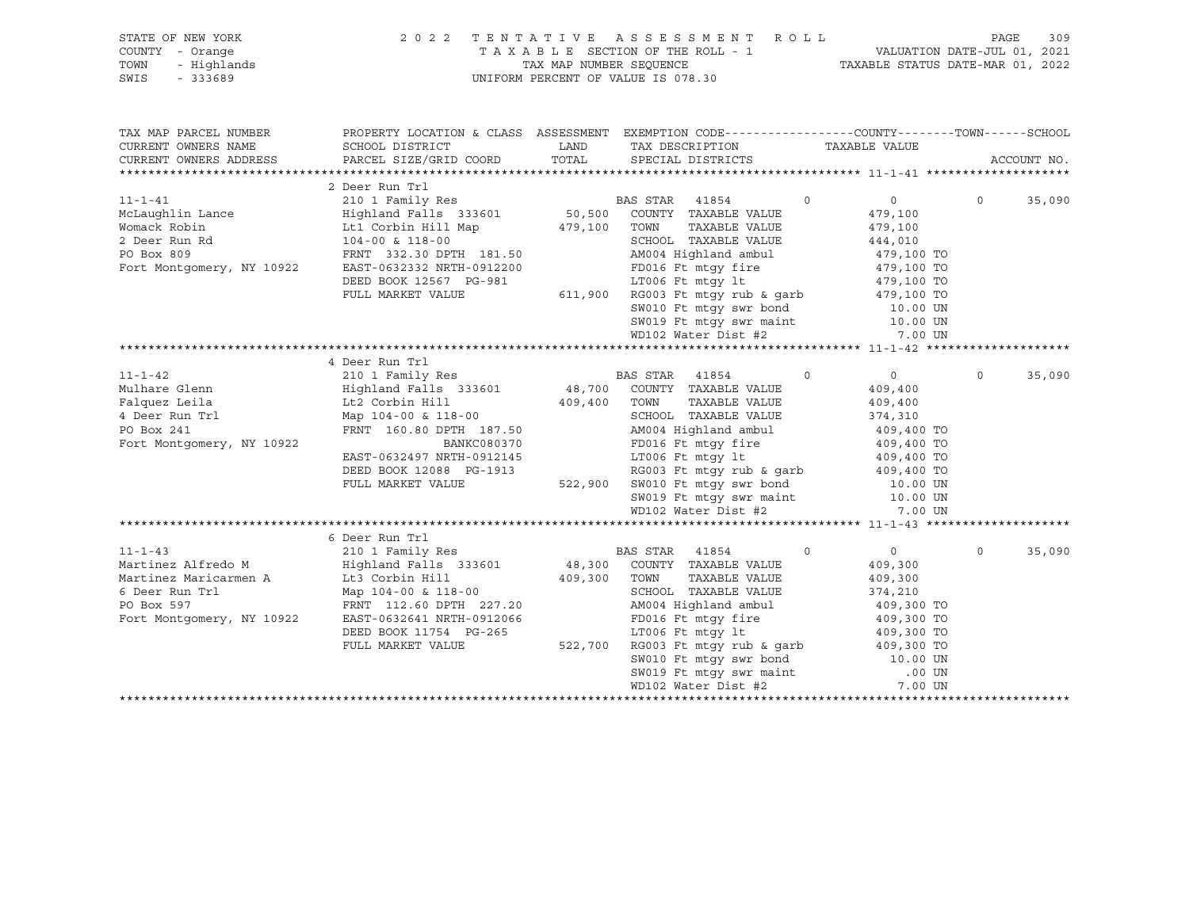STATE OF NEW YORK
COUNTY - Orange
TOWN - Highlands
SWIS - 333689

2 0 2 2 T E N T A T I V E A S S E S S M E N T R O L L
T A X A B L E SECTION OF THE ROLL - 1
TAX MAP NUMBER SEQUENCE
UNIFORM PERCENT OF VALUE IS 078.30

VALUATION DATE-JUL 01, 2021
TAXABLE STATUS DATE-MAR 01, 2022

| TAX MAP PARCEL NUMBER / CURRENT OWNERS NAME / CURRENT OWNERS ADDRESS | PROPERTY LOCATION & CLASS / SCHOOL DISTRICT / PARCEL SIZE/GRID COORD | ASSESSMENT LAND / TOTAL | EXEMPTION CODE / TAX DESCRIPTION / SPECIAL DISTRICTS | COUNTY | TOWN | SCHOOL / ACCOUNT NO. |
|---|---|---|---|---|---|---|
| **11-1-41** | 2 Deer Run Trl | | | | | |
| | 210 1 Family Res | | BAS STAR 41854 | 0 | 0 | 0 35,090 |
| McLaughlin Lance | Highland Falls 333601 | 50,500 | COUNTY TAXABLE VALUE | 479,100 | | |
| Womack Robin | Lt1 Corbin Hill Map | 479,100 | TOWN TAXABLE VALUE | | 479,100 | |
| 2 Deer Run Rd | 104-00 & 118-00 | | SCHOOL TAXABLE VALUE | | | 444,010 |
| PO Box 809 | FRNT 332.30 DPTH 181.50 | | AM004 Highland ambul | 479,100 TO | | |
| Fort Montgomery, NY 10922 | EAST-0632332 NRTH-0912200 | | FD016 Ft mtgy fire | 479,100 TO | | |
| | DEED BOOK 12567 PG-981 | | LT006 Ft mtgy lt | 479,100 TO | | |
| | FULL MARKET VALUE | 611,900 | RG003 Ft mtgy rub & garb | 479,100 TO | | |
| | | | SW010 Ft mtgy swr bond | 10.00 UN | | |
| | | | SW019 Ft mtgy swr maint | 10.00 UN | | |
| | | | WD102 Water Dist #2 | 7.00 UN | | |
| **11-1-42** | 4 Deer Run Trl | | | | | |
| | 210 1 Family Res | | BAS STAR 41854 | 0 | 0 | 0 35,090 |
| Mulhare Glenn | Highland Falls 333601 | 48,700 | COUNTY TAXABLE VALUE | 409,400 | | |
| Falquez Leila | Lt2 Corbin Hill | 409,400 | TOWN TAXABLE VALUE | | 409,400 | |
| 4 Deer Run Trl | Map 104-00 & 118-00 | | SCHOOL TAXABLE VALUE | | | 374,310 |
| PO Box 241 | FRNT 160.80 DPTH 187.50 | | AM004 Highland ambul | 409,400 TO | | |
| Fort Montgomery, NY 10922 | BANKC080370 | | FD016 Ft mtgy fire | 409,400 TO | | |
| | EAST-0632497 NRTH-0912145 | | LT006 Ft mtgy lt | 409,400 TO | | |
| | DEED BOOK 12088 PG-1913 | | RG003 Ft mtgy rub & garb | 409,400 TO | | |
| | FULL MARKET VALUE | 522,900 | SW010 Ft mtgy swr bond | 10.00 UN | | |
| | | | SW019 Ft mtgy swr maint | 10.00 UN | | |
| | | | WD102 Water Dist #2 | 7.00 UN | | |
| **11-1-43** | 6 Deer Run Trl | | | | | |
| | 210 1 Family Res | | BAS STAR 41854 | 0 | 0 | 0 35,090 |
| Martinez Alfredo M | Highland Falls 333601 | 48,300 | COUNTY TAXABLE VALUE | 409,300 | | |
| Martinez Maricarmen A | Lt3 Corbin Hill | 409,300 | TOWN TAXABLE VALUE | | 409,300 | |
| 6 Deer Run Trl | Map 104-00 & 118-00 | | SCHOOL TAXABLE VALUE | | | 374,210 |
| PO Box 597 | FRNT 112.60 DPTH 227.20 | | AM004 Highland ambul | 409,300 TO | | |
| Fort Montgomery, NY 10922 | EAST-0632641 NRTH-0912066 | | FD016 Ft mtgy fire | 409,300 TO | | |
| | DEED BOOK 11754 PG-265 | | LT006 Ft mtgy lt | 409,300 TO | | |
| | FULL MARKET VALUE | 522,700 | RG003 Ft mtgy rub & garb | 409,300 TO | | |
| | | | SW010 Ft mtgy swr bond | 10.00 UN | | |
| | | | SW019 Ft mtgy swr maint | .00 UN | | |
| | | | WD102 Water Dist #2 | 7.00 UN | | |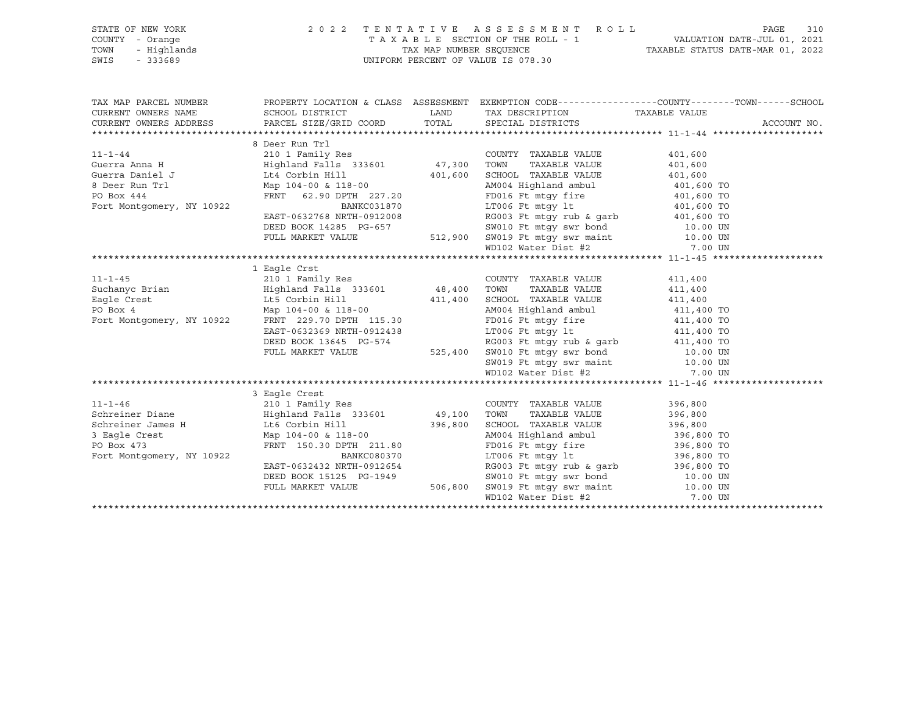STATE OF NEW YORK — 2022 TENTATIVE ASSESSMENT ROLL
COUNTY - Orange — TAXABLE SECTION OF THE ROLL - 1 — VALUATION DATE-JUL 01, 2021
TOWN - Highlands — TAX MAP NUMBER SEQUENCE — TAXABLE STATUS DATE-MAR 01, 2022
SWIS - 333689 — UNIFORM PERCENT OF VALUE IS 078.30

| TAX MAP PARCEL NUMBER / CURRENT OWNERS NAME / CURRENT OWNERS ADDRESS | PROPERTY LOCATION & CLASS / SCHOOL DISTRICT / PARCEL SIZE/GRID COORD | ASSESSMENT LAND / TOTAL | EXEMPTION CODE / TAX DESCRIPTION / SPECIAL DISTRICTS | TAXABLE VALUE (COUNTY / TOWN / SCHOOL) | ACCOUNT NO. |
|---|---|---|---|---|---|
| **11-1-44** | 8 Deer Run Trl | | | | |
| 11-1-44 | 210 1 Family Res | | COUNTY TAXABLE VALUE | 401,600 | |
| Guerra Anna H | Highland Falls 333601 | 47,300 | TOWN TAXABLE VALUE | 401,600 | |
| Guerra Daniel J | Lt4 Corbin Hill | 401,600 | SCHOOL TAXABLE VALUE | 401,600 | |
| 8 Deer Run Trl | Map 104-00 & 118-00 | | AM004 Highland ambul | 401,600 TO | |
| PO Box 444 | FRNT 62.90 DPTH 227.20 | | FD016 Ft mtgy fire | 401,600 TO | |
| Fort Montgomery, NY 10922 | BANKC031870 | | LT006 Ft mtgy lt | 401,600 TO | |
| | EAST-0632768 NRTH-0912008 | | RG003 Ft mtgy rub & garb | 401,600 TO | |
| | DEED BOOK 14285 PG-657 | | SW010 Ft mtgy swr bond | 10.00 UN | |
| | FULL MARKET VALUE | 512,900 | SW019 Ft mtgy swr maint | 10.00 UN | |
| | | | WD102 Water Dist #2 | 7.00 UN | |
| **11-1-45** | 1 Eagle Crst | | | | |
| 11-1-45 | 210 1 Family Res | | COUNTY TAXABLE VALUE | 411,400 | |
| Suchanyc Brian | Highland Falls 333601 | 48,400 | TOWN TAXABLE VALUE | 411,400 | |
| Eagle Crest | Lt5 Corbin Hill | 411,400 | SCHOOL TAXABLE VALUE | 411,400 | |
| PO Box 4 | Map 104-00 & 118-00 | | AM004 Highland ambul | 411,400 TO | |
| Fort Montgomery, NY 10922 | FRNT 229.70 DPTH 115.30 | | FD016 Ft mtgy fire | 411,400 TO | |
| | EAST-0632369 NRTH-0912438 | | LT006 Ft mtgy lt | 411,400 TO | |
| | DEED BOOK 13645 PG-574 | | RG003 Ft mtgy rub & garb | 411,400 TO | |
| | FULL MARKET VALUE | 525,400 | SW010 Ft mtgy swr bond | 10.00 UN | |
| | | | SW019 Ft mtgy swr maint | 10.00 UN | |
| | | | WD102 Water Dist #2 | 7.00 UN | |
| **11-1-46** | 3 Eagle Crest | | | | |
| 11-1-46 | 210 1 Family Res | | COUNTY TAXABLE VALUE | 396,800 | |
| Schreiner Diane | Highland Falls 333601 | 49,100 | TOWN TAXABLE VALUE | 396,800 | |
| Schreiner James H | Lt6 Corbin Hill | 396,800 | SCHOOL TAXABLE VALUE | 396,800 | |
| 3 Eagle Crest | Map 104-00 & 118-00 | | AM004 Highland ambul | 396,800 TO | |
| PO Box 473 | FRNT 150.30 DPTH 211.80 | | FD016 Ft mtgy fire | 396,800 TO | |
| Fort Montgomery, NY 10922 | BANKC080370 | | LT006 Ft mtgy lt | 396,800 TO | |
| | EAST-0632432 NRTH-0912654 | | RG003 Ft mtgy rub & garb | 396,800 TO | |
| | DEED BOOK 15125 PG-1949 | | SW010 Ft mtgy swr bond | 10.00 UN | |
| | FULL MARKET VALUE | 506,800 | SW019 Ft mtgy swr maint | 10.00 UN | |
| | | | WD102 Water Dist #2 | 7.00 UN | |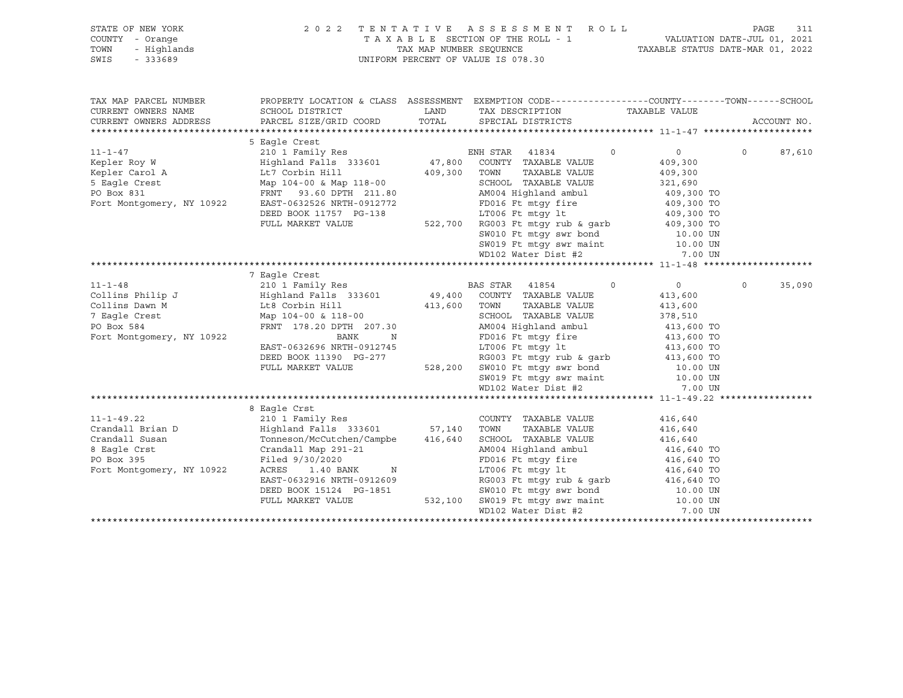STATE OF NEW YORK
COUNTY - Orange
TOWN - Highlands
SWIS - 333689

2022 TENTATIVE ASSESSMENT ROLL
TAXABLE SECTION OF THE ROLL - 1
TAX MAP NUMBER SEQUENCE
UNIFORM PERCENT OF VALUE IS 078.30

VALUATION DATE-JUL 01, 2021
TAXABLE STATUS DATE-MAR 01, 2022

| TAX MAP PARCEL NUMBER / CURRENT OWNERS NAME / CURRENT OWNERS ADDRESS | PROPERTY LOCATION & CLASS / SCHOOL DISTRICT / PARCEL SIZE/GRID COORD | ASSESSMENT LAND / TOTAL | EXEMPTION CODE / TAX DESCRIPTION / SPECIAL DISTRICTS | COUNTY | TOWN | SCHOOL | ACCOUNT NO. |
|---|---|---|---|---|---|---|---|
| **11-1-47** | 5 Eagle Crest | | | | | | |
| 11-1-47 | 210 1 Family Res | | ENH STAR 41834 | 0 | 0 | 0 | 87,610 |
| Kepler Roy W | Highland Falls 333601 | 47,800 | COUNTY TAXABLE VALUE | 409,300 | | | |
| Kepler Carol A | Lt7 Corbin Hill | 409,300 | TOWN TAXABLE VALUE | 409,300 | | | |
| 5 Eagle Crest | Map 104-00 & Map 118-00 | | SCHOOL TAXABLE VALUE | 321,690 | | | |
| PO Box 831 | FRNT 93.60 DPTH 211.80 | | AM004 Highland ambul | 409,300 TO | | | |
| Fort Montgomery, NY 10922 | EAST-0632526 NRTH-0912772 | | FD016 Ft mtgy fire | 409,300 TO | | | |
| | DEED BOOK 11757 PG-138 | | LT006 Ft mtgy lt | 409,300 TO | | | |
| | FULL MARKET VALUE | 522,700 | RG003 Ft mtgy rub & garb | 409,300 TO | | | |
| | | | SW010 Ft mtgy swr bond | 10.00 UN | | | |
| | | | SW019 Ft mtgy swr maint | 10.00 UN | | | |
| | | | WD102 Water Dist #2 | 7.00 UN | | | |
| **11-1-48** | 7 Eagle Crest | | | | | | |
| 11-1-48 | 210 1 Family Res | | BAS STAR 41854 | 0 | 0 | 0 | 35,090 |
| Collins Philip J | Highland Falls 333601 | 49,400 | COUNTY TAXABLE VALUE | 413,600 | | | |
| Collins Dawn M | Lt8 Corbin Hill | 413,600 | TOWN TAXABLE VALUE | 413,600 | | | |
| 7 Eagle Crest | Map 104-00 & 118-00 | | SCHOOL TAXABLE VALUE | 378,510 | | | |
| PO Box 584 | FRNT 178.20 DPTH 207.30 | | AM004 Highland ambul | 413,600 TO | | | |
| Fort Montgomery, NY 10922 | BANK N | | FD016 Ft mtgy fire | 413,600 TO | | | |
| | EAST-0632696 NRTH-0912745 | | LT006 Ft mtgy lt | 413,600 TO | | | |
| | DEED BOOK 11390 PG-277 | | RG003 Ft mtgy rub & garb | 413,600 TO | | | |
| | FULL MARKET VALUE | 528,200 | SW010 Ft mtgy swr bond | 10.00 UN | | | |
| | | | SW019 Ft mtgy swr maint | 10.00 UN | | | |
| | | | WD102 Water Dist #2 | 7.00 UN | | | |
| **11-1-49.22** | 8 Eagle Crst | | | | | | |
| 11-1-49.22 | 210 1 Family Res | | COUNTY TAXABLE VALUE | 416,640 | | | |
| Crandall Brian D | Highland Falls 333601 | 57,140 | TOWN TAXABLE VALUE | 416,640 | | | |
| Crandall Susan | Tonneson/McCutchen/Campbe | 416,640 | SCHOOL TAXABLE VALUE | 416,640 | | | |
| 8 Eagle Crst | Crandall Map 291-21 | | AM004 Highland ambul | 416,640 TO | | | |
| PO Box 395 | Filed 9/30/2020 | | FD016 Ft mtgy fire | 416,640 TO | | | |
| Fort Montgomery, NY 10922 | ACRES 1.40 BANK N | | LT006 Ft mtgy lt | 416,640 TO | | | |
| | EAST-0632916 NRTH-0912609 | | RG003 Ft mtgy rub & garb | 416,640 TO | | | |
| | DEED BOOK 15124 PG-1851 | | SW010 Ft mtgy swr bond | 10.00 UN | | | |
| | FULL MARKET VALUE | 532,100 | SW019 Ft mtgy swr maint | 10.00 UN | | | |
| | | | WD102 Water Dist #2 | 7.00 UN | | | |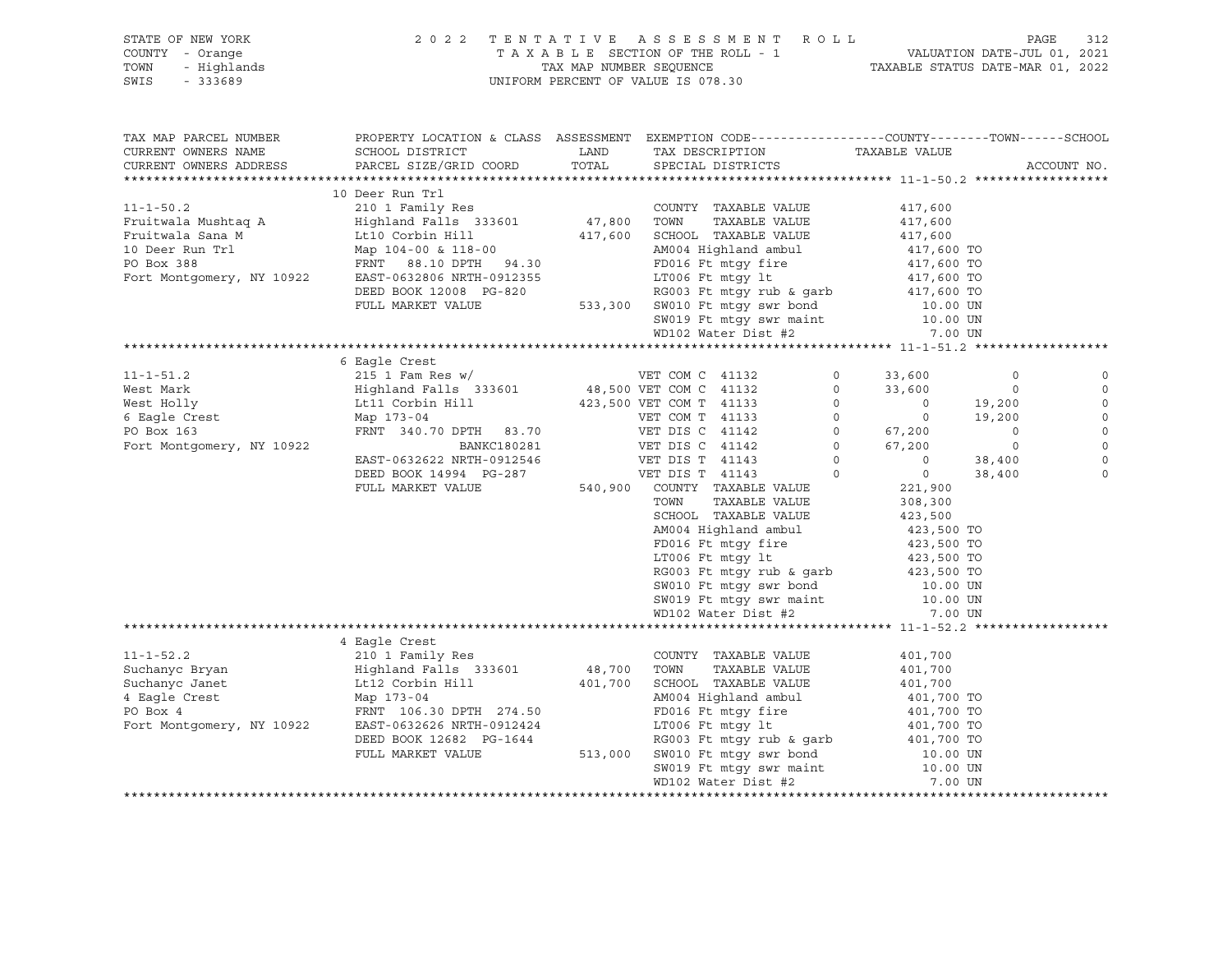STATE OF NEW YORK — 2022 TENTATIVE ASSESSMENT ROLL — TAXABLE SECTION OF THE ROLL - 1

COUNTY - Orange — TOWN - Highlands — SWIS - 333689

TAX MAP NUMBER SEQUENCE — UNIFORM PERCENT OF VALUE IS 078.30

VALUATION DATE-JUL 01, 2021 — TAXABLE STATUS DATE-MAR 01, 2022

| TAX MAP PARCEL NUMBER / CURRENT OWNERS NAME / CURRENT OWNERS ADDRESS | PROPERTY LOCATION & CLASS / SCHOOL DISTRICT / PARCEL SIZE/GRID COORD | ASSESSMENT LAND / TOTAL | EXEMPTION CODE / TAX DESCRIPTION / SPECIAL DISTRICTS | | COUNTY TAXABLE VALUE | TOWN | SCHOOL |
|---|---|---|---|---|---|---|---|
| **11-1-50.2** | 10 Deer Run Trl | | | | | | |
| 11-1-50.2 | 210 1 Family Res | | COUNTY TAXABLE VALUE | | 417,600 | | |
| Fruitwala Mushtaq A | Highland Falls 333601 | 47,800 | TOWN TAXABLE VALUE | | 417,600 | | |
| Fruitwala Sana M | Lt10 Corbin Hill | 417,600 | SCHOOL TAXABLE VALUE | | 417,600 | | |
| 10 Deer Run Trl | Map 104-00 & 118-00 | | AM004 Highland ambul | | 417,600 TO | | |
| PO Box 388 | FRNT 88.10 DPTH 94.30 | | FD016 Ft mtgy fire | | 417,600 TO | | |
| Fort Montgomery, NY 10922 | EAST-0632806 NRTH-0912355 | | LT006 Ft mtgy lt | | 417,600 TO | | |
| | DEED BOOK 12008 PG-820 | | RG003 Ft mtgy rub & garb | | 417,600 TO | | |
| | FULL MARKET VALUE | 533,300 | SW010 Ft mtgy swr bond | | 10.00 UN | | |
| | | | SW019 Ft mtgy swr maint | | 10.00 UN | | |
| | | | WD102 Water Dist #2 | | 7.00 UN | | |
| **11-1-51.2** | 6 Eagle Crest | | | | | | |
| 11-1-51.2 | 215 1 Fam Res w/ | | VET COM C 41132 | 0 | 33,600 | 0 | 0 |
| West Mark | Highland Falls 333601 | 48,500 | VET COM C 41132 | 0 | 33,600 | 0 | 0 |
| West Holly | Lt11 Corbin Hill | 423,500 | VET COM T 41133 | 0 | 0 | 19,200 | 0 |
| 6 Eagle Crest | Map 173-04 | | VET COM T 41133 | 0 | 0 | 19,200 | 0 |
| PO Box 163 | FRNT 340.70 DPTH 83.70 | | VET DIS C 41142 | 0 | 67,200 | 0 | 0 |
| Fort Montgomery, NY 10922 | BANKC180281 | | VET DIS C 41142 | 0 | 67,200 | 0 | 0 |
| | EAST-0632622 NRTH-0912546 | | VET DIS T 41143 | 0 | 0 | 38,400 | 0 |
| | DEED BOOK 14994 PG-287 | | VET DIS T 41143 | 0 | 0 | 38,400 | 0 |
| | FULL MARKET VALUE | 540,900 | COUNTY TAXABLE VALUE | | 221,900 | | |
| | | | TOWN TAXABLE VALUE | | 308,300 | | |
| | | | SCHOOL TAXABLE VALUE | | 423,500 | | |
| | | | AM004 Highland ambul | | 423,500 TO | | |
| | | | FD016 Ft mtgy fire | | 423,500 TO | | |
| | | | LT006 Ft mtgy lt | | 423,500 TO | | |
| | | | RG003 Ft mtgy rub & garb | | 423,500 TO | | |
| | | | SW010 Ft mtgy swr bond | | 10.00 UN | | |
| | | | SW019 Ft mtgy swr maint | | 10.00 UN | | |
| | | | WD102 Water Dist #2 | | 7.00 UN | | |
| **11-1-52.2** | 4 Eagle Crest | | | | | | |
| 11-1-52.2 | 210 1 Family Res | | COUNTY TAXABLE VALUE | | 401,700 | | |
| Suchanyc Bryan | Highland Falls 333601 | 48,700 | TOWN TAXABLE VALUE | | 401,700 | | |
| Suchanyc Janet | Lt12 Corbin Hill | 401,700 | SCHOOL TAXABLE VALUE | | 401,700 | | |
| 4 Eagle Crest | Map 173-04 | | AM004 Highland ambul | | 401,700 TO | | |
| PO Box 4 | FRNT 106.30 DPTH 274.50 | | FD016 Ft mtgy fire | | 401,700 TO | | |
| Fort Montgomery, NY 10922 | EAST-0632626 NRTH-0912424 | | LT006 Ft mtgy lt | | 401,700 TO | | |
| | DEED BOOK 12682 PG-1644 | | RG003 Ft mtgy rub & garb | | 401,700 TO | | |
| | FULL MARKET VALUE | 513,000 | SW010 Ft mtgy swr bond | | 10.00 UN | | |
| | | | SW019 Ft mtgy swr maint | | 10.00 UN | | |
| | | | WD102 Water Dist #2 | | 7.00 UN | | |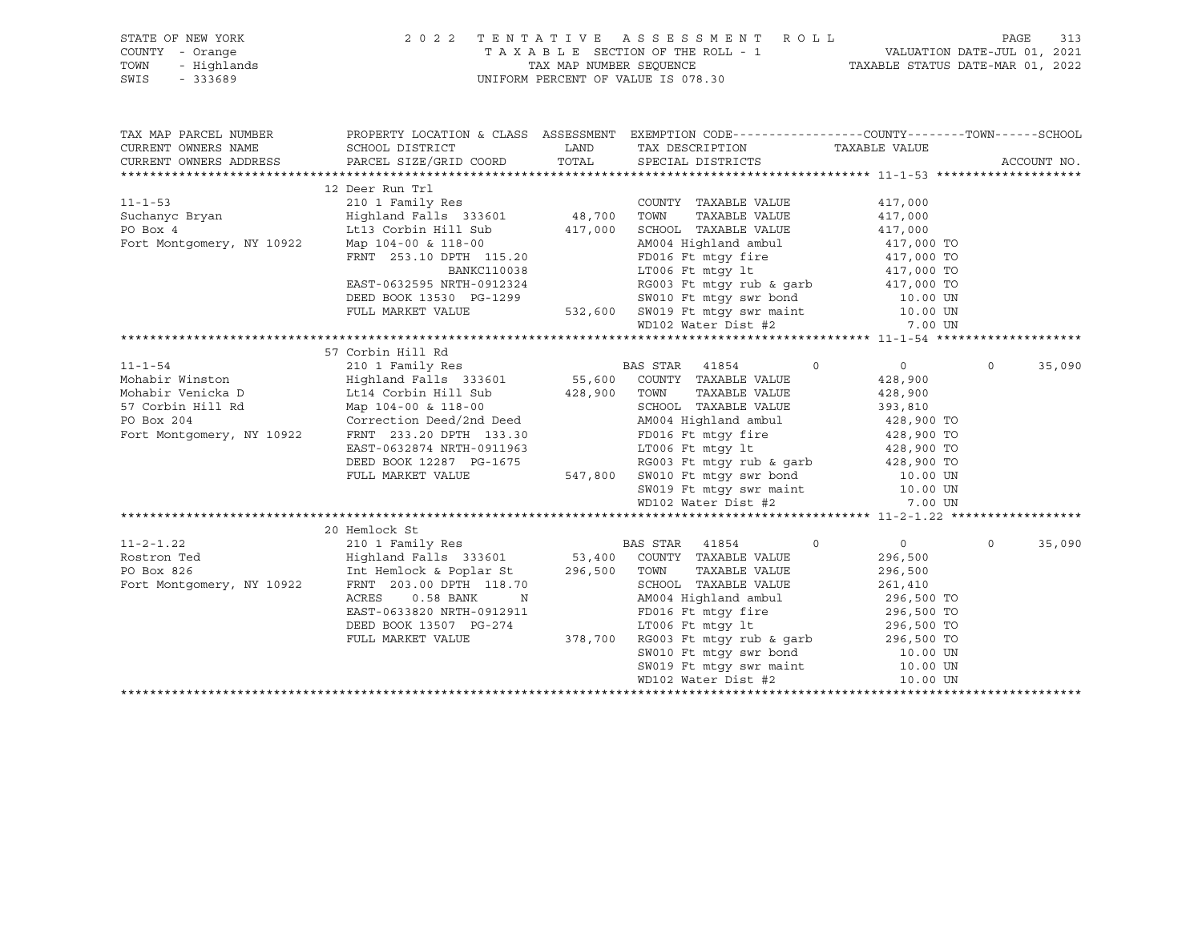STATE OF NEW YORK | COUNTY - Orange | TOWN - Highlands | SWIS - 333689

2022 TENTATIVE ASSESSMENT ROLL
TAXABLE SECTION OF THE ROLL - 1
TAX MAP NUMBER SEQUENCE
UNIFORM PERCENT OF VALUE IS 078.30

VALUATION DATE-JUL 01, 2021
TAXABLE STATUS DATE-MAR 01, 2022

| TAX MAP PARCEL NUMBER / CURRENT OWNERS NAME / CURRENT OWNERS ADDRESS | PROPERTY LOCATION & CLASS / SCHOOL DISTRICT / PARCEL SIZE/GRID COORD | ASSESSMENT LAND / TOTAL | EXEMPTION CODE / TAX DESCRIPTION / SPECIAL DISTRICTS | COUNTY | TOWN | SCHOOL / TAXABLE VALUE | ACCOUNT NO. |
|---|---|---|---|---|---|---|---|
| **11-1-53** | 12 Deer Run Trl | | | | | | |
| Suchanyc Bryan | 210 1 Family Res | | COUNTY TAXABLE VALUE | 417,000 | | | |
| PO Box 4 | Highland Falls 333601 | 48,700 | TOWN TAXABLE VALUE | | 417,000 | | |
| Fort Montgomery, NY 10922 | Lt13 Corbin Hill Sub | 417,000 | SCHOOL TAXABLE VALUE | | | 417,000 | |
| | Map 104-00 & 118-00 | | AM004 Highland ambul | 417,000 TO | | | |
| | FRNT 253.10 DPTH 115.20 | | FD016 Ft mtgy fire | 417,000 TO | | | |
| | BANKC110038 | | LT006 Ft mtgy lt | 417,000 TO | | | |
| | EAST-0632595 NRTH-0912324 | | RG003 Ft mtgy rub & garb | 417,000 TO | | | |
| | DEED BOOK 13530 PG-1299 | | SW010 Ft mtgy swr bond | 10.00 UN | | | |
| | FULL MARKET VALUE | 532,600 | SW019 Ft mtgy swr maint | 10.00 UN | | | |
| | | | WD102 Water Dist #2 | 7.00 UN | | | |
| **11-1-54** | 57 Corbin Hill Rd | | | | | | |
| Mohabir Winston | 210 1 Family Res | | BAS STAR 41854 | 0 | 0 | 35,090 | |
| Mohabir Venicka D | Highland Falls 333601 | 55,600 | COUNTY TAXABLE VALUE | 428,900 | | | |
| 57 Corbin Hill Rd | Lt14 Corbin Hill Sub | 428,900 | TOWN TAXABLE VALUE | | 428,900 | | |
| PO Box 204 | Map 104-00 & 118-00 | | SCHOOL TAXABLE VALUE | | | 393,810 | |
| Fort Montgomery, NY 10922 | Correction Deed/2nd Deed | | AM004 Highland ambul | 428,900 TO | | | |
| | FRNT 233.20 DPTH 133.30 | | FD016 Ft mtgy fire | 428,900 TO | | | |
| | EAST-0632874 NRTH-0911963 | | LT006 Ft mtgy lt | 428,900 TO | | | |
| | DEED BOOK 12287 PG-1675 | | RG003 Ft mtgy rub & garb | 428,900 TO | | | |
| | FULL MARKET VALUE | 547,800 | SW010 Ft mtgy swr bond | 10.00 UN | | | |
| | | | SW019 Ft mtgy swr maint | 10.00 UN | | | |
| | | | WD102 Water Dist #2 | 7.00 UN | | | |
| **11-2-1.22** | 20 Hemlock St | | | | | | |
| Rostron Ted | 210 1 Family Res | | BAS STAR 41854 | 0 | 0 | 35,090 | |
| PO Box 826 | Highland Falls 333601 | 53,400 | COUNTY TAXABLE VALUE | 296,500 | | | |
| Fort Montgomery, NY 10922 | Int Hemlock & Poplar St | 296,500 | TOWN TAXABLE VALUE | | 296,500 | | |
| | FRNT 203.00 DPTH 118.70 | | SCHOOL TAXABLE VALUE | | | 261,410 | |
| | ACRES 0.58 BANK N | | AM004 Highland ambul | 296,500 TO | | | |
| | EAST-0633820 NRTH-0912911 | | FD016 Ft mtgy fire | 296,500 TO | | | |
| | DEED BOOK 13507 PG-274 | | LT006 Ft mtgy lt | 296,500 TO | | | |
| | FULL MARKET VALUE | 378,700 | RG003 Ft mtgy rub & garb | 296,500 TO | | | |
| | | | SW010 Ft mtgy swr bond | 10.00 UN | | | |
| | | | SW019 Ft mtgy swr maint | 10.00 UN | | | |
| | | | WD102 Water Dist #2 | 10.00 UN | | | |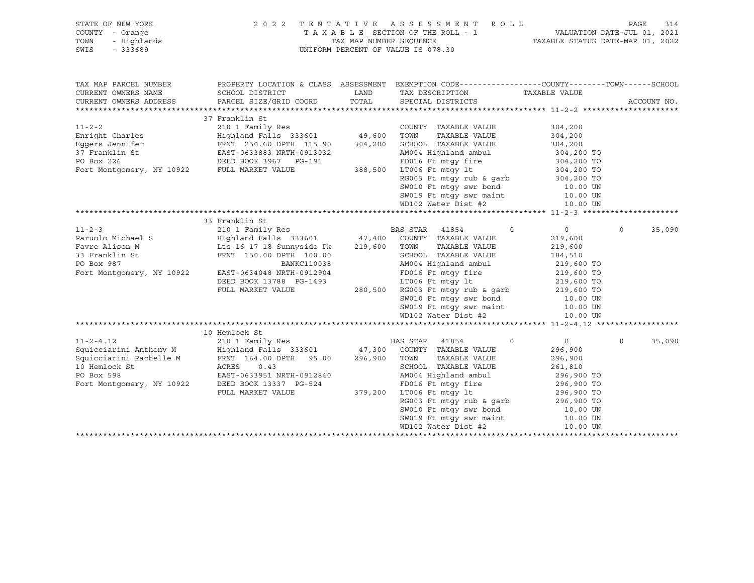STATE OF NEW YORK — 2022 TENTATIVE ASSESSMENT ROLL
COUNTY - Orange — TAXABLE SECTION OF THE ROLL - 1 — VALUATION DATE-JUL 01, 2021
TOWN - Highlands — TAX MAP NUMBER SEQUENCE — TAXABLE STATUS DATE-MAR 01, 2022
SWIS - 333689 — UNIFORM PERCENT OF VALUE IS 078.30

| TAX MAP PARCEL NUMBER / CURRENT OWNERS NAME / CURRENT OWNERS ADDRESS | PROPERTY LOCATION & CLASS / SCHOOL DISTRICT / PARCEL SIZE/GRID COORD | ASSESSMENT LAND / TOTAL | EXEMPTION CODE / TAX DESCRIPTION / SPECIAL DISTRICTS | COUNTY / TAXABLE VALUE | TOWN | SCHOOL / ACCOUNT NO. |
|---|---|---|---|---|---|---|
| **11-2-2** | 37 Franklin St | | | | | |
| 11-2-2 | 210 1 Family Res | | COUNTY TAXABLE VALUE | 304,200 | | |
| Enright Charles | Highland Falls 333601 | 49,600 | TOWN TAXABLE VALUE | 304,200 | | |
| Eggers Jennifer | FRNT 250.60 DPTH 115.90 | 304,200 | SCHOOL TAXABLE VALUE | 304,200 | | |
| 37 Franklin St | EAST-0633883 NRTH-0913032 | | AM004 Highland ambul | 304,200 TO | | |
| PO Box 226 | DEED BOOK 3967 PG-191 | | FD016 Ft mtgy fire | 304,200 TO | | |
| Fort Montgomery, NY 10922 | FULL MARKET VALUE | 388,500 | LT006 Ft mtgy lt | 304,200 TO | | |
| | | | RG003 Ft mtgy rub & garb | 304,200 TO | | |
| | | | SW010 Ft mtgy swr bond | 10.00 UN | | |
| | | | SW019 Ft mtgy swr maint | 10.00 UN | | |
| | | | WD102 Water Dist #2 | 10.00 UN | | |
| **11-2-3** | 33 Franklin St | | | | | |
| 11-2-3 | 210 1 Family Res | | BAS STAR 41854 | 0 | 0 | 35,090 |
| Paruolo Michael S | Highland Falls 333601 | 47,400 | COUNTY TAXABLE VALUE | 219,600 | | |
| Favre Alison M | Lts 16 17 18 Sunnyside Pk | 219,600 | TOWN TAXABLE VALUE | 219,600 | | |
| 33 Franklin St | FRNT 150.00 DPTH 100.00 | | SCHOOL TAXABLE VALUE | 184,510 | | |
| PO Box 987 | BANKC110038 | | AM004 Highland ambul | 219,600 TO | | |
| Fort Montgomery, NY 10922 | EAST-0634048 NRTH-0912904 | | FD016 Ft mtgy fire | 219,600 TO | | |
| | DEED BOOK 13788 PG-1493 | | LT006 Ft mtgy lt | 219,600 TO | | |
| | FULL MARKET VALUE | 280,500 | RG003 Ft mtgy rub & garb | 219,600 TO | | |
| | | | SW010 Ft mtgy swr bond | 10.00 UN | | |
| | | | SW019 Ft mtgy swr maint | 10.00 UN | | |
| | | | WD102 Water Dist #2 | 10.00 UN | | |
| **11-2-4.12** | 10 Hemlock St | | | | | |
| 11-2-4.12 | 210 1 Family Res | | BAS STAR 41854 | 0 | 0 | 35,090 |
| Squicciarini Anthony M | Highland Falls 333601 | 47,300 | COUNTY TAXABLE VALUE | 296,900 | | |
| Squicciarini Rachelle M | FRNT 164.00 DPTH 95.00 | 296,900 | TOWN TAXABLE VALUE | 296,900 | | |
| 10 Hemlock St | ACRES 0.43 | | SCHOOL TAXABLE VALUE | 261,810 | | |
| PO Box 598 | EAST-0633951 NRTH-0912840 | | AM004 Highland ambul | 296,900 TO | | |
| Fort Montgomery, NY 10922 | DEED BOOK 13337 PG-524 | | FD016 Ft mtgy fire | 296,900 TO | | |
| | FULL MARKET VALUE | 379,200 | LT006 Ft mtgy lt | 296,900 TO | | |
| | | | RG003 Ft mtgy rub & garb | 296,900 TO | | |
| | | | SW010 Ft mtgy swr bond | 10.00 UN | | |
| | | | SW019 Ft mtgy swr maint | 10.00 UN | | |
| | | | WD102 Water Dist #2 | 10.00 UN | | |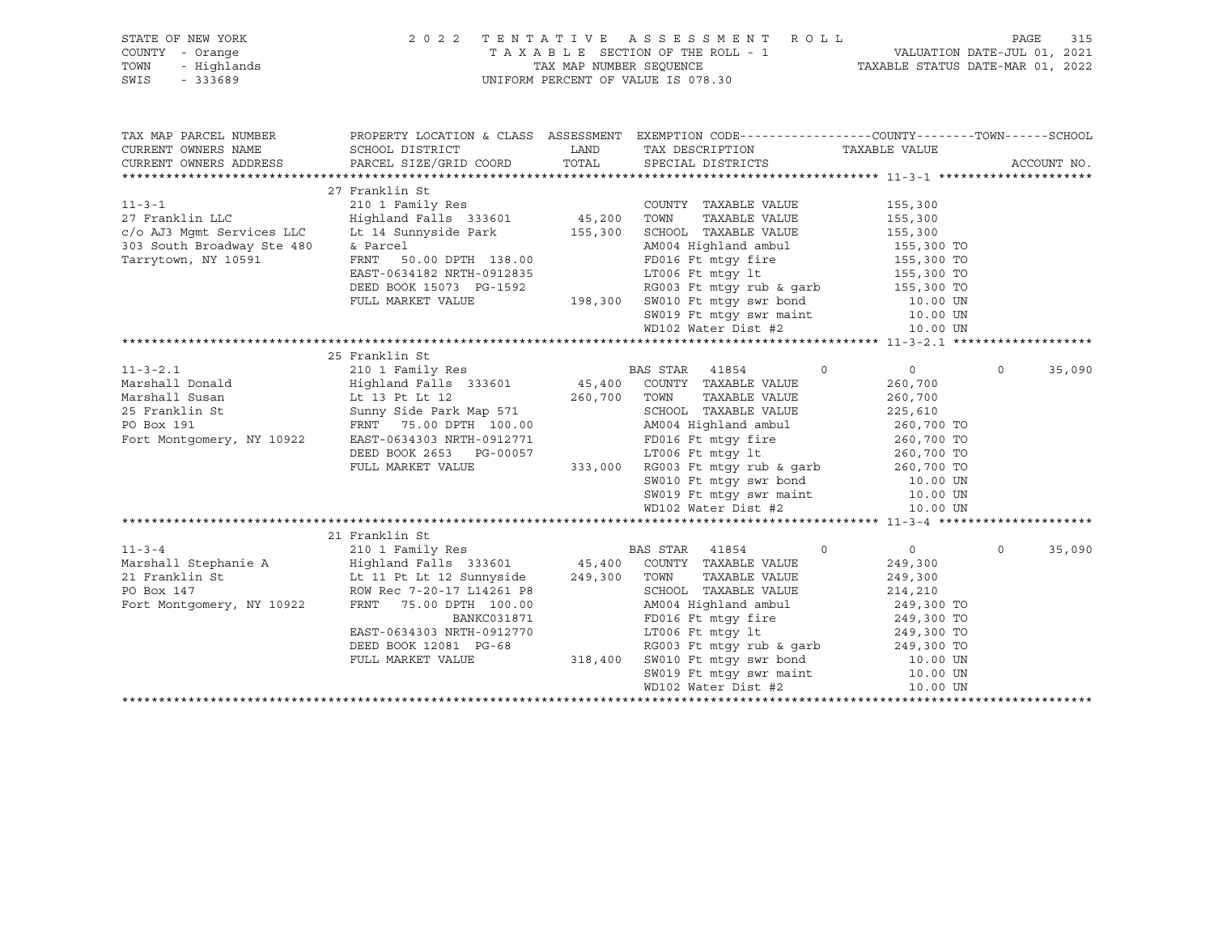STATE OF NEW YORK
COUNTY - Orange
TOWN - Highlands
SWIS - 333689

2022 TENTATIVE ASSESSMENT ROLL
TAXABLE SECTION OF THE ROLL - 1
TAX MAP NUMBER SEQUENCE
UNIFORM PERCENT OF VALUE IS 078.30

VALUATION DATE-JUL 01, 2021
TAXABLE STATUS DATE-MAR 01, 2022

| TAX MAP PARCEL NUMBER / CURRENT OWNERS NAME / CURRENT OWNERS ADDRESS | PROPERTY LOCATION & CLASS / SCHOOL DISTRICT / PARCEL SIZE/GRID COORD | ASSESSMENT LAND | TOTAL | EXEMPTION CODE / TAX DESCRIPTION / SPECIAL DISTRICTS | COUNTY | TOWN | SCHOOL / TAXABLE VALUE | ACCOUNT NO. |
|---|---|---|---|---|---|---|---|---|
| **11-3-1** | 27 Franklin St | | | | | | | |
| 11-3-1 | 210 1 Family Res | | | COUNTY TAXABLE VALUE | | | 155,300 | |
| 27 Franklin LLC | Highland Falls 333601 | 45,200 | | TOWN TAXABLE VALUE | | | 155,300 | |
| c/o AJ3 Mgmt Services LLC | Lt 14 Sunnyside Park | | 155,300 | SCHOOL TAXABLE VALUE | | | 155,300 | |
| 303 South Broadway Ste 480 | & Parcel | | | AM004 Highland ambul | | | 155,300 TO | |
| Tarrytown, NY 10591 | FRNT 50.00 DPTH 138.00 | | | FD016 Ft mtgy fire | | | 155,300 TO | |
| | EAST-0634182 NRTH-0912835 | | | LT006 Ft mtgy lt | | | 155,300 TO | |
| | DEED BOOK 15073 PG-1592 | | | RG003 Ft mtgy rub & garb | | | 155,300 TO | |
| | FULL MARKET VALUE | | 198,300 | SW010 Ft mtgy swr bond | | | 10.00 UN | |
| | | | | SW019 Ft mtgy swr maint | | | 10.00 UN | |
| | | | | WD102 Water Dist #2 | | | 10.00 UN | |
| **11-3-2.1** | 25 Franklin St | | | | | | | |
| 11-3-2.1 | 210 1 Family Res | | | BAS STAR 41854 | 0 | 0 | 0 | 35,090 |
| Marshall Donald | Highland Falls 333601 | 45,400 | | COUNTY TAXABLE VALUE | | | 260,700 | |
| Marshall Susan | Lt 13 Pt Lt 12 | | 260,700 | TOWN TAXABLE VALUE | | | 260,700 | |
| 25 Franklin St | Sunny Side Park Map 571 | | | SCHOOL TAXABLE VALUE | | | 225,610 | |
| PO Box 191 | FRNT 75.00 DPTH 100.00 | | | AM004 Highland ambul | | | 260,700 TO | |
| Fort Montgomery, NY 10922 | EAST-0634303 NRTH-0912771 | | | FD016 Ft mtgy fire | | | 260,700 TO | |
| | DEED BOOK 2653 PG-00057 | | | LT006 Ft mtgy lt | | | 260,700 TO | |
| | FULL MARKET VALUE | | 333,000 | RG003 Ft mtgy rub & garb | | | 260,700 TO | |
| | | | | SW010 Ft mtgy swr bond | | | 10.00 UN | |
| | | | | SW019 Ft mtgy swr maint | | | 10.00 UN | |
| | | | | WD102 Water Dist #2 | | | 10.00 UN | |
| **11-3-4** | 21 Franklin St | | | | | | | |
| 11-3-4 | 210 1 Family Res | | | BAS STAR 41854 | 0 | 0 | 0 | 35,090 |
| Marshall Stephanie A | Highland Falls 333601 | 45,400 | | COUNTY TAXABLE VALUE | | | 249,300 | |
| 21 Franklin St | Lt 11 Pt Lt 12 Sunnyside | | 249,300 | TOWN TAXABLE VALUE | | | 249,300 | |
| PO Box 147 | ROW Rec 7-20-17 L14261 P8 | | | SCHOOL TAXABLE VALUE | | | 214,210 | |
| Fort Montgomery, NY 10922 | FRNT 75.00 DPTH 100.00 | | | AM004 Highland ambul | | | 249,300 TO | |
| | BANKC031871 | | | FD016 Ft mtgy fire | | | 249,300 TO | |
| | EAST-0634303 NRTH-0912770 | | | LT006 Ft mtgy lt | | | 249,300 TO | |
| | DEED BOOK 12081 PG-68 | | | RG003 Ft mtgy rub & garb | | | 249,300 TO | |
| | FULL MARKET VALUE | | 318,400 | SW010 Ft mtgy swr bond | | | 10.00 UN | |
| | | | | SW019 Ft mtgy swr maint | | | 10.00 UN | |
| | | | | WD102 Water Dist #2 | | | 10.00 UN | |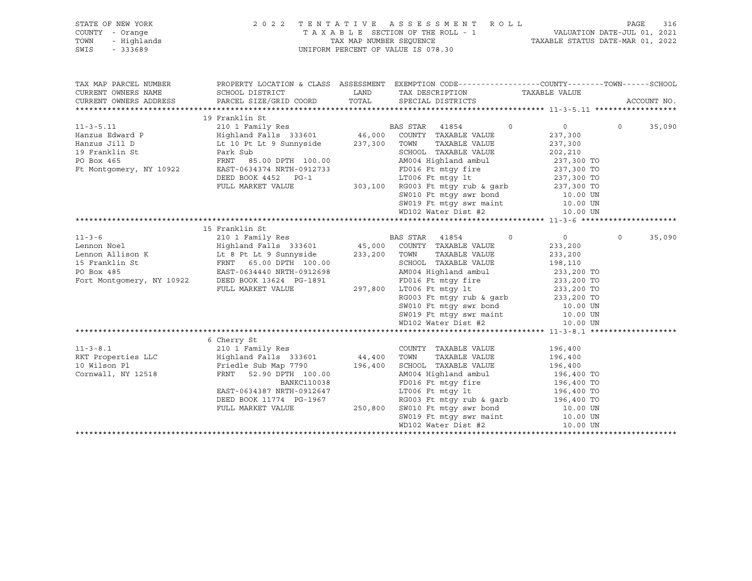STATE OF NEW YORK
COUNTY - Orange
TOWN - Highlands
SWIS - 333689

2022 TENTATIVE ASSESSMENT ROLL
TAXABLE SECTION OF THE ROLL - 1
TAX MAP NUMBER SEQUENCE
UNIFORM PERCENT OF VALUE IS 078.30

VALUATION DATE-JUL 01, 2021
TAXABLE STATUS DATE-MAR 01, 2022

| TAX MAP PARCEL NUMBER / CURRENT OWNERS NAME / CURRENT OWNERS ADDRESS | PROPERTY LOCATION & CLASS / SCHOOL DISTRICT / PARCEL SIZE/GRID COORD | ASSESSMENT LAND / TOTAL | EXEMPTION CODE / TAX DESCRIPTION / SPECIAL DISTRICTS | COUNTY | TOWN | SCHOOL |
|---|---|---|---|---|---|---|
| **11-3-5.11** | 19 Franklin St | | | | | |
| 11-3-5.11 | 210 1 Family Res | | BAS STAR 41854 | 0 | 0 | 35,090 |
| Hanzus Edward P | Highland Falls 333601 | 46,000 | COUNTY TAXABLE VALUE | 237,300 | | |
| Hanzus Jill D | Lt 10 Pt Lt 9 Sunnyside | 237,300 | TOWN TAXABLE VALUE | 237,300 | | |
| 19 Franklin St | Park Sub | | SCHOOL TAXABLE VALUE | 202,210 | | |
| PO Box 465 | FRNT 85.00 DPTH 100.00 | | AM004 Highland ambul | 237,300 TO | | |
| Ft Montgomery, NY 10922 | EAST-0634374 NRTH-0912733 | | FD016 Ft mtgy fire | 237,300 TO | | |
| | DEED BOOK 4452 PG-1 | | LT006 Ft mtgy lt | 237,300 TO | | |
| | FULL MARKET VALUE | 303,100 | RG003 Ft mtgy rub & garb | 237,300 TO | | |
| | | | SW010 Ft mtgy swr bond | 10.00 UN | | |
| | | | SW019 Ft mtgy swr maint | 10.00 UN | | |
| | | | WD102 Water Dist #2 | 10.00 UN | | |
| **11-3-6** | 15 Franklin St | | | | | |
| 11-3-6 | 210 1 Family Res | | BAS STAR 41854 | 0 | 0 | 35,090 |
| Lennon Noel | Highland Falls 333601 | 45,000 | COUNTY TAXABLE VALUE | 233,200 | | |
| Lennon Allison K | Lt 8 Pt Lt 9 Sunnyside | 233,200 | TOWN TAXABLE VALUE | 233,200 | | |
| 15 Franklin St | FRNT 65.00 DPTH 100.00 | | SCHOOL TAXABLE VALUE | 198,110 | | |
| PO Box 485 | EAST-0634440 NRTH-0912698 | | AM004 Highland ambul | 233,200 TO | | |
| Fort Montgomery, NY 10922 | DEED BOOK 13624 PG-1891 | | FD016 Ft mtgy fire | 233,200 TO | | |
| | FULL MARKET VALUE | 297,800 | LT006 Ft mtgy lt | 233,200 TO | | |
| | | | RG003 Ft mtgy rub & garb | 233,200 TO | | |
| | | | SW010 Ft mtgy swr bond | 10.00 UN | | |
| | | | SW019 Ft mtgy swr maint | 10.00 UN | | |
| | | | WD102 Water Dist #2 | 10.00 UN | | |
| **11-3-8.1** | 6 Cherry St | | | | | |
| 11-3-8.1 | 210 1 Family Res | | COUNTY TAXABLE VALUE | 196,400 | | |
| RKT Properties LLC | Highland Falls 333601 | 44,400 | TOWN TAXABLE VALUE | 196,400 | | |
| 10 Wilson Pl | Friedle Sub Map 7790 | 196,400 | SCHOOL TAXABLE VALUE | 196,400 | | |
| Cornwall, NY 12518 | FRNT 52.90 DPTH 100.00 | | AM004 Highland ambul | 196,400 TO | | |
| | BANKC110038 | | FD016 Ft mtgy fire | 196,400 TO | | |
| | EAST-0634387 NRTH-0912647 | | LT006 Ft mtgy lt | 196,400 TO | | |
| | DEED BOOK 11774 PG-1967 | | RG003 Ft mtgy rub & garb | 196,400 TO | | |
| | FULL MARKET VALUE | 250,800 | SW010 Ft mtgy swr bond | 10.00 UN | | |
| | | | SW019 Ft mtgy swr maint | 10.00 UN | | |
| | | | WD102 Water Dist #2 | 10.00 UN | | |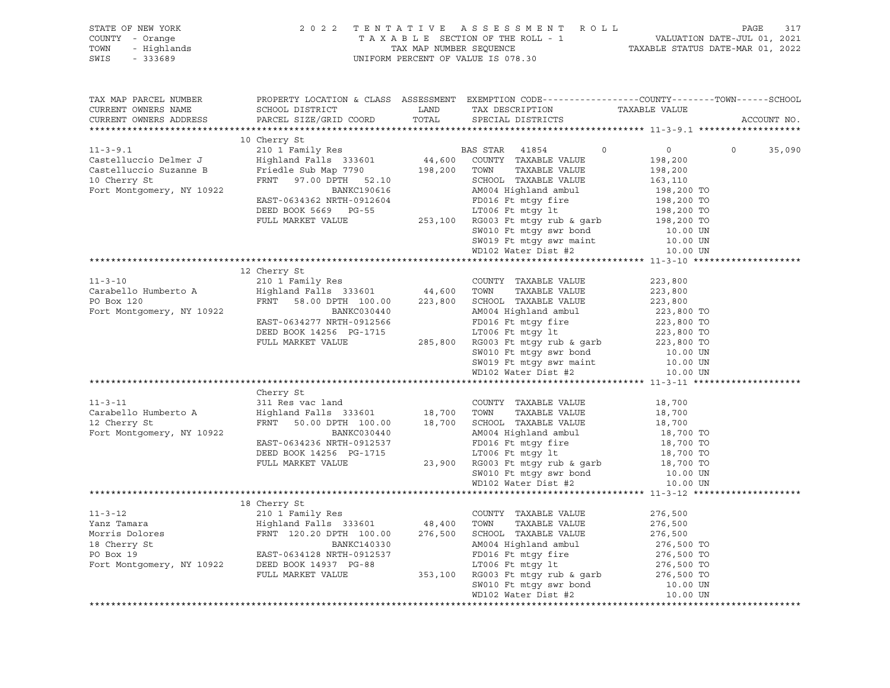STATE OF NEW YORK — 2022 TENTATIVE ASSESSMENT ROLL — PAGE 317
COUNTY - Orange — TAXABLE SECTION OF THE ROLL - 1 — VALUATION DATE-JUL 01, 2021
TOWN - Highlands — TAX MAP NUMBER SEQUENCE — TAXABLE STATUS DATE-MAR 01, 2022
SWIS - 333689 — UNIFORM PERCENT OF VALUE IS 078.30

| TAX MAP PARCEL NUMBER / CURRENT OWNERS NAME / CURRENT OWNERS ADDRESS | PROPERTY LOCATION & CLASS / SCHOOL DISTRICT / PARCEL SIZE/GRID COORD | ASSESSMENT LAND / TOTAL | EXEMPTION CODE / TAX DESCRIPTION / SPECIAL DISTRICTS | COUNTY | TOWN | SCHOOL / TAXABLE VALUE | ACCOUNT NO. |
|---|---|---|---|---|---|---|---|
| **11-3-9.1** | 10 Cherry St | | | | | | |
| 11-3-9.1 | 210 1 Family Res | | BAS STAR 41854 | 0 | 0 | 0 | 35,090 |
| Castelluccio Delmer J | Highland Falls 333601 | 44,600 | COUNTY TAXABLE VALUE | 198,200 | | | |
| Castelluccio Suzanne B | Friedle Sub Map 7790 | 198,200 | TOWN TAXABLE VALUE | 198,200 | | | |
| 10 Cherry St | FRNT 97.00 DPTH 52.10 | | SCHOOL TAXABLE VALUE | 163,110 | | | |
| Fort Montgomery, NY 10922 | BANKC190616 | | AM004 Highland ambul | 198,200 TO | | | |
| | EAST-0634362 NRTH-0912604 | | FD016 Ft mtgy fire | 198,200 TO | | | |
| | DEED BOOK 5669 PG-55 | | LT006 Ft mtgy lt | 198,200 TO | | | |
| | FULL MARKET VALUE | 253,100 | RG003 Ft mtgy rub & garb | 198,200 TO | | | |
| | | | SW010 Ft mtgy swr bond | 10.00 UN | | | |
| | | | SW019 Ft mtgy swr maint | 10.00 UN | | | |
| | | | WD102 Water Dist #2 | 10.00 UN | | | |
| **11-3-10** | 12 Cherry St | | | | | | |
| 11-3-10 | 210 1 Family Res | | COUNTY TAXABLE VALUE | 223,800 | | | |
| Carabello Humberto A | Highland Falls 333601 | 44,600 | TOWN TAXABLE VALUE | 223,800 | | | |
| PO Box 120 | FRNT 58.00 DPTH 100.00 | 223,800 | SCHOOL TAXABLE VALUE | 223,800 | | | |
| Fort Montgomery, NY 10922 | BANKC030440 | | AM004 Highland ambul | 223,800 TO | | | |
| | EAST-0634277 NRTH-0912566 | | FD016 Ft mtgy fire | 223,800 TO | | | |
| | DEED BOOK 14256 PG-1715 | | LT006 Ft mtgy lt | 223,800 TO | | | |
| | FULL MARKET VALUE | 285,800 | RG003 Ft mtgy rub & garb | 223,800 TO | | | |
| | | | SW010 Ft mtgy swr bond | 10.00 UN | | | |
| | | | SW019 Ft mtgy swr maint | 10.00 UN | | | |
| | | | WD102 Water Dist #2 | 10.00 UN | | | |
| **11-3-11** | Cherry St | | | | | | |
| 11-3-11 | 311 Res vac land | | COUNTY TAXABLE VALUE | 18,700 | | | |
| Carabello Humberto A | Highland Falls 333601 | 18,700 | TOWN TAXABLE VALUE | 18,700 | | | |
| 12 Cherry St | FRNT 50.00 DPTH 100.00 | 18,700 | SCHOOL TAXABLE VALUE | 18,700 | | | |
| Fort Montgomery, NY 10922 | BANKC030440 | | AM004 Highland ambul | 18,700 TO | | | |
| | EAST-0634236 NRTH-0912537 | | FD016 Ft mtgy fire | 18,700 TO | | | |
| | DEED BOOK 14256 PG-1715 | | LT006 Ft mtgy lt | 18,700 TO | | | |
| | FULL MARKET VALUE | 23,900 | RG003 Ft mtgy rub & garb | 18,700 TO | | | |
| | | | SW010 Ft mtgy swr bond | 10.00 UN | | | |
| | | | WD102 Water Dist #2 | 10.00 UN | | | |
| **11-3-12** | 18 Cherry St | | | | | | |
| 11-3-12 | 210 1 Family Res | | COUNTY TAXABLE VALUE | 276,500 | | | |
| Yanz Tamara | Highland Falls 333601 | 48,400 | TOWN TAXABLE VALUE | 276,500 | | | |
| Morris Dolores | FRNT 120.20 DPTH 100.00 | 276,500 | SCHOOL TAXABLE VALUE | 276,500 | | | |
| 18 Cherry St | BANKC140330 | | AM004 Highland ambul | 276,500 TO | | | |
| PO Box 19 | EAST-0634128 NRTH-0912537 | | FD016 Ft mtgy fire | 276,500 TO | | | |
| Fort Montgomery, NY 10922 | DEED BOOK 14937 PG-88 | | LT006 Ft mtgy lt | 276,500 TO | | | |
| | FULL MARKET VALUE | 353,100 | RG003 Ft mtgy rub & garb | 276,500 TO | | | |
| | | | SW010 Ft mtgy swr bond | 10.00 UN | | | |
| | | | WD102 Water Dist #2 | 10.00 UN | | | |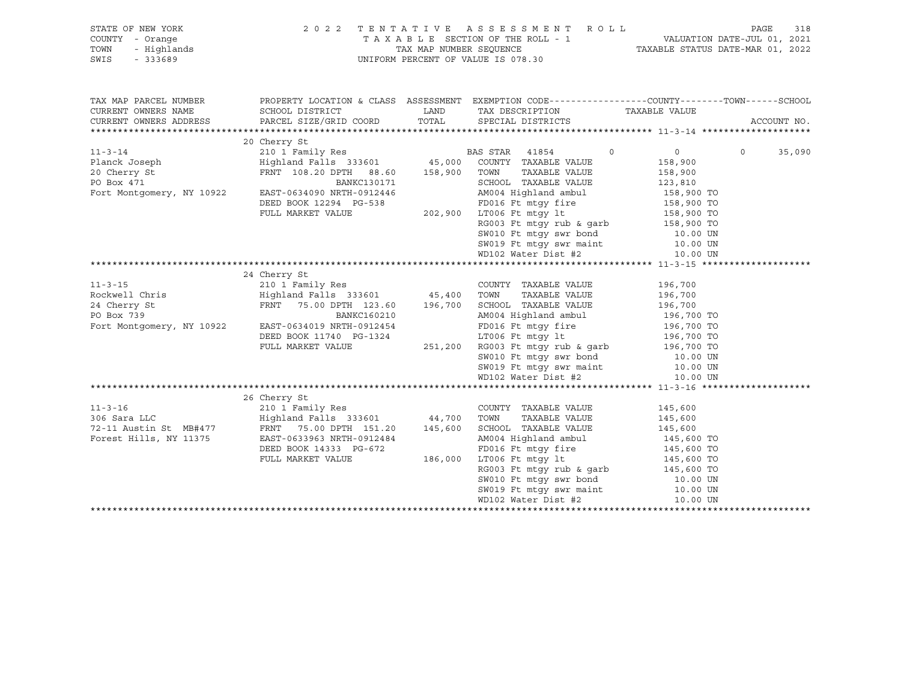STATE OF NEW YORK
COUNTY - Orange
TOWN - Highlands
SWIS - 333689

2022 TENTATIVE ASSESSMENT ROLL
TAXABLE SECTION OF THE ROLL - 1
TAX MAP NUMBER SEQUENCE
UNIFORM PERCENT OF VALUE IS 078.30

VALUATION DATE-JUL 01, 2021
TAXABLE STATUS DATE-MAR 01, 2022

| TAX MAP PARCEL NUMBER / CURRENT OWNERS NAME / CURRENT OWNERS ADDRESS | PROPERTY LOCATION & CLASS / SCHOOL DISTRICT / PARCEL SIZE/GRID COORD | ASSESSMENT LAND / TOTAL | EXEMPTION CODE / TAX DESCRIPTION / SPECIAL DISTRICTS | COUNTY | TOWN | SCHOOL |
|---|---|---|---|---|---|---|
| **11-3-14** | 20 Cherry St | | | | | |
| | 210 1 Family Res | | BAS STAR 41854 | 0 | 0 | 35,090 |
| Planck Joseph | Highland Falls 333601 | 45,000 | COUNTY TAXABLE VALUE | 158,900 | | |
| 20 Cherry St | FRNT 108.20 DPTH 88.60 | 158,900 | TOWN TAXABLE VALUE | 158,900 | | |
| PO Box 471 | BANKC130171 | | SCHOOL TAXABLE VALUE | 123,810 | | |
| Fort Montgomery, NY 10922 | EAST-0634090 NRTH-0912446 | | AM004 Highland ambul | 158,900 TO | | |
| | DEED BOOK 12294 PG-538 | | FD016 Ft mtgy fire | 158,900 TO | | |
| | FULL MARKET VALUE | 202,900 | LT006 Ft mtgy lt | 158,900 TO | | |
| | | | RG003 Ft mtgy rub & garb | 158,900 TO | | |
| | | | SW010 Ft mtgy swr bond | 10.00 UN | | |
| | | | SW019 Ft mtgy swr maint | 10.00 UN | | |
| | | | WD102 Water Dist #2 | 10.00 UN | | |
| **11-3-15** | 24 Cherry St | | | | | |
| | 210 1 Family Res | | COUNTY TAXABLE VALUE | 196,700 | | |
| Rockwell Chris | Highland Falls 333601 | 45,400 | TOWN TAXABLE VALUE | 196,700 | | |
| 24 Cherry St | FRNT 75.00 DPTH 123.60 | 196,700 | SCHOOL TAXABLE VALUE | 196,700 | | |
| PO Box 739 | BANKC160210 | | AM004 Highland ambul | 196,700 TO | | |
| Fort Montgomery, NY 10922 | EAST-0634019 NRTH-0912454 | | FD016 Ft mtgy fire | 196,700 TO | | |
| | DEED BOOK 11740 PG-1324 | | LT006 Ft mtgy lt | 196,700 TO | | |
| | FULL MARKET VALUE | 251,200 | RG003 Ft mtgy rub & garb | 196,700 TO | | |
| | | | SW010 Ft mtgy swr bond | 10.00 UN | | |
| | | | SW019 Ft mtgy swr maint | 10.00 UN | | |
| | | | WD102 Water Dist #2 | 10.00 UN | | |
| **11-3-16** | 26 Cherry St | | | | | |
| | 210 1 Family Res | | COUNTY TAXABLE VALUE | 145,600 | | |
| 306 Sara LLC | Highland Falls 333601 | 44,700 | TOWN TAXABLE VALUE | 145,600 | | |
| 72-11 Austin St MB#477 | FRNT 75.00 DPTH 151.20 | 145,600 | SCHOOL TAXABLE VALUE | 145,600 | | |
| Forest Hills, NY 11375 | EAST-0633963 NRTH-0912484 | | AM004 Highland ambul | 145,600 TO | | |
| | DEED BOOK 14333 PG-672 | | FD016 Ft mtgy fire | 145,600 TO | | |
| | FULL MARKET VALUE | 186,000 | LT006 Ft mtgy lt | 145,600 TO | | |
| | | | RG003 Ft mtgy rub & garb | 145,600 TO | | |
| | | | SW010 Ft mtgy swr bond | 10.00 UN | | |
| | | | SW019 Ft mtgy swr maint | 10.00 UN | | |
| | | | WD102 Water Dist #2 | 10.00 UN | | |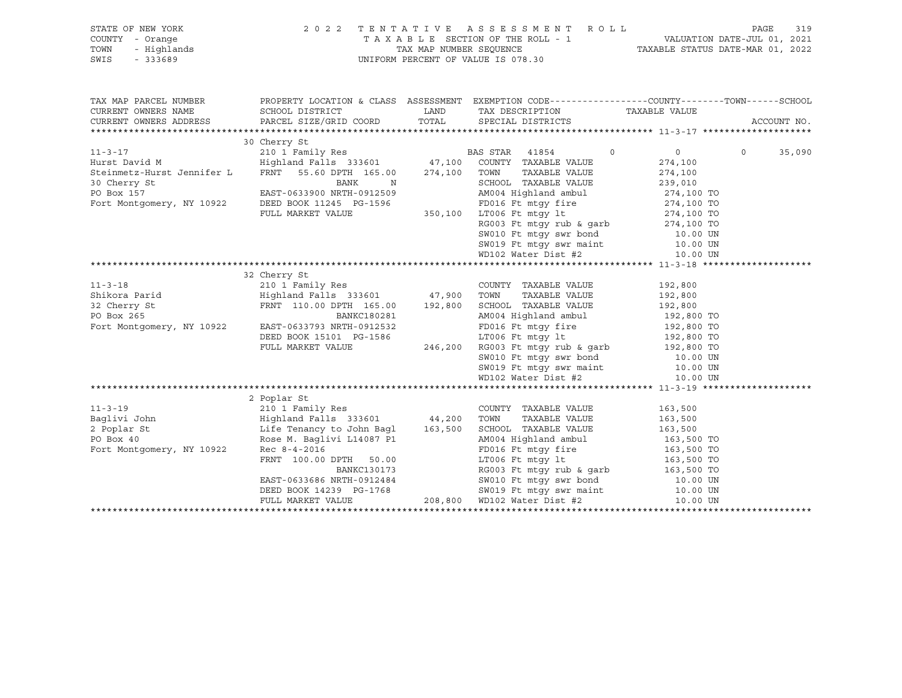STATE OF NEW YORK — COUNTY - Orange — TOWN - Highlands — SWIS - 333689

2022 TENTATIVE ASSESSMENT ROLL
TAXABLE SECTION OF THE ROLL - 1
TAX MAP NUMBER SEQUENCE
UNIFORM PERCENT OF VALUE IS 078.30

VALUATION DATE-JUL 01, 2021
TAXABLE STATUS DATE-MAR 01, 2022

| TAX MAP PARCEL NUMBER / CURRENT OWNERS NAME / CURRENT OWNERS ADDRESS | PROPERTY LOCATION & CLASS / SCHOOL DISTRICT / PARCEL SIZE/GRID COORD | ASSESSMENT LAND / TOTAL | EXEMPTION CODE / TAX DESCRIPTION / SPECIAL DISTRICTS | COUNTY | TOWN | SCHOOL / TAXABLE VALUE | ACCOUNT NO. |
|---|---|---|---|---|---|---|---|
| **11-3-17** | 30 Cherry St | | | | | | |
| 11-3-17 | 210 1 Family Res | | BAS STAR 41854 | 0 | 0 | 0 35,090 | |
| Hurst David M | Highland Falls 333601 | 47,100 | COUNTY TAXABLE VALUE | | | 274,100 | |
| Steinmetz-Hurst Jennifer L | FRNT 55.60 DPTH 165.00 | 274,100 | TOWN TAXABLE VALUE | | | 274,100 | |
| 30 Cherry St | BANK N | | SCHOOL TAXABLE VALUE | | | 239,010 | |
| PO Box 157 | EAST-0633900 NRTH-0912509 | | AM004 Highland ambul | | | 274,100 TO | |
| Fort Montgomery, NY 10922 | DEED BOOK 11245 PG-1596 | | FD016 Ft mtgy fire | | | 274,100 TO | |
| | FULL MARKET VALUE | 350,100 | LT006 Ft mtgy lt | | | 274,100 TO | |
| | | | RG003 Ft mtgy rub & garb | | | 274,100 TO | |
| | | | SW010 Ft mtgy swr bond | | | 10.00 UN | |
| | | | SW019 Ft mtgy swr maint | | | 10.00 UN | |
| | | | WD102 Water Dist #2 | | | 10.00 UN | |
| **11-3-18** | 32 Cherry St | | | | | | |
| 11-3-18 | 210 1 Family Res | | COUNTY TAXABLE VALUE | | | 192,800 | |
| Shikora Parid | Highland Falls 333601 | 47,900 | TOWN TAXABLE VALUE | | | 192,800 | |
| 32 Cherry St | FRNT 110.00 DPTH 165.00 | 192,800 | SCHOOL TAXABLE VALUE | | | 192,800 | |
| PO Box 265 | BANKC180281 | | AM004 Highland ambul | | | 192,800 TO | |
| Fort Montgomery, NY 10922 | EAST-0633793 NRTH-0912532 | | FD016 Ft mtgy fire | | | 192,800 TO | |
| | DEED BOOK 15101 PG-1586 | | LT006 Ft mtgy lt | | | 192,800 TO | |
| | FULL MARKET VALUE | 246,200 | RG003 Ft mtgy rub & garb | | | 192,800 TO | |
| | | | SW010 Ft mtgy swr bond | | | 10.00 UN | |
| | | | SW019 Ft mtgy swr maint | | | 10.00 UN | |
| | | | WD102 Water Dist #2 | | | 10.00 UN | |
| **11-3-19** | 2 Poplar St | | | | | | |
| 11-3-19 | 210 1 Family Res | | COUNTY TAXABLE VALUE | | | 163,500 | |
| Baglivi John | Highland Falls 333601 | 44,200 | TOWN TAXABLE VALUE | | | 163,500 | |
| 2 Poplar St | Life Tenancy to John Bagl | 163,500 | SCHOOL TAXABLE VALUE | | | 163,500 | |
| PO Box 40 | Rose M. Baglivi L14087 P1 | | AM004 Highland ambul | | | 163,500 TO | |
| Fort Montgomery, NY 10922 | Rec 8-4-2016 | | FD016 Ft mtgy fire | | | 163,500 TO | |
| | FRNT 100.00 DPTH 50.00 | | LT006 Ft mtgy lt | | | 163,500 TO | |
| | BANKC130173 | | RG003 Ft mtgy rub & garb | | | 163,500 TO | |
| | EAST-0633686 NRTH-0912484 | | SW010 Ft mtgy swr bond | | | 10.00 UN | |
| | DEED BOOK 14239 PG-1768 | | SW019 Ft mtgy swr maint | | | 10.00 UN | |
| | FULL MARKET VALUE | 208,800 | WD102 Water Dist #2 | | | 10.00 UN | |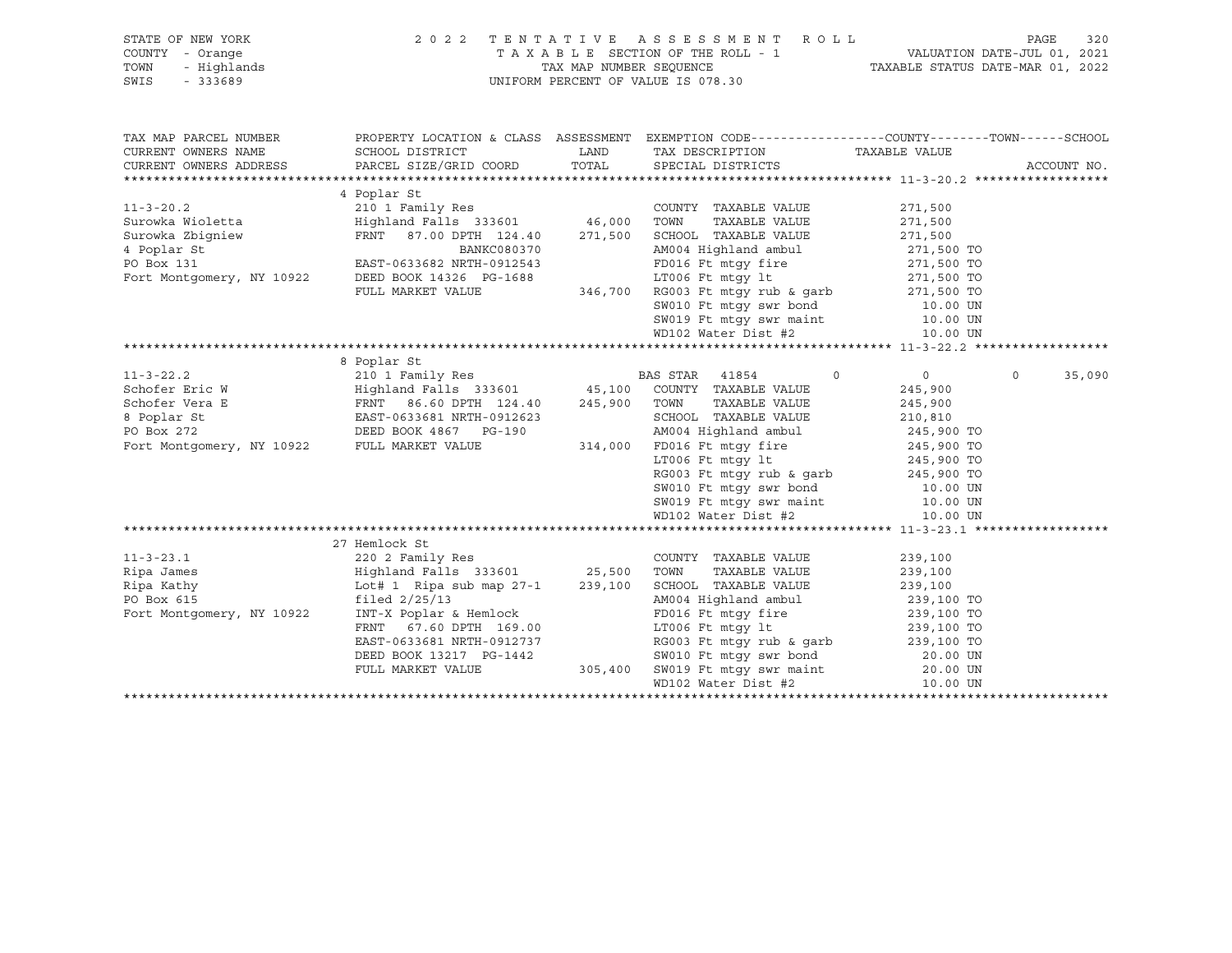STATE OF NEW YORK · 2022 TENTATIVE ASSESSMENT ROLL
COUNTY - Orange · TAXABLE SECTION OF THE ROLL - 1 · VALUATION DATE-JUL 01, 2021
TOWN - Highlands · TAX MAP NUMBER SEQUENCE · TAXABLE STATUS DATE-MAR 01, 2022
SWIS - 333689 · UNIFORM PERCENT OF VALUE IS 078.30

| TAX MAP PARCEL NUMBER / CURRENT OWNERS NAME / CURRENT OWNERS ADDRESS | PROPERTY LOCATION & CLASS / SCHOOL DISTRICT / PARCEL SIZE/GRID COORD | ASSESSMENT LAND / TOTAL | EXEMPTION CODE / TAX DESCRIPTION / SPECIAL DISTRICTS | COUNTY TAXABLE VALUE | TOWN | SCHOOL | ACCOUNT NO. |
|---|---|---|---|---|---|---|---|
| **11-3-20.2** | 4 Poplar St | | | | | | |
| 11-3-20.2 | 210 1 Family Res | | COUNTY TAXABLE VALUE | 271,500 | | | |
| Surowka Wioletta | Highland Falls 333601 | 46,000 | TOWN TAXABLE VALUE | 271,500 | | | |
| Surowka Zbigniew | FRNT 87.00 DPTH 124.40 | 271,500 | SCHOOL TAXABLE VALUE | 271,500 | | | |
| 4 Poplar St | BANKC080370 | | AM004 Highland ambul | 271,500 TO | | | |
| PO Box 131 | EAST-0633682 NRTH-0912543 | | FD016 Ft mtgy fire | 271,500 TO | | | |
| Fort Montgomery, NY 10922 | DEED BOOK 14326 PG-1688 | | LT006 Ft mtgy lt | 271,500 TO | | | |
| | FULL MARKET VALUE | 346,700 | RG003 Ft mtgy rub & garb | 271,500 TO | | | |
| | | | SW010 Ft mtgy swr bond | 10.00 UN | | | |
| | | | SW019 Ft mtgy swr maint | 10.00 UN | | | |
| | | | WD102 Water Dist #2 | 10.00 UN | | | |
| **11-3-22.2** | 8 Poplar St | | | | | | |
| 11-3-22.2 | 210 1 Family Res | | BAS STAR 41854 | 0 | 0 | 35,090 | |
| Schofer Eric W | Highland Falls 333601 | 45,100 | COUNTY TAXABLE VALUE | 245,900 | | | |
| Schofer Vera E | FRNT 86.60 DPTH 124.40 | 245,900 | TOWN TAXABLE VALUE | 245,900 | | | |
| 8 Poplar St | EAST-0633681 NRTH-0912623 | | SCHOOL TAXABLE VALUE | 210,810 | | | |
| PO Box 272 | DEED BOOK 4867 PG-190 | | AM004 Highland ambul | 245,900 TO | | | |
| Fort Montgomery, NY 10922 | FULL MARKET VALUE | 314,000 | FD016 Ft mtgy fire | 245,900 TO | | | |
| | | | LT006 Ft mtgy lt | 245,900 TO | | | |
| | | | RG003 Ft mtgy rub & garb | 245,900 TO | | | |
| | | | SW010 Ft mtgy swr bond | 10.00 UN | | | |
| | | | SW019 Ft mtgy swr maint | 10.00 UN | | | |
| | | | WD102 Water Dist #2 | 10.00 UN | | | |
| **11-3-23.1** | 27 Hemlock St | | | | | | |
| 11-3-23.1 | 220 2 Family Res | | COUNTY TAXABLE VALUE | 239,100 | | | |
| Ripa James | Highland Falls 333601 | 25,500 | TOWN TAXABLE VALUE | 239,100 | | | |
| Ripa Kathy | Lot# 1 Ripa sub map 27-1 | 239,100 | SCHOOL TAXABLE VALUE | 239,100 | | | |
| PO Box 615 | filed 2/25/13 | | AM004 Highland ambul | 239,100 TO | | | |
| Fort Montgomery, NY 10922 | INT-X Poplar & Hemlock | | FD016 Ft mtgy fire | 239,100 TO | | | |
| | FRNT 67.60 DPTH 169.00 | | LT006 Ft mtgy lt | 239,100 TO | | | |
| | EAST-0633681 NRTH-0912737 | | RG003 Ft mtgy rub & garb | 239,100 TO | | | |
| | DEED BOOK 13217 PG-1442 | | SW010 Ft mtgy swr bond | 20.00 UN | | | |
| | FULL MARKET VALUE | 305,400 | SW019 Ft mtgy swr maint | 20.00 UN | | | |
| | | | WD102 Water Dist #2 | 10.00 UN | | | |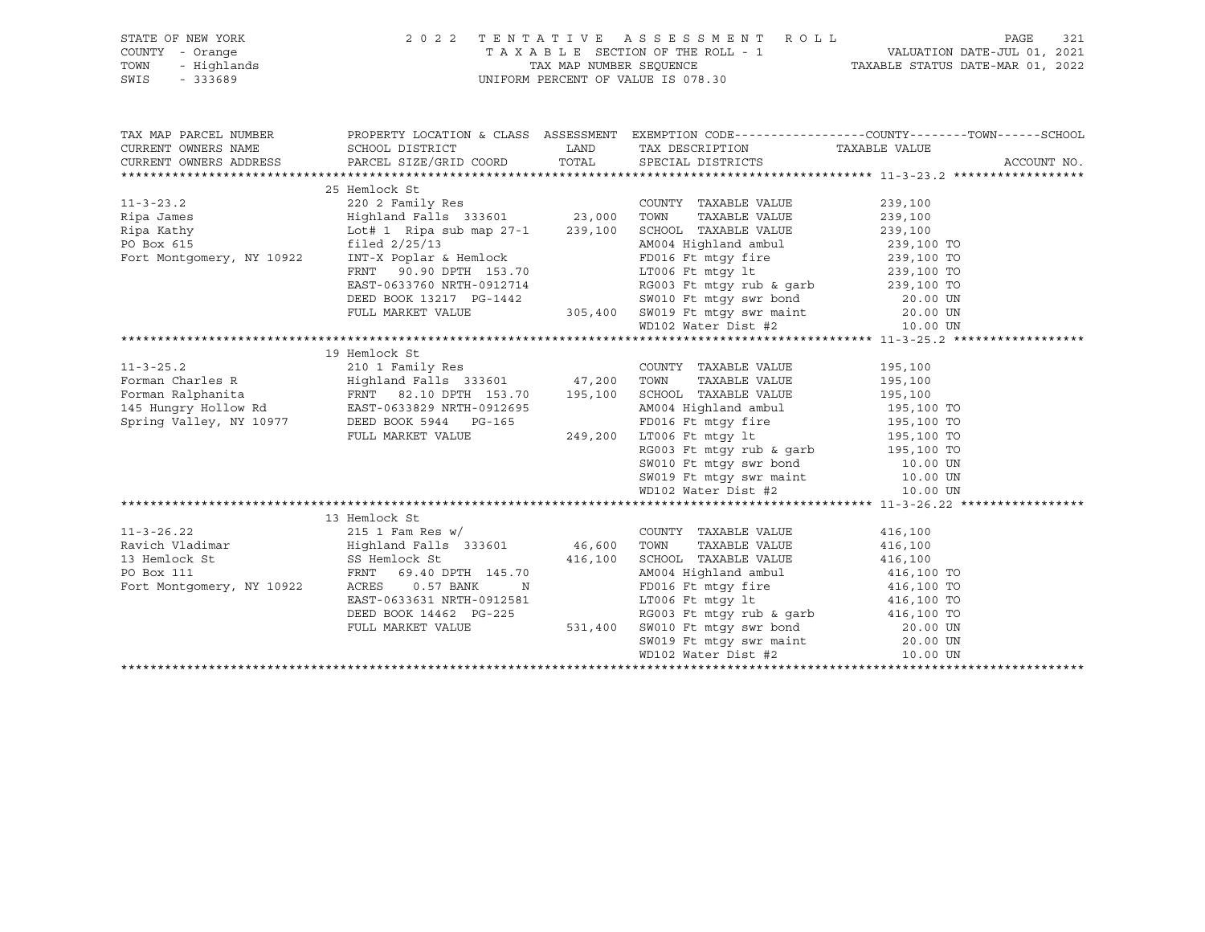STATE OF NEW YORK
COUNTY - Orange
TOWN - Highlands
SWIS - 333689

2022 TENTATIVE ASSESSMENT ROLL
TAXABLE SECTION OF THE ROLL - 1
TAX MAP NUMBER SEQUENCE
UNIFORM PERCENT OF VALUE IS 078.30

VALUATION DATE-JUL 01, 2021
TAXABLE STATUS DATE-MAR 01, 2022

| TAX MAP PARCEL NUMBER / CURRENT OWNERS NAME / CURRENT OWNERS ADDRESS | PROPERTY LOCATION & CLASS / SCHOOL DISTRICT / PARCEL SIZE/GRID COORD | ASSESSMENT LAND / TOTAL | EXEMPTION CODE / TAX DESCRIPTION / SPECIAL DISTRICTS | COUNTY--------TOWN------SCHOOL TAXABLE VALUE | ACCOUNT NO. |
|---|---|---|---|---|---|
| ******** 11-3-23.2 ******** | | | | | |
| | 25 Hemlock St | | | | |
| 11-3-23.2 | 220 2 Family Res | | COUNTY TAXABLE VALUE | 239,100 | |
| Ripa James | Highland Falls 333601 | 23,000 | TOWN TAXABLE VALUE | 239,100 | |
| Ripa Kathy | Lot# 1 Ripa sub map 27-1 | 239,100 | SCHOOL TAXABLE VALUE | 239,100 | |
| PO Box 615 | filed 2/25/13 | | AM004 Highland ambul | 239,100 TO | |
| Fort Montgomery, NY 10922 | INT-X Poplar & Hemlock | | FD016 Ft mtgy fire | 239,100 TO | |
| | FRNT 90.90 DPTH 153.70 | | LT006 Ft mtgy lt | 239,100 TO | |
| | EAST-0633760 NRTH-0912714 | | RG003 Ft mtgy rub & garb | 239,100 TO | |
| | DEED BOOK 13217 PG-1442 | | SW010 Ft mtgy swr bond | 20.00 UN | |
| | FULL MARKET VALUE | 305,400 | SW019 Ft mtgy swr maint | 20.00 UN | |
| | | | WD102 Water Dist #2 | 10.00 UN | |
| ******** 11-3-25.2 ******** | | | | | |
| | 19 Hemlock St | | | | |
| 11-3-25.2 | 210 1 Family Res | | COUNTY TAXABLE VALUE | 195,100 | |
| Forman Charles R | Highland Falls 333601 | 47,200 | TOWN TAXABLE VALUE | 195,100 | |
| Forman Ralphanita | FRNT 82.10 DPTH 153.70 | 195,100 | SCHOOL TAXABLE VALUE | 195,100 | |
| 145 Hungry Hollow Rd | EAST-0633829 NRTH-0912695 | | AM004 Highland ambul | 195,100 TO | |
| Spring Valley, NY 10977 | DEED BOOK 5944 PG-165 | | FD016 Ft mtgy fire | 195,100 TO | |
| | FULL MARKET VALUE | 249,200 | LT006 Ft mtgy lt | 195,100 TO | |
| | | | RG003 Ft mtgy rub & garb | 195,100 TO | |
| | | | SW010 Ft mtgy swr bond | 10.00 UN | |
| | | | SW019 Ft mtgy swr maint | 10.00 UN | |
| | | | WD102 Water Dist #2 | 10.00 UN | |
| ******** 11-3-26.22 ******** | | | | | |
| | 13 Hemlock St | | | | |
| 11-3-26.22 | 215 1 Fam Res w/ | | COUNTY TAXABLE VALUE | 416,100 | |
| Ravich Vladimar | Highland Falls 333601 | 46,600 | TOWN TAXABLE VALUE | 416,100 | |
| 13 Hemlock St | SS Hemlock St | 416,100 | SCHOOL TAXABLE VALUE | 416,100 | |
| PO Box 111 | FRNT 69.40 DPTH 145.70 | | AM004 Highland ambul | 416,100 TO | |
| Fort Montgomery, NY 10922 | ACRES 0.57 BANK N | | FD016 Ft mtgy fire | 416,100 TO | |
| | EAST-0633631 NRTH-0912581 | | LT006 Ft mtgy lt | 416,100 TO | |
| | DEED BOOK 14462 PG-225 | | RG003 Ft mtgy rub & garb | 416,100 TO | |
| | FULL MARKET VALUE | 531,400 | SW010 Ft mtgy swr bond | 20.00 UN | |
| | | | SW019 Ft mtgy swr maint | 20.00 UN | |
| | | | WD102 Water Dist #2 | 10.00 UN | |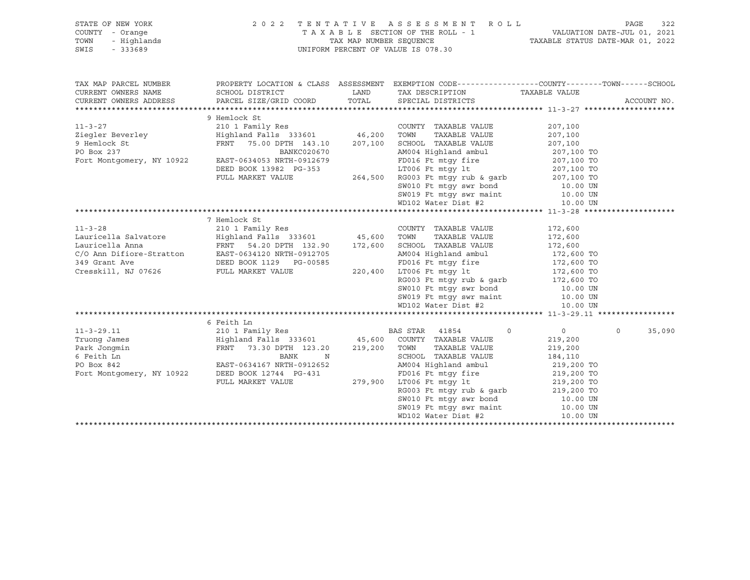STATE OF NEW YORK
COUNTY - Orange
TOWN - Highlands
SWIS - 333689

2 0 2 2 TENTATIVE ASSESSMENT ROLL
TAXABLE SECTION OF THE ROLL - 1
TAX MAP NUMBER SEQUENCE
UNIFORM PERCENT OF VALUE IS 078.30

VALUATION DATE-JUL 01, 2021
TAXABLE STATUS DATE-MAR 01, 2022

```
TAX MAP PARCEL NUMBER      PROPERTY LOCATION & CLASS  ASSESSMENT  EXEMPTION CODE------------------COUNTY--------TOWN------SCHOOL
CURRENT OWNERS NAME        SCHOOL DISTRICT               LAND      TAX DESCRIPTION                TAXABLE VALUE
CURRENT OWNERS ADDRESS     PARCEL SIZE/GRID COORD        TOTAL     SPECIAL DISTRICTS                                    ACCOUNT NO.
******************************************************************************************************* 11-3-27 ********************
                           9 Hemlock St
11-3-27                    210 1 Family Res                        COUNTY  TAXABLE VALUE             207,100
Ziegler Beverley           Highland Falls  333601       46,200     TOWN    TAXABLE VALUE             207,100
9 Hemlock St               FRNT    75.00 DPTH 143.10   207,100     SCHOOL  TAXABLE VALUE             207,100
PO Box 237                                BANKC020670              AM004 Highland ambul               207,100 TO
Fort Montgomery, NY 10922  EAST-0634053 NRTH-0912679               FD016 Ft mtgy fire                 207,100 TO
                           DEED BOOK 13982  PG-353                 LT006 Ft mtgy lt                   207,100 TO
                           FULL MARKET VALUE           264,500     RG003 Ft mtgy rub & garb           207,100 TO
                                                                   SW010 Ft mtgy swr bond               10.00 UN
                                                                   SW019 Ft mtgy swr maint              10.00 UN
                                                                   WD102 Water Dist #2                  10.00 UN
******************************************************************************************************* 11-3-28 ********************
                           7 Hemlock St
11-3-28                    210 1 Family Res                        COUNTY  TAXABLE VALUE             172,600
Lauricella Salvatore       Highland Falls  333601       45,600     TOWN    TAXABLE VALUE             172,600
Lauricella Anna            FRNT    54.20 DPTH 132.90   172,600     SCHOOL  TAXABLE VALUE             172,600
C/O Ann Difiore-Stratton   EAST-0634120 NRTH-0912705               AM004 Highland ambul               172,600 TO
349 Grant Ave              DEED BOOK 1129    PG-00585              FD016 Ft mtgy fire                 172,600 TO
Cresskill, NJ 07626        FULL MARKET VALUE           220,400     LT006 Ft mtgy lt                   172,600 TO
                                                                   RG003 Ft mtgy rub & garb           172,600 TO
                                                                   SW010 Ft mtgy swr bond               10.00 UN
                                                                   SW019 Ft mtgy swr maint              10.00 UN
                                                                   WD102 Water Dist #2                  10.00 UN
******************************************************************************************************* 11-3-29.11 *****************
                           6 Feith Ln
11-3-29.11                 210 1 Family Res                        BAS STAR   41854          0             0          0      35,090
Truong James               Highland Falls  333601       45,600     COUNTY  TAXABLE VALUE             219,200
Park Jongmin               FRNT    73.30 DPTH 123.20   219,200     TOWN    TAXABLE VALUE             219,200
6 Feith Ln                                BANK       N             SCHOOL  TAXABLE VALUE             184,110
PO Box 842                 EAST-0634167 NRTH-0912652               AM004 Highland ambul               219,200 TO
Fort Montgomery, NY 10922  DEED BOOK 12744  PG-431                 FD016 Ft mtgy fire                 219,200 TO
                           FULL MARKET VALUE           279,900     LT006 Ft mtgy lt                   219,200 TO
                                                                   RG003 Ft mtgy rub & garb           219,200 TO
                                                                   SW010 Ft mtgy swr bond               10.00 UN
                                                                   SW019 Ft mtgy swr maint              10.00 UN
                                                                   WD102 Water Dist #2                  10.00 UN
************************************************************************************************************************************
```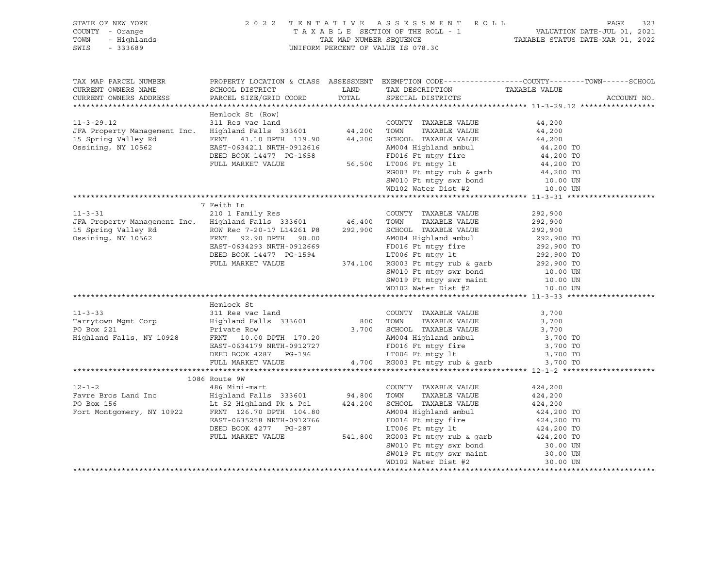STATE OF NEW YORK
COUNTY - Orange
TOWN - Highlands
SWIS - 333689

2 0 2 2 T E N T A T I V E A S S E S S M E N T R O L L
T A X A B L E SECTION OF THE ROLL - 1
TAX MAP NUMBER SEQUENCE
UNIFORM PERCENT OF VALUE IS 078.30

VALUATION DATE-JUL 01, 2021
TAXABLE STATUS DATE-MAR 01, 2022

```
TAX MAP PARCEL NUMBER          PROPERTY LOCATION & CLASS  ASSESSMENT  EXEMPTION CODE------------------COUNTY--------TOWN------SCHOOL
CURRENT OWNERS NAME            SCHOOL DISTRICT               LAND      TAX DESCRIPTION            TAXABLE VALUE
CURRENT OWNERS ADDRESS         PARCEL SIZE/GRID COORD        TOTAL     SPECIAL DISTRICTS                                     ACCOUNT NO.
******************************************************************************************************* 11-3-29.12 *****************
                               Hemlock St (Row)
11-3-29.12                     311 Res vac land                        COUNTY  TAXABLE VALUE              44,200
JFA Property Management Inc.   Highland Falls  333601       44,200     TOWN    TAXABLE VALUE              44,200
15 Spring Valley Rd            FRNT   41.10 DPTH 119.90     44,200     SCHOOL  TAXABLE VALUE              44,200
Ossining, NY 10562             EAST-0634211 NRTH-0912616               AM004 Highland ambul                44,200 TO
                               DEED BOOK 14477  PG-1658                FD016 Ft mtgy fire                  44,200 TO
                               FULL MARKET VALUE            56,500     LT006 Ft mtgy lt                    44,200 TO
                                                                       RG003 Ft mtgy rub & garb            44,200 TO
                                                                       SW010 Ft mtgy swr bond               10.00 UN
                                                                       WD102 Water Dist #2                  10.00 UN
******************************************************************************************************* 11-3-31 ********************
                               7 Feith Ln
11-3-31                        210 1 Family Res                        COUNTY  TAXABLE VALUE             292,900
JFA Property Management Inc.   Highland Falls  333601       46,400     TOWN    TAXABLE VALUE             292,900
15 Spring Valley Rd            ROW Rec 7-20-17 L14261 P8   292,900     SCHOOL  TAXABLE VALUE             292,900
Ossining, NY 10562             FRNT   92.90 DPTH  90.00                AM004 Highland ambul               292,900 TO
                               EAST-0634293 NRTH-0912669               FD016 Ft mtgy fire                 292,900 TO
                               DEED BOOK 14477  PG-1594                LT006 Ft mtgy lt                   292,900 TO
                               FULL MARKET VALUE           374,100     RG003 Ft mtgy rub & garb           292,900 TO
                                                                       SW010 Ft mtgy swr bond               10.00 UN
                                                                       SW019 Ft mtgy swr maint              10.00 UN
                                                                       WD102 Water Dist #2                  10.00 UN
******************************************************************************************************* 11-3-33 ********************
                               Hemlock St
11-3-33                        311 Res vac land                        COUNTY  TAXABLE VALUE               3,700
Tarrytown Mgmt Corp            Highland Falls  333601          800     TOWN    TAXABLE VALUE               3,700
PO Box 221                     Private Row                   3,700     SCHOOL  TAXABLE VALUE               3,700
Highland Falls, NY 10928       FRNT   10.00 DPTH 170.20                AM004 Highland ambul                 3,700 TO
                               EAST-0634179 NRTH-0912727               FD016 Ft mtgy fire                   3,700 TO
                               DEED BOOK 4287   PG-196                 LT006 Ft mtgy lt                     3,700 TO
                               FULL MARKET VALUE             4,700     RG003 Ft mtgy rub & garb             3,700 TO
******************************************************************************************************* 12-1-2 *********************
                               1086 Route 9W
12-1-2                         486 Mini-mart                           COUNTY  TAXABLE VALUE             424,200
Favre Bros Land Inc            Highland Falls  333601       94,800     TOWN    TAXABLE VALUE             424,200
PO Box 156                     Lt 52 Highland Pk & Pcl     424,200     SCHOOL  TAXABLE VALUE             424,200
Fort Montgomery, NY 10922      FRNT  126.70 DPTH 104.80                AM004 Highland ambul               424,200 TO
                               EAST-0635258 NRTH-0912766               FD016 Ft mtgy fire                 424,200 TO
                               DEED BOOK 4277   PG-287                 LT006 Ft mtgy lt                   424,200 TO
                               FULL MARKET VALUE           541,800     RG003 Ft mtgy rub & garb           424,200 TO
                                                                       SW010 Ft mtgy swr bond               30.00 UN
                                                                       SW019 Ft mtgy swr maint              30.00 UN
                                                                       WD102 Water Dist #2                  30.00 UN
************************************************************************************************************************************
```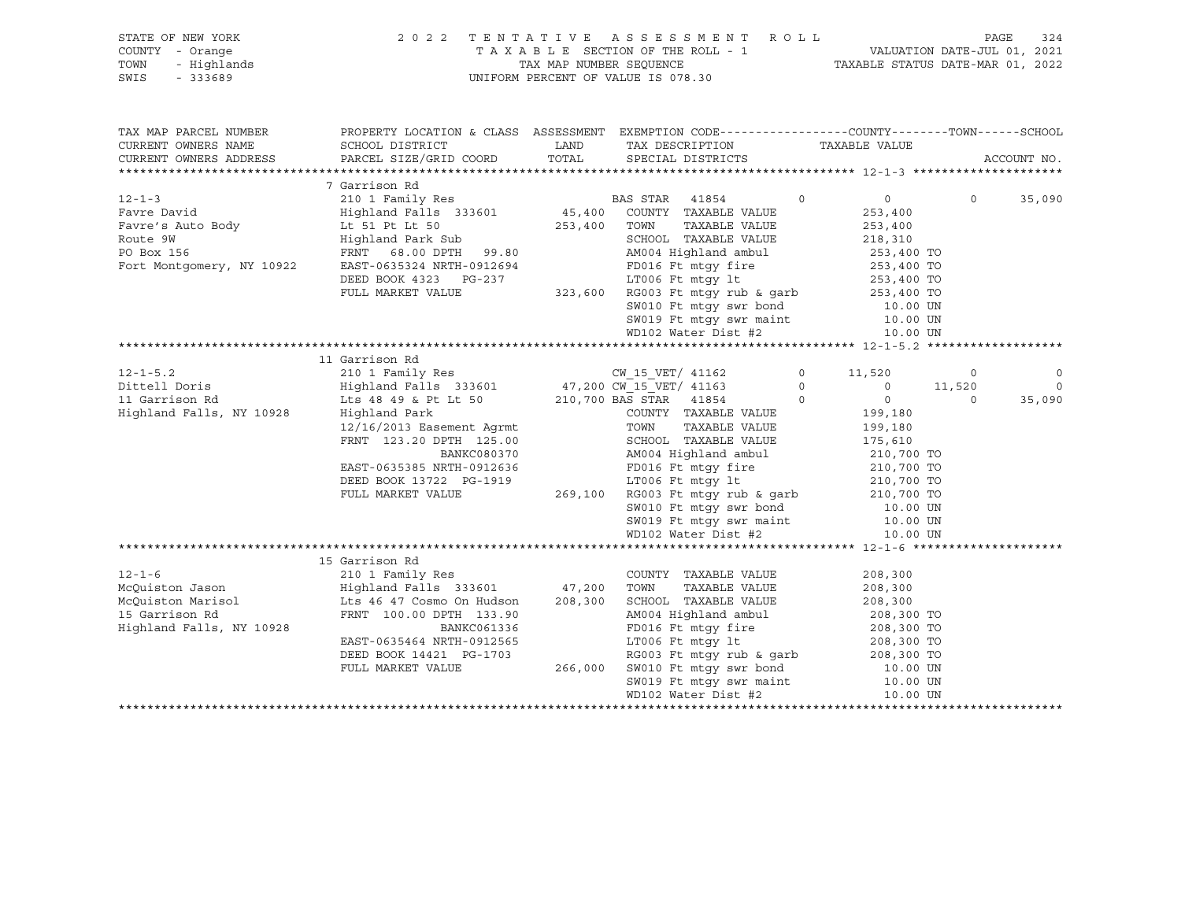STATE OF NEW YORK — 2022 TENTATIVE ASSESSMENT ROLL
COUNTY - Orange — TAXABLE SECTION OF THE ROLL - 1 — VALUATION DATE-JUL 01, 2021
TOWN - Highlands — TAX MAP NUMBER SEQUENCE — TAXABLE STATUS DATE-MAR 01, 2022
SWIS - 333689 — UNIFORM PERCENT OF VALUE IS 078.30

| TAX MAP PARCEL NUMBER / CURRENT OWNERS NAME / CURRENT OWNERS ADDRESS | PROPERTY LOCATION & CLASS / SCHOOL DISTRICT / PARCEL SIZE/GRID COORD | ASSESSMENT LAND / TOTAL | EXEMPTION CODE / TAX DESCRIPTION / SPECIAL DISTRICTS | COUNTY TAXABLE VALUE | TOWN | SCHOOL | ACCOUNT NO. |
|---|---|---|---|---|---|---|---|
| **12-1-3** | 7 Garrison Rd | | | | | | |
| 12-1-3 | 210 1 Family Res | | BAS STAR 41854 0 | 0 | 0 | 35,090 | |
| Favre David | Highland Falls 333601 | 45,400 | COUNTY TAXABLE VALUE | 253,400 | | | |
| Favre's Auto Body | Lt 51 Pt Lt 50 | 253,400 | TOWN TAXABLE VALUE | 253,400 | | | |
| Route 9W | Highland Park Sub | | SCHOOL TAXABLE VALUE | 218,310 | | | |
| PO Box 156 | FRNT 68.00 DPTH 99.80 | | AM004 Highland ambul | 253,400 TO | | | |
| Fort Montgomery, NY 10922 | EAST-0635324 NRTH-0912694 | | FD016 Ft mtgy fire | 253,400 TO | | | |
| | DEED BOOK 4323 PG-237 | | LT006 Ft mtgy lt | 253,400 TO | | | |
| | FULL MARKET VALUE | 323,600 | RG003 Ft mtgy rub & garb | 253,400 TO | | | |
| | | | SW010 Ft mtgy swr bond | 10.00 UN | | | |
| | | | SW019 Ft mtgy swr maint | 10.00 UN | | | |
| | | | WD102 Water Dist #2 | 10.00 UN | | | |
| **12-1-5.2** | 11 Garrison Rd | | | | | | |
| 12-1-5.2 | 210 1 Family Res | | CW_15_VET/ 41162 0 | 11,520 | 0 | 0 | |
| Dittell Doris | Highland Falls 333601 | 47,200 | CW_15_VET/ 41163 0 | 0 | 11,520 | 0 | |
| 11 Garrison Rd | Lts 48 49 & Pt Lt 50 | 210,700 | BAS STAR 41854 0 | 0 | 0 | 35,090 | |
| Highland Falls, NY 10928 | Highland Park | | COUNTY TAXABLE VALUE | 199,180 | | | |
| | 12/16/2013 Easement Agrmt | | TOWN TAXABLE VALUE | 199,180 | | | |
| | FRNT 123.20 DPTH 125.00 | | SCHOOL TAXABLE VALUE | 175,610 | | | |
| | BANKC080370 | | AM004 Highland ambul | 210,700 TO | | | |
| | EAST-0635385 NRTH-0912636 | | FD016 Ft mtgy fire | 210,700 TO | | | |
| | DEED BOOK 13722 PG-1919 | | LT006 Ft mtgy lt | 210,700 TO | | | |
| | FULL MARKET VALUE | 269,100 | RG003 Ft mtgy rub & garb | 210,700 TO | | | |
| | | | SW010 Ft mtgy swr bond | 10.00 UN | | | |
| | | | SW019 Ft mtgy swr maint | 10.00 UN | | | |
| | | | WD102 Water Dist #2 | 10.00 UN | | | |
| **12-1-6** | 15 Garrison Rd | | | | | | |
| 12-1-6 | 210 1 Family Res | | COUNTY TAXABLE VALUE | 208,300 | | | |
| McQuiston Jason | Highland Falls 333601 | 47,200 | TOWN TAXABLE VALUE | 208,300 | | | |
| McQuiston Marisol | Lts 46 47 Cosmo On Hudson | 208,300 | SCHOOL TAXABLE VALUE | 208,300 | | | |
| 15 Garrison Rd | FRNT 100.00 DPTH 133.90 | | AM004 Highland ambul | 208,300 TO | | | |
| Highland Falls, NY 10928 | BANKC061336 | | FD016 Ft mtgy fire | 208,300 TO | | | |
| | EAST-0635464 NRTH-0912565 | | LT006 Ft mtgy lt | 208,300 TO | | | |
| | DEED BOOK 14421 PG-1703 | | RG003 Ft mtgy rub & garb | 208,300 TO | | | |
| | FULL MARKET VALUE | 266,000 | SW010 Ft mtgy swr bond | 10.00 UN | | | |
| | | | SW019 Ft mtgy swr maint | 10.00 UN | | | |
| | | | WD102 Water Dist #2 | 10.00 UN | | | |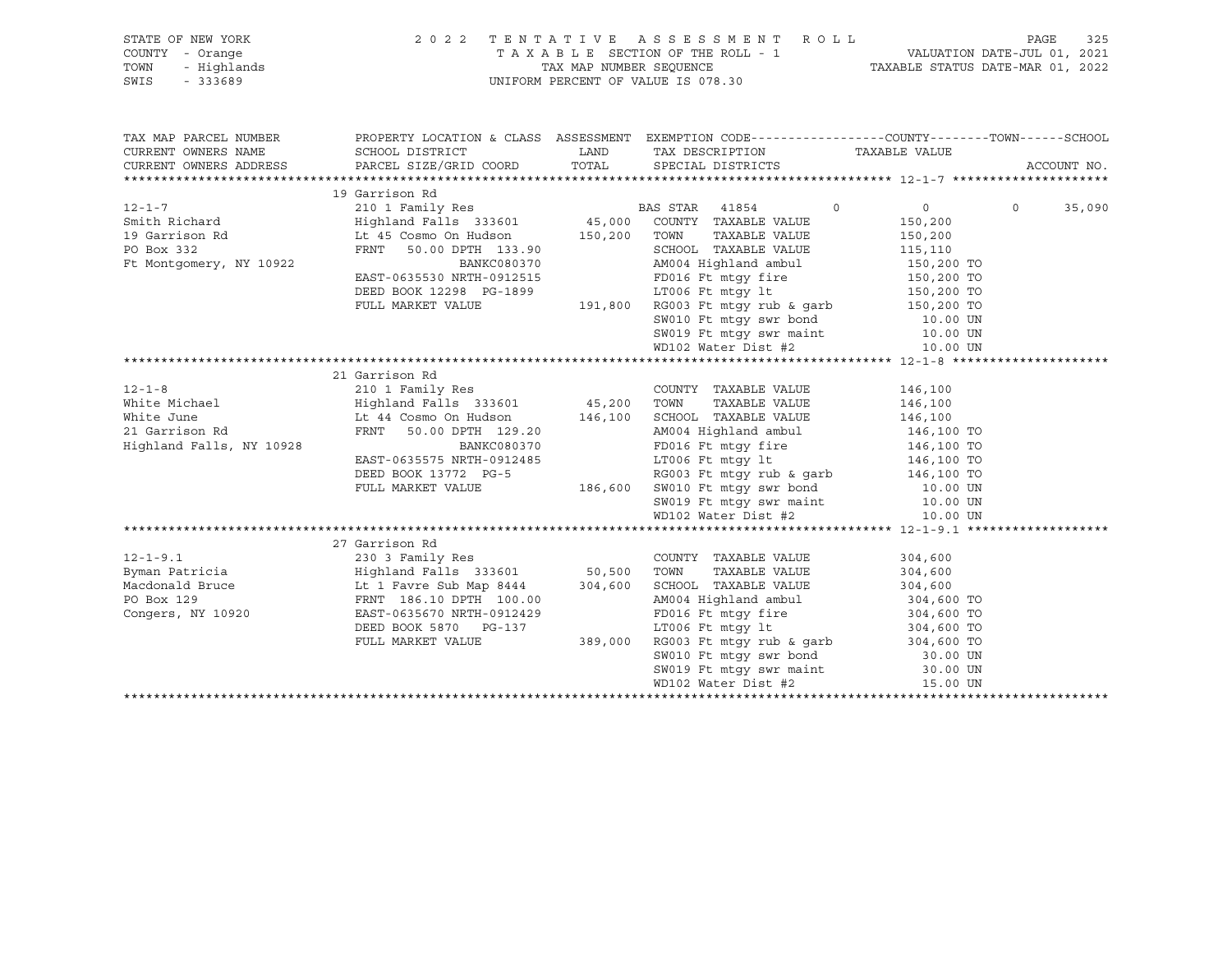STATE OF NEW YORK — COUNTY - Orange — TOWN - Highlands — SWIS - 333689

2022 TENTATIVE ASSESSMENT ROLL
TAXABLE SECTION OF THE ROLL - 1
TAX MAP NUMBER SEQUENCE
UNIFORM PERCENT OF VALUE IS 078.30

VALUATION DATE-JUL 01, 2021
TAXABLE STATUS DATE-MAR 01, 2022

| TAX MAP PARCEL NUMBER / CURRENT OWNERS NAME / CURRENT OWNERS ADDRESS | PROPERTY LOCATION & CLASS / SCHOOL DISTRICT / PARCEL SIZE/GRID COORD | ASSESSMENT LAND / TOTAL | EXEMPTION CODE / TAX DESCRIPTION / SPECIAL DISTRICTS | COUNTY | TOWN | SCHOOL / TAXABLE VALUE / ACCOUNT NO. |
|---|---|---|---|---|---|---|
| **12-1-7** | 19 Garrison Rd | | | | | |
| 12-1-7 | 210 1 Family Res | | BAS STAR 41854 | 0 | 0 | 0 / 35,090 |
| Smith Richard | Highland Falls 333601 | 45,000 | COUNTY TAXABLE VALUE | 150,200 | | |
| 19 Garrison Rd | Lt 45 Cosmo On Hudson | 150,200 | TOWN TAXABLE VALUE | | 150,200 | |
| PO Box 332 | FRNT 50.00 DPTH 133.90 | | SCHOOL TAXABLE VALUE | | | 115,110 |
| Ft Montgomery, NY 10922 | BANKC080370 | | AM004 Highland ambul | 150,200 TO | | |
| | EAST-0635530 NRTH-0912515 | | FD016 Ft mtgy fire | 150,200 TO | | |
| | DEED BOOK 12298 PG-1899 | | LT006 Ft mtgy lt | 150,200 TO | | |
| | FULL MARKET VALUE | 191,800 | RG003 Ft mtgy rub & garb | 150,200 TO | | |
| | | | SW010 Ft mtgy swr bond | 10.00 UN | | |
| | | | SW019 Ft mtgy swr maint | 10.00 UN | | |
| | | | WD102 Water Dist #2 | 10.00 UN | | |
| **12-1-8** | 21 Garrison Rd | | | | | |
| 12-1-8 | 210 1 Family Res | | COUNTY TAXABLE VALUE | 146,100 | | |
| White Michael | Highland Falls 333601 | 45,200 | TOWN TAXABLE VALUE | | 146,100 | |
| White June | Lt 44 Cosmo On Hudson | 146,100 | SCHOOL TAXABLE VALUE | | | 146,100 |
| 21 Garrison Rd | FRNT 50.00 DPTH 129.20 | | AM004 Highland ambul | 146,100 TO | | |
| Highland Falls, NY 10928 | BANKC080370 | | FD016 Ft mtgy fire | 146,100 TO | | |
| | EAST-0635575 NRTH-0912485 | | LT006 Ft mtgy lt | 146,100 TO | | |
| | DEED BOOK 13772 PG-5 | | RG003 Ft mtgy rub & garb | 146,100 TO | | |
| | FULL MARKET VALUE | 186,600 | SW010 Ft mtgy swr bond | 10.00 UN | | |
| | | | SW019 Ft mtgy swr maint | 10.00 UN | | |
| | | | WD102 Water Dist #2 | 10.00 UN | | |
| **12-1-9.1** | 27 Garrison Rd | | | | | |
| 12-1-9.1 | 230 3 Family Res | | COUNTY TAXABLE VALUE | 304,600 | | |
| Byman Patricia | Highland Falls 333601 | 50,500 | TOWN TAXABLE VALUE | | 304,600 | |
| Macdonald Bruce | Lt 1 Favre Sub Map 8444 | 304,600 | SCHOOL TAXABLE VALUE | | | 304,600 |
| PO Box 129 | FRNT 186.10 DPTH 100.00 | | AM004 Highland ambul | 304,600 TO | | |
| Congers, NY 10920 | EAST-0635670 NRTH-0912429 | | FD016 Ft mtgy fire | 304,600 TO | | |
| | DEED BOOK 5870 PG-137 | | LT006 Ft mtgy lt | 304,600 TO | | |
| | FULL MARKET VALUE | 389,000 | RG003 Ft mtgy rub & garb | 304,600 TO | | |
| | | | SW010 Ft mtgy swr bond | 30.00 UN | | |
| | | | SW019 Ft mtgy swr maint | 30.00 UN | | |
| | | | WD102 Water Dist #2 | 15.00 UN | | |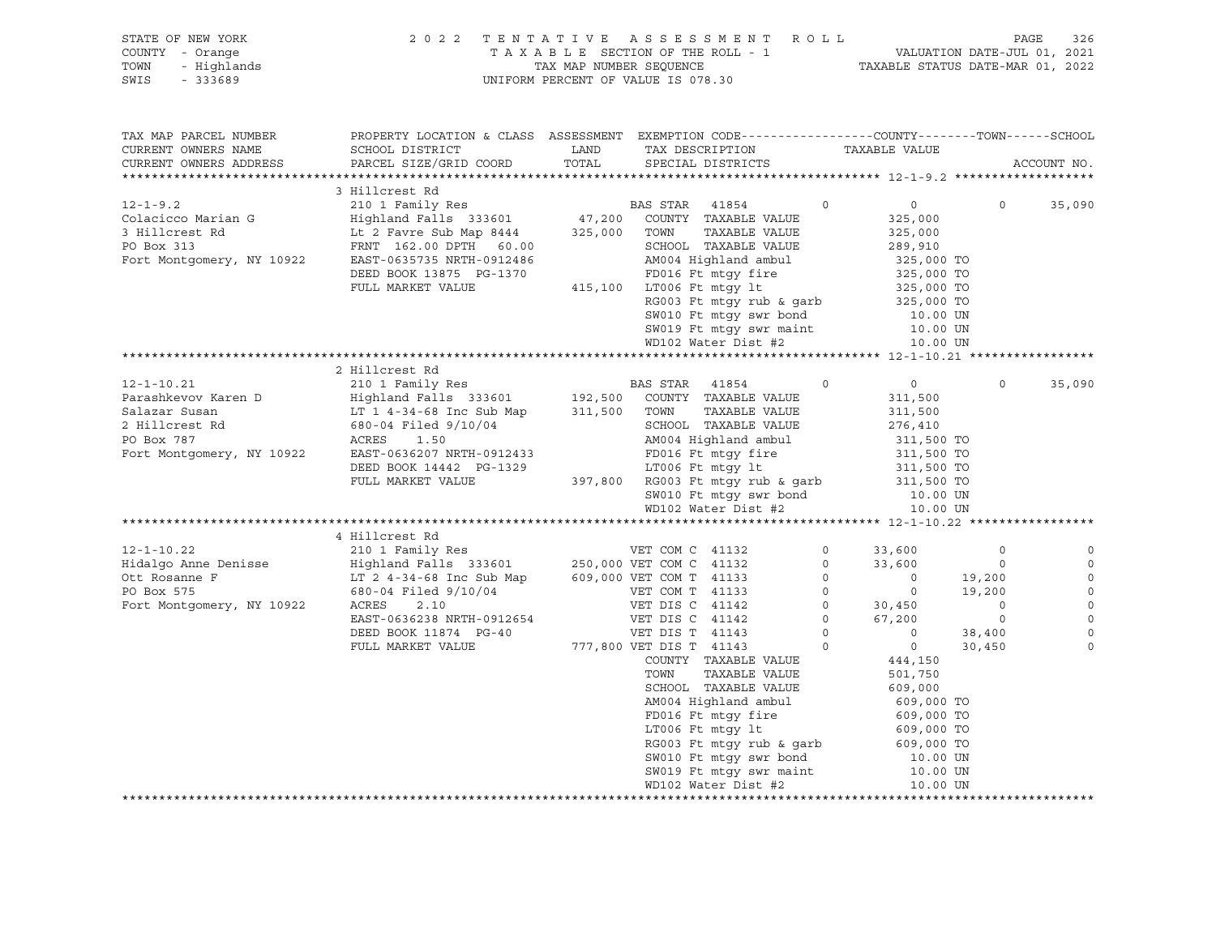STATE OF NEW YORK — 2022 TENTATIVE ASSESSMENT ROLL
COUNTY - Orange — TAXABLE SECTION OF THE ROLL - 1 — VALUATION DATE-JUL 01, 2021
TOWN - Highlands — TAX MAP NUMBER SEQUENCE — TAXABLE STATUS DATE-MAR 01, 2022
SWIS - 333689 — UNIFORM PERCENT OF VALUE IS 078.30

| TAX MAP PARCEL NUMBER / CURRENT OWNERS NAME / CURRENT OWNERS ADDRESS | PROPERTY LOCATION & CLASS / SCHOOL DISTRICT / PARCEL SIZE/GRID COORD | ASSESSMENT LAND / TOTAL | EXEMPTION CODE / TAX DESCRIPTION / SPECIAL DISTRICTS | | COUNTY / TAXABLE VALUE | TOWN | SCHOOL / ACCOUNT NO. |
|---|---|---|---|---|---|---|---|
| **12-1-9.2** | 3 Hillcrest Rd | | | | | | |
| 12-1-9.2 | 210 1 Family Res | | BAS STAR 41854 | 0 | 0 | 0 | 35,090 |
| Colacicco Marian G | Highland Falls 333601 | 47,200 | COUNTY TAXABLE VALUE | | 325,000 | | |
| 3 Hillcrest Rd | Lt 2 Favre Sub Map 8444 | 325,000 | TOWN TAXABLE VALUE | | 325,000 | | |
| PO Box 313 | FRNT 162.00 DPTH 60.00 | | SCHOOL TAXABLE VALUE | | 289,910 | | |
| Fort Montgomery, NY 10922 | EAST-0635735 NRTH-0912486 | | AM004 Highland ambul | | 325,000 TO | | |
| | DEED BOOK 13875 PG-1370 | | FD016 Ft mtgy fire | | 325,000 TO | | |
| | FULL MARKET VALUE | 415,100 | LT006 Ft mtgy lt | | 325,000 TO | | |
| | | | RG003 Ft mtgy rub & garb | | 325,000 TO | | |
| | | | SW010 Ft mtgy swr bond | | 10.00 UN | | |
| | | | SW019 Ft mtgy swr maint | | 10.00 UN | | |
| | | | WD102 Water Dist #2 | | 10.00 UN | | |
| **12-1-10.21** | 2 Hillcrest Rd | | | | | | |
| 12-1-10.21 | 210 1 Family Res | | BAS STAR 41854 | 0 | 0 | 0 | 35,090 |
| Parashkevov Karen D | Highland Falls 333601 | 192,500 | COUNTY TAXABLE VALUE | | 311,500 | | |
| Salazar Susan | LT 1 4-34-68 Inc Sub Map | 311,500 | TOWN TAXABLE VALUE | | 311,500 | | |
| 2 Hillcrest Rd | 680-04 Filed 9/10/04 | | SCHOOL TAXABLE VALUE | | 276,410 | | |
| PO Box 787 | ACRES 1.50 | | AM004 Highland ambul | | 311,500 TO | | |
| Fort Montgomery, NY 10922 | EAST-0636207 NRTH-0912433 | | FD016 Ft mtgy fire | | 311,500 TO | | |
| | DEED BOOK 14442 PG-1329 | | LT006 Ft mtgy lt | | 311,500 TO | | |
| | FULL MARKET VALUE | 397,800 | RG003 Ft mtgy rub & garb | | 311,500 TO | | |
| | | | SW010 Ft mtgy swr bond | | 10.00 UN | | |
| | | | WD102 Water Dist #2 | | 10.00 UN | | |
| **12-1-10.22** | 4 Hillcrest Rd | | | | | | |
| 12-1-10.22 | 210 1 Family Res | | VET COM C 41132 | 0 | 33,600 | 0 | 0 |
| Hidalgo Anne Denisse | Highland Falls 333601 | 250,000 | VET COM C 41132 | 0 | 33,600 | 0 | 0 |
| Ott Rosanne F | LT 2 4-34-68 Inc Sub Map | 609,000 | VET COM T 41133 | 0 | 0 | 19,200 | 0 |
| PO Box 575 | 680-04 Filed 9/10/04 | | VET COM T 41133 | 0 | 0 | 19,200 | 0 |
| Fort Montgomery, NY 10922 | ACRES 2.10 | | VET DIS C 41142 | 0 | 30,450 | 0 | 0 |
| | EAST-0636238 NRTH-0912654 | | VET DIS C 41142 | 0 | 67,200 | 0 | 0 |
| | DEED BOOK 11874 PG-40 | | VET DIS T 41143 | 0 | 0 | 38,400 | 0 |
| | FULL MARKET VALUE | 777,800 | VET DIS T 41143 | 0 | 0 | 30,450 | 0 |
| | | | COUNTY TAXABLE VALUE | | 444,150 | | |
| | | | TOWN TAXABLE VALUE | | 501,750 | | |
| | | | SCHOOL TAXABLE VALUE | | 609,000 | | |
| | | | AM004 Highland ambul | | 609,000 TO | | |
| | | | FD016 Ft mtgy fire | | 609,000 TO | | |
| | | | LT006 Ft mtgy lt | | 609,000 TO | | |
| | | | RG003 Ft mtgy rub & garb | | 609,000 TO | | |
| | | | SW010 Ft mtgy swr bond | | 10.00 UN | | |
| | | | SW019 Ft mtgy swr maint | | 10.00 UN | | |
| | | | WD102 Water Dist #2 | | 10.00 UN | | |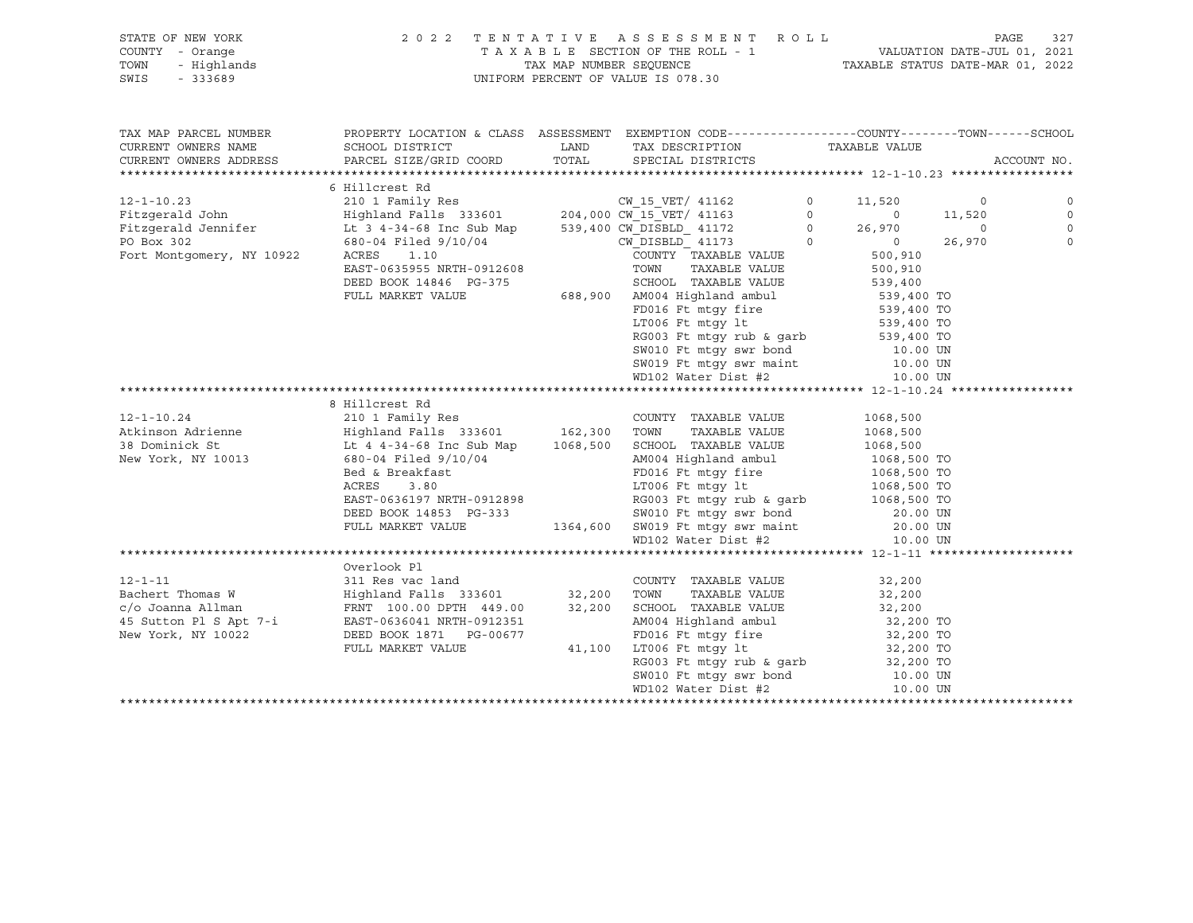STATE OF NEW YORK
COUNTY - Orange
TOWN - Highlands
SWIS - 333689

2022 TENTATIVE ASSESSMENT ROLL
TAXABLE SECTION OF THE ROLL - 1
TAX MAP NUMBER SEQUENCE
UNIFORM PERCENT OF VALUE IS 078.30

VALUATION DATE-JUL 01, 2021
TAXABLE STATUS DATE-MAR 01, 2022

```
TAX MAP PARCEL NUMBER         PROPERTY LOCATION & CLASS  ASSESSMENT  EXEMPTION CODE------------------COUNTY--------TOWN------SCHOOL
CURRENT OWNERS NAME           SCHOOL DISTRICT               LAND      TAX DESCRIPTION               TAXABLE VALUE
CURRENT OWNERS ADDRESS        PARCEL SIZE/GRID COORD        TOTAL     SPECIAL DISTRICTS                                      ACCOUNT NO.
******************************************************************************************************* 12-1-10.23 *****************
                              6 Hillcrest Rd
12-1-10.23                    210 1 Family Res                   CW_15_VET/ 41162         0      11,520          0              0
Fitzgerald John               Highland Falls  333601      204,000 CW_15_VET/ 41163         0           0     11,520              0
Fitzgerald Jennifer           Lt 3 4-34-68 Inc Sub Map    539,400 CW_DISBLD_ 41172         0      26,970          0              0
PO Box 302                    680-04 Filed 9/10/04               CW_DISBLD_ 41173         0           0     26,970              0
Fort Montgomery, NY 10922     ACRES    1.10                      COUNTY  TAXABLE VALUE           500,910
                              EAST-0635955 NRTH-0912608          TOWN    TAXABLE VALUE           500,910
                              DEED BOOK 14846  PG-375            SCHOOL  TAXABLE VALUE           539,400
                              FULL MARKET VALUE           688,900  AM004 Highland ambul           539,400 TO
                                                                 FD016 Ft mtgy fire              539,400 TO
                                                                 LT006 Ft mtgy lt                539,400 TO
                                                                 RG003 Ft mtgy rub & garb        539,400 TO
                                                                 SW010 Ft mtgy swr bond            10.00 UN
                                                                 SW019 Ft mtgy swr maint           10.00 UN
                                                                 WD102 Water Dist #2               10.00 UN
******************************************************************************************************* 12-1-10.24 *****************
                              8 Hillcrest Rd
12-1-10.24                    210 1 Family Res                   COUNTY  TAXABLE VALUE          1068,500
Atkinson Adrienne             Highland Falls  333601      162,300  TOWN    TAXABLE VALUE          1068,500
38 Dominick St                Lt 4 4-34-68 Inc Sub Map   1068,500  SCHOOL  TAXABLE VALUE          1068,500
New York, NY 10013            680-04 Filed 9/10/04               AM004 Highland ambul           1068,500 TO
                              Bed & Breakfast                    FD016 Ft mtgy fire             1068,500 TO
                              ACRES    3.80                      LT006 Ft mtgy lt               1068,500 TO
                              EAST-0636197 NRTH-0912898          RG003 Ft mtgy rub & garb       1068,500 TO
                              DEED BOOK 14853  PG-333            SW010 Ft mtgy swr bond            20.00 UN
                              FULL MARKET VALUE          1364,600  SW019 Ft mtgy swr maint          20.00 UN
                                                                 WD102 Water Dist #2               10.00 UN
******************************************************************************************************* 12-1-11 ********************
                              Overlook Pl
12-1-11                       311 Res vac land                   COUNTY  TAXABLE VALUE            32,200
Bachert Thomas W              Highland Falls  333601       32,200  TOWN    TAXABLE VALUE            32,200
c/o Joanna Allman             FRNT 100.00 DPTH 449.00      32,200  SCHOOL  TAXABLE VALUE            32,200
45 Sutton Pl S Apt 7-i        EAST-0636041 NRTH-0912351          AM004 Highland ambul             32,200 TO
New York, NY 10022            DEED BOOK 1871   PG-00677          FD016 Ft mtgy fire               32,200 TO
                              FULL MARKET VALUE            41,100  LT006 Ft mtgy lt                 32,200 TO
                                                                 RG003 Ft mtgy rub & garb         32,200 TO
                                                                 SW010 Ft mtgy swr bond            10.00 UN
                                                                 WD102 Water Dist #2               10.00 UN
************************************************************************************************************************************
```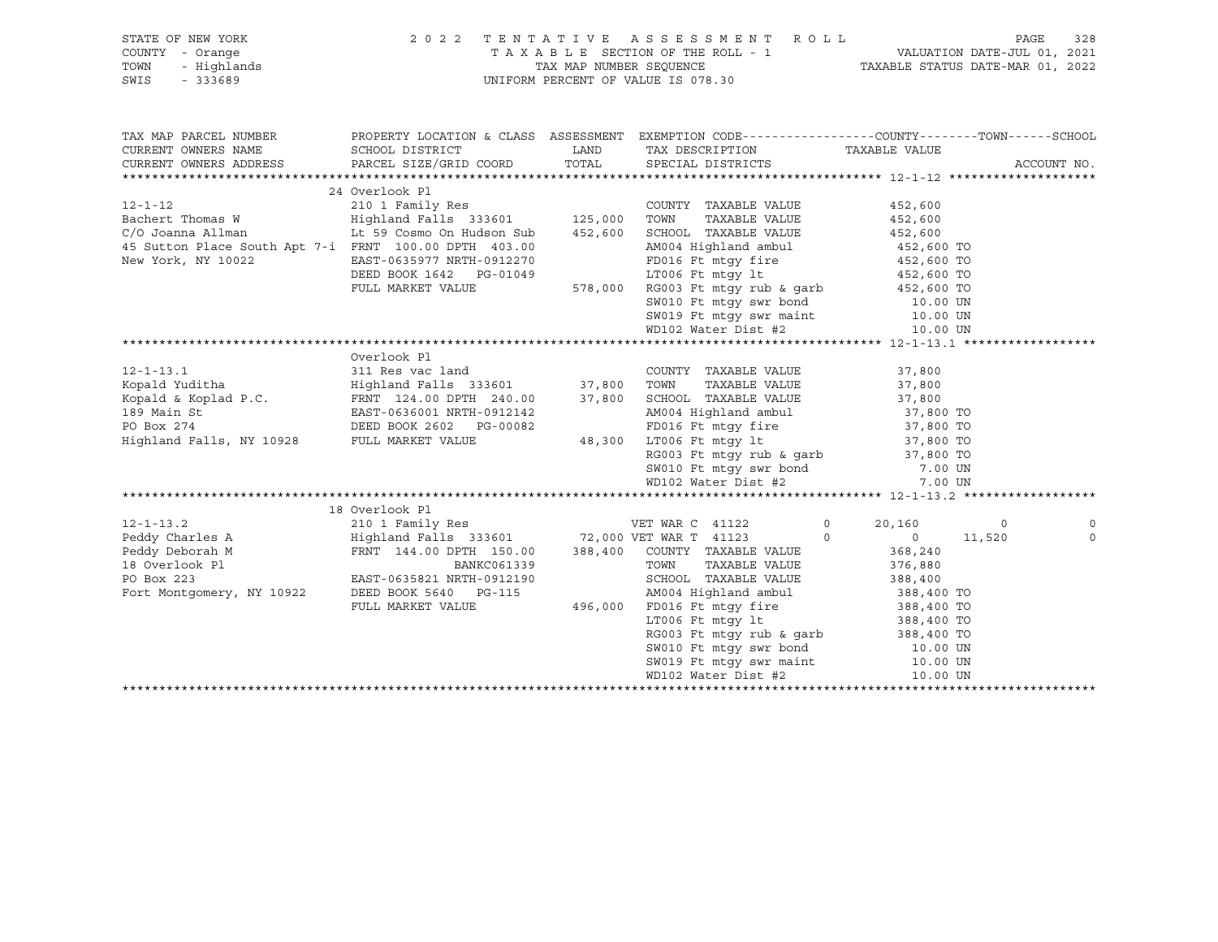STATE OF NEW YORK
COUNTY - Orange
TOWN - Highlands
SWIS - 333689

2022 TENTATIVE ASSESSMENT ROLL
TAXABLE SECTION OF THE ROLL - 1
TAX MAP NUMBER SEQUENCE
UNIFORM PERCENT OF VALUE IS 078.30

VALUATION DATE-JUL 01, 2021
TAXABLE STATUS DATE-MAR 01, 2022

| TAX MAP PARCEL NUMBER / CURRENT OWNERS NAME / CURRENT OWNERS ADDRESS | PROPERTY LOCATION & CLASS / SCHOOL DISTRICT / PARCEL SIZE/GRID COORD | ASSESSMENT LAND / TOTAL | EXEMPTION CODE / TAX DESCRIPTION / SPECIAL DISTRICTS | COUNTY TAXABLE VALUE | TOWN | SCHOOL | ACCOUNT NO. |
|---|---|---|---|---|---|---|---|
| **12-1-12** | 24 Overlook Pl | | | | | | |
| 12-1-12 | 210 1 Family Res | | COUNTY TAXABLE VALUE | 452,600 | | | |
| Bachert Thomas W | Highland Falls 333601 | 125,000 | TOWN TAXABLE VALUE | 452,600 | | | |
| C/O Joanna Allman | Lt 59 Cosmo On Hudson Sub | 452,600 | SCHOOL TAXABLE VALUE | 452,600 | | | |
| 45 Sutton Place South Apt 7-i | FRNT 100.00 DPTH 403.00 | | AM004 Highland ambul | 452,600 TO | | | |
| New York, NY 10022 | EAST-0635977 NRTH-0912270 | | FD016 Ft mtgy fire | 452,600 TO | | | |
| | DEED BOOK 1642 PG-01049 | | LT006 Ft mtgy lt | 452,600 TO | | | |
| | FULL MARKET VALUE | 578,000 | RG003 Ft mtgy rub & garb | 452,600 TO | | | |
| | | | SW010 Ft mtgy swr bond | 10.00 UN | | | |
| | | | SW019 Ft mtgy swr maint | 10.00 UN | | | |
| | | | WD102 Water Dist #2 | 10.00 UN | | | |
| **12-1-13.1** | Overlook Pl | | | | | | |
| 12-1-13.1 | 311 Res vac land | | COUNTY TAXABLE VALUE | 37,800 | | | |
| Kopald Yuditha | Highland Falls 333601 | 37,800 | TOWN TAXABLE VALUE | 37,800 | | | |
| Kopald & Koplad P.C. | FRNT 124.00 DPTH 240.00 | 37,800 | SCHOOL TAXABLE VALUE | 37,800 | | | |
| 189 Main St | EAST-0636001 NRTH-0912142 | | AM004 Highland ambul | 37,800 TO | | | |
| PO Box 274 | DEED BOOK 2602 PG-00082 | | FD016 Ft mtgy fire | 37,800 TO | | | |
| Highland Falls, NY 10928 | FULL MARKET VALUE | 48,300 | LT006 Ft mtgy lt | 37,800 TO | | | |
| | | | RG003 Ft mtgy rub & garb | 37,800 TO | | | |
| | | | SW010 Ft mtgy swr bond | 7.00 UN | | | |
| | | | WD102 Water Dist #2 | 7.00 UN | | | |
| **12-1-13.2** | 18 Overlook Pl | | | | | | |
| 12-1-13.2 | 210 1 Family Res | | VET WAR C 41122 0 | 20,160 | 0 | 0 | |
| Peddy Charles A | Highland Falls 333601 | 72,000 | VET WAR T 41123 0 | 0 | 11,520 | 0 | |
| Peddy Deborah M | FRNT 144.00 DPTH 150.00 | 388,400 | COUNTY TAXABLE VALUE | 368,240 | | | |
| 18 Overlook Pl | BANKC061339 | | TOWN TAXABLE VALUE | 376,880 | | | |
| PO Box 223 | EAST-0635821 NRTH-0912190 | | SCHOOL TAXABLE VALUE | 388,400 | | | |
| Fort Montgomery, NY 10922 | DEED BOOK 5640 PG-115 | | AM004 Highland ambul | 388,400 TO | | | |
| | FULL MARKET VALUE | 496,000 | FD016 Ft mtgy fire | 388,400 TO | | | |
| | | | LT006 Ft mtgy lt | 388,400 TO | | | |
| | | | RG003 Ft mtgy rub & garb | 388,400 TO | | | |
| | | | SW010 Ft mtgy swr bond | 10.00 UN | | | |
| | | | SW019 Ft mtgy swr maint | 10.00 UN | | | |
| | | | WD102 Water Dist #2 | 10.00 UN | | | |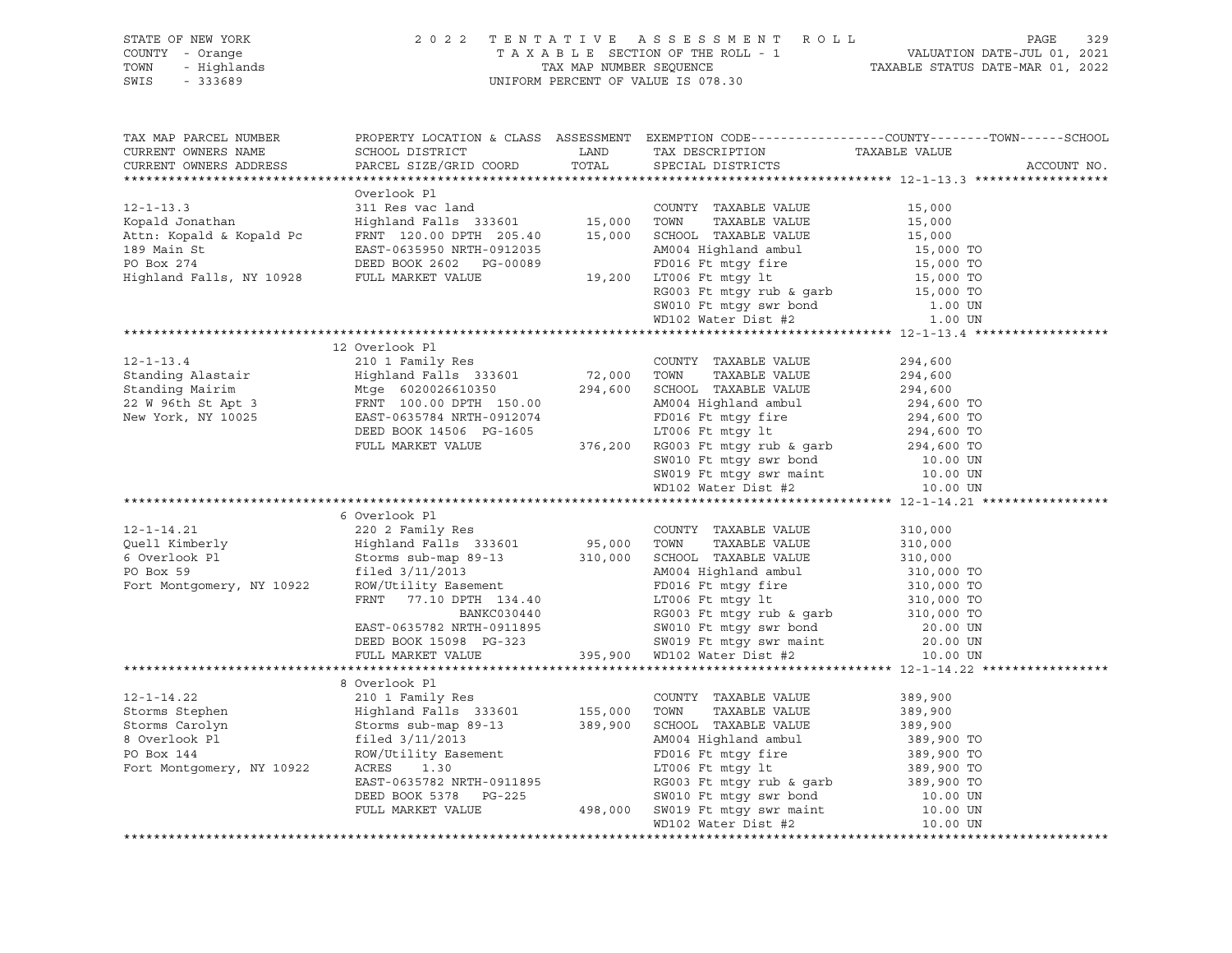STATE OF NEW YORK — COUNTY - Orange — TOWN - Highlands — SWIS - 333689

# 2022 TENTATIVE ASSESSMENT ROLL

TAXABLE SECTION OF THE ROLL - 1 — TAX MAP NUMBER SEQUENCE — UNIFORM PERCENT OF VALUE IS 078.30

VALUATION DATE-JUL 01, 2021 — TAXABLE STATUS DATE-MAR 01, 2022

| TAX MAP PARCEL NUMBER / CURRENT OWNERS NAME / CURRENT OWNERS ADDRESS | PROPERTY LOCATION & CLASS / SCHOOL DISTRICT / PARCEL SIZE/GRID COORD | ASSESSMENT LAND / TOTAL | EXEMPTION CODE / TAX DESCRIPTION / SPECIAL DISTRICTS | TAXABLE VALUE (COUNTY--TOWN--SCHOOL) | ACCOUNT NO. |
|---|---|---|---|---|---|
| **12-1-13.3** | Overlook Pl | | | | |
| 12-1-13.3 | 311 Res vac land | | COUNTY TAXABLE VALUE | 15,000 | |
| Kopald Jonathan | Highland Falls 333601 | 15,000 | TOWN TAXABLE VALUE | 15,000 | |
| Attn: Kopald & Kopald Pc | FRNT 120.00 DPTH 205.40 | 15,000 | SCHOOL TAXABLE VALUE | 15,000 | |
| 189 Main St | EAST-0635950 NRTH-0912035 | | AM004 Highland ambul | 15,000 TO | |
| PO Box 274 | DEED BOOK 2602 PG-00089 | | FD016 Ft mtgy fire | 15,000 TO | |
| Highland Falls, NY 10928 | FULL MARKET VALUE | 19,200 | LT006 Ft mtgy lt | 15,000 TO | |
| | | | RG003 Ft mtgy rub & garb | 15,000 TO | |
| | | | SW010 Ft mtgy swr bond | 1.00 UN | |
| | | | WD102 Water Dist #2 | 1.00 UN | |
| **12-1-13.4** | 12 Overlook Pl | | | | |
| 12-1-13.4 | 210 1 Family Res | | COUNTY TAXABLE VALUE | 294,600 | |
| Standing Alastair | Highland Falls 333601 | 72,000 | TOWN TAXABLE VALUE | 294,600 | |
| Standing Mairim | Mtge 6020026610350 | 294,600 | SCHOOL TAXABLE VALUE | 294,600 | |
| 22 W 96th St Apt 3 | FRNT 100.00 DPTH 150.00 | | AM004 Highland ambul | 294,600 TO | |
| New York, NY 10025 | EAST-0635784 NRTH-0912074 | | FD016 Ft mtgy fire | 294,600 TO | |
| | DEED BOOK 14506 PG-1605 | | LT006 Ft mtgy lt | 294,600 TO | |
| | FULL MARKET VALUE | 376,200 | RG003 Ft mtgy rub & garb | 294,600 TO | |
| | | | SW010 Ft mtgy swr bond | 10.00 UN | |
| | | | SW019 Ft mtgy swr maint | 10.00 UN | |
| | | | WD102 Water Dist #2 | 10.00 UN | |
| **12-1-14.21** | 6 Overlook Pl | | | | |
| 12-1-14.21 | 220 2 Family Res | | COUNTY TAXABLE VALUE | 310,000 | |
| Quell Kimberly | Highland Falls 333601 | 95,000 | TOWN TAXABLE VALUE | 310,000 | |
| 6 Overlook Pl | Storms sub-map 89-13 | 310,000 | SCHOOL TAXABLE VALUE | 310,000 | |
| PO Box 59 | filed 3/11/2013 | | AM004 Highland ambul | 310,000 TO | |
| Fort Montgomery, NY 10922 | ROW/Utility Easement | | FD016 Ft mtgy fire | 310,000 TO | |
| | FRNT 77.10 DPTH 134.40 | | LT006 Ft mtgy lt | 310,000 TO | |
| | BANKC030440 | | RG003 Ft mtgy rub & garb | 310,000 TO | |
| | EAST-0635782 NRTH-0911895 | | SW010 Ft mtgy swr bond | 20.00 UN | |
| | DEED BOOK 15098 PG-323 | | SW019 Ft mtgy swr maint | 20.00 UN | |
| | FULL MARKET VALUE | 395,900 | WD102 Water Dist #2 | 10.00 UN | |
| **12-1-14.22** | 8 Overlook Pl | | | | |
| 12-1-14.22 | 210 1 Family Res | | COUNTY TAXABLE VALUE | 389,900 | |
| Storms Stephen | Highland Falls 333601 | 155,000 | TOWN TAXABLE VALUE | 389,900 | |
| Storms Carolyn | Storms sub-map 89-13 | 389,900 | SCHOOL TAXABLE VALUE | 389,900 | |
| 8 Overlook Pl | filed 3/11/2013 | | AM004 Highland ambul | 389,900 TO | |
| PO Box 144 | ROW/Utility Easement | | FD016 Ft mtgy fire | 389,900 TO | |
| Fort Montgomery, NY 10922 | ACRES 1.30 | | LT006 Ft mtgy lt | 389,900 TO | |
| | EAST-0635782 NRTH-0911895 | | RG003 Ft mtgy rub & garb | 389,900 TO | |
| | DEED BOOK 5378 PG-225 | | SW010 Ft mtgy swr bond | 10.00 UN | |
| | FULL MARKET VALUE | 498,000 | SW019 Ft mtgy swr maint | 10.00 UN | |
| | | | WD102 Water Dist #2 | 10.00 UN | |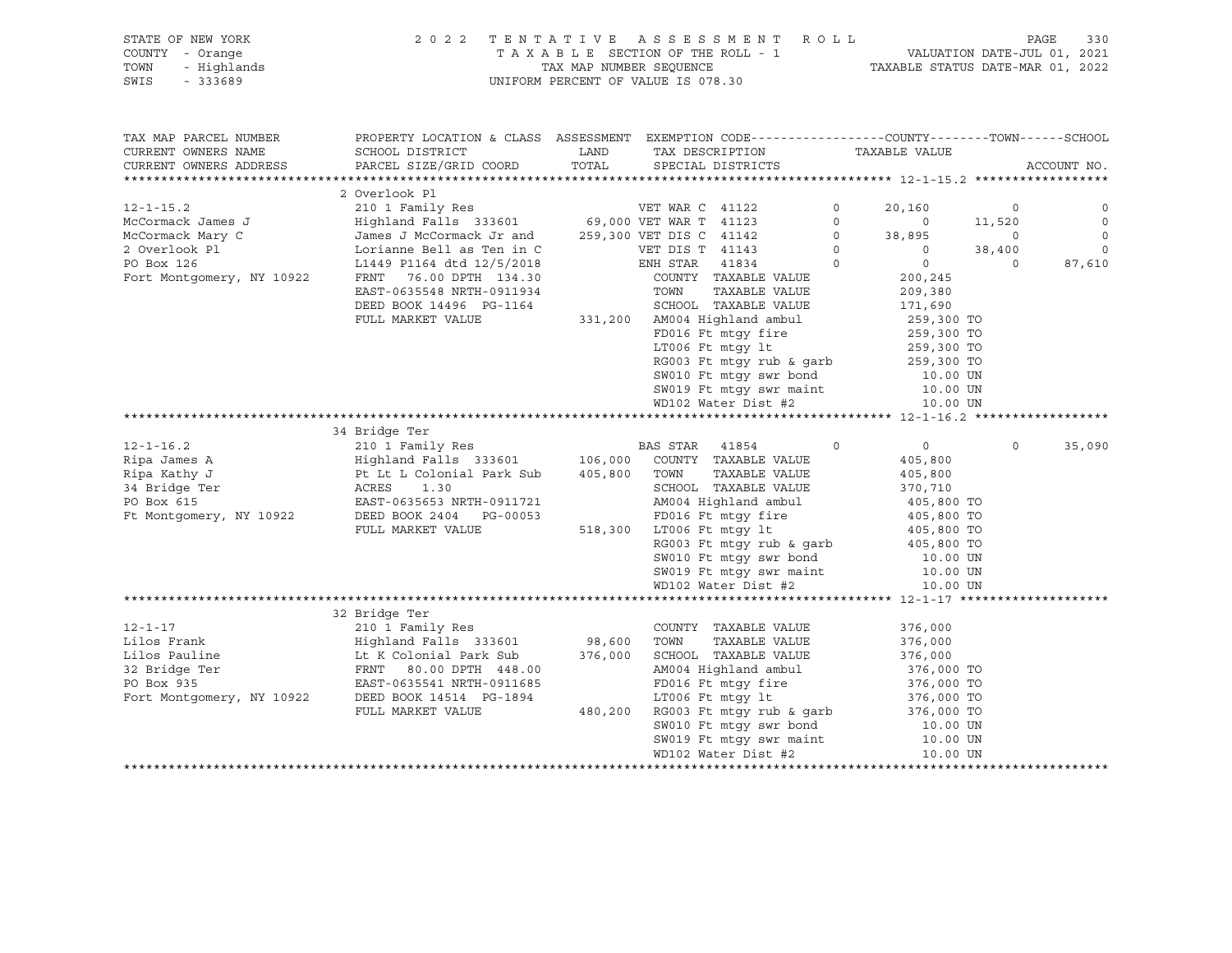STATE OF NEW YORK — COUNTY - Orange — TOWN - Highlands — SWIS - 333689

2 0 2 2 T E N T A T I V E A S S E S S M E N T R O L L
T A X A B L E SECTION OF THE ROLL - 1
TAX MAP NUMBER SEQUENCE
UNIFORM PERCENT OF VALUE IS 078.30

VALUATION DATE-JUL 01, 2021
TAXABLE STATUS DATE-MAR 01, 2022

```
TAX MAP PARCEL NUMBER     PROPERTY LOCATION & CLASS  ASSESSMENT  EXEMPTION CODE------------------COUNTY--------TOWN------SCHOOL
CURRENT OWNERS NAME       SCHOOL DISTRICT               LAND      TAX DESCRIPTION            TAXABLE VALUE
CURRENT OWNERS ADDRESS    PARCEL SIZE/GRID COORD        TOTAL     SPECIAL DISTRICTS                                       ACCOUNT NO.
******************************************************************************************************* 12-1-15.2 ******************
                          2 Overlook Pl
12-1-15.2                 210 1 Family Res                   VET WAR C 41122         0      20,160          0           0
McCormack James J         Highland Falls  333601      69,000 VET WAR T 41123         0           0     11,520           0
McCormack Mary C          James J McCormack Jr and   259,300 VET DIS C 41142         0      38,895          0           0
2 Overlook Pl             Lorianne Bell as Ten in C          VET DIS T 41143         0           0     38,400           0
PO Box 126                L1449 P1164 dtd 12/5/2018          ENH STAR  41834         0           0          0      87,610
Fort Montgomery, NY 10922 FRNT   76.00 DPTH 134.30            COUNTY  TAXABLE VALUE            200,245
                          EAST-0635548 NRTH-0911934           TOWN    TAXABLE VALUE            209,380
                          DEED BOOK 14496  PG-1164            SCHOOL  TAXABLE VALUE            171,690
                          FULL MARKET VALUE          331,200  AM004 Highland ambul            259,300 TO
                                                              FD016 Ft mtgy fire              259,300 TO
                                                              LT006 Ft mtgy lt                259,300 TO
                                                              RG003 Ft mtgy rub & garb        259,300 TO
                                                              SW010 Ft mtgy swr bond            10.00 UN
                                                              SW019 Ft mtgy swr maint           10.00 UN
                                                              WD102 Water Dist #2               10.00 UN
******************************************************************************************************* 12-1-16.2 ******************
                          34 Bridge Ter
12-1-16.2                 210 1 Family Res                   BAS STAR  41854         0           0          0      35,090
Ripa James A              Highland Falls  333601     106,000  COUNTY  TAXABLE VALUE            405,800
Ripa Kathy J              Pt Lt L Colonial Park Sub  405,800  TOWN    TAXABLE VALUE            405,800
34 Bridge Ter             ACRES    1.30                       SCHOOL  TAXABLE VALUE            370,710
PO Box 615                EAST-0635653 NRTH-0911721           AM004 Highland ambul            405,800 TO
Ft Montgomery, NY 10922   DEED BOOK 2404   PG-00053           FD016 Ft mtgy fire              405,800 TO
                          FULL MARKET VALUE          518,300  LT006 Ft mtgy lt                405,800 TO
                                                              RG003 Ft mtgy rub & garb        405,800 TO
                                                              SW010 Ft mtgy swr bond            10.00 UN
                                                              SW019 Ft mtgy swr maint           10.00 UN
                                                              WD102 Water Dist #2               10.00 UN
******************************************************************************************************* 12-1-17 ********************
                          32 Bridge Ter
12-1-17                   210 1 Family Res                    COUNTY  TAXABLE VALUE            376,000
Lilos Frank               Highland Falls  333601      98,600  TOWN    TAXABLE VALUE            376,000
Lilos Pauline             Lt K Colonial Park Sub     376,000  SCHOOL  TAXABLE VALUE            376,000
32 Bridge Ter             FRNT   80.00 DPTH 448.00            AM004 Highland ambul            376,000 TO
PO Box 935                EAST-0635541 NRTH-0911685           FD016 Ft mtgy fire              376,000 TO
Fort Montgomery, NY 10922 DEED BOOK 14514  PG-1894            LT006 Ft mtgy lt                376,000 TO
                          FULL MARKET VALUE          480,200  RG003 Ft mtgy rub & garb        376,000 TO
                                                              SW010 Ft mtgy swr bond            10.00 UN
                                                              SW019 Ft mtgy swr maint           10.00 UN
                                                              WD102 Water Dist #2               10.00 UN
************************************************************************************************************************************
```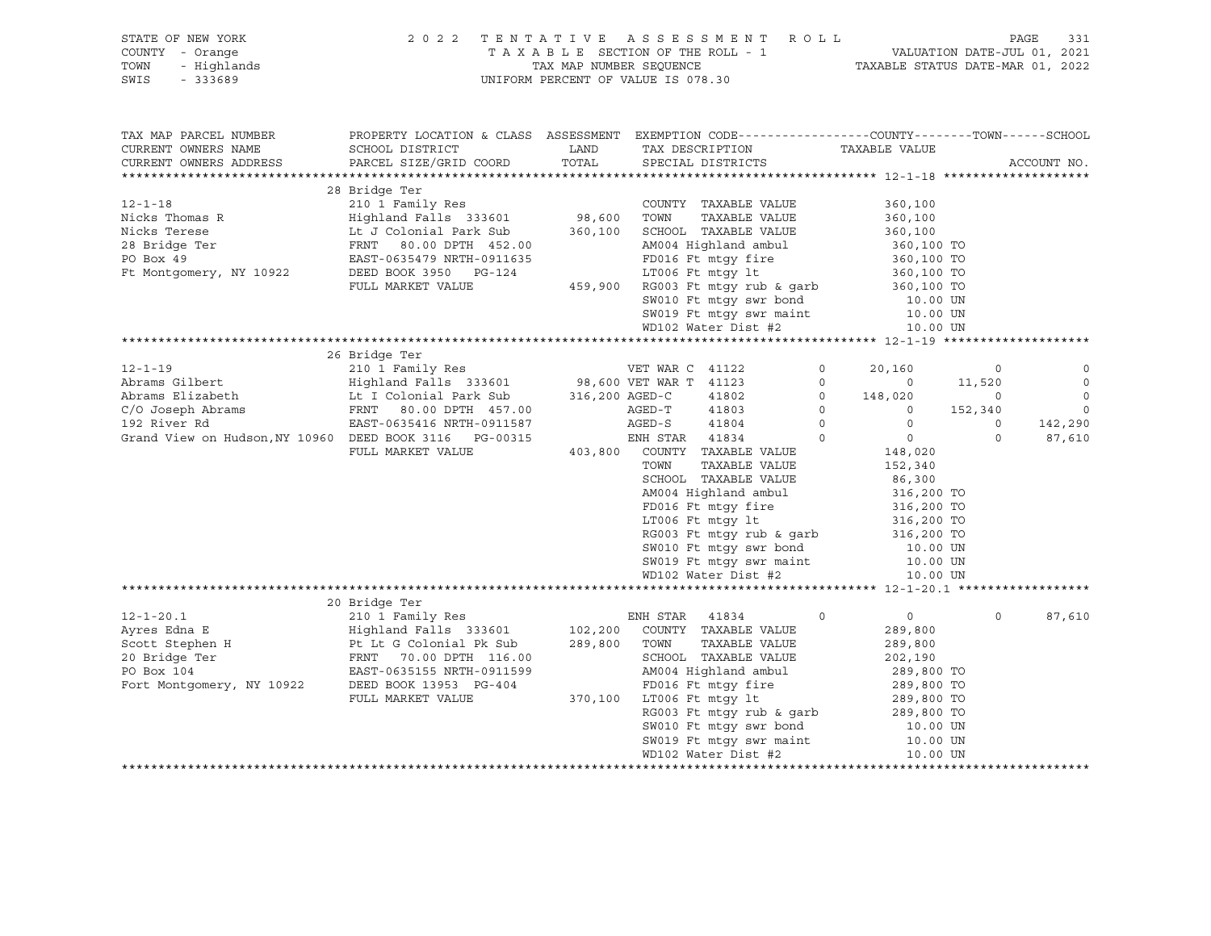STATE OF NEW YORK — 2022 TENTATIVE ASSESSMENT ROLL
COUNTY - Orange — TAXABLE SECTION OF THE ROLL - 1 — VALUATION DATE-JUL 01, 2021
TOWN - Highlands — TAX MAP NUMBER SEQUENCE — TAXABLE STATUS DATE-MAR 01, 2022
SWIS - 333689 — UNIFORM PERCENT OF VALUE IS 078.30

| TAX MAP PARCEL NUMBER / CURRENT OWNERS NAME / CURRENT OWNERS ADDRESS | PROPERTY LOCATION & CLASS / SCHOOL DISTRICT / PARCEL SIZE/GRID COORD | ASSESSMENT LAND / TOTAL | EXEMPTION CODE / TAX DESCRIPTION / SPECIAL DISTRICTS | | COUNTY / TAXABLE VALUE | TOWN | SCHOOL / ACCOUNT NO. |
|---|---|---|---|---|---|---|---|
| **12-1-18** | 28 Bridge Ter | | | | | | |
| 12-1-18 | 210 1 Family Res | | COUNTY TAXABLE VALUE | | 360,100 | | |
| Nicks Thomas R | Highland Falls 333601 | 98,600 | TOWN TAXABLE VALUE | | 360,100 | | |
| Nicks Terese | Lt J Colonial Park Sub | 360,100 | SCHOOL TAXABLE VALUE | | 360,100 | | |
| 28 Bridge Ter | FRNT 80.00 DPTH 452.00 | | AM004 Highland ambul | | 360,100 TO | | |
| PO Box 49 | EAST-0635479 NRTH-0911635 | | FD016 Ft mtgy fire | | 360,100 TO | | |
| Ft Montgomery, NY 10922 | DEED BOOK 3950 PG-124 | | LT006 Ft mtgy lt | | 360,100 TO | | |
| | FULL MARKET VALUE | 459,900 | RG003 Ft mtgy rub & garb | | 360,100 TO | | |
| | | | SW010 Ft mtgy swr bond | | 10.00 UN | | |
| | | | SW019 Ft mtgy swr maint | | 10.00 UN | | |
| | | | WD102 Water Dist #2 | | 10.00 UN | | |
| **12-1-19** | 26 Bridge Ter | | | | | | |
| 12-1-19 | 210 1 Family Res | | VET WAR C 41122 | 0 | 20,160 | 0 | 0 |
| Abrams Gilbert | Highland Falls 333601 | 98,600 | VET WAR T 41123 | 0 | 0 | 11,520 | 0 |
| Abrams Elizabeth | Lt I Colonial Park Sub | 316,200 | AGED-C 41802 | 0 | 148,020 | 0 | 0 |
| C/O Joseph Abrams | FRNT 80.00 DPTH 457.00 | | AGED-T 41803 | 0 | 0 | 152,340 | 0 |
| 192 River Rd | EAST-0635416 NRTH-0911587 | | AGED-S 41804 | 0 | 0 | 0 | 142,290 |
| Grand View on Hudson,NY 10960 | DEED BOOK 3116 PG-00315 | | ENH STAR 41834 | 0 | 0 | 0 | 87,610 |
| | FULL MARKET VALUE | 403,800 | COUNTY TAXABLE VALUE | | 148,020 | | |
| | | | TOWN TAXABLE VALUE | | 152,340 | | |
| | | | SCHOOL TAXABLE VALUE | | 86,300 | | |
| | | | AM004 Highland ambul | | 316,200 TO | | |
| | | | FD016 Ft mtgy fire | | 316,200 TO | | |
| | | | LT006 Ft mtgy lt | | 316,200 TO | | |
| | | | RG003 Ft mtgy rub & garb | | 316,200 TO | | |
| | | | SW010 Ft mtgy swr bond | | 10.00 UN | | |
| | | | SW019 Ft mtgy swr maint | | 10.00 UN | | |
| | | | WD102 Water Dist #2 | | 10.00 UN | | |
| **12-1-20.1** | 20 Bridge Ter | | | | | | |
| 12-1-20.1 | 210 1 Family Res | | ENH STAR 41834 | 0 | 0 | 0 | 87,610 |
| Ayres Edna E | Highland Falls 333601 | 102,200 | COUNTY TAXABLE VALUE | | 289,800 | | |
| Scott Stephen H | Pt Lt G Colonial Pk Sub | 289,800 | TOWN TAXABLE VALUE | | 289,800 | | |
| 20 Bridge Ter | FRNT 70.00 DPTH 116.00 | | SCHOOL TAXABLE VALUE | | 202,190 | | |
| PO Box 104 | EAST-0635155 NRTH-0911599 | | AM004 Highland ambul | | 289,800 TO | | |
| Fort Montgomery, NY 10922 | DEED BOOK 13953 PG-404 | | FD016 Ft mtgy fire | | 289,800 TO | | |
| | FULL MARKET VALUE | 370,100 | LT006 Ft mtgy lt | | 289,800 TO | | |
| | | | RG003 Ft mtgy rub & garb | | 289,800 TO | | |
| | | | SW010 Ft mtgy swr bond | | 10.00 UN | | |
| | | | SW019 Ft mtgy swr maint | | 10.00 UN | | |
| | | | WD102 Water Dist #2 | | 10.00 UN | | |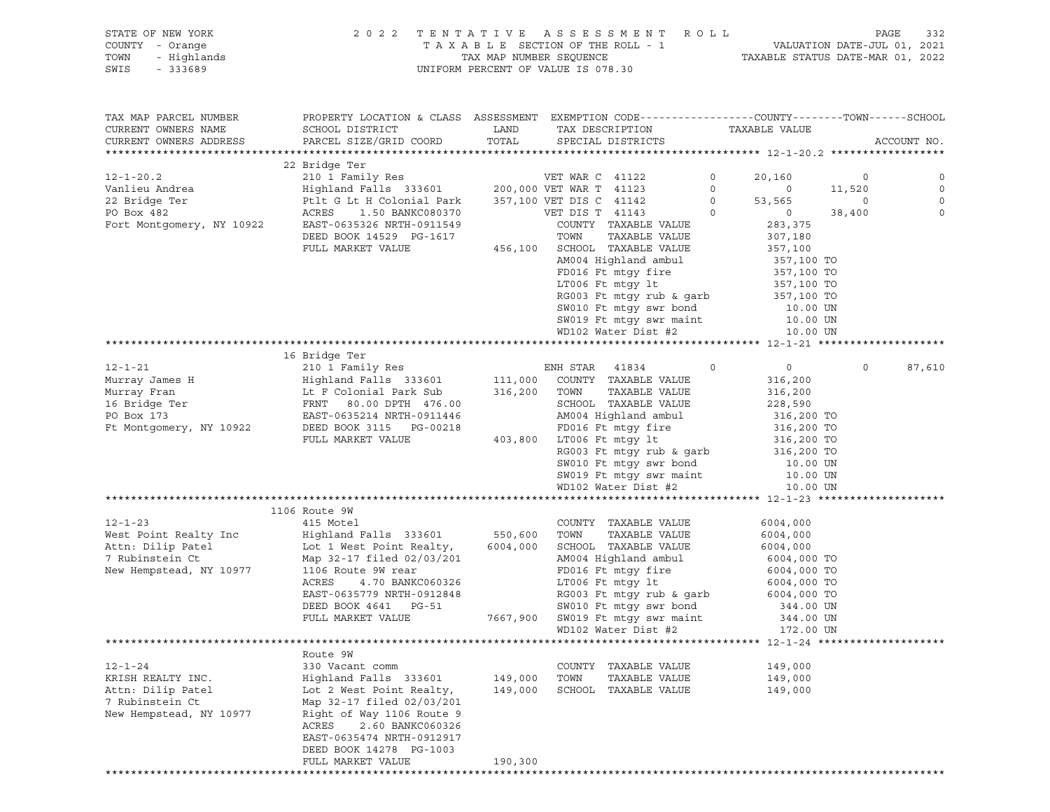STATE OF NEW YORK — 2022 TENTATIVE ASSESSMENT ROLL
COUNTY - Orange — TAXABLE SECTION OF THE ROLL - 1 — VALUATION DATE-JUL 01, 2021
TOWN - Highlands — TAX MAP NUMBER SEQUENCE — TAXABLE STATUS DATE-MAR 01, 2022
SWIS - 333689 — UNIFORM PERCENT OF VALUE IS 078.30

```
TAX MAP PARCEL NUMBER          PROPERTY LOCATION & CLASS  ASSESSMENT  EXEMPTION CODE------------------COUNTY--------TOWN------SCHOOL
CURRENT OWNERS NAME            SCHOOL DISTRICT             LAND       TAX DESCRIPTION            TAXABLE VALUE
CURRENT OWNERS ADDRESS         PARCEL SIZE/GRID COORD      TOTAL      SPECIAL DISTRICTS                                        ACCOUNT NO.
******************************************************************************************************* 12-1-20.2 ******************
                               22 Bridge Ter
12-1-20.2                      210 1 Family Res                   VET WAR C 41122         0       20,160          0            0
Vanlieu Andrea                 Highland Falls  333601     200,000 VET WAR T 41123         0            0     11,520            0
22 Bridge Ter                  Ptlt G Lt H Colonial Park  357,100 VET DIS C 41142         0       53,565          0            0
PO Box 482                     ACRES    1.50 BANKC080370          VET DIS T 41143         0            0     38,400            0
Fort Montgomery, NY 10922      EAST-0635326 NRTH-0911549          COUNTY  TAXABLE VALUE             283,375
                               DEED BOOK 14529  PG-1617           TOWN    TAXABLE VALUE             307,180
                               FULL MARKET VALUE          456,100 SCHOOL  TAXABLE VALUE             357,100
                                                                  AM004 Highland ambul              357,100 TO
                                                                  FD016 Ft mtgy fire                357,100 TO
                                                                  LT006 Ft mtgy lt                  357,100 TO
                                                                  RG003 Ft mtgy rub & garb          357,100 TO
                                                                  SW010 Ft mtgy swr bond              10.00 UN
                                                                  SW019 Ft mtgy swr maint             10.00 UN
                                                                  WD102 Water Dist #2                 10.00 UN
******************************************************************************************************* 12-1-21 ********************
                               16 Bridge Ter
12-1-21                        210 1 Family Res                   ENH STAR  41834         0            0          0       87,610
Murray James H                 Highland Falls  333601     111,000 COUNTY  TAXABLE VALUE             316,200
Murray Fran                    Lt F Colonial Park Sub     316,200 TOWN    TAXABLE VALUE             316,200
16 Bridge Ter                  FRNT   80.00 DPTH 476.00           SCHOOL  TAXABLE VALUE             228,590
PO Box 173                     EAST-0635214 NRTH-0911446          AM004 Highland ambul              316,200 TO
Ft Montgomery, NY 10922        DEED BOOK 3115   PG-00218          FD016 Ft mtgy fire                316,200 TO
                               FULL MARKET VALUE          403,800 LT006 Ft mtgy lt                  316,200 TO
                                                                  RG003 Ft mtgy rub & garb          316,200 TO
                                                                  SW010 Ft mtgy swr bond              10.00 UN
                                                                  SW019 Ft mtgy swr maint             10.00 UN
                                                                  WD102 Water Dist #2                 10.00 UN
******************************************************************************************************* 12-1-23 ********************
                               1106 Route 9W
12-1-23                        415 Motel                          COUNTY  TAXABLE VALUE            6004,000
West Point Realty Inc          Highland Falls  333601     550,600 TOWN    TAXABLE VALUE            6004,000
Attn: Dilip Patel              Lot 1 West Point Realty,  6004,000 SCHOOL  TAXABLE VALUE            6004,000
7 Rubinstein Ct                Map 32-17 filed 02/03/201          AM004 Highland ambul             6004,000 TO
New Hempstead, NY 10977        1106 Route 9W rear                 FD016 Ft mtgy fire               6004,000 TO
                               ACRES    4.70 BANKC060326          LT006 Ft mtgy lt                 6004,000 TO
                               EAST-0635779 NRTH-0912848          RG003 Ft mtgy rub & garb         6004,000 TO
                               DEED BOOK 4641   PG-51             SW010 Ft mtgy swr bond             344.00 UN
                               FULL MARKET VALUE         7667,900 SW019 Ft mtgy swr maint            344.00 UN
                                                                  WD102 Water Dist #2                172.00 UN
******************************************************************************************************* 12-1-24 ********************
                               Route 9W
12-1-24                        330 Vacant comm                    COUNTY  TAXABLE VALUE             149,000
KRISH REALTY INC.              Highland Falls  333601     149,000 TOWN    TAXABLE VALUE             149,000
Attn: Dilip Patel              Lot 2 West Point Realty,   149,000 SCHOOL  TAXABLE VALUE             149,000
7 Rubinstein Ct                Map 32-17 filed 02/03/201
New Hempstead, NY 10977        Right of Way 1106 Route 9
                               ACRES    2.60 BANKC060326
                               EAST-0635474 NRTH-0912917
                               DEED BOOK 14278  PG-1003
                               FULL MARKET VALUE          190,300
************************************************************************************************************************************
```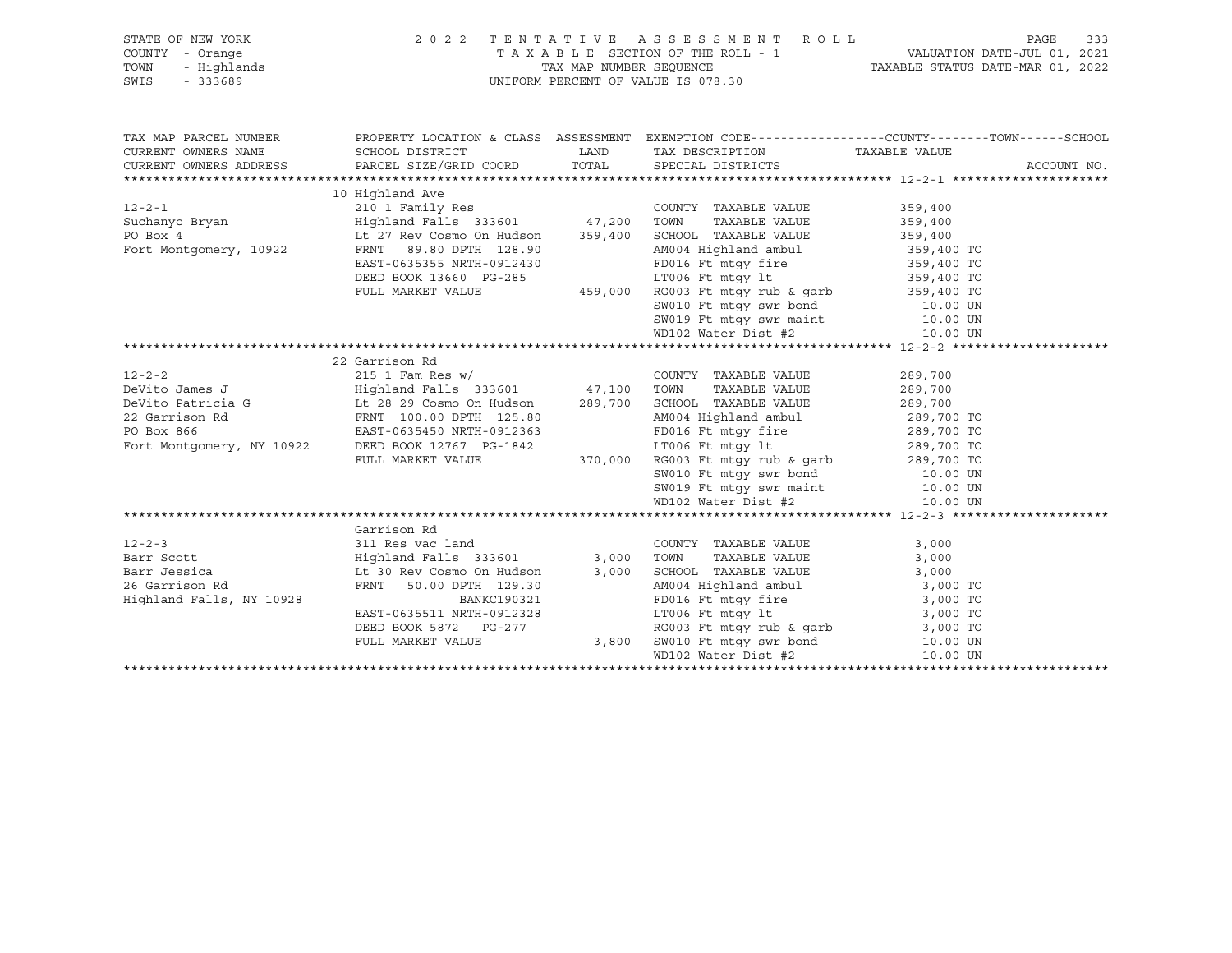STATE OF NEW YORK | COUNTY - Orange | TOWN - Highlands | SWIS - 333689

2022 TENTATIVE ASSESSMENT ROLL
TAXABLE SECTION OF THE ROLL - 1
TAX MAP NUMBER SEQUENCE
UNIFORM PERCENT OF VALUE IS 078.30

VALUATION DATE-JUL 01, 2021
TAXABLE STATUS DATE-MAR 01, 2022

| TAX MAP PARCEL NUMBER / CURRENT OWNERS NAME / CURRENT OWNERS ADDRESS | PROPERTY LOCATION & CLASS / SCHOOL DISTRICT / PARCEL SIZE/GRID COORD | ASSESSMENT LAND / TOTAL | EXEMPTION CODE / TAX DESCRIPTION / SPECIAL DISTRICTS | TAXABLE VALUE (COUNTY--TOWN--SCHOOL) | ACCOUNT NO. |
|---|---|---|---|---|---|
| **12-2-1** | 10 Highland Ave | | | | |
| 12-2-1 | 210 1 Family Res | | COUNTY TAXABLE VALUE | 359,400 | |
| Suchanyc Bryan | Highland Falls 333601 | 47,200 | TOWN TAXABLE VALUE | 359,400 | |
| PO Box 4 | Lt 27 Rev Cosmo On Hudson | 359,400 | SCHOOL TAXABLE VALUE | 359,400 | |
| Fort Montgomery, 10922 | FRNT 89.80 DPTH 128.90 | | AM004 Highland ambul | 359,400 TO | |
| | EAST-0635355 NRTH-0912430 | | FD016 Ft mtgy fire | 359,400 TO | |
| | DEED BOOK 13660 PG-285 | | LT006 Ft mtgy lt | 359,400 TO | |
| | FULL MARKET VALUE | 459,000 | RG003 Ft mtgy rub & garb | 359,400 TO | |
| | | | SW010 Ft mtgy swr bond | 10.00 UN | |
| | | | SW019 Ft mtgy swr maint | 10.00 UN | |
| | | | WD102 Water Dist #2 | 10.00 UN | |
| **12-2-2** | 22 Garrison Rd | | | | |
| 12-2-2 | 215 1 Fam Res w/ | | COUNTY TAXABLE VALUE | 289,700 | |
| DeVito James J | Highland Falls 333601 | 47,100 | TOWN TAXABLE VALUE | 289,700 | |
| DeVito Patricia G | Lt 28 29 Cosmo On Hudson | 289,700 | SCHOOL TAXABLE VALUE | 289,700 | |
| 22 Garrison Rd | FRNT 100.00 DPTH 125.80 | | AM004 Highland ambul | 289,700 TO | |
| PO Box 866 | EAST-0635450 NRTH-0912363 | | FD016 Ft mtgy fire | 289,700 TO | |
| Fort Montgomery, NY 10922 | DEED BOOK 12767 PG-1842 | | LT006 Ft mtgy lt | 289,700 TO | |
| | FULL MARKET VALUE | 370,000 | RG003 Ft mtgy rub & garb | 289,700 TO | |
| | | | SW010 Ft mtgy swr bond | 10.00 UN | |
| | | | SW019 Ft mtgy swr maint | 10.00 UN | |
| | | | WD102 Water Dist #2 | 10.00 UN | |
| **12-2-3** | Garrison Rd | | | | |
| 12-2-3 | 311 Res vac land | | COUNTY TAXABLE VALUE | 3,000 | |
| Barr Scott | Highland Falls 333601 | 3,000 | TOWN TAXABLE VALUE | 3,000 | |
| Barr Jessica | Lt 30 Rev Cosmo On Hudson | 3,000 | SCHOOL TAXABLE VALUE | 3,000 | |
| 26 Garrison Rd | FRNT 50.00 DPTH 129.30 | | AM004 Highland ambul | 3,000 TO | |
| Highland Falls, NY 10928 | BANKC190321 | | FD016 Ft mtgy fire | 3,000 TO | |
| | EAST-0635511 NRTH-0912328 | | LT006 Ft mtgy lt | 3,000 TO | |
| | DEED BOOK 5872 PG-277 | | RG003 Ft mtgy rub & garb | 3,000 TO | |
| | FULL MARKET VALUE | 3,800 | SW010 Ft mtgy swr bond | 10.00 UN | |
| | | | WD102 Water Dist #2 | 10.00 UN | |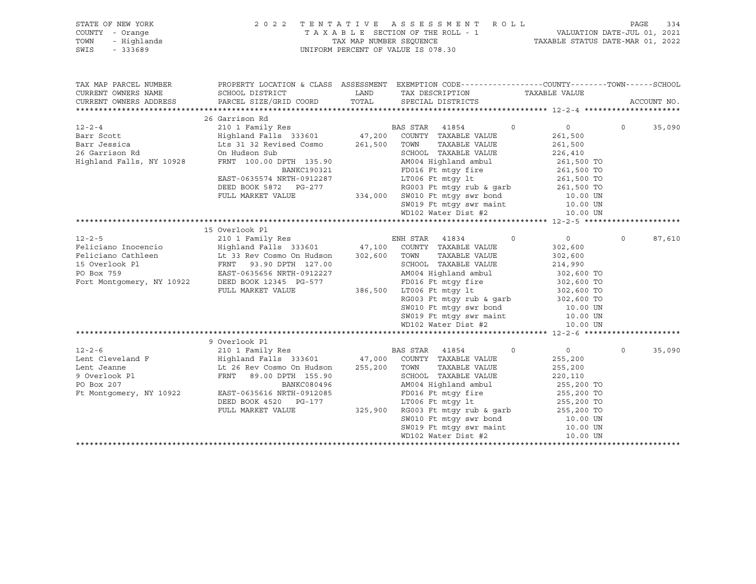STATE OF NEW YORK | COUNTY - Orange | TOWN - Highlands | SWIS - 333689

2022 TENTATIVE ASSESSMENT ROLL
TAXABLE SECTION OF THE ROLL - 1
TAX MAP NUMBER SEQUENCE
UNIFORM PERCENT OF VALUE IS 078.30

VALUATION DATE-JUL 01, 2021
TAXABLE STATUS DATE-MAR 01, 2022

| TAX MAP PARCEL NUMBER / CURRENT OWNERS NAME / CURRENT OWNERS ADDRESS | PROPERTY LOCATION & CLASS / SCHOOL DISTRICT / PARCEL SIZE/GRID COORD | ASSESSMENT LAND / TOTAL | EXEMPTION CODE / TAX DESCRIPTION / SPECIAL DISTRICTS | COUNTY | TOWN | SCHOOL |
|---|---|---|---|---|---|---|
| **12-2-4** | 26 Garrison Rd | | | | | |
| | 210 1 Family Res | | BAS STAR 41854 | 0 | 0 | 35,090 |
| Barr Scott | Highland Falls 333601 | 47,200 | COUNTY TAXABLE VALUE | 261,500 | | |
| Barr Jessica | Lts 31 32 Revised Cosmo | 261,500 | TOWN TAXABLE VALUE | | 261,500 | |
| 26 Garrison Rd | On Hudson Sub | | SCHOOL TAXABLE VALUE | | | 226,410 |
| Highland Falls, NY 10928 | FRNT 100.00 DPTH 135.90 | | AM004 Highland ambul | 261,500 TO | | |
| | BANKC190321 | | FD016 Ft mtgy fire | 261,500 TO | | |
| | EAST-0635574 NRTH-0912287 | | LT006 Ft mtgy lt | 261,500 TO | | |
| | DEED BOOK 5872 PG-277 | | RG003 Ft mtgy rub & garb | 261,500 TO | | |
| | FULL MARKET VALUE | 334,000 | SW010 Ft mtgy swr bond | 10.00 UN | | |
| | | | SW019 Ft mtgy swr maint | 10.00 UN | | |
| | | | WD102 Water Dist #2 | 10.00 UN | | |
| **12-2-5** | 15 Overlook Pl | | | | | |
| | 210 1 Family Res | | ENH STAR 41834 | 0 | 0 | 87,610 |
| Feliciano Inocencio | Highland Falls 333601 | 47,100 | COUNTY TAXABLE VALUE | 302,600 | | |
| Feliciano Cathleen | Lt 33 Rev Cosmo On Hudson | 302,600 | TOWN TAXABLE VALUE | | 302,600 | |
| 15 Overlook Pl | FRNT 93.90 DPTH 127.00 | | SCHOOL TAXABLE VALUE | | | 214,990 |
| PO Box 759 | EAST-0635656 NRTH-0912227 | | AM004 Highland ambul | 302,600 TO | | |
| Fort Montgomery, NY 10922 | DEED BOOK 12345 PG-577 | | FD016 Ft mtgy fire | 302,600 TO | | |
| | FULL MARKET VALUE | 386,500 | LT006 Ft mtgy lt | 302,600 TO | | |
| | | | RG003 Ft mtgy rub & garb | 302,600 TO | | |
| | | | SW010 Ft mtgy swr bond | 10.00 UN | | |
| | | | SW019 Ft mtgy swr maint | 10.00 UN | | |
| | | | WD102 Water Dist #2 | 10.00 UN | | |
| **12-2-6** | 9 Overlook Pl | | | | | |
| | 210 1 Family Res | | BAS STAR 41854 | 0 | 0 | 35,090 |
| Lent Cleveland F | Highland Falls 333601 | 47,000 | COUNTY TAXABLE VALUE | 255,200 | | |
| Lent Jeanne | Lt 26 Rev Cosmo On Hudson | 255,200 | TOWN TAXABLE VALUE | | 255,200 | |
| 9 Overlook Pl | FRNT 89.00 DPTH 155.90 | | SCHOOL TAXABLE VALUE | | | 220,110 |
| PO Box 207 | BANKC080496 | | AM004 Highland ambul | 255,200 TO | | |
| Ft Montgomery, NY 10922 | EAST-0635616 NRTH-0912085 | | FD016 Ft mtgy fire | 255,200 TO | | |
| | DEED BOOK 4520 PG-177 | | LT006 Ft mtgy lt | 255,200 TO | | |
| | FULL MARKET VALUE | 325,900 | RG003 Ft mtgy rub & garb | 255,200 TO | | |
| | | | SW010 Ft mtgy swr bond | 10.00 UN | | |
| | | | SW019 Ft mtgy swr maint | 10.00 UN | | |
| | | | WD102 Water Dist #2 | 10.00 UN | | |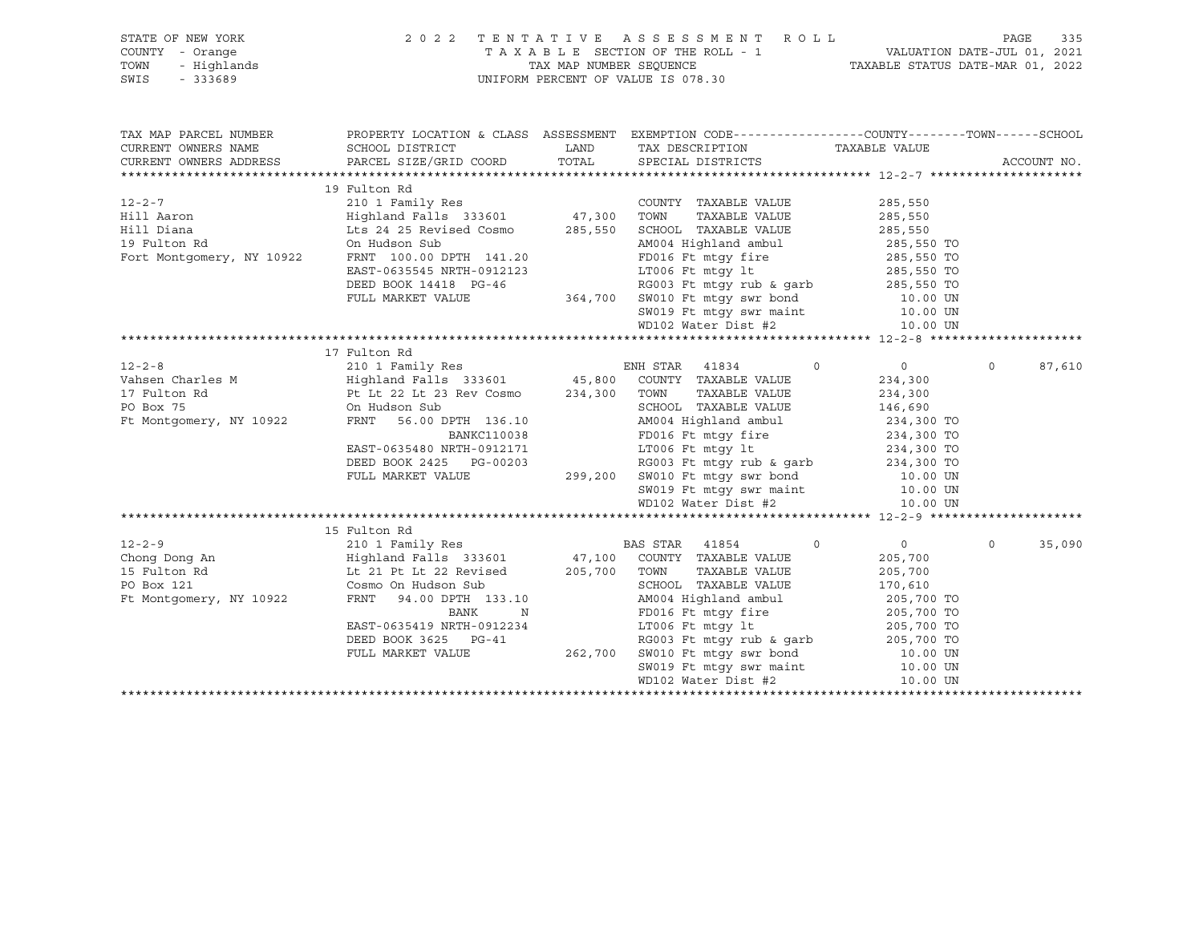STATE OF NEW YORK — COUNTY - Orange — TOWN - Highlands — SWIS - 333689

**2022 TENTATIVE ASSESSMENT ROLL**
TAXABLE SECTION OF THE ROLL - 1
TAX MAP NUMBER SEQUENCE
UNIFORM PERCENT OF VALUE IS 078.30

VALUATION DATE-JUL 01, 2021
TAXABLE STATUS DATE-MAR 01, 2022

| TAX MAP PARCEL NUMBER / CURRENT OWNERS NAME / CURRENT OWNERS ADDRESS | PROPERTY LOCATION & CLASS / SCHOOL DISTRICT / PARCEL SIZE/GRID COORD | ASSESSMENT LAND / TOTAL | EXEMPTION CODE / TAX DESCRIPTION / SPECIAL DISTRICTS | COUNTY | TOWN | SCHOOL |
|---|---|---|---|---|---|---|
| **12-2-7** | 19 Fulton Rd | | | | | |
| | 210 1 Family Res | | COUNTY TAXABLE VALUE | 285,550 | | |
| Hill Aaron | Highland Falls 333601 | 47,300 | TOWN TAXABLE VALUE | 285,550 | | |
| Hill Diana | Lts 24 25 Revised Cosmo | 285,550 | SCHOOL TAXABLE VALUE | 285,550 | | |
| 19 Fulton Rd | On Hudson Sub | | AM004 Highland ambul | 285,550 TO | | |
| Fort Montgomery, NY 10922 | FRNT 100.00 DPTH 141.20 | | FD016 Ft mtgy fire | 285,550 TO | | |
| | EAST-0635545 NRTH-0912123 | | LT006 Ft mtgy lt | 285,550 TO | | |
| | DEED BOOK 14418 PG-46 | | RG003 Ft mtgy rub & garb | 285,550 TO | | |
| | FULL MARKET VALUE | 364,700 | SW010 Ft mtgy swr bond | 10.00 UN | | |
| | | | SW019 Ft mtgy swr maint | 10.00 UN | | |
| | | | WD102 Water Dist #2 | 10.00 UN | | |
| **12-2-8** | 17 Fulton Rd | | | | | |
| | 210 1 Family Res | | ENH STAR 41834 | 0 | 0 | 87,610 |
| Vahsen Charles M | Highland Falls 333601 | 45,800 | COUNTY TAXABLE VALUE | 234,300 | | |
| 17 Fulton Rd | Pt Lt 22 Lt 23 Rev Cosmo | 234,300 | TOWN TAXABLE VALUE | 234,300 | | |
| PO Box 75 | On Hudson Sub | | SCHOOL TAXABLE VALUE | 146,690 | | |
| Ft Montgomery, NY 10922 | FRNT 56.00 DPTH 136.10 | | AM004 Highland ambul | 234,300 TO | | |
| | BANKC110038 | | FD016 Ft mtgy fire | 234,300 TO | | |
| | EAST-0635480 NRTH-0912171 | | LT006 Ft mtgy lt | 234,300 TO | | |
| | DEED BOOK 2425 PG-00203 | | RG003 Ft mtgy rub & garb | 234,300 TO | | |
| | FULL MARKET VALUE | 299,200 | SW010 Ft mtgy swr bond | 10.00 UN | | |
| | | | SW019 Ft mtgy swr maint | 10.00 UN | | |
| | | | WD102 Water Dist #2 | 10.00 UN | | |
| **12-2-9** | 15 Fulton Rd | | | | | |
| | 210 1 Family Res | | BAS STAR 41854 | 0 | 0 | 35,090 |
| Chong Dong An | Highland Falls 333601 | 47,100 | COUNTY TAXABLE VALUE | 205,700 | | |
| 15 Fulton Rd | Lt 21 Pt Lt 22 Revised | 205,700 | TOWN TAXABLE VALUE | 205,700 | | |
| PO Box 121 | Cosmo On Hudson Sub | | SCHOOL TAXABLE VALUE | 170,610 | | |
| Ft Montgomery, NY 10922 | FRNT 94.00 DPTH 133.10 | | AM004 Highland ambul | 205,700 TO | | |
| | BANK N | | FD016 Ft mtgy fire | 205,700 TO | | |
| | EAST-0635419 NRTH-0912234 | | LT006 Ft mtgy lt | 205,700 TO | | |
| | DEED BOOK 3625 PG-41 | | RG003 Ft mtgy rub & garb | 205,700 TO | | |
| | FULL MARKET VALUE | 262,700 | SW010 Ft mtgy swr bond | 10.00 UN | | |
| | | | SW019 Ft mtgy swr maint | 10.00 UN | | |
| | | | WD102 Water Dist #2 | 10.00 UN | | |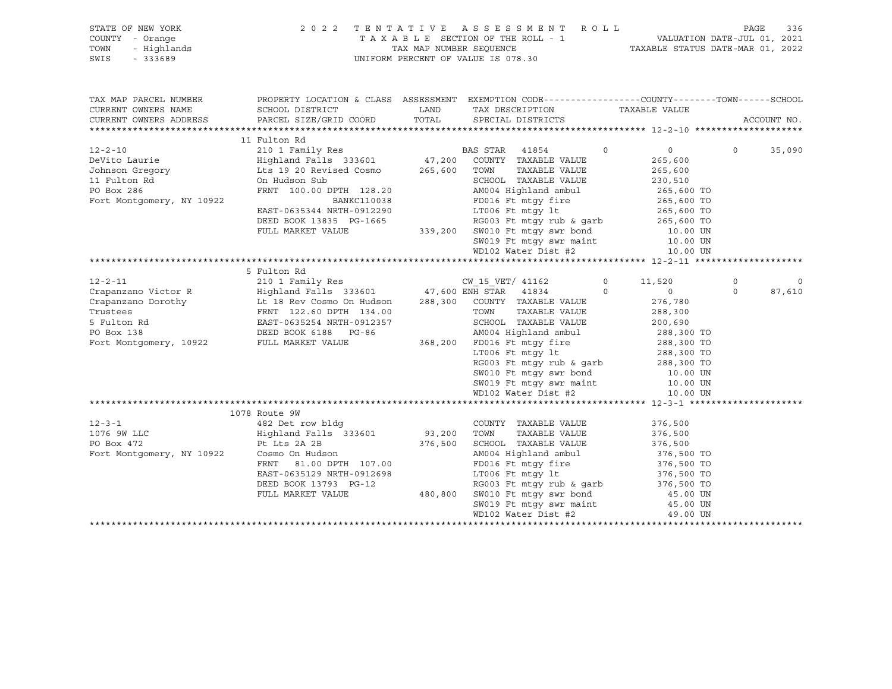STATE OF NEW YORK | 2022 TENTATIVE ASSESSMENT ROLL
COUNTY - Orange | TAXABLE SECTION OF THE ROLL - 1 | VALUATION DATE-JUL 01, 2021
TOWN - Highlands | TAX MAP NUMBER SEQUENCE | TAXABLE STATUS DATE-MAR 01, 2022
SWIS - 333689 | UNIFORM PERCENT OF VALUE IS 078.30

```
TAX MAP PARCEL NUMBER     PROPERTY LOCATION & CLASS  ASSESSMENT  EXEMPTION CODE------------------COUNTY--------TOWN------SCHOOL
CURRENT OWNERS NAME       SCHOOL DISTRICT               LAND      TAX DESCRIPTION              TAXABLE VALUE
CURRENT OWNERS ADDRESS    PARCEL SIZE/GRID COORD        TOTAL     SPECIAL DISTRICTS                                  ACCOUNT NO.
******************************************************************************************************* 12-2-10 ********************
                          11 Fulton Rd
12-2-10                   210 1 Family Res                        BAS STAR  41854         0           0          0      35,090
DeVito Laurie             Highland Falls  333601       47,200     COUNTY  TAXABLE VALUE          265,600
Johnson Gregory           Lts 19 20 Revised Cosmo     265,600     TOWN    TAXABLE VALUE          265,600
11 Fulton Rd              On Hudson Sub                           SCHOOL  TAXABLE VALUE          230,510
PO Box 286                FRNT 100.00 DPTH 128.20                 AM004 Highland ambul           265,600 TO
Fort Montgomery, NY 10922              BANKC110038                FD016 Ft mtgy fire             265,600 TO
                          EAST-0635344 NRTH-0912290               LT006 Ft mtgy lt               265,600 TO
                          DEED BOOK 13835  PG-1665                RG003 Ft mtgy rub & garb       265,600 TO
                          FULL MARKET VALUE           339,200     SW010 Ft mtgy swr bond           10.00 UN
                                                                  SW019 Ft mtgy swr maint          10.00 UN
                                                                  WD102 Water Dist #2              10.00 UN
******************************************************************************************************* 12-2-11 ********************
                          5 Fulton Rd
12-2-11                   210 1 Family Res                        CW_15_VET/ 41162        0      11,520          0           0
Crapanzano Victor R       Highland Falls  333601       47,600 ENH STAR  41834             0           0          0      87,610
Crapanzano Dorothy        Lt 18 Rev Cosmo On Hudson   288,300     COUNTY  TAXABLE VALUE          276,780
Trustees                  FRNT 122.60 DPTH 134.00                 TOWN    TAXABLE VALUE          288,300
5 Fulton Rd               EAST-0635254 NRTH-0912357               SCHOOL  TAXABLE VALUE          200,690
PO Box 138                DEED BOOK 6188   PG-86                  AM004 Highland ambul           288,300 TO
Fort Montgomery, 10922    FULL MARKET VALUE           368,200     FD016 Ft mtgy fire             288,300 TO
                                                                  LT006 Ft mtgy lt               288,300 TO
                                                                  RG003 Ft mtgy rub & garb       288,300 TO
                                                                  SW010 Ft mtgy swr bond           10.00 UN
                                                                  SW019 Ft mtgy swr maint          10.00 UN
                                                                  WD102 Water Dist #2              10.00 UN
******************************************************************************************************* 12-3-1 *********************
                          1078 Route 9W
12-3-1                    482 Det row bldg                        COUNTY  TAXABLE VALUE          376,500
1076 9W LLC               Highland Falls  333601       93,200     TOWN    TAXABLE VALUE          376,500
PO Box 472                Pt Lts 2A 2B                376,500     SCHOOL  TAXABLE VALUE          376,500
Fort Montgomery, NY 10922 Cosmo On Hudson                         AM004 Highland ambul           376,500 TO
                          FRNT  81.00 DPTH 107.00                 FD016 Ft mtgy fire             376,500 TO
                          EAST-0635129 NRTH-0912698               LT006 Ft mtgy lt               376,500 TO
                          DEED BOOK 13793  PG-12                  RG003 Ft mtgy rub & garb       376,500 TO
                          FULL MARKET VALUE           480,800     SW010 Ft mtgy swr bond           45.00 UN
                                                                  SW019 Ft mtgy swr maint          45.00 UN
                                                                  WD102 Water Dist #2              49.00 UN
************************************************************************************************************************************
```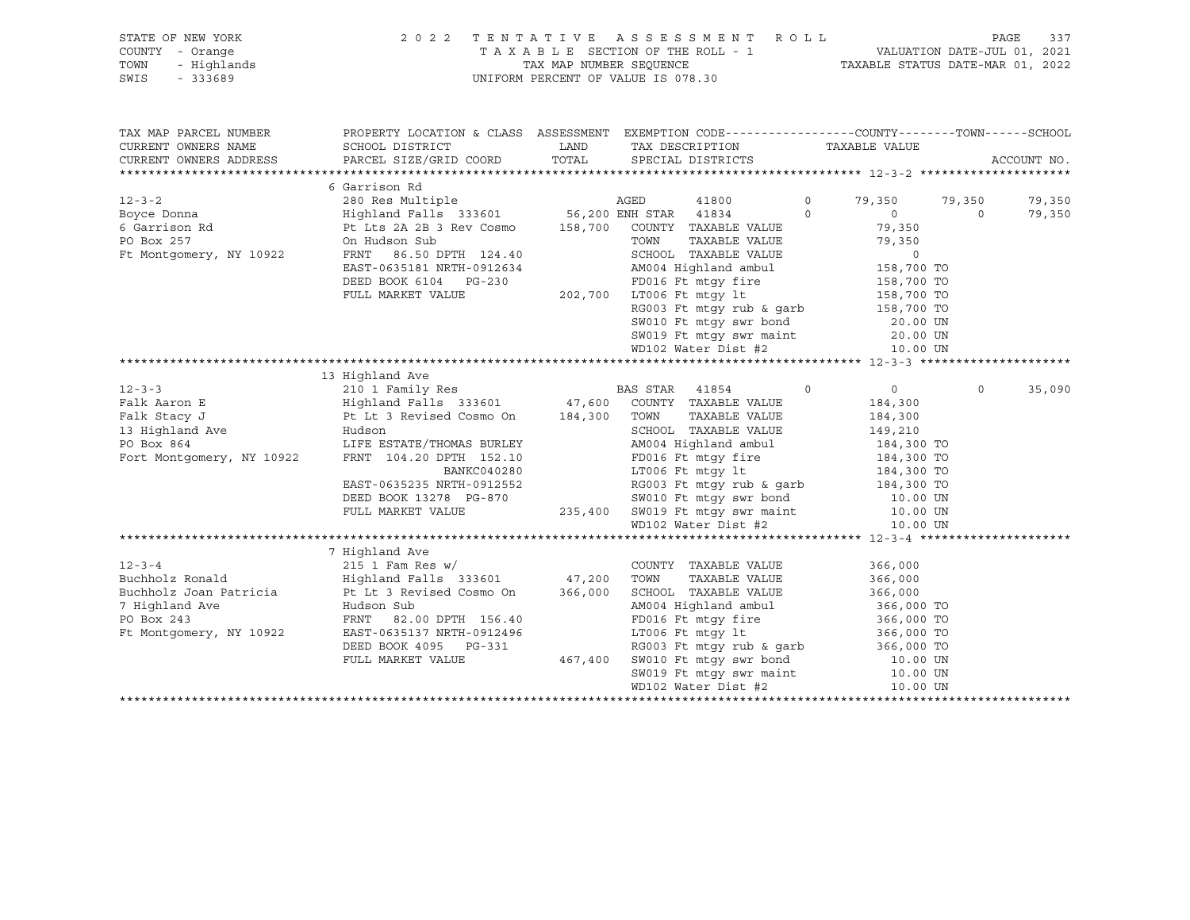STATE OF NEW YORK — 2022 TENTATIVE ASSESSMENT ROLL
COUNTY - Orange — TAXABLE SECTION OF THE ROLL - 1 — VALUATION DATE-JUL 01, 2021
TOWN - Highlands — TAX MAP NUMBER SEQUENCE — TAXABLE STATUS DATE-MAR 01, 2022
SWIS - 333689 — UNIFORM PERCENT OF VALUE IS 078.30

| TAX MAP PARCEL NUMBER / CURRENT OWNERS NAME / CURRENT OWNERS ADDRESS | PROPERTY LOCATION & CLASS / SCHOOL DISTRICT / PARCEL SIZE/GRID COORD | ASSESSMENT LAND / TOTAL | EXEMPTION CODE / TAX DESCRIPTION / SPECIAL DISTRICTS | COUNTY / TAXABLE VALUE | TOWN | SCHOOL / ACCOUNT NO. |
|---|---|---|---|---|---|---|
| **12-3-2** | 6 Garrison Rd | | | | | |
| 12-3-2 | 280 Res Multiple | | AGED 41800 0 | 79,350 | 79,350 | 79,350 |
| Boyce Donna | Highland Falls 333601 | 56,200 | ENH STAR 41834 0 | 0 | 0 | 79,350 |
| 6 Garrison Rd | Pt Lts 2A 2B 3 Rev Cosmo | 158,700 | COUNTY TAXABLE VALUE | 79,350 | | |
| PO Box 257 | On Hudson Sub | | TOWN TAXABLE VALUE | 79,350 | | |
| Ft Montgomery, NY 10922 | FRNT 86.50 DPTH 124.40 | | SCHOOL TAXABLE VALUE | 0 | | |
| | EAST-0635181 NRTH-0912634 | | AM004 Highland ambul | 158,700 TO | | |
| | DEED BOOK 6104 PG-230 | | FD016 Ft mtgy fire | 158,700 TO | | |
| | FULL MARKET VALUE | 202,700 | LT006 Ft mtgy lt | 158,700 TO | | |
| | | | RG003 Ft mtgy rub & garb | 158,700 TO | | |
| | | | SW010 Ft mtgy swr bond | 20.00 UN | | |
| | | | SW019 Ft mtgy swr maint | 20.00 UN | | |
| | | | WD102 Water Dist #2 | 10.00 UN | | |
| **12-3-3** | 13 Highland Ave | | | | | |
| 12-3-3 | 210 1 Family Res | | BAS STAR 41854 0 | 0 | 0 | 35,090 |
| Falk Aaron E | Highland Falls 333601 | 47,600 | COUNTY TAXABLE VALUE | 184,300 | | |
| Falk Stacy J | Pt Lt 3 Revised Cosmo On | 184,300 | TOWN TAXABLE VALUE | 184,300 | | |
| 13 Highland Ave | Hudson | | SCHOOL TAXABLE VALUE | 149,210 | | |
| PO Box 864 | LIFE ESTATE/THOMAS BURLEY | | AM004 Highland ambul | 184,300 TO | | |
| Fort Montgomery, NY 10922 | FRNT 104.20 DPTH 152.10 | | FD016 Ft mtgy fire | 184,300 TO | | |
| | BANKC040280 | | LT006 Ft mtgy lt | 184,300 TO | | |
| | EAST-0635235 NRTH-0912552 | | RG003 Ft mtgy rub & garb | 184,300 TO | | |
| | DEED BOOK 13278 PG-870 | | SW010 Ft mtgy swr bond | 10.00 UN | | |
| | FULL MARKET VALUE | 235,400 | SW019 Ft mtgy swr maint | 10.00 UN | | |
| | | | WD102 Water Dist #2 | 10.00 UN | | |
| **12-3-4** | 7 Highland Ave | | | | | |
| 12-3-4 | 215 1 Fam Res w/ | | COUNTY TAXABLE VALUE | 366,000 | | |
| Buchholz Ronald | Highland Falls 333601 | 47,200 | TOWN TAXABLE VALUE | 366,000 | | |
| Buchholz Joan Patricia | Pt Lt 3 Revised Cosmo On | 366,000 | SCHOOL TAXABLE VALUE | 366,000 | | |
| 7 Highland Ave | Hudson Sub | | AM004 Highland ambul | 366,000 TO | | |
| PO Box 243 | FRNT 82.00 DPTH 156.40 | | FD016 Ft mtgy fire | 366,000 TO | | |
| Ft Montgomery, NY 10922 | EAST-0635137 NRTH-0912496 | | LT006 Ft mtgy lt | 366,000 TO | | |
| | DEED BOOK 4095 PG-331 | | RG003 Ft mtgy rub & garb | 366,000 TO | | |
| | FULL MARKET VALUE | 467,400 | SW010 Ft mtgy swr bond | 10.00 UN | | |
| | | | SW019 Ft mtgy swr maint | 10.00 UN | | |
| | | | WD102 Water Dist #2 | 10.00 UN | | |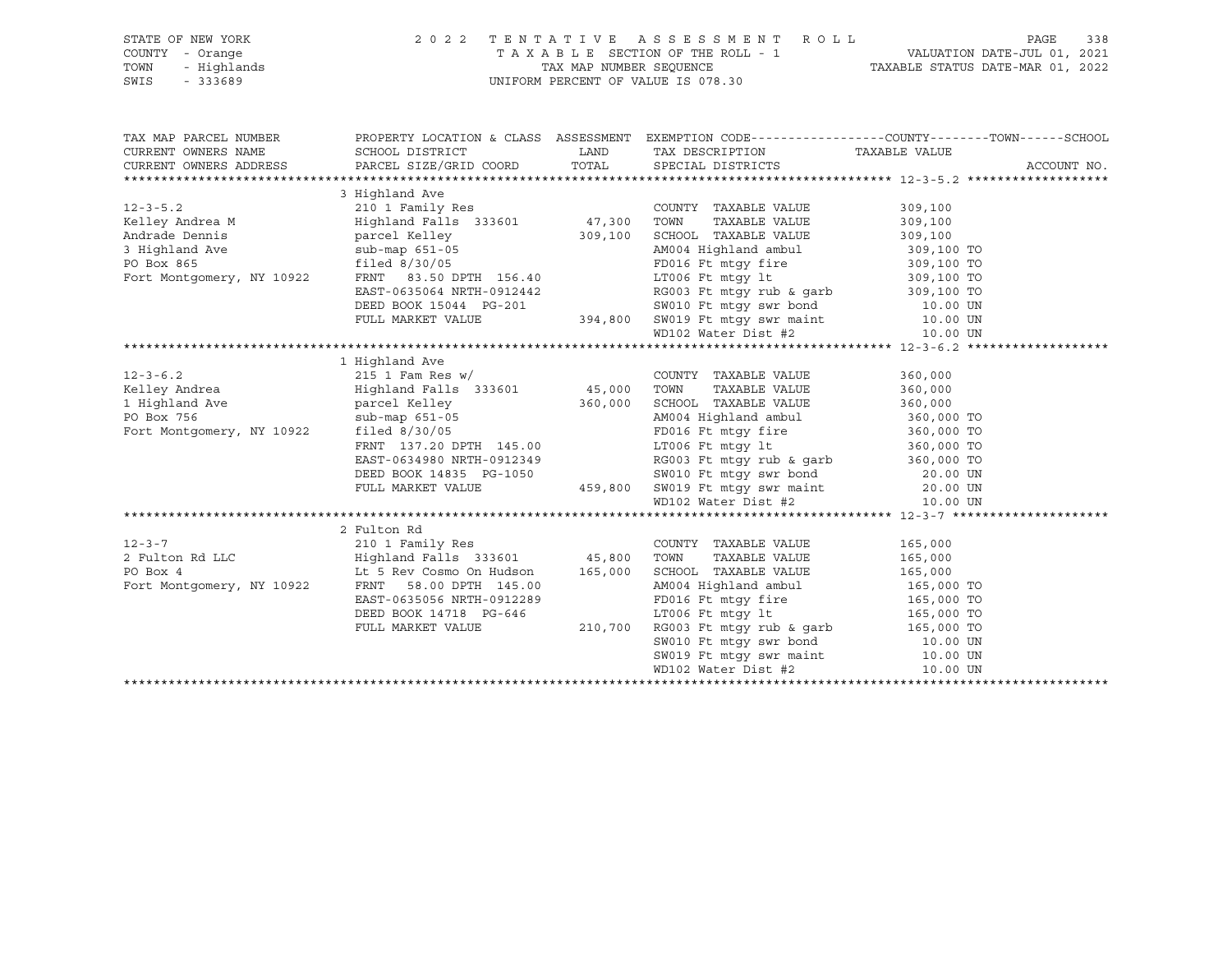STATE OF NEW YORK | 2 0 2 2 T E N T A T I V E A S S E S S M E N T R O L L | VALUATION DATE-JUL 01, 2021
COUNTY - Orange | T A X A B L E SECTION OF THE ROLL - 1 | TAXABLE STATUS DATE-MAR 01, 2022
TOWN - Highlands | TAX MAP NUMBER SEQUENCE
SWIS - 333689 | UNIFORM PERCENT OF VALUE IS 078.30

| TAX MAP PARCEL NUMBER / CURRENT OWNERS NAME / CURRENT OWNERS ADDRESS | PROPERTY LOCATION & CLASS / SCHOOL DISTRICT / PARCEL SIZE/GRID COORD | ASSESSMENT LAND / TOTAL | EXEMPTION CODE / TAX DESCRIPTION / SPECIAL DISTRICTS | TAXABLE VALUE (COUNTY--------TOWN------SCHOOL) | ACCOUNT NO. |
|---|---|---|---|---|---|
| | 3 Highland Ave | | | | |
| 12-3-5.2 | 210 1 Family Res | | COUNTY TAXABLE VALUE | 309,100 | |
| Kelley Andrea M | Highland Falls 333601 | 47,300 | TOWN TAXABLE VALUE | 309,100 | |
| Andrade Dennis | parcel Kelley | 309,100 | SCHOOL TAXABLE VALUE | 309,100 | |
| 3 Highland Ave | sub-map 651-05 | | AM004 Highland ambul | 309,100 TO | |
| PO Box 865 | filed 8/30/05 | | FD016 Ft mtgy fire | 309,100 TO | |
| Fort Montgomery, NY 10922 | FRNT 83.50 DPTH 156.40 | | LT006 Ft mtgy lt | 309,100 TO | |
| | EAST-0635064 NRTH-0912442 | | RG003 Ft mtgy rub & garb | 309,100 TO | |
| | DEED BOOK 15044 PG-201 | | SW010 Ft mtgy swr bond | 10.00 UN | |
| | FULL MARKET VALUE | 394,800 | SW019 Ft mtgy swr maint | 10.00 UN | |
| | | | WD102 Water Dist #2 | 10.00 UN | |
| | 1 Highland Ave | | | | |
| 12-3-6.2 | 215 1 Fam Res w/ | | COUNTY TAXABLE VALUE | 360,000 | |
| Kelley Andrea | Highland Falls 333601 | 45,000 | TOWN TAXABLE VALUE | 360,000 | |
| 1 Highland Ave | parcel Kelley | 360,000 | SCHOOL TAXABLE VALUE | 360,000 | |
| PO Box 756 | sub-map 651-05 | | AM004 Highland ambul | 360,000 TO | |
| Fort Montgomery, NY 10922 | filed 8/30/05 | | FD016 Ft mtgy fire | 360,000 TO | |
| | FRNT 137.20 DPTH 145.00 | | LT006 Ft mtgy lt | 360,000 TO | |
| | EAST-0634980 NRTH-0912349 | | RG003 Ft mtgy rub & garb | 360,000 TO | |
| | DEED BOOK 14835 PG-1050 | | SW010 Ft mtgy swr bond | 20.00 UN | |
| | FULL MARKET VALUE | 459,800 | SW019 Ft mtgy swr maint | 20.00 UN | |
| | | | WD102 Water Dist #2 | 10.00 UN | |
| | 2 Fulton Rd | | | | |
| 12-3-7 | 210 1 Family Res | | COUNTY TAXABLE VALUE | 165,000 | |
| 2 Fulton Rd LLC | Highland Falls 333601 | 45,800 | TOWN TAXABLE VALUE | 165,000 | |
| PO Box 4 | Lt 5 Rev Cosmo On Hudson | 165,000 | SCHOOL TAXABLE VALUE | 165,000 | |
| Fort Montgomery, NY 10922 | FRNT 58.00 DPTH 145.00 | | AM004 Highland ambul | 165,000 TO | |
| | EAST-0635056 NRTH-0912289 | | FD016 Ft mtgy fire | 165,000 TO | |
| | DEED BOOK 14718 PG-646 | | LT006 Ft mtgy lt | 165,000 TO | |
| | FULL MARKET VALUE | 210,700 | RG003 Ft mtgy rub & garb | 165,000 TO | |
| | | | SW010 Ft mtgy swr bond | 10.00 UN | |
| | | | SW019 Ft mtgy swr maint | 10.00 UN | |
| | | | WD102 Water Dist #2 | 10.00 UN | |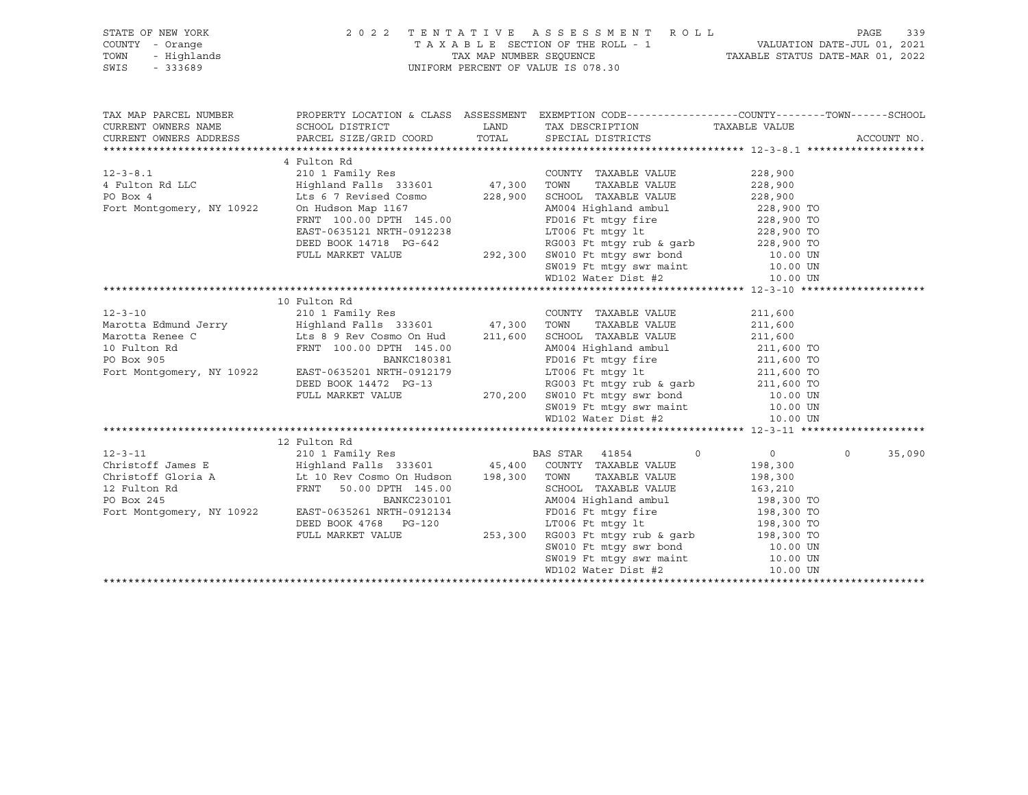STATE OF NEW YORK — COUNTY - Orange — TOWN - Highlands — SWIS - 333689

2022 TENTATIVE ASSESSMENT ROLL
TAXABLE SECTION OF THE ROLL - 1
TAX MAP NUMBER SEQUENCE
UNIFORM PERCENT OF VALUE IS 078.30

VALUATION DATE-JUL 01, 2021
TAXABLE STATUS DATE-MAR 01, 2022

| TAX MAP PARCEL NUMBER / CURRENT OWNERS NAME / CURRENT OWNERS ADDRESS | PROPERTY LOCATION & CLASS / SCHOOL DISTRICT / PARCEL SIZE/GRID COORD | ASSESSMENT LAND / TOTAL | EXEMPTION CODE / TAX DESCRIPTION / SPECIAL DISTRICTS | COUNTY TAXABLE VALUE | TOWN | SCHOOL |
|---|---|---|---|---|---|---|
| **12-3-8.1** | 4 Fulton Rd | | | | | |
| 12-3-8.1 | 210 1 Family Res | | COUNTY TAXABLE VALUE | 228,900 | | |
| 4 Fulton Rd LLC | Highland Falls 333601 | 47,300 | TOWN TAXABLE VALUE | 228,900 | | |
| PO Box 4 | Lts 6 7 Revised Cosmo | 228,900 | SCHOOL TAXABLE VALUE | 228,900 | | |
| Fort Montgomery, NY 10922 | On Hudson Map 1167 | | AM004 Highland ambul | 228,900 TO | | |
| | FRNT 100.00 DPTH 145.00 | | FD016 Ft mtgy fire | 228,900 TO | | |
| | EAST-0635121 NRTH-0912238 | | LT006 Ft mtgy lt | 228,900 TO | | |
| | DEED BOOK 14718 PG-642 | | RG003 Ft mtgy rub & garb | 228,900 TO | | |
| | FULL MARKET VALUE | 292,300 | SW010 Ft mtgy swr bond | 10.00 UN | | |
| | | | SW019 Ft mtgy swr maint | 10.00 UN | | |
| | | | WD102 Water Dist #2 | 10.00 UN | | |
| **12-3-10** | 10 Fulton Rd | | | | | |
| 12-3-10 | 210 1 Family Res | | COUNTY TAXABLE VALUE | 211,600 | | |
| Marotta Edmund Jerry | Highland Falls 333601 | 47,300 | TOWN TAXABLE VALUE | 211,600 | | |
| Marotta Renee C | Lts 8 9 Rev Cosmo On Hud | 211,600 | SCHOOL TAXABLE VALUE | 211,600 | | |
| 10 Fulton Rd | FRNT 100.00 DPTH 145.00 | | AM004 Highland ambul | 211,600 TO | | |
| PO Box 905 | BANKC180381 | | FD016 Ft mtgy fire | 211,600 TO | | |
| Fort Montgomery, NY 10922 | EAST-0635201 NRTH-0912179 | | LT006 Ft mtgy lt | 211,600 TO | | |
| | DEED BOOK 14472 PG-13 | | RG003 Ft mtgy rub & garb | 211,600 TO | | |
| | FULL MARKET VALUE | 270,200 | SW010 Ft mtgy swr bond | 10.00 UN | | |
| | | | SW019 Ft mtgy swr maint | 10.00 UN | | |
| | | | WD102 Water Dist #2 | 10.00 UN | | |
| **12-3-11** | 12 Fulton Rd | | | | | |
| 12-3-11 | 210 1 Family Res | | BAS STAR 41854 | 0 | 0 | 35,090 |
| Christoff James E | Highland Falls 333601 | 45,400 | COUNTY TAXABLE VALUE | 198,300 | | |
| Christoff Gloria A | Lt 10 Rev Cosmo On Hudson | 198,300 | TOWN TAXABLE VALUE | 198,300 | | |
| 12 Fulton Rd | FRNT 50.00 DPTH 145.00 | | SCHOOL TAXABLE VALUE | 163,210 | | |
| PO Box 245 | BANKC230101 | | AM004 Highland ambul | 198,300 TO | | |
| Fort Montgomery, NY 10922 | EAST-0635261 NRTH-0912134 | | FD016 Ft mtgy fire | 198,300 TO | | |
| | DEED BOOK 4768 PG-120 | | LT006 Ft mtgy lt | 198,300 TO | | |
| | FULL MARKET VALUE | 253,300 | RG003 Ft mtgy rub & garb | 198,300 TO | | |
| | | | SW010 Ft mtgy swr bond | 10.00 UN | | |
| | | | SW019 Ft mtgy swr maint | 10.00 UN | | |
| | | | WD102 Water Dist #2 | 10.00 UN | | |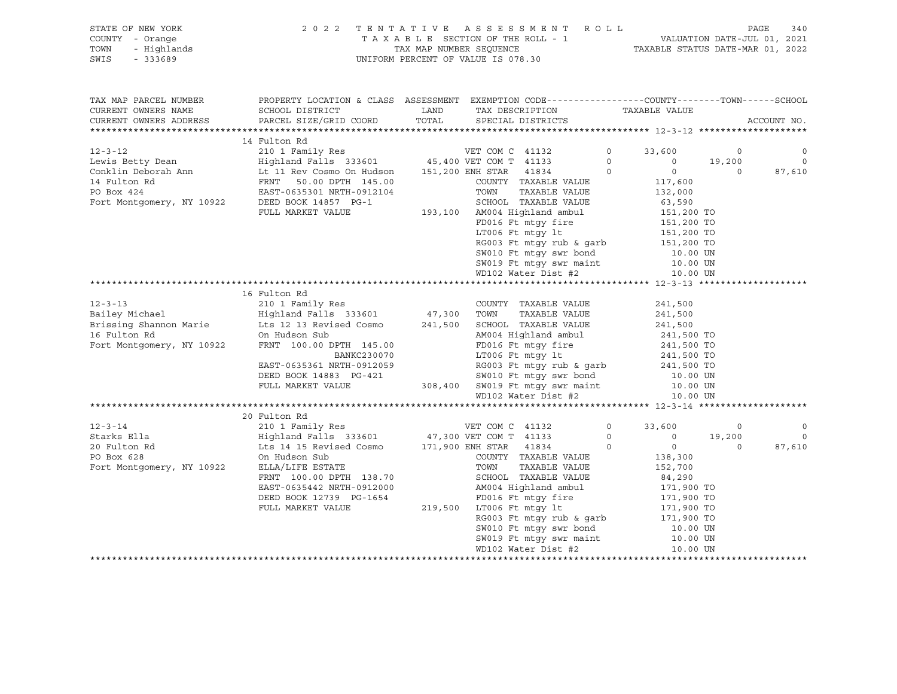STATE OF NEW YORK | 2 0 2 2 T E N T A T I V E A S S E S S M E N T R O L L
COUNTY - Orange | T A X A B L E SECTION OF THE ROLL - 1 | VALUATION DATE-JUL 01, 2021
TOWN - Highlands | TAX MAP NUMBER SEQUENCE | TAXABLE STATUS DATE-MAR 01, 2022
SWIS - 333689 | UNIFORM PERCENT OF VALUE IS 078.30

| TAX MAP PARCEL NUMBER / CURRENT OWNERS NAME / CURRENT OWNERS ADDRESS | PROPERTY LOCATION & CLASS / SCHOOL DISTRICT / PARCEL SIZE/GRID COORD | ASSESSMENT LAND / TOTAL | EXEMPTION CODE / TAX DESCRIPTION / SPECIAL DISTRICTS | | COUNTY / TAXABLE VALUE | TOWN | SCHOOL |
|---|---|---|---|---|---|---|---|
| **12-3-12** | 14 Fulton Rd | | | | | | |
| 12-3-12 | 210 1 Family Res | | VET COM C 41132 | 0 | 33,600 | 0 | 0 |
| Lewis Betty Dean | Highland Falls 333601 | 45,400 | VET COM T 41133 | 0 | 0 | 19,200 | 0 |
| Conklin Deborah Ann | Lt 11 Rev Cosmo On Hudson | 151,200 | ENH STAR 41834 | 0 | 0 | 0 | 87,610 |
| 14 Fulton Rd | FRNT 50.00 DPTH 145.00 | | COUNTY TAXABLE VALUE | | 117,600 | | |
| PO Box 424 | EAST-0635301 NRTH-0912104 | | TOWN TAXABLE VALUE | | 132,000 | | |
| Fort Montgomery, NY 10922 | DEED BOOK 14857 PG-1 | | SCHOOL TAXABLE VALUE | | 63,590 | | |
| | FULL MARKET VALUE | 193,100 | AM004 Highland ambul | | 151,200 TO | | |
| | | | FD016 Ft mtgy fire | | 151,200 TO | | |
| | | | LT006 Ft mtgy lt | | 151,200 TO | | |
| | | | RG003 Ft mtgy rub & garb | | 151,200 TO | | |
| | | | SW010 Ft mtgy swr bond | | 10.00 UN | | |
| | | | SW019 Ft mtgy swr maint | | 10.00 UN | | |
| | | | WD102 Water Dist #2 | | 10.00 UN | | |
| **12-3-13** | 16 Fulton Rd | | | | | | |
| 12-3-13 | 210 1 Family Res | | COUNTY TAXABLE VALUE | | 241,500 | | |
| Bailey Michael | Highland Falls 333601 | 47,300 | TOWN TAXABLE VALUE | | 241,500 | | |
| Brissing Shannon Marie | Lts 12 13 Revised Cosmo | 241,500 | SCHOOL TAXABLE VALUE | | 241,500 | | |
| 16 Fulton Rd | On Hudson Sub | | AM004 Highland ambul | | 241,500 TO | | |
| Fort Montgomery, NY 10922 | FRNT 100.00 DPTH 145.00 | | FD016 Ft mtgy fire | | 241,500 TO | | |
| | BANKC230070 | | LT006 Ft mtgy lt | | 241,500 TO | | |
| | EAST-0635361 NRTH-0912059 | | RG003 Ft mtgy rub & garb | | 241,500 TO | | |
| | DEED BOOK 14883 PG-421 | | SW010 Ft mtgy swr bond | | 10.00 UN | | |
| | FULL MARKET VALUE | 308,400 | SW019 Ft mtgy swr maint | | 10.00 UN | | |
| | | | WD102 Water Dist #2 | | 10.00 UN | | |
| **12-3-14** | 20 Fulton Rd | | | | | | |
| 12-3-14 | 210 1 Family Res | | VET COM C 41132 | 0 | 33,600 | 0 | 0 |
| Starks Ella | Highland Falls 333601 | 47,300 | VET COM T 41133 | 0 | 0 | 19,200 | 0 |
| 20 Fulton Rd | Lts 14 15 Revised Cosmo | 171,900 | ENH STAR 41834 | 0 | 0 | 0 | 87,610 |
| PO Box 628 | On Hudson Sub | | COUNTY TAXABLE VALUE | | 138,300 | | |
| Fort Montgomery, NY 10922 | ELLA/LIFE ESTATE | | TOWN TAXABLE VALUE | | 152,700 | | |
| | FRNT 100.00 DPTH 138.70 | | SCHOOL TAXABLE VALUE | | 84,290 | | |
| | EAST-0635442 NRTH-0912000 | | AM004 Highland ambul | | 171,900 TO | | |
| | DEED BOOK 12739 PG-1654 | | FD016 Ft mtgy fire | | 171,900 TO | | |
| | FULL MARKET VALUE | 219,500 | LT006 Ft mtgy lt | | 171,900 TO | | |
| | | | RG003 Ft mtgy rub & garb | | 171,900 TO | | |
| | | | SW010 Ft mtgy swr bond | | 10.00 UN | | |
| | | | SW019 Ft mtgy swr maint | | 10.00 UN | | |
| | | | WD102 Water Dist #2 | | 10.00 UN | | |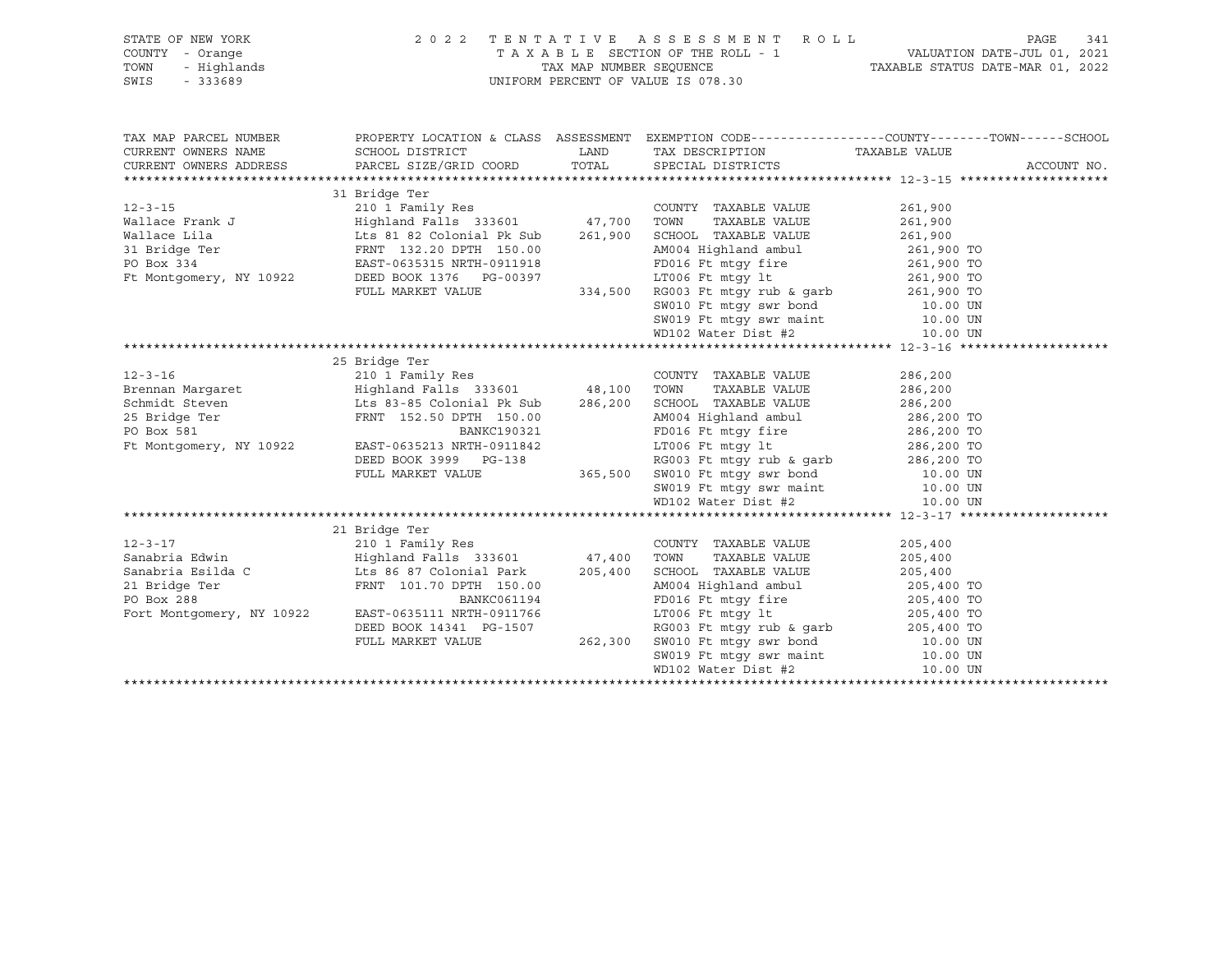STATE OF NEW YORK
COUNTY - Orange
TOWN - Highlands
SWIS - 333689

2022 TENTATIVE ASSESSMENT ROLL
TAXABLE SECTION OF THE ROLL - 1
TAX MAP NUMBER SEQUENCE
UNIFORM PERCENT OF VALUE IS 078.30

VALUATION DATE-JUL 01, 2021
TAXABLE STATUS DATE-MAR 01, 2022

| TAX MAP PARCEL NUMBER / CURRENT OWNERS NAME / CURRENT OWNERS ADDRESS | PROPERTY LOCATION & CLASS / SCHOOL DISTRICT / PARCEL SIZE/GRID COORD | ASSESSMENT LAND / TOTAL | EXEMPTION CODE / TAX DESCRIPTION / SPECIAL DISTRICTS | COUNTY--------TOWN------SCHOOL TAXABLE VALUE | ACCOUNT NO. |
|---|---|---|---|---|---|
| **12-3-15** | 31 Bridge Ter | | | | |
| 12-3-15 | 210 1 Family Res | | COUNTY TAXABLE VALUE | 261,900 | |
| Wallace Frank J | Highland Falls 333601 | 47,700 | TOWN TAXABLE VALUE | 261,900 | |
| Wallace Lila | Lts 81 82 Colonial Pk Sub | 261,900 | SCHOOL TAXABLE VALUE | 261,900 | |
| 31 Bridge Ter | FRNT 132.20 DPTH 150.00 | | AM004 Highland ambul | 261,900 TO | |
| PO Box 334 | EAST-0635315 NRTH-0911918 | | FD016 Ft mtgy fire | 261,900 TO | |
| Ft Montgomery, NY 10922 | DEED BOOK 1376 PG-00397 | | LT006 Ft mtgy lt | 261,900 TO | |
| | FULL MARKET VALUE | 334,500 | RG003 Ft mtgy rub & garb | 261,900 TO | |
| | | | SW010 Ft mtgy swr bond | 10.00 UN | |
| | | | SW019 Ft mtgy swr maint | 10.00 UN | |
| | | | WD102 Water Dist #2 | 10.00 UN | |
| **12-3-16** | 25 Bridge Ter | | | | |
| 12-3-16 | 210 1 Family Res | | COUNTY TAXABLE VALUE | 286,200 | |
| Brennan Margaret | Highland Falls 333601 | 48,100 | TOWN TAXABLE VALUE | 286,200 | |
| Schmidt Steven | Lts 83-85 Colonial Pk Sub | 286,200 | SCHOOL TAXABLE VALUE | 286,200 | |
| 25 Bridge Ter | FRNT 152.50 DPTH 150.00 | | AM004 Highland ambul | 286,200 TO | |
| PO Box 581 | BANKC190321 | | FD016 Ft mtgy fire | 286,200 TO | |
| Ft Montgomery, NY 10922 | EAST-0635213 NRTH-0911842 | | LT006 Ft mtgy lt | 286,200 TO | |
| | DEED BOOK 3999 PG-138 | | RG003 Ft mtgy rub & garb | 286,200 TO | |
| | FULL MARKET VALUE | 365,500 | SW010 Ft mtgy swr bond | 10.00 UN | |
| | | | SW019 Ft mtgy swr maint | 10.00 UN | |
| | | | WD102 Water Dist #2 | 10.00 UN | |
| **12-3-17** | 21 Bridge Ter | | | | |
| 12-3-17 | 210 1 Family Res | | COUNTY TAXABLE VALUE | 205,400 | |
| Sanabria Edwin | Highland Falls 333601 | 47,400 | TOWN TAXABLE VALUE | 205,400 | |
| Sanabria Esilda C | Lts 86 87 Colonial Park | 205,400 | SCHOOL TAXABLE VALUE | 205,400 | |
| 21 Bridge Ter | FRNT 101.70 DPTH 150.00 | | AM004 Highland ambul | 205,400 TO | |
| PO Box 288 | BANKC061194 | | FD016 Ft mtgy fire | 205,400 TO | |
| Fort Montgomery, NY 10922 | EAST-0635111 NRTH-0911766 | | LT006 Ft mtgy lt | 205,400 TO | |
| | DEED BOOK 14341 PG-1507 | | RG003 Ft mtgy rub & garb | 205,400 TO | |
| | FULL MARKET VALUE | 262,300 | SW010 Ft mtgy swr bond | 10.00 UN | |
| | | | SW019 Ft mtgy swr maint | 10.00 UN | |
| | | | WD102 Water Dist #2 | 10.00 UN | |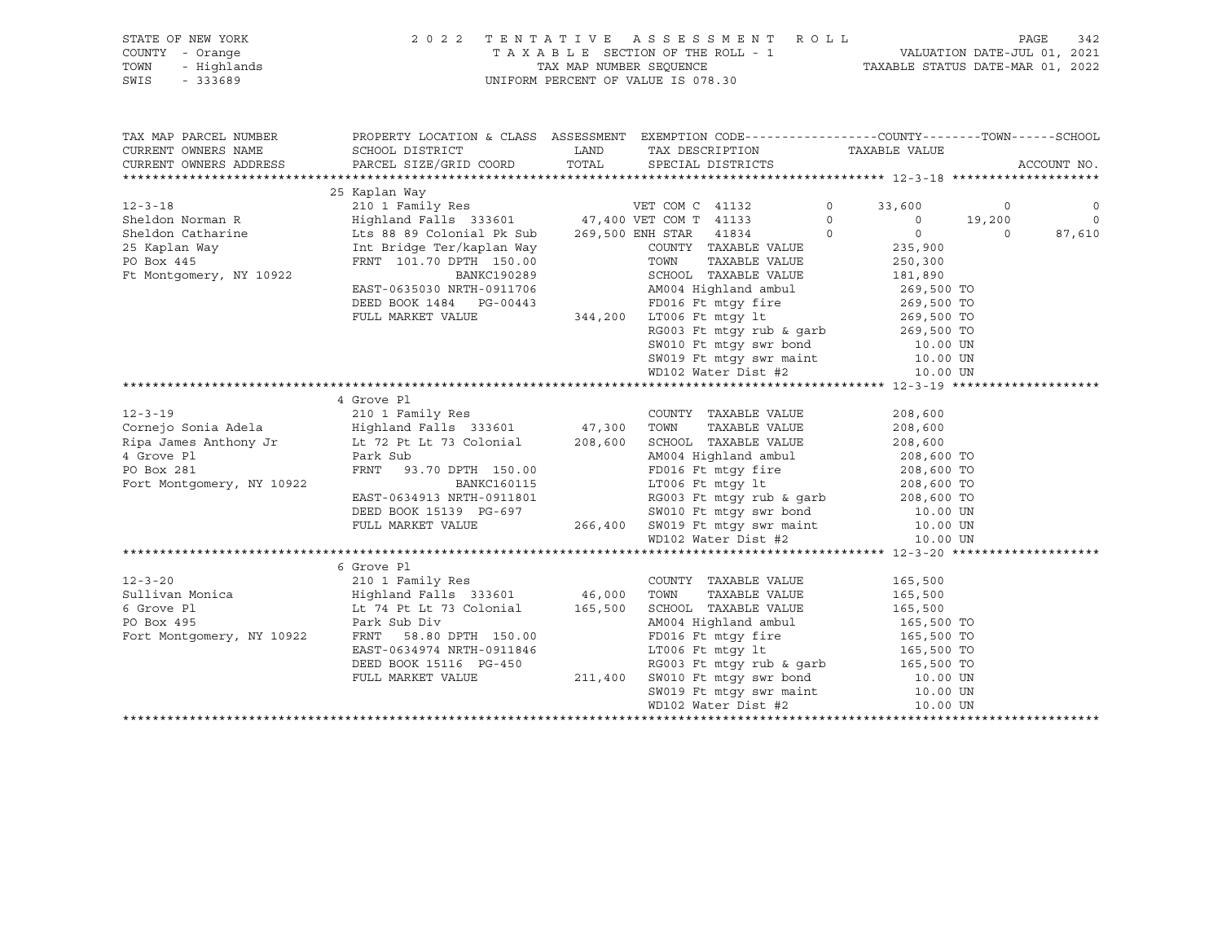STATE OF NEW YORK
COUNTY - Orange
TOWN - Highlands
SWIS - 333689

2022 TENTATIVE ASSESSMENT ROLL
TAXABLE SECTION OF THE ROLL - 1
TAX MAP NUMBER SEQUENCE
UNIFORM PERCENT OF VALUE IS 078.30

VALUATION DATE-JUL 01, 2021
TAXABLE STATUS DATE-MAR 01, 2022

| TAX MAP PARCEL NUMBER / CURRENT OWNERS NAME / CURRENT OWNERS ADDRESS | PROPERTY LOCATION & CLASS / SCHOOL DISTRICT / PARCEL SIZE/GRID COORD | ASSESSMENT LAND / TOTAL | EXEMPTION CODE / TAX DESCRIPTION / SPECIAL DISTRICTS | COUNTY TAXABLE VALUE | TOWN | SCHOOL | ACCOUNT NO. |
|---|---|---|---|---|---|---|---|
| **12-3-18** | 25 Kaplan Way | | | | | | |
| 12-3-18 | 210 1 Family Res | | VET COM C 41132 0 | 33,600 | 0 | 0 | |
| Sheldon Norman R | Highland Falls 333601 | 47,400 | VET COM T 41133 0 | 0 | 19,200 | 0 | |
| Sheldon Catharine | Lts 88 89 Colonial Pk Sub | 269,500 | ENH STAR 41834 0 | 0 | 0 | 87,610 | |
| 25 Kaplan Way | Int Bridge Ter/kaplan Way | | COUNTY TAXABLE VALUE | 235,900 | | | |
| PO Box 445 | FRNT 101.70 DPTH 150.00 | | TOWN TAXABLE VALUE | 250,300 | | | |
| Ft Montgomery, NY 10922 | BANKC190289 | | SCHOOL TAXABLE VALUE | 181,890 | | | |
| | EAST-0635030 NRTH-0911706 | | AM004 Highland ambul | 269,500 TO | | | |
| | DEED BOOK 1484 PG-00443 | | FD016 Ft mtgy fire | 269,500 TO | | | |
| | FULL MARKET VALUE | 344,200 | LT006 Ft mtgy lt | 269,500 TO | | | |
| | | | RG003 Ft mtgy rub & garb | 269,500 TO | | | |
| | | | SW010 Ft mtgy swr bond | 10.00 UN | | | |
| | | | SW019 Ft mtgy swr maint | 10.00 UN | | | |
| | | | WD102 Water Dist #2 | 10.00 UN | | | |
| **12-3-19** | 4 Grove Pl | | | | | | |
| 12-3-19 | 210 1 Family Res | | COUNTY TAXABLE VALUE | 208,600 | | | |
| Cornejo Sonia Adela | Highland Falls 333601 | 47,300 | TOWN TAXABLE VALUE | 208,600 | | | |
| Ripa James Anthony Jr | Lt 72 Pt Lt 73 Colonial | 208,600 | SCHOOL TAXABLE VALUE | 208,600 | | | |
| 4 Grove Pl | Park Sub | | AM004 Highland ambul | 208,600 TO | | | |
| PO Box 281 | FRNT 93.70 DPTH 150.00 | | FD016 Ft mtgy fire | 208,600 TO | | | |
| Fort Montgomery, NY 10922 | BANKC160115 | | LT006 Ft mtgy lt | 208,600 TO | | | |
| | EAST-0634913 NRTH-0911801 | | RG003 Ft mtgy rub & garb | 208,600 TO | | | |
| | DEED BOOK 15139 PG-697 | | SW010 Ft mtgy swr bond | 10.00 UN | | | |
| | FULL MARKET VALUE | 266,400 | SW019 Ft mtgy swr maint | 10.00 UN | | | |
| | | | WD102 Water Dist #2 | 10.00 UN | | | |
| **12-3-20** | 6 Grove Pl | | | | | | |
| 12-3-20 | 210 1 Family Res | | COUNTY TAXABLE VALUE | 165,500 | | | |
| Sullivan Monica | Highland Falls 333601 | 46,000 | TOWN TAXABLE VALUE | 165,500 | | | |
| 6 Grove Pl | Lt 74 Pt Lt 73 Colonial | 165,500 | SCHOOL TAXABLE VALUE | 165,500 | | | |
| PO Box 495 | Park Sub Div | | AM004 Highland ambul | 165,500 TO | | | |
| Fort Montgomery, NY 10922 | FRNT 58.80 DPTH 150.00 | | FD016 Ft mtgy fire | 165,500 TO | | | |
| | EAST-0634974 NRTH-0911846 | | LT006 Ft mtgy lt | 165,500 TO | | | |
| | DEED BOOK 15116 PG-450 | | RG003 Ft mtgy rub & garb | 165,500 TO | | | |
| | FULL MARKET VALUE | 211,400 | SW010 Ft mtgy swr bond | 10.00 UN | | | |
| | | | SW019 Ft mtgy swr maint | 10.00 UN | | | |
| | | | WD102 Water Dist #2 | 10.00 UN | | | |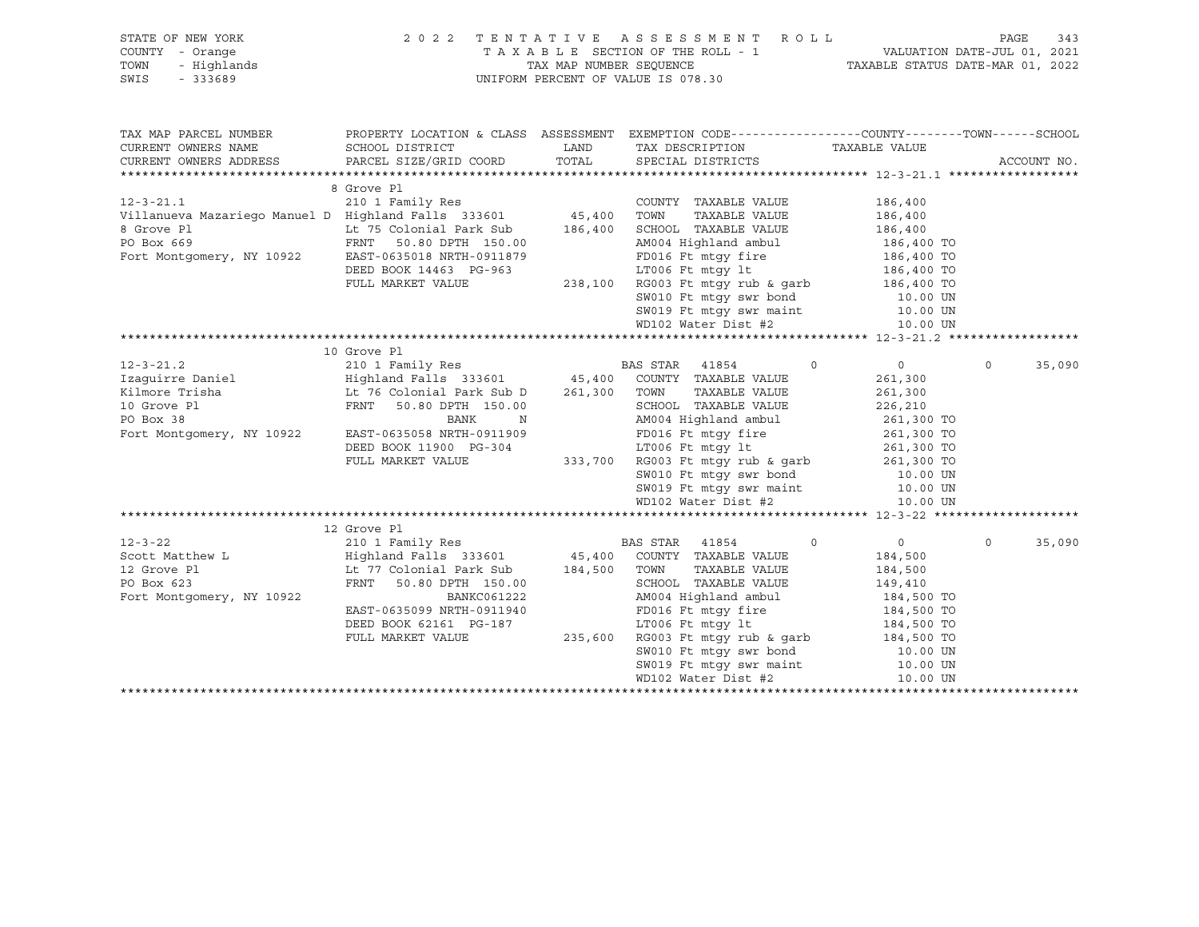STATE OF NEW YORK | 2022 TENTATIVE ASSESSMENT ROLL | VALUATION DATE-JUL 01, 2021
COUNTY - Orange | TAXABLE SECTION OF THE ROLL - 1 | TAXABLE STATUS DATE-MAR 01, 2022
TOWN - Highlands | TAX MAP NUMBER SEQUENCE
SWIS - 333689 | UNIFORM PERCENT OF VALUE IS 078.30

```
TAX MAP PARCEL NUMBER          PROPERTY LOCATION & CLASS  ASSESSMENT  EXEMPTION CODE------------------COUNTY--------TOWN------SCHOOL
CURRENT OWNERS NAME            SCHOOL DISTRICT               LAND      TAX DESCRIPTION            TAXABLE VALUE
CURRENT OWNERS ADDRESS         PARCEL SIZE/GRID COORD        TOTAL     SPECIAL DISTRICTS                                      ACCOUNT NO.
******************************************************************************************************* 12-3-21.1 ******************
                               8 Grove Pl
12-3-21.1                      210 1 Family Res                         COUNTY  TAXABLE VALUE          186,400
Villanueva Mazariego Manuel D  Highland Falls  333601       45,400     TOWN    TAXABLE VALUE          186,400
8 Grove Pl                     Lt 75 Colonial Park Sub      186,400    SCHOOL  TAXABLE VALUE          186,400
PO Box 669                     FRNT   50.80 DPTH 150.00                AM004 Highland ambul             186,400 TO
Fort Montgomery, NY 10922      EAST-0635018 NRTH-0911879               FD016 Ft mtgy fire               186,400 TO
                               DEED BOOK 14463  PG-963                 LT006 Ft mtgy lt                 186,400 TO
                               FULL MARKET VALUE           238,100     RG003 Ft mtgy rub & garb         186,400 TO
                                                                       SW010 Ft mtgy swr bond             10.00 UN
                                                                       SW019 Ft mtgy swr maint            10.00 UN
                                                                       WD102 Water Dist #2                10.00 UN
******************************************************************************************************* 12-3-21.2 ******************
                               10 Grove Pl
12-3-21.2                      210 1 Family Res                         BAS STAR  41854        0          0         0     35,090
Izaguirre Daniel               Highland Falls  333601       45,400     COUNTY  TAXABLE VALUE          261,300
Kilmore Trisha                 Lt 76 Colonial Park Sub D    261,300    TOWN    TAXABLE VALUE          261,300
10 Grove Pl                    FRNT   50.80 DPTH 150.00                SCHOOL  TAXABLE VALUE          226,210
PO Box 38                                     BANK      N              AM004 Highland ambul             261,300 TO
Fort Montgomery, NY 10922      EAST-0635058 NRTH-0911909               FD016 Ft mtgy fire               261,300 TO
                               DEED BOOK 11900  PG-304                 LT006 Ft mtgy lt                 261,300 TO
                               FULL MARKET VALUE           333,700     RG003 Ft mtgy rub & garb         261,300 TO
                                                                       SW010 Ft mtgy swr bond             10.00 UN
                                                                       SW019 Ft mtgy swr maint            10.00 UN
                                                                       WD102 Water Dist #2                10.00 UN
******************************************************************************************************* 12-3-22 ********************
                               12 Grove Pl
12-3-22                        210 1 Family Res                         BAS STAR  41854        0          0         0     35,090
Scott Matthew L                Highland Falls  333601       45,400     COUNTY  TAXABLE VALUE          184,500
12 Grove Pl                    Lt 77 Colonial Park Sub      184,500    TOWN    TAXABLE VALUE          184,500
PO Box 623                     FRNT   50.80 DPTH 150.00                SCHOOL  TAXABLE VALUE          149,410
Fort Montgomery, NY 10922                    BANKC061222               AM004 Highland ambul             184,500 TO
                               EAST-0635099 NRTH-0911940               FD016 Ft mtgy fire               184,500 TO
                               DEED BOOK 62161  PG-187                 LT006 Ft mtgy lt                 184,500 TO
                               FULL MARKET VALUE           235,600     RG003 Ft mtgy rub & garb         184,500 TO
                                                                       SW010 Ft mtgy swr bond             10.00 UN
                                                                       SW019 Ft mtgy swr maint            10.00 UN
                                                                       WD102 Water Dist #2                10.00 UN
************************************************************************************************************************************
```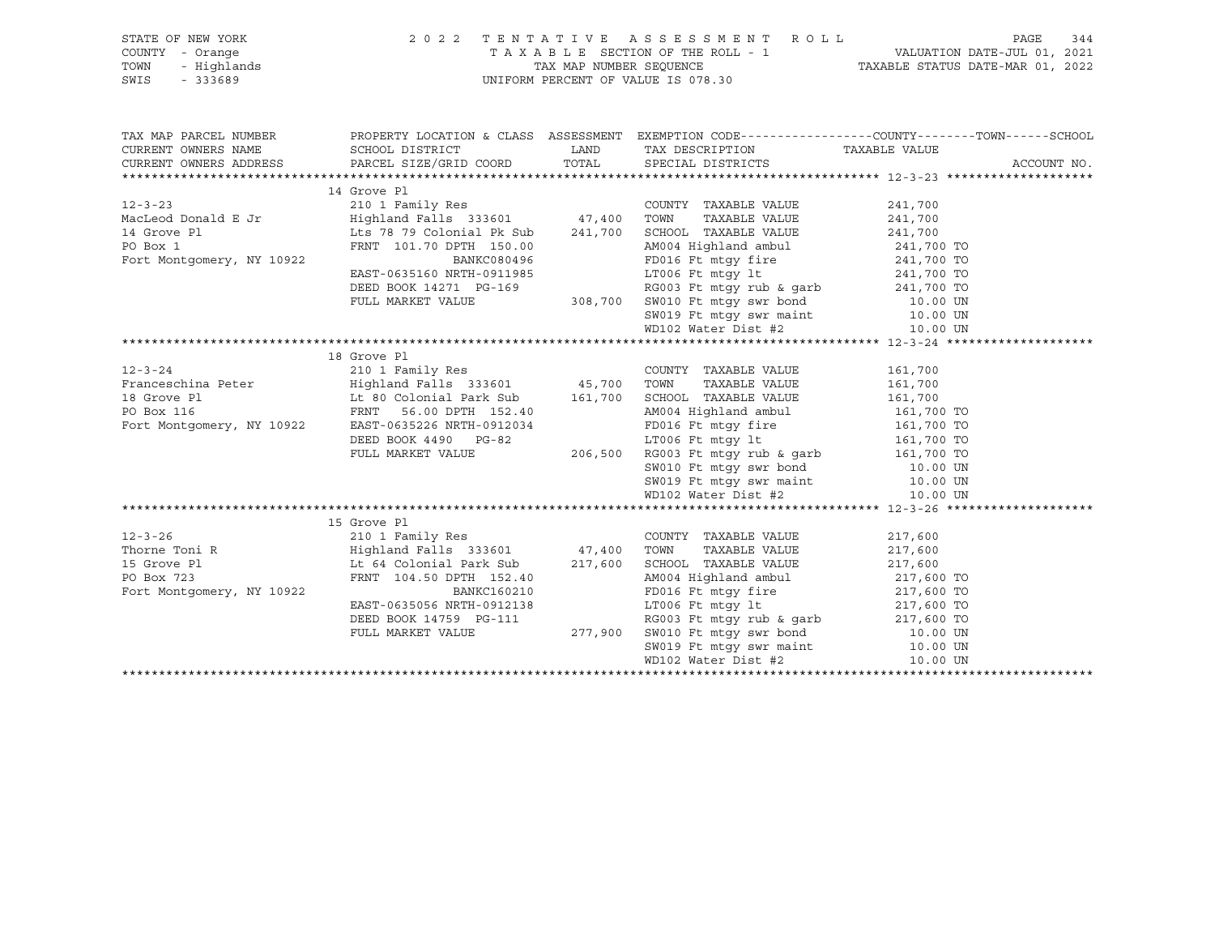STATE OF NEW YORK — 2022 TENTATIVE ASSESSMENT ROLL
COUNTY - Orange — TAXABLE SECTION OF THE ROLL - 1 — VALUATION DATE-JUL 01, 2021
TOWN - Highlands — TAX MAP NUMBER SEQUENCE — TAXABLE STATUS DATE-MAR 01, 2022
SWIS - 333689 — UNIFORM PERCENT OF VALUE IS 078.30

| TAX MAP PARCEL NUMBER / CURRENT OWNERS NAME / CURRENT OWNERS ADDRESS | PROPERTY LOCATION & CLASS / SCHOOL DISTRICT / PARCEL SIZE/GRID COORD | ASSESSMENT LAND / TOTAL | EXEMPTION CODE / TAX DESCRIPTION / SPECIAL DISTRICTS | TAXABLE VALUE (COUNTY--TOWN--SCHOOL) | ACCOUNT NO. |
|---|---|---|---|---|---|
| **12-3-23** | 14 Grove Pl | | | | |
| 12-3-23 | 210 1 Family Res | | COUNTY TAXABLE VALUE | 241,700 | |
| MacLeod Donald E Jr | Highland Falls 333601 | 47,400 | TOWN TAXABLE VALUE | 241,700 | |
| 14 Grove Pl | Lts 78 79 Colonial Pk Sub | 241,700 | SCHOOL TAXABLE VALUE | 241,700 | |
| PO Box 1 | FRNT 101.70 DPTH 150.00 | | AM004 Highland ambul | 241,700 TO | |
| Fort Montgomery, NY 10922 | BANKC080496 | | FD016 Ft mtgy fire | 241,700 TO | |
| | EAST-0635160 NRTH-0911985 | | LT006 Ft mtgy lt | 241,700 TO | |
| | DEED BOOK 14271 PG-169 | | RG003 Ft mtgy rub & garb | 241,700 TO | |
| | FULL MARKET VALUE | 308,700 | SW010 Ft mtgy swr bond | 10.00 UN | |
| | | | SW019 Ft mtgy swr maint | 10.00 UN | |
| | | | WD102 Water Dist #2 | 10.00 UN | |
| **12-3-24** | 18 Grove Pl | | | | |
| 12-3-24 | 210 1 Family Res | | COUNTY TAXABLE VALUE | 161,700 | |
| Franceschina Peter | Highland Falls 333601 | 45,700 | TOWN TAXABLE VALUE | 161,700 | |
| 18 Grove Pl | Lt 80 Colonial Park Sub | 161,700 | SCHOOL TAXABLE VALUE | 161,700 | |
| PO Box 116 | FRNT 56.00 DPTH 152.40 | | AM004 Highland ambul | 161,700 TO | |
| Fort Montgomery, NY 10922 | EAST-0635226 NRTH-0912034 | | FD016 Ft mtgy fire | 161,700 TO | |
| | DEED BOOK 4490 PG-82 | | LT006 Ft mtgy lt | 161,700 TO | |
| | FULL MARKET VALUE | 206,500 | RG003 Ft mtgy rub & garb | 161,700 TO | |
| | | | SW010 Ft mtgy swr bond | 10.00 UN | |
| | | | SW019 Ft mtgy swr maint | 10.00 UN | |
| | | | WD102 Water Dist #2 | 10.00 UN | |
| **12-3-26** | 15 Grove Pl | | | | |
| 12-3-26 | 210 1 Family Res | | COUNTY TAXABLE VALUE | 217,600 | |
| Thorne Toni R | Highland Falls 333601 | 47,400 | TOWN TAXABLE VALUE | 217,600 | |
| 15 Grove Pl | Lt 64 Colonial Park Sub | 217,600 | SCHOOL TAXABLE VALUE | 217,600 | |
| PO Box 723 | FRNT 104.50 DPTH 152.40 | | AM004 Highland ambul | 217,600 TO | |
| Fort Montgomery, NY 10922 | BANKC160210 | | FD016 Ft mtgy fire | 217,600 TO | |
| | EAST-0635056 NRTH-0912138 | | LT006 Ft mtgy lt | 217,600 TO | |
| | DEED BOOK 14759 PG-111 | | RG003 Ft mtgy rub & garb | 217,600 TO | |
| | FULL MARKET VALUE | 277,900 | SW010 Ft mtgy swr bond | 10.00 UN | |
| | | | SW019 Ft mtgy swr maint | 10.00 UN | |
| | | | WD102 Water Dist #2 | 10.00 UN | |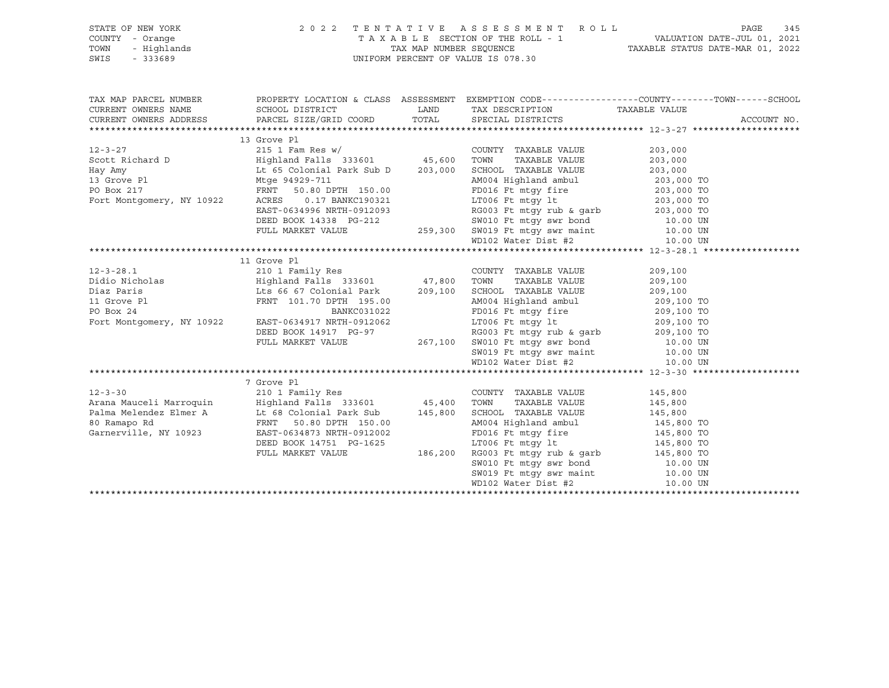STATE OF NEW YORK
COUNTY - Orange
TOWN - Highlands
SWIS - 333689

2022 TENTATIVE ASSESSMENT ROLL
TAXABLE SECTION OF THE ROLL - 1
TAX MAP NUMBER SEQUENCE
UNIFORM PERCENT OF VALUE IS 078.30

VALUATION DATE-JUL 01, 2021
TAXABLE STATUS DATE-MAR 01, 2022

| TAX MAP PARCEL NUMBER / CURRENT OWNERS NAME / CURRENT OWNERS ADDRESS | PROPERTY LOCATION & CLASS / SCHOOL DISTRICT / PARCEL SIZE/GRID COORD | ASSESSMENT LAND / TOTAL | EXEMPTION CODE / TAX DESCRIPTION / SPECIAL DISTRICTS | COUNTY--------TOWN------SCHOOL TAXABLE VALUE | ACCOUNT NO. |
|---|---|---|---|---|---|
| **12-3-27** | 13 Grove Pl | | | | |
| 12-3-27 | 215 1 Fam Res w/ | | COUNTY TAXABLE VALUE | 203,000 | |
| Scott Richard D | Highland Falls 333601 | 45,600 | TOWN TAXABLE VALUE | 203,000 | |
| Hay Amy | Lt 65 Colonial Park Sub D | 203,000 | SCHOOL TAXABLE VALUE | 203,000 | |
| 13 Grove Pl | Mtge 94929-711 | | AM004 Highland ambul | 203,000 TO | |
| PO Box 217 | FRNT 50.80 DPTH 150.00 | | FD016 Ft mtgy fire | 203,000 TO | |
| Fort Montgomery, NY 10922 | ACRES 0.17 BANKC190321 | | LT006 Ft mtgy lt | 203,000 TO | |
| | EAST-0634996 NRTH-0912093 | | RG003 Ft mtgy rub & garb | 203,000 TO | |
| | DEED BOOK 14338 PG-212 | | SW010 Ft mtgy swr bond | 10.00 UN | |
| | FULL MARKET VALUE | 259,300 | SW019 Ft mtgy swr maint | 10.00 UN | |
| | | | WD102 Water Dist #2 | 10.00 UN | |
| **12-3-28.1** | 11 Grove Pl | | | | |
| 12-3-28.1 | 210 1 Family Res | | COUNTY TAXABLE VALUE | 209,100 | |
| Didio Nicholas | Highland Falls 333601 | 47,800 | TOWN TAXABLE VALUE | 209,100 | |
| Diaz Paris | Lts 66 67 Colonial Park | 209,100 | SCHOOL TAXABLE VALUE | 209,100 | |
| 11 Grove Pl | FRNT 101.70 DPTH 195.00 | | AM004 Highland ambul | 209,100 TO | |
| PO Box 24 | BANKC031022 | | FD016 Ft mtgy fire | 209,100 TO | |
| Fort Montgomery, NY 10922 | EAST-0634917 NRTH-0912062 | | LT006 Ft mtgy lt | 209,100 TO | |
| | DEED BOOK 14917 PG-97 | | RG003 Ft mtgy rub & garb | 209,100 TO | |
| | FULL MARKET VALUE | 267,100 | SW010 Ft mtgy swr bond | 10.00 UN | |
| | | | SW019 Ft mtgy swr maint | 10.00 UN | |
| | | | WD102 Water Dist #2 | 10.00 UN | |
| **12-3-30** | 7 Grove Pl | | | | |
| 12-3-30 | 210 1 Family Res | | COUNTY TAXABLE VALUE | 145,800 | |
| Arana Mauceli Marroquin | Highland Falls 333601 | 45,400 | TOWN TAXABLE VALUE | 145,800 | |
| Palma Melendez Elmer A | Lt 68 Colonial Park Sub | 145,800 | SCHOOL TAXABLE VALUE | 145,800 | |
| 80 Ramapo Rd | FRNT 50.80 DPTH 150.00 | | AM004 Highland ambul | 145,800 TO | |
| Garnerville, NY 10923 | EAST-0634873 NRTH-0912002 | | FD016 Ft mtgy fire | 145,800 TO | |
| | DEED BOOK 14751 PG-1625 | | LT006 Ft mtgy lt | 145,800 TO | |
| | FULL MARKET VALUE | 186,200 | RG003 Ft mtgy rub & garb | 145,800 TO | |
| | | | SW010 Ft mtgy swr bond | 10.00 UN | |
| | | | SW019 Ft mtgy swr maint | 10.00 UN | |
| | | | WD102 Water Dist #2 | 10.00 UN | |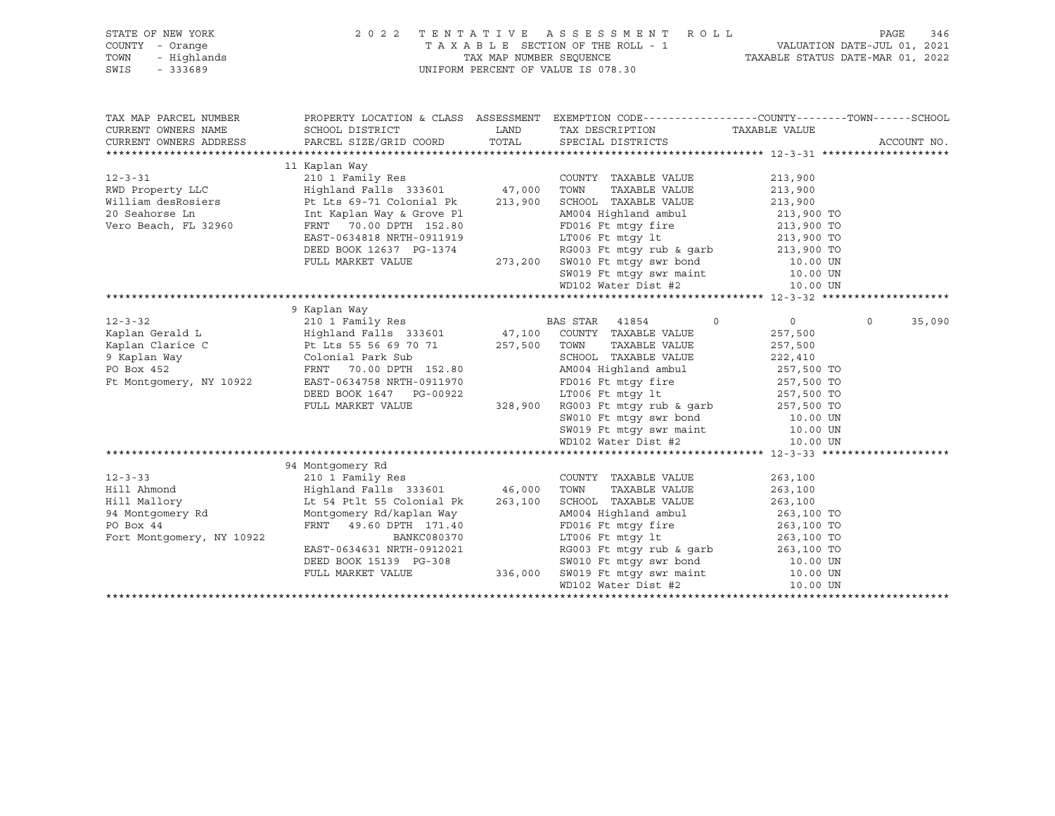STATE OF NEW YORK
COUNTY - Orange
TOWN - Highlands
SWIS - 333689

2 0 2 2 T E N T A T I V E A S S E S S M E N T R O L L
T A X A B L E SECTION OF THE ROLL - 1
TAX MAP NUMBER SEQUENCE
UNIFORM PERCENT OF VALUE IS 078.30

VALUATION DATE-JUL 01, 2021
TAXABLE STATUS DATE-MAR 01, 2022

```
TAX MAP PARCEL NUMBER          PROPERTY LOCATION & CLASS  ASSESSMENT  EXEMPTION CODE------------------COUNTY--------TOWN------SCHOOL
CURRENT OWNERS NAME            SCHOOL DISTRICT              LAND      TAX DESCRIPTION              TAXABLE VALUE
CURRENT OWNERS ADDRESS         PARCEL SIZE/GRID COORD      TOTAL      SPECIAL DISTRICTS                                     ACCOUNT NO.
******************************************************************************************************* 12-3-31 ********************
                               11 Kaplan Way
12-3-31                        210 1 Family Res                       COUNTY  TAXABLE VALUE           213,900
RWD Property LLC               Highland Falls  333601      47,000     TOWN    TAXABLE VALUE           213,900
William desRosiers             Pt Lts 69-71 Colonial Pk   213,900     SCHOOL  TAXABLE VALUE           213,900
20 Seahorse Ln                 Int Kaplan Way & Grove Pl              AM004 Highland ambul            213,900 TO
Vero Beach, FL 32960           FRNT   70.00 DPTH 152.80               FD016 Ft mtgy fire              213,900 TO
                               EAST-0634818 NRTH-0911919              LT006 Ft mtgy lt                213,900 TO
                               DEED BOOK 12637  PG-1374               RG003 Ft mtgy rub & garb        213,900 TO
                               FULL MARKET VALUE          273,200     SW010 Ft mtgy swr bond            10.00 UN
                                                                      SW019 Ft mtgy swr maint           10.00 UN
                                                                      WD102 Water Dist #2               10.00 UN
******************************************************************************************************* 12-3-32 ********************
                               9 Kaplan Way
12-3-32                        210 1 Family Res                       BAS STAR  41854          0          0            0      35,090
Kaplan Gerald L                Highland Falls  333601      47,100     COUNTY  TAXABLE VALUE           257,500
Kaplan Clarice C               Pt Lts 55 56 69 70 71      257,500     TOWN    TAXABLE VALUE           257,500
9 Kaplan Way                   Colonial Park Sub                      SCHOOL  TAXABLE VALUE           222,410
PO Box 452                     FRNT   70.00 DPTH 152.80               AM004 Highland ambul            257,500 TO
Ft Montgomery, NY 10922        EAST-0634758 NRTH-0911970              FD016 Ft mtgy fire              257,500 TO
                               DEED BOOK 1647   PG-00922              LT006 Ft mtgy lt                257,500 TO
                               FULL MARKET VALUE          328,900     RG003 Ft mtgy rub & garb        257,500 TO
                                                                      SW010 Ft mtgy swr bond            10.00 UN
                                                                      SW019 Ft mtgy swr maint           10.00 UN
                                                                      WD102 Water Dist #2               10.00 UN
******************************************************************************************************* 12-3-33 ********************
                               94 Montgomery Rd
12-3-33                        210 1 Family Res                       COUNTY  TAXABLE VALUE           263,100
Hill Ahmond                    Highland Falls  333601      46,000     TOWN    TAXABLE VALUE           263,100
Hill Mallory                   Lt 54 Ptlt 55 Colonial Pk  263,100     SCHOOL  TAXABLE VALUE           263,100
94 Montgomery Rd               Montgomery Rd/kaplan Way               AM004 Highland ambul            263,100 TO
PO Box 44                      FRNT   49.60 DPTH 171.40               FD016 Ft mtgy fire              263,100 TO
Fort Montgomery, NY 10922                  BANKC080370                LT006 Ft mtgy lt                263,100 TO
                               EAST-0634631 NRTH-0912021              RG003 Ft mtgy rub & garb        263,100 TO
                               DEED BOOK 15139  PG-308                SW010 Ft mtgy swr bond            10.00 UN
                               FULL MARKET VALUE          336,000     SW019 Ft mtgy swr maint           10.00 UN
                                                                      WD102 Water Dist #2               10.00 UN
************************************************************************************************************************************
```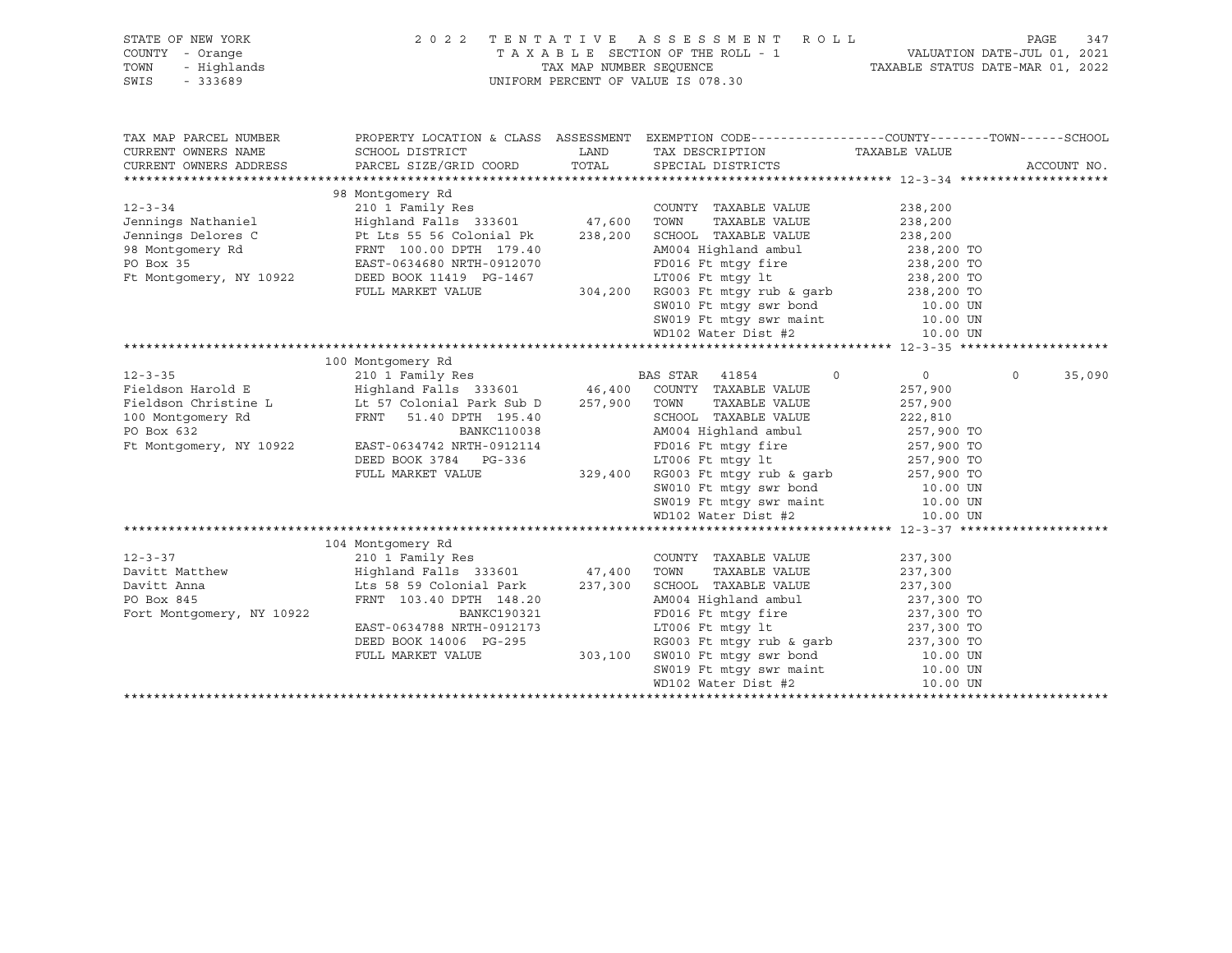STATE OF NEW YORK — 2022 TENTATIVE ASSESSMENT ROLL
COUNTY - Orange — TAXABLE SECTION OF THE ROLL - 1 — VALUATION DATE-JUL 01, 2021
TOWN - Highlands — TAX MAP NUMBER SEQUENCE — TAXABLE STATUS DATE-MAR 01, 2022
SWIS - 333689 — UNIFORM PERCENT OF VALUE IS 078.30

| TAX MAP PARCEL NUMBER / CURRENT OWNERS NAME / CURRENT OWNERS ADDRESS | PROPERTY LOCATION & CLASS / SCHOOL DISTRICT / PARCEL SIZE/GRID COORD | ASSESSMENT LAND / TOTAL | EXEMPTION CODE / TAX DESCRIPTION / SPECIAL DISTRICTS | COUNTY / TAXABLE VALUE | TOWN | SCHOOL / ACCOUNT NO. |
|---|---|---|---|---|---|---|
| **12-3-34** | 98 Montgomery Rd | | | | | |
| 12-3-34 | 210 1 Family Res | | COUNTY TAXABLE VALUE | 238,200 | | |
| Jennings Nathaniel | Highland Falls 333601 | 47,600 | TOWN TAXABLE VALUE | 238,200 | | |
| Jennings Delores C | Pt Lts 55 56 Colonial Pk | 238,200 | SCHOOL TAXABLE VALUE | 238,200 | | |
| 98 Montgomery Rd | FRNT 100.00 DPTH 179.40 | | AM004 Highland ambul | 238,200 TO | | |
| PO Box 35 | EAST-0634680 NRTH-0912070 | | FD016 Ft mtgy fire | 238,200 TO | | |
| Ft Montgomery, NY 10922 | DEED BOOK 11419 PG-1467 | | LT006 Ft mtgy lt | 238,200 TO | | |
| | FULL MARKET VALUE | 304,200 | RG003 Ft mtgy rub & garb | 238,200 TO | | |
| | | | SW010 Ft mtgy swr bond | 10.00 UN | | |
| | | | SW019 Ft mtgy swr maint | 10.00 UN | | |
| | | | WD102 Water Dist #2 | 10.00 UN | | |
| **12-3-35** | 100 Montgomery Rd | | | | | |
| 12-3-35 | 210 1 Family Res | | BAS STAR 41854 | 0 | 0 | 0 | 35,090 |
| Fieldson Harold E | Highland Falls 333601 | 46,400 | COUNTY TAXABLE VALUE | 257,900 | | |
| Fieldson Christine L | Lt 57 Colonial Park Sub D | 257,900 | TOWN TAXABLE VALUE | 257,900 | | |
| 100 Montgomery Rd | FRNT 51.40 DPTH 195.40 | | SCHOOL TAXABLE VALUE | 222,810 | | |
| PO Box 632 | BANKC110038 | | AM004 Highland ambul | 257,900 TO | | |
| Ft Montgomery, NY 10922 | EAST-0634742 NRTH-0912114 | | FD016 Ft mtgy fire | 257,900 TO | | |
| | DEED BOOK 3784 PG-336 | | LT006 Ft mtgy lt | 257,900 TO | | |
| | FULL MARKET VALUE | 329,400 | RG003 Ft mtgy rub & garb | 257,900 TO | | |
| | | | SW010 Ft mtgy swr bond | 10.00 UN | | |
| | | | SW019 Ft mtgy swr maint | 10.00 UN | | |
| | | | WD102 Water Dist #2 | 10.00 UN | | |
| **12-3-37** | 104 Montgomery Rd | | | | | |
| 12-3-37 | 210 1 Family Res | | COUNTY TAXABLE VALUE | 237,300 | | |
| Davitt Matthew | Highland Falls 333601 | 47,400 | TOWN TAXABLE VALUE | 237,300 | | |
| Davitt Anna | Lts 58 59 Colonial Park | 237,300 | SCHOOL TAXABLE VALUE | 237,300 | | |
| PO Box 845 | FRNT 103.40 DPTH 148.20 | | AM004 Highland ambul | 237,300 TO | | |
| Fort Montgomery, NY 10922 | BANKC190321 | | FD016 Ft mtgy fire | 237,300 TO | | |
| | EAST-0634788 NRTH-0912173 | | LT006 Ft mtgy lt | 237,300 TO | | |
| | DEED BOOK 14006 PG-295 | | RG003 Ft mtgy rub & garb | 237,300 TO | | |
| | FULL MARKET VALUE | 303,100 | SW010 Ft mtgy swr bond | 10.00 UN | | |
| | | | SW019 Ft mtgy swr maint | 10.00 UN | | |
| | | | WD102 Water Dist #2 | 10.00 UN | | |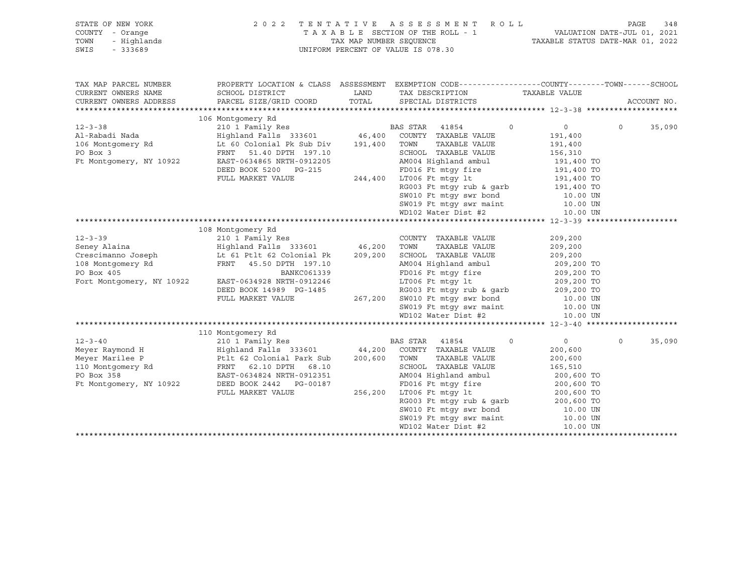STATE OF NEW YORK — 2022 TENTATIVE ASSESSMENT ROLL
COUNTY - Orange — TAXABLE SECTION OF THE ROLL - 1 — VALUATION DATE-JUL 01, 2021
TOWN - Highlands — TAX MAP NUMBER SEQUENCE — TAXABLE STATUS DATE-MAR 01, 2022
SWIS - 333689 — UNIFORM PERCENT OF VALUE IS 078.30

| TAX MAP PARCEL NUMBER / CURRENT OWNERS NAME / CURRENT OWNERS ADDRESS | PROPERTY LOCATION & CLASS / SCHOOL DISTRICT / PARCEL SIZE/GRID COORD | ASSESSMENT LAND / TOTAL | EXEMPTION CODE / TAX DESCRIPTION / SPECIAL DISTRICTS | COUNTY | TOWN | SCHOOL / TAXABLE VALUE | ACCOUNT NO. |
|---|---|---|---|---|---|---|---|
| **12-3-38** | 106 Montgomery Rd | | | | | | |
| | 210 1 Family Res | | BAS STAR 41854 | 0 | 0 | 0 35,090 | |
| Al-Rabadi Nada | Highland Falls 333601 | 46,400 | COUNTY TAXABLE VALUE | | | 191,400 | |
| 106 Montgomery Rd | Lt 60 Colonial Pk Sub Div | 191,400 | TOWN TAXABLE VALUE | | | 191,400 | |
| PO Box 3 | FRNT 51.40 DPTH 197.10 | | SCHOOL TAXABLE VALUE | | | 156,310 | |
| Ft Montgomery, NY 10922 | EAST-0634865 NRTH-0912205 | | AM004 Highland ambul | | | 191,400 TO | |
| | DEED BOOK 5200 PG-215 | | FD016 Ft mtgy fire | | | 191,400 TO | |
| | FULL MARKET VALUE | 244,400 | LT006 Ft mtgy lt | | | 191,400 TO | |
| | | | RG003 Ft mtgy rub & garb | | | 191,400 TO | |
| | | | SW010 Ft mtgy swr bond | | | 10.00 UN | |
| | | | SW019 Ft mtgy swr maint | | | 10.00 UN | |
| | | | WD102 Water Dist #2 | | | 10.00 UN | |
| **12-3-39** | 108 Montgomery Rd | | | | | | |
| | 210 1 Family Res | | COUNTY TAXABLE VALUE | | | 209,200 | |
| Seney Alaina | Highland Falls 333601 | 46,200 | TOWN TAXABLE VALUE | | | 209,200 | |
| Crescimanno Joseph | Lt 61 Ptlt 62 Colonial Pk | 209,200 | SCHOOL TAXABLE VALUE | | | 209,200 | |
| 108 Montgomery Rd | FRNT 45.50 DPTH 197.10 | | AM004 Highland ambul | | | 209,200 TO | |
| PO Box 405 | BANKC061339 | | FD016 Ft mtgy fire | | | 209,200 TO | |
| Fort Montgomery, NY 10922 | EAST-0634928 NRTH-0912246 | | LT006 Ft mtgy lt | | | 209,200 TO | |
| | DEED BOOK 14989 PG-1485 | | RG003 Ft mtgy rub & garb | | | 209,200 TO | |
| | FULL MARKET VALUE | 267,200 | SW010 Ft mtgy swr bond | | | 10.00 UN | |
| | | | SW019 Ft mtgy swr maint | | | 10.00 UN | |
| | | | WD102 Water Dist #2 | | | 10.00 UN | |
| **12-3-40** | 110 Montgomery Rd | | | | | | |
| | 210 1 Family Res | | BAS STAR 41854 | 0 | 0 | 0 35,090 | |
| Meyer Raymond H | Highland Falls 333601 | 44,200 | COUNTY TAXABLE VALUE | | | 200,600 | |
| Meyer Marilee P | Ptlt 62 Colonial Park Sub | 200,600 | TOWN TAXABLE VALUE | | | 200,600 | |
| 110 Montgomery Rd | FRNT 62.10 DPTH 68.10 | | SCHOOL TAXABLE VALUE | | | 165,510 | |
| PO Box 358 | EAST-0634824 NRTH-0912351 | | AM004 Highland ambul | | | 200,600 TO | |
| Ft Montgomery, NY 10922 | DEED BOOK 2442 PG-00187 | | FD016 Ft mtgy fire | | | 200,600 TO | |
| | FULL MARKET VALUE | 256,200 | LT006 Ft mtgy lt | | | 200,600 TO | |
| | | | RG003 Ft mtgy rub & garb | | | 200,600 TO | |
| | | | SW010 Ft mtgy swr bond | | | 10.00 UN | |
| | | | SW019 Ft mtgy swr maint | | | 10.00 UN | |
| | | | WD102 Water Dist #2 | | | 10.00 UN | |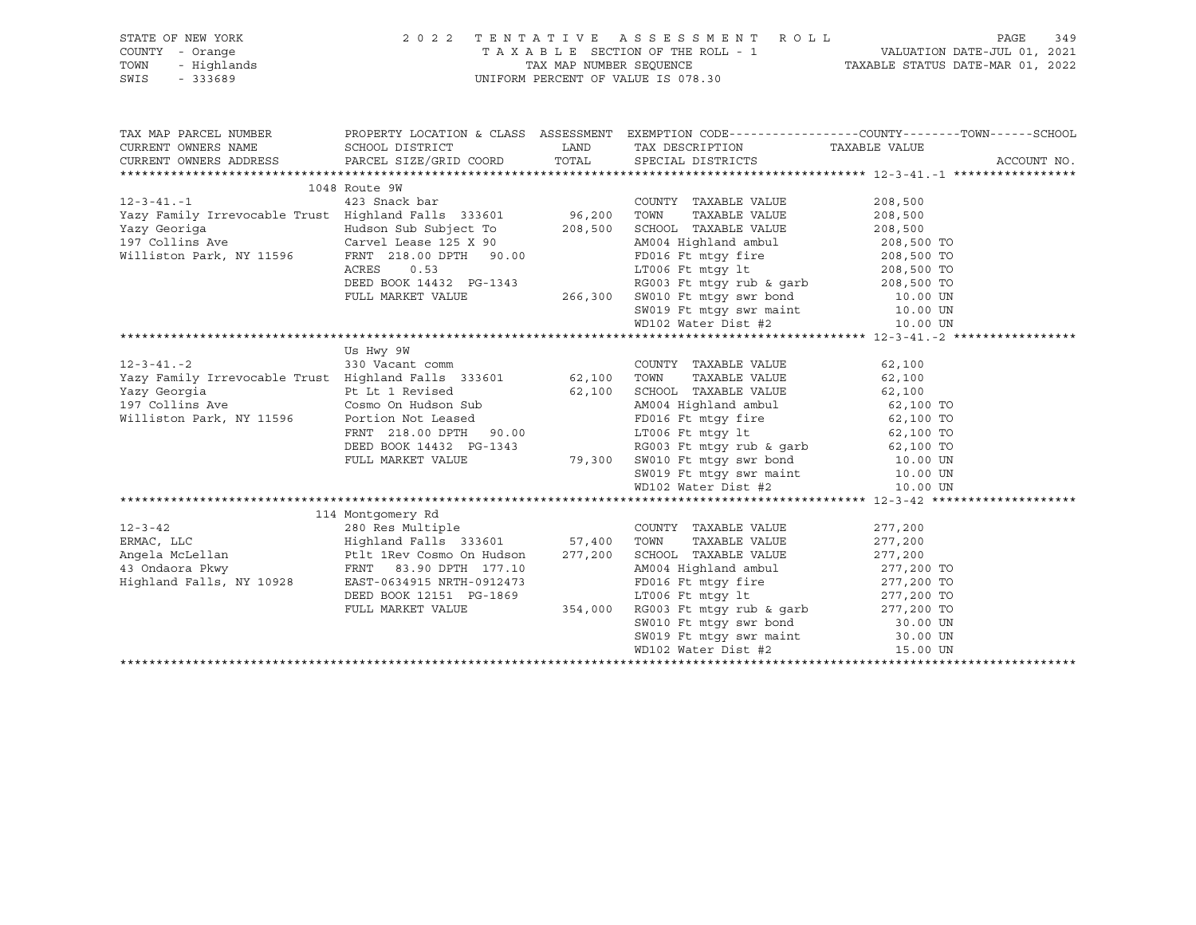STATE OF NEW YORK
COUNTY - Orange
TOWN - Highlands
SWIS - 333689

2022 TENTATIVE ASSESSMENT ROLL
TAXABLE SECTION OF THE ROLL - 1
TAX MAP NUMBER SEQUENCE
UNIFORM PERCENT OF VALUE IS 078.30

VALUATION DATE-JUL 01, 2021
TAXABLE STATUS DATE-MAR 01, 2022

| TAX MAP PARCEL NUMBER / CURRENT OWNERS NAME / CURRENT OWNERS ADDRESS | PROPERTY LOCATION & CLASS / SCHOOL DISTRICT / PARCEL SIZE/GRID COORD | ASSESSMENT LAND | TOTAL | EXEMPTION CODE / TAX DESCRIPTION / SPECIAL DISTRICTS | TAXABLE VALUE (COUNTY--TOWN--SCHOOL) | ACCOUNT NO. |
|---|---|---|---|---|---|---|
| **12-3-41.-1** | 1048 Route 9W | | | | | |
| 12-3-41.-1 | 423 Snack bar | | | COUNTY TAXABLE VALUE | 208,500 | |
| Yazy Family Irrevocable Trust | Highland Falls 333601 | 96,200 | | TOWN TAXABLE VALUE | 208,500 | |
| Yazy Georiga | Hudson Sub Subject To | | 208,500 | SCHOOL TAXABLE VALUE | 208,500 | |
| 197 Collins Ave | Carvel Lease 125 X 90 | | | AM004 Highland ambul | 208,500 TO | |
| Williston Park, NY 11596 | FRNT 218.00 DPTH 90.00 | | | FD016 Ft mtgy fire | 208,500 TO | |
| | ACRES 0.53 | | | LT006 Ft mtgy lt | 208,500 TO | |
| | DEED BOOK 14432 PG-1343 | | | RG003 Ft mtgy rub & garb | 208,500 TO | |
| | FULL MARKET VALUE | | 266,300 | SW010 Ft mtgy swr bond | 10.00 UN | |
| | | | | SW019 Ft mtgy swr maint | 10.00 UN | |
| | | | | WD102 Water Dist #2 | 10.00 UN | |
| **12-3-41.-2** | Us Hwy 9W | | | | | |
| 12-3-41.-2 | 330 Vacant comm | | | COUNTY TAXABLE VALUE | 62,100 | |
| Yazy Family Irrevocable Trust | Highland Falls 333601 | 62,100 | | TOWN TAXABLE VALUE | 62,100 | |
| Yazy Georgia | Pt Lt 1 Revised | | 62,100 | SCHOOL TAXABLE VALUE | 62,100 | |
| 197 Collins Ave | Cosmo On Hudson Sub | | | AM004 Highland ambul | 62,100 TO | |
| Williston Park, NY 11596 | Portion Not Leased | | | FD016 Ft mtgy fire | 62,100 TO | |
| | FRNT 218.00 DPTH 90.00 | | | LT006 Ft mtgy lt | 62,100 TO | |
| | DEED BOOK 14432 PG-1343 | | | RG003 Ft mtgy rub & garb | 62,100 TO | |
| | FULL MARKET VALUE | | 79,300 | SW010 Ft mtgy swr bond | 10.00 UN | |
| | | | | SW019 Ft mtgy swr maint | 10.00 UN | |
| | | | | WD102 Water Dist #2 | 10.00 UN | |
| **12-3-42** | 114 Montgomery Rd | | | | | |
| 12-3-42 | 280 Res Multiple | | | COUNTY TAXABLE VALUE | 277,200 | |
| ERMAC, LLC | Highland Falls 333601 | 57,400 | | TOWN TAXABLE VALUE | 277,200 | |
| Angela McLellan | Ptlt 1Rev Cosmo On Hudson | | 277,200 | SCHOOL TAXABLE VALUE | 277,200 | |
| 43 Ondaora Pkwy | FRNT 83.90 DPTH 177.10 | | | AM004 Highland ambul | 277,200 TO | |
| Highland Falls, NY 10928 | EAST-0634915 NRTH-0912473 | | | FD016 Ft mtgy fire | 277,200 TO | |
| | DEED BOOK 12151 PG-1869 | | | LT006 Ft mtgy lt | 277,200 TO | |
| | FULL MARKET VALUE | | 354,000 | RG003 Ft mtgy rub & garb | 277,200 TO | |
| | | | | SW010 Ft mtgy swr bond | 30.00 UN | |
| | | | | SW019 Ft mtgy swr maint | 30.00 UN | |
| | | | | WD102 Water Dist #2 | 15.00 UN | |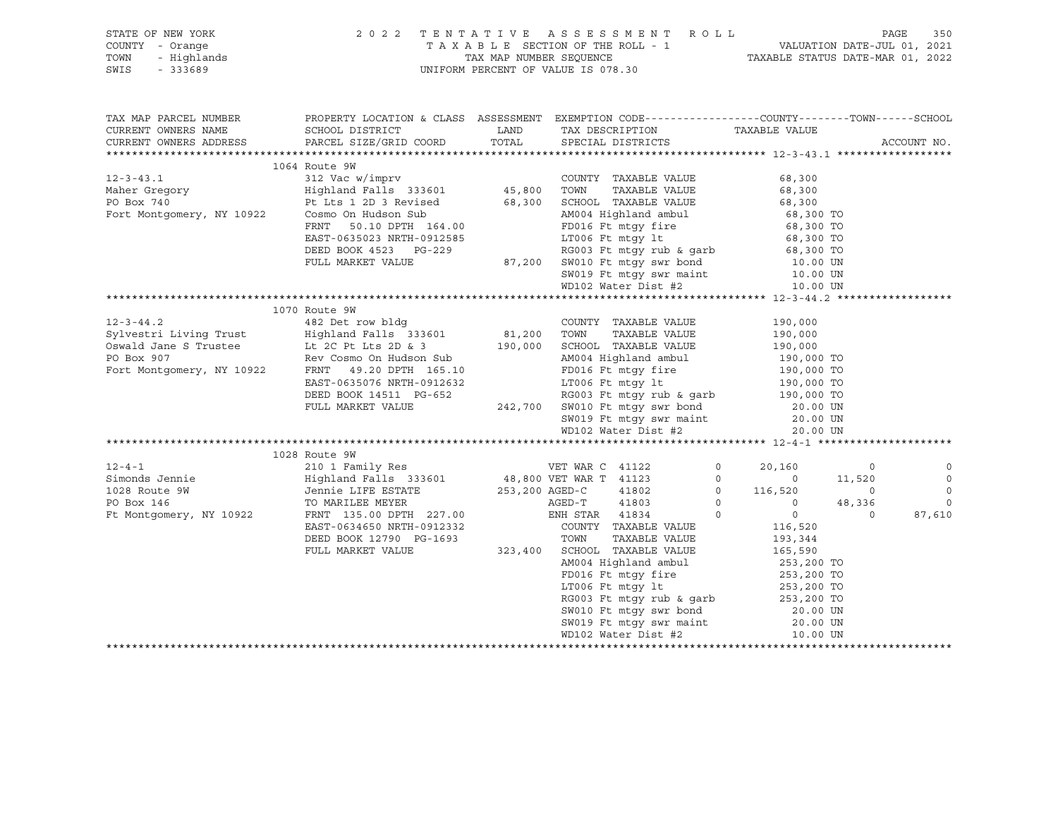STATE OF NEW YORK
COUNTY - Orange
TOWN - Highlands
SWIS - 333689

2 0 2 2 T E N T A T I V E A S S E S S M E N T R O L L
T A X A B L E SECTION OF THE ROLL - 1
TAX MAP NUMBER SEQUENCE
UNIFORM PERCENT OF VALUE IS 078.30

VALUATION DATE-JUL 01, 2021
TAXABLE STATUS DATE-MAR 01, 2022

```
TAX MAP PARCEL NUMBER          PROPERTY LOCATION & CLASS  ASSESSMENT  EXEMPTION CODE------------------COUNTY--------TOWN------SCHOOL
CURRENT OWNERS NAME            SCHOOL DISTRICT               LAND      TAX DESCRIPTION              TAXABLE VALUE
CURRENT OWNERS ADDRESS         PARCEL SIZE/GRID COORD        TOTAL     SPECIAL DISTRICTS                                          ACCOUNT NO.
******************************************************************************************************* 12-3-43.1 ******************
                               1064 Route 9W
12-3-43.1                      312 Vac w/imprv                         COUNTY  TAXABLE VALUE            68,300
Maher Gregory                  Highland Falls 333601        45,800     TOWN    TAXABLE VALUE            68,300
PO Box 740                     Pt Lts 1 2D 3 Revised        68,300     SCHOOL  TAXABLE VALUE            68,300
Fort Montgomery, NY 10922      Cosmo On Hudson Sub                     AM004 Highland ambul              68,300 TO
                               FRNT   50.10 DPTH 164.00                FD016 Ft mtgy fire                68,300 TO
                               EAST-0635023 NRTH-0912585               LT006 Ft mtgy lt                  68,300 TO
                               DEED BOOK 4523   PG-229                 RG003 Ft mtgy rub & garb          68,300 TO
                               FULL MARKET VALUE            87,200     SW010 Ft mtgy swr bond              10.00 UN
                                                                       SW019 Ft mtgy swr maint             10.00 UN
                                                                       WD102 Water Dist #2                 10.00 UN
******************************************************************************************************* 12-3-44.2 ******************
                               1070 Route 9W
12-3-44.2                      482 Det row bldg                        COUNTY  TAXABLE VALUE           190,000
Sylvestri Living Trust         Highland Falls 333601        81,200     TOWN    TAXABLE VALUE           190,000
Oswald Jane S Trustee          Lt 2C Pt Lts 2D & 3         190,000     SCHOOL  TAXABLE VALUE           190,000
PO Box 907                     Rev Cosmo On Hudson Sub                 AM004 Highland ambul             190,000 TO
Fort Montgomery, NY 10922      FRNT   49.20 DPTH 165.10                FD016 Ft mtgy fire               190,000 TO
                               EAST-0635076 NRTH-0912632               LT006 Ft mtgy lt                 190,000 TO
                               DEED BOOK 14511  PG-652                 RG003 Ft mtgy rub & garb         190,000 TO
                               FULL MARKET VALUE           242,700     SW010 Ft mtgy swr bond              20.00 UN
                                                                       SW019 Ft mtgy swr maint             20.00 UN
                                                                       WD102 Water Dist #2                 20.00 UN
******************************************************************************************************* 12-4-1 *********************
                               1028 Route 9W
12-4-1                         210 1 Family Res                        VET WAR C 41122        0     20,160           0             0
Simonds Jennie                 Highland Falls 333601        48,800 VET WAR T 41123        0          0      11,520             0
1028 Route 9W                  Jennie LIFE ESTATE          253,200 AGED-C    41802        0    116,520           0             0
PO Box 146                     TO MARILEE MEYER                    AGED-T    41803        0          0      48,336             0
Ft Montgomery, NY 10922        FRNT  135.00 DPTH 227.00            ENH STAR  41834        0          0           0        87,610
                               EAST-0634650 NRTH-0912332               COUNTY  TAXABLE VALUE           116,520
                               DEED BOOK 12790  PG-1693                TOWN    TAXABLE VALUE           193,344
                               FULL MARKET VALUE           323,400     SCHOOL  TAXABLE VALUE           165,590
                                                                       AM004 Highland ambul             253,200 TO
                                                                       FD016 Ft mtgy fire               253,200 TO
                                                                       LT006 Ft mtgy lt                 253,200 TO
                                                                       RG003 Ft mtgy rub & garb         253,200 TO
                                                                       SW010 Ft mtgy swr bond              20.00 UN
                                                                       SW019 Ft mtgy swr maint             20.00 UN
                                                                       WD102 Water Dist #2                 10.00 UN
************************************************************************************************************************************
```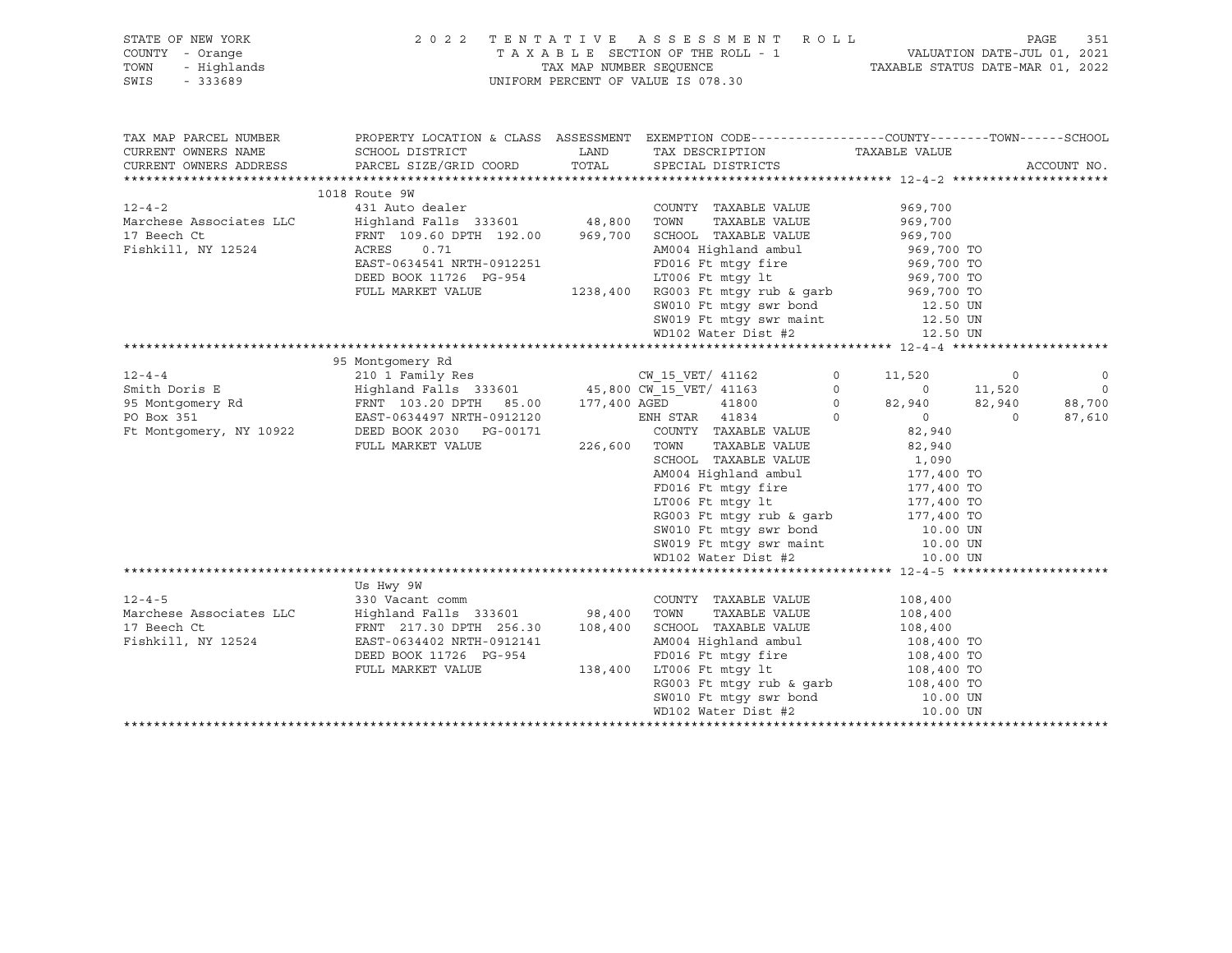STATE OF NEW YORK                    2 0 2 2   T E N T A T I V E   A S S E S S M E N T   R O L L
COUNTY - Orange                      T A X A B L E  SECTION OF THE ROLL - 1          VALUATION DATE-JUL 01, 2021
TOWN - Highlands                     TAX MAP NUMBER SEQUENCE                          TAXABLE STATUS DATE-MAR 01, 2022
SWIS - 333689                        UNIFORM PERCENT OF VALUE IS 078.30

```
TAX MAP PARCEL NUMBER          PROPERTY LOCATION & CLASS  ASSESSMENT  EXEMPTION CODE-----------------COUNTY--------TOWN------SCHOOL
CURRENT OWNERS NAME            SCHOOL DISTRICT              LAND      TAX DESCRIPTION              TAXABLE VALUE
CURRENT OWNERS ADDRESS         PARCEL SIZE/GRID COORD       TOTAL     SPECIAL DISTRICTS                                      ACCOUNT NO.
****************************************************************************************************** 12-4-2 ********************
                               1018 Route 9W
12-4-2                         431 Auto dealer                        COUNTY  TAXABLE VALUE            969,700
Marchese Associates LLC        Highland Falls 333601      48,800      TOWN    TAXABLE VALUE            969,700
17 Beech Ct                    FRNT 109.60 DPTH 192.00   969,700      SCHOOL  TAXABLE VALUE            969,700
Fishkill, NY 12524             ACRES     0.71                         AM004 Highland ambul              969,700 TO
                               EAST-0634541 NRTH-0912251              FD016 Ft mtgy fire                969,700 TO
                               DEED BOOK 11726  PG-954                LT006 Ft mtgy lt                  969,700 TO
                               FULL MARKET VALUE        1238,400      RG003 Ft mtgy rub & garb          969,700 TO
                                                                      SW010 Ft mtgy swr bond              12.50 UN
                                                                      SW019 Ft mtgy swr maint             12.50 UN
                                                                      WD102 Water Dist #2                 12.50 UN
****************************************************************************************************** 12-4-4 ********************
                               95 Montgomery Rd
12-4-4                         210 1 Family Res                       CW_15_VET/ 41162        0     11,520          0            0
Smith Doris E                  Highland Falls 333601      45,800 CW_15_VET/ 41163             0          0     11,520            0
95 Montgomery Rd               FRNT 103.20 DPTH  85.00   177,400 AGED       41800             0     82,940     82,940       88,700
PO Box 351                     EAST-0634497 NRTH-0912120              ENH STAR  41834         0          0          0       87,610
Ft Montgomery, NY 10922        DEED BOOK 2030   PG-00171              COUNTY  TAXABLE VALUE             82,940
                               FULL MARKET VALUE         226,600      TOWN    TAXABLE VALUE             82,940
                                                                      SCHOOL  TAXABLE VALUE              1,090
                                                                      AM004 Highland ambul              177,400 TO
                                                                      FD016 Ft mtgy fire                177,400 TO
                                                                      LT006 Ft mtgy lt                  177,400 TO
                                                                      RG003 Ft mtgy rub & garb          177,400 TO
                                                                      SW010 Ft mtgy swr bond              10.00 UN
                                                                      SW019 Ft mtgy swr maint             10.00 UN
                                                                      WD102 Water Dist #2                 10.00 UN
****************************************************************************************************** 12-4-5 ********************
                               Us Hwy 9W
12-4-5                         330 Vacant comm                        COUNTY  TAXABLE VALUE            108,400
Marchese Associates LLC        Highland Falls 333601      98,400      TOWN    TAXABLE VALUE            108,400
17 Beech Ct                    FRNT 217.30 DPTH 256.30   108,400      SCHOOL  TAXABLE VALUE            108,400
Fishkill, NY 12524             EAST-0634402 NRTH-0912141              AM004 Highland ambul              108,400 TO
                               DEED BOOK 11726  PG-954                FD016 Ft mtgy fire                108,400 TO
                               FULL MARKET VALUE         138,400      LT006 Ft mtgy lt                  108,400 TO
                                                                      RG003 Ft mtgy rub & garb          108,400 TO
                                                                      SW010 Ft mtgy swr bond              10.00 UN
                                                                      WD102 Water Dist #2                 10.00 UN
************************************************************************************************************************************
```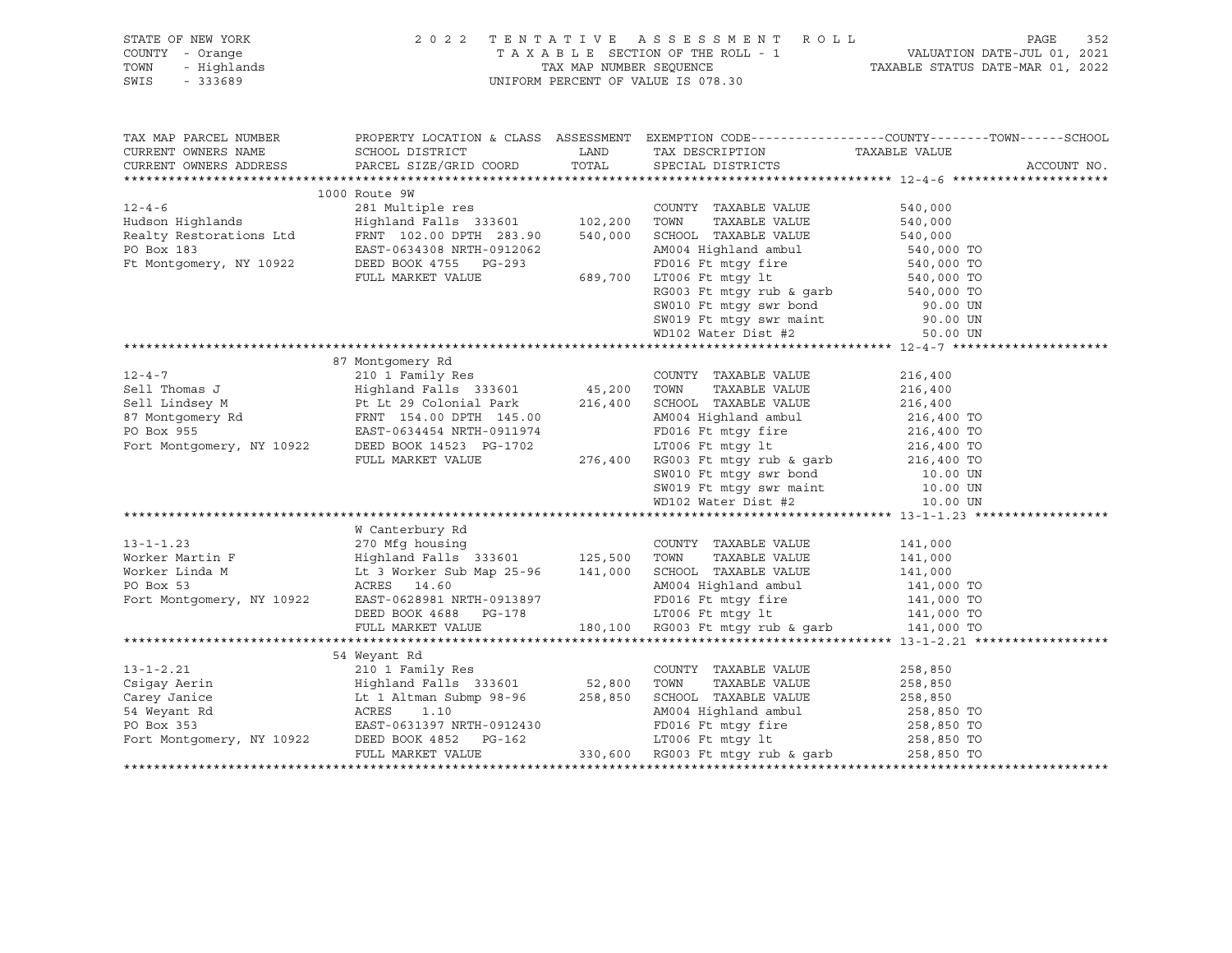STATE OF NEW YORK — 2022 TENTATIVE ASSESSMENT ROLL
COUNTY - Orange — TAXABLE SECTION OF THE ROLL - 1 — VALUATION DATE-JUL 01, 2021
TOWN - Highlands — TAX MAP NUMBER SEQUENCE — TAXABLE STATUS DATE-MAR 01, 2022
SWIS - 333689 — UNIFORM PERCENT OF VALUE IS 078.30

| TAX MAP PARCEL NUMBER / CURRENT OWNERS NAME / CURRENT OWNERS ADDRESS | PROPERTY LOCATION & CLASS / SCHOOL DISTRICT / PARCEL SIZE/GRID COORD | ASSESSMENT LAND / TOTAL | EXEMPTION CODE / TAX DESCRIPTION / SPECIAL DISTRICTS | TAXABLE VALUE (COUNTY / TOWN / SCHOOL) | ACCOUNT NO. |
|---|---|---|---|---|---|
| **12-4-6** | 1000 Route 9W | | | | |
| 12-4-6 | 281 Multiple res | | COUNTY TAXABLE VALUE | 540,000 | |
| Hudson Highlands | Highland Falls 333601 | 102,200 | TOWN TAXABLE VALUE | 540,000 | |
| Realty Restorations Ltd | FRNT 102.00 DPTH 283.90 | 540,000 | SCHOOL TAXABLE VALUE | 540,000 | |
| PO Box 183 | EAST-0634308 NRTH-0912062 | | AM004 Highland ambul | 540,000 TO | |
| Ft Montgomery, NY 10922 | DEED BOOK 4755 PG-293 | | FD016 Ft mtgy fire | 540,000 TO | |
| | FULL MARKET VALUE | 689,700 | LT006 Ft mtgy lt | 540,000 TO | |
| | | | RG003 Ft mtgy rub & garb | 540,000 TO | |
| | | | SW010 Ft mtgy swr bond | 90.00 UN | |
| | | | SW019 Ft mtgy swr maint | 90.00 UN | |
| | | | WD102 Water Dist #2 | 50.00 UN | |
| **12-4-7** | 87 Montgomery Rd | | | | |
| 12-4-7 | 210 1 Family Res | | COUNTY TAXABLE VALUE | 216,400 | |
| Sell Thomas J | Highland Falls 333601 | 45,200 | TOWN TAXABLE VALUE | 216,400 | |
| Sell Lindsey M | Pt Lt 29 Colonial Park | 216,400 | SCHOOL TAXABLE VALUE | 216,400 | |
| 87 Montgomery Rd | FRNT 154.00 DPTH 145.00 | | AM004 Highland ambul | 216,400 TO | |
| PO Box 955 | EAST-0634454 NRTH-0911974 | | FD016 Ft mtgy fire | 216,400 TO | |
| Fort Montgomery, NY 10922 | DEED BOOK 14523 PG-1702 | | LT006 Ft mtgy lt | 216,400 TO | |
| | FULL MARKET VALUE | 276,400 | RG003 Ft mtgy rub & garb | 216,400 TO | |
| | | | SW010 Ft mtgy swr bond | 10.00 UN | |
| | | | SW019 Ft mtgy swr maint | 10.00 UN | |
| | | | WD102 Water Dist #2 | 10.00 UN | |
| **13-1-1.23** | W Canterbury Rd | | | | |
| 13-1-1.23 | 270 Mfg housing | | COUNTY TAXABLE VALUE | 141,000 | |
| Worker Martin F | Highland Falls 333601 | 125,500 | TOWN TAXABLE VALUE | 141,000 | |
| Worker Linda M | Lt 3 Worker Sub Map 25-96 | 141,000 | SCHOOL TAXABLE VALUE | 141,000 | |
| PO Box 53 | ACRES 14.60 | | AM004 Highland ambul | 141,000 TO | |
| Fort Montgomery, NY 10922 | EAST-0628981 NRTH-0913897 | | FD016 Ft mtgy fire | 141,000 TO | |
| | DEED BOOK 4688 PG-178 | | LT006 Ft mtgy lt | 141,000 TO | |
| | FULL MARKET VALUE | 180,100 | RG003 Ft mtgy rub & garb | 141,000 TO | |
| **13-1-2.21** | 54 Weyant Rd | | | | |
| 13-1-2.21 | 210 1 Family Res | | COUNTY TAXABLE VALUE | 258,850 | |
| Csigay Aerin | Highland Falls 333601 | 52,800 | TOWN TAXABLE VALUE | 258,850 | |
| Carey Janice | Lt 1 Altman Submp 98-96 | 258,850 | SCHOOL TAXABLE VALUE | 258,850 | |
| 54 Weyant Rd | ACRES 1.10 | | AM004 Highland ambul | 258,850 TO | |
| PO Box 353 | EAST-0631397 NRTH-0912430 | | FD016 Ft mtgy fire | 258,850 TO | |
| Fort Montgomery, NY 10922 | DEED BOOK 4852 PG-162 | | LT006 Ft mtgy lt | 258,850 TO | |
| | FULL MARKET VALUE | 330,600 | RG003 Ft mtgy rub & garb | 258,850 TO | |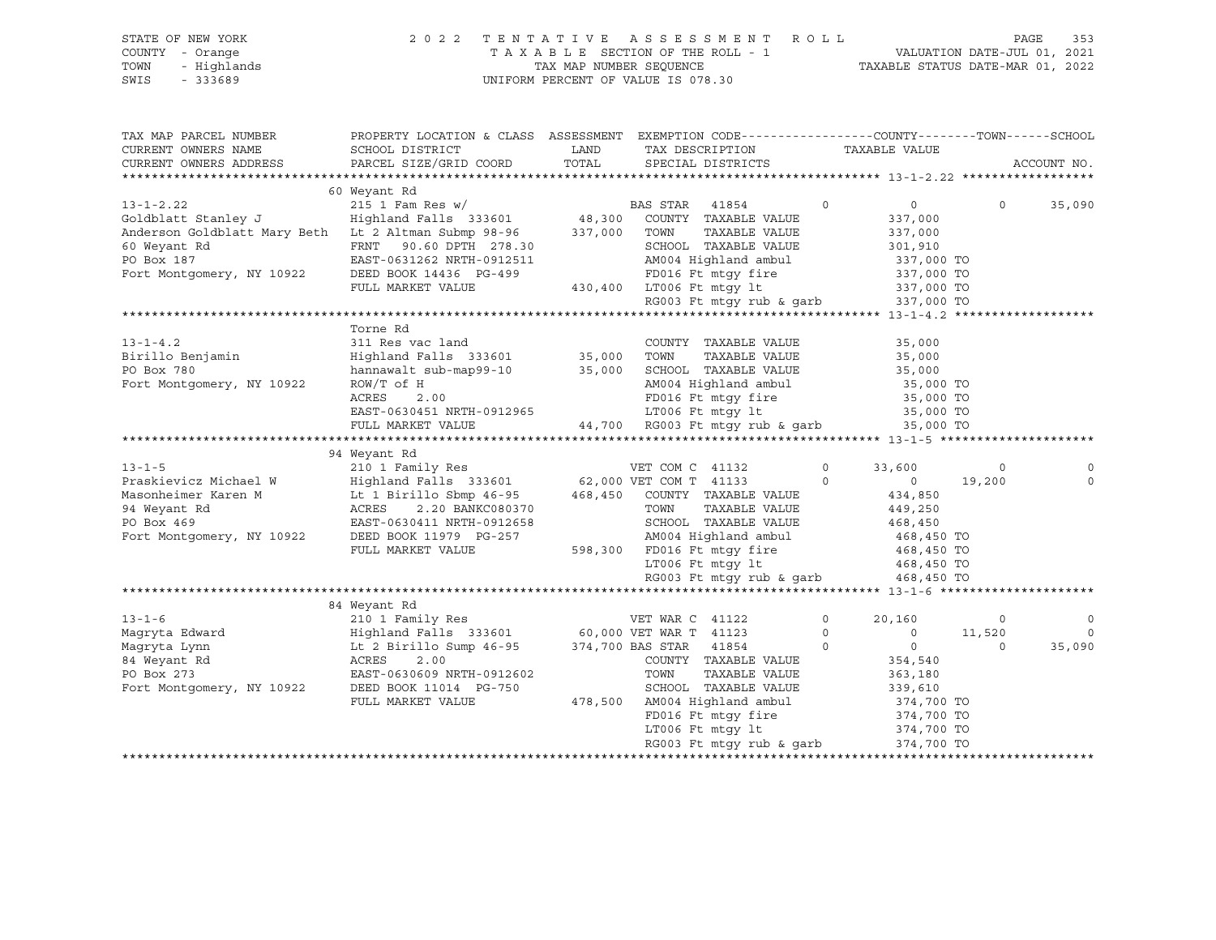STATE OF NEW YORK
COUNTY - Orange
TOWN - Highlands
SWIS - 333689

2 0 2 2 T E N T A T I V E A S S E S S M E N T R O L L
T A X A B L E SECTION OF THE ROLL - 1
TAX MAP NUMBER SEQUENCE
UNIFORM PERCENT OF VALUE IS 078.30

VALUATION DATE-JUL 01, 2021
TAXABLE STATUS DATE-MAR 01, 2022

```
TAX MAP PARCEL NUMBER          PROPERTY LOCATION & CLASS  ASSESSMENT  EXEMPTION CODE------------------COUNTY--------TOWN------SCHOOL
CURRENT OWNERS NAME            SCHOOL DISTRICT               LAND      TAX DESCRIPTION              TAXABLE VALUE
CURRENT OWNERS ADDRESS         PARCEL SIZE/GRID COORD        TOTAL     SPECIAL DISTRICTS                                       ACCOUNT NO.
******************************************************************************************************* 13-1-2.22 ******************
                               60 Weyant Rd
13-1-2.22                      215 1 Fam Res w/                       BAS STAR  41854          0           0           0       35,090
Goldblatt Stanley J            Highland Falls  333601        48,300   COUNTY  TAXABLE VALUE            337,000
Anderson Goldblatt Mary Beth   Lt 2 Altman Submp 98-96      337,000   TOWN    TAXABLE VALUE            337,000
60 Weyant Rd                   FRNT    90.60 DPTH 278.30              SCHOOL  TAXABLE VALUE            301,910
PO Box 187                     EAST-0631262 NRTH-0912511              AM004 Highland ambul             337,000 TO
Fort Montgomery, NY 10922      DEED BOOK 14436  PG-499                FD016 Ft mtgy fire               337,000 TO
                               FULL MARKET VALUE            430,400   LT006 Ft mtgy lt                 337,000 TO
                                                                      RG003 Ft mtgy rub & garb         337,000 TO
******************************************************************************************************* 13-1-4.2 *******************
                               Torne Rd
13-1-4.2                       311 Res vac land                       COUNTY  TAXABLE VALUE             35,000
Birillo Benjamin               Highland Falls  333601        35,000   TOWN    TAXABLE VALUE             35,000
PO Box 780                     hannawalt sub-map99-10        35,000   SCHOOL  TAXABLE VALUE             35,000
Fort Montgomery, NY 10922      ROW/T of H                             AM004 Highland ambul              35,000 TO
                               ACRES     2.00                         FD016 Ft mtgy fire                35,000 TO
                               EAST-0630451 NRTH-0912965              LT006 Ft mtgy lt                  35,000 TO
                               FULL MARKET VALUE             44,700   RG003 Ft mtgy rub & garb          35,000 TO
******************************************************************************************************* 13-1-5 *********************
                               94 Weyant Rd
13-1-5                         210 1 Family Res                       VET COM C 41132          0      33,600           0            0
Praskievicz Michael W          Highland Falls  333601        62,000   VET COM T 41133          0           0      19,200            0
Masonheimer Karen M            Lt 1 Birillo Sbmp 46-95      468,450   COUNTY  TAXABLE VALUE            434,850
94 Weyant Rd                   ACRES     2.20 BANKC080370             TOWN    TAXABLE VALUE            449,250
PO Box 469                     EAST-0630411 NRTH-0912658              SCHOOL  TAXABLE VALUE            468,450
Fort Montgomery, NY 10922      DEED BOOK 11979  PG-257                AM004 Highland ambul             468,450 TO
                               FULL MARKET VALUE            598,300   FD016 Ft mtgy fire               468,450 TO
                                                                      LT006 Ft mtgy lt                 468,450 TO
                                                                      RG003 Ft mtgy rub & garb         468,450 TO
******************************************************************************************************* 13-1-6 *********************
                               84 Weyant Rd
13-1-6                         210 1 Family Res                       VET WAR C 41122          0      20,160           0            0
Magryta Edward                 Highland Falls  333601        60,000   VET WAR T 41123          0           0      11,520            0
Magryta Lynn                   Lt 2 Birillo Sump 46-95      374,700   BAS STAR  41854          0           0           0       35,090
84 Weyant Rd                   ACRES     2.00                         COUNTY  TAXABLE VALUE            354,540
PO Box 273                     EAST-0630609 NRTH-0912602              TOWN    TAXABLE VALUE            363,180
Fort Montgomery, NY 10922      DEED BOOK 11014  PG-750                SCHOOL  TAXABLE VALUE            339,610
                               FULL MARKET VALUE            478,500   AM004 Highland ambul             374,700 TO
                                                                      FD016 Ft mtgy fire               374,700 TO
                                                                      LT006 Ft mtgy lt                 374,700 TO
                                                                      RG003 Ft mtgy rub & garb         374,700 TO
************************************************************************************************************************************
```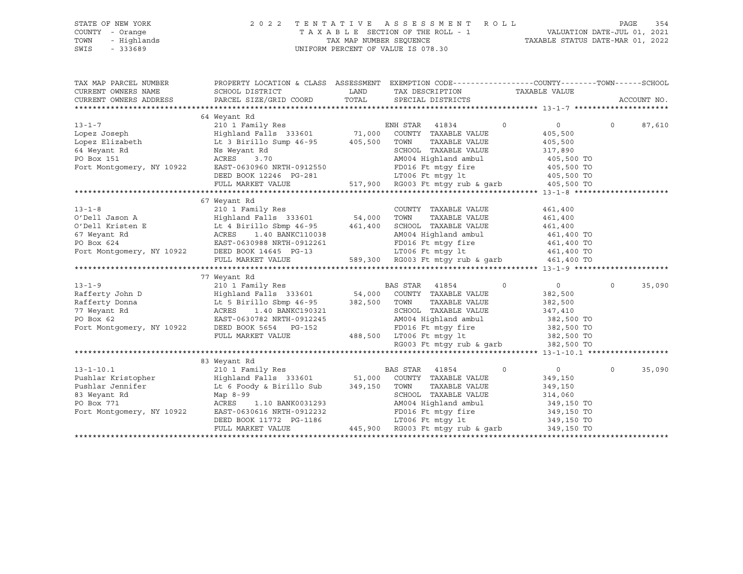STATE OF NEW YORK | COUNTY - Orange | TOWN - Highlands | SWIS - 333689

2022 TENTATIVE ASSESSMENT ROLL
TAXABLE SECTION OF THE ROLL - 1
TAX MAP NUMBER SEQUENCE
UNIFORM PERCENT OF VALUE IS 078.30

VALUATION DATE-JUL 01, 2021
TAXABLE STATUS DATE-MAR 01, 2022

| TAX MAP PARCEL NUMBER / CURRENT OWNERS NAME / CURRENT OWNERS ADDRESS | PROPERTY LOCATION & CLASS / SCHOOL DISTRICT / PARCEL SIZE/GRID COORD | ASSESSMENT LAND | TOTAL | EXEMPTION CODE / TAX DESCRIPTION / SPECIAL DISTRICTS | COUNTY | TOWN | SCHOOL / TAXABLE VALUE |
|---|---|---|---|---|---|---|---|
| **13-1-7** | 64 Weyant Rd | | | | | | |
| | 210 1 Family Res | | | ENH STAR 41834 | 0 | 0 | 0 / 87,610 |
| Lopez Joseph | Highland Falls 333601 | 71,000 | | COUNTY TAXABLE VALUE | | | 405,500 |
| Lopez Elizabeth | Lt 3 Birillo Sump 46-95 | | 405,500 | TOWN TAXABLE VALUE | | | 405,500 |
| 64 Weyant Rd | Ns Weyant Rd | | | SCHOOL TAXABLE VALUE | | | 317,890 |
| PO Box 151 | ACRES 3.70 | | | AM004 Highland ambul | | | 405,500 TO |
| Fort Montgomery, NY 10922 | EAST-0630960 NRTH-0912550 | | | FD016 Ft mtgy fire | | | 405,500 TO |
| | DEED BOOK 12246 PG-281 | | | LT006 Ft mtgy lt | | | 405,500 TO |
| | FULL MARKET VALUE | | 517,900 | RG003 Ft mtgy rub & garb | | | 405,500 TO |
| **13-1-8** | 67 Weyant Rd | | | | | | |
| | 210 1 Family Res | | | COUNTY TAXABLE VALUE | | | 461,400 |
| O'Dell Jason A | Highland Falls 333601 | 54,000 | | TOWN TAXABLE VALUE | | | 461,400 |
| O'Dell Kristen E | Lt 4 Birillo Sbmp 46-95 | | 461,400 | SCHOOL TAXABLE VALUE | | | 461,400 |
| 67 Weyant Rd | ACRES 1.40 BANKC110038 | | | AM004 Highland ambul | | | 461,400 TO |
| PO Box 624 | EAST-0630988 NRTH-0912261 | | | FD016 Ft mtgy fire | | | 461,400 TO |
| Fort Montgomery, NY 10922 | DEED BOOK 14645 PG-13 | | | LT006 Ft mtgy lt | | | 461,400 TO |
| | FULL MARKET VALUE | | 589,300 | RG003 Ft mtgy rub & garb | | | 461,400 TO |
| **13-1-9** | 77 Weyant Rd | | | | | | |
| | 210 1 Family Res | | | BAS STAR 41854 | 0 | 0 | 0 / 35,090 |
| Rafferty John D | Highland Falls 333601 | 54,000 | | COUNTY TAXABLE VALUE | | | 382,500 |
| Rafferty Donna | Lt 5 Birillo Sbmp 46-95 | | 382,500 | TOWN TAXABLE VALUE | | | 382,500 |
| 77 Weyant Rd | ACRES 1.40 BANKC190321 | | | SCHOOL TAXABLE VALUE | | | 347,410 |
| PO Box 62 | EAST-0630782 NRTH-0912245 | | | AM004 Highland ambul | | | 382,500 TO |
| Fort Montgomery, NY 10922 | DEED BOOK 5654 PG-152 | | | FD016 Ft mtgy fire | | | 382,500 TO |
| | FULL MARKET VALUE | | 488,500 | LT006 Ft mtgy lt | | | 382,500 TO |
| | | | | RG003 Ft mtgy rub & garb | | | 382,500 TO |
| **13-1-10.1** | 83 Weyant Rd | | | | | | |
| | 210 1 Family Res | | | BAS STAR 41854 | 0 | 0 | 0 / 35,090 |
| Pushlar Kristopher | Highland Falls 333601 | 51,000 | | COUNTY TAXABLE VALUE | | | 349,150 |
| Pushlar Jennifer | Lt 6 Foody & Birillo Sub | | 349,150 | TOWN TAXABLE VALUE | | | 349,150 |
| 83 Weyant Rd | Map 8-99 | | | SCHOOL TAXABLE VALUE | | | 314,060 |
| PO Box 771 | ACRES 1.10 BANK0031293 | | | AM004 Highland ambul | | | 349,150 TO |
| Fort Montgomery, NY 10922 | EAST-0630616 NRTH-0912232 | | | FD016 Ft mtgy fire | | | 349,150 TO |
| | DEED BOOK 11772 PG-1186 | | | LT006 Ft mtgy lt | | | 349,150 TO |
| | FULL MARKET VALUE | | 445,900 | RG003 Ft mtgy rub & garb | | | 349,150 TO |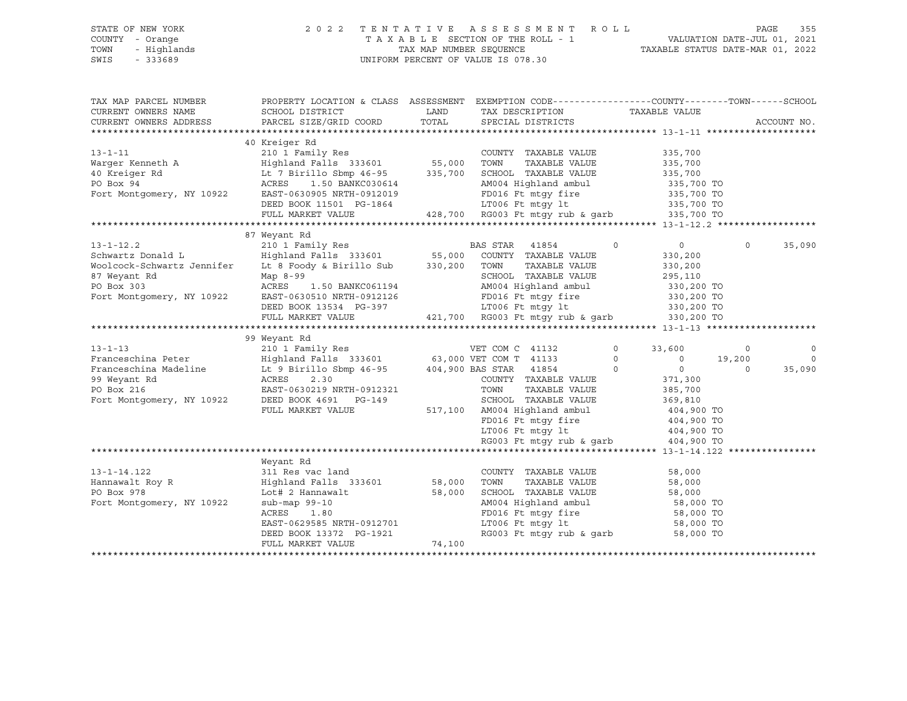STATE OF NEW YORK　　　　2 0 2 2　T E N T A T I V E　A S S E S S M E N T　R O L L
COUNTY - Orange　　　　T A X A B L E SECTION OF THE ROLL - 1　　　　VALUATION DATE-JUL 01, 2021
TOWN - Highlands　　　　TAX MAP NUMBER SEQUENCE　　　　TAXABLE STATUS DATE-MAR 01, 2022
SWIS - 333689　　　　UNIFORM PERCENT OF VALUE IS 078.30

```
TAX MAP PARCEL NUMBER          PROPERTY LOCATION & CLASS  ASSESSMENT  EXEMPTION CODE------------------COUNTY--------TOWN------SCHOOL
CURRENT OWNERS NAME            SCHOOL DISTRICT               LAND      TAX DESCRIPTION              TAXABLE VALUE
CURRENT OWNERS ADDRESS         PARCEL SIZE/GRID COORD        TOTAL     SPECIAL DISTRICTS                                  ACCOUNT NO.
****************************************************************************************************** 13-1-11 ********************
                               40 Kreiger Rd
13-1-11                        210 1 Family Res                         COUNTY  TAXABLE VALUE          335,700
Warger Kenneth A               Highland Falls  333601       55,000      TOWN    TAXABLE VALUE          335,700
40 Kreiger Rd                  Lt 7 Birillo Sbmp 46-95     335,700      SCHOOL  TAXABLE VALUE          335,700
PO Box 94                      ACRES     1.50 BANKC030614               AM004 Highland ambul           335,700 TO
Fort Montgomery, NY 10922      EAST-0630905 NRTH-0912019                FD016 Ft mtgy fire             335,700 TO
                               DEED BOOK 11501  PG-1864                 LT006 Ft mtgy lt               335,700 TO
                               FULL MARKET VALUE           428,700      RG003 Ft mtgy rub & garb       335,700 TO
****************************************************************************************************** 13-1-12.2 ******************
                               87 Weyant Rd
13-1-12.2                      210 1 Family Res                         BAS STAR  41854        0            0           0       35,090
Schwartz Donald L              Highland Falls  333601       55,000      COUNTY  TAXABLE VALUE          330,200
Woolcock-Schwartz Jennifer     Lt 8 Foody & Birillo Sub    330,200      TOWN    TAXABLE VALUE          330,200
87 Weyant Rd                   Map 8-99                                 SCHOOL  TAXABLE VALUE          295,110
PO Box 303                     ACRES     1.50 BANKC061194               AM004 Highland ambul           330,200 TO
Fort Montgomery, NY 10922      EAST-0630510 NRTH-0912126                FD016 Ft mtgy fire             330,200 TO
                               DEED BOOK 13534  PG-397                  LT006 Ft mtgy lt               330,200 TO
                               FULL MARKET VALUE           421,700      RG003 Ft mtgy rub & garb       330,200 TO
****************************************************************************************************** 13-1-13 ********************
                               99 Weyant Rd
13-1-13                        210 1 Family Res                         VET COM C 41132        0       33,600           0            0
Franceschina Peter             Highland Falls  333601       63,000 VET COM T 41133             0            0      19,200            0
Franceschina Madeline          Lt 9 Birillo Sbmp 46-95     404,900 BAS STAR  41854             0            0           0       35,090
99 Weyant Rd                   ACRES     2.30                           COUNTY  TAXABLE VALUE          371,300
PO Box 216                     EAST-0630219 NRTH-0912321                TOWN    TAXABLE VALUE          385,700
Fort Montgomery, NY 10922      DEED BOOK 4691   PG-149                  SCHOOL  TAXABLE VALUE          369,810
                               FULL MARKET VALUE           517,100      AM004 Highland ambul           404,900 TO
                                                                        FD016 Ft mtgy fire             404,900 TO
                                                                        LT006 Ft mtgy lt               404,900 TO
                                                                        RG003 Ft mtgy rub & garb       404,900 TO
****************************************************************************************************** 13-1-14.122 ****************
                               Weyant Rd
13-1-14.122                    311 Res vac land                         COUNTY  TAXABLE VALUE           58,000
Hannawalt Roy R                Highland Falls  333601       58,000      TOWN    TAXABLE VALUE           58,000
PO Box 978                     Lot# 2 Hannawalt             58,000      SCHOOL  TAXABLE VALUE           58,000
Fort Montgomery, NY 10922      sub-map 99-10                            AM004 Highland ambul            58,000 TO
                               ACRES     1.80                           FD016 Ft mtgy fire              58,000 TO
                               EAST-0629585 NRTH-0912701                LT006 Ft mtgy lt                58,000 TO
                               DEED BOOK 13372  PG-1921                 RG003 Ft mtgy rub & garb        58,000 TO
                               FULL MARKET VALUE            74,100
************************************************************************************************************************************
```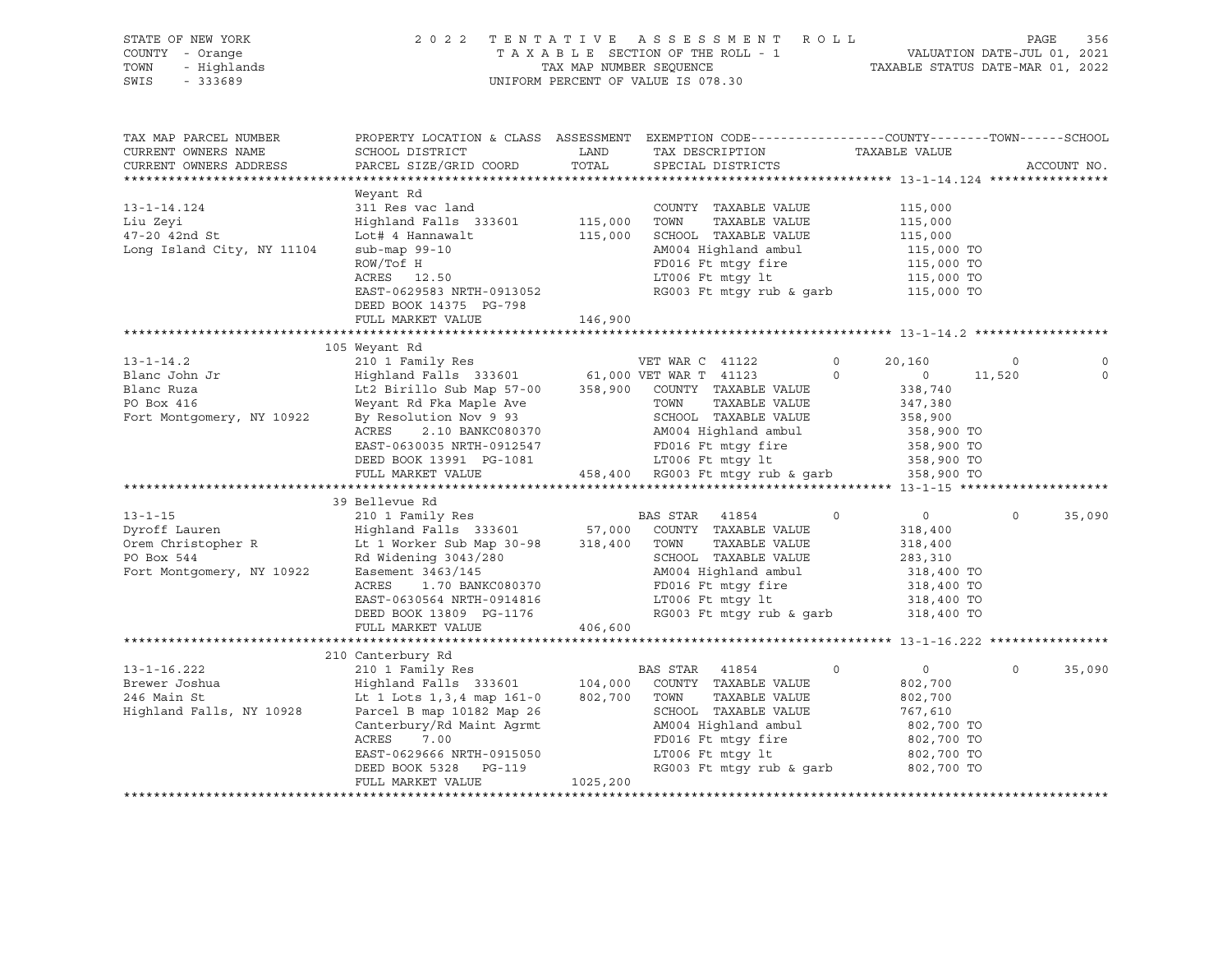STATE OF NEW YORK
COUNTY - Orange
TOWN - Highlands
SWIS - 333689

2022 TENTATIVE ASSESSMENT ROLL
TAXABLE SECTION OF THE ROLL - 1
TAX MAP NUMBER SEQUENCE
UNIFORM PERCENT OF VALUE IS 078.30

VALUATION DATE-JUL 01, 2021
TAXABLE STATUS DATE-MAR 01, 2022

```
TAX MAP PARCEL NUMBER          PROPERTY LOCATION & CLASS  ASSESSMENT  EXEMPTION CODE------------------COUNTY--------TOWN------SCHOOL
CURRENT OWNERS NAME            SCHOOL DISTRICT               LAND      TAX DESCRIPTION              TAXABLE VALUE
CURRENT OWNERS ADDRESS         PARCEL SIZE/GRID COORD        TOTAL     SPECIAL DISTRICTS                                    ACCOUNT NO.
******************************************************************************************************* 13-1-14.124 ****************
                               Weyant Rd
13-1-14.124                    311 Res vac land                        COUNTY  TAXABLE VALUE          115,000
Liu Zeyi                       Highland Falls  333601       115,000    TOWN    TAXABLE VALUE          115,000
47-20 42nd St                  Lot# 4 Hannawalt             115,000    SCHOOL  TAXABLE VALUE          115,000
Long Island City, NY 11104     sub-map 99-10                           AM004 Highland ambul            115,000 TO
                               ROW/Tof H                               FD016 Ft mtgy fire              115,000 TO
                               ACRES  12.50                            LT006 Ft mtgy lt                115,000 TO
                               EAST-0629583 NRTH-0913052               RG003 Ft mtgy rub & garb        115,000 TO
                               DEED BOOK 14375  PG-798
                               FULL MARKET VALUE            146,900
******************************************************************************************************* 13-1-14.2 ******************
                               105 Weyant Rd
13-1-14.2                      210 1 Family Res                        VET WAR C  41122         0      20,160          0            0
Blanc John Jr                  Highland Falls  333601        61,000 VET WAR T  41123            0           0     11,520            0
Blanc Ruza                     Lt2 Birillo Sub Map 57-00    358,900    COUNTY  TAXABLE VALUE          338,740
PO Box 416                     Weyant Rd Fka Maple Ave                 TOWN    TAXABLE VALUE          347,380
Fort Montgomery, NY 10922      By Resolution Nov 9 93                  SCHOOL  TAXABLE VALUE          358,900
                               ACRES    2.10 BANKC080370               AM004 Highland ambul            358,900 TO
                               EAST-0630035 NRTH-0912547               FD016 Ft mtgy fire              358,900 TO
                               DEED BOOK 13991  PG-1081                LT006 Ft mtgy lt                358,900 TO
                               FULL MARKET VALUE            458,400    RG003 Ft mtgy rub & garb        358,900 TO
******************************************************************************************************* 13-1-15 ********************
                               39 Bellevue Rd
13-1-15                        210 1 Family Res                        BAS STAR   41854         0           0          0       35,090
Dyroff Lauren                  Highland Falls  333601        57,000    COUNTY  TAXABLE VALUE          318,400
Orem Christopher R             Lt 1 Worker Sub Map 30-98    318,400    TOWN    TAXABLE VALUE          318,400
PO Box 544                     Rd Widening 3043/280                    SCHOOL  TAXABLE VALUE          283,310
Fort Montgomery, NY 10922      Easement 3463/145                       AM004 Highland ambul            318,400 TO
                               ACRES    1.70 BANKC080370               FD016 Ft mtgy fire              318,400 TO
                               EAST-0630564 NRTH-0914816               LT006 Ft mtgy lt                318,400 TO
                               DEED BOOK 13809  PG-1176                RG003 Ft mtgy rub & garb        318,400 TO
                               FULL MARKET VALUE            406,600
******************************************************************************************************* 13-1-16.222 ****************
                               210 Canterbury Rd
13-1-16.222                    210 1 Family Res                        BAS STAR   41854         0           0          0       35,090
Brewer Joshua                  Highland Falls  333601       104,000    COUNTY  TAXABLE VALUE          802,700
246 Main St                    Lt 1 Lots 1,3,4 map 161-0    802,700    TOWN    TAXABLE VALUE          802,700
Highland Falls, NY 10928       Parcel B map 10182 Map 26               SCHOOL  TAXABLE VALUE          767,610
                               Canterbury/Rd Maint Agrmt               AM004 Highland ambul            802,700 TO
                               ACRES    7.00                           FD016 Ft mtgy fire              802,700 TO
                               EAST-0629666 NRTH-0915050               LT006 Ft mtgy lt                802,700 TO
                               DEED BOOK 5328   PG-119                 RG003 Ft mtgy rub & garb        802,700 TO
                               FULL MARKET VALUE           1025,200
************************************************************************************************************************************
```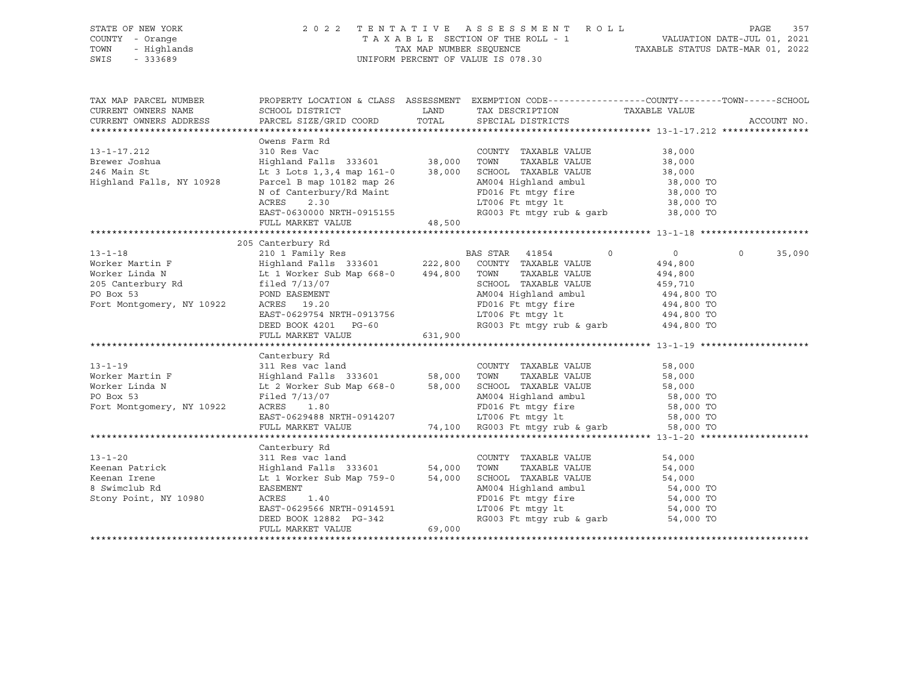STATE OF NEW YORK — COUNTY - Orange — TOWN - Highlands — SWIS - 333689

2 0 2 2 TENTATIVE ASSESSMENT ROLL
TAXABLE SECTION OF THE ROLL - 1
TAX MAP NUMBER SEQUENCE
UNIFORM PERCENT OF VALUE IS 078.30

VALUATION DATE-JUL 01, 2021
TAXABLE STATUS DATE-MAR 01, 2022

| TAX MAP PARCEL NUMBER / CURRENT OWNERS NAME / CURRENT OWNERS ADDRESS | PROPERTY LOCATION & CLASS / SCHOOL DISTRICT / PARCEL SIZE/GRID COORD | ASSESSMENT LAND / TOTAL | EXEMPTION CODE / TAX DESCRIPTION / SPECIAL DISTRICTS | COUNTY | TOWN | SCHOOL | TAXABLE VALUE | ACCOUNT NO. |
|---|---|---|---|---|---|---|---|---|
| **13-1-17.212** | Owens Farm Rd | | | | | | | |
| 13-1-17.212 | 310 Res Vac | | COUNTY TAXABLE VALUE | | | | 38,000 | |
| Brewer Joshua | Highland Falls 333601 | 38,000 | TOWN TAXABLE VALUE | | | | 38,000 | |
| 246 Main St | Lt 3 Lots 1,3,4 map 161-0 | 38,000 | SCHOOL TAXABLE VALUE | | | | 38,000 | |
| Highland Falls, NY 10928 | Parcel B map 10182 map 26 | | AM004 Highland ambul | | | | 38,000 TO | |
| | N of Canterbury/Rd Maint | | FD016 Ft mtgy fire | | | | 38,000 TO | |
| | ACRES 2.30 | | LT006 Ft mtgy lt | | | | 38,000 TO | |
| | EAST-0630000 NRTH-0915155 | | RG003 Ft mtgy rub & garb | | | | 38,000 TO | |
| | FULL MARKET VALUE | 48,500 | | | | | | |
| **13-1-18** | 205 Canterbury Rd | | | | | | | |
| 13-1-18 | 210 1 Family Res | | BAS STAR 41854 | 0 | 0 | 35,090 | | |
| Worker Martin F | Highland Falls 333601 | 222,800 | COUNTY TAXABLE VALUE | | | | 494,800 | |
| Worker Linda N | Lt 1 Worker Sub Map 668-0 | 494,800 | TOWN TAXABLE VALUE | | | | 494,800 | |
| 205 Canterbury Rd | filed 7/13/07 | | SCHOOL TAXABLE VALUE | | | | 459,710 | |
| PO Box 53 | POND EASEMENT | | AM004 Highland ambul | | | | 494,800 TO | |
| Fort Montgomery, NY 10922 | ACRES 19.20 | | FD016 Ft mtgy fire | | | | 494,800 TO | |
| | EAST-0629754 NRTH-0913756 | | LT006 Ft mtgy lt | | | | 494,800 TO | |
| | DEED BOOK 4201 PG-60 | | RG003 Ft mtgy rub & garb | | | | 494,800 TO | |
| | FULL MARKET VALUE | 631,900 | | | | | | |
| **13-1-19** | Canterbury Rd | | | | | | | |
| 13-1-19 | 311 Res vac land | | COUNTY TAXABLE VALUE | | | | 58,000 | |
| Worker Martin F | Highland Falls 333601 | 58,000 | TOWN TAXABLE VALUE | | | | 58,000 | |
| Worker Linda N | Lt 2 Worker Sub Map 668-0 | 58,000 | SCHOOL TAXABLE VALUE | | | | 58,000 | |
| PO Box 53 | Filed 7/13/07 | | AM004 Highland ambul | | | | 58,000 TO | |
| Fort Montgomery, NY 10922 | ACRES 1.80 | | FD016 Ft mtgy fire | | | | 58,000 TO | |
| | EAST-0629488 NRTH-0914207 | | LT006 Ft mtgy lt | | | | 58,000 TO | |
| | FULL MARKET VALUE | 74,100 | RG003 Ft mtgy rub & garb | | | | 58,000 TO | |
| **13-1-20** | Canterbury Rd | | | | | | | |
| 13-1-20 | 311 Res vac land | | COUNTY TAXABLE VALUE | | | | 54,000 | |
| Keenan Patrick | Highland Falls 333601 | 54,000 | TOWN TAXABLE VALUE | | | | 54,000 | |
| Keenan Irene | Lt 1 Worker Sub Map 759-0 | 54,000 | SCHOOL TAXABLE VALUE | | | | 54,000 | |
| 8 Swimclub Rd | EASEMENT | | AM004 Highland ambul | | | | 54,000 TO | |
| Stony Point, NY 10980 | ACRES 1.40 | | FD016 Ft mtgy fire | | | | 54,000 TO | |
| | EAST-0629566 NRTH-0914591 | | LT006 Ft mtgy lt | | | | 54,000 TO | |
| | DEED BOOK 12882 PG-342 | | RG003 Ft mtgy rub & garb | | | | 54,000 TO | |
| | FULL MARKET VALUE | 69,000 | | | | | | |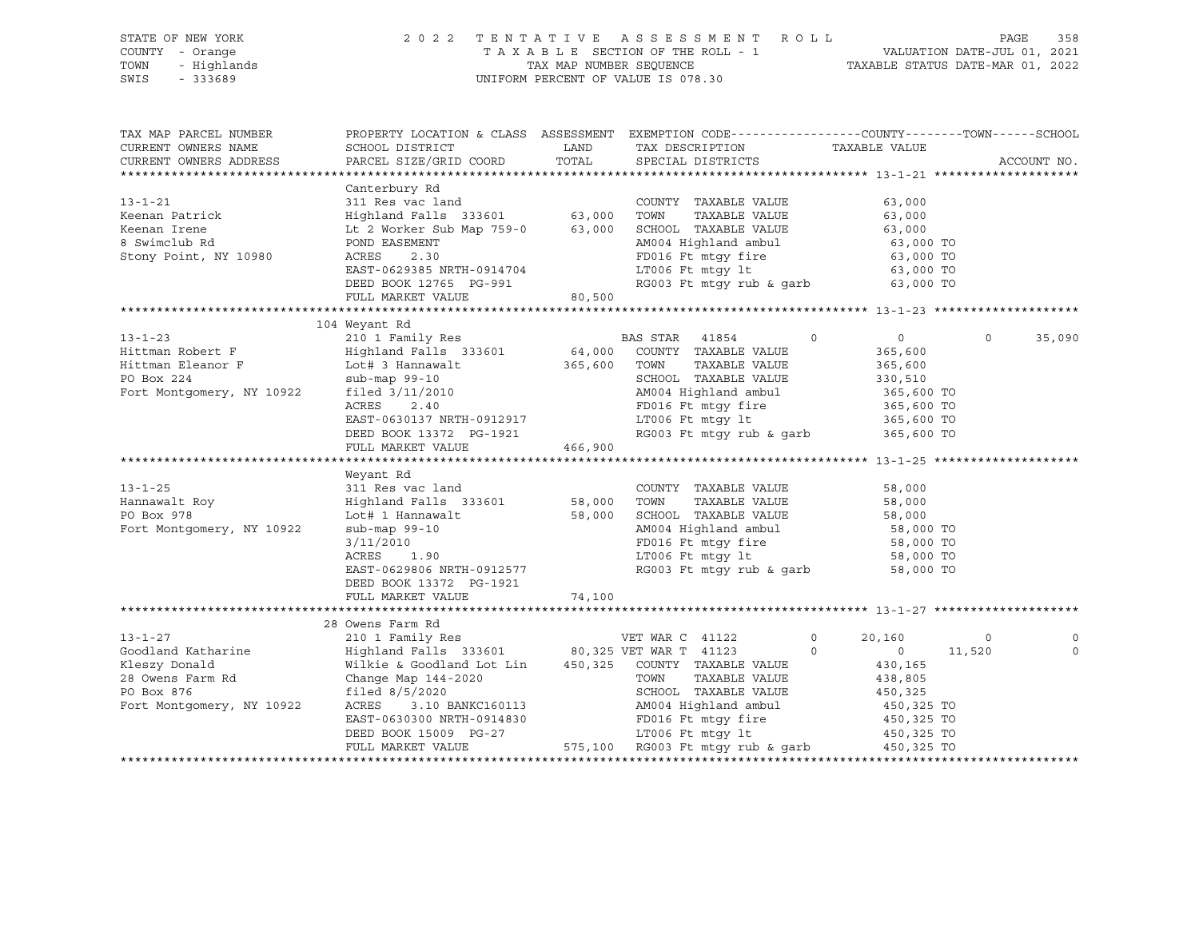STATE OF NEW YORK — 2022 TENTATIVE ASSESSMENT ROLL
COUNTY - Orange — TAXABLE SECTION OF THE ROLL - 1 — VALUATION DATE-JUL 01, 2021
TOWN - Highlands — TAX MAP NUMBER SEQUENCE — TAXABLE STATUS DATE-MAR 01, 2022
SWIS - 333689 — UNIFORM PERCENT OF VALUE IS 078.30

| TAX MAP PARCEL NUMBER / CURRENT OWNERS NAME / CURRENT OWNERS ADDRESS | PROPERTY LOCATION & CLASS / SCHOOL DISTRICT / PARCEL SIZE/GRID COORD | ASSESSMENT LAND | TOTAL | EXEMPTION CODE / TAX DESCRIPTION / SPECIAL DISTRICTS | COUNTY | TOWN | SCHOOL | TAXABLE VALUE | ACCOUNT NO. |
|---|---|---|---|---|---|---|---|---|---|
| **13-1-21** | Canterbury Rd | | | | | | | | |
| 13-1-21 | 311 Res vac land | | | COUNTY TAXABLE VALUE | | | | 63,000 | |
| Keenan Patrick | Highland Falls 333601 | 63,000 | | TOWN TAXABLE VALUE | | | | 63,000 | |
| Keenan Irene | Lt 2 Worker Sub Map 759-0 | | 63,000 | SCHOOL TAXABLE VALUE | | | | 63,000 | |
| 8 Swimclub Rd | POND EASEMENT | | | AM004 Highland ambul | | | | 63,000 TO | |
| Stony Point, NY 10980 | ACRES 2.30 | | | FD016 Ft mtgy fire | | | | 63,000 TO | |
| | EAST-0629385 NRTH-0914704 | | | LT006 Ft mtgy lt | | | | 63,000 TO | |
| | DEED BOOK 12765 PG-991 | | | RG003 Ft mtgy rub & garb | | | | 63,000 TO | |
| | FULL MARKET VALUE | | 80,500 | | | | | | |
| **13-1-23** | 104 Weyant Rd | | | | | | | | |
| 13-1-23 | 210 1 Family Res | | | BAS STAR 41854 | 0 | 0 | 35,090 | | |
| Hittman Robert F | Highland Falls 333601 | 64,000 | | COUNTY TAXABLE VALUE | | | | 365,600 | |
| Hittman Eleanor F | Lot# 3 Hannawalt | | 365,600 | TOWN TAXABLE VALUE | | | | 365,600 | |
| PO Box 224 | sub-map 99-10 | | | SCHOOL TAXABLE VALUE | | | | 330,510 | |
| Fort Montgomery, NY 10922 | filed 3/11/2010 | | | AM004 Highland ambul | | | | 365,600 TO | |
| | ACRES 2.40 | | | FD016 Ft mtgy fire | | | | 365,600 TO | |
| | EAST-0630137 NRTH-0912917 | | | LT006 Ft mtgy lt | | | | 365,600 TO | |
| | DEED BOOK 13372 PG-1921 | | | RG003 Ft mtgy rub & garb | | | | 365,600 TO | |
| | FULL MARKET VALUE | | 466,900 | | | | | | |
| **13-1-25** | Weyant Rd | | | | | | | | |
| 13-1-25 | 311 Res vac land | | | COUNTY TAXABLE VALUE | | | | 58,000 | |
| Hannawalt Roy | Highland Falls 333601 | 58,000 | | TOWN TAXABLE VALUE | | | | 58,000 | |
| PO Box 978 | Lot# 1 Hannawalt | | 58,000 | SCHOOL TAXABLE VALUE | | | | 58,000 | |
| Fort Montgomery, NY 10922 | sub-map 99-10 | | | AM004 Highland ambul | | | | 58,000 TO | |
| | 3/11/2010 | | | FD016 Ft mtgy fire | | | | 58,000 TO | |
| | ACRES 1.90 | | | LT006 Ft mtgy lt | | | | 58,000 TO | |
| | EAST-0629806 NRTH-0912577 | | | RG003 Ft mtgy rub & garb | | | | 58,000 TO | |
| | DEED BOOK 13372 PG-1921 | | | | | | | | |
| | FULL MARKET VALUE | | 74,100 | | | | | | |
| **13-1-27** | 28 Owens Farm Rd | | | | | | | | |
| 13-1-27 | 210 1 Family Res | | | VET WAR C 41122 0 | 20,160 | 0 | 0 | | |
| Goodland Katharine | Highland Falls 333601 | 80,325 | | VET WAR T 41123 0 | 0 | 11,520 | 0 | | |
| Kleszy Donald | Wilkie & Goodland Lot Lin | | 450,325 | COUNTY TAXABLE VALUE | | | | 430,165 | |
| 28 Owens Farm Rd | Change Map 144-2020 | | | TOWN TAXABLE VALUE | | | | 438,805 | |
| PO Box 876 | filed 8/5/2020 | | | SCHOOL TAXABLE VALUE | | | | 450,325 | |
| Fort Montgomery, NY 10922 | ACRES 3.10 BANKC160113 | | | AM004 Highland ambul | | | | 450,325 TO | |
| | EAST-0630300 NRTH-0914830 | | | FD016 Ft mtgy fire | | | | 450,325 TO | |
| | DEED BOOK 15009 PG-27 | | | LT006 Ft mtgy lt | | | | 450,325 TO | |
| | FULL MARKET VALUE | | 575,100 | RG003 Ft mtgy rub & garb | | | | 450,325 TO | |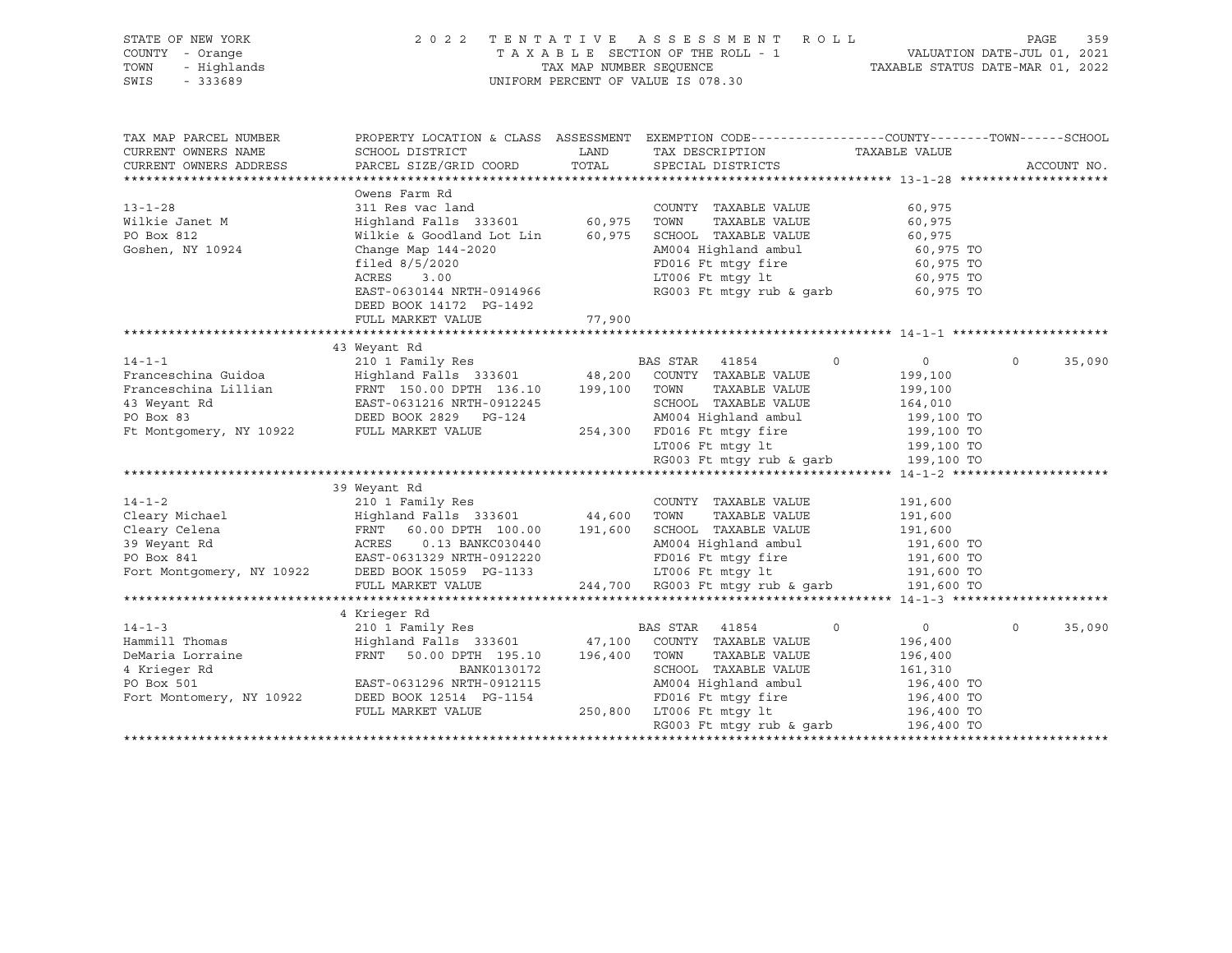STATE OF NEW YORK
COUNTY - Orange
TOWN - Highlands
SWIS - 333689

2022 TENTATIVE ASSESSMENT ROLL
TAXABLE SECTION OF THE ROLL - 1
TAX MAP NUMBER SEQUENCE
UNIFORM PERCENT OF VALUE IS 078.30

VALUATION DATE-JUL 01, 2021
TAXABLE STATUS DATE-MAR 01, 2022

```
TAX MAP PARCEL NUMBER      PROPERTY LOCATION & CLASS  ASSESSMENT  EXEMPTION CODE------------------COUNTY--------TOWN------SCHOOL
CURRENT OWNERS NAME        SCHOOL DISTRICT               LAND      TAX DESCRIPTION               TAXABLE VALUE
CURRENT OWNERS ADDRESS     PARCEL SIZE/GRID COORD        TOTAL     SPECIAL DISTRICTS                                       ACCOUNT NO.
******************************************************************************************************* 13-1-28 ********************
                           Owens Farm Rd
13-1-28                    311 Res vac land                        COUNTY  TAXABLE VALUE            60,975
Wilkie Janet M             Highland Falls 333601        60,975     TOWN    TAXABLE VALUE            60,975
PO Box 812                 Wilkie & Goodland Lot Lin    60,975     SCHOOL  TAXABLE VALUE            60,975
Goshen, NY 10924           Change Map 144-2020                     AM004 Highland ambul              60,975 TO
                           filed 8/5/2020                          FD016 Ft mtgy fire                60,975 TO
                           ACRES     3.00                          LT006 Ft mtgy lt                  60,975 TO
                           EAST-0630144 NRTH-0914966               RG003 Ft mtgy rub & garb          60,975 TO
                           DEED BOOK 14172  PG-1492
                           FULL MARKET VALUE            77,900
******************************************************************************************************* 14-1-1 *********************
                           43 Weyant Rd
14-1-1                     210 1 Family Res                        BAS STAR   41854          0         0           0      35,090
Franceschina Guidoa        Highland Falls 333601        48,200     COUNTY  TAXABLE VALUE           199,100
Franceschina Lillian       FRNT 150.00 DPTH 136.10     199,100     TOWN    TAXABLE VALUE           199,100
43 Weyant Rd               EAST-0631216 NRTH-0912245               SCHOOL  TAXABLE VALUE           164,010
PO Box 83                  DEED BOOK 2829    PG-124                AM004 Highland ambul             199,100 TO
Ft Montgomery, NY 10922    FULL MARKET VALUE           254,300     FD016 Ft mtgy fire               199,100 TO
                                                                   LT006 Ft mtgy lt                 199,100 TO
                                                                   RG003 Ft mtgy rub & garb         199,100 TO
******************************************************************************************************* 14-1-2 *********************
                           39 Weyant Rd
14-1-2                     210 1 Family Res                        COUNTY  TAXABLE VALUE           191,600
Cleary Michael             Highland Falls 333601        44,600     TOWN    TAXABLE VALUE           191,600
Cleary Celena              FRNT  60.00 DPTH 100.00     191,600     SCHOOL  TAXABLE VALUE           191,600
39 Weyant Rd               ACRES     0.13 BANKC030440              AM004 Highland ambul             191,600 TO
PO Box 841                 EAST-0631329 NRTH-0912220               FD016 Ft mtgy fire               191,600 TO
Fort Montgomery, NY 10922  DEED BOOK 15059  PG-1133                LT006 Ft mtgy lt                 191,600 TO
                           FULL MARKET VALUE           244,700     RG003 Ft mtgy rub & garb         191,600 TO
******************************************************************************************************* 14-1-3 *********************
                           4 Krieger Rd
14-1-3                     210 1 Family Res                        BAS STAR   41854          0         0           0      35,090
Hammill Thomas             Highland Falls 333601        47,100     COUNTY  TAXABLE VALUE           196,400
DeMaria Lorraine           FRNT  50.00 DPTH 195.10     196,400     TOWN    TAXABLE VALUE           196,400
4 Krieger Rd                            BANK0130172                SCHOOL  TAXABLE VALUE           161,310
PO Box 501                 EAST-0631296 NRTH-0912115               AM004 Highland ambul             196,400 TO
Fort Montomery, NY 10922   DEED BOOK 12514  PG-1154                FD016 Ft mtgy fire               196,400 TO
                           FULL MARKET VALUE           250,800     LT006 Ft mtgy lt                 196,400 TO
                                                                   RG003 Ft mtgy rub & garb         196,400 TO
************************************************************************************************************************************
```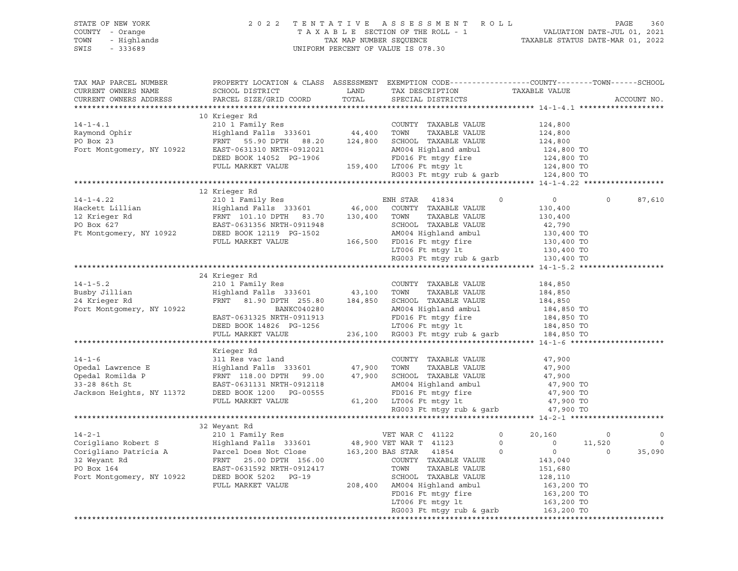STATE OF NEW YORK
COUNTY - Orange
TOWN - Highlands
SWIS - 333689

# 2022 TENTATIVE ASSESSMENT ROLL

TAXABLE SECTION OF THE ROLL - 1
TAX MAP NUMBER SEQUENCE
UNIFORM PERCENT OF VALUE IS 078.30

VALUATION DATE-JUL 01, 2021
TAXABLE STATUS DATE-MAR 01, 2022

```
TAX MAP PARCEL NUMBER          PROPERTY LOCATION & CLASS  ASSESSMENT  EXEMPTION CODE------------------COUNTY--------TOWN------SCHOOL
CURRENT OWNERS NAME            SCHOOL DISTRICT               LAND      TAX DESCRIPTION            TAXABLE VALUE
CURRENT OWNERS ADDRESS         PARCEL SIZE/GRID COORD        TOTAL     SPECIAL DISTRICTS                                    ACCOUNT NO.
******************************************************************************************************* 14-1-4.1 *******************
                               10 Krieger Rd
14-1-4.1                       210 1 Family Res                        COUNTY  TAXABLE VALUE          124,800
Raymond Ophir                  Highland Falls  333601      44,400      TOWN    TAXABLE VALUE          124,800
PO Box 23                      FRNT   55.90 DPTH   88.20  124,800      SCHOOL  TAXABLE VALUE          124,800
Fort Montgomery, NY 10922      EAST-0631310 NRTH-0912021               AM004 Highland ambul            124,800 TO
                               DEED BOOK 14052  PG-1906                FD016 Ft mtgy fire              124,800 TO
                               FULL MARKET VALUE          159,400      LT006 Ft mtgy lt                124,800 TO
                                                                       RG003 Ft mtgy rub & garb        124,800 TO
******************************************************************************************************* 14-1-4.22 ******************
                               12 Krieger Rd
14-1-4.22                      210 1 Family Res                        ENH STAR  41834       0              0             0     87,610
Hackett Lillian                Highland Falls  333601      46,000      COUNTY  TAXABLE VALUE          130,400
12 Krieger Rd                  FRNT  101.10 DPTH   83.70  130,400      TOWN    TAXABLE VALUE          130,400
PO Box 627                     EAST-0631356 NRTH-0911948               SCHOOL  TAXABLE VALUE           42,790
Ft Montgomery, NY 10922        DEED BOOK 12119  PG-1502                AM004 Highland ambul            130,400 TO
                               FULL MARKET VALUE          166,500      FD016 Ft mtgy fire              130,400 TO
                                                                       LT006 Ft mtgy lt                130,400 TO
                                                                       RG003 Ft mtgy rub & garb        130,400 TO
******************************************************************************************************* 14-1-5.2 *******************
                               24 Krieger Rd
14-1-5.2                       210 1 Family Res                        COUNTY  TAXABLE VALUE          184,850
Busby Jillian                  Highland Falls  333601      43,100      TOWN    TAXABLE VALUE          184,850
24 Krieger Rd                  FRNT   81.90 DPTH  255.80  184,850      SCHOOL  TAXABLE VALUE          184,850
Fort Montgomery, NY 10922                     BANKC040280              AM004 Highland ambul            184,850 TO
                               EAST-0631325 NRTH-0911913               FD016 Ft mtgy fire              184,850 TO
                               DEED BOOK 14826  PG-1256                LT006 Ft mtgy lt                184,850 TO
                               FULL MARKET VALUE          236,100      RG003 Ft mtgy rub & garb        184,850 TO
******************************************************************************************************* 14-1-6 *********************
                               Krieger Rd
14-1-6                         311 Res vac land                        COUNTY  TAXABLE VALUE           47,900
Opedal Lawrence E              Highland Falls  333601      47,900      TOWN    TAXABLE VALUE           47,900
Opedal Romilda P               FRNT  118.00 DPTH   99.00   47,900      SCHOOL  TAXABLE VALUE           47,900
33-28 86th St                  EAST-0631131 NRTH-0912118               AM004 Highland ambul             47,900 TO
Jackson Heights, NY 11372      DEED BOOK 1200   PG-00555               FD016 Ft mtgy fire               47,900 TO
                               FULL MARKET VALUE           61,200      LT006 Ft mtgy lt                 47,900 TO
                                                                       RG003 Ft mtgy rub & garb         47,900 TO
******************************************************************************************************* 14-2-1 *********************
                               32 Weyant Rd
14-2-1                         210 1 Family Res                        VET WAR C  41122      0         20,160             0          0
Corigliano Robert S            Highland Falls  333601      48,900      VET WAR T  41123      0              0        11,520          0
Corigliano Patricia A          Parcel Does Not Close      163,200      BAS STAR   41854      0              0             0     35,090
32 Weyant Rd                   FRNT   25.00 DPTH  156.00               COUNTY  TAXABLE VALUE          143,040
PO Box 164                     EAST-0631592 NRTH-0912417               TOWN    TAXABLE VALUE          151,680
Fort Montgomery, NY 10922      DEED BOOK 5202   PG-19                  SCHOOL  TAXABLE VALUE          128,110
                               FULL MARKET VALUE          208,400      AM004 Highland ambul            163,200 TO
                                                                       FD016 Ft mtgy fire              163,200 TO
                                                                       LT006 Ft mtgy lt                163,200 TO
                                                                       RG003 Ft mtgy rub & garb        163,200 TO
************************************************************************************************************************************
```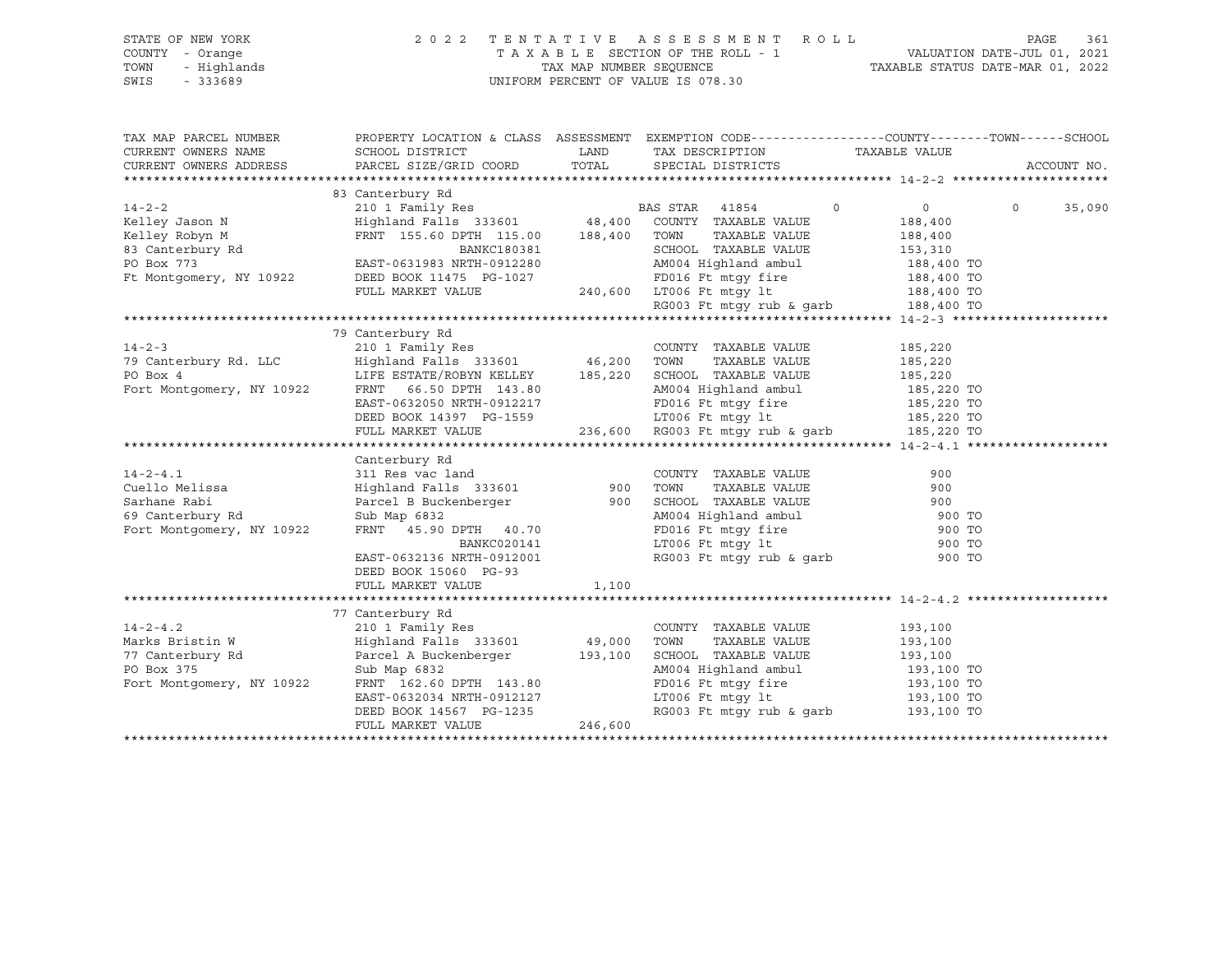STATE OF NEW YORK
COUNTY - Orange
TOWN - Highlands
SWIS - 333689

2022 TENTATIVE ASSESSMENT ROLL
TAXABLE SECTION OF THE ROLL - 1
TAX MAP NUMBER SEQUENCE
UNIFORM PERCENT OF VALUE IS 078.30

VALUATION DATE-JUL 01, 2021
TAXABLE STATUS DATE-MAR 01, 2022

| TAX MAP PARCEL NUMBER / CURRENT OWNERS NAME / CURRENT OWNERS ADDRESS | PROPERTY LOCATION & CLASS / SCHOOL DISTRICT / PARCEL SIZE/GRID COORD | ASSESSMENT LAND / TOTAL | EXEMPTION CODE / TAX DESCRIPTION / SPECIAL DISTRICTS | COUNTY TAXABLE VALUE | TOWN | SCHOOL | ACCOUNT NO. |
|---|---|---|---|---|---|---|---|
| **14-2-2** | 83 Canterbury Rd | | | | | | |
| | 210 1 Family Res | | BAS STAR 41854 | 0 | 0 | 35,090 | |
| Kelley Jason N | Highland Falls 333601 | 48,400 | COUNTY TAXABLE VALUE | 188,400 | | | |
| Kelley Robyn M | FRNT 155.60 DPTH 115.00 | 188,400 | TOWN TAXABLE VALUE | 188,400 | | | |
| 83 Canterbury Rd | BANKC180381 | | SCHOOL TAXABLE VALUE | 153,310 | | | |
| PO Box 773 | EAST-0631983 NRTH-0912280 | | AM004 Highland ambul | 188,400 TO | | | |
| Ft Montgomery, NY 10922 | DEED BOOK 11475 PG-1027 | | FD016 Ft mtgy fire | 188,400 TO | | | |
| | FULL MARKET VALUE | 240,600 | LT006 Ft mtgy lt | 188,400 TO | | | |
| | | | RG003 Ft mtgy rub & garb | 188,400 TO | | | |
| **14-2-3** | 79 Canterbury Rd | | | | | | |
| | 210 1 Family Res | | COUNTY TAXABLE VALUE | 185,220 | | | |
| 79 Canterbury Rd. LLC | Highland Falls 333601 | 46,200 | TOWN TAXABLE VALUE | 185,220 | | | |
| PO Box 4 | LIFE ESTATE/ROBYN KELLEY | 185,220 | SCHOOL TAXABLE VALUE | 185,220 | | | |
| Fort Montgomery, NY 10922 | FRNT 66.50 DPTH 143.80 | | AM004 Highland ambul | 185,220 TO | | | |
| | EAST-0632050 NRTH-0912217 | | FD016 Ft mtgy fire | 185,220 TO | | | |
| | DEED BOOK 14397 PG-1559 | | LT006 Ft mtgy lt | 185,220 TO | | | |
| | FULL MARKET VALUE | 236,600 | RG003 Ft mtgy rub & garb | 185,220 TO | | | |
| **14-2-4.1** | Canterbury Rd | | | | | | |
| | 311 Res vac land | | COUNTY TAXABLE VALUE | 900 | | | |
| Cuello Melissa | Highland Falls 333601 | 900 | TOWN TAXABLE VALUE | 900 | | | |
| Sarhane Rabi | Parcel B Buckenberger | 900 | SCHOOL TAXABLE VALUE | 900 | | | |
| 69 Canterbury Rd | Sub Map 6832 | | AM004 Highland ambul | 900 TO | | | |
| Fort Montgomery, NY 10922 | FRNT 45.90 DPTH 40.70 | | FD016 Ft mtgy fire | 900 TO | | | |
| | BANKC020141 | | LT006 Ft mtgy lt | 900 TO | | | |
| | EAST-0632136 NRTH-0912001 | | RG003 Ft mtgy rub & garb | 900 TO | | | |
| | DEED BOOK 15060 PG-93 | | | | | | |
| | FULL MARKET VALUE | 1,100 | | | | | |
| **14-2-4.2** | 77 Canterbury Rd | | | | | | |
| | 210 1 Family Res | | COUNTY TAXABLE VALUE | 193,100 | | | |
| Marks Bristin W | Highland Falls 333601 | 49,000 | TOWN TAXABLE VALUE | 193,100 | | | |
| 77 Canterbury Rd | Parcel A Buckenberger | 193,100 | SCHOOL TAXABLE VALUE | 193,100 | | | |
| PO Box 375 | Sub Map 6832 | | AM004 Highland ambul | 193,100 TO | | | |
| Fort Montgomery, NY 10922 | FRNT 162.60 DPTH 143.80 | | FD016 Ft mtgy fire | 193,100 TO | | | |
| | EAST-0632034 NRTH-0912127 | | LT006 Ft mtgy lt | 193,100 TO | | | |
| | DEED BOOK 14567 PG-1235 | | RG003 Ft mtgy rub & garb | 193,100 TO | | | |
| | FULL MARKET VALUE | 246,600 | | | | | |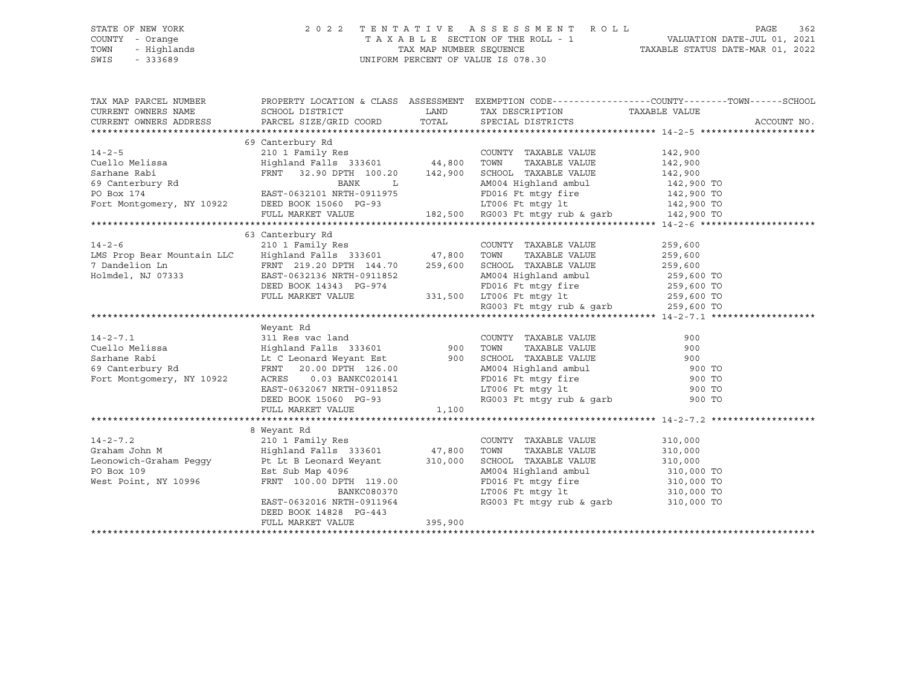STATE OF NEW YORK | COUNTY - Orange | TOWN - Highlands | SWIS - 333689

# 2022 TENTATIVE ASSESSMENT ROLL

TAXABLE SECTION OF THE ROLL - 1
TAX MAP NUMBER SEQUENCE
UNIFORM PERCENT OF VALUE IS 078.30

VALUATION DATE-JUL 01, 2021
TAXABLE STATUS DATE-MAR 01, 2022

| TAX MAP PARCEL NUMBER / CURRENT OWNERS NAME / CURRENT OWNERS ADDRESS | PROPERTY LOCATION & CLASS / SCHOOL DISTRICT / PARCEL SIZE/GRID COORD | ASSESSMENT LAND / TOTAL | EXEMPTION CODE / TAX DESCRIPTION / SPECIAL DISTRICTS | TAXABLE VALUE (COUNTY / TOWN / SCHOOL) | ACCOUNT NO. |
|---|---|---|---|---|---|
| **14-2-5** | 69 Canterbury Rd | | | | |
| | 210 1 Family Res | | COUNTY TAXABLE VALUE | 142,900 | |
| Cuello Melissa | Highland Falls 333601 | 44,800 | TOWN TAXABLE VALUE | 142,900 | |
| Sarhane Rabi | FRNT 32.90 DPTH 100.20 | 142,900 | SCHOOL TAXABLE VALUE | 142,900 | |
| 69 Canterbury Rd | BANK L | | AM004 Highland ambul | 142,900 TO | |
| PO Box 174 | EAST-0632101 NRTH-0911975 | | FD016 Ft mtgy fire | 142,900 TO | |
| Fort Montgomery, NY 10922 | DEED BOOK 15060 PG-93 | | LT006 Ft mtgy lt | 142,900 TO | |
| | FULL MARKET VALUE | 182,500 | RG003 Ft mtgy rub & garb | 142,900 TO | |
| **14-2-6** | 63 Canterbury Rd | | | | |
| | 210 1 Family Res | | COUNTY TAXABLE VALUE | 259,600 | |
| LMS Prop Bear Mountain LLC | Highland Falls 333601 | 47,800 | TOWN TAXABLE VALUE | 259,600 | |
| 7 Dandelion Ln | FRNT 219.20 DPTH 144.70 | 259,600 | SCHOOL TAXABLE VALUE | 259,600 | |
| Holmdel, NJ 07333 | EAST-0632136 NRTH-0911852 | | AM004 Highland ambul | 259,600 TO | |
| | DEED BOOK 14343 PG-974 | | FD016 Ft mtgy fire | 259,600 TO | |
| | FULL MARKET VALUE | 331,500 | LT006 Ft mtgy lt | 259,600 TO | |
| | | | RG003 Ft mtgy rub & garb | 259,600 TO | |
| **14-2-7.1** | Weyant Rd | | | | |
| | 311 Res vac land | | COUNTY TAXABLE VALUE | 900 | |
| Cuello Melissa | Highland Falls 333601 | 900 | TOWN TAXABLE VALUE | 900 | |
| Sarhane Rabi | Lt C Leonard Weyant Est | 900 | SCHOOL TAXABLE VALUE | 900 | |
| 69 Canterbury Rd | FRNT 20.00 DPTH 126.00 | | AM004 Highland ambul | 900 TO | |
| Fort Montgomery, NY 10922 | ACRES 0.03 BANKC020141 | | FD016 Ft mtgy fire | 900 TO | |
| | EAST-0632067 NRTH-0911852 | | LT006 Ft mtgy lt | 900 TO | |
| | DEED BOOK 15060 PG-93 | | RG003 Ft mtgy rub & garb | 900 TO | |
| | FULL MARKET VALUE | 1,100 | | | |
| **14-2-7.2** | 8 Weyant Rd | | | | |
| | 210 1 Family Res | | COUNTY TAXABLE VALUE | 310,000 | |
| Graham John M | Highland Falls 333601 | 47,800 | TOWN TAXABLE VALUE | 310,000 | |
| Leonowich-Graham Peggy | Pt Lt B Leonard Weyant | 310,000 | SCHOOL TAXABLE VALUE | 310,000 | |
| PO Box 109 | Est Sub Map 4096 | | AM004 Highland ambul | 310,000 TO | |
| West Point, NY 10996 | FRNT 100.00 DPTH 119.00 | | FD016 Ft mtgy fire | 310,000 TO | |
| | BANKC080370 | | LT006 Ft mtgy lt | 310,000 TO | |
| | EAST-0632016 NRTH-0911964 | | RG003 Ft mtgy rub & garb | 310,000 TO | |
| | DEED BOOK 14828 PG-443 | | | | |
| | FULL MARKET VALUE | 395,900 | | | |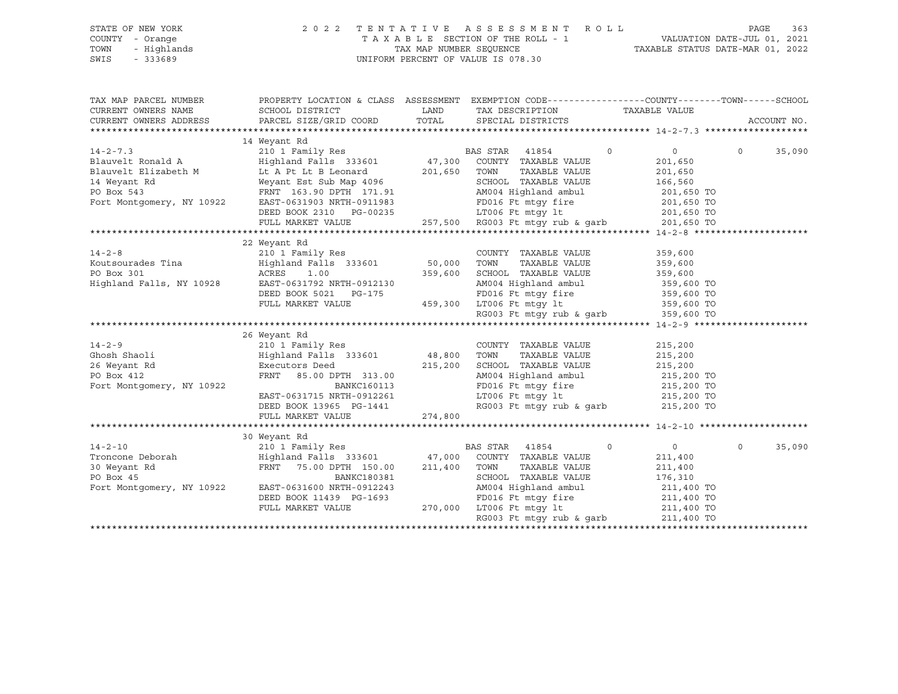STATE OF NEW YORK — COUNTY - Orange — TOWN - Highlands — SWIS - 333689

2022 TENTATIVE ASSESSMENT ROLL
TAXABLE SECTION OF THE ROLL - 1
TAX MAP NUMBER SEQUENCE
UNIFORM PERCENT OF VALUE IS 078.30

VALUATION DATE-JUL 01, 2021
TAXABLE STATUS DATE-MAR 01, 2022

| TAX MAP PARCEL NUMBER / CURRENT OWNERS NAME / CURRENT OWNERS ADDRESS | PROPERTY LOCATION & CLASS / SCHOOL DISTRICT / PARCEL SIZE/GRID COORD | ASSESSMENT LAND / TOTAL | EXEMPTION CODE / TAX DESCRIPTION / SPECIAL DISTRICTS | COUNTY | TOWN | SCHOOL / TAXABLE VALUE |
|---|---|---|---|---|---|---|
| **14-2-7.3** | 14 Weyant Rd | | | | | |
| 14-2-7.3 | 210 1 Family Res | | BAS STAR 41854 | 0 | 0 | 0 35,090 |
| Blauvelt Ronald A | Highland Falls 333601 | 47,300 | COUNTY TAXABLE VALUE | 201,650 | | |
| Blauvelt Elizabeth M | Lt A Pt Lt B Leonard | 201,650 | TOWN TAXABLE VALUE | 201,650 | | |
| 14 Weyant Rd | Weyant Est Sub Map 4096 | | SCHOOL TAXABLE VALUE | 166,560 | | |
| PO Box 543 | FRNT 163.90 DPTH 171.91 | | AM004 Highland ambul | 201,650 TO | | |
| Fort Montgomery, NY 10922 | EAST-0631903 NRTH-0911983 | | FD016 Ft mtgy fire | 201,650 TO | | |
| | DEED BOOK 2310 PG-00235 | | LT006 Ft mtgy lt | 201,650 TO | | |
| | FULL MARKET VALUE | 257,500 | RG003 Ft mtgy rub & garb | 201,650 TO | | |
| **14-2-8** | 22 Weyant Rd | | | | | |
| 14-2-8 | 210 1 Family Res | | COUNTY TAXABLE VALUE | 359,600 | | |
| Koutsourades Tina | Highland Falls 333601 | 50,000 | TOWN TAXABLE VALUE | 359,600 | | |
| PO Box 301 | ACRES 1.00 | 359,600 | SCHOOL TAXABLE VALUE | 359,600 | | |
| Highland Falls, NY 10928 | EAST-0631792 NRTH-0912130 | | AM004 Highland ambul | 359,600 TO | | |
| | DEED BOOK 5021 PG-175 | | FD016 Ft mtgy fire | 359,600 TO | | |
| | FULL MARKET VALUE | 459,300 | LT006 Ft mtgy lt | 359,600 TO | | |
| | | | RG003 Ft mtgy rub & garb | 359,600 TO | | |
| **14-2-9** | 26 Weyant Rd | | | | | |
| 14-2-9 | 210 1 Family Res | | COUNTY TAXABLE VALUE | 215,200 | | |
| Ghosh Shaoli | Highland Falls 333601 | 48,800 | TOWN TAXABLE VALUE | 215,200 | | |
| 26 Weyant Rd | Executors Deed | 215,200 | SCHOOL TAXABLE VALUE | 215,200 | | |
| PO Box 412 | FRNT 85.00 DPTH 313.00 | | AM004 Highland ambul | 215,200 TO | | |
| Fort Montgomery, NY 10922 | BANKC160113 | | FD016 Ft mtgy fire | 215,200 TO | | |
| | EAST-0631715 NRTH-0912261 | | LT006 Ft mtgy lt | 215,200 TO | | |
| | DEED BOOK 13965 PG-1441 | | RG003 Ft mtgy rub & garb | 215,200 TO | | |
| | FULL MARKET VALUE | 274,800 | | | | |
| **14-2-10** | 30 Weyant Rd | | | | | |
| 14-2-10 | 210 1 Family Res | | BAS STAR 41854 | 0 | 0 | 0 35,090 |
| Troncone Deborah | Highland Falls 333601 | 47,000 | COUNTY TAXABLE VALUE | 211,400 | | |
| 30 Weyant Rd | FRNT 75.00 DPTH 150.00 | 211,400 | TOWN TAXABLE VALUE | 211,400 | | |
| PO Box 45 | BANKC180381 | | SCHOOL TAXABLE VALUE | 176,310 | | |
| Fort Montgomery, NY 10922 | EAST-0631600 NRTH-0912243 | | AM004 Highland ambul | 211,400 TO | | |
| | DEED BOOK 11439 PG-1693 | | FD016 Ft mtgy fire | 211,400 TO | | |
| | FULL MARKET VALUE | 270,000 | LT006 Ft mtgy lt | 211,400 TO | | |
| | | | RG003 Ft mtgy rub & garb | 211,400 TO | | |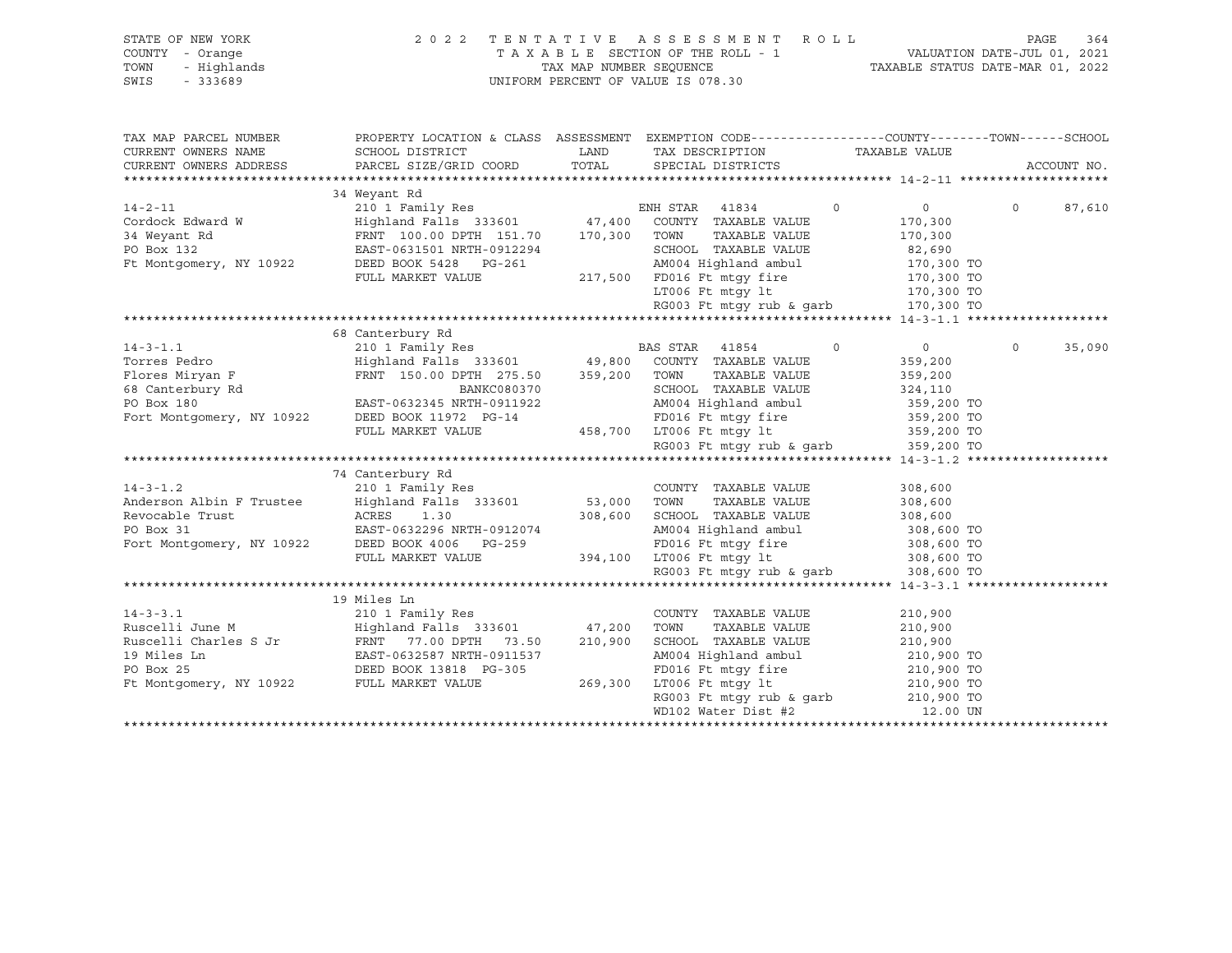STATE OF NEW YORK | 2022 TENTATIVE ASSESSMENT ROLL | VALUATION DATE-JUL 01, 2021
COUNTY - Orange | TAXABLE SECTION OF THE ROLL - 1 | TAXABLE STATUS DATE-MAR 01, 2022
TOWN - Highlands | TAX MAP NUMBER SEQUENCE
SWIS - 333689 | UNIFORM PERCENT OF VALUE IS 078.30

| TAX MAP PARCEL NUMBER / CURRENT OWNERS NAME / CURRENT OWNERS ADDRESS | PROPERTY LOCATION & CLASS / SCHOOL DISTRICT / PARCEL SIZE/GRID COORD | ASSESSMENT LAND / TOTAL | EXEMPTION CODE / TAX DESCRIPTION / SPECIAL DISTRICTS | COUNTY | TOWN | SCHOOL / TAXABLE VALUE | ACCOUNT NO. |
|---|---|---|---|---|---|---|---|
| **14-2-11** | 34 Weyant Rd | | | | | | |
| 14-2-11 | 210 1 Family Res | | ENH STAR 41834 | 0 | 0 | 0 87,610 | |
| Cordock Edward W | Highland Falls 333601 | 47,400 | COUNTY TAXABLE VALUE | 170,300 | | | |
| 34 Weyant Rd | FRNT 100.00 DPTH 151.70 | 170,300 | TOWN TAXABLE VALUE | | 170,300 | | |
| PO Box 132 | EAST-0631501 NRTH-0912294 | | SCHOOL TAXABLE VALUE | | | 82,690 | |
| Ft Montgomery, NY 10922 | DEED BOOK 5428 PG-261 | | AM004 Highland ambul | 170,300 TO | | | |
| | FULL MARKET VALUE | 217,500 | FD016 Ft mtgy fire | 170,300 TO | | | |
| | | | LT006 Ft mtgy lt | 170,300 TO | | | |
| | | | RG003 Ft mtgy rub & garb | 170,300 TO | | | |
| **14-3-1.1** | 68 Canterbury Rd | | | | | | |
| 14-3-1.1 | 210 1 Family Res | | BAS STAR 41854 | 0 | 0 | 0 35,090 | |
| Torres Pedro | Highland Falls 333601 | 49,800 | COUNTY TAXABLE VALUE | 359,200 | | | |
| Flores Miryan F | FRNT 150.00 DPTH 275.50 | 359,200 | TOWN TAXABLE VALUE | | 359,200 | | |
| 68 Canterbury Rd | BANKC080370 | | SCHOOL TAXABLE VALUE | | | 324,110 | |
| PO Box 180 | EAST-0632345 NRTH-0911922 | | AM004 Highland ambul | 359,200 TO | | | |
| Fort Montgomery, NY 10922 | DEED BOOK 11972 PG-14 | | FD016 Ft mtgy fire | 359,200 TO | | | |
| | FULL MARKET VALUE | 458,700 | LT006 Ft mtgy lt | 359,200 TO | | | |
| | | | RG003 Ft mtgy rub & garb | 359,200 TO | | | |
| **14-3-1.2** | 74 Canterbury Rd | | | | | | |
| 14-3-1.2 | 210 1 Family Res | | COUNTY TAXABLE VALUE | 308,600 | | | |
| Anderson Albin F Trustee | Highland Falls 333601 | 53,000 | TOWN TAXABLE VALUE | | 308,600 | | |
| Revocable Trust | ACRES 1.30 | 308,600 | SCHOOL TAXABLE VALUE | | | 308,600 | |
| PO Box 31 | EAST-0632296 NRTH-0912074 | | AM004 Highland ambul | 308,600 TO | | | |
| Fort Montgomery, NY 10922 | DEED BOOK 4006 PG-259 | | FD016 Ft mtgy fire | 308,600 TO | | | |
| | FULL MARKET VALUE | 394,100 | LT006 Ft mtgy lt | 308,600 TO | | | |
| | | | RG003 Ft mtgy rub & garb | 308,600 TO | | | |
| **14-3-3.1** | 19 Miles Ln | | | | | | |
| 14-3-3.1 | 210 1 Family Res | | COUNTY TAXABLE VALUE | 210,900 | | | |
| Ruscelli June M | Highland Falls 333601 | 47,200 | TOWN TAXABLE VALUE | | 210,900 | | |
| Ruscelli Charles S Jr | FRNT 77.00 DPTH 73.50 | 210,900 | SCHOOL TAXABLE VALUE | | | 210,900 | |
| 19 Miles Ln | EAST-0632587 NRTH-0911537 | | AM004 Highland ambul | 210,900 TO | | | |
| PO Box 25 | DEED BOOK 13818 PG-305 | | FD016 Ft mtgy fire | 210,900 TO | | | |
| Ft Montgomery, NY 10922 | FULL MARKET VALUE | 269,300 | LT006 Ft mtgy lt | 210,900 TO | | | |
| | | | RG003 Ft mtgy rub & garb | 210,900 TO | | | |
| | | | WD102 Water Dist #2 | 12.00 UN | | | |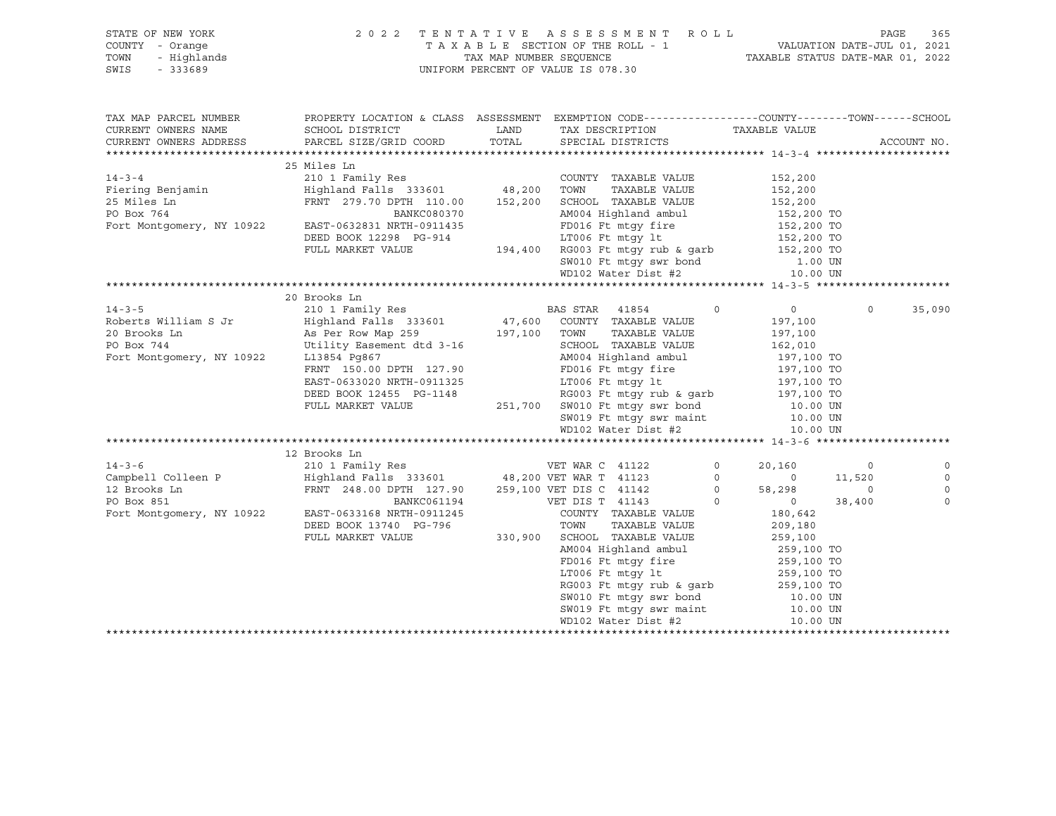STATE OF NEW YORK 2 0 2 2 T E N T A T I V E A S S E S S M E N T R O L L
COUNTY - Orange T A X A B L E SECTION OF THE ROLL - 1 VALUATION DATE-JUL 01, 2021
TOWN - Highlands TAX MAP NUMBER SEQUENCE TAXABLE STATUS DATE-MAR 01, 2022
SWIS - 333689 UNIFORM PERCENT OF VALUE IS 078.30

```
TAX MAP PARCEL NUMBER          PROPERTY LOCATION & CLASS  ASSESSMENT  EXEMPTION CODE------------------COUNTY--------TOWN------SCHOOL
CURRENT OWNERS NAME            SCHOOL DISTRICT               LAND      TAX DESCRIPTION                 TAXABLE VALUE
CURRENT OWNERS ADDRESS         PARCEL SIZE/GRID COORD        TOTAL     SPECIAL DISTRICTS                                          ACCOUNT NO.
******************************************************************************************************* 14-3-4 ********************
                               25 Miles Ln
14-3-4                         210 1 Family Res                        COUNTY  TAXABLE VALUE           152,200
Fiering Benjamin               Highland Falls  333601        48,200    TOWN    TAXABLE VALUE           152,200
25 Miles Ln                    FRNT  279.70 DPTH  110.00    152,200    SCHOOL  TAXABLE VALUE           152,200
PO Box 764                                   BANKC080370               AM004 Highland ambul            152,200 TO
Fort Montgomery, NY 10922      EAST-0632831 NRTH-0911435               FD016 Ft mtgy fire              152,200 TO
                               DEED BOOK 12298  PG-914                 LT006 Ft mtgy lt                152,200 TO
                               FULL MARKET VALUE            194,400    RG003 Ft mtgy rub & garb        152,200 TO
                                                                       SW010 Ft mtgy swr bond             1.00 UN
                                                                       WD102 Water Dist #2               10.00 UN
******************************************************************************************************* 14-3-5 ********************
                               20 Brooks Ln
14-3-5                         210 1 Family Res                        BAS STAR  41854        0             0           0      35,090
Roberts William S Jr           Highland Falls  333601        47,600    COUNTY  TAXABLE VALUE           197,100
20 Brooks Ln                   As Per Row Map 259           197,100    TOWN    TAXABLE VALUE           197,100
PO Box 744                     Utility Easement dtd 3-16               SCHOOL  TAXABLE VALUE           162,010
Fort Montgomery, NY 10922      L13854 Pg867                            AM004 Highland ambul            197,100 TO
                               FRNT  150.00 DPTH  127.90               FD016 Ft mtgy fire              197,100 TO
                               EAST-0633020 NRTH-0911325               LT006 Ft mtgy lt                197,100 TO
                               DEED BOOK 12455  PG-1148                RG003 Ft mtgy rub & garb        197,100 TO
                               FULL MARKET VALUE            251,700    SW010 Ft mtgy swr bond            10.00 UN
                                                                       SW019 Ft mtgy swr maint           10.00 UN
                                                                       WD102 Water Dist #2               10.00 UN
******************************************************************************************************* 14-3-6 ********************
                               12 Brooks Ln
14-3-6                         210 1 Family Res                        VET WAR C 41122        0        20,160           0           0
Campbell Colleen P             Highland Falls  333601        48,200    VET WAR T 41123        0             0      11,520           0
12 Brooks Ln                   FRNT  248.00 DPTH  127.90    259,100    VET DIS C 41142        0        58,298           0           0
PO Box 851                                   BANKC061194               VET DIS T 41143        0             0      38,400           0
Fort Montgomery, NY 10922      EAST-0633168 NRTH-0911245               COUNTY  TAXABLE VALUE           180,642
                               DEED BOOK 13740  PG-796                 TOWN    TAXABLE VALUE           209,180
                               FULL MARKET VALUE            330,900    SCHOOL  TAXABLE VALUE           259,100
                                                                       AM004 Highland ambul            259,100 TO
                                                                       FD016 Ft mtgy fire              259,100 TO
                                                                       LT006 Ft mtgy lt                259,100 TO
                                                                       RG003 Ft mtgy rub & garb        259,100 TO
                                                                       SW010 Ft mtgy swr bond            10.00 UN
                                                                       SW019 Ft mtgy swr maint           10.00 UN
                                                                       WD102 Water Dist #2               10.00 UN
************************************************************************************************************************************
```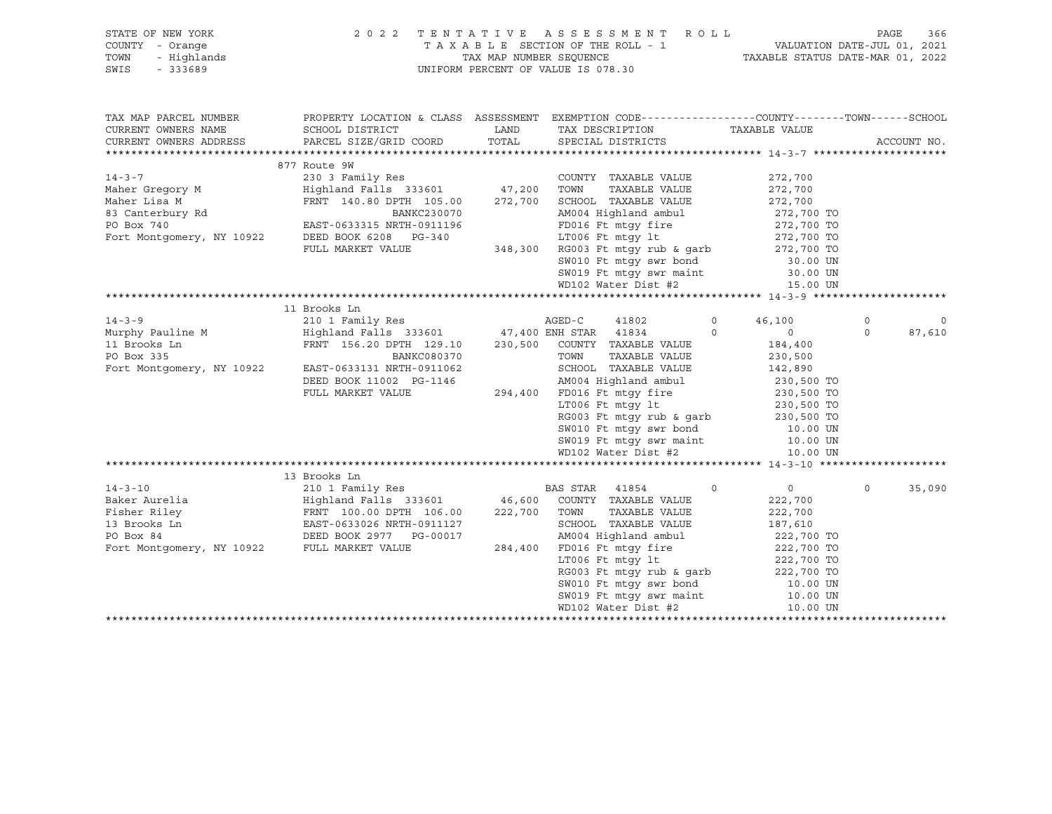STATE OF NEW YORK
COUNTY - Orange
TOWN - Highlands
SWIS - 333689

2022 TENTATIVE ASSESSMENT ROLL
TAXABLE SECTION OF THE ROLL - 1
TAX MAP NUMBER SEQUENCE
UNIFORM PERCENT OF VALUE IS 078.30

VALUATION DATE-JUL 01, 2021
TAXABLE STATUS DATE-MAR 01, 2022

| TAX MAP PARCEL NUMBER / CURRENT OWNERS NAME / CURRENT OWNERS ADDRESS | PROPERTY LOCATION & CLASS / SCHOOL DISTRICT / PARCEL SIZE/GRID COORD | ASSESSMENT LAND | TOTAL | EXEMPTION CODE / TAX DESCRIPTION / SPECIAL DISTRICTS | COUNTY | TOWN | SCHOOL / ACCOUNT NO. |
|---|---|---|---|---|---|---|---|
| **14-3-7** | 877 Route 9W | | | | | | |
| 14-3-7 | 230 3 Family Res | | | COUNTY TAXABLE VALUE | 272,700 | | |
| Maher Gregory M | Highland Falls 333601 | 47,200 | | TOWN TAXABLE VALUE | 272,700 | | |
| Maher Lisa M | FRNT 140.80 DPTH 105.00 | | 272,700 | SCHOOL TAXABLE VALUE | 272,700 | | |
| 83 Canterbury Rd | BANKC230070 | | | AM004 Highland ambul | 272,700 TO | | |
| PO Box 740 | EAST-0633315 NRTH-0911196 | | | FD016 Ft mtgy fire | 272,700 TO | | |
| Fort Montgomery, NY 10922 | DEED BOOK 6208 PG-340 | | | LT006 Ft mtgy lt | 272,700 TO | | |
| | FULL MARKET VALUE | | 348,300 | RG003 Ft mtgy rub & garb | 272,700 TO | | |
| | | | | SW010 Ft mtgy swr bond | 30.00 UN | | |
| | | | | SW019 Ft mtgy swr maint | 30.00 UN | | |
| | | | | WD102 Water Dist #2 | 15.00 UN | | |
| **14-3-9** | 11 Brooks Ln | | | | | | |
| 14-3-9 | 210 1 Family Res | | | AGED-C 41802 0 | 46,100 | 0 | 0 |
| Murphy Pauline M | Highland Falls 333601 | 47,400 | | ENH STAR 41834 0 | 0 | 0 | 87,610 |
| 11 Brooks Ln | FRNT 156.20 DPTH 129.10 | | 230,500 | COUNTY TAXABLE VALUE | 184,400 | | |
| PO Box 335 | BANKC080370 | | | TOWN TAXABLE VALUE | 230,500 | | |
| Fort Montgomery, NY 10922 | EAST-0633131 NRTH-0911062 | | | SCHOOL TAXABLE VALUE | 142,890 | | |
| | DEED BOOK 11002 PG-1146 | | | AM004 Highland ambul | 230,500 TO | | |
| | FULL MARKET VALUE | | 294,400 | FD016 Ft mtgy fire | 230,500 TO | | |
| | | | | LT006 Ft mtgy lt | 230,500 TO | | |
| | | | | RG003 Ft mtgy rub & garb | 230,500 TO | | |
| | | | | SW010 Ft mtgy swr bond | 10.00 UN | | |
| | | | | SW019 Ft mtgy swr maint | 10.00 UN | | |
| | | | | WD102 Water Dist #2 | 10.00 UN | | |
| **14-3-10** | 13 Brooks Ln | | | | | | |
| 14-3-10 | 210 1 Family Res | | | BAS STAR 41854 0 | 0 | 0 | 35,090 |
| Baker Aurelia | Highland Falls 333601 | 46,600 | | COUNTY TAXABLE VALUE | 222,700 | | |
| Fisher Riley | FRNT 100.00 DPTH 106.00 | | 222,700 | TOWN TAXABLE VALUE | 222,700 | | |
| 13 Brooks Ln | EAST-0633026 NRTH-0911127 | | | SCHOOL TAXABLE VALUE | 187,610 | | |
| PO Box 84 | DEED BOOK 2977 PG-00017 | | | AM004 Highland ambul | 222,700 TO | | |
| Fort Montgomery, NY 10922 | FULL MARKET VALUE | | 284,400 | FD016 Ft mtgy fire | 222,700 TO | | |
| | | | | LT006 Ft mtgy lt | 222,700 TO | | |
| | | | | RG003 Ft mtgy rub & garb | 222,700 TO | | |
| | | | | SW010 Ft mtgy swr bond | 10.00 UN | | |
| | | | | SW019 Ft mtgy swr maint | 10.00 UN | | |
| | | | | WD102 Water Dist #2 | 10.00 UN | | |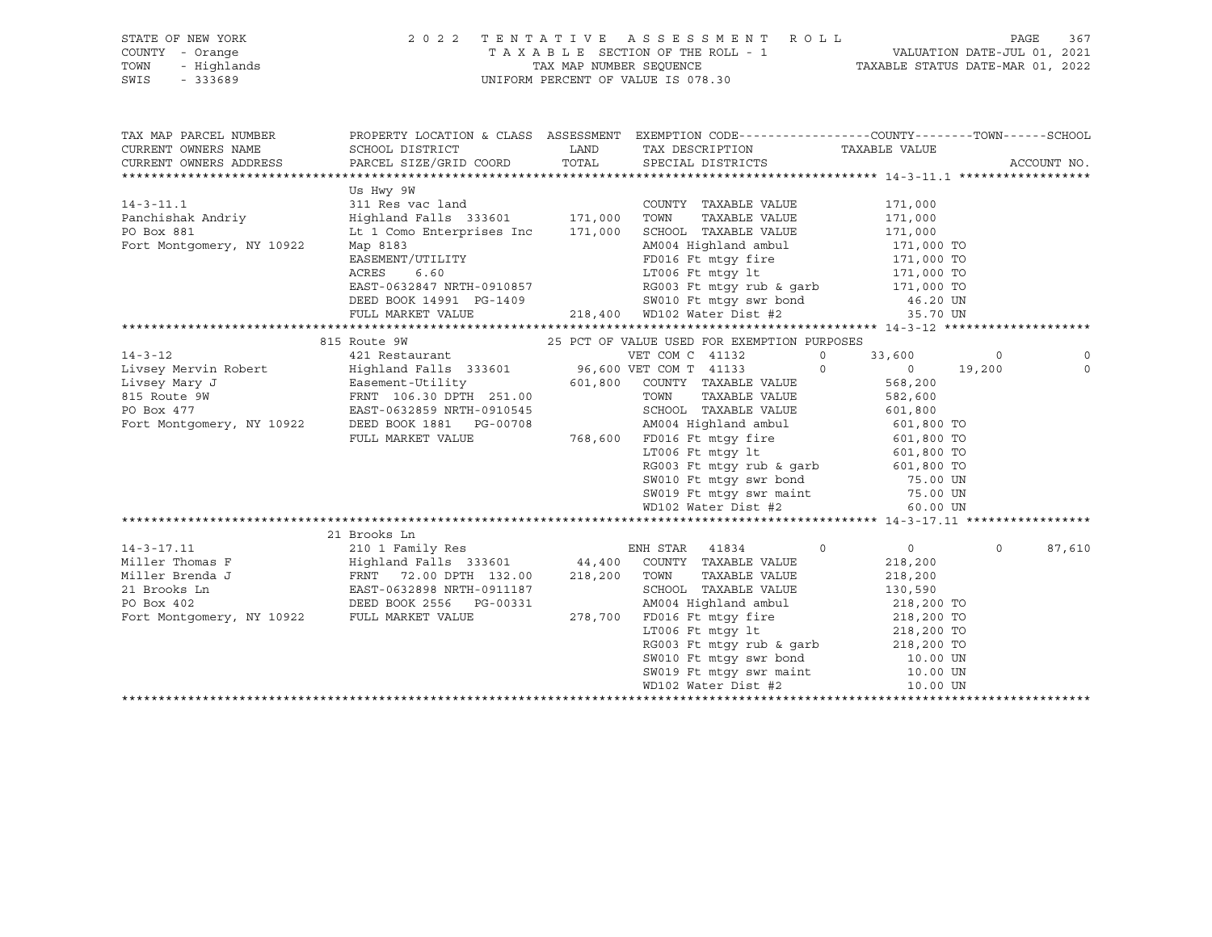STATE OF NEW YORK — 2022 TENTATIVE ASSESSMENT ROLL — PAGE 367
COUNTY - Orange — TAXABLE SECTION OF THE ROLL - 1 — VALUATION DATE-JUL 01, 2021
TOWN - Highlands — TAX MAP NUMBER SEQUENCE — TAXABLE STATUS DATE-MAR 01, 2022
SWIS - 333689 — UNIFORM PERCENT OF VALUE IS 078.30

| TAX MAP PARCEL NUMBER / CURRENT OWNERS NAME / CURRENT OWNERS ADDRESS | PROPERTY LOCATION & CLASS / SCHOOL DISTRICT / PARCEL SIZE/GRID COORD | ASSESSMENT LAND | TOTAL | EXEMPTION CODE / TAX DESCRIPTION / SPECIAL DISTRICTS | COUNTY | TOWN | SCHOOL |
|---|---|---|---|---|---|---|---|
| **14-3-11.1** | Us Hwy 9W | | | | | | |
| 14-3-11.1 | 311 Res vac land | | | COUNTY TAXABLE VALUE | 171,000 | | |
| Panchishak Andriy | Highland Falls 333601 | 171,000 | | TOWN TAXABLE VALUE | 171,000 | | |
| PO Box 881 | Lt 1 Como Enterprises Inc | | 171,000 | SCHOOL TAXABLE VALUE | 171,000 | | |
| Fort Montgomery, NY 10922 | Map 8183 | | | AM004 Highland ambul | 171,000 TO | | |
| | EASEMENT/UTILITY | | | FD016 Ft mtgy fire | 171,000 TO | | |
| | ACRES 6.60 | | | LT006 Ft mtgy lt | 171,000 TO | | |
| | EAST-0632847 NRTH-0910857 | | | RG003 Ft mtgy rub & garb | 171,000 TO | | |
| | DEED BOOK 14991 PG-1409 | | | SW010 Ft mtgy swr bond | 46.20 UN | | |
| | FULL MARKET VALUE | | 218,400 | WD102 Water Dist #2 | 35.70 UN | | |
| **14-3-12** | 815 Route 9W | | | 25 PCT OF VALUE USED FOR EXEMPTION PURPOSES | | | |
| 14-3-12 | 421 Restaurant | | | VET COM C 41132 0 | 33,600 | 0 | 0 |
| Livsey Mervin Robert | Highland Falls 333601 | 96,600 | | VET COM T 41133 0 | 0 | 19,200 | 0 |
| Livsey Mary J | Easement-Utility | | 601,800 | COUNTY TAXABLE VALUE | 568,200 | | |
| 815 Route 9W | FRNT 106.30 DPTH 251.00 | | | TOWN TAXABLE VALUE | 582,600 | | |
| PO Box 477 | EAST-0632859 NRTH-0910545 | | | SCHOOL TAXABLE VALUE | 601,800 | | |
| Fort Montgomery, NY 10922 | DEED BOOK 1881 PG-00708 | | | AM004 Highland ambul | 601,800 TO | | |
| | FULL MARKET VALUE | | 768,600 | FD016 Ft mtgy fire | 601,800 TO | | |
| | | | | LT006 Ft mtgy lt | 601,800 TO | | |
| | | | | RG003 Ft mtgy rub & garb | 601,800 TO | | |
| | | | | SW010 Ft mtgy swr bond | 75.00 UN | | |
| | | | | SW019 Ft mtgy swr maint | 75.00 UN | | |
| | | | | WD102 Water Dist #2 | 60.00 UN | | |
| **14-3-17.11** | 21 Brooks Ln | | | | | | |
| 14-3-17.11 | 210 1 Family Res | | | ENH STAR 41834 0 | 0 | 0 | 87,610 |
| Miller Thomas F | Highland Falls 333601 | 44,400 | | COUNTY TAXABLE VALUE | 218,200 | | |
| Miller Brenda J | FRNT 72.00 DPTH 132.00 | | 218,200 | TOWN TAXABLE VALUE | 218,200 | | |
| 21 Brooks Ln | EAST-0632898 NRTH-0911187 | | | SCHOOL TAXABLE VALUE | 130,590 | | |
| PO Box 402 | DEED BOOK 2556 PG-00331 | | | AM004 Highland ambul | 218,200 TO | | |
| Fort Montgomery, NY 10922 | FULL MARKET VALUE | | 278,700 | FD016 Ft mtgy fire | 218,200 TO | | |
| | | | | LT006 Ft mtgy lt | 218,200 TO | | |
| | | | | RG003 Ft mtgy rub & garb | 218,200 TO | | |
| | | | | SW010 Ft mtgy swr bond | 10.00 UN | | |
| | | | | SW019 Ft mtgy swr maint | 10.00 UN | | |
| | | | | WD102 Water Dist #2 | 10.00 UN | | |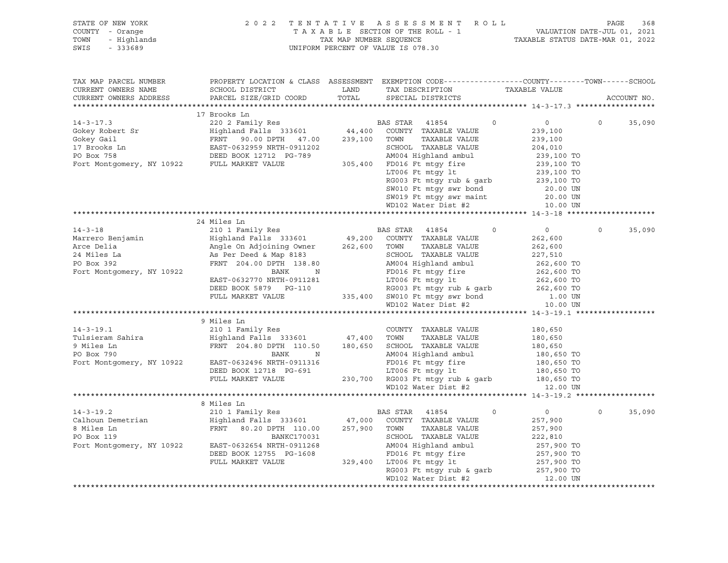STATE OF NEW YORK — 2022 TENTATIVE ASSESSMENT ROLL — PAGE 368
COUNTY - Orange — TAXABLE SECTION OF THE ROLL - 1 — VALUATION DATE-JUL 01, 2021
TOWN - Highlands — TAX MAP NUMBER SEQUENCE — TAXABLE STATUS DATE-MAR 01, 2022
SWIS - 333689 — UNIFORM PERCENT OF VALUE IS 078.30

| TAX MAP PARCEL NUMBER / CURRENT OWNERS NAME / CURRENT OWNERS ADDRESS | PROPERTY LOCATION & CLASS / SCHOOL DISTRICT / PARCEL SIZE/GRID COORD | ASSESSMENT LAND / TOTAL | EXEMPTION CODE / TAX DESCRIPTION / SPECIAL DISTRICTS | COUNTY | TOWN | SCHOOL / TAXABLE VALUE / ACCOUNT NO. |
|---|---|---|---|---|---|---|
| **14-3-17.3** | 17 Brooks Ln | | | | | |
| 14-3-17.3 | 220 2 Family Res | | BAS STAR 41854 | 0 | 0 | 0 35,090 |
| Gokey Robert Sr | Highland Falls 333601 | 44,400 | COUNTY TAXABLE VALUE | 239,100 | | |
| Gokey Gail | FRNT 90.00 DPTH 47.00 | 239,100 | TOWN TAXABLE VALUE | 239,100 | | |
| 17 Brooks Ln | EAST-0632959 NRTH-0911202 | | SCHOOL TAXABLE VALUE | 204,010 | | |
| PO Box 758 | DEED BOOK 12712 PG-789 | | AM004 Highland ambul | 239,100 TO | | |
| Fort Montgomery, NY 10922 | FULL MARKET VALUE | 305,400 | FD016 Ft mtgy fire | 239,100 TO | | |
| | | | LT006 Ft mtgy lt | 239,100 TO | | |
| | | | RG003 Ft mtgy rub & garb | 239,100 TO | | |
| | | | SW010 Ft mtgy swr bond | 20.00 UN | | |
| | | | SW019 Ft mtgy swr maint | 20.00 UN | | |
| | | | WD102 Water Dist #2 | 10.00 UN | | |
| **14-3-18** | 24 Miles Ln | | | | | |
| 14-3-18 | 210 1 Family Res | | BAS STAR 41854 | 0 | 0 | 0 35,090 |
| Marrero Benjamin | Highland Falls 333601 | 49,200 | COUNTY TAXABLE VALUE | 262,600 | | |
| Arce Delia | Angle On Adjoining Owner | 262,600 | TOWN TAXABLE VALUE | 262,600 | | |
| 24 Miles La | As Per Deed & Map 8183 | | SCHOOL TAXABLE VALUE | 227,510 | | |
| PO Box 392 | FRNT 204.00 DPTH 138.80 | | AM004 Highland ambul | 262,600 TO | | |
| Fort Montgomery, NY 10922 | BANK N | | FD016 Ft mtgy fire | 262,600 TO | | |
| | EAST-0632770 NRTH-0911281 | | LT006 Ft mtgy lt | 262,600 TO | | |
| | DEED BOOK 5879 PG-110 | | RG003 Ft mtgy rub & garb | 262,600 TO | | |
| | FULL MARKET VALUE | 335,400 | SW010 Ft mtgy swr bond | 1.00 UN | | |
| | | | WD102 Water Dist #2 | 10.00 UN | | |
| **14-3-19.1** | 9 Miles Ln | | | | | |
| 14-3-19.1 | 210 1 Family Res | | COUNTY TAXABLE VALUE | 180,650 | | |
| Tulsieram Sahira | Highland Falls 333601 | 47,400 | TOWN TAXABLE VALUE | 180,650 | | |
| 9 Miles Ln | FRNT 204.80 DPTH 110.50 | 180,650 | SCHOOL TAXABLE VALUE | 180,650 | | |
| PO Box 790 | BANK N | | AM004 Highland ambul | 180,650 TO | | |
| Fort Montgomery, NY 10922 | EAST-0632496 NRTH-0911316 | | FD016 Ft mtgy fire | 180,650 TO | | |
| | DEED BOOK 12718 PG-691 | | LT006 Ft mtgy lt | 180,650 TO | | |
| | FULL MARKET VALUE | 230,700 | RG003 Ft mtgy rub & garb | 180,650 TO | | |
| | | | WD102 Water Dist #2 | 12.00 UN | | |
| **14-3-19.2** | 8 Miles Ln | | | | | |
| 14-3-19.2 | 210 1 Family Res | | BAS STAR 41854 | 0 | 0 | 0 35,090 |
| Calhoun Demetrian | Highland Falls 333601 | 47,000 | COUNTY TAXABLE VALUE | 257,900 | | |
| 8 Miles Ln | FRNT 80.20 DPTH 110.00 | 257,900 | TOWN TAXABLE VALUE | 257,900 | | |
| PO Box 119 | BANKC170031 | | SCHOOL TAXABLE VALUE | 222,810 | | |
| Fort Montgomery, NY 10922 | EAST-0632654 NRTH-0911268 | | AM004 Highland ambul | 257,900 TO | | |
| | DEED BOOK 12755 PG-1608 | | FD016 Ft mtgy fire | 257,900 TO | | |
| | FULL MARKET VALUE | 329,400 | LT006 Ft mtgy lt | 257,900 TO | | |
| | | | RG003 Ft mtgy rub & garb | 257,900 TO | | |
| | | | WD102 Water Dist #2 | 12.00 UN | | |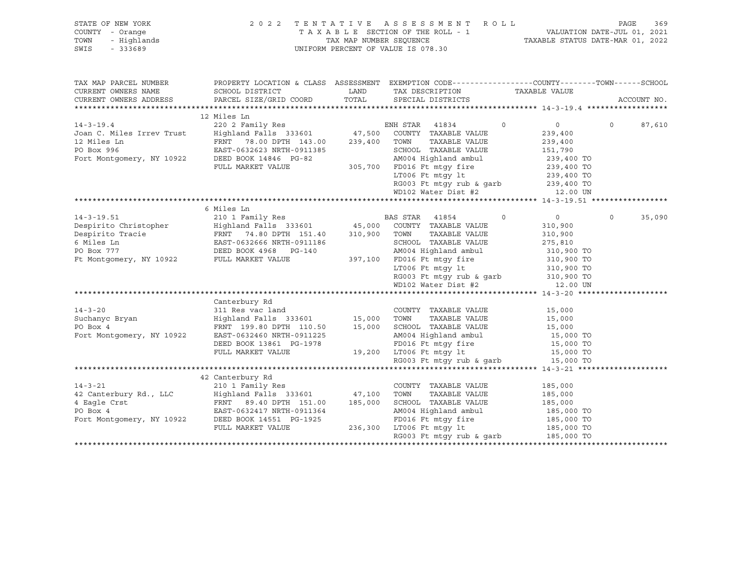STATE OF NEW YORK
COUNTY - Orange
TOWN - Highlands
SWIS - 333689

2 0 2 2 T E N T A T I V E A S S E S S M E N T R O L L
T A X A B L E SECTION OF THE ROLL - 1
TAX MAP NUMBER SEQUENCE
UNIFORM PERCENT OF VALUE IS 078.30

VALUATION DATE-JUL 01, 2021
TAXABLE STATUS DATE-MAR 01, 2022

```
TAX MAP PARCEL NUMBER      PROPERTY LOCATION & CLASS  ASSESSMENT  EXEMPTION CODE------------------COUNTY--------TOWN------SCHOOL
CURRENT OWNERS NAME        SCHOOL DISTRICT               LAND      TAX DESCRIPTION            TAXABLE VALUE
CURRENT OWNERS ADDRESS     PARCEL SIZE/GRID COORD        TOTAL     SPECIAL DISTRICTS                                  ACCOUNT NO.
******************************************************************************************************* 14-3-19.4 ******************
                           12 Miles Ln
14-3-19.4                  220 2 Family Res                       ENH STAR  41834         0           0           0      87,610
Joan C. Miles Irrev Trust  Highland Falls 333601       47,500    COUNTY  TAXABLE VALUE          239,400
12 Miles Ln                FRNT   78.00 DPTH 143.00   239,400    TOWN    TAXABLE VALUE          239,400
PO Box 996                 EAST-0632623 NRTH-0911385             SCHOOL  TAXABLE VALUE          151,790
Fort Montgomery, NY 10922  DEED BOOK 14846  PG-82                AM004 Highland ambul            239,400 TO
                           FULL MARKET VALUE          305,700    FD016 Ft mtgy fire              239,400 TO
                                                                 LT006 Ft mtgy lt                239,400 TO
                                                                 RG003 Ft mtgy rub & garb        239,400 TO
                                                                 WD102 Water Dist #2               12.00 UN
******************************************************************************************************* 14-3-19.51 *****************
                           6 Miles Ln
14-3-19.51                 210 1 Family Res                       BAS STAR  41854         0           0           0      35,090
Despirito Christopher      Highland Falls 333601       45,000    COUNTY  TAXABLE VALUE          310,900
Despirito Tracie           FRNT   74.80 DPTH 151.40   310,900    TOWN    TAXABLE VALUE          310,900
6 Miles Ln                 EAST-0632666 NRTH-0911186             SCHOOL  TAXABLE VALUE          275,810
PO Box 777                 DEED BOOK 4968    PG-140              AM004 Highland ambul            310,900 TO
Ft Montgomery, NY 10922    FULL MARKET VALUE          397,100    FD016 Ft mtgy fire              310,900 TO
                                                                 LT006 Ft mtgy lt                310,900 TO
                                                                 RG003 Ft mtgy rub & garb        310,900 TO
                                                                 WD102 Water Dist #2               12.00 UN
******************************************************************************************************* 14-3-20 ********************
                           Canterbury Rd
14-3-20                    311 Res vac land                       COUNTY  TAXABLE VALUE           15,000
Suchanyc Bryan             Highland Falls 333601       15,000    TOWN    TAXABLE VALUE           15,000
PO Box 4                   FRNT  199.80 DPTH 110.50    15,000    SCHOOL  TAXABLE VALUE           15,000
Fort Montgomery, NY 10922  EAST-0632460 NRTH-0911225             AM004 Highland ambul             15,000 TO
                           DEED BOOK 13861  PG-1978              FD016 Ft mtgy fire               15,000 TO
                           FULL MARKET VALUE           19,200    LT006 Ft mtgy lt                 15,000 TO
                                                                 RG003 Ft mtgy rub & garb         15,000 TO
******************************************************************************************************* 14-3-21 ********************
                           42 Canterbury Rd
14-3-21                    210 1 Family Res                       COUNTY  TAXABLE VALUE          185,000
42 Canterbury Rd., LLC     Highland Falls 333601       47,100    TOWN    TAXABLE VALUE          185,000
4 Eagle Crst               FRNT   89.40 DPTH 151.00   185,000    SCHOOL  TAXABLE VALUE          185,000
PO Box 4                   EAST-0632417 NRTH-0911364             AM004 Highland ambul            185,000 TO
Fort Montgomery, NY 10922  DEED BOOK 14551  PG-1925              FD016 Ft mtgy fire              185,000 TO
                           FULL MARKET VALUE          236,300    LT006 Ft mtgy lt                185,000 TO
                                                                 RG003 Ft mtgy rub & garb        185,000 TO
************************************************************************************************************************************
```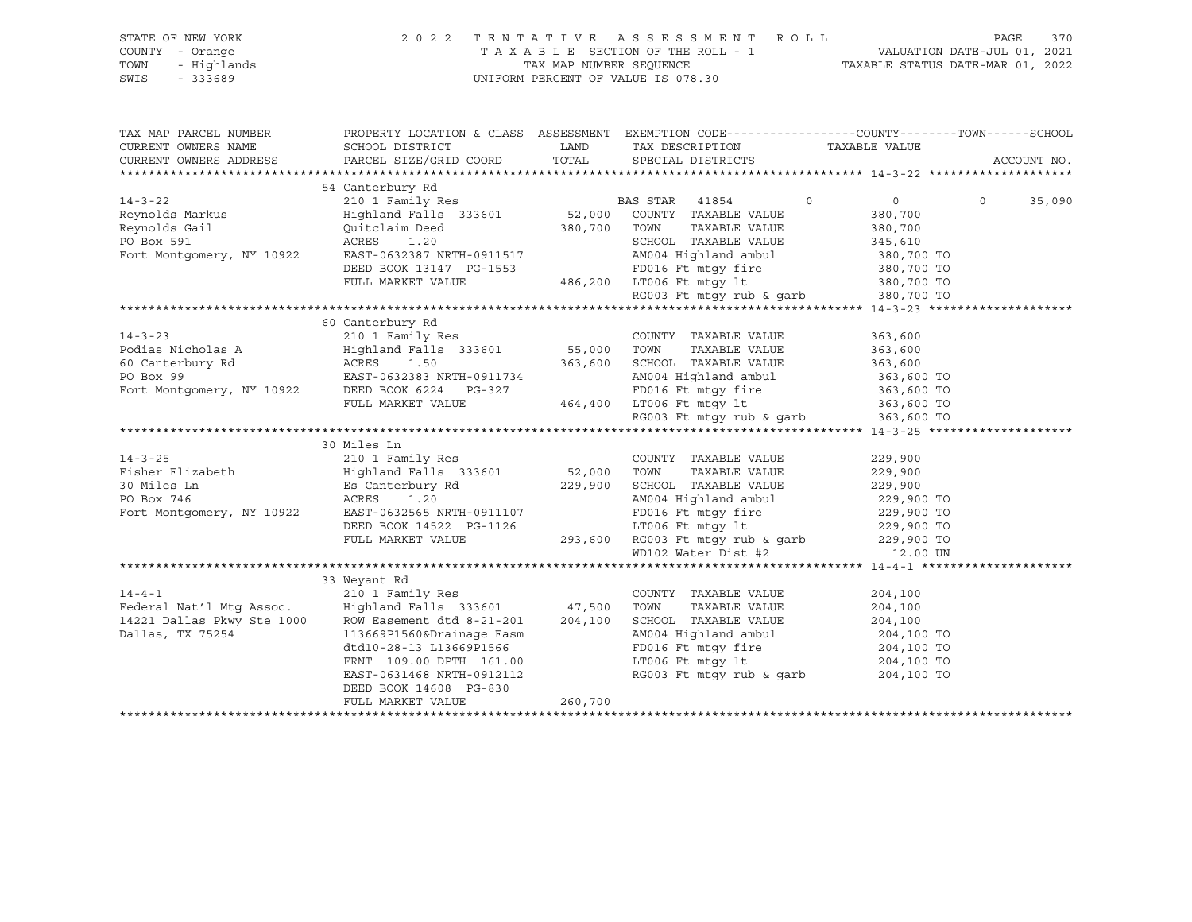STATE OF NEW YORK                2 0 2 2   T E N T A T I V E   A S S E S S M E N T   R O L L
COUNTY - Orange                  T A X A B L E  SECTION OF THE ROLL - 1          VALUATION DATE-JUL 01, 2021
TOWN - Highlands                 TAX MAP NUMBER SEQUENCE                         TAXABLE STATUS DATE-MAR 01, 2022
SWIS - 333689                    UNIFORM PERCENT OF VALUE IS 078.30

| TAX MAP PARCEL NUMBER / CURRENT OWNERS NAME / CURRENT OWNERS ADDRESS | PROPERTY LOCATION & CLASS / SCHOOL DISTRICT / PARCEL SIZE/GRID COORD | ASSESSMENT LAND | TOTAL | EXEMPTION CODE / TAX DESCRIPTION / SPECIAL DISTRICTS | COUNTY TAXABLE VALUE | TOWN | SCHOOL | ACCOUNT NO. |
|---|---|---|---|---|---|---|---|---|
| **14-3-22** | 54 Canterbury Rd | | | | | | | |
| Reynolds Markus | 210 1 Family Res | | | BAS STAR 41854 | 0 | 0 | 0 | 35,090 |
| Reynolds Gail | Highland Falls 333601 | 52,000 | | COUNTY TAXABLE VALUE | 380,700 | | | |
| PO Box 591 | Quitclaim Deed | | 380,700 | TOWN TAXABLE VALUE | 380,700 | | | |
| Fort Montgomery, NY 10922 | ACRES 1.20 | | | SCHOOL TAXABLE VALUE | 345,610 | | | |
| | EAST-0632387 NRTH-0911517 | | | AM004 Highland ambul | 380,700 TO | | | |
| | DEED BOOK 13147 PG-1553 | | | FD016 Ft mtgy fire | 380,700 TO | | | |
| | FULL MARKET VALUE | | 486,200 | LT006 Ft mtgy lt | 380,700 TO | | | |
| | | | | RG003 Ft mtgy rub & garb | 380,700 TO | | | |
| **14-3-23** | 60 Canterbury Rd | | | | | | | |
| Podias Nicholas A | 210 1 Family Res | | | COUNTY TAXABLE VALUE | 363,600 | | | |
| 60 Canterbury Rd | Highland Falls 333601 | 55,000 | | TOWN TAXABLE VALUE | 363,600 | | | |
| PO Box 99 | ACRES 1.50 | | 363,600 | SCHOOL TAXABLE VALUE | 363,600 | | | |
| Fort Montgomery, NY 10922 | EAST-0632383 NRTH-0911734 | | | AM004 Highland ambul | 363,600 TO | | | |
| | DEED BOOK 6224 PG-327 | | | FD016 Ft mtgy fire | 363,600 TO | | | |
| | FULL MARKET VALUE | | 464,400 | LT006 Ft mtgy lt | 363,600 TO | | | |
| | | | | RG003 Ft mtgy rub & garb | 363,600 TO | | | |
| **14-3-25** | 30 Miles Ln | | | | | | | |
| Fisher Elizabeth | 210 1 Family Res | | | COUNTY TAXABLE VALUE | 229,900 | | | |
| 30 Miles Ln | Highland Falls 333601 | 52,000 | | TOWN TAXABLE VALUE | 229,900 | | | |
| PO Box 746 | Es Canterbury Rd | | 229,900 | SCHOOL TAXABLE VALUE | 229,900 | | | |
| Fort Montgomery, NY 10922 | ACRES 1.20 | | | AM004 Highland ambul | 229,900 TO | | | |
| | EAST-0632565 NRTH-0911107 | | | FD016 Ft mtgy fire | 229,900 TO | | | |
| | DEED BOOK 14522 PG-1126 | | | LT006 Ft mtgy lt | 229,900 TO | | | |
| | FULL MARKET VALUE | | 293,600 | RG003 Ft mtgy rub & garb | 229,900 TO | | | |
| | | | | WD102 Water Dist #2 | 12.00 UN | | | |
| **14-4-1** | 33 Weyant Rd | | | | | | | |
| Federal Nat'l Mtg Assoc. | 210 1 Family Res | | | COUNTY TAXABLE VALUE | 204,100 | | | |
| 14221 Dallas Pkwy Ste 1000 | Highland Falls 333601 | 47,500 | | TOWN TAXABLE VALUE | 204,100 | | | |
| Dallas, TX 75254 | ROW Easement dtd 8-21-201 | | 204,100 | SCHOOL TAXABLE VALUE | 204,100 | | | |
| | l13669P1560&Drainage Easm | | | AM004 Highland ambul | 204,100 TO | | | |
| | dtd10-28-13 L13669P1566 | | | FD016 Ft mtgy fire | 204,100 TO | | | |
| | FRNT 109.00 DPTH 161.00 | | | LT006 Ft mtgy lt | 204,100 TO | | | |
| | EAST-0631468 NRTH-0912112 | | | RG003 Ft mtgy rub & garb | 204,100 TO | | | |
| | DEED BOOK 14608 PG-830 | | | | | | | |
| | FULL MARKET VALUE | | 260,700 | | | | | |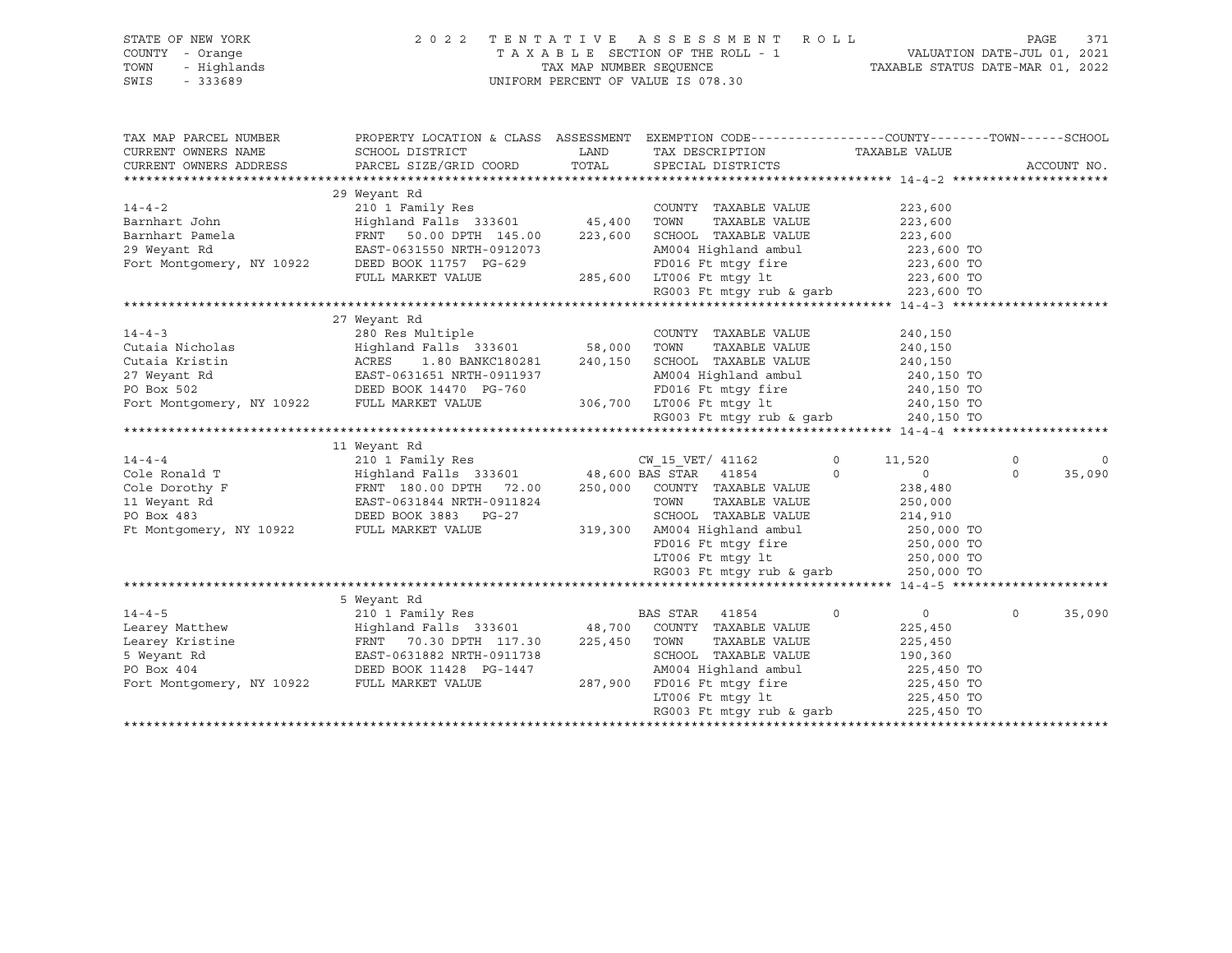STATE OF NEW YORK
COUNTY - Orange
TOWN - Highlands
SWIS - 333689

2 0 2 2 T E N T A T I V E A S S E S S M E N T R O L L
T A X A B L E SECTION OF THE ROLL - 1
TAX MAP NUMBER SEQUENCE
UNIFORM PERCENT OF VALUE IS 078.30

VALUATION DATE-JUL 01, 2021
TAXABLE STATUS DATE-MAR 01, 2022

| TAX MAP PARCEL NUMBER / CURRENT OWNERS NAME / CURRENT OWNERS ADDRESS | PROPERTY LOCATION & CLASS / SCHOOL DISTRICT / PARCEL SIZE/GRID COORD | ASSESSMENT LAND / TOTAL | EXEMPTION CODE / TAX DESCRIPTION / SPECIAL DISTRICTS | | COUNTY / TAXABLE VALUE | TOWN | SCHOOL / ACCOUNT NO. |
|---|---|---|---|---|---|---|---|
| **14-4-2** | 29 Weyant Rd | | | | | | |
| 14-4-2 | 210 1 Family Res | | COUNTY TAXABLE VALUE | | 223,600 | | |
| Barnhart John | Highland Falls 333601 | 45,400 | TOWN TAXABLE VALUE | | 223,600 | | |
| Barnhart Pamela | FRNT 50.00 DPTH 145.00 | 223,600 | SCHOOL TAXABLE VALUE | | 223,600 | | |
| 29 Weyant Rd | EAST-0631550 NRTH-0912073 | | AM004 Highland ambul | | 223,600 TO | | |
| Fort Montgomery, NY 10922 | DEED BOOK 11757 PG-629 | | FD016 Ft mtgy fire | | 223,600 TO | | |
| | FULL MARKET VALUE | 285,600 | LT006 Ft mtgy lt | | 223,600 TO | | |
| | | | RG003 Ft mtgy rub & garb | | 223,600 TO | | |
| **14-4-3** | 27 Weyant Rd | | | | | | |
| 14-4-3 | 280 Res Multiple | | COUNTY TAXABLE VALUE | | 240,150 | | |
| Cutaia Nicholas | Highland Falls 333601 | 58,000 | TOWN TAXABLE VALUE | | 240,150 | | |
| Cutaia Kristin | ACRES 1.80 BANKC180281 | 240,150 | SCHOOL TAXABLE VALUE | | 240,150 | | |
| 27 Weyant Rd | EAST-0631651 NRTH-0911937 | | AM004 Highland ambul | | 240,150 TO | | |
| PO Box 502 | DEED BOOK 14470 PG-760 | | FD016 Ft mtgy fire | | 240,150 TO | | |
| Fort Montgomery, NY 10922 | FULL MARKET VALUE | 306,700 | LT006 Ft mtgy lt | | 240,150 TO | | |
| | | | RG003 Ft mtgy rub & garb | | 240,150 TO | | |
| **14-4-4** | 11 Weyant Rd | | | | | | |
| 14-4-4 | 210 1 Family Res | | CW_15_VET/ 41162 | 0 | 11,520 | 0 | 0 |
| Cole Ronald T | Highland Falls 333601 | 48,600 | BAS STAR 41854 | 0 | 0 | 0 | 35,090 |
| Cole Dorothy F | FRNT 180.00 DPTH 72.00 | 250,000 | COUNTY TAXABLE VALUE | | 238,480 | | |
| 11 Weyant Rd | EAST-0631844 NRTH-0911824 | | TOWN TAXABLE VALUE | | 250,000 | | |
| PO Box 483 | DEED BOOK 3883 PG-27 | | SCHOOL TAXABLE VALUE | | 214,910 | | |
| Ft Montgomery, NY 10922 | FULL MARKET VALUE | 319,300 | AM004 Highland ambul | | 250,000 TO | | |
| | | | FD016 Ft mtgy fire | | 250,000 TO | | |
| | | | LT006 Ft mtgy lt | | 250,000 TO | | |
| | | | RG003 Ft mtgy rub & garb | | 250,000 TO | | |
| **14-4-5** | 5 Weyant Rd | | | | | | |
| 14-4-5 | 210 1 Family Res | | BAS STAR 41854 | 0 | 0 | 0 | 35,090 |
| Learey Matthew | Highland Falls 333601 | 48,700 | COUNTY TAXABLE VALUE | | 225,450 | | |
| Learey Kristine | FRNT 70.30 DPTH 117.30 | 225,450 | TOWN TAXABLE VALUE | | 225,450 | | |
| 5 Weyant Rd | EAST-0631882 NRTH-0911738 | | SCHOOL TAXABLE VALUE | | 190,360 | | |
| PO Box 404 | DEED BOOK 11428 PG-1447 | | AM004 Highland ambul | | 225,450 TO | | |
| Fort Montgomery, NY 10922 | FULL MARKET VALUE | 287,900 | FD016 Ft mtgy fire | | 225,450 TO | | |
| | | | LT006 Ft mtgy lt | | 225,450 TO | | |
| | | | RG003 Ft mtgy rub & garb | | 225,450 TO | | |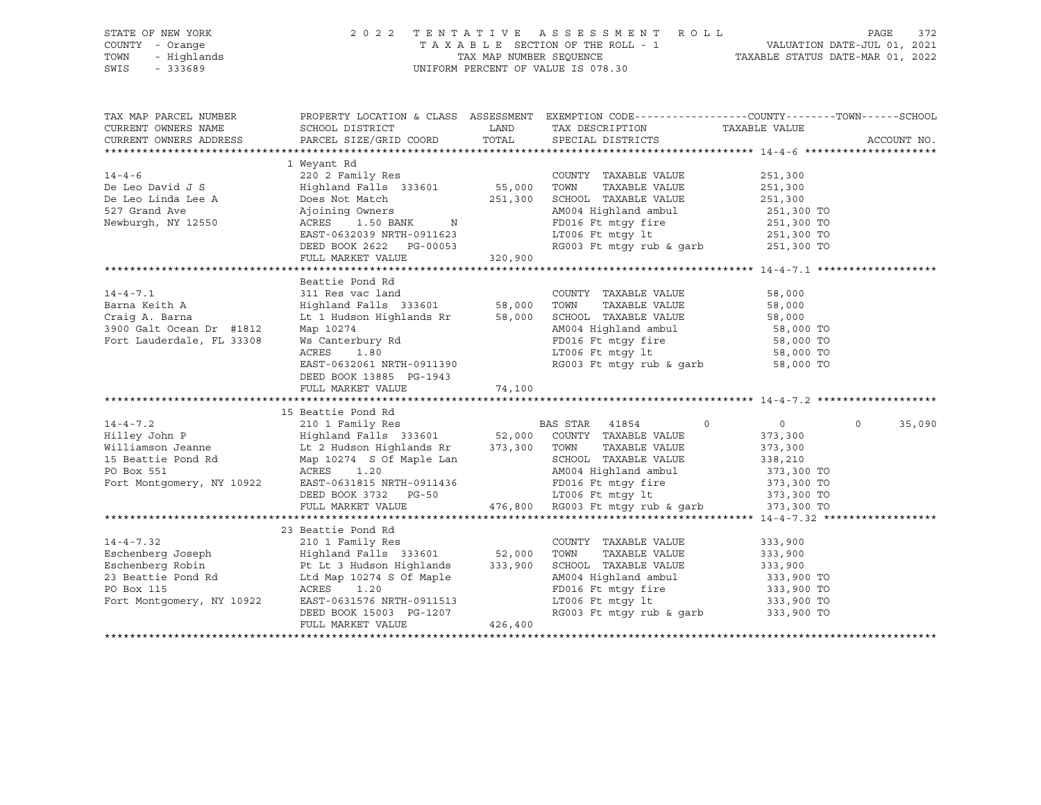STATE OF NEW YORK
COUNTY - Orange
TOWN - Highlands
SWIS - 333689

2 0 2 2 T E N T A T I V E A S S E S S M E N T R O L L
T A X A B L E SECTION OF THE ROLL - 1
TAX MAP NUMBER SEQUENCE
UNIFORM PERCENT OF VALUE IS 078.30

VALUATION DATE-JUL 01, 2021
TAXABLE STATUS DATE-MAR 01, 2022

```
TAX MAP PARCEL NUMBER          PROPERTY LOCATION & CLASS  ASSESSMENT  EXEMPTION CODE------------------COUNTY--------TOWN------SCHOOL
CURRENT OWNERS NAME            SCHOOL DISTRICT               LAND      TAX DESCRIPTION              TAXABLE VALUE
CURRENT OWNERS ADDRESS         PARCEL SIZE/GRID COORD        TOTAL     SPECIAL DISTRICTS                                      ACCOUNT NO.
******************************************************************************************************* 14-4-6 *********************
                               1 Weyant Rd
14-4-6                         220 2 Family Res                         COUNTY  TAXABLE VALUE          251,300
De Leo David J S               Highland Falls  333601        55,000    TOWN    TAXABLE VALUE          251,300
De Leo Linda Lee A             Does Not Match               251,300    SCHOOL  TAXABLE VALUE          251,300
527 Grand Ave                  Ajoining Owners                          AM004 Highland ambul            251,300 TO
Newburgh, NY 12550             ACRES    1.50 BANK     N                 FD016 Ft mtgy fire              251,300 TO
                               EAST-0632039 NRTH-0911623                LT006 Ft mtgy lt                251,300 TO
                               DEED BOOK 2622   PG-00053                RG003 Ft mtgy rub & garb        251,300 TO
                               FULL MARKET VALUE            320,900
******************************************************************************************************* 14-4-7.1 *******************
                               Beattie Pond Rd
14-4-7.1                       311 Res vac land                         COUNTY  TAXABLE VALUE           58,000
Barna Keith A                  Highland Falls  333601        58,000    TOWN    TAXABLE VALUE           58,000
Craig A. Barna                 Lt 1 Hudson Highlands Rr      58,000    SCHOOL  TAXABLE VALUE           58,000
3900 Galt Ocean Dr  #1812      Map 10274                                AM004 Highland ambul             58,000 TO
Fort Lauderdale, FL 33308      Ws Canterbury Rd                         FD016 Ft mtgy fire               58,000 TO
                               ACRES    1.80                            LT006 Ft mtgy lt                 58,000 TO
                               EAST-0632061 NRTH-0911390                RG003 Ft mtgy rub & garb         58,000 TO
                               DEED BOOK 13885  PG-1943
                               FULL MARKET VALUE             74,100
******************************************************************************************************* 14-4-7.2 *******************
                               15 Beattie Pond Rd
14-4-7.2                       210 1 Family Res                         BAS STAR  41854          0            0          0     35,090
Hilley John P                  Highland Falls  333601        52,000    COUNTY  TAXABLE VALUE          373,300
Williamson Jeanne              Lt 2 Hudson Highlands Rr     373,300    TOWN    TAXABLE VALUE          373,300
15 Beattie Pond Rd             Map 10274  S Of Maple Lan                SCHOOL  TAXABLE VALUE          338,210
PO Box 551                     ACRES    1.20                            AM004 Highland ambul            373,300 TO
Fort Montgomery, NY 10922      EAST-0631815 NRTH-0911436                FD016 Ft mtgy fire              373,300 TO
                               DEED BOOK 3732   PG-50                   LT006 Ft mtgy lt                373,300 TO
                               FULL MARKET VALUE            476,800    RG003 Ft mtgy rub & garb        373,300 TO
******************************************************************************************************* 14-4-7.32 ******************
                               23 Beattie Pond Rd
14-4-7.32                      210 1 Family Res                         COUNTY  TAXABLE VALUE          333,900
Eschenberg Joseph              Highland Falls  333601        52,000    TOWN    TAXABLE VALUE          333,900
Eschenberg Robin               Pt Lt 3 Hudson Highlands     333,900    SCHOOL  TAXABLE VALUE          333,900
23 Beattie Pond Rd             Ltd Map 10274 S Of Maple                 AM004 Highland ambul            333,900 TO
PO Box 115                     ACRES    1.20                            FD016 Ft mtgy fire              333,900 TO
Fort Montgomery, NY 10922      EAST-0631576 NRTH-0911513                LT006 Ft mtgy lt                333,900 TO
                               DEED BOOK 15003  PG-1207                 RG003 Ft mtgy rub & garb        333,900 TO
                               FULL MARKET VALUE            426,400
************************************************************************************************************************************
```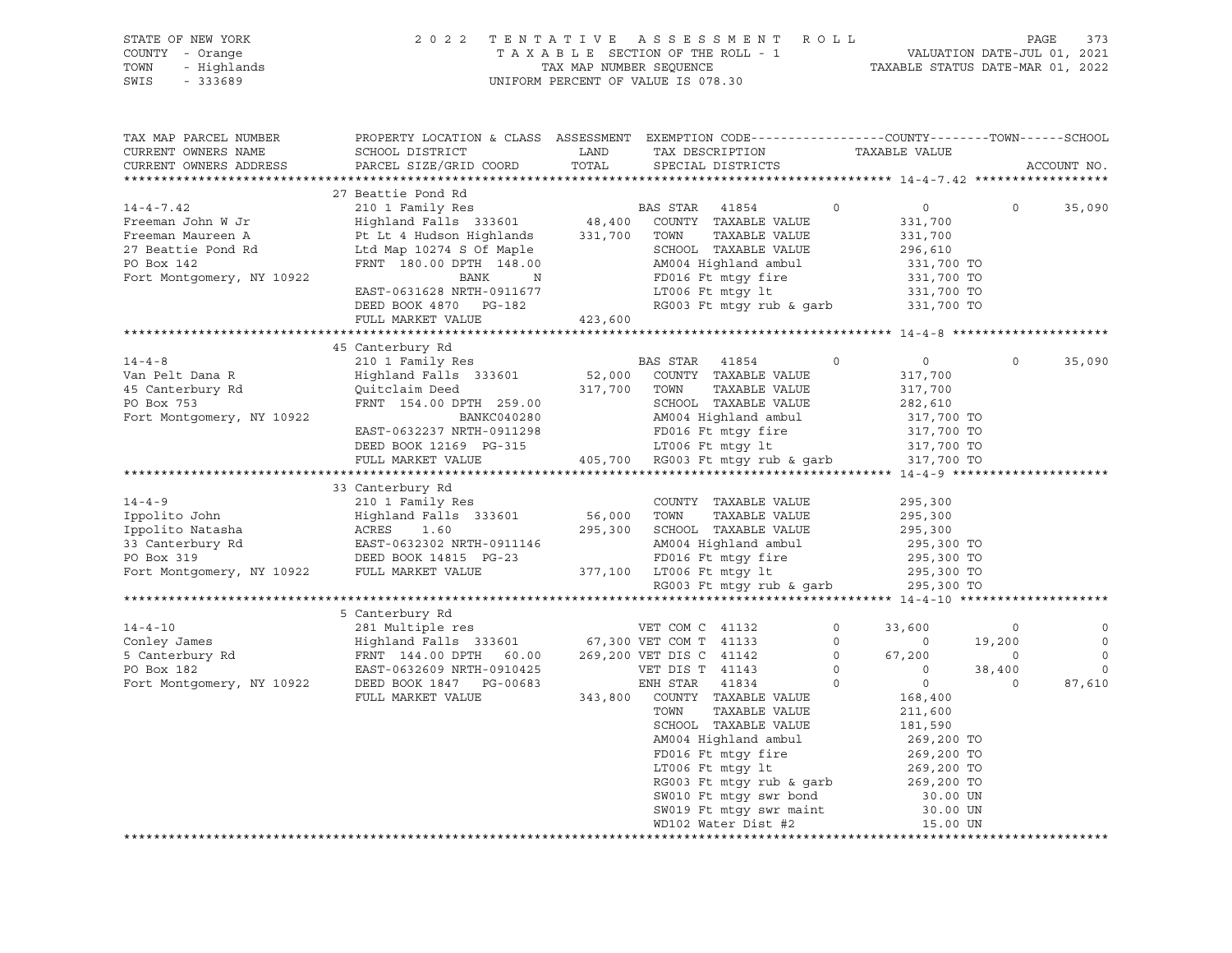STATE OF NEW YORK 2 0 2 2 T E N T A T I V E A S S E S S M E N T R O L L
COUNTY - Orange T A X A B L E SECTION OF THE ROLL - 1 VALUATION DATE-JUL 01, 2021
TOWN - Highlands TAX MAP NUMBER SEQUENCE TAXABLE STATUS DATE-MAR 01, 2022
SWIS - 333689 UNIFORM PERCENT OF VALUE IS 078.30

```
TAX MAP PARCEL NUMBER          PROPERTY LOCATION & CLASS  ASSESSMENT  EXEMPTION CODE------------------COUNTY--------TOWN------SCHOOL
CURRENT OWNERS NAME            SCHOOL DISTRICT               LAND      TAX DESCRIPTION            TAXABLE VALUE
CURRENT OWNERS ADDRESS         PARCEL SIZE/GRID COORD        TOTAL     SPECIAL DISTRICTS                                    ACCOUNT NO.
******************************************************************************************************* 14-4-7.42 ******************
                               27 Beattie Pond Rd
14-4-7.42                      210 1 Family Res                        BAS STAR  41854        0          0          0       35,090
Freeman John W Jr              Highland Falls  333601        48,400    COUNTY  TAXABLE VALUE          331,700
Freeman Maureen A              Pt Lt 4 Hudson Highlands     331,700    TOWN    TAXABLE VALUE          331,700
27 Beattie Pond Rd             Ltd Map 10274 S Of Maple                SCHOOL  TAXABLE VALUE          296,610
PO Box 142                     FRNT 180.00 DPTH 148.00                 AM004 Highland ambul            331,700 TO
Fort Montgomery, NY 10922                BANK      N                   FD016 Ft mtgy fire              331,700 TO
                               EAST-0631628 NRTH-0911677               LT006 Ft mtgy lt                331,700 TO
                               DEED BOOK 4870   PG-182                 RG003 Ft mtgy rub & garb        331,700 TO
                               FULL MARKET VALUE            423,600
******************************************************************************************************* 14-4-8 *********************
                               45 Canterbury Rd
14-4-8                         210 1 Family Res                        BAS STAR  41854        0          0          0       35,090
Van Pelt Dana R                Highland Falls  333601        52,000    COUNTY  TAXABLE VALUE          317,700
45 Canterbury Rd               Quitclaim Deed               317,700    TOWN    TAXABLE VALUE          317,700
PO Box 753                     FRNT 154.00 DPTH 259.00                 SCHOOL  TAXABLE VALUE          282,610
Fort Montgomery, NY 10922                BANKC040280                   AM004 Highland ambul            317,700 TO
                               EAST-0632237 NRTH-0911298               FD016 Ft mtgy fire              317,700 TO
                               DEED BOOK 12169  PG-315                 LT006 Ft mtgy lt                317,700 TO
                               FULL MARKET VALUE            405,700    RG003 Ft mtgy rub & garb        317,700 TO
******************************************************************************************************* 14-4-9 *********************
                               33 Canterbury Rd
14-4-9                         210 1 Family Res                        COUNTY  TAXABLE VALUE          295,300
Ippolito John                  Highland Falls  333601        56,000    TOWN    TAXABLE VALUE          295,300
Ippolito Natasha               ACRES     1.60               295,300    SCHOOL  TAXABLE VALUE          295,300
33 Canterbury Rd               EAST-0632302 NRTH-0911146               AM004 Highland ambul            295,300 TO
PO Box 319                     DEED BOOK 14815  PG-23                  FD016 Ft mtgy fire              295,300 TO
Fort Montgomery, NY 10922      FULL MARKET VALUE            377,100    LT006 Ft mtgy lt                295,300 TO
                                                                       RG003 Ft mtgy rub & garb        295,300 TO
******************************************************************************************************* 14-4-10 ********************
                               5 Canterbury Rd
14-4-10                        281 Multiple res                        VET COM C 41132        0     33,600          0            0
Conley James                   Highland Falls  333601        67,300    VET COM T 41133        0          0     19,200            0
5 Canterbury Rd                FRNT 144.00 DPTH  60.00      269,200    VET DIS C 41142        0     67,200          0            0
PO Box 182                     EAST-0632609 NRTH-0910425               VET DIS T 41143        0          0     38,400            0
Fort Montgomery, NY 10922      DEED BOOK 1847   PG-00683               ENH STAR  41834        0          0          0       87,610
                               FULL MARKET VALUE            343,800    COUNTY  TAXABLE VALUE          168,400
                                                                       TOWN    TAXABLE VALUE          211,600
                                                                       SCHOOL  TAXABLE VALUE          181,590
                                                                       AM004 Highland ambul            269,200 TO
                                                                       FD016 Ft mtgy fire              269,200 TO
                                                                       LT006 Ft mtgy lt                269,200 TO
                                                                       RG003 Ft mtgy rub & garb        269,200 TO
                                                                       SW010 Ft mtgy swr bond            30.00 UN
                                                                       SW019 Ft mtgy swr maint           30.00 UN
                                                                       WD102 Water Dist #2               15.00 UN
************************************************************************************************************************************
```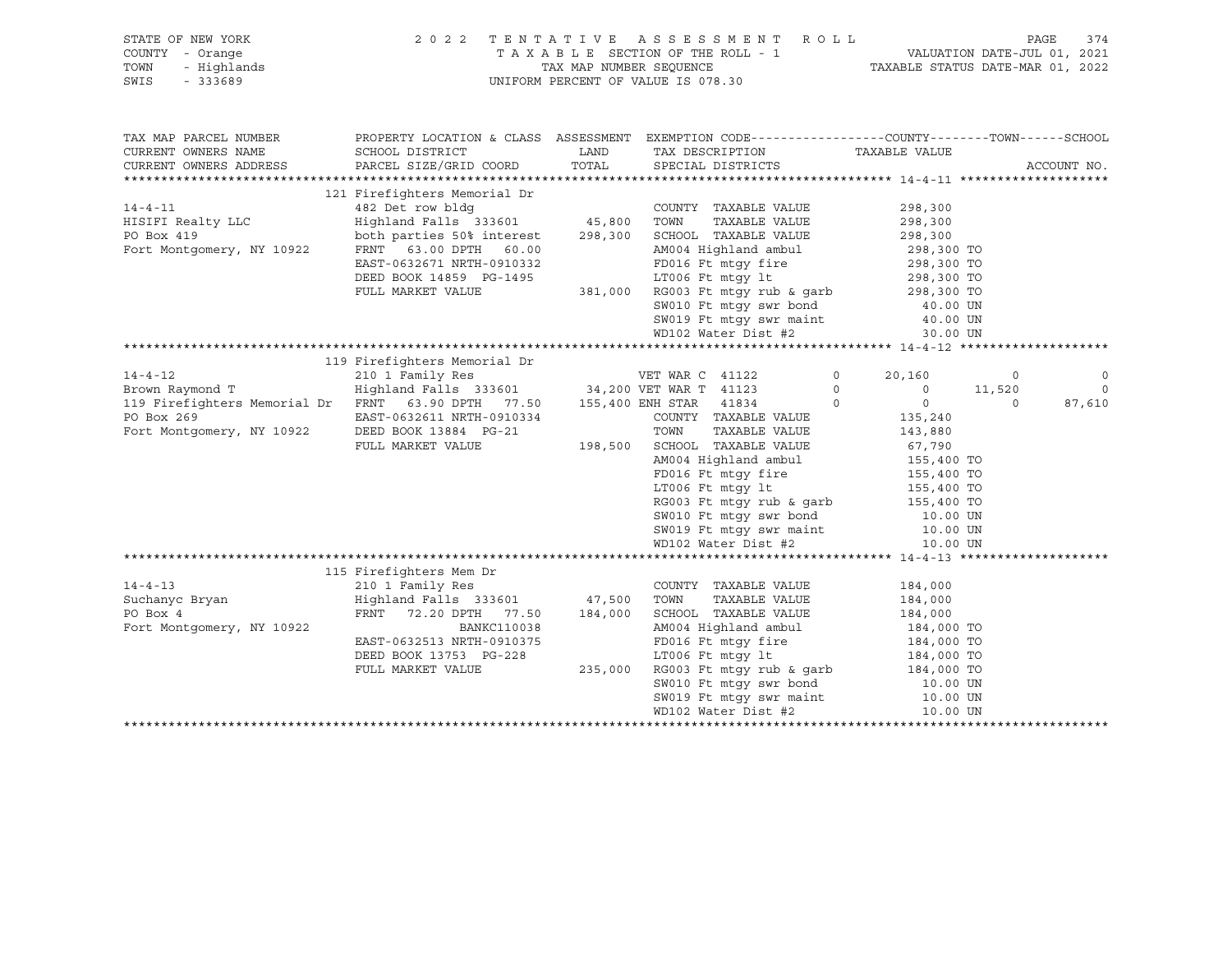STATE OF NEW YORK — 2022 TENTATIVE ASSESSMENT ROLL — TAXABLE SECTION OF THE ROLL - 1 — VALUATION DATE-JUL 01, 2021
COUNTY - Orange — TAX MAP NUMBER SEQUENCE — TAXABLE STATUS DATE-MAR 01, 2022
TOWN - Highlands — UNIFORM PERCENT OF VALUE IS 078.30
SWIS - 333689

| TAX MAP PARCEL NUMBER / CURRENT OWNERS NAME / CURRENT OWNERS ADDRESS | PROPERTY LOCATION & CLASS / SCHOOL DISTRICT / PARCEL SIZE/GRID COORD | ASSESSMENT LAND / TOTAL | EXEMPTION CODE / TAX DESCRIPTION / SPECIAL DISTRICTS | COUNTY TAXABLE VALUE | TOWN | SCHOOL |
|---|---|---|---|---|---|---|
| **14-4-11** | 121 Firefighters Memorial Dr | | | | | |
| | 482 Det row bldg | | COUNTY TAXABLE VALUE | 298,300 | | |
| HISIFI Realty LLC | Highland Falls 333601 | 45,800 | TOWN TAXABLE VALUE | 298,300 | | |
| PO Box 419 | both parties 50% interest | 298,300 | SCHOOL TAXABLE VALUE | 298,300 | | |
| Fort Montgomery, NY 10922 | FRNT 63.00 DPTH 60.00 | | AM004 Highland ambul | 298,300 TO | | |
| | EAST-0632671 NRTH-0910332 | | FD016 Ft mtgy fire | 298,300 TO | | |
| | DEED BOOK 14859 PG-1495 | | LT006 Ft mtgy lt | 298,300 TO | | |
| | FULL MARKET VALUE | 381,000 | RG003 Ft mtgy rub & garb | 298,300 TO | | |
| | | | SW010 Ft mtgy swr bond | 40.00 UN | | |
| | | | SW019 Ft mtgy swr maint | 40.00 UN | | |
| | | | WD102 Water Dist #2 | 30.00 UN | | |
| **14-4-12** | 119 Firefighters Memorial Dr | | | | | |
| | 210 1 Family Res | | VET WAR C 41122 0 | 20,160 | 0 | 0 |
| Brown Raymond T | Highland Falls 333601 | 34,200 | VET WAR T 41123 0 | 0 | 11,520 | 0 |
| 119 Firefighters Memorial Dr | FRNT 63.90 DPTH 77.50 | 155,400 | ENH STAR 41834 0 | 0 | 0 | 87,610 |
| PO Box 269 | EAST-0632611 NRTH-0910334 | | COUNTY TAXABLE VALUE | 135,240 | | |
| Fort Montgomery, NY 10922 | DEED BOOK 13884 PG-21 | | TOWN TAXABLE VALUE | 143,880 | | |
| | FULL MARKET VALUE | 198,500 | SCHOOL TAXABLE VALUE | 67,790 | | |
| | | | AM004 Highland ambul | 155,400 TO | | |
| | | | FD016 Ft mtgy fire | 155,400 TO | | |
| | | | LT006 Ft mtgy lt | 155,400 TO | | |
| | | | RG003 Ft mtgy rub & garb | 155,400 TO | | |
| | | | SW010 Ft mtgy swr bond | 10.00 UN | | |
| | | | SW019 Ft mtgy swr maint | 10.00 UN | | |
| | | | WD102 Water Dist #2 | 10.00 UN | | |
| **14-4-13** | 115 Firefighters Mem Dr | | | | | |
| | 210 1 Family Res | | COUNTY TAXABLE VALUE | 184,000 | | |
| Suchanyc Bryan | Highland Falls 333601 | 47,500 | TOWN TAXABLE VALUE | 184,000 | | |
| PO Box 4 | FRNT 72.20 DPTH 77.50 | 184,000 | SCHOOL TAXABLE VALUE | 184,000 | | |
| Fort Montgomery, NY 10922 | BANKC110038 | | AM004 Highland ambul | 184,000 TO | | |
| | EAST-0632513 NRTH-0910375 | | FD016 Ft mtgy fire | 184,000 TO | | |
| | DEED BOOK 13753 PG-228 | | LT006 Ft mtgy lt | 184,000 TO | | |
| | FULL MARKET VALUE | 235,000 | RG003 Ft mtgy rub & garb | 184,000 TO | | |
| | | | SW010 Ft mtgy swr bond | 10.00 UN | | |
| | | | SW019 Ft mtgy swr maint | 10.00 UN | | |
| | | | WD102 Water Dist #2 | 10.00 UN | | |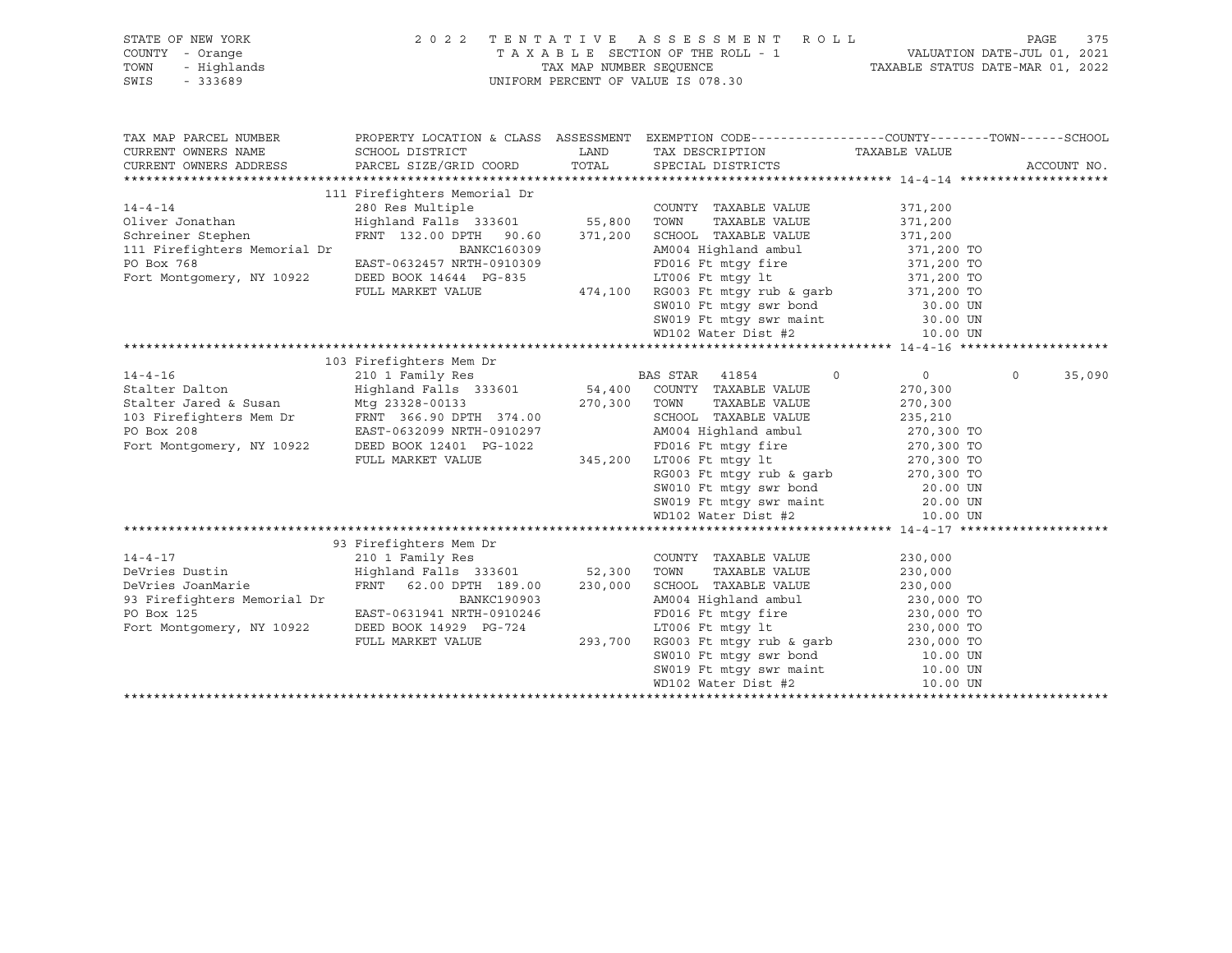STATE OF NEW YORK
COUNTY - Orange
TOWN - Highlands
SWIS - 333689

2022 TENTATIVE ASSESSMENT ROLL
TAXABLE SECTION OF THE ROLL - 1
TAX MAP NUMBER SEQUENCE
UNIFORM PERCENT OF VALUE IS 078.30

VALUATION DATE-JUL 01, 2021
TAXABLE STATUS DATE-MAR 01, 2022

| TAX MAP PARCEL NUMBER / CURRENT OWNERS NAME / CURRENT OWNERS ADDRESS | PROPERTY LOCATION & CLASS / SCHOOL DISTRICT / PARCEL SIZE/GRID COORD | ASSESSMENT LAND / TOTAL | EXEMPTION CODE / TAX DESCRIPTION / SPECIAL DISTRICTS | COUNTY / TAXABLE VALUE | TOWN | SCHOOL / ACCOUNT NO. |
|---|---|---|---|---|---|---|
| **14-4-14** | 111 Firefighters Memorial Dr | | | | | |
| | 280 Res Multiple | | COUNTY TAXABLE VALUE | 371,200 | | |
| Oliver Jonathan | Highland Falls 333601 | 55,800 | TOWN TAXABLE VALUE | 371,200 | | |
| Schreiner Stephen | FRNT 132.00 DPTH 90.60 | 371,200 | SCHOOL TAXABLE VALUE | 371,200 | | |
| 111 Firefighters Memorial Dr | BANKC160309 | | AM004 Highland ambul | 371,200 TO | | |
| PO Box 768 | EAST-0632457 NRTH-0910309 | | FD016 Ft mtgy fire | 371,200 TO | | |
| Fort Montgomery, NY 10922 | DEED BOOK 14644 PG-835 | | LT006 Ft mtgy lt | 371,200 TO | | |
| | FULL MARKET VALUE | 474,100 | RG003 Ft mtgy rub & garb | 371,200 TO | | |
| | | | SW010 Ft mtgy swr bond | 30.00 UN | | |
| | | | SW019 Ft mtgy swr maint | 30.00 UN | | |
| | | | WD102 Water Dist #2 | 10.00 UN | | |
| **14-4-16** | 103 Firefighters Mem Dr | | | | | |
| | 210 1 Family Res | | BAS STAR 41854 | 0 | 0 | 0 35,090 |
| Stalter Dalton | Highland Falls 333601 | 54,400 | COUNTY TAXABLE VALUE | 270,300 | | |
| Stalter Jared & Susan | Mtg 23328-00133 | 270,300 | TOWN TAXABLE VALUE | 270,300 | | |
| 103 Firefighters Mem Dr | FRNT 366.90 DPTH 374.00 | | SCHOOL TAXABLE VALUE | 235,210 | | |
| PO Box 208 | EAST-0632099 NRTH-0910297 | | AM004 Highland ambul | 270,300 TO | | |
| Fort Montgomery, NY 10922 | DEED BOOK 12401 PG-1022 | | FD016 Ft mtgy fire | 270,300 TO | | |
| | FULL MARKET VALUE | 345,200 | LT006 Ft mtgy lt | 270,300 TO | | |
| | | | RG003 Ft mtgy rub & garb | 270,300 TO | | |
| | | | SW010 Ft mtgy swr bond | 20.00 UN | | |
| | | | SW019 Ft mtgy swr maint | 20.00 UN | | |
| | | | WD102 Water Dist #2 | 10.00 UN | | |
| **14-4-17** | 93 Firefighters Mem Dr | | | | | |
| | 210 1 Family Res | | COUNTY TAXABLE VALUE | 230,000 | | |
| DeVries Dustin | Highland Falls 333601 | 52,300 | TOWN TAXABLE VALUE | 230,000 | | |
| DeVries JoanMarie | FRNT 62.00 DPTH 189.00 | 230,000 | SCHOOL TAXABLE VALUE | 230,000 | | |
| 93 Firefighters Memorial Dr | BANKC190903 | | AM004 Highland ambul | 230,000 TO | | |
| PO Box 125 | EAST-0631941 NRTH-0910246 | | FD016 Ft mtgy fire | 230,000 TO | | |
| Fort Montgomery, NY 10922 | DEED BOOK 14929 PG-724 | | LT006 Ft mtgy lt | 230,000 TO | | |
| | FULL MARKET VALUE | 293,700 | RG003 Ft mtgy rub & garb | 230,000 TO | | |
| | | | SW010 Ft mtgy swr bond | 10.00 UN | | |
| | | | SW019 Ft mtgy swr maint | 10.00 UN | | |
| | | | WD102 Water Dist #2 | 10.00 UN | | |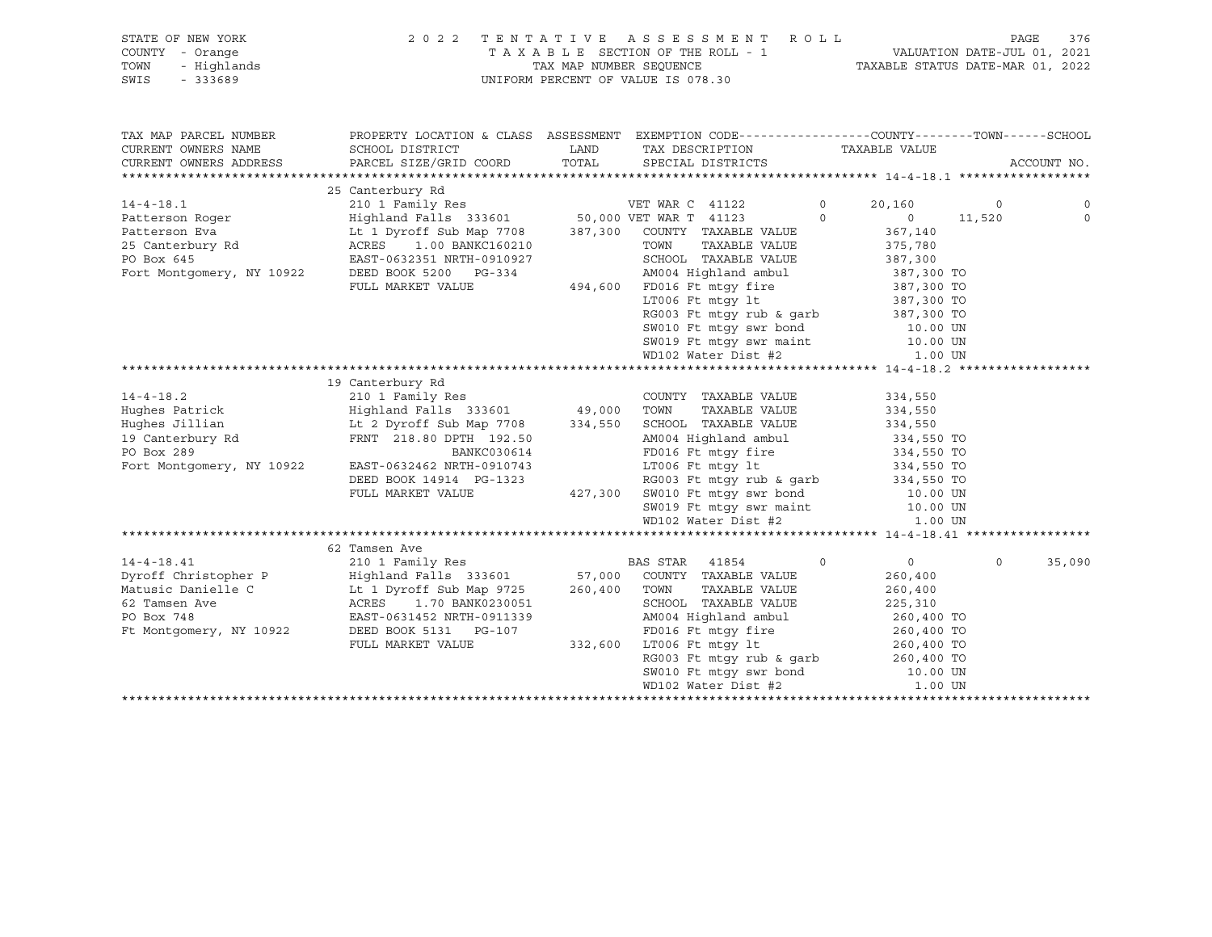STATE OF NEW YORK | 2022 TENTATIVE ASSESSMENT ROLL | VALUATION DATE-JUL 01, 2021
COUNTY - Orange | TAXABLE SECTION OF THE ROLL - 1 | TAXABLE STATUS DATE-MAR 01, 2022
TOWN - Highlands | TAX MAP NUMBER SEQUENCE
SWIS - 333689 | UNIFORM PERCENT OF VALUE IS 078.30

```
TAX MAP PARCEL NUMBER      PROPERTY LOCATION & CLASS  ASSESSMENT  EXEMPTION CODE------------------COUNTY--------TOWN------SCHOOL
CURRENT OWNERS NAME        SCHOOL DISTRICT               LAND      TAX DESCRIPTION             TAXABLE VALUE
CURRENT OWNERS ADDRESS     PARCEL SIZE/GRID COORD        TOTAL     SPECIAL DISTRICTS                                       ACCOUNT NO.
******************************************************************************************************* 14-4-18.1 ******************
                           25 Canterbury Rd
14-4-18.1                  210 1 Family Res                  VET WAR C  41122      0     20,160          0            0
Patterson Roger            Highland Falls  333601     50,000 VET WAR T  41123      0          0     11,520            0
Patterson Eva              Lt 1 Dyroff Sub Map 7708  387,300   COUNTY  TAXABLE VALUE          367,140
25 Canterbury Rd           ACRES    1.00 BANKC160210           TOWN    TAXABLE VALUE          375,780
PO Box 645                 EAST-0632351 NRTH-0910927           SCHOOL  TAXABLE VALUE          387,300
Fort Montgomery, NY 10922  DEED BOOK 5200   PG-334             AM004 Highland ambul            387,300 TO
                           FULL MARKET VALUE          494,600  FD016 Ft mtgy fire             387,300 TO
                                                               LT006 Ft mtgy lt               387,300 TO
                                                               RG003 Ft mtgy rub & garb       387,300 TO
                                                               SW010 Ft mtgy swr bond           10.00 UN
                                                               SW019 Ft mtgy swr maint          10.00 UN
                                                               WD102 Water Dist #2               1.00 UN
******************************************************************************************************* 14-4-18.2 ******************
                           19 Canterbury Rd
14-4-18.2                  210 1 Family Res                    COUNTY  TAXABLE VALUE          334,550
Hughes Patrick             Highland Falls  333601     49,000   TOWN    TAXABLE VALUE          334,550
Hughes Jillian             Lt 2 Dyroff Sub Map 7708  334,550   SCHOOL  TAXABLE VALUE          334,550
19 Canterbury Rd           FRNT  218.80 DPTH 192.50            AM004 Highland ambul            334,550 TO
PO Box 289                              BANKC030614            FD016 Ft mtgy fire             334,550 TO
Fort Montgomery, NY 10922  EAST-0632462 NRTH-0910743           LT006 Ft mtgy lt               334,550 TO
                           DEED BOOK 14914  PG-1323            RG003 Ft mtgy rub & garb       334,550 TO
                           FULL MARKET VALUE          427,300  SW010 Ft mtgy swr bond           10.00 UN
                                                               SW019 Ft mtgy swr maint          10.00 UN
                                                               WD102 Water Dist #2               1.00 UN
******************************************************************************************************* 14-4-18.41 *****************
                           62 Tamsen Ave
14-4-18.41                 210 1 Family Res                  BAS STAR   41854      0          0          0       35,090
Dyroff Christopher P       Highland Falls  333601     57,000   COUNTY  TAXABLE VALUE          260,400
Matusic Danielle C         Lt 1 Dyroff Sub Map 9725  260,400   TOWN    TAXABLE VALUE          260,400
62 Tamsen Ave              ACRES    1.70 BANK0230051           SCHOOL  TAXABLE VALUE          225,310
PO Box 748                 EAST-0631452 NRTH-0911339           AM004 Highland ambul            260,400 TO
Ft Montgomery, NY 10922    DEED BOOK 5131   PG-107             FD016 Ft mtgy fire             260,400 TO
                           FULL MARKET VALUE          332,600  LT006 Ft mtgy lt               260,400 TO
                                                               RG003 Ft mtgy rub & garb       260,400 TO
                                                               SW010 Ft mtgy swr bond           10.00 UN
                                                               WD102 Water Dist #2               1.00 UN
************************************************************************************************************************************
```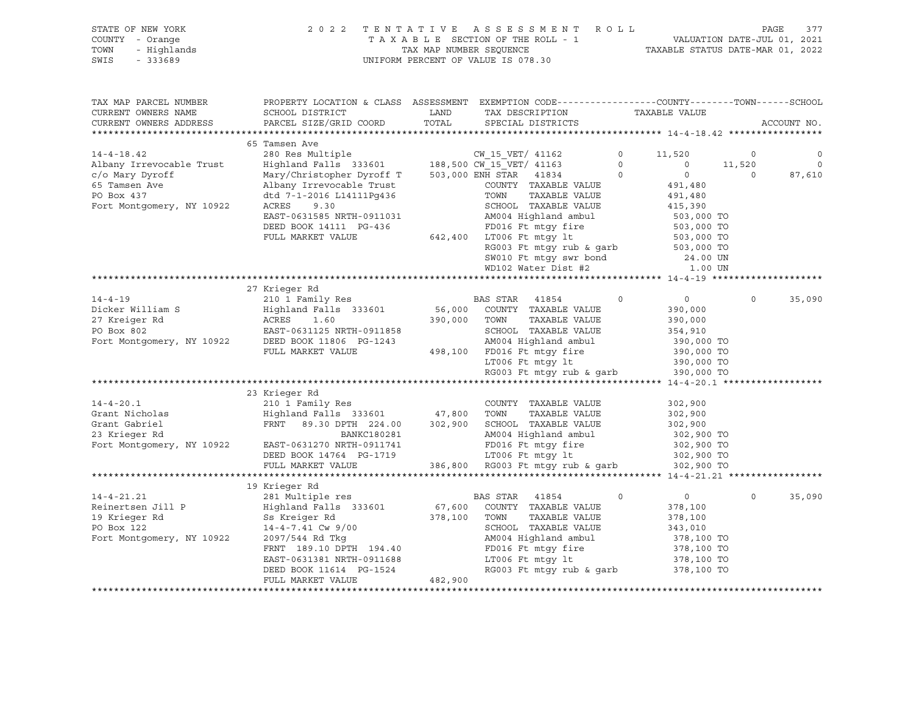STATE OF NEW YORK
COUNTY - Orange
TOWN - Highlands
SWIS - 333689

2022 TENTATIVE ASSESSMENT ROLL
TAXABLE SECTION OF THE ROLL - 1
TAX MAP NUMBER SEQUENCE
UNIFORM PERCENT OF VALUE IS 078.30

VALUATION DATE-JUL 01, 2021
TAXABLE STATUS DATE-MAR 01, 2022

```
TAX MAP PARCEL NUMBER      PROPERTY LOCATION & CLASS  ASSESSMENT  EXEMPTION CODE------------------COUNTY--------TOWN------SCHOOL
CURRENT OWNERS NAME        SCHOOL DISTRICT               LAND      TAX DESCRIPTION              TAXABLE VALUE
CURRENT OWNERS ADDRESS     PARCEL SIZE/GRID COORD        TOTAL     SPECIAL DISTRICTS                                        ACCOUNT NO.
******************************************************************************************************* 14-4-18.42 *****************
                           65 Tamsen Ave
14-4-18.42                 280 Res Multiple                       CW_15_VET/ 41162         0      11,520          0            0
Albany Irrevocable Trust   Highland Falls  333601      188,500 CW_15_VET/ 41163         0           0     11,520            0
c/o Mary Dyroff            Mary/Christopher Dyroff T   503,000 ENH STAR   41834         0           0          0       87,610
65 Tamsen Ave              Albany Irrevocable Trust               COUNTY  TAXABLE VALUE              491,480
PO Box 437                 dtd 7-1-2016 L14111Pg436               TOWN    TAXABLE VALUE              491,480
Fort Montgomery, NY 10922  ACRES     9.30                         SCHOOL  TAXABLE VALUE              415,390
                           EAST-0631585 NRTH-0911031              AM004 Highland ambul              503,000 TO
                           DEED BOOK 14111  PG-436                FD016 Ft mtgy fire                503,000 TO
                           FULL MARKET VALUE           642,400    LT006 Ft mtgy lt                  503,000 TO
                                                                  RG003 Ft mtgy rub & garb          503,000 TO
                                                                  SW010 Ft mtgy swr bond              24.00 UN
                                                                  WD102 Water Dist #2                  1.00 UN
******************************************************************************************************* 14-4-19 ********************
                           27 Krieger Rd
14-4-19                    210 1 Family Res                       BAS STAR   41854         0           0          0       35,090
Dicker William S           Highland Falls  333601       56,000    COUNTY  TAXABLE VALUE              390,000
27 Kreiger Rd              ACRES     1.60              390,000    TOWN    TAXABLE VALUE              390,000
PO Box 802                 EAST-0631125 NRTH-0911858              SCHOOL  TAXABLE VALUE              354,910
Fort Montgomery, NY 10922  DEED BOOK 11806  PG-1243               AM004 Highland ambul              390,000 TO
                           FULL MARKET VALUE           498,100    FD016 Ft mtgy fire                390,000 TO
                                                                  LT006 Ft mtgy lt                  390,000 TO
                                                                  RG003 Ft mtgy rub & garb          390,000 TO
******************************************************************************************************* 14-4-20.1 ******************
                           23 Krieger Rd
14-4-20.1                  210 1 Family Res                       COUNTY  TAXABLE VALUE              302,900
Grant Nicholas             Highland Falls  333601       47,800    TOWN    TAXABLE VALUE              302,900
Grant Gabriel              FRNT    89.30 DPTH 224.00   302,900    SCHOOL  TAXABLE VALUE              302,900
23 Krieger Rd                          BANKC180281                AM004 Highland ambul              302,900 TO
Fort Montgomery, NY 10922  EAST-0631270 NRTH-0911741              FD016 Ft mtgy fire                302,900 TO
                           DEED BOOK 14764  PG-1719               LT006 Ft mtgy lt                  302,900 TO
                           FULL MARKET VALUE           386,800    RG003 Ft mtgy rub & garb          302,900 TO
******************************************************************************************************* 14-4-21.21 *****************
                           19 Krieger Rd
14-4-21.21                 281 Multiple res                       BAS STAR   41854         0           0          0       35,090
Reinertsen Jill P          Highland Falls  333601       67,600    COUNTY  TAXABLE VALUE              378,100
19 Krieger Rd              Ss Kreiger Rd               378,100    TOWN    TAXABLE VALUE              378,100
PO Box 122                 14-4-7.41 Cw 9/00                      SCHOOL  TAXABLE VALUE              343,010
Fort Montgomery, NY 10922  2097/544 Rd Tkg                        AM004 Highland ambul              378,100 TO
                           FRNT   189.10 DPTH 194.40              FD016 Ft mtgy fire                378,100 TO
                           EAST-0631381 NRTH-0911688              LT006 Ft mtgy lt                  378,100 TO
                           DEED BOOK 11614  PG-1524               RG003 Ft mtgy rub & garb          378,100 TO
                           FULL MARKET VALUE           482,900
************************************************************************************************************************************
```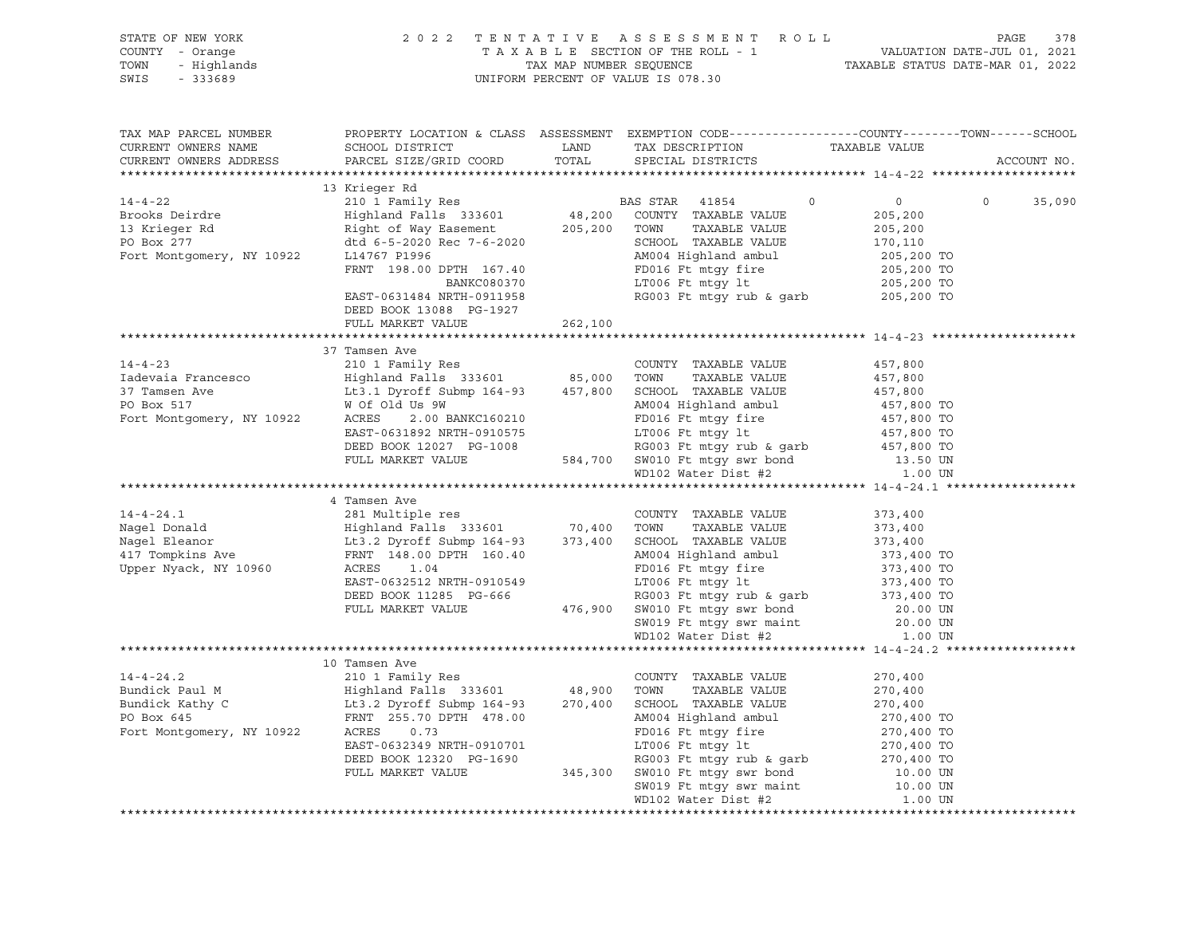STATE OF NEW YORK
COUNTY - Orange
TOWN - Highlands
SWIS - 333689

2022 TENTATIVE ASSESSMENT ROLL
TAXABLE SECTION OF THE ROLL - 1
TAX MAP NUMBER SEQUENCE
UNIFORM PERCENT OF VALUE IS 078.30

VALUATION DATE-JUL 01, 2021
TAXABLE STATUS DATE-MAR 01, 2022

| TAX MAP PARCEL NUMBER / CURRENT OWNERS NAME / CURRENT OWNERS ADDRESS | PROPERTY LOCATION & CLASS / SCHOOL DISTRICT / PARCEL SIZE/GRID COORD | ASSESSMENT LAND / TOTAL | EXEMPTION CODE / TAX DESCRIPTION / SPECIAL DISTRICTS | COUNTY | TOWN | SCHOOL / ACCOUNT NO. |
|---|---|---|---|---|---|---|
| **14-4-22** | 13 Krieger Rd | | | | | |
| 14-4-22 | 210 1 Family Res | | BAS STAR 41854 | 0 | 0 | 0 35,090 |
| Brooks Deirdre | Highland Falls 333601 | 48,200 | COUNTY TAXABLE VALUE | 205,200 | | |
| 13 Krieger Rd | Right of Way Easement | 205,200 | TOWN TAXABLE VALUE | 205,200 | | |
| PO Box 277 | dtd 6-5-2020 Rec 7-6-2020 | | SCHOOL TAXABLE VALUE | 170,110 | | |
| Fort Montgomery, NY 10922 | L14767 P1996 | | AM004 Highland ambul | 205,200 TO | | |
| | FRNT 198.00 DPTH 167.40 | | FD016 Ft mtgy fire | 205,200 TO | | |
| | BANKC080370 | | LT006 Ft mtgy lt | 205,200 TO | | |
| | EAST-0631484 NRTH-0911958 | | RG003 Ft mtgy rub & garb | 205,200 TO | | |
| | DEED BOOK 13088 PG-1927 | | | | | |
| | FULL MARKET VALUE | 262,100 | | | | |
| **14-4-23** | 37 Tamsen Ave | | | | | |
| 14-4-23 | 210 1 Family Res | | COUNTY TAXABLE VALUE | 457,800 | | |
| Iadevaia Francesco | Highland Falls 333601 | 85,000 | TOWN TAXABLE VALUE | 457,800 | | |
| 37 Tamsen Ave | Lt3.1 Dyroff Submp 164-93 | 457,800 | SCHOOL TAXABLE VALUE | 457,800 | | |
| PO Box 517 | W Of Old Us 9W | | AM004 Highland ambul | 457,800 TO | | |
| Fort Montgomery, NY 10922 | ACRES 2.00 BANKC160210 | | FD016 Ft mtgy fire | 457,800 TO | | |
| | EAST-0631892 NRTH-0910575 | | LT006 Ft mtgy lt | 457,800 TO | | |
| | DEED BOOK 12027 PG-1008 | | RG003 Ft mtgy rub & garb | 457,800 TO | | |
| | FULL MARKET VALUE | 584,700 | SW010 Ft mtgy swr bond | 13.50 UN | | |
| | | | WD102 Water Dist #2 | 1.00 UN | | |
| **14-4-24.1** | 4 Tamsen Ave | | | | | |
| 14-4-24.1 | 281 Multiple res | | COUNTY TAXABLE VALUE | 373,400 | | |
| Nagel Donald | Highland Falls 333601 | 70,400 | TOWN TAXABLE VALUE | 373,400 | | |
| Nagel Eleanor | Lt3.2 Dyroff Submp 164-93 | 373,400 | SCHOOL TAXABLE VALUE | 373,400 | | |
| 417 Tompkins Ave | FRNT 148.00 DPTH 160.40 | | AM004 Highland ambul | 373,400 TO | | |
| Upper Nyack, NY 10960 | ACRES 1.04 | | FD016 Ft mtgy fire | 373,400 TO | | |
| | EAST-0632512 NRTH-0910549 | | LT006 Ft mtgy lt | 373,400 TO | | |
| | DEED BOOK 11285 PG-666 | | RG003 Ft mtgy rub & garb | 373,400 TO | | |
| | FULL MARKET VALUE | 476,900 | SW010 Ft mtgy swr bond | 20.00 UN | | |
| | | | SW019 Ft mtgy swr maint | 20.00 UN | | |
| | | | WD102 Water Dist #2 | 1.00 UN | | |
| **14-4-24.2** | 10 Tamsen Ave | | | | | |
| 14-4-24.2 | 210 1 Family Res | | COUNTY TAXABLE VALUE | 270,400 | | |
| Bundick Paul M | Highland Falls 333601 | 48,900 | TOWN TAXABLE VALUE | 270,400 | | |
| Bundick Kathy C | Lt3.2 Dyroff Submp 164-93 | 270,400 | SCHOOL TAXABLE VALUE | 270,400 | | |
| PO Box 645 | FRNT 255.70 DPTH 478.00 | | AM004 Highland ambul | 270,400 TO | | |
| Fort Montgomery, NY 10922 | ACRES 0.73 | | FD016 Ft mtgy fire | 270,400 TO | | |
| | EAST-0632349 NRTH-0910701 | | LT006 Ft mtgy lt | 270,400 TO | | |
| | DEED BOOK 12320 PG-1690 | | RG003 Ft mtgy rub & garb | 270,400 TO | | |
| | FULL MARKET VALUE | 345,300 | SW010 Ft mtgy swr bond | 10.00 UN | | |
| | | | SW019 Ft mtgy swr maint | 10.00 UN | | |
| | | | WD102 Water Dist #2 | 1.00 UN | | |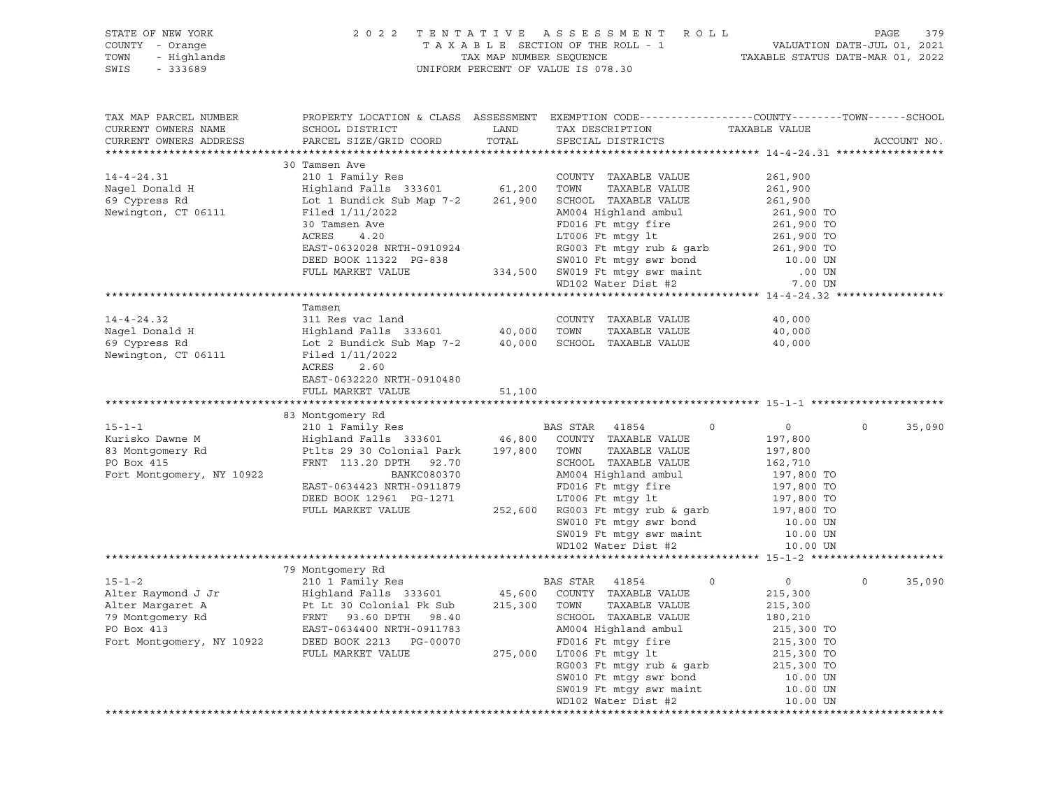STATE OF NEW YORK
COUNTY - Orange
TOWN - Highlands
SWIS - 333689

2 0 2 2 T E N T A T I V E A S S E S S M E N T R O L L
T A X A B L E SECTION OF THE ROLL - 1
TAX MAP NUMBER SEQUENCE
UNIFORM PERCENT OF VALUE IS 078.30

VALUATION DATE-JUL 01, 2021
TAXABLE STATUS DATE-MAR 01, 2022

```
TAX MAP PARCEL NUMBER          PROPERTY LOCATION & CLASS  ASSESSMENT  EXEMPTION CODE------------------COUNTY--------TOWN------SCHOOL
CURRENT OWNERS NAME            SCHOOL DISTRICT               LAND      TAX DESCRIPTION                  TAXABLE VALUE
CURRENT OWNERS ADDRESS         PARCEL SIZE/GRID COORD        TOTAL     SPECIAL DISTRICTS                                        ACCOUNT NO.
******************************************************************************************************* 14-4-24.31 *****************
                               30 Tamsen Ave
14-4-24.31                     210 1 Family Res                        COUNTY  TAXABLE VALUE              261,900
Nagel Donald H                 Highland Falls  333601        61,200    TOWN    TAXABLE VALUE              261,900
69 Cypress Rd                  Lot 1 Bundick Sub Map 7-2    261,900    SCHOOL  TAXABLE VALUE              261,900
Newington, CT 06111            Filed 1/11/2022                         AM004 Highland ambul                261,900 TO
                               30 Tamsen Ave                           FD016 Ft mtgy fire                  261,900 TO
                               ACRES     4.20                          LT006 Ft mtgy lt                    261,900 TO
                               EAST-0632028 NRTH-0910924               RG003 Ft mtgy rub & garb            261,900 TO
                               DEED BOOK 11322  PG-838                 SW010 Ft mtgy swr bond                10.00 UN
                               FULL MARKET VALUE            334,500    SW019 Ft mtgy swr maint                 .00 UN
                                                                       WD102 Water Dist #2                    7.00 UN
******************************************************************************************************* 14-4-24.32 *****************
                               Tamsen
14-4-24.32                     311 Res vac land                        COUNTY  TAXABLE VALUE               40,000
Nagel Donald H                 Highland Falls  333601        40,000    TOWN    TAXABLE VALUE               40,000
69 Cypress Rd                  Lot 2 Bundick Sub Map 7-2     40,000    SCHOOL  TAXABLE VALUE               40,000
Newington, CT 06111            Filed 1/11/2022
                               ACRES     2.60
                               EAST-0632220 NRTH-0910480
                               FULL MARKET VALUE             51,100
******************************************************************************************************* 15-1-1 *********************
                               83 Montgomery Rd
15-1-1                         210 1 Family Res                        BAS STAR   41854          0              0             0      35,090
Kurisko Dawne M                Highland Falls  333601        46,800    COUNTY  TAXABLE VALUE              197,800
83 Montgomery Rd               Ptlts 29 30 Colonial Park    197,800    TOWN    TAXABLE VALUE              197,800
PO Box 415                     FRNT  113.20 DPTH   92.70               SCHOOL  TAXABLE VALUE              162,710
Fort Montgomery, NY 10922                   BANKC080370                AM004 Highland ambul                197,800 TO
                               EAST-0634423 NRTH-0911879               FD016 Ft mtgy fire                  197,800 TO
                               DEED BOOK 12961  PG-1271                LT006 Ft mtgy lt                    197,800 TO
                               FULL MARKET VALUE            252,600    RG003 Ft mtgy rub & garb            197,800 TO
                                                                       SW010 Ft mtgy swr bond                10.00 UN
                                                                       SW019 Ft mtgy swr maint               10.00 UN
                                                                       WD102 Water Dist #2                   10.00 UN
******************************************************************************************************* 15-1-2 *********************
                               79 Montgomery Rd
15-1-2                         210 1 Family Res                        BAS STAR   41854          0              0             0      35,090
Alter Raymond J Jr             Highland Falls  333601        45,600    COUNTY  TAXABLE VALUE              215,300
Alter Margaret A               Pt Lt 30 Colonial Pk Sub     215,300    TOWN    TAXABLE VALUE              215,300
79 Montgomery Rd               FRNT   93.60 DPTH   98.40               SCHOOL  TAXABLE VALUE              180,210
PO Box 413                     EAST-0634400 NRTH-0911783               AM004 Highland ambul                215,300 TO
Fort Montgomery, NY 10922      DEED BOOK 2213   PG-00070               FD016 Ft mtgy fire                  215,300 TO
                               FULL MARKET VALUE            275,000    LT006 Ft mtgy lt                    215,300 TO
                                                                       RG003 Ft mtgy rub & garb            215,300 TO
                                                                       SW010 Ft mtgy swr bond                10.00 UN
                                                                       SW019 Ft mtgy swr maint               10.00 UN
                                                                       WD102 Water Dist #2                   10.00 UN
************************************************************************************************************************************
```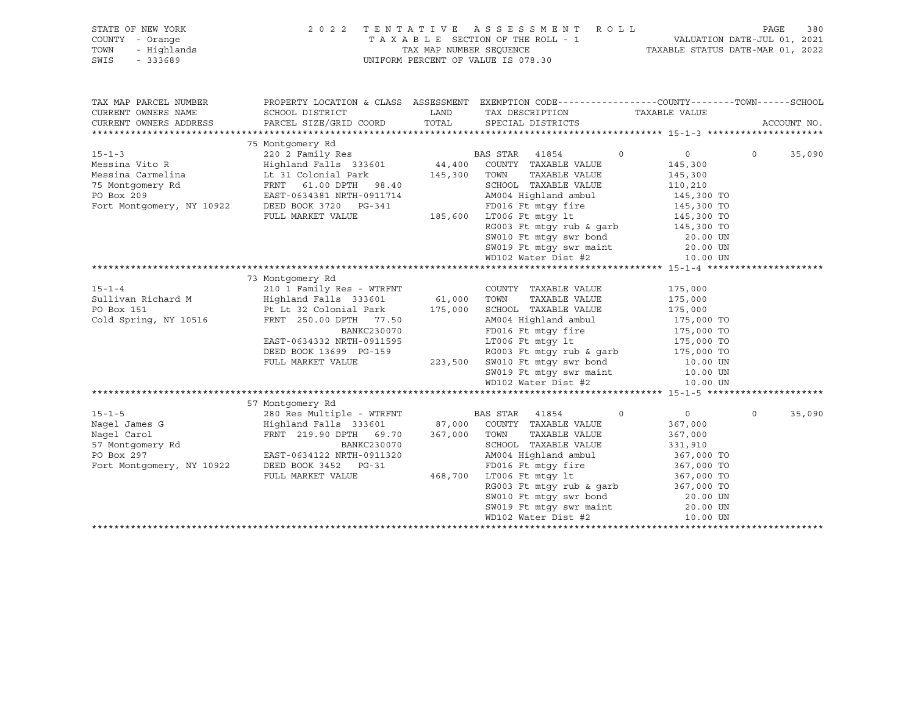STATE OF NEW YORK
COUNTY - Orange
TOWN - Highlands
SWIS - 333689

2022 TENTATIVE ASSESSMENT ROLL
TAXABLE SECTION OF THE ROLL - 1
TAX MAP NUMBER SEQUENCE
UNIFORM PERCENT OF VALUE IS 078.30

VALUATION DATE-JUL 01, 2021
TAXABLE STATUS DATE-MAR 01, 2022

| TAX MAP PARCEL NUMBER / CURRENT OWNERS NAME / CURRENT OWNERS ADDRESS | PROPERTY LOCATION & CLASS / SCHOOL DISTRICT / PARCEL SIZE/GRID COORD | ASSESSMENT LAND | TOTAL | EXEMPTION CODE / TAX DESCRIPTION / SPECIAL DISTRICTS | COUNTY TAXABLE VALUE | TOWN | SCHOOL | ACCOUNT NO. |
|---|---|---|---|---|---|---|---|---|
| **15-1-3** | 75 Montgomery Rd | | | | | | | |
| 15-1-3 | 220 2 Family Res | | | BAS STAR 41854 | 0 | 0 | 0 | 35,090 |
| Messina Vito R | Highland Falls 333601 | 44,400 | | COUNTY TAXABLE VALUE | 145,300 | | | |
| Messina Carmelina | Lt 31 Colonial Park | | 145,300 | TOWN TAXABLE VALUE | 145,300 | | | |
| 75 Montgomery Rd | FRNT 61.00 DPTH 98.40 | | | SCHOOL TAXABLE VALUE | 110,210 | | | |
| PO Box 209 | EAST-0634381 NRTH-0911714 | | | AM004 Highland ambul | 145,300 TO | | | |
| Fort Montgomery, NY 10922 | DEED BOOK 3720 PG-341 | | | FD016 Ft mtgy fire | 145,300 TO | | | |
| | FULL MARKET VALUE | | 185,600 | LT006 Ft mtgy lt | 145,300 TO | | | |
| | | | | RG003 Ft mtgy rub & garb | 145,300 TO | | | |
| | | | | SW010 Ft mtgy swr bond | 20.00 UN | | | |
| | | | | SW019 Ft mtgy swr maint | 20.00 UN | | | |
| | | | | WD102 Water Dist #2 | 10.00 UN | | | |
| **15-1-4** | 73 Montgomery Rd | | | | | | | |
| 15-1-4 | 210 1 Family Res - WTRFNT | | | COUNTY TAXABLE VALUE | 175,000 | | | |
| Sullivan Richard M | Highland Falls 333601 | 61,000 | | TOWN TAXABLE VALUE | 175,000 | | | |
| PO Box 151 | Pt Lt 32 Colonial Park | | 175,000 | SCHOOL TAXABLE VALUE | 175,000 | | | |
| Cold Spring, NY 10516 | FRNT 250.00 DPTH 77.50 | | | AM004 Highland ambul | 175,000 TO | | | |
| | BANKC230070 | | | FD016 Ft mtgy fire | 175,000 TO | | | |
| | EAST-0634332 NRTH-0911595 | | | LT006 Ft mtgy lt | 175,000 TO | | | |
| | DEED BOOK 13699 PG-159 | | | RG003 Ft mtgy rub & garb | 175,000 TO | | | |
| | FULL MARKET VALUE | | 223,500 | SW010 Ft mtgy swr bond | 10.00 UN | | | |
| | | | | SW019 Ft mtgy swr maint | 10.00 UN | | | |
| | | | | WD102 Water Dist #2 | 10.00 UN | | | |
| **15-1-5** | 57 Montgomery Rd | | | | | | | |
| 15-1-5 | 280 Res Multiple - WTRFNT | | | BAS STAR 41854 | 0 | 0 | 0 | 35,090 |
| Nagel James G | Highland Falls 333601 | 87,000 | | COUNTY TAXABLE VALUE | 367,000 | | | |
| Nagel Carol | FRNT 219.90 DPTH 69.70 | | 367,000 | TOWN TAXABLE VALUE | 367,000 | | | |
| 57 Montgomery Rd | BANKC230070 | | | SCHOOL TAXABLE VALUE | 331,910 | | | |
| PO Box 297 | EAST-0634122 NRTH-0911320 | | | AM004 Highland ambul | 367,000 TO | | | |
| Fort Montgomery, NY 10922 | DEED BOOK 3452 PG-31 | | | FD016 Ft mtgy fire | 367,000 TO | | | |
| | FULL MARKET VALUE | | 468,700 | LT006 Ft mtgy lt | 367,000 TO | | | |
| | | | | RG003 Ft mtgy rub & garb | 367,000 TO | | | |
| | | | | SW010 Ft mtgy swr bond | 20.00 UN | | | |
| | | | | SW019 Ft mtgy swr maint | 20.00 UN | | | |
| | | | | WD102 Water Dist #2 | 10.00 UN | | | |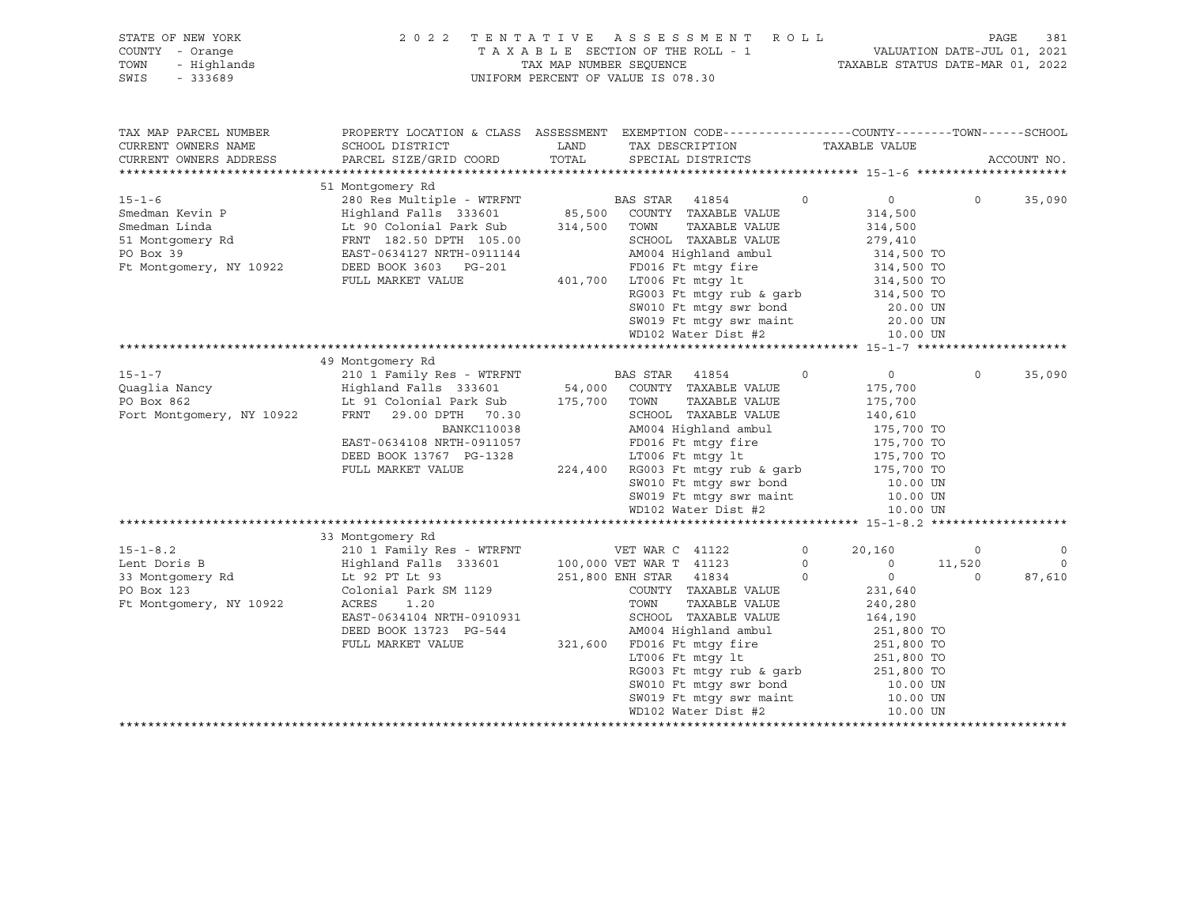STATE OF NEW YORK
COUNTY - Orange
TOWN - Highlands
SWIS - 333689

2022 TENTATIVE ASSESSMENT ROLL
TAXABLE SECTION OF THE ROLL - 1
TAX MAP NUMBER SEQUENCE
UNIFORM PERCENT OF VALUE IS 078.30

VALUATION DATE-JUL 01, 2021
TAXABLE STATUS DATE-MAR 01, 2022

| TAX MAP PARCEL NUMBER / CURRENT OWNERS NAME / CURRENT OWNERS ADDRESS | PROPERTY LOCATION & CLASS / SCHOOL DISTRICT / PARCEL SIZE/GRID COORD | ASSESSMENT LAND / TOTAL | EXEMPTION CODE / TAX DESCRIPTION / SPECIAL DISTRICTS | | COUNTY / TAXABLE VALUE | TOWN | SCHOOL / ACCOUNT NO. |
|---|---|---|---|---|---|---|---|
| **15-1-6** | 51 Montgomery Rd | | | | | | |
| 15-1-6 | 280 Res Multiple - WTRFNT | | BAS STAR 41854 | 0 | 0 | 0 | 35,090 |
| Smedman Kevin P | Highland Falls 333601 | 85,500 | COUNTY TAXABLE VALUE | | 314,500 | | |
| Smedman Linda | Lt 90 Colonial Park Sub | 314,500 | TOWN TAXABLE VALUE | | 314,500 | | |
| 51 Montgomery Rd | FRNT 182.50 DPTH 105.00 | | SCHOOL TAXABLE VALUE | | 279,410 | | |
| PO Box 39 | EAST-0634127 NRTH-0911144 | | AM004 Highland ambul | | 314,500 TO | | |
| Ft Montgomery, NY 10922 | DEED BOOK 3603 PG-201 | | FD016 Ft mtgy fire | | 314,500 TO | | |
| | FULL MARKET VALUE | 401,700 | LT006 Ft mtgy lt | | 314,500 TO | | |
| | | | RG003 Ft mtgy rub & garb | | 314,500 TO | | |
| | | | SW010 Ft mtgy swr bond | | 20.00 UN | | |
| | | | SW019 Ft mtgy swr maint | | 20.00 UN | | |
| | | | WD102 Water Dist #2 | | 10.00 UN | | |
| **15-1-7** | 49 Montgomery Rd | | | | | | |
| 15-1-7 | 210 1 Family Res - WTRFNT | | BAS STAR 41854 | 0 | 0 | 0 | 35,090 |
| Quaglia Nancy | Highland Falls 333601 | 54,000 | COUNTY TAXABLE VALUE | | 175,700 | | |
| PO Box 862 | Lt 91 Colonial Park Sub | 175,700 | TOWN TAXABLE VALUE | | 175,700 | | |
| Fort Montgomery, NY 10922 | FRNT 29.00 DPTH 70.30 | | SCHOOL TAXABLE VALUE | | 140,610 | | |
| | BANKC110038 | | AM004 Highland ambul | | 175,700 TO | | |
| | EAST-0634108 NRTH-0911057 | | FD016 Ft mtgy fire | | 175,700 TO | | |
| | DEED BOOK 13767 PG-1328 | | LT006 Ft mtgy lt | | 175,700 TO | | |
| | FULL MARKET VALUE | 224,400 | RG003 Ft mtgy rub & garb | | 175,700 TO | | |
| | | | SW010 Ft mtgy swr bond | | 10.00 UN | | |
| | | | SW019 Ft mtgy swr maint | | 10.00 UN | | |
| | | | WD102 Water Dist #2 | | 10.00 UN | | |
| **15-1-8.2** | 33 Montgomery Rd | | | | | | |
| 15-1-8.2 | 210 1 Family Res - WTRFNT | | VET WAR C 41122 | 0 | 20,160 | 0 | 0 |
| Lent Doris B | Highland Falls 333601 | 100,000 | VET WAR T 41123 | 0 | 0 | 11,520 | 0 |
| 33 Montgomery Rd | Lt 92 PT Lt 93 | 251,800 | ENH STAR 41834 | 0 | 0 | 0 | 87,610 |
| PO Box 123 | Colonial Park SM 1129 | | COUNTY TAXABLE VALUE | | 231,640 | | |
| Ft Montgomery, NY 10922 | ACRES 1.20 | | TOWN TAXABLE VALUE | | 240,280 | | |
| | EAST-0634104 NRTH-0910931 | | SCHOOL TAXABLE VALUE | | 164,190 | | |
| | DEED BOOK 13723 PG-544 | | AM004 Highland ambul | | 251,800 TO | | |
| | FULL MARKET VALUE | 321,600 | FD016 Ft mtgy fire | | 251,800 TO | | |
| | | | LT006 Ft mtgy lt | | 251,800 TO | | |
| | | | RG003 Ft mtgy rub & garb | | 251,800 TO | | |
| | | | SW010 Ft mtgy swr bond | | 10.00 UN | | |
| | | | SW019 Ft mtgy swr maint | | 10.00 UN | | |
| | | | WD102 Water Dist #2 | | 10.00 UN | | |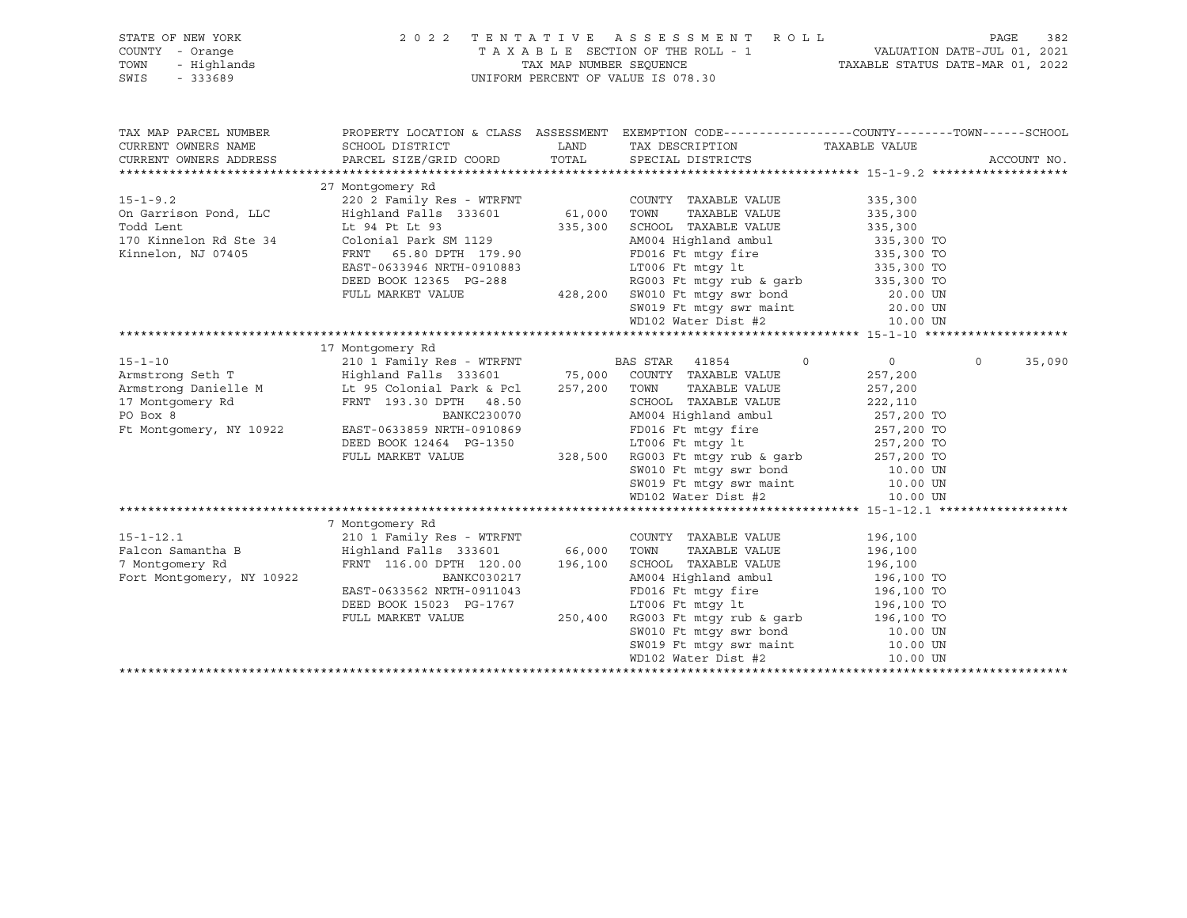STATE OF NEW YORK
COUNTY - Orange
TOWN - Highlands
SWIS - 333689

2 0 2 2 T E N T A T I V E A S S E S S M E N T R O L L
T A X A B L E SECTION OF THE ROLL - 1
TAX MAP NUMBER SEQUENCE
UNIFORM PERCENT OF VALUE IS 078.30

VALUATION DATE-JUL 01, 2021
TAXABLE STATUS DATE-MAR 01, 2022

| TAX MAP PARCEL NUMBER / CURRENT OWNERS NAME / CURRENT OWNERS ADDRESS | PROPERTY LOCATION & CLASS / SCHOOL DISTRICT / PARCEL SIZE/GRID COORD | ASSESSMENT LAND / TOTAL | EXEMPTION CODE / TAX DESCRIPTION / SPECIAL DISTRICTS | COUNTY | TOWN | SCHOOL / ACCOUNT NO. |
|---|---|---|---|---|---|---|
| 15-1-9.2 | 27 Montgomery Rd | | | | | |
| 15-1-9.2 | 220 2 Family Res - WTRFNT | | COUNTY TAXABLE VALUE | 335,300 | | |
| On Garrison Pond, LLC | Highland Falls 333601 | 61,000 | TOWN TAXABLE VALUE | 335,300 | | |
| Todd Lent | Lt 94 Pt Lt 93 | 335,300 | SCHOOL TAXABLE VALUE | 335,300 | | |
| 170 Kinnelon Rd Ste 34 | Colonial Park SM 1129 | | AM004 Highland ambul | 335,300 TO | | |
| Kinnelon, NJ 07405 | FRNT 65.80 DPTH 179.90 | | FD016 Ft mtgy fire | 335,300 TO | | |
| | EAST-0633946 NRTH-0910883 | | LT006 Ft mtgy lt | 335,300 TO | | |
| | DEED BOOK 12365 PG-288 | | RG003 Ft mtgy rub & garb | 335,300 TO | | |
| | FULL MARKET VALUE | 428,200 | SW010 Ft mtgy swr bond | 20.00 UN | | |
| | | | SW019 Ft mtgy swr maint | 20.00 UN | | |
| | | | WD102 Water Dist #2 | 10.00 UN | | |
| 15-1-10 | 17 Montgomery Rd | | | | | |
| 15-1-10 | 210 1 Family Res - WTRFNT | | BAS STAR 41854 | 0 | 0 | 0 35,090 |
| Armstrong Seth T | Highland Falls 333601 | 75,000 | COUNTY TAXABLE VALUE | 257,200 | | |
| Armstrong Danielle M | Lt 95 Colonial Park & Pcl | 257,200 | TOWN TAXABLE VALUE | 257,200 | | |
| 17 Montgomery Rd | FRNT 193.30 DPTH 48.50 | | SCHOOL TAXABLE VALUE | 222,110 | | |
| PO Box 8 | BANKC230070 | | AM004 Highland ambul | 257,200 TO | | |
| Ft Montgomery, NY 10922 | EAST-0633859 NRTH-0910869 | | FD016 Ft mtgy fire | 257,200 TO | | |
| | DEED BOOK 12464 PG-1350 | | LT006 Ft mtgy lt | 257,200 TO | | |
| | FULL MARKET VALUE | 328,500 | RG003 Ft mtgy rub & garb | 257,200 TO | | |
| | | | SW010 Ft mtgy swr bond | 10.00 UN | | |
| | | | SW019 Ft mtgy swr maint | 10.00 UN | | |
| | | | WD102 Water Dist #2 | 10.00 UN | | |
| 15-1-12.1 | 7 Montgomery Rd | | | | | |
| 15-1-12.1 | 210 1 Family Res - WTRFNT | | COUNTY TAXABLE VALUE | 196,100 | | |
| Falcon Samantha B | Highland Falls 333601 | 66,000 | TOWN TAXABLE VALUE | 196,100 | | |
| 7 Montgomery Rd | FRNT 116.00 DPTH 120.00 | 196,100 | SCHOOL TAXABLE VALUE | 196,100 | | |
| Fort Montgomery, NY 10922 | BANKC030217 | | AM004 Highland ambul | 196,100 TO | | |
| | EAST-0633562 NRTH-0911043 | | FD016 Ft mtgy fire | 196,100 TO | | |
| | DEED BOOK 15023 PG-1767 | | LT006 Ft mtgy lt | 196,100 TO | | |
| | FULL MARKET VALUE | 250,400 | RG003 Ft mtgy rub & garb | 196,100 TO | | |
| | | | SW010 Ft mtgy swr bond | 10.00 UN | | |
| | | | SW019 Ft mtgy swr maint | 10.00 UN | | |
| | | | WD102 Water Dist #2 | 10.00 UN | | |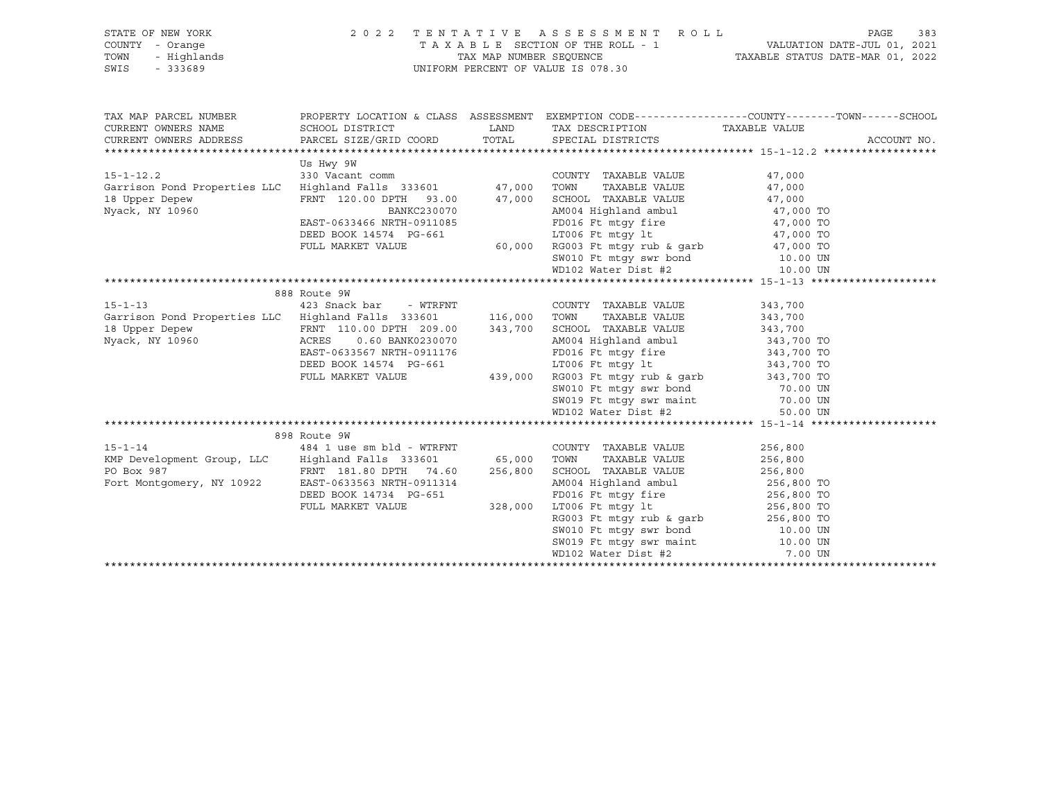STATE OF NEW YORK — COUNTY - Orange — TOWN - Highlands — SWIS - 333689

2022 TENTATIVE ASSESSMENT ROLL
TAXABLE SECTION OF THE ROLL - 1
TAX MAP NUMBER SEQUENCE
UNIFORM PERCENT OF VALUE IS 078.30

VALUATION DATE-JUL 01, 2021
TAXABLE STATUS DATE-MAR 01, 2022

| TAX MAP PARCEL NUMBER / CURRENT OWNERS NAME / CURRENT OWNERS ADDRESS | PROPERTY LOCATION & CLASS / SCHOOL DISTRICT / PARCEL SIZE/GRID COORD | ASSESSMENT LAND | TOTAL | EXEMPTION CODE / TAX DESCRIPTION / SPECIAL DISTRICTS | TAXABLE VALUE (COUNTY--TOWN--SCHOOL) | ACCOUNT NO. |
|---|---|---|---|---|---|---|
| **15-1-12.2** | Us Hwy 9W | | | | | |
| 15-1-12.2 | 330 Vacant comm | | | COUNTY TAXABLE VALUE | 47,000 | |
| Garrison Pond Properties LLC | Highland Falls 333601 | 47,000 | | TOWN TAXABLE VALUE | 47,000 | |
| 18 Upper Depew | FRNT 120.00 DPTH 93.00 | | 47,000 | SCHOOL TAXABLE VALUE | 47,000 | |
| Nyack, NY 10960 | BANKC230070 | | | AM004 Highland ambul | 47,000 TO | |
| | EAST-0633466 NRTH-0911085 | | | FD016 Ft mtgy fire | 47,000 TO | |
| | DEED BOOK 14574 PG-661 | | | LT006 Ft mtgy lt | 47,000 TO | |
| | FULL MARKET VALUE | | 60,000 | RG003 Ft mtgy rub & garb | 47,000 TO | |
| | | | | SW010 Ft mtgy swr bond | 10.00 UN | |
| | | | | WD102 Water Dist #2 | 10.00 UN | |
| **15-1-13** | 888 Route 9W | | | | | |
| 15-1-13 | 423 Snack bar - WTRFNT | | | COUNTY TAXABLE VALUE | 343,700 | |
| Garrison Pond Properties LLC | Highland Falls 333601 | 116,000 | | TOWN TAXABLE VALUE | 343,700 | |
| 18 Upper Depew | FRNT 110.00 DPTH 209.00 | | 343,700 | SCHOOL TAXABLE VALUE | 343,700 | |
| Nyack, NY 10960 | ACRES 0.60 BANK0230070 | | | AM004 Highland ambul | 343,700 TO | |
| | EAST-0633567 NRTH-0911176 | | | FD016 Ft mtgy fire | 343,700 TO | |
| | DEED BOOK 14574 PG-661 | | | LT006 Ft mtgy lt | 343,700 TO | |
| | FULL MARKET VALUE | | 439,000 | RG003 Ft mtgy rub & garb | 343,700 TO | |
| | | | | SW010 Ft mtgy swr bond | 70.00 UN | |
| | | | | SW019 Ft mtgy swr maint | 70.00 UN | |
| | | | | WD102 Water Dist #2 | 50.00 UN | |
| **15-1-14** | 898 Route 9W | | | | | |
| 15-1-14 | 484 1 use sm bld - WTRFNT | | | COUNTY TAXABLE VALUE | 256,800 | |
| KMP Development Group, LLC | Highland Falls 333601 | 65,000 | | TOWN TAXABLE VALUE | 256,800 | |
| PO Box 987 | FRNT 181.80 DPTH 74.60 | | 256,800 | SCHOOL TAXABLE VALUE | 256,800 | |
| Fort Montgomery, NY 10922 | EAST-0633563 NRTH-0911314 | | | AM004 Highland ambul | 256,800 TO | |
| | DEED BOOK 14734 PG-651 | | | FD016 Ft mtgy fire | 256,800 TO | |
| | FULL MARKET VALUE | | 328,000 | LT006 Ft mtgy lt | 256,800 TO | |
| | | | | RG003 Ft mtgy rub & garb | 256,800 TO | |
| | | | | SW010 Ft mtgy swr bond | 10.00 UN | |
| | | | | SW019 Ft mtgy swr maint | 10.00 UN | |
| | | | | WD102 Water Dist #2 | 7.00 UN | |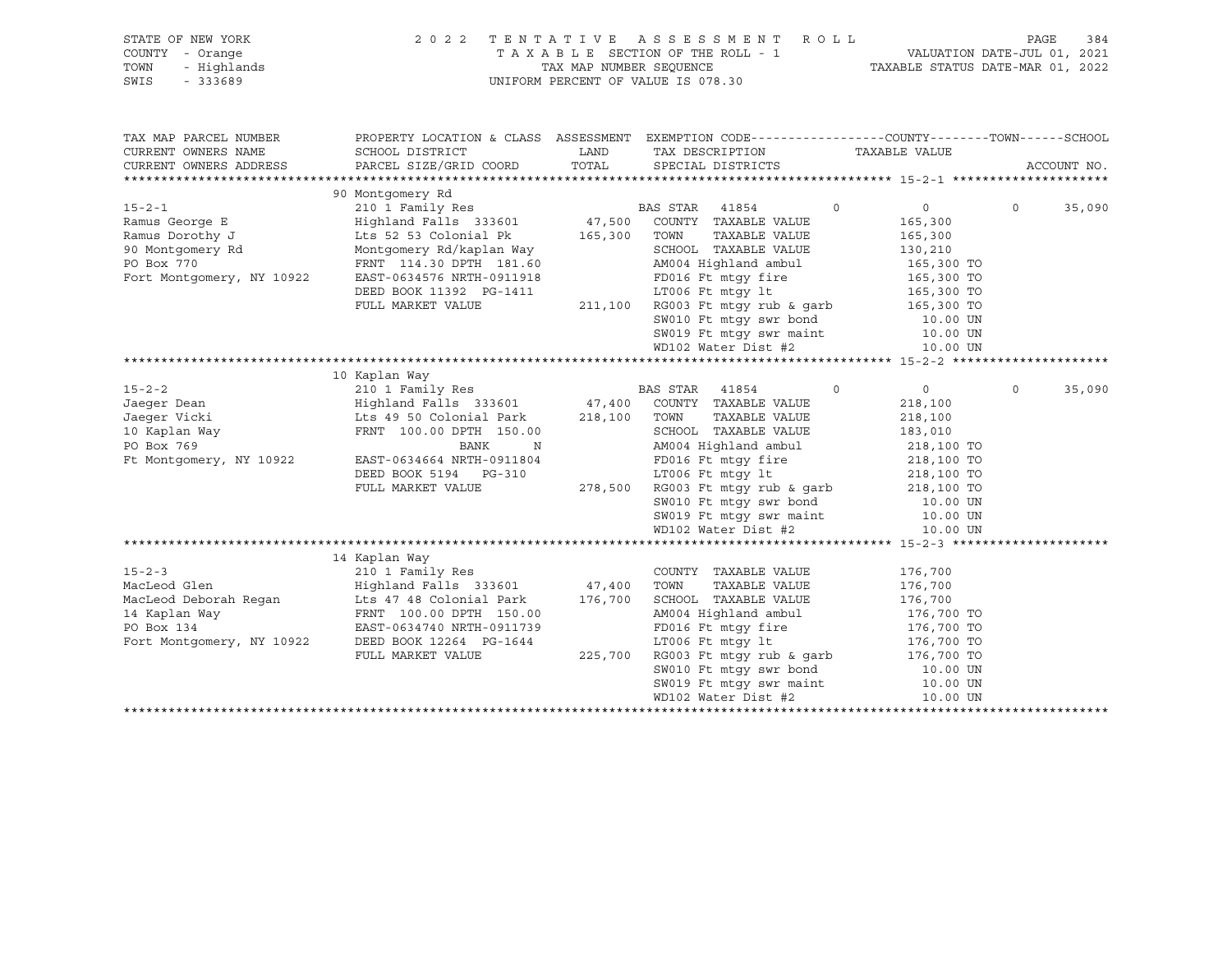STATE OF NEW YORK — 2022 TENTATIVE ASSESSMENT ROLL
COUNTY - Orange — TAXABLE SECTION OF THE ROLL - 1 — VALUATION DATE-JUL 01, 2021
TOWN - Highlands — TAX MAP NUMBER SEQUENCE — TAXABLE STATUS DATE-MAR 01, 2022
SWIS - 333689 — UNIFORM PERCENT OF VALUE IS 078.30

| TAX MAP PARCEL NUMBER / CURRENT OWNERS NAME / CURRENT OWNERS ADDRESS | PROPERTY LOCATION & CLASS / SCHOOL DISTRICT / PARCEL SIZE/GRID COORD | ASSESSMENT LAND / TOTAL | EXEMPTION CODE / TAX DESCRIPTION / SPECIAL DISTRICTS | COUNTY | TOWN | SCHOOL / TAXABLE VALUE | ACCOUNT NO. |
|---|---|---|---|---|---|---|---|
| **15-2-1** | 90 Montgomery Rd | | | | | | |
| 15-2-1 | 210 1 Family Res | | BAS STAR 41854 | 0 | 0 | 0 / 35,090 | |
| Ramus George E | Highland Falls 333601 | 47,500 | COUNTY TAXABLE VALUE | 165,300 | | | |
| Ramus Dorothy J | Lts 52 53 Colonial Pk | 165,300 | TOWN TAXABLE VALUE | | 165,300 | | |
| 90 Montgomery Rd | Montgomery Rd/kaplan Way | | SCHOOL TAXABLE VALUE | | | 130,210 | |
| PO Box 770 | FRNT 114.30 DPTH 181.60 | | AM004 Highland ambul | 165,300 TO | | | |
| Fort Montgomery, NY 10922 | EAST-0634576 NRTH-0911918 | | FD016 Ft mtgy fire | 165,300 TO | | | |
| | DEED BOOK 11392 PG-1411 | | LT006 Ft mtgy lt | 165,300 TO | | | |
| | FULL MARKET VALUE | 211,100 | RG003 Ft mtgy rub & garb | 165,300 TO | | | |
| | | | SW010 Ft mtgy swr bond | 10.00 UN | | | |
| | | | SW019 Ft mtgy swr maint | 10.00 UN | | | |
| | | | WD102 Water Dist #2 | 10.00 UN | | | |
| **15-2-2** | 10 Kaplan Way | | | | | | |
| 15-2-2 | 210 1 Family Res | | BAS STAR 41854 | 0 | 0 | 0 / 35,090 | |
| Jaeger Dean | Highland Falls 333601 | 47,400 | COUNTY TAXABLE VALUE | 218,100 | | | |
| Jaeger Vicki | Lts 49 50 Colonial Park | 218,100 | TOWN TAXABLE VALUE | | 218,100 | | |
| 10 Kaplan Way | FRNT 100.00 DPTH 150.00 | | SCHOOL TAXABLE VALUE | | | 183,010 | |
| PO Box 769 | BANK N | | AM004 Highland ambul | 218,100 TO | | | |
| Ft Montgomery, NY 10922 | EAST-0634664 NRTH-0911804 | | FD016 Ft mtgy fire | 218,100 TO | | | |
| | DEED BOOK 5194 PG-310 | | LT006 Ft mtgy lt | 218,100 TO | | | |
| | FULL MARKET VALUE | 278,500 | RG003 Ft mtgy rub & garb | 218,100 TO | | | |
| | | | SW010 Ft mtgy swr bond | 10.00 UN | | | |
| | | | SW019 Ft mtgy swr maint | 10.00 UN | | | |
| | | | WD102 Water Dist #2 | 10.00 UN | | | |
| **15-2-3** | 14 Kaplan Way | | | | | | |
| 15-2-3 | 210 1 Family Res | | COUNTY TAXABLE VALUE | 176,700 | | | |
| MacLeod Glen | Highland Falls 333601 | 47,400 | TOWN TAXABLE VALUE | | 176,700 | | |
| MacLeod Deborah Regan | Lts 47 48 Colonial Park | 176,700 | SCHOOL TAXABLE VALUE | | | 176,700 | |
| 14 Kaplan Way | FRNT 100.00 DPTH 150.00 | | AM004 Highland ambul | 176,700 TO | | | |
| PO Box 134 | EAST-0634740 NRTH-0911739 | | FD016 Ft mtgy fire | 176,700 TO | | | |
| Fort Montgomery, NY 10922 | DEED BOOK 12264 PG-1644 | | LT006 Ft mtgy lt | 176,700 TO | | | |
| | FULL MARKET VALUE | 225,700 | RG003 Ft mtgy rub & garb | 176,700 TO | | | |
| | | | SW010 Ft mtgy swr bond | 10.00 UN | | | |
| | | | SW019 Ft mtgy swr maint | 10.00 UN | | | |
| | | | WD102 Water Dist #2 | 10.00 UN | | | |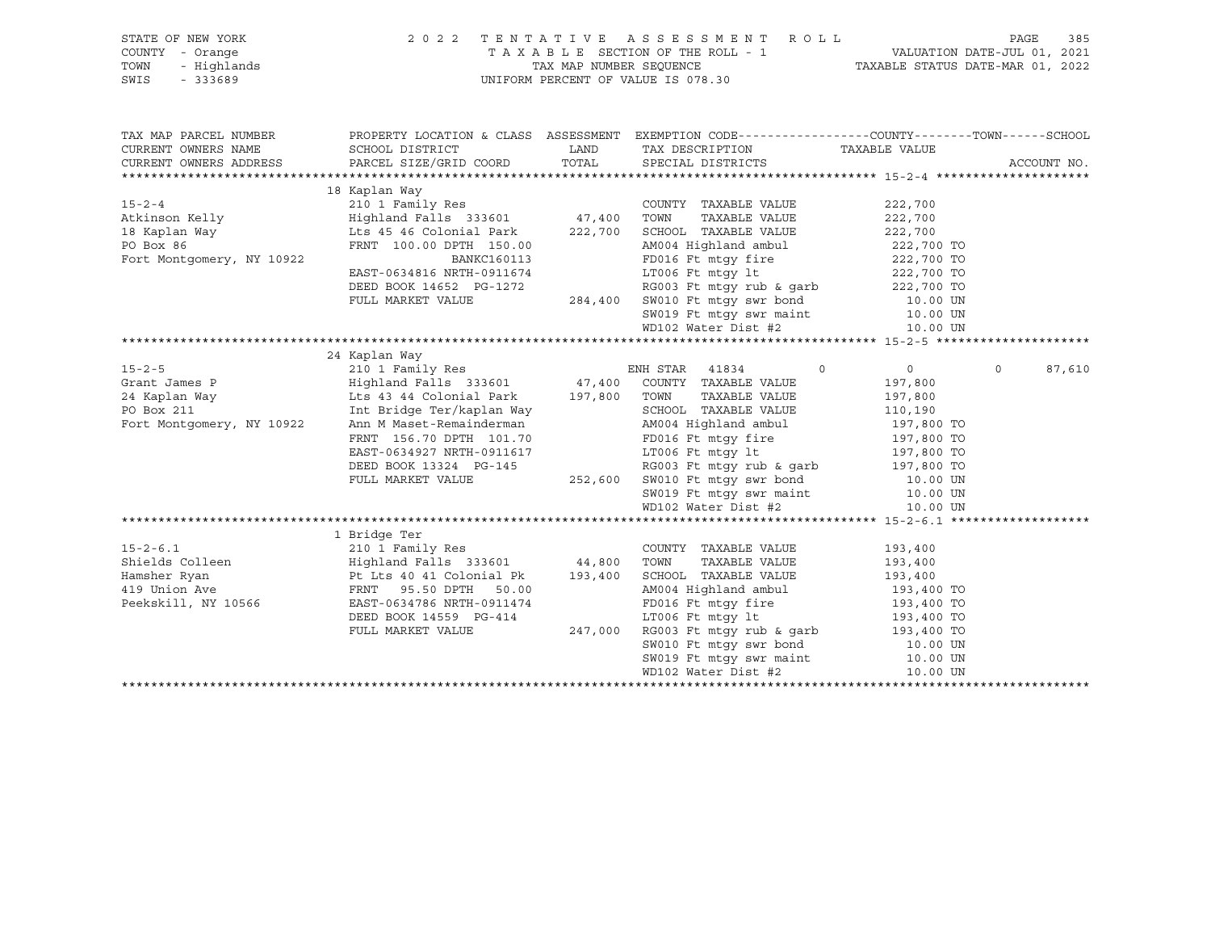STATE OF NEW YORK — 2022 TENTATIVE ASSESSMENT ROLL
COUNTY - Orange — TAXABLE SECTION OF THE ROLL - 1 — VALUATION DATE-JUL 01, 2021
TOWN - Highlands — TAX MAP NUMBER SEQUENCE — TAXABLE STATUS DATE-MAR 01, 2022
SWIS - 333689 — UNIFORM PERCENT OF VALUE IS 078.30

| TAX MAP PARCEL NUMBER / CURRENT OWNERS NAME / CURRENT OWNERS ADDRESS | PROPERTY LOCATION & CLASS / SCHOOL DISTRICT / PARCEL SIZE/GRID COORD | ASSESSMENT LAND / TOTAL | EXEMPTION CODE / TAX DESCRIPTION / SPECIAL DISTRICTS | COUNTY | TOWN | SCHOOL / TAXABLE VALUE | ACCOUNT NO. |
|---|---|---|---|---|---|---|---|
| **15-2-4** | 18 Kaplan Way | | | | | | |
| | 210 1 Family Res | | COUNTY TAXABLE VALUE | 222,700 | | | |
| Atkinson Kelly | Highland Falls 333601 | 47,400 | TOWN TAXABLE VALUE | | 222,700 | | |
| 18 Kaplan Way | Lts 45 46 Colonial Park | 222,700 | SCHOOL TAXABLE VALUE | | | 222,700 | |
| PO Box 86 | FRNT 100.00 DPTH 150.00 | | AM004 Highland ambul | 222,700 TO | | | |
| Fort Montgomery, NY 10922 | BANKC160113 | | FD016 Ft mtgy fire | 222,700 TO | | | |
| | EAST-0634816 NRTH-0911674 | | LT006 Ft mtgy lt | 222,700 TO | | | |
| | DEED BOOK 14652 PG-1272 | | RG003 Ft mtgy rub & garb | 222,700 TO | | | |
| | FULL MARKET VALUE | 284,400 | SW010 Ft mtgy swr bond | 10.00 UN | | | |
| | | | SW019 Ft mtgy swr maint | 10.00 UN | | | |
| | | | WD102 Water Dist #2 | 10.00 UN | | | |
| **15-2-5** | 24 Kaplan Way | | | | | | |
| | 210 1 Family Res | | ENH STAR 41834 | 0 | 0 | 87,610 | |
| Grant James P | Highland Falls 333601 | 47,400 | COUNTY TAXABLE VALUE | 197,800 | | | |
| 24 Kaplan Way | Lts 43 44 Colonial Park | 197,800 | TOWN TAXABLE VALUE | | 197,800 | | |
| PO Box 211 | Int Bridge Ter/kaplan Way | | SCHOOL TAXABLE VALUE | | | 110,190 | |
| Fort Montgomery, NY 10922 | Ann M Maset-Remainderman | | AM004 Highland ambul | 197,800 TO | | | |
| | FRNT 156.70 DPTH 101.70 | | FD016 Ft mtgy fire | 197,800 TO | | | |
| | EAST-0634927 NRTH-0911617 | | LT006 Ft mtgy lt | 197,800 TO | | | |
| | DEED BOOK 13324 PG-145 | | RG003 Ft mtgy rub & garb | 197,800 TO | | | |
| | FULL MARKET VALUE | 252,600 | SW010 Ft mtgy swr bond | 10.00 UN | | | |
| | | | SW019 Ft mtgy swr maint | 10.00 UN | | | |
| | | | WD102 Water Dist #2 | 10.00 UN | | | |
| **15-2-6.1** | 1 Bridge Ter | | | | | | |
| | 210 1 Family Res | | COUNTY TAXABLE VALUE | 193,400 | | | |
| Shields Colleen | Highland Falls 333601 | 44,800 | TOWN TAXABLE VALUE | | 193,400 | | |
| Hamsher Ryan | Pt Lts 40 41 Colonial Pk | 193,400 | SCHOOL TAXABLE VALUE | | | 193,400 | |
| 419 Union Ave | FRNT 95.50 DPTH 50.00 | | AM004 Highland ambul | 193,400 TO | | | |
| Peekskill, NY 10566 | EAST-0634786 NRTH-0911474 | | FD016 Ft mtgy fire | 193,400 TO | | | |
| | DEED BOOK 14559 PG-414 | | LT006 Ft mtgy lt | 193,400 TO | | | |
| | FULL MARKET VALUE | 247,000 | RG003 Ft mtgy rub & garb | 193,400 TO | | | |
| | | | SW010 Ft mtgy swr bond | 10.00 UN | | | |
| | | | SW019 Ft mtgy swr maint | 10.00 UN | | | |
| | | | WD102 Water Dist #2 | 10.00 UN | | | |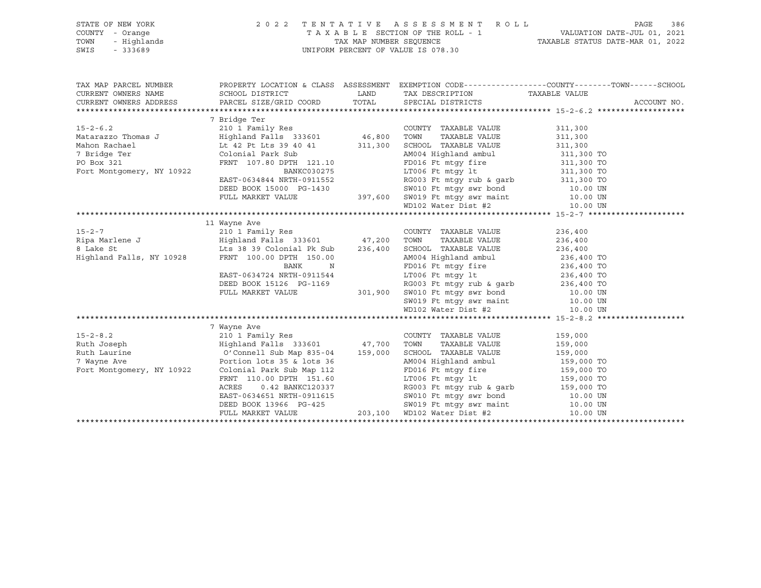STATE OF NEW YORK | COUNTY - Orange | TOWN - Highlands | SWIS - 333689

2022 TENTATIVE ASSESSMENT ROLL
TAXABLE SECTION OF THE ROLL - 1
TAX MAP NUMBER SEQUENCE
UNIFORM PERCENT OF VALUE IS 078.30

VALUATION DATE-JUL 01, 2021
TAXABLE STATUS DATE-MAR 01, 2022

| TAX MAP PARCEL NUMBER / CURRENT OWNERS NAME / CURRENT OWNERS ADDRESS | PROPERTY LOCATION & CLASS / SCHOOL DISTRICT / PARCEL SIZE/GRID COORD | ASSESSMENT LAND | TOTAL | EXEMPTION CODE / TAX DESCRIPTION / SPECIAL DISTRICTS | COUNTY--------TOWN------SCHOOL TAXABLE VALUE | ACCOUNT NO. |
|---|---|---|---|---|---|---|
| **15-2-6.2** | 7 Bridge Ter | | | | | |
| 15-2-6.2 | 210 1 Family Res | | | COUNTY TAXABLE VALUE | 311,300 | |
| Matarazzo Thomas J | Highland Falls 333601 | 46,800 | | TOWN TAXABLE VALUE | 311,300 | |
| Mahon Rachael | Lt 42 Pt Lts 39 40 41 | | 311,300 | SCHOOL TAXABLE VALUE | 311,300 | |
| 7 Bridge Ter | Colonial Park Sub | | | AM004 Highland ambul | 311,300 TO | |
| PO Box 321 | FRNT 107.80 DPTH 121.10 | | | FD016 Ft mtgy fire | 311,300 TO | |
| Fort Montgomery, NY 10922 | BANKC030275 | | | LT006 Ft mtgy lt | 311,300 TO | |
| | EAST-0634844 NRTH-0911552 | | | RG003 Ft mtgy rub & garb | 311,300 TO | |
| | DEED BOOK 15000 PG-1430 | | | SW010 Ft mtgy swr bond | 10.00 UN | |
| | FULL MARKET VALUE | | 397,600 | SW019 Ft mtgy swr maint | 10.00 UN | |
| | | | | WD102 Water Dist #2 | 10.00 UN | |
| **15-2-7** | 11 Wayne Ave | | | | | |
| 15-2-7 | 210 1 Family Res | | | COUNTY TAXABLE VALUE | 236,400 | |
| Ripa Marlene J | Highland Falls 333601 | 47,200 | | TOWN TAXABLE VALUE | 236,400 | |
| 8 Lake St | Lts 38 39 Colonial Pk Sub | | 236,400 | SCHOOL TAXABLE VALUE | 236,400 | |
| Highland Falls, NY 10928 | FRNT 100.00 DPTH 150.00 | | | AM004 Highland ambul | 236,400 TO | |
| | BANK N | | | FD016 Ft mtgy fire | 236,400 TO | |
| | EAST-0634724 NRTH-0911544 | | | LT006 Ft mtgy lt | 236,400 TO | |
| | DEED BOOK 15126 PG-1169 | | | RG003 Ft mtgy rub & garb | 236,400 TO | |
| | FULL MARKET VALUE | | 301,900 | SW010 Ft mtgy swr bond | 10.00 UN | |
| | | | | SW019 Ft mtgy swr maint | 10.00 UN | |
| | | | | WD102 Water Dist #2 | 10.00 UN | |
| **15-2-8.2** | 7 Wayne Ave | | | | | |
| 15-2-8.2 | 210 1 Family Res | | | COUNTY TAXABLE VALUE | 159,000 | |
| Ruth Joseph | Highland Falls 333601 | 47,700 | | TOWN TAXABLE VALUE | 159,000 | |
| Ruth Laurine | O'Connell Sub Map 835-04 | | 159,000 | SCHOOL TAXABLE VALUE | 159,000 | |
| 7 Wayne Ave | Portion lots 35 & lots 36 | | | AM004 Highland ambul | 159,000 TO | |
| Fort Montgomery, NY 10922 | Colonial Park Sub Map 112 | | | FD016 Ft mtgy fire | 159,000 TO | |
| | FRNT 110.00 DPTH 151.60 | | | LT006 Ft mtgy lt | 159,000 TO | |
| | ACRES 0.42 BANKC120337 | | | RG003 Ft mtgy rub & garb | 159,000 TO | |
| | EAST-0634651 NRTH-0911615 | | | SW010 Ft mtgy swr bond | 10.00 UN | |
| | DEED BOOK 13966 PG-425 | | | SW019 Ft mtgy swr maint | 10.00 UN | |
| | FULL MARKET VALUE | | 203,100 | WD102 Water Dist #2 | 10.00 UN | |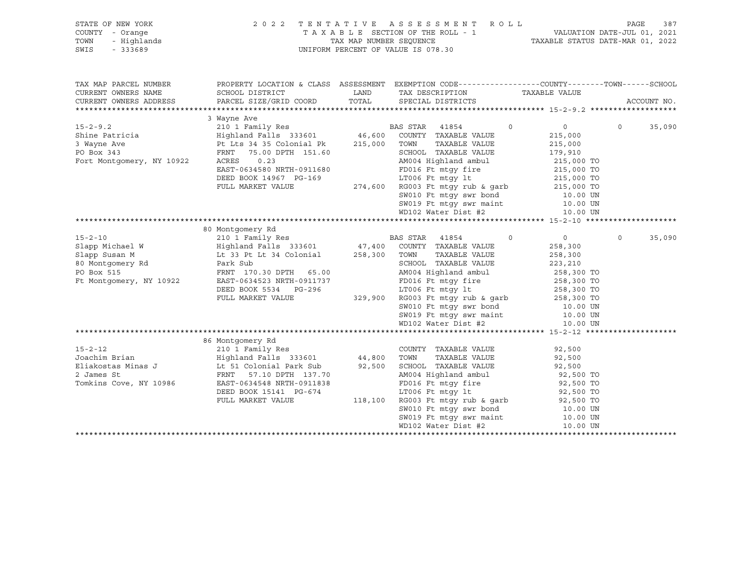STATE OF NEW YORK
COUNTY - Orange
TOWN - Highlands
SWIS - 333689

2022 TENTATIVE ASSESSMENT ROLL
TAXABLE SECTION OF THE ROLL - 1
TAX MAP NUMBER SEQUENCE
UNIFORM PERCENT OF VALUE IS 078.30

VALUATION DATE-JUL 01, 2021
TAXABLE STATUS DATE-MAR 01, 2022

| TAX MAP PARCEL NUMBER / CURRENT OWNERS NAME / CURRENT OWNERS ADDRESS | PROPERTY LOCATION & CLASS / SCHOOL DISTRICT / PARCEL SIZE/GRID COORD | ASSESSMENT LAND / TOTAL | EXEMPTION CODE / TAX DESCRIPTION / SPECIAL DISTRICTS | COUNTY | TOWN | SCHOOL / TAXABLE VALUE | ACCOUNT NO. |
|---|---|---|---|---|---|---|---|
| **15-2-9.2** | 3 Wayne Ave | | | | | | |
| 15-2-9.2 | 210 1 Family Res | | BAS STAR 41854 | 0 | 0 | 0 35,090 | |
| Shine Patricia | Highland Falls 333601 | 46,600 | COUNTY TAXABLE VALUE | | | 215,000 | |
| 3 Wayne Ave | Pt Lts 34 35 Colonial Pk | 215,000 | TOWN TAXABLE VALUE | | | 215,000 | |
| PO Box 343 | FRNT 75.00 DPTH 151.60 | | SCHOOL TAXABLE VALUE | | | 179,910 | |
| Fort Montgomery, NY 10922 | ACRES 0.23 | | AM004 Highland ambul | | | 215,000 TO | |
| | EAST-0634580 NRTH-0911680 | | FD016 Ft mtgy fire | | | 215,000 TO | |
| | DEED BOOK 14967 PG-169 | | LT006 Ft mtgy lt | | | 215,000 TO | |
| | FULL MARKET VALUE | 274,600 | RG003 Ft mtgy rub & garb | | | 215,000 TO | |
| | | | SW010 Ft mtgy swr bond | | | 10.00 UN | |
| | | | SW019 Ft mtgy swr maint | | | 10.00 UN | |
| | | | WD102 Water Dist #2 | | | 10.00 UN | |
| **15-2-10** | 80 Montgomery Rd | | | | | | |
| 15-2-10 | 210 1 Family Res | | BAS STAR 41854 | 0 | 0 | 0 35,090 | |
| Slapp Michael W | Highland Falls 333601 | 47,400 | COUNTY TAXABLE VALUE | | | 258,300 | |
| Slapp Susan M | Lt 33 Pt Lt 34 Colonial | 258,300 | TOWN TAXABLE VALUE | | | 258,300 | |
| 80 Montgomery Rd | Park Sub | | SCHOOL TAXABLE VALUE | | | 223,210 | |
| PO Box 515 | FRNT 170.30 DPTH 65.00 | | AM004 Highland ambul | | | 258,300 TO | |
| Ft Montgomery, NY 10922 | EAST-0634523 NRTH-0911737 | | FD016 Ft mtgy fire | | | 258,300 TO | |
| | DEED BOOK 5534 PG-296 | | LT006 Ft mtgy lt | | | 258,300 TO | |
| | FULL MARKET VALUE | 329,900 | RG003 Ft mtgy rub & garb | | | 258,300 TO | |
| | | | SW010 Ft mtgy swr bond | | | 10.00 UN | |
| | | | SW019 Ft mtgy swr maint | | | 10.00 UN | |
| | | | WD102 Water Dist #2 | | | 10.00 UN | |
| **15-2-12** | 86 Montgomery Rd | | | | | | |
| 15-2-12 | 210 1 Family Res | | COUNTY TAXABLE VALUE | | | 92,500 | |
| Joachim Brian | Highland Falls 333601 | 44,800 | TOWN TAXABLE VALUE | | | 92,500 | |
| Eliakostas Minas J | Lt 51 Colonial Park Sub | 92,500 | SCHOOL TAXABLE VALUE | | | 92,500 | |
| 2 James St | FRNT 57.10 DPTH 137.70 | | AM004 Highland ambul | | | 92,500 TO | |
| Tomkins Cove, NY 10986 | EAST-0634548 NRTH-0911838 | | FD016 Ft mtgy fire | | | 92,500 TO | |
| | DEED BOOK 15141 PG-674 | | LT006 Ft mtgy lt | | | 92,500 TO | |
| | FULL MARKET VALUE | 118,100 | RG003 Ft mtgy rub & garb | | | 92,500 TO | |
| | | | SW010 Ft mtgy swr bond | | | 10.00 UN | |
| | | | SW019 Ft mtgy swr maint | | | 10.00 UN | |
| | | | WD102 Water Dist #2 | | | 10.00 UN | |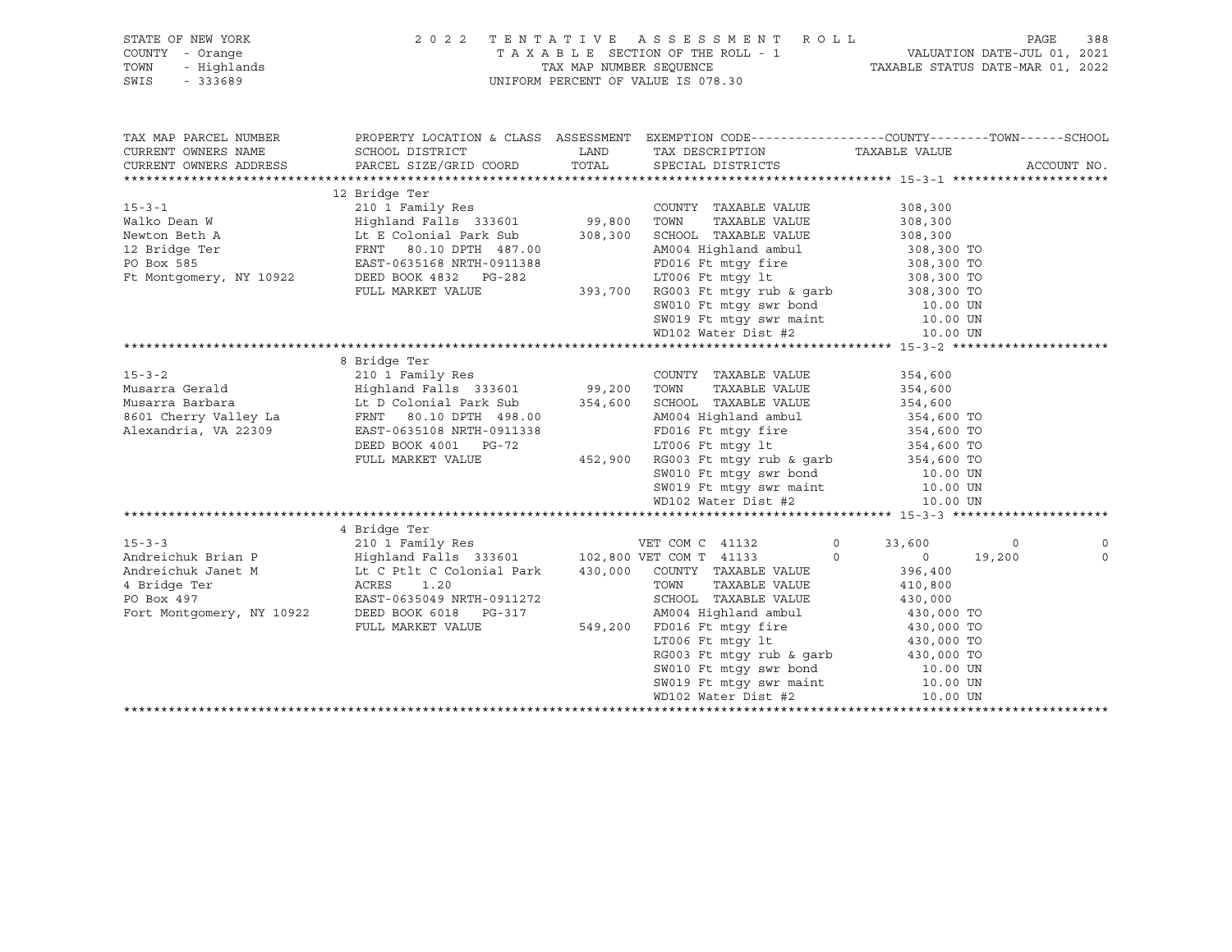STATE OF NEW YORK — 2022 TENTATIVE ASSESSMENT ROLL — PAGE 388
COUNTY - Orange — TAXABLE SECTION OF THE ROLL - 1 — VALUATION DATE-JUL 01, 2021
TOWN - Highlands — TAX MAP NUMBER SEQUENCE — TAXABLE STATUS DATE-MAR 01, 2022
SWIS - 333689 — UNIFORM PERCENT OF VALUE IS 078.30

| TAX MAP PARCEL NUMBER / CURRENT OWNERS NAME / CURRENT OWNERS ADDRESS | PROPERTY LOCATION & CLASS / SCHOOL DISTRICT / PARCEL SIZE/GRID COORD | ASSESSMENT LAND / TOTAL | EXEMPTION CODE / TAX DESCRIPTION / SPECIAL DISTRICTS | COUNTY / TAXABLE VALUE | TOWN | SCHOOL | ACCOUNT NO. |
|---|---|---|---|---|---|---|---|
| **15-3-1** | 12 Bridge Ter | | | | | | |
| | 210 1 Family Res | | COUNTY TAXABLE VALUE | 308,300 | | | |
| Walko Dean W | Highland Falls 333601 | 99,800 | TOWN TAXABLE VALUE | 308,300 | | | |
| Newton Beth A | Lt E Colonial Park Sub | 308,300 | SCHOOL TAXABLE VALUE | 308,300 | | | |
| 12 Bridge Ter | FRNT 80.10 DPTH 487.00 | | AM004 Highland ambul | 308,300 TO | | | |
| PO Box 585 | EAST-0635168 NRTH-0911388 | | FD016 Ft mtgy fire | 308,300 TO | | | |
| Ft Montgomery, NY 10922 | DEED BOOK 4832 PG-282 | | LT006 Ft mtgy lt | 308,300 TO | | | |
| | FULL MARKET VALUE | 393,700 | RG003 Ft mtgy rub & garb | 308,300 TO | | | |
| | | | SW010 Ft mtgy swr bond | 10.00 UN | | | |
| | | | SW019 Ft mtgy swr maint | 10.00 UN | | | |
| | | | WD102 Water Dist #2 | 10.00 UN | | | |
| **15-3-2** | 8 Bridge Ter | | | | | | |
| | 210 1 Family Res | | COUNTY TAXABLE VALUE | 354,600 | | | |
| Musarra Gerald | Highland Falls 333601 | 99,200 | TOWN TAXABLE VALUE | 354,600 | | | |
| Musarra Barbara | Lt D Colonial Park Sub | 354,600 | SCHOOL TAXABLE VALUE | 354,600 | | | |
| 8601 Cherry Valley La | FRNT 80.10 DPTH 498.00 | | AM004 Highland ambul | 354,600 TO | | | |
| Alexandria, VA 22309 | EAST-0635108 NRTH-0911338 | | FD016 Ft mtgy fire | 354,600 TO | | | |
| | DEED BOOK 4001 PG-72 | | LT006 Ft mtgy lt | 354,600 TO | | | |
| | FULL MARKET VALUE | 452,900 | RG003 Ft mtgy rub & garb | 354,600 TO | | | |
| | | | SW010 Ft mtgy swr bond | 10.00 UN | | | |
| | | | SW019 Ft mtgy swr maint | 10.00 UN | | | |
| | | | WD102 Water Dist #2 | 10.00 UN | | | |
| **15-3-3** | 4 Bridge Ter | | | | | | |
| | 210 1 Family Res | | VET COM C 41132 0 | 33,600 | 0 | 0 | |
| Andreichuk Brian P | Highland Falls 333601 | 102,800 | VET COM T 41133 0 | 0 | 19,200 | 0 | |
| Andreichuk Janet M | Lt C Ptlt C Colonial Park | 430,000 | COUNTY TAXABLE VALUE | 396,400 | | | |
| 4 Bridge Ter | ACRES 1.20 | | TOWN TAXABLE VALUE | 410,800 | | | |
| PO Box 497 | EAST-0635049 NRTH-0911272 | | SCHOOL TAXABLE VALUE | 430,000 | | | |
| Fort Montgomery, NY 10922 | DEED BOOK 6018 PG-317 | | AM004 Highland ambul | 430,000 TO | | | |
| | FULL MARKET VALUE | 549,200 | FD016 Ft mtgy fire | 430,000 TO | | | |
| | | | LT006 Ft mtgy lt | 430,000 TO | | | |
| | | | RG003 Ft mtgy rub & garb | 430,000 TO | | | |
| | | | SW010 Ft mtgy swr bond | 10.00 UN | | | |
| | | | SW019 Ft mtgy swr maint | 10.00 UN | | | |
| | | | WD102 Water Dist #2 | 10.00 UN | | | |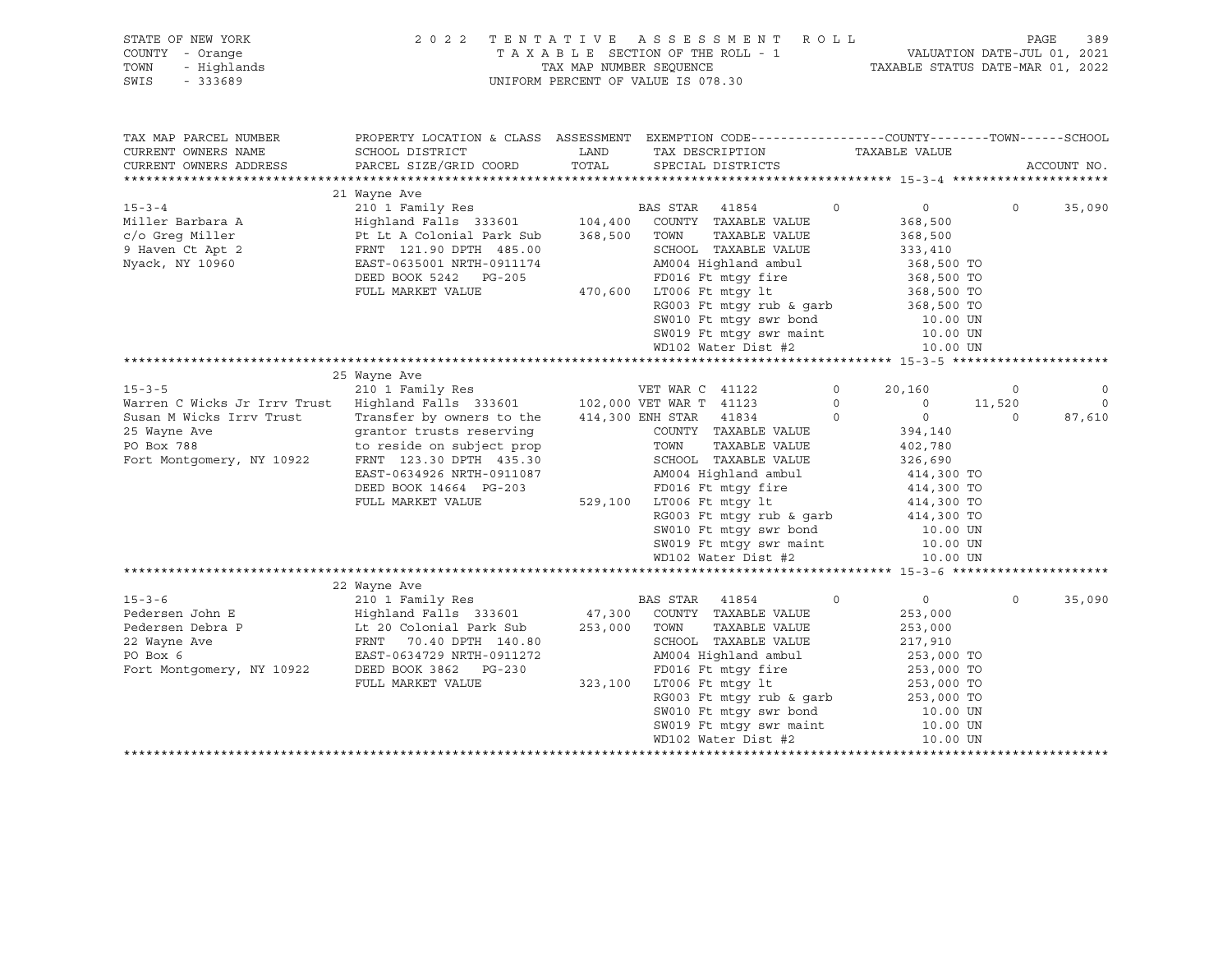STATE OF NEW YORK — 2022 TENTATIVE ASSESSMENT ROLL — PAGE 389
COUNTY - Orange — TAXABLE SECTION OF THE ROLL - 1 — VALUATION DATE-JUL 01, 2021
TOWN - Highlands — TAX MAP NUMBER SEQUENCE — TAXABLE STATUS DATE-MAR 01, 2022
SWIS - 333689 — UNIFORM PERCENT OF VALUE IS 078.30

```
TAX MAP PARCEL NUMBER          PROPERTY LOCATION & CLASS  ASSESSMENT  EXEMPTION CODE------------------COUNTY--------TOWN------SCHOOL
CURRENT OWNERS NAME            SCHOOL DISTRICT               LAND      TAX DESCRIPTION              TAXABLE VALUE
CURRENT OWNERS ADDRESS         PARCEL SIZE/GRID COORD        TOTAL     SPECIAL DISTRICTS                                    ACCOUNT NO.
******************************************************************************************************* 15-3-4 *********************
                               21 Wayne Ave
15-3-4                         210 1 Family Res                         BAS STAR  41854          0           0          0     35,090
Miller Barbara A               Highland Falls  333601    104,400   COUNTY  TAXABLE VALUE           368,500
c/o Greg Miller                Pt Lt A Colonial Park Sub  368,500   TOWN    TAXABLE VALUE           368,500
9 Haven Ct Apt 2               FRNT 121.90 DPTH 485.00              SCHOOL  TAXABLE VALUE           333,410
Nyack, NY 10960                EAST-0635001 NRTH-0911174            AM004 Highland ambul             368,500 TO
                               DEED BOOK 5242   PG-205              FD016 Ft mtgy fire               368,500 TO
                               FULL MARKET VALUE         470,600   LT006 Ft mtgy lt                 368,500 TO
                                                                   RG003 Ft mtgy rub & garb         368,500 TO
                                                                   SW010 Ft mtgy swr bond             10.00 UN
                                                                   SW019 Ft mtgy swr maint            10.00 UN
                                                                   WD102 Water Dist #2                10.00 UN
******************************************************************************************************* 15-3-5 *********************
                               25 Wayne Ave
15-3-5                         210 1 Family Res                         VET WAR C 41122          0      20,160          0          0
Warren C Wicks Jr Irrv Trust   Highland Falls  333601    102,000 VET WAR T 41123          0           0     11,520          0
Susan M Wicks Irrv Trust       Transfer by owners to the  414,300 ENH STAR  41834          0           0          0     87,610
25 Wayne Ave                   grantor trusts reserving             COUNTY  TAXABLE VALUE           394,140
PO Box 788                     to reside on subject prop            TOWN    TAXABLE VALUE           402,780
Fort Montgomery, NY 10922      FRNT 123.30 DPTH 435.30              SCHOOL  TAXABLE VALUE           326,690
                               EAST-0634926 NRTH-0911087            AM004 Highland ambul             414,300 TO
                               DEED BOOK 14664  PG-203              FD016 Ft mtgy fire               414,300 TO
                               FULL MARKET VALUE         529,100   LT006 Ft mtgy lt                 414,300 TO
                                                                   RG003 Ft mtgy rub & garb         414,300 TO
                                                                   SW010 Ft mtgy swr bond             10.00 UN
                                                                   SW019 Ft mtgy swr maint            10.00 UN
                                                                   WD102 Water Dist #2                10.00 UN
******************************************************************************************************* 15-3-6 *********************
                               22 Wayne Ave
15-3-6                         210 1 Family Res                         BAS STAR  41854          0           0          0     35,090
Pedersen John E                Highland Falls  333601     47,300   COUNTY  TAXABLE VALUE           253,000
Pedersen Debra P               Lt 20 Colonial Park Sub   253,000   TOWN    TAXABLE VALUE           253,000
22 Wayne Ave                   FRNT  70.40 DPTH 140.80              SCHOOL  TAXABLE VALUE           217,910
PO Box 6                       EAST-0634729 NRTH-0911272            AM004 Highland ambul             253,000 TO
Fort Montgomery, NY 10922      DEED BOOK 3862   PG-230              FD016 Ft mtgy fire               253,000 TO
                               FULL MARKET VALUE         323,100   LT006 Ft mtgy lt                 253,000 TO
                                                                   RG003 Ft mtgy rub & garb         253,000 TO
                                                                   SW010 Ft mtgy swr bond             10.00 UN
                                                                   SW019 Ft mtgy swr maint            10.00 UN
                                                                   WD102 Water Dist #2                10.00 UN
************************************************************************************************************************************
```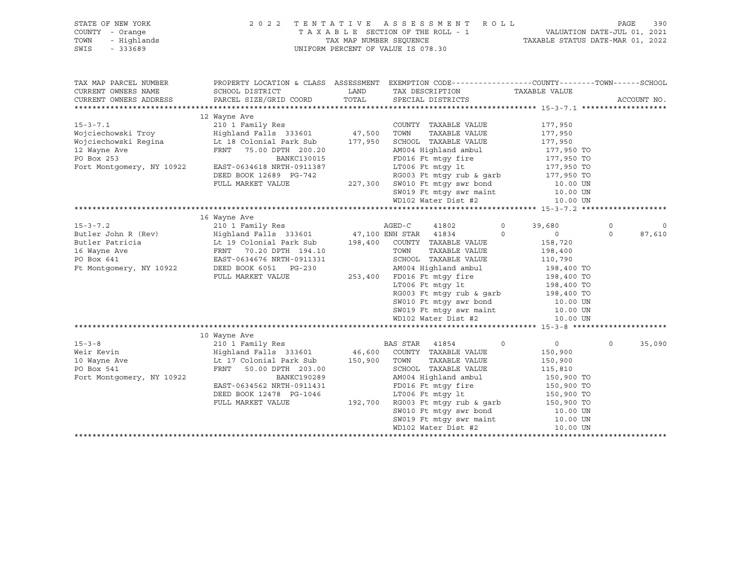STATE OF NEW YORK | 2022 TENTATIVE ASSESSMENT ROLL
COUNTY - Orange | TAXABLE SECTION OF THE ROLL - 1 | VALUATION DATE-JUL 01, 2021
TOWN - Highlands | TAX MAP NUMBER SEQUENCE | TAXABLE STATUS DATE-MAR 01, 2022
SWIS - 333689 | UNIFORM PERCENT OF VALUE IS 078.30

| TAX MAP PARCEL NUMBER / CURRENT OWNERS NAME / CURRENT OWNERS ADDRESS | PROPERTY LOCATION & CLASS / SCHOOL DISTRICT / PARCEL SIZE/GRID COORD | ASSESSMENT LAND / TOTAL | EXEMPTION CODE / TAX DESCRIPTION / SPECIAL DISTRICTS | COUNTY | TOWN | SCHOOL / TAXABLE VALUE | ACCOUNT NO. |
|---|---|---|---|---|---|---|---|
| **15-3-7.1** | 12 Wayne Ave | | | | | | |
| 15-3-7.1 | 210 1 Family Res | | COUNTY TAXABLE VALUE | 177,950 | | | |
| Wojciechowski Troy | Highland Falls 333601 | 47,500 | TOWN TAXABLE VALUE | | 177,950 | | |
| Wojciechowski Regina | Lt 18 Colonial Park Sub | 177,950 | SCHOOL TAXABLE VALUE | | | 177,950 | |
| 12 Wayne Ave | FRNT 75.00 DPTH 200.20 | | AM004 Highland ambul | 177,950 TO | | | |
| PO Box 253 | BANKC130015 | | FD016 Ft mtgy fire | 177,950 TO | | | |
| Fort Montgomery, NY 10922 | EAST-0634618 NRTH-0911387 | | LT006 Ft mtgy lt | 177,950 TO | | | |
| | DEED BOOK 12689 PG-742 | | RG003 Ft mtgy rub & garb | 177,950 TO | | | |
| | FULL MARKET VALUE | 227,300 | SW010 Ft mtgy swr bond | 10.00 UN | | | |
| | | | SW019 Ft mtgy swr maint | 10.00 UN | | | |
| | | | WD102 Water Dist #2 | 10.00 UN | | | |
| **15-3-7.2** | 16 Wayne Ave | | | | | | |
| 15-3-7.2 | 210 1 Family Res | | AGED-C 41802 | 39,680 | 0 | 0 | |
| Butler John R (Rev) | Highland Falls 333601 | 47,100 | ENH STAR 41834 | 0 | 0 | 87,610 | |
| Butler Patricia | Lt 19 Colonial Park Sub | 198,400 | COUNTY TAXABLE VALUE | 158,720 | | | |
| 16 Wayne Ave | FRNT 70.20 DPTH 194.10 | | TOWN TAXABLE VALUE | | 198,400 | | |
| PO Box 641 | EAST-0634676 NRTH-0911331 | | SCHOOL TAXABLE VALUE | | | 110,790 | |
| Ft Montgomery, NY 10922 | DEED BOOK 6051 PG-230 | | AM004 Highland ambul | 198,400 TO | | | |
| | FULL MARKET VALUE | 253,400 | FD016 Ft mtgy fire | 198,400 TO | | | |
| | | | LT006 Ft mtgy lt | 198,400 TO | | | |
| | | | RG003 Ft mtgy rub & garb | 198,400 TO | | | |
| | | | SW010 Ft mtgy swr bond | 10.00 UN | | | |
| | | | SW019 Ft mtgy swr maint | 10.00 UN | | | |
| | | | WD102 Water Dist #2 | 10.00 UN | | | |
| **15-3-8** | 10 Wayne Ave | | | | | | |
| 15-3-8 | 210 1 Family Res | | BAS STAR 41854 | 0 | 0 | 35,090 | |
| Weir Kevin | Highland Falls 333601 | 46,600 | COUNTY TAXABLE VALUE | 150,900 | | | |
| 10 Wayne Ave | Lt 17 Colonial Park Sub | 150,900 | TOWN TAXABLE VALUE | | 150,900 | | |
| PO Box 541 | FRNT 50.00 DPTH 203.00 | | SCHOOL TAXABLE VALUE | | | 115,810 | |
| Fort Montgomery, NY 10922 | BANKC190289 | | AM004 Highland ambul | 150,900 TO | | | |
| | EAST-0634562 NRTH-0911431 | | FD016 Ft mtgy fire | 150,900 TO | | | |
| | DEED BOOK 12478 PG-1046 | | LT006 Ft mtgy lt | 150,900 TO | | | |
| | FULL MARKET VALUE | 192,700 | RG003 Ft mtgy rub & garb | 150,900 TO | | | |
| | | | SW010 Ft mtgy swr bond | 10.00 UN | | | |
| | | | SW019 Ft mtgy swr maint | 10.00 UN | | | |
| | | | WD102 Water Dist #2 | 10.00 UN | | | |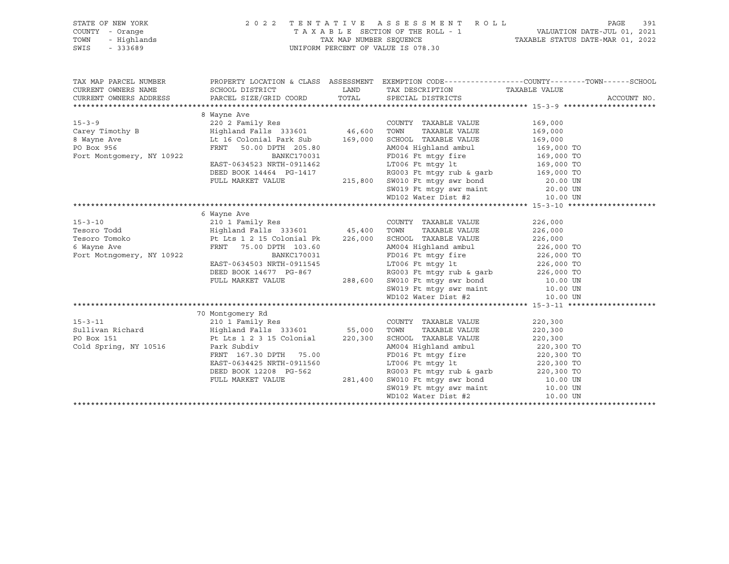STATE OF NEW YORK
COUNTY - Orange
TOWN - Highlands
SWIS - 333689

2022 TENTATIVE ASSESSMENT ROLL
TAXABLE SECTION OF THE ROLL - 1
TAX MAP NUMBER SEQUENCE
UNIFORM PERCENT OF VALUE IS 078.30

VALUATION DATE-JUL 01, 2021
TAXABLE STATUS DATE-MAR 01, 2022

| TAX MAP PARCEL NUMBER / CURRENT OWNERS NAME / CURRENT OWNERS ADDRESS | PROPERTY LOCATION & CLASS / SCHOOL DISTRICT / PARCEL SIZE/GRID COORD | ASSESSMENT LAND / TOTAL | EXEMPTION CODE / TAX DESCRIPTION / SPECIAL DISTRICTS | COUNTY--------TOWN------SCHOOL TAXABLE VALUE | ACCOUNT NO. |
|---|---|---|---|---|---|
| **15-3-9** | 8 Wayne Ave | | | | |
| 15-3-9 | 220 2 Family Res | | COUNTY TAXABLE VALUE | 169,000 | |
| Carey Timothy B | Highland Falls 333601 | 46,600 | TOWN TAXABLE VALUE | 169,000 | |
| 8 Wayne Ave | Lt 16 Colonial Park Sub | 169,000 | SCHOOL TAXABLE VALUE | 169,000 | |
| PO Box 956 | FRNT 50.00 DPTH 205.80 | | AM004 Highland ambul | 169,000 TO | |
| Fort Montgomery, NY 10922 | BANKC170031 | | FD016 Ft mtgy fire | 169,000 TO | |
| | EAST-0634523 NRTH-0911462 | | LT006 Ft mtgy lt | 169,000 TO | |
| | DEED BOOK 14464 PG-1417 | | RG003 Ft mtgy rub & garb | 169,000 TO | |
| | FULL MARKET VALUE | 215,800 | SW010 Ft mtgy swr bond | 20.00 UN | |
| | | | SW019 Ft mtgy swr maint | 20.00 UN | |
| | | | WD102 Water Dist #2 | 10.00 UN | |
| **15-3-10** | 6 Wayne Ave | | | | |
| 15-3-10 | 210 1 Family Res | | COUNTY TAXABLE VALUE | 226,000 | |
| Tesoro Todd | Highland Falls 333601 | 45,400 | TOWN TAXABLE VALUE | 226,000 | |
| Tesoro Tomoko | Pt Lts 1 2 15 Colonial Pk | 226,000 | SCHOOL TAXABLE VALUE | 226,000 | |
| 6 Wayne Ave | FRNT 75.00 DPTH 103.60 | | AM004 Highland ambul | 226,000 TO | |
| Fort Motngomery, NY 10922 | BANKC170031 | | FD016 Ft mtgy fire | 226,000 TO | |
| | EAST-0634503 NRTH-0911545 | | LT006 Ft mtgy lt | 226,000 TO | |
| | DEED BOOK 14677 PG-867 | | RG003 Ft mtgy rub & garb | 226,000 TO | |
| | FULL MARKET VALUE | 288,600 | SW010 Ft mtgy swr bond | 10.00 UN | |
| | | | SW019 Ft mtgy swr maint | 10.00 UN | |
| | | | WD102 Water Dist #2 | 10.00 UN | |
| **15-3-11** | 70 Montgomery Rd | | | | |
| 15-3-11 | 210 1 Family Res | | COUNTY TAXABLE VALUE | 220,300 | |
| Sullivan Richard | Highland Falls 333601 | 55,000 | TOWN TAXABLE VALUE | 220,300 | |
| PO Box 151 | Pt Lts 1 2 3 15 Colonial | 220,300 | SCHOOL TAXABLE VALUE | 220,300 | |
| Cold Spring, NY 10516 | Park Subdiv | | AM004 Highland ambul | 220,300 TO | |
| | FRNT 167.30 DPTH 75.00 | | FD016 Ft mtgy fire | 220,300 TO | |
| | EAST-0634425 NRTH-0911560 | | LT006 Ft mtgy lt | 220,300 TO | |
| | DEED BOOK 12208 PG-562 | | RG003 Ft mtgy rub & garb | 220,300 TO | |
| | FULL MARKET VALUE | 281,400 | SW010 Ft mtgy swr bond | 10.00 UN | |
| | | | SW019 Ft mtgy swr maint | 10.00 UN | |
| | | | WD102 Water Dist #2 | 10.00 UN | |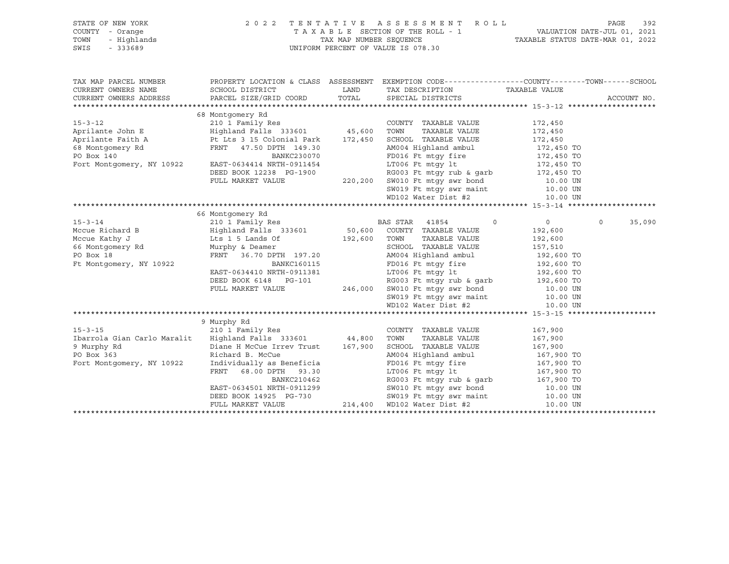STATE OF NEW YORK                    2022 TENTATIVE ASSESSMENT ROLL
COUNTY - Orange                      TAXABLE SECTION OF THE ROLL - 1          VALUATION DATE-JUL 01, 2021
TOWN - Highlands                     TAX MAP NUMBER SEQUENCE                  TAXABLE STATUS DATE-MAR 01, 2022
SWIS - 333689                        UNIFORM PERCENT OF VALUE IS 078.30

| TAX MAP PARCEL NUMBER / CURRENT OWNERS NAME / CURRENT OWNERS ADDRESS | PROPERTY LOCATION & CLASS / SCHOOL DISTRICT / PARCEL SIZE/GRID COORD | ASSESSMENT LAND | TOTAL | EXEMPTION CODE / TAX DESCRIPTION / SPECIAL DISTRICTS | COUNTY / TAXABLE VALUE | TOWN | SCHOOL | ACCOUNT NO. |
|---|---|---|---|---|---|---|---|---|
| **15-3-12** | 68 Montgomery Rd | | | | | | | |
| Aprilante John E | 210 1 Family Res | | | COUNTY TAXABLE VALUE | 172,450 | | | |
| Aprilante Faith A | Highland Falls 333601 | 45,600 | | TOWN TAXABLE VALUE | 172,450 | | | |
| 68 Montgomery Rd | Pt Lts 3 15 Colonial Park | | 172,450 | SCHOOL TAXABLE VALUE | 172,450 | | | |
| PO Box 140 | FRNT 47.50 DPTH 149.30 | | | AM004 Highland ambul | 172,450 TO | | | |
| Fort Montgomery, NY 10922 | BANKC230070 | | | FD016 Ft mtgy fire | 172,450 TO | | | |
| | EAST-0634414 NRTH-0911454 | | | LT006 Ft mtgy lt | 172,450 TO | | | |
| | DEED BOOK 12238 PG-1900 | | | RG003 Ft mtgy rub & garb | 172,450 TO | | | |
| | FULL MARKET VALUE | | 220,200 | SW010 Ft mtgy swr bond | 10.00 UN | | | |
| | | | | SW019 Ft mtgy swr maint | 10.00 UN | | | |
| | | | | WD102 Water Dist #2 | 10.00 UN | | | |
| **15-3-14** | 66 Montgomery Rd | | | | | | | |
| Mccue Richard B | 210 1 Family Res | | | BAS STAR 41854 | 0 | 0 | 0 | 35,090 |
| Mccue Kathy J | Highland Falls 333601 | 50,600 | | COUNTY TAXABLE VALUE | 192,600 | | | |
| 66 Montgomery Rd | Lts 1 5 Lands Of | | 192,600 | TOWN TAXABLE VALUE | 192,600 | | | |
| PO Box 18 | Murphy & Deamer | | | SCHOOL TAXABLE VALUE | 157,510 | | | |
| Ft Montgomery, NY 10922 | FRNT 36.70 DPTH 197.20 | | | AM004 Highland ambul | 192,600 TO | | | |
| | BANKC160115 | | | FD016 Ft mtgy fire | 192,600 TO | | | |
| | EAST-0634410 NRTH-0911381 | | | LT006 Ft mtgy lt | 192,600 TO | | | |
| | DEED BOOK 6148 PG-101 | | | RG003 Ft mtgy rub & garb | 192,600 TO | | | |
| | FULL MARKET VALUE | | 246,000 | SW010 Ft mtgy swr bond | 10.00 UN | | | |
| | | | | SW019 Ft mtgy swr maint | 10.00 UN | | | |
| | | | | WD102 Water Dist #2 | 10.00 UN | | | |
| **15-3-15** | 9 Murphy Rd | | | | | | | |
| Ibarrola Gian Carlo Maralit | 210 1 Family Res | | | COUNTY TAXABLE VALUE | 167,900 | | | |
| 9 Murphy Rd | Highland Falls 333601 | 44,800 | | TOWN TAXABLE VALUE | 167,900 | | | |
| PO Box 363 | Diane H McCue Irrev Trust | | 167,900 | SCHOOL TAXABLE VALUE | 167,900 | | | |
| Fort Montgomery, NY 10922 | Richard B. McCue | | | AM004 Highland ambul | 167,900 TO | | | |
| | Individually as Beneficia | | | FD016 Ft mtgy fire | 167,900 TO | | | |
| | FRNT 68.00 DPTH 93.30 | | | LT006 Ft mtgy lt | 167,900 TO | | | |
| | BANKC210462 | | | RG003 Ft mtgy rub & garb | 167,900 TO | | | |
| | EAST-0634501 NRTH-0911299 | | | SW010 Ft mtgy swr bond | 10.00 UN | | | |
| | DEED BOOK 14925 PG-730 | | | SW019 Ft mtgy swr maint | 10.00 UN | | | |
| | FULL MARKET VALUE | | 214,400 | WD102 Water Dist #2 | 10.00 UN | | | |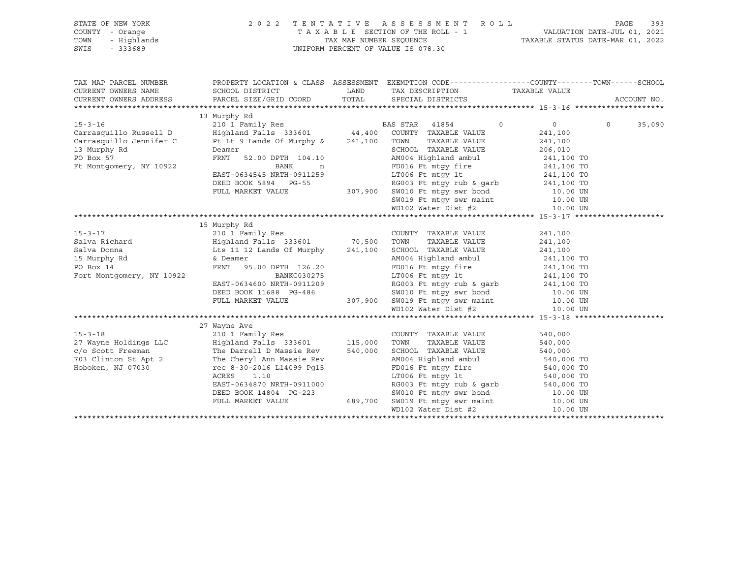STATE OF NEW YORK
COUNTY - Orange
TOWN - Highlands
SWIS - 333689

2022 TENTATIVE ASSESSMENT ROLL
TAXABLE SECTION OF THE ROLL - 1
TAX MAP NUMBER SEQUENCE
UNIFORM PERCENT OF VALUE IS 078.30

VALUATION DATE-JUL 01, 2021
TAXABLE STATUS DATE-MAR 01, 2022

```
TAX MAP PARCEL NUMBER      PROPERTY LOCATION & CLASS  ASSESSMENT  EXEMPTION CODE------------------COUNTY--------TOWN------SCHOOL
CURRENT OWNERS NAME        SCHOOL DISTRICT              LAND      TAX DESCRIPTION              TAXABLE VALUE
CURRENT OWNERS ADDRESS     PARCEL SIZE/GRID COORD       TOTAL     SPECIAL DISTRICTS                                           ACCOUNT NO.
******************************************************************************************************* 15-3-16 ********************
                           13 Murphy Rd
15-3-16                    210 1 Family Res                       BAS STAR  41854         0           0          0       35,090
Carrasquillo Russell D     Highland Falls  333601      44,400     COUNTY  TAXABLE VALUE           241,100
Carrasquillo Jennifer C    Pt Lt 9 Lands Of Murphy &  241,100     TOWN    TAXABLE VALUE           241,100
13 Murphy Rd               Deamer                                 SCHOOL  TAXABLE VALUE           206,010
PO Box 57                  FRNT   52.00 DPTH 104.10               AM004 Highland ambul             241,100 TO
Ft Montgomery, NY 10922              BANK      n                  FD016 Ft mtgy fire               241,100 TO
                           EAST-0634545 NRTH-0911259              LT006 Ft mtgy lt                 241,100 TO
                           DEED BOOK 5894   PG-55                 RG003 Ft mtgy rub & garb         241,100 TO
                           FULL MARKET VALUE          307,900     SW010 Ft mtgy swr bond             10.00 UN
                                                                  SW019 Ft mtgy swr maint            10.00 UN
                                                                  WD102 Water Dist #2                10.00 UN
******************************************************************************************************* 15-3-17 ********************
                           15 Murphy Rd
15-3-17                    210 1 Family Res                       COUNTY  TAXABLE VALUE           241,100
Salva Richard              Highland Falls  333601      70,500     TOWN    TAXABLE VALUE           241,100
Salva Donna                Lts 11 12 Lands Of Murphy  241,100     SCHOOL  TAXABLE VALUE           241,100
15 Murphy Rd               & Deamer                               AM004 Highland ambul             241,100 TO
PO Box 14                  FRNT   95.00 DPTH 126.20               FD016 Ft mtgy fire               241,100 TO
Fort Montgomery, NY 10922            BANKC030275                  LT006 Ft mtgy lt                 241,100 TO
                           EAST-0634600 NRTH-0911209              RG003 Ft mtgy rub & garb         241,100 TO
                           DEED BOOK 11688  PG-486                SW010 Ft mtgy swr bond             10.00 UN
                           FULL MARKET VALUE          307,900     SW019 Ft mtgy swr maint            10.00 UN
                                                                  WD102 Water Dist #2                10.00 UN
******************************************************************************************************* 15-3-18 ********************
                           27 Wayne Ave
15-3-18                    210 1 Family Res                       COUNTY  TAXABLE VALUE           540,000
27 Wayne Holdings LLC      Highland Falls  333601     115,000     TOWN    TAXABLE VALUE           540,000
c/o Scott Freeman          The Darrell D Massie Rev   540,000     SCHOOL  TAXABLE VALUE           540,000
703 Clinton St Apt 2       The Cheryl Ann Massie Rev              AM004 Highland ambul             540,000 TO
Hoboken, NJ 07030          rec 8-30-2016 L14099 Pg15              FD016 Ft mtgy fire               540,000 TO
                           ACRES    1.10                          LT006 Ft mtgy lt                 540,000 TO
                           EAST-0634870 NRTH-0911000              RG003 Ft mtgy rub & garb         540,000 TO
                           DEED BOOK 14804  PG-223                SW010 Ft mtgy swr bond             10.00 UN
                           FULL MARKET VALUE          689,700     SW019 Ft mtgy swr maint            10.00 UN
                                                                  WD102 Water Dist #2                10.00 UN
************************************************************************************************************************************
```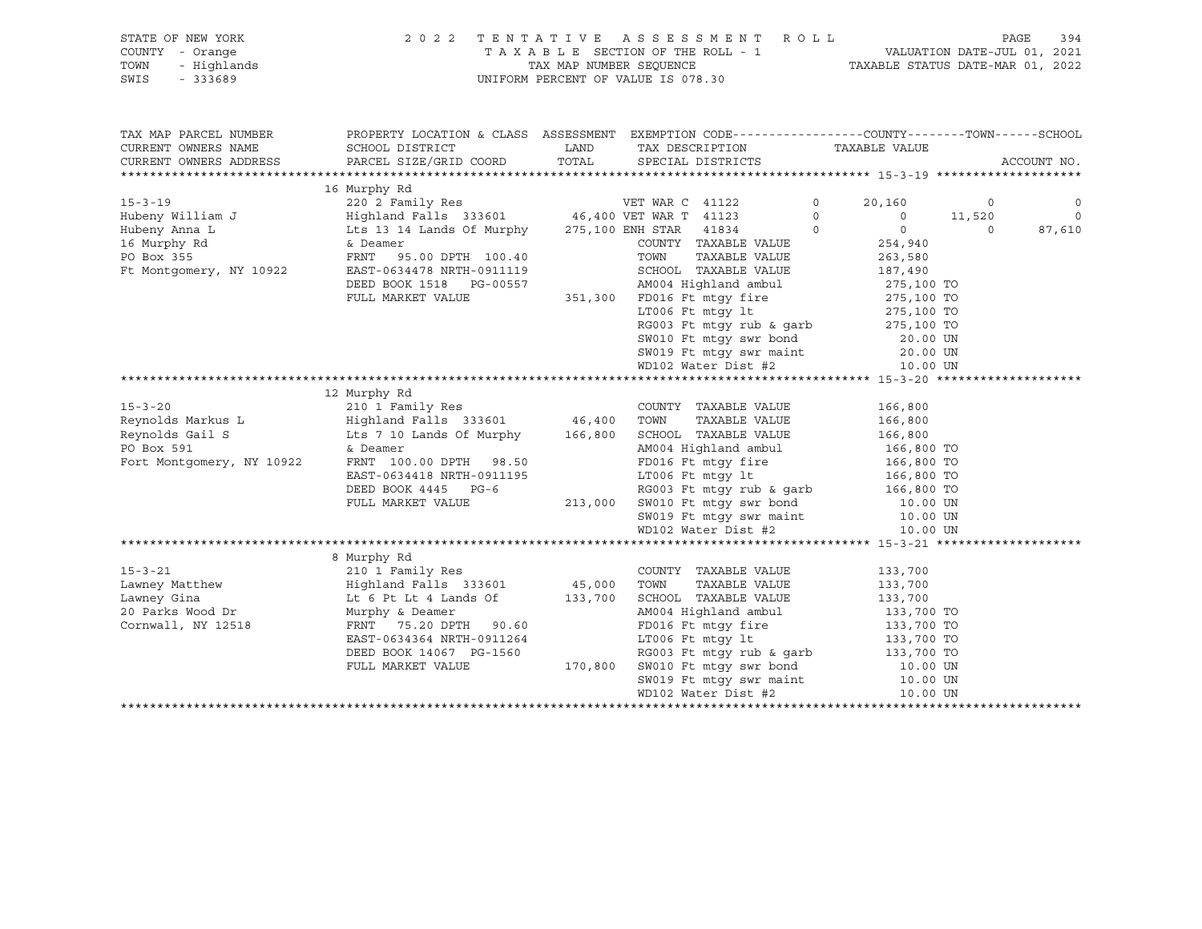STATE OF NEW YORK — 2022 TENTATIVE ASSESSMENT ROLL
COUNTY - Orange — TAXABLE SECTION OF THE ROLL - 1 — VALUATION DATE-JUL 01, 2021
TOWN - Highlands — TAX MAP NUMBER SEQUENCE — TAXABLE STATUS DATE-MAR 01, 2022
SWIS - 333689 — UNIFORM PERCENT OF VALUE IS 078.30

| TAX MAP PARCEL NUMBER / CURRENT OWNERS NAME / CURRENT OWNERS ADDRESS | PROPERTY LOCATION & CLASS / SCHOOL DISTRICT / PARCEL SIZE/GRID COORD | ASSESSMENT LAND / TOTAL | EXEMPTION CODE / TAX DESCRIPTION / SPECIAL DISTRICTS | | COUNTY TAXABLE VALUE | TOWN | SCHOOL / ACCOUNT NO. |
|---|---|---|---|---|---|---|---|
| **15-3-19** | 16 Murphy Rd | | | | | | |
| 15-3-19 | 220 2 Family Res | | VET WAR C 41122 | 0 | 20,160 | 0 | 0 |
| Hubeny William J | Highland Falls 333601 | 46,400 | VET WAR T 41123 | 0 | 0 | 11,520 | 0 |
| Hubeny Anna L | Lts 13 14 Lands Of Murphy | 275,100 | ENH STAR 41834 | 0 | 0 | 0 | 87,610 |
| 16 Murphy Rd | & Deamer | | COUNTY TAXABLE VALUE | | 254,940 | | |
| PO Box 355 | FRNT 95.00 DPTH 100.40 | | TOWN TAXABLE VALUE | | 263,580 | | |
| Ft Montgomery, NY 10922 | EAST-0634478 NRTH-0911119 | | SCHOOL TAXABLE VALUE | | 187,490 | | |
| | DEED BOOK 1518 PG-00557 | | AM004 Highland ambul | | 275,100 TO | | |
| | FULL MARKET VALUE | 351,300 | FD016 Ft mtgy fire | | 275,100 TO | | |
| | | | LT006 Ft mtgy lt | | 275,100 TO | | |
| | | | RG003 Ft mtgy rub & garb | | 275,100 TO | | |
| | | | SW010 Ft mtgy swr bond | | 20.00 UN | | |
| | | | SW019 Ft mtgy swr maint | | 20.00 UN | | |
| | | | WD102 Water Dist #2 | | 10.00 UN | | |
| **15-3-20** | 12 Murphy Rd | | | | | | |
| 15-3-20 | 210 1 Family Res | | COUNTY TAXABLE VALUE | | 166,800 | | |
| Reynolds Markus L | Highland Falls 333601 | 46,400 | TOWN TAXABLE VALUE | | 166,800 | | |
| Reynolds Gail S | Lts 7 10 Lands Of Murphy | 166,800 | SCHOOL TAXABLE VALUE | | 166,800 | | |
| PO Box 591 | & Deamer | | AM004 Highland ambul | | 166,800 TO | | |
| Fort Montgomery, NY 10922 | FRNT 100.00 DPTH 98.50 | | FD016 Ft mtgy fire | | 166,800 TO | | |
| | EAST-0634418 NRTH-0911195 | | LT006 Ft mtgy lt | | 166,800 TO | | |
| | DEED BOOK 4445 PG-6 | | RG003 Ft mtgy rub & garb | | 166,800 TO | | |
| | FULL MARKET VALUE | 213,000 | SW010 Ft mtgy swr bond | | 10.00 UN | | |
| | | | SW019 Ft mtgy swr maint | | 10.00 UN | | |
| | | | WD102 Water Dist #2 | | 10.00 UN | | |
| **15-3-21** | 8 Murphy Rd | | | | | | |
| 15-3-21 | 210 1 Family Res | | COUNTY TAXABLE VALUE | | 133,700 | | |
| Lawney Matthew | Highland Falls 333601 | 45,000 | TOWN TAXABLE VALUE | | 133,700 | | |
| Lawney Gina | Lt 6 Pt Lt 4 Lands Of | 133,700 | SCHOOL TAXABLE VALUE | | 133,700 | | |
| 20 Parks Wood Dr | Murphy & Deamer | | AM004 Highland ambul | | 133,700 TO | | |
| Cornwall, NY 12518 | FRNT 75.20 DPTH 90.60 | | FD016 Ft mtgy fire | | 133,700 TO | | |
| | EAST-0634364 NRTH-0911264 | | LT006 Ft mtgy lt | | 133,700 TO | | |
| | DEED BOOK 14067 PG-1560 | | RG003 Ft mtgy rub & garb | | 133,700 TO | | |
| | FULL MARKET VALUE | 170,800 | SW010 Ft mtgy swr bond | | 10.00 UN | | |
| | | | SW019 Ft mtgy swr maint | | 10.00 UN | | |
| | | | WD102 Water Dist #2 | | 10.00 UN | | |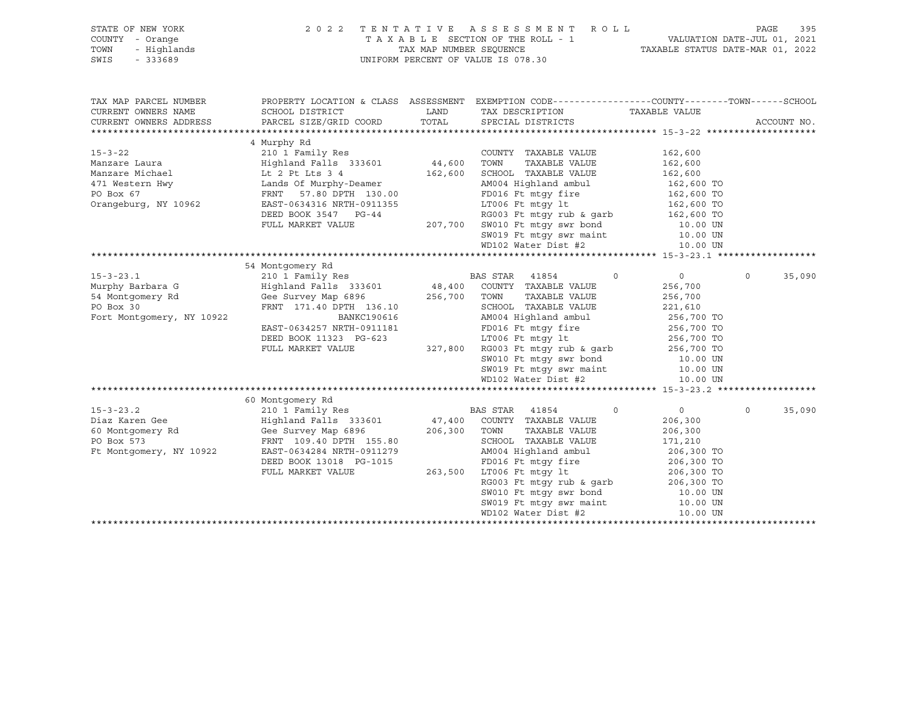STATE OF NEW YORK — 2022 TENTATIVE ASSESSMENT ROLL — PAGE 395
COUNTY - Orange — TAXABLE SECTION OF THE ROLL - 1 — VALUATION DATE-JUL 01, 2021
TOWN - Highlands — TAX MAP NUMBER SEQUENCE — TAXABLE STATUS DATE-MAR 01, 2022
SWIS - 333689 — UNIFORM PERCENT OF VALUE IS 078.30

```
TAX MAP PARCEL NUMBER          PROPERTY LOCATION & CLASS  ASSESSMENT  EXEMPTION CODE------------------COUNTY--------TOWN------SCHOOL
CURRENT OWNERS NAME            SCHOOL DISTRICT              LAND      TAX DESCRIPTION              TAXABLE VALUE
CURRENT OWNERS ADDRESS         PARCEL SIZE/GRID COORD       TOTAL     SPECIAL DISTRICTS                                       ACCOUNT NO.
******************************************************************************************************* 15-3-22 ********************
                               4 Murphy Rd
15-3-22                        210 1 Family Res                        COUNTY  TAXABLE VALUE          162,600
Manzare Laura                  Highland Falls  333601       44,600     TOWN    TAXABLE VALUE          162,600
Manzare Michael                Lt 2 Pt Lts 3 4             162,600     SCHOOL  TAXABLE VALUE          162,600
471 Western Hwy                Lands Of Murphy-Deamer                  AM004 Highland ambul            162,600 TO
PO Box 67                      FRNT   57.80 DPTH 130.00                FD016 Ft mtgy fire              162,600 TO
Orangeburg, NY 10962           EAST-0634316 NRTH-0911355               LT006 Ft mtgy lt                162,600 TO
                               DEED BOOK 3547   PG-44                  RG003 Ft mtgy rub & garb        162,600 TO
                               FULL MARKET VALUE           207,700     SW010 Ft mtgy swr bond            10.00 UN
                                                                       SW019 Ft mtgy swr maint           10.00 UN
                                                                       WD102 Water Dist #2               10.00 UN
******************************************************************************************************* 15-3-23.1 ******************
                               54 Montgomery Rd
15-3-23.1                      210 1 Family Res                        BAS STAR  41854         0            0             0     35,090
Murphy Barbara G               Highland Falls  333601       48,400     COUNTY  TAXABLE VALUE          256,700
54 Montgomery Rd               Gee Survey Map 6896         256,700     TOWN    TAXABLE VALUE          256,700
PO Box 30                      FRNT  171.40 DPTH 136.10                SCHOOL  TAXABLE VALUE          221,610
Fort Montgomery, NY 10922                   BANKC190616                AM004 Highland ambul            256,700 TO
                               EAST-0634257 NRTH-0911181               FD016 Ft mtgy fire              256,700 TO
                               DEED BOOK 11323  PG-623                 LT006 Ft mtgy lt                256,700 TO
                               FULL MARKET VALUE           327,800     RG003 Ft mtgy rub & garb        256,700 TO
                                                                       SW010 Ft mtgy swr bond            10.00 UN
                                                                       SW019 Ft mtgy swr maint           10.00 UN
                                                                       WD102 Water Dist #2               10.00 UN
******************************************************************************************************* 15-3-23.2 ******************
                               60 Montgomery Rd
15-3-23.2                      210 1 Family Res                        BAS STAR  41854         0            0             0     35,090
Diaz Karen Gee                 Highland Falls  333601       47,400     COUNTY  TAXABLE VALUE          206,300
60 Montgomery Rd               Gee Survey Map 6896         206,300     TOWN    TAXABLE VALUE          206,300
PO Box 573                     FRNT  109.40 DPTH 155.80                SCHOOL  TAXABLE VALUE          171,210
Ft Montgomery, NY 10922        EAST-0634284 NRTH-0911279               AM004 Highland ambul            206,300 TO
                               DEED BOOK 13018  PG-1015                FD016 Ft mtgy fire              206,300 TO
                               FULL MARKET VALUE           263,500     LT006 Ft mtgy lt                206,300 TO
                                                                       RG003 Ft mtgy rub & garb        206,300 TO
                                                                       SW010 Ft mtgy swr bond            10.00 UN
                                                                       SW019 Ft mtgy swr maint           10.00 UN
                                                                       WD102 Water Dist #2               10.00 UN
************************************************************************************************************************************
```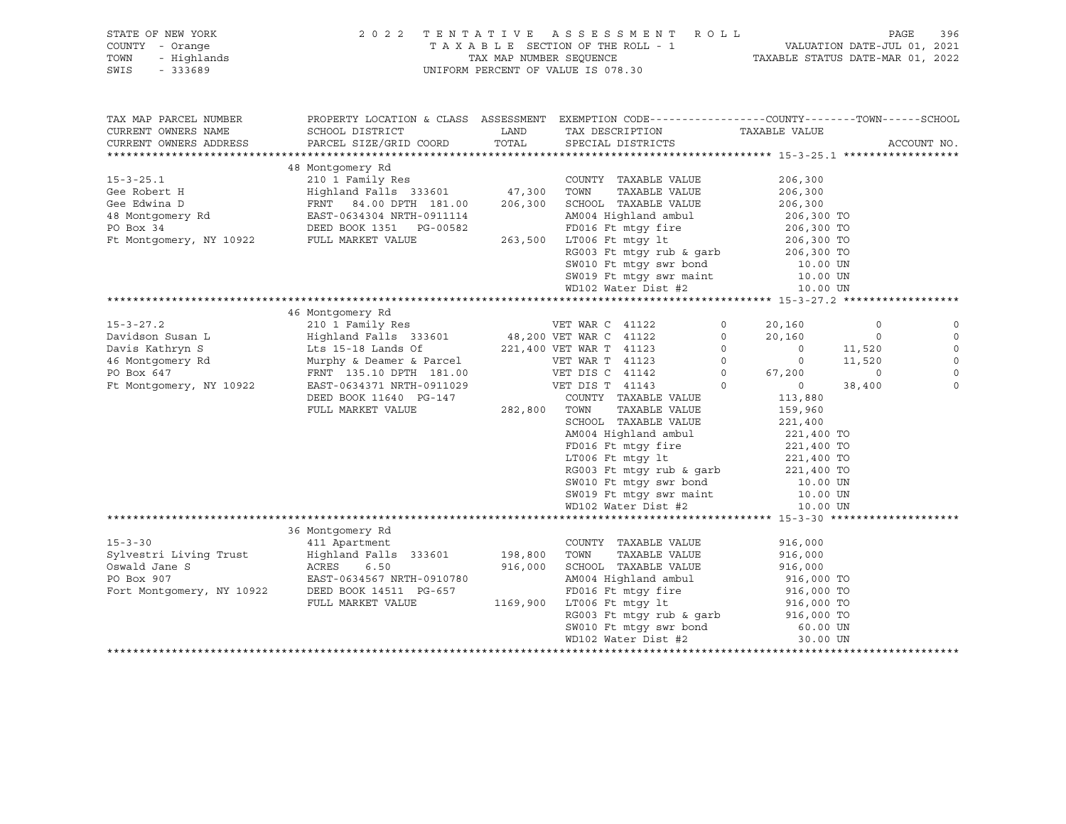STATE OF NEW YORK — 2022 TENTATIVE ASSESSMENT ROLL
COUNTY - Orange — TAXABLE SECTION OF THE ROLL - 1 — VALUATION DATE-JUL 01, 2021
TOWN - Highlands — TAX MAP NUMBER SEQUENCE — TAXABLE STATUS DATE-MAR 01, 2022
SWIS - 333689 — UNIFORM PERCENT OF VALUE IS 078.30

| TAX MAP PARCEL NUMBER / CURRENT OWNERS NAME / CURRENT OWNERS ADDRESS | PROPERTY LOCATION & CLASS / SCHOOL DISTRICT / PARCEL SIZE/GRID COORD | ASSESSMENT LAND / TOTAL | EXEMPTION CODE / TAX DESCRIPTION / SPECIAL DISTRICTS | | COUNTY TAXABLE VALUE | TOWN | SCHOOL |
|---|---|---|---|---|---|---|---|
| **15-3-25.1** | 48 Montgomery Rd | | | | | | |
| 15-3-25.1 | 210 1 Family Res | | COUNTY TAXABLE VALUE | | 206,300 | | |
| Gee Robert H | Highland Falls 333601 | 47,300 | TOWN TAXABLE VALUE | | 206,300 | | |
| Gee Edwina D | FRNT 84.00 DPTH 181.00 | 206,300 | SCHOOL TAXABLE VALUE | | 206,300 | | |
| 48 Montgomery Rd | EAST-0634304 NRTH-0911114 | | AM004 Highland ambul | | 206,300 TO | | |
| PO Box 34 | DEED BOOK 1351 PG-00582 | | FD016 Ft mtgy fire | | 206,300 TO | | |
| Ft Montgomery, NY 10922 | FULL MARKET VALUE | 263,500 | LT006 Ft mtgy lt | | 206,300 TO | | |
| | | | RG003 Ft mtgy rub & garb | | 206,300 TO | | |
| | | | SW010 Ft mtgy swr bond | | 10.00 UN | | |
| | | | SW019 Ft mtgy swr maint | | 10.00 UN | | |
| | | | WD102 Water Dist #2 | | 10.00 UN | | |
| **15-3-27.2** | 46 Montgomery Rd | | | | | | |
| 15-3-27.2 | 210 1 Family Res | | VET WAR C 41122 | 0 | 20,160 | 0 | 0 |
| Davidson Susan L | Highland Falls 333601 | 48,200 | VET WAR C 41122 | 0 | 20,160 | 0 | 0 |
| Davis Kathryn S | Lts 15-18 Lands Of | 221,400 | VET WAR T 41123 | 0 | 0 | 11,520 | 0 |
| 46 Montgomery Rd | Murphy & Deamer & Parcel | | VET WAR T 41123 | 0 | 0 | 11,520 | 0 |
| PO Box 647 | FRNT 135.10 DPTH 181.00 | | VET DIS C 41142 | 0 | 67,200 | 0 | 0 |
| Ft Montgomery, NY 10922 | EAST-0634371 NRTH-0911029 | | VET DIS T 41143 | 0 | 0 | 38,400 | 0 |
| | DEED BOOK 11640 PG-147 | | COUNTY TAXABLE VALUE | | 113,880 | | |
| | FULL MARKET VALUE | 282,800 | TOWN TAXABLE VALUE | | 159,960 | | |
| | | | SCHOOL TAXABLE VALUE | | 221,400 | | |
| | | | AM004 Highland ambul | | 221,400 TO | | |
| | | | FD016 Ft mtgy fire | | 221,400 TO | | |
| | | | LT006 Ft mtgy lt | | 221,400 TO | | |
| | | | RG003 Ft mtgy rub & garb | | 221,400 TO | | |
| | | | SW010 Ft mtgy swr bond | | 10.00 UN | | |
| | | | SW019 Ft mtgy swr maint | | 10.00 UN | | |
| | | | WD102 Water Dist #2 | | 10.00 UN | | |
| **15-3-30** | 36 Montgomery Rd | | | | | | |
| 15-3-30 | 411 Apartment | | COUNTY TAXABLE VALUE | | 916,000 | | |
| Sylvestri Living Trust | Highland Falls 333601 | 198,800 | TOWN TAXABLE VALUE | | 916,000 | | |
| Oswald Jane S | ACRES 6.50 | 916,000 | SCHOOL TAXABLE VALUE | | 916,000 | | |
| PO Box 907 | EAST-0634567 NRTH-0910780 | | AM004 Highland ambul | | 916,000 TO | | |
| Fort Montgomery, NY 10922 | DEED BOOK 14511 PG-657 | | FD016 Ft mtgy fire | | 916,000 TO | | |
| | FULL MARKET VALUE | 1169,900 | LT006 Ft mtgy lt | | 916,000 TO | | |
| | | | RG003 Ft mtgy rub & garb | | 916,000 TO | | |
| | | | SW010 Ft mtgy swr bond | | 60.00 UN | | |
| | | | WD102 Water Dist #2 | | 30.00 UN | | |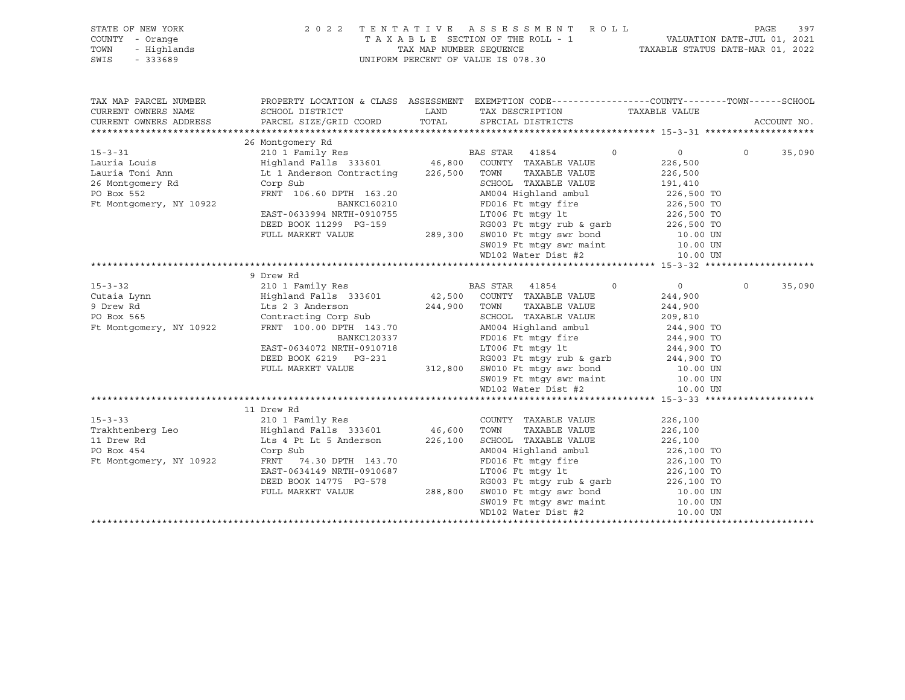STATE OF NEW YORK — 2022 TENTATIVE ASSESSMENT ROLL
COUNTY - Orange — TAXABLE SECTION OF THE ROLL - 1 — VALUATION DATE-JUL 01, 2021
TOWN - Highlands — TAX MAP NUMBER SEQUENCE — TAXABLE STATUS DATE-MAR 01, 2022
SWIS - 333689 — UNIFORM PERCENT OF VALUE IS 078.30

| TAX MAP PARCEL NUMBER / CURRENT OWNERS NAME / CURRENT OWNERS ADDRESS | PROPERTY LOCATION & CLASS / SCHOOL DISTRICT / PARCEL SIZE/GRID COORD | ASSESSMENT LAND / TOTAL | EXEMPTION CODE / TAX DESCRIPTION / SPECIAL DISTRICTS | COUNTY | TOWN | SCHOOL / TAXABLE VALUE | ACCOUNT NO. |
|---|---|---|---|---|---|---|---|
| **15-3-31** | 26 Montgomery Rd | | | | | | |
| 15-3-31 | 210 1 Family Res | | BAS STAR 41854 | 0 | 0 | 0 | 35,090 |
| Lauria Louis | Highland Falls 333601 | 46,800 | COUNTY TAXABLE VALUE | | | 226,500 | |
| Lauria Toni Ann | Lt 1 Anderson Contracting | 226,500 | TOWN TAXABLE VALUE | | | 226,500 | |
| 26 Montgomery Rd | Corp Sub | | SCHOOL TAXABLE VALUE | | | 191,410 | |
| PO Box 552 | FRNT 106.60 DPTH 163.20 | | AM004 Highland ambul | | | 226,500 TO | |
| Ft Montgomery, NY 10922 | BANKC160210 | | FD016 Ft mtgy fire | | | 226,500 TO | |
| | EAST-0633994 NRTH-0910755 | | LT006 Ft mtgy lt | | | 226,500 TO | |
| | DEED BOOK 11299 PG-159 | | RG003 Ft mtgy rub & garb | | | 226,500 TO | |
| | FULL MARKET VALUE | 289,300 | SW010 Ft mtgy swr bond | | | 10.00 UN | |
| | | | SW019 Ft mtgy swr maint | | | 10.00 UN | |
| | | | WD102 Water Dist #2 | | | 10.00 UN | |
| **15-3-32** | 9 Drew Rd | | | | | | |
| 15-3-32 | 210 1 Family Res | | BAS STAR 41854 | 0 | 0 | 0 | 35,090 |
| Cutaia Lynn | Highland Falls 333601 | 42,500 | COUNTY TAXABLE VALUE | | | 244,900 | |
| 9 Drew Rd | Lts 2 3 Anderson | 244,900 | TOWN TAXABLE VALUE | | | 244,900 | |
| PO Box 565 | Contracting Corp Sub | | SCHOOL TAXABLE VALUE | | | 209,810 | |
| Ft Montgomery, NY 10922 | FRNT 100.00 DPTH 143.70 | | AM004 Highland ambul | | | 244,900 TO | |
| | BANKC120337 | | FD016 Ft mtgy fire | | | 244,900 TO | |
| | EAST-0634072 NRTH-0910718 | | LT006 Ft mtgy lt | | | 244,900 TO | |
| | DEED BOOK 6219 PG-231 | | RG003 Ft mtgy rub & garb | | | 244,900 TO | |
| | FULL MARKET VALUE | 312,800 | SW010 Ft mtgy swr bond | | | 10.00 UN | |
| | | | SW019 Ft mtgy swr maint | | | 10.00 UN | |
| | | | WD102 Water Dist #2 | | | 10.00 UN | |
| **15-3-33** | 11 Drew Rd | | | | | | |
| 15-3-33 | 210 1 Family Res | | COUNTY TAXABLE VALUE | | | 226,100 | |
| Trakhtenberg Leo | Highland Falls 333601 | 46,600 | TOWN TAXABLE VALUE | | | 226,100 | |
| 11 Drew Rd | Lts 4 Pt Lt 5 Anderson | 226,100 | SCHOOL TAXABLE VALUE | | | 226,100 | |
| PO Box 454 | Corp Sub | | AM004 Highland ambul | | | 226,100 TO | |
| Ft Montgomery, NY 10922 | FRNT 74.30 DPTH 143.70 | | FD016 Ft mtgy fire | | | 226,100 TO | |
| | EAST-0634149 NRTH-0910687 | | LT006 Ft mtgy lt | | | 226,100 TO | |
| | DEED BOOK 14775 PG-578 | | RG003 Ft mtgy rub & garb | | | 226,100 TO | |
| | FULL MARKET VALUE | 288,800 | SW010 Ft mtgy swr bond | | | 10.00 UN | |
| | | | SW019 Ft mtgy swr maint | | | 10.00 UN | |
| | | | WD102 Water Dist #2 | | | 10.00 UN | |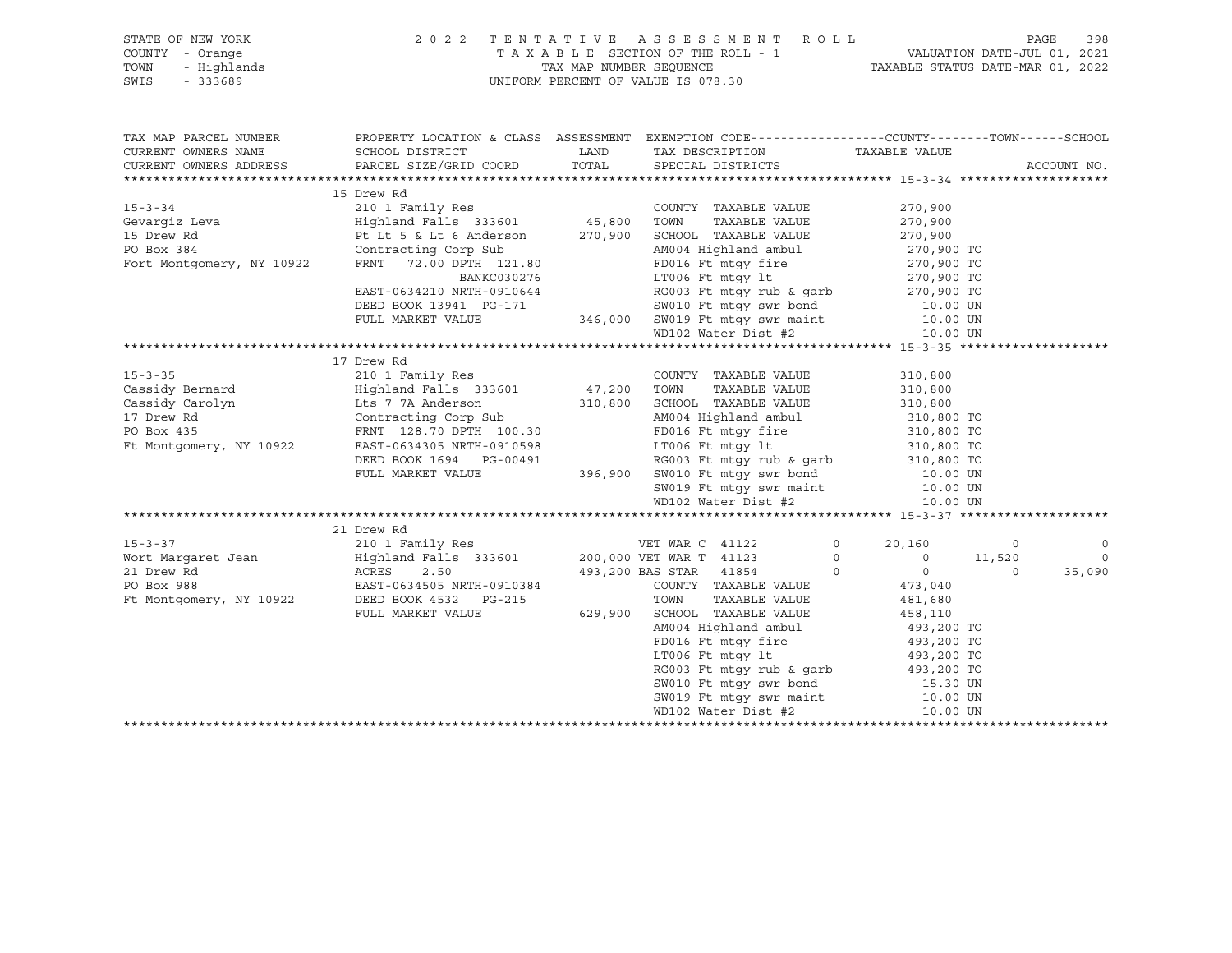STATE OF NEW YORK
COUNTY - Orange
TOWN - Highlands
SWIS - 333689

2022 TENTATIVE ASSESSMENT ROLL
TAXABLE SECTION OF THE ROLL - 1
TAX MAP NUMBER SEQUENCE
UNIFORM PERCENT OF VALUE IS 078.30

VALUATION DATE-JUL 01, 2021
TAXABLE STATUS DATE-MAR 01, 2022

| TAX MAP PARCEL NUMBER / CURRENT OWNERS NAME / CURRENT OWNERS ADDRESS | PROPERTY LOCATION & CLASS / SCHOOL DISTRICT / PARCEL SIZE/GRID COORD | ASSESSMENT LAND / TOTAL | EXEMPTION CODE / TAX DESCRIPTION / SPECIAL DISTRICTS | COUNTY | TOWN | SCHOOL |
|---|---|---|---|---|---|---|
| **15-3-34** | 15 Drew Rd | | | | | |
| 15-3-34 | 210 1 Family Res | | COUNTY TAXABLE VALUE | 270,900 | | |
| Gevargiz Leva | Highland Falls 333601 | 45,800 | TOWN TAXABLE VALUE | 270,900 | | |
| 15 Drew Rd | Pt Lt 5 & Lt 6 Anderson | 270,900 | SCHOOL TAXABLE VALUE | 270,900 | | |
| PO Box 384 | Contracting Corp Sub | | AM004 Highland ambul | 270,900 TO | | |
| Fort Montgomery, NY 10922 | FRNT 72.00 DPTH 121.80 | | FD016 Ft mtgy fire | 270,900 TO | | |
| | BANKC030276 | | LT006 Ft mtgy lt | 270,900 TO | | |
| | EAST-0634210 NRTH-0910644 | | RG003 Ft mtgy rub & garb | 270,900 TO | | |
| | DEED BOOK 13941 PG-171 | | SW010 Ft mtgy swr bond | 10.00 UN | | |
| | FULL MARKET VALUE | 346,000 | SW019 Ft mtgy swr maint | 10.00 UN | | |
| | | | WD102 Water Dist #2 | 10.00 UN | | |
| **15-3-35** | 17 Drew Rd | | | | | |
| 15-3-35 | 210 1 Family Res | | COUNTY TAXABLE VALUE | 310,800 | | |
| Cassidy Bernard | Highland Falls 333601 | 47,200 | TOWN TAXABLE VALUE | 310,800 | | |
| Cassidy Carolyn | Lts 7 7A Anderson | 310,800 | SCHOOL TAXABLE VALUE | 310,800 | | |
| 17 Drew Rd | Contracting Corp Sub | | AM004 Highland ambul | 310,800 TO | | |
| PO Box 435 | FRNT 128.70 DPTH 100.30 | | FD016 Ft mtgy fire | 310,800 TO | | |
| Ft Montgomery, NY 10922 | EAST-0634305 NRTH-0910598 | | LT006 Ft mtgy lt | 310,800 TO | | |
| | DEED BOOK 1694 PG-00491 | | RG003 Ft mtgy rub & garb | 310,800 TO | | |
| | FULL MARKET VALUE | 396,900 | SW010 Ft mtgy swr bond | 10.00 UN | | |
| | | | SW019 Ft mtgy swr maint | 10.00 UN | | |
| | | | WD102 Water Dist #2 | 10.00 UN | | |
| **15-3-37** | 21 Drew Rd | | | | | |
| 15-3-37 | 210 1 Family Res | | VET WAR C 41122 0 | 20,160 | 0 | 0 |
| Wort Margaret Jean | Highland Falls 333601 | 200,000 | VET WAR T 41123 0 | 0 | 11,520 | 0 |
| 21 Drew Rd | ACRES 2.50 | 493,200 | BAS STAR 41854 0 | 0 | 0 | 35,090 |
| PO Box 988 | EAST-0634505 NRTH-0910384 | | COUNTY TAXABLE VALUE | 473,040 | | |
| Ft Montgomery, NY 10922 | DEED BOOK 4532 PG-215 | | TOWN TAXABLE VALUE | 481,680 | | |
| | FULL MARKET VALUE | 629,900 | SCHOOL TAXABLE VALUE | 458,110 | | |
| | | | AM004 Highland ambul | 493,200 TO | | |
| | | | FD016 Ft mtgy fire | 493,200 TO | | |
| | | | LT006 Ft mtgy lt | 493,200 TO | | |
| | | | RG003 Ft mtgy rub & garb | 493,200 TO | | |
| | | | SW010 Ft mtgy swr bond | 15.30 UN | | |
| | | | SW019 Ft mtgy swr maint | 10.00 UN | | |
| | | | WD102 Water Dist #2 | 10.00 UN | | |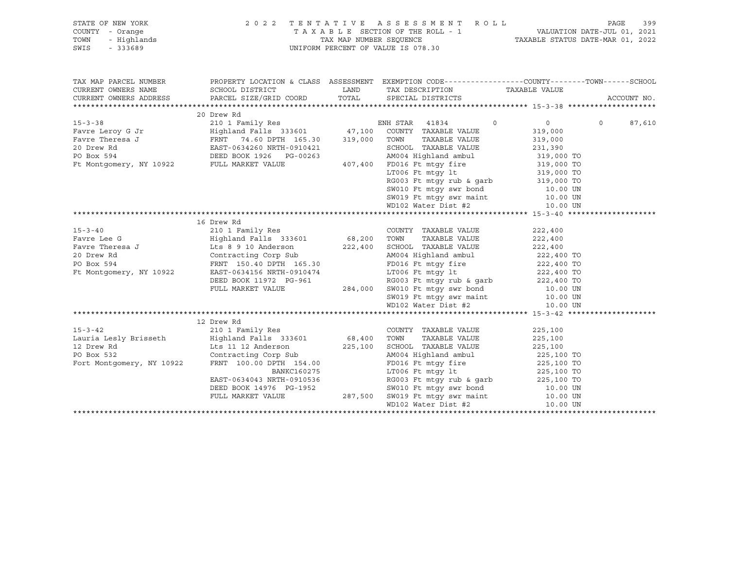STATE OF NEW YORK | 2022 TENTATIVE ASSESSMENT ROLL | VALUATION DATE-JUL 01, 2021
COUNTY - Orange | TAXABLE SECTION OF THE ROLL - 1 | TAXABLE STATUS DATE-MAR 01, 2022
TOWN - Highlands | TAX MAP NUMBER SEQUENCE
SWIS - 333689 | UNIFORM PERCENT OF VALUE IS 078.30

| TAX MAP PARCEL NUMBER / CURRENT OWNERS NAME / CURRENT OWNERS ADDRESS | PROPERTY LOCATION & CLASS / SCHOOL DISTRICT / PARCEL SIZE/GRID COORD | ASSESSMENT LAND / TOTAL | EXEMPTION CODE / TAX DESCRIPTION / SPECIAL DISTRICTS | COUNTY TAXABLE VALUE | TOWN | SCHOOL |
|---|---|---|---|---|---|---|
| **15-3-38** | 20 Drew Rd | | | | | |
| 15-3-38 | 210 1 Family Res | | ENH STAR 41834 | 0 | 0 | 87,610 |
| Favre Leroy G Jr | Highland Falls 333601 | 47,100 | COUNTY TAXABLE VALUE | 319,000 | | |
| Favre Theresa J | FRNT 74.60 DPTH 165.30 | 319,000 | TOWN TAXABLE VALUE | 319,000 | | |
| 20 Drew Rd | EAST-0634260 NRTH-0910421 | | SCHOOL TAXABLE VALUE | 231,390 | | |
| PO Box 594 | DEED BOOK 1926 PG-00263 | | AM004 Highland ambul | 319,000 TO | | |
| Ft Montgomery, NY 10922 | FULL MARKET VALUE | 407,400 | FD016 Ft mtgy fire | 319,000 TO | | |
| | | | LT006 Ft mtgy lt | 319,000 TO | | |
| | | | RG003 Ft mtgy rub & garb | 319,000 TO | | |
| | | | SW010 Ft mtgy swr bond | 10.00 UN | | |
| | | | SW019 Ft mtgy swr maint | 10.00 UN | | |
| | | | WD102 Water Dist #2 | 10.00 UN | | |
| **15-3-40** | 16 Drew Rd | | | | | |
| 15-3-40 | 210 1 Family Res | | COUNTY TAXABLE VALUE | 222,400 | | |
| Favre Lee G | Highland Falls 333601 | 68,200 | TOWN TAXABLE VALUE | 222,400 | | |
| Favre Theresa J | Lts 8 9 10 Anderson | 222,400 | SCHOOL TAXABLE VALUE | 222,400 | | |
| 20 Drew Rd | Contracting Corp Sub | | AM004 Highland ambul | 222,400 TO | | |
| PO Box 594 | FRNT 150.40 DPTH 165.30 | | FD016 Ft mtgy fire | 222,400 TO | | |
| Ft Montgomery, NY 10922 | EAST-0634156 NRTH-0910474 | | LT006 Ft mtgy lt | 222,400 TO | | |
| | DEED BOOK 11972 PG-961 | | RG003 Ft mtgy rub & garb | 222,400 TO | | |
| | FULL MARKET VALUE | 284,000 | SW010 Ft mtgy swr bond | 10.00 UN | | |
| | | | SW019 Ft mtgy swr maint | 10.00 UN | | |
| | | | WD102 Water Dist #2 | 10.00 UN | | |
| **15-3-42** | 12 Drew Rd | | | | | |
| 15-3-42 | 210 1 Family Res | | COUNTY TAXABLE VALUE | 225,100 | | |
| Lauria Lesly Brisseth | Highland Falls 333601 | 68,400 | TOWN TAXABLE VALUE | 225,100 | | |
| 12 Drew Rd | Lts 11 12 Anderson | 225,100 | SCHOOL TAXABLE VALUE | 225,100 | | |
| PO Box 532 | Contracting Corp Sub | | AM004 Highland ambul | 225,100 TO | | |
| Fort Montgomery, NY 10922 | FRNT 100.00 DPTH 154.00 | | FD016 Ft mtgy fire | 225,100 TO | | |
| | BANKC160275 | | LT006 Ft mtgy lt | 225,100 TO | | |
| | EAST-0634043 NRTH-0910536 | | RG003 Ft mtgy rub & garb | 225,100 TO | | |
| | DEED BOOK 14976 PG-1952 | | SW010 Ft mtgy swr bond | 10.00 UN | | |
| | FULL MARKET VALUE | 287,500 | SW019 Ft mtgy swr maint | 10.00 UN | | |
| | | | WD102 Water Dist #2 | 10.00 UN | | |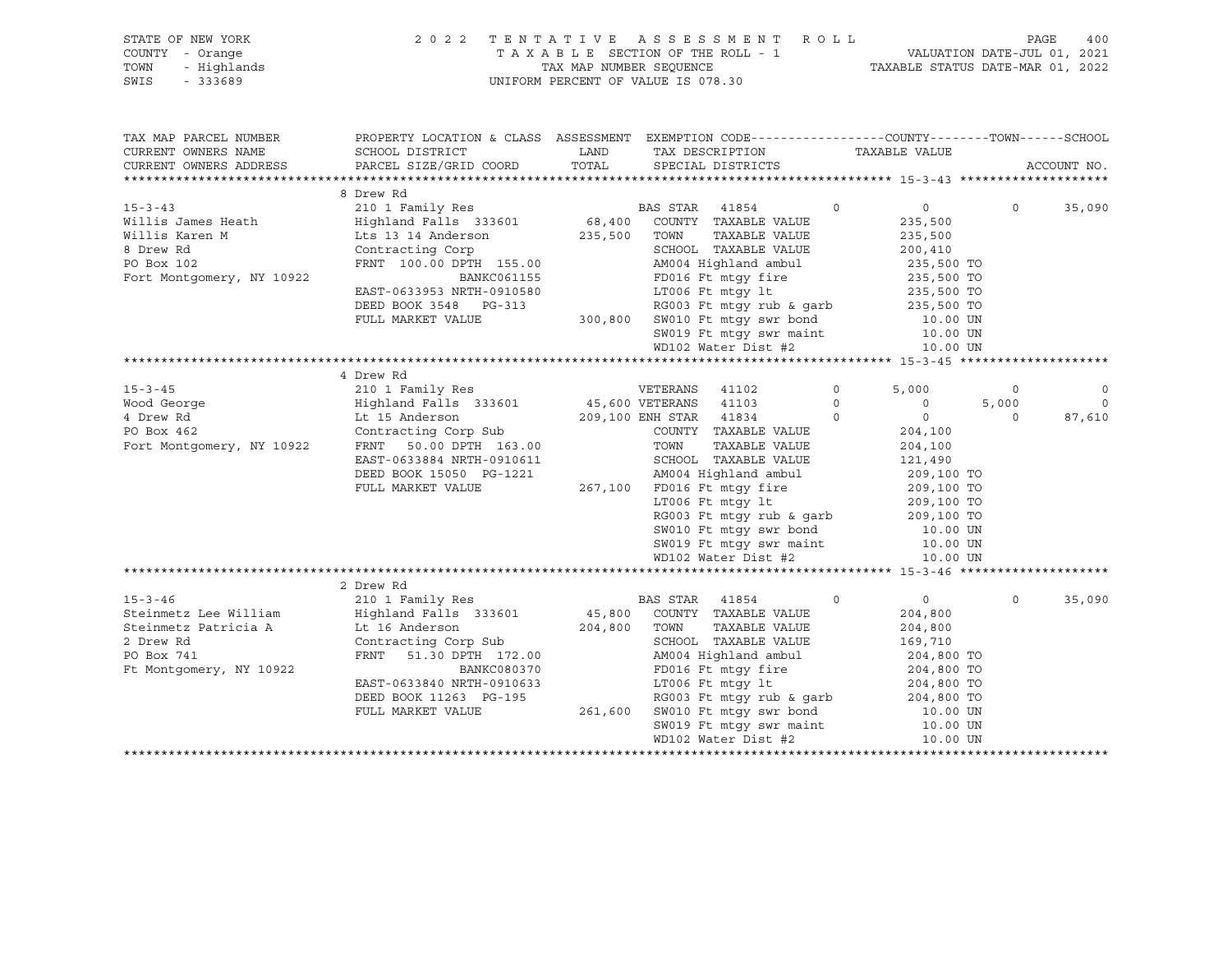STATE OF NEW YORK
COUNTY - Orange
TOWN - Highlands
SWIS - 333689

2022 TENTATIVE ASSESSMENT ROLL
TAXABLE SECTION OF THE ROLL - 1
TAX MAP NUMBER SEQUENCE
UNIFORM PERCENT OF VALUE IS 078.30

VALUATION DATE-JUL 01, 2021
TAXABLE STATUS DATE-MAR 01, 2022

```
TAX MAP PARCEL NUMBER     PROPERTY LOCATION & CLASS  ASSESSMENT  EXEMPTION CODE------------------COUNTY--------TOWN------SCHOOL
CURRENT OWNERS NAME       SCHOOL DISTRICT               LAND      TAX DESCRIPTION              TAXABLE VALUE
CURRENT OWNERS ADDRESS    PARCEL SIZE/GRID COORD        TOTAL     SPECIAL DISTRICTS                                        ACCOUNT NO.
******************************************************************************************************* 15-3-43 ********************
                          8 Drew Rd
15-3-43                   210 1 Family Res                        BAS STAR  41854         0            0          0     35,090
Willis James Heath        Highland Falls  333601        68,400    COUNTY  TAXABLE VALUE          235,500
Willis Karen M            Lts 13 14 Anderson           235,500    TOWN    TAXABLE VALUE          235,500
8 Drew Rd                 Contracting Corp                        SCHOOL  TAXABLE VALUE          200,410
PO Box 102                FRNT 100.00 DPTH 155.00                 AM004 Highland ambul            235,500 TO
Fort Montgomery, NY 10922               BANKC061155               FD016 Ft mtgy fire              235,500 TO
                          EAST-0633953 NRTH-0910580               LT006 Ft mtgy lt                235,500 TO
                          DEED BOOK 3548    PG-313                RG003 Ft mtgy rub & garb        235,500 TO
                          FULL MARKET VALUE            300,800    SW010 Ft mtgy swr bond            10.00 UN
                                                                  SW019 Ft mtgy swr maint           10.00 UN
                                                                  WD102 Water Dist #2               10.00 UN
******************************************************************************************************* 15-3-45 ********************
                          4 Drew Rd
15-3-45                   210 1 Family Res                        VETERANS  41102         0        5,000          0          0
Wood George               Highland Falls  333601        45,600 VETERANS  41103         0            0      5,000          0
4 Drew Rd                 Lt 15 Anderson               209,100 ENH STAR  41834         0            0          0     87,610
PO Box 462                Contracting Corp Sub                    COUNTY  TAXABLE VALUE          204,100
Fort Montgomery, NY 10922 FRNT  50.00 DPTH 163.00                 TOWN    TAXABLE VALUE          204,100
                          EAST-0633884 NRTH-0910611               SCHOOL  TAXABLE VALUE          121,490
                          DEED BOOK 15050  PG-1221                AM004 Highland ambul            209,100 TO
                          FULL MARKET VALUE            267,100    FD016 Ft mtgy fire              209,100 TO
                                                                  LT006 Ft mtgy lt                209,100 TO
                                                                  RG003 Ft mtgy rub & garb        209,100 TO
                                                                  SW010 Ft mtgy swr bond            10.00 UN
                                                                  SW019 Ft mtgy swr maint           10.00 UN
                                                                  WD102 Water Dist #2               10.00 UN
******************************************************************************************************* 15-3-46 ********************
                          2 Drew Rd
15-3-46                   210 1 Family Res                        BAS STAR  41854         0            0          0     35,090
Steinmetz Lee William     Highland Falls  333601        45,800    COUNTY  TAXABLE VALUE          204,800
Steinmetz Patricia A      Lt 16 Anderson               204,800    TOWN    TAXABLE VALUE          204,800
2 Drew Rd                 Contracting Corp Sub                    SCHOOL  TAXABLE VALUE          169,710
PO Box 741                FRNT  51.30 DPTH 172.00                 AM004 Highland ambul            204,800 TO
Ft Montgomery, NY 10922                 BANKC080370               FD016 Ft mtgy fire              204,800 TO
                          EAST-0633840 NRTH-0910633               LT006 Ft mtgy lt                204,800 TO
                          DEED BOOK 11263  PG-195                 RG003 Ft mtgy rub & garb        204,800 TO
                          FULL MARKET VALUE            261,600    SW010 Ft mtgy swr bond            10.00 UN
                                                                  SW019 Ft mtgy swr maint           10.00 UN
                                                                  WD102 Water Dist #2               10.00 UN
************************************************************************************************************************************
```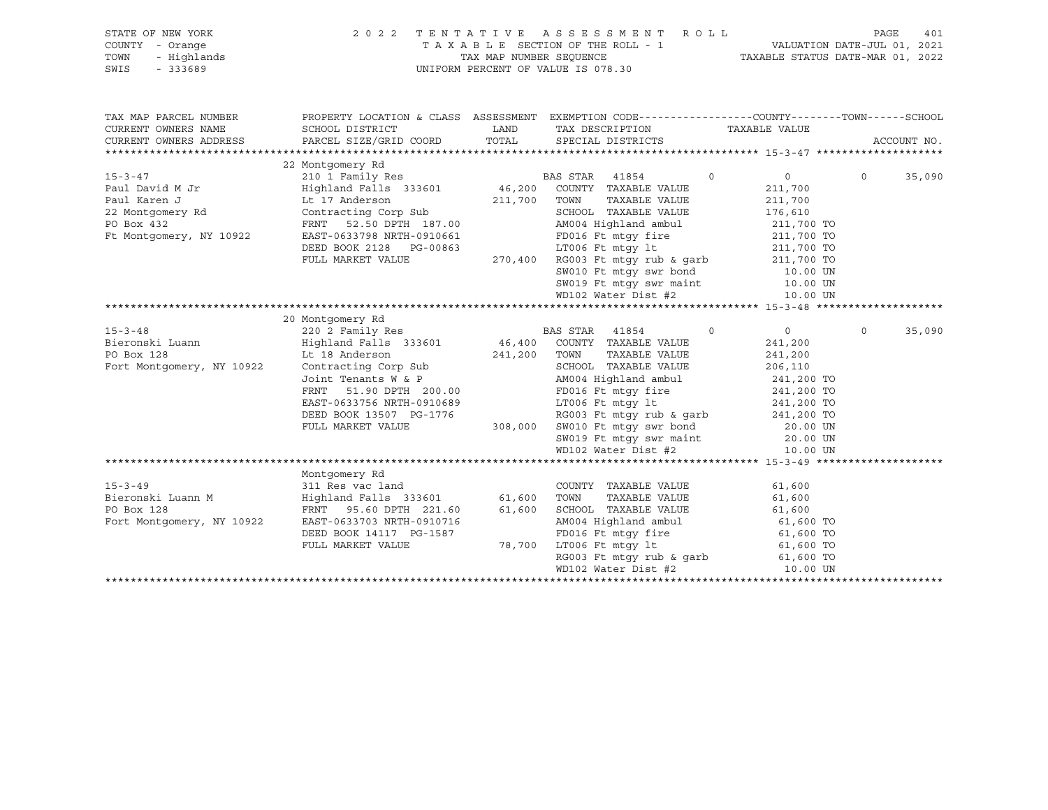STATE OF NEW YORK
COUNTY - Orange
TOWN - Highlands
SWIS - 333689

2022 TENTATIVE ASSESSMENT ROLL
TAXABLE SECTION OF THE ROLL - 1
TAX MAP NUMBER SEQUENCE
UNIFORM PERCENT OF VALUE IS 078.30

VALUATION DATE-JUL 01, 2021
TAXABLE STATUS DATE-MAR 01, 2022

| TAX MAP PARCEL NUMBER / CURRENT OWNERS NAME / CURRENT OWNERS ADDRESS | PROPERTY LOCATION & CLASS / SCHOOL DISTRICT / PARCEL SIZE/GRID COORD | ASSESSMENT LAND / TOTAL | EXEMPTION CODE / TAX DESCRIPTION / SPECIAL DISTRICTS | COUNTY | TOWN | SCHOOL |
|---|---|---|---|---|---|---|
| **15-3-47** | 22 Montgomery Rd | | | | | |
| | 210 1 Family Res | | BAS STAR 41854 | 0 | 0 | 0 35,090 |
| Paul David M Jr | Highland Falls 333601 | 46,200 | COUNTY TAXABLE VALUE | 211,700 | | |
| Paul Karen J | Lt 17 Anderson | 211,700 | TOWN TAXABLE VALUE | 211,700 | | |
| 22 Montgomery Rd | Contracting Corp Sub | | SCHOOL TAXABLE VALUE | 176,610 | | |
| PO Box 432 | FRNT 52.50 DPTH 187.00 | | AM004 Highland ambul | 211,700 TO | | |
| Ft Montgomery, NY 10922 | EAST-0633798 NRTH-0910661 | | FD016 Ft mtgy fire | 211,700 TO | | |
| | DEED BOOK 2128 PG-00863 | | LT006 Ft mtgy lt | 211,700 TO | | |
| | FULL MARKET VALUE | 270,400 | RG003 Ft mtgy rub & garb | 211,700 TO | | |
| | | | SW010 Ft mtgy swr bond | 10.00 UN | | |
| | | | SW019 Ft mtgy swr maint | 10.00 UN | | |
| | | | WD102 Water Dist #2 | 10.00 UN | | |
| **15-3-48** | 20 Montgomery Rd | | | | | |
| | 220 2 Family Res | | BAS STAR 41854 | 0 | 0 | 0 35,090 |
| Bieronski Luann | Highland Falls 333601 | 46,400 | COUNTY TAXABLE VALUE | 241,200 | | |
| PO Box 128 | Lt 18 Anderson | 241,200 | TOWN TAXABLE VALUE | 241,200 | | |
| Fort Montgomery, NY 10922 | Contracting Corp Sub | | SCHOOL TAXABLE VALUE | 206,110 | | |
| | Joint Tenants W & P | | AM004 Highland ambul | 241,200 TO | | |
| | FRNT 51.90 DPTH 200.00 | | FD016 Ft mtgy fire | 241,200 TO | | |
| | EAST-0633756 NRTH-0910689 | | LT006 Ft mtgy lt | 241,200 TO | | |
| | DEED BOOK 13507 PG-1776 | | RG003 Ft mtgy rub & garb | 241,200 TO | | |
| | FULL MARKET VALUE | 308,000 | SW010 Ft mtgy swr bond | 20.00 UN | | |
| | | | SW019 Ft mtgy swr maint | 20.00 UN | | |
| | | | WD102 Water Dist #2 | 10.00 UN | | |
| **15-3-49** | Montgomery Rd | | | | | |
| | 311 Res vac land | | COUNTY TAXABLE VALUE | 61,600 | | |
| Bieronski Luann M | Highland Falls 333601 | 61,600 | TOWN TAXABLE VALUE | 61,600 | | |
| PO Box 128 | FRNT 95.60 DPTH 221.60 | 61,600 | SCHOOL TAXABLE VALUE | 61,600 | | |
| Fort Montgomery, NY 10922 | EAST-0633703 NRTH-0910716 | | AM004 Highland ambul | 61,600 TO | | |
| | DEED BOOK 14117 PG-1587 | | FD016 Ft mtgy fire | 61,600 TO | | |
| | FULL MARKET VALUE | 78,700 | LT006 Ft mtgy lt | 61,600 TO | | |
| | | | RG003 Ft mtgy rub & garb | 61,600 TO | | |
| | | | WD102 Water Dist #2 | 10.00 UN | | |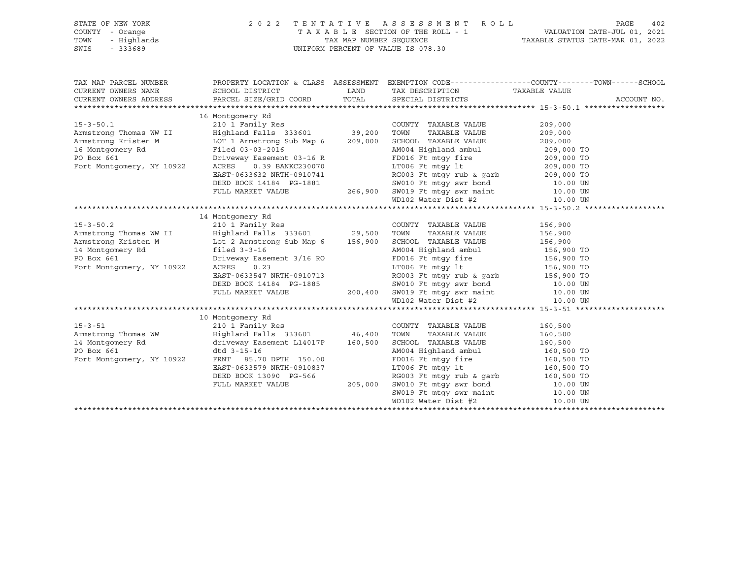STATE OF NEW YORK — 2022 TENTATIVE ASSESSMENT ROLL
COUNTY - Orange — TAXABLE SECTION OF THE ROLL - 1 — VALUATION DATE-JUL 01, 2021
TOWN - Highlands — TAX MAP NUMBER SEQUENCE — TAXABLE STATUS DATE-MAR 01, 2022
SWIS - 333689 — UNIFORM PERCENT OF VALUE IS 078.30

| TAX MAP PARCEL NUMBER / CURRENT OWNERS NAME / CURRENT OWNERS ADDRESS | PROPERTY LOCATION & CLASS / SCHOOL DISTRICT / PARCEL SIZE/GRID COORD | ASSESSMENT LAND / TOTAL | EXEMPTION CODE / TAX DESCRIPTION / SPECIAL DISTRICTS | COUNTY / TOWN / SCHOOL TAXABLE VALUE | ACCOUNT NO. |
|---|---|---|---|---|---|
| | 16 Montgomery Rd | | | | |
| 15-3-50.1 | 210 1 Family Res | | COUNTY TAXABLE VALUE | 209,000 | |
| Armstrong Thomas WW II | Highland Falls 333601 | 39,200 | TOWN TAXABLE VALUE | 209,000 | |
| Armstrong Kristen M | LOT 1 Armstrong Sub Map 6 | 209,000 | SCHOOL TAXABLE VALUE | 209,000 | |
| 16 Montgomery Rd | Filed 03-03-2016 | | AM004 Highland ambul | 209,000 TO | |
| PO Box 661 | Driveway Easement 03-16 R | | FD016 Ft mtgy fire | 209,000 TO | |
| Fort Montgomery, NY 10922 | ACRES 0.39 BANKC230070 | | LT006 Ft mtgy lt | 209,000 TO | |
| | EAST-0633632 NRTH-0910741 | | RG003 Ft mtgy rub & garb | 209,000 TO | |
| | DEED BOOK 14184 PG-1881 | | SW010 Ft mtgy swr bond | 10.00 UN | |
| | FULL MARKET VALUE | 266,900 | SW019 Ft mtgy swr maint | 10.00 UN | |
| | | | WD102 Water Dist #2 | 10.00 UN | |
| | 14 Montgomery Rd | | | | |
| 15-3-50.2 | 210 1 Family Res | | COUNTY TAXABLE VALUE | 156,900 | |
| Armstrong Thomas WW II | Highland Falls 333601 | 29,500 | TOWN TAXABLE VALUE | 156,900 | |
| Armstrong Kristen M | Lot 2 Armstrong Sub Map 6 | 156,900 | SCHOOL TAXABLE VALUE | 156,900 | |
| 14 Montgomery Rd | filed 3-3-16 | | AM004 Highland ambul | 156,900 TO | |
| PO Box 661 | Driveway Easement 3/16 RO | | FD016 Ft mtgy fire | 156,900 TO | |
| Fort Montgomery, NY 10922 | ACRES 0.23 | | LT006 Ft mtgy lt | 156,900 TO | |
| | EAST-0633547 NRTH-0910713 | | RG003 Ft mtgy rub & garb | 156,900 TO | |
| | DEED BOOK 14184 PG-1885 | | SW010 Ft mtgy swr bond | 10.00 UN | |
| | FULL MARKET VALUE | 200,400 | SW019 Ft mtgy swr maint | 10.00 UN | |
| | | | WD102 Water Dist #2 | 10.00 UN | |
| | 10 Montgomery Rd | | | | |
| 15-3-51 | 210 1 Family Res | | COUNTY TAXABLE VALUE | 160,500 | |
| Armstrong Thomas WW | Highland Falls 333601 | 46,400 | TOWN TAXABLE VALUE | 160,500 | |
| 14 Montgomery Rd | driveway Easement L14017P | 160,500 | SCHOOL TAXABLE VALUE | 160,500 | |
| PO Box 661 | dtd 3-15-16 | | AM004 Highland ambul | 160,500 TO | |
| Fort Montgomery, NY 10922 | FRNT 85.70 DPTH 150.00 | | FD016 Ft mtgy fire | 160,500 TO | |
| | EAST-0633579 NRTH-0910837 | | LT006 Ft mtgy lt | 160,500 TO | |
| | DEED BOOK 13090 PG-566 | | RG003 Ft mtgy rub & garb | 160,500 TO | |
| | FULL MARKET VALUE | 205,000 | SW010 Ft mtgy swr bond | 10.00 UN | |
| | | | SW019 Ft mtgy swr maint | 10.00 UN | |
| | | | WD102 Water Dist #2 | 10.00 UN | |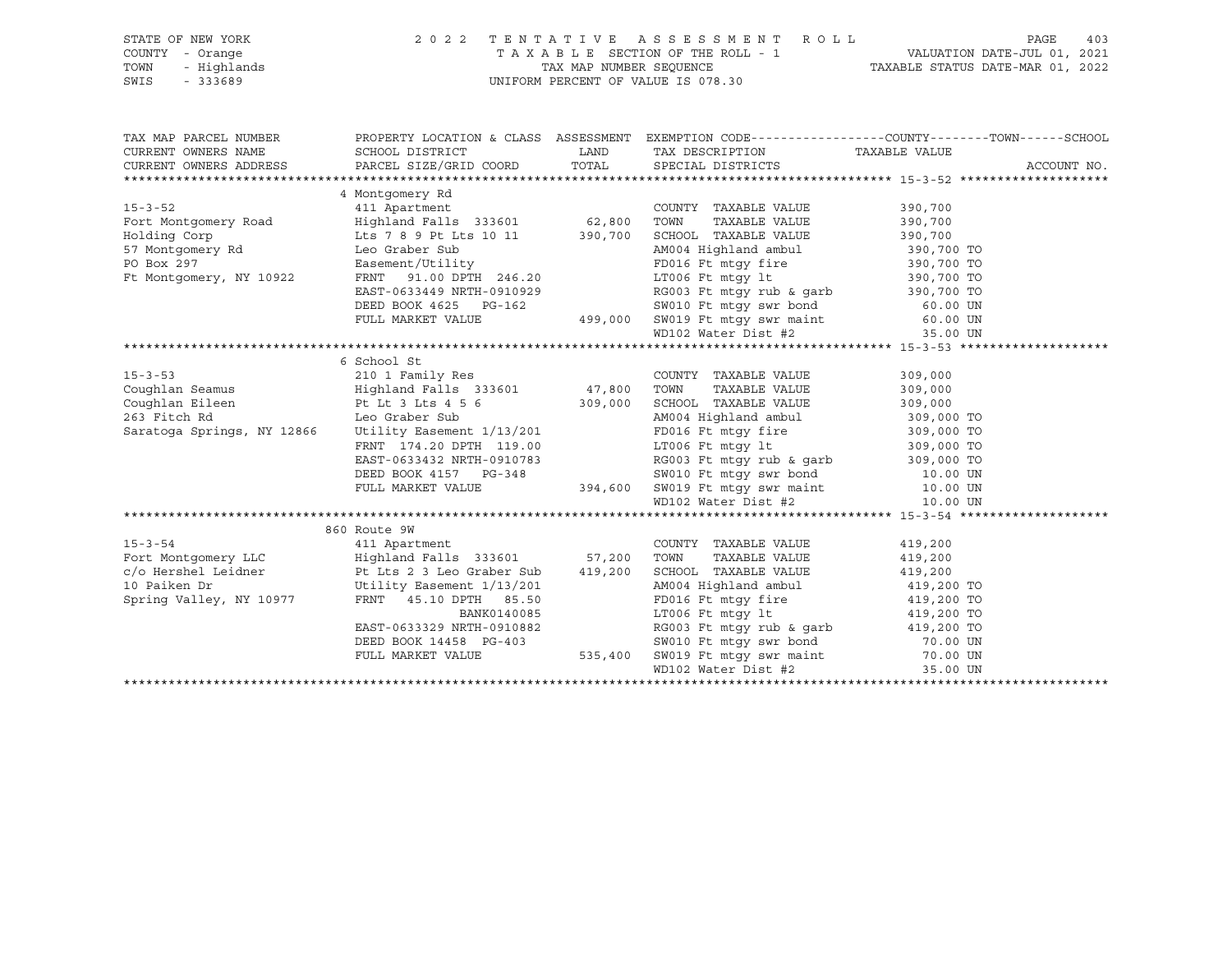STATE OF NEW YORK
COUNTY - Orange
TOWN - Highlands
SWIS - 333689

2022 TENTATIVE ASSESSMENT ROLL
TAXABLE SECTION OF THE ROLL - 1
TAX MAP NUMBER SEQUENCE
UNIFORM PERCENT OF VALUE IS 078.30

VALUATION DATE-JUL 01, 2021
TAXABLE STATUS DATE-MAR 01, 2022

| TAX MAP PARCEL NUMBER / CURRENT OWNERS NAME / CURRENT OWNERS ADDRESS | PROPERTY LOCATION & CLASS / SCHOOL DISTRICT / PARCEL SIZE/GRID COORD | ASSESSMENT LAND / TOTAL | EXEMPTION CODE / TAX DESCRIPTION / SPECIAL DISTRICTS | TAXABLE VALUE (COUNTY--TOWN--SCHOOL) | ACCOUNT NO. |
|---|---|---|---|---|---|
| **15-3-52** | 4 Montgomery Rd | | | | |
| | 411 Apartment | | COUNTY TAXABLE VALUE | 390,700 | |
| Fort Montgomery Road | Highland Falls 333601 | 62,800 | TOWN TAXABLE VALUE | 390,700 | |
| Holding Corp | Lts 7 8 9 Pt Lts 10 11 | 390,700 | SCHOOL TAXABLE VALUE | 390,700 | |
| 57 Montgomery Rd | Leo Graber Sub | | AM004 Highland ambul | 390,700 TO | |
| PO Box 297 | Easement/Utility | | FD016 Ft mtgy fire | 390,700 TO | |
| Ft Montgomery, NY 10922 | FRNT 91.00 DPTH 246.20 | | LT006 Ft mtgy lt | 390,700 TO | |
| | EAST-0633449 NRTH-0910929 | | RG003 Ft mtgy rub & garb | 390,700 TO | |
| | DEED BOOK 4625 PG-162 | | SW010 Ft mtgy swr bond | 60.00 UN | |
| | FULL MARKET VALUE | 499,000 | SW019 Ft mtgy swr maint | 60.00 UN | |
| | | | WD102 Water Dist #2 | 35.00 UN | |
| **15-3-53** | 6 School St | | | | |
| | 210 1 Family Res | | COUNTY TAXABLE VALUE | 309,000 | |
| Coughlan Seamus | Highland Falls 333601 | 47,800 | TOWN TAXABLE VALUE | 309,000 | |
| Coughlan Eileen | Pt Lt 3 Lts 4 5 6 | 309,000 | SCHOOL TAXABLE VALUE | 309,000 | |
| 263 Fitch Rd | Leo Graber Sub | | AM004 Highland ambul | 309,000 TO | |
| Saratoga Springs, NY 12866 | Utility Easement 1/13/201 | | FD016 Ft mtgy fire | 309,000 TO | |
| | FRNT 174.20 DPTH 119.00 | | LT006 Ft mtgy lt | 309,000 TO | |
| | EAST-0633432 NRTH-0910783 | | RG003 Ft mtgy rub & garb | 309,000 TO | |
| | DEED BOOK 4157 PG-348 | | SW010 Ft mtgy swr bond | 10.00 UN | |
| | FULL MARKET VALUE | 394,600 | SW019 Ft mtgy swr maint | 10.00 UN | |
| | | | WD102 Water Dist #2 | 10.00 UN | |
| **15-3-54** | 860 Route 9W | | | | |
| | 411 Apartment | | COUNTY TAXABLE VALUE | 419,200 | |
| Fort Montgomery LLC | Highland Falls 333601 | 57,200 | TOWN TAXABLE VALUE | 419,200 | |
| c/o Hershel Leidner | Pt Lts 2 3 Leo Graber Sub | 419,200 | SCHOOL TAXABLE VALUE | 419,200 | |
| 10 Paiken Dr | Utility Easement 1/13/201 | | AM004 Highland ambul | 419,200 TO | |
| Spring Valley, NY 10977 | FRNT 45.10 DPTH 85.50 | | FD016 Ft mtgy fire | 419,200 TO | |
| | BANK0140085 | | LT006 Ft mtgy lt | 419,200 TO | |
| | EAST-0633329 NRTH-0910882 | | RG003 Ft mtgy rub & garb | 419,200 TO | |
| | DEED BOOK 14458 PG-403 | | SW010 Ft mtgy swr bond | 70.00 UN | |
| | FULL MARKET VALUE | 535,400 | SW019 Ft mtgy swr maint | 70.00 UN | |
| | | | WD102 Water Dist #2 | 35.00 UN | |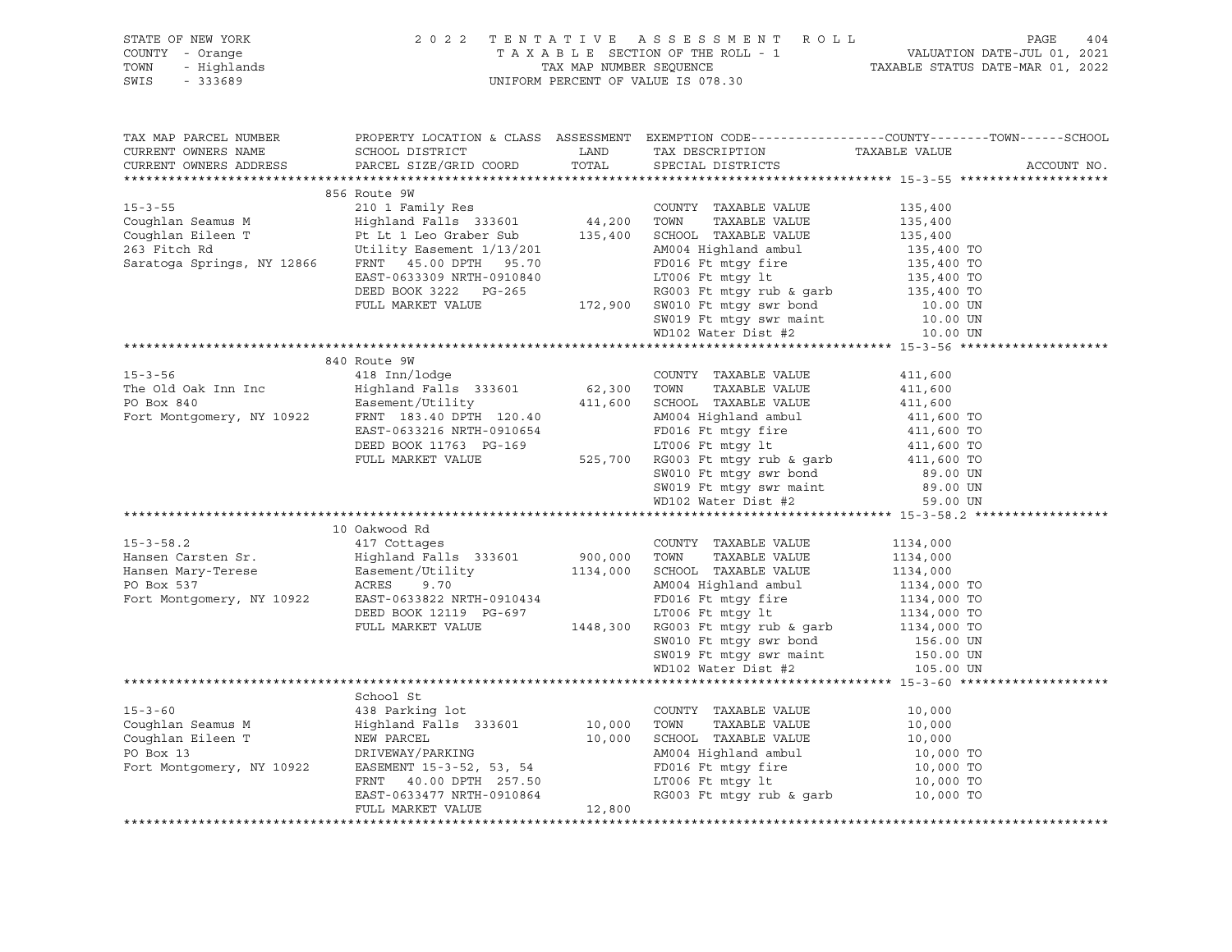STATE OF NEW YORK
COUNTY - Orange
TOWN - Highlands
SWIS - 333689

2022 TENTATIVE ASSESSMENT ROLL
TAXABLE SECTION OF THE ROLL - 1
TAX MAP NUMBER SEQUENCE
UNIFORM PERCENT OF VALUE IS 078.30

VALUATION DATE-JUL 01, 2021
TAXABLE STATUS DATE-MAR 01, 2022

| TAX MAP PARCEL NUMBER / CURRENT OWNERS NAME / CURRENT OWNERS ADDRESS | PROPERTY LOCATION & CLASS / SCHOOL DISTRICT / PARCEL SIZE/GRID COORD | ASSESSMENT LAND / TOTAL | EXEMPTION CODE / TAX DESCRIPTION / SPECIAL DISTRICTS | COUNTY--------TOWN------SCHOOL TAXABLE VALUE | ACCOUNT NO. |
|---|---|---|---|---|---|
| **15-3-55** | 856 Route 9W | | | | |
| 15-3-55 | 210 1 Family Res | | COUNTY TAXABLE VALUE | 135,400 | |
| Coughlan Seamus M | Highland Falls 333601 | 44,200 | TOWN TAXABLE VALUE | 135,400 | |
| Coughlan Eileen T | Pt Lt 1 Leo Graber Sub | 135,400 | SCHOOL TAXABLE VALUE | 135,400 | |
| 263 Fitch Rd | Utility Easement 1/13/201 | | AM004 Highland ambul | 135,400 TO | |
| Saratoga Springs, NY 12866 | FRNT 45.00 DPTH 95.70 | | FD016 Ft mtgy fire | 135,400 TO | |
| | EAST-0633309 NRTH-0910840 | | LT006 Ft mtgy lt | 135,400 TO | |
| | DEED BOOK 3222 PG-265 | | RG003 Ft mtgy rub & garb | 135,400 TO | |
| | FULL MARKET VALUE | 172,900 | SW010 Ft mtgy swr bond | 10.00 UN | |
| | | | SW019 Ft mtgy swr maint | 10.00 UN | |
| | | | WD102 Water Dist #2 | 10.00 UN | |
| **15-3-56** | 840 Route 9W | | | | |
| 15-3-56 | 418 Inn/lodge | | COUNTY TAXABLE VALUE | 411,600 | |
| The Old Oak Inn Inc | Highland Falls 333601 | 62,300 | TOWN TAXABLE VALUE | 411,600 | |
| PO Box 840 | Easement/Utility | 411,600 | SCHOOL TAXABLE VALUE | 411,600 | |
| Fort Montgomery, NY 10922 | FRNT 183.40 DPTH 120.40 | | AM004 Highland ambul | 411,600 TO | |
| | EAST-0633216 NRTH-0910654 | | FD016 Ft mtgy fire | 411,600 TO | |
| | DEED BOOK 11763 PG-169 | | LT006 Ft mtgy lt | 411,600 TO | |
| | FULL MARKET VALUE | 525,700 | RG003 Ft mtgy rub & garb | 411,600 TO | |
| | | | SW010 Ft mtgy swr bond | 89.00 UN | |
| | | | SW019 Ft mtgy swr maint | 89.00 UN | |
| | | | WD102 Water Dist #2 | 59.00 UN | |
| **15-3-58.2** | 10 Oakwood Rd | | | | |
| 15-3-58.2 | 417 Cottages | | COUNTY TAXABLE VALUE | 1134,000 | |
| Hansen Carsten Sr. | Highland Falls 333601 | 900,000 | TOWN TAXABLE VALUE | 1134,000 | |
| Hansen Mary-Terese | Easement/Utility | 1134,000 | SCHOOL TAXABLE VALUE | 1134,000 | |
| PO Box 537 | ACRES 9.70 | | AM004 Highland ambul | 1134,000 TO | |
| Fort Montgomery, NY 10922 | EAST-0633822 NRTH-0910434 | | FD016 Ft mtgy fire | 1134,000 TO | |
| | DEED BOOK 12119 PG-697 | | LT006 Ft mtgy lt | 1134,000 TO | |
| | FULL MARKET VALUE | 1448,300 | RG003 Ft mtgy rub & garb | 1134,000 TO | |
| | | | SW010 Ft mtgy swr bond | 156.00 UN | |
| | | | SW019 Ft mtgy swr maint | 150.00 UN | |
| | | | WD102 Water Dist #2 | 105.00 UN | |
| **15-3-60** | School St | | | | |
| 15-3-60 | 438 Parking lot | | COUNTY TAXABLE VALUE | 10,000 | |
| Coughlan Seamus M | Highland Falls 333601 | 10,000 | TOWN TAXABLE VALUE | 10,000 | |
| Coughlan Eileen T | NEW PARCEL | 10,000 | SCHOOL TAXABLE VALUE | 10,000 | |
| PO Box 13 | DRIVEWAY/PARKING | | AM004 Highland ambul | 10,000 TO | |
| Fort Montgomery, NY 10922 | EASEMENT 15-3-52, 53, 54 | | FD016 Ft mtgy fire | 10,000 TO | |
| | FRNT 40.00 DPTH 257.50 | | LT006 Ft mtgy lt | 10,000 TO | |
| | EAST-0633477 NRTH-0910864 | | RG003 Ft mtgy rub & garb | 10,000 TO | |
| | FULL MARKET VALUE | 12,800 | | | |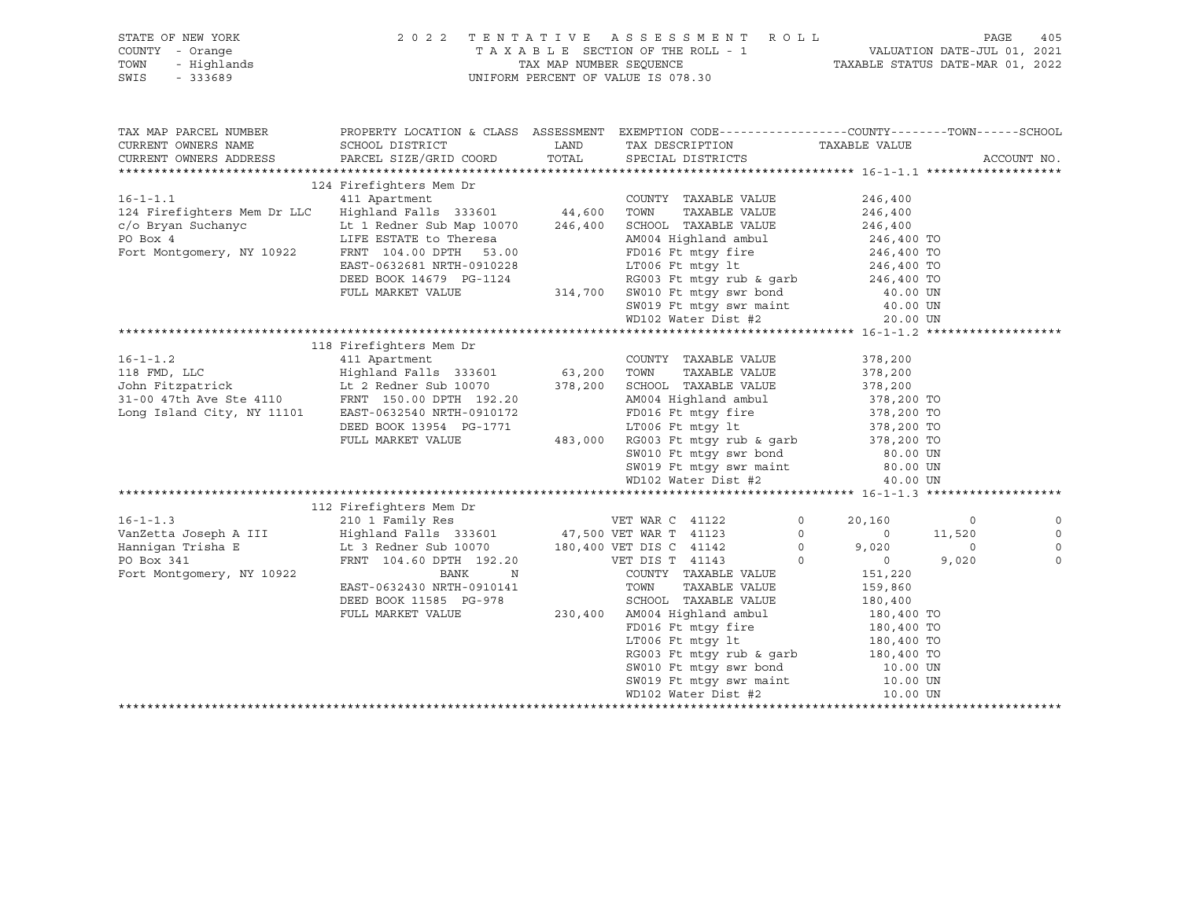STATE OF NEW YORK | COUNTY - Orange | TOWN - Highlands | SWIS - 333689

2022 TENTATIVE ASSESSMENT ROLL
TAXABLE SECTION OF THE ROLL - 1
TAX MAP NUMBER SEQUENCE
UNIFORM PERCENT OF VALUE IS 078.30

VALUATION DATE-JUL 01, 2021
TAXABLE STATUS DATE-MAR 01, 2022

| TAX MAP PARCEL NUMBER / CURRENT OWNERS NAME / CURRENT OWNERS ADDRESS | PROPERTY LOCATION & CLASS / SCHOOL DISTRICT / PARCEL SIZE/GRID COORD | ASSESSMENT LAND / TOTAL | EXEMPTION CODE / TAX DESCRIPTION / SPECIAL DISTRICTS | COUNTY | TOWN | SCHOOL |
|---|---|---|---|---|---|---|
| **16-1-1.1** | 124 Firefighters Mem Dr | | | | | |
| 16-1-1.1 | 411 Apartment | | COUNTY TAXABLE VALUE | 246,400 | | |
| 124 Firefighters Mem Dr LLC | Highland Falls 333601 | 44,600 | TOWN TAXABLE VALUE | 246,400 | | |
| c/o Bryan Suchanyc | Lt 1 Redner Sub Map 10070 | 246,400 | SCHOOL TAXABLE VALUE | 246,400 | | |
| PO Box 4 | LIFE ESTATE to Theresa | | AM004 Highland ambul | 246,400 TO | | |
| Fort Montgomery, NY 10922 | FRNT 104.00 DPTH 53.00 | | FD016 Ft mtgy fire | 246,400 TO | | |
| | EAST-0632681 NRTH-0910228 | | LT006 Ft mtgy lt | 246,400 TO | | |
| | DEED BOOK 14679 PG-1124 | | RG003 Ft mtgy rub & garb | 246,400 TO | | |
| | FULL MARKET VALUE | 314,700 | SW010 Ft mtgy swr bond | 40.00 UN | | |
| | | | SW019 Ft mtgy swr maint | 40.00 UN | | |
| | | | WD102 Water Dist #2 | 20.00 UN | | |
| **16-1-1.2** | 118 Firefighters Mem Dr | | | | | |
| 16-1-1.2 | 411 Apartment | | COUNTY TAXABLE VALUE | 378,200 | | |
| 118 FMD, LLC | Highland Falls 333601 | 63,200 | TOWN TAXABLE VALUE | 378,200 | | |
| John Fitzpatrick | Lt 2 Redner Sub 10070 | 378,200 | SCHOOL TAXABLE VALUE | 378,200 | | |
| 31-00 47th Ave Ste 4110 | FRNT 150.00 DPTH 192.20 | | AM004 Highland ambul | 378,200 TO | | |
| Long Island City, NY 11101 | EAST-0632540 NRTH-0910172 | | FD016 Ft mtgy fire | 378,200 TO | | |
| | DEED BOOK 13954 PG-1771 | | LT006 Ft mtgy lt | 378,200 TO | | |
| | FULL MARKET VALUE | 483,000 | RG003 Ft mtgy rub & garb | 378,200 TO | | |
| | | | SW010 Ft mtgy swr bond | 80.00 UN | | |
| | | | SW019 Ft mtgy swr maint | 80.00 UN | | |
| | | | WD102 Water Dist #2 | 40.00 UN | | |
| **16-1-1.3** | 112 Firefighters Mem Dr | | | | | |
| 16-1-1.3 | 210 1 Family Res | | VET WAR C 41122 0 | 20,160 | 0 | 0 |
| VanZetta Joseph A III | Highland Falls 333601 | 47,500 | VET WAR T 41123 0 | 0 | 11,520 | 0 |
| Hannigan Trisha E | Lt 3 Redner Sub 10070 | 180,400 | VET DIS C 41142 0 | 9,020 | 0 | 0 |
| PO Box 341 | FRNT 104.60 DPTH 192.20 | | VET DIS T 41143 0 | 0 | 9,020 | 0 |
| Fort Montgomery, NY 10922 | BANK N | | COUNTY TAXABLE VALUE | 151,220 | | |
| | EAST-0632430 NRTH-0910141 | | TOWN TAXABLE VALUE | 159,860 | | |
| | DEED BOOK 11585 PG-978 | | SCHOOL TAXABLE VALUE | 180,400 | | |
| | FULL MARKET VALUE | 230,400 | AM004 Highland ambul | 180,400 TO | | |
| | | | FD016 Ft mtgy fire | 180,400 TO | | |
| | | | LT006 Ft mtgy lt | 180,400 TO | | |
| | | | RG003 Ft mtgy rub & garb | 180,400 TO | | |
| | | | SW010 Ft mtgy swr bond | 10.00 UN | | |
| | | | SW019 Ft mtgy swr maint | 10.00 UN | | |
| | | | WD102 Water Dist #2 | 10.00 UN | | |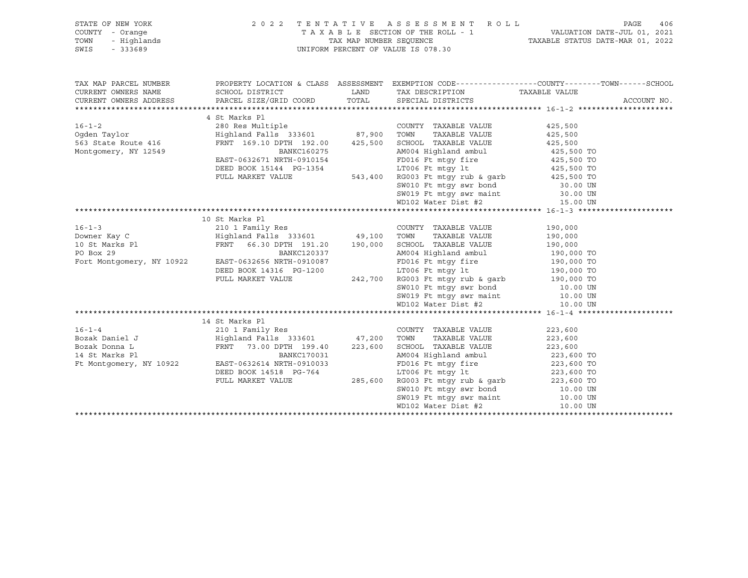STATE OF NEW YORK
COUNTY - Orange
TOWN - Highlands
SWIS - 333689

2022 TENTATIVE ASSESSMENT ROLL
TAXABLE SECTION OF THE ROLL - 1
TAX MAP NUMBER SEQUENCE
UNIFORM PERCENT OF VALUE IS 078.30

VALUATION DATE-JUL 01, 2021
TAXABLE STATUS DATE-MAR 01, 2022

| TAX MAP PARCEL NUMBER / CURRENT OWNERS NAME / CURRENT OWNERS ADDRESS | PROPERTY LOCATION & CLASS / SCHOOL DISTRICT / PARCEL SIZE/GRID COORD | ASSESSMENT LAND / TOTAL | EXEMPTION CODE / TAX DESCRIPTION / SPECIAL DISTRICTS | TAXABLE VALUE (COUNTY / TOWN / SCHOOL) | ACCOUNT NO. |
|---|---|---|---|---|---|
| **16-1-2** | 4 St Marks Pl | | | | |
| 16-1-2 | 280 Res Multiple | | COUNTY TAXABLE VALUE | 425,500 | |
| Ogden Taylor | Highland Falls 333601 | 87,900 | TOWN TAXABLE VALUE | 425,500 | |
| 563 State Route 416 | FRNT 169.10 DPTH 192.00 | 425,500 | SCHOOL TAXABLE VALUE | 425,500 | |
| Montgomery, NY 12549 | BANKC160275 | | AM004 Highland ambul | 425,500 TO | |
| | EAST-0632671 NRTH-0910154 | | FD016 Ft mtgy fire | 425,500 TO | |
| | DEED BOOK 15144 PG-1354 | | LT006 Ft mtgy lt | 425,500 TO | |
| | FULL MARKET VALUE | 543,400 | RG003 Ft mtgy rub & garb | 425,500 TO | |
| | | | SW010 Ft mtgy swr bond | 30.00 UN | |
| | | | SW019 Ft mtgy swr maint | 30.00 UN | |
| | | | WD102 Water Dist #2 | 15.00 UN | |
| **16-1-3** | 10 St Marks Pl | | | | |
| 16-1-3 | 210 1 Family Res | | COUNTY TAXABLE VALUE | 190,000 | |
| Downer Kay C | Highland Falls 333601 | 49,100 | TOWN TAXABLE VALUE | 190,000 | |
| 10 St Marks Pl | FRNT 66.30 DPTH 191.20 | 190,000 | SCHOOL TAXABLE VALUE | 190,000 | |
| PO Box 29 | BANKC120337 | | AM004 Highland ambul | 190,000 TO | |
| Fort Montgomery, NY 10922 | EAST-0632656 NRTH-0910087 | | FD016 Ft mtgy fire | 190,000 TO | |
| | DEED BOOK 14316 PG-1200 | | LT006 Ft mtgy lt | 190,000 TO | |
| | FULL MARKET VALUE | 242,700 | RG003 Ft mtgy rub & garb | 190,000 TO | |
| | | | SW010 Ft mtgy swr bond | 10.00 UN | |
| | | | SW019 Ft mtgy swr maint | 10.00 UN | |
| | | | WD102 Water Dist #2 | 10.00 UN | |
| **16-1-4** | 14 St Marks Pl | | | | |
| 16-1-4 | 210 1 Family Res | | COUNTY TAXABLE VALUE | 223,600 | |
| Bozak Daniel J | Highland Falls 333601 | 47,200 | TOWN TAXABLE VALUE | 223,600 | |
| Bozak Donna L | FRNT 73.00 DPTH 199.40 | 223,600 | SCHOOL TAXABLE VALUE | 223,600 | |
| 14 St Marks Pl | BANKC170031 | | AM004 Highland ambul | 223,600 TO | |
| Ft Montgomery, NY 10922 | EAST-0632614 NRTH-0910033 | | FD016 Ft mtgy fire | 223,600 TO | |
| | DEED BOOK 14518 PG-764 | | LT006 Ft mtgy lt | 223,600 TO | |
| | FULL MARKET VALUE | 285,600 | RG003 Ft mtgy rub & garb | 223,600 TO | |
| | | | SW010 Ft mtgy swr bond | 10.00 UN | |
| | | | SW019 Ft mtgy swr maint | 10.00 UN | |
| | | | WD102 Water Dist #2 | 10.00 UN | |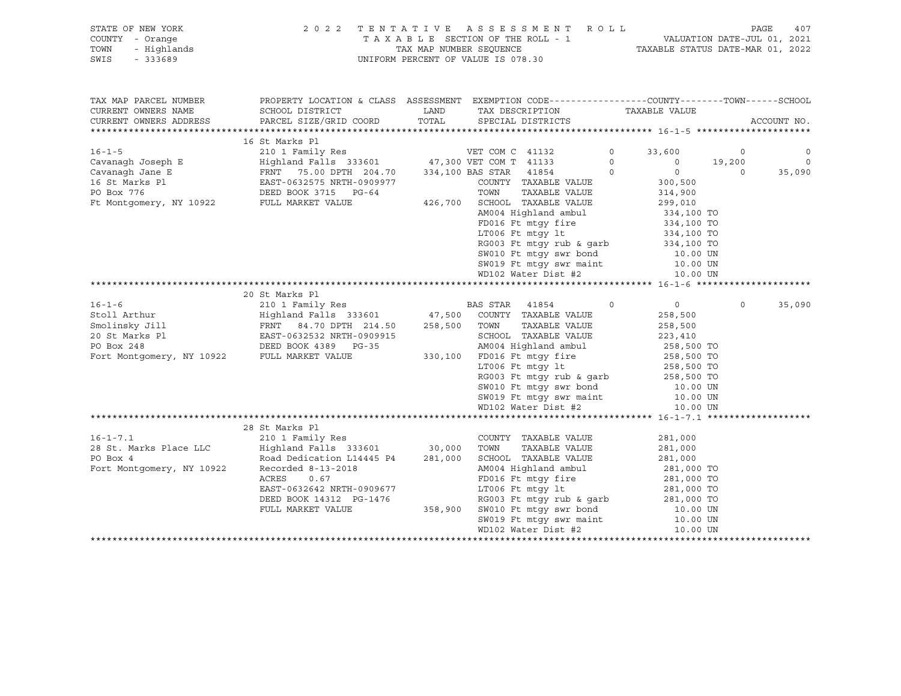STATE OF NEW YORK — 2022 TENTATIVE ASSESSMENT ROLL — PAGE 407
COUNTY - Orange — TAXABLE SECTION OF THE ROLL - 1 — VALUATION DATE-JUL 01, 2021
TOWN - Highlands — TAX MAP NUMBER SEQUENCE — TAXABLE STATUS DATE-MAR 01, 2022
SWIS - 333689 — UNIFORM PERCENT OF VALUE IS 078.30

```
TAX MAP PARCEL NUMBER          PROPERTY LOCATION & CLASS  ASSESSMENT  EXEMPTION CODE------------------COUNTY--------TOWN------SCHOOL
CURRENT OWNERS NAME            SCHOOL DISTRICT               LAND      TAX DESCRIPTION              TAXABLE VALUE
CURRENT OWNERS ADDRESS         PARCEL SIZE/GRID COORD        TOTAL     SPECIAL DISTRICTS                                        ACCOUNT NO.
****************************************************************************************************** 16-1-5 *********************
                               16 St Marks Pl
16-1-5                         210 1 Family Res                    VET COM C  41132        0     33,600          0             0
Cavanagh Joseph E              Highland Falls  333601      47,300 VET COM T  41133        0          0      19,200             0
Cavanagh Jane E                FRNT   75.00 DPTH 204.70   334,100 BAS STAR   41854        0          0           0        35,090
16 St Marks Pl                 EAST-0632575 NRTH-0909977           COUNTY  TAXABLE VALUE          300,500
PO Box 776                     DEED BOOK 3715   PG-64              TOWN    TAXABLE VALUE          314,900
Ft Montgomery, NY 10922        FULL MARKET VALUE          426,700  SCHOOL  TAXABLE VALUE          299,010
                                                                   AM004 Highland ambul            334,100 TO
                                                                   FD016 Ft mtgy fire              334,100 TO
                                                                   LT006 Ft mtgy lt                334,100 TO
                                                                   RG003 Ft mtgy rub & garb        334,100 TO
                                                                   SW010 Ft mtgy swr bond            10.00 UN
                                                                   SW019 Ft mtgy swr maint           10.00 UN
                                                                   WD102 Water Dist #2               10.00 UN
****************************************************************************************************** 16-1-6 *********************
                               20 St Marks Pl
16-1-6                         210 1 Family Res                    BAS STAR   41854        0          0           0        35,090
Stoll Arthur                   Highland Falls  333601      47,500  COUNTY  TAXABLE VALUE          258,500
Smolinsky Jill                 FRNT   84.70 DPTH 214.50   258,500  TOWN    TAXABLE VALUE          258,500
20 St Marks Pl                 EAST-0632532 NRTH-0909915           SCHOOL  TAXABLE VALUE          223,410
PO Box 248                     DEED BOOK 4389   PG-35              AM004 Highland ambul            258,500 TO
Fort Montgomery, NY 10922      FULL MARKET VALUE          330,100  FD016 Ft mtgy fire              258,500 TO
                                                                   LT006 Ft mtgy lt                258,500 TO
                                                                   RG003 Ft mtgy rub & garb        258,500 TO
                                                                   SW010 Ft mtgy swr bond            10.00 UN
                                                                   SW019 Ft mtgy swr maint           10.00 UN
                                                                   WD102 Water Dist #2               10.00 UN
****************************************************************************************************** 16-1-7.1 *******************
                               28 St Marks Pl
16-1-7.1                       210 1 Family Res                    COUNTY  TAXABLE VALUE          281,000
28 St. Marks Place LLC         Highland Falls  333601      30,000  TOWN    TAXABLE VALUE          281,000
PO Box 4                       Road Dedication L14445 P4  281,000  SCHOOL  TAXABLE VALUE          281,000
Fort Montgomery, NY 10922      Recorded 8-13-2018                  AM004 Highland ambul            281,000 TO
                               ACRES     0.67                      FD016 Ft mtgy fire              281,000 TO
                               EAST-0632642 NRTH-0909677           LT006 Ft mtgy lt                281,000 TO
                               DEED BOOK 14312  PG-1476            RG003 Ft mtgy rub & garb        281,000 TO
                               FULL MARKET VALUE          358,900  SW010 Ft mtgy swr bond            10.00 UN
                                                                   SW019 Ft mtgy swr maint           10.00 UN
                                                                   WD102 Water Dist #2               10.00 UN
************************************************************************************************************************************
```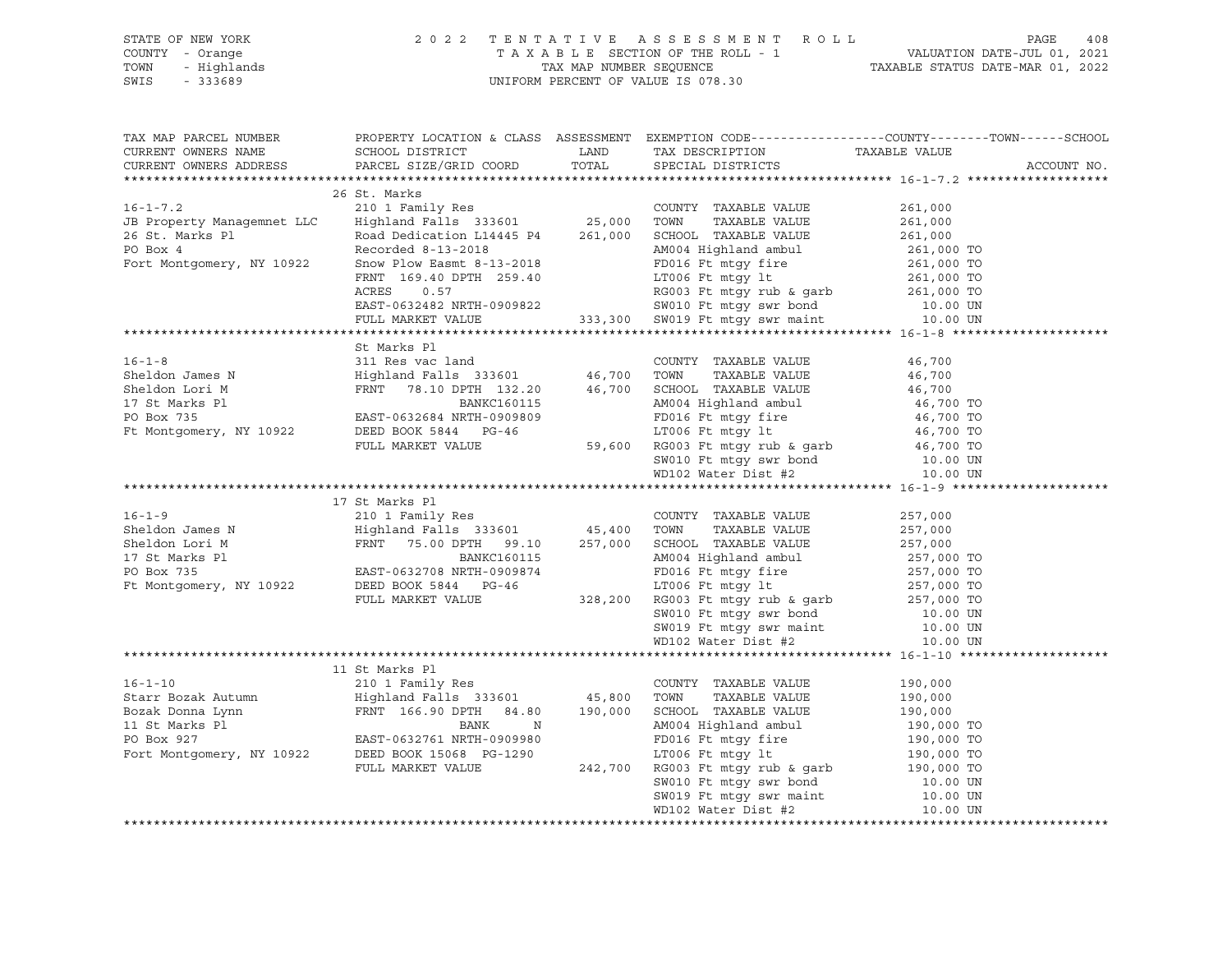STATE OF NEW YORK
COUNTY - Orange
TOWN - Highlands
SWIS - 333689

2022 TENTATIVE ASSESSMENT ROLL
TAXABLE SECTION OF THE ROLL - 1
TAX MAP NUMBER SEQUENCE
UNIFORM PERCENT OF VALUE IS 078.30

VALUATION DATE-JUL 01, 2021
TAXABLE STATUS DATE-MAR 01, 2022

| TAX MAP PARCEL NUMBER / CURRENT OWNERS NAME / CURRENT OWNERS ADDRESS | PROPERTY LOCATION & CLASS / SCHOOL DISTRICT / PARCEL SIZE/GRID COORD | ASSESSMENT LAND / TOTAL | EXEMPTION CODE / TAX DESCRIPTION / SPECIAL DISTRICTS | TAXABLE VALUE (COUNTY / TOWN / SCHOOL) | ACCOUNT NO. |
|---|---|---|---|---|---|
| **16-1-7.2** | 26 St. Marks | | | | |
| 16-1-7.2 | 210 1 Family Res | | COUNTY TAXABLE VALUE | 261,000 | |
| JB Property Managemnet LLC | Highland Falls 333601 | 25,000 | TOWN TAXABLE VALUE | 261,000 | |
| 26 St. Marks Pl | Road Dedication L14445 P4 | 261,000 | SCHOOL TAXABLE VALUE | 261,000 | |
| PO Box 4 | Recorded 8-13-2018 | | AM004 Highland ambul | 261,000 TO | |
| Fort Montgomery, NY 10922 | Snow Plow Easmt 8-13-2018 | | FD016 Ft mtgy fire | 261,000 TO | |
| | FRNT 169.40 DPTH 259.40 | | LT006 Ft mtgy lt | 261,000 TO | |
| | ACRES 0.57 | | RG003 Ft mtgy rub & garb | 261,000 TO | |
| | EAST-0632482 NRTH-0909822 | | SW010 Ft mtgy swr bond | 10.00 UN | |
| | FULL MARKET VALUE | 333,300 | SW019 Ft mtgy swr maint | 10.00 UN | |
| **16-1-8** | St Marks Pl | | | | |
| 16-1-8 | 311 Res vac land | | COUNTY TAXABLE VALUE | 46,700 | |
| Sheldon James N | Highland Falls 333601 | 46,700 | TOWN TAXABLE VALUE | 46,700 | |
| Sheldon Lori M | FRNT 78.10 DPTH 132.20 | 46,700 | SCHOOL TAXABLE VALUE | 46,700 | |
| 17 St Marks Pl | BANKC160115 | | AM004 Highland ambul | 46,700 TO | |
| PO Box 735 | EAST-0632684 NRTH-0909809 | | FD016 Ft mtgy fire | 46,700 TO | |
| Ft Montgomery, NY 10922 | DEED BOOK 5844 PG-46 | | LT006 Ft mtgy lt | 46,700 TO | |
| | FULL MARKET VALUE | 59,600 | RG003 Ft mtgy rub & garb | 46,700 TO | |
| | | | SW010 Ft mtgy swr bond | 10.00 UN | |
| | | | WD102 Water Dist #2 | 10.00 UN | |
| **16-1-9** | 17 St Marks Pl | | | | |
| 16-1-9 | 210 1 Family Res | | COUNTY TAXABLE VALUE | 257,000 | |
| Sheldon James N | Highland Falls 333601 | 45,400 | TOWN TAXABLE VALUE | 257,000 | |
| Sheldon Lori M | FRNT 75.00 DPTH 99.10 | 257,000 | SCHOOL TAXABLE VALUE | 257,000 | |
| 17 St Marks Pl | BANKC160115 | | AM004 Highland ambul | 257,000 TO | |
| PO Box 735 | EAST-0632708 NRTH-0909874 | | FD016 Ft mtgy fire | 257,000 TO | |
| Ft Montgomery, NY 10922 | DEED BOOK 5844 PG-46 | | LT006 Ft mtgy lt | 257,000 TO | |
| | FULL MARKET VALUE | 328,200 | RG003 Ft mtgy rub & garb | 257,000 TO | |
| | | | SW010 Ft mtgy swr bond | 10.00 UN | |
| | | | SW019 Ft mtgy swr maint | 10.00 UN | |
| | | | WD102 Water Dist #2 | 10.00 UN | |
| **16-1-10** | 11 St Marks Pl | | | | |
| 16-1-10 | 210 1 Family Res | | COUNTY TAXABLE VALUE | 190,000 | |
| Starr Bozak Autumn | Highland Falls 333601 | 45,800 | TOWN TAXABLE VALUE | 190,000 | |
| Bozak Donna Lynn | FRNT 166.90 DPTH 84.80 | 190,000 | SCHOOL TAXABLE VALUE | 190,000 | |
| 11 St Marks Pl | BANK N | | AM004 Highland ambul | 190,000 TO | |
| PO Box 927 | EAST-0632761 NRTH-0909980 | | FD016 Ft mtgy fire | 190,000 TO | |
| Fort Montgomery, NY 10922 | DEED BOOK 15068 PG-1290 | | LT006 Ft mtgy lt | 190,000 TO | |
| | FULL MARKET VALUE | 242,700 | RG003 Ft mtgy rub & garb | 190,000 TO | |
| | | | SW010 Ft mtgy swr bond | 10.00 UN | |
| | | | SW019 Ft mtgy swr maint | 10.00 UN | |
| | | | WD102 Water Dist #2 | 10.00 UN | |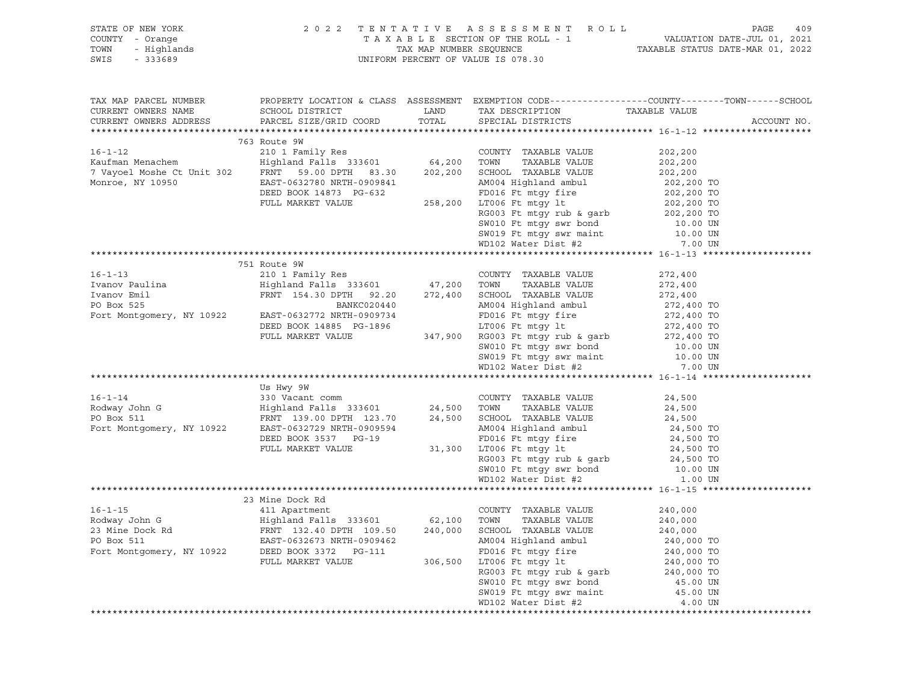STATE OF NEW YORK
COUNTY - Orange
TOWN - Highlands
SWIS - 333689

2022 TENTATIVE ASSESSMENT ROLL
TAXABLE SECTION OF THE ROLL - 1
TAX MAP NUMBER SEQUENCE
UNIFORM PERCENT OF VALUE IS 078.30

VALUATION DATE-JUL 01, 2021
TAXABLE STATUS DATE-MAR 01, 2022

| TAX MAP PARCEL NUMBER / CURRENT OWNERS NAME / CURRENT OWNERS ADDRESS | PROPERTY LOCATION & CLASS / SCHOOL DISTRICT / PARCEL SIZE/GRID COORD | ASSESSMENT LAND / TOTAL | EXEMPTION CODE / TAX DESCRIPTION / SPECIAL DISTRICTS | TAXABLE VALUE (COUNTY / TOWN / SCHOOL) | ACCOUNT NO. |
|---|---|---|---|---|---|
| **16-1-12** | 763 Route 9W | | | | |
| | 210 1 Family Res | | COUNTY TAXABLE VALUE | 202,200 | |
| Kaufman Menachem | Highland Falls 333601 | 64,200 | TOWN TAXABLE VALUE | 202,200 | |
| 7 Vayoel Moshe Ct Unit 302 | FRNT 59.00 DPTH 83.30 | 202,200 | SCHOOL TAXABLE VALUE | 202,200 | |
| Monroe, NY 10950 | EAST-0632780 NRTH-0909841 | | AM004 Highland ambul | 202,200 TO | |
| | DEED BOOK 14873 PG-632 | | FD016 Ft mtgy fire | 202,200 TO | |
| | FULL MARKET VALUE | 258,200 | LT006 Ft mtgy lt | 202,200 TO | |
| | | | RG003 Ft mtgy rub & garb | 202,200 TO | |
| | | | SW010 Ft mtgy swr bond | 10.00 UN | |
| | | | SW019 Ft mtgy swr maint | 10.00 UN | |
| | | | WD102 Water Dist #2 | 7.00 UN | |
| **16-1-13** | 751 Route 9W | | | | |
| | 210 1 Family Res | | COUNTY TAXABLE VALUE | 272,400 | |
| Ivanov Paulina | Highland Falls 333601 | 47,200 | TOWN TAXABLE VALUE | 272,400 | |
| Ivanov Emil | FRNT 154.30 DPTH 92.20 | 272,400 | SCHOOL TAXABLE VALUE | 272,400 | |
| PO Box 525 | BANKC020440 | | AM004 Highland ambul | 272,400 TO | |
| Fort Montgomery, NY 10922 | EAST-0632772 NRTH-0909734 | | FD016 Ft mtgy fire | 272,400 TO | |
| | DEED BOOK 14885 PG-1896 | | LT006 Ft mtgy lt | 272,400 TO | |
| | FULL MARKET VALUE | 347,900 | RG003 Ft mtgy rub & garb | 272,400 TO | |
| | | | SW010 Ft mtgy swr bond | 10.00 UN | |
| | | | SW019 Ft mtgy swr maint | 10.00 UN | |
| | | | WD102 Water Dist #2 | 7.00 UN | |
| **16-1-14** | Us Hwy 9W | | | | |
| | 330 Vacant comm | | COUNTY TAXABLE VALUE | 24,500 | |
| Rodway John G | Highland Falls 333601 | 24,500 | TOWN TAXABLE VALUE | 24,500 | |
| PO Box 511 | FRNT 139.00 DPTH 123.70 | 24,500 | SCHOOL TAXABLE VALUE | 24,500 | |
| Fort Montgomery, NY 10922 | EAST-0632729 NRTH-0909594 | | AM004 Highland ambul | 24,500 TO | |
| | DEED BOOK 3537 PG-19 | | FD016 Ft mtgy fire | 24,500 TO | |
| | FULL MARKET VALUE | 31,300 | LT006 Ft mtgy lt | 24,500 TO | |
| | | | RG003 Ft mtgy rub & garb | 24,500 TO | |
| | | | SW010 Ft mtgy swr bond | 10.00 UN | |
| | | | WD102 Water Dist #2 | 1.00 UN | |
| **16-1-15** | 23 Mine Dock Rd | | | | |
| | 411 Apartment | | COUNTY TAXABLE VALUE | 240,000 | |
| Rodway John G | Highland Falls 333601 | 62,100 | TOWN TAXABLE VALUE | 240,000 | |
| 23 Mine Dock Rd | FRNT 132.40 DPTH 109.50 | 240,000 | SCHOOL TAXABLE VALUE | 240,000 | |
| PO Box 511 | EAST-0632673 NRTH-0909462 | | AM004 Highland ambul | 240,000 TO | |
| Fort Montgomery, NY 10922 | DEED BOOK 3372 PG-111 | | FD016 Ft mtgy fire | 240,000 TO | |
| | FULL MARKET VALUE | 306,500 | LT006 Ft mtgy lt | 240,000 TO | |
| | | | RG003 Ft mtgy rub & garb | 240,000 TO | |
| | | | SW010 Ft mtgy swr bond | 45.00 UN | |
| | | | SW019 Ft mtgy swr maint | 45.00 UN | |
| | | | WD102 Water Dist #2 | 4.00 UN | |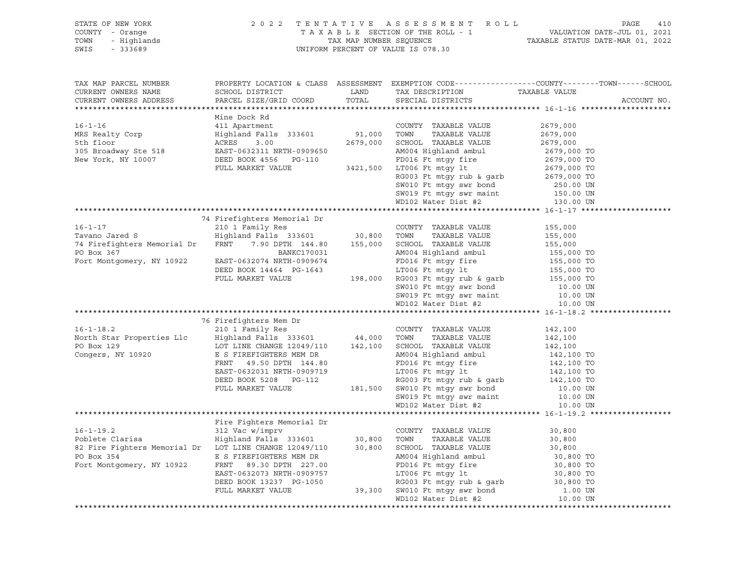STATE OF NEW YORK
COUNTY - Orange
TOWN - Highlands
SWIS - 333689

2022 TENTATIVE ASSESSMENT ROLL
TAXABLE SECTION OF THE ROLL - 1
TAX MAP NUMBER SEQUENCE
UNIFORM PERCENT OF VALUE IS 078.30

VALUATION DATE-JUL 01, 2021
TAXABLE STATUS DATE-MAR 01, 2022

| TAX MAP PARCEL NUMBER / CURRENT OWNERS NAME / CURRENT OWNERS ADDRESS | PROPERTY LOCATION & CLASS / SCHOOL DISTRICT / PARCEL SIZE/GRID COORD | ASSESSMENT LAND / TOTAL | EXEMPTION CODE / TAX DESCRIPTION / SPECIAL DISTRICTS | TAXABLE VALUE (COUNTY--TOWN--SCHOOL) | ACCOUNT NO. |
|---|---|---|---|---|---|
| **16-1-16** | Mine Dock Rd | | | | |
| 16-1-16 | 411 Apartment | | COUNTY TAXABLE VALUE | 2679,000 | |
| MRS Realty Corp | Highland Falls 333601 | 91,000 | TOWN TAXABLE VALUE | 2679,000 | |
| 5th floor | ACRES 3.00 | 2679,000 | SCHOOL TAXABLE VALUE | 2679,000 | |
| 305 Broadway Ste 518 | EAST-0632311 NRTH-0909650 | | AM004 Highland ambul | 2679,000 TO | |
| New York, NY 10007 | DEED BOOK 4556 PG-110 | | FD016 Ft mtgy fire | 2679,000 TO | |
| | FULL MARKET VALUE | 3421,500 | LT006 Ft mtgy lt | 2679,000 TO | |
| | | | RG003 Ft mtgy rub & garb | 2679,000 TO | |
| | | | SW010 Ft mtgy swr bond | 250.00 UN | |
| | | | SW019 Ft mtgy swr maint | 150.00 UN | |
| | | | WD102 Water Dist #2 | 130.00 UN | |
| **16-1-17** | 74 Firefighters Memorial Dr | | | | |
| 16-1-17 | 210 1 Family Res | | COUNTY TAXABLE VALUE | 155,000 | |
| Tavano Jared S | Highland Falls 333601 | 30,800 | TOWN TAXABLE VALUE | 155,000 | |
| 74 Firefighters Memorial Dr | FRNT 7.90 DPTH 144.80 | 155,000 | SCHOOL TAXABLE VALUE | 155,000 | |
| PO Box 367 | BANKC170031 | | AM004 Highland ambul | 155,000 TO | |
| Fort Montgomery, NY 10922 | EAST-0632074 NRTH-0909674 | | FD016 Ft mtgy fire | 155,000 TO | |
| | DEED BOOK 14464 PG-1643 | | LT006 Ft mtgy lt | 155,000 TO | |
| | FULL MARKET VALUE | 198,000 | RG003 Ft mtgy rub & garb | 155,000 TO | |
| | | | SW010 Ft mtgy swr bond | 10.00 UN | |
| | | | SW019 Ft mtgy swr maint | 10.00 UN | |
| | | | WD102 Water Dist #2 | 10.00 UN | |
| **16-1-18.2** | 76 Firefighters Mem Dr | | | | |
| 16-1-18.2 | 210 1 Family Res | | COUNTY TAXABLE VALUE | 142,100 | |
| North Star Properties Llc | Highland Falls 333601 | 44,000 | TOWN TAXABLE VALUE | 142,100 | |
| PO Box 129 | LOT LINE CHANGE 12049/110 | 142,100 | SCHOOL TAXABLE VALUE | 142,100 | |
| Congers, NY 10920 | E S FIREFIGHTERS MEM DR | | AM004 Highland ambul | 142,100 TO | |
| | FRNT 49.50 DPTH 144.80 | | FD016 Ft mtgy fire | 142,100 TO | |
| | EAST-0632031 NRTH-0909719 | | LT006 Ft mtgy lt | 142,100 TO | |
| | DEED BOOK 5208 PG-112 | | RG003 Ft mtgy rub & garb | 142,100 TO | |
| | FULL MARKET VALUE | 181,500 | SW010 Ft mtgy swr bond | 10.00 UN | |
| | | | SW019 Ft mtgy swr maint | 10.00 UN | |
| | | | WD102 Water Dist #2 | 10.00 UN | |
| **16-1-19.2** | Fire Fighters Memorial Dr | | | | |
| 16-1-19.2 | 312 Vac w/imprv | | COUNTY TAXABLE VALUE | 30,800 | |
| Poblete Clarisa | Highland Falls 333601 | 30,800 | TOWN TAXABLE VALUE | 30,800 | |
| 82 Fire Fighters Memorial Dr | LOT LINE CHANGE 12049/110 | 30,800 | SCHOOL TAXABLE VALUE | 30,800 | |
| PO Box 354 | E S FIREFIGHTERS MEM DR | | AM004 Highland ambul | 30,800 TO | |
| Fort Montgomery, NY 10922 | FRNT 89.30 DPTH 227.00 | | FD016 Ft mtgy fire | 30,800 TO | |
| | EAST-0632073 NRTH-0909757 | | LT006 Ft mtgy lt | 30,800 TO | |
| | DEED BOOK 13237 PG-1050 | | RG003 Ft mtgy rub & garb | 30,800 TO | |
| | FULL MARKET VALUE | 39,300 | SW010 Ft mtgy swr bond | 1.00 UN | |
| | | | WD102 Water Dist #2 | 10.00 UN | |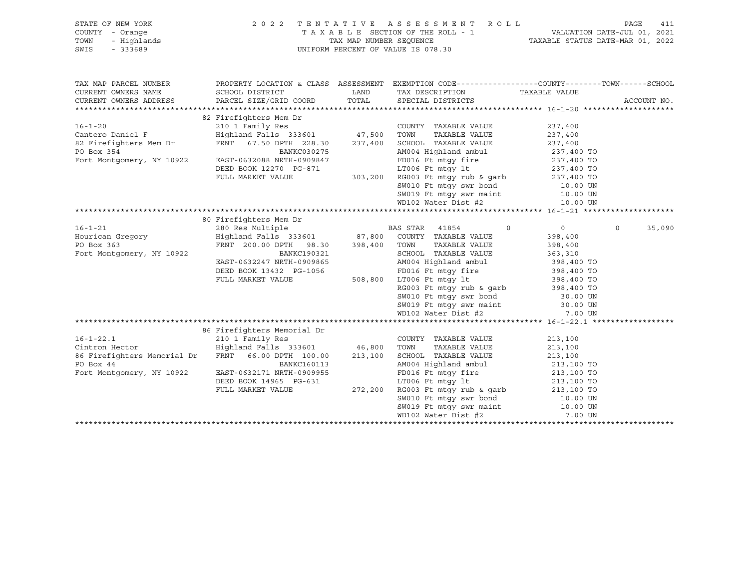STATE OF NEW YORK | 2022 TENTATIVE ASSESSMENT ROLL
COUNTY - Orange | TAXABLE SECTION OF THE ROLL - 1 | VALUATION DATE-JUL 01, 2021
TOWN - Highlands | TAX MAP NUMBER SEQUENCE | TAXABLE STATUS DATE-MAR 01, 2022
SWIS - 333689 | UNIFORM PERCENT OF VALUE IS 078.30

| TAX MAP PARCEL NUMBER / CURRENT OWNERS NAME / CURRENT OWNERS ADDRESS | PROPERTY LOCATION & CLASS / SCHOOL DISTRICT / PARCEL SIZE/GRID COORD | ASSESSMENT LAND / TOTAL | EXEMPTION CODE / TAX DESCRIPTION / SPECIAL DISTRICTS | COUNTY / TAXABLE VALUE | TOWN | SCHOOL / ACCOUNT NO. |
|---|---|---|---|---|---|---|
| **16-1-20** | 82 Firefighters Mem Dr | | | | | |
| 16-1-20 | 210 1 Family Res | | COUNTY TAXABLE VALUE | 237,400 | | |
| Cantero Daniel F | Highland Falls 333601 | 47,500 | TOWN TAXABLE VALUE | 237,400 | | |
| 82 Firefighters Mem Dr | FRNT 67.50 DPTH 228.30 | 237,400 | SCHOOL TAXABLE VALUE | 237,400 | | |
| PO Box 354 | BANKC030275 | | AM004 Highland ambul | 237,400 TO | | |
| Fort Montgomery, NY 10922 | EAST-0632088 NRTH-0909847 | | FD016 Ft mtgy fire | 237,400 TO | | |
| | DEED BOOK 12270 PG-871 | | LT006 Ft mtgy lt | 237,400 TO | | |
| | FULL MARKET VALUE | 303,200 | RG003 Ft mtgy rub & garb | 237,400 TO | | |
| | | | SW010 Ft mtgy swr bond | 10.00 UN | | |
| | | | SW019 Ft mtgy swr maint | 10.00 UN | | |
| | | | WD102 Water Dist #2 | 10.00 UN | | |
| **16-1-21** | 80 Firefighters Mem Dr | | | | | |
| 16-1-21 | 280 Res Multiple | | BAS STAR 41854 | 0 | 0 | 0 35,090 |
| Hourican Gregory | Highland Falls 333601 | 87,800 | COUNTY TAXABLE VALUE | 398,400 | | |
| PO Box 363 | FRNT 200.00 DPTH 98.30 | 398,400 | TOWN TAXABLE VALUE | 398,400 | | |
| Fort Montgomery, NY 10922 | BANKC190321 | | SCHOOL TAXABLE VALUE | 363,310 | | |
| | EAST-0632247 NRTH-0909865 | | AM004 Highland ambul | 398,400 TO | | |
| | DEED BOOK 13432 PG-1056 | | FD016 Ft mtgy fire | 398,400 TO | | |
| | FULL MARKET VALUE | 508,800 | LT006 Ft mtgy lt | 398,400 TO | | |
| | | | RG003 Ft mtgy rub & garb | 398,400 TO | | |
| | | | SW010 Ft mtgy swr bond | 30.00 UN | | |
| | | | SW019 Ft mtgy swr maint | 30.00 UN | | |
| | | | WD102 Water Dist #2 | 7.00 UN | | |
| **16-1-22.1** | 86 Firefighters Memorial Dr | | | | | |
| 16-1-22.1 | 210 1 Family Res | | COUNTY TAXABLE VALUE | 213,100 | | |
| Cintron Hector | Highland Falls 333601 | 46,800 | TOWN TAXABLE VALUE | 213,100 | | |
| 86 Firefighters Memorial Dr | FRNT 66.00 DPTH 100.00 | 213,100 | SCHOOL TAXABLE VALUE | 213,100 | | |
| PO Box 44 | BANKC160113 | | AM004 Highland ambul | 213,100 TO | | |
| Fort Montgomery, NY 10922 | EAST-0632171 NRTH-0909955 | | FD016 Ft mtgy fire | 213,100 TO | | |
| | DEED BOOK 14965 PG-631 | | LT006 Ft mtgy lt | 213,100 TO | | |
| | FULL MARKET VALUE | 272,200 | RG003 Ft mtgy rub & garb | 213,100 TO | | |
| | | | SW010 Ft mtgy swr bond | 10.00 UN | | |
| | | | SW019 Ft mtgy swr maint | 10.00 UN | | |
| | | | WD102 Water Dist #2 | 7.00 UN | | |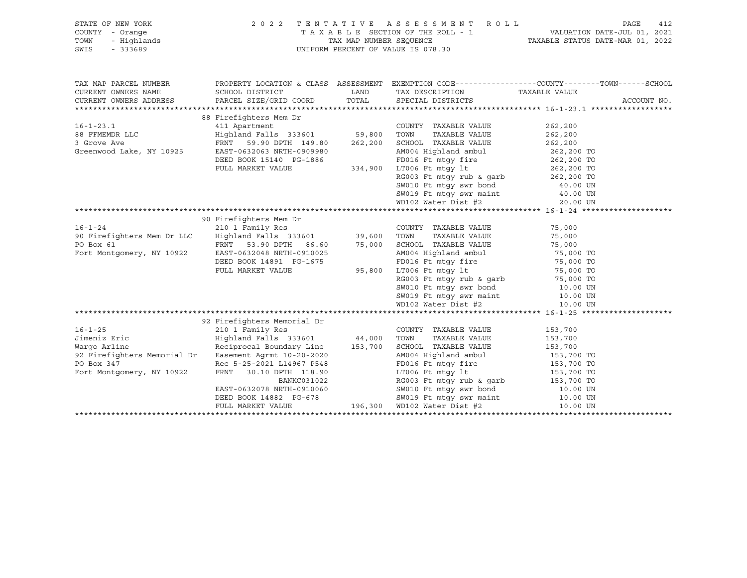STATE OF NEW YORK — 2022 TENTATIVE ASSESSMENT ROLL
COUNTY - Orange — TAXABLE SECTION OF THE ROLL - 1 — VALUATION DATE-JUL 01, 2021
TOWN - Highlands — TAX MAP NUMBER SEQUENCE — TAXABLE STATUS DATE-MAR 01, 2022
SWIS - 333689 — UNIFORM PERCENT OF VALUE IS 078.30

| TAX MAP PARCEL NUMBER / CURRENT OWNERS NAME / CURRENT OWNERS ADDRESS | PROPERTY LOCATION & CLASS / SCHOOL DISTRICT / PARCEL SIZE/GRID COORD | ASSESSMENT LAND / TOTAL | EXEMPTION CODE / TAX DESCRIPTION / SPECIAL DISTRICTS | TAXABLE VALUE (COUNTY / TOWN / SCHOOL) | ACCOUNT NO. |
|---|---|---|---|---|---|
| **16-1-23.1** | 88 Firefighters Mem Dr | | | | |
| 16-1-23.1 | 411 Apartment | | COUNTY TAXABLE VALUE | 262,200 | |
| 88 FFMEMDR LLC | Highland Falls 333601 | 59,800 | TOWN TAXABLE VALUE | 262,200 | |
| 3 Grove Ave | FRNT 59.90 DPTH 149.80 | 262,200 | SCHOOL TAXABLE VALUE | 262,200 | |
| Greenwood Lake, NY 10925 | EAST-0632063 NRTH-0909980 | | AM004 Highland ambul | 262,200 TO | |
| | DEED BOOK 15140 PG-1886 | | FD016 Ft mtgy fire | 262,200 TO | |
| | FULL MARKET VALUE | 334,900 | LT006 Ft mtgy lt | 262,200 TO | |
| | | | RG003 Ft mtgy rub & garb | 262,200 TO | |
| | | | SW010 Ft mtgy swr bond | 40.00 UN | |
| | | | SW019 Ft mtgy swr maint | 40.00 UN | |
| | | | WD102 Water Dist #2 | 20.00 UN | |
| **16-1-24** | 90 Firefighters Mem Dr | | | | |
| 16-1-24 | 210 1 Family Res | | COUNTY TAXABLE VALUE | 75,000 | |
| 90 Firefighters Mem Dr LLC | Highland Falls 333601 | 39,600 | TOWN TAXABLE VALUE | 75,000 | |
| PO Box 61 | FRNT 53.90 DPTH 86.60 | 75,000 | SCHOOL TAXABLE VALUE | 75,000 | |
| Fort Montgomery, NY 10922 | EAST-0632048 NRTH-0910025 | | AM004 Highland ambul | 75,000 TO | |
| | DEED BOOK 14891 PG-1675 | | FD016 Ft mtgy fire | 75,000 TO | |
| | FULL MARKET VALUE | 95,800 | LT006 Ft mtgy lt | 75,000 TO | |
| | | | RG003 Ft mtgy rub & garb | 75,000 TO | |
| | | | SW010 Ft mtgy swr bond | 10.00 UN | |
| | | | SW019 Ft mtgy swr maint | 10.00 UN | |
| | | | WD102 Water Dist #2 | 10.00 UN | |
| **16-1-25** | 92 Firefighters Memorial Dr | | | | |
| 16-1-25 | 210 1 Family Res | | COUNTY TAXABLE VALUE | 153,700 | |
| Jimeniz Eric | Highland Falls 333601 | 44,000 | TOWN TAXABLE VALUE | 153,700 | |
| Wargo Arline | Reciprocal Boundary Line | 153,700 | SCHOOL TAXABLE VALUE | 153,700 | |
| 92 Firefighters Memorial Dr | Easement Agrmt 10-20-2020 | | AM004 Highland ambul | 153,700 TO | |
| PO Box 347 | Rec 5-25-2021 L14967 P548 | | FD016 Ft mtgy fire | 153,700 TO | |
| Fort Montgomery, NY 10922 | FRNT 30.10 DPTH 118.90 | | LT006 Ft mtgy lt | 153,700 TO | |
| | BANKC031022 | | RG003 Ft mtgy rub & garb | 153,700 TO | |
| | EAST-0632078 NRTH-0910060 | | SW010 Ft mtgy swr bond | 10.00 UN | |
| | DEED BOOK 14882 PG-678 | | SW019 Ft mtgy swr maint | 10.00 UN | |
| | FULL MARKET VALUE | 196,300 | WD102 Water Dist #2 | 10.00 UN | |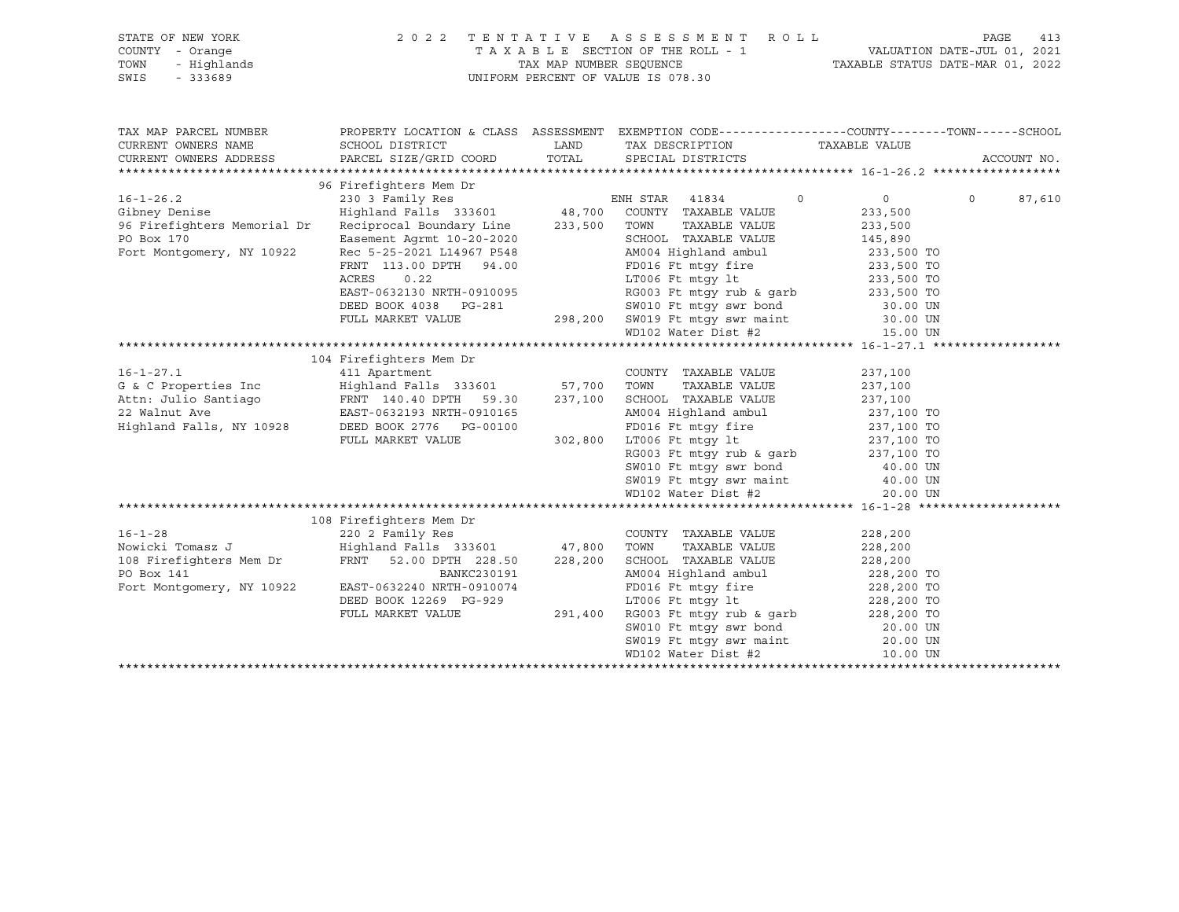STATE OF NEW YORK 2 0 2 2 T E N T A T I V E A S S E S S M E N T R O L L
COUNTY - Orange T A X A B L E SECTION OF THE ROLL - 1 VALUATION DATE-JUL 01, 2021
TOWN - Highlands TAX MAP NUMBER SEQUENCE TAXABLE STATUS DATE-MAR 01, 2022
SWIS - 333689 UNIFORM PERCENT OF VALUE IS 078.30

| TAX MAP PARCEL NUMBER / CURRENT OWNERS NAME / CURRENT OWNERS ADDRESS | PROPERTY LOCATION & CLASS / SCHOOL DISTRICT / PARCEL SIZE/GRID COORD | ASSESSMENT LAND / TOTAL | EXEMPTION CODE / TAX DESCRIPTION / SPECIAL DISTRICTS | COUNTY | TOWN | SCHOOL | TAXABLE VALUE |
|---|---|---|---|---|---|---|---|
| **16-1-26.2** | 96 Firefighters Mem Dr | | | | | | |
| 16-1-26.2 | 230 3 Family Res | | ENH STAR 41834 | 0 | 0 | 87,610 | |
| Gibney Denise | Highland Falls 333601 | 48,700 | COUNTY TAXABLE VALUE | | | | 233,500 |
| 96 Firefighters Memorial Dr | Reciprocal Boundary Line | 233,500 | TOWN TAXABLE VALUE | | | | 233,500 |
| PO Box 170 | Easement Agrmt 10-20-2020 | | SCHOOL TAXABLE VALUE | | | | 145,890 |
| Fort Montgomery, NY 10922 | Rec 5-25-2021 L14967 P548 | | AM004 Highland ambul | | | | 233,500 TO |
| | FRNT 113.00 DPTH 94.00 | | FD016 Ft mtgy fire | | | | 233,500 TO |
| | ACRES 0.22 | | LT006 Ft mtgy lt | | | | 233,500 TO |
| | EAST-0632130 NRTH-0910095 | | RG003 Ft mtgy rub & garb | | | | 233,500 TO |
| | DEED BOOK 4038 PG-281 | | SW010 Ft mtgy swr bond | | | | 30.00 UN |
| | FULL MARKET VALUE | 298,200 | SW019 Ft mtgy swr maint | | | | 30.00 UN |
| | | | WD102 Water Dist #2 | | | | 15.00 UN |
| **16-1-27.1** | 104 Firefighters Mem Dr | | | | | | |
| 16-1-27.1 | 411 Apartment | | COUNTY TAXABLE VALUE | | | | 237,100 |
| G & C Properties Inc | Highland Falls 333601 | 57,700 | TOWN TAXABLE VALUE | | | | 237,100 |
| Attn: Julio Santiago | FRNT 140.40 DPTH 59.30 | 237,100 | SCHOOL TAXABLE VALUE | | | | 237,100 |
| 22 Walnut Ave | EAST-0632193 NRTH-0910165 | | AM004 Highland ambul | | | | 237,100 TO |
| Highland Falls, NY 10928 | DEED BOOK 2776 PG-00100 | | FD016 Ft mtgy fire | | | | 237,100 TO |
| | FULL MARKET VALUE | 302,800 | LT006 Ft mtgy lt | | | | 237,100 TO |
| | | | RG003 Ft mtgy rub & garb | | | | 237,100 TO |
| | | | SW010 Ft mtgy swr bond | | | | 40.00 UN |
| | | | SW019 Ft mtgy swr maint | | | | 40.00 UN |
| | | | WD102 Water Dist #2 | | | | 20.00 UN |
| **16-1-28** | 108 Firefighters Mem Dr | | | | | | |
| 16-1-28 | 220 2 Family Res | | COUNTY TAXABLE VALUE | | | | 228,200 |
| Nowicki Tomasz J | Highland Falls 333601 | 47,800 | TOWN TAXABLE VALUE | | | | 228,200 |
| 108 Firefighters Mem Dr | FRNT 52.00 DPTH 228.50 | 228,200 | SCHOOL TAXABLE VALUE | | | | 228,200 |
| PO Box 141 | BANKC230191 | | AM004 Highland ambul | | | | 228,200 TO |
| Fort Montgomery, NY 10922 | EAST-0632240 NRTH-0910074 | | FD016 Ft mtgy fire | | | | 228,200 TO |
| | DEED BOOK 12269 PG-929 | | LT006 Ft mtgy lt | | | | 228,200 TO |
| | FULL MARKET VALUE | 291,400 | RG003 Ft mtgy rub & garb | | | | 228,200 TO |
| | | | SW010 Ft mtgy swr bond | | | | 20.00 UN |
| | | | SW019 Ft mtgy swr maint | | | | 20.00 UN |
| | | | WD102 Water Dist #2 | | | | 10.00 UN |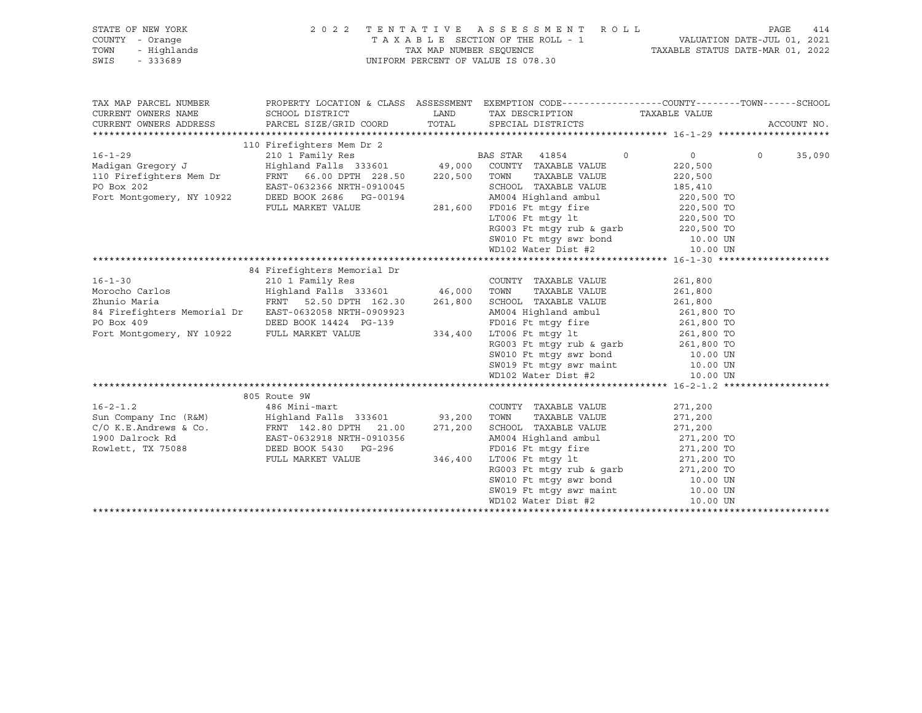STATE OF NEW YORK — 2022 TENTATIVE ASSESSMENT ROLL
COUNTY - Orange — TAXABLE SECTION OF THE ROLL - 1 — VALUATION DATE-JUL 01, 2021
TOWN - Highlands — TAX MAP NUMBER SEQUENCE — TAXABLE STATUS DATE-MAR 01, 2022
SWIS - 333689 — UNIFORM PERCENT OF VALUE IS 078.30

| TAX MAP PARCEL NUMBER / CURRENT OWNERS NAME / CURRENT OWNERS ADDRESS | PROPERTY LOCATION & CLASS / SCHOOL DISTRICT / PARCEL SIZE/GRID COORD | ASSESSMENT LAND / TOTAL | EXEMPTION CODE / TAX DESCRIPTION / SPECIAL DISTRICTS | COUNTY / TAXABLE VALUE | TOWN | SCHOOL / ACCOUNT NO. |
|---|---|---|---|---|---|---|
| **16-1-29** | 110 Firefighters Mem Dr 2 | | | | | |
| 16-1-29 | 210 1 Family Res | | BAS STAR 41854 | 0 | 0 | 0 35,090 |
| Madigan Gregory J | Highland Falls 333601 | 49,000 | COUNTY TAXABLE VALUE | 220,500 | | |
| 110 Firefighters Mem Dr | FRNT 66.00 DPTH 228.50 | 220,500 | TOWN TAXABLE VALUE | 220,500 | | |
| PO Box 202 | EAST-0632366 NRTH-0910045 | | SCHOOL TAXABLE VALUE | 185,410 | | |
| Fort Montgomery, NY 10922 | DEED BOOK 2686 PG-00194 | | AM004 Highland ambul | 220,500 TO | | |
| | FULL MARKET VALUE | 281,600 | FD016 Ft mtgy fire | 220,500 TO | | |
| | | | LT006 Ft mtgy lt | 220,500 TO | | |
| | | | RG003 Ft mtgy rub & garb | 220,500 TO | | |
| | | | SW010 Ft mtgy swr bond | 10.00 UN | | |
| | | | WD102 Water Dist #2 | 10.00 UN | | |
| **16-1-30** | 84 Firefighters Memorial Dr | | | | | |
| 16-1-30 | 210 1 Family Res | | COUNTY TAXABLE VALUE | 261,800 | | |
| Morocho Carlos | Highland Falls 333601 | 46,000 | TOWN TAXABLE VALUE | 261,800 | | |
| Zhunio Maria | FRNT 52.50 DPTH 162.30 | 261,800 | SCHOOL TAXABLE VALUE | 261,800 | | |
| 84 Firefighters Memorial Dr | EAST-0632058 NRTH-0909923 | | AM004 Highland ambul | 261,800 TO | | |
| PO Box 409 | DEED BOOK 14424 PG-139 | | FD016 Ft mtgy fire | 261,800 TO | | |
| Fort Montgomery, NY 10922 | FULL MARKET VALUE | 334,400 | LT006 Ft mtgy lt | 261,800 TO | | |
| | | | RG003 Ft mtgy rub & garb | 261,800 TO | | |
| | | | SW010 Ft mtgy swr bond | 10.00 UN | | |
| | | | SW019 Ft mtgy swr maint | 10.00 UN | | |
| | | | WD102 Water Dist #2 | 10.00 UN | | |
| **16-2-1.2** | 805 Route 9W | | | | | |
| 16-2-1.2 | 486 Mini-mart | | COUNTY TAXABLE VALUE | 271,200 | | |
| Sun Company Inc (R&M) | Highland Falls 333601 | 93,200 | TOWN TAXABLE VALUE | 271,200 | | |
| C/O K.E.Andrews & Co. | FRNT 142.80 DPTH 21.00 | 271,200 | SCHOOL TAXABLE VALUE | 271,200 | | |
| 1900 Dalrock Rd | EAST-0632918 NRTH-0910356 | | AM004 Highland ambul | 271,200 TO | | |
| Rowlett, TX 75088 | DEED BOOK 5430 PG-296 | | FD016 Ft mtgy fire | 271,200 TO | | |
| | FULL MARKET VALUE | 346,400 | LT006 Ft mtgy lt | 271,200 TO | | |
| | | | RG003 Ft mtgy rub & garb | 271,200 TO | | |
| | | | SW010 Ft mtgy swr bond | 10.00 UN | | |
| | | | SW019 Ft mtgy swr maint | 10.00 UN | | |
| | | | WD102 Water Dist #2 | 10.00 UN | | |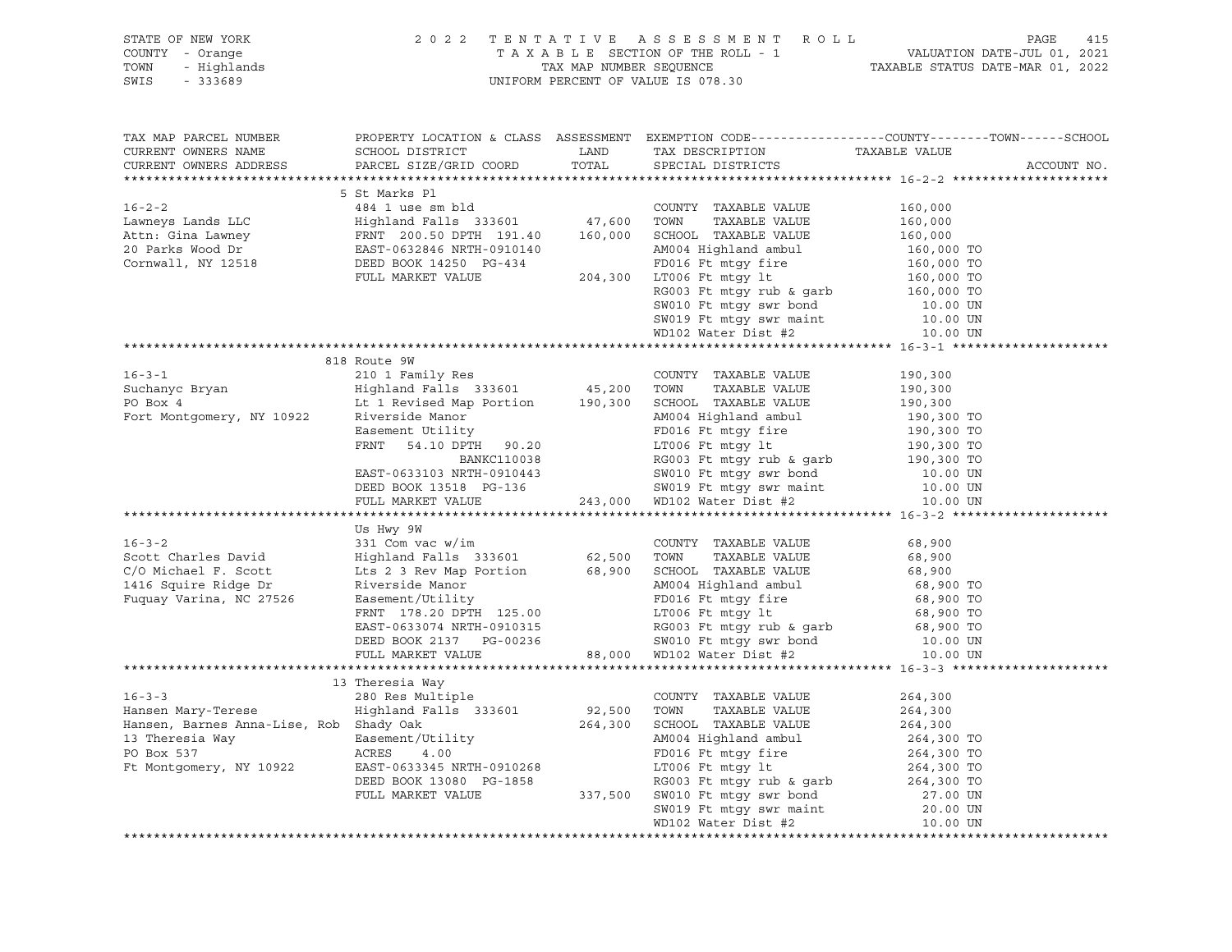STATE OF NEW YORK — COUNTY - Orange — TOWN - Highlands — SWIS - 333689

2 0 2 2 T E N T A T I V E A S S E S S M E N T R O L L
T A X A B L E SECTION OF THE ROLL - 1
TAX MAP NUMBER SEQUENCE
UNIFORM PERCENT OF VALUE IS 078.30

VALUATION DATE-JUL 01, 2021
TAXABLE STATUS DATE-MAR 01, 2022

```
TAX MAP PARCEL NUMBER          PROPERTY LOCATION & CLASS  ASSESSMENT  EXEMPTION CODE------------------COUNTY--------TOWN------SCHOOL
CURRENT OWNERS NAME            SCHOOL DISTRICT              LAND       TAX DESCRIPTION              TAXABLE VALUE
CURRENT OWNERS ADDRESS         PARCEL SIZE/GRID COORD       TOTAL      SPECIAL DISTRICTS                                   ACCOUNT NO.
******************************************************************************************************* 16-2-2 ********************
                               5 St Marks Pl
16-2-2                         484 1 use sm bld                        COUNTY  TAXABLE VALUE          160,000
Lawneys Lands LLC              Highland Falls  333601       47,600     TOWN    TAXABLE VALUE          160,000
Attn: Gina Lawney              FRNT  200.50 DPTH  191.40   160,000     SCHOOL  TAXABLE VALUE          160,000
20 Parks Wood Dr               EAST-0632846 NRTH-0910140               AM004 Highland ambul            160,000 TO
Cornwall, NY 12518             DEED BOOK 14250  PG-434                 FD016 Ft mtgy fire              160,000 TO
                               FULL MARKET VALUE           204,300     LT006 Ft mtgy lt                160,000 TO
                                                                       RG003 Ft mtgy rub & garb        160,000 TO
                                                                       SW010 Ft mtgy swr bond            10.00 UN
                                                                       SW019 Ft mtgy swr maint           10.00 UN
                                                                       WD102 Water Dist #2               10.00 UN
******************************************************************************************************* 16-3-1 ********************
                               818 Route 9W
16-3-1                         210 1 Family Res                        COUNTY  TAXABLE VALUE          190,300
Suchanyc Bryan                 Highland Falls  333601       45,200     TOWN    TAXABLE VALUE          190,300
PO Box 4                       Lt 1 Revised Map Portion    190,300     SCHOOL  TAXABLE VALUE          190,300
Fort Montgomery, NY 10922      Riverside Manor                         AM004 Highland ambul            190,300 TO
                               Easement Utility                        FD016 Ft mtgy fire              190,300 TO
                               FRNT   54.10 DPTH   90.20               LT006 Ft mtgy lt                190,300 TO
                                             BANKC110038               RG003 Ft mtgy rub & garb        190,300 TO
                               EAST-0633103 NRTH-0910443               SW010 Ft mtgy swr bond            10.00 UN
                               DEED BOOK 13518  PG-136                 SW019 Ft mtgy swr maint           10.00 UN
                               FULL MARKET VALUE           243,000     WD102 Water Dist #2               10.00 UN
******************************************************************************************************* 16-3-2 ********************
                               Us Hwy 9W
16-3-2                         331 Com vac w/im                        COUNTY  TAXABLE VALUE           68,900
Scott Charles David            Highland Falls  333601       62,500     TOWN    TAXABLE VALUE           68,900
C/O Michael F. Scott           Lts 2 3 Rev Map Portion      68,900     SCHOOL  TAXABLE VALUE           68,900
1416 Squire Ridge Dr           Riverside Manor                         AM004 Highland ambul             68,900 TO
Fuquay Varina, NC 27526        Easement/Utility                        FD016 Ft mtgy fire               68,900 TO
                               FRNT  178.20 DPTH  125.00               LT006 Ft mtgy lt                 68,900 TO
                               EAST-0633074 NRTH-0910315               RG003 Ft mtgy rub & garb         68,900 TO
                               DEED BOOK 2137   PG-00236               SW010 Ft mtgy swr bond            10.00 UN
                               FULL MARKET VALUE            88,000     WD102 Water Dist #2               10.00 UN
******************************************************************************************************* 16-3-3 ********************
                               13 Theresia Way
16-3-3                         280 Res Multiple                        COUNTY  TAXABLE VALUE          264,300
Hansen Mary-Terese             Highland Falls  333601       92,500     TOWN    TAXABLE VALUE          264,300
Hansen, Barnes Anna-Lise, Rob  Shady Oak                   264,300     SCHOOL  TAXABLE VALUE          264,300
13 Theresia Way                Easement/Utility                        AM004 Highland ambul            264,300 TO
PO Box 537                     ACRES    4.00                           FD016 Ft mtgy fire              264,300 TO
Ft Montgomery, NY 10922        EAST-0633345 NRTH-0910268               LT006 Ft mtgy lt                264,300 TO
                               DEED BOOK 13080  PG-1858                RG003 Ft mtgy rub & garb        264,300 TO
                               FULL MARKET VALUE           337,500     SW010 Ft mtgy swr bond            27.00 UN
                                                                       SW019 Ft mtgy swr maint           20.00 UN
                                                                       WD102 Water Dist #2               10.00 UN
************************************************************************************************************************************
```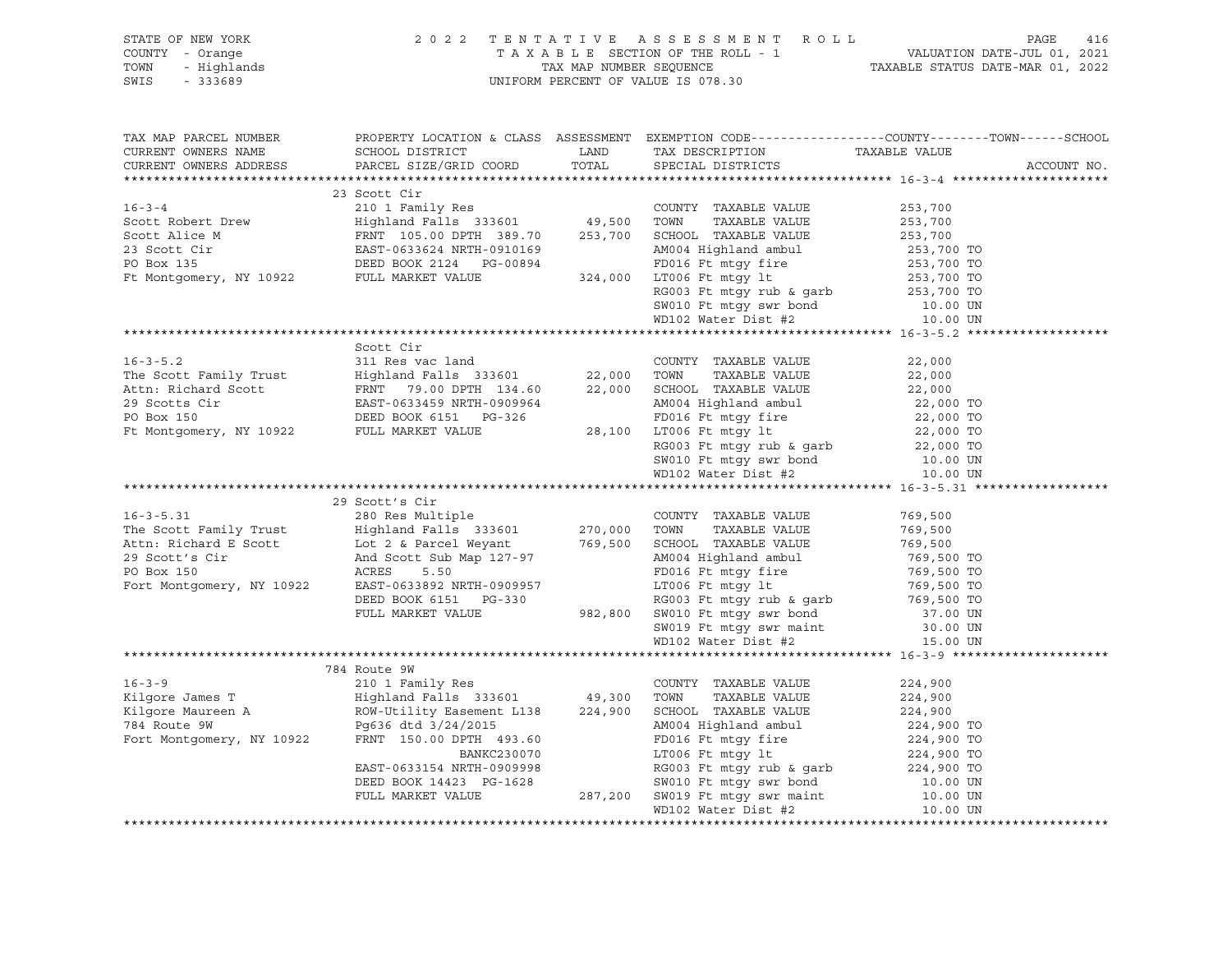STATE OF NEW YORK 2 0 2 2 T E N T A T I V E A S S E S S M E N T R O L L
COUNTY - Orange T A X A B L E SECTION OF THE ROLL - 1 VALUATION DATE-JUL 01, 2021
TOWN - Highlands TAX MAP NUMBER SEQUENCE TAXABLE STATUS DATE-MAR 01, 2022
SWIS - 333689 UNIFORM PERCENT OF VALUE IS 078.30

| TAX MAP PARCEL NUMBER / CURRENT OWNERS NAME / CURRENT OWNERS ADDRESS | PROPERTY LOCATION & CLASS / SCHOOL DISTRICT / PARCEL SIZE/GRID COORD | ASSESSMENT LAND | TOTAL | EXEMPTION CODE / TAX DESCRIPTION / SPECIAL DISTRICTS | TAXABLE VALUE (COUNTY / TOWN / SCHOOL) | ACCOUNT NO. |
|---|---|---|---|---|---|---|
| **16-3-4** | 23 Scott Cir | | | | | |
| | 210 1 Family Res | | | COUNTY TAXABLE VALUE | 253,700 | |
| Scott Robert Drew | Highland Falls 333601 | 49,500 | | TOWN TAXABLE VALUE | 253,700 | |
| Scott Alice M | FRNT 105.00 DPTH 389.70 | | 253,700 | SCHOOL TAXABLE VALUE | 253,700 | |
| 23 Scott Cir | EAST-0633624 NRTH-0910169 | | | AM004 Highland ambul | 253,700 TO | |
| PO Box 135 | DEED BOOK 2124 PG-00894 | | | FD016 Ft mtgy fire | 253,700 TO | |
| Ft Montgomery, NY 10922 | FULL MARKET VALUE | | 324,000 | LT006 Ft mtgy lt | 253,700 TO | |
| | | | | RG003 Ft mtgy rub & garb | 253,700 TO | |
| | | | | SW010 Ft mtgy swr bond | 10.00 UN | |
| | | | | WD102 Water Dist #2 | 10.00 UN | |
| **16-3-5.2** | Scott Cir | | | | | |
| | 311 Res vac land | | | COUNTY TAXABLE VALUE | 22,000 | |
| The Scott Family Trust | Highland Falls 333601 | 22,000 | | TOWN TAXABLE VALUE | 22,000 | |
| Attn: Richard Scott | FRNT 79.00 DPTH 134.60 | | 22,000 | SCHOOL TAXABLE VALUE | 22,000 | |
| 29 Scotts Cir | EAST-0633459 NRTH-0909964 | | | AM004 Highland ambul | 22,000 TO | |
| PO Box 150 | DEED BOOK 6151 PG-326 | | | FD016 Ft mtgy fire | 22,000 TO | |
| Ft Montgomery, NY 10922 | FULL MARKET VALUE | | 28,100 | LT006 Ft mtgy lt | 22,000 TO | |
| | | | | RG003 Ft mtgy rub & garb | 22,000 TO | |
| | | | | SW010 Ft mtgy swr bond | 10.00 UN | |
| | | | | WD102 Water Dist #2 | 10.00 UN | |
| **16-3-5.31** | 29 Scott's Cir | | | | | |
| | 280 Res Multiple | | | COUNTY TAXABLE VALUE | 769,500 | |
| The Scott Family Trust | Highland Falls 333601 | 270,000 | | TOWN TAXABLE VALUE | 769,500 | |
| Attn: Richard E Scott | Lot 2 & Parcel Weyant | | 769,500 | SCHOOL TAXABLE VALUE | 769,500 | |
| 29 Scott's Cir | And Scott Sub Map 127-97 | | | AM004 Highland ambul | 769,500 TO | |
| PO Box 150 | ACRES 5.50 | | | FD016 Ft mtgy fire | 769,500 TO | |
| Fort Montgomery, NY 10922 | EAST-0633892 NRTH-0909957 | | | LT006 Ft mtgy lt | 769,500 TO | |
| | DEED BOOK 6151 PG-330 | | | RG003 Ft mtgy rub & garb | 769,500 TO | |
| | FULL MARKET VALUE | | 982,800 | SW010 Ft mtgy swr bond | 37.00 UN | |
| | | | | SW019 Ft mtgy swr maint | 30.00 UN | |
| | | | | WD102 Water Dist #2 | 15.00 UN | |
| **16-3-9** | 784 Route 9W | | | | | |
| | 210 1 Family Res | | | COUNTY TAXABLE VALUE | 224,900 | |
| Kilgore James T | Highland Falls 333601 | 49,300 | | TOWN TAXABLE VALUE | 224,900 | |
| Kilgore Maureen A | ROW-Utility Easement L138 | | 224,900 | SCHOOL TAXABLE VALUE | 224,900 | |
| 784 Route 9W | Pg636 dtd 3/24/2015 | | | AM004 Highland ambul | 224,900 TO | |
| Fort Montgomery, NY 10922 | FRNT 150.00 DPTH 493.60 | | | FD016 Ft mtgy fire | 224,900 TO | |
| | BANKC230070 | | | LT006 Ft mtgy lt | 224,900 TO | |
| | EAST-0633154 NRTH-0909998 | | | RG003 Ft mtgy rub & garb | 224,900 TO | |
| | DEED BOOK 14423 PG-1628 | | | SW010 Ft mtgy swr bond | 10.00 UN | |
| | FULL MARKET VALUE | | 287,200 | SW019 Ft mtgy swr maint | 10.00 UN | |
| | | | | WD102 Water Dist #2 | 10.00 UN | |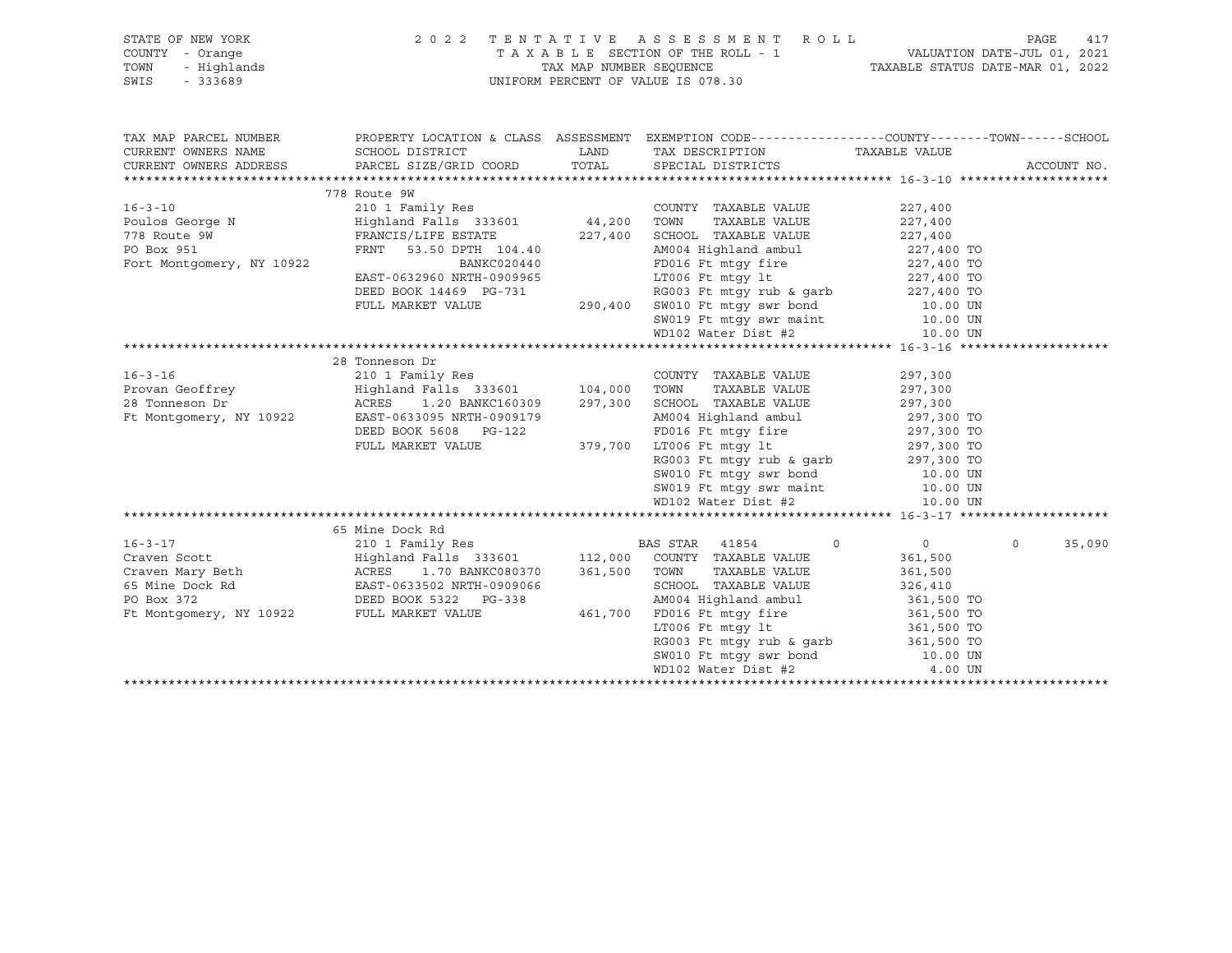STATE OF NEW YORK
COUNTY - Orange
TOWN - Highlands
SWIS - 333689

2022 TENTATIVE ASSESSMENT ROLL
TAXABLE SECTION OF THE ROLL - 1
TAX MAP NUMBER SEQUENCE
UNIFORM PERCENT OF VALUE IS 078.30

VALUATION DATE-JUL 01, 2021
TAXABLE STATUS DATE-MAR 01, 2022

| TAX MAP PARCEL NUMBER / CURRENT OWNERS NAME / CURRENT OWNERS ADDRESS | PROPERTY LOCATION & CLASS / SCHOOL DISTRICT / PARCEL SIZE/GRID COORD | ASSESSMENT LAND / TOTAL | EXEMPTION CODE / TAX DESCRIPTION / SPECIAL DISTRICTS | COUNTY | TOWN | SCHOOL / ACCOUNT NO. |
|---|---|---|---|---|---|---|
| **16-3-10** | 778 Route 9W | | | | | |
| 16-3-10 | 210 1 Family Res | | COUNTY TAXABLE VALUE | 227,400 | | |
| Poulos George N | Highland Falls 333601 | 44,200 | TOWN TAXABLE VALUE | 227,400 | | |
| 778 Route 9W | FRANCIS/LIFE ESTATE | 227,400 | SCHOOL TAXABLE VALUE | 227,400 | | |
| PO Box 951 | FRNT 53.50 DPTH 104.40 | | AM004 Highland ambul | 227,400 TO | | |
| Fort Montgomery, NY 10922 | BANKC020440 | | FD016 Ft mtgy fire | 227,400 TO | | |
| | EAST-0632960 NRTH-0909965 | | LT006 Ft mtgy lt | 227,400 TO | | |
| | DEED BOOK 14469 PG-731 | | RG003 Ft mtgy rub & garb | 227,400 TO | | |
| | FULL MARKET VALUE | 290,400 | SW010 Ft mtgy swr bond | 10.00 UN | | |
| | | | SW019 Ft mtgy swr maint | 10.00 UN | | |
| | | | WD102 Water Dist #2 | 10.00 UN | | |
| **16-3-16** | 28 Tonneson Dr | | | | | |
| 16-3-16 | 210 1 Family Res | | COUNTY TAXABLE VALUE | 297,300 | | |
| Provan Geoffrey | Highland Falls 333601 | 104,000 | TOWN TAXABLE VALUE | 297,300 | | |
| 28 Tonneson Dr | ACRES 1.20 BANKC160309 | 297,300 | SCHOOL TAXABLE VALUE | 297,300 | | |
| Ft Montgomery, NY 10922 | EAST-0633095 NRTH-0909179 | | AM004 Highland ambul | 297,300 TO | | |
| | DEED BOOK 5608 PG-122 | | FD016 Ft mtgy fire | 297,300 TO | | |
| | FULL MARKET VALUE | 379,700 | LT006 Ft mtgy lt | 297,300 TO | | |
| | | | RG003 Ft mtgy rub & garb | 297,300 TO | | |
| | | | SW010 Ft mtgy swr bond | 10.00 UN | | |
| | | | SW019 Ft mtgy swr maint | 10.00 UN | | |
| | | | WD102 Water Dist #2 | 10.00 UN | | |
| **16-3-17** | 65 Mine Dock Rd | | | | | |
| 16-3-17 | 210 1 Family Res | | BAS STAR 41854 | 0 | 0 | 0 35,090 |
| Craven Scott | Highland Falls 333601 | 112,000 | COUNTY TAXABLE VALUE | 361,500 | | |
| Craven Mary Beth | ACRES 1.70 BANKC080370 | 361,500 | TOWN TAXABLE VALUE | 361,500 | | |
| 65 Mine Dock Rd | EAST-0633502 NRTH-0909066 | | SCHOOL TAXABLE VALUE | 326,410 | | |
| PO Box 372 | DEED BOOK 5322 PG-338 | | AM004 Highland ambul | 361,500 TO | | |
| Ft Montgomery, NY 10922 | FULL MARKET VALUE | 461,700 | FD016 Ft mtgy fire | 361,500 TO | | |
| | | | LT006 Ft mtgy lt | 361,500 TO | | |
| | | | RG003 Ft mtgy rub & garb | 361,500 TO | | |
| | | | SW010 Ft mtgy swr bond | 10.00 UN | | |
| | | | WD102 Water Dist #2 | 4.00 UN | | |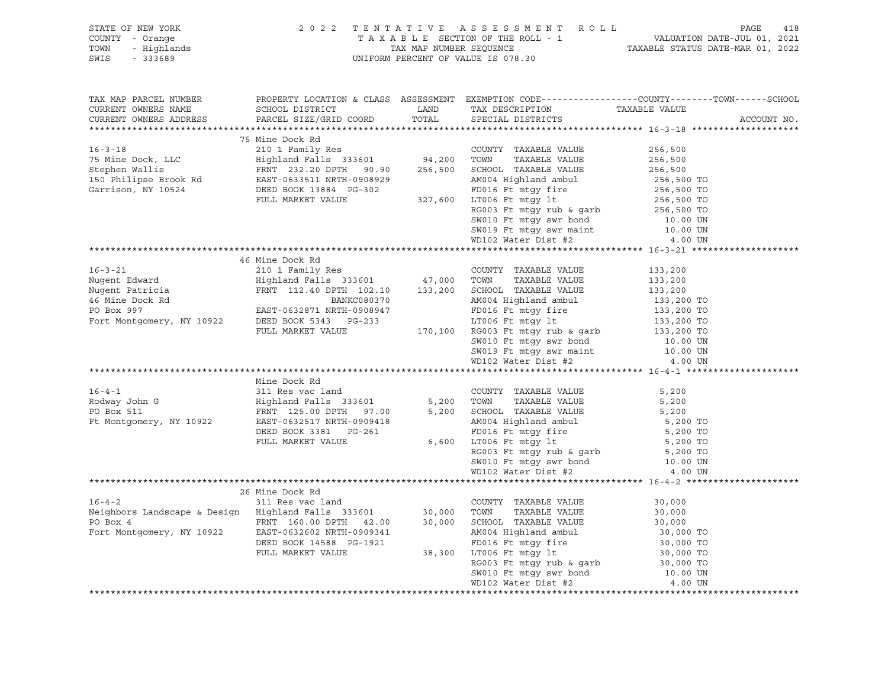STATE OF NEW YORK
COUNTY - Orange
TOWN - Highlands
SWIS - 333689

2022 TENTATIVE ASSESSMENT ROLL
TAXABLE SECTION OF THE ROLL - 1
TAX MAP NUMBER SEQUENCE
UNIFORM PERCENT OF VALUE IS 078.30

VALUATION DATE-JUL 01, 2021
TAXABLE STATUS DATE-MAR 01, 2022

| TAX MAP PARCEL NUMBER / CURRENT OWNERS NAME / CURRENT OWNERS ADDRESS | PROPERTY LOCATION & CLASS / SCHOOL DISTRICT / PARCEL SIZE/GRID COORD | ASSESSMENT LAND / TOTAL | EXEMPTION CODE / TAX DESCRIPTION / SPECIAL DISTRICTS | TAXABLE VALUE (COUNTY / TOWN / SCHOOL) | ACCOUNT NO. |
|---|---|---|---|---|---|
| **16-3-18** | 75 Mine Dock Rd | | | | |
| 75 Mine Dock, LLC | 210 1 Family Res | | COUNTY TAXABLE VALUE | 256,500 | |
| Stephen Wallis | Highland Falls 333601 | 94,200 | TOWN TAXABLE VALUE | 256,500 | |
| 150 Philipse Brook Rd | FRNT 232.20 DPTH 90.90 | 256,500 | SCHOOL TAXABLE VALUE | 256,500 | |
| Garrison, NY 10524 | EAST-0633511 NRTH-0908929 | | AM004 Highland ambul | 256,500 TO | |
| | DEED BOOK 13884 PG-302 | | FD016 Ft mtgy fire | 256,500 TO | |
| | FULL MARKET VALUE | 327,600 | LT006 Ft mtgy lt | 256,500 TO | |
| | | | RG003 Ft mtgy rub & garb | 256,500 TO | |
| | | | SW010 Ft mtgy swr bond | 10.00 UN | |
| | | | SW019 Ft mtgy swr maint | 10.00 UN | |
| | | | WD102 Water Dist #2 | 4.00 UN | |
| **16-3-21** | 46 Mine Dock Rd | | | | |
| Nugent Edward | 210 1 Family Res | | COUNTY TAXABLE VALUE | 133,200 | |
| Nugent Patricia | Highland Falls 333601 | 47,000 | TOWN TAXABLE VALUE | 133,200 | |
| 46 Mine Dock Rd | FRNT 112.40 DPTH 102.10 | 133,200 | SCHOOL TAXABLE VALUE | 133,200 | |
| PO Box 997 | BANKC080370 | | AM004 Highland ambul | 133,200 TO | |
| Fort Montgomery, NY 10922 | EAST-0632871 NRTH-0908947 | | FD016 Ft mtgy fire | 133,200 TO | |
| | DEED BOOK 5343 PG-233 | | LT006 Ft mtgy lt | 133,200 TO | |
| | FULL MARKET VALUE | 170,100 | RG003 Ft mtgy rub & garb | 133,200 TO | |
| | | | SW010 Ft mtgy swr bond | 10.00 UN | |
| | | | SW019 Ft mtgy swr maint | 10.00 UN | |
| | | | WD102 Water Dist #2 | 4.00 UN | |
| **16-4-1** | Mine Dock Rd | | | | |
| Rodway John G | 311 Res vac land | | COUNTY TAXABLE VALUE | 5,200 | |
| PO Box 511 | Highland Falls 333601 | 5,200 | TOWN TAXABLE VALUE | 5,200 | |
| Ft Montgomery, NY 10922 | FRNT 125.00 DPTH 97.00 | 5,200 | SCHOOL TAXABLE VALUE | 5,200 | |
| | EAST-0632517 NRTH-0909418 | | AM004 Highland ambul | 5,200 TO | |
| | DEED BOOK 3381 PG-261 | | FD016 Ft mtgy fire | 5,200 TO | |
| | FULL MARKET VALUE | 6,600 | LT006 Ft mtgy lt | 5,200 TO | |
| | | | RG003 Ft mtgy rub & garb | 5,200 TO | |
| | | | SW010 Ft mtgy swr bond | 10.00 UN | |
| | | | WD102 Water Dist #2 | 4.00 UN | |
| **16-4-2** | 26 Mine Dock Rd | | | | |
| Neighbors Landscape & Design | 311 Res vac land | | COUNTY TAXABLE VALUE | 30,000 | |
| PO Box 4 | Highland Falls 333601 | 30,000 | TOWN TAXABLE VALUE | 30,000 | |
| Fort Montgomery, NY 10922 | FRNT 160.00 DPTH 42.00 | 30,000 | SCHOOL TAXABLE VALUE | 30,000 | |
| | EAST-0632602 NRTH-0909341 | | AM004 Highland ambul | 30,000 TO | |
| | DEED BOOK 14588 PG-1921 | | FD016 Ft mtgy fire | 30,000 TO | |
| | FULL MARKET VALUE | 38,300 | LT006 Ft mtgy lt | 30,000 TO | |
| | | | RG003 Ft mtgy rub & garb | 30,000 TO | |
| | | | SW010 Ft mtgy swr bond | 10.00 UN | |
| | | | WD102 Water Dist #2 | 4.00 UN | |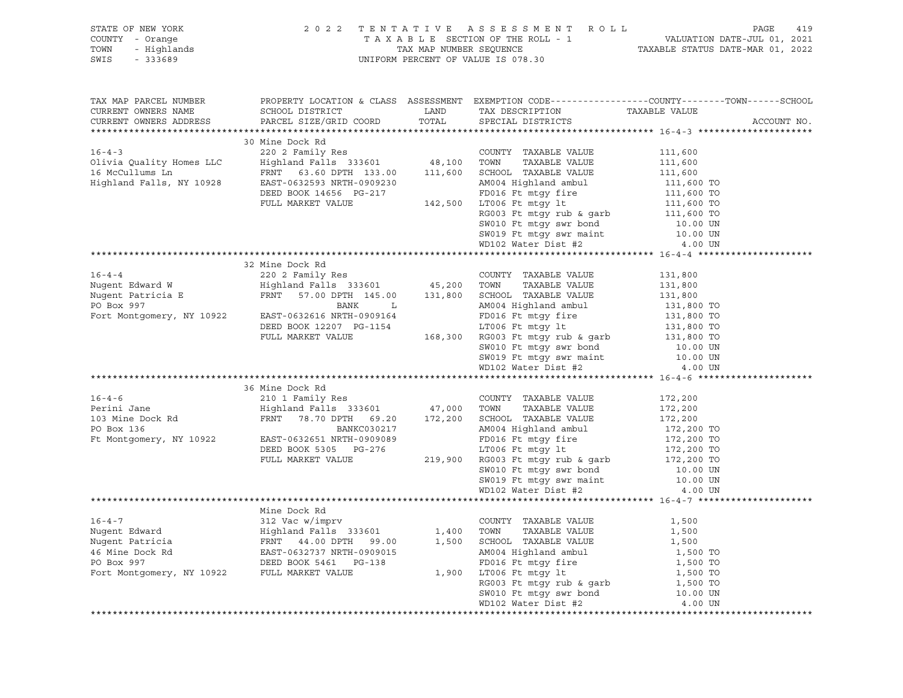STATE OF NEW YORK — 2022 TENTATIVE ASSESSMENT ROLL
COUNTY - Orange — TAXABLE SECTION OF THE ROLL - 1 — VALUATION DATE-JUL 01, 2021
TOWN - Highlands — TAX MAP NUMBER SEQUENCE — TAXABLE STATUS DATE-MAR 01, 2022
SWIS - 333689 — UNIFORM PERCENT OF VALUE IS 078.30

```
TAX MAP PARCEL NUMBER          PROPERTY LOCATION & CLASS  ASSESSMENT  EXEMPTION CODE------------------COUNTY--------TOWN------SCHOOL
CURRENT OWNERS NAME            SCHOOL DISTRICT               LAND      TAX DESCRIPTION                  TAXABLE VALUE
CURRENT OWNERS ADDRESS         PARCEL SIZE/GRID COORD        TOTAL     SPECIAL DISTRICTS                                      ACCOUNT NO.
******************************************************************************************************* 16-4-3 *********************
                               30 Mine Dock Rd
16-4-3                         220 2 Family Res                        COUNTY  TAXABLE VALUE            111,600
Olivia Quality Homes LLC       Highland Falls  333601        48,100    TOWN    TAXABLE VALUE            111,600
16 McCullums Ln                FRNT   63.60 DPTH 133.00     111,600    SCHOOL  TAXABLE VALUE            111,600
Highland Falls, NY 10928       EAST-0632593 NRTH-0909230               AM004 Highland ambul               111,600 TO
                               DEED BOOK 14656  PG-217                 FD016 Ft mtgy fire                 111,600 TO
                               FULL MARKET VALUE            142,500    LT006 Ft mtgy lt                   111,600 TO
                                                                       RG003 Ft mtgy rub & garb           111,600 TO
                                                                       SW010 Ft mtgy swr bond               10.00 UN
                                                                       SW019 Ft mtgy swr maint              10.00 UN
                                                                       WD102 Water Dist #2                   4.00 UN
******************************************************************************************************* 16-4-4 *********************
                               32 Mine Dock Rd
16-4-4                         220 2 Family Res                        COUNTY  TAXABLE VALUE            131,800
Nugent Edward W                Highland Falls  333601        45,200    TOWN    TAXABLE VALUE            131,800
Nugent Patricia E              FRNT   57.00 DPTH 145.00     131,800    SCHOOL  TAXABLE VALUE            131,800
PO Box 997                                   BANK      L               AM004 Highland ambul               131,800 TO
Fort Montgomery, NY 10922      EAST-0632616 NRTH-0909164               FD016 Ft mtgy fire                 131,800 TO
                               DEED BOOK 12207  PG-1154                LT006 Ft mtgy lt                   131,800 TO
                               FULL MARKET VALUE            168,300    RG003 Ft mtgy rub & garb           131,800 TO
                                                                       SW010 Ft mtgy swr bond               10.00 UN
                                                                       SW019 Ft mtgy swr maint              10.00 UN
                                                                       WD102 Water Dist #2                   4.00 UN
******************************************************************************************************* 16-4-6 *********************
                               36 Mine Dock Rd
16-4-6                         210 1 Family Res                        COUNTY  TAXABLE VALUE            172,200
Perini Jane                    Highland Falls  333601        47,000    TOWN    TAXABLE VALUE            172,200
103 Mine Dock Rd               FRNT   78.70 DPTH  69.20     172,200    SCHOOL  TAXABLE VALUE            172,200
PO Box 136                                   BANKC030217               AM004 Highland ambul               172,200 TO
Ft Montgomery, NY 10922        EAST-0632651 NRTH-0909089               FD016 Ft mtgy fire                 172,200 TO
                               DEED BOOK 5305   PG-276                 LT006 Ft mtgy lt                   172,200 TO
                               FULL MARKET VALUE            219,900    RG003 Ft mtgy rub & garb           172,200 TO
                                                                       SW010 Ft mtgy swr bond               10.00 UN
                                                                       SW019 Ft mtgy swr maint              10.00 UN
                                                                       WD102 Water Dist #2                   4.00 UN
******************************************************************************************************* 16-4-7 *********************
                               Mine Dock Rd
16-4-7                         312 Vac w/imprv                         COUNTY  TAXABLE VALUE              1,500
Nugent Edward                  Highland Falls  333601         1,400    TOWN    TAXABLE VALUE              1,500
Nugent Patricia                FRNT   44.00 DPTH  99.00       1,500    SCHOOL  TAXABLE VALUE              1,500
46 Mine Dock Rd                EAST-0632737 NRTH-0909015               AM004 Highland ambul                 1,500 TO
PO Box 997                     DEED BOOK 5461   PG-138                 FD016 Ft mtgy fire                   1,500 TO
Fort Montgomery, NY 10922      FULL MARKET VALUE              1,900    LT006 Ft mtgy lt                     1,500 TO
                                                                       RG003 Ft mtgy rub & garb             1,500 TO
                                                                       SW010 Ft mtgy swr bond               10.00 UN
                                                                       WD102 Water Dist #2                   4.00 UN
************************************************************************************************************************************
```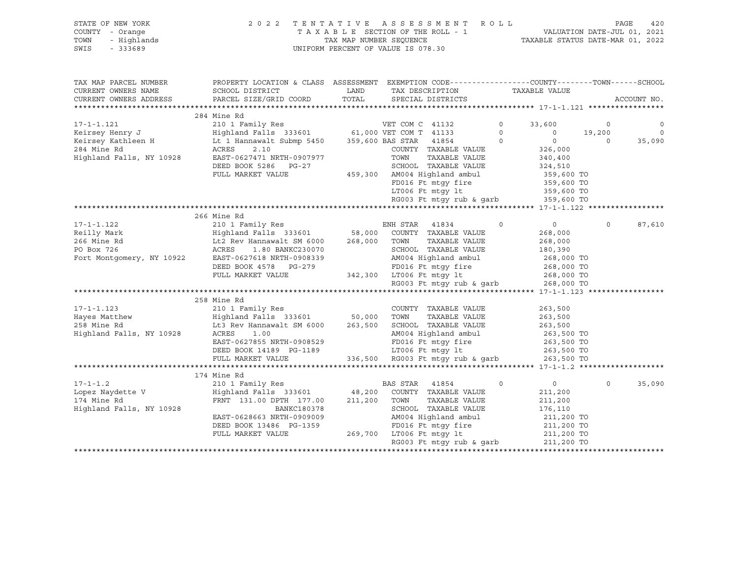STATE OF NEW YORK
COUNTY - Orange
TOWN - Highlands
SWIS - 333689

2022 TENTATIVE ASSESSMENT ROLL
TAXABLE SECTION OF THE ROLL - 1
TAX MAP NUMBER SEQUENCE
UNIFORM PERCENT OF VALUE IS 078.30

VALUATION DATE-JUL 01, 2021
TAXABLE STATUS DATE-MAR 01, 2022

| TAX MAP PARCEL NUMBER / CURRENT OWNERS NAME / CURRENT OWNERS ADDRESS | PROPERTY LOCATION & CLASS / SCHOOL DISTRICT / PARCEL SIZE/GRID COORD | ASSESSMENT LAND / TOTAL | EXEMPTION CODE / TAX DESCRIPTION / SPECIAL DISTRICTS | | COUNTY / TAXABLE VALUE | TOWN | SCHOOL / ACCOUNT NO. |
|---|---|---|---|---|---|---|---|
| | 284 Mine Rd | | | | | | 17-1-1.121 |
| 17-1-1.121 | 210 1 Family Res | | VET COM C 41132 | 0 | 33,600 | 0 | 0 |
| Keirsey Henry J | Highland Falls 333601 | 61,000 | VET COM T 41133 | 0 | 0 | 19,200 | 0 |
| Keirsey Kathleen H | Lt 1 Hannawalt Submp 5450 | 359,600 | BAS STAR 41854 | 0 | 0 | 0 | 35,090 |
| 284 Mine Rd | ACRES 2.10 | | COUNTY TAXABLE VALUE | | 326,000 | | |
| Highland Falls, NY 10928 | EAST-0627471 NRTH-0907977 | | TOWN TAXABLE VALUE | | 340,400 | | |
| | DEED BOOK 5286 PG-27 | | SCHOOL TAXABLE VALUE | | 324,510 | | |
| | FULL MARKET VALUE | 459,300 | AM004 Highland ambul | | 359,600 TO | | |
| | | | FD016 Ft mtgy fire | | 359,600 TO | | |
| | | | LT006 Ft mtgy lt | | 359,600 TO | | |
| | | | RG003 Ft mtgy rub & garb | | 359,600 TO | | |
| | 266 Mine Rd | | | | | | 17-1-1.122 |
| 17-1-1.122 | 210 1 Family Res | | ENH STAR 41834 | 0 | 0 | 0 | 87,610 |
| Reilly Mark | Highland Falls 333601 | 58,000 | COUNTY TAXABLE VALUE | | 268,000 | | |
| 266 Mine Rd | Lt2 Rev Hannawalt SM 6000 | 268,000 | TOWN TAXABLE VALUE | | 268,000 | | |
| PO Box 726 | ACRES 1.80 BANKC230070 | | SCHOOL TAXABLE VALUE | | 180,390 | | |
| Fort Montgomery, NY 10922 | EAST-0627618 NRTH-0908339 | | AM004 Highland ambul | | 268,000 TO | | |
| | DEED BOOK 4578 PG-279 | | FD016 Ft mtgy fire | | 268,000 TO | | |
| | FULL MARKET VALUE | 342,300 | LT006 Ft mtgy lt | | 268,000 TO | | |
| | | | RG003 Ft mtgy rub & garb | | 268,000 TO | | |
| | 258 Mine Rd | | | | | | 17-1-1.123 |
| 17-1-1.123 | 210 1 Family Res | | COUNTY TAXABLE VALUE | | 263,500 | | |
| Hayes Matthew | Highland Falls 333601 | 50,000 | TOWN TAXABLE VALUE | | 263,500 | | |
| 258 Mine Rd | Lt3 Rev Hannawalt SM 6000 | 263,500 | SCHOOL TAXABLE VALUE | | 263,500 | | |
| Highland Falls, NY 10928 | ACRES 1.00 | | AM004 Highland ambul | | 263,500 TO | | |
| | EAST-0627855 NRTH-0908529 | | FD016 Ft mtgy fire | | 263,500 TO | | |
| | DEED BOOK 14189 PG-1189 | | LT006 Ft mtgy lt | | 263,500 TO | | |
| | FULL MARKET VALUE | 336,500 | RG003 Ft mtgy rub & garb | | 263,500 TO | | |
| | 174 Mine Rd | | | | | | 17-1-1.2 |
| 17-1-1.2 | 210 1 Family Res | | BAS STAR 41854 | 0 | 0 | 0 | 35,090 |
| Lopez Naydette V | Highland Falls 333601 | 48,200 | COUNTY TAXABLE VALUE | | 211,200 | | |
| 174 Mine Rd | FRNT 131.00 DPTH 177.00 | 211,200 | TOWN TAXABLE VALUE | | 211,200 | | |
| Highland Falls, NY 10928 | BANKC180378 | | SCHOOL TAXABLE VALUE | | 176,110 | | |
| | EAST-0628663 NRTH-0909009 | | AM004 Highland ambul | | 211,200 TO | | |
| | DEED BOOK 13486 PG-1359 | | FD016 Ft mtgy fire | | 211,200 TO | | |
| | FULL MARKET VALUE | 269,700 | LT006 Ft mtgy lt | | 211,200 TO | | |
| | | | RG003 Ft mtgy rub & garb | | 211,200 TO | | |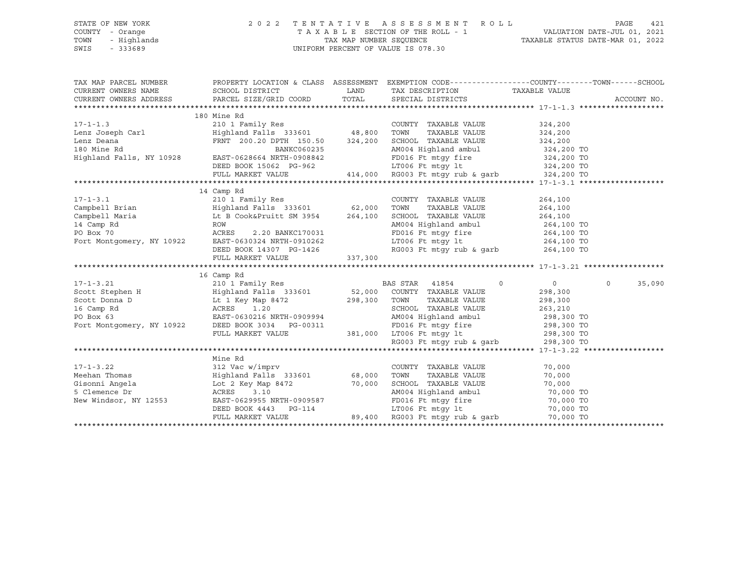STATE OF NEW YORK
COUNTY - Orange
TOWN - Highlands
SWIS - 333689

2022 TENTATIVE ASSESSMENT ROLL
TAXABLE SECTION OF THE ROLL - 1
TAX MAP NUMBER SEQUENCE
UNIFORM PERCENT OF VALUE IS 078.30

VALUATION DATE-JUL 01, 2021
TAXABLE STATUS DATE-MAR 01, 2022

| TAX MAP PARCEL NUMBER / CURRENT OWNERS NAME / CURRENT OWNERS ADDRESS | PROPERTY LOCATION & CLASS / SCHOOL DISTRICT / PARCEL SIZE/GRID COORD | ASSESSMENT LAND | TOTAL | EXEMPTION CODE / TAX DESCRIPTION / SPECIAL DISTRICTS | COUNTY | TOWN | SCHOOL / TAXABLE VALUE | ACCOUNT NO. |
|---|---|---|---|---|---|---|---|---|
| **17-1-1.3** | 180 Mine Rd | | | | | | | |
| | 210 1 Family Res | | | COUNTY TAXABLE VALUE | | | 324,200 | |
| Lenz Joseph Carl | Highland Falls 333601 | 48,800 | | TOWN TAXABLE VALUE | | | 324,200 | |
| Lenz Deana | FRNT 200.20 DPTH 150.50 | | 324,200 | SCHOOL TAXABLE VALUE | | | 324,200 | |
| 180 Mine Rd | BANKC060235 | | | AM004 Highland ambul | | | 324,200 TO | |
| Highland Falls, NY 10928 | EAST-0628664 NRTH-0908842 | | | FD016 Ft mtgy fire | | | 324,200 TO | |
| | DEED BOOK 15062 PG-962 | | | LT006 Ft mtgy lt | | | 324,200 TO | |
| | FULL MARKET VALUE | | 414,000 | RG003 Ft mtgy rub & garb | | | 324,200 TO | |
| **17-1-3.1** | 14 Camp Rd | | | | | | | |
| | 210 1 Family Res | | | COUNTY TAXABLE VALUE | | | 264,100 | |
| Campbell Brian | Highland Falls 333601 | 62,000 | | TOWN TAXABLE VALUE | | | 264,100 | |
| Campbell Maria | Lt B Cook&Pruitt SM 3954 | | 264,100 | SCHOOL TAXABLE VALUE | | | 264,100 | |
| 14 Camp Rd | ROW | | | AM004 Highland ambul | | | 264,100 TO | |
| PO Box 70 | ACRES 2.20 BANKC170031 | | | FD016 Ft mtgy fire | | | 264,100 TO | |
| Fort Montgomery, NY 10922 | EAST-0630324 NRTH-0910262 | | | LT006 Ft mtgy lt | | | 264,100 TO | |
| | DEED BOOK 14307 PG-1426 | | | RG003 Ft mtgy rub & garb | | | 264,100 TO | |
| | FULL MARKET VALUE | | 337,300 | | | | | |
| **17-1-3.21** | 16 Camp Rd | | | | | | | |
| | 210 1 Family Res | | | BAS STAR 41854 | 0 | 0 | 35,090 | |
| Scott Stephen H | Highland Falls 333601 | 52,000 | | COUNTY TAXABLE VALUE | | | 298,300 | |
| Scott Donna D | Lt 1 Key Map 8472 | | 298,300 | TOWN TAXABLE VALUE | | | 298,300 | |
| 16 Camp Rd | ACRES 1.20 | | | SCHOOL TAXABLE VALUE | | | 263,210 | |
| PO Box 63 | EAST-0630216 NRTH-0909994 | | | AM004 Highland ambul | | | 298,300 TO | |
| Fort Montgomery, NY 10922 | DEED BOOK 3034 PG-00311 | | | FD016 Ft mtgy fire | | | 298,300 TO | |
| | FULL MARKET VALUE | | 381,000 | LT006 Ft mtgy lt | | | 298,300 TO | |
| | | | | RG003 Ft mtgy rub & garb | | | 298,300 TO | |
| **17-1-3.22** | Mine Rd | | | | | | | |
| | 312 Vac w/imprv | | | COUNTY TAXABLE VALUE | | | 70,000 | |
| Meehan Thomas | Highland Falls 333601 | 68,000 | | TOWN TAXABLE VALUE | | | 70,000 | |
| Gisonni Angela | Lot 2 Key Map 8472 | | 70,000 | SCHOOL TAXABLE VALUE | | | 70,000 | |
| 5 Clemence Dr | ACRES 3.10 | | | AM004 Highland ambul | | | 70,000 TO | |
| New Windsor, NY 12553 | EAST-0629955 NRTH-0909587 | | | FD016 Ft mtgy fire | | | 70,000 TO | |
| | DEED BOOK 4443 PG-114 | | | LT006 Ft mtgy lt | | | 70,000 TO | |
| | FULL MARKET VALUE | | 89,400 | RG003 Ft mtgy rub & garb | | | 70,000 TO | |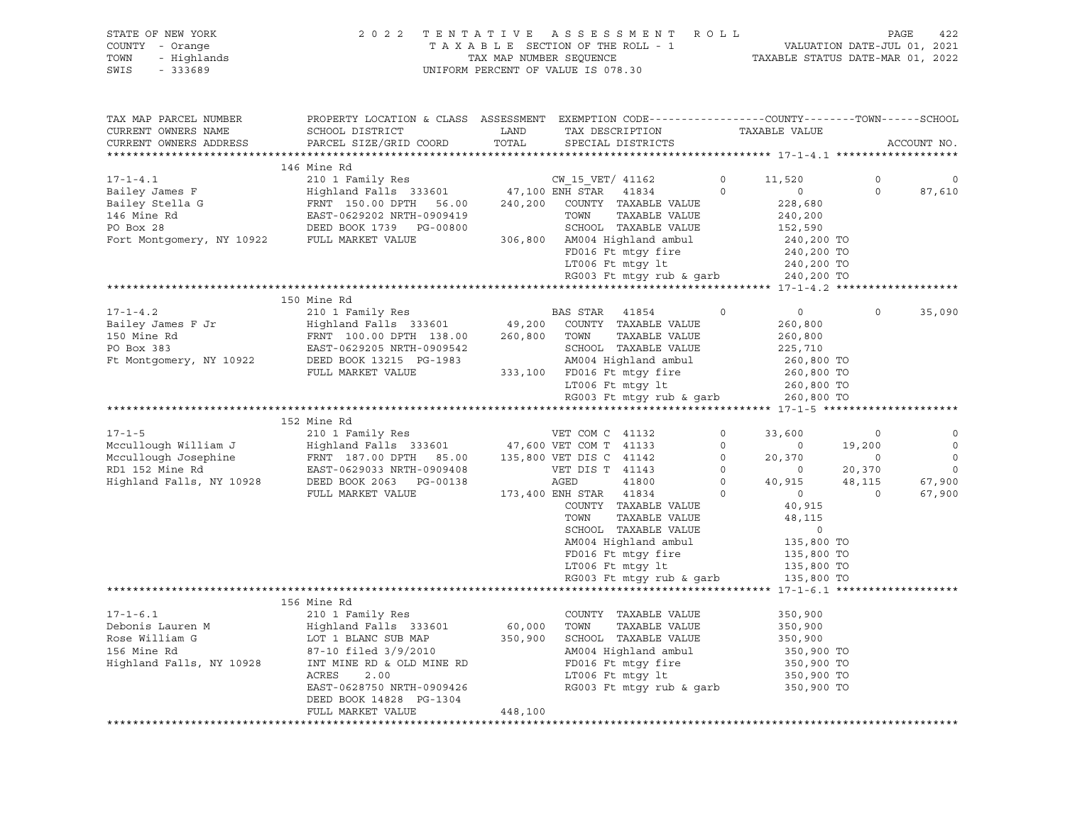STATE OF NEW YORK
COUNTY - Orange
TOWN - Highlands
SWIS - 333689

2 0 2 2 T E N T A T I V E A S S E S S M E N T R O L L
T A X A B L E SECTION OF THE ROLL - 1
TAX MAP NUMBER SEQUENCE
UNIFORM PERCENT OF VALUE IS 078.30

VALUATION DATE-JUL 01, 2021
TAXABLE STATUS DATE-MAR 01, 2022

```
TAX MAP PARCEL NUMBER          PROPERTY LOCATION & CLASS  ASSESSMENT  EXEMPTION CODE------------------COUNTY--------TOWN------SCHOOL
CURRENT OWNERS NAME            SCHOOL DISTRICT              LAND      TAX DESCRIPTION               TAXABLE VALUE
CURRENT OWNERS ADDRESS         PARCEL SIZE/GRID COORD       TOTAL     SPECIAL DISTRICTS                                   ACCOUNT NO.
******************************************************************************************************* 17-1-4.1 *******************
                               146 Mine Rd
17-1-4.1                       210 1 Family Res                       CW_15_VET/ 41162        0      11,520            0            0
Bailey James F                 Highland Falls  333601       47,100 ENH STAR   41834         0           0              0       87,610
Bailey Stella G                FRNT 150.00 DPTH   56.00    240,200    COUNTY  TAXABLE VALUE           228,680
146 Mine Rd                    EAST-0629202 NRTH-0909419              TOWN    TAXABLE VALUE           240,200
PO Box 28                      DEED BOOK 1739    PG-00800             SCHOOL  TAXABLE VALUE           152,590
Fort Montgomery, NY 10922      FULL MARKET VALUE           306,800    AM004 Highland ambul            240,200 TO
                                                                      FD016 Ft mtgy fire              240,200 TO
                                                                      LT006 Ft mtgy lt                240,200 TO
                                                                      RG003 Ft mtgy rub & garb        240,200 TO
******************************************************************************************************* 17-1-4.2 *******************
                               150 Mine Rd
17-1-4.2                       210 1 Family Res                       BAS STAR  41854         0           0              0       35,090
Bailey James F Jr              Highland Falls  333601       49,200    COUNTY  TAXABLE VALUE           260,800
150 Mine Rd                    FRNT 100.00 DPTH  138.00    260,800    TOWN    TAXABLE VALUE           260,800
PO Box 383                     EAST-0629205 NRTH-0909542              SCHOOL  TAXABLE VALUE           225,710
Ft Montgomery, NY 10922        DEED BOOK 13215  PG-1983               AM004 Highland ambul            260,800 TO
                               FULL MARKET VALUE           333,100    FD016 Ft mtgy fire              260,800 TO
                                                                      LT006 Ft mtgy lt                260,800 TO
                                                                      RG003 Ft mtgy rub & garb        260,800 TO
******************************************************************************************************* 17-1-5 *********************
                               152 Mine Rd
17-1-5                         210 1 Family Res                       VET COM C  41132        0      33,600            0            0
Mccullough William J           Highland Falls  333601       47,600 VET COM T  41133         0           0         19,200            0
Mccullough Josephine           FRNT 187.00 DPTH   85.00    135,800 VET DIS C  41142         0      20,370            0            0
RD1 152 Mine Rd                EAST-0629033 NRTH-0909408              VET DIS T  41143        0           0         20,370            0
Highland Falls, NY 10928       DEED BOOK 2063    PG-00138             AGED       41800        0      40,915         48,115       67,900
                               FULL MARKET VALUE           173,400 ENH STAR   41834         0           0              0       67,900
                                                                      COUNTY  TAXABLE VALUE            40,915
                                                                      TOWN    TAXABLE VALUE            48,115
                                                                      SCHOOL  TAXABLE VALUE                 0
                                                                      AM004 Highland ambul            135,800 TO
                                                                      FD016 Ft mtgy fire              135,800 TO
                                                                      LT006 Ft mtgy lt                135,800 TO
                                                                      RG003 Ft mtgy rub & garb        135,800 TO
******************************************************************************************************* 17-1-6.1 *******************
                               156 Mine Rd
17-1-6.1                       210 1 Family Res                       COUNTY  TAXABLE VALUE           350,900
Debonis Lauren M               Highland Falls  333601       60,000    TOWN    TAXABLE VALUE           350,900
Rose William G                 LOT 1 BLANC SUB MAP         350,900    SCHOOL  TAXABLE VALUE           350,900
156 Mine Rd                    87-10 filed 3/9/2010                   AM004 Highland ambul            350,900 TO
Highland Falls, NY 10928       INT MINE RD & OLD MINE RD              FD016 Ft mtgy fire              350,900 TO
                               ACRES      2.00                        LT006 Ft mtgy lt                350,900 TO
                               EAST-0628750 NRTH-0909426              RG003 Ft mtgy rub & garb        350,900 TO
                               DEED BOOK 14828  PG-1304
                               FULL MARKET VALUE           448,100
************************************************************************************************************************************
```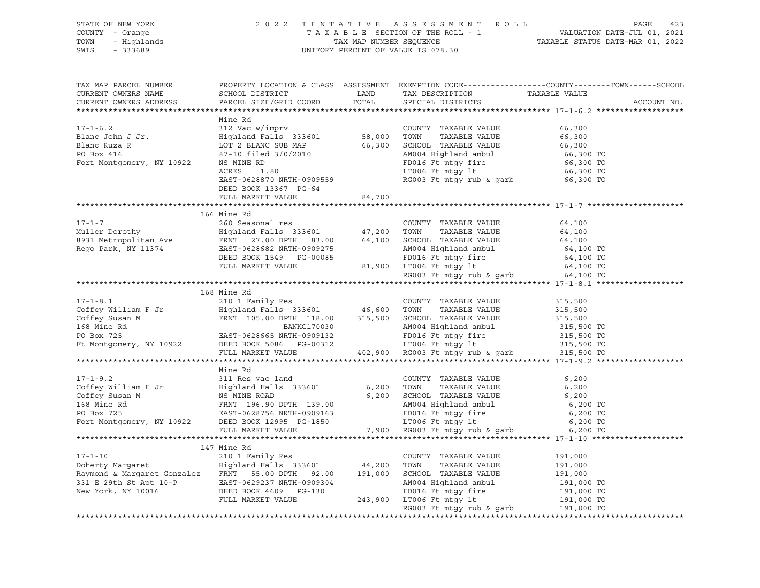STATE OF NEW YORK
COUNTY - Orange
TOWN - Highlands
SWIS - 333689

2 0 2 2 T E N T A T I V E A S S E S S M E N T R O L L
T A X A B L E SECTION OF THE ROLL - 1
TAX MAP NUMBER SEQUENCE
UNIFORM PERCENT OF VALUE IS 078.30

VALUATION DATE-JUL 01, 2021
TAXABLE STATUS DATE-MAR 01, 2022

| TAX MAP PARCEL NUMBER / CURRENT OWNERS NAME / CURRENT OWNERS ADDRESS | PROPERTY LOCATION & CLASS / SCHOOL DISTRICT / PARCEL SIZE/GRID COORD | ASSESSMENT LAND / TOTAL | EXEMPTION CODE / TAX DESCRIPTION / SPECIAL DISTRICTS | TAXABLE VALUE (COUNTY / TOWN / SCHOOL) | ACCOUNT NO. |
|---|---|---|---|---|---|
| **17-1-6.2** | Mine Rd | | | | |
| Blanc John J Jr. | 312 Vac w/imprv | | COUNTY TAXABLE VALUE | 66,300 | |
| Blanc Ruza R | Highland Falls 333601 | 58,000 | TOWN TAXABLE VALUE | 66,300 | |
| PO Box 416 | LOT 2 BLANC SUB MAP | 66,300 | SCHOOL TAXABLE VALUE | 66,300 | |
| Fort Montgomery, NY 10922 | 87-10 filed 3/0/2010 | | AM004 Highland ambul | 66,300 TO | |
| | NS MINE RD | | FD016 Ft mtgy fire | 66,300 TO | |
| | ACRES 1.80 | | LT006 Ft mtgy lt | 66,300 TO | |
| | EAST-0628870 NRTH-0909559 | | RG003 Ft mtgy rub & garb | 66,300 TO | |
| | DEED BOOK 13367 PG-64 | | | | |
| | FULL MARKET VALUE | 84,700 | | | |
| **17-1-7** | 166 Mine Rd | | | | |
| Muller Dorothy | 260 Seasonal res | | COUNTY TAXABLE VALUE | 64,100 | |
| 8931 Metropolitan Ave | Highland Falls 333601 | 47,200 | TOWN TAXABLE VALUE | 64,100 | |
| Rego Park, NY 11374 | FRNT 27.00 DPTH 83.00 | 64,100 | SCHOOL TAXABLE VALUE | 64,100 | |
| | EAST-0628682 NRTH-0909275 | | AM004 Highland ambul | 64,100 TO | |
| | DEED BOOK 1549 PG-00085 | | FD016 Ft mtgy fire | 64,100 TO | |
| | FULL MARKET VALUE | 81,900 | LT006 Ft mtgy lt | 64,100 TO | |
| | | | RG003 Ft mtgy rub & garb | 64,100 TO | |
| **17-1-8.1** | 168 Mine Rd | | | | |
| Coffey William F Jr | 210 1 Family Res | | COUNTY TAXABLE VALUE | 315,500 | |
| Coffey Susan M | Highland Falls 333601 | 46,600 | TOWN TAXABLE VALUE | 315,500 | |
| 168 Mine Rd | FRNT 105.00 DPTH 118.00 | 315,500 | SCHOOL TAXABLE VALUE | 315,500 | |
| PO Box 725 | BANKC170030 | | AM004 Highland ambul | 315,500 TO | |
| Ft Montgomery, NY 10922 | EAST-0628665 NRTH-0909132 | | FD016 Ft mtgy fire | 315,500 TO | |
| | DEED BOOK 5086 PG-00312 | | LT006 Ft mtgy lt | 315,500 TO | |
| | FULL MARKET VALUE | 402,900 | RG003 Ft mtgy rub & garb | 315,500 TO | |
| **17-1-9.2** | Mine Rd | | | | |
| Coffey William F Jr | 311 Res vac land | | COUNTY TAXABLE VALUE | 6,200 | |
| Coffey Susan M | Highland Falls 333601 | 6,200 | TOWN TAXABLE VALUE | 6,200 | |
| 168 Mine Rd | NS MINE ROAD | 6,200 | SCHOOL TAXABLE VALUE | 6,200 | |
| PO Box 725 | FRNT 196.90 DPTH 139.00 | | AM004 Highland ambul | 6,200 TO | |
| Fort Montgomery, NY 10922 | EAST-0628756 NRTH-0909163 | | FD016 Ft mtgy fire | 6,200 TO | |
| | DEED BOOK 12995 PG-1850 | | LT006 Ft mtgy lt | 6,200 TO | |
| | FULL MARKET VALUE | 7,900 | RG003 Ft mtgy rub & garb | 6,200 TO | |
| **17-1-10** | 147 Mine Rd | | | | |
| Doherty Margaret | 210 1 Family Res | | COUNTY TAXABLE VALUE | 191,000 | |
| Raymond & Margaret Gonzalez | Highland Falls 333601 | 44,200 | TOWN TAXABLE VALUE | 191,000 | |
| 331 E 29th St Apt 10-P | FRNT 55.00 DPTH 92.00 | 191,000 | SCHOOL TAXABLE VALUE | 191,000 | |
| New York, NY 10016 | EAST-0629237 NRTH-0909304 | | AM004 Highland ambul | 191,000 TO | |
| | DEED BOOK 4609 PG-130 | | FD016 Ft mtgy fire | 191,000 TO | |
| | FULL MARKET VALUE | 243,900 | LT006 Ft mtgy lt | 191,000 TO | |
| | | | RG003 Ft mtgy rub & garb | 191,000 TO | |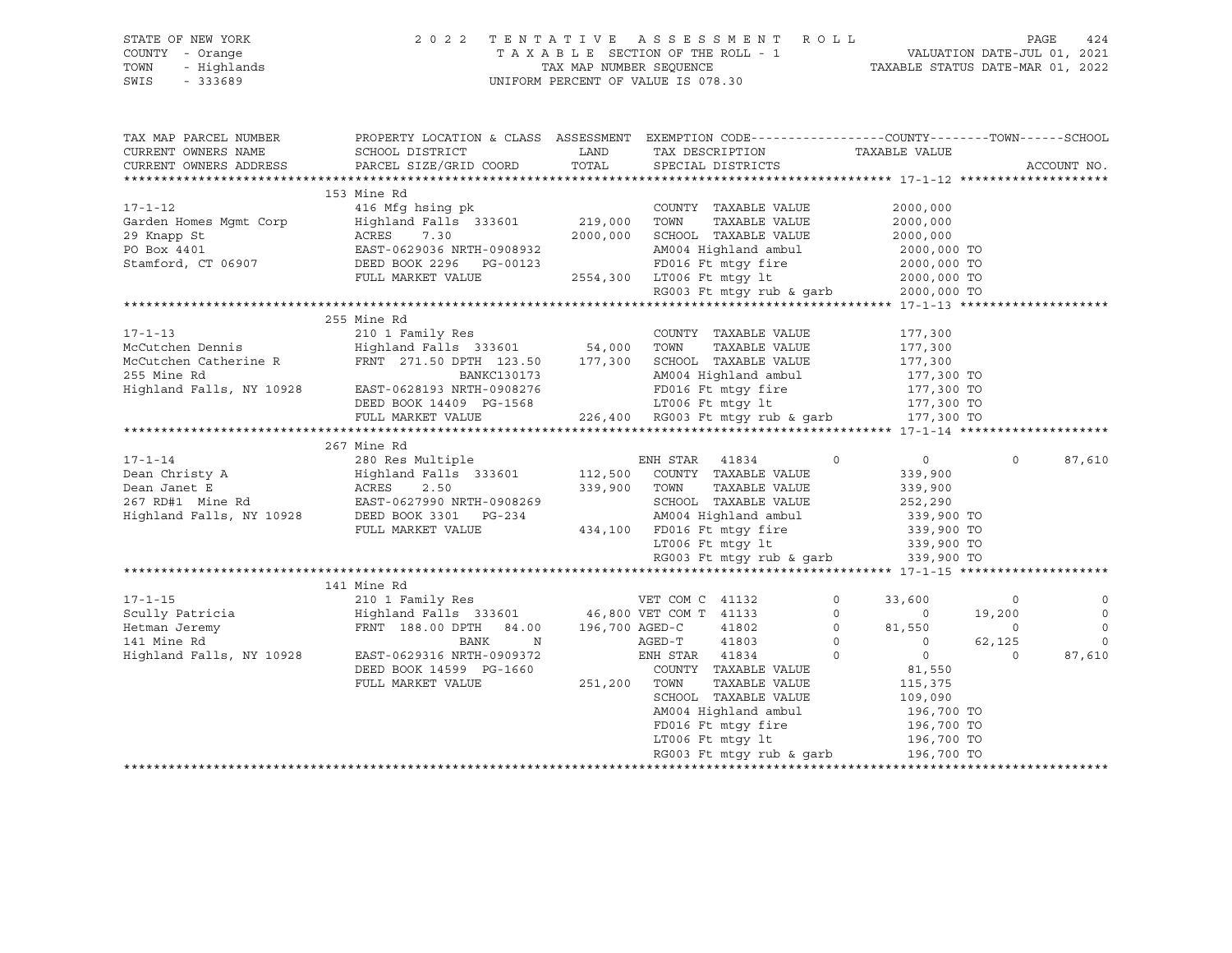STATE OF NEW YORK — 2022 TENTATIVE ASSESSMENT ROLL
COUNTY - Orange — TAXABLE SECTION OF THE ROLL - 1 — VALUATION DATE-JUL 01, 2021
TOWN - Highlands — TAX MAP NUMBER SEQUENCE — TAXABLE STATUS DATE-MAR 01, 2022
SWIS - 333689 — UNIFORM PERCENT OF VALUE IS 078.30

| TAX MAP PARCEL NUMBER / CURRENT OWNERS NAME / CURRENT OWNERS ADDRESS | PROPERTY LOCATION & CLASS / SCHOOL DISTRICT / PARCEL SIZE/GRID COORD | ASSESSMENT LAND / TOTAL | EXEMPTION CODE / TAX DESCRIPTION / SPECIAL DISTRICTS | COUNTY TAXABLE VALUE | TOWN | SCHOOL | ACCOUNT NO. |
|---|---|---|---|---|---|---|---|
| **17-1-12** | 153 Mine Rd | | | | | | |
| 17-1-12 | 416 Mfg hsing pk | | COUNTY TAXABLE VALUE | 2000,000 | | | |
| Garden Homes Mgmt Corp | Highland Falls 333601 | 219,000 | TOWN TAXABLE VALUE | 2000,000 | | | |
| 29 Knapp St | ACRES 7.30 | 2000,000 | SCHOOL TAXABLE VALUE | 2000,000 | | | |
| PO Box 4401 | EAST-0629036 NRTH-0908932 | | AM004 Highland ambul | 2000,000 TO | | | |
| Stamford, CT 06907 | DEED BOOK 2296 PG-00123 | | FD016 Ft mtgy fire | 2000,000 TO | | | |
| | FULL MARKET VALUE | 2554,300 | LT006 Ft mtgy lt | 2000,000 TO | | | |
| | | | RG003 Ft mtgy rub & garb | 2000,000 TO | | | |
| **17-1-13** | 255 Mine Rd | | | | | | |
| 17-1-13 | 210 1 Family Res | | COUNTY TAXABLE VALUE | 177,300 | | | |
| McCutchen Dennis | Highland Falls 333601 | 54,000 | TOWN TAXABLE VALUE | 177,300 | | | |
| McCutchen Catherine R | FRNT 271.50 DPTH 123.50 | 177,300 | SCHOOL TAXABLE VALUE | 177,300 | | | |
| 255 Mine Rd | BANKC130173 | | AM004 Highland ambul | 177,300 TO | | | |
| Highland Falls, NY 10928 | EAST-0628193 NRTH-0908276 | | FD016 Ft mtgy fire | 177,300 TO | | | |
| | DEED BOOK 14409 PG-1568 | | LT006 Ft mtgy lt | 177,300 TO | | | |
| | FULL MARKET VALUE | 226,400 | RG003 Ft mtgy rub & garb | 177,300 TO | | | |
| **17-1-14** | 267 Mine Rd | | | | | | |
| 17-1-14 | 280 Res Multiple | | ENH STAR 41834 0 | 0 | 0 | 87,610 | |
| Dean Christy A | Highland Falls 333601 | 112,500 | COUNTY TAXABLE VALUE | 339,900 | | | |
| Dean Janet E | ACRES 2.50 | 339,900 | TOWN TAXABLE VALUE | 339,900 | | | |
| 267 RD#1 Mine Rd | EAST-0627990 NRTH-0908269 | | SCHOOL TAXABLE VALUE | 252,290 | | | |
| Highland Falls, NY 10928 | DEED BOOK 3301 PG-234 | | AM004 Highland ambul | 339,900 TO | | | |
| | FULL MARKET VALUE | 434,100 | FD016 Ft mtgy fire | 339,900 TO | | | |
| | | | LT006 Ft mtgy lt | 339,900 TO | | | |
| | | | RG003 Ft mtgy rub & garb | 339,900 TO | | | |
| **17-1-15** | 141 Mine Rd | | | | | | |
| 17-1-15 | 210 1 Family Res | | VET COM C 41132 0 | 33,600 | 0 | 0 | |
| Scully Patricia | Highland Falls 333601 | 46,800 | VET COM T 41133 0 | 0 | 19,200 | 0 | |
| Hetman Jeremy | FRNT 188.00 DPTH 84.00 | 196,700 | AGED-C 41802 0 | 81,550 | 0 | 0 | |
| 141 Mine Rd | BANK N | | AGED-T 41803 0 | 0 | 62,125 | 0 | |
| Highland Falls, NY 10928 | EAST-0629316 NRTH-0909372 | | ENH STAR 41834 0 | 0 | 0 | 87,610 | |
| | DEED BOOK 14599 PG-1660 | | COUNTY TAXABLE VALUE | 81,550 | | | |
| | FULL MARKET VALUE | 251,200 | TOWN TAXABLE VALUE | 115,375 | | | |
| | | | SCHOOL TAXABLE VALUE | 109,090 | | | |
| | | | AM004 Highland ambul | 196,700 TO | | | |
| | | | FD016 Ft mtgy fire | 196,700 TO | | | |
| | | | LT006 Ft mtgy lt | 196,700 TO | | | |
| | | | RG003 Ft mtgy rub & garb | 196,700 TO | | | |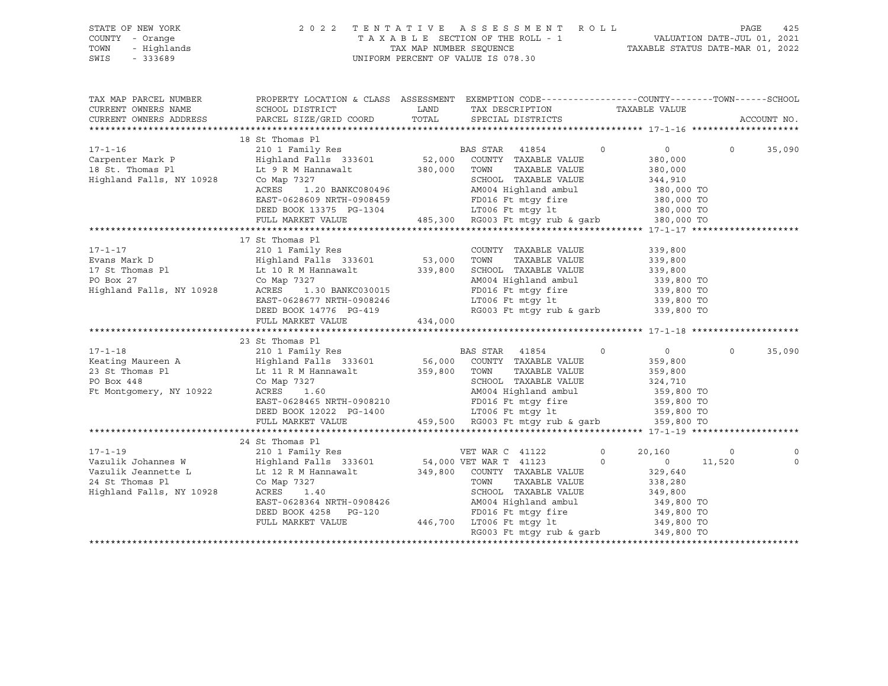STATE OF NEW YORK
COUNTY - Orange
TOWN - Highlands
SWIS - 333689

2 0 2 2 T E N T A T I V E A S S E S S M E N T R O L L
T A X A B L E SECTION OF THE ROLL - 1
TAX MAP NUMBER SEQUENCE
UNIFORM PERCENT OF VALUE IS 078.30

VALUATION DATE-JUL 01, 2021
TAXABLE STATUS DATE-MAR 01, 2022

```
TAX MAP PARCEL NUMBER     PROPERTY LOCATION & CLASS  ASSESSMENT  EXEMPTION CODE------------------COUNTY--------TOWN------SCHOOL
CURRENT OWNERS NAME       SCHOOL DISTRICT               LAND      TAX DESCRIPTION             TAXABLE VALUE
CURRENT OWNERS ADDRESS    PARCEL SIZE/GRID COORD        TOTAL     SPECIAL DISTRICTS                                     ACCOUNT NO.
******************************************************************************************************* 17-1-16 ********************
                          18 St Thomas Pl
17-1-16                   210 1 Family Res                        BAS STAR   41854       0          0            0      35,090
Carpenter Mark P          Highland Falls  333601        52,000    COUNTY  TAXABLE VALUE           380,000
18 St. Thomas Pl          Lt 9 R M Hannawalt           380,000    TOWN    TAXABLE VALUE           380,000
Highland Falls, NY 10928  Co Map 7327                             SCHOOL  TAXABLE VALUE           344,910
                          ACRES    1.20 BANKC080496               AM004 Highland ambul             380,000 TO
                          EAST-0628609 NRTH-0908459               FD016 Ft mtgy fire               380,000 TO
                          DEED BOOK 13375  PG-1304                LT006 Ft mtgy lt                 380,000 TO
                          FULL MARKET VALUE            485,300    RG003 Ft mtgy rub & garb         380,000 TO
******************************************************************************************************* 17-1-17 ********************
                          17 St Thomas Pl
17-1-17                   210 1 Family Res                        COUNTY  TAXABLE VALUE           339,800
Evans Mark D              Highland Falls  333601        53,000    TOWN    TAXABLE VALUE           339,800
17 St Thomas Pl           Lt 10 R M Hannawalt          339,800    SCHOOL  TAXABLE VALUE           339,800
PO Box 27                 Co Map 7327                             AM004 Highland ambul             339,800 TO
Highland Falls, NY 10928  ACRES    1.30 BANKC030015               FD016 Ft mtgy fire               339,800 TO
                          EAST-0628677 NRTH-0908246               LT006 Ft mtgy lt                 339,800 TO
                          DEED BOOK 14776  PG-419                 RG003 Ft mtgy rub & garb         339,800 TO
                          FULL MARKET VALUE            434,000
******************************************************************************************************* 17-1-18 ********************
                          23 St Thomas Pl
17-1-18                   210 1 Family Res                        BAS STAR   41854       0          0            0      35,090
Keating Maureen A         Highland Falls  333601        56,000    COUNTY  TAXABLE VALUE           359,800
23 St Thomas Pl           Lt 11 R M Hannawalt          359,800    TOWN    TAXABLE VALUE           359,800
PO Box 448                Co Map 7327                             SCHOOL  TAXABLE VALUE           324,710
Ft Montgomery, NY 10922   ACRES    1.60                           AM004 Highland ambul             359,800 TO
                          EAST-0628465 NRTH-0908210               FD016 Ft mtgy fire               359,800 TO
                          DEED BOOK 12022  PG-1400                LT006 Ft mtgy lt                 359,800 TO
                          FULL MARKET VALUE            459,500    RG003 Ft mtgy rub & garb         359,800 TO
******************************************************************************************************* 17-1-19 ********************
                          24 St Thomas Pl
17-1-19                   210 1 Family Res                        VET WAR C  41122       0     20,160            0           0
Vazulik Johannes W        Highland Falls  333601        54,000 VET WAR T  41123       0          0       11,520           0
Vazulik Jeannette L       Lt 12 R M Hannawalt          349,800    COUNTY  TAXABLE VALUE           329,640
24 St Thomas Pl           Co Map 7327                             TOWN    TAXABLE VALUE           338,280
Highland Falls, NY 10928  ACRES    1.40                           SCHOOL  TAXABLE VALUE           349,800
                          EAST-0628364 NRTH-0908426               AM004 Highland ambul             349,800 TO
                          DEED BOOK 4258   PG-120                 FD016 Ft mtgy fire               349,800 TO
                          FULL MARKET VALUE            446,700    LT006 Ft mtgy lt                 349,800 TO
                                                                  RG003 Ft mtgy rub & garb         349,800 TO
************************************************************************************************************************************
```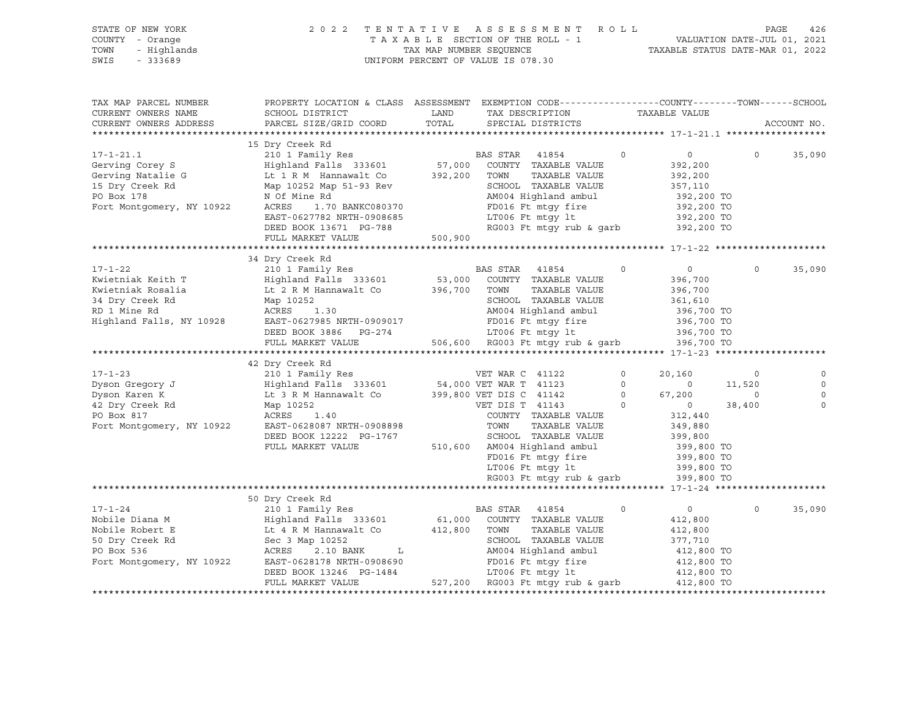STATE OF NEW YORK
COUNTY - Orange
TOWN - Highlands
SWIS - 333689

2022 TENTATIVE ASSESSMENT ROLL
TAXABLE SECTION OF THE ROLL - 1
TAX MAP NUMBER SEQUENCE
UNIFORM PERCENT OF VALUE IS 078.30

VALUATION DATE-JUL 01, 2021
TAXABLE STATUS DATE-MAR 01, 2022

```
TAX MAP PARCEL NUMBER          PROPERTY LOCATION & CLASS  ASSESSMENT  EXEMPTION CODE------------------COUNTY--------TOWN------SCHOOL
CURRENT OWNERS NAME            SCHOOL DISTRICT               LAND      TAX DESCRIPTION              TAXABLE VALUE
CURRENT OWNERS ADDRESS         PARCEL SIZE/GRID COORD        TOTAL     SPECIAL DISTRICTS                                       ACCOUNT NO.
******************************************************************************************************* 17-1-21.1 ******************
                               15 Dry Creek Rd
17-1-21.1                      210 1 Family Res                     BAS STAR   41854         0            0           0      35,090
Gerving Corey S                Highland Falls  333601      57,000   COUNTY  TAXABLE VALUE          392,200
Gerving Natalie G              Lt 1 R M  Hannawalt Co     392,200   TOWN    TAXABLE VALUE          392,200
15 Dry Creek Rd                Map 10252 Map 51-93 Rev              SCHOOL  TAXABLE VALUE          357,110
PO Box 178                     N Of Mine Rd                         AM004 Highland ambul            392,200 TO
Fort Montgomery, NY 10922      ACRES    1.70 BANKC080370            FD016 Ft mtgy fire              392,200 TO
                               EAST-0627782 NRTH-0908685            LT006 Ft mtgy lt                392,200 TO
                               DEED BOOK 13671  PG-788              RG003 Ft mtgy rub & garb        392,200 TO
                               FULL MARKET VALUE          500,900
******************************************************************************************************* 17-1-22 ********************
                               34 Dry Creek Rd
17-1-22                        210 1 Family Res                     BAS STAR   41854         0            0           0      35,090
Kwietniak Keith T              Highland Falls  333601      53,000   COUNTY  TAXABLE VALUE          396,700
Kwietniak Rosalia              Lt 2 R M Hannawalt Co      396,700   TOWN    TAXABLE VALUE          396,700
34 Dry Creek Rd                Map 10252                            SCHOOL  TAXABLE VALUE          361,610
RD 1 Mine Rd                   ACRES    1.30                        AM004 Highland ambul            396,700 TO
Highland Falls, NY 10928       EAST-0627985 NRTH-0909017            FD016 Ft mtgy fire              396,700 TO
                               DEED BOOK 3886   PG-274              LT006 Ft mtgy lt                396,700 TO
                               FULL MARKET VALUE          506,600   RG003 Ft mtgy rub & garb        396,700 TO
******************************************************************************************************* 17-1-23 ********************
                               42 Dry Creek Rd
17-1-23                        210 1 Family Res                     VET WAR C  41122         0       20,160           0           0
Dyson Gregory J                Highland Falls  333601      54,000   VET WAR T  41123         0            0      11,520           0
Dyson Karen K                  Lt 3 R M Hannawalt Co      399,800   VET DIS C  41142         0       67,200           0           0
42 Dry Creek Rd                Map 10252                            VET DIS T  41143         0            0      38,400           0
PO Box 817                     ACRES    1.40                        COUNTY  TAXABLE VALUE          312,440
Fort Montgomery, NY 10922      EAST-0628087 NRTH-0908898            TOWN    TAXABLE VALUE          349,880
                               DEED BOOK 12222  PG-1767             SCHOOL  TAXABLE VALUE          399,800
                               FULL MARKET VALUE          510,600   AM004 Highland ambul            399,800 TO
                                                                    FD016 Ft mtgy fire              399,800 TO
                                                                    LT006 Ft mtgy lt                399,800 TO
                                                                    RG003 Ft mtgy rub & garb        399,800 TO
******************************************************************************************************* 17-1-24 ********************
                               50 Dry Creek Rd
17-1-24                        210 1 Family Res                     BAS STAR   41854         0            0           0      35,090
Nobile Diana M                 Highland Falls  333601      61,000   COUNTY  TAXABLE VALUE          412,800
Nobile Robert E                Lt 4 R M Hannawalt Co      412,800   TOWN    TAXABLE VALUE          412,800
50 Dry Creek Rd                Sec 3 Map 10252                      SCHOOL  TAXABLE VALUE          377,710
PO Box 536                     ACRES    2.10 BANK     L             AM004 Highland ambul            412,800 TO
Fort Montgomery, NY 10922      EAST-0628178 NRTH-0908690            FD016 Ft mtgy fire              412,800 TO
                               DEED BOOK 13246  PG-1484             LT006 Ft mtgy lt                412,800 TO
                               FULL MARKET VALUE          527,200   RG003 Ft mtgy rub & garb        412,800 TO
************************************************************************************************************************************
```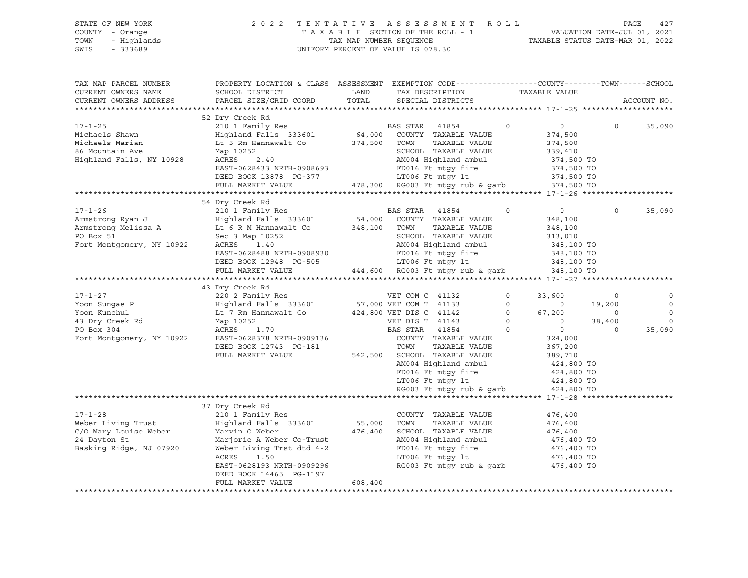STATE OF NEW YORK — 2022 TENTATIVE ASSESSMENT ROLL — PAGE 427
COUNTY - Orange — TAXABLE SECTION OF THE ROLL - 1 — VALUATION DATE-JUL 01, 2021
TOWN - Highlands — TAX MAP NUMBER SEQUENCE — TAXABLE STATUS DATE-MAR 01, 2022
SWIS - 333689 — UNIFORM PERCENT OF VALUE IS 078.30

| TAX MAP PARCEL NUMBER / CURRENT OWNERS NAME / CURRENT OWNERS ADDRESS | PROPERTY LOCATION & CLASS / SCHOOL DISTRICT / PARCEL SIZE/GRID COORD | ASSESSMENT LAND / TOTAL | EXEMPTION CODE / TAX DESCRIPTION / SPECIAL DISTRICTS | COUNTY / TAXABLE VALUE | TOWN | SCHOOL / ACCOUNT NO. |
|---|---|---|---|---|---|---|
| **17-1-25** | 52 Dry Creek Rd | | | | | |
| | 210 1 Family Res | | BAS STAR 41854 0 | 0 | 0 | 35,090 |
| Michaels Shawn | Highland Falls 333601 | 64,000 | COUNTY TAXABLE VALUE | 374,500 | | |
| Michaels Marian | Lt 5 Rm Hannawalt Co | 374,500 | TOWN TAXABLE VALUE | 374,500 | | |
| 86 Mountain Ave | Map 10252 | | SCHOOL TAXABLE VALUE | 339,410 | | |
| Highland Falls, NY 10928 | ACRES 2.40 | | AM004 Highland ambul | 374,500 TO | | |
| | EAST-0628433 NRTH-0908693 | | FD016 Ft mtgy fire | 374,500 TO | | |
| | DEED BOOK 13878 PG-377 | | LT006 Ft mtgy lt | 374,500 TO | | |
| | FULL MARKET VALUE | 478,300 | RG003 Ft mtgy rub & garb | 374,500 TO | | |
| **17-1-26** | 54 Dry Creek Rd | | | | | |
| | 210 1 Family Res | | BAS STAR 41854 0 | 0 | 0 | 35,090 |
| Armstrong Ryan J | Highland Falls 333601 | 54,000 | COUNTY TAXABLE VALUE | 348,100 | | |
| Armstrong Melissa A | Lt 6 R M Hannawalt Co | 348,100 | TOWN TAXABLE VALUE | 348,100 | | |
| PO Box 51 | Sec 3 Map 10252 | | SCHOOL TAXABLE VALUE | 313,010 | | |
| Fort Montgomery, NY 10922 | ACRES 1.40 | | AM004 Highland ambul | 348,100 TO | | |
| | EAST-0628488 NRTH-0908930 | | FD016 Ft mtgy fire | 348,100 TO | | |
| | DEED BOOK 12948 PG-505 | | LT006 Ft mtgy lt | 348,100 TO | | |
| | FULL MARKET VALUE | 444,600 | RG003 Ft mtgy rub & garb | 348,100 TO | | |
| **17-1-27** | 43 Dry Creek Rd | | | | | |
| | 220 2 Family Res | | VET COM C 41132 0 | 33,600 | 0 | 0 |
| Yoon Sungae P | Highland Falls 333601 | 57,000 | VET COM T 41133 0 | 0 | 19,200 | 0 |
| Yoon Kunchul | Lt 7 Rm Hannawalt Co | 424,800 | VET DIS C 41142 0 | 67,200 | 0 | 0 |
| 43 Dry Creek Rd | Map 10252 | | VET DIS T 41143 0 | 0 | 38,400 | 0 |
| PO Box 304 | ACRES 1.70 | | BAS STAR 41854 0 | 0 | 0 | 35,090 |
| Fort Montgomery, NY 10922 | EAST-0628378 NRTH-0909136 | | COUNTY TAXABLE VALUE | 324,000 | | |
| | DEED BOOK 12743 PG-181 | | TOWN TAXABLE VALUE | 367,200 | | |
| | FULL MARKET VALUE | 542,500 | SCHOOL TAXABLE VALUE | 389,710 | | |
| | | | AM004 Highland ambul | 424,800 TO | | |
| | | | FD016 Ft mtgy fire | 424,800 TO | | |
| | | | LT006 Ft mtgy lt | 424,800 TO | | |
| | | | RG003 Ft mtgy rub & garb | 424,800 TO | | |
| **17-1-28** | 37 Dry Creek Rd | | | | | |
| | 210 1 Family Res | | COUNTY TAXABLE VALUE | 476,400 | | |
| Weber Living Trust | Highland Falls 333601 | 55,000 | TOWN TAXABLE VALUE | 476,400 | | |
| C/O Mary Louise Weber | Marvin O Weber | 476,400 | SCHOOL TAXABLE VALUE | 476,400 | | |
| 24 Dayton St | Marjorie A Weber Co-Trust | | AM004 Highland ambul | 476,400 TO | | |
| Basking Ridge, NJ 07920 | Weber Living Trst dtd 4-2 | | FD016 Ft mtgy fire | 476,400 TO | | |
| | ACRES 1.50 | | LT006 Ft mtgy lt | 476,400 TO | | |
| | EAST-0628193 NRTH-0909296 | | RG003 Ft mtgy rub & garb | 476,400 TO | | |
| | DEED BOOK 14465 PG-1197 | | | | | |
| | FULL MARKET VALUE | 608,400 | | | | |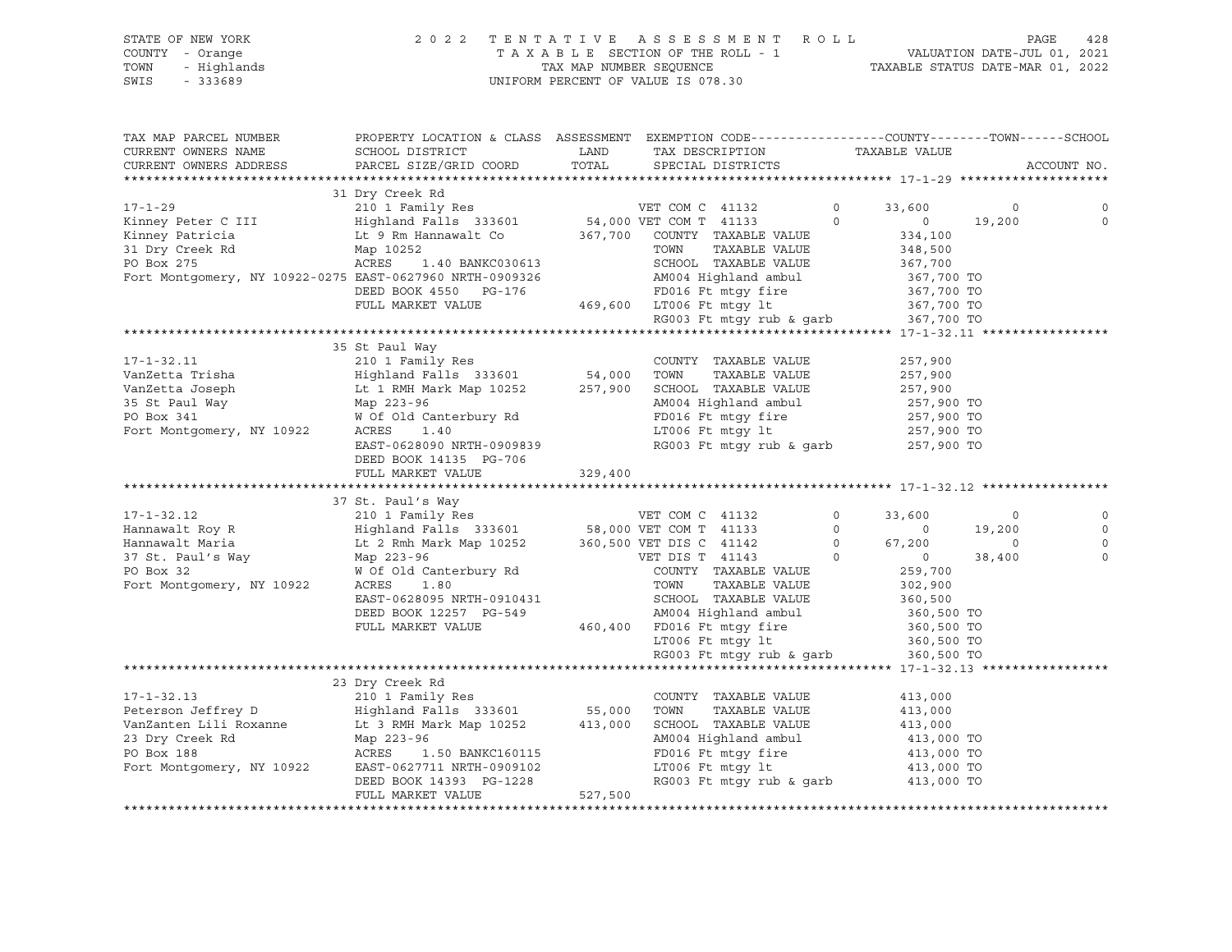STATE OF NEW YORK
COUNTY - Orange
TOWN - Highlands
SWIS - 333689

2022 TENTATIVE ASSESSMENT ROLL
TAXABLE SECTION OF THE ROLL - 1
TAX MAP NUMBER SEQUENCE
UNIFORM PERCENT OF VALUE IS 078.30

VALUATION DATE-JUL 01, 2021
TAXABLE STATUS DATE-MAR 01, 2022

| TAX MAP PARCEL NUMBER / CURRENT OWNERS NAME / CURRENT OWNERS ADDRESS | PROPERTY LOCATION & CLASS / SCHOOL DISTRICT / PARCEL SIZE/GRID COORD | ASSESSMENT LAND / TOTAL | EXEMPTION CODE / TAX DESCRIPTION / SPECIAL DISTRICTS | | COUNTY / TAXABLE VALUE | TOWN | SCHOOL |
|---|---|---|---|---|---|---|---|
| **17-1-29** | 31 Dry Creek Rd | | | | | | |
| 17-1-29 | 210 1 Family Res | | VET COM C 41132 | 0 | 33,600 | 0 | 0 |
| Kinney Peter C III | Highland Falls 333601 | 54,000 | VET COM T 41133 | 0 | 0 | 19,200 | 0 |
| Kinney Patricia | Lt 9 Rm Hannawalt Co | 367,700 | COUNTY TAXABLE VALUE | | 334,100 | | |
| 31 Dry Creek Rd | Map 10252 | | TOWN TAXABLE VALUE | | 348,500 | | |
| PO Box 275 | ACRES 1.40 BANKC030613 | | SCHOOL TAXABLE VALUE | | 367,700 | | |
| Fort Montgomery, NY 10922-0275 | EAST-0627960 NRTH-0909326 | | AM004 Highland ambul | | 367,700 TO | | |
| | DEED BOOK 4550 PG-176 | | FD016 Ft mtgy fire | | 367,700 TO | | |
| | FULL MARKET VALUE | 469,600 | LT006 Ft mtgy lt | | 367,700 TO | | |
| | | | RG003 Ft mtgy rub & garb | | 367,700 TO | | |
| **17-1-32.11** | 35 St Paul Way | | | | | | |
| 17-1-32.11 | 210 1 Family Res | | COUNTY TAXABLE VALUE | | 257,900 | | |
| VanZetta Trisha | Highland Falls 333601 | 54,000 | TOWN TAXABLE VALUE | | 257,900 | | |
| VanZetta Joseph | Lt 1 RMH Mark Map 10252 | 257,900 | SCHOOL TAXABLE VALUE | | 257,900 | | |
| 35 St Paul Way | Map 223-96 | | AM004 Highland ambul | | 257,900 TO | | |
| PO Box 341 | W Of Old Canterbury Rd | | FD016 Ft mtgy fire | | 257,900 TO | | |
| Fort Montgomery, NY 10922 | ACRES 1.40 | | LT006 Ft mtgy lt | | 257,900 TO | | |
| | EAST-0628090 NRTH-0909839 | | RG003 Ft mtgy rub & garb | | 257,900 TO | | |
| | DEED BOOK 14135 PG-706 | | | | | | |
| | FULL MARKET VALUE | 329,400 | | | | | |
| **17-1-32.12** | 37 St. Paul's Way | | | | | | |
| 17-1-32.12 | 210 1 Family Res | | VET COM C 41132 | 0 | 33,600 | 0 | 0 |
| Hannawalt Roy R | Highland Falls 333601 | 58,000 | VET COM T 41133 | 0 | 0 | 19,200 | 0 |
| Hannawalt Maria | Lt 2 Rmh Mark Map 10252 | 360,500 | VET DIS C 41142 | 0 | 67,200 | 0 | 0 |
| 37 St. Paul's Way | Map 223-96 | | VET DIS T 41143 | 0 | 0 | 38,400 | 0 |
| PO Box 32 | W Of Old Canterbury Rd | | COUNTY TAXABLE VALUE | | 259,700 | | |
| Fort Montgomery, NY 10922 | ACRES 1.80 | | TOWN TAXABLE VALUE | | 302,900 | | |
| | EAST-0628095 NRTH-0910431 | | SCHOOL TAXABLE VALUE | | 360,500 | | |
| | DEED BOOK 12257 PG-549 | | AM004 Highland ambul | | 360,500 TO | | |
| | FULL MARKET VALUE | 460,400 | FD016 Ft mtgy fire | | 360,500 TO | | |
| | | | LT006 Ft mtgy lt | | 360,500 TO | | |
| | | | RG003 Ft mtgy rub & garb | | 360,500 TO | | |
| **17-1-32.13** | 23 Dry Creek Rd | | | | | | |
| 17-1-32.13 | 210 1 Family Res | | COUNTY TAXABLE VALUE | | 413,000 | | |
| Peterson Jeffrey D | Highland Falls 333601 | 55,000 | TOWN TAXABLE VALUE | | 413,000 | | |
| VanZanten Lili Roxanne | Lt 3 RMH Mark Map 10252 | 413,000 | SCHOOL TAXABLE VALUE | | 413,000 | | |
| 23 Dry Creek Rd | Map 223-96 | | AM004 Highland ambul | | 413,000 TO | | |
| PO Box 188 | ACRES 1.50 BANKC160115 | | FD016 Ft mtgy fire | | 413,000 TO | | |
| Fort Montgomery, NY 10922 | EAST-0627711 NRTH-0909102 | | LT006 Ft mtgy lt | | 413,000 TO | | |
| | DEED BOOK 14393 PG-1228 | | RG003 Ft mtgy rub & garb | | 413,000 TO | | |
| | FULL MARKET VALUE | 527,500 | | | | | |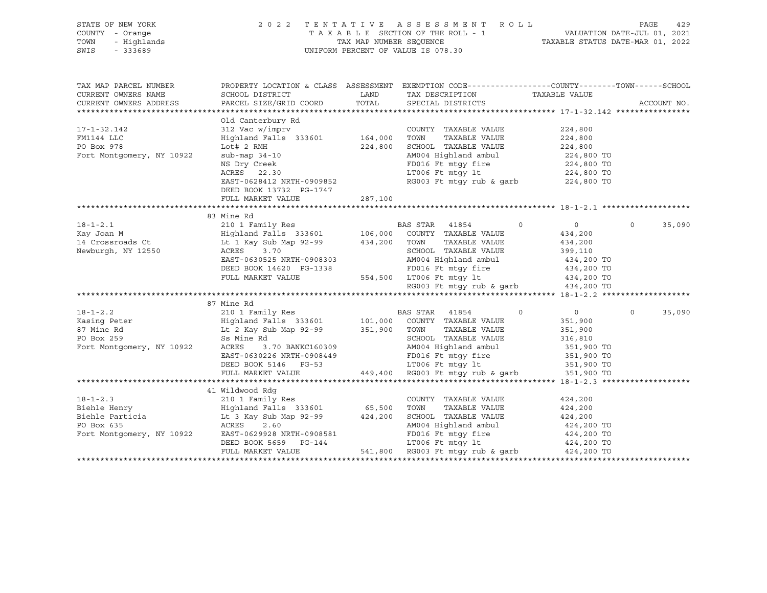STATE OF NEW YORK | 2022 TENTATIVE ASSESSMENT ROLL | PAGE 429
COUNTY - Orange | TAXABLE SECTION OF THE ROLL - 1 | VALUATION DATE-JUL 01, 2021
TOWN - Highlands | TAX MAP NUMBER SEQUENCE | TAXABLE STATUS DATE-MAR 01, 2022
SWIS - 333689 | UNIFORM PERCENT OF VALUE IS 078.30

| TAX MAP PARCEL NUMBER / CURRENT OWNERS NAME / CURRENT OWNERS ADDRESS | PROPERTY LOCATION & CLASS / SCHOOL DISTRICT / PARCEL SIZE/GRID COORD | ASSESSMENT LAND / TOTAL | EXEMPTION CODE / TAX DESCRIPTION / SPECIAL DISTRICTS | COUNTY | TOWN | SCHOOL / TAXABLE VALUE | ACCOUNT NO. |
|---|---|---|---|---|---|---|---|
| **17-1-32.142** | Old Canterbury Rd | | | | | | |
| 17-1-32.142 | 312 Vac w/imprv | | COUNTY TAXABLE VALUE | 224,800 | | | |
| FM1144 LLC | Highland Falls 333601 | 164,000 | TOWN TAXABLE VALUE | 224,800 | | | |
| PO Box 978 | Lot# 2 RMH | 224,800 | SCHOOL TAXABLE VALUE | 224,800 | | | |
| Fort Montgomery, NY 10922 | sub-map 34-10 | | AM004 Highland ambul | 224,800 TO | | | |
| | NS Dry Creek | | FD016 Ft mtgy fire | 224,800 TO | | | |
| | ACRES 22.30 | | LT006 Ft mtgy lt | 224,800 TO | | | |
| | EAST-0628412 NRTH-0909852 | | RG003 Ft mtgy rub & garb | 224,800 TO | | | |
| | DEED BOOK 13732 PG-1747 | | | | | | |
| | FULL MARKET VALUE | 287,100 | | | | | |
| **18-1-2.1** | 83 Mine Rd | | | | | | |
| 18-1-2.1 | 210 1 Family Res | | BAS STAR 41854 | 0 | 0 | 0 | 35,090 |
| Kay Joan M | Highland Falls 333601 | 106,000 | COUNTY TAXABLE VALUE | 434,200 | | | |
| 14 Crossroads Ct | Lt 1 Kay Sub Map 92-99 | 434,200 | TOWN TAXABLE VALUE | 434,200 | | | |
| Newburgh, NY 12550 | ACRES 3.70 | | SCHOOL TAXABLE VALUE | 399,110 | | | |
| | EAST-0630525 NRTH-0908303 | | AM004 Highland ambul | 434,200 TO | | | |
| | DEED BOOK 14620 PG-1338 | | FD016 Ft mtgy fire | 434,200 TO | | | |
| | FULL MARKET VALUE | 554,500 | LT006 Ft mtgy lt | 434,200 TO | | | |
| | | | RG003 Ft mtgy rub & garb | 434,200 TO | | | |
| **18-1-2.2** | 87 Mine Rd | | | | | | |
| 18-1-2.2 | 210 1 Family Res | | BAS STAR 41854 | 0 | 0 | 0 | 35,090 |
| Kasing Peter | Highland Falls 333601 | 101,000 | COUNTY TAXABLE VALUE | 351,900 | | | |
| 87 Mine Rd | Lt 2 Kay Sub Map 92-99 | 351,900 | TOWN TAXABLE VALUE | 351,900 | | | |
| PO Box 259 | Ss Mine Rd | | SCHOOL TAXABLE VALUE | 316,810 | | | |
| Fort Montgomery, NY 10922 | ACRES 3.70 BANKC160309 | | AM004 Highland ambul | 351,900 TO | | | |
| | EAST-0630226 NRTH-0908449 | | FD016 Ft mtgy fire | 351,900 TO | | | |
| | DEED BOOK 5146 PG-53 | | LT006 Ft mtgy lt | 351,900 TO | | | |
| | FULL MARKET VALUE | 449,400 | RG003 Ft mtgy rub & garb | 351,900 TO | | | |
| **18-1-2.3** | 41 Wildwood Rdg | | | | | | |
| 18-1-2.3 | 210 1 Family Res | | COUNTY TAXABLE VALUE | 424,200 | | | |
| Biehle Henry | Highland Falls 333601 | 65,500 | TOWN TAXABLE VALUE | 424,200 | | | |
| Biehle Particia | Lt 3 Kay Sub Map 92-99 | 424,200 | SCHOOL TAXABLE VALUE | 424,200 | | | |
| PO Box 635 | ACRES 2.60 | | AM004 Highland ambul | 424,200 TO | | | |
| Fort Montgomery, NY 10922 | EAST-0629928 NRTH-0908581 | | FD016 Ft mtgy fire | 424,200 TO | | | |
| | DEED BOOK 5659 PG-144 | | LT006 Ft mtgy lt | 424,200 TO | | | |
| | FULL MARKET VALUE | 541,800 | RG003 Ft mtgy rub & garb | 424,200 TO | | | |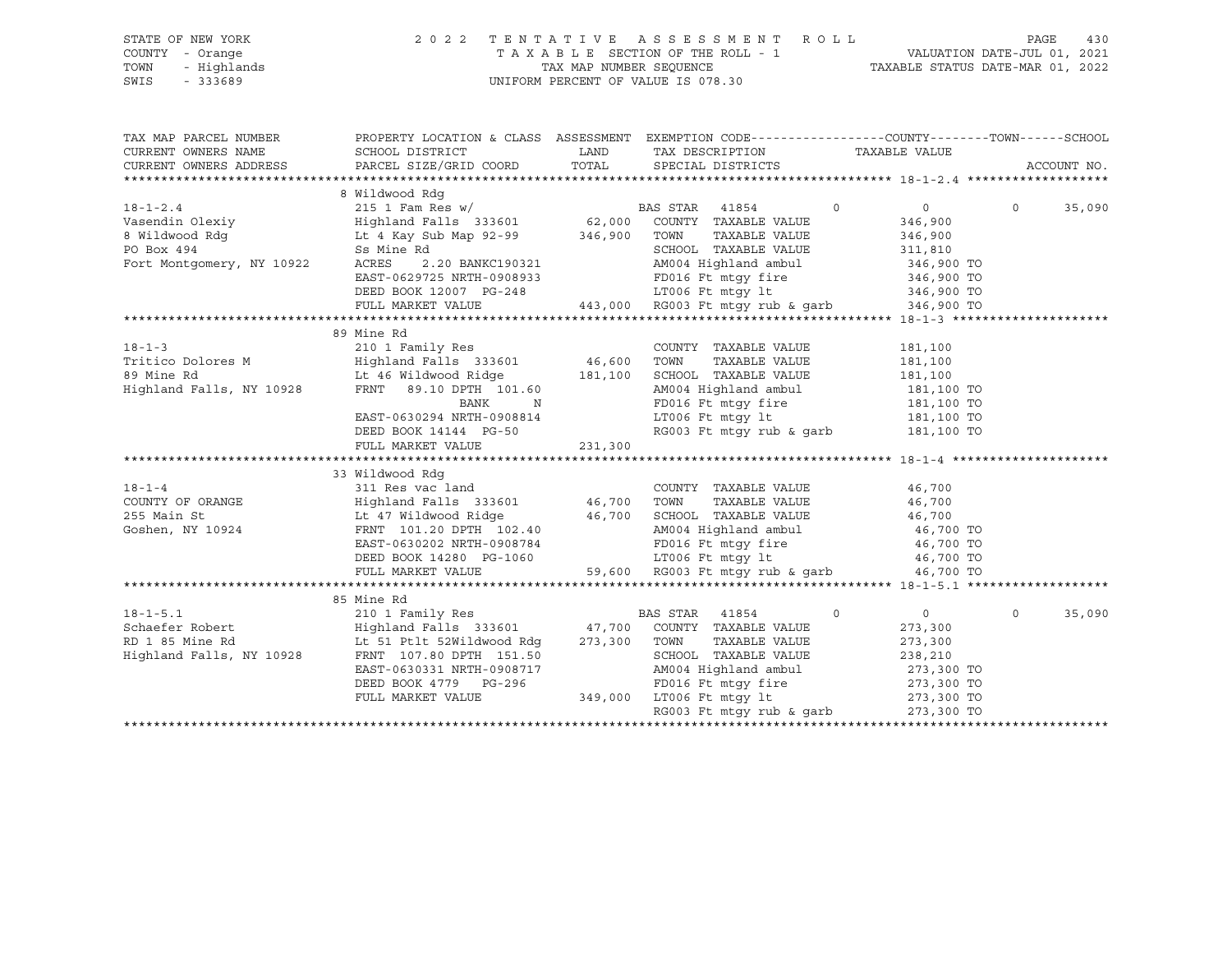STATE OF NEW YORK　　　　2 0 2 2　T E N T A T I V E　A S S E S S M E N T　R O L L
COUNTY - Orange　　　　T A X A B L E SECTION OF THE ROLL - 1　　　　VALUATION DATE-JUL 01, 2021
TOWN - Highlands　　　　TAX MAP NUMBER SEQUENCE　　　　TAXABLE STATUS DATE-MAR 01, 2022
SWIS - 333689　　　　UNIFORM PERCENT OF VALUE IS 078.30

```
TAX MAP PARCEL NUMBER          PROPERTY LOCATION & CLASS  ASSESSMENT  EXEMPTION CODE------------------COUNTY--------TOWN------SCHOOL
CURRENT OWNERS NAME            SCHOOL DISTRICT               LAND      TAX DESCRIPTION             TAXABLE VALUE
CURRENT OWNERS ADDRESS         PARCEL SIZE/GRID COORD        TOTAL     SPECIAL DISTRICTS                                    ACCOUNT NO.
******************************************************************************************************* 18-1-2.4 *******************
                               8 Wildwood Rdg
18-1-2.4                       215 1 Fam Res w/                        BAS STAR  41854         0          0          0       35,090
Vasendin Olexiy                Highland Falls  333601      62,000   COUNTY  TAXABLE VALUE            346,900
8 Wildwood Rdg                 Lt 4 Kay Sub Map 92-99     346,900   TOWN    TAXABLE VALUE            346,900
PO Box 494                     Ss Mine Rd                           SCHOOL  TAXABLE VALUE            311,810
Fort Montgomery, NY 10922      ACRES    2.20 BANKC190321            AM004 Highland ambul              346,900 TO
                               EAST-0629725 NRTH-0908933            FD016 Ft mtgy fire                346,900 TO
                               DEED BOOK 12007  PG-248              LT006 Ft mtgy lt                  346,900 TO
                               FULL MARKET VALUE          443,000   RG003 Ft mtgy rub & garb          346,900 TO
******************************************************************************************************* 18-1-3 *********************
                               89 Mine Rd
18-1-3                         210 1 Family Res                     COUNTY  TAXABLE VALUE            181,100
Tritico Dolores M              Highland Falls  333601      46,600   TOWN    TAXABLE VALUE            181,100
89 Mine Rd                     Lt 46 Wildwood Ridge       181,100   SCHOOL  TAXABLE VALUE            181,100
Highland Falls, NY 10928       FRNT    89.10 DPTH 101.60            AM004 Highland ambul              181,100 TO
                                          BANK      N               FD016 Ft mtgy fire                181,100 TO
                               EAST-0630294 NRTH-0908814            LT006 Ft mtgy lt                  181,100 TO
                               DEED BOOK 14144  PG-50               RG003 Ft mtgy rub & garb          181,100 TO
                               FULL MARKET VALUE          231,300
******************************************************************************************************* 18-1-4 *********************
                               33 Wildwood Rdg
18-1-4                         311 Res vac land                     COUNTY  TAXABLE VALUE             46,700
COUNTY OF ORANGE               Highland Falls  333601      46,700   TOWN    TAXABLE VALUE             46,700
255 Main St                    Lt 47 Wildwood Ridge        46,700   SCHOOL  TAXABLE VALUE             46,700
Goshen, NY 10924               FRNT   101.20 DPTH 102.40            AM004 Highland ambul               46,700 TO
                               EAST-0630202 NRTH-0908784            FD016 Ft mtgy fire                 46,700 TO
                               DEED BOOK 14280  PG-1060             LT006 Ft mtgy lt                   46,700 TO
                               FULL MARKET VALUE           59,600   RG003 Ft mtgy rub & garb           46,700 TO
******************************************************************************************************* 18-1-5.1 *******************
                               85 Mine Rd
18-1-5.1                       210 1 Family Res                     BAS STAR  41854         0          0          0       35,090
Schaefer Robert                Highland Falls  333601      47,700   COUNTY  TAXABLE VALUE            273,300
RD 1 85 Mine Rd                Lt 51 Ptlt 52Wildwood Rdg  273,300   TOWN    TAXABLE VALUE            273,300
Highland Falls, NY 10928       FRNT   107.80 DPTH 151.50            SCHOOL  TAXABLE VALUE            238,210
                               EAST-0630331 NRTH-0908717            AM004 Highland ambul              273,300 TO
                               DEED BOOK 4779   PG-296              FD016 Ft mtgy fire                273,300 TO
                               FULL MARKET VALUE          349,000   LT006 Ft mtgy lt                  273,300 TO
                                                                    RG003 Ft mtgy rub & garb          273,300 TO
************************************************************************************************************************************
```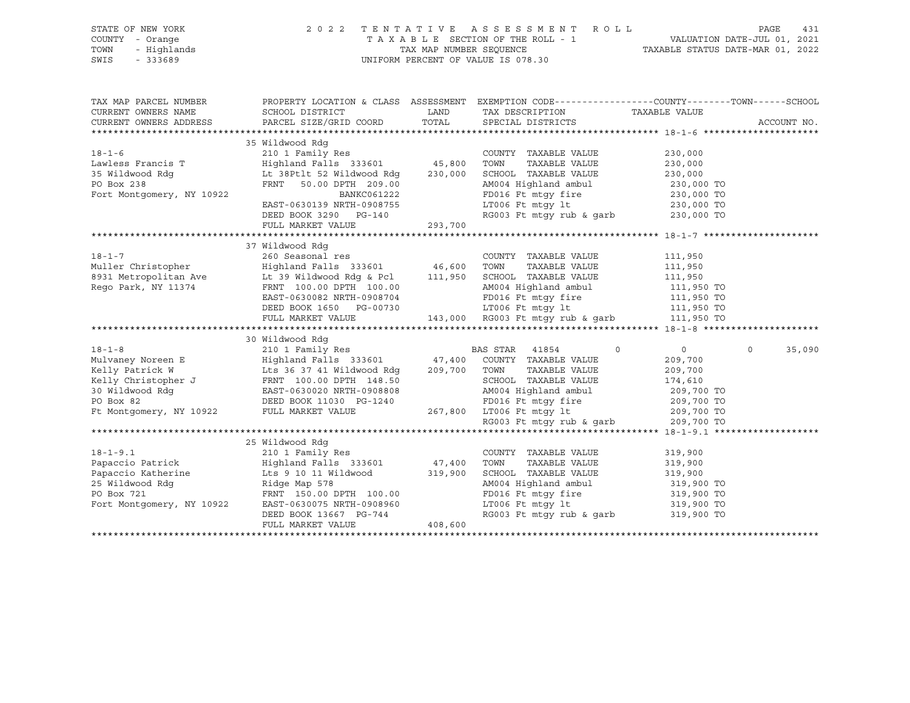STATE OF NEW YORK
COUNTY - Orange
TOWN - Highlands
SWIS - 333689

2022 TENTATIVE ASSESSMENT ROLL
TAXABLE SECTION OF THE ROLL - 1
TAX MAP NUMBER SEQUENCE
UNIFORM PERCENT OF VALUE IS 078.30

VALUATION DATE-JUL 01, 2021
TAXABLE STATUS DATE-MAR 01, 2022

| TAX MAP PARCEL NUMBER / CURRENT OWNERS NAME / CURRENT OWNERS ADDRESS | PROPERTY LOCATION & CLASS / SCHOOL DISTRICT / PARCEL SIZE/GRID COORD | ASSESSMENT LAND | TOTAL | EXEMPTION CODE / TAX DESCRIPTION / SPECIAL DISTRICTS | COUNTY | TOWN | SCHOOL / TAXABLE VALUE | ACCOUNT NO. |
|---|---|---|---|---|---|---|---|---|
| 18-1-6 | 35 Wildwood Rdg | | | | | | | |
| | 210 1 Family Res | | | COUNTY TAXABLE VALUE | 230,000 | | | |
| Lawless Francis T | Highland Falls 333601 | 45,800 | | TOWN TAXABLE VALUE | | 230,000 | | |
| 35 Wildwood Rdg | Lt 38Ptlt 52 Wildwood Rdg | | 230,000 | SCHOOL TAXABLE VALUE | | | 230,000 | |
| PO Box 238 | FRNT 50.00 DPTH 209.00 | | | AM004 Highland ambul | 230,000 TO | | | |
| Fort Montgomery, NY 10922 | BANKC061222 | | | FD016 Ft mtgy fire | 230,000 TO | | | |
| | EAST-0630139 NRTH-0908755 | | | LT006 Ft mtgy lt | 230,000 TO | | | |
| | DEED BOOK 3290 PG-140 | | | RG003 Ft mtgy rub & garb | 230,000 TO | | | |
| | FULL MARKET VALUE | | 293,700 | | | | | |
| 18-1-7 | 37 Wildwood Rdg | | | | | | | |
| | 260 Seasonal res | | | COUNTY TAXABLE VALUE | 111,950 | | | |
| Muller Christopher | Highland Falls 333601 | 46,600 | | TOWN TAXABLE VALUE | | 111,950 | | |
| 8931 Metropolitan Ave | Lt 39 Wildwood Rdg & Pcl | | 111,950 | SCHOOL TAXABLE VALUE | | | 111,950 | |
| Rego Park, NY 11374 | FRNT 100.00 DPTH 100.00 | | | AM004 Highland ambul | 111,950 TO | | | |
| | EAST-0630082 NRTH-0908704 | | | FD016 Ft mtgy fire | 111,950 TO | | | |
| | DEED BOOK 1650 PG-00730 | | | LT006 Ft mtgy lt | 111,950 TO | | | |
| | FULL MARKET VALUE | | 143,000 | RG003 Ft mtgy rub & garb | 111,950 TO | | | |
| 18-1-8 | 30 Wildwood Rdg | | | | | | | |
| | 210 1 Family Res | | | BAS STAR 41854 | 0 | 0 | 35,090 | |
| Mulvaney Noreen E | Highland Falls 333601 | 47,400 | | COUNTY TAXABLE VALUE | 209,700 | | | |
| Kelly Patrick W | Lts 36 37 41 Wildwood Rdg | | 209,700 | TOWN TAXABLE VALUE | | 209,700 | | |
| Kelly Christopher J | FRNT 100.00 DPTH 148.50 | | | SCHOOL TAXABLE VALUE | | | 174,610 | |
| 30 Wildwood Rdg | EAST-0630020 NRTH-0908808 | | | AM004 Highland ambul | 209,700 TO | | | |
| PO Box 82 | DEED BOOK 11030 PG-1240 | | | FD016 Ft mtgy fire | 209,700 TO | | | |
| Ft Montgomery, NY 10922 | FULL MARKET VALUE | | 267,800 | LT006 Ft mtgy lt | 209,700 TO | | | |
| | | | | RG003 Ft mtgy rub & garb | 209,700 TO | | | |
| 18-1-9.1 | 25 Wildwood Rdg | | | | | | | |
| | 210 1 Family Res | | | COUNTY TAXABLE VALUE | 319,900 | | | |
| Papaccio Patrick | Highland Falls 333601 | 47,400 | | TOWN TAXABLE VALUE | | 319,900 | | |
| Papaccio Katherine | Lts 9 10 11 Wildwood | | 319,900 | SCHOOL TAXABLE VALUE | | | 319,900 | |
| 25 Wildwood Rdg | Ridge Map 578 | | | AM004 Highland ambul | 319,900 TO | | | |
| PO Box 721 | FRNT 150.00 DPTH 100.00 | | | FD016 Ft mtgy fire | 319,900 TO | | | |
| Fort Montgomery, NY 10922 | EAST-0630075 NRTH-0908960 | | | LT006 Ft mtgy lt | 319,900 TO | | | |
| | DEED BOOK 13667 PG-744 | | | RG003 Ft mtgy rub & garb | 319,900 TO | | | |
| | FULL MARKET VALUE | | 408,600 | | | | | |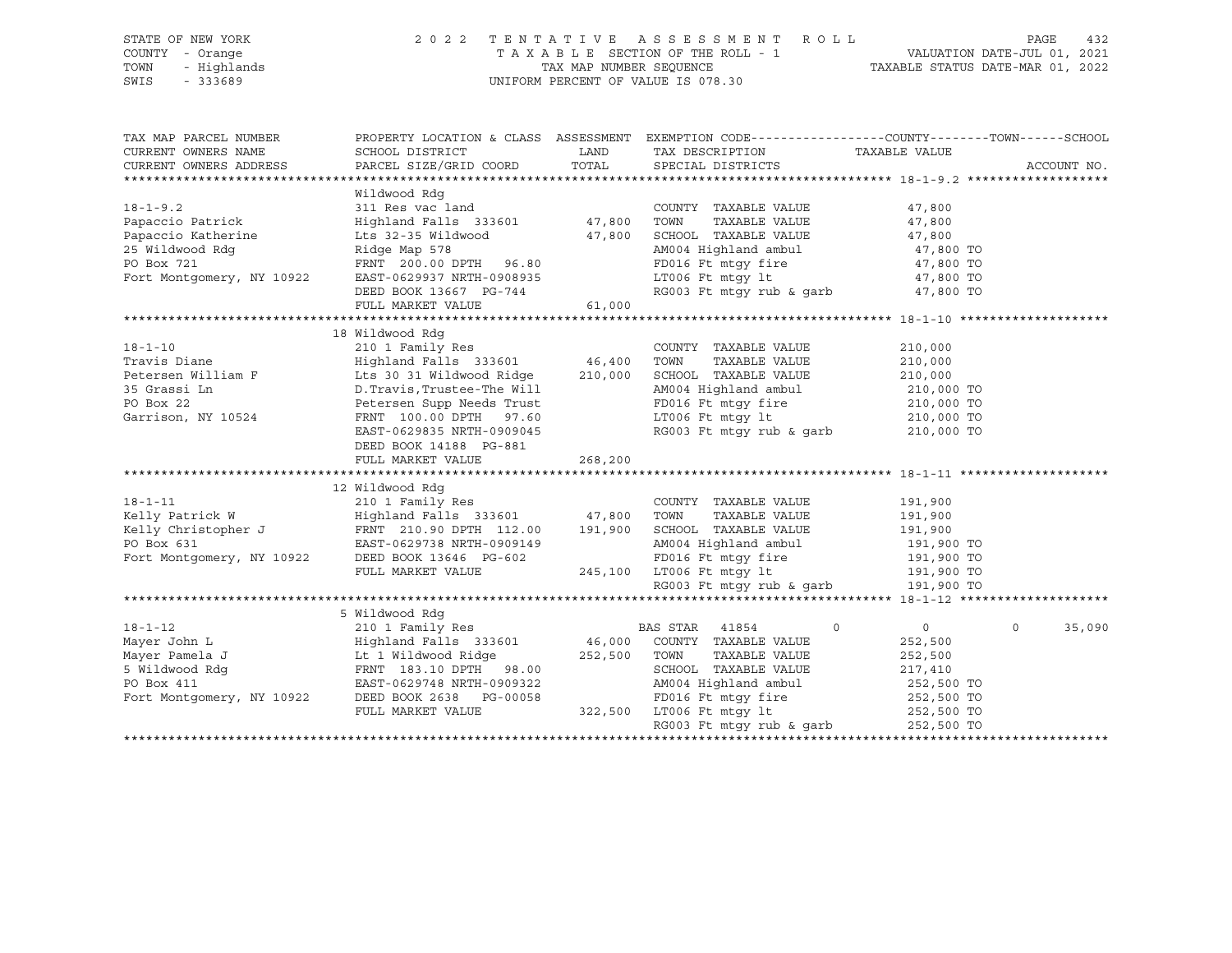STATE OF NEW YORK — 2022 TENTATIVE ASSESSMENT ROLL
COUNTY - Orange — TAXABLE SECTION OF THE ROLL - 1 — VALUATION DATE-JUL 01, 2021
TOWN - Highlands — TAX MAP NUMBER SEQUENCE — TAXABLE STATUS DATE-MAR 01, 2022
SWIS - 333689 — UNIFORM PERCENT OF VALUE IS 078.30

| TAX MAP PARCEL NUMBER / CURRENT OWNERS NAME / CURRENT OWNERS ADDRESS | PROPERTY LOCATION & CLASS / SCHOOL DISTRICT / PARCEL SIZE/GRID COORD | ASSESSMENT LAND / TOTAL | EXEMPTION CODE / TAX DESCRIPTION / SPECIAL DISTRICTS | COUNTY / TOWN / SCHOOL TAXABLE VALUE | ACCOUNT NO. |
|---|---|---|---|---|---|
| **18-1-9.2** | Wildwood Rdg | | | | |
| 18-1-9.2 | 311 Res vac land | | COUNTY TAXABLE VALUE | 47,800 | |
| Papaccio Patrick | Highland Falls 333601 | 47,800 | TOWN TAXABLE VALUE | 47,800 | |
| Papaccio Katherine | Lts 32-35 Wildwood | 47,800 | SCHOOL TAXABLE VALUE | 47,800 | |
| 25 Wildwood Rdg | Ridge Map 578 | | AM004 Highland ambul | 47,800 TO | |
| PO Box 721 | FRNT 200.00 DPTH 96.80 | | FD016 Ft mtgy fire | 47,800 TO | |
| Fort Montgomery, NY 10922 | EAST-0629937 NRTH-0908935 | | LT006 Ft mtgy lt | 47,800 TO | |
| | DEED BOOK 13667 PG-744 | | RG003 Ft mtgy rub & garb | 47,800 TO | |
| | FULL MARKET VALUE | 61,000 | | | |
| **18-1-10** | 18 Wildwood Rdg | | | | |
| 18-1-10 | 210 1 Family Res | | COUNTY TAXABLE VALUE | 210,000 | |
| Travis Diane | Highland Falls 333601 | 46,400 | TOWN TAXABLE VALUE | 210,000 | |
| Petersen William F | Lts 30 31 Wildwood Ridge | 210,000 | SCHOOL TAXABLE VALUE | 210,000 | |
| 35 Grassi Ln | D.Travis,Trustee-The Will | | AM004 Highland ambul | 210,000 TO | |
| PO Box 22 | Petersen Supp Needs Trust | | FD016 Ft mtgy fire | 210,000 TO | |
| Garrison, NY 10524 | FRNT 100.00 DPTH 97.60 | | LT006 Ft mtgy lt | 210,000 TO | |
| | EAST-0629835 NRTH-0909045 | | RG003 Ft mtgy rub & garb | 210,000 TO | |
| | DEED BOOK 14188 PG-881 | | | | |
| | FULL MARKET VALUE | 268,200 | | | |
| **18-1-11** | 12 Wildwood Rdg | | | | |
| 18-1-11 | 210 1 Family Res | | COUNTY TAXABLE VALUE | 191,900 | |
| Kelly Patrick W | Highland Falls 333601 | 47,800 | TOWN TAXABLE VALUE | 191,900 | |
| Kelly Christopher J | FRNT 210.90 DPTH 112.00 | 191,900 | SCHOOL TAXABLE VALUE | 191,900 | |
| PO Box 631 | EAST-0629738 NRTH-0909149 | | AM004 Highland ambul | 191,900 TO | |
| Fort Montgomery, NY 10922 | DEED BOOK 13646 PG-602 | | FD016 Ft mtgy fire | 191,900 TO | |
| | FULL MARKET VALUE | 245,100 | LT006 Ft mtgy lt | 191,900 TO | |
| | | | RG003 Ft mtgy rub & garb | 191,900 TO | |
| **18-1-12** | 5 Wildwood Rdg | | | | |
| 18-1-12 | 210 1 Family Res | | BAS STAR 41854 | 0 / 0 / 35,090 | |
| Mayer John L | Highland Falls 333601 | 46,000 | COUNTY TAXABLE VALUE | 252,500 | |
| Mayer Pamela J | Lt 1 Wildwood Ridge | 252,500 | TOWN TAXABLE VALUE | 252,500 | |
| 5 Wildwood Rdg | FRNT 183.10 DPTH 98.00 | | SCHOOL TAXABLE VALUE | 217,410 | |
| PO Box 411 | EAST-0629748 NRTH-0909322 | | AM004 Highland ambul | 252,500 TO | |
| Fort Montgomery, NY 10922 | DEED BOOK 2638 PG-00058 | | FD016 Ft mtgy fire | 252,500 TO | |
| | FULL MARKET VALUE | 322,500 | LT006 Ft mtgy lt | 252,500 TO | |
| | | | RG003 Ft mtgy rub & garb | 252,500 TO | |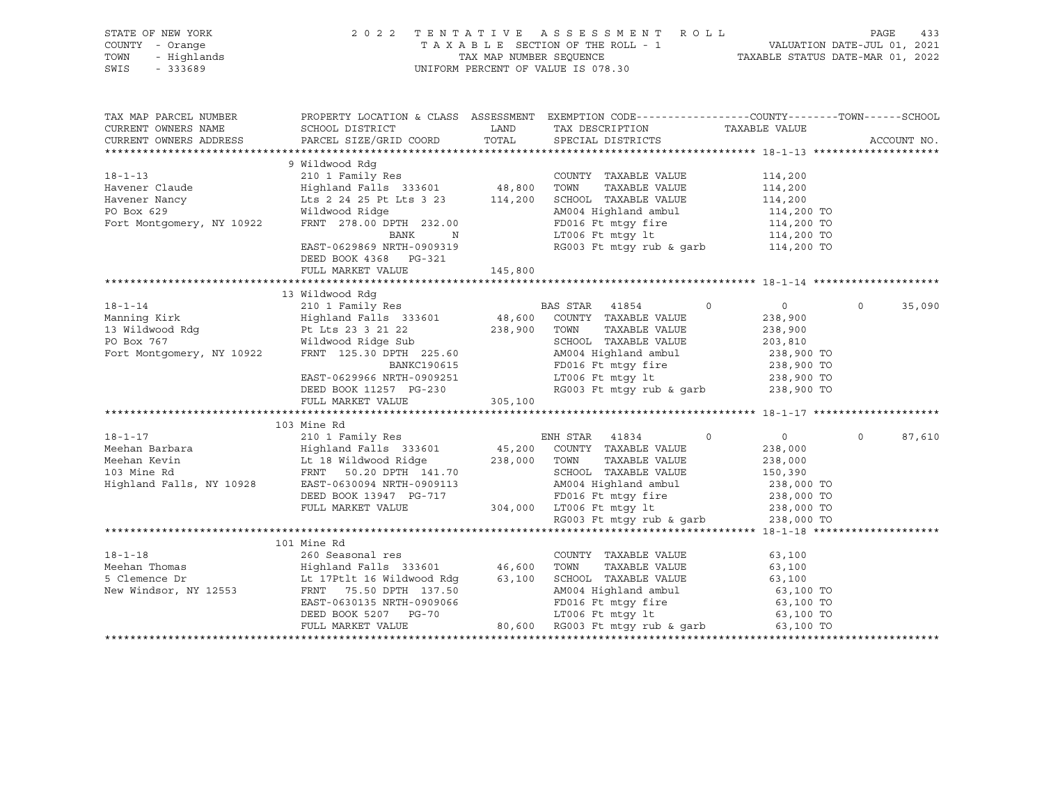STATE OF NEW YORK
COUNTY - Orange
TOWN - Highlands
SWIS - 333689

2022 TENTATIVE ASSESSMENT ROLL
TAXABLE SECTION OF THE ROLL - 1
TAX MAP NUMBER SEQUENCE
UNIFORM PERCENT OF VALUE IS 078.30

VALUATION DATE-JUL 01, 2021
TAXABLE STATUS DATE-MAR 01, 2022

```
TAX MAP PARCEL NUMBER          PROPERTY LOCATION & CLASS  ASSESSMENT  EXEMPTION CODE------------------COUNTY--------TOWN------SCHOOL
CURRENT OWNERS NAME            SCHOOL DISTRICT               LAND      TAX DESCRIPTION              TAXABLE VALUE
CURRENT OWNERS ADDRESS         PARCEL SIZE/GRID COORD        TOTAL     SPECIAL DISTRICTS                                    ACCOUNT NO.
******************************************************************************************************* 18-1-13 ********************
                               9 Wildwood Rdg
18-1-13                        210 1 Family Res                         COUNTY  TAXABLE VALUE          114,200
Havener Claude                 Highland Falls  333601       48,800     TOWN    TAXABLE VALUE          114,200
Havener Nancy                  Lts 2 24 25 Pt Lts 3 23     114,200     SCHOOL  TAXABLE VALUE          114,200
PO Box 629                     Wildwood Ridge                           AM004 Highland ambul            114,200 TO
Fort Montgomery, NY 10922      FRNT 278.00 DPTH 232.00                  FD016 Ft mtgy fire              114,200 TO
                                        BANK      N                     LT006 Ft mtgy lt                114,200 TO
                               EAST-0629869 NRTH-0909319                RG003 Ft mtgy rub & garb        114,200 TO
                               DEED BOOK 4368   PG-321
                               FULL MARKET VALUE           145,800
******************************************************************************************************* 18-1-14 ********************
                               13 Wildwood Rdg
18-1-14                        210 1 Family Res                         BAS STAR  41854         0            0            0       35,090
Manning Kirk                   Highland Falls  333601       48,600     COUNTY  TAXABLE VALUE          238,900
13 Wildwood Rdg                Pt Lts 23 3 21 22           238,900     TOWN    TAXABLE VALUE          238,900
PO Box 767                     Wildwood Ridge Sub                       SCHOOL  TAXABLE VALUE          203,810
Fort Montgomery, NY 10922      FRNT 125.30 DPTH 225.60                  AM004 Highland ambul            238,900 TO
                                        BANKC190615                     FD016 Ft mtgy fire              238,900 TO
                               EAST-0629966 NRTH-0909251                LT006 Ft mtgy lt                238,900 TO
                               DEED BOOK 11257  PG-230                  RG003 Ft mtgy rub & garb        238,900 TO
                               FULL MARKET VALUE           305,100
******************************************************************************************************* 18-1-17 ********************
                               103 Mine Rd
18-1-17                        210 1 Family Res                         ENH STAR  41834         0            0            0       87,610
Meehan Barbara                 Highland Falls  333601       45,200     COUNTY  TAXABLE VALUE          238,000
Meehan Kevin                   Lt 18 Wildwood Ridge        238,000     TOWN    TAXABLE VALUE          238,000
103 Mine Rd                    FRNT  50.20 DPTH 141.70                  SCHOOL  TAXABLE VALUE          150,390
Highland Falls, NY 10928       EAST-0630094 NRTH-0909113                AM004 Highland ambul            238,000 TO
                               DEED BOOK 13947  PG-717                  FD016 Ft mtgy fire              238,000 TO
                               FULL MARKET VALUE           304,000     LT006 Ft mtgy lt                238,000 TO
                                                                        RG003 Ft mtgy rub & garb        238,000 TO
******************************************************************************************************* 18-1-18 ********************
                               101 Mine Rd
18-1-18                        260 Seasonal res                         COUNTY  TAXABLE VALUE           63,100
Meehan Thomas                  Highland Falls  333601       46,600     TOWN    TAXABLE VALUE           63,100
5 Clemence Dr                  Lt 17Ptlt 16 Wildwood Rdg    63,100     SCHOOL  TAXABLE VALUE           63,100
New Windsor, NY 12553          FRNT  75.50 DPTH 137.50                  AM004 Highland ambul             63,100 TO
                               EAST-0630135 NRTH-0909066                FD016 Ft mtgy fire               63,100 TO
                               DEED BOOK 5207   PG-70                   LT006 Ft mtgy lt                 63,100 TO
                               FULL MARKET VALUE            80,600     RG003 Ft mtgy rub & garb         63,100 TO
************************************************************************************************************************************
```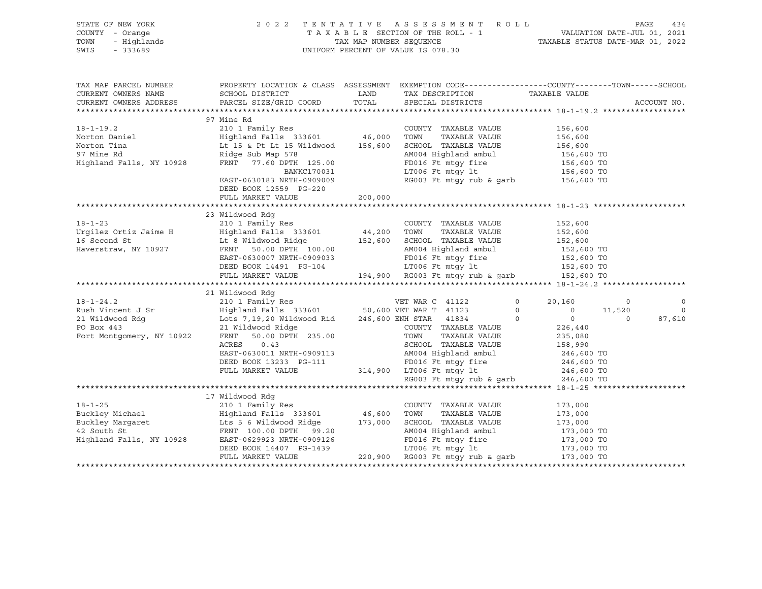STATE OF NEW YORK | COUNTY - Orange | TOWN - Highlands | SWIS - 333689

2022 TENTATIVE ASSESSMENT ROLL
TAXABLE SECTION OF THE ROLL - 1
TAX MAP NUMBER SEQUENCE
UNIFORM PERCENT OF VALUE IS 078.30

VALUATION DATE-JUL 01, 2021
TAXABLE STATUS DATE-MAR 01, 2022

| TAX MAP PARCEL NUMBER / CURRENT OWNERS NAME / CURRENT OWNERS ADDRESS | PROPERTY LOCATION & CLASS / SCHOOL DISTRICT / PARCEL SIZE/GRID COORD | ASSESSMENT LAND / TOTAL | EXEMPTION CODE / TAX DESCRIPTION / SPECIAL DISTRICTS | COUNTY | TOWN | SCHOOL | TAXABLE VALUE / ACCOUNT NO. |
|---|---|---|---|---|---|---|---|
| **18-1-19.2** | 97 Mine Rd | | | | | | |
| | 210 1 Family Res | | COUNTY TAXABLE VALUE | | | | 156,600 |
| Norton Daniel | Highland Falls 333601 | 46,000 | TOWN TAXABLE VALUE | | | | 156,600 |
| Norton Tina | Lt 15 & Pt Lt 15 Wildwood | 156,600 | SCHOOL TAXABLE VALUE | | | | 156,600 |
| 97 Mine Rd | Ridge Sub Map 578 | | AM004 Highland ambul | | | | 156,600 TO |
| Highland Falls, NY 10928 | FRNT 77.60 DPTH 125.00 | | FD016 Ft mtgy fire | | | | 156,600 TO |
| | BANKC170031 | | LT006 Ft mtgy lt | | | | 156,600 TO |
| | EAST-0630183 NRTH-0909009 | | RG003 Ft mtgy rub & garb | | | | 156,600 TO |
| | DEED BOOK 12559 PG-220 | | | | | | |
| | FULL MARKET VALUE | 200,000 | | | | | |
| **18-1-23** | 23 Wildwood Rdg | | | | | | |
| | 210 1 Family Res | | COUNTY TAXABLE VALUE | | | | 152,600 |
| Urgilez Ortiz Jaime H | Highland Falls 333601 | 44,200 | TOWN TAXABLE VALUE | | | | 152,600 |
| 16 Second St | Lt 8 Wildwood Ridge | 152,600 | SCHOOL TAXABLE VALUE | | | | 152,600 |
| Haverstraw, NY 10927 | FRNT 50.00 DPTH 100.00 | | AM004 Highland ambul | | | | 152,600 TO |
| | EAST-0630007 NRTH-0909033 | | FD016 Ft mtgy fire | | | | 152,600 TO |
| | DEED BOOK 14491 PG-104 | | LT006 Ft mtgy lt | | | | 152,600 TO |
| | FULL MARKET VALUE | 194,900 | RG003 Ft mtgy rub & garb | | | | 152,600 TO |
| **18-1-24.2** | 21 Wildwood Rdg | | | | | | |
| | 210 1 Family Res | | VET WAR C 41122 0 | 20,160 | 0 | 0 | |
| Rush Vincent J Sr | Highland Falls 333601 | 50,600 | VET WAR T 41123 0 | 0 | 11,520 | 0 | |
| 21 Wildwood Rdg | Lots 7,19,20 Wildwood Rid | 246,600 | ENH STAR 41834 0 | 0 | 0 | 87,610 | |
| PO Box 443 | 21 Wildwood Ridge | | COUNTY TAXABLE VALUE | | | | 226,440 |
| Fort Montgomery, NY 10922 | FRNT 50.00 DPTH 235.00 | | TOWN TAXABLE VALUE | | | | 235,080 |
| | ACRES 0.43 | | SCHOOL TAXABLE VALUE | | | | 158,990 |
| | EAST-0630011 NRTH-0909113 | | AM004 Highland ambul | | | | 246,600 TO |
| | DEED BOOK 13233 PG-111 | | FD016 Ft mtgy fire | | | | 246,600 TO |
| | FULL MARKET VALUE | 314,900 | LT006 Ft mtgy lt | | | | 246,600 TO |
| | | | RG003 Ft mtgy rub & garb | | | | 246,600 TO |
| **18-1-25** | 17 Wildwood Rdg | | | | | | |
| | 210 1 Family Res | | COUNTY TAXABLE VALUE | | | | 173,000 |
| Buckley Michael | Highland Falls 333601 | 46,600 | TOWN TAXABLE VALUE | | | | 173,000 |
| Buckley Margaret | Lts 5 6 Wildwood Ridge | 173,000 | SCHOOL TAXABLE VALUE | | | | 173,000 |
| 42 South St | FRNT 100.00 DPTH 99.20 | | AM004 Highland ambul | | | | 173,000 TO |
| Highland Falls, NY 10928 | EAST-0629923 NRTH-0909126 | | FD016 Ft mtgy fire | | | | 173,000 TO |
| | DEED BOOK 14407 PG-1439 | | LT006 Ft mtgy lt | | | | 173,000 TO |
| | FULL MARKET VALUE | 220,900 | RG003 Ft mtgy rub & garb | | | | 173,000 TO |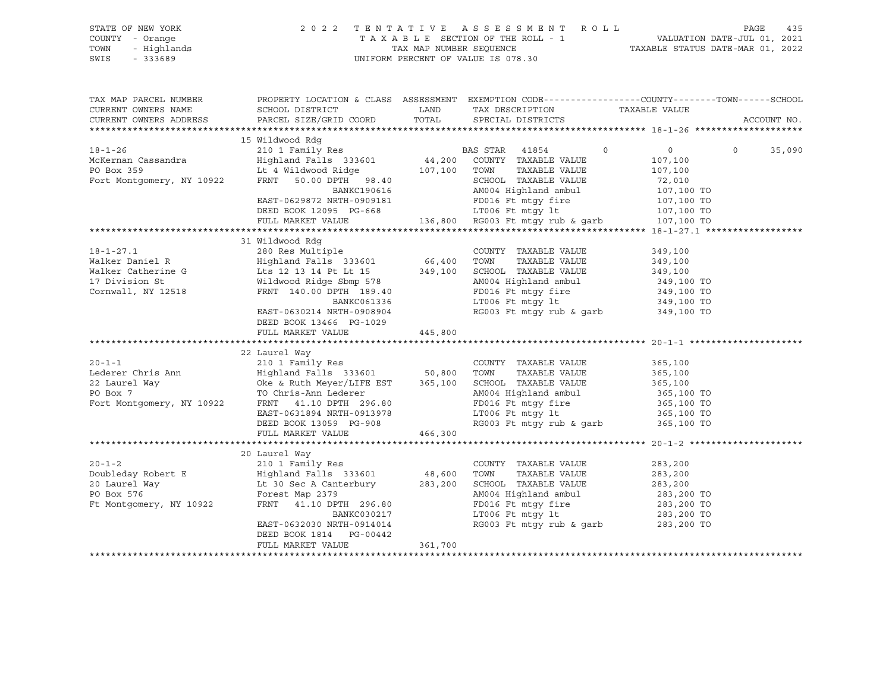STATE OF NEW YORK
COUNTY - Orange
TOWN - Highlands
SWIS - 333689

2022 TENTATIVE ASSESSMENT ROLL
TAXABLE SECTION OF THE ROLL - 1
TAX MAP NUMBER SEQUENCE
UNIFORM PERCENT OF VALUE IS 078.30

VALUATION DATE-JUL 01, 2021
TAXABLE STATUS DATE-MAR 01, 2022

| TAX MAP PARCEL NUMBER / CURRENT OWNERS NAME / CURRENT OWNERS ADDRESS | PROPERTY LOCATION & CLASS / SCHOOL DISTRICT / PARCEL SIZE/GRID COORD | ASSESSMENT LAND / TOTAL | EXEMPTION CODE / TAX DESCRIPTION / SPECIAL DISTRICTS | COUNTY | TOWN | SCHOOL (TAXABLE VALUE) |
|---|---|---|---|---|---|---|
| **18-1-26** | 15 Wildwood Rdg | | | | | |
| 18-1-26 | 210 1 Family Res | | BAS STAR 41854 | 0 | 0 | 35,090 |
| McKernan Cassandra | Highland Falls 333601 | 44,200 | COUNTY TAXABLE VALUE | 107,100 | | |
| PO Box 359 | Lt 4 Wildwood Ridge | 107,100 | TOWN TAXABLE VALUE | | 107,100 | |
| Fort Montgomery, NY 10922 | FRNT 50.00 DPTH 98.40 | | SCHOOL TAXABLE VALUE | | | 72,010 |
| | BANKC190616 | | AM004 Highland ambul | 107,100 TO | | |
| | EAST-0629872 NRTH-0909181 | | FD016 Ft mtgy fire | 107,100 TO | | |
| | DEED BOOK 12095 PG-668 | | LT006 Ft mtgy lt | 107,100 TO | | |
| | FULL MARKET VALUE | 136,800 | RG003 Ft mtgy rub & garb | 107,100 TO | | |
| **18-1-27.1** | 31 Wildwood Rdg | | | | | |
| 18-1-27.1 | 280 Res Multiple | | COUNTY TAXABLE VALUE | 349,100 | | |
| Walker Daniel R | Highland Falls 333601 | 66,400 | TOWN TAXABLE VALUE | | 349,100 | |
| Walker Catherine G | Lts 12 13 14 Pt Lt 15 | 349,100 | SCHOOL TAXABLE VALUE | | | 349,100 |
| 17 Division St | Wildwood Ridge Sbmp 578 | | AM004 Highland ambul | 349,100 TO | | |
| Cornwall, NY 12518 | FRNT 140.00 DPTH 189.40 | | FD016 Ft mtgy fire | 349,100 TO | | |
| | BANKC061336 | | LT006 Ft mtgy lt | 349,100 TO | | |
| | EAST-0630214 NRTH-0908904 | | RG003 Ft mtgy rub & garb | 349,100 TO | | |
| | DEED BOOK 13466 PG-1029 | | | | | |
| | FULL MARKET VALUE | 445,800 | | | | |
| **20-1-1** | 22 Laurel Way | | | | | |
| 20-1-1 | 210 1 Family Res | | COUNTY TAXABLE VALUE | 365,100 | | |
| Lederer Chris Ann | Highland Falls 333601 | 50,800 | TOWN TAXABLE VALUE | | 365,100 | |
| 22 Laurel Way | Oke & Ruth Meyer/LIFE EST | 365,100 | SCHOOL TAXABLE VALUE | | | 365,100 |
| PO Box 7 | TO Chris-Ann Lederer | | AM004 Highland ambul | 365,100 TO | | |
| Fort Montgomery, NY 10922 | FRNT 41.10 DPTH 296.80 | | FD016 Ft mtgy fire | 365,100 TO | | |
| | EAST-0631894 NRTH-0913978 | | LT006 Ft mtgy lt | 365,100 TO | | |
| | DEED BOOK 13059 PG-908 | | RG003 Ft mtgy rub & garb | 365,100 TO | | |
| | FULL MARKET VALUE | 466,300 | | | | |
| **20-1-2** | 20 Laurel Way | | | | | |
| 20-1-2 | 210 1 Family Res | | COUNTY TAXABLE VALUE | 283,200 | | |
| Doubleday Robert E | Highland Falls 333601 | 48,600 | TOWN TAXABLE VALUE | | 283,200 | |
| 20 Laurel Way | Lt 30 Sec A Canterbury | 283,200 | SCHOOL TAXABLE VALUE | | | 283,200 |
| PO Box 576 | Forest Map 2379 | | AM004 Highland ambul | 283,200 TO | | |
| Ft Montgomery, NY 10922 | FRNT 41.10 DPTH 296.80 | | FD016 Ft mtgy fire | 283,200 TO | | |
| | BANKC030217 | | LT006 Ft mtgy lt | 283,200 TO | | |
| | EAST-0632030 NRTH-0914014 | | RG003 Ft mtgy rub & garb | 283,200 TO | | |
| | DEED BOOK 1814 PG-00442 | | | | | |
| | FULL MARKET VALUE | 361,700 | | | | |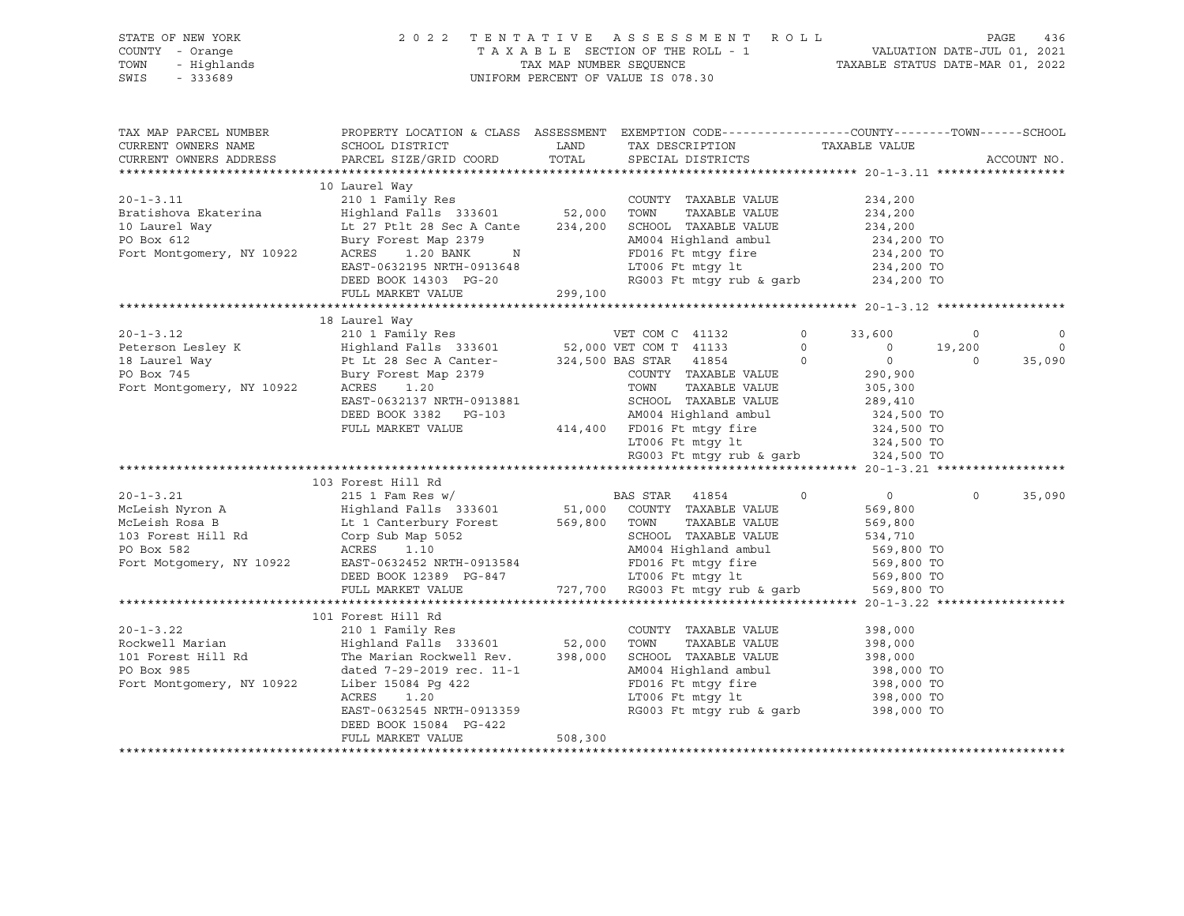STATE OF NEW YORK
COUNTY - Orange
TOWN - Highlands
SWIS - 333689

2 0 2 2 T E N T A T I V E A S S E S S M E N T R O L L
T A X A B L E SECTION OF THE ROLL - 1
TAX MAP NUMBER SEQUENCE
UNIFORM PERCENT OF VALUE IS 078.30

VALUATION DATE-JUL 01, 2021
TAXABLE STATUS DATE-MAR 01, 2022

```
TAX MAP PARCEL NUMBER          PROPERTY LOCATION & CLASS  ASSESSMENT  EXEMPTION CODE------------------COUNTY--------TOWN------SCHOOL
CURRENT OWNERS NAME            SCHOOL DISTRICT               LAND      TAX DESCRIPTION              TAXABLE VALUE
CURRENT OWNERS ADDRESS         PARCEL SIZE/GRID COORD        TOTAL     SPECIAL DISTRICTS                                       ACCOUNT NO.
******************************************************************************************************* 20-1-3.11 ******************
                              10 Laurel Way
20-1-3.11                      210 1 Family Res                      COUNTY  TAXABLE VALUE            234,200
Bratishova Ekaterina           Highland Falls  333601      52,000    TOWN    TAXABLE VALUE            234,200
10 Laurel Way                  Lt 27 Ptlt 28 Sec A Cante   234,200   SCHOOL  TAXABLE VALUE            234,200
PO Box 612                     Bury Forest Map 2379                  AM004 Highland ambul              234,200 TO
Fort Montgomery, NY 10922      ACRES     1.20 BANK     N             FD016 Ft mtgy fire                234,200 TO
                               EAST-0632195 NRTH-0913648             LT006 Ft mtgy lt                  234,200 TO
                               DEED BOOK 14303  PG-20                RG003 Ft mtgy rub & garb          234,200 TO
                               FULL MARKET VALUE           299,100
******************************************************************************************************* 20-1-3.12 ******************
                              18 Laurel Way
20-1-3.12                      210 1 Family Res                  VET COM C  41132          0     33,600          0             0
Peterson Lesley K              Highland Falls  333601       52,000 VET COM T  41133          0          0     19,200             0
18 Laurel Way                  Pt Lt 28 Sec A Canter-      324,500 BAS STAR   41854          0          0          0        35,090
PO Box 745                     Bury Forest Map 2379                  COUNTY  TAXABLE VALUE            290,900
Fort Montgomery, NY 10922      ACRES     1.20                        TOWN    TAXABLE VALUE            305,300
                               EAST-0632137 NRTH-0913881             SCHOOL  TAXABLE VALUE            289,410
                               DEED BOOK 3382   PG-103               AM004 Highland ambul              324,500 TO
                               FULL MARKET VALUE           414,400   FD016 Ft mtgy fire                324,500 TO
                                                                     LT006 Ft mtgy lt                  324,500 TO
                                                                     RG003 Ft mtgy rub & garb          324,500 TO
******************************************************************************************************* 20-1-3.21 ******************
                              103 Forest Hill Rd
20-1-3.21                      215 1 Fam Res w/                  BAS STAR   41854          0          0          0        35,090
McLeish Nyron A                Highland Falls  333601       51,000   COUNTY  TAXABLE VALUE            569,800
McLeish Rosa B                 Lt 1 Canterbury Forest      569,800   TOWN    TAXABLE VALUE            569,800
103 Forest Hill Rd             Corp Sub Map 5052                     SCHOOL  TAXABLE VALUE            534,710
PO Box 582                     ACRES     1.10                        AM004 Highland ambul              569,800 TO
Fort Motgomery, NY 10922       EAST-0632452 NRTH-0913584             FD016 Ft mtgy fire                569,800 TO
                               DEED BOOK 12389  PG-847               LT006 Ft mtgy lt                  569,800 TO
                               FULL MARKET VALUE           727,700   RG003 Ft mtgy rub & garb          569,800 TO
******************************************************************************************************* 20-1-3.22 ******************
                              101 Forest Hill Rd
20-1-3.22                      210 1 Family Res                      COUNTY  TAXABLE VALUE            398,000
Rockwell Marian                Highland Falls  333601      52,000    TOWN    TAXABLE VALUE            398,000
101 Forest Hill Rd             The Marian Rockwell Rev.    398,000   SCHOOL  TAXABLE VALUE            398,000
PO Box 985                     dated 7-29-2019 rec. 11-1             AM004 Highland ambul              398,000 TO
Fort Montgomery, NY 10922      Liber 15084 Pg 422                    FD016 Ft mtgy fire                398,000 TO
                               ACRES     1.20                        LT006 Ft mtgy lt                  398,000 TO
                               EAST-0632545 NRTH-0913359             RG003 Ft mtgy rub & garb          398,000 TO
                               DEED BOOK 15084  PG-422
                               FULL MARKET VALUE           508,300
************************************************************************************************************************************
```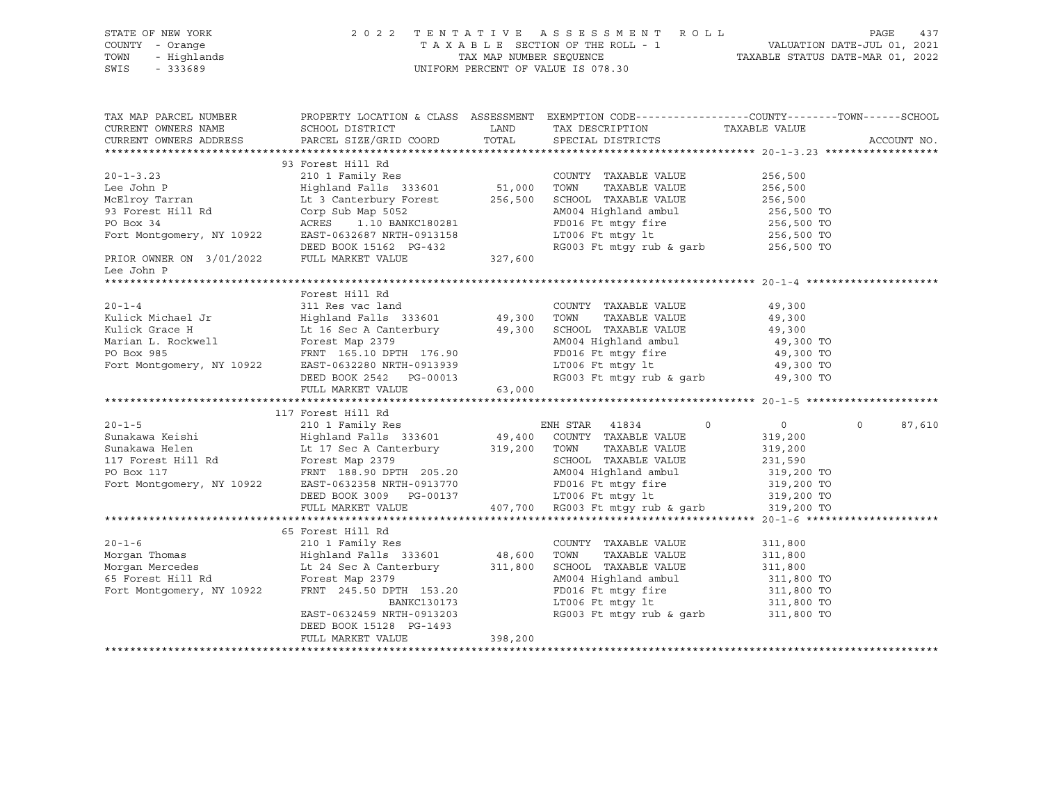STATE OF NEW YORK
COUNTY - Orange
TOWN - Highlands
SWIS - 333689

2022 TENTATIVE ASSESSMENT ROLL
TAXABLE SECTION OF THE ROLL - 1
TAX MAP NUMBER SEQUENCE
UNIFORM PERCENT OF VALUE IS 078.30

VALUATION DATE-JUL 01, 2021
TAXABLE STATUS DATE-MAR 01, 2022

| TAX MAP PARCEL NUMBER / CURRENT OWNERS NAME / CURRENT OWNERS ADDRESS | PROPERTY LOCATION & CLASS / SCHOOL DISTRICT / PARCEL SIZE/GRID COORD | ASSESSMENT LAND / TOTAL | EXEMPTION CODE / TAX DESCRIPTION / SPECIAL DISTRICTS | COUNTY | TOWN | SCHOOL |
|---|---|---|---|---|---|---|
| **20-1-3.23** | 93 Forest Hill Rd | | | | | |
| 20-1-3.23 | 210 1 Family Res | | COUNTY TAXABLE VALUE | 256,500 | | |
| Lee John P | Highland Falls 333601 | 51,000 | TOWN TAXABLE VALUE | 256,500 | | |
| McElroy Tarran | Lt 3 Canterbury Forest | 256,500 | SCHOOL TAXABLE VALUE | 256,500 | | |
| 93 Forest Hill Rd | Corp Sub Map 5052 | | AM004 Highland ambul | 256,500 TO | | |
| PO Box 34 | ACRES 1.10 BANKC180281 | | FD016 Ft mtgy fire | 256,500 TO | | |
| Fort Montgomery, NY 10922 | EAST-0632687 NRTH-0913158 | | LT006 Ft mtgy lt | 256,500 TO | | |
| | DEED BOOK 15162 PG-432 | | RG003 Ft mtgy rub & garb | 256,500 TO | | |
| PRIOR OWNER ON 3/01/2022 | FULL MARKET VALUE | 327,600 | | | | |
| Lee John P | | | | | | |
| **20-1-4** | Forest Hill Rd | | | | | |
| 20-1-4 | 311 Res vac land | | COUNTY TAXABLE VALUE | 49,300 | | |
| Kulick Michael Jr | Highland Falls 333601 | 49,300 | TOWN TAXABLE VALUE | 49,300 | | |
| Kulick Grace H | Lt 16 Sec A Canterbury | 49,300 | SCHOOL TAXABLE VALUE | 49,300 | | |
| Marian L. Rockwell | Forest Map 2379 | | AM004 Highland ambul | 49,300 TO | | |
| PO Box 985 | FRNT 165.10 DPTH 176.90 | | FD016 Ft mtgy fire | 49,300 TO | | |
| Fort Montgomery, NY 10922 | EAST-0632280 NRTH-0913939 | | LT006 Ft mtgy lt | 49,300 TO | | |
| | DEED BOOK 2542 PG-00013 | | RG003 Ft mtgy rub & garb | 49,300 TO | | |
| | FULL MARKET VALUE | 63,000 | | | | |
| **20-1-5** | 117 Forest Hill Rd | | | | | |
| 20-1-5 | 210 1 Family Res | | ENH STAR 41834 | 0 | 0 | 87,610 |
| Sunakawa Keishi | Highland Falls 333601 | 49,400 | COUNTY TAXABLE VALUE | 319,200 | | |
| Sunakawa Helen | Lt 17 Sec A Canterbury | 319,200 | TOWN TAXABLE VALUE | 319,200 | | |
| 117 Forest Hill Rd | Forest Map 2379 | | SCHOOL TAXABLE VALUE | 231,590 | | |
| PO Box 117 | FRNT 188.90 DPTH 205.20 | | AM004 Highland ambul | 319,200 TO | | |
| Fort Montgomery, NY 10922 | EAST-0632358 NRTH-0913770 | | FD016 Ft mtgy fire | 319,200 TO | | |
| | DEED BOOK 3009 PG-00137 | | LT006 Ft mtgy lt | 319,200 TO | | |
| | FULL MARKET VALUE | 407,700 | RG003 Ft mtgy rub & garb | 319,200 TO | | |
| **20-1-6** | 65 Forest Hill Rd | | | | | |
| 20-1-6 | 210 1 Family Res | | COUNTY TAXABLE VALUE | 311,800 | | |
| Morgan Thomas | Highland Falls 333601 | 48,600 | TOWN TAXABLE VALUE | 311,800 | | |
| Morgan Mercedes | Lt 24 Sec A Canterbury | 311,800 | SCHOOL TAXABLE VALUE | 311,800 | | |
| 65 Forest Hill Rd | Forest Map 2379 | | AM004 Highland ambul | 311,800 TO | | |
| Fort Montgomery, NY 10922 | FRNT 245.50 DPTH 153.20 | | FD016 Ft mtgy fire | 311,800 TO | | |
| | BANKC130173 | | LT006 Ft mtgy lt | 311,800 TO | | |
| | EAST-0632459 NRTH-0913203 | | RG003 Ft mtgy rub & garb | 311,800 TO | | |
| | DEED BOOK 15128 PG-1493 | | | | | |
| | FULL MARKET VALUE | 398,200 | | | | |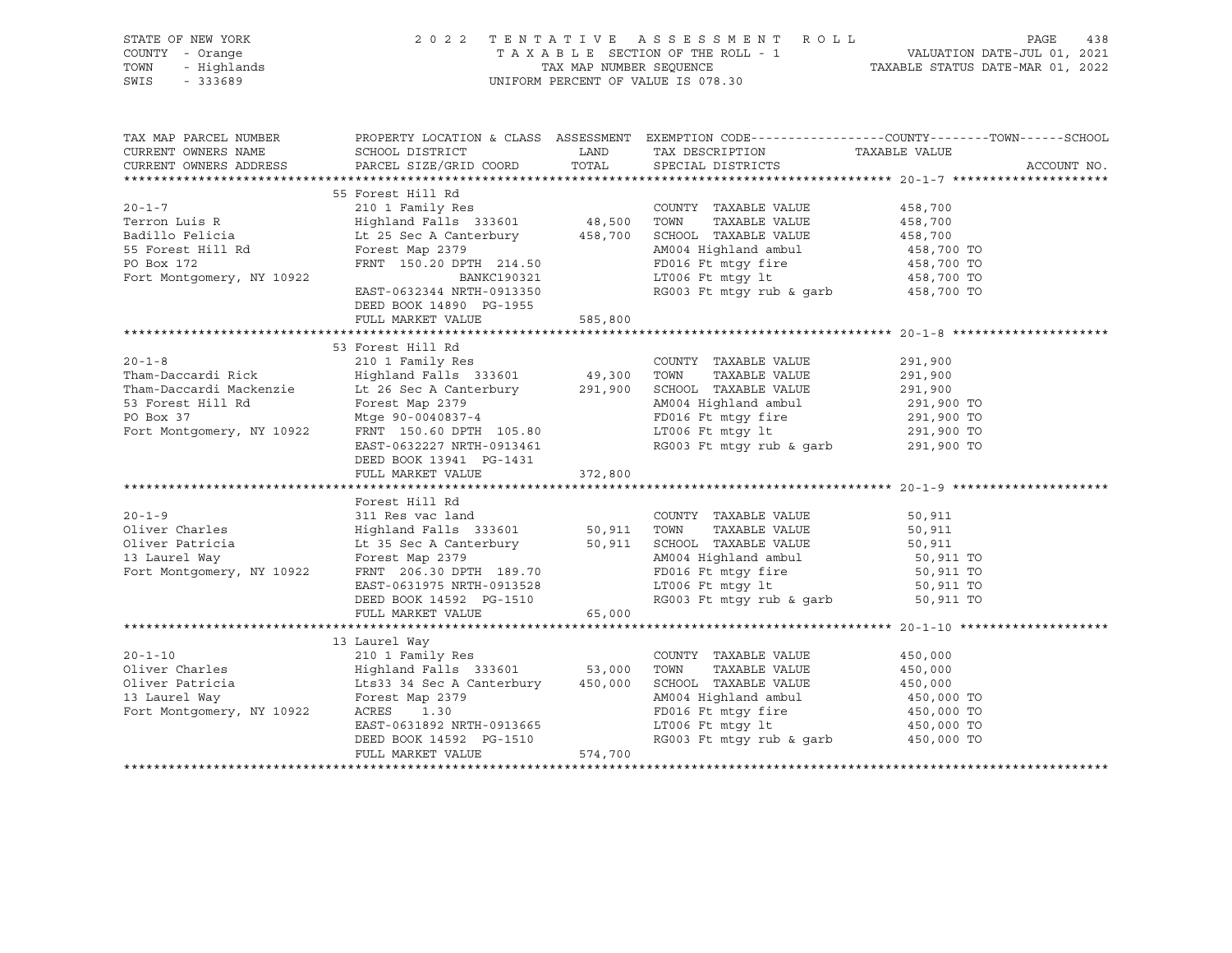STATE OF NEW YORK
COUNTY - Orange
TOWN - Highlands
SWIS - 333689

2022 TENTATIVE ASSESSMENT ROLL
TAXABLE SECTION OF THE ROLL - 1
TAX MAP NUMBER SEQUENCE
UNIFORM PERCENT OF VALUE IS 078.30

VALUATION DATE-JUL 01, 2021
TAXABLE STATUS DATE-MAR 01, 2022

| TAX MAP PARCEL NUMBER / CURRENT OWNERS NAME / CURRENT OWNERS ADDRESS | PROPERTY LOCATION & CLASS / SCHOOL DISTRICT / PARCEL SIZE/GRID COORD | ASSESSMENT LAND / TOTAL | EXEMPTION CODE / TAX DESCRIPTION / SPECIAL DISTRICTS | COUNTY / TOWN / SCHOOL TAXABLE VALUE | ACCOUNT NO. |
|---|---|---|---|---|---|
| **20-1-7** | 55 Forest Hill Rd | | | | |
| Terron Luis R | 210 1 Family Res | | COUNTY TAXABLE VALUE | 458,700 | |
| Badillo Felicia | Highland Falls 333601 | 48,500 | TOWN TAXABLE VALUE | 458,700 | |
| 55 Forest Hill Rd | Lt 25 Sec A Canterbury | 458,700 | SCHOOL TAXABLE VALUE | 458,700 | |
| PO Box 172 | Forest Map 2379 | | AM004 Highland ambul | 458,700 TO | |
| Fort Montgomery, NY 10922 | FRNT 150.20 DPTH 214.50 | | FD016 Ft mtgy fire | 458,700 TO | |
| | BANKC190321 | | LT006 Ft mtgy lt | 458,700 TO | |
| | EAST-0632344 NRTH-0913350 | | RG003 Ft mtgy rub & garb | 458,700 TO | |
| | DEED BOOK 14890 PG-1955 | | | | |
| | FULL MARKET VALUE | 585,800 | | | |
| **20-1-8** | 53 Forest Hill Rd | | | | |
| Tham-Daccardi Rick | 210 1 Family Res | | COUNTY TAXABLE VALUE | 291,900 | |
| Tham-Daccardi Mackenzie | Highland Falls 333601 | 49,300 | TOWN TAXABLE VALUE | 291,900 | |
| 53 Forest Hill Rd | Lt 26 Sec A Canterbury | 291,900 | SCHOOL TAXABLE VALUE | 291,900 | |
| PO Box 37 | Forest Map 2379 | | AM004 Highland ambul | 291,900 TO | |
| Fort Montgomery, NY 10922 | Mtge 90-0040837-4 | | FD016 Ft mtgy fire | 291,900 TO | |
| | FRNT 150.60 DPTH 105.80 | | LT006 Ft mtgy lt | 291,900 TO | |
| | EAST-0632227 NRTH-0913461 | | RG003 Ft mtgy rub & garb | 291,900 TO | |
| | DEED BOOK 13941 PG-1431 | | | | |
| | FULL MARKET VALUE | 372,800 | | | |
| **20-1-9** | Forest Hill Rd | | | | |
| Oliver Charles | 311 Res vac land | | COUNTY TAXABLE VALUE | 50,911 | |
| Oliver Patricia | Highland Falls 333601 | 50,911 | TOWN TAXABLE VALUE | 50,911 | |
| 13 Laurel Way | Lt 35 Sec A Canterbury | 50,911 | SCHOOL TAXABLE VALUE | 50,911 | |
| Fort Montgomery, NY 10922 | FRNT 206.30 DPTH 189.70 | | AM004 Highland ambul | 50,911 TO | |
| | EAST-0631975 NRTH-0913528 | | FD016 Ft mtgy fire | 50,911 TO | |
| | DEED BOOK 14592 PG-1510 | | LT006 Ft mtgy lt | 50,911 TO | |
| | FULL MARKET VALUE | 65,000 | RG003 Ft mtgy rub & garb | 50,911 TO | |
| **20-1-10** | 13 Laurel Way | | | | |
| Oliver Charles | 210 1 Family Res | | COUNTY TAXABLE VALUE | 450,000 | |
| Oliver Patricia | Highland Falls 333601 | 53,000 | TOWN TAXABLE VALUE | 450,000 | |
| 13 Laurel Way | Lts33 34 Sec A Canterbury | 450,000 | SCHOOL TAXABLE VALUE | 450,000 | |
| Fort Montgomery, NY 10922 | Forest Map 2379 | | AM004 Highland ambul | 450,000 TO | |
| | ACRES 1.30 | | FD016 Ft mtgy fire | 450,000 TO | |
| | EAST-0631892 NRTH-0913665 | | LT006 Ft mtgy lt | 450,000 TO | |
| | DEED BOOK 14592 PG-1510 | | RG003 Ft mtgy rub & garb | 450,000 TO | |
| | FULL MARKET VALUE | 574,700 | | | |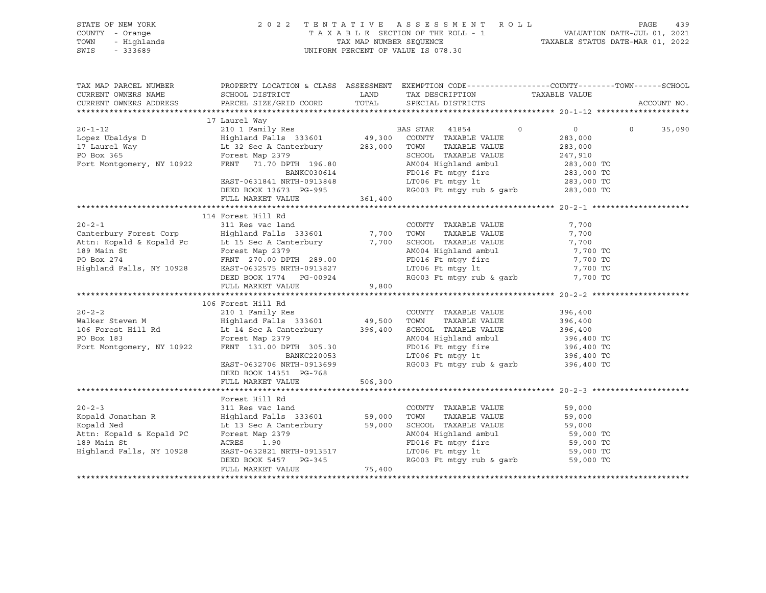STATE OF NEW YORK — COUNTY - Orange — TOWN - Highlands — SWIS - 333689

2 0 2 2 T E N T A T I V E A S S E S S M E N T R O L L
T A X A B L E SECTION OF THE ROLL - 1 — TAX MAP NUMBER SEQUENCE — UNIFORM PERCENT OF VALUE IS 078.30

VALUATION DATE-JUL 01, 2021 — TAXABLE STATUS DATE-MAR 01, 2022

| TAX MAP PARCEL NUMBER / CURRENT OWNERS NAME / CURRENT OWNERS ADDRESS | PROPERTY LOCATION & CLASS / SCHOOL DISTRICT / PARCEL SIZE/GRID COORD | ASSESSMENT LAND / TOTAL | EXEMPTION CODE / TAX DESCRIPTION / SPECIAL DISTRICTS | COUNTY TAXABLE VALUE | TOWN | SCHOOL / ACCOUNT NO. |
|---|---|---|---|---|---|---|
| **20-1-12** | 17 Laurel Way | | | | | |
| | 210 1 Family Res | | BAS STAR 41854 | 0 | 0 | 0 35,090 |
| Lopez Ubaldys D | Highland Falls 333601 | 49,300 | COUNTY TAXABLE VALUE | 283,000 | | |
| 17 Laurel Way | Lt 32 Sec A Canterbury | 283,000 | TOWN TAXABLE VALUE | 283,000 | | |
| PO Box 365 | Forest Map 2379 | | SCHOOL TAXABLE VALUE | 247,910 | | |
| Fort Montgomery, NY 10922 | FRNT 71.70 DPTH 196.80 | | AM004 Highland ambul | 283,000 TO | | |
| | BANKC030614 | | FD016 Ft mtgy fire | 283,000 TO | | |
| | EAST-0631841 NRTH-0913848 | | LT006 Ft mtgy lt | 283,000 TO | | |
| | DEED BOOK 13673 PG-995 | | RG003 Ft mtgy rub & garb | 283,000 TO | | |
| | FULL MARKET VALUE | 361,400 | | | | |
| **20-2-1** | 114 Forest Hill Rd | | | | | |
| | 311 Res vac land | | COUNTY TAXABLE VALUE | 7,700 | | |
| Canterbury Forest Corp | Highland Falls 333601 | 7,700 | TOWN TAXABLE VALUE | 7,700 | | |
| Attn: Kopald & Kopald Pc | Lt 15 Sec A Canterbury | 7,700 | SCHOOL TAXABLE VALUE | 7,700 | | |
| 189 Main St | Forest Map 2379 | | AM004 Highland ambul | 7,700 TO | | |
| PO Box 274 | FRNT 270.00 DPTH 289.00 | | FD016 Ft mtgy fire | 7,700 TO | | |
| Highland Falls, NY 10928 | EAST-0632575 NRTH-0913827 | | LT006 Ft mtgy lt | 7,700 TO | | |
| | DEED BOOK 1774 PG-00924 | | RG003 Ft mtgy rub & garb | 7,700 TO | | |
| | FULL MARKET VALUE | 9,800 | | | | |
| **20-2-2** | 106 Forest Hill Rd | | | | | |
| | 210 1 Family Res | | COUNTY TAXABLE VALUE | 396,400 | | |
| Walker Steven M | Highland Falls 333601 | 49,500 | TOWN TAXABLE VALUE | 396,400 | | |
| 106 Forest Hill Rd | Lt 14 Sec A Canterbury | 396,400 | SCHOOL TAXABLE VALUE | 396,400 | | |
| PO Box 183 | Forest Map 2379 | | AM004 Highland ambul | 396,400 TO | | |
| Fort Montgomery, NY 10922 | FRNT 131.00 DPTH 305.30 | | FD016 Ft mtgy fire | 396,400 TO | | |
| | BANKC220053 | | LT006 Ft mtgy lt | 396,400 TO | | |
| | EAST-0632706 NRTH-0913699 | | RG003 Ft mtgy rub & garb | 396,400 TO | | |
| | DEED BOOK 14351 PG-768 | | | | | |
| | FULL MARKET VALUE | 506,300 | | | | |
| **20-2-3** | Forest Hill Rd | | | | | |
| | 311 Res vac land | | COUNTY TAXABLE VALUE | 59,000 | | |
| Kopald Jonathan R | Highland Falls 333601 | 59,000 | TOWN TAXABLE VALUE | 59,000 | | |
| Kopald Ned | Lt 13 Sec A Canterbury | 59,000 | SCHOOL TAXABLE VALUE | 59,000 | | |
| Attn: Kopald & Kopald PC | Forest Map 2379 | | AM004 Highland ambul | 59,000 TO | | |
| 189 Main St | ACRES 1.90 | | FD016 Ft mtgy fire | 59,000 TO | | |
| Highland Falls, NY 10928 | EAST-0632821 NRTH-0913517 | | LT006 Ft mtgy lt | 59,000 TO | | |
| | DEED BOOK 5457 PG-345 | | RG003 Ft mtgy rub & garb | 59,000 TO | | |
| | FULL MARKET VALUE | 75,400 | | | | |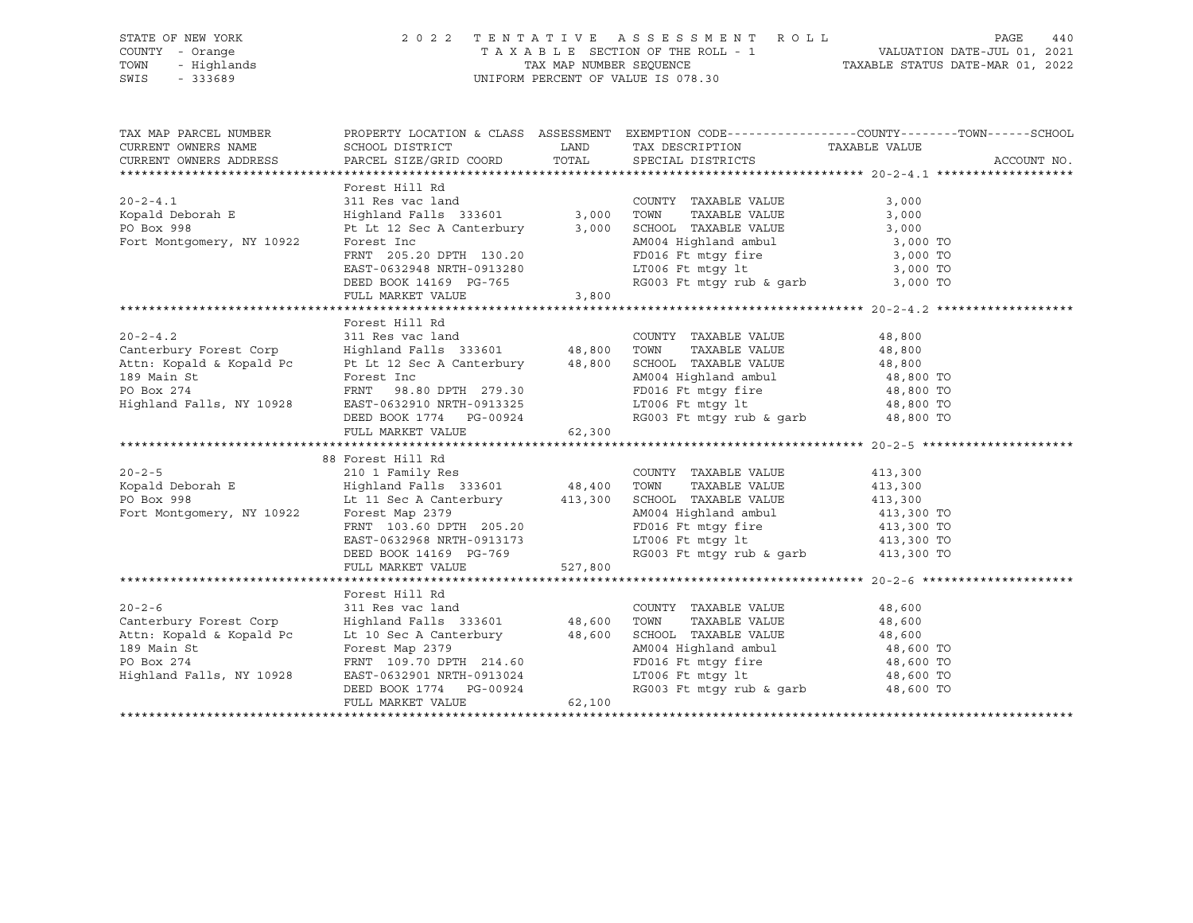STATE OF NEW YORK | COUNTY - Orange | TOWN - Highlands | SWIS - 333689

2022 TENTATIVE ASSESSMENT ROLL
TAXABLE SECTION OF THE ROLL - 1
TAX MAP NUMBER SEQUENCE
UNIFORM PERCENT OF VALUE IS 078.30

VALUATION DATE-JUL 01, 2021
TAXABLE STATUS DATE-MAR 01, 2022

| TAX MAP PARCEL NUMBER / CURRENT OWNERS NAME / CURRENT OWNERS ADDRESS | PROPERTY LOCATION & CLASS / SCHOOL DISTRICT / PARCEL SIZE/GRID COORD | ASSESSMENT LAND / TOTAL | EXEMPTION CODE / TAX DESCRIPTION / SPECIAL DISTRICTS | TAXABLE VALUE (COUNTY--------TOWN------SCHOOL) | ACCOUNT NO. |
|---|---|---|---|---|---|
| **20-2-4.1** | Forest Hill Rd | | | | |
| 20-2-4.1 | 311 Res vac land | | COUNTY TAXABLE VALUE | 3,000 | |
| Kopald Deborah E | Highland Falls 333601 | 3,000 | TOWN TAXABLE VALUE | 3,000 | |
| PO Box 998 | Pt Lt 12 Sec A Canterbury | 3,000 | SCHOOL TAXABLE VALUE | 3,000 | |
| Fort Montgomery, NY 10922 | Forest Inc | | AM004 Highland ambul | 3,000 TO | |
| | FRNT 205.20 DPTH 130.20 | | FD016 Ft mtgy fire | 3,000 TO | |
| | EAST-0632948 NRTH-0913280 | | LT006 Ft mtgy lt | 3,000 TO | |
| | DEED BOOK 14169 PG-765 | | RG003 Ft mtgy rub & garb | 3,000 TO | |
| | FULL MARKET VALUE | 3,800 | | | |
| **20-2-4.2** | Forest Hill Rd | | | | |
| 20-2-4.2 | 311 Res vac land | | COUNTY TAXABLE VALUE | 48,800 | |
| Canterbury Forest Corp | Highland Falls 333601 | 48,800 | TOWN TAXABLE VALUE | 48,800 | |
| Attn: Kopald & Kopald Pc | Pt Lt 12 Sec A Canterbury | 48,800 | SCHOOL TAXABLE VALUE | 48,800 | |
| 189 Main St | Forest Inc | | AM004 Highland ambul | 48,800 TO | |
| PO Box 274 | FRNT 98.80 DPTH 279.30 | | FD016 Ft mtgy fire | 48,800 TO | |
| Highland Falls, NY 10928 | EAST-0632910 NRTH-0913325 | | LT006 Ft mtgy lt | 48,800 TO | |
| | DEED BOOK 1774 PG-00924 | | RG003 Ft mtgy rub & garb | 48,800 TO | |
| | FULL MARKET VALUE | 62,300 | | | |
| **20-2-5** | 88 Forest Hill Rd | | | | |
| 20-2-5 | 210 1 Family Res | | COUNTY TAXABLE VALUE | 413,300 | |
| Kopald Deborah E | Highland Falls 333601 | 48,400 | TOWN TAXABLE VALUE | 413,300 | |
| PO Box 998 | Lt 11 Sec A Canterbury | 413,300 | SCHOOL TAXABLE VALUE | 413,300 | |
| Fort Montgomery, NY 10922 | Forest Map 2379 | | AM004 Highland ambul | 413,300 TO | |
| | FRNT 103.60 DPTH 205.20 | | FD016 Ft mtgy fire | 413,300 TO | |
| | EAST-0632968 NRTH-0913173 | | LT006 Ft mtgy lt | 413,300 TO | |
| | DEED BOOK 14169 PG-769 | | RG003 Ft mtgy rub & garb | 413,300 TO | |
| | FULL MARKET VALUE | 527,800 | | | |
| **20-2-6** | Forest Hill Rd | | | | |
| 20-2-6 | 311 Res vac land | | COUNTY TAXABLE VALUE | 48,600 | |
| Canterbury Forest Corp | Highland Falls 333601 | 48,600 | TOWN TAXABLE VALUE | 48,600 | |
| Attn: Kopald & Kopald Pc | Lt 10 Sec A Canterbury | 48,600 | SCHOOL TAXABLE VALUE | 48,600 | |
| 189 Main St | Forest Map 2379 | | AM004 Highland ambul | 48,600 TO | |
| PO Box 274 | FRNT 109.70 DPTH 214.60 | | FD016 Ft mtgy fire | 48,600 TO | |
| Highland Falls, NY 10928 | EAST-0632901 NRTH-0913024 | | LT006 Ft mtgy lt | 48,600 TO | |
| | DEED BOOK 1774 PG-00924 | | RG003 Ft mtgy rub & garb | 48,600 TO | |
| | FULL MARKET VALUE | 62,100 | | | |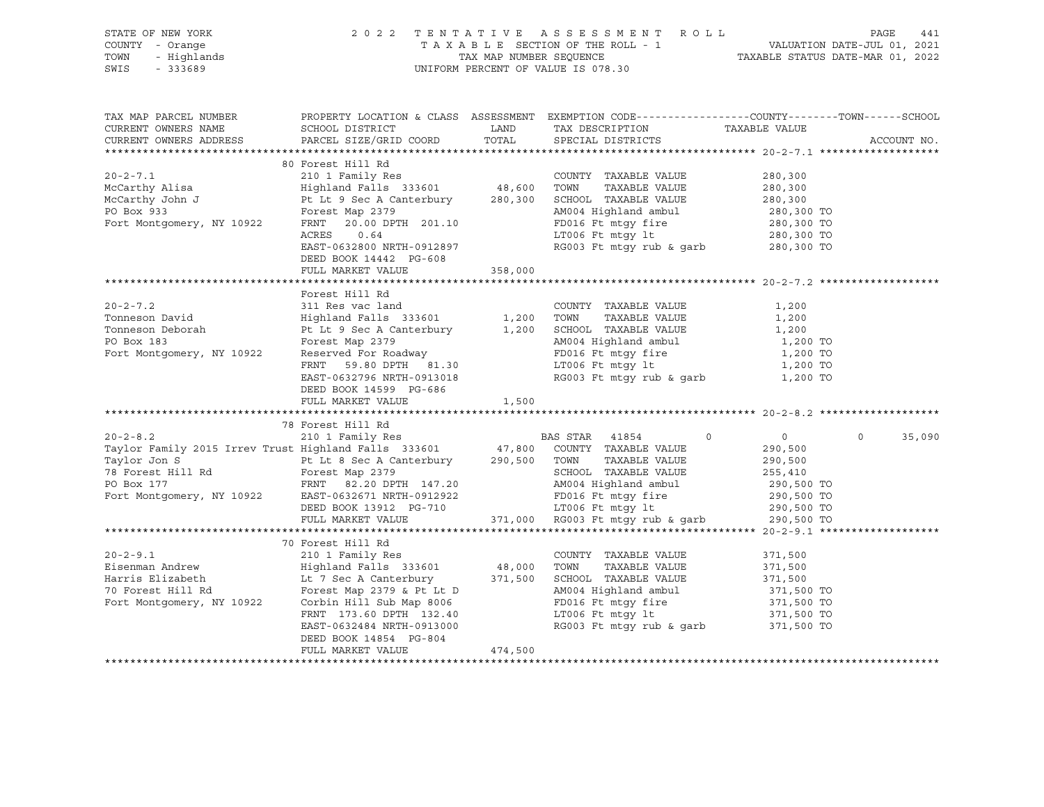STATE OF NEW YORK
COUNTY - Orange
TOWN - Highlands
SWIS - 333689

2022 TENTATIVE ASSESSMENT ROLL
TAXABLE SECTION OF THE ROLL - 1
TAX MAP NUMBER SEQUENCE
UNIFORM PERCENT OF VALUE IS 078.30

VALUATION DATE-JUL 01, 2021
TAXABLE STATUS DATE-MAR 01, 2022

```
TAX MAP PARCEL NUMBER          PROPERTY LOCATION & CLASS  ASSESSMENT  EXEMPTION CODE------------------COUNTY--------TOWN------SCHOOL
CURRENT OWNERS NAME            SCHOOL DISTRICT              LAND      TAX DESCRIPTION             TAXABLE VALUE
CURRENT OWNERS ADDRESS         PARCEL SIZE/GRID COORD       TOTAL     SPECIAL DISTRICTS                                      ACCOUNT NO.
******************************************************************************************************* 20-2-7.1 *******************
                               80 Forest Hill Rd
20-2-7.1                       210 1 Family Res                       COUNTY  TAXABLE VALUE           280,300
McCarthy Alisa                 Highland Falls  333601      48,600     TOWN    TAXABLE VALUE           280,300
McCarthy John J                Pt Lt 9 Sec A Canterbury   280,300     SCHOOL  TAXABLE VALUE           280,300
PO Box 933                     Forest Map 2379                        AM004 Highland ambul            280,300 TO
Fort Montgomery, NY 10922      FRNT   20.00 DPTH 201.10               FD016 Ft mtgy fire              280,300 TO
                               ACRES    0.64                          LT006 Ft mtgy lt                280,300 TO
                               EAST-0632800 NRTH-0912897              RG003 Ft mtgy rub & garb        280,300 TO
                               DEED BOOK 14442  PG-608
                               FULL MARKET VALUE          358,000
******************************************************************************************************* 20-2-7.2 *******************
                               Forest Hill Rd
20-2-7.2                       311 Res vac land                       COUNTY  TAXABLE VALUE             1,200
Tonneson David                 Highland Falls  333601       1,200     TOWN    TAXABLE VALUE             1,200
Tonneson Deborah               Pt Lt 9 Sec A Canterbury     1,200     SCHOOL  TAXABLE VALUE             1,200
PO Box 183                     Forest Map 2379                        AM004 Highland ambul              1,200 TO
Fort Montgomery, NY 10922      Reserved For Roadway                   FD016 Ft mtgy fire                1,200 TO
                               FRNT   59.80 DPTH  81.30               LT006 Ft mtgy lt                  1,200 TO
                               EAST-0632796 NRTH-0913018              RG003 Ft mtgy rub & garb          1,200 TO
                               DEED BOOK 14599  PG-686
                               FULL MARKET VALUE            1,500
******************************************************************************************************* 20-2-8.2 *******************
                               78 Forest Hill Rd
20-2-8.2                       210 1 Family Res                       BAS STAR  41854          0              0          0      35,090
Taylor Family 2015 Irrev Trust Highland Falls  333601      47,800     COUNTY  TAXABLE VALUE           290,500
Taylor Jon S                   Pt Lt 8 Sec A Canterbury   290,500     TOWN    TAXABLE VALUE           290,500
78 Forest Hill Rd              Forest Map 2379                        SCHOOL  TAXABLE VALUE           255,410
PO Box 177                     FRNT   82.20 DPTH 147.20               AM004 Highland ambul            290,500 TO
Fort Montgomery, NY 10922      EAST-0632671 NRTH-0912922              FD016 Ft mtgy fire              290,500 TO
                               DEED BOOK 13912  PG-710                LT006 Ft mtgy lt                290,500 TO
                               FULL MARKET VALUE          371,000     RG003 Ft mtgy rub & garb        290,500 TO
******************************************************************************************************* 20-2-9.1 *******************
                               70 Forest Hill Rd
20-2-9.1                       210 1 Family Res                       COUNTY  TAXABLE VALUE           371,500
Eisenman Andrew                Highland Falls  333601      48,000     TOWN    TAXABLE VALUE           371,500
Harris Elizabeth               Lt 7 Sec A Canterbury      371,500     SCHOOL  TAXABLE VALUE           371,500
70 Forest Hill Rd              Forest Map 2379 & Pt Lt D              AM004 Highland ambul            371,500 TO
Fort Montgomery, NY 10922      Corbin Hill Sub Map 8006               FD016 Ft mtgy fire              371,500 TO
                               FRNT  173.60 DPTH 132.40               LT006 Ft mtgy lt                371,500 TO
                               EAST-0632484 NRTH-0913000              RG003 Ft mtgy rub & garb        371,500 TO
                               DEED BOOK 14854  PG-804
                               FULL MARKET VALUE          474,500
************************************************************************************************************************************
```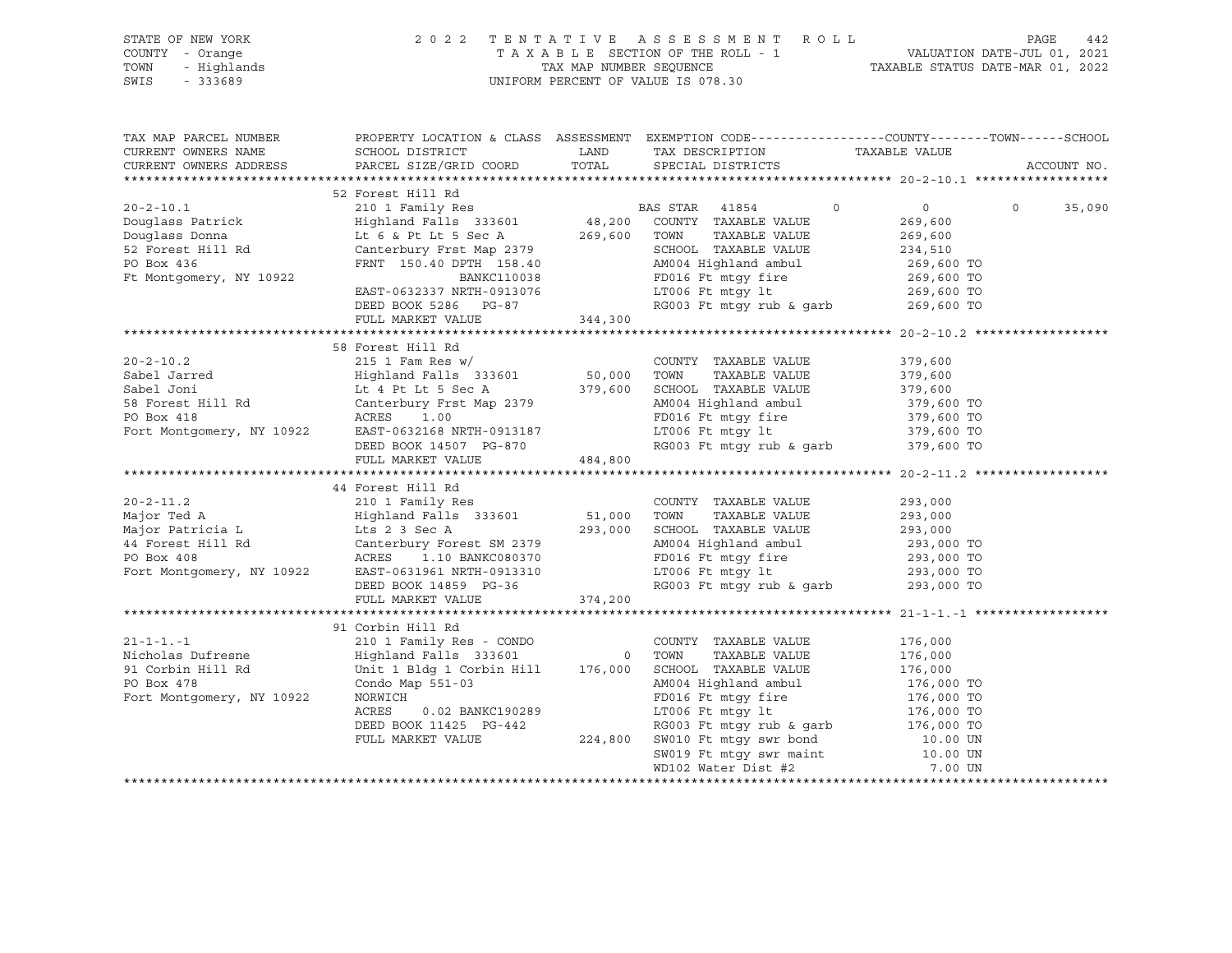STATE OF NEW YORK | 2022 TENTATIVE ASSESSMENT ROLL | VALUATION DATE-JUL 01, 2021
COUNTY - Orange | TAXABLE SECTION OF THE ROLL - 1 | TAXABLE STATUS DATE-MAR 01, 2022
TOWN - Highlands | TAX MAP NUMBER SEQUENCE
SWIS - 333689 | UNIFORM PERCENT OF VALUE IS 078.30

| TAX MAP PARCEL NUMBER / CURRENT OWNERS NAME / CURRENT OWNERS ADDRESS | PROPERTY LOCATION & CLASS / SCHOOL DISTRICT / PARCEL SIZE/GRID COORD | ASSESSMENT LAND | TOTAL | EXEMPTION CODE / TAX DESCRIPTION / SPECIAL DISTRICTS | COUNTY / TAXABLE VALUE | TOWN | SCHOOL |
|---|---|---|---|---|---|---|---|
| **20-2-10.1** | 52 Forest Hill Rd | | | | | | |
| 20-2-10.1 | 210 1 Family Res | | | BAS STAR 41854 | 0 | 0 | 0 35,090 |
| Douglass Patrick | Highland Falls 333601 | 48,200 | | COUNTY TAXABLE VALUE | 269,600 | | |
| Douglass Donna | Lt 6 & Pt Lt 5 Sec A | | 269,600 | TOWN TAXABLE VALUE | 269,600 | | |
| 52 Forest Hill Rd | Canterbury Frst Map 2379 | | | SCHOOL TAXABLE VALUE | 234,510 | | |
| PO Box 436 | FRNT 150.40 DPTH 158.40 | | | AM004 Highland ambul | 269,600 TO | | |
| Ft Montgomery, NY 10922 | BANKC110038 | | | FD016 Ft mtgy fire | 269,600 TO | | |
| | EAST-0632337 NRTH-0913076 | | | LT006 Ft mtgy lt | 269,600 TO | | |
| | DEED BOOK 5286 PG-87 | | | RG003 Ft mtgy rub & garb | 269,600 TO | | |
| | FULL MARKET VALUE | | 344,300 | | | | |
| **20-2-10.2** | 58 Forest Hill Rd | | | | | | |
| 20-2-10.2 | 215 1 Fam Res w/ | | | COUNTY TAXABLE VALUE | 379,600 | | |
| Sabel Jarred | Highland Falls 333601 | 50,000 | | TOWN TAXABLE VALUE | 379,600 | | |
| Sabel Joni | Lt 4 Pt Lt 5 Sec A | | 379,600 | SCHOOL TAXABLE VALUE | 379,600 | | |
| 58 Forest Hill Rd | Canterbury Frst Map 2379 | | | AM004 Highland ambul | 379,600 TO | | |
| PO Box 418 | ACRES 1.00 | | | FD016 Ft mtgy fire | 379,600 TO | | |
| Fort Montgomery, NY 10922 | EAST-0632168 NRTH-0913187 | | | LT006 Ft mtgy lt | 379,600 TO | | |
| | DEED BOOK 14507 PG-870 | | | RG003 Ft mtgy rub & garb | 379,600 TO | | |
| | FULL MARKET VALUE | | 484,800 | | | | |
| **20-2-11.2** | 44 Forest Hill Rd | | | | | | |
| 20-2-11.2 | 210 1 Family Res | | | COUNTY TAXABLE VALUE | 293,000 | | |
| Major Ted A | Highland Falls 333601 | 51,000 | | TOWN TAXABLE VALUE | 293,000 | | |
| Major Patricia L | Lts 2 3 Sec A | | 293,000 | SCHOOL TAXABLE VALUE | 293,000 | | |
| 44 Forest Hill Rd | Canterbury Forest SM 2379 | | | AM004 Highland ambul | 293,000 TO | | |
| PO Box 408 | ACRES 1.10 BANKC080370 | | | FD016 Ft mtgy fire | 293,000 TO | | |
| Fort Montgomery, NY 10922 | EAST-0631961 NRTH-0913310 | | | LT006 Ft mtgy lt | 293,000 TO | | |
| | DEED BOOK 14859 PG-36 | | | RG003 Ft mtgy rub & garb | 293,000 TO | | |
| | FULL MARKET VALUE | | 374,200 | | | | |
| **21-1-1.-1** | 91 Corbin Hill Rd | | | | | | |
| 21-1-1.-1 | 210 1 Family Res - CONDO | | | COUNTY TAXABLE VALUE | 176,000 | | |
| Nicholas Dufresne | Highland Falls 333601 | 0 | | TOWN TAXABLE VALUE | 176,000 | | |
| 91 Corbin Hill Rd | Unit 1 Bldg 1 Corbin Hill | | 176,000 | SCHOOL TAXABLE VALUE | 176,000 | | |
| PO Box 478 | Condo Map 551-03 | | | AM004 Highland ambul | 176,000 TO | | |
| Fort Montgomery, NY 10922 | NORWICH | | | FD016 Ft mtgy fire | 176,000 TO | | |
| | ACRES 0.02 BANKC190289 | | | LT006 Ft mtgy lt | 176,000 TO | | |
| | DEED BOOK 11425 PG-442 | | | RG003 Ft mtgy rub & garb | 176,000 TO | | |
| | FULL MARKET VALUE | | 224,800 | SW010 Ft mtgy swr bond | 10.00 UN | | |
| | | | | SW019 Ft mtgy swr maint | 10.00 UN | | |
| | | | | WD102 Water Dist #2 | 7.00 UN | | |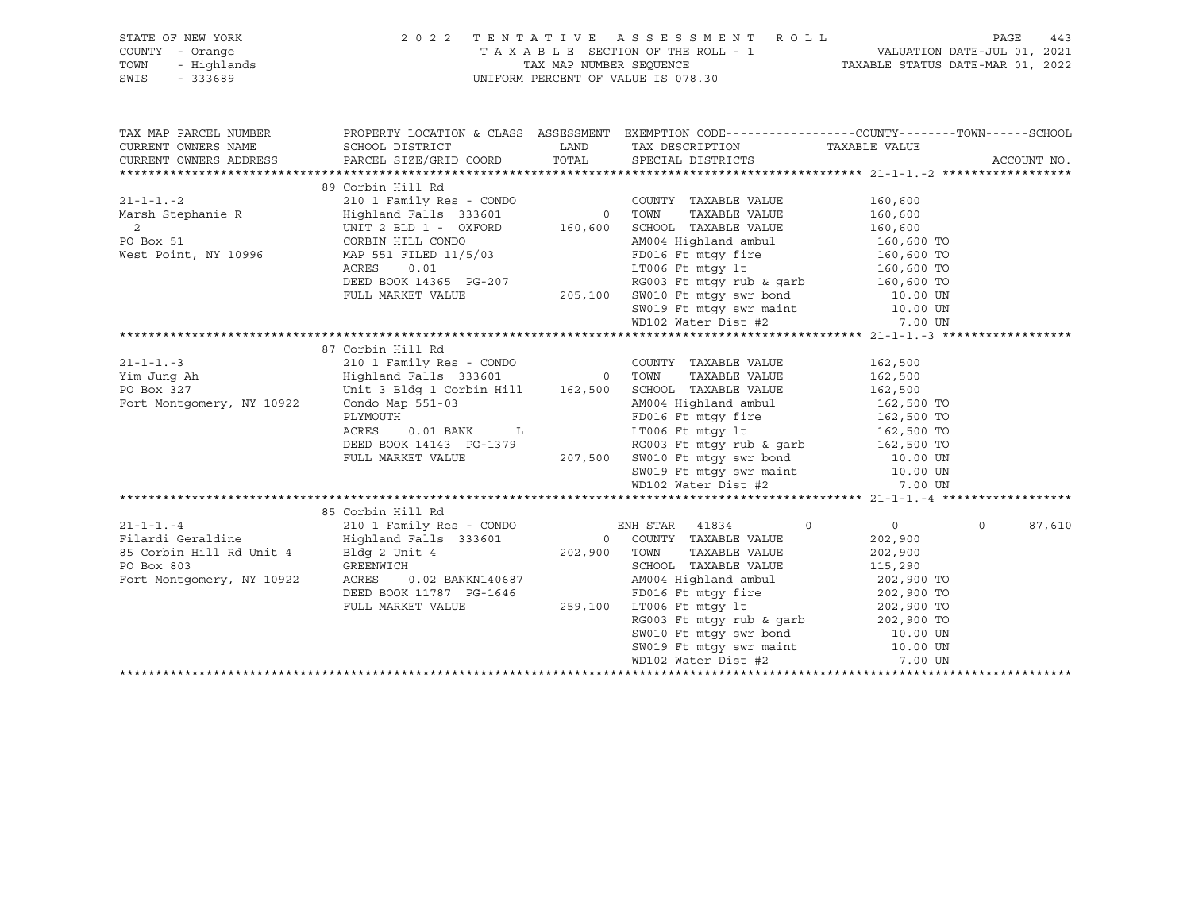STATE OF NEW YORK
COUNTY - Orange
TOWN - Highlands
SWIS - 333689

2022 TENTATIVE ASSESSMENT ROLL
TAXABLE SECTION OF THE ROLL - 1
TAX MAP NUMBER SEQUENCE
UNIFORM PERCENT OF VALUE IS 078.30

VALUATION DATE-JUL 01, 2021
TAXABLE STATUS DATE-MAR 01, 2022

| TAX MAP PARCEL NUMBER / CURRENT OWNERS NAME / CURRENT OWNERS ADDRESS | PROPERTY LOCATION & CLASS / SCHOOL DISTRICT / PARCEL SIZE/GRID COORD | ASSESSMENT LAND / TOTAL | EXEMPTION CODE / TAX DESCRIPTION / SPECIAL DISTRICTS | COUNTY TAXABLE VALUE | TOWN | SCHOOL / ACCOUNT NO. |
|---|---|---|---|---|---|---|
| **21-1-1.-2** | 89 Corbin Hill Rd | | | | | |
| 21-1-1.-2 | 210 1 Family Res - CONDO | | COUNTY TAXABLE VALUE | 160,600 | | |
| Marsh Stephanie R | Highland Falls 333601 | 0 | TOWN TAXABLE VALUE | 160,600 | | |
| 2 | UNIT 2 BLD 1 - OXFORD | 160,600 | SCHOOL TAXABLE VALUE | 160,600 | | |
| PO Box 51 | CORBIN HILL CONDO | | AM004 Highland ambul | 160,600 TO | | |
| West Point, NY 10996 | MAP 551 FILED 11/5/03 | | FD016 Ft mtgy fire | 160,600 TO | | |
| | ACRES 0.01 | | LT006 Ft mtgy lt | 160,600 TO | | |
| | DEED BOOK 14365 PG-207 | | RG003 Ft mtgy rub & garb | 160,600 TO | | |
| | FULL MARKET VALUE | 205,100 | SW010 Ft mtgy swr bond | 10.00 UN | | |
| | | | SW019 Ft mtgy swr maint | 10.00 UN | | |
| | | | WD102 Water Dist #2 | 7.00 UN | | |
| **21-1-1.-3** | 87 Corbin Hill Rd | | | | | |
| 21-1-1.-3 | 210 1 Family Res - CONDO | | COUNTY TAXABLE VALUE | 162,500 | | |
| Yim Jung Ah | Highland Falls 333601 | 0 | TOWN TAXABLE VALUE | 162,500 | | |
| PO Box 327 | Unit 3 Bldg 1 Corbin Hill | 162,500 | SCHOOL TAXABLE VALUE | 162,500 | | |
| Fort Montgomery, NY 10922 | Condo Map 551-03 | | AM004 Highland ambul | 162,500 TO | | |
| | PLYMOUTH | | FD016 Ft mtgy fire | 162,500 TO | | |
| | ACRES 0.01 BANK L | | LT006 Ft mtgy lt | 162,500 TO | | |
| | DEED BOOK 14143 PG-1379 | | RG003 Ft mtgy rub & garb | 162,500 TO | | |
| | FULL MARKET VALUE | 207,500 | SW010 Ft mtgy swr bond | 10.00 UN | | |
| | | | SW019 Ft mtgy swr maint | 10.00 UN | | |
| | | | WD102 Water Dist #2 | 7.00 UN | | |
| **21-1-1.-4** | 85 Corbin Hill Rd | | | | | |
| 21-1-1.-4 | 210 1 Family Res - CONDO | | ENH STAR 41834 | 0 | 0 | 0 | 87,610 |
| Filardi Geraldine | Highland Falls 333601 | 0 | COUNTY TAXABLE VALUE | 202,900 | | |
| 85 Corbin Hill Rd Unit 4 | Bldg 2 Unit 4 | 202,900 | TOWN TAXABLE VALUE | 202,900 | | |
| PO Box 803 | GREENWICH | | SCHOOL TAXABLE VALUE | 115,290 | | |
| Fort Montgomery, NY 10922 | ACRES 0.02 BANKN140687 | | AM004 Highland ambul | 202,900 TO | | |
| | DEED BOOK 11787 PG-1646 | | FD016 Ft mtgy fire | 202,900 TO | | |
| | FULL MARKET VALUE | 259,100 | LT006 Ft mtgy lt | 202,900 TO | | |
| | | | RG003 Ft mtgy rub & garb | 202,900 TO | | |
| | | | SW010 Ft mtgy swr bond | 10.00 UN | | |
| | | | SW019 Ft mtgy swr maint | 10.00 UN | | |
| | | | WD102 Water Dist #2 | 7.00 UN | | |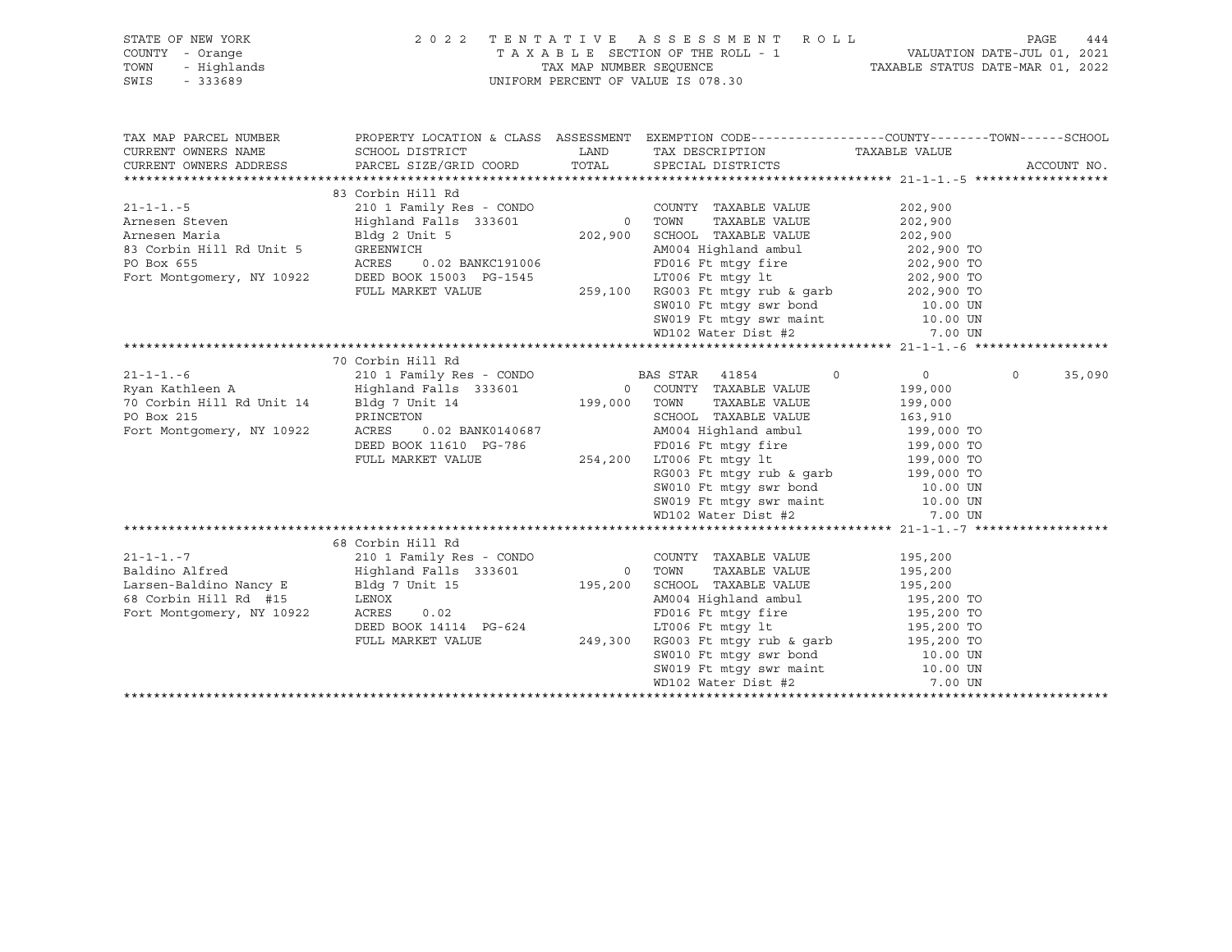STATE OF NEW YORK
COUNTY - Orange
TOWN - Highlands
SWIS - 333689

2022 TENTATIVE ASSESSMENT ROLL
TAXABLE SECTION OF THE ROLL - 1
TAX MAP NUMBER SEQUENCE
UNIFORM PERCENT OF VALUE IS 078.30

VALUATION DATE-JUL 01, 2021
TAXABLE STATUS DATE-MAR 01, 2022

| TAX MAP PARCEL NUMBER / CURRENT OWNERS NAME / CURRENT OWNERS ADDRESS | PROPERTY LOCATION & CLASS / SCHOOL DISTRICT / PARCEL SIZE/GRID COORD | ASSESSMENT LAND | TOTAL | EXEMPTION CODE / TAX DESCRIPTION / SPECIAL DISTRICTS | COUNTY / TAXABLE VALUE | TOWN | SCHOOL | ACCOUNT NO. |
|---|---|---|---|---|---|---|---|---|
| **21-1-1.-5** | 83 Corbin Hill Rd | | | | | | | |
| 21-1-1.-5 | 210 1 Family Res - CONDO | | | COUNTY TAXABLE VALUE | 202,900 | | | |
| Arnesen Steven | Highland Falls 333601 | 0 | | TOWN TAXABLE VALUE | 202,900 | | | |
| Arnesen Maria | Bldg 2 Unit 5 | | 202,900 | SCHOOL TAXABLE VALUE | 202,900 | | | |
| 83 Corbin Hill Rd Unit 5 | GREENWICH | | | AM004 Highland ambul | 202,900 TO | | | |
| PO Box 655 | ACRES 0.02 BANKC191006 | | | FD016 Ft mtgy fire | 202,900 TO | | | |
| Fort Montgomery, NY 10922 | DEED BOOK 15003 PG-1545 | | | LT006 Ft mtgy lt | 202,900 TO | | | |
| | FULL MARKET VALUE | | 259,100 | RG003 Ft mtgy rub & garb | 202,900 TO | | | |
| | | | | SW010 Ft mtgy swr bond | 10.00 UN | | | |
| | | | | SW019 Ft mtgy swr maint | 10.00 UN | | | |
| | | | | WD102 Water Dist #2 | 7.00 UN | | | |
| **21-1-1.-6** | 70 Corbin Hill Rd | | | | | | | |
| 21-1-1.-6 | 210 1 Family Res - CONDO | | | BAS STAR 41854 | 0 | 0 | 35,090 | |
| Ryan Kathleen A | Highland Falls 333601 | 0 | | COUNTY TAXABLE VALUE | 199,000 | | | |
| 70 Corbin Hill Rd Unit 14 | Bldg 7 Unit 14 | | 199,000 | TOWN TAXABLE VALUE | 199,000 | | | |
| PO Box 215 | PRINCETON | | | SCHOOL TAXABLE VALUE | 163,910 | | | |
| Fort Montgomery, NY 10922 | ACRES 0.02 BANK0140687 | | | AM004 Highland ambul | 199,000 TO | | | |
| | DEED BOOK 11610 PG-786 | | | FD016 Ft mtgy fire | 199,000 TO | | | |
| | FULL MARKET VALUE | | 254,200 | LT006 Ft mtgy lt | 199,000 TO | | | |
| | | | | RG003 Ft mtgy rub & garb | 199,000 TO | | | |
| | | | | SW010 Ft mtgy swr bond | 10.00 UN | | | |
| | | | | SW019 Ft mtgy swr maint | 10.00 UN | | | |
| | | | | WD102 Water Dist #2 | 7.00 UN | | | |
| **21-1-1.-7** | 68 Corbin Hill Rd | | | | | | | |
| 21-1-1.-7 | 210 1 Family Res - CONDO | | | COUNTY TAXABLE VALUE | 195,200 | | | |
| Baldino Alfred | Highland Falls 333601 | 0 | | TOWN TAXABLE VALUE | 195,200 | | | |
| Larsen-Baldino Nancy E | Bldg 7 Unit 15 | | 195,200 | SCHOOL TAXABLE VALUE | 195,200 | | | |
| 68 Corbin Hill Rd #15 | LENOX | | | AM004 Highland ambul | 195,200 TO | | | |
| Fort Montgomery, NY 10922 | ACRES 0.02 | | | FD016 Ft mtgy fire | 195,200 TO | | | |
| | DEED BOOK 14114 PG-624 | | | LT006 Ft mtgy lt | 195,200 TO | | | |
| | FULL MARKET VALUE | | 249,300 | RG003 Ft mtgy rub & garb | 195,200 TO | | | |
| | | | | SW010 Ft mtgy swr bond | 10.00 UN | | | |
| | | | | SW019 Ft mtgy swr maint | 10.00 UN | | | |
| | | | | WD102 Water Dist #2 | 7.00 UN | | | |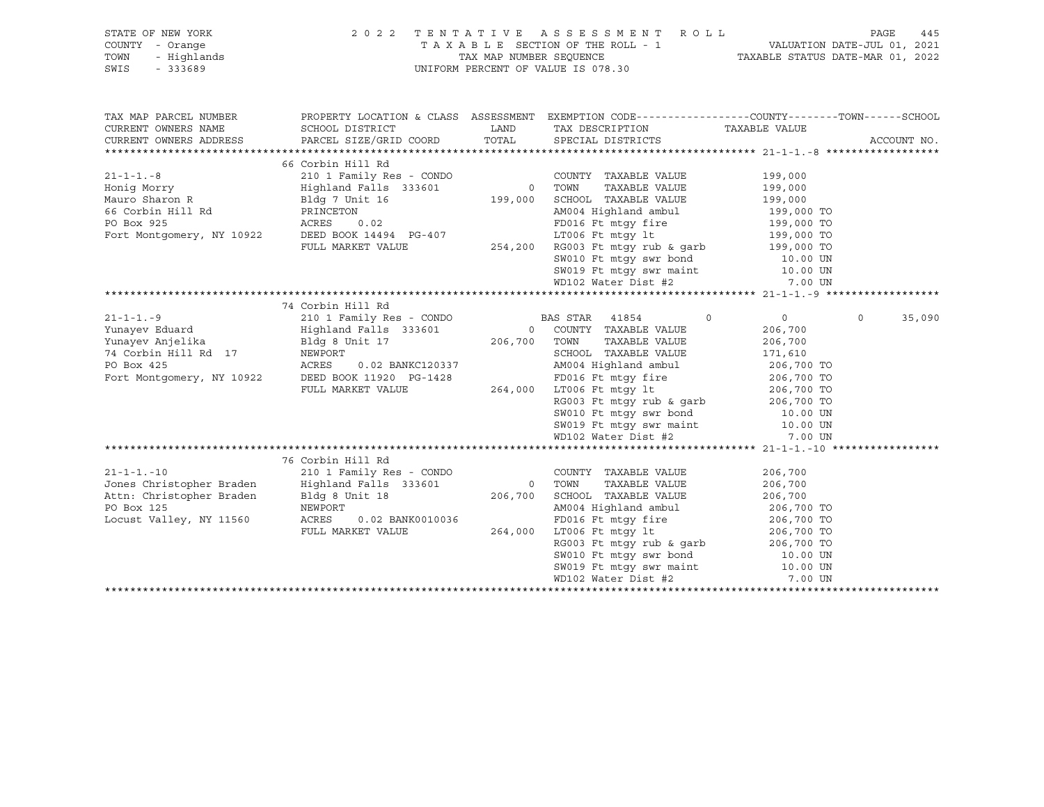STATE OF NEW YORK
COUNTY - Orange
TOWN - Highlands
SWIS - 333689

2022 TENTATIVE ASSESSMENT ROLL
TAXABLE SECTION OF THE ROLL - 1
TAX MAP NUMBER SEQUENCE
UNIFORM PERCENT OF VALUE IS 078.30

VALUATION DATE-JUL 01, 2021
TAXABLE STATUS DATE-MAR 01, 2022

| TAX MAP PARCEL NUMBER / CURRENT OWNERS NAME / CURRENT OWNERS ADDRESS | PROPERTY LOCATION & CLASS / SCHOOL DISTRICT / PARCEL SIZE/GRID COORD | ASSESSMENT LAND / TOTAL | EXEMPTION CODE / TAX DESCRIPTION / SPECIAL DISTRICTS | COUNTY | TOWN | SCHOOL / TAXABLE VALUE | ACCOUNT NO. |
|---|---|---|---|---|---|---|---|
| **21-1-1.-8** | 66 Corbin Hill Rd | | | | | | |
| 21-1-1.-8 | 210 1 Family Res - CONDO | | COUNTY TAXABLE VALUE | 199,000 | | | |
| Honig Morry | Highland Falls 333601 | 0 | TOWN TAXABLE VALUE | 199,000 | | | |
| Mauro Sharon R | Bldg 7 Unit 16 | 199,000 | SCHOOL TAXABLE VALUE | 199,000 | | | |
| 66 Corbin Hill Rd | PRINCETON | | AM004 Highland ambul | 199,000 TO | | | |
| PO Box 925 | ACRES 0.02 | | FD016 Ft mtgy fire | 199,000 TO | | | |
| Fort Montgomery, NY 10922 | DEED BOOK 14494 PG-407 | | LT006 Ft mtgy lt | 199,000 TO | | | |
| | FULL MARKET VALUE | 254,200 | RG003 Ft mtgy rub & garb | 199,000 TO | | | |
| | | | SW010 Ft mtgy swr bond | 10.00 UN | | | |
| | | | SW019 Ft mtgy swr maint | 10.00 UN | | | |
| | | | WD102 Water Dist #2 | 7.00 UN | | | |
| **21-1-1.-9** | 74 Corbin Hill Rd | | | | | | |
| 21-1-1.-9 | 210 1 Family Res - CONDO | | BAS STAR 41854 | 0 | 0 | 0 | 35,090 |
| Yunayev Eduard | Highland Falls 333601 | 0 | COUNTY TAXABLE VALUE | 206,700 | | | |
| Yunayev Anjelika | Bldg 8 Unit 17 | 206,700 | TOWN TAXABLE VALUE | 206,700 | | | |
| 74 Corbin Hill Rd 17 | NEWPORT | | SCHOOL TAXABLE VALUE | 171,610 | | | |
| PO Box 425 | ACRES 0.02 BANKC120337 | | AM004 Highland ambul | 206,700 TO | | | |
| Fort Montgomery, NY 10922 | DEED BOOK 11920 PG-1428 | | FD016 Ft mtgy fire | 206,700 TO | | | |
| | FULL MARKET VALUE | 264,000 | LT006 Ft mtgy lt | 206,700 TO | | | |
| | | | RG003 Ft mtgy rub & garb | 206,700 TO | | | |
| | | | SW010 Ft mtgy swr bond | 10.00 UN | | | |
| | | | SW019 Ft mtgy swr maint | 10.00 UN | | | |
| | | | WD102 Water Dist #2 | 7.00 UN | | | |
| **21-1-1.-10** | 76 Corbin Hill Rd | | | | | | |
| 21-1-1.-10 | 210 1 Family Res - CONDO | | COUNTY TAXABLE VALUE | 206,700 | | | |
| Jones Christopher Braden | Highland Falls 333601 | 0 | TOWN TAXABLE VALUE | 206,700 | | | |
| Attn: Christopher Braden | Bldg 8 Unit 18 | 206,700 | SCHOOL TAXABLE VALUE | 206,700 | | | |
| PO Box 125 | NEWPORT | | AM004 Highland ambul | 206,700 TO | | | |
| Locust Valley, NY 11560 | ACRES 0.02 BANK0010036 | | FD016 Ft mtgy fire | 206,700 TO | | | |
| | FULL MARKET VALUE | 264,000 | LT006 Ft mtgy lt | 206,700 TO | | | |
| | | | RG003 Ft mtgy rub & garb | 206,700 TO | | | |
| | | | SW010 Ft mtgy swr bond | 10.00 UN | | | |
| | | | SW019 Ft mtgy swr maint | 10.00 UN | | | |
| | | | WD102 Water Dist #2 | 7.00 UN | | | |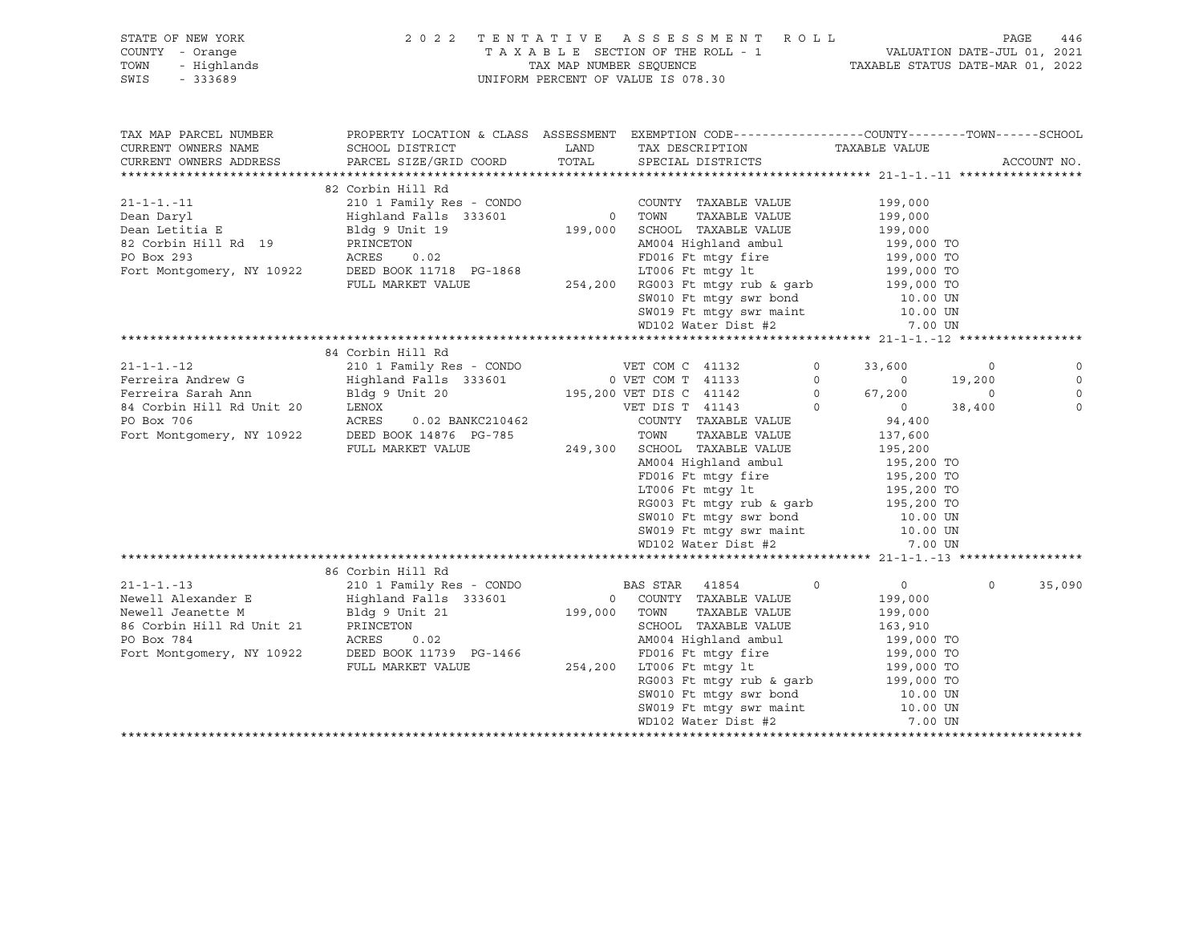STATE OF NEW YORK                2 0 2 2   T E N T A T I V E   A S S E S S M E N T   R O L L
COUNTY - Orange                  T A X A B L E  SECTION OF THE ROLL - 1          VALUATION DATE-JUL 01, 2021
TOWN   - Highlands               TAX MAP NUMBER SEQUENCE                          TAXABLE STATUS DATE-MAR 01, 2022
SWIS   - 333689                  UNIFORM PERCENT OF VALUE IS 078.30

```
TAX MAP PARCEL NUMBER          PROPERTY LOCATION & CLASS  ASSESSMENT  EXEMPTION CODE------------------COUNTY--------TOWN------SCHOOL
CURRENT OWNERS NAME            SCHOOL DISTRICT               LAND      TAX DESCRIPTION            TAXABLE VALUE
CURRENT OWNERS ADDRESS         PARCEL SIZE/GRID COORD        TOTAL     SPECIAL DISTRICTS                                    ACCOUNT NO.
******************************************************************************************************* 21-1-1.-11 *****************
                               82 Corbin Hill Rd
21-1-1.-11                     210 1 Family Res - CONDO              COUNTY  TAXABLE VALUE            199,000
Dean Daryl                     Highland Falls  333601          0     TOWN    TAXABLE VALUE            199,000
Dean Letitia E                 Bldg 9 Unit 19              199,000   SCHOOL  TAXABLE VALUE            199,000
82 Corbin Hill Rd  19          PRINCETON                             AM004 Highland ambul              199,000 TO
PO Box 293                     ACRES     0.02                        FD016 Ft mtgy fire                199,000 TO
Fort Montgomery, NY 10922      DEED BOOK 11718  PG-1868              LT006 Ft mtgy lt                  199,000 TO
                               FULL MARKET VALUE           254,200   RG003 Ft mtgy rub & garb          199,000 TO
                                                                     SW010 Ft mtgy swr bond              10.00 UN
                                                                     SW019 Ft mtgy swr maint             10.00 UN
                                                                     WD102 Water Dist #2                  7.00 UN
******************************************************************************************************* 21-1-1.-12 *****************
                               84 Corbin Hill Rd
21-1-1.-12                     210 1 Family Res - CONDO              VET COM C 41132        0      33,600          0            0
Ferreira Andrew G              Highland Falls  333601          0 VET COM T 41133            0           0     19,200            0
Ferreira Sarah Ann             Bldg 9 Unit 20              195,200 VET DIS C 41142          0      67,200          0            0
84 Corbin Hill Rd Unit 20      LENOX                                 VET DIS T 41143        0           0     38,400            0
PO Box 706                     ACRES     0.02 BANKC210462            COUNTY  TAXABLE VALUE             94,400
Fort Montgomery, NY 10922      DEED BOOK 14876  PG-785               TOWN    TAXABLE VALUE            137,600
                               FULL MARKET VALUE           249,300   SCHOOL  TAXABLE VALUE            195,200
                                                                     AM004 Highland ambul              195,200 TO
                                                                     FD016 Ft mtgy fire                195,200 TO
                                                                     LT006 Ft mtgy lt                  195,200 TO
                                                                     RG003 Ft mtgy rub & garb          195,200 TO
                                                                     SW010 Ft mtgy swr bond              10.00 UN
                                                                     SW019 Ft mtgy swr maint             10.00 UN
                                                                     WD102 Water Dist #2                  7.00 UN
******************************************************************************************************* 21-1-1.-13 *****************
                               86 Corbin Hill Rd
21-1-1.-13                     210 1 Family Res - CONDO              BAS STAR  41854        0           0          0       35,090
Newell Alexander E             Highland Falls  333601          0     COUNTY  TAXABLE VALUE            199,000
Newell Jeanette M              Bldg 9 Unit 21              199,000   TOWN    TAXABLE VALUE            199,000
86 Corbin Hill Rd Unit 21      PRINCETON                             SCHOOL  TAXABLE VALUE            163,910
PO Box 784                     ACRES     0.02                        AM004 Highland ambul              199,000 TO
Fort Montgomery, NY 10922      DEED BOOK 11739  PG-1466              FD016 Ft mtgy fire                199,000 TO
                               FULL MARKET VALUE           254,200   LT006 Ft mtgy lt                  199,000 TO
                                                                     RG003 Ft mtgy rub & garb          199,000 TO
                                                                     SW010 Ft mtgy swr bond              10.00 UN
                                                                     SW019 Ft mtgy swr maint             10.00 UN
                                                                     WD102 Water Dist #2                  7.00 UN
************************************************************************************************************************************
```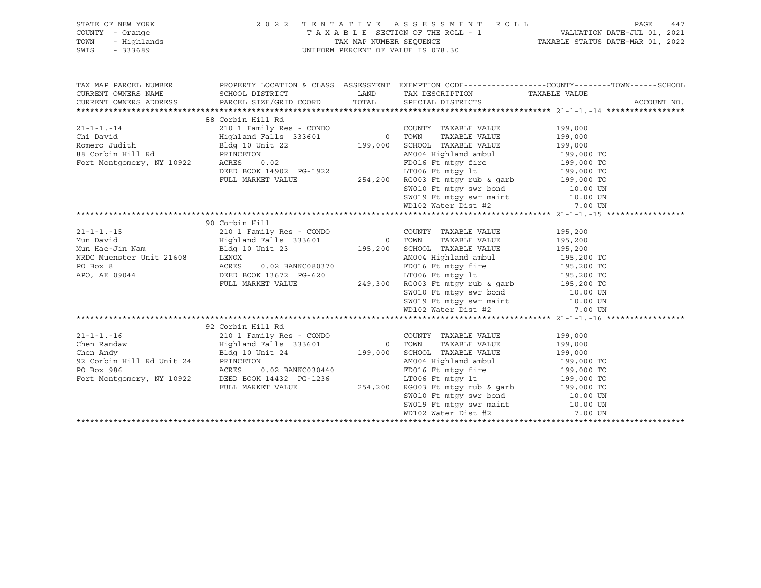STATE OF NEW YORK 2 0 2 2 T E N T A T I V E A S S E S S M E N T R O L L
COUNTY - Orange T A X A B L E SECTION OF THE ROLL - 1 VALUATION DATE-JUL 01, 2021
TOWN - Highlands TAX MAP NUMBER SEQUENCE TAXABLE STATUS DATE-MAR 01, 2022
SWIS - 333689 UNIFORM PERCENT OF VALUE IS 078.30

| TAX MAP PARCEL NUMBER / CURRENT OWNERS NAME / CURRENT OWNERS ADDRESS | PROPERTY LOCATION & CLASS / SCHOOL DISTRICT / PARCEL SIZE/GRID COORD | ASSESSMENT LAND / TOTAL | EXEMPTION CODE / TAX DESCRIPTION / SPECIAL DISTRICTS | TAXABLE VALUE (COUNTY--TOWN--SCHOOL) | ACCOUNT NO. |
|---|---|---|---|---|---|
| | 88 Corbin Hill Rd | | | | |
| 21-1-1.-14 | 210 1 Family Res - CONDO | | COUNTY TAXABLE VALUE | 199,000 | |
| Chi David | Highland Falls 333601 | 0 | TOWN TAXABLE VALUE | 199,000 | |
| Romero Judith | Bldg 10 Unit 22 | 199,000 | SCHOOL TAXABLE VALUE | 199,000 | |
| 88 Corbin Hill Rd | PRINCETON | | AM004 Highland ambul | 199,000 TO | |
| Fort Montgomery, NY 10922 | ACRES 0.02 | | FD016 Ft mtgy fire | 199,000 TO | |
| | DEED BOOK 14902 PG-1922 | | LT006 Ft mtgy lt | 199,000 TO | |
| | FULL MARKET VALUE | 254,200 | RG003 Ft mtgy rub & garb | 199,000 TO | |
| | | | SW010 Ft mtgy swr bond | 10.00 UN | |
| | | | SW019 Ft mtgy swr maint | 10.00 UN | |
| | | | WD102 Water Dist #2 | 7.00 UN | |
| | 90 Corbin Hill | | | | |
| 21-1-1.-15 | 210 1 Family Res - CONDO | | COUNTY TAXABLE VALUE | 195,200 | |
| Mun David | Highland Falls 333601 | 0 | TOWN TAXABLE VALUE | 195,200 | |
| Mun Hae-Jin Nam | Bldg 10 Unit 23 | 195,200 | SCHOOL TAXABLE VALUE | 195,200 | |
| NRDC Muenster Unit 21608 | LENOX | | AM004 Highland ambul | 195,200 TO | |
| PO Box 8 | ACRES 0.02 BANKC080370 | | FD016 Ft mtgy fire | 195,200 TO | |
| APO, AE 09044 | DEED BOOK 13672 PG-620 | | LT006 Ft mtgy lt | 195,200 TO | |
| | FULL MARKET VALUE | 249,300 | RG003 Ft mtgy rub & garb | 195,200 TO | |
| | | | SW010 Ft mtgy swr bond | 10.00 UN | |
| | | | SW019 Ft mtgy swr maint | 10.00 UN | |
| | | | WD102 Water Dist #2 | 7.00 UN | |
| | 92 Corbin Hill Rd | | | | |
| 21-1-1.-16 | 210 1 Family Res - CONDO | | COUNTY TAXABLE VALUE | 199,000 | |
| Chen Randaw | Highland Falls 333601 | 0 | TOWN TAXABLE VALUE | 199,000 | |
| Chen Andy | Bldg 10 Unit 24 | 199,000 | SCHOOL TAXABLE VALUE | 199,000 | |
| 92 Corbin Hill Rd Unit 24 | PRINCETON | | AM004 Highland ambul | 199,000 TO | |
| PO Box 986 | ACRES 0.02 BANKC030440 | | FD016 Ft mtgy fire | 199,000 TO | |
| Fort Montgomery, NY 10922 | DEED BOOK 14432 PG-1236 | | LT006 Ft mtgy lt | 199,000 TO | |
| | FULL MARKET VALUE | 254,200 | RG003 Ft mtgy rub & garb | 199,000 TO | |
| | | | SW010 Ft mtgy swr bond | 10.00 UN | |
| | | | SW019 Ft mtgy swr maint | 10.00 UN | |
| | | | WD102 Water Dist #2 | 7.00 UN | |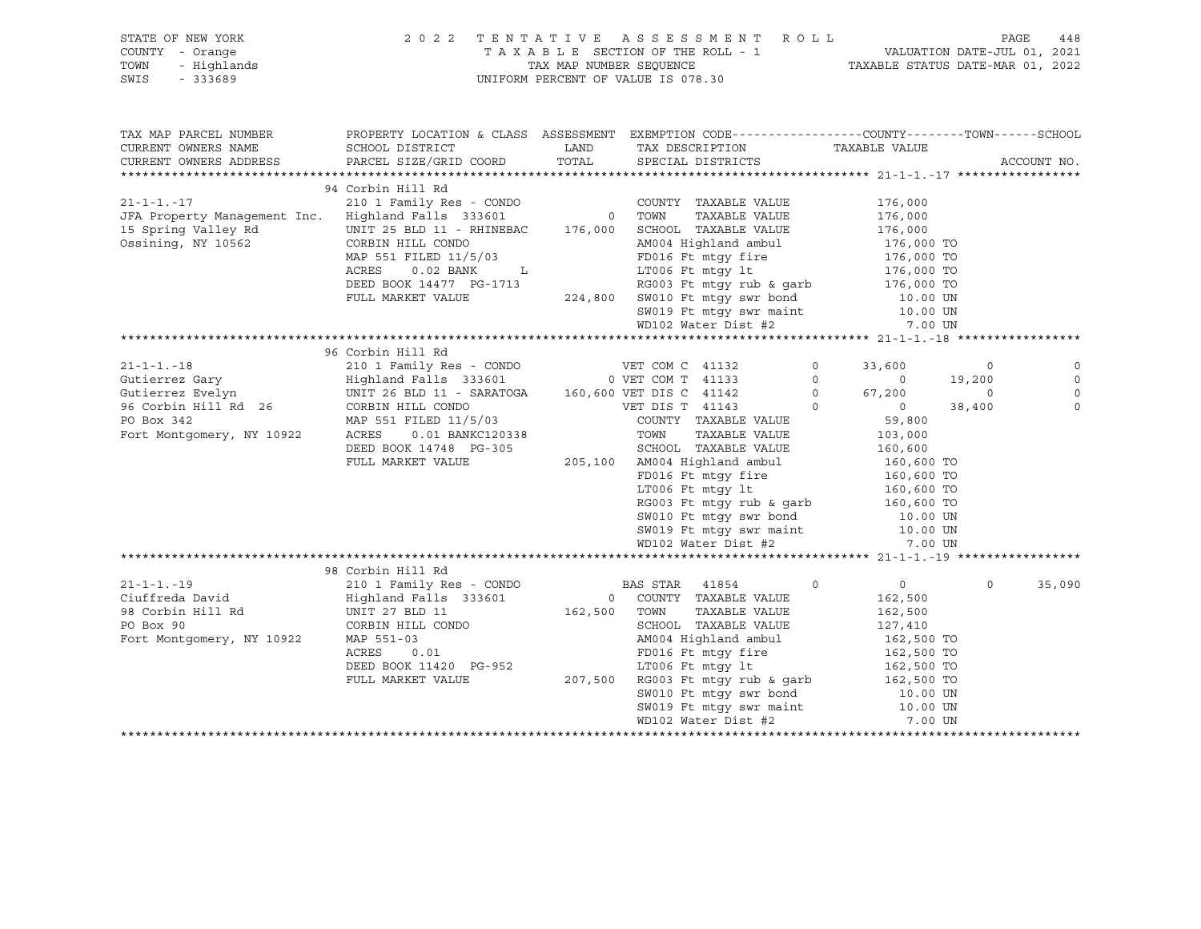STATE OF NEW YORK
COUNTY - Orange
TOWN - Highlands
SWIS - 333689

# 2022 TENTATIVE ASSESSMENT ROLL

TAXABLE SECTION OF THE ROLL - 1
TAX MAP NUMBER SEQUENCE
UNIFORM PERCENT OF VALUE IS 078.30

VALUATION DATE-JUL 01, 2021
TAXABLE STATUS DATE-MAR 01, 2022

| TAX MAP PARCEL NUMBER / CURRENT OWNERS NAME / CURRENT OWNERS ADDRESS | PROPERTY LOCATION & CLASS / SCHOOL DISTRICT / PARCEL SIZE/GRID COORD | ASSESSMENT LAND / TOTAL | EXEMPTION CODE / TAX DESCRIPTION / SPECIAL DISTRICTS | COUNTY | TOWN | SCHOOL |
|---|---|---|---|---|---|---|
| **21-1-1.-17** | 94 Corbin Hill Rd | | | | | |
| | 210 1 Family Res - CONDO | | COUNTY TAXABLE VALUE | 176,000 | | |
| JFA Property Management Inc. | Highland Falls 333601 | 0 | TOWN TAXABLE VALUE | 176,000 | | |
| 15 Spring Valley Rd | UNIT 25 BLD 11 - RHINEBAC | 176,000 | SCHOOL TAXABLE VALUE | 176,000 | | |
| Ossining, NY 10562 | CORBIN HILL CONDO | | AM004 Highland ambul | 176,000 TO | | |
| | MAP 551 FILED 11/5/03 | | FD016 Ft mtgy fire | 176,000 TO | | |
| | ACRES 0.02 BANK L | | LT006 Ft mtgy lt | 176,000 TO | | |
| | DEED BOOK 14477 PG-1713 | | RG003 Ft mtgy rub & garb | 176,000 TO | | |
| | FULL MARKET VALUE | 224,800 | SW010 Ft mtgy swr bond | 10.00 UN | | |
| | | | SW019 Ft mtgy swr maint | 10.00 UN | | |
| | | | WD102 Water Dist #2 | 7.00 UN | | |
| **21-1-1.-18** | 96 Corbin Hill Rd | | | | | |
| | 210 1 Family Res - CONDO | | VET COM C 41132 0 | 33,600 | 0 | 0 |
| Gutierrez Gary | Highland Falls 333601 | 0 | VET COM T 41133 0 | 0 | 19,200 | 0 |
| Gutierrez Evelyn | UNIT 26 BLD 11 - SARATOGA | 160,600 | VET DIS C 41142 0 | 67,200 | 0 | 0 |
| 96 Corbin Hill Rd 26 | CORBIN HILL CONDO | | VET DIS T 41143 0 | 0 | 38,400 | 0 |
| PO Box 342 | MAP 551 FILED 11/5/03 | | COUNTY TAXABLE VALUE | 59,800 | | |
| Fort Montgomery, NY 10922 | ACRES 0.01 BANKC120338 | | TOWN TAXABLE VALUE | 103,000 | | |
| | DEED BOOK 14748 PG-305 | | SCHOOL TAXABLE VALUE | 160,600 | | |
| | FULL MARKET VALUE | 205,100 | AM004 Highland ambul | 160,600 TO | | |
| | | | FD016 Ft mtgy fire | 160,600 TO | | |
| | | | LT006 Ft mtgy lt | 160,600 TO | | |
| | | | RG003 Ft mtgy rub & garb | 160,600 TO | | |
| | | | SW010 Ft mtgy swr bond | 10.00 UN | | |
| | | | SW019 Ft mtgy swr maint | 10.00 UN | | |
| | | | WD102 Water Dist #2 | 7.00 UN | | |
| **21-1-1.-19** | 98 Corbin Hill Rd | | | | | |
| | 210 1 Family Res - CONDO | | BAS STAR 41854 0 | 0 | 0 | 35,090 |
| Ciuffreda David | Highland Falls 333601 | 0 | COUNTY TAXABLE VALUE | 162,500 | | |
| 98 Corbin Hill Rd | UNIT 27 BLD 11 | 162,500 | TOWN TAXABLE VALUE | 162,500 | | |
| PO Box 90 | CORBIN HILL CONDO | | SCHOOL TAXABLE VALUE | 127,410 | | |
| Fort Montgomery, NY 10922 | MAP 551-03 | | AM004 Highland ambul | 162,500 TO | | |
| | ACRES 0.01 | | FD016 Ft mtgy fire | 162,500 TO | | |
| | DEED BOOK 11420 PG-952 | | LT006 Ft mtgy lt | 162,500 TO | | |
| | FULL MARKET VALUE | 207,500 | RG003 Ft mtgy rub & garb | 162,500 TO | | |
| | | | SW010 Ft mtgy swr bond | 10.00 UN | | |
| | | | SW019 Ft mtgy swr maint | 10.00 UN | | |
| | | | WD102 Water Dist #2 | 7.00 UN | | |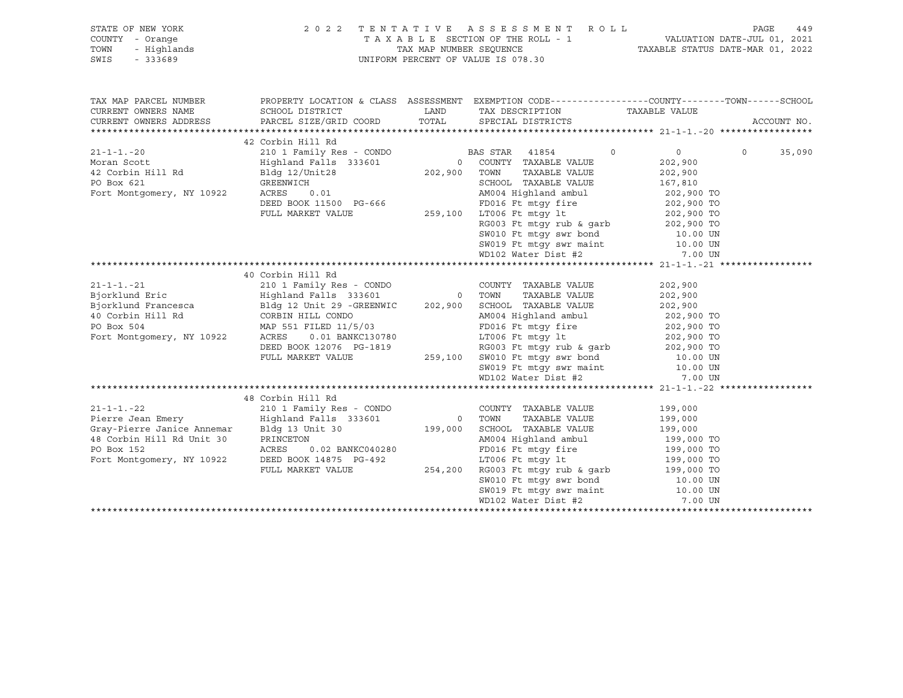STATE OF NEW YORK
COUNTY - Orange
TOWN - Highlands
SWIS - 333689

2022 TENTATIVE ASSESSMENT ROLL
TAXABLE SECTION OF THE ROLL - 1
TAX MAP NUMBER SEQUENCE
UNIFORM PERCENT OF VALUE IS 078.30

VALUATION DATE-JUL 01, 2021
TAXABLE STATUS DATE-MAR 01, 2022

| TAX MAP PARCEL NUMBER / CURRENT OWNERS NAME / CURRENT OWNERS ADDRESS | PROPERTY LOCATION & CLASS / SCHOOL DISTRICT / PARCEL SIZE/GRID COORD | ASSESSMENT LAND / TOTAL | EXEMPTION CODE / TAX DESCRIPTION / SPECIAL DISTRICTS | COUNTY | TOWN | SCHOOL / ACCOUNT NO. |
|---|---|---|---|---|---|---|
| **21-1-1.-20** | 42 Corbin Hill Rd | | | | | |
| 21-1-1.-20 | 210 1 Family Res - CONDO | | BAS STAR 41854 | 0 | 0 | 0 35,090 |
| Moran Scott | Highland Falls 333601 | 0 | COUNTY TAXABLE VALUE | 202,900 | | |
| 42 Corbin Hill Rd | Bldg 12/Unit28 | 202,900 | TOWN TAXABLE VALUE | 202,900 | | |
| PO Box 621 | GREENWICH | | SCHOOL TAXABLE VALUE | 167,810 | | |
| Fort Montgomery, NY 10922 | ACRES 0.01 | | AM004 Highland ambul | 202,900 TO | | |
| | DEED BOOK 11500 PG-666 | | FD016 Ft mtgy fire | 202,900 TO | | |
| | FULL MARKET VALUE | 259,100 | LT006 Ft mtgy lt | 202,900 TO | | |
| | | | RG003 Ft mtgy rub & garb | 202,900 TO | | |
| | | | SW010 Ft mtgy swr bond | 10.00 UN | | |
| | | | SW019 Ft mtgy swr maint | 10.00 UN | | |
| | | | WD102 Water Dist #2 | 7.00 UN | | |
| **21-1-1.-21** | 40 Corbin Hill Rd | | | | | |
| 21-1-1.-21 | 210 1 Family Res - CONDO | | COUNTY TAXABLE VALUE | 202,900 | | |
| Bjorklund Eric | Highland Falls 333601 | 0 | TOWN TAXABLE VALUE | 202,900 | | |
| Bjorklund Francesca | Bldg 12 Unit 29 -GREENWIC | 202,900 | SCHOOL TAXABLE VALUE | 202,900 | | |
| 40 Corbin Hill Rd | CORBIN HILL CONDO | | AM004 Highland ambul | 202,900 TO | | |
| PO Box 504 | MAP 551 FILED 11/5/03 | | FD016 Ft mtgy fire | 202,900 TO | | |
| Fort Montgomery, NY 10922 | ACRES 0.01 BANKC130780 | | LT006 Ft mtgy lt | 202,900 TO | | |
| | DEED BOOK 12076 PG-1819 | | RG003 Ft mtgy rub & garb | 202,900 TO | | |
| | FULL MARKET VALUE | 259,100 | SW010 Ft mtgy swr bond | 10.00 UN | | |
| | | | SW019 Ft mtgy swr maint | 10.00 UN | | |
| | | | WD102 Water Dist #2 | 7.00 UN | | |
| **21-1-1.-22** | 48 Corbin Hill Rd | | | | | |
| 21-1-1.-22 | 210 1 Family Res - CONDO | | COUNTY TAXABLE VALUE | 199,000 | | |
| Pierre Jean Emery | Highland Falls 333601 | 0 | TOWN TAXABLE VALUE | 199,000 | | |
| Gray-Pierre Janice Annemar | Bldg 13 Unit 30 | 199,000 | SCHOOL TAXABLE VALUE | 199,000 | | |
| 48 Corbin Hill Rd Unit 30 | PRINCETON | | AM004 Highland ambul | 199,000 TO | | |
| PO Box 152 | ACRES 0.02 BANKC040280 | | FD016 Ft mtgy fire | 199,000 TO | | |
| Fort Montgomery, NY 10922 | DEED BOOK 14875 PG-492 | | LT006 Ft mtgy lt | 199,000 TO | | |
| | FULL MARKET VALUE | 254,200 | RG003 Ft mtgy rub & garb | 199,000 TO | | |
| | | | SW010 Ft mtgy swr bond | 10.00 UN | | |
| | | | SW019 Ft mtgy swr maint | 10.00 UN | | |
| | | | WD102 Water Dist #2 | 7.00 UN | | |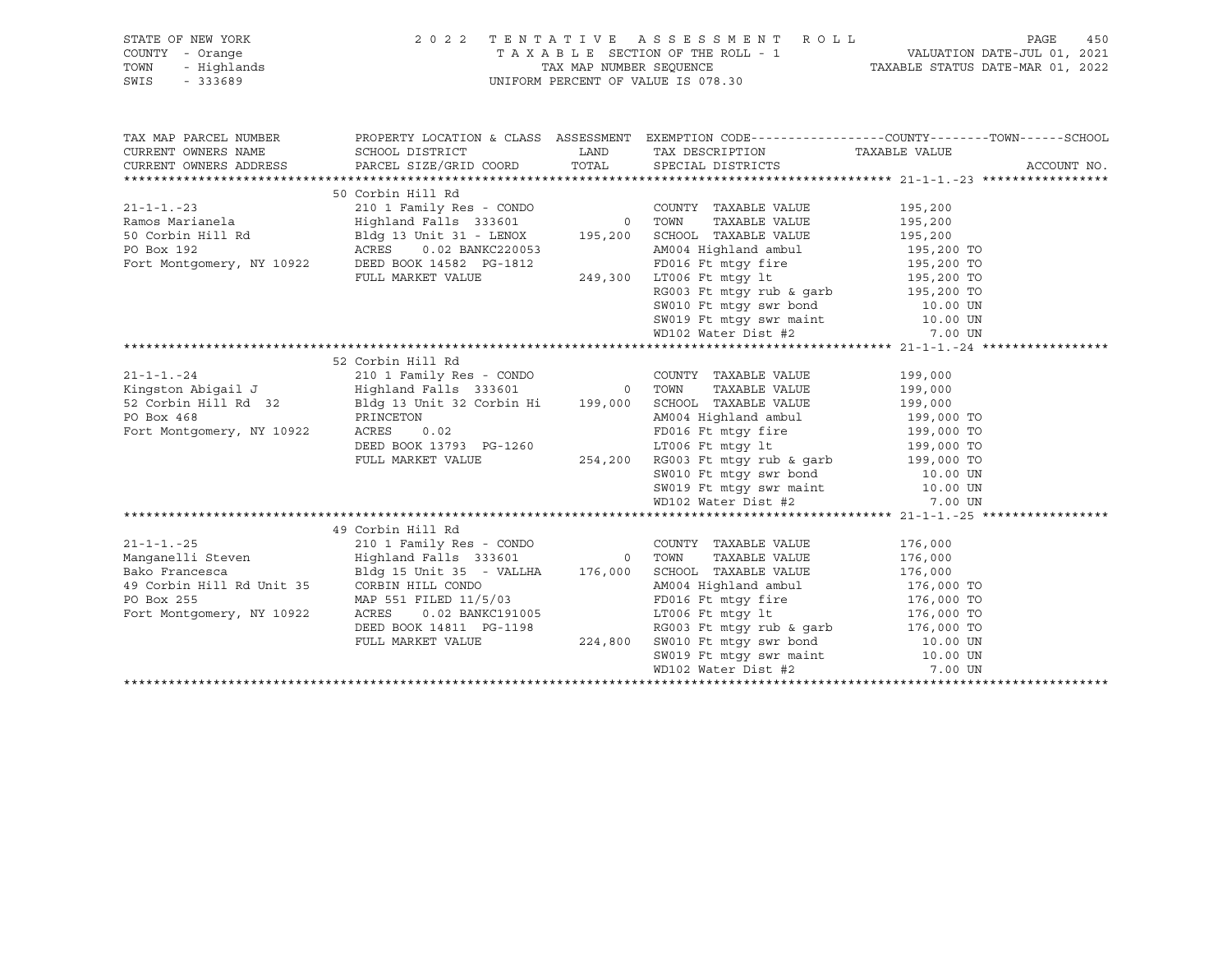STATE OF NEW YORK
COUNTY - Orange
TOWN - Highlands
SWIS - 333689

2022 TENTATIVE ASSESSMENT ROLL
TAXABLE SECTION OF THE ROLL - 1
TAX MAP NUMBER SEQUENCE
UNIFORM PERCENT OF VALUE IS 078.30

VALUATION DATE-JUL 01, 2021
TAXABLE STATUS DATE-MAR 01, 2022

| TAX MAP PARCEL NUMBER / CURRENT OWNERS NAME / CURRENT OWNERS ADDRESS | PROPERTY LOCATION & CLASS / SCHOOL DISTRICT / PARCEL SIZE/GRID COORD | ASSESSMENT LAND / TOTAL | EXEMPTION CODE / TAX DESCRIPTION / SPECIAL DISTRICTS | COUNTY--------TOWN------SCHOOL TAXABLE VALUE | ACCOUNT NO. |
|---|---|---|---|---|---|
| **21-1-1.-23** | 50 Corbin Hill Rd | | | | |
| 21-1-1.-23 | 210 1 Family Res - CONDO | | COUNTY TAXABLE VALUE | 195,200 | |
| Ramos Marianela | Highland Falls 333601 | 0 | TOWN TAXABLE VALUE | 195,200 | |
| 50 Corbin Hill Rd | Bldg 13 Unit 31 - LENOX | 195,200 | SCHOOL TAXABLE VALUE | 195,200 | |
| PO Box 192 | ACRES 0.02 BANKC220053 | | AM004 Highland ambul | 195,200 TO | |
| Fort Montgomery, NY 10922 | DEED BOOK 14582 PG-1812 | | FD016 Ft mtgy fire | 195,200 TO | |
| | FULL MARKET VALUE | 249,300 | LT006 Ft mtgy lt | 195,200 TO | |
| | | | RG003 Ft mtgy rub & garb | 195,200 TO | |
| | | | SW010 Ft mtgy swr bond | 10.00 UN | |
| | | | SW019 Ft mtgy swr maint | 10.00 UN | |
| | | | WD102 Water Dist #2 | 7.00 UN | |
| **21-1-1.-24** | 52 Corbin Hill Rd | | | | |
| 21-1-1.-24 | 210 1 Family Res - CONDO | | COUNTY TAXABLE VALUE | 199,000 | |
| Kingston Abigail J | Highland Falls 333601 | 0 | TOWN TAXABLE VALUE | 199,000 | |
| 52 Corbin Hill Rd 32 | Bldg 13 Unit 32 Corbin Hi | 199,000 | SCHOOL TAXABLE VALUE | 199,000 | |
| PO Box 468 | PRINCETON | | AM004 Highland ambul | 199,000 TO | |
| Fort Montgomery, NY 10922 | ACRES 0.02 | | FD016 Ft mtgy fire | 199,000 TO | |
| | DEED BOOK 13793 PG-1260 | | LT006 Ft mtgy lt | 199,000 TO | |
| | FULL MARKET VALUE | 254,200 | RG003 Ft mtgy rub & garb | 199,000 TO | |
| | | | SW010 Ft mtgy swr bond | 10.00 UN | |
| | | | SW019 Ft mtgy swr maint | 10.00 UN | |
| | | | WD102 Water Dist #2 | 7.00 UN | |
| **21-1-1.-25** | 49 Corbin Hill Rd | | | | |
| 21-1-1.-25 | 210 1 Family Res - CONDO | | COUNTY TAXABLE VALUE | 176,000 | |
| Manganelli Steven | Highland Falls 333601 | 0 | TOWN TAXABLE VALUE | 176,000 | |
| Bako Francesca | Bldg 15 Unit 35 - VALLHA | 176,000 | SCHOOL TAXABLE VALUE | 176,000 | |
| 49 Corbin Hill Rd Unit 35 | CORBIN HILL CONDO | | AM004 Highland ambul | 176,000 TO | |
| PO Box 255 | MAP 551 FILED 11/5/03 | | FD016 Ft mtgy fire | 176,000 TO | |
| Fort Montgomery, NY 10922 | ACRES 0.02 BANKC191005 | | LT006 Ft mtgy lt | 176,000 TO | |
| | DEED BOOK 14811 PG-1198 | | RG003 Ft mtgy rub & garb | 176,000 TO | |
| | FULL MARKET VALUE | 224,800 | SW010 Ft mtgy swr bond | 10.00 UN | |
| | | | SW019 Ft mtgy swr maint | 10.00 UN | |
| | | | WD102 Water Dist #2 | 7.00 UN | |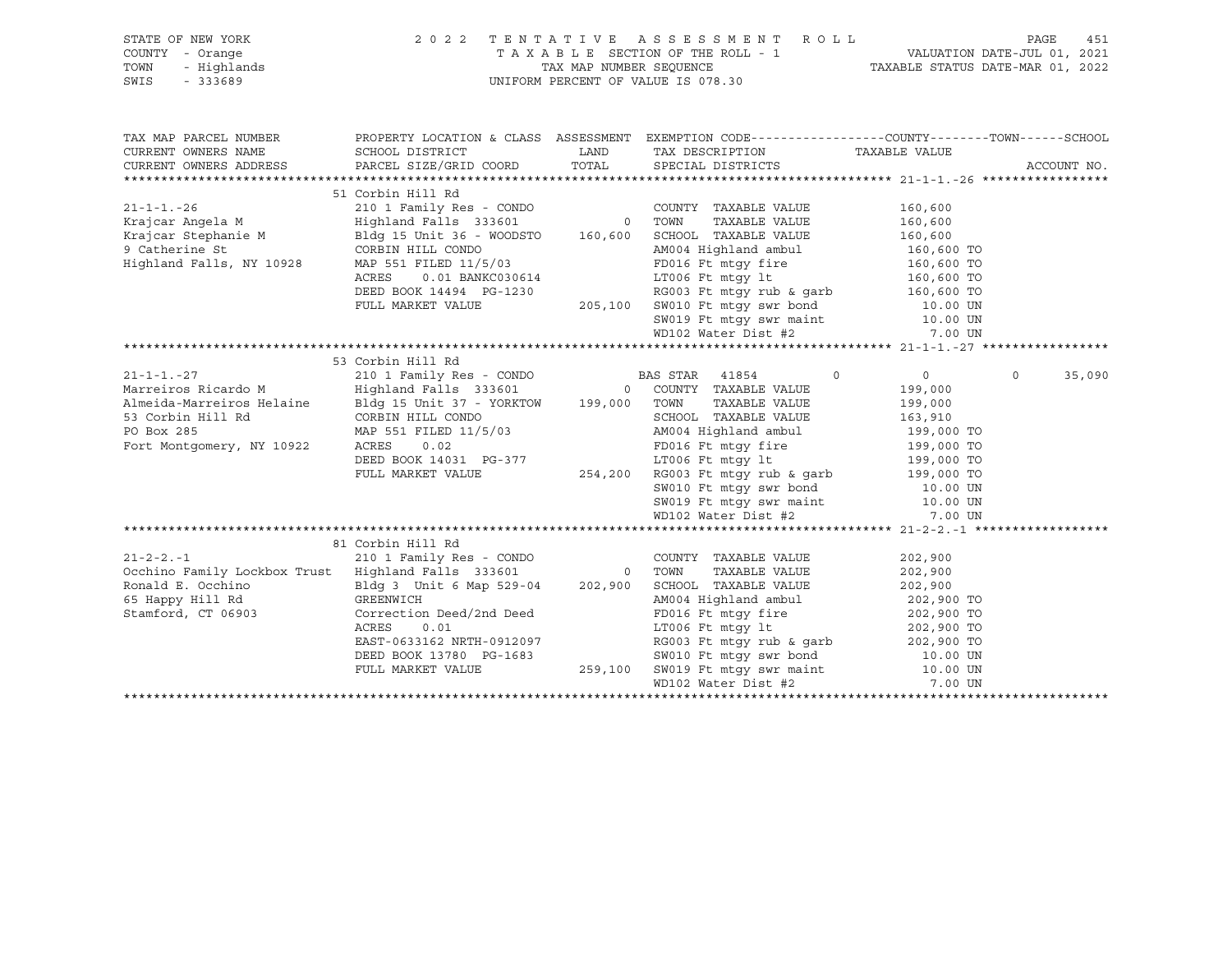STATE OF NEW YORK — COUNTY - Orange — TOWN - Highlands — SWIS - 333689

2022 TENTATIVE ASSESSMENT ROLL
TAXABLE SECTION OF THE ROLL - 1
TAX MAP NUMBER SEQUENCE
UNIFORM PERCENT OF VALUE IS 078.30

VALUATION DATE-JUL 01, 2021
TAXABLE STATUS DATE-MAR 01, 2022

| TAX MAP PARCEL NUMBER / CURRENT OWNERS NAME / CURRENT OWNERS ADDRESS | PROPERTY LOCATION & CLASS / SCHOOL DISTRICT / PARCEL SIZE/GRID COORD | ASSESSMENT LAND | TOTAL | EXEMPTION CODE / TAX DESCRIPTION / SPECIAL DISTRICTS | COUNTY | TOWN | SCHOOL / TAXABLE VALUE |
|---|---|---|---|---|---|---|---|
| **21-1-1.-26** | 51 Corbin Hill Rd | | | | | | |
| | 210 1 Family Res - CONDO | | | COUNTY TAXABLE VALUE | 160,600 | | |
| Krajcar Angela M | Highland Falls 333601 | 0 | | TOWN TAXABLE VALUE | | 160,600 | |
| Krajcar Stephanie M | Bldg 15 Unit 36 - WOODSTO | | 160,600 | SCHOOL TAXABLE VALUE | | | 160,600 |
| 9 Catherine St | CORBIN HILL CONDO | | | AM004 Highland ambul | 160,600 TO | | |
| Highland Falls, NY 10928 | MAP 551 FILED 11/5/03 | | | FD016 Ft mtgy fire | 160,600 TO | | |
| | ACRES 0.01 BANKC030614 | | | LT006 Ft mtgy lt | 160,600 TO | | |
| | DEED BOOK 14494 PG-1230 | | | RG003 Ft mtgy rub & garb | 160,600 TO | | |
| | FULL MARKET VALUE | 205,100 | | SW010 Ft mtgy swr bond | 10.00 UN | | |
| | | | | SW019 Ft mtgy swr maint | 10.00 UN | | |
| | | | | WD102 Water Dist #2 | 7.00 UN | | |
| **21-1-1.-27** | 53 Corbin Hill Rd | | | | | | |
| | 210 1 Family Res - CONDO | | | BAS STAR 41854 | 0 | 0 | 35,090 |
| Marreiros Ricardo M | Highland Falls 333601 | 0 | | COUNTY TAXABLE VALUE | 199,000 | | |
| Almeida-Marreiros Helaine | Bldg 15 Unit 37 - YORKTOW | | 199,000 | TOWN TAXABLE VALUE | | 199,000 | |
| 53 Corbin Hill Rd | CORBIN HILL CONDO | | | SCHOOL TAXABLE VALUE | | | 163,910 |
| PO Box 285 | MAP 551 FILED 11/5/03 | | | AM004 Highland ambul | 199,000 TO | | |
| Fort Montgomery, NY 10922 | ACRES 0.02 | | | FD016 Ft mtgy fire | 199,000 TO | | |
| | DEED BOOK 14031 PG-377 | | | LT006 Ft mtgy lt | 199,000 TO | | |
| | FULL MARKET VALUE | 254,200 | | RG003 Ft mtgy rub & garb | 199,000 TO | | |
| | | | | SW010 Ft mtgy swr bond | 10.00 UN | | |
| | | | | SW019 Ft mtgy swr maint | 10.00 UN | | |
| | | | | WD102 Water Dist #2 | 7.00 UN | | |
| **21-2-2.-1** | 81 Corbin Hill Rd | | | | | | |
| | 210 1 Family Res - CONDO | | | COUNTY TAXABLE VALUE | 202,900 | | |
| Occhino Family Lockbox Trust | Highland Falls 333601 | 0 | | TOWN TAXABLE VALUE | | 202,900 | |
| Ronald E. Occhino | Bldg 3 Unit 6 Map 529-04 | | 202,900 | SCHOOL TAXABLE VALUE | | | 202,900 |
| 65 Happy Hill Rd | GREENWICH | | | AM004 Highland ambul | 202,900 TO | | |
| Stamford, CT 06903 | Correction Deed/2nd Deed | | | FD016 Ft mtgy fire | 202,900 TO | | |
| | ACRES 0.01 | | | LT006 Ft mtgy lt | 202,900 TO | | |
| | EAST-0633162 NRTH-0912097 | | | RG003 Ft mtgy rub & garb | 202,900 TO | | |
| | DEED BOOK 13780 PG-1683 | | | SW010 Ft mtgy swr bond | 10.00 UN | | |
| | FULL MARKET VALUE | 259,100 | | SW019 Ft mtgy swr maint | 10.00 UN | | |
| | | | | WD102 Water Dist #2 | 7.00 UN | | |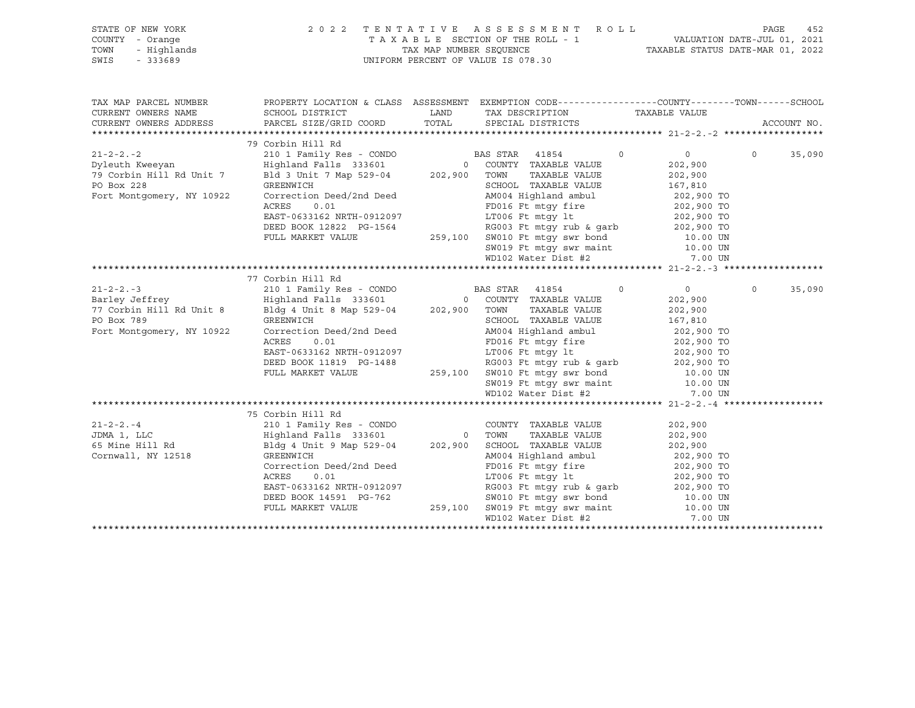STATE OF NEW YORK
COUNTY - Orange
TOWN - Highlands
SWIS - 333689

2 0 2 2 T E N T A T I V E A S S E S S M E N T R O L L
T A X A B L E SECTION OF THE ROLL - 1
TAX MAP NUMBER SEQUENCE
UNIFORM PERCENT OF VALUE IS 078.30

VALUATION DATE-JUL 01, 2021
TAXABLE STATUS DATE-MAR 01, 2022

| TAX MAP PARCEL NUMBER / CURRENT OWNERS NAME / CURRENT OWNERS ADDRESS | PROPERTY LOCATION & CLASS / SCHOOL DISTRICT / PARCEL SIZE/GRID COORD | ASSESSMENT LAND / TOTAL | EXEMPTION CODE / TAX DESCRIPTION / SPECIAL DISTRICTS | COUNTY | TOWN | SCHOOL / TAXABLE VALUE | ACCOUNT NO. |
|---|---|---|---|---|---|---|---|
| **21-2-2.-2** | 79 Corbin Hill Rd | | | | | | |
| | 210 1 Family Res - CONDO | | BAS STAR 41854 | 0 | 0 | 0 | 35,090 |
| Dyleuth Kweeyan | Highland Falls 333601 | 0 | COUNTY TAXABLE VALUE | | | 202,900 | |
| 79 Corbin Hill Rd Unit 7 | Bld 3 Unit 7 Map 529-04 | 202,900 | TOWN TAXABLE VALUE | | | 202,900 | |
| PO Box 228 | GREENWICH | | SCHOOL TAXABLE VALUE | | | 167,810 | |
| Fort Montgomery, NY 10922 | Correction Deed/2nd Deed | | AM004 Highland ambul | | | 202,900 TO | |
| | ACRES 0.01 | | FD016 Ft mtgy fire | | | 202,900 TO | |
| | EAST-0633162 NRTH-0912097 | | LT006 Ft mtgy lt | | | 202,900 TO | |
| | DEED BOOK 12822 PG-1564 | | RG003 Ft mtgy rub & garb | | | 202,900 TO | |
| | FULL MARKET VALUE | 259,100 | SW010 Ft mtgy swr bond | | | 10.00 UN | |
| | | | SW019 Ft mtgy swr maint | | | 10.00 UN | |
| | | | WD102 Water Dist #2 | | | 7.00 UN | |
| **21-2-2.-3** | 77 Corbin Hill Rd | | | | | | |
| | 210 1 Family Res - CONDO | | BAS STAR 41854 | 0 | 0 | 0 | 35,090 |
| Barley Jeffrey | Highland Falls 333601 | 0 | COUNTY TAXABLE VALUE | | | 202,900 | |
| 77 Corbin Hill Rd Unit 8 | Bldg 4 Unit 8 Map 529-04 | 202,900 | TOWN TAXABLE VALUE | | | 202,900 | |
| PO Box 789 | GREENWICH | | SCHOOL TAXABLE VALUE | | | 167,810 | |
| Fort Montgomery, NY 10922 | Correction Deed/2nd Deed | | AM004 Highland ambul | | | 202,900 TO | |
| | ACRES 0.01 | | FD016 Ft mtgy fire | | | 202,900 TO | |
| | EAST-0633162 NRTH-0912097 | | LT006 Ft mtgy lt | | | 202,900 TO | |
| | DEED BOOK 11819 PG-1488 | | RG003 Ft mtgy rub & garb | | | 202,900 TO | |
| | FULL MARKET VALUE | 259,100 | SW010 Ft mtgy swr bond | | | 10.00 UN | |
| | | | SW019 Ft mtgy swr maint | | | 10.00 UN | |
| | | | WD102 Water Dist #2 | | | 7.00 UN | |
| **21-2-2.-4** | 75 Corbin Hill Rd | | | | | | |
| | 210 1 Family Res - CONDO | | COUNTY TAXABLE VALUE | | | 202,900 | |
| JDMA 1, LLC | Highland Falls 333601 | 0 | TOWN TAXABLE VALUE | | | 202,900 | |
| 65 Mine Hill Rd | Bldg 4 Unit 9 Map 529-04 | 202,900 | SCHOOL TAXABLE VALUE | | | 202,900 | |
| Cornwall, NY 12518 | GREENWICH | | AM004 Highland ambul | | | 202,900 TO | |
| | Correction Deed/2nd Deed | | FD016 Ft mtgy fire | | | 202,900 TO | |
| | ACRES 0.01 | | LT006 Ft mtgy lt | | | 202,900 TO | |
| | EAST-0633162 NRTH-0912097 | | RG003 Ft mtgy rub & garb | | | 202,900 TO | |
| | DEED BOOK 14591 PG-762 | | SW010 Ft mtgy swr bond | | | 10.00 UN | |
| | FULL MARKET VALUE | 259,100 | SW019 Ft mtgy swr maint | | | 10.00 UN | |
| | | | WD102 Water Dist #2 | | | 7.00 UN | |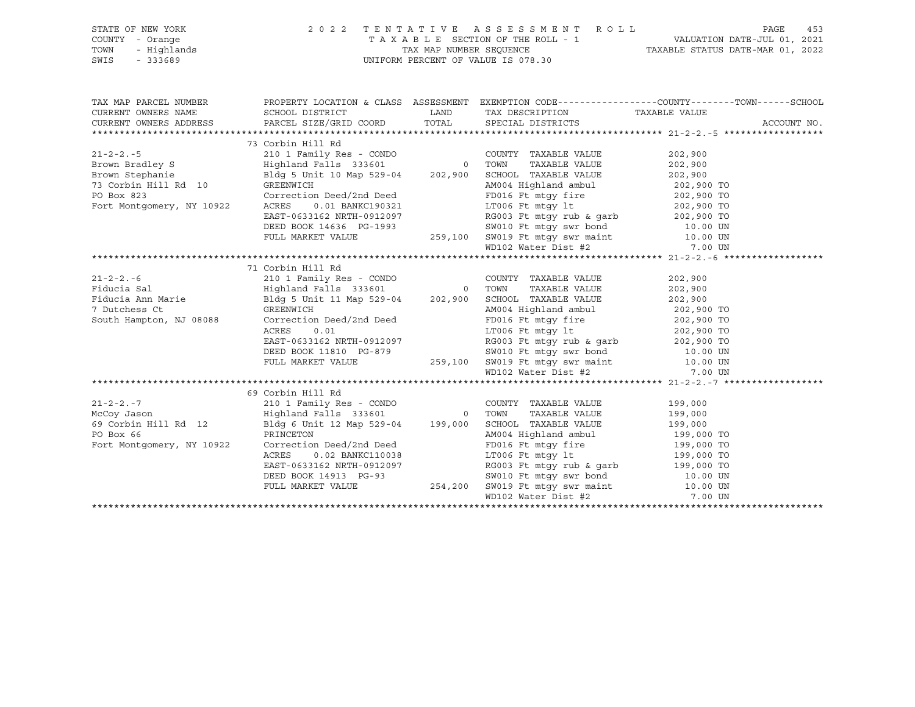STATE OF NEW YORK
COUNTY - Orange
TOWN - Highlands
SWIS - 333689

2022 TENTATIVE ASSESSMENT ROLL
TAXABLE SECTION OF THE ROLL - 1
TAX MAP NUMBER SEQUENCE
UNIFORM PERCENT OF VALUE IS 078.30

VALUATION DATE-JUL 01, 2021
TAXABLE STATUS DATE-MAR 01, 2022

| TAX MAP PARCEL NUMBER / CURRENT OWNERS NAME / CURRENT OWNERS ADDRESS | PROPERTY LOCATION & CLASS / SCHOOL DISTRICT / PARCEL SIZE/GRID COORD | ASSESSMENT LAND / TOTAL | EXEMPTION CODE / TAX DESCRIPTION / SPECIAL DISTRICTS | COUNTY--------TOWN------SCHOOL TAXABLE VALUE | ACCOUNT NO. |
|---|---|---|---|---|---|
| **21-2-2.-5** | 73 Corbin Hill Rd | | | | |
| 21-2-2.-5 | 210 1 Family Res - CONDO | | COUNTY TAXABLE VALUE | 202,900 | |
| Brown Bradley S | Highland Falls 333601 | 0 | TOWN TAXABLE VALUE | 202,900 | |
| Brown Stephanie | Bldg 5 Unit 10 Map 529-04 | 202,900 | SCHOOL TAXABLE VALUE | 202,900 | |
| 73 Corbin Hill Rd 10 | GREENWICH | | AM004 Highland ambul | 202,900 TO | |
| PO Box 823 | Correction Deed/2nd Deed | | FD016 Ft mtgy fire | 202,900 TO | |
| Fort Montgomery, NY 10922 | ACRES 0.01 BANKC190321 | | LT006 Ft mtgy lt | 202,900 TO | |
| | EAST-0633162 NRTH-0912097 | | RG003 Ft mtgy rub & garb | 202,900 TO | |
| | DEED BOOK 14636 PG-1993 | | SW010 Ft mtgy swr bond | 10.00 UN | |
| | FULL MARKET VALUE | 259,100 | SW019 Ft mtgy swr maint | 10.00 UN | |
| | | | WD102 Water Dist #2 | 7.00 UN | |
| **21-2-2.-6** | 71 Corbin Hill Rd | | | | |
| 21-2-2.-6 | 210 1 Family Res - CONDO | | COUNTY TAXABLE VALUE | 202,900 | |
| Fiducia Sal | Highland Falls 333601 | 0 | TOWN TAXABLE VALUE | 202,900 | |
| Fiducia Ann Marie | Bldg 5 Unit 11 Map 529-04 | 202,900 | SCHOOL TAXABLE VALUE | 202,900 | |
| 7 Dutchess Ct | GREENWICH | | AM004 Highland ambul | 202,900 TO | |
| South Hampton, NJ 08088 | Correction Deed/2nd Deed | | FD016 Ft mtgy fire | 202,900 TO | |
| | ACRES 0.01 | | LT006 Ft mtgy lt | 202,900 TO | |
| | EAST-0633162 NRTH-0912097 | | RG003 Ft mtgy rub & garb | 202,900 TO | |
| | DEED BOOK 11810 PG-879 | | SW010 Ft mtgy swr bond | 10.00 UN | |
| | FULL MARKET VALUE | 259,100 | SW019 Ft mtgy swr maint | 10.00 UN | |
| | | | WD102 Water Dist #2 | 7.00 UN | |
| **21-2-2.-7** | 69 Corbin Hill Rd | | | | |
| 21-2-2.-7 | 210 1 Family Res - CONDO | | COUNTY TAXABLE VALUE | 199,000 | |
| McCoy Jason | Highland Falls 333601 | 0 | TOWN TAXABLE VALUE | 199,000 | |
| 69 Corbin Hill Rd 12 | Bldg 6 Unit 12 Map 529-04 | 199,000 | SCHOOL TAXABLE VALUE | 199,000 | |
| PO Box 66 | PRINCETON | | AM004 Highland ambul | 199,000 TO | |
| Fort Montgomery, NY 10922 | Correction Deed/2nd Deed | | FD016 Ft mtgy fire | 199,000 TO | |
| | ACRES 0.02 BANKC110038 | | LT006 Ft mtgy lt | 199,000 TO | |
| | EAST-0633162 NRTH-0912097 | | RG003 Ft mtgy rub & garb | 199,000 TO | |
| | DEED BOOK 14913 PG-93 | | SW010 Ft mtgy swr bond | 10.00 UN | |
| | FULL MARKET VALUE | 254,200 | SW019 Ft mtgy swr maint | 10.00 UN | |
| | | | WD102 Water Dist #2 | 7.00 UN | |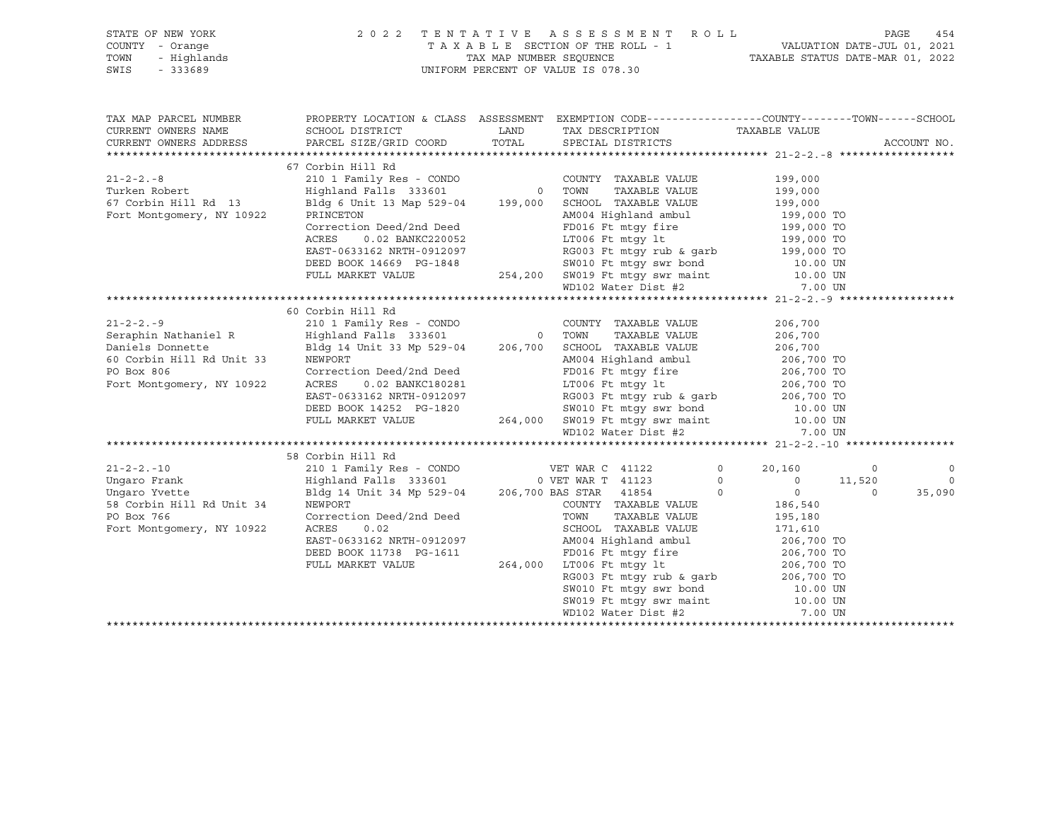STATE OF NEW YORK
COUNTY - Orange
TOWN - Highlands
SWIS - 333689

2022 TENTATIVE ASSESSMENT ROLL
TAXABLE SECTION OF THE ROLL - 1
TAX MAP NUMBER SEQUENCE
UNIFORM PERCENT OF VALUE IS 078.30

VALUATION DATE-JUL 01, 2021
TAXABLE STATUS DATE-MAR 01, 2022

| TAX MAP PARCEL NUMBER / CURRENT OWNERS NAME / CURRENT OWNERS ADDRESS | PROPERTY LOCATION & CLASS / SCHOOL DISTRICT / PARCEL SIZE/GRID COORD | ASSESSMENT LAND / TOTAL | EXEMPTION CODE / TAX DESCRIPTION / SPECIAL DISTRICTS | COUNTY TAXABLE VALUE | TOWN | SCHOOL |
|---|---|---|---|---|---|---|
| 21-2-2.-8 | 67 Corbin Hill Rd | | | | | |
| 21-2-2.-8 | 210 1 Family Res - CONDO | | COUNTY TAXABLE VALUE | 199,000 | | |
| Turken Robert | Highland Falls 333601 | 0 | TOWN TAXABLE VALUE | 199,000 | | |
| 67 Corbin Hill Rd 13 | Bldg 6 Unit 13 Map 529-04 | 199,000 | SCHOOL TAXABLE VALUE | 199,000 | | |
| Fort Montgomery, NY 10922 | PRINCETON | | AM004 Highland ambul | 199,000 TO | | |
| | Correction Deed/2nd Deed | | FD016 Ft mtgy fire | 199,000 TO | | |
| | ACRES 0.02 BANKC220052 | | LT006 Ft mtgy lt | 199,000 TO | | |
| | EAST-0633162 NRTH-0912097 | | RG003 Ft mtgy rub & garb | 199,000 TO | | |
| | DEED BOOK 14669 PG-1848 | | SW010 Ft mtgy swr bond | 10.00 UN | | |
| | FULL MARKET VALUE | 254,200 | SW019 Ft mtgy swr maint | 10.00 UN | | |
| | | | WD102 Water Dist #2 | 7.00 UN | | |
| 21-2-2.-9 | 60 Corbin Hill Rd | | | | | |
| 21-2-2.-9 | 210 1 Family Res - CONDO | | COUNTY TAXABLE VALUE | 206,700 | | |
| Seraphin Nathaniel R | Highland Falls 333601 | 0 | TOWN TAXABLE VALUE | 206,700 | | |
| Daniels Donnette | Bldg 14 Unit 33 Mp 529-04 | 206,700 | SCHOOL TAXABLE VALUE | 206,700 | | |
| 60 Corbin Hill Rd Unit 33 | NEWPORT | | AM004 Highland ambul | 206,700 TO | | |
| PO Box 806 | Correction Deed/2nd Deed | | FD016 Ft mtgy fire | 206,700 TO | | |
| Fort Montgomery, NY 10922 | ACRES 0.02 BANKC180281 | | LT006 Ft mtgy lt | 206,700 TO | | |
| | EAST-0633162 NRTH-0912097 | | RG003 Ft mtgy rub & garb | 206,700 TO | | |
| | DEED BOOK 14252 PG-1820 | | SW010 Ft mtgy swr bond | 10.00 UN | | |
| | FULL MARKET VALUE | 264,000 | SW019 Ft mtgy swr maint | 10.00 UN | | |
| | | | WD102 Water Dist #2 | 7.00 UN | | |
| 21-2-2.-10 | 58 Corbin Hill Rd | | | | | |
| 21-2-2.-10 | 210 1 Family Res - CONDO | | VET WAR C 41122 0 | 20,160 | 0 | 0 |
| Ungaro Frank | Highland Falls 333601 | 0 | VET WAR T 41123 0 | 0 | 11,520 | 0 |
| Ungaro Yvette | Bldg 14 Unit 34 Mp 529-04 | 206,700 | BAS STAR 41854 0 | 0 | 0 | 35,090 |
| 58 Corbin Hill Rd Unit 34 | NEWPORT | | COUNTY TAXABLE VALUE | 186,540 | | |
| PO Box 766 | Correction Deed/2nd Deed | | TOWN TAXABLE VALUE | 195,180 | | |
| Fort Montgomery, NY 10922 | ACRES 0.02 | | SCHOOL TAXABLE VALUE | 171,610 | | |
| | EAST-0633162 NRTH-0912097 | | AM004 Highland ambul | 206,700 TO | | |
| | DEED BOOK 11738 PG-1611 | | FD016 Ft mtgy fire | 206,700 TO | | |
| | FULL MARKET VALUE | 264,000 | LT006 Ft mtgy lt | 206,700 TO | | |
| | | | RG003 Ft mtgy rub & garb | 206,700 TO | | |
| | | | SW010 Ft mtgy swr bond | 10.00 UN | | |
| | | | SW019 Ft mtgy swr maint | 10.00 UN | | |
| | | | WD102 Water Dist #2 | 7.00 UN | | |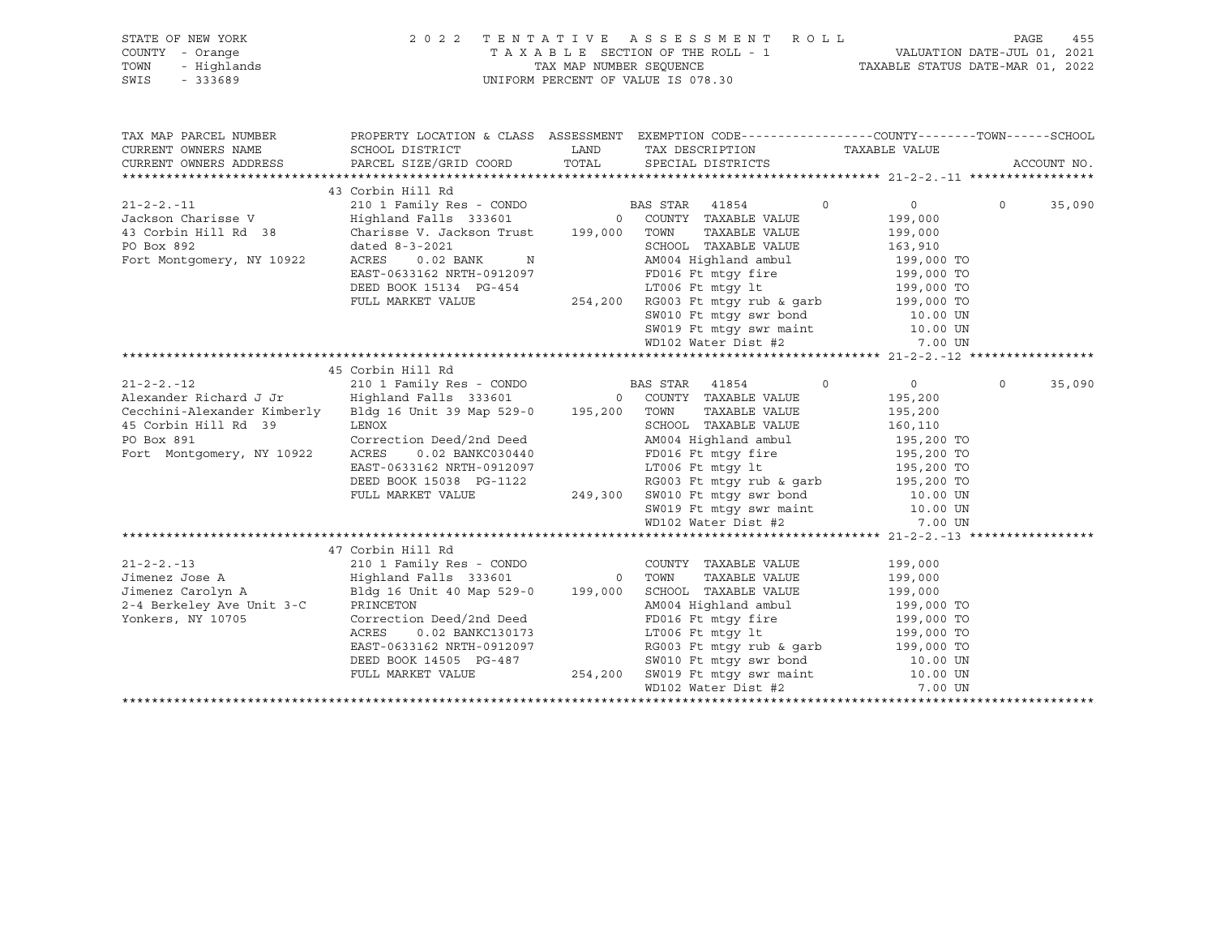STATE OF NEW YORK 2022 TENTATIVE ASSESSMENT ROLL
COUNTY - Orange TAXABLE SECTION OF THE ROLL - 1 VALUATION DATE-JUL 01, 2021
TOWN - Highlands TAX MAP NUMBER SEQUENCE TAXABLE STATUS DATE-MAR 01, 2022
SWIS - 333689 UNIFORM PERCENT OF VALUE IS 078.30

| TAX MAP PARCEL NUMBER<br>CURRENT OWNERS NAME<br>CURRENT OWNERS ADDRESS | PROPERTY LOCATION & CLASS<br>SCHOOL DISTRICT<br>PARCEL SIZE/GRID COORD | ASSESSMENT LAND<br>TOTAL | EXEMPTION CODE<br>TAX DESCRIPTION<br>SPECIAL DISTRICTS | COUNTY / TOWN / SCHOOL<br>TAXABLE VALUE | ACCOUNT NO. |
|---|---|---|---|---|---|
| **21-2-2.-11** | 43 Corbin Hill Rd | | | | |
| 21-2-2.-11 | 210 1 Family Res - CONDO | | BAS STAR 41854 | 0 / 0 / 0 / 35,090 | |
| Jackson Charisse V | Highland Falls 333601 | 0 | COUNTY TAXABLE VALUE | 199,000 | |
| 43 Corbin Hill Rd 38 | Charisse V. Jackson Trust | 199,000 | TOWN TAXABLE VALUE | 199,000 | |
| PO Box 892 | dated 8-3-2021 | | SCHOOL TAXABLE VALUE | 163,910 | |
| Fort Montgomery, NY 10922 | ACRES 0.02 BANK N | | AM004 Highland ambul | 199,000 TO | |
| | EAST-0633162 NRTH-0912097 | | FD016 Ft mtgy fire | 199,000 TO | |
| | DEED BOOK 15134 PG-454 | | LT006 Ft mtgy lt | 199,000 TO | |
| | FULL MARKET VALUE | 254,200 | RG003 Ft mtgy rub & garb | 199,000 TO | |
| | | | SW010 Ft mtgy swr bond | 10.00 UN | |
| | | | SW019 Ft mtgy swr maint | 10.00 UN | |
| | | | WD102 Water Dist #2 | 7.00 UN | |
| **21-2-2.-12** | 45 Corbin Hill Rd | | | | |
| 21-2-2.-12 | 210 1 Family Res - CONDO | | BAS STAR 41854 | 0 / 0 / 0 / 35,090 | |
| Alexander Richard J Jr | Highland Falls 333601 | 0 | COUNTY TAXABLE VALUE | 195,200 | |
| Cecchini-Alexander Kimberly | Bldg 16 Unit 39 Map 529-0 | 195,200 | TOWN TAXABLE VALUE | 195,200 | |
| 45 Corbin Hill Rd 39 | LENOX | | SCHOOL TAXABLE VALUE | 160,110 | |
| PO Box 891 | Correction Deed/2nd Deed | | AM004 Highland ambul | 195,200 TO | |
| Fort Montgomery, NY 10922 | ACRES 0.02 BANKC030440 | | FD016 Ft mtgy fire | 195,200 TO | |
| | EAST-0633162 NRTH-0912097 | | LT006 Ft mtgy lt | 195,200 TO | |
| | DEED BOOK 15038 PG-1122 | | RG003 Ft mtgy rub & garb | 195,200 TO | |
| | FULL MARKET VALUE | 249,300 | SW010 Ft mtgy swr bond | 10.00 UN | |
| | | | SW019 Ft mtgy swr maint | 10.00 UN | |
| | | | WD102 Water Dist #2 | 7.00 UN | |
| **21-2-2.-13** | 47 Corbin Hill Rd | | | | |
| 21-2-2.-13 | 210 1 Family Res - CONDO | | COUNTY TAXABLE VALUE | 199,000 | |
| Jimenez Jose A | Highland Falls 333601 | 0 | TOWN TAXABLE VALUE | 199,000 | |
| Jimenez Carolyn A | Bldg 16 Unit 40 Map 529-0 | 199,000 | SCHOOL TAXABLE VALUE | 199,000 | |
| 2-4 Berkeley Ave Unit 3-C | PRINCETON | | AM004 Highland ambul | 199,000 TO | |
| Yonkers, NY 10705 | Correction Deed/2nd Deed | | FD016 Ft mtgy fire | 199,000 TO | |
| | ACRES 0.02 BANKC130173 | | LT006 Ft mtgy lt | 199,000 TO | |
| | EAST-0633162 NRTH-0912097 | | RG003 Ft mtgy rub & garb | 199,000 TO | |
| | DEED BOOK 14505 PG-487 | | SW010 Ft mtgy swr bond | 10.00 UN | |
| | FULL MARKET VALUE | 254,200 | SW019 Ft mtgy swr maint | 10.00 UN | |
| | | | WD102 Water Dist #2 | 7.00 UN | |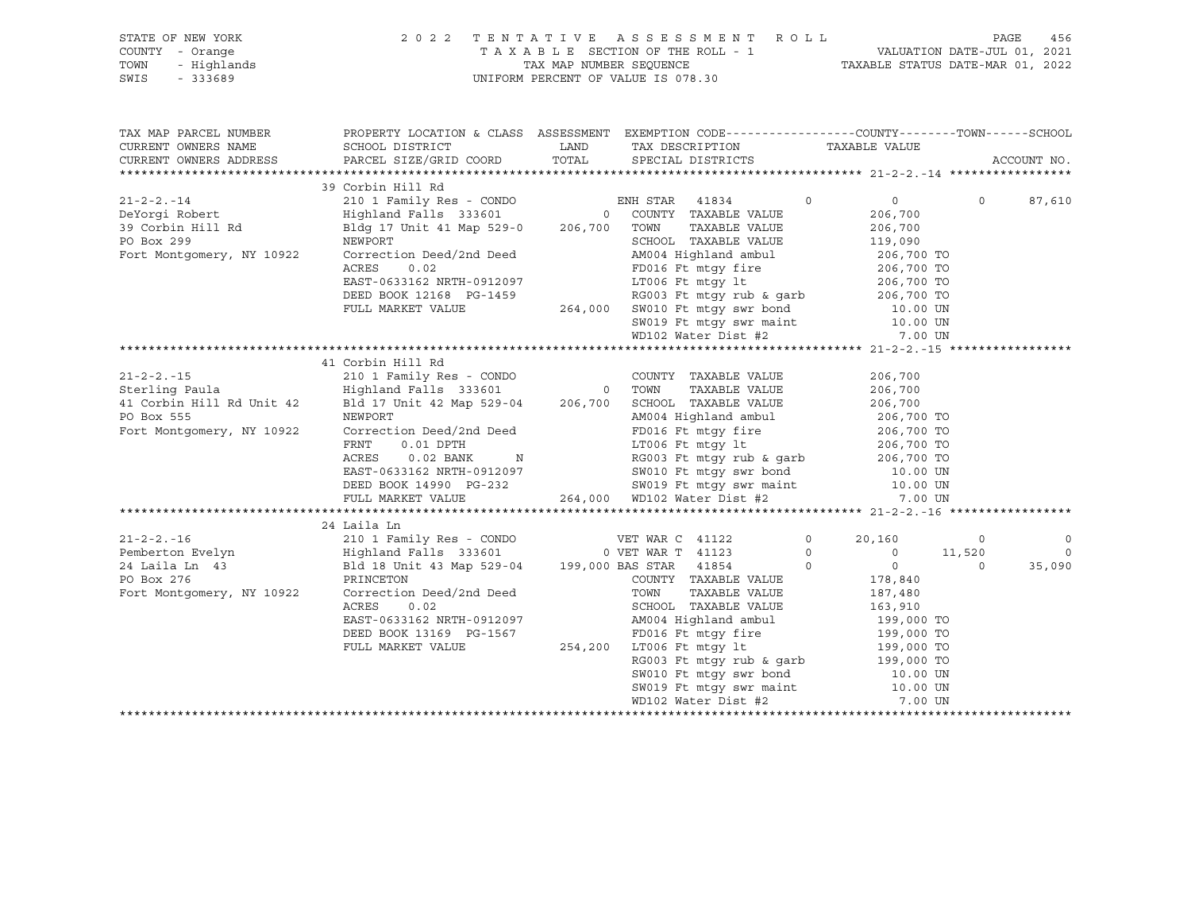STATE OF NEW YORK — 2022 TENTATIVE ASSESSMENT ROLL
COUNTY - Orange — TAXABLE SECTION OF THE ROLL - 1 — VALUATION DATE-JUL 01, 2021
TOWN - Highlands — TAX MAP NUMBER SEQUENCE — TAXABLE STATUS DATE-MAR 01, 2022
SWIS - 333689 — UNIFORM PERCENT OF VALUE IS 078.30

```
TAX MAP PARCEL NUMBER          PROPERTY LOCATION & CLASS  ASSESSMENT  EXEMPTION CODE-----------------COUNTY--------TOWN------SCHOOL
CURRENT OWNERS NAME            SCHOOL DISTRICT               LAND      TAX DESCRIPTION            TAXABLE VALUE
CURRENT OWNERS ADDRESS         PARCEL SIZE/GRID COORD        TOTAL     SPECIAL DISTRICTS                                  ACCOUNT NO.
******************************************************************************************************* 21-2-2.-14 *****************
                               39 Corbin Hill Rd
21-2-2.-14                     210 1 Family Res - CONDO            ENH STAR  41834          0           0          0     87,610
DeYorgi Robert                 Highland Falls  333601          0   COUNTY  TAXABLE VALUE          206,700
39 Corbin Hill Rd              Bldg 17 Unit 41 Map 529-0   206,700 TOWN    TAXABLE VALUE          206,700
PO Box 299                     NEWPORT                             SCHOOL  TAXABLE VALUE          119,090
Fort Montgomery, NY 10922      Correction Deed/2nd Deed            AM004 Highland ambul            206,700 TO
                               ACRES     0.02                      FD016 Ft mtgy fire              206,700 TO
                               EAST-0633162 NRTH-0912097           LT006 Ft mtgy lt                206,700 TO
                               DEED BOOK 12168  PG-1459            RG003 Ft mtgy rub & garb        206,700 TO
                               FULL MARKET VALUE           264,000 SW010 Ft mtgy swr bond            10.00 UN
                                                                   SW019 Ft mtgy swr maint           10.00 UN
                                                                   WD102 Water Dist #2                7.00 UN
******************************************************************************************************* 21-2-2.-15 *****************
                               41 Corbin Hill Rd
21-2-2.-15                     210 1 Family Res - CONDO            COUNTY  TAXABLE VALUE          206,700
Sterling Paula                 Highland Falls  333601          0   TOWN    TAXABLE VALUE          206,700
41 Corbin Hill Rd Unit 42      Bld 17 Unit 42 Map 529-04   206,700 SCHOOL  TAXABLE VALUE          206,700
PO Box 555                     NEWPORT                             AM004 Highland ambul            206,700 TO
Fort Montgomery, NY 10922      Correction Deed/2nd Deed            FD016 Ft mtgy fire              206,700 TO
                               FRNT     0.01 DPTH                  LT006 Ft mtgy lt                206,700 TO
                               ACRES     0.02 BANK      N          RG003 Ft mtgy rub & garb        206,700 TO
                               EAST-0633162 NRTH-0912097           SW010 Ft mtgy swr bond            10.00 UN
                               DEED BOOK 14990  PG-232             SW019 Ft mtgy swr maint           10.00 UN
                               FULL MARKET VALUE           264,000 WD102 Water Dist #2                7.00 UN
******************************************************************************************************* 21-2-2.-16 *****************
                               24 Laila Ln
21-2-2.-16                     210 1 Family Res - CONDO            VET WAR C 41122          0      20,160          0          0
Pemberton Evelyn               Highland Falls  333601          0   VET WAR T 41123          0           0     11,520          0
24 Laila Ln  43                Bld 18 Unit 43 Map 529-04   199,000 BAS STAR  41854          0           0          0     35,090
PO Box 276                     PRINCETON                           COUNTY  TAXABLE VALUE          178,840
Fort Montgomery, NY 10922      Correction Deed/2nd Deed            TOWN    TAXABLE VALUE          187,480
                               ACRES     0.02                      SCHOOL  TAXABLE VALUE          163,910
                               EAST-0633162 NRTH-0912097           AM004 Highland ambul            199,000 TO
                               DEED BOOK 13169  PG-1567            FD016 Ft mtgy fire              199,000 TO
                               FULL MARKET VALUE           254,200 LT006 Ft mtgy lt                199,000 TO
                                                                   RG003 Ft mtgy rub & garb        199,000 TO
                                                                   SW010 Ft mtgy swr bond            10.00 UN
                                                                   SW019 Ft mtgy swr maint           10.00 UN
                                                                   WD102 Water Dist #2                7.00 UN
************************************************************************************************************************************
```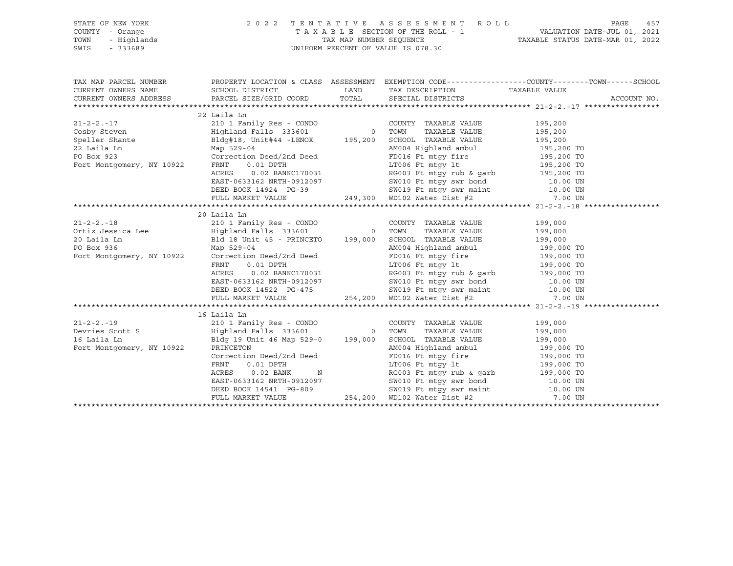STATE OF NEW YORK | 2 0 2 2 T E N T A T I V E A S S E S S M E N T R O L L
COUNTY - Orange | T A X A B L E SECTION OF THE ROLL - 1 | VALUATION DATE-JUL 01, 2021
TOWN - Highlands | TAX MAP NUMBER SEQUENCE | TAXABLE STATUS DATE-MAR 01, 2022
SWIS - 333689 | UNIFORM PERCENT OF VALUE IS 078.30

```
TAX MAP PARCEL NUMBER          PROPERTY LOCATION & CLASS  ASSESSMENT  EXEMPTION CODE-----------------COUNTY--------TOWN------SCHOOL
CURRENT OWNERS NAME            SCHOOL DISTRICT              LAND      TAX DESCRIPTION              TAXABLE VALUE
CURRENT OWNERS ADDRESS         PARCEL SIZE/GRID COORD       TOTAL     SPECIAL DISTRICTS                                   ACCOUNT NO.
******************************************************************************************************* 21-2-2.-17 *****************
                               22 Laila Ln
21-2-2.-17                     210 1 Family Res - CONDO             COUNTY  TAXABLE VALUE            195,200
Cosby Steven                   Highland Falls  333601           0   TOWN    TAXABLE VALUE            195,200
Speller Shante                 Bldg#18, Unit#44 -LENOX    195,200   SCHOOL  TAXABLE VALUE            195,200
22 Laila Ln                    Map 529-04                           AM004 Highland ambul              195,200 TO
PO Box 923                     Correction Deed/2nd Deed             FD016 Ft mtgy fire                195,200 TO
Fort Montgomery, NY 10922      FRNT     0.01 DPTH                   LT006 Ft mtgy lt                  195,200 TO
                               ACRES     0.02 BANKC170031           RG003 Ft mtgy rub & garb          195,200 TO
                               EAST-0633162 NRTH-0912097            SW010 Ft mtgy swr bond              10.00 UN
                               DEED BOOK 14924  PG-39               SW019 Ft mtgy swr maint             10.00 UN
                               FULL MARKET VALUE          249,300   WD102 Water Dist #2                  7.00 UN
******************************************************************************************************* 21-2-2.-18 *****************
                               20 Laila Ln
21-2-2.-18                     210 1 Family Res - CONDO             COUNTY  TAXABLE VALUE            199,000
Ortiz Jessica Lee              Highland Falls  333601           0   TOWN    TAXABLE VALUE            199,000
20 Laila Ln                    Bld 18 Unit 45 - PRINCETO  199,000   SCHOOL  TAXABLE VALUE            199,000
PO Box 936                     Map 529-04                           AM004 Highland ambul              199,000 TO
Fort Montgomery, NY 10922      Correction Deed/2nd Deed             FD016 Ft mtgy fire                199,000 TO
                               FRNT     0.01 DPTH                   LT006 Ft mtgy lt                  199,000 TO
                               ACRES     0.02 BANKC170031           RG003 Ft mtgy rub & garb          199,000 TO
                               EAST-0633162 NRTH-0912097            SW010 Ft mtgy swr bond              10.00 UN
                               DEED BOOK 14522  PG-475              SW019 Ft mtgy swr maint             10.00 UN
                               FULL MARKET VALUE          254,200   WD102 Water Dist #2                  7.00 UN
******************************************************************************************************* 21-2-2.-19 *****************
                               16 Laila Ln
21-2-2.-19                     210 1 Family Res - CONDO             COUNTY  TAXABLE VALUE            199,000
Devries Scott S                Highland Falls  333601           0   TOWN    TAXABLE VALUE            199,000
16 Laila Ln                    Bldg 19 Unit 46 Map 529-0  199,000   SCHOOL  TAXABLE VALUE            199,000
Fort Montgomery, NY 10922      PRINCETON                            AM004 Highland ambul              199,000 TO
                               Correction Deed/2nd Deed             FD016 Ft mtgy fire                199,000 TO
                               FRNT     0.01 DPTH                   LT006 Ft mtgy lt                  199,000 TO
                               ACRES     0.02 BANK      N           RG003 Ft mtgy rub & garb          199,000 TO
                               EAST-0633162 NRTH-0912097            SW010 Ft mtgy swr bond              10.00 UN
                               DEED BOOK 14541  PG-809              SW019 Ft mtgy swr maint             10.00 UN
                               FULL MARKET VALUE          254,200   WD102 Water Dist #2                  7.00 UN
************************************************************************************************************************************
```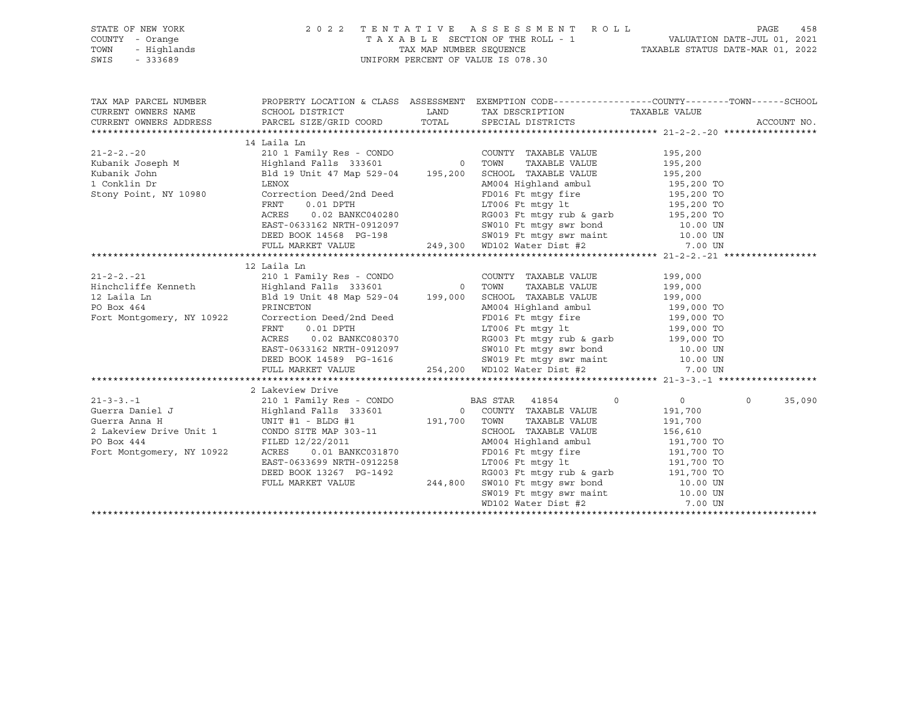STATE OF NEW YORK
COUNTY - Orange
TOWN - Highlands
SWIS - 333689

2022 TENTATIVE ASSESSMENT ROLL
TAXABLE SECTION OF THE ROLL - 1
TAX MAP NUMBER SEQUENCE
UNIFORM PERCENT OF VALUE IS 078.30

VALUATION DATE-JUL 01, 2021
TAXABLE STATUS DATE-MAR 01, 2022

| TAX MAP PARCEL NUMBER / CURRENT OWNERS NAME / CURRENT OWNERS ADDRESS | PROPERTY LOCATION & CLASS / SCHOOL DISTRICT / PARCEL SIZE/GRID COORD | ASSESSMENT LAND / TOTAL | EXEMPTION CODE / TAX DESCRIPTION / SPECIAL DISTRICTS | COUNTY | TOWN | SCHOOL / TAXABLE VALUE | ACCOUNT NO. |
|---|---|---|---|---|---|---|---|
| **21-2-2.-20** | 14 Laila Ln | | | | | | |
| 21-2-2.-20 | 210 1 Family Res - CONDO | | COUNTY TAXABLE VALUE | 195,200 | | | |
| Kubanik Joseph M | Highland Falls 333601 | 0 | TOWN TAXABLE VALUE | 195,200 | | | |
| Kubanik John | Bld 19 Unit 47 Map 529-04 | 195,200 | SCHOOL TAXABLE VALUE | 195,200 | | | |
| 1 Conklin Dr | LENOX | | AM004 Highland ambul | 195,200 TO | | | |
| Stony Point, NY 10980 | Correction Deed/2nd Deed | | FD016 Ft mtgy fire | 195,200 TO | | | |
| | FRNT 0.01 DPTH | | LT006 Ft mtgy lt | 195,200 TO | | | |
| | ACRES 0.02 BANKC040280 | | RG003 Ft mtgy rub & garb | 195,200 TO | | | |
| | EAST-0633162 NRTH-0912097 | | SW010 Ft mtgy swr bond | 10.00 UN | | | |
| | DEED BOOK 14568 PG-198 | | SW019 Ft mtgy swr maint | 10.00 UN | | | |
| | FULL MARKET VALUE | 249,300 | WD102 Water Dist #2 | 7.00 UN | | | |
| **21-2-2.-21** | 12 Laila Ln | | | | | | |
| 21-2-2.-21 | 210 1 Family Res - CONDO | | COUNTY TAXABLE VALUE | 199,000 | | | |
| Hinchcliffe Kenneth | Highland Falls 333601 | 0 | TOWN TAXABLE VALUE | 199,000 | | | |
| 12 Laila Ln | Bld 19 Unit 48 Map 529-04 | 199,000 | SCHOOL TAXABLE VALUE | 199,000 | | | |
| PO Box 464 | PRINCETON | | AM004 Highland ambul | 199,000 TO | | | |
| Fort Montgomery, NY 10922 | Correction Deed/2nd Deed | | FD016 Ft mtgy fire | 199,000 TO | | | |
| | FRNT 0.01 DPTH | | LT006 Ft mtgy lt | 199,000 TO | | | |
| | ACRES 0.02 BANKC080370 | | RG003 Ft mtgy rub & garb | 199,000 TO | | | |
| | EAST-0633162 NRTH-0912097 | | SW010 Ft mtgy swr bond | 10.00 UN | | | |
| | DEED BOOK 14589 PG-1616 | | SW019 Ft mtgy swr maint | 10.00 UN | | | |
| | FULL MARKET VALUE | 254,200 | WD102 Water Dist #2 | 7.00 UN | | | |
| **21-3-3.-1** | 2 Lakeview Drive | | | | | | |
| 21-3-3.-1 | 210 1 Family Res - CONDO | | BAS STAR 41854 | 0 | 0 | 0 | 35,090 |
| Guerra Daniel J | Highland Falls 333601 | 0 | COUNTY TAXABLE VALUE | 191,700 | | | |
| Guerra Anna H | UNIT #1 - BLDG #1 | 191,700 | TOWN TAXABLE VALUE | 191,700 | | | |
| 2 Lakeview Drive Unit 1 | CONDO SITE MAP 303-11 | | SCHOOL TAXABLE VALUE | 156,610 | | | |
| PO Box 444 | FILED 12/22/2011 | | AM004 Highland ambul | 191,700 TO | | | |
| Fort Montgomery, NY 10922 | ACRES 0.01 BANKC031870 | | FD016 Ft mtgy fire | 191,700 TO | | | |
| | EAST-0633699 NRTH-0912258 | | LT006 Ft mtgy lt | 191,700 TO | | | |
| | DEED BOOK 13267 PG-1492 | | RG003 Ft mtgy rub & garb | 191,700 TO | | | |
| | FULL MARKET VALUE | 244,800 | SW010 Ft mtgy swr bond | 10.00 UN | | | |
| | | | SW019 Ft mtgy swr maint | 10.00 UN | | | |
| | | | WD102 Water Dist #2 | 7.00 UN | | | |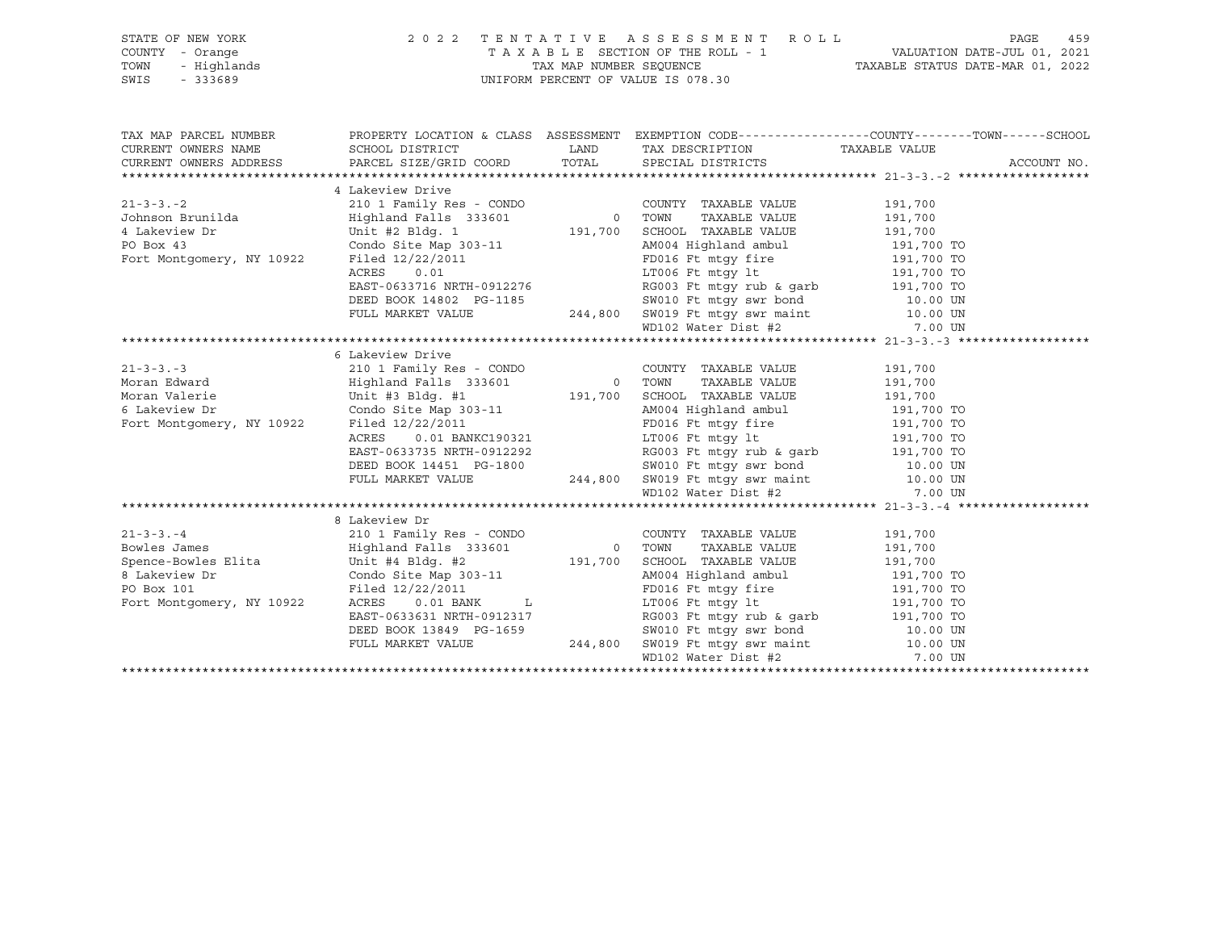STATE OF NEW YORK
COUNTY - Orange
TOWN - Highlands
SWIS - 333689

2022 TENTATIVE ASSESSMENT ROLL
TAXABLE SECTION OF THE ROLL - 1
TAX MAP NUMBER SEQUENCE
UNIFORM PERCENT OF VALUE IS 078.30

VALUATION DATE-JUL 01, 2021
TAXABLE STATUS DATE-MAR 01, 2022

| TAX MAP PARCEL NUMBER / CURRENT OWNERS NAME / CURRENT OWNERS ADDRESS | PROPERTY LOCATION & CLASS / SCHOOL DISTRICT / PARCEL SIZE/GRID COORD | ASSESSMENT LAND / TOTAL | EXEMPTION CODE / TAX DESCRIPTION / SPECIAL DISTRICTS | COUNTY--------TOWN------SCHOOL TAXABLE VALUE | ACCOUNT NO. |
|---|---|---|---|---|---|
| **21-3-3.-2** | 4 Lakeview Drive | | | | |
| 21-3-3.-2 | 210 1 Family Res - CONDO | | COUNTY TAXABLE VALUE | 191,700 | |
| Johnson Brunilda | Highland Falls 333601 | 0 | TOWN TAXABLE VALUE | 191,700 | |
| 4 Lakeview Dr | Unit #2 Bldg. 1 | 191,700 | SCHOOL TAXABLE VALUE | 191,700 | |
| PO Box 43 | Condo Site Map 303-11 | | AM004 Highland ambul | 191,700 TO | |
| Fort Montgomery, NY 10922 | Filed 12/22/2011 | | FD016 Ft mtgy fire | 191,700 TO | |
| | ACRES 0.01 | | LT006 Ft mtgy lt | 191,700 TO | |
| | EAST-0633716 NRTH-0912276 | | RG003 Ft mtgy rub & garb | 191,700 TO | |
| | DEED BOOK 14802 PG-1185 | | SW010 Ft mtgy swr bond | 10.00 UN | |
| | FULL MARKET VALUE | 244,800 | SW019 Ft mtgy swr maint | 10.00 UN | |
| | | | WD102 Water Dist #2 | 7.00 UN | |
| **21-3-3.-3** | 6 Lakeview Drive | | | | |
| 21-3-3.-3 | 210 1 Family Res - CONDO | | COUNTY TAXABLE VALUE | 191,700 | |
| Moran Edward | Highland Falls 333601 | 0 | TOWN TAXABLE VALUE | 191,700 | |
| Moran Valerie | Unit #3 Bldg. #1 | 191,700 | SCHOOL TAXABLE VALUE | 191,700 | |
| 6 Lakeview Dr | Condo Site Map 303-11 | | AM004 Highland ambul | 191,700 TO | |
| Fort Montgomery, NY 10922 | Filed 12/22/2011 | | FD016 Ft mtgy fire | 191,700 TO | |
| | ACRES 0.01 BANKC190321 | | LT006 Ft mtgy lt | 191,700 TO | |
| | EAST-0633735 NRTH-0912292 | | RG003 Ft mtgy rub & garb | 191,700 TO | |
| | DEED BOOK 14451 PG-1800 | | SW010 Ft mtgy swr bond | 10.00 UN | |
| | FULL MARKET VALUE | 244,800 | SW019 Ft mtgy swr maint | 10.00 UN | |
| | | | WD102 Water Dist #2 | 7.00 UN | |
| **21-3-3.-4** | 8 Lakeview Dr | | | | |
| 21-3-3.-4 | 210 1 Family Res - CONDO | | COUNTY TAXABLE VALUE | 191,700 | |
| Bowles James | Highland Falls 333601 | 0 | TOWN TAXABLE VALUE | 191,700 | |
| Spence-Bowles Elita | Unit #4 Bldg. #2 | 191,700 | SCHOOL TAXABLE VALUE | 191,700 | |
| 8 Lakeview Dr | Condo Site Map 303-11 | | AM004 Highland ambul | 191,700 TO | |
| PO Box 101 | Filed 12/22/2011 | | FD016 Ft mtgy fire | 191,700 TO | |
| Fort Montgomery, NY 10922 | ACRES 0.01 BANK L | | LT006 Ft mtgy lt | 191,700 TO | |
| | EAST-0633631 NRTH-0912317 | | RG003 Ft mtgy rub & garb | 191,700 TO | |
| | DEED BOOK 13849 PG-1659 | | SW010 Ft mtgy swr bond | 10.00 UN | |
| | FULL MARKET VALUE | 244,800 | SW019 Ft mtgy swr maint | 10.00 UN | |
| | | | WD102 Water Dist #2 | 7.00 UN | |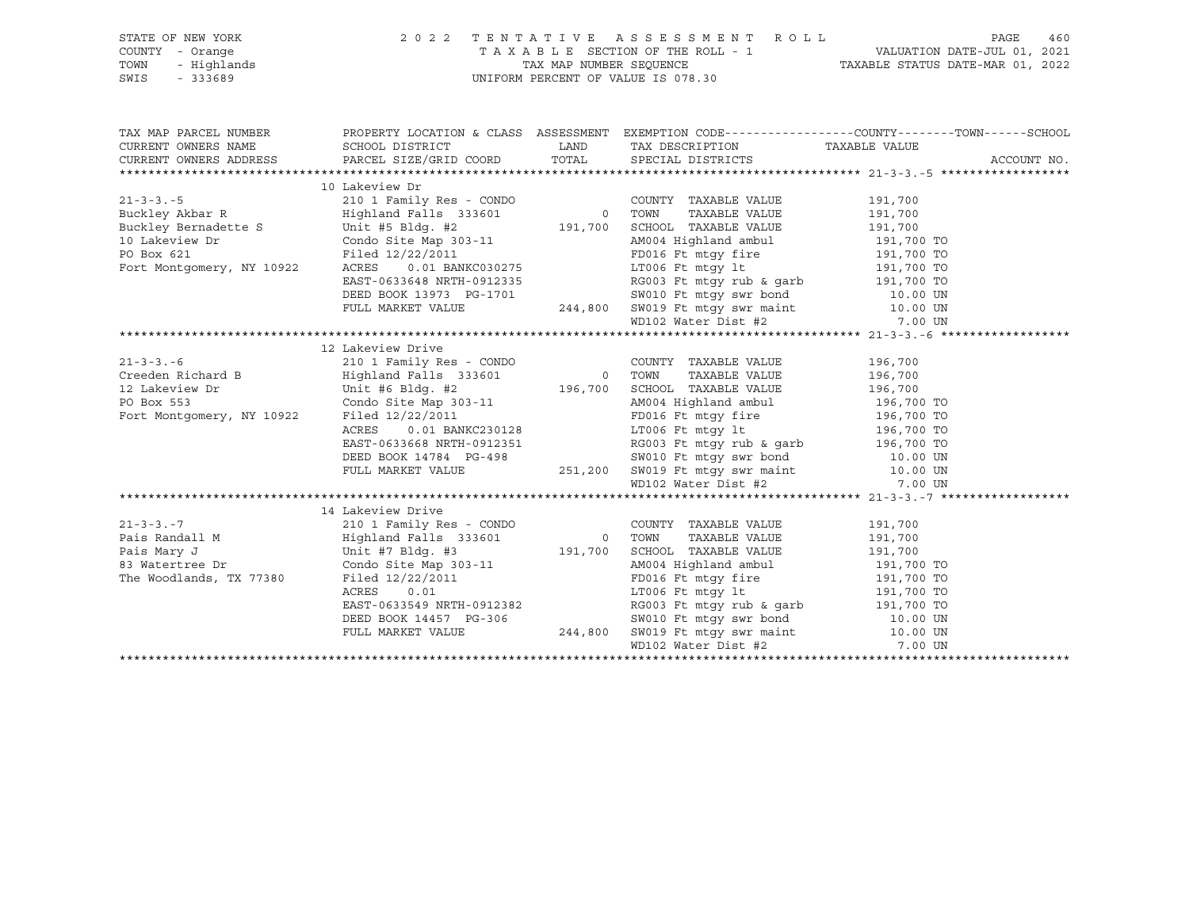STATE OF NEW YORK
COUNTY - Orange
TOWN - Highlands
SWIS - 333689

2 0 2 2 T E N T A T I V E A S S E S S M E N T R O L L
T A X A B L E SECTION OF THE ROLL - 1
TAX MAP NUMBER SEQUENCE
UNIFORM PERCENT OF VALUE IS 078.30

VALUATION DATE-JUL 01, 2021
TAXABLE STATUS DATE-MAR 01, 2022

| TAX MAP PARCEL NUMBER / CURRENT OWNERS NAME / CURRENT OWNERS ADDRESS | PROPERTY LOCATION & CLASS / SCHOOL DISTRICT / PARCEL SIZE/GRID COORD | ASSESSMENT LAND / TOTAL | EXEMPTION CODE / TAX DESCRIPTION / SPECIAL DISTRICTS | COUNTY--------TOWN------SCHOOL TAXABLE VALUE | ACCOUNT NO. |
|---|---|---|---|---|---|
| **21-3-3.-5** | 10 Lakeview Dr | | | | |
| 21-3-3.-5 | 210 1 Family Res - CONDO | | COUNTY TAXABLE VALUE | 191,700 | |
| Buckley Akbar R | Highland Falls 333601 | 0 | TOWN TAXABLE VALUE | 191,700 | |
| Buckley Bernadette S | Unit #5 Bldg. #2 | 191,700 | SCHOOL TAXABLE VALUE | 191,700 | |
| 10 Lakeview Dr | Condo Site Map 303-11 | | AM004 Highland ambul | 191,700 TO | |
| PO Box 621 | Filed 12/22/2011 | | FD016 Ft mtgy fire | 191,700 TO | |
| Fort Montgomery, NY 10922 | ACRES 0.01 BANKC030275 | | LT006 Ft mtgy lt | 191,700 TO | |
| | EAST-0633648 NRTH-0912335 | | RG003 Ft mtgy rub & garb | 191,700 TO | |
| | DEED BOOK 13973 PG-1701 | | SW010 Ft mtgy swr bond | 10.00 UN | |
| | FULL MARKET VALUE | 244,800 | SW019 Ft mtgy swr maint | 10.00 UN | |
| | | | WD102 Water Dist #2 | 7.00 UN | |
| **21-3-3.-6** | 12 Lakeview Drive | | | | |
| 21-3-3.-6 | 210 1 Family Res - CONDO | | COUNTY TAXABLE VALUE | 196,700 | |
| Creeden Richard B | Highland Falls 333601 | 0 | TOWN TAXABLE VALUE | 196,700 | |
| 12 Lakeview Dr | Unit #6 Bldg. #2 | 196,700 | SCHOOL TAXABLE VALUE | 196,700 | |
| PO Box 553 | Condo Site Map 303-11 | | AM004 Highland ambul | 196,700 TO | |
| Fort Montgomery, NY 10922 | Filed 12/22/2011 | | FD016 Ft mtgy fire | 196,700 TO | |
| | ACRES 0.01 BANKC230128 | | LT006 Ft mtgy lt | 196,700 TO | |
| | EAST-0633668 NRTH-0912351 | | RG003 Ft mtgy rub & garb | 196,700 TO | |
| | DEED BOOK 14784 PG-498 | | SW010 Ft mtgy swr bond | 10.00 UN | |
| | FULL MARKET VALUE | 251,200 | SW019 Ft mtgy swr maint | 10.00 UN | |
| | | | WD102 Water Dist #2 | 7.00 UN | |
| **21-3-3.-7** | 14 Lakeview Drive | | | | |
| 21-3-3.-7 | 210 1 Family Res - CONDO | | COUNTY TAXABLE VALUE | 191,700 | |
| Pais Randall M | Highland Falls 333601 | 0 | TOWN TAXABLE VALUE | 191,700 | |
| Pais Mary J | Unit #7 Bldg. #3 | 191,700 | SCHOOL TAXABLE VALUE | 191,700 | |
| 83 Watertree Dr | Condo Site Map 303-11 | | AM004 Highland ambul | 191,700 TO | |
| The Woodlands, TX 77380 | Filed 12/22/2011 | | FD016 Ft mtgy fire | 191,700 TO | |
| | ACRES 0.01 | | LT006 Ft mtgy lt | 191,700 TO | |
| | EAST-0633549 NRTH-0912382 | | RG003 Ft mtgy rub & garb | 191,700 TO | |
| | DEED BOOK 14457 PG-306 | | SW010 Ft mtgy swr bond | 10.00 UN | |
| | FULL MARKET VALUE | 244,800 | SW019 Ft mtgy swr maint | 10.00 UN | |
| | | | WD102 Water Dist #2 | 7.00 UN | |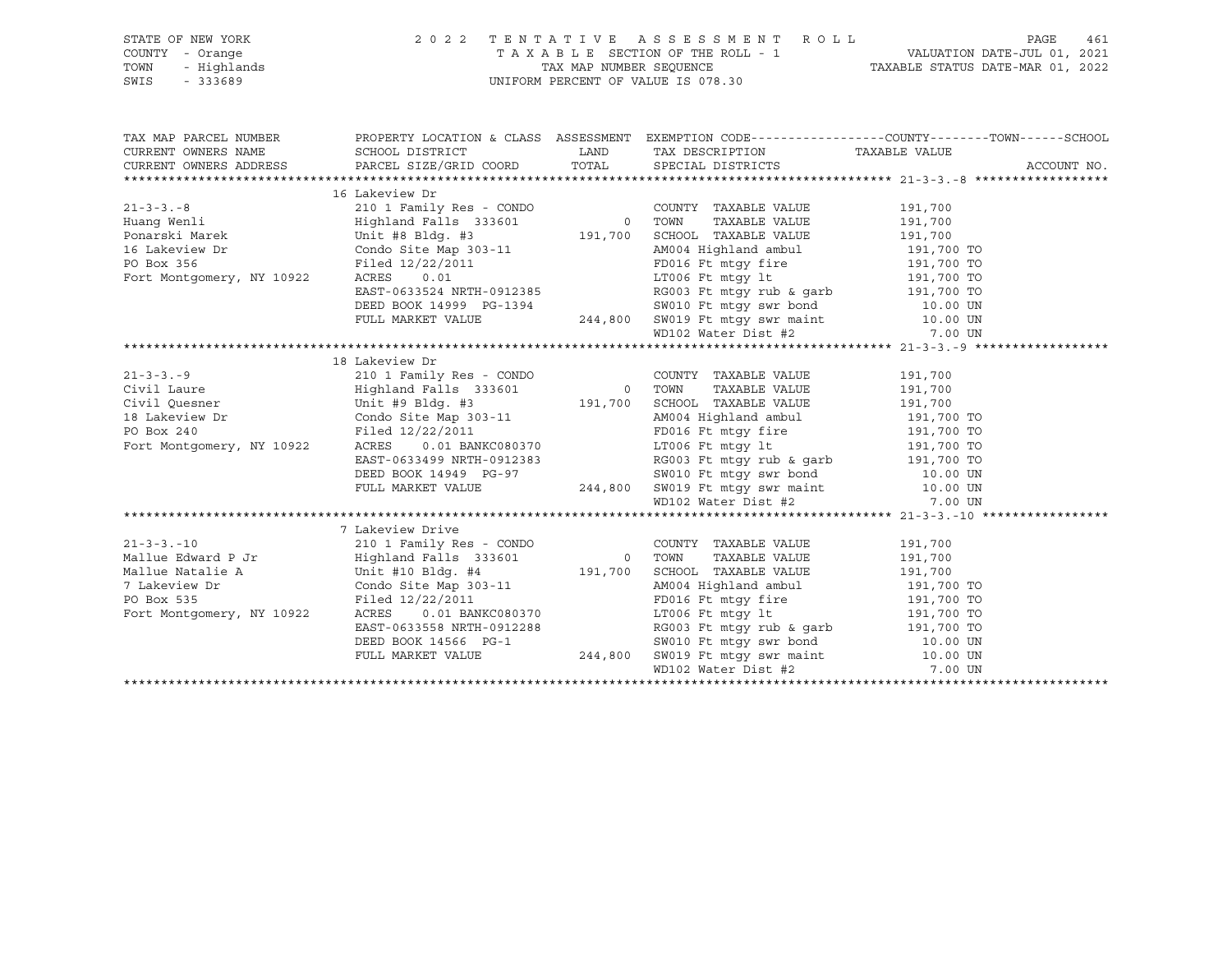STATE OF NEW YORK 2 0 2 2 T E N T A T I V E A S S E S S M E N T R O L L
COUNTY - Orange T A X A B L E SECTION OF THE ROLL - 1 VALUATION DATE-JUL 01, 2021
TOWN - Highlands TAX MAP NUMBER SEQUENCE TAXABLE STATUS DATE-MAR 01, 2022
SWIS - 333689 UNIFORM PERCENT OF VALUE IS 078.30

| TAX MAP PARCEL NUMBER<br>CURRENT OWNERS NAME<br>CURRENT OWNERS ADDRESS | PROPERTY LOCATION & CLASS<br>SCHOOL DISTRICT<br>PARCEL SIZE/GRID COORD | ASSESSMENT<br>LAND<br>TOTAL | EXEMPTION CODE------COUNTY------TOWN------SCHOOL<br>TAX DESCRIPTION<br>SPECIAL DISTRICTS | TAXABLE VALUE | ACCOUNT NO. |
|---|---|---|---|---|---|
| **21-3-3.-8** | 16 Lakeview Dr | | | | |
| 21-3-3.-8 | 210 1 Family Res - CONDO | | COUNTY TAXABLE VALUE | 191,700 | |
| Huang Wenli | Highland Falls 333601 | 0 | TOWN TAXABLE VALUE | 191,700 | |
| Ponarski Marek | Unit #8 Bldg. #3 | 191,700 | SCHOOL TAXABLE VALUE | 191,700 | |
| 16 Lakeview Dr | Condo Site Map 303-11 | | AM004 Highland ambul | 191,700 TO | |
| PO Box 356 | Filed 12/22/2011 | | FD016 Ft mtgy fire | 191,700 TO | |
| Fort Montgomery, NY 10922 | ACRES 0.01 | | LT006 Ft mtgy lt | 191,700 TO | |
| | EAST-0633524 NRTH-0912385 | | RG003 Ft mtgy rub & garb | 191,700 TO | |
| | DEED BOOK 14999 PG-1394 | | SW010 Ft mtgy swr bond | 10.00 UN | |
| | FULL MARKET VALUE | 244,800 | SW019 Ft mtgy swr maint | 10.00 UN | |
| | | | WD102 Water Dist #2 | 7.00 UN | |
| **21-3-3.-9** | 18 Lakeview Dr | | | | |
| 21-3-3.-9 | 210 1 Family Res - CONDO | | COUNTY TAXABLE VALUE | 191,700 | |
| Civil Laure | Highland Falls 333601 | 0 | TOWN TAXABLE VALUE | 191,700 | |
| Civil Quesner | Unit #9 Bldg. #3 | 191,700 | SCHOOL TAXABLE VALUE | 191,700 | |
| 18 Lakeview Dr | Condo Site Map 303-11 | | AM004 Highland ambul | 191,700 TO | |
| PO Box 240 | Filed 12/22/2011 | | FD016 Ft mtgy fire | 191,700 TO | |
| Fort Montgomery, NY 10922 | ACRES 0.01 BANKC080370 | | LT006 Ft mtgy lt | 191,700 TO | |
| | EAST-0633499 NRTH-0912383 | | RG003 Ft mtgy rub & garb | 191,700 TO | |
| | DEED BOOK 14949 PG-97 | | SW010 Ft mtgy swr bond | 10.00 UN | |
| | FULL MARKET VALUE | 244,800 | SW019 Ft mtgy swr maint | 10.00 UN | |
| | | | WD102 Water Dist #2 | 7.00 UN | |
| **21-3-3.-10** | 7 Lakeview Drive | | | | |
| 21-3-3.-10 | 210 1 Family Res - CONDO | | COUNTY TAXABLE VALUE | 191,700 | |
| Mallue Edward P Jr | Highland Falls 333601 | 0 | TOWN TAXABLE VALUE | 191,700 | |
| Mallue Natalie A | Unit #10 Bldg. #4 | 191,700 | SCHOOL TAXABLE VALUE | 191,700 | |
| 7 Lakeview Dr | Condo Site Map 303-11 | | AM004 Highland ambul | 191,700 TO | |
| PO Box 535 | Filed 12/22/2011 | | FD016 Ft mtgy fire | 191,700 TO | |
| Fort Montgomery, NY 10922 | ACRES 0.01 BANKC080370 | | LT006 Ft mtgy lt | 191,700 TO | |
| | EAST-0633558 NRTH-0912288 | | RG003 Ft mtgy rub & garb | 191,700 TO | |
| | DEED BOOK 14566 PG-1 | | SW010 Ft mtgy swr bond | 10.00 UN | |
| | FULL MARKET VALUE | 244,800 | SW019 Ft mtgy swr maint | 10.00 UN | |
| | | | WD102 Water Dist #2 | 7.00 UN | |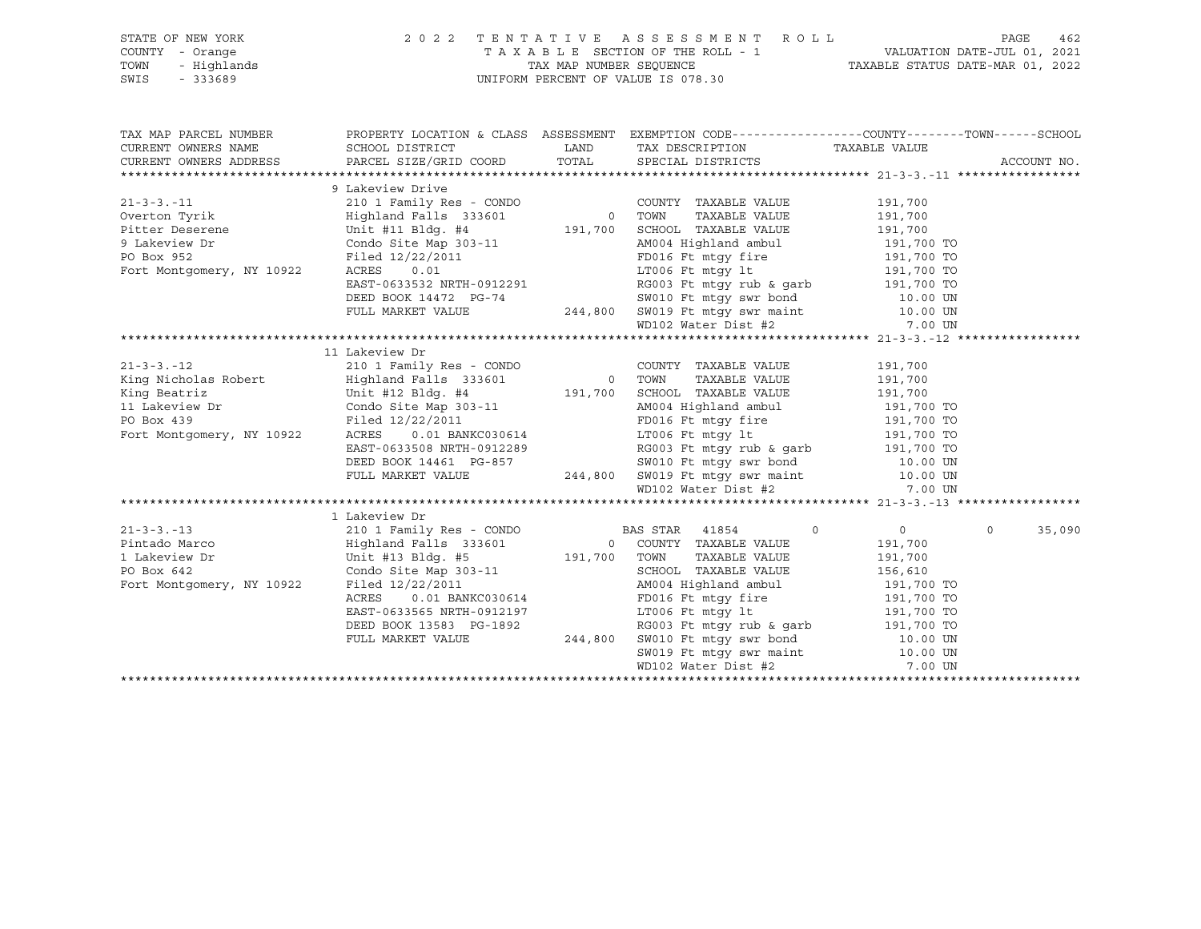STATE OF NEW YORK
COUNTY - Orange
TOWN - Highlands
SWIS - 333689

2022 TENTATIVE ASSESSMENT ROLL
TAXABLE SECTION OF THE ROLL - 1
TAX MAP NUMBER SEQUENCE
UNIFORM PERCENT OF VALUE IS 078.30

VALUATION DATE-JUL 01, 2021
TAXABLE STATUS DATE-MAR 01, 2022

| TAX MAP PARCEL NUMBER / CURRENT OWNERS NAME / CURRENT OWNERS ADDRESS | PROPERTY LOCATION & CLASS / SCHOOL DISTRICT / PARCEL SIZE/GRID COORD | ASSESSMENT LAND / TOTAL | EXEMPTION CODE / TAX DESCRIPTION / SPECIAL DISTRICTS | COUNTY | TOWN | SCHOOL / TAXABLE VALUE | ACCOUNT NO. |
|---|---|---|---|---|---|---|---|
| **21-3-3.-11** | 9 Lakeview Drive | | | | | | |
| Overton Tyrik | 210 1 Family Res - CONDO | | COUNTY TAXABLE VALUE | | | 191,700 | |
| Pitter Deserene | Highland Falls 333601 | 0 | TOWN TAXABLE VALUE | | | 191,700 | |
| 9 Lakeview Dr | Unit #11 Bldg. #4 | 191,700 | SCHOOL TAXABLE VALUE | | | 191,700 | |
| PO Box 952 | Condo Site Map 303-11 | | AM004 Highland ambul | | | 191,700 TO | |
| Fort Montgomery, NY 10922 | Filed 12/22/2011 | | FD016 Ft mtgy fire | | | 191,700 TO | |
| | ACRES 0.01 | | LT006 Ft mtgy lt | | | 191,700 TO | |
| | EAST-0633532 NRTH-0912291 | | RG003 Ft mtgy rub & garb | | | 191,700 TO | |
| | DEED BOOK 14472 PG-74 | | SW010 Ft mtgy swr bond | | | 10.00 UN | |
| | FULL MARKET VALUE | 244,800 | SW019 Ft mtgy swr maint | | | 10.00 UN | |
| | | | WD102 Water Dist #2 | | | 7.00 UN | |
| **21-3-3.-12** | 11 Lakeview Dr | | | | | | |
| King Nicholas Robert | 210 1 Family Res - CONDO | | COUNTY TAXABLE VALUE | | | 191,700 | |
| King Beatriz | Highland Falls 333601 | 0 | TOWN TAXABLE VALUE | | | 191,700 | |
| 11 Lakeview Dr | Unit #12 Bldg. #4 | 191,700 | SCHOOL TAXABLE VALUE | | | 191,700 | |
| PO Box 439 | Condo Site Map 303-11 | | AM004 Highland ambul | | | 191,700 TO | |
| Fort Montgomery, NY 10922 | Filed 12/22/2011 | | FD016 Ft mtgy fire | | | 191,700 TO | |
| | ACRES 0.01 BANKC030614 | | LT006 Ft mtgy lt | | | 191,700 TO | |
| | EAST-0633508 NRTH-0912289 | | RG003 Ft mtgy rub & garb | | | 191,700 TO | |
| | DEED BOOK 14461 PG-857 | | SW010 Ft mtgy swr bond | | | 10.00 UN | |
| | FULL MARKET VALUE | 244,800 | SW019 Ft mtgy swr maint | | | 10.00 UN | |
| | | | WD102 Water Dist #2 | | | 7.00 UN | |
| **21-3-3.-13** | 1 Lakeview Dr | | | | | | |
| Pintado Marco | 210 1 Family Res - CONDO | | BAS STAR 41854 | 0 | 0 | 35,090 | |
| 1 Lakeview Dr | Highland Falls 333601 | 0 | COUNTY TAXABLE VALUE | | | 191,700 | |
| PO Box 642 | Unit #13 Bldg. #5 | 191,700 | TOWN TAXABLE VALUE | | | 191,700 | |
| Fort Montgomery, NY 10922 | Condo Site Map 303-11 | | SCHOOL TAXABLE VALUE | | | 156,610 | |
| | Filed 12/22/2011 | | AM004 Highland ambul | | | 191,700 TO | |
| | ACRES 0.01 BANKC030614 | | FD016 Ft mtgy fire | | | 191,700 TO | |
| | EAST-0633565 NRTH-0912197 | | LT006 Ft mtgy lt | | | 191,700 TO | |
| | DEED BOOK 13583 PG-1892 | | RG003 Ft mtgy rub & garb | | | 191,700 TO | |
| | FULL MARKET VALUE | 244,800 | SW010 Ft mtgy swr bond | | | 10.00 UN | |
| | | | SW019 Ft mtgy swr maint | | | 10.00 UN | |
| | | | WD102 Water Dist #2 | | | 7.00 UN | |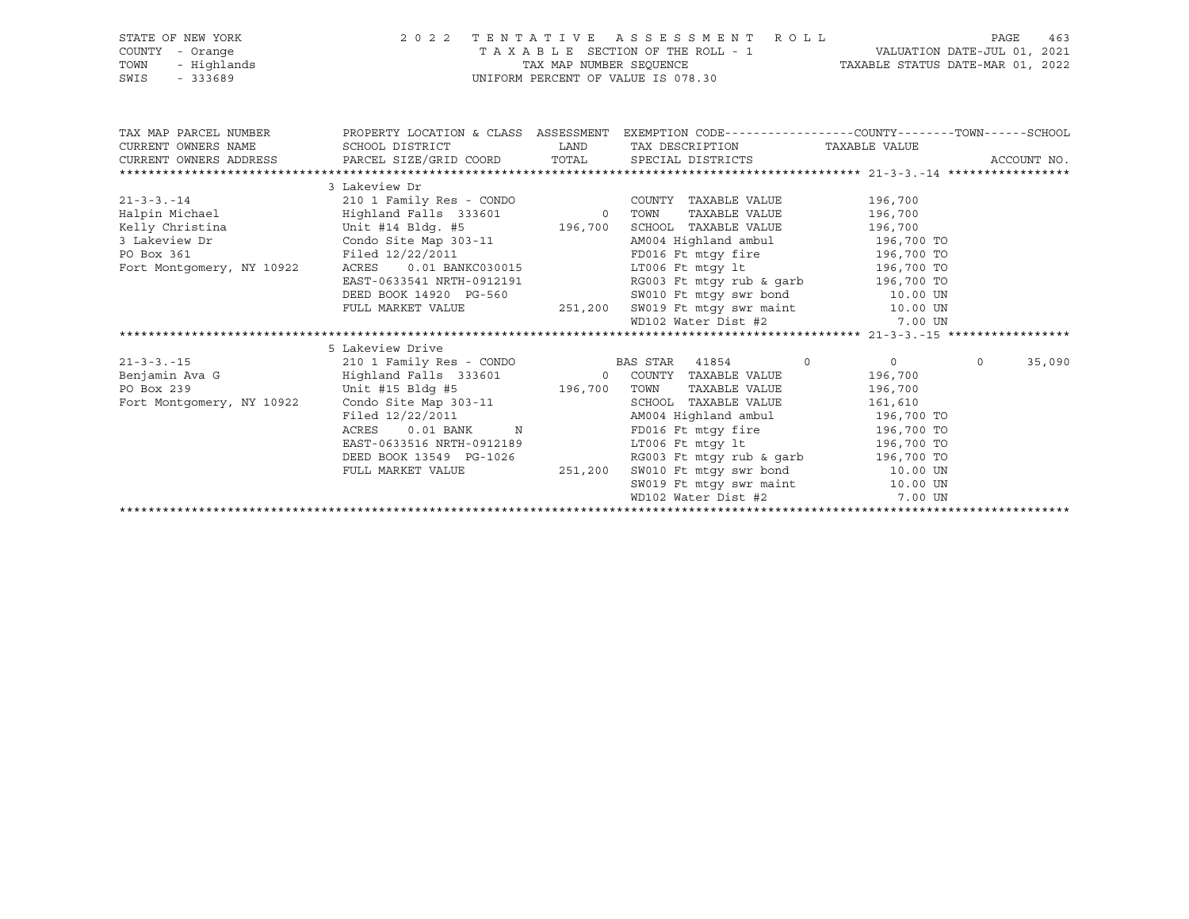STATE OF NEW YORK | 2 0 2 2 T E N T A T I V E A S S E S S M E N T R O L L
COUNTY - Orange | T A X A B L E SECTION OF THE ROLL - 1 | VALUATION DATE-JUL 01, 2021
TOWN - Highlands | TAX MAP NUMBER SEQUENCE | TAXABLE STATUS DATE-MAR 01, 2022
SWIS - 333689 | UNIFORM PERCENT OF VALUE IS 078.30

```
TAX MAP PARCEL NUMBER          PROPERTY LOCATION & CLASS  ASSESSMENT  EXEMPTION CODE------------------COUNTY--------TOWN------SCHOOL
CURRENT OWNERS NAME            SCHOOL DISTRICT               LAND      TAX DESCRIPTION                TAXABLE VALUE
CURRENT OWNERS ADDRESS         PARCEL SIZE/GRID COORD        TOTAL     SPECIAL DISTRICTS                                    ACCOUNT NO.
******************************************************************************************************* 21-3-3.-14 *****************
                               3 Lakeview Dr
21-3-3.-14                     210 1 Family Res - CONDO               COUNTY  TAXABLE VALUE              196,700
Halpin Michael                 Highland Falls 333601          0       TOWN    TAXABLE VALUE              196,700
Kelly Christina                Unit #14 Bldg. #5          196,700     SCHOOL  TAXABLE VALUE              196,700
3 Lakeview Dr                  Condo Site Map 303-11                  AM004 Highland ambul               196,700 TO
PO Box 361                     Filed 12/22/2011                       FD016 Ft mtgy fire                 196,700 TO
Fort Montgomery, NY 10922      ACRES    0.01 BANKC030015              LT006 Ft mtgy lt                   196,700 TO
                               EAST-0633541 NRTH-0912191              RG003 Ft mtgy rub & garb           196,700 TO
                               DEED BOOK 14920  PG-560                SW010 Ft mtgy swr bond               10.00 UN
                               FULL MARKET VALUE          251,200     SW019 Ft mtgy swr maint              10.00 UN
                                                                      WD102 Water Dist #2                   7.00 UN
******************************************************************************************************* 21-3-3.-15 *****************
                               5 Lakeview Drive
21-3-3.-15                     210 1 Family Res - CONDO               BAS STAR  41854         0             0            0     35,090
Benjamin Ava G                 Highland Falls 333601          0       COUNTY  TAXABLE VALUE              196,700
PO Box 239                     Unit #15 Bldg #5           196,700     TOWN    TAXABLE VALUE              196,700
Fort Montgomery, NY 10922      Condo Site Map 303-11                  SCHOOL  TAXABLE VALUE              161,610
                               Filed 12/22/2011                       AM004 Highland ambul               196,700 TO
                               ACRES    0.01 BANK      N              FD016 Ft mtgy fire                 196,700 TO
                               EAST-0633516 NRTH-0912189              LT006 Ft mtgy lt                   196,700 TO
                               DEED BOOK 13549  PG-1026               RG003 Ft mtgy rub & garb           196,700 TO
                               FULL MARKET VALUE          251,200     SW010 Ft mtgy swr bond               10.00 UN
                                                                      SW019 Ft mtgy swr maint              10.00 UN
                                                                      WD102 Water Dist #2                   7.00 UN
************************************************************************************************************************************
```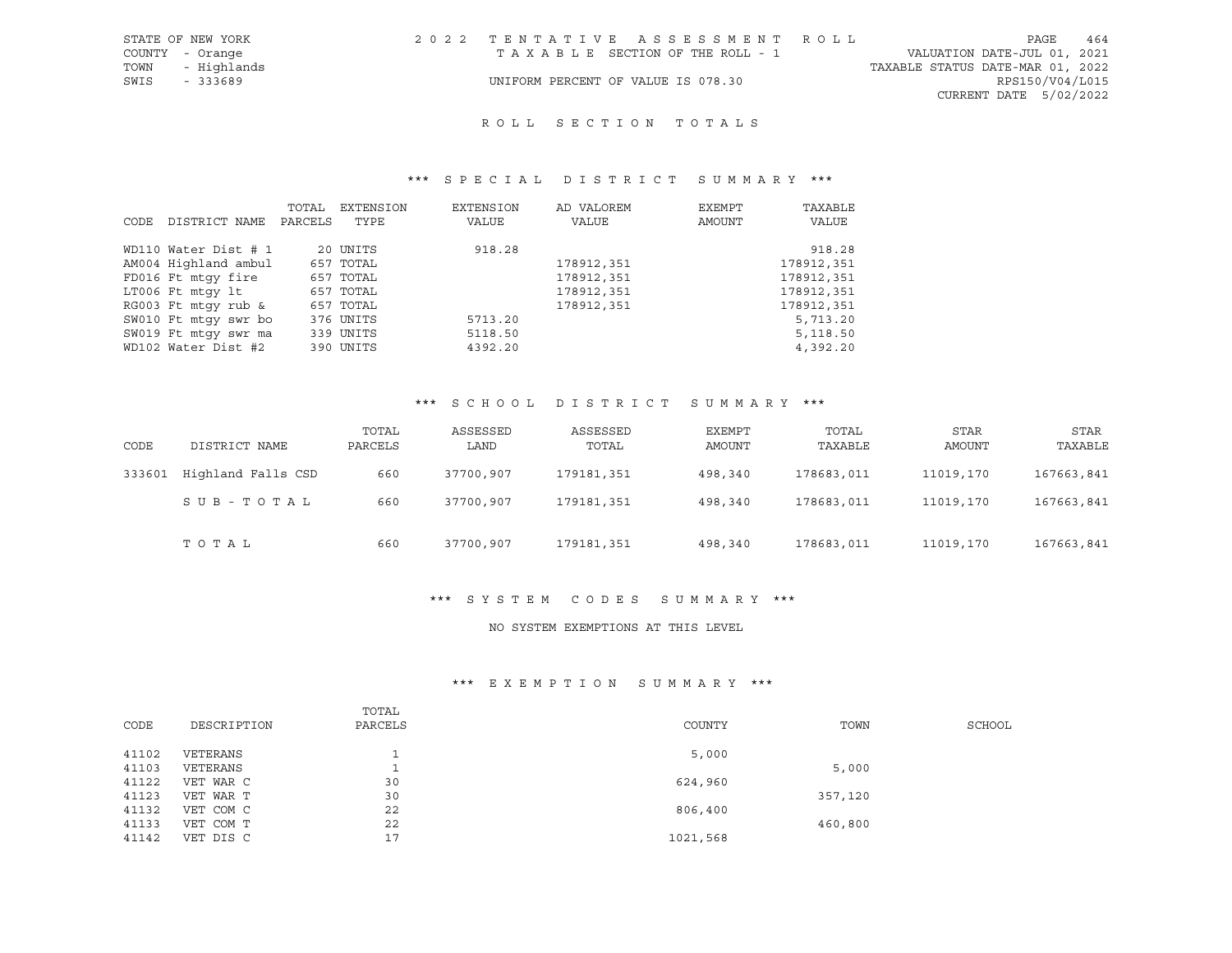STATE OF NEW YORK | COUNTY - Orange | TOWN - Highlands | SWIS - 333689

2022 TENTATIVE ASSESSMENT ROLL
TAXABLE SECTION OF THE ROLL - 1
UNIFORM PERCENT OF VALUE IS 078.30

VALUATION DATE-JUL 01, 2021
TAXABLE STATUS DATE-MAR 01, 2022
RPS150/V04/L015
CURRENT DATE 5/02/2022

## ROLL SECTION TOTALS

### *** SPECIAL DISTRICT SUMMARY ***

| CODE | DISTRICT NAME | TOTAL PARCELS | EXTENSION TYPE | EXTENSION VALUE | AD VALOREM VALUE | EXEMPT AMOUNT | TAXABLE VALUE |
|---|---|---|---|---|---|---|---|
| WD110 | Water Dist # 1 | 20 | UNITS | 918.28 | | | 918.28 |
| AM004 | Highland ambul | 657 | TOTAL | | 178912,351 | | 178912,351 |
| FD016 | Ft mtgy fire | 657 | TOTAL | | 178912,351 | | 178912,351 |
| LT006 | Ft mtgy lt | 657 | TOTAL | | 178912,351 | | 178912,351 |
| RG003 | Ft mtgy rub & | 657 | TOTAL | | 178912,351 | | 178912,351 |
| SW010 | Ft mtgy swr bo | 376 | UNITS | 5713.20 | | | 5,713.20 |
| SW019 | Ft mtgy swr ma | 339 | UNITS | 5118.50 | | | 5,118.50 |
| WD102 | Water Dist #2 | 390 | UNITS | 4392.20 | | | 4,392.20 |

### *** SCHOOL DISTRICT SUMMARY ***

| CODE | DISTRICT NAME | TOTAL PARCELS | ASSESSED LAND | ASSESSED TOTAL | EXEMPT AMOUNT | TOTAL TAXABLE | STAR AMOUNT | STAR TAXABLE |
|---|---|---|---|---|---|---|---|---|
| 333601 | Highland Falls CSD | 660 | 37700,907 | 179181,351 | 498,340 | 178683,011 | 11019,170 | 167663,841 |
| | SUB-TOTAL | 660 | 37700,907 | 179181,351 | 498,340 | 178683,011 | 11019,170 | 167663,841 |
| | TOTAL | 660 | 37700,907 | 179181,351 | 498,340 | 178683,011 | 11019,170 | 167663,841 |

### *** SYSTEM CODES SUMMARY ***

NO SYSTEM EXEMPTIONS AT THIS LEVEL

### *** EXEMPTION SUMMARY ***

| CODE | DESCRIPTION | TOTAL PARCELS | COUNTY | TOWN | SCHOOL |
|---|---|---|---|---|---|
| 41102 | VETERANS | 1 | 5,000 | | |
| 41103 | VETERANS | 1 | | 5,000 | |
| 41122 | VET WAR C | 30 | 624,960 | | |
| 41123 | VET WAR T | 30 | | 357,120 | |
| 41132 | VET COM C | 22 | 806,400 | | |
| 41133 | VET COM T | 22 | | 460,800 | |
| 41142 | VET DIS C | 17 | 1021,568 | | |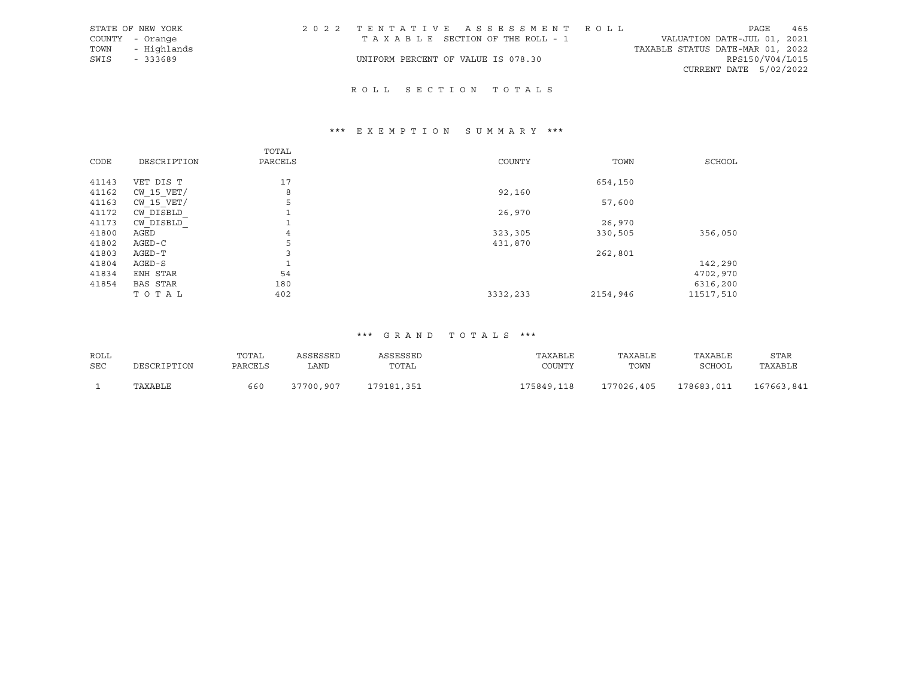STATE OF NEW YORK
COUNTY - Orange
TOWN - Highlands
SWIS - 333689

2022 TENTATIVE ASSESSMENT ROLL
TAXABLE SECTION OF THE ROLL - 1
UNIFORM PERCENT OF VALUE IS 078.30

VALUATION DATE-JUL 01, 2021
TAXABLE STATUS DATE-MAR 01, 2022
RPS150/V04/L015
CURRENT DATE 5/02/2022

## ROLL SECTION TOTALS

### *** EXEMPTION SUMMARY ***

| CODE | DESCRIPTION | TOTAL PARCELS | COUNTY | TOWN | SCHOOL |
|---|---|---|---|---|---|
| 41143 | VET DIS T | 17 | | 654,150 | |
| 41162 | CW_15_VET/ | 8 | 92,160 | | |
| 41163 | CW_15_VET/ | 5 | | 57,600 | |
| 41172 | CW_DISBLD_ | 1 | 26,970 | | |
| 41173 | CW_DISBLD_ | 1 | | 26,970 | |
| 41800 | AGED | 4 | 323,305 | 330,505 | 356,050 |
| 41802 | AGED-C | 5 | 431,870 | | |
| 41803 | AGED-T | 3 | | 262,801 | |
| 41804 | AGED-S | 1 | | | 142,290 |
| 41834 | ENH STAR | 54 | | | 4702,970 |
| 41854 | BAS STAR | 180 | | | 6316,200 |
| | TOTAL | 402 | 3332,233 | 2154,946 | 11517,510 |

### *** GRAND TOTALS ***

| ROLL SEC | DESCRIPTION | TOTAL PARCELS | ASSESSED LAND | ASSESSED TOTAL | TAXABLE COUNTY | TAXABLE TOWN | TAXABLE SCHOOL | STAR TAXABLE |
|---|---|---|---|---|---|---|---|---|
| 1 | TAXABLE | 660 | 37700,907 | 179181,351 | 175849,118 | 177026,405 | 178683,011 | 167663,841 |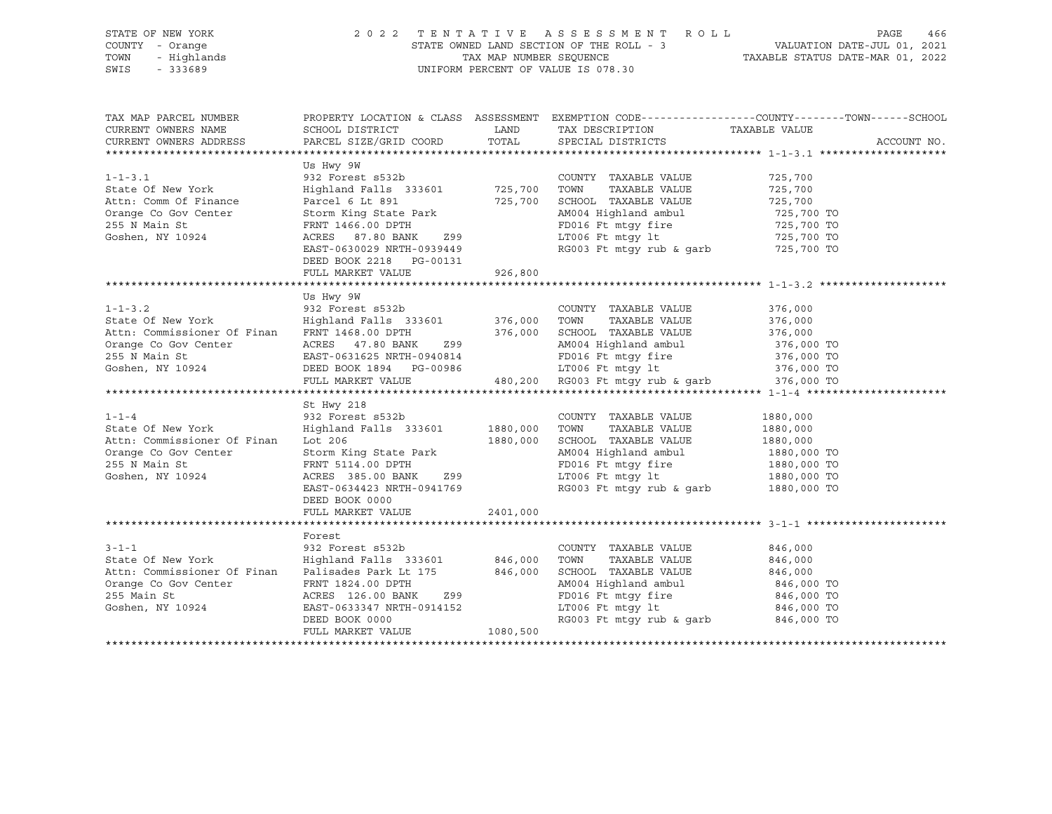STATE OF NEW YORK
COUNTY - Orange
TOWN - Highlands
SWIS - 333689

2022 TENTATIVE ASSESSMENT ROLL
STATE OWNED LAND SECTION OF THE ROLL - 3
TAX MAP NUMBER SEQUENCE
UNIFORM PERCENT OF VALUE IS 078.30

VALUATION DATE-JUL 01, 2021
TAXABLE STATUS DATE-MAR 01, 2022

| TAX MAP PARCEL NUMBER / CURRENT OWNERS NAME / CURRENT OWNERS ADDRESS | PROPERTY LOCATION & CLASS / SCHOOL DISTRICT / PARCEL SIZE/GRID COORD | ASSESSMENT LAND / TOTAL | EXEMPTION CODE / TAX DESCRIPTION / SPECIAL DISTRICTS | COUNTY / TOWN / SCHOOL TAXABLE VALUE | ACCOUNT NO. |
|---|---|---|---|---|---|
| | Us Hwy 9W | | | | |
| 1-1-3.1 | 932 Forest s532b | | COUNTY TAXABLE VALUE | 725,700 | |
| State Of New York | Highland Falls 333601 | 725,700 | TOWN TAXABLE VALUE | 725,700 | |
| Attn: Comm Of Finance | Parcel 6 Lt 891 | 725,700 | SCHOOL TAXABLE VALUE | 725,700 | |
| Orange Co Gov Center | Storm King State Park | | AM004 Highland ambul | 725,700 TO | |
| 255 N Main St | FRNT 1466.00 DPTH | | FD016 Ft mtgy fire | 725,700 TO | |
| Goshen, NY 10924 | ACRES 87.80 BANK Z99 | | LT006 Ft mtgy lt | 725,700 TO | |
| | EAST-0630029 NRTH-0939449 | | RG003 Ft mtgy rub & garb | 725,700 TO | |
| | DEED BOOK 2218 PG-00131 | | | | |
| | FULL MARKET VALUE | 926,800 | | | |
| | Us Hwy 9W | | | | |
| 1-1-3.2 | 932 Forest s532b | | COUNTY TAXABLE VALUE | 376,000 | |
| State Of New York | Highland Falls 333601 | 376,000 | TOWN TAXABLE VALUE | 376,000 | |
| Attn: Commissioner Of Finan | FRNT 1468.00 DPTH | 376,000 | SCHOOL TAXABLE VALUE | 376,000 | |
| Orange Co Gov Center | ACRES 47.80 BANK Z99 | | AM004 Highland ambul | 376,000 TO | |
| 255 N Main St | EAST-0631625 NRTH-0940814 | | FD016 Ft mtgy fire | 376,000 TO | |
| Goshen, NY 10924 | DEED BOOK 1894 PG-00986 | | LT006 Ft mtgy lt | 376,000 TO | |
| | FULL MARKET VALUE | 480,200 | RG003 Ft mtgy rub & garb | 376,000 TO | |
| | St Hwy 218 | | | | |
| 1-1-4 | 932 Forest s532b | | COUNTY TAXABLE VALUE | 1880,000 | |
| State Of New York | Highland Falls 333601 | 1880,000 | TOWN TAXABLE VALUE | 1880,000 | |
| Attn: Commissioner Of Finan | Lot 206 | 1880,000 | SCHOOL TAXABLE VALUE | 1880,000 | |
| Orange Co Gov Center | Storm King State Park | | AM004 Highland ambul | 1880,000 TO | |
| 255 N Main St | FRNT 5114.00 DPTH | | FD016 Ft mtgy fire | 1880,000 TO | |
| Goshen, NY 10924 | ACRES 385.00 BANK Z99 | | LT006 Ft mtgy lt | 1880,000 TO | |
| | EAST-0634423 NRTH-0941769 | | RG003 Ft mtgy rub & garb | 1880,000 TO | |
| | DEED BOOK 0000 | | | | |
| | FULL MARKET VALUE | 2401,000 | | | |
| | Forest | | | | |
| 3-1-1 | 932 Forest s532b | | COUNTY TAXABLE VALUE | 846,000 | |
| State Of New York | Highland Falls 333601 | 846,000 | TOWN TAXABLE VALUE | 846,000 | |
| Attn: Commissioner Of Finan | Palisades Park Lt 175 | 846,000 | SCHOOL TAXABLE VALUE | 846,000 | |
| Orange Co Gov Center | FRNT 1824.00 DPTH | | AM004 Highland ambul | 846,000 TO | |
| 255 Main St | ACRES 126.00 BANK Z99 | | FD016 Ft mtgy fire | 846,000 TO | |
| Goshen, NY 10924 | EAST-0633347 NRTH-0914152 | | LT006 Ft mtgy lt | 846,000 TO | |
| | DEED BOOK 0000 | | RG003 Ft mtgy rub & garb | 846,000 TO | |
| | FULL MARKET VALUE | 1080,500 | | | |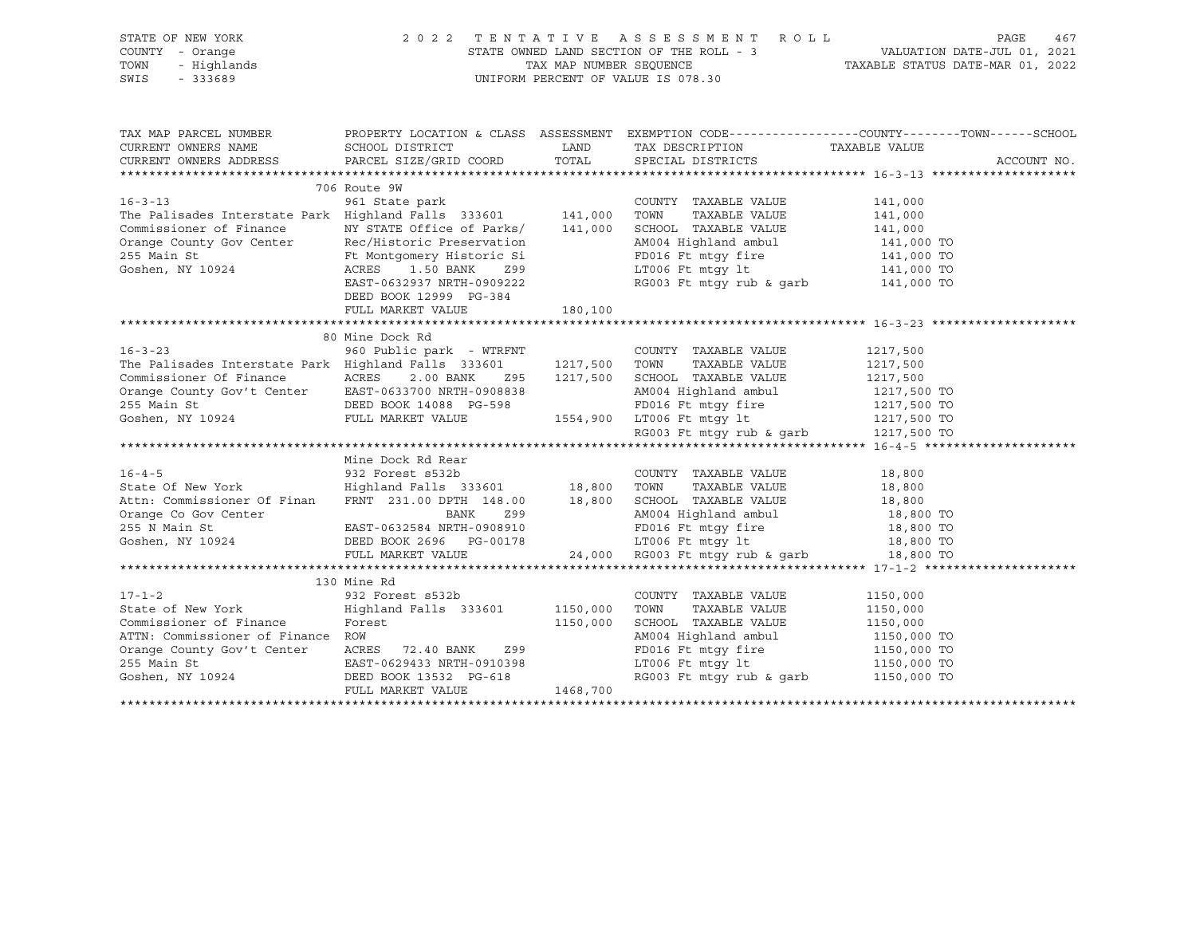STATE OF NEW YORK | 2022 TENTATIVE ASSESSMENT ROLL | VALUATION DATE-JUL 01, 2021
COUNTY - Orange | STATE OWNED LAND SECTION OF THE ROLL - 3 | TAXABLE STATUS DATE-MAR 01, 2022
TOWN - Highlands | TAX MAP NUMBER SEQUENCE
SWIS - 333689 | UNIFORM PERCENT OF VALUE IS 078.30

```
TAX MAP PARCEL NUMBER          PROPERTY LOCATION & CLASS  ASSESSMENT  EXEMPTION CODE------------------COUNTY--------TOWN------SCHOOL
CURRENT OWNERS NAME            SCHOOL DISTRICT               LAND      TAX DESCRIPTION             TAXABLE VALUE
CURRENT OWNERS ADDRESS         PARCEL SIZE/GRID COORD       TOTAL      SPECIAL DISTRICTS                                   ACCOUNT NO.
******************************************************************************************************* 16-3-13 ********************
                               706 Route 9W
16-3-13                        961 State park                          COUNTY  TAXABLE VALUE          141,000
The Palisades Interstate Park  Highland Falls  333601      141,000    TOWN    TAXABLE VALUE          141,000
Commissioner of Finance        NY STATE Office of Parks/    141,000    SCHOOL  TAXABLE VALUE          141,000
Orange County Gov Center       Rec/Historic Preservation               AM004 Highland ambul            141,000 TO
255 Main St                    Ft Montgomery Historic Si               FD016 Ft mtgy fire              141,000 TO
Goshen, NY 10924               ACRES    1.50 BANK    Z99               LT006 Ft mtgy lt                141,000 TO
                               EAST-0632937 NRTH-0909222               RG003 Ft mtgy rub & garb        141,000 TO
                               DEED BOOK 12999  PG-384
                               FULL MARKET VALUE            180,100
******************************************************************************************************* 16-3-23 ********************
                               80 Mine Dock Rd
16-3-23                        960 Public park - WTRFNT                COUNTY  TAXABLE VALUE         1217,500
The Palisades Interstate Park  Highland Falls  333601     1217,500    TOWN    TAXABLE VALUE         1217,500
Commissioner Of Finance        ACRES    2.00 BANK    Z95  1217,500    SCHOOL  TAXABLE VALUE         1217,500
Orange County Gov't Center     EAST-0633700 NRTH-0908838               AM004 Highland ambul           1217,500 TO
255 Main St                    DEED BOOK 14088  PG-598                 FD016 Ft mtgy fire             1217,500 TO
Goshen, NY 10924               FULL MARKET VALUE          1554,900    LT006 Ft mtgy lt               1217,500 TO
                                                                       RG003 Ft mtgy rub & garb       1217,500 TO
******************************************************************************************************* 16-4-5 *********************
                               Mine Dock Rd Rear
16-4-5                         932 Forest s532b                        COUNTY  TAXABLE VALUE           18,800
State Of New York              Highland Falls  333601       18,800    TOWN    TAXABLE VALUE           18,800
Attn: Commissioner Of Finan    FRNT 231.00 DPTH 148.00      18,800    SCHOOL  TAXABLE VALUE           18,800
Orange Co Gov Center                         BANK    Z99               AM004 Highland ambul             18,800 TO
255 N Main St                  EAST-0632584 NRTH-0908910               FD016 Ft mtgy fire               18,800 TO
Goshen, NY 10924               DEED BOOK 2696   PG-00178               LT006 Ft mtgy lt                 18,800 TO
                               FULL MARKET VALUE             24,000   RG003 Ft mtgy rub & garb         18,800 TO
******************************************************************************************************* 17-1-2 *********************
                               130 Mine Rd
17-1-2                         932 Forest s532b                        COUNTY  TAXABLE VALUE         1150,000
State of New York              Highland Falls  333601     1150,000    TOWN    TAXABLE VALUE         1150,000
Commissioner of Finance        Forest                     1150,000    SCHOOL  TAXABLE VALUE         1150,000
ATTN: Commissioner of Finance  ROW                                     AM004 Highland ambul           1150,000 TO
Orange County Gov't Center     ACRES   72.40 BANK    Z99               FD016 Ft mtgy fire             1150,000 TO
255 Main St                    EAST-0629433 NRTH-0910398               LT006 Ft mtgy lt               1150,000 TO
Goshen, NY 10924               DEED BOOK 13532  PG-618                 RG003 Ft mtgy rub & garb       1150,000 TO
                               FULL MARKET VALUE          1468,700
************************************************************************************************************************************
```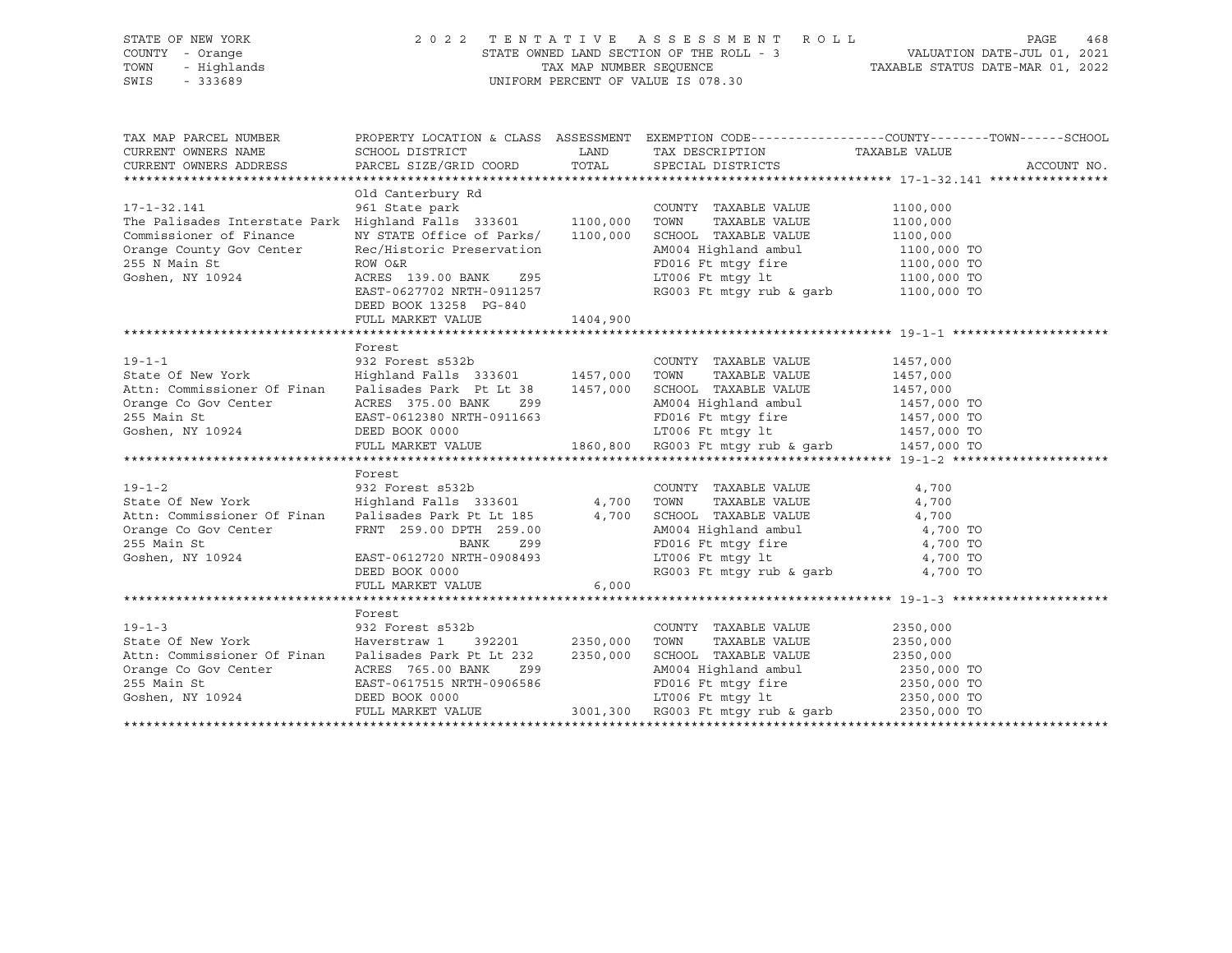STATE OF NEW YORK
COUNTY - Orange
TOWN - Highlands
SWIS - 333689

2022 TENTATIVE ASSESSMENT ROLL
STATE OWNED LAND SECTION OF THE ROLL - 3
TAX MAP NUMBER SEQUENCE
UNIFORM PERCENT OF VALUE IS 078.30

VALUATION DATE-JUL 01, 2021
TAXABLE STATUS DATE-MAR 01, 2022

| TAX MAP PARCEL NUMBER / CURRENT OWNERS NAME / CURRENT OWNERS ADDRESS | PROPERTY LOCATION & CLASS / SCHOOL DISTRICT / PARCEL SIZE/GRID COORD | ASSESSMENT LAND / TOTAL | EXEMPTION CODE / TAX DESCRIPTION / SPECIAL DISTRICTS | COUNTY / TOWN / SCHOOL TAXABLE VALUE | ACCOUNT NO. |
|---|---|---|---|---|---|
| **17-1-32.141** | Old Canterbury Rd | | | | |
| 17-1-32.141 | 961 State park | | COUNTY TAXABLE VALUE | 1100,000 | |
| The Palisades Interstate Park | Highland Falls 333601 | 1100,000 | TOWN TAXABLE VALUE | 1100,000 | |
| Commissioner of Finance | NY STATE Office of Parks/ | 1100,000 | SCHOOL TAXABLE VALUE | 1100,000 | |
| Orange County Gov Center | Rec/Historic Preservation | | AM004 Highland ambul | 1100,000 TO | |
| 255 N Main St | ROW O&R | | FD016 Ft mtgy fire | 1100,000 TO | |
| Goshen, NY 10924 | ACRES 139.00 BANK Z95 | | LT006 Ft mtgy lt | 1100,000 TO | |
| | EAST-0627702 NRTH-0911257 | | RG003 Ft mtgy rub & garb | 1100,000 TO | |
| | DEED BOOK 13258 PG-840 | | | | |
| | FULL MARKET VALUE | 1404,900 | | | |
| **19-1-1** | Forest | | | | |
| 19-1-1 | 932 Forest s532b | | COUNTY TAXABLE VALUE | 1457,000 | |
| State Of New York | Highland Falls 333601 | 1457,000 | TOWN TAXABLE VALUE | 1457,000 | |
| Attn: Commissioner Of Finan | Palisades Park Pt Lt 38 | 1457,000 | SCHOOL TAXABLE VALUE | 1457,000 | |
| Orange Co Gov Center | ACRES 375.00 BANK Z99 | | AM004 Highland ambul | 1457,000 TO | |
| 255 Main St | EAST-0612380 NRTH-0911663 | | FD016 Ft mtgy fire | 1457,000 TO | |
| Goshen, NY 10924 | DEED BOOK 0000 | | LT006 Ft mtgy lt | 1457,000 TO | |
| | FULL MARKET VALUE | 1860,800 | RG003 Ft mtgy rub & garb | 1457,000 TO | |
| **19-1-2** | Forest | | | | |
| 19-1-2 | 932 Forest s532b | | COUNTY TAXABLE VALUE | 4,700 | |
| State Of New York | Highland Falls 333601 | 4,700 | TOWN TAXABLE VALUE | 4,700 | |
| Attn: Commissioner Of Finan | Palisades Park Pt Lt 185 | 4,700 | SCHOOL TAXABLE VALUE | 4,700 | |
| Orange Co Gov Center | FRNT 259.00 DPTH 259.00 | | AM004 Highland ambul | 4,700 TO | |
| 255 Main St | BANK Z99 | | FD016 Ft mtgy fire | 4,700 TO | |
| Goshen, NY 10924 | EAST-0612720 NRTH-0908493 | | LT006 Ft mtgy lt | 4,700 TO | |
| | DEED BOOK 0000 | | RG003 Ft mtgy rub & garb | 4,700 TO | |
| | FULL MARKET VALUE | 6,000 | | | |
| **19-1-3** | Forest | | | | |
| 19-1-3 | 932 Forest s532b | | COUNTY TAXABLE VALUE | 2350,000 | |
| State Of New York | Haverstraw 1 392201 | 2350,000 | TOWN TAXABLE VALUE | 2350,000 | |
| Attn: Commissioner Of Finan | Palisades Park Pt Lt 232 | 2350,000 | SCHOOL TAXABLE VALUE | 2350,000 | |
| Orange Co Gov Center | ACRES 765.00 BANK Z99 | | AM004 Highland ambul | 2350,000 TO | |
| 255 Main St | EAST-0617515 NRTH-0906586 | | FD016 Ft mtgy fire | 2350,000 TO | |
| Goshen, NY 10924 | DEED BOOK 0000 | | LT006 Ft mtgy lt | 2350,000 TO | |
| | FULL MARKET VALUE | 3001,300 | RG003 Ft mtgy rub & garb | 2350,000 TO | |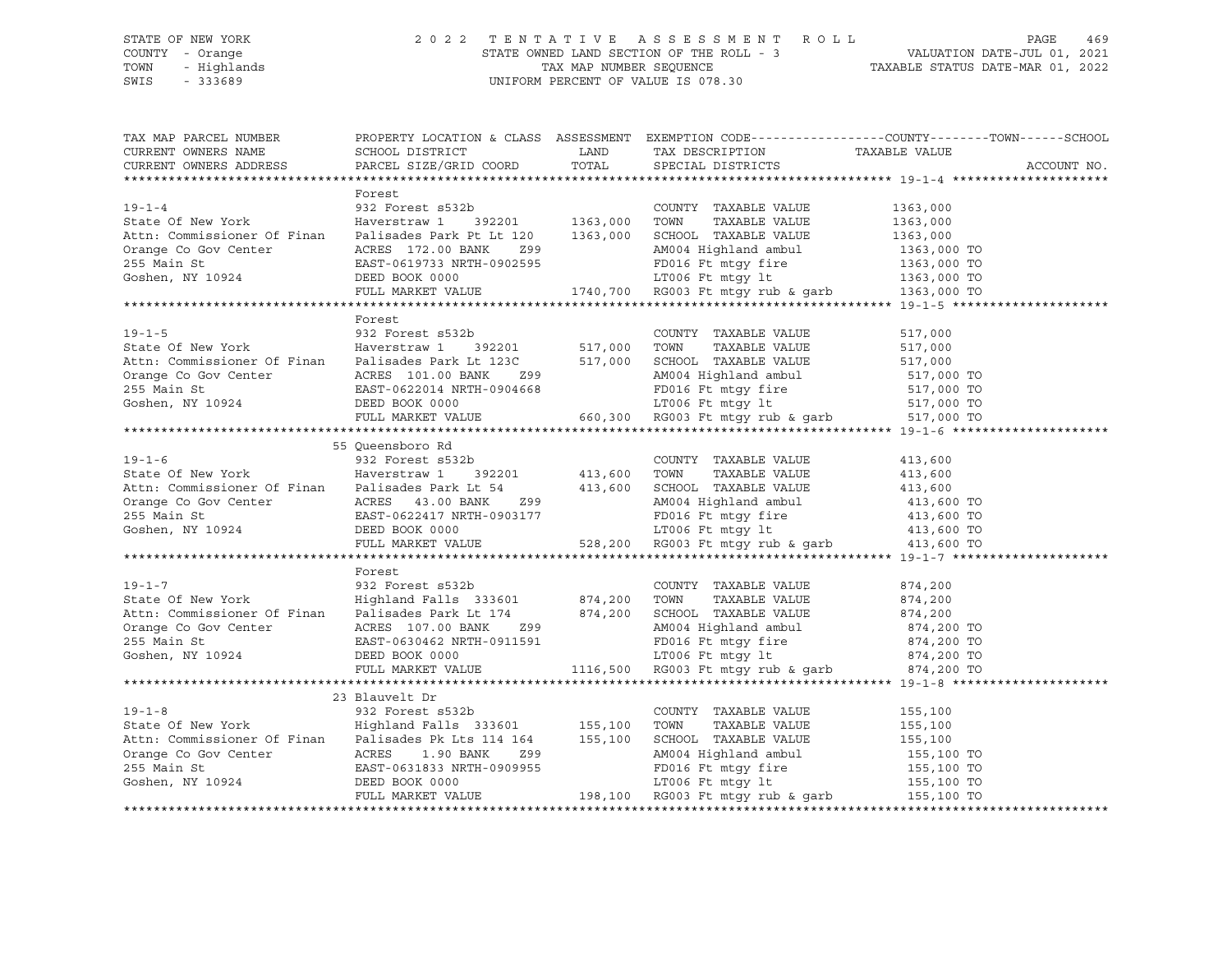STATE OF NEW YORK — 2022 TENTATIVE ASSESSMENT ROLL — PAGE 469
COUNTY - Orange — STATE OWNED LAND SECTION OF THE ROLL - 3 — VALUATION DATE-JUL 01, 2021
TOWN - Highlands — TAX MAP NUMBER SEQUENCE — TAXABLE STATUS DATE-MAR 01, 2022
SWIS - 333689 — UNIFORM PERCENT OF VALUE IS 078.30

| TAX MAP PARCEL NUMBER / CURRENT OWNERS NAME / CURRENT OWNERS ADDRESS | PROPERTY LOCATION & CLASS / SCHOOL DISTRICT / PARCEL SIZE/GRID COORD | ASSESSMENT LAND / TOTAL | EXEMPTION CODE / TAX DESCRIPTION / SPECIAL DISTRICTS | TAXABLE VALUE (COUNTY--TOWN--SCHOOL) | ACCOUNT NO. |
|---|---|---|---|---|---|
| **19-1-4** | Forest | | | | |
| | 932 Forest s532b | | COUNTY TAXABLE VALUE | 1363,000 | |
| State Of New York | Haverstraw 1 392201 | 1363,000 | TOWN TAXABLE VALUE | 1363,000 | |
| Attn: Commissioner Of Finan | Palisades Park Pt Lt 120 | 1363,000 | SCHOOL TAXABLE VALUE | 1363,000 | |
| Orange Co Gov Center | ACRES 172.00 BANK Z99 | | AM004 Highland ambul | 1363,000 TO | |
| 255 Main St | EAST-0619733 NRTH-0902595 | | FD016 Ft mtgy fire | 1363,000 TO | |
| Goshen, NY 10924 | DEED BOOK 0000 | | LT006 Ft mtgy lt | 1363,000 TO | |
| | FULL MARKET VALUE | 1740,700 | RG003 Ft mtgy rub & garb | 1363,000 TO | |
| **19-1-5** | Forest | | | | |
| | 932 Forest s532b | | COUNTY TAXABLE VALUE | 517,000 | |
| State Of New York | Haverstraw 1 392201 | 517,000 | TOWN TAXABLE VALUE | 517,000 | |
| Attn: Commissioner Of Finan | Palisades Park Lt 123C | 517,000 | SCHOOL TAXABLE VALUE | 517,000 | |
| Orange Co Gov Center | ACRES 101.00 BANK Z99 | | AM004 Highland ambul | 517,000 TO | |
| 255 Main St | EAST-0622014 NRTH-0904668 | | FD016 Ft mtgy fire | 517,000 TO | |
| Goshen, NY 10924 | DEED BOOK 0000 | | LT006 Ft mtgy lt | 517,000 TO | |
| | FULL MARKET VALUE | 660,300 | RG003 Ft mtgy rub & garb | 517,000 TO | |
| **19-1-6** | 55 Queensboro Rd | | | | |
| | 932 Forest s532b | | COUNTY TAXABLE VALUE | 413,600 | |
| State Of New York | Haverstraw 1 392201 | 413,600 | TOWN TAXABLE VALUE | 413,600 | |
| Attn: Commissioner Of Finan | Palisades Park Lt 54 | 413,600 | SCHOOL TAXABLE VALUE | 413,600 | |
| Orange Co Gov Center | ACRES 43.00 BANK Z99 | | AM004 Highland ambul | 413,600 TO | |
| 255 Main St | EAST-0622417 NRTH-0903177 | | FD016 Ft mtgy fire | 413,600 TO | |
| Goshen, NY 10924 | DEED BOOK 0000 | | LT006 Ft mtgy lt | 413,600 TO | |
| | FULL MARKET VALUE | 528,200 | RG003 Ft mtgy rub & garb | 413,600 TO | |
| **19-1-7** | Forest | | | | |
| | 932 Forest s532b | | COUNTY TAXABLE VALUE | 874,200 | |
| State Of New York | Highland Falls 333601 | 874,200 | TOWN TAXABLE VALUE | 874,200 | |
| Attn: Commissioner Of Finan | Palisades Park Lt 174 | 874,200 | SCHOOL TAXABLE VALUE | 874,200 | |
| Orange Co Gov Center | ACRES 107.00 BANK Z99 | | AM004 Highland ambul | 874,200 TO | |
| 255 Main St | EAST-0630462 NRTH-0911591 | | FD016 Ft mtgy fire | 874,200 TO | |
| Goshen, NY 10924 | DEED BOOK 0000 | | LT006 Ft mtgy lt | 874,200 TO | |
| | FULL MARKET VALUE | 1116,500 | RG003 Ft mtgy rub & garb | 874,200 TO | |
| **19-1-8** | 23 Blauvelt Dr | | | | |
| | 932 Forest s532b | | COUNTY TAXABLE VALUE | 155,100 | |
| State Of New York | Highland Falls 333601 | 155,100 | TOWN TAXABLE VALUE | 155,100 | |
| Attn: Commissioner Of Finan | Palisades Pk Lts 114 164 | 155,100 | SCHOOL TAXABLE VALUE | 155,100 | |
| Orange Co Gov Center | ACRES 1.90 BANK Z99 | | AM004 Highland ambul | 155,100 TO | |
| 255 Main St | EAST-0631833 NRTH-0909955 | | FD016 Ft mtgy fire | 155,100 TO | |
| Goshen, NY 10924 | DEED BOOK 0000 | | LT006 Ft mtgy lt | 155,100 TO | |
| | FULL MARKET VALUE | 198,100 | RG003 Ft mtgy rub & garb | 155,100 TO | |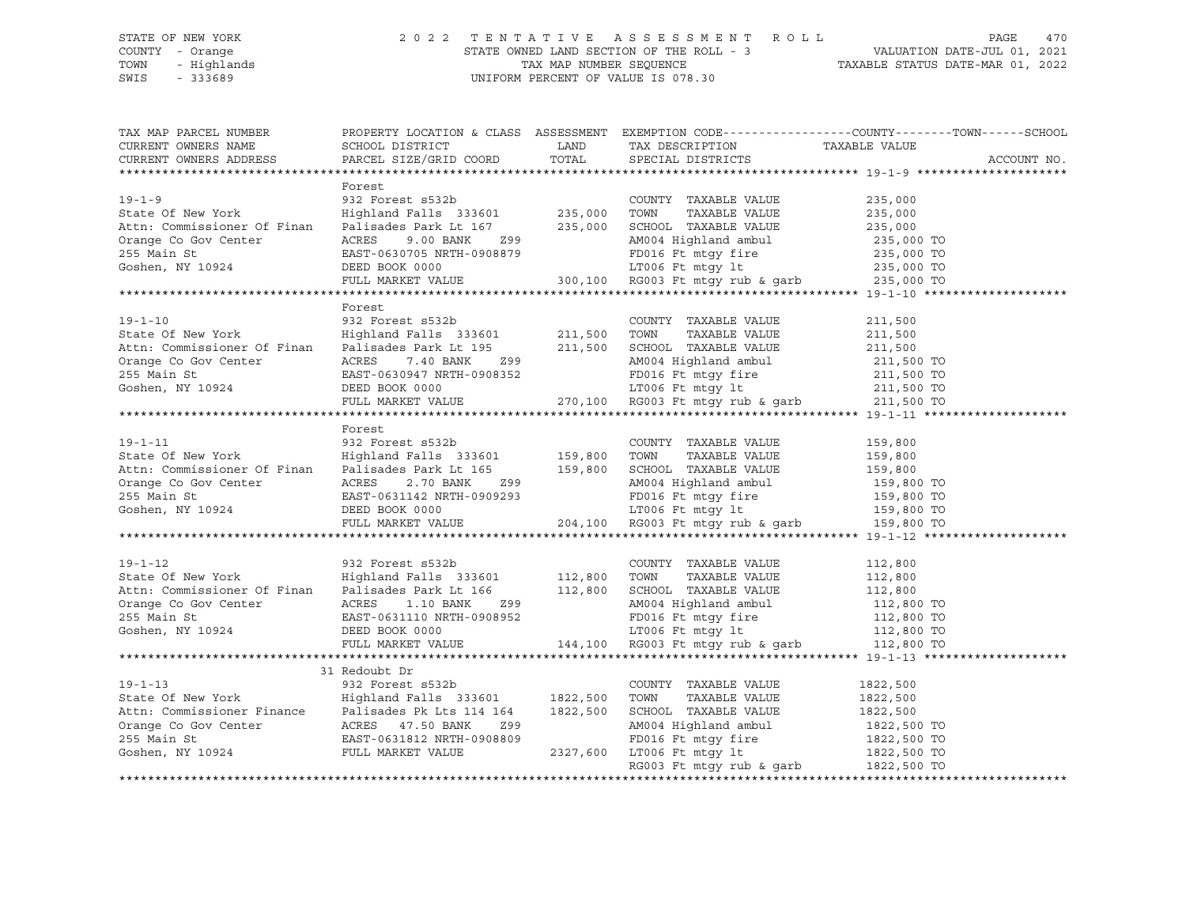STATE OF NEW YORK — 2022 TENTATIVE ASSESSMENT ROLL
COUNTY - Orange — STATE OWNED LAND SECTION OF THE ROLL - 3 — VALUATION DATE-JUL 01, 2021
TOWN - Highlands — TAX MAP NUMBER SEQUENCE — TAXABLE STATUS DATE-MAR 01, 2022
SWIS - 333689 — UNIFORM PERCENT OF VALUE IS 078.30

| TAX MAP PARCEL NUMBER / CURRENT OWNERS NAME / CURRENT OWNERS ADDRESS | PROPERTY LOCATION & CLASS / SCHOOL DISTRICT / PARCEL SIZE/GRID COORD | ASSESSMENT LAND / TOTAL | EXEMPTION CODE / TAX DESCRIPTION / SPECIAL DISTRICTS | TAXABLE VALUE (COUNTY / TOWN / SCHOOL) | ACCOUNT NO. |
|---|---|---|---|---|---|
| **19-1-9** | Forest | | | | |
| | 932 Forest s532b | | COUNTY TAXABLE VALUE | 235,000 | |
| State Of New York | Highland Falls 333601 | 235,000 | TOWN TAXABLE VALUE | 235,000 | |
| Attn: Commissioner Of Finan | Palisades Park Lt 167 | 235,000 | SCHOOL TAXABLE VALUE | 235,000 | |
| Orange Co Gov Center | ACRES 9.00 BANK Z99 | | AM004 Highland ambul | 235,000 TO | |
| 255 Main St | EAST-0630705 NRTH-0908879 | | FD016 Ft mtgy fire | 235,000 TO | |
| Goshen, NY 10924 | DEED BOOK 0000 | | LT006 Ft mtgy lt | 235,000 TO | |
| | FULL MARKET VALUE | 300,100 | RG003 Ft mtgy rub & garb | 235,000 TO | |
| **19-1-10** | Forest | | | | |
| | 932 Forest s532b | | COUNTY TAXABLE VALUE | 211,500 | |
| State Of New York | Highland Falls 333601 | 211,500 | TOWN TAXABLE VALUE | 211,500 | |
| Attn: Commissioner Of Finan | Palisades Park Lt 195 | 211,500 | SCHOOL TAXABLE VALUE | 211,500 | |
| Orange Co Gov Center | ACRES 7.40 BANK Z99 | | AM004 Highland ambul | 211,500 TO | |
| 255 Main St | EAST-0630947 NRTH-0908352 | | FD016 Ft mtgy fire | 211,500 TO | |
| Goshen, NY 10924 | DEED BOOK 0000 | | LT006 Ft mtgy lt | 211,500 TO | |
| | FULL MARKET VALUE | 270,100 | RG003 Ft mtgy rub & garb | 211,500 TO | |
| **19-1-11** | Forest | | | | |
| | 932 Forest s532b | | COUNTY TAXABLE VALUE | 159,800 | |
| State Of New York | Highland Falls 333601 | 159,800 | TOWN TAXABLE VALUE | 159,800 | |
| Attn: Commissioner Of Finan | Palisades Park Lt 165 | 159,800 | SCHOOL TAXABLE VALUE | 159,800 | |
| Orange Co Gov Center | ACRES 2.70 BANK Z99 | | AM004 Highland ambul | 159,800 TO | |
| 255 Main St | EAST-0631142 NRTH-0909293 | | FD016 Ft mtgy fire | 159,800 TO | |
| Goshen, NY 10924 | DEED BOOK 0000 | | LT006 Ft mtgy lt | 159,800 TO | |
| | FULL MARKET VALUE | 204,100 | RG003 Ft mtgy rub & garb | 159,800 TO | |
| **19-1-12** | 932 Forest s532b | | COUNTY TAXABLE VALUE | 112,800 | |
| State Of New York | Highland Falls 333601 | 112,800 | TOWN TAXABLE VALUE | 112,800 | |
| Attn: Commissioner Of Finan | Palisades Park Lt 166 | 112,800 | SCHOOL TAXABLE VALUE | 112,800 | |
| Orange Co Gov Center | ACRES 1.10 BANK Z99 | | AM004 Highland ambul | 112,800 TO | |
| 255 Main St | EAST-0631110 NRTH-0908952 | | FD016 Ft mtgy fire | 112,800 TO | |
| Goshen, NY 10924 | DEED BOOK 0000 | | LT006 Ft mtgy lt | 112,800 TO | |
| | FULL MARKET VALUE | 144,100 | RG003 Ft mtgy rub & garb | 112,800 TO | |
| **19-1-13** | 31 Redoubt Dr | | | | |
| | 932 Forest s532b | | COUNTY TAXABLE VALUE | 1822,500 | |
| State Of New York | Highland Falls 333601 | 1822,500 | TOWN TAXABLE VALUE | 1822,500 | |
| Attn: Commissioner Finance | Palisades Pk Lts 114 164 | 1822,500 | SCHOOL TAXABLE VALUE | 1822,500 | |
| Orange Co Gov Center | ACRES 47.50 BANK Z99 | | AM004 Highland ambul | 1822,500 TO | |
| 255 Main St | EAST-0631812 NRTH-0908809 | | FD016 Ft mtgy fire | 1822,500 TO | |
| Goshen, NY 10924 | FULL MARKET VALUE | 2327,600 | LT006 Ft mtgy lt | 1822,500 TO | |
| | | | RG003 Ft mtgy rub & garb | 1822,500 TO | |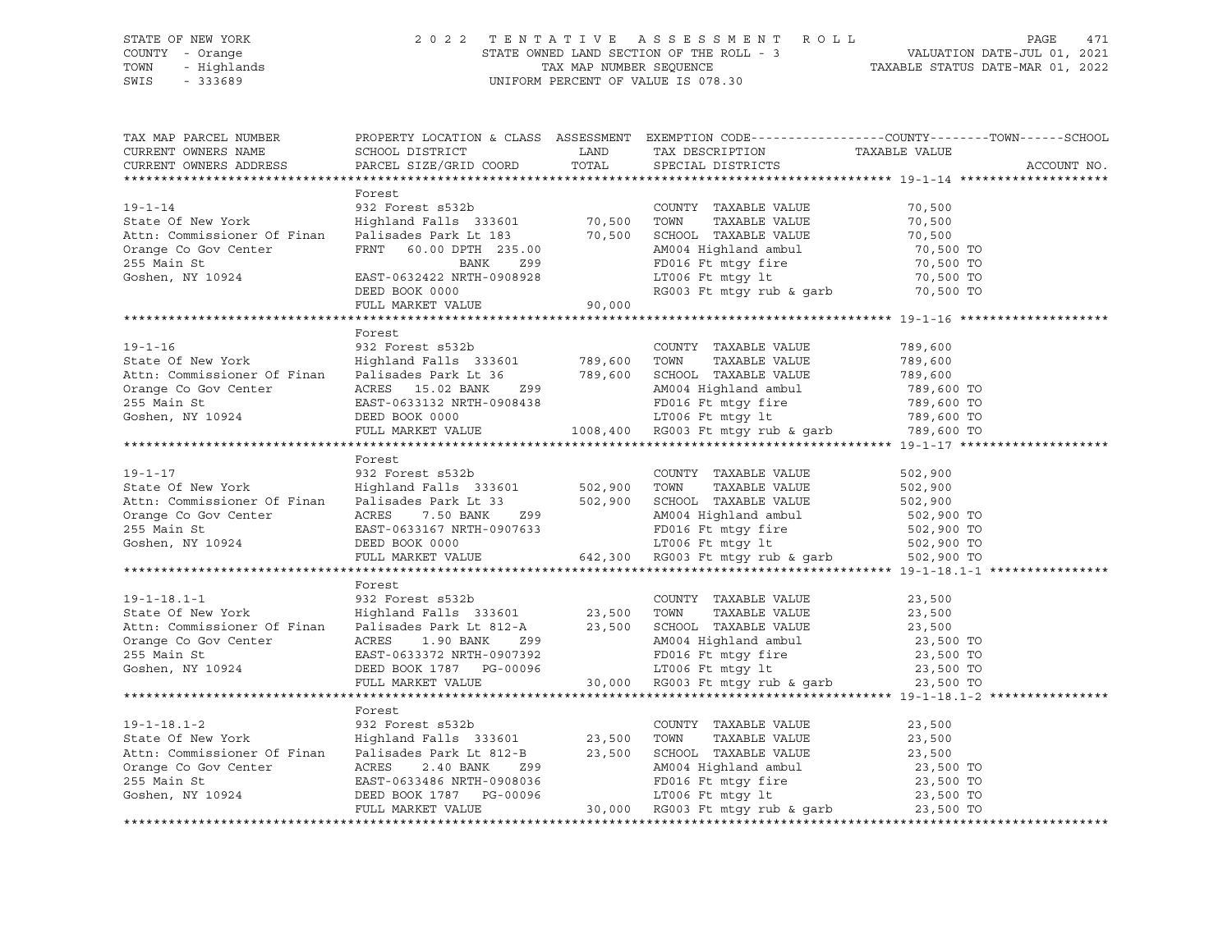STATE OF NEW YORK
COUNTY - Orange
TOWN - Highlands
SWIS - 333689

2022 TENTATIVE ASSESSMENT ROLL
STATE OWNED LAND SECTION OF THE ROLL - 3
TAX MAP NUMBER SEQUENCE
UNIFORM PERCENT OF VALUE IS 078.30

VALUATION DATE-JUL 01, 2021
TAXABLE STATUS DATE-MAR 01, 2022

| TAX MAP PARCEL NUMBER / CURRENT OWNERS NAME / CURRENT OWNERS ADDRESS | PROPERTY LOCATION & CLASS / SCHOOL DISTRICT / PARCEL SIZE/GRID COORD | ASSESSMENT LAND / TOTAL | EXEMPTION CODE / TAX DESCRIPTION / SPECIAL DISTRICTS | COUNTY--------TOWN------SCHOOL TAXABLE VALUE | ACCOUNT NO. |
|---|---|---|---|---|---|
| **19-1-14** | Forest | | | | |
| 19-1-14 | 932 Forest s532b | | COUNTY TAXABLE VALUE | 70,500 | |
| State Of New York | Highland Falls 333601 | 70,500 | TOWN TAXABLE VALUE | 70,500 | |
| Attn: Commissioner Of Finan | Palisades Park Lt 183 | 70,500 | SCHOOL TAXABLE VALUE | 70,500 | |
| Orange Co Gov Center | FRNT 60.00 DPTH 235.00 | | AM004 Highland ambul | 70,500 TO | |
| 255 Main St | BANK Z99 | | FD016 Ft mtgy fire | 70,500 TO | |
| Goshen, NY 10924 | EAST-0632422 NRTH-0908928 | | LT006 Ft mtgy lt | 70,500 TO | |
| | DEED BOOK 0000 | | RG003 Ft mtgy rub & garb | 70,500 TO | |
| | FULL MARKET VALUE | 90,000 | | | |
| **19-1-16** | Forest | | | | |
| 19-1-16 | 932 Forest s532b | | COUNTY TAXABLE VALUE | 789,600 | |
| State Of New York | Highland Falls 333601 | 789,600 | TOWN TAXABLE VALUE | 789,600 | |
| Attn: Commissioner Of Finan | Palisades Park Lt 36 | 789,600 | SCHOOL TAXABLE VALUE | 789,600 | |
| Orange Co Gov Center | ACRES 15.02 BANK Z99 | | AM004 Highland ambul | 789,600 TO | |
| 255 Main St | EAST-0633132 NRTH-0908438 | | FD016 Ft mtgy fire | 789,600 TO | |
| Goshen, NY 10924 | DEED BOOK 0000 | | LT006 Ft mtgy lt | 789,600 TO | |
| | FULL MARKET VALUE | 1008,400 | RG003 Ft mtgy rub & garb | 789,600 TO | |
| **19-1-17** | Forest | | | | |
| 19-1-17 | 932 Forest s532b | | COUNTY TAXABLE VALUE | 502,900 | |
| State Of New York | Highland Falls 333601 | 502,900 | TOWN TAXABLE VALUE | 502,900 | |
| Attn: Commissioner Of Finan | Palisades Park Lt 33 | 502,900 | SCHOOL TAXABLE VALUE | 502,900 | |
| Orange Co Gov Center | ACRES 7.50 BANK Z99 | | AM004 Highland ambul | 502,900 TO | |
| 255 Main St | EAST-0633167 NRTH-0907633 | | FD016 Ft mtgy fire | 502,900 TO | |
| Goshen, NY 10924 | DEED BOOK 0000 | | LT006 Ft mtgy lt | 502,900 TO | |
| | FULL MARKET VALUE | 642,300 | RG003 Ft mtgy rub & garb | 502,900 TO | |
| **19-1-18.1-1** | Forest | | | | |
| 19-1-18.1-1 | 932 Forest s532b | | COUNTY TAXABLE VALUE | 23,500 | |
| State Of New York | Highland Falls 333601 | 23,500 | TOWN TAXABLE VALUE | 23,500 | |
| Attn: Commissioner Of Finan | Palisades Park Lt 812-A | 23,500 | SCHOOL TAXABLE VALUE | 23,500 | |
| Orange Co Gov Center | ACRES 1.90 BANK Z99 | | AM004 Highland ambul | 23,500 TO | |
| 255 Main St | EAST-0633372 NRTH-0907392 | | FD016 Ft mtgy fire | 23,500 TO | |
| Goshen, NY 10924 | DEED BOOK 1787 PG-00096 | | LT006 Ft mtgy lt | 23,500 TO | |
| | FULL MARKET VALUE | 30,000 | RG003 Ft mtgy rub & garb | 23,500 TO | |
| **19-1-18.1-2** | Forest | | | | |
| 19-1-18.1-2 | 932 Forest s532b | | COUNTY TAXABLE VALUE | 23,500 | |
| State Of New York | Highland Falls 333601 | 23,500 | TOWN TAXABLE VALUE | 23,500 | |
| Attn: Commissioner Of Finan | Palisades Park Lt 812-B | 23,500 | SCHOOL TAXABLE VALUE | 23,500 | |
| Orange Co Gov Center | ACRES 2.40 BANK Z99 | | AM004 Highland ambul | 23,500 TO | |
| 255 Main St | EAST-0633486 NRTH-0908036 | | FD016 Ft mtgy fire | 23,500 TO | |
| Goshen, NY 10924 | DEED BOOK 1787 PG-00096 | | LT006 Ft mtgy lt | 23,500 TO | |
| | FULL MARKET VALUE | 30,000 | RG003 Ft mtgy rub & garb | 23,500 TO | |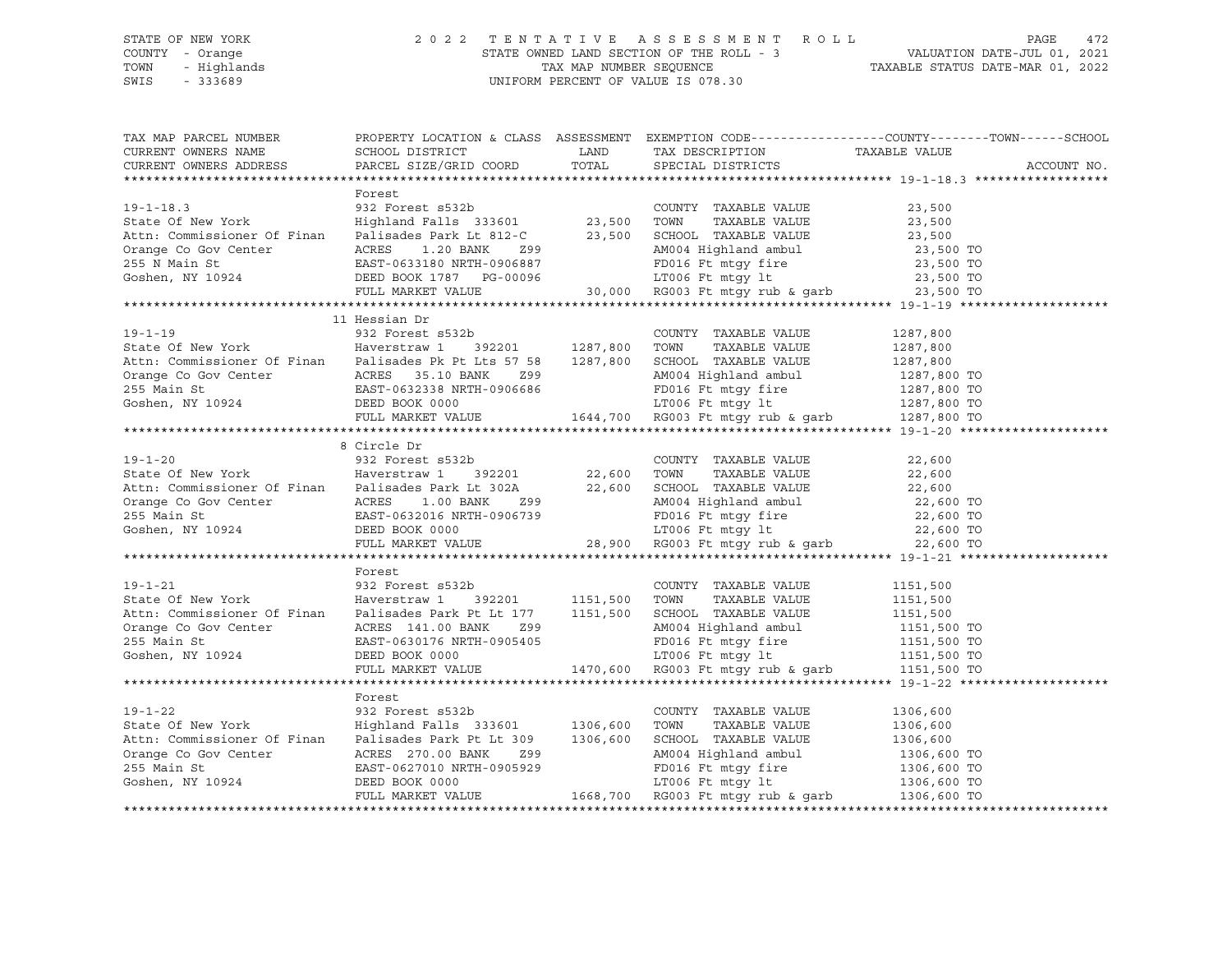STATE OF NEW YORK — 2022 TENTATIVE ASSESSMENT ROLL

COUNTY - Orange — STATE OWNED LAND SECTION OF THE ROLL - 3 — VALUATION DATE-JUL 01, 2021

TOWN - Highlands — TAX MAP NUMBER SEQUENCE — TAXABLE STATUS DATE-MAR 01, 2022

SWIS - 333689 — UNIFORM PERCENT OF VALUE IS 078.30

| TAX MAP PARCEL NUMBER / CURRENT OWNERS NAME / CURRENT OWNERS ADDRESS | PROPERTY LOCATION & CLASS / SCHOOL DISTRICT / PARCEL SIZE/GRID COORD | ASSESSMENT LAND / TOTAL | EXEMPTION CODE / TAX DESCRIPTION / SPECIAL DISTRICTS | COUNTY--------TOWN------SCHOOL TAXABLE VALUE | ACCOUNT NO. |
|---|---|---|---|---|---|
| **19-1-18.3** | Forest | | | | |
| | 932 Forest s532b | | COUNTY TAXABLE VALUE | 23,500 | |
| State Of New York | Highland Falls 333601 | 23,500 | TOWN TAXABLE VALUE | 23,500 | |
| Attn: Commissioner Of Finan | Palisades Park Lt 812-C | 23,500 | SCHOOL TAXABLE VALUE | 23,500 | |
| Orange Co Gov Center | ACRES 1.20 BANK Z99 | | AM004 Highland ambul | 23,500 TO | |
| 255 N Main St | EAST-0633180 NRTH-0906887 | | FD016 Ft mtgy fire | 23,500 TO | |
| Goshen, NY 10924 | DEED BOOK 1787 PG-00096 | | LT006 Ft mtgy lt | 23,500 TO | |
| | FULL MARKET VALUE | 30,000 | RG003 Ft mtgy rub & garb | 23,500 TO | |
| **19-1-19** | 11 Hessian Dr | | | | |
| | 932 Forest s532b | | COUNTY TAXABLE VALUE | 1287,800 | |
| State Of New York | Haverstraw 1 392201 | 1287,800 | TOWN TAXABLE VALUE | 1287,800 | |
| Attn: Commissioner Of Finan | Palisades Pk Pt Lts 57 58 | 1287,800 | SCHOOL TAXABLE VALUE | 1287,800 | |
| Orange Co Gov Center | ACRES 35.10 BANK Z99 | | AM004 Highland ambul | 1287,800 TO | |
| 255 Main St | EAST-0632338 NRTH-0906686 | | FD016 Ft mtgy fire | 1287,800 TO | |
| Goshen, NY 10924 | DEED BOOK 0000 | | LT006 Ft mtgy lt | 1287,800 TO | |
| | FULL MARKET VALUE | 1644,700 | RG003 Ft mtgy rub & garb | 1287,800 TO | |
| **19-1-20** | 8 Circle Dr | | | | |
| | 932 Forest s532b | | COUNTY TAXABLE VALUE | 22,600 | |
| State Of New York | Haverstraw 1 392201 | 22,600 | TOWN TAXABLE VALUE | 22,600 | |
| Attn: Commissioner Of Finan | Palisades Park Lt 302A | 22,600 | SCHOOL TAXABLE VALUE | 22,600 | |
| Orange Co Gov Center | ACRES 1.00 BANK Z99 | | AM004 Highland ambul | 22,600 TO | |
| 255 Main St | EAST-0632016 NRTH-0906739 | | FD016 Ft mtgy fire | 22,600 TO | |
| Goshen, NY 10924 | DEED BOOK 0000 | | LT006 Ft mtgy lt | 22,600 TO | |
| | FULL MARKET VALUE | 28,900 | RG003 Ft mtgy rub & garb | 22,600 TO | |
| **19-1-21** | Forest | | | | |
| | 932 Forest s532b | | COUNTY TAXABLE VALUE | 1151,500 | |
| State Of New York | Haverstraw 1 392201 | 1151,500 | TOWN TAXABLE VALUE | 1151,500 | |
| Attn: Commissioner Of Finan | Palisades Park Pt Lt 177 | 1151,500 | SCHOOL TAXABLE VALUE | 1151,500 | |
| Orange Co Gov Center | ACRES 141.00 BANK Z99 | | AM004 Highland ambul | 1151,500 TO | |
| 255 Main St | EAST-0630176 NRTH-0905405 | | FD016 Ft mtgy fire | 1151,500 TO | |
| Goshen, NY 10924 | DEED BOOK 0000 | | LT006 Ft mtgy lt | 1151,500 TO | |
| | FULL MARKET VALUE | 1470,600 | RG003 Ft mtgy rub & garb | 1151,500 TO | |
| **19-1-22** | Forest | | | | |
| | 932 Forest s532b | | COUNTY TAXABLE VALUE | 1306,600 | |
| State Of New York | Highland Falls 333601 | 1306,600 | TOWN TAXABLE VALUE | 1306,600 | |
| Attn: Commissioner Of Finan | Palisades Park Pt Lt 309 | 1306,600 | SCHOOL TAXABLE VALUE | 1306,600 | |
| Orange Co Gov Center | ACRES 270.00 BANK Z99 | | AM004 Highland ambul | 1306,600 TO | |
| 255 Main St | EAST-0627010 NRTH-0905929 | | FD016 Ft mtgy fire | 1306,600 TO | |
| Goshen, NY 10924 | DEED BOOK 0000 | | LT006 Ft mtgy lt | 1306,600 TO | |
| | FULL MARKET VALUE | 1668,700 | RG003 Ft mtgy rub & garb | 1306,600 TO | |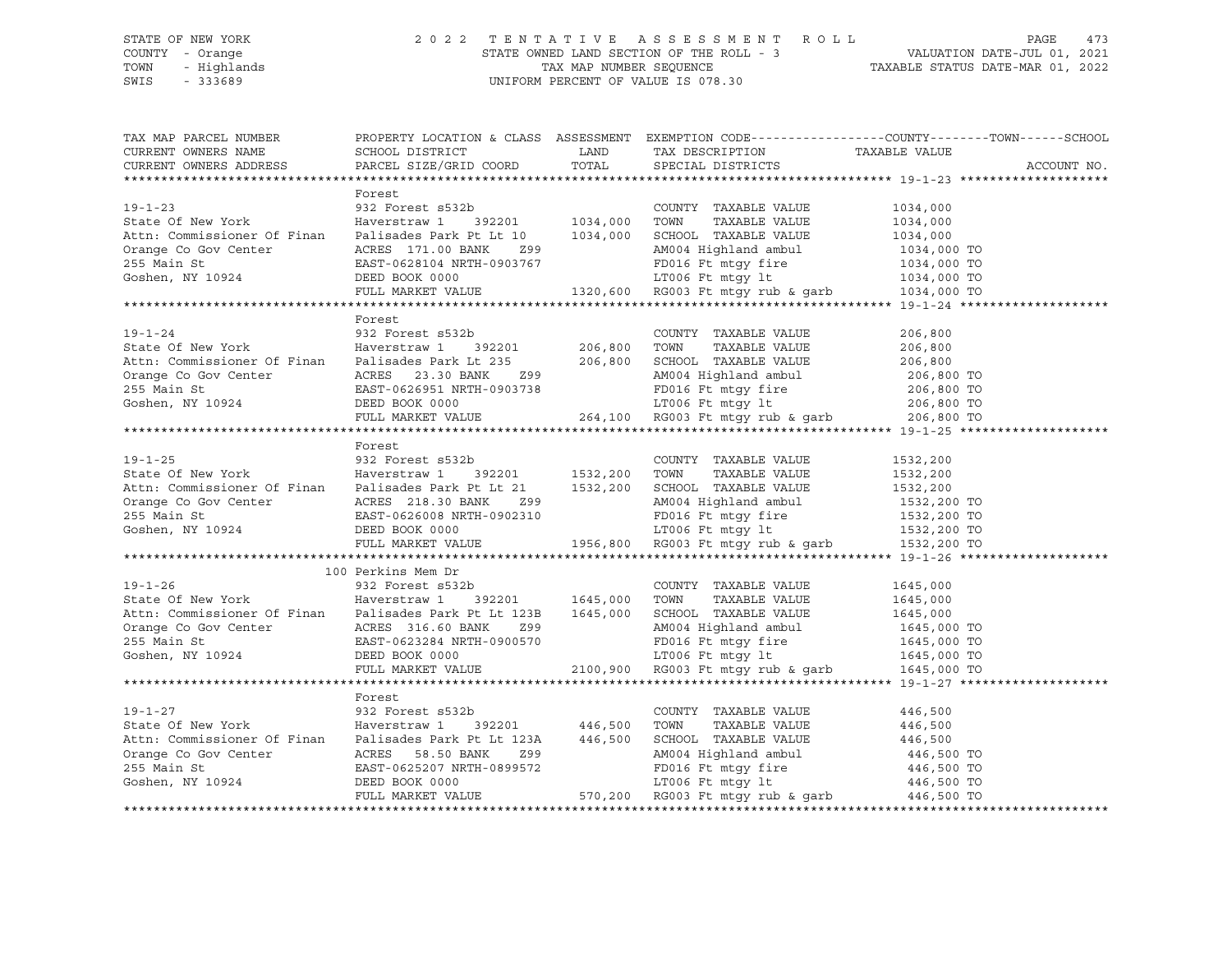STATE OF NEW YORK
COUNTY - Orange
TOWN - Highlands
SWIS - 333689

2022 TENTATIVE ASSESSMENT ROLL
STATE OWNED LAND SECTION OF THE ROLL - 3
TAX MAP NUMBER SEQUENCE
UNIFORM PERCENT OF VALUE IS 078.30

VALUATION DATE-JUL 01, 2021
TAXABLE STATUS DATE-MAR 01, 2022

| TAX MAP PARCEL NUMBER / CURRENT OWNERS NAME / CURRENT OWNERS ADDRESS | PROPERTY LOCATION & CLASS / SCHOOL DISTRICT / PARCEL SIZE/GRID COORD | ASSESSMENT LAND / TOTAL | EXEMPTION CODE / TAX DESCRIPTION / SPECIAL DISTRICTS | COUNTY / TOWN / SCHOOL TAXABLE VALUE | ACCOUNT NO. |
|---|---|---|---|---|---|
| **19-1-23** | Forest | | | | |
| 19-1-23 | 932 Forest s532b | | COUNTY TAXABLE VALUE | 1034,000 | |
| State Of New York | Haverstraw 1 392201 | 1034,000 | TOWN TAXABLE VALUE | 1034,000 | |
| Attn: Commissioner Of Finan | Palisades Park Pt Lt 10 | 1034,000 | SCHOOL TAXABLE VALUE | 1034,000 | |
| Orange Co Gov Center | ACRES 171.00 BANK Z99 | | AM004 Highland ambul | 1034,000 TO | |
| 255 Main St | EAST-0628104 NRTH-0903767 | | FD016 Ft mtgy fire | 1034,000 TO | |
| Goshen, NY 10924 | DEED BOOK 0000 | | LT006 Ft mtgy lt | 1034,000 TO | |
| | FULL MARKET VALUE | 1320,600 | RG003 Ft mtgy rub & garb | 1034,000 TO | |
| **19-1-24** | Forest | | | | |
| 19-1-24 | 932 Forest s532b | | COUNTY TAXABLE VALUE | 206,800 | |
| State Of New York | Haverstraw 1 392201 | 206,800 | TOWN TAXABLE VALUE | 206,800 | |
| Attn: Commissioner Of Finan | Palisades Park Lt 235 | 206,800 | SCHOOL TAXABLE VALUE | 206,800 | |
| Orange Co Gov Center | ACRES 23.30 BANK Z99 | | AM004 Highland ambul | 206,800 TO | |
| 255 Main St | EAST-0626951 NRTH-0903738 | | FD016 Ft mtgy fire | 206,800 TO | |
| Goshen, NY 10924 | DEED BOOK 0000 | | LT006 Ft mtgy lt | 206,800 TO | |
| | FULL MARKET VALUE | 264,100 | RG003 Ft mtgy rub & garb | 206,800 TO | |
| **19-1-25** | Forest | | | | |
| 19-1-25 | 932 Forest s532b | | COUNTY TAXABLE VALUE | 1532,200 | |
| State Of New York | Haverstraw 1 392201 | 1532,200 | TOWN TAXABLE VALUE | 1532,200 | |
| Attn: Commissioner Of Finan | Palisades Park Pt Lt 21 | 1532,200 | SCHOOL TAXABLE VALUE | 1532,200 | |
| Orange Co Gov Center | ACRES 218.30 BANK Z99 | | AM004 Highland ambul | 1532,200 TO | |
| 255 Main St | EAST-0626008 NRTH-0902310 | | FD016 Ft mtgy fire | 1532,200 TO | |
| Goshen, NY 10924 | DEED BOOK 0000 | | LT006 Ft mtgy lt | 1532,200 TO | |
| | FULL MARKET VALUE | 1956,800 | RG003 Ft mtgy rub & garb | 1532,200 TO | |
| **19-1-26** | 100 Perkins Mem Dr | | | | |
| 19-1-26 | 932 Forest s532b | | COUNTY TAXABLE VALUE | 1645,000 | |
| State Of New York | Haverstraw 1 392201 | 1645,000 | TOWN TAXABLE VALUE | 1645,000 | |
| Attn: Commissioner Of Finan | Palisades Park Pt Lt 123B | 1645,000 | SCHOOL TAXABLE VALUE | 1645,000 | |
| Orange Co Gov Center | ACRES 316.60 BANK Z99 | | AM004 Highland ambul | 1645,000 TO | |
| 255 Main St | EAST-0623284 NRTH-0900570 | | FD016 Ft mtgy fire | 1645,000 TO | |
| Goshen, NY 10924 | DEED BOOK 0000 | | LT006 Ft mtgy lt | 1645,000 TO | |
| | FULL MARKET VALUE | 2100,900 | RG003 Ft mtgy rub & garb | 1645,000 TO | |
| **19-1-27** | Forest | | | | |
| 19-1-27 | 932 Forest s532b | | COUNTY TAXABLE VALUE | 446,500 | |
| State Of New York | Haverstraw 1 392201 | 446,500 | TOWN TAXABLE VALUE | 446,500 | |
| Attn: Commissioner Of Finan | Palisades Park Pt Lt 123A | 446,500 | SCHOOL TAXABLE VALUE | 446,500 | |
| Orange Co Gov Center | ACRES 58.50 BANK Z99 | | AM004 Highland ambul | 446,500 TO | |
| 255 Main St | EAST-0625207 NRTH-0899572 | | FD016 Ft mtgy fire | 446,500 TO | |
| Goshen, NY 10924 | DEED BOOK 0000 | | LT006 Ft mtgy lt | 446,500 TO | |
| | FULL MARKET VALUE | 570,200 | RG003 Ft mtgy rub & garb | 446,500 TO | |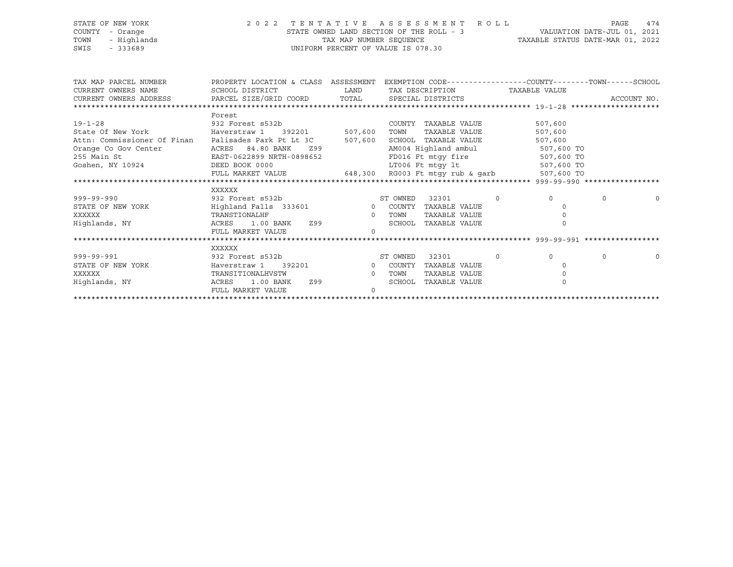STATE OF NEW YORK
COUNTY - Orange
TOWN - Highlands
SWIS - 333689

2022 TENTATIVE ASSESSMENT ROLL
STATE OWNED LAND SECTION OF THE ROLL - 3
TAX MAP NUMBER SEQUENCE
UNIFORM PERCENT OF VALUE IS 078.30

VALUATION DATE-JUL 01, 2021
TAXABLE STATUS DATE-MAR 01, 2022

| TAX MAP PARCEL NUMBER / CURRENT OWNERS NAME / CURRENT OWNERS ADDRESS | PROPERTY LOCATION & CLASS / SCHOOL DISTRICT / PARCEL SIZE/GRID COORD | ASSESSMENT LAND | TOTAL | EXEMPTION CODE / TAX DESCRIPTION / SPECIAL DISTRICTS | | COUNTY / TAXABLE VALUE | TOWN | SCHOOL / ACCOUNT NO. |
|---|---|---|---|---|---|---|---|---|
| ******** 19-1-28 ******** | Forest | | | | | | | |
| 19-1-28 | 932 Forest s532b | | | COUNTY TAXABLE VALUE | | 507,600 | | |
| State Of New York | Haverstraw 1 392201 | 507,600 | | TOWN TAXABLE VALUE | | 507,600 | | |
| Attn: Commissioner Of Finan | Palisades Park Pt Lt 3C | | 507,600 | SCHOOL TAXABLE VALUE | | 507,600 | | |
| Orange Co Gov Center | ACRES 84.80 BANK Z99 | | | AM004 Highland ambul | | 507,600 TO | | |
| 255 Main St | EAST-0622899 NRTH-0898652 | | | FD016 Ft mtgy fire | | 507,600 TO | | |
| Goshen, NY 10924 | DEED BOOK 0000 | | | LT006 Ft mtgy lt | | 507,600 TO | | |
| | FULL MARKET VALUE | | 648,300 | RG003 Ft mtgy rub & garb | | 507,600 TO | | |
| ******** 999-99-990 ******** | XXXXXX | | | | | | | |
| 999-99-990 | 932 Forest s532b | | | ST OWNED 32301 | 0 | 0 | 0 | 0 |
| STATE OF NEW YORK | Highland Falls 333601 | 0 | | COUNTY TAXABLE VALUE | | 0 | | |
| XXXXXX | TRANSTIONALHF | | 0 | TOWN TAXABLE VALUE | | 0 | | |
| Highlands, NY | ACRES 1.00 BANK Z99 | | | SCHOOL TAXABLE VALUE | | 0 | | |
| | FULL MARKET VALUE | | 0 | | | | | |
| ******** 999-99-991 ******** | XXXXXX | | | | | | | |
| 999-99-991 | 932 Forest s532b | | | ST OWNED 32301 | 0 | 0 | 0 | 0 |
| STATE OF NEW YORK | Haverstraw 1 392201 | 0 | | COUNTY TAXABLE VALUE | | 0 | | |
| XXXXXX | TRANSITIONALHVSTW | | 0 | TOWN TAXABLE VALUE | | 0 | | |
| Highlands, NY | ACRES 1.00 BANK Z99 | | | SCHOOL TAXABLE VALUE | | 0 | | |
| | FULL MARKET VALUE | | 0 | | | | | |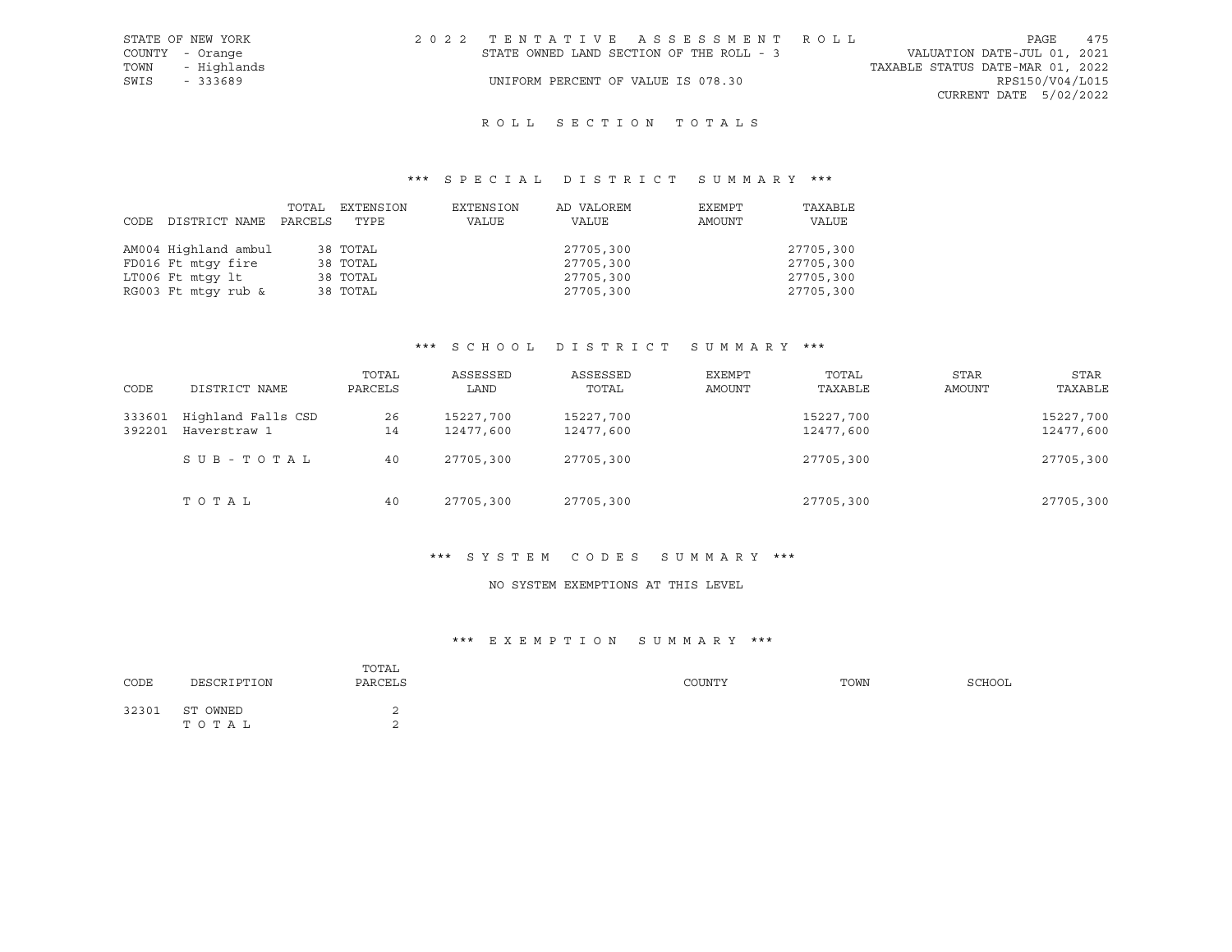STATE OF NEW YORK
COUNTY - Orange
TOWN - Highlands
SWIS - 333689

2 0 2 2 T E N T A T I V E A S S E S S M E N T R O L L
STATE OWNED LAND SECTION OF THE ROLL - 3
UNIFORM PERCENT OF VALUE IS 078.30

VALUATION DATE-JUL 01, 2021
TAXABLE STATUS DATE-MAR 01, 2022
RPS150/V04/L015
CURRENT DATE 5/02/2022

## R O L L S E C T I O N T O T A L S

### \*\*\* S P E C I A L D I S T R I C T S U M M A R Y \*\*\*

| CODE DISTRICT NAME | TOTAL PARCELS | EXTENSION TYPE | EXTENSION VALUE | AD VALOREM VALUE | EXEMPT AMOUNT | TAXABLE VALUE |
|---|---|---|---|---|---|---|
| AM004 Highland ambul | 38 | TOTAL | | 27705,300 | | 27705,300 |
| FD016 Ft mtgy fire | 38 | TOTAL | | 27705,300 | | 27705,300 |
| LT006 Ft mtgy lt | 38 | TOTAL | | 27705,300 | | 27705,300 |
| RG003 Ft mtgy rub & | 38 | TOTAL | | 27705,300 | | 27705,300 |

### \*\*\* S C H O O L D I S T R I C T S U M M A R Y \*\*\*

| CODE | DISTRICT NAME | TOTAL PARCELS | ASSESSED LAND | ASSESSED TOTAL | EXEMPT AMOUNT | TOTAL TAXABLE | STAR AMOUNT | STAR TAXABLE |
|---|---|---|---|---|---|---|---|---|
| 333601 | Highland Falls CSD | 26 | 15227,700 | 15227,700 | | 15227,700 | | 15227,700 |
| 392201 | Haverstraw 1 | 14 | 12477,600 | 12477,600 | | 12477,600 | | 12477,600 |
| | S U B - T O T A L | 40 | 27705,300 | 27705,300 | | 27705,300 | | 27705,300 |
| | T O T A L | 40 | 27705,300 | 27705,300 | | 27705,300 | | 27705,300 |

### \*\*\* S Y S T E M C O D E S S U M M A R Y \*\*\*

NO SYSTEM EXEMPTIONS AT THIS LEVEL

### \*\*\* E X E M P T I O N S U M M A R Y \*\*\*

| CODE | DESCRIPTION | TOTAL PARCELS | COUNTY | TOWN | SCHOOL |
|---|---|---|---|---|---|
| 32301 | ST OWNED | 2 | | | |
| | T O T A L | 2 | | | |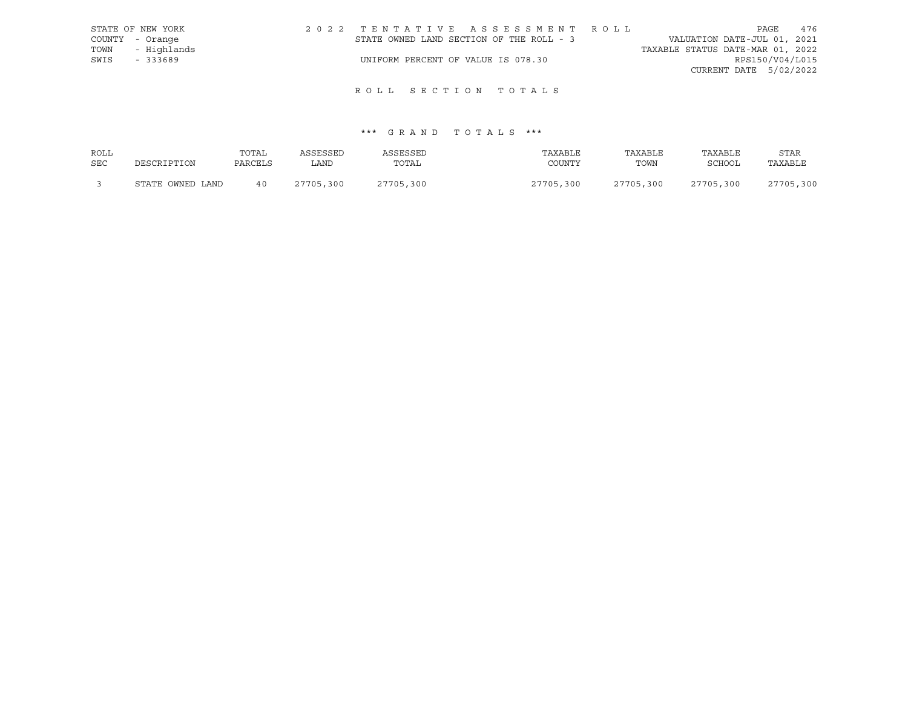STATE OF NEW YORK
COUNTY - Orange
TOWN - Highlands
SWIS - 333689

2 0 2 2 T E N T A T I V E A S S E S S M E N T R O L L
STATE OWNED LAND SECTION OF THE ROLL - 3
UNIFORM PERCENT OF VALUE IS 078.30

VALUATION DATE-JUL 01, 2021
TAXABLE STATUS DATE-MAR 01, 2022
RPS150/V04/L015
CURRENT DATE 5/02/2022

## R O L L S E C T I O N T O T A L S

### *** G R A N D T O T A L S ***

| ROLL SEC | DESCRIPTION | TOTAL PARCELS | ASSESSED LAND | ASSESSED TOTAL | TAXABLE COUNTY | TAXABLE TOWN | TAXABLE SCHOOL | STAR TAXABLE |
|---|---|---|---|---|---|---|---|---|
| 3 | STATE OWNED LAND | 40 | 27705,300 | 27705,300 | 27705,300 | 27705,300 | 27705,300 | 27705,300 |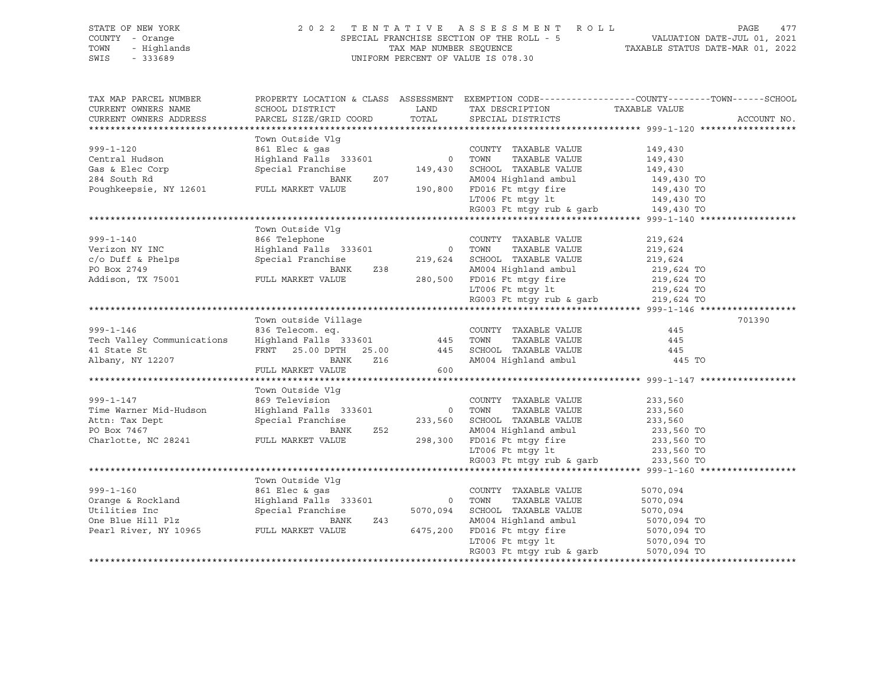STATE OF NEW YORK — 2022 TENTATIVE ASSESSMENT ROLL
COUNTY - Orange — SPECIAL FRANCHISE SECTION OF THE ROLL - 5 — VALUATION DATE-JUL 01, 2021
TOWN - Highlands — TAX MAP NUMBER SEQUENCE — TAXABLE STATUS DATE-MAR 01, 2022
SWIS - 333689 — UNIFORM PERCENT OF VALUE IS 078.30

| TAX MAP PARCEL NUMBER / CURRENT OWNERS NAME / CURRENT OWNERS ADDRESS | PROPERTY LOCATION & CLASS / SCHOOL DISTRICT / PARCEL SIZE/GRID COORD | ASSESSMENT LAND / TOTAL | EXEMPTION CODE / TAX DESCRIPTION / SPECIAL DISTRICTS | TAXABLE VALUE (COUNTY--TOWN--SCHOOL) | ACCOUNT NO. |
|---|---|---|---|---|---|
| **999-1-120** | Town Outside Vlg | | | | |
| 999-1-120 | 861 Elec & gas | | COUNTY TAXABLE VALUE | 149,430 | |
| Central Hudson | Highland Falls 333601 | 0 | TOWN TAXABLE VALUE | 149,430 | |
| Gas & Elec Corp | Special Franchise | 149,430 | SCHOOL TAXABLE VALUE | 149,430 | |
| 284 South Rd | BANK Z07 | | AM004 Highland ambul | 149,430 TO | |
| Poughkeepsie, NY 12601 | FULL MARKET VALUE | 190,800 | FD016 Ft mtgy fire | 149,430 TO | |
| | | | LT006 Ft mtgy lt | 149,430 TO | |
| | | | RG003 Ft mtgy rub & garb | 149,430 TO | |
| **999-1-140** | Town Outside Vlg | | | | |
| 999-1-140 | 866 Telephone | | COUNTY TAXABLE VALUE | 219,624 | |
| Verizon NY INC | Highland Falls 333601 | 0 | TOWN TAXABLE VALUE | 219,624 | |
| c/o Duff & Phelps | Special Franchise | 219,624 | SCHOOL TAXABLE VALUE | 219,624 | |
| PO Box 2749 | BANK Z38 | | AM004 Highland ambul | 219,624 TO | |
| Addison, TX 75001 | FULL MARKET VALUE | 280,500 | FD016 Ft mtgy fire | 219,624 TO | |
| | | | LT006 Ft mtgy lt | 219,624 TO | |
| | | | RG003 Ft mtgy rub & garb | 219,624 TO | |
| **999-1-146** | Town outside Village | | | | 701390 |
| 999-1-146 | 836 Telecom. eq. | | COUNTY TAXABLE VALUE | 445 | |
| Tech Valley Communications | Highland Falls 333601 | 445 | TOWN TAXABLE VALUE | 445 | |
| 41 State St | FRNT 25.00 DPTH 25.00 | 445 | SCHOOL TAXABLE VALUE | 445 | |
| Albany, NY 12207 | BANK Z16 | | AM004 Highland ambul | 445 TO | |
| | FULL MARKET VALUE | 600 | | | |
| **999-1-147** | Town Outside Vlg | | | | |
| 999-1-147 | 869 Television | | COUNTY TAXABLE VALUE | 233,560 | |
| Time Warner Mid-Hudson | Highland Falls 333601 | 0 | TOWN TAXABLE VALUE | 233,560 | |
| Attn: Tax Dept | Special Franchise | 233,560 | SCHOOL TAXABLE VALUE | 233,560 | |
| PO Box 7467 | BANK Z52 | | AM004 Highland ambul | 233,560 TO | |
| Charlotte, NC 28241 | FULL MARKET VALUE | 298,300 | FD016 Ft mtgy fire | 233,560 TO | |
| | | | LT006 Ft mtgy lt | 233,560 TO | |
| | | | RG003 Ft mtgy rub & garb | 233,560 TO | |
| **999-1-160** | Town Outside Vlg | | | | |
| 999-1-160 | 861 Elec & gas | | COUNTY TAXABLE VALUE | 5070,094 | |
| Orange & Rockland | Highland Falls 333601 | 0 | TOWN TAXABLE VALUE | 5070,094 | |
| Utilities Inc | Special Franchise | 5070,094 | SCHOOL TAXABLE VALUE | 5070,094 | |
| One Blue Hill Plz | BANK Z43 | | AM004 Highland ambul | 5070,094 TO | |
| Pearl River, NY 10965 | FULL MARKET VALUE | 6475,200 | FD016 Ft mtgy fire | 5070,094 TO | |
| | | | LT006 Ft mtgy lt | 5070,094 TO | |
| | | | RG003 Ft mtgy rub & garb | 5070,094 TO | |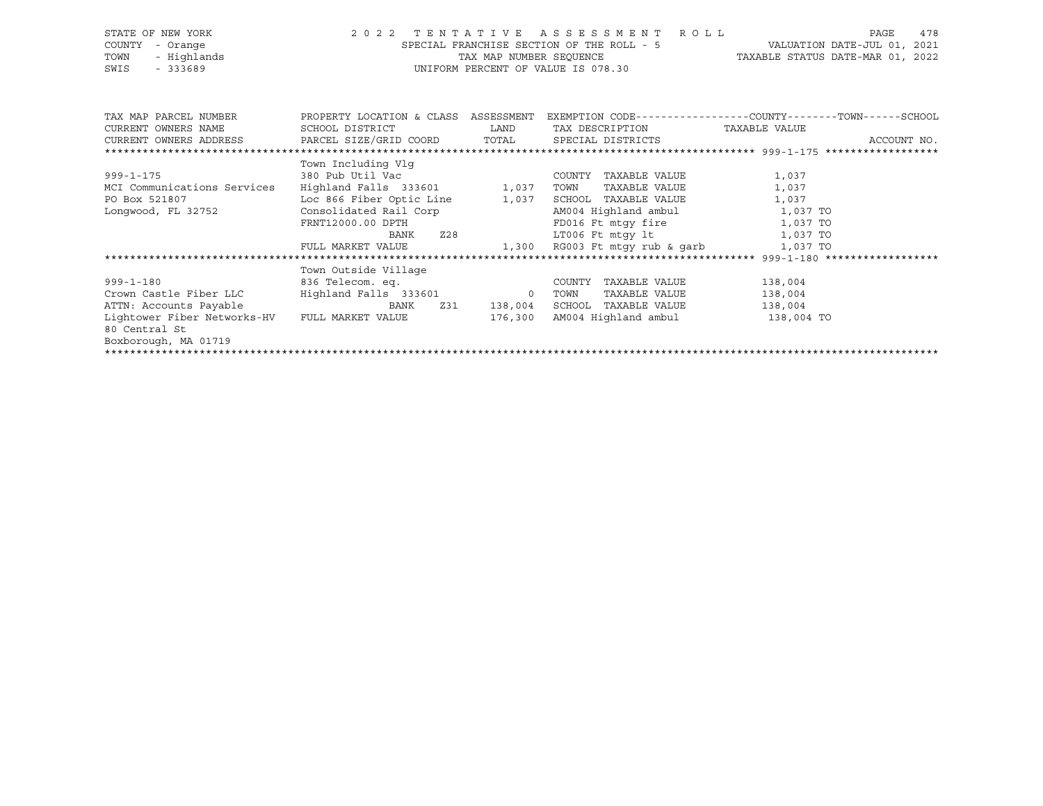STATE OF NEW YORK
COUNTY - Orange
TOWN - Highlands
SWIS - 333689

2022 TENTATIVE ASSESSMENT ROLL
SPECIAL FRANCHISE SECTION OF THE ROLL - 5
TAX MAP NUMBER SEQUENCE
UNIFORM PERCENT OF VALUE IS 078.30

VALUATION DATE-JUL 01, 2021
TAXABLE STATUS DATE-MAR 01, 2022

| TAX MAP PARCEL NUMBER / CURRENT OWNERS NAME / CURRENT OWNERS ADDRESS | PROPERTY LOCATION & CLASS / SCHOOL DISTRICT / PARCEL SIZE/GRID COORD | ASSESSMENT LAND | TOTAL | EXEMPTION CODE / TAX DESCRIPTION / SPECIAL DISTRICTS | COUNTY--------TOWN------SCHOOL TAXABLE VALUE | ACCOUNT NO. |
|---|---|---|---|---|---|---|
| **999-1-175** | Town Including Vlg | | | | | |
| 999-1-175 | 380 Pub Util Vac | | | COUNTY TAXABLE VALUE | 1,037 | |
| MCI Communications Services | Highland Falls 333601 | 1,037 | | TOWN TAXABLE VALUE | 1,037 | |
| PO Box 521807 | Loc 866 Fiber Optic Line | | 1,037 | SCHOOL TAXABLE VALUE | 1,037 | |
| Longwood, FL 32752 | Consolidated Rail Corp | | | AM004 Highland ambul | 1,037 TO | |
| | FRNT12000.00 DPTH | | | FD016 Ft mtgy fire | 1,037 TO | |
| | BANK Z28 | | | LT006 Ft mtgy lt | 1,037 TO | |
| | FULL MARKET VALUE | | 1,300 | RG003 Ft mtgy rub & garb | 1,037 TO | |
| **999-1-180** | Town Outside Village | | | | | |
| 999-1-180 | 836 Telecom. eq. | | | COUNTY TAXABLE VALUE | 138,004 | |
| Crown Castle Fiber LLC | Highland Falls 333601 | 0 | | TOWN TAXABLE VALUE | 138,004 | |
| ATTN: Accounts Payable | BANK Z31 | | 138,004 | SCHOOL TAXABLE VALUE | 138,004 | |
| Lightower Fiber Networks-HV | FULL MARKET VALUE | | 176,300 | AM004 Highland ambul | 138,004 TO | |
| 80 Central St | | | | | | |
| Boxborough, MA 01719 | | | | | | |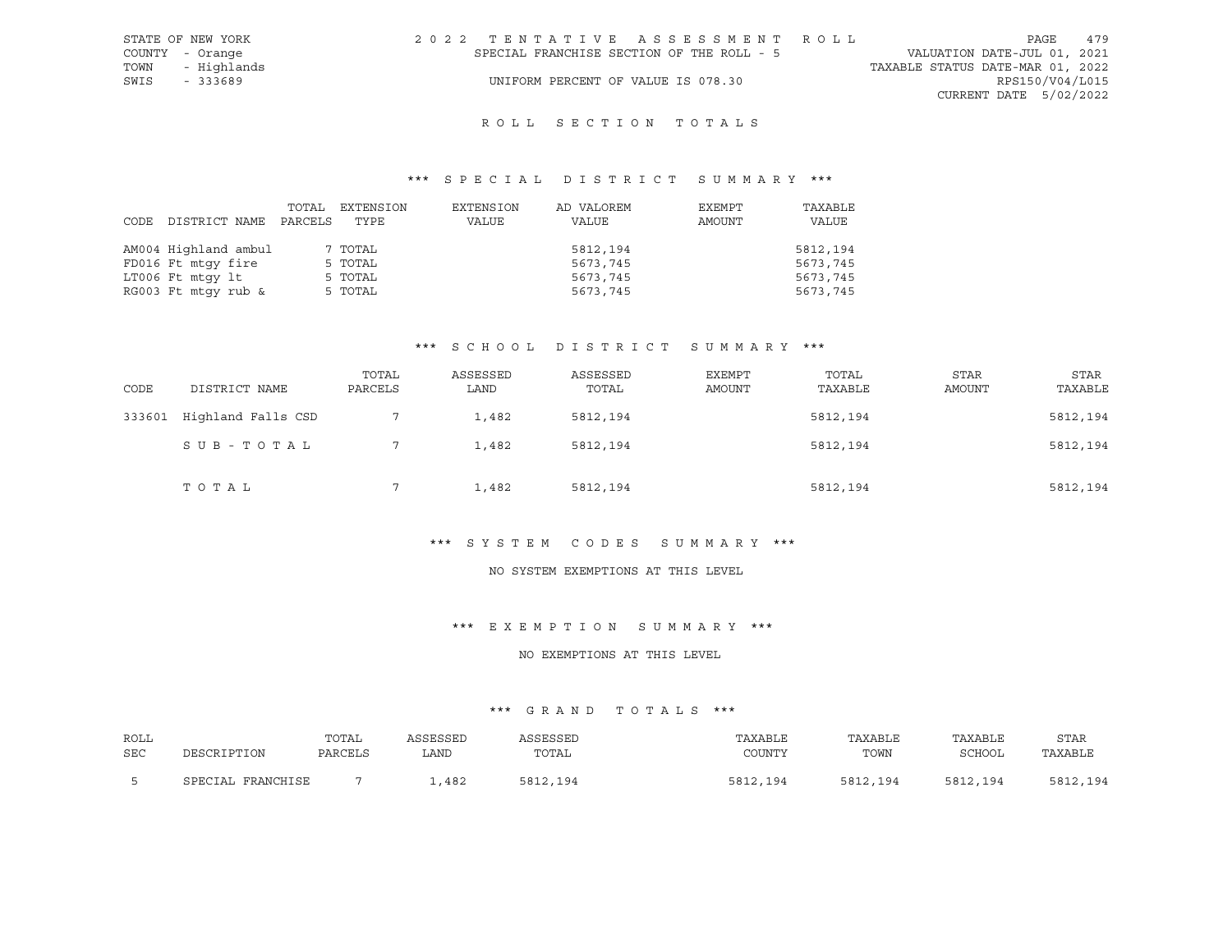STATE OF NEW YORK
COUNTY - Orange
TOWN - Highlands
SWIS - 333689

2022 TENTATIVE ASSESSMENT ROLL
SPECIAL FRANCHISE SECTION OF THE ROLL - 5
UNIFORM PERCENT OF VALUE IS 078.30

VALUATION DATE-JUL 01, 2021
TAXABLE STATUS DATE-MAR 01, 2022
RPS150/V04/L015
CURRENT DATE 5/02/2022

# ROLL SECTION TOTALS

## *** SPECIAL DISTRICT SUMMARY ***

| CODE DISTRICT NAME | TOTAL PARCELS | EXTENSION TYPE | EXTENSION VALUE | AD VALOREM VALUE | EXEMPT AMOUNT | TAXABLE VALUE |
|---|---|---|---|---|---|---|
| AM004 Highland ambul | 7 | TOTAL | | 5812,194 | | 5812,194 |
| FD016 Ft mtgy fire | 5 | TOTAL | | 5673,745 | | 5673,745 |
| LT006 Ft mtgy lt | 5 | TOTAL | | 5673,745 | | 5673,745 |
| RG003 Ft mtgy rub & | 5 | TOTAL | | 5673,745 | | 5673,745 |

## *** SCHOOL DISTRICT SUMMARY ***

| CODE | DISTRICT NAME | TOTAL PARCELS | ASSESSED LAND | ASSESSED TOTAL | EXEMPT AMOUNT | TOTAL TAXABLE | STAR AMOUNT | STAR TAXABLE |
|---|---|---|---|---|---|---|---|---|
| 333601 | Highland Falls CSD | 7 | 1,482 | 5812,194 | | 5812,194 | | 5812,194 |
| | SUB-TOTAL | 7 | 1,482 | 5812,194 | | 5812,194 | | 5812,194 |
| | TOTAL | 7 | 1,482 | 5812,194 | | 5812,194 | | 5812,194 |

## *** SYSTEM CODES SUMMARY ***

NO SYSTEM EXEMPTIONS AT THIS LEVEL

## *** EXEMPTION SUMMARY ***

NO EXEMPTIONS AT THIS LEVEL

## *** GRAND TOTALS ***

| ROLL SEC | DESCRIPTION | TOTAL PARCELS | ASSESSED LAND | ASSESSED TOTAL | TAXABLE COUNTY | TAXABLE TOWN | TAXABLE SCHOOL | STAR TAXABLE |
|---|---|---|---|---|---|---|---|---|
| 5 | SPECIAL FRANCHISE | 7 | 1,482 | 5812,194 | 5812,194 | 5812,194 | 5812,194 | 5812,194 |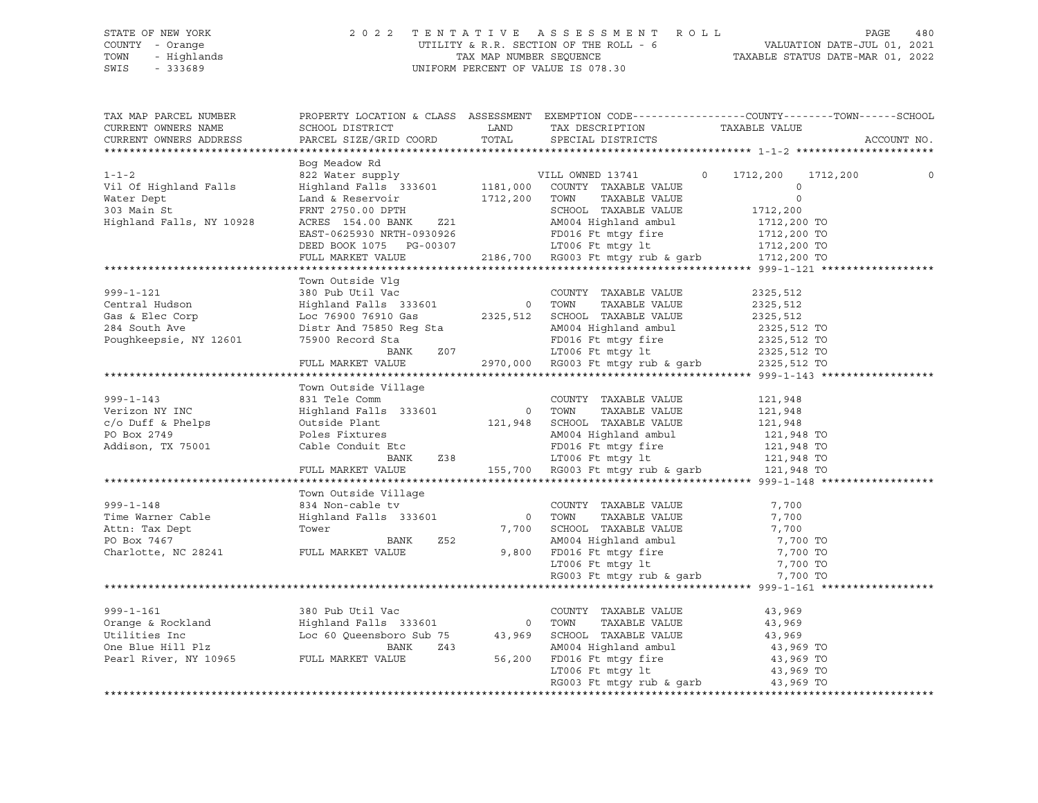STATE OF NEW YORK
COUNTY - Orange
TOWN - Highlands
SWIS - 333689

2022 TENTATIVE ASSESSMENT ROLL
UTILITY & R.R. SECTION OF THE ROLL - 6
TAX MAP NUMBER SEQUENCE
UNIFORM PERCENT OF VALUE IS 078.30

VALUATION DATE-JUL 01, 2021
TAXABLE STATUS DATE-MAR 01, 2022

| TAX MAP PARCEL NUMBER / CURRENT OWNERS NAME / CURRENT OWNERS ADDRESS | PROPERTY LOCATION & CLASS / SCHOOL DISTRICT / PARCEL SIZE/GRID COORD | ASSESSMENT LAND / TOTAL | EXEMPTION CODE / TAX DESCRIPTION / SPECIAL DISTRICTS | COUNTY TAXABLE VALUE | TOWN | SCHOOL | ACCOUNT NO. |
|---|---|---|---|---|---|---|---|
| **1-1-2** | Bog Meadow Rd | | | | | | |
| 1-1-2 | 822 Water supply | | VILL OWNED 13741 0 | 1712,200 | 1712,200 | 0 | |
| Vil Of Highland Falls | Highland Falls 333601 | 1181,000 | COUNTY TAXABLE VALUE | 0 | | | |
| Water Dept | Land & Reservoir | 1712,200 | TOWN TAXABLE VALUE | 0 | | | |
| 303 Main St | FRNT 2750.00 DPTH | | SCHOOL TAXABLE VALUE | 1712,200 | | | |
| Highland Falls, NY 10928 | ACRES 154.00 BANK Z21 | | AM004 Highland ambul | 1712,200 TO | | | |
| | EAST-0625930 NRTH-0930926 | | FD016 Ft mtgy fire | 1712,200 TO | | | |
| | DEED BOOK 1075 PG-00307 | | LT006 Ft mtgy lt | 1712,200 TO | | | |
| | FULL MARKET VALUE | 2186,700 | RG003 Ft mtgy rub & garb | 1712,200 TO | | | |
| **999-1-121** | Town Outside Vlg | | | | | | |
| 999-1-121 | 380 Pub Util Vac | | COUNTY TAXABLE VALUE | 2325,512 | | | |
| Central Hudson | Highland Falls 333601 | 0 | TOWN TAXABLE VALUE | 2325,512 | | | |
| Gas & Elec Corp | Loc 76900 76910 Gas | 2325,512 | SCHOOL TAXABLE VALUE | 2325,512 | | | |
| 284 South Ave | Distr And 75850 Reg Sta | | AM004 Highland ambul | 2325,512 TO | | | |
| Poughkeepsie, NY 12601 | 75900 Record Sta | | FD016 Ft mtgy fire | 2325,512 TO | | | |
| | BANK Z07 | | LT006 Ft mtgy lt | 2325,512 TO | | | |
| | FULL MARKET VALUE | 2970,000 | RG003 Ft mtgy rub & garb | 2325,512 TO | | | |
| **999-1-143** | Town Outside Village | | | | | | |
| 999-1-143 | 831 Tele Comm | | COUNTY TAXABLE VALUE | 121,948 | | | |
| Verizon NY INC | Highland Falls 333601 | 0 | TOWN TAXABLE VALUE | 121,948 | | | |
| c/o Duff & Phelps | Outside Plant | 121,948 | SCHOOL TAXABLE VALUE | 121,948 | | | |
| PO Box 2749 | Poles Fixtures | | AM004 Highland ambul | 121,948 TO | | | |
| Addison, TX 75001 | Cable Conduit Etc | | FD016 Ft mtgy fire | 121,948 TO | | | |
| | BANK Z38 | | LT006 Ft mtgy lt | 121,948 TO | | | |
| | FULL MARKET VALUE | 155,700 | RG003 Ft mtgy rub & garb | 121,948 TO | | | |
| **999-1-148** | Town Outside Village | | | | | | |
| 999-1-148 | 834 Non-cable tv | | COUNTY TAXABLE VALUE | 7,700 | | | |
| Time Warner Cable | Highland Falls 333601 | 0 | TOWN TAXABLE VALUE | 7,700 | | | |
| Attn: Tax Dept | Tower | 7,700 | SCHOOL TAXABLE VALUE | 7,700 | | | |
| PO Box 7467 | BANK Z52 | | AM004 Highland ambul | 7,700 TO | | | |
| Charlotte, NC 28241 | FULL MARKET VALUE | 9,800 | FD016 Ft mtgy fire | 7,700 TO | | | |
| | | | LT006 Ft mtgy lt | 7,700 TO | | | |
| | | | RG003 Ft mtgy rub & garb | 7,700 TO | | | |
| **999-1-161** | | | | | | | |
| 999-1-161 | 380 Pub Util Vac | | COUNTY TAXABLE VALUE | 43,969 | | | |
| Orange & Rockland | Highland Falls 333601 | 0 | TOWN TAXABLE VALUE | 43,969 | | | |
| Utilities Inc | Loc 60 Queensboro Sub 75 | 43,969 | SCHOOL TAXABLE VALUE | 43,969 | | | |
| One Blue Hill Plz | BANK Z43 | | AM004 Highland ambul | 43,969 TO | | | |
| Pearl River, NY 10965 | FULL MARKET VALUE | 56,200 | FD016 Ft mtgy fire | 43,969 TO | | | |
| | | | LT006 Ft mtgy lt | 43,969 TO | | | |
| | | | RG003 Ft mtgy rub & garb | 43,969 TO | | | |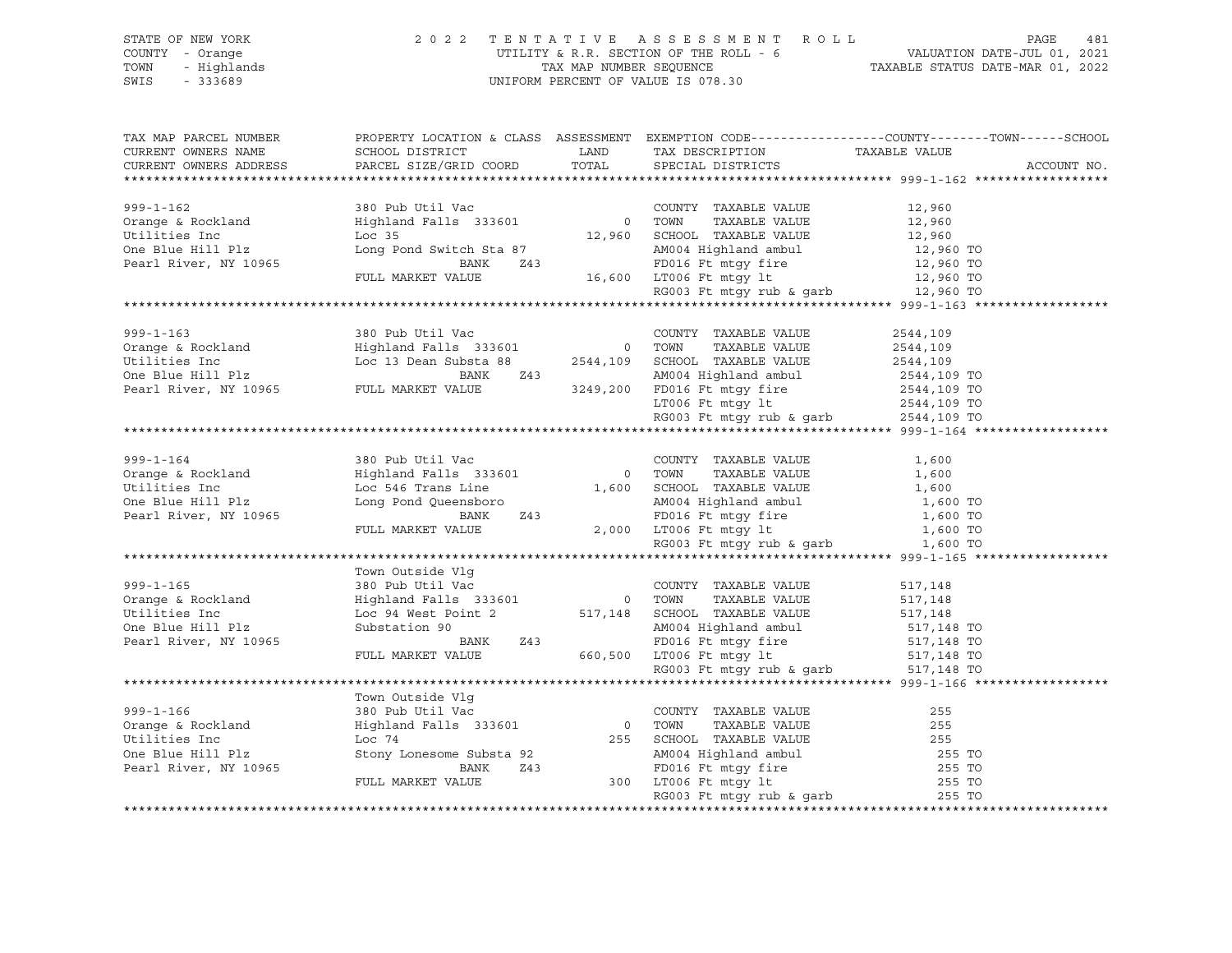STATE OF NEW YORK | COUNTY - Orange | TOWN - Highlands | SWIS - 333689

# 2022 TENTATIVE ASSESSMENT ROLL

UTILITY & R.R. SECTION OF THE ROLL - 6
TAX MAP NUMBER SEQUENCE
UNIFORM PERCENT OF VALUE IS 078.30

VALUATION DATE-JUL 01, 2021
TAXABLE STATUS DATE-MAR 01, 2022

| TAX MAP PARCEL NUMBER / CURRENT OWNERS NAME / CURRENT OWNERS ADDRESS | PROPERTY LOCATION & CLASS / SCHOOL DISTRICT / PARCEL SIZE/GRID COORD | ASSESSMENT LAND | ASSESSMENT TOTAL | EXEMPTION CODE / TAX DESCRIPTION / SPECIAL DISTRICTS | TAXABLE VALUE (COUNTY / TOWN / SCHOOL) | ACCOUNT NO. |
|---|---|---|---|---|---|---|
| 999-1-162 | 380 Pub Util Vac | | | COUNTY TAXABLE VALUE | 12,960 | |
| Orange & Rockland | Highland Falls 333601 | 0 | | TOWN TAXABLE VALUE | 12,960 | |
| Utilities Inc | Loc 35 | | 12,960 | SCHOOL TAXABLE VALUE | 12,960 | |
| One Blue Hill Plz | Long Pond Switch Sta 87 | | | AM004 Highland ambul | 12,960 TO | |
| Pearl River, NY 10965 | BANK Z43 | | | FD016 Ft mtgy fire | 12,960 TO | |
| | FULL MARKET VALUE | | 16,600 | LT006 Ft mtgy lt | 12,960 TO | |
| | | | | RG003 Ft mtgy rub & garb | 12,960 TO | |
| 999-1-163 | 380 Pub Util Vac | | | COUNTY TAXABLE VALUE | 2544,109 | |
| Orange & Rockland | Highland Falls 333601 | 0 | | TOWN TAXABLE VALUE | 2544,109 | |
| Utilities Inc | Loc 13 Dean Substa 88 | | 2544,109 | SCHOOL TAXABLE VALUE | 2544,109 | |
| One Blue Hill Plz | BANK Z43 | | | AM004 Highland ambul | 2544,109 TO | |
| Pearl River, NY 10965 | FULL MARKET VALUE | | 3249,200 | FD016 Ft mtgy fire | 2544,109 TO | |
| | | | | LT006 Ft mtgy lt | 2544,109 TO | |
| | | | | RG003 Ft mtgy rub & garb | 2544,109 TO | |
| 999-1-164 | 380 Pub Util Vac | | | COUNTY TAXABLE VALUE | 1,600 | |
| Orange & Rockland | Highland Falls 333601 | 0 | | TOWN TAXABLE VALUE | 1,600 | |
| Utilities Inc | Loc 546 Trans Line | | 1,600 | SCHOOL TAXABLE VALUE | 1,600 | |
| One Blue Hill Plz | Long Pond Queensboro | | | AM004 Highland ambul | 1,600 TO | |
| Pearl River, NY 10965 | BANK Z43 | | | FD016 Ft mtgy fire | 1,600 TO | |
| | FULL MARKET VALUE | | 2,000 | LT006 Ft mtgy lt | 1,600 TO | |
| | | | | RG003 Ft mtgy rub & garb | 1,600 TO | |
| | Town Outside Vlg | | | | | |
| 999-1-165 | 380 Pub Util Vac | | | COUNTY TAXABLE VALUE | 517,148 | |
| Orange & Rockland | Highland Falls 333601 | 0 | | TOWN TAXABLE VALUE | 517,148 | |
| Utilities Inc | Loc 94 West Point 2 | | 517,148 | SCHOOL TAXABLE VALUE | 517,148 | |
| One Blue Hill Plz | Substation 90 | | | AM004 Highland ambul | 517,148 TO | |
| Pearl River, NY 10965 | BANK Z43 | | | FD016 Ft mtgy fire | 517,148 TO | |
| | FULL MARKET VALUE | | 660,500 | LT006 Ft mtgy lt | 517,148 TO | |
| | | | | RG003 Ft mtgy rub & garb | 517,148 TO | |
| | Town Outside Vlg | | | | | |
| 999-1-166 | 380 Pub Util Vac | | | COUNTY TAXABLE VALUE | 255 | |
| Orange & Rockland | Highland Falls 333601 | 0 | | TOWN TAXABLE VALUE | 255 | |
| Utilities Inc | Loc 74 | | 255 | SCHOOL TAXABLE VALUE | 255 | |
| One Blue Hill Plz | Stony Lonesome Substa 92 | | | AM004 Highland ambul | 255 TO | |
| Pearl River, NY 10965 | BANK Z43 | | | FD016 Ft mtgy fire | 255 TO | |
| | FULL MARKET VALUE | | 300 | LT006 Ft mtgy lt | 255 TO | |
| | | | | RG003 Ft mtgy rub & garb | 255 TO | |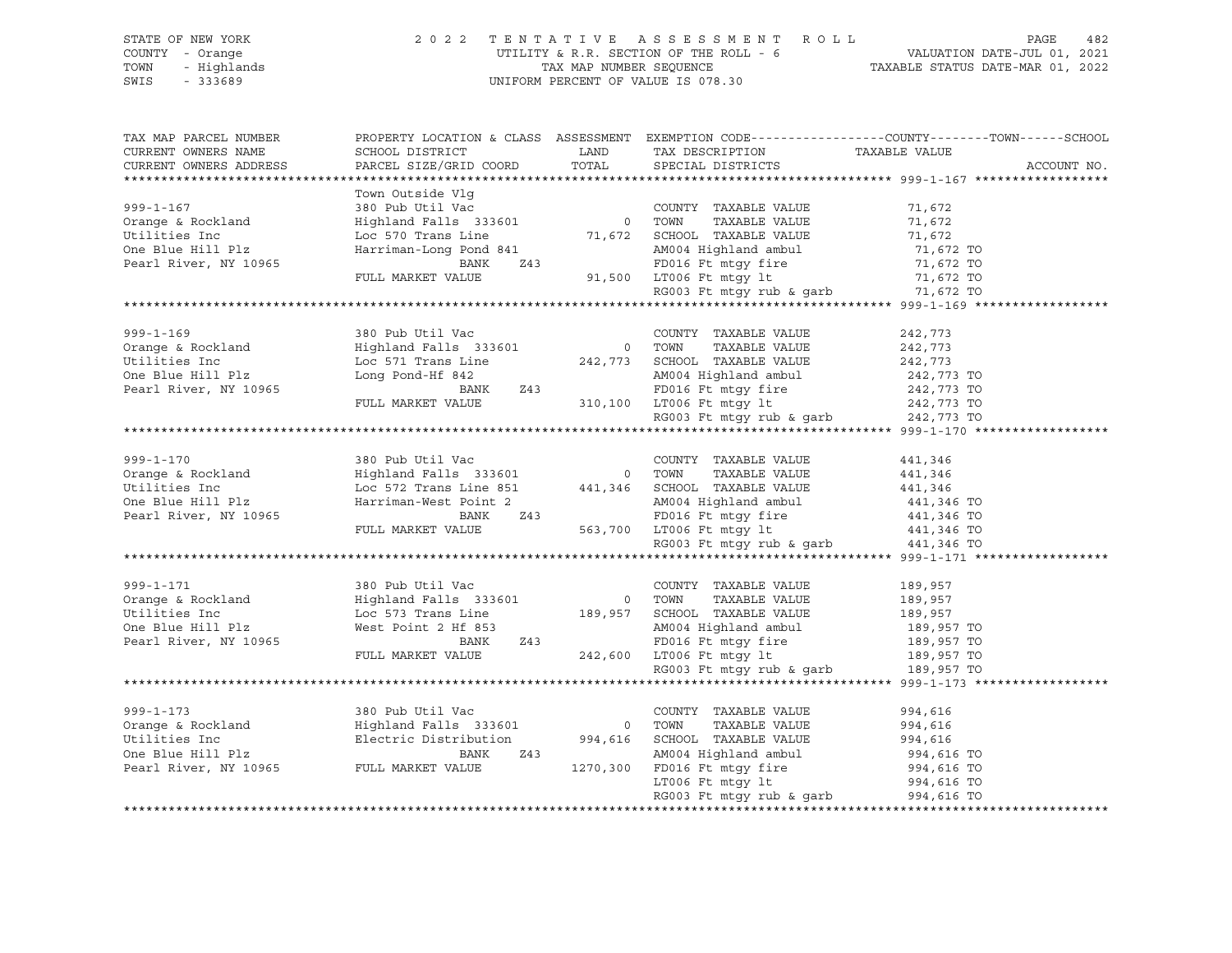STATE OF NEW YORK
COUNTY - Orange
TOWN - Highlands
SWIS - 333689

2 0 2 2 T E N T A T I V E A S S E S S M E N T R O L L
UTILITY & R.R. SECTION OF THE ROLL - 6
TAX MAP NUMBER SEQUENCE
UNIFORM PERCENT OF VALUE IS 078.30

VALUATION DATE-JUL 01, 2021
TAXABLE STATUS DATE-MAR 01, 2022

| TAX MAP PARCEL NUMBER / CURRENT OWNERS NAME / CURRENT OWNERS ADDRESS | PROPERTY LOCATION & CLASS / SCHOOL DISTRICT / PARCEL SIZE/GRID COORD | ASSESSMENT LAND / TOTAL | EXEMPTION CODE / TAX DESCRIPTION / SPECIAL DISTRICTS | COUNTY--------TOWN------SCHOOL TAXABLE VALUE | ACCOUNT NO. |
|---|---|---|---|---|---|
| 999-1-167 | Town Outside Vlg | | | | |
| | 380 Pub Util Vac | | COUNTY TAXABLE VALUE | 71,672 | |
| Orange & Rockland | Highland Falls 333601 | 0 | TOWN TAXABLE VALUE | 71,672 | |
| Utilities Inc | Loc 570 Trans Line | 71,672 | SCHOOL TAXABLE VALUE | 71,672 | |
| One Blue Hill Plz | Harriman-Long Pond 841 | | AM004 Highland ambul | 71,672 TO | |
| Pearl River, NY 10965 | BANK Z43 | | FD016 Ft mtgy fire | 71,672 TO | |
| | FULL MARKET VALUE | 91,500 | LT006 Ft mtgy lt | 71,672 TO | |
| | | | RG003 Ft mtgy rub & garb | 71,672 TO | |
| 999-1-169 | 380 Pub Util Vac | | COUNTY TAXABLE VALUE | 242,773 | |
| Orange & Rockland | Highland Falls 333601 | 0 | TOWN TAXABLE VALUE | 242,773 | |
| Utilities Inc | Loc 571 Trans Line | 242,773 | SCHOOL TAXABLE VALUE | 242,773 | |
| One Blue Hill Plz | Long Pond-Hf 842 | | AM004 Highland ambul | 242,773 TO | |
| Pearl River, NY 10965 | BANK Z43 | | FD016 Ft mtgy fire | 242,773 TO | |
| | FULL MARKET VALUE | 310,100 | LT006 Ft mtgy lt | 242,773 TO | |
| | | | RG003 Ft mtgy rub & garb | 242,773 TO | |
| 999-1-170 | 380 Pub Util Vac | | COUNTY TAXABLE VALUE | 441,346 | |
| Orange & Rockland | Highland Falls 333601 | 0 | TOWN TAXABLE VALUE | 441,346 | |
| Utilities Inc | Loc 572 Trans Line 851 | 441,346 | SCHOOL TAXABLE VALUE | 441,346 | |
| One Blue Hill Plz | Harriman-West Point 2 | | AM004 Highland ambul | 441,346 TO | |
| Pearl River, NY 10965 | BANK Z43 | | FD016 Ft mtgy fire | 441,346 TO | |
| | FULL MARKET VALUE | 563,700 | LT006 Ft mtgy lt | 441,346 TO | |
| | | | RG003 Ft mtgy rub & garb | 441,346 TO | |
| 999-1-171 | 380 Pub Util Vac | | COUNTY TAXABLE VALUE | 189,957 | |
| Orange & Rockland | Highland Falls 333601 | 0 | TOWN TAXABLE VALUE | 189,957 | |
| Utilities Inc | Loc 573 Trans Line | 189,957 | SCHOOL TAXABLE VALUE | 189,957 | |
| One Blue Hill Plz | West Point 2 Hf 853 | | AM004 Highland ambul | 189,957 TO | |
| Pearl River, NY 10965 | BANK Z43 | | FD016 Ft mtgy fire | 189,957 TO | |
| | FULL MARKET VALUE | 242,600 | LT006 Ft mtgy lt | 189,957 TO | |
| | | | RG003 Ft mtgy rub & garb | 189,957 TO | |
| 999-1-173 | 380 Pub Util Vac | | COUNTY TAXABLE VALUE | 994,616 | |
| Orange & Rockland | Highland Falls 333601 | 0 | TOWN TAXABLE VALUE | 994,616 | |
| Utilities Inc | Electric Distribution | 994,616 | SCHOOL TAXABLE VALUE | 994,616 | |
| One Blue Hill Plz | BANK Z43 | | AM004 Highland ambul | 994,616 TO | |
| Pearl River, NY 10965 | FULL MARKET VALUE | 1270,300 | FD016 Ft mtgy fire | 994,616 TO | |
| | | | LT006 Ft mtgy lt | 994,616 TO | |
| | | | RG003 Ft mtgy rub & garb | 994,616 TO | |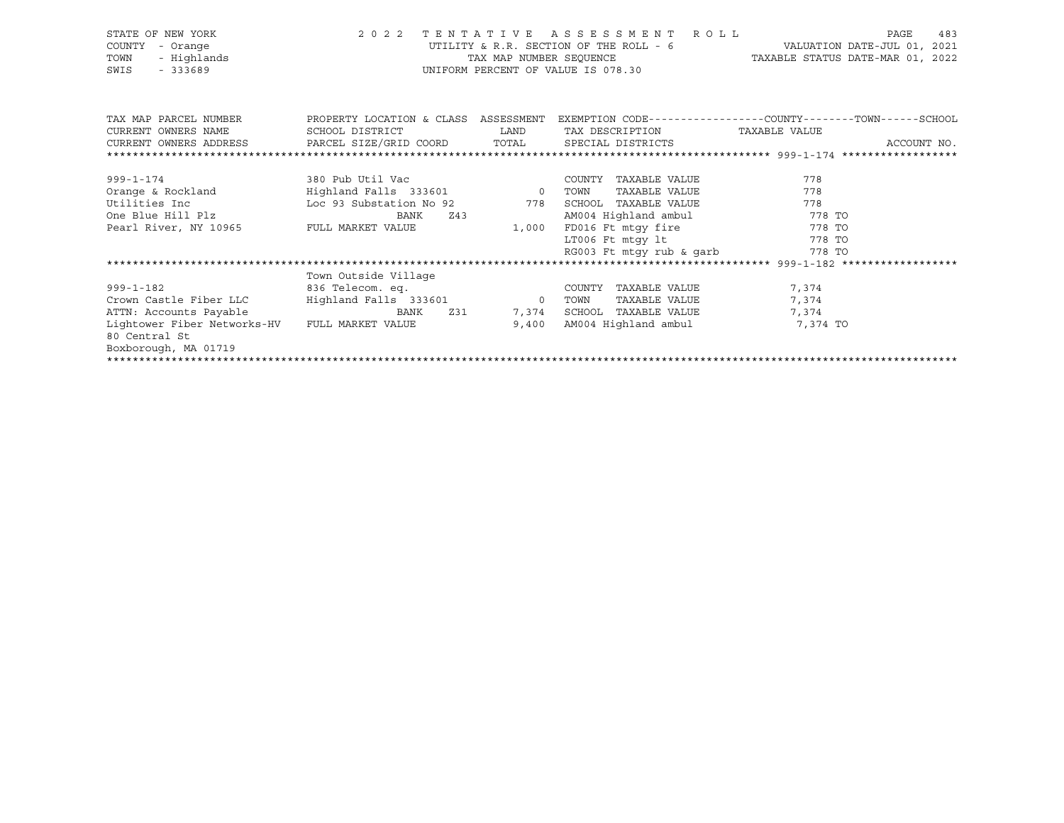STATE OF NEW YORK
COUNTY - Orange
TOWN - Highlands
SWIS - 333689

2022 TENTATIVE ASSESSMENT ROLL
UTILITY & R.R. SECTION OF THE ROLL - 6
TAX MAP NUMBER SEQUENCE
UNIFORM PERCENT OF VALUE IS 078.30

VALUATION DATE-JUL 01, 2021
TAXABLE STATUS DATE-MAR 01, 2022

| TAX MAP PARCEL NUMBER / CURRENT OWNERS NAME / CURRENT OWNERS ADDRESS | PROPERTY LOCATION & CLASS / SCHOOL DISTRICT / PARCEL SIZE/GRID COORD | ASSESSMENT LAND / TOTAL | EXEMPTION CODE / TAX DESCRIPTION / SPECIAL DISTRICTS | COUNTY / TOWN / SCHOOL TAXABLE VALUE | ACCOUNT NO. |
|---|---|---|---|---|---|
| 999-1-174 | 380 Pub Util Vac | | COUNTY TAXABLE VALUE | 778 | |
| Orange & Rockland | Highland Falls 333601 | 0 | TOWN TAXABLE VALUE | 778 | |
| Utilities Inc | Loc 93 Substation No 92 | 778 | SCHOOL TAXABLE VALUE | 778 | |
| One Blue Hill Plz | BANK Z43 | | AM004 Highland ambul | 778 TO | |
| Pearl River, NY 10965 | FULL MARKET VALUE | 1,000 | FD016 Ft mtgy fire | 778 TO | |
| | | | LT006 Ft mtgy lt | 778 TO | |
| | | | RG003 Ft mtgy rub & garb | 778 TO | |
| | Town Outside Village | | | | |
| 999-1-182 | 836 Telecom. eq. | | COUNTY TAXABLE VALUE | 7,374 | |
| Crown Castle Fiber LLC | Highland Falls 333601 | 0 | TOWN TAXABLE VALUE | 7,374 | |
| ATTN: Accounts Payable | BANK Z31 | 7,374 | SCHOOL TAXABLE VALUE | 7,374 | |
| Lightower Fiber Networks-HV | FULL MARKET VALUE | 9,400 | AM004 Highland ambul | 7,374 TO | |
| 80 Central St | | | | | |
| Boxborough, MA 01719 | | | | | |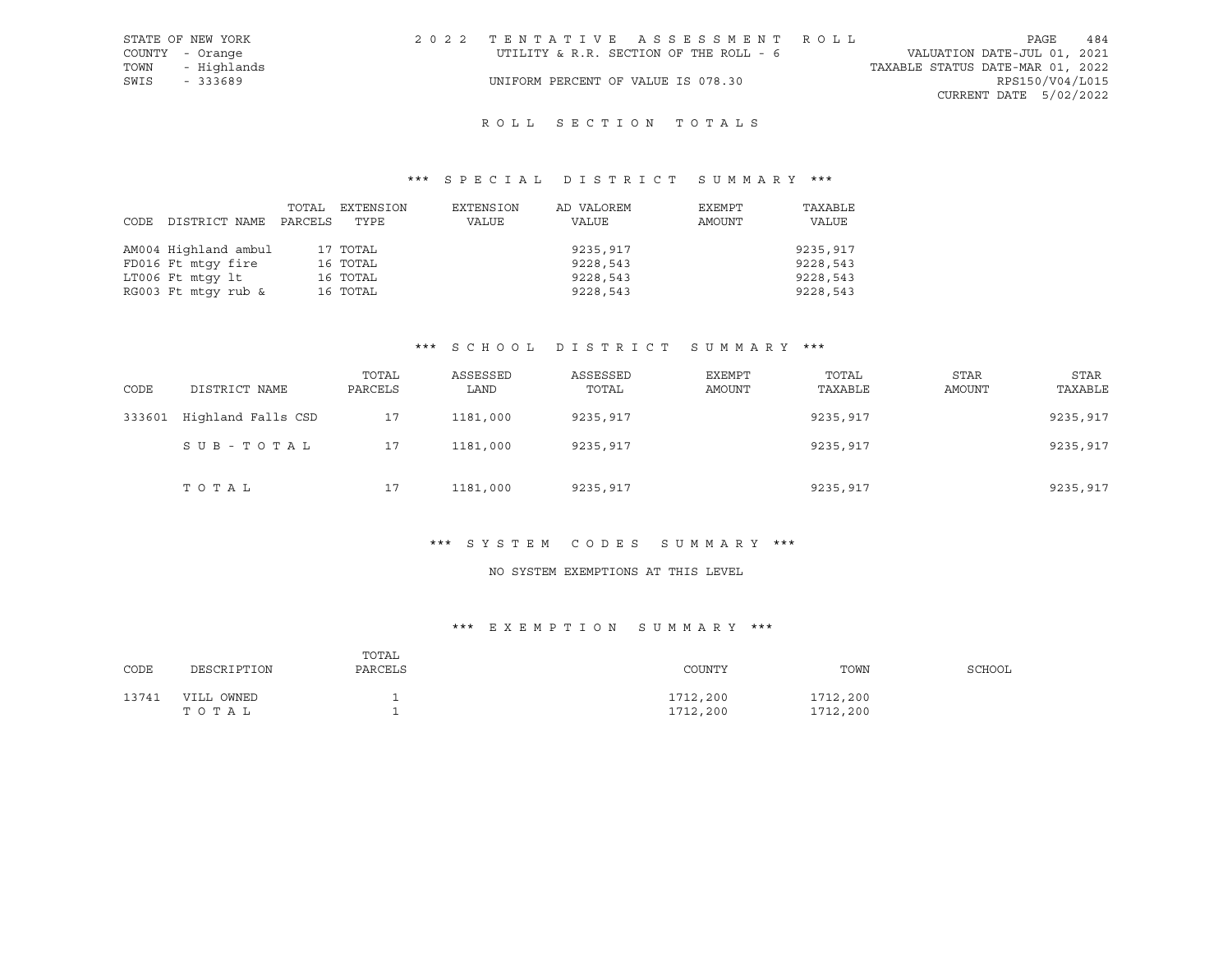STATE OF NEW YORK
COUNTY - Orange
TOWN - Highlands
SWIS - 333689

2022 TENTATIVE ASSESSMENT ROLL
UTILITY & R.R. SECTION OF THE ROLL - 6
UNIFORM PERCENT OF VALUE IS 078.30

VALUATION DATE-JUL 01, 2021
TAXABLE STATUS DATE-MAR 01, 2022
RPS150/V04/L015
CURRENT DATE 5/02/2022

# ROLL SECTION TOTALS

## *** SPECIAL DISTRICT SUMMARY ***

| CODE DISTRICT NAME | TOTAL PARCELS | EXTENSION TYPE | EXTENSION VALUE | AD VALOREM VALUE | EXEMPT AMOUNT | TAXABLE VALUE |
|---|---|---|---|---|---|---|
| AM004 Highland ambul | 17 | TOTAL | | 9235,917 | | 9235,917 |
| FD016 Ft mtgy fire | 16 | TOTAL | | 9228,543 | | 9228,543 |
| LT006 Ft mtgy lt | 16 | TOTAL | | 9228,543 | | 9228,543 |
| RG003 Ft mtgy rub & | 16 | TOTAL | | 9228,543 | | 9228,543 |

## *** SCHOOL DISTRICT SUMMARY ***

| CODE | DISTRICT NAME | TOTAL PARCELS | ASSESSED LAND | ASSESSED TOTAL | EXEMPT AMOUNT | TOTAL TAXABLE | STAR AMOUNT | STAR TAXABLE |
|---|---|---|---|---|---|---|---|---|
| 333601 | Highland Falls CSD | 17 | 1181,000 | 9235,917 | | 9235,917 | | 9235,917 |
| | SUB-TOTAL | 17 | 1181,000 | 9235,917 | | 9235,917 | | 9235,917 |
| | TOTAL | 17 | 1181,000 | 9235,917 | | 9235,917 | | 9235,917 |

## *** SYSTEM CODES SUMMARY ***

NO SYSTEM EXEMPTIONS AT THIS LEVEL

## *** EXEMPTION SUMMARY ***

| CODE | DESCRIPTION | TOTAL PARCELS | COUNTY | TOWN | SCHOOL |
|---|---|---|---|---|---|
| 13741 | VILL OWNED | 1 | 1712,200 | 1712,200 | |
| | TOTAL | 1 | 1712,200 | 1712,200 | |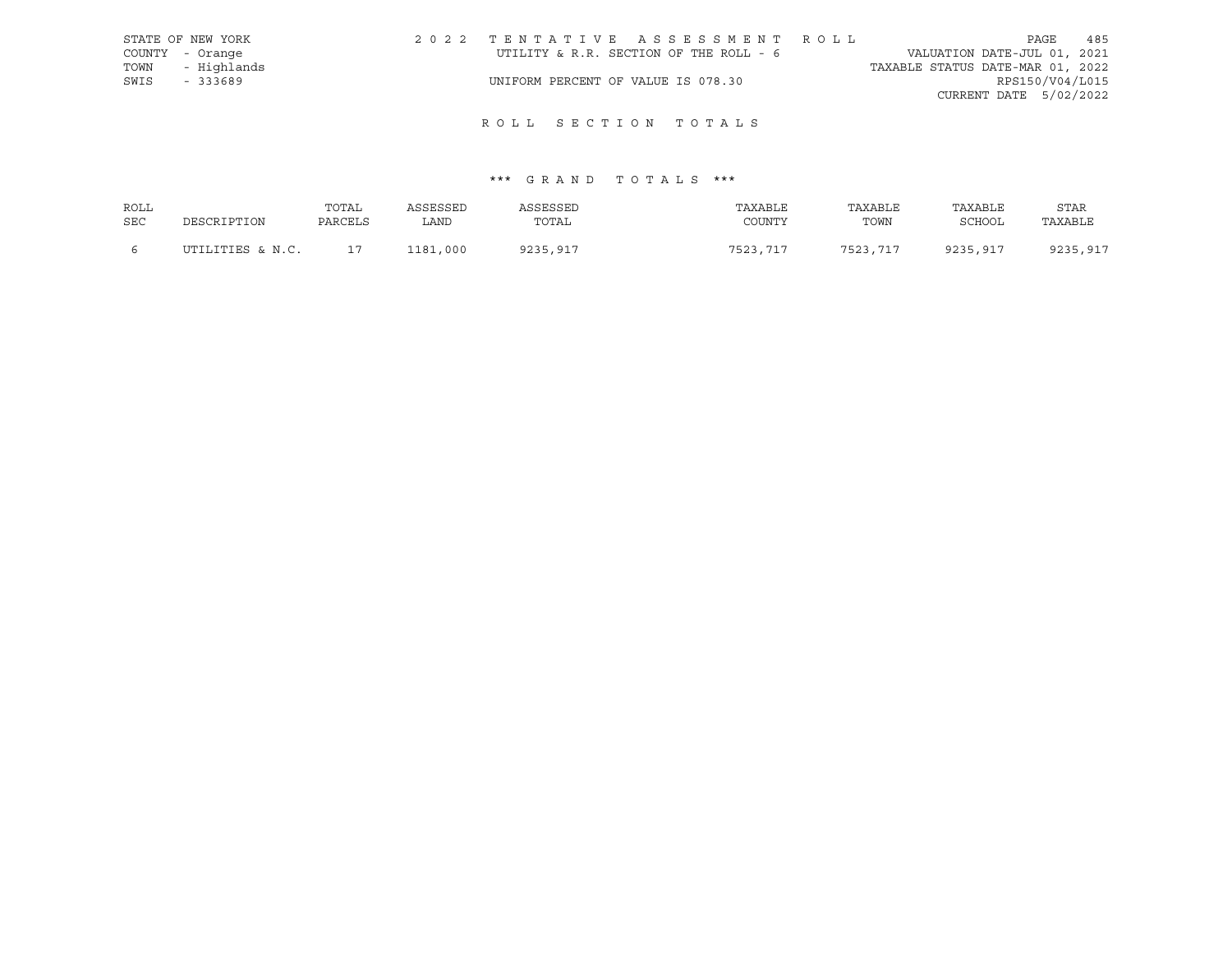STATE OF NEW YORK
COUNTY - Orange
TOWN - Highlands
SWIS - 333689

2 0 2 2 T E N T A T I V E A S S E S S M E N T R O L L
UTILITY & R.R. SECTION OF THE ROLL - 6
UNIFORM PERCENT OF VALUE IS 078.30

VALUATION DATE-JUL 01, 2021
TAXABLE STATUS DATE-MAR 01, 2022
RPS150/V04/L015
CURRENT DATE 5/02/2022

## R O L L S E C T I O N T O T A L S

### \*\*\* G R A N D T O T A L S \*\*\*

| ROLL SEC | DESCRIPTION | TOTAL PARCELS | ASSESSED LAND | ASSESSED TOTAL | TAXABLE COUNTY | TAXABLE TOWN | TAXABLE SCHOOL | STAR TAXABLE |
|---|---|---|---|---|---|---|---|---|
| 6 | UTILITIES & N.C. | 17 | 1181,000 | 9235,917 | 7523,717 | 7523,717 | 9235,917 | 9235,917 |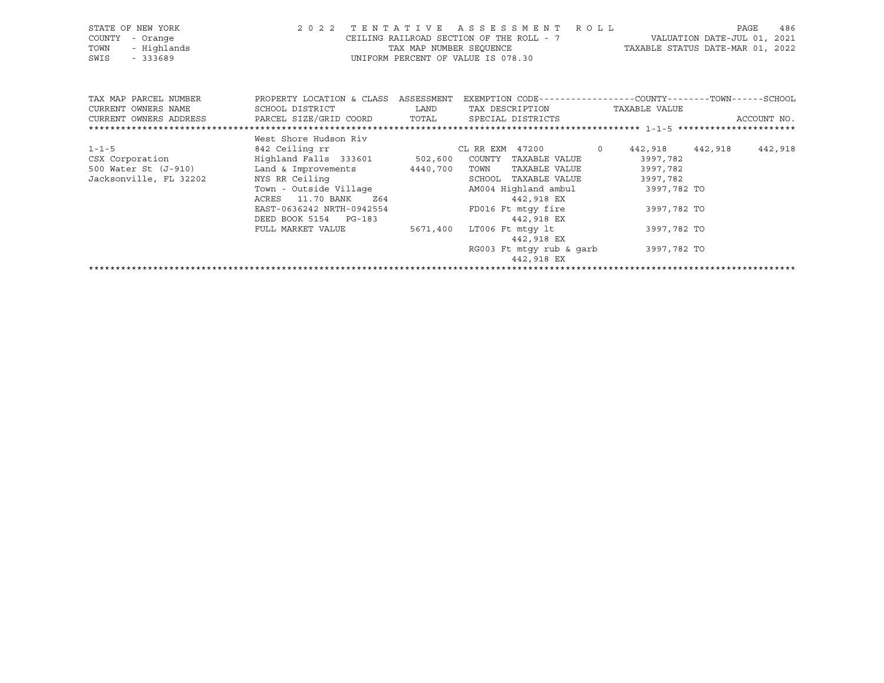STATE OF NEW YORK — 2022 TENTATIVE ASSESSMENT ROLL
COUNTY - Orange — CEILING RAILROAD SECTION OF THE ROLL - 7 — VALUATION DATE-JUL 01, 2021
TOWN - Highlands — TAX MAP NUMBER SEQUENCE — TAXABLE STATUS DATE-MAR 01, 2022
SWIS - 333689 — UNIFORM PERCENT OF VALUE IS 078.30

| TAX MAP PARCEL NUMBER / CURRENT OWNERS NAME / CURRENT OWNERS ADDRESS | PROPERTY LOCATION & CLASS / SCHOOL DISTRICT / PARCEL SIZE/GRID COORD | ASSESSMENT LAND / TOTAL | EXEMPTION CODE / TAX DESCRIPTION / SPECIAL DISTRICTS | | COUNTY / TAXABLE VALUE | TOWN | SCHOOL / ACCOUNT NO. |
|---|---|---|---|---|---|---|---|
| | West Shore Hudson Riv | | | | | | |
| 1-1-5 | 842 Ceiling rr | | CL RR EXM 47200 | 0 | 442,918 | 442,918 | 442,918 |
| CSX Corporation | Highland Falls 333601 | 502,600 | COUNTY TAXABLE VALUE | | 3997,782 | | |
| 500 Water St (J-910) | Land & Improvements | 4440,700 | TOWN TAXABLE VALUE | | 3997,782 | | |
| Jacksonville, FL 32202 | NYS RR Ceiling | | SCHOOL TAXABLE VALUE | | 3997,782 | | |
| | Town - Outside Village | | AM004 Highland ambul | | 3997,782 TO | | |
| | ACRES 11.70 BANK Z64 | | 442,918 EX | | | | |
| | EAST-0636242 NRTH-0942554 | | FD016 Ft mtgy fire | | 3997,782 TO | | |
| | DEED BOOK 5154 PG-183 | | 442,918 EX | | | | |
| | FULL MARKET VALUE | 5671,400 | LT006 Ft mtgy lt | | 3997,782 TO | | |
| | | | 442,918 EX | | | | |
| | | | RG003 Ft mtgy rub & garb | | 3997,782 TO | | |
| | | | 442,918 EX | | | | |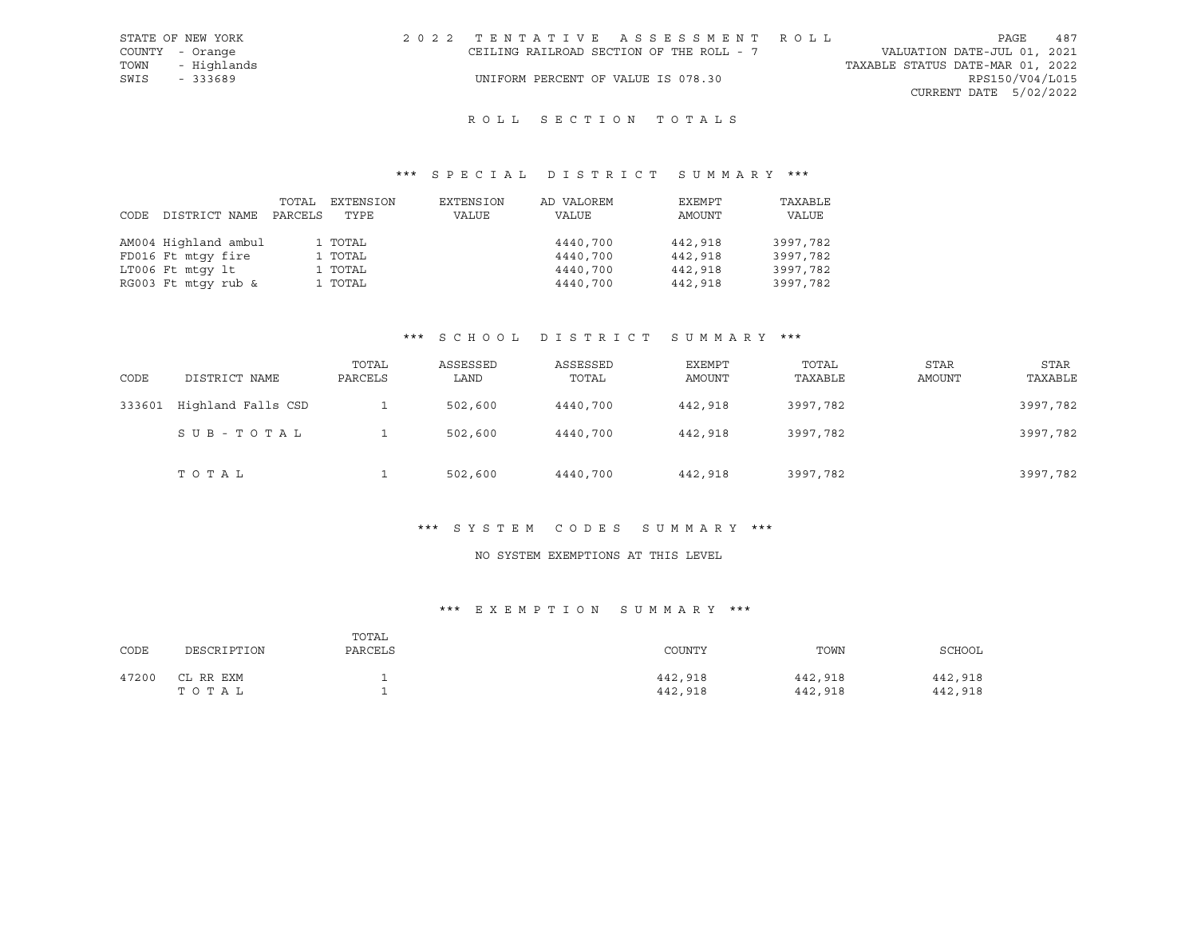STATE OF NEW YORK
COUNTY - Orange
TOWN - Highlands
SWIS - 333689

2022 TENTATIVE ASSESSMENT ROLL
CEILING RAILROAD SECTION OF THE ROLL - 7
UNIFORM PERCENT OF VALUE IS 078.30

VALUATION DATE-JUL 01, 2021
TAXABLE STATUS DATE-MAR 01, 2022
RPS150/V04/L015
CURRENT DATE 5/02/2022

# ROLL SECTION TOTALS

## *** SPECIAL DISTRICT SUMMARY ***

| CODE DISTRICT NAME | TOTAL PARCELS | EXTENSION TYPE | EXTENSION VALUE | AD VALOREM VALUE | EXEMPT AMOUNT | TAXABLE VALUE |
|---|---|---|---|---|---|---|
| AM004 Highland ambul | 1 | TOTAL | | 4440,700 | 442,918 | 3997,782 |
| FD016 Ft mtgy fire | 1 | TOTAL | | 4440,700 | 442,918 | 3997,782 |
| LT006 Ft mtgy lt | 1 | TOTAL | | 4440,700 | 442,918 | 3997,782 |
| RG003 Ft mtgy rub & | 1 | TOTAL | | 4440,700 | 442,918 | 3997,782 |

## *** SCHOOL DISTRICT SUMMARY ***

| CODE | DISTRICT NAME | TOTAL PARCELS | ASSESSED LAND | ASSESSED TOTAL | EXEMPT AMOUNT | TOTAL TAXABLE | STAR AMOUNT | STAR TAXABLE |
|---|---|---|---|---|---|---|---|---|
| 333601 | Highland Falls CSD | 1 | 502,600 | 4440,700 | 442,918 | 3997,782 | | 3997,782 |
| | SUB-TOTAL | 1 | 502,600 | 4440,700 | 442,918 | 3997,782 | | 3997,782 |
| | TOTAL | 1 | 502,600 | 4440,700 | 442,918 | 3997,782 | | 3997,782 |

## *** SYSTEM CODES SUMMARY ***

NO SYSTEM EXEMPTIONS AT THIS LEVEL

## *** EXEMPTION SUMMARY ***

| CODE | DESCRIPTION | TOTAL PARCELS | COUNTY | TOWN | SCHOOL |
|---|---|---|---|---|---|
| 47200 | CL RR EXM | 1 | 442,918 | 442,918 | 442,918 |
| | TOTAL | 1 | 442,918 | 442,918 | 442,918 |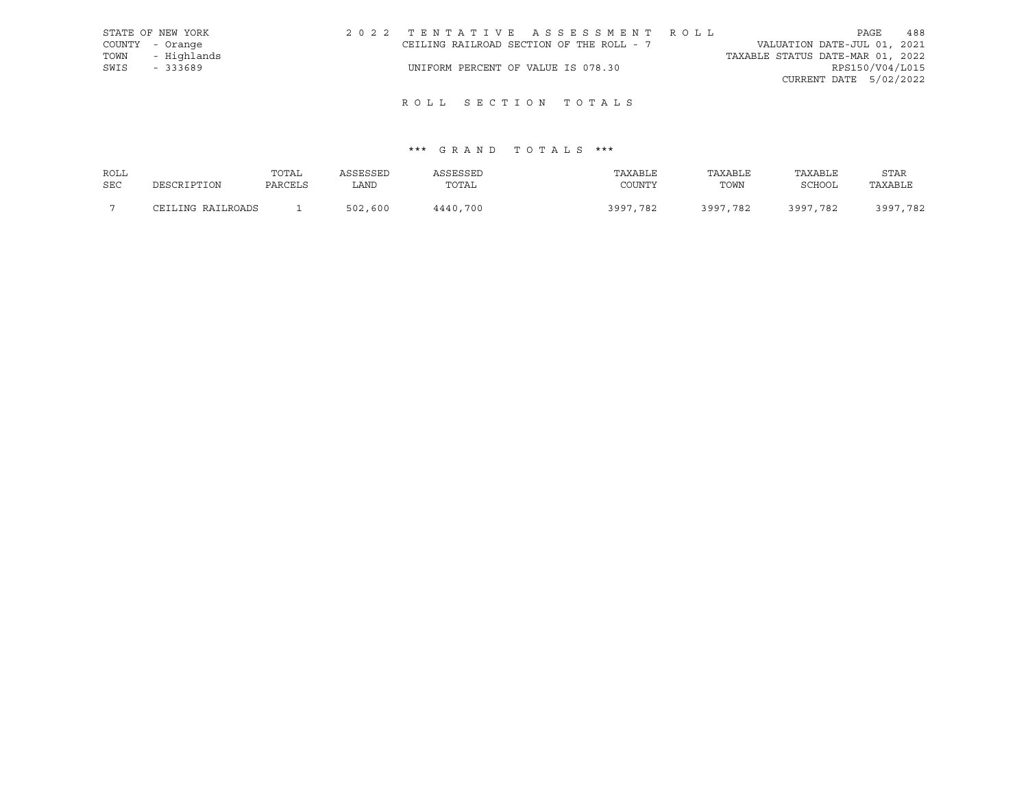STATE OF NEW YORK
COUNTY - Orange
TOWN - Highlands
SWIS - 333689

2 0 2 2 T E N T A T I V E A S S E S S M E N T R O L L
CEILING RAILROAD SECTION OF THE ROLL - 7
UNIFORM PERCENT OF VALUE IS 078.30

VALUATION DATE-JUL 01, 2021
TAXABLE STATUS DATE-MAR 01, 2022
RPS150/V04/L015
CURRENT DATE 5/02/2022

## R O L L S E C T I O N T O T A L S

### *** G R A N D T O T A L S ***

| ROLL SEC | DESCRIPTION | TOTAL PARCELS | ASSESSED LAND | ASSESSED TOTAL | TAXABLE COUNTY | TAXABLE TOWN | TAXABLE SCHOOL | STAR TAXABLE |
|---|---|---|---|---|---|---|---|---|
| 7 | CEILING RAILROADS | 1 | 502,600 | 4440,700 | 3997,782 | 3997,782 | 3997,782 | 3997,782 |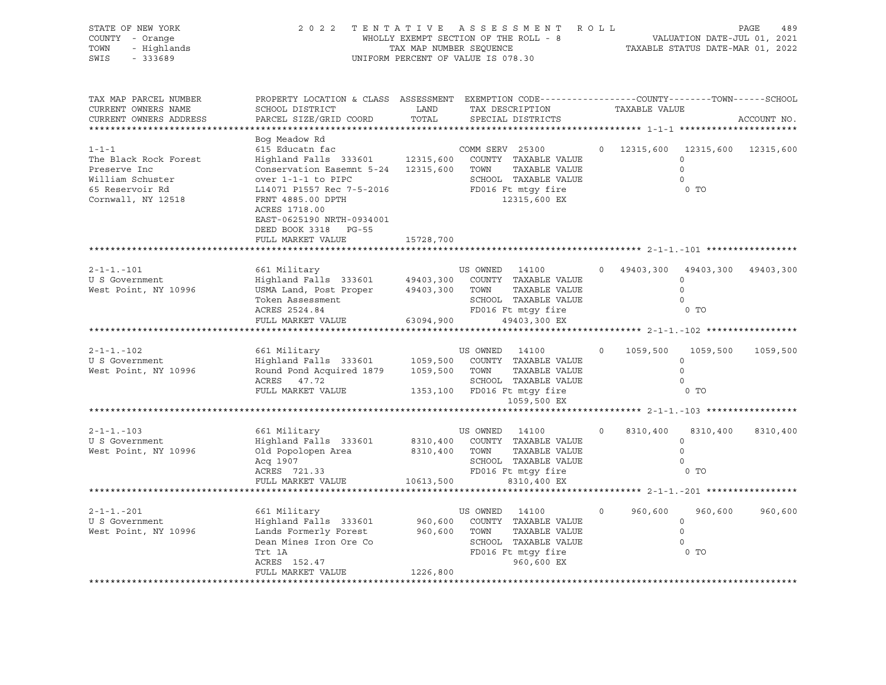STATE OF NEW YORK
COUNTY - Orange
TOWN - Highlands
SWIS - 333689

2 0 2 2 T E N T A T I V E A S S E S S M E N T R O L L
WHOLLY EXEMPT SECTION OF THE ROLL - 8
TAX MAP NUMBER SEQUENCE
UNIFORM PERCENT OF VALUE IS 078.30

VALUATION DATE-JUL 01, 2021
TAXABLE STATUS DATE-MAR 01, 2022

| TAX MAP PARCEL NUMBER / CURRENT OWNERS NAME / CURRENT OWNERS ADDRESS | PROPERTY LOCATION & CLASS / SCHOOL DISTRICT / PARCEL SIZE/GRID COORD | ASSESSMENT LAND / TOTAL | EXEMPTION CODE / TAX DESCRIPTION / SPECIAL DISTRICTS | COUNTY | TOWN | SCHOOL |
|---|---|---|---|---|---|---|
| 1-1-1 | Bog Meadow Rd | | | | | |
| 1-1-1 | 615 Educatn fac | | COMM SERV 25300 0 | 12315,600 | 12315,600 | 12315,600 |
| The Black Rock Forest | Highland Falls 333601 | 12315,600 | COUNTY TAXABLE VALUE | 0 | | |
| Preserve Inc | Conservation Easemnt 5-24 | 12315,600 | TOWN TAXABLE VALUE | | 0 | |
| William Schuster | over 1-1-1 to PIPC | | SCHOOL TAXABLE VALUE | | | 0 |
| 65 Reservoir Rd | L14071 P1557 Rec 7-5-2016 | | FD016 Ft mtgy fire | 0 TO | | |
| Cornwall, NY 12518 | FRNT 4885.00 DPTH | | 12315,600 EX | | | |
| | ACRES 1718.00 | | | | | |
| | EAST-0625190 NRTH-0934001 | | | | | |
| | DEED BOOK 3318 PG-55 | | | | | |
| | FULL MARKET VALUE | 15728,700 | | | | |
| 2-1-1.-101 | 661 Military | | US OWNED 14100 0 | 49403,300 | 49403,300 | 49403,300 |
| U S Government | Highland Falls 333601 | 49403,300 | COUNTY TAXABLE VALUE | 0 | | |
| West Point, NY 10996 | USMA Land, Post Proper | 49403,300 | TOWN TAXABLE VALUE | | 0 | |
| | Token Assessment | | SCHOOL TAXABLE VALUE | | | 0 |
| | ACRES 2524.84 | | FD016 Ft mtgy fire | 0 TO | | |
| | FULL MARKET VALUE | 63094,900 | 49403,300 EX | | | |
| 2-1-1.-102 | 661 Military | | US OWNED 14100 0 | 1059,500 | 1059,500 | 1059,500 |
| U S Government | Highland Falls 333601 | 1059,500 | COUNTY TAXABLE VALUE | 0 | | |
| West Point, NY 10996 | Round Pond Acquired 1879 | 1059,500 | TOWN TAXABLE VALUE | | 0 | |
| | ACRES 47.72 | | SCHOOL TAXABLE VALUE | | | 0 |
| | FULL MARKET VALUE | 1353,100 | FD016 Ft mtgy fire | 0 TO | | |
| | | | 1059,500 EX | | | |
| 2-1-1.-103 | 661 Military | | US OWNED 14100 0 | 8310,400 | 8310,400 | 8310,400 |
| U S Government | Highland Falls 333601 | 8310,400 | COUNTY TAXABLE VALUE | 0 | | |
| West Point, NY 10996 | Old Popolopen Area | 8310,400 | TOWN TAXABLE VALUE | | 0 | |
| | Acq 1907 | | SCHOOL TAXABLE VALUE | | | 0 |
| | ACRES 721.33 | | FD016 Ft mtgy fire | 0 TO | | |
| | FULL MARKET VALUE | 10613,500 | 8310,400 EX | | | |
| 2-1-1.-201 | 661 Military | | US OWNED 14100 0 | 960,600 | 960,600 | 960,600 |
| U S Government | Highland Falls 333601 | 960,600 | COUNTY TAXABLE VALUE | 0 | | |
| West Point, NY 10996 | Lands Formerly Forest | 960,600 | TOWN TAXABLE VALUE | | 0 | |
| | Dean Mines Iron Ore Co | | SCHOOL TAXABLE VALUE | | | 0 |
| | Trt 1A | | FD016 Ft mtgy fire | 0 TO | | |
| | ACRES 152.47 | | 960,600 EX | | | |
| | FULL MARKET VALUE | 1226,800 | | | | |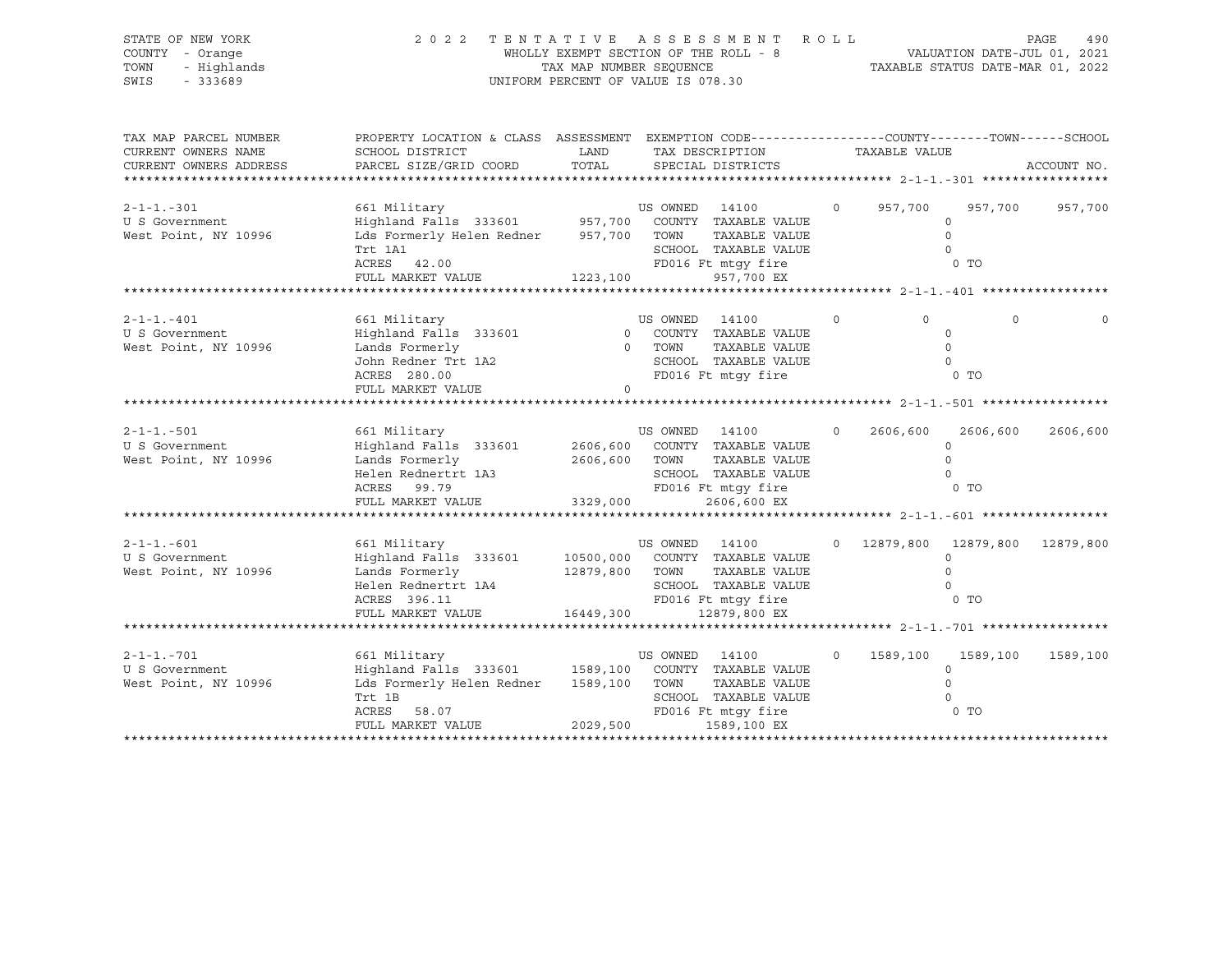STATE OF NEW YORK
COUNTY - Orange
TOWN - Highlands
SWIS - 333689

2 0 2 2 T E N T A T I V E A S S E S S M E N T R O L L
WHOLLY EXEMPT SECTION OF THE ROLL - 8
TAX MAP NUMBER SEQUENCE
UNIFORM PERCENT OF VALUE IS 078.30

VALUATION DATE-JUL 01, 2021
TAXABLE STATUS DATE-MAR 01, 2022

| TAX MAP PARCEL NUMBER / CURRENT OWNERS NAME / CURRENT OWNERS ADDRESS | PROPERTY LOCATION & CLASS / SCHOOL DISTRICT / PARCEL SIZE/GRID COORD | ASSESSMENT LAND / TOTAL | EXEMPTION CODE / TAX DESCRIPTION / SPECIAL DISTRICTS | COUNTY | TOWN | SCHOOL |
|---|---|---|---|---|---|---|
| 2-1-1.-301 | 661 Military | | US OWNED 14100 0 | 957,700 | 957,700 | 957,700 |
| U S Government | Highland Falls 333601 | 957,700 | COUNTY TAXABLE VALUE | 0 | | |
| West Point, NY 10996 | Lds Formerly Helen Redner | 957,700 | TOWN TAXABLE VALUE | 0 | | |
| | Trt 1A1 | | SCHOOL TAXABLE VALUE | 0 | | |
| | ACRES 42.00 | | FD016 Ft mtgy fire | 0 TO | | |
| | FULL MARKET VALUE | 1223,100 | 957,700 EX | | | |
| 2-1-1.-401 | 661 Military | | US OWNED 14100 0 | 0 | 0 | 0 |
| U S Government | Highland Falls 333601 | 0 | COUNTY TAXABLE VALUE | 0 | | |
| West Point, NY 10996 | Lands Formerly | 0 | TOWN TAXABLE VALUE | 0 | | |
| | John Redner Trt 1A2 | | SCHOOL TAXABLE VALUE | 0 | | |
| | ACRES 280.00 | | FD016 Ft mtgy fire | 0 TO | | |
| | FULL MARKET VALUE | 0 | | | | |
| 2-1-1.-501 | 661 Military | | US OWNED 14100 0 | 2606,600 | 2606,600 | 2606,600 |
| U S Government | Highland Falls 333601 | 2606,600 | COUNTY TAXABLE VALUE | 0 | | |
| West Point, NY 10996 | Lands Formerly | 2606,600 | TOWN TAXABLE VALUE | 0 | | |
| | Helen Rednertrt 1A3 | | SCHOOL TAXABLE VALUE | 0 | | |
| | ACRES 99.79 | | FD016 Ft mtgy fire | 0 TO | | |
| | FULL MARKET VALUE | 3329,000 | 2606,600 EX | | | |
| 2-1-1.-601 | 661 Military | | US OWNED 14100 0 | 12879,800 | 12879,800 | 12879,800 |
| U S Government | Highland Falls 333601 | 10500,000 | COUNTY TAXABLE VALUE | 0 | | |
| West Point, NY 10996 | Lands Formerly | 12879,800 | TOWN TAXABLE VALUE | 0 | | |
| | Helen Rednertrt 1A4 | | SCHOOL TAXABLE VALUE | 0 | | |
| | ACRES 396.11 | | FD016 Ft mtgy fire | 0 TO | | |
| | FULL MARKET VALUE | 16449,300 | 12879,800 EX | | | |
| 2-1-1.-701 | 661 Military | | US OWNED 14100 0 | 1589,100 | 1589,100 | 1589,100 |
| U S Government | Highland Falls 333601 | 1589,100 | COUNTY TAXABLE VALUE | 0 | | |
| West Point, NY 10996 | Lds Formerly Helen Redner | 1589,100 | TOWN TAXABLE VALUE | 0 | | |
| | Trt 1B | | SCHOOL TAXABLE VALUE | 0 | | |
| | ACRES 58.07 | | FD016 Ft mtgy fire | 0 TO | | |
| | FULL MARKET VALUE | 2029,500 | 1589,100 EX | | | |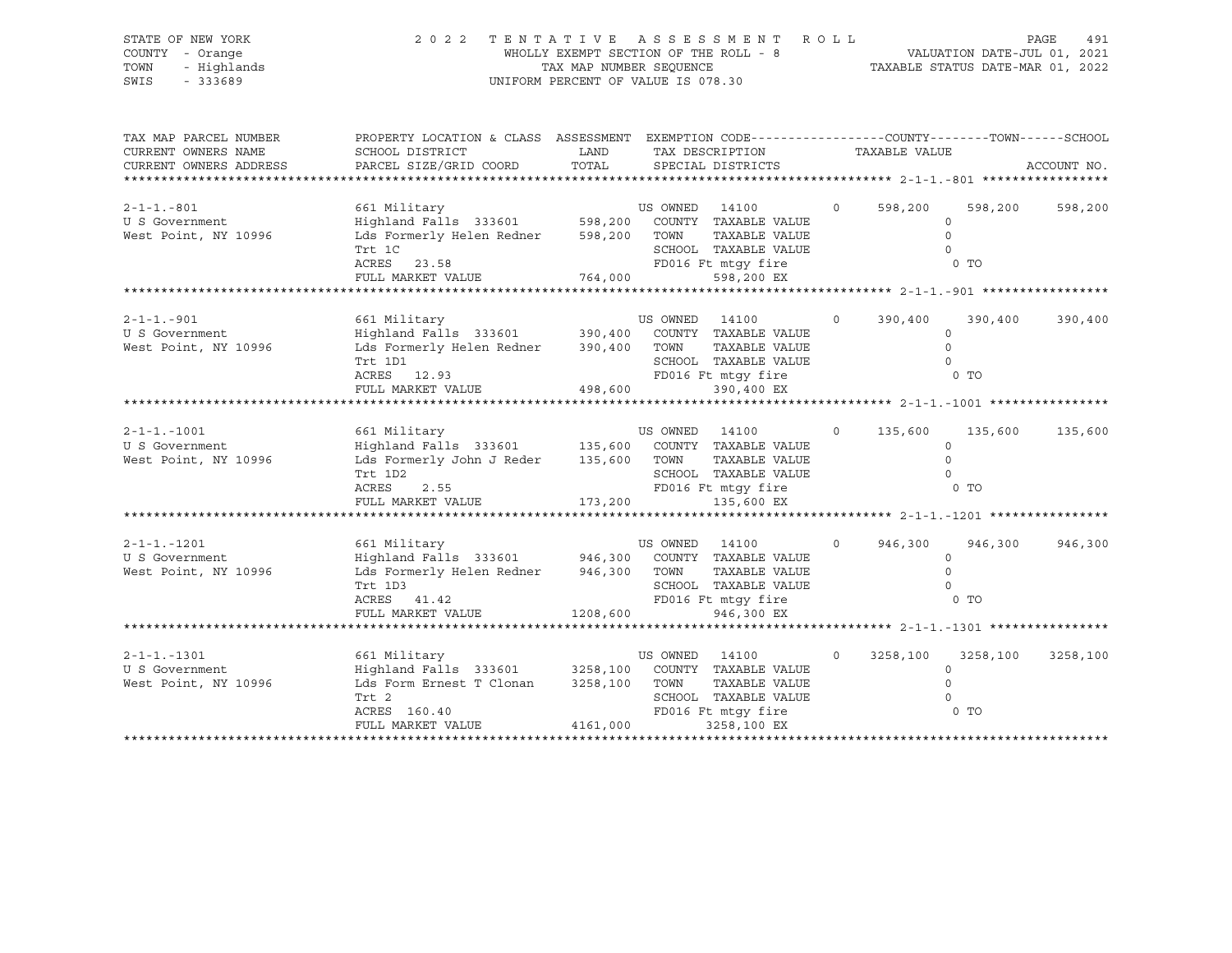STATE OF NEW YORK
COUNTY - Orange
TOWN - Highlands
SWIS - 333689

2 0 2 2 T E N T A T I V E A S S E S S M E N T R O L L
WHOLLY EXEMPT SECTION OF THE ROLL - 8
TAX MAP NUMBER SEQUENCE
UNIFORM PERCENT OF VALUE IS 078.30

VALUATION DATE-JUL 01, 2021
TAXABLE STATUS DATE-MAR 01, 2022

| TAX MAP PARCEL NUMBER / CURRENT OWNERS NAME / CURRENT OWNERS ADDRESS | PROPERTY LOCATION & CLASS / SCHOOL DISTRICT / PARCEL SIZE/GRID COORD | ASSESSMENT LAND / TOTAL | EXEMPTION CODE / TAX DESCRIPTION / SPECIAL DISTRICTS | COUNTY TAXABLE VALUE | TOWN | SCHOOL / ACCOUNT NO. |
|---|---|---|---|---|---|---|
| 2-1-1.-801 | 661 Military | | US OWNED 14100 0 | 598,200 | 598,200 | 598,200 |
| U S Government | Highland Falls 333601 | 598,200 | COUNTY TAXABLE VALUE | 0 | | |
| West Point, NY 10996 | Lds Formerly Helen Redner | 598,200 | TOWN TAXABLE VALUE | 0 | | |
| | Trt 1C | | SCHOOL TAXABLE VALUE | 0 | | |
| | ACRES 23.58 | | FD016 Ft mtgy fire | 0 TO | | |
| | FULL MARKET VALUE | 764,000 | 598,200 EX | | | |
| 2-1-1.-901 | 661 Military | | US OWNED 14100 0 | 390,400 | 390,400 | 390,400 |
| U S Government | Highland Falls 333601 | 390,400 | COUNTY TAXABLE VALUE | 0 | | |
| West Point, NY 10996 | Lds Formerly Helen Redner | 390,400 | TOWN TAXABLE VALUE | 0 | | |
| | Trt 1D1 | | SCHOOL TAXABLE VALUE | 0 | | |
| | ACRES 12.93 | | FD016 Ft mtgy fire | 0 TO | | |
| | FULL MARKET VALUE | 498,600 | 390,400 EX | | | |
| 2-1-1.-1001 | 661 Military | | US OWNED 14100 0 | 135,600 | 135,600 | 135,600 |
| U S Government | Highland Falls 333601 | 135,600 | COUNTY TAXABLE VALUE | 0 | | |
| West Point, NY 10996 | Lds Formerly John J Reder | 135,600 | TOWN TAXABLE VALUE | 0 | | |
| | Trt 1D2 | | SCHOOL TAXABLE VALUE | 0 | | |
| | ACRES 2.55 | | FD016 Ft mtgy fire | 0 TO | | |
| | FULL MARKET VALUE | 173,200 | 135,600 EX | | | |
| 2-1-1.-1201 | 661 Military | | US OWNED 14100 0 | 946,300 | 946,300 | 946,300 |
| U S Government | Highland Falls 333601 | 946,300 | COUNTY TAXABLE VALUE | 0 | | |
| West Point, NY 10996 | Lds Formerly Helen Redner | 946,300 | TOWN TAXABLE VALUE | 0 | | |
| | Trt 1D3 | | SCHOOL TAXABLE VALUE | 0 | | |
| | ACRES 41.42 | | FD016 Ft mtgy fire | 0 TO | | |
| | FULL MARKET VALUE | 1208,600 | 946,300 EX | | | |
| 2-1-1.-1301 | 661 Military | | US OWNED 14100 0 | 3258,100 | 3258,100 | 3258,100 |
| U S Government | Highland Falls 333601 | 3258,100 | COUNTY TAXABLE VALUE | 0 | | |
| West Point, NY 10996 | Lds Form Ernest T Clonan | 3258,100 | TOWN TAXABLE VALUE | 0 | | |
| | Trt 2 | | SCHOOL TAXABLE VALUE | 0 | | |
| | ACRES 160.40 | | FD016 Ft mtgy fire | 0 TO | | |
| | FULL MARKET VALUE | 4161,000 | 3258,100 EX | | | |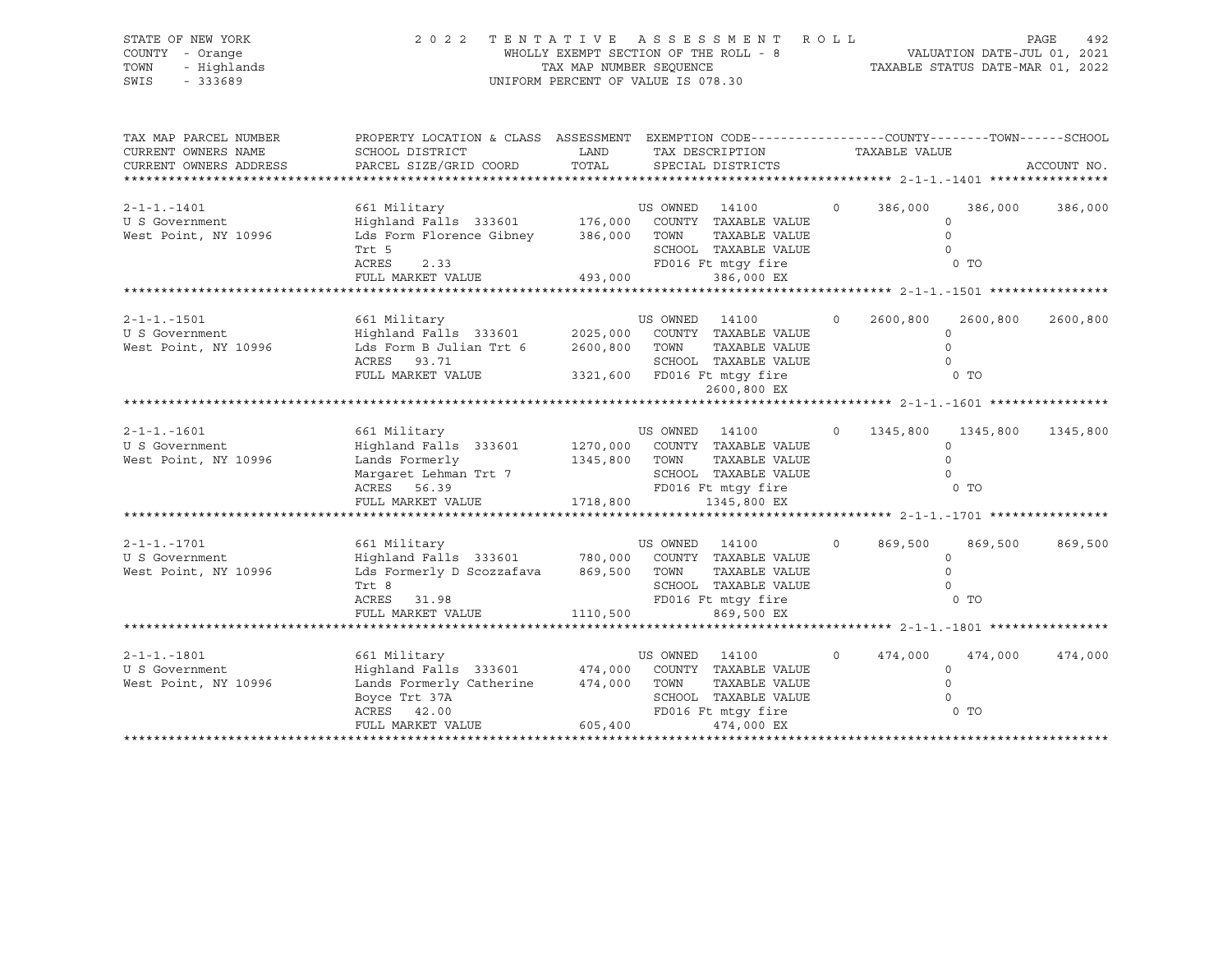STATE OF NEW YORK
COUNTY - Orange
TOWN - Highlands
SWIS - 333689

2 0 2 2 T E N T A T I V E A S S E S S M E N T R O L L
WHOLLY EXEMPT SECTION OF THE ROLL - 8
TAX MAP NUMBER SEQUENCE
UNIFORM PERCENT OF VALUE IS 078.30

VALUATION DATE-JUL 01, 2021
TAXABLE STATUS DATE-MAR 01, 2022

| TAX MAP PARCEL NUMBER<br>CURRENT OWNERS NAME<br>CURRENT OWNERS ADDRESS | PROPERTY LOCATION & CLASS<br>SCHOOL DISTRICT<br>PARCEL SIZE/GRID COORD | ASSESSMENT<br>LAND<br>TOTAL | EXEMPTION CODE<br>TAX DESCRIPTION<br>SPECIAL DISTRICTS | | COUNTY<br>TAXABLE VALUE | TOWN | SCHOOL<br>ACCOUNT NO. |
|---|---|---|---|---|---|---|---|
| 2-1-1.-1401 | 661 Military | | US OWNED 14100 | 0 | 386,000 | 386,000 | 386,000 |
| U S Government | Highland Falls 333601 | 176,000 | COUNTY TAXABLE VALUE | | 0 | | |
| West Point, NY 10996 | Lds Form Florence Gibney | 386,000 | TOWN TAXABLE VALUE | | 0 | | |
| | Trt 5 | | SCHOOL TAXABLE VALUE | | 0 | | |
| | ACRES 2.33 | | FD016 Ft mtgy fire | | 0 TO | | |
| | FULL MARKET VALUE | 493,000 | 386,000 EX | | | | |
| 2-1-1.-1501 | 661 Military | | US OWNED 14100 | 0 | 2600,800 | 2600,800 | 2600,800 |
| U S Government | Highland Falls 333601 | 2025,000 | COUNTY TAXABLE VALUE | | 0 | | |
| West Point, NY 10996 | Lds Form B Julian Trt 6 | 2600,800 | TOWN TAXABLE VALUE | | 0 | | |
| | ACRES 93.71 | | SCHOOL TAXABLE VALUE | | 0 | | |
| | FULL MARKET VALUE | 3321,600 | FD016 Ft mtgy fire | | 0 TO | | |
| | | | 2600,800 EX | | | | |
| 2-1-1.-1601 | 661 Military | | US OWNED 14100 | 0 | 1345,800 | 1345,800 | 1345,800 |
| U S Government | Highland Falls 333601 | 1270,000 | COUNTY TAXABLE VALUE | | 0 | | |
| West Point, NY 10996 | Lands Formerly | 1345,800 | TOWN TAXABLE VALUE | | 0 | | |
| | Margaret Lehman Trt 7 | | SCHOOL TAXABLE VALUE | | 0 | | |
| | ACRES 56.39 | | FD016 Ft mtgy fire | | 0 TO | | |
| | FULL MARKET VALUE | 1718,800 | 1345,800 EX | | | | |
| 2-1-1.-1701 | 661 Military | | US OWNED 14100 | 0 | 869,500 | 869,500 | 869,500 |
| U S Government | Highland Falls 333601 | 780,000 | COUNTY TAXABLE VALUE | | 0 | | |
| West Point, NY 10996 | Lds Formerly D Scozzafava | 869,500 | TOWN TAXABLE VALUE | | 0 | | |
| | Trt 8 | | SCHOOL TAXABLE VALUE | | 0 | | |
| | ACRES 31.98 | | FD016 Ft mtgy fire | | 0 TO | | |
| | FULL MARKET VALUE | 1110,500 | 869,500 EX | | | | |
| 2-1-1.-1801 | 661 Military | | US OWNED 14100 | 0 | 474,000 | 474,000 | 474,000 |
| U S Government | Highland Falls 333601 | 474,000 | COUNTY TAXABLE VALUE | | 0 | | |
| West Point, NY 10996 | Lands Formerly Catherine | 474,000 | TOWN TAXABLE VALUE | | 0 | | |
| | Boyce Trt 37A | | SCHOOL TAXABLE VALUE | | 0 | | |
| | ACRES 42.00 | | FD016 Ft mtgy fire | | 0 TO | | |
| | FULL MARKET VALUE | 605,400 | 474,000 EX | | | | |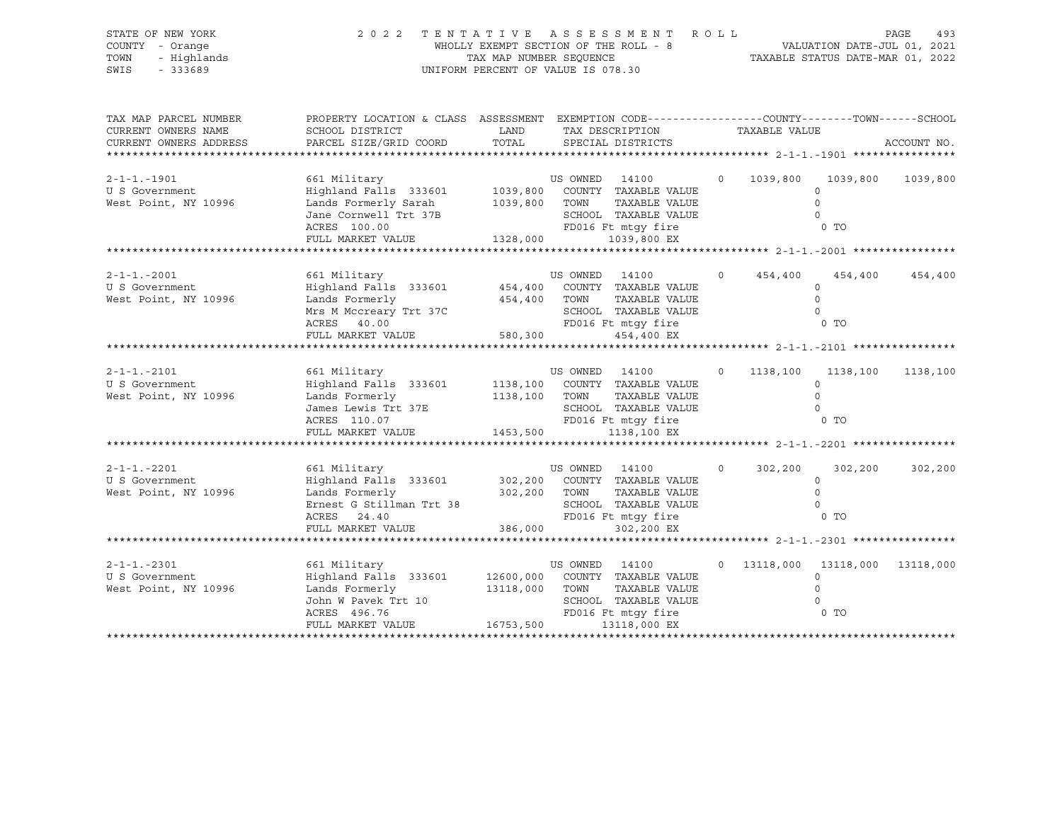STATE OF NEW YORK — COUNTY - Orange — TOWN - Highlands — SWIS - 333689

# 2022 TENTATIVE ASSESSMENT ROLL

WHOLLY EXEMPT SECTION OF THE ROLL - 8 — TAX MAP NUMBER SEQUENCE — UNIFORM PERCENT OF VALUE IS 078.30

VALUATION DATE-JUL 01, 2021 — TAXABLE STATUS DATE-MAR 01, 2022

| TAX MAP PARCEL NUMBER / CURRENT OWNERS NAME / CURRENT OWNERS ADDRESS | PROPERTY LOCATION & CLASS / SCHOOL DISTRICT / PARCEL SIZE/GRID COORD | ASSESSMENT LAND | TOTAL | EXEMPTION CODE / TAX DESCRIPTION / SPECIAL DISTRICTS | COUNTY TAXABLE VALUE | TOWN | SCHOOL |
|---|---|---|---|---|---|---|---|
| 2-1-1.-1901 | 661 Military | | | US OWNED 14100 0 | 1039,800 | 1039,800 | 1039,800 |
| U S Government | Highland Falls 333601 | 1039,800 | | COUNTY TAXABLE VALUE | 0 | | |
| West Point, NY 10996 | Lands Formerly Sarah | | 1039,800 | TOWN TAXABLE VALUE | 0 | | |
| | Jane Cornwell Trt 37B | | | SCHOOL TAXABLE VALUE | 0 | | |
| | ACRES 100.00 | | | FD016 Ft mtgy fire | 0 TO | | |
| | FULL MARKET VALUE | | 1328,000 | 1039,800 EX | | | |
| 2-1-1.-2001 | 661 Military | | | US OWNED 14100 0 | 454,400 | 454,400 | 454,400 |
| U S Government | Highland Falls 333601 | 454,400 | | COUNTY TAXABLE VALUE | 0 | | |
| West Point, NY 10996 | Lands Formerly | | 454,400 | TOWN TAXABLE VALUE | 0 | | |
| | Mrs M Mccreary Trt 37C | | | SCHOOL TAXABLE VALUE | 0 | | |
| | ACRES 40.00 | | | FD016 Ft mtgy fire | 0 TO | | |
| | FULL MARKET VALUE | | 580,300 | 454,400 EX | | | |
| 2-1-1.-2101 | 661 Military | | | US OWNED 14100 0 | 1138,100 | 1138,100 | 1138,100 |
| U S Government | Highland Falls 333601 | 1138,100 | | COUNTY TAXABLE VALUE | 0 | | |
| West Point, NY 10996 | Lands Formerly | | 1138,100 | TOWN TAXABLE VALUE | 0 | | |
| | James Lewis Trt 37E | | | SCHOOL TAXABLE VALUE | 0 | | |
| | ACRES 110.07 | | | FD016 Ft mtgy fire | 0 TO | | |
| | FULL MARKET VALUE | | 1453,500 | 1138,100 EX | | | |
| 2-1-1.-2201 | 661 Military | | | US OWNED 14100 0 | 302,200 | 302,200 | 302,200 |
| U S Government | Highland Falls 333601 | 302,200 | | COUNTY TAXABLE VALUE | 0 | | |
| West Point, NY 10996 | Lands Formerly | | 302,200 | TOWN TAXABLE VALUE | 0 | | |
| | Ernest G Stillman Trt 38 | | | SCHOOL TAXABLE VALUE | 0 | | |
| | ACRES 24.40 | | | FD016 Ft mtgy fire | 0 TO | | |
| | FULL MARKET VALUE | | 386,000 | 302,200 EX | | | |
| 2-1-1.-2301 | 661 Military | | | US OWNED 14100 0 | 13118,000 | 13118,000 | 13118,000 |
| U S Government | Highland Falls 333601 | 12600,000 | | COUNTY TAXABLE VALUE | 0 | | |
| West Point, NY 10996 | Lands Formerly | | 13118,000 | TOWN TAXABLE VALUE | 0 | | |
| | John W Pavek Trt 10 | | | SCHOOL TAXABLE VALUE | 0 | | |
| | ACRES 496.76 | | | FD016 Ft mtgy fire | 0 TO | | |
| | FULL MARKET VALUE | | 16753,500 | 13118,000 EX | | | |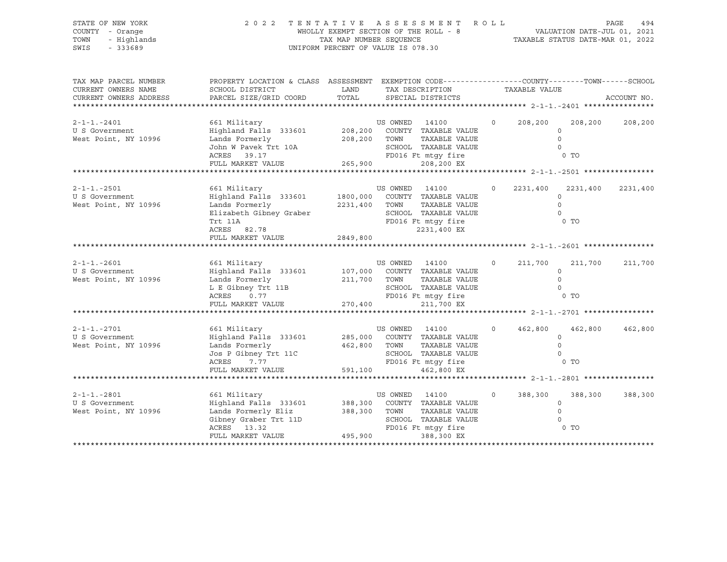STATE OF NEW YORK
COUNTY - Orange
TOWN - Highlands
SWIS - 333689

2022 TENTATIVE ASSESSMENT ROLL
WHOLLY EXEMPT SECTION OF THE ROLL - 8
TAX MAP NUMBER SEQUENCE
UNIFORM PERCENT OF VALUE IS 078.30

VALUATION DATE-JUL 01, 2021
TAXABLE STATUS DATE-MAR 01, 2022

| TAX MAP PARCEL NUMBER / CURRENT OWNERS NAME / CURRENT OWNERS ADDRESS | PROPERTY LOCATION & CLASS / SCHOOL DISTRICT / PARCEL SIZE/GRID COORD | ASSESSMENT LAND / TOTAL | EXEMPTION CODE / TAX DESCRIPTION / SPECIAL DISTRICTS | | COUNTY | TOWN | SCHOOL |
|---|---|---|---|---|---|---|---|
| **2-1-1.-2401** | 661 Military | | US OWNED 14100 | 0 | 208,200 | 208,200 | 208,200 |
| U S Government | Highland Falls 333601 | 208,200 | COUNTY TAXABLE VALUE | | 0 | | |
| West Point, NY 10996 | Lands Formerly | 208,200 | TOWN TAXABLE VALUE | | 0 | | |
| | John W Pavek Trt 10A | | SCHOOL TAXABLE VALUE | | 0 | | |
| | ACRES 39.17 | | FD016 Ft mtgy fire | | 0 TO | | |
| | FULL MARKET VALUE | 265,900 | 208,200 EX | | | | |
| **2-1-1.-2501** | 661 Military | | US OWNED 14100 | 0 | 2231,400 | 2231,400 | 2231,400 |
| U S Government | Highland Falls 333601 | 1800,000 | COUNTY TAXABLE VALUE | | 0 | | |
| West Point, NY 10996 | Lands Formerly | 2231,400 | TOWN TAXABLE VALUE | | 0 | | |
| | Elizabeth Gibney Graber | | SCHOOL TAXABLE VALUE | | 0 | | |
| | Trt 11A | | FD016 Ft mtgy fire | | 0 TO | | |
| | ACRES 82.78 | | 2231,400 EX | | | | |
| | FULL MARKET VALUE | 2849,800 | | | | | |
| **2-1-1.-2601** | 661 Military | | US OWNED 14100 | 0 | 211,700 | 211,700 | 211,700 |
| U S Government | Highland Falls 333601 | 107,000 | COUNTY TAXABLE VALUE | | 0 | | |
| West Point, NY 10996 | Lands Formerly | 211,700 | TOWN TAXABLE VALUE | | 0 | | |
| | L E Gibney Trt 11B | | SCHOOL TAXABLE VALUE | | 0 | | |
| | ACRES 0.77 | | FD016 Ft mtgy fire | | 0 TO | | |
| | FULL MARKET VALUE | 270,400 | 211,700 EX | | | | |
| **2-1-1.-2701** | 661 Military | | US OWNED 14100 | 0 | 462,800 | 462,800 | 462,800 |
| U S Government | Highland Falls 333601 | 285,000 | COUNTY TAXABLE VALUE | | 0 | | |
| West Point, NY 10996 | Lands Formerly | 462,800 | TOWN TAXABLE VALUE | | 0 | | |
| | Jos P Gibney Trt 11C | | SCHOOL TAXABLE VALUE | | 0 | | |
| | ACRES 7.77 | | FD016 Ft mtgy fire | | 0 TO | | |
| | FULL MARKET VALUE | 591,100 | 462,800 EX | | | | |
| **2-1-1.-2801** | 661 Military | | US OWNED 14100 | 0 | 388,300 | 388,300 | 388,300 |
| U S Government | Highland Falls 333601 | 388,300 | COUNTY TAXABLE VALUE | | 0 | | |
| West Point, NY 10996 | Lands Formerly Eliz | 388,300 | TOWN TAXABLE VALUE | | 0 | | |
| | Gibney Graber Trt 11D | | SCHOOL TAXABLE VALUE | | 0 | | |
| | ACRES 13.32 | | FD016 Ft mtgy fire | | 0 TO | | |
| | FULL MARKET VALUE | 495,900 | 388,300 EX | | | | |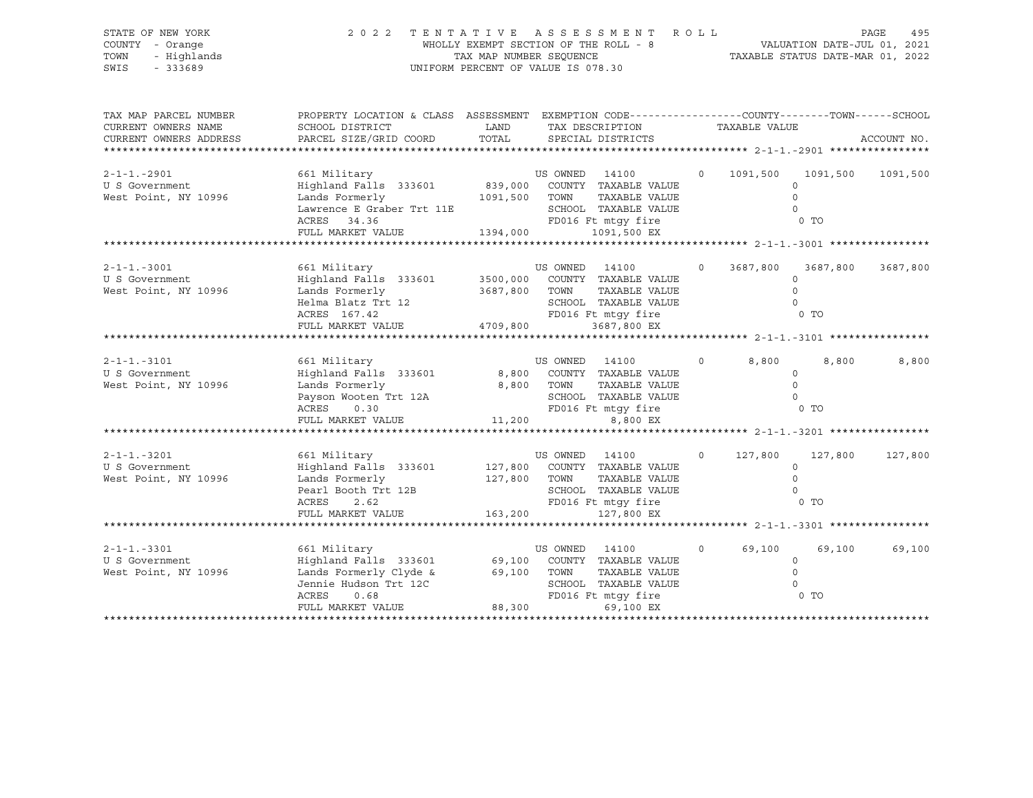STATE OF NEW YORK — 2022 TENTATIVE ASSESSMENT ROLL
COUNTY - Orange — WHOLLY EXEMPT SECTION OF THE ROLL - 8 — VALUATION DATE-JUL 01, 2021
TOWN - Highlands — TAX MAP NUMBER SEQUENCE — TAXABLE STATUS DATE-MAR 01, 2022
SWIS - 333689 — UNIFORM PERCENT OF VALUE IS 078.30

| TAX MAP PARCEL NUMBER / CURRENT OWNERS NAME / CURRENT OWNERS ADDRESS | PROPERTY LOCATION & CLASS / SCHOOL DISTRICT / PARCEL SIZE/GRID COORD | ASSESSMENT LAND / TOTAL | EXEMPTION CODE / TAX DESCRIPTION / SPECIAL DISTRICTS | | COUNTY TAXABLE VALUE | TOWN | SCHOOL | ACCOUNT NO. |
|---|---|---|---|---|---|---|---|---|
| 2-1-1.-2901 | 661 Military | | US OWNED 14100 | 0 | 1091,500 | 1091,500 | 1091,500 | |
| U S Government | Highland Falls 333601 | 839,000 | COUNTY TAXABLE VALUE | | 0 | | | |
| West Point, NY 10996 | Lands Formerly | 1091,500 | TOWN TAXABLE VALUE | | 0 | | | |
| | Lawrence E Graber Trt 11E | | SCHOOL TAXABLE VALUE | | 0 | | | |
| | ACRES 34.36 | | FD016 Ft mtgy fire | | 0 TO | | | |
| | FULL MARKET VALUE | 1394,000 | 1091,500 EX | | | | | |
| 2-1-1.-3001 | 661 Military | | US OWNED 14100 | 0 | 3687,800 | 3687,800 | 3687,800 | |
| U S Government | Highland Falls 333601 | 3500,000 | COUNTY TAXABLE VALUE | | 0 | | | |
| West Point, NY 10996 | Lands Formerly | 3687,800 | TOWN TAXABLE VALUE | | 0 | | | |
| | Helma Blatz Trt 12 | | SCHOOL TAXABLE VALUE | | 0 | | | |
| | ACRES 167.42 | | FD016 Ft mtgy fire | | 0 TO | | | |
| | FULL MARKET VALUE | 4709,800 | 3687,800 EX | | | | | |
| 2-1-1.-3101 | 661 Military | | US OWNED 14100 | 0 | 8,800 | 8,800 | 8,800 | |
| U S Government | Highland Falls 333601 | 8,800 | COUNTY TAXABLE VALUE | | 0 | | | |
| West Point, NY 10996 | Lands Formerly | 8,800 | TOWN TAXABLE VALUE | | 0 | | | |
| | Payson Wooten Trt 12A | | SCHOOL TAXABLE VALUE | | 0 | | | |
| | ACRES 0.30 | | FD016 Ft mtgy fire | | 0 TO | | | |
| | FULL MARKET VALUE | 11,200 | 8,800 EX | | | | | |
| 2-1-1.-3201 | 661 Military | | US OWNED 14100 | 0 | 127,800 | 127,800 | 127,800 | |
| U S Government | Highland Falls 333601 | 127,800 | COUNTY TAXABLE VALUE | | 0 | | | |
| West Point, NY 10996 | Lands Formerly | 127,800 | TOWN TAXABLE VALUE | | 0 | | | |
| | Pearl Booth Trt 12B | | SCHOOL TAXABLE VALUE | | 0 | | | |
| | ACRES 2.62 | | FD016 Ft mtgy fire | | 0 TO | | | |
| | FULL MARKET VALUE | 163,200 | 127,800 EX | | | | | |
| 2-1-1.-3301 | 661 Military | | US OWNED 14100 | 0 | 69,100 | 69,100 | 69,100 | |
| U S Government | Highland Falls 333601 | 69,100 | COUNTY TAXABLE VALUE | | 0 | | | |
| West Point, NY 10996 | Lands Formerly Clyde & | 69,100 | TOWN TAXABLE VALUE | | 0 | | | |
| | Jennie Hudson Trt 12C | | SCHOOL TAXABLE VALUE | | 0 | | | |
| | ACRES 0.68 | | FD016 Ft mtgy fire | | 0 TO | | | |
| | FULL MARKET VALUE | 88,300 | 69,100 EX | | | | | |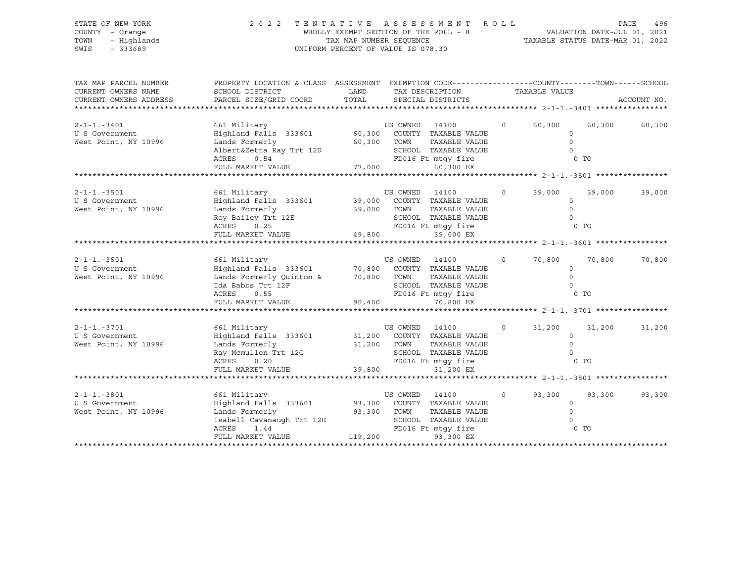STATE OF NEW YORK | COUNTY - Orange | TOWN - Highlands | SWIS - 333689

# 2022 TENTATIVE ASSESSMENT ROLL

WHOLLY EXEMPT SECTION OF THE ROLL - 8
TAX MAP NUMBER SEQUENCE
UNIFORM PERCENT OF VALUE IS 078.30

VALUATION DATE-JUL 01, 2021
TAXABLE STATUS DATE-MAR 01, 2022

| TAX MAP PARCEL NUMBER / CURRENT OWNERS NAME / CURRENT OWNERS ADDRESS | PROPERTY LOCATION & CLASS / SCHOOL DISTRICT / PARCEL SIZE/GRID COORD | ASSESSMENT LAND / TOTAL | EXEMPTION CODE / TAX DESCRIPTION / SPECIAL DISTRICTS | COUNTY | TOWN | SCHOOL |
|---|---|---|---|---|---|---|
| 2-1-1.-3401 | 661 Military | | US OWNED 14100 0 | 60,300 | 60,300 | 60,300 |
| U S Government | Highland Falls 333601 | 60,300 | COUNTY TAXABLE VALUE | 0 | | |
| West Point, NY 10996 | Lands Formerly | 60,300 | TOWN TAXABLE VALUE | 0 | | |
| | Albert&Zetta Ray Trt 12D | | SCHOOL TAXABLE VALUE | 0 | | |
| | ACRES 0.54 | | FD016 Ft mtgy fire | 0 TO | | |
| | FULL MARKET VALUE | 77,000 | 60,300 EX | | | |
| 2-1-1.-3501 | 661 Military | | US OWNED 14100 0 | 39,000 | 39,000 | 39,000 |
| U S Government | Highland Falls 333601 | 39,000 | COUNTY TAXABLE VALUE | 0 | | |
| West Point, NY 10996 | Lands Formerly | 39,000 | TOWN TAXABLE VALUE | 0 | | |
| | Roy Bailey Trt 12E | | SCHOOL TAXABLE VALUE | 0 | | |
| | ACRES 0.25 | | FD016 Ft mtgy fire | 0 TO | | |
| | FULL MARKET VALUE | 49,800 | 39,000 EX | | | |
| 2-1-1.-3601 | 661 Military | | US OWNED 14100 0 | 70,800 | 70,800 | 70,800 |
| U S Government | Highland Falls 333601 | 70,800 | COUNTY TAXABLE VALUE | 0 | | |
| West Point, NY 10996 | Lands Formerly Quinton & | 70,800 | TOWN TAXABLE VALUE | 0 | | |
| | Ida Babbs Trt 12F | | SCHOOL TAXABLE VALUE | 0 | | |
| | ACRES 0.55 | | FD016 Ft mtgy fire | 0 TO | | |
| | FULL MARKET VALUE | 90,400 | 70,800 EX | | | |
| 2-1-1.-3701 | 661 Military | | US OWNED 14100 0 | 31,200 | 31,200 | 31,200 |
| U S Government | Highland Falls 333601 | 31,200 | COUNTY TAXABLE VALUE | 0 | | |
| West Point, NY 10996 | Lands Formerly | 31,200 | TOWN TAXABLE VALUE | 0 | | |
| | Ray Mcmullen Trt 12G | | SCHOOL TAXABLE VALUE | 0 | | |
| | ACRES 0.20 | | FD016 Ft mtgy fire | 0 TO | | |
| | FULL MARKET VALUE | 39,800 | 31,200 EX | | | |
| 2-1-1.-3801 | 661 Military | | US OWNED 14100 0 | 93,300 | 93,300 | 93,300 |
| U S Government | Highland Falls 333601 | 93,300 | COUNTY TAXABLE VALUE | 0 | | |
| West Point, NY 10996 | Lands Formerly | 93,300 | TOWN TAXABLE VALUE | 0 | | |
| | Isabell Cavanaugh Trt 12H | | SCHOOL TAXABLE VALUE | 0 | | |
| | ACRES 1.44 | | FD016 Ft mtgy fire | 0 TO | | |
| | FULL MARKET VALUE | 119,200 | 93,300 EX | | | |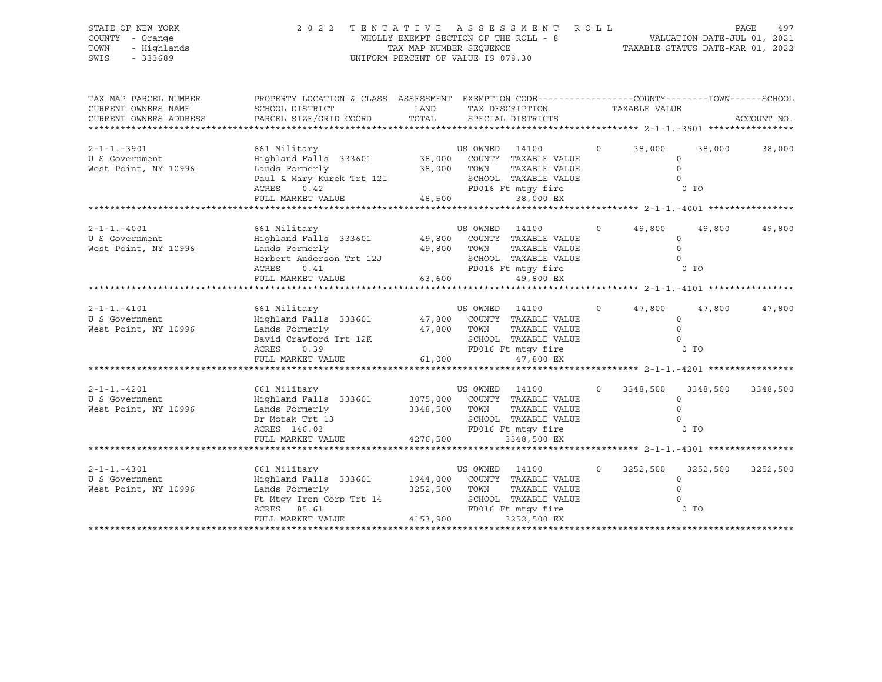STATE OF NEW YORK | COUNTY - Orange | TOWN - Highlands | SWIS - 333689

# 2022 TENTATIVE ASSESSMENT ROLL

WHOLLY EXEMPT SECTION OF THE ROLL - 8
TAX MAP NUMBER SEQUENCE
UNIFORM PERCENT OF VALUE IS 078.30

VALUATION DATE-JUL 01, 2021
TAXABLE STATUS DATE-MAR 01, 2022

| TAX MAP PARCEL NUMBER / CURRENT OWNERS NAME / CURRENT OWNERS ADDRESS | PROPERTY LOCATION & CLASS / SCHOOL DISTRICT / PARCEL SIZE/GRID COORD | ASSESSMENT LAND | TOTAL | EXEMPTION CODE / TAX DESCRIPTION / SPECIAL DISTRICTS | COUNTY | TOWN | SCHOOL |
|---|---|---|---|---|---|---|---|
| 2-1-1.-3901 | 661 Military | | | US OWNED 14100 0 | 38,000 | 38,000 | 38,000 |
| U S Government | Highland Falls 333601 | 38,000 | | COUNTY TAXABLE VALUE | 0 | | |
| West Point, NY 10996 | Lands Formerly | | 38,000 | TOWN TAXABLE VALUE | 0 | | |
| | Paul & Mary Kurek Trt 12I | | | SCHOOL TAXABLE VALUE | 0 | | |
| | ACRES 0.42 | | | FD016 Ft mtgy fire | 0 TO | | |
| | FULL MARKET VALUE | | 48,500 | 38,000 EX | | | |
| 2-1-1.-4001 | 661 Military | | | US OWNED 14100 0 | 49,800 | 49,800 | 49,800 |
| U S Government | Highland Falls 333601 | 49,800 | | COUNTY TAXABLE VALUE | 0 | | |
| West Point, NY 10996 | Lands Formerly | | 49,800 | TOWN TAXABLE VALUE | 0 | | |
| | Herbert Anderson Trt 12J | | | SCHOOL TAXABLE VALUE | 0 | | |
| | ACRES 0.41 | | | FD016 Ft mtgy fire | 0 TO | | |
| | FULL MARKET VALUE | | 63,600 | 49,800 EX | | | |
| 2-1-1.-4101 | 661 Military | | | US OWNED 14100 0 | 47,800 | 47,800 | 47,800 |
| U S Government | Highland Falls 333601 | 47,800 | | COUNTY TAXABLE VALUE | 0 | | |
| West Point, NY 10996 | Lands Formerly | | 47,800 | TOWN TAXABLE VALUE | 0 | | |
| | David Crawford Trt 12K | | | SCHOOL TAXABLE VALUE | 0 | | |
| | ACRES 0.39 | | | FD016 Ft mtgy fire | 0 TO | | |
| | FULL MARKET VALUE | | 61,000 | 47,800 EX | | | |
| 2-1-1.-4201 | 661 Military | | | US OWNED 14100 0 | 3348,500 | 3348,500 | 3348,500 |
| U S Government | Highland Falls 333601 | 3075,000 | | COUNTY TAXABLE VALUE | 0 | | |
| West Point, NY 10996 | Lands Formerly | | 3348,500 | TOWN TAXABLE VALUE | 0 | | |
| | Dr Motak Trt 13 | | | SCHOOL TAXABLE VALUE | 0 | | |
| | ACRES 146.03 | | | FD016 Ft mtgy fire | 0 TO | | |
| | FULL MARKET VALUE | | 4276,500 | 3348,500 EX | | | |
| 2-1-1.-4301 | 661 Military | | | US OWNED 14100 0 | 3252,500 | 3252,500 | 3252,500 |
| U S Government | Highland Falls 333601 | 1944,000 | | COUNTY TAXABLE VALUE | 0 | | |
| West Point, NY 10996 | Lands Formerly | | 3252,500 | TOWN TAXABLE VALUE | 0 | | |
| | Ft Mtgy Iron Corp Trt 14 | | | SCHOOL TAXABLE VALUE | 0 | | |
| | ACRES 85.61 | | | FD016 Ft mtgy fire | 0 TO | | |
| | FULL MARKET VALUE | | 4153,900 | 3252,500 EX | | | |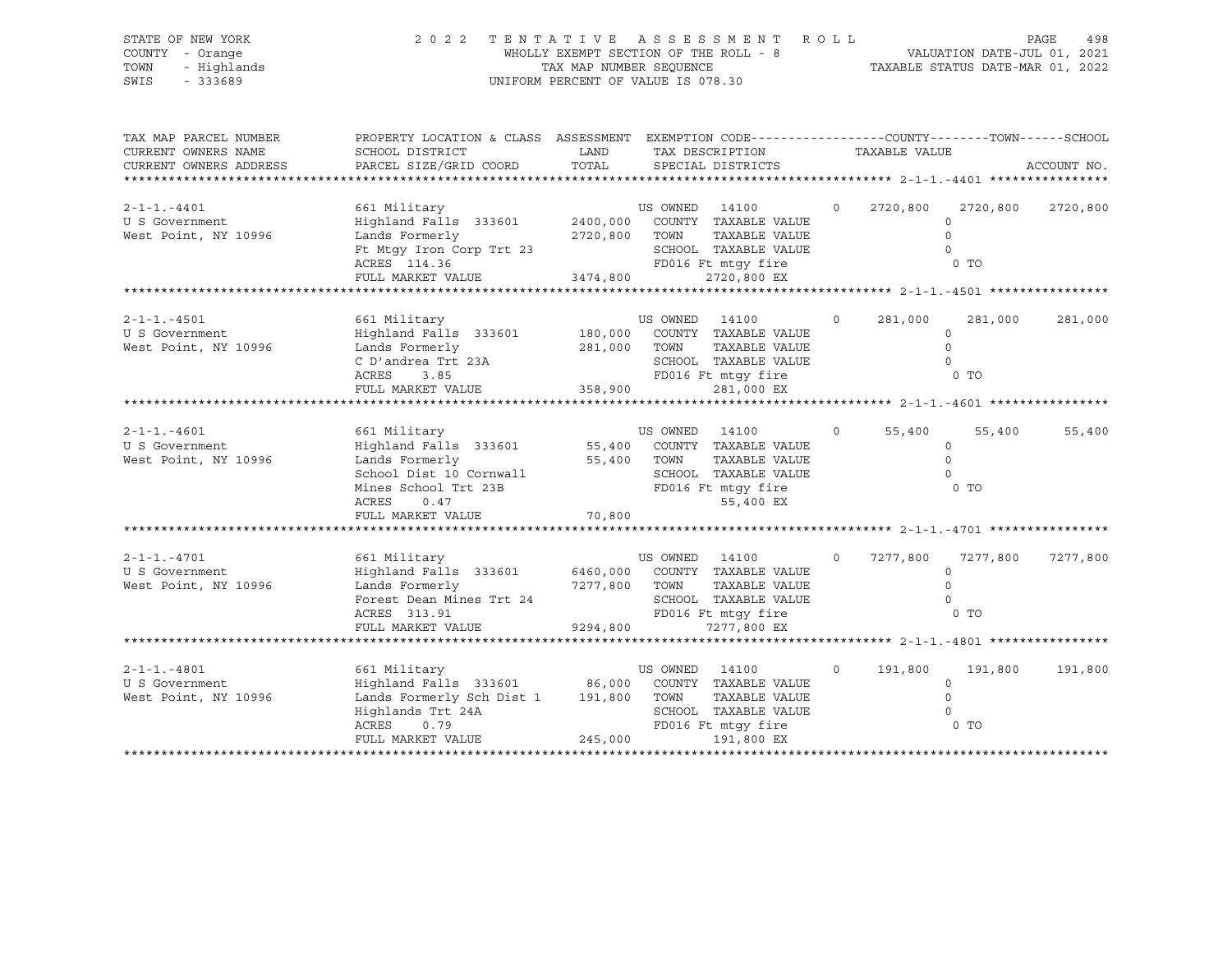STATE OF NEW YORK
COUNTY - Orange
TOWN - Highlands
SWIS - 333689

2022 TENTATIVE ASSESSMENT ROLL
WHOLLY EXEMPT SECTION OF THE ROLL - 8
TAX MAP NUMBER SEQUENCE
UNIFORM PERCENT OF VALUE IS 078.30

VALUATION DATE-JUL 01, 2021
TAXABLE STATUS DATE-MAR 01, 2022

| TAX MAP PARCEL NUMBER / CURRENT OWNERS NAME / CURRENT OWNERS ADDRESS | PROPERTY LOCATION & CLASS / SCHOOL DISTRICT / PARCEL SIZE/GRID COORD | ASSESSMENT LAND / TOTAL | EXEMPTION CODE / TAX DESCRIPTION / SPECIAL DISTRICTS | | COUNTY | TOWN | SCHOOL / ACCOUNT NO. |
|---|---|---|---|---|---|---|---|
| 2-1-1.-4401 | 661 Military | | US OWNED 14100 | 0 | 2720,800 | 2720,800 | 2720,800 |
| U S Government | Highland Falls 333601 | 2400,000 | COUNTY TAXABLE VALUE | | 0 | | |
| West Point, NY 10996 | Lands Formerly | 2720,800 | TOWN TAXABLE VALUE | | 0 | | |
| | Ft Mtgy Iron Corp Trt 23 | | SCHOOL TAXABLE VALUE | | 0 | | |
| | ACRES 114.36 | | FD016 Ft mtgy fire | | 0 TO | | |
| | FULL MARKET VALUE | 3474,800 | 2720,800 EX | | | | |
| 2-1-1.-4501 | 661 Military | | US OWNED 14100 | 0 | 281,000 | 281,000 | 281,000 |
| U S Government | Highland Falls 333601 | 180,000 | COUNTY TAXABLE VALUE | | 0 | | |
| West Point, NY 10996 | Lands Formerly | 281,000 | TOWN TAXABLE VALUE | | 0 | | |
| | C D'andrea Trt 23A | | SCHOOL TAXABLE VALUE | | 0 | | |
| | ACRES 3.85 | | FD016 Ft mtgy fire | | 0 TO | | |
| | FULL MARKET VALUE | 358,900 | 281,000 EX | | | | |
| 2-1-1.-4601 | 661 Military | | US OWNED 14100 | 0 | 55,400 | 55,400 | 55,400 |
| U S Government | Highland Falls 333601 | 55,400 | COUNTY TAXABLE VALUE | | 0 | | |
| West Point, NY 10996 | Lands Formerly | 55,400 | TOWN TAXABLE VALUE | | 0 | | |
| | School Dist 10 Cornwall | | SCHOOL TAXABLE VALUE | | 0 | | |
| | Mines School Trt 23B | | FD016 Ft mtgy fire | | 0 TO | | |
| | ACRES 0.47 | | 55,400 EX | | | | |
| | FULL MARKET VALUE | 70,800 | | | | | |
| 2-1-1.-4701 | 661 Military | | US OWNED 14100 | 0 | 7277,800 | 7277,800 | 7277,800 |
| U S Government | Highland Falls 333601 | 6460,000 | COUNTY TAXABLE VALUE | | 0 | | |
| West Point, NY 10996 | Lands Formerly | 7277,800 | TOWN TAXABLE VALUE | | 0 | | |
| | Forest Dean Mines Trt 24 | | SCHOOL TAXABLE VALUE | | 0 | | |
| | ACRES 313.91 | | FD016 Ft mtgy fire | | 0 TO | | |
| | FULL MARKET VALUE | 9294,800 | 7277,800 EX | | | | |
| 2-1-1.-4801 | 661 Military | | US OWNED 14100 | 0 | 191,800 | 191,800 | 191,800 |
| U S Government | Highland Falls 333601 | 86,000 | COUNTY TAXABLE VALUE | | 0 | | |
| West Point, NY 10996 | Lands Formerly Sch Dist 1 | 191,800 | TOWN TAXABLE VALUE | | 0 | | |
| | Highlands Trt 24A | | SCHOOL TAXABLE VALUE | | 0 | | |
| | ACRES 0.79 | | FD016 Ft mtgy fire | | 0 TO | | |
| | FULL MARKET VALUE | 245,000 | 191,800 EX | | | | |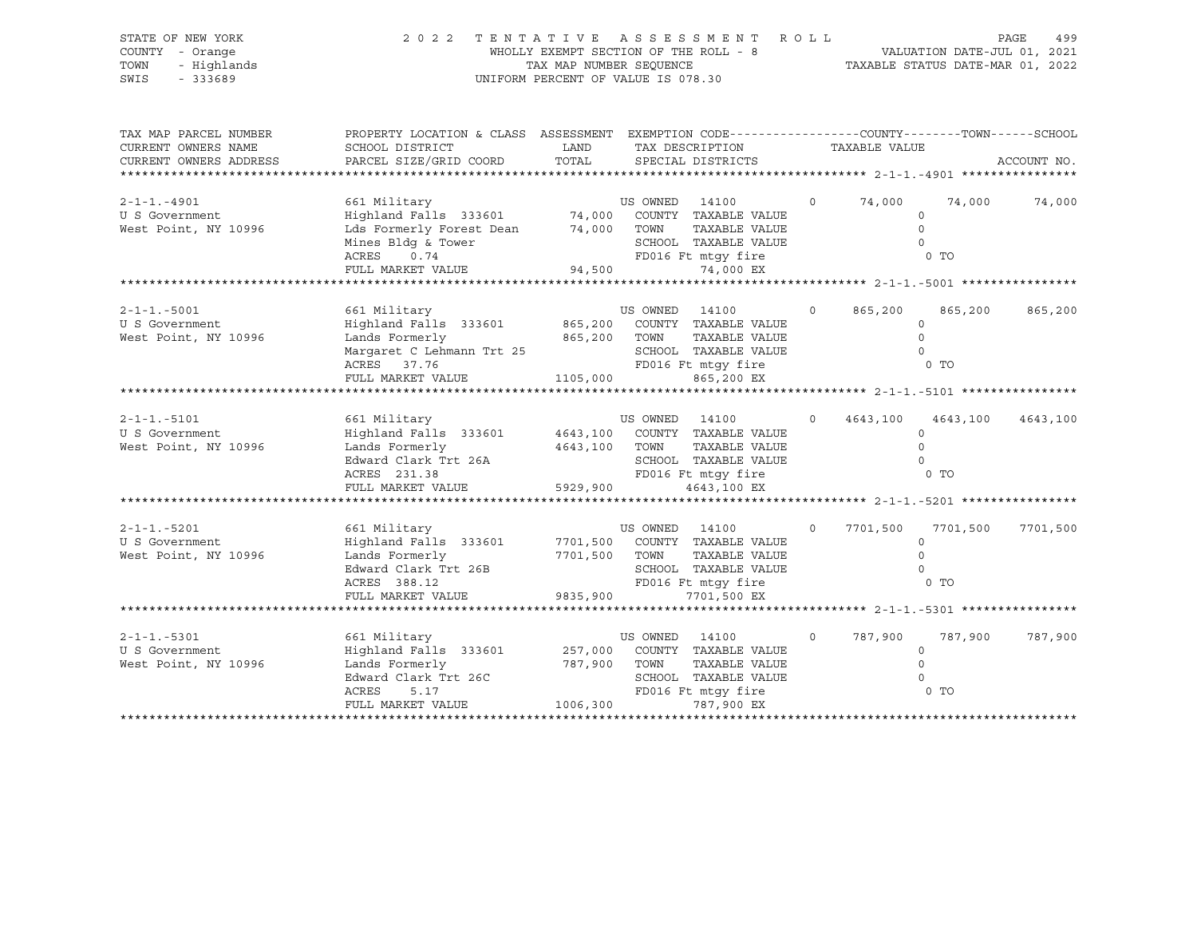STATE OF NEW YORK
COUNTY - Orange
TOWN - Highlands
SWIS - 333689

2 0 2 2 T E N T A T I V E A S S E S S M E N T R O L L
WHOLLY EXEMPT SECTION OF THE ROLL - 8
TAX MAP NUMBER SEQUENCE
UNIFORM PERCENT OF VALUE IS 078.30

VALUATION DATE-JUL 01, 2021
TAXABLE STATUS DATE-MAR 01, 2022

| TAX MAP PARCEL NUMBER / CURRENT OWNERS NAME / CURRENT OWNERS ADDRESS | PROPERTY LOCATION & CLASS / SCHOOL DISTRICT / PARCEL SIZE/GRID COORD | ASSESSMENT LAND / TOTAL | EXEMPTION CODE / TAX DESCRIPTION / SPECIAL DISTRICTS | COUNTY TAXABLE VALUE | TOWN | SCHOOL | ACCOUNT NO. |
|---|---|---|---|---|---|---|---|
| 2-1-1.-4901 | 661 Military | | US OWNED 14100 0 | 74,000 | 74,000 | 74,000 | |
| U S Government | Highland Falls 333601 | 74,000 | COUNTY TAXABLE VALUE | 0 | | | |
| West Point, NY 10996 | Lds Formerly Forest Dean | 74,000 | TOWN TAXABLE VALUE | 0 | | | |
| | Mines Bldg & Tower | | SCHOOL TAXABLE VALUE | 0 | | | |
| | ACRES 0.74 | | FD016 Ft mtgy fire | 0 TO | | | |
| | FULL MARKET VALUE | 94,500 | 74,000 EX | | | | |
| 2-1-1.-5001 | 661 Military | | US OWNED 14100 0 | 865,200 | 865,200 | 865,200 | |
| U S Government | Highland Falls 333601 | 865,200 | COUNTY TAXABLE VALUE | 0 | | | |
| West Point, NY 10996 | Lands Formerly | 865,200 | TOWN TAXABLE VALUE | 0 | | | |
| | Margaret C Lehmann Trt 25 | | SCHOOL TAXABLE VALUE | 0 | | | |
| | ACRES 37.76 | | FD016 Ft mtgy fire | 0 TO | | | |
| | FULL MARKET VALUE | 1105,000 | 865,200 EX | | | | |
| 2-1-1.-5101 | 661 Military | | US OWNED 14100 0 | 4643,100 | 4643,100 | 4643,100 | |
| U S Government | Highland Falls 333601 | 4643,100 | COUNTY TAXABLE VALUE | 0 | | | |
| West Point, NY 10996 | Lands Formerly | 4643,100 | TOWN TAXABLE VALUE | 0 | | | |
| | Edward Clark Trt 26A | | SCHOOL TAXABLE VALUE | 0 | | | |
| | ACRES 231.38 | | FD016 Ft mtgy fire | 0 TO | | | |
| | FULL MARKET VALUE | 5929,900 | 4643,100 EX | | | | |
| 2-1-1.-5201 | 661 Military | | US OWNED 14100 0 | 7701,500 | 7701,500 | 7701,500 | |
| U S Government | Highland Falls 333601 | 7701,500 | COUNTY TAXABLE VALUE | 0 | | | |
| West Point, NY 10996 | Lands Formerly | 7701,500 | TOWN TAXABLE VALUE | 0 | | | |
| | Edward Clark Trt 26B | | SCHOOL TAXABLE VALUE | 0 | | | |
| | ACRES 388.12 | | FD016 Ft mtgy fire | 0 TO | | | |
| | FULL MARKET VALUE | 9835,900 | 7701,500 EX | | | | |
| 2-1-1.-5301 | 661 Military | | US OWNED 14100 0 | 787,900 | 787,900 | 787,900 | |
| U S Government | Highland Falls 333601 | 257,000 | COUNTY TAXABLE VALUE | 0 | | | |
| West Point, NY 10996 | Lands Formerly | 787,900 | TOWN TAXABLE VALUE | 0 | | | |
| | Edward Clark Trt 26C | | SCHOOL TAXABLE VALUE | 0 | | | |
| | ACRES 5.17 | | FD016 Ft mtgy fire | 0 TO | | | |
| | FULL MARKET VALUE | 1006,300 | 787,900 EX | | | | |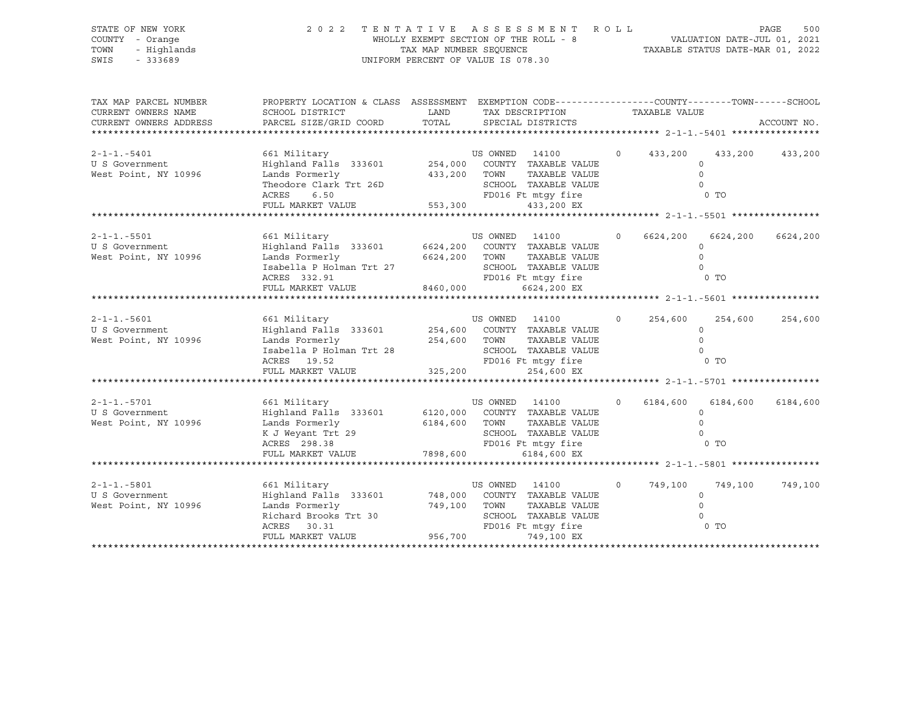STATE OF NEW YORK — COUNTY - Orange — TOWN - Highlands — SWIS - 333689

2022 TENTATIVE ASSESSMENT ROLL
WHOLLY EXEMPT SECTION OF THE ROLL - 8
TAX MAP NUMBER SEQUENCE
UNIFORM PERCENT OF VALUE IS 078.30

VALUATION DATE-JUL 01, 2021
TAXABLE STATUS DATE-MAR 01, 2022

| TAX MAP PARCEL NUMBER / CURRENT OWNERS NAME / CURRENT OWNERS ADDRESS | PROPERTY LOCATION & CLASS / SCHOOL DISTRICT / PARCEL SIZE/GRID COORD | ASSESSMENT LAND / TOTAL | EXEMPTION CODE / TAX DESCRIPTION / SPECIAL DISTRICTS | COUNTY | TOWN | SCHOOL |
|---|---|---|---|---|---|---|
| 2-1-1.-5401 | 661 Military | | US OWNED 14100 0 | 433,200 | 433,200 | 433,200 |
| U S Government | Highland Falls 333601 | 254,000 | COUNTY TAXABLE VALUE | 0 | | |
| West Point, NY 10996 | Lands Formerly | 433,200 | TOWN TAXABLE VALUE | 0 | | |
| | Theodore Clark Trt 26D | | SCHOOL TAXABLE VALUE | 0 | | |
| | ACRES 6.50 | | FD016 Ft mtgy fire | 0 TO | | |
| | FULL MARKET VALUE | 553,300 | 433,200 EX | | | |
| 2-1-1.-5501 | 661 Military | | US OWNED 14100 0 | 6624,200 | 6624,200 | 6624,200 |
| U S Government | Highland Falls 333601 | 6624,200 | COUNTY TAXABLE VALUE | 0 | | |
| West Point, NY 10996 | Lands Formerly | 6624,200 | TOWN TAXABLE VALUE | 0 | | |
| | Isabella P Holman Trt 27 | | SCHOOL TAXABLE VALUE | 0 | | |
| | ACRES 332.91 | | FD016 Ft mtgy fire | 0 TO | | |
| | FULL MARKET VALUE | 8460,000 | 6624,200 EX | | | |
| 2-1-1.-5601 | 661 Military | | US OWNED 14100 0 | 254,600 | 254,600 | 254,600 |
| U S Government | Highland Falls 333601 | 254,600 | COUNTY TAXABLE VALUE | 0 | | |
| West Point, NY 10996 | Lands Formerly | 254,600 | TOWN TAXABLE VALUE | 0 | | |
| | Isabella P Holman Trt 28 | | SCHOOL TAXABLE VALUE | 0 | | |
| | ACRES 19.52 | | FD016 Ft mtgy fire | 0 TO | | |
| | FULL MARKET VALUE | 325,200 | 254,600 EX | | | |
| 2-1-1.-5701 | 661 Military | | US OWNED 14100 0 | 6184,600 | 6184,600 | 6184,600 |
| U S Government | Highland Falls 333601 | 6120,000 | COUNTY TAXABLE VALUE | 0 | | |
| West Point, NY 10996 | Lands Formerly | 6184,600 | TOWN TAXABLE VALUE | 0 | | |
| | K J Weyant Trt 29 | | SCHOOL TAXABLE VALUE | 0 | | |
| | ACRES 298.38 | | FD016 Ft mtgy fire | 0 TO | | |
| | FULL MARKET VALUE | 7898,600 | 6184,600 EX | | | |
| 2-1-1.-5801 | 661 Military | | US OWNED 14100 0 | 749,100 | 749,100 | 749,100 |
| U S Government | Highland Falls 333601 | 748,000 | COUNTY TAXABLE VALUE | 0 | | |
| West Point, NY 10996 | Lands Formerly | 749,100 | TOWN TAXABLE VALUE | 0 | | |
| | Richard Brooks Trt 30 | | SCHOOL TAXABLE VALUE | 0 | | |
| | ACRES 30.31 | | FD016 Ft mtgy fire | 0 TO | | |
| | FULL MARKET VALUE | 956,700 | 749,100 EX | | | |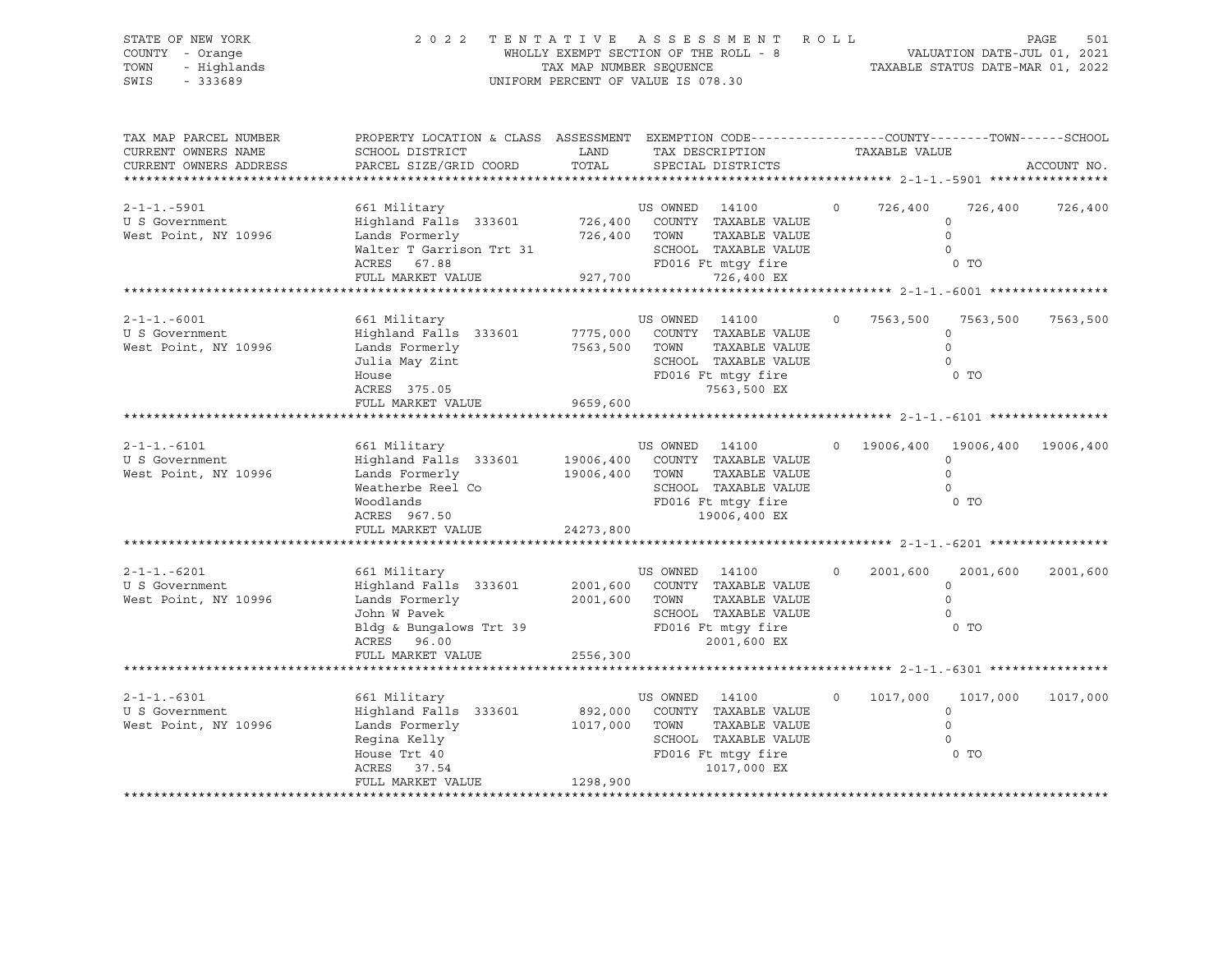STATE OF NEW YORK
COUNTY - Orange
TOWN - Highlands
SWIS - 333689

2 0 2 2 T E N T A T I V E A S S E S S M E N T R O L L
WHOLLY EXEMPT SECTION OF THE ROLL - 8
TAX MAP NUMBER SEQUENCE
UNIFORM PERCENT OF VALUE IS 078.30

VALUATION DATE-JUL 01, 2021
TAXABLE STATUS DATE-MAR 01, 2022

| TAX MAP PARCEL NUMBER<br>CURRENT OWNERS NAME<br>CURRENT OWNERS ADDRESS | PROPERTY LOCATION & CLASS<br>SCHOOL DISTRICT<br>PARCEL SIZE/GRID COORD | ASSESSMENT<br>LAND<br>TOTAL | EXEMPTION CODE<br>TAX DESCRIPTION<br>SPECIAL DISTRICTS | | COUNTY<br>TAXABLE VALUE | TOWN | SCHOOL<br>ACCOUNT NO. |
|---|---|---|---|---|---|---|---|
| **2-1-1.-5901** | | | | | | | |
| 2-1-1.-5901 | 661 Military | | US OWNED 14100 | 0 | 726,400 | 726,400 | 726,400 |
| U S Government | Highland Falls 333601 | 726,400 | COUNTY TAXABLE VALUE | | 0 | | |
| West Point, NY 10996 | Lands Formerly | 726,400 | TOWN TAXABLE VALUE | | 0 | | |
| | Walter T Garrison Trt 31 | | SCHOOL TAXABLE VALUE | | 0 | | |
| | ACRES 67.88 | | FD016 Ft mtgy fire | | 0 TO | | |
| | FULL MARKET VALUE | 927,700 | 726,400 EX | | | | |
| **2-1-1.-6001** | | | | | | | |
| 2-1-1.-6001 | 661 Military | | US OWNED 14100 | 0 | 7563,500 | 7563,500 | 7563,500 |
| U S Government | Highland Falls 333601 | 7775,000 | COUNTY TAXABLE VALUE | | 0 | | |
| West Point, NY 10996 | Lands Formerly | 7563,500 | TOWN TAXABLE VALUE | | 0 | | |
| | Julia May Zint | | SCHOOL TAXABLE VALUE | | 0 | | |
| | House | | FD016 Ft mtgy fire | | 0 TO | | |
| | ACRES 375.05 | | 7563,500 EX | | | | |
| | FULL MARKET VALUE | 9659,600 | | | | | |
| **2-1-1.-6101** | | | | | | | |
| 2-1-1.-6101 | 661 Military | | US OWNED 14100 | 0 | 19006,400 | 19006,400 | 19006,400 |
| U S Government | Highland Falls 333601 | 19006,400 | COUNTY TAXABLE VALUE | | 0 | | |
| West Point, NY 10996 | Lands Formerly | 19006,400 | TOWN TAXABLE VALUE | | 0 | | |
| | Weatherbe Reel Co | | SCHOOL TAXABLE VALUE | | 0 | | |
| | Woodlands | | FD016 Ft mtgy fire | | 0 TO | | |
| | ACRES 967.50 | | 19006,400 EX | | | | |
| | FULL MARKET VALUE | 24273,800 | | | | | |
| **2-1-1.-6201** | | | | | | | |
| 2-1-1.-6201 | 661 Military | | US OWNED 14100 | 0 | 2001,600 | 2001,600 | 2001,600 |
| U S Government | Highland Falls 333601 | 2001,600 | COUNTY TAXABLE VALUE | | 0 | | |
| West Point, NY 10996 | Lands Formerly | 2001,600 | TOWN TAXABLE VALUE | | 0 | | |
| | John W Pavek | | SCHOOL TAXABLE VALUE | | 0 | | |
| | Bldg & Bungalows Trt 39 | | FD016 Ft mtgy fire | | 0 TO | | |
| | ACRES 96.00 | | 2001,600 EX | | | | |
| | FULL MARKET VALUE | 2556,300 | | | | | |
| **2-1-1.-6301** | | | | | | | |
| 2-1-1.-6301 | 661 Military | | US OWNED 14100 | 0 | 1017,000 | 1017,000 | 1017,000 |
| U S Government | Highland Falls 333601 | 892,000 | COUNTY TAXABLE VALUE | | 0 | | |
| West Point, NY 10996 | Lands Formerly | 1017,000 | TOWN TAXABLE VALUE | | 0 | | |
| | Regina Kelly | | SCHOOL TAXABLE VALUE | | 0 | | |
| | House Trt 40 | | FD016 Ft mtgy fire | | 0 TO | | |
| | ACRES 37.54 | | 1017,000 EX | | | | |
| | FULL MARKET VALUE | 1298,900 | | | | | |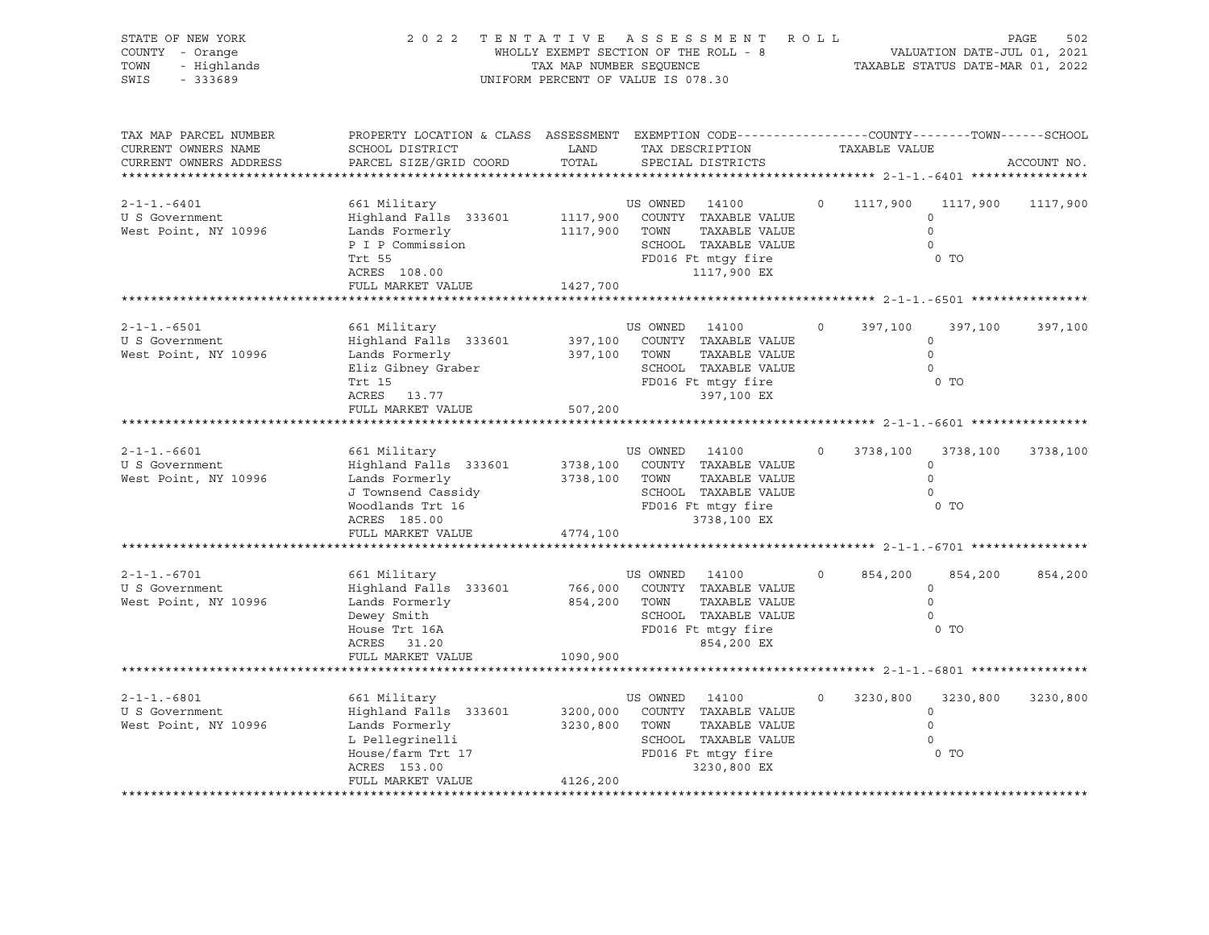STATE OF NEW YORK
COUNTY - Orange
TOWN - Highlands
SWIS - 333689

2022 TENTATIVE ASSESSMENT ROLL
WHOLLY EXEMPT SECTION OF THE ROLL - 8
TAX MAP NUMBER SEQUENCE
UNIFORM PERCENT OF VALUE IS 078.30

VALUATION DATE-JUL 01, 2021
TAXABLE STATUS DATE-MAR 01, 2022

| TAX MAP PARCEL NUMBER / CURRENT OWNERS NAME / CURRENT OWNERS ADDRESS | PROPERTY LOCATION & CLASS / SCHOOL DISTRICT / PARCEL SIZE/GRID COORD | ASSESSMENT LAND / TOTAL | EXEMPTION CODE / TAX DESCRIPTION / SPECIAL DISTRICTS | | COUNTY | TOWN | SCHOOL |
|---|---|---|---|---|---|---|---|
| 2-1-1.-6401 | 661 Military | | US OWNED 14100 | 0 | 1117,900 | 1117,900 | 1117,900 |
| U S Government | Highland Falls 333601 | 1117,900 | COUNTY TAXABLE VALUE | | 0 | | |
| West Point, NY 10996 | Lands Formerly | 1117,900 | TOWN TAXABLE VALUE | | 0 | | |
| | P I P Commission | | SCHOOL TAXABLE VALUE | | 0 | | |
| | Trt 55 | | FD016 Ft mtgy fire | | 0 TO | | |
| | ACRES 108.00 | | 1117,900 EX | | | | |
| | FULL MARKET VALUE | 1427,700 | | | | | |
| 2-1-1.-6501 | 661 Military | | US OWNED 14100 | 0 | 397,100 | 397,100 | 397,100 |
| U S Government | Highland Falls 333601 | 397,100 | COUNTY TAXABLE VALUE | | 0 | | |
| West Point, NY 10996 | Lands Formerly | 397,100 | TOWN TAXABLE VALUE | | 0 | | |
| | Eliz Gibney Graber | | SCHOOL TAXABLE VALUE | | 0 | | |
| | Trt 15 | | FD016 Ft mtgy fire | | 0 TO | | |
| | ACRES 13.77 | | 397,100 EX | | | | |
| | FULL MARKET VALUE | 507,200 | | | | | |
| 2-1-1.-6601 | 661 Military | | US OWNED 14100 | 0 | 3738,100 | 3738,100 | 3738,100 |
| U S Government | Highland Falls 333601 | 3738,100 | COUNTY TAXABLE VALUE | | 0 | | |
| West Point, NY 10996 | Lands Formerly | 3738,100 | TOWN TAXABLE VALUE | | 0 | | |
| | J Townsend Cassidy | | SCHOOL TAXABLE VALUE | | 0 | | |
| | Woodlands Trt 16 | | FD016 Ft mtgy fire | | 0 TO | | |
| | ACRES 185.00 | | 3738,100 EX | | | | |
| | FULL MARKET VALUE | 4774,100 | | | | | |
| 2-1-1.-6701 | 661 Military | | US OWNED 14100 | 0 | 854,200 | 854,200 | 854,200 |
| U S Government | Highland Falls 333601 | 766,000 | COUNTY TAXABLE VALUE | | 0 | | |
| West Point, NY 10996 | Lands Formerly | 854,200 | TOWN TAXABLE VALUE | | 0 | | |
| | Dewey Smith | | SCHOOL TAXABLE VALUE | | 0 | | |
| | House Trt 16A | | FD016 Ft mtgy fire | | 0 TO | | |
| | ACRES 31.20 | | 854,200 EX | | | | |
| | FULL MARKET VALUE | 1090,900 | | | | | |
| 2-1-1.-6801 | 661 Military | | US OWNED 14100 | 0 | 3230,800 | 3230,800 | 3230,800 |
| U S Government | Highland Falls 333601 | 3200,000 | COUNTY TAXABLE VALUE | | 0 | | |
| West Point, NY 10996 | Lands Formerly | 3230,800 | TOWN TAXABLE VALUE | | 0 | | |
| | L Pellegrinelli | | SCHOOL TAXABLE VALUE | | 0 | | |
| | House/farm Trt 17 | | FD016 Ft mtgy fire | | 0 TO | | |
| | ACRES 153.00 | | 3230,800 EX | | | | |
| | FULL MARKET VALUE | 4126,200 | | | | | |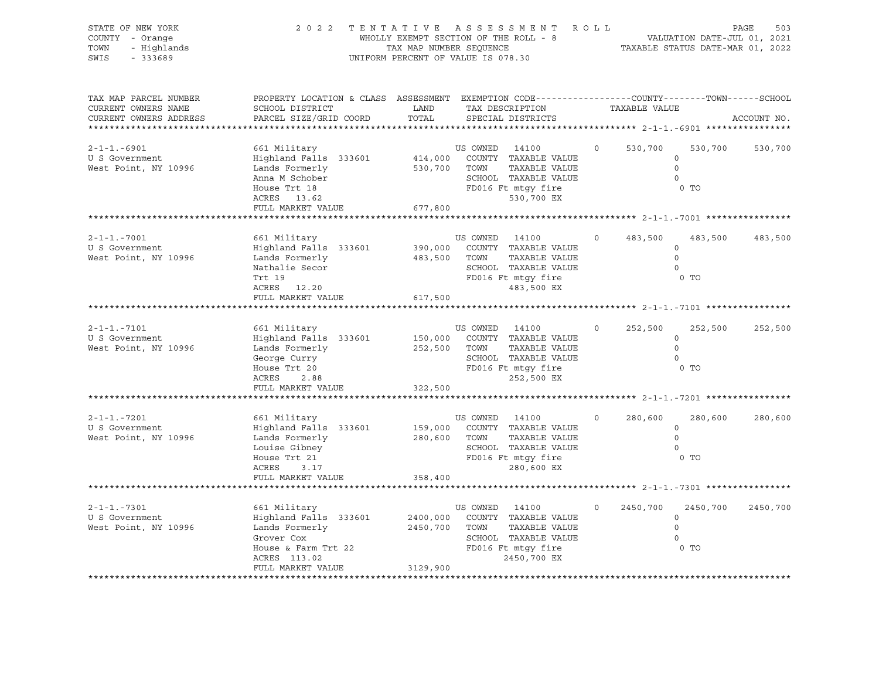STATE OF NEW YORK — COUNTY - Orange — TOWN - Highlands — SWIS - 333689

# 2022 TENTATIVE ASSESSMENT ROLL

WHOLLY EXEMPT SECTION OF THE ROLL - 8
TAX MAP NUMBER SEQUENCE
UNIFORM PERCENT OF VALUE IS 078.30

VALUATION DATE-JUL 01, 2021
TAXABLE STATUS DATE-MAR 01, 2022

| TAX MAP PARCEL NUMBER / CURRENT OWNERS NAME / CURRENT OWNERS ADDRESS | PROPERTY LOCATION & CLASS / SCHOOL DISTRICT / PARCEL SIZE/GRID COORD | ASSESSMENT LAND / TOTAL | EXEMPTION CODE / TAX DESCRIPTION / SPECIAL DISTRICTS | | COUNTY TAXABLE VALUE | TOWN | SCHOOL | ACCOUNT NO. |
|---|---|---|---|---|---|---|---|---|
| 2-1-1.-6901 | 661 Military | | US OWNED 14100 | 0 | 530,700 | 530,700 | 530,700 | |
| U S Government | Highland Falls 333601 | 414,000 | COUNTY TAXABLE VALUE | | 0 | | | |
| West Point, NY 10996 | Lands Formerly | 530,700 | TOWN TAXABLE VALUE | | 0 | | | |
| | Anna M Schober | | SCHOOL TAXABLE VALUE | | 0 | | | |
| | House Trt 18 | | FD016 Ft mtgy fire | | 0 TO | | | |
| | ACRES 13.62 | | 530,700 EX | | | | | |
| | FULL MARKET VALUE | 677,800 | | | | | | |
| 2-1-1.-7001 | 661 Military | | US OWNED 14100 | 0 | 483,500 | 483,500 | 483,500 | |
| U S Government | Highland Falls 333601 | 390,000 | COUNTY TAXABLE VALUE | | 0 | | | |
| West Point, NY 10996 | Lands Formerly | 483,500 | TOWN TAXABLE VALUE | | 0 | | | |
| | Nathalie Secor | | SCHOOL TAXABLE VALUE | | 0 | | | |
| | Trt 19 | | FD016 Ft mtgy fire | | 0 TO | | | |
| | ACRES 12.20 | | 483,500 EX | | | | | |
| | FULL MARKET VALUE | 617,500 | | | | | | |
| 2-1-1.-7101 | 661 Military | | US OWNED 14100 | 0 | 252,500 | 252,500 | 252,500 | |
| U S Government | Highland Falls 333601 | 150,000 | COUNTY TAXABLE VALUE | | 0 | | | |
| West Point, NY 10996 | Lands Formerly | 252,500 | TOWN TAXABLE VALUE | | 0 | | | |
| | George Curry | | SCHOOL TAXABLE VALUE | | 0 | | | |
| | House Trt 20 | | FD016 Ft mtgy fire | | 0 TO | | | |
| | ACRES 2.88 | | 252,500 EX | | | | | |
| | FULL MARKET VALUE | 322,500 | | | | | | |
| 2-1-1.-7201 | 661 Military | | US OWNED 14100 | 0 | 280,600 | 280,600 | 280,600 | |
| U S Government | Highland Falls 333601 | 159,000 | COUNTY TAXABLE VALUE | | 0 | | | |
| West Point, NY 10996 | Lands Formerly | 280,600 | TOWN TAXABLE VALUE | | 0 | | | |
| | Louise Gibney | | SCHOOL TAXABLE VALUE | | 0 | | | |
| | House Trt 21 | | FD016 Ft mtgy fire | | 0 TO | | | |
| | ACRES 3.17 | | 280,600 EX | | | | | |
| | FULL MARKET VALUE | 358,400 | | | | | | |
| 2-1-1.-7301 | 661 Military | | US OWNED 14100 | 0 | 2450,700 | 2450,700 | 2450,700 | |
| U S Government | Highland Falls 333601 | 2400,000 | COUNTY TAXABLE VALUE | | 0 | | | |
| West Point, NY 10996 | Lands Formerly | 2450,700 | TOWN TAXABLE VALUE | | 0 | | | |
| | Grover Cox | | SCHOOL TAXABLE VALUE | | 0 | | | |
| | House & Farm Trt 22 | | FD016 Ft mtgy fire | | 0 TO | | | |
| | ACRES 113.02 | | 2450,700 EX | | | | | |
| | FULL MARKET VALUE | 3129,900 | | | | | | |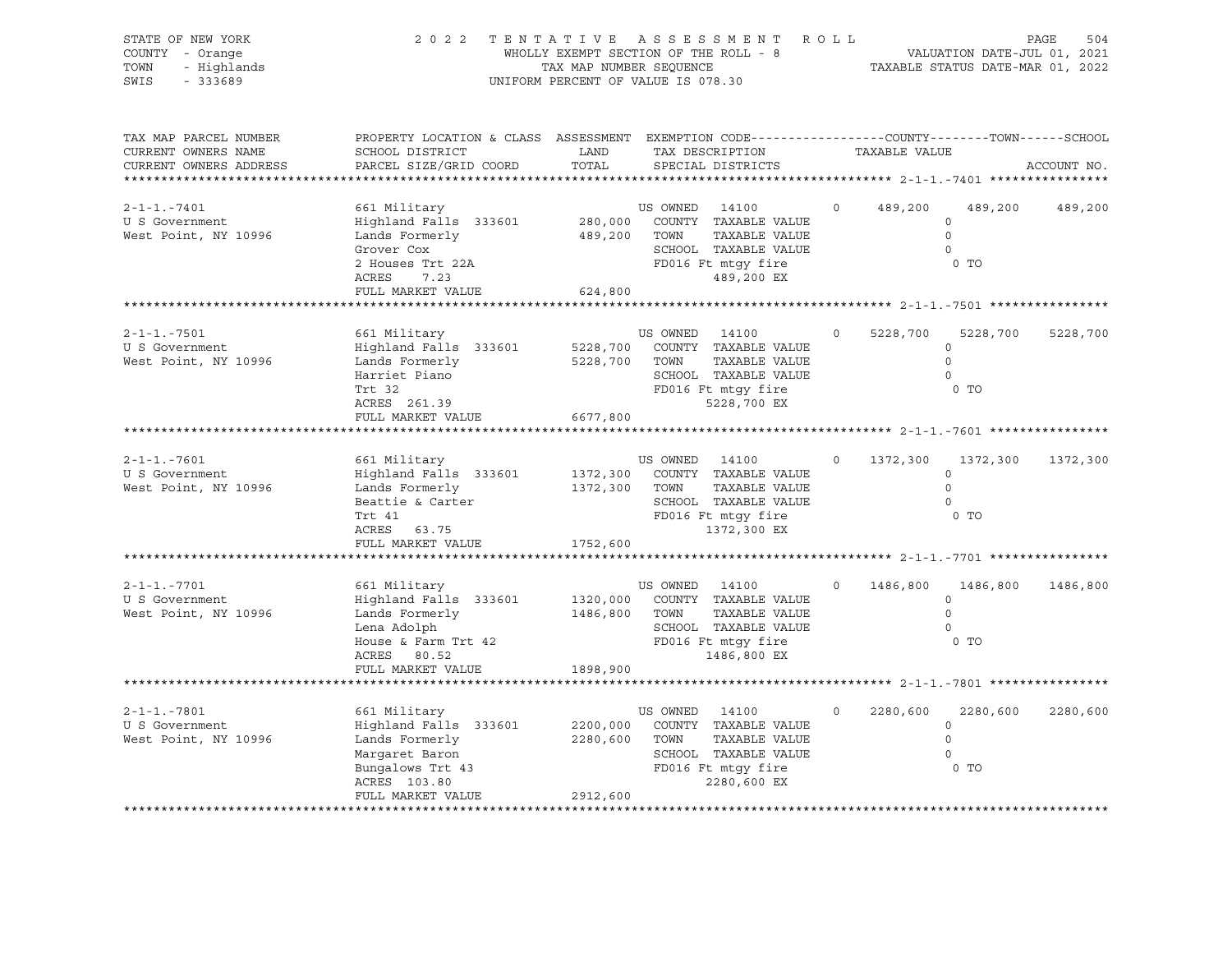STATE OF NEW YORK | COUNTY - Orange | TOWN - Highlands | SWIS - 333689

**2022 TENTATIVE ASSESSMENT ROLL**
WHOLLY EXEMPT SECTION OF THE ROLL - 8
TAX MAP NUMBER SEQUENCE
UNIFORM PERCENT OF VALUE IS 078.30

VALUATION DATE-JUL 01, 2021
TAXABLE STATUS DATE-MAR 01, 2022

| TAX MAP PARCEL NUMBER / CURRENT OWNERS NAME / CURRENT OWNERS ADDRESS | PROPERTY LOCATION & CLASS / SCHOOL DISTRICT / PARCEL SIZE/GRID COORD | ASSESSMENT LAND / TOTAL | EXEMPTION CODE / TAX DESCRIPTION / SPECIAL DISTRICTS | COUNTY | TOWN | SCHOOL |
|---|---|---|---|---|---|---|
| **2-1-1.-7401** | 661 Military | | US OWNED 14100 0 | 489,200 | 489,200 | 489,200 |
| U S Government | Highland Falls 333601 | 280,000 | COUNTY TAXABLE VALUE | 0 | | |
| West Point, NY 10996 | Lands Formerly | 489,200 | TOWN TAXABLE VALUE | 0 | | |
| | Grover Cox | | SCHOOL TAXABLE VALUE | 0 | | |
| | 2 Houses Trt 22A | | FD016 Ft mtgy fire | 0 TO | | |
| | ACRES 7.23 | | 489,200 EX | | | |
| | FULL MARKET VALUE | 624,800 | | | | |
| **2-1-1.-7501** | 661 Military | | US OWNED 14100 0 | 5228,700 | 5228,700 | 5228,700 |
| U S Government | Highland Falls 333601 | 5228,700 | COUNTY TAXABLE VALUE | 0 | | |
| West Point, NY 10996 | Lands Formerly | 5228,700 | TOWN TAXABLE VALUE | 0 | | |
| | Harriet Piano | | SCHOOL TAXABLE VALUE | 0 | | |
| | Trt 32 | | FD016 Ft mtgy fire | 0 TO | | |
| | ACRES 261.39 | | 5228,700 EX | | | |
| | FULL MARKET VALUE | 6677,800 | | | | |
| **2-1-1.-7601** | 661 Military | | US OWNED 14100 0 | 1372,300 | 1372,300 | 1372,300 |
| U S Government | Highland Falls 333601 | 1372,300 | COUNTY TAXABLE VALUE | 0 | | |
| West Point, NY 10996 | Lands Formerly | 1372,300 | TOWN TAXABLE VALUE | 0 | | |
| | Beattie & Carter | | SCHOOL TAXABLE VALUE | 0 | | |
| | Trt 41 | | FD016 Ft mtgy fire | 0 TO | | |
| | ACRES 63.75 | | 1372,300 EX | | | |
| | FULL MARKET VALUE | 1752,600 | | | | |
| **2-1-1.-7701** | 661 Military | | US OWNED 14100 0 | 1486,800 | 1486,800 | 1486,800 |
| U S Government | Highland Falls 333601 | 1320,000 | COUNTY TAXABLE VALUE | 0 | | |
| West Point, NY 10996 | Lands Formerly | 1486,800 | TOWN TAXABLE VALUE | 0 | | |
| | Lena Adolph | | SCHOOL TAXABLE VALUE | 0 | | |
| | House & Farm Trt 42 | | FD016 Ft mtgy fire | 0 TO | | |
| | ACRES 80.52 | | 1486,800 EX | | | |
| | FULL MARKET VALUE | 1898,900 | | | | |
| **2-1-1.-7801** | 661 Military | | US OWNED 14100 0 | 2280,600 | 2280,600 | 2280,600 |
| U S Government | Highland Falls 333601 | 2200,000 | COUNTY TAXABLE VALUE | 0 | | |
| West Point, NY 10996 | Lands Formerly | 2280,600 | TOWN TAXABLE VALUE | 0 | | |
| | Margaret Baron | | SCHOOL TAXABLE VALUE | 0 | | |
| | Bungalows Trt 43 | | FD016 Ft mtgy fire | 0 TO | | |
| | ACRES 103.80 | | 2280,600 EX | | | |
| | FULL MARKET VALUE | 2912,600 | | | | |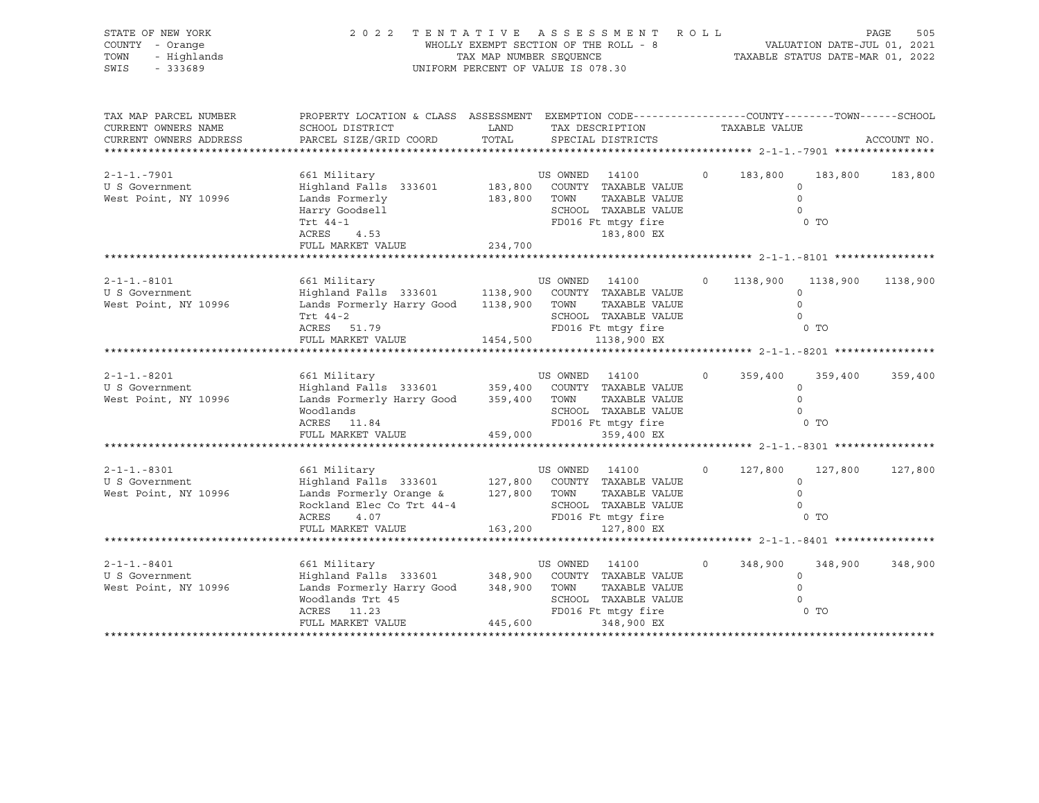STATE OF NEW YORK
COUNTY - Orange
TOWN - Highlands
SWIS - 333689

2 0 2 2 T E N T A T I V E A S S E S S M E N T R O L L
WHOLLY EXEMPT SECTION OF THE ROLL - 8
TAX MAP NUMBER SEQUENCE
UNIFORM PERCENT OF VALUE IS 078.30

VALUATION DATE-JUL 01, 2021
TAXABLE STATUS DATE-MAR 01, 2022

| TAX MAP PARCEL NUMBER / CURRENT OWNERS NAME / CURRENT OWNERS ADDRESS | PROPERTY LOCATION & CLASS / SCHOOL DISTRICT / PARCEL SIZE/GRID COORD | ASSESSMENT LAND / TOTAL | EXEMPTION CODE / TAX DESCRIPTION / SPECIAL DISTRICTS | | COUNTY | TOWN | SCHOOL |
|---|---|---|---|---|---|---|---|
| 2-1-1.-7901 | 661 Military | | US OWNED 14100 | 0 | 183,800 | 183,800 | 183,800 |
| U S Government | Highland Falls 333601 | 183,800 | COUNTY TAXABLE VALUE | | 0 | | |
| West Point, NY 10996 | Lands Formerly | 183,800 | TOWN TAXABLE VALUE | | 0 | | |
| | Harry Goodsell | | SCHOOL TAXABLE VALUE | | 0 | | |
| | Trt 44-1 | | FD016 Ft mtgy fire | | 0 TO | | |
| | ACRES 4.53 | | 183,800 EX | | | | |
| | FULL MARKET VALUE | 234,700 | | | | | |
| 2-1-1.-8101 | 661 Military | | US OWNED 14100 | 0 | 1138,900 | 1138,900 | 1138,900 |
| U S Government | Highland Falls 333601 | 1138,900 | COUNTY TAXABLE VALUE | | 0 | | |
| West Point, NY 10996 | Lands Formerly Harry Good | 1138,900 | TOWN TAXABLE VALUE | | 0 | | |
| | Trt 44-2 | | SCHOOL TAXABLE VALUE | | 0 | | |
| | ACRES 51.79 | | FD016 Ft mtgy fire | | 0 TO | | |
| | FULL MARKET VALUE | 1454,500 | 1138,900 EX | | | | |
| 2-1-1.-8201 | 661 Military | | US OWNED 14100 | 0 | 359,400 | 359,400 | 359,400 |
| U S Government | Highland Falls 333601 | 359,400 | COUNTY TAXABLE VALUE | | 0 | | |
| West Point, NY 10996 | Lands Formerly Harry Good | 359,400 | TOWN TAXABLE VALUE | | 0 | | |
| | Woodlands | | SCHOOL TAXABLE VALUE | | 0 | | |
| | ACRES 11.84 | | FD016 Ft mtgy fire | | 0 TO | | |
| | FULL MARKET VALUE | 459,000 | 359,400 EX | | | | |
| 2-1-1.-8301 | 661 Military | | US OWNED 14100 | 0 | 127,800 | 127,800 | 127,800 |
| U S Government | Highland Falls 333601 | 127,800 | COUNTY TAXABLE VALUE | | 0 | | |
| West Point, NY 10996 | Lands Formerly Orange & | 127,800 | TOWN TAXABLE VALUE | | 0 | | |
| | Rockland Elec Co Trt 44-4 | | SCHOOL TAXABLE VALUE | | 0 | | |
| | ACRES 4.07 | | FD016 Ft mtgy fire | | 0 TO | | |
| | FULL MARKET VALUE | 163,200 | 127,800 EX | | | | |
| 2-1-1.-8401 | 661 Military | | US OWNED 14100 | 0 | 348,900 | 348,900 | 348,900 |
| U S Government | Highland Falls 333601 | 348,900 | COUNTY TAXABLE VALUE | | 0 | | |
| West Point, NY 10996 | Lands Formerly Harry Good | 348,900 | TOWN TAXABLE VALUE | | 0 | | |
| | Woodlands Trt 45 | | SCHOOL TAXABLE VALUE | | 0 | | |
| | ACRES 11.23 | | FD016 Ft mtgy fire | | 0 TO | | |
| | FULL MARKET VALUE | 445,600 | 348,900 EX | | | | |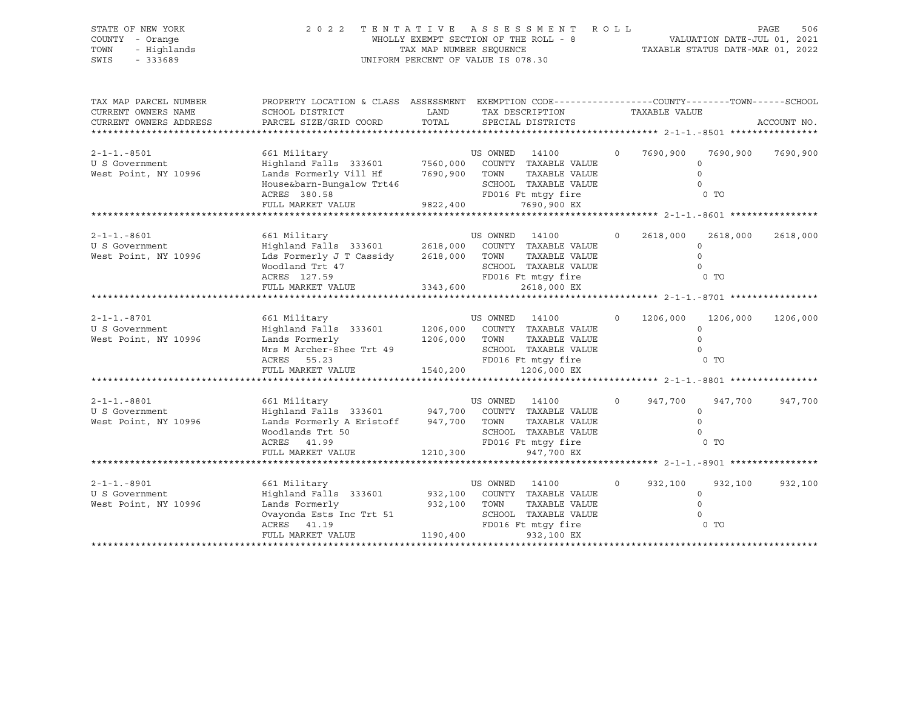STATE OF NEW YORK
COUNTY - Orange
TOWN - Highlands
SWIS - 333689

2 0 2 2 T E N T A T I V E A S S E S S M E N T R O L L
WHOLLY EXEMPT SECTION OF THE ROLL - 8
TAX MAP NUMBER SEQUENCE
UNIFORM PERCENT OF VALUE IS 078.30

VALUATION DATE-JUL 01, 2021
TAXABLE STATUS DATE-MAR 01, 2022

| TAX MAP PARCEL NUMBER<br>CURRENT OWNERS NAME<br>CURRENT OWNERS ADDRESS | PROPERTY LOCATION & CLASS<br>SCHOOL DISTRICT<br>PARCEL SIZE/GRID COORD | ASSESSMENT<br>LAND<br>TOTAL | EXEMPTION CODE<br>TAX DESCRIPTION<br>SPECIAL DISTRICTS | | COUNTY<br>TAXABLE VALUE | TOWN | SCHOOL<br>ACCOUNT NO. |
|---|---|---|---|---|---|---|---|
| 2-1-1.-8501 | 661 Military | | US OWNED 14100 | 0 | 7690,900 | 7690,900 | 7690,900 |
| U S Government | Highland Falls 333601 | 7560,000 | COUNTY TAXABLE VALUE | | 0 | | |
| West Point, NY 10996 | Lands Formerly Vill Hf | 7690,900 | TOWN TAXABLE VALUE | | 0 | | |
| | House&barn-Bungalow Trt46 | | SCHOOL TAXABLE VALUE | | 0 | | |
| | ACRES 380.58 | | FD016 Ft mtgy fire | | 0 TO | | |
| | FULL MARKET VALUE | 9822,400 | 7690,900 EX | | | | |
| 2-1-1.-8601 | 661 Military | | US OWNED 14100 | 0 | 2618,000 | 2618,000 | 2618,000 |
| U S Government | Highland Falls 333601 | 2618,000 | COUNTY TAXABLE VALUE | | 0 | | |
| West Point, NY 10996 | Lds Formerly J T Cassidy | 2618,000 | TOWN TAXABLE VALUE | | 0 | | |
| | Woodland Trt 47 | | SCHOOL TAXABLE VALUE | | 0 | | |
| | ACRES 127.59 | | FD016 Ft mtgy fire | | 0 TO | | |
| | FULL MARKET VALUE | 3343,600 | 2618,000 EX | | | | |
| 2-1-1.-8701 | 661 Military | | US OWNED 14100 | 0 | 1206,000 | 1206,000 | 1206,000 |
| U S Government | Highland Falls 333601 | 1206,000 | COUNTY TAXABLE VALUE | | 0 | | |
| West Point, NY 10996 | Lands Formerly | 1206,000 | TOWN TAXABLE VALUE | | 0 | | |
| | Mrs M Archer-Shee Trt 49 | | SCHOOL TAXABLE VALUE | | 0 | | |
| | ACRES 55.23 | | FD016 Ft mtgy fire | | 0 TO | | |
| | FULL MARKET VALUE | 1540,200 | 1206,000 EX | | | | |
| 2-1-1.-8801 | 661 Military | | US OWNED 14100 | 0 | 947,700 | 947,700 | 947,700 |
| U S Government | Highland Falls 333601 | 947,700 | COUNTY TAXABLE VALUE | | 0 | | |
| West Point, NY 10996 | Lands Formerly A Eristoff | 947,700 | TOWN TAXABLE VALUE | | 0 | | |
| | Woodlands Trt 50 | | SCHOOL TAXABLE VALUE | | 0 | | |
| | ACRES 41.99 | | FD016 Ft mtgy fire | | 0 TO | | |
| | FULL MARKET VALUE | 1210,300 | 947,700 EX | | | | |
| 2-1-1.-8901 | 661 Military | | US OWNED 14100 | 0 | 932,100 | 932,100 | 932,100 |
| U S Government | Highland Falls 333601 | 932,100 | COUNTY TAXABLE VALUE | | 0 | | |
| West Point, NY 10996 | Lands Formerly | 932,100 | TOWN TAXABLE VALUE | | 0 | | |
| | Ovayonda Ests Inc Trt 51 | | SCHOOL TAXABLE VALUE | | 0 | | |
| | ACRES 41.19 | | FD016 Ft mtgy fire | | 0 TO | | |
| | FULL MARKET VALUE | 1190,400 | 932,100 EX | | | | |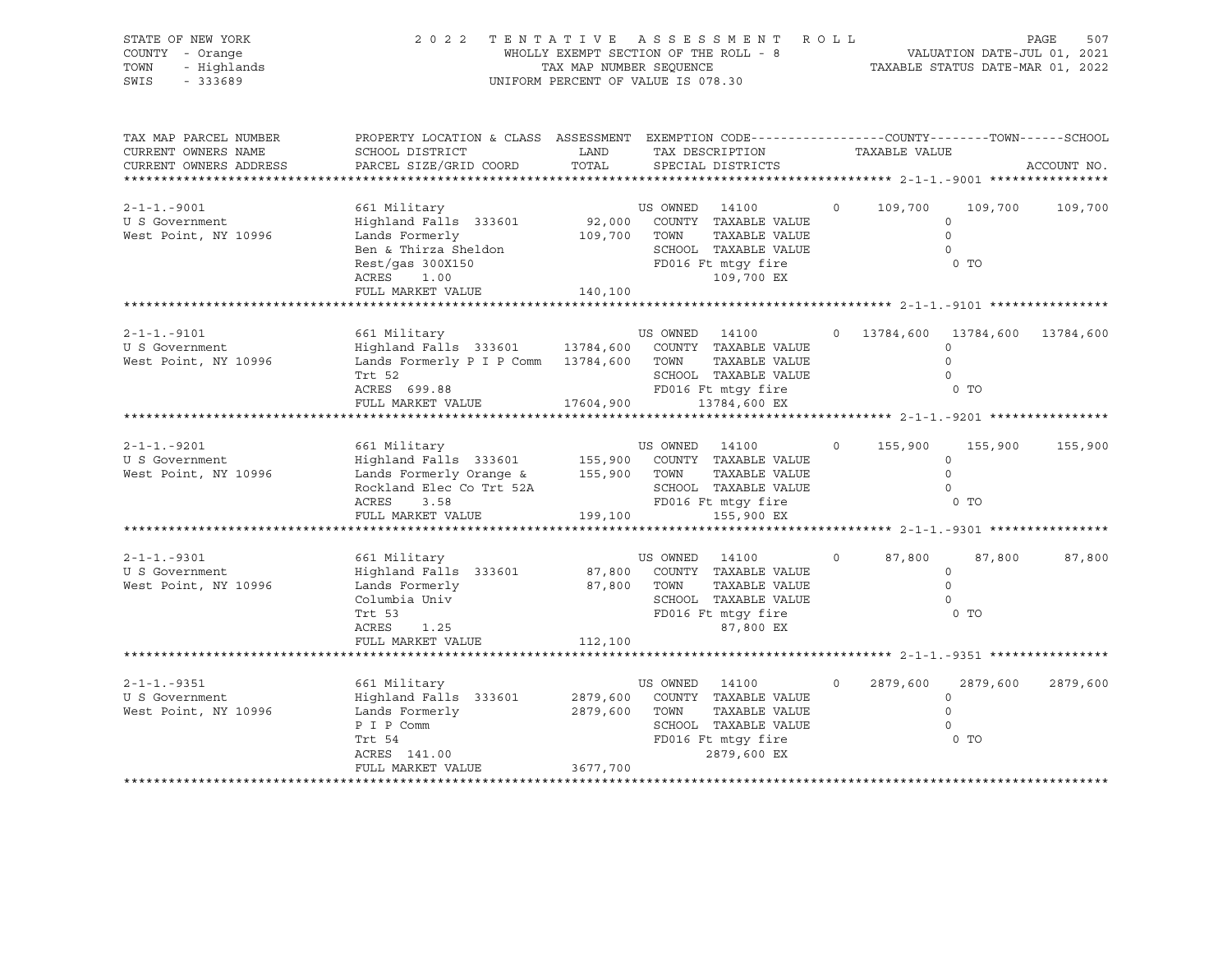STATE OF NEW YORK
COUNTY - Orange
TOWN - Highlands
SWIS - 333689

2 0 2 2 T E N T A T I V E A S S E S S M E N T R O L L
WHOLLY EXEMPT SECTION OF THE ROLL - 8
TAX MAP NUMBER SEQUENCE
UNIFORM PERCENT OF VALUE IS 078.30

VALUATION DATE-JUL 01, 2021
TAXABLE STATUS DATE-MAR 01, 2022

| TAX MAP PARCEL NUMBER / CURRENT OWNERS NAME / CURRENT OWNERS ADDRESS | PROPERTY LOCATION & CLASS / SCHOOL DISTRICT / PARCEL SIZE/GRID COORD | ASSESSMENT LAND | TOTAL | EXEMPTION CODE / TAX DESCRIPTION / SPECIAL DISTRICTS | COUNTY TAXABLE VALUE | TOWN | SCHOOL | ACCOUNT NO. |
|---|---|---|---|---|---|---|---|---|
| 2-1-1.-9001 | 661 Military | | | US OWNED 14100 0 | 109,700 | 109,700 | 109,700 | |
| U S Government | Highland Falls 333601 | 92,000 | | COUNTY TAXABLE VALUE | 0 | | | |
| West Point, NY 10996 | Lands Formerly | | 109,700 | TOWN TAXABLE VALUE | 0 | | | |
| | Ben & Thirza Sheldon | | | SCHOOL TAXABLE VALUE | 0 | | | |
| | Rest/gas 300X150 | | | FD016 Ft mtgy fire | 0 TO | | | |
| | ACRES 1.00 | | | 109,700 EX | | | | |
| | FULL MARKET VALUE | | 140,100 | | | | | |
| 2-1-1.-9101 | 661 Military | | | US OWNED 14100 0 | 13784,600 | 13784,600 | 13784,600 | |
| U S Government | Highland Falls 333601 | 13784,600 | | COUNTY TAXABLE VALUE | 0 | | | |
| West Point, NY 10996 | Lands Formerly P I P Comm | | 13784,600 | TOWN TAXABLE VALUE | 0 | | | |
| | Trt 52 | | | SCHOOL TAXABLE VALUE | 0 | | | |
| | ACRES 699.88 | | | FD016 Ft mtgy fire | 0 TO | | | |
| | FULL MARKET VALUE | | 17604,900 | 13784,600 EX | | | | |
| 2-1-1.-9201 | 661 Military | | | US OWNED 14100 0 | 155,900 | 155,900 | 155,900 | |
| U S Government | Highland Falls 333601 | 155,900 | | COUNTY TAXABLE VALUE | 0 | | | |
| West Point, NY 10996 | Lands Formerly Orange & | | 155,900 | TOWN TAXABLE VALUE | 0 | | | |
| | Rockland Elec Co Trt 52A | | | SCHOOL TAXABLE VALUE | 0 | | | |
| | ACRES 3.58 | | | FD016 Ft mtgy fire | 0 TO | | | |
| | FULL MARKET VALUE | | 199,100 | 155,900 EX | | | | |
| 2-1-1.-9301 | 661 Military | | | US OWNED 14100 0 | 87,800 | 87,800 | 87,800 | |
| U S Government | Highland Falls 333601 | 87,800 | | COUNTY TAXABLE VALUE | 0 | | | |
| West Point, NY 10996 | Lands Formerly | | 87,800 | TOWN TAXABLE VALUE | 0 | | | |
| | Columbia Univ | | | SCHOOL TAXABLE VALUE | 0 | | | |
| | Trt 53 | | | FD016 Ft mtgy fire | 0 TO | | | |
| | ACRES 1.25 | | | 87,800 EX | | | | |
| | FULL MARKET VALUE | | 112,100 | | | | | |
| 2-1-1.-9351 | 661 Military | | | US OWNED 14100 0 | 2879,600 | 2879,600 | 2879,600 | |
| U S Government | Highland Falls 333601 | 2879,600 | | COUNTY TAXABLE VALUE | 0 | | | |
| West Point, NY 10996 | Lands Formerly | | 2879,600 | TOWN TAXABLE VALUE | 0 | | | |
| | P I P Comm | | | SCHOOL TAXABLE VALUE | 0 | | | |
| | Trt 54 | | | FD016 Ft mtgy fire | 0 TO | | | |
| | ACRES 141.00 | | | 2879,600 EX | | | | |
| | FULL MARKET VALUE | | 3677,700 | | | | | |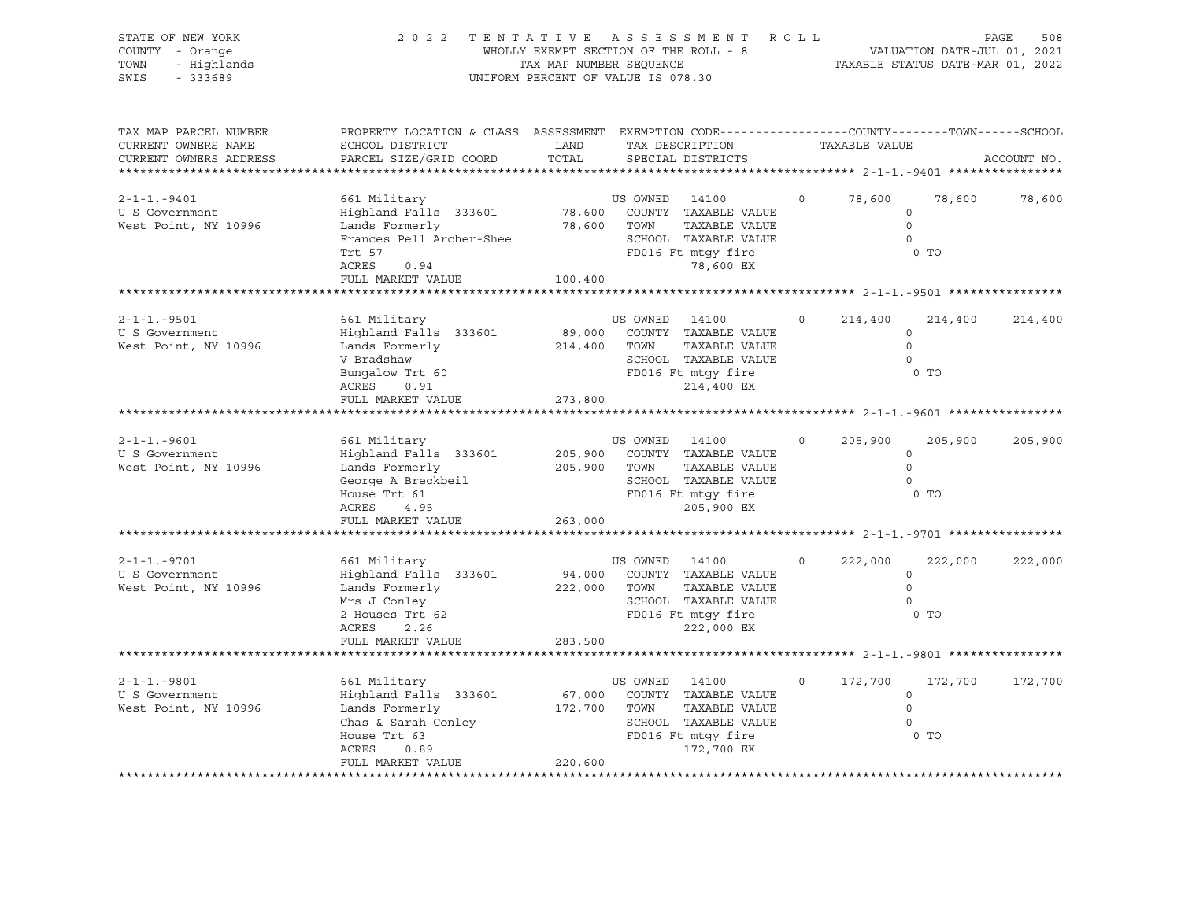STATE OF NEW YORK — COUNTY - Orange — TOWN - Highlands — SWIS - 333689

# 2022 TENTATIVE ASSESSMENT ROLL

WHOLLY EXEMPT SECTION OF THE ROLL - 8
TAX MAP NUMBER SEQUENCE
UNIFORM PERCENT OF VALUE IS 078.30

VALUATION DATE-JUL 01, 2021
TAXABLE STATUS DATE-MAR 01, 2022

| TAX MAP PARCEL NUMBER / CURRENT OWNERS NAME / CURRENT OWNERS ADDRESS | PROPERTY LOCATION & CLASS / SCHOOL DISTRICT / PARCEL SIZE/GRID COORD | ASSESSMENT LAND / TOTAL | EXEMPTION CODE / TAX DESCRIPTION / SPECIAL DISTRICTS | | COUNTY | TOWN | SCHOOL |
|---|---|---|---|---|---|---|---|
| 2-1-1.-9401 | 661 Military | | US OWNED 14100 | 0 | 78,600 | 78,600 | 78,600 |
| U S Government | Highland Falls 333601 | 78,600 | COUNTY TAXABLE VALUE | | 0 | | |
| West Point, NY 10996 | Lands Formerly | 78,600 | TOWN TAXABLE VALUE | | 0 | | |
| | Frances Pell Archer-Shee | | SCHOOL TAXABLE VALUE | | 0 | | |
| | Trt 57 | | FD016 Ft mtgy fire | | 0 TO | | |
| | ACRES 0.94 | | 78,600 EX | | | | |
| | FULL MARKET VALUE | 100,400 | | | | | |
| 2-1-1.-9501 | 661 Military | | US OWNED 14100 | 0 | 214,400 | 214,400 | 214,400 |
| U S Government | Highland Falls 333601 | 89,000 | COUNTY TAXABLE VALUE | | 0 | | |
| West Point, NY 10996 | Lands Formerly | 214,400 | TOWN TAXABLE VALUE | | 0 | | |
| | V Bradshaw | | SCHOOL TAXABLE VALUE | | 0 | | |
| | Bungalow Trt 60 | | FD016 Ft mtgy fire | | 0 TO | | |
| | ACRES 0.91 | | 214,400 EX | | | | |
| | FULL MARKET VALUE | 273,800 | | | | | |
| 2-1-1.-9601 | 661 Military | | US OWNED 14100 | 0 | 205,900 | 205,900 | 205,900 |
| U S Government | Highland Falls 333601 | 205,900 | COUNTY TAXABLE VALUE | | 0 | | |
| West Point, NY 10996 | Lands Formerly | 205,900 | TOWN TAXABLE VALUE | | 0 | | |
| | George A Breckbeil | | SCHOOL TAXABLE VALUE | | 0 | | |
| | House Trt 61 | | FD016 Ft mtgy fire | | 0 TO | | |
| | ACRES 4.95 | | 205,900 EX | | | | |
| | FULL MARKET VALUE | 263,000 | | | | | |
| 2-1-1.-9701 | 661 Military | | US OWNED 14100 | 0 | 222,000 | 222,000 | 222,000 |
| U S Government | Highland Falls 333601 | 94,000 | COUNTY TAXABLE VALUE | | 0 | | |
| West Point, NY 10996 | Lands Formerly | 222,000 | TOWN TAXABLE VALUE | | 0 | | |
| | Mrs J Conley | | SCHOOL TAXABLE VALUE | | 0 | | |
| | 2 Houses Trt 62 | | FD016 Ft mtgy fire | | 0 TO | | |
| | ACRES 2.26 | | 222,000 EX | | | | |
| | FULL MARKET VALUE | 283,500 | | | | | |
| 2-1-1.-9801 | 661 Military | | US OWNED 14100 | 0 | 172,700 | 172,700 | 172,700 |
| U S Government | Highland Falls 333601 | 67,000 | COUNTY TAXABLE VALUE | | 0 | | |
| West Point, NY 10996 | Lands Formerly | 172,700 | TOWN TAXABLE VALUE | | 0 | | |
| | Chas & Sarah Conley | | SCHOOL TAXABLE VALUE | | 0 | | |
| | House Trt 63 | | FD016 Ft mtgy fire | | 0 TO | | |
| | ACRES 0.89 | | 172,700 EX | | | | |
| | FULL MARKET VALUE | 220,600 | | | | | |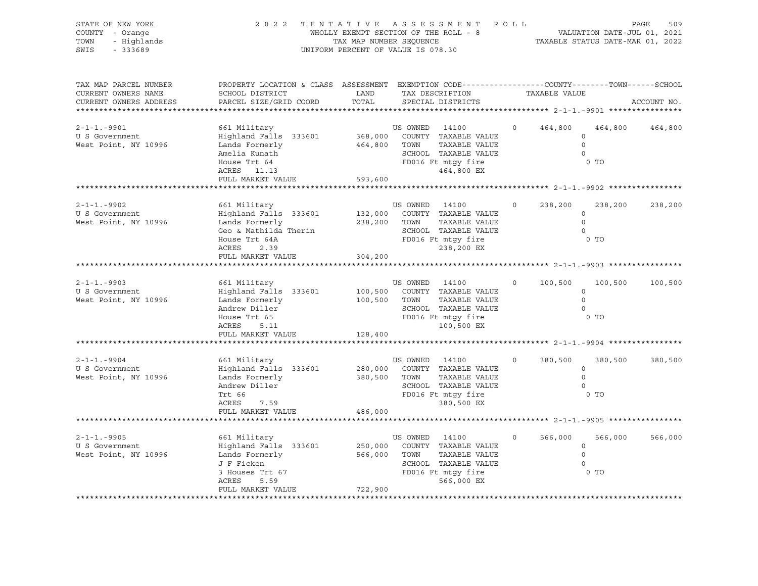STATE OF NEW YORK — 2022 TENTATIVE ASSESSMENT ROLL
COUNTY - Orange — WHOLLY EXEMPT SECTION OF THE ROLL - 8 — VALUATION DATE-JUL 01, 2021
TOWN - Highlands — TAX MAP NUMBER SEQUENCE — TAXABLE STATUS DATE-MAR 01, 2022
SWIS - 333689 — UNIFORM PERCENT OF VALUE IS 078.30

| TAX MAP PARCEL NUMBER / CURRENT OWNERS NAME / CURRENT OWNERS ADDRESS | PROPERTY LOCATION & CLASS / SCHOOL DISTRICT / PARCEL SIZE/GRID COORD | ASSESSMENT LAND / TOTAL | EXEMPTION CODE / TAX DESCRIPTION / SPECIAL DISTRICTS | COUNTY | TOWN | SCHOOL |
|---|---|---|---|---|---|---|
| 2-1-1.-9901 | 661 Military | | US OWNED 14100 0 | 464,800 | 464,800 | 464,800 |
| U S Government | Highland Falls 333601 | 368,000 | COUNTY TAXABLE VALUE | 0 | | |
| West Point, NY 10996 | Lands Formerly | 464,800 | TOWN TAXABLE VALUE | 0 | | |
| | Amelia Kunath | | SCHOOL TAXABLE VALUE | 0 | | |
| | House Trt 64 | | FD016 Ft mtgy fire | 0 TO | | |
| | ACRES 11.13 | | 464,800 EX | | | |
| | FULL MARKET VALUE | 593,600 | | | | |
| 2-1-1.-9902 | 661 Military | | US OWNED 14100 0 | 238,200 | 238,200 | 238,200 |
| U S Government | Highland Falls 333601 | 132,000 | COUNTY TAXABLE VALUE | 0 | | |
| West Point, NY 10996 | Lands Formerly | 238,200 | TOWN TAXABLE VALUE | 0 | | |
| | Geo & Mathilda Therin | | SCHOOL TAXABLE VALUE | 0 | | |
| | House Trt 64A | | FD016 Ft mtgy fire | 0 TO | | |
| | ACRES 2.39 | | 238,200 EX | | | |
| | FULL MARKET VALUE | 304,200 | | | | |
| 2-1-1.-9903 | 661 Military | | US OWNED 14100 0 | 100,500 | 100,500 | 100,500 |
| U S Government | Highland Falls 333601 | 100,500 | COUNTY TAXABLE VALUE | 0 | | |
| West Point, NY 10996 | Lands Formerly | 100,500 | TOWN TAXABLE VALUE | 0 | | |
| | Andrew Diller | | SCHOOL TAXABLE VALUE | 0 | | |
| | House Trt 65 | | FD016 Ft mtgy fire | 0 TO | | |
| | ACRES 5.11 | | 100,500 EX | | | |
| | FULL MARKET VALUE | 128,400 | | | | |
| 2-1-1.-9904 | 661 Military | | US OWNED 14100 0 | 380,500 | 380,500 | 380,500 |
| U S Government | Highland Falls 333601 | 280,000 | COUNTY TAXABLE VALUE | 0 | | |
| West Point, NY 10996 | Lands Formerly | 380,500 | TOWN TAXABLE VALUE | 0 | | |
| | Andrew Diller | | SCHOOL TAXABLE VALUE | 0 | | |
| | Trt 66 | | FD016 Ft mtgy fire | 0 TO | | |
| | ACRES 7.59 | | 380,500 EX | | | |
| | FULL MARKET VALUE | 486,000 | | | | |
| 2-1-1.-9905 | 661 Military | | US OWNED 14100 0 | 566,000 | 566,000 | 566,000 |
| U S Government | Highland Falls 333601 | 250,000 | COUNTY TAXABLE VALUE | 0 | | |
| West Point, NY 10996 | Lands Formerly | 566,000 | TOWN TAXABLE VALUE | 0 | | |
| | J F Ficken | | SCHOOL TAXABLE VALUE | 0 | | |
| | 3 Houses Trt 67 | | FD016 Ft mtgy fire | 0 TO | | |
| | ACRES 5.59 | | 566,000 EX | | | |
| | FULL MARKET VALUE | 722,900 | | | | |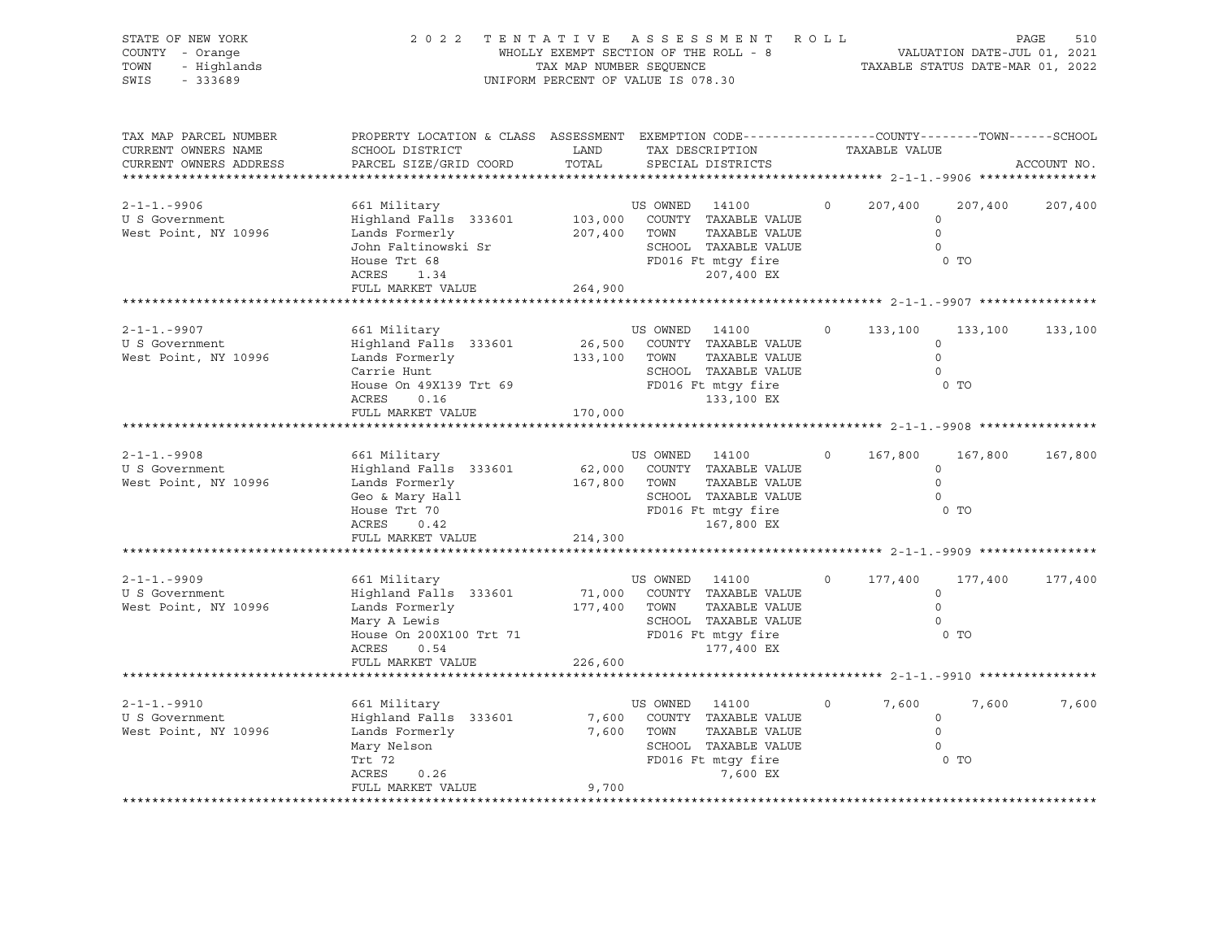STATE OF NEW YORK | COUNTY - Orange | TOWN - Highlands | SWIS - 333689

**2022 TENTATIVE ASSESSMENT ROLL**
WHOLLY EXEMPT SECTION OF THE ROLL - 8
TAX MAP NUMBER SEQUENCE
UNIFORM PERCENT OF VALUE IS 078.30

VALUATION DATE-JUL 01, 2021
TAXABLE STATUS DATE-MAR 01, 2022

| TAX MAP PARCEL NUMBER / CURRENT OWNERS NAME / CURRENT OWNERS ADDRESS | PROPERTY LOCATION & CLASS / SCHOOL DISTRICT / PARCEL SIZE/GRID COORD | ASSESSMENT LAND | TOTAL | EXEMPTION CODE / TAX DESCRIPTION / SPECIAL DISTRICTS | | COUNTY TAXABLE VALUE | TOWN | SCHOOL |
|---|---|---|---|---|---|---|---|---|
| **2-1-1.-9906** | 661 Military | | | US OWNED 14100 | 0 | 207,400 | 207,400 | 207,400 |
| U S Government | Highland Falls 333601 | 103,000 | | COUNTY TAXABLE VALUE | | 0 | | |
| West Point, NY 10996 | Lands Formerly | | 207,400 | TOWN TAXABLE VALUE | | 0 | | |
| | John Faltinowski Sr | | | SCHOOL TAXABLE VALUE | | 0 | | |
| | House Trt 68 | | | FD016 Ft mtgy fire | | | 0 TO | |
| | ACRES 1.34 | | | 207,400 EX | | | | |
| | FULL MARKET VALUE | | 264,900 | | | | | |
| **2-1-1.-9907** | 661 Military | | | US OWNED 14100 | 0 | 133,100 | 133,100 | 133,100 |
| U S Government | Highland Falls 333601 | 26,500 | | COUNTY TAXABLE VALUE | | 0 | | |
| West Point, NY 10996 | Lands Formerly | | 133,100 | TOWN TAXABLE VALUE | | 0 | | |
| | Carrie Hunt | | | SCHOOL TAXABLE VALUE | | 0 | | |
| | House On 49X139 Trt 69 | | | FD016 Ft mtgy fire | | | 0 TO | |
| | ACRES 0.16 | | | 133,100 EX | | | | |
| | FULL MARKET VALUE | | 170,000 | | | | | |
| **2-1-1.-9908** | 661 Military | | | US OWNED 14100 | 0 | 167,800 | 167,800 | 167,800 |
| U S Government | Highland Falls 333601 | 62,000 | | COUNTY TAXABLE VALUE | | 0 | | |
| West Point, NY 10996 | Lands Formerly | | 167,800 | TOWN TAXABLE VALUE | | 0 | | |
| | Geo & Mary Hall | | | SCHOOL TAXABLE VALUE | | 0 | | |
| | House Trt 70 | | | FD016 Ft mtgy fire | | | 0 TO | |
| | ACRES 0.42 | | | 167,800 EX | | | | |
| | FULL MARKET VALUE | | 214,300 | | | | | |
| **2-1-1.-9909** | 661 Military | | | US OWNED 14100 | 0 | 177,400 | 177,400 | 177,400 |
| U S Government | Highland Falls 333601 | 71,000 | | COUNTY TAXABLE VALUE | | 0 | | |
| West Point, NY 10996 | Lands Formerly | | 177,400 | TOWN TAXABLE VALUE | | 0 | | |
| | Mary A Lewis | | | SCHOOL TAXABLE VALUE | | 0 | | |
| | House On 200X100 Trt 71 | | | FD016 Ft mtgy fire | | | 0 TO | |
| | ACRES 0.54 | | | 177,400 EX | | | | |
| | FULL MARKET VALUE | | 226,600 | | | | | |
| **2-1-1.-9910** | 661 Military | | | US OWNED 14100 | 0 | 7,600 | 7,600 | 7,600 |
| U S Government | Highland Falls 333601 | 7,600 | | COUNTY TAXABLE VALUE | | 0 | | |
| West Point, NY 10996 | Lands Formerly | | 7,600 | TOWN TAXABLE VALUE | | 0 | | |
| | Mary Nelson | | | SCHOOL TAXABLE VALUE | | 0 | | |
| | Trt 72 | | | FD016 Ft mtgy fire | | | 0 TO | |
| | ACRES 0.26 | | | 7,600 EX | | | | |
| | FULL MARKET VALUE | | 9,700 | | | | | |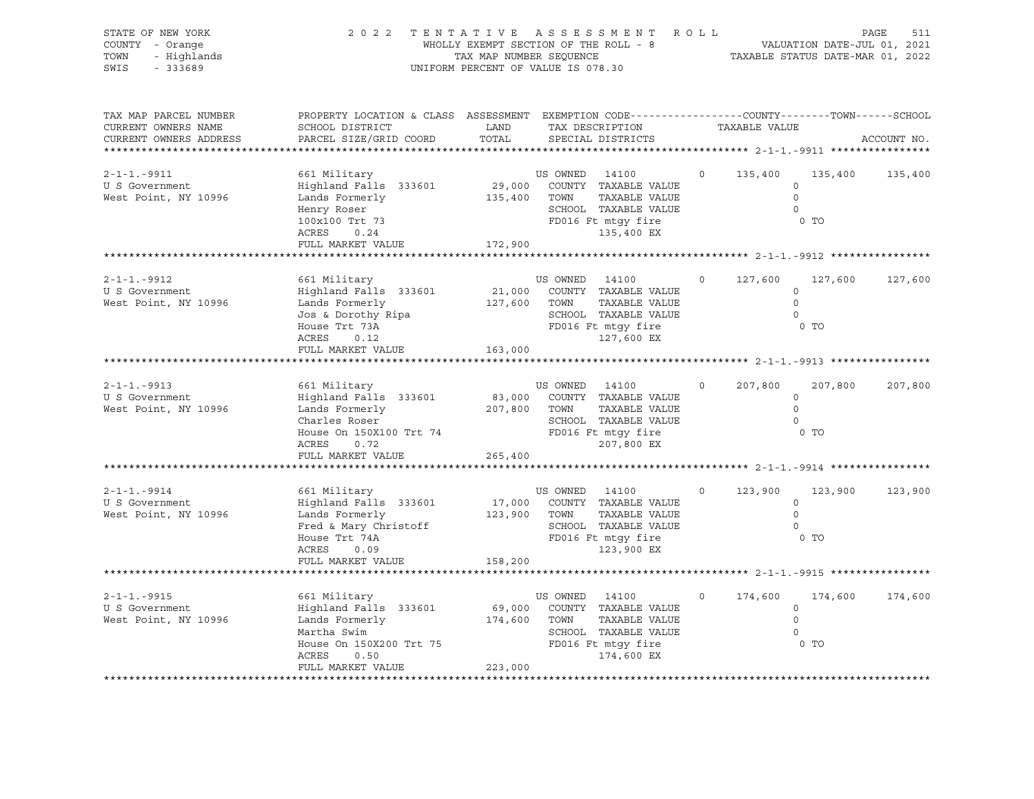STATE OF NEW YORK | COUNTY - Orange | TOWN - Highlands | SWIS - 333689

2 0 2 2 TENTATIVE ASSESSMENT ROLL
WHOLLY EXEMPT SECTION OF THE ROLL - 8
TAX MAP NUMBER SEQUENCE
UNIFORM PERCENT OF VALUE IS 078.30

VALUATION DATE-JUL 01, 2021
TAXABLE STATUS DATE-MAR 01, 2022

| TAX MAP PARCEL NUMBER / CURRENT OWNERS NAME / CURRENT OWNERS ADDRESS | PROPERTY LOCATION & CLASS / SCHOOL DISTRICT / PARCEL SIZE/GRID COORD | ASSESSMENT LAND / TOTAL | EXEMPTION CODE / TAX DESCRIPTION / SPECIAL DISTRICTS | COUNTY | TOWN | SCHOOL |
|---|---|---|---|---|---|---|
| **2-1-1.-9911** | 661 Military | | US OWNED 14100 0 | 135,400 | 135,400 | 135,400 |
| U S Government | Highland Falls 333601 | 29,000 | COUNTY TAXABLE VALUE | 0 | | |
| West Point, NY 10996 | Lands Formerly | 135,400 | TOWN TAXABLE VALUE | 0 | | |
| | Henry Roser | | SCHOOL TAXABLE VALUE | 0 | | |
| | 100x100 Trt 73 | | FD016 Ft mtgy fire | 0 TO | | |
| | ACRES 0.24 | | 135,400 EX | | | |
| | FULL MARKET VALUE | 172,900 | | | | |
| **2-1-1.-9912** | 661 Military | | US OWNED 14100 0 | 127,600 | 127,600 | 127,600 |
| U S Government | Highland Falls 333601 | 21,000 | COUNTY TAXABLE VALUE | 0 | | |
| West Point, NY 10996 | Lands Formerly | 127,600 | TOWN TAXABLE VALUE | 0 | | |
| | Jos & Dorothy Ripa | | SCHOOL TAXABLE VALUE | 0 | | |
| | House Trt 73A | | FD016 Ft mtgy fire | 0 TO | | |
| | ACRES 0.12 | | 127,600 EX | | | |
| | FULL MARKET VALUE | 163,000 | | | | |
| **2-1-1.-9913** | 661 Military | | US OWNED 14100 0 | 207,800 | 207,800 | 207,800 |
| U S Government | Highland Falls 333601 | 83,000 | COUNTY TAXABLE VALUE | 0 | | |
| West Point, NY 10996 | Lands Formerly | 207,800 | TOWN TAXABLE VALUE | 0 | | |
| | Charles Roser | | SCHOOL TAXABLE VALUE | 0 | | |
| | House On 150X100 Trt 74 | | FD016 Ft mtgy fire | 0 TO | | |
| | ACRES 0.72 | | 207,800 EX | | | |
| | FULL MARKET VALUE | 265,400 | | | | |
| **2-1-1.-9914** | 661 Military | | US OWNED 14100 0 | 123,900 | 123,900 | 123,900 |
| U S Government | Highland Falls 333601 | 17,000 | COUNTY TAXABLE VALUE | 0 | | |
| West Point, NY 10996 | Lands Formerly | 123,900 | TOWN TAXABLE VALUE | 0 | | |
| | Fred & Mary Christoff | | SCHOOL TAXABLE VALUE | 0 | | |
| | House Trt 74A | | FD016 Ft mtgy fire | 0 TO | | |
| | ACRES 0.09 | | 123,900 EX | | | |
| | FULL MARKET VALUE | 158,200 | | | | |
| **2-1-1.-9915** | 661 Military | | US OWNED 14100 0 | 174,600 | 174,600 | 174,600 |
| U S Government | Highland Falls 333601 | 69,000 | COUNTY TAXABLE VALUE | 0 | | |
| West Point, NY 10996 | Lands Formerly | 174,600 | TOWN TAXABLE VALUE | 0 | | |
| | Martha Swim | | SCHOOL TAXABLE VALUE | 0 | | |
| | House On 150X200 Trt 75 | | FD016 Ft mtgy fire | 0 TO | | |
| | ACRES 0.50 | | 174,600 EX | | | |
| | FULL MARKET VALUE | 223,000 | | | | |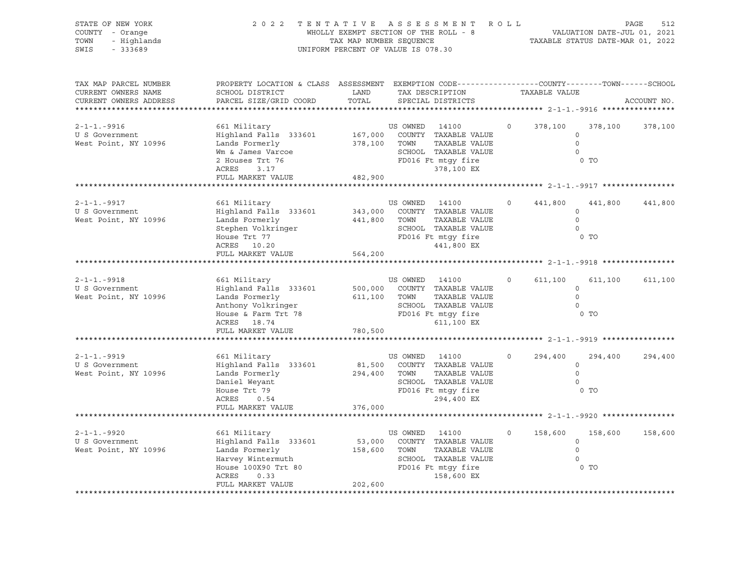STATE OF NEW YORK — 2022 TENTATIVE ASSESSMENT ROLL
COUNTY - Orange — WHOLLY EXEMPT SECTION OF THE ROLL - 8 — VALUATION DATE-JUL 01, 2021
TOWN - Highlands — TAX MAP NUMBER SEQUENCE — TAXABLE STATUS DATE-MAR 01, 2022
SWIS - 333689 — UNIFORM PERCENT OF VALUE IS 078.30

| TAX MAP PARCEL NUMBER / CURRENT OWNERS NAME / CURRENT OWNERS ADDRESS | PROPERTY LOCATION & CLASS / SCHOOL DISTRICT / PARCEL SIZE/GRID COORD | ASSESSMENT LAND | TOTAL | EXEMPTION CODE / TAX DESCRIPTION / SPECIAL DISTRICTS | COUNTY TAXABLE VALUE | TOWN | SCHOOL |
|---|---|---|---|---|---|---|---|
| **2-1-1.-9916** | 661 Military | | | US OWNED 14100 0 | 378,100 | 378,100 | 378,100 |
| U S Government | Highland Falls 333601 | 167,000 | | COUNTY TAXABLE VALUE | 0 | | |
| West Point, NY 10996 | Lands Formerly | | 378,100 | TOWN TAXABLE VALUE | 0 | | |
| | Wm & James Varcoe | | | SCHOOL TAXABLE VALUE | 0 | | |
| | 2 Houses Trt 76 | | | FD016 Ft mtgy fire | 0 TO | | |
| | ACRES 3.17 | | | 378,100 EX | | | |
| | FULL MARKET VALUE | | 482,900 | | | | |
| **2-1-1.-9917** | 661 Military | | | US OWNED 14100 0 | 441,800 | 441,800 | 441,800 |
| U S Government | Highland Falls 333601 | 343,000 | | COUNTY TAXABLE VALUE | 0 | | |
| West Point, NY 10996 | Lands Formerly | | 441,800 | TOWN TAXABLE VALUE | 0 | | |
| | Stephen Volkringer | | | SCHOOL TAXABLE VALUE | 0 | | |
| | House Trt 77 | | | FD016 Ft mtgy fire | 0 TO | | |
| | ACRES 10.20 | | | 441,800 EX | | | |
| | FULL MARKET VALUE | | 564,200 | | | | |
| **2-1-1.-9918** | 661 Military | | | US OWNED 14100 0 | 611,100 | 611,100 | 611,100 |
| U S Government | Highland Falls 333601 | 500,000 | | COUNTY TAXABLE VALUE | 0 | | |
| West Point, NY 10996 | Lands Formerly | | 611,100 | TOWN TAXABLE VALUE | 0 | | |
| | Anthony Volkringer | | | SCHOOL TAXABLE VALUE | 0 | | |
| | House & Farm Trt 78 | | | FD016 Ft mtgy fire | 0 TO | | |
| | ACRES 18.74 | | | 611,100 EX | | | |
| | FULL MARKET VALUE | | 780,500 | | | | |
| **2-1-1.-9919** | 661 Military | | | US OWNED 14100 0 | 294,400 | 294,400 | 294,400 |
| U S Government | Highland Falls 333601 | 81,500 | | COUNTY TAXABLE VALUE | 0 | | |
| West Point, NY 10996 | Lands Formerly | | 294,400 | TOWN TAXABLE VALUE | 0 | | |
| | Daniel Weyant | | | SCHOOL TAXABLE VALUE | 0 | | |
| | House Trt 79 | | | FD016 Ft mtgy fire | 0 TO | | |
| | ACRES 0.54 | | | 294,400 EX | | | |
| | FULL MARKET VALUE | | 376,000 | | | | |
| **2-1-1.-9920** | 661 Military | | | US OWNED 14100 0 | 158,600 | 158,600 | 158,600 |
| U S Government | Highland Falls 333601 | 53,000 | | COUNTY TAXABLE VALUE | 0 | | |
| West Point, NY 10996 | Lands Formerly | | 158,600 | TOWN TAXABLE VALUE | 0 | | |
| | Harvey Wintermuth | | | SCHOOL TAXABLE VALUE | 0 | | |
| | House 100X90 Trt 80 | | | FD016 Ft mtgy fire | 0 TO | | |
| | ACRES 0.33 | | | 158,600 EX | | | |
| | FULL MARKET VALUE | | 202,600 | | | | |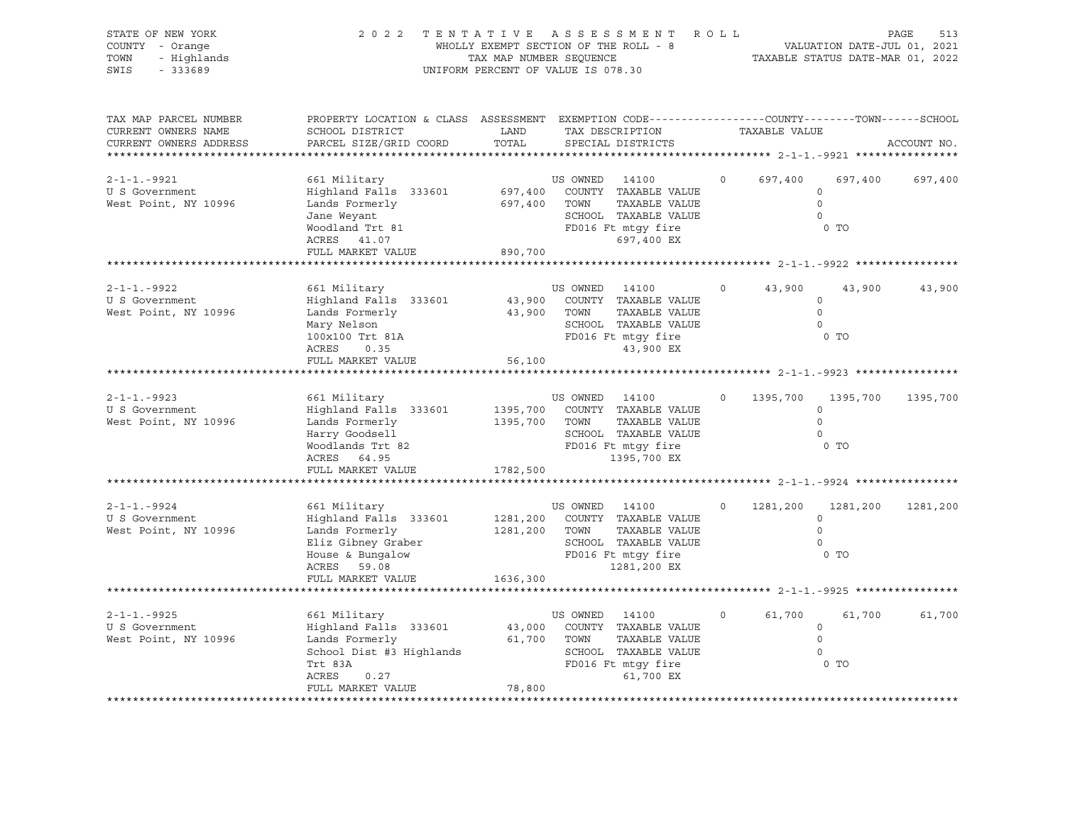STATE OF NEW YORK
COUNTY - Orange
TOWN - Highlands
SWIS - 333689

2022 TENTATIVE ASSESSMENT ROLL
WHOLLY EXEMPT SECTION OF THE ROLL - 8
TAX MAP NUMBER SEQUENCE
UNIFORM PERCENT OF VALUE IS 078.30

VALUATION DATE-JUL 01, 2021
TAXABLE STATUS DATE-MAR 01, 2022

| TAX MAP PARCEL NUMBER / CURRENT OWNERS NAME / CURRENT OWNERS ADDRESS | PROPERTY LOCATION & CLASS / SCHOOL DISTRICT / PARCEL SIZE/GRID COORD | ASSESSMENT LAND | TOTAL | EXEMPTION CODE / TAX DESCRIPTION / SPECIAL DISTRICTS | | COUNTY TAXABLE VALUE | TOWN | SCHOOL | ACCOUNT NO. |
|---|---|---|---|---|---|---|---|---|---|
| 2-1-1.-9921 | 661 Military | | | US OWNED 14100 | 0 | 697,400 | 697,400 | 697,400 | |
| U S Government | Highland Falls 333601 | 697,400 | | COUNTY TAXABLE VALUE | | 0 | | | |
| West Point, NY 10996 | Lands Formerly | | 697,400 | TOWN TAXABLE VALUE | | 0 | | | |
| | Jane Weyant | | | SCHOOL TAXABLE VALUE | | 0 | | | |
| | Woodland Trt 81 | | | FD016 Ft mtgy fire | | 0 TO | | | |
| | ACRES 41.07 | | | 697,400 EX | | | | | |
| | FULL MARKET VALUE | | 890,700 | | | | | | |
| 2-1-1.-9922 | 661 Military | | | US OWNED 14100 | 0 | 43,900 | 43,900 | 43,900 | |
| U S Government | Highland Falls 333601 | 43,900 | | COUNTY TAXABLE VALUE | | 0 | | | |
| West Point, NY 10996 | Lands Formerly | | 43,900 | TOWN TAXABLE VALUE | | 0 | | | |
| | Mary Nelson | | | SCHOOL TAXABLE VALUE | | 0 | | | |
| | 100x100 Trt 81A | | | FD016 Ft mtgy fire | | 0 TO | | | |
| | ACRES 0.35 | | | 43,900 EX | | | | | |
| | FULL MARKET VALUE | | 56,100 | | | | | | |
| 2-1-1.-9923 | 661 Military | | | US OWNED 14100 | 0 | 1395,700 | 1395,700 | 1395,700 | |
| U S Government | Highland Falls 333601 | 1395,700 | | COUNTY TAXABLE VALUE | | 0 | | | |
| West Point, NY 10996 | Lands Formerly | | 1395,700 | TOWN TAXABLE VALUE | | 0 | | | |
| | Harry Goodsell | | | SCHOOL TAXABLE VALUE | | 0 | | | |
| | Woodlands Trt 82 | | | FD016 Ft mtgy fire | | 0 TO | | | |
| | ACRES 64.95 | | | 1395,700 EX | | | | | |
| | FULL MARKET VALUE | | 1782,500 | | | | | | |
| 2-1-1.-9924 | 661 Military | | | US OWNED 14100 | 0 | 1281,200 | 1281,200 | 1281,200 | |
| U S Government | Highland Falls 333601 | 1281,200 | | COUNTY TAXABLE VALUE | | 0 | | | |
| West Point, NY 10996 | Lands Formerly | | 1281,200 | TOWN TAXABLE VALUE | | 0 | | | |
| | Eliz Gibney Graber | | | SCHOOL TAXABLE VALUE | | 0 | | | |
| | House & Bungalow | | | FD016 Ft mtgy fire | | 0 TO | | | |
| | ACRES 59.08 | | | 1281,200 EX | | | | | |
| | FULL MARKET VALUE | | 1636,300 | | | | | | |
| 2-1-1.-9925 | 661 Military | | | US OWNED 14100 | 0 | 61,700 | 61,700 | 61,700 | |
| U S Government | Highland Falls 333601 | 43,000 | | COUNTY TAXABLE VALUE | | 0 | | | |
| West Point, NY 10996 | Lands Formerly | | 61,700 | TOWN TAXABLE VALUE | | 0 | | | |
| | School Dist #3 Highlands | | | SCHOOL TAXABLE VALUE | | 0 | | | |
| | Trt 83A | | | FD016 Ft mtgy fire | | 0 TO | | | |
| | ACRES 0.27 | | | 61,700 EX | | | | | |
| | FULL MARKET VALUE | | 78,800 | | | | | | |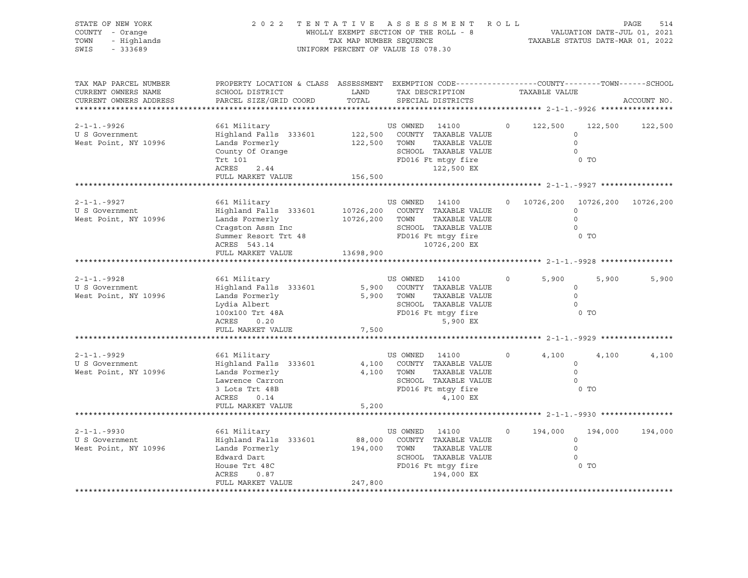STATE OF NEW YORK
COUNTY - Orange
TOWN - Highlands
SWIS - 333689

2 0 2 2 T E N T A T I V E A S S E S S M E N T R O L L
WHOLLY EXEMPT SECTION OF THE ROLL - 8
TAX MAP NUMBER SEQUENCE
UNIFORM PERCENT OF VALUE IS 078.30

VALUATION DATE-JUL 01, 2021
TAXABLE STATUS DATE-MAR 01, 2022

| TAX MAP PARCEL NUMBER / CURRENT OWNERS NAME / CURRENT OWNERS ADDRESS | PROPERTY LOCATION & CLASS / SCHOOL DISTRICT / PARCEL SIZE/GRID COORD | ASSESSMENT LAND | ASSESSMENT TOTAL | EXEMPTION CODE / TAX DESCRIPTION / SPECIAL DISTRICTS | COUNTY | TOWN | SCHOOL |
|---|---|---|---|---|---|---|---|
| 2-1-1.-9926 | 661 Military | | | US OWNED 14100 0 | 122,500 | 122,500 | 122,500 |
| U S Government | Highland Falls 333601 | 122,500 | | COUNTY TAXABLE VALUE | 0 | | |
| West Point, NY 10996 | Lands Formerly | | 122,500 | TOWN TAXABLE VALUE | | 0 | |
| | County Of Orange | | | SCHOOL TAXABLE VALUE | | | 0 |
| | Trt 101 | | | FD016 Ft mtgy fire 122,500 EX | | 0 TO | |
| | ACRES 2.44 | | | | | | |
| | FULL MARKET VALUE | | 156,500 | | | | |
| 2-1-1.-9927 | 661 Military | | | US OWNED 14100 0 | 10726,200 | 10726,200 | 10726,200 |
| U S Government | Highland Falls 333601 | 10726,200 | | COUNTY TAXABLE VALUE | 0 | | |
| West Point, NY 10996 | Lands Formerly | | 10726,200 | TOWN TAXABLE VALUE | | 0 | |
| | Cragston Assn Inc | | | SCHOOL TAXABLE VALUE | | | 0 |
| | Summer Resort Trt 48 | | | FD016 Ft mtgy fire 10726,200 EX | | 0 TO | |
| | ACRES 543.14 | | | | | | |
| | FULL MARKET VALUE | | 13698,900 | | | | |
| 2-1-1.-9928 | 661 Military | | | US OWNED 14100 0 | 5,900 | 5,900 | 5,900 |
| U S Government | Highland Falls 333601 | 5,900 | | COUNTY TAXABLE VALUE | 0 | | |
| West Point, NY 10996 | Lands Formerly | | 5,900 | TOWN TAXABLE VALUE | | 0 | |
| | Lydia Albert | | | SCHOOL TAXABLE VALUE | | | 0 |
| | 100x100 Trt 48A | | | FD016 Ft mtgy fire 5,900 EX | | 0 TO | |
| | ACRES 0.20 | | | | | | |
| | FULL MARKET VALUE | | 7,500 | | | | |
| 2-1-1.-9929 | 661 Military | | | US OWNED 14100 0 | 4,100 | 4,100 | 4,100 |
| U S Government | Highland Falls 333601 | 4,100 | | COUNTY TAXABLE VALUE | 0 | | |
| West Point, NY 10996 | Lands Formerly | | 4,100 | TOWN TAXABLE VALUE | | 0 | |
| | Lawrence Carron | | | SCHOOL TAXABLE VALUE | | | 0 |
| | 3 Lots Trt 48B | | | FD016 Ft mtgy fire 4,100 EX | | 0 TO | |
| | ACRES 0.14 | | | | | | |
| | FULL MARKET VALUE | | 5,200 | | | | |
| 2-1-1.-9930 | 661 Military | | | US OWNED 14100 0 | 194,000 | 194,000 | 194,000 |
| U S Government | Highland Falls 333601 | 88,000 | | COUNTY TAXABLE VALUE | 0 | | |
| West Point, NY 10996 | Lands Formerly | | 194,000 | TOWN TAXABLE VALUE | | 0 | |
| | Edward Dart | | | SCHOOL TAXABLE VALUE | | | 0 |
| | House Trt 48C | | | FD016 Ft mtgy fire 194,000 EX | | 0 TO | |
| | ACRES 0.87 | | | | | | |
| | FULL MARKET VALUE | | 247,800 | | | | |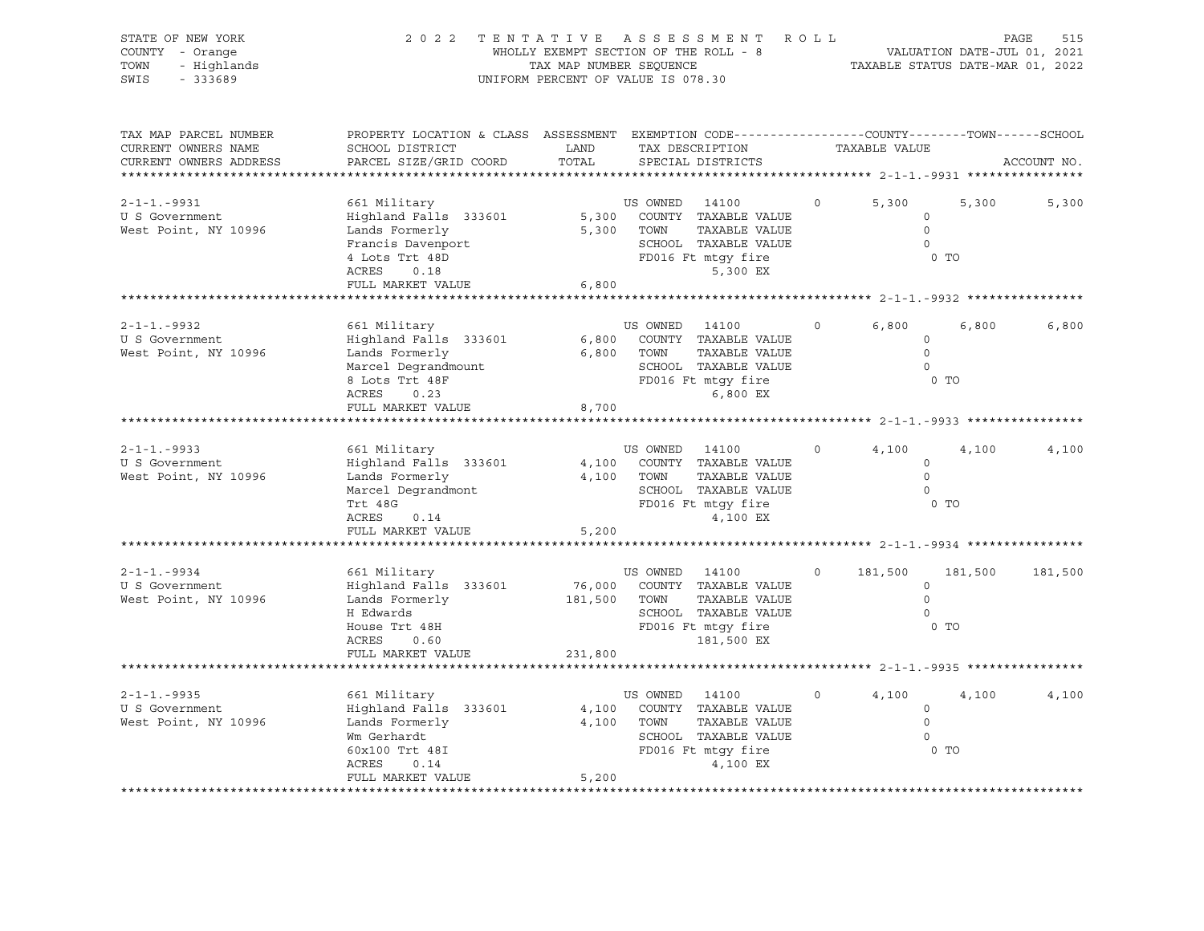STATE OF NEW YORK | COUNTY - Orange | TOWN - Highlands | SWIS - 333689

# 2022 TENTATIVE ASSESSMENT ROLL

WHOLLY EXEMPT SECTION OF THE ROLL - 8
TAX MAP NUMBER SEQUENCE
UNIFORM PERCENT OF VALUE IS 078.30

VALUATION DATE-JUL 01, 2021
TAXABLE STATUS DATE-MAR 01, 2022

| TAX MAP PARCEL NUMBER / CURRENT OWNERS NAME / CURRENT OWNERS ADDRESS | PROPERTY LOCATION & CLASS / SCHOOL DISTRICT / PARCEL SIZE/GRID COORD | ASSESSMENT LAND | ASSESSMENT TOTAL | EXEMPTION CODE / TAX DESCRIPTION / SPECIAL DISTRICTS | COUNTY TAXABLE VALUE | TOWN | SCHOOL |
|---|---|---|---|---|---|---|---|
| 2-1-1.-9931 | 661 Military | | | US OWNED 14100 0 | 5,300 | 5,300 | 5,300 |
| U S Government | Highland Falls 333601 | 5,300 | | COUNTY TAXABLE VALUE | 0 | | |
| West Point, NY 10996 | Lands Formerly | | 5,300 | TOWN TAXABLE VALUE | 0 | | |
| | Francis Davenport | | | SCHOOL TAXABLE VALUE | 0 | | |
| | 4 Lots Trt 48D | | | FD016 Ft mtgy fire | 0 TO | | |
| | ACRES 0.18 | | | 5,300 EX | | | |
| | FULL MARKET VALUE | | 6,800 | | | | |
| 2-1-1.-9932 | 661 Military | | | US OWNED 14100 0 | 6,800 | 6,800 | 6,800 |
| U S Government | Highland Falls 333601 | 6,800 | | COUNTY TAXABLE VALUE | 0 | | |
| West Point, NY 10996 | Lands Formerly | | 6,800 | TOWN TAXABLE VALUE | 0 | | |
| | Marcel Degrandmount | | | SCHOOL TAXABLE VALUE | 0 | | |
| | 8 Lots Trt 48F | | | FD016 Ft mtgy fire | 0 TO | | |
| | ACRES 0.23 | | | 6,800 EX | | | |
| | FULL MARKET VALUE | | 8,700 | | | | |
| 2-1-1.-9933 | 661 Military | | | US OWNED 14100 0 | 4,100 | 4,100 | 4,100 |
| U S Government | Highland Falls 333601 | 4,100 | | COUNTY TAXABLE VALUE | 0 | | |
| West Point, NY 10996 | Lands Formerly | | 4,100 | TOWN TAXABLE VALUE | 0 | | |
| | Marcel Degrandmont | | | SCHOOL TAXABLE VALUE | 0 | | |
| | Trt 48G | | | FD016 Ft mtgy fire | 0 TO | | |
| | ACRES 0.14 | | | 4,100 EX | | | |
| | FULL MARKET VALUE | | 5,200 | | | | |
| 2-1-1.-9934 | 661 Military | | | US OWNED 14100 0 | 181,500 | 181,500 | 181,500 |
| U S Government | Highland Falls 333601 | 76,000 | | COUNTY TAXABLE VALUE | 0 | | |
| West Point, NY 10996 | Lands Formerly | | 181,500 | TOWN TAXABLE VALUE | 0 | | |
| | H Edwards | | | SCHOOL TAXABLE VALUE | 0 | | |
| | House Trt 48H | | | FD016 Ft mtgy fire | 0 TO | | |
| | ACRES 0.60 | | | 181,500 EX | | | |
| | FULL MARKET VALUE | | 231,800 | | | | |
| 2-1-1.-9935 | 661 Military | | | US OWNED 14100 0 | 4,100 | 4,100 | 4,100 |
| U S Government | Highland Falls 333601 | 4,100 | | COUNTY TAXABLE VALUE | 0 | | |
| West Point, NY 10996 | Lands Formerly | | 4,100 | TOWN TAXABLE VALUE | 0 | | |
| | Wm Gerhardt | | | SCHOOL TAXABLE VALUE | 0 | | |
| | 60x100 Trt 48I | | | FD016 Ft mtgy fire | 0 TO | | |
| | ACRES 0.14 | | | 4,100 EX | | | |
| | FULL MARKET VALUE | | 5,200 | | | | |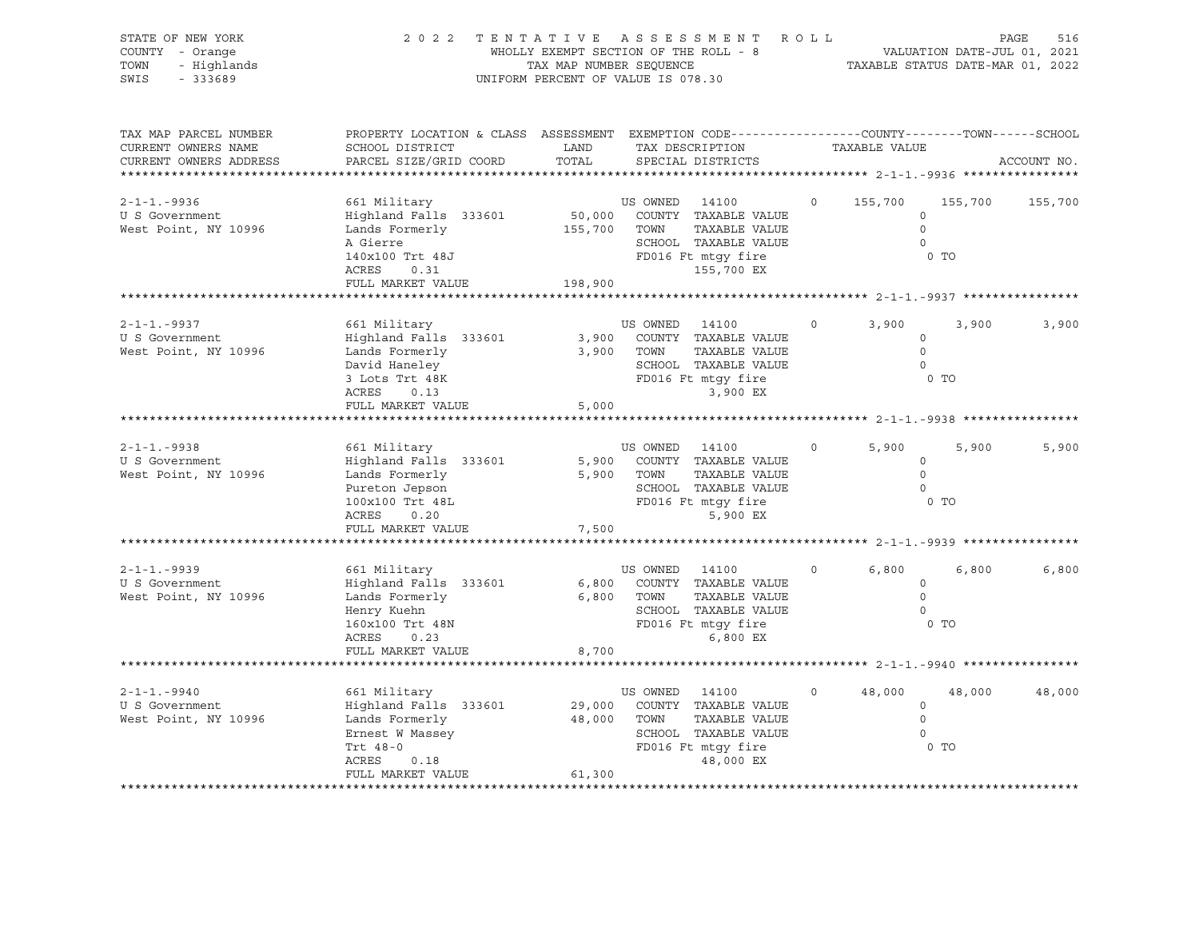STATE OF NEW YORK
COUNTY - Orange
TOWN - Highlands
SWIS - 333689

2 0 2 2 T E N T A T I V E A S S E S S M E N T R O L L
WHOLLY EXEMPT SECTION OF THE ROLL - 8
TAX MAP NUMBER SEQUENCE
UNIFORM PERCENT OF VALUE IS 078.30

VALUATION DATE-JUL 01, 2021
TAXABLE STATUS DATE-MAR 01, 2022

| TAX MAP PARCEL NUMBER / CURRENT OWNERS NAME / CURRENT OWNERS ADDRESS | PROPERTY LOCATION & CLASS / SCHOOL DISTRICT / PARCEL SIZE/GRID COORD | ASSESSMENT LAND / TOTAL | EXEMPTION CODE / TAX DESCRIPTION / SPECIAL DISTRICTS | COUNTY TAXABLE VALUE | TOWN | SCHOOL |
|---|---|---|---|---|---|---|
| 2-1-1.-9936 | 661 Military | | US OWNED 14100 0 | 155,700 | 155,700 | 155,700 |
| U S Government | Highland Falls 333601 | 50,000 | COUNTY TAXABLE VALUE | 0 | | |
| West Point, NY 10996 | Lands Formerly | 155,700 | TOWN TAXABLE VALUE | 0 | | |
| | A Gierre | | SCHOOL TAXABLE VALUE | 0 | | |
| | 140x100 Trt 48J | | FD016 Ft mtgy fire | 0 TO | | |
| | ACRES 0.31 | | 155,700 EX | | | |
| | FULL MARKET VALUE | 198,900 | | | | |
| 2-1-1.-9937 | 661 Military | | US OWNED 14100 0 | 3,900 | 3,900 | 3,900 |
| U S Government | Highland Falls 333601 | 3,900 | COUNTY TAXABLE VALUE | 0 | | |
| West Point, NY 10996 | Lands Formerly | 3,900 | TOWN TAXABLE VALUE | 0 | | |
| | David Haneley | | SCHOOL TAXABLE VALUE | 0 | | |
| | 3 Lots Trt 48K | | FD016 Ft mtgy fire | 0 TO | | |
| | ACRES 0.13 | | 3,900 EX | | | |
| | FULL MARKET VALUE | 5,000 | | | | |
| 2-1-1.-9938 | 661 Military | | US OWNED 14100 0 | 5,900 | 5,900 | 5,900 |
| U S Government | Highland Falls 333601 | 5,900 | COUNTY TAXABLE VALUE | 0 | | |
| West Point, NY 10996 | Lands Formerly | 5,900 | TOWN TAXABLE VALUE | 0 | | |
| | Pureton Jepson | | SCHOOL TAXABLE VALUE | 0 | | |
| | 100x100 Trt 48L | | FD016 Ft mtgy fire | 0 TO | | |
| | ACRES 0.20 | | 5,900 EX | | | |
| | FULL MARKET VALUE | 7,500 | | | | |
| 2-1-1.-9939 | 661 Military | | US OWNED 14100 0 | 6,800 | 6,800 | 6,800 |
| U S Government | Highland Falls 333601 | 6,800 | COUNTY TAXABLE VALUE | 0 | | |
| West Point, NY 10996 | Lands Formerly | 6,800 | TOWN TAXABLE VALUE | 0 | | |
| | Henry Kuehn | | SCHOOL TAXABLE VALUE | 0 | | |
| | 160x100 Trt 48N | | FD016 Ft mtgy fire | 0 TO | | |
| | ACRES 0.23 | | 6,800 EX | | | |
| | FULL MARKET VALUE | 8,700 | | | | |
| 2-1-1.-9940 | 661 Military | | US OWNED 14100 0 | 48,000 | 48,000 | 48,000 |
| U S Government | Highland Falls 333601 | 29,000 | COUNTY TAXABLE VALUE | 0 | | |
| West Point, NY 10996 | Lands Formerly | 48,000 | TOWN TAXABLE VALUE | 0 | | |
| | Ernest W Massey | | SCHOOL TAXABLE VALUE | 0 | | |
| | Trt 48-0 | | FD016 Ft mtgy fire | 0 TO | | |
| | ACRES 0.18 | | 48,000 EX | | | |
| | FULL MARKET VALUE | 61,300 | | | | |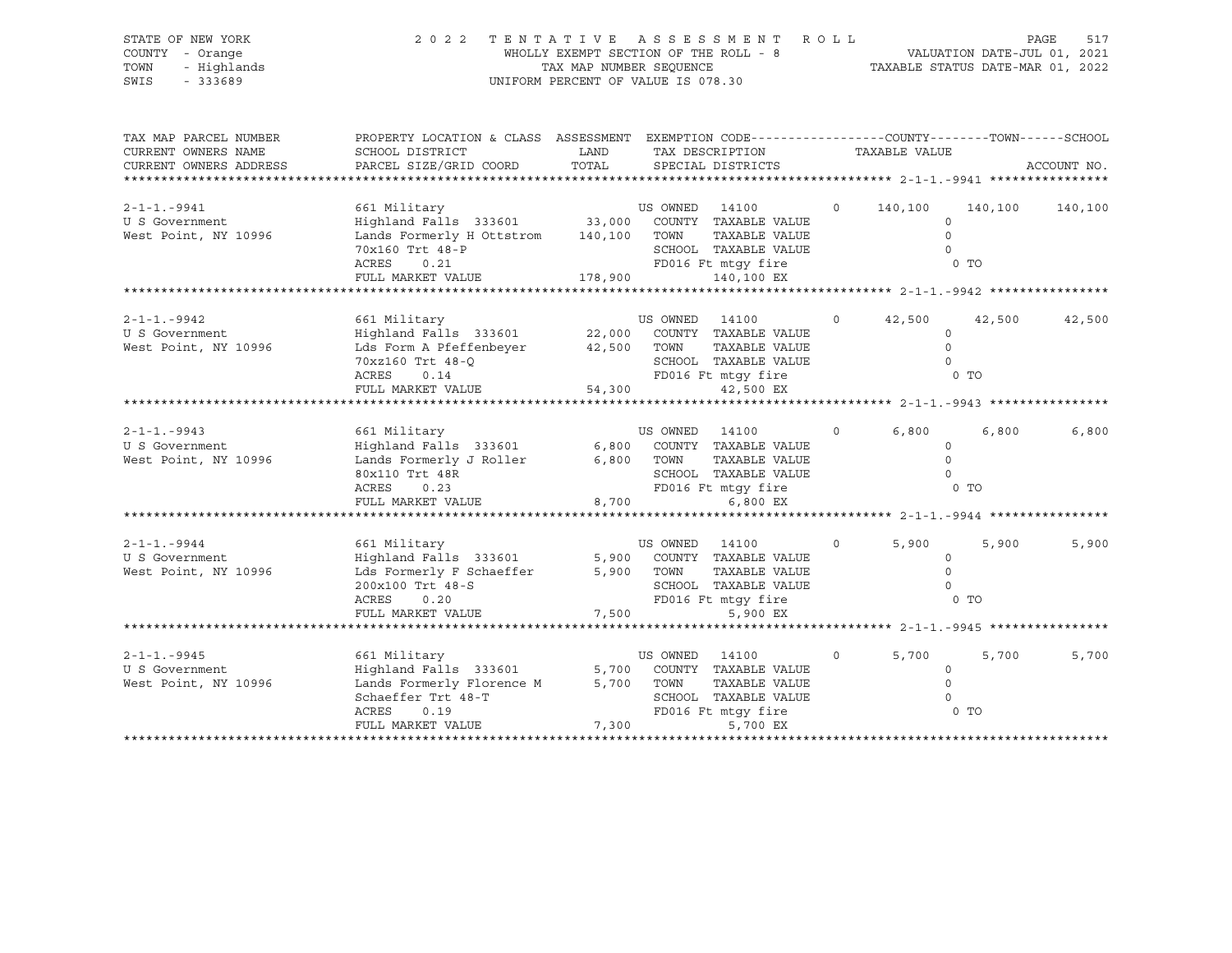STATE OF NEW YORK &nbsp;&nbsp;&nbsp;&nbsp; 2 0 2 2 &nbsp; T E N T A T I V E &nbsp; A S S E S S M E N T &nbsp; R O L L
COUNTY - Orange &nbsp;&nbsp;&nbsp;&nbsp; WHOLLY EXEMPT SECTION OF THE ROLL - 8 &nbsp;&nbsp;&nbsp;&nbsp; VALUATION DATE-JUL 01, 2021
TOWN - Highlands &nbsp;&nbsp;&nbsp;&nbsp; TAX MAP NUMBER SEQUENCE &nbsp;&nbsp;&nbsp;&nbsp; TAXABLE STATUS DATE-MAR 01, 2022
SWIS - 333689 &nbsp;&nbsp;&nbsp;&nbsp; UNIFORM PERCENT OF VALUE IS 078.30

| TAX MAP PARCEL NUMBER / CURRENT OWNERS NAME / CURRENT OWNERS ADDRESS | PROPERTY LOCATION & CLASS / SCHOOL DISTRICT / PARCEL SIZE/GRID COORD | ASSESSMENT LAND / TOTAL | EXEMPTION CODE / TAX DESCRIPTION / SPECIAL DISTRICTS | COUNTY | TOWN | SCHOOL |
|---|---|---|---|---|---|---|
| **2-1-1.-9941** | 661 Military | | US OWNED 14100 0 | 140,100 | 140,100 | 140,100 |
| U S Government | Highland Falls 333601 | 33,000 | COUNTY TAXABLE VALUE | 0 | | |
| West Point, NY 10996 | Lands Formerly H Ottstrom | 140,100 | TOWN TAXABLE VALUE | | 0 | |
| | 70x160 Trt 48-P | | SCHOOL TAXABLE VALUE | | | 0 |
| | ACRES 0.21 | | FD016 Ft mtgy fire | 0 TO | | |
| | FULL MARKET VALUE | 178,900 | 140,100 EX | | | |
| **2-1-1.-9942** | 661 Military | | US OWNED 14100 0 | 42,500 | 42,500 | 42,500 |
| U S Government | Highland Falls 333601 | 22,000 | COUNTY TAXABLE VALUE | 0 | | |
| West Point, NY 10996 | Lds Form A Pfeffenbeyer | 42,500 | TOWN TAXABLE VALUE | | 0 | |
| | 70xz160 Trt 48-Q | | SCHOOL TAXABLE VALUE | | | 0 |
| | ACRES 0.14 | | FD016 Ft mtgy fire | 0 TO | | |
| | FULL MARKET VALUE | 54,300 | 42,500 EX | | | |
| **2-1-1.-9943** | 661 Military | | US OWNED 14100 0 | 6,800 | 6,800 | 6,800 |
| U S Government | Highland Falls 333601 | 6,800 | COUNTY TAXABLE VALUE | 0 | | |
| West Point, NY 10996 | Lands Formerly J Roller | 6,800 | TOWN TAXABLE VALUE | | 0 | |
| | 80x110 Trt 48R | | SCHOOL TAXABLE VALUE | | | 0 |
| | ACRES 0.23 | | FD016 Ft mtgy fire | 0 TO | | |
| | FULL MARKET VALUE | 8,700 | 6,800 EX | | | |
| **2-1-1.-9944** | 661 Military | | US OWNED 14100 0 | 5,900 | 5,900 | 5,900 |
| U S Government | Highland Falls 333601 | 5,900 | COUNTY TAXABLE VALUE | 0 | | |
| West Point, NY 10996 | Lds Formerly F Schaeffer | 5,900 | TOWN TAXABLE VALUE | | 0 | |
| | 200x100 Trt 48-S | | SCHOOL TAXABLE VALUE | | | 0 |
| | ACRES 0.20 | | FD016 Ft mtgy fire | 0 TO | | |
| | FULL MARKET VALUE | 7,500 | 5,900 EX | | | |
| **2-1-1.-9945** | 661 Military | | US OWNED 14100 0 | 5,700 | 5,700 | 5,700 |
| U S Government | Highland Falls 333601 | 5,700 | COUNTY TAXABLE VALUE | 0 | | |
| West Point, NY 10996 | Lands Formerly Florence M | 5,700 | TOWN TAXABLE VALUE | | 0 | |
| | Schaeffer Trt 48-T | | SCHOOL TAXABLE VALUE | | | 0 |
| | ACRES 0.19 | | FD016 Ft mtgy fire | 0 TO | | |
| | FULL MARKET VALUE | 7,300 | 5,700 EX | | | |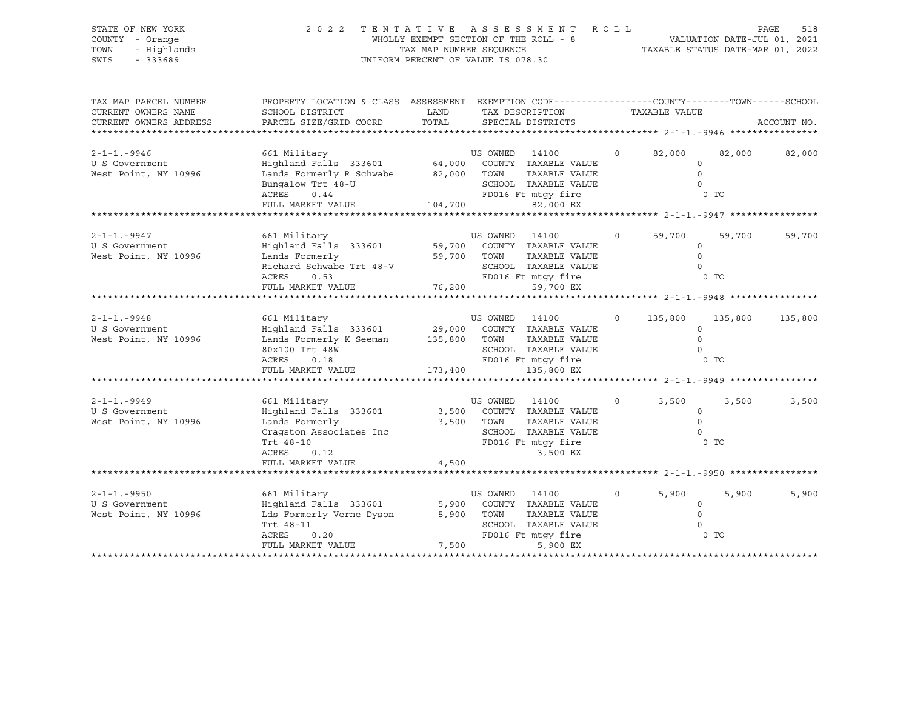STATE OF NEW YORK | COUNTY - Orange | TOWN - Highlands | SWIS - 333689

# 2022 TENTATIVE ASSESSMENT ROLL

WHOLLY EXEMPT SECTION OF THE ROLL - 8
TAX MAP NUMBER SEQUENCE
UNIFORM PERCENT OF VALUE IS 078.30

VALUATION DATE-JUL 01, 2021
TAXABLE STATUS DATE-MAR 01, 2022

| TAX MAP PARCEL NUMBER / CURRENT OWNERS NAME / CURRENT OWNERS ADDRESS | PROPERTY LOCATION & CLASS / SCHOOL DISTRICT / PARCEL SIZE/GRID COORD | ASSESSMENT LAND / TOTAL | EXEMPTION CODE / TAX DESCRIPTION / SPECIAL DISTRICTS | COUNTY TAXABLE VALUE | TOWN | SCHOOL | ACCOUNT NO. |
|---|---|---|---|---|---|---|---|
| 2-1-1.-9946 | 661 Military | | US OWNED 14100 0 | 82,000 | 82,000 | 82,000 | |
| U S Government | Highland Falls 333601 | 64,000 | COUNTY TAXABLE VALUE | 0 | | | |
| West Point, NY 10996 | Lands Formerly R Schwabe | 82,000 | TOWN TAXABLE VALUE | 0 | | | |
| | Bungalow Trt 48-U | | SCHOOL TAXABLE VALUE | 0 | | | |
| | ACRES 0.44 | | FD016 Ft mtgy fire | 0 TO | | | |
| | FULL MARKET VALUE | 104,700 | 82,000 EX | | | | |
| 2-1-1.-9947 | 661 Military | | US OWNED 14100 0 | 59,700 | 59,700 | 59,700 | |
| U S Government | Highland Falls 333601 | 59,700 | COUNTY TAXABLE VALUE | 0 | | | |
| West Point, NY 10996 | Lands Formerly | 59,700 | TOWN TAXABLE VALUE | 0 | | | |
| | Richard Schwabe Trt 48-V | | SCHOOL TAXABLE VALUE | 0 | | | |
| | ACRES 0.53 | | FD016 Ft mtgy fire | 0 TO | | | |
| | FULL MARKET VALUE | 76,200 | 59,700 EX | | | | |
| 2-1-1.-9948 | 661 Military | | US OWNED 14100 0 | 135,800 | 135,800 | 135,800 | |
| U S Government | Highland Falls 333601 | 29,000 | COUNTY TAXABLE VALUE | 0 | | | |
| West Point, NY 10996 | Lands Formerly K Seeman | 135,800 | TOWN TAXABLE VALUE | 0 | | | |
| | 80x100 Trt 48W | | SCHOOL TAXABLE VALUE | 0 | | | |
| | ACRES 0.18 | | FD016 Ft mtgy fire | 0 TO | | | |
| | FULL MARKET VALUE | 173,400 | 135,800 EX | | | | |
| 2-1-1.-9949 | 661 Military | | US OWNED 14100 0 | 3,500 | 3,500 | 3,500 | |
| U S Government | Highland Falls 333601 | 3,500 | COUNTY TAXABLE VALUE | 0 | | | |
| West Point, NY 10996 | Lands Formerly | 3,500 | TOWN TAXABLE VALUE | 0 | | | |
| | Cragston Associates Inc | | SCHOOL TAXABLE VALUE | 0 | | | |
| | Trt 48-10 | | FD016 Ft mtgy fire | 0 TO | | | |
| | ACRES 0.12 | | 3,500 EX | | | | |
| | FULL MARKET VALUE | 4,500 | | | | | |
| 2-1-1.-9950 | 661 Military | | US OWNED 14100 0 | 5,900 | 5,900 | 5,900 | |
| U S Government | Highland Falls 333601 | 5,900 | COUNTY TAXABLE VALUE | 0 | | | |
| West Point, NY 10996 | Lds Formerly Verne Dyson | 5,900 | TOWN TAXABLE VALUE | 0 | | | |
| | Trt 48-11 | | SCHOOL TAXABLE VALUE | 0 | | | |
| | ACRES 0.20 | | FD016 Ft mtgy fire | 0 TO | | | |
| | FULL MARKET VALUE | 7,500 | 5,900 EX | | | | |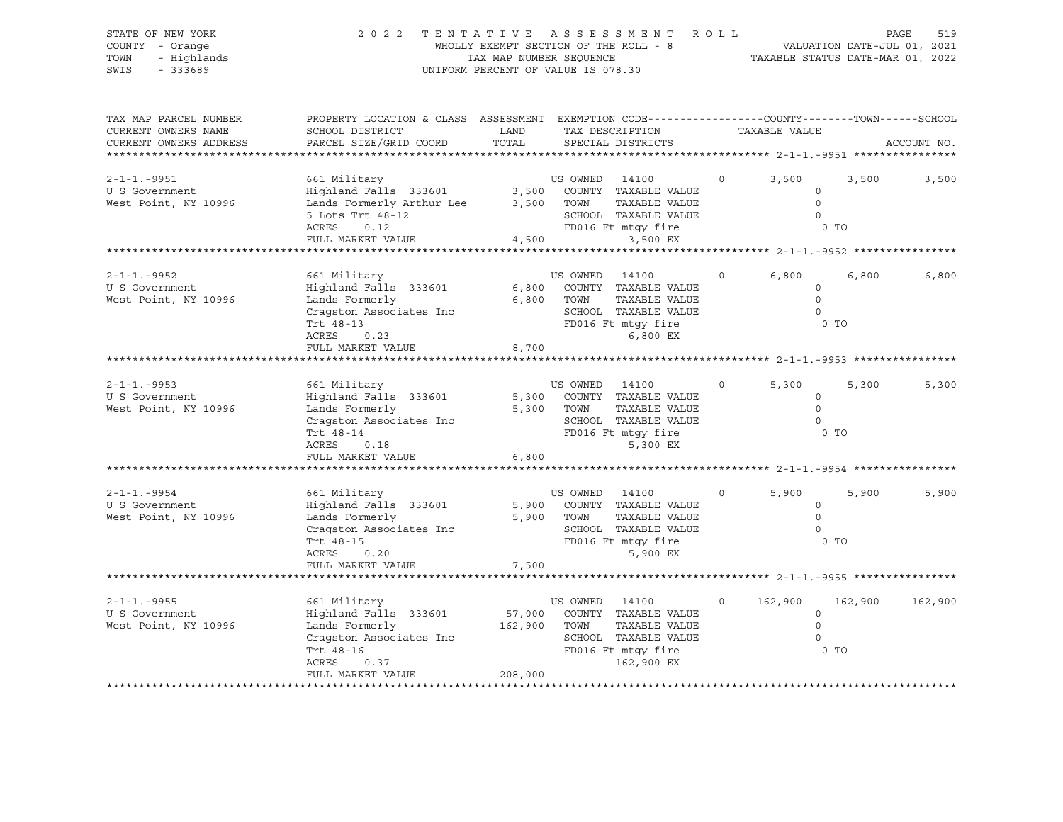STATE OF NEW YORK — COUNTY - Orange — TOWN - Highlands — SWIS - 333689

2 0 2 2 T E N T A T I V E A S S E S S M E N T R O L L
WHOLLY EXEMPT SECTION OF THE ROLL - 8
TAX MAP NUMBER SEQUENCE
UNIFORM PERCENT OF VALUE IS 078.30

VALUATION DATE-JUL 01, 2021
TAXABLE STATUS DATE-MAR 01, 2022

| TAX MAP PARCEL NUMBER / CURRENT OWNERS NAME / CURRENT OWNERS ADDRESS | PROPERTY LOCATION & CLASS / SCHOOL DISTRICT / PARCEL SIZE/GRID COORD | ASSESSMENT LAND / TOTAL | EXEMPTION CODE / TAX DESCRIPTION / SPECIAL DISTRICTS | COUNTY TAXABLE VALUE | TOWN | SCHOOL |
|---|---|---|---|---|---|---|
| 2-1-1.-9951 | 661 Military | | US OWNED 14100 0 | 3,500 | 3,500 | 3,500 |
| U S Government | Highland Falls 333601 | 3,500 | COUNTY TAXABLE VALUE | 0 | | |
| West Point, NY 10996 | Lands Formerly Arthur Lee | 3,500 | TOWN TAXABLE VALUE | 0 | | |
| | 5 Lots Trt 48-12 | | SCHOOL TAXABLE VALUE | 0 | | |
| | ACRES 0.12 | | FD016 Ft mtgy fire | 0 TO | | |
| | FULL MARKET VALUE | 4,500 | 3,500 EX | | | |
| 2-1-1.-9952 | 661 Military | | US OWNED 14100 0 | 6,800 | 6,800 | 6,800 |
| U S Government | Highland Falls 333601 | 6,800 | COUNTY TAXABLE VALUE | 0 | | |
| West Point, NY 10996 | Lands Formerly | 6,800 | TOWN TAXABLE VALUE | 0 | | |
| | Cragston Associates Inc | | SCHOOL TAXABLE VALUE | 0 | | |
| | Trt 48-13 | | FD016 Ft mtgy fire | 0 TO | | |
| | ACRES 0.23 | | 6,800 EX | | | |
| | FULL MARKET VALUE | 8,700 | | | | |
| 2-1-1.-9953 | 661 Military | | US OWNED 14100 0 | 5,300 | 5,300 | 5,300 |
| U S Government | Highland Falls 333601 | 5,300 | COUNTY TAXABLE VALUE | 0 | | |
| West Point, NY 10996 | Lands Formerly | 5,300 | TOWN TAXABLE VALUE | 0 | | |
| | Cragston Associates Inc | | SCHOOL TAXABLE VALUE | 0 | | |
| | Trt 48-14 | | FD016 Ft mtgy fire | 0 TO | | |
| | ACRES 0.18 | | 5,300 EX | | | |
| | FULL MARKET VALUE | 6,800 | | | | |
| 2-1-1.-9954 | 661 Military | | US OWNED 14100 0 | 5,900 | 5,900 | 5,900 |
| U S Government | Highland Falls 333601 | 5,900 | COUNTY TAXABLE VALUE | 0 | | |
| West Point, NY 10996 | Lands Formerly | 5,900 | TOWN TAXABLE VALUE | 0 | | |
| | Cragston Associates Inc | | SCHOOL TAXABLE VALUE | 0 | | |
| | Trt 48-15 | | FD016 Ft mtgy fire | 0 TO | | |
| | ACRES 0.20 | | 5,900 EX | | | |
| | FULL MARKET VALUE | 7,500 | | | | |
| 2-1-1.-9955 | 661 Military | | US OWNED 14100 0 | 162,900 | 162,900 | 162,900 |
| U S Government | Highland Falls 333601 | 57,000 | COUNTY TAXABLE VALUE | 0 | | |
| West Point, NY 10996 | Lands Formerly | 162,900 | TOWN TAXABLE VALUE | 0 | | |
| | Cragston Associates Inc | | SCHOOL TAXABLE VALUE | 0 | | |
| | Trt 48-16 | | FD016 Ft mtgy fire | 0 TO | | |
| | ACRES 0.37 | | 162,900 EX | | | |
| | FULL MARKET VALUE | 208,000 | | | | |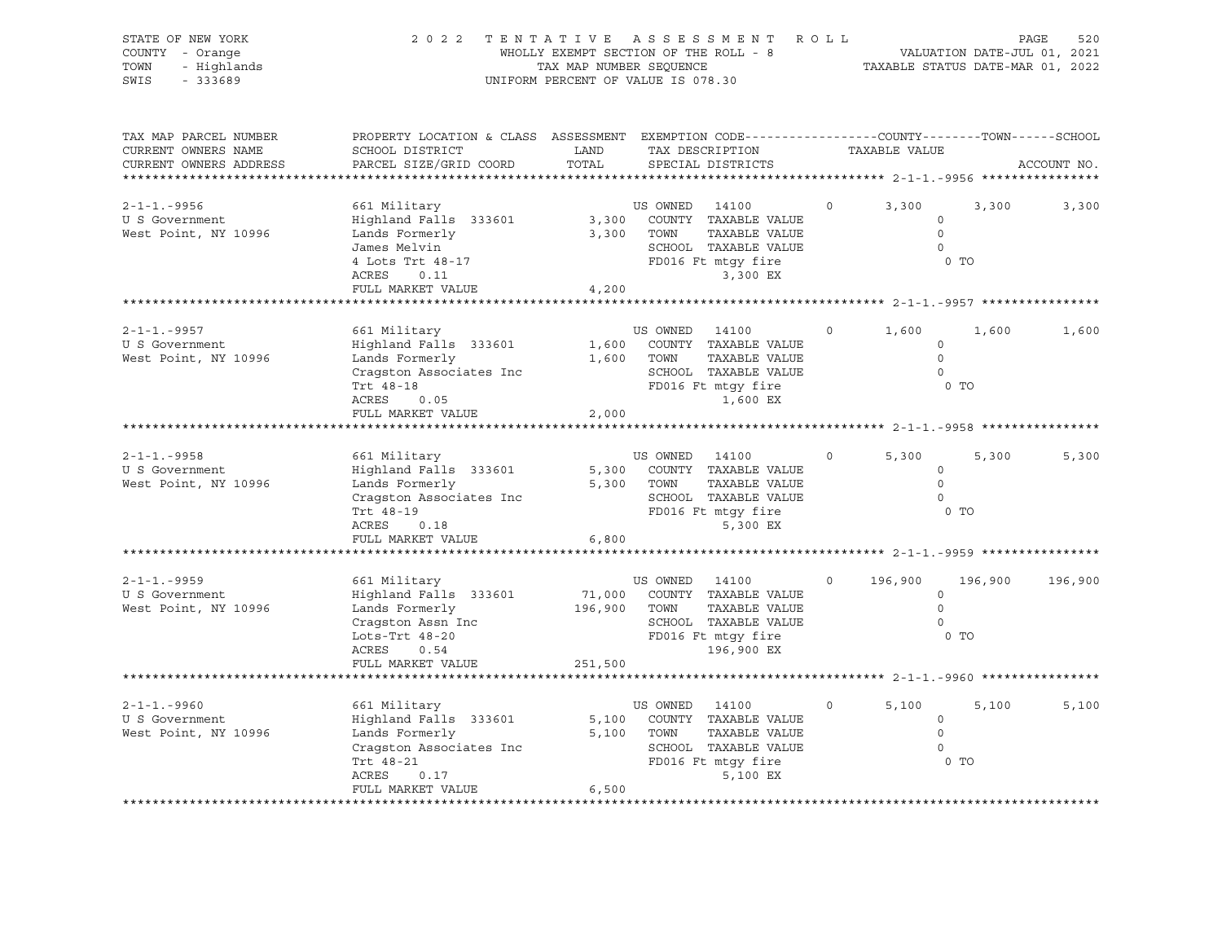STATE OF NEW YORK — 2022 TENTATIVE ASSESSMENT ROLL
COUNTY - Orange — WHOLLY EXEMPT SECTION OF THE ROLL - 8 — VALUATION DATE-JUL 01, 2021
TOWN - Highlands — TAX MAP NUMBER SEQUENCE — TAXABLE STATUS DATE-MAR 01, 2022
SWIS - 333689 — UNIFORM PERCENT OF VALUE IS 078.30

| TAX MAP PARCEL NUMBER / CURRENT OWNERS NAME / CURRENT OWNERS ADDRESS | PROPERTY LOCATION & CLASS / SCHOOL DISTRICT / PARCEL SIZE/GRID COORD | ASSESSMENT LAND / TOTAL | EXEMPTION CODE / TAX DESCRIPTION / SPECIAL DISTRICTS | | COUNTY | TOWN | SCHOOL |
|---|---|---|---|---|---|---|---|
| **2-1-1.-9956** | 661 Military | | US OWNED 14100 | 0 | 3,300 | 3,300 | 3,300 |
| U S Government | Highland Falls 333601 | 3,300 | COUNTY TAXABLE VALUE | | 0 | | |
| West Point, NY 10996 | Lands Formerly | 3,300 | TOWN TAXABLE VALUE | | 0 | | |
| | James Melvin | | SCHOOL TAXABLE VALUE | | 0 | | |
| | 4 Lots Trt 48-17 | | FD016 Ft mtgy fire | | 0 TO | | |
| | ACRES 0.11 | | 3,300 EX | | | | |
| | FULL MARKET VALUE | 4,200 | | | | | |
| **2-1-1.-9957** | 661 Military | | US OWNED 14100 | 0 | 1,600 | 1,600 | 1,600 |
| U S Government | Highland Falls 333601 | 1,600 | COUNTY TAXABLE VALUE | | 0 | | |
| West Point, NY 10996 | Lands Formerly | 1,600 | TOWN TAXABLE VALUE | | 0 | | |
| | Cragston Associates Inc | | SCHOOL TAXABLE VALUE | | 0 | | |
| | Trt 48-18 | | FD016 Ft mtgy fire | | 0 TO | | |
| | ACRES 0.05 | | 1,600 EX | | | | |
| | FULL MARKET VALUE | 2,000 | | | | | |
| **2-1-1.-9958** | 661 Military | | US OWNED 14100 | 0 | 5,300 | 5,300 | 5,300 |
| U S Government | Highland Falls 333601 | 5,300 | COUNTY TAXABLE VALUE | | 0 | | |
| West Point, NY 10996 | Lands Formerly | 5,300 | TOWN TAXABLE VALUE | | 0 | | |
| | Cragston Associates Inc | | SCHOOL TAXABLE VALUE | | 0 | | |
| | Trt 48-19 | | FD016 Ft mtgy fire | | 0 TO | | |
| | ACRES 0.18 | | 5,300 EX | | | | |
| | FULL MARKET VALUE | 6,800 | | | | | |
| **2-1-1.-9959** | 661 Military | | US OWNED 14100 | 0 | 196,900 | 196,900 | 196,900 |
| U S Government | Highland Falls 333601 | 71,000 | COUNTY TAXABLE VALUE | | 0 | | |
| West Point, NY 10996 | Lands Formerly | 196,900 | TOWN TAXABLE VALUE | | 0 | | |
| | Cragston Assn Inc | | SCHOOL TAXABLE VALUE | | 0 | | |
| | Lots-Trt 48-20 | | FD016 Ft mtgy fire | | 0 TO | | |
| | ACRES 0.54 | | 196,900 EX | | | | |
| | FULL MARKET VALUE | 251,500 | | | | | |
| **2-1-1.-9960** | 661 Military | | US OWNED 14100 | 0 | 5,100 | 5,100 | 5,100 |
| U S Government | Highland Falls 333601 | 5,100 | COUNTY TAXABLE VALUE | | 0 | | |
| West Point, NY 10996 | Lands Formerly | 5,100 | TOWN TAXABLE VALUE | | 0 | | |
| | Cragston Associates Inc | | SCHOOL TAXABLE VALUE | | 0 | | |
| | Trt 48-21 | | FD016 Ft mtgy fire | | 0 TO | | |
| | ACRES 0.17 | | 5,100 EX | | | | |
| | FULL MARKET VALUE | 6,500 | | | | | |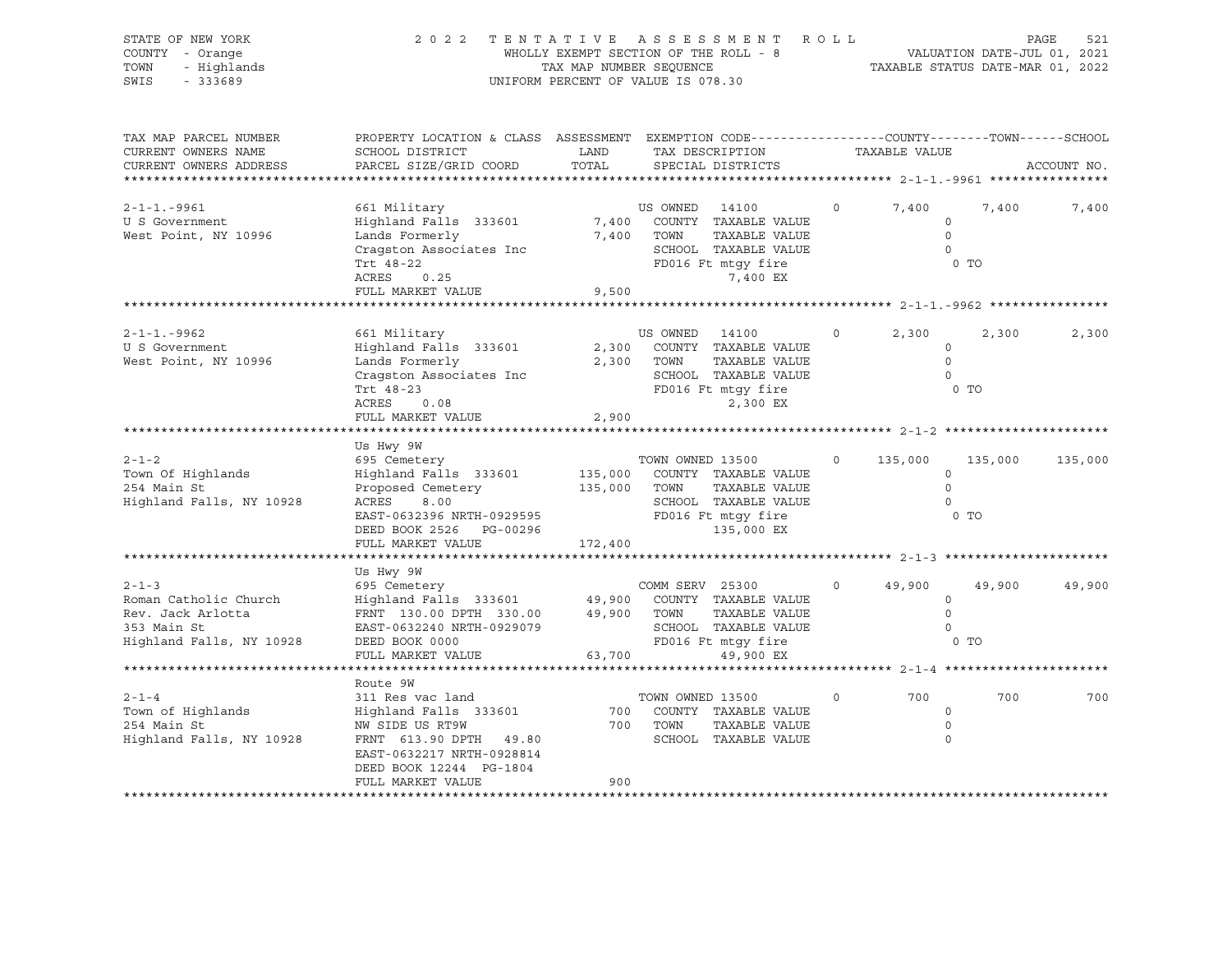STATE OF NEW YORK
COUNTY - Orange
TOWN - Highlands
SWIS - 333689

2 0 2 2 T E N T A T I V E A S S E S S M E N T R O L L
WHOLLY EXEMPT SECTION OF THE ROLL - 8
TAX MAP NUMBER SEQUENCE
UNIFORM PERCENT OF VALUE IS 078.30

VALUATION DATE-JUL 01, 2021
TAXABLE STATUS DATE-MAR 01, 2022

| TAX MAP PARCEL NUMBER / CURRENT OWNERS NAME / CURRENT OWNERS ADDRESS | PROPERTY LOCATION & CLASS / SCHOOL DISTRICT / PARCEL SIZE/GRID COORD | ASSESSMENT LAND / TOTAL | EXEMPTION CODE / TAX DESCRIPTION / SPECIAL DISTRICTS | | COUNTY | TOWN | SCHOOL |
|---|---|---|---|---|---|---|---|
| 2-1-1.-9961 | 661 Military | | US OWNED 14100 | 0 | 7,400 | 7,400 | 7,400 |
| U S Government | Highland Falls 333601 | 7,400 | COUNTY TAXABLE VALUE | | 0 | | |
| West Point, NY 10996 | Lands Formerly | 7,400 | TOWN TAXABLE VALUE | | 0 | | |
| | Cragston Associates Inc | | SCHOOL TAXABLE VALUE | | 0 | | |
| | Trt 48-22 | | FD016 Ft mtgy fire | | 0 TO | | |
| | ACRES 0.25 | | 7,400 EX | | | | |
| | FULL MARKET VALUE | 9,500 | | | | | |
| 2-1-1.-9962 | 661 Military | | US OWNED 14100 | 0 | 2,300 | 2,300 | 2,300 |
| U S Government | Highland Falls 333601 | 2,300 | COUNTY TAXABLE VALUE | | 0 | | |
| West Point, NY 10996 | Lands Formerly | 2,300 | TOWN TAXABLE VALUE | | 0 | | |
| | Cragston Associates Inc | | SCHOOL TAXABLE VALUE | | 0 | | |
| | Trt 48-23 | | FD016 Ft mtgy fire | | 0 TO | | |
| | ACRES 0.08 | | 2,300 EX | | | | |
| | FULL MARKET VALUE | 2,900 | | | | | |
| | Us Hwy 9W | | | | | | |
| 2-1-2 | 695 Cemetery | | TOWN OWNED 13500 | 0 | 135,000 | 135,000 | 135,000 |
| Town Of Highlands | Highland Falls 333601 | 135,000 | COUNTY TAXABLE VALUE | | 0 | | |
| 254 Main St | Proposed Cemetery | 135,000 | TOWN TAXABLE VALUE | | 0 | | |
| Highland Falls, NY 10928 | ACRES 8.00 | | SCHOOL TAXABLE VALUE | | 0 | | |
| | EAST-0632396 NRTH-0929595 | | FD016 Ft mtgy fire | | 0 TO | | |
| | DEED BOOK 2526 PG-00296 | | 135,000 EX | | | | |
| | FULL MARKET VALUE | 172,400 | | | | | |
| | Us Hwy 9W | | | | | | |
| 2-1-3 | 695 Cemetery | | COMM SERV 25300 | 0 | 49,900 | 49,900 | 49,900 |
| Roman Catholic Church | Highland Falls 333601 | 49,900 | COUNTY TAXABLE VALUE | | 0 | | |
| Rev. Jack Arlotta | FRNT 130.00 DPTH 330.00 | 49,900 | TOWN TAXABLE VALUE | | 0 | | |
| 353 Main St | EAST-0632240 NRTH-0929079 | | SCHOOL TAXABLE VALUE | | 0 | | |
| Highland Falls, NY 10928 | DEED BOOK 0000 | | FD016 Ft mtgy fire | | 0 TO | | |
| | FULL MARKET VALUE | 63,700 | 49,900 EX | | | | |
| | Route 9W | | | | | | |
| 2-1-4 | 311 Res vac land | | TOWN OWNED 13500 | 0 | 700 | 700 | 700 |
| Town of Highlands | Highland Falls 333601 | 700 | COUNTY TAXABLE VALUE | | 0 | | |
| 254 Main St | NW SIDE US RT9W | 700 | TOWN TAXABLE VALUE | | 0 | | |
| Highland Falls, NY 10928 | FRNT 613.90 DPTH 49.80 | | SCHOOL TAXABLE VALUE | | 0 | | |
| | EAST-0632217 NRTH-0928814 | | | | | | |
| | DEED BOOK 12244 PG-1804 | | | | | | |
| | FULL MARKET VALUE | 900 | | | | | |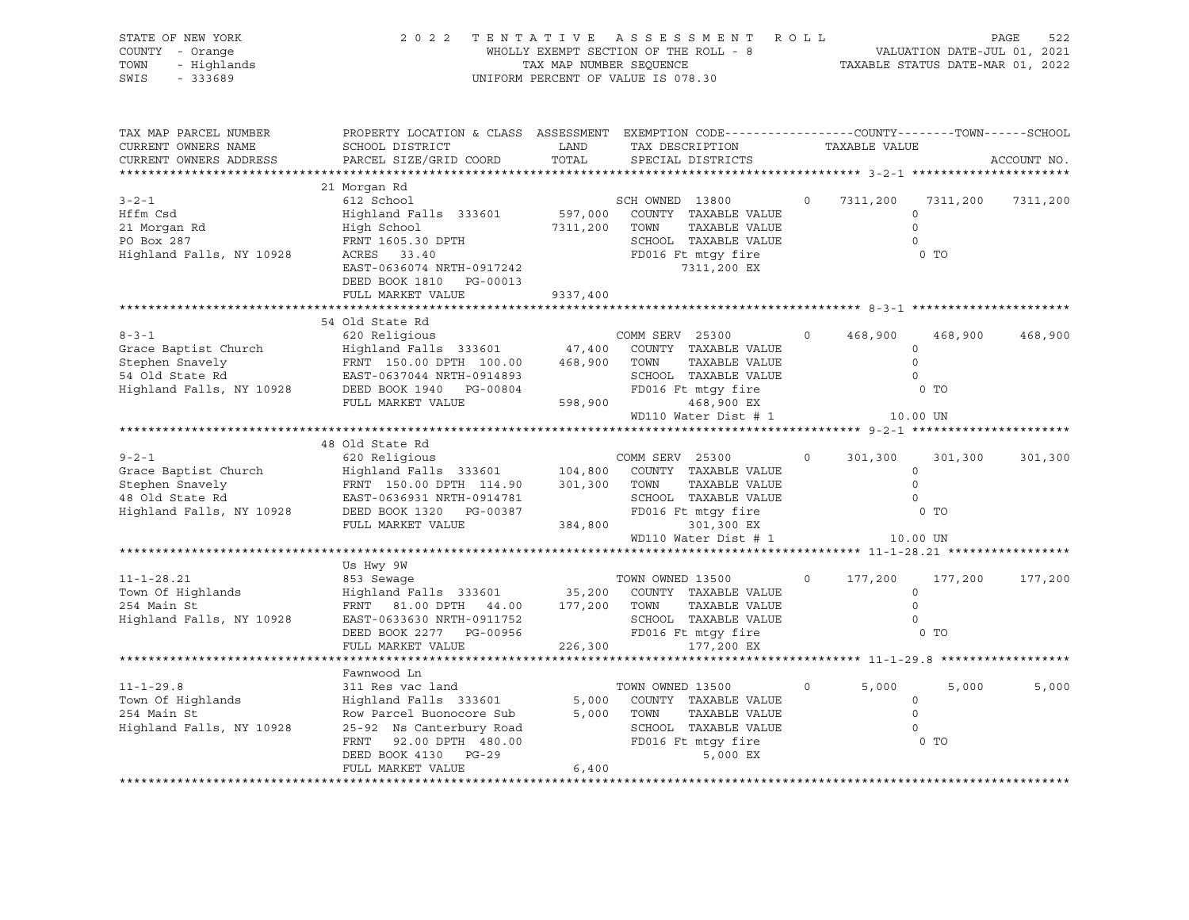STATE OF NEW YORK
COUNTY - Orange
TOWN - Highlands
SWIS - 333689

2022 TENTATIVE ASSESSMENT ROLL
WHOLLY EXEMPT SECTION OF THE ROLL - 8
TAX MAP NUMBER SEQUENCE
UNIFORM PERCENT OF VALUE IS 078.30

VALUATION DATE-JUL 01, 2021
TAXABLE STATUS DATE-MAR 01, 2022

| TAX MAP PARCEL NUMBER / CURRENT OWNERS NAME / CURRENT OWNERS ADDRESS | PROPERTY LOCATION & CLASS / SCHOOL DISTRICT / PARCEL SIZE/GRID COORD | ASSESSMENT LAND / TOTAL | EXEMPTION CODE / TAX DESCRIPTION / SPECIAL DISTRICTS | COUNTY | TOWN | SCHOOL |
|---|---|---|---|---|---|---|
| **3-2-1** | 21 Morgan Rd | | | | | |
| 3-2-1 | 612 School | | SCH OWNED 13800 0 | 7311,200 | 7311,200 | 7311,200 |
| Hffm Csd | Highland Falls 333601 | 597,000 | COUNTY TAXABLE VALUE | 0 | | |
| 21 Morgan Rd | High School | 7311,200 | TOWN TAXABLE VALUE | | 0 | |
| PO Box 287 | FRNT 1605.30 DPTH | | SCHOOL TAXABLE VALUE | | | 0 |
| Highland Falls, NY 10928 | ACRES 33.40 | | FD016 Ft mtgy fire | 0 TO | | |
| | EAST-0636074 NRTH-0917242 | | 7311,200 EX | | | |
| | DEED BOOK 1810 PG-00013 | | | | | |
| | FULL MARKET VALUE | 9337,400 | | | | |
| **8-3-1** | 54 Old State Rd | | | | | |
| 8-3-1 | 620 Religious | | COMM SERV 25300 0 | 468,900 | 468,900 | 468,900 |
| Grace Baptist Church | Highland Falls 333601 | 47,400 | COUNTY TAXABLE VALUE | 0 | | |
| Stephen Snavely | FRNT 150.00 DPTH 100.00 | 468,900 | TOWN TAXABLE VALUE | | 0 | |
| 54 Old State Rd | EAST-0637044 NRTH-0914893 | | SCHOOL TAXABLE VALUE | | | 0 |
| Highland Falls, NY 10928 | DEED BOOK 1940 PG-00804 | | FD016 Ft mtgy fire | 0 TO | | |
| | FULL MARKET VALUE | 598,900 | 468,900 EX | | | |
| | | | WD110 Water Dist # 1 | 10.00 UN | | |
| **9-2-1** | 48 Old State Rd | | | | | |
| 9-2-1 | 620 Religious | | COMM SERV 25300 0 | 301,300 | 301,300 | 301,300 |
| Grace Baptist Church | Highland Falls 333601 | 104,800 | COUNTY TAXABLE VALUE | 0 | | |
| Stephen Snavely | FRNT 150.00 DPTH 114.90 | 301,300 | TOWN TAXABLE VALUE | | 0 | |
| 48 Old State Rd | EAST-0636931 NRTH-0914781 | | SCHOOL TAXABLE VALUE | | | 0 |
| Highland Falls, NY 10928 | DEED BOOK 1320 PG-00387 | | FD016 Ft mtgy fire | 0 TO | | |
| | FULL MARKET VALUE | 384,800 | 301,300 EX | | | |
| | | | WD110 Water Dist # 1 | 10.00 UN | | |
| **11-1-28.21** | Us Hwy 9W | | | | | |
| 11-1-28.21 | 853 Sewage | | TOWN OWNED 13500 0 | 177,200 | 177,200 | 177,200 |
| Town Of Highlands | Highland Falls 333601 | 35,200 | COUNTY TAXABLE VALUE | 0 | | |
| 254 Main St | FRNT 81.00 DPTH 44.00 | 177,200 | TOWN TAXABLE VALUE | | 0 | |
| Highland Falls, NY 10928 | EAST-0633630 NRTH-0911752 | | SCHOOL TAXABLE VALUE | | | 0 |
| | DEED BOOK 2277 PG-00956 | | FD016 Ft mtgy fire | 0 TO | | |
| | FULL MARKET VALUE | 226,300 | 177,200 EX | | | |
| **11-1-29.8** | Fawnwood Ln | | | | | |
| 11-1-29.8 | 311 Res vac land | | TOWN OWNED 13500 0 | 5,000 | 5,000 | 5,000 |
| Town Of Highlands | Highland Falls 333601 | 5,000 | COUNTY TAXABLE VALUE | 0 | | |
| 254 Main St | Row Parcel Buonocore Sub | 5,000 | TOWN TAXABLE VALUE | | 0 | |
| Highland Falls, NY 10928 | 25-92 Ns Canterbury Road | | SCHOOL TAXABLE VALUE | | | 0 |
| | FRNT 92.00 DPTH 480.00 | | FD016 Ft mtgy fire | 0 TO | | |
| | DEED BOOK 4130 PG-29 | | 5,000 EX | | | |
| | FULL MARKET VALUE | 6,400 | | | | |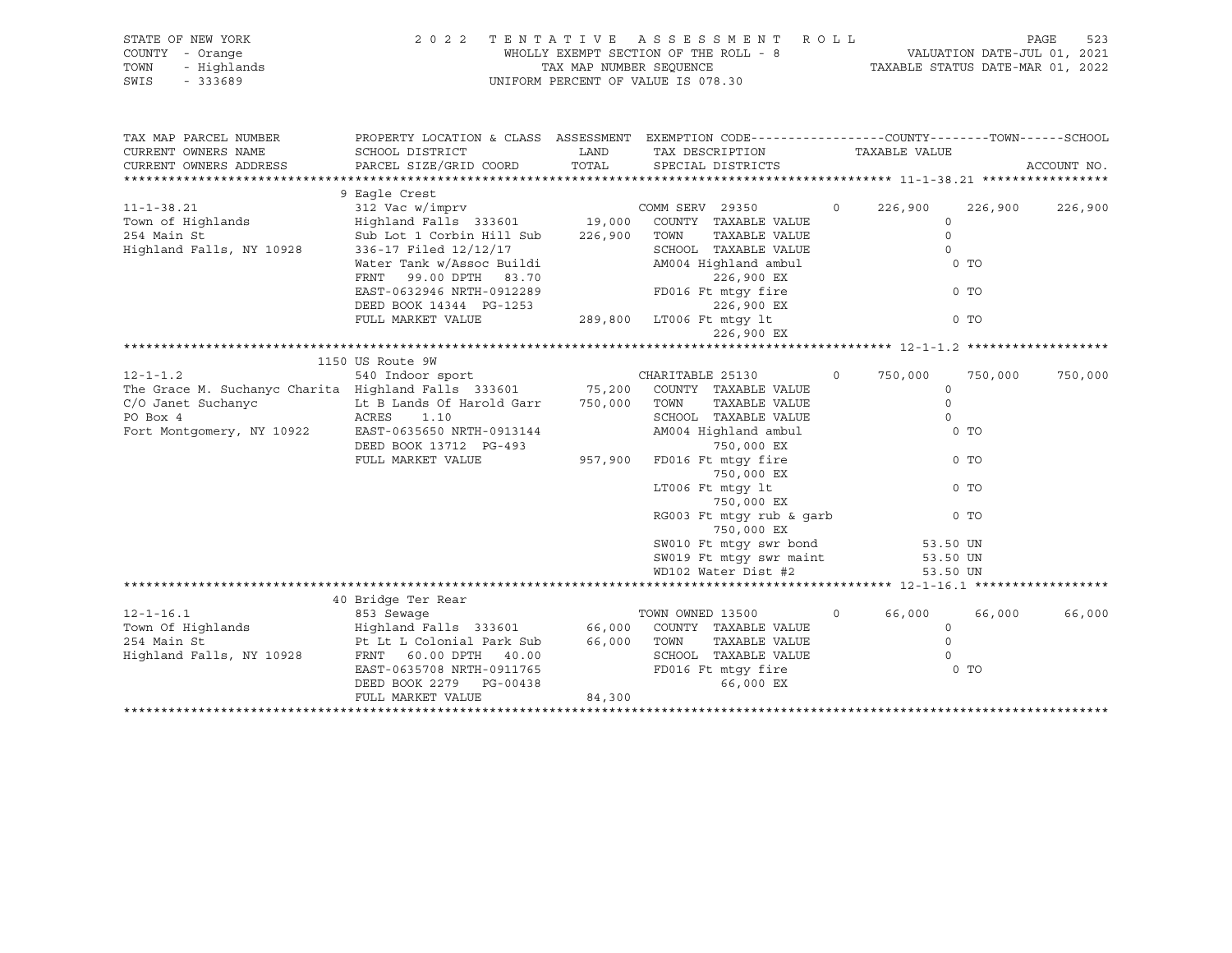STATE OF NEW YORK  
COUNTY - Orange  
TOWN - Highlands  
SWIS - 333689

2 0 2 2 T E N T A T I V E A S S E S S M E N T R O L L  
WHOLLY EXEMPT SECTION OF THE ROLL - 8  
TAX MAP NUMBER SEQUENCE  
UNIFORM PERCENT OF VALUE IS 078.30

VALUATION DATE-JUL 01, 2021  
TAXABLE STATUS DATE-MAR 01, 2022

```
TAX MAP PARCEL NUMBER          PROPERTY LOCATION & CLASS  ASSESSMENT  EXEMPTION CODE------------------COUNTY--------TOWN------SCHOOL
CURRENT OWNERS NAME            SCHOOL DISTRICT               LAND      TAX DESCRIPTION            TAXABLE VALUE
CURRENT OWNERS ADDRESS         PARCEL SIZE/GRID COORD        TOTAL     SPECIAL DISTRICTS                                          ACCOUNT NO.
******************************************************************************************************* 11-1-38.21 *****************
                               9 Eagle Crest
11-1-38.21                     312 Vac w/imprv                          COMM SERV  29350         0    226,900    226,900    226,900
Town of Highlands              Highland Falls  333601        19,000    COUNTY  TAXABLE VALUE                0
254 Main St                    Sub Lot 1 Corbin Hill Sub    226,900    TOWN    TAXABLE VALUE                0
Highland Falls, NY 10928       336-17 Filed 12/12/17                    SCHOOL  TAXABLE VALUE                0
                               Water Tank w/Assoc Buildi                AM004 Highland ambul                 0 TO
                               FRNT   99.00 DPTH   83.70                     226,900 EX
                               EAST-0632946 NRTH-0912289                FD016 Ft mtgy fire                   0 TO
                               DEED BOOK 14344  PG-1253                      226,900 EX
                               FULL MARKET VALUE            289,800    LT006 Ft mtgy lt                     0 TO
                                                                             226,900 EX
******************************************************************************************************* 12-1-1.2 *******************
                               1150 US Route 9W
12-1-1.2                       540 Indoor sport                         CHARITABLE 25130         0    750,000    750,000    750,000
The Grace M. Suchanyc Charita  Highland Falls  333601        75,200    COUNTY  TAXABLE VALUE                0
C/O Janet Suchanyc             Lt B Lands Of Harold Garr    750,000    TOWN    TAXABLE VALUE                0
PO Box 4                       ACRES     1.10                           SCHOOL  TAXABLE VALUE                0
Fort Montgomery, NY 10922      EAST-0635650 NRTH-0913144                AM004 Highland ambul                 0 TO
                               DEED BOOK 13712  PG-493                       750,000 EX
                               FULL MARKET VALUE            957,900    FD016 Ft mtgy fire                   0 TO
                                                                             750,000 EX
                                                                       LT006 Ft mtgy lt                     0 TO
                                                                             750,000 EX
                                                                       RG003 Ft mtgy rub & garb             0 TO
                                                                             750,000 EX
                                                                       SW010 Ft mtgy swr bond           53.50 UN
                                                                       SW019 Ft mtgy swr maint          53.50 UN
                                                                       WD102 Water Dist #2              53.50 UN
******************************************************************************************************* 12-1-16.1 ******************
                               40 Bridge Ter Rear
12-1-16.1                      853 Sewage                               TOWN OWNED 13500         0     66,000     66,000     66,000
Town Of Highlands              Highland Falls  333601        66,000    COUNTY  TAXABLE VALUE                0
254 Main St                    Pt Lt L Colonial Park Sub     66,000    TOWN    TAXABLE VALUE                0
Highland Falls, NY 10928       FRNT   60.00 DPTH   40.00                SCHOOL  TAXABLE VALUE                0
                               EAST-0635708 NRTH-0911765                FD016 Ft mtgy fire                   0 TO
                               DEED BOOK 2279   PG-00438                      66,000 EX
                               FULL MARKET VALUE             84,300
************************************************************************************************************************************
```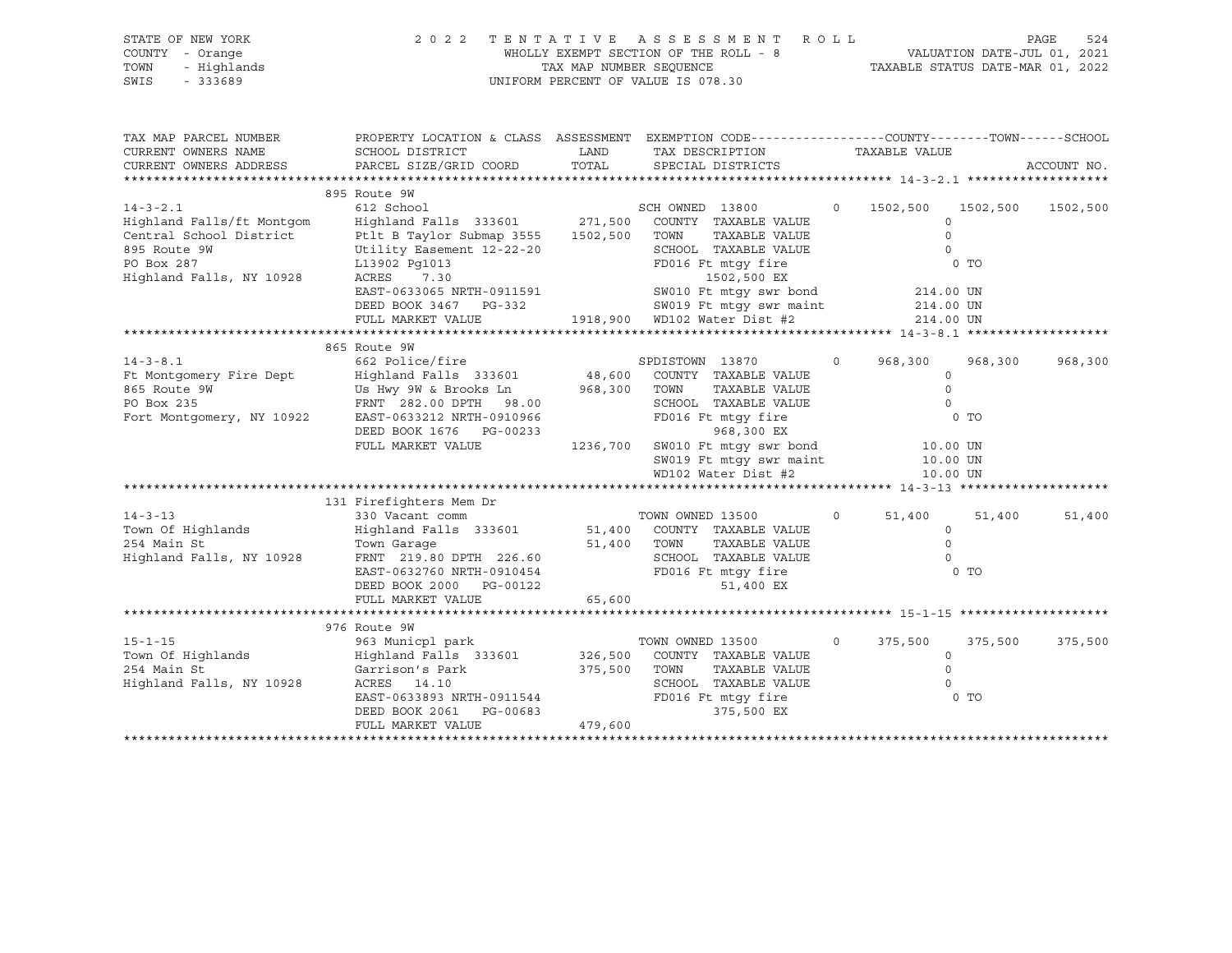STATE OF NEW YORK
COUNTY - Orange
TOWN - Highlands
SWIS - 333689

2022 TENTATIVE ASSESSMENT ROLL
WHOLLY EXEMPT SECTION OF THE ROLL - 8
TAX MAP NUMBER SEQUENCE
UNIFORM PERCENT OF VALUE IS 078.30

VALUATION DATE-JUL 01, 2021
TAXABLE STATUS DATE-MAR 01, 2022

```
TAX MAP PARCEL NUMBER          PROPERTY LOCATION & CLASS  ASSESSMENT  EXEMPTION CODE------------------COUNTY--------TOWN------SCHOOL
CURRENT OWNERS NAME            SCHOOL DISTRICT               LAND      TAX DESCRIPTION            TAXABLE VALUE
CURRENT OWNERS ADDRESS         PARCEL SIZE/GRID COORD       TOTAL      SPECIAL DISTRICTS                                    ACCOUNT NO.
******************************************************************************************************* 14-3-2.1 *******************
                               895 Route 9W
14-3-2.1                       612 School                            SCH OWNED 13800         0   1502,500   1502,500   1502,500
Highland Falls/ft Montgom      Highland Falls  333601     271,500    COUNTY  TAXABLE VALUE               0
Central School District        Ptlt B Taylor Submap 3555 1502,500    TOWN    TAXABLE VALUE               0
895 Route 9W                   Utility Easement 12-22-20              SCHOOL  TAXABLE VALUE               0
PO Box 287                     L13902 Pg1013                          FD016 Ft mtgy fire                   0 TO
Highland Falls, NY 10928       ACRES    7.30                                1502,500 EX
                               EAST-0633065 NRTH-0911591              SW010 Ft mtgy swr bond            214.00 UN
                               DEED BOOK 3467   PG-332                SW019 Ft mtgy swr maint           214.00 UN
                               FULL MARKET VALUE          1918,900    WD102 Water Dist #2               214.00 UN
******************************************************************************************************* 14-3-8.1 *******************
                               865 Route 9W
14-3-8.1                       662 Police/fire                        SPDISTOWN 13870         0    968,300    968,300    968,300
Ft Montgomery Fire Dept        Highland Falls  333601      48,600    COUNTY  TAXABLE VALUE               0
865 Route 9W                   Us Hwy 9W & Brooks Ln      968,300    TOWN    TAXABLE VALUE               0
PO Box 235                     FRNT 282.00 DPTH  98.00                SCHOOL  TAXABLE VALUE               0
Fort Montgomery, NY 10922      EAST-0633212 NRTH-0910966              FD016 Ft mtgy fire                   0 TO
                               DEED BOOK 1676   PG-00233                     968,300 EX
                               FULL MARKET VALUE          1236,700    SW010 Ft mtgy swr bond             10.00 UN
                                                                      SW019 Ft mtgy swr maint            10.00 UN
                                                                      WD102 Water Dist #2                10.00 UN
******************************************************************************************************* 14-3-13 ********************
                               131 Firefighters Mem Dr
14-3-13                        330 Vacant comm                        TOWN OWNED 13500        0     51,400     51,400     51,400
Town Of Highlands              Highland Falls  333601      51,400    COUNTY  TAXABLE VALUE               0
254 Main St                    Town Garage                 51,400    TOWN    TAXABLE VALUE               0
Highland Falls, NY 10928       FRNT 219.80 DPTH 226.60                SCHOOL  TAXABLE VALUE               0
                               EAST-0632760 NRTH-0910454              FD016 Ft mtgy fire                   0 TO
                               DEED BOOK 2000   PG-00122                     51,400 EX
                               FULL MARKET VALUE            65,600
******************************************************************************************************* 15-1-15 ********************
                               976 Route 9W
15-1-15                        963 Municpl park                       TOWN OWNED 13500        0    375,500    375,500    375,500
Town Of Highlands              Highland Falls  333601     326,500    COUNTY  TAXABLE VALUE               0
254 Main St                    Garrison's Park            375,500    TOWN    TAXABLE VALUE               0
Highland Falls, NY 10928       ACRES   14.10                          SCHOOL  TAXABLE VALUE               0
                               EAST-0633893 NRTH-0911544              FD016 Ft mtgy fire                   0 TO
                               DEED BOOK 2061   PG-00683                    375,500 EX
                               FULL MARKET VALUE           479,600
************************************************************************************************************************************
```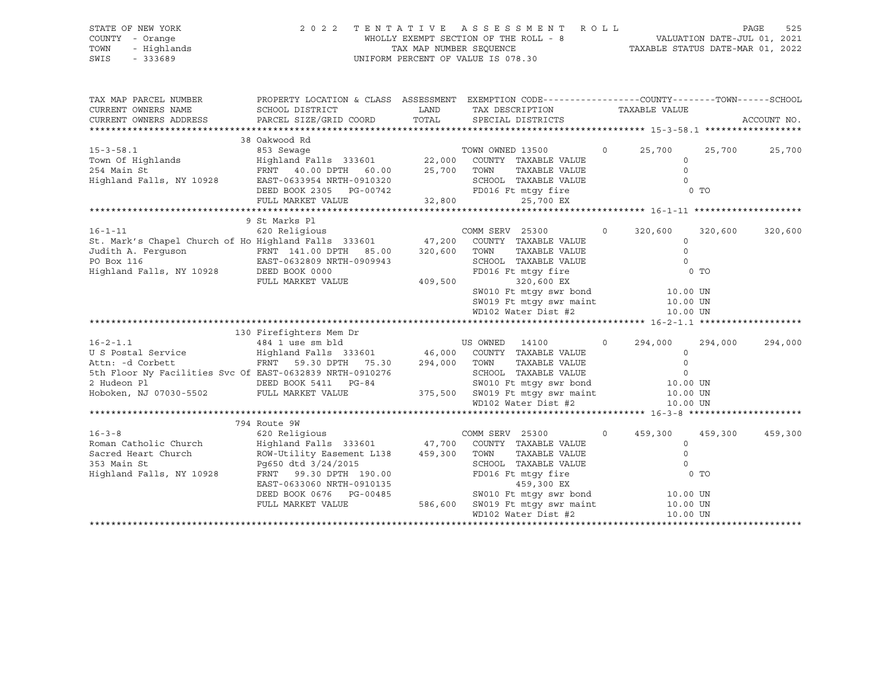STATE OF NEW YORK
COUNTY - Orange
TOWN - Highlands
SWIS - 333689

2022 TENTATIVE ASSESSMENT ROLL
WHOLLY EXEMPT SECTION OF THE ROLL - 8
TAX MAP NUMBER SEQUENCE
UNIFORM PERCENT OF VALUE IS 078.30

VALUATION DATE-JUL 01, 2021
TAXABLE STATUS DATE-MAR 01, 2022

```
TAX MAP PARCEL NUMBER          PROPERTY LOCATION & CLASS  ASSESSMENT  EXEMPTION CODE-----------------COUNTY--------TOWN------SCHOOL
CURRENT OWNERS NAME            SCHOOL DISTRICT               LAND      TAX DESCRIPTION              TAXABLE VALUE
CURRENT OWNERS ADDRESS         PARCEL SIZE/GRID COORD        TOTAL     SPECIAL DISTRICTS                                       ACCOUNT NO.
******************************************************************************************************* 15-3-58.1 ******************
                               38 Oakwood Rd
15-3-58.1                      853 Sewage                              TOWN OWNED 13500        0      25,700      25,700      25,700
Town Of Highlands              Highland Falls  333601        22,000    COUNTY   TAXABLE VALUE                  0
254 Main St                    FRNT    40.00 DPTH    60.00   25,700    TOWN     TAXABLE VALUE                  0
Highland Falls, NY 10928       EAST-0633954 NRTH-0910320               SCHOOL   TAXABLE VALUE                  0
                               DEED BOOK 2305    PG-00742              FD016 Ft mtgy fire                      0 TO
                               FULL MARKET VALUE             32,800          25,700 EX
******************************************************************************************************* 16-1-11 ********************
                               9 St Marks Pl
16-1-11                        620 Religious                           COMM SERV  25300        0     320,600     320,600     320,600
St. Mark's Chapel Church of Ho Highland Falls  333601        47,200    COUNTY   TAXABLE VALUE                  0
Judith A. Ferguson             FRNT   141.00 DPTH    85.00  320,600    TOWN     TAXABLE VALUE                  0
PO Box 116                     EAST-0632809 NRTH-0909943               SCHOOL   TAXABLE VALUE                  0
Highland Falls, NY 10928       DEED BOOK 0000                          FD016 Ft mtgy fire                      0 TO
                               FULL MARKET VALUE            409,500         320,600 EX
                                                                       SW010 Ft mtgy swr bond              10.00 UN
                                                                       SW019 Ft mtgy swr maint             10.00 UN
                                                                       WD102 Water Dist #2                 10.00 UN
******************************************************************************************************* 16-2-1.1 *******************
                               130 Firefighters Mem Dr
16-2-1.1                       484 1 use sm bld                        US OWNED   14100        0     294,000     294,000     294,000
U S Postal Service             Highland Falls  333601        46,000    COUNTY   TAXABLE VALUE                  0
Attn: -d Corbett               FRNT    59.30 DPTH    75.30  294,000    TOWN     TAXABLE VALUE                  0
5th Floor Ny Facilities Svc Of EAST-0632839 NRTH-0910276               SCHOOL   TAXABLE VALUE                  0
2 Hudeon Pl                    DEED BOOK 5411    PG-84                 SW010 Ft mtgy swr bond              10.00 UN
Hoboken, NJ 07030-5502         FULL MARKET VALUE            375,500    SW019 Ft mtgy swr maint             10.00 UN
                                                                       WD102 Water Dist #2                 10.00 UN
******************************************************************************************************* 16-3-8 *********************
                               794 Route 9W
16-3-8                         620 Religious                           COMM SERV  25300        0     459,300     459,300     459,300
Roman Catholic Church          Highland Falls  333601        47,700    COUNTY   TAXABLE VALUE                  0
Sacred Heart Church            ROW-Utility Easement L138    459,300    TOWN     TAXABLE VALUE                  0
353 Main St                    Pg650 dtd 3/24/2015                     SCHOOL   TAXABLE VALUE                  0
Highland Falls, NY 10928       FRNT    99.30 DPTH   190.00             FD016 Ft mtgy fire                      0 TO
                               EAST-0633060 NRTH-0910135                    459,300 EX
                               DEED BOOK 0676    PG-00485              SW010 Ft mtgy swr bond              10.00 UN
                               FULL MARKET VALUE            586,600    SW019 Ft mtgy swr maint             10.00 UN
                                                                       WD102 Water Dist #2                 10.00 UN
************************************************************************************************************************************
```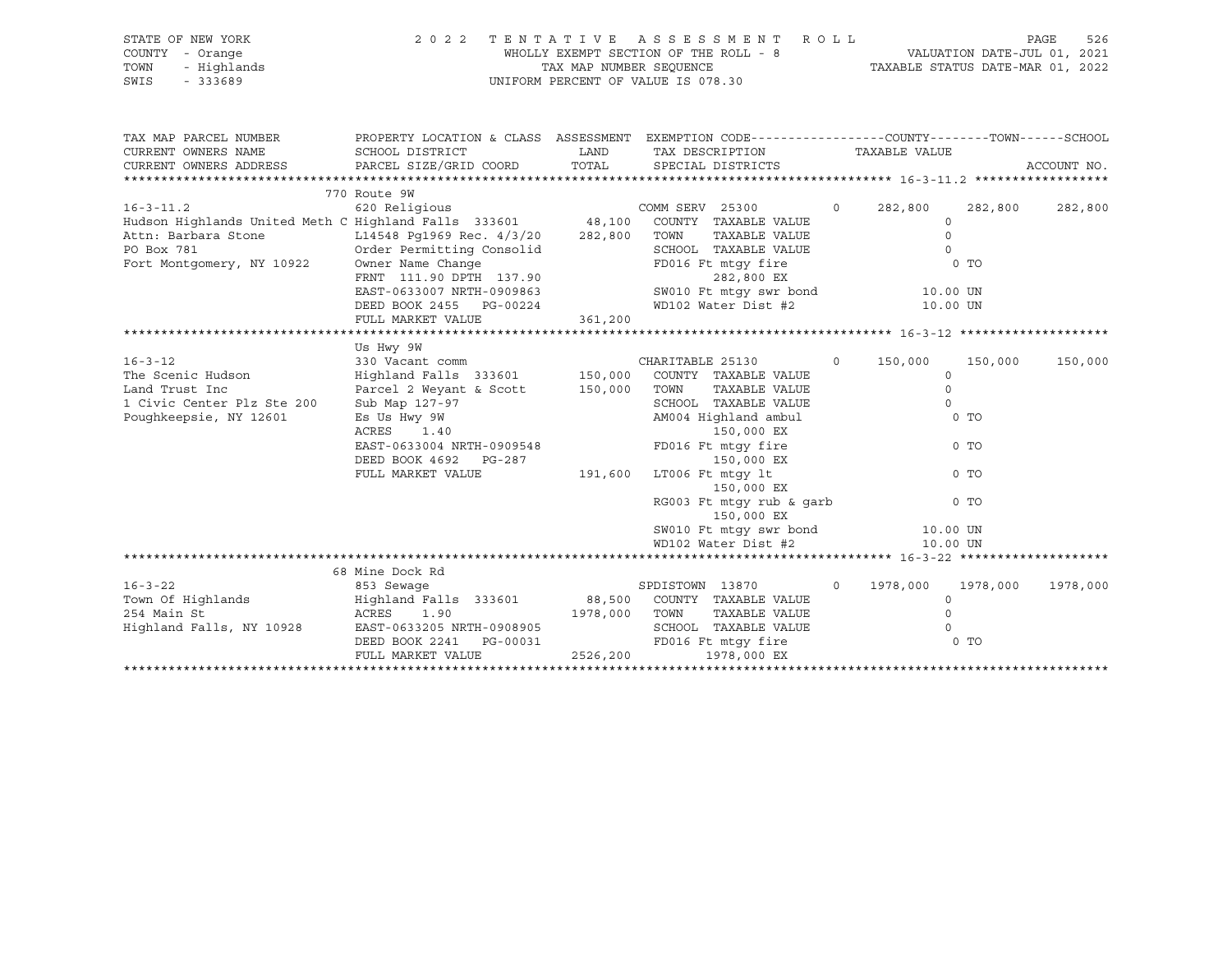STATE OF NEW YORK — 2022 TENTATIVE ASSESSMENT ROLL
COUNTY - Orange — WHOLLY EXEMPT SECTION OF THE ROLL - 8 — VALUATION DATE-JUL 01, 2021
TOWN - Highlands — TAX MAP NUMBER SEQUENCE — TAXABLE STATUS DATE-MAR 01, 2022
SWIS - 333689 — UNIFORM PERCENT OF VALUE IS 078.30

```
TAX MAP PARCEL NUMBER          PROPERTY LOCATION & CLASS  ASSESSMENT  EXEMPTION CODE------------------COUNTY--------TOWN------SCHOOL
CURRENT OWNERS NAME            SCHOOL DISTRICT               LAND      TAX DESCRIPTION               TAXABLE VALUE
CURRENT OWNERS ADDRESS         PARCEL SIZE/GRID COORD        TOTAL     SPECIAL DISTRICTS                                          ACCOUNT NO.
******************************************************************************************************* 16-3-11.2 ******************
                               770 Route 9W
16-3-11.2                      620 Religious                          COMM SERV 25300          0     282,800      282,800     282,800
Hudson Highlands United Meth C Highland Falls 333601        48,100    COUNTY  TAXABLE VALUE               0
Attn: Barbara Stone            L14548 Pg1969 Rec. 4/3/20   282,800    TOWN    TAXABLE VALUE               0
PO Box 781                     Order Permitting Consolid              SCHOOL  TAXABLE VALUE               0
Fort Montgomery, NY 10922      Owner Name Change                      FD016 Ft mtgy fire                   0 TO
                               FRNT  111.90 DPTH  137.90                    282,800 EX
                               EAST-0633007 NRTH-0909863              SW010 Ft mtgy swr bond            10.00 UN
                               DEED BOOK 2455   PG-00224              WD102 Water Dist #2               10.00 UN
                               FULL MARKET VALUE           361,200
******************************************************************************************************* 16-3-12 ********************
                               Us Hwy 9W
16-3-12                        330 Vacant comm                        CHARITABLE 25130         0     150,000      150,000     150,000
The Scenic Hudson              Highland Falls 333601       150,000    COUNTY  TAXABLE VALUE               0
Land Trust Inc                 Parcel 2 Weyant & Scott     150,000    TOWN    TAXABLE VALUE               0
1 Civic Center Plz Ste 200     Sub Map 127-97                         SCHOOL  TAXABLE VALUE               0
Poughkeepsie, NY 12601         Es Us Hwy 9W                           AM004 Highland ambul                 0 TO
                               ACRES    1.40                                150,000 EX
                               EAST-0633004 NRTH-0909548              FD016 Ft mtgy fire                   0 TO
                               DEED BOOK 4692   PG-287                      150,000 EX
                               FULL MARKET VALUE           191,600    LT006 Ft mtgy lt                     0 TO
                                                                            150,000 EX
                                                                      RG003 Ft mtgy rub & garb             0 TO
                                                                            150,000 EX
                                                                      SW010 Ft mtgy swr bond            10.00 UN
                                                                      WD102 Water Dist #2               10.00 UN
******************************************************************************************************* 16-3-22 ********************
                               68 Mine Dock Rd
16-3-22                        853 Sewage                             SPDISTOWN 13870          0    1978,000     1978,000    1978,000
Town Of Highlands              Highland Falls 333601        88,500    COUNTY  TAXABLE VALUE               0
254 Main St                    ACRES    1.90              1978,000    TOWN    TAXABLE VALUE               0
Highland Falls, NY 10928       EAST-0633205 NRTH-0908905              SCHOOL  TAXABLE VALUE               0
                               DEED BOOK 2241   PG-00031              FD016 Ft mtgy fire                   0 TO
                               FULL MARKET VALUE          2526,200          1978,000 EX
************************************************************************************************************************************
```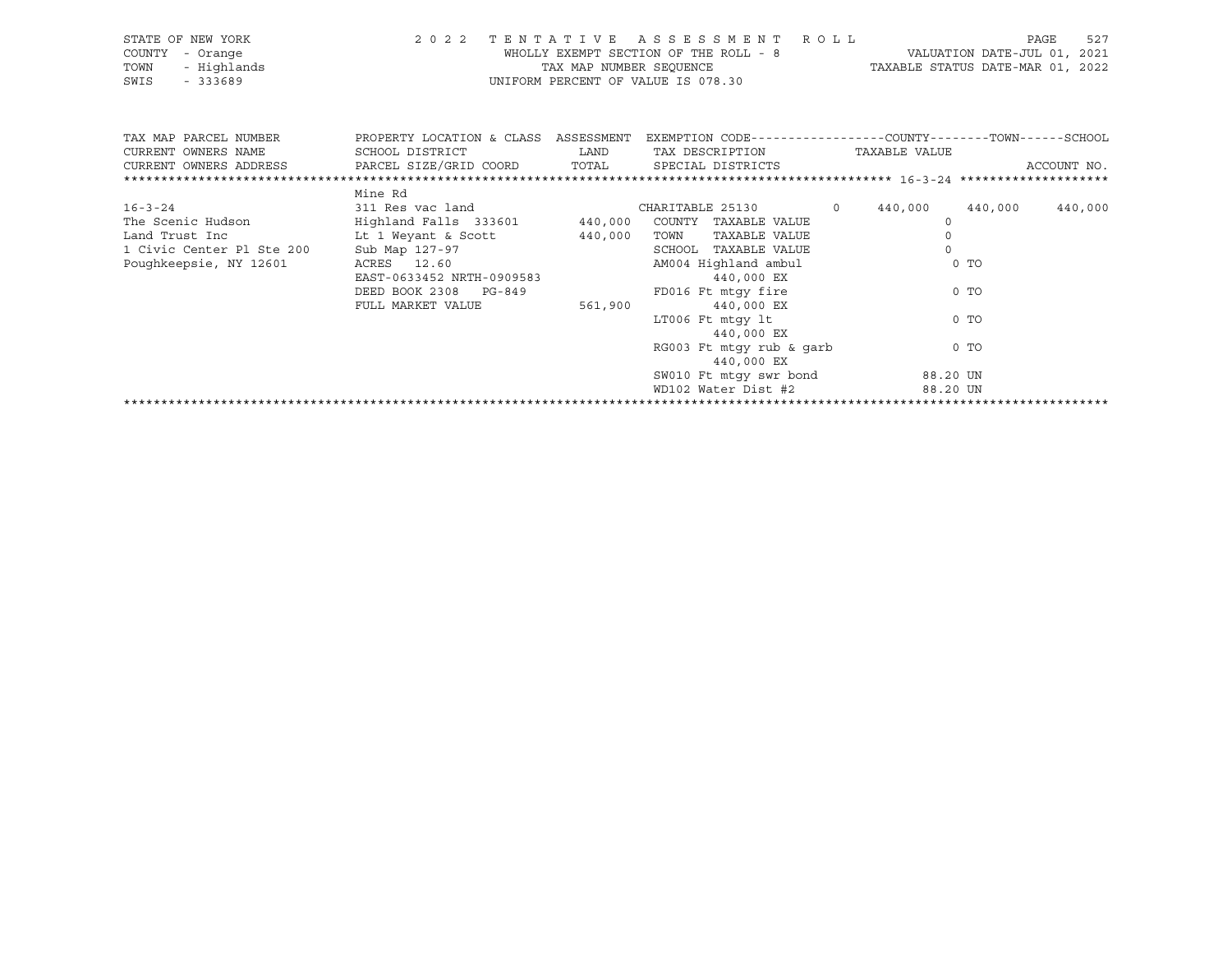STATE OF NEW YORK
COUNTY - Orange
TOWN - Highlands
SWIS - 333689

2022 TENTATIVE ASSESSMENT ROLL
WHOLLY EXEMPT SECTION OF THE ROLL - 8
TAX MAP NUMBER SEQUENCE
UNIFORM PERCENT OF VALUE IS 078.30

VALUATION DATE-JUL 01, 2021
TAXABLE STATUS DATE-MAR 01, 2022

| TAX MAP PARCEL NUMBER / CURRENT OWNERS NAME / CURRENT OWNERS ADDRESS | PROPERTY LOCATION & CLASS / SCHOOL DISTRICT / PARCEL SIZE/GRID COORD | ASSESSMENT LAND / TOTAL | EXEMPTION CODE / TAX DESCRIPTION / SPECIAL DISTRICTS | | COUNTY / TAXABLE VALUE | TOWN | SCHOOL / ACCOUNT NO. |
|---|---|---|---|---|---|---|---|
| | Mine Rd | | | | | | |
| 16-3-24 | 311 Res vac land | | CHARITABLE 25130 | 0 | 440,000 | 440,000 | 440,000 |
| The Scenic Hudson | Highland Falls 333601 | 440,000 | COUNTY TAXABLE VALUE | | 0 | | |
| Land Trust Inc | Lt 1 Weyant & Scott | 440,000 | TOWN TAXABLE VALUE | | 0 | | |
| 1 Civic Center Pl Ste 200 | Sub Map 127-97 | | SCHOOL TAXABLE VALUE | | 0 | | |
| Poughkeepsie, NY 12601 | ACRES 12.60 | | AM004 Highland ambul | | 0 TO | | |
| | EAST-0633452 NRTH-0909583 | | 440,000 EX | | | | |
| | DEED BOOK 2308 PG-849 | | FD016 Ft mtgy fire | | 0 TO | | |
| | FULL MARKET VALUE | 561,900 | 440,000 EX | | | | |
| | | | LT006 Ft mtgy lt | | 0 TO | | |
| | | | 440,000 EX | | | | |
| | | | RG003 Ft mtgy rub & garb | | 0 TO | | |
| | | | 440,000 EX | | | | |
| | | | SW010 Ft mtgy swr bond | | 88.20 UN | | |
| | | | WD102 Water Dist #2 | | 88.20 UN | | |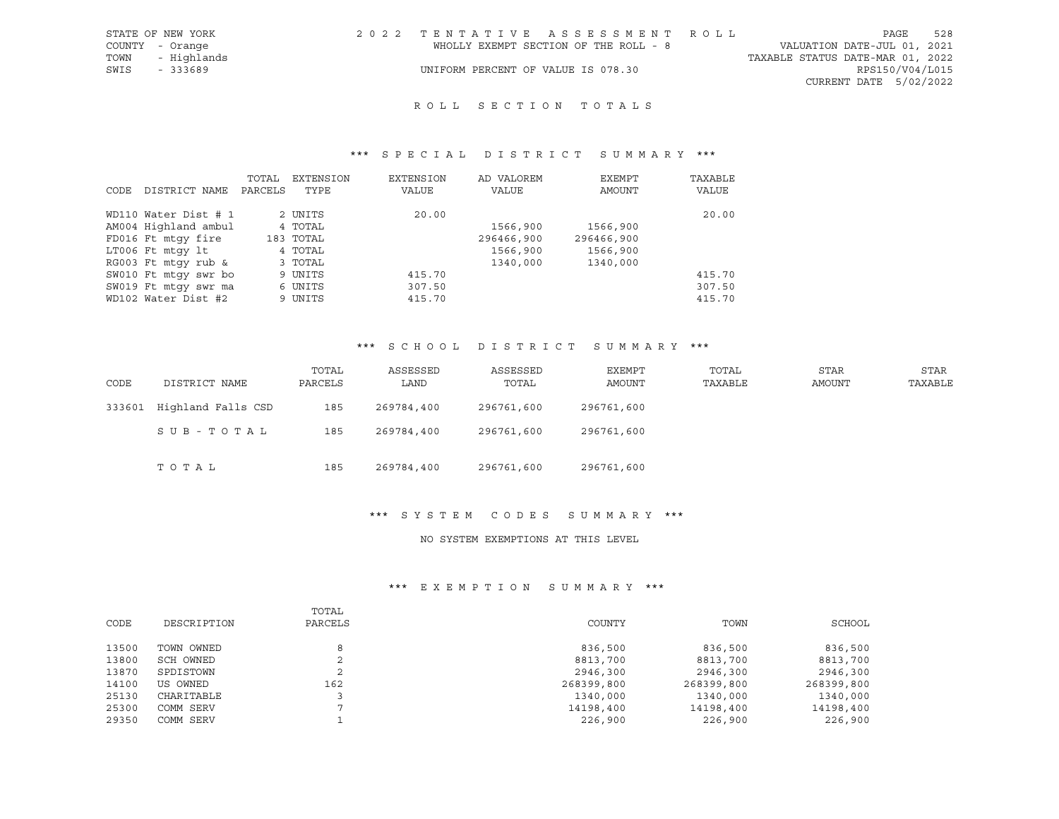STATE OF NEW YORK
COUNTY - Orange
TOWN - Highlands
SWIS - 333689

2022 TENTATIVE ASSESSMENT ROLL
WHOLLY EXEMPT SECTION OF THE ROLL - 8
UNIFORM PERCENT OF VALUE IS 078.30

VALUATION DATE-JUL 01, 2021
TAXABLE STATUS DATE-MAR 01, 2022
RPS150/V04/L015
CURRENT DATE 5/02/2022

# ROLL SECTION TOTALS

## *** SPECIAL DISTRICT SUMMARY ***

| CODE | DISTRICT NAME | TOTAL PARCELS | EXTENSION TYPE | EXTENSION VALUE | AD VALOREM VALUE | EXEMPT AMOUNT | TAXABLE VALUE |
|---|---|---|---|---|---|---|---|
| WD110 | Water Dist # 1 | 2 | UNITS | 20.00 | | | 20.00 |
| AM004 | Highland ambul | 4 | TOTAL | | 1566,900 | 1566,900 | |
| FD016 | Ft mtgy fire | 183 | TOTAL | | 296466,900 | 296466,900 | |
| LT006 | Ft mtgy lt | 4 | TOTAL | | 1566,900 | 1566,900 | |
| RG003 | Ft mtgy rub & | 3 | TOTAL | | 1340,000 | 1340,000 | |
| SW010 | Ft mtgy swr bo | 9 | UNITS | 415.70 | | | 415.70 |
| SW019 | Ft mtgy swr ma | 6 | UNITS | 307.50 | | | 307.50 |
| WD102 | Water Dist #2 | 9 | UNITS | 415.70 | | | 415.70 |

## *** SCHOOL DISTRICT SUMMARY ***

| CODE | DISTRICT NAME | TOTAL PARCELS | ASSESSED LAND | ASSESSED TOTAL | EXEMPT AMOUNT | TOTAL TAXABLE | STAR AMOUNT | STAR TAXABLE |
|---|---|---|---|---|---|---|---|---|
| 333601 | Highland Falls CSD | 185 | 269784,400 | 296761,600 | 296761,600 | | | |
| | SUB-TOTAL | 185 | 269784,400 | 296761,600 | 296761,600 | | | |
| | TOTAL | 185 | 269784,400 | 296761,600 | 296761,600 | | | |

## *** SYSTEM CODES SUMMARY ***

NO SYSTEM EXEMPTIONS AT THIS LEVEL

## *** EXEMPTION SUMMARY ***

| CODE | DESCRIPTION | TOTAL PARCELS | COUNTY | TOWN | SCHOOL |
|---|---|---|---|---|---|
| 13500 | TOWN OWNED | 8 | 836,500 | 836,500 | 836,500 |
| 13800 | SCH OWNED | 2 | 8813,700 | 8813,700 | 8813,700 |
| 13870 | SPDISTOWN | 2 | 2946,300 | 2946,300 | 2946,300 |
| 14100 | US OWNED | 162 | 268399,800 | 268399,800 | 268399,800 |
| 25130 | CHARITABLE | 3 | 1340,000 | 1340,000 | 1340,000 |
| 25300 | COMM SERV | 7 | 14198,400 | 14198,400 | 14198,400 |
| 29350 | COMM SERV | 1 | 226,900 | 226,900 | 226,900 |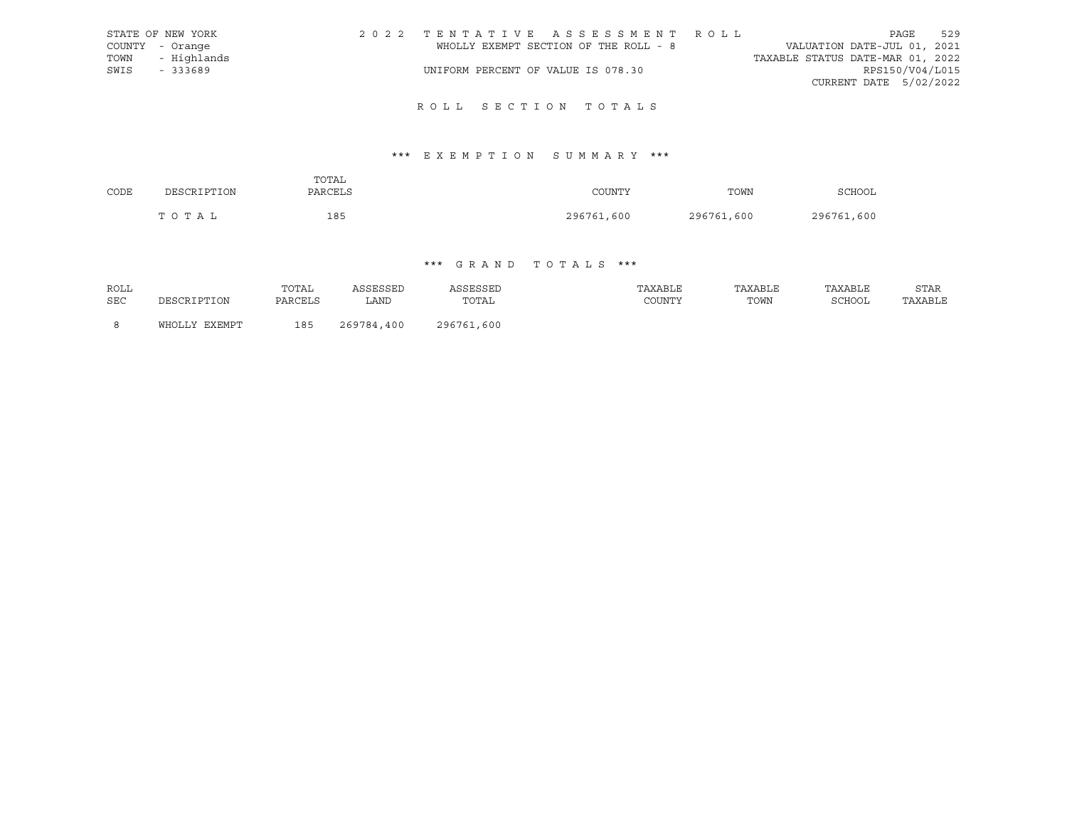STATE OF NEW YORK
COUNTY - Orange
TOWN - Highlands
SWIS - 333689

2022 TENTATIVE ASSESSMENT ROLL
WHOLLY EXEMPT SECTION OF THE ROLL - 8
UNIFORM PERCENT OF VALUE IS 078.30

VALUATION DATE-JUL 01, 2021
TAXABLE STATUS DATE-MAR 01, 2022
RPS150/V04/L015
CURRENT DATE 5/02/2022

## ROLL SECTION TOTALS

### *** EXEMPTION SUMMARY ***

| CODE | DESCRIPTION | TOTAL PARCELS | COUNTY | TOWN | SCHOOL |
|---|---|---|---|---|---|
| | TOTAL | 185 | 296761,600 | 296761,600 | 296761,600 |

### *** GRAND TOTALS ***

| ROLL SEC | DESCRIPTION | TOTAL PARCELS | ASSESSED LAND | ASSESSED TOTAL | TAXABLE COUNTY | TAXABLE TOWN | TAXABLE SCHOOL | STAR TAXABLE |
|---|---|---|---|---|---|---|---|---|
| 8 | WHOLLY EXEMPT | 185 | 269784,400 | 296761,600 | | | | |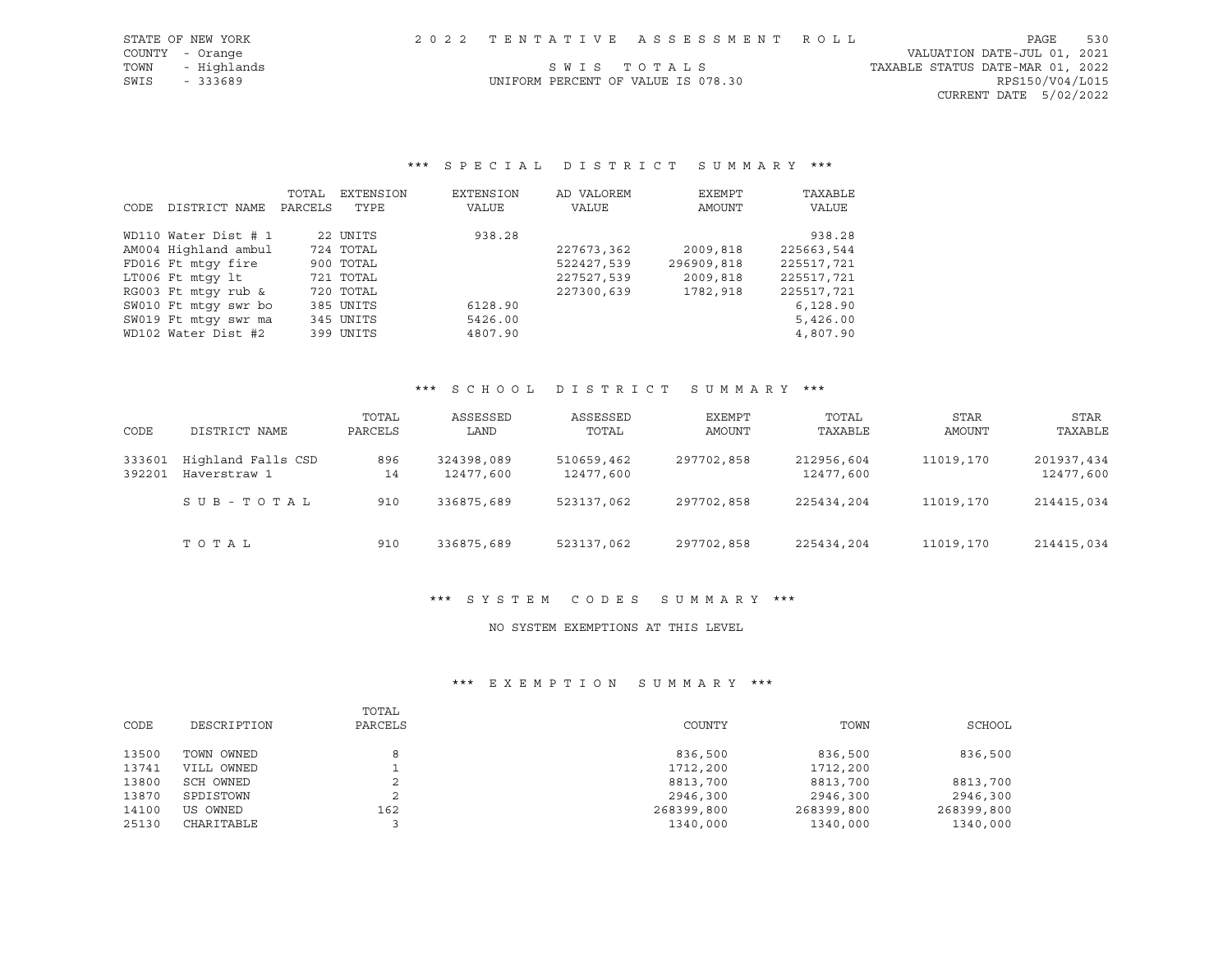STATE OF NEW YORK
COUNTY - Orange
TOWN - Highlands
SWIS - 333689

2022 TENTATIVE ASSESSMENT ROLL

SWIS TOTALS

UNIFORM PERCENT OF VALUE IS 078.30

VALUATION DATE-JUL 01, 2021
TAXABLE STATUS DATE-MAR 01, 2022
RPS150/V04/L015
CURRENT DATE 5/02/2022

## *** SPECIAL DISTRICT SUMMARY ***

| CODE | DISTRICT NAME | TOTAL PARCELS | EXTENSION TYPE | EXTENSION VALUE | AD VALOREM VALUE | EXEMPT AMOUNT | TAXABLE VALUE |
|---|---|---|---|---|---|---|---|
| WD110 | Water Dist # 1 | 22 | UNITS | 938.28 | | | 938.28 |
| AM004 | Highland ambul | 724 | TOTAL | | 227673,362 | 2009,818 | 225663,544 |
| FD016 | Ft mtgy fire | 900 | TOTAL | | 522427,539 | 296909,818 | 225517,721 |
| LT006 | Ft mtgy lt | 721 | TOTAL | | 227527,539 | 2009,818 | 225517,721 |
| RG003 | Ft mtgy rub & | 720 | TOTAL | | 227300,639 | 1782,918 | 225517,721 |
| SW010 | Ft mtgy swr bo | 385 | UNITS | 6128.90 | | | 6,128.90 |
| SW019 | Ft mtgy swr ma | 345 | UNITS | 5426.00 | | | 5,426.00 |
| WD102 | Water Dist #2 | 399 | UNITS | 4807.90 | | | 4,807.90 |

## *** SCHOOL DISTRICT SUMMARY ***

| CODE | DISTRICT NAME | TOTAL PARCELS | ASSESSED LAND | ASSESSED TOTAL | EXEMPT AMOUNT | TOTAL TAXABLE | STAR AMOUNT | STAR TAXABLE |
|---|---|---|---|---|---|---|---|---|
| 333601 | Highland Falls CSD | 896 | 324398,089 | 510659,462 | 297702,858 | 212956,604 | 11019,170 | 201937,434 |
| 392201 | Haverstraw 1 | 14 | 12477,600 | 12477,600 | | 12477,600 | | 12477,600 |
| | SUB-TOTAL | 910 | 336875,689 | 523137,062 | 297702,858 | 225434,204 | 11019,170 | 214415,034 |
| | TOTAL | 910 | 336875,689 | 523137,062 | 297702,858 | 225434,204 | 11019,170 | 214415,034 |

## *** SYSTEM CODES SUMMARY ***

NO SYSTEM EXEMPTIONS AT THIS LEVEL

## *** EXEMPTION SUMMARY ***

| CODE | DESCRIPTION | TOTAL PARCELS | COUNTY | TOWN | SCHOOL |
|---|---|---|---|---|---|
| 13500 | TOWN OWNED | 8 | 836,500 | 836,500 | 836,500 |
| 13741 | VILL OWNED | 1 | 1712,200 | 1712,200 | |
| 13800 | SCH OWNED | 2 | 8813,700 | 8813,700 | 8813,700 |
| 13870 | SPDISTOWN | 2 | 2946,300 | 2946,300 | 2946,300 |
| 14100 | US OWNED | 162 | 268399,800 | 268399,800 | 268399,800 |
| 25130 | CHARITABLE | 3 | 1340,000 | 1340,000 | 1340,000 |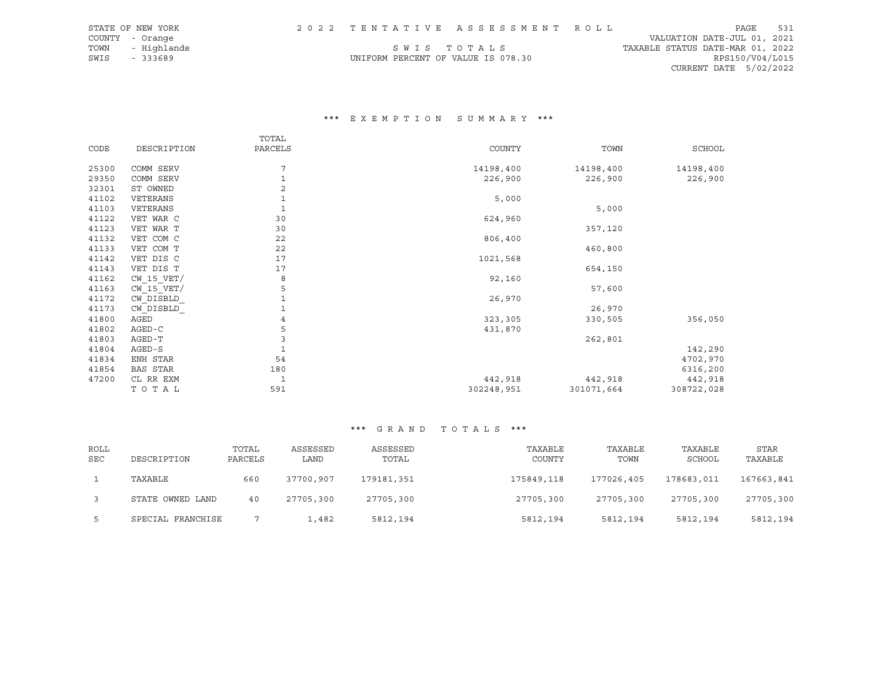STATE OF NEW YORK | 2022 TENTATIVE ASSESSMENT ROLL | VALUATION DATE-JUL 01, 2021
COUNTY - Orange | | TAXABLE STATUS DATE-MAR 01, 2022
TOWN - Highlands | SWIS TOTALS | RPS150/V04/L015
SWIS - 333689 | UNIFORM PERCENT OF VALUE IS 078.30 | CURRENT DATE 5/02/2022

### *** EXEMPTION SUMMARY ***

| CODE | DESCRIPTION | TOTAL PARCELS | COUNTY | TOWN | SCHOOL |
|---|---|---|---|---|---|
| 25300 | COMM SERV | 7 | 14198,400 | 14198,400 | 14198,400 |
| 29350 | COMM SERV | 1 | 226,900 | 226,900 | 226,900 |
| 32301 | ST OWNED | 2 | | | |
| 41102 | VETERANS | 1 | 5,000 | | |
| 41103 | VETERANS | 1 | | 5,000 | |
| 41122 | VET WAR C | 30 | 624,960 | | |
| 41123 | VET WAR T | 30 | | 357,120 | |
| 41132 | VET COM C | 22 | 806,400 | | |
| 41133 | VET COM T | 22 | | 460,800 | |
| 41142 | VET DIS C | 17 | 1021,568 | | |
| 41143 | VET DIS T | 17 | | 654,150 | |
| 41162 | CW_15_VET/ | 8 | 92,160 | | |
| 41163 | CW_15_VET/ | 5 | | 57,600 | |
| 41172 | CW_DISBLD_ | 1 | 26,970 | | |
| 41173 | CW_DISBLD_ | 1 | | 26,970 | |
| 41800 | AGED | 4 | 323,305 | 330,505 | 356,050 |
| 41802 | AGED-C | 5 | 431,870 | | |
| 41803 | AGED-T | 3 | | 262,801 | |
| 41804 | AGED-S | 1 | | | 142,290 |
| 41834 | ENH STAR | 54 | | | 4702,970 |
| 41854 | BAS STAR | 180 | | | 6316,200 |
| 47200 | CL RR EXM | 1 | 442,918 | 442,918 | 442,918 |
| | TOTAL | 591 | 302248,951 | 301071,664 | 308722,028 |

### *** GRAND TOTALS ***

| ROLL SEC | DESCRIPTION | TOTAL PARCELS | ASSESSED LAND | ASSESSED TOTAL | TAXABLE COUNTY | TAXABLE TOWN | TAXABLE SCHOOL | STAR TAXABLE |
|---|---|---|---|---|---|---|---|---|
| 1 | TAXABLE | 660 | 37700,907 | 179181,351 | 175849,118 | 177026,405 | 178683,011 | 167663,841 |
| 3 | STATE OWNED LAND | 40 | 27705,300 | 27705,300 | 27705,300 | 27705,300 | 27705,300 | 27705,300 |
| 5 | SPECIAL FRANCHISE | 7 | 1,482 | 5812,194 | 5812,194 | 5812,194 | 5812,194 | 5812,194 |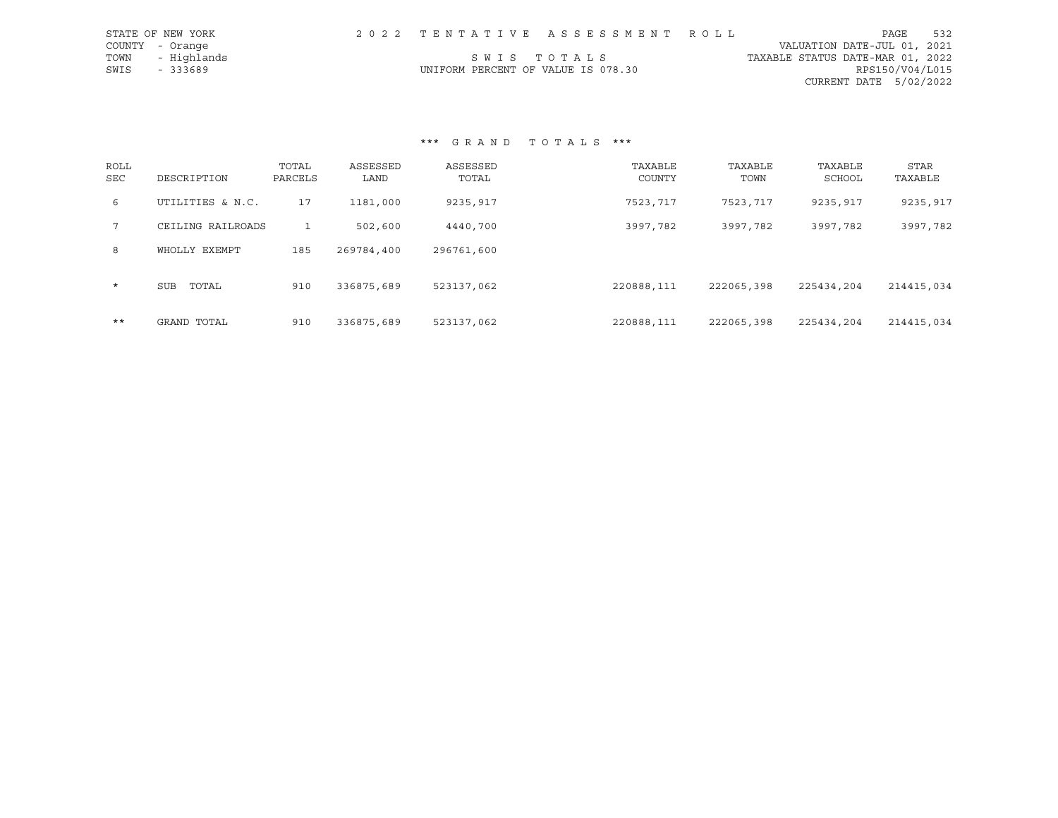STATE OF NEW YORK
COUNTY - Orange
TOWN - Highlands
SWIS - 333689

2 0 2 2 T E N T A T I V E A S S E S S M E N T R O L L

S W I S T O T A L S

UNIFORM PERCENT OF VALUE IS 078.30

VALUATION DATE-JUL 01, 2021
TAXABLE STATUS DATE-MAR 01, 2022
RPS150/V04/L015
CURRENT DATE 5/02/2022

### *** G R A N D T O T A L S ***

| ROLL SEC | DESCRIPTION | TOTAL PARCELS | ASSESSED LAND | ASSESSED TOTAL | TAXABLE COUNTY | TAXABLE TOWN | TAXABLE SCHOOL | STAR TAXABLE |
|---|---|---|---|---|---|---|---|---|
| 6 | UTILITIES & N.C. | 17 | 1181,000 | 9235,917 | 7523,717 | 7523,717 | 9235,917 | 9235,917 |
| 7 | CEILING RAILROADS | 1 | 502,600 | 4440,700 | 3997,782 | 3997,782 | 3997,782 | 3997,782 |
| 8 | WHOLLY EXEMPT | 185 | 269784,400 | 296761,600 | | | | |
| * | SUB TOTAL | 910 | 336875,689 | 523137,062 | 220888,111 | 222065,398 | 225434,204 | 214415,034 |
| ** | GRAND TOTAL | 910 | 336875,689 | 523137,062 | 220888,111 | 222065,398 | 225434,204 | 214415,034 |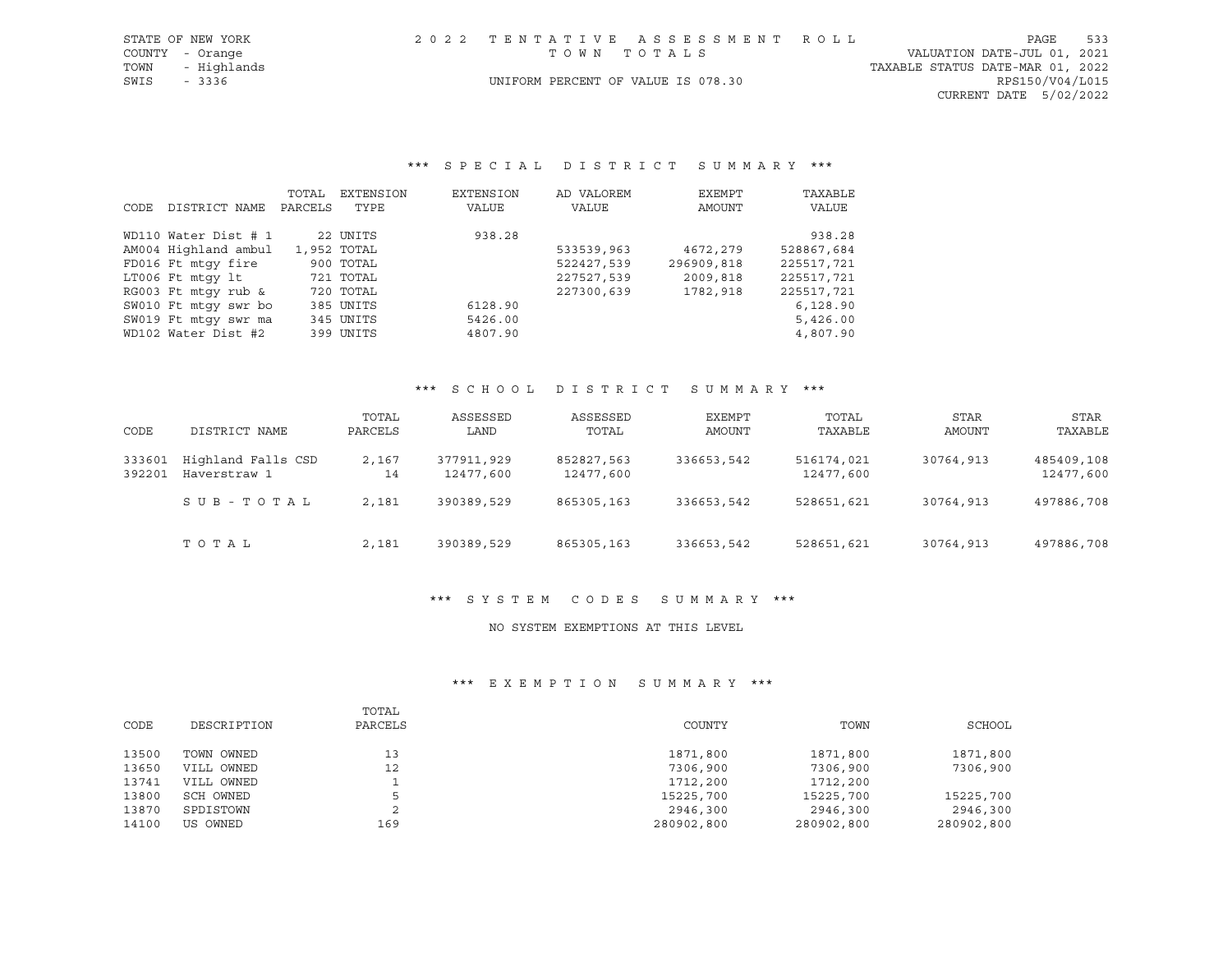STATE OF NEW YORK — 2022 TENTATIVE ASSESSMENT ROLL
COUNTY - Orange — TOWN TOTALS — VALUATION DATE-JUL 01, 2021
TOWN - Highlands — TAXABLE STATUS DATE-MAR 01, 2022
SWIS - 3336 — UNIFORM PERCENT OF VALUE IS 078.30 — RPS150/V04/L015
CURRENT DATE 5/02/2022

### *** SPECIAL DISTRICT SUMMARY ***

| CODE | DISTRICT NAME | TOTAL PARCELS | EXTENSION TYPE | EXTENSION VALUE | AD VALOREM VALUE | EXEMPT AMOUNT | TAXABLE VALUE |
|---|---|---|---|---|---|---|---|
| WD110 | Water Dist # 1 | 22 | UNITS | 938.28 | | | 938.28 |
| AM004 | Highland ambul | 1,952 | TOTAL | | 533539,963 | 4672,279 | 528867,684 |
| FD016 | Ft mtgy fire | 900 | TOTAL | | 522427,539 | 296909,818 | 225517,721 |
| LT006 | Ft mtgy lt | 721 | TOTAL | | 227527,539 | 2009,818 | 225517,721 |
| RG003 | Ft mtgy rub & | 720 | TOTAL | | 227300,639 | 1782,918 | 225517,721 |
| SW010 | Ft mtgy swr bo | 385 | UNITS | 6128.90 | | | 6,128.90 |
| SW019 | Ft mtgy swr ma | 345 | UNITS | 5426.00 | | | 5,426.00 |
| WD102 | Water Dist #2 | 399 | UNITS | 4807.90 | | | 4,807.90 |

### *** SCHOOL DISTRICT SUMMARY ***

| CODE | DISTRICT NAME | TOTAL PARCELS | ASSESSED LAND | ASSESSED TOTAL | EXEMPT AMOUNT | TOTAL TAXABLE | STAR AMOUNT | STAR TAXABLE |
|---|---|---|---|---|---|---|---|---|
| 333601 | Highland Falls CSD | 2,167 | 377911,929 | 852827,563 | 336653,542 | 516174,021 | 30764,913 | 485409,108 |
| 392201 | Haverstraw 1 | 14 | 12477,600 | 12477,600 | | 12477,600 | | 12477,600 |
| | SUB-TOTAL | 2,181 | 390389,529 | 865305,163 | 336653,542 | 528651,621 | 30764,913 | 497886,708 |
| | TOTAL | 2,181 | 390389,529 | 865305,163 | 336653,542 | 528651,621 | 30764,913 | 497886,708 |

### *** SYSTEM CODES SUMMARY ***

NO SYSTEM EXEMPTIONS AT THIS LEVEL

### *** EXEMPTION SUMMARY ***

| CODE | DESCRIPTION | TOTAL PARCELS | COUNTY | TOWN | SCHOOL |
|---|---|---|---|---|---|
| 13500 | TOWN OWNED | 13 | 1871,800 | 1871,800 | 1871,800 |
| 13650 | VILL OWNED | 12 | 7306,900 | 7306,900 | 7306,900 |
| 13741 | VILL OWNED | 1 | 1712,200 | 1712,200 | |
| 13800 | SCH OWNED | 5 | 15225,700 | 15225,700 | 15225,700 |
| 13870 | SPDISTOWN | 2 | 2946,300 | 2946,300 | 2946,300 |
| 14100 | US OWNED | 169 | 280902,800 | 280902,800 | 280902,800 |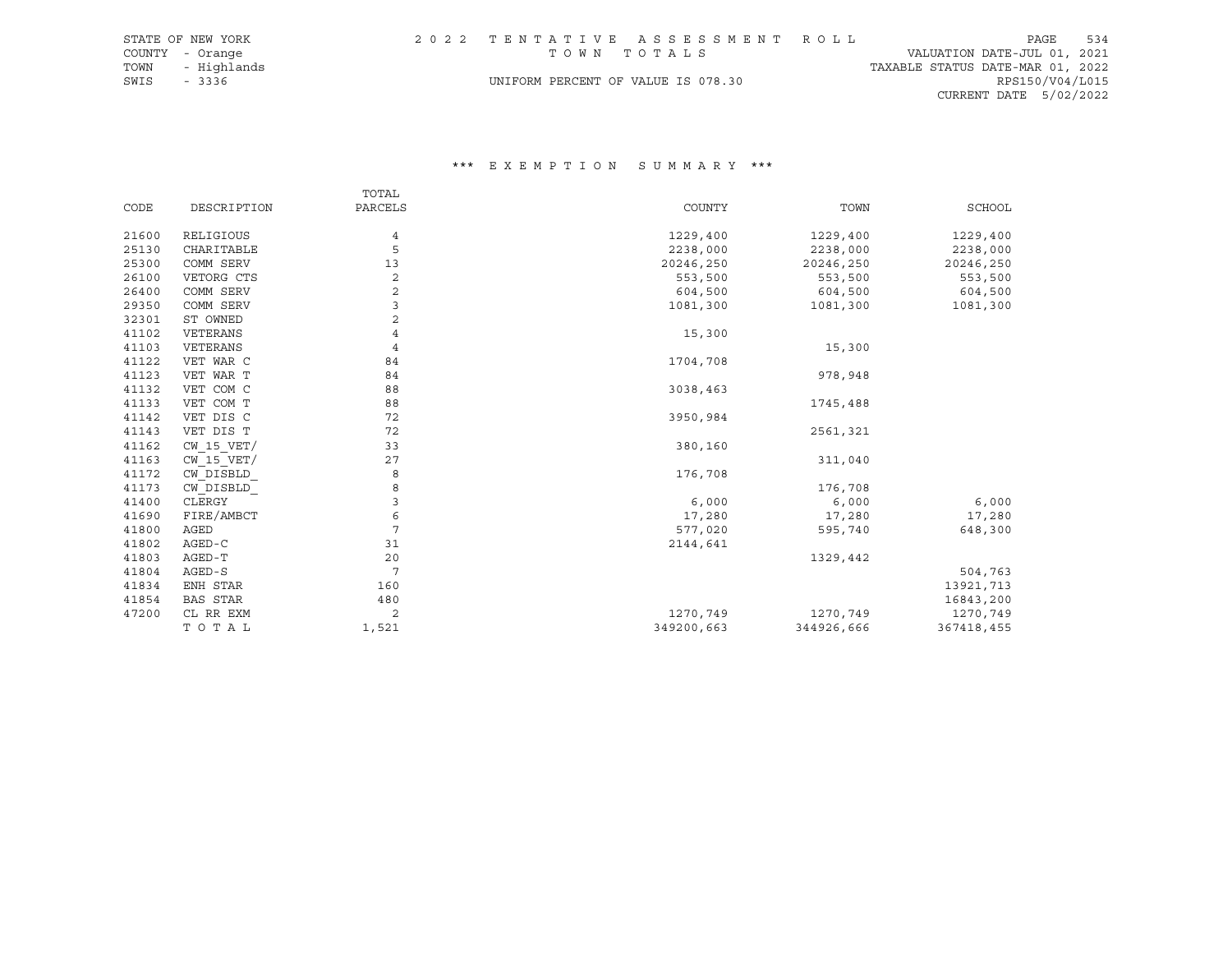STATE OF NEW YORK
COUNTY - Orange
TOWN - Highlands
SWIS - 3336

2 0 2 2 T E N T A T I V E A S S E S S M E N T R O L L
T O W N T O T A L S
UNIFORM PERCENT OF VALUE IS 078.30

VALUATION DATE-JUL 01, 2021
TAXABLE STATUS DATE-MAR 01, 2022
RPS150/V04/L015
CURRENT DATE 5/02/2022

## *** E X E M P T I O N S U M M A R Y ***

| CODE | DESCRIPTION | TOTAL PARCELS | COUNTY | TOWN | SCHOOL |
|---|---|---|---|---|---|
| 21600 | RELIGIOUS | 4 | 1229,400 | 1229,400 | 1229,400 |
| 25130 | CHARITABLE | 5 | 2238,000 | 2238,000 | 2238,000 |
| 25300 | COMM SERV | 13 | 20246,250 | 20246,250 | 20246,250 |
| 26100 | VETORG CTS | 2 | 553,500 | 553,500 | 553,500 |
| 26400 | COMM SERV | 2 | 604,500 | 604,500 | 604,500 |
| 29350 | COMM SERV | 3 | 1081,300 | 1081,300 | 1081,300 |
| 32301 | ST OWNED | 2 | | | |
| 41102 | VETERANS | 4 | 15,300 | | |
| 41103 | VETERANS | 4 | | 15,300 | |
| 41122 | VET WAR C | 84 | 1704,708 | | |
| 41123 | VET WAR T | 84 | | 978,948 | |
| 41132 | VET COM C | 88 | 3038,463 | | |
| 41133 | VET COM T | 88 | | 1745,488 | |
| 41142 | VET DIS C | 72 | 3950,984 | | |
| 41143 | VET DIS T | 72 | | 2561,321 | |
| 41162 | CW_15_VET/ | 33 | 380,160 | | |
| 41163 | CW_15_VET/ | 27 | | 311,040 | |
| 41172 | CW_DISBLD_ | 8 | 176,708 | | |
| 41173 | CW_DISBLD_ | 8 | | 176,708 | |
| 41400 | CLERGY | 3 | 6,000 | 6,000 | 6,000 |
| 41690 | FIRE/AMBCT | 6 | 17,280 | 17,280 | 17,280 |
| 41800 | AGED | 7 | 577,020 | 595,740 | 648,300 |
| 41802 | AGED-C | 31 | 2144,641 | | |
| 41803 | AGED-T | 20 | | 1329,442 | |
| 41804 | AGED-S | 7 | | | 504,763 |
| 41834 | ENH STAR | 160 | | | 13921,713 |
| 41854 | BAS STAR | 480 | | | 16843,200 |
| 47200 | CL RR EXM | 2 | 1270,749 | 1270,749 | 1270,749 |
| | T O T A L | 1,521 | 349200,663 | 344926,666 | 367418,455 |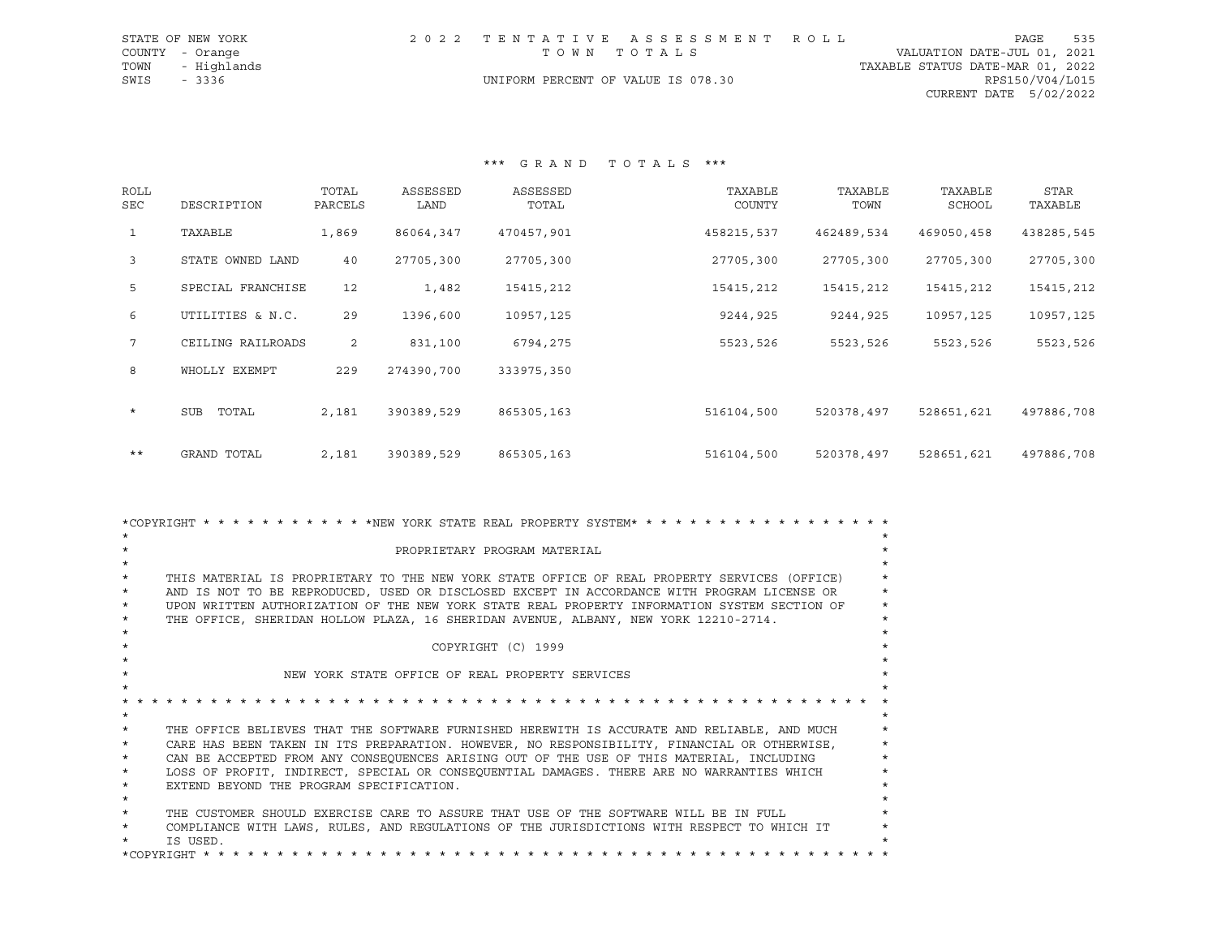STATE OF NEW YORK
COUNTY - Orange
TOWN - Highlands
SWIS - 3336

2022 TENTATIVE ASSESSMENT ROLL
TOWN TOTALS
UNIFORM PERCENT OF VALUE IS 078.30

VALUATION DATE-JUL 01, 2021
TAXABLE STATUS DATE-MAR 01, 2022
RPS150/V04/L015
CURRENT DATE 5/02/2022

## *** GRAND TOTALS ***

| ROLL SEC | DESCRIPTION | TOTAL PARCELS | ASSESSED LAND | ASSESSED TOTAL | TAXABLE COUNTY | TAXABLE TOWN | TAXABLE SCHOOL | STAR TAXABLE |
|---|---|---|---|---|---|---|---|---|
| 1 | TAXABLE | 1,869 | 86064,347 | 470457,901 | 458215,537 | 462489,534 | 469050,458 | 438285,545 |
| 3 | STATE OWNED LAND | 40 | 27705,300 | 27705,300 | 27705,300 | 27705,300 | 27705,300 | 27705,300 |
| 5 | SPECIAL FRANCHISE | 12 | 1,482 | 15415,212 | 15415,212 | 15415,212 | 15415,212 | 15415,212 |
| 6 | UTILITIES & N.C. | 29 | 1396,600 | 10957,125 | 9244,925 | 9244,925 | 10957,125 | 10957,125 |
| 7 | CEILING RAILROADS | 2 | 831,100 | 6794,275 | 5523,526 | 5523,526 | 5523,526 | 5523,526 |
| 8 | WHOLLY EXEMPT | 229 | 274390,700 | 333975,350 | | | | |
| * | SUB TOTAL | 2,181 | 390389,529 | 865305,163 | 516104,500 | 520378,497 | 528651,621 | 497886,708 |
| ** | GRAND TOTAL | 2,181 | 390389,529 | 865305,163 | 516104,500 | 520378,497 | 528651,621 | 497886,708 |

*COPYRIGHT * * * * * * * * * * * *NEW YORK STATE REAL PROPERTY SYSTEM* * * * * * * * * * * * * * * * * *

PROPRIETARY PROGRAM MATERIAL

THIS MATERIAL IS PROPRIETARY TO THE NEW YORK STATE OFFICE OF REAL PROPERTY SERVICES (OFFICE) AND IS NOT TO BE REPRODUCED, USED OR DISCLOSED EXCEPT IN ACCORDANCE WITH PROGRAM LICENSE OR UPON WRITTEN AUTHORIZATION OF THE NEW YORK STATE REAL PROPERTY INFORMATION SYSTEM SECTION OF THE OFFICE, SHERIDAN HOLLOW PLAZA, 16 SHERIDAN AVENUE, ALBANY, NEW YORK 12210-2714.

COPYRIGHT (C) 1999

NEW YORK STATE OFFICE OF REAL PROPERTY SERVICES

THE OFFICE BELIEVES THAT THE SOFTWARE FURNISHED HEREWITH IS ACCURATE AND RELIABLE, AND MUCH CARE HAS BEEN TAKEN IN ITS PREPARATION. HOWEVER, NO RESPONSIBILITY, FINANCIAL OR OTHERWISE, CAN BE ACCEPTED FROM ANY CONSEQUENCES ARISING OUT OF THE USE OF THIS MATERIAL, INCLUDING LOSS OF PROFIT, INDIRECT, SPECIAL OR CONSEQUENTIAL DAMAGES. THERE ARE NO WARRANTIES WHICH EXTEND BEYOND THE PROGRAM SPECIFICATION.

THE CUSTOMER SHOULD EXERCISE CARE TO ASSURE THAT USE OF THE SOFTWARE WILL BE IN FULL COMPLIANCE WITH LAWS, RULES, AND REGULATIONS OF THE JURISDICTIONS WITH RESPECT TO WHICH IT IS USED.

*COPYRIGHT * * * * * * * * * * * * * * * * * * * * * * * * * * * * * * * * * * * * * * * * * * * * * * *